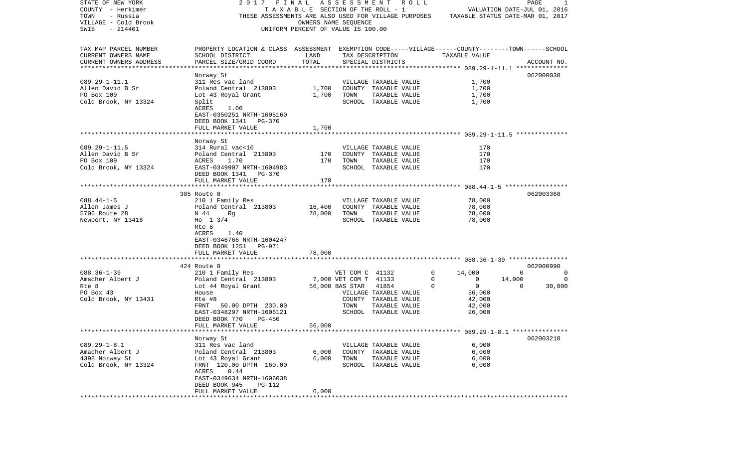STATE OF NEW YORK — 2017 FINAL ASSESSMENT ROLL
COUNTY - Herkimer — TAXABLE SECTION OF THE ROLL - 1 — VALUATION DATE-JUL 01, 2016
TOWN - Russia — THESE ASSESSMENTS ARE ALSO USED FOR VILLAGE PURPOSES — TAXABLE STATUS DATE-MAR 01, 2017
VILLAGE - Cold Brook — OWNERS NAME SEQUENCE
SWIS - 214401 — UNIFORM PERCENT OF VALUE IS 100.00

| TAX MAP PARCEL NUMBER / CURRENT OWNERS NAME / CURRENT OWNERS ADDRESS | PROPERTY LOCATION & CLASS / SCHOOL DISTRICT / PARCEL SIZE/GRID COORD | ASSESSMENT LAND | TOTAL | EXEMPTION CODE / TAX DESCRIPTION / SPECIAL DISTRICTS | VILLAGE | COUNTY | TOWN | SCHOOL | ACCOUNT NO. |
|---|---|---|---|---|---|---|---|---|---|
| 089.29-1-11.1 | Norway St | | | | | | | | 062000030 |
| Allen David B Sr | 311 Res vac land | 1,700 | 1,700 | VILLAGE TAXABLE VALUE | 1,700 | | | | |
| PO Box 109 | Poland Central 213803 | | | COUNTY TAXABLE VALUE | | 1,700 | | | |
| Cold Brook, NY 13324 | Lot 43 Royal Grant | | | TOWN TAXABLE VALUE | | | 1,700 | | |
| | Split | | | SCHOOL TAXABLE VALUE | | | | 1,700 | |
| | ACRES 1.00 | | | | | | | | |
| | EAST-0350251 NRTH-1605160 | | | | | | | | |
| | DEED BOOK 1341 PG-370 | | | | | | | | |
| | FULL MARKET VALUE | | 1,700 | | | | | | |
| 089.29-1-11.5 | Norway St | | | | | | | | |
| Allen David B Sr | 314 Rural vac<10 | 170 | 170 | VILLAGE TAXABLE VALUE | 170 | | | | |
| PO Box 109 | Poland Central 213803 | | | COUNTY TAXABLE VALUE | | 170 | | | |
| Cold Brook, NY 13324 | ACRES 1.70 | | | TOWN TAXABLE VALUE | | | 170 | | |
| | EAST-0349907 NRTH-1604983 | | | SCHOOL TAXABLE VALUE | | | | 170 | |
| | DEED BOOK 1341 PG-370 | | | | | | | | |
| | FULL MARKET VALUE | | 170 | | | | | | |
| 088.44-1-5 | 305 Route 8 | | | | | | | | 062003360 |
| Allen James J | 210 1 Family Res | 16,400 | 78,000 | VILLAGE TAXABLE VALUE | 78,000 | | | | |
| 5706 Route 28 | Poland Central 213803 | | | COUNTY TAXABLE VALUE | | 78,000 | | | |
| Newport, NY 13416 | N 44 Rg | | | TOWN TAXABLE VALUE | | | 78,000 | | |
| | Ho 1 3/4 | | | SCHOOL TAXABLE VALUE | | | | 78,000 | |
| | Rte 8 | | | | | | | | |
| | ACRES 1.40 | | | | | | | | |
| | EAST-0346766 NRTH-1604247 | | | | | | | | |
| | DEED BOOK 1251 PG-971 | | | | | | | | |
| | FULL MARKET VALUE | | 78,000 | | | | | | |
| 088.36-1-39 | 424 Route 8 | | | | | | | | 062000990 |
| Amacher Albert J | 210 1 Family Res | 7,000 | 56,000 | VET COM C 41132 | 0 | 14,000 | 0 | 0 | |
| Rte 8 | Poland Central 213803 | | | VET COM T 41133 | 0 | 0 | 14,000 | 0 | |
| PO Box 43 | Lot 44 Royal Grant | | | BAS STAR 41854 | 0 | 0 | 0 | 30,000 | |
| Cold Brook, NY 13431 | House | | | VILLAGE TAXABLE VALUE | 56,000 | | | | |
| | Rte #8 | | | COUNTY TAXABLE VALUE | | 42,000 | | | |
| | FRNT 50.00 DPTH 230.00 | | | TOWN TAXABLE VALUE | | | 42,000 | | |
| | EAST-0348297 NRTH-1606121 | | | SCHOOL TAXABLE VALUE | | | | 26,000 | |
| | DEED BOOK 770 PG-450 | | | | | | | | |
| | FULL MARKET VALUE | | 56,000 | | | | | | |
| 089.29-1-8.1 | Norway St | | | | | | | | 062003210 |
| Amacher Albert J | 311 Res vac land | 6,000 | 6,000 | VILLAGE TAXABLE VALUE | 6,000 | | | | |
| 4398 Norway St | Poland Central 213803 | | | COUNTY TAXABLE VALUE | | 6,000 | | | |
| Cold Brook, NY 13324 | Lot 43 Royal Grant | | | TOWN TAXABLE VALUE | | | 6,000 | | |
| | FRNT 120.00 DPTH 160.00 | | | SCHOOL TAXABLE VALUE | | | | 6,000 | |
| | ACRES 0.44 | | | | | | | | |
| | EAST-0349634 NRTH-1606038 | | | | | | | | |
| | DEED BOOK 945 PG-112 | | | | | | | | |
| | FULL MARKET VALUE | | 6,000 | | | | | | |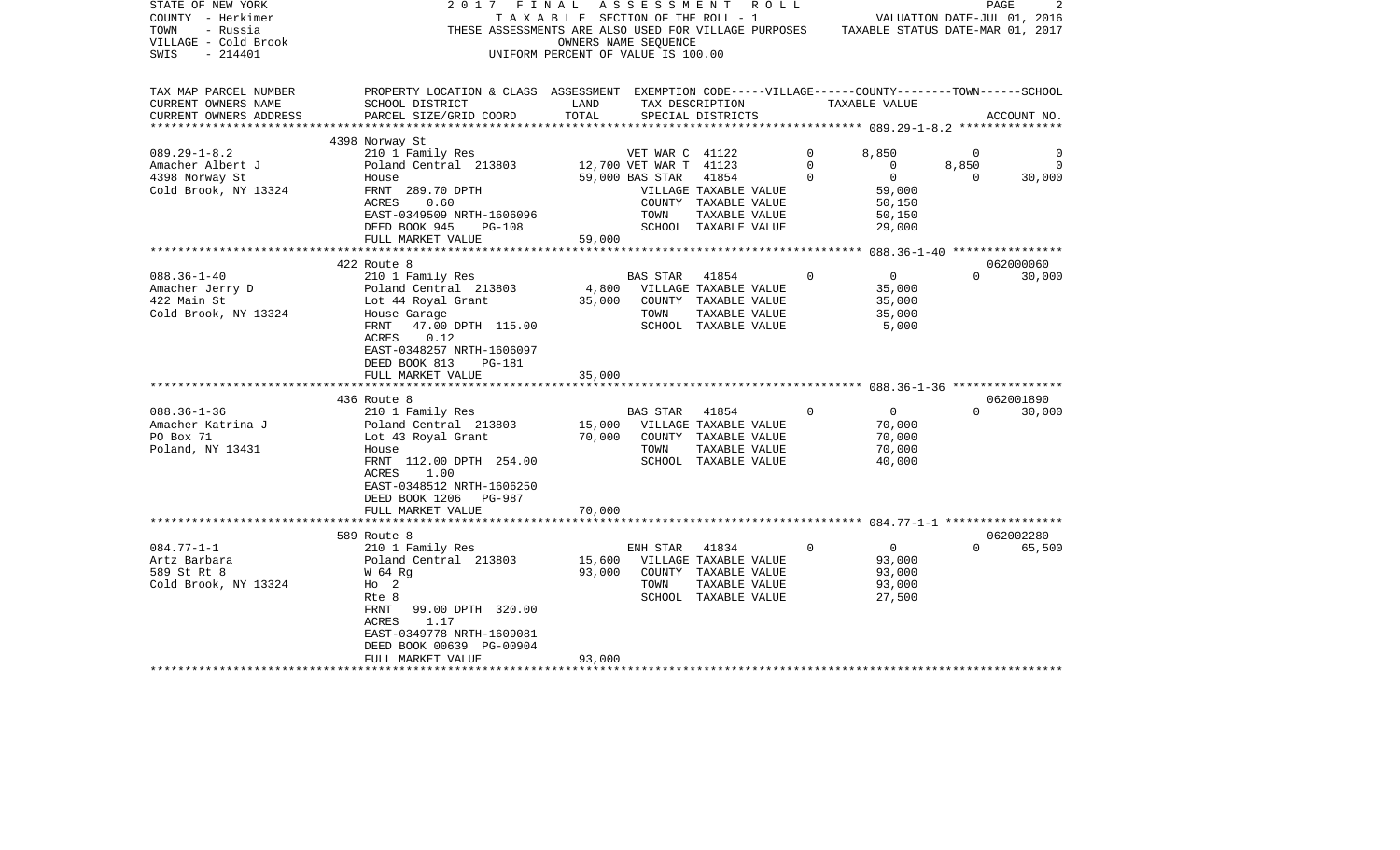STATE OF NEW YORK — 2017 FINAL ASSESSMENT ROLL
COUNTY - Herkimer — TAXABLE SECTION OF THE ROLL - 1 — VALUATION DATE-JUL 01, 2016
TOWN - Russia — THESE ASSESSMENTS ARE ALSO USED FOR VILLAGE PURPOSES — TAXABLE STATUS DATE-MAR 01, 2017
VILLAGE - Cold Brook — OWNERS NAME SEQUENCE
SWIS - 214401 — UNIFORM PERCENT OF VALUE IS 100.00

| TAX MAP PARCEL NUMBER / CURRENT OWNERS NAME / CURRENT OWNERS ADDRESS | PROPERTY LOCATION & CLASS / SCHOOL DISTRICT / PARCEL SIZE/GRID COORD | ASSESSMENT LAND | TOTAL | EXEMPTION CODE / TAX DESCRIPTION / SPECIAL DISTRICTS | VILLAGE | COUNTY / TAXABLE VALUE | TOWN | SCHOOL / ACCOUNT NO. |
|---|---|---|---|---|---|---|---|---|
| **089.29-1-8.2** | 4398 Norway St | | | | | | | |
| 089.29-1-8.2 | 210 1 Family Res | | | VET WAR C 41122 | 0 | 8,850 | 0 | 0 |
| Amacher Albert J | Poland Central 213803 | 12,700 | | VET WAR T 41123 | 0 | 0 | 8,850 | 0 |
| 4398 Norway St | House | | 59,000 | BAS STAR 41854 | 0 | 0 | 0 | 30,000 |
| Cold Brook, NY 13324 | FRNT 289.70 DPTH | | | VILLAGE TAXABLE VALUE | | 59,000 | | |
| | ACRES 0.60 | | | COUNTY TAXABLE VALUE | | 50,150 | | |
| | EAST-0349509 NRTH-1606096 | | | TOWN TAXABLE VALUE | | 50,150 | | |
| | DEED BOOK 945 PG-108 | | | SCHOOL TAXABLE VALUE | | 29,000 | | |
| | FULL MARKET VALUE | | 59,000 | | | | | |
| **088.36-1-40** | 422 Route 8 | | | | | | | 062000060 |
| 088.36-1-40 | 210 1 Family Res | | | BAS STAR 41854 | 0 | 0 | 0 | 30,000 |
| Amacher Jerry D | Poland Central 213803 | 4,800 | | VILLAGE TAXABLE VALUE | | 35,000 | | |
| 422 Main St | Lot 44 Royal Grant | | 35,000 | COUNTY TAXABLE VALUE | | 35,000 | | |
| Cold Brook, NY 13324 | House Garage | | | TOWN TAXABLE VALUE | | 35,000 | | |
| | FRNT 47.00 DPTH 115.00 | | | SCHOOL TAXABLE VALUE | | 5,000 | | |
| | ACRES 0.12 | | | | | | | |
| | EAST-0348257 NRTH-1606097 | | | | | | | |
| | DEED BOOK 813 PG-181 | | | | | | | |
| | FULL MARKET VALUE | | 35,000 | | | | | |
| **088.36-1-36** | 436 Route 8 | | | | | | | 062001890 |
| 088.36-1-36 | 210 1 Family Res | | | BAS STAR 41854 | 0 | 0 | 0 | 30,000 |
| Amacher Katrina J | Poland Central 213803 | 15,000 | | VILLAGE TAXABLE VALUE | | 70,000 | | |
| PO Box 71 | Lot 43 Royal Grant | | 70,000 | COUNTY TAXABLE VALUE | | 70,000 | | |
| Poland, NY 13431 | House | | | TOWN TAXABLE VALUE | | 70,000 | | |
| | FRNT 112.00 DPTH 254.00 | | | SCHOOL TAXABLE VALUE | | 40,000 | | |
| | ACRES 1.00 | | | | | | | |
| | EAST-0348512 NRTH-1606250 | | | | | | | |
| | DEED BOOK 1206 PG-987 | | | | | | | |
| | FULL MARKET VALUE | | 70,000 | | | | | |
| **084.77-1-1** | 589 Route 8 | | | | | | | 062002280 |
| 084.77-1-1 | 210 1 Family Res | | | ENH STAR 41834 | 0 | 0 | 0 | 65,500 |
| Artz Barbara | Poland Central 213803 | 15,600 | | VILLAGE TAXABLE VALUE | | 93,000 | | |
| 589 St Rt 8 | W 64 Rg | | 93,000 | COUNTY TAXABLE VALUE | | 93,000 | | |
| Cold Brook, NY 13324 | Ho 2 | | | TOWN TAXABLE VALUE | | 93,000 | | |
| | Rte 8 | | | SCHOOL TAXABLE VALUE | | 27,500 | | |
| | FRNT 99.00 DPTH 320.00 | | | | | | | |
| | ACRES 1.17 | | | | | | | |
| | EAST-0349778 NRTH-1609081 | | | | | | | |
| | DEED BOOK 00639 PG-00904 | | | | | | | |
| | FULL MARKET VALUE | | 93,000 | | | | | |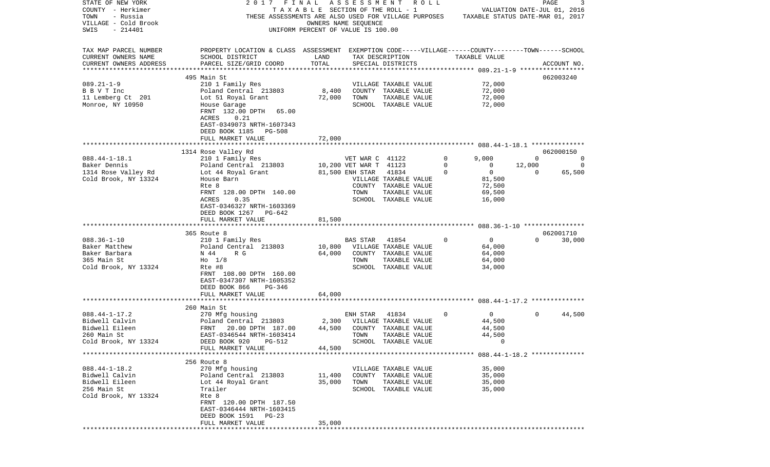STATE OF NEW YORK
COUNTY - Herkimer
TOWN - Russia
VILLAGE - Cold Brook
SWIS - 214401

2017 FINAL ASSESSMENT ROLL
TAXABLE SECTION OF THE ROLL - 1
THESE ASSESSMENTS ARE ALSO USED FOR VILLAGE PURPOSES
OWNERS NAME SEQUENCE
UNIFORM PERCENT OF VALUE IS 100.00

VALUATION DATE-JUL 01, 2016
TAXABLE STATUS DATE-MAR 01, 2017

| TAX MAP PARCEL NUMBER / CURRENT OWNERS NAME / CURRENT OWNERS ADDRESS | PROPERTY LOCATION & CLASS / SCHOOL DISTRICT / PARCEL SIZE/GRID COORD | ASSESSMENT LAND | TOTAL | EXEMPTION CODE / TAX DESCRIPTION / SPECIAL DISTRICTS | VILLAGE | COUNTY | TOWN | SCHOOL | ACCOUNT NO. |
|---|---|---|---|---|---|---|---|---|---|
| | 495 Main St | | | | | | | | 062003240 |
| 089.21-1-9 | 210 1 Family Res | | | VILLAGE TAXABLE VALUE | 72,000 | | | | |
| B B V T Inc | Poland Central 213803 | 8,400 | | COUNTY TAXABLE VALUE | 72,000 | | | | |
| 11 Lemberg Ct 201 | Lot 51 Royal Grant | | 72,000 | TOWN TAXABLE VALUE | 72,000 | | | | |
| Monroe, NY 10950 | House Garage | | | SCHOOL TAXABLE VALUE | 72,000 | | | | |
| | FRNT 132.00 DPTH 65.00 | | | | | | | | |
| | ACRES 0.21 | | | | | | | | |
| | EAST-0349073 NRTH-1607343 | | | | | | | | |
| | DEED BOOK 1185 PG-508 | | | | | | | | |
| | FULL MARKET VALUE | | 72,000 | | | | | | |
| | 1314 Rose Valley Rd | | | | | | | | 062000150 |
| 088.44-1-18.1 | 210 1 Family Res | | | VET WAR C 41122 0 | 9,000 | | 0 | 0 | |
| Baker Dennis | Poland Central 213803 | 10,200 | | VET WAR T 41123 0 | 0 | | 12,000 | 0 | |
| 1314 Rose Valley Rd | Lot 44 Royal Grant | | 81,500 | ENH STAR 41834 0 | 0 | | 0 | 65,500 | |
| Cold Brook, NY 13324 | House Barn | | | VILLAGE TAXABLE VALUE | 81,500 | | | | |
| | Rte 8 | | | COUNTY TAXABLE VALUE | 72,500 | | | | |
| | FRNT 128.00 DPTH 140.00 | | | TOWN TAXABLE VALUE | 69,500 | | | | |
| | ACRES 0.35 | | | SCHOOL TAXABLE VALUE | 16,000 | | | | |
| | EAST-0346327 NRTH-1603369 | | | | | | | | |
| | DEED BOOK 1267 PG-642 | | | | | | | | |
| | FULL MARKET VALUE | | 81,500 | | | | | | |
| | 365 Route 8 | | | | | | | | 062001710 |
| 088.36-1-10 | 210 1 Family Res | | | BAS STAR 41854 0 | 0 | | 0 | 30,000 | |
| Baker Matthew | Poland Central 213803 | 10,800 | | VILLAGE TAXABLE VALUE | 64,000 | | | | |
| Baker Barbara | N 44 R G | | 64,000 | COUNTY TAXABLE VALUE | 64,000 | | | | |
| 365 Main St | Ho 1/8 | | | TOWN TAXABLE VALUE | 64,000 | | | | |
| Cold Brook, NY 13324 | Rte #8 | | | SCHOOL TAXABLE VALUE | 34,000 | | | | |
| | FRNT 108.00 DPTH 160.00 | | | | | | | | |
| | EAST-0347307 NRTH-1605352 | | | | | | | | |
| | DEED BOOK 866 PG-346 | | | | | | | | |
| | FULL MARKET VALUE | | 64,000 | | | | | | |
| | 260 Main St | | | | | | | | |
| 088.44-1-17.2 | 270 Mfg housing | | | ENH STAR 41834 0 | 0 | | 0 | 44,500 | |
| Bidwell Calvin | Poland Central 213803 | 2,300 | | VILLAGE TAXABLE VALUE | 44,500 | | | | |
| Bidwell Eileen | FRNT 20.00 DPTH 187.00 | | 44,500 | COUNTY TAXABLE VALUE | 44,500 | | | | |
| 260 Main St | EAST-0346544 NRTH-1603414 | | | TOWN TAXABLE VALUE | 44,500 | | | | |
| Cold Brook, NY 13324 | DEED BOOK 920 PG-512 | | | SCHOOL TAXABLE VALUE | 0 | | | | |
| | FULL MARKET VALUE | | 44,500 | | | | | | |
| | 256 Route 8 | | | | | | | | |
| 088.44-1-18.2 | 270 Mfg housing | | | VILLAGE TAXABLE VALUE | 35,000 | | | | |
| Bidwell Calvin | Poland Central 213803 | 11,400 | | COUNTY TAXABLE VALUE | 35,000 | | | | |
| Bidwell Eileen | Lot 44 Royal Grant | | 35,000 | TOWN TAXABLE VALUE | 35,000 | | | | |
| 256 Main St | Trailer | | | SCHOOL TAXABLE VALUE | 35,000 | | | | |
| Cold Brook, NY 13324 | Rte 8 | | | | | | | | |
| | FRNT 120.00 DPTH 187.50 | | | | | | | | |
| | EAST-0346444 NRTH-1603415 | | | | | | | | |
| | DEED BOOK 1591 PG-23 | | | | | | | | |
| | FULL MARKET VALUE | | 35,000 | | | | | | |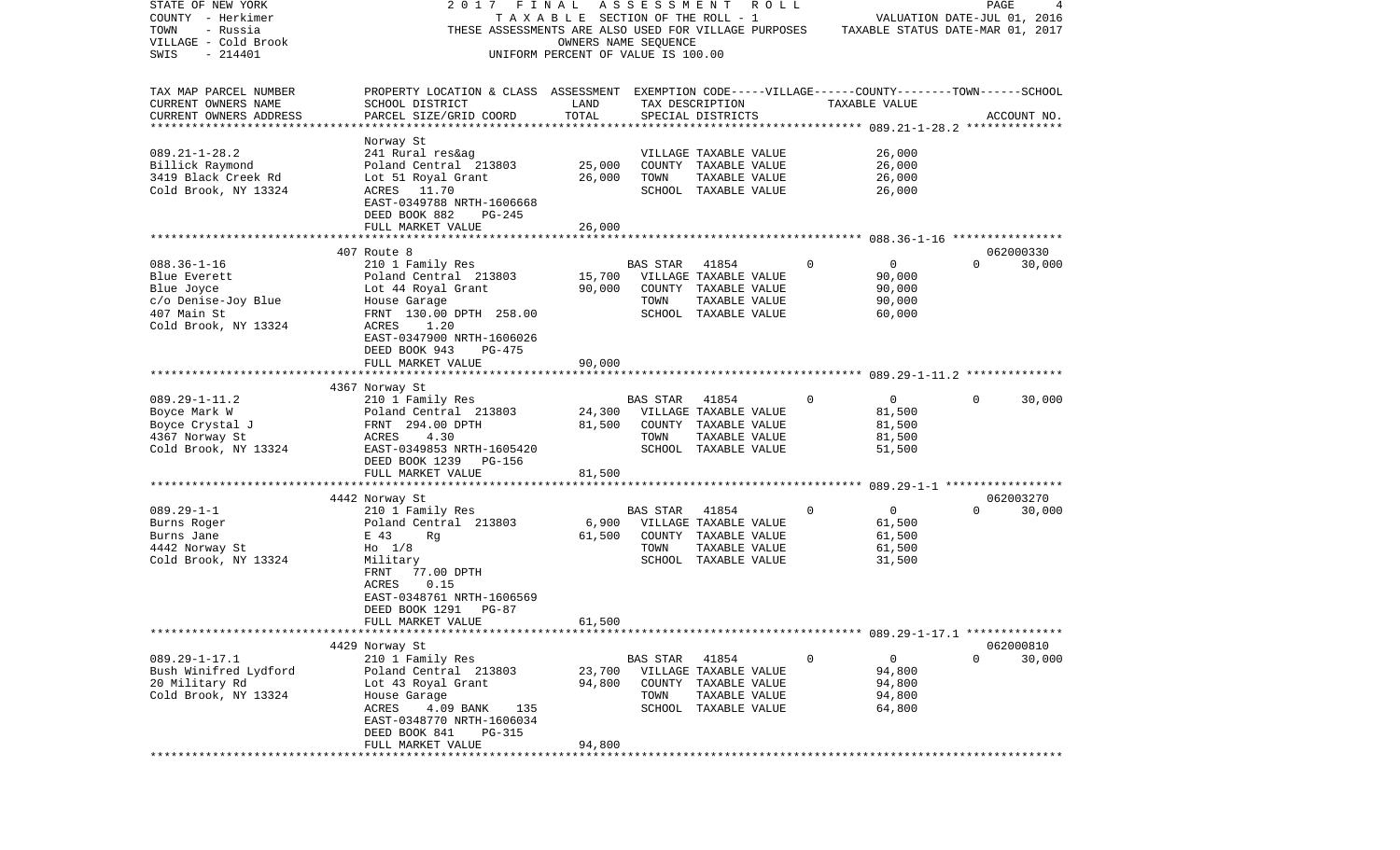STATE OF NEW YORK — 2017 FINAL ASSESSMENT ROLL
COUNTY - Herkimer — TAXABLE SECTION OF THE ROLL - 1 — VALUATION DATE-JUL 01, 2016
TOWN - Russia — THESE ASSESSMENTS ARE ALSO USED FOR VILLAGE PURPOSES — TAXABLE STATUS DATE-MAR 01, 2017
VILLAGE - Cold Brook — OWNERS NAME SEQUENCE
SWIS - 214401 — UNIFORM PERCENT OF VALUE IS 100.00

| TAX MAP PARCEL NUMBER / CURRENT OWNERS NAME / CURRENT OWNERS ADDRESS | PROPERTY LOCATION & CLASS / SCHOOL DISTRICT / PARCEL SIZE/GRID COORD | ASSESSMENT LAND | TOTAL | EXEMPTION CODE / TAX DESCRIPTION / SPECIAL DISTRICTS | VILLAGE | COUNTY / TAXABLE VALUE | TOWN | SCHOOL / ACCOUNT NO. |
|---|---|---|---|---|---|---|---|---|
| 089.21-1-28.2 | Norway St | | | | | | | |
| | 241 Rural res&ag | | | VILLAGE TAXABLE VALUE | | 26,000 | | |
| Billick Raymond | Poland Central 213803 | 25,000 | | COUNTY TAXABLE VALUE | | 26,000 | | |
| 3419 Black Creek Rd | Lot 51 Royal Grant | | 26,000 | TOWN TAXABLE VALUE | | 26,000 | | |
| Cold Brook, NY 13324 | ACRES 11.70 | | | SCHOOL TAXABLE VALUE | | 26,000 | | |
| | EAST-0349788 NRTH-1606668 | | | | | | | |
| | DEED BOOK 882 PG-245 | | | | | | | |
| | FULL MARKET VALUE | | 26,000 | | | | | |
| 088.36-1-16 | 407 Route 8 | | | | | | | 062000330 |
| | 210 1 Family Res | | | BAS STAR 41854 | 0 | 0 | 0 | 30,000 |
| Blue Everett | Poland Central 213803 | 15,700 | | VILLAGE TAXABLE VALUE | | 90,000 | | |
| Blue Joyce | Lot 44 Royal Grant | | 90,000 | COUNTY TAXABLE VALUE | | 90,000 | | |
| c/o Denise-Joy Blue | House Garage | | | TOWN TAXABLE VALUE | | 90,000 | | |
| 407 Main St | FRNT 130.00 DPTH 258.00 | | | SCHOOL TAXABLE VALUE | | 60,000 | | |
| Cold Brook, NY 13324 | ACRES 1.20 | | | | | | | |
| | EAST-0347900 NRTH-1606026 | | | | | | | |
| | DEED BOOK 943 PG-475 | | | | | | | |
| | FULL MARKET VALUE | | 90,000 | | | | | |
| 089.29-1-11.2 | 4367 Norway St | | | | | | | |
| | 210 1 Family Res | | | BAS STAR 41854 | 0 | 0 | 0 | 30,000 |
| Boyce Mark W | Poland Central 213803 | 24,300 | | VILLAGE TAXABLE VALUE | | 81,500 | | |
| Boyce Crystal J | FRNT 294.00 DPTH | | 81,500 | COUNTY TAXABLE VALUE | | 81,500 | | |
| 4367 Norway St | ACRES 4.30 | | | TOWN TAXABLE VALUE | | 81,500 | | |
| Cold Brook, NY 13324 | EAST-0349853 NRTH-1605420 | | | SCHOOL TAXABLE VALUE | | 51,500 | | |
| | DEED BOOK 1239 PG-156 | | | | | | | |
| | FULL MARKET VALUE | | 81,500 | | | | | |
| 089.29-1-1 | 4442 Norway St | | | | | | | 062003270 |
| | 210 1 Family Res | | | BAS STAR 41854 | 0 | 0 | 0 | 30,000 |
| Burns Roger | Poland Central 213803 | 6,900 | | VILLAGE TAXABLE VALUE | | 61,500 | | |
| Burns Jane | E 43 Rg | | 61,500 | COUNTY TAXABLE VALUE | | 61,500 | | |
| 4442 Norway St | Ho 1/8 | | | TOWN TAXABLE VALUE | | 61,500 | | |
| Cold Brook, NY 13324 | Military | | | SCHOOL TAXABLE VALUE | | 31,500 | | |
| | FRNT 77.00 DPTH | | | | | | | |
| | ACRES 0.15 | | | | | | | |
| | EAST-0348761 NRTH-1606569 | | | | | | | |
| | DEED BOOK 1291 PG-87 | | | | | | | |
| | FULL MARKET VALUE | | 61,500 | | | | | |
| 089.29-1-17.1 | 4429 Norway St | | | | | | | 062000810 |
| | 210 1 Family Res | | | BAS STAR 41854 | 0 | 0 | 0 | 30,000 |
| Bush Winifred Lydford | Poland Central 213803 | 23,700 | | VILLAGE TAXABLE VALUE | | 94,800 | | |
| 20 Military Rd | Lot 43 Royal Grant | | 94,800 | COUNTY TAXABLE VALUE | | 94,800 | | |
| Cold Brook, NY 13324 | House Garage | | | TOWN TAXABLE VALUE | | 94,800 | | |
| | ACRES 4.09 BANK 135 | | | SCHOOL TAXABLE VALUE | | 64,800 | | |
| | EAST-0348770 NRTH-1606034 | | | | | | | |
| | DEED BOOK 841 PG-315 | | | | | | | |
| | FULL MARKET VALUE | | 94,800 | | | | | |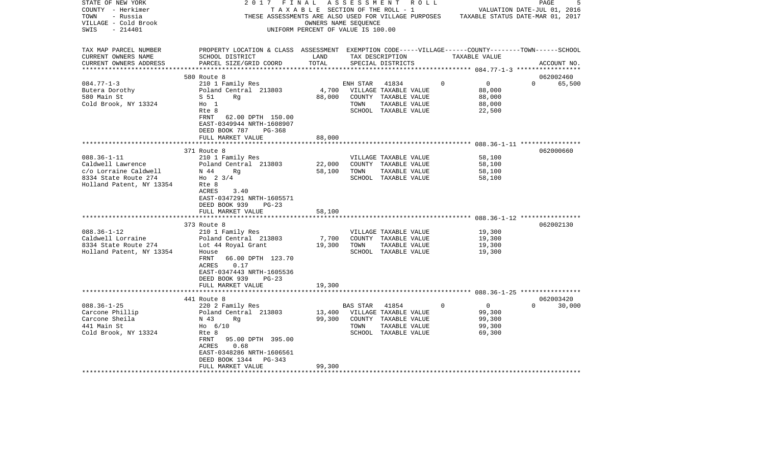STATE OF NEW YORK
COUNTY - Herkimer
TOWN - Russia
VILLAGE - Cold Brook
SWIS - 214401

2 0 1 7 F I N A L A S S E S S M E N T R O L L
T A X A B L E SECTION OF THE ROLL - 1
THESE ASSESSMENTS ARE ALSO USED FOR VILLAGE PURPOSES
OWNERS NAME SEQUENCE
UNIFORM PERCENT OF VALUE IS 100.00

VALUATION DATE-JUL 01, 2016
TAXABLE STATUS DATE-MAR 01, 2017

| TAX MAP PARCEL NUMBER / CURRENT OWNERS NAME / CURRENT OWNERS ADDRESS | PROPERTY LOCATION & CLASS / SCHOOL DISTRICT / PARCEL SIZE/GRID COORD | ASSESSMENT LAND | TOTAL | EXEMPTION CODE / TAX DESCRIPTION / SPECIAL DISTRICTS | VILLAGE | COUNTY | TOWN | SCHOOL / TAXABLE VALUE | ACCOUNT NO. |
|---|---|---|---|---|---|---|---|---|---|
| **084.77-1-3** | 580 Route 8 | | | | | | | | 062002460 |
| Butera Dorothy | 210 1 Family Res | | | ENH STAR 41834 | 0 | 0 | 0 | 65,500 | |
| 580 Main St | Poland Central 213803 | 4,700 | | VILLAGE TAXABLE VALUE | | | | 88,000 | |
| Cold Brook, NY 13324 | S 51 Rg | | 88,000 | COUNTY TAXABLE VALUE | | | | 88,000 | |
| | Ho 1 | | | TOWN TAXABLE VALUE | | | | 88,000 | |
| | Rte 8 | | | SCHOOL TAXABLE VALUE | | | | 22,500 | |
| | FRNT 62.00 DPTH 150.00 | | | | | | | | |
| | EAST-0349944 NRTH-1608907 | | | | | | | | |
| | DEED BOOK 787 PG-368 | | | | | | | | |
| | FULL MARKET VALUE | | 88,000 | | | | | | |
| **088.36-1-11** | 371 Route 8 | | | | | | | | 062000660 |
| Caldwell Lawrence | 210 1 Family Res | | | VILLAGE TAXABLE VALUE | | | | 58,100 | |
| c/o Lorraine Caldwell | Poland Central 213803 | 22,000 | | COUNTY TAXABLE VALUE | | | | 58,100 | |
| 8334 State Route 274 | N 44 Rg | | 58,100 | TOWN TAXABLE VALUE | | | | 58,100 | |
| Holland Patent, NY 13354 | Ho 2 3/4 | | | SCHOOL TAXABLE VALUE | | | | 58,100 | |
| | Rte 8 | | | | | | | | |
| | ACRES 3.40 | | | | | | | | |
| | EAST-0347291 NRTH-1605571 | | | | | | | | |
| | DEED BOOK 939 PG-23 | | | | | | | | |
| | FULL MARKET VALUE | | 58,100 | | | | | | |
| **088.36-1-12** | 373 Route 8 | | | | | | | | 062002130 |
| Caldwell Lorraine | 210 1 Family Res | | | VILLAGE TAXABLE VALUE | | | | 19,300 | |
| 8334 State Route 274 | Poland Central 213803 | 7,700 | | COUNTY TAXABLE VALUE | | | | 19,300 | |
| Holland Patent, NY 13354 | Lot 44 Royal Grant | | 19,300 | TOWN TAXABLE VALUE | | | | 19,300 | |
| | House | | | SCHOOL TAXABLE VALUE | | | | 19,300 | |
| | FRNT 66.00 DPTH 123.70 | | | | | | | | |
| | ACRES 0.17 | | | | | | | | |
| | EAST-0347443 NRTH-1605536 | | | | | | | | |
| | DEED BOOK 939 PG-23 | | | | | | | | |
| | FULL MARKET VALUE | | 19,300 | | | | | | |
| **088.36-1-25** | 441 Route 8 | | | | | | | | 062003420 |
| Carcone Phillip | 220 2 Family Res | | | BAS STAR 41854 | 0 | 0 | 0 | 30,000 | |
| Carcone Sheila | Poland Central 213803 | 13,400 | | VILLAGE TAXABLE VALUE | | | | 99,300 | |
| 441 Main St | N 43 Rg | | 99,300 | COUNTY TAXABLE VALUE | | | | 99,300 | |
| Cold Brook, NY 13324 | Ho 6/10 | | | TOWN TAXABLE VALUE | | | | 99,300 | |
| | Rte 8 | | | SCHOOL TAXABLE VALUE | | | | 69,300 | |
| | FRNT 95.00 DPTH 395.00 | | | | | | | | |
| | ACRES 0.68 | | | | | | | | |
| | EAST-0348286 NRTH-1606561 | | | | | | | | |
| | DEED BOOK 1344 PG-343 | | | | | | | | |
| | FULL MARKET VALUE | | 99,300 | | | | | | |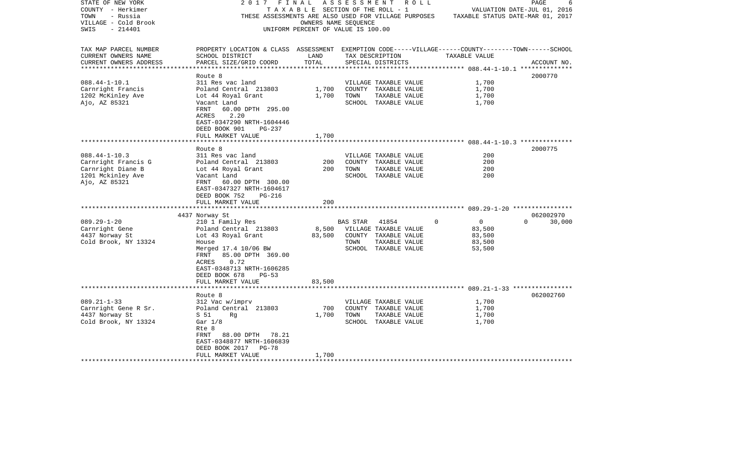STATE OF NEW YORK
COUNTY - Herkimer
TOWN - Russia
VILLAGE - Cold Brook
SWIS - 214401

2017 FINAL ASSESSMENT ROLL
TAXABLE SECTION OF THE ROLL - 1
THESE ASSESSMENTS ARE ALSO USED FOR VILLAGE PURPOSES
OWNERS NAME SEQUENCE
UNIFORM PERCENT OF VALUE IS 100.00

VALUATION DATE-JUL 01, 2016
TAXABLE STATUS DATE-MAR 01, 2017

| TAX MAP PARCEL NUMBER / CURRENT OWNERS NAME / CURRENT OWNERS ADDRESS | PROPERTY LOCATION & CLASS / SCHOOL DISTRICT / PARCEL SIZE/GRID COORD | ASSESSMENT LAND | TOTAL | EXEMPTION CODE / TAX DESCRIPTION / SPECIAL DISTRICTS | VILLAGE | COUNTY / TAXABLE VALUE | TOWN | SCHOOL | ACCOUNT NO. |
|---|---|---|---|---|---|---|---|---|---|
| **088.44-1-10.1** | Route 8 | | | | | | | | 2000770 |
| 088.44-1-10.1 | 311 Res vac land | | | VILLAGE TAXABLE VALUE | | 1,700 | | | |
| Carnright Francis | Poland Central 213803 | 1,700 | | COUNTY TAXABLE VALUE | | 1,700 | | | |
| 1202 McKinley Ave | Lot 44 Royal Grant | | 1,700 | TOWN TAXABLE VALUE | | 1,700 | | | |
| Ajo, AZ 85321 | Vacant Land | | | SCHOOL TAXABLE VALUE | | 1,700 | | | |
| | FRNT 60.00 DPTH 295.00 | | | | | | | | |
| | ACRES 2.20 | | | | | | | | |
| | EAST-0347290 NRTH-1604446 | | | | | | | | |
| | DEED BOOK 901 PG-237 | | | | | | | | |
| | FULL MARKET VALUE | | 1,700 | | | | | | |
| **088.44-1-10.3** | Route 8 | | | | | | | | 2000775 |
| 088.44-1-10.3 | 311 Res vac land | | | VILLAGE TAXABLE VALUE | | 200 | | | |
| Carnright Francis G | Poland Central 213803 | 200 | | COUNTY TAXABLE VALUE | | 200 | | | |
| Carnright Diane B | Lot 44 Royal Grant | | 200 | TOWN TAXABLE VALUE | | 200 | | | |
| 1201 Mckinley Ave | Vacant Land | | | SCHOOL TAXABLE VALUE | | 200 | | | |
| Ajo, AZ 85321 | FRNT 60.00 DPTH 300.00 | | | | | | | | |
| | EAST-0347327 NRTH-1604617 | | | | | | | | |
| | DEED BOOK 752 PG-216 | | | | | | | | |
| | FULL MARKET VALUE | | 200 | | | | | | |
| **089.29-1-20** | 4437 Norway St | | | | | | | | 062002970 |
| 089.29-1-20 | 210 1 Family Res | | | BAS STAR 41854 | 0 | 0 | 0 | 30,000 | |
| Carnright Gene | Poland Central 213803 | 8,500 | | VILLAGE TAXABLE VALUE | | 83,500 | | | |
| 4437 Norway St | Lot 43 Royal Grant | | 83,500 | COUNTY TAXABLE VALUE | | 83,500 | | | |
| Cold Brook, NY 13324 | House | | | TOWN TAXABLE VALUE | | 83,500 | | | |
| | Merged 17.4 10/06 BW | | | SCHOOL TAXABLE VALUE | | 53,500 | | | |
| | FRNT 85.00 DPTH 369.00 | | | | | | | | |
| | ACRES 0.72 | | | | | | | | |
| | EAST-0348713 NRTH-1606285 | | | | | | | | |
| | DEED BOOK 678 PG-53 | | | | | | | | |
| | FULL MARKET VALUE | | 83,500 | | | | | | |
| **089.21-1-33** | Route 8 | | | | | | | | 062002760 |
| 089.21-1-33 | 312 Vac w/imprv | | | VILLAGE TAXABLE VALUE | | 1,700 | | | |
| Carnright Gene R Sr. | Poland Central 213803 | 700 | | COUNTY TAXABLE VALUE | | 1,700 | | | |
| 4437 Norway St | S 51 Rg | | 1,700 | TOWN TAXABLE VALUE | | 1,700 | | | |
| Cold Brook, NY 13324 | Gar 1/8 | | | SCHOOL TAXABLE VALUE | | 1,700 | | | |
| | Rte 8 | | | | | | | | |
| | FRNT 88.00 DPTH 78.21 | | | | | | | | |
| | EAST-0348877 NRTH-1606839 | | | | | | | | |
| | DEED BOOK 2017 PG-78 | | | | | | | | |
| | FULL MARKET VALUE | | 1,700 | | | | | | |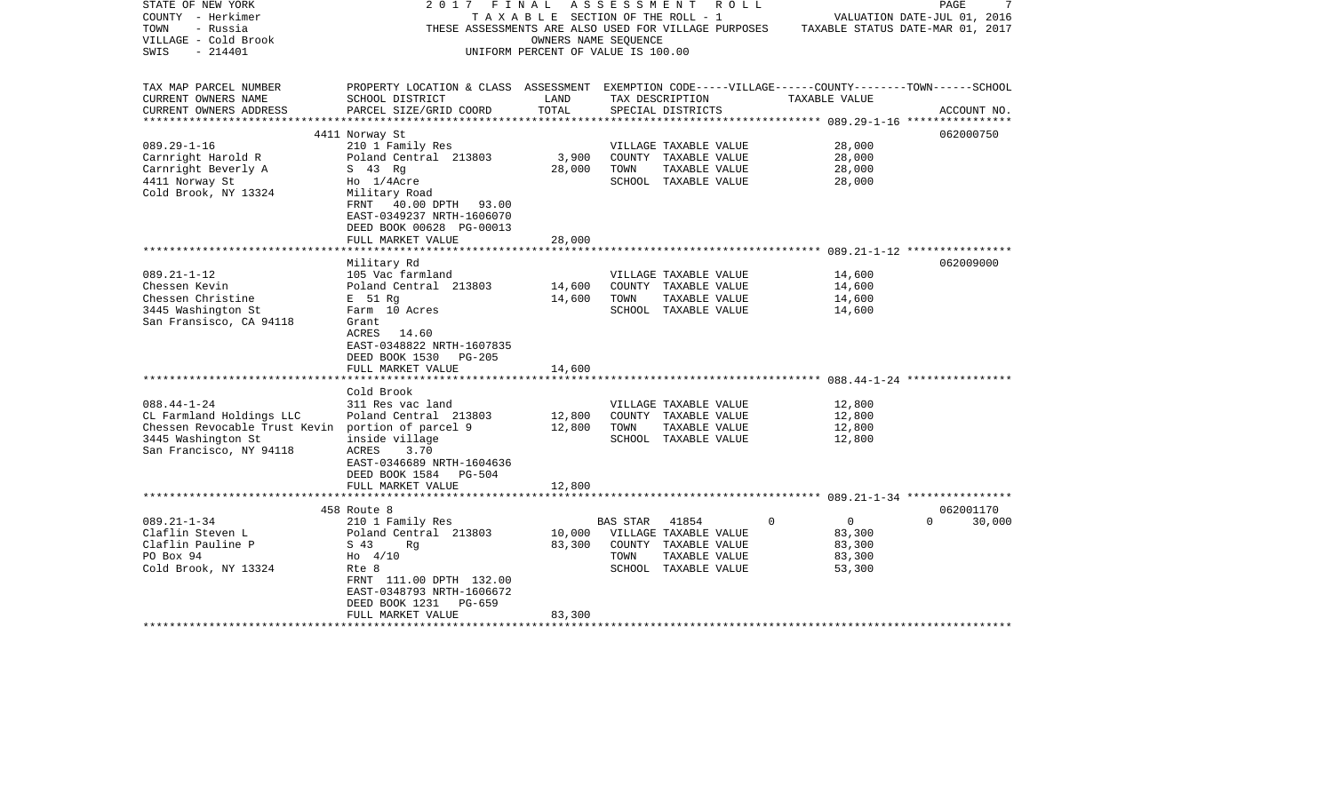STATE OF NEW YORK
COUNTY - Herkimer
TOWN - Russia
VILLAGE - Cold Brook
SWIS - 214401

2 0 1 7 F I N A L A S S E S S M E N T R O L L
T A X A B L E SECTION OF THE ROLL - 1
THESE ASSESSMENTS ARE ALSO USED FOR VILLAGE PURPOSES
OWNERS NAME SEQUENCE
UNIFORM PERCENT OF VALUE IS 100.00

VALUATION DATE-JUL 01, 2016
TAXABLE STATUS DATE-MAR 01, 2017

| TAX MAP PARCEL NUMBER / CURRENT OWNERS NAME / CURRENT OWNERS ADDRESS | PROPERTY LOCATION & CLASS / SCHOOL DISTRICT / PARCEL SIZE/GRID COORD | ASSESSMENT LAND / TOTAL | EXEMPTION CODE / TAX DESCRIPTION / SPECIAL DISTRICTS | TAXABLE VALUE | ACCOUNT NO. |
|---|---|---|---|---|---|
| **089.29-1-16** | 4411 Norway St | | | | 062000750 |
| 089.29-1-16 | 210 1 Family Res | | VILLAGE TAXABLE VALUE | 28,000 | |
| Carnright Harold R | Poland Central 213803 | 3,900 | COUNTY TAXABLE VALUE | 28,000 | |
| Carnright Beverly A | S 43 Rg | 28,000 | TOWN TAXABLE VALUE | 28,000 | |
| 4411 Norway St | Ho 1/4Acre | | SCHOOL TAXABLE VALUE | 28,000 | |
| Cold Brook, NY 13324 | Military Road | | | | |
| | FRNT 40.00 DPTH 93.00 | | | | |
| | EAST-0349237 NRTH-1606070 | | | | |
| | DEED BOOK 00628 PG-00013 | | | | |
| | FULL MARKET VALUE | 28,000 | | | |
| **089.21-1-12** | Military Rd | | | | 062009000 |
| 089.21-1-12 | 105 Vac farmland | | VILLAGE TAXABLE VALUE | 14,600 | |
| Chessen Kevin | Poland Central 213803 | 14,600 | COUNTY TAXABLE VALUE | 14,600 | |
| Chessen Christine | E 51 Rg | 14,600 | TOWN TAXABLE VALUE | 14,600 | |
| 3445 Washington St | Farm 10 Acres | | SCHOOL TAXABLE VALUE | 14,600 | |
| San Fransisco, CA 94118 | Grant | | | | |
| | ACRES 14.60 | | | | |
| | EAST-0348822 NRTH-1607835 | | | | |
| | DEED BOOK 1530 PG-205 | | | | |
| | FULL MARKET VALUE | 14,600 | | | |
| **088.44-1-24** | Cold Brook | | | | |
| 088.44-1-24 | 311 Res vac land | | VILLAGE TAXABLE VALUE | 12,800 | |
| CL Farmland Holdings LLC | Poland Central 213803 | 12,800 | COUNTY TAXABLE VALUE | 12,800 | |
| Chessen Revocable Trust Kevin | portion of parcel 9 | 12,800 | TOWN TAXABLE VALUE | 12,800 | |
| 3445 Washington St | inside village | | SCHOOL TAXABLE VALUE | 12,800 | |
| San Francisco, NY 94118 | ACRES 3.70 | | | | |
| | EAST-0346689 NRTH-1604636 | | | | |
| | DEED BOOK 1584 PG-504 | | | | |
| | FULL MARKET VALUE | 12,800 | | | |
| **089.21-1-34** | 458 Route 8 | | | | 062001170 |
| 089.21-1-34 | 210 1 Family Res | | BAS STAR 41854 0 | 0 | 0 30,000 |
| Claflin Steven L | Poland Central 213803 | 10,000 | VILLAGE TAXABLE VALUE | 83,300 | |
| Claflin Pauline P | S 43 Rg | 83,300 | COUNTY TAXABLE VALUE | 83,300 | |
| PO Box 94 | Ho 4/10 | | TOWN TAXABLE VALUE | 83,300 | |
| Cold Brook, NY 13324 | Rte 8 | | SCHOOL TAXABLE VALUE | 53,300 | |
| | FRNT 111.00 DPTH 132.00 | | | | |
| | EAST-0348793 NRTH-1606672 | | | | |
| | DEED BOOK 1231 PG-659 | | | | |
| | FULL MARKET VALUE | 83,300 | | | |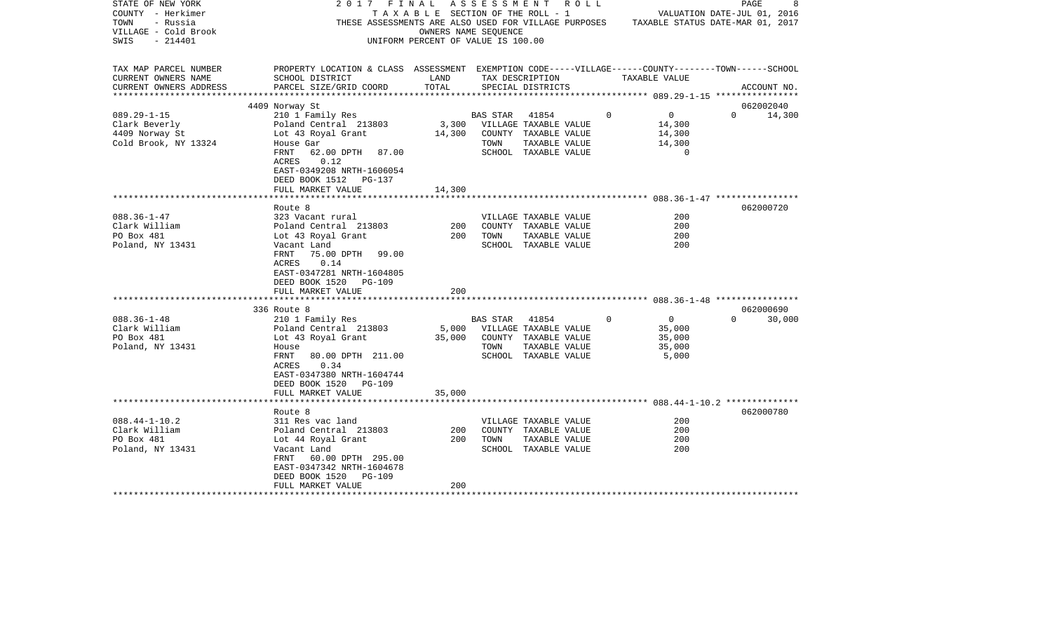STATE OF NEW YORK — 2017 FINAL ASSESSMENT ROLL
COUNTY - Herkimer — TAXABLE SECTION OF THE ROLL - 1 — VALUATION DATE-JUL 01, 2016
TOWN - Russia — THESE ASSESSMENTS ARE ALSO USED FOR VILLAGE PURPOSES — TAXABLE STATUS DATE-MAR 01, 2017
VILLAGE - Cold Brook — OWNERS NAME SEQUENCE
SWIS - 214401 — UNIFORM PERCENT OF VALUE IS 100.00

| TAX MAP PARCEL NUMBER / CURRENT OWNERS NAME / CURRENT OWNERS ADDRESS | PROPERTY LOCATION & CLASS / SCHOOL DISTRICT / PARCEL SIZE/GRID COORD | ASSESSMENT LAND | ASSESSMENT TOTAL | EXEMPTION CODE / TAX DESCRIPTION / SPECIAL DISTRICTS | VILLAGE | COUNTY | TOWN | SCHOOL | ACCOUNT NO. |
|---|---|---|---|---|---|---|---|---|---|
| 089.29-1-15 | 4409 Norway St | | | | | | | | 062002040 |
| Clark Beverly | 210 1 Family Res | | | BAS STAR 41854 | 0 | 0 | 0 | 14,300 | |
| 4409 Norway St | Poland Central 213803 | 3,300 | | VILLAGE TAXABLE VALUE | 14,300 | | | | |
| Cold Brook, NY 13324 | Lot 43 Royal Grant | | 14,300 | COUNTY TAXABLE VALUE | | 14,300 | | | |
| | House Gar | | | TOWN TAXABLE VALUE | | | 14,300 | | |
| | FRNT 62.00 DPTH 87.00 | | | SCHOOL TAXABLE VALUE | | | | 0 | |
| | ACRES 0.12 | | | | | | | | |
| | EAST-0349208 NRTH-1606054 | | | | | | | | |
| | DEED BOOK 1512 PG-137 | | | | | | | | |
| | FULL MARKET VALUE | | 14,300 | | | | | | |
| 088.36-1-47 | Route 8 | | | | | | | | 062000720 |
| Clark William | 323 Vacant rural | | | VILLAGE TAXABLE VALUE | 200 | | | | |
| PO Box 481 | Poland Central 213803 | 200 | | COUNTY TAXABLE VALUE | | 200 | | | |
| Poland, NY 13431 | Lot 43 Royal Grant | | 200 | TOWN TAXABLE VALUE | | | 200 | | |
| | Vacant Land | | | SCHOOL TAXABLE VALUE | | | | 200 | |
| | FRNT 75.00 DPTH 99.00 | | | | | | | | |
| | ACRES 0.14 | | | | | | | | |
| | EAST-0347281 NRTH-1604805 | | | | | | | | |
| | DEED BOOK 1520 PG-109 | | | | | | | | |
| | FULL MARKET VALUE | | 200 | | | | | | |
| 088.36-1-48 | 336 Route 8 | | | | | | | | 062000690 |
| Clark William | 210 1 Family Res | | | BAS STAR 41854 | 0 | 0 | 0 | 30,000 | |
| PO Box 481 | Poland Central 213803 | 5,000 | | VILLAGE TAXABLE VALUE | 35,000 | | | | |
| Poland, NY 13431 | Lot 43 Royal Grant | | 35,000 | COUNTY TAXABLE VALUE | | 35,000 | | | |
| | House | | | TOWN TAXABLE VALUE | | | 35,000 | | |
| | FRNT 80.00 DPTH 211.00 | | | SCHOOL TAXABLE VALUE | | | | 5,000 | |
| | ACRES 0.34 | | | | | | | | |
| | EAST-0347380 NRTH-1604744 | | | | | | | | |
| | DEED BOOK 1520 PG-109 | | | | | | | | |
| | FULL MARKET VALUE | | 35,000 | | | | | | |
| 088.44-1-10.2 | Route 8 | | | | | | | | 062000780 |
| Clark William | 311 Res vac land | | | VILLAGE TAXABLE VALUE | 200 | | | | |
| PO Box 481 | Poland Central 213803 | 200 | | COUNTY TAXABLE VALUE | | 200 | | | |
| Poland, NY 13431 | Lot 44 Royal Grant | | 200 | TOWN TAXABLE VALUE | | | 200 | | |
| | Vacant Land | | | SCHOOL TAXABLE VALUE | | | | 200 | |
| | FRNT 60.00 DPTH 295.00 | | | | | | | | |
| | EAST-0347342 NRTH-1604678 | | | | | | | | |
| | DEED BOOK 1520 PG-109 | | | | | | | | |
| | FULL MARKET VALUE | | 200 | | | | | | |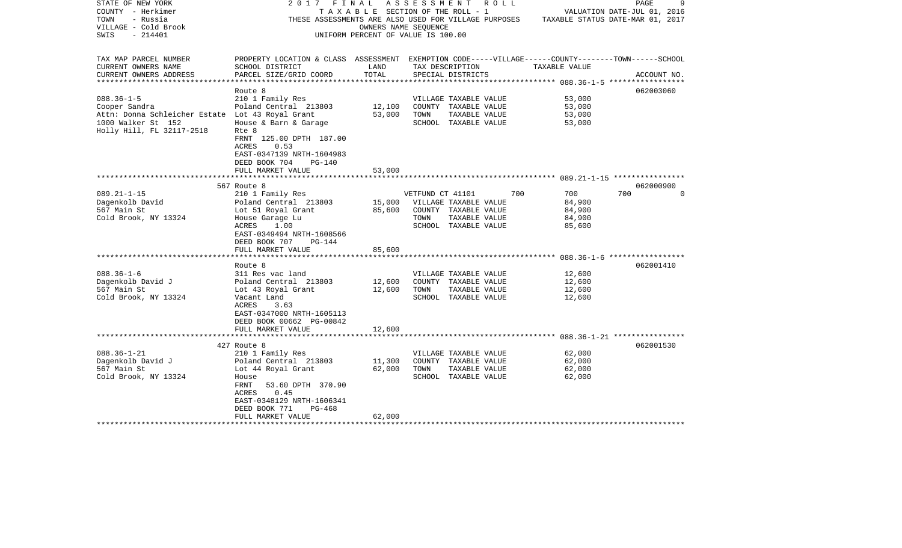STATE OF NEW YORK — COUNTY - Herkimer — TOWN - Russia — VILLAGE - Cold Brook — SWIS - 214401

2017 FINAL ASSESSMENT ROLL
TAXABLE SECTION OF THE ROLL - 1
THESE ASSESSMENTS ARE ALSO USED FOR VILLAGE PURPOSES
OWNERS NAME SEQUENCE
UNIFORM PERCENT OF VALUE IS 100.00

VALUATION DATE-JUL 01, 2016
TAXABLE STATUS DATE-MAR 01, 2017

| TAX MAP PARCEL NUMBER / CURRENT OWNERS NAME / CURRENT OWNERS ADDRESS | PROPERTY LOCATION & CLASS / SCHOOL DISTRICT / PARCEL SIZE/GRID COORD | ASSESSMENT LAND / TOTAL | EXEMPTION CODE / TAX DESCRIPTION / SPECIAL DISTRICTS | VILLAGE | COUNTY | TOWN | SCHOOL | ACCOUNT NO. |
|---|---|---|---|---|---|---|---|---|
| 088.36-1-5 | Route 8 | | | | | | | 062003060 |
| Cooper Sandra | 210 1 Family Res | | VILLAGE TAXABLE VALUE | 53,000 | | | | |
| Attn: Donna Schleicher Estate | Poland Central 213803 | 12,100 | COUNTY TAXABLE VALUE | | 53,000 | | | |
| 1000 Walker St 152 | Lot 43 Royal Grant | 53,000 | TOWN TAXABLE VALUE | | | 53,000 | | |
| Holly Hill, FL 32117-2518 | House & Barn & Garage | | SCHOOL TAXABLE VALUE | | | | 53,000 | |
| | Rte 8 | | | | | | | |
| | FRNT 125.00 DPTH 187.00 | | | | | | | |
| | ACRES 0.53 | | | | | | | |
| | EAST-0347139 NRTH-1604983 | | | | | | | |
| | DEED BOOK 704 PG-140 | | | | | | | |
| | FULL MARKET VALUE | 53,000 | | | | | | |
| 089.21-1-15 | 567 Route 8 | | | | | | | 062000900 |
| Dagenkolb David | 210 1 Family Res | | VETFUND CT 41101 | 700 | 700 | 700 | 0 | |
| 567 Main St | Poland Central 213803 | 15,000 | VILLAGE TAXABLE VALUE | 84,900 | | | | |
| Cold Brook, NY 13324 | Lot 51 Royal Grant | 85,600 | COUNTY TAXABLE VALUE | | 84,900 | | | |
| | House Garage Lu | | TOWN TAXABLE VALUE | | | 84,900 | | |
| | ACRES 1.00 | | SCHOOL TAXABLE VALUE | | | | 85,600 | |
| | EAST-0349494 NRTH-1608566 | | | | | | | |
| | DEED BOOK 707 PG-144 | | | | | | | |
| | FULL MARKET VALUE | 85,600 | | | | | | |
| 088.36-1-6 | Route 8 | | | | | | | 062001410 |
| Dagenkolb David J | 311 Res vac land | | VILLAGE TAXABLE VALUE | 12,600 | | | | |
| 567 Main St | Poland Central 213803 | 12,600 | COUNTY TAXABLE VALUE | | 12,600 | | | |
| Cold Brook, NY 13324 | Lot 43 Royal Grant | 12,600 | TOWN TAXABLE VALUE | | | 12,600 | | |
| | Vacant Land | | SCHOOL TAXABLE VALUE | | | | 12,600 | |
| | ACRES 3.63 | | | | | | | |
| | EAST-0347000 NRTH-1605113 | | | | | | | |
| | DEED BOOK 00662 PG-00842 | | | | | | | |
| | FULL MARKET VALUE | 12,600 | | | | | | |
| 088.36-1-21 | 427 Route 8 | | | | | | | 062001530 |
| Dagenkolb David J | 210 1 Family Res | | VILLAGE TAXABLE VALUE | 62,000 | | | | |
| 567 Main St | Poland Central 213803 | 11,300 | COUNTY TAXABLE VALUE | | 62,000 | | | |
| Cold Brook, NY 13324 | Lot 44 Royal Grant | 62,000 | TOWN TAXABLE VALUE | | | 62,000 | | |
| | House | | SCHOOL TAXABLE VALUE | | | | 62,000 | |
| | FRNT 53.60 DPTH 370.90 | | | | | | | |
| | ACRES 0.45 | | | | | | | |
| | EAST-0348129 NRTH-1606341 | | | | | | | |
| | DEED BOOK 771 PG-468 | | | | | | | |
| | FULL MARKET VALUE | 62,000 | | | | | | |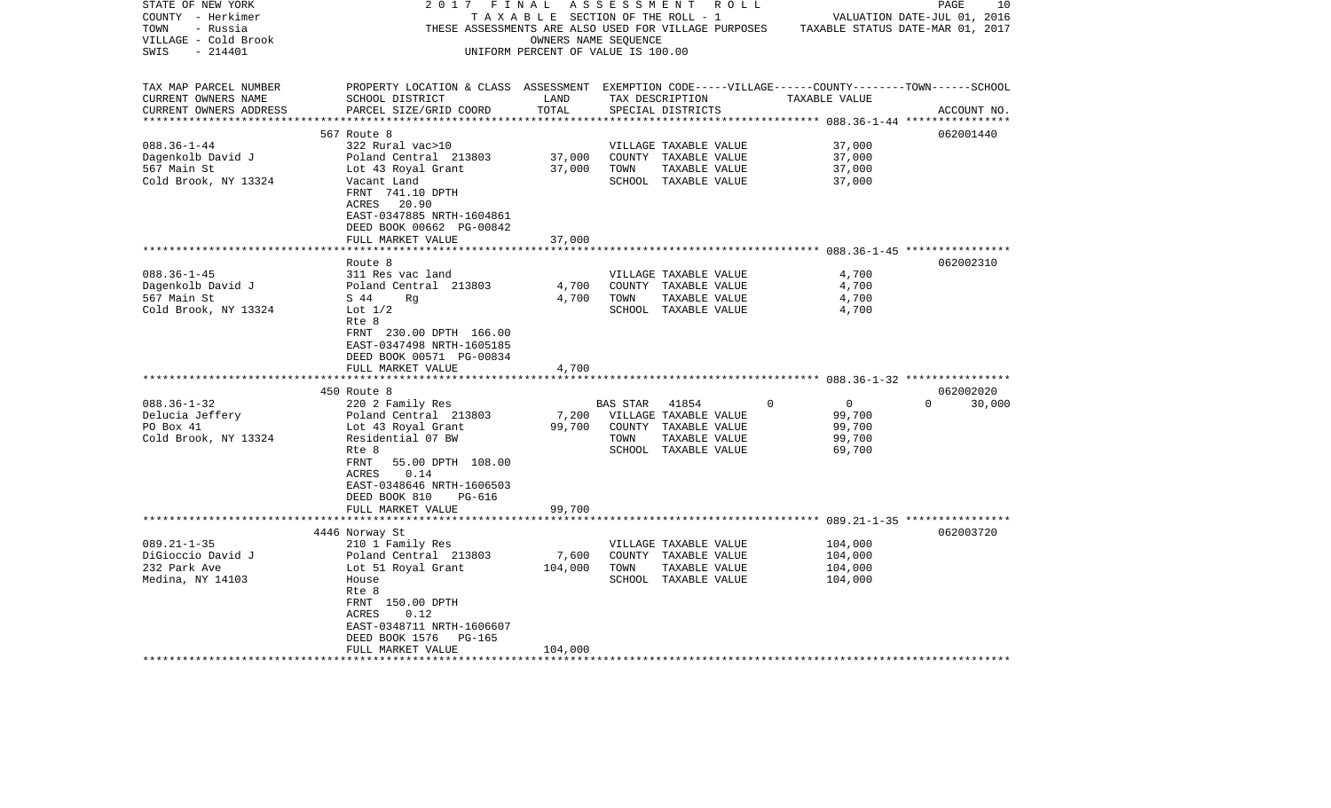STATE OF NEW YORK
COUNTY - Herkimer
TOWN - Russia
VILLAGE - Cold Brook
SWIS - 214401

2017 FINAL ASSESSMENT ROLL
TAXABLE SECTION OF THE ROLL - 1
THESE ASSESSMENTS ARE ALSO USED FOR VILLAGE PURPOSES
OWNERS NAME SEQUENCE
UNIFORM PERCENT OF VALUE IS 100.00

VALUATION DATE-JUL 01, 2016
TAXABLE STATUS DATE-MAR 01, 2017

| TAX MAP PARCEL NUMBER / CURRENT OWNERS NAME / CURRENT OWNERS ADDRESS | PROPERTY LOCATION & CLASS / SCHOOL DISTRICT / PARCEL SIZE/GRID COORD | ASSESSMENT LAND | TOTAL | EXEMPTION CODE / TAX DESCRIPTION / SPECIAL DISTRICTS | VILLAGE | COUNTY / TAXABLE VALUE | TOWN | SCHOOL | ACCOUNT NO. |
|---|---|---|---|---|---|---|---|---|---|
| 088.36-1-44 | 567 Route 8 | | | | | | | | 062001440 |
| Dagenkolb David J | 322 Rural vac>10 | | | VILLAGE TAXABLE VALUE | | 37,000 | | | |
| 567 Main St | Poland Central 213803 | 37,000 | | COUNTY TAXABLE VALUE | | 37,000 | | | |
| Cold Brook, NY 13324 | Lot 43 Royal Grant | | 37,000 | TOWN TAXABLE VALUE | | 37,000 | | | |
| | Vacant Land | | | SCHOOL TAXABLE VALUE | | 37,000 | | | |
| | FRNT 741.10 DPTH | | | | | | | | |
| | ACRES 20.90 | | | | | | | | |
| | EAST-0347885 NRTH-1604861 | | | | | | | | |
| | DEED BOOK 00662 PG-00842 | | | | | | | | |
| | FULL MARKET VALUE | | 37,000 | | | | | | |
| 088.36-1-45 | Route 8 | | | | | | | | 062002310 |
| Dagenkolb David J | 311 Res vac land | | | VILLAGE TAXABLE VALUE | | 4,700 | | | |
| 567 Main St | Poland Central 213803 | 4,700 | | COUNTY TAXABLE VALUE | | 4,700 | | | |
| Cold Brook, NY 13324 | S 44 Rg | | 4,700 | TOWN TAXABLE VALUE | | 4,700 | | | |
| | Lot 1/2 | | | SCHOOL TAXABLE VALUE | | 4,700 | | | |
| | Rte 8 | | | | | | | | |
| | FRNT 230.00 DPTH 166.00 | | | | | | | | |
| | EAST-0347498 NRTH-1605185 | | | | | | | | |
| | DEED BOOK 00571 PG-00834 | | | | | | | | |
| | FULL MARKET VALUE | | 4,700 | | | | | | |
| 088.36-1-32 | 450 Route 8 | | | | | | | | 062002020 |
| Delucia Jeffery | 220 2 Family Res | | | BAS STAR 41854 | 0 | 0 | 0 | 30,000 | |
| PO Box 41 | Poland Central 213803 | 7,200 | | VILLAGE TAXABLE VALUE | | 99,700 | | | |
| Cold Brook, NY 13324 | Lot 43 Royal Grant | | 99,700 | COUNTY TAXABLE VALUE | | 99,700 | | | |
| | Residential 07 BW | | | TOWN TAXABLE VALUE | | 99,700 | | | |
| | Rte 8 | | | SCHOOL TAXABLE VALUE | | 69,700 | | | |
| | FRNT 55.00 DPTH 108.00 | | | | | | | | |
| | ACRES 0.14 | | | | | | | | |
| | EAST-0348646 NRTH-1606503 | | | | | | | | |
| | DEED BOOK 810 PG-616 | | | | | | | | |
| | FULL MARKET VALUE | | 99,700 | | | | | | |
| 089.21-1-35 | 4446 Norway St | | | | | | | | 062003720 |
| DiGioccio David J | 210 1 Family Res | | | VILLAGE TAXABLE VALUE | | 104,000 | | | |
| 232 Park Ave | Poland Central 213803 | 7,600 | | COUNTY TAXABLE VALUE | | 104,000 | | | |
| Medina, NY 14103 | Lot 51 Royal Grant | | 104,000 | TOWN TAXABLE VALUE | | 104,000 | | | |
| | House | | | SCHOOL TAXABLE VALUE | | 104,000 | | | |
| | Rte 8 | | | | | | | | |
| | FRNT 150.00 DPTH | | | | | | | | |
| | ACRES 0.12 | | | | | | | | |
| | EAST-0348711 NRTH-1606607 | | | | | | | | |
| | DEED BOOK 1576 PG-165 | | | | | | | | |
| | FULL MARKET VALUE | | 104,000 | | | | | | |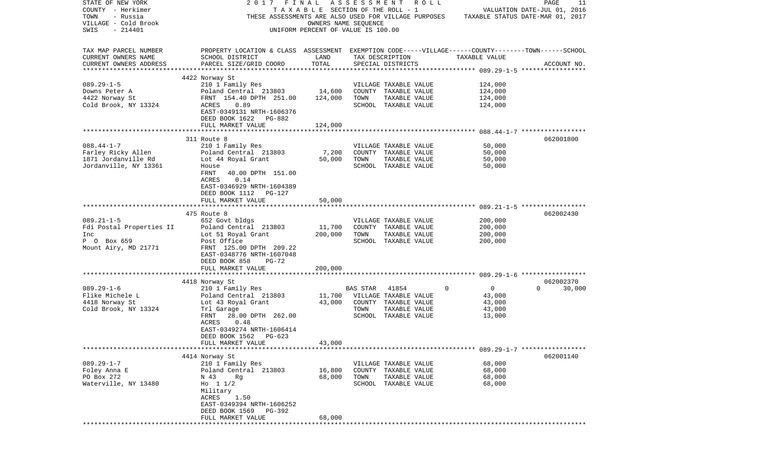STATE OF NEW YORK
COUNTY - Herkimer
TOWN - Russia
VILLAGE - Cold Brook
SWIS - 214401

2017 FINAL ASSESSMENT ROLL
TAXABLE SECTION OF THE ROLL - 1
THESE ASSESSMENTS ARE ALSO USED FOR VILLAGE PURPOSES
OWNERS NAME SEQUENCE
UNIFORM PERCENT OF VALUE IS 100.00

VALUATION DATE-JUL 01, 2016
TAXABLE STATUS DATE-MAR 01, 2017

| TAX MAP PARCEL NUMBER / CURRENT OWNERS NAME / CURRENT OWNERS ADDRESS | PROPERTY LOCATION & CLASS / SCHOOL DISTRICT / PARCEL SIZE/GRID COORD | ASSESSMENT LAND | TOTAL | EXEMPTION CODE / TAX DESCRIPTION / SPECIAL DISTRICTS | VILLAGE | COUNTY / TAXABLE VALUE | TOWN | SCHOOL | ACCOUNT NO. |
|---|---|---|---|---|---|---|---|---|---|
| 089.29-1-5 | 4422 Norway St | | | | | | | | |
| 089.29-1-5 | 210 1 Family Res | | | VILLAGE TAXABLE VALUE | | 124,000 | | | |
| Downs Peter A | Poland Central 213803 | 14,600 | | COUNTY TAXABLE VALUE | | 124,000 | | | |
| 4422 Norway St | FRNT 154.40 DPTH 251.00 | | 124,000 | TOWN TAXABLE VALUE | | 124,000 | | | |
| Cold Brook, NY 13324 | ACRES 0.89 | | | SCHOOL TAXABLE VALUE | | 124,000 | | | |
| | EAST-0349131 NRTH-1606376 | | | | | | | | |
| | DEED BOOK 1622 PG-882 | | | | | | | | |
| | FULL MARKET VALUE | | 124,000 | | | | | | |
| 088.44-1-7 | 311 Route 8 | | | | | | | | 062001800 |
| 088.44-1-7 | 210 1 Family Res | | | VILLAGE TAXABLE VALUE | | 50,000 | | | |
| Farley Ricky Allen | Poland Central 213803 | 7,200 | | COUNTY TAXABLE VALUE | | 50,000 | | | |
| 1871 Jordanville Rd | Lot 44 Royal Grant | | 50,000 | TOWN TAXABLE VALUE | | 50,000 | | | |
| Jordanville, NY 13361 | House | | | SCHOOL TAXABLE VALUE | | 50,000 | | | |
| | FRNT 40.00 DPTH 151.00 | | | | | | | | |
| | ACRES 0.14 | | | | | | | | |
| | EAST-0346929 NRTH-1604389 | | | | | | | | |
| | DEED BOOK 1112 PG-127 | | | | | | | | |
| | FULL MARKET VALUE | | 50,000 | | | | | | |
| 089.21-1-5 | 475 Route 8 | | | | | | | | 062002430 |
| 089.21-1-5 | 652 Govt bldgs | | | VILLAGE TAXABLE VALUE | | 200,000 | | | |
| Fdi Postal Properties II | Poland Central 213803 | 11,700 | | COUNTY TAXABLE VALUE | | 200,000 | | | |
| Inc | Lot 51 Royal Grant | | 200,000 | TOWN TAXABLE VALUE | | 200,000 | | | |
| P O Box 659 | Post Office | | | SCHOOL TAXABLE VALUE | | 200,000 | | | |
| Mount Airy, MD 21771 | FRNT 125.00 DPTH 209.22 | | | | | | | | |
| | EAST-0348776 NRTH-1607048 | | | | | | | | |
| | DEED BOOK 858 PG-72 | | | | | | | | |
| | FULL MARKET VALUE | | 200,000 | | | | | | |
| 089.29-1-6 | 4418 Norway St | | | | | | | | 062002370 |
| 089.29-1-6 | 210 1 Family Res | | | BAS STAR 41854 | 0 | 0 | 0 | 30,000 | |
| Flike Michele L | Poland Central 213803 | 11,700 | | VILLAGE TAXABLE VALUE | | 43,000 | | | |
| 4418 Norway St | Lot 43 Royal Grant | | 43,000 | COUNTY TAXABLE VALUE | | 43,000 | | | |
| Cold Brook, NY 13324 | Trl Garage | | | TOWN TAXABLE VALUE | | 43,000 | | | |
| | FRNT 28.00 DPTH 262.00 | | | SCHOOL TAXABLE VALUE | | 13,000 | | | |
| | ACRES 0.48 | | | | | | | | |
| | EAST-0349274 NRTH-1606414 | | | | | | | | |
| | DEED BOOK 1562 PG-623 | | | | | | | | |
| | FULL MARKET VALUE | | 43,000 | | | | | | |
| 089.29-1-7 | 4414 Norway St | | | | | | | | 062001140 |
| 089.29-1-7 | 210 1 Family Res | | | VILLAGE TAXABLE VALUE | | 68,000 | | | |
| Foley Anna E | Poland Central 213803 | 16,800 | | COUNTY TAXABLE VALUE | | 68,000 | | | |
| PO Box 272 | N 43 Rg | | 68,000 | TOWN TAXABLE VALUE | | 68,000 | | | |
| Waterville, NY 13480 | Ho 1 1/2 | | | SCHOOL TAXABLE VALUE | | 68,000 | | | |
| | Military | | | | | | | | |
| | ACRES 1.50 | | | | | | | | |
| | EAST-0349394 NRTH-1606252 | | | | | | | | |
| | DEED BOOK 1569 PG-392 | | | | | | | | |
| | FULL MARKET VALUE | | 68,000 | | | | | | |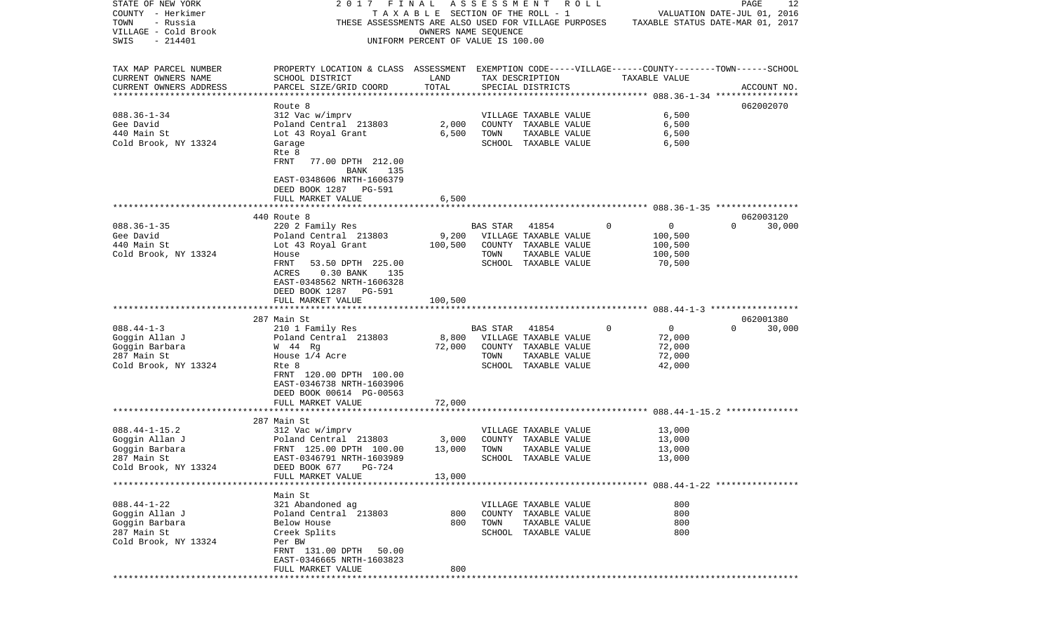STATE OF NEW YORK &nbsp;&nbsp;&nbsp;&nbsp; 2017 FINAL ASSESSMENT ROLL
COUNTY - Herkimer &nbsp;&nbsp;&nbsp;&nbsp; TAXABLE SECTION OF THE ROLL - 1 &nbsp;&nbsp;&nbsp;&nbsp; VALUATION DATE-JUL 01, 2016
TOWN - Russia &nbsp;&nbsp;&nbsp;&nbsp; THESE ASSESSMENTS ARE ALSO USED FOR VILLAGE PURPOSES &nbsp;&nbsp;&nbsp;&nbsp; TAXABLE STATUS DATE-MAR 01, 2017
VILLAGE - Cold Brook &nbsp;&nbsp;&nbsp;&nbsp; OWNERS NAME SEQUENCE
SWIS - 214401 &nbsp;&nbsp;&nbsp;&nbsp; UNIFORM PERCENT OF VALUE IS 100.00

| TAX MAP PARCEL NUMBER / CURRENT OWNERS NAME / CURRENT OWNERS ADDRESS | PROPERTY LOCATION & CLASS / SCHOOL DISTRICT / PARCEL SIZE/GRID COORD | ASSESSMENT LAND / TOTAL | EXEMPTION CODE / TAX DESCRIPTION / SPECIAL DISTRICTS | VILLAGE | COUNTY / TAXABLE VALUE | TOWN | SCHOOL / ACCOUNT NO. |
|---|---|---|---|---|---|---|---|
| | Route 8 | | | | | | 062002070 |
| 088.36-1-34 | 312 Vac w/imprv | | VILLAGE TAXABLE VALUE | | 6,500 | | |
| Gee David | Poland Central 213803 | 2,000 | COUNTY TAXABLE VALUE | | 6,500 | | |
| 440 Main St | Lot 43 Royal Grant | 6,500 | TOWN TAXABLE VALUE | | 6,500 | | |
| Cold Brook, NY 13324 | Garage | | SCHOOL TAXABLE VALUE | | 6,500 | | |
| | Rte 8 | | | | | | |
| | FRNT 77.00 DPTH 212.00 | | | | | | |
| | BANK 135 | | | | | | |
| | EAST-0348606 NRTH-1606379 | | | | | | |
| | DEED BOOK 1287 PG-591 | | | | | | |
| | FULL MARKET VALUE | 6,500 | | | | | |
| | 440 Route 8 | | | | | | 062003120 |
| 088.36-1-35 | 220 2 Family Res | | BAS STAR 41854 | 0 | 0 | 0 | 30,000 |
| Gee David | Poland Central 213803 | 9,200 | VILLAGE TAXABLE VALUE | | 100,500 | | |
| 440 Main St | Lot 43 Royal Grant | 100,500 | COUNTY TAXABLE VALUE | | 100,500 | | |
| Cold Brook, NY 13324 | House | | TOWN TAXABLE VALUE | | 100,500 | | |
| | FRNT 53.50 DPTH 225.00 | | SCHOOL TAXABLE VALUE | | 70,500 | | |
| | ACRES 0.30 BANK 135 | | | | | | |
| | EAST-0348562 NRTH-1606328 | | | | | | |
| | DEED BOOK 1287 PG-591 | | | | | | |
| | FULL MARKET VALUE | 100,500 | | | | | |
| | 287 Main St | | | | | | 062001380 |
| 088.44-1-3 | 210 1 Family Res | | BAS STAR 41854 | 0 | 0 | 0 | 30,000 |
| Goggin Allan J | Poland Central 213803 | 8,800 | VILLAGE TAXABLE VALUE | | 72,000 | | |
| Goggin Barbara | W 44 Rg | 72,000 | COUNTY TAXABLE VALUE | | 72,000 | | |
| 287 Main St | House 1/4 Acre | | TOWN TAXABLE VALUE | | 72,000 | | |
| Cold Brook, NY 13324 | Rte 8 | | SCHOOL TAXABLE VALUE | | 42,000 | | |
| | FRNT 120.00 DPTH 100.00 | | | | | | |
| | EAST-0346738 NRTH-1603906 | | | | | | |
| | DEED BOOK 00614 PG-00563 | | | | | | |
| | FULL MARKET VALUE | 72,000 | | | | | |
| | 287 Main St | | | | | | |
| 088.44-1-15.2 | 312 Vac w/imprv | | VILLAGE TAXABLE VALUE | | 13,000 | | |
| Goggin Allan J | Poland Central 213803 | 3,000 | COUNTY TAXABLE VALUE | | 13,000 | | |
| Goggin Barbara | FRNT 125.00 DPTH 100.00 | 13,000 | TOWN TAXABLE VALUE | | 13,000 | | |
| 287 Main St | EAST-0346791 NRTH-1603989 | | SCHOOL TAXABLE VALUE | | 13,000 | | |
| Cold Brook, NY 13324 | DEED BOOK 677 PG-724 | | | | | | |
| | FULL MARKET VALUE | 13,000 | | | | | |
| | Main St | | | | | | |
| 088.44-1-22 | 321 Abandoned ag | | VILLAGE TAXABLE VALUE | | 800 | | |
| Goggin Allan J | Poland Central 213803 | 800 | COUNTY TAXABLE VALUE | | 800 | | |
| Goggin Barbara | Below House | 800 | TOWN TAXABLE VALUE | | 800 | | |
| 287 Main St | Creek Splits | | SCHOOL TAXABLE VALUE | | 800 | | |
| Cold Brook, NY 13324 | Per BW | | | | | | |
| | FRNT 131.00 DPTH 50.00 | | | | | | |
| | EAST-0346665 NRTH-1603823 | | | | | | |
| | FULL MARKET VALUE | 800 | | | | | |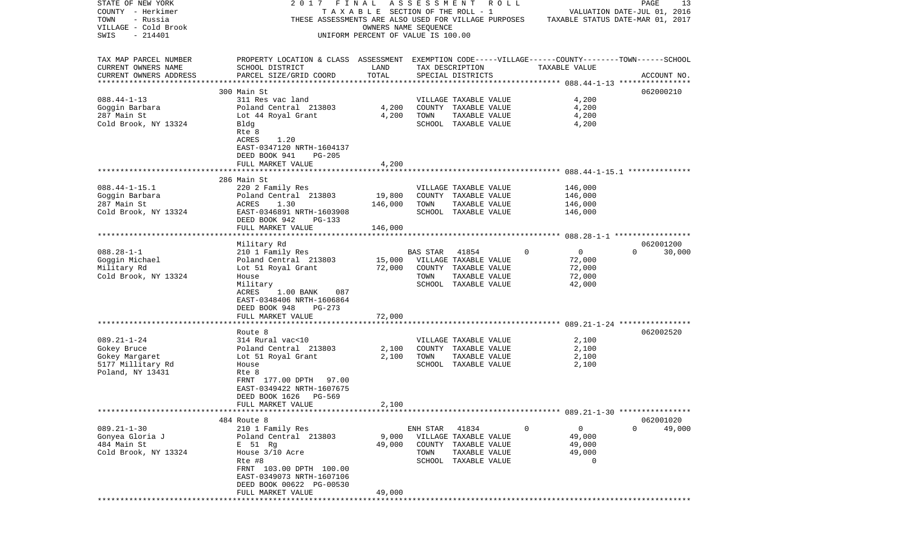STATE OF NEW YORK 2017 FINAL ASSESSMENT ROLL
COUNTY - Herkimer T A X A B L E SECTION OF THE ROLL - 1 VALUATION DATE-JUL 01, 2016
TOWN - Russia THESE ASSESSMENTS ARE ALSO USED FOR VILLAGE PURPOSES TAXABLE STATUS DATE-MAR 01, 2017
VILLAGE - Cold Brook OWNERS NAME SEQUENCE
SWIS - 214401 UNIFORM PERCENT OF VALUE IS 100.00

| TAX MAP PARCEL NUMBER / CURRENT OWNERS NAME / CURRENT OWNERS ADDRESS | PROPERTY LOCATION & CLASS / SCHOOL DISTRICT / PARCEL SIZE/GRID COORD | ASSESSMENT LAND | ASSESSMENT TOTAL | EXEMPTION CODE / TAX DESCRIPTION / SPECIAL DISTRICTS | VILLAGE | COUNTY TAXABLE VALUE | TOWN | SCHOOL | ACCOUNT NO. |
|---|---|---|---|---|---|---|---|---|---|
| **088.44-1-13** | 300 Main St | | | | | | | | 062000210 |
| Goggin Barbara | 311 Res vac land | | | VILLAGE TAXABLE VALUE | | 4,200 | | | |
| 287 Main St | Poland Central 213803 | 4,200 | | COUNTY TAXABLE VALUE | | 4,200 | | | |
| Cold Brook, NY 13324 | Lot 44 Royal Grant | | 4,200 | TOWN TAXABLE VALUE | | 4,200 | | | |
| | Bldg | | | SCHOOL TAXABLE VALUE | | 4,200 | | | |
| | Rte 8 | | | | | | | | |
| | ACRES 1.20 | | | | | | | | |
| | EAST-0347120 NRTH-1604137 | | | | | | | | |
| | DEED BOOK 941 PG-205 | | | | | | | | |
| | FULL MARKET VALUE | | 4,200 | | | | | | |
| **088.44-1-15.1** | 286 Main St | | | | | | | | |
| Goggin Barbara | 220 2 Family Res | | | VILLAGE TAXABLE VALUE | | 146,000 | | | |
| 287 Main St | Poland Central 213803 | 19,800 | | COUNTY TAXABLE VALUE | | 146,000 | | | |
| Cold Brook, NY 13324 | ACRES 1.30 | | 146,000 | TOWN TAXABLE VALUE | | 146,000 | | | |
| | EAST-0346891 NRTH-1603908 | | | SCHOOL TAXABLE VALUE | | 146,000 | | | |
| | DEED BOOK 942 PG-133 | | | | | | | | |
| | FULL MARKET VALUE | | 146,000 | | | | | | |
| **088.28-1-1** | Military Rd | | | | | | | | 062001200 |
| Goggin Michael | 210 1 Family Res | | | BAS STAR 41854 | 0 | 0 | 0 | 30,000 | |
| Military Rd | Poland Central 213803 | 15,000 | | VILLAGE TAXABLE VALUE | | 72,000 | | | |
| Cold Brook, NY 13324 | Lot 51 Royal Grant | | 72,000 | COUNTY TAXABLE VALUE | | 72,000 | | | |
| | House | | | TOWN TAXABLE VALUE | | 72,000 | | | |
| | Military | | | SCHOOL TAXABLE VALUE | | 42,000 | | | |
| | ACRES 1.00 BANK 087 | | | | | | | | |
| | EAST-0348406 NRTH-1606864 | | | | | | | | |
| | DEED BOOK 948 PG-273 | | | | | | | | |
| | FULL MARKET VALUE | | 72,000 | | | | | | |
| **089.21-1-24** | Route 8 | | | | | | | | 062002520 |
| Gokey Bruce | 314 Rural vac<10 | | | VILLAGE TAXABLE VALUE | | 2,100 | | | |
| Gokey Margaret | Poland Central 213803 | 2,100 | | COUNTY TAXABLE VALUE | | 2,100 | | | |
| 5177 Millitary Rd | Lot 51 Royal Grant | | 2,100 | TOWN TAXABLE VALUE | | 2,100 | | | |
| Poland, NY 13431 | House | | | SCHOOL TAXABLE VALUE | | 2,100 | | | |
| | Rte 8 | | | | | | | | |
| | FRNT 177.00 DPTH 97.00 | | | | | | | | |
| | EAST-0349422 NRTH-1607675 | | | | | | | | |
| | DEED BOOK 1626 PG-569 | | | | | | | | |
| | FULL MARKET VALUE | | 2,100 | | | | | | |
| **089.21-1-30** | 484 Route 8 | | | | | | | | 062001020 |
| Gonyea Gloria J | 210 1 Family Res | | | ENH STAR 41834 | 0 | 0 | 0 | 49,000 | |
| 484 Main St | Poland Central 213803 | 9,000 | | VILLAGE TAXABLE VALUE | | 49,000 | | | |
| Cold Brook, NY 13324 | E 51 Rg | | 49,000 | COUNTY TAXABLE VALUE | | 49,000 | | | |
| | House 3/10 Acre | | | TOWN TAXABLE VALUE | | 49,000 | | | |
| | Rte #8 | | | SCHOOL TAXABLE VALUE | | 0 | | | |
| | FRNT 103.00 DPTH 100.00 | | | | | | | | |
| | EAST-0349073 NRTH-1607106 | | | | | | | | |
| | DEED BOOK 00622 PG-00530 | | | | | | | | |
| | FULL MARKET VALUE | | 49,000 | | | | | | |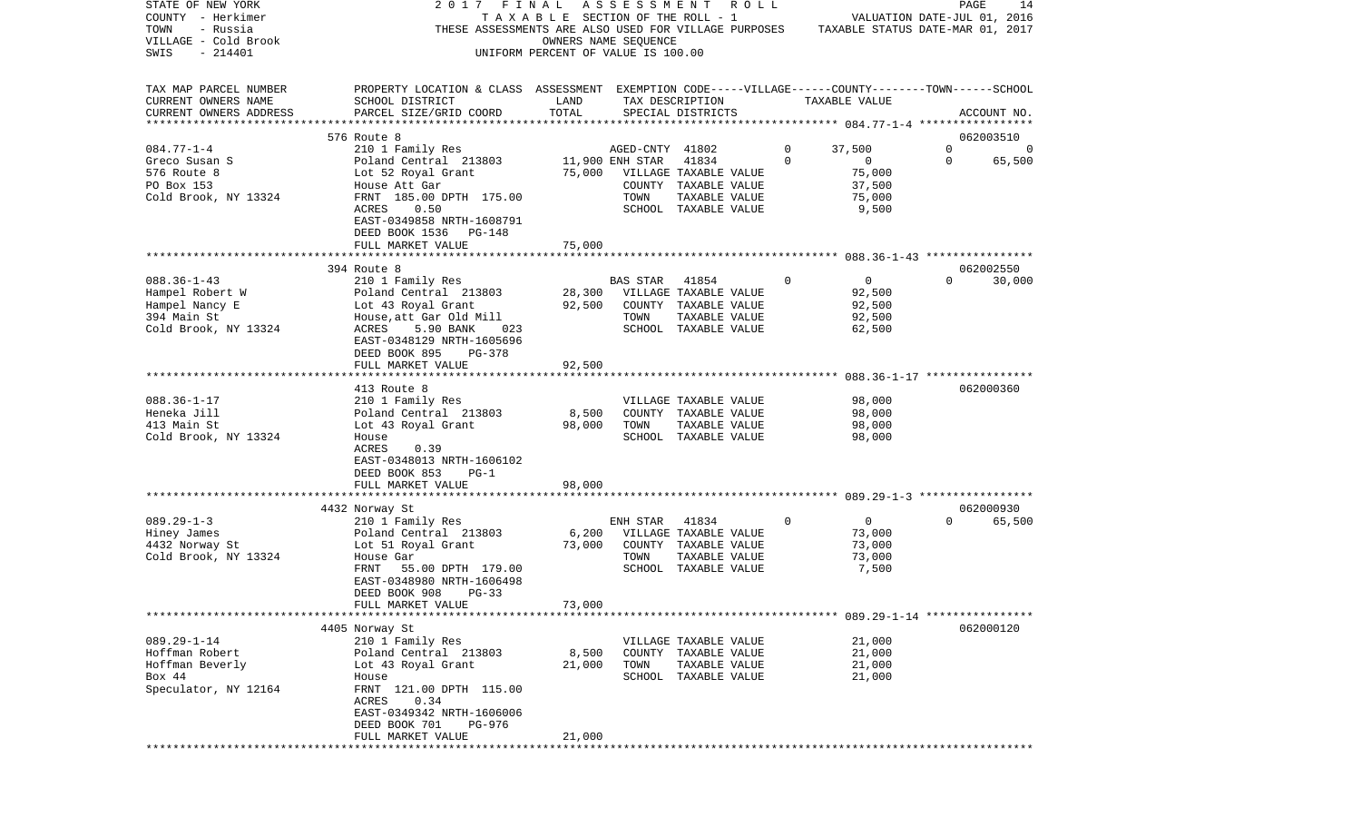STATE OF NEW YORK — 2017 FINAL ASSESSMENT ROLL — PAGE 14
COUNTY - Herkimer — TAXABLE SECTION OF THE ROLL - 1 — VALUATION DATE-JUL 01, 2016
TOWN - Russia — THESE ASSESSMENTS ARE ALSO USED FOR VILLAGE PURPOSES — TAXABLE STATUS DATE-MAR 01, 2017
VILLAGE - Cold Brook — OWNERS NAME SEQUENCE
SWIS - 214401 — UNIFORM PERCENT OF VALUE IS 100.00

| TAX MAP PARCEL NUMBER / CURRENT OWNERS NAME / CURRENT OWNERS ADDRESS | PROPERTY LOCATION & CLASS / SCHOOL DISTRICT / PARCEL SIZE/GRID COORD | ASSESSMENT LAND | TOTAL | EXEMPTION CODE / TAX DESCRIPTION / SPECIAL DISTRICTS | VILLAGE | COUNTY / TAXABLE VALUE | TOWN | SCHOOL | ACCOUNT NO. |
|---|---|---|---|---|---|---|---|---|---|
| **084.77-1-4** | 576 Route 8 | | | | | | | | 062003510 |
| Greco Susan S | 210 1 Family Res | | | AGED-CNTY 41802 | 0 | 37,500 | 0 | 0 | |
| 576 Route 8 | Poland Central 213803 | 11,900 | | ENH STAR 41834 | 0 | 0 | 0 | 65,500 | |
| PO Box 153 | Lot 52 Royal Grant | | 75,000 | VILLAGE TAXABLE VALUE | | 75,000 | | | |
| Cold Brook, NY 13324 | House Att Gar | | | COUNTY TAXABLE VALUE | | 37,500 | | | |
| | FRNT 185.00 DPTH 175.00 | | | TOWN TAXABLE VALUE | | 75,000 | | | |
| | ACRES 0.50 | | | SCHOOL TAXABLE VALUE | | 9,500 | | | |
| | EAST-0349858 NRTH-1608791 | | | | | | | | |
| | DEED BOOK 1536 PG-148 | | | | | | | | |
| | FULL MARKET VALUE | | 75,000 | | | | | | |
| **088.36-1-43** | 394 Route 8 | | | | | | | | 062002550 |
| Hampel Robert W | 210 1 Family Res | | | BAS STAR 41854 | 0 | 0 | 0 | 30,000 | |
| Hampel Nancy E | Poland Central 213803 | 28,300 | | VILLAGE TAXABLE VALUE | | 92,500 | | | |
| 394 Main St | Lot 43 Royal Grant | | 92,500 | COUNTY TAXABLE VALUE | | 92,500 | | | |
| Cold Brook, NY 13324 | House,att Gar Old Mill | | | TOWN TAXABLE VALUE | | 92,500 | | | |
| | ACRES 5.90 BANK 023 | | | SCHOOL TAXABLE VALUE | | 62,500 | | | |
| | EAST-0348129 NRTH-1605696 | | | | | | | | |
| | DEED BOOK 895 PG-378 | | | | | | | | |
| | FULL MARKET VALUE | | 92,500 | | | | | | |
| **088.36-1-17** | 413 Route 8 | | | | | | | | 062000360 |
| Heneka Jill | 210 1 Family Res | | | VILLAGE TAXABLE VALUE | | 98,000 | | | |
| 413 Main St | Poland Central 213803 | 8,500 | | COUNTY TAXABLE VALUE | | 98,000 | | | |
| Cold Brook, NY 13324 | Lot 43 Royal Grant | | 98,000 | TOWN TAXABLE VALUE | | 98,000 | | | |
| | House | | | SCHOOL TAXABLE VALUE | | 98,000 | | | |
| | ACRES 0.39 | | | | | | | | |
| | EAST-0348013 NRTH-1606102 | | | | | | | | |
| | DEED BOOK 853 PG-1 | | | | | | | | |
| | FULL MARKET VALUE | | 98,000 | | | | | | |
| **089.29-1-3** | 4432 Norway St | | | | | | | | 062000930 |
| Hiney James | 210 1 Family Res | | | ENH STAR 41834 | 0 | 0 | 0 | 65,500 | |
| 4432 Norway St | Poland Central 213803 | 6,200 | | VILLAGE TAXABLE VALUE | | 73,000 | | | |
| Cold Brook, NY 13324 | Lot 51 Royal Grant | | 73,000 | COUNTY TAXABLE VALUE | | 73,000 | | | |
| | House Gar | | | TOWN TAXABLE VALUE | | 73,000 | | | |
| | FRNT 55.00 DPTH 179.00 | | | SCHOOL TAXABLE VALUE | | 7,500 | | | |
| | EAST-0348980 NRTH-1606498 | | | | | | | | |
| | DEED BOOK 908 PG-33 | | | | | | | | |
| | FULL MARKET VALUE | | 73,000 | | | | | | |
| **089.29-1-14** | 4405 Norway St | | | | | | | | 062000120 |
| Hoffman Robert | 210 1 Family Res | | | VILLAGE TAXABLE VALUE | | 21,000 | | | |
| Hoffman Beverly | Poland Central 213803 | 8,500 | | COUNTY TAXABLE VALUE | | 21,000 | | | |
| Box 44 | Lot 43 Royal Grant | | 21,000 | TOWN TAXABLE VALUE | | 21,000 | | | |
| Speculator, NY 12164 | House | | | SCHOOL TAXABLE VALUE | | 21,000 | | | |
| | FRNT 121.00 DPTH 115.00 | | | | | | | | |
| | ACRES 0.34 | | | | | | | | |
| | EAST-0349342 NRTH-1606006 | | | | | | | | |
| | DEED BOOK 701 PG-976 | | | | | | | | |
| | FULL MARKET VALUE | | 21,000 | | | | | | |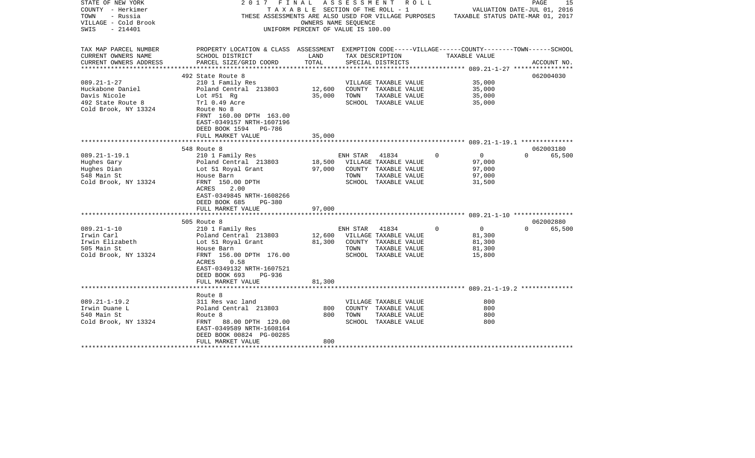STATE OF NEW YORK
COUNTY - Herkimer
TOWN - Russia
VILLAGE - Cold Brook
SWIS - 214401

**2017 FINAL ASSESSMENT ROLL**
TAXABLE SECTION OF THE ROLL - 1
THESE ASSESSMENTS ARE ALSO USED FOR VILLAGE PURPOSES
OWNERS NAME SEQUENCE
UNIFORM PERCENT OF VALUE IS 100.00

VALUATION DATE-JUL 01, 2016
TAXABLE STATUS DATE-MAR 01, 2017

| TAX MAP PARCEL NUMBER / CURRENT OWNERS NAME / CURRENT OWNERS ADDRESS | PROPERTY LOCATION & CLASS / SCHOOL DISTRICT / PARCEL SIZE/GRID COORD | ASSESSMENT LAND | TOTAL | EXEMPTION CODE / TAX DESCRIPTION / SPECIAL DISTRICTS | VILLAGE | COUNTY / TAXABLE VALUE | TOWN | SCHOOL / ACCOUNT NO. |
|---|---|---|---|---|---|---|---|---|
| | 492 State Route 8 | | | | | | | 062004030 |
| 089.21-1-27 | 210 1 Family Res | | | VILLAGE TAXABLE VALUE | | 35,000 | | |
| Huckabone Daniel | Poland Central 213803 | 12,600 | | COUNTY TAXABLE VALUE | | 35,000 | | |
| Davis Nicole | Lot #51 Rg | | 35,000 | TOWN TAXABLE VALUE | | 35,000 | | |
| 492 State Route 8 | Trl 0.49 Acre | | | SCHOOL TAXABLE VALUE | | 35,000 | | |
| Cold Brook, NY 13324 | Route No 8 | | | | | | | |
| | FRNT 160.00 DPTH 163.00 | | | | | | | |
| | EAST-0349157 NRTH-1607196 | | | | | | | |
| | DEED BOOK 1594 PG-786 | | | | | | | |
| | FULL MARKET VALUE | | 35,000 | | | | | |
| | 548 Route 8 | | | | | | | 062003180 |
| 089.21-1-19.1 | 210 1 Family Res | | | ENH STAR 41834 | 0 | 0 | 0 | 65,500 |
| Hughes Gary | Poland Central 213803 | 18,500 | | VILLAGE TAXABLE VALUE | | 97,000 | | |
| Hughes Dian | Lot 51 Royal Grant | | 97,000 | COUNTY TAXABLE VALUE | | 97,000 | | |
| 548 Main St | House Barn | | | TOWN TAXABLE VALUE | | 97,000 | | |
| Cold Brook, NY 13324 | FRNT 150.00 DPTH | | | SCHOOL TAXABLE VALUE | | 31,500 | | |
| | ACRES 2.00 | | | | | | | |
| | EAST-0349845 NRTH-1608266 | | | | | | | |
| | DEED BOOK 685 PG-380 | | | | | | | |
| | FULL MARKET VALUE | | 97,000 | | | | | |
| | 505 Route 8 | | | | | | | 062002880 |
| 089.21-1-10 | 210 1 Family Res | | | ENH STAR 41834 | 0 | 0 | 0 | 65,500 |
| Irwin Carl | Poland Central 213803 | 12,600 | | VILLAGE TAXABLE VALUE | | 81,300 | | |
| Irwin Elizabeth | Lot 51 Royal Grant | | 81,300 | COUNTY TAXABLE VALUE | | 81,300 | | |
| 505 Main St | House Barn | | | TOWN TAXABLE VALUE | | 81,300 | | |
| Cold Brook, NY 13324 | FRNT 156.00 DPTH 176.00 | | | SCHOOL TAXABLE VALUE | | 15,800 | | |
| | ACRES 0.58 | | | | | | | |
| | EAST-0349132 NRTH-1607521 | | | | | | | |
| | DEED BOOK 693 PG-936 | | | | | | | |
| | FULL MARKET VALUE | | 81,300 | | | | | |
| | Route 8 | | | | | | | |
| 089.21-1-19.2 | 311 Res vac land | | | VILLAGE TAXABLE VALUE | | 800 | | |
| Irwin Duane L | Poland Central 213803 | 800 | | COUNTY TAXABLE VALUE | | 800 | | |
| 540 Main St | Route 8 | | 800 | TOWN TAXABLE VALUE | | 800 | | |
| Cold Brook, NY 13324 | FRNT 88.00 DPTH 129.00 | | | SCHOOL TAXABLE VALUE | | 800 | | |
| | EAST-0349589 NRTH-1608164 | | | | | | | |
| | DEED BOOK 00824 PG-00285 | | | | | | | |
| | FULL MARKET VALUE | | 800 | | | | | |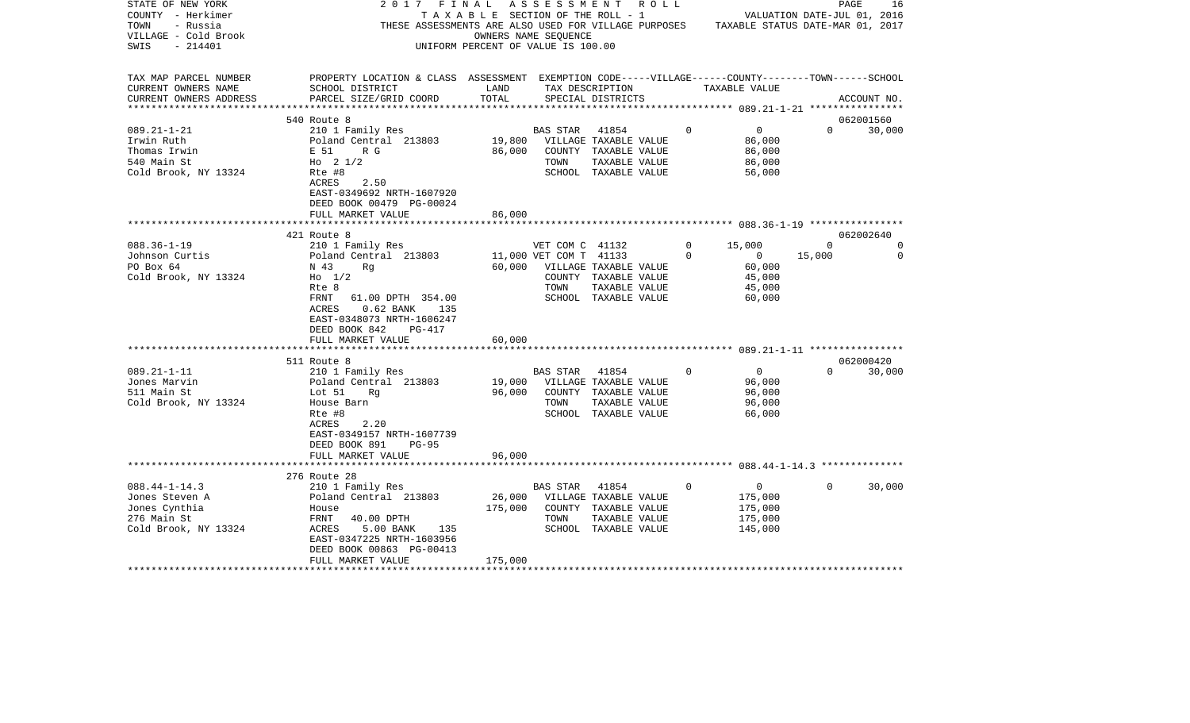STATE OF NEW YORK | 2017 FINAL ASSESSMENT ROLL | VALUATION DATE-JUL 01, 2016
COUNTY - Herkimer | TAXABLE SECTION OF THE ROLL - 1 | TAXABLE STATUS DATE-MAR 01, 2017
TOWN - Russia | THESE ASSESSMENTS ARE ALSO USED FOR VILLAGE PURPOSES
VILLAGE - Cold Brook | OWNERS NAME SEQUENCE
SWIS - 214401 | UNIFORM PERCENT OF VALUE IS 100.00

| TAX MAP PARCEL NUMBER / CURRENT OWNERS NAME / CURRENT OWNERS ADDRESS | PROPERTY LOCATION & CLASS / SCHOOL DISTRICT / PARCEL SIZE/GRID COORD | ASSESSMENT LAND | TOTAL | EXEMPTION CODE / TAX DESCRIPTION / SPECIAL DISTRICTS | VILLAGE | COUNTY | TOWN | SCHOOL / ACCOUNT NO. |
|---|---|---|---|---|---|---|---|---|
| **089.21-1-21** | 540 Route 8 | | | | | | | 062001560 |
| Irwin Ruth | 210 1 Family Res | | | BAS STAR 41854 | 0 | 0 | 0 | 30,000 |
| Thomas Irwin | Poland Central 213803 | 19,800 | | VILLAGE TAXABLE VALUE | 86,000 | | | |
| 540 Main St | E 51 R G | | 86,000 | COUNTY TAXABLE VALUE | | 86,000 | | |
| Cold Brook, NY 13324 | Ho 2 1/2 | | | TOWN TAXABLE VALUE | | | 86,000 | |
| | Rte #8 | | | SCHOOL TAXABLE VALUE | | | | 56,000 |
| | ACRES 2.50 | | | | | | | |
| | EAST-0349692 NRTH-1607920 | | | | | | | |
| | DEED BOOK 00479 PG-00024 | | | | | | | |
| | FULL MARKET VALUE | | 86,000 | | | | | |
| **088.36-1-19** | 421 Route 8 | | | | | | | 062002640 |
| Johnson Curtis | 210 1 Family Res | | | VET COM C 41132 | 0 | 15,000 | 0 | 0 |
| PO Box 64 | Poland Central 213803 | 11,000 | | VET COM T 41133 | 0 | 0 | 15,000 | 0 |
| Cold Brook, NY 13324 | N 43 Rg | | 60,000 | VILLAGE TAXABLE VALUE | 60,000 | | | |
| | Ho 1/2 | | | COUNTY TAXABLE VALUE | | 45,000 | | |
| | Rte 8 | | | TOWN TAXABLE VALUE | | | 45,000 | |
| | FRNT 61.00 DPTH 354.00 | | | SCHOOL TAXABLE VALUE | | | | 60,000 |
| | ACRES 0.62 BANK 135 | | | | | | | |
| | EAST-0348073 NRTH-1606247 | | | | | | | |
| | DEED BOOK 842 PG-417 | | | | | | | |
| | FULL MARKET VALUE | | 60,000 | | | | | |
| **089.21-1-11** | 511 Route 8 | | | | | | | 062000420 |
| Jones Marvin | 210 1 Family Res | | | BAS STAR 41854 | 0 | 0 | 0 | 30,000 |
| 511 Main St | Poland Central 213803 | 19,000 | | VILLAGE TAXABLE VALUE | 96,000 | | | |
| Cold Brook, NY 13324 | Lot 51 Rg | | 96,000 | COUNTY TAXABLE VALUE | | 96,000 | | |
| | House Barn | | | TOWN TAXABLE VALUE | | | 96,000 | |
| | Rte #8 | | | SCHOOL TAXABLE VALUE | | | | 66,000 |
| | ACRES 2.20 | | | | | | | |
| | EAST-0349157 NRTH-1607739 | | | | | | | |
| | DEED BOOK 891 PG-95 | | | | | | | |
| | FULL MARKET VALUE | | 96,000 | | | | | |
| **088.44-1-14.3** | 276 Route 28 | | | | | | | |
| Jones Steven A | 210 1 Family Res | | | BAS STAR 41854 | 0 | 0 | 0 | 30,000 |
| Jones Cynthia | Poland Central 213803 | 26,000 | | VILLAGE TAXABLE VALUE | 175,000 | | | |
| 276 Main St | House | | 175,000 | COUNTY TAXABLE VALUE | | 175,000 | | |
| Cold Brook, NY 13324 | FRNT 40.00 DPTH | | | TOWN TAXABLE VALUE | | | 175,000 | |
| | ACRES 5.00 BANK 135 | | | SCHOOL TAXABLE VALUE | | | | 145,000 |
| | EAST-0347225 NRTH-1603956 | | | | | | | |
| | DEED BOOK 00863 PG-00413 | | | | | | | |
| | FULL MARKET VALUE | | 175,000 | | | | | |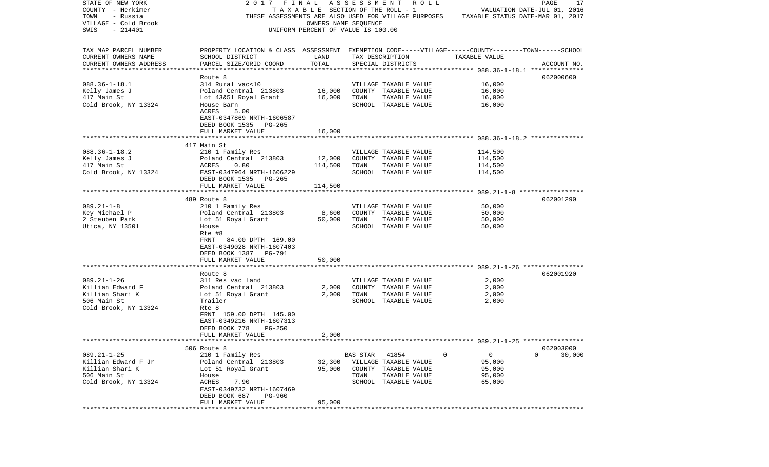STATE OF NEW YORK 2 0 1 7 F I N A L A S S E S S M E N T R O L L
COUNTY - Herkimer T A X A B L E SECTION OF THE ROLL - 1 VALUATION DATE-JUL 01, 2016
TOWN - Russia THESE ASSESSMENTS ARE ALSO USED FOR VILLAGE PURPOSES TAXABLE STATUS DATE-MAR 01, 2017
VILLAGE - Cold Brook OWNERS NAME SEQUENCE
SWIS - 214401 UNIFORM PERCENT OF VALUE IS 100.00

| TAX MAP PARCEL NUMBER / CURRENT OWNERS NAME / CURRENT OWNERS ADDRESS | PROPERTY LOCATION & CLASS / SCHOOL DISTRICT / PARCEL SIZE/GRID COORD | ASSESSMENT LAND | ASSESSMENT TOTAL | EXEMPTION CODE / TAX DESCRIPTION / SPECIAL DISTRICTS | VILLAGE | COUNTY | TOWN | SCHOOL / TAXABLE VALUE | ACCOUNT NO. |
|---|---|---|---|---|---|---|---|---|---|
| 088.36-1-18.1 | Route 8 | | | | | | | | 062000600 |
| 088.36-1-18.1 | 314 Rural vac<10 | | | VILLAGE TAXABLE VALUE | | | | 16,000 | |
| Kelly James J | Poland Central 213803 | 16,000 | | COUNTY TAXABLE VALUE | | | | 16,000 | |
| 417 Main St | Lot 43&51 Royal Grant | | 16,000 | TOWN TAXABLE VALUE | | | | 16,000 | |
| Cold Brook, NY 13324 | House Barn | | | SCHOOL TAXABLE VALUE | | | | 16,000 | |
| | ACRES 5.00 | | | | | | | | |
| | EAST-0347869 NRTH-1606587 | | | | | | | | |
| | DEED BOOK 1535 PG-265 | | | | | | | | |
| | FULL MARKET VALUE | | 16,000 | | | | | | |
| 088.36-1-18.2 | 417 Main St | | | | | | | | |
| 088.36-1-18.2 | 210 1 Family Res | | | VILLAGE TAXABLE VALUE | | | | 114,500 | |
| Kelly James J | Poland Central 213803 | 12,000 | | COUNTY TAXABLE VALUE | | | | 114,500 | |
| 417 Main St | ACRES 0.80 | | 114,500 | TOWN TAXABLE VALUE | | | | 114,500 | |
| Cold Brook, NY 13324 | EAST-0347964 NRTH-1606229 | | | SCHOOL TAXABLE VALUE | | | | 114,500 | |
| | DEED BOOK 1535 PG-265 | | | | | | | | |
| | FULL MARKET VALUE | | 114,500 | | | | | | |
| 089.21-1-8 | 489 Route 8 | | | | | | | | 062001290 |
| 089.21-1-8 | 210 1 Family Res | | | VILLAGE TAXABLE VALUE | | | | 50,000 | |
| Key Michael P | Poland Central 213803 | 8,600 | | COUNTY TAXABLE VALUE | | | | 50,000 | |
| 2 Steuben Park | Lot 51 Royal Grant | | 50,000 | TOWN TAXABLE VALUE | | | | 50,000 | |
| Utica, NY 13501 | House | | | SCHOOL TAXABLE VALUE | | | | 50,000 | |
| | Rte #8 | | | | | | | | |
| | FRNT 84.00 DPTH 169.00 | | | | | | | | |
| | EAST-0349028 NRTH-1607403 | | | | | | | | |
| | DEED BOOK 1387 PG-791 | | | | | | | | |
| | FULL MARKET VALUE | | 50,000 | | | | | | |
| 089.21-1-26 | Route 8 | | | | | | | | 062001920 |
| 089.21-1-26 | 311 Res vac land | | | VILLAGE TAXABLE VALUE | | | | 2,000 | |
| Killian Edward F | Poland Central 213803 | 2,000 | | COUNTY TAXABLE VALUE | | | | 2,000 | |
| Killian Shari K | Lot 51 Royal Grant | | 2,000 | TOWN TAXABLE VALUE | | | | 2,000 | |
| 506 Main St | Trailer | | | SCHOOL TAXABLE VALUE | | | | 2,000 | |
| Cold Brook, NY 13324 | Rte 8 | | | | | | | | |
| | FRNT 159.00 DPTH 145.00 | | | | | | | | |
| | EAST-0349216 NRTH-1607313 | | | | | | | | |
| | DEED BOOK 778 PG-250 | | | | | | | | |
| | FULL MARKET VALUE | | 2,000 | | | | | | |
| 089.21-1-25 | 506 Route 8 | | | | | | | | 062003000 |
| 089.21-1-25 | 210 1 Family Res | | | BAS STAR 41854 | 0 | 0 | | 0 | 30,000 |
| Killian Edward F Jr | Poland Central 213803 | 32,300 | | VILLAGE TAXABLE VALUE | | | | 95,000 | |
| Killian Shari K | Lot 51 Royal Grant | | 95,000 | COUNTY TAXABLE VALUE | | | | 95,000 | |
| 506 Main St | House | | | TOWN TAXABLE VALUE | | | | 95,000 | |
| Cold Brook, NY 13324 | ACRES 7.90 | | | SCHOOL TAXABLE VALUE | | | | 65,000 | |
| | EAST-0349732 NRTH-1607469 | | | | | | | | |
| | DEED BOOK 687 PG-960 | | | | | | | | |
| | FULL MARKET VALUE | | 95,000 | | | | | | |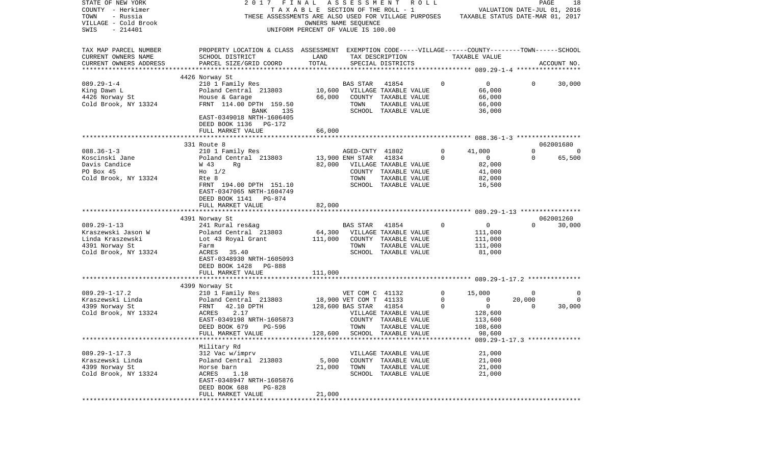STATE OF NEW YORK — 2017 FINAL ASSESSMENT ROLL — VALUATION DATE-JUL 01, 2016
COUNTY - Herkimer — TAXABLE SECTION OF THE ROLL - 1 — TAXABLE STATUS DATE-MAR 01, 2017
TOWN - Russia — THESE ASSESSMENTS ARE ALSO USED FOR VILLAGE PURPOSES
VILLAGE - Cold Brook — OWNERS NAME SEQUENCE
SWIS - 214401 — UNIFORM PERCENT OF VALUE IS 100.00

| TAX MAP PARCEL NUMBER / CURRENT OWNERS NAME / CURRENT OWNERS ADDRESS | PROPERTY LOCATION & CLASS / SCHOOL DISTRICT / PARCEL SIZE/GRID COORD | ASSESSMENT LAND | TOTAL | EXEMPTION CODE / TAX DESCRIPTION / SPECIAL DISTRICTS | VILLAGE | COUNTY TAXABLE VALUE | TOWN | SCHOOL / ACCOUNT NO. |
|---|---|---|---|---|---|---|---|---|
| | 4426 Norway St | | | | | | | |
| 089.29-1-4 | 210 1 Family Res | | | BAS STAR 41854 | 0 | 0 | 0 | 30,000 |
| King Dawn L | Poland Central 213803 | 10,600 | | VILLAGE TAXABLE VALUE | | 66,000 | | |
| 4426 Norway St | House & Garage | | 66,000 | COUNTY TAXABLE VALUE | | 66,000 | | |
| Cold Brook, NY 13324 | FRNT 114.00 DPTH 159.50 | | | TOWN TAXABLE VALUE | | 66,000 | | |
| | BANK 135 | | | SCHOOL TAXABLE VALUE | | 36,000 | | |
| | EAST-0349018 NRTH-1606405 | | | | | | | |
| | DEED BOOK 1136 PG-172 | | | | | | | |
| | FULL MARKET VALUE | | 66,000 | | | | | |
| | 331 Route 8 | | | | | | | 062001680 |
| 088.36-1-3 | 210 1 Family Res | | | AGED-CNTY 41802 | 0 | 41,000 | 0 | 0 |
| Koscinski Jane | Poland Central 213803 | 13,900 | | ENH STAR 41834 | 0 | 0 | 0 | 65,500 |
| Davis Candice | W 43 Rg | | 82,000 | VILLAGE TAXABLE VALUE | | 82,000 | | |
| PO Box 45 | Ho 1/2 | | | COUNTY TAXABLE VALUE | | 41,000 | | |
| Cold Brook, NY 13324 | Rte 8 | | | TOWN TAXABLE VALUE | | 82,000 | | |
| | FRNT 194.00 DPTH 151.10 | | | SCHOOL TAXABLE VALUE | | 16,500 | | |
| | EAST-0347065 NRTH-1604749 | | | | | | | |
| | DEED BOOK 1141 PG-874 | | | | | | | |
| | FULL MARKET VALUE | | 82,000 | | | | | |
| | 4391 Norway St | | | | | | | 062001260 |
| 089.29-1-13 | 241 Rural res&ag | | | BAS STAR 41854 | 0 | 0 | 0 | 30,000 |
| Kraszewski Jason W | Poland Central 213803 | 64,300 | | VILLAGE TAXABLE VALUE | | 111,000 | | |
| Linda Kraszewski | Lot 43 Royal Grant | | 111,000 | COUNTY TAXABLE VALUE | | 111,000 | | |
| 4391 Norway St | Farm | | | TOWN TAXABLE VALUE | | 111,000 | | |
| Cold Brook, NY 13324 | ACRES 35.40 | | | SCHOOL TAXABLE VALUE | | 81,000 | | |
| | EAST-0348930 NRTH-1605093 | | | | | | | |
| | DEED BOOK 1428 PG-888 | | | | | | | |
| | FULL MARKET VALUE | | 111,000 | | | | | |
| | 4399 Norway St | | | | | | | |
| 089.29-1-17.2 | 210 1 Family Res | | | VET COM C 41132 | 0 | 15,000 | 0 | 0 |
| Kraszewski Linda | Poland Central 213803 | 18,900 | | VET COM T 41133 | 0 | 0 | 20,000 | 0 |
| 4399 Norway St | FRNT 42.10 DPTH | | 128,600 | BAS STAR 41854 | 0 | 0 | 0 | 30,000 |
| Cold Brook, NY 13324 | ACRES 2.17 | | | VILLAGE TAXABLE VALUE | | 128,600 | | |
| | EAST-0349198 NRTH-1605873 | | | COUNTY TAXABLE VALUE | | 113,600 | | |
| | DEED BOOK 679 PG-596 | | | TOWN TAXABLE VALUE | | 108,600 | | |
| | FULL MARKET VALUE | | 128,600 | SCHOOL TAXABLE VALUE | | 98,600 | | |
| | Military Rd | | | | | | | |
| 089.29-1-17.3 | 312 Vac w/imprv | | | VILLAGE TAXABLE VALUE | | 21,000 | | |
| Kraszewski Linda | Poland Central 213803 | 5,000 | | COUNTY TAXABLE VALUE | | 21,000 | | |
| 4399 Norway St | Horse barn | | 21,000 | TOWN TAXABLE VALUE | | 21,000 | | |
| Cold Brook, NY 13324 | ACRES 1.18 | | | SCHOOL TAXABLE VALUE | | 21,000 | | |
| | EAST-0348947 NRTH-1605876 | | | | | | | |
| | DEED BOOK 688 PG-828 | | | | | | | |
| | FULL MARKET VALUE | | 21,000 | | | | | |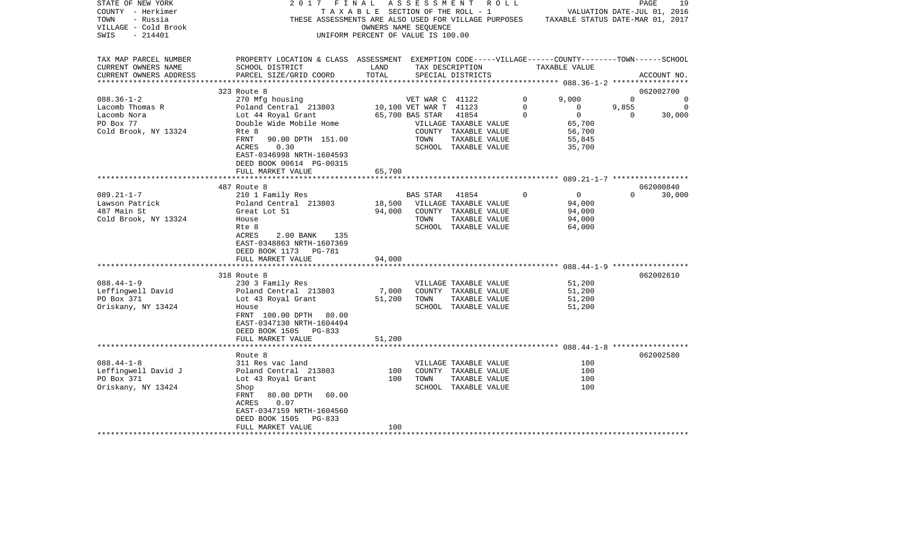STATE OF NEW YORK
COUNTY - Herkimer
TOWN - Russia
VILLAGE - Cold Brook
SWIS - 214401

2017 FINAL ASSESSMENT ROLL
TAXABLE SECTION OF THE ROLL - 1
THESE ASSESSMENTS ARE ALSO USED FOR VILLAGE PURPOSES
OWNERS NAME SEQUENCE
UNIFORM PERCENT OF VALUE IS 100.00

VALUATION DATE-JUL 01, 2016
TAXABLE STATUS DATE-MAR 01, 2017

| TAX MAP PARCEL NUMBER / CURRENT OWNERS NAME / CURRENT OWNERS ADDRESS | PROPERTY LOCATION & CLASS / SCHOOL DISTRICT / PARCEL SIZE/GRID COORD | ASSESSMENT LAND | TOTAL | EXEMPTION CODE / TAX DESCRIPTION / SPECIAL DISTRICTS | VILLAGE | COUNTY / TAXABLE VALUE | TOWN | SCHOOL | ACCOUNT NO. |
|---|---|---|---|---|---|---|---|---|---|
| | 323 Route 8 | | | | | | | | 062002700 |
| 088.36-1-2 | 270 Mfg housing | | | VET WAR C 41122 | 0 | 9,000 | 0 | 0 | |
| Lacomb Thomas R | Poland Central 213803 | 10,100 | | VET WAR T 41123 | 0 | 0 | 9,855 | 0 | |
| Lacomb Nora | Lot 44 Royal Grant | | 65,700 | BAS STAR 41854 | 0 | 0 | 0 | 30,000 | |
| PO Box 77 | Double Wide Mobile Home | | | VILLAGE TAXABLE VALUE | | 65,700 | | | |
| Cold Brook, NY 13324 | Rte 8 | | | COUNTY TAXABLE VALUE | | 56,700 | | | |
| | FRNT 90.00 DPTH 151.00 | | | TOWN TAXABLE VALUE | | 55,845 | | | |
| | ACRES 0.30 | | | SCHOOL TAXABLE VALUE | | 35,700 | | | |
| | EAST-0346998 NRTH-1604593 | | | | | | | | |
| | DEED BOOK 00614 PG-00315 | | | | | | | | |
| | FULL MARKET VALUE | | 65,700 | | | | | | |
| | 487 Route 8 | | | | | | | | 062000840 |
| 089.21-1-7 | 210 1 Family Res | | | BAS STAR 41854 | 0 | 0 | 0 | 30,000 | |
| Lawson Patrick | Poland Central 213803 | 18,500 | | VILLAGE TAXABLE VALUE | | 94,000 | | | |
| 487 Main St | Great Lot 51 | | 94,000 | COUNTY TAXABLE VALUE | | 94,000 | | | |
| Cold Brook, NY 13324 | House | | | TOWN TAXABLE VALUE | | 94,000 | | | |
| | Rte 8 | | | SCHOOL TAXABLE VALUE | | 64,000 | | | |
| | ACRES 2.00 BANK 135 | | | | | | | | |
| | EAST-0348863 NRTH-1607369 | | | | | | | | |
| | DEED BOOK 1173 PG-781 | | | | | | | | |
| | FULL MARKET VALUE | | 94,000 | | | | | | |
| | 318 Route 8 | | | | | | | | 062002610 |
| 088.44-1-9 | 230 3 Family Res | | | VILLAGE TAXABLE VALUE | | 51,200 | | | |
| Leffingwell David | Poland Central 213803 | 7,000 | | COUNTY TAXABLE VALUE | | 51,200 | | | |
| PO Box 371 | Lot 43 Royal Grant | | 51,200 | TOWN TAXABLE VALUE | | 51,200 | | | |
| Oriskany, NY 13424 | House | | | SCHOOL TAXABLE VALUE | | 51,200 | | | |
| | FRNT 100.00 DPTH 80.00 | | | | | | | | |
| | EAST-0347130 NRTH-1604494 | | | | | | | | |
| | DEED BOOK 1505 PG-833 | | | | | | | | |
| | FULL MARKET VALUE | | 51,200 | | | | | | |
| | Route 8 | | | | | | | | 062002580 |
| 088.44-1-8 | 311 Res vac land | | | VILLAGE TAXABLE VALUE | | 100 | | | |
| Leffingwell David J | Poland Central 213803 | 100 | | COUNTY TAXABLE VALUE | | 100 | | | |
| PO Box 371 | Lot 43 Royal Grant | | 100 | TOWN TAXABLE VALUE | | 100 | | | |
| Oriskany, NY 13424 | Shop | | | SCHOOL TAXABLE VALUE | | 100 | | | |
| | FRNT 80.00 DPTH 60.00 | | | | | | | | |
| | ACRES 0.07 | | | | | | | | |
| | EAST-0347159 NRTH-1604560 | | | | | | | | |
| | DEED BOOK 1505 PG-833 | | | | | | | | |
| | FULL MARKET VALUE | | 100 | | | | | | |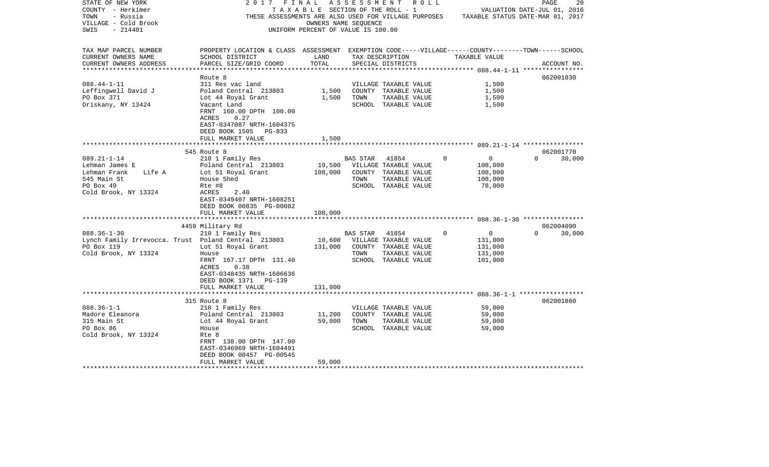STATE OF NEW YORK — 2017 FINAL ASSESSMENT ROLL
COUNTY - Herkimer — TAXABLE SECTION OF THE ROLL - 1 — VALUATION DATE-JUL 01, 2016
TOWN - Russia — THESE ASSESSMENTS ARE ALSO USED FOR VILLAGE PURPOSES — TAXABLE STATUS DATE-MAR 01, 2017
VILLAGE - Cold Brook — OWNERS NAME SEQUENCE
SWIS - 214401 — UNIFORM PERCENT OF VALUE IS 100.00

| TAX MAP PARCEL NUMBER / CURRENT OWNERS NAME / CURRENT OWNERS ADDRESS | PROPERTY LOCATION & CLASS / SCHOOL DISTRICT / PARCEL SIZE/GRID COORD | ASSESSMENT LAND | TOTAL | EXEMPTION CODE / TAX DESCRIPTION / SPECIAL DISTRICTS | VILLAGE | COUNTY TAXABLE VALUE | TOWN | SCHOOL / ACCOUNT NO. |
|---|---|---|---|---|---|---|---|---|
| **088.44-1-11** | Route 8 | | | | | | | 062001830 |
| 088.44-1-11 | 311 Res vac land | | | VILLAGE TAXABLE VALUE | | 1,500 | | |
| Leffingwell David J | Poland Central 213803 | 1,500 | | COUNTY TAXABLE VALUE | | 1,500 | | |
| PO Box 371 | Lot 44 Royal Grant | | 1,500 | TOWN TAXABLE VALUE | | 1,500 | | |
| Oriskany, NY 13424 | Vacant Land | | | SCHOOL TAXABLE VALUE | | 1,500 | | |
| | FRNT 160.00 DPTH 100.00 | | | | | | | |
| | ACRES 0.27 | | | | | | | |
| | EAST-0347087 NRTH-1604375 | | | | | | | |
| | DEED BOOK 1505 PG-833 | | | | | | | |
| | FULL MARKET VALUE | | 1,500 | | | | | |
| **089.21-1-14** | 545 Route 8 | | | | | | | 062001770 |
| 089.21-1-14 | 210 1 Family Res | | | BAS STAR 41854 | 0 | 0 | 0 | 30,000 |
| Lehman James E | Poland Central 213803 | 19,500 | | VILLAGE TAXABLE VALUE | | 108,000 | | |
| Lehman Frank Life A | Lot 51 Royal Grant | | 108,000 | COUNTY TAXABLE VALUE | | 108,000 | | |
| 545 Main St | House Shed | | | TOWN TAXABLE VALUE | | 108,000 | | |
| PO Box 49 | Rte #8 | | | SCHOOL TAXABLE VALUE | | 78,000 | | |
| Cold Brook, NY 13324 | ACRES 2.40 | | | | | | | |
| | EAST-0349407 NRTH-1608251 | | | | | | | |
| | DEED BOOK 00835 PG-00082 | | | | | | | |
| | FULL MARKET VALUE | | 108,000 | | | | | |
| **088.36-1-30** | 4459 Military Rd | | | | | | | 062004090 |
| 088.36-1-30 | 210 1 Family Res | | | BAS STAR 41854 | 0 | 0 | 0 | 30,000 |
| Lynch Family Irrevocca. Trust | Poland Central 213803 | 10,600 | | VILLAGE TAXABLE VALUE | | 131,000 | | |
| PO Box 119 | Lot 51 Royal Grant | | 131,000 | COUNTY TAXABLE VALUE | | 131,000 | | |
| Cold Brook, NY 13324 | House | | | TOWN TAXABLE VALUE | | 131,000 | | |
| | FRNT 167.17 DPTH 131.40 | | | SCHOOL TAXABLE VALUE | | 101,000 | | |
| | ACRES 0.38 | | | | | | | |
| | EAST-0348435 NRTH-1606636 | | | | | | | |
| | DEED BOOK 1371 PG-139 | | | | | | | |
| | FULL MARKET VALUE | | 131,000 | | | | | |
| **088.36-1-1** | 315 Route 8 | | | | | | | 062001860 |
| 088.36-1-1 | 210 1 Family Res | | | VILLAGE TAXABLE VALUE | | 59,000 | | |
| Madore Eleanora | Poland Central 213803 | 11,200 | | COUNTY TAXABLE VALUE | | 59,000 | | |
| 315 Main St | Lot 44 Royal Grant | | 59,000 | TOWN TAXABLE VALUE | | 59,000 | | |
| PO Box 86 | House | | | SCHOOL TAXABLE VALUE | | 59,000 | | |
| Cold Brook, NY 13324 | Rte 8 | | | | | | | |
| | FRNT 138.00 DPTH 147.00 | | | | | | | |
| | EAST-0346969 NRTH-1604491 | | | | | | | |
| | DEED BOOK 00457 PG-00545 | | | | | | | |
| | FULL MARKET VALUE | | 59,000 | | | | | |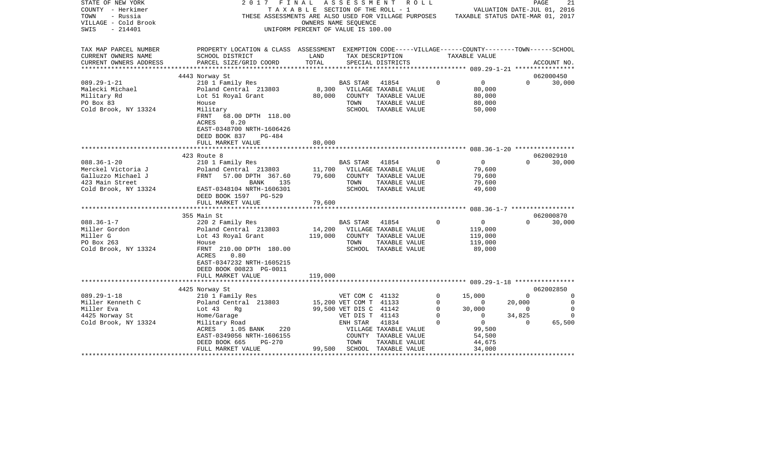STATE OF NEW YORK — 2017 FINAL ASSESSMENT ROLL
COUNTY - Herkimer — TAXABLE SECTION OF THE ROLL - 1 — VALUATION DATE-JUL 01, 2016
TOWN - Russia — THESE ASSESSMENTS ARE ALSO USED FOR VILLAGE PURPOSES — TAXABLE STATUS DATE-MAR 01, 2017
VILLAGE - Cold Brook — OWNERS NAME SEQUENCE
SWIS - 214401 — UNIFORM PERCENT OF VALUE IS 100.00

| TAX MAP PARCEL NUMBER / CURRENT OWNERS NAME / CURRENT OWNERS ADDRESS | PROPERTY LOCATION & CLASS / SCHOOL DISTRICT / PARCEL SIZE/GRID COORD | ASSESSMENT LAND / TOTAL | EXEMPTION CODE / TAX DESCRIPTION / SPECIAL DISTRICTS | VILLAGE | COUNTY / TAXABLE VALUE | TOWN | SCHOOL / ACCOUNT NO. |
|---|---|---|---|---|---|---|---|
| **089.29-1-21** | 4443 Norway St | | | | | | 062000450 |
| Malecki Michael | 210 1 Family Res | | BAS STAR 41854 | 0 | 0 | 0 | 30,000 |
| Military Rd | Poland Central 213803 | 8,300 | VILLAGE TAXABLE VALUE | | 80,000 | | |
| PO Box 83 | Lot 51 Royal Grant | 80,000 | COUNTY TAXABLE VALUE | | 80,000 | | |
| Cold Brook, NY 13324 | House | | TOWN TAXABLE VALUE | | 80,000 | | |
| | Military | | SCHOOL TAXABLE VALUE | | 50,000 | | |
| | FRNT 68.00 DPTH 118.00 | | | | | | |
| | ACRES 0.20 | | | | | | |
| | EAST-0348700 NRTH-1606426 | | | | | | |
| | DEED BOOK 837 PG-484 | | | | | | |
| | FULL MARKET VALUE | 80,000 | | | | | |
| **088.36-1-20** | 423 Route 8 | | | | | | 062002910 |
| Merckel Victoria J | 210 1 Family Res | | BAS STAR 41854 | 0 | 0 | 0 | 30,000 |
| Galluzzo Michael J | Poland Central 213803 | 11,700 | VILLAGE TAXABLE VALUE | | 79,600 | | |
| 423 Main Street | FRNT 57.00 DPTH 367.60 | 79,600 | COUNTY TAXABLE VALUE | | 79,600 | | |
| Cold Brook, NY 13324 | BANK 135 | | TOWN TAXABLE VALUE | | 79,600 | | |
| | EAST-0348104 NRTH-1606301 | | SCHOOL TAXABLE VALUE | | 49,600 | | |
| | DEED BOOK 1597 PG-529 | | | | | | |
| | FULL MARKET VALUE | 79,600 | | | | | |
| **088.36-1-7** | 355 Main St | | | | | | 062000870 |
| Miller Gordon | 220 2 Family Res | | BAS STAR 41854 | 0 | 0 | 0 | 30,000 |
| Miller G | Poland Central 213803 | 14,200 | VILLAGE TAXABLE VALUE | | 119,000 | | |
| PO Box 263 | Lot 43 Royal Grant | 119,000 | COUNTY TAXABLE VALUE | | 119,000 | | |
| Cold Brook, NY 13324 | House | | TOWN TAXABLE VALUE | | 119,000 | | |
| | FRNT 210.00 DPTH 180.00 | | SCHOOL TAXABLE VALUE | | 89,000 | | |
| | ACRES 0.80 | | | | | | |
| | EAST-0347232 NRTH-1605215 | | | | | | |
| | DEED BOOK 00823 PG-0011 | | | | | | |
| | FULL MARKET VALUE | 119,000 | | | | | |
| **089.29-1-18** | 4425 Norway St | | | | | | 062002850 |
| Miller Kenneth C | 210 1 Family Res | | VET COM C 41132 | 0 | 15,000 | 0 | 0 |
| Miller Eva | Poland Central 213803 | 15,200 | VET COM T 41133 | 0 | 0 | 20,000 | 0 |
| 4425 Norway St | Lot 43 Rg | 99,500 | VET DIS C 41142 | 0 | 30,000 | 0 | 0 |
| Cold Brook, NY 13324 | Home/Garage | | VET DIS T 41143 | 0 | 0 | 34,825 | 0 |
| | Military Road | | ENH STAR 41834 | 0 | 0 | 0 | 65,500 |
| | ACRES 1.05 BANK 220 | | VILLAGE TAXABLE VALUE | | 99,500 | | |
| | EAST-0349056 NRTH-1606155 | | COUNTY TAXABLE VALUE | | 54,500 | | |
| | DEED BOOK 665 PG-270 | | TOWN TAXABLE VALUE | | 44,675 | | |
| | FULL MARKET VALUE | 99,500 | SCHOOL TAXABLE VALUE | | 34,000 | | |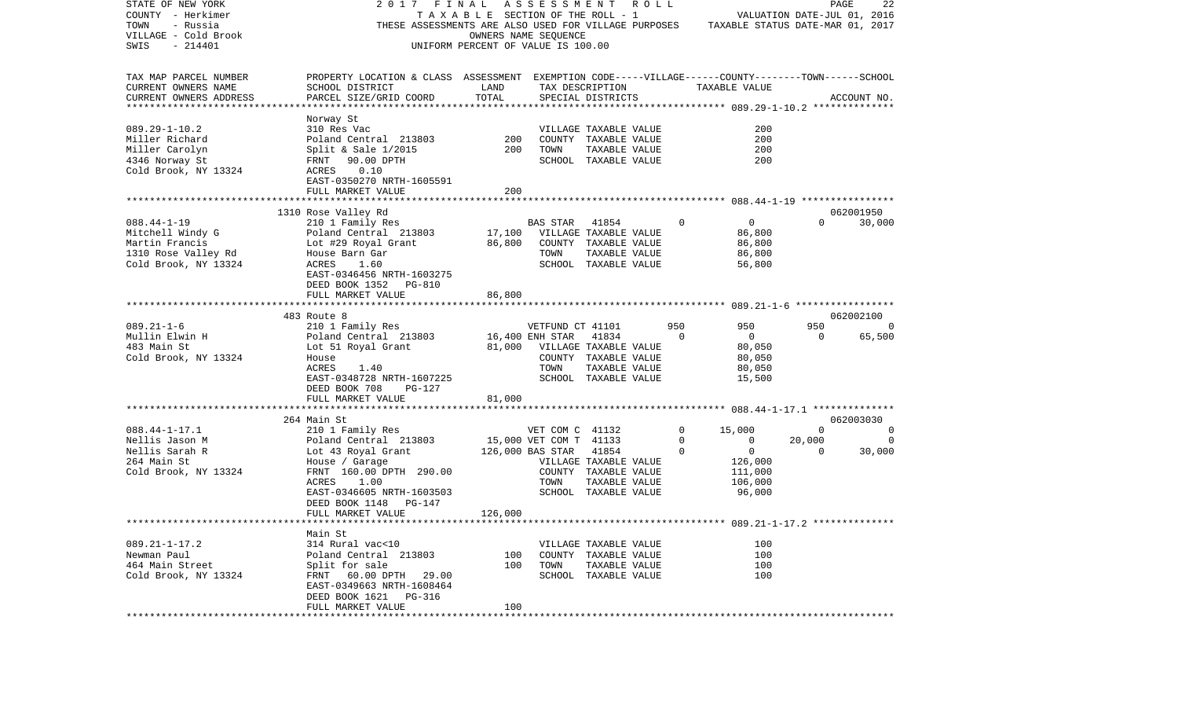STATE OF NEW YORK 2017 FINAL ASSESSMENT ROLL
COUNTY - Herkimer TAXABLE SECTION OF THE ROLL - 1 VALUATION DATE-JUL 01, 2016
TOWN - Russia THESE ASSESSMENTS ARE ALSO USED FOR VILLAGE PURPOSES TAXABLE STATUS DATE-MAR 01, 2017
VILLAGE - Cold Brook OWNERS NAME SEQUENCE
SWIS - 214401 UNIFORM PERCENT OF VALUE IS 100.00

| TAX MAP PARCEL NUMBER / CURRENT OWNERS NAME / CURRENT OWNERS ADDRESS | PROPERTY LOCATION & CLASS / SCHOOL DISTRICT / PARCEL SIZE/GRID COORD | ASSESSMENT LAND | TOTAL | EXEMPTION CODE / TAX DESCRIPTION / SPECIAL DISTRICTS | VILLAGE | COUNTY | TOWN | SCHOOL / ACCOUNT NO. |
|---|---|---|---|---|---|---|---|---|
| **089.29-1-10.2** | Norway St | | | | | | | |
| Miller Richard | 310 Res Vac | | | VILLAGE TAXABLE VALUE | | 200 | | |
| Miller Carolyn | Poland Central 213803 | 200 | | COUNTY TAXABLE VALUE | | 200 | | |
| 4346 Norway St | Split & Sale 1/2015 | | 200 | TOWN TAXABLE VALUE | | 200 | | |
| Cold Brook, NY 13324 | FRNT 90.00 DPTH | | | SCHOOL TAXABLE VALUE | | 200 | | |
| | ACRES 0.10 | | | | | | | |
| | EAST-0350270 NRTH-1605591 | | | | | | | |
| | FULL MARKET VALUE | | 200 | | | | | |
| **088.44-1-19** | 1310 Rose Valley Rd | | | | | | | 062001950 |
| Mitchell Windy G | 210 1 Family Res | | | BAS STAR 41854 | 0 | 0 | 0 | 30,000 |
| Martin Francis | Poland Central 213803 | 17,100 | | VILLAGE TAXABLE VALUE | | 86,800 | | |
| 1310 Rose Valley Rd | Lot #29 Royal Grant | | 86,800 | COUNTY TAXABLE VALUE | | 86,800 | | |
| Cold Brook, NY 13324 | House Barn Gar | | | TOWN TAXABLE VALUE | | 86,800 | | |
| | ACRES 1.60 | | | SCHOOL TAXABLE VALUE | | 56,800 | | |
| | EAST-0346456 NRTH-1603275 | | | | | | | |
| | DEED BOOK 1352 PG-810 | | | | | | | |
| | FULL MARKET VALUE | | 86,800 | | | | | |
| **089.21-1-6** | 483 Route 8 | | | | | | | 062002100 |
| Mullin Elwin H | 210 1 Family Res | | | VETFUND CT 41101 | 950 | 950 | 950 | 0 |
| 483 Main St | Poland Central 213803 | 16,400 | | ENH STAR 41834 | 0 | 0 | 0 | 65,500 |
| Cold Brook, NY 13324 | Lot 51 Royal Grant | | 81,000 | VILLAGE TAXABLE VALUE | | 80,050 | | |
| | House | | | COUNTY TAXABLE VALUE | | 80,050 | | |
| | ACRES 1.40 | | | TOWN TAXABLE VALUE | | 80,050 | | |
| | EAST-0348728 NRTH-1607225 | | | SCHOOL TAXABLE VALUE | | 15,500 | | |
| | DEED BOOK 708 PG-127 | | | | | | | |
| | FULL MARKET VALUE | | 81,000 | | | | | |
| **088.44-1-17.1** | 264 Main St | | | | | | | 062003030 |
| Nellis Jason M | 210 1 Family Res | | | VET COM C 41132 | 0 | 15,000 | 0 | 0 |
| Nellis Sarah R | Poland Central 213803 | 15,000 | | VET COM T 41133 | 0 | 0 | 20,000 | 0 |
| 264 Main St | Lot 43 Royal Grant | | 126,000 | BAS STAR 41854 | 0 | 0 | 0 | 30,000 |
| Cold Brook, NY 13324 | House / Garage | | | VILLAGE TAXABLE VALUE | | 126,000 | | |
| | FRNT 160.00 DPTH 290.00 | | | COUNTY TAXABLE VALUE | | 111,000 | | |
| | ACRES 1.00 | | | TOWN TAXABLE VALUE | | 106,000 | | |
| | EAST-0346605 NRTH-1603503 | | | SCHOOL TAXABLE VALUE | | 96,000 | | |
| | DEED BOOK 1148 PG-147 | | | | | | | |
| | FULL MARKET VALUE | | 126,000 | | | | | |
| **089.21-1-17.2** | Main St | | | | | | | |
| Newman Paul | 314 Rural vac<10 | | | VILLAGE TAXABLE VALUE | | 100 | | |
| 464 Main Street | Poland Central 213803 | 100 | | COUNTY TAXABLE VALUE | | 100 | | |
| Cold Brook, NY 13324 | Split for sale | | 100 | TOWN TAXABLE VALUE | | 100 | | |
| | FRNT 60.00 DPTH 29.00 | | | SCHOOL TAXABLE VALUE | | 100 | | |
| | EAST-0349663 NRTH-1608464 | | | | | | | |
| | DEED BOOK 1621 PG-316 | | | | | | | |
| | FULL MARKET VALUE | | 100 | | | | | |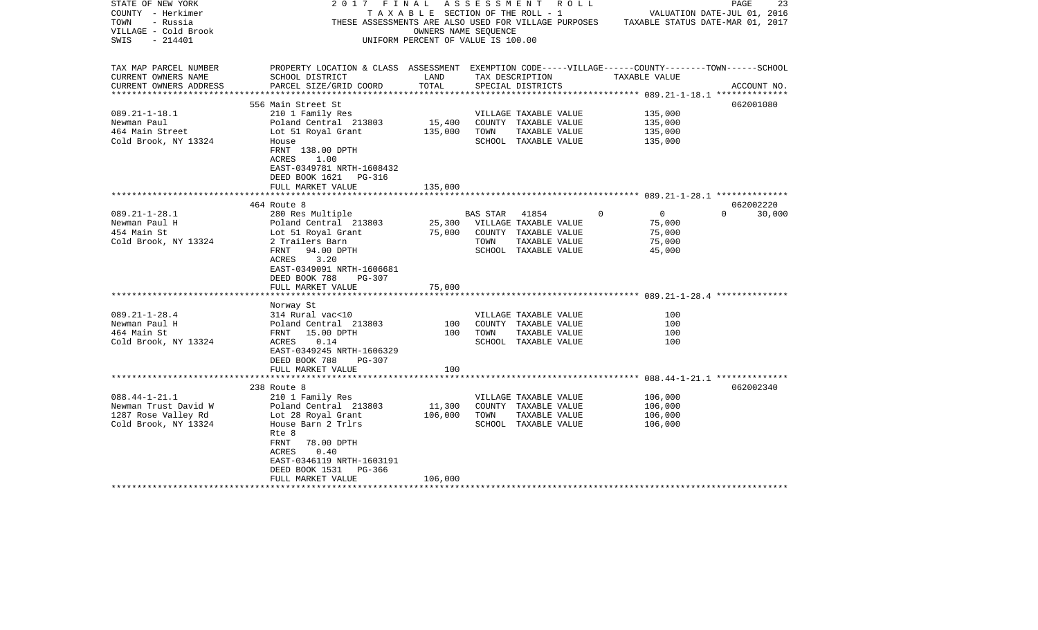STATE OF NEW YORK
COUNTY - Herkimer
TOWN - Russia
VILLAGE - Cold Brook
SWIS - 214401

2017 FINAL ASSESSMENT ROLL
TAXABLE SECTION OF THE ROLL - 1
THESE ASSESSMENTS ARE ALSO USED FOR VILLAGE PURPOSES
OWNERS NAME SEQUENCE
UNIFORM PERCENT OF VALUE IS 100.00

VALUATION DATE-JUL 01, 2016
TAXABLE STATUS DATE-MAR 01, 2017

| TAX MAP PARCEL NUMBER / CURRENT OWNERS NAME / CURRENT OWNERS ADDRESS | PROPERTY LOCATION & CLASS / SCHOOL DISTRICT / PARCEL SIZE/GRID COORD | ASSESSMENT LAND | TOTAL | EXEMPTION CODE / TAX DESCRIPTION / SPECIAL DISTRICTS | VILLAGE | COUNTY / TAXABLE VALUE | TOWN | SCHOOL / ACCOUNT NO. |
|---|---|---|---|---|---|---|---|---|
| **089.21-1-18.1** | 556 Main Street St | | | | | | | 062001080 |
| Newman Paul | 210 1 Family Res | | | VILLAGE TAXABLE VALUE | | 135,000 | | |
| 464 Main Street | Poland Central 213803 | 15,400 | | COUNTY TAXABLE VALUE | | 135,000 | | |
| Cold Brook, NY 13324 | Lot 51 Royal Grant | | 135,000 | TOWN TAXABLE VALUE | | 135,000 | | |
| | House | | | SCHOOL TAXABLE VALUE | | 135,000 | | |
| | FRNT 138.00 DPTH | | | | | | | |
| | ACRES 1.00 | | | | | | | |
| | EAST-0349781 NRTH-1608432 | | | | | | | |
| | DEED BOOK 1621 PG-316 | | | | | | | |
| | FULL MARKET VALUE | | 135,000 | | | | | |
| **089.21-1-28.1** | 464 Route 8 | | | | | | | 062002220 |
| Newman Paul H | 280 Res Multiple | | | BAS STAR 41854 | 0 | 0 | 0 | 30,000 |
| 454 Main St | Poland Central 213803 | 25,300 | | VILLAGE TAXABLE VALUE | | 75,000 | | |
| Cold Brook, NY 13324 | Lot 51 Royal Grant | | 75,000 | COUNTY TAXABLE VALUE | | 75,000 | | |
| | 2 Trailers Barn | | | TOWN TAXABLE VALUE | | 75,000 | | |
| | FRNT 94.00 DPTH | | | SCHOOL TAXABLE VALUE | | 45,000 | | |
| | ACRES 3.20 | | | | | | | |
| | EAST-0349091 NRTH-1606681 | | | | | | | |
| | DEED BOOK 788 PG-307 | | | | | | | |
| | FULL MARKET VALUE | | 75,000 | | | | | |
| **089.21-1-28.4** | Norway St | | | | | | | |
| Newman Paul H | 314 Rural vac<10 | | | VILLAGE TAXABLE VALUE | | 100 | | |
| 464 Main St | Poland Central 213803 | 100 | | COUNTY TAXABLE VALUE | | 100 | | |
| Cold Brook, NY 13324 | FRNT 15.00 DPTH | | 100 | TOWN TAXABLE VALUE | | 100 | | |
| | ACRES 0.14 | | | SCHOOL TAXABLE VALUE | | 100 | | |
| | EAST-0349245 NRTH-1606329 | | | | | | | |
| | DEED BOOK 788 PG-307 | | | | | | | |
| | FULL MARKET VALUE | | 100 | | | | | |
| **088.44-1-21.1** | 238 Route 8 | | | | | | | 062002340 |
| Newman Trust David W | 210 1 Family Res | | | VILLAGE TAXABLE VALUE | | 106,000 | | |
| 1287 Rose Valley Rd | Poland Central 213803 | 11,300 | | COUNTY TAXABLE VALUE | | 106,000 | | |
| Cold Brook, NY 13324 | Lot 28 Royal Grant | | 106,000 | TOWN TAXABLE VALUE | | 106,000 | | |
| | House Barn 2 Trlrs | | | SCHOOL TAXABLE VALUE | | 106,000 | | |
| | Rte 8 | | | | | | | |
| | FRNT 78.00 DPTH | | | | | | | |
| | ACRES 0.40 | | | | | | | |
| | EAST-0346119 NRTH-1603191 | | | | | | | |
| | DEED BOOK 1531 PG-366 | | | | | | | |
| | FULL MARKET VALUE | | 106,000 | | | | | |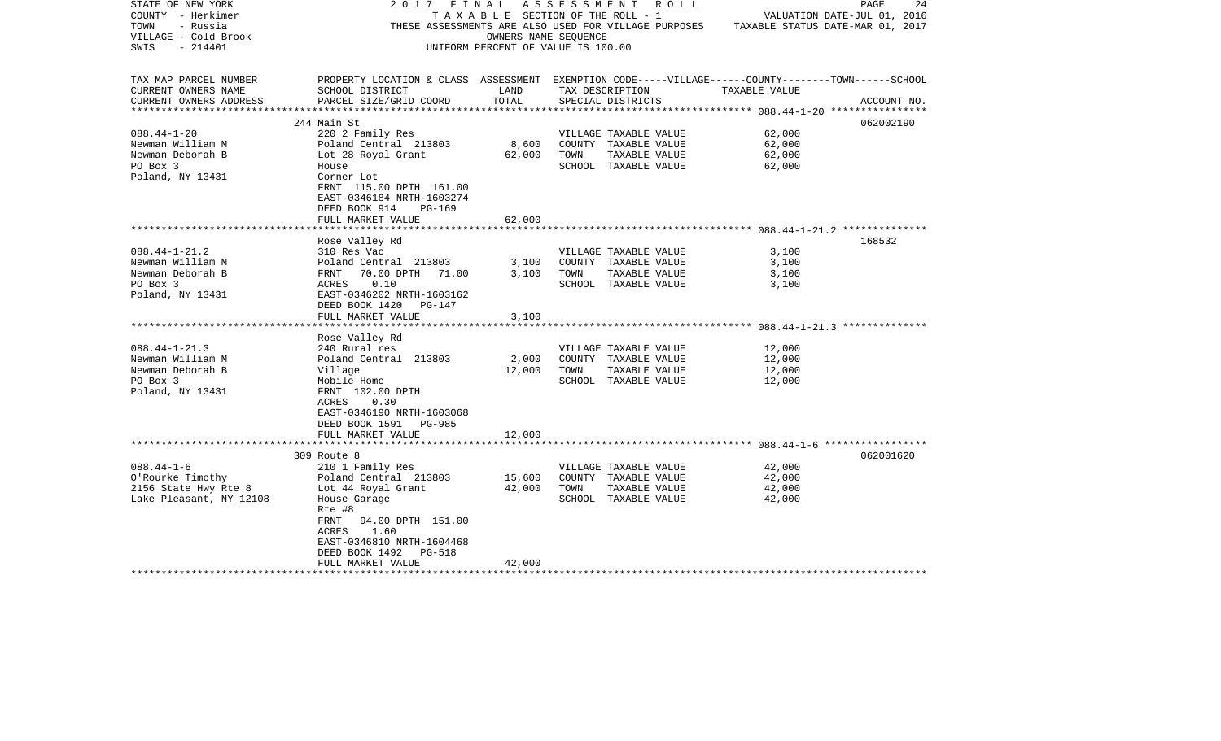STATE OF NEW YORK
COUNTY - Herkimer
TOWN - Russia
VILLAGE - Cold Brook
SWIS - 214401

2017 FINAL ASSESSMENT ROLL
TAXABLE SECTION OF THE ROLL - 1
THESE ASSESSMENTS ARE ALSO USED FOR VILLAGE PURPOSES
OWNERS NAME SEQUENCE
UNIFORM PERCENT OF VALUE IS 100.00

VALUATION DATE-JUL 01, 2016
TAXABLE STATUS DATE-MAR 01, 2017

| TAX MAP PARCEL NUMBER<br>CURRENT OWNERS NAME<br>CURRENT OWNERS ADDRESS | PROPERTY LOCATION & CLASS<br>SCHOOL DISTRICT<br>PARCEL SIZE/GRID COORD | ASSESSMENT<br>LAND<br>TOTAL | EXEMPTION CODE-----VILLAGE------COUNTY--------TOWN------SCHOOL<br>TAX DESCRIPTION<br>SPECIAL DISTRICTS | TAXABLE VALUE | ACCOUNT NO. |
|---|---|---|---|---|---|
| | 244 Main St | | | | 062002190 |
| 088.44-1-20 | 220 2 Family Res | | VILLAGE TAXABLE VALUE | 62,000 | |
| Newman William M | Poland Central 213803 | 8,600 | COUNTY TAXABLE VALUE | 62,000 | |
| Newman Deborah B | Lot 28 Royal Grant | 62,000 | TOWN TAXABLE VALUE | 62,000 | |
| PO Box 3 | House | | SCHOOL TAXABLE VALUE | 62,000 | |
| Poland, NY 13431 | Corner Lot | | | | |
| | FRNT 115.00 DPTH 161.00 | | | | |
| | EAST-0346184 NRTH-1603274 | | | | |
| | DEED BOOK 914 PG-169 | | | | |
| | FULL MARKET VALUE | 62,000 | | | |
| | Rose Valley Rd | | | | 168532 |
| 088.44-1-21.2 | 310 Res Vac | | VILLAGE TAXABLE VALUE | 3,100 | |
| Newman William M | Poland Central 213803 | 3,100 | COUNTY TAXABLE VALUE | 3,100 | |
| Newman Deborah B | FRNT 70.00 DPTH 71.00 | 3,100 | TOWN TAXABLE VALUE | 3,100 | |
| PO Box 3 | ACRES 0.10 | | SCHOOL TAXABLE VALUE | 3,100 | |
| Poland, NY 13431 | EAST-0346202 NRTH-1603162 | | | | |
| | DEED BOOK 1420 PG-147 | | | | |
| | FULL MARKET VALUE | 3,100 | | | |
| | Rose Valley Rd | | | | |
| 088.44-1-21.3 | 240 Rural res | | VILLAGE TAXABLE VALUE | 12,000 | |
| Newman William M | Poland Central 213803 | 2,000 | COUNTY TAXABLE VALUE | 12,000 | |
| Newman Deborah B | Village | 12,000 | TOWN TAXABLE VALUE | 12,000 | |
| PO Box 3 | Mobile Home | | SCHOOL TAXABLE VALUE | 12,000 | |
| Poland, NY 13431 | FRNT 102.00 DPTH | | | | |
| | ACRES 0.30 | | | | |
| | EAST-0346190 NRTH-1603068 | | | | |
| | DEED BOOK 1591 PG-985 | | | | |
| | FULL MARKET VALUE | 12,000 | | | |
| | 309 Route 8 | | | | 062001620 |
| 088.44-1-6 | 210 1 Family Res | | VILLAGE TAXABLE VALUE | 42,000 | |
| O'Rourke Timothy | Poland Central 213803 | 15,600 | COUNTY TAXABLE VALUE | 42,000 | |
| 2156 State Hwy Rte 8 | Lot 44 Royal Grant | 42,000 | TOWN TAXABLE VALUE | 42,000 | |
| Lake Pleasant, NY 12108 | House Garage | | SCHOOL TAXABLE VALUE | 42,000 | |
| | Rte #8 | | | | |
| | FRNT 94.00 DPTH 151.00 | | | | |
| | ACRES 1.60 | | | | |
| | EAST-0346810 NRTH-1604468 | | | | |
| | DEED BOOK 1492 PG-518 | | | | |
| | FULL MARKET VALUE | 42,000 | | | |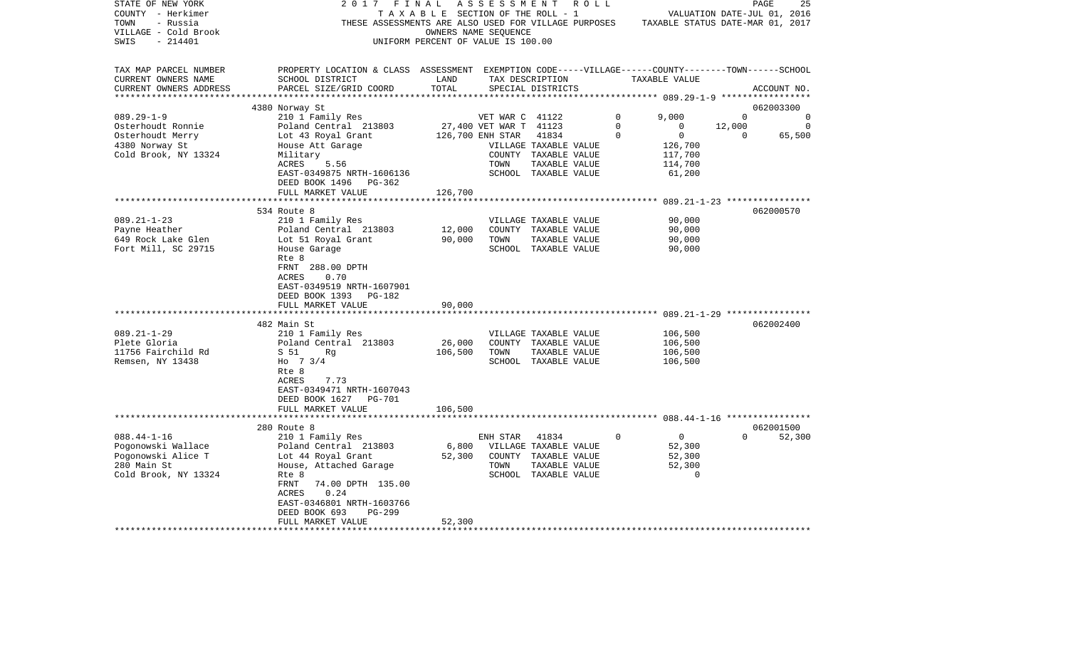STATE OF NEW YORK — 2017 FINAL ASSESSMENT ROLL
COUNTY - Herkimer — TAXABLE SECTION OF THE ROLL - 1 — VALUATION DATE-JUL 01, 2016
TOWN - Russia — THESE ASSESSMENTS ARE ALSO USED FOR VILLAGE PURPOSES — TAXABLE STATUS DATE-MAR 01, 2017
VILLAGE - Cold Brook — OWNERS NAME SEQUENCE
SWIS - 214401 — UNIFORM PERCENT OF VALUE IS 100.00

| TAX MAP PARCEL NUMBER / CURRENT OWNERS NAME / CURRENT OWNERS ADDRESS | PROPERTY LOCATION & CLASS / SCHOOL DISTRICT / PARCEL SIZE/GRID COORD | ASSESSMENT LAND | TOTAL | EXEMPTION CODE / TAX DESCRIPTION / SPECIAL DISTRICTS | VILLAGE | COUNTY | TOWN | SCHOOL / ACCOUNT NO. |
|---|---|---|---|---|---|---|---|---|
| | 4380 Norway St | | | | | | | 062003300 |
| 089.29-1-9 | 210 1 Family Res | | | VET WAR C 41122 | 0 | 9,000 | 0 | 0 |
| Osterhoudt Ronnie | Poland Central 213803 | 27,400 | | VET WAR T 41123 | 0 | 0 | 12,000 | 0 |
| Osterhoudt Merry | Lot 43 Royal Grant | | 126,700 | ENH STAR 41834 | 0 | 0 | 0 | 65,500 |
| 4380 Norway St | House Att Garage | | | VILLAGE TAXABLE VALUE | | 126,700 | | |
| Cold Brook, NY 13324 | Military | | | COUNTY TAXABLE VALUE | | 117,700 | | |
| | ACRES 5.56 | | | TOWN TAXABLE VALUE | | 114,700 | | |
| | EAST-0349875 NRTH-1606136 | | | SCHOOL TAXABLE VALUE | | 61,200 | | |
| | DEED BOOK 1496 PG-362 | | | | | | | |
| | FULL MARKET VALUE | | 126,700 | | | | | |
| | 534 Route 8 | | | | | | | 062000570 |
| 089.21-1-23 | 210 1 Family Res | | | VILLAGE TAXABLE VALUE | | 90,000 | | |
| Payne Heather | Poland Central 213803 | 12,000 | | COUNTY TAXABLE VALUE | | 90,000 | | |
| 649 Rock Lake Glen | Lot 51 Royal Grant | | 90,000 | TOWN TAXABLE VALUE | | 90,000 | | |
| Fort Mill, SC 29715 | House Garage | | | SCHOOL TAXABLE VALUE | | 90,000 | | |
| | Rte 8 | | | | | | | |
| | FRNT 288.00 DPTH | | | | | | | |
| | ACRES 0.70 | | | | | | | |
| | EAST-0349519 NRTH-1607901 | | | | | | | |
| | DEED BOOK 1393 PG-182 | | | | | | | |
| | FULL MARKET VALUE | | 90,000 | | | | | |
| | 482 Main St | | | | | | | 062002400 |
| 089.21-1-29 | 210 1 Family Res | | | VILLAGE TAXABLE VALUE | | 106,500 | | |
| Plete Gloria | Poland Central 213803 | 26,000 | | COUNTY TAXABLE VALUE | | 106,500 | | |
| 11756 Fairchild Rd | S 51 Rg | | 106,500 | TOWN TAXABLE VALUE | | 106,500 | | |
| Remsen, NY 13438 | Ho 7 3/4 | | | SCHOOL TAXABLE VALUE | | 106,500 | | |
| | Rte 8 | | | | | | | |
| | ACRES 7.73 | | | | | | | |
| | EAST-0349471 NRTH-1607043 | | | | | | | |
| | DEED BOOK 1627 PG-701 | | | | | | | |
| | FULL MARKET VALUE | | 106,500 | | | | | |
| | 280 Route 8 | | | | | | | 062001500 |
| 088.44-1-16 | 210 1 Family Res | | | ENH STAR 41834 | 0 | 0 | 0 | 52,300 |
| Pogonowski Wallace | Poland Central 213803 | 6,800 | | VILLAGE TAXABLE VALUE | | 52,300 | | |
| Pogonowski Alice T | Lot 44 Royal Grant | | 52,300 | COUNTY TAXABLE VALUE | | 52,300 | | |
| 280 Main St | House, Attached Garage | | | TOWN TAXABLE VALUE | | 52,300 | | |
| Cold Brook, NY 13324 | Rte 8 | | | SCHOOL TAXABLE VALUE | | 0 | | |
| | FRNT 74.00 DPTH 135.00 | | | | | | | |
| | ACRES 0.24 | | | | | | | |
| | EAST-0346801 NRTH-1603766 | | | | | | | |
| | DEED BOOK 693 PG-299 | | | | | | | |
| | FULL MARKET VALUE | | 52,300 | | | | | |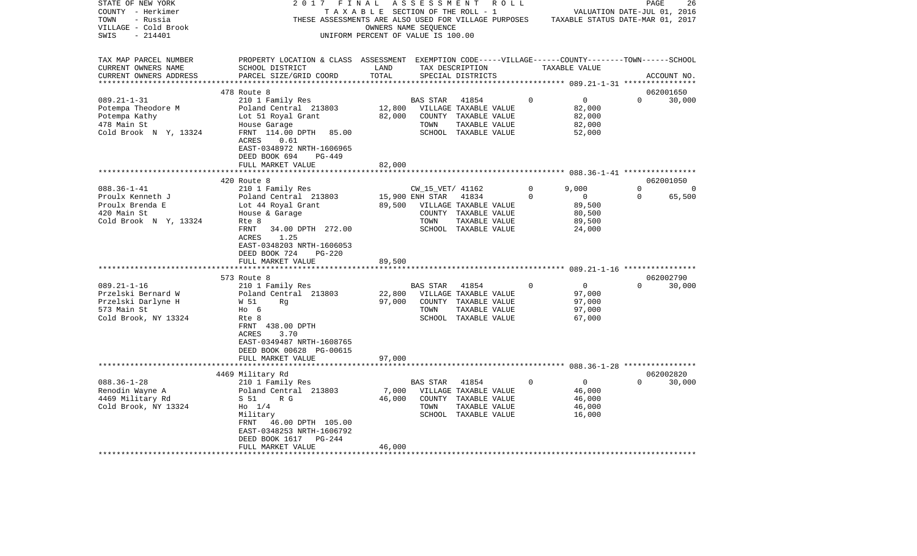STATE OF NEW YORK — 2017 FINAL ASSESSMENT ROLL — PAGE 26
COUNTY - Herkimer — TAXABLE SECTION OF THE ROLL - 1 — VALUATION DATE-JUL 01, 2016
TOWN - Russia — THESE ASSESSMENTS ARE ALSO USED FOR VILLAGE PURPOSES — TAXABLE STATUS DATE-MAR 01, 2017
VILLAGE - Cold Brook — OWNERS NAME SEQUENCE
SWIS - 214401 — UNIFORM PERCENT OF VALUE IS 100.00

| TAX MAP PARCEL NUMBER / CURRENT OWNERS NAME / CURRENT OWNERS ADDRESS | PROPERTY LOCATION & CLASS / SCHOOL DISTRICT / PARCEL SIZE/GRID COORD | ASSESSMENT LAND / TOTAL | EXEMPTION CODE / TAX DESCRIPTION / SPECIAL DISTRICTS | VILLAGE | COUNTY TAXABLE VALUE | TOWN | SCHOOL / ACCOUNT NO. |
|---|---|---|---|---|---|---|---|
| **089.21-1-31** | 478 Route 8 | | | | | | 062001650 |
| Potempa Theodore M | 210 1 Family Res | | BAS STAR 41854 | 0 | 0 | 0 | 30,000 |
| Potempa Kathy | Poland Central 213803 | 12,800 | VILLAGE TAXABLE VALUE | | 82,000 | | |
| 478 Main St | Lot 51 Royal Grant | 82,000 | COUNTY TAXABLE VALUE | | 82,000 | | |
| Cold Brook N Y, 13324 | House Garage | | TOWN TAXABLE VALUE | | 82,000 | | |
| | FRNT 114.00 DPTH 85.00 | | SCHOOL TAXABLE VALUE | | 52,000 | | |
| | ACRES 0.61 | | | | | | |
| | EAST-0348972 NRTH-1606965 | | | | | | |
| | DEED BOOK 694 PG-449 | | | | | | |
| | FULL MARKET VALUE | 82,000 | | | | | |
| **088.36-1-41** | 420 Route 8 | | | | | | 062001050 |
| Proulx Kenneth J | 210 1 Family Res | | CW_15_VET/ 41162 | 0 | 9,000 | 0 | 0 |
| Proulx Brenda E | Poland Central 213803 | 15,900 | ENH STAR 41834 | 0 | 0 | 0 | 65,500 |
| 420 Main St | Lot 44 Royal Grant | 89,500 | VILLAGE TAXABLE VALUE | | 89,500 | | |
| Cold Brook N Y, 13324 | House & Garage | | COUNTY TAXABLE VALUE | | 80,500 | | |
| | Rte 8 | | TOWN TAXABLE VALUE | | 89,500 | | |
| | FRNT 34.00 DPTH 272.00 | | SCHOOL TAXABLE VALUE | | 24,000 | | |
| | ACRES 1.25 | | | | | | |
| | EAST-0348203 NRTH-1606053 | | | | | | |
| | DEED BOOK 724 PG-220 | | | | | | |
| | FULL MARKET VALUE | 89,500 | | | | | |
| **089.21-1-16** | 573 Route 8 | | | | | | 062002790 |
| Przelski Bernard W | 210 1 Family Res | | BAS STAR 41854 | 0 | 0 | 0 | 30,000 |
| Przelski Darlyne H | Poland Central 213803 | 22,800 | VILLAGE TAXABLE VALUE | | 97,000 | | |
| 573 Main St | W 51 Rg | 97,000 | COUNTY TAXABLE VALUE | | 97,000 | | |
| Cold Brook, NY 13324 | Ho 6 | | TOWN TAXABLE VALUE | | 97,000 | | |
| | Rte 8 | | SCHOOL TAXABLE VALUE | | 67,000 | | |
| | FRNT 438.00 DPTH | | | | | | |
| | ACRES 3.70 | | | | | | |
| | EAST-0349487 NRTH-1608765 | | | | | | |
| | DEED BOOK 00628 PG-00615 | | | | | | |
| | FULL MARKET VALUE | 97,000 | | | | | |
| **088.36-1-28** | 4469 Military Rd | | | | | | 062002820 |
| Renodin Wayne A | 210 1 Family Res | | BAS STAR 41854 | 0 | 0 | 0 | 30,000 |
| 4469 Military Rd | Poland Central 213803 | 7,000 | VILLAGE TAXABLE VALUE | | 46,000 | | |
| Cold Brook, NY 13324 | S 51 R G | 46,000 | COUNTY TAXABLE VALUE | | 46,000 | | |
| | Ho 1/4 | | TOWN TAXABLE VALUE | | 46,000 | | |
| | Military | | SCHOOL TAXABLE VALUE | | 16,000 | | |
| | FRNT 46.00 DPTH 105.00 | | | | | | |
| | EAST-0348253 NRTH-1606792 | | | | | | |
| | DEED BOOK 1617 PG-244 | | | | | | |
| | FULL MARKET VALUE | 46,000 | | | | | |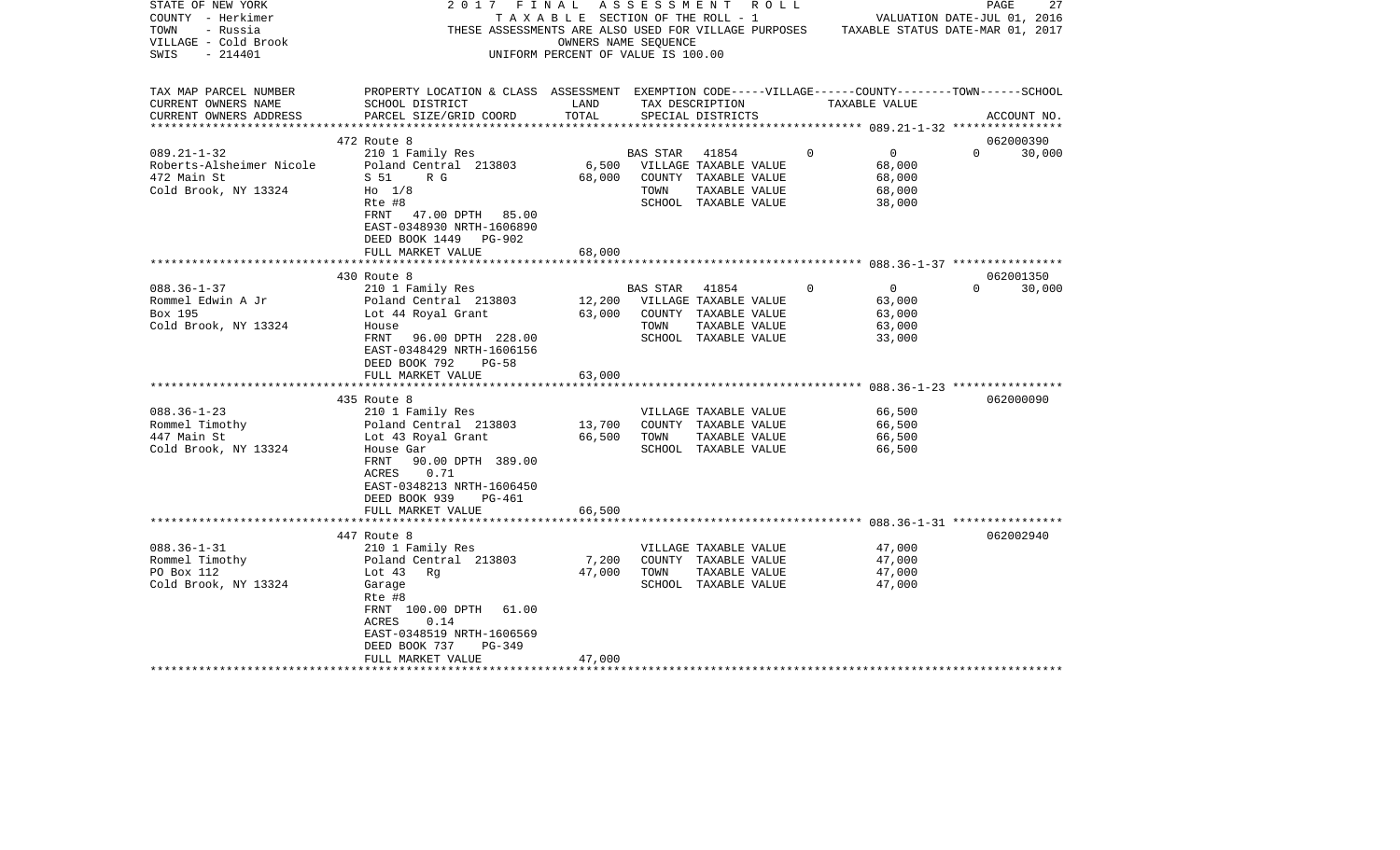STATE OF NEW YORK 2017 FINAL ASSESSMENT ROLL
COUNTY - Herkimer TAXABLE SECTION OF THE ROLL - 1 VALUATION DATE-JUL 01, 2016
TOWN - Russia THESE ASSESSMENTS ARE ALSO USED FOR VILLAGE PURPOSES TAXABLE STATUS DATE-MAR 01, 2017
VILLAGE - Cold Brook OWNERS NAME SEQUENCE
SWIS - 214401 UNIFORM PERCENT OF VALUE IS 100.00

| TAX MAP PARCEL NUMBER / CURRENT OWNERS NAME / CURRENT OWNERS ADDRESS | PROPERTY LOCATION & CLASS / SCHOOL DISTRICT / PARCEL SIZE/GRID COORD | ASSESSMENT LAND | TOTAL | EXEMPTION CODE / TAX DESCRIPTION / SPECIAL DISTRICTS | VILLAGE | COUNTY | TOWN | SCHOOL | ACCOUNT NO. |
|---|---|---|---|---|---|---|---|---|---|
| **089.21-1-32** | 472 Route 8 | | | | | | | | 062000390 |
| | 210 1 Family Res | | | BAS STAR 41854 | 0 | 0 | 0 | 30,000 | |
| Roberts-Alsheimer Nicole | Poland Central 213803 | 6,500 | | VILLAGE TAXABLE VALUE | | 68,000 | | | |
| 472 Main St | S 51 R G | | 68,000 | COUNTY TAXABLE VALUE | | 68,000 | | | |
| Cold Brook, NY 13324 | Ho 1/8 | | | TOWN TAXABLE VALUE | | 68,000 | | | |
| | Rte #8 | | | SCHOOL TAXABLE VALUE | | 38,000 | | | |
| | FRNT 47.00 DPTH 85.00 | | | | | | | | |
| | EAST-0348930 NRTH-1606890 | | | | | | | | |
| | DEED BOOK 1449 PG-902 | | | | | | | | |
| | FULL MARKET VALUE | | 68,000 | | | | | | |
| **088.36-1-37** | 430 Route 8 | | | | | | | | 062001350 |
| | 210 1 Family Res | | | BAS STAR 41854 | 0 | 0 | 0 | 30,000 | |
| Rommel Edwin A Jr | Poland Central 213803 | 12,200 | | VILLAGE TAXABLE VALUE | | 63,000 | | | |
| Box 195 | Lot 44 Royal Grant | | 63,000 | COUNTY TAXABLE VALUE | | 63,000 | | | |
| Cold Brook, NY 13324 | House | | | TOWN TAXABLE VALUE | | 63,000 | | | |
| | FRNT 96.00 DPTH 228.00 | | | SCHOOL TAXABLE VALUE | | 33,000 | | | |
| | EAST-0348429 NRTH-1606156 | | | | | | | | |
| | DEED BOOK 792 PG-58 | | | | | | | | |
| | FULL MARKET VALUE | | 63,000 | | | | | | |
| **088.36-1-23** | 435 Route 8 | | | | | | | | 062000090 |
| | 210 1 Family Res | | | VILLAGE TAXABLE VALUE | | 66,500 | | | |
| Rommel Timothy | Poland Central 213803 | 13,700 | | COUNTY TAXABLE VALUE | | 66,500 | | | |
| 447 Main St | Lot 43 Royal Grant | | 66,500 | TOWN TAXABLE VALUE | | 66,500 | | | |
| Cold Brook, NY 13324 | House Gar | | | SCHOOL TAXABLE VALUE | | 66,500 | | | |
| | FRNT 90.00 DPTH 389.00 | | | | | | | | |
| | ACRES 0.71 | | | | | | | | |
| | EAST-0348213 NRTH-1606450 | | | | | | | | |
| | DEED BOOK 939 PG-461 | | | | | | | | |
| | FULL MARKET VALUE | | 66,500 | | | | | | |
| **088.36-1-31** | 447 Route 8 | | | | | | | | 062002940 |
| | 210 1 Family Res | | | VILLAGE TAXABLE VALUE | | 47,000 | | | |
| Rommel Timothy | Poland Central 213803 | 7,200 | | COUNTY TAXABLE VALUE | | 47,000 | | | |
| PO Box 112 | Lot 43 Rg | | 47,000 | TOWN TAXABLE VALUE | | 47,000 | | | |
| Cold Brook, NY 13324 | Garage | | | SCHOOL TAXABLE VALUE | | 47,000 | | | |
| | Rte #8 | | | | | | | | |
| | FRNT 100.00 DPTH 61.00 | | | | | | | | |
| | ACRES 0.14 | | | | | | | | |
| | EAST-0348519 NRTH-1606569 | | | | | | | | |
| | DEED BOOK 737 PG-349 | | | | | | | | |
| | FULL MARKET VALUE | | 47,000 | | | | | | |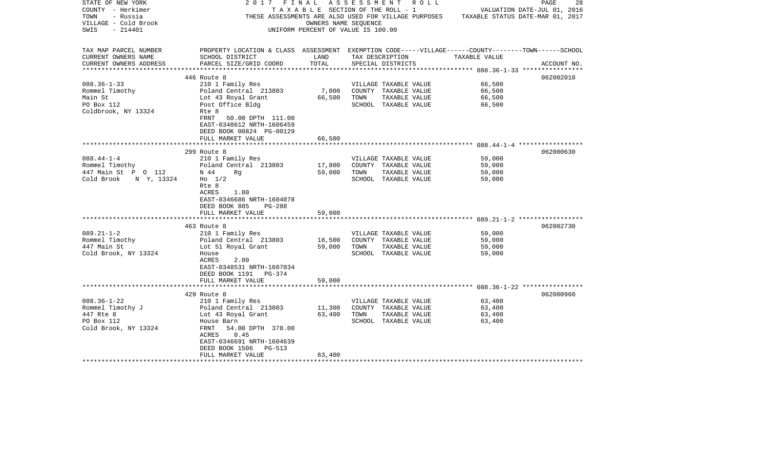STATE OF NEW YORK
COUNTY - Herkimer
TOWN - Russia
VILLAGE - Cold Brook
SWIS - 214401

2017 FINAL ASSESSMENT ROLL
TAXABLE SECTION OF THE ROLL - 1
THESE ASSESSMENTS ARE ALSO USED FOR VILLAGE PURPOSES
OWNERS NAME SEQUENCE
UNIFORM PERCENT OF VALUE IS 100.00

VALUATION DATE-JUL 01, 2016
TAXABLE STATUS DATE-MAR 01, 2017

| TAX MAP PARCEL NUMBER / CURRENT OWNERS NAME / CURRENT OWNERS ADDRESS | PROPERTY LOCATION & CLASS / SCHOOL DISTRICT / PARCEL SIZE/GRID COORD | ASSESSMENT LAND | TOTAL | EXEMPTION CODE / TAX DESCRIPTION / SPECIAL DISTRICTS | TAXABLE VALUE | ACCOUNT NO. |
|---|---|---|---|---|---|---|
| | 446 Route 8 | | | | | 062002010 |
| 088.36-1-33 | 210 1 Family Res | | | VILLAGE TAXABLE VALUE | 66,500 | |
| Rommel Timothy | Poland Central 213803 | 7,000 | | COUNTY TAXABLE VALUE | 66,500 | |
| Main St | Lot 43 Royal Grant | | 66,500 | TOWN TAXABLE VALUE | 66,500 | |
| PO Box 112 | Post Office Bldg | | | SCHOOL TAXABLE VALUE | 66,500 | |
| Coldbrook, NY 13324 | Rte 8 | | | | | |
| | FRNT 50.00 DPTH 111.00 | | | | | |
| | EAST-0348612 NRTH-1606459 | | | | | |
| | DEED BOOK 00824 PG-00129 | | | | | |
| | FULL MARKET VALUE | | 66,500 | | | |
| | 299 Route 8 | | | | | 062000630 |
| 088.44-1-4 | 210 1 Family Res | | | VILLAGE TAXABLE VALUE | 59,000 | |
| Rommel Timothy | Poland Central 213803 | 17,800 | | COUNTY TAXABLE VALUE | 59,000 | |
| 447 Main St P O 112 | N 44 Rg | | 59,000 | TOWN TAXABLE VALUE | 59,000 | |
| Cold Brook N Y, 13324 | Ho 1/2 | | | SCHOOL TAXABLE VALUE | 59,000 | |
| | Rte 8 | | | | | |
| | ACRES 1.80 | | | | | |
| | EAST-0346686 NRTH-1604078 | | | | | |
| | DEED BOOK 885 PG-288 | | | | | |
| | FULL MARKET VALUE | | 59,000 | | | |
| | 463 Route 8 | | | | | 062002730 |
| 089.21-1-2 | 210 1 Family Res | | | VILLAGE TAXABLE VALUE | 59,000 | |
| Rommel Timothy | Poland Central 213803 | 18,500 | | COUNTY TAXABLE VALUE | 59,000 | |
| 447 Main St | Lot 51 Royal Grant | | 59,000 | TOWN TAXABLE VALUE | 59,000 | |
| Cold Brook, NY 13324 | House | | | SCHOOL TAXABLE VALUE | 59,000 | |
| | ACRES 2.00 | | | | | |
| | EAST-0348531 NRTH-1607034 | | | | | |
| | DEED BOOK 1191 PG-374 | | | | | |
| | FULL MARKET VALUE | | 59,000 | | | |
| | 429 Route 8 | | | | | 062000960 |
| 088.36-1-22 | 210 1 Family Res | | | VILLAGE TAXABLE VALUE | 63,400 | |
| Rommel Timothy J | Poland Central 213803 | 11,300 | | COUNTY TAXABLE VALUE | 63,400 | |
| 447 Rte 8 | Lot 43 Royal Grant | | 63,400 | TOWN TAXABLE VALUE | 63,400 | |
| PO Box 112 | House Barn | | | SCHOOL TAXABLE VALUE | 63,400 | |
| Cold Brook, NY 13324 | FRNT 54.00 DPTH 378.00 | | | | | |
| | ACRES 0.45 | | | | | |
| | EAST-0346691 NRTH-1604639 | | | | | |
| | DEED BOOK 1506 PG-513 | | | | | |
| | FULL MARKET VALUE | | 63,400 | | | |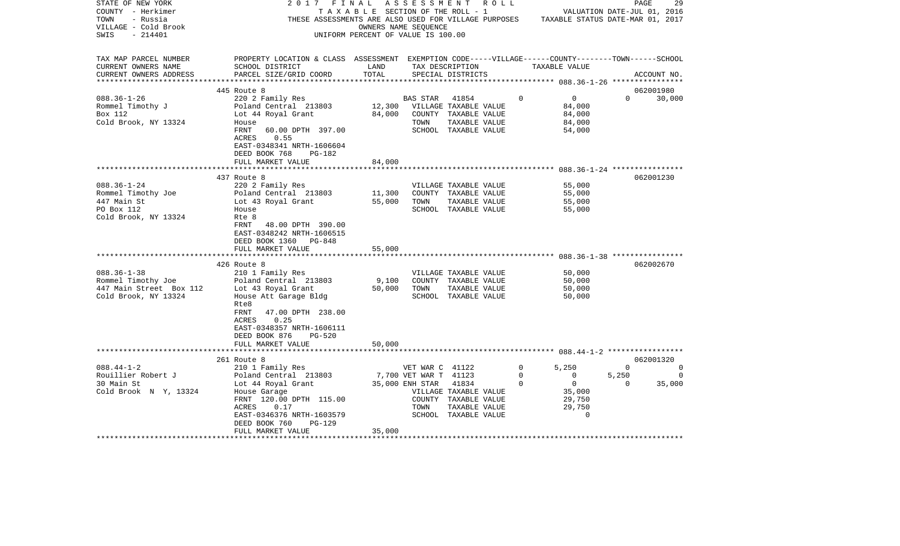STATE OF NEW YORK — 2017 FINAL ASSESSMENT ROLL
COUNTY - Herkimer — TAXABLE SECTION OF THE ROLL - 1 — VALUATION DATE-JUL 01, 2016
TOWN - Russia — THESE ASSESSMENTS ARE ALSO USED FOR VILLAGE PURPOSES — TAXABLE STATUS DATE-MAR 01, 2017
VILLAGE - Cold Brook — OWNERS NAME SEQUENCE
SWIS - 214401 — UNIFORM PERCENT OF VALUE IS 100.00

| TAX MAP PARCEL NUMBER / CURRENT OWNERS NAME / CURRENT OWNERS ADDRESS | PROPERTY LOCATION & CLASS / SCHOOL DISTRICT / PARCEL SIZE/GRID COORD | ASSESSMENT LAND | ASSESSMENT TOTAL | EXEMPTION CODE / TAX DESCRIPTION / SPECIAL DISTRICTS | VILLAGE | COUNTY | TOWN | SCHOOL | ACCOUNT NO. |
|---|---|---|---|---|---|---|---|---|---|
| **088.36-1-26** | 445 Route 8 | | | | | | | | 062001980 |
| Rommel Timothy J | 220 2 Family Res | | | BAS STAR 41854 | 0 | 0 | 0 | 30,000 | |
| Box 112 | Poland Central 213803 | 12,300 | | VILLAGE TAXABLE VALUE | 84,000 | | | | |
| Cold Brook, NY 13324 | Lot 44 Royal Grant | | 84,000 | COUNTY TAXABLE VALUE | | 84,000 | | | |
| | House | | | TOWN TAXABLE VALUE | | | 84,000 | | |
| | FRNT 60.00 DPTH 397.00 | | | SCHOOL TAXABLE VALUE | | | | 54,000 | |
| | ACRES 0.55 | | | | | | | | |
| | EAST-0348341 NRTH-1606604 | | | | | | | | |
| | DEED BOOK 768 PG-182 | | | | | | | | |
| | FULL MARKET VALUE | | 84,000 | | | | | | |
| **088.36-1-24** | 437 Route 8 | | | | | | | | 062001230 |
| Rommel Timothy Joe | 220 2 Family Res | | | VILLAGE TAXABLE VALUE | 55,000 | | | | |
| 447 Main St | Poland Central 213803 | 11,300 | | COUNTY TAXABLE VALUE | | 55,000 | | | |
| PO Box 112 | Lot 43 Royal Grant | | 55,000 | TOWN TAXABLE VALUE | | | 55,000 | | |
| Cold Brook, NY 13324 | House | | | SCHOOL TAXABLE VALUE | | | | 55,000 | |
| | Rte 8 | | | | | | | | |
| | FRNT 48.00 DPTH 390.00 | | | | | | | | |
| | EAST-0348242 NRTH-1606515 | | | | | | | | |
| | DEED BOOK 1360 PG-848 | | | | | | | | |
| | FULL MARKET VALUE | | 55,000 | | | | | | |
| **088.36-1-38** | 426 Route 8 | | | | | | | | 062002670 |
| Rommel Timothy Joe | 210 1 Family Res | | | VILLAGE TAXABLE VALUE | 50,000 | | | | |
| 447 Main Street Box 112 | Poland Central 213803 | 9,100 | | COUNTY TAXABLE VALUE | | 50,000 | | | |
| Cold Brook, NY 13324 | Lot 43 Royal Grant | | 50,000 | TOWN TAXABLE VALUE | | | 50,000 | | |
| | House Att Garage Bldg | | | SCHOOL TAXABLE VALUE | | | | 50,000 | |
| | Rte8 | | | | | | | | |
| | FRNT 47.00 DPTH 238.00 | | | | | | | | |
| | ACRES 0.25 | | | | | | | | |
| | EAST-0348357 NRTH-1606111 | | | | | | | | |
| | DEED BOOK 876 PG-520 | | | | | | | | |
| | FULL MARKET VALUE | | 50,000 | | | | | | |
| **088.44-1-2** | 261 Route 8 | | | | | | | | 062001320 |
| Rouillier Robert J | 210 1 Family Res | | | VET WAR C 41122 | 0 | 5,250 | 0 | 0 | |
| 30 Main St | Poland Central 213803 | 7,700 | | VET WAR T 41123 | 0 | 0 | 5,250 | 0 | |
| Cold Brook N Y, 13324 | Lot 44 Royal Grant | | 35,000 | ENH STAR 41834 | 0 | 0 | 0 | 35,000 | |
| | House Garage | | | VILLAGE TAXABLE VALUE | 35,000 | | | | |
| | FRNT 120.00 DPTH 115.00 | | | COUNTY TAXABLE VALUE | | 29,750 | | | |
| | ACRES 0.17 | | | TOWN TAXABLE VALUE | | | 29,750 | | |
| | EAST-0346376 NRTH-1603579 | | | SCHOOL TAXABLE VALUE | | | | 0 | |
| | DEED BOOK 760 PG-129 | | | | | | | | |
| | FULL MARKET VALUE | | 35,000 | | | | | | |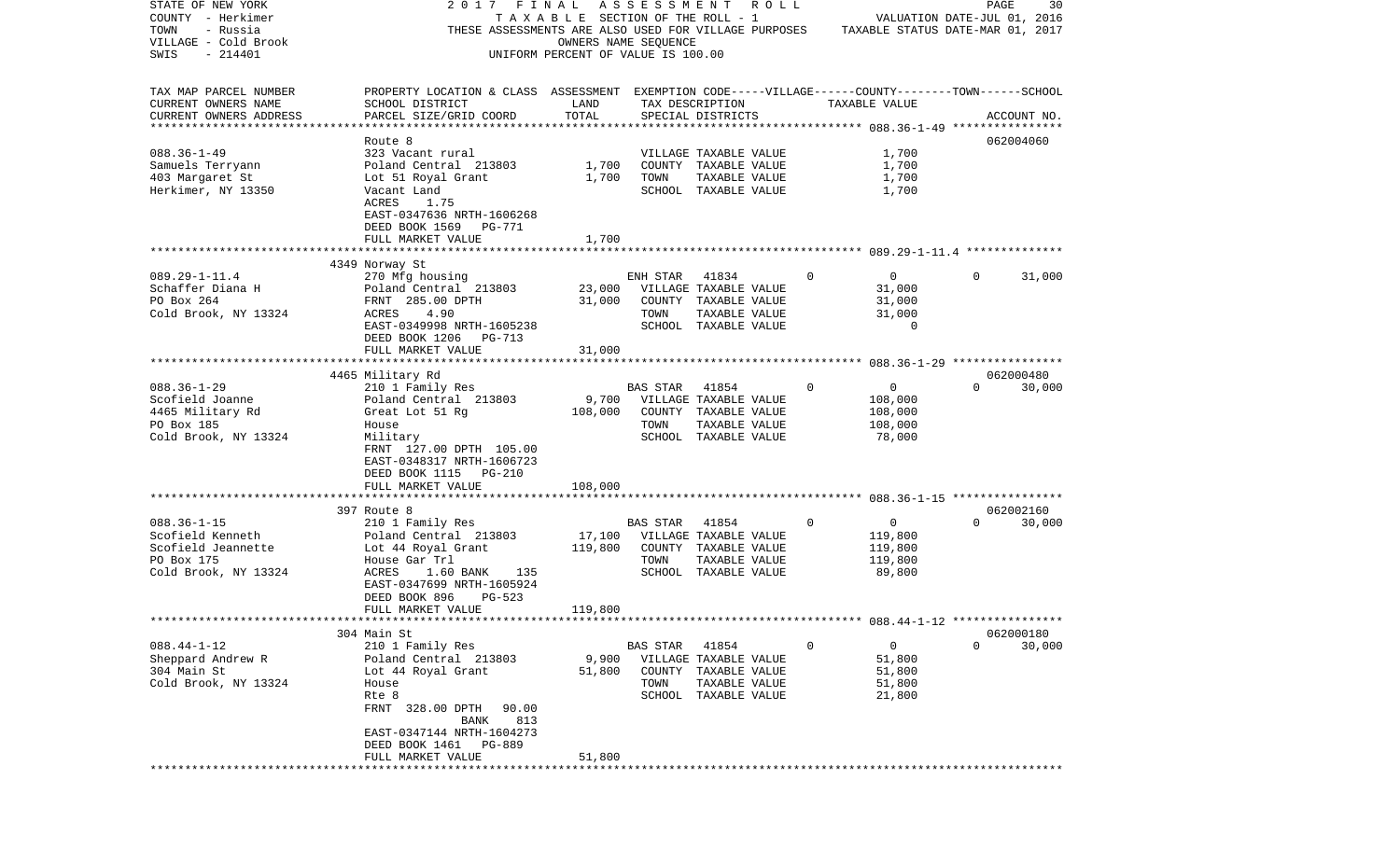STATE OF NEW YORK — 2017 FINAL ASSESSMENT ROLL
COUNTY - Herkimer — TAXABLE SECTION OF THE ROLL - 1 — VALUATION DATE-JUL 01, 2016
TOWN - Russia — THESE ASSESSMENTS ARE ALSO USED FOR VILLAGE PURPOSES — TAXABLE STATUS DATE-MAR 01, 2017
VILLAGE - Cold Brook — OWNERS NAME SEQUENCE
SWIS - 214401 — UNIFORM PERCENT OF VALUE IS 100.00

| TAX MAP PARCEL NUMBER / CURRENT OWNERS NAME / CURRENT OWNERS ADDRESS | PROPERTY LOCATION & CLASS / SCHOOL DISTRICT / PARCEL SIZE/GRID COORD | ASSESSMENT LAND | TOTAL | EXEMPTION CODE / TAX DESCRIPTION / SPECIAL DISTRICTS | VILLAGE | COUNTY | TOWN | SCHOOL / TAXABLE VALUE | ACCOUNT NO. |
|---|---|---|---|---|---|---|---|---|---|
| **088.36-1-49** | Route 8 | | | | | | | | 062004060 |
| 088.36-1-49 | 323 Vacant rural | | | VILLAGE TAXABLE VALUE | | | | 1,700 | |
| Samuels Terryann | Poland Central 213803 | 1,700 | | COUNTY TAXABLE VALUE | | | | 1,700 | |
| 403 Margaret St | Lot 51 Royal Grant | | 1,700 | TOWN TAXABLE VALUE | | | | 1,700 | |
| Herkimer, NY 13350 | Vacant Land | | | SCHOOL TAXABLE VALUE | | | | 1,700 | |
| | ACRES 1.75 | | | | | | | | |
| | EAST-0347636 NRTH-1606268 | | | | | | | | |
| | DEED BOOK 1569 PG-771 | | | | | | | | |
| | FULL MARKET VALUE | | 1,700 | | | | | | |
| **089.29-1-11.4** | 4349 Norway St | | | | | | | | |
| 089.29-1-11.4 | 270 Mfg housing | | | ENH STAR 41834 | 0 | 0 | 0 | 31,000 | |
| Schaffer Diana H | Poland Central 213803 | 23,000 | | VILLAGE TAXABLE VALUE | | | | 31,000 | |
| PO Box 264 | FRNT 285.00 DPTH | | 31,000 | COUNTY TAXABLE VALUE | | | | 31,000 | |
| Cold Brook, NY 13324 | ACRES 4.90 | | | TOWN TAXABLE VALUE | | | | 31,000 | |
| | EAST-0349998 NRTH-1605238 | | | SCHOOL TAXABLE VALUE | | | | 0 | |
| | DEED BOOK 1206 PG-713 | | | | | | | | |
| | FULL MARKET VALUE | | 31,000 | | | | | | |
| **088.36-1-29** | 4465 Military Rd | | | | | | | | 062000480 |
| 088.36-1-29 | 210 1 Family Res | | | BAS STAR 41854 | 0 | 0 | 0 | 30,000 | |
| Scofield Joanne | Poland Central 213803 | 9,700 | | VILLAGE TAXABLE VALUE | | | | 108,000 | |
| 4465 Military Rd | Great Lot 51 Rg | | 108,000 | COUNTY TAXABLE VALUE | | | | 108,000 | |
| PO Box 185 | House | | | TOWN TAXABLE VALUE | | | | 108,000 | |
| Cold Brook, NY 13324 | Military | | | SCHOOL TAXABLE VALUE | | | | 78,000 | |
| | FRNT 127.00 DPTH 105.00 | | | | | | | | |
| | EAST-0348317 NRTH-1606723 | | | | | | | | |
| | DEED BOOK 1115 PG-210 | | | | | | | | |
| | FULL MARKET VALUE | | 108,000 | | | | | | |
| **088.36-1-15** | 397 Route 8 | | | | | | | | 062002160 |
| 088.36-1-15 | 210 1 Family Res | | | BAS STAR 41854 | 0 | 0 | 0 | 30,000 | |
| Scofield Kenneth | Poland Central 213803 | 17,100 | | VILLAGE TAXABLE VALUE | | | | 119,800 | |
| Scofield Jeannette | Lot 44 Royal Grant | | 119,800 | COUNTY TAXABLE VALUE | | | | 119,800 | |
| PO Box 175 | House Gar Trl | | | TOWN TAXABLE VALUE | | | | 119,800 | |
| Cold Brook, NY 13324 | ACRES 1.60 BANK 135 | | | SCHOOL TAXABLE VALUE | | | | 89,800 | |
| | EAST-0347699 NRTH-1605924 | | | | | | | | |
| | DEED BOOK 896 PG-523 | | | | | | | | |
| | FULL MARKET VALUE | | 119,800 | | | | | | |
| **088.44-1-12** | 304 Main St | | | | | | | | 062000180 |
| 088.44-1-12 | 210 1 Family Res | | | BAS STAR 41854 | 0 | 0 | 0 | 30,000 | |
| Sheppard Andrew R | Poland Central 213803 | 9,900 | | VILLAGE TAXABLE VALUE | | | | 51,800 | |
| 304 Main St | Lot 44 Royal Grant | | 51,800 | COUNTY TAXABLE VALUE | | | | 51,800 | |
| Cold Brook, NY 13324 | House | | | TOWN TAXABLE VALUE | | | | 51,800 | |
| | Rte 8 | | | SCHOOL TAXABLE VALUE | | | | 21,800 | |
| | FRNT 328.00 DPTH 90.00 | | | | | | | | |
| | BANK 813 | | | | | | | | |
| | EAST-0347144 NRTH-1604273 | | | | | | | | |
| | DEED BOOK 1461 PG-889 | | | | | | | | |
| | FULL MARKET VALUE | | 51,800 | | | | | | |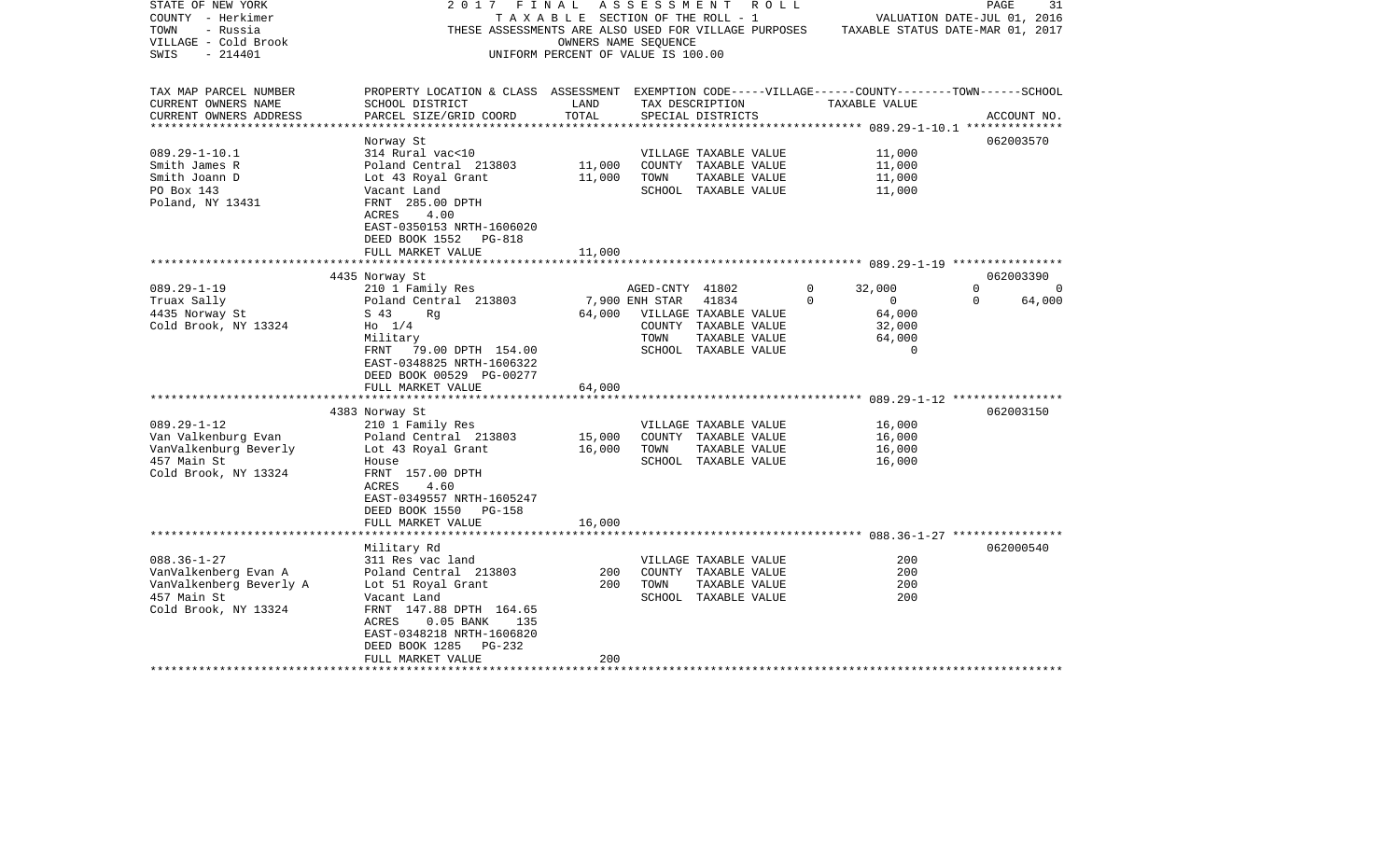STATE OF NEW YORK
COUNTY - Herkimer
TOWN - Russia
VILLAGE - Cold Brook
SWIS - 214401

2017 FINAL ASSESSMENT ROLL
TAXABLE SECTION OF THE ROLL - 1
THESE ASSESSMENTS ARE ALSO USED FOR VILLAGE PURPOSES
OWNERS NAME SEQUENCE
UNIFORM PERCENT OF VALUE IS 100.00

VALUATION DATE-JUL 01, 2016
TAXABLE STATUS DATE-MAR 01, 2017

| TAX MAP PARCEL NUMBER<br>CURRENT OWNERS NAME<br>CURRENT OWNERS ADDRESS | PROPERTY LOCATION & CLASS<br>SCHOOL DISTRICT<br>PARCEL SIZE/GRID COORD | ASSESSMENT<br>LAND<br>TOTAL | EXEMPTION CODE-----VILLAGE------COUNTY--------TOWN------SCHOOL<br>TAX DESCRIPTION<br>SPECIAL DISTRICTS | TAXABLE VALUE | ACCOUNT NO. |
|---|---|---|---|---|---|
| **089.29-1-10.1** | Norway St | | | | 062003570 |
| 089.29-1-10.1 | 314 Rural vac<10 | | VILLAGE TAXABLE VALUE | 11,000 | |
| Smith James R | Poland Central 213803 | 11,000 | COUNTY TAXABLE VALUE | 11,000 | |
| Smith Joann D | Lot 43 Royal Grant | 11,000 | TOWN TAXABLE VALUE | 11,000 | |
| PO Box 143 | Vacant Land | | SCHOOL TAXABLE VALUE | 11,000 | |
| Poland, NY 13431 | FRNT 285.00 DPTH | | | | |
| | ACRES 4.00 | | | | |
| | EAST-0350153 NRTH-1606020 | | | | |
| | DEED BOOK 1552 PG-818 | | | | |
| | FULL MARKET VALUE | 11,000 | | | |
| **089.29-1-19** | 4435 Norway St | | | | 062003390 |
| 089.29-1-19 | 210 1 Family Res | | AGED-CNTY 41802 0 | 32,000 0 | 0 |
| Truax Sally | Poland Central 213803 | 7,900 | ENH STAR 41834 0 | 0 0 | 64,000 |
| 4435 Norway St | S 43 Rg | 64,000 | VILLAGE TAXABLE VALUE | 64,000 | |
| Cold Brook, NY 13324 | Ho 1/4 | | COUNTY TAXABLE VALUE | 32,000 | |
| | Military | | TOWN TAXABLE VALUE | 64,000 | |
| | FRNT 79.00 DPTH 154.00 | | SCHOOL TAXABLE VALUE | 0 | |
| | EAST-0348825 NRTH-1606322 | | | | |
| | DEED BOOK 00529 PG-00277 | | | | |
| | FULL MARKET VALUE | 64,000 | | | |
| **089.29-1-12** | 4383 Norway St | | | | 062003150 |
| 089.29-1-12 | 210 1 Family Res | | VILLAGE TAXABLE VALUE | 16,000 | |
| Van Valkenburg Evan | Poland Central 213803 | 15,000 | COUNTY TAXABLE VALUE | 16,000 | |
| VanValkenburg Beverly | Lot 43 Royal Grant | 16,000 | TOWN TAXABLE VALUE | 16,000 | |
| 457 Main St | House | | SCHOOL TAXABLE VALUE | 16,000 | |
| Cold Brook, NY 13324 | FRNT 157.00 DPTH | | | | |
| | ACRES 4.60 | | | | |
| | EAST-0349557 NRTH-1605247 | | | | |
| | DEED BOOK 1550 PG-158 | | | | |
| | FULL MARKET VALUE | 16,000 | | | |
| **088.36-1-27** | Military Rd | | | | 062000540 |
| 088.36-1-27 | 311 Res vac land | | VILLAGE TAXABLE VALUE | 200 | |
| VanValkenberg Evan A | Poland Central 213803 | 200 | COUNTY TAXABLE VALUE | 200 | |
| VanValkenberg Beverly A | Lot 51 Royal Grant | 200 | TOWN TAXABLE VALUE | 200 | |
| 457 Main St | Vacant Land | | SCHOOL TAXABLE VALUE | 200 | |
| Cold Brook, NY 13324 | FRNT 147.88 DPTH 164.65 | | | | |
| | ACRES 0.05 BANK 135 | | | | |
| | EAST-0348218 NRTH-1606820 | | | | |
| | DEED BOOK 1285 PG-232 | | | | |
| | FULL MARKET VALUE | 200 | | | |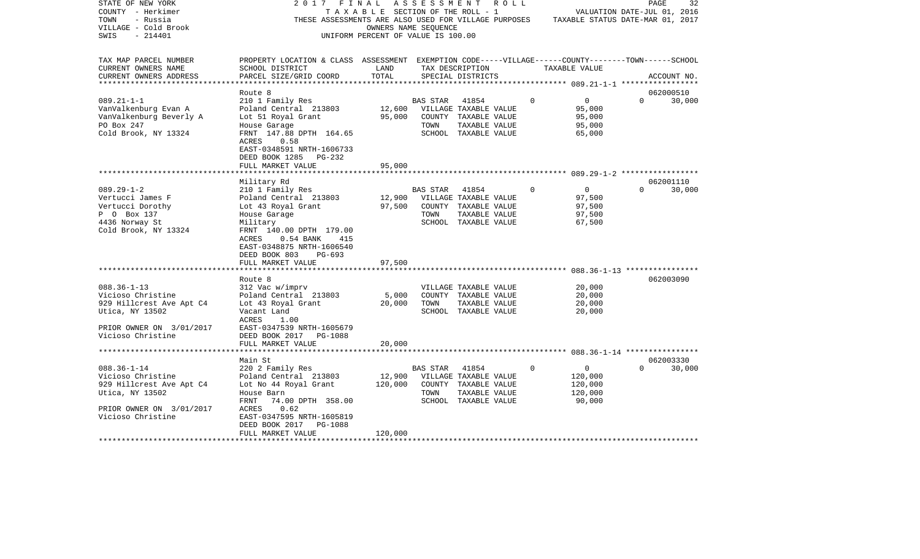STATE OF NEW YORK — 2017 FINAL ASSESSMENT ROLL
COUNTY - Herkimer — TAXABLE SECTION OF THE ROLL - 1 — VALUATION DATE-JUL 01, 2016
TOWN - Russia — THESE ASSESSMENTS ARE ALSO USED FOR VILLAGE PURPOSES — TAXABLE STATUS DATE-MAR 01, 2017
VILLAGE - Cold Brook — OWNERS NAME SEQUENCE
SWIS - 214401 — UNIFORM PERCENT OF VALUE IS 100.00

| TAX MAP PARCEL NUMBER / CURRENT OWNERS NAME / CURRENT OWNERS ADDRESS | PROPERTY LOCATION & CLASS / SCHOOL DISTRICT / PARCEL SIZE/GRID COORD | ASSESSMENT LAND / TOTAL | EXEMPTION CODE / TAX DESCRIPTION / SPECIAL DISTRICTS | VILLAGE | COUNTY / TAXABLE VALUE | TOWN | SCHOOL / ACCOUNT NO. |
|---|---|---|---|---|---|---|---|
| **089.21-1-1** | Route 8 | | | | | | 062000510 |
| 089.21-1-1 | 210 1 Family Res | | BAS STAR 41854 | 0 | 0 | 0 | 30,000 |
| VanValkenburg Evan A | Poland Central 213803 | 12,600 | VILLAGE TAXABLE VALUE | | 95,000 | | |
| VanValkenburg Beverly A | Lot 51 Royal Grant | 95,000 | COUNTY TAXABLE VALUE | | 95,000 | | |
| PO Box 247 | House Garage | | TOWN TAXABLE VALUE | | 95,000 | | |
| Cold Brook, NY 13324 | FRNT 147.88 DPTH 164.65 | | SCHOOL TAXABLE VALUE | | 65,000 | | |
| | ACRES 0.58 | | | | | | |
| | EAST-0348591 NRTH-1606733 | | | | | | |
| | DEED BOOK 1285 PG-232 | | | | | | |
| | FULL MARKET VALUE | 95,000 | | | | | |
| **089.29-1-2** | Military Rd | | | | | | 062001110 |
| 089.29-1-2 | 210 1 Family Res | | BAS STAR 41854 | 0 | 0 | 0 | 30,000 |
| Vertucci James F | Poland Central 213803 | 12,900 | VILLAGE TAXABLE VALUE | | 97,500 | | |
| Vertucci Dorothy | Lot 43 Royal Grant | 97,500 | COUNTY TAXABLE VALUE | | 97,500 | | |
| P O Box 137 | House Garage | | TOWN TAXABLE VALUE | | 97,500 | | |
| 4436 Norway St | Military | | SCHOOL TAXABLE VALUE | | 67,500 | | |
| Cold Brook, NY 13324 | FRNT 140.00 DPTH 179.00 | | | | | | |
| | ACRES 0.54 BANK 415 | | | | | | |
| | EAST-0348875 NRTH-1606540 | | | | | | |
| | DEED BOOK 803 PG-693 | | | | | | |
| | FULL MARKET VALUE | 97,500 | | | | | |
| **088.36-1-13** | Route 8 | | | | | | 062003090 |
| 088.36-1-13 | 312 Vac w/imprv | | VILLAGE TAXABLE VALUE | | 20,000 | | |
| Vicioso Christine | Poland Central 213803 | 5,000 | COUNTY TAXABLE VALUE | | 20,000 | | |
| 929 Hillcrest Ave Apt C4 | Lot 43 Royal Grant | 20,000 | TOWN TAXABLE VALUE | | 20,000 | | |
| Utica, NY 13502 | Vacant Land | | SCHOOL TAXABLE VALUE | | 20,000 | | |
| | ACRES 1.00 | | | | | | |
| PRIOR OWNER ON 3/01/2017 | EAST-0347539 NRTH-1605679 | | | | | | |
| Vicioso Christine | DEED BOOK 2017 PG-1088 | | | | | | |
| | FULL MARKET VALUE | 20,000 | | | | | |
| **088.36-1-14** | Main St | | | | | | 062003330 |
| 088.36-1-14 | 220 2 Family Res | | BAS STAR 41854 | 0 | 0 | 0 | 30,000 |
| Vicioso Christine | Poland Central 213803 | 12,900 | VILLAGE TAXABLE VALUE | | 120,000 | | |
| 929 Hillcrest Ave Apt C4 | Lot No 44 Royal Grant | 120,000 | COUNTY TAXABLE VALUE | | 120,000 | | |
| Utica, NY 13502 | House Barn | | TOWN TAXABLE VALUE | | 120,000 | | |
| | FRNT 74.00 DPTH 358.00 | | SCHOOL TAXABLE VALUE | | 90,000 | | |
| PRIOR OWNER ON 3/01/2017 | ACRES 0.62 | | | | | | |
| Vicioso Christine | EAST-0347595 NRTH-1605819 | | | | | | |
| | DEED BOOK 2017 PG-1088 | | | | | | |
| | FULL MARKET VALUE | 120,000 | | | | | |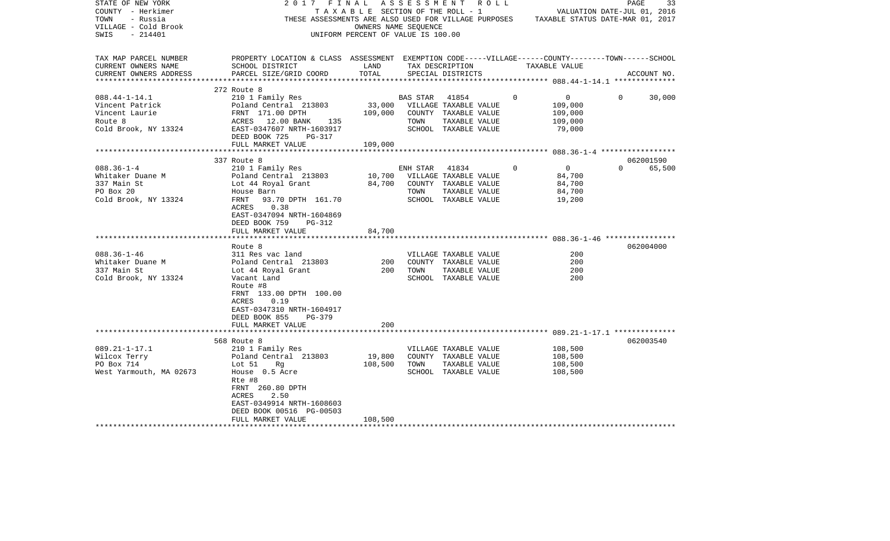STATE OF NEW YORK · 2017 FINAL ASSESSMENT ROLL · PAGE 33
COUNTY - Herkimer · TAXABLE SECTION OF THE ROLL - 1 · VALUATION DATE-JUL 01, 2016
TOWN - Russia · THESE ASSESSMENTS ARE ALSO USED FOR VILLAGE PURPOSES · TAXABLE STATUS DATE-MAR 01, 2017
VILLAGE - Cold Brook · OWNERS NAME SEQUENCE
SWIS - 214401 · UNIFORM PERCENT OF VALUE IS 100.00

| TAX MAP PARCEL NUMBER / CURRENT OWNERS NAME / CURRENT OWNERS ADDRESS | PROPERTY LOCATION & CLASS / SCHOOL DISTRICT / PARCEL SIZE/GRID COORD | ASSESSMENT LAND | TOTAL | EXEMPTION CODE / TAX DESCRIPTION / SPECIAL DISTRICTS | VILLAGE | COUNTY / TAXABLE VALUE | TOWN | SCHOOL | ACCOUNT NO. |
|---|---|---|---|---|---|---|---|---|---|
| 088.44-1-14.1 | 272 Route 8 | | | | | | | | |
| Vincent Patrick | 210 1 Family Res | | | BAS STAR 41854 | 0 | 0 | 0 | 30,000 | |
| Vincent Laurie | Poland Central 213803 | 33,000 | | VILLAGE TAXABLE VALUE | | 109,000 | | | |
| Route 8 | FRNT 171.00 DPTH | | 109,000 | COUNTY TAXABLE VALUE | | 109,000 | | | |
| Cold Brook, NY 13324 | ACRES 12.00 BANK 135 | | | TOWN TAXABLE VALUE | | 109,000 | | | |
| | EAST-0347607 NRTH-1603917 | | | SCHOOL TAXABLE VALUE | | 79,000 | | | |
| | DEED BOOK 725 PG-317 | | | | | | | | |
| | FULL MARKET VALUE | | 109,000 | | | | | | |
| 088.36-1-4 | 337 Route 8 | | | | | | | | 062001590 |
| Whitaker Duane M | 210 1 Family Res | | | ENH STAR 41834 | 0 | 0 | 0 | 65,500 | |
| 337 Main St | Poland Central 213803 | 10,700 | | VILLAGE TAXABLE VALUE | | 84,700 | | | |
| PO Box 20 | Lot 44 Royal Grant | | 84,700 | COUNTY TAXABLE VALUE | | 84,700 | | | |
| Cold Brook, NY 13324 | House Barn | | | TOWN TAXABLE VALUE | | 84,700 | | | |
| | FRNT 93.70 DPTH 161.70 | | | SCHOOL TAXABLE VALUE | | 19,200 | | | |
| | ACRES 0.38 | | | | | | | | |
| | EAST-0347094 NRTH-1604869 | | | | | | | | |
| | DEED BOOK 759 PG-312 | | | | | | | | |
| | FULL MARKET VALUE | | 84,700 | | | | | | |
| 088.36-1-46 | Route 8 | | | | | | | | 062004000 |
| Whitaker Duane M | 311 Res vac land | | | VILLAGE TAXABLE VALUE | | 200 | | | |
| 337 Main St | Poland Central 213803 | 200 | | COUNTY TAXABLE VALUE | | 200 | | | |
| Cold Brook, NY 13324 | Lot 44 Royal Grant | | 200 | TOWN TAXABLE VALUE | | 200 | | | |
| | Vacant Land | | | SCHOOL TAXABLE VALUE | | 200 | | | |
| | Route #8 | | | | | | | | |
| | FRNT 133.00 DPTH 100.00 | | | | | | | | |
| | ACRES 0.19 | | | | | | | | |
| | EAST-0347310 NRTH-1604917 | | | | | | | | |
| | DEED BOOK 855 PG-379 | | | | | | | | |
| | FULL MARKET VALUE | | 200 | | | | | | |
| 089.21-1-17.1 | 568 Route 8 | | | | | | | | 062003540 |
| Wilcox Terry | 210 1 Family Res | | | VILLAGE TAXABLE VALUE | | 108,500 | | | |
| PO Box 714 | Poland Central 213803 | 19,800 | | COUNTY TAXABLE VALUE | | 108,500 | | | |
| West Yarmouth, MA 02673 | Lot 51 Rg | | 108,500 | TOWN TAXABLE VALUE | | 108,500 | | | |
| | House 0.5 Acre | | | SCHOOL TAXABLE VALUE | | 108,500 | | | |
| | Rte #8 | | | | | | | | |
| | FRNT 260.80 DPTH | | | | | | | | |
| | ACRES 2.50 | | | | | | | | |
| | EAST-0349914 NRTH-1608603 | | | | | | | | |
| | DEED BOOK 00516 PG-00503 | | | | | | | | |
| | FULL MARKET VALUE | | 108,500 | | | | | | |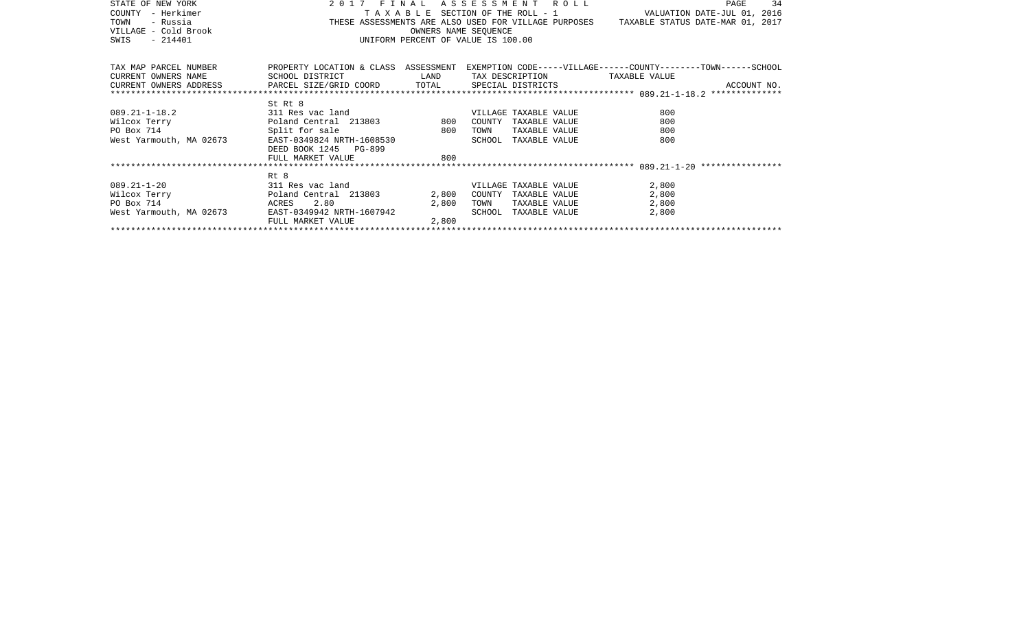STATE OF NEW YORK
COUNTY - Herkimer
TOWN - Russia
VILLAGE - Cold Brook
SWIS - 214401

2017 FINAL ASSESSMENT ROLL
TAXABLE SECTION OF THE ROLL - 1
THESE ASSESSMENTS ARE ALSO USED FOR VILLAGE PURPOSES
OWNERS NAME SEQUENCE
UNIFORM PERCENT OF VALUE IS 100.00

VALUATION DATE-JUL 01, 2016
TAXABLE STATUS DATE-MAR 01, 2017

| TAX MAP PARCEL NUMBER / CURRENT OWNERS NAME / CURRENT OWNERS ADDRESS | PROPERTY LOCATION & CLASS / SCHOOL DISTRICT / PARCEL SIZE/GRID COORD | ASSESSMENT LAND / TOTAL | EXEMPTION CODE-----VILLAGE------COUNTY--------TOWN------SCHOOL / TAX DESCRIPTION / SPECIAL DISTRICTS | TAXABLE VALUE | ACCOUNT NO. |
|---|---|---|---|---|---|
| ************ 089.21-1-18.2 ************** | | | | | |
| | St Rt 8 | | | | |
| 089.21-1-18.2 | 311 Res vac land | | VILLAGE TAXABLE VALUE | 800 | |
| Wilcox Terry | Poland Central 213803 | 800 | COUNTY TAXABLE VALUE | 800 | |
| PO Box 714 | Split for sale | 800 | TOWN TAXABLE VALUE | 800 | |
| West Yarmouth, MA 02673 | EAST-0349824 NRTH-1608530 | | SCHOOL TAXABLE VALUE | 800 | |
| | DEED BOOK 1245 PG-899 | | | | |
| | FULL MARKET VALUE | 800 | | | |
| ************ 089.21-1-20 **************** | | | | | |
| | Rt 8 | | | | |
| 089.21-1-20 | 311 Res vac land | | VILLAGE TAXABLE VALUE | 2,800 | |
| Wilcox Terry | Poland Central 213803 | 2,800 | COUNTY TAXABLE VALUE | 2,800 | |
| PO Box 714 | ACRES 2.80 | 2,800 | TOWN TAXABLE VALUE | 2,800 | |
| West Yarmouth, MA 02673 | EAST-0349942 NRTH-1607942 | | SCHOOL TAXABLE VALUE | 2,800 | |
| | FULL MARKET VALUE | 2,800 | | | |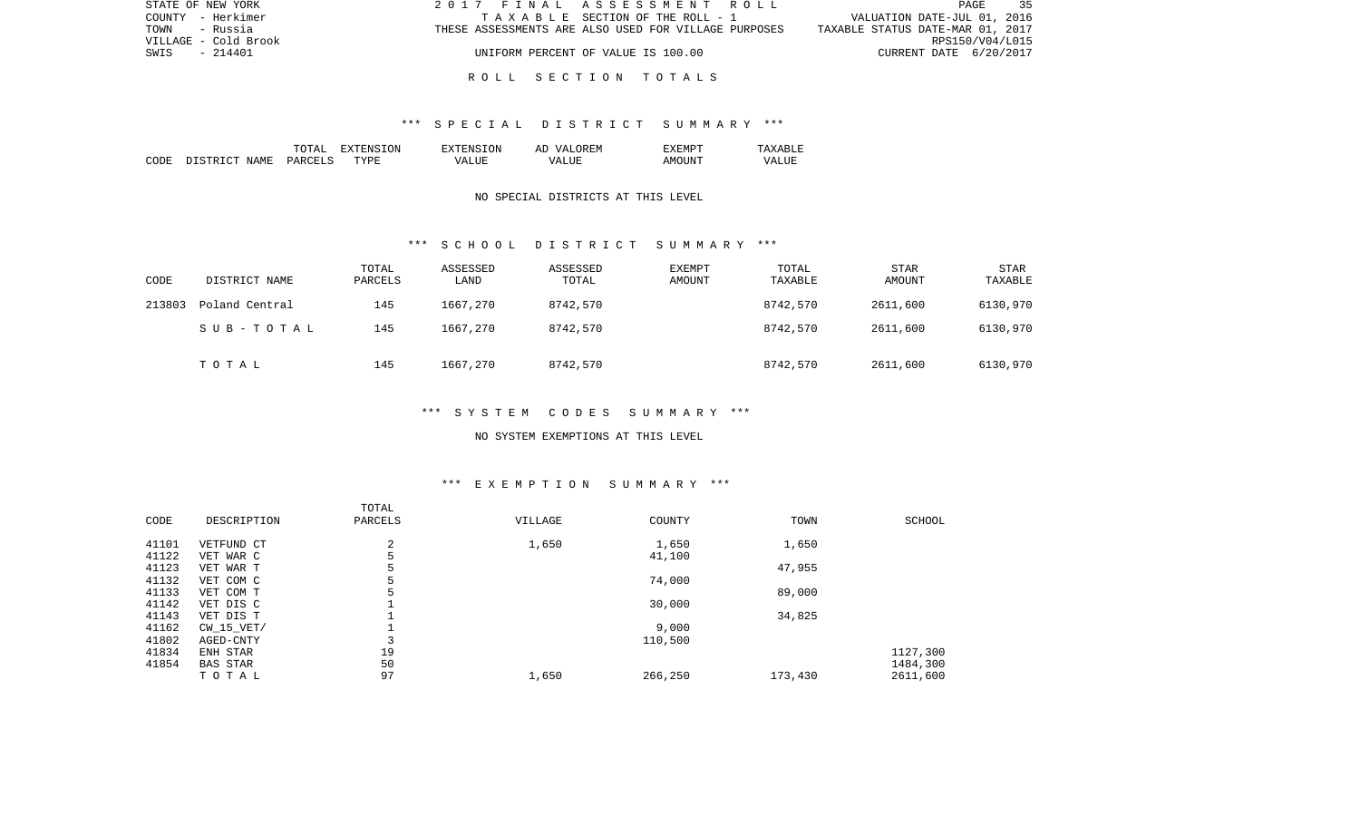STATE OF NEW YORK
COUNTY - Herkimer
TOWN - Russia
VILLAGE - Cold Brook
SWIS - 214401

2017 FINAL ASSESSMENT ROLL
TAXABLE SECTION OF THE ROLL - 1
THESE ASSESSMENTS ARE ALSO USED FOR VILLAGE PURPOSES
UNIFORM PERCENT OF VALUE IS 100.00

VALUATION DATE-JUL 01, 2016
TAXABLE STATUS DATE-MAR 01, 2017
RPS150/V04/L015
CURRENT DATE 6/20/2017

## ROLL SECTION TOTALS

### *** SPECIAL DISTRICT SUMMARY ***

| CODE | DISTRICT NAME | TOTAL PARCELS | EXTENSION TYPE | EXTENSION VALUE | AD VALOREM VALUE | EXEMPT AMOUNT | TAXABLE VALUE |
|---|---|---|---|---|---|---|---|

NO SPECIAL DISTRICTS AT THIS LEVEL

### *** SCHOOL DISTRICT SUMMARY ***

| CODE | DISTRICT NAME | TOTAL PARCELS | ASSESSED LAND | ASSESSED TOTAL | EXEMPT AMOUNT | TOTAL TAXABLE | STAR AMOUNT | STAR TAXABLE |
|---|---|---|---|---|---|---|---|---|
| 213803 | Poland Central | 145 | 1667,270 | 8742,570 | | 8742,570 | 2611,600 | 6130,970 |
| | SUB-TOTAL | 145 | 1667,270 | 8742,570 | | 8742,570 | 2611,600 | 6130,970 |
| | TOTAL | 145 | 1667,270 | 8742,570 | | 8742,570 | 2611,600 | 6130,970 |

### *** SYSTEM CODES SUMMARY ***

NO SYSTEM EXEMPTIONS AT THIS LEVEL

### *** EXEMPTION SUMMARY ***

| CODE | DESCRIPTION | TOTAL PARCELS | VILLAGE | COUNTY | TOWN | SCHOOL |
|---|---|---|---|---|---|---|
| 41101 | VETFUND CT | 2 | 1,650 | 1,650 | 1,650 | |
| 41122 | VET WAR C | 5 | | 41,100 | | |
| 41123 | VET WAR T | 5 | | | 47,955 | |
| 41132 | VET COM C | 5 | | 74,000 | | |
| 41133 | VET COM T | 5 | | | 89,000 | |
| 41142 | VET DIS C | 1 | | 30,000 | | |
| 41143 | VET DIS T | 1 | | | 34,825 | |
| 41162 | CW_15_VET/ | 1 | | 9,000 | | |
| 41802 | AGED-CNTY | 3 | | 110,500 | | |
| 41834 | ENH STAR | 19 | | | | 1127,300 |
| 41854 | BAS STAR | 50 | | | | 1484,300 |
| | TOTAL | 97 | 1,650 | 266,250 | 173,430 | 2611,600 |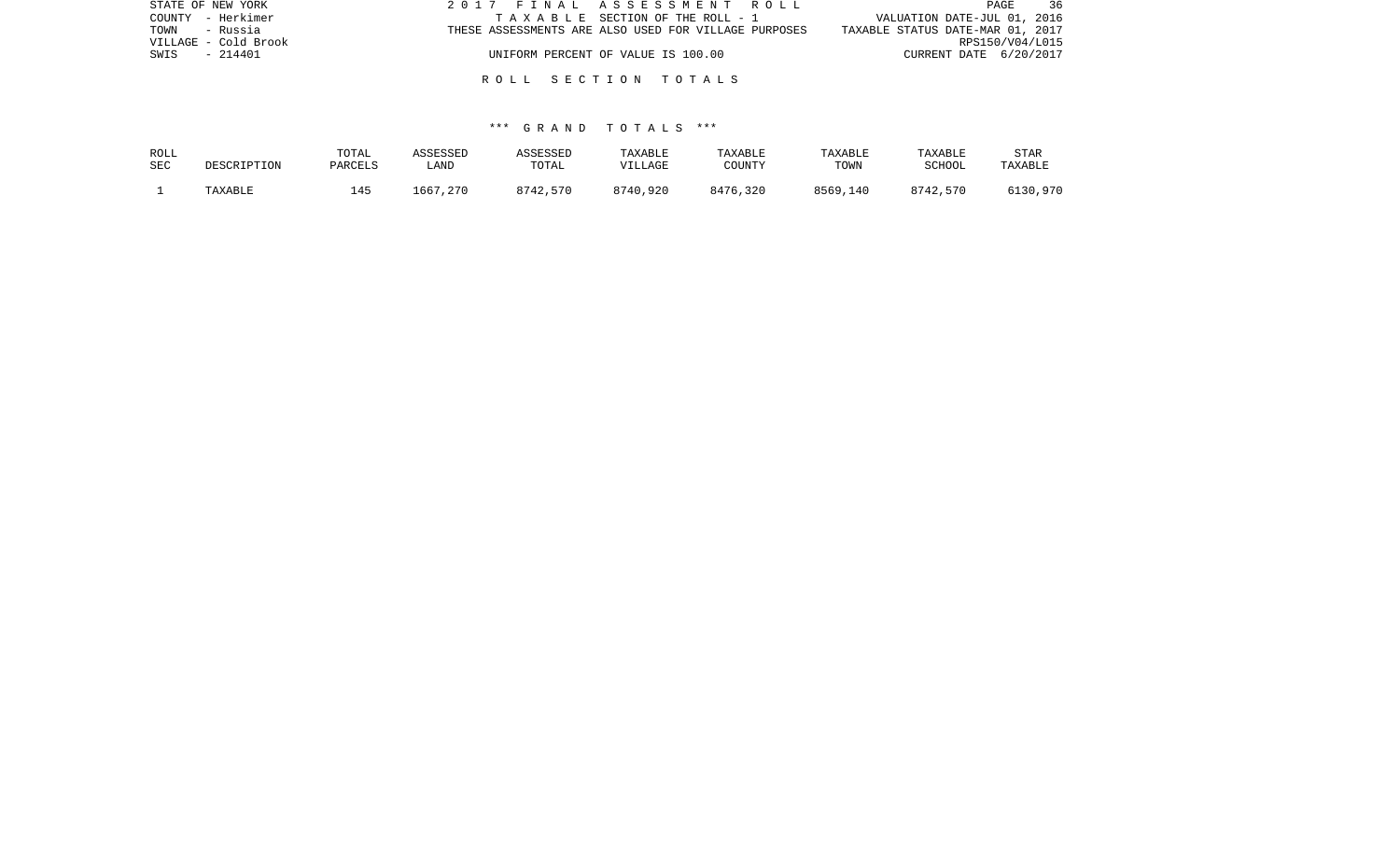STATE OF NEW YORK
COUNTY - Herkimer
TOWN - Russia
VILLAGE - Cold Brook
SWIS - 214401

2017 FINAL ASSESSMENT ROLL
TAXABLE SECTION OF THE ROLL - 1
THESE ASSESSMENTS ARE ALSO USED FOR VILLAGE PURPOSES
UNIFORM PERCENT OF VALUE IS 100.00

VALUATION DATE-JUL 01, 2016
TAXABLE STATUS DATE-MAR 01, 2017
RPS150/V04/L015
CURRENT DATE 6/20/2017

## ROLL SECTION TOTALS

### *** GRAND TOTALS ***

| ROLL SEC | DESCRIPTION | TOTAL PARCELS | ASSESSED LAND | ASSESSED TOTAL | TAXABLE VILLAGE | TAXABLE COUNTY | TAXABLE TOWN | TAXABLE SCHOOL | STAR TAXABLE |
|---|---|---|---|---|---|---|---|---|---|
| 1 | TAXABLE | 145 | 1667,270 | 8742,570 | 8740,920 | 8476,320 | 8569,140 | 8742,570 | 6130,970 |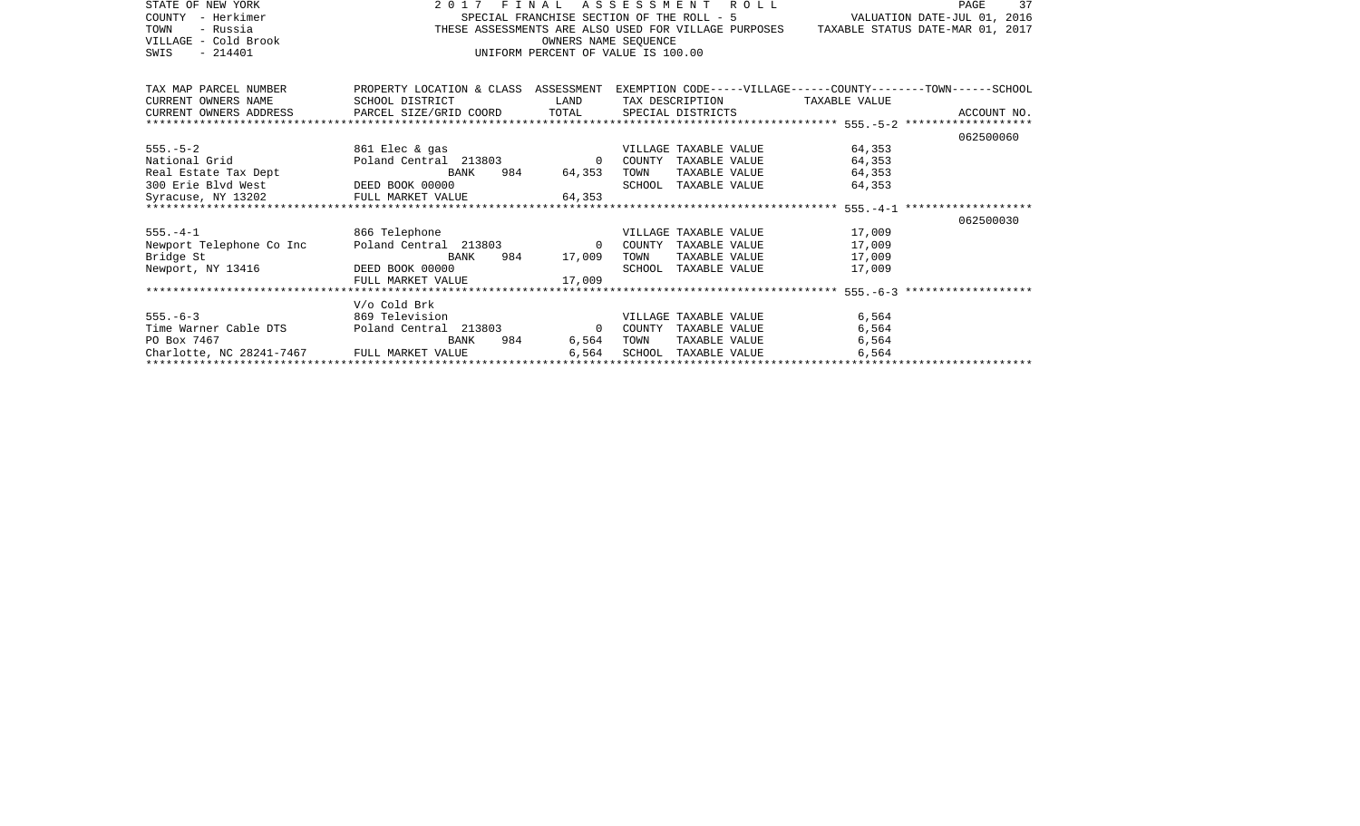STATE OF NEW YORK
COUNTY - Herkimer
TOWN - Russia
VILLAGE - Cold Brook
SWIS - 214401

2017 FINAL ASSESSMENT ROLL
SPECIAL FRANCHISE SECTION OF THE ROLL - 5
THESE ASSESSMENTS ARE ALSO USED FOR VILLAGE PURPOSES
OWNERS NAME SEQUENCE
UNIFORM PERCENT OF VALUE IS 100.00

VALUATION DATE-JUL 01, 2016
TAXABLE STATUS DATE-MAR 01, 2017

| TAX MAP PARCEL NUMBER<br>CURRENT OWNERS NAME<br>CURRENT OWNERS ADDRESS | PROPERTY LOCATION & CLASS<br>SCHOOL DISTRICT<br>PARCEL SIZE/GRID COORD | ASSESSMENT<br>LAND<br>TOTAL | EXEMPTION CODE-----VILLAGE------COUNTY--------TOWN------SCHOOL<br>TAX DESCRIPTION<br>SPECIAL DISTRICTS | TAXABLE VALUE | ACCOUNT NO. |
|---|---|---|---|---|---|
| 555.-5-2 | 861 Elec & gas | | VILLAGE TAXABLE VALUE | 64,353 | 062500060 |
| National Grid | Poland Central 213803 | 0 | COUNTY TAXABLE VALUE | 64,353 | |
| Real Estate Tax Dept | BANK 984 | 64,353 | TOWN TAXABLE VALUE | 64,353 | |
| 300 Erie Blvd West | DEED BOOK 00000 | | SCHOOL TAXABLE VALUE | 64,353 | |
| Syracuse, NY 13202 | FULL MARKET VALUE | 64,353 | | | |
| 555.-4-1 | 866 Telephone | | VILLAGE TAXABLE VALUE | 17,009 | 062500030 |
| Newport Telephone Co Inc | Poland Central 213803 | 0 | COUNTY TAXABLE VALUE | 17,009 | |
| Bridge St | BANK 984 | 17,009 | TOWN TAXABLE VALUE | 17,009 | |
| Newport, NY 13416 | DEED BOOK 00000 | | SCHOOL TAXABLE VALUE | 17,009 | |
| | FULL MARKET VALUE | 17,009 | | | |
| | V/o Cold Brk | | | | |
| 555.-6-3 | 869 Television | | VILLAGE TAXABLE VALUE | 6,564 | |
| Time Warner Cable DTS | Poland Central 213803 | 0 | COUNTY TAXABLE VALUE | 6,564 | |
| PO Box 7467 | BANK 984 | 6,564 | TOWN TAXABLE VALUE | 6,564 | |
| Charlotte, NC 28241-7467 | FULL MARKET VALUE | 6,564 | SCHOOL TAXABLE VALUE | 6,564 | |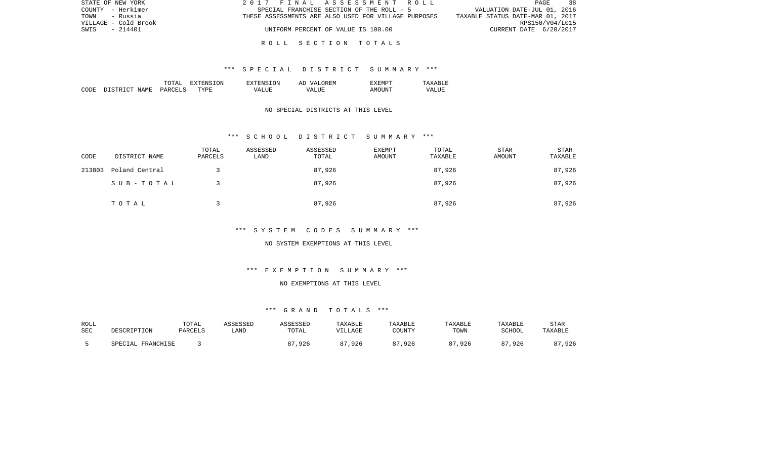STATE OF NEW YORK
COUNTY - Herkimer
TOWN - Russia
VILLAGE - Cold Brook
SWIS - 214401

2017 FINAL ASSESSMENT ROLL
SPECIAL FRANCHISE SECTION OF THE ROLL - 5
THESE ASSESSMENTS ARE ALSO USED FOR VILLAGE PURPOSES
UNIFORM PERCENT OF VALUE IS 100.00

VALUATION DATE-JUL 01, 2016
TAXABLE STATUS DATE-MAR 01, 2017
RPS150/V04/L015
CURRENT DATE 6/20/2017

# ROLL SECTION TOTALS

## *** SPECIAL DISTRICT SUMMARY ***

| CODE | DISTRICT NAME | TOTAL PARCELS | EXTENSION TYPE | EXTENSION VALUE | AD VALOREM VALUE | EXEMPT AMOUNT | TAXABLE VALUE |
|---|---|---|---|---|---|---|---|

NO SPECIAL DISTRICTS AT THIS LEVEL

## *** SCHOOL DISTRICT SUMMARY ***

| CODE | DISTRICT NAME | TOTAL PARCELS | ASSESSED LAND | ASSESSED TOTAL | EXEMPT AMOUNT | TOTAL TAXABLE | STAR AMOUNT | STAR TAXABLE |
|---|---|---|---|---|---|---|---|---|
| 213803 | Poland Central | 3 | | 87,926 | | 87,926 | | 87,926 |
| | SUB-TOTAL | 3 | | 87,926 | | 87,926 | | 87,926 |
| | TOTAL | 3 | | 87,926 | | 87,926 | | 87,926 |

## *** SYSTEM CODES SUMMARY ***

NO SYSTEM EXEMPTIONS AT THIS LEVEL

## *** EXEMPTION SUMMARY ***

NO EXEMPTIONS AT THIS LEVEL

## *** GRAND TOTALS ***

| ROLL SEC | DESCRIPTION | TOTAL PARCELS | ASSESSED LAND | ASSESSED TOTAL | TAXABLE VILLAGE | TAXABLE COUNTY | TAXABLE TOWN | TAXABLE SCHOOL | STAR TAXABLE |
|---|---|---|---|---|---|---|---|---|---|
| 5 | SPECIAL FRANCHISE | 3 | | 87,926 | 87,926 | 87,926 | 87,926 | 87,926 | 87,926 |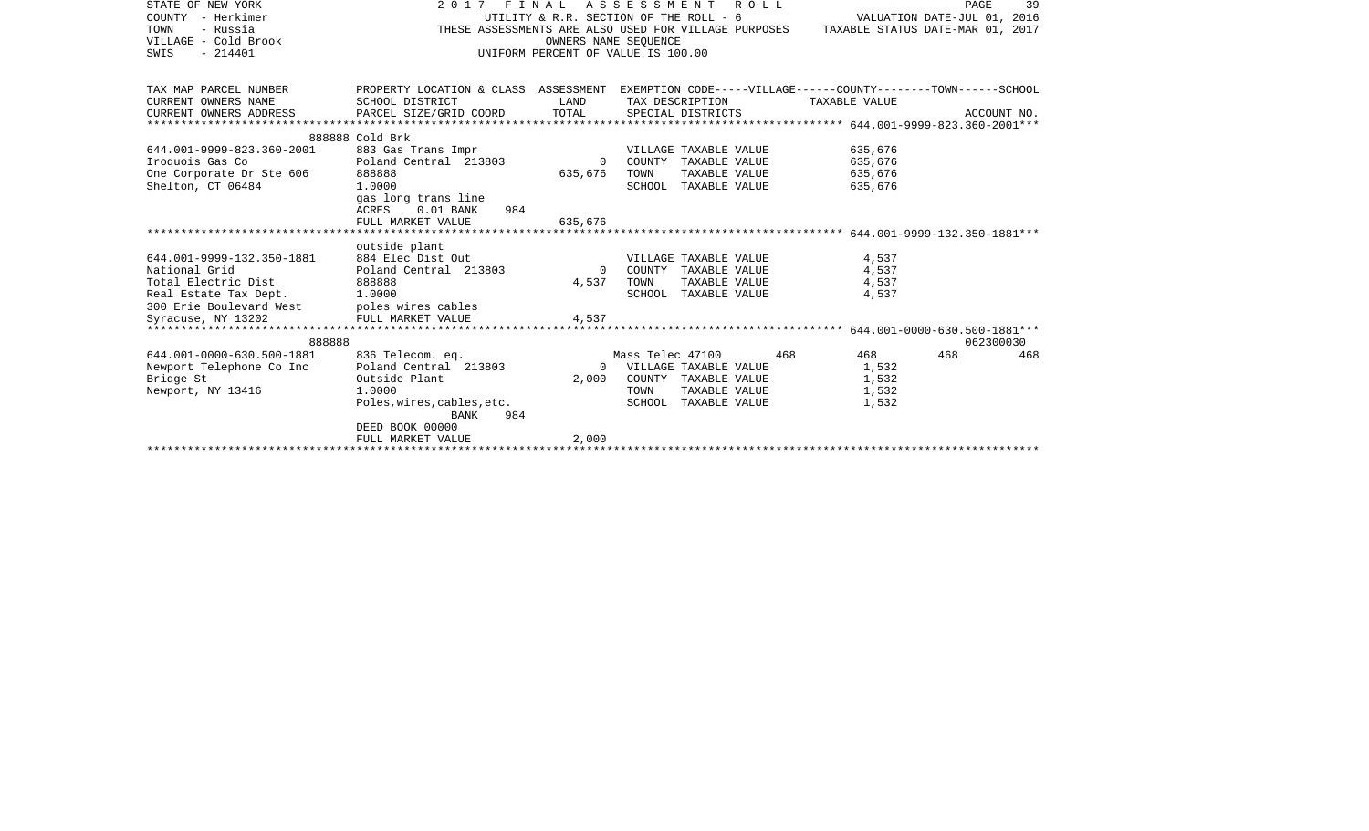STATE OF NEW YORK
COUNTY - Herkimer
TOWN - Russia
VILLAGE - Cold Brook
SWIS - 214401

2017 FINAL ASSESSMENT ROLL
UTILITY & R.R. SECTION OF THE ROLL - 6
THESE ASSESSMENTS ARE ALSO USED FOR VILLAGE PURPOSES
OWNERS NAME SEQUENCE
UNIFORM PERCENT OF VALUE IS 100.00

VALUATION DATE-JUL 01, 2016
TAXABLE STATUS DATE-MAR 01, 2017

```
TAX MAP PARCEL NUMBER          PROPERTY LOCATION & CLASS  ASSESSMENT  EXEMPTION CODE------VILLAGE------COUNTY--------TOWN------SCHOOL
CURRENT OWNERS NAME            SCHOOL DISTRICT              LAND       TAX DESCRIPTION            TAXABLE VALUE
CURRENT OWNERS ADDRESS         PARCEL SIZE/GRID COORD       TOTAL      SPECIAL DISTRICTS                                        ACCOUNT NO.
******************************************************************************************************* 644.001-9999-823.360-2001***
                           888888 Cold Brk
644.001-9999-823.360-2001      883 Gas Trans Impr                      VILLAGE TAXABLE VALUE           635,676
Iroquois Gas Co                Poland Central  213803          0       COUNTY  TAXABLE VALUE           635,676
One Corporate Dr Ste 606       888888                        635,676   TOWN    TAXABLE VALUE           635,676
Shelton, CT 06484              1.0000                                  SCHOOL  TAXABLE VALUE           635,676
                               gas long trans line
                               ACRES     0.01 BANK     984
                               FULL MARKET VALUE             635,676
******************************************************************************************************* 644.001-9999-132.350-1881***
                               outside plant
644.001-9999-132.350-1881      884 Elec Dist Out                       VILLAGE TAXABLE VALUE             4,537
National Grid                  Poland Central  213803          0       COUNTY  TAXABLE VALUE             4,537
Total Electric Dist            888888                          4,537   TOWN    TAXABLE VALUE             4,537
Real Estate Tax Dept.          1.0000                                  SCHOOL  TAXABLE VALUE             4,537
300 Erie Boulevard West        poles wires cables
Syracuse, NY 13202             FULL MARKET VALUE               4,537
******************************************************************************************************* 644.001-0000-630.500-1881***
                    888888                                                                                                  062300030
644.001-0000-630.500-1881      836 Telecom. eq.                        Mass Telec 47100        468          468         468        468
Newport Telephone Co Inc       Poland Central  213803          0       VILLAGE TAXABLE VALUE             1,532
Bridge St                      Outside Plant                   2,000   COUNTY  TAXABLE VALUE             1,532
Newport, NY 13416              1.0000                                  TOWN    TAXABLE VALUE             1,532
                               Poles,wires,cables,etc.                 SCHOOL  TAXABLE VALUE             1,532
                                          BANK     984
                               DEED BOOK 00000
                               FULL MARKET VALUE               2,000
************************************************************************************************************************************
```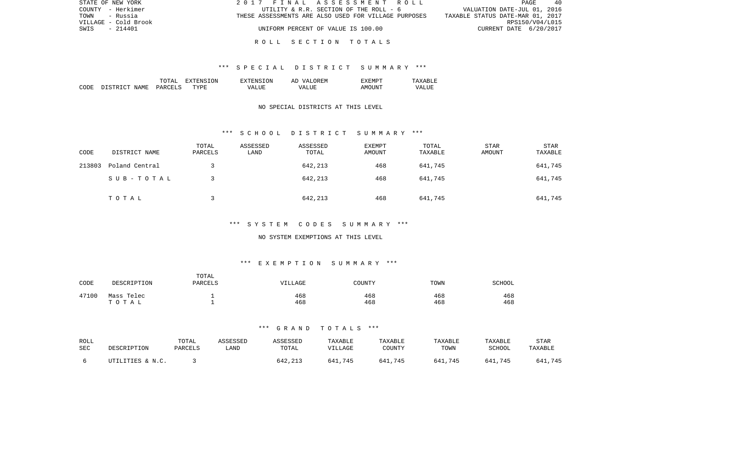STATE OF NEW YORK
COUNTY - Herkimer
TOWN - Russia
VILLAGE - Cold Brook
SWIS - 214401

2017 FINAL ASSESSMENT ROLL
UTILITY & R.R. SECTION OF THE ROLL - 6
THESE ASSESSMENTS ARE ALSO USED FOR VILLAGE PURPOSES
UNIFORM PERCENT OF VALUE IS 100.00

VALUATION DATE-JUL 01, 2016
TAXABLE STATUS DATE-MAR 01, 2017
RPS150/V04/L015
CURRENT DATE 6/20/2017

# ROLL SECTION TOTALS

## *** SPECIAL DISTRICT SUMMARY ***

| CODE | DISTRICT NAME | TOTAL PARCELS | EXTENSION TYPE | EXTENSION VALUE | AD VALOREM VALUE | EXEMPT AMOUNT | TAXABLE VALUE |
|---|---|---|---|---|---|---|---|

NO SPECIAL DISTRICTS AT THIS LEVEL

## *** SCHOOL DISTRICT SUMMARY ***

| CODE | DISTRICT NAME | TOTAL PARCELS | ASSESSED LAND | ASSESSED TOTAL | EXEMPT AMOUNT | TOTAL TAXABLE | STAR AMOUNT | STAR TAXABLE |
|---|---|---|---|---|---|---|---|---|
| 213803 | Poland Central | 3 | | 642,213 | 468 | 641,745 | | 641,745 |
| | SUB-TOTAL | 3 | | 642,213 | 468 | 641,745 | | 641,745 |
| | TOTAL | 3 | | 642,213 | 468 | 641,745 | | 641,745 |

## *** SYSTEM CODES SUMMARY ***

NO SYSTEM EXEMPTIONS AT THIS LEVEL

## *** EXEMPTION SUMMARY ***

| CODE | DESCRIPTION | TOTAL PARCELS | VILLAGE | COUNTY | TOWN | SCHOOL |
|---|---|---|---|---|---|---|
| 47100 | Mass Telec | 1 | 468 | 468 | 468 | 468 |
| | TOTAL | 1 | 468 | 468 | 468 | 468 |

## *** GRAND TOTALS ***

| ROLL SEC | DESCRIPTION | TOTAL PARCELS | ASSESSED LAND | ASSESSED TOTAL | TAXABLE VILLAGE | TAXABLE COUNTY | TAXABLE TOWN | TAXABLE SCHOOL | STAR TAXABLE |
|---|---|---|---|---|---|---|---|---|---|
| 6 | UTILITIES & N.C. | 3 | | 642,213 | 641,745 | 641,745 | 641,745 | 641,745 | 641,745 |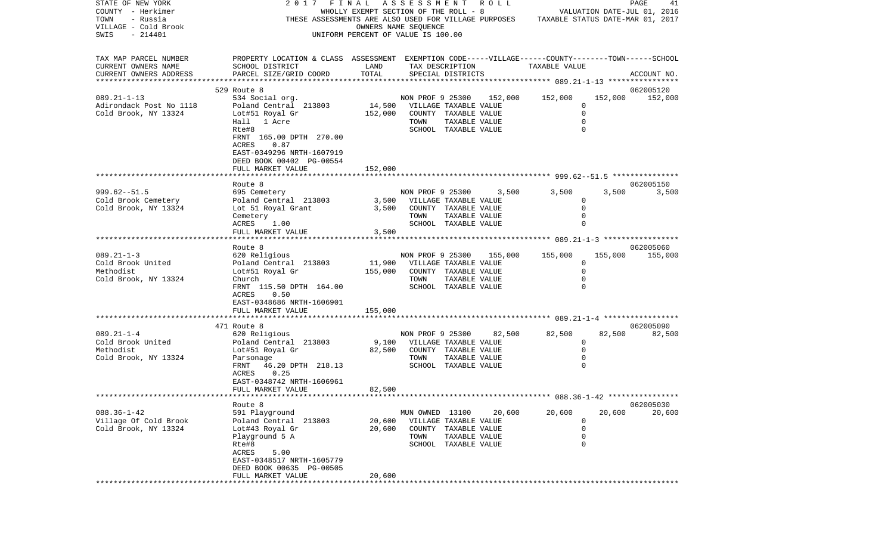STATE OF NEW YORK
COUNTY - Herkimer
TOWN - Russia
VILLAGE - Cold Brook
SWIS - 214401

2017 FINAL ASSESSMENT ROLL
WHOLLY EXEMPT SECTION OF THE ROLL - 8
THESE ASSESSMENTS ARE ALSO USED FOR VILLAGE PURPOSES
OWNERS NAME SEQUENCE
UNIFORM PERCENT OF VALUE IS 100.00

VALUATION DATE-JUL 01, 2016
TAXABLE STATUS DATE-MAR 01, 2017

| TAX MAP PARCEL NUMBER / CURRENT OWNERS NAME / CURRENT OWNERS ADDRESS | PROPERTY LOCATION & CLASS / SCHOOL DISTRICT / PARCEL SIZE/GRID COORD | ASSESSMENT LAND | TOTAL | EXEMPTION CODE / TAX DESCRIPTION / SPECIAL DISTRICTS | VILLAGE | COUNTY / TAXABLE VALUE | TOWN | SCHOOL / ACCOUNT NO. |
|---|---|---|---|---|---|---|---|---|
| | 529 Route 8 | | | | | | | 062005120 |
| 089.21-1-13 | 534 Social org. | | | NON PROF 9 25300 | 152,000 | 152,000 | 152,000 | 152,000 |
| Adirondack Post No 1118 | Poland Central 213803 | 14,500 | | VILLAGE TAXABLE VALUE | | 0 | | |
| Cold Brook, NY 13324 | Lot#51 Royal Gr | | 152,000 | COUNTY TAXABLE VALUE | | 0 | | |
| | Hall 1 Acre | | | TOWN TAXABLE VALUE | | 0 | | |
| | Rte#8 | | | SCHOOL TAXABLE VALUE | | 0 | | |
| | FRNT 165.00 DPTH 270.00 | | | | | | | |
| | ACRES 0.87 | | | | | | | |
| | EAST-0349296 NRTH-1607919 | | | | | | | |
| | DEED BOOK 00402 PG-00554 | | | | | | | |
| | FULL MARKET VALUE | | 152,000 | | | | | |
| | Route 8 | | | | | | | 062005150 |
| 999.62--51.5 | 695 Cemetery | | | NON PROF 9 25300 | 3,500 | 3,500 | 3,500 | 3,500 |
| Cold Brook Cemetery | Poland Central 213803 | 3,500 | | VILLAGE TAXABLE VALUE | | 0 | | |
| Cold Brook, NY 13324 | Lot 51 Royal Grant | | 3,500 | COUNTY TAXABLE VALUE | | 0 | | |
| | Cemetery | | | TOWN TAXABLE VALUE | | 0 | | |
| | ACRES 1.00 | | | SCHOOL TAXABLE VALUE | | 0 | | |
| | FULL MARKET VALUE | | 3,500 | | | | | |
| | Route 8 | | | | | | | 062005060 |
| 089.21-1-3 | 620 Religious | | | NON PROF 9 25300 | 155,000 | 155,000 | 155,000 | 155,000 |
| Cold Brook United | Poland Central 213803 | 11,900 | | VILLAGE TAXABLE VALUE | | 0 | | |
| Methodist | Lot#51 Royal Gr | | 155,000 | COUNTY TAXABLE VALUE | | 0 | | |
| Cold Brook, NY 13324 | Church | | | TOWN TAXABLE VALUE | | 0 | | |
| | FRNT 115.50 DPTH 164.00 | | | SCHOOL TAXABLE VALUE | | 0 | | |
| | ACRES 0.50 | | | | | | | |
| | EAST-0348686 NRTH-1606901 | | | | | | | |
| | FULL MARKET VALUE | | 155,000 | | | | | |
| | 471 Route 8 | | | | | | | 062005090 |
| 089.21-1-4 | 620 Religious | | | NON PROF 9 25300 | 82,500 | 82,500 | 82,500 | 82,500 |
| Cold Brook United | Poland Central 213803 | 9,100 | | VILLAGE TAXABLE VALUE | | 0 | | |
| Methodist | Lot#51 Royal Gr | | 82,500 | COUNTY TAXABLE VALUE | | 0 | | |
| Cold Brook, NY 13324 | Parsonage | | | TOWN TAXABLE VALUE | | 0 | | |
| | FRNT 46.20 DPTH 218.13 | | | SCHOOL TAXABLE VALUE | | 0 | | |
| | ACRES 0.25 | | | | | | | |
| | EAST-0348742 NRTH-1606961 | | | | | | | |
| | FULL MARKET VALUE | | 82,500 | | | | | |
| | Route 8 | | | | | | | 062005030 |
| 088.36-1-42 | 591 Playground | | | MUN OWNED 13100 | 20,600 | 20,600 | 20,600 | 20,600 |
| Village Of Cold Brook | Poland Central 213803 | 20,600 | | VILLAGE TAXABLE VALUE | | 0 | | |
| Cold Brook, NY 13324 | Lot#43 Royal Gr | | 20,600 | COUNTY TAXABLE VALUE | | 0 | | |
| | Playground 5 A | | | TOWN TAXABLE VALUE | | 0 | | |
| | Rte#8 | | | SCHOOL TAXABLE VALUE | | 0 | | |
| | ACRES 5.00 | | | | | | | |
| | EAST-0348517 NRTH-1605779 | | | | | | | |
| | DEED BOOK 00635 PG-00505 | | | | | | | |
| | FULL MARKET VALUE | | 20,600 | | | | | |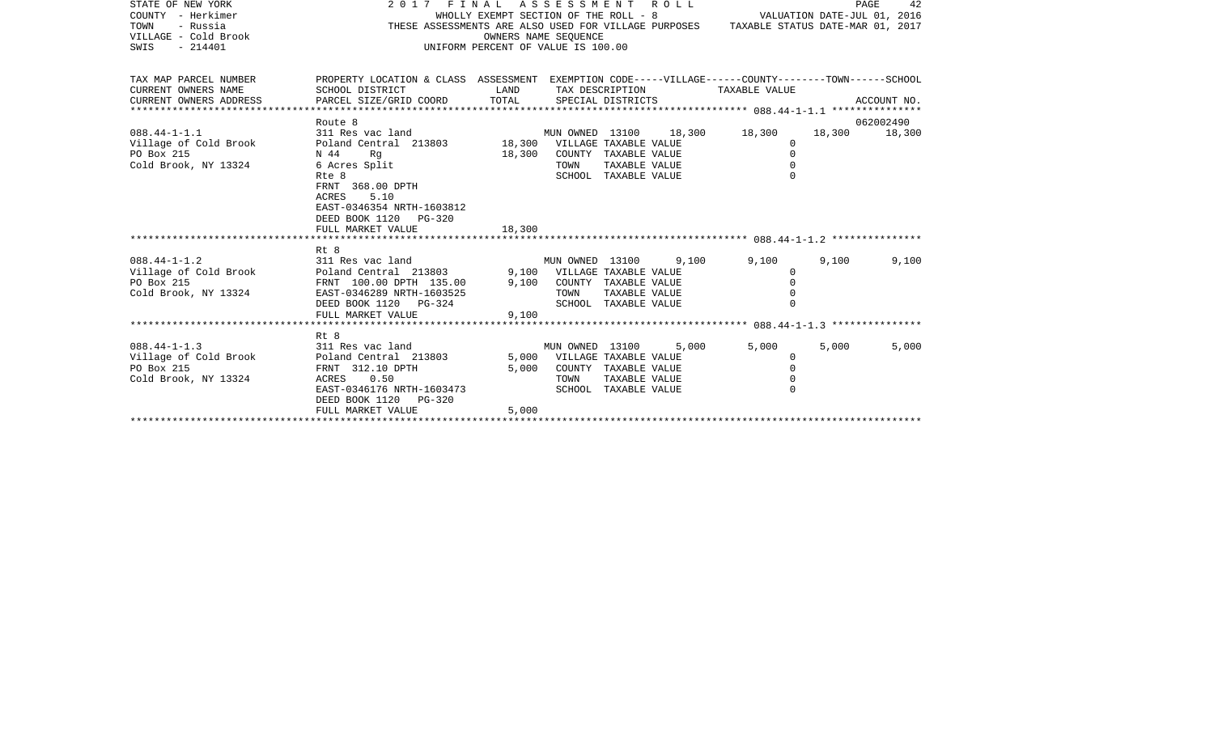STATE OF NEW YORK
COUNTY - Herkimer
TOWN - Russia
VILLAGE - Cold Brook
SWIS - 214401

2017 FINAL ASSESSMENT ROLL
WHOLLY EXEMPT SECTION OF THE ROLL - 8
THESE ASSESSMENTS ARE ALSO USED FOR VILLAGE PURPOSES
OWNERS NAME SEQUENCE
UNIFORM PERCENT OF VALUE IS 100.00

VALUATION DATE-JUL 01, 2016
TAXABLE STATUS DATE-MAR 01, 2017

| TAX MAP PARCEL NUMBER<br>CURRENT OWNERS NAME<br>CURRENT OWNERS ADDRESS | PROPERTY LOCATION & CLASS<br>SCHOOL DISTRICT<br>PARCEL SIZE/GRID COORD | ASSESSMENT<br>LAND<br>TOTAL | EXEMPTION CODE-----VILLAGE------COUNTY--------TOWN------SCHOOL<br>TAX DESCRIPTION<br>SPECIAL DISTRICTS | TAXABLE VALUE | | | ACCOUNT NO. |
|---|---|---|---|---|---|---|---|
| **088.44-1-1.1** | Route 8 | | | | | | 062002490 |
| 088.44-1-1.1 | 311 Res vac land | | MUN OWNED 13100 18,300 | 18,300 | 18,300 | | 18,300 |
| Village of Cold Brook | Poland Central 213803 | 18,300 | VILLAGE TAXABLE VALUE | 0 | | | |
| PO Box 215 | N 44 Rg | 18,300 | COUNTY TAXABLE VALUE | 0 | | | |
| Cold Brook, NY 13324 | 6 Acres Split | | TOWN TAXABLE VALUE | 0 | | | |
| | Rte 8 | | SCHOOL TAXABLE VALUE | 0 | | | |
| | FRNT 368.00 DPTH | | | | | | |
| | ACRES 5.10 | | | | | | |
| | EAST-0346354 NRTH-1603812 | | | | | | |
| | DEED BOOK 1120 PG-320 | | | | | | |
| | FULL MARKET VALUE | 18,300 | | | | | |
| **088.44-1-1.2** | Rt 8 | | | | | | |
| 088.44-1-1.2 | 311 Res vac land | | MUN OWNED 13100 9,100 | 9,100 | 9,100 | | 9,100 |
| Village of Cold Brook | Poland Central 213803 | 9,100 | VILLAGE TAXABLE VALUE | 0 | | | |
| PO Box 215 | FRNT 100.00 DPTH 135.00 | 9,100 | COUNTY TAXABLE VALUE | 0 | | | |
| Cold Brook, NY 13324 | EAST-0346289 NRTH-1603525 | | TOWN TAXABLE VALUE | 0 | | | |
| | DEED BOOK 1120 PG-324 | | SCHOOL TAXABLE VALUE | 0 | | | |
| | FULL MARKET VALUE | 9,100 | | | | | |
| **088.44-1-1.3** | Rt 8 | | | | | | |
| 088.44-1-1.3 | 311 Res vac land | | MUN OWNED 13100 5,000 | 5,000 | 5,000 | | 5,000 |
| Village of Cold Brook | Poland Central 213803 | 5,000 | VILLAGE TAXABLE VALUE | 0 | | | |
| PO Box 215 | FRNT 312.10 DPTH | 5,000 | COUNTY TAXABLE VALUE | 0 | | | |
| Cold Brook, NY 13324 | ACRES 0.50 | | TOWN TAXABLE VALUE | 0 | | | |
| | EAST-0346176 NRTH-1603473 | | SCHOOL TAXABLE VALUE | 0 | | | |
| | DEED BOOK 1120 PG-320 | | | | | | |
| | FULL MARKET VALUE | 5,000 | | | | | |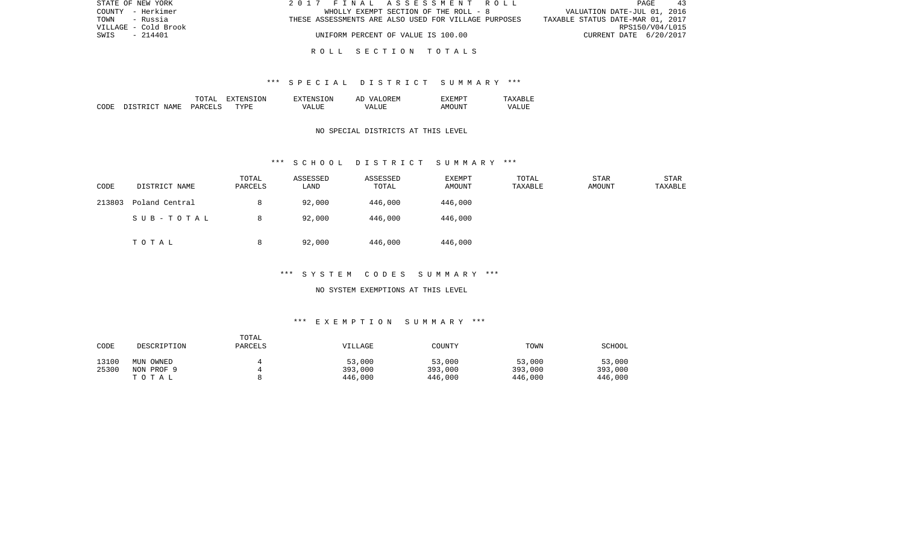STATE OF NEW YORK
COUNTY - Herkimer
TOWN - Russia
VILLAGE - Cold Brook
SWIS - 214401

2 0 1 7 F I N A L A S S E S S M E N T R O L L
WHOLLY EXEMPT SECTION OF THE ROLL - 8
THESE ASSESSMENTS ARE ALSO USED FOR VILLAGE PURPOSES
UNIFORM PERCENT OF VALUE IS 100.00

VALUATION DATE-JUL 01, 2016
TAXABLE STATUS DATE-MAR 01, 2017
RPS150/V04/L015
CURRENT DATE 6/20/2017

R O L L S E C T I O N T O T A L S

*** S P E C I A L D I S T R I C T S U M M A R Y ***

| CODE | DISTRICT NAME | TOTAL PARCELS | EXTENSION TYPE | EXTENSION VALUE | AD VALOREM VALUE | EXEMPT AMOUNT | TAXABLE VALUE |
|---|---|---|---|---|---|---|---|

NO SPECIAL DISTRICTS AT THIS LEVEL

*** S C H O O L D I S T R I C T S U M M A R Y ***

| CODE | DISTRICT NAME | TOTAL PARCELS | ASSESSED LAND | ASSESSED TOTAL | EXEMPT AMOUNT | TOTAL TAXABLE | STAR AMOUNT | STAR TAXABLE |
|---|---|---|---|---|---|---|---|---|
| 213803 | Poland Central | 8 | 92,000 | 446,000 | 446,000 | | | |
| | S U B - T O T A L | 8 | 92,000 | 446,000 | 446,000 | | | |
| | T O T A L | 8 | 92,000 | 446,000 | 446,000 | | | |

*** S Y S T E M C O D E S S U M M A R Y ***

NO SYSTEM EXEMPTIONS AT THIS LEVEL

*** E X E M P T I O N S U M M A R Y ***

| CODE | DESCRIPTION | TOTAL PARCELS | VILLAGE | COUNTY | TOWN | SCHOOL |
|---|---|---|---|---|---|---|
| 13100 | MUN OWNED | 4 | 53,000 | 53,000 | 53,000 | 53,000 |
| 25300 | NON PROF 9 | 4 | 393,000 | 393,000 | 393,000 | 393,000 |
| | T O T A L | 8 | 446,000 | 446,000 | 446,000 | 446,000 |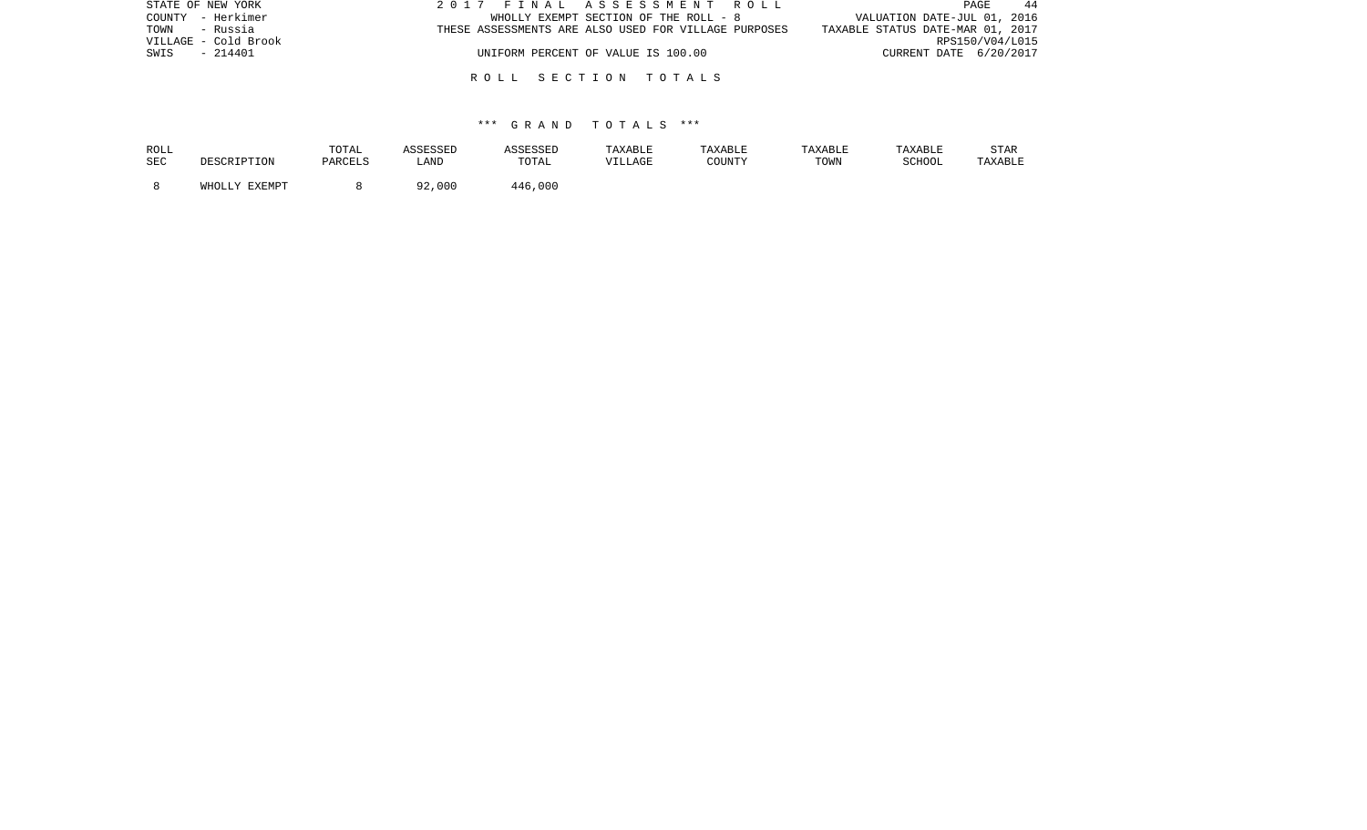STATE OF NEW YORK
COUNTY - Herkimer
TOWN - Russia
VILLAGE - Cold Brook
SWIS - 214401

2 0 1 7 F I N A L A S S E S S M E N T R O L L
WHOLLY EXEMPT SECTION OF THE ROLL - 8
THESE ASSESSMENTS ARE ALSO USED FOR VILLAGE PURPOSES
UNIFORM PERCENT OF VALUE IS 100.00

VALUATION DATE-JUL 01, 2016
TAXABLE STATUS DATE-MAR 01, 2017
RPS150/V04/L015
CURRENT DATE 6/20/2017

## R O L L S E C T I O N T O T A L S

### *** G R A N D T O T A L S ***

| ROLL SEC | DESCRIPTION | TOTAL PARCELS | ASSESSED LAND | ASSESSED TOTAL | TAXABLE VILLAGE | TAXABLE COUNTY | TAXABLE TOWN | TAXABLE SCHOOL | STAR TAXABLE |
|---|---|---|---|---|---|---|---|---|---|
| 8 | WHOLLY EXEMPT | 8 | 92,000 | 446,000 | | | | | |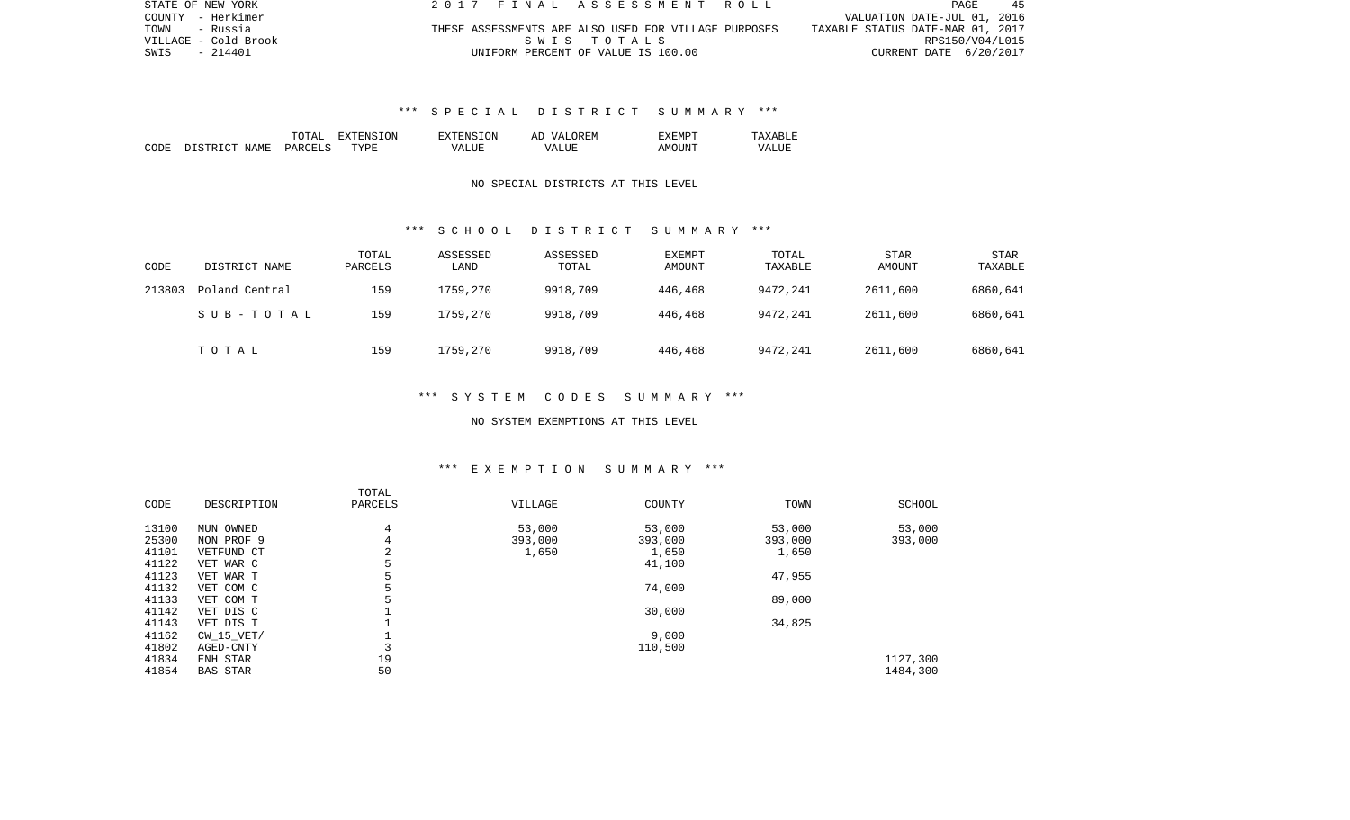STATE OF NEW YORK
COUNTY - Herkimer
TOWN - Russia
VILLAGE - Cold Brook
SWIS - 214401

2017 FINAL ASSESSMENT ROLL
THESE ASSESSMENTS ARE ALSO USED FOR VILLAGE PURPOSES
SWIS TOTALS
UNIFORM PERCENT OF VALUE IS 100.00

VALUATION DATE-JUL 01, 2016
TAXABLE STATUS DATE-MAR 01, 2017
RPS150/V04/L015
CURRENT DATE 6/20/2017

## *** SPECIAL DISTRICT SUMMARY ***

| CODE | DISTRICT NAME | TOTAL PARCELS | EXTENSION TYPE | EXTENSION VALUE | AD VALOREM VALUE | EXEMPT AMOUNT | TAXABLE VALUE |
|---|---|---|---|---|---|---|---|

NO SPECIAL DISTRICTS AT THIS LEVEL

## *** SCHOOL DISTRICT SUMMARY ***

| CODE | DISTRICT NAME | TOTAL PARCELS | ASSESSED LAND | ASSESSED TOTAL | EXEMPT AMOUNT | TOTAL TAXABLE | STAR AMOUNT | STAR TAXABLE |
|---|---|---|---|---|---|---|---|---|
| 213803 | Poland Central | 159 | 1759,270 | 9918,709 | 446,468 | 9472,241 | 2611,600 | 6860,641 |
| | SUB-TOTAL | 159 | 1759,270 | 9918,709 | 446,468 | 9472,241 | 2611,600 | 6860,641 |
| | TOTAL | 159 | 1759,270 | 9918,709 | 446,468 | 9472,241 | 2611,600 | 6860,641 |

## *** SYSTEM CODES SUMMARY ***

NO SYSTEM EXEMPTIONS AT THIS LEVEL

## *** EXEMPTION SUMMARY ***

| CODE | DESCRIPTION | TOTAL PARCELS | VILLAGE | COUNTY | TOWN | SCHOOL |
|---|---|---|---|---|---|---|
| 13100 | MUN OWNED | 4 | 53,000 | 53,000 | 53,000 | 53,000 |
| 25300 | NON PROF 9 | 4 | 393,000 | 393,000 | 393,000 | 393,000 |
| 41101 | VETFUND CT | 2 | 1,650 | 1,650 | 1,650 | |
| 41122 | VET WAR C | 5 | | 41,100 | | |
| 41123 | VET WAR T | 5 | | | 47,955 | |
| 41132 | VET COM C | 5 | | 74,000 | | |
| 41133 | VET COM T | 5 | | | 89,000 | |
| 41142 | VET DIS C | 1 | | 30,000 | | |
| 41143 | VET DIS T | 1 | | | 34,825 | |
| 41162 | CW_15_VET/ | 1 | | 9,000 | | |
| 41802 | AGED-CNTY | 3 | | 110,500 | | |
| 41834 | ENH STAR | 19 | | | | 1127,300 |
| 41854 | BAS STAR | 50 | | | | 1484,300 |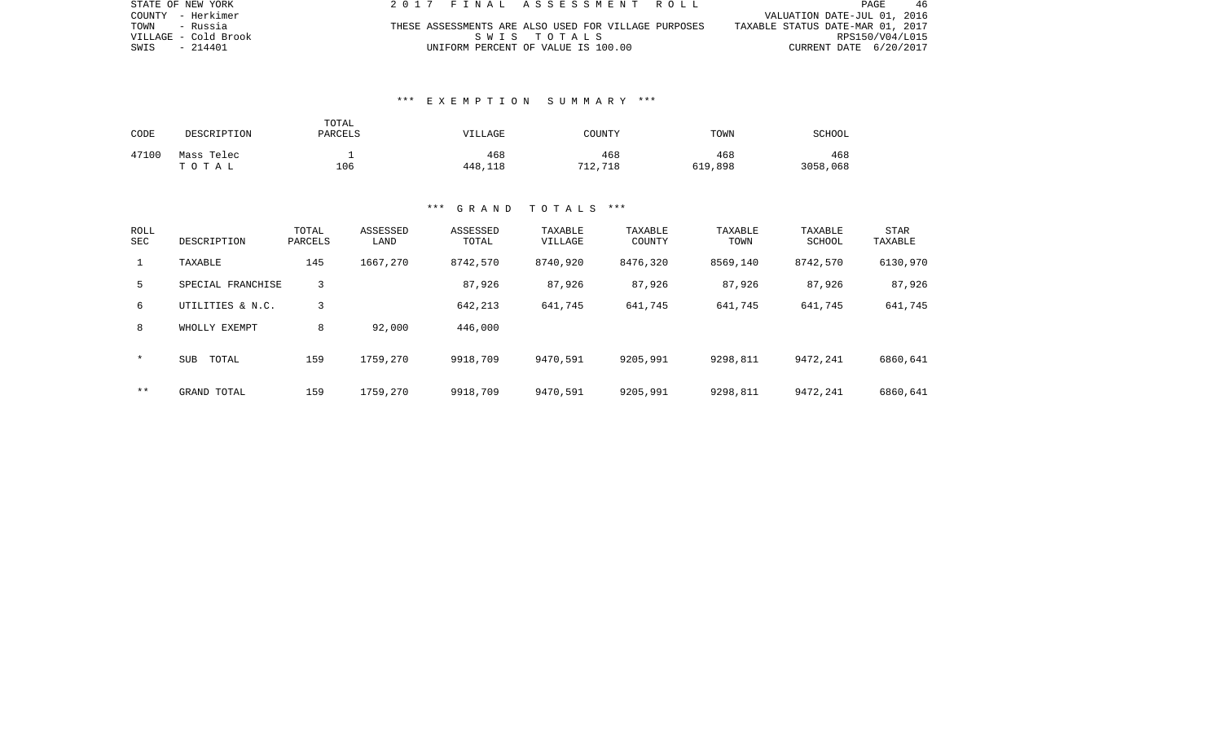STATE OF NEW YORK
COUNTY - Herkimer
TOWN - Russia
VILLAGE - Cold Brook
SWIS - 214401

2 0 1 7 F I N A L A S S E S S M E N T R O L L

THESE ASSESSMENTS ARE ALSO USED FOR VILLAGE PURPOSES

S W I S T O T A L S

UNIFORM PERCENT OF VALUE IS 100.00

VALUATION DATE-JUL 01, 2016
TAXABLE STATUS DATE-MAR 01, 2017
RPS150/V04/L015
CURRENT DATE 6/20/2017

### *** E X E M P T I O N S U M M A R Y ***

| CODE | DESCRIPTION | TOTAL PARCELS | VILLAGE | COUNTY | TOWN | SCHOOL |
|---|---|---|---|---|---|---|
| 47100 | Mass Telec | 1 | 468 | 468 | 468 | 468 |
| | T O T A L | 106 | 448,118 | 712,718 | 619,898 | 3058,068 |

### *** G R A N D T O T A L S ***

| ROLL SEC | DESCRIPTION | TOTAL PARCELS | ASSESSED LAND | ASSESSED TOTAL | TAXABLE VILLAGE | TAXABLE COUNTY | TAXABLE TOWN | TAXABLE SCHOOL | STAR TAXABLE |
|---|---|---|---|---|---|---|---|---|---|
| 1 | TAXABLE | 145 | 1667,270 | 8742,570 | 8740,920 | 8476,320 | 8569,140 | 8742,570 | 6130,970 |
| 5 | SPECIAL FRANCHISE | 3 | | 87,926 | 87,926 | 87,926 | 87,926 | 87,926 | 87,926 |
| 6 | UTILITIES & N.C. | 3 | | 642,213 | 641,745 | 641,745 | 641,745 | 641,745 | 641,745 |
| 8 | WHOLLY EXEMPT | 8 | 92,000 | 446,000 | | | | | |
| * | SUB TOTAL | 159 | 1759,270 | 9918,709 | 9470,591 | 9205,991 | 9298,811 | 9472,241 | 6860,641 |
| ** | GRAND TOTAL | 159 | 1759,270 | 9918,709 | 9470,591 | 9205,991 | 9298,811 | 9472,241 | 6860,641 |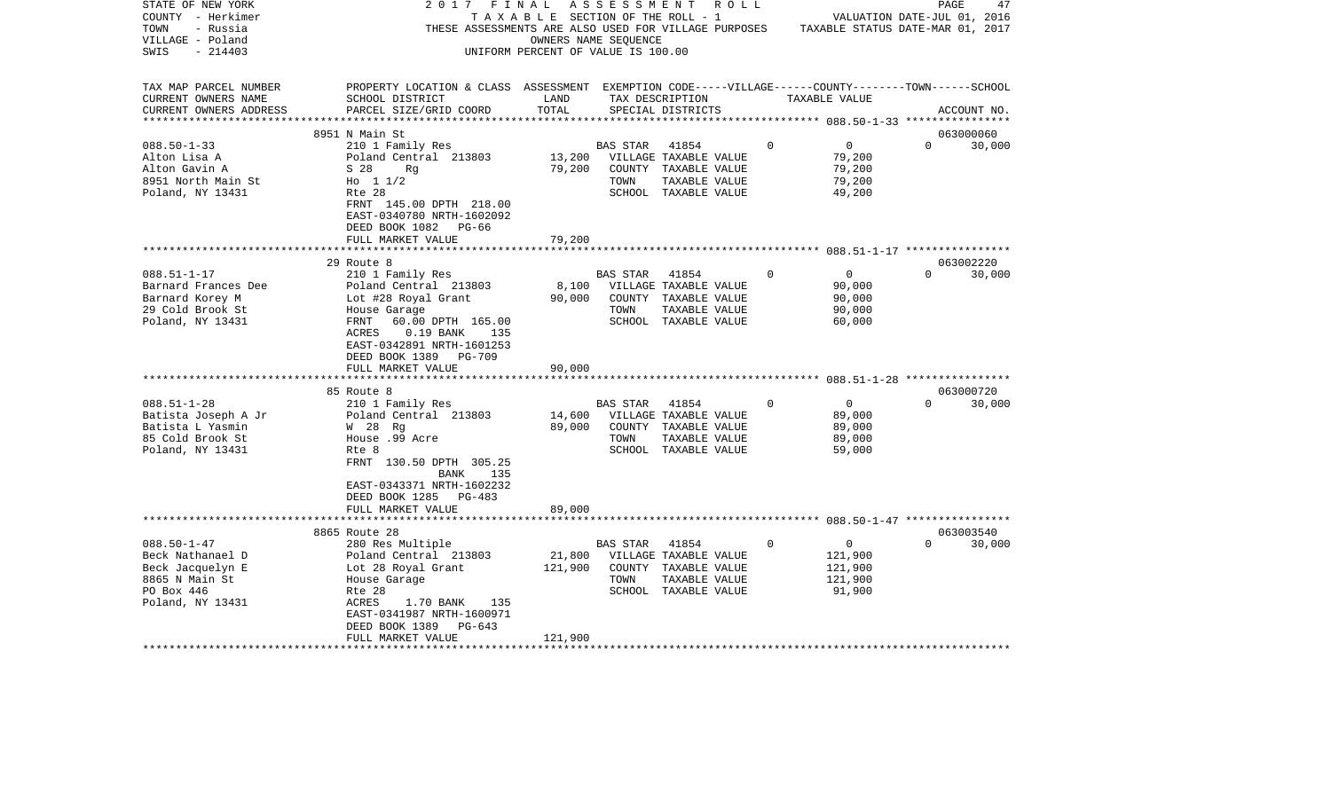STATE OF NEW YORK — 2017 FINAL ASSESSMENT ROLL
COUNTY - Herkimer — TAXABLE SECTION OF THE ROLL - 1 — VALUATION DATE-JUL 01, 2016
TOWN - Russia — THESE ASSESSMENTS ARE ALSO USED FOR VILLAGE PURPOSES — TAXABLE STATUS DATE-MAR 01, 2017
VILLAGE - Poland — OWNERS NAME SEQUENCE
SWIS - 214403 — UNIFORM PERCENT OF VALUE IS 100.00

| TAX MAP PARCEL NUMBER / CURRENT OWNERS NAME / CURRENT OWNERS ADDRESS | PROPERTY LOCATION & CLASS / SCHOOL DISTRICT / PARCEL SIZE/GRID COORD | ASSESSMENT LAND | TOTAL | EXEMPTION CODE / TAX DESCRIPTION / SPECIAL DISTRICTS | VILLAGE | COUNTY | TOWN | SCHOOL | ACCOUNT NO. |
|---|---|---|---|---|---|---|---|---|---|
| 088.50-1-33 | 8951 N Main St | | | | | | | | 063000060 |
| | 210 1 Family Res | | | BAS STAR 41854 | 0 | 0 | 0 | 30,000 | |
| Alton Lisa A | Poland Central 213803 | 13,200 | | VILLAGE TAXABLE VALUE | | 79,200 | | | |
| Alton Gavin A | S 28 Rg | | 79,200 | COUNTY TAXABLE VALUE | | 79,200 | | | |
| 8951 North Main St | Ho 1 1/2 | | | TOWN TAXABLE VALUE | | 79,200 | | | |
| Poland, NY 13431 | Rte 28 | | | SCHOOL TAXABLE VALUE | | 49,200 | | | |
| | FRNT 145.00 DPTH 218.00 | | | | | | | | |
| | EAST-0340780 NRTH-1602092 | | | | | | | | |
| | DEED BOOK 1082 PG-66 | | | | | | | | |
| | FULL MARKET VALUE | | 79,200 | | | | | | |
| 088.51-1-17 | 29 Route 8 | | | | | | | | 063002220 |
| | 210 1 Family Res | | | BAS STAR 41854 | 0 | 0 | 0 | 30,000 | |
| Barnard Frances Dee | Poland Central 213803 | 8,100 | | VILLAGE TAXABLE VALUE | | 90,000 | | | |
| Barnard Korey M | Lot #28 Royal Grant | | 90,000 | COUNTY TAXABLE VALUE | | 90,000 | | | |
| 29 Cold Brook St | House Garage | | | TOWN TAXABLE VALUE | | 90,000 | | | |
| Poland, NY 13431 | FRNT 60.00 DPTH 165.00 | | | SCHOOL TAXABLE VALUE | | 60,000 | | | |
| | ACRES 0.19 BANK 135 | | | | | | | | |
| | EAST-0342891 NRTH-1601253 | | | | | | | | |
| | DEED BOOK 1389 PG-709 | | | | | | | | |
| | FULL MARKET VALUE | | 90,000 | | | | | | |
| 088.51-1-28 | 85 Route 8 | | | | | | | | 063000720 |
| | 210 1 Family Res | | | BAS STAR 41854 | 0 | 0 | 0 | 30,000 | |
| Batista Joseph A Jr | Poland Central 213803 | 14,600 | | VILLAGE TAXABLE VALUE | | 89,000 | | | |
| Batista L Yasmin | W 28 Rg | | 89,000 | COUNTY TAXABLE VALUE | | 89,000 | | | |
| 85 Cold Brook St | House .99 Acre | | | TOWN TAXABLE VALUE | | 89,000 | | | |
| Poland, NY 13431 | Rte 8 | | | SCHOOL TAXABLE VALUE | | 59,000 | | | |
| | FRNT 130.50 DPTH 305.25 | | | | | | | | |
| | BANK 135 | | | | | | | | |
| | EAST-0343371 NRTH-1602232 | | | | | | | | |
| | DEED BOOK 1285 PG-483 | | | | | | | | |
| | FULL MARKET VALUE | | 89,000 | | | | | | |
| 088.50-1-47 | 8865 Route 28 | | | | | | | | 063003540 |
| | 280 Res Multiple | | | BAS STAR 41854 | 0 | 0 | 0 | 30,000 | |
| Beck Nathanael D | Poland Central 213803 | 21,800 | | VILLAGE TAXABLE VALUE | | 121,900 | | | |
| Beck Jacquelyn E | Lot 28 Royal Grant | | 121,900 | COUNTY TAXABLE VALUE | | 121,900 | | | |
| 8865 N Main St | House Garage | | | TOWN TAXABLE VALUE | | 121,900 | | | |
| PO Box 446 | Rte 28 | | | SCHOOL TAXABLE VALUE | | 91,900 | | | |
| Poland, NY 13431 | ACRES 1.70 BANK 135 | | | | | | | | |
| | EAST-0341987 NRTH-1600971 | | | | | | | | |
| | DEED BOOK 1389 PG-643 | | | | | | | | |
| | FULL MARKET VALUE | | 121,900 | | | | | | |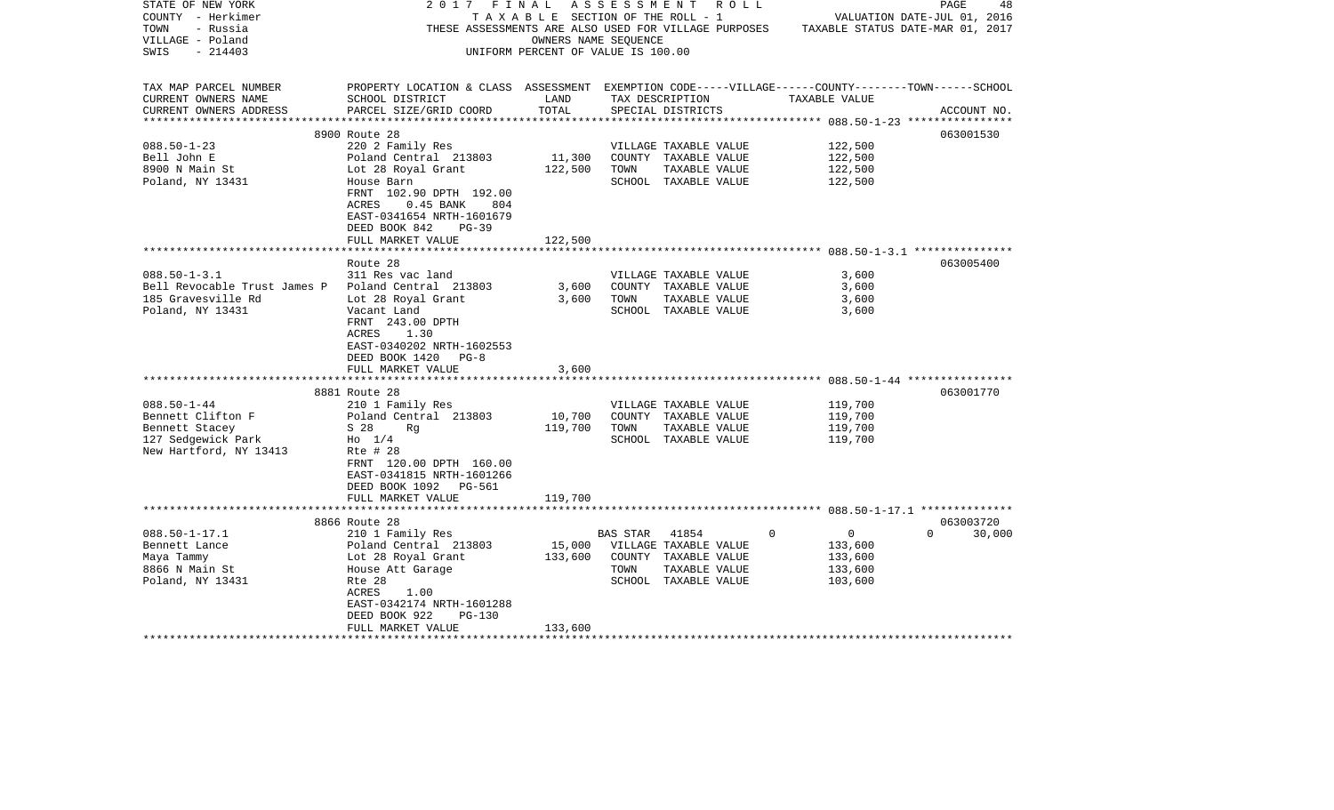STATE OF NEW YORK 2 0 1 7 F I N A L A S S E S S M E N T R O L L
COUNTY - Herkimer T A X A B L E SECTION OF THE ROLL - 1 VALUATION DATE-JUL 01, 2016
TOWN - Russia THESE ASSESSMENTS ARE ALSO USED FOR VILLAGE PURPOSES TAXABLE STATUS DATE-MAR 01, 2017
VILLAGE - Poland OWNERS NAME SEQUENCE
SWIS - 214403 UNIFORM PERCENT OF VALUE IS 100.00

| TAX MAP PARCEL NUMBER<br>CURRENT OWNERS NAME<br>CURRENT OWNERS ADDRESS | PROPERTY LOCATION & CLASS<br>SCHOOL DISTRICT<br>PARCEL SIZE/GRID COORD | ASSESSMENT<br>LAND<br>TOTAL | EXEMPTION CODE-----VILLAGE------COUNTY--------TOWN------SCHOOL<br>TAX DESCRIPTION<br>SPECIAL DISTRICTS | TAXABLE VALUE | ACCOUNT NO. |
|---|---|---|---|---|---|
| **088.50-1-23** | 8900 Route 28 | | | | 063001530 |
| 088.50-1-23 | 220 2 Family Res | | VILLAGE TAXABLE VALUE | 122,500 | |
| Bell John E | Poland Central 213803 | 11,300 | COUNTY TAXABLE VALUE | 122,500 | |
| 8900 N Main St | Lot 28 Royal Grant | 122,500 | TOWN TAXABLE VALUE | 122,500 | |
| Poland, NY 13431 | House Barn | | SCHOOL TAXABLE VALUE | 122,500 | |
| | FRNT 102.90 DPTH 192.00 | | | | |
| | ACRES 0.45 BANK 804 | | | | |
| | EAST-0341654 NRTH-1601679 | | | | |
| | DEED BOOK 842 PG-39 | | | | |
| | FULL MARKET VALUE | 122,500 | | | |
| **088.50-1-3.1** | Route 28 | | | | 063005400 |
| 088.50-1-3.1 | 311 Res vac land | | VILLAGE TAXABLE VALUE | 3,600 | |
| Bell Revocable Trust James P | Poland Central 213803 | 3,600 | COUNTY TAXABLE VALUE | 3,600 | |
| 185 Gravesville Rd | Lot 28 Royal Grant | 3,600 | TOWN TAXABLE VALUE | 3,600 | |
| Poland, NY 13431 | Vacant Land | | SCHOOL TAXABLE VALUE | 3,600 | |
| | FRNT 243.00 DPTH | | | | |
| | ACRES 1.30 | | | | |
| | EAST-0340202 NRTH-1602553 | | | | |
| | DEED BOOK 1420 PG-8 | | | | |
| | FULL MARKET VALUE | 3,600 | | | |
| **088.50-1-44** | 8881 Route 28 | | | | 063001770 |
| 088.50-1-44 | 210 1 Family Res | | VILLAGE TAXABLE VALUE | 119,700 | |
| Bennett Clifton F | Poland Central 213803 | 10,700 | COUNTY TAXABLE VALUE | 119,700 | |
| Bennett Stacey | S 28 Rg | 119,700 | TOWN TAXABLE VALUE | 119,700 | |
| 127 Sedgewick Park | Ho 1/4 | | SCHOOL TAXABLE VALUE | 119,700 | |
| New Hartford, NY 13413 | Rte # 28 | | | | |
| | FRNT 120.00 DPTH 160.00 | | | | |
| | EAST-0341815 NRTH-1601266 | | | | |
| | DEED BOOK 1092 PG-561 | | | | |
| | FULL MARKET VALUE | 119,700 | | | |
| **088.50-1-17.1** | 8866 Route 28 | | | | 063003720 |
| 088.50-1-17.1 | 210 1 Family Res | | BAS STAR 41854 0 | 0 | 0 30,000 |
| Bennett Lance | Poland Central 213803 | 15,000 | VILLAGE TAXABLE VALUE | 133,600 | |
| Maya Tammy | Lot 28 Royal Grant | 133,600 | COUNTY TAXABLE VALUE | 133,600 | |
| 8866 N Main St | House Att Garage | | TOWN TAXABLE VALUE | 133,600 | |
| Poland, NY 13431 | Rte 28 | | SCHOOL TAXABLE VALUE | 103,600 | |
| | ACRES 1.00 | | | | |
| | EAST-0342174 NRTH-1601288 | | | | |
| | DEED BOOK 922 PG-130 | | | | |
| | FULL MARKET VALUE | 133,600 | | | |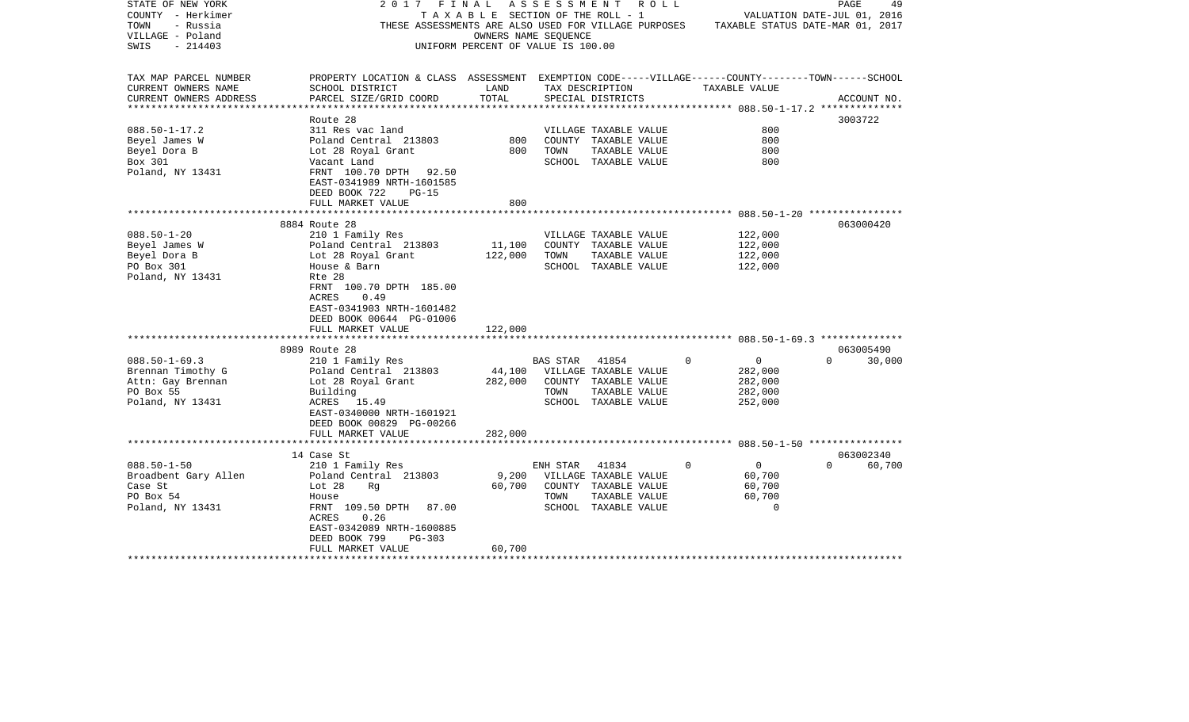STATE OF NEW YORK — COUNTY - Herkimer — TOWN - Russia — VILLAGE - Poland — SWIS - 214403

2017 FINAL ASSESSMENT ROLL
TAXABLE SECTION OF THE ROLL - 1
THESE ASSESSMENTS ARE ALSO USED FOR VILLAGE PURPOSES
OWNERS NAME SEQUENCE
UNIFORM PERCENT OF VALUE IS 100.00

VALUATION DATE-JUL 01, 2016
TAXABLE STATUS DATE-MAR 01, 2017

| TAX MAP PARCEL NUMBER / CURRENT OWNERS NAME / CURRENT OWNERS ADDRESS | PROPERTY LOCATION & CLASS / SCHOOL DISTRICT / PARCEL SIZE/GRID COORD | ASSESSMENT LAND | ASSESSMENT TOTAL | EXEMPTION CODE / TAX DESCRIPTION / SPECIAL DISTRICTS | VILLAGE | COUNTY | TOWN | SCHOOL | ACCOUNT NO. |
|---|---|---|---|---|---|---|---|---|---|
| 088.50-1-17.2 | Route 28 | | | | | | | | 3003722 |
| Beyel James W | 311 Res vac land | | | VILLAGE TAXABLE VALUE | 800 | | | | |
| Beyel Dora B | Poland Central 213803 | 800 | | COUNTY TAXABLE VALUE | | 800 | | | |
| Box 301 | Lot 28 Royal Grant | | 800 | TOWN TAXABLE VALUE | | | 800 | | |
| Poland, NY 13431 | Vacant Land | | | SCHOOL TAXABLE VALUE | | | | 800 | |
| | FRNT 100.70 DPTH 92.50 | | | | | | | | |
| | EAST-0341989 NRTH-1601585 | | | | | | | | |
| | DEED BOOK 722 PG-15 | | | | | | | | |
| | FULL MARKET VALUE | | 800 | | | | | | |
| 088.50-1-20 | 8884 Route 28 | | | | | | | | 063000420 |
| Beyel James W | 210 1 Family Res | | | VILLAGE TAXABLE VALUE | 122,000 | | | | |
| Beyel Dora B | Poland Central 213803 | 11,100 | | COUNTY TAXABLE VALUE | | 122,000 | | | |
| PO Box 301 | Lot 28 Royal Grant | | 122,000 | TOWN TAXABLE VALUE | | | 122,000 | | |
| Poland, NY 13431 | House & Barn | | | SCHOOL TAXABLE VALUE | | | | 122,000 | |
| | Rte 28 | | | | | | | | |
| | FRNT 100.70 DPTH 185.00 | | | | | | | | |
| | ACRES 0.49 | | | | | | | | |
| | EAST-0341903 NRTH-1601482 | | | | | | | | |
| | DEED BOOK 00644 PG-01006 | | | | | | | | |
| | FULL MARKET VALUE | | 122,000 | | | | | | |
| 088.50-1-69.3 | 8989 Route 28 | | | | | | | | 063005490 |
| Brennan Timothy G | 210 1 Family Res | | | BAS STAR 41854 | 0 | 0 | 0 | 30,000 | |
| Attn: Gay Brennan | Poland Central 213803 | 44,100 | | VILLAGE TAXABLE VALUE | 282,000 | | | | |
| PO Box 55 | Lot 28 Royal Grant | | 282,000 | COUNTY TAXABLE VALUE | | 282,000 | | | |
| Poland, NY 13431 | Building | | | TOWN TAXABLE VALUE | | | 282,000 | | |
| | ACRES 15.49 | | | SCHOOL TAXABLE VALUE | | | | 252,000 | |
| | EAST-0340000 NRTH-1601921 | | | | | | | | |
| | DEED BOOK 00829 PG-00266 | | | | | | | | |
| | FULL MARKET VALUE | | 282,000 | | | | | | |
| 088.50-1-50 | 14 Case St | | | | | | | | 063002340 |
| Broadbent Gary Allen | 210 1 Family Res | | | ENH STAR 41834 | 0 | 0 | 0 | 60,700 | |
| Case St | Poland Central 213803 | 9,200 | | VILLAGE TAXABLE VALUE | 60,700 | | | | |
| PO Box 54 | Lot 28 Rg | | 60,700 | COUNTY TAXABLE VALUE | | 60,700 | | | |
| Poland, NY 13431 | House | | | TOWN TAXABLE VALUE | | | 60,700 | | |
| | FRNT 109.50 DPTH 87.00 | | | SCHOOL TAXABLE VALUE | | | | 0 | |
| | ACRES 0.26 | | | | | | | | |
| | EAST-0342089 NRTH-1600885 | | | | | | | | |
| | DEED BOOK 799 PG-303 | | | | | | | | |
| | FULL MARKET VALUE | | 60,700 | | | | | | |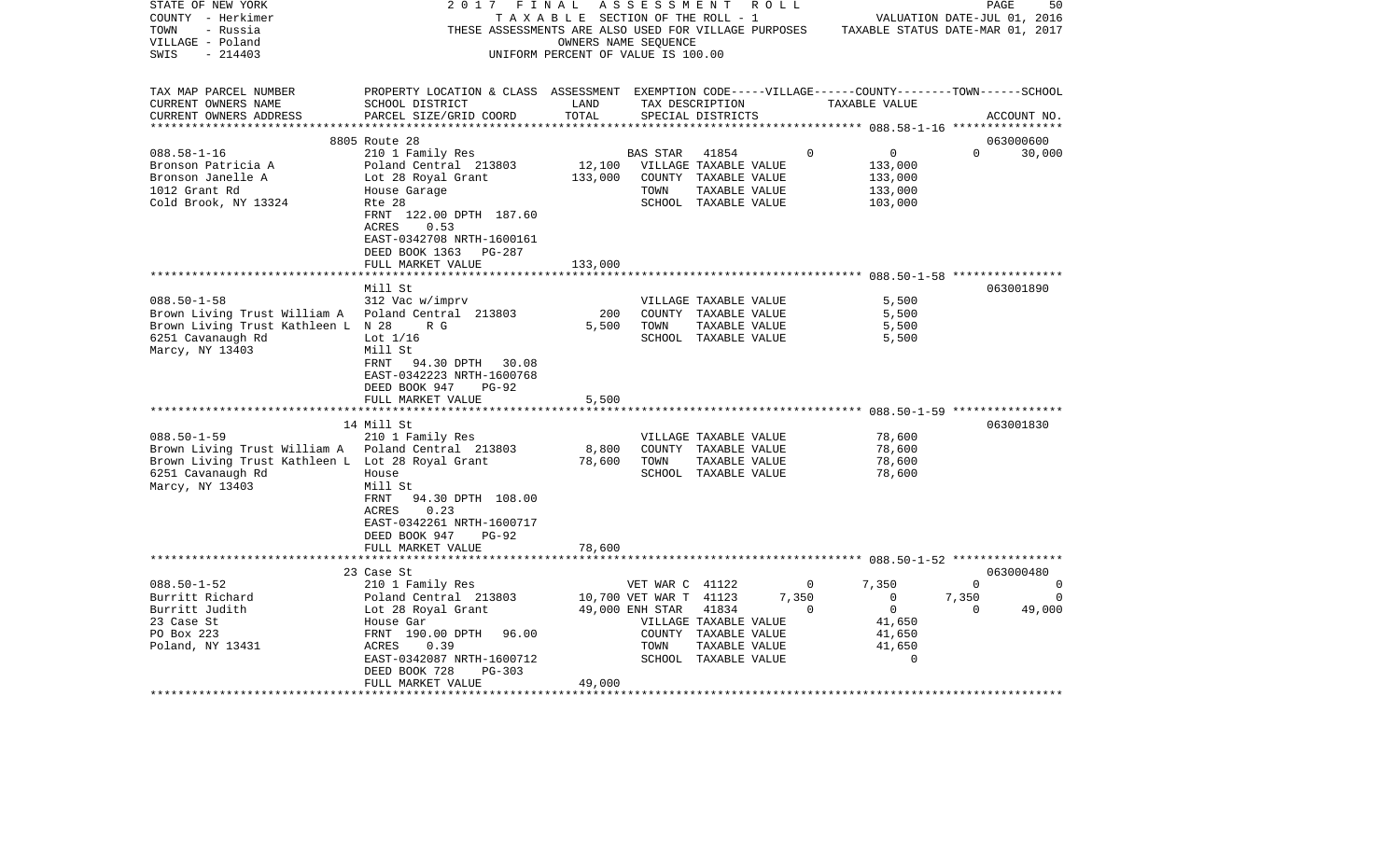STATE OF NEW YORK — 2017 FINAL ASSESSMENT ROLL
COUNTY - Herkimer — TAXABLE SECTION OF THE ROLL - 1 — VALUATION DATE-JUL 01, 2016
TOWN - Russia — THESE ASSESSMENTS ARE ALSO USED FOR VILLAGE PURPOSES — TAXABLE STATUS DATE-MAR 01, 2017
VILLAGE - Poland — OWNERS NAME SEQUENCE
SWIS - 214403 — UNIFORM PERCENT OF VALUE IS 100.00

| TAX MAP PARCEL NUMBER / CURRENT OWNERS NAME / CURRENT OWNERS ADDRESS | PROPERTY LOCATION & CLASS / SCHOOL DISTRICT / PARCEL SIZE/GRID COORD | ASSESSMENT LAND | TOTAL | EXEMPTION CODE / TAX DESCRIPTION / SPECIAL DISTRICTS | VILLAGE | COUNTY | TOWN | SCHOOL | ACCOUNT NO. |
|---|---|---|---|---|---|---|---|---|---|
| **088.58-1-16** | 8805 Route 28 | | | | | | | | 063000600 |
| | 210 1 Family Res | | | BAS STAR 41854 | 0 | 0 | 0 | 30,000 | |
| Bronson Patricia A | Poland Central 213803 | 12,100 | | VILLAGE TAXABLE VALUE | | 133,000 | | | |
| Bronson Janelle A | Lot 28 Royal Grant | | 133,000 | COUNTY TAXABLE VALUE | | 133,000 | | | |
| 1012 Grant Rd | House Garage | | | TOWN TAXABLE VALUE | | 133,000 | | | |
| Cold Brook, NY 13324 | Rte 28 | | | SCHOOL TAXABLE VALUE | | 103,000 | | | |
| | FRNT 122.00 DPTH 187.60 | | | | | | | | |
| | ACRES 0.53 | | | | | | | | |
| | EAST-0342708 NRTH-1600161 | | | | | | | | |
| | DEED BOOK 1363 PG-287 | | | | | | | | |
| | FULL MARKET VALUE | | 133,000 | | | | | | |
| **088.50-1-58** | Mill St | | | | | | | | 063001890 |
| | 312 Vac w/imprv | | | VILLAGE TAXABLE VALUE | | 5,500 | | | |
| Brown Living Trust William A | Poland Central 213803 | 200 | | COUNTY TAXABLE VALUE | | 5,500 | | | |
| Brown Living Trust Kathleen L | N 28 R G | | 5,500 | TOWN TAXABLE VALUE | | 5,500 | | | |
| 6251 Cavanaugh Rd | Lot 1/16 | | | SCHOOL TAXABLE VALUE | | 5,500 | | | |
| Marcy, NY 13403 | Mill St | | | | | | | | |
| | FRNT 94.30 DPTH 30.08 | | | | | | | | |
| | EAST-0342223 NRTH-1600768 | | | | | | | | |
| | DEED BOOK 947 PG-92 | | | | | | | | |
| | FULL MARKET VALUE | | 5,500 | | | | | | |
| **088.50-1-59** | 14 Mill St | | | | | | | | 063001830 |
| | 210 1 Family Res | | | VILLAGE TAXABLE VALUE | | 78,600 | | | |
| Brown Living Trust William A | Poland Central 213803 | 8,800 | | COUNTY TAXABLE VALUE | | 78,600 | | | |
| Brown Living Trust Kathleen L | Lot 28 Royal Grant | | 78,600 | TOWN TAXABLE VALUE | | 78,600 | | | |
| 6251 Cavanaugh Rd | House | | | SCHOOL TAXABLE VALUE | | 78,600 | | | |
| Marcy, NY 13403 | Mill St | | | | | | | | |
| | FRNT 94.30 DPTH 108.00 | | | | | | | | |
| | ACRES 0.23 | | | | | | | | |
| | EAST-0342261 NRTH-1600717 | | | | | | | | |
| | DEED BOOK 947 PG-92 | | | | | | | | |
| | FULL MARKET VALUE | | 78,600 | | | | | | |
| **088.50-1-52** | 23 Case St | | | | | | | | 063000480 |
| | 210 1 Family Res | | | VET WAR C 41122 | 0 | 7,350 | 0 | 0 | |
| Burritt Richard | Poland Central 213803 | 10,700 | | VET WAR T 41123 | 7,350 | 0 | 7,350 | 0 | |
| Burritt Judith | Lot 28 Royal Grant | | 49,000 | ENH STAR 41834 | 0 | 0 | 0 | 49,000 | |
| 23 Case St | House Gar | | | VILLAGE TAXABLE VALUE | | 41,650 | | | |
| PO Box 223 | FRNT 190.00 DPTH 96.00 | | | COUNTY TAXABLE VALUE | | 41,650 | | | |
| Poland, NY 13431 | ACRES 0.39 | | | TOWN TAXABLE VALUE | | 41,650 | | | |
| | EAST-0342087 NRTH-1600712 | | | SCHOOL TAXABLE VALUE | | 0 | | | |
| | DEED BOOK 728 PG-303 | | | | | | | | |
| | FULL MARKET VALUE | | 49,000 | | | | | | |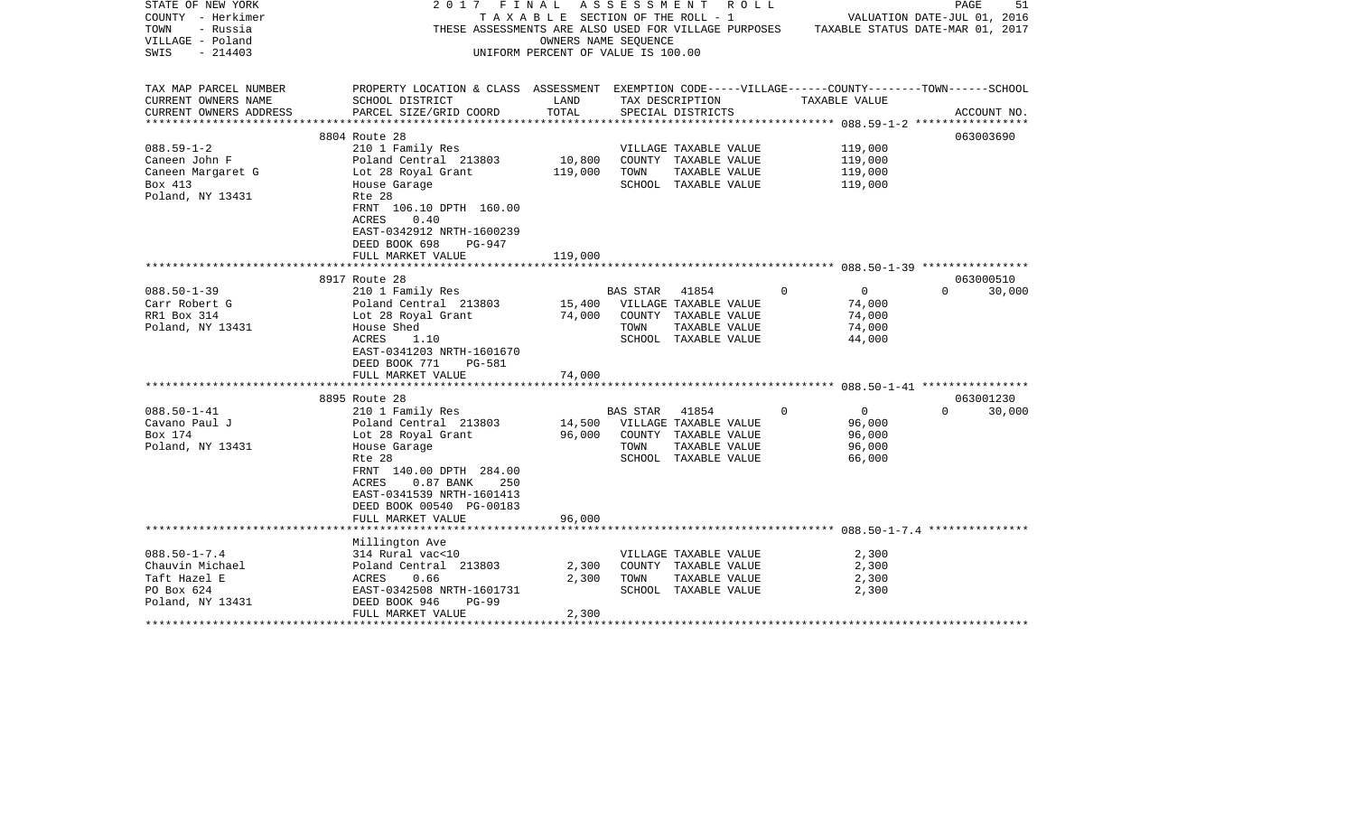STATE OF NEW YORK
COUNTY - Herkimer
TOWN - Russia
VILLAGE - Poland
SWIS - 214403

2017 FINAL ASSESSMENT ROLL
TAXABLE SECTION OF THE ROLL - 1
THESE ASSESSMENTS ARE ALSO USED FOR VILLAGE PURPOSES
OWNERS NAME SEQUENCE
UNIFORM PERCENT OF VALUE IS 100.00

VALUATION DATE-JUL 01, 2016
TAXABLE STATUS DATE-MAR 01, 2017

| TAX MAP PARCEL NUMBER<br>CURRENT OWNERS NAME<br>CURRENT OWNERS ADDRESS | PROPERTY LOCATION & CLASS<br>SCHOOL DISTRICT<br>PARCEL SIZE/GRID COORD | ASSESSMENT<br>LAND<br>TOTAL | EXEMPTION CODE-----VILLAGE------COUNTY--------TOWN------SCHOOL<br>TAX DESCRIPTION<br>SPECIAL DISTRICTS | TAXABLE VALUE | ACCOUNT NO. |
|---|---|---|---|---|---|
| 088.59-1-2 | 8804 Route 28 | | | | 063003690 |
| Caneen John F | 210 1 Family Res | | VILLAGE TAXABLE VALUE | 119,000 | |
| Caneen Margaret G | Poland Central 213803 | 10,800 | COUNTY TAXABLE VALUE | 119,000 | |
| Box 413 | Lot 28 Royal Grant | 119,000 | TOWN TAXABLE VALUE | 119,000 | |
| Poland, NY 13431 | House Garage | | SCHOOL TAXABLE VALUE | 119,000 | |
| | Rte 28 | | | | |
| | FRNT 106.10 DPTH 160.00 | | | | |
| | ACRES 0.40 | | | | |
| | EAST-0342912 NRTH-1600239 | | | | |
| | DEED BOOK 698 PG-947 | | | | |
| | FULL MARKET VALUE | 119,000 | | | |
| 088.50-1-39 | 8917 Route 28 | | | | 063000510 |
| Carr Robert G | 210 1 Family Res | | BAS STAR 41854 0 | 0 | 0 30,000 |
| RR1 Box 314 | Poland Central 213803 | 15,400 | VILLAGE TAXABLE VALUE | 74,000 | |
| Poland, NY 13431 | Lot 28 Royal Grant | 74,000 | COUNTY TAXABLE VALUE | 74,000 | |
| | House Shed | | TOWN TAXABLE VALUE | 74,000 | |
| | ACRES 1.10 | | SCHOOL TAXABLE VALUE | 44,000 | |
| | EAST-0341203 NRTH-1601670 | | | | |
| | DEED BOOK 771 PG-581 | | | | |
| | FULL MARKET VALUE | 74,000 | | | |
| 088.50-1-41 | 8895 Route 28 | | | | 063001230 |
| Cavano Paul J | 210 1 Family Res | | BAS STAR 41854 0 | 0 | 0 30,000 |
| Box 174 | Poland Central 213803 | 14,500 | VILLAGE TAXABLE VALUE | 96,000 | |
| Poland, NY 13431 | Lot 28 Royal Grant | 96,000 | COUNTY TAXABLE VALUE | 96,000 | |
| | House Garage | | TOWN TAXABLE VALUE | 96,000 | |
| | Rte 28 | | SCHOOL TAXABLE VALUE | 66,000 | |
| | FRNT 140.00 DPTH 284.00 | | | | |
| | ACRES 0.87 BANK 250 | | | | |
| | EAST-0341539 NRTH-1601413 | | | | |
| | DEED BOOK 00540 PG-00183 | | | | |
| | FULL MARKET VALUE | 96,000 | | | |
| 088.50-1-7.4 | Millington Ave | | | | |
| Chauvin Michael | 314 Rural vac<10 | | VILLAGE TAXABLE VALUE | 2,300 | |
| Taft Hazel E | Poland Central 213803 | 2,300 | COUNTY TAXABLE VALUE | 2,300 | |
| PO Box 624 | ACRES 0.66 | 2,300 | TOWN TAXABLE VALUE | 2,300 | |
| Poland, NY 13431 | EAST-0342508 NRTH-1601731 | | SCHOOL TAXABLE VALUE | 2,300 | |
| | DEED BOOK 946 PG-99 | | | | |
| | FULL MARKET VALUE | 2,300 | | | |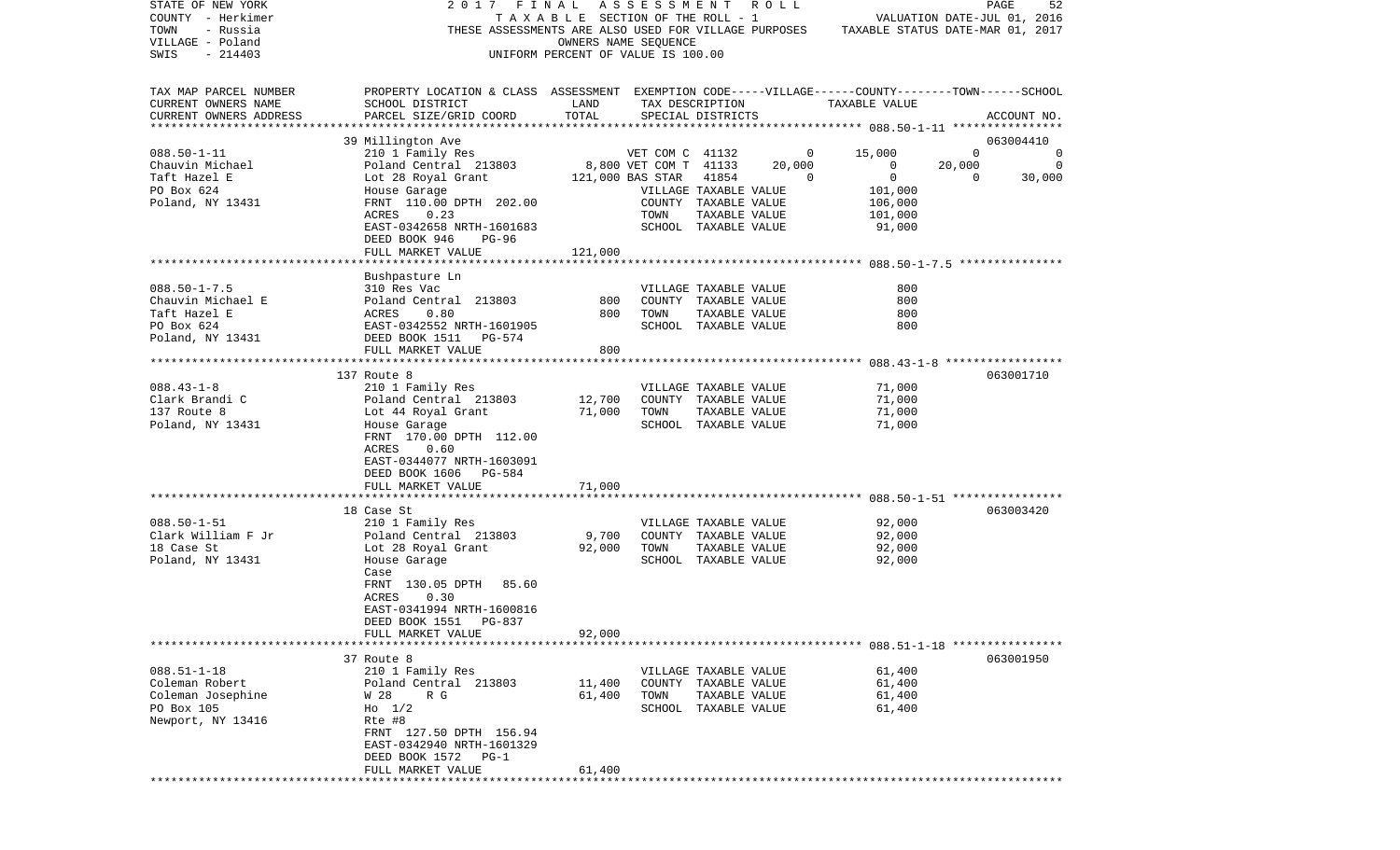STATE OF NEW YORK 2 0 1 7 F I N A L A S S E S S M E N T R O L L
COUNTY - Herkimer T A X A B L E SECTION OF THE ROLL - 1 VALUATION DATE-JUL 01, 2016
TOWN - Russia THESE ASSESSMENTS ARE ALSO USED FOR VILLAGE PURPOSES TAXABLE STATUS DATE-MAR 01, 2017
VILLAGE - Poland OWNERS NAME SEQUENCE
SWIS - 214403 UNIFORM PERCENT OF VALUE IS 100.00

| TAX MAP PARCEL NUMBER / CURRENT OWNERS NAME / CURRENT OWNERS ADDRESS | PROPERTY LOCATION & CLASS / SCHOOL DISTRICT / PARCEL SIZE/GRID COORD | ASSESSMENT LAND | ASSESSMENT TOTAL | EXEMPTION CODE / TAX DESCRIPTION / SPECIAL DISTRICTS | VILLAGE | COUNTY | TOWN | SCHOOL | ACCOUNT NO. |
|---|---|---|---|---|---|---|---|---|---|
| 088.50-1-11 | 39 Millington Ave | | | | | | | | 063004410 |
| Chauvin Michael | 210 1 Family Res | | | VET COM C 41132 | 0 | 15,000 | 0 | 0 | |
| Taft Hazel E | Poland Central 213803 | 8,800 | | VET COM T 41133 | 20,000 | 0 | 20,000 | 0 | |
| PO Box 624 | Lot 28 Royal Grant | | 121,000 | BAS STAR 41854 | 0 | 0 | 0 | 30,000 | |
| Poland, NY 13431 | House Garage | | | VILLAGE TAXABLE VALUE | 101,000 | | | | |
| | FRNT 110.00 DPTH 202.00 | | | COUNTY TAXABLE VALUE | | 106,000 | | | |
| | ACRES 0.23 | | | TOWN TAXABLE VALUE | | | 101,000 | | |
| | EAST-0342658 NRTH-1601683 | | | SCHOOL TAXABLE VALUE | | | | 91,000 | |
| | DEED BOOK 946 PG-96 | | | | | | | | |
| | FULL MARKET VALUE | | 121,000 | | | | | | |
| 088.50-1-7.5 | Bushpasture Ln | | | | | | | | |
| Chauvin Michael E | 310 Res Vac | | | VILLAGE TAXABLE VALUE | 800 | | | | |
| Taft Hazel E | Poland Central 213803 | 800 | | COUNTY TAXABLE VALUE | | 800 | | | |
| PO Box 624 | ACRES 0.80 | | 800 | TOWN TAXABLE VALUE | | | 800 | | |
| Poland, NY 13431 | EAST-0342552 NRTH-1601905 | | | SCHOOL TAXABLE VALUE | | | | 800 | |
| | DEED BOOK 1511 PG-574 | | | | | | | | |
| | FULL MARKET VALUE | | 800 | | | | | | |
| 088.43-1-8 | 137 Route 8 | | | | | | | | 063001710 |
| Clark Brandi C | 210 1 Family Res | | | VILLAGE TAXABLE VALUE | 71,000 | | | | |
| 137 Route 8 | Poland Central 213803 | 12,700 | | COUNTY TAXABLE VALUE | | 71,000 | | | |
| Poland, NY 13431 | Lot 44 Royal Grant | | 71,000 | TOWN TAXABLE VALUE | | | 71,000 | | |
| | House Garage | | | SCHOOL TAXABLE VALUE | | | | 71,000 | |
| | FRNT 170.00 DPTH 112.00 | | | | | | | | |
| | ACRES 0.60 | | | | | | | | |
| | EAST-0344077 NRTH-1603091 | | | | | | | | |
| | DEED BOOK 1606 PG-584 | | | | | | | | |
| | FULL MARKET VALUE | | 71,000 | | | | | | |
| 088.50-1-51 | 18 Case St | | | | | | | | 063003420 |
| Clark William F Jr | 210 1 Family Res | | | VILLAGE TAXABLE VALUE | 92,000 | | | | |
| 18 Case St | Poland Central 213803 | 9,700 | | COUNTY TAXABLE VALUE | | 92,000 | | | |
| Poland, NY 13431 | Lot 28 Royal Grant | | 92,000 | TOWN TAXABLE VALUE | | | 92,000 | | |
| | House Garage | | | SCHOOL TAXABLE VALUE | | | | 92,000 | |
| | Case | | | | | | | | |
| | FRNT 130.05 DPTH 85.60 | | | | | | | | |
| | ACRES 0.30 | | | | | | | | |
| | EAST-0341994 NRTH-1600816 | | | | | | | | |
| | DEED BOOK 1551 PG-837 | | | | | | | | |
| | FULL MARKET VALUE | | 92,000 | | | | | | |
| 088.51-1-18 | 37 Route 8 | | | | | | | | 063001950 |
| Coleman Robert | 210 1 Family Res | | | VILLAGE TAXABLE VALUE | 61,400 | | | | |
| Coleman Josephine | Poland Central 213803 | 11,400 | | COUNTY TAXABLE VALUE | | 61,400 | | | |
| PO Box 105 | W 28 R G | | 61,400 | TOWN TAXABLE VALUE | | | 61,400 | | |
| Newport, NY 13416 | Ho 1/2 | | | SCHOOL TAXABLE VALUE | | | | 61,400 | |
| | Rte #8 | | | | | | | | |
| | FRNT 127.50 DPTH 156.94 | | | | | | | | |
| | EAST-0342940 NRTH-1601329 | | | | | | | | |
| | DEED BOOK 1572 PG-1 | | | | | | | | |
| | FULL MARKET VALUE | | 61,400 | | | | | | |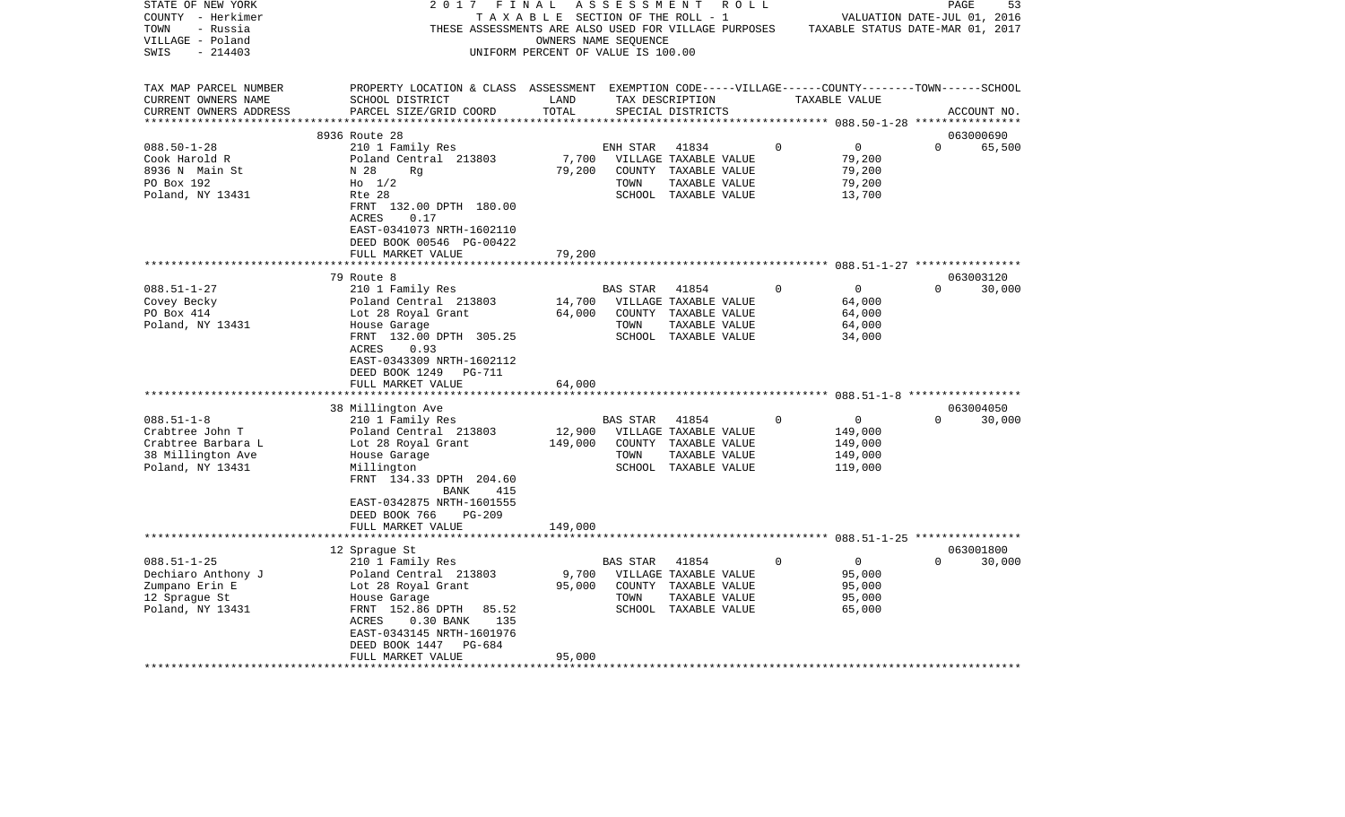STATE OF NEW YORK
COUNTY - Herkimer
TOWN - Russia
VILLAGE - Poland
SWIS - 214403

2017 FINAL ASSESSMENT ROLL
TAXABLE SECTION OF THE ROLL - 1
THESE ASSESSMENTS ARE ALSO USED FOR VILLAGE PURPOSES
OWNERS NAME SEQUENCE
UNIFORM PERCENT OF VALUE IS 100.00

VALUATION DATE-JUL 01, 2016
TAXABLE STATUS DATE-MAR 01, 2017

| TAX MAP PARCEL NUMBER / CURRENT OWNERS NAME / CURRENT OWNERS ADDRESS | PROPERTY LOCATION & CLASS / SCHOOL DISTRICT / PARCEL SIZE/GRID COORD | ASSESSMENT LAND | TOTAL | EXEMPTION CODE / TAX DESCRIPTION / SPECIAL DISTRICTS | VILLAGE | COUNTY / TAXABLE VALUE | TOWN | SCHOOL / ACCOUNT NO. |
|---|---|---|---|---|---|---|---|---|
| **088.50-1-28** | 8936 Route 28 | | | | | | | 063000690 |
| 088.50-1-28 | 210 1 Family Res | | | ENH STAR 41834 | 0 | 0 | 0 | 65,500 |
| Cook Harold R | Poland Central 213803 | 7,700 | | VILLAGE TAXABLE VALUE | | 79,200 | | |
| 8936 N Main St | N 28 Rg | | 79,200 | COUNTY TAXABLE VALUE | | 79,200 | | |
| PO Box 192 | Ho 1/2 | | | TOWN TAXABLE VALUE | | 79,200 | | |
| Poland, NY 13431 | Rte 28 | | | SCHOOL TAXABLE VALUE | | 13,700 | | |
| | FRNT 132.00 DPTH 180.00 | | | | | | | |
| | ACRES 0.17 | | | | | | | |
| | EAST-0341073 NRTH-1602110 | | | | | | | |
| | DEED BOOK 00546 PG-00422 | | | | | | | |
| | FULL MARKET VALUE | | 79,200 | | | | | |
| **088.51-1-27** | 79 Route 8 | | | | | | | 063003120 |
| 088.51-1-27 | 210 1 Family Res | | | BAS STAR 41854 | 0 | 0 | 0 | 30,000 |
| Covey Becky | Poland Central 213803 | 14,700 | | VILLAGE TAXABLE VALUE | | 64,000 | | |
| PO Box 414 | Lot 28 Royal Grant | | 64,000 | COUNTY TAXABLE VALUE | | 64,000 | | |
| Poland, NY 13431 | House Garage | | | TOWN TAXABLE VALUE | | 64,000 | | |
| | FRNT 132.00 DPTH 305.25 | | | SCHOOL TAXABLE VALUE | | 34,000 | | |
| | ACRES 0.93 | | | | | | | |
| | EAST-0343309 NRTH-1602112 | | | | | | | |
| | DEED BOOK 1249 PG-711 | | | | | | | |
| | FULL MARKET VALUE | | 64,000 | | | | | |
| **088.51-1-8** | 38 Millington Ave | | | | | | | 063004050 |
| 088.51-1-8 | 210 1 Family Res | | | BAS STAR 41854 | 0 | 0 | 0 | 30,000 |
| Crabtree John T | Poland Central 213803 | 12,900 | | VILLAGE TAXABLE VALUE | | 149,000 | | |
| Crabtree Barbara L | Lot 28 Royal Grant | | 149,000 | COUNTY TAXABLE VALUE | | 149,000 | | |
| 38 Millington Ave | House Garage | | | TOWN TAXABLE VALUE | | 149,000 | | |
| Poland, NY 13431 | Millington | | | SCHOOL TAXABLE VALUE | | 119,000 | | |
| | FRNT 134.33 DPTH 204.60 | | | | | | | |
| | BANK 415 | | | | | | | |
| | EAST-0342875 NRTH-1601555 | | | | | | | |
| | DEED BOOK 766 PG-209 | | | | | | | |
| | FULL MARKET VALUE | | 149,000 | | | | | |
| **088.51-1-25** | 12 Sprague St | | | | | | | 063001800 |
| 088.51-1-25 | 210 1 Family Res | | | BAS STAR 41854 | 0 | 0 | 0 | 30,000 |
| Dechiaro Anthony J | Poland Central 213803 | 9,700 | | VILLAGE TAXABLE VALUE | | 95,000 | | |
| Zumpano Erin E | Lot 28 Royal Grant | | 95,000 | COUNTY TAXABLE VALUE | | 95,000 | | |
| 12 Sprague St | House Garage | | | TOWN TAXABLE VALUE | | 95,000 | | |
| Poland, NY 13431 | FRNT 152.86 DPTH 85.52 | | | SCHOOL TAXABLE VALUE | | 65,000 | | |
| | ACRES 0.30 BANK 135 | | | | | | | |
| | EAST-0343145 NRTH-1601976 | | | | | | | |
| | DEED BOOK 1447 PG-684 | | | | | | | |
| | FULL MARKET VALUE | | 95,000 | | | | | |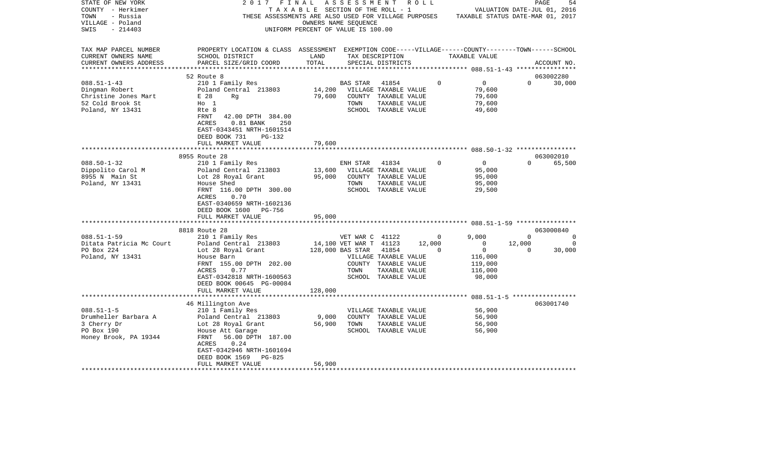STATE OF NEW YORK
COUNTY - Herkimer
TOWN - Russia
VILLAGE - Poland
SWIS - 214403

2017 FINAL ASSESSMENT ROLL
TAXABLE SECTION OF THE ROLL - 1
THESE ASSESSMENTS ARE ALSO USED FOR VILLAGE PURPOSES
OWNERS NAME SEQUENCE
UNIFORM PERCENT OF VALUE IS 100.00

VALUATION DATE-JUL 01, 2016
TAXABLE STATUS DATE-MAR 01, 2017

| TAX MAP PARCEL NUMBER / CURRENT OWNERS NAME / CURRENT OWNERS ADDRESS | PROPERTY LOCATION & CLASS / SCHOOL DISTRICT / PARCEL SIZE/GRID COORD | ASSESSMENT LAND / TOTAL | EXEMPTION CODE / TAX DESCRIPTION / SPECIAL DISTRICTS | VILLAGE | COUNTY | TOWN | SCHOOL / ACCOUNT NO. |
|---|---|---|---|---|---|---|---|
| | 52 Route 8 | | | | | | 063002280 |
| 088.51-1-43 | 210 1 Family Res | | BAS STAR 41854 | 0 | 0 | 0 | 30,000 |
| Dingman Robert | Poland Central 213803 | 14,200 | VILLAGE TAXABLE VALUE | | 79,600 | | |
| Christine Jones Mart | E 28 Rg | 79,600 | COUNTY TAXABLE VALUE | | 79,600 | | |
| 52 Cold Brook St | Ho 1 | | TOWN TAXABLE VALUE | | 79,600 | | |
| Poland, NY 13431 | Rte 8 | | SCHOOL TAXABLE VALUE | | 49,600 | | |
| | FRNT 42.00 DPTH 384.00 | | | | | | |
| | ACRES 0.81 BANK 250 | | | | | | |
| | EAST-0343451 NRTH-1601514 | | | | | | |
| | DEED BOOK 731 PG-132 | | | | | | |
| | FULL MARKET VALUE | 79,600 | | | | | |
| | 8955 Route 28 | | | | | | 063002010 |
| 088.50-1-32 | 210 1 Family Res | | ENH STAR 41834 | 0 | 0 | 0 | 65,500 |
| Dippolito Carol M | Poland Central 213803 | 13,600 | VILLAGE TAXABLE VALUE | | 95,000 | | |
| 8955 N Main St | Lot 28 Royal Grant | 95,000 | COUNTY TAXABLE VALUE | | 95,000 | | |
| Poland, NY 13431 | House Shed | | TOWN TAXABLE VALUE | | 95,000 | | |
| | FRNT 116.00 DPTH 300.00 | | SCHOOL TAXABLE VALUE | | 29,500 | | |
| | ACRES 0.70 | | | | | | |
| | EAST-0340659 NRTH-1602136 | | | | | | |
| | DEED BOOK 1600 PG-756 | | | | | | |
| | FULL MARKET VALUE | 95,000 | | | | | |
| | 8818 Route 28 | | | | | | 063000840 |
| 088.51-1-59 | 210 1 Family Res | | VET WAR C 41122 | 0 | 9,000 | 0 | 0 |
| Ditata Patricia Mc Court | Poland Central 213803 | 14,100 | VET WAR T 41123 | 12,000 | 0 | 12,000 | 0 |
| PO Box 224 | Lot 28 Royal Grant | 128,000 | BAS STAR 41854 | 0 | 0 | 0 | 30,000 |
| Poland, NY 13431 | House Barn | | VILLAGE TAXABLE VALUE | | 116,000 | | |
| | FRNT 155.00 DPTH 202.00 | | COUNTY TAXABLE VALUE | | 119,000 | | |
| | ACRES 0.77 | | TOWN TAXABLE VALUE | | 116,000 | | |
| | EAST-0342818 NRTH-1600563 | | SCHOOL TAXABLE VALUE | | 98,000 | | |
| | DEED BOOK 00645 PG-00084 | | | | | | |
| | FULL MARKET VALUE | 128,000 | | | | | |
| | 46 Millington Ave | | | | | | 063001740 |
| 088.51-1-5 | 210 1 Family Res | | VILLAGE TAXABLE VALUE | | 56,900 | | |
| Drumheller Barbara A | Poland Central 213803 | 9,000 | COUNTY TAXABLE VALUE | | 56,900 | | |
| 3 Cherry Dr | Lot 28 Royal Grant | 56,900 | TOWN TAXABLE VALUE | | 56,900 | | |
| PO Box 190 | House Att Garage | | SCHOOL TAXABLE VALUE | | 56,900 | | |
| Honey Brook, PA 19344 | FRNT 56.00 DPTH 187.00 | | | | | | |
| | ACRES 0.24 | | | | | | |
| | EAST-0342946 NRTH-1601694 | | | | | | |
| | DEED BOOK 1569 PG-825 | | | | | | |
| | FULL MARKET VALUE | 56,900 | | | | | |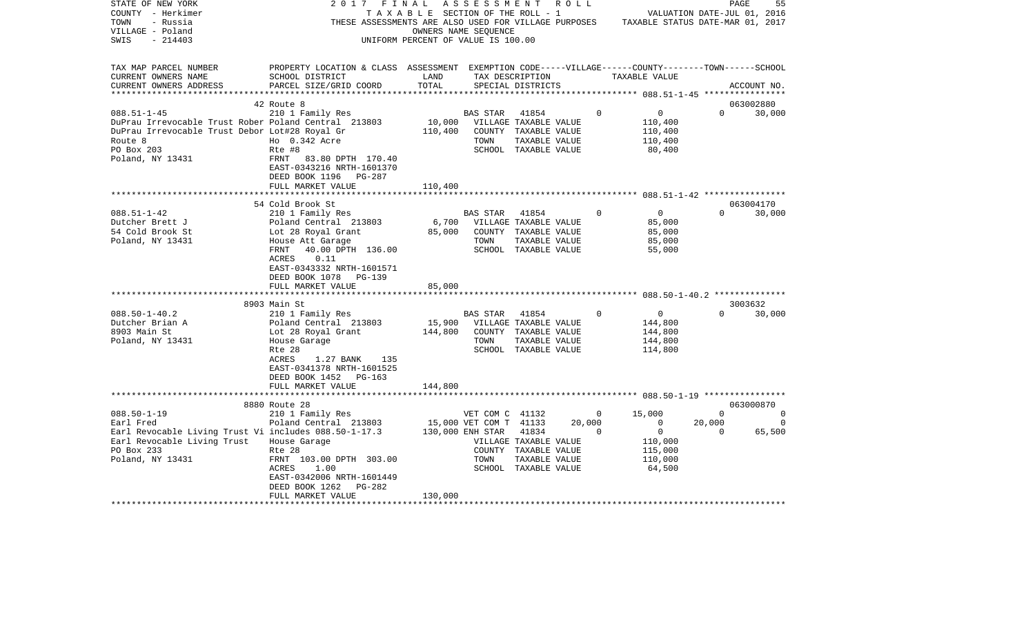STATE OF NEW YORK
COUNTY - Herkimer
TOWN - Russia
VILLAGE - Poland
SWIS - 214403

2017 FINAL ASSESSMENT ROLL
TAXABLE SECTION OF THE ROLL - 1
THESE ASSESSMENTS ARE ALSO USED FOR VILLAGE PURPOSES
OWNERS NAME SEQUENCE
UNIFORM PERCENT OF VALUE IS 100.00

VALUATION DATE-JUL 01, 2016
TAXABLE STATUS DATE-MAR 01, 2017

```
TAX MAP PARCEL NUMBER     PROPERTY LOCATION & CLASS  ASSESSMENT  EXEMPTION CODE-----VILLAGE------COUNTY--------TOWN------SCHOOL
CURRENT OWNERS NAME       SCHOOL DISTRICT             LAND       TAX DESCRIPTION             TAXABLE VALUE
CURRENT OWNERS ADDRESS    PARCEL SIZE/GRID COORD      TOTAL      SPECIAL DISTRICTS                                          ACCOUNT NO.
******************************************************************************************************* 088.51-1-45 ****************
                          42 Route 8                                                                                      063002880
088.51-1-45               210 1 Family Res                      BAS STAR   41854          0          0           0      30,000
DuPrau Irrevocable Trust Rober Poland Central  213803    10,000    VILLAGE TAXABLE VALUE        110,400
DuPrau Irrevocable Trust Debor Lot#28 Royal Gr          110,400    COUNTY  TAXABLE VALUE        110,400
Route 8                   Ho  0.342 Acre                           TOWN    TAXABLE VALUE        110,400
PO Box 203                Rte #8                                   SCHOOL  TAXABLE VALUE         80,400
Poland, NY 13431          FRNT   83.80 DPTH 170.40
                          EAST-0343216 NRTH-1601370
                          DEED BOOK 1196   PG-287
                          FULL MARKET VALUE             110,400
******************************************************************************************************* 088.51-1-42 ****************
                          54 Cold Brook St                                                                                063004170
088.51-1-42               210 1 Family Res                      BAS STAR   41854          0          0           0      30,000
Dutcher Brett J           Poland Central  213803     6,700    VILLAGE TAXABLE VALUE         85,000
54 Cold Brook St          Lot 28 Royal Grant          85,000    COUNTY  TAXABLE VALUE         85,000
Poland, NY 13431          House Att Garage                         TOWN    TAXABLE VALUE         85,000
                          FRNT   40.00 DPTH 136.00                 SCHOOL  TAXABLE VALUE         55,000
                          ACRES     0.11
                          EAST-0343332 NRTH-1601571
                          DEED BOOK 1078   PG-139
                          FULL MARKET VALUE              85,000
******************************************************************************************************* 088.50-1-40.2 **************
                          8903 Main St                                                                                    3003632
088.50-1-40.2             210 1 Family Res                      BAS STAR   41854          0          0           0      30,000
Dutcher Brian A           Poland Central  213803    15,900    VILLAGE TAXABLE VALUE        144,800
8903 Main St              Lot 28 Royal Grant         144,800    COUNTY  TAXABLE VALUE        144,800
Poland, NY 13431          House Garage                             TOWN    TAXABLE VALUE        144,800
                          Rte 28                                   SCHOOL  TAXABLE VALUE        114,800
                          ACRES     1.27 BANK     135
                          EAST-0341378 NRTH-1601525
                          DEED BOOK 1452   PG-163
                          FULL MARKET VALUE             144,800
******************************************************************************************************* 088.50-1-19 ****************
                          8880 Route 28                                                                                   063000870
088.50-1-19               210 1 Family Res                      VET COM C  41132          0     15,000           0           0
Earl Fred                 Poland Central  213803    15,000 VET COM T  41133     20,000          0      20,000           0
Earl Revocable Living Trust Vi includes 088.50-1-17.3  130,000 ENH STAR   41834          0          0           0      65,500
Earl Revocable Living Trust  House Garage                          VILLAGE TAXABLE VALUE        110,000
PO Box 233                Rte 28                                   COUNTY  TAXABLE VALUE        115,000
Poland, NY 13431          FRNT  103.00 DPTH 303.00                 TOWN    TAXABLE VALUE        110,000
                          ACRES     1.00                           SCHOOL  TAXABLE VALUE         64,500
                          EAST-0342006 NRTH-1601449
                          DEED BOOK 1262   PG-282
                          FULL MARKET VALUE             130,000
************************************************************************************************************************************
```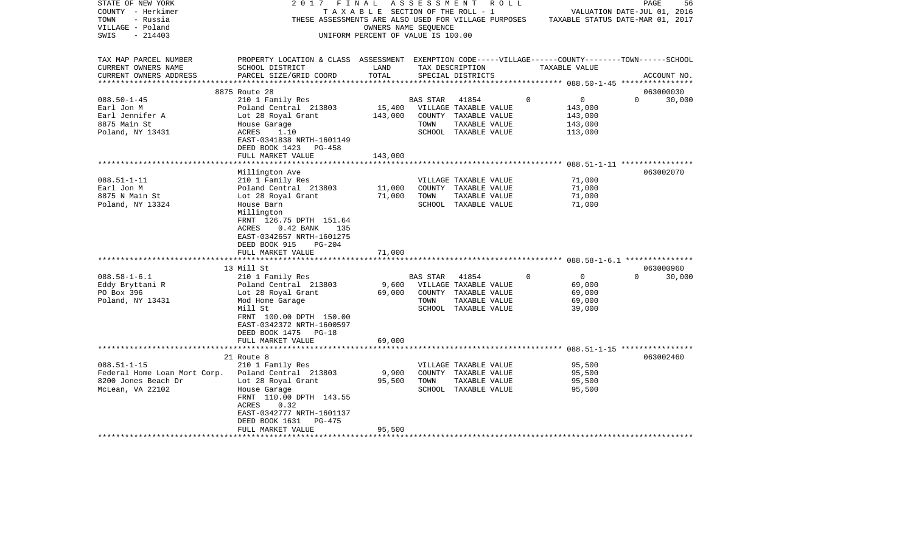STATE OF NEW YORK — 2017 FINAL ASSESSMENT ROLL
COUNTY - Herkimer — TAXABLE SECTION OF THE ROLL - 1 — VALUATION DATE-JUL 01, 2016
TOWN - Russia — THESE ASSESSMENTS ARE ALSO USED FOR VILLAGE PURPOSES — TAXABLE STATUS DATE-MAR 01, 2017
VILLAGE - Poland — OWNERS NAME SEQUENCE
SWIS - 214403 — UNIFORM PERCENT OF VALUE IS 100.00

| TAX MAP PARCEL NUMBER / CURRENT OWNERS NAME / CURRENT OWNERS ADDRESS | PROPERTY LOCATION & CLASS / SCHOOL DISTRICT / PARCEL SIZE/GRID COORD | ASSESSMENT LAND | ASSESSMENT TOTAL | EXEMPTION CODE / TAX DESCRIPTION / SPECIAL DISTRICTS | VILLAGE | COUNTY / TAXABLE VALUE | TOWN | SCHOOL / ACCOUNT NO. |
|---|---|---|---|---|---|---|---|---|
| | 8875 Route 28 | | | | | | | 063000030 |
| 088.50-1-45 | 210 1 Family Res | | | BAS STAR 41854 | 0 | 0 | 0 | 30,000 |
| Earl Jon M | Poland Central 213803 | 15,400 | | VILLAGE TAXABLE VALUE | | 143,000 | | |
| Earl Jennifer A | Lot 28 Royal Grant | | 143,000 | COUNTY TAXABLE VALUE | | 143,000 | | |
| 8875 Main St | House Garage | | | TOWN TAXABLE VALUE | | 143,000 | | |
| Poland, NY 13431 | ACRES 1.10 | | | SCHOOL TAXABLE VALUE | | 113,000 | | |
| | EAST-0341838 NRTH-1601149 | | | | | | | |
| | DEED BOOK 1423 PG-458 | | | | | | | |
| | FULL MARKET VALUE | | 143,000 | | | | | |
| | Millington Ave | | | | | | | 063002070 |
| 088.51-1-11 | 210 1 Family Res | | | VILLAGE TAXABLE VALUE | | 71,000 | | |
| Earl Jon M | Poland Central 213803 | 11,000 | | COUNTY TAXABLE VALUE | | 71,000 | | |
| 8875 N Main St | Lot 28 Royal Grant | | 71,000 | TOWN TAXABLE VALUE | | 71,000 | | |
| Poland, NY 13324 | House Barn | | | SCHOOL TAXABLE VALUE | | 71,000 | | |
| | Millington | | | | | | | |
| | FRNT 126.75 DPTH 151.64 | | | | | | | |
| | ACRES 0.42 BANK 135 | | | | | | | |
| | EAST-0342657 NRTH-1601275 | | | | | | | |
| | DEED BOOK 915 PG-204 | | | | | | | |
| | FULL MARKET VALUE | | 71,000 | | | | | |
| | 13 Mill St | | | | | | | 063000960 |
| 088.58-1-6.1 | 210 1 Family Res | | | BAS STAR 41854 | 0 | 0 | 0 | 30,000 |
| Eddy Bryttani R | Poland Central 213803 | 9,600 | | VILLAGE TAXABLE VALUE | | 69,000 | | |
| PO Box 396 | Lot 28 Royal Grant | | 69,000 | COUNTY TAXABLE VALUE | | 69,000 | | |
| Poland, NY 13431 | Mod Home Garage | | | TOWN TAXABLE VALUE | | 69,000 | | |
| | Mill St | | | SCHOOL TAXABLE VALUE | | 39,000 | | |
| | FRNT 100.00 DPTH 150.00 | | | | | | | |
| | EAST-0342372 NRTH-1600597 | | | | | | | |
| | DEED BOOK 1475 PG-18 | | | | | | | |
| | FULL MARKET VALUE | | 69,000 | | | | | |
| | 21 Route 8 | | | | | | | 063002460 |
| 088.51-1-15 | 210 1 Family Res | | | VILLAGE TAXABLE VALUE | | 95,500 | | |
| Federal Home Loan Mort Corp. | Poland Central 213803 | 9,900 | | COUNTY TAXABLE VALUE | | 95,500 | | |
| 8200 Jones Beach Dr | Lot 28 Royal Grant | | 95,500 | TOWN TAXABLE VALUE | | 95,500 | | |
| McLean, VA 22102 | House Garage | | | SCHOOL TAXABLE VALUE | | 95,500 | | |
| | FRNT 110.00 DPTH 143.55 | | | | | | | |
| | ACRES 0.32 | | | | | | | |
| | EAST-0342777 NRTH-1601137 | | | | | | | |
| | DEED BOOK 1631 PG-475 | | | | | | | |
| | FULL MARKET VALUE | | 95,500 | | | | | |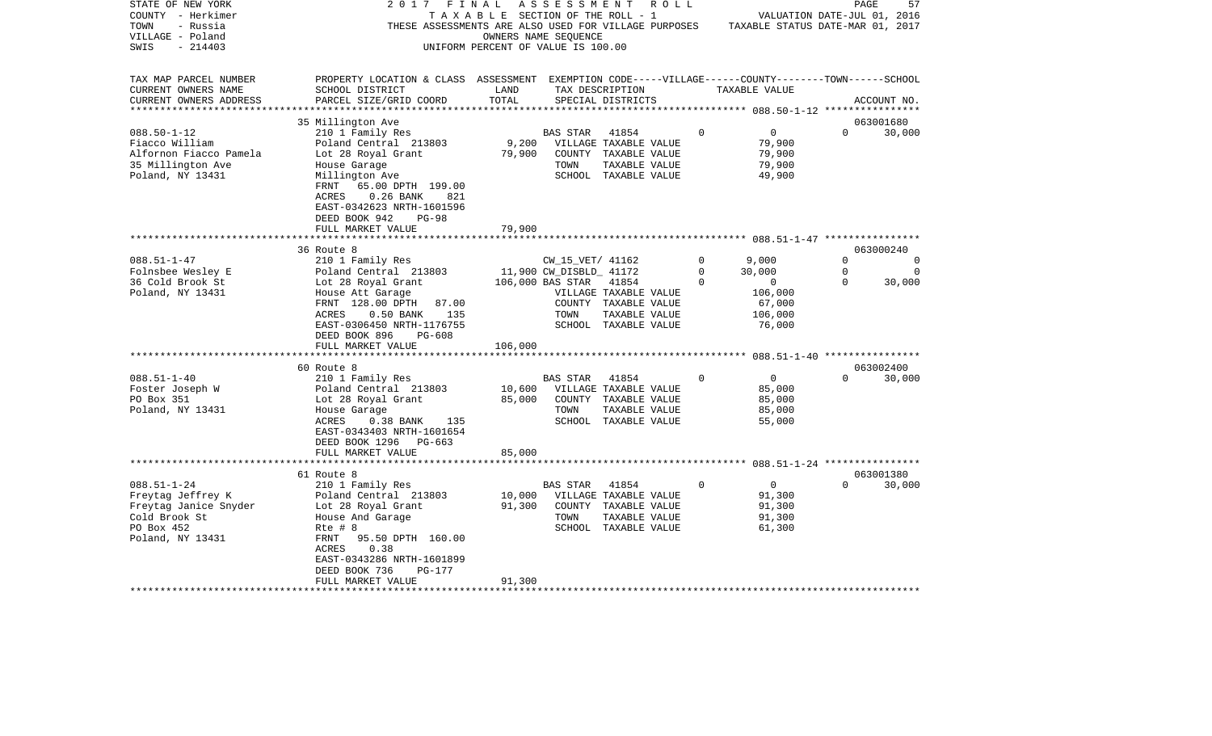STATE OF NEW YORK
COUNTY - Herkimer
TOWN - Russia
VILLAGE - Poland
SWIS - 214403

2017 FINAL ASSESSMENT ROLL
TAXABLE SECTION OF THE ROLL - 1
THESE ASSESSMENTS ARE ALSO USED FOR VILLAGE PURPOSES
OWNERS NAME SEQUENCE
UNIFORM PERCENT OF VALUE IS 100.00

VALUATION DATE-JUL 01, 2016
TAXABLE STATUS DATE-MAR 01, 2017

| TAX MAP PARCEL NUMBER<br>CURRENT OWNERS NAME<br>CURRENT OWNERS ADDRESS | PROPERTY LOCATION & CLASS<br>SCHOOL DISTRICT<br>PARCEL SIZE/GRID COORD | ASSESSMENT<br>LAND<br>TOTAL | EXEMPTION CODE-----VILLAGE------COUNTY--------TOWN------SCHOOL<br>TAX DESCRIPTION<br>SPECIAL DISTRICTS | TAXABLE VALUE | ACCOUNT NO. |
|---|---|---|---|---|---|
| 088.50-1-12 | 35 Millington Ave | | | | 063001680 |
| Fiacco William | 210 1 Family Res | | BAS STAR 41854 0 | 0 0 | 30,000 |
| Alfornon Fiacco Pamela | Poland Central 213803 | 9,200 | VILLAGE TAXABLE VALUE | 79,900 | |
| 35 Millington Ave | Lot 28 Royal Grant | 79,900 | COUNTY TAXABLE VALUE | 79,900 | |
| Poland, NY 13431 | House Garage | | TOWN TAXABLE VALUE | 79,900 | |
| | Millington Ave | | SCHOOL TAXABLE VALUE | 49,900 | |
| | FRNT 65.00 DPTH 199.00 | | | | |
| | ACRES 0.26 BANK 821 | | | | |
| | EAST-0342623 NRTH-1601596 | | | | |
| | DEED BOOK 942 PG-98 | | | | |
| | FULL MARKET VALUE | 79,900 | | | |
| 088.51-1-47 | 36 Route 8 | | | | 063000240 |
| Folnsbee Wesley E | 210 1 Family Res | | CW_15_VET/ 41162 0 | 9,000 0 | 0 |
| 36 Cold Brook St | Poland Central 213803 | 11,900 | CW_DISBLD_ 41172 0 | 30,000 0 | 0 |
| Poland, NY 13431 | Lot 28 Royal Grant | 106,000 | BAS STAR 41854 0 | 0 0 | 30,000 |
| | House Att Garage | | VILLAGE TAXABLE VALUE | 106,000 | |
| | FRNT 128.00 DPTH 87.00 | | COUNTY TAXABLE VALUE | 67,000 | |
| | ACRES 0.50 BANK 135 | | TOWN TAXABLE VALUE | 106,000 | |
| | EAST-0306450 NRTH-1176755 | | SCHOOL TAXABLE VALUE | 76,000 | |
| | DEED BOOK 896 PG-608 | | | | |
| | FULL MARKET VALUE | 106,000 | | | |
| 088.51-1-40 | 60 Route 8 | | | | 063002400 |
| Foster Joseph W | 210 1 Family Res | | BAS STAR 41854 0 | 0 0 | 30,000 |
| PO Box 351 | Poland Central 213803 | 10,600 | VILLAGE TAXABLE VALUE | 85,000 | |
| Poland, NY 13431 | Lot 28 Royal Grant | 85,000 | COUNTY TAXABLE VALUE | 85,000 | |
| | House Garage | | TOWN TAXABLE VALUE | 85,000 | |
| | ACRES 0.38 BANK 135 | | SCHOOL TAXABLE VALUE | 55,000 | |
| | EAST-0343403 NRTH-1601654 | | | | |
| | DEED BOOK 1296 PG-663 | | | | |
| | FULL MARKET VALUE | 85,000 | | | |
| 088.51-1-24 | 61 Route 8 | | | | 063001380 |
| Freytag Jeffrey K | 210 1 Family Res | | BAS STAR 41854 0 | 0 0 | 30,000 |
| Freytag Janice Snyder | Poland Central 213803 | 10,000 | VILLAGE TAXABLE VALUE | 91,300 | |
| Cold Brook St | Lot 28 Royal Grant | 91,300 | COUNTY TAXABLE VALUE | 91,300 | |
| PO Box 452 | House And Garage | | TOWN TAXABLE VALUE | 91,300 | |
| Poland, NY 13431 | Rte # 8 | | SCHOOL TAXABLE VALUE | 61,300 | |
| | FRNT 95.50 DPTH 160.00 | | | | |
| | ACRES 0.38 | | | | |
| | EAST-0343286 NRTH-1601899 | | | | |
| | DEED BOOK 736 PG-177 | | | | |
| | FULL MARKET VALUE | 91,300 | | | |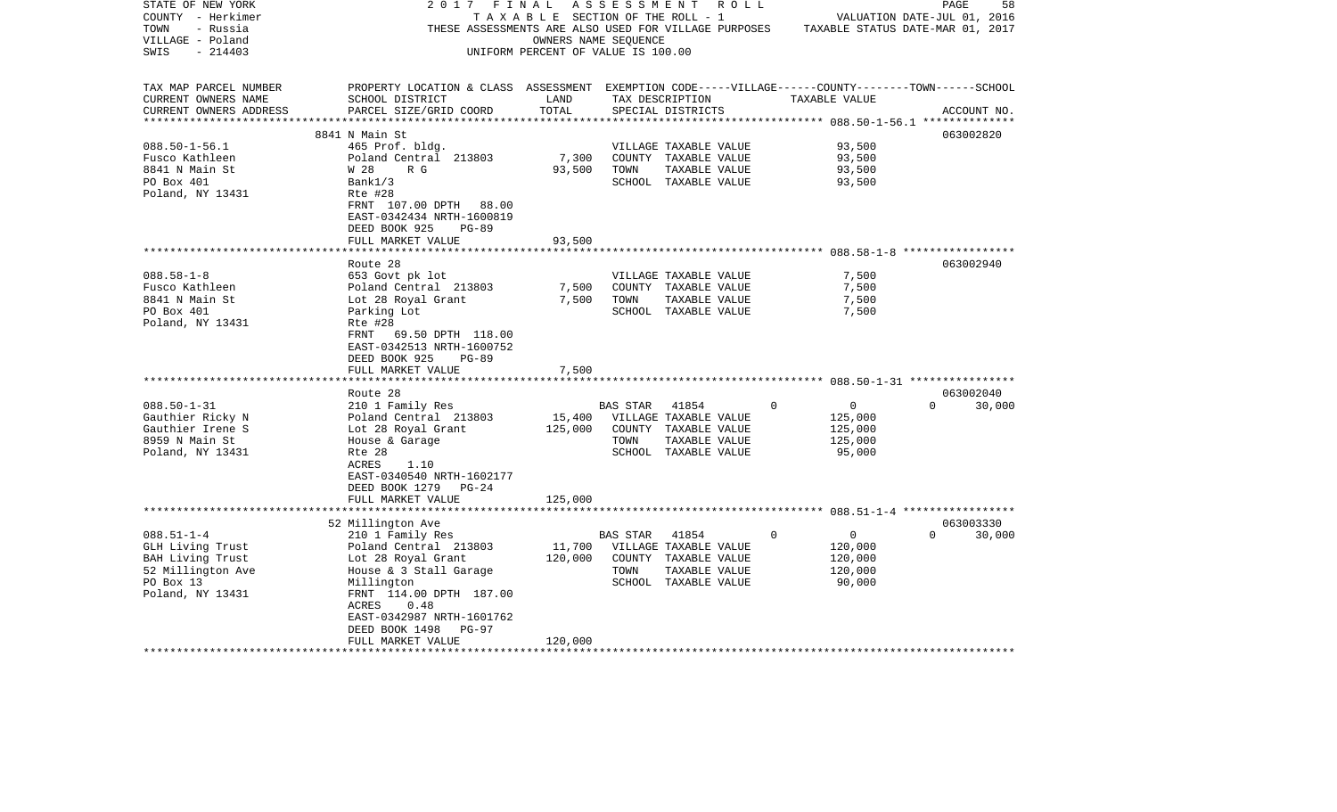STATE OF NEW YORK
COUNTY - Herkimer
TOWN - Russia
VILLAGE - Poland
SWIS - 214403

2017 FINAL ASSESSMENT ROLL
TAXABLE SECTION OF THE ROLL - 1
THESE ASSESSMENTS ARE ALSO USED FOR VILLAGE PURPOSES
OWNERS NAME SEQUENCE
UNIFORM PERCENT OF VALUE IS 100.00

VALUATION DATE-JUL 01, 2016
TAXABLE STATUS DATE-MAR 01, 2017

| TAX MAP PARCEL NUMBER<br>CURRENT OWNERS NAME<br>CURRENT OWNERS ADDRESS | PROPERTY LOCATION & CLASS<br>SCHOOL DISTRICT<br>PARCEL SIZE/GRID COORD | ASSESSMENT<br>LAND<br>TOTAL | EXEMPTION CODE-----VILLAGE------COUNTY--------TOWN------SCHOOL<br>TAX DESCRIPTION<br>SPECIAL DISTRICTS | TAXABLE VALUE | ACCOUNT NO. |
|---|---|---|---|---|---|
| 088.50-1-56.1 | 8841 N Main St | | | | 063002820 |
| Fusco Kathleen | 465 Prof. bldg. | | VILLAGE TAXABLE VALUE | 93,500 | |
| 8841 N Main St | Poland Central 213803 | 7,300 | COUNTY TAXABLE VALUE | 93,500 | |
| PO Box 401 | W 28 R G | 93,500 | TOWN TAXABLE VALUE | 93,500 | |
| Poland, NY 13431 | Bank1/3 | | SCHOOL TAXABLE VALUE | 93,500 | |
| | Rte #28 | | | | |
| | FRNT 107.00 DPTH 88.00 | | | | |
| | EAST-0342434 NRTH-1600819 | | | | |
| | DEED BOOK 925 PG-89 | | | | |
| | FULL MARKET VALUE | 93,500 | | | |
| 088.58-1-8 | Route 28 | | | | 063002940 |
| Fusco Kathleen | 653 Govt pk lot | | VILLAGE TAXABLE VALUE | 7,500 | |
| 8841 N Main St | Poland Central 213803 | 7,500 | COUNTY TAXABLE VALUE | 7,500 | |
| PO Box 401 | Lot 28 Royal Grant | 7,500 | TOWN TAXABLE VALUE | 7,500 | |
| Poland, NY 13431 | Parking Lot | | SCHOOL TAXABLE VALUE | 7,500 | |
| | Rte #28 | | | | |
| | FRNT 69.50 DPTH 118.00 | | | | |
| | EAST-0342513 NRTH-1600752 | | | | |
| | DEED BOOK 925 PG-89 | | | | |
| | FULL MARKET VALUE | 7,500 | | | |
| 088.50-1-31 | Route 28 | | | | 063002040 |
| Gauthier Ricky N | 210 1 Family Res | | BAS STAR 41854 0 | 0 | 0 30,000 |
| Gauthier Irene S | Poland Central 213803 | 15,400 | VILLAGE TAXABLE VALUE | 125,000 | |
| 8959 N Main St | Lot 28 Royal Grant | 125,000 | COUNTY TAXABLE VALUE | 125,000 | |
| Poland, NY 13431 | House & Garage | | TOWN TAXABLE VALUE | 125,000 | |
| | Rte 28 | | SCHOOL TAXABLE VALUE | 95,000 | |
| | ACRES 1.10 | | | | |
| | EAST-0340540 NRTH-1602177 | | | | |
| | DEED BOOK 1279 PG-24 | | | | |
| | FULL MARKET VALUE | 125,000 | | | |
| 088.51-1-4 | 52 Millington Ave | | | | 063003330 |
| GLH Living Trust | 210 1 Family Res | | BAS STAR 41854 0 | 0 | 0 30,000 |
| BAH Living Trust | Poland Central 213803 | 11,700 | VILLAGE TAXABLE VALUE | 120,000 | |
| 52 Millington Ave | Lot 28 Royal Grant | 120,000 | COUNTY TAXABLE VALUE | 120,000 | |
| PO Box 13 | House & 3 Stall Garage | | TOWN TAXABLE VALUE | 120,000 | |
| Poland, NY 13431 | Millington | | SCHOOL TAXABLE VALUE | 90,000 | |
| | FRNT 114.00 DPTH 187.00 | | | | |
| | ACRES 0.48 | | | | |
| | EAST-0342987 NRTH-1601762 | | | | |
| | DEED BOOK 1498 PG-97 | | | | |
| | FULL MARKET VALUE | 120,000 | | | |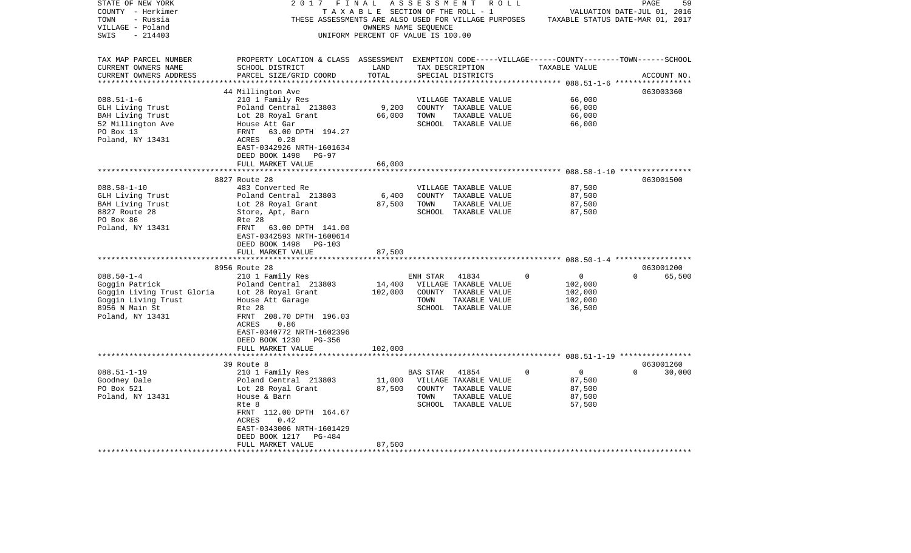STATE OF NEW YORK 2 0 1 7 F I N A L A S S E S S M E N T R O L L
COUNTY - Herkimer T A X A B L E SECTION OF THE ROLL - 1 VALUATION DATE-JUL 01, 2016
TOWN - Russia THESE ASSESSMENTS ARE ALSO USED FOR VILLAGE PURPOSES TAXABLE STATUS DATE-MAR 01, 2017
VILLAGE - Poland OWNERS NAME SEQUENCE
SWIS - 214403 UNIFORM PERCENT OF VALUE IS 100.00

| TAX MAP PARCEL NUMBER / CURRENT OWNERS NAME / CURRENT OWNERS ADDRESS | PROPERTY LOCATION & CLASS / SCHOOL DISTRICT / PARCEL SIZE/GRID COORD | ASSESSMENT LAND | ASSESSMENT TOTAL | EXEMPTION CODE / TAX DESCRIPTION / SPECIAL DISTRICTS | VILLAGE | COUNTY | TOWN | SCHOOL | ACCOUNT NO. |
|---|---|---|---|---|---|---|---|---|---|
| **088.51-1-6** | 44 Millington Ave | | | | | | | | 063003360 |
| GLH Living Trust | 210 1 Family Res | 9,200 | 66,000 | VILLAGE TAXABLE VALUE | 66,000 | | | | |
| BAH Living Trust | Poland Central 213803 | | | COUNTY TAXABLE VALUE | | 66,000 | | | |
| 52 Millington Ave | Lot 28 Royal Grant | | | TOWN TAXABLE VALUE | | | 66,000 | | |
| PO Box 13 | House Att Gar | | | SCHOOL TAXABLE VALUE | | | | 66,000 | |
| Poland, NY 13431 | FRNT 63.00 DPTH 194.27 | | | | | | | | |
| | ACRES 0.28 | | | | | | | | |
| | EAST-0342926 NRTH-1601634 | | | | | | | | |
| | DEED BOOK 1498 PG-97 | | | | | | | | |
| | FULL MARKET VALUE | | 66,000 | | | | | | |
| **088.58-1-10** | 8827 Route 28 | | | | | | | | 063001500 |
| GLH Living Trust | 483 Converted Re | 6,400 | 87,500 | VILLAGE TAXABLE VALUE | 87,500 | | | | |
| BAH Living Trust | Poland Central 213803 | | | COUNTY TAXABLE VALUE | | 87,500 | | | |
| 8827 Route 28 | Lot 28 Royal Grant | | | TOWN TAXABLE VALUE | | | 87,500 | | |
| PO Box 86 | Store, Apt, Barn | | | SCHOOL TAXABLE VALUE | | | | 87,500 | |
| Poland, NY 13431 | Rte 28 | | | | | | | | |
| | FRNT 63.00 DPTH 141.00 | | | | | | | | |
| | EAST-0342593 NRTH-1600614 | | | | | | | | |
| | DEED BOOK 1498 PG-103 | | | | | | | | |
| | FULL MARKET VALUE | | 87,500 | | | | | | |
| **088.50-1-4** | 8956 Route 28 | | | | | | | | 063001200 |
| Goggin Patrick | 210 1 Family Res | 14,400 | 102,000 | ENH STAR 41834 | 0 | 0 | 0 | 65,500 | |
| Goggin Living Trust Gloria | Poland Central 213803 | | | VILLAGE TAXABLE VALUE | 102,000 | | | | |
| Goggin Living Trust | Lot 28 Royal Grant | | | COUNTY TAXABLE VALUE | | 102,000 | | | |
| 8956 N Main St | House Att Garage | | | TOWN TAXABLE VALUE | | | 102,000 | | |
| Poland, NY 13431 | Rte 28 | | | SCHOOL TAXABLE VALUE | | | | 36,500 | |
| | FRNT 208.70 DPTH 196.03 | | | | | | | | |
| | ACRES 0.86 | | | | | | | | |
| | EAST-0340772 NRTH-1602396 | | | | | | | | |
| | DEED BOOK 1230 PG-356 | | | | | | | | |
| | FULL MARKET VALUE | | 102,000 | | | | | | |
| **088.51-1-19** | 39 Route 8 | | | | | | | | 063001260 |
| Goodney Dale | 210 1 Family Res | 11,000 | 87,500 | BAS STAR 41854 | 0 | 0 | 0 | 30,000 | |
| PO Box 521 | Poland Central 213803 | | | VILLAGE TAXABLE VALUE | 87,500 | | | | |
| Poland, NY 13431 | Lot 28 Royal Grant | | | COUNTY TAXABLE VALUE | | 87,500 | | | |
| | House & Barn | | | TOWN TAXABLE VALUE | | | 87,500 | | |
| | Rte 8 | | | SCHOOL TAXABLE VALUE | | | | 57,500 | |
| | FRNT 112.00 DPTH 164.67 | | | | | | | | |
| | ACRES 0.42 | | | | | | | | |
| | EAST-0343006 NRTH-1601429 | | | | | | | | |
| | DEED BOOK 1217 PG-484 | | | | | | | | |
| | FULL MARKET VALUE | | 87,500 | | | | | | |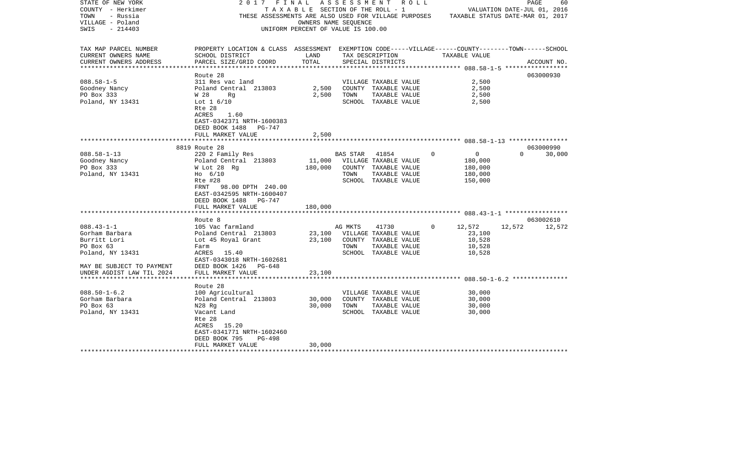STATE OF NEW YORK
COUNTY - Herkimer
TOWN - Russia
VILLAGE - Poland
SWIS - 214403

# 2017 FINAL ASSESSMENT ROLL

TAXABLE SECTION OF THE ROLL - 1
THESE ASSESSMENTS ARE ALSO USED FOR VILLAGE PURPOSES
OWNERS NAME SEQUENCE
UNIFORM PERCENT OF VALUE IS 100.00

VALUATION DATE-JUL 01, 2016
TAXABLE STATUS DATE-MAR 01, 2017

| TAX MAP PARCEL NUMBER / CURRENT OWNERS NAME / CURRENT OWNERS ADDRESS | PROPERTY LOCATION & CLASS / SCHOOL DISTRICT / PARCEL SIZE/GRID COORD | ASSESSMENT LAND / TOTAL | EXEMPTION CODE / TAX DESCRIPTION / SPECIAL DISTRICTS | VILLAGE | COUNTY / TAXABLE VALUE | TOWN | SCHOOL | ACCOUNT NO. |
|---|---|---|---|---|---|---|---|---|
| **088.58-1-5** | Route 28 | | | | | | | 063000930 |
| 088.58-1-5 | 311 Res vac land | | VILLAGE TAXABLE VALUE | | 2,500 | | | |
| Goodney Nancy | Poland Central 213803 | 2,500 | COUNTY TAXABLE VALUE | | 2,500 | | | |
| PO Box 333 | W 28 Rg | 2,500 | TOWN TAXABLE VALUE | | 2,500 | | | |
| Poland, NY 13431 | Lot 1 6/10 | | SCHOOL TAXABLE VALUE | | 2,500 | | | |
| | Rte 28 | | | | | | | |
| | ACRES 1.60 | | | | | | | |
| | EAST-0342371 NRTH-1600383 | | | | | | | |
| | DEED BOOK 1488 PG-747 | | | | | | | |
| | FULL MARKET VALUE | 2,500 | | | | | | |
| **088.58-1-13** | 8819 Route 28 | | | | | | | 063000990 |
| 088.58-1-13 | 220 2 Family Res | | BAS STAR 41854 | 0 | 0 | 0 | 30,000 | |
| Goodney Nancy | Poland Central 213803 | 11,000 | VILLAGE TAXABLE VALUE | | 180,000 | | | |
| PO Box 333 | W Lot 28 Rg | 180,000 | COUNTY TAXABLE VALUE | | 180,000 | | | |
| Poland, NY 13431 | Ho 6/10 | | TOWN TAXABLE VALUE | | 180,000 | | | |
| | Rte #28 | | SCHOOL TAXABLE VALUE | | 150,000 | | | |
| | FRNT 98.00 DPTH 240.00 | | | | | | | |
| | EAST-0342595 NRTH-1600407 | | | | | | | |
| | DEED BOOK 1488 PG-747 | | | | | | | |
| | FULL MARKET VALUE | 180,000 | | | | | | |
| **088.43-1-1** | Route 8 | | | | | | | 063002610 |
| 088.43-1-1 | 105 Vac farmland | | AG MKTS 41730 | 0 | 12,572 | 12,572 | 12,572 | |
| Gorham Barbara | Poland Central 213803 | 23,100 | VILLAGE TAXABLE VALUE | | 23,100 | | | |
| Burritt Lori | Lot 45 Royal Grant | 23,100 | COUNTY TAXABLE VALUE | | 10,528 | | | |
| PO Box 63 | Farm | | TOWN TAXABLE VALUE | | 10,528 | | | |
| Poland, NY 13431 | ACRES 15.40 | | SCHOOL TAXABLE VALUE | | 10,528 | | | |
| | EAST-0343018 NRTH-1602681 | | | | | | | |
| MAY BE SUBJECT TO PAYMENT | DEED BOOK 1426 PG-648 | | | | | | | |
| UNDER AGDIST LAW TIL 2024 | FULL MARKET VALUE | 23,100 | | | | | | |
| **088.50-1-6.2** | Route 28 | | | | | | | |
| 088.50-1-6.2 | 100 Agricultural | | VILLAGE TAXABLE VALUE | | 30,000 | | | |
| Gorham Barbara | Poland Central 213803 | 30,000 | COUNTY TAXABLE VALUE | | 30,000 | | | |
| PO Box 63 | N28 Rg | 30,000 | TOWN TAXABLE VALUE | | 30,000 | | | |
| Poland, NY 13431 | Vacant Land | | SCHOOL TAXABLE VALUE | | 30,000 | | | |
| | Rte 28 | | | | | | | |
| | ACRES 15.20 | | | | | | | |
| | EAST-0341771 NRTH-1602460 | | | | | | | |
| | DEED BOOK 795 PG-498 | | | | | | | |
| | FULL MARKET VALUE | 30,000 | | | | | | |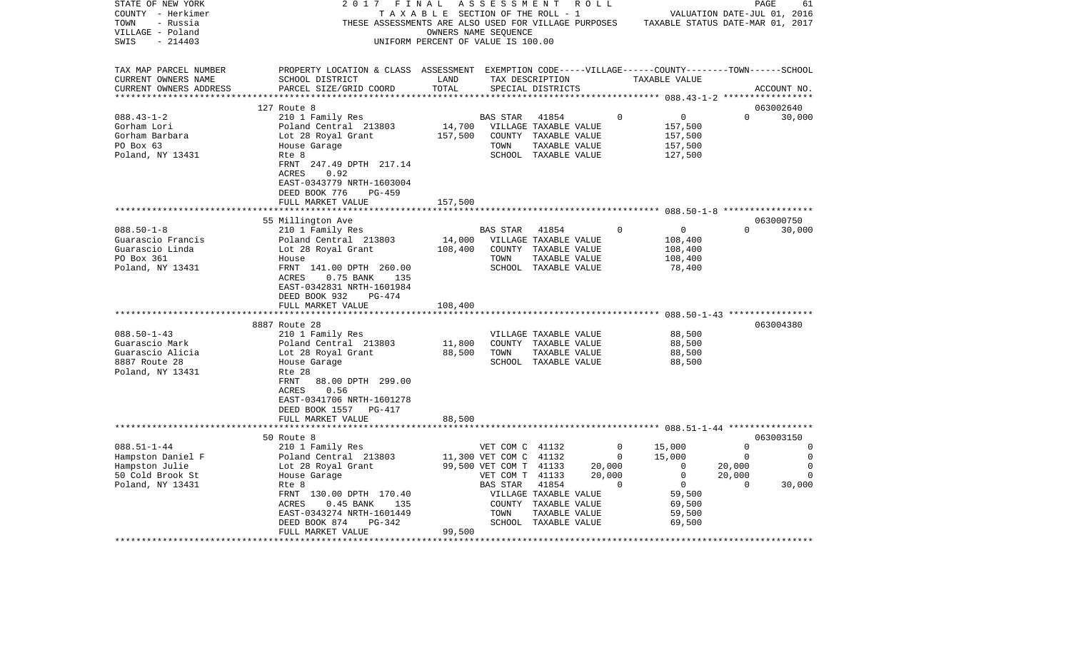STATE OF NEW YORK
COUNTY - Herkimer
TOWN - Russia
VILLAGE - Poland
SWIS - 214403

2017 FINAL ASSESSMENT ROLL
TAXABLE SECTION OF THE ROLL - 1
THESE ASSESSMENTS ARE ALSO USED FOR VILLAGE PURPOSES
OWNERS NAME SEQUENCE
UNIFORM PERCENT OF VALUE IS 100.00

VALUATION DATE-JUL 01, 2016
TAXABLE STATUS DATE-MAR 01, 2017

| TAX MAP PARCEL NUMBER / CURRENT OWNERS NAME / CURRENT OWNERS ADDRESS | PROPERTY LOCATION & CLASS / SCHOOL DISTRICT / PARCEL SIZE/GRID COORD | ASSESSMENT LAND | TOTAL | EXEMPTION CODE / TAX DESCRIPTION / SPECIAL DISTRICTS | VILLAGE | COUNTY | TOWN | SCHOOL | ACCOUNT NO. |
|---|---|---|---|---|---|---|---|---|---|
| 088.43-1-2 | 127 Route 8 | | | | | | | | 063002640 |
| 088.43-1-2 | 210 1 Family Res | | | BAS STAR 41854 | 0 | 0 | 0 | 30,000 | |
| Gorham Lori | Poland Central 213803 | 14,700 | | VILLAGE TAXABLE VALUE | 157,500 | | | | |
| Gorham Barbara | Lot 28 Royal Grant | | 157,500 | COUNTY TAXABLE VALUE | | 157,500 | | | |
| PO Box 63 | House Garage | | | TOWN TAXABLE VALUE | | | 157,500 | | |
| Poland, NY 13431 | Rte 8 | | | SCHOOL TAXABLE VALUE | | | | 127,500 | |
| | FRNT 247.49 DPTH 217.14 | | | | | | | | |
| | ACRES 0.92 | | | | | | | | |
| | EAST-0343779 NRTH-1603004 | | | | | | | | |
| | DEED BOOK 776 PG-459 | | | | | | | | |
| | FULL MARKET VALUE | | 157,500 | | | | | | |
| 088.50-1-8 | 55 Millington Ave | | | | | | | | 063000750 |
| 088.50-1-8 | 210 1 Family Res | | | BAS STAR 41854 | 0 | 0 | 0 | 30,000 | |
| Guarascio Francis | Poland Central 213803 | 14,000 | | VILLAGE TAXABLE VALUE | 108,400 | | | | |
| Guarascio Linda | Lot 28 Royal Grant | | 108,400 | COUNTY TAXABLE VALUE | | 108,400 | | | |
| PO Box 361 | House | | | TOWN TAXABLE VALUE | | | 108,400 | | |
| Poland, NY 13431 | FRNT 141.00 DPTH 260.00 | | | SCHOOL TAXABLE VALUE | | | | 78,400 | |
| | ACRES 0.75 BANK 135 | | | | | | | | |
| | EAST-0342831 NRTH-1601984 | | | | | | | | |
| | DEED BOOK 932 PG-474 | | | | | | | | |
| | FULL MARKET VALUE | | 108,400 | | | | | | |
| 088.50-1-43 | 8887 Route 28 | | | | | | | | 063004380 |
| 088.50-1-43 | 210 1 Family Res | | | VILLAGE TAXABLE VALUE | 88,500 | | | | |
| Guarascio Mark | Poland Central 213803 | 11,800 | | COUNTY TAXABLE VALUE | | 88,500 | | | |
| Guarascio Alicia | Lot 28 Royal Grant | | 88,500 | TOWN TAXABLE VALUE | | | 88,500 | | |
| 8887 Route 28 | House Garage | | | SCHOOL TAXABLE VALUE | | | | 88,500 | |
| Poland, NY 13431 | Rte 28 | | | | | | | | |
| | FRNT 88.00 DPTH 299.00 | | | | | | | | |
| | ACRES 0.56 | | | | | | | | |
| | EAST-0341706 NRTH-1601278 | | | | | | | | |
| | DEED BOOK 1557 PG-417 | | | | | | | | |
| | FULL MARKET VALUE | | 88,500 | | | | | | |
| 088.51-1-44 | 50 Route 8 | | | | | | | | 063003150 |
| 088.51-1-44 | 210 1 Family Res | | | VET COM C 41132 | 0 | 15,000 | 0 | 0 | |
| Hampston Daniel F | Poland Central 213803 | 11,300 | | VET COM C 41132 | 0 | 15,000 | 0 | 0 | |
| Hampston Julie | Lot 28 Royal Grant | | 99,500 | VET COM T 41133 | 20,000 | 0 | 20,000 | 0 | |
| 50 Cold Brook St | House Garage | | | VET COM T 41133 | 20,000 | 0 | 20,000 | 0 | |
| Poland, NY 13431 | Rte 8 | | | BAS STAR 41854 | 0 | 0 | 0 | 30,000 | |
| | FRNT 130.00 DPTH 170.40 | | | VILLAGE TAXABLE VALUE | 59,500 | | | | |
| | ACRES 0.45 BANK 135 | | | COUNTY TAXABLE VALUE | | 69,500 | | | |
| | EAST-0343274 NRTH-1601449 | | | TOWN TAXABLE VALUE | | | 59,500 | | |
| | DEED BOOK 874 PG-342 | | | SCHOOL TAXABLE VALUE | | | | 69,500 | |
| | FULL MARKET VALUE | | 99,500 | | | | | | |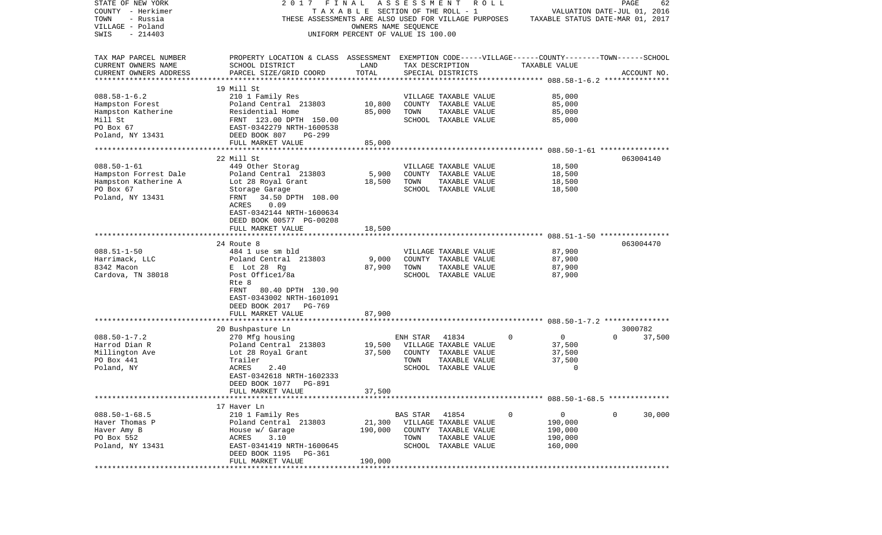STATE OF NEW YORK | 2017 FINAL ASSESSMENT ROLL | PAGE 62
COUNTY - Herkimer | TAXABLE SECTION OF THE ROLL - 1 | VALUATION DATE-JUL 01, 2016
TOWN - Russia | THESE ASSESSMENTS ARE ALSO USED FOR VILLAGE PURPOSES | TAXABLE STATUS DATE-MAR 01, 2017
VILLAGE - Poland | OWNERS NAME SEQUENCE
SWIS - 214403 | UNIFORM PERCENT OF VALUE IS 100.00

| TAX MAP PARCEL NUMBER / CURRENT OWNERS NAME / CURRENT OWNERS ADDRESS | PROPERTY LOCATION & CLASS / SCHOOL DISTRICT / PARCEL SIZE/GRID COORD | ASSESSMENT LAND / TOTAL | EXEMPTION CODE / TAX DESCRIPTION / SPECIAL DISTRICTS | VILLAGE | COUNTY / TAXABLE VALUE | TOWN | SCHOOL / ACCOUNT NO. |
|---|---|---|---|---|---|---|---|
| **088.58-1-6.2** | 19 Mill St | | | | | | |
| 088.58-1-6.2 | 210 1 Family Res | | VILLAGE TAXABLE VALUE | | 85,000 | | |
| Hampston Forest | Poland Central 213803 | 10,800 | COUNTY TAXABLE VALUE | | 85,000 | | |
| Hampston Katherine | Residential Home | 85,000 | TOWN TAXABLE VALUE | | 85,000 | | |
| Mill St | FRNT 123.00 DPTH 150.00 | | SCHOOL TAXABLE VALUE | | 85,000 | | |
| PO Box 67 | EAST-0342279 NRTH-1600538 | | | | | | |
| Poland, NY 13431 | DEED BOOK 807 PG-299 | | | | | | |
| | FULL MARKET VALUE | 85,000 | | | | | |
| **088.50-1-61** | 22 Mill St | | | | | | 063004140 |
| 088.50-1-61 | 449 Other Storag | | VILLAGE TAXABLE VALUE | | 18,500 | | |
| Hampston Forrest Dale | Poland Central 213803 | 5,900 | COUNTY TAXABLE VALUE | | 18,500 | | |
| Hampston Katherine A | Lot 28 Royal Grant | 18,500 | TOWN TAXABLE VALUE | | 18,500 | | |
| PO Box 67 | Storage Garage | | SCHOOL TAXABLE VALUE | | 18,500 | | |
| Poland, NY 13431 | FRNT 34.50 DPTH 108.00 | | | | | | |
| | ACRES 0.09 | | | | | | |
| | EAST-0342144 NRTH-1600634 | | | | | | |
| | DEED BOOK 00577 PG-00208 | | | | | | |
| | FULL MARKET VALUE | 18,500 | | | | | |
| **088.51-1-50** | 24 Route 8 | | | | | | 063004470 |
| 088.51-1-50 | 484 1 use sm bld | | VILLAGE TAXABLE VALUE | | 87,900 | | |
| Harrimack, LLC | Poland Central 213803 | 9,000 | COUNTY TAXABLE VALUE | | 87,900 | | |
| 8342 Macon | E Lot 28 Rg | 87,900 | TOWN TAXABLE VALUE | | 87,900 | | |
| Cardova, TN 38018 | Post Office1/8a | | SCHOOL TAXABLE VALUE | | 87,900 | | |
| | Rte 8 | | | | | | |
| | FRNT 80.40 DPTH 130.90 | | | | | | |
| | EAST-0343002 NRTH-1601091 | | | | | | |
| | DEED BOOK 2017 PG-769 | | | | | | |
| | FULL MARKET VALUE | 87,900 | | | | | |
| **088.50-1-7.2** | 20 Bushpasture Ln | | | | | | 3000782 |
| 088.50-1-7.2 | 270 Mfg housing | | ENH STAR 41834 | 0 | 0 | 0 | 37,500 |
| Harrod Dian R | Poland Central 213803 | 19,500 | VILLAGE TAXABLE VALUE | | 37,500 | | |
| Millington Ave | Lot 28 Royal Grant | 37,500 | COUNTY TAXABLE VALUE | | 37,500 | | |
| PO Box 441 | Trailer | | TOWN TAXABLE VALUE | | 37,500 | | |
| Poland, NY | ACRES 2.40 | | SCHOOL TAXABLE VALUE | | 0 | | |
| | EAST-0342618 NRTH-1602333 | | | | | | |
| | DEED BOOK 1077 PG-891 | | | | | | |
| | FULL MARKET VALUE | 37,500 | | | | | |
| **088.50-1-68.5** | 17 Haver Ln | | | | | | |
| 088.50-1-68.5 | 210 1 Family Res | | BAS STAR 41854 | 0 | 0 | 0 | 30,000 |
| Haver Thomas P | Poland Central 213803 | 21,300 | VILLAGE TAXABLE VALUE | | 190,000 | | |
| Haver Amy B | House w/ Garage | 190,000 | COUNTY TAXABLE VALUE | | 190,000 | | |
| PO Box 552 | ACRES 3.10 | | TOWN TAXABLE VALUE | | 190,000 | | |
| Poland, NY 13431 | EAST-0341419 NRTH-1600645 | | SCHOOL TAXABLE VALUE | | 160,000 | | |
| | DEED BOOK 1195 PG-361 | | | | | | |
| | FULL MARKET VALUE | 190,000 | | | | | |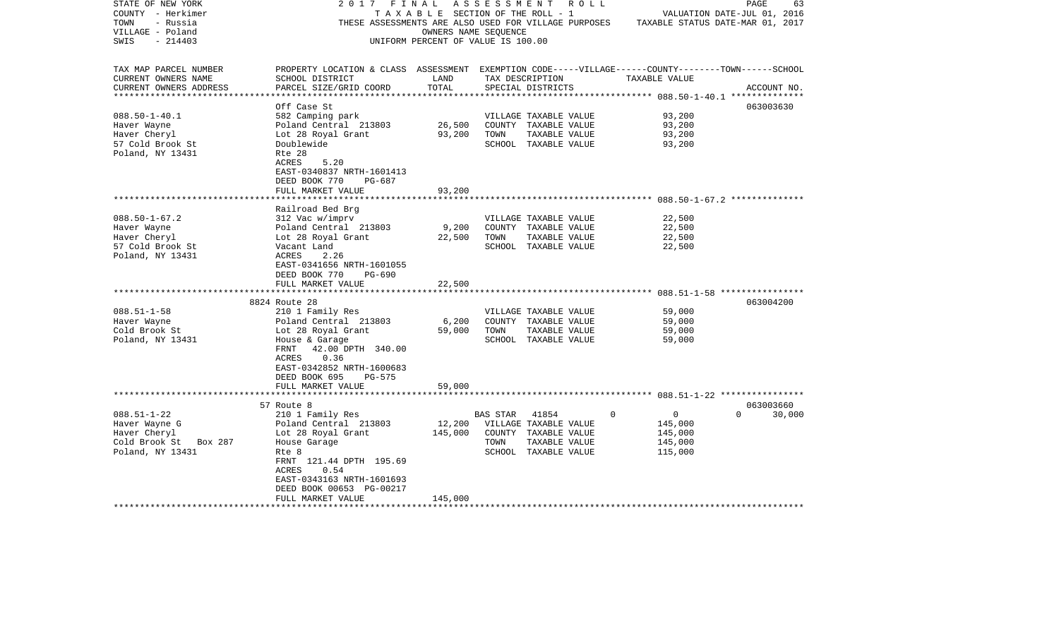STATE OF NEW YORK — 2 0 1 7 F I N A L A S S E S S M E N T R O L L
COUNTY - Herkimer — T A X A B L E SECTION OF THE ROLL - 1 — VALUATION DATE-JUL 01, 2016
TOWN - Russia — THESE ASSESSMENTS ARE ALSO USED FOR VILLAGE PURPOSES — TAXABLE STATUS DATE-MAR 01, 2017
VILLAGE - Poland — OWNERS NAME SEQUENCE
SWIS - 214403 — UNIFORM PERCENT OF VALUE IS 100.00

| TAX MAP PARCEL NUMBER / CURRENT OWNERS NAME / CURRENT OWNERS ADDRESS | PROPERTY LOCATION & CLASS / SCHOOL DISTRICT / PARCEL SIZE/GRID COORD | ASSESSMENT LAND | TOTAL | EXEMPTION CODE / TAX DESCRIPTION / SPECIAL DISTRICTS | VILLAGE | COUNTY | TOWN | SCHOOL | TAXABLE VALUE | ACCOUNT NO. |
|---|---|---|---|---|---|---|---|---|---|---|
| **088.50-1-40.1** | Off Case St | | | | | | | | | 063003630 |
| 088.50-1-40.1 | 582 Camping park | | | VILLAGE TAXABLE VALUE | | | | | 93,200 | |
| Haver Wayne | Poland Central 213803 | 26,500 | | COUNTY TAXABLE VALUE | | | | | 93,200 | |
| Haver Cheryl | Lot 28 Royal Grant | | 93,200 | TOWN TAXABLE VALUE | | | | | 93,200 | |
| 57 Cold Brook St | Doublewide | | | SCHOOL TAXABLE VALUE | | | | | 93,200 | |
| Poland, NY 13431 | Rte 28 | | | | | | | | | |
| | ACRES 5.20 | | | | | | | | | |
| | EAST-0340837 NRTH-1601413 | | | | | | | | | |
| | DEED BOOK 770 PG-687 | | | | | | | | | |
| | FULL MARKET VALUE | | 93,200 | | | | | | | |
| **088.50-1-67.2** | Railroad Bed Brg | | | | | | | | | |
| 088.50-1-67.2 | 312 Vac w/imprv | | | VILLAGE TAXABLE VALUE | | | | | 22,500 | |
| Haver Wayne | Poland Central 213803 | 9,200 | | COUNTY TAXABLE VALUE | | | | | 22,500 | |
| Haver Cheryl | Lot 28 Royal Grant | | 22,500 | TOWN TAXABLE VALUE | | | | | 22,500 | |
| 57 Cold Brook St | Vacant Land | | | SCHOOL TAXABLE VALUE | | | | | 22,500 | |
| Poland, NY 13431 | ACRES 2.26 | | | | | | | | | |
| | EAST-0341656 NRTH-1601055 | | | | | | | | | |
| | DEED BOOK 770 PG-690 | | | | | | | | | |
| | FULL MARKET VALUE | | 22,500 | | | | | | | |
| **088.51-1-58** | 8824 Route 28 | | | | | | | | | 063004200 |
| 088.51-1-58 | 210 1 Family Res | | | VILLAGE TAXABLE VALUE | | | | | 59,000 | |
| Haver Wayne | Poland Central 213803 | 6,200 | | COUNTY TAXABLE VALUE | | | | | 59,000 | |
| Cold Brook St | Lot 28 Royal Grant | | 59,000 | TOWN TAXABLE VALUE | | | | | 59,000 | |
| Poland, NY 13431 | House & Garage | | | SCHOOL TAXABLE VALUE | | | | | 59,000 | |
| | FRNT 42.00 DPTH 340.00 | | | | | | | | | |
| | ACRES 0.36 | | | | | | | | | |
| | EAST-0342852 NRTH-1600683 | | | | | | | | | |
| | DEED BOOK 695 PG-575 | | | | | | | | | |
| | FULL MARKET VALUE | | 59,000 | | | | | | | |
| **088.51-1-22** | 57 Route 8 | | | | | | | | | 063003660 |
| 088.51-1-22 | 210 1 Family Res | | | BAS STAR 41854 | 0 | 0 | 0 | 30,000 | | |
| Haver Wayne G | Poland Central 213803 | 12,200 | | VILLAGE TAXABLE VALUE | | | | | 145,000 | |
| Haver Cheryl | Lot 28 Royal Grant | | 145,000 | COUNTY TAXABLE VALUE | | | | | 145,000 | |
| Cold Brook St Box 287 | House Garage | | | TOWN TAXABLE VALUE | | | | | 145,000 | |
| Poland, NY 13431 | Rte 8 | | | SCHOOL TAXABLE VALUE | | | | | 115,000 | |
| | FRNT 121.44 DPTH 195.69 | | | | | | | | | |
| | ACRES 0.54 | | | | | | | | | |
| | EAST-0343163 NRTH-1601693 | | | | | | | | | |
| | DEED BOOK 00653 PG-00217 | | | | | | | | | |
| | FULL MARKET VALUE | | 145,000 | | | | | | | |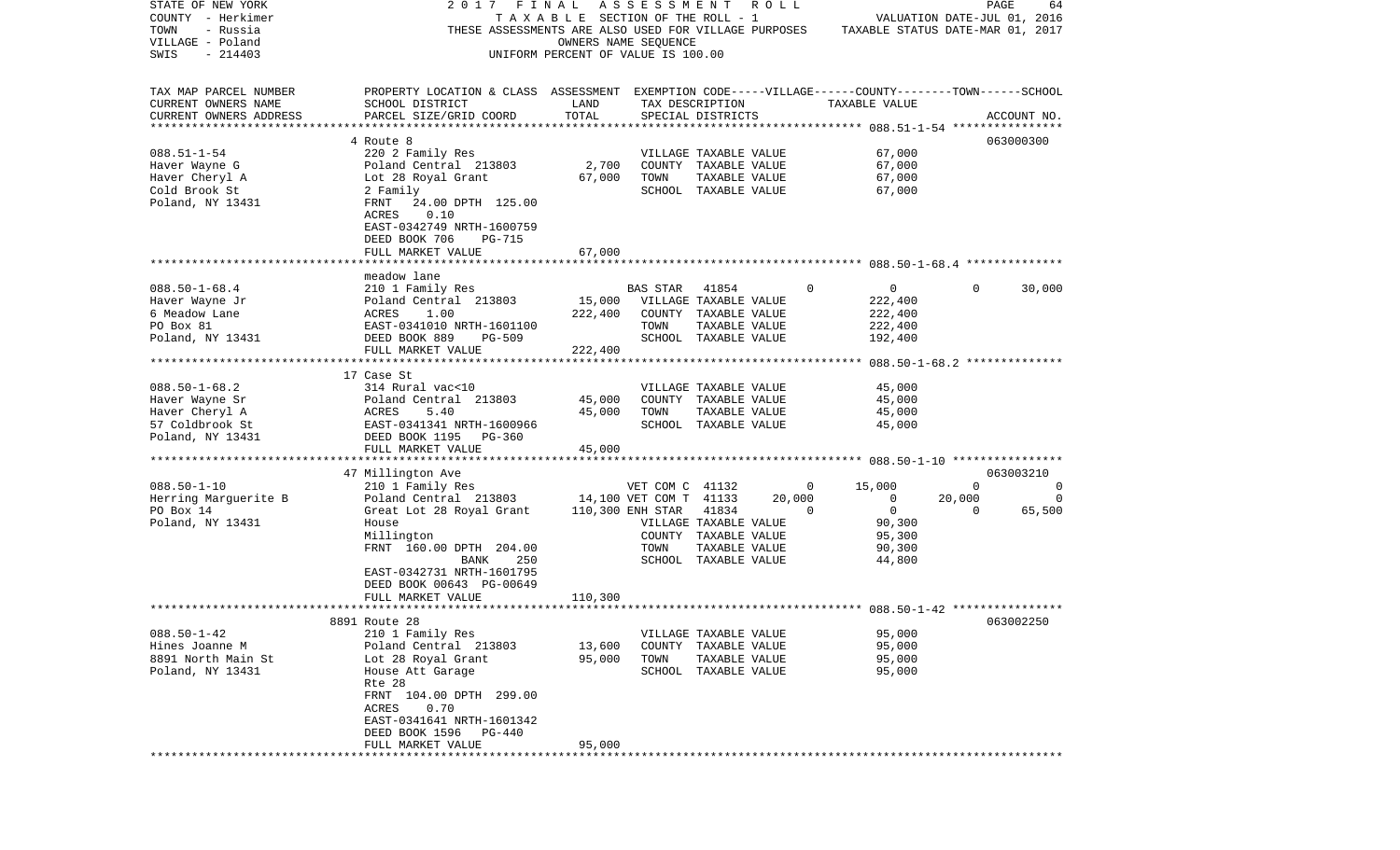STATE OF NEW YORK | 2017 FINAL ASSESSMENT ROLL
COUNTY - Herkimer | TAXABLE SECTION OF THE ROLL - 1 | VALUATION DATE-JUL 01, 2016
TOWN - Russia | THESE ASSESSMENTS ARE ALSO USED FOR VILLAGE PURPOSES | TAXABLE STATUS DATE-MAR 01, 2017
VILLAGE - Poland | OWNERS NAME SEQUENCE
SWIS - 214403 | UNIFORM PERCENT OF VALUE IS 100.00

| TAX MAP PARCEL NUMBER / CURRENT OWNERS NAME / CURRENT OWNERS ADDRESS | PROPERTY LOCATION & CLASS / SCHOOL DISTRICT / PARCEL SIZE/GRID COORD | ASSESSMENT LAND / TOTAL | EXEMPTION CODE / TAX DESCRIPTION / SPECIAL DISTRICTS | VILLAGE | COUNTY | TOWN | SCHOOL | ACCOUNT NO. |
|---|---|---|---|---|---|---|---|---|
| **088.51-1-54** | 4 Route 8 | | | | | | | 063000300 |
| 088.51-1-54 | 220 2 Family Res | | VILLAGE TAXABLE VALUE | 67,000 | | | | |
| Haver Wayne G | Poland Central 213803 | 2,700 | COUNTY TAXABLE VALUE | | 67,000 | | | |
| Haver Cheryl A | Lot 28 Royal Grant | 67,000 | TOWN TAXABLE VALUE | | | 67,000 | | |
| Cold Brook St | 2 Family | | SCHOOL TAXABLE VALUE | | | | 67,000 | |
| Poland, NY 13431 | FRNT 24.00 DPTH 125.00 | | | | | | | |
| | ACRES 0.10 | | | | | | | |
| | EAST-0342749 NRTH-1600759 | | | | | | | |
| | DEED BOOK 706 PG-715 | | | | | | | |
| | FULL MARKET VALUE | 67,000 | | | | | | |
| **088.50-1-68.4** | meadow lane | | | | | | | |
| 088.50-1-68.4 | 210 1 Family Res | | BAS STAR 41854 | 0 | 0 | 0 | 30,000 | |
| Haver Wayne Jr | Poland Central 213803 | 15,000 | VILLAGE TAXABLE VALUE | 222,400 | | | | |
| 6 Meadow Lane | ACRES 1.00 | 222,400 | COUNTY TAXABLE VALUE | | 222,400 | | | |
| PO Box 81 | EAST-0341010 NRTH-1601100 | | TOWN TAXABLE VALUE | | | 222,400 | | |
| Poland, NY 13431 | DEED BOOK 889 PG-509 | | SCHOOL TAXABLE VALUE | | | | 192,400 | |
| | FULL MARKET VALUE | 222,400 | | | | | | |
| **088.50-1-68.2** | 17 Case St | | | | | | | |
| 088.50-1-68.2 | 314 Rural vac<10 | | VILLAGE TAXABLE VALUE | 45,000 | | | | |
| Haver Wayne Sr | Poland Central 213803 | 45,000 | COUNTY TAXABLE VALUE | | 45,000 | | | |
| Haver Cheryl A | ACRES 5.40 | 45,000 | TOWN TAXABLE VALUE | | | 45,000 | | |
| 57 Coldbrook St | EAST-0341341 NRTH-1600966 | | SCHOOL TAXABLE VALUE | | | | 45,000 | |
| Poland, NY 13431 | DEED BOOK 1195 PG-360 | | | | | | | |
| | FULL MARKET VALUE | 45,000 | | | | | | |
| **088.50-1-10** | 47 Millington Ave | | | | | | | 063003210 |
| 088.50-1-10 | 210 1 Family Res | | VET COM C 41132 | 0 | 15,000 | 0 | 0 | |
| Herring Marguerite B | Poland Central 213803 | 14,100 | VET COM T 41133 | 20,000 | 0 | 20,000 | 0 | |
| PO Box 14 | Great Lot 28 Royal Grant | 110,300 | ENH STAR 41834 | 0 | 0 | 0 | 65,500 | |
| Poland, NY 13431 | House | | VILLAGE TAXABLE VALUE | 90,300 | | | | |
| | Millington | | COUNTY TAXABLE VALUE | | 95,300 | | | |
| | FRNT 160.00 DPTH 204.00 | | TOWN TAXABLE VALUE | | | 90,300 | | |
| | BANK 250 | | SCHOOL TAXABLE VALUE | | | | 44,800 | |
| | EAST-0342731 NRTH-1601795 | | | | | | | |
| | DEED BOOK 00643 PG-00649 | | | | | | | |
| | FULL MARKET VALUE | 110,300 | | | | | | |
| **088.50-1-42** | 8891 Route 28 | | | | | | | 063002250 |
| 088.50-1-42 | 210 1 Family Res | | VILLAGE TAXABLE VALUE | 95,000 | | | | |
| Hines Joanne M | Poland Central 213803 | 13,600 | COUNTY TAXABLE VALUE | | 95,000 | | | |
| 8891 North Main St | Lot 28 Royal Grant | 95,000 | TOWN TAXABLE VALUE | | | 95,000 | | |
| Poland, NY 13431 | House Att Garage | | SCHOOL TAXABLE VALUE | | | | 95,000 | |
| | Rte 28 | | | | | | | |
| | FRNT 104.00 DPTH 299.00 | | | | | | | |
| | ACRES 0.70 | | | | | | | |
| | EAST-0341641 NRTH-1601342 | | | | | | | |
| | DEED BOOK 1596 PG-440 | | | | | | | |
| | FULL MARKET VALUE | 95,000 | | | | | | |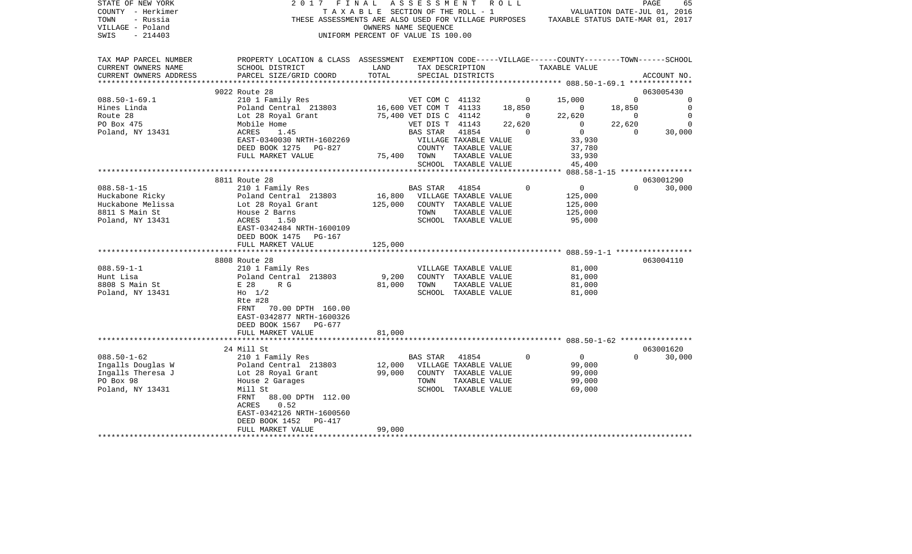STATE OF NEW YORK — COUNTY - Herkimer — TOWN - Russia — VILLAGE - Poland — SWIS - 214403

2017 FINAL ASSESSMENT ROLL
TAXABLE SECTION OF THE ROLL - 1
THESE ASSESSMENTS ARE ALSO USED FOR VILLAGE PURPOSES
OWNERS NAME SEQUENCE
UNIFORM PERCENT OF VALUE IS 100.00

VALUATION DATE-JUL 01, 2016
TAXABLE STATUS DATE-MAR 01, 2017

| TAX MAP PARCEL NUMBER / CURRENT OWNERS NAME / CURRENT OWNERS ADDRESS | PROPERTY LOCATION & CLASS / SCHOOL DISTRICT / PARCEL SIZE/GRID COORD | ASSESSMENT LAND | TOTAL | EXEMPTION CODE / TAX DESCRIPTION / SPECIAL DISTRICTS | VILLAGE | COUNTY | TOWN | SCHOOL | ACCOUNT NO. |
|---|---|---|---|---|---|---|---|---|---|
| **088.50-1-69.1** | 9022 Route 28 | | | | | | | | 063005430 |
| Hines Linda | 210 1 Family Res | | | VET COM C 41132 | 0 | 15,000 | 0 | 0 | |
| Route 28 | Poland Central 213803 | 16,600 | | VET COM T 41133 | 18,850 | 0 | 18,850 | 0 | |
| PO Box 475 | Lot 28 Royal Grant | | 75,400 | VET DIS C 41142 | 0 | 22,620 | 0 | 0 | |
| Poland, NY 13431 | Mobile Home | | | VET DIS T 41143 | 22,620 | 0 | 22,620 | 0 | |
| | ACRES 1.45 | | | BAS STAR 41854 | 0 | 0 | 0 | 30,000 | |
| | EAST-0340030 NRTH-1602269 | | | VILLAGE TAXABLE VALUE | 33,930 | | | | |
| | DEED BOOK 1275 PG-827 | | | COUNTY TAXABLE VALUE | | 37,780 | | | |
| | FULL MARKET VALUE | | 75,400 | TOWN TAXABLE VALUE | | | 33,930 | | |
| | | | | SCHOOL TAXABLE VALUE | | | | 45,400 | |
| **088.58-1-15** | 8811 Route 28 | | | | | | | | 063001290 |
| Huckabone Ricky | 210 1 Family Res | | | BAS STAR 41854 | 0 | 0 | 0 | 30,000 | |
| Huckabone Melissa | Poland Central 213803 | 16,800 | | VILLAGE TAXABLE VALUE | 125,000 | | | | |
| 8811 S Main St | Lot 28 Royal Grant | | 125,000 | COUNTY TAXABLE VALUE | | 125,000 | | | |
| Poland, NY 13431 | House 2 Barns | | | TOWN TAXABLE VALUE | | | 125,000 | | |
| | ACRES 1.50 | | | SCHOOL TAXABLE VALUE | | | | 95,000 | |
| | EAST-0342484 NRTH-1600109 | | | | | | | | |
| | DEED BOOK 1475 PG-167 | | | | | | | | |
| | FULL MARKET VALUE | | 125,000 | | | | | | |
| **088.59-1-1** | 8808 Route 28 | | | | | | | | 063004110 |
| Hunt Lisa | 210 1 Family Res | | | VILLAGE TAXABLE VALUE | 81,000 | | | | |
| 8808 S Main St | Poland Central 213803 | 9,200 | | COUNTY TAXABLE VALUE | | 81,000 | | | |
| Poland, NY 13431 | E 28 R G | | 81,000 | TOWN TAXABLE VALUE | | | 81,000 | | |
| | Ho 1/2 | | | SCHOOL TAXABLE VALUE | | | | 81,000 | |
| | Rte #28 | | | | | | | | |
| | FRNT 70.00 DPTH 160.00 | | | | | | | | |
| | EAST-0342877 NRTH-1600326 | | | | | | | | |
| | DEED BOOK 1567 PG-677 | | | | | | | | |
| | FULL MARKET VALUE | | 81,000 | | | | | | |
| **088.50-1-62** | 24 Mill St | | | | | | | | 063001620 |
| Ingalls Douglas W | 210 1 Family Res | | | BAS STAR 41854 | 0 | 0 | 0 | 30,000 | |
| Ingalls Theresa J | Poland Central 213803 | 12,000 | | VILLAGE TAXABLE VALUE | 99,000 | | | | |
| PO Box 98 | Lot 28 Royal Grant | | 99,000 | COUNTY TAXABLE VALUE | | 99,000 | | | |
| Poland, NY 13431 | House 2 Garages | | | TOWN TAXABLE VALUE | | | 99,000 | | |
| | Mill St | | | SCHOOL TAXABLE VALUE | | | | 69,000 | |
| | FRNT 88.00 DPTH 112.00 | | | | | | | | |
| | ACRES 0.52 | | | | | | | | |
| | EAST-0342126 NRTH-1600560 | | | | | | | | |
| | DEED BOOK 1452 PG-417 | | | | | | | | |
| | FULL MARKET VALUE | | 99,000 | | | | | | |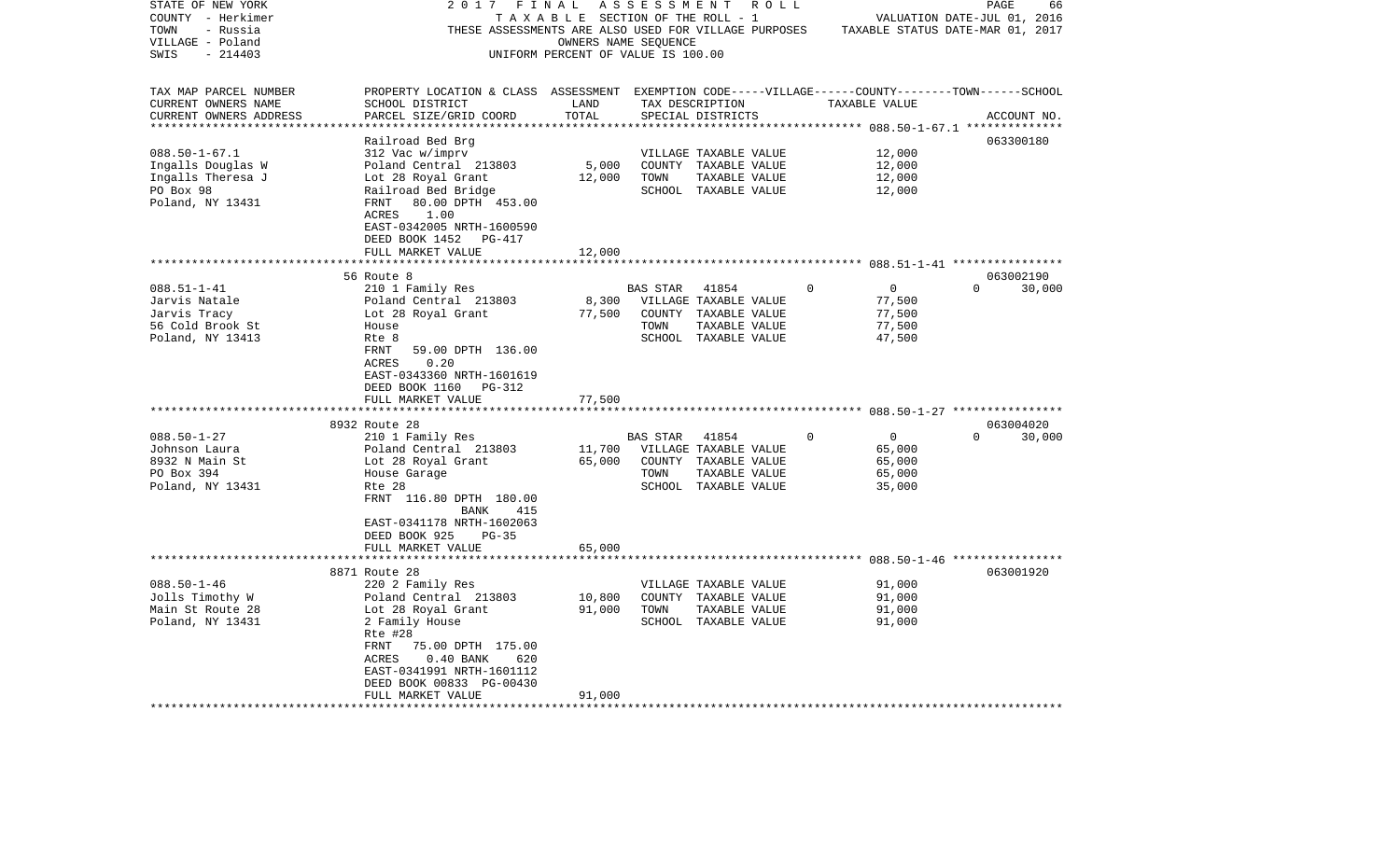STATE OF NEW YORK 2017 FINAL ASSESSMENT ROLL
COUNTY - Herkimer TAXABLE SECTION OF THE ROLL - 1 VALUATION DATE-JUL 01, 2016
TOWN - Russia THESE ASSESSMENTS ARE ALSO USED FOR VILLAGE PURPOSES TAXABLE STATUS DATE-MAR 01, 2017
VILLAGE - Poland OWNERS NAME SEQUENCE
SWIS - 214403 UNIFORM PERCENT OF VALUE IS 100.00

| TAX MAP PARCEL NUMBER / CURRENT OWNERS NAME / CURRENT OWNERS ADDRESS | PROPERTY LOCATION & CLASS / SCHOOL DISTRICT / PARCEL SIZE/GRID COORD | ASSESSMENT LAND | ASSESSMENT TOTAL | EXEMPTION CODE / TAX DESCRIPTION / SPECIAL DISTRICTS | VILLAGE | COUNTY | TOWN | SCHOOL / TAXABLE VALUE | ACCOUNT NO. |
|---|---|---|---|---|---|---|---|---|---|
| 088.50-1-67.1 | Railroad Bed Brg | | | | | | | | 063300180 |
| | 312 Vac w/imprv | | | VILLAGE TAXABLE VALUE | | | | 12,000 | |
| Ingalls Douglas W | Poland Central 213803 | 5,000 | | COUNTY TAXABLE VALUE | | | | 12,000 | |
| Ingalls Theresa J | Lot 28 Royal Grant | | 12,000 | TOWN TAXABLE VALUE | | | | 12,000 | |
| PO Box 98 | Railroad Bed Bridge | | | SCHOOL TAXABLE VALUE | | | | 12,000 | |
| Poland, NY 13431 | FRNT 80.00 DPTH 453.00 | | | | | | | | |
| | ACRES 1.00 | | | | | | | | |
| | EAST-0342005 NRTH-1600590 | | | | | | | | |
| | DEED BOOK 1452 PG-417 | | | | | | | | |
| | FULL MARKET VALUE | | 12,000 | | | | | | |
| 088.51-1-41 | 56 Route 8 | | | | | | | | 063002190 |
| | 210 1 Family Res | | | BAS STAR 41854 | 0 | 0 | 0 | 30,000 | |
| Jarvis Natale | Poland Central 213803 | 8,300 | | VILLAGE TAXABLE VALUE | | | | 77,500 | |
| Jarvis Tracy | Lot 28 Royal Grant | | 77,500 | COUNTY TAXABLE VALUE | | | | 77,500 | |
| 56 Cold Brook St | House | | | TOWN TAXABLE VALUE | | | | 77,500 | |
| Poland, NY 13413 | Rte 8 | | | SCHOOL TAXABLE VALUE | | | | 47,500 | |
| | FRNT 59.00 DPTH 136.00 | | | | | | | | |
| | ACRES 0.20 | | | | | | | | |
| | EAST-0343360 NRTH-1601619 | | | | | | | | |
| | DEED BOOK 1160 PG-312 | | | | | | | | |
| | FULL MARKET VALUE | | 77,500 | | | | | | |
| 088.50-1-27 | 8932 Route 28 | | | | | | | | 063004020 |
| | 210 1 Family Res | | | BAS STAR 41854 | 0 | 0 | 0 | 30,000 | |
| Johnson Laura | Poland Central 213803 | 11,700 | | VILLAGE TAXABLE VALUE | | | | 65,000 | |
| 8932 N Main St | Lot 28 Royal Grant | | 65,000 | COUNTY TAXABLE VALUE | | | | 65,000 | |
| PO Box 394 | House Garage | | | TOWN TAXABLE VALUE | | | | 65,000 | |
| Poland, NY 13431 | Rte 28 | | | SCHOOL TAXABLE VALUE | | | | 35,000 | |
| | FRNT 116.80 DPTH 180.00 | | | | | | | | |
| | BANK 415 | | | | | | | | |
| | EAST-0341178 NRTH-1602063 | | | | | | | | |
| | DEED BOOK 925 PG-35 | | | | | | | | |
| | FULL MARKET VALUE | | 65,000 | | | | | | |
| 088.50-1-46 | 8871 Route 28 | | | | | | | | 063001920 |
| | 220 2 Family Res | | | VILLAGE TAXABLE VALUE | | | | 91,000 | |
| Jolls Timothy W | Poland Central 213803 | 10,800 | | COUNTY TAXABLE VALUE | | | | 91,000 | |
| Main St Route 28 | Lot 28 Royal Grant | | 91,000 | TOWN TAXABLE VALUE | | | | 91,000 | |
| Poland, NY 13431 | 2 Family House | | | SCHOOL TAXABLE VALUE | | | | 91,000 | |
| | Rte #28 | | | | | | | | |
| | FRNT 75.00 DPTH 175.00 | | | | | | | | |
| | ACRES 0.40 BANK 620 | | | | | | | | |
| | EAST-0341991 NRTH-1601112 | | | | | | | | |
| | DEED BOOK 00833 PG-00430 | | | | | | | | |
| | FULL MARKET VALUE | | 91,000 | | | | | | |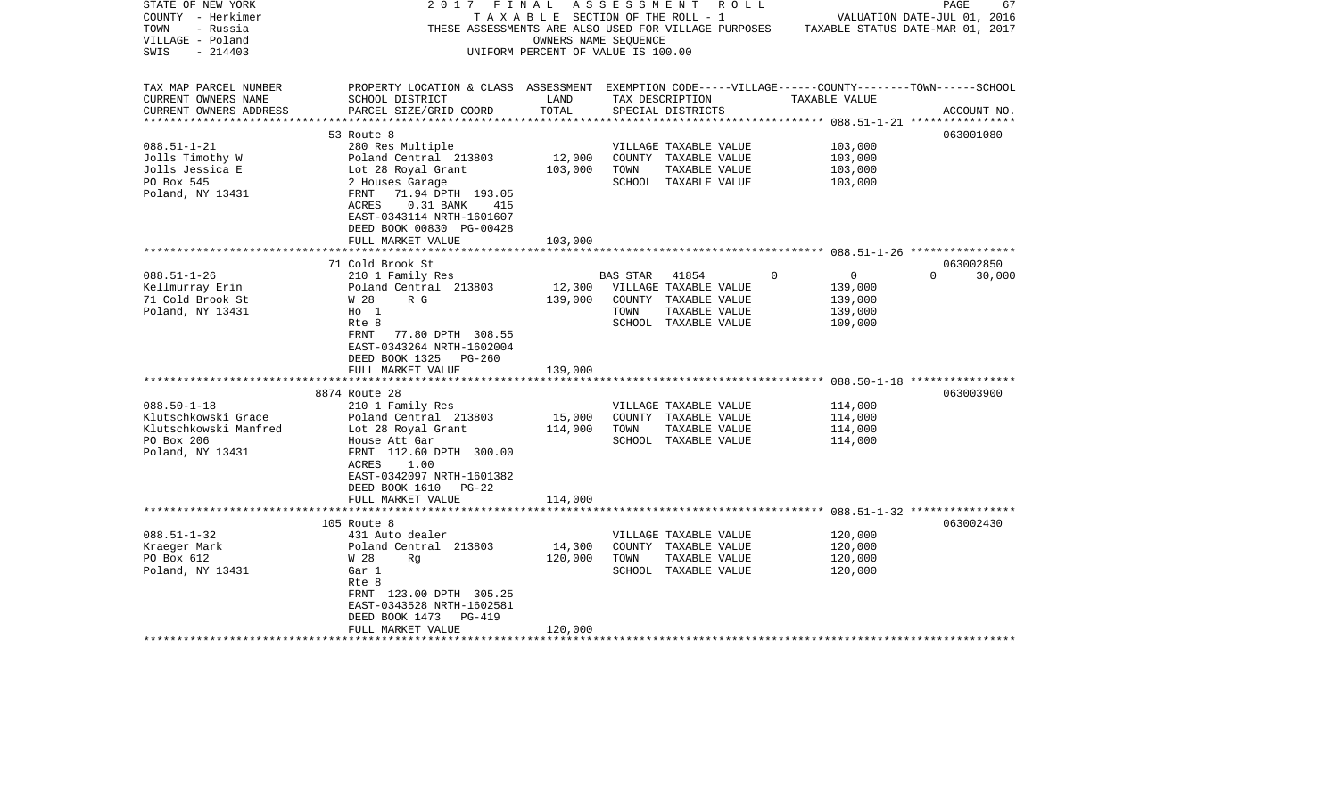STATE OF NEW YORK
COUNTY - Herkimer
TOWN - Russia
VILLAGE - Poland
SWIS - 214403

2017 FINAL ASSESSMENT ROLL
TAXABLE SECTION OF THE ROLL - 1
THESE ASSESSMENTS ARE ALSO USED FOR VILLAGE PURPOSES
OWNERS NAME SEQUENCE
UNIFORM PERCENT OF VALUE IS 100.00

VALUATION DATE-JUL 01, 2016
TAXABLE STATUS DATE-MAR 01, 2017

| TAX MAP PARCEL NUMBER<br>CURRENT OWNERS NAME<br>CURRENT OWNERS ADDRESS | PROPERTY LOCATION & CLASS<br>SCHOOL DISTRICT<br>PARCEL SIZE/GRID COORD | ASSESSMENT<br>LAND<br>TOTAL | EXEMPTION CODE-----VILLAGE------COUNTY--------TOWN------SCHOOL<br>TAX DESCRIPTION<br>SPECIAL DISTRICTS | TAXABLE VALUE | ACCOUNT NO. |
|---|---|---|---|---|---|
| **088.51-1-21** | 53 Route 8 | | | | 063001080 |
| 088.51-1-21 | 280 Res Multiple | | VILLAGE TAXABLE VALUE | 103,000 | |
| Jolls Timothy W | Poland Central 213803 | 12,000 | COUNTY TAXABLE VALUE | 103,000 | |
| Jolls Jessica E | Lot 28 Royal Grant | 103,000 | TOWN TAXABLE VALUE | 103,000 | |
| PO Box 545 | 2 Houses Garage | | SCHOOL TAXABLE VALUE | 103,000 | |
| Poland, NY 13431 | FRNT 71.94 DPTH 193.05 | | | | |
| | ACRES 0.31 BANK 415 | | | | |
| | EAST-0343114 NRTH-1601607 | | | | |
| | DEED BOOK 00830 PG-00428 | | | | |
| | FULL MARKET VALUE | 103,000 | | | |
| **088.51-1-26** | 71 Cold Brook St | | | | 063002850 |
| 088.51-1-26 | 210 1 Family Res | | BAS STAR 41854 0 | 0 0 | 30,000 |
| Kellmurray Erin | Poland Central 213803 | 12,300 | VILLAGE TAXABLE VALUE | 139,000 | |
| 71 Cold Brook St | W 28 R G | 139,000 | COUNTY TAXABLE VALUE | 139,000 | |
| Poland, NY 13431 | Ho 1 | | TOWN TAXABLE VALUE | 139,000 | |
| | Rte 8 | | SCHOOL TAXABLE VALUE | 109,000 | |
| | FRNT 77.80 DPTH 308.55 | | | | |
| | EAST-0343264 NRTH-1602004 | | | | |
| | DEED BOOK 1325 PG-260 | | | | |
| | FULL MARKET VALUE | 139,000 | | | |
| **088.50-1-18** | 8874 Route 28 | | | | 063003900 |
| 088.50-1-18 | 210 1 Family Res | | VILLAGE TAXABLE VALUE | 114,000 | |
| Klutschkowski Grace | Poland Central 213803 | 15,000 | COUNTY TAXABLE VALUE | 114,000 | |
| Klutschkowski Manfred | Lot 28 Royal Grant | 114,000 | TOWN TAXABLE VALUE | 114,000 | |
| PO Box 206 | House Att Gar | | SCHOOL TAXABLE VALUE | 114,000 | |
| Poland, NY 13431 | FRNT 112.60 DPTH 300.00 | | | | |
| | ACRES 1.00 | | | | |
| | EAST-0342097 NRTH-1601382 | | | | |
| | DEED BOOK 1610 PG-22 | | | | |
| | FULL MARKET VALUE | 114,000 | | | |
| **088.51-1-32** | 105 Route 8 | | | | 063002430 |
| 088.51-1-32 | 431 Auto dealer | | VILLAGE TAXABLE VALUE | 120,000 | |
| Kraeger Mark | Poland Central 213803 | 14,300 | COUNTY TAXABLE VALUE | 120,000 | |
| PO Box 612 | W 28 Rg | 120,000 | TOWN TAXABLE VALUE | 120,000 | |
| Poland, NY 13431 | Gar 1 | | SCHOOL TAXABLE VALUE | 120,000 | |
| | Rte 8 | | | | |
| | FRNT 123.00 DPTH 305.25 | | | | |
| | EAST-0343528 NRTH-1602581 | | | | |
| | DEED BOOK 1473 PG-419 | | | | |
| | FULL MARKET VALUE | 120,000 | | | |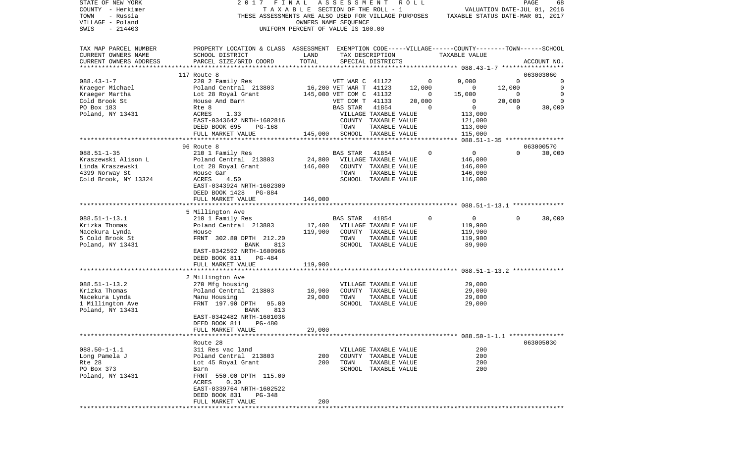STATE OF NEW YORK 2 0 1 7 F I N A L A S S E S S M E N T R O L L
COUNTY - Herkimer T A X A B L E SECTION OF THE ROLL - 1 VALUATION DATE-JUL 01, 2016
TOWN - Russia THESE ASSESSMENTS ARE ALSO USED FOR VILLAGE PURPOSES TAXABLE STATUS DATE-MAR 01, 2017
VILLAGE - Poland OWNERS NAME SEQUENCE
SWIS - 214403 UNIFORM PERCENT OF VALUE IS 100.00

```
TAX MAP PARCEL NUMBER     PROPERTY LOCATION & CLASS  ASSESSMENT  EXEMPTION CODE-----VILLAGE------COUNTY--------TOWN------SCHOOL
CURRENT OWNERS NAME       SCHOOL DISTRICT              LAND      TAX DESCRIPTION            TAXABLE VALUE
CURRENT OWNERS ADDRESS    PARCEL SIZE/GRID COORD       TOTAL     SPECIAL DISTRICTS                                        ACCOUNT NO.
******************************************************************************************************* 088.43-1-7 *****************
                          117 Route 8                                                                                   063003060
088.43-1-7                220 2 Family Res                 VET WAR C  41122          0      9,000          0             0
Kraeger Michael           Poland Central  213803    16,200 VET WAR T  41123     12,000          0     12,000             0
Kraeger Martha            Lot 28 Royal Grant       145,000 VET COM C  41132          0     15,000          0             0
Cold Brook St             House And Barn                   VET COM T  41133     20,000          0     20,000             0
PO Box 183                Rte 8                            BAS STAR   41854          0          0          0        30,000
Poland, NY 13431          ACRES     1.33                   VILLAGE TAXABLE VALUE          113,000
                          EAST-0343642 NRTH-1602816        COUNTY  TAXABLE VALUE          121,000
                          DEED BOOK 695    PG-168          TOWN    TAXABLE VALUE          113,000
                          FULL MARKET VALUE        145,000 SCHOOL  TAXABLE VALUE          115,000
******************************************************************************************************* 088.51-1-35 ****************
                          96 Route 8                                                                                    063000570
088.51-1-35               210 1 Family Res                 BAS STAR   41854          0          0          0        30,000
Kraszewski Alison L       Poland Central  213803    24,800 VILLAGE TAXABLE VALUE          146,000
Linda Kraszewski          Lot 28 Royal Grant       146,000 COUNTY  TAXABLE VALUE          146,000
4399 Norway St            House Gar                        TOWN    TAXABLE VALUE          146,000
Cold Brook, NY 13324      ACRES     4.50                   SCHOOL  TAXABLE VALUE          116,000
                          EAST-0343924 NRTH-1602300
                          DEED BOOK 1428   PG-884
                          FULL MARKET VALUE        146,000
******************************************************************************************************* 088.51-1-13.1 **************
                          5 Millington Ave
088.51-1-13.1             210 1 Family Res                 BAS STAR   41854          0          0          0        30,000
Krizka Thomas             Poland Central  213803    17,400 VILLAGE TAXABLE VALUE          119,900
Macekura Lynda            House                    119,900 COUNTY  TAXABLE VALUE          119,900
5 Cold Brook St           FRNT  302.80 DPTH  212.20        TOWN    TAXABLE VALUE          119,900
Poland, NY 13431                        BANK     813       SCHOOL  TAXABLE VALUE           89,900
                          EAST-0342592 NRTH-1600966
                          DEED BOOK 811    PG-484
                          FULL MARKET VALUE        119,900
******************************************************************************************************* 088.51-1-13.2 **************
                          2 Millington Ave
088.51-1-13.2             270 Mfg housing                  VILLAGE TAXABLE VALUE           29,000
Krizka Thomas             Poland Central  213803    10,900 COUNTY  TAXABLE VALUE           29,000
Macekura Lynda            Manu Housing              29,000 TOWN    TAXABLE VALUE           29,000
1 Millington Ave          FRNT  197.90 DPTH   95.00        SCHOOL  TAXABLE VALUE           29,000
Poland, NY 13431                        BANK     813
                          EAST-0342482 NRTH-1601036
                          DEED BOOK 811    PG-480
                          FULL MARKET VALUE         29,000
******************************************************************************************************* 088.50-1-1.1 ***************
                          Route 28                                                                                      063005030
088.50-1-1.1              311 Res vac land                 VILLAGE TAXABLE VALUE              200
Long Pamela J             Poland Central  213803       200 COUNTY  TAXABLE VALUE              200
Rte 28                    Lot 45 Royal Grant           200 TOWN    TAXABLE VALUE              200
PO Box 373                Barn                             SCHOOL  TAXABLE VALUE              200
Poland, NY 13431          FRNT  550.00 DPTH  115.00
                          ACRES     0.30
                          EAST-0339764 NRTH-1602522
                          DEED BOOK 831    PG-348
                          FULL MARKET VALUE            200
************************************************************************************************************************************
```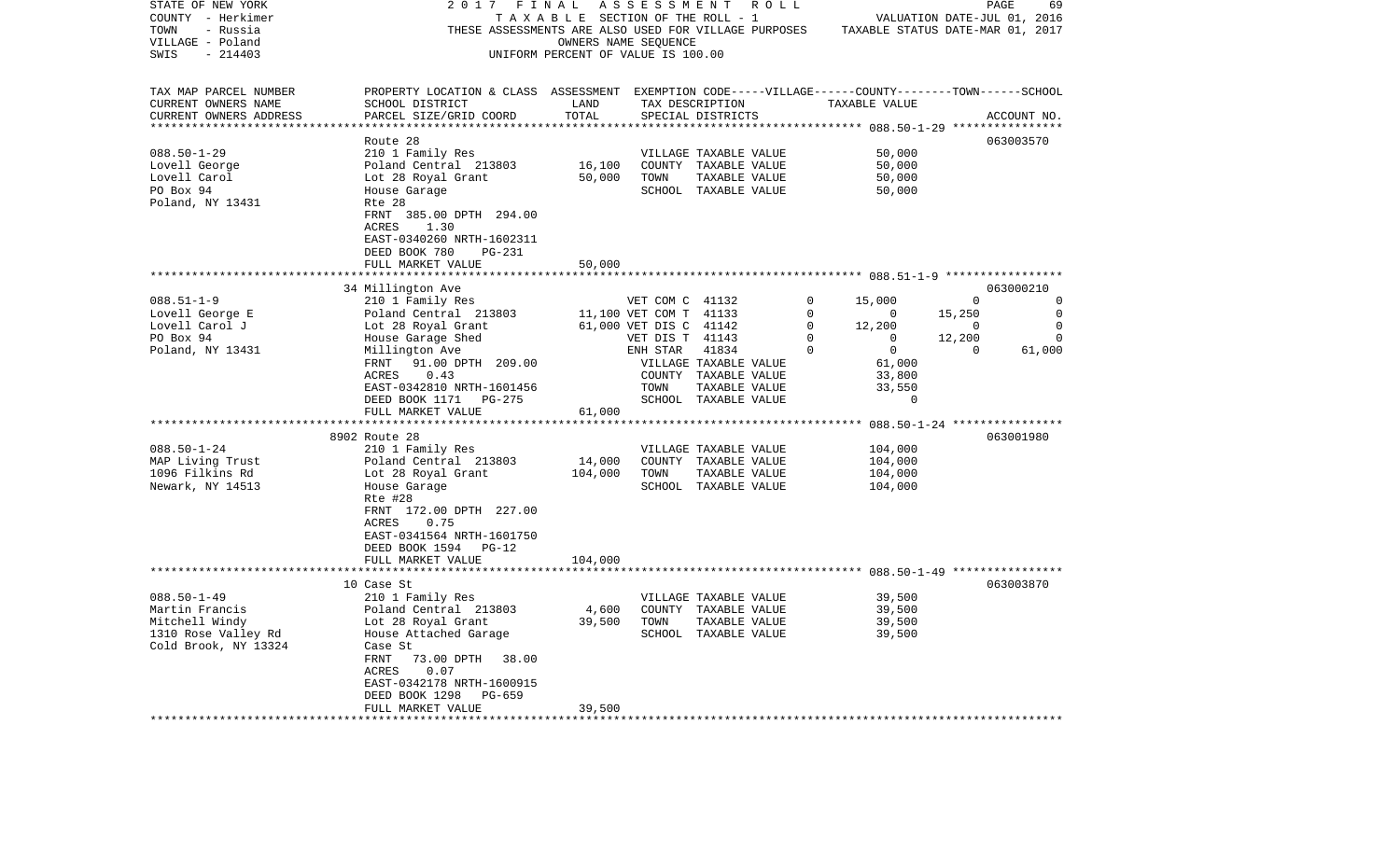STATE OF NEW YORK | 2 0 1 7 F I N A L A S S E S S M E N T R O L L
COUNTY - Herkimer | T A X A B L E SECTION OF THE ROLL - 1 | VALUATION DATE-JUL 01, 2016
TOWN - Russia | THESE ASSESSMENTS ARE ALSO USED FOR VILLAGE PURPOSES | TAXABLE STATUS DATE-MAR 01, 2017
VILLAGE - Poland | OWNERS NAME SEQUENCE
SWIS - 214403 | UNIFORM PERCENT OF VALUE IS 100.00

| TAX MAP PARCEL NUMBER / CURRENT OWNERS NAME / CURRENT OWNERS ADDRESS | PROPERTY LOCATION & CLASS / SCHOOL DISTRICT / PARCEL SIZE/GRID COORD | ASSESSMENT LAND | TOTAL | EXEMPTION CODE / TAX DESCRIPTION / SPECIAL DISTRICTS | VILLAGE | COUNTY | TOWN | SCHOOL | ACCOUNT NO. |
|---|---|---|---|---|---|---|---|---|---|
| **088.50-1-29** | Route 28 | | | | | | | | 063003570 |
| 088.50-1-29 | 210 1 Family Res | | | VILLAGE TAXABLE VALUE | 50,000 | | | | |
| Lovell George | Poland Central 213803 | 16,100 | | COUNTY TAXABLE VALUE | 50,000 | | | | |
| Lovell Carol | Lot 28 Royal Grant | | 50,000 | TOWN TAXABLE VALUE | 50,000 | | | | |
| PO Box 94 | House Garage | | | SCHOOL TAXABLE VALUE | 50,000 | | | | |
| Poland, NY 13431 | Rte 28 | | | | | | | | |
| | FRNT 385.00 DPTH 294.00 | | | | | | | | |
| | ACRES 1.30 | | | | | | | | |
| | EAST-0340260 NRTH-1602311 | | | | | | | | |
| | DEED BOOK 780 PG-231 | | | | | | | | |
| | FULL MARKET VALUE | | 50,000 | | | | | | |
| **088.51-1-9** | 34 Millington Ave | | | | | | | | 063000210 |
| 088.51-1-9 | 210 1 Family Res | | | VET COM C 41132 | 0 | 15,000 | 0 | 0 | |
| Lovell George E | Poland Central 213803 | 11,100 | | VET COM T 41133 | 0 | 0 | 15,250 | 0 | |
| Lovell Carol J | Lot 28 Royal Grant | | 61,000 | VET DIS C 41142 | 0 | 12,200 | 0 | 0 | |
| PO Box 94 | House Garage Shed | | | VET DIS T 41143 | 0 | 0 | 12,200 | 0 | |
| Poland, NY 13431 | Millington Ave | | | ENH STAR 41834 | 0 | 0 | 0 | 61,000 | |
| | FRNT 91.00 DPTH 209.00 | | | VILLAGE TAXABLE VALUE | 61,000 | | | | |
| | ACRES 0.43 | | | COUNTY TAXABLE VALUE | 33,800 | | | | |
| | EAST-0342810 NRTH-1601456 | | | TOWN TAXABLE VALUE | 33,550 | | | | |
| | DEED BOOK 1171 PG-275 | | | SCHOOL TAXABLE VALUE | 0 | | | | |
| | FULL MARKET VALUE | | 61,000 | | | | | | |
| **088.50-1-24** | 8902 Route 28 | | | | | | | | 063001980 |
| 088.50-1-24 | 210 1 Family Res | | | VILLAGE TAXABLE VALUE | 104,000 | | | | |
| MAP Living Trust | Poland Central 213803 | 14,000 | | COUNTY TAXABLE VALUE | 104,000 | | | | |
| 1096 Filkins Rd | Lot 28 Royal Grant | | 104,000 | TOWN TAXABLE VALUE | 104,000 | | | | |
| Newark, NY 14513 | House Garage | | | SCHOOL TAXABLE VALUE | 104,000 | | | | |
| | Rte #28 | | | | | | | | |
| | FRNT 172.00 DPTH 227.00 | | | | | | | | |
| | ACRES 0.75 | | | | | | | | |
| | EAST-0341564 NRTH-1601750 | | | | | | | | |
| | DEED BOOK 1594 PG-12 | | | | | | | | |
| | FULL MARKET VALUE | | 104,000 | | | | | | |
| **088.50-1-49** | 10 Case St | | | | | | | | 063003870 |
| 088.50-1-49 | 210 1 Family Res | | | VILLAGE TAXABLE VALUE | 39,500 | | | | |
| Martin Francis | Poland Central 213803 | 4,600 | | COUNTY TAXABLE VALUE | 39,500 | | | | |
| Mitchell Windy | Lot 28 Royal Grant | | 39,500 | TOWN TAXABLE VALUE | 39,500 | | | | |
| 1310 Rose Valley Rd | House Attached Garage | | | SCHOOL TAXABLE VALUE | 39,500 | | | | |
| Cold Brook, NY 13324 | Case St | | | | | | | | |
| | FRNT 73.00 DPTH 38.00 | | | | | | | | |
| | ACRES 0.07 | | | | | | | | |
| | EAST-0342178 NRTH-1600915 | | | | | | | | |
| | DEED BOOK 1298 PG-659 | | | | | | | | |
| | FULL MARKET VALUE | | 39,500 | | | | | | |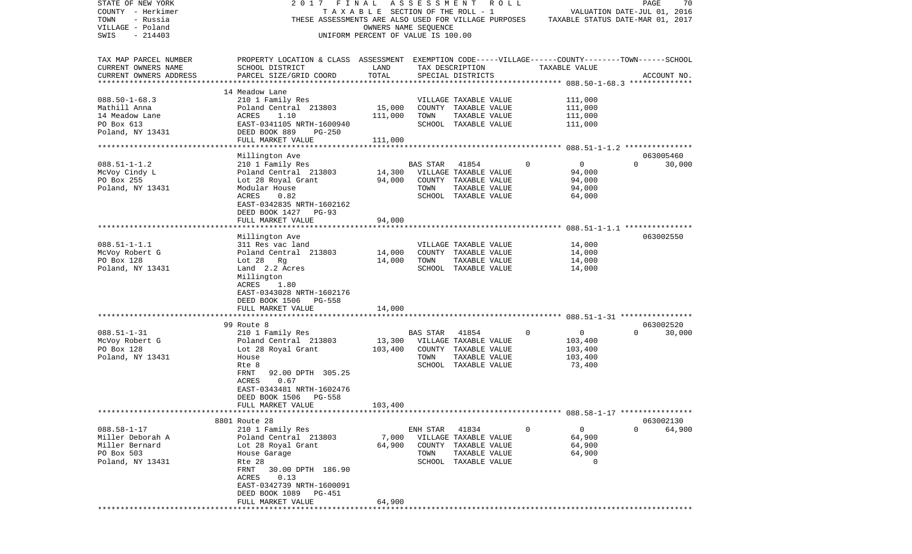STATE OF NEW YORK | 2017 FINAL ASSESSMENT ROLL
COUNTY - Herkimer | TAXABLE SECTION OF THE ROLL - 1 | VALUATION DATE-JUL 01, 2016
TOWN - Russia | THESE ASSESSMENTS ARE ALSO USED FOR VILLAGE PURPOSES | TAXABLE STATUS DATE-MAR 01, 2017
VILLAGE - Poland | OWNERS NAME SEQUENCE
SWIS - 214403 | UNIFORM PERCENT OF VALUE IS 100.00

| TAX MAP PARCEL NUMBER / CURRENT OWNERS NAME / CURRENT OWNERS ADDRESS | PROPERTY LOCATION & CLASS / SCHOOL DISTRICT / PARCEL SIZE/GRID COORD | ASSESSMENT LAND | TOTAL | EXEMPTION CODE / TAX DESCRIPTION / SPECIAL DISTRICTS | VILLAGE | COUNTY / TOWN / SCHOOL TAXABLE VALUE | ACCOUNT NO. |
|---|---|---|---|---|---|---|---|
| | 14 Meadow Lane | | | | | | |
| 088.50-1-68.3 | 210 1 Family Res | | | VILLAGE TAXABLE VALUE | | 111,000 | |
| Mathill Anna | Poland Central 213803 | 15,000 | | COUNTY TAXABLE VALUE | | 111,000 | |
| 14 Meadow Lane | ACRES 1.10 | | 111,000 | TOWN TAXABLE VALUE | | 111,000 | |
| PO Box 613 | EAST-0341105 NRTH-1600940 | | | SCHOOL TAXABLE VALUE | | 111,000 | |
| Poland, NY 13431 | DEED BOOK 889 PG-250 | | | | | | |
| | FULL MARKET VALUE | | 111,000 | | | | |
| | Millington Ave | | | | | | 063005460 |
| 088.51-1-1.2 | 210 1 Family Res | | | BAS STAR 41854 | 0 | 0 | 0 30,000 |
| McVoy Cindy L | Poland Central 213803 | 14,300 | | VILLAGE TAXABLE VALUE | | 94,000 | |
| PO Box 255 | Lot 28 Royal Grant | | 94,000 | COUNTY TAXABLE VALUE | | 94,000 | |
| Poland, NY 13431 | Modular House | | | TOWN TAXABLE VALUE | | 94,000 | |
| | ACRES 0.82 | | | SCHOOL TAXABLE VALUE | | 64,000 | |
| | EAST-0342835 NRTH-1602162 | | | | | | |
| | DEED BOOK 1427 PG-93 | | | | | | |
| | FULL MARKET VALUE | | 94,000 | | | | |
| | Millington Ave | | | | | | 063002550 |
| 088.51-1-1.1 | 311 Res vac land | | | VILLAGE TAXABLE VALUE | | 14,000 | |
| McVoy Robert G | Poland Central 213803 | 14,000 | | COUNTY TAXABLE VALUE | | 14,000 | |
| PO Box 128 | Lot 28 Rg | | 14,000 | TOWN TAXABLE VALUE | | 14,000 | |
| Poland, NY 13431 | Land 2.2 Acres | | | SCHOOL TAXABLE VALUE | | 14,000 | |
| | Millington | | | | | | |
| | ACRES 1.80 | | | | | | |
| | EAST-0343028 NRTH-1602176 | | | | | | |
| | DEED BOOK 1506 PG-558 | | | | | | |
| | FULL MARKET VALUE | | 14,000 | | | | |
| | 99 Route 8 | | | | | | 063002520 |
| 088.51-1-31 | 210 1 Family Res | | | BAS STAR 41854 | 0 | 0 | 0 30,000 |
| McVoy Robert G | Poland Central 213803 | 13,300 | | VILLAGE TAXABLE VALUE | | 103,400 | |
| PO Box 128 | Lot 28 Royal Grant | | 103,400 | COUNTY TAXABLE VALUE | | 103,400 | |
| Poland, NY 13431 | House | | | TOWN TAXABLE VALUE | | 103,400 | |
| | Rte 8 | | | SCHOOL TAXABLE VALUE | | 73,400 | |
| | FRNT 92.00 DPTH 305.25 | | | | | | |
| | ACRES 0.67 | | | | | | |
| | EAST-0343481 NRTH-1602476 | | | | | | |
| | DEED BOOK 1506 PG-558 | | | | | | |
| | FULL MARKET VALUE | | 103,400 | | | | |
| | 8801 Route 28 | | | | | | 063002130 |
| 088.58-1-17 | 210 1 Family Res | | | ENH STAR 41834 | 0 | 0 | 0 64,900 |
| Miller Deborah A | Poland Central 213803 | 7,000 | | VILLAGE TAXABLE VALUE | | 64,900 | |
| Miller Bernard | Lot 28 Royal Grant | | 64,900 | COUNTY TAXABLE VALUE | | 64,900 | |
| PO Box 503 | House Garage | | | TOWN TAXABLE VALUE | | 64,900 | |
| Poland, NY 13431 | Rte 28 | | | SCHOOL TAXABLE VALUE | | 0 | |
| | FRNT 30.00 DPTH 186.90 | | | | | | |
| | ACRES 0.13 | | | | | | |
| | EAST-0342739 NRTH-1600091 | | | | | | |
| | DEED BOOK 1089 PG-451 | | | | | | |
| | FULL MARKET VALUE | | 64,900 | | | | |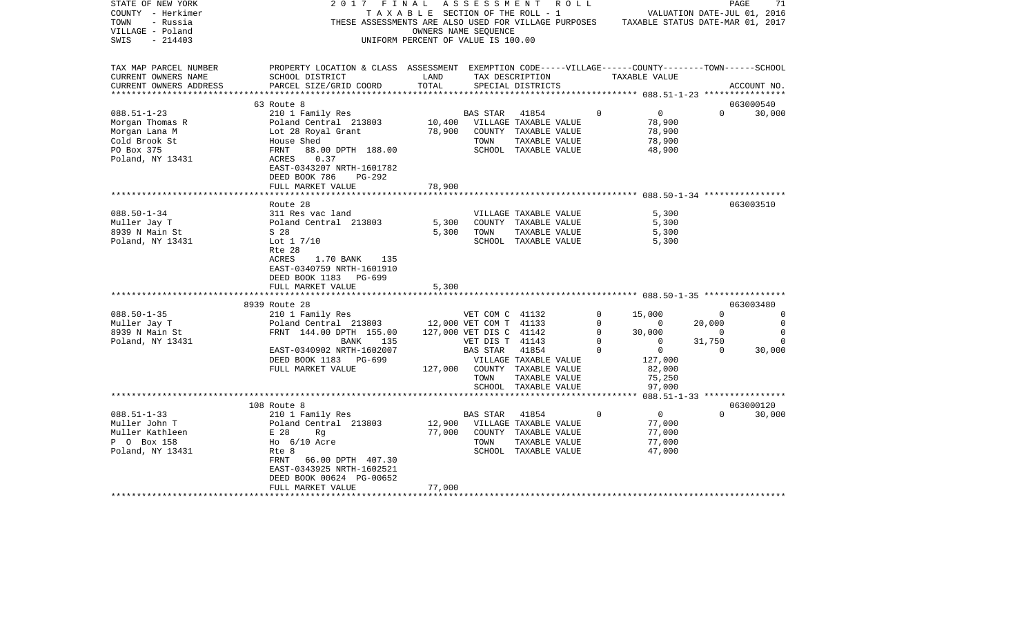STATE OF NEW YORK  
COUNTY - Herkimer  
TOWN - Russia  
VILLAGE - Poland  
SWIS - 214403

2017 FINAL ASSESSMENT ROLL  
TAXABLE SECTION OF THE ROLL - 1  
THESE ASSESSMENTS ARE ALSO USED FOR VILLAGE PURPOSES  
OWNERS NAME SEQUENCE  
UNIFORM PERCENT OF VALUE IS 100.00

VALUATION DATE-JUL 01, 2016  
TAXABLE STATUS DATE-MAR 01, 2017

| TAX MAP PARCEL NUMBER / CURRENT OWNERS NAME / CURRENT OWNERS ADDRESS | PROPERTY LOCATION & CLASS / SCHOOL DISTRICT / PARCEL SIZE/GRID COORD | ASSESSMENT LAND / TOTAL | EXEMPTION CODE / TAX DESCRIPTION / SPECIAL DISTRICTS | VILLAGE | COUNTY TAXABLE VALUE | TOWN | SCHOOL / ACCOUNT NO. |
|---|---|---|---|---|---|---|---|
| **088.51-1-23** | 63 Route 8 | | | | | | 063000540 |
| 088.51-1-23 | 210 1 Family Res | | BAS STAR 41854 | 0 | 0 | 0 | 30,000 |
| Morgan Thomas R | Poland Central 213803 | 10,400 | VILLAGE TAXABLE VALUE | | 78,900 | | |
| Morgan Lana M | Lot 28 Royal Grant | 78,900 | COUNTY TAXABLE VALUE | | 78,900 | | |
| Cold Brook St | House Shed | | TOWN TAXABLE VALUE | | 78,900 | | |
| PO Box 375 | FRNT 88.00 DPTH 188.00 | | SCHOOL TAXABLE VALUE | | 48,900 | | |
| Poland, NY 13431 | ACRES 0.37 | | | | | | |
| | EAST-0343207 NRTH-1601782 | | | | | | |
| | DEED BOOK 786 PG-292 | | | | | | |
| | FULL MARKET VALUE | 78,900 | | | | | |
| **088.50-1-34** | Route 28 | | | | | | 063003510 |
| 088.50-1-34 | 311 Res vac land | | VILLAGE TAXABLE VALUE | | 5,300 | | |
| Muller Jay T | Poland Central 213803 | 5,300 | COUNTY TAXABLE VALUE | | 5,300 | | |
| 8939 N Main St | S 28 | 5,300 | TOWN TAXABLE VALUE | | 5,300 | | |
| Poland, NY 13431 | Lot 1 7/10 | | SCHOOL TAXABLE VALUE | | 5,300 | | |
| | Rte 28 | | | | | | |
| | ACRES 1.70 BANK 135 | | | | | | |
| | EAST-0340759 NRTH-1601910 | | | | | | |
| | DEED BOOK 1183 PG-699 | | | | | | |
| | FULL MARKET VALUE | 5,300 | | | | | |
| **088.50-1-35** | 8939 Route 28 | | | | | | 063003480 |
| 088.50-1-35 | 210 1 Family Res | | VET COM C 41132 | 0 | 15,000 | 0 | 0 |
| Muller Jay T | Poland Central 213803 | 12,000 | VET COM T 41133 | 0 | 0 | 20,000 | 0 |
| 8939 N Main St | FRNT 144.00 DPTH 155.00 | 127,000 | VET DIS C 41142 | 0 | 30,000 | 0 | 0 |
| Poland, NY 13431 | BANK 135 | | VET DIS T 41143 | 0 | 0 | 31,750 | 0 |
| | EAST-0340902 NRTH-1602007 | | BAS STAR 41854 | 0 | 0 | 0 | 30,000 |
| | DEED BOOK 1183 PG-699 | | VILLAGE TAXABLE VALUE | | 127,000 | | |
| | FULL MARKET VALUE | 127,000 | COUNTY TAXABLE VALUE | | 82,000 | | |
| | | | TOWN TAXABLE VALUE | | 75,250 | | |
| | | | SCHOOL TAXABLE VALUE | | 97,000 | | |
| **088.51-1-33** | 108 Route 8 | | | | | | 063000120 |
| 088.51-1-33 | 210 1 Family Res | | BAS STAR 41854 | 0 | 0 | 0 | 30,000 |
| Muller John T | Poland Central 213803 | 12,900 | VILLAGE TAXABLE VALUE | | 77,000 | | |
| Muller Kathleen | E 28 Rg | 77,000 | COUNTY TAXABLE VALUE | | 77,000 | | |
| P O Box 158 | Ho 6/10 Acre | | TOWN TAXABLE VALUE | | 77,000 | | |
| Poland, NY 13431 | Rte 8 | | SCHOOL TAXABLE VALUE | | 47,000 | | |
| | FRNT 66.00 DPTH 407.30 | | | | | | |
| | EAST-0343925 NRTH-1602521 | | | | | | |
| | DEED BOOK 00624 PG-00652 | | | | | | |
| | FULL MARKET VALUE | 77,000 | | | | | |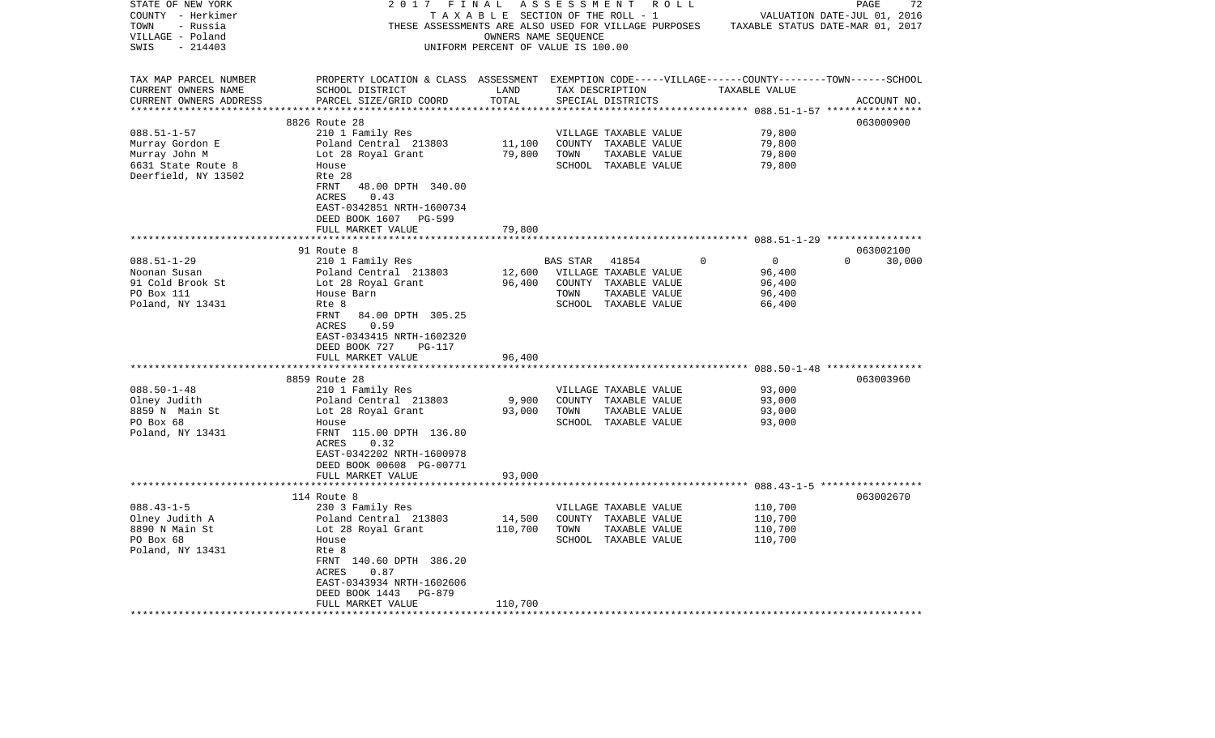STATE OF NEW YORK | COUNTY - Herkimer | TOWN - Russia | VILLAGE - Poland | SWIS - 214403

2017 FINAL ASSESSMENT ROLL
TAXABLE SECTION OF THE ROLL - 1
THESE ASSESSMENTS ARE ALSO USED FOR VILLAGE PURPOSES
OWNERS NAME SEQUENCE
UNIFORM PERCENT OF VALUE IS 100.00

VALUATION DATE-JUL 01, 2016
TAXABLE STATUS DATE-MAR 01, 2017

| TAX MAP PARCEL NUMBER / CURRENT OWNERS NAME / CURRENT OWNERS ADDRESS | PROPERTY LOCATION & CLASS / SCHOOL DISTRICT / PARCEL SIZE/GRID COORD | ASSESSMENT LAND | TOTAL | EXEMPTION CODE / TAX DESCRIPTION / SPECIAL DISTRICTS | VILLAGE | COUNTY | TOWN | SCHOOL | TAXABLE VALUE | ACCOUNT NO. |
|---|---|---|---|---|---|---|---|---|---|---|
| **088.51-1-57** | 8826 Route 28 | | | | | | | | | 063000900 |
| 088.51-1-57 | 210 1 Family Res | | | VILLAGE TAXABLE VALUE | | | | | 79,800 | |
| Murray Gordon E | Poland Central 213803 | 11,100 | | COUNTY TAXABLE VALUE | | | | | 79,800 | |
| Murray John M | Lot 28 Royal Grant | | 79,800 | TOWN TAXABLE VALUE | | | | | 79,800 | |
| 6631 State Route 8 | House | | | SCHOOL TAXABLE VALUE | | | | | 79,800 | |
| Deerfield, NY 13502 | Rte 28 | | | | | | | | | |
| | FRNT 48.00 DPTH 340.00 | | | | | | | | | |
| | ACRES 0.43 | | | | | | | | | |
| | EAST-0342851 NRTH-1600734 | | | | | | | | | |
| | DEED BOOK 1607 PG-599 | | | | | | | | | |
| | FULL MARKET VALUE | | 79,800 | | | | | | | |
| **088.51-1-29** | 91 Route 8 | | | | | | | | | 063002100 |
| 088.51-1-29 | 210 1 Family Res | | | BAS STAR 41854 | 0 | 0 | | 0 | 30,000 | |
| Noonan Susan | Poland Central 213803 | 12,600 | | VILLAGE TAXABLE VALUE | | | | | 96,400 | |
| 91 Cold Brook St | Lot 28 Royal Grant | | 96,400 | COUNTY TAXABLE VALUE | | | | | 96,400 | |
| PO Box 111 | House Barn | | | TOWN TAXABLE VALUE | | | | | 96,400 | |
| Poland, NY 13431 | Rte 8 | | | SCHOOL TAXABLE VALUE | | | | | 66,400 | |
| | FRNT 84.00 DPTH 305.25 | | | | | | | | | |
| | ACRES 0.59 | | | | | | | | | |
| | EAST-0343415 NRTH-1602320 | | | | | | | | | |
| | DEED BOOK 727 PG-117 | | | | | | | | | |
| | FULL MARKET VALUE | | 96,400 | | | | | | | |
| **088.50-1-48** | 8859 Route 28 | | | | | | | | | 063003960 |
| 088.50-1-48 | 210 1 Family Res | | | VILLAGE TAXABLE VALUE | | | | | 93,000 | |
| Olney Judith | Poland Central 213803 | 9,900 | | COUNTY TAXABLE VALUE | | | | | 93,000 | |
| 8859 N Main St | Lot 28 Royal Grant | | 93,000 | TOWN TAXABLE VALUE | | | | | 93,000 | |
| PO Box 68 | House | | | SCHOOL TAXABLE VALUE | | | | | 93,000 | |
| Poland, NY 13431 | FRNT 115.00 DPTH 136.80 | | | | | | | | | |
| | ACRES 0.32 | | | | | | | | | |
| | EAST-0342202 NRTH-1600978 | | | | | | | | | |
| | DEED BOOK 00608 PG-00771 | | | | | | | | | |
| | FULL MARKET VALUE | | 93,000 | | | | | | | |
| **088.43-1-5** | 114 Route 8 | | | | | | | | | 063002670 |
| 088.43-1-5 | 230 3 Family Res | | | VILLAGE TAXABLE VALUE | | | | | 110,700 | |
| Olney Judith A | Poland Central 213803 | 14,500 | | COUNTY TAXABLE VALUE | | | | | 110,700 | |
| 8890 N Main St | Lot 28 Royal Grant | | 110,700 | TOWN TAXABLE VALUE | | | | | 110,700 | |
| PO Box 68 | House | | | SCHOOL TAXABLE VALUE | | | | | 110,700 | |
| Poland, NY 13431 | Rte 8 | | | | | | | | | |
| | FRNT 140.60 DPTH 386.20 | | | | | | | | | |
| | ACRES 0.87 | | | | | | | | | |
| | EAST-0343934 NRTH-1602606 | | | | | | | | | |
| | DEED BOOK 1443 PG-879 | | | | | | | | | |
| | FULL MARKET VALUE | | 110,700 | | | | | | | |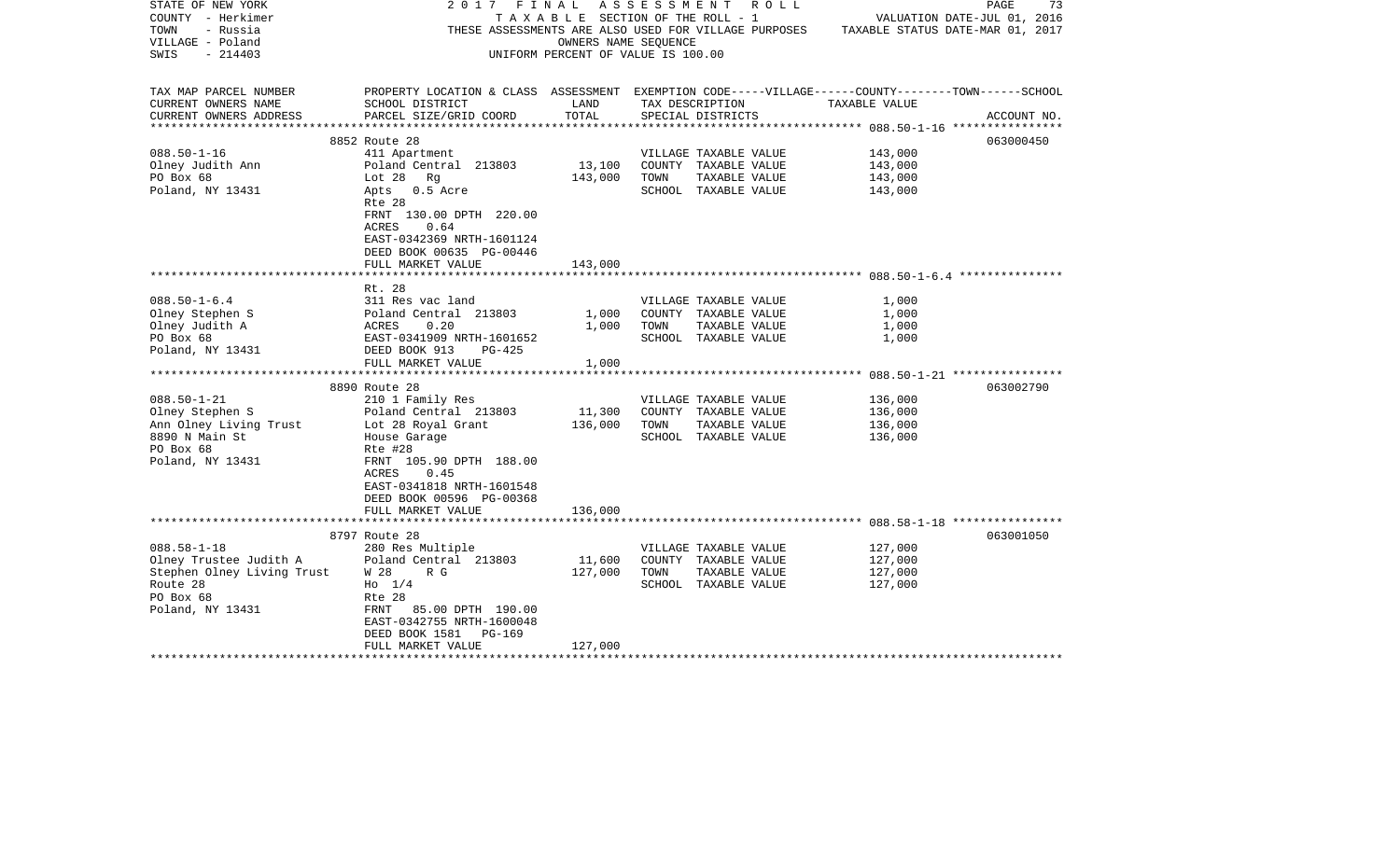STATE OF NEW YORK — 2017 FINAL ASSESSMENT ROLL
COUNTY - Herkimer — TAXABLE SECTION OF THE ROLL - 1 — VALUATION DATE-JUL 01, 2016
TOWN - Russia — THESE ASSESSMENTS ARE ALSO USED FOR VILLAGE PURPOSES — TAXABLE STATUS DATE-MAR 01, 2017
VILLAGE - Poland — OWNERS NAME SEQUENCE
SWIS - 214403 — UNIFORM PERCENT OF VALUE IS 100.00

| TAX MAP PARCEL NUMBER / CURRENT OWNERS NAME / CURRENT OWNERS ADDRESS | PROPERTY LOCATION & CLASS / SCHOOL DISTRICT / PARCEL SIZE/GRID COORD | ASSESSMENT LAND | ASSESSMENT TOTAL | EXEMPTION CODE / TAX DESCRIPTION / SPECIAL DISTRICTS | TAXABLE VALUE | ACCOUNT NO. |
|---|---|---|---|---|---|---|
| | 8852 Route 28 | | | | | 063000450 |
| 088.50-1-16 | 411 Apartment | | | VILLAGE TAXABLE VALUE | 143,000 | |
| Olney Judith Ann | Poland Central 213803 | 13,100 | | COUNTY TAXABLE VALUE | 143,000 | |
| PO Box 68 | Lot 28 Rg | | 143,000 | TOWN TAXABLE VALUE | 143,000 | |
| Poland, NY 13431 | Apts 0.5 Acre | | | SCHOOL TAXABLE VALUE | 143,000 | |
| | Rte 28 | | | | | |
| | FRNT 130.00 DPTH 220.00 | | | | | |
| | ACRES 0.64 | | | | | |
| | EAST-0342369 NRTH-1601124 | | | | | |
| | DEED BOOK 00635 PG-00446 | | | | | |
| | FULL MARKET VALUE | | 143,000 | | | |
| | Rt. 28 | | | | | |
| 088.50-1-6.4 | 311 Res vac land | | | VILLAGE TAXABLE VALUE | 1,000 | |
| Olney Stephen S | Poland Central 213803 | 1,000 | | COUNTY TAXABLE VALUE | 1,000 | |
| Olney Judith A | ACRES 0.20 | | 1,000 | TOWN TAXABLE VALUE | 1,000 | |
| PO Box 68 | EAST-0341909 NRTH-1601652 | | | SCHOOL TAXABLE VALUE | 1,000 | |
| Poland, NY 13431 | DEED BOOK 913 PG-425 | | | | | |
| | FULL MARKET VALUE | | 1,000 | | | |
| | 8890 Route 28 | | | | | 063002790 |
| 088.50-1-21 | 210 1 Family Res | | | VILLAGE TAXABLE VALUE | 136,000 | |
| Olney Stephen S | Poland Central 213803 | 11,300 | | COUNTY TAXABLE VALUE | 136,000 | |
| Ann Olney Living Trust | Lot 28 Royal Grant | | 136,000 | TOWN TAXABLE VALUE | 136,000 | |
| 8890 N Main St | House Garage | | | SCHOOL TAXABLE VALUE | 136,000 | |
| PO Box 68 | Rte #28 | | | | | |
| Poland, NY 13431 | FRNT 105.90 DPTH 188.00 | | | | | |
| | ACRES 0.45 | | | | | |
| | EAST-0341818 NRTH-1601548 | | | | | |
| | DEED BOOK 00596 PG-00368 | | | | | |
| | FULL MARKET VALUE | | 136,000 | | | |
| | 8797 Route 28 | | | | | 063001050 |
| 088.58-1-18 | 280 Res Multiple | | | VILLAGE TAXABLE VALUE | 127,000 | |
| Olney Trustee Judith A | Poland Central 213803 | 11,600 | | COUNTY TAXABLE VALUE | 127,000 | |
| Stephen Olney Living Trust | W 28 R G | | 127,000 | TOWN TAXABLE VALUE | 127,000 | |
| Route 28 | Ho 1/4 | | | SCHOOL TAXABLE VALUE | 127,000 | |
| PO Box 68 | Rte 28 | | | | | |
| Poland, NY 13431 | FRNT 85.00 DPTH 190.00 | | | | | |
| | EAST-0342755 NRTH-1600048 | | | | | |
| | DEED BOOK 1581 PG-169 | | | | | |
| | FULL MARKET VALUE | | 127,000 | | | |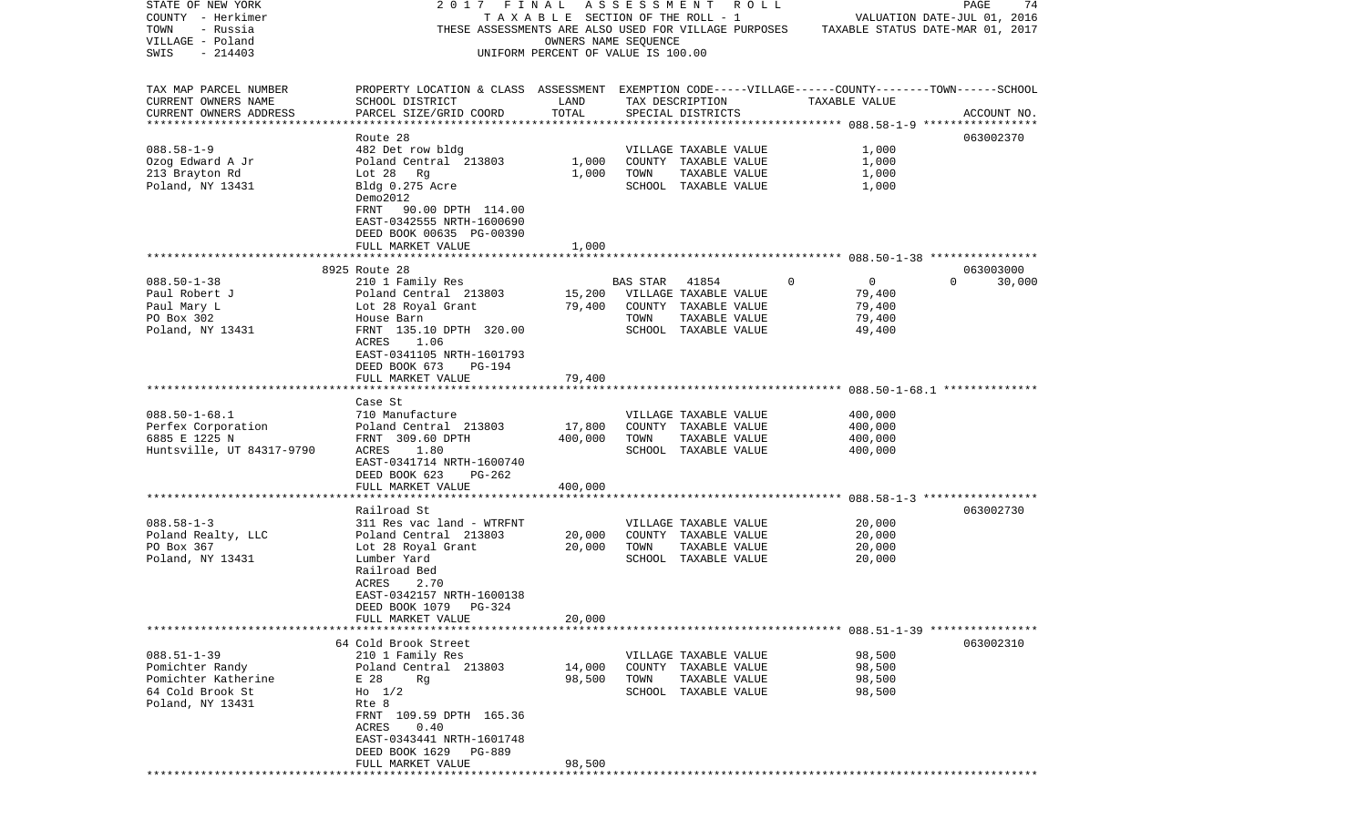STATE OF NEW YORK — 2017 FINAL ASSESSMENT ROLL
COUNTY - Herkimer — TAXABLE SECTION OF THE ROLL - 1 — VALUATION DATE-JUL 01, 2016
TOWN - Russia — THESE ASSESSMENTS ARE ALSO USED FOR VILLAGE PURPOSES — TAXABLE STATUS DATE-MAR 01, 2017
VILLAGE - Poland — OWNERS NAME SEQUENCE
SWIS - 214403 — UNIFORM PERCENT OF VALUE IS 100.00

| TAX MAP PARCEL NUMBER / CURRENT OWNERS NAME / CURRENT OWNERS ADDRESS | PROPERTY LOCATION & CLASS / SCHOOL DISTRICT / PARCEL SIZE/GRID COORD | ASSESSMENT LAND | TOTAL | EXEMPTION CODE / TAX DESCRIPTION / SPECIAL DISTRICTS | VILLAGE | COUNTY | TOWN | SCHOOL / TAXABLE VALUE | ACCOUNT NO. |
|---|---|---|---|---|---|---|---|---|---|
| **088.58-1-9** | Route 28 | | | | | | | | 063002370 |
| 088.58-1-9 | 482 Det row bldg | | | VILLAGE TAXABLE VALUE | | | | 1,000 | |
| Ozog Edward A Jr | Poland Central 213803 | 1,000 | | COUNTY TAXABLE VALUE | | | | 1,000 | |
| 213 Brayton Rd | Lot 28 Rg | | 1,000 | TOWN TAXABLE VALUE | | | | 1,000 | |
| Poland, NY 13431 | Bldg 0.275 Acre | | | SCHOOL TAXABLE VALUE | | | | 1,000 | |
| | Demo2012 | | | | | | | | |
| | FRNT 90.00 DPTH 114.00 | | | | | | | | |
| | EAST-0342555 NRTH-1600690 | | | | | | | | |
| | DEED BOOK 00635 PG-00390 | | | | | | | | |
| | FULL MARKET VALUE | | 1,000 | | | | | | |
| **088.50-1-38** | 8925 Route 28 | | | | | | | | 063003000 |
| 088.50-1-38 | 210 1 Family Res | | | BAS STAR 41854 | 0 | 0 | 0 | 30,000 | |
| Paul Robert J | Poland Central 213803 | 15,200 | | VILLAGE TAXABLE VALUE | | | | 79,400 | |
| Paul Mary L | Lot 28 Royal Grant | | 79,400 | COUNTY TAXABLE VALUE | | | | 79,400 | |
| PO Box 302 | House Barn | | | TOWN TAXABLE VALUE | | | | 79,400 | |
| Poland, NY 13431 | FRNT 135.10 DPTH 320.00 | | | SCHOOL TAXABLE VALUE | | | | 49,400 | |
| | ACRES 1.06 | | | | | | | | |
| | EAST-0341105 NRTH-1601793 | | | | | | | | |
| | DEED BOOK 673 PG-194 | | | | | | | | |
| | FULL MARKET VALUE | | 79,400 | | | | | | |
| **088.50-1-68.1** | Case St | | | | | | | | |
| 088.50-1-68.1 | 710 Manufacture | | | VILLAGE TAXABLE VALUE | | | | 400,000 | |
| Perfex Corporation | Poland Central 213803 | 17,800 | | COUNTY TAXABLE VALUE | | | | 400,000 | |
| 6885 E 1225 N | FRNT 309.60 DPTH | | 400,000 | TOWN TAXABLE VALUE | | | | 400,000 | |
| Huntsville, UT 84317-9790 | ACRES 1.80 | | | SCHOOL TAXABLE VALUE | | | | 400,000 | |
| | EAST-0341714 NRTH-1600740 | | | | | | | | |
| | DEED BOOK 623 PG-262 | | | | | | | | |
| | FULL MARKET VALUE | | 400,000 | | | | | | |
| **088.58-1-3** | Railroad St | | | | | | | | 063002730 |
| 088.58-1-3 | 311 Res vac land - WTRFNT | | | VILLAGE TAXABLE VALUE | | | | 20,000 | |
| Poland Realty, LLC | Poland Central 213803 | 20,000 | | COUNTY TAXABLE VALUE | | | | 20,000 | |
| PO Box 367 | Lot 28 Royal Grant | | 20,000 | TOWN TAXABLE VALUE | | | | 20,000 | |
| Poland, NY 13431 | Lumber Yard | | | SCHOOL TAXABLE VALUE | | | | 20,000 | |
| | Railroad Bed | | | | | | | | |
| | ACRES 2.70 | | | | | | | | |
| | EAST-0342157 NRTH-1600138 | | | | | | | | |
| | DEED BOOK 1079 PG-324 | | | | | | | | |
| | FULL MARKET VALUE | | 20,000 | | | | | | |
| **088.51-1-39** | 64 Cold Brook Street | | | | | | | | 063002310 |
| 088.51-1-39 | 210 1 Family Res | | | VILLAGE TAXABLE VALUE | | | | 98,500 | |
| Pomichter Randy | Poland Central 213803 | 14,000 | | COUNTY TAXABLE VALUE | | | | 98,500 | |
| Pomichter Katherine | E 28 Rg | | 98,500 | TOWN TAXABLE VALUE | | | | 98,500 | |
| 64 Cold Brook St | Ho 1/2 | | | SCHOOL TAXABLE VALUE | | | | 98,500 | |
| Poland, NY 13431 | Rte 8 | | | | | | | | |
| | FRNT 109.59 DPTH 165.36 | | | | | | | | |
| | ACRES 0.40 | | | | | | | | |
| | EAST-0343441 NRTH-1601748 | | | | | | | | |
| | DEED BOOK 1629 PG-889 | | | | | | | | |
| | FULL MARKET VALUE | | 98,500 | | | | | | |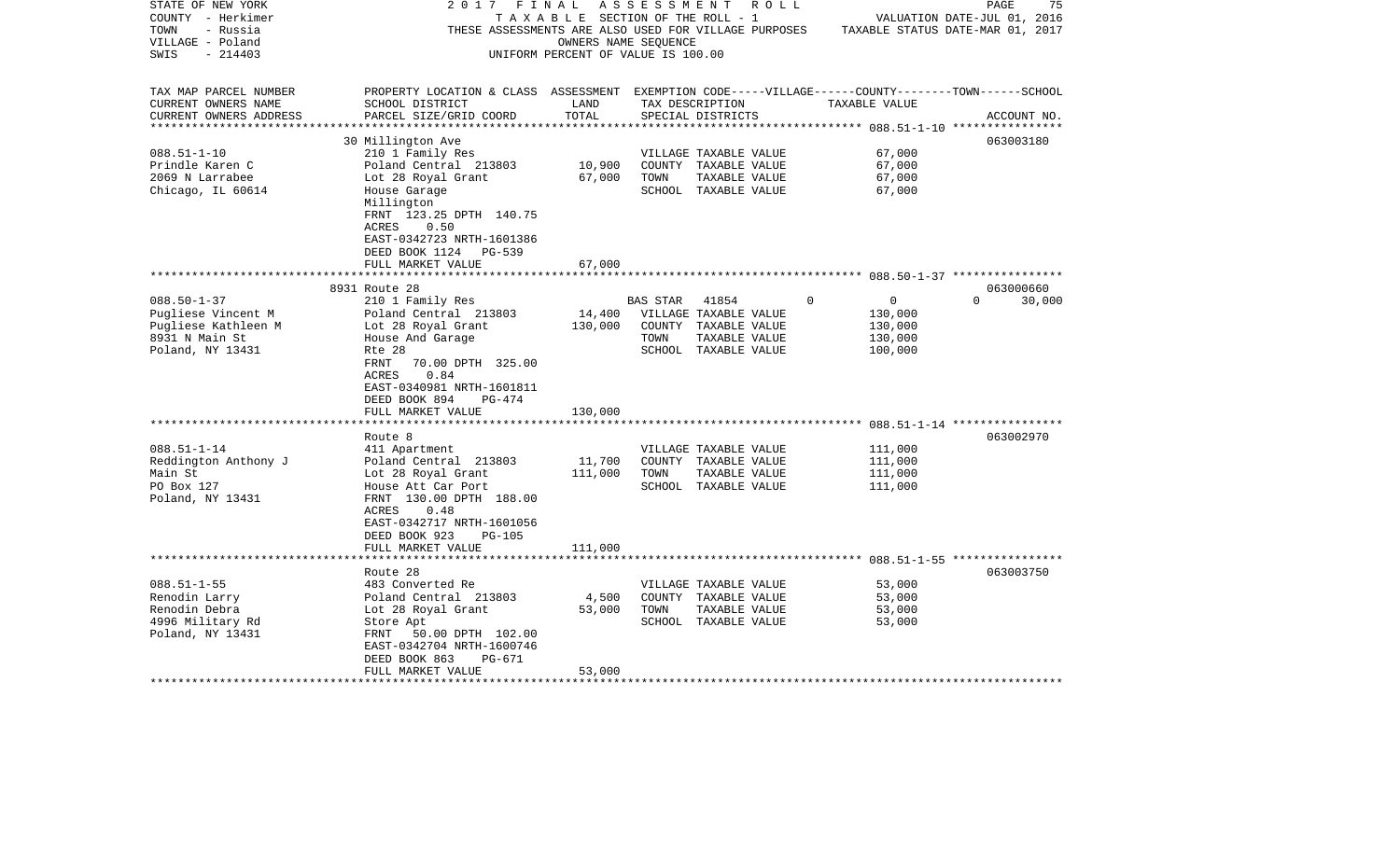STATE OF NEW YORK 2 0 1 7 F I N A L A S S E S S M E N T R O L L
COUNTY - Herkimer T A X A B L E SECTION OF THE ROLL - 1 VALUATION DATE-JUL 01, 2016
TOWN - Russia THESE ASSESSMENTS ARE ALSO USED FOR VILLAGE PURPOSES TAXABLE STATUS DATE-MAR 01, 2017
VILLAGE - Poland OWNERS NAME SEQUENCE
SWIS - 214403 UNIFORM PERCENT OF VALUE IS 100.00

| TAX MAP PARCEL NUMBER / CURRENT OWNERS NAME / CURRENT OWNERS ADDRESS | PROPERTY LOCATION & CLASS / SCHOOL DISTRICT / PARCEL SIZE/GRID COORD | ASSESSMENT LAND | TOTAL | EXEMPTION CODE / TAX DESCRIPTION / SPECIAL DISTRICTS | VILLAGE | COUNTY | TOWN | SCHOOL | TAXABLE VALUE | ACCOUNT NO. |
|---|---|---|---|---|---|---|---|---|---|---|
| **088.51-1-10** | 30 Millington Ave | | | | | | | | | 063003180 |
| 088.51-1-10 | 210 1 Family Res | | | VILLAGE TAXABLE VALUE | | | | | 67,000 | |
| Prindle Karen C | Poland Central 213803 | 10,900 | | COUNTY TAXABLE VALUE | | | | | 67,000 | |
| 2069 N Larrabee | Lot 28 Royal Grant | | 67,000 | TOWN TAXABLE VALUE | | | | | 67,000 | |
| Chicago, IL 60614 | House Garage | | | SCHOOL TAXABLE VALUE | | | | | 67,000 | |
| | Millington | | | | | | | | | |
| | FRNT 123.25 DPTH 140.75 | | | | | | | | | |
| | ACRES 0.50 | | | | | | | | | |
| | EAST-0342723 NRTH-1601386 | | | | | | | | | |
| | DEED BOOK 1124 PG-539 | | | | | | | | | |
| | FULL MARKET VALUE | | 67,000 | | | | | | | |
| **088.50-1-37** | 8931 Route 28 | | | | | | | | | 063000660 |
| 088.50-1-37 | 210 1 Family Res | | | BAS STAR 41854 | 0 | 0 | 0 | 30,000 | | |
| Pugliese Vincent M | Poland Central 213803 | 14,400 | | VILLAGE TAXABLE VALUE | | | | | 130,000 | |
| Pugliese Kathleen M | Lot 28 Royal Grant | | 130,000 | COUNTY TAXABLE VALUE | | | | | 130,000 | |
| 8931 N Main St | House And Garage | | | TOWN TAXABLE VALUE | | | | | 130,000 | |
| Poland, NY 13431 | Rte 28 | | | SCHOOL TAXABLE VALUE | | | | | 100,000 | |
| | FRNT 70.00 DPTH 325.00 | | | | | | | | | |
| | ACRES 0.84 | | | | | | | | | |
| | EAST-0340981 NRTH-1601811 | | | | | | | | | |
| | DEED BOOK 894 PG-474 | | | | | | | | | |
| | FULL MARKET VALUE | | 130,000 | | | | | | | |
| **088.51-1-14** | Route 8 | | | | | | | | | 063002970 |
| 088.51-1-14 | 411 Apartment | | | VILLAGE TAXABLE VALUE | | | | | 111,000 | |
| Reddington Anthony J | Poland Central 213803 | 11,700 | | COUNTY TAXABLE VALUE | | | | | 111,000 | |
| Main St | Lot 28 Royal Grant | | 111,000 | TOWN TAXABLE VALUE | | | | | 111,000 | |
| PO Box 127 | House Att Car Port | | | SCHOOL TAXABLE VALUE | | | | | 111,000 | |
| Poland, NY 13431 | FRNT 130.00 DPTH 188.00 | | | | | | | | | |
| | ACRES 0.48 | | | | | | | | | |
| | EAST-0342717 NRTH-1601056 | | | | | | | | | |
| | DEED BOOK 923 PG-105 | | | | | | | | | |
| | FULL MARKET VALUE | | 111,000 | | | | | | | |
| **088.51-1-55** | Route 28 | | | | | | | | | 063003750 |
| 088.51-1-55 | 483 Converted Re | | | VILLAGE TAXABLE VALUE | | | | | 53,000 | |
| Renodin Larry | Poland Central 213803 | 4,500 | | COUNTY TAXABLE VALUE | | | | | 53,000 | |
| Renodin Debra | Lot 28 Royal Grant | | 53,000 | TOWN TAXABLE VALUE | | | | | 53,000 | |
| 4996 Military Rd | Store Apt | | | SCHOOL TAXABLE VALUE | | | | | 53,000 | |
| Poland, NY 13431 | FRNT 50.00 DPTH 102.00 | | | | | | | | | |
| | EAST-0342704 NRTH-1600746 | | | | | | | | | |
| | DEED BOOK 863 PG-671 | | | | | | | | | |
| | FULL MARKET VALUE | | 53,000 | | | | | | | |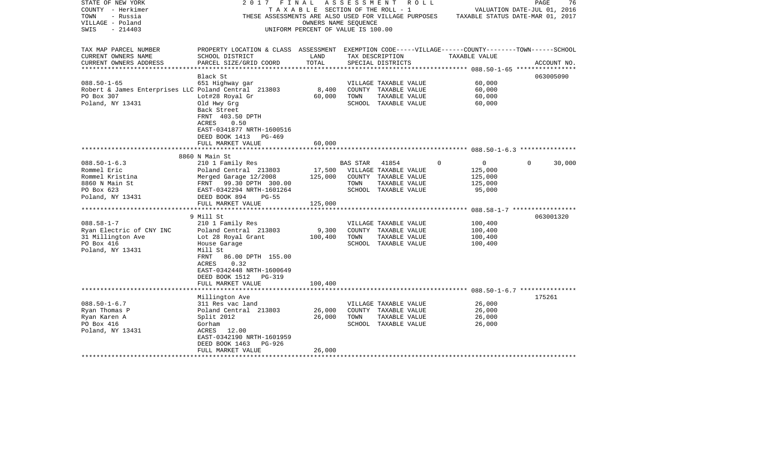STATE OF NEW YORK — 2017 FINAL ASSESSMENT ROLL
COUNTY - Herkimer — TAXABLE SECTION OF THE ROLL - 1 — VALUATION DATE-JUL 01, 2016
TOWN - Russia — THESE ASSESSMENTS ARE ALSO USED FOR VILLAGE PURPOSES — TAXABLE STATUS DATE-MAR 01, 2017
VILLAGE - Poland — OWNERS NAME SEQUENCE
SWIS - 214403 — UNIFORM PERCENT OF VALUE IS 100.00

| TAX MAP PARCEL NUMBER / CURRENT OWNERS NAME / CURRENT OWNERS ADDRESS | PROPERTY LOCATION & CLASS / SCHOOL DISTRICT / PARCEL SIZE/GRID COORD | ASSESSMENT LAND | TOTAL | EXEMPTION CODE / TAX DESCRIPTION / SPECIAL DISTRICTS | VILLAGE | COUNTY | TOWN | SCHOOL | TAXABLE VALUE | ACCOUNT NO. |
|---|---|---|---|---|---|---|---|---|---|---|
| **088.50-1-65** | Black St | | | | | | | | | 063005090 |
| 088.50-1-65 | 651 Highway gar | | | VILLAGE TAXABLE VALUE | | | | | 60,000 | |
| Robert & James Enterprises LLC | Poland Central 213803 | 8,400 | | COUNTY TAXABLE VALUE | | | | | 60,000 | |
| PO Box 307 | Lot#28 Royal Gr | | 60,000 | TOWN TAXABLE VALUE | | | | | 60,000 | |
| Poland, NY 13431 | Old Hwy Grg | | | SCHOOL TAXABLE VALUE | | | | | 60,000 | |
| | Back Street | | | | | | | | | |
| | FRNT 403.50 DPTH | | | | | | | | | |
| | ACRES 0.50 | | | | | | | | | |
| | EAST-0341877 NRTH-1600516 | | | | | | | | | |
| | DEED BOOK 1413 PG-469 | | | | | | | | | |
| | FULL MARKET VALUE | | 60,000 | | | | | | | |
| **088.50-1-6.3** | 8860 N Main St | | | | | | | | | |
| 088.50-1-6.3 | 210 1 Family Res | | | BAS STAR 41854 | 0 | 0 | 0 | 30,000 | | |
| Rommel Eric | Poland Central 213803 | 17,500 | | VILLAGE TAXABLE VALUE | | | | | 125,000 | |
| Rommel Kristina | Merged Garage 12/2008 | | 125,000 | COUNTY TAXABLE VALUE | | | | | 125,000 | |
| 8860 N Main St | FRNT 99.30 DPTH 300.00 | | | TOWN TAXABLE VALUE | | | | | 125,000 | |
| PO Box 623 | EAST-0342294 NRTH-1601264 | | | SCHOOL TAXABLE VALUE | | | | | 95,000 | |
| Poland, NY 13431 | DEED BOOK 894 PG-55 | | | | | | | | | |
| | FULL MARKET VALUE | | 125,000 | | | | | | | |
| **088.58-1-7** | 9 Mill St | | | | | | | | | 063001320 |
| 088.58-1-7 | 210 1 Family Res | | | VILLAGE TAXABLE VALUE | | | | | 100,400 | |
| Ryan Electric of CNY INC | Poland Central 213803 | 9,300 | | COUNTY TAXABLE VALUE | | | | | 100,400 | |
| 31 Millington Ave | Lot 28 Royal Grant | | 100,400 | TOWN TAXABLE VALUE | | | | | 100,400 | |
| PO Box 416 | House Garage | | | SCHOOL TAXABLE VALUE | | | | | 100,400 | |
| Poland, NY 13431 | Mill St | | | | | | | | | |
| | FRNT 86.00 DPTH 155.00 | | | | | | | | | |
| | ACRES 0.32 | | | | | | | | | |
| | EAST-0342448 NRTH-1600649 | | | | | | | | | |
| | DEED BOOK 1512 PG-319 | | | | | | | | | |
| | FULL MARKET VALUE | | 100,400 | | | | | | | |
| **088.50-1-6.7** | Millington Ave | | | | | | | | | 175261 |
| 088.50-1-6.7 | 311 Res vac land | | | VILLAGE TAXABLE VALUE | | | | | 26,000 | |
| Ryan Thomas P | Poland Central 213803 | 26,000 | | COUNTY TAXABLE VALUE | | | | | 26,000 | |
| Ryan Karen A | Split 2012 | | 26,000 | TOWN TAXABLE VALUE | | | | | 26,000 | |
| PO Box 416 | Gorham | | | SCHOOL TAXABLE VALUE | | | | | 26,000 | |
| Poland, NY 13431 | ACRES 12.00 | | | | | | | | | |
| | EAST-0342190 NRTH-1601959 | | | | | | | | | |
| | DEED BOOK 1463 PG-926 | | | | | | | | | |
| | FULL MARKET VALUE | | 26,000 | | | | | | | |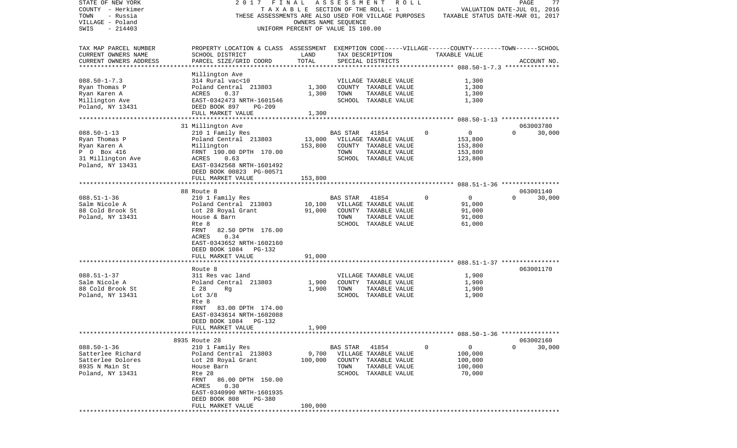STATE OF NEW YORK — 2017 FINAL ASSESSMENT ROLL
COUNTY - Herkimer — TAXABLE SECTION OF THE ROLL - 1 — VALUATION DATE-JUL 01, 2016
TOWN - Russia — THESE ASSESSMENTS ARE ALSO USED FOR VILLAGE PURPOSES — TAXABLE STATUS DATE-MAR 01, 2017
VILLAGE - Poland — OWNERS NAME SEQUENCE
SWIS - 214403 — UNIFORM PERCENT OF VALUE IS 100.00

| TAX MAP PARCEL NUMBER / CURRENT OWNERS NAME / CURRENT OWNERS ADDRESS | PROPERTY LOCATION & CLASS / SCHOOL DISTRICT / PARCEL SIZE/GRID COORD | ASSESSMENT LAND | TOTAL | EXEMPTION CODE / TAX DESCRIPTION / SPECIAL DISTRICTS | VILLAGE | COUNTY / TOWN / SCHOOL TAXABLE VALUE | ACCOUNT NO. |
|---|---|---|---|---|---|---|---|
| **088.50-1-7.3** | Millington Ave | | | | | | |
| 088.50-1-7.3 | 314 Rural vac<10 | | | VILLAGE TAXABLE VALUE | | 1,300 | |
| Ryan Thomas P | Poland Central 213803 | 1,300 | | COUNTY TAXABLE VALUE | | 1,300 | |
| Ryan Karen A | ACRES 0.37 | | 1,300 | TOWN TAXABLE VALUE | | 1,300 | |
| Millington Ave | EAST-0342473 NRTH-1601546 | | | SCHOOL TAXABLE VALUE | | 1,300 | |
| Poland, NY 13431 | DEED BOOK 897 PG-209 | | | | | | |
| | FULL MARKET VALUE | | 1,300 | | | | |
| **088.50-1-13** | 31 Millington Ave | | | | | | 063003780 |
| 088.50-1-13 | 210 1 Family Res | | | BAS STAR 41854 | 0 | 0 | 0 30,000 |
| Ryan Thomas P | Poland Central 213803 | 13,000 | | VILLAGE TAXABLE VALUE | | 153,800 | |
| Ryan Karen A | Millington | | 153,800 | COUNTY TAXABLE VALUE | | 153,800 | |
| P O Box 416 | FRNT 190.00 DPTH 170.00 | | | TOWN TAXABLE VALUE | | 153,800 | |
| 31 Millington Ave | ACRES 0.63 | | | SCHOOL TAXABLE VALUE | | 123,800 | |
| Poland, NY 13431 | EAST-0342568 NRTH-1601492 | | | | | | |
| | DEED BOOK 00823 PG-00571 | | | | | | |
| | FULL MARKET VALUE | | 153,800 | | | | |
| **088.51-1-36** | 88 Route 8 | | | | | | 063001140 |
| 088.51-1-36 | 210 1 Family Res | | | BAS STAR 41854 | 0 | 0 | 0 30,000 |
| Salm Nicole A | Poland Central 213803 | 10,100 | | VILLAGE TAXABLE VALUE | | 91,000 | |
| 88 Cold Brook St | Lot 28 Royal Grant | | 91,000 | COUNTY TAXABLE VALUE | | 91,000 | |
| Poland, NY 13431 | House & Barn | | | TOWN TAXABLE VALUE | | 91,000 | |
| | Rte 8 | | | SCHOOL TAXABLE VALUE | | 61,000 | |
| | FRNT 82.50 DPTH 176.00 | | | | | | |
| | ACRES 0.34 | | | | | | |
| | EAST-0343652 NRTH-1602160 | | | | | | |
| | DEED BOOK 1084 PG-132 | | | | | | |
| | FULL MARKET VALUE | | 91,000 | | | | |
| **088.51-1-37** | Route 8 | | | | | | 063001170 |
| 088.51-1-37 | 311 Res vac land | | | VILLAGE TAXABLE VALUE | | 1,900 | |
| Salm Nicole A | Poland Central 213803 | 1,900 | | COUNTY TAXABLE VALUE | | 1,900 | |
| 88 Cold Brook St | E 28 Rg | | 1,900 | TOWN TAXABLE VALUE | | 1,900 | |
| Poland, NY 13431 | Lot 3/8 | | | SCHOOL TAXABLE VALUE | | 1,900 | |
| | Rte 8 | | | | | | |
| | FRNT 83.00 DPTH 174.00 | | | | | | |
| | EAST-0343614 NRTH-1602088 | | | | | | |
| | DEED BOOK 1084 PG-132 | | | | | | |
| | FULL MARKET VALUE | | 1,900 | | | | |
| **088.50-1-36** | 8935 Route 28 | | | | | | 063002160 |
| 088.50-1-36 | 210 1 Family Res | | | BAS STAR 41854 | 0 | 0 | 0 30,000 |
| Satterlee Richard | Poland Central 213803 | 9,700 | | VILLAGE TAXABLE VALUE | | 100,000 | |
| Satterlee Dolores | Lot 28 Royal Grant | | 100,000 | COUNTY TAXABLE VALUE | | 100,000 | |
| 8935 N Main St | House Barn | | | TOWN TAXABLE VALUE | | 100,000 | |
| Poland, NY 13431 | Rte 28 | | | SCHOOL TAXABLE VALUE | | 70,000 | |
| | FRNT 86.00 DPTH 150.00 | | | | | | |
| | ACRES 0.30 | | | | | | |
| | EAST-0340990 NRTH-1601935 | | | | | | |
| | DEED BOOK 808 PG-380 | | | | | | |
| | FULL MARKET VALUE | | 100,000 | | | | |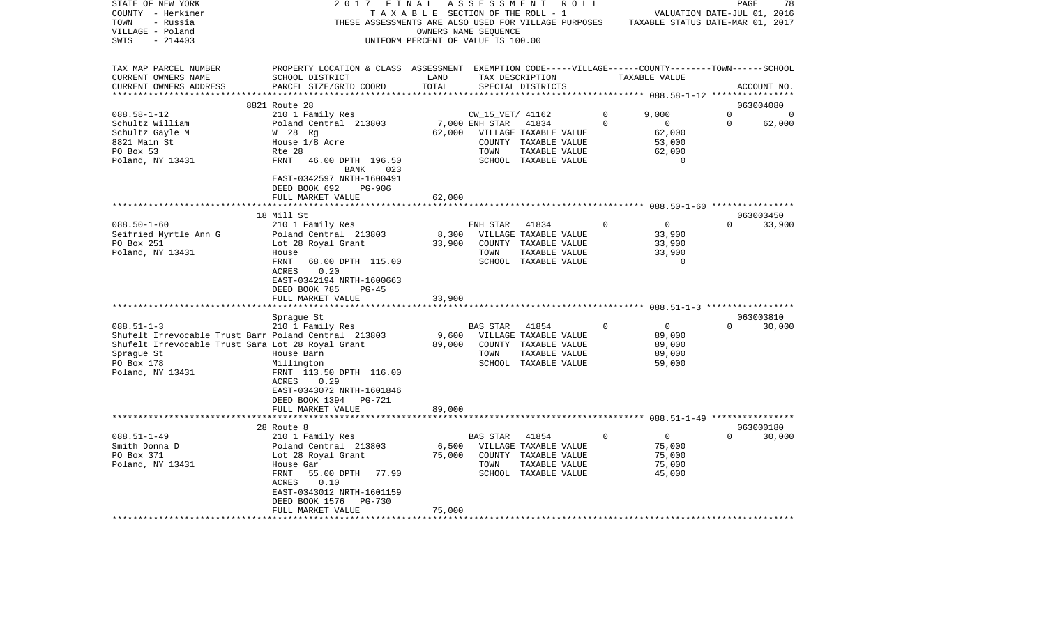STATE OF NEW YORK
COUNTY - Herkimer
TOWN - Russia
VILLAGE - Poland
SWIS - 214403

2017 FINAL ASSESSMENT ROLL
TAXABLE SECTION OF THE ROLL - 1
THESE ASSESSMENTS ARE ALSO USED FOR VILLAGE PURPOSES
OWNERS NAME SEQUENCE
UNIFORM PERCENT OF VALUE IS 100.00

VALUATION DATE-JUL 01, 2016
TAXABLE STATUS DATE-MAR 01, 2017

| TAX MAP PARCEL NUMBER / CURRENT OWNERS NAME / CURRENT OWNERS ADDRESS | PROPERTY LOCATION & CLASS / SCHOOL DISTRICT / PARCEL SIZE/GRID COORD | ASSESSMENT LAND | TOTAL | EXEMPTION CODE / TAX DESCRIPTION / SPECIAL DISTRICTS | VILLAGE | COUNTY TAXABLE VALUE | TOWN | SCHOOL | ACCOUNT NO. |
|---|---|---|---|---|---|---|---|---|---|
| **088.58-1-12** | 8821 Route 28 | | | | | | | | 063004080 |
| 088.58-1-12 | 210 1 Family Res | | | CW_15_VET/ 41162 | 0 | 9,000 | 0 | 0 | |
| Schultz William | Poland Central 213803 | 7,000 | | ENH STAR 41834 | 0 | 0 | 0 | 62,000 | |
| Schultz Gayle M | W 28 Rg | | 62,000 | VILLAGE TAXABLE VALUE | | 62,000 | | | |
| 8821 Main St | House 1/8 Acre | | | COUNTY TAXABLE VALUE | | 53,000 | | | |
| PO Box 53 | Rte 28 | | | TOWN TAXABLE VALUE | | 62,000 | | | |
| Poland, NY 13431 | FRNT 46.00 DPTH 196.50 BANK 023 | | | SCHOOL TAXABLE VALUE | | 0 | | | |
| | EAST-0342597 NRTH-1600491 | | | | | | | | |
| | DEED BOOK 692 PG-906 | | | | | | | | |
| | FULL MARKET VALUE | | 62,000 | | | | | | |
| **088.50-1-60** | 18 Mill St | | | | | | | | 063003450 |
| 088.50-1-60 | 210 1 Family Res | | | ENH STAR 41834 | 0 | 0 | 0 | 33,900 | |
| Seifried Myrtle Ann G | Poland Central 213803 | 8,300 | | VILLAGE TAXABLE VALUE | | 33,900 | | | |
| PO Box 251 | Lot 28 Royal Grant | | 33,900 | COUNTY TAXABLE VALUE | | 33,900 | | | |
| Poland, NY 13431 | House | | | TOWN TAXABLE VALUE | | 33,900 | | | |
| | FRNT 68.00 DPTH 115.00 | | | SCHOOL TAXABLE VALUE | | 0 | | | |
| | ACRES 0.20 | | | | | | | | |
| | EAST-0342194 NRTH-1600663 | | | | | | | | |
| | DEED BOOK 785 PG-45 | | | | | | | | |
| | FULL MARKET VALUE | | 33,900 | | | | | | |
| **088.51-1-3** | Sprague St | | | | | | | | 063003810 |
| 088.51-1-3 | 210 1 Family Res | | | BAS STAR 41854 | 0 | 0 | 0 | 30,000 | |
| Shufelt Irrevocable Trust Barr | Poland Central 213803 | 9,600 | | VILLAGE TAXABLE VALUE | | 89,000 | | | |
| Shufelt Irrevocable Trust Sara | Lot 28 Royal Grant | | 89,000 | COUNTY TAXABLE VALUE | | 89,000 | | | |
| Sprague St | House Barn | | | TOWN TAXABLE VALUE | | 89,000 | | | |
| PO Box 178 | Millington | | | SCHOOL TAXABLE VALUE | | 59,000 | | | |
| Poland, NY 13431 | FRNT 113.50 DPTH 116.00 | | | | | | | | |
| | ACRES 0.29 | | | | | | | | |
| | EAST-0343072 NRTH-1601846 | | | | | | | | |
| | DEED BOOK 1394 PG-721 | | | | | | | | |
| | FULL MARKET VALUE | | 89,000 | | | | | | |
| **088.51-1-49** | 28 Route 8 | | | | | | | | 063000180 |
| 088.51-1-49 | 210 1 Family Res | | | BAS STAR 41854 | 0 | 0 | 0 | 30,000 | |
| Smith Donna D | Poland Central 213803 | 6,500 | | VILLAGE TAXABLE VALUE | | 75,000 | | | |
| PO Box 371 | Lot 28 Royal Grant | | 75,000 | COUNTY TAXABLE VALUE | | 75,000 | | | |
| Poland, NY 13431 | House Gar | | | TOWN TAXABLE VALUE | | 75,000 | | | |
| | FRNT 55.00 DPTH 77.90 | | | SCHOOL TAXABLE VALUE | | 45,000 | | | |
| | ACRES 0.10 | | | | | | | | |
| | EAST-0343012 NRTH-1601159 | | | | | | | | |
| | DEED BOOK 1576 PG-730 | | | | | | | | |
| | FULL MARKET VALUE | | 75,000 | | | | | | |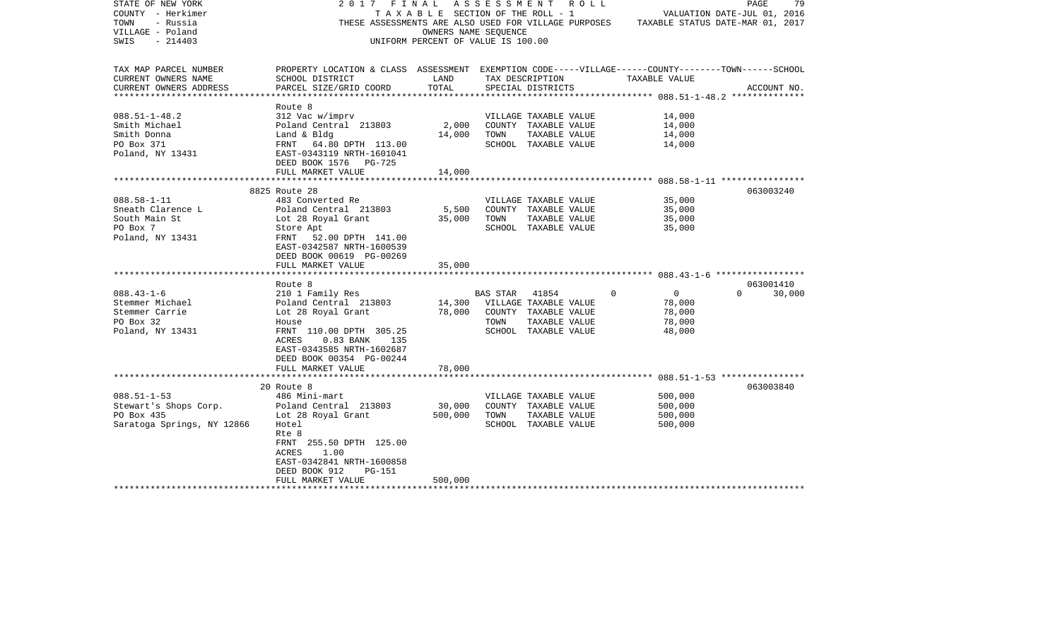STATE OF NEW YORK
COUNTY - Herkimer
TOWN - Russia
VILLAGE - Poland
SWIS - 214403

2017 FINAL ASSESSMENT ROLL
TAXABLE SECTION OF THE ROLL - 1
THESE ASSESSMENTS ARE ALSO USED FOR VILLAGE PURPOSES
OWNERS NAME SEQUENCE
UNIFORM PERCENT OF VALUE IS 100.00

VALUATION DATE-JUL 01, 2016
TAXABLE STATUS DATE-MAR 01, 2017

| TAX MAP PARCEL NUMBER / CURRENT OWNERS NAME / CURRENT OWNERS ADDRESS | PROPERTY LOCATION & CLASS / SCHOOL DISTRICT / PARCEL SIZE/GRID COORD | ASSESSMENT LAND | TOTAL | EXEMPTION CODE / TAX DESCRIPTION / SPECIAL DISTRICTS | VILLAGE | COUNTY | TOWN | SCHOOL / TAXABLE VALUE | ACCOUNT NO. |
|---|---|---|---|---|---|---|---|---|---|
| 088.51-1-48.2 | Route 8 | | | | | | | | |
| Smith Michael | 312 Vac w/imprv | | | VILLAGE TAXABLE VALUE | | | | 14,000 | |
| Smith Donna | Poland Central 213803 | 2,000 | | COUNTY TAXABLE VALUE | | | | 14,000 | |
| PO Box 371 | Land & Bldg | | 14,000 | TOWN TAXABLE VALUE | | | | 14,000 | |
| Poland, NY 13431 | FRNT 64.80 DPTH 113.00 | | | SCHOOL TAXABLE VALUE | | | | 14,000 | |
| | EAST-0343119 NRTH-1601041 | | | | | | | | |
| | DEED BOOK 1576 PG-725 | | | | | | | | |
| | FULL MARKET VALUE | | 14,000 | | | | | | |
| 088.58-1-11 | 8825 Route 28 | | | | | | | | 063003240 |
| Sneath Clarence L | 483 Converted Re | | | VILLAGE TAXABLE VALUE | | | | 35,000 | |
| South Main St | Poland Central 213803 | 5,500 | | COUNTY TAXABLE VALUE | | | | 35,000 | |
| PO Box 7 | Lot 28 Royal Grant | | 35,000 | TOWN TAXABLE VALUE | | | | 35,000 | |
| Poland, NY 13431 | Store Apt | | | SCHOOL TAXABLE VALUE | | | | 35,000 | |
| | FRNT 52.00 DPTH 141.00 | | | | | | | | |
| | EAST-0342587 NRTH-1600539 | | | | | | | | |
| | DEED BOOK 00619 PG-00269 | | | | | | | | |
| | FULL MARKET VALUE | | 35,000 | | | | | | |
| 088.43-1-6 | Route 8 | | | | | | | | 063001410 |
| Stemmer Michael | 210 1 Family Res | | | BAS STAR 41854 | 0 | 0 | 0 | 30,000 | |
| Stemmer Carrie | Poland Central 213803 | 14,300 | | VILLAGE TAXABLE VALUE | | | | 78,000 | |
| PO Box 32 | Lot 28 Royal Grant | | 78,000 | COUNTY TAXABLE VALUE | | | | 78,000 | |
| Poland, NY 13431 | House | | | TOWN TAXABLE VALUE | | | | 78,000 | |
| | FRNT 110.00 DPTH 305.25 | | | SCHOOL TAXABLE VALUE | | | | 48,000 | |
| | ACRES 0.83 BANK 135 | | | | | | | | |
| | EAST-0343585 NRTH-1602687 | | | | | | | | |
| | DEED BOOK 00354 PG-00244 | | | | | | | | |
| | FULL MARKET VALUE | | 78,000 | | | | | | |
| 088.51-1-53 | 20 Route 8 | | | | | | | | 063003840 |
| Stewart's Shops Corp. | 486 Mini-mart | | | VILLAGE TAXABLE VALUE | | | | 500,000 | |
| PO Box 435 | Poland Central 213803 | 30,000 | | COUNTY TAXABLE VALUE | | | | 500,000 | |
| Saratoga Springs, NY 12866 | Lot 28 Royal Grant | | 500,000 | TOWN TAXABLE VALUE | | | | 500,000 | |
| | Hotel | | | SCHOOL TAXABLE VALUE | | | | 500,000 | |
| | Rte 8 | | | | | | | | |
| | FRNT 255.50 DPTH 125.00 | | | | | | | | |
| | ACRES 1.00 | | | | | | | | |
| | EAST-0342841 NRTH-1600858 | | | | | | | | |
| | DEED BOOK 912 PG-151 | | | | | | | | |
| | FULL MARKET VALUE | | 500,000 | | | | | | |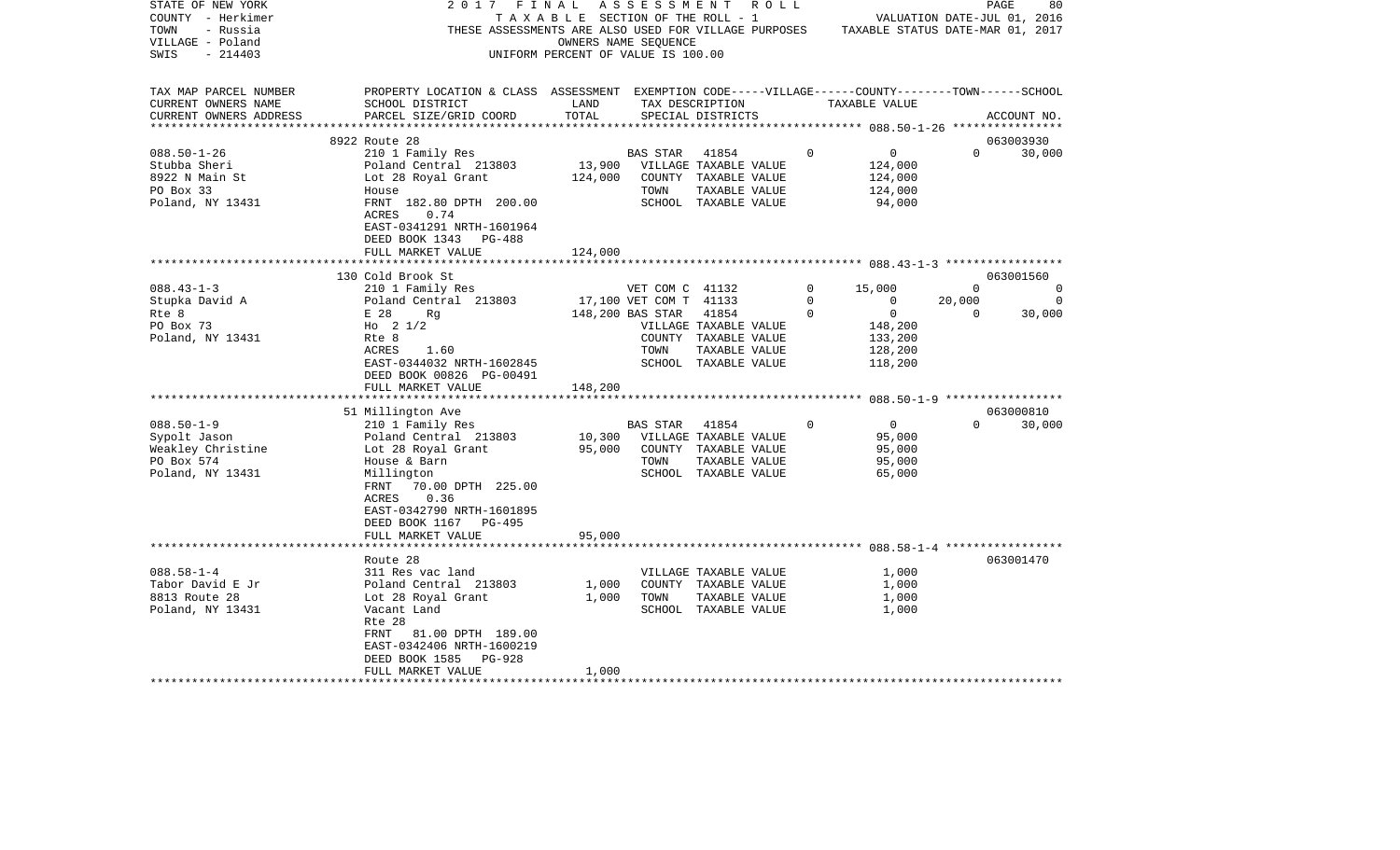STATE OF NEW YORK
COUNTY - Herkimer
TOWN - Russia
VILLAGE - Poland
SWIS - 214403

2017 FINAL ASSESSMENT ROLL
TAXABLE SECTION OF THE ROLL - 1
THESE ASSESSMENTS ARE ALSO USED FOR VILLAGE PURPOSES
OWNERS NAME SEQUENCE
UNIFORM PERCENT OF VALUE IS 100.00

VALUATION DATE-JUL 01, 2016
TAXABLE STATUS DATE-MAR 01, 2017

| TAX MAP PARCEL NUMBER / CURRENT OWNERS NAME / CURRENT OWNERS ADDRESS | PROPERTY LOCATION & CLASS / SCHOOL DISTRICT / PARCEL SIZE/GRID COORD | ASSESSMENT LAND / TOTAL | EXEMPTION CODE / TAX DESCRIPTION / SPECIAL DISTRICTS | VILLAGE | COUNTY | TOWN | SCHOOL | ACCOUNT NO. |
|---|---|---|---|---|---|---|---|---|
| **088.50-1-26** | 8922 Route 28 | | | | | | | 063003930 |
| | 210 1 Family Res | | BAS STAR 41854 | 0 | 0 | 0 | 30,000 | |
| Stubba Sheri | Poland Central 213803 | 13,900 | VILLAGE TAXABLE VALUE | 124,000 | | | | |
| 8922 N Main St | Lot 28 Royal Grant | 124,000 | COUNTY TAXABLE VALUE | | 124,000 | | | |
| PO Box 33 | House | | TOWN TAXABLE VALUE | | | 124,000 | | |
| Poland, NY 13431 | FRNT 182.80 DPTH 200.00 | | SCHOOL TAXABLE VALUE | | | | 94,000 | |
| | ACRES 0.74 | | | | | | | |
| | EAST-0341291 NRTH-1601964 | | | | | | | |
| | DEED BOOK 1343 PG-488 | | | | | | | |
| | FULL MARKET VALUE | 124,000 | | | | | | |
| **088.43-1-3** | 130 Cold Brook St | | | | | | | 063001560 |
| | 210 1 Family Res | | VET COM C 41132 | 0 | 15,000 | 0 | 0 | |
| Stupka David A | Poland Central 213803 | 17,100 | VET COM T 41133 | 0 | 0 | 20,000 | 0 | |
| Rte 8 | E 28 Rg | 148,200 | BAS STAR 41854 | 0 | 0 | 0 | 30,000 | |
| PO Box 73 | Ho 2 1/2 | | VILLAGE TAXABLE VALUE | 148,200 | | | | |
| Poland, NY 13431 | Rte 8 | | COUNTY TAXABLE VALUE | | 133,200 | | | |
| | ACRES 1.60 | | TOWN TAXABLE VALUE | | | 128,200 | | |
| | EAST-0344032 NRTH-1602845 | | SCHOOL TAXABLE VALUE | | | | 118,200 | |
| | DEED BOOK 00826 PG-00491 | | | | | | | |
| | FULL MARKET VALUE | 148,200 | | | | | | |
| **088.50-1-9** | 51 Millington Ave | | | | | | | 063000810 |
| | 210 1 Family Res | | BAS STAR 41854 | 0 | 0 | 0 | 30,000 | |
| Sypolt Jason | Poland Central 213803 | 10,300 | VILLAGE TAXABLE VALUE | 95,000 | | | | |
| Weakley Christine | Lot 28 Royal Grant | 95,000 | COUNTY TAXABLE VALUE | | 95,000 | | | |
| PO Box 574 | House & Barn | | TOWN TAXABLE VALUE | | | 95,000 | | |
| Poland, NY 13431 | Millington | | SCHOOL TAXABLE VALUE | | | | 65,000 | |
| | FRNT 70.00 DPTH 225.00 | | | | | | | |
| | ACRES 0.36 | | | | | | | |
| | EAST-0342790 NRTH-1601895 | | | | | | | |
| | DEED BOOK 1167 PG-495 | | | | | | | |
| | FULL MARKET VALUE | 95,000 | | | | | | |
| **088.58-1-4** | Route 28 | | | | | | | 063001470 |
| Tabor David E Jr | 311 Res vac land | | VILLAGE TAXABLE VALUE | 1,000 | | | | |
| 8813 Route 28 | Poland Central 213803 | 1,000 | COUNTY TAXABLE VALUE | | 1,000 | | | |
| Poland, NY 13431 | Lot 28 Royal Grant | 1,000 | TOWN TAXABLE VALUE | | | 1,000 | | |
| | Vacant Land | | SCHOOL TAXABLE VALUE | | | | 1,000 | |
| | Rte 28 | | | | | | | |
| | FRNT 81.00 DPTH 189.00 | | | | | | | |
| | EAST-0342406 NRTH-1600219 | | | | | | | |
| | DEED BOOK 1585 PG-928 | | | | | | | |
| | FULL MARKET VALUE | 1,000 | | | | | | |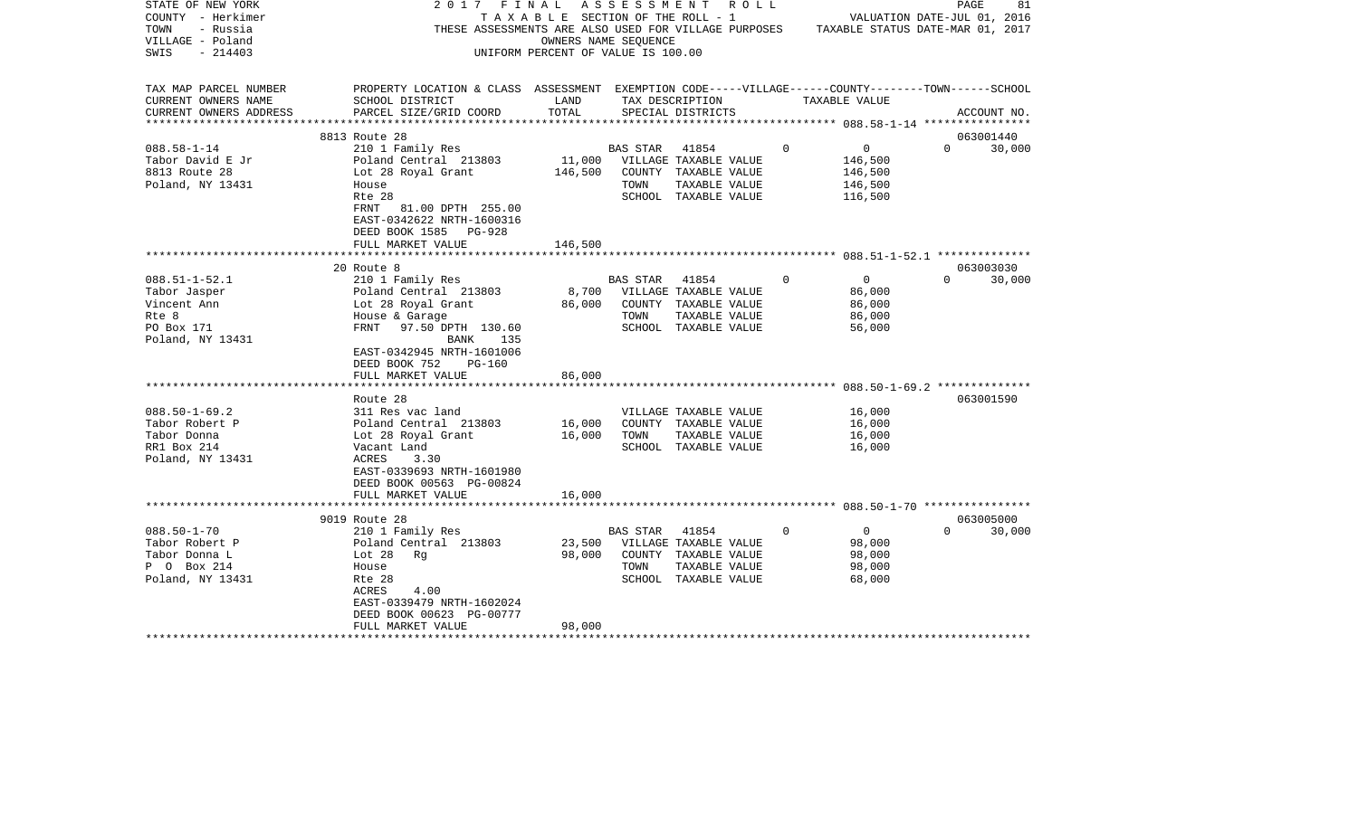STATE OF NEW YORK 2017 FINAL ASSESSMENT ROLL
COUNTY - Herkimer TAXABLE SECTION OF THE ROLL - 1 VALUATION DATE-JUL 01, 2016
TOWN - Russia THESE ASSESSMENTS ARE ALSO USED FOR VILLAGE PURPOSES TAXABLE STATUS DATE-MAR 01, 2017
VILLAGE - Poland OWNERS NAME SEQUENCE
SWIS - 214403 UNIFORM PERCENT OF VALUE IS 100.00

| TAX MAP PARCEL NUMBER / CURRENT OWNERS NAME / CURRENT OWNERS ADDRESS | PROPERTY LOCATION & CLASS / SCHOOL DISTRICT / PARCEL SIZE/GRID COORD | ASSESSMENT LAND | TOTAL | EXEMPTION CODE / TAX DESCRIPTION / SPECIAL DISTRICTS | VILLAGE | COUNTY TAXABLE VALUE | TOWN | SCHOOL | ACCOUNT NO. |
|---|---|---|---|---|---|---|---|---|---|
| | 8813 Route 28 | | | | | | | | 063001440 |
| 088.58-1-14 | 210 1 Family Res | | | BAS STAR 41854 | 0 | 0 | 0 | 30,000 | |
| Tabor David E Jr | Poland Central 213803 | 11,000 | | VILLAGE TAXABLE VALUE | | 146,500 | | | |
| 8813 Route 28 | Lot 28 Royal Grant | | 146,500 | COUNTY TAXABLE VALUE | | 146,500 | | | |
| Poland, NY 13431 | House | | | TOWN TAXABLE VALUE | | 146,500 | | | |
| | Rte 28 | | | SCHOOL TAXABLE VALUE | | 116,500 | | | |
| | FRNT 81.00 DPTH 255.00 | | | | | | | | |
| | EAST-0342622 NRTH-1600316 | | | | | | | | |
| | DEED BOOK 1585 PG-928 | | | | | | | | |
| | FULL MARKET VALUE | | 146,500 | | | | | | |
| | 20 Route 8 | | | | | | | | 063003030 |
| 088.51-1-52.1 | 210 1 Family Res | | | BAS STAR 41854 | 0 | 0 | 0 | 30,000 | |
| Tabor Jasper | Poland Central 213803 | 8,700 | | VILLAGE TAXABLE VALUE | | 86,000 | | | |
| Vincent Ann | Lot 28 Royal Grant | | 86,000 | COUNTY TAXABLE VALUE | | 86,000 | | | |
| Rte 8 | House & Garage | | | TOWN TAXABLE VALUE | | 86,000 | | | |
| PO Box 171 | FRNT 97.50 DPTH 130.60 | | | SCHOOL TAXABLE VALUE | | 56,000 | | | |
| Poland, NY 13431 | BANK 135 | | | | | | | | |
| | EAST-0342945 NRTH-1601006 | | | | | | | | |
| | DEED BOOK 752 PG-160 | | | | | | | | |
| | FULL MARKET VALUE | | 86,000 | | | | | | |
| | Route 28 | | | | | | | | 063001590 |
| 088.50-1-69.2 | 311 Res vac land | | | VILLAGE TAXABLE VALUE | | 16,000 | | | |
| Tabor Robert P | Poland Central 213803 | 16,000 | | COUNTY TAXABLE VALUE | | 16,000 | | | |
| Tabor Donna | Lot 28 Royal Grant | | 16,000 | TOWN TAXABLE VALUE | | 16,000 | | | |
| RR1 Box 214 | Vacant Land | | | SCHOOL TAXABLE VALUE | | 16,000 | | | |
| Poland, NY 13431 | ACRES 3.30 | | | | | | | | |
| | EAST-0339693 NRTH-1601980 | | | | | | | | |
| | DEED BOOK 00563 PG-00824 | | | | | | | | |
| | FULL MARKET VALUE | | 16,000 | | | | | | |
| | 9019 Route 28 | | | | | | | | 063005000 |
| 088.50-1-70 | 210 1 Family Res | | | BAS STAR 41854 | 0 | 0 | 0 | 30,000 | |
| Tabor Robert P | Poland Central 213803 | 23,500 | | VILLAGE TAXABLE VALUE | | 98,000 | | | |
| Tabor Donna L | Lot 28 Rg | | 98,000 | COUNTY TAXABLE VALUE | | 98,000 | | | |
| P O Box 214 | House | | | TOWN TAXABLE VALUE | | 98,000 | | | |
| Poland, NY 13431 | Rte 28 | | | SCHOOL TAXABLE VALUE | | 68,000 | | | |
| | ACRES 4.00 | | | | | | | | |
| | EAST-0339479 NRTH-1602024 | | | | | | | | |
| | DEED BOOK 00623 PG-00777 | | | | | | | | |
| | FULL MARKET VALUE | | 98,000 | | | | | | |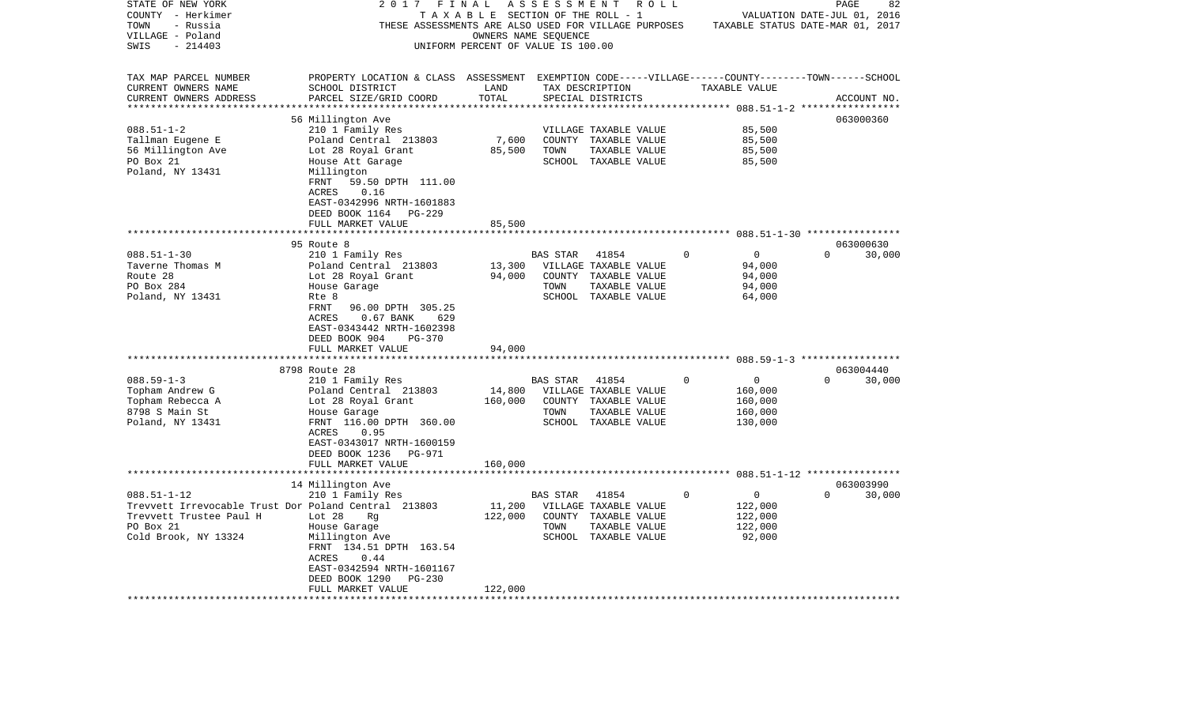STATE OF NEW YORK  
COUNTY - Herkimer  
TOWN - Russia  
VILLAGE - Poland  
SWIS - 214403

2 0 1 7 F I N A L A S S E S S M E N T R O L L  
T A X A B L E SECTION OF THE ROLL - 1  
THESE ASSESSMENTS ARE ALSO USED FOR VILLAGE PURPOSES  
OWNERS NAME SEQUENCE  
UNIFORM PERCENT OF VALUE IS 100.00

VALUATION DATE-JUL 01, 2016  
TAXABLE STATUS DATE-MAR 01, 2017

| TAX MAP PARCEL NUMBER / CURRENT OWNERS NAME / CURRENT OWNERS ADDRESS | PROPERTY LOCATION & CLASS / SCHOOL DISTRICT / PARCEL SIZE/GRID COORD | ASSESSMENT LAND | TOTAL | EXEMPTION CODE / TAX DESCRIPTION / SPECIAL DISTRICTS | VILLAGE | COUNTY / TAXABLE VALUE | TOWN | SCHOOL / ACCOUNT NO. |
|---|---|---|---|---|---|---|---|---|
| **088.51-1-2** | 56 Millington Ave | | | | | | | 063000360 |
| Tallman Eugene E | 210 1 Family Res | | | VILLAGE TAXABLE VALUE | | 85,500 | | |
| 56 Millington Ave | Poland Central 213803 | 7,600 | | COUNTY TAXABLE VALUE | | 85,500 | | |
| PO Box 21 | Lot 28 Royal Grant | | 85,500 | TOWN TAXABLE VALUE | | 85,500 | | |
| Poland, NY 13431 | House Att Garage | | | SCHOOL TAXABLE VALUE | | 85,500 | | |
| | Millington | | | | | | | |
| | FRNT 59.50 DPTH 111.00 | | | | | | | |
| | ACRES 0.16 | | | | | | | |
| | EAST-0342996 NRTH-1601883 | | | | | | | |
| | DEED BOOK 1164 PG-229 | | | | | | | |
| | FULL MARKET VALUE | | 85,500 | | | | | |
| **088.51-1-30** | 95 Route 8 | | | | | | | 063000630 |
| Taverne Thomas M | 210 1 Family Res | | | BAS STAR 41854 | 0 | 0 | 0 | 30,000 |
| Route 28 | Poland Central 213803 | 13,300 | | VILLAGE TAXABLE VALUE | | 94,000 | | |
| PO Box 284 | Lot 28 Royal Grant | | 94,000 | COUNTY TAXABLE VALUE | | 94,000 | | |
| Poland, NY 13431 | House Garage | | | TOWN TAXABLE VALUE | | 94,000 | | |
| | Rte 8 | | | SCHOOL TAXABLE VALUE | | 64,000 | | |
| | FRNT 96.00 DPTH 305.25 | | | | | | | |
| | ACRES 0.67 BANK 629 | | | | | | | |
| | EAST-0343442 NRTH-1602398 | | | | | | | |
| | DEED BOOK 904 PG-370 | | | | | | | |
| | FULL MARKET VALUE | | 94,000 | | | | | |
| **088.59-1-3** | 8798 Route 28 | | | | | | | 063004440 |
| Topham Andrew G | 210 1 Family Res | | | BAS STAR 41854 | 0 | 0 | 0 | 30,000 |
| Topham Rebecca A | Poland Central 213803 | 14,800 | | VILLAGE TAXABLE VALUE | | 160,000 | | |
| 8798 S Main St | Lot 28 Royal Grant | | 160,000 | COUNTY TAXABLE VALUE | | 160,000 | | |
| Poland, NY 13431 | House Garage | | | TOWN TAXABLE VALUE | | 160,000 | | |
| | FRNT 116.00 DPTH 360.00 | | | SCHOOL TAXABLE VALUE | | 130,000 | | |
| | ACRES 0.95 | | | | | | | |
| | EAST-0343017 NRTH-1600159 | | | | | | | |
| | DEED BOOK 1236 PG-971 | | | | | | | |
| | FULL MARKET VALUE | | 160,000 | | | | | |
| **088.51-1-12** | 14 Millington Ave | | | | | | | 063003990 |
| Trevvett Irrevocable Trust Dor | 210 1 Family Res | | | BAS STAR 41854 | 0 | 0 | 0 | 30,000 |
| Trevvett Trustee Paul H | Poland Central 213803 | 11,200 | | VILLAGE TAXABLE VALUE | | 122,000 | | |
| PO Box 21 | Lot 28 Rg | | 122,000 | COUNTY TAXABLE VALUE | | 122,000 | | |
| Cold Brook, NY 13324 | House Garage | | | TOWN TAXABLE VALUE | | 122,000 | | |
| | Millington Ave | | | SCHOOL TAXABLE VALUE | | 92,000 | | |
| | FRNT 134.51 DPTH 163.54 | | | | | | | |
| | ACRES 0.44 | | | | | | | |
| | EAST-0342594 NRTH-1601167 | | | | | | | |
| | DEED BOOK 1290 PG-230 | | | | | | | |
| | FULL MARKET VALUE | | 122,000 | | | | | |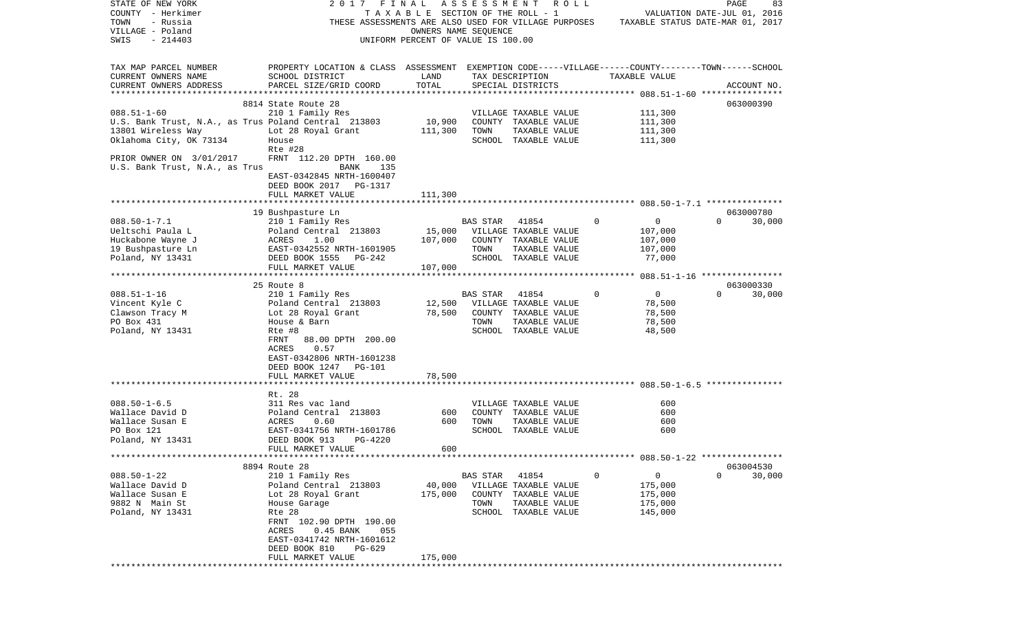STATE OF NEW YORK — 2017 FINAL ASSESSMENT ROLL
COUNTY - Herkimer — TAXABLE SECTION OF THE ROLL - 1 — VALUATION DATE-JUL 01, 2016
TOWN - Russia — THESE ASSESSMENTS ARE ALSO USED FOR VILLAGE PURPOSES — TAXABLE STATUS DATE-MAR 01, 2017
VILLAGE - Poland — OWNERS NAME SEQUENCE
SWIS - 214403 — UNIFORM PERCENT OF VALUE IS 100.00

| TAX MAP PARCEL NUMBER / CURRENT OWNERS NAME / CURRENT OWNERS ADDRESS | PROPERTY LOCATION & CLASS / SCHOOL DISTRICT / PARCEL SIZE/GRID COORD | ASSESSMENT LAND | TOTAL | EXEMPTION CODE / TAX DESCRIPTION / SPECIAL DISTRICTS | VILLAGE | COUNTY / TAXABLE VALUE | TOWN | SCHOOL / ACCOUNT NO. |
|---|---|---|---|---|---|---|---|---|
| | 8814 State Route 28 | | | | | | | 063000390 |
| 088.51-1-60 | 210 1 Family Res | | | VILLAGE TAXABLE VALUE | | 111,300 | | |
| U.S. Bank Trust, N.A., as Trus | Poland Central 213803 | 10,900 | | COUNTY TAXABLE VALUE | | 111,300 | | |
| 13801 Wireless Way | Lot 28 Royal Grant | | 111,300 | TOWN TAXABLE VALUE | | 111,300 | | |
| Oklahoma City, OK 73134 | House | | | SCHOOL TAXABLE VALUE | | 111,300 | | |
| | Rte #28 | | | | | | | |
| PRIOR OWNER ON 3/01/2017 | FRNT 112.20 DPTH 160.00 | | | | | | | |
| U.S. Bank Trust, N.A., as Trus | BANK 135 | | | | | | | |
| | EAST-0342845 NRTH-1600407 | | | | | | | |
| | DEED BOOK 2017 PG-1317 | | | | | | | |
| | FULL MARKET VALUE | | 111,300 | | | | | |
| | 19 Bushpasture Ln | | | | | | | 063000780 |
| 088.50-1-7.1 | 210 1 Family Res | | | BAS STAR 41854 | 0 | 0 | 0 | 30,000 |
| Ueltschi Paula L | Poland Central 213803 | 15,000 | | VILLAGE TAXABLE VALUE | | 107,000 | | |
| Huckabone Wayne J | ACRES 1.00 | | 107,000 | COUNTY TAXABLE VALUE | | 107,000 | | |
| 19 Bushpasture Ln | EAST-0342552 NRTH-1601905 | | | TOWN TAXABLE VALUE | | 107,000 | | |
| Poland, NY 13431 | DEED BOOK 1555 PG-242 | | | SCHOOL TAXABLE VALUE | | 77,000 | | |
| | FULL MARKET VALUE | | 107,000 | | | | | |
| | 25 Route 8 | | | | | | | 063000330 |
| 088.51-1-16 | 210 1 Family Res | | | BAS STAR 41854 | 0 | 0 | 0 | 30,000 |
| Vincent Kyle C | Poland Central 213803 | 12,500 | | VILLAGE TAXABLE VALUE | | 78,500 | | |
| Clawson Tracy M | Lot 28 Royal Grant | | 78,500 | COUNTY TAXABLE VALUE | | 78,500 | | |
| PO Box 431 | House & Barn | | | TOWN TAXABLE VALUE | | 78,500 | | |
| Poland, NY 13431 | Rte #8 | | | SCHOOL TAXABLE VALUE | | 48,500 | | |
| | FRNT 88.00 DPTH 200.00 | | | | | | | |
| | ACRES 0.57 | | | | | | | |
| | EAST-0342806 NRTH-1601238 | | | | | | | |
| | DEED BOOK 1247 PG-101 | | | | | | | |
| | FULL MARKET VALUE | | 78,500 | | | | | |
| | Rt. 28 | | | | | | | |
| 088.50-1-6.5 | 311 Res vac land | | | VILLAGE TAXABLE VALUE | | 600 | | |
| Wallace David D | Poland Central 213803 | 600 | | COUNTY TAXABLE VALUE | | 600 | | |
| Wallace Susan E | ACRES 0.60 | | 600 | TOWN TAXABLE VALUE | | 600 | | |
| PO Box 121 | EAST-0341756 NRTH-1601786 | | | SCHOOL TAXABLE VALUE | | 600 | | |
| Poland, NY 13431 | DEED BOOK 913 PG-4220 | | | | | | | |
| | FULL MARKET VALUE | | 600 | | | | | |
| | 8894 Route 28 | | | | | | | 063004530 |
| 088.50-1-22 | 210 1 Family Res | | | BAS STAR 41854 | 0 | 0 | 0 | 30,000 |
| Wallace David D | Poland Central 213803 | 40,000 | | VILLAGE TAXABLE VALUE | | 175,000 | | |
| Wallace Susan E | Lot 28 Royal Grant | | 175,000 | COUNTY TAXABLE VALUE | | 175,000 | | |
| 9882 N Main St | House Garage | | | TOWN TAXABLE VALUE | | 175,000 | | |
| Poland, NY 13431 | Rte 28 | | | SCHOOL TAXABLE VALUE | | 145,000 | | |
| | FRNT 102.90 DPTH 190.00 | | | | | | | |
| | ACRES 0.45 BANK 055 | | | | | | | |
| | EAST-0341742 NRTH-1601612 | | | | | | | |
| | DEED BOOK 810 PG-629 | | | | | | | |
| | FULL MARKET VALUE | | 175,000 | | | | | |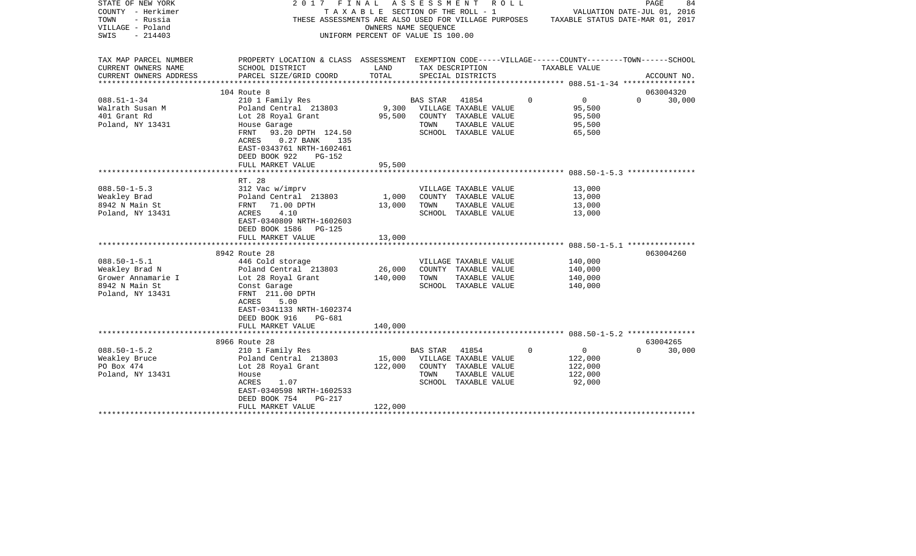STATE OF NEW YORK
COUNTY - Herkimer
TOWN - Russia
VILLAGE - Poland
SWIS - 214403

# 2017 FINAL ASSESSMENT ROLL

TAXABLE SECTION OF THE ROLL - 1
THESE ASSESSMENTS ARE ALSO USED FOR VILLAGE PURPOSES
OWNERS NAME SEQUENCE
UNIFORM PERCENT OF VALUE IS 100.00

VALUATION DATE-JUL 01, 2016
TAXABLE STATUS DATE-MAR 01, 2017

| TAX MAP PARCEL NUMBER<br>CURRENT OWNERS NAME<br>CURRENT OWNERS ADDRESS | PROPERTY LOCATION & CLASS<br>SCHOOL DISTRICT<br>PARCEL SIZE/GRID COORD | ASSESSMENT<br>LAND<br>TOTAL | EXEMPTION CODE-----VILLAGE------COUNTY--------TOWN------SCHOOL<br>TAX DESCRIPTION<br>SPECIAL DISTRICTS | TAXABLE VALUE | ACCOUNT NO. |
|---|---|---|---|---|---|
| **088.51-1-34** | 104 Route 8 | | | | 063004320 |
| 088.51-1-34 | 210 1 Family Res | | BAS STAR 41854 0 | 0 | 0 30,000 |
| Walrath Susan M | Poland Central 213803 | 9,300 | VILLAGE TAXABLE VALUE | 95,500 | |
| 401 Grant Rd | Lot 28 Royal Grant | 95,500 | COUNTY TAXABLE VALUE | 95,500 | |
| Poland, NY 13431 | House Garage | | TOWN TAXABLE VALUE | 95,500 | |
| | FRNT 93.20 DPTH 124.50 | | SCHOOL TAXABLE VALUE | 65,500 | |
| | ACRES 0.27 BANK 135 | | | | |
| | EAST-0343761 NRTH-1602461 | | | | |
| | DEED BOOK 922 PG-152 | | | | |
| | FULL MARKET VALUE | 95,500 | | | |
| **088.50-1-5.3** | RT. 28 | | | | |
| 088.50-1-5.3 | 312 Vac w/imprv | | VILLAGE TAXABLE VALUE | 13,000 | |
| Weakley Brad | Poland Central 213803 | 1,000 | COUNTY TAXABLE VALUE | 13,000 | |
| 8942 N Main St | FRNT 71.00 DPTH | 13,000 | TOWN TAXABLE VALUE | 13,000 | |
| Poland, NY 13431 | ACRES 4.10 | | SCHOOL TAXABLE VALUE | 13,000 | |
| | EAST-0340809 NRTH-1602603 | | | | |
| | DEED BOOK 1586 PG-125 | | | | |
| | FULL MARKET VALUE | 13,000 | | | |
| **088.50-1-5.1** | 8942 Route 28 | | | | 063004260 |
| 088.50-1-5.1 | 446 Cold storage | | VILLAGE TAXABLE VALUE | 140,000 | |
| Weakley Brad N | Poland Central 213803 | 26,000 | COUNTY TAXABLE VALUE | 140,000 | |
| Grower Annamarie I | Lot 28 Royal Grant | 140,000 | TOWN TAXABLE VALUE | 140,000 | |
| 8942 N Main St | Const Garage | | SCHOOL TAXABLE VALUE | 140,000 | |
| Poland, NY 13431 | FRNT 211.00 DPTH | | | | |
| | ACRES 5.00 | | | | |
| | EAST-0341133 NRTH-1602374 | | | | |
| | DEED BOOK 916 PG-681 | | | | |
| | FULL MARKET VALUE | 140,000 | | | |
| **088.50-1-5.2** | 8966 Route 28 | | | | 63004265 |
| 088.50-1-5.2 | 210 1 Family Res | | BAS STAR 41854 0 | 0 | 0 30,000 |
| Weakley Bruce | Poland Central 213803 | 15,000 | VILLAGE TAXABLE VALUE | 122,000 | |
| PO Box 474 | Lot 28 Royal Grant | 122,000 | COUNTY TAXABLE VALUE | 122,000 | |
| Poland, NY 13431 | House | | TOWN TAXABLE VALUE | 122,000 | |
| | ACRES 1.07 | | SCHOOL TAXABLE VALUE | 92,000 | |
| | EAST-0340598 NRTH-1602533 | | | | |
| | DEED BOOK 754 PG-217 | | | | |
| | FULL MARKET VALUE | 122,000 | | | |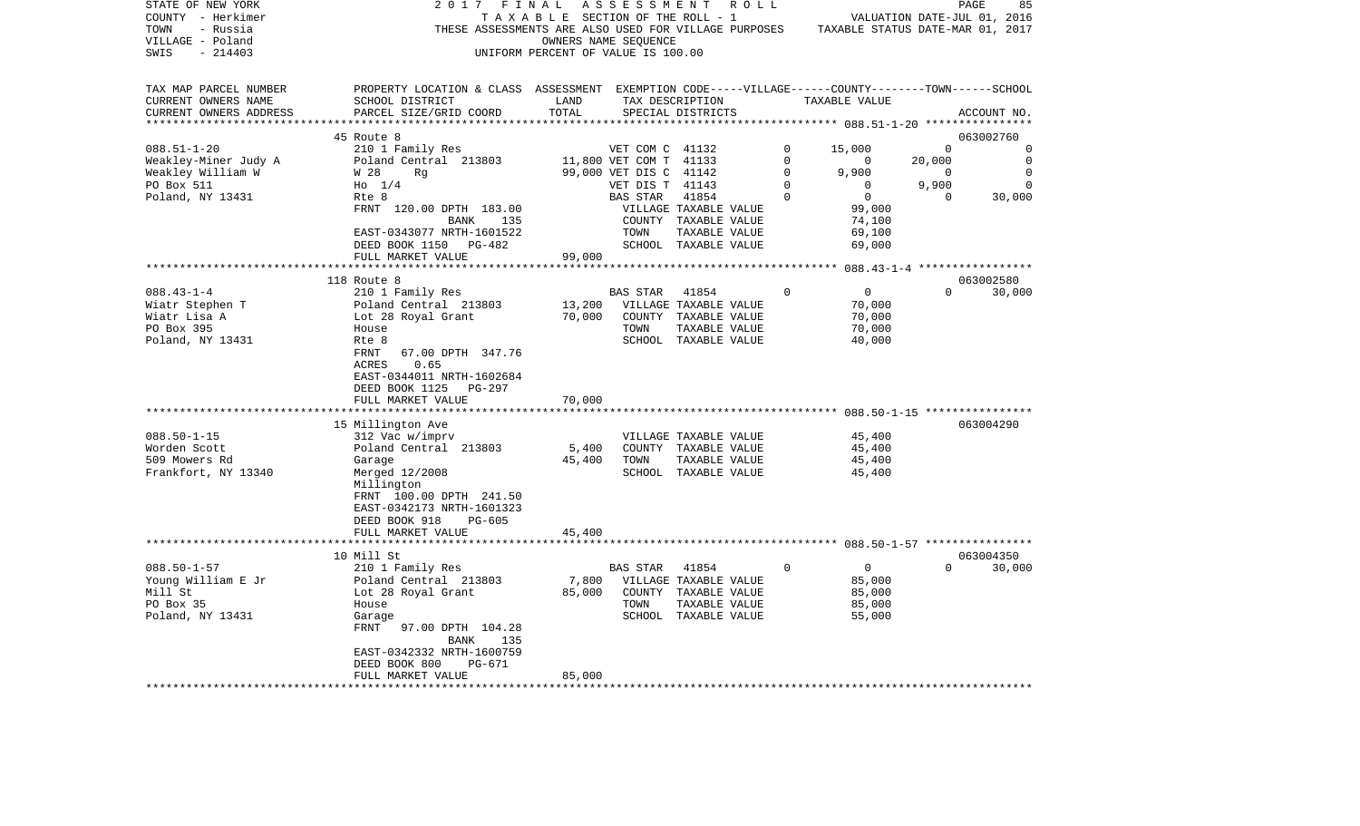STATE OF NEW YORK — 2017 FINAL ASSESSMENT ROLL
COUNTY - Herkimer — TAXABLE SECTION OF THE ROLL - 1 — VALUATION DATE-JUL 01, 2016
TOWN - Russia — THESE ASSESSMENTS ARE ALSO USED FOR VILLAGE PURPOSES — TAXABLE STATUS DATE-MAR 01, 2017
VILLAGE - Poland — OWNERS NAME SEQUENCE
SWIS - 214403 — UNIFORM PERCENT OF VALUE IS 100.00

| TAX MAP PARCEL NUMBER / CURRENT OWNERS NAME / CURRENT OWNERS ADDRESS | PROPERTY LOCATION & CLASS / SCHOOL DISTRICT / PARCEL SIZE/GRID COORD | ASSESSMENT LAND | TOTAL | EXEMPTION CODE / TAX DESCRIPTION / SPECIAL DISTRICTS | VILLAGE | COUNTY | TOWN | SCHOOL / TAXABLE VALUE | ACCOUNT NO. |
|---|---|---|---|---|---|---|---|---|---|
| 088.51-1-20 | 45 Route 8 | | | | | | | | 063002760 |
| Weakley-Miner Judy A | 210 1 Family Res | | | VET COM C 41132 | 0 | 15,000 | 0 | 0 | |
| Weakley William W | Poland Central 213803 | 11,800 | | VET COM T 41133 | 0 | 0 | 20,000 | 0 | |
| PO Box 511 | W 28 Rg | | 99,000 | VET DIS C 41142 | 0 | 9,900 | 0 | 0 | |
| Poland, NY 13431 | Ho 1/4 | | | VET DIS T 41143 | 0 | 0 | 9,900 | 0 | |
| | Rte 8 | | | BAS STAR 41854 | 0 | 0 | 0 | 30,000 | |
| | FRNT 120.00 DPTH 183.00 | | | VILLAGE TAXABLE VALUE | | | | 99,000 | |
| | BANK 135 | | | COUNTY TAXABLE VALUE | | | | 74,100 | |
| | EAST-0343077 NRTH-1601522 | | | TOWN TAXABLE VALUE | | | | 69,100 | |
| | DEED BOOK 1150 PG-482 | | | SCHOOL TAXABLE VALUE | | | | 69,000 | |
| | FULL MARKET VALUE | | 99,000 | | | | | | |
| 088.43-1-4 | 118 Route 8 | | | | | | | | 063002580 |
| Wiatr Stephen T | 210 1 Family Res | | | BAS STAR 41854 | 0 | 0 | 0 | 30,000 | |
| Wiatr Lisa A | Poland Central 213803 | 13,200 | | VILLAGE TAXABLE VALUE | | | | 70,000 | |
| PO Box 395 | Lot 28 Royal Grant | | 70,000 | COUNTY TAXABLE VALUE | | | | 70,000 | |
| Poland, NY 13431 | House | | | TOWN TAXABLE VALUE | | | | 70,000 | |
| | Rte 8 | | | SCHOOL TAXABLE VALUE | | | | 40,000 | |
| | FRNT 67.00 DPTH 347.76 | | | | | | | | |
| | ACRES 0.65 | | | | | | | | |
| | EAST-0344011 NRTH-1602684 | | | | | | | | |
| | DEED BOOK 1125 PG-297 | | | | | | | | |
| | FULL MARKET VALUE | | 70,000 | | | | | | |
| 088.50-1-15 | 15 Millington Ave | | | | | | | | 063004290 |
| Worden Scott | 312 Vac w/imprv | | | VILLAGE TAXABLE VALUE | | | | 45,400 | |
| 509 Mowers Rd | Poland Central 213803 | 5,400 | | COUNTY TAXABLE VALUE | | | | 45,400 | |
| Frankfort, NY 13340 | Garage | | 45,400 | TOWN TAXABLE VALUE | | | | 45,400 | |
| | Merged 12/2008 | | | SCHOOL TAXABLE VALUE | | | | 45,400 | |
| | Millington | | | | | | | | |
| | FRNT 100.00 DPTH 241.50 | | | | | | | | |
| | EAST-0342173 NRTH-1601323 | | | | | | | | |
| | DEED BOOK 918 PG-605 | | | | | | | | |
| | FULL MARKET VALUE | | 45,400 | | | | | | |
| 088.50-1-57 | 10 Mill St | | | | | | | | 063004350 |
| Young William E Jr | 210 1 Family Res | | | BAS STAR 41854 | 0 | 0 | 0 | 30,000 | |
| Mill St | Poland Central 213803 | 7,800 | | VILLAGE TAXABLE VALUE | | | | 85,000 | |
| PO Box 35 | Lot 28 Royal Grant | | 85,000 | COUNTY TAXABLE VALUE | | | | 85,000 | |
| Poland, NY 13431 | House | | | TOWN TAXABLE VALUE | | | | 85,000 | |
| | Garage | | | SCHOOL TAXABLE VALUE | | | | 55,000 | |
| | FRNT 97.00 DPTH 104.28 | | | | | | | | |
| | BANK 135 | | | | | | | | |
| | EAST-0342332 NRTH-1600759 | | | | | | | | |
| | DEED BOOK 800 PG-671 | | | | | | | | |
| | FULL MARKET VALUE | | 85,000 | | | | | | |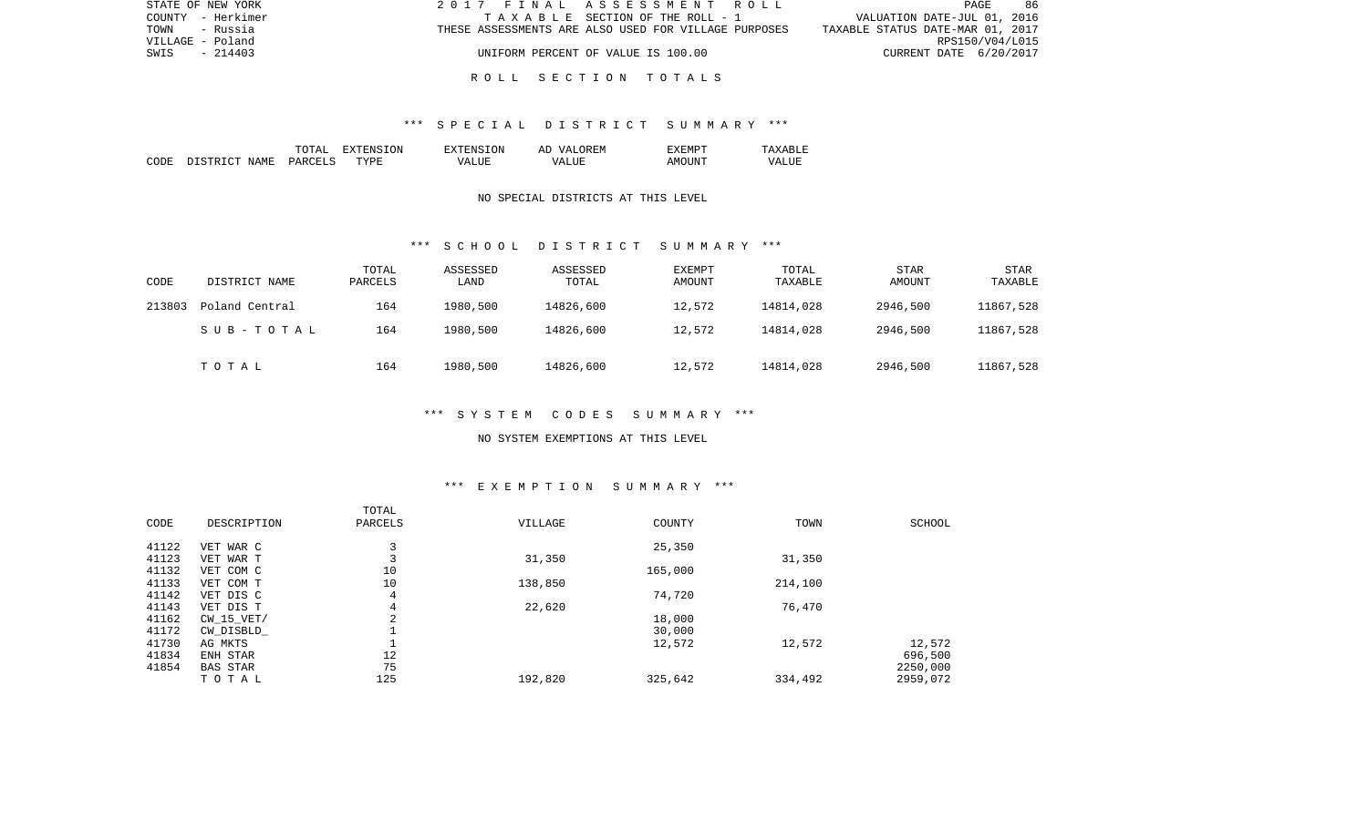# ROLL SECTION TOTALS

## *** SPECIAL DISTRICT SUMMARY ***

| CODE | DISTRICT NAME | TOTAL PARCELS | EXTENSION TYPE | EXTENSION VALUE | AD VALOREM VALUE | EXEMPT AMOUNT | TAXABLE VALUE |
|---|---|---|---|---|---|---|---|

NO SPECIAL DISTRICTS AT THIS LEVEL

## *** SCHOOL DISTRICT SUMMARY ***

| CODE | DISTRICT NAME | TOTAL PARCELS | ASSESSED LAND | ASSESSED TOTAL | EXEMPT AMOUNT | TOTAL TAXABLE | STAR AMOUNT | STAR TAXABLE |
|---|---|---|---|---|---|---|---|---|
| 213803 | Poland Central | 164 | 1980,500 | 14826,600 | 12,572 | 14814,028 | 2946,500 | 11867,528 |
| | SUB-TOTAL | 164 | 1980,500 | 14826,600 | 12,572 | 14814,028 | 2946,500 | 11867,528 |
| | TOTAL | 164 | 1980,500 | 14826,600 | 12,572 | 14814,028 | 2946,500 | 11867,528 |

## *** SYSTEM CODES SUMMARY ***

NO SYSTEM EXEMPTIONS AT THIS LEVEL

## *** EXEMPTION SUMMARY ***

| CODE | DESCRIPTION | TOTAL PARCELS | VILLAGE | COUNTY | TOWN | SCHOOL |
|---|---|---|---|---|---|---|
| 41122 | VET WAR C | 3 | | 25,350 | | |
| 41123 | VET WAR T | 3 | 31,350 | | 31,350 | |
| 41132 | VET COM C | 10 | | 165,000 | | |
| 41133 | VET COM T | 10 | 138,850 | | 214,100 | |
| 41142 | VET DIS C | 4 | | 74,720 | | |
| 41143 | VET DIS T | 4 | 22,620 | | 76,470 | |
| 41162 | CW_15_VET/ | 2 | | 18,000 | | |
| 41172 | CW_DISBLD_ | 1 | | 30,000 | | |
| 41730 | AG MKTS | 1 | | 12,572 | 12,572 | 12,572 |
| 41834 | ENH STAR | 12 | | | | 696,500 |
| 41854 | BAS STAR | 75 | | | | 2250,000 |
| | TOTAL | 125 | 192,820 | 325,642 | 334,492 | 2959,072 |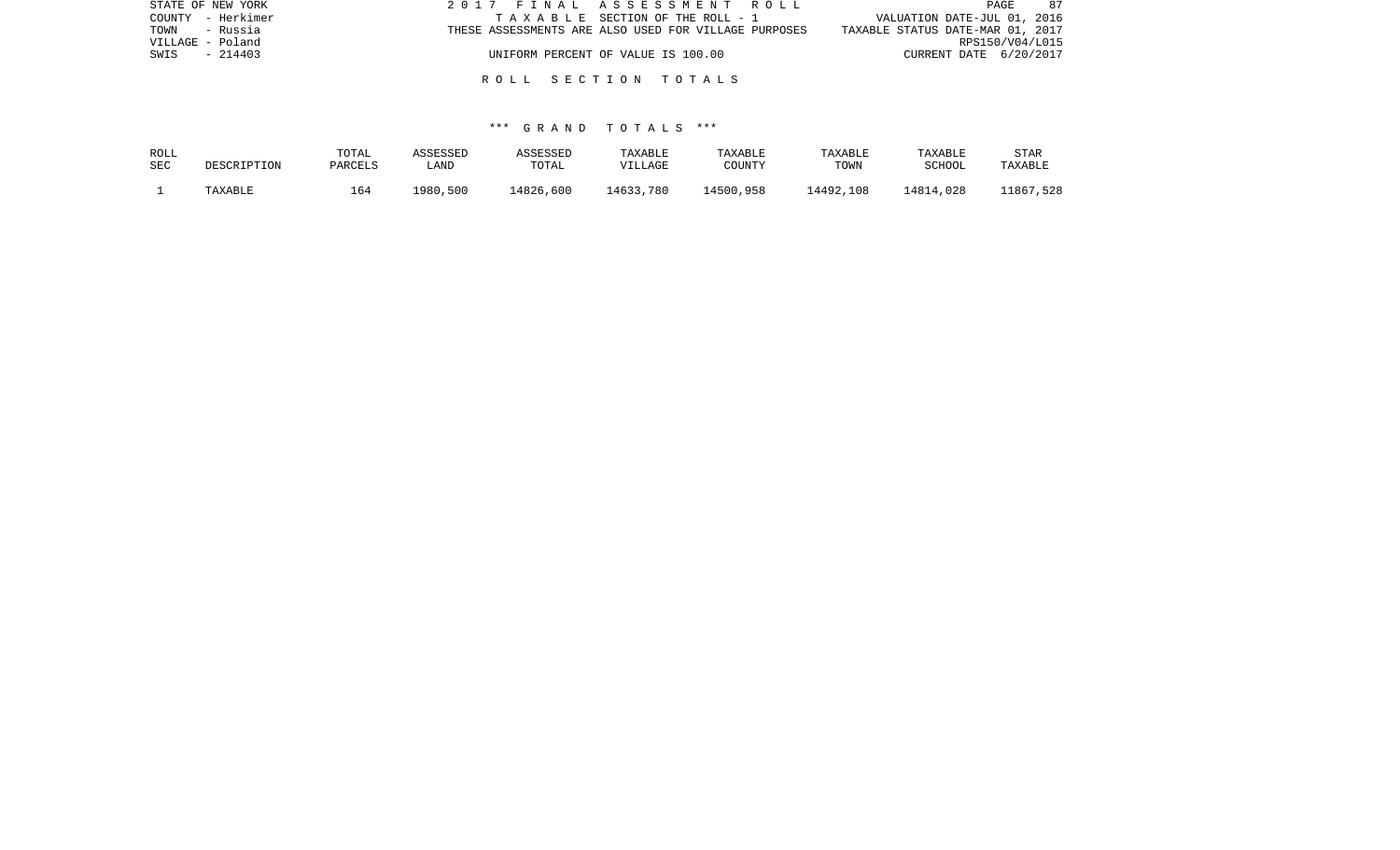STATE OF NEW YORK
COUNTY - Herkimer
TOWN - Russia
VILLAGE - Poland
SWIS - 214403

2 0 1 7 F I N A L A S S E S S M E N T R O L L
T A X A B L E SECTION OF THE ROLL - 1
THESE ASSESSMENTS ARE ALSO USED FOR VILLAGE PURPOSES
UNIFORM PERCENT OF VALUE IS 100.00

PAGE 87
VALUATION DATE-JUL 01, 2016
TAXABLE STATUS DATE-MAR 01, 2017
RPS150/V04/L015
CURRENT DATE 6/20/2017

R O L L S E C T I O N T O T A L S

*** G R A N D T O T A L S ***

| ROLL SEC | DESCRIPTION | TOTAL PARCELS | ASSESSED LAND | ASSESSED TOTAL | TAXABLE VILLAGE | TAXABLE COUNTY | TAXABLE TOWN | TAXABLE SCHOOL | STAR TAXABLE |
|---|---|---|---|---|---|---|---|---|---|
| 1 | TAXABLE | 164 | 1980,500 | 14826,600 | 14633,780 | 14500,958 | 14492,108 | 14814,028 | 11867,528 |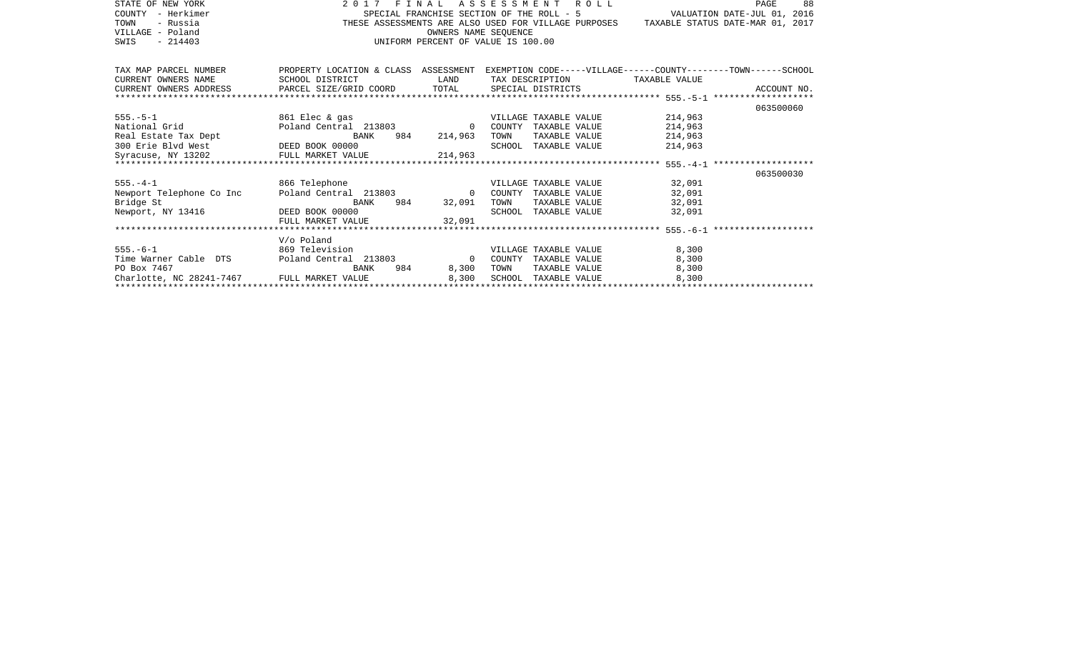STATE OF NEW YORK
COUNTY - Herkimer
TOWN - Russia
VILLAGE - Poland
SWIS - 214403

2017 FINAL ASSESSMENT ROLL
SPECIAL FRANCHISE SECTION OF THE ROLL - 5
THESE ASSESSMENTS ARE ALSO USED FOR VILLAGE PURPOSES
OWNERS NAME SEQUENCE
UNIFORM PERCENT OF VALUE IS 100.00

VALUATION DATE-JUL 01, 2016
TAXABLE STATUS DATE-MAR 01, 2017

| TAX MAP PARCEL NUMBER / CURRENT OWNERS NAME / CURRENT OWNERS ADDRESS | PROPERTY LOCATION & CLASS / SCHOOL DISTRICT / PARCEL SIZE/GRID COORD | ASSESSMENT LAND | TOTAL | EXEMPTION CODE-----VILLAGE------COUNTY--------TOWN------SCHOOL / TAX DESCRIPTION / SPECIAL DISTRICTS | TAXABLE VALUE | ACCOUNT NO. |
|---|---|---|---|---|---|---|
| 555.-5-1 | | | | | | 063500060 |
| 555.-5-1 | 861 Elec & gas | | | VILLAGE TAXABLE VALUE | 214,963 | |
| National Grid | Poland Central 213803 | 0 | | COUNTY TAXABLE VALUE | 214,963 | |
| Real Estate Tax Dept | BANK 984 | | 214,963 | TOWN TAXABLE VALUE | 214,963 | |
| 300 Erie Blvd West | DEED BOOK 00000 | | | SCHOOL TAXABLE VALUE | 214,963 | |
| Syracuse, NY 13202 | FULL MARKET VALUE | | 214,963 | | | |
| 555.-4-1 | | | | | | 063500030 |
| 555.-4-1 | 866 Telephone | | | VILLAGE TAXABLE VALUE | 32,091 | |
| Newport Telephone Co Inc | Poland Central 213803 | 0 | | COUNTY TAXABLE VALUE | 32,091 | |
| Bridge St | BANK 984 | | 32,091 | TOWN TAXABLE VALUE | 32,091 | |
| Newport, NY 13416 | DEED BOOK 00000 | | | SCHOOL TAXABLE VALUE | 32,091 | |
| | FULL MARKET VALUE | | 32,091 | | | |
| 555.-6-1 | V/o Poland | | | | | |
| 555.-6-1 | 869 Television | | | VILLAGE TAXABLE VALUE | 8,300 | |
| Time Warner Cable DTS | Poland Central 213803 | 0 | | COUNTY TAXABLE VALUE | 8,300 | |
| PO Box 7467 | BANK 984 | | 8,300 | TOWN TAXABLE VALUE | 8,300 | |
| Charlotte, NC 28241-7467 | FULL MARKET VALUE | | 8,300 | SCHOOL TAXABLE VALUE | 8,300 | |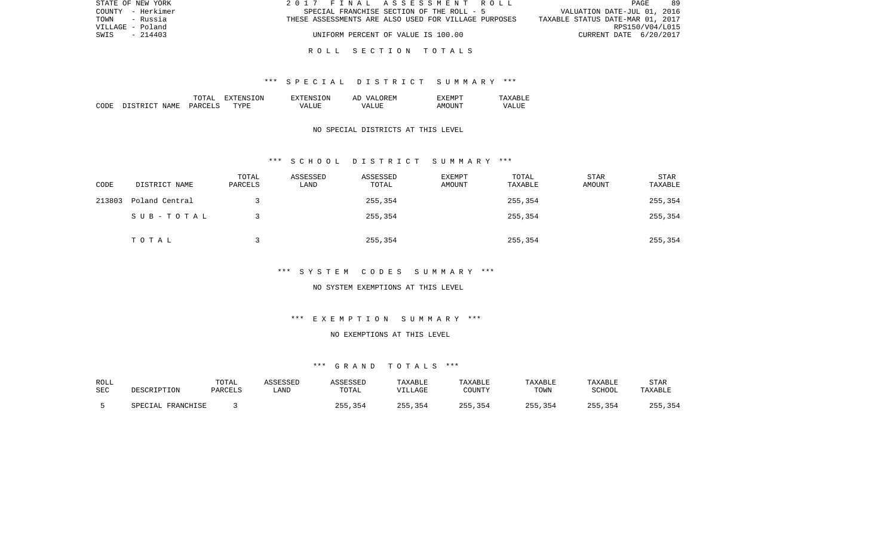STATE OF NEW YORK
COUNTY - Herkimer
TOWN - Russia
VILLAGE - Poland
SWIS - 214403

2017 FINAL ASSESSMENT ROLL
SPECIAL FRANCHISE SECTION OF THE ROLL - 5
THESE ASSESSMENTS ARE ALSO USED FOR VILLAGE PURPOSES
UNIFORM PERCENT OF VALUE IS 100.00

VALUATION DATE-JUL 01, 2016
TAXABLE STATUS DATE-MAR 01, 2017
RPS150/V04/L015
CURRENT DATE 6/20/2017

## ROLL SECTION TOTALS

### *** SPECIAL DISTRICT SUMMARY ***

| CODE | DISTRICT NAME | TOTAL PARCELS | EXTENSION TYPE | EXTENSION VALUE | AD VALOREM VALUE | EXEMPT AMOUNT | TAXABLE VALUE |
|---|---|---|---|---|---|---|---|

NO SPECIAL DISTRICTS AT THIS LEVEL

### *** SCHOOL DISTRICT SUMMARY ***

| CODE | DISTRICT NAME | TOTAL PARCELS | ASSESSED LAND | ASSESSED TOTAL | EXEMPT AMOUNT | TOTAL TAXABLE | STAR AMOUNT | STAR TAXABLE |
|---|---|---|---|---|---|---|---|---|
| 213803 | Poland Central | 3 | | 255,354 | | 255,354 | | 255,354 |
| | SUB-TOTAL | 3 | | 255,354 | | 255,354 | | 255,354 |
| | TOTAL | 3 | | 255,354 | | 255,354 | | 255,354 |

### *** SYSTEM CODES SUMMARY ***

NO SYSTEM EXEMPTIONS AT THIS LEVEL

### *** EXEMPTION SUMMARY ***

NO EXEMPTIONS AT THIS LEVEL

### *** GRAND TOTALS ***

| ROLL SEC | DESCRIPTION | TOTAL PARCELS | ASSESSED LAND | ASSESSED TOTAL | TAXABLE VILLAGE | TAXABLE COUNTY | TAXABLE TOWN | TAXABLE SCHOOL | STAR TAXABLE |
|---|---|---|---|---|---|---|---|---|---|
| 5 | SPECIAL FRANCHISE | 3 | | 255,354 | 255,354 | 255,354 | 255,354 | 255,354 | 255,354 |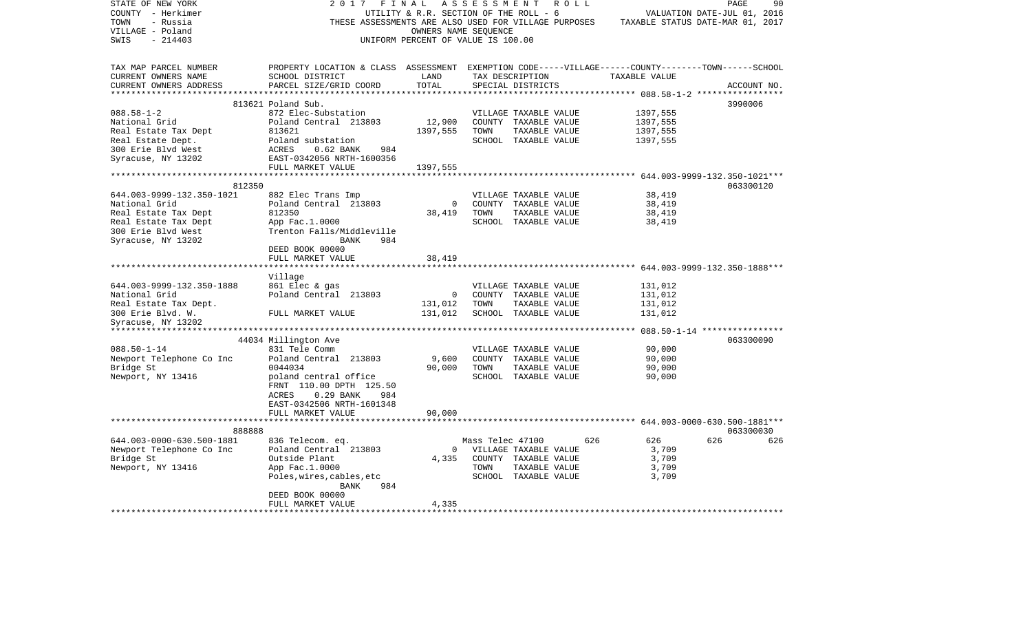STATE OF NEW YORK
COUNTY - Herkimer
TOWN - Russia
VILLAGE - Poland
SWIS - 214403

2 0 1 7 F I N A L A S S E S S M E N T R O L L
UTILITY & R.R. SECTION OF THE ROLL - 6
THESE ASSESSMENTS ARE ALSO USED FOR VILLAGE PURPOSES
OWNERS NAME SEQUENCE
UNIFORM PERCENT OF VALUE IS 100.00

VALUATION DATE-JUL 01, 2016
TAXABLE STATUS DATE-MAR 01, 2017

| TAX MAP PARCEL NUMBER<br>CURRENT OWNERS NAME<br>CURRENT OWNERS ADDRESS | PROPERTY LOCATION & CLASS<br>SCHOOL DISTRICT<br>PARCEL SIZE/GRID COORD | ASSESSMENT<br>LAND<br>TOTAL | EXEMPTION CODE-----VILLAGE------COUNTY--------TOWN------SCHOOL<br>TAX DESCRIPTION<br>SPECIAL DISTRICTS | TAXABLE VALUE | ACCOUNT NO. |
|---|---|---|---|---|---|
| **088.58-1-2** | 813621 Poland Sub. | | | | 3990006 |
| 088.58-1-2 | 872 Elec-Substation | | VILLAGE TAXABLE VALUE | 1397,555 | |
| National Grid | Poland Central 213803 | 12,900 | COUNTY TAXABLE VALUE | 1397,555 | |
| Real Estate Tax Dept | 813621 | 1397,555 | TOWN TAXABLE VALUE | 1397,555 | |
| Real Estate Dept. | Poland substation | | SCHOOL TAXABLE VALUE | 1397,555 | |
| 300 Erie Blvd West | ACRES 0.62 BANK 984 | | | | |
| Syracuse, NY 13202 | EAST-0342056 NRTH-1600356 | | | | |
| | FULL MARKET VALUE | 1397,555 | | | |
| **644.003-9999-132.350-1021** | 812350 | | | | 063300120 |
| 644.003-9999-132.350-1021 | 882 Elec Trans Imp | | VILLAGE TAXABLE VALUE | 38,419 | |
| National Grid | Poland Central 213803 | 0 | COUNTY TAXABLE VALUE | 38,419 | |
| Real Estate Tax Dept | 812350 | 38,419 | TOWN TAXABLE VALUE | 38,419 | |
| Real Estate Tax Dept | App Fac.1.0000 | | SCHOOL TAXABLE VALUE | 38,419 | |
| 300 Erie Blvd West | Trenton Falls/Middleville | | | | |
| Syracuse, NY 13202 | BANK 984 | | | | |
| | DEED BOOK 00000 | | | | |
| | FULL MARKET VALUE | 38,419 | | | |
| **644.003-9999-132.350-1888** | Village | | | | |
| 644.003-9999-132.350-1888 | 861 Elec & gas | | VILLAGE TAXABLE VALUE | 131,012 | |
| National Grid | Poland Central 213803 | 0 | COUNTY TAXABLE VALUE | 131,012 | |
| Real Estate Tax Dept. | | 131,012 | TOWN TAXABLE VALUE | 131,012 | |
| 300 Erie Blvd. W. | FULL MARKET VALUE | 131,012 | SCHOOL TAXABLE VALUE | 131,012 | |
| Syracuse, NY 13202 | | | | | |
| **088.50-1-14** | 44034 Millington Ave | | | | 063300090 |
| 088.50-1-14 | 831 Tele Comm | | VILLAGE TAXABLE VALUE | 90,000 | |
| Newport Telephone Co Inc | Poland Central 213803 | 9,600 | COUNTY TAXABLE VALUE | 90,000 | |
| Bridge St | 0044034 | 90,000 | TOWN TAXABLE VALUE | 90,000 | |
| Newport, NY 13416 | poland central office | | SCHOOL TAXABLE VALUE | 90,000 | |
| | FRNT 110.00 DPTH 125.50 | | | | |
| | ACRES 0.29 BANK 984 | | | | |
| | EAST-0342506 NRTH-1601348 | | | | |
| | FULL MARKET VALUE | 90,000 | | | |
| **644.003-0000-630.500-1881** | 888888 | | | | 063300030 |
| 644.003-0000-630.500-1881 | 836 Telecom. eq. | | Mass Telec 47100 626 | 626 626 | 626 |
| Newport Telephone Co Inc | Poland Central 213803 | 0 | VILLAGE TAXABLE VALUE | 3,709 | |
| Bridge St | Outside Plant | 4,335 | COUNTY TAXABLE VALUE | 3,709 | |
| Newport, NY 13416 | App Fac.1.0000 | | TOWN TAXABLE VALUE | 3,709 | |
| | Poles,wires,cables,etc | | SCHOOL TAXABLE VALUE | 3,709 | |
| | BANK 984 | | | | |
| | DEED BOOK 00000 | | | | |
| | FULL MARKET VALUE | 4,335 | | | |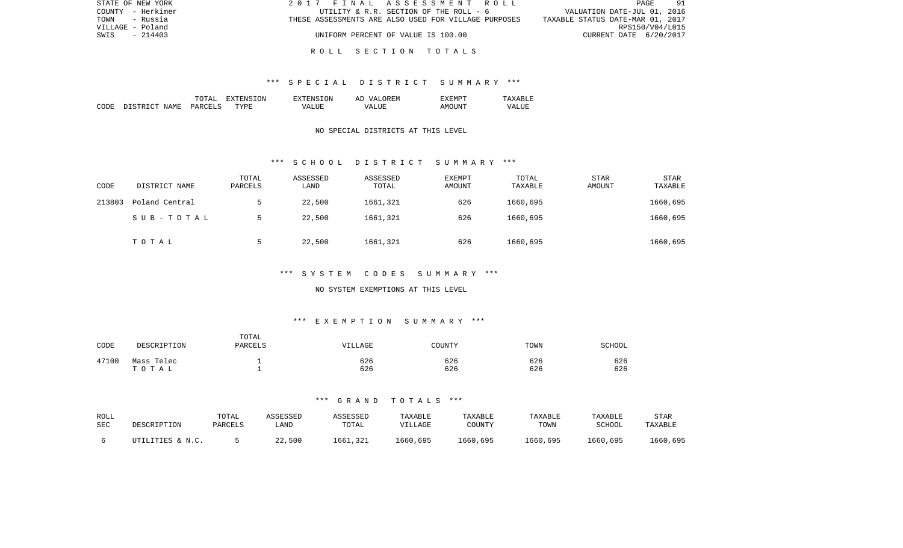STATE OF NEW YORK | 2017 FINAL ASSESSMENT ROLL | PAGE 91
COUNTY - Herkimer | UTILITY & R.R. SECTION OF THE ROLL - 6 | VALUATION DATE-JUL 01, 2016
TOWN - Russia | THESE ASSESSMENTS ARE ALSO USED FOR VILLAGE PURPOSES | TAXABLE STATUS DATE-MAR 01, 2017
VILLAGE - Poland | | RPS150/V04/L015
SWIS - 214403 | UNIFORM PERCENT OF VALUE IS 100.00 | CURRENT DATE 6/20/2017

## ROLL SECTION TOTALS

### *** SPECIAL DISTRICT SUMMARY ***

| CODE | DISTRICT NAME | TOTAL PARCELS | EXTENSION TYPE | EXTENSION VALUE | AD VALOREM VALUE | EXEMPT AMOUNT | TAXABLE VALUE |
|---|---|---|---|---|---|---|---|

NO SPECIAL DISTRICTS AT THIS LEVEL

### *** SCHOOL DISTRICT SUMMARY ***

| CODE | DISTRICT NAME | TOTAL PARCELS | ASSESSED LAND | ASSESSED TOTAL | EXEMPT AMOUNT | TOTAL TAXABLE | STAR AMOUNT | STAR TAXABLE |
|---|---|---|---|---|---|---|---|---|
| 213803 | Poland Central | 5 | 22,500 | 1661,321 | 626 | 1660,695 | | 1660,695 |
| | SUB-TOTAL | 5 | 22,500 | 1661,321 | 626 | 1660,695 | | 1660,695 |
| | TOTAL | 5 | 22,500 | 1661,321 | 626 | 1660,695 | | 1660,695 |

### *** SYSTEM CODES SUMMARY ***

NO SYSTEM EXEMPTIONS AT THIS LEVEL

### *** EXEMPTION SUMMARY ***

| CODE | DESCRIPTION | TOTAL PARCELS | VILLAGE | COUNTY | TOWN | SCHOOL |
|---|---|---|---|---|---|---|
| 47100 | Mass Telec | 1 | 626 | 626 | 626 | 626 |
| | TOTAL | 1 | 626 | 626 | 626 | 626 |

### *** GRAND TOTALS ***

| ROLL SEC | DESCRIPTION | TOTAL PARCELS | ASSESSED LAND | ASSESSED TOTAL | TAXABLE VILLAGE | TAXABLE COUNTY | TAXABLE TOWN | TAXABLE SCHOOL | STAR TAXABLE |
|---|---|---|---|---|---|---|---|---|---|
| 6 | UTILITIES & N.C. | 5 | 22,500 | 1661,321 | 1660,695 | 1660,695 | 1660,695 | 1660,695 | 1660,695 |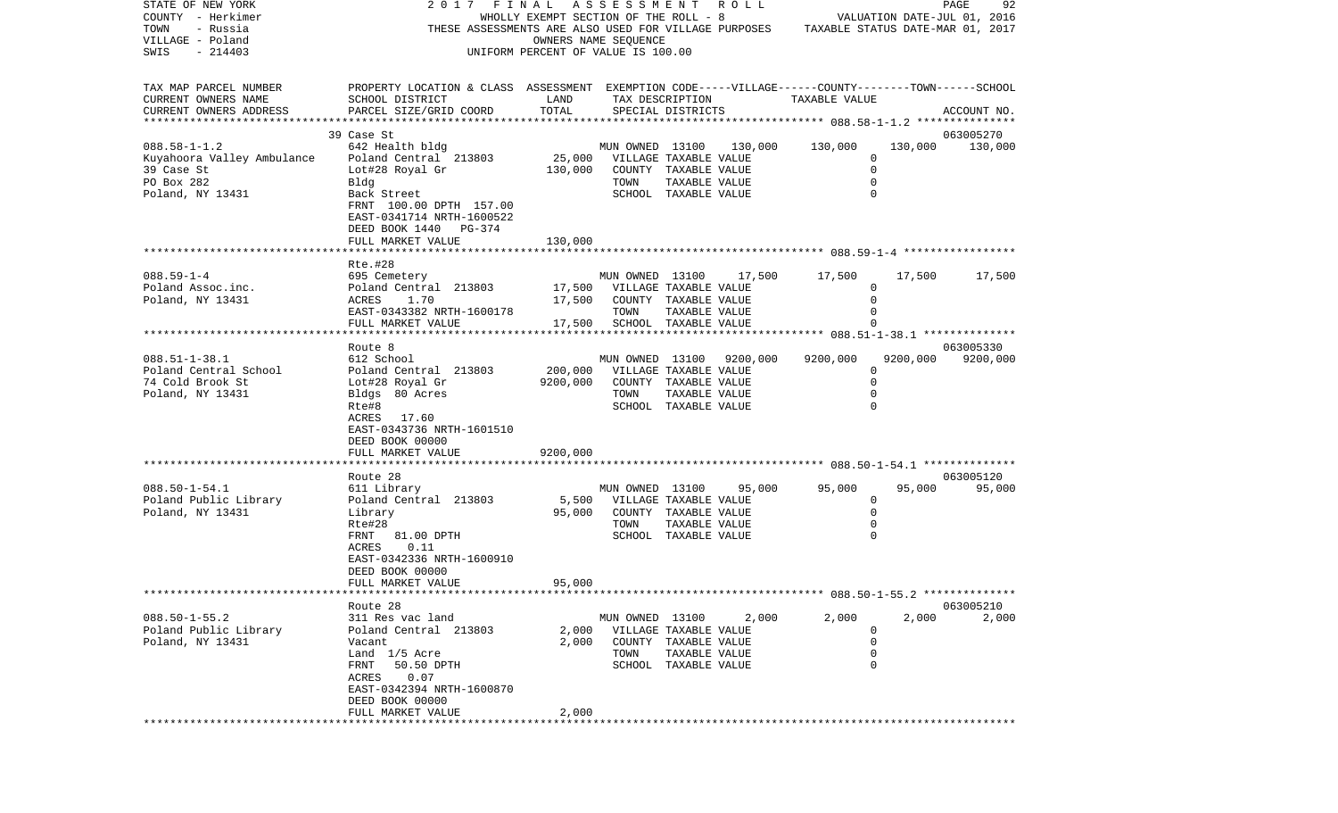STATE OF NEW YORK — 2017 FINAL ASSESSMENT ROLL
COUNTY - Herkimer — WHOLLY EXEMPT SECTION OF THE ROLL - 8 — VALUATION DATE-JUL 01, 2016
TOWN - Russia — THESE ASSESSMENTS ARE ALSO USED FOR VILLAGE PURPOSES — TAXABLE STATUS DATE-MAR 01, 2017
VILLAGE - Poland — OWNERS NAME SEQUENCE
SWIS - 214403 — UNIFORM PERCENT OF VALUE IS 100.00

| TAX MAP PARCEL NUMBER / CURRENT OWNERS NAME / CURRENT OWNERS ADDRESS | PROPERTY LOCATION & CLASS / SCHOOL DISTRICT / PARCEL SIZE/GRID COORD | ASSESSMENT LAND | TOTAL | EXEMPTION CODE / TAX DESCRIPTION / SPECIAL DISTRICTS | VILLAGE | COUNTY | TOWN | SCHOOL / ACCOUNT NO. |
|---|---|---|---|---|---|---|---|---|
| | 39 Case St | | | | | | | 063005270 |
| 088.58-1-1.2 | 642 Health bldg | | | MUN OWNED 13100 130,000 | 130,000 | 130,000 | 130,000 | 130,000 |
| Kuyahoora Valley Ambulance | Poland Central 213803 | 25,000 | | VILLAGE TAXABLE VALUE | 0 | | | |
| 39 Case St | Lot#28 Royal Gr | | 130,000 | COUNTY TAXABLE VALUE | | 0 | | |
| PO Box 282 | Bldg | | | TOWN TAXABLE VALUE | | | 0 | |
| Poland, NY 13431 | Back Street | | | SCHOOL TAXABLE VALUE | | | | 0 |
| | FRNT 100.00 DPTH 157.00 | | | | | | | |
| | EAST-0341714 NRTH-1600522 | | | | | | | |
| | DEED BOOK 1440 PG-374 | | | | | | | |
| | FULL MARKET VALUE | | 130,000 | | | | | |
| | Rte.#28 | | | | | | | |
| 088.59-1-4 | 695 Cemetery | | | MUN OWNED 13100 17,500 | 17,500 | 17,500 | 17,500 | 17,500 |
| Poland Assoc.inc. | Poland Central 213803 | 17,500 | | VILLAGE TAXABLE VALUE | 0 | | | |
| Poland, NY 13431 | ACRES 1.70 | | 17,500 | COUNTY TAXABLE VALUE | | 0 | | |
| | EAST-0343382 NRTH-1600178 | | | TOWN TAXABLE VALUE | | | 0 | |
| | FULL MARKET VALUE | | 17,500 | SCHOOL TAXABLE VALUE | | | | 0 |
| | Route 8 | | | | | | | 063005330 |
| 088.51-1-38.1 | 612 School | | | MUN OWNED 13100 9200,000 | 9200,000 | 9200,000 | 9200,000 | 9200,000 |
| Poland Central School | Poland Central 213803 | 200,000 | | VILLAGE TAXABLE VALUE | 0 | | | |
| 74 Cold Brook St | Lot#28 Royal Gr | | 9200,000 | COUNTY TAXABLE VALUE | | 0 | | |
| Poland, NY 13431 | Bldgs 80 Acres | | | TOWN TAXABLE VALUE | | | 0 | |
| | Rte#8 | | | SCHOOL TAXABLE VALUE | | | | 0 |
| | ACRES 17.60 | | | | | | | |
| | EAST-0343736 NRTH-1601510 | | | | | | | |
| | DEED BOOK 00000 | | | | | | | |
| | FULL MARKET VALUE | | 9200,000 | | | | | |
| | Route 28 | | | | | | | 063005120 |
| 088.50-1-54.1 | 611 Library | | | MUN OWNED 13100 95,000 | 95,000 | 95,000 | 95,000 | 95,000 |
| Poland Public Library | Poland Central 213803 | 5,500 | | VILLAGE TAXABLE VALUE | 0 | | | |
| Poland, NY 13431 | Library | | 95,000 | COUNTY TAXABLE VALUE | | 0 | | |
| | Rte#28 | | | TOWN TAXABLE VALUE | | | 0 | |
| | FRNT 81.00 DPTH | | | SCHOOL TAXABLE VALUE | | | | 0 |
| | ACRES 0.11 | | | | | | | |
| | EAST-0342336 NRTH-1600910 | | | | | | | |
| | DEED BOOK 00000 | | | | | | | |
| | FULL MARKET VALUE | | 95,000 | | | | | |
| | Route 28 | | | | | | | 063005210 |
| 088.50-1-55.2 | 311 Res vac land | | | MUN OWNED 13100 2,000 | 2,000 | 2,000 | 2,000 | 2,000 |
| Poland Public Library | Poland Central 213803 | 2,000 | | VILLAGE TAXABLE VALUE | 0 | | | |
| Poland, NY 13431 | Vacant | | 2,000 | COUNTY TAXABLE VALUE | | 0 | | |
| | Land 1/5 Acre | | | TOWN TAXABLE VALUE | | | 0 | |
| | FRNT 50.50 DPTH | | | SCHOOL TAXABLE VALUE | | | | 0 |
| | ACRES 0.07 | | | | | | | |
| | EAST-0342394 NRTH-1600870 | | | | | | | |
| | DEED BOOK 00000 | | | | | | | |
| | FULL MARKET VALUE | | 2,000 | | | | | |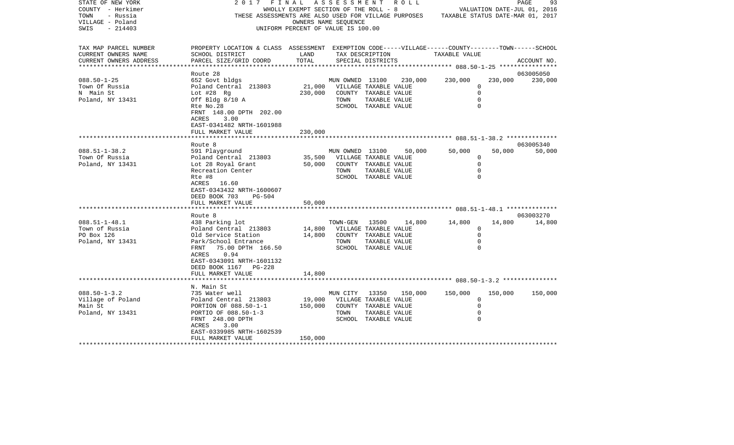STATE OF NEW YORK
COUNTY - Herkimer
TOWN - Russia
VILLAGE - Poland
SWIS - 214403

**2017 FINAL ASSESSMENT ROLL**
WHOLLY EXEMPT SECTION OF THE ROLL - 8
THESE ASSESSMENTS ARE ALSO USED FOR VILLAGE PURPOSES
OWNERS NAME SEQUENCE
UNIFORM PERCENT OF VALUE IS 100.00

VALUATION DATE-JUL 01, 2016
TAXABLE STATUS DATE-MAR 01, 2017

| TAX MAP PARCEL NUMBER / CURRENT OWNERS NAME / CURRENT OWNERS ADDRESS | PROPERTY LOCATION & CLASS / SCHOOL DISTRICT / PARCEL SIZE/GRID COORD | ASSESSMENT LAND | TOTAL | EXEMPTION CODE / TAX DESCRIPTION / SPECIAL DISTRICTS | | VILLAGE | COUNTY | TOWN | SCHOOL / ACCOUNT NO. |
|---|---|---|---|---|---|---|---|---|---|
| **088.50-1-25** | Route 28 | | | | | | | | 063005050 |
| 088.50-1-25 | 652 Govt bldgs | | | MUN OWNED 13100 | 230,000 | 230,000 | 230,000 | | 230,000 |
| Town Of Russia | Poland Central 213803 | 21,000 | | VILLAGE TAXABLE VALUE | | 0 | | | |
| N Main St | Lot #28 Rg | | 230,000 | COUNTY TAXABLE VALUE | | 0 | | | |
| Poland, NY 13431 | Off Bldg 8/10 A | | | TOWN TAXABLE VALUE | | 0 | | | |
| | Rte No.28 | | | SCHOOL TAXABLE VALUE | | 0 | | | |
| | FRNT 148.00 DPTH 202.00 | | | | | | | | |
| | ACRES 3.00 | | | | | | | | |
| | EAST-0341482 NRTH-1601988 | | | | | | | | |
| | FULL MARKET VALUE | | 230,000 | | | | | | |
| **088.51-1-38.2** | Route 8 | | | | | | | | 063005340 |
| 088.51-1-38.2 | 591 Playground | | | MUN OWNED 13100 | 50,000 | 50,000 | 50,000 | | 50,000 |
| Town Of Russia | Poland Central 213803 | 35,500 | | VILLAGE TAXABLE VALUE | | 0 | | | |
| Poland, NY 13431 | Lot 28 Royal Grant | | 50,000 | COUNTY TAXABLE VALUE | | 0 | | | |
| | Recreation Center | | | TOWN TAXABLE VALUE | | 0 | | | |
| | Rte #8 | | | SCHOOL TAXABLE VALUE | | 0 | | | |
| | ACRES 16.60 | | | | | | | | |
| | EAST-0343432 NRTH-1600607 | | | | | | | | |
| | DEED BOOK 703 PG-504 | | | | | | | | |
| | FULL MARKET VALUE | | 50,000 | | | | | | |
| **088.51-1-48.1** | Route 8 | | | | | | | | 063003270 |
| 088.51-1-48.1 | 438 Parking lot | | | TOWN-GEN 13500 | 14,800 | 14,800 | 14,800 | | 14,800 |
| Town of Russia | Poland Central 213803 | 14,800 | | VILLAGE TAXABLE VALUE | | 0 | | | |
| PO Box 126 | Old Service Station | | 14,800 | COUNTY TAXABLE VALUE | | 0 | | | |
| Poland, NY 13431 | Park/School Entrance | | | TOWN TAXABLE VALUE | | 0 | | | |
| | FRNT 75.00 DPTH 166.50 | | | SCHOOL TAXABLE VALUE | | 0 | | | |
| | ACRES 0.94 | | | | | | | | |
| | EAST-0343091 NRTH-1601132 | | | | | | | | |
| | DEED BOOK 1167 PG-228 | | | | | | | | |
| | FULL MARKET VALUE | | 14,800 | | | | | | |
| **088.50-1-3.2** | N. Main St | | | | | | | | |
| 088.50-1-3.2 | 735 Water well | | | MUN CITY 13350 | 150,000 | 150,000 | 150,000 | | 150,000 |
| Village of Poland | Poland Central 213803 | 19,000 | | VILLAGE TAXABLE VALUE | | 0 | | | |
| Main St | PORTION OF 088.50-1-1 | | 150,000 | COUNTY TAXABLE VALUE | | 0 | | | |
| Poland, NY 13431 | PORTIO OF 088.50-1-3 | | | TOWN TAXABLE VALUE | | 0 | | | |
| | FRNT 248.00 DPTH | | | SCHOOL TAXABLE VALUE | | 0 | | | |
| | ACRES 3.00 | | | | | | | | |
| | EAST-0339985 NRTH-1602539 | | | | | | | | |
| | FULL MARKET VALUE | | 150,000 | | | | | | |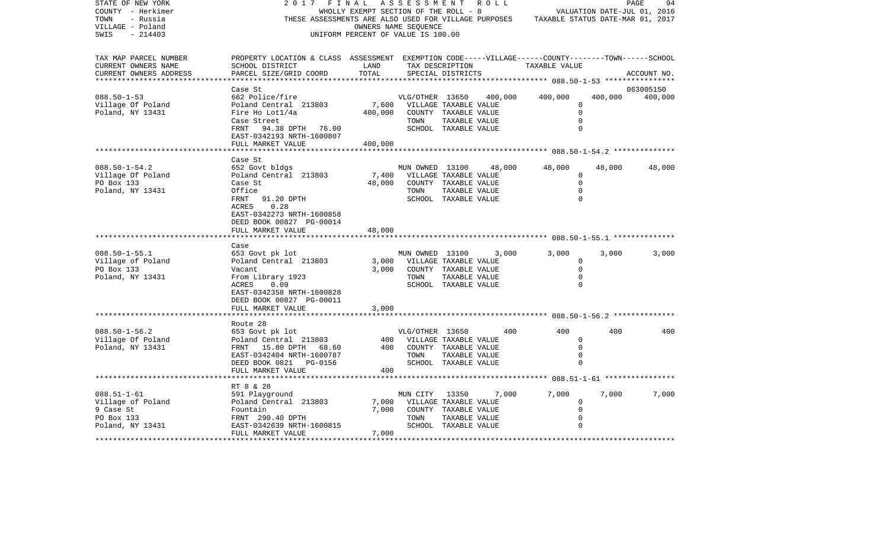STATE OF NEW YORK
COUNTY - Herkimer
TOWN - Russia
VILLAGE - Poland
SWIS - 214403

2017 FINAL ASSESSMENT ROLL
WHOLLY EXEMPT SECTION OF THE ROLL - 8
THESE ASSESSMENTS ARE ALSO USED FOR VILLAGE PURPOSES
OWNERS NAME SEQUENCE
UNIFORM PERCENT OF VALUE IS 100.00

VALUATION DATE-JUL 01, 2016
TAXABLE STATUS DATE-MAR 01, 2017

| TAX MAP PARCEL NUMBER / CURRENT OWNERS NAME / CURRENT OWNERS ADDRESS | PROPERTY LOCATION & CLASS / SCHOOL DISTRICT / PARCEL SIZE/GRID COORD | ASSESSMENT LAND | TOTAL | EXEMPTION CODE / TAX DESCRIPTION / SPECIAL DISTRICTS | | VILLAGE | COUNTY | TOWN | SCHOOL / ACCOUNT NO. |
|---|---|---|---|---|---|---|---|---|---|
| **088.50-1-53** | Case St | | | | | | | | 063005150 |
| 088.50-1-53 | 662 Police/fire | | | VLG/OTHER 13650 | 400,000 | 400,000 | 400,000 | | 400,000 |
| Village Of Poland | Poland Central 213803 | 7,600 | | VILLAGE TAXABLE VALUE | | 0 | | | |
| Poland, NY 13431 | Fire Ho Lot1/4a | | 400,000 | COUNTY TAXABLE VALUE | | 0 | | | |
| | Case Street | | | TOWN TAXABLE VALUE | | 0 | | | |
| | FRNT 94.38 DPTH 76.00 | | | SCHOOL TAXABLE VALUE | | 0 | | | |
| | EAST-0342193 NRTH-1600807 | | | | | | | | |
| | FULL MARKET VALUE | | 400,000 | | | | | | |
| **088.50-1-54.2** | Case St | | | | | | | | |
| 088.50-1-54.2 | 652 Govt bldgs | | | MUN OWNED 13100 | 48,000 | 48,000 | 48,000 | | 48,000 |
| Village Of Poland | Poland Central 213803 | 7,400 | | VILLAGE TAXABLE VALUE | | 0 | | | |
| PO Box 133 | Case St | | 48,000 | COUNTY TAXABLE VALUE | | 0 | | | |
| Poland, NY 13431 | Office | | | TOWN TAXABLE VALUE | | 0 | | | |
| | FRNT 91.20 DPTH | | | SCHOOL TAXABLE VALUE | | 0 | | | |
| | ACRES 0.28 | | | | | | | | |
| | EAST-0342273 NRTH-1600858 | | | | | | | | |
| | DEED BOOK 00827 PG-00014 | | | | | | | | |
| | FULL MARKET VALUE | | 48,000 | | | | | | |
| **088.50-1-55.1** | Case | | | | | | | | |
| 088.50-1-55.1 | 653 Govt pk lot | | | MUN OWNED 13100 | 3,000 | 3,000 | 3,000 | | 3,000 |
| Village of Poland | Poland Central 213803 | 3,000 | | VILLAGE TAXABLE VALUE | | 0 | | | |
| PO Box 133 | Vacant | | 3,000 | COUNTY TAXABLE VALUE | | 0 | | | |
| Poland, NY 13431 | From Library 1923 | | | TOWN TAXABLE VALUE | | 0 | | | |
| | ACRES 0.09 | | | SCHOOL TAXABLE VALUE | | 0 | | | |
| | EAST-0342358 NRTH-1600828 | | | | | | | | |
| | DEED BOOK 00827 PG-00011 | | | | | | | | |
| | FULL MARKET VALUE | | 3,000 | | | | | | |
| **088.50-1-56.2** | Route 28 | | | | | | | | |
| 088.50-1-56.2 | 653 Govt pk lot | | | VLG/OTHER 13650 | 400 | 400 | 400 | | 400 |
| Village Of Poland | Poland Central 213803 | 400 | | VILLAGE TAXABLE VALUE | | 0 | | | |
| Poland, NY 13431 | FRNT 15.80 DPTH 68.60 | | 400 | COUNTY TAXABLE VALUE | | 0 | | | |
| | EAST-0342404 NRTH-1600787 | | | TOWN TAXABLE VALUE | | 0 | | | |
| | DEED BOOK 0821 PG-0156 | | | SCHOOL TAXABLE VALUE | | 0 | | | |
| | FULL MARKET VALUE | | 400 | | | | | | |
| **088.51-1-61** | RT 8 & 28 | | | | | | | | |
| 088.51-1-61 | 591 Playground | | | MUN CITY 13350 | 7,000 | 7,000 | 7,000 | | 7,000 |
| Village of Poland | Poland Central 213803 | 7,000 | | VILLAGE TAXABLE VALUE | | 0 | | | |
| 9 Case St | Fountain | | 7,000 | COUNTY TAXABLE VALUE | | 0 | | | |
| PO Box 133 | FRNT 290.40 DPTH | | | TOWN TAXABLE VALUE | | 0 | | | |
| Poland, NY 13431 | EAST-0342639 NRTH-1600815 | | | SCHOOL TAXABLE VALUE | | 0 | | | |
| | FULL MARKET VALUE | | 7,000 | | | | | | |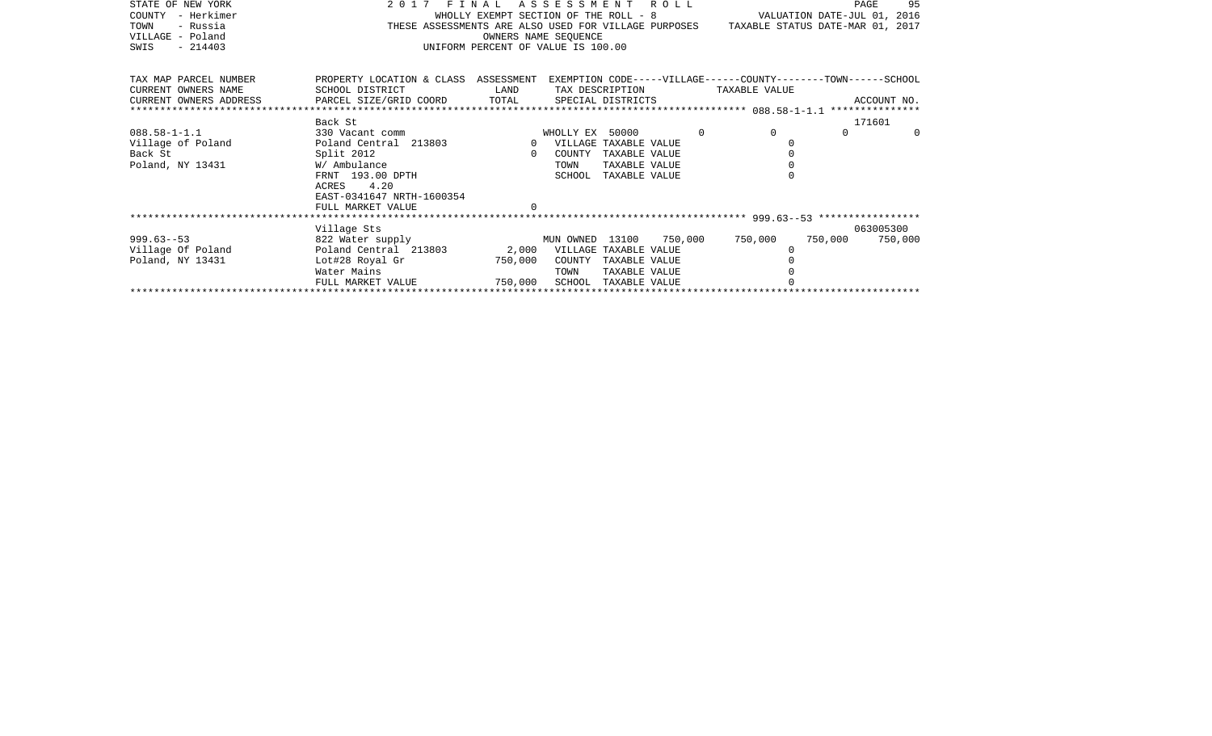STATE OF NEW YORK | COUNTY - Herkimer | TOWN - Russia | VILLAGE - Poland | SWIS - 214403

2 0 1 7 F I N A L A S S E S S M E N T R O L L
WHOLLY EXEMPT SECTION OF THE ROLL - 8
THESE ASSESSMENTS ARE ALSO USED FOR VILLAGE PURPOSES
OWNERS NAME SEQUENCE
UNIFORM PERCENT OF VALUE IS 100.00

VALUATION DATE-JUL 01, 2016
TAXABLE STATUS DATE-MAR 01, 2017

| TAX MAP PARCEL NUMBER / CURRENT OWNERS NAME / CURRENT OWNERS ADDRESS | PROPERTY LOCATION & CLASS / SCHOOL DISTRICT / PARCEL SIZE/GRID COORD | ASSESSMENT LAND / TOTAL | EXEMPTION CODE / TAX DESCRIPTION / SPECIAL DISTRICTS | VILLAGE | COUNTY | TOWN | SCHOOL | ACCOUNT NO. |
|---|---|---|---|---|---|---|---|---|
| 088.58-1-1.1 | Back St | | | | | | | 171601 |
| Village of Poland | 330 Vacant comm | | WHOLLY EX 50000 | 0 | 0 | 0 | 0 | |
| Back St | Poland Central 213803 | 0 | VILLAGE TAXABLE VALUE | 0 | | | | |
| Poland, NY 13431 | Split 2012 | 0 | COUNTY TAXABLE VALUE | | 0 | | | |
| | W/ Ambulance | | TOWN TAXABLE VALUE | | | 0 | | |
| | FRNT 193.00 DPTH | | SCHOOL TAXABLE VALUE | | | | 0 | |
| | ACRES 4.20 | | | | | | | |
| | EAST-0341647 NRTH-1600354 | | | | | | | |
| | FULL MARKET VALUE | 0 | | | | | | |
| 999.63--53 | Village Sts | | | | | | | 063005300 |
| Village Of Poland | 822 Water supply | | MUN OWNED 13100 | 750,000 | 750,000 | 750,000 | 750,000 | |
| Poland, NY 13431 | Poland Central 213803 | 2,000 | VILLAGE TAXABLE VALUE | 0 | | | | |
| | Lot#28 Royal Gr | 750,000 | COUNTY TAXABLE VALUE | | 0 | | | |
| | Water Mains | | TOWN TAXABLE VALUE | | | 0 | | |
| | FULL MARKET VALUE | 750,000 | SCHOOL TAXABLE VALUE | | | | 0 | |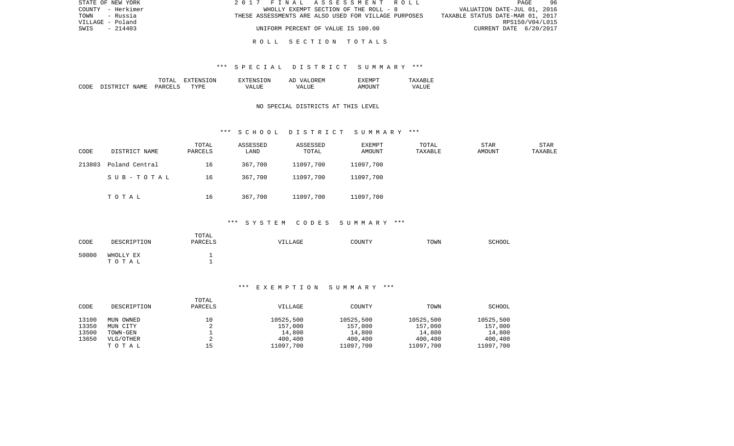STATE OF NEW YORK 2017 FINAL ASSESSMENT ROLL
COUNTY - Herkimer WHOLLY EXEMPT SECTION OF THE ROLL - 8 VALUATION DATE-JUL 01, 2016
TOWN - Russia THESE ASSESSMENTS ARE ALSO USED FOR VILLAGE PURPOSES TAXABLE STATUS DATE-MAR 01, 2017
VILLAGE - Poland RPS150/V04/L015
SWIS - 214403 UNIFORM PERCENT OF VALUE IS 100.00 CURRENT DATE 6/20/2017

# ROLL SECTION TOTALS

## *** SPECIAL DISTRICT SUMMARY ***

| CODE | DISTRICT NAME | TOTAL PARCELS | EXTENSION TYPE | EXTENSION VALUE | AD VALOREM VALUE | EXEMPT AMOUNT | TAXABLE VALUE |
|---|---|---|---|---|---|---|---|

NO SPECIAL DISTRICTS AT THIS LEVEL

## *** SCHOOL DISTRICT SUMMARY ***

| CODE | DISTRICT NAME | TOTAL PARCELS | ASSESSED LAND | ASSESSED TOTAL | EXEMPT AMOUNT | TOTAL TAXABLE | STAR AMOUNT | STAR TAXABLE |
|---|---|---|---|---|---|---|---|---|
| 213803 | Poland Central | 16 | 367,700 | 11097,700 | 11097,700 | | | |
| | SUB-TOTAL | 16 | 367,700 | 11097,700 | 11097,700 | | | |
| | TOTAL | 16 | 367,700 | 11097,700 | 11097,700 | | | |

## *** SYSTEM CODES SUMMARY ***

| CODE | DESCRIPTION | TOTAL PARCELS | VILLAGE | COUNTY | TOWN | SCHOOL |
|---|---|---|---|---|---|---|
| 50000 | WHOLLY EX | 1 | | | | |
| | TOTAL | 1 | | | | |

## *** EXEMPTION SUMMARY ***

| CODE | DESCRIPTION | TOTAL PARCELS | VILLAGE | COUNTY | TOWN | SCHOOL |
|---|---|---|---|---|---|---|
| 13100 | MUN OWNED | 10 | 10525,500 | 10525,500 | 10525,500 | 10525,500 |
| 13350 | MUN CITY | 2 | 157,000 | 157,000 | 157,000 | 157,000 |
| 13500 | TOWN-GEN | 1 | 14,800 | 14,800 | 14,800 | 14,800 |
| 13650 | VLG/OTHER | 2 | 400,400 | 400,400 | 400,400 | 400,400 |
| | TOTAL | 15 | 11097,700 | 11097,700 | 11097,700 | 11097,700 |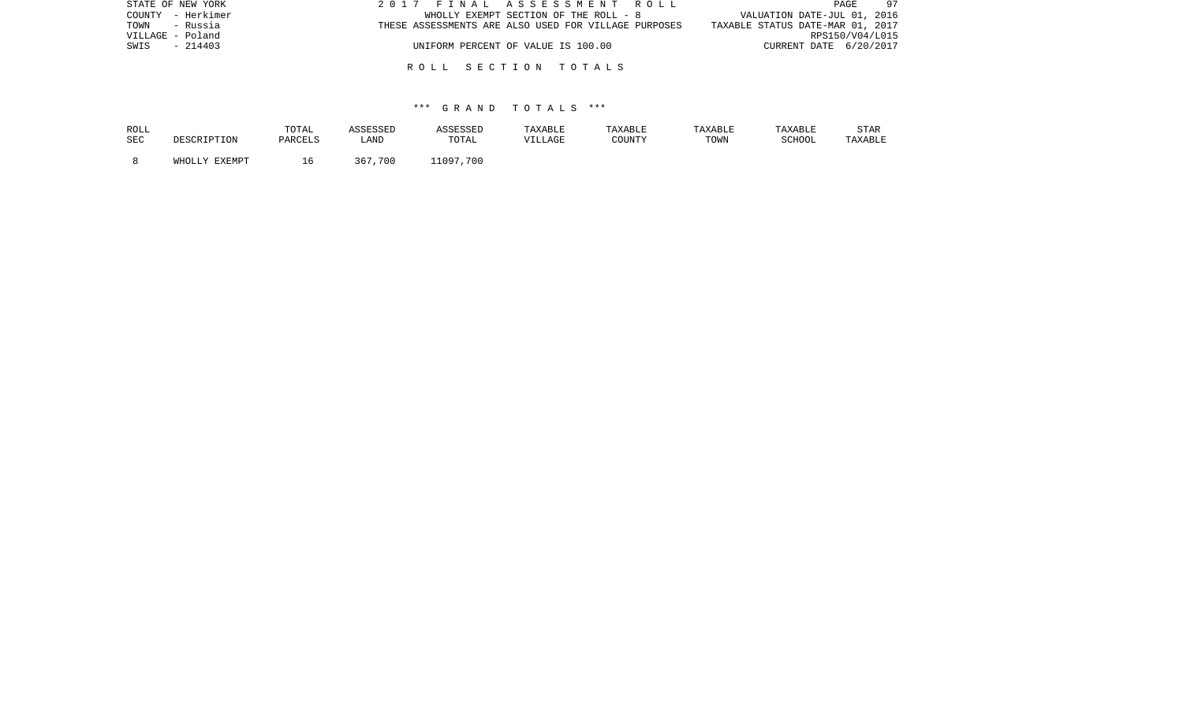## ROLL SECTION TOTALS

### *** GRAND TOTALS ***

| ROLL SEC | DESCRIPTION | TOTAL PARCELS | ASSESSED LAND | ASSESSED TOTAL | TAXABLE VILLAGE | TAXABLE COUNTY | TAXABLE TOWN | TAXABLE SCHOOL | STAR TAXABLE |
|---|---|---|---|---|---|---|---|---|---|
| 8 | WHOLLY EXEMPT | 16 | 367,700 | 11097,700 | | | | | |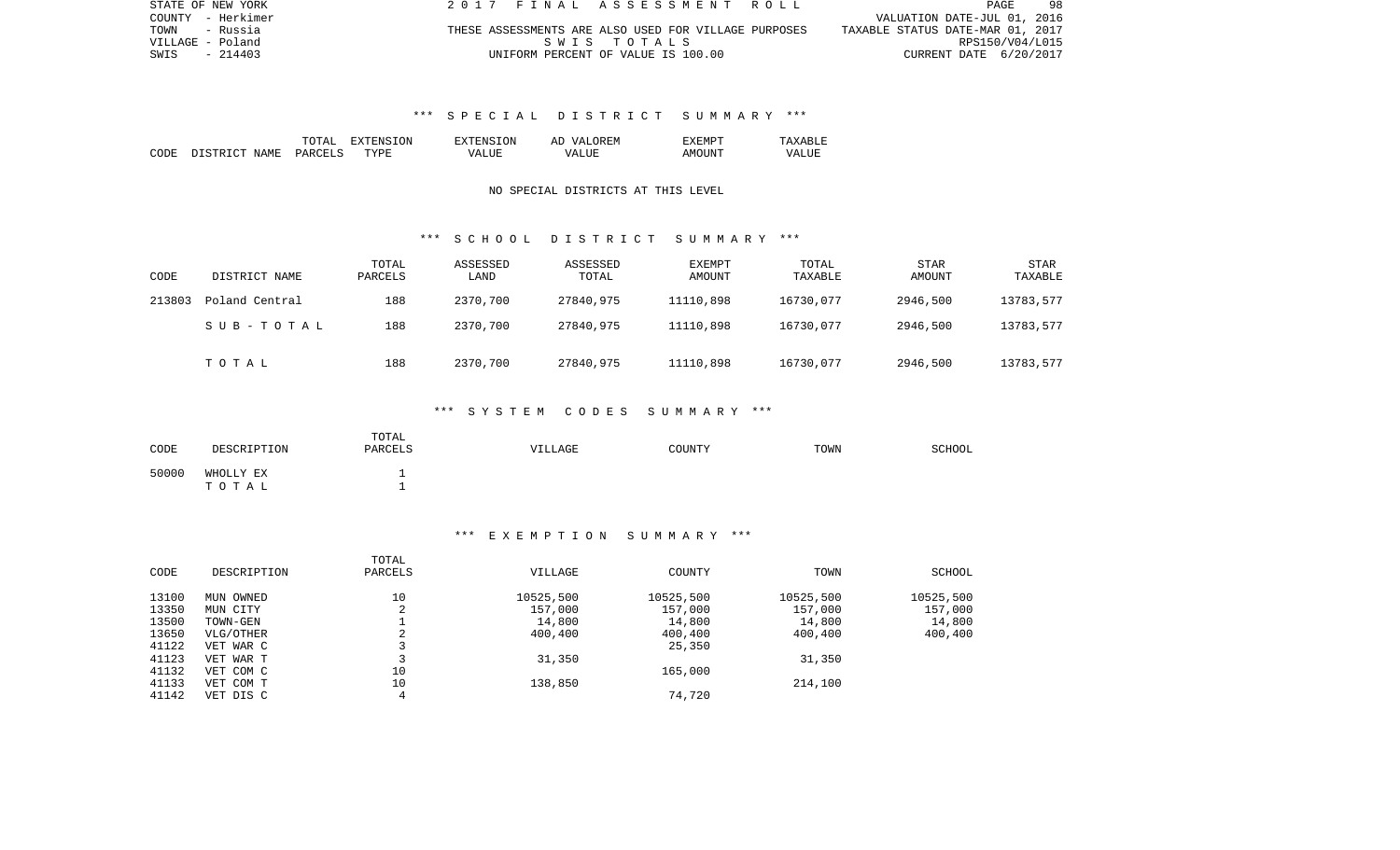### *** SPECIAL DISTRICT SUMMARY ***

| CODE | DISTRICT NAME | TOTAL PARCELS | EXTENSION TYPE | EXTENSION VALUE | AD VALOREM VALUE | EXEMPT AMOUNT | TAXABLE VALUE |
|---|---|---|---|---|---|---|---|

NO SPECIAL DISTRICTS AT THIS LEVEL

### *** SCHOOL DISTRICT SUMMARY ***

| CODE | DISTRICT NAME | TOTAL PARCELS | ASSESSED LAND | ASSESSED TOTAL | EXEMPT AMOUNT | TOTAL TAXABLE | STAR AMOUNT | STAR TAXABLE |
|---|---|---|---|---|---|---|---|---|
| 213803 | Poland Central | 188 | 2370,700 | 27840,975 | 11110,898 | 16730,077 | 2946,500 | 13783,577 |
| | SUB-TOTAL | 188 | 2370,700 | 27840,975 | 11110,898 | 16730,077 | 2946,500 | 13783,577 |
| | TOTAL | 188 | 2370,700 | 27840,975 | 11110,898 | 16730,077 | 2946,500 | 13783,577 |

### *** SYSTEM CODES SUMMARY ***

| CODE | DESCRIPTION | TOTAL PARCELS | VILLAGE | COUNTY | TOWN | SCHOOL |
|---|---|---|---|---|---|---|
| 50000 | WHOLLY EX | 1 | | | | |
| | TOTAL | 1 | | | | |

### *** EXEMPTION SUMMARY ***

| CODE | DESCRIPTION | TOTAL PARCELS | VILLAGE | COUNTY | TOWN | SCHOOL |
|---|---|---|---|---|---|---|
| 13100 | MUN OWNED | 10 | 10525,500 | 10525,500 | 10525,500 | 10525,500 |
| 13350 | MUN CITY | 2 | 157,000 | 157,000 | 157,000 | 157,000 |
| 13500 | TOWN-GEN | 1 | 14,800 | 14,800 | 14,800 | 14,800 |
| 13650 | VLG/OTHER | 2 | 400,400 | 400,400 | 400,400 | 400,400 |
| 41122 | VET WAR C | 3 | | 25,350 | | |
| 41123 | VET WAR T | 3 | 31,350 | | 31,350 | |
| 41132 | VET COM C | 10 | | 165,000 | | |
| 41133 | VET COM T | 10 | 138,850 | | 214,100 | |
| 41142 | VET DIS C | 4 | | 74,720 | | |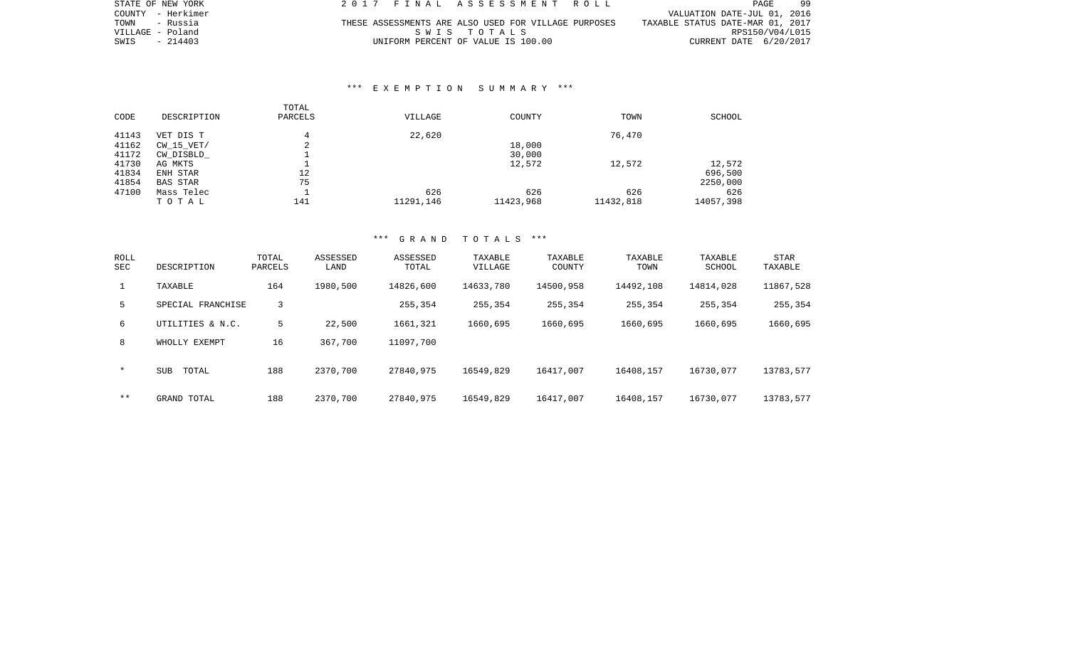STATE OF NEW YORK
COUNTY - Herkimer
TOWN - Russia
VILLAGE - Poland
SWIS - 214403

2017 FINAL ASSESSMENT ROLL
THESE ASSESSMENTS ARE ALSO USED FOR VILLAGE PURPOSES
SWIS TOTALS
UNIFORM PERCENT OF VALUE IS 100.00

VALUATION DATE-JUL 01, 2016
TAXABLE STATUS DATE-MAR 01, 2017
RPS150/V04/L015
CURRENT DATE 6/20/2017

### *** EXEMPTION SUMMARY ***

| CODE | DESCRIPTION | TOTAL PARCELS | VILLAGE | COUNTY | TOWN | SCHOOL |
|---|---|---|---|---|---|---|
| 41143 | VET DIS T | 4 | 22,620 | | 76,470 | |
| 41162 | CW_15_VET/ | 2 | | 18,000 | | |
| 41172 | CW_DISBLD_ | 1 | | 30,000 | | |
| 41730 | AG MKTS | 1 | | 12,572 | 12,572 | 12,572 |
| 41834 | ENH STAR | 12 | | | | 696,500 |
| 41854 | BAS STAR | 75 | | | | 2250,000 |
| 47100 | Mass Telec | 1 | 626 | 626 | 626 | 626 |
| | TOTAL | 141 | 11291,146 | 11423,968 | 11432,818 | 14057,398 |

### *** GRAND TOTALS ***

| ROLL SEC | DESCRIPTION | TOTAL PARCELS | ASSESSED LAND | ASSESSED TOTAL | TAXABLE VILLAGE | TAXABLE COUNTY | TAXABLE TOWN | TAXABLE SCHOOL | STAR TAXABLE |
|---|---|---|---|---|---|---|---|---|---|
| 1 | TAXABLE | 164 | 1980,500 | 14826,600 | 14633,780 | 14500,958 | 14492,108 | 14814,028 | 11867,528 |
| 5 | SPECIAL FRANCHISE | 3 | | 255,354 | 255,354 | 255,354 | 255,354 | 255,354 | 255,354 |
| 6 | UTILITIES & N.C. | 5 | 22,500 | 1661,321 | 1660,695 | 1660,695 | 1660,695 | 1660,695 | 1660,695 |
| 8 | WHOLLY EXEMPT | 16 | 367,700 | 11097,700 | | | | | |
| * | SUB TOTAL | 188 | 2370,700 | 27840,975 | 16549,829 | 16417,007 | 16408,157 | 16730,077 | 13783,577 |
| ** | GRAND TOTAL | 188 | 2370,700 | 27840,975 | 16549,829 | 16417,007 | 16408,157 | 16730,077 | 13783,577 |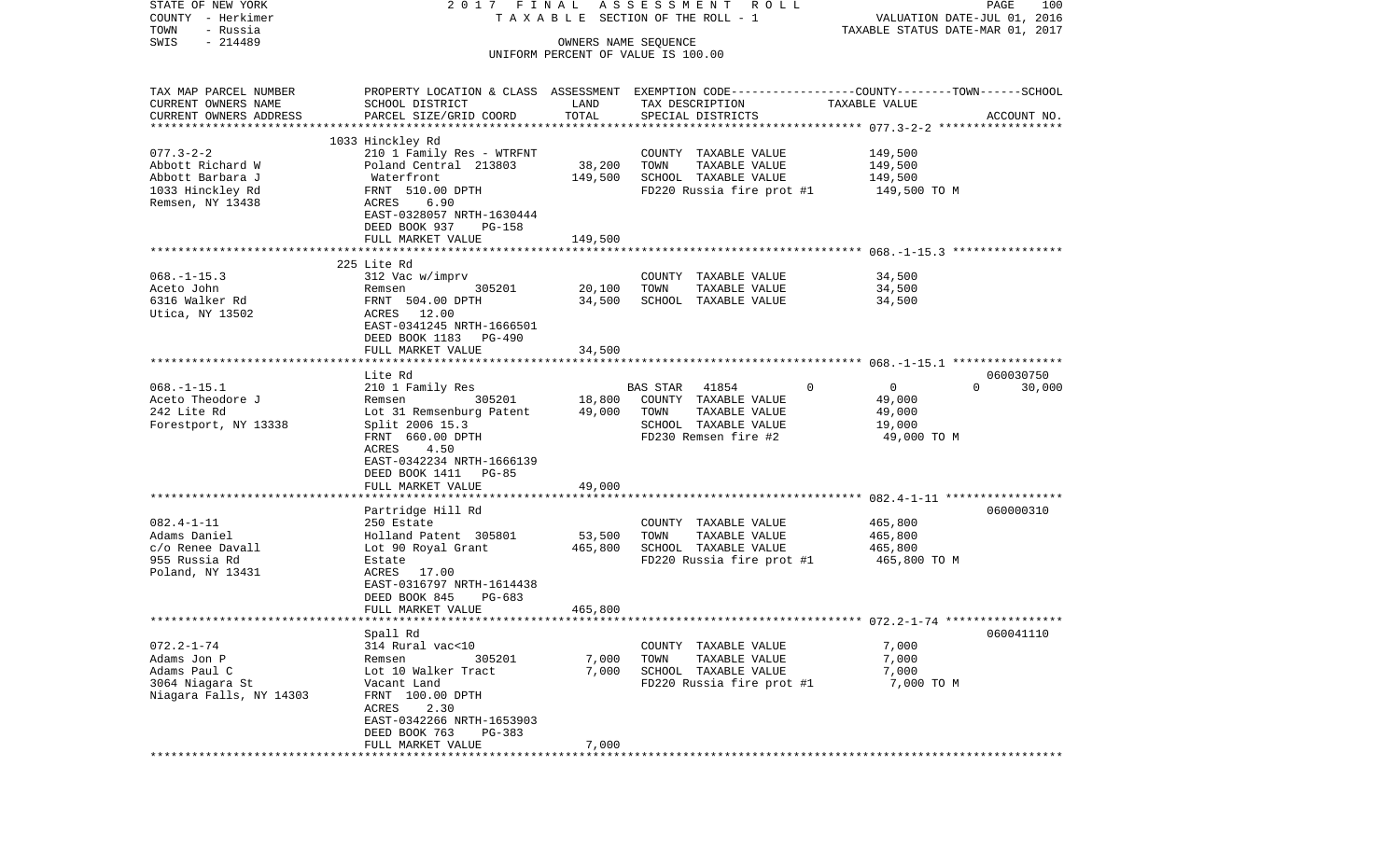STATE OF NEW YORK 2017 FINAL ASSESSMENT ROLL
COUNTY - Herkimer TAXABLE SECTION OF THE ROLL - 1 VALUATION DATE-JUL 01, 2016
TOWN - Russia TAXABLE STATUS DATE-MAR 01, 2017
SWIS - 214489 OWNERS NAME SEQUENCE
UNIFORM PERCENT OF VALUE IS 100.00

| TAX MAP PARCEL NUMBER<br>CURRENT OWNERS NAME<br>CURRENT OWNERS ADDRESS | PROPERTY LOCATION & CLASS<br>SCHOOL DISTRICT<br>PARCEL SIZE/GRID COORD | ASSESSMENT LAND<br>TOTAL | EXEMPTION CODE / TAX DESCRIPTION<br>SPECIAL DISTRICTS | COUNTY | TOWN | SCHOOL TAXABLE VALUE | ACCOUNT NO. |
|---|---|---|---|---|---|---|---|
| **077.3-2-2** | 1033 Hinckley Rd | | | | | | |
| 077.3-2-2 | 210 1 Family Res - WTRFNT | | COUNTY TAXABLE VALUE | 149,500 | | | |
| Abbott Richard W | Poland Central 213803 | 38,200 | TOWN TAXABLE VALUE | | 149,500 | | |
| Abbott Barbara J | Waterfront | 149,500 | SCHOOL TAXABLE VALUE | | | 149,500 | |
| 1033 Hinckley Rd | FRNT 510.00 DPTH | | FD220 Russia fire prot #1 | 149,500 TO M | | | |
| Remsen, NY 13438 | ACRES 6.90 | | | | | | |
| | EAST-0328057 NRTH-1630444 | | | | | | |
| | DEED BOOK 937 PG-158 | | | | | | |
| | FULL MARKET VALUE | 149,500 | | | | | |
| **068.-1-15.3** | 225 Lite Rd | | | | | | |
| 068.-1-15.3 | 312 Vac w/imprv | | COUNTY TAXABLE VALUE | 34,500 | | | |
| Aceto John | Remsen 305201 | 20,100 | TOWN TAXABLE VALUE | | 34,500 | | |
| 6316 Walker Rd | FRNT 504.00 DPTH | 34,500 | SCHOOL TAXABLE VALUE | | | 34,500 | |
| Utica, NY 13502 | ACRES 12.00 | | | | | | |
| | EAST-0341245 NRTH-1666501 | | | | | | |
| | DEED BOOK 1183 PG-490 | | | | | | |
| | FULL MARKET VALUE | 34,500 | | | | | |
| **068.-1-15.1** | Lite Rd | | | | | | 060030750 |
| 068.-1-15.1 | 210 1 Family Res | | BAS STAR 41854 | 0 | 0 | 30,000 | |
| Aceto Theodore J | Remsen 305201 | 18,800 | COUNTY TAXABLE VALUE | 49,000 | | | |
| 242 Lite Rd | Lot 31 Remsenburg Patent | 49,000 | TOWN TAXABLE VALUE | | 49,000 | | |
| Forestport, NY 13338 | Split 2006 15.3 | | SCHOOL TAXABLE VALUE | | | 19,000 | |
| | FRNT 660.00 DPTH | | FD230 Remsen fire #2 | 49,000 TO M | | | |
| | ACRES 4.50 | | | | | | |
| | EAST-0342234 NRTH-1666139 | | | | | | |
| | DEED BOOK 1411 PG-85 | | | | | | |
| | FULL MARKET VALUE | 49,000 | | | | | |
| **082.4-1-11** | Partridge Hill Rd | | | | | | 060000310 |
| 082.4-1-11 | 250 Estate | | COUNTY TAXABLE VALUE | 465,800 | | | |
| Adams Daniel | Holland Patent 305801 | 53,500 | TOWN TAXABLE VALUE | | 465,800 | | |
| c/o Renee Davall | Lot 90 Royal Grant | 465,800 | SCHOOL TAXABLE VALUE | | | 465,800 | |
| 955 Russia Rd | Estate | | FD220 Russia fire prot #1 | 465,800 TO M | | | |
| Poland, NY 13431 | ACRES 17.00 | | | | | | |
| | EAST-0316797 NRTH-1614438 | | | | | | |
| | DEED BOOK 845 PG-683 | | | | | | |
| | FULL MARKET VALUE | 465,800 | | | | | |
| **072.2-1-74** | Spall Rd | | | | | | 060041110 |
| 072.2-1-74 | 314 Rural vac<10 | | COUNTY TAXABLE VALUE | 7,000 | | | |
| Adams Jon P | Remsen 305201 | 7,000 | TOWN TAXABLE VALUE | | 7,000 | | |
| Adams Paul C | Lot 10 Walker Tract | 7,000 | SCHOOL TAXABLE VALUE | | | 7,000 | |
| 3064 Niagara St | Vacant Land | | FD220 Russia fire prot #1 | 7,000 TO M | | | |
| Niagara Falls, NY 14303 | FRNT 100.00 DPTH | | | | | | |
| | ACRES 2.30 | | | | | | |
| | EAST-0342266 NRTH-1653903 | | | | | | |
| | DEED BOOK 763 PG-383 | | | | | | |
| | FULL MARKET VALUE | 7,000 | | | | | |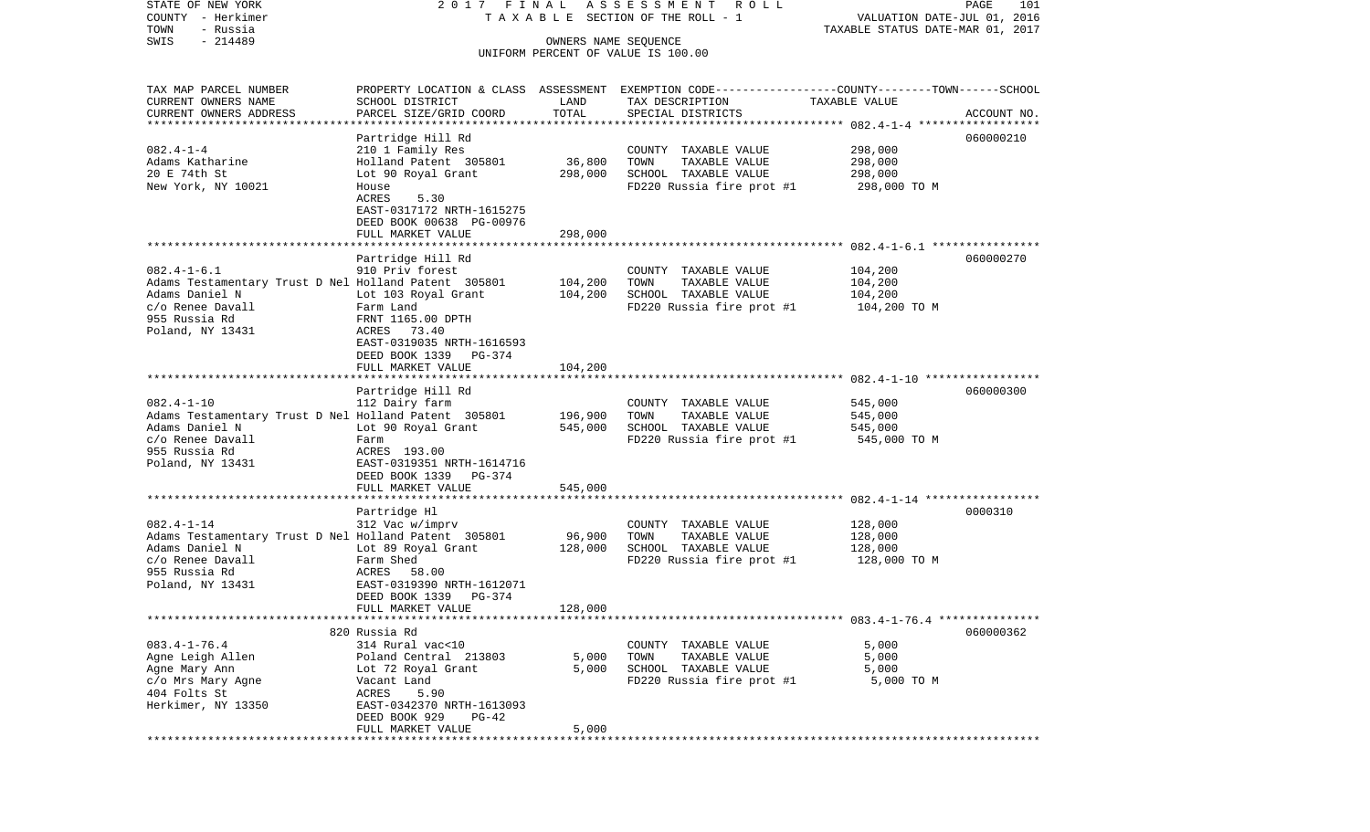STATE OF NEW YORK — 2017 FINAL ASSESSMENT ROLL — PAGE 101
COUNTY - Herkimer — TAXABLE SECTION OF THE ROLL - 1 — VALUATION DATE-JUL 01, 2016
TOWN - Russia — TAXABLE STATUS DATE-MAR 01, 2017
SWIS - 214489 — OWNERS NAME SEQUENCE
UNIFORM PERCENT OF VALUE IS 100.00

| TAX MAP PARCEL NUMBER / CURRENT OWNERS NAME / CURRENT OWNERS ADDRESS | PROPERTY LOCATION & CLASS / SCHOOL DISTRICT / PARCEL SIZE/GRID COORD | ASSESSMENT LAND / TOTAL | EXEMPTION CODE / TAX DESCRIPTION / SPECIAL DISTRICTS | COUNTY--TOWN--SCHOOL TAXABLE VALUE | ACCOUNT NO. |
|---|---|---|---|---|---|
| | Partridge Hill Rd | | | | 060000210 |
| 082.4-1-4 | 210 1 Family Res | | COUNTY TAXABLE VALUE | 298,000 | |
| Adams Katharine | Holland Patent 305801 | 36,800 | TOWN TAXABLE VALUE | 298,000 | |
| 20 E 74th St | Lot 90 Royal Grant | 298,000 | SCHOOL TAXABLE VALUE | 298,000 | |
| New York, NY 10021 | House | | FD220 Russia fire prot #1 | 298,000 TO M | |
| | ACRES 5.30 | | | | |
| | EAST-0317172 NRTH-1615275 | | | | |
| | DEED BOOK 00638 PG-00976 | | | | |
| | FULL MARKET VALUE | 298,000 | | | |
| | Partridge Hill Rd | | | | 060000270 |
| 082.4-1-6.1 | 910 Priv forest | | COUNTY TAXABLE VALUE | 104,200 | |
| Adams Testamentary Trust D Nel | Holland Patent 305801 | 104,200 | TOWN TAXABLE VALUE | 104,200 | |
| Adams Daniel N | Lot 103 Royal Grant | 104,200 | SCHOOL TAXABLE VALUE | 104,200 | |
| c/o Renee Davall | Farm Land | | FD220 Russia fire prot #1 | 104,200 TO M | |
| 955 Russia Rd | FRNT 1165.00 DPTH | | | | |
| Poland, NY 13431 | ACRES 73.40 | | | | |
| | EAST-0319035 NRTH-1616593 | | | | |
| | DEED BOOK 1339 PG-374 | | | | |
| | FULL MARKET VALUE | 104,200 | | | |
| | Partridge Hill Rd | | | | 060000300 |
| 082.4-1-10 | 112 Dairy farm | | COUNTY TAXABLE VALUE | 545,000 | |
| Adams Testamentary Trust D Nel | Holland Patent 305801 | 196,900 | TOWN TAXABLE VALUE | 545,000 | |
| Adams Daniel N | Lot 90 Royal Grant | 545,000 | SCHOOL TAXABLE VALUE | 545,000 | |
| c/o Renee Davall | Farm | | FD220 Russia fire prot #1 | 545,000 TO M | |
| 955 Russia Rd | ACRES 193.00 | | | | |
| Poland, NY 13431 | EAST-0319351 NRTH-1614716 | | | | |
| | DEED BOOK 1339 PG-374 | | | | |
| | FULL MARKET VALUE | 545,000 | | | |
| | Partridge Hl | | | | 0000310 |
| 082.4-1-14 | 312 Vac w/imprv | | COUNTY TAXABLE VALUE | 128,000 | |
| Adams Testamentary Trust D Nel | Holland Patent 305801 | 96,900 | TOWN TAXABLE VALUE | 128,000 | |
| Adams Daniel N | Lot 89 Royal Grant | 128,000 | SCHOOL TAXABLE VALUE | 128,000 | |
| c/o Renee Davall | Farm Shed | | FD220 Russia fire prot #1 | 128,000 TO M | |
| 955 Russia Rd | ACRES 58.00 | | | | |
| Poland, NY 13431 | EAST-0319390 NRTH-1612071 | | | | |
| | DEED BOOK 1339 PG-374 | | | | |
| | FULL MARKET VALUE | 128,000 | | | |
| | 820 Russia Rd | | | | 060000362 |
| 083.4-1-76.4 | 314 Rural vac<10 | | COUNTY TAXABLE VALUE | 5,000 | |
| Agne Leigh Allen | Poland Central 213803 | 5,000 | TOWN TAXABLE VALUE | 5,000 | |
| Agne Mary Ann | Lot 72 Royal Grant | 5,000 | SCHOOL TAXABLE VALUE | 5,000 | |
| c/o Mrs Mary Agne | Vacant Land | | FD220 Russia fire prot #1 | 5,000 TO M | |
| 404 Folts St | ACRES 5.90 | | | | |
| Herkimer, NY 13350 | EAST-0342370 NRTH-1613093 | | | | |
| | DEED BOOK 929 PG-42 | | | | |
| | FULL MARKET VALUE | 5,000 | | | |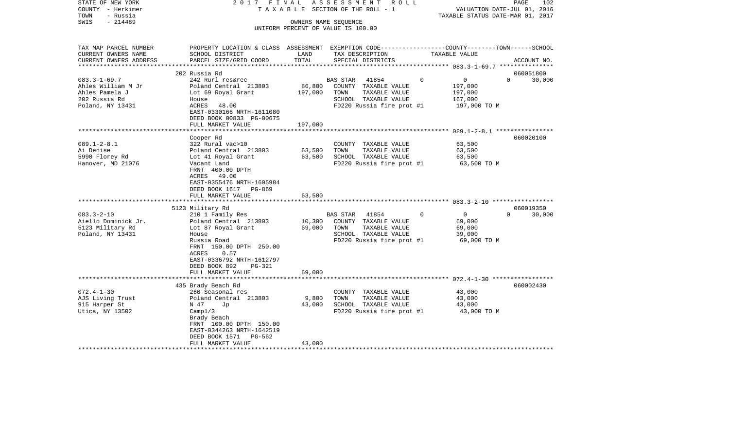STATE OF NEW YORK — 2017 FINAL ASSESSMENT ROLL — TAXABLE SECTION OF THE ROLL - 1
COUNTY - Herkimer
TOWN - Russia — OWNERS NAME SEQUENCE
SWIS - 214489 — UNIFORM PERCENT OF VALUE IS 100.00
VALUATION DATE-JUL 01, 2016
TAXABLE STATUS DATE-MAR 01, 2017

| TAX MAP PARCEL NUMBER / CURRENT OWNERS NAME / CURRENT OWNERS ADDRESS | PROPERTY LOCATION & CLASS / SCHOOL DISTRICT / PARCEL SIZE/GRID COORD | ASSESSMENT LAND | ASSESSMENT TOTAL | EXEMPTION CODE / TAX DESCRIPTION / SPECIAL DISTRICTS | COUNTY | TOWN | SCHOOL | ACCOUNT NO. |
|---|---|---|---|---|---|---|---|---|
| | 202 Russia Rd | | | | | | | 060051800 |
| 083.3-1-69.7 | 242 Rurl res&rec | | | BAS STAR 41854 | 0 | 0 | 0 | 30,000 |
| Ahles William M Jr | Poland Central 213803 | 86,800 | | COUNTY TAXABLE VALUE | 197,000 | | | |
| Ahles Pamela J | Lot 69 Royal Grant | | 197,000 | TOWN TAXABLE VALUE | 197,000 | | | |
| 202 Russia Rd | House | | | SCHOOL TAXABLE VALUE | 167,000 | | | |
| Poland, NY 13431 | ACRES 48.00 | | | FD220 Russia fire prot #1 | 197,000 TO M | | | |
| | EAST-0330166 NRTH-1611080 | | | | | | | |
| | DEED BOOK 00833 PG-00675 | | | | | | | |
| | FULL MARKET VALUE | | 197,000 | | | | | |
| | Cooper Rd | | | | | | | 060020100 |
| 089.1-2-8.1 | 322 Rural vac>10 | | | COUNTY TAXABLE VALUE | 63,500 | | | |
| Ai Denise | Poland Central 213803 | 63,500 | | TOWN TAXABLE VALUE | 63,500 | | | |
| 5990 Florey Rd | Lot 41 Royal Grant | | 63,500 | SCHOOL TAXABLE VALUE | 63,500 | | | |
| Hanover, MD 21076 | Vacant Land | | | FD220 Russia fire prot #1 | 63,500 TO M | | | |
| | FRNT 400.00 DPTH | | | | | | | |
| | ACRES 49.00 | | | | | | | |
| | EAST-0355476 NRTH-1605984 | | | | | | | |
| | DEED BOOK 1617 PG-869 | | | | | | | |
| | FULL MARKET VALUE | | 63,500 | | | | | |
| | 5123 Military Rd | | | | | | | 060019350 |
| 083.3-2-10 | 210 1 Family Res | | | BAS STAR 41854 | 0 | 0 | 0 | 30,000 |
| Aiello Dominick Jr. | Poland Central 213803 | 10,300 | | COUNTY TAXABLE VALUE | 69,000 | | | |
| 5123 Military Rd | Lot 87 Royal Grant | | 69,000 | TOWN TAXABLE VALUE | 69,000 | | | |
| Poland, NY 13431 | House | | | SCHOOL TAXABLE VALUE | 39,000 | | | |
| | Russia Road | | | FD220 Russia fire prot #1 | 69,000 TO M | | | |
| | FRNT 150.00 DPTH 250.00 | | | | | | | |
| | ACRES 0.57 | | | | | | | |
| | EAST-0336792 NRTH-1612797 | | | | | | | |
| | DEED BOOK 892 PG-321 | | | | | | | |
| | FULL MARKET VALUE | | 69,000 | | | | | |
| | 435 Brady Beach Rd | | | | | | | 060002430 |
| 072.4-1-30 | 260 Seasonal res | | | COUNTY TAXABLE VALUE | 43,000 | | | |
| AJS Living Trust | Poland Central 213803 | 9,800 | | TOWN TAXABLE VALUE | 43,000 | | | |
| 915 Harper St | N 47 Jp | | 43,000 | SCHOOL TAXABLE VALUE | 43,000 | | | |
| Utica, NY 13502 | Camp1/3 | | | FD220 Russia fire prot #1 | 43,000 TO M | | | |
| | Brady Beach | | | | | | | |
| | FRNT 100.00 DPTH 150.00 | | | | | | | |
| | EAST-0344263 NRTH-1642519 | | | | | | | |
| | DEED BOOK 1571 PG-562 | | | | | | | |
| | FULL MARKET VALUE | | 43,000 | | | | | |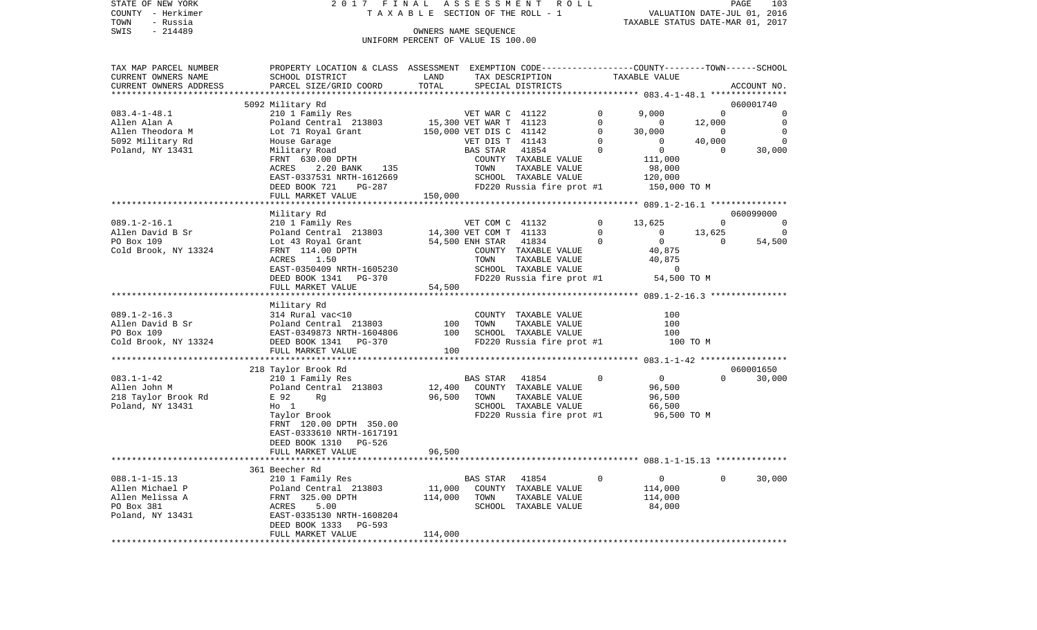STATE OF NEW YORK | 2 0 1 7 F I N A L A S S E S S M E N T R O L L
COUNTY - Herkimer | T A X A B L E SECTION OF THE ROLL - 1 | VALUATION DATE-JUL 01, 2016
TOWN - Russia | TAXABLE STATUS DATE-MAR 01, 2017
SWIS - 214489 | OWNERS NAME SEQUENCE
UNIFORM PERCENT OF VALUE IS 100.00

```
TAX MAP PARCEL NUMBER     PROPERTY LOCATION & CLASS  ASSESSMENT  EXEMPTION CODE-----------------COUNTY--------TOWN------SCHOOL
CURRENT OWNERS NAME       SCHOOL DISTRICT               LAND      TAX DESCRIPTION            TAXABLE VALUE
CURRENT OWNERS ADDRESS    PARCEL SIZE/GRID COORD        TOTAL     SPECIAL DISTRICTS                                       ACCOUNT NO.
******************************************************************************************************* 083.4-1-48.1 ***************
                          5092 Military Rd                                                                                060001740
083.4-1-48.1              210 1 Family Res                    VET WAR C  41122         0      9,000          0              0
Allen Alan A              Poland Central  213803     15,300 VET WAR T  41123         0          0     12,000              0
Allen Theodora M          Lot 71 Royal Grant        150,000 VET DIS C  41142         0     30,000          0              0
5092 Military Rd          House Garage                      VET DIS T  41143         0          0     40,000              0
Poland, NY 13431          Military Road                     BAS STAR   41854         0          0          0         30,000
                          FRNT  630.00 DPTH                  COUNTY  TAXABLE VALUE             111,000
                          ACRES     2.20 BANK     135        TOWN    TAXABLE VALUE              98,000
                          EAST-0337531 NRTH-1612669          SCHOOL  TAXABLE VALUE             120,000
                          DEED BOOK 721     PG-287           FD220 Russia fire prot #1         150,000 TO M
                          FULL MARKET VALUE             150,000
******************************************************************************************************* 089.1-2-16.1 ***************
                          Military Rd                                                                                     060099000
089.1-2-16.1              210 1 Family Res                    VET COM C  41132         0     13,625          0              0
Allen David B Sr          Poland Central  213803     14,300 VET COM T  41133         0          0     13,625              0
PO Box 109                Lot 43 Royal Grant         54,500 ENH STAR   41834         0          0          0         54,500
Cold Brook, NY 13324      FRNT  114.00 DPTH                  COUNTY  TAXABLE VALUE              40,875
                          ACRES     1.50                     TOWN    TAXABLE VALUE              40,875
                          EAST-0350409 NRTH-1605230          SCHOOL  TAXABLE VALUE                   0
                          DEED BOOK 1341    PG-370           FD220 Russia fire prot #1          54,500 TO M
                          FULL MARKET VALUE              54,500
******************************************************************************************************* 089.1-2-16.3 ***************
                          Military Rd
089.1-2-16.3              314 Rural vac<10                   COUNTY  TAXABLE VALUE                 100
Allen David B Sr          Poland Central  213803        100  TOWN    TAXABLE VALUE                 100
PO Box 109                EAST-0349873 NRTH-1604806     100  SCHOOL  TAXABLE VALUE                 100
Cold Brook, NY 13324      DEED BOOK 1341    PG-370           FD220 Russia fire prot #1             100 TO M
                          FULL MARKET VALUE                 100
******************************************************************************************************* 083.1-1-42 *****************
                          218 Taylor Brook Rd                                                                             060001650
083.1-1-42                210 1 Family Res                    BAS STAR   41854         0          0          0         30,000
Allen John M              Poland Central  213803     12,400  COUNTY  TAXABLE VALUE              96,500
218 Taylor Brook Rd       E 92      Rg               96,500  TOWN    TAXABLE VALUE              96,500
Poland, NY 13431          Ho  1                              SCHOOL  TAXABLE VALUE              66,500
                          Taylor Brook                       FD220 Russia fire prot #1          96,500 TO M
                          FRNT  120.00 DPTH  350.00
                          EAST-0333610 NRTH-1617191
                          DEED BOOK 1310    PG-526
                          FULL MARKET VALUE              96,500
******************************************************************************************************* 088.1-1-15.13 **************
                          361 Beecher Rd
088.1-1-15.13             210 1 Family Res                    BAS STAR   41854         0          0          0         30,000
Allen Michael P           Poland Central  213803     11,000  COUNTY  TAXABLE VALUE             114,000
Allen Melissa A           FRNT  325.00 DPTH          114,000  TOWN    TAXABLE VALUE             114,000
PO Box 381                ACRES     5.00                     SCHOOL  TAXABLE VALUE              84,000
Poland, NY 13431          EAST-0335130 NRTH-1608204
                          DEED BOOK 1333    PG-593
                          FULL MARKET VALUE             114,000
************************************************************************************************************************************
```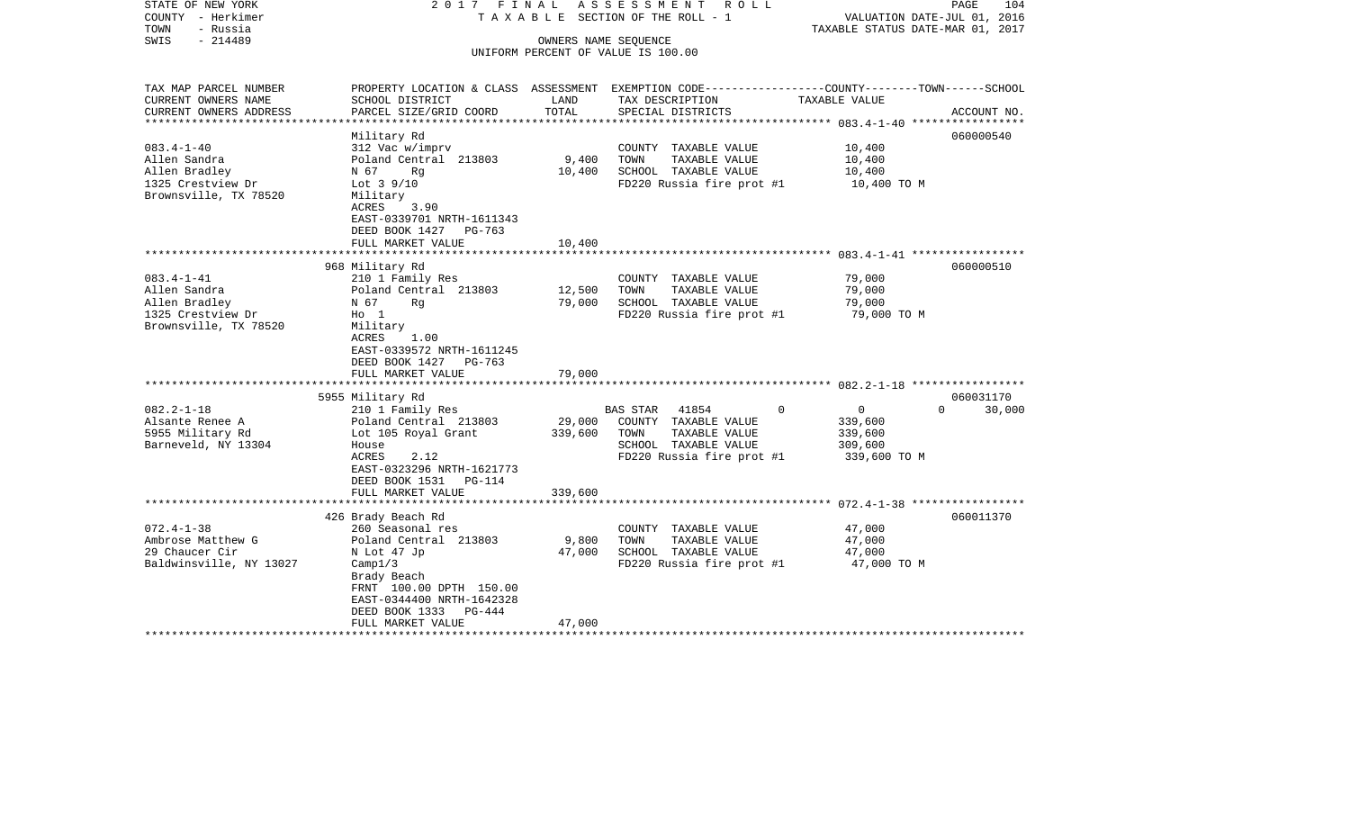STATE OF NEW YORK
COUNTY - Herkimer
TOWN - Russia
SWIS - 214489

2 0 1 7 F I N A L A S S E S S M E N T R O L L
T A X A B L E SECTION OF THE ROLL - 1
OWNERS NAME SEQUENCE
UNIFORM PERCENT OF VALUE IS 100.00

VALUATION DATE-JUL 01, 2016
TAXABLE STATUS DATE-MAR 01, 2017

| TAX MAP PARCEL NUMBER<br>CURRENT OWNERS NAME<br>CURRENT OWNERS ADDRESS | PROPERTY LOCATION & CLASS<br>SCHOOL DISTRICT<br>PARCEL SIZE/GRID COORD | ASSESSMENT<br>LAND<br>TOTAL | EXEMPTION CODE<br>TAX DESCRIPTION<br>SPECIAL DISTRICTS | COUNTY--------TOWN------SCHOOL<br>TAXABLE VALUE | ACCOUNT NO. |
|---|---|---|---|---|---|
| 083.4-1-40 | Military Rd | | | | 060000540 |
| 083.4-1-40 | 312 Vac w/imprv | | COUNTY TAXABLE VALUE | 10,400 | |
| Allen Sandra | Poland Central 213803 | 9,400 | TOWN TAXABLE VALUE | 10,400 | |
| Allen Bradley | N 67 Rg | 10,400 | SCHOOL TAXABLE VALUE | 10,400 | |
| 1325 Crestview Dr | Lot 3 9/10 | | FD220 Russia fire prot #1 | 10,400 TO M | |
| Brownsville, TX 78520 | Military | | | | |
| | ACRES 3.90 | | | | |
| | EAST-0339701 NRTH-1611343 | | | | |
| | DEED BOOK 1427 PG-763 | | | | |
| | FULL MARKET VALUE | 10,400 | | | |
| 083.4-1-41 | 968 Military Rd | | | | 060000510 |
| 083.4-1-41 | 210 1 Family Res | | COUNTY TAXABLE VALUE | 79,000 | |
| Allen Sandra | Poland Central 213803 | 12,500 | TOWN TAXABLE VALUE | 79,000 | |
| Allen Bradley | N 67 Rg | 79,000 | SCHOOL TAXABLE VALUE | 79,000 | |
| 1325 Crestview Dr | Ho 1 | | FD220 Russia fire prot #1 | 79,000 TO M | |
| Brownsville, TX 78520 | Military | | | | |
| | ACRES 1.00 | | | | |
| | EAST-0339572 NRTH-1611245 | | | | |
| | DEED BOOK 1427 PG-763 | | | | |
| | FULL MARKET VALUE | 79,000 | | | |
| 082.2-1-18 | 5955 Military Rd | | | | 060031170 |
| 082.2-1-18 | 210 1 Family Res | | BAS STAR 41854 0 | 0 0 | 30,000 |
| Alsante Renee A | Poland Central 213803 | 29,000 | COUNTY TAXABLE VALUE | 339,600 | |
| 5955 Military Rd | Lot 105 Royal Grant | 339,600 | TOWN TAXABLE VALUE | 339,600 | |
| Barneveld, NY 13304 | House | | SCHOOL TAXABLE VALUE | 309,600 | |
| | ACRES 2.12 | | FD220 Russia fire prot #1 | 339,600 TO M | |
| | EAST-0323296 NRTH-1621773 | | | | |
| | DEED BOOK 1531 PG-114 | | | | |
| | FULL MARKET VALUE | 339,600 | | | |
| 072.4-1-38 | 426 Brady Beach Rd | | | | 060011370 |
| 072.4-1-38 | 260 Seasonal res | | COUNTY TAXABLE VALUE | 47,000 | |
| Ambrose Matthew G | Poland Central 213803 | 9,800 | TOWN TAXABLE VALUE | 47,000 | |
| 29 Chaucer Cir | N Lot 47 Jp | 47,000 | SCHOOL TAXABLE VALUE | 47,000 | |
| Baldwinsville, NY 13027 | Camp1/3 | | FD220 Russia fire prot #1 | 47,000 TO M | |
| | Brady Beach | | | | |
| | FRNT 100.00 DPTH 150.00 | | | | |
| | EAST-0344400 NRTH-1642328 | | | | |
| | DEED BOOK 1333 PG-444 | | | | |
| | FULL MARKET VALUE | 47,000 | | | |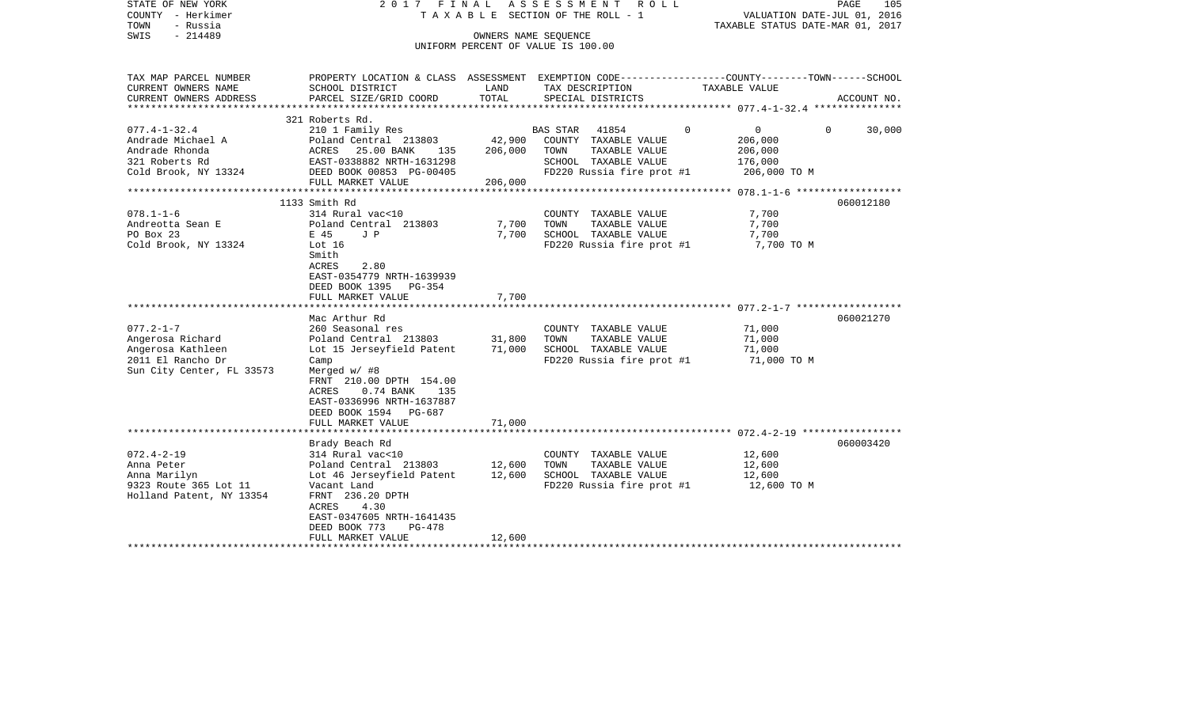STATE OF NEW YORK
COUNTY - Herkimer
TOWN - Russia
SWIS - 214489

2 0 1 7 F I N A L A S S E S S M E N T R O L L
T A X A B L E SECTION OF THE ROLL - 1
OWNERS NAME SEQUENCE
UNIFORM PERCENT OF VALUE IS 100.00

VALUATION DATE-JUL 01, 2016
TAXABLE STATUS DATE-MAR 01, 2017

| TAX MAP PARCEL NUMBER / CURRENT OWNERS NAME / CURRENT OWNERS ADDRESS | PROPERTY LOCATION & CLASS / SCHOOL DISTRICT / PARCEL SIZE/GRID COORD | ASSESSMENT LAND | TOTAL | EXEMPTION CODE / TAX DESCRIPTION / SPECIAL DISTRICTS | COUNTY | TOWN | SCHOOL | ACCOUNT NO. |
|---|---|---|---|---|---|---|---|---|
| 077.4-1-32.4 | 321 Roberts Rd. | | | | | | | |
| 077.4-1-32.4 | 210 1 Family Res | | | BAS STAR 41854 | 0 | 0 | 30,000 | |
| Andrade Michael A | Poland Central 213803 | 42,900 | | COUNTY TAXABLE VALUE | 206,000 | | | |
| Andrade Rhonda | ACRES 25.00 BANK 135 | | 206,000 | TOWN TAXABLE VALUE | | 206,000 | | |
| 321 Roberts Rd | EAST-0338882 NRTH-1631298 | | | SCHOOL TAXABLE VALUE | | | 176,000 | |
| Cold Brook, NY 13324 | DEED BOOK 00853 PG-00405 | | | FD220 Russia fire prot #1 | 206,000 TO M | | | |
| | FULL MARKET VALUE | | 206,000 | | | | | |
| 078.1-1-6 | 1133 Smith Rd | | | | | | | 060012180 |
| 078.1-1-6 | 314 Rural vac<10 | | | COUNTY TAXABLE VALUE | 7,700 | | | |
| Andreotta Sean E | Poland Central 213803 | 7,700 | | TOWN TAXABLE VALUE | | 7,700 | | |
| PO Box 23 | E 45 J P | | 7,700 | SCHOOL TAXABLE VALUE | | | 7,700 | |
| Cold Brook, NY 13324 | Lot 16 | | | FD220 Russia fire prot #1 | 7,700 TO M | | | |
| | Smith | | | | | | | |
| | ACRES 2.80 | | | | | | | |
| | EAST-0354779 NRTH-1639939 | | | | | | | |
| | DEED BOOK 1395 PG-354 | | | | | | | |
| | FULL MARKET VALUE | | 7,700 | | | | | |
| 077.2-1-7 | Mac Arthur Rd | | | | | | | 060021270 |
| 077.2-1-7 | 260 Seasonal res | | | COUNTY TAXABLE VALUE | 71,000 | | | |
| Angerosa Richard | Poland Central 213803 | 31,800 | | TOWN TAXABLE VALUE | | 71,000 | | |
| Angerosa Kathleen | Lot 15 Jerseyfield Patent | | 71,000 | SCHOOL TAXABLE VALUE | | | 71,000 | |
| 2011 El Rancho Dr | Camp | | | FD220 Russia fire prot #1 | 71,000 TO M | | | |
| Sun City Center, FL 33573 | Merged w/ #8 | | | | | | | |
| | FRNT 210.00 DPTH 154.00 | | | | | | | |
| | ACRES 0.74 BANK 135 | | | | | | | |
| | EAST-0336996 NRTH-1637887 | | | | | | | |
| | DEED BOOK 1594 PG-687 | | | | | | | |
| | FULL MARKET VALUE | | 71,000 | | | | | |
| 072.4-2-19 | Brady Beach Rd | | | | | | | 060003420 |
| 072.4-2-19 | 314 Rural vac<10 | | | COUNTY TAXABLE VALUE | 12,600 | | | |
| Anna Peter | Poland Central 213803 | 12,600 | | TOWN TAXABLE VALUE | | 12,600 | | |
| Anna Marilyn | Lot 46 Jerseyfield Patent | | 12,600 | SCHOOL TAXABLE VALUE | | | 12,600 | |
| 9323 Route 365 Lot 11 | Vacant Land | | | FD220 Russia fire prot #1 | 12,600 TO M | | | |
| Holland Patent, NY 13354 | FRNT 236.20 DPTH | | | | | | | |
| | ACRES 4.30 | | | | | | | |
| | EAST-0347605 NRTH-1641435 | | | | | | | |
| | DEED BOOK 773 PG-478 | | | | | | | |
| | FULL MARKET VALUE | | 12,600 | | | | | |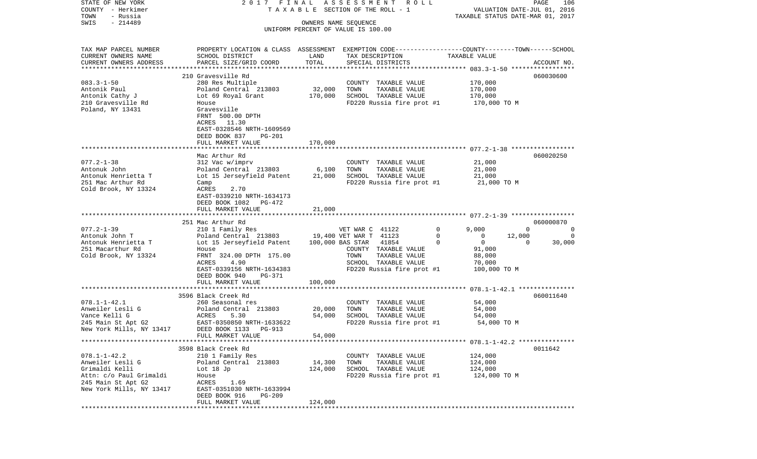STATE OF NEW YORK — COUNTY - Herkimer — TOWN - Russia — SWIS - 214489

2017 FINAL ASSESSMENT ROLL
TAXABLE SECTION OF THE ROLL - 1
OWNERS NAME SEQUENCE
UNIFORM PERCENT OF VALUE IS 100.00

VALUATION DATE-JUL 01, 2016
TAXABLE STATUS DATE-MAR 01, 2017

| TAX MAP PARCEL NUMBER / CURRENT OWNERS NAME / CURRENT OWNERS ADDRESS | PROPERTY LOCATION & CLASS / SCHOOL DISTRICT / PARCEL SIZE/GRID COORD | ASSESSMENT LAND | TOTAL | EXEMPTION CODE / TAX DESCRIPTION / SPECIAL DISTRICTS | COUNTY | TOWN | SCHOOL | TAXABLE VALUE | ACCOUNT NO. |
|---|---|---|---|---|---|---|---|---|---|
| 083.3-1-50 | 210 Gravesville Rd | | | | | | | | 060030600 |
| Antonik Paul | 280 Res Multiple | | | COUNTY TAXABLE VALUE | | | | 170,000 | |
| Antonik Cathy J | Poland Central 213803 | 32,000 | | TOWN TAXABLE VALUE | | | | 170,000 | |
| 210 Gravesville Rd | Lot 69 Royal Grant | | 170,000 | SCHOOL TAXABLE VALUE | | | | 170,000 | |
| Poland, NY 13431 | House | | | FD220 Russia fire prot #1 | | | | 170,000 TO M | |
| | Gravesville | | | | | | | | |
| | FRNT 500.00 DPTH | | | | | | | | |
| | ACRES 11.30 | | | | | | | | |
| | EAST-0328546 NRTH-1609569 | | | | | | | | |
| | DEED BOOK 837 PG-201 | | | | | | | | |
| | FULL MARKET VALUE | | 170,000 | | | | | | |
| 077.2-1-38 | Mac Arthur Rd | | | | | | | | 060020250 |
| Antonuk John | 312 Vac w/imprv | | | COUNTY TAXABLE VALUE | | | | 21,000 | |
| Antonuk Henrietta T | Poland Central 213803 | 6,100 | | TOWN TAXABLE VALUE | | | | 21,000 | |
| 251 Mac Arthur Rd | Lot 15 Jerseyfield Patent | | 21,000 | SCHOOL TAXABLE VALUE | | | | 21,000 | |
| Cold Brook, NY 13324 | Camp | | | FD220 Russia fire prot #1 | | | | 21,000 TO M | |
| | ACRES 2.70 | | | | | | | | |
| | EAST-0339210 NRTH-1634173 | | | | | | | | |
| | DEED BOOK 1082 PG-472 | | | | | | | | |
| | FULL MARKET VALUE | | 21,000 | | | | | | |
| 077.2-1-39 | 251 Mac Arthur Rd | | | | | | | | 060000870 |
| Antonuk John T | 210 1 Family Res | | | VET WAR C 41122 0 | 9,000 | 0 | 0 | | |
| Antonuk Henrietta T | Poland Central 213803 | 19,400 | | VET WAR T 41123 0 | 0 | 12,000 | 0 | | |
| 251 Macarthur Rd | Lot 15 Jerseyfield Patent | | 100,000 | BAS STAR 41854 0 | 0 | 0 | 30,000 | | |
| Cold Brook, NY 13324 | House | | | COUNTY TAXABLE VALUE | | | | 91,000 | |
| | FRNT 324.00 DPTH 175.00 | | | TOWN TAXABLE VALUE | | | | 88,000 | |
| | ACRES 4.90 | | | SCHOOL TAXABLE VALUE | | | | 70,000 | |
| | EAST-0339156 NRTH-1634383 | | | FD220 Russia fire prot #1 | | | | 100,000 TO M | |
| | DEED BOOK 940 PG-371 | | | | | | | | |
| | FULL MARKET VALUE | | 100,000 | | | | | | |
| 078.1-1-42.1 | 3596 Black Creek Rd | | | | | | | | 060011640 |
| Anweiler Lesli G | 260 Seasonal res | | | COUNTY TAXABLE VALUE | | | | 54,000 | |
| Vance Kelli G | Poland Central 213803 | 20,000 | | TOWN TAXABLE VALUE | | | | 54,000 | |
| 245 Main St Apt G2 | ACRES 5.30 | | 54,000 | SCHOOL TAXABLE VALUE | | | | 54,000 | |
| New York Mills, NY 13417 | EAST-0350850 NRTH-1633622 | | | FD220 Russia fire prot #1 | | | | 54,000 TO M | |
| | DEED BOOK 1133 PG-913 | | | | | | | | |
| | FULL MARKET VALUE | | 54,000 | | | | | | |
| 078.1-1-42.2 | 3598 Black Creek Rd | | | | | | | | 0011642 |
| Anweiler Lesli G | 210 1 Family Res | | | COUNTY TAXABLE VALUE | | | | 124,000 | |
| Grimaldi Kelli | Poland Central 213803 | 14,300 | | TOWN TAXABLE VALUE | | | | 124,000 | |
| Attn: c/o Paul Grimaldi | Lot 18 Jp | | 124,000 | SCHOOL TAXABLE VALUE | | | | 124,000 | |
| 245 Main St Apt G2 | House | | | FD220 Russia fire prot #1 | | | | 124,000 TO M | |
| New York Mills, NY 13417 | ACRES 1.69 | | | | | | | | |
| | EAST-0351030 NRTH-1633994 | | | | | | | | |
| | DEED BOOK 916 PG-209 | | | | | | | | |
| | FULL MARKET VALUE | | 124,000 | | | | | | |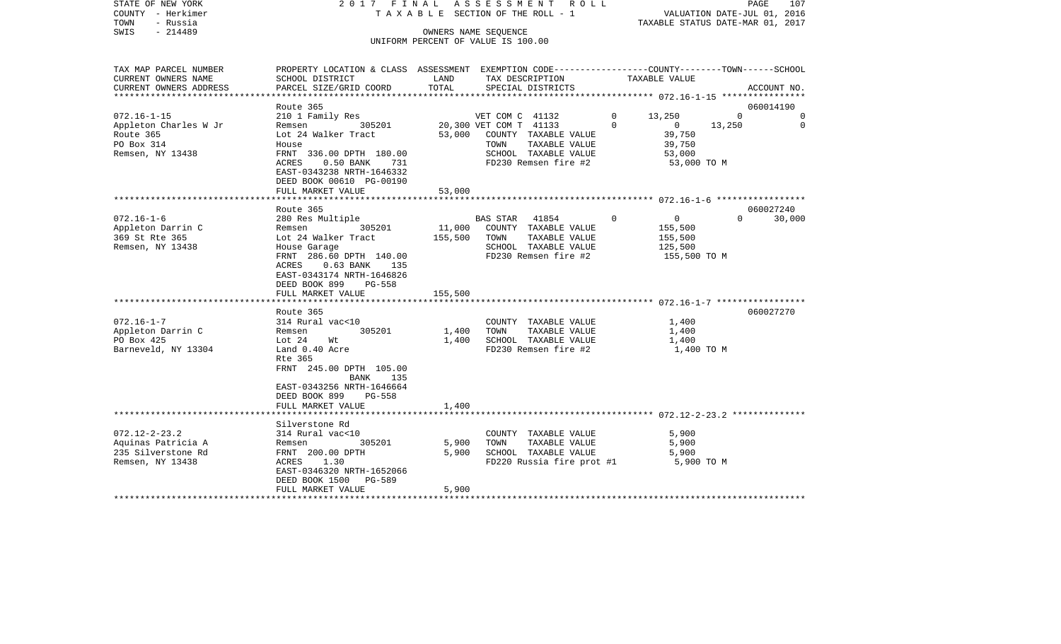STATE OF NEW YORK
COUNTY - Herkimer
TOWN - Russia
SWIS - 214489

2017 FINAL ASSESSMENT ROLL
TAXABLE SECTION OF THE ROLL - 1
OWNERS NAME SEQUENCE
UNIFORM PERCENT OF VALUE IS 100.00

VALUATION DATE-JUL 01, 2016
TAXABLE STATUS DATE-MAR 01, 2017

| TAX MAP PARCEL NUMBER / CURRENT OWNERS NAME / CURRENT OWNERS ADDRESS | PROPERTY LOCATION & CLASS / SCHOOL DISTRICT / PARCEL SIZE/GRID COORD | ASSESSMENT LAND | ASSESSMENT TOTAL | EXEMPTION CODE / TAX DESCRIPTION / SPECIAL DISTRICTS | | COUNTY TAXABLE VALUE | TOWN | SCHOOL | ACCOUNT NO. |
|---|---|---|---|---|---|---|---|---|---|
| 072.16-1-15 | Route 365 | | | | | | | | 060014190 |
| | 210 1 Family Res | | | VET COM C 41132 | 0 | 13,250 | 0 | 0 | |
| Appleton Charles W Jr | Remsen 305201 | 20,300 | | VET COM T 41133 | 0 | 0 | 13,250 | 0 | |
| Route 365 | Lot 24 Walker Tract | | 53,000 | COUNTY TAXABLE VALUE | | 39,750 | | | |
| PO Box 314 | House | | | TOWN TAXABLE VALUE | | 39,750 | | | |
| Remsen, NY 13438 | FRNT 336.00 DPTH 180.00 | | | SCHOOL TAXABLE VALUE | | 53,000 | | | |
| | ACRES 0.50 BANK 731 | | | FD230 Remsen fire #2 | | 53,000 TO M | | | |
| | EAST-0343238 NRTH-1646332 | | | | | | | | |
| | DEED BOOK 00610 PG-00190 | | | | | | | | |
| | FULL MARKET VALUE | | 53,000 | | | | | | |
| 072.16-1-6 | Route 365 | | | | | | | | 060027240 |
| | 280 Res Multiple | | | BAS STAR 41854 | 0 | 0 | 0 | 30,000 | |
| Appleton Darrin C | Remsen 305201 | 11,000 | | COUNTY TAXABLE VALUE | | 155,500 | | | |
| 369 St Rte 365 | Lot 24 Walker Tract | | 155,500 | TOWN TAXABLE VALUE | | 155,500 | | | |
| Remsen, NY 13438 | House Garage | | | SCHOOL TAXABLE VALUE | | 125,500 | | | |
| | FRNT 286.60 DPTH 140.00 | | | FD230 Remsen fire #2 | | 155,500 TO M | | | |
| | ACRES 0.63 BANK 135 | | | | | | | | |
| | EAST-0343174 NRTH-1646826 | | | | | | | | |
| | DEED BOOK 899 PG-558 | | | | | | | | |
| | FULL MARKET VALUE | | 155,500 | | | | | | |
| 072.16-1-7 | Route 365 | | | | | | | | 060027270 |
| | 314 Rural vac<10 | | | COUNTY TAXABLE VALUE | | 1,400 | | | |
| Appleton Darrin C | Remsen 305201 | 1,400 | | TOWN TAXABLE VALUE | | 1,400 | | | |
| PO Box 425 | Lot 24 Wt | | 1,400 | SCHOOL TAXABLE VALUE | | 1,400 | | | |
| Barneveld, NY 13304 | Land 0.40 Acre | | | FD230 Remsen fire #2 | | 1,400 TO M | | | |
| | Rte 365 | | | | | | | | |
| | FRNT 245.00 DPTH 105.00 | | | | | | | | |
| | BANK 135 | | | | | | | | |
| | EAST-0343256 NRTH-1646664 | | | | | | | | |
| | DEED BOOK 899 PG-558 | | | | | | | | |
| | FULL MARKET VALUE | | 1,400 | | | | | | |
| 072.12-2-23.2 | Silverstone Rd | | | | | | | | |
| | 314 Rural vac<10 | | | COUNTY TAXABLE VALUE | | 5,900 | | | |
| Aquinas Patricia A | Remsen 305201 | 5,900 | | TOWN TAXABLE VALUE | | 5,900 | | | |
| 235 Silverstone Rd | FRNT 200.00 DPTH | | 5,900 | SCHOOL TAXABLE VALUE | | 5,900 | | | |
| Remsen, NY 13438 | ACRES 1.30 | | | FD220 Russia fire prot #1 | | 5,900 TO M | | | |
| | EAST-0346320 NRTH-1652066 | | | | | | | | |
| | DEED BOOK 1500 PG-589 | | | | | | | | |
| | FULL MARKET VALUE | | 5,900 | | | | | | |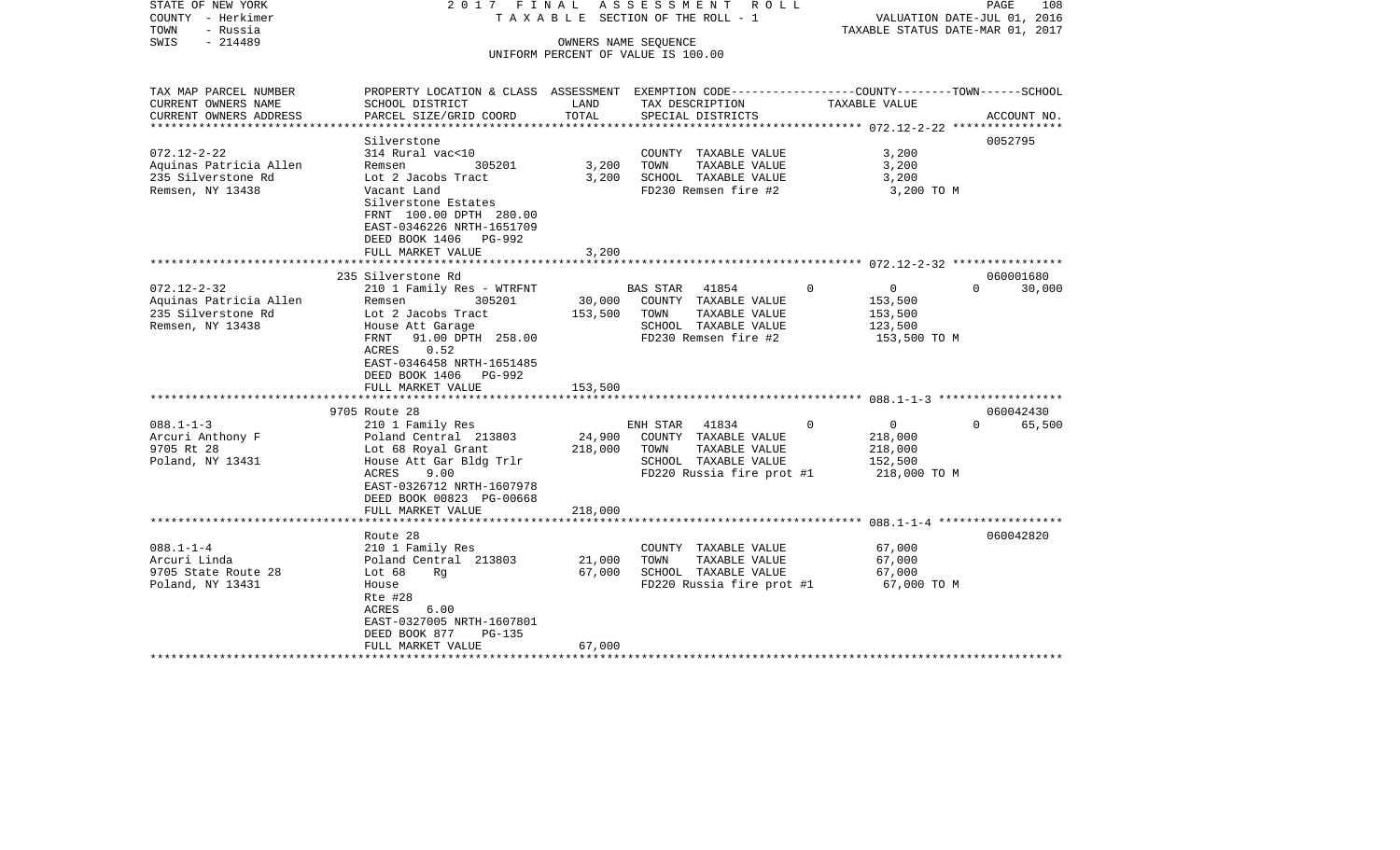STATE OF NEW YORK — 2017 FINAL ASSESSMENT ROLL — TAXABLE SECTION OF THE ROLL - 1
COUNTY - Herkimer
TOWN - Russia
SWIS - 214489

OWNERS NAME SEQUENCE
UNIFORM PERCENT OF VALUE IS 100.00

VALUATION DATE-JUL 01, 2016
TAXABLE STATUS DATE-MAR 01, 2017

| TAX MAP PARCEL NUMBER / CURRENT OWNERS NAME / CURRENT OWNERS ADDRESS | PROPERTY LOCATION & CLASS / SCHOOL DISTRICT / PARCEL SIZE/GRID COORD | ASSESSMENT LAND | TOTAL | EXEMPTION CODE / TAX DESCRIPTION / SPECIAL DISTRICTS | COUNTY | TOWN | SCHOOL / TAXABLE VALUE | ACCOUNT NO. |
|---|---|---|---|---|---|---|---|---|
| **072.12-2-22** | Silverstone | | | | | | | 0052795 |
| 072.12-2-22 | 314 Rural vac<10 | | | COUNTY TAXABLE VALUE | 3,200 | | | |
| Aquinas Patricia Allen | Remsen 305201 | 3,200 | | TOWN TAXABLE VALUE | | 3,200 | | |
| 235 Silverstone Rd | Lot 2 Jacobs Tract | | 3,200 | SCHOOL TAXABLE VALUE | | | 3,200 | |
| Remsen, NY 13438 | Vacant Land | | | FD230 Remsen fire #2 | | | 3,200 TO M | |
| | Silverstone Estates | | | | | | | |
| | FRNT 100.00 DPTH 280.00 | | | | | | | |
| | EAST-0346226 NRTH-1651709 | | | | | | | |
| | DEED BOOK 1406 PG-992 | | | | | | | |
| | FULL MARKET VALUE | | 3,200 | | | | | |
| **072.12-2-32** | 235 Silverstone Rd | | | | | | | 060001680 |
| 072.12-2-32 | 210 1 Family Res - WTRFNT | | | BAS STAR 41854 | 0 | 0 | 30,000 | |
| Aquinas Patricia Allen | Remsen 305201 | 30,000 | | COUNTY TAXABLE VALUE | 153,500 | | | |
| 235 Silverstone Rd | Lot 2 Jacobs Tract | | 153,500 | TOWN TAXABLE VALUE | | 153,500 | | |
| Remsen, NY 13438 | House Att Garage | | | SCHOOL TAXABLE VALUE | | | 123,500 | |
| | FRNT 91.00 DPTH 258.00 | | | FD230 Remsen fire #2 | | | 153,500 TO M | |
| | ACRES 0.52 | | | | | | | |
| | EAST-0346458 NRTH-1651485 | | | | | | | |
| | DEED BOOK 1406 PG-992 | | | | | | | |
| | FULL MARKET VALUE | | 153,500 | | | | | |
| **088.1-1-3** | 9705 Route 28 | | | | | | | 060042430 |
| 088.1-1-3 | 210 1 Family Res | | | ENH STAR 41834 | 0 | 0 | 65,500 | |
| Arcuri Anthony F | Poland Central 213803 | 24,900 | | COUNTY TAXABLE VALUE | 218,000 | | | |
| 9705 Rt 28 | Lot 68 Royal Grant | | 218,000 | TOWN TAXABLE VALUE | | 218,000 | | |
| Poland, NY 13431 | House Att Gar Bldg Trlr | | | SCHOOL TAXABLE VALUE | | | 152,500 | |
| | ACRES 9.00 | | | FD220 Russia fire prot #1 | | | 218,000 TO M | |
| | EAST-0326712 NRTH-1607978 | | | | | | | |
| | DEED BOOK 00823 PG-00668 | | | | | | | |
| | FULL MARKET VALUE | | 218,000 | | | | | |
| **088.1-1-4** | Route 28 | | | | | | | 060042820 |
| 088.1-1-4 | 210 1 Family Res | | | COUNTY TAXABLE VALUE | 67,000 | | | |
| Arcuri Linda | Poland Central 213803 | 21,000 | | TOWN TAXABLE VALUE | | 67,000 | | |
| 9705 State Route 28 | Lot 68 Rg | | 67,000 | SCHOOL TAXABLE VALUE | | | 67,000 | |
| Poland, NY 13431 | House | | | FD220 Russia fire prot #1 | | | 67,000 TO M | |
| | Rte #28 | | | | | | | |
| | ACRES 6.00 | | | | | | | |
| | EAST-0327005 NRTH-1607801 | | | | | | | |
| | DEED BOOK 877 PG-135 | | | | | | | |
| | FULL MARKET VALUE | | 67,000 | | | | | |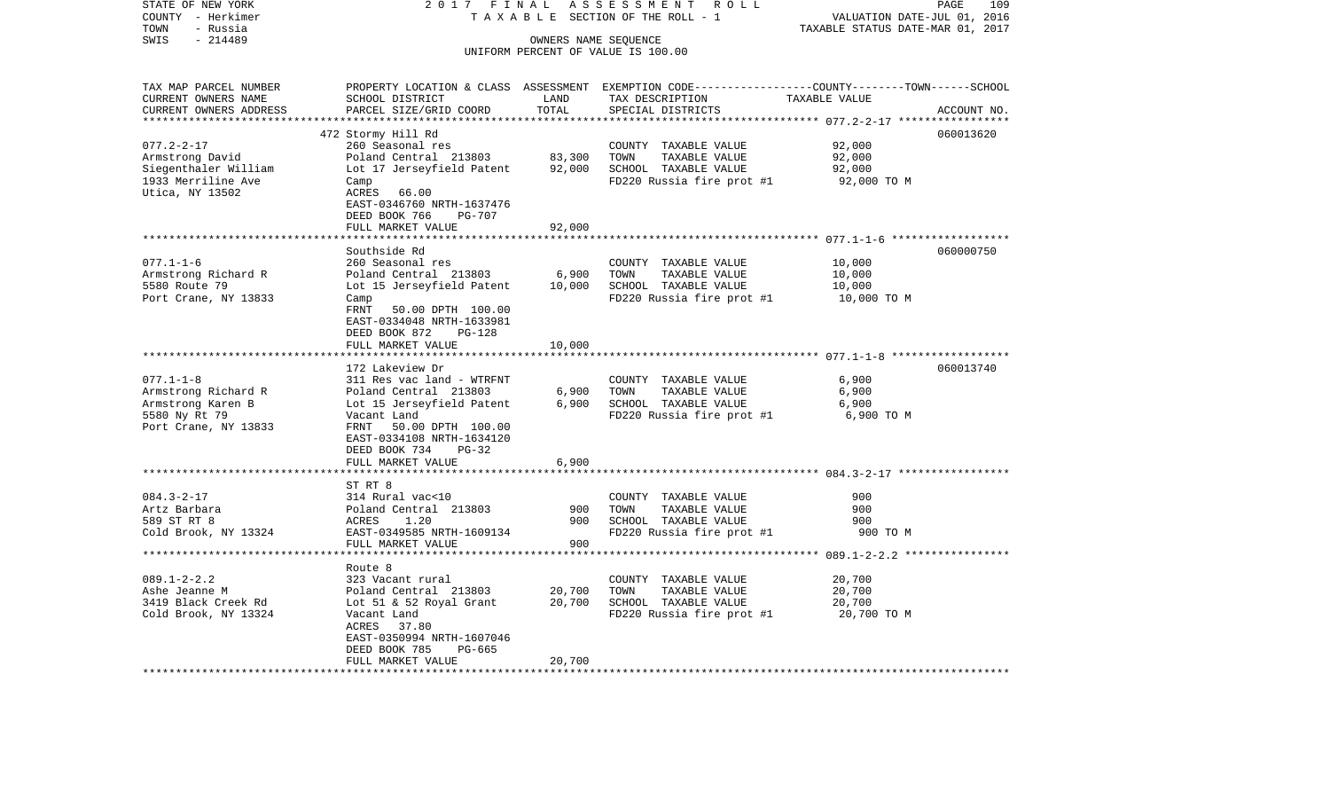STATE OF NEW YORK — 2017 FINAL ASSESSMENT ROLL — TAXABLE SECTION OF THE ROLL - 1
COUNTY - Herkimer — VALUATION DATE-JUL 01, 2016
TOWN - Russia — TAXABLE STATUS DATE-MAR 01, 2017
SWIS - 214489 — OWNERS NAME SEQUENCE — UNIFORM PERCENT OF VALUE IS 100.00

| TAX MAP PARCEL NUMBER / CURRENT OWNERS NAME / CURRENT OWNERS ADDRESS | PROPERTY LOCATION & CLASS / SCHOOL DISTRICT / PARCEL SIZE/GRID COORD | ASSESSMENT LAND | TOTAL | EXEMPTION CODE / TAX DESCRIPTION / SPECIAL DISTRICTS | TAXABLE VALUE (COUNTY--TOWN--SCHOOL) | ACCOUNT NO. |
|---|---|---|---|---|---|---|
| 077.2-2-17 | 472 Stormy Hill Rd | | | | | 060013620 |
| Armstrong David | 260 Seasonal res | | | COUNTY TAXABLE VALUE | 92,000 | |
| Siegenthaler William | Poland Central 213803 | 83,300 | | TOWN TAXABLE VALUE | 92,000 | |
| 1933 Merriline Ave | Lot 17 Jerseyfield Patent | | 92,000 | SCHOOL TAXABLE VALUE | 92,000 | |
| Utica, NY 13502 | Camp | | | FD220 Russia fire prot #1 | 92,000 TO M | |
| | ACRES 66.00 | | | | | |
| | EAST-0346760 NRTH-1637476 | | | | | |
| | DEED BOOK 766 PG-707 | | | | | |
| | FULL MARKET VALUE | | 92,000 | | | |
| 077.1-1-6 | Southside Rd | | | | | 060000750 |
| Armstrong Richard R | 260 Seasonal res | | | COUNTY TAXABLE VALUE | 10,000 | |
| 5580 Route 79 | Poland Central 213803 | 6,900 | | TOWN TAXABLE VALUE | 10,000 | |
| Port Crane, NY 13833 | Lot 15 Jerseyfield Patent | | 10,000 | SCHOOL TAXABLE VALUE | 10,000 | |
| | Camp | | | FD220 Russia fire prot #1 | 10,000 TO M | |
| | FRNT 50.00 DPTH 100.00 | | | | | |
| | EAST-0334048 NRTH-1633981 | | | | | |
| | DEED BOOK 872 PG-128 | | | | | |
| | FULL MARKET VALUE | | 10,000 | | | |
| 077.1-1-8 | 172 Lakeview Dr | | | | | 060013740 |
| Armstrong Richard R | 311 Res vac land - WTRFNT | | | COUNTY TAXABLE VALUE | 6,900 | |
| Armstrong Karen B | Poland Central 213803 | 6,900 | | TOWN TAXABLE VALUE | 6,900 | |
| 5580 Ny Rt 79 | Lot 15 Jerseyfield Patent | | 6,900 | SCHOOL TAXABLE VALUE | 6,900 | |
| Port Crane, NY 13833 | Vacant Land | | | FD220 Russia fire prot #1 | 6,900 TO M | |
| | FRNT 50.00 DPTH 100.00 | | | | | |
| | EAST-0334108 NRTH-1634120 | | | | | |
| | DEED BOOK 734 PG-32 | | | | | |
| | FULL MARKET VALUE | | 6,900 | | | |
| 084.3-2-17 | ST RT 8 | | | | | |
| Artz Barbara | 314 Rural vac<10 | | | COUNTY TAXABLE VALUE | 900 | |
| 589 ST RT 8 | Poland Central 213803 | 900 | | TOWN TAXABLE VALUE | 900 | |
| Cold Brook, NY 13324 | ACRES 1.20 | | 900 | SCHOOL TAXABLE VALUE | 900 | |
| | EAST-0349585 NRTH-1609134 | | | FD220 Russia fire prot #1 | 900 TO M | |
| | FULL MARKET VALUE | | 900 | | | |
| 089.1-2-2.2 | Route 8 | | | | | |
| Ashe Jeanne M | 323 Vacant rural | | | COUNTY TAXABLE VALUE | 20,700 | |
| 3419 Black Creek Rd | Poland Central 213803 | 20,700 | | TOWN TAXABLE VALUE | 20,700 | |
| Cold Brook, NY 13324 | Lot 51 & 52 Royal Grant | | 20,700 | SCHOOL TAXABLE VALUE | 20,700 | |
| | Vacant Land | | | FD220 Russia fire prot #1 | 20,700 TO M | |
| | ACRES 37.80 | | | | | |
| | EAST-0350994 NRTH-1607046 | | | | | |
| | DEED BOOK 785 PG-665 | | | | | |
| | FULL MARKET VALUE | | 20,700 | | | |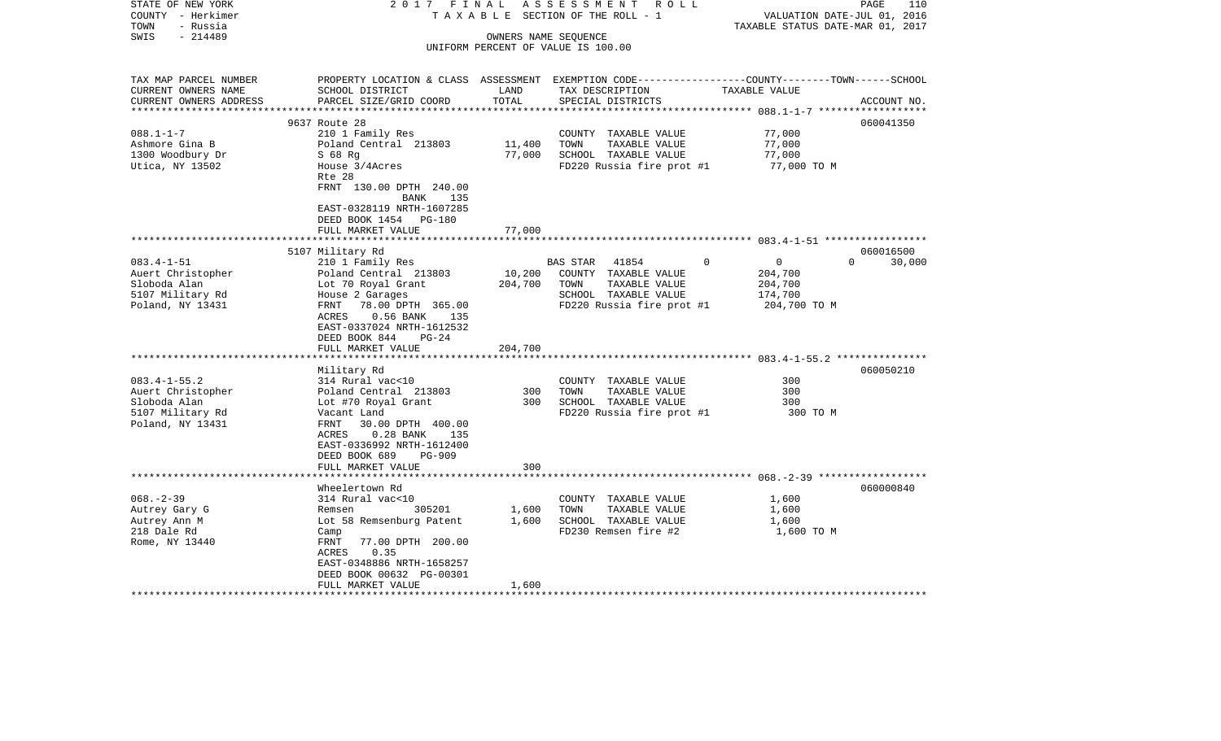STATE OF NEW YORK — 2017 FINAL ASSESSMENT ROLL — PAGE 110
COUNTY - Herkimer — TAXABLE SECTION OF THE ROLL - 1 — VALUATION DATE-JUL 01, 2016
TOWN - Russia — TAXABLE STATUS DATE-MAR 01, 2017
SWIS - 214489 — OWNERS NAME SEQUENCE
UNIFORM PERCENT OF VALUE IS 100.00

| TAX MAP PARCEL NUMBER / CURRENT OWNERS NAME / CURRENT OWNERS ADDRESS | PROPERTY LOCATION & CLASS / SCHOOL DISTRICT / PARCEL SIZE/GRID COORD | ASSESSMENT LAND | ASSESSMENT TOTAL | EXEMPTION CODE / TAX DESCRIPTION / SPECIAL DISTRICTS | COUNTY | TOWN | SCHOOL TAXABLE VALUE | ACCOUNT NO. |
|---|---|---|---|---|---|---|---|---|
| | 9637 Route 28 | | | | | | | 060041350 |
| 088.1-1-7 | 210 1 Family Res | | | COUNTY TAXABLE VALUE | 77,000 | | | |
| Ashmore Gina B | Poland Central 213803 | 11,400 | | TOWN TAXABLE VALUE | | 77,000 | | |
| 1300 Woodbury Dr | S 68 Rg | | 77,000 | SCHOOL TAXABLE VALUE | | | 77,000 | |
| Utica, NY 13502 | House 3/4Acres | | | FD220 Russia fire prot #1 | 77,000 TO M | | | |
| | Rte 28 | | | | | | | |
| | FRNT 130.00 DPTH 240.00 | | | | | | | |
| | BANK 135 | | | | | | | |
| | EAST-0328119 NRTH-1607285 | | | | | | | |
| | DEED BOOK 1454 PG-180 | | | | | | | |
| | FULL MARKET VALUE | | 77,000 | | | | | |
| | 5107 Military Rd | | | | | | | 060016500 |
| 083.4-1-51 | 210 1 Family Res | | | BAS STAR 41854 | 0 | 0 | 0 | 30,000 |
| Auert Christopher | Poland Central 213803 | 10,200 | | COUNTY TAXABLE VALUE | 204,700 | | | |
| Sloboda Alan | Lot 70 Royal Grant | | 204,700 | TOWN TAXABLE VALUE | | 204,700 | | |
| 5107 Military Rd | House 2 Garages | | | SCHOOL TAXABLE VALUE | | | 174,700 | |
| Poland, NY 13431 | FRNT 78.00 DPTH 365.00 | | | FD220 Russia fire prot #1 | 204,700 TO M | | | |
| | ACRES 0.56 BANK 135 | | | | | | | |
| | EAST-0337024 NRTH-1612532 | | | | | | | |
| | DEED BOOK 844 PG-24 | | | | | | | |
| | FULL MARKET VALUE | | 204,700 | | | | | |
| | Military Rd | | | | | | | 060050210 |
| 083.4-1-55.2 | 314 Rural vac<10 | | | COUNTY TAXABLE VALUE | 300 | | | |
| Auert Christopher | Poland Central 213803 | 300 | | TOWN TAXABLE VALUE | | 300 | | |
| Sloboda Alan | Lot #70 Royal Grant | | 300 | SCHOOL TAXABLE VALUE | | | 300 | |
| 5107 Military Rd | Vacant Land | | | FD220 Russia fire prot #1 | 300 TO M | | | |
| Poland, NY 13431 | FRNT 30.00 DPTH 400.00 | | | | | | | |
| | ACRES 0.28 BANK 135 | | | | | | | |
| | EAST-0336992 NRTH-1612400 | | | | | | | |
| | DEED BOOK 689 PG-909 | | | | | | | |
| | FULL MARKET VALUE | | 300 | | | | | |
| | Wheelertown Rd | | | | | | | 060000840 |
| 068.-2-39 | 314 Rural vac<10 | | | COUNTY TAXABLE VALUE | 1,600 | | | |
| Autrey Gary G | Remsen 305201 | 1,600 | | TOWN TAXABLE VALUE | | 1,600 | | |
| Autrey Ann M | Lot 58 Remsenburg Patent | | 1,600 | SCHOOL TAXABLE VALUE | | | 1,600 | |
| 218 Dale Rd | Camp | | | FD230 Remsen fire #2 | 1,600 TO M | | | |
| Rome, NY 13440 | FRNT 77.00 DPTH 200.00 | | | | | | | |
| | ACRES 0.35 | | | | | | | |
| | EAST-0348886 NRTH-1658257 | | | | | | | |
| | DEED BOOK 00632 PG-00301 | | | | | | | |
| | FULL MARKET VALUE | | 1,600 | | | | | |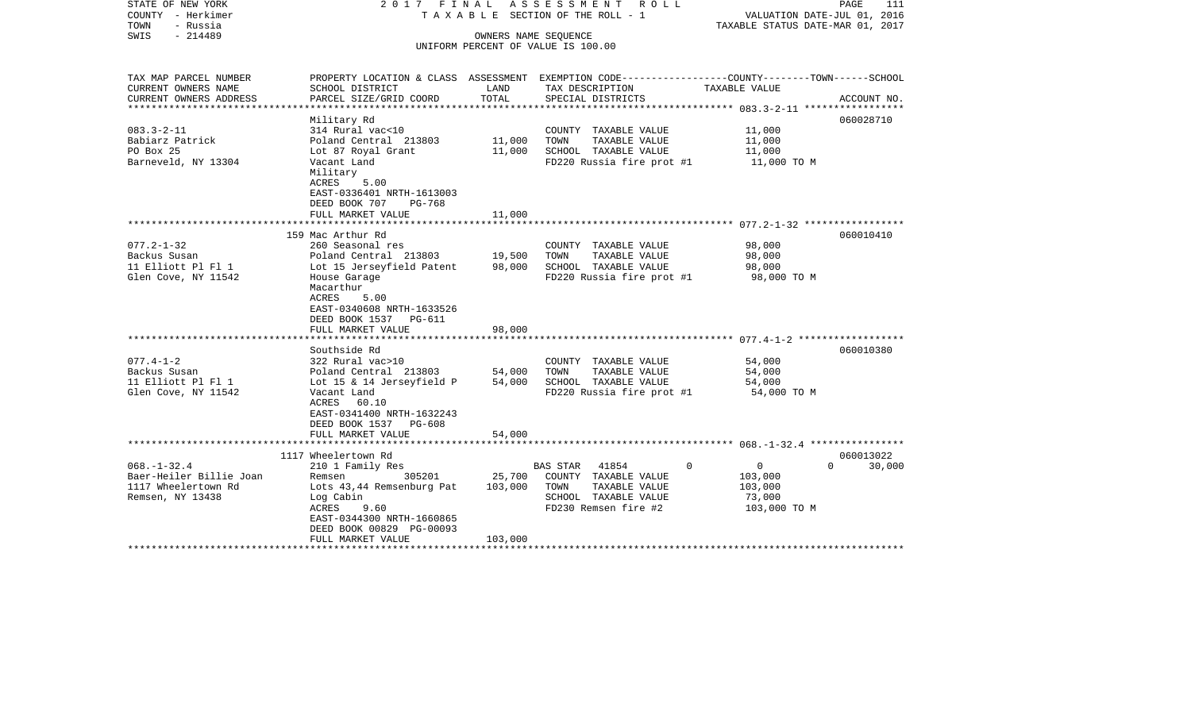STATE OF NEW YORK
COUNTY - Herkimer
TOWN - Russia
SWIS - 214489

2 0 1 7 F I N A L A S S E S S M E N T R O L L
T A X A B L E SECTION OF THE ROLL - 1
OWNERS NAME SEQUENCE
UNIFORM PERCENT OF VALUE IS 100.00

VALUATION DATE-JUL 01, 2016
TAXABLE STATUS DATE-MAR 01, 2017

| TAX MAP PARCEL NUMBER<br>CURRENT OWNERS NAME<br>CURRENT OWNERS ADDRESS | PROPERTY LOCATION & CLASS<br>SCHOOL DISTRICT<br>PARCEL SIZE/GRID COORD | ASSESSMENT<br>LAND<br>TOTAL | EXEMPTION CODE<br>TAX DESCRIPTION<br>SPECIAL DISTRICTS | COUNTY TOWN SCHOOL<br>TAXABLE VALUE | ACCOUNT NO. |
|---|---|---|---|---|---|
| 083.3-2-11 | Military Rd | | | | 060028710 |
| 083.3-2-11 | 314 Rural vac<10 | | COUNTY TAXABLE VALUE | 11,000 | |
| Babiarz Patrick | Poland Central 213803 | 11,000 | TOWN TAXABLE VALUE | 11,000 | |
| PO Box 25 | Lot 87 Royal Grant | 11,000 | SCHOOL TAXABLE VALUE | 11,000 | |
| Barneveld, NY 13304 | Vacant Land | | FD220 Russia fire prot #1 | 11,000 TO M | |
| | Military | | | | |
| | ACRES 5.00 | | | | |
| | EAST-0336401 NRTH-1613003 | | | | |
| | DEED BOOK 707 PG-768 | | | | |
| | FULL MARKET VALUE | 11,000 | | | |
| 077.2-1-32 | 159 Mac Arthur Rd | | | | 060010410 |
| 077.2-1-32 | 260 Seasonal res | | COUNTY TAXABLE VALUE | 98,000 | |
| Backus Susan | Poland Central 213803 | 19,500 | TOWN TAXABLE VALUE | 98,000 | |
| 11 Elliott Pl Fl 1 | Lot 15 Jerseyfield Patent | 98,000 | SCHOOL TAXABLE VALUE | 98,000 | |
| Glen Cove, NY 11542 | House Garage | | FD220 Russia fire prot #1 | 98,000 TO M | |
| | Macarthur | | | | |
| | ACRES 5.00 | | | | |
| | EAST-0340608 NRTH-1633526 | | | | |
| | DEED BOOK 1537 PG-611 | | | | |
| | FULL MARKET VALUE | 98,000 | | | |
| 077.4-1-2 | Southside Rd | | | | 060010380 |
| 077.4-1-2 | 322 Rural vac>10 | | COUNTY TAXABLE VALUE | 54,000 | |
| Backus Susan | Poland Central 213803 | 54,000 | TOWN TAXABLE VALUE | 54,000 | |
| 11 Elliott Pl Fl 1 | Lot 15 & 14 Jerseyfield P | 54,000 | SCHOOL TAXABLE VALUE | 54,000 | |
| Glen Cove, NY 11542 | Vacant Land | | FD220 Russia fire prot #1 | 54,000 TO M | |
| | ACRES 60.10 | | | | |
| | EAST-0341400 NRTH-1632243 | | | | |
| | DEED BOOK 1537 PG-608 | | | | |
| | FULL MARKET VALUE | 54,000 | | | |
| 068.-1-32.4 | 1117 Wheelertown Rd | | | | 060013022 |
| 068.-1-32.4 | 210 1 Family Res | | BAS STAR 41854 0 | 0 0 | 30,000 |
| Baer-Heiler Billie Joan | Remsen 305201 | 25,700 | COUNTY TAXABLE VALUE | 103,000 | |
| 1117 Wheelertown Rd | Lots 43,44 Remsenburg Pat | 103,000 | TOWN TAXABLE VALUE | 103,000 | |
| Remsen, NY 13438 | Log Cabin | | SCHOOL TAXABLE VALUE | 73,000 | |
| | ACRES 9.60 | | FD230 Remsen fire #2 | 103,000 TO M | |
| | EAST-0344300 NRTH-1660865 | | | | |
| | DEED BOOK 00829 PG-00093 | | | | |
| | FULL MARKET VALUE | 103,000 | | | |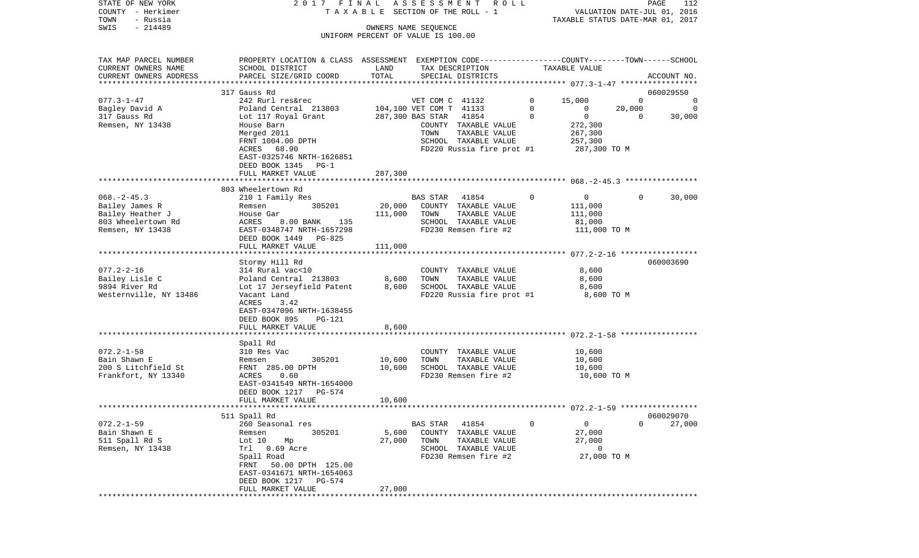STATE OF NEW YORK — 2017 FINAL ASSESSMENT ROLL — TAXABLE SECTION OF THE ROLL - 1
COUNTY - Herkimer — VALUATION DATE-JUL 01, 2016
TOWN - Russia — TAXABLE STATUS DATE-MAR 01, 2017
SWIS - 214489 — OWNERS NAME SEQUENCE — UNIFORM PERCENT OF VALUE IS 100.00

| TAX MAP PARCEL NUMBER / CURRENT OWNERS NAME / CURRENT OWNERS ADDRESS | PROPERTY LOCATION & CLASS / SCHOOL DISTRICT / PARCEL SIZE/GRID COORD | ASSESSMENT LAND | ASSESSMENT TOTAL | EXEMPTION CODE / TAX DESCRIPTION / SPECIAL DISTRICTS | | COUNTY TAXABLE VALUE | TOWN | SCHOOL | ACCOUNT NO. |
|---|---|---|---|---|---|---|---|---|---|
| | 317 Gauss Rd | | | | | | | | 060029550 |
| 077.3-1-47 | 242 Rurl res&rec | | | VET COM C 41132 | 0 | 15,000 | 0 | 0 | |
| Bagley David A | Poland Central 213803 | 104,100 | | VET COM T 41133 | 0 | 0 | 20,000 | 0 | |
| 317 Gauss Rd | Lot 117 Royal Grant | | 287,300 | BAS STAR 41854 | 0 | 0 | 0 | 30,000 | |
| Remsen, NY 13438 | House Barn | | | COUNTY TAXABLE VALUE | | 272,300 | | | |
| | Merged 2011 | | | TOWN TAXABLE VALUE | | 267,300 | | | |
| | FRNT 1004.00 DPTH | | | SCHOOL TAXABLE VALUE | | 257,300 | | | |
| | ACRES 68.90 | | | FD220 Russia fire prot #1 | | 287,300 TO M | | | |
| | EAST-0325746 NRTH-1626851 | | | | | | | | |
| | DEED BOOK 1345 PG-1 | | | | | | | | |
| | FULL MARKET VALUE | | 287,300 | | | | | | |
| | 803 Wheelertown Rd | | | | | | | | |
| 068.-2-45.3 | 210 1 Family Res | | | BAS STAR 41854 | 0 | 0 | 0 | 30,000 | |
| Bailey James R | Remsen 305201 | 20,000 | | COUNTY TAXABLE VALUE | | 111,000 | | | |
| Bailey Heather J | House Gar | | 111,000 | TOWN TAXABLE VALUE | | 111,000 | | | |
| 803 Wheelertown Rd | ACRES 8.00 BANK 135 | | | SCHOOL TAXABLE VALUE | | 81,000 | | | |
| Remsen, NY 13438 | EAST-0348747 NRTH-1657298 | | | FD230 Remsen fire #2 | | 111,000 TO M | | | |
| | DEED BOOK 1449 PG-825 | | | | | | | | |
| | FULL MARKET VALUE | | 111,000 | | | | | | |
| | Stormy Hill Rd | | | | | | | | 060003690 |
| 077.2-2-16 | 314 Rural vac<10 | | | COUNTY TAXABLE VALUE | | 8,600 | | | |
| Bailey Lisle C | Poland Central 213803 | 8,600 | | TOWN TAXABLE VALUE | | 8,600 | | | |
| 9894 River Rd | Lot 17 Jerseyfield Patent | | 8,600 | SCHOOL TAXABLE VALUE | | 8,600 | | | |
| Westernville, NY 13486 | Vacant Land | | | FD220 Russia fire prot #1 | | 8,600 TO M | | | |
| | ACRES 3.42 | | | | | | | | |
| | EAST-0347096 NRTH-1638455 | | | | | | | | |
| | DEED BOOK 895 PG-121 | | | | | | | | |
| | FULL MARKET VALUE | | 8,600 | | | | | | |
| | Spall Rd | | | | | | | | |
| 072.2-1-58 | 310 Res Vac | | | COUNTY TAXABLE VALUE | | 10,600 | | | |
| Bain Shawn E | Remsen 305201 | 10,600 | | TOWN TAXABLE VALUE | | 10,600 | | | |
| 200 S Litchfield St | FRNT 285.00 DPTH | | 10,600 | SCHOOL TAXABLE VALUE | | 10,600 | | | |
| Frankfort, NY 13340 | ACRES 0.60 | | | FD230 Remsen fire #2 | | 10,600 TO M | | | |
| | EAST-0341549 NRTH-1654000 | | | | | | | | |
| | DEED BOOK 1217 PG-574 | | | | | | | | |
| | FULL MARKET VALUE | | 10,600 | | | | | | |
| | 511 Spall Rd | | | | | | | | 060029070 |
| 072.2-1-59 | 260 Seasonal res | | | BAS STAR 41854 | 0 | 0 | 0 | 27,000 | |
| Bain Shawn E | Remsen 305201 | 5,600 | | COUNTY TAXABLE VALUE | | 27,000 | | | |
| 511 Spall Rd S | Lot 10 Mp | | 27,000 | TOWN TAXABLE VALUE | | 27,000 | | | |
| Remsen, NY 13438 | Trl 0.69 Acre | | | SCHOOL TAXABLE VALUE | | 0 | | | |
| | Spall Road | | | FD230 Remsen fire #2 | | 27,000 TO M | | | |
| | FRNT 50.00 DPTH 125.00 | | | | | | | | |
| | EAST-0341671 NRTH-1654063 | | | | | | | | |
| | DEED BOOK 1217 PG-574 | | | | | | | | |
| | FULL MARKET VALUE | | 27,000 | | | | | | |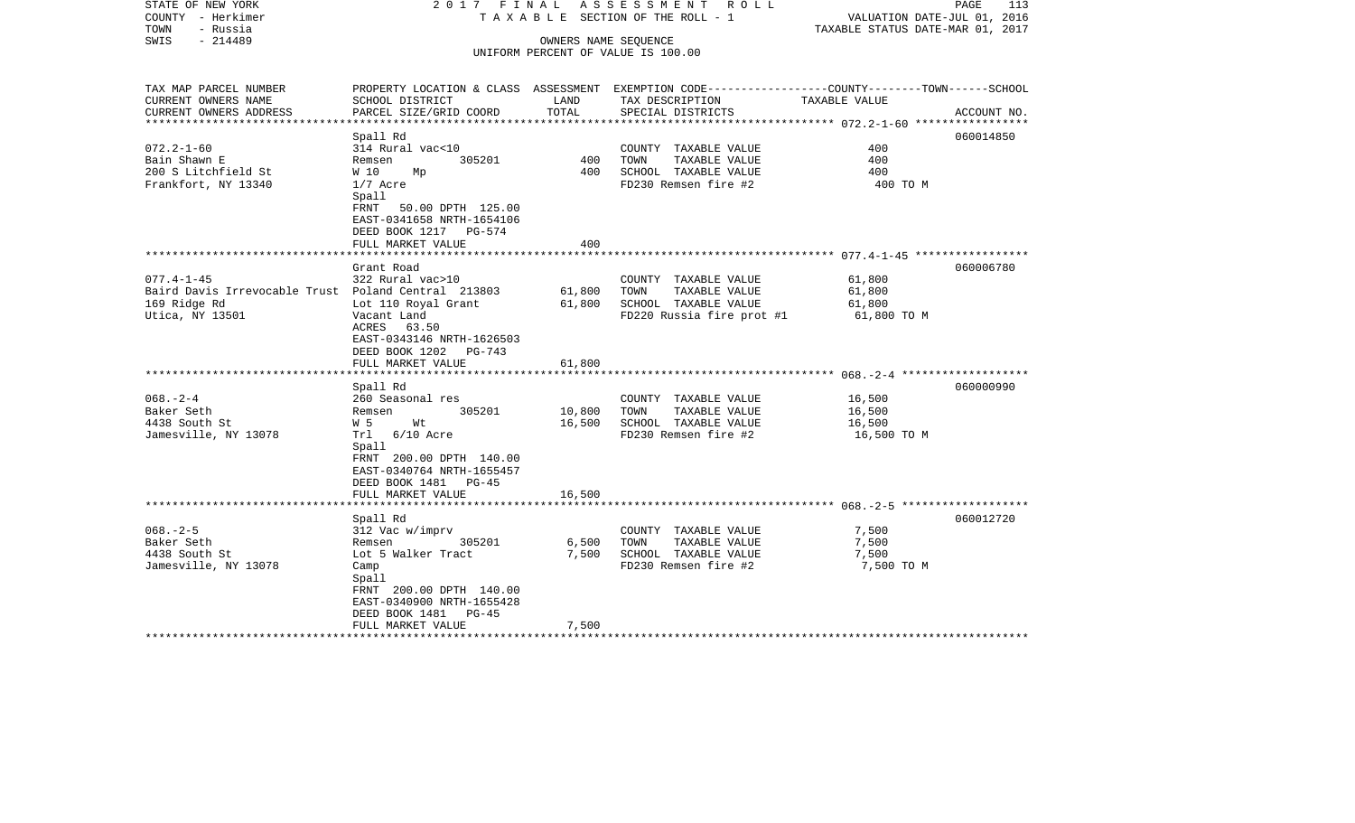STATE OF NEW YORK — COUNTY - Herkimer — TOWN - Russia — SWIS - 214489

2017 FINAL ASSESSMENT ROLL
TAXABLE SECTION OF THE ROLL - 1
OWNERS NAME SEQUENCE
UNIFORM PERCENT OF VALUE IS 100.00

VALUATION DATE-JUL 01, 2016
TAXABLE STATUS DATE-MAR 01, 2017

| TAX MAP PARCEL NUMBER / CURRENT OWNERS NAME / CURRENT OWNERS ADDRESS | PROPERTY LOCATION & CLASS / SCHOOL DISTRICT / PARCEL SIZE/GRID COORD | ASSESSMENT LAND | ASSESSMENT TOTAL | EXEMPTION CODE / TAX DESCRIPTION / SPECIAL DISTRICTS | TAXABLE VALUE (COUNTY--TOWN--SCHOOL) | ACCOUNT NO. |
|---|---|---|---|---|---|---|
| 072.2-1-60 | Spall Rd | | | | | 060014850 |
| Bain Shawn E | 314 Rural vac<10 | | | COUNTY TAXABLE VALUE | 400 | |
| 200 S Litchfield St | Remsen 305201 | 400 | | TOWN TAXABLE VALUE | 400 | |
| Frankfort, NY 13340 | W 10 Mp | | 400 | SCHOOL TAXABLE VALUE | 400 | |
| | 1/7 Acre | | | FD230 Remsen fire #2 | 400 TO M | |
| | Spall | | | | | |
| | FRNT 50.00 DPTH 125.00 | | | | | |
| | EAST-0341658 NRTH-1654106 | | | | | |
| | DEED BOOK 1217 PG-574 | | | | | |
| | FULL MARKET VALUE | | 400 | | | |
| 077.4-1-45 | Grant Road | | | | | 060006780 |
| Baird Davis Irrevocable Trust | 322 Rural vac>10 | | | COUNTY TAXABLE VALUE | 61,800 | |
| 169 Ridge Rd | Poland Central 213803 | 61,800 | | TOWN TAXABLE VALUE | 61,800 | |
| Utica, NY 13501 | Lot 110 Royal Grant | | 61,800 | SCHOOL TAXABLE VALUE | 61,800 | |
| | Vacant Land | | | FD220 Russia fire prot #1 | 61,800 TO M | |
| | ACRES 63.50 | | | | | |
| | EAST-0343146 NRTH-1626503 | | | | | |
| | DEED BOOK 1202 PG-743 | | | | | |
| | FULL MARKET VALUE | | 61,800 | | | |
| 068.-2-4 | Spall Rd | | | | | 060000990 |
| Baker Seth | 260 Seasonal res | | | COUNTY TAXABLE VALUE | 16,500 | |
| 4438 South St | Remsen 305201 | 10,800 | | TOWN TAXABLE VALUE | 16,500 | |
| Jamesville, NY 13078 | W 5 Wt | | 16,500 | SCHOOL TAXABLE VALUE | 16,500 | |
| | Trl 6/10 Acre | | | FD230 Remsen fire #2 | 16,500 TO M | |
| | Spall | | | | | |
| | FRNT 200.00 DPTH 140.00 | | | | | |
| | EAST-0340764 NRTH-1655457 | | | | | |
| | DEED BOOK 1481 PG-45 | | | | | |
| | FULL MARKET VALUE | | 16,500 | | | |
| 068.-2-5 | Spall Rd | | | | | 060012720 |
| Baker Seth | 312 Vac w/imprv | | | COUNTY TAXABLE VALUE | 7,500 | |
| 4438 South St | Remsen 305201 | 6,500 | | TOWN TAXABLE VALUE | 7,500 | |
| Jamesville, NY 13078 | Lot 5 Walker Tract | | 7,500 | SCHOOL TAXABLE VALUE | 7,500 | |
| | Camp | | | FD230 Remsen fire #2 | 7,500 TO M | |
| | Spall | | | | | |
| | FRNT 200.00 DPTH 140.00 | | | | | |
| | EAST-0340900 NRTH-1655428 | | | | | |
| | DEED BOOK 1481 PG-45 | | | | | |
| | FULL MARKET VALUE | | 7,500 | | | |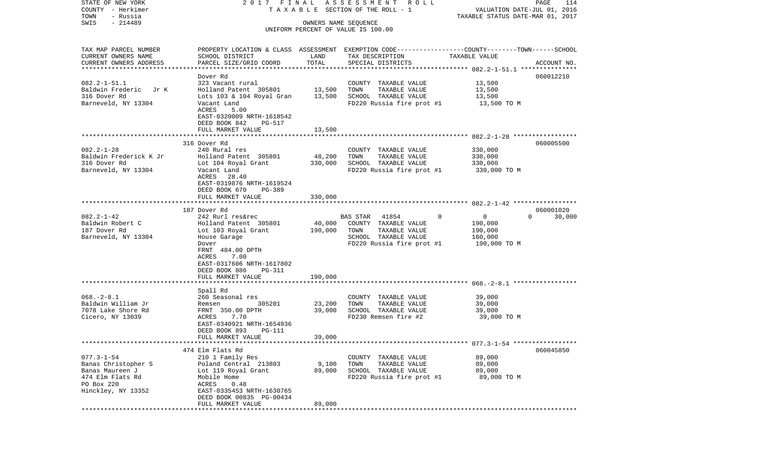STATE OF NEW YORK 2017 FINAL ASSESSMENT ROLL
COUNTY - Herkimer TAXABLE SECTION OF THE ROLL - 1 VALUATION DATE-JUL 01, 2016
TOWN - Russia TAXABLE STATUS DATE-MAR 01, 2017
SWIS - 214489 OWNERS NAME SEQUENCE
UNIFORM PERCENT OF VALUE IS 100.00

| TAX MAP PARCEL NUMBER / CURRENT OWNERS NAME / CURRENT OWNERS ADDRESS | PROPERTY LOCATION & CLASS / SCHOOL DISTRICT / PARCEL SIZE/GRID COORD | ASSESSMENT LAND | TOTAL | EXEMPTION CODE / TAX DESCRIPTION / SPECIAL DISTRICTS | COUNTY / TOWN / SCHOOL TAXABLE VALUE | ACCOUNT NO. |
|---|---|---|---|---|---|---|
| 082.2-1-51.1 | Dover Rd | | | | | 060012210 |
| Baldwin Frederic Jr K | 323 Vacant rural | | | COUNTY TAXABLE VALUE | 13,500 | |
| 316 Dover Rd | Holland Patent 305801 | 13,500 | | TOWN TAXABLE VALUE | 13,500 | |
| Barneveld, NY 13304 | Lots 103 & 104 Royal Gran | | 13,500 | SCHOOL TAXABLE VALUE | 13,500 | |
| | Vacant Land | | | FD220 Russia fire prot #1 | 13,500 TO M | |
| | ACRES 5.00 | | | | | |
| | EAST-0320009 NRTH-1618542 | | | | | |
| | DEED BOOK 842 PG-517 | | | | | |
| | FULL MARKET VALUE | | 13,500 | | | |
| 082.2-1-28 | 316 Dover Rd | | | | | 060005500 |
| Baldwin Frederick K Jr | 240 Rural res | | | COUNTY TAXABLE VALUE | 330,000 | |
| 316 Dover Rd | Holland Patent 305801 | 48,200 | | TOWN TAXABLE VALUE | 330,000 | |
| Barneveld, NY 13304 | Lot 104 Royal Grant | | 330,000 | SCHOOL TAXABLE VALUE | 330,000 | |
| | Vacant Land | | | FD220 Russia fire prot #1 | 330,000 TO M | |
| | ACRES 28.40 | | | | | |
| | EAST-0319876 NRTH-1619524 | | | | | |
| | DEED BOOK 670 PG-389 | | | | | |
| | FULL MARKET VALUE | | 330,000 | | | |
| 082.2-1-42 | 187 Dover Rd | | | | | 060001020 |
| Baldwin Robert C | 242 Rurl res&rec | | | BAS STAR 41854 0 | 0 0 30,000 | |
| 187 Dover Rd | Holland Patent 305801 | 40,000 | | COUNTY TAXABLE VALUE | 190,000 | |
| Barneveld, NY 13304 | Lot 103 Royal Grant | | 190,000 | TOWN TAXABLE VALUE | 190,000 | |
| | House Garage | | | SCHOOL TAXABLE VALUE | 160,000 | |
| | Dover | | | FD220 Russia fire prot #1 | 190,000 TO M | |
| | FRNT 484.00 DPTH | | | | | |
| | ACRES 7.00 | | | | | |
| | EAST-0317606 NRTH-1617802 | | | | | |
| | DEED BOOK 886 PG-311 | | | | | |
| | FULL MARKET VALUE | | 190,000 | | | |
| 068.-2-8.1 | Spall Rd | | | | | |
| Baldwin William Jr | 260 Seasonal res | | | COUNTY TAXABLE VALUE | 39,000 | |
| 7078 Lake Shore Rd | Remsen 305201 | 23,200 | | TOWN TAXABLE VALUE | 39,000 | |
| Cicero, NY 13039 | FRNT 350.00 DPTH | | 39,000 | SCHOOL TAXABLE VALUE | 39,000 | |
| | ACRES 7.70 | | | FD230 Remsen fire #2 | 39,000 TO M | |
| | EAST-0340921 NRTH-1654936 | | | | | |
| | DEED BOOK 893 PG-111 | | | | | |
| | FULL MARKET VALUE | | 39,000 | | | |
| 077.3-1-54 | 474 Elm Flats Rd | | | | | 060045850 |
| Banas Christopher S | 210 1 Family Res | | | COUNTY TAXABLE VALUE | 89,000 | |
| Banas Maureen J | Poland Central 213803 | 9,100 | | TOWN TAXABLE VALUE | 89,000 | |
| 474 Elm Flats Rd | Lot 119 Royal Grant | | 89,000 | SCHOOL TAXABLE VALUE | 89,000 | |
| PO Box 220 | Mobile Home | | | FD220 Russia fire prot #1 | 89,000 TO M | |
| Hinckley, NY 13352 | ACRES 0.48 | | | | | |
| | EAST-0335453 NRTH-1630765 | | | | | |
| | DEED BOOK 00835 PG-00434 | | | | | |
| | FULL MARKET VALUE | | 89,000 | | | |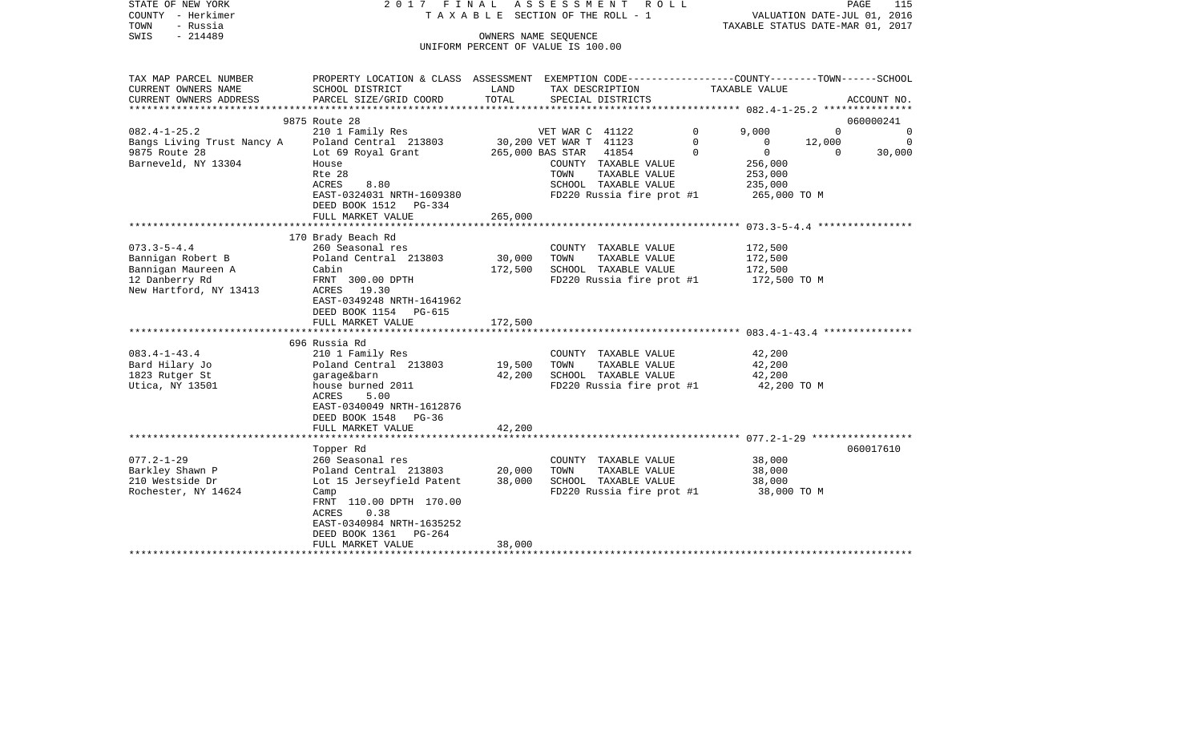STATE OF NEW YORK — 2017 FINAL ASSESSMENT ROLL
COUNTY - Herkimer — TAXABLE SECTION OF THE ROLL - 1 — VALUATION DATE-JUL 01, 2016
TOWN - Russia — TAXABLE STATUS DATE-MAR 01, 2017
SWIS - 214489 — OWNERS NAME SEQUENCE
UNIFORM PERCENT OF VALUE IS 100.00

| TAX MAP PARCEL NUMBER / CURRENT OWNERS NAME / CURRENT OWNERS ADDRESS | PROPERTY LOCATION & CLASS / SCHOOL DISTRICT / PARCEL SIZE/GRID COORD | ASSESSMENT LAND | TOTAL | EXEMPTION CODE / TAX DESCRIPTION / SPECIAL DISTRICTS | | COUNTY TAXABLE VALUE | TOWN | SCHOOL / ACCOUNT NO. |
|---|---|---|---|---|---|---|---|---|
| | 9875 Route 28 | | | | | | | 060000241 |
| 082.4-1-25.2 | 210 1 Family Res | | | VET WAR C 41122 | 0 | 9,000 | 0 | 0 |
| Bangs Living Trust Nancy A | Poland Central 213803 | 30,200 | | VET WAR T 41123 | 0 | 0 | 12,000 | 0 |
| 9875 Route 28 | Lot 69 Royal Grant | | 265,000 | BAS STAR 41854 | 0 | 0 | 0 | 30,000 |
| Barneveld, NY 13304 | House | | | COUNTY TAXABLE VALUE | | 256,000 | | |
| | Rte 28 | | | TOWN TAXABLE VALUE | | 253,000 | | |
| | ACRES 8.80 | | | SCHOOL TAXABLE VALUE | | 235,000 | | |
| | EAST-0324031 NRTH-1609380 | | | FD220 Russia fire prot #1 | | 265,000 TO M | | |
| | DEED BOOK 1512 PG-334 | | | | | | | |
| | FULL MARKET VALUE | | 265,000 | | | | | |
| | 170 Brady Beach Rd | | | | | | | |
| 073.3-5-4.4 | 260 Seasonal res | | | COUNTY TAXABLE VALUE | | 172,500 | | |
| Bannigan Robert B | Poland Central 213803 | 30,000 | | TOWN TAXABLE VALUE | | 172,500 | | |
| Bannigan Maureen A | Cabin | | 172,500 | SCHOOL TAXABLE VALUE | | 172,500 | | |
| 12 Danberry Rd | FRNT 300.00 DPTH | | | FD220 Russia fire prot #1 | | 172,500 TO M | | |
| New Hartford, NY 13413 | ACRES 19.30 | | | | | | | |
| | EAST-0349248 NRTH-1641962 | | | | | | | |
| | DEED BOOK 1154 PG-615 | | | | | | | |
| | FULL MARKET VALUE | | 172,500 | | | | | |
| | 696 Russia Rd | | | | | | | |
| 083.4-1-43.4 | 210 1 Family Res | | | COUNTY TAXABLE VALUE | | 42,200 | | |
| Bard Hilary Jo | Poland Central 213803 | 19,500 | | TOWN TAXABLE VALUE | | 42,200 | | |
| 1823 Rutger St | garage&barn | | 42,200 | SCHOOL TAXABLE VALUE | | 42,200 | | |
| Utica, NY 13501 | house burned 2011 | | | FD220 Russia fire prot #1 | | 42,200 TO M | | |
| | ACRES 5.00 | | | | | | | |
| | EAST-0340049 NRTH-1612876 | | | | | | | |
| | DEED BOOK 1548 PG-36 | | | | | | | |
| | FULL MARKET VALUE | | 42,200 | | | | | |
| | Topper Rd | | | | | | | 060017610 |
| 077.2-1-29 | 260 Seasonal res | | | COUNTY TAXABLE VALUE | | 38,000 | | |
| Barkley Shawn P | Poland Central 213803 | 20,000 | | TOWN TAXABLE VALUE | | 38,000 | | |
| 210 Westside Dr | Lot 15 Jerseyfield Patent | | 38,000 | SCHOOL TAXABLE VALUE | | 38,000 | | |
| Rochester, NY 14624 | Camp | | | FD220 Russia fire prot #1 | | 38,000 TO M | | |
| | FRNT 110.00 DPTH 170.00 | | | | | | | |
| | ACRES 0.38 | | | | | | | |
| | EAST-0340984 NRTH-1635252 | | | | | | | |
| | DEED BOOK 1361 PG-264 | | | | | | | |
| | FULL MARKET VALUE | | 38,000 | | | | | |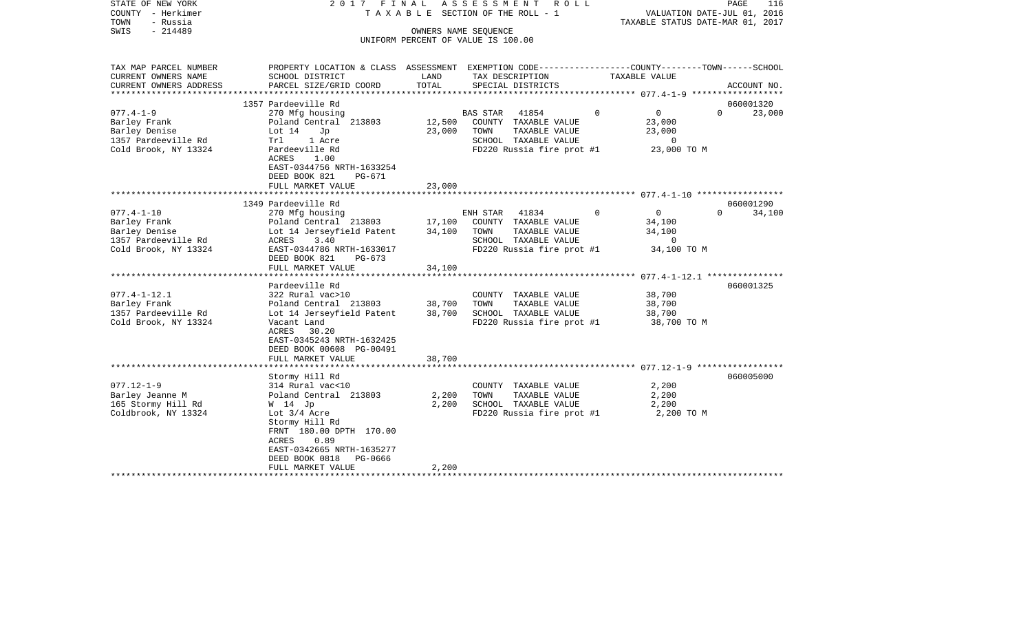STATE OF NEW YORK | 2017 FINAL ASSESSMENT ROLL | PAGE 116
COUNTY - Herkimer | TAXABLE SECTION OF THE ROLL - 1 | VALUATION DATE-JUL 01, 2016
TOWN - Russia | | TAXABLE STATUS DATE-MAR 01, 2017
SWIS - 214489 | OWNERS NAME SEQUENCE
UNIFORM PERCENT OF VALUE IS 100.00

| TAX MAP PARCEL NUMBER / CURRENT OWNERS NAME / CURRENT OWNERS ADDRESS | PROPERTY LOCATION & CLASS / SCHOOL DISTRICT / PARCEL SIZE/GRID COORD | ASSESSMENT LAND | ASSESSMENT TOTAL | EXEMPTION CODE / TAX DESCRIPTION / SPECIAL DISTRICTS | COUNTY TAXABLE VALUE | TOWN | SCHOOL | ACCOUNT NO. |
|---|---|---|---|---|---|---|---|---|
| 077.4-1-9 | 1357 Pardeeville Rd | | | | | | | 060001320 |
| Barley Frank | 270 Mfg housing | | | BAS STAR 41854 | 0 | 0 | 0 | 23,000 |
| Barley Denise | Poland Central 213803 | 12,500 | | COUNTY TAXABLE VALUE | 23,000 | | | |
| 1357 Pardeeville Rd | Lot 14 Jp | | 23,000 | TOWN TAXABLE VALUE | | 23,000 | | |
| Cold Brook, NY 13324 | Trl 1 Acre | | | SCHOOL TAXABLE VALUE | | | 0 | |
| | Pardeeville Rd | | | FD220 Russia fire prot #1 | 23,000 TO M | | | |
| | ACRES 1.00 | | | | | | | |
| | EAST-0344756 NRTH-1633254 | | | | | | | |
| | DEED BOOK 821 PG-671 | | | | | | | |
| | FULL MARKET VALUE | | 23,000 | | | | | |
| 077.4-1-10 | 1349 Pardeeville Rd | | | | | | | 060001290 |
| Barley Frank | 270 Mfg housing | | | ENH STAR 41834 | 0 | 0 | 0 | 34,100 |
| Barley Denise | Poland Central 213803 | 17,100 | | COUNTY TAXABLE VALUE | 34,100 | | | |
| 1357 Pardeeville Rd | Lot 14 Jerseyfield Patent | | 34,100 | TOWN TAXABLE VALUE | | 34,100 | | |
| Cold Brook, NY 13324 | ACRES 3.40 | | | SCHOOL TAXABLE VALUE | | | 0 | |
| | EAST-0344786 NRTH-1633017 | | | FD220 Russia fire prot #1 | 34,100 TO M | | | |
| | DEED BOOK 821 PG-673 | | | | | | | |
| | FULL MARKET VALUE | | 34,100 | | | | | |
| 077.4-1-12.1 | Pardeeville Rd | | | | | | | 060001325 |
| Barley Frank | 322 Rural vac>10 | | | COUNTY TAXABLE VALUE | 38,700 | | | |
| 1357 Pardeeville Rd | Poland Central 213803 | 38,700 | | TOWN TAXABLE VALUE | | 38,700 | | |
| Cold Brook, NY 13324 | Lot 14 Jerseyfield Patent | | 38,700 | SCHOOL TAXABLE VALUE | | | 38,700 | |
| | Vacant Land | | | FD220 Russia fire prot #1 | 38,700 TO M | | | |
| | ACRES 30.20 | | | | | | | |
| | EAST-0345243 NRTH-1632425 | | | | | | | |
| | DEED BOOK 00608 PG-00491 | | | | | | | |
| | FULL MARKET VALUE | | 38,700 | | | | | |
| 077.12-1-9 | Stormy Hill Rd | | | | | | | 060005000 |
| Barley Jeanne M | 314 Rural vac<10 | | | COUNTY TAXABLE VALUE | 2,200 | | | |
| 165 Stormy Hill Rd | Poland Central 213803 | 2,200 | | TOWN TAXABLE VALUE | | 2,200 | | |
| Coldbrook, NY 13324 | W 14 Jp | | 2,200 | SCHOOL TAXABLE VALUE | | | 2,200 | |
| | Lot 3/4 Acre | | | FD220 Russia fire prot #1 | 2,200 TO M | | | |
| | Stormy Hill Rd | | | | | | | |
| | FRNT 180.00 DPTH 170.00 | | | | | | | |
| | ACRES 0.89 | | | | | | | |
| | EAST-0342665 NRTH-1635277 | | | | | | | |
| | DEED BOOK 0818 PG-0666 | | | | | | | |
| | FULL MARKET VALUE | | 2,200 | | | | | |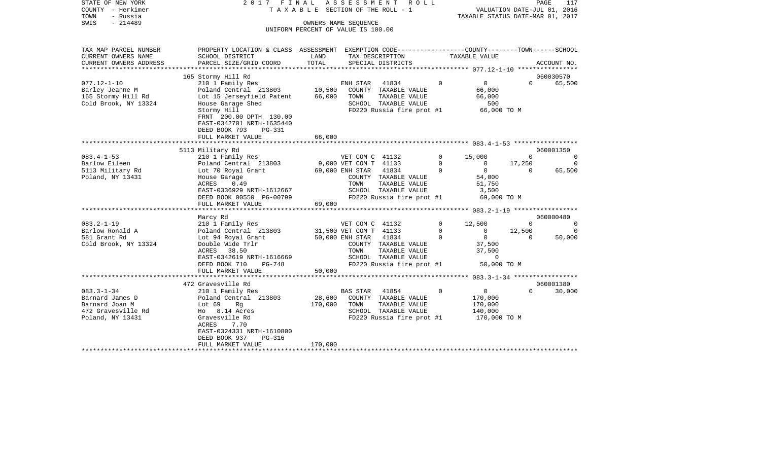STATE OF NEW YORK — 2017 FINAL ASSESSMENT ROLL
COUNTY - Herkimer — TAXABLE SECTION OF THE ROLL - 1 — VALUATION DATE-JUL 01, 2016
TOWN - Russia — TAXABLE STATUS DATE-MAR 01, 2017
SWIS - 214489 — OWNERS NAME SEQUENCE
UNIFORM PERCENT OF VALUE IS 100.00

| TAX MAP PARCEL NUMBER / CURRENT OWNERS NAME / CURRENT OWNERS ADDRESS | PROPERTY LOCATION & CLASS / SCHOOL DISTRICT / PARCEL SIZE/GRID COORD | ASSESSMENT LAND | TOTAL | EXEMPTION CODE / TAX DESCRIPTION / SPECIAL DISTRICTS | | COUNTY TAXABLE VALUE | TOWN | SCHOOL / ACCOUNT NO. |
|---|---|---|---|---|---|---|---|---|
| | 165 Stormy Hill Rd | | | | | | | 060030570 |
| 077.12-1-10 | 210 1 Family Res | | | ENH STAR 41834 | 0 | 0 | 0 | 65,500 |
| Barley Jeanne M | Poland Central 213803 | 10,500 | | COUNTY TAXABLE VALUE | | 66,000 | | |
| 165 Stormy Hill Rd | Lot 15 Jerseyfield Patent | | 66,000 | TOWN TAXABLE VALUE | | 66,000 | | |
| Cold Brook, NY 13324 | House Garage Shed | | | SCHOOL TAXABLE VALUE | | 500 | | |
| | Stormy Hill | | | FD220 Russia fire prot #1 | | 66,000 TO M | | |
| | FRNT 200.00 DPTH 130.00 | | | | | | | |
| | EAST-0342701 NRTH-1635440 | | | | | | | |
| | DEED BOOK 793 PG-331 | | | | | | | |
| | FULL MARKET VALUE | | 66,000 | | | | | |
| | 5113 Military Rd | | | | | | | 060001350 |
| 083.4-1-53 | 210 1 Family Res | | | VET COM C 41132 | 0 | 15,000 | 0 | 0 |
| Barlow Eileen | Poland Central 213803 | 9,000 | | VET COM T 41133 | 0 | 0 | 17,250 | 0 |
| 5113 Military Rd | Lot 70 Royal Grant | | 69,000 | ENH STAR 41834 | 0 | 0 | 0 | 65,500 |
| Poland, NY 13431 | House Garage | | | COUNTY TAXABLE VALUE | | 54,000 | | |
| | ACRES 0.49 | | | TOWN TAXABLE VALUE | | 51,750 | | |
| | EAST-0336929 NRTH-1612667 | | | SCHOOL TAXABLE VALUE | | 3,500 | | |
| | DEED BOOK 00550 PG-00799 | | | FD220 Russia fire prot #1 | | 69,000 TO M | | |
| | FULL MARKET VALUE | | 69,000 | | | | | |
| | Marcy Rd | | | | | | | 060000480 |
| 083.2-1-19 | 210 1 Family Res | | | VET COM C 41132 | 0 | 12,500 | 0 | 0 |
| Barlow Ronald A | Poland Central 213803 | 31,500 | | VET COM T 41133 | 0 | 0 | 12,500 | 0 |
| 581 Grant Rd | Lot 94 Royal Grant | | 50,000 | ENH STAR 41834 | 0 | 0 | 0 | 50,000 |
| Cold Brook, NY 13324 | Double Wide Trlr | | | COUNTY TAXABLE VALUE | | 37,500 | | |
| | ACRES 38.50 | | | TOWN TAXABLE VALUE | | 37,500 | | |
| | EAST-0342619 NRTH-1616669 | | | SCHOOL TAXABLE VALUE | | 0 | | |
| | DEED BOOK 710 PG-748 | | | FD220 Russia fire prot #1 | | 50,000 TO M | | |
| | FULL MARKET VALUE | | 50,000 | | | | | |
| | 472 Gravesville Rd | | | | | | | 060001380 |
| 083.3-1-34 | 210 1 Family Res | | | BAS STAR 41854 | 0 | 0 | 0 | 30,000 |
| Barnard James D | Poland Central 213803 | 28,600 | | COUNTY TAXABLE VALUE | | 170,000 | | |
| Barnard Joan M | Lot 69 Rg | | 170,000 | TOWN TAXABLE VALUE | | 170,000 | | |
| 472 Gravesville Rd | Ho 8.14 Acres | | | SCHOOL TAXABLE VALUE | | 140,000 | | |
| Poland, NY 13431 | Gravesville Rd | | | FD220 Russia fire prot #1 | | 170,000 TO M | | |
| | ACRES 7.70 | | | | | | | |
| | EAST-0324331 NRTH-1610800 | | | | | | | |
| | DEED BOOK 937 PG-316 | | | | | | | |
| | FULL MARKET VALUE | | 170,000 | | | | | |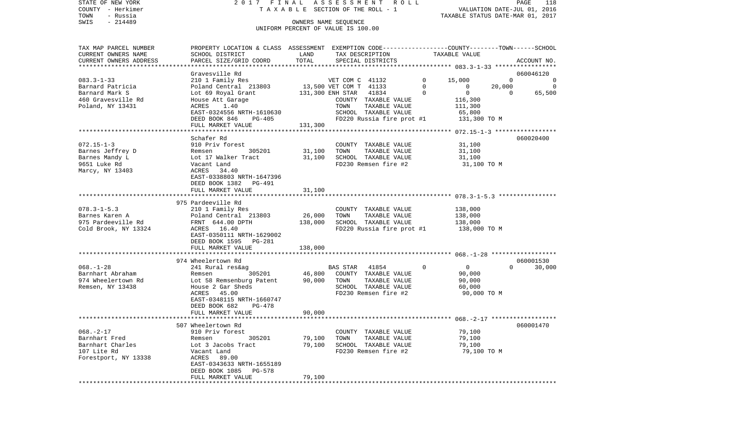STATE OF NEW YORK — COUNTY - Herkimer — TOWN - Russia — SWIS - 214489

2017 FINAL ASSESSMENT ROLL
TAXABLE SECTION OF THE ROLL - 1
OWNERS NAME SEQUENCE
UNIFORM PERCENT OF VALUE IS 100.00

VALUATION DATE-JUL 01, 2016
TAXABLE STATUS DATE-MAR 01, 2017

| TAX MAP PARCEL NUMBER / CURRENT OWNERS NAME / CURRENT OWNERS ADDRESS | PROPERTY LOCATION & CLASS / SCHOOL DISTRICT / PARCEL SIZE/GRID COORD | ASSESSMENT LAND / TOTAL | EXEMPTION CODE / TAX DESCRIPTION / SPECIAL DISTRICTS | COUNTY | TOWN | SCHOOL | ACCOUNT NO. |
|---|---|---|---|---|---|---|---|
| **083.3-1-33** | Gravesville Rd | | | | | | 060046120 |
| Barnard Patricia | 210 1 Family Res | | VET COM C 41132 0 | 15,000 | 0 | 0 | |
| Barnard Mark S | Poland Central 213803 | 13,500 | VET COM T 41133 0 | 0 | 20,000 | 0 | |
| 460 Gravesville Rd | Lot 69 Royal Grant | 131,300 | ENH STAR 41834 0 | 0 | 0 | 65,500 | |
| Poland, NY 13431 | House Att Garage | | COUNTY TAXABLE VALUE | 116,300 | | | |
| | ACRES 1.40 | | TOWN TAXABLE VALUE | | 111,300 | | |
| | EAST-0324556 NRTH-1610630 | | SCHOOL TAXABLE VALUE | | | 65,800 | |
| | DEED BOOK 846 PG-405 | | FD220 Russia fire prot #1 | 131,300 TO M | | | |
| | FULL MARKET VALUE | 131,300 | | | | | |
| **072.15-1-3** | Schafer Rd | | | | | | 060020400 |
| Barnes Jeffrey D | 910 Priv forest | | COUNTY TAXABLE VALUE | 31,100 | | | |
| Barnes Mandy L | Remsen 305201 | 31,100 | TOWN TAXABLE VALUE | | 31,100 | | |
| 9651 Luke Rd | Lot 17 Walker Tract | 31,100 | SCHOOL TAXABLE VALUE | | | 31,100 | |
| Marcy, NY 13403 | Vacant Land | | FD230 Remsen fire #2 | 31,100 TO M | | | |
| | ACRES 34.40 | | | | | | |
| | EAST-0338803 NRTH-1647396 | | | | | | |
| | DEED BOOK 1382 PG-491 | | | | | | |
| | FULL MARKET VALUE | 31,100 | | | | | |
| **078.3-1-5.3** | 975 Pardeeville Rd | | | | | | |
| Barnes Karen A | 210 1 Family Res | | COUNTY TAXABLE VALUE | 138,000 | | | |
| 975 Pardeeville Rd | Poland Central 213803 | 26,000 | TOWN TAXABLE VALUE | | 138,000 | | |
| Cold Brook, NY 13324 | FRNT 644.00 DPTH | 138,000 | SCHOOL TAXABLE VALUE | | | 138,000 | |
| | ACRES 16.40 | | FD220 Russia fire prot #1 | 138,000 TO M | | | |
| | EAST-0350111 NRTH-1629002 | | | | | | |
| | DEED BOOK 1595 PG-281 | | | | | | |
| | FULL MARKET VALUE | 138,000 | | | | | |
| **068.-1-28** | 974 Wheelertown Rd | | | | | | 060001530 |
| Barnhart Abraham | 241 Rural res&ag | | BAS STAR 41854 0 | 0 | 0 | 30,000 | |
| 974 Wheelertown Rd | Remsen 305201 | 46,800 | COUNTY TAXABLE VALUE | 90,000 | | | |
| Remsen, NY 13438 | Lot 58 Remsenburg Patent | 90,000 | TOWN TAXABLE VALUE | | 90,000 | | |
| | House 2 Gar Sheds | | SCHOOL TAXABLE VALUE | | | 60,000 | |
| | ACRES 45.00 | | FD230 Remsen fire #2 | 90,000 TO M | | | |
| | EAST-0348115 NRTH-1660747 | | | | | | |
| | DEED BOOK 682 PG-478 | | | | | | |
| | FULL MARKET VALUE | 90,000 | | | | | |
| **068.-2-17** | 507 Wheelertown Rd | | | | | | 060001470 |
| Barnhart Fred | 910 Priv forest | | COUNTY TAXABLE VALUE | 79,100 | | | |
| Barnhart Charles | Remsen 305201 | 79,100 | TOWN TAXABLE VALUE | | 79,100 | | |
| 107 Lite Rd | Lot 3 Jacobs Tract | 79,100 | SCHOOL TAXABLE VALUE | | | 79,100 | |
| Forestport, NY 13338 | Vacant Land | | FD230 Remsen fire #2 | 79,100 TO M | | | |
| | ACRES 89.00 | | | | | | |
| | EAST-0343633 NRTH-1655189 | | | | | | |
| | DEED BOOK 1085 PG-578 | | | | | | |
| | FULL MARKET VALUE | 79,100 | | | | | |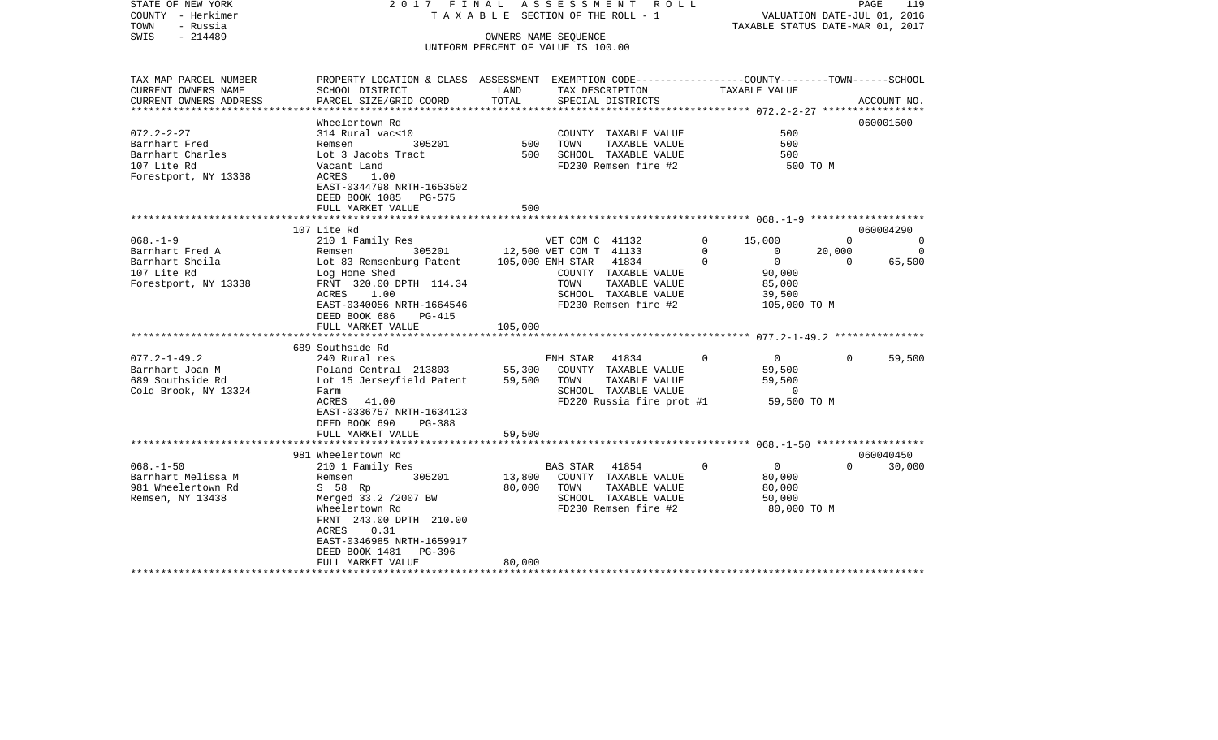STATE OF NEW YORK | 2017 FINAL ASSESSMENT ROLL | PAGE 119
COUNTY - Herkimer | TAXABLE SECTION OF THE ROLL - 1 | VALUATION DATE-JUL 01, 2016
TOWN - Russia | | TAXABLE STATUS DATE-MAR 01, 2017
SWIS - 214489 | OWNERS NAME SEQUENCE
UNIFORM PERCENT OF VALUE IS 100.00

| TAX MAP PARCEL NUMBER / CURRENT OWNERS NAME / CURRENT OWNERS ADDRESS | PROPERTY LOCATION & CLASS / SCHOOL DISTRICT / PARCEL SIZE/GRID COORD | ASSESSMENT LAND | ASSESSMENT TOTAL | EXEMPTION CODE / TAX DESCRIPTION / SPECIAL DISTRICTS | COUNTY TAXABLE VALUE | TOWN | SCHOOL | ACCOUNT NO. |
|---|---|---|---|---|---|---|---|---|
| **072.2-2-27** | Wheelertown Rd | | | | | | | 060001500 |
| Barnhart Fred | 314 Rural vac<10 | | | COUNTY TAXABLE VALUE | 500 | | | |
| Barnhart Charles | Remsen 305201 | 500 | | TOWN TAXABLE VALUE | 500 | | | |
| 107 Lite Rd | Lot 3 Jacobs Tract | | 500 | SCHOOL TAXABLE VALUE | 500 | | | |
| Forestport, NY 13338 | Vacant Land | | | FD230 Remsen fire #2 | 500 TO M | | | |
| | ACRES 1.00 | | | | | | | |
| | EAST-0344798 NRTH-1653502 | | | | | | | |
| | DEED BOOK 1085 PG-575 | | | | | | | |
| | FULL MARKET VALUE | | 500 | | | | | |
| **068.-1-9** | 107 Lite Rd | | | | | | | 060004290 |
| Barnhart Fred A | 210 1 Family Res | | | VET COM C 41132 0 | 15,000 | 0 | 0 | |
| Barnhart Sheila | Remsen 305201 | 12,500 | | VET COM T 41133 0 | 0 | 20,000 | 0 | |
| 107 Lite Rd | Lot 83 Remsenburg Patent | | 105,000 | ENH STAR 41834 0 | 0 | 0 | 65,500 | |
| Forestport, NY 13338 | Log Home Shed | | | COUNTY TAXABLE VALUE | 90,000 | | | |
| | FRNT 320.00 DPTH 114.34 | | | TOWN TAXABLE VALUE | 85,000 | | | |
| | ACRES 1.00 | | | SCHOOL TAXABLE VALUE | 39,500 | | | |
| | EAST-0340056 NRTH-1664546 | | | FD230 Remsen fire #2 | 105,000 TO M | | | |
| | DEED BOOK 686 PG-415 | | | | | | | |
| | FULL MARKET VALUE | | 105,000 | | | | | |
| **077.2-1-49.2** | 689 Southside Rd | | | | | | | |
| Barnhart Joan M | 240 Rural res | | | ENH STAR 41834 0 | 0 | 0 | 59,500 | |
| 689 Southside Rd | Poland Central 213803 | 55,300 | | COUNTY TAXABLE VALUE | 59,500 | | | |
| Cold Brook, NY 13324 | Lot 15 Jerseyfield Patent | | 59,500 | TOWN TAXABLE VALUE | 59,500 | | | |
| | Farm | | | SCHOOL TAXABLE VALUE | 0 | | | |
| | ACRES 41.00 | | | FD220 Russia fire prot #1 | 59,500 TO M | | | |
| | EAST-0336757 NRTH-1634123 | | | | | | | |
| | DEED BOOK 690 PG-388 | | | | | | | |
| | FULL MARKET VALUE | | 59,500 | | | | | |
| **068.-1-50** | 981 Wheelertown Rd | | | | | | | 060040450 |
| Barnhart Melissa M | 210 1 Family Res | | | BAS STAR 41854 0 | 0 | 0 | 30,000 | |
| 981 Wheelertown Rd | Remsen 305201 | 13,800 | | COUNTY TAXABLE VALUE | 80,000 | | | |
| Remsen, NY 13438 | S 58 Rp | | 80,000 | TOWN TAXABLE VALUE | 80,000 | | | |
| | Merged 33.2 /2007 BW | | | SCHOOL TAXABLE VALUE | 50,000 | | | |
| | Wheelertown Rd | | | FD230 Remsen fire #2 | 80,000 TO M | | | |
| | FRNT 243.00 DPTH 210.00 | | | | | | | |
| | ACRES 0.31 | | | | | | | |
| | EAST-0346985 NRTH-1659917 | | | | | | | |
| | DEED BOOK 1481 PG-396 | | | | | | | |
| | FULL MARKET VALUE | | 80,000 | | | | | |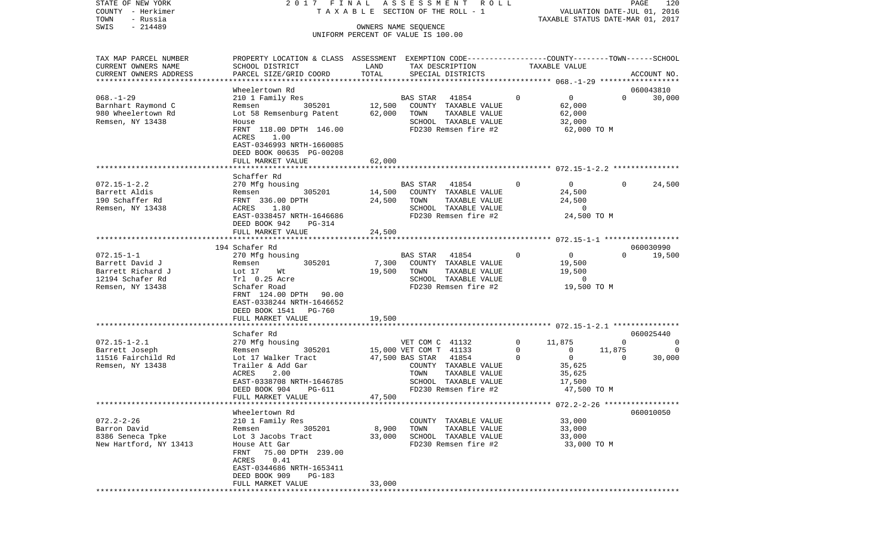STATE OF NEW YORK 2017 FINAL ASSESSMENT ROLL
COUNTY - Herkimer TAXABLE SECTION OF THE ROLL - 1 VALUATION DATE-JUL 01, 2016
TOWN - Russia TAXABLE STATUS DATE-MAR 01, 2017
SWIS - 214489 OWNERS NAME SEQUENCE
UNIFORM PERCENT OF VALUE IS 100.00

| TAX MAP PARCEL NUMBER / CURRENT OWNERS NAME / CURRENT OWNERS ADDRESS | PROPERTY LOCATION & CLASS / SCHOOL DISTRICT / PARCEL SIZE/GRID COORD | ASSESSMENT LAND | TOTAL | EXEMPTION CODE / TAX DESCRIPTION / SPECIAL DISTRICTS | COUNTY | TOWN | SCHOOL | ACCOUNT NO. |
|---|---|---|---|---|---|---|---|---|
| 068.-1-29 | Wheelertown Rd | | | | | | | 060043810 |
| Barnhart Raymond C | 210 1 Family Res | | | BAS STAR 41854 | 0 | 0 | 30,000 | |
| 980 Wheelertown Rd | Remsen 305201 | 12,500 | | COUNTY TAXABLE VALUE | 62,000 | | | |
| Remsen, NY 13438 | Lot 58 Remsenburg Patent | | 62,000 | TOWN TAXABLE VALUE | | 62,000 | | |
| | House | | | SCHOOL TAXABLE VALUE | | | 32,000 | |
| | FRNT 118.00 DPTH 146.00 | | | FD230 Remsen fire #2 | 62,000 TO M | | | |
| | ACRES 1.00 | | | | | | | |
| | EAST-0346993 NRTH-1660085 | | | | | | | |
| | DEED BOOK 00635 PG-00208 | | | | | | | |
| | FULL MARKET VALUE | | 62,000 | | | | | |
| 072.15-1-2.2 | Schaffer Rd | | | | | | | |
| Barrett Aldis | 270 Mfg housing | | | BAS STAR 41854 | 0 | 0 | 24,500 | |
| 190 Schaffer Rd | Remsen 305201 | 14,500 | | COUNTY TAXABLE VALUE | 24,500 | | | |
| Remsen, NY 13438 | FRNT 336.00 DPTH | | 24,500 | TOWN TAXABLE VALUE | | 24,500 | | |
| | ACRES 1.80 | | | SCHOOL TAXABLE VALUE | | | 0 | |
| | EAST-0338457 NRTH-1646686 | | | FD230 Remsen fire #2 | 24,500 TO M | | | |
| | DEED BOOK 942 PG-314 | | | | | | | |
| | FULL MARKET VALUE | | 24,500 | | | | | |
| 072.15-1-1 | 194 Schafer Rd | | | | | | | 060030990 |
| Barrett David J | 270 Mfg housing | | | BAS STAR 41854 | 0 | 0 | 19,500 | |
| Barrett Richard J | Remsen 305201 | 7,300 | | COUNTY TAXABLE VALUE | 19,500 | | | |
| 12194 Schafer Rd | Lot 17 Wt | | 19,500 | TOWN TAXABLE VALUE | | 19,500 | | |
| Remsen, NY 13438 | Trl 0.25 Acre | | | SCHOOL TAXABLE VALUE | | | 0 | |
| | Schafer Road | | | FD230 Remsen fire #2 | 19,500 TO M | | | |
| | FRNT 124.00 DPTH 90.00 | | | | | | | |
| | EAST-0338244 NRTH-1646652 | | | | | | | |
| | DEED BOOK 1541 PG-760 | | | | | | | |
| | FULL MARKET VALUE | | 19,500 | | | | | |
| 072.15-1-2.1 | Schafer Rd | | | | | | | 060025440 |
| Barrett Joseph | 270 Mfg housing | | | VET COM C 41132 | 11,875 | 0 | 0 | |
| 11516 Fairchild Rd | Remsen 305201 | 15,000 | | VET COM T 41133 | 0 | 11,875 | 0 | |
| Remsen, NY 13438 | Lot 17 Walker Tract | | 47,500 | BAS STAR 41854 | 0 | 0 | 30,000 | |
| | Trailer & Add Gar | | | COUNTY TAXABLE VALUE | 35,625 | | | |
| | ACRES 2.00 | | | TOWN TAXABLE VALUE | | 35,625 | | |
| | EAST-0338708 NRTH-1646785 | | | SCHOOL TAXABLE VALUE | | | 17,500 | |
| | DEED BOOK 904 PG-611 | | | FD230 Remsen fire #2 | 47,500 TO M | | | |
| | FULL MARKET VALUE | | 47,500 | | | | | |
| 072.2-2-26 | Wheelertown Rd | | | | | | | 060010050 |
| Barron David | 210 1 Family Res | | | COUNTY TAXABLE VALUE | 33,000 | | | |
| 8386 Seneca Tpke | Remsen 305201 | 8,900 | | TOWN TAXABLE VALUE | | 33,000 | | |
| New Hartford, NY 13413 | Lot 3 Jacobs Tract | | 33,000 | SCHOOL TAXABLE VALUE | | | 33,000 | |
| | House Att Gar | | | FD230 Remsen fire #2 | 33,000 TO M | | | |
| | FRNT 75.00 DPTH 239.00 | | | | | | | |
| | ACRES 0.41 | | | | | | | |
| | EAST-0344686 NRTH-1653411 | | | | | | | |
| | DEED BOOK 909 PG-183 | | | | | | | |
| | FULL MARKET VALUE | | 33,000 | | | | | |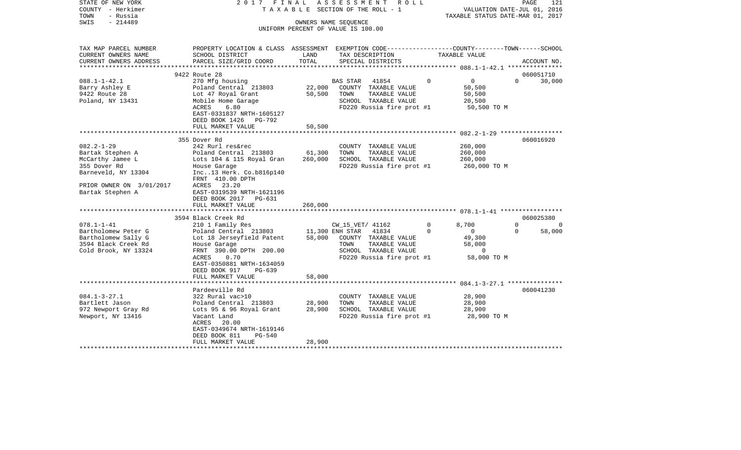STATE OF NEW YORK — 2017 FINAL ASSESSMENT ROLL — PAGE 121
COUNTY - Herkimer — TAXABLE SECTION OF THE ROLL - 1 — VALUATION DATE-JUL 01, 2016
TOWN - Russia — TAXABLE STATUS DATE-MAR 01, 2017
SWIS - 214489 — OWNERS NAME SEQUENCE
UNIFORM PERCENT OF VALUE IS 100.00

| TAX MAP PARCEL NUMBER / CURRENT OWNERS NAME / CURRENT OWNERS ADDRESS | PROPERTY LOCATION & CLASS / SCHOOL DISTRICT / PARCEL SIZE/GRID COORD | ASSESSMENT LAND | ASSESSMENT TOTAL | EXEMPTION CODE / TAX DESCRIPTION / SPECIAL DISTRICTS | COUNTY | TOWN | SCHOOL | ACCOUNT NO. |
|---|---|---|---|---|---|---|---|---|
| | 9422 Route 28 | | | | | | | 060051710 |
| 088.1-1-42.1 | 270 Mfg housing | | | BAS STAR 41854 | 0 | 0 | 30,000 | |
| Barry Ashley E | Poland Central 213803 | 22,000 | | COUNTY TAXABLE VALUE | 50,500 | | | |
| 9422 Route 28 | Lot 47 Royal Grant | | 50,500 | TOWN TAXABLE VALUE | | 50,500 | | |
| Poland, NY 13431 | Mobile Home Garage | | | SCHOOL TAXABLE VALUE | | | 20,500 | |
| | ACRES 6.80 | | | FD220 Russia fire prot #1 | 50,500 TO M | | | |
| | EAST-0331837 NRTH-1605127 | | | | | | | |
| | DEED BOOK 1426 PG-792 | | | | | | | |
| | FULL MARKET VALUE | | 50,500 | | | | | |
| | 355 Dover Rd | | | | | | | 060016920 |
| 082.2-1-29 | 242 Rurl res&rec | | | COUNTY TAXABLE VALUE | 260,000 | | | |
| Bartak Stephen A | Poland Central 213803 | 61,300 | | TOWN TAXABLE VALUE | | 260,000 | | |
| McCarthy Jamee L | Lots 104 & 115 Royal Gran | | 260,000 | SCHOOL TAXABLE VALUE | | | 260,000 | |
| 355 Dover Rd | House Garage | | | FD220 Russia fire prot #1 | 260,000 TO M | | | |
| Barneveld, NY 13304 | Inc..13 Herk. Co.b816p140 | | | | | | | |
| | FRNT 410.00 DPTH | | | | | | | |
| PRIOR OWNER ON 3/01/2017 | ACRES 23.20 | | | | | | | |
| Bartak Stephen A | EAST-0319539 NRTH-1621196 | | | | | | | |
| | DEED BOOK 2017 PG-631 | | | | | | | |
| | FULL MARKET VALUE | | 260,000 | | | | | |
| | 3594 Black Creek Rd | | | | | | | 060025380 |
| 078.1-1-41 | 210 1 Family Res | | | CW_15_VET/ 41162 | 8,700 | 0 | 0 | |
| Bartholomew Peter G | Poland Central 213803 | 11,300 | | ENH STAR 41834 | 0 | 0 | 58,000 | |
| Bartholomew Sally G | Lot 18 Jerseyfield Patent | | 58,000 | COUNTY TAXABLE VALUE | 49,300 | | | |
| 3594 Black Creek Rd | House Garage | | | TOWN TAXABLE VALUE | | 58,000 | | |
| Cold Brook, NY 13324 | FRNT 390.00 DPTH 200.00 | | | SCHOOL TAXABLE VALUE | | | 0 | |
| | ACRES 0.70 | | | FD220 Russia fire prot #1 | 58,000 TO M | | | |
| | EAST-0350881 NRTH-1634059 | | | | | | | |
| | DEED BOOK 917 PG-639 | | | | | | | |
| | FULL MARKET VALUE | | 58,000 | | | | | |
| | Pardeeville Rd | | | | | | | 060041230 |
| 084.1-3-27.1 | 322 Rural vac>10 | | | COUNTY TAXABLE VALUE | 28,900 | | | |
| Bartlett Jason | Poland Central 213803 | 28,900 | | TOWN TAXABLE VALUE | | 28,900 | | |
| 972 Newport Gray Rd | Lots 95 & 96 Royal Grant | | 28,900 | SCHOOL TAXABLE VALUE | | | 28,900 | |
| Newport, NY 13416 | Vacant Land | | | FD220 Russia fire prot #1 | 28,900 TO M | | | |
| | ACRES 20.00 | | | | | | | |
| | EAST-0349674 NRTH-1619146 | | | | | | | |
| | DEED BOOK 811 PG-540 | | | | | | | |
| | FULL MARKET VALUE | | 28,900 | | | | | |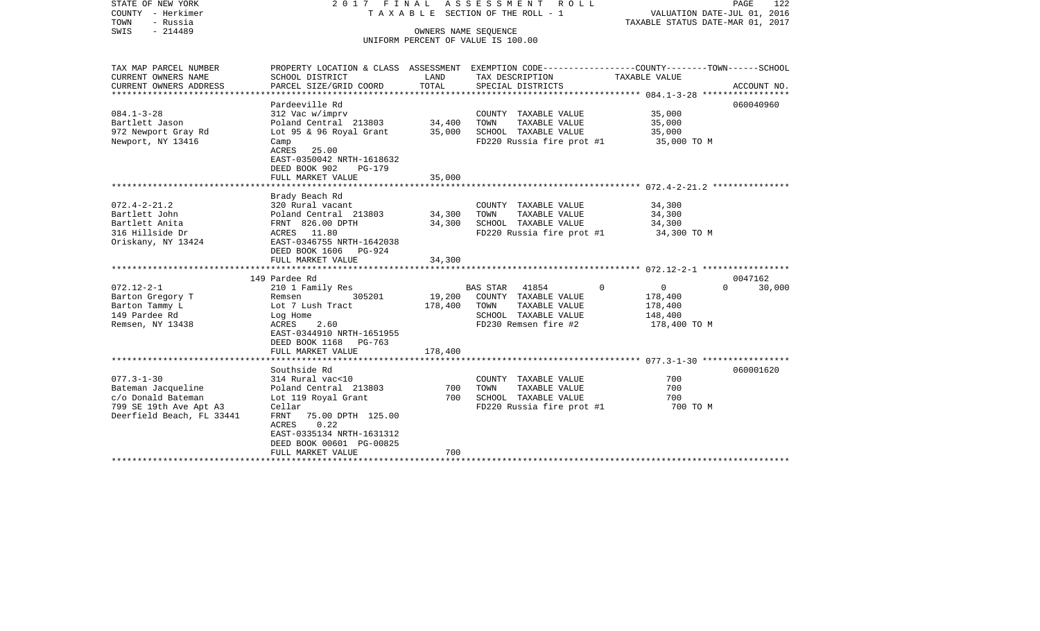STATE OF NEW YORK 2017 FINAL ASSESSMENT ROLL
COUNTY - Herkimer T A X A B L E SECTION OF THE ROLL - 1 VALUATION DATE-JUL 01, 2016
TOWN - Russia TAXABLE STATUS DATE-MAR 01, 2017
SWIS - 214489 OWNERS NAME SEQUENCE
UNIFORM PERCENT OF VALUE IS 100.00

| TAX MAP PARCEL NUMBER<br>CURRENT OWNERS NAME<br>CURRENT OWNERS ADDRESS | PROPERTY LOCATION & CLASS<br>SCHOOL DISTRICT<br>PARCEL SIZE/GRID COORD | ASSESSMENT<br>LAND<br>TOTAL | EXEMPTION CODE<br>TAX DESCRIPTION<br>SPECIAL DISTRICTS | COUNTY | TOWN | SCHOOL<br>TAXABLE VALUE | ACCOUNT NO. |
|---|---|---|---|---|---|---|---|
| **084.1-3-28** | Pardeeville Rd | | | | | | 060040960 |
| 084.1-3-28 | 312 Vac w/imprv | | COUNTY TAXABLE VALUE | | | 35,000 | |
| Bartlett Jason | Poland Central 213803 | 34,400 | TOWN TAXABLE VALUE | | | 35,000 | |
| 972 Newport Gray Rd | Lot 95 & 96 Royal Grant | 35,000 | SCHOOL TAXABLE VALUE | | | 35,000 | |
| Newport, NY 13416 | Camp | | FD220 Russia fire prot #1 | | | 35,000 TO M | |
| | ACRES 25.00 | | | | | | |
| | EAST-0350042 NRTH-1618632 | | | | | | |
| | DEED BOOK 902 PG-179 | | | | | | |
| | FULL MARKET VALUE | 35,000 | | | | | |
| **072.4-2-21.2** | Brady Beach Rd | | | | | | |
| 072.4-2-21.2 | 320 Rural vacant | | COUNTY TAXABLE VALUE | | | 34,300 | |
| Bartlett John | Poland Central 213803 | 34,300 | TOWN TAXABLE VALUE | | | 34,300 | |
| Bartlett Anita | FRNT 826.00 DPTH | 34,300 | SCHOOL TAXABLE VALUE | | | 34,300 | |
| 316 Hillside Dr | ACRES 11.80 | | FD220 Russia fire prot #1 | | | 34,300 TO M | |
| Oriskany, NY 13424 | EAST-0346755 NRTH-1642038 | | | | | | |
| | DEED BOOK 1606 PG-924 | | | | | | |
| | FULL MARKET VALUE | 34,300 | | | | | |
| **072.12-2-1** | 149 Pardee Rd | | | | | | 0047162 |
| 072.12-2-1 | 210 1 Family Res | | BAS STAR 41854 | 0 | 0 | 30,000 | |
| Barton Gregory T | Remsen 305201 | 19,200 | COUNTY TAXABLE VALUE | | | 178,400 | |
| Barton Tammy L | Lot 7 Lush Tract | 178,400 | TOWN TAXABLE VALUE | | | 178,400 | |
| 149 Pardee Rd | Log Home | | SCHOOL TAXABLE VALUE | | | 148,400 | |
| Remsen, NY 13438 | ACRES 2.60 | | FD230 Remsen fire #2 | | | 178,400 TO M | |
| | EAST-0344910 NRTH-1651955 | | | | | | |
| | DEED BOOK 1168 PG-763 | | | | | | |
| | FULL MARKET VALUE | 178,400 | | | | | |
| **077.3-1-30** | Southside Rd | | | | | | 060001620 |
| 077.3-1-30 | 314 Rural vac<10 | | COUNTY TAXABLE VALUE | | | 700 | |
| Bateman Jacqueline | Poland Central 213803 | 700 | TOWN TAXABLE VALUE | | | 700 | |
| c/o Donald Bateman | Lot 119 Royal Grant | 700 | SCHOOL TAXABLE VALUE | | | 700 | |
| 799 SE 19th Ave Apt A3 | Cellar | | FD220 Russia fire prot #1 | | | 700 TO M | |
| Deerfield Beach, FL 33441 | FRNT 75.00 DPTH 125.00 | | | | | | |
| | ACRES 0.22 | | | | | | |
| | EAST-0335134 NRTH-1631312 | | | | | | |
| | DEED BOOK 00601 PG-00825 | | | | | | |
| | FULL MARKET VALUE | 700 | | | | | |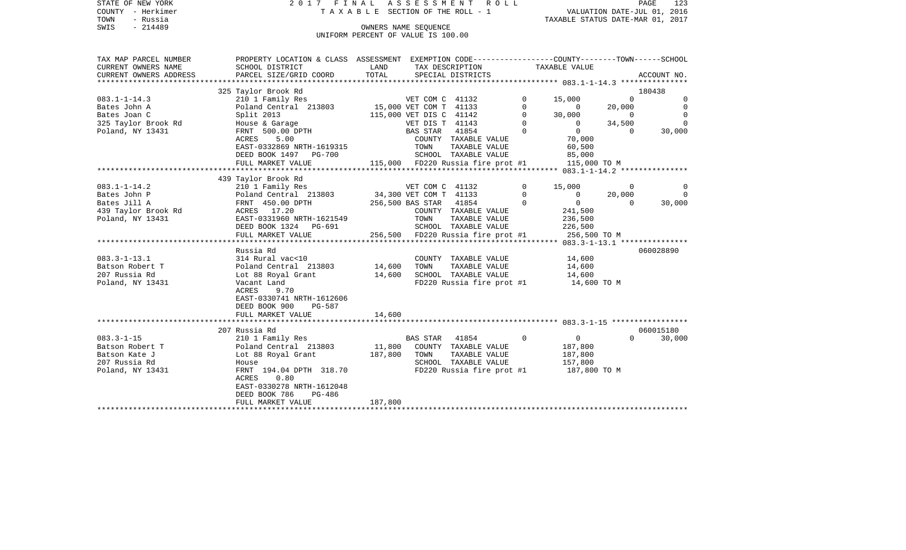STATE OF NEW YORK 2017 FINAL ASSESSMENT ROLL
COUNTY - Herkimer TAXABLE SECTION OF THE ROLL - 1 VALUATION DATE-JUL 01, 2016
TOWN - Russia TAXABLE STATUS DATE-MAR 01, 2017
SWIS - 214489 OWNERS NAME SEQUENCE
UNIFORM PERCENT OF VALUE IS 100.00

| TAX MAP PARCEL NUMBER / CURRENT OWNERS NAME / CURRENT OWNERS ADDRESS | PROPERTY LOCATION & CLASS / SCHOOL DISTRICT / PARCEL SIZE/GRID COORD | ASSESSMENT LAND | TOTAL | EXEMPTION CODE / TAX DESCRIPTION / SPECIAL DISTRICTS | | COUNTY | TOWN | SCHOOL / ACCOUNT NO. |
|---|---|---|---|---|---|---|---|---|
| | 325 Taylor Brook Rd | | | | | | | 180438 |
| 083.1-1-14.3 | 210 1 Family Res | | | VET COM C 41132 | 0 | 15,000 | 0 | 0 |
| Bates John A | Poland Central 213803 | 15,000 | | VET COM T 41133 | 0 | 0 | 20,000 | 0 |
| Bates Joan C | Split 2013 | | 115,000 | VET DIS C 41142 | 0 | 30,000 | 0 | 0 |
| 325 Taylor Brook Rd | House & Garage | | | VET DIS T 41143 | 0 | 0 | 34,500 | 0 |
| Poland, NY 13431 | FRNT 500.00 DPTH | | | BAS STAR 41854 | 0 | 0 | 0 | 30,000 |
| | ACRES 5.00 | | | COUNTY TAXABLE VALUE | | 70,000 | | |
| | EAST-0332869 NRTH-1619315 | | | TOWN TAXABLE VALUE | | 60,500 | | |
| | DEED BOOK 1497 PG-700 | | | SCHOOL TAXABLE VALUE | | 85,000 | | |
| | FULL MARKET VALUE | | 115,000 | FD220 Russia fire prot #1 | | 115,000 TO M | | |
| | 439 Taylor Brook Rd | | | | | | | |
| 083.1-1-14.2 | 210 1 Family Res | | | VET COM C 41132 | 0 | 15,000 | 0 | 0 |
| Bates John P | Poland Central 213803 | 34,300 | | VET COM T 41133 | 0 | 0 | 20,000 | 0 |
| Bates Jill A | FRNT 450.00 DPTH | | 256,500 | BAS STAR 41854 | 0 | 0 | 0 | 30,000 |
| 439 Taylor Brook Rd | ACRES 17.20 | | | COUNTY TAXABLE VALUE | | 241,500 | | |
| Poland, NY 13431 | EAST-0331960 NRTH-1621549 | | | TOWN TAXABLE VALUE | | 236,500 | | |
| | DEED BOOK 1324 PG-691 | | | SCHOOL TAXABLE VALUE | | 226,500 | | |
| | FULL MARKET VALUE | | 256,500 | FD220 Russia fire prot #1 | | 256,500 TO M | | |
| | Russia Rd | | | | | | | 060028890 |
| 083.3-1-13.1 | 314 Rural vac<10 | | | COUNTY TAXABLE VALUE | | 14,600 | | |
| Batson Robert T | Poland Central 213803 | 14,600 | | TOWN TAXABLE VALUE | | 14,600 | | |
| 207 Russia Rd | Lot 88 Royal Grant | | 14,600 | SCHOOL TAXABLE VALUE | | 14,600 | | |
| Poland, NY 13431 | Vacant Land | | | FD220 Russia fire prot #1 | | 14,600 TO M | | |
| | ACRES 9.70 | | | | | | | |
| | EAST-0330741 NRTH-1612606 | | | | | | | |
| | DEED BOOK 900 PG-587 | | | | | | | |
| | FULL MARKET VALUE | | 14,600 | | | | | |
| | 207 Russia Rd | | | | | | | 060015180 |
| 083.3-1-15 | 210 1 Family Res | | | BAS STAR 41854 | 0 | 0 | 0 | 30,000 |
| Batson Robert T | Poland Central 213803 | 11,800 | | COUNTY TAXABLE VALUE | | 187,800 | | |
| Batson Kate J | Lot 88 Royal Grant | | 187,800 | TOWN TAXABLE VALUE | | 187,800 | | |
| 207 Russia Rd | House | | | SCHOOL TAXABLE VALUE | | 157,800 | | |
| Poland, NY 13431 | FRNT 194.04 DPTH 318.70 | | | FD220 Russia fire prot #1 | | 187,800 TO M | | |
| | ACRES 0.80 | | | | | | | |
| | EAST-0330278 NRTH-1612048 | | | | | | | |
| | DEED BOOK 786 PG-486 | | | | | | | |
| | FULL MARKET VALUE | | 187,800 | | | | | |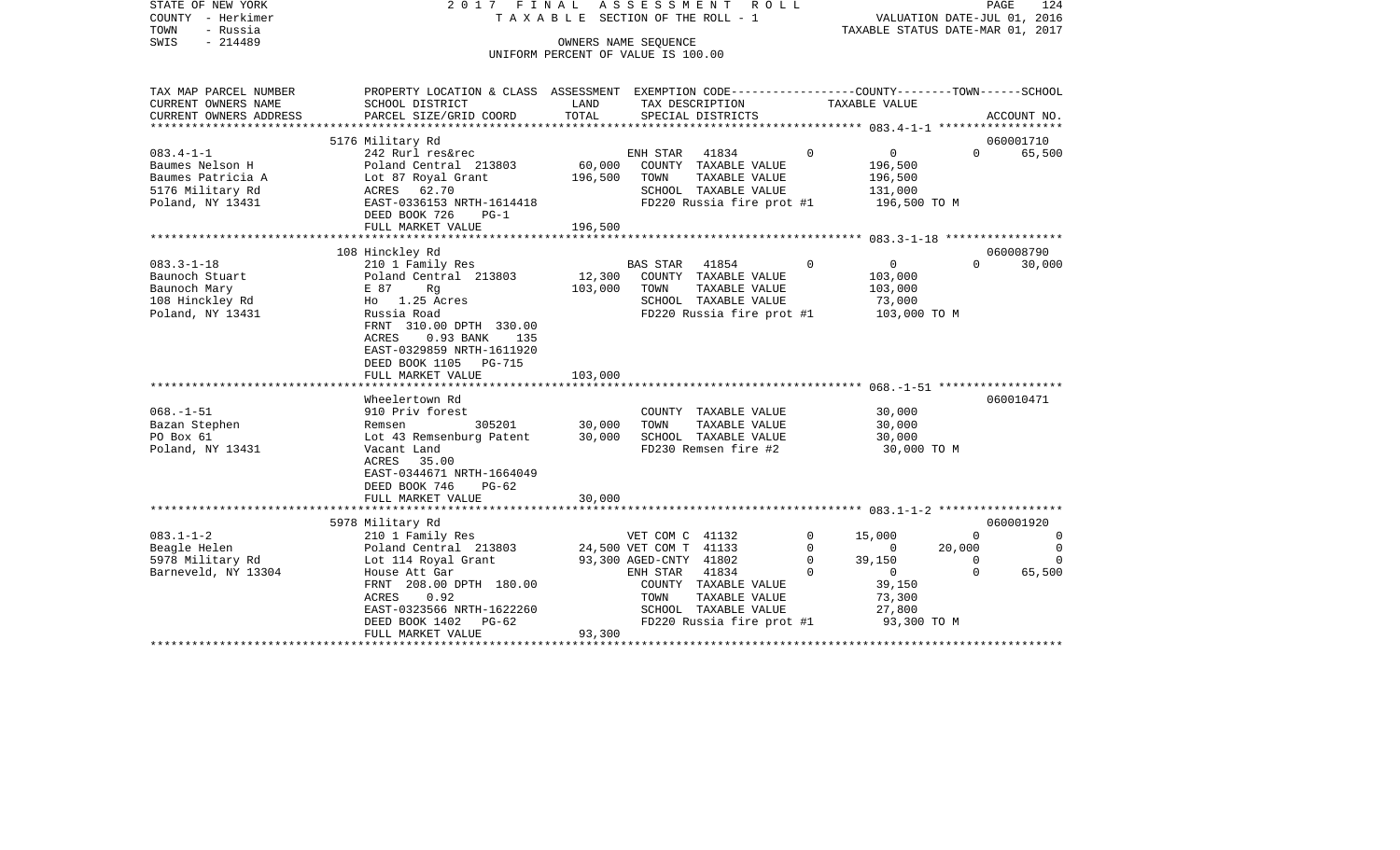STATE OF NEW YORK — 2017 FINAL ASSESSMENT ROLL — PAGE 124
COUNTY - Herkimer — TAXABLE SECTION OF THE ROLL - 1 — VALUATION DATE-JUL 01, 2016
TOWN - Russia — TAXABLE STATUS DATE-MAR 01, 2017
SWIS - 214489 — OWNERS NAME SEQUENCE
UNIFORM PERCENT OF VALUE IS 100.00

| TAX MAP PARCEL NUMBER / CURRENT OWNERS NAME / CURRENT OWNERS ADDRESS | PROPERTY LOCATION & CLASS / SCHOOL DISTRICT / PARCEL SIZE/GRID COORD | ASSESSMENT LAND | ASSESSMENT TOTAL | EXEMPTION CODE / TAX DESCRIPTION / SPECIAL DISTRICTS | | COUNTY TAXABLE VALUE | TOWN | SCHOOL | ACCOUNT NO. |
|---|---|---|---|---|---|---|---|---|---|
| | 5176 Military Rd | | | | | | | | 060001710 |
| 083.4-1-1 | 242 Rurl res&rec | | | ENH STAR 41834 | 0 | 0 | 0 | 65,500 | |
| Baumes Nelson H | Poland Central 213803 | 60,000 | | COUNTY TAXABLE VALUE | | 196,500 | | | |
| Baumes Patricia A | Lot 87 Royal Grant | | 196,500 | TOWN TAXABLE VALUE | | 196,500 | | | |
| 5176 Military Rd | ACRES 62.70 | | | SCHOOL TAXABLE VALUE | | 131,000 | | | |
| Poland, NY 13431 | EAST-0336153 NRTH-1614418 | | | FD220 Russia fire prot #1 | | 196,500 TO M | | | |
| | DEED BOOK 726 PG-1 | | | | | | | | |
| | FULL MARKET VALUE | | 196,500 | | | | | | |
| | 108 Hinckley Rd | | | | | | | | 060008790 |
| 083.3-1-18 | 210 1 Family Res | | | BAS STAR 41854 | 0 | 0 | 0 | 30,000 | |
| Baunoch Stuart | Poland Central 213803 | 12,300 | | COUNTY TAXABLE VALUE | | 103,000 | | | |
| Baunoch Mary | E 87 Rg | | 103,000 | TOWN TAXABLE VALUE | | 103,000 | | | |
| 108 Hinckley Rd | Ho 1.25 Acres | | | SCHOOL TAXABLE VALUE | | 73,000 | | | |
| Poland, NY 13431 | Russia Road | | | FD220 Russia fire prot #1 | | 103,000 TO M | | | |
| | FRNT 310.00 DPTH 330.00 | | | | | | | | |
| | ACRES 0.93 BANK 135 | | | | | | | | |
| | EAST-0329859 NRTH-1611920 | | | | | | | | |
| | DEED BOOK 1105 PG-715 | | | | | | | | |
| | FULL MARKET VALUE | | 103,000 | | | | | | |
| | Wheelertown Rd | | | | | | | | 060010471 |
| 068.-1-51 | 910 Priv forest | | | COUNTY TAXABLE VALUE | | 30,000 | | | |
| Bazan Stephen | Remsen 305201 | 30,000 | | TOWN TAXABLE VALUE | | 30,000 | | | |
| PO Box 61 | Lot 43 Remsenburg Patent | | 30,000 | SCHOOL TAXABLE VALUE | | 30,000 | | | |
| Poland, NY 13431 | Vacant Land | | | FD230 Remsen fire #2 | | 30,000 TO M | | | |
| | ACRES 35.00 | | | | | | | | |
| | EAST-0344671 NRTH-1664049 | | | | | | | | |
| | DEED BOOK 746 PG-62 | | | | | | | | |
| | FULL MARKET VALUE | | 30,000 | | | | | | |
| | 5978 Military Rd | | | | | | | | 060001920 |
| 083.1-1-2 | 210 1 Family Res | | | VET COM C 41132 | 0 | 15,000 | 0 | 0 | |
| Beagle Helen | Poland Central 213803 | 24,500 | | VET COM T 41133 | 0 | 0 | 20,000 | 0 | |
| 5978 Military Rd | Lot 114 Royal Grant | | 93,300 | AGED-CNTY 41802 | 0 | 39,150 | 0 | 0 | |
| Barneveld, NY 13304 | House Att Gar | | | ENH STAR 41834 | 0 | 0 | 0 | 65,500 | |
| | FRNT 208.00 DPTH 180.00 | | | COUNTY TAXABLE VALUE | | 39,150 | | | |
| | ACRES 0.92 | | | TOWN TAXABLE VALUE | | 73,300 | | | |
| | EAST-0323566 NRTH-1622260 | | | SCHOOL TAXABLE VALUE | | 27,800 | | | |
| | DEED BOOK 1402 PG-62 | | | FD220 Russia fire prot #1 | | 93,300 TO M | | | |
| | FULL MARKET VALUE | | 93,300 | | | | | | |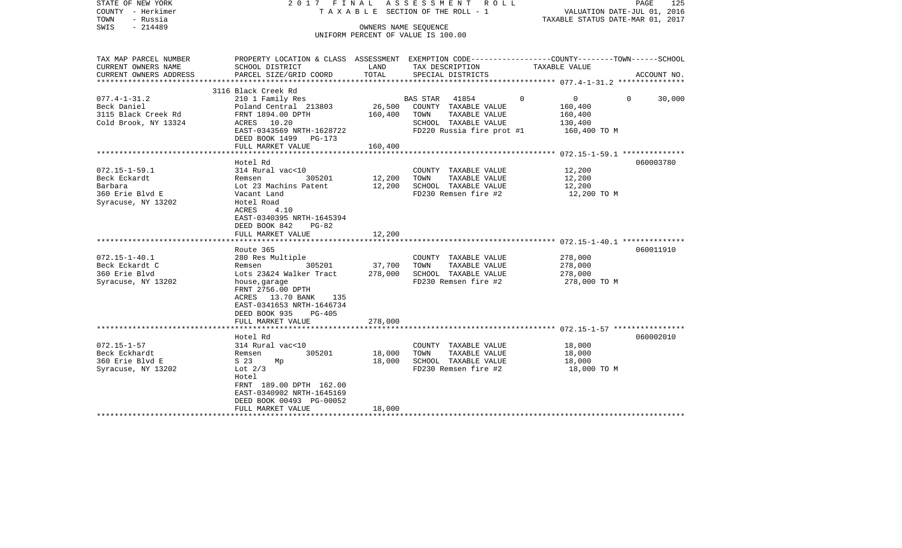STATE OF NEW YORK
COUNTY - Herkimer
TOWN - Russia
SWIS - 214489

2 0 1 7 F I N A L A S S E S S M E N T R O L L
T A X A B L E SECTION OF THE ROLL - 1
OWNERS NAME SEQUENCE
UNIFORM PERCENT OF VALUE IS 100.00

VALUATION DATE-JUL 01, 2016
TAXABLE STATUS DATE-MAR 01, 2017

| TAX MAP PARCEL NUMBER<br>CURRENT OWNERS NAME<br>CURRENT OWNERS ADDRESS | PROPERTY LOCATION & CLASS<br>SCHOOL DISTRICT<br>PARCEL SIZE/GRID COORD | ASSESSMENT<br>LAND<br>TOTAL | EXEMPTION CODE-----COUNTY-----TOWN-----SCHOOL<br>TAX DESCRIPTION<br>SPECIAL DISTRICTS | TAXABLE VALUE | ACCOUNT NO. |
|---|---|---|---|---|---|
| 077.4-1-31.2<br>Beck Daniel<br>3115 Black Creek Rd<br>Cold Brook, NY 13324 | 3116 Black Creek Rd<br>210 1 Family Res<br>Poland Central 213803<br>FRNT 1894.00 DPTH<br>ACRES 10.20<br>EAST-0343569 NRTH-1628722<br>DEED BOOK 1499 PG-173<br>FULL MARKET VALUE | 26,500<br>160,400<br><br><br><br><br>160,400 | BAS STAR 41854 0<br>COUNTY TAXABLE VALUE<br>TOWN TAXABLE VALUE<br>SCHOOL TAXABLE VALUE<br>FD220 Russia fire prot #1 | 0 0 30,000<br>160,400<br>160,400<br>130,400<br>160,400 TO M | |
| 072.15-1-59.1<br>Beck Eckardt<br>Barbara<br>360 Erie Blvd E<br>Syracuse, NY 13202 | Hotel Rd<br>314 Rural vac<10<br>Remsen 305201<br>Lot 23 Machins Patent<br>Vacant Land<br>Hotel Road<br>ACRES 4.10<br>EAST-0340395 NRTH-1645394<br>DEED BOOK 842 PG-82<br>FULL MARKET VALUE | 12,200<br>12,200<br><br><br><br><br><br><br>12,200 | COUNTY TAXABLE VALUE<br>TOWN TAXABLE VALUE<br>SCHOOL TAXABLE VALUE<br>FD230 Remsen fire #2 | 12,200<br>12,200<br>12,200<br>12,200 TO M | 060003780 |
| 072.15-1-40.1<br>Beck Eckardt C<br>360 Erie Blvd<br>Syracuse, NY 13202 | Route 365<br>280 Res Multiple<br>Remsen 305201<br>Lots 23&24 Walker Tract<br>house,garage<br>FRNT 2756.00 DPTH<br>ACRES 13.70 BANK 135<br>EAST-0341653 NRTH-1646734<br>DEED BOOK 935 PG-405<br>FULL MARKET VALUE | 37,700<br>278,000<br><br><br><br><br><br><br>278,000 | COUNTY TAXABLE VALUE<br>TOWN TAXABLE VALUE<br>SCHOOL TAXABLE VALUE<br>FD230 Remsen fire #2 | 278,000<br>278,000<br>278,000<br>278,000 TO M | 060011910 |
| 072.15-1-57<br>Beck Eckhardt<br>360 Erie Blvd E<br>Syracuse, NY 13202 | Hotel Rd<br>314 Rural vac<10<br>Remsen 305201<br>S 23 Mp<br>Lot 2/3<br>Hotel<br>FRNT 189.00 DPTH 162.00<br>EAST-0340902 NRTH-1645169<br>DEED BOOK 00493 PG-00052<br>FULL MARKET VALUE | 18,000<br>18,000<br><br><br><br><br><br><br>18,000 | COUNTY TAXABLE VALUE<br>TOWN TAXABLE VALUE<br>SCHOOL TAXABLE VALUE<br>FD230 Remsen fire #2 | 18,000<br>18,000<br>18,000<br>18,000 TO M | 060002010 |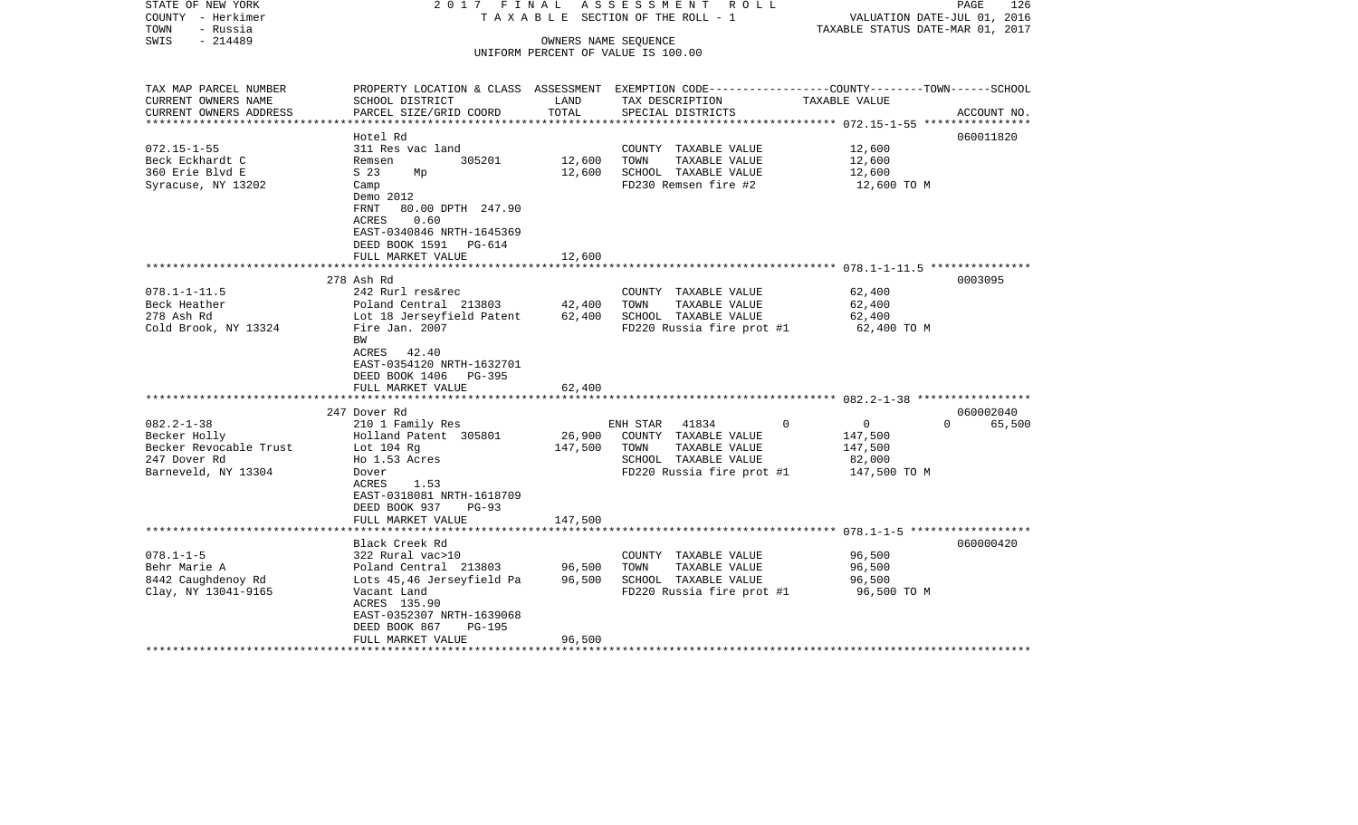STATE OF NEW YORK 2017 FINAL ASSESSMENT ROLL
COUNTY - Herkimer TAXABLE SECTION OF THE ROLL - 1 VALUATION DATE-JUL 01, 2016
TOWN - Russia TAXABLE STATUS DATE-MAR 01, 2017
SWIS - 214489 OWNERS NAME SEQUENCE
UNIFORM PERCENT OF VALUE IS 100.00

| TAX MAP PARCEL NUMBER / CURRENT OWNERS NAME / CURRENT OWNERS ADDRESS | PROPERTY LOCATION & CLASS / SCHOOL DISTRICT / PARCEL SIZE/GRID COORD | ASSESSMENT LAND | TOTAL | EXEMPTION CODE / TAX DESCRIPTION / SPECIAL DISTRICTS | COUNTY | TOWN | SCHOOL | ACCOUNT NO. |
|---|---|---|---|---|---|---|---|---|
| 072.15-1-55 | Hotel Rd | | | | | | | 060011820 |
| Beck Eckhardt C | 311 Res vac land | | | COUNTY TAXABLE VALUE | 12,600 | | | |
| 360 Erie Blvd E | Remsen 305201 | 12,600 | | TOWN TAXABLE VALUE | | 12,600 | | |
| Syracuse, NY 13202 | S 23 Mp | | 12,600 | SCHOOL TAXABLE VALUE | | | 12,600 | |
| | Camp | | | FD230 Remsen fire #2 | 12,600 TO M | | | |
| | Demo 2012 | | | | | | | |
| | FRNT 80.00 DPTH 247.90 | | | | | | | |
| | ACRES 0.60 | | | | | | | |
| | EAST-0340846 NRTH-1645369 | | | | | | | |
| | DEED BOOK 1591 PG-614 | | | | | | | |
| | FULL MARKET VALUE | | 12,600 | | | | | |
| 078.1-1-11.5 | 278 Ash Rd | | | | | | | 0003095 |
| Beck Heather | 242 Rurl res&rec | | | COUNTY TAXABLE VALUE | 62,400 | | | |
| 278 Ash Rd | Poland Central 213803 | 42,400 | | TOWN TAXABLE VALUE | | 62,400 | | |
| Cold Brook, NY 13324 | Lot 18 Jerseyfield Patent | | 62,400 | SCHOOL TAXABLE VALUE | | | 62,400 | |
| | Fire Jan. 2007 | | | FD220 Russia fire prot #1 | 62,400 TO M | | | |
| | BW | | | | | | | |
| | ACRES 42.40 | | | | | | | |
| | EAST-0354120 NRTH-1632701 | | | | | | | |
| | DEED BOOK 1406 PG-395 | | | | | | | |
| | FULL MARKET VALUE | | 62,400 | | | | | |
| 082.2-1-38 | 247 Dover Rd | | | | | | | 060002040 |
| Becker Holly | 210 1 Family Res | | | ENH STAR 41834 | 0 | 0 | 65,500 | |
| Becker Revocable Trust | Holland Patent 305801 | 26,900 | | COUNTY TAXABLE VALUE | 147,500 | | | |
| 247 Dover Rd | Lot 104 Rg | | 147,500 | TOWN TAXABLE VALUE | | 147,500 | | |
| Barneveld, NY 13304 | Ho 1.53 Acres | | | SCHOOL TAXABLE VALUE | | | 82,000 | |
| | Dover | | | FD220 Russia fire prot #1 | 147,500 TO M | | | |
| | ACRES 1.53 | | | | | | | |
| | EAST-0318081 NRTH-1618709 | | | | | | | |
| | DEED BOOK 937 PG-93 | | | | | | | |
| | FULL MARKET VALUE | | 147,500 | | | | | |
| 078.1-1-5 | Black Creek Rd | | | | | | | 060000420 |
| Behr Marie A | 322 Rural vac>10 | | | COUNTY TAXABLE VALUE | 96,500 | | | |
| 8442 Caughdenoy Rd | Poland Central 213803 | 96,500 | | TOWN TAXABLE VALUE | | 96,500 | | |
| Clay, NY 13041-9165 | Lots 45,46 Jerseyfield Pa | | 96,500 | SCHOOL TAXABLE VALUE | | | 96,500 | |
| | Vacant Land | | | FD220 Russia fire prot #1 | 96,500 TO M | | | |
| | ACRES 135.90 | | | | | | | |
| | EAST-0352307 NRTH-1639068 | | | | | | | |
| | DEED BOOK 867 PG-195 | | | | | | | |
| | FULL MARKET VALUE | | 96,500 | | | | | |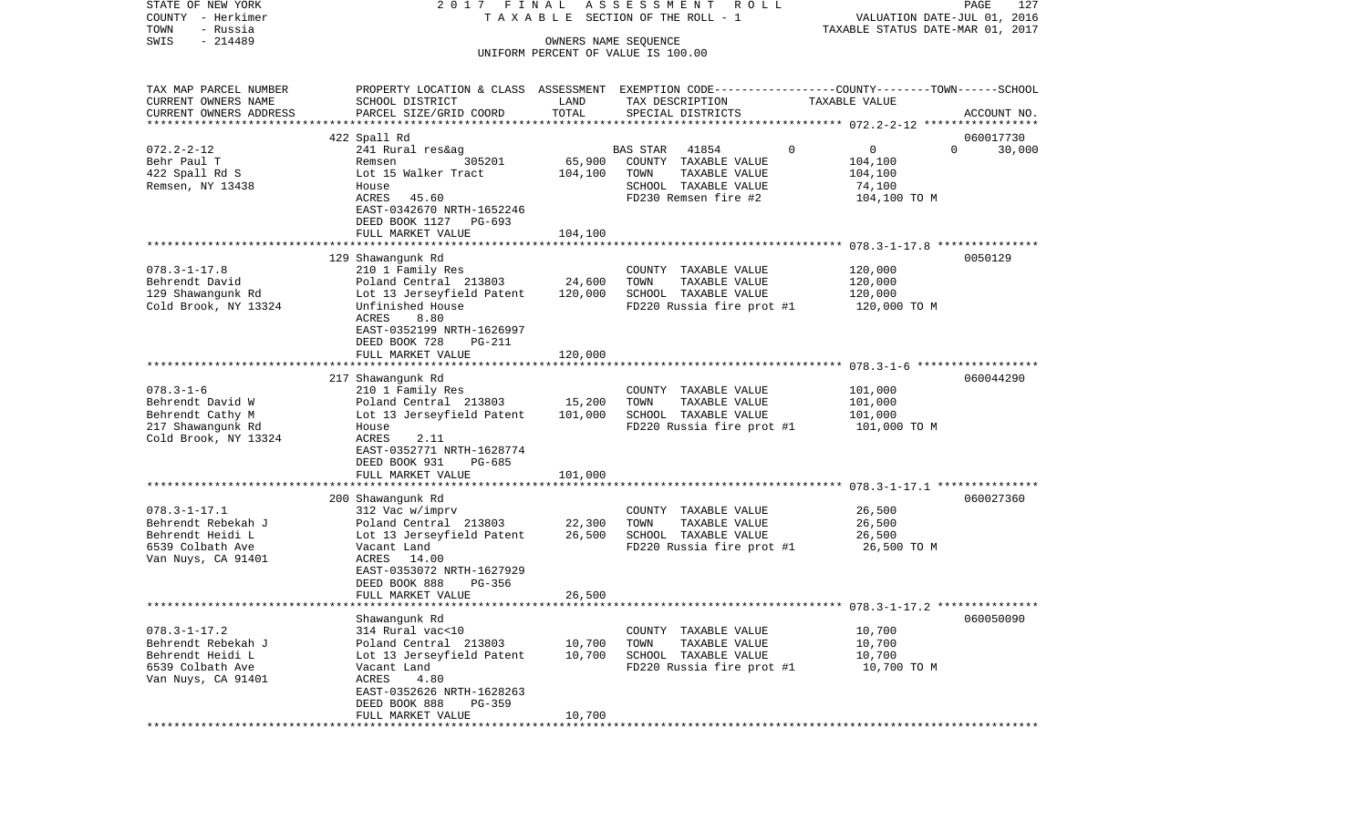STATE OF NEW YORK — COUNTY - Herkimer — TOWN - Russia — SWIS - 214489

2017 FINAL ASSESSMENT ROLL
TAXABLE SECTION OF THE ROLL - 1
OWNERS NAME SEQUENCE
UNIFORM PERCENT OF VALUE IS 100.00

VALUATION DATE-JUL 01, 2016
TAXABLE STATUS DATE-MAR 01, 2017

| TAX MAP PARCEL NUMBER / CURRENT OWNERS NAME / CURRENT OWNERS ADDRESS | PROPERTY LOCATION & CLASS / SCHOOL DISTRICT / PARCEL SIZE/GRID COORD | ASSESSMENT LAND | TOTAL | EXEMPTION CODE / TAX DESCRIPTION / SPECIAL DISTRICTS | COUNTY | TOWN | SCHOOL | ACCOUNT NO. |
|---|---|---|---|---|---|---|---|---|
| 072.2-2-12 | 422 Spall Rd | | | | | | | 060017730 |
| Behr Paul T | 241 Rural res&ag | | | BAS STAR 41854 | 0 | 0 | 30,000 | |
| 422 Spall Rd S | Remsen 305201 | 65,900 | | COUNTY TAXABLE VALUE | 104,100 | | | |
| Remsen, NY 13438 | Lot 15 Walker Tract | | 104,100 | TOWN TAXABLE VALUE | | 104,100 | | |
| | House | | | SCHOOL TAXABLE VALUE | | | 74,100 | |
| | ACRES 45.60 | | | FD230 Remsen fire #2 | 104,100 TO M | | | |
| | EAST-0342670 NRTH-1652246 | | | | | | | |
| | DEED BOOK 1127 PG-693 | | | | | | | |
| | FULL MARKET VALUE | | 104,100 | | | | | |
| 078.3-1-17.8 | 129 Shawangunk Rd | | | | | | | 0050129 |
| Behrendt David | 210 1 Family Res | | | COUNTY TAXABLE VALUE | 120,000 | | | |
| 129 Shawangunk Rd | Poland Central 213803 | 24,600 | | TOWN TAXABLE VALUE | | 120,000 | | |
| Cold Brook, NY 13324 | Lot 13 Jerseyfield Patent | | 120,000 | SCHOOL TAXABLE VALUE | | | 120,000 | |
| | Unfinished House | | | FD220 Russia fire prot #1 | 120,000 TO M | | | |
| | ACRES 8.80 | | | | | | | |
| | EAST-0352199 NRTH-1626997 | | | | | | | |
| | DEED BOOK 728 PG-211 | | | | | | | |
| | FULL MARKET VALUE | | 120,000 | | | | | |
| 078.3-1-6 | 217 Shawangunk Rd | | | | | | | 060044290 |
| Behrendt David W | 210 1 Family Res | | | COUNTY TAXABLE VALUE | 101,000 | | | |
| Behrendt Cathy M | Poland Central 213803 | 15,200 | | TOWN TAXABLE VALUE | | 101,000 | | |
| 217 Shawangunk Rd | Lot 13 Jerseyfield Patent | | 101,000 | SCHOOL TAXABLE VALUE | | | 101,000 | |
| Cold Brook, NY 13324 | House | | | FD220 Russia fire prot #1 | 101,000 TO M | | | |
| | ACRES 2.11 | | | | | | | |
| | EAST-0352771 NRTH-1628774 | | | | | | | |
| | DEED BOOK 931 PG-685 | | | | | | | |
| | FULL MARKET VALUE | | 101,000 | | | | | |
| 078.3-1-17.1 | 200 Shawangunk Rd | | | | | | | 060027360 |
| Behrendt Rebekah J | 312 Vac w/imprv | | | COUNTY TAXABLE VALUE | 26,500 | | | |
| Behrendt Heidi L | Poland Central 213803 | 22,300 | | TOWN TAXABLE VALUE | | 26,500 | | |
| 6539 Colbath Ave | Lot 13 Jerseyfield Patent | | 26,500 | SCHOOL TAXABLE VALUE | | | 26,500 | |
| Van Nuys, CA 91401 | Vacant Land | | | FD220 Russia fire prot #1 | 26,500 TO M | | | |
| | ACRES 14.00 | | | | | | | |
| | EAST-0353072 NRTH-1627929 | | | | | | | |
| | DEED BOOK 888 PG-356 | | | | | | | |
| | FULL MARKET VALUE | | 26,500 | | | | | |
| 078.3-1-17.2 | Shawangunk Rd | | | | | | | 060050090 |
| Behrendt Rebekah J | 314 Rural vac<10 | | | COUNTY TAXABLE VALUE | 10,700 | | | |
| Behrendt Heidi L | Poland Central 213803 | 10,700 | | TOWN TAXABLE VALUE | | 10,700 | | |
| 6539 Colbath Ave | Lot 13 Jerseyfield Patent | | 10,700 | SCHOOL TAXABLE VALUE | | | 10,700 | |
| Van Nuys, CA 91401 | Vacant Land | | | FD220 Russia fire prot #1 | 10,700 TO M | | | |
| | ACRES 4.80 | | | | | | | |
| | EAST-0352626 NRTH-1628263 | | | | | | | |
| | DEED BOOK 888 PG-359 | | | | | | | |
| | FULL MARKET VALUE | | 10,700 | | | | | |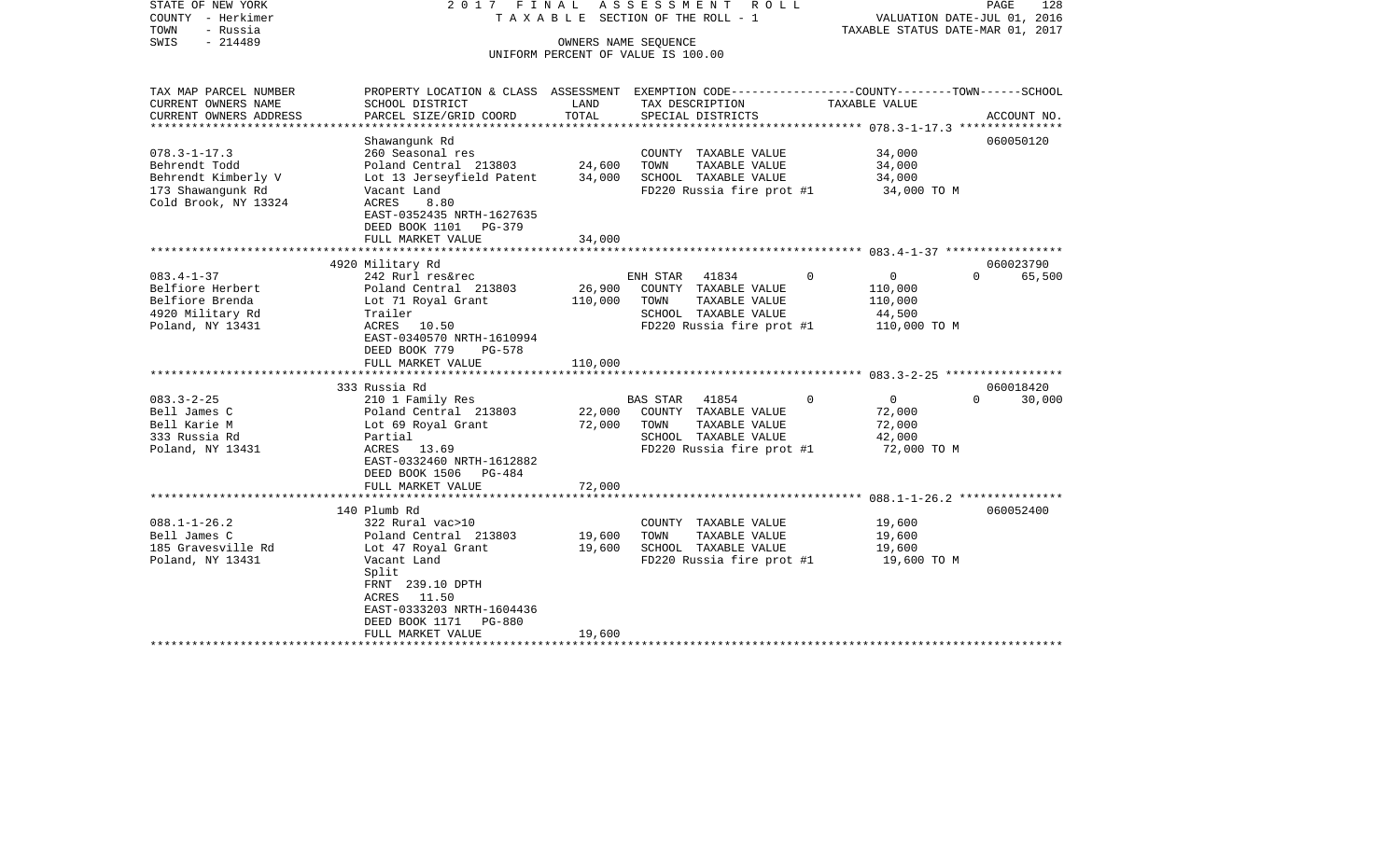STATE OF NEW YORK
COUNTY - Herkimer
TOWN - Russia
SWIS - 214489

2 0 1 7 F I N A L A S S E S S M E N T R O L L
T A X A B L E SECTION OF THE ROLL - 1
OWNERS NAME SEQUENCE
UNIFORM PERCENT OF VALUE IS 100.00

VALUATION DATE-JUL 01, 2016
TAXABLE STATUS DATE-MAR 01, 2017

| TAX MAP PARCEL NUMBER<br>CURRENT OWNERS NAME<br>CURRENT OWNERS ADDRESS | PROPERTY LOCATION & CLASS<br>SCHOOL DISTRICT<br>PARCEL SIZE/GRID COORD | ASSESSMENT<br>LAND<br>TOTAL | EXEMPTION CODE<br>TAX DESCRIPTION<br>SPECIAL DISTRICTS | COUNTY | TOWN | SCHOOL<br>TAXABLE VALUE | ACCOUNT NO. |
|---|---|---|---|---|---|---|---|
| 078.3-1-17.3 | Shawangunk Rd | | | | | | 060050120 |
| 078.3-1-17.3 | 260 Seasonal res | | COUNTY TAXABLE VALUE | 34,000 | | | |
| Behrendt Todd | Poland Central 213803 | 24,600 | TOWN TAXABLE VALUE | | 34,000 | | |
| Behrendt Kimberly V | Lot 13 Jerseyfield Patent | 34,000 | SCHOOL TAXABLE VALUE | | | 34,000 | |
| 173 Shawangunk Rd | Vacant Land | | FD220 Russia fire prot #1 | 34,000 TO M | | | |
| Cold Brook, NY 13324 | ACRES 8.80 | | | | | | |
| | EAST-0352435 NRTH-1627635 | | | | | | |
| | DEED BOOK 1101 PG-379 | | | | | | |
| | FULL MARKET VALUE | 34,000 | | | | | |
| 083.4-1-37 | 4920 Military Rd | | | | | | 060023790 |
| 083.4-1-37 | 242 Rurl res&rec | | ENH STAR 41834 | 0 | 0 | 0 | 65,500 |
| Belfiore Herbert | Poland Central 213803 | 26,900 | COUNTY TAXABLE VALUE | 110,000 | | | |
| Belfiore Brenda | Lot 71 Royal Grant | 110,000 | TOWN TAXABLE VALUE | | 110,000 | | |
| 4920 Military Rd | Trailer | | SCHOOL TAXABLE VALUE | | | 44,500 | |
| Poland, NY 13431 | ACRES 10.50 | | FD220 Russia fire prot #1 | 110,000 TO M | | | |
| | EAST-0340570 NRTH-1610994 | | | | | | |
| | DEED BOOK 779 PG-578 | | | | | | |
| | FULL MARKET VALUE | 110,000 | | | | | |
| 083.3-2-25 | 333 Russia Rd | | | | | | 060018420 |
| 083.3-2-25 | 210 1 Family Res | | BAS STAR 41854 | 0 | 0 | 0 | 30,000 |
| Bell James C | Poland Central 213803 | 22,000 | COUNTY TAXABLE VALUE | 72,000 | | | |
| Bell Karie M | Lot 69 Royal Grant | 72,000 | TOWN TAXABLE VALUE | | 72,000 | | |
| 333 Russia Rd | Partial | | SCHOOL TAXABLE VALUE | | | 42,000 | |
| Poland, NY 13431 | ACRES 13.69 | | FD220 Russia fire prot #1 | 72,000 TO M | | | |
| | EAST-0332460 NRTH-1612882 | | | | | | |
| | DEED BOOK 1506 PG-484 | | | | | | |
| | FULL MARKET VALUE | 72,000 | | | | | |
| 088.1-1-26.2 | 140 Plumb Rd | | | | | | 060052400 |
| 088.1-1-26.2 | 322 Rural vac>10 | | COUNTY TAXABLE VALUE | 19,600 | | | |
| Bell James C | Poland Central 213803 | 19,600 | TOWN TAXABLE VALUE | | 19,600 | | |
| 185 Gravesville Rd | Lot 47 Royal Grant | 19,600 | SCHOOL TAXABLE VALUE | | | 19,600 | |
| Poland, NY 13431 | Vacant Land | | FD220 Russia fire prot #1 | 19,600 TO M | | | |
| | Split | | | | | | |
| | FRNT 239.10 DPTH | | | | | | |
| | ACRES 11.50 | | | | | | |
| | EAST-0333203 NRTH-1604436 | | | | | | |
| | DEED BOOK 1171 PG-880 | | | | | | |
| | FULL MARKET VALUE | 19,600 | | | | | |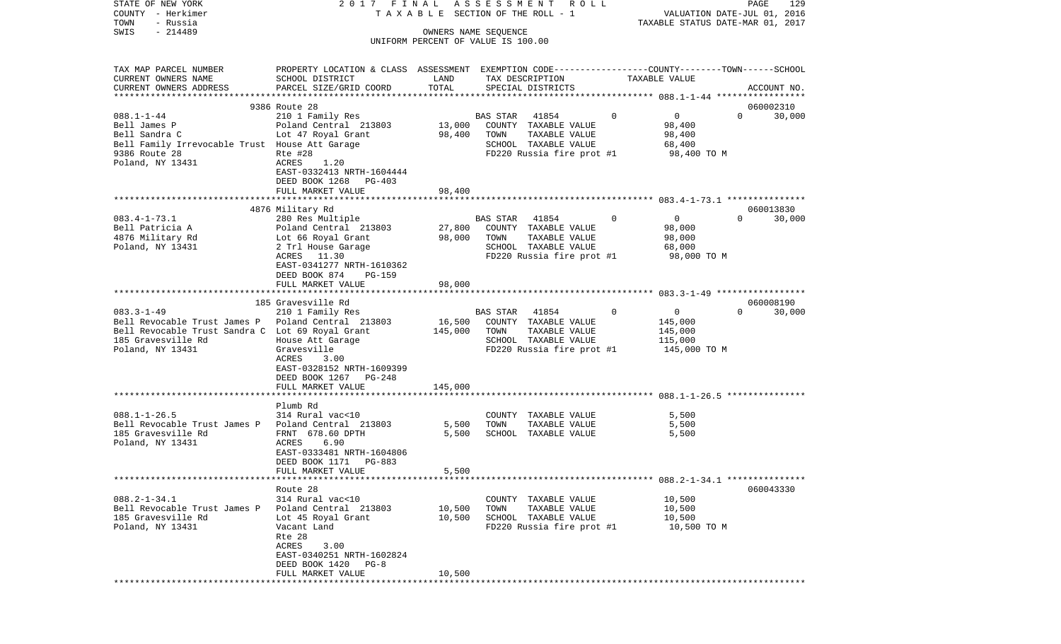STATE OF NEW YORK — 2017 FINAL ASSESSMENT ROLL
COUNTY - Herkimer — TAXABLE SECTION OF THE ROLL - 1 — VALUATION DATE-JUL 01, 2016
TOWN - Russia — TAXABLE STATUS DATE-MAR 01, 2017
SWIS - 214489 — OWNERS NAME SEQUENCE
UNIFORM PERCENT OF VALUE IS 100.00

| TAX MAP PARCEL NUMBER / CURRENT OWNERS NAME / CURRENT OWNERS ADDRESS | PROPERTY LOCATION & CLASS / SCHOOL DISTRICT / PARCEL SIZE/GRID COORD | ASSESSMENT LAND | TOTAL | EXEMPTION CODE / TAX DESCRIPTION / SPECIAL DISTRICTS | COUNTY | TOWN | SCHOOL | TAXABLE VALUE | ACCOUNT NO. |
|---|---|---|---|---|---|---|---|---|---|
| **088.1-1-44** | 9386 Route 28 | | | | | | | | 060002310 |
| | 210 1 Family Res | | | BAS STAR 41854 | 0 | 0 | 30,000 | | |
| Bell James P | Poland Central 213803 | 13,000 | | COUNTY TAXABLE VALUE | | | | 98,400 | |
| Bell Sandra C | Lot 47 Royal Grant | | 98,400 | TOWN TAXABLE VALUE | | | | 98,400 | |
| Bell Family Irrevocable Trust | House Att Garage | | | SCHOOL TAXABLE VALUE | | | | 68,400 | |
| 9386 Route 28 | Rte #28 | | | FD220 Russia fire prot #1 | | | | 98,400 TO M | |
| Poland, NY 13431 | ACRES 1.20 | | | | | | | | |
| | EAST-0332413 NRTH-1604444 | | | | | | | | |
| | DEED BOOK 1268 PG-403 | | | | | | | | |
| | FULL MARKET VALUE | | 98,400 | | | | | | |
| **083.4-1-73.1** | 4876 Military Rd | | | | | | | | 060013830 |
| | 280 Res Multiple | | | BAS STAR 41854 | 0 | 0 | 30,000 | | |
| Bell Patricia A | Poland Central 213803 | 27,800 | | COUNTY TAXABLE VALUE | | | | 98,000 | |
| 4876 Military Rd | Lot 66 Royal Grant | | 98,000 | TOWN TAXABLE VALUE | | | | 98,000 | |
| Poland, NY 13431 | 2 Trl House Garage | | | SCHOOL TAXABLE VALUE | | | | 68,000 | |
| | ACRES 11.30 | | | FD220 Russia fire prot #1 | | | | 98,000 TO M | |
| | EAST-0341277 NRTH-1610362 | | | | | | | | |
| | DEED BOOK 874 PG-159 | | | | | | | | |
| | FULL MARKET VALUE | | 98,000 | | | | | | |
| **083.3-1-49** | 185 Gravesville Rd | | | | | | | | 060008190 |
| | 210 1 Family Res | | | BAS STAR 41854 | 0 | 0 | 30,000 | | |
| Bell Revocable Trust James P | Poland Central 213803 | 16,500 | | COUNTY TAXABLE VALUE | | | | 145,000 | |
| Bell Revocable Trust Sandra C | Lot 69 Royal Grant | | 145,000 | TOWN TAXABLE VALUE | | | | 145,000 | |
| 185 Gravesville Rd | House Att Garage | | | SCHOOL TAXABLE VALUE | | | | 115,000 | |
| Poland, NY 13431 | Gravesville | | | FD220 Russia fire prot #1 | | | | 145,000 TO M | |
| | ACRES 3.00 | | | | | | | | |
| | EAST-0328152 NRTH-1609399 | | | | | | | | |
| | DEED BOOK 1267 PG-248 | | | | | | | | |
| | FULL MARKET VALUE | | 145,000 | | | | | | |
| **088.1-1-26.5** | Plumb Rd | | | | | | | | |
| | 314 Rural vac<10 | | | COUNTY TAXABLE VALUE | | | | 5,500 | |
| Bell Revocable Trust James P | Poland Central 213803 | 5,500 | | TOWN TAXABLE VALUE | | | | 5,500 | |
| 185 Gravesville Rd | FRNT 678.60 DPTH | | 5,500 | SCHOOL TAXABLE VALUE | | | | 5,500 | |
| Poland, NY 13431 | ACRES 6.90 | | | | | | | | |
| | EAST-0333481 NRTH-1604806 | | | | | | | | |
| | DEED BOOK 1171 PG-883 | | | | | | | | |
| | FULL MARKET VALUE | | 5,500 | | | | | | |
| **088.2-1-34.1** | Route 28 | | | | | | | | 060043330 |
| | 314 Rural vac<10 | | | COUNTY TAXABLE VALUE | | | | 10,500 | |
| Bell Revocable Trust James P | Poland Central 213803 | 10,500 | | TOWN TAXABLE VALUE | | | | 10,500 | |
| 185 Gravesville Rd | Lot 45 Royal Grant | | 10,500 | SCHOOL TAXABLE VALUE | | | | 10,500 | |
| Poland, NY 13431 | Vacant Land | | | FD220 Russia fire prot #1 | | | | 10,500 TO M | |
| | Rte 28 | | | | | | | | |
| | ACRES 3.00 | | | | | | | | |
| | EAST-0340251 NRTH-1602824 | | | | | | | | |
| | DEED BOOK 1420 PG-8 | | | | | | | | |
| | FULL MARKET VALUE | | 10,500 | | | | | | |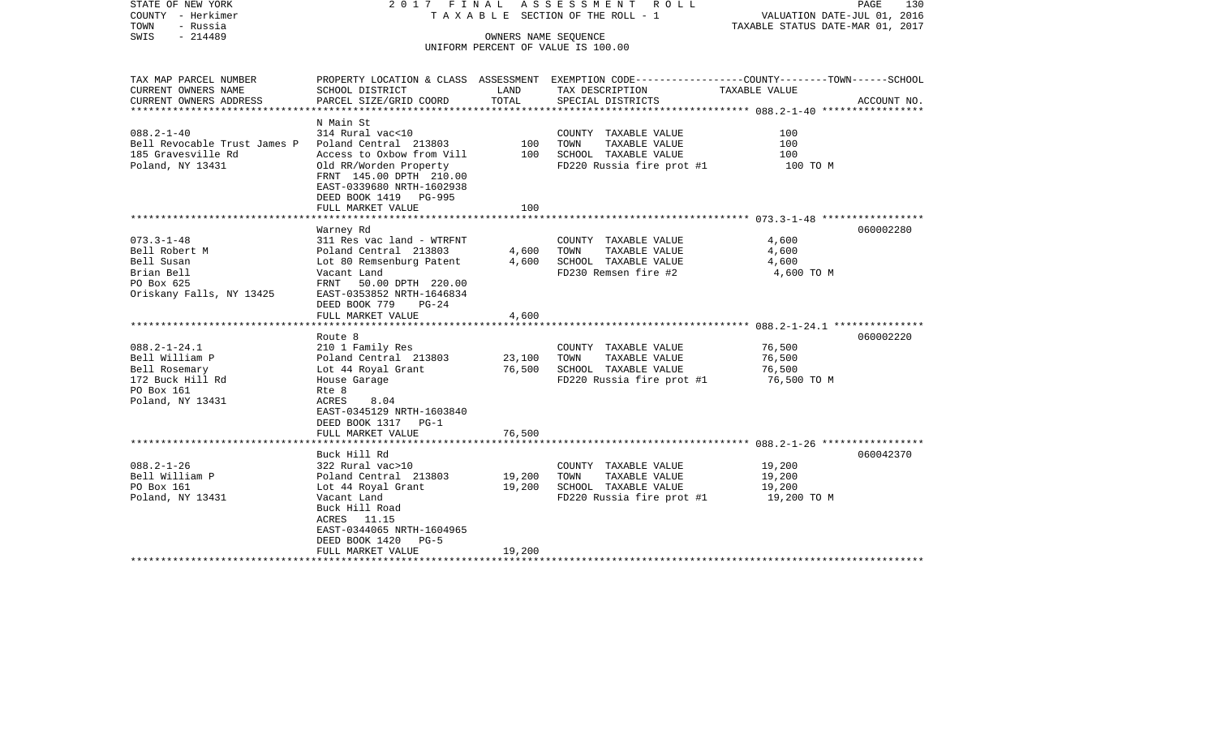STATE OF NEW YORK
COUNTY - Herkimer
TOWN - Russia
SWIS - 214489

2017 FINAL ASSESSMENT ROLL
TAXABLE SECTION OF THE ROLL - 1
OWNERS NAME SEQUENCE
UNIFORM PERCENT OF VALUE IS 100.00

VALUATION DATE-JUL 01, 2016
TAXABLE STATUS DATE-MAR 01, 2017

| TAX MAP PARCEL NUMBER / CURRENT OWNERS NAME / CURRENT OWNERS ADDRESS | PROPERTY LOCATION & CLASS / SCHOOL DISTRICT / PARCEL SIZE/GRID COORD | ASSESSMENT LAND | ASSESSMENT TOTAL | EXEMPTION CODE / TAX DESCRIPTION / SPECIAL DISTRICTS | TAXABLE VALUE (COUNTY--TOWN--SCHOOL) | ACCOUNT NO. |
|---|---|---|---|---|---|---|
| 088.2-1-40 | N Main St | | | | | |
| | 314 Rural vac<10 | | | COUNTY TAXABLE VALUE | 100 | |
| Bell Revocable Trust James P | Poland Central 213803 | 100 | | TOWN TAXABLE VALUE | 100 | |
| 185 Gravesville Rd | Access to Oxbow from Vill | | 100 | SCHOOL TAXABLE VALUE | 100 | |
| Poland, NY 13431 | Old RR/Worden Property | | | FD220 Russia fire prot #1 | 100 TO M | |
| | FRNT 145.00 DPTH 210.00 | | | | | |
| | EAST-0339680 NRTH-1602938 | | | | | |
| | DEED BOOK 1419 PG-995 | | | | | |
| | FULL MARKET VALUE | | 100 | | | |
| 073.3-1-48 | Warney Rd | | | | | 060002280 |
| | 311 Res vac land - WTRFNT | | | COUNTY TAXABLE VALUE | 4,600 | |
| Bell Robert M | Poland Central 213803 | 4,600 | | TOWN TAXABLE VALUE | 4,600 | |
| Bell Susan | Lot 80 Remsenburg Patent | | 4,600 | SCHOOL TAXABLE VALUE | 4,600 | |
| Brian Bell | Vacant Land | | | FD230 Remsen fire #2 | 4,600 TO M | |
| PO Box 625 | FRNT 50.00 DPTH 220.00 | | | | | |
| Oriskany Falls, NY 13425 | EAST-0353852 NRTH-1646834 | | | | | |
| | DEED BOOK 779 PG-24 | | | | | |
| | FULL MARKET VALUE | | 4,600 | | | |
| 088.2-1-24.1 | Route 8 | | | | | 060002220 |
| | 210 1 Family Res | | | COUNTY TAXABLE VALUE | 76,500 | |
| Bell William P | Poland Central 213803 | 23,100 | | TOWN TAXABLE VALUE | 76,500 | |
| Bell Rosemary | Lot 44 Royal Grant | | 76,500 | SCHOOL TAXABLE VALUE | 76,500 | |
| 172 Buck Hill Rd | House Garage | | | FD220 Russia fire prot #1 | 76,500 TO M | |
| PO Box 161 | Rte 8 | | | | | |
| Poland, NY 13431 | ACRES 8.04 | | | | | |
| | EAST-0345129 NRTH-1603840 | | | | | |
| | DEED BOOK 1317 PG-1 | | | | | |
| | FULL MARKET VALUE | | 76,500 | | | |
| 088.2-1-26 | Buck Hill Rd | | | | | 060042370 |
| | 322 Rural vac>10 | | | COUNTY TAXABLE VALUE | 19,200 | |
| Bell William P | Poland Central 213803 | 19,200 | | TOWN TAXABLE VALUE | 19,200 | |
| PO Box 161 | Lot 44 Royal Grant | | 19,200 | SCHOOL TAXABLE VALUE | 19,200 | |
| Poland, NY 13431 | Vacant Land | | | FD220 Russia fire prot #1 | 19,200 TO M | |
| | Buck Hill Road | | | | | |
| | ACRES 11.15 | | | | | |
| | EAST-0344065 NRTH-1604965 | | | | | |
| | DEED BOOK 1420 PG-5 | | | | | |
| | FULL MARKET VALUE | | 19,200 | | | |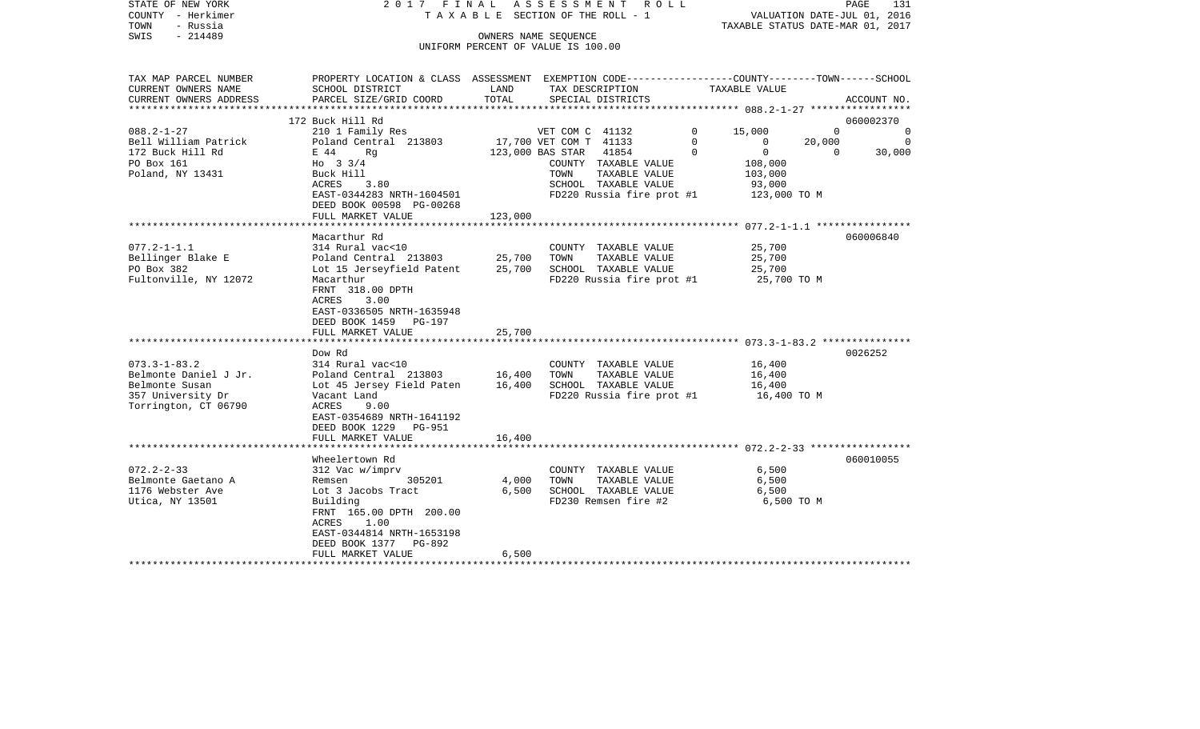STATE OF NEW YORK — 2017 FINAL ASSESSMENT ROLL — TAXABLE SECTION OF THE ROLL - 1
COUNTY - Herkimer — VALUATION DATE-JUL 01, 2016
TOWN - Russia — TAXABLE STATUS DATE-MAR 01, 2017
SWIS - 214489 — OWNERS NAME SEQUENCE
UNIFORM PERCENT OF VALUE IS 100.00

| TAX MAP PARCEL NUMBER / CURRENT OWNERS NAME / CURRENT OWNERS ADDRESS | PROPERTY LOCATION & CLASS / SCHOOL DISTRICT / PARCEL SIZE/GRID COORD | ASSESSMENT LAND | TOTAL | EXEMPTION CODE / TAX DESCRIPTION / SPECIAL DISTRICTS | COUNTY | TOWN | SCHOOL | ACCOUNT NO. |
|---|---|---|---|---|---|---|---|---|
| **088.2-1-27** | 172 Buck Hill Rd | | | | | | | 060002370 |
| Bell William Patrick | 210 1 Family Res | | | VET COM C 41132 0 | 15,000 | 0 | 0 | |
| 172 Buck Hill Rd | Poland Central 213803 | 17,700 | | VET COM T 41133 0 | 0 | 20,000 | 0 | |
| PO Box 161 | E 44 Rg | | 123,000 | BAS STAR 41854 0 | 0 | 0 | 30,000 | |
| Poland, NY 13431 | Ho 3 3/4 | | | COUNTY TAXABLE VALUE | 108,000 | | | |
| | Buck Hill | | | TOWN TAXABLE VALUE | | 103,000 | | |
| | ACRES 3.80 | | | SCHOOL TAXABLE VALUE | | | 93,000 | |
| | EAST-0344283 NRTH-1604501 | | | FD220 Russia fire prot #1 | 123,000 TO M | | | |
| | DEED BOOK 00598 PG-00268 | | | | | | | |
| | FULL MARKET VALUE | | 123,000 | | | | | |
| **077.2-1-1.1** | Macarthur Rd | | | | | | | 060006840 |
| Bellinger Blake E | 314 Rural vac<10 | | | COUNTY TAXABLE VALUE | 25,700 | | | |
| PO Box 382 | Poland Central 213803 | 25,700 | | TOWN TAXABLE VALUE | | 25,700 | | |
| Fultonville, NY 12072 | Lot 15 Jerseyfield Patent | | 25,700 | SCHOOL TAXABLE VALUE | | | 25,700 | |
| | Macarthur | | | FD220 Russia fire prot #1 | 25,700 TO M | | | |
| | FRNT 318.00 DPTH | | | | | | | |
| | ACRES 3.00 | | | | | | | |
| | EAST-0336505 NRTH-1635948 | | | | | | | |
| | DEED BOOK 1459 PG-197 | | | | | | | |
| | FULL MARKET VALUE | | 25,700 | | | | | |
| **073.3-1-83.2** | Dow Rd | | | | | | | 0026252 |
| Belmonte Daniel J Jr. | 314 Rural vac<10 | | | COUNTY TAXABLE VALUE | 16,400 | | | |
| Belmonte Susan | Poland Central 213803 | 16,400 | | TOWN TAXABLE VALUE | | 16,400 | | |
| 357 University Dr | Lot 45 Jersey Field Paten | | 16,400 | SCHOOL TAXABLE VALUE | | | 16,400 | |
| Torrington, CT 06790 | Vacant Land | | | FD220 Russia fire prot #1 | 16,400 TO M | | | |
| | ACRES 9.00 | | | | | | | |
| | EAST-0354689 NRTH-1641192 | | | | | | | |
| | DEED BOOK 1229 PG-951 | | | | | | | |
| | FULL MARKET VALUE | | 16,400 | | | | | |
| **072.2-2-33** | Wheelertown Rd | | | | | | | 060010055 |
| Belmonte Gaetano A | 312 Vac w/imprv | | | COUNTY TAXABLE VALUE | 6,500 | | | |
| 1176 Webster Ave | Remsen 305201 | 4,000 | | TOWN TAXABLE VALUE | | 6,500 | | |
| Utica, NY 13501 | Lot 3 Jacobs Tract | | 6,500 | SCHOOL TAXABLE VALUE | | | 6,500 | |
| | Building | | | FD230 Remsen fire #2 | 6,500 TO M | | | |
| | FRNT 165.00 DPTH 200.00 | | | | | | | |
| | ACRES 1.00 | | | | | | | |
| | EAST-0344814 NRTH-1653198 | | | | | | | |
| | DEED BOOK 1377 PG-892 | | | | | | | |
| | FULL MARKET VALUE | | 6,500 | | | | | |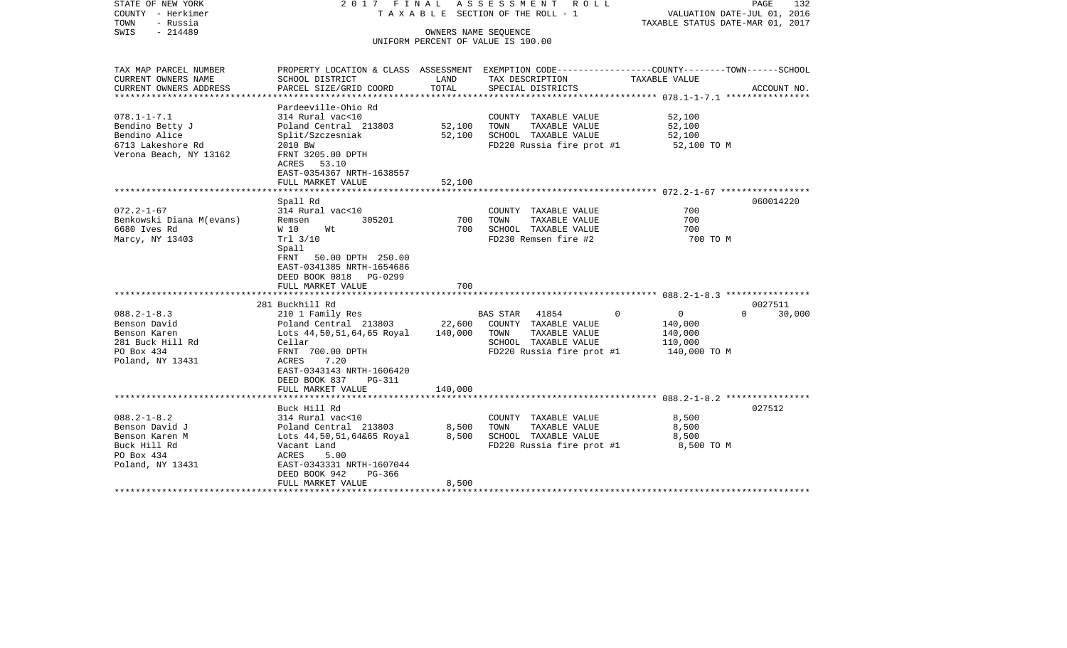STATE OF NEW YORK | 2017 FINAL ASSESSMENT ROLL | VALUATION DATE-JUL 01, 2016
COUNTY - Herkimer | TAXABLE SECTION OF THE ROLL - 1 | TAXABLE STATUS DATE-MAR 01, 2017
TOWN - Russia | OWNERS NAME SEQUENCE
SWIS - 214489 | UNIFORM PERCENT OF VALUE IS 100.00

| TAX MAP PARCEL NUMBER<br>CURRENT OWNERS NAME<br>CURRENT OWNERS ADDRESS | PROPERTY LOCATION & CLASS<br>SCHOOL DISTRICT<br>PARCEL SIZE/GRID COORD | ASSESSMENT<br>LAND<br>TOTAL | EXEMPTION CODE<br>TAX DESCRIPTION<br>SPECIAL DISTRICTS | COUNTY--------TOWN------SCHOOL<br>TAXABLE VALUE | ACCOUNT NO. |
|---|---|---|---|---|---|
| 078.1-1-7.1<br>Bendino Betty J<br>Bendino Alice<br>6713 Lakeshore Rd<br>Verona Beach, NY 13162 | Pardeeville-Ohio Rd<br>314 Rural vac<10<br>Poland Central 213803<br>Split/Szczesniak<br>2010 BW<br>FRNT 3205.00 DPTH<br>ACRES 53.10<br>EAST-0354367 NRTH-1638557<br>FULL MARKET VALUE | <br><br>52,100<br>52,100<br><br><br><br><br>52,100 | COUNTY TAXABLE VALUE<br>TOWN TAXABLE VALUE<br>SCHOOL TAXABLE VALUE<br>FD220 Russia fire prot #1 | 52,100<br>52,100<br>52,100<br>52,100 TO M | |
| 072.2-1-67<br>Benkowski Diana M(evans)<br>6680 Ives Rd<br>Marcy, NY 13403 | Spall Rd<br>314 Rural vac<10<br>Remsen 305201<br>W 10 Wt<br>Trl 3/10<br>Spall<br>FRNT 50.00 DPTH 250.00<br>EAST-0341385 NRTH-1654686<br>DEED BOOK 0818 PG-0299<br>FULL MARKET VALUE | <br><br>700<br>700<br><br><br><br><br><br>700 | COUNTY TAXABLE VALUE<br>TOWN TAXABLE VALUE<br>SCHOOL TAXABLE VALUE<br>FD230 Remsen fire #2 | 700<br>700<br>700<br>700 TO M | 060014220 |
| 088.2-1-8.3<br>Benson David<br>Benson Karen<br>281 Buck Hill Rd<br>PO Box 434<br>Poland, NY 13431 | 281 Buckhill Rd<br>210 1 Family Res<br>Poland Central 213803<br>Lots 44,50,51,64,65 Royal<br>Cellar<br>FRNT 700.00 DPTH<br>ACRES 7.20<br>EAST-0343143 NRTH-1606420<br>DEED BOOK 837 PG-311<br>FULL MARKET VALUE | <br><br>22,600<br>140,000<br><br><br><br><br><br>140,000 | BAS STAR 41854 0<br>COUNTY TAXABLE VALUE<br>TOWN TAXABLE VALUE<br>SCHOOL TAXABLE VALUE<br>FD220 Russia fire prot #1 | 0 0 30,000<br>140,000<br>140,000<br>110,000<br>140,000 TO M | 0027511 |
| 088.2-1-8.2<br>Benson David J<br>Benson Karen M<br>Buck Hill Rd<br>PO Box 434<br>Poland, NY 13431 | Buck Hill Rd<br>314 Rural vac<10<br>Poland Central 213803<br>Lots 44,50,51,64&65 Royal<br>Vacant Land<br>ACRES 5.00<br>EAST-0343331 NRTH-1607044<br>DEED BOOK 942 PG-366<br>FULL MARKET VALUE | <br><br>8,500<br>8,500<br><br><br><br><br>8,500 | COUNTY TAXABLE VALUE<br>TOWN TAXABLE VALUE<br>SCHOOL TAXABLE VALUE<br>FD220 Russia fire prot #1 | 8,500<br>8,500<br>8,500<br>8,500 TO M | 027512 |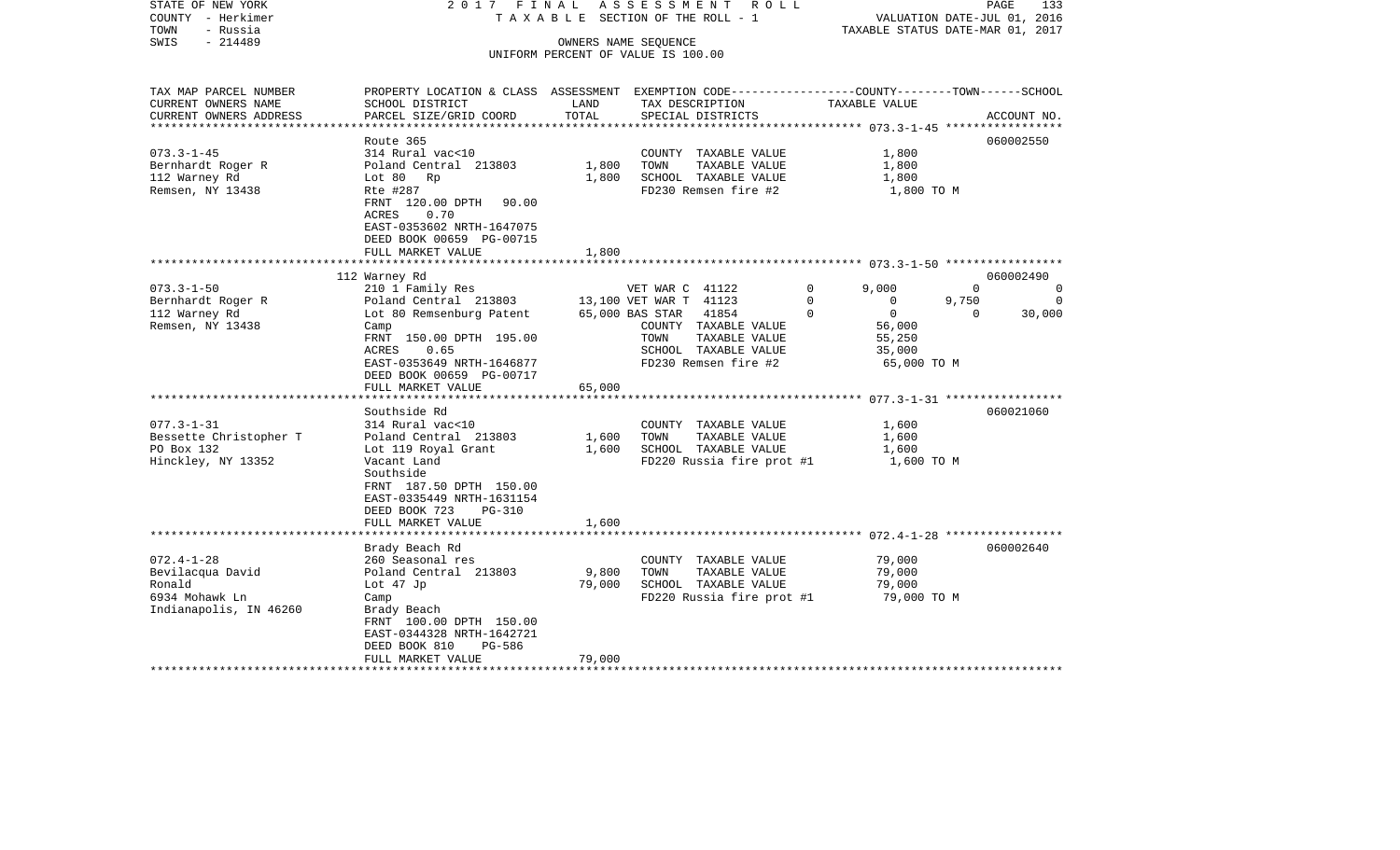STATE OF NEW YORK 2017 FINAL ASSESSMENT ROLL
COUNTY - Herkimer T A X A B L E SECTION OF THE ROLL - 1 VALUATION DATE-JUL 01, 2016
TOWN - Russia TAXABLE STATUS DATE-MAR 01, 2017
SWIS - 214489 OWNERS NAME SEQUENCE
UNIFORM PERCENT OF VALUE IS 100.00

| TAX MAP PARCEL NUMBER<br>CURRENT OWNERS NAME<br>CURRENT OWNERS ADDRESS | PROPERTY LOCATION & CLASS<br>SCHOOL DISTRICT<br>PARCEL SIZE/GRID COORD | ASSESSMENT<br>LAND<br>TOTAL | EXEMPTION CODE<br>TAX DESCRIPTION<br>SPECIAL DISTRICTS | | COUNTY<br>TAXABLE VALUE | TOWN | SCHOOL<br>ACCOUNT NO. |
|---|---|---|---|---|---|---|---|
| **073.3-1-45** | Route 365 | | | | | | 060002550 |
| 073.3-1-45 | 314 Rural vac<10 | | COUNTY TAXABLE VALUE | | 1,800 | | |
| Bernhardt Roger R | Poland Central 213803 | 1,800 | TOWN TAXABLE VALUE | | 1,800 | | |
| 112 Warney Rd | Lot 80 Rp | 1,800 | SCHOOL TAXABLE VALUE | | 1,800 | | |
| Remsen, NY 13438 | Rte #287 | | FD230 Remsen fire #2 | | 1,800 TO M | | |
| | FRNT 120.00 DPTH 90.00 | | | | | | |
| | ACRES 0.70 | | | | | | |
| | EAST-0353602 NRTH-1647075 | | | | | | |
| | DEED BOOK 00659 PG-00715 | | | | | | |
| | FULL MARKET VALUE | 1,800 | | | | | |
| **073.3-1-50** | 112 Warney Rd | | | | | | 060002490 |
| 073.3-1-50 | 210 1 Family Res | | VET WAR C 41122 | 0 | 9,000 | 0 | 0 |
| Bernhardt Roger R | Poland Central 213803 | 13,100 | VET WAR T 41123 | 0 | 0 | 9,750 | 0 |
| 112 Warney Rd | Lot 80 Remsenburg Patent | 65,000 | BAS STAR 41854 | 0 | 0 | 0 | 30,000 |
| Remsen, NY 13438 | Camp | | COUNTY TAXABLE VALUE | | 56,000 | | |
| | FRNT 150.00 DPTH 195.00 | | TOWN TAXABLE VALUE | | 55,250 | | |
| | ACRES 0.65 | | SCHOOL TAXABLE VALUE | | 35,000 | | |
| | EAST-0353649 NRTH-1646877 | | FD230 Remsen fire #2 | | 65,000 TO M | | |
| | DEED BOOK 00659 PG-00717 | | | | | | |
| | FULL MARKET VALUE | 65,000 | | | | | |
| **077.3-1-31** | Southside Rd | | | | | | 060021060 |
| 077.3-1-31 | 314 Rural vac<10 | | COUNTY TAXABLE VALUE | | 1,600 | | |
| Bessette Christopher T | Poland Central 213803 | 1,600 | TOWN TAXABLE VALUE | | 1,600 | | |
| PO Box 132 | Lot 119 Royal Grant | 1,600 | SCHOOL TAXABLE VALUE | | 1,600 | | |
| Hinckley, NY 13352 | Vacant Land | | FD220 Russia fire prot #1 | | 1,600 TO M | | |
| | Southside | | | | | | |
| | FRNT 187.50 DPTH 150.00 | | | | | | |
| | EAST-0335449 NRTH-1631154 | | | | | | |
| | DEED BOOK 723 PG-310 | | | | | | |
| | FULL MARKET VALUE | 1,600 | | | | | |
| **072.4-1-28** | Brady Beach Rd | | | | | | 060002640 |
| 072.4-1-28 | 260 Seasonal res | | COUNTY TAXABLE VALUE | | 79,000 | | |
| Bevilacqua David | Poland Central 213803 | 9,800 | TOWN TAXABLE VALUE | | 79,000 | | |
| Ronald | Lot 47 Jp | 79,000 | SCHOOL TAXABLE VALUE | | 79,000 | | |
| 6934 Mohawk Ln | Camp | | FD220 Russia fire prot #1 | | 79,000 TO M | | |
| Indianapolis, IN 46260 | Brady Beach | | | | | | |
| | FRNT 100.00 DPTH 150.00 | | | | | | |
| | EAST-0344328 NRTH-1642721 | | | | | | |
| | DEED BOOK 810 PG-586 | | | | | | |
| | FULL MARKET VALUE | 79,000 | | | | | |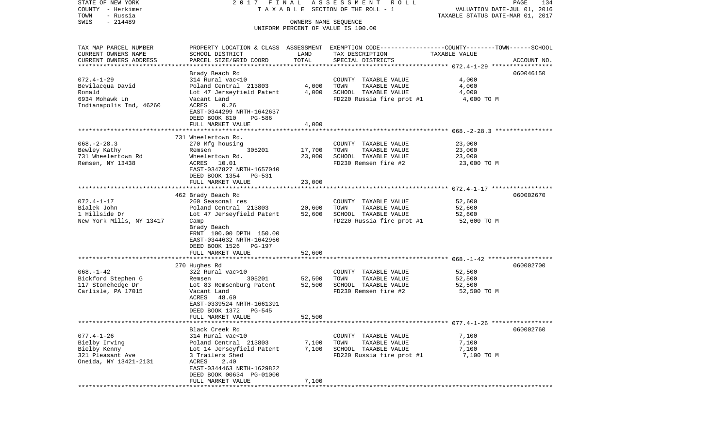STATE OF NEW YORK — 2017 FINAL ASSESSMENT ROLL — PAGE 134
COUNTY - Herkimer — TAXABLE SECTION OF THE ROLL - 1 — VALUATION DATE-JUL 01, 2016
TOWN - Russia — TAXABLE STATUS DATE-MAR 01, 2017
SWIS - 214489 — OWNERS NAME SEQUENCE
UNIFORM PERCENT OF VALUE IS 100.00

| TAX MAP PARCEL NUMBER / CURRENT OWNERS NAME / CURRENT OWNERS ADDRESS | PROPERTY LOCATION & CLASS / SCHOOL DISTRICT / PARCEL SIZE/GRID COORD | ASSESSMENT LAND | ASSESSMENT TOTAL | EXEMPTION CODE / TAX DESCRIPTION / SPECIAL DISTRICTS | TAXABLE VALUE (COUNTY--TOWN--SCHOOL) | ACCOUNT NO. |
|---|---|---|---|---|---|---|
| 072.4-1-29 | Brady Beach Rd | | | | | 060046150 |
| Bevilacqua David | 314 Rural vac<10 | | | COUNTY TAXABLE VALUE | 4,000 | |
| Ronald | Poland Central 213803 | 4,000 | | TOWN TAXABLE VALUE | 4,000 | |
| 6934 Mohawk Ln | Lot 47 Jerseyfield Patent | | 4,000 | SCHOOL TAXABLE VALUE | 4,000 | |
| Indianapolis Ind, 46260 | Vacant Land | | | FD220 Russia fire prot #1 | 4,000 TO M | |
| | ACRES 0.26 | | | | | |
| | EAST-0344299 NRTH-1642637 | | | | | |
| | DEED BOOK 810 PG-586 | | | | | |
| | FULL MARKET VALUE | | 4,000 | | | |
| 068.-2-28.3 | 731 Wheelertown Rd. | | | | | |
| Bewley Kathy | 270 Mfg housing | | | COUNTY TAXABLE VALUE | 23,000 | |
| 731 Wheelertown Rd | Remsen 305201 | 17,700 | | TOWN TAXABLE VALUE | 23,000 | |
| Remsen, NY 13438 | Wheelertown Rd. | | 23,000 | SCHOOL TAXABLE VALUE | 23,000 | |
| | ACRES 10.01 | | | FD230 Remsen fire #2 | 23,000 TO M | |
| | EAST-0347827 NRTH-1657040 | | | | | |
| | DEED BOOK 1354 PG-531 | | | | | |
| | FULL MARKET VALUE | | 23,000 | | | |
| 072.4-1-17 | 462 Brady Beach Rd | | | | | 060002670 |
| Bialek John | 260 Seasonal res | | | COUNTY TAXABLE VALUE | 52,600 | |
| 1 Hillside Dr | Poland Central 213803 | 20,600 | | TOWN TAXABLE VALUE | 52,600 | |
| New York Mills, NY 13417 | Lot 47 Jerseyfield Patent | | 52,600 | SCHOOL TAXABLE VALUE | 52,600 | |
| | Camp | | | FD220 Russia fire prot #1 | 52,600 TO M | |
| | Brady Beach | | | | | |
| | FRNT 100.00 DPTH 150.00 | | | | | |
| | EAST-0344632 NRTH-1642960 | | | | | |
| | DEED BOOK 1526 PG-197 | | | | | |
| | FULL MARKET VALUE | | 52,600 | | | |
| 068.-1-42 | 270 Hughes Rd | | | | | 060002700 |
| Bickford Stephen G | 322 Rural vac>10 | | | COUNTY TAXABLE VALUE | 52,500 | |
| 117 Stonehedge Dr | Remsen 305201 | 52,500 | | TOWN TAXABLE VALUE | 52,500 | |
| Carlisle, PA 17015 | Lot 83 Remsenburg Patent | | 52,500 | SCHOOL TAXABLE VALUE | 52,500 | |
| | Vacant Land | | | FD230 Remsen fire #2 | 52,500 TO M | |
| | ACRES 48.60 | | | | | |
| | EAST-0339524 NRTH-1661391 | | | | | |
| | DEED BOOK 1372 PG-545 | | | | | |
| | FULL MARKET VALUE | | 52,500 | | | |
| 077.4-1-26 | Black Creek Rd | | | | | 060002760 |
| Bielby Irving | 314 Rural vac<10 | | | COUNTY TAXABLE VALUE | 7,100 | |
| Bielby Kenny | Poland Central 213803 | 7,100 | | TOWN TAXABLE VALUE | 7,100 | |
| 321 Pleasant Ave | Lot 14 Jerseyfield Patent | | 7,100 | SCHOOL TAXABLE VALUE | 7,100 | |
| Oneida, NY 13421-2131 | 3 Trailers Shed | | | FD220 Russia fire prot #1 | 7,100 TO M | |
| | ACRES 2.40 | | | | | |
| | EAST-0344463 NRTH-1629822 | | | | | |
| | DEED BOOK 00634 PG-01000 | | | | | |
| | FULL MARKET VALUE | | 7,100 | | | |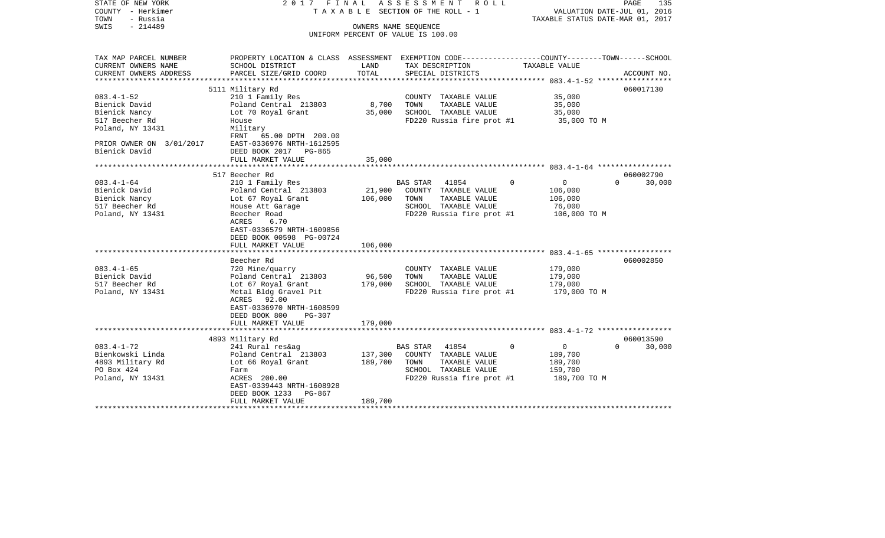STATE OF NEW YORK 2017 FINAL ASSESSMENT ROLL
COUNTY - Herkimer TAXABLE SECTION OF THE ROLL - 1 VALUATION DATE-JUL 01, 2016
TOWN - Russia TAXABLE STATUS DATE-MAR 01, 2017
SWIS - 214489 OWNERS NAME SEQUENCE
UNIFORM PERCENT OF VALUE IS 100.00

| TAX MAP PARCEL NUMBER / CURRENT OWNERS NAME / CURRENT OWNERS ADDRESS | PROPERTY LOCATION & CLASS / SCHOOL DISTRICT / PARCEL SIZE/GRID COORD | ASSESSMENT LAND / TOTAL | EXEMPTION CODE / TAX DESCRIPTION / SPECIAL DISTRICTS | COUNTY | TOWN | SCHOOL / TAXABLE VALUE | ACCOUNT NO. |
|---|---|---|---|---|---|---|---|
| | 5111 Military Rd | | | | | | 060017130 |
| 083.4-1-52 | 210 1 Family Res | | COUNTY TAXABLE VALUE | 35,000 | | | |
| Bienick David | Poland Central 213803 | 8,700 | TOWN TAXABLE VALUE | 35,000 | | | |
| Bienick Nancy | Lot 70 Royal Grant | 35,000 | SCHOOL TAXABLE VALUE | 35,000 | | | |
| 517 Beecher Rd | House | | FD220 Russia fire prot #1 | 35,000 TO M | | | |
| Poland, NY 13431 | Military | | | | | | |
| | FRNT 65.00 DPTH 200.00 | | | | | | |
| PRIOR OWNER ON 3/01/2017 | EAST-0336976 NRTH-1612595 | | | | | | |
| Bienick David | DEED BOOK 2017 PG-865 | | | | | | |
| | FULL MARKET VALUE | 35,000 | | | | | |
| | 517 Beecher Rd | | | | | | 060002790 |
| 083.4-1-64 | 210 1 Family Res | | BAS STAR 41854 | 0 | 0 | 0 | 30,000 |
| Bienick David | Poland Central 213803 | 21,900 | COUNTY TAXABLE VALUE | 106,000 | | | |
| Bienick Nancy | Lot 67 Royal Grant | 106,000 | TOWN TAXABLE VALUE | 106,000 | | | |
| 517 Beecher Rd | House Att Garage | | SCHOOL TAXABLE VALUE | 76,000 | | | |
| Poland, NY 13431 | Beecher Road | | FD220 Russia fire prot #1 | 106,000 TO M | | | |
| | ACRES 6.70 | | | | | | |
| | EAST-0336579 NRTH-1609856 | | | | | | |
| | DEED BOOK 00598 PG-00724 | | | | | | |
| | FULL MARKET VALUE | 106,000 | | | | | |
| | Beecher Rd | | | | | | 060002850 |
| 083.4-1-65 | 720 Mine/quarry | | COUNTY TAXABLE VALUE | 179,000 | | | |
| Bienick David | Poland Central 213803 | 96,500 | TOWN TAXABLE VALUE | 179,000 | | | |
| 517 Beecher Rd | Lot 67 Royal Grant | 179,000 | SCHOOL TAXABLE VALUE | 179,000 | | | |
| Poland, NY 13431 | Metal Bldg Gravel Pit | | FD220 Russia fire prot #1 | 179,000 TO M | | | |
| | ACRES 92.00 | | | | | | |
| | EAST-0336970 NRTH-1608599 | | | | | | |
| | DEED BOOK 800 PG-307 | | | | | | |
| | FULL MARKET VALUE | 179,000 | | | | | |
| | 4893 Military Rd | | | | | | 060013590 |
| 083.4-1-72 | 241 Rural res&ag | | BAS STAR 41854 | 0 | 0 | 0 | 30,000 |
| Bienkowski Linda | Poland Central 213803 | 137,300 | COUNTY TAXABLE VALUE | 189,700 | | | |
| 4893 Military Rd | Lot 66 Royal Grant | 189,700 | TOWN TAXABLE VALUE | 189,700 | | | |
| PO Box 424 | Farm | | SCHOOL TAXABLE VALUE | 159,700 | | | |
| Poland, NY 13431 | ACRES 200.00 | | FD220 Russia fire prot #1 | 189,700 TO M | | | |
| | EAST-0339443 NRTH-1608928 | | | | | | |
| | DEED BOOK 1233 PG-867 | | | | | | |
| | FULL MARKET VALUE | 189,700 | | | | | |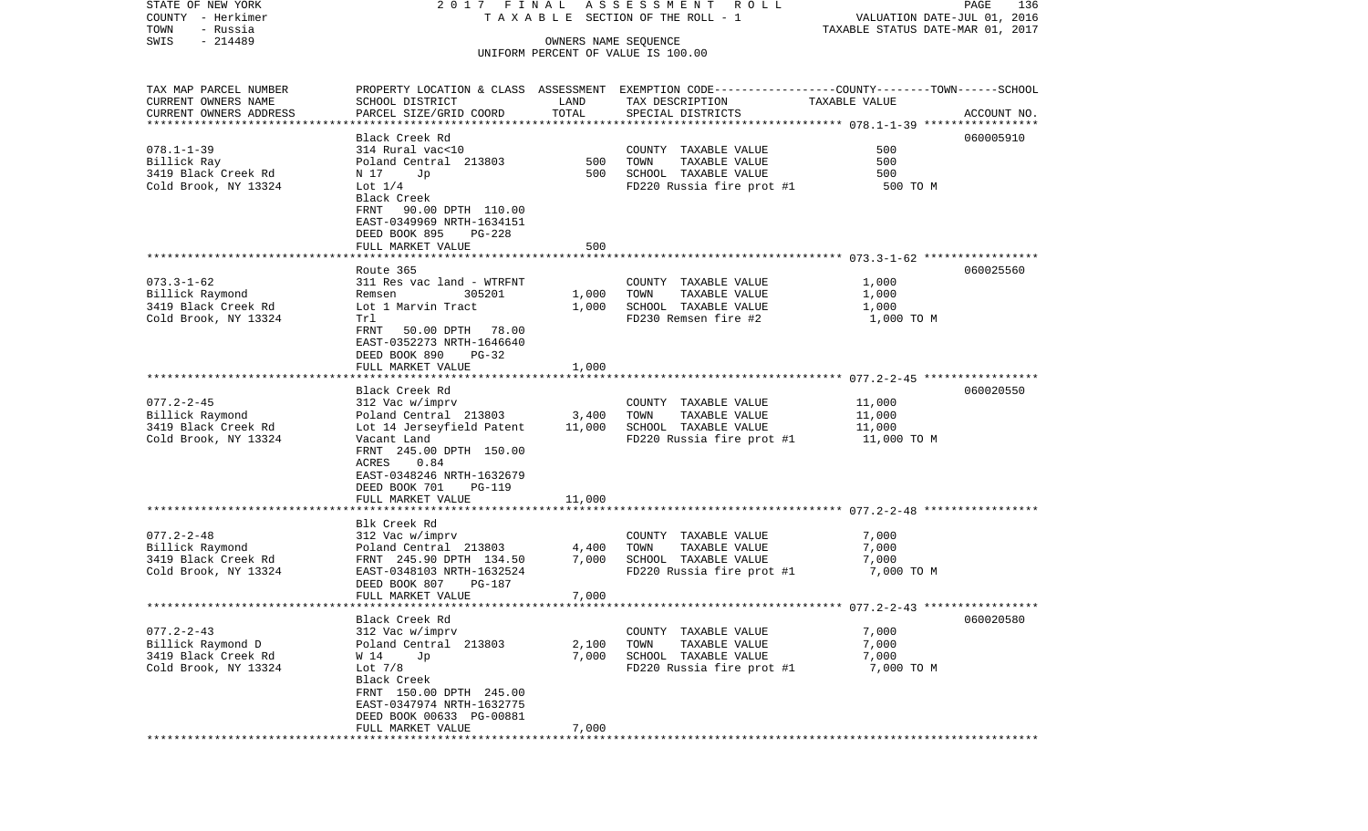STATE OF NEW YORK — 2017 FINAL ASSESSMENT ROLL
COUNTY - Herkimer — TAXABLE SECTION OF THE ROLL - 1 — VALUATION DATE-JUL 01, 2016
TOWN - Russia — TAXABLE STATUS DATE-MAR 01, 2017
SWIS - 214489 — OWNERS NAME SEQUENCE
UNIFORM PERCENT OF VALUE IS 100.00

| TAX MAP PARCEL NUMBER / CURRENT OWNERS NAME / CURRENT OWNERS ADDRESS | PROPERTY LOCATION & CLASS / SCHOOL DISTRICT / PARCEL SIZE/GRID COORD | ASSESSMENT LAND | ASSESSMENT TOTAL | EXEMPTION CODE / TAX DESCRIPTION / SPECIAL DISTRICTS | TAXABLE VALUE (COUNTY--TOWN--SCHOOL) | ACCOUNT NO. |
|---|---|---|---|---|---|---|
| 078.1-1-39 | Black Creek Rd | | | | | 060005910 |
| Billick Ray | 314 Rural vac<10 | | | COUNTY TAXABLE VALUE | 500 | |
| 3419 Black Creek Rd | Poland Central 213803 | 500 | | TOWN TAXABLE VALUE | 500 | |
| Cold Brook, NY 13324 | N 17 Jp | | 500 | SCHOOL TAXABLE VALUE | 500 | |
| | Lot 1/4 | | | FD220 Russia fire prot #1 | 500 TO M | |
| | Black Creek | | | | | |
| | FRNT 90.00 DPTH 110.00 | | | | | |
| | EAST-0349969 NRTH-1634151 | | | | | |
| | DEED BOOK 895 PG-228 | | | | | |
| | FULL MARKET VALUE | | 500 | | | |
| 073.3-1-62 | Route 365 | | | | | 060025560 |
| Billick Raymond | 311 Res vac land - WTRFNT | | | COUNTY TAXABLE VALUE | 1,000 | |
| 3419 Black Creek Rd | Remsen 305201 | 1,000 | | TOWN TAXABLE VALUE | 1,000 | |
| Cold Brook, NY 13324 | Lot 1 Marvin Tract | | 1,000 | SCHOOL TAXABLE VALUE | 1,000 | |
| | Trl | | | FD230 Remsen fire #2 | 1,000 TO M | |
| | FRNT 50.00 DPTH 78.00 | | | | | |
| | EAST-0352273 NRTH-1646640 | | | | | |
| | DEED BOOK 890 PG-32 | | | | | |
| | FULL MARKET VALUE | | 1,000 | | | |
| 077.2-2-45 | Black Creek Rd | | | | | 060020550 |
| Billick Raymond | 312 Vac w/imprv | | | COUNTY TAXABLE VALUE | 11,000 | |
| 3419 Black Creek Rd | Poland Central 213803 | 3,400 | | TOWN TAXABLE VALUE | 11,000 | |
| Cold Brook, NY 13324 | Lot 14 Jerseyfield Patent | | 11,000 | SCHOOL TAXABLE VALUE | 11,000 | |
| | Vacant Land | | | FD220 Russia fire prot #1 | 11,000 TO M | |
| | FRNT 245.00 DPTH 150.00 | | | | | |
| | ACRES 0.84 | | | | | |
| | EAST-0348246 NRTH-1632679 | | | | | |
| | DEED BOOK 701 PG-119 | | | | | |
| | FULL MARKET VALUE | | 11,000 | | | |
| 077.2-2-48 | Blk Creek Rd | | | | | |
| Billick Raymond | 312 Vac w/imprv | | | COUNTY TAXABLE VALUE | 7,000 | |
| 3419 Black Creek Rd | Poland Central 213803 | 4,400 | | TOWN TAXABLE VALUE | 7,000 | |
| Cold Brook, NY 13324 | FRNT 245.90 DPTH 134.50 | | 7,000 | SCHOOL TAXABLE VALUE | 7,000 | |
| | EAST-0348103 NRTH-1632524 | | | FD220 Russia fire prot #1 | 7,000 TO M | |
| | DEED BOOK 807 PG-187 | | | | | |
| | FULL MARKET VALUE | | 7,000 | | | |
| 077.2-2-43 | Black Creek Rd | | | | | 060020580 |
| Billick Raymond D | 312 Vac w/imprv | | | COUNTY TAXABLE VALUE | 7,000 | |
| 3419 Black Creek Rd | Poland Central 213803 | 2,100 | | TOWN TAXABLE VALUE | 7,000 | |
| Cold Brook, NY 13324 | W 14 Jp | | 7,000 | SCHOOL TAXABLE VALUE | 7,000 | |
| | Lot 7/8 | | | FD220 Russia fire prot #1 | 7,000 TO M | |
| | Black Creek | | | | | |
| | FRNT 150.00 DPTH 245.00 | | | | | |
| | EAST-0347974 NRTH-1632775 | | | | | |
| | DEED BOOK 00633 PG-00881 | | | | | |
| | FULL MARKET VALUE | | 7,000 | | | |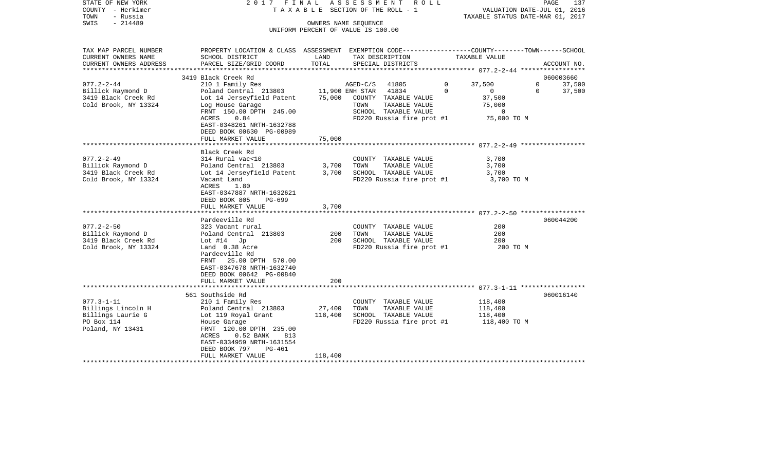STATE OF NEW YORK  
COUNTY - Herkimer  
TOWN - Russia  
SWIS - 214489

2 0 1 7 F I N A L A S S E S S M E N T R O L L  
T A X A B L E SECTION OF THE ROLL - 1  
OWNERS NAME SEQUENCE  
UNIFORM PERCENT OF VALUE IS 100.00

VALUATION DATE-JUL 01, 2016  
TAXABLE STATUS DATE-MAR 01, 2017

| TAX MAP PARCEL NUMBER / CURRENT OWNERS NAME / CURRENT OWNERS ADDRESS | PROPERTY LOCATION & CLASS / SCHOOL DISTRICT / PARCEL SIZE/GRID COORD | ASSESSMENT LAND | ASSESSMENT TOTAL | EXEMPTION CODE / TAX DESCRIPTION / SPECIAL DISTRICTS | COUNTY | TOWN | SCHOOL | TAXABLE VALUE | ACCOUNT NO. |
|---|---|---|---|---|---|---|---|---|---|
| **077.2-2-44** | 3419 Black Creek Rd | | | | | | | | 060003660 |
| 077.2-2-44 | 210 1 Family Res | | | AGED-C/S 41805 | 0 | 37,500 | 0 | 37,500 | |
| Billick Raymond D | Poland Central 213803 | 11,900 | | ENH STAR 41834 | 0 | 0 | 0 | 37,500 | |
| 3419 Black Creek Rd | Lot 14 Jerseyfield Patent | | 75,000 | COUNTY TAXABLE VALUE | | | | 37,500 | |
| Cold Brook, NY 13324 | Log House Garage | | | TOWN TAXABLE VALUE | | | | 75,000 | |
| | FRNT 150.00 DPTH 245.00 | | | SCHOOL TAXABLE VALUE | | | | 0 | |
| | ACRES 0.84 | | | FD220 Russia fire prot #1 | | | | 75,000 TO M | |
| | EAST-0348261 NRTH-1632788 | | | | | | | | |
| | DEED BOOK 00630 PG-00989 | | | | | | | | |
| | FULL MARKET VALUE | | 75,000 | | | | | | |
| **077.2-2-49** | Black Creek Rd | | | | | | | | |
| 077.2-2-49 | 314 Rural vac<10 | | | COUNTY TAXABLE VALUE | | | | 3,700 | |
| Billick Raymond D | Poland Central 213803 | 3,700 | | TOWN TAXABLE VALUE | | | | 3,700 | |
| 3419 Black Creek Rd | Lot 14 Jerseyfield Patent | | 3,700 | SCHOOL TAXABLE VALUE | | | | 3,700 | |
| Cold Brook, NY 13324 | Vacant Land | | | FD220 Russia fire prot #1 | | | | 3,700 TO M | |
| | ACRES 1.80 | | | | | | | | |
| | EAST-0347887 NRTH-1632621 | | | | | | | | |
| | DEED BOOK 805 PG-699 | | | | | | | | |
| | FULL MARKET VALUE | | 3,700 | | | | | | |
| **077.2-2-50** | Pardeeville Rd | | | | | | | | 060044200 |
| 077.2-2-50 | 323 Vacant rural | | | COUNTY TAXABLE VALUE | | | | 200 | |
| Billick Raymond D | Poland Central 213803 | 200 | | TOWN TAXABLE VALUE | | | | 200 | |
| 3419 Black Creek Rd | Lot #14 Jp | | 200 | SCHOOL TAXABLE VALUE | | | | 200 | |
| Cold Brook, NY 13324 | Land 0.38 Acre | | | FD220 Russia fire prot #1 | | | | 200 TO M | |
| | Pardeeville Rd | | | | | | | | |
| | FRNT 25.00 DPTH 570.00 | | | | | | | | |
| | EAST-0347678 NRTH-1632740 | | | | | | | | |
| | DEED BOOK 00642 PG-00840 | | | | | | | | |
| | FULL MARKET VALUE | | 200 | | | | | | |
| **077.3-1-11** | 561 Southside Rd | | | | | | | | 060016140 |
| 077.3-1-11 | 210 1 Family Res | | | COUNTY TAXABLE VALUE | | | | 118,400 | |
| Billings Lincoln H | Poland Central 213803 | 27,400 | | TOWN TAXABLE VALUE | | | | 118,400 | |
| Billings Laurie G | Lot 119 Royal Grant | | 118,400 | SCHOOL TAXABLE VALUE | | | | 118,400 | |
| PO Box 114 | House Garage | | | FD220 Russia fire prot #1 | | | | 118,400 TO M | |
| Poland, NY 13431 | FRNT 120.00 DPTH 235.00 | | | | | | | | |
| | ACRES 0.52 BANK 813 | | | | | | | | |
| | EAST-0334959 NRTH-1631554 | | | | | | | | |
| | DEED BOOK 797 PG-461 | | | | | | | | |
| | FULL MARKET VALUE | | 118,400 | | | | | | |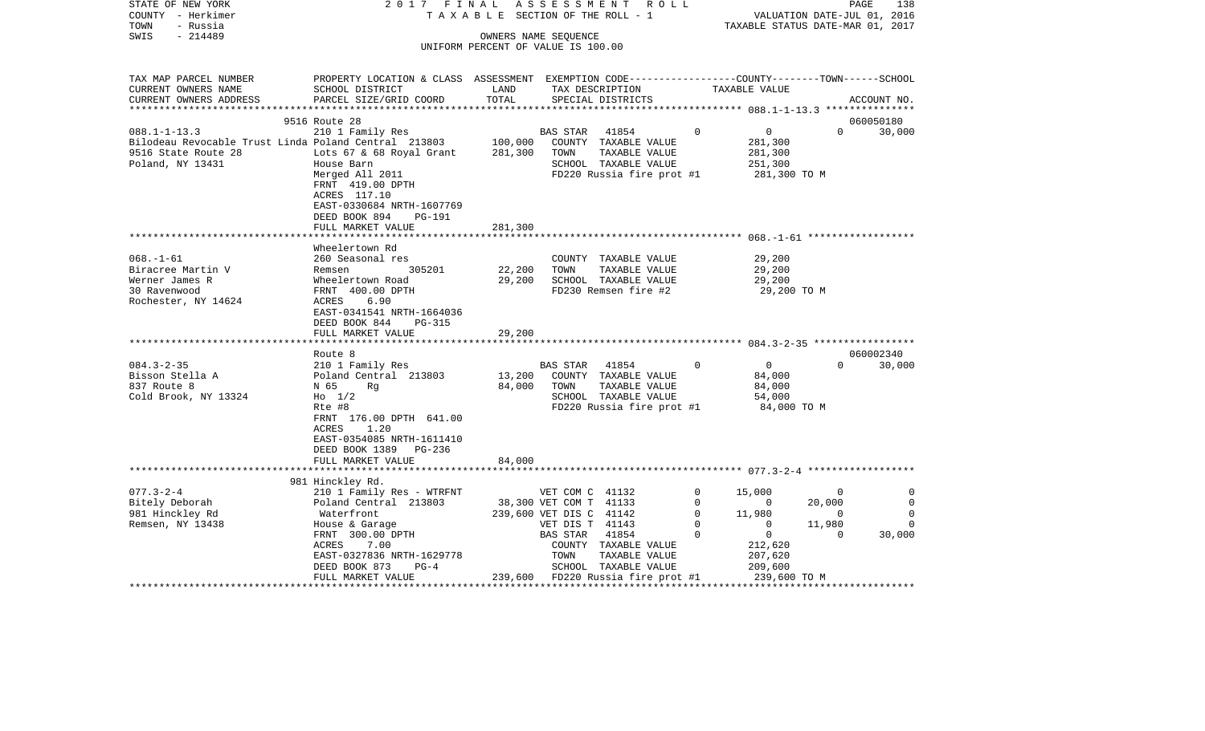STATE OF NEW YORK — 2017 FINAL ASSESSMENT ROLL — PAGE 138
COUNTY - Herkimer — TAXABLE SECTION OF THE ROLL - 1 — VALUATION DATE-JUL 01, 2016
TOWN - Russia — TAXABLE STATUS DATE-MAR 01, 2017
SWIS - 214489 — OWNERS NAME SEQUENCE
UNIFORM PERCENT OF VALUE IS 100.00

| TAX MAP PARCEL NUMBER / CURRENT OWNERS NAME / CURRENT OWNERS ADDRESS | PROPERTY LOCATION & CLASS / SCHOOL DISTRICT / PARCEL SIZE/GRID COORD | ASSESSMENT LAND | TOTAL | EXEMPTION CODE / TAX DESCRIPTION / SPECIAL DISTRICTS | COUNTY | TOWN | SCHOOL | ACCOUNT NO. |
|---|---|---|---|---|---|---|---|---|
| 088.1-1-13.3 | 9516 Route 28 | | | | | | | 060050180 |
| Bilodeau Revocable Trust Linda | 210 1 Family Res | | | BAS STAR 41854 | 0 | 0 | 0 | 30,000 |
| 9516 State Route 28 | Poland Central 213803 | 100,000 | | COUNTY TAXABLE VALUE | 281,300 | | | |
| Poland, NY 13431 | Lots 67 & 68 Royal Grant | | 281,300 | TOWN TAXABLE VALUE | | 281,300 | | |
| | House Barn | | | SCHOOL TAXABLE VALUE | | | 251,300 | |
| | Merged All 2011 | | | FD220 Russia fire prot #1 | 281,300 TO M | | | |
| | FRNT 419.00 DPTH | | | | | | | |
| | ACRES 117.10 | | | | | | | |
| | EAST-0330684 NRTH-1607769 | | | | | | | |
| | DEED BOOK 894 PG-191 | | | | | | | |
| | FULL MARKET VALUE | | 281,300 | | | | | |
| 068.-1-61 | Wheelertown Rd | | | | | | | |
| Biracree Martin V | 260 Seasonal res | | | COUNTY TAXABLE VALUE | 29,200 | | | |
| Werner James R | Remsen 305201 | 22,200 | | TOWN TAXABLE VALUE | | 29,200 | | |
| 30 Ravenwood | Wheelertown Road | | 29,200 | SCHOOL TAXABLE VALUE | | | 29,200 | |
| Rochester, NY 14624 | FRNT 400.00 DPTH | | | FD230 Remsen fire #2 | 29,200 TO M | | | |
| | ACRES 6.90 | | | | | | | |
| | EAST-0341541 NRTH-1664036 | | | | | | | |
| | DEED BOOK 844 PG-315 | | | | | | | |
| | FULL MARKET VALUE | | 29,200 | | | | | |
| 084.3-2-35 | Route 8 | | | | | | | 060002340 |
| Bisson Stella A | 210 1 Family Res | | | BAS STAR 41854 | 0 | 0 | 0 | 30,000 |
| 837 Route 8 | Poland Central 213803 | 13,200 | | COUNTY TAXABLE VALUE | 84,000 | | | |
| Cold Brook, NY 13324 | N 65 Rg | | 84,000 | TOWN TAXABLE VALUE | | 84,000 | | |
| | Ho 1/2 | | | SCHOOL TAXABLE VALUE | | | 54,000 | |
| | Rte #8 | | | FD220 Russia fire prot #1 | 84,000 TO M | | | |
| | FRNT 176.00 DPTH 641.00 | | | | | | | |
| | ACRES 1.20 | | | | | | | |
| | EAST-0354085 NRTH-1611410 | | | | | | | |
| | DEED BOOK 1389 PG-236 | | | | | | | |
| | FULL MARKET VALUE | | 84,000 | | | | | |
| 077.3-2-4 | 981 Hinckley Rd. | | | | | | | |
| Bitely Deborah | 210 1 Family Res - WTRFNT | | | VET COM C 41132 | 15,000 | 0 | 0 | |
| 981 Hinckley Rd | Poland Central 213803 | 38,300 | | VET COM T 41133 | 0 | 20,000 | 0 | |
| Remsen, NY 13438 | Waterfront | | 239,600 | VET DIS C 41142 | 11,980 | 0 | 0 | |
| | House & Garage | | | VET DIS T 41143 | 0 | 11,980 | 0 | |
| | FRNT 300.00 DPTH | | | BAS STAR 41854 | 0 | 0 | 30,000 | |
| | ACRES 7.00 | | | COUNTY TAXABLE VALUE | 212,620 | | | |
| | EAST-0327836 NRTH-1629778 | | | TOWN TAXABLE VALUE | | 207,620 | | |
| | DEED BOOK 873 PG-4 | | | SCHOOL TAXABLE VALUE | | | 209,600 | |
| | FULL MARKET VALUE | | 239,600 | FD220 Russia fire prot #1 | 239,600 TO M | | | |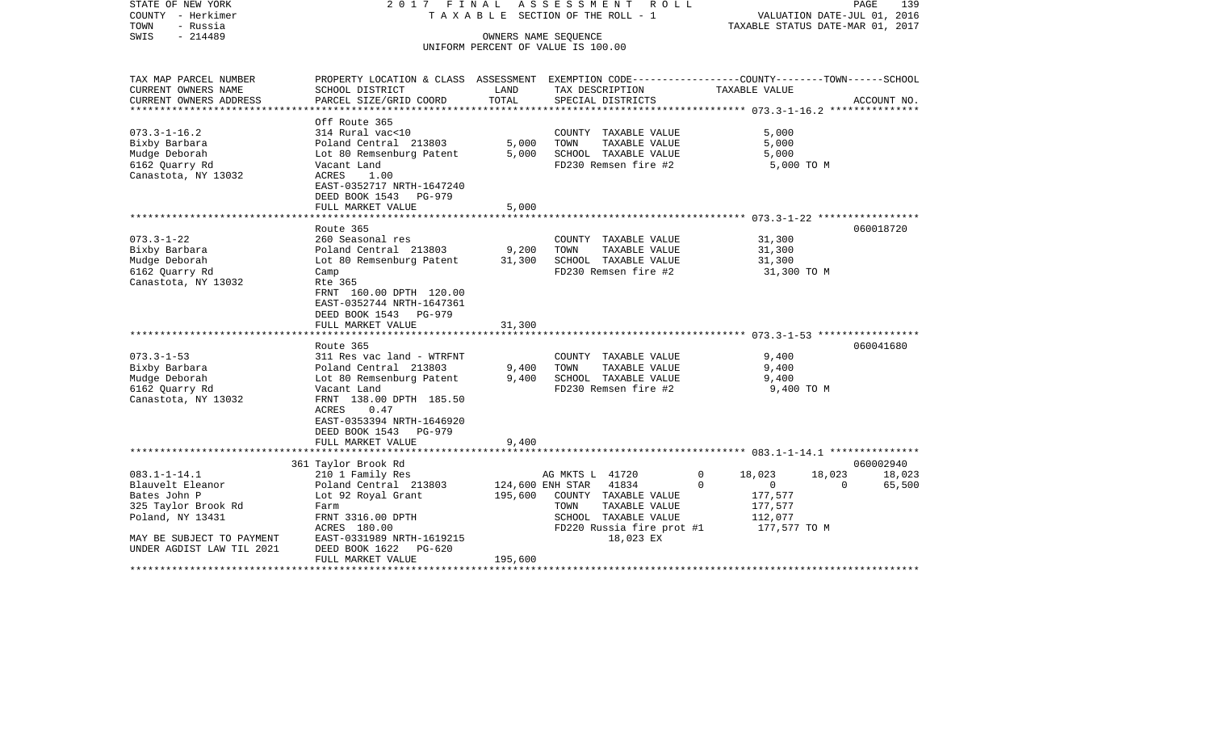STATE OF NEW YORK 2 0 1 7 F I N A L A S S E S S M E N T R O L L
COUNTY - Herkimer T A X A B L E SECTION OF THE ROLL - 1 VALUATION DATE-JUL 01, 2016
TOWN - Russia TAXABLE STATUS DATE-MAR 01, 2017
SWIS - 214489 OWNERS NAME SEQUENCE
UNIFORM PERCENT OF VALUE IS 100.00

| TAX MAP PARCEL NUMBER<br>CURRENT OWNERS NAME<br>CURRENT OWNERS ADDRESS | PROPERTY LOCATION & CLASS<br>SCHOOL DISTRICT<br>PARCEL SIZE/GRID COORD | ASSESSMENT<br>LAND<br>TOTAL | EXEMPTION CODE<br>TAX DESCRIPTION<br>SPECIAL DISTRICTS | | COUNTY<br>TAXABLE VALUE | TOWN | SCHOOL<br>ACCOUNT NO. |
|---|---|---|---|---|---|---|---|
| **073.3-1-16.2** | Off Route 365 | | | | | | |
| 073.3-1-16.2 | 314 Rural vac<10 | | COUNTY TAXABLE VALUE | | 5,000 | | |
| Bixby Barbara | Poland Central 213803 | 5,000 | TOWN TAXABLE VALUE | | 5,000 | | |
| Mudge Deborah | Lot 80 Remsenburg Patent | 5,000 | SCHOOL TAXABLE VALUE | | 5,000 | | |
| 6162 Quarry Rd | Vacant Land | | FD230 Remsen fire #2 | | 5,000 TO M | | |
| Canastota, NY 13032 | ACRES 1.00 | | | | | | |
| | EAST-0352717 NRTH-1647240 | | | | | | |
| | DEED BOOK 1543 PG-979 | | | | | | |
| | FULL MARKET VALUE | 5,000 | | | | | |
| **073.3-1-22** | Route 365 | | | | | | 060018720 |
| 073.3-1-22 | 260 Seasonal res | | COUNTY TAXABLE VALUE | | 31,300 | | |
| Bixby Barbara | Poland Central 213803 | 9,200 | TOWN TAXABLE VALUE | | 31,300 | | |
| Mudge Deborah | Lot 80 Remsenburg Patent | 31,300 | SCHOOL TAXABLE VALUE | | 31,300 | | |
| 6162 Quarry Rd | Camp | | FD230 Remsen fire #2 | | 31,300 TO M | | |
| Canastota, NY 13032 | Rte 365 | | | | | | |
| | FRNT 160.00 DPTH 120.00 | | | | | | |
| | EAST-0352744 NRTH-1647361 | | | | | | |
| | DEED BOOK 1543 PG-979 | | | | | | |
| | FULL MARKET VALUE | 31,300 | | | | | |
| **073.3-1-53** | Route 365 | | | | | | 060041680 |
| 073.3-1-53 | 311 Res vac land - WTRFNT | | COUNTY TAXABLE VALUE | | 9,400 | | |
| Bixby Barbara | Poland Central 213803 | 9,400 | TOWN TAXABLE VALUE | | 9,400 | | |
| Mudge Deborah | Lot 80 Remsenburg Patent | 9,400 | SCHOOL TAXABLE VALUE | | 9,400 | | |
| 6162 Quarry Rd | Vacant Land | | FD230 Remsen fire #2 | | 9,400 TO M | | |
| Canastota, NY 13032 | FRNT 138.00 DPTH 185.50 | | | | | | |
| | ACRES 0.47 | | | | | | |
| | EAST-0353394 NRTH-1646920 | | | | | | |
| | DEED BOOK 1543 PG-979 | | | | | | |
| | FULL MARKET VALUE | 9,400 | | | | | |
| **083.1-1-14.1** | 361 Taylor Brook Rd | | | | | | 060002940 |
| 083.1-1-14.1 | 210 1 Family Res | | AG MKTS L 41720 | 0 | 18,023 | 18,023 | 18,023 |
| Blauvelt Eleanor | Poland Central 213803 | 124,600 | ENH STAR 41834 | 0 | 0 | 0 | 65,500 |
| Bates John P | Lot 92 Royal Grant | 195,600 | COUNTY TAXABLE VALUE | | 177,577 | | |
| 325 Taylor Brook Rd | Farm | | TOWN TAXABLE VALUE | | 177,577 | | |
| Poland, NY 13431 | FRNT 3316.00 DPTH | | SCHOOL TAXABLE VALUE | | 112,077 | | |
| | ACRES 180.00 | | FD220 Russia fire prot #1 | | 177,577 TO M | | |
| MAY BE SUBJECT TO PAYMENT | EAST-0331989 NRTH-1619215 | | 18,023 EX | | | | |
| UNDER AGDIST LAW TIL 2021 | DEED BOOK 1622 PG-620 | | | | | | |
| | FULL MARKET VALUE | 195,600 | | | | | |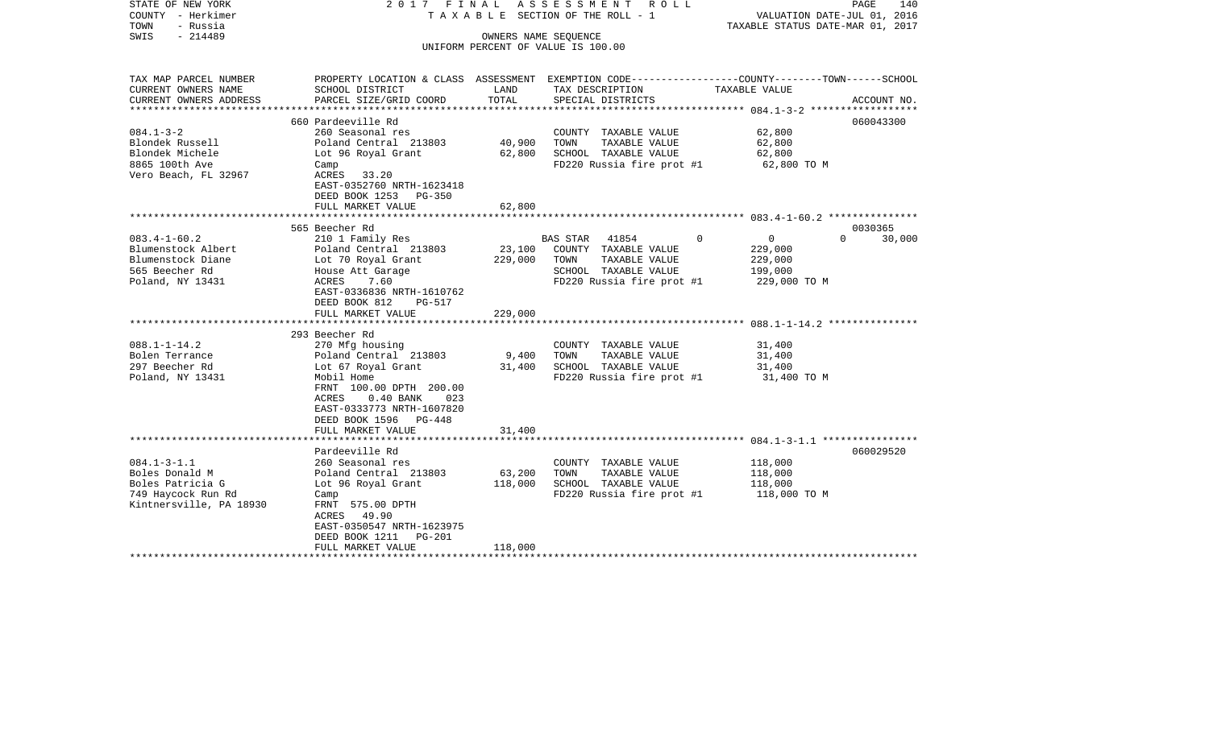STATE OF NEW YORK
COUNTY - Herkimer
TOWN - Russia
SWIS - 214489

2 0 1 7 F I N A L A S S E S S M E N T R O L L
T A X A B L E SECTION OF THE ROLL - 1
OWNERS NAME SEQUENCE
UNIFORM PERCENT OF VALUE IS 100.00

VALUATION DATE-JUL 01, 2016
TAXABLE STATUS DATE-MAR 01, 2017

| TAX MAP PARCEL NUMBER / CURRENT OWNERS NAME / CURRENT OWNERS ADDRESS | PROPERTY LOCATION & CLASS / SCHOOL DISTRICT / PARCEL SIZE/GRID COORD | ASSESSMENT LAND | TOTAL | EXEMPTION CODE / TAX DESCRIPTION / SPECIAL DISTRICTS | COUNTY | TOWN | SCHOOL / TAXABLE VALUE | ACCOUNT NO. |
|---|---|---|---|---|---|---|---|---|
| **084.1-3-2** | 660 Pardeeville Rd | | | | | | | 060043300 |
| Blondek Russell | 260 Seasonal res | | | COUNTY TAXABLE VALUE | 62,800 | | | |
| Blondek Michele | Poland Central 213803 | 40,900 | | TOWN TAXABLE VALUE | | 62,800 | | |
| 8865 100th Ave | Lot 96 Royal Grant | | 62,800 | SCHOOL TAXABLE VALUE | | | 62,800 | |
| Vero Beach, FL 32967 | Camp | | | FD220 Russia fire prot #1 | 62,800 TO M | | | |
| | ACRES 33.20 | | | | | | | |
| | EAST-0352760 NRTH-1623418 | | | | | | | |
| | DEED BOOK 1253 PG-350 | | | | | | | |
| | FULL MARKET VALUE | | 62,800 | | | | | |
| **083.4-1-60.2** | 565 Beecher Rd | | | | | | | 0030365 |
| Blumenstock Albert | 210 1 Family Res | | | BAS STAR 41854 | 0 | 0 | 0 | 30,000 |
| Blumenstock Diane | Poland Central 213803 | 23,100 | | COUNTY TAXABLE VALUE | 229,000 | | | |
| 565 Beecher Rd | Lot 70 Royal Grant | | 229,000 | TOWN TAXABLE VALUE | | 229,000 | | |
| Poland, NY 13431 | House Att Garage | | | SCHOOL TAXABLE VALUE | | | 199,000 | |
| | ACRES 7.60 | | | FD220 Russia fire prot #1 | 229,000 TO M | | | |
| | EAST-0336836 NRTH-1610762 | | | | | | | |
| | DEED BOOK 812 PG-517 | | | | | | | |
| | FULL MARKET VALUE | | 229,000 | | | | | |
| **088.1-1-14.2** | 293 Beecher Rd | | | | | | | |
| Bolen Terrance | 270 Mfg housing | | | COUNTY TAXABLE VALUE | 31,400 | | | |
| 297 Beecher Rd | Poland Central 213803 | 9,400 | | TOWN TAXABLE VALUE | | 31,400 | | |
| Poland, NY 13431 | Lot 67 Royal Grant | | 31,400 | SCHOOL TAXABLE VALUE | | | 31,400 | |
| | Mobil Home | | | FD220 Russia fire prot #1 | 31,400 TO M | | | |
| | FRNT 100.00 DPTH 200.00 | | | | | | | |
| | ACRES 0.40 BANK 023 | | | | | | | |
| | EAST-0333773 NRTH-1607820 | | | | | | | |
| | DEED BOOK 1596 PG-448 | | | | | | | |
| | FULL MARKET VALUE | | 31,400 | | | | | |
| **084.1-3-1.1** | Pardeeville Rd | | | | | | | 060029520 |
| Boles Donald M | 260 Seasonal res | | | COUNTY TAXABLE VALUE | 118,000 | | | |
| Boles Patricia G | Poland Central 213803 | 63,200 | | TOWN TAXABLE VALUE | | 118,000 | | |
| 749 Haycock Run Rd | Lot 96 Royal Grant | | 118,000 | SCHOOL TAXABLE VALUE | | | 118,000 | |
| Kintnersville, PA 18930 | Camp | | | FD220 Russia fire prot #1 | 118,000 TO M | | | |
| | FRNT 575.00 DPTH | | | | | | | |
| | ACRES 49.90 | | | | | | | |
| | EAST-0350547 NRTH-1623975 | | | | | | | |
| | DEED BOOK 1211 PG-201 | | | | | | | |
| | FULL MARKET VALUE | | 118,000 | | | | | |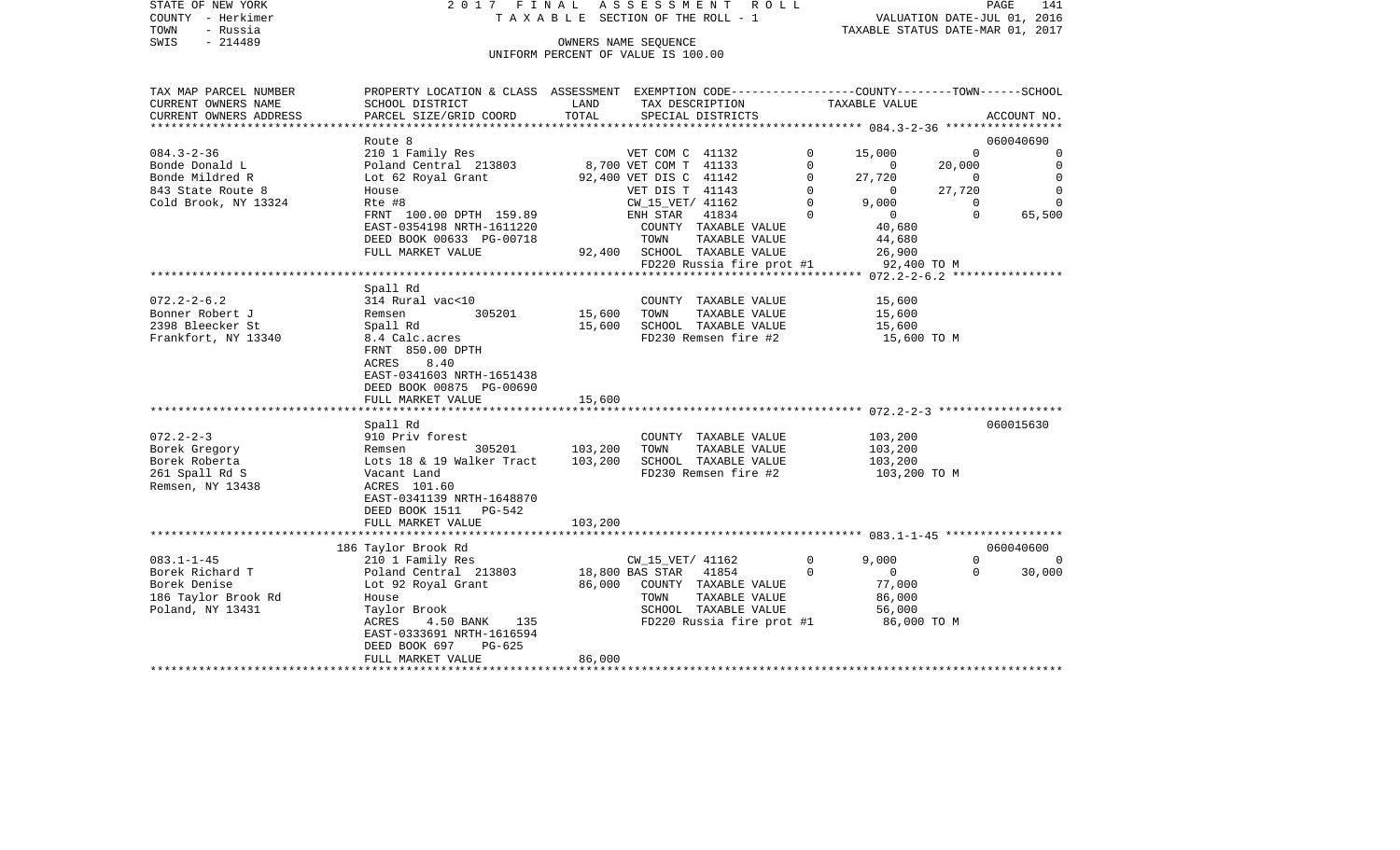STATE OF NEW YORK 2017 FINAL ASSESSMENT ROLL
COUNTY - Herkimer TAXABLE SECTION OF THE ROLL - 1 VALUATION DATE-JUL 01, 2016
TOWN - Russia TAXABLE STATUS DATE-MAR 01, 2017
SWIS - 214489 OWNERS NAME SEQUENCE
UNIFORM PERCENT OF VALUE IS 100.00

| TAX MAP PARCEL NUMBER / CURRENT OWNERS NAME / CURRENT OWNERS ADDRESS | PROPERTY LOCATION & CLASS / SCHOOL DISTRICT / PARCEL SIZE/GRID COORD | ASSESSMENT LAND | TOTAL | EXEMPTION CODE / TAX DESCRIPTION / SPECIAL DISTRICTS | | COUNTY TAXABLE VALUE | TOWN | SCHOOL / ACCOUNT NO. |
|---|---|---|---|---|---|---|---|---|
| **084.3-2-36** | Route 8 | | | | | | | 060040690 |
| 084.3-2-36 | 210 1 Family Res | | | VET COM C 41132 | 0 | 15,000 | 0 | 0 |
| Bonde Donald L | Poland Central 213803 | 8,700 | | VET COM T 41133 | 0 | 0 | 20,000 | 0 |
| Bonde Mildred R | Lot 62 Royal Grant | | 92,400 | VET DIS C 41142 | 0 | 27,720 | 0 | 0 |
| 843 State Route 8 | House | | | VET DIS T 41143 | 0 | 0 | 27,720 | 0 |
| Cold Brook, NY 13324 | Rte #8 | | | CW_15_VET/ 41162 | 0 | 9,000 | 0 | 0 |
| | FRNT 100.00 DPTH 159.89 | | | ENH STAR 41834 | 0 | 0 | 0 | 65,500 |
| | EAST-0354198 NRTH-1611220 | | | COUNTY TAXABLE VALUE | | 40,680 | | |
| | DEED BOOK 00633 PG-00718 | | | TOWN TAXABLE VALUE | | 44,680 | | |
| | FULL MARKET VALUE | | 92,400 | SCHOOL TAXABLE VALUE | | 26,900 | | |
| | | | | FD220 Russia fire prot #1 | | 92,400 TO M | | |
| **072.2-2-6.2** | Spall Rd | | | | | | | |
| 072.2-2-6.2 | 314 Rural vac<10 | | | COUNTY TAXABLE VALUE | | 15,600 | | |
| Bonner Robert J | Remsen 305201 | 15,600 | | TOWN TAXABLE VALUE | | 15,600 | | |
| 2398 Bleecker St | Spall Rd | | 15,600 | SCHOOL TAXABLE VALUE | | 15,600 | | |
| Frankfort, NY 13340 | 8.4 Calc.acres | | | FD230 Remsen fire #2 | | 15,600 TO M | | |
| | FRNT 850.00 DPTH | | | | | | | |
| | ACRES 8.40 | | | | | | | |
| | EAST-0341603 NRTH-1651438 | | | | | | | |
| | DEED BOOK 00875 PG-00690 | | | | | | | |
| | FULL MARKET VALUE | | 15,600 | | | | | |
| **072.2-2-3** | Spall Rd | | | | | | | 060015630 |
| 072.2-2-3 | 910 Priv forest | | | COUNTY TAXABLE VALUE | | 103,200 | | |
| Borek Gregory | Remsen 305201 | 103,200 | | TOWN TAXABLE VALUE | | 103,200 | | |
| Borek Roberta | Lots 18 & 19 Walker Tract | | 103,200 | SCHOOL TAXABLE VALUE | | 103,200 | | |
| 261 Spall Rd S | Vacant Land | | | FD230 Remsen fire #2 | | 103,200 TO M | | |
| Remsen, NY 13438 | ACRES 101.60 | | | | | | | |
| | EAST-0341139 NRTH-1648870 | | | | | | | |
| | DEED BOOK 1511 PG-542 | | | | | | | |
| | FULL MARKET VALUE | | 103,200 | | | | | |
| **083.1-1-45** | 186 Taylor Brook Rd | | | | | | | 060040600 |
| 083.1-1-45 | 210 1 Family Res | | | CW_15_VET/ 41162 | 0 | 9,000 | 0 | 0 |
| Borek Richard T | Poland Central 213803 | 18,800 | | BAS STAR 41854 | 0 | 0 | 0 | 30,000 |
| Borek Denise | Lot 92 Royal Grant | | 86,000 | COUNTY TAXABLE VALUE | | 77,000 | | |
| 186 Taylor Brook Rd | House | | | TOWN TAXABLE VALUE | | 86,000 | | |
| Poland, NY 13431 | Taylor Brook | | | SCHOOL TAXABLE VALUE | | 56,000 | | |
| | ACRES 4.50 BANK 135 | | | FD220 Russia fire prot #1 | | 86,000 TO M | | |
| | EAST-0333691 NRTH-1616594 | | | | | | | |
| | DEED BOOK 697 PG-625 | | | | | | | |
| | FULL MARKET VALUE | | 86,000 | | | | | |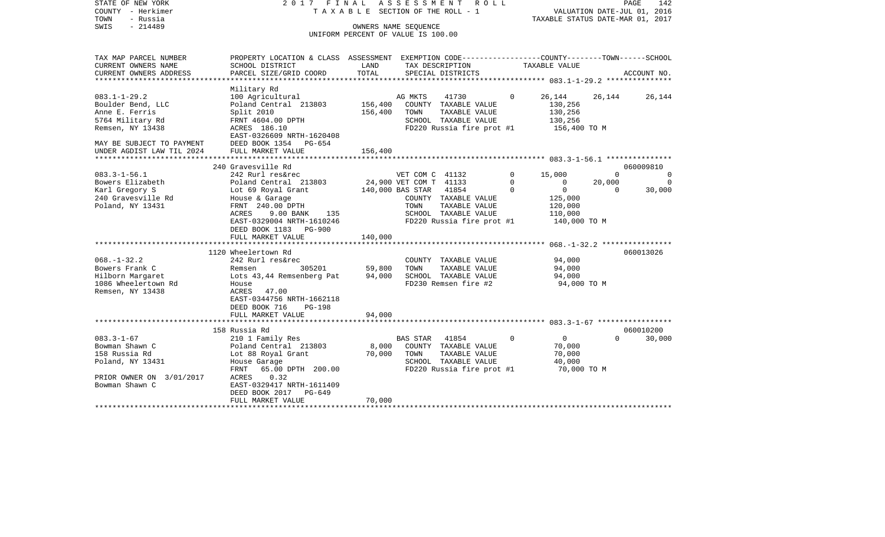STATE OF NEW YORK
COUNTY - Herkimer
TOWN - Russia
SWIS - 214489

2 0 1 7 F I N A L A S S E S S M E N T R O L L
T A X A B L E SECTION OF THE ROLL - 1
OWNERS NAME SEQUENCE
UNIFORM PERCENT OF VALUE IS 100.00

VALUATION DATE-JUL 01, 2016
TAXABLE STATUS DATE-MAR 01, 2017

| TAX MAP PARCEL NUMBER / CURRENT OWNERS NAME / CURRENT OWNERS ADDRESS | PROPERTY LOCATION & CLASS / SCHOOL DISTRICT / PARCEL SIZE/GRID COORD | ASSESSMENT LAND | ASSESSMENT TOTAL | EXEMPTION CODE / TAX DESCRIPTION / SPECIAL DISTRICTS | COUNTY | TOWN | SCHOOL | ACCOUNT NO. |
|---|---|---|---|---|---|---|---|---|
| **083.1-1-29.2** | Military Rd | | | | | | | |
| 083.1-1-29.2 | 100 Agricultural | | | AG MKTS 41730 0 | 26,144 | 26,144 | 26,144 | |
| Boulder Bend, LLC | Poland Central 213803 | 156,400 | | COUNTY TAXABLE VALUE | 130,256 | | | |
| Anne E. Ferris | Split 2010 | | 156,400 | TOWN TAXABLE VALUE | | 130,256 | | |
| 5764 Military Rd | FRNT 4604.00 DPTH | | | SCHOOL TAXABLE VALUE | | | 130,256 | |
| Remsen, NY 13438 | ACRES 186.10 | | | FD220 Russia fire prot #1 | 156,400 TO M | | | |
| | EAST-0326609 NRTH-1620408 | | | | | | | |
| MAY BE SUBJECT TO PAYMENT | DEED BOOK 1354 PG-654 | | | | | | | |
| UNDER AGDIST LAW TIL 2024 | FULL MARKET VALUE | | 156,400 | | | | | |
| **083.3-1-56.1** | 240 Gravesville Rd | | | | | | | 060009810 |
| 083.3-1-56.1 | 242 Rurl res&rec | | | VET COM C 41132 0 | 15,000 | 0 | 0 | |
| Bowers Elizabeth | Poland Central 213803 | 24,900 | | VET COM T 41133 0 | 0 | 20,000 | 0 | |
| Karl Gregory S | Lot 69 Royal Grant | | 140,000 | BAS STAR 41854 0 | 0 | 0 | 30,000 | |
| 240 Gravesville Rd | House & Garage | | | COUNTY TAXABLE VALUE | 125,000 | | | |
| Poland, NY 13431 | FRNT 240.00 DPTH | | | TOWN TAXABLE VALUE | | 120,000 | | |
| | ACRES 9.00 BANK 135 | | | SCHOOL TAXABLE VALUE | | | 110,000 | |
| | EAST-0329004 NRTH-1610246 | | | FD220 Russia fire prot #1 | 140,000 TO M | | | |
| | DEED BOOK 1183 PG-900 | | | | | | | |
| | FULL MARKET VALUE | | 140,000 | | | | | |
| **068.-1-32.2** | 1120 Wheelertown Rd | | | | | | | 060013026 |
| 068.-1-32.2 | 242 Rurl res&rec | | | COUNTY TAXABLE VALUE | 94,000 | | | |
| Bowers Frank C | Remsen 305201 | 59,800 | | TOWN TAXABLE VALUE | | 94,000 | | |
| Hilborn Margaret | Lots 43,44 Remsenberg Pat | | 94,000 | SCHOOL TAXABLE VALUE | | | 94,000 | |
| 1086 Wheelertown Rd | House | | | FD230 Remsen fire #2 | 94,000 TO M | | | |
| Remsen, NY 13438 | ACRES 47.00 | | | | | | | |
| | EAST-0344756 NRTH-1662118 | | | | | | | |
| | DEED BOOK 716 PG-198 | | | | | | | |
| | FULL MARKET VALUE | | 94,000 | | | | | |
| **083.3-1-67** | 158 Russia Rd | | | | | | | 060010200 |
| 083.3-1-67 | 210 1 Family Res | | | BAS STAR 41854 0 | 0 | 0 | 30,000 | |
| Bowman Shawn C | Poland Central 213803 | 8,000 | | COUNTY TAXABLE VALUE | 70,000 | | | |
| 158 Russia Rd | Lot 88 Royal Grant | | 70,000 | TOWN TAXABLE VALUE | | 70,000 | | |
| Poland, NY 13431 | House Garage | | | SCHOOL TAXABLE VALUE | | | 40,000 | |
| | FRNT 65.00 DPTH 200.00 | | | FD220 Russia fire prot #1 | 70,000 TO M | | | |
| PRIOR OWNER ON 3/01/2017 | ACRES 0.32 | | | | | | | |
| Bowman Shawn C | EAST-0329417 NRTH-1611409 | | | | | | | |
| | DEED BOOK 2017 PG-649 | | | | | | | |
| | FULL MARKET VALUE | | 70,000 | | | | | |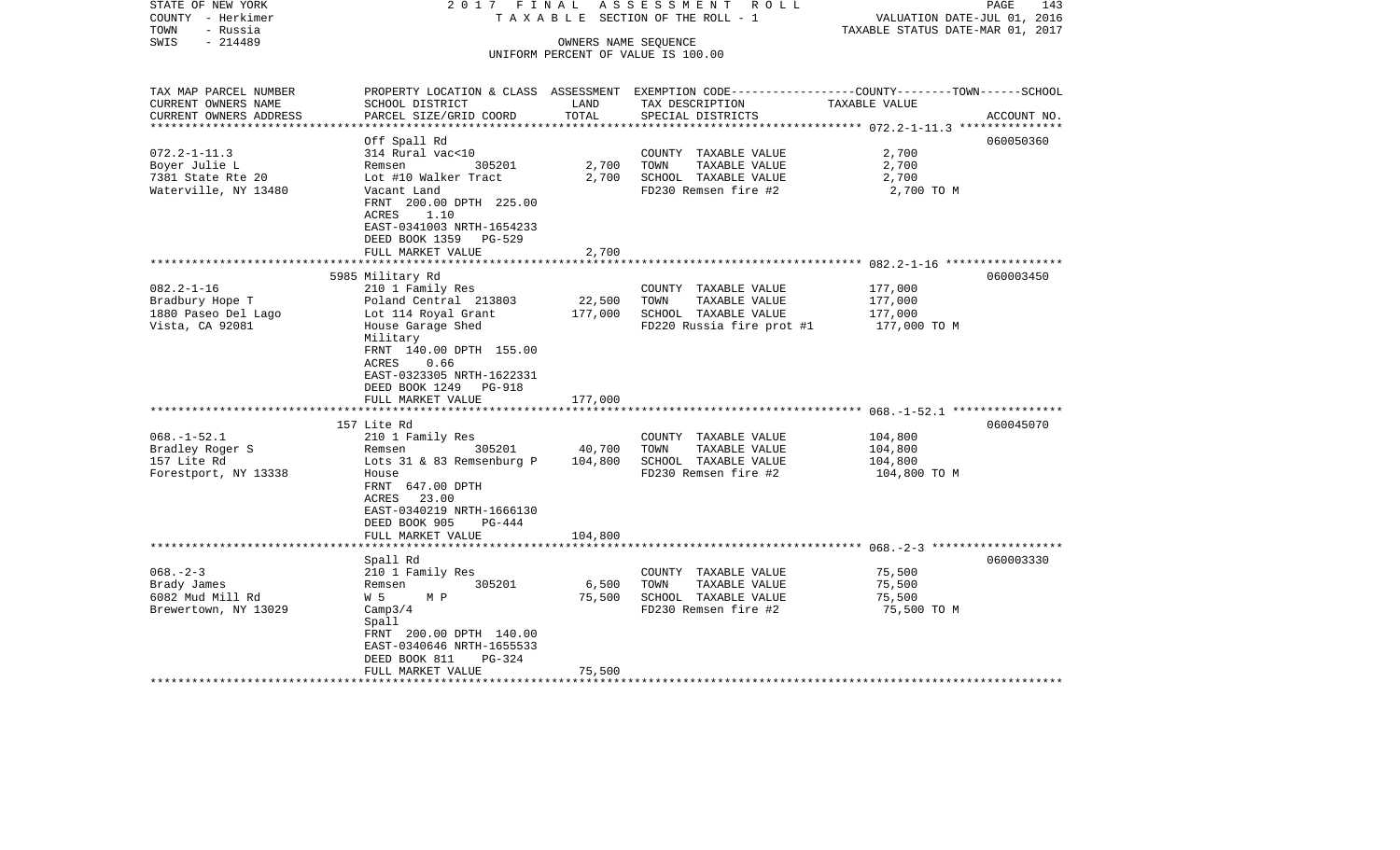STATE OF NEW YORK 2017 FINAL ASSESSMENT ROLL
COUNTY - Herkimer TAXABLE SECTION OF THE ROLL - 1 VALUATION DATE-JUL 01, 2016
TOWN - Russia TAXABLE STATUS DATE-MAR 01, 2017
SWIS - 214489 OWNERS NAME SEQUENCE
UNIFORM PERCENT OF VALUE IS 100.00

| TAX MAP PARCEL NUMBER / CURRENT OWNERS NAME / CURRENT OWNERS ADDRESS | PROPERTY LOCATION & CLASS / SCHOOL DISTRICT / PARCEL SIZE/GRID COORD | ASSESSMENT LAND | ASSESSMENT TOTAL | EXEMPTION CODE / TAX DESCRIPTION / SPECIAL DISTRICTS | TAXABLE VALUE (COUNTY--------TOWN------SCHOOL) | ACCOUNT NO. |
|---|---|---|---|---|---|---|
| 072.2-1-11.3 | Off Spall Rd | | | | | 060050360 |
| Boyer Julie L | 314 Rural vac<10 | | | COUNTY TAXABLE VALUE | 2,700 | |
| 7381 State Rte 20 | Remsen 305201 | 2,700 | | TOWN TAXABLE VALUE | 2,700 | |
| Waterville, NY 13480 | Lot #10 Walker Tract | | 2,700 | SCHOOL TAXABLE VALUE | 2,700 | |
| | Vacant Land | | | FD230 Remsen fire #2 | 2,700 TO M | |
| | FRNT 200.00 DPTH 225.00 | | | | | |
| | ACRES 1.10 | | | | | |
| | EAST-0341003 NRTH-1654233 | | | | | |
| | DEED BOOK 1359 PG-529 | | | | | |
| | FULL MARKET VALUE | | 2,700 | | | |
| 082.2-1-16 | 5985 Military Rd | | | | | 060003450 |
| Bradbury Hope T | 210 1 Family Res | | | COUNTY TAXABLE VALUE | 177,000 | |
| 1880 Paseo Del Lago | Poland Central 213803 | 22,500 | | TOWN TAXABLE VALUE | 177,000 | |
| Vista, CA 92081 | Lot 114 Royal Grant | | 177,000 | SCHOOL TAXABLE VALUE | 177,000 | |
| | House Garage Shed | | | FD220 Russia fire prot #1 | 177,000 TO M | |
| | Military | | | | | |
| | FRNT 140.00 DPTH 155.00 | | | | | |
| | ACRES 0.66 | | | | | |
| | EAST-0323305 NRTH-1622331 | | | | | |
| | DEED BOOK 1249 PG-918 | | | | | |
| | FULL MARKET VALUE | | 177,000 | | | |
| 068.-1-52.1 | 157 Lite Rd | | | | | 060045070 |
| Bradley Roger S | 210 1 Family Res | | | COUNTY TAXABLE VALUE | 104,800 | |
| 157 Lite Rd | Remsen 305201 | 40,700 | | TOWN TAXABLE VALUE | 104,800 | |
| Forestport, NY 13338 | Lots 31 & 83 Remsenburg P | | 104,800 | SCHOOL TAXABLE VALUE | 104,800 | |
| | House | | | FD230 Remsen fire #2 | 104,800 TO M | |
| | FRNT 647.00 DPTH | | | | | |
| | ACRES 23.00 | | | | | |
| | EAST-0340219 NRTH-1666130 | | | | | |
| | DEED BOOK 905 PG-444 | | | | | |
| | FULL MARKET VALUE | | 104,800 | | | |
| 068.-2-3 | Spall Rd | | | | | 060003330 |
| Brady James | 210 1 Family Res | | | COUNTY TAXABLE VALUE | 75,500 | |
| 6082 Mud Mill Rd | Remsen 305201 | 6,500 | | TOWN TAXABLE VALUE | 75,500 | |
| Brewertown, NY 13029 | W 5 M P | | 75,500 | SCHOOL TAXABLE VALUE | 75,500 | |
| | Camp3/4 | | | FD230 Remsen fire #2 | 75,500 TO M | |
| | Spall | | | | | |
| | FRNT 200.00 DPTH 140.00 | | | | | |
| | EAST-0340646 NRTH-1655533 | | | | | |
| | DEED BOOK 811 PG-324 | | | | | |
| | FULL MARKET VALUE | | 75,500 | | | |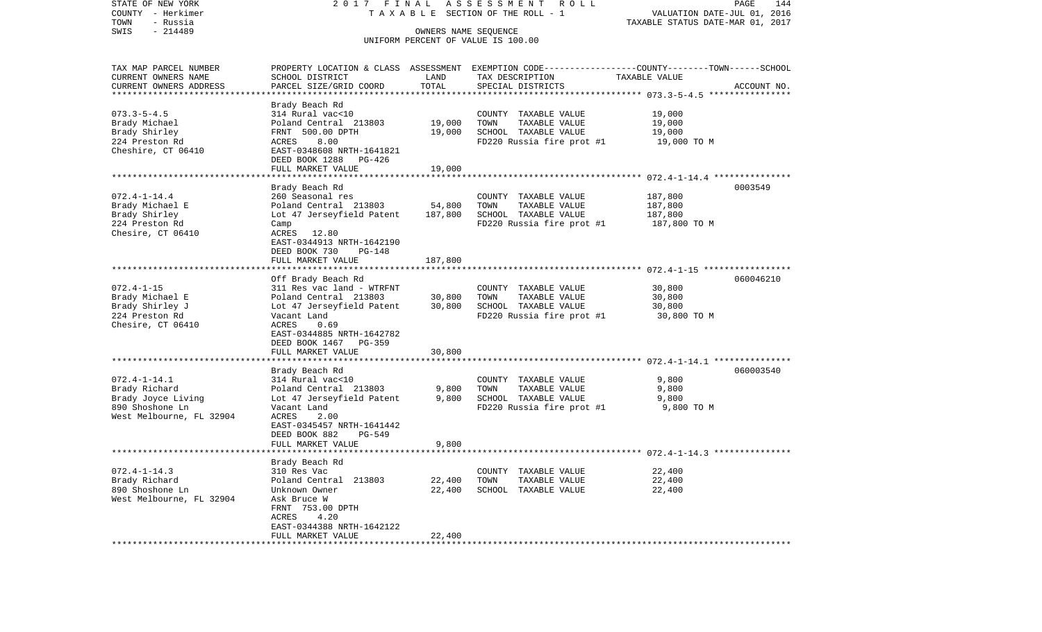STATE OF NEW YORK 2017 FINAL ASSESSMENT ROLL
COUNTY - Herkimer TAXABLE SECTION OF THE ROLL - 1 VALUATION DATE-JUL 01, 2016
TOWN - Russia TAXABLE STATUS DATE-MAR 01, 2017
SWIS - 214489 OWNERS NAME SEQUENCE
UNIFORM PERCENT OF VALUE IS 100.00

| TAX MAP PARCEL NUMBER<br>CURRENT OWNERS NAME<br>CURRENT OWNERS ADDRESS | PROPERTY LOCATION & CLASS<br>SCHOOL DISTRICT<br>PARCEL SIZE/GRID COORD | ASSESSMENT<br>LAND<br>TOTAL | EXEMPTION CODE-----COUNTY-----TOWN------SCHOOL<br>TAX DESCRIPTION<br>SPECIAL DISTRICTS | TAXABLE VALUE | ACCOUNT NO. |
|---|---|---|---|---|---|
| 073.3-5-4.5<br>Brady Michael<br>Brady Shirley<br>224 Preston Rd<br>Cheshire, CT 06410 | Brady Beach Rd<br>314 Rural vac<10<br>Poland Central 213803<br>FRNT 500.00 DPTH<br>ACRES 8.00<br>EAST-0348608 NRTH-1641821<br>DEED BOOK 1288 PG-426<br>FULL MARKET VALUE | <br><br>19,000<br>19,000<br><br><br><br>19,000 | <br>COUNTY TAXABLE VALUE<br>TOWN TAXABLE VALUE<br>SCHOOL TAXABLE VALUE<br>FD220 Russia fire prot #1 | <br>19,000<br>19,000<br>19,000<br>19,000 TO M | |
| 072.4-1-14.4<br>Brady Michael E<br>Brady Shirley<br>224 Preston Rd<br>Chesire, CT 06410 | Brady Beach Rd<br>260 Seasonal res<br>Poland Central 213803<br>Lot 47 Jerseyfield Patent<br>Camp<br>ACRES 12.80<br>EAST-0344913 NRTH-1642190<br>DEED BOOK 730 PG-148<br>FULL MARKET VALUE | <br><br>54,800<br>187,800<br><br><br><br><br>187,800 | <br>COUNTY TAXABLE VALUE<br>TOWN TAXABLE VALUE<br>SCHOOL TAXABLE VALUE<br>FD220 Russia fire prot #1 | <br>187,800<br>187,800<br>187,800<br>187,800 TO M | 0003549 |
| 072.4-1-15<br>Brady Michael E<br>Brady Shirley J<br>224 Preston Rd<br>Chesire, CT 06410 | Off Brady Beach Rd<br>311 Res vac land - WTRFNT<br>Poland Central 213803<br>Lot 47 Jerseyfield Patent<br>Vacant Land<br>ACRES 0.69<br>EAST-0344885 NRTH-1642782<br>DEED BOOK 1467 PG-359<br>FULL MARKET VALUE | <br><br>30,800<br>30,800<br><br><br><br><br>30,800 | <br>COUNTY TAXABLE VALUE<br>TOWN TAXABLE VALUE<br>SCHOOL TAXABLE VALUE<br>FD220 Russia fire prot #1 | <br>30,800<br>30,800<br>30,800<br>30,800 TO M | 060046210 |
| 072.4-1-14.1<br>Brady Richard<br>Brady Joyce Living<br>890 Shoshone Ln<br>West Melbourne, FL 32904 | Brady Beach Rd<br>314 Rural vac<10<br>Poland Central 213803<br>Lot 47 Jerseyfield Patent<br>Vacant Land<br>ACRES 2.00<br>EAST-0345457 NRTH-1641442<br>DEED BOOK 882 PG-549<br>FULL MARKET VALUE | <br><br>9,800<br>9,800<br><br><br><br><br>9,800 | <br>COUNTY TAXABLE VALUE<br>TOWN TAXABLE VALUE<br>SCHOOL TAXABLE VALUE<br>FD220 Russia fire prot #1 | <br>9,800<br>9,800<br>9,800<br>9,800 TO M | 060003540 |
| 072.4-1-14.3<br>Brady Richard<br>890 Shoshone Ln<br>West Melbourne, FL 32904 | Brady Beach Rd<br>310 Res Vac<br>Poland Central 213803<br>Unknown Owner<br>Ask Bruce W<br>FRNT 753.00 DPTH<br>ACRES 4.20<br>EAST-0344388 NRTH-1642122<br>FULL MARKET VALUE | <br><br>22,400<br>22,400<br><br><br><br><br>22,400 | <br>COUNTY TAXABLE VALUE<br>TOWN TAXABLE VALUE<br>SCHOOL TAXABLE VALUE | <br>22,400<br>22,400<br>22,400 | |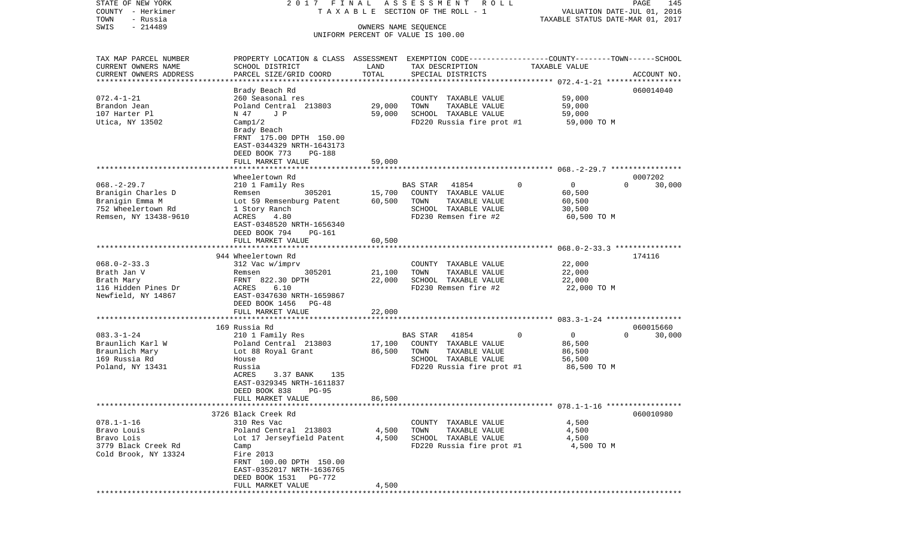STATE OF NEW YORK
COUNTY - Herkimer
TOWN - Russia
SWIS - 214489

2017 FINAL ASSESSMENT ROLL
TAXABLE SECTION OF THE ROLL - 1
OWNERS NAME SEQUENCE
UNIFORM PERCENT OF VALUE IS 100.00

VALUATION DATE-JUL 01, 2016
TAXABLE STATUS DATE-MAR 01, 2017

| TAX MAP PARCEL NUMBER / CURRENT OWNERS NAME / CURRENT OWNERS ADDRESS | PROPERTY LOCATION & CLASS / SCHOOL DISTRICT / PARCEL SIZE/GRID COORD | ASSESSMENT LAND | TOTAL | EXEMPTION CODE / TAX DESCRIPTION / SPECIAL DISTRICTS | COUNTY | TOWN | SCHOOL / TAXABLE VALUE | ACCOUNT NO. |
|---|---|---|---|---|---|---|---|---|
| 072.4-1-21 | Brady Beach Rd | | | | | | | 060014040 |
| Brandon Jean | 260 Seasonal res | | | COUNTY TAXABLE VALUE | 59,000 | | | |
| 107 Harter Pl | Poland Central 213803 | 29,000 | | TOWN TAXABLE VALUE | | 59,000 | | |
| Utica, NY 13502 | N 47 J P | | 59,000 | SCHOOL TAXABLE VALUE | | | 59,000 | |
| | Camp1/2 | | | FD220 Russia fire prot #1 | 59,000 TO M | | | |
| | Brady Beach | | | | | | | |
| | FRNT 175.00 DPTH 150.00 | | | | | | | |
| | EAST-0344329 NRTH-1643173 | | | | | | | |
| | DEED BOOK 773 PG-188 | | | | | | | |
| | FULL MARKET VALUE | | 59,000 | | | | | |
| 068.-2-29.7 | Wheelertown Rd | | | | | | | 0007202 |
| Branigin Charles D | 210 1 Family Res | | | BAS STAR 41854 0 | 0 | 0 | 30,000 | |
| Branigin Emma M | Remsen 305201 | 15,700 | | COUNTY TAXABLE VALUE | 60,500 | | | |
| 752 Wheelertown Rd | Lot 59 Remsenburg Patent | | 60,500 | TOWN TAXABLE VALUE | | 60,500 | | |
| Remsen, NY 13438-9610 | 1 Story Ranch | | | SCHOOL TAXABLE VALUE | | | 30,500 | |
| | ACRES 4.80 | | | FD230 Remsen fire #2 | 60,500 TO M | | | |
| | EAST-0348520 NRTH-1656340 | | | | | | | |
| | DEED BOOK 794 PG-161 | | | | | | | |
| | FULL MARKET VALUE | | 60,500 | | | | | |
| 068.0-2-33.3 | 944 Wheelertown Rd | | | | | | | 174116 |
| Brath Jan V | 312 Vac w/imprv | | | COUNTY TAXABLE VALUE | 22,000 | | | |
| Brath Mary | Remsen 305201 | 21,100 | | TOWN TAXABLE VALUE | | 22,000 | | |
| 116 Hidden Pines Dr | FRNT 822.30 DPTH | | 22,000 | SCHOOL TAXABLE VALUE | | | 22,000 | |
| Newfield, NY 14867 | ACRES 6.10 | | | FD230 Remsen fire #2 | 22,000 TO M | | | |
| | EAST-0347630 NRTH-1659867 | | | | | | | |
| | DEED BOOK 1456 PG-48 | | | | | | | |
| | FULL MARKET VALUE | | 22,000 | | | | | |
| 083.3-1-24 | 169 Russia Rd | | | | | | | 060015660 |
| Braunlich Karl W | 210 1 Family Res | | | BAS STAR 41854 0 | 0 | 0 | 30,000 | |
| Braunlich Mary | Poland Central 213803 | 17,100 | | COUNTY TAXABLE VALUE | 86,500 | | | |
| 169 Russia Rd | Lot 88 Royal Grant | | 86,500 | TOWN TAXABLE VALUE | | 86,500 | | |
| Poland, NY 13431 | House | | | SCHOOL TAXABLE VALUE | | | 56,500 | |
| | Russia | | | FD220 Russia fire prot #1 | 86,500 TO M | | | |
| | ACRES 3.37 BANK 135 | | | | | | | |
| | EAST-0329345 NRTH-1611837 | | | | | | | |
| | DEED BOOK 838 PG-95 | | | | | | | |
| | FULL MARKET VALUE | | 86,500 | | | | | |
| 078.1-1-16 | 3726 Black Creek Rd | | | | | | | 060010980 |
| Bravo Louis | 310 Res Vac | | | COUNTY TAXABLE VALUE | 4,500 | | | |
| Bravo Lois | Poland Central 213803 | 4,500 | | TOWN TAXABLE VALUE | | 4,500 | | |
| 3779 Black Creek Rd | Lot 17 Jerseyfield Patent | | 4,500 | SCHOOL TAXABLE VALUE | | | 4,500 | |
| Cold Brook, NY 13324 | Camp | | | FD220 Russia fire prot #1 | 4,500 TO M | | | |
| | Fire 2013 | | | | | | | |
| | FRNT 100.00 DPTH 150.00 | | | | | | | |
| | EAST-0352017 NRTH-1636765 | | | | | | | |
| | DEED BOOK 1531 PG-772 | | | | | | | |
| | FULL MARKET VALUE | | 4,500 | | | | | |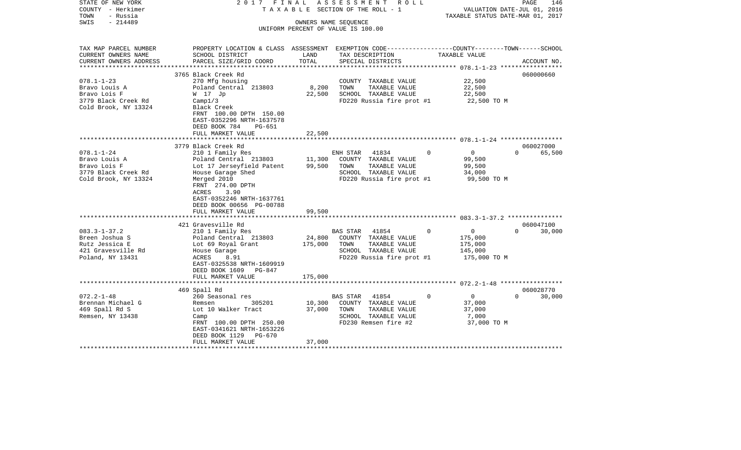STATE OF NEW YORK — 2017 FINAL ASSESSMENT ROLL
COUNTY - Herkimer — TAXABLE SECTION OF THE ROLL - 1 — VALUATION DATE-JUL 01, 2016
TOWN - Russia — TAXABLE STATUS DATE-MAR 01, 2017
SWIS - 214489 — OWNERS NAME SEQUENCE
UNIFORM PERCENT OF VALUE IS 100.00

| TAX MAP PARCEL NUMBER / CURRENT OWNERS NAME / CURRENT OWNERS ADDRESS | PROPERTY LOCATION & CLASS / SCHOOL DISTRICT / PARCEL SIZE/GRID COORD | ASSESSMENT LAND | TOTAL | EXEMPTION CODE / TAX DESCRIPTION / SPECIAL DISTRICTS | COUNTY | TOWN | SCHOOL TAXABLE VALUE | ACCOUNT NO. |
|---|---|---|---|---|---|---|---|---|
| 078.1-1-23 | 3765 Black Creek Rd | | | | | | | 060000660 |
| Bravo Louis A | 270 Mfg housing | | | COUNTY TAXABLE VALUE | 22,500 | | | |
| Bravo Lois F | Poland Central 213803 | 8,200 | | TOWN TAXABLE VALUE | | 22,500 | | |
| 3779 Black Creek Rd | W 17 Jp | | 22,500 | SCHOOL TAXABLE VALUE | | | 22,500 | |
| Cold Brook, NY 13324 | Camp1/3 | | | FD220 Russia fire prot #1 | 22,500 TO M | | | |
| | Black Creek | | | | | | | |
| | FRNT 100.00 DPTH 150.00 | | | | | | | |
| | EAST-0352296 NRTH-1637578 | | | | | | | |
| | DEED BOOK 784 PG-651 | | | | | | | |
| | FULL MARKET VALUE | | 22,500 | | | | | |
| 078.1-1-24 | 3779 Black Creek Rd | | | | | | | 060027000 |
| Bravo Louis A | 210 1 Family Res | | | ENH STAR 41834 | 0 | 0 | 65,500 | |
| Bravo Lois F | Poland Central 213803 | 11,300 | | COUNTY TAXABLE VALUE | 99,500 | | | |
| 3779 Black Creek Rd | Lot 17 Jerseyfield Patent | | 99,500 | TOWN TAXABLE VALUE | | 99,500 | | |
| Cold Brook, NY 13324 | House Garage Shed | | | SCHOOL TAXABLE VALUE | | | 34,000 | |
| | Merged 2010 | | | FD220 Russia fire prot #1 | 99,500 TO M | | | |
| | FRNT 274.00 DPTH | | | | | | | |
| | ACRES 3.90 | | | | | | | |
| | EAST-0352246 NRTH-1637761 | | | | | | | |
| | DEED BOOK 00656 PG-00788 | | | | | | | |
| | FULL MARKET VALUE | | 99,500 | | | | | |
| 083.3-1-37.2 | 421 Gravesville Rd | | | | | | | 060047100 |
| Breen Joshua S | 210 1 Family Res | | | BAS STAR 41854 | 0 | 0 | 30,000 | |
| Rutz Jessica E | Poland Central 213803 | 24,800 | | COUNTY TAXABLE VALUE | 175,000 | | | |
| 421 Gravesville Rd | Lot 69 Royal Grant | | 175,000 | TOWN TAXABLE VALUE | | 175,000 | | |
| Poland, NY 13431 | House Garage | | | SCHOOL TAXABLE VALUE | | | 145,000 | |
| | ACRES 8.91 | | | FD220 Russia fire prot #1 | 175,000 TO M | | | |
| | EAST-0325538 NRTH-1609919 | | | | | | | |
| | DEED BOOK 1609 PG-847 | | | | | | | |
| | FULL MARKET VALUE | | 175,000 | | | | | |
| 072.2-1-48 | 469 Spall Rd | | | | | | | 060028770 |
| Brennan Michael G | 260 Seasonal res | | | BAS STAR 41854 | 0 | 0 | 30,000 | |
| 469 Spall Rd S | Remsen 305201 | 10,300 | | COUNTY TAXABLE VALUE | 37,000 | | | |
| Remsen, NY 13438 | Lot 10 Walker Tract | | 37,000 | TOWN TAXABLE VALUE | | 37,000 | | |
| | Camp | | | SCHOOL TAXABLE VALUE | | | 7,000 | |
| | FRNT 100.00 DPTH 250.00 | | | FD230 Remsen fire #2 | 37,000 TO M | | | |
| | EAST-0341621 NRTH-1653226 | | | | | | | |
| | DEED BOOK 1129 PG-670 | | | | | | | |
| | FULL MARKET VALUE | | 37,000 | | | | | |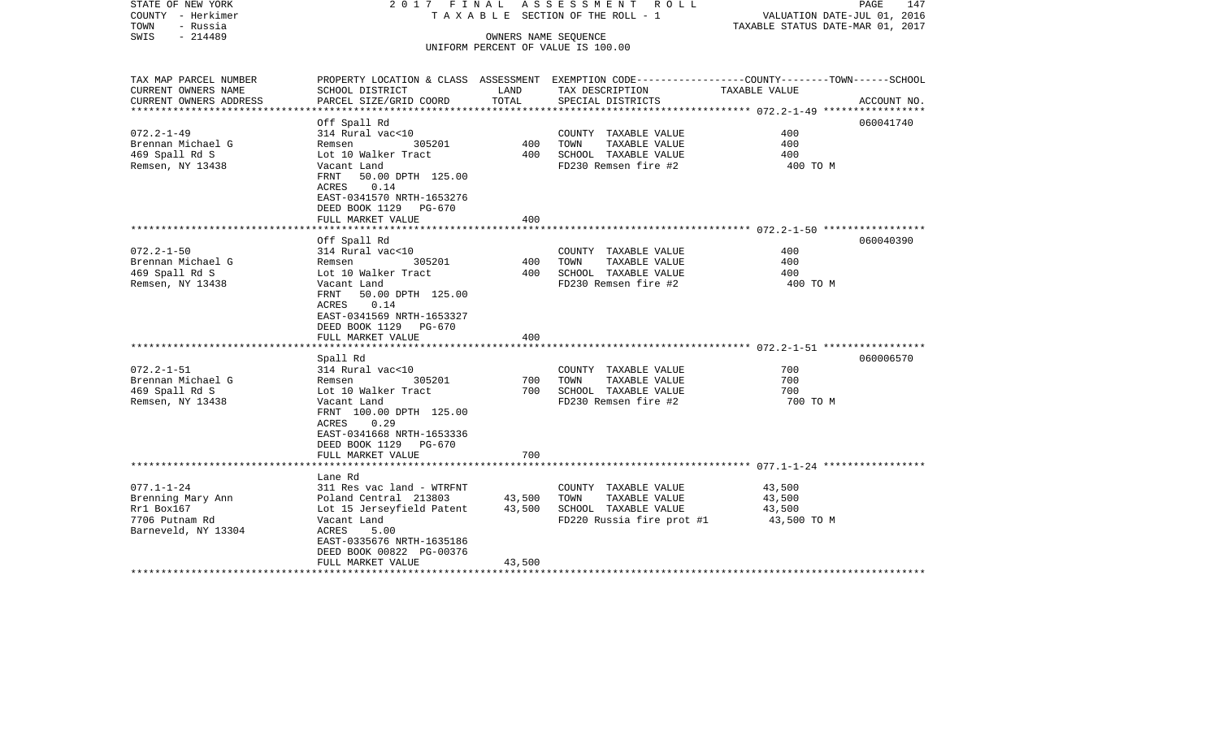STATE OF NEW YORK
COUNTY - Herkimer
TOWN - Russia
SWIS - 214489

2017 FINAL ASSESSMENT ROLL
TAXABLE SECTION OF THE ROLL - 1
OWNERS NAME SEQUENCE
UNIFORM PERCENT OF VALUE IS 100.00

VALUATION DATE-JUL 01, 2016
TAXABLE STATUS DATE-MAR 01, 2017

| TAX MAP PARCEL NUMBER / CURRENT OWNERS NAME / CURRENT OWNERS ADDRESS | PROPERTY LOCATION & CLASS / SCHOOL DISTRICT / PARCEL SIZE/GRID COORD | ASSESSMENT LAND | ASSESSMENT TOTAL | EXEMPTION CODE / TAX DESCRIPTION / SPECIAL DISTRICTS | TAXABLE VALUE (COUNTY--TOWN--SCHOOL) | ACCOUNT NO. |
|---|---|---|---|---|---|---|
| 072.2-1-49 | Off Spall Rd | | | | | 060041740 |
| Brennan Michael G | 314 Rural vac<10 | | | COUNTY TAXABLE VALUE | 400 | |
| 469 Spall Rd S | Remsen 305201 | 400 | | TOWN TAXABLE VALUE | 400 | |
| Remsen, NY 13438 | Lot 10 Walker Tract | | 400 | SCHOOL TAXABLE VALUE | 400 | |
| | Vacant Land | | | FD230 Remsen fire #2 | 400 TO M | |
| | FRNT 50.00 DPTH 125.00 | | | | | |
| | ACRES 0.14 | | | | | |
| | EAST-0341570 NRTH-1653276 | | | | | |
| | DEED BOOK 1129 PG-670 | | | | | |
| | FULL MARKET VALUE | | 400 | | | |
| 072.2-1-50 | Off Spall Rd | | | | | 060040390 |
| Brennan Michael G | 314 Rural vac<10 | | | COUNTY TAXABLE VALUE | 400 | |
| 469 Spall Rd S | Remsen 305201 | 400 | | TOWN TAXABLE VALUE | 400 | |
| Remsen, NY 13438 | Lot 10 Walker Tract | | 400 | SCHOOL TAXABLE VALUE | 400 | |
| | Vacant Land | | | FD230 Remsen fire #2 | 400 TO M | |
| | FRNT 50.00 DPTH 125.00 | | | | | |
| | ACRES 0.14 | | | | | |
| | EAST-0341569 NRTH-1653327 | | | | | |
| | DEED BOOK 1129 PG-670 | | | | | |
| | FULL MARKET VALUE | | 400 | | | |
| 072.2-1-51 | Spall Rd | | | | | 060006570 |
| Brennan Michael G | 314 Rural vac<10 | | | COUNTY TAXABLE VALUE | 700 | |
| 469 Spall Rd S | Remsen 305201 | 700 | | TOWN TAXABLE VALUE | 700 | |
| Remsen, NY 13438 | Lot 10 Walker Tract | | 700 | SCHOOL TAXABLE VALUE | 700 | |
| | Vacant Land | | | FD230 Remsen fire #2 | 700 TO M | |
| | FRNT 100.00 DPTH 125.00 | | | | | |
| | ACRES 0.29 | | | | | |
| | EAST-0341668 NRTH-1653336 | | | | | |
| | DEED BOOK 1129 PG-670 | | | | | |
| | FULL MARKET VALUE | | 700 | | | |
| 077.1-1-24 | Lane Rd | | | | | |
| Brenning Mary Ann | 311 Res vac land - WTRFNT | | | COUNTY TAXABLE VALUE | 43,500 | |
| Rr1 Box167 | Poland Central 213803 | 43,500 | | TOWN TAXABLE VALUE | 43,500 | |
| 7706 Putnam Rd | Lot 15 Jerseyfield Patent | | 43,500 | SCHOOL TAXABLE VALUE | 43,500 | |
| Barneveld, NY 13304 | Vacant Land | | | FD220 Russia fire prot #1 | 43,500 TO M | |
| | ACRES 5.00 | | | | | |
| | EAST-0335676 NRTH-1635186 | | | | | |
| | DEED BOOK 00822 PG-00376 | | | | | |
| | FULL MARKET VALUE | | 43,500 | | | |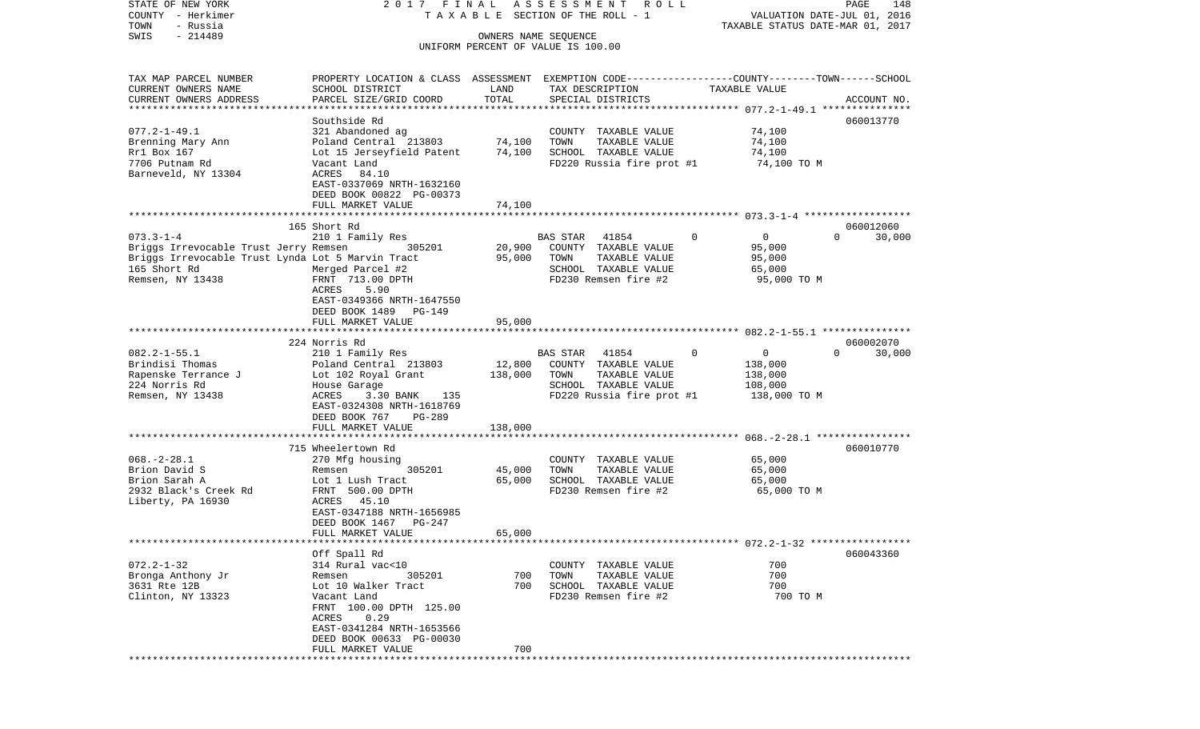STATE OF NEW YORK | 2017 FINAL ASSESSMENT ROLL
COUNTY - Herkimer | TAXABLE SECTION OF THE ROLL - 1 | VALUATION DATE-JUL 01, 2016
TOWN - Russia | TAXABLE STATUS DATE-MAR 01, 2017
SWIS - 214489 | OWNERS NAME SEQUENCE
UNIFORM PERCENT OF VALUE IS 100.00

| TAX MAP PARCEL NUMBER / CURRENT OWNERS NAME / CURRENT OWNERS ADDRESS | PROPERTY LOCATION & CLASS / SCHOOL DISTRICT / PARCEL SIZE/GRID COORD | ASSESSMENT LAND | TOTAL | EXEMPTION CODE / TAX DESCRIPTION / SPECIAL DISTRICTS | COUNTY | TOWN | SCHOOL / TAXABLE VALUE | ACCOUNT NO. |
|---|---|---|---|---|---|---|---|---|
| **077.2-1-49.1** | Southside Rd | | | | | | | 060013770 |
| Brenning Mary Ann | 321 Abandoned ag | | | COUNTY TAXABLE VALUE | 74,100 | | | |
| Rr1 Box 167 | Poland Central 213803 | 74,100 | | TOWN TAXABLE VALUE | | 74,100 | | |
| 7706 Putnam Rd | Lot 15 Jerseyfield Patent | | 74,100 | SCHOOL TAXABLE VALUE | | | 74,100 | |
| Barneveld, NY 13304 | Vacant Land | | | FD220 Russia fire prot #1 | | | 74,100 TO M | |
| | ACRES 84.10 | | | | | | | |
| | EAST-0337069 NRTH-1632160 | | | | | | | |
| | DEED BOOK 00822 PG-00373 | | | | | | | |
| | FULL MARKET VALUE | | 74,100 | | | | | |
| **073.3-1-4** | 165 Short Rd | | | | | | | 060012060 |
| Briggs Irrevocable Trust Jerry | 210 1 Family Res | | | BAS STAR 41854 | 0 | 0 | 30,000 | |
| Briggs Irrevocable Trust Lynda | Remsen 305201 | 20,900 | | COUNTY TAXABLE VALUE | 95,000 | | | |
| 165 Short Rd | Lot 5 Marvin Tract | | 95,000 | TOWN TAXABLE VALUE | | 95,000 | | |
| Remsen, NY 13438 | Merged Parcel #2 | | | SCHOOL TAXABLE VALUE | | | 65,000 | |
| | FRNT 713.00 DPTH | | | FD230 Remsen fire #2 | | | 95,000 TO M | |
| | ACRES 5.90 | | | | | | | |
| | EAST-0349366 NRTH-1647550 | | | | | | | |
| | DEED BOOK 1489 PG-149 | | | | | | | |
| | FULL MARKET VALUE | | 95,000 | | | | | |
| **082.2-1-55.1** | 224 Norris Rd | | | | | | | 060002070 |
| Brindisi Thomas | 210 1 Family Res | | | BAS STAR 41854 | 0 | 0 | 30,000 | |
| Rapenske Terrance J | Poland Central 213803 | 12,800 | | COUNTY TAXABLE VALUE | 138,000 | | | |
| 224 Norris Rd | Lot 102 Royal Grant | | 138,000 | TOWN TAXABLE VALUE | | 138,000 | | |
| Remsen, NY 13438 | House Garage | | | SCHOOL TAXABLE VALUE | | | 108,000 | |
| | ACRES 3.30 BANK 135 | | | FD220 Russia fire prot #1 | | | 138,000 TO M | |
| | EAST-0324308 NRTH-1618769 | | | | | | | |
| | DEED BOOK 767 PG-289 | | | | | | | |
| | FULL MARKET VALUE | | 138,000 | | | | | |
| **068.-2-28.1** | 715 Wheelertown Rd | | | | | | | 060010770 |
| Brion David S | 270 Mfg housing | | | COUNTY TAXABLE VALUE | 65,000 | | | |
| Brion Sarah A | Remsen 305201 | 45,000 | | TOWN TAXABLE VALUE | | 65,000 | | |
| 2932 Black's Creek Rd | Lot 1 Lush Tract | | 65,000 | SCHOOL TAXABLE VALUE | | | 65,000 | |
| Liberty, PA 16930 | FRNT 500.00 DPTH | | | FD230 Remsen fire #2 | | | 65,000 TO M | |
| | ACRES 45.10 | | | | | | | |
| | EAST-0347188 NRTH-1656985 | | | | | | | |
| | DEED BOOK 1467 PG-247 | | | | | | | |
| | FULL MARKET VALUE | | 65,000 | | | | | |
| **072.2-1-32** | Off Spall Rd | | | | | | | 060043360 |
| Bronga Anthony Jr | 314 Rural vac<10 | | | COUNTY TAXABLE VALUE | 700 | | | |
| 3631 Rte 12B | Remsen 305201 | 700 | | TOWN TAXABLE VALUE | | 700 | | |
| Clinton, NY 13323 | Lot 10 Walker Tract | | 700 | SCHOOL TAXABLE VALUE | | | 700 | |
| | Vacant Land | | | FD230 Remsen fire #2 | | | 700 TO M | |
| | FRNT 100.00 DPTH 125.00 | | | | | | | |
| | ACRES 0.29 | | | | | | | |
| | EAST-0341284 NRTH-1653566 | | | | | | | |
| | DEED BOOK 00633 PG-00030 | | | | | | | |
| | FULL MARKET VALUE | | 700 | | | | | |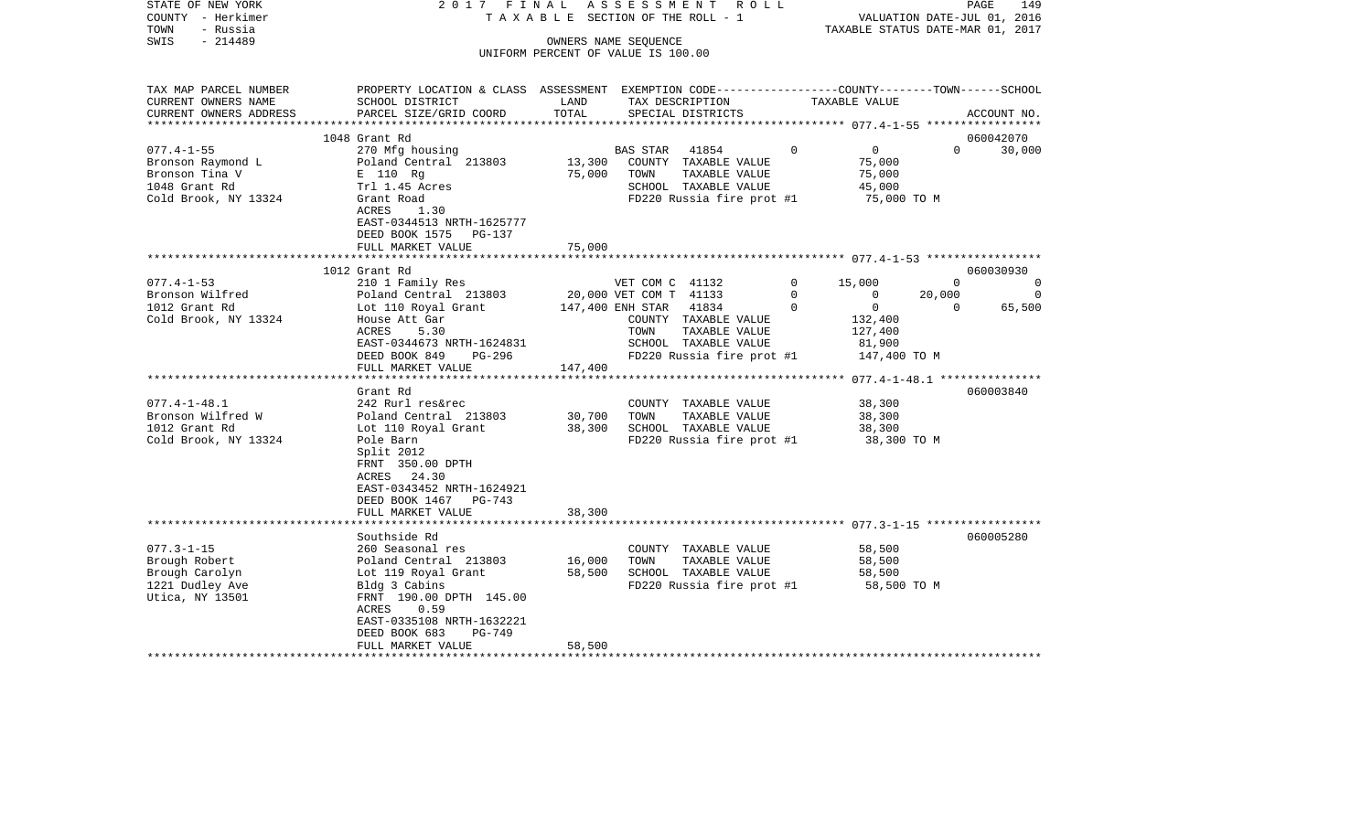STATE OF NEW YORK 2017 FINAL ASSESSMENT ROLL
COUNTY - Herkimer TAXABLE SECTION OF THE ROLL - 1 VALUATION DATE-JUL 01, 2016
TOWN - Russia TAXABLE STATUS DATE-MAR 01, 2017
SWIS - 214489 OWNERS NAME SEQUENCE
UNIFORM PERCENT OF VALUE IS 100.00

```
TAX MAP PARCEL NUMBER     PROPERTY LOCATION & CLASS  ASSESSMENT  EXEMPTION CODE-----------------COUNTY--------TOWN------SCHOOL
CURRENT OWNERS NAME       SCHOOL DISTRICT             LAND       TAX DESCRIPTION              TAXABLE VALUE
CURRENT OWNERS ADDRESS    PARCEL SIZE/GRID COORD      TOTAL      SPECIAL DISTRICTS                                        ACCOUNT NO.
******************************************************************************************************* 077.4-1-55 *****************
                          1048 Grant Rd                                                                                 060042070
077.4-1-55                270 Mfg housing                         BAS STAR   41854          0         0         0      30,000
Bronson Raymond L         Poland Central  213803      13,300     COUNTY  TAXABLE VALUE             75,000
Bronson Tina V            E  110  Rg                  75,000     TOWN    TAXABLE VALUE             75,000
1048 Grant Rd             Trl 1.45 Acres                         SCHOOL  TAXABLE VALUE             45,000
Cold Brook, NY 13324      Grant Road                             FD220 Russia fire prot #1          75,000 TO M
                          ACRES     1.30
                          EAST-0344513 NRTH-1625777
                          DEED BOOK 1575   PG-137
                          FULL MARKET VALUE           75,000
******************************************************************************************************* 077.4-1-53 *****************
                          1012 Grant Rd                                                                                 060030930
077.4-1-53                210 1 Family Res                        VET COM C  41132          0    15,000         0           0
Bronson Wilfred           Poland Central  213803      20,000 VET COM T  41133          0         0    20,000           0
1012 Grant Rd             Lot 110 Royal Grant        147,400 ENH STAR   41834          0         0         0      65,500
Cold Brook, NY 13324      House Att Gar                          COUNTY  TAXABLE VALUE            132,400
                          ACRES     5.30                         TOWN    TAXABLE VALUE            127,400
                          EAST-0344673 NRTH-1624831              SCHOOL  TAXABLE VALUE             81,900
                          DEED BOOK 849    PG-296                FD220 Russia fire prot #1         147,400 TO M
                          FULL MARKET VALUE          147,400
******************************************************************************************************* 077.4-1-48.1 ***************
                          Grant Rd                                                                                      060003840
077.4-1-48.1              242 Rurl res&rec                       COUNTY  TAXABLE VALUE             38,300
Bronson Wilfred W         Poland Central  213803      30,700     TOWN    TAXABLE VALUE             38,300
1012 Grant Rd             Lot 110 Royal Grant         38,300     SCHOOL  TAXABLE VALUE             38,300
Cold Brook, NY 13324      Pole Barn                              FD220 Russia fire prot #1          38,300 TO M
                          Split 2012
                          FRNT  350.00 DPTH
                          ACRES    24.30
                          EAST-0343452 NRTH-1624921
                          DEED BOOK 1467   PG-743
                          FULL MARKET VALUE           38,300
******************************************************************************************************* 077.3-1-15 *****************
                          Southside Rd                                                                                  060005280
077.3-1-15                260 Seasonal res                       COUNTY  TAXABLE VALUE             58,500
Brough Robert             Poland Central  213803      16,000     TOWN    TAXABLE VALUE             58,500
Brough Carolyn            Lot 119 Royal Grant         58,500     SCHOOL  TAXABLE VALUE             58,500
1221 Dudley Ave           Bldg 3 Cabins                          FD220 Russia fire prot #1          58,500 TO M
Utica, NY 13501           FRNT  190.00 DPTH  145.00
                          ACRES     0.59
                          EAST-0335108 NRTH-1632221
                          DEED BOOK 683    PG-749
                          FULL MARKET VALUE           58,500
************************************************************************************************************************************
```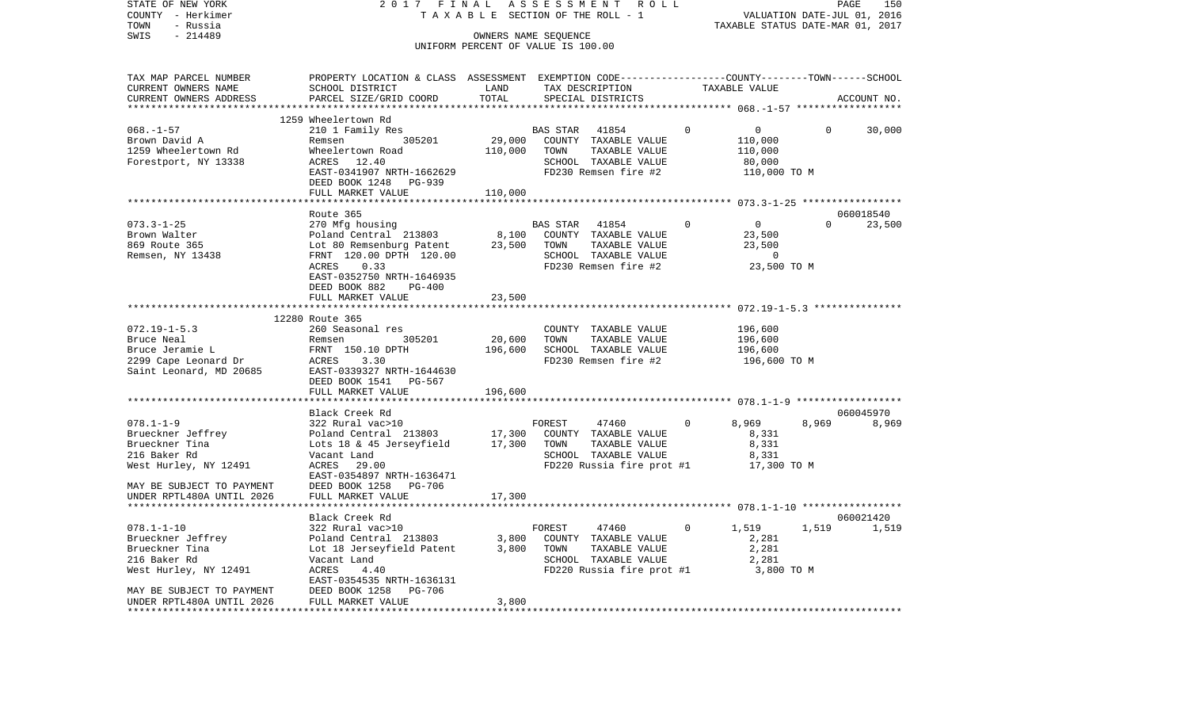STATE OF NEW YORK — COUNTY - Herkimer — TOWN - Russia — SWIS - 214489

2017 FINAL ASSESSMENT ROLL
TAXABLE SECTION OF THE ROLL - 1
OWNERS NAME SEQUENCE
UNIFORM PERCENT OF VALUE IS 100.00

VALUATION DATE-JUL 01, 2016
TAXABLE STATUS DATE-MAR 01, 2017

| TAX MAP PARCEL NUMBER / CURRENT OWNERS NAME / CURRENT OWNERS ADDRESS | PROPERTY LOCATION & CLASS / SCHOOL DISTRICT / PARCEL SIZE/GRID COORD | ASSESSMENT LAND | TOTAL | EXEMPTION CODE / TAX DESCRIPTION / SPECIAL DISTRICTS | COUNTY | TOWN | SCHOOL | ACCOUNT NO. |
|---|---|---|---|---|---|---|---|---|
| 068.-1-57 | 1259 Wheelertown Rd | | | | | | | |
| Brown David A | 210 1 Family Res | | | BAS STAR 41854 | 0 | 0 | 0 | 30,000 |
| 1259 Wheelertown Rd | Remsen 305201 | 29,000 | | COUNTY TAXABLE VALUE | 110,000 | | | |
| Forestport, NY 13338 | Wheelertown Road | | 110,000 | TOWN TAXABLE VALUE | 110,000 | | | |
| | ACRES 12.40 | | | SCHOOL TAXABLE VALUE | 80,000 | | | |
| | EAST-0341907 NRTH-1662629 | | | FD230 Remsen fire #2 | 110,000 TO M | | | |
| | DEED BOOK 1248 PG-939 | | | | | | | |
| | FULL MARKET VALUE | | 110,000 | | | | | |
| 073.3-1-25 | Route 365 | | | | | | | 060018540 |
| Brown Walter | 270 Mfg housing | | | BAS STAR 41854 | 0 | 0 | 0 | 23,500 |
| 869 Route 365 | Poland Central 213803 | 8,100 | | COUNTY TAXABLE VALUE | 23,500 | | | |
| Remsen, NY 13438 | Lot 80 Remsenburg Patent | | 23,500 | TOWN TAXABLE VALUE | 23,500 | | | |
| | FRNT 120.00 DPTH 120.00 | | | SCHOOL TAXABLE VALUE | 0 | | | |
| | ACRES 0.33 | | | FD230 Remsen fire #2 | 23,500 TO M | | | |
| | EAST-0352750 NRTH-1646935 | | | | | | | |
| | DEED BOOK 882 PG-400 | | | | | | | |
| | FULL MARKET VALUE | | 23,500 | | | | | |
| 072.19-1-5.3 | 12280 Route 365 | | | | | | | |
| Bruce Neal | 260 Seasonal res | | | COUNTY TAXABLE VALUE | 196,600 | | | |
| Bruce Jeramie L | Remsen 305201 | 20,600 | | TOWN TAXABLE VALUE | 196,600 | | | |
| 2299 Cape Leonard Dr | FRNT 150.10 DPTH | | 196,600 | SCHOOL TAXABLE VALUE | 196,600 | | | |
| Saint Leonard, MD 20685 | ACRES 3.30 | | | FD230 Remsen fire #2 | 196,600 TO M | | | |
| | EAST-0339327 NRTH-1644630 | | | | | | | |
| | DEED BOOK 1541 PG-567 | | | | | | | |
| | FULL MARKET VALUE | | 196,600 | | | | | |
| 078.1-1-9 | Black Creek Rd | | | | | | | 060045970 |
| Brueckner Jeffrey | 322 Rural vac>10 | | | FOREST 47460 | 0 | 8,969 | 8,969 | 8,969 |
| Brueckner Tina | Poland Central 213803 | 17,300 | | COUNTY TAXABLE VALUE | 8,331 | | | |
| 216 Baker Rd | Lots 18 & 45 Jerseyfield | | 17,300 | TOWN TAXABLE VALUE | 8,331 | | | |
| West Hurley, NY 12491 | Vacant Land | | | SCHOOL TAXABLE VALUE | 8,331 | | | |
| | ACRES 29.00 | | | FD220 Russia fire prot #1 | 17,300 TO M | | | |
| | EAST-0354897 NRTH-1636471 | | | | | | | |
| MAY BE SUBJECT TO PAYMENT | DEED BOOK 1258 PG-706 | | | | | | | |
| UNDER RPTL480A UNTIL 2026 | FULL MARKET VALUE | | 17,300 | | | | | |
| 078.1-1-10 | Black Creek Rd | | | | | | | 060021420 |
| Brueckner Jeffrey | 322 Rural vac>10 | | | FOREST 47460 | 0 | 1,519 | 1,519 | 1,519 |
| Brueckner Tina | Poland Central 213803 | 3,800 | | COUNTY TAXABLE VALUE | 2,281 | | | |
| 216 Baker Rd | Lot 18 Jerseyfield Patent | | 3,800 | TOWN TAXABLE VALUE | 2,281 | | | |
| West Hurley, NY 12491 | Vacant Land | | | SCHOOL TAXABLE VALUE | 2,281 | | | |
| | ACRES 4.40 | | | FD220 Russia fire prot #1 | 3,800 TO M | | | |
| | EAST-0354535 NRTH-1636131 | | | | | | | |
| MAY BE SUBJECT TO PAYMENT | DEED BOOK 1258 PG-706 | | | | | | | |
| UNDER RPTL480A UNTIL 2026 | FULL MARKET VALUE | | 3,800 | | | | | |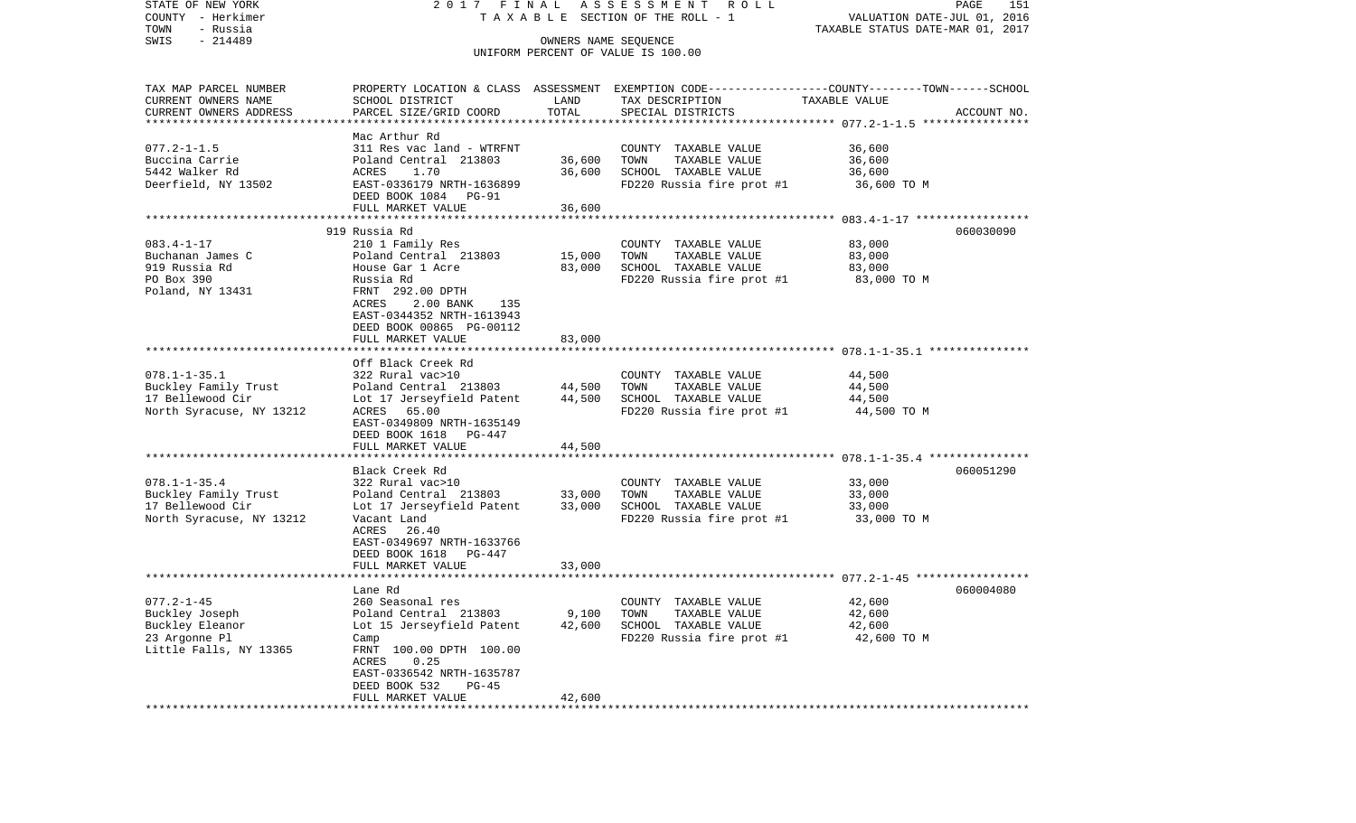STATE OF NEW YORK — 2017 FINAL ASSESSMENT ROLL — TAXABLE SECTION OF THE ROLL - 1 — VALUATION DATE-JUL 01, 2016
COUNTY - Herkimer — TAXABLE STATUS DATE-MAR 01, 2017
TOWN - Russia — OWNERS NAME SEQUENCE
SWIS - 214489 — UNIFORM PERCENT OF VALUE IS 100.00

| TAX MAP PARCEL NUMBER / CURRENT OWNERS NAME / CURRENT OWNERS ADDRESS | PROPERTY LOCATION & CLASS / SCHOOL DISTRICT / PARCEL SIZE/GRID COORD | ASSESSMENT LAND | TOTAL | EXEMPTION CODE / TAX DESCRIPTION / SPECIAL DISTRICTS | COUNTY--------TOWN------SCHOOL TAXABLE VALUE | ACCOUNT NO. |
|---|---|---|---|---|---|---|
| 077.2-1-1.5 | Mac Arthur Rd | | | | | |
| Buccina Carrie | 311 Res vac land - WTRFNT | | | COUNTY TAXABLE VALUE | 36,600 | |
| 5442 Walker Rd | Poland Central 213803 | 36,600 | | TOWN TAXABLE VALUE | 36,600 | |
| Deerfield, NY 13502 | ACRES 1.70 | | 36,600 | SCHOOL TAXABLE VALUE | 36,600 | |
| | EAST-0336179 NRTH-1636899 | | | FD220 Russia fire prot #1 | 36,600 TO M | |
| | DEED BOOK 1084 PG-91 | | | | | |
| | FULL MARKET VALUE | | 36,600 | | | |
| 083.4-1-17 | 919 Russia Rd | | | | | 060030090 |
| Buchanan James C | 210 1 Family Res | | | COUNTY TAXABLE VALUE | 83,000 | |
| 919 Russia Rd | Poland Central 213803 | 15,000 | | TOWN TAXABLE VALUE | 83,000 | |
| PO Box 390 | House Gar 1 Acre | | 83,000 | SCHOOL TAXABLE VALUE | 83,000 | |
| Poland, NY 13431 | Russia Rd | | | FD220 Russia fire prot #1 | 83,000 TO M | |
| | FRNT 292.00 DPTH | | | | | |
| | ACRES 2.00 BANK 135 | | | | | |
| | EAST-0344352 NRTH-1613943 | | | | | |
| | DEED BOOK 00865 PG-00112 | | | | | |
| | FULL MARKET VALUE | | 83,000 | | | |
| 078.1-1-35.1 | Off Black Creek Rd | | | | | |
| Buckley Family Trust | 322 Rural vac>10 | | | COUNTY TAXABLE VALUE | 44,500 | |
| 17 Bellewood Cir | Poland Central 213803 | 44,500 | | TOWN TAXABLE VALUE | 44,500 | |
| North Syracuse, NY 13212 | Lot 17 Jerseyfield Patent | | 44,500 | SCHOOL TAXABLE VALUE | 44,500 | |
| | ACRES 65.00 | | | FD220 Russia fire prot #1 | 44,500 TO M | |
| | EAST-0349809 NRTH-1635149 | | | | | |
| | DEED BOOK 1618 PG-447 | | | | | |
| | FULL MARKET VALUE | | 44,500 | | | |
| 078.1-1-35.4 | Black Creek Rd | | | | | 060051290 |
| Buckley Family Trust | 322 Rural vac>10 | | | COUNTY TAXABLE VALUE | 33,000 | |
| 17 Bellewood Cir | Poland Central 213803 | 33,000 | | TOWN TAXABLE VALUE | 33,000 | |
| North Syracuse, NY 13212 | Lot 17 Jerseyfield Patent | | 33,000 | SCHOOL TAXABLE VALUE | 33,000 | |
| | Vacant Land | | | FD220 Russia fire prot #1 | 33,000 TO M | |
| | ACRES 26.40 | | | | | |
| | EAST-0349697 NRTH-1633766 | | | | | |
| | DEED BOOK 1618 PG-447 | | | | | |
| | FULL MARKET VALUE | | 33,000 | | | |
| 077.2-1-45 | Lane Rd | | | | | 060004080 |
| Buckley Joseph | 260 Seasonal res | | | COUNTY TAXABLE VALUE | 42,600 | |
| Buckley Eleanor | Poland Central 213803 | 9,100 | | TOWN TAXABLE VALUE | 42,600 | |
| 23 Argonne Pl | Lot 15 Jerseyfield Patent | | 42,600 | SCHOOL TAXABLE VALUE | 42,600 | |
| Little Falls, NY 13365 | Camp | | | FD220 Russia fire prot #1 | 42,600 TO M | |
| | FRNT 100.00 DPTH 100.00 | | | | | |
| | ACRES 0.25 | | | | | |
| | EAST-0336542 NRTH-1635787 | | | | | |
| | DEED BOOK 532 PG-45 | | | | | |
| | FULL MARKET VALUE | | 42,600 | | | |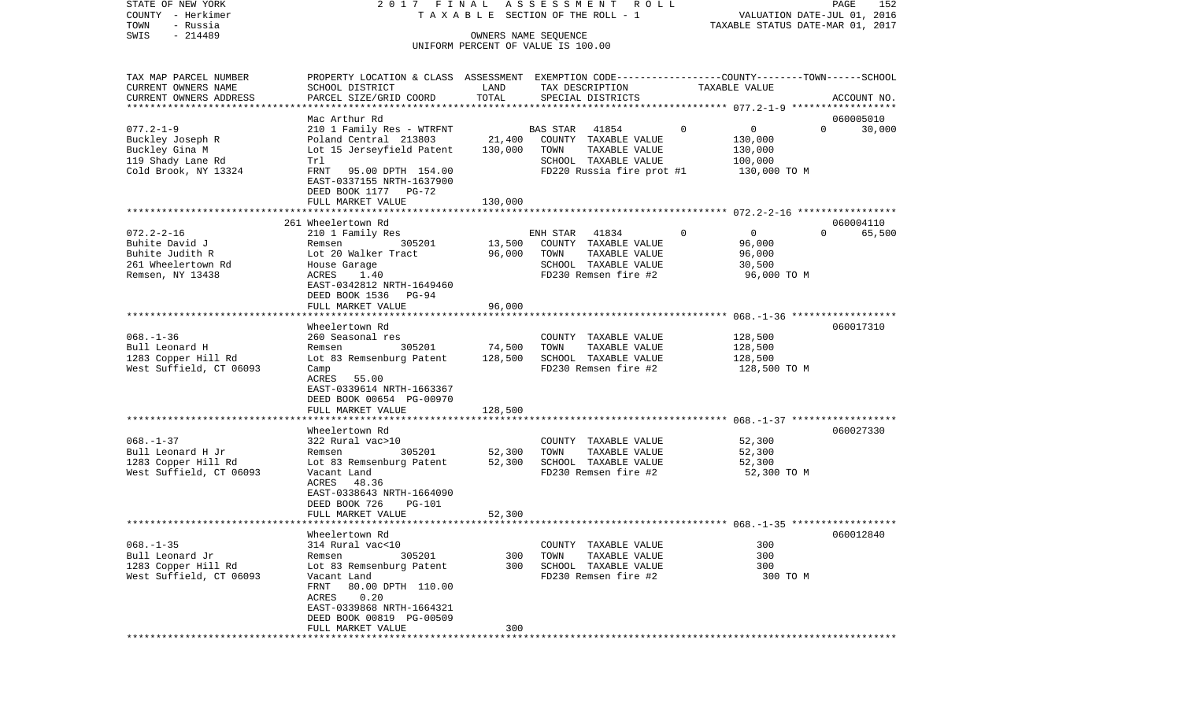STATE OF NEW YORK — 2017 FINAL ASSESSMENT ROLL
COUNTY - Herkimer — TAXABLE SECTION OF THE ROLL - 1 — VALUATION DATE-JUL 01, 2016
TOWN - Russia — TAXABLE STATUS DATE-MAR 01, 2017
SWIS - 214489 — OWNERS NAME SEQUENCE
UNIFORM PERCENT OF VALUE IS 100.00

| TAX MAP PARCEL NUMBER / CURRENT OWNERS NAME / CURRENT OWNERS ADDRESS | PROPERTY LOCATION & CLASS / SCHOOL DISTRICT / PARCEL SIZE/GRID COORD | ASSESSMENT LAND / TOTAL | EXEMPTION CODE / TAX DESCRIPTION / SPECIAL DISTRICTS | COUNTY | TOWN | SCHOOL TAXABLE VALUE / ACCOUNT NO. |
|---|---|---|---|---|---|---|
| **077.2-1-9** | Mac Arthur Rd | | | | | 060005010 |
| 077.2-1-9 | 210 1 Family Res - WTRFNT | | BAS STAR 41854 | 0 | 0 | 0 30,000 |
| Buckley Joseph R | Poland Central 213803 | 21,400 | COUNTY TAXABLE VALUE | 130,000 | | |
| Buckley Gina M | Lot 15 Jerseyfield Patent | 130,000 | TOWN TAXABLE VALUE | | 130,000 | |
| 119 Shady Lane Rd | Trl | | SCHOOL TAXABLE VALUE | | | 100,000 |
| Cold Brook, NY 13324 | FRNT 95.00 DPTH 154.00 | | FD220 Russia fire prot #1 | 130,000 TO M | | |
| | EAST-0337155 NRTH-1637900 | | | | | |
| | DEED BOOK 1177 PG-72 | | | | | |
| | FULL MARKET VALUE | 130,000 | | | | |
| **072.2-2-16** | 261 Wheelertown Rd | | | | | 060004110 |
| 072.2-2-16 | 210 1 Family Res | | ENH STAR 41834 | 0 | 0 | 0 65,500 |
| Buhite David J | Remsen 305201 | 13,500 | COUNTY TAXABLE VALUE | 96,000 | | |
| Buhite Judith R | Lot 20 Walker Tract | 96,000 | TOWN TAXABLE VALUE | | 96,000 | |
| 261 Wheelertown Rd | House Garage | | SCHOOL TAXABLE VALUE | | | 30,500 |
| Remsen, NY 13438 | ACRES 1.40 | | FD230 Remsen fire #2 | 96,000 TO M | | |
| | EAST-0342812 NRTH-1649460 | | | | | |
| | DEED BOOK 1536 PG-94 | | | | | |
| | FULL MARKET VALUE | 96,000 | | | | |
| **068.-1-36** | Wheelertown Rd | | | | | 060017310 |
| 068.-1-36 | 260 Seasonal res | | COUNTY TAXABLE VALUE | 128,500 | | |
| Bull Leonard H | Remsen 305201 | 74,500 | TOWN TAXABLE VALUE | | 128,500 | |
| 1283 Copper Hill Rd | Lot 83 Remsenburg Patent | 128,500 | SCHOOL TAXABLE VALUE | | | 128,500 |
| West Suffield, CT 06093 | Camp | | FD230 Remsen fire #2 | 128,500 TO M | | |
| | ACRES 55.00 | | | | | |
| | EAST-0339614 NRTH-1663367 | | | | | |
| | DEED BOOK 00654 PG-00970 | | | | | |
| | FULL MARKET VALUE | 128,500 | | | | |
| **068.-1-37** | Wheelertown Rd | | | | | 060027330 |
| 068.-1-37 | 322 Rural vac>10 | | COUNTY TAXABLE VALUE | 52,300 | | |
| Bull Leonard H Jr | Remsen 305201 | 52,300 | TOWN TAXABLE VALUE | | 52,300 | |
| 1283 Copper Hill Rd | Lot 83 Remsenburg Patent | 52,300 | SCHOOL TAXABLE VALUE | | | 52,300 |
| West Suffield, CT 06093 | Vacant Land | | FD230 Remsen fire #2 | 52,300 TO M | | |
| | ACRES 48.36 | | | | | |
| | EAST-0338643 NRTH-1664090 | | | | | |
| | DEED BOOK 726 PG-101 | | | | | |
| | FULL MARKET VALUE | 52,300 | | | | |
| **068.-1-35** | Wheelertown Rd | | | | | 060012840 |
| 068.-1-35 | 314 Rural vac<10 | | COUNTY TAXABLE VALUE | 300 | | |
| Bull Leonard Jr | Remsen 305201 | 300 | TOWN TAXABLE VALUE | | 300 | |
| 1283 Copper Hill Rd | Lot 83 Remsenburg Patent | 300 | SCHOOL TAXABLE VALUE | | | 300 |
| West Suffield, CT 06093 | Vacant Land | | FD230 Remsen fire #2 | 300 TO M | | |
| | FRNT 80.00 DPTH 110.00 | | | | | |
| | ACRES 0.20 | | | | | |
| | EAST-0339868 NRTH-1664321 | | | | | |
| | DEED BOOK 00819 PG-00509 | | | | | |
| | FULL MARKET VALUE | 300 | | | | |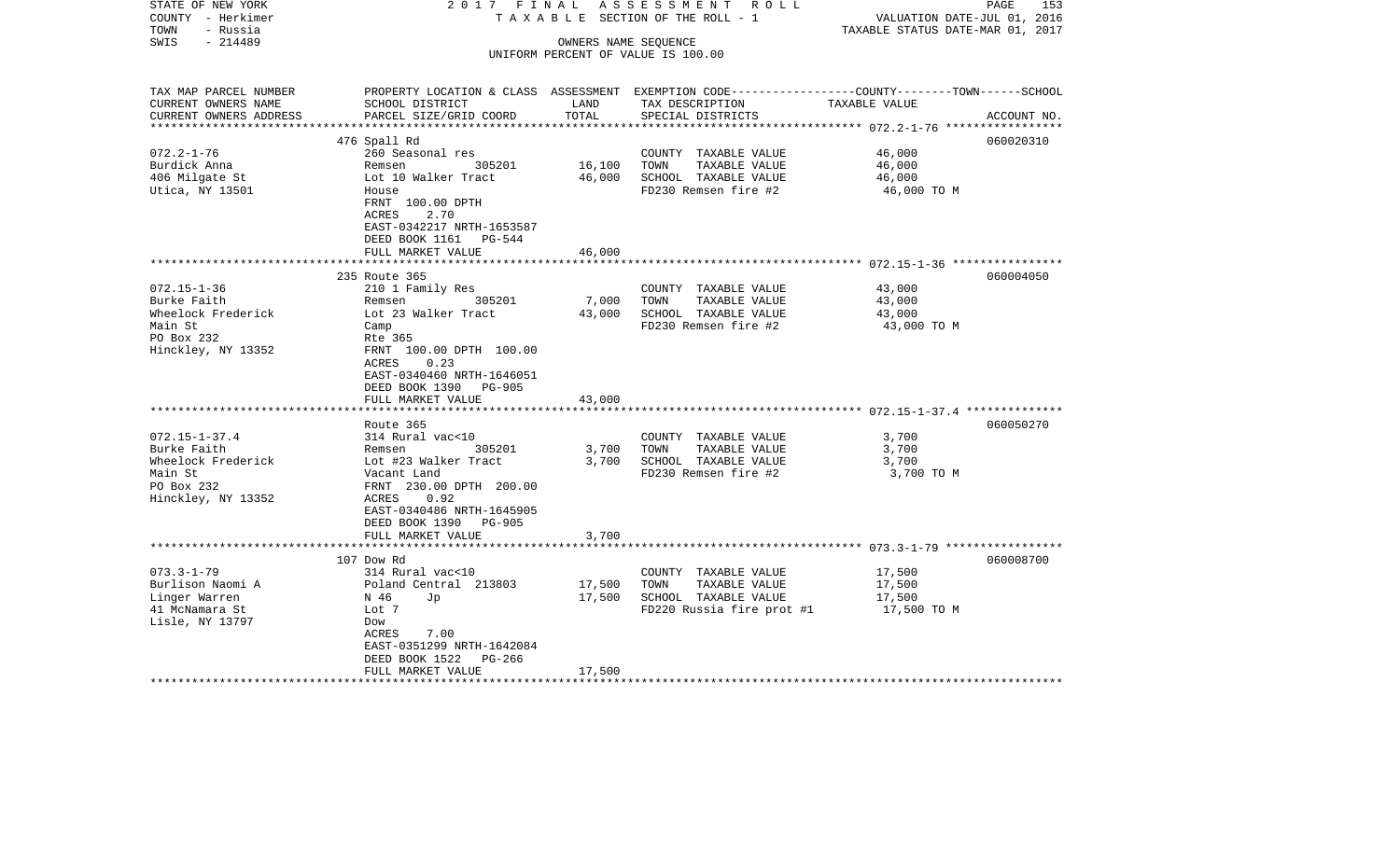STATE OF NEW YORK — 2017 FINAL ASSESSMENT ROLL
COUNTY - Herkimer — TAXABLE SECTION OF THE ROLL - 1 — VALUATION DATE-JUL 01, 2016
TOWN - Russia — TAXABLE STATUS DATE-MAR 01, 2017
SWIS - 214489 — OWNERS NAME SEQUENCE
UNIFORM PERCENT OF VALUE IS 100.00

| TAX MAP PARCEL NUMBER / CURRENT OWNERS NAME / CURRENT OWNERS ADDRESS | PROPERTY LOCATION & CLASS / SCHOOL DISTRICT / PARCEL SIZE/GRID COORD | ASSESSMENT LAND | TOTAL | EXEMPTION CODE / TAX DESCRIPTION / SPECIAL DISTRICTS | COUNTY--------TOWN------SCHOOL TAXABLE VALUE | ACCOUNT NO. |
|---|---|---|---|---|---|---|
| | 476 Spall Rd | | | | | 060020310 |
| 072.2-1-76 | 260 Seasonal res | | | COUNTY TAXABLE VALUE | 46,000 | |
| Burdick Anna | Remsen 305201 | 16,100 | | TOWN TAXABLE VALUE | 46,000 | |
| 406 Milgate St | Lot 10 Walker Tract | | 46,000 | SCHOOL TAXABLE VALUE | 46,000 | |
| Utica, NY 13501 | House | | | FD230 Remsen fire #2 | 46,000 TO M | |
| | FRNT 100.00 DPTH | | | | | |
| | ACRES 2.70 | | | | | |
| | EAST-0342217 NRTH-1653587 | | | | | |
| | DEED BOOK 1161 PG-544 | | | | | |
| | FULL MARKET VALUE | | 46,000 | | | |
| | 235 Route 365 | | | | | 060004050 |
| 072.15-1-36 | 210 1 Family Res | | | COUNTY TAXABLE VALUE | 43,000 | |
| Burke Faith | Remsen 305201 | 7,000 | | TOWN TAXABLE VALUE | 43,000 | |
| Wheelock Frederick | Lot 23 Walker Tract | | 43,000 | SCHOOL TAXABLE VALUE | 43,000 | |
| Main St | Camp | | | FD230 Remsen fire #2 | 43,000 TO M | |
| PO Box 232 | Rte 365 | | | | | |
| Hinckley, NY 13352 | FRNT 100.00 DPTH 100.00 | | | | | |
| | ACRES 0.23 | | | | | |
| | EAST-0340460 NRTH-1646051 | | | | | |
| | DEED BOOK 1390 PG-905 | | | | | |
| | FULL MARKET VALUE | | 43,000 | | | |
| | Route 365 | | | | | 060050270 |
| 072.15-1-37.4 | 314 Rural vac<10 | | | COUNTY TAXABLE VALUE | 3,700 | |
| Burke Faith | Remsen 305201 | 3,700 | | TOWN TAXABLE VALUE | 3,700 | |
| Wheelock Frederick | Lot #23 Walker Tract | | 3,700 | SCHOOL TAXABLE VALUE | 3,700 | |
| Main St | Vacant Land | | | FD230 Remsen fire #2 | 3,700 TO M | |
| PO Box 232 | FRNT 230.00 DPTH 200.00 | | | | | |
| Hinckley, NY 13352 | ACRES 0.92 | | | | | |
| | EAST-0340486 NRTH-1645905 | | | | | |
| | DEED BOOK 1390 PG-905 | | | | | |
| | FULL MARKET VALUE | | 3,700 | | | |
| | 107 Dow Rd | | | | | 060008700 |
| 073.3-1-79 | 314 Rural vac<10 | | | COUNTY TAXABLE VALUE | 17,500 | |
| Burlison Naomi A | Poland Central 213803 | 17,500 | | TOWN TAXABLE VALUE | 17,500 | |
| Linger Warren | N 46 Jp | | 17,500 | SCHOOL TAXABLE VALUE | 17,500 | |
| 41 McNamara St | Lot 7 | | | FD220 Russia fire prot #1 | 17,500 TO M | |
| Lisle, NY 13797 | Dow | | | | | |
| | ACRES 7.00 | | | | | |
| | EAST-0351299 NRTH-1642084 | | | | | |
| | DEED BOOK 1522 PG-266 | | | | | |
| | FULL MARKET VALUE | | 17,500 | | | |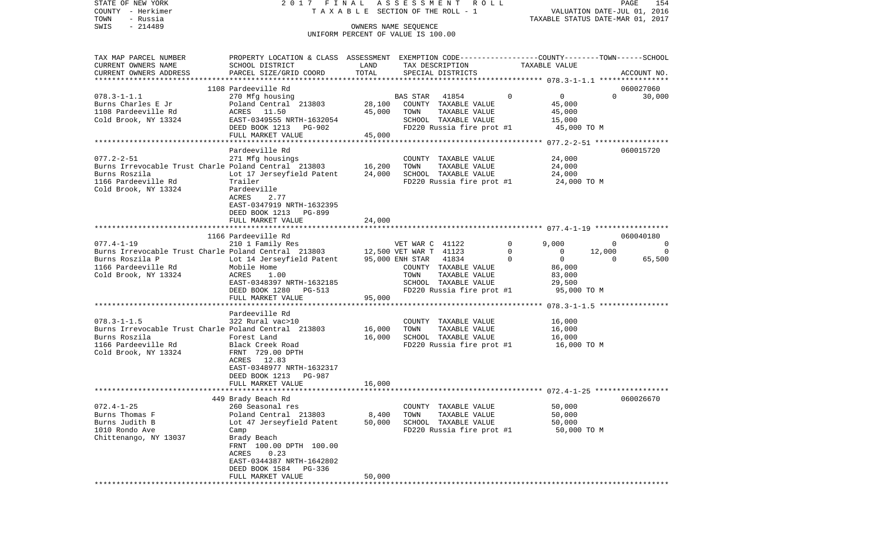STATE OF NEW YORK | COUNTY - Herkimer | TOWN - Russia | SWIS - 214489

2017 FINAL ASSESSMENT ROLL
TAXABLE SECTION OF THE ROLL - 1
OWNERS NAME SEQUENCE
UNIFORM PERCENT OF VALUE IS 100.00

VALUATION DATE-JUL 01, 2016
TAXABLE STATUS DATE-MAR 01, 2017

```
TAX MAP PARCEL NUMBER          PROPERTY LOCATION & CLASS  ASSESSMENT  EXEMPTION CODE-----------------COUNTY--------TOWN------SCHOOL
CURRENT OWNERS NAME            SCHOOL DISTRICT               LAND      TAX DESCRIPTION                  TAXABLE VALUE
CURRENT OWNERS ADDRESS         PARCEL SIZE/GRID COORD        TOTAL     SPECIAL DISTRICTS                                          ACCOUNT NO.
******************************************************************************************************* 078.3-1-1.1 ****************
                               1108 Pardeeville Rd                                                                            060027060
078.3-1-1.1                    270 Mfg housing                         BAS STAR   41854          0           0            0       30,000
Burns Charles E Jr             Poland Central  213803        28,100    COUNTY  TAXABLE VALUE                 45,000
1108 Pardeeville Rd            ACRES   11.50                 45,000    TOWN    TAXABLE VALUE                 45,000
Cold Brook, NY 13324           EAST-0349555 NRTH-1632054               SCHOOL  TAXABLE VALUE                 15,000
                               DEED BOOK 1213   PG-902                 FD220 Russia fire prot #1             45,000 TO M
                               FULL MARKET VALUE             45,000
******************************************************************************************************* 077.2-2-51 *****************
                               Pardeeville Rd                                                                                 060015720
077.2-2-51                     271 Mfg housings                        COUNTY  TAXABLE VALUE                 24,000
Burns Irrevocable Trust Charle Poland Central  213803        16,200    TOWN    TAXABLE VALUE                 24,000
Burns Roszila                  Lot 17 Jerseyfield Patent     24,000    SCHOOL  TAXABLE VALUE                 24,000
1166 Pardeeville Rd            Trailer                                 FD220 Russia fire prot #1             24,000 TO M
Cold Brook, NY 13324           Pardeeville
                               ACRES    2.77
                               EAST-0347919 NRTH-1632395
                               DEED BOOK 1213   PG-899
                               FULL MARKET VALUE             24,000
******************************************************************************************************* 077.4-1-19 *****************
                               1166 Pardeeville Rd                                                                            060040180
077.4-1-19                     210 1 Family Res                        VET WAR C  41122          0       9,000            0            0
Burns Irrevocable Trust Charle Poland Central  213803        12,500 VET WAR T  41123             0           0       12,000            0
Burns Roszila P                Lot 14 Jerseyfield Patent     95,000 ENH STAR   41834             0           0            0       65,500
1166 Pardeeville Rd            Mobile Home                             COUNTY  TAXABLE VALUE                 86,000
Cold Brook, NY 13324           ACRES    1.00                           TOWN    TAXABLE VALUE                 83,000
                               EAST-0348397 NRTH-1632185               SCHOOL  TAXABLE VALUE                 29,500
                               DEED BOOK 1280   PG-513                 FD220 Russia fire prot #1             95,000 TO M
                               FULL MARKET VALUE             95,000
******************************************************************************************************* 078.3-1-1.5 ****************
                               Pardeeville Rd
078.3-1-1.5                    322 Rural vac>10                        COUNTY  TAXABLE VALUE                 16,000
Burns Irrevocable Trust Charle Poland Central  213803        16,000    TOWN    TAXABLE VALUE                 16,000
Burns Roszila                  Forest Land                   16,000    SCHOOL  TAXABLE VALUE                 16,000
1166 Pardeeville Rd            Black Creek Road                        FD220 Russia fire prot #1             16,000 TO M
Cold Brook, NY 13324           FRNT  729.00 DPTH
                               ACRES   12.83
                               EAST-0348977 NRTH-1632317
                               DEED BOOK 1213   PG-987
                               FULL MARKET VALUE             16,000
******************************************************************************************************* 072.4-1-25 *****************
                               449 Brady Beach Rd                                                                             060026670
072.4-1-25                     260 Seasonal res                        COUNTY  TAXABLE VALUE                 50,000
Burns Thomas F                 Poland Central  213803         8,400    TOWN    TAXABLE VALUE                 50,000
Burns Judith B                 Lot 47 Jerseyfield Patent     50,000    SCHOOL  TAXABLE VALUE                 50,000
1010 Rondo Ave                 Camp                                    FD220 Russia fire prot #1             50,000 TO M
Chittenango, NY 13037          Brady Beach
                               FRNT  100.00 DPTH  100.00
                               ACRES    0.23
                               EAST-0344387 NRTH-1642802
                               DEED BOOK 1584   PG-336
                               FULL MARKET VALUE             50,000
************************************************************************************************************************************
```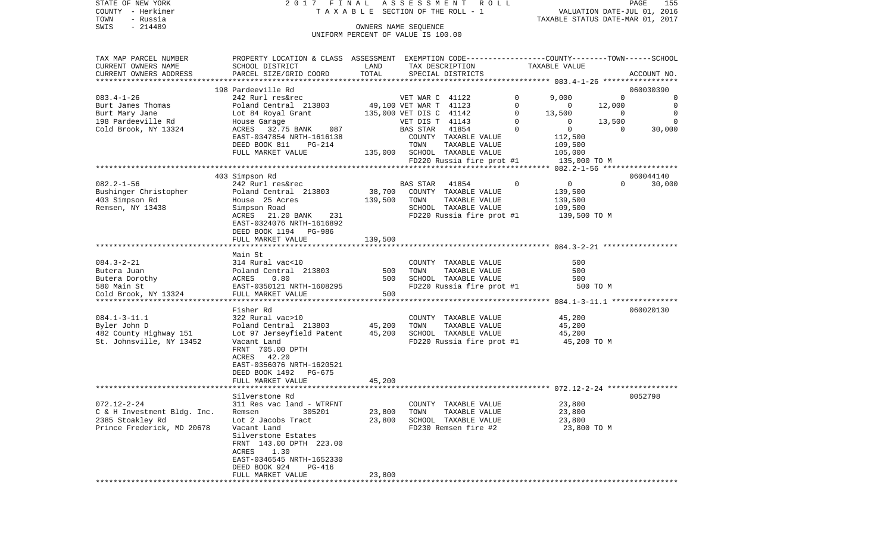STATE OF NEW YORK — 2017 FINAL ASSESSMENT ROLL
COUNTY - Herkimer — TAXABLE SECTION OF THE ROLL - 1 — VALUATION DATE-JUL 01, 2016
TOWN - Russia — TAXABLE STATUS DATE-MAR 01, 2017
SWIS - 214489 — OWNERS NAME SEQUENCE
UNIFORM PERCENT OF VALUE IS 100.00

| TAX MAP PARCEL NUMBER / CURRENT OWNERS NAME / CURRENT OWNERS ADDRESS | PROPERTY LOCATION & CLASS / SCHOOL DISTRICT / PARCEL SIZE/GRID COORD | ASSESSMENT LAND / TOTAL | EXEMPTION CODE / TAX DESCRIPTION / SPECIAL DISTRICTS | | COUNTY TAXABLE VALUE | TOWN | SCHOOL / ACCOUNT NO. |
|---|---|---|---|---|---|---|---|
| | 198 Pardeeville Rd | | | | | | 060030390 |
| 083.4-1-26 | 242 Rurl res&rec | | VET WAR C 41122 | 0 | 9,000 | 0 | 0 |
| Burt James Thomas | Poland Central 213803 | 49,100 | VET WAR T 41123 | 0 | 0 | 12,000 | 0 |
| Burt Mary Jane | Lot 84 Royal Grant | 135,000 | VET DIS C 41142 | 0 | 13,500 | 0 | 0 |
| 198 Pardeeville Rd | House Garage | | VET DIS T 41143 | 0 | 0 | 13,500 | 0 |
| Cold Brook, NY 13324 | ACRES 32.75 BANK 087 | | BAS STAR 41854 | 0 | 0 | 0 | 30,000 |
| | EAST-0347854 NRTH-1616138 | | COUNTY TAXABLE VALUE | | 112,500 | | |
| | DEED BOOK 811 PG-214 | | TOWN TAXABLE VALUE | | 109,500 | | |
| | FULL MARKET VALUE | 135,000 | SCHOOL TAXABLE VALUE | | 105,000 | | |
| | | | FD220 Russia fire prot #1 | | 135,000 TO M | | |
| | 403 Simpson Rd | | | | | | 060044140 |
| 082.2-1-56 | 242 Rurl res&rec | | BAS STAR 41854 | 0 | 0 | 0 | 30,000 |
| Bushinger Christopher | Poland Central 213803 | 38,700 | COUNTY TAXABLE VALUE | | 139,500 | | |
| 403 Simpson Rd | House 25 Acres | 139,500 | TOWN TAXABLE VALUE | | 139,500 | | |
| Remsen, NY 13438 | Simpson Road | | SCHOOL TAXABLE VALUE | | 109,500 | | |
| | ACRES 21.20 BANK 231 | | FD220 Russia fire prot #1 | | 139,500 TO M | | |
| | EAST-0324076 NRTH-1616892 | | | | | | |
| | DEED BOOK 1194 PG-986 | | | | | | |
| | FULL MARKET VALUE | 139,500 | | | | | |
| | Main St | | | | | | |
| 084.3-2-21 | 314 Rural vac<10 | | COUNTY TAXABLE VALUE | | 500 | | |
| Butera Juan | Poland Central 213803 | 500 | TOWN TAXABLE VALUE | | 500 | | |
| Butera Dorothy | ACRES 0.80 | 500 | SCHOOL TAXABLE VALUE | | 500 | | |
| 580 Main St | EAST-0350121 NRTH-1608295 | | FD220 Russia fire prot #1 | | 500 TO M | | |
| Cold Brook, NY 13324 | FULL MARKET VALUE | 500 | | | | | |
| | Fisher Rd | | | | | | 060020130 |
| 084.1-3-11.1 | 322 Rural vac>10 | | COUNTY TAXABLE VALUE | | 45,200 | | |
| Byler John D | Poland Central 213803 | 45,200 | TOWN TAXABLE VALUE | | 45,200 | | |
| 482 County Highway 151 | Lot 97 Jerseyfield Patent | 45,200 | SCHOOL TAXABLE VALUE | | 45,200 | | |
| St. Johnsville, NY 13452 | Vacant Land | | FD220 Russia fire prot #1 | | 45,200 TO M | | |
| | FRNT 705.00 DPTH | | | | | | |
| | ACRES 42.20 | | | | | | |
| | EAST-0356076 NRTH-1620521 | | | | | | |
| | DEED BOOK 1492 PG-675 | | | | | | |
| | FULL MARKET VALUE | 45,200 | | | | | |
| | Silverstone Rd | | | | | | 0052798 |
| 072.12-2-24 | 311 Res vac land - WTRFNT | | COUNTY TAXABLE VALUE | | 23,800 | | |
| C & H Investment Bldg. Inc. | Remsen 305201 | 23,800 | TOWN TAXABLE VALUE | | 23,800 | | |
| 2385 Stoakley Rd | Lot 2 Jacobs Tract | 23,800 | SCHOOL TAXABLE VALUE | | 23,800 | | |
| Prince Frederick, MD 20678 | Vacant Land | | FD230 Remsen fire #2 | | 23,800 TO M | | |
| | Silverstone Estates | | | | | | |
| | FRNT 143.00 DPTH 223.00 | | | | | | |
| | ACRES 1.30 | | | | | | |
| | EAST-0346545 NRTH-1652330 | | | | | | |
| | DEED BOOK 924 PG-416 | | | | | | |
| | FULL MARKET VALUE | 23,800 | | | | | |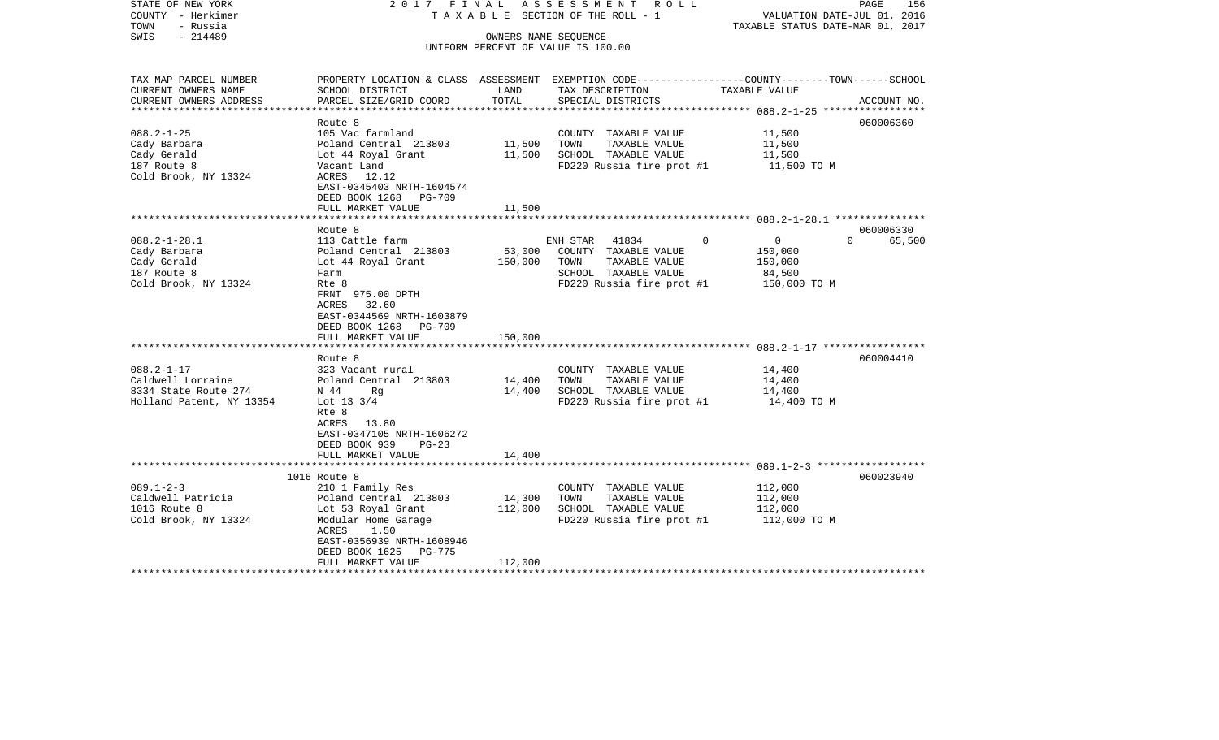STATE OF NEW YORK
COUNTY - Herkimer
TOWN - Russia
SWIS - 214489

2017 FINAL ASSESSMENT ROLL
TAXABLE SECTION OF THE ROLL - 1
OWNERS NAME SEQUENCE
UNIFORM PERCENT OF VALUE IS 100.00

VALUATION DATE-JUL 01, 2016
TAXABLE STATUS DATE-MAR 01, 2017

| TAX MAP PARCEL NUMBER / CURRENT OWNERS NAME / CURRENT OWNERS ADDRESS | PROPERTY LOCATION & CLASS / SCHOOL DISTRICT / PARCEL SIZE/GRID COORD | ASSESSMENT LAND | ASSESSMENT TOTAL | EXEMPTION CODE / TAX DESCRIPTION / SPECIAL DISTRICTS | COUNTY TAXABLE VALUE | TOWN | SCHOOL | ACCOUNT NO. |
|---|---|---|---|---|---|---|---|---|
| 088.2-1-25 | Route 8 | | | | | | | 060006360 |
| Cady Barbara | 105 Vac farmland | | | COUNTY TAXABLE VALUE | 11,500 | | | |
| Cady Gerald | Poland Central 213803 | 11,500 | | TOWN TAXABLE VALUE | 11,500 | | | |
| 187 Route 8 | Lot 44 Royal Grant | | 11,500 | SCHOOL TAXABLE VALUE | 11,500 | | | |
| Cold Brook, NY 13324 | Vacant Land | | | FD220 Russia fire prot #1 | 11,500 TO M | | | |
| | ACRES 12.12 | | | | | | | |
| | EAST-0345403 NRTH-1604574 | | | | | | | |
| | DEED BOOK 1268 PG-709 | | | | | | | |
| | FULL MARKET VALUE | | 11,500 | | | | | |
| 088.2-1-28.1 | Route 8 | | | | | | | 060006330 |
| Cady Barbara | 113 Cattle farm | | | ENH STAR 41834 | 0 | 0 | 65,500 | |
| Cady Gerald | Poland Central 213803 | 53,000 | | COUNTY TAXABLE VALUE | 150,000 | | | |
| 187 Route 8 | Lot 44 Royal Grant | | 150,000 | TOWN TAXABLE VALUE | 150,000 | | | |
| Cold Brook, NY 13324 | Farm | | | SCHOOL TAXABLE VALUE | 84,500 | | | |
| | Rte 8 | | | FD220 Russia fire prot #1 | 150,000 TO M | | | |
| | FRNT 975.00 DPTH | | | | | | | |
| | ACRES 32.60 | | | | | | | |
| | EAST-0344569 NRTH-1603879 | | | | | | | |
| | DEED BOOK 1268 PG-709 | | | | | | | |
| | FULL MARKET VALUE | | 150,000 | | | | | |
| 088.2-1-17 | Route 8 | | | | | | | 060004410 |
| Caldwell Lorraine | 323 Vacant rural | | | COUNTY TAXABLE VALUE | 14,400 | | | |
| 8334 State Route 274 | Poland Central 213803 | 14,400 | | TOWN TAXABLE VALUE | 14,400 | | | |
| Holland Patent, NY 13354 | N 44 Rg | | 14,400 | SCHOOL TAXABLE VALUE | 14,400 | | | |
| | Lot 13 3/4 | | | FD220 Russia fire prot #1 | 14,400 TO M | | | |
| | Rte 8 | | | | | | | |
| | ACRES 13.80 | | | | | | | |
| | EAST-0347105 NRTH-1606272 | | | | | | | |
| | DEED BOOK 939 PG-23 | | | | | | | |
| | FULL MARKET VALUE | | 14,400 | | | | | |
| 089.1-2-3 | 1016 Route 8 | | | | | | | 060023940 |
| Caldwell Patricia | 210 1 Family Res | | | COUNTY TAXABLE VALUE | 112,000 | | | |
| 1016 Route 8 | Poland Central 213803 | 14,300 | | TOWN TAXABLE VALUE | 112,000 | | | |
| Cold Brook, NY 13324 | Lot 53 Royal Grant | | 112,000 | SCHOOL TAXABLE VALUE | 112,000 | | | |
| | Modular Home Garage | | | FD220 Russia fire prot #1 | 112,000 TO M | | | |
| | ACRES 1.50 | | | | | | | |
| | EAST-0356939 NRTH-1608946 | | | | | | | |
| | DEED BOOK 1625 PG-775 | | | | | | | |
| | FULL MARKET VALUE | | 112,000 | | | | | |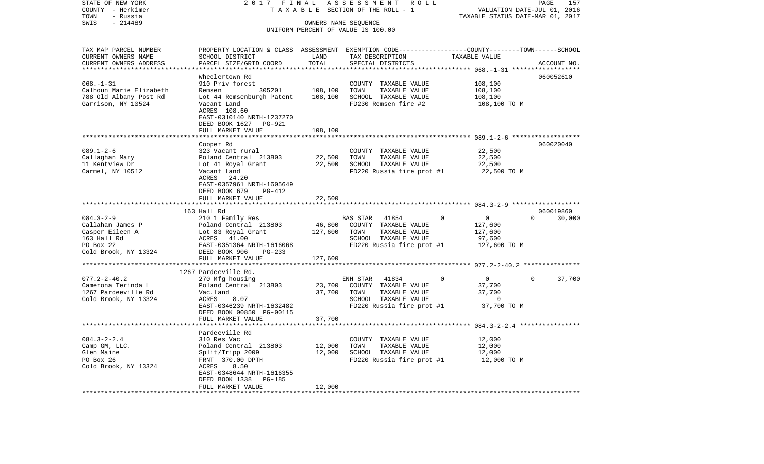STATE OF NEW YORK | 2017 FINAL ASSESSMENT ROLL | PAGE 157
COUNTY - Herkimer | TAXABLE SECTION OF THE ROLL - 1 | VALUATION DATE-JUL 01, 2016
TOWN - Russia | | TAXABLE STATUS DATE-MAR 01, 2017
SWIS - 214489 | OWNERS NAME SEQUENCE
UNIFORM PERCENT OF VALUE IS 100.00

| TAX MAP PARCEL NUMBER<br>CURRENT OWNERS NAME<br>CURRENT OWNERS ADDRESS | PROPERTY LOCATION & CLASS<br>SCHOOL DISTRICT<br>PARCEL SIZE/GRID COORD | ASSESSMENT<br>LAND<br>TOTAL | EXEMPTION CODE<br>TAX DESCRIPTION<br>SPECIAL DISTRICTS | COUNTY--------TOWN------SCHOOL<br>TAXABLE VALUE | ACCOUNT NO. |
|---|---|---|---|---|---|
| 068.-1-31 | Wheelertown Rd | | | | 060052610 |
| Calhoun Marie Elizabeth | 910 Priv forest | | COUNTY TAXABLE VALUE | 108,100 | |
| 788 Old Albany Post Rd | Remsen 305201 | 108,100 | TOWN TAXABLE VALUE | 108,100 | |
| Garrison, NY 10524 | Lot 44 Remsenburgh Patent | 108,100 | SCHOOL TAXABLE VALUE | 108,100 | |
| | Vacant Land | | FD230 Remsen fire #2 | 108,100 TO M | |
| | ACRES 108.60 | | | | |
| | EAST-0310140 NRTH-1237270 | | | | |
| | DEED BOOK 1627 PG-921 | | | | |
| | FULL MARKET VALUE | 108,100 | | | |
| 089.1-2-6 | Cooper Rd | | | | 060020040 |
| Callaghan Mary | 323 Vacant rural | | COUNTY TAXABLE VALUE | 22,500 | |
| 11 Kentview Dr | Poland Central 213803 | 22,500 | TOWN TAXABLE VALUE | 22,500 | |
| Carmel, NY 10512 | Lot 41 Royal Grant | 22,500 | SCHOOL TAXABLE VALUE | 22,500 | |
| | Vacant Land | | FD220 Russia fire prot #1 | 22,500 TO M | |
| | ACRES 24.20 | | | | |
| | EAST-0357961 NRTH-1605649 | | | | |
| | DEED BOOK 679 PG-412 | | | | |
| | FULL MARKET VALUE | 22,500 | | | |
| 084.3-2-9 | 163 Hall Rd | | | | 060019860 |
| Callahan James P | 210 1 Family Res | | BAS STAR 41854 0 | 0 0 | 30,000 |
| Casper Eileen A | Poland Central 213803 | 46,800 | COUNTY TAXABLE VALUE | 127,600 | |
| 163 Hall Rd | Lot 83 Royal Grant | 127,600 | TOWN TAXABLE VALUE | 127,600 | |
| PO Box 22 | ACRES 41.00 | | SCHOOL TAXABLE VALUE | 97,600 | |
| Cold Brook, NY 13324 | EAST-0351364 NRTH-1616068 | | FD220 Russia fire prot #1 | 127,600 TO M | |
| | DEED BOOK 906 PG-233 | | | | |
| | FULL MARKET VALUE | 127,600 | | | |
| 077.2-2-40.2 | 1267 Pardeeville Rd. | | | | |
| Camerona Terinda L | 270 Mfg housing | | ENH STAR 41834 0 | 0 0 | 37,700 |
| 1267 Pardeeville Rd | Poland Central 213803 | 23,700 | COUNTY TAXABLE VALUE | 37,700 | |
| Cold Brook, NY 13324 | Vac.land | 37,700 | TOWN TAXABLE VALUE | 37,700 | |
| | ACRES 8.07 | | SCHOOL TAXABLE VALUE | 0 | |
| | EAST-0346239 NRTH-1632482 | | FD220 Russia fire prot #1 | 37,700 TO M | |
| | DEED BOOK 00850 PG-00115 | | | | |
| | FULL MARKET VALUE | 37,700 | | | |
| 084.3-2-2.4 | Pardeeville Rd | | | | |
| Camp GM, LLC. | 310 Res Vac | | COUNTY TAXABLE VALUE | 12,000 | |
| Glen Maine | Poland Central 213803 | 12,000 | TOWN TAXABLE VALUE | 12,000 | |
| PO Box 26 | Split/Tripp 2009 | 12,000 | SCHOOL TAXABLE VALUE | 12,000 | |
| Cold Brook, NY 13324 | FRNT 370.00 DPTH | | FD220 Russia fire prot #1 | 12,000 TO M | |
| | ACRES 8.50 | | | | |
| | EAST-0348644 NRTH-1616355 | | | | |
| | DEED BOOK 1338 PG-185 | | | | |
| | FULL MARKET VALUE | 12,000 | | | |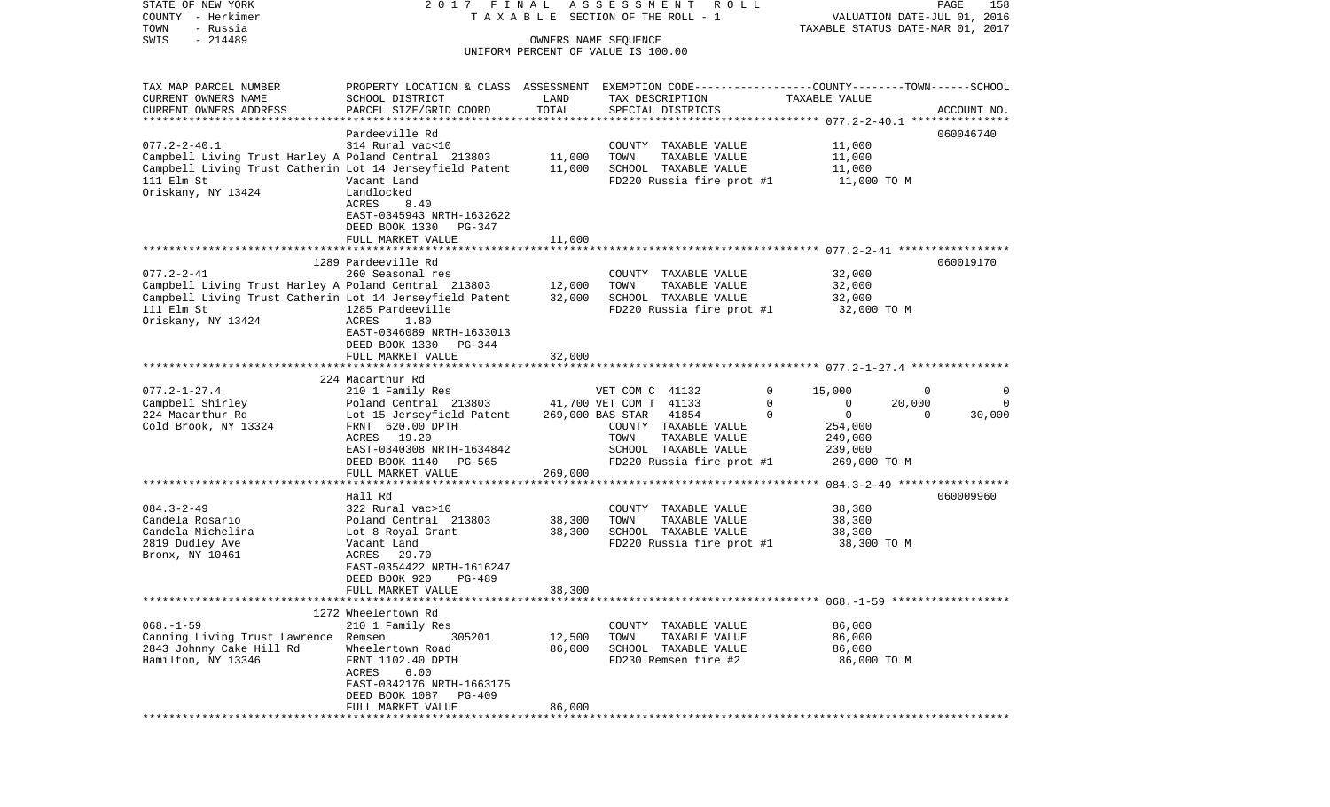STATE OF NEW YORK 2017 FINAL ASSESSMENT ROLL
COUNTY - Herkimer TAXABLE SECTION OF THE ROLL - 1 VALUATION DATE-JUL 01, 2016
TOWN - Russia TAXABLE STATUS DATE-MAR 01, 2017
SWIS - 214489 OWNERS NAME SEQUENCE
UNIFORM PERCENT OF VALUE IS 100.00

| TAX MAP PARCEL NUMBER / CURRENT OWNERS NAME / CURRENT OWNERS ADDRESS | PROPERTY LOCATION & CLASS / SCHOOL DISTRICT / PARCEL SIZE/GRID COORD | ASSESSMENT LAND / TOTAL | EXEMPTION CODE / TAX DESCRIPTION / SPECIAL DISTRICTS | COUNTY | TOWN | SCHOOL | ACCOUNT NO. |
|---|---|---|---|---|---|---|---|
| **077.2-2-40.1** | Pardeeville Rd | | | | | | 060046740 |
| Campbell Living Trust Harley A | 314 Rural vac<10 | | COUNTY TAXABLE VALUE | 11,000 | | | |
| Campbell Living Trust Catherin | Poland Central 213803 | 11,000 | TOWN TAXABLE VALUE | | 11,000 | | |
| 111 Elm St | Lot 14 Jerseyfield Patent | 11,000 | SCHOOL TAXABLE VALUE | | | 11,000 | |
| Oriskany, NY 13424 | Vacant Land | | FD220 Russia fire prot #1 | 11,000 TO M | | | |
| | Landlocked | | | | | | |
| | ACRES 8.40 | | | | | | |
| | EAST-0345943 NRTH-1632622 | | | | | | |
| | DEED BOOK 1330 PG-347 | | | | | | |
| | FULL MARKET VALUE | 11,000 | | | | | |
| **077.2-2-41** | 1289 Pardeeville Rd | | | | | | 060019170 |
| Campbell Living Trust Harley A | 260 Seasonal res | | COUNTY TAXABLE VALUE | 32,000 | | | |
| Campbell Living Trust Catherin | Poland Central 213803 | 12,000 | TOWN TAXABLE VALUE | | 32,000 | | |
| 111 Elm St | Lot 14 Jerseyfield Patent | 32,000 | SCHOOL TAXABLE VALUE | | | 32,000 | |
| Oriskany, NY 13424 | 1285 Pardeeville | | FD220 Russia fire prot #1 | 32,000 TO M | | | |
| | ACRES 1.80 | | | | | | |
| | EAST-0346089 NRTH-1633013 | | | | | | |
| | DEED BOOK 1330 PG-344 | | | | | | |
| | FULL MARKET VALUE | 32,000 | | | | | |
| **077.2-1-27.4** | 224 Macarthur Rd | | | | | | |
| Campbell Shirley | 210 1 Family Res | | VET COM C 41132 0 | 15,000 | 0 | 0 | |
| 224 Macarthur Rd | Poland Central 213803 | 41,700 | VET COM T 41133 0 | 0 | 20,000 | 0 | |
| Cold Brook, NY 13324 | Lot 15 Jerseyfield Patent | 269,000 | BAS STAR 41854 0 | 0 | 0 | 30,000 | |
| | FRNT 620.00 DPTH | | COUNTY TAXABLE VALUE | 254,000 | | | |
| | ACRES 19.20 | | TOWN TAXABLE VALUE | | 249,000 | | |
| | EAST-0340308 NRTH-1634842 | | SCHOOL TAXABLE VALUE | | | 239,000 | |
| | DEED BOOK 1140 PG-565 | | FD220 Russia fire prot #1 | 269,000 TO M | | | |
| | FULL MARKET VALUE | 269,000 | | | | | |
| **084.3-2-49** | Hall Rd | | | | | | 060009960 |
| Candela Rosario | 322 Rural vac>10 | | COUNTY TAXABLE VALUE | 38,300 | | | |
| Candela Michelina | Poland Central 213803 | 38,300 | TOWN TAXABLE VALUE | | 38,300 | | |
| 2819 Dudley Ave | Lot 8 Royal Grant | 38,300 | SCHOOL TAXABLE VALUE | | | 38,300 | |
| Bronx, NY 10461 | Vacant Land | | FD220 Russia fire prot #1 | 38,300 TO M | | | |
| | ACRES 29.70 | | | | | | |
| | EAST-0354422 NRTH-1616247 | | | | | | |
| | DEED BOOK 920 PG-489 | | | | | | |
| | FULL MARKET VALUE | 38,300 | | | | | |
| **068.-1-59** | 1272 Wheelertown Rd | | | | | | |
| Canning Living Trust Lawrence | 210 1 Family Res | | COUNTY TAXABLE VALUE | 86,000 | | | |
| 2843 Johnny Cake Hill Rd | Remsen 305201 | 12,500 | TOWN TAXABLE VALUE | | 86,000 | | |
| Hamilton, NY 13346 | Wheelertown Road | 86,000 | SCHOOL TAXABLE VALUE | | | 86,000 | |
| | FRNT 1102.40 DPTH | | FD230 Remsen fire #2 | 86,000 TO M | | | |
| | ACRES 6.00 | | | | | | |
| | EAST-0342176 NRTH-1663175 | | | | | | |
| | DEED BOOK 1087 PG-409 | | | | | | |
| | FULL MARKET VALUE | 86,000 | | | | | |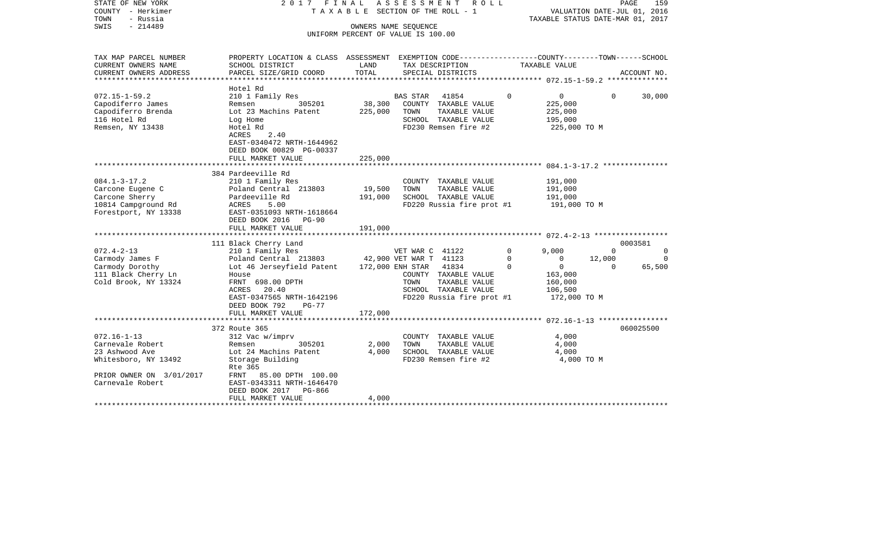STATE OF NEW YORK
COUNTY - Herkimer
TOWN - Russia
SWIS - 214489

2017 FINAL ASSESSMENT ROLL
TAXABLE SECTION OF THE ROLL - 1
OWNERS NAME SEQUENCE
UNIFORM PERCENT OF VALUE IS 100.00

VALUATION DATE-JUL 01, 2016
TAXABLE STATUS DATE-MAR 01, 2017

| TAX MAP PARCEL NUMBER / CURRENT OWNERS NAME / CURRENT OWNERS ADDRESS | PROPERTY LOCATION & CLASS / SCHOOL DISTRICT / PARCEL SIZE/GRID COORD | ASSESSMENT LAND | TOTAL | EXEMPTION CODE / TAX DESCRIPTION / SPECIAL DISTRICTS | COUNTY | TOWN | SCHOOL | TAXABLE VALUE | ACCOUNT NO. |
|---|---|---|---|---|---|---|---|---|---|
| **072.15-1-59.2** | Hotel Rd | | | | | | | | |
| 072.15-1-59.2 | 210 1 Family Res | | | BAS STAR 41854 | 0 | 0 | 30,000 | | |
| Capodiferro James | Remsen 305201 | 38,300 | | COUNTY TAXABLE VALUE | | | | 225,000 | |
| Capodiferro Brenda | Lot 23 Machins Patent | | 225,000 | TOWN TAXABLE VALUE | | | | 225,000 | |
| 116 Hotel Rd | Log Home | | | SCHOOL TAXABLE VALUE | | | | 195,000 | |
| Remsen, NY 13438 | Hotel Rd | | | FD230 Remsen fire #2 | | | | 225,000 TO M | |
| | ACRES 2.40 | | | | | | | | |
| | EAST-0340472 NRTH-1644962 | | | | | | | | |
| | DEED BOOK 00829 PG-00337 | | | | | | | | |
| | FULL MARKET VALUE | | 225,000 | | | | | | |
| **084.1-3-17.2** | 384 Pardeeville Rd | | | | | | | | |
| 084.1-3-17.2 | 210 1 Family Res | | | COUNTY TAXABLE VALUE | | | | 191,000 | |
| Carcone Eugene C | Poland Central 213803 | 19,500 | | TOWN TAXABLE VALUE | | | | 191,000 | |
| Carcone Sherry | Pardeeville Rd | | 191,000 | SCHOOL TAXABLE VALUE | | | | 191,000 | |
| 10814 Campground Rd | ACRES 5.00 | | | FD220 Russia fire prot #1 | | | | 191,000 TO M | |
| Forestport, NY 13338 | EAST-0351093 NRTH-1618664 | | | | | | | | |
| | DEED BOOK 2016 PG-90 | | | | | | | | |
| | FULL MARKET VALUE | | 191,000 | | | | | | |
| **072.4-2-13** | 111 Black Cherry Land | | | | | | | | 0003581 |
| 072.4-2-13 | 210 1 Family Res | | | VET WAR C 41122 | 9,000 | 0 | 0 | | |
| Carmody James F | Poland Central 213803 | 42,900 | | VET WAR T 41123 | 0 | 12,000 | 0 | | |
| Carmody Dorothy | Lot 46 Jerseyfield Patent | | 172,000 | ENH STAR 41834 | 0 | 0 | 65,500 | | |
| 111 Black Cherry Ln | House | | | COUNTY TAXABLE VALUE | | | | 163,000 | |
| Cold Brook, NY 13324 | FRNT 698.00 DPTH | | | TOWN TAXABLE VALUE | | | | 160,000 | |
| | ACRES 20.40 | | | SCHOOL TAXABLE VALUE | | | | 106,500 | |
| | EAST-0347565 NRTH-1642196 | | | FD220 Russia fire prot #1 | | | | 172,000 TO M | |
| | DEED BOOK 792 PG-77 | | | | | | | | |
| | FULL MARKET VALUE | | 172,000 | | | | | | |
| **072.16-1-13** | 372 Route 365 | | | | | | | | 060025500 |
| 072.16-1-13 | 312 Vac w/imprv | | | COUNTY TAXABLE VALUE | | | | 4,000 | |
| Carnevale Robert | Remsen 305201 | 2,000 | | TOWN TAXABLE VALUE | | | | 4,000 | |
| 23 Ashwood Ave | Lot 24 Machins Patent | | 4,000 | SCHOOL TAXABLE VALUE | | | | 4,000 | |
| Whitesboro, NY 13492 | Storage Building | | | FD230 Remsen fire #2 | | | | 4,000 TO M | |
| | Rte 365 | | | | | | | | |
| PRIOR OWNER ON 3/01/2017 | FRNT 85.00 DPTH 100.00 | | | | | | | | |
| Carnevale Robert | EAST-0343311 NRTH-1646470 | | | | | | | | |
| | DEED BOOK 2017 PG-866 | | | | | | | | |
| | FULL MARKET VALUE | | 4,000 | | | | | | |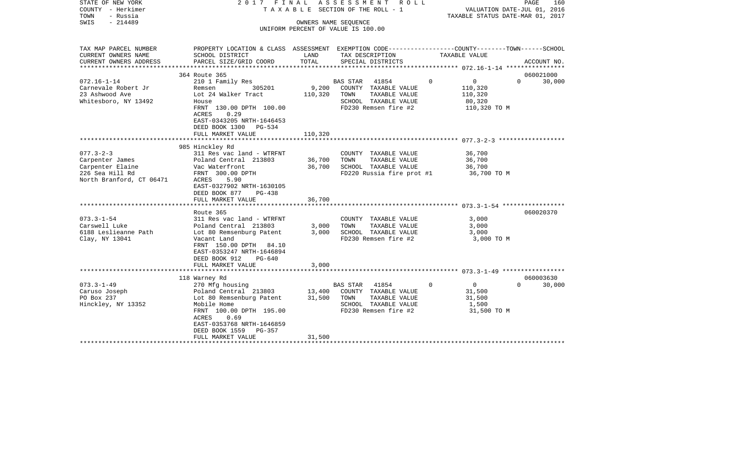STATE OF NEW YORK 2 0 1 7 F I N A L A S S E S S M E N T R O L L
COUNTY - Herkimer T A X A B L E SECTION OF THE ROLL - 1 VALUATION DATE-JUL 01, 2016
TOWN - Russia TAXABLE STATUS DATE-MAR 01, 2017
SWIS - 214489 OWNERS NAME SEQUENCE
UNIFORM PERCENT OF VALUE IS 100.00

| TAX MAP PARCEL NUMBER<br>CURRENT OWNERS NAME<br>CURRENT OWNERS ADDRESS | PROPERTY LOCATION & CLASS<br>SCHOOL DISTRICT<br>PARCEL SIZE/GRID COORD | ASSESSMENT<br>LAND<br>TOTAL | EXEMPTION CODE<br>TAX DESCRIPTION<br>SPECIAL DISTRICTS | COUNTY | TOWN | SCHOOL<br>TAXABLE VALUE | ACCOUNT NO. |
|---|---|---|---|---|---|---|---|
| 072.16-1-14 | 364 Route 365 | | | | | | 060021000 |
| | 210 1 Family Res | | BAS STAR 41854 | 0 | 0 | 0 30,000 | |
| Carnevale Robert Jr | Remsen 305201 | 9,200 | COUNTY TAXABLE VALUE | 110,320 | | | |
| 23 Ashwood Ave | Lot 24 Walker Tract | 110,320 | TOWN TAXABLE VALUE | | 110,320 | | |
| Whitesboro, NY 13492 | House | | SCHOOL TAXABLE VALUE | | | 80,320 | |
| | FRNT 130.00 DPTH 100.00 | | FD230 Remsen fire #2 | 110,320 TO M | | | |
| | ACRES 0.29 | | | | | | |
| | EAST-0343205 NRTH-1646453 | | | | | | |
| | DEED BOOK 1300 PG-534 | | | | | | |
| | FULL MARKET VALUE | 110,320 | | | | | |
| 077.3-2-3 | 985 Hinckley Rd | | | | | | |
| | 311 Res vac land - WTRFNT | | COUNTY TAXABLE VALUE | 36,700 | | | |
| Carpenter James | Poland Central 213803 | 36,700 | TOWN TAXABLE VALUE | | 36,700 | | |
| Carpenter Elaine | Vac Waterfront | 36,700 | SCHOOL TAXABLE VALUE | | | 36,700 | |
| 226 Sea Hill Rd | FRNT 300.00 DPTH | | FD220 Russia fire prot #1 | 36,700 TO M | | | |
| North Branford, CT 06471 | ACRES 5.90 | | | | | | |
| | EAST-0327902 NRTH-1630105 | | | | | | |
| | DEED BOOK 877 PG-438 | | | | | | |
| | FULL MARKET VALUE | 36,700 | | | | | |
| 073.3-1-54 | Route 365 | | | | | | 060020370 |
| | 311 Res vac land - WTRFNT | | COUNTY TAXABLE VALUE | 3,000 | | | |
| Carswell Luke | Poland Central 213803 | 3,000 | TOWN TAXABLE VALUE | | 3,000 | | |
| 6188 Leslieanne Path | Lot 80 Remsenburg Patent | 3,000 | SCHOOL TAXABLE VALUE | | | 3,000 | |
| Clay, NY 13041 | Vacant Land | | FD230 Remsen fire #2 | 3,000 TO M | | | |
| | FRNT 150.00 DPTH 84.10 | | | | | | |
| | EAST-0353247 NRTH-1646894 | | | | | | |
| | DEED BOOK 912 PG-640 | | | | | | |
| | FULL MARKET VALUE | 3,000 | | | | | |
| 073.3-1-49 | 118 Warney Rd | | | | | | 060003630 |
| | 270 Mfg housing | | BAS STAR 41854 | 0 | 0 | 0 30,000 | |
| Caruso Joseph | Poland Central 213803 | 13,400 | COUNTY TAXABLE VALUE | 31,500 | | | |
| PO Box 237 | Lot 80 Remsenburg Patent | 31,500 | TOWN TAXABLE VALUE | | 31,500 | | |
| Hinckley, NY 13352 | Mobile Home | | SCHOOL TAXABLE VALUE | | | 1,500 | |
| | FRNT 100.00 DPTH 195.00 | | FD230 Remsen fire #2 | 31,500 TO M | | | |
| | ACRES 0.69 | | | | | | |
| | EAST-0353768 NRTH-1646859 | | | | | | |
| | DEED BOOK 1559 PG-357 | | | | | | |
| | FULL MARKET VALUE | 31,500 | | | | | |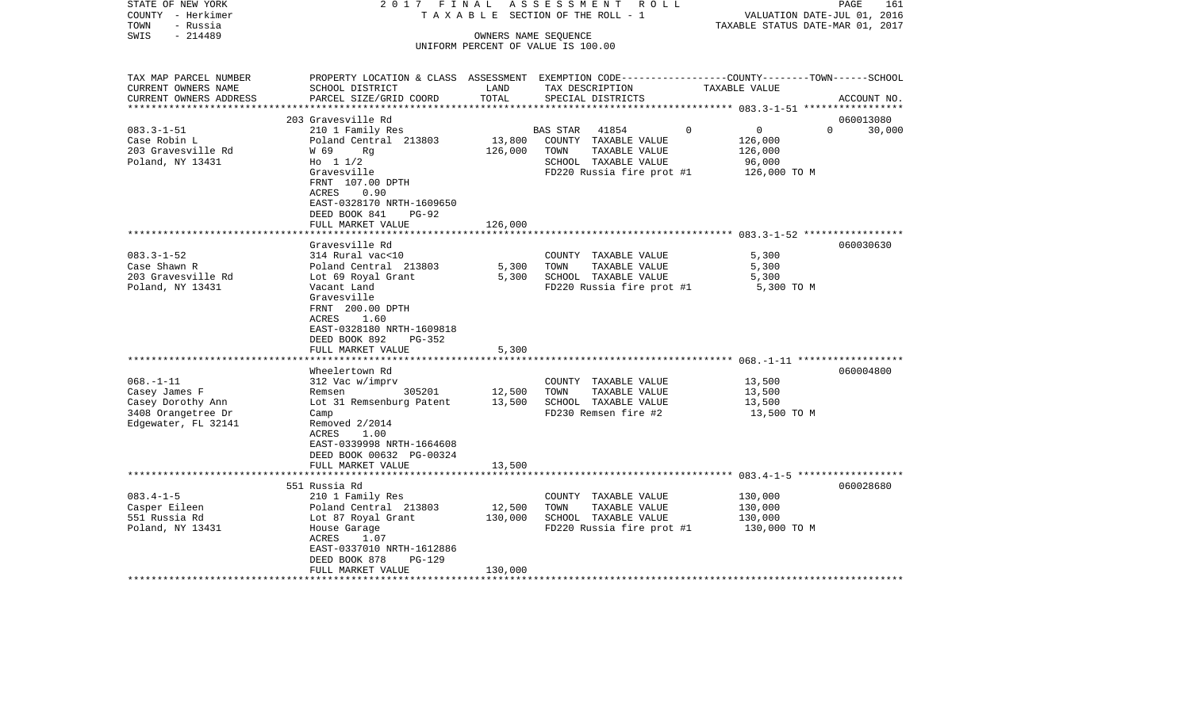STATE OF NEW YORK  
COUNTY - Herkimer  
TOWN - Russia  
SWIS - 214489

2017 FINAL ASSESSMENT ROLL  
TAXABLE SECTION OF THE ROLL - 1  
OWNERS NAME SEQUENCE  
UNIFORM PERCENT OF VALUE IS 100.00

VALUATION DATE-JUL 01, 2016  
TAXABLE STATUS DATE-MAR 01, 2017

| TAX MAP PARCEL NUMBER<br>CURRENT OWNERS NAME<br>CURRENT OWNERS ADDRESS | PROPERTY LOCATION & CLASS<br>SCHOOL DISTRICT<br>PARCEL SIZE/GRID COORD | ASSESSMENT<br>LAND<br>TOTAL | EXEMPTION CODE<br>TAX DESCRIPTION<br>SPECIAL DISTRICTS | COUNTY / TOWN / SCHOOL<br>TAXABLE VALUE | ACCOUNT NO. |
|---|---|---|---|---|---|
| 083.3-1-51<br>Case Robin L<br>203 Gravesville Rd<br>Poland, NY 13431 | 203 Gravesville Rd<br>210 1 Family Res<br>Poland Central 213803<br>W 69 Rg<br>Ho 1 1/2<br>Gravesville<br>FRNT 107.00 DPTH<br>ACRES 0.90<br>EAST-0328170 NRTH-1609650<br>DEED BOOK 841 PG-92<br>FULL MARKET VALUE | 13,800<br>126,000<br><br><br><br><br><br><br><br>126,000 | BAS STAR 41854 0<br>COUNTY TAXABLE VALUE<br>TOWN TAXABLE VALUE<br>SCHOOL TAXABLE VALUE<br>FD220 Russia fire prot #1 | 0 0 30,000<br>126,000<br>126,000<br>96,000<br>126,000 TO M | 060013080 |
| 083.3-1-52<br>Case Shawn R<br>203 Gravesville Rd<br>Poland, NY 13431 | Gravesville Rd<br>314 Rural vac<10<br>Poland Central 213803<br>Lot 69 Royal Grant<br>Vacant Land<br>Gravesville<br>FRNT 200.00 DPTH<br>ACRES 1.60<br>EAST-0328180 NRTH-1609818<br>DEED BOOK 892 PG-352<br>FULL MARKET VALUE | 5,300<br>5,300<br><br><br><br><br><br><br><br>5,300 | COUNTY TAXABLE VALUE<br>TOWN TAXABLE VALUE<br>SCHOOL TAXABLE VALUE<br>FD220 Russia fire prot #1 | 5,300<br>5,300<br>5,300<br>5,300 TO M | 060030630 |
| 068.-1-11<br>Casey James F<br>Casey Dorothy Ann<br>3408 Orangetree Dr<br>Edgewater, FL 32141 | Wheelertown Rd<br>312 Vac w/imprv<br>Remsen 305201<br>Lot 31 Remsenburg Patent<br>Camp<br>Removed 2/2014<br>ACRES 1.00<br>EAST-0339998 NRTH-1664608<br>DEED BOOK 00632 PG-00324<br>FULL MARKET VALUE | 12,500<br>13,500<br><br><br><br><br><br><br>13,500 | COUNTY TAXABLE VALUE<br>TOWN TAXABLE VALUE<br>SCHOOL TAXABLE VALUE<br>FD230 Remsen fire #2 | 13,500<br>13,500<br>13,500<br>13,500 TO M | 060004800 |
| 083.4-1-5<br>Casper Eileen<br>551 Russia Rd<br>Poland, NY 13431 | 551 Russia Rd<br>210 1 Family Res<br>Poland Central 213803<br>Lot 87 Royal Grant<br>House Garage<br>ACRES 1.07<br>EAST-0337010 NRTH-1612886<br>DEED BOOK 878 PG-129<br>FULL MARKET VALUE | 12,500<br>130,000<br><br><br><br><br><br>130,000 | COUNTY TAXABLE VALUE<br>TOWN TAXABLE VALUE<br>SCHOOL TAXABLE VALUE<br>FD220 Russia fire prot #1 | 130,000<br>130,000<br>130,000<br>130,000 TO M | 060028680 |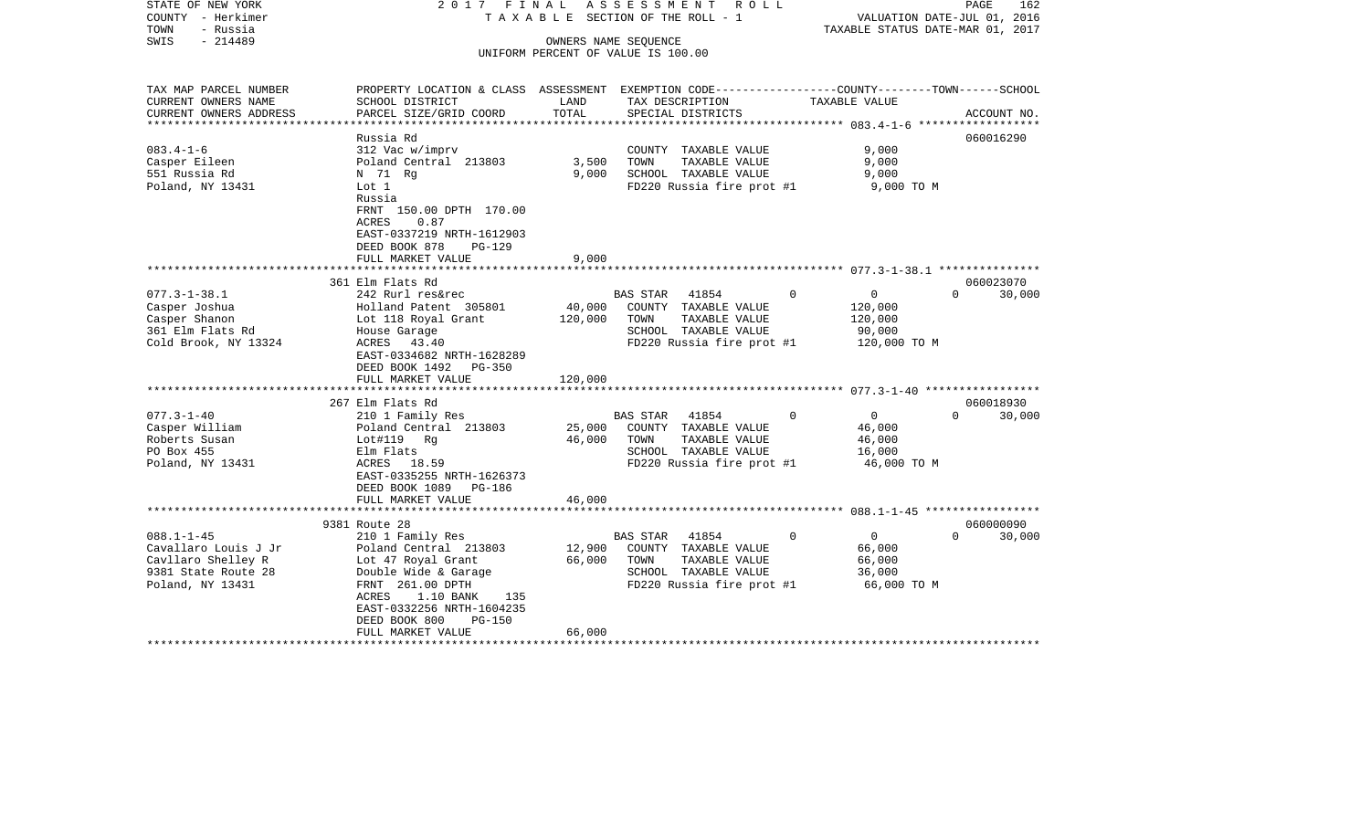STATE OF NEW YORK
COUNTY - Herkimer
TOWN - Russia
SWIS - 214489

2017 FINAL ASSESSMENT ROLL
TAXABLE SECTION OF THE ROLL - 1
OWNERS NAME SEQUENCE
UNIFORM PERCENT OF VALUE IS 100.00

VALUATION DATE-JUL 01, 2016
TAXABLE STATUS DATE-MAR 01, 2017

| TAX MAP PARCEL NUMBER / CURRENT OWNERS NAME / CURRENT OWNERS ADDRESS | PROPERTY LOCATION & CLASS / SCHOOL DISTRICT / PARCEL SIZE/GRID COORD | ASSESSMENT LAND | ASSESSMENT TOTAL | EXEMPTION CODE / TAX DESCRIPTION / SPECIAL DISTRICTS | COUNTY | TOWN | SCHOOL | ACCOUNT NO. |
|---|---|---|---|---|---|---|---|---|
| 083.4-1-6 | Russia Rd | | | | | | | 060016290 |
| Casper Eileen | 312 Vac w/imprv | | | COUNTY TAXABLE VALUE | 9,000 | | | |
| 551 Russia Rd | Poland Central 213803 | 3,500 | | TOWN TAXABLE VALUE | | 9,000 | | |
| Poland, NY 13431 | N 71 Rg | | 9,000 | SCHOOL TAXABLE VALUE | | | 9,000 | |
| | Lot 1 | | | FD220 Russia fire prot #1 | 9,000 TO M | | | |
| | Russia | | | | | | | |
| | FRNT 150.00 DPTH 170.00 | | | | | | | |
| | ACRES 0.87 | | | | | | | |
| | EAST-0337219 NRTH-1612903 | | | | | | | |
| | DEED BOOK 878 PG-129 | | | | | | | |
| | FULL MARKET VALUE | | 9,000 | | | | | |
| 077.3-1-38.1 | 361 Elm Flats Rd | | | | | | | 060023070 |
| Casper Joshua | 242 Rurl res&rec | | | BAS STAR 41854 | 0 | 0 | 30,000 | |
| Casper Shanon | Holland Patent 305801 | 40,000 | | COUNTY TAXABLE VALUE | 120,000 | | | |
| 361 Elm Flats Rd | Lot 118 Royal Grant | | 120,000 | TOWN TAXABLE VALUE | | 120,000 | | |
| Cold Brook, NY 13324 | House Garage | | | SCHOOL TAXABLE VALUE | | | 90,000 | |
| | ACRES 43.40 | | | FD220 Russia fire prot #1 | 120,000 TO M | | | |
| | EAST-0334682 NRTH-1628289 | | | | | | | |
| | DEED BOOK 1492 PG-350 | | | | | | | |
| | FULL MARKET VALUE | | 120,000 | | | | | |
| 077.3-1-40 | 267 Elm Flats Rd | | | | | | | 060018930 |
| Casper William | 210 1 Family Res | | | BAS STAR 41854 | 0 | 0 | 30,000 | |
| Roberts Susan | Poland Central 213803 | 25,000 | | COUNTY TAXABLE VALUE | 46,000 | | | |
| PO Box 455 | Lot#119 Rg | | 46,000 | TOWN TAXABLE VALUE | | 46,000 | | |
| Poland, NY 13431 | Elm Flats | | | SCHOOL TAXABLE VALUE | | | 16,000 | |
| | ACRES 18.59 | | | FD220 Russia fire prot #1 | 46,000 TO M | | | |
| | EAST-0335255 NRTH-1626373 | | | | | | | |
| | DEED BOOK 1089 PG-186 | | | | | | | |
| | FULL MARKET VALUE | | 46,000 | | | | | |
| 088.1-1-45 | 9381 Route 28 | | | | | | | 060000090 |
| Cavallaro Louis J Jr | 210 1 Family Res | | | BAS STAR 41854 | 0 | 0 | 30,000 | |
| Cavllaro Shelley R | Poland Central 213803 | 12,900 | | COUNTY TAXABLE VALUE | 66,000 | | | |
| 9381 State Route 28 | Lot 47 Royal Grant | | 66,000 | TOWN TAXABLE VALUE | | 66,000 | | |
| Poland, NY 13431 | Double Wide & Garage | | | SCHOOL TAXABLE VALUE | | | 36,000 | |
| | FRNT 261.00 DPTH | | | FD220 Russia fire prot #1 | 66,000 TO M | | | |
| | ACRES 1.10 BANK 135 | | | | | | | |
| | EAST-0332256 NRTH-1604235 | | | | | | | |
| | DEED BOOK 800 PG-150 | | | | | | | |
| | FULL MARKET VALUE | | 66,000 | | | | | |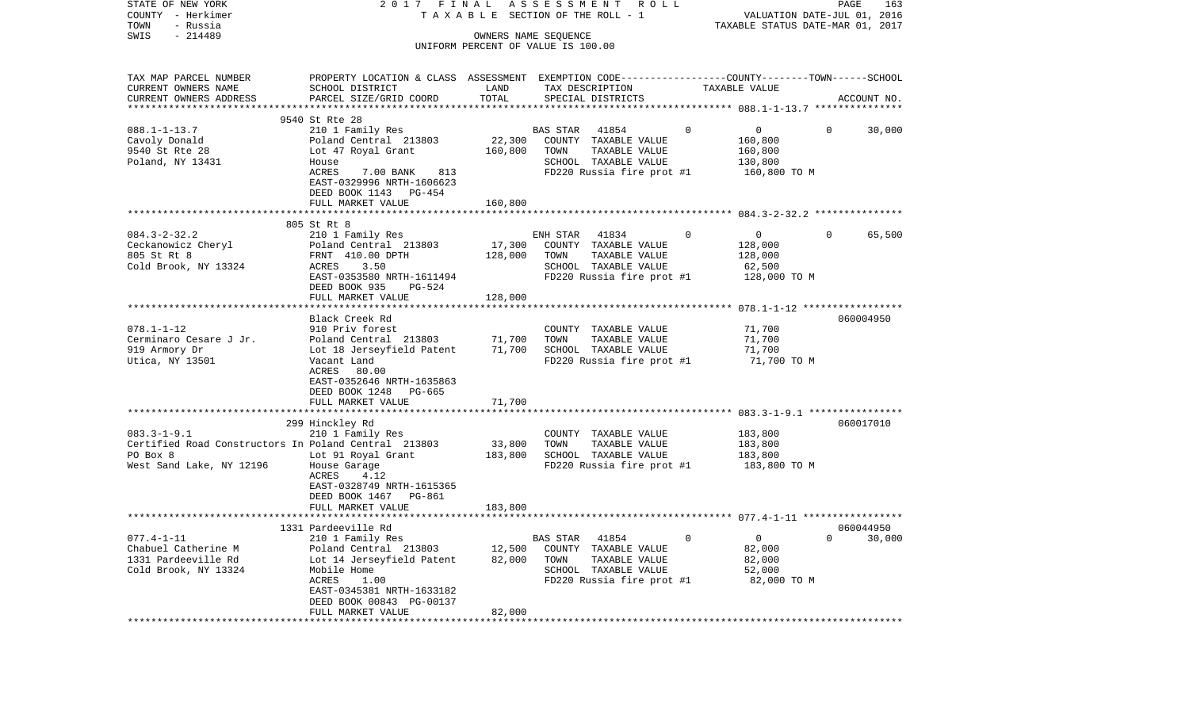STATE OF NEW YORK — 2017 FINAL ASSESSMENT ROLL
COUNTY - Herkimer — TAXABLE SECTION OF THE ROLL - 1 — VALUATION DATE-JUL 01, 2016
TOWN - Russia — TAXABLE STATUS DATE-MAR 01, 2017
SWIS - 214489 — OWNERS NAME SEQUENCE
UNIFORM PERCENT OF VALUE IS 100.00

| TAX MAP PARCEL NUMBER / CURRENT OWNERS NAME / CURRENT OWNERS ADDRESS | PROPERTY LOCATION & CLASS / SCHOOL DISTRICT / PARCEL SIZE/GRID COORD | ASSESSMENT LAND | TOTAL | EXEMPTION CODE / TAX DESCRIPTION / SPECIAL DISTRICTS | COUNTY | TOWN | SCHOOL | ACCOUNT NO. |
|---|---|---|---|---|---|---|---|---|
| **088.1-1-13.7** | 9540 St Rte 28 | | | | | | | |
| Cavoly Donald | 210 1 Family Res | | | BAS STAR 41854 | 0 | 0 | 30,000 | |
| 9540 St Rte 28 | Poland Central 213803 | 22,300 | | COUNTY TAXABLE VALUE | 160,800 | | | |
| Poland, NY 13431 | Lot 47 Royal Grant | | 160,800 | TOWN TAXABLE VALUE | | 160,800 | | |
| | House | | | SCHOOL TAXABLE VALUE | | | 130,800 | |
| | ACRES 7.00 BANK 813 | | | FD220 Russia fire prot #1 | 160,800 TO M | | | |
| | EAST-0329996 NRTH-1606623 | | | | | | | |
| | DEED BOOK 1143 PG-454 | | | | | | | |
| | FULL MARKET VALUE | | 160,800 | | | | | |
| **084.3-2-32.2** | 805 St Rt 8 | | | | | | | |
| Ceckanowicz Cheryl | 210 1 Family Res | | | ENH STAR 41834 | 0 | 0 | 65,500 | |
| 805 St Rt 8 | Poland Central 213803 | 17,300 | | COUNTY TAXABLE VALUE | 128,000 | | | |
| Cold Brook, NY 13324 | FRNT 410.00 DPTH | | 128,000 | TOWN TAXABLE VALUE | | 128,000 | | |
| | ACRES 3.50 | | | SCHOOL TAXABLE VALUE | | | 62,500 | |
| | EAST-0353580 NRTH-1611494 | | | FD220 Russia fire prot #1 | 128,000 TO M | | | |
| | DEED BOOK 935 PG-524 | | | | | | | |
| | FULL MARKET VALUE | | 128,000 | | | | | |
| **078.1-1-12** | Black Creek Rd | | | | | | | 060004950 |
| Cerminaro Cesare J Jr. | 910 Priv forest | | | COUNTY TAXABLE VALUE | 71,700 | | | |
| 919 Armory Dr | Poland Central 213803 | 71,700 | | TOWN TAXABLE VALUE | | 71,700 | | |
| Utica, NY 13501 | Lot 18 Jerseyfield Patent | | 71,700 | SCHOOL TAXABLE VALUE | | | 71,700 | |
| | Vacant Land | | | FD220 Russia fire prot #1 | 71,700 TO M | | | |
| | ACRES 80.00 | | | | | | | |
| | EAST-0352646 NRTH-1635863 | | | | | | | |
| | DEED BOOK 1248 PG-665 | | | | | | | |
| | FULL MARKET VALUE | | 71,700 | | | | | |
| **083.3-1-9.1** | 299 Hinckley Rd | | | | | | | 060017010 |
| Certified Road Constructors In | 210 1 Family Res | | | COUNTY TAXABLE VALUE | 183,800 | | | |
| PO Box 8 | Poland Central 213803 | 33,800 | | TOWN TAXABLE VALUE | | 183,800 | | |
| West Sand Lake, NY 12196 | Lot 91 Royal Grant | | 183,800 | SCHOOL TAXABLE VALUE | | | 183,800 | |
| | House Garage | | | FD220 Russia fire prot #1 | 183,800 TO M | | | |
| | ACRES 4.12 | | | | | | | |
| | EAST-0328749 NRTH-1615365 | | | | | | | |
| | DEED BOOK 1467 PG-861 | | | | | | | |
| | FULL MARKET VALUE | | 183,800 | | | | | |
| **077.4-1-11** | 1331 Pardeeville Rd | | | | | | | 060044950 |
| Chabuel Catherine M | 210 1 Family Res | | | BAS STAR 41854 | 0 | 0 | 30,000 | |
| 1331 Pardeeville Rd | Poland Central 213803 | 12,500 | | COUNTY TAXABLE VALUE | 82,000 | | | |
| Cold Brook, NY 13324 | Lot 14 Jerseyfield Patent | | 82,000 | TOWN TAXABLE VALUE | | 82,000 | | |
| | Mobile Home | | | SCHOOL TAXABLE VALUE | | | 52,000 | |
| | ACRES 1.00 | | | FD220 Russia fire prot #1 | 82,000 TO M | | | |
| | EAST-0345381 NRTH-1633182 | | | | | | | |
| | DEED BOOK 00843 PG-00137 | | | | | | | |
| | FULL MARKET VALUE | | 82,000 | | | | | |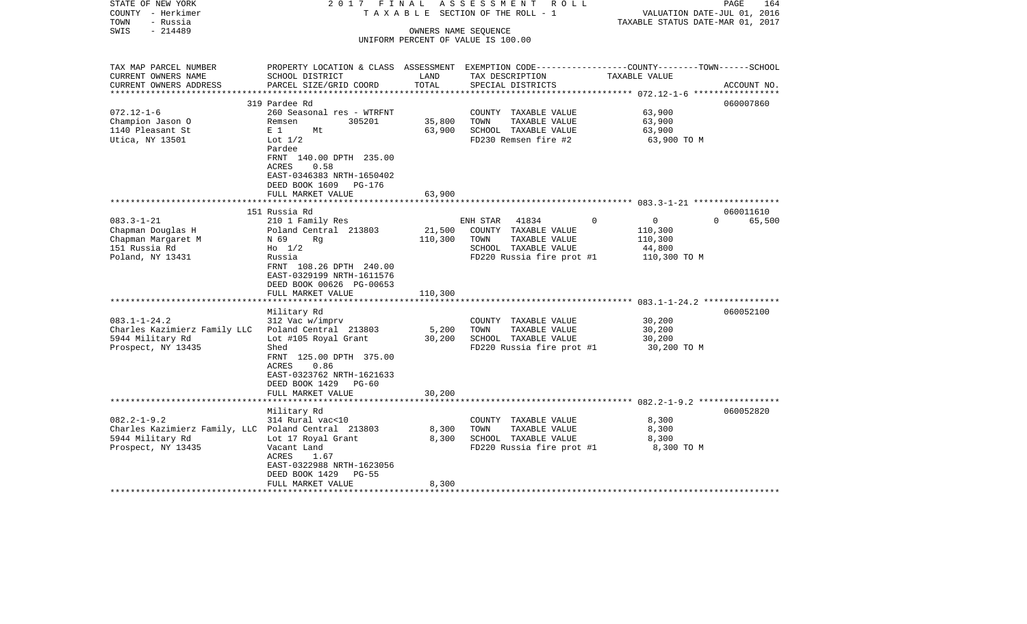STATE OF NEW YORK | COUNTY - Herkimer | TOWN - Russia | SWIS - 214489

# 2017 FINAL ASSESSMENT ROLL

TAXABLE SECTION OF THE ROLL - 1

OWNERS NAME SEQUENCE

UNIFORM PERCENT OF VALUE IS 100.00

VALUATION DATE-JUL 01, 2016
TAXABLE STATUS DATE-MAR 01, 2017

| TAX MAP PARCEL NUMBER / CURRENT OWNERS NAME / CURRENT OWNERS ADDRESS | PROPERTY LOCATION & CLASS / SCHOOL DISTRICT / PARCEL SIZE/GRID COORD | ASSESSMENT LAND | ASSESSMENT TOTAL | EXEMPTION CODE / TAX DESCRIPTION / SPECIAL DISTRICTS | COUNTY | TOWN | SCHOOL | TAXABLE VALUE | ACCOUNT NO. |
|---|---|---|---|---|---|---|---|---|---|
| **072.12-1-6** | 319 Pardee Rd | | | | | | | | 060007860 |
| 072.12-1-6 | 260 Seasonal res - WTRFNT | | | COUNTY TAXABLE VALUE | | | | 63,900 | |
| Champion Jason O | Remsen 305201 | 35,800 | | TOWN TAXABLE VALUE | | | | 63,900 | |
| 1140 Pleasant St | E 1 Mt | | 63,900 | SCHOOL TAXABLE VALUE | | | | 63,900 | |
| Utica, NY 13501 | Lot 1/2 | | | FD230 Remsen fire #2 | | | | 63,900 TO M | |
| | Pardee | | | | | | | | |
| | FRNT 140.00 DPTH 235.00 | | | | | | | | |
| | ACRES 0.58 | | | | | | | | |
| | EAST-0346383 NRTH-1650402 | | | | | | | | |
| | DEED BOOK 1609 PG-176 | | | | | | | | |
| | FULL MARKET VALUE | | 63,900 | | | | | | |
| **083.3-1-21** | 151 Russia Rd | | | | | | | | 060011610 |
| 083.3-1-21 | 210 1 Family Res | | | ENH STAR 41834 | 0 | 0 | 65,500 | | |
| Chapman Douglas H | Poland Central 213803 | 21,500 | | COUNTY TAXABLE VALUE | | | | 110,300 | |
| Chapman Margaret M | N 69 Rg | | 110,300 | TOWN TAXABLE VALUE | | | | 110,300 | |
| 151 Russia Rd | Ho 1/2 | | | SCHOOL TAXABLE VALUE | | | | 44,800 | |
| Poland, NY 13431 | Russia | | | FD220 Russia fire prot #1 | | | | 110,300 TO M | |
| | FRNT 108.26 DPTH 240.00 | | | | | | | | |
| | EAST-0329199 NRTH-1611576 | | | | | | | | |
| | DEED BOOK 00626 PG-00653 | | | | | | | | |
| | FULL MARKET VALUE | | 110,300 | | | | | | |
| **083.1-1-24.2** | Military Rd | | | | | | | | 060052100 |
| 083.1-1-24.2 | 312 Vac w/imprv | | | COUNTY TAXABLE VALUE | | | | 30,200 | |
| Charles Kazimierz Family LLC | Poland Central 213803 | 5,200 | | TOWN TAXABLE VALUE | | | | 30,200 | |
| 5944 Military Rd | Lot #105 Royal Grant | | 30,200 | SCHOOL TAXABLE VALUE | | | | 30,200 | |
| Prospect, NY 13435 | Shed | | | FD220 Russia fire prot #1 | | | | 30,200 TO M | |
| | FRNT 125.00 DPTH 375.00 | | | | | | | | |
| | ACRES 0.86 | | | | | | | | |
| | EAST-0323762 NRTH-1621633 | | | | | | | | |
| | DEED BOOK 1429 PG-60 | | | | | | | | |
| | FULL MARKET VALUE | | 30,200 | | | | | | |
| **082.2-1-9.2** | Military Rd | | | | | | | | 060052820 |
| 082.2-1-9.2 | 314 Rural vac<10 | | | COUNTY TAXABLE VALUE | | | | 8,300 | |
| Charles Kazimierz Family, LLC | Poland Central 213803 | 8,300 | | TOWN TAXABLE VALUE | | | | 8,300 | |
| 5944 Military Rd | Lot 17 Royal Grant | | 8,300 | SCHOOL TAXABLE VALUE | | | | 8,300 | |
| Prospect, NY 13435 | Vacant Land | | | FD220 Russia fire prot #1 | | | | 8,300 TO M | |
| | ACRES 1.67 | | | | | | | | |
| | EAST-0322988 NRTH-1623056 | | | | | | | | |
| | DEED BOOK 1429 PG-55 | | | | | | | | |
| | FULL MARKET VALUE | | 8,300 | | | | | | |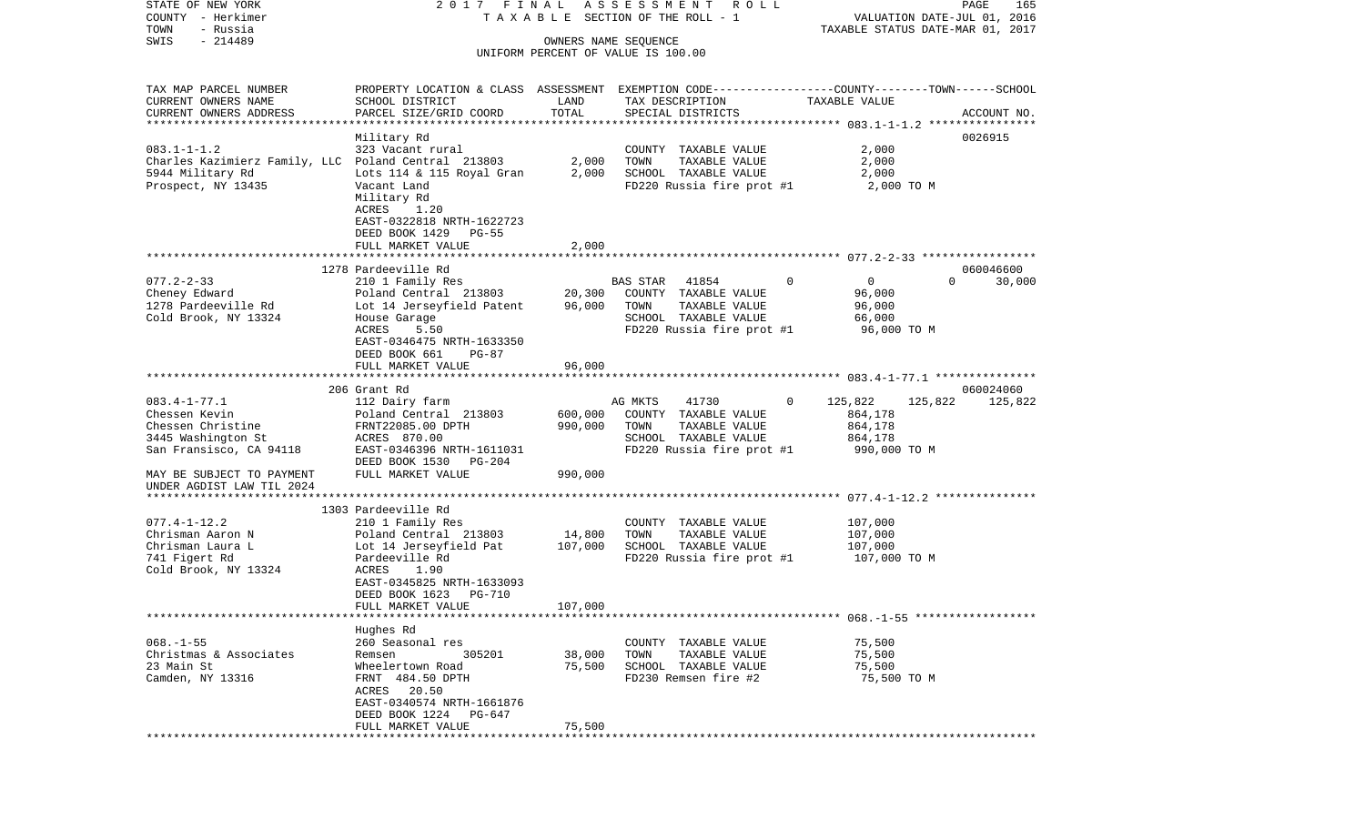STATE OF NEW YORK 2017 FINAL ASSESSMENT ROLL
COUNTY - Herkimer TAXABLE SECTION OF THE ROLL - 1 VALUATION DATE-JUL 01, 2016
TOWN - Russia TAXABLE STATUS DATE-MAR 01, 2017
SWIS - 214489 OWNERS NAME SEQUENCE
UNIFORM PERCENT OF VALUE IS 100.00

| TAX MAP PARCEL NUMBER / CURRENT OWNERS NAME / CURRENT OWNERS ADDRESS | PROPERTY LOCATION & CLASS / SCHOOL DISTRICT / PARCEL SIZE/GRID COORD | ASSESSMENT LAND | TOTAL | EXEMPTION CODE / TAX DESCRIPTION / SPECIAL DISTRICTS | COUNTY | TOWN | SCHOOL | ACCOUNT NO. |
|---|---|---|---|---|---|---|---|---|
| **083.1-1-1.2** | Military Rd | | | | | | | 0026915 |
| | 323 Vacant rural | | | COUNTY TAXABLE VALUE | 2,000 | | | |
| Charles Kazimierz Family, LLC | Poland Central 213803 | 2,000 | | TOWN TAXABLE VALUE | | 2,000 | | |
| 5944 Military Rd | Lots 114 & 115 Royal Gran | | 2,000 | SCHOOL TAXABLE VALUE | | | 2,000 | |
| Prospect, NY 13435 | Vacant Land | | | FD220 Russia fire prot #1 | 2,000 TO M | | | |
| | Military Rd | | | | | | | |
| | ACRES 1.20 | | | | | | | |
| | EAST-0322818 NRTH-1622723 | | | | | | | |
| | DEED BOOK 1429 PG-55 | | | | | | | |
| | FULL MARKET VALUE | | 2,000 | | | | | |
| **077.2-2-33** | 1278 Pardeeville Rd | | | | | | | 060046600 |
| | 210 1 Family Res | | | BAS STAR 41854 0 | 0 | 0 | 30,000 | |
| Cheney Edward | Poland Central 213803 | 20,300 | | COUNTY TAXABLE VALUE | 96,000 | | | |
| 1278 Pardeeville Rd | Lot 14 Jerseyfield Patent | | 96,000 | TOWN TAXABLE VALUE | | 96,000 | | |
| Cold Brook, NY 13324 | House Garage | | | SCHOOL TAXABLE VALUE | | | 66,000 | |
| | ACRES 5.50 | | | FD220 Russia fire prot #1 | 96,000 TO M | | | |
| | EAST-0346475 NRTH-1633350 | | | | | | | |
| | DEED BOOK 661 PG-87 | | | | | | | |
| | FULL MARKET VALUE | | 96,000 | | | | | |
| **083.4-1-77.1** | 206 Grant Rd | | | | | | | 060024060 |
| | 112 Dairy farm | | | AG MKTS 41730 0 | 125,822 | 125,822 | 125,822 | |
| Chessen Kevin | Poland Central 213803 | 600,000 | | COUNTY TAXABLE VALUE | 864,178 | | | |
| Chessen Christine | FRNT22085.00 DPTH | | 990,000 | TOWN TAXABLE VALUE | | 864,178 | | |
| 3445 Washington St | ACRES 870.00 | | | SCHOOL TAXABLE VALUE | | | 864,178 | |
| San Fransisco, CA 94118 | EAST-0346396 NRTH-1611031 | | | FD220 Russia fire prot #1 | 990,000 TO M | | | |
| | DEED BOOK 1530 PG-204 | | | | | | | |
| MAY BE SUBJECT TO PAYMENT UNDER AGDIST LAW TIL 2024 | FULL MARKET VALUE | | 990,000 | | | | | |
| **077.4-1-12.2** | 1303 Pardeeville Rd | | | | | | | |
| | 210 1 Family Res | | | COUNTY TAXABLE VALUE | 107,000 | | | |
| Chrisman Aaron N | Poland Central 213803 | 14,800 | | TOWN TAXABLE VALUE | | 107,000 | | |
| Chrisman Laura L | Lot 14 Jerseyfield Pat | | 107,000 | SCHOOL TAXABLE VALUE | | | 107,000 | |
| 741 Figert Rd | Pardeeville Rd | | | FD220 Russia fire prot #1 | 107,000 TO M | | | |
| Cold Brook, NY 13324 | ACRES 1.90 | | | | | | | |
| | EAST-0345825 NRTH-1633093 | | | | | | | |
| | DEED BOOK 1623 PG-710 | | | | | | | |
| | FULL MARKET VALUE | | 107,000 | | | | | |
| **068.-1-55** | Hughes Rd | | | | | | | |
| | 260 Seasonal res | | | COUNTY TAXABLE VALUE | 75,500 | | | |
| Christmas & Associates | Remsen 305201 | 38,000 | | TOWN TAXABLE VALUE | | 75,500 | | |
| 23 Main St | Wheelertown Road | | 75,500 | SCHOOL TAXABLE VALUE | | | 75,500 | |
| Camden, NY 13316 | FRNT 484.50 DPTH | | | FD230 Remsen fire #2 | 75,500 TO M | | | |
| | ACRES 20.50 | | | | | | | |
| | EAST-0340574 NRTH-1661876 | | | | | | | |
| | DEED BOOK 1224 PG-647 | | | | | | | |
| | FULL MARKET VALUE | | 75,500 | | | | | |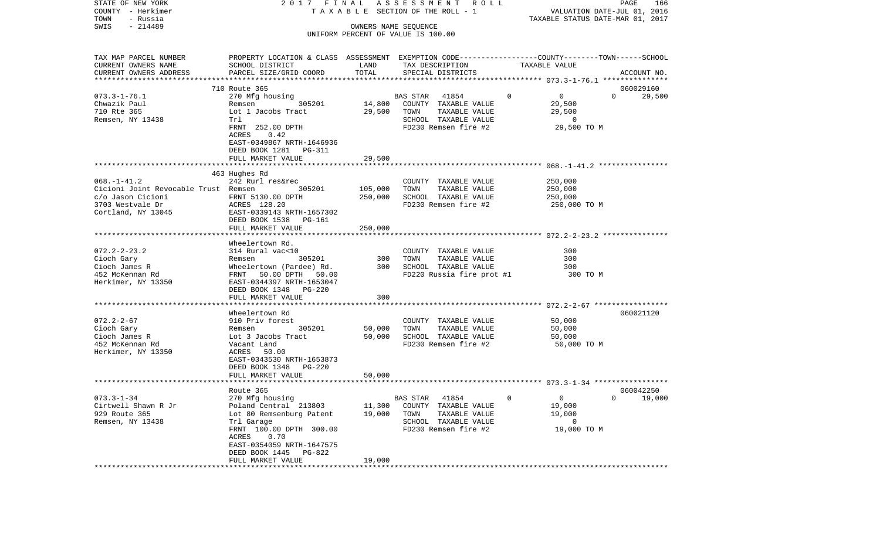STATE OF NEW YORK | COUNTY - Herkimer | TOWN - Russia | SWIS - 214489

2017 FINAL ASSESSMENT ROLL
TAXABLE SECTION OF THE ROLL - 1
OWNERS NAME SEQUENCE
UNIFORM PERCENT OF VALUE IS 100.00

VALUATION DATE-JUL 01, 2016
TAXABLE STATUS DATE-MAR 01, 2017

| TAX MAP PARCEL NUMBER / CURRENT OWNERS NAME / CURRENT OWNERS ADDRESS | PROPERTY LOCATION & CLASS / SCHOOL DISTRICT / PARCEL SIZE/GRID COORD | ASSESSMENT LAND | TOTAL | EXEMPTION CODE / TAX DESCRIPTION / SPECIAL DISTRICTS | COUNTY / TOWN / SCHOOL TAXABLE VALUE | ACCOUNT NO. |
|---|---|---|---|---|---|---|
| 073.3-1-76.1 | 710 Route 365 | | | | | 060029160 |
| Chwazik Paul | 270 Mfg housing | | | BAS STAR 41854 | 0 0 0 | 29,500 |
| 710 Rte 365 | Remsen 305201 | 14,800 | | COUNTY TAXABLE VALUE | 29,500 | |
| Remsen, NY 13438 | Lot 1 Jacobs Tract | | 29,500 | TOWN TAXABLE VALUE | 29,500 | |
| | Trl | | | SCHOOL TAXABLE VALUE | 0 | |
| | FRNT 252.00 DPTH | | | FD230 Remsen fire #2 | 29,500 TO M | |
| | ACRES 0.42 | | | | | |
| | EAST-0349867 NRTH-1646936 | | | | | |
| | DEED BOOK 1281 PG-311 | | | | | |
| | FULL MARKET VALUE | | 29,500 | | | |
| 068.-1-41.2 | 463 Hughes Rd | | | | | |
| Cicioni Joint Revocable Trust | 242 Rurl res&rec | | | COUNTY TAXABLE VALUE | 250,000 | |
| c/o Jason Cicioni | Remsen 305201 | 105,000 | | TOWN TAXABLE VALUE | 250,000 | |
| 3703 Westvale Dr | FRNT 5130.00 DPTH | | 250,000 | SCHOOL TAXABLE VALUE | 250,000 | |
| Cortland, NY 13045 | ACRES 128.20 | | | FD230 Remsen fire #2 | 250,000 TO M | |
| | EAST-0339143 NRTH-1657302 | | | | | |
| | DEED BOOK 1538 PG-161 | | | | | |
| | FULL MARKET VALUE | | 250,000 | | | |
| 072.2-2-23.2 | Wheelertown Rd. | | | | | |
| Cioch Gary | 314 Rural vac<10 | | | COUNTY TAXABLE VALUE | 300 | |
| Cioch James R | Remsen 305201 | 300 | | TOWN TAXABLE VALUE | 300 | |
| 452 McKennan Rd | Wheelertown (Pardee) Rd. | | 300 | SCHOOL TAXABLE VALUE | 300 | |
| Herkimer, NY 13350 | FRNT 50.00 DPTH 50.00 | | | FD220 Russia fire prot #1 | 300 TO M | |
| | EAST-0344397 NRTH-1653047 | | | | | |
| | DEED BOOK 1348 PG-220 | | | | | |
| | FULL MARKET VALUE | | 300 | | | |
| 072.2-2-67 | Wheelertown Rd | | | | | 060021120 |
| Cioch Gary | 910 Priv forest | | | COUNTY TAXABLE VALUE | 50,000 | |
| Cioch James R | Remsen 305201 | 50,000 | | TOWN TAXABLE VALUE | 50,000 | |
| 452 McKennan Rd | Lot 3 Jacobs Tract | | 50,000 | SCHOOL TAXABLE VALUE | 50,000 | |
| Herkimer, NY 13350 | Vacant Land | | | FD230 Remsen fire #2 | 50,000 TO M | |
| | ACRES 50.00 | | | | | |
| | EAST-0343530 NRTH-1653873 | | | | | |
| | DEED BOOK 1348 PG-220 | | | | | |
| | FULL MARKET VALUE | | 50,000 | | | |
| 073.3-1-34 | Route 365 | | | | | 060042250 |
| Cirtwell Shawn R Jr | 270 Mfg housing | | | BAS STAR 41854 | 0 0 0 | 19,000 |
| 929 Route 365 | Poland Central 213803 | 11,300 | | COUNTY TAXABLE VALUE | 19,000 | |
| Remsen, NY 13438 | Lot 80 Remsenburg Patent | | 19,000 | TOWN TAXABLE VALUE | 19,000 | |
| | Trl Garage | | | SCHOOL TAXABLE VALUE | 0 | |
| | FRNT 100.00 DPTH 300.00 | | | FD230 Remsen fire #2 | 19,000 TO M | |
| | ACRES 0.70 | | | | | |
| | EAST-0354059 NRTH-1647575 | | | | | |
| | DEED BOOK 1445 PG-822 | | | | | |
| | FULL MARKET VALUE | | 19,000 | | | |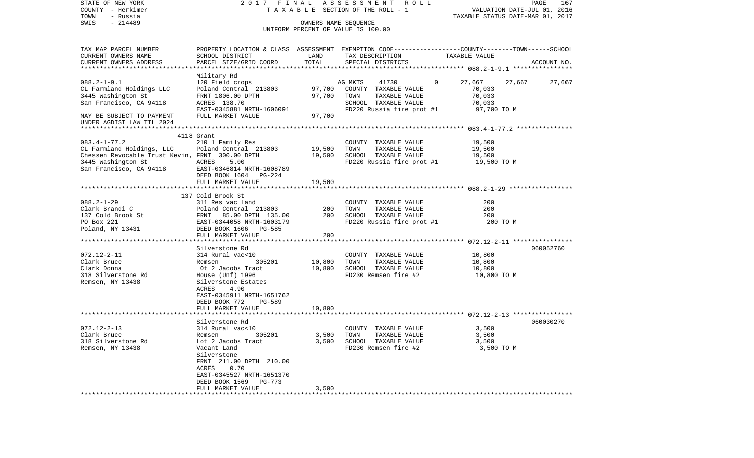STATE OF NEW YORK — 2017 FINAL ASSESSMENT ROLL
COUNTY - Herkimer — TAXABLE SECTION OF THE ROLL - 1 — VALUATION DATE-JUL 01, 2016
TOWN - Russia — TAXABLE STATUS DATE-MAR 01, 2017
SWIS - 214489 — OWNERS NAME SEQUENCE
UNIFORM PERCENT OF VALUE IS 100.00

| TAX MAP PARCEL NUMBER / CURRENT OWNERS NAME / CURRENT OWNERS ADDRESS | PROPERTY LOCATION & CLASS / SCHOOL DISTRICT / PARCEL SIZE/GRID COORD | ASSESSMENT LAND | TOTAL | EXEMPTION CODE / TAX DESCRIPTION / SPECIAL DISTRICTS | COUNTY | TOWN | SCHOOL / ACCOUNT NO. |
|---|---|---|---|---|---|---|---|
| **088.2-1-9.1** | Military Rd | | | | | | |
| 088.2-1-9.1 | 120 Field crops | | | AG MKTS 41730 0 | 27,667 | 27,667 | 27,667 |
| CL Farmland Holdings LLC | Poland Central 213803 | 97,700 | | COUNTY TAXABLE VALUE | 70,033 | | |
| 3445 Washington St | FRNT 1806.00 DPTH | | 97,700 | TOWN TAXABLE VALUE | | 70,033 | |
| San Francisco, CA 94118 | ACRES 138.70 | | | SCHOOL TAXABLE VALUE | | | 70,033 |
| | EAST-0345881 NRTH-1606091 | | | FD220 Russia fire prot #1 | 97,700 TO M | | |
| MAY BE SUBJECT TO PAYMENT | FULL MARKET VALUE | | 97,700 | | | | |
| UNDER AGDIST LAW TIL 2024 | | | | | | | |
| **083.4-1-77.2** | 4118 Grant | | | | | | |
| 083.4-1-77.2 | 210 1 Family Res | | | COUNTY TAXABLE VALUE | 19,500 | | |
| CL Farmland Holdings, LLC | Poland Central 213803 | 19,500 | | TOWN TAXABLE VALUE | | 19,500 | |
| Chessen Revocable Trust Kevin, | FRNT 300.00 DPTH | | 19,500 | SCHOOL TAXABLE VALUE | | | 19,500 |
| 3445 Washington St | ACRES 5.00 | | | FD220 Russia fire prot #1 | 19,500 TO M | | |
| San Francisco, CA 94118 | EAST-0346814 NRTH-1608789 | | | | | | |
| | DEED BOOK 1604 PG-224 | | | | | | |
| | FULL MARKET VALUE | | 19,500 | | | | |
| **088.2-1-29** | 137 Cold Brook St | | | | | | |
| 088.2-1-29 | 311 Res vac land | | | COUNTY TAXABLE VALUE | 200 | | |
| Clark Brandi C | Poland Central 213803 | 200 | | TOWN TAXABLE VALUE | | 200 | |
| 137 Cold Brook St | FRNT 85.00 DPTH 135.00 | | 200 | SCHOOL TAXABLE VALUE | | | 200 |
| PO Box 221 | EAST-0344058 NRTH-1603179 | | | FD220 Russia fire prot #1 | 200 TO M | | |
| Poland, NY 13431 | DEED BOOK 1606 PG-585 | | | | | | |
| | FULL MARKET VALUE | | 200 | | | | |
| **072.12-2-11** | Silverstone Rd | | | | | | 060052760 |
| 072.12-2-11 | 314 Rural vac<10 | | | COUNTY TAXABLE VALUE | 10,800 | | |
| Clark Bruce | Remsen 305201 | 10,800 | | TOWN TAXABLE VALUE | | 10,800 | |
| Clark Donna | Ot 2 Jacobs Tract | | 10,800 | SCHOOL TAXABLE VALUE | | | 10,800 |
| 318 Silverstone Rd | House (Unf) 1996 | | | FD230 Remsen fire #2 | 10,800 TO M | | |
| Remsen, NY 13438 | Silverstone Estates | | | | | | |
| | ACRES 4.90 | | | | | | |
| | EAST-0345911 NRTH-1651762 | | | | | | |
| | DEED BOOK 772 PG-589 | | | | | | |
| | FULL MARKET VALUE | | 10,800 | | | | |
| **072.12-2-13** | Silverstone Rd | | | | | | 060030270 |
| 072.12-2-13 | 314 Rural vac<10 | | | COUNTY TAXABLE VALUE | 3,500 | | |
| Clark Bruce | Remsen 305201 | 3,500 | | TOWN TAXABLE VALUE | | 3,500 | |
| 318 Silverstone Rd | Lot 2 Jacobs Tract | | 3,500 | SCHOOL TAXABLE VALUE | | | 3,500 |
| Remsen, NY 13438 | Vacant Land | | | FD230 Remsen fire #2 | 3,500 TO M | | |
| | Silverstone | | | | | | |
| | FRNT 211.00 DPTH 210.00 | | | | | | |
| | ACRES 0.70 | | | | | | |
| | EAST-0345527 NRTH-1651370 | | | | | | |
| | DEED BOOK 1569 PG-773 | | | | | | |
| | FULL MARKET VALUE | | 3,500 | | | | |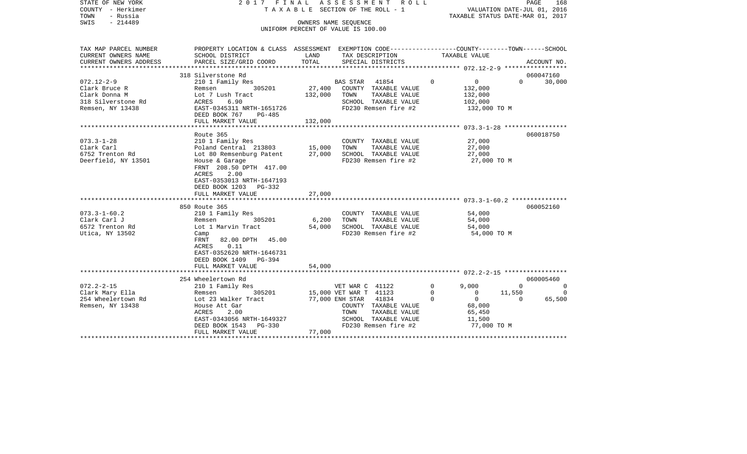STATE OF NEW YORK | 2 0 1 7 F I N A L A S S E S S M E N T R O L L
COUNTY - Herkimer | T A X A B L E SECTION OF THE ROLL - 1 | VALUATION DATE-JUL 01, 2016
TOWN - Russia | | TAXABLE STATUS DATE-MAR 01, 2017
SWIS - 214489 | OWNERS NAME SEQUENCE
UNIFORM PERCENT OF VALUE IS 100.00

```
TAX MAP PARCEL NUMBER     PROPERTY LOCATION & CLASS  ASSESSMENT  EXEMPTION CODE-----------------COUNTY--------TOWN------SCHOOL
CURRENT OWNERS NAME       SCHOOL DISTRICT               LAND      TAX DESCRIPTION            TAXABLE VALUE
CURRENT OWNERS ADDRESS    PARCEL SIZE/GRID COORD        TOTAL     SPECIAL DISTRICTS                                  ACCOUNT NO.
****************************************************************************************************** 072.12-2-9 *****************
                          318 Silverstone Rd                                                                          060047160
072.12-2-9                210 1 Family Res                        BAS STAR   41854        0          0          0       30,000
Clark Bruce R             Remsen            305201       27,400   COUNTY  TAXABLE VALUE           132,000
Clark Donna M             Lot 7 Lush Tract              132,000   TOWN    TAXABLE VALUE           132,000
318 Silverstone Rd        ACRES     6.90                          SCHOOL  TAXABLE VALUE           102,000
Remsen, NY 13438          EAST-0345311 NRTH-1651726               FD230 Remsen fire #2            132,000 TO M
                          DEED BOOK 767     PG-485
                          FULL MARKET VALUE             132,000
****************************************************************************************************** 073.3-1-28 *****************
                          Route 365                                                                                   060018750
073.3-1-28                210 1 Family Res                        COUNTY  TAXABLE VALUE            27,000
Clark Carl                Poland Central  213803         15,000   TOWN    TAXABLE VALUE            27,000
6752 Trenton Rd           Lot 80 Remsenburg Patent       27,000   SCHOOL  TAXABLE VALUE            27,000
Deerfield, NY 13501       House & Garage                          FD230 Remsen fire #2             27,000 TO M
                          FRNT 208.50 DPTH 417.00
                          ACRES     2.00
                          EAST-0353013 NRTH-1647193
                          DEED BOOK 1203    PG-332
                          FULL MARKET VALUE              27,000
****************************************************************************************************** 073.3-1-60.2 ***************
                          850 Route 365                                                                               060052160
073.3-1-60.2              210 1 Family Res                        COUNTY  TAXABLE VALUE            54,000
Clark Carl J              Remsen            305201        6,200   TOWN    TAXABLE VALUE            54,000
6572 Trenton Rd           Lot 1 Marvin Tract             54,000   SCHOOL  TAXABLE VALUE            54,000
Utica, NY 13502           Camp                                    FD230 Remsen fire #2             54,000 TO M
                          FRNT  82.00 DPTH  45.00
                          ACRES     0.11
                          EAST-0352620 NRTH-1646731
                          DEED BOOK 1409    PG-394
                          FULL MARKET VALUE              54,000
****************************************************************************************************** 072.2-2-15 *****************
                          254 Wheelertown Rd                                                                          060005460
072.2-2-15                210 1 Family Res                        VET WAR C  41122        0      9,000          0            0
Clark Mary Ella           Remsen            305201       15,000 VET WAR T  41123        0          0     11,550            0
254 Wheelertown Rd        Lot 23 Walker Tract            77,000 ENH STAR   41834        0          0          0       65,500
Remsen, NY 13438          House Att Gar                           COUNTY  TAXABLE VALUE            68,000
                          ACRES     2.00                          TOWN    TAXABLE VALUE            65,450
                          EAST-0343056 NRTH-1649327               SCHOOL  TAXABLE VALUE            11,500
                          DEED BOOK 1543    PG-330                FD230 Remsen fire #2             77,000 TO M
                          FULL MARKET VALUE              77,000
************************************************************************************************************************************
```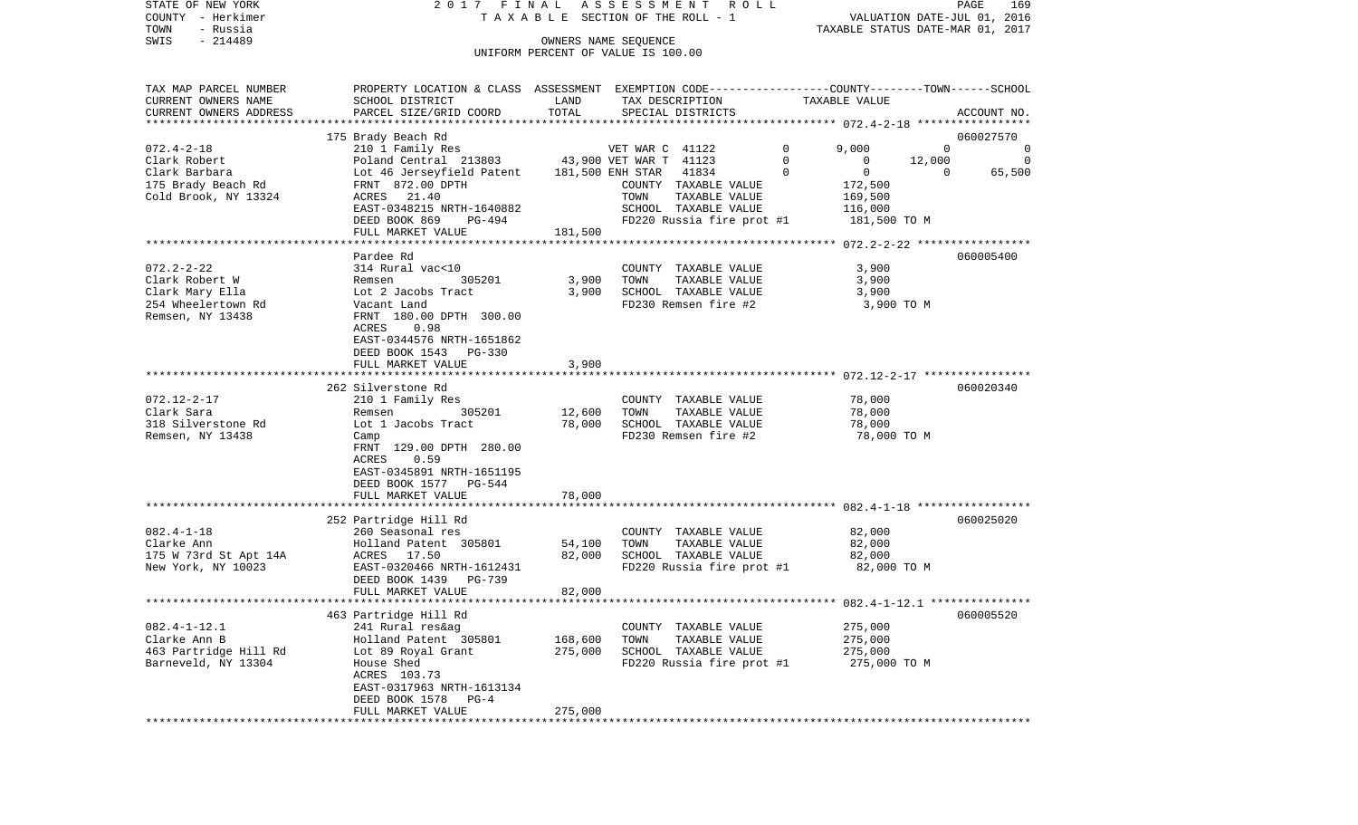STATE OF NEW YORK
COUNTY - Herkimer
TOWN - Russia
SWIS - 214489

2017 FINAL ASSESSMENT ROLL
TAXABLE SECTION OF THE ROLL - 1
OWNERS NAME SEQUENCE
UNIFORM PERCENT OF VALUE IS 100.00

VALUATION DATE-JUL 01, 2016
TAXABLE STATUS DATE-MAR 01, 2017

| TAX MAP PARCEL NUMBER / CURRENT OWNERS NAME / CURRENT OWNERS ADDRESS | PROPERTY LOCATION & CLASS / SCHOOL DISTRICT / PARCEL SIZE/GRID COORD | ASSESSMENT LAND | ASSESSMENT TOTAL | EXEMPTION CODE / TAX DESCRIPTION / SPECIAL DISTRICTS | COUNTY TAXABLE VALUE | TOWN | SCHOOL | ACCOUNT NO. |
|---|---|---|---|---|---|---|---|---|
| **072.4-2-18** | 175 Brady Beach Rd | | | | | | | 060027570 |
| Clark Robert | 210 1 Family Res | | | VET WAR C 41122 0 | 9,000 | 0 | 0 | |
| Clark Barbara | Poland Central 213803 | 43,900 | | VET WAR T 41123 0 | 0 | 12,000 | 0 | |
| 175 Brady Beach Rd | Lot 46 Jerseyfield Patent | | 181,500 | ENH STAR 41834 0 | 0 | 0 | 65,500 | |
| Cold Brook, NY 13324 | FRNT 872.00 DPTH | | | COUNTY TAXABLE VALUE | 172,500 | | | |
| | ACRES 21.40 | | | TOWN TAXABLE VALUE | 169,500 | | | |
| | EAST-0348215 NRTH-1640882 | | | SCHOOL TAXABLE VALUE | 116,000 | | | |
| | DEED BOOK 869 PG-494 | | | FD220 Russia fire prot #1 | 181,500 TO M | | | |
| | FULL MARKET VALUE | | 181,500 | | | | | |
| **072.2-2-22** | Pardee Rd | | | | | | | 060005400 |
| Clark Robert W | 314 Rural vac<10 | | | COUNTY TAXABLE VALUE | 3,900 | | | |
| Clark Mary Ella | Remsen 305201 | 3,900 | | TOWN TAXABLE VALUE | 3,900 | | | |
| 254 Wheelertown Rd | Lot 2 Jacobs Tract | | 3,900 | SCHOOL TAXABLE VALUE | 3,900 | | | |
| Remsen, NY 13438 | Vacant Land | | | FD230 Remsen fire #2 | 3,900 TO M | | | |
| | FRNT 180.00 DPTH 300.00 | | | | | | | |
| | ACRES 0.98 | | | | | | | |
| | EAST-0344576 NRTH-1651862 | | | | | | | |
| | DEED BOOK 1543 PG-330 | | | | | | | |
| | FULL MARKET VALUE | | 3,900 | | | | | |
| **072.12-2-17** | 262 Silverstone Rd | | | | | | | 060020340 |
| Clark Sara | 210 1 Family Res | | | COUNTY TAXABLE VALUE | 78,000 | | | |
| 318 Silverstone Rd | Remsen 305201 | 12,600 | | TOWN TAXABLE VALUE | 78,000 | | | |
| Remsen, NY 13438 | Lot 1 Jacobs Tract | | 78,000 | SCHOOL TAXABLE VALUE | 78,000 | | | |
| | Camp | | | FD230 Remsen fire #2 | 78,000 TO M | | | |
| | FRNT 129.00 DPTH 280.00 | | | | | | | |
| | ACRES 0.59 | | | | | | | |
| | EAST-0345891 NRTH-1651195 | | | | | | | |
| | DEED BOOK 1577 PG-544 | | | | | | | |
| | FULL MARKET VALUE | | 78,000 | | | | | |
| **082.4-1-18** | 252 Partridge Hill Rd | | | | | | | 060025020 |
| Clarke Ann | 260 Seasonal res | | | COUNTY TAXABLE VALUE | 82,000 | | | |
| 175 W 73rd St Apt 14A | Holland Patent 305801 | 54,100 | | TOWN TAXABLE VALUE | 82,000 | | | |
| New York, NY 10023 | ACRES 17.50 | | 82,000 | SCHOOL TAXABLE VALUE | 82,000 | | | |
| | EAST-0320466 NRTH-1612431 | | | FD220 Russia fire prot #1 | 82,000 TO M | | | |
| | DEED BOOK 1439 PG-739 | | | | | | | |
| | FULL MARKET VALUE | | 82,000 | | | | | |
| **082.4-1-12.1** | 463 Partridge Hill Rd | | | | | | | 060005520 |
| Clarke Ann B | 241 Rural res&ag | | | COUNTY TAXABLE VALUE | 275,000 | | | |
| 463 Partridge Hill Rd | Holland Patent 305801 | 168,600 | | TOWN TAXABLE VALUE | 275,000 | | | |
| Barneveld, NY 13304 | Lot 89 Royal Grant | | 275,000 | SCHOOL TAXABLE VALUE | 275,000 | | | |
| | House Shed | | | FD220 Russia fire prot #1 | 275,000 TO M | | | |
| | ACRES 103.73 | | | | | | | |
| | EAST-0317963 NRTH-1613134 | | | | | | | |
| | DEED BOOK 1578 PG-4 | | | | | | | |
| | FULL MARKET VALUE | | 275,000 | | | | | |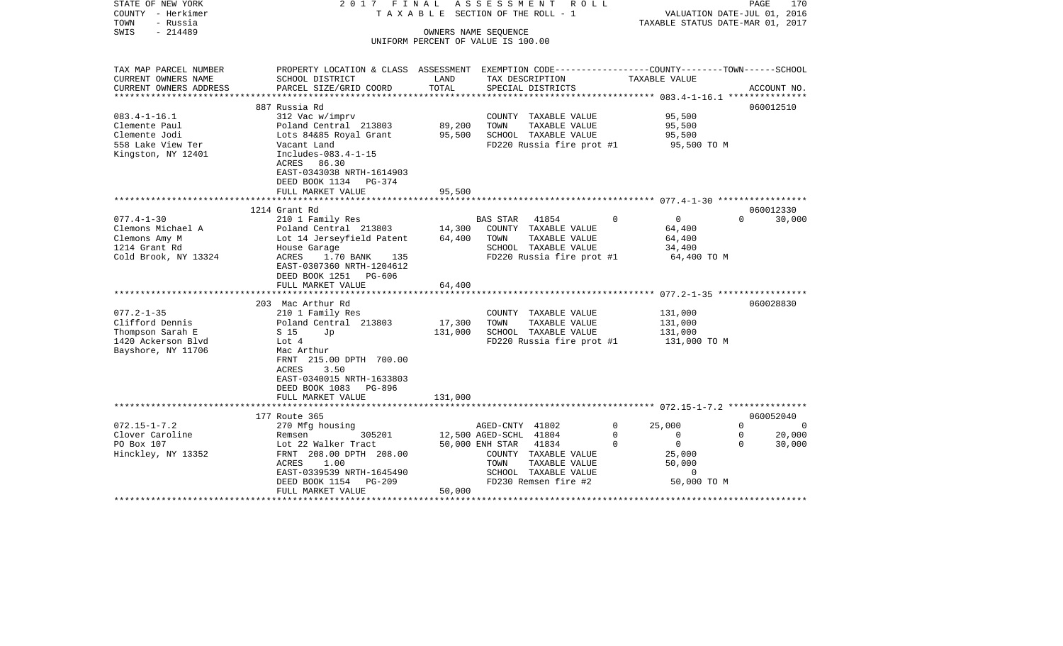STATE OF NEW YORK
COUNTY - Herkimer
TOWN - Russia
SWIS - 214489

2 0 1 7 F I N A L A S S E S S M E N T R O L L
T A X A B L E SECTION OF THE ROLL - 1
OWNERS NAME SEQUENCE
UNIFORM PERCENT OF VALUE IS 100.00

VALUATION DATE-JUL 01, 2016
TAXABLE STATUS DATE-MAR 01, 2017

| TAX MAP PARCEL NUMBER / CURRENT OWNERS NAME / CURRENT OWNERS ADDRESS | PROPERTY LOCATION & CLASS / SCHOOL DISTRICT / PARCEL SIZE/GRID COORD | ASSESSMENT LAND | ASSESSMENT TOTAL | EXEMPTION CODE / TAX DESCRIPTION / SPECIAL DISTRICTS | COUNTY | TOWN | SCHOOL | TAXABLE VALUE | ACCOUNT NO. |
|---|---|---|---|---|---|---|---|---|---|
| | 887 Russia Rd | | | | | | | | 060012510 |
| 083.4-1-16.1 | 312 Vac w/imprv | | | COUNTY TAXABLE VALUE | | | | 95,500 | |
| Clemente Paul | Poland Central 213803 | 89,200 | | TOWN TAXABLE VALUE | | | | 95,500 | |
| Clemente Jodi | Lots 84&85 Royal Grant | | 95,500 | SCHOOL TAXABLE VALUE | | | | 95,500 | |
| 558 Lake View Ter | Vacant Land | | | FD220 Russia fire prot #1 | | | | 95,500 TO M | |
| Kingston, NY 12401 | Includes-083.4-1-15 | | | | | | | | |
| | ACRES 86.30 | | | | | | | | |
| | EAST-0343038 NRTH-1614903 | | | | | | | | |
| | DEED BOOK 1134 PG-374 | | | | | | | | |
| | FULL MARKET VALUE | | 95,500 | | | | | | |
| | 1214 Grant Rd | | | | | | | | 060012330 |
| 077.4-1-30 | 210 1 Family Res | | | BAS STAR 41854 | 0 | 0 | 0 | | 30,000 |
| Clemons Michael A | Poland Central 213803 | 14,300 | | COUNTY TAXABLE VALUE | | | | 64,400 | |
| Clemons Amy M | Lot 14 Jerseyfield Patent | | 64,400 | TOWN TAXABLE VALUE | | | | 64,400 | |
| 1214 Grant Rd | House Garage | | | SCHOOL TAXABLE VALUE | | | | 34,400 | |
| Cold Brook, NY 13324 | ACRES 1.70 BANK 135 | | | FD220 Russia fire prot #1 | | | | 64,400 TO M | |
| | EAST-0307360 NRTH-1204612 | | | | | | | | |
| | DEED BOOK 1251 PG-606 | | | | | | | | |
| | FULL MARKET VALUE | | 64,400 | | | | | | |
| | 203 Mac Arthur Rd | | | | | | | | 060028830 |
| 077.2-1-35 | 210 1 Family Res | | | COUNTY TAXABLE VALUE | | | | 131,000 | |
| Clifford Dennis | Poland Central 213803 | 17,300 | | TOWN TAXABLE VALUE | | | | 131,000 | |
| Thompson Sarah E | S 15 Jp | | 131,000 | SCHOOL TAXABLE VALUE | | | | 131,000 | |
| 1420 Ackerson Blvd | Lot 4 | | | FD220 Russia fire prot #1 | | | | 131,000 TO M | |
| Bayshore, NY 11706 | Mac Arthur | | | | | | | | |
| | FRNT 215.00 DPTH 700.00 | | | | | | | | |
| | ACRES 3.50 | | | | | | | | |
| | EAST-0340015 NRTH-1633803 | | | | | | | | |
| | DEED BOOK 1083 PG-896 | | | | | | | | |
| | FULL MARKET VALUE | | 131,000 | | | | | | |
| | 177 Route 365 | | | | | | | | 060052040 |
| 072.15-1-7.2 | 270 Mfg housing | | | AGED-CNTY 41802 | 0 | 25,000 | 0 | | 0 |
| Clover Caroline | Remsen 305201 | 12,500 | | AGED-SCHL 41804 | 0 | 0 | 0 | | 20,000 |
| PO Box 107 | Lot 22 Walker Tract | | 50,000 | ENH STAR 41834 | 0 | 0 | 0 | | 30,000 |
| Hinckley, NY 13352 | FRNT 208.00 DPTH 208.00 | | | COUNTY TAXABLE VALUE | | | | 25,000 | |
| | ACRES 1.00 | | | TOWN TAXABLE VALUE | | | | 50,000 | |
| | EAST-0339539 NRTH-1645490 | | | SCHOOL TAXABLE VALUE | | | | 0 | |
| | DEED BOOK 1154 PG-209 | | | FD230 Remsen fire #2 | | | | 50,000 TO M | |
| | FULL MARKET VALUE | | 50,000 | | | | | | |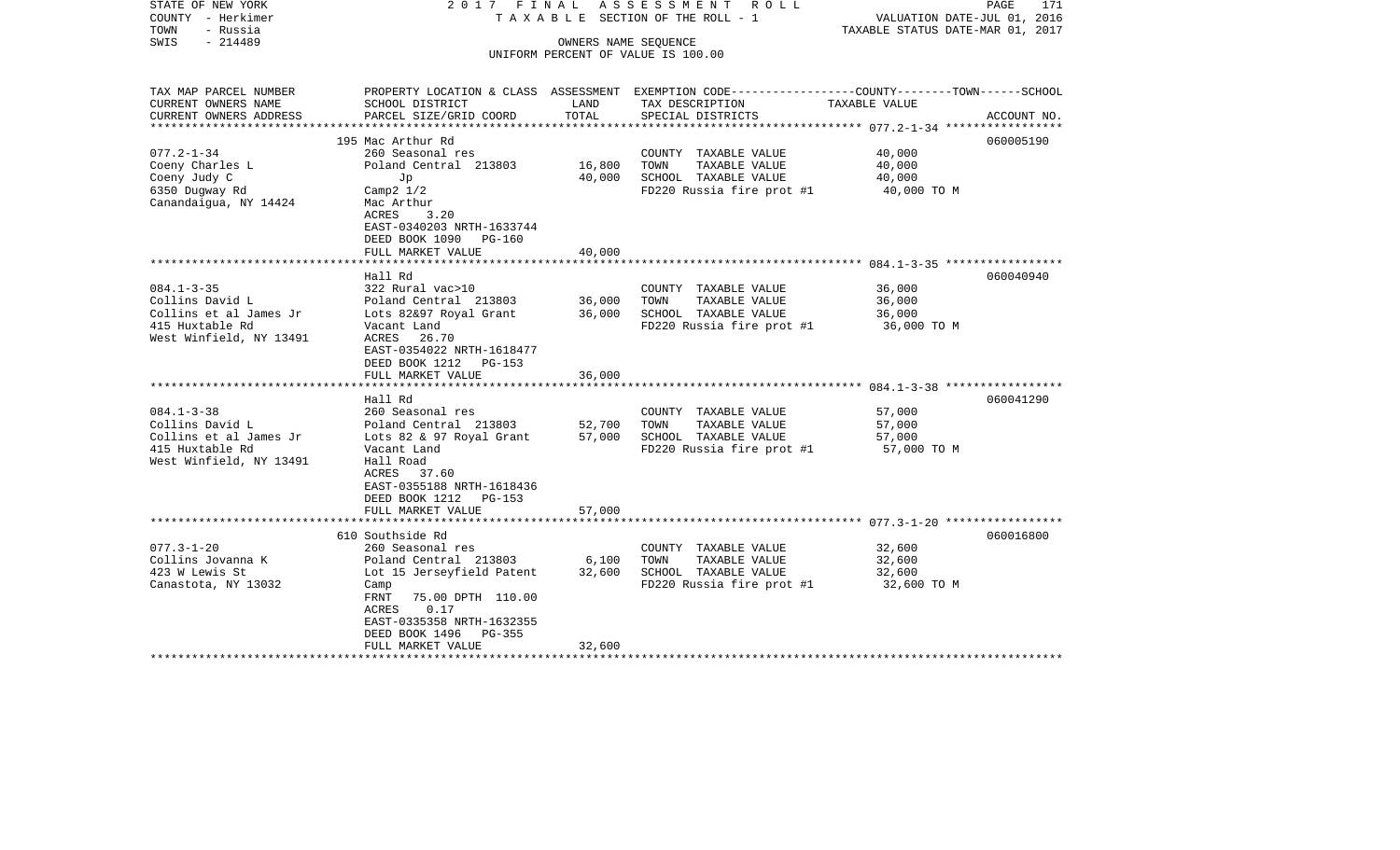STATE OF NEW YORK — COUNTY - Herkimer — TOWN - Russia — SWIS - 214489

2017 FINAL ASSESSMENT ROLL
TAXABLE SECTION OF THE ROLL - 1
OWNERS NAME SEQUENCE
UNIFORM PERCENT OF VALUE IS 100.00

VALUATION DATE-JUL 01, 2016
TAXABLE STATUS DATE-MAR 01, 2017

| TAX MAP PARCEL NUMBER / CURRENT OWNERS NAME / CURRENT OWNERS ADDRESS | PROPERTY LOCATION & CLASS / SCHOOL DISTRICT / PARCEL SIZE/GRID COORD | ASSESSMENT LAND / TOTAL | EXEMPTION CODE / TAX DESCRIPTION / SPECIAL DISTRICTS | COUNTY--------TOWN------SCHOOL TAXABLE VALUE | ACCOUNT NO. |
|---|---|---|---|---|---|
| 077.2-1-34 | 195 Mac Arthur Rd | | | | 060005190 |
| | 260 Seasonal res | | COUNTY TAXABLE VALUE | 40,000 | |
| Coeny Charles L | Poland Central 213803 | 16,800 | TOWN TAXABLE VALUE | 40,000 | |
| Coeny Judy C | Jp | 40,000 | SCHOOL TAXABLE VALUE | 40,000 | |
| 6350 Dugway Rd | Camp2 1/2 | | FD220 Russia fire prot #1 | 40,000 TO M | |
| Canandaigua, NY 14424 | Mac Arthur | | | | |
| | ACRES 3.20 | | | | |
| | EAST-0340203 NRTH-1633744 | | | | |
| | DEED BOOK 1090 PG-160 | | | | |
| | FULL MARKET VALUE | 40,000 | | | |
| 084.1-3-35 | Hall Rd | | | | 060040940 |
| | 322 Rural vac>10 | | COUNTY TAXABLE VALUE | 36,000 | |
| Collins David L | Poland Central 213803 | 36,000 | TOWN TAXABLE VALUE | 36,000 | |
| Collins et al James Jr | Lots 82&97 Royal Grant | 36,000 | SCHOOL TAXABLE VALUE | 36,000 | |
| 415 Huxtable Rd | Vacant Land | | FD220 Russia fire prot #1 | 36,000 TO M | |
| West Winfield, NY 13491 | ACRES 26.70 | | | | |
| | EAST-0354022 NRTH-1618477 | | | | |
| | DEED BOOK 1212 PG-153 | | | | |
| | FULL MARKET VALUE | 36,000 | | | |
| 084.1-3-38 | Hall Rd | | | | 060041290 |
| | 260 Seasonal res | | COUNTY TAXABLE VALUE | 57,000 | |
| Collins David L | Poland Central 213803 | 52,700 | TOWN TAXABLE VALUE | 57,000 | |
| Collins et al James Jr | Lots 82 & 97 Royal Grant | 57,000 | SCHOOL TAXABLE VALUE | 57,000 | |
| 415 Huxtable Rd | Vacant Land | | FD220 Russia fire prot #1 | 57,000 TO M | |
| West Winfield, NY 13491 | Hall Road | | | | |
| | ACRES 37.60 | | | | |
| | EAST-0355188 NRTH-1618436 | | | | |
| | DEED BOOK 1212 PG-153 | | | | |
| | FULL MARKET VALUE | 57,000 | | | |
| 077.3-1-20 | 610 Southside Rd | | | | 060016800 |
| | 260 Seasonal res | | COUNTY TAXABLE VALUE | 32,600 | |
| Collins Jovanna K | Poland Central 213803 | 6,100 | TOWN TAXABLE VALUE | 32,600 | |
| 423 W Lewis St | Lot 15 Jerseyfield Patent | 32,600 | SCHOOL TAXABLE VALUE | 32,600 | |
| Canastota, NY 13032 | Camp | | FD220 Russia fire prot #1 | 32,600 TO M | |
| | FRNT 75.00 DPTH 110.00 | | | | |
| | ACRES 0.17 | | | | |
| | EAST-0335358 NRTH-1632355 | | | | |
| | DEED BOOK 1496 PG-355 | | | | |
| | FULL MARKET VALUE | 32,600 | | | |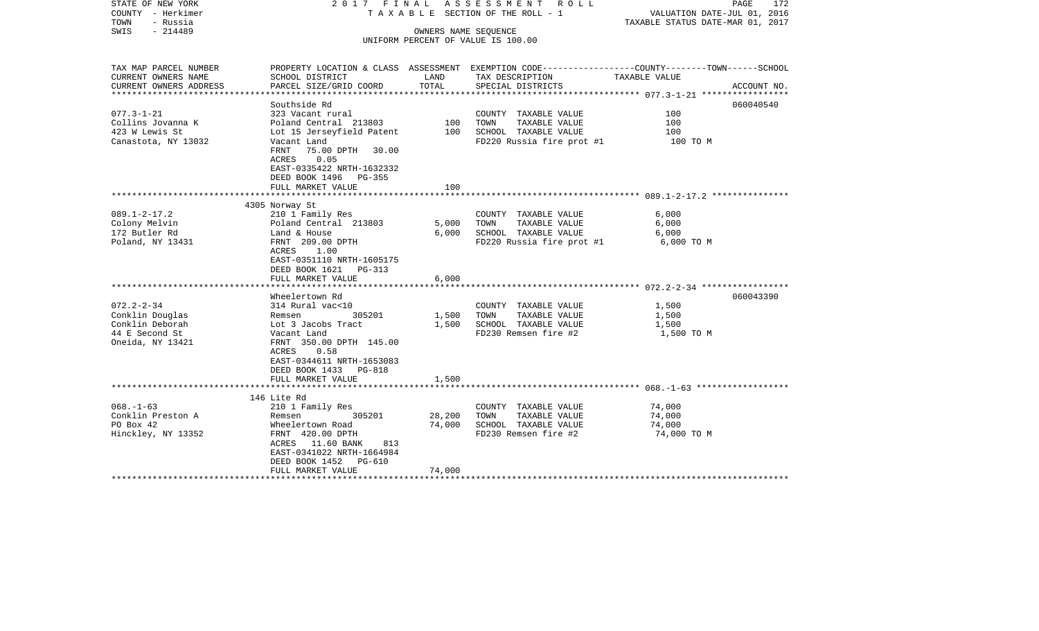STATE OF NEW YORK
COUNTY - Herkimer
TOWN - Russia
SWIS - 214489

2017 FINAL ASSESSMENT ROLL
TAXABLE SECTION OF THE ROLL - 1
OWNERS NAME SEQUENCE
UNIFORM PERCENT OF VALUE IS 100.00

VALUATION DATE-JUL 01, 2016
TAXABLE STATUS DATE-MAR 01, 2017

| TAX MAP PARCEL NUMBER / CURRENT OWNERS NAME / CURRENT OWNERS ADDRESS | PROPERTY LOCATION & CLASS / SCHOOL DISTRICT / PARCEL SIZE/GRID COORD | ASSESSMENT LAND | TOTAL | EXEMPTION CODE / TAX DESCRIPTION / SPECIAL DISTRICTS | TAXABLE VALUE (COUNTY--TOWN--SCHOOL) | ACCOUNT NO. |
|---|---|---|---|---|---|---|
| 077.3-1-21 | Southside Rd | | | | | 060040540 |
| 077.3-1-21 | 323 Vacant rural | | | COUNTY TAXABLE VALUE | 100 | |
| Collins Jovanna K | Poland Central 213803 | 100 | | TOWN TAXABLE VALUE | 100 | |
| 423 W Lewis St | Lot 15 Jerseyfield Patent | | 100 | SCHOOL TAXABLE VALUE | 100 | |
| Canastota, NY 13032 | Vacant Land | | | FD220 Russia fire prot #1 | 100 TO M | |
| | FRNT 75.00 DPTH 30.00 | | | | | |
| | ACRES 0.05 | | | | | |
| | EAST-0335422 NRTH-1632332 | | | | | |
| | DEED BOOK 1496 PG-355 | | | | | |
| | FULL MARKET VALUE | | 100 | | | |
| 089.1-2-17.2 | 4305 Norway St | | | | | |
| 089.1-2-17.2 | 210 1 Family Res | | | COUNTY TAXABLE VALUE | 6,000 | |
| Colony Melvin | Poland Central 213803 | 5,000 | | TOWN TAXABLE VALUE | 6,000 | |
| 172 Butler Rd | Land & House | | 6,000 | SCHOOL TAXABLE VALUE | 6,000 | |
| Poland, NY 13431 | FRNT 209.00 DPTH | | | FD220 Russia fire prot #1 | 6,000 TO M | |
| | ACRES 1.00 | | | | | |
| | EAST-0351110 NRTH-1605175 | | | | | |
| | DEED BOOK 1621 PG-313 | | | | | |
| | FULL MARKET VALUE | | 6,000 | | | |
| 072.2-2-34 | Wheelertown Rd | | | | | 060043390 |
| 072.2-2-34 | 314 Rural vac<10 | | | COUNTY TAXABLE VALUE | 1,500 | |
| Conklin Douglas | Remsen 305201 | 1,500 | | TOWN TAXABLE VALUE | 1,500 | |
| Conklin Deborah | Lot 3 Jacobs Tract | | 1,500 | SCHOOL TAXABLE VALUE | 1,500 | |
| 44 E Second St | Vacant Land | | | FD230 Remsen fire #2 | 1,500 TO M | |
| Oneida, NY 13421 | FRNT 350.00 DPTH 145.00 | | | | | |
| | ACRES 0.58 | | | | | |
| | EAST-0344611 NRTH-1653083 | | | | | |
| | DEED BOOK 1433 PG-818 | | | | | |
| | FULL MARKET VALUE | | 1,500 | | | |
| 068.-1-63 | 146 Lite Rd | | | | | |
| 068.-1-63 | 210 1 Family Res | | | COUNTY TAXABLE VALUE | 74,000 | |
| Conklin Preston A | Remsen 305201 | 28,200 | | TOWN TAXABLE VALUE | 74,000 | |
| PO Box 42 | Wheelertown Road | | 74,000 | SCHOOL TAXABLE VALUE | 74,000 | |
| Hinckley, NY 13352 | FRNT 420.00 DPTH | | | FD230 Remsen fire #2 | 74,000 TO M | |
| | ACRES 11.60 BANK 813 | | | | | |
| | EAST-0341022 NRTH-1664984 | | | | | |
| | DEED BOOK 1452 PG-610 | | | | | |
| | FULL MARKET VALUE | | 74,000 | | | |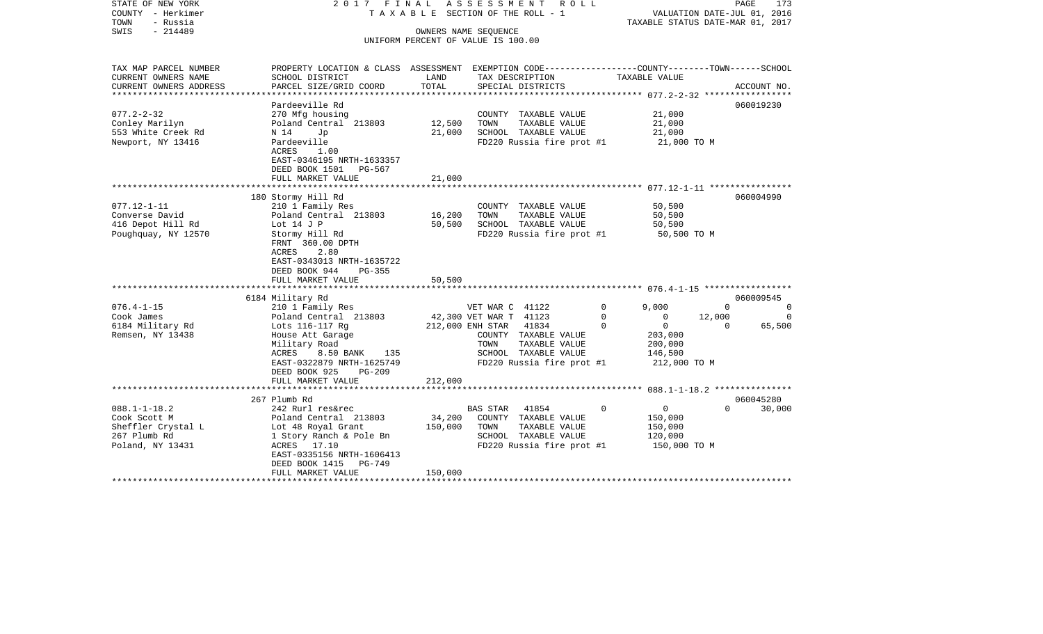STATE OF NEW YORK — 2017 FINAL ASSESSMENT ROLL — TAXABLE SECTION OF THE ROLL - 1

COUNTY - Herkimer
TOWN - Russia
SWIS - 214489

OWNERS NAME SEQUENCE
UNIFORM PERCENT OF VALUE IS 100.00

VALUATION DATE-JUL 01, 2016
TAXABLE STATUS DATE-MAR 01, 2017

```
TAX MAP PARCEL NUMBER     PROPERTY LOCATION & CLASS  ASSESSMENT  EXEMPTION CODE------------------COUNTY--------TOWN------SCHOOL
CURRENT OWNERS NAME       SCHOOL DISTRICT               LAND      TAX DESCRIPTION              TAXABLE VALUE
CURRENT OWNERS ADDRESS    PARCEL SIZE/GRID COORD        TOTAL     SPECIAL DISTRICTS                                         ACCOUNT NO.
******************************************************************************************************* 077.2-2-32 *****************
                          Pardeeville Rd                                                                               060019230
077.2-2-32                270 Mfg housing                         COUNTY  TAXABLE VALUE            21,000
Conley Marilyn            Poland Central  213803      12,500      TOWN    TAXABLE VALUE            21,000
553 White Creek Rd        N 14    Jp                  21,000      SCHOOL  TAXABLE VALUE            21,000
Newport, NY 13416         Pardeeville                             FD220 Russia fire prot #1         21,000 TO M
                          ACRES     1.00
                          EAST-0346195 NRTH-1633357
                          DEED BOOK 1501   PG-567
                          FULL MARKET VALUE           21,000
******************************************************************************************************* 077.12-1-11 ****************
                          180 Stormy Hill Rd                                                                           060004990
077.12-1-11               210 1 Family Res                        COUNTY  TAXABLE VALUE            50,500
Converse David            Poland Central  213803      16,200      TOWN    TAXABLE VALUE            50,500
416 Depot Hill Rd         Lot 14 J P                  50,500      SCHOOL  TAXABLE VALUE            50,500
Poughquay, NY 12570       Stormy Hill Rd                          FD220 Russia fire prot #1         50,500 TO M
                          FRNT 360.00 DPTH
                          ACRES     2.80
                          EAST-0343013 NRTH-1635722
                          DEED BOOK 944    PG-355
                          FULL MARKET VALUE           50,500
******************************************************************************************************* 076.4-1-15 *****************
                          6184 Military Rd                                                                             060009545
076.4-1-15                210 1 Family Res                 VET WAR C  41122         0       9,000           0           0
Cook James                Poland Central  213803      42,300 VET WAR T  41123         0           0      12,000           0
6184 Military Rd          Lots 116-117 Rg            212,000 ENH STAR   41834         0           0           0      65,500
Remsen, NY 13438          House Att Garage                        COUNTY  TAXABLE VALUE           203,000
                          Military Road                           TOWN    TAXABLE VALUE           200,000
                          ACRES     8.50 BANK    135              SCHOOL  TAXABLE VALUE           146,500
                          EAST-0322879 NRTH-1625749               FD220 Russia fire prot #1        212,000 TO M
                          DEED BOOK 925    PG-209
                          FULL MARKET VALUE          212,000
******************************************************************************************************* 088.1-1-18.2 ***************
                          267 Plumb Rd                                                                                 060045280
088.1-1-18.2              242 Rurl res&rec                 BAS STAR   41854         0           0           0      30,000
Cook Scott M              Poland Central  213803      34,200      COUNTY  TAXABLE VALUE           150,000
Sheffler Crystal L        Lot 48 Royal Grant         150,000      TOWN    TAXABLE VALUE           150,000
267 Plumb Rd              1 Story Ranch & Pole Bn                 SCHOOL  TAXABLE VALUE           120,000
Poland, NY 13431          ACRES    17.10                          FD220 Russia fire prot #1        150,000 TO M
                          EAST-0335156 NRTH-1606413
                          DEED BOOK 1415   PG-749
                          FULL MARKET VALUE          150,000
************************************************************************************************************************************
```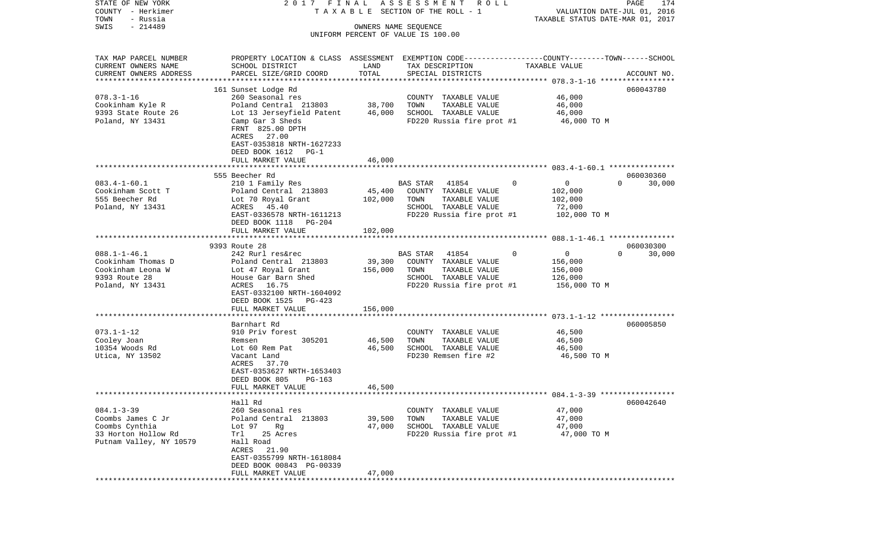STATE OF NEW YORK | COUNTY - Herkimer | TOWN - Russia | SWIS - 214489

2017 FINAL ASSESSMENT ROLL
TAXABLE SECTION OF THE ROLL - 1
OWNERS NAME SEQUENCE
UNIFORM PERCENT OF VALUE IS 100.00

VALUATION DATE-JUL 01, 2016
TAXABLE STATUS DATE-MAR 01, 2017

| TAX MAP PARCEL NUMBER / CURRENT OWNERS NAME / CURRENT OWNERS ADDRESS | PROPERTY LOCATION & CLASS / SCHOOL DISTRICT / PARCEL SIZE/GRID COORD | ASSESSMENT LAND | TOTAL | EXEMPTION CODE / TAX DESCRIPTION / SPECIAL DISTRICTS | COUNTY | TOWN | SCHOOL TAXABLE VALUE | ACCOUNT NO. |
|---|---|---|---|---|---|---|---|---|
| 078.3-1-16 | 161 Sunset Lodge Rd | | | | | | | 060043780 |
| Cookinham Kyle R | 260 Seasonal res | | | COUNTY TAXABLE VALUE | 46,000 | | | |
| 9393 State Route 26 | Poland Central 213803 | 38,700 | | TOWN TAXABLE VALUE | | 46,000 | | |
| Poland, NY 13431 | Lot 13 Jerseyfield Patent | | 46,000 | SCHOOL TAXABLE VALUE | | | 46,000 | |
| | Camp Gar 3 Sheds | | | FD220 Russia fire prot #1 | 46,000 TO M | | | |
| | FRNT 825.00 DPTH | | | | | | | |
| | ACRES 27.00 | | | | | | | |
| | EAST-0353818 NRTH-1627233 | | | | | | | |
| | DEED BOOK 1612 PG-1 | | | | | | | |
| | FULL MARKET VALUE | | 46,000 | | | | | |
| 083.4-1-60.1 | 555 Beecher Rd | | | | | | | 060030360 |
| Cookinham Scott T | 210 1 Family Res | | | BAS STAR 41854 | 0 | 0 | 30,000 | |
| 555 Beecher Rd | Poland Central 213803 | 45,400 | | COUNTY TAXABLE VALUE | 102,000 | | | |
| Poland, NY 13431 | Lot 70 Royal Grant | | 102,000 | TOWN TAXABLE VALUE | | 102,000 | | |
| | ACRES 45.40 | | | SCHOOL TAXABLE VALUE | | | 72,000 | |
| | EAST-0336578 NRTH-1611213 | | | FD220 Russia fire prot #1 | 102,000 TO M | | | |
| | DEED BOOK 1118 PG-204 | | | | | | | |
| | FULL MARKET VALUE | | 102,000 | | | | | |
| 088.1-1-46.1 | 9393 Route 28 | | | | | | | 060030300 |
| Cookinham Thomas D | 242 Rurl res&rec | | | BAS STAR 41854 | 0 | 0 | 30,000 | |
| Cookinham Leona W | Poland Central 213803 | 39,300 | | COUNTY TAXABLE VALUE | 156,000 | | | |
| 9393 Route 28 | Lot 47 Royal Grant | | 156,000 | TOWN TAXABLE VALUE | | 156,000 | | |
| Poland, NY 13431 | House Gar Barn Shed | | | SCHOOL TAXABLE VALUE | | | 126,000 | |
| | ACRES 16.75 | | | FD220 Russia fire prot #1 | 156,000 TO M | | | |
| | EAST-0332100 NRTH-1604092 | | | | | | | |
| | DEED BOOK 1525 PG-423 | | | | | | | |
| | FULL MARKET VALUE | | 156,000 | | | | | |
| 073.1-1-12 | Barnhart Rd | | | | | | | 060005850 |
| Cooley Joan | 910 Priv forest | | | COUNTY TAXABLE VALUE | 46,500 | | | |
| 10354 Woods Rd | Remsen 305201 | 46,500 | | TOWN TAXABLE VALUE | | 46,500 | | |
| Utica, NY 13502 | Lot 60 Rem Pat | | 46,500 | SCHOOL TAXABLE VALUE | | | 46,500 | |
| | Vacant Land | | | FD230 Remsen fire #2 | 46,500 TO M | | | |
| | ACRES 37.70 | | | | | | | |
| | EAST-0353627 NRTH-1653403 | | | | | | | |
| | DEED BOOK 805 PG-163 | | | | | | | |
| | FULL MARKET VALUE | | 46,500 | | | | | |
| 084.1-3-39 | Hall Rd | | | | | | | 060042640 |
| Coombs James C Jr | 260 Seasonal res | | | COUNTY TAXABLE VALUE | 47,000 | | | |
| Coombs Cynthia | Poland Central 213803 | 39,500 | | TOWN TAXABLE VALUE | | 47,000 | | |
| 33 Horton Hollow Rd | Lot 97 Rg | | 47,000 | SCHOOL TAXABLE VALUE | | | 47,000 | |
| Putnam Valley, NY 10579 | Trl 25 Acres | | | FD220 Russia fire prot #1 | 47,000 TO M | | | |
| | Hall Road | | | | | | | |
| | ACRES 21.90 | | | | | | | |
| | EAST-0355799 NRTH-1618084 | | | | | | | |
| | DEED BOOK 00843 PG-00339 | | | | | | | |
| | FULL MARKET VALUE | | 47,000 | | | | | |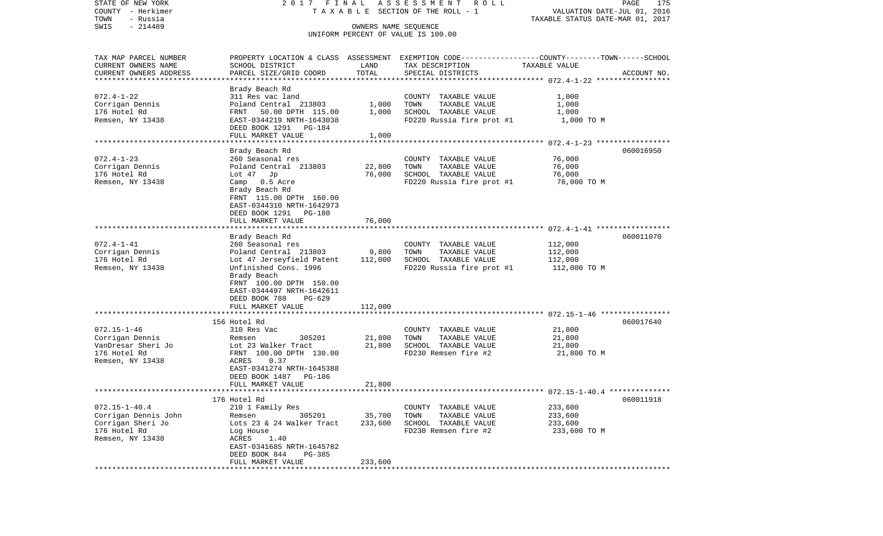STATE OF NEW YORK 2017 FINAL ASSESSMENT ROLL
COUNTY - Herkimer TAXABLE SECTION OF THE ROLL - 1 VALUATION DATE-JUL 01, 2016
TOWN - Russia TAXABLE STATUS DATE-MAR 01, 2017
SWIS - 214489 OWNERS NAME SEQUENCE
UNIFORM PERCENT OF VALUE IS 100.00

| TAX MAP PARCEL NUMBER / CURRENT OWNERS NAME / CURRENT OWNERS ADDRESS | PROPERTY LOCATION & CLASS / SCHOOL DISTRICT / PARCEL SIZE/GRID COORD | ASSESSMENT LAND | ASSESSMENT TOTAL | EXEMPTION CODE / TAX DESCRIPTION / SPECIAL DISTRICTS | TAXABLE VALUE (COUNTY--TOWN--SCHOOL) | ACCOUNT NO. |
|---|---|---|---|---|---|---|
| **072.4-1-22** | Brady Beach Rd | | | | | |
| 072.4-1-22 | 311 Res vac land | | | COUNTY TAXABLE VALUE | 1,000 | |
| Corrigan Dennis | Poland Central 213803 | 1,000 | | TOWN TAXABLE VALUE | 1,000 | |
| 176 Hotel Rd | FRNT 50.00 DPTH 115.00 | | 1,000 | SCHOOL TAXABLE VALUE | 1,000 | |
| Remsen, NY 13438 | EAST-0344219 NRTH-1643038 | | | FD220 Russia fire prot #1 | 1,000 TO M | |
| | DEED BOOK 1291 PG-184 | | | | | |
| | FULL MARKET VALUE | | 1,000 | | | |
| **072.4-1-23** | Brady Beach Rd | | | | | 060016950 |
| 072.4-1-23 | 260 Seasonal res | | | COUNTY TAXABLE VALUE | 76,000 | |
| Corrigan Dennis | Poland Central 213803 | 22,800 | | TOWN TAXABLE VALUE | 76,000 | |
| 176 Hotel Rd | Lot 47 Jp | | 76,000 | SCHOOL TAXABLE VALUE | 76,000 | |
| Remsen, NY 13438 | Camp 0.5 Acre | | | FD220 Russia fire prot #1 | 76,000 TO M | |
| | Brady Beach Rd | | | | | |
| | FRNT 115.00 DPTH 160.00 | | | | | |
| | EAST-0344310 NRTH-1642973 | | | | | |
| | DEED BOOK 1291 PG-180 | | | | | |
| | FULL MARKET VALUE | | 76,000 | | | |
| **072.4-1-41** | Brady Beach Rd | | | | | 060011070 |
| 072.4-1-41 | 260 Seasonal res | | | COUNTY TAXABLE VALUE | 112,000 | |
| Corrigan Dennis | Poland Central 213803 | 9,800 | | TOWN TAXABLE VALUE | 112,000 | |
| 176 Hotel Rd | Lot 47 Jerseyfield Patent | | 112,000 | SCHOOL TAXABLE VALUE | 112,000 | |
| Remsen, NY 13438 | Unfinished Cons. 1996 | | | FD220 Russia fire prot #1 | 112,000 TO M | |
| | Brady Beach | | | | | |
| | FRNT 100.00 DPTH 150.00 | | | | | |
| | EAST-0344497 NRTH-1642611 | | | | | |
| | DEED BOOK 788 PG-629 | | | | | |
| | FULL MARKET VALUE | | 112,000 | | | |
| **072.15-1-46** | 156 Hotel Rd | | | | | 060017640 |
| 072.15-1-46 | 310 Res Vac | | | COUNTY TAXABLE VALUE | 21,800 | |
| Corrigan Dennis | Remsen 305201 | 21,800 | | TOWN TAXABLE VALUE | 21,800 | |
| VanDresar Sheri Jo | Lot 23 Walker Tract | | 21,800 | SCHOOL TAXABLE VALUE | 21,800 | |
| 176 Hotel Rd | FRNT 100.00 DPTH 130.00 | | | FD230 Remsen fire #2 | 21,800 TO M | |
| Remsen, NY 13438 | ACRES 0.37 | | | | | |
| | EAST-0341274 NRTH-1645388 | | | | | |
| | DEED BOOK 1487 PG-186 | | | | | |
| | FULL MARKET VALUE | | 21,800 | | | |
| **072.15-1-40.4** | 176 Hotel Rd | | | | | 060011918 |
| 072.15-1-40.4 | 210 1 Family Res | | | COUNTY TAXABLE VALUE | 233,600 | |
| Corrigan Dennis John | Remsen 305201 | 35,700 | | TOWN TAXABLE VALUE | 233,600 | |
| Corrigan Sheri Jo | Lots 23 & 24 Walker Tract | | 233,600 | SCHOOL TAXABLE VALUE | 233,600 | |
| 176 Hotel Rd | Log House | | | FD230 Remsen fire #2 | 233,600 TO M | |
| Remsen, NY 13438 | ACRES 1.40 | | | | | |
| | EAST-0341685 NRTH-1645782 | | | | | |
| | DEED BOOK 844 PG-385 | | | | | |
| | FULL MARKET VALUE | | 233,600 | | | |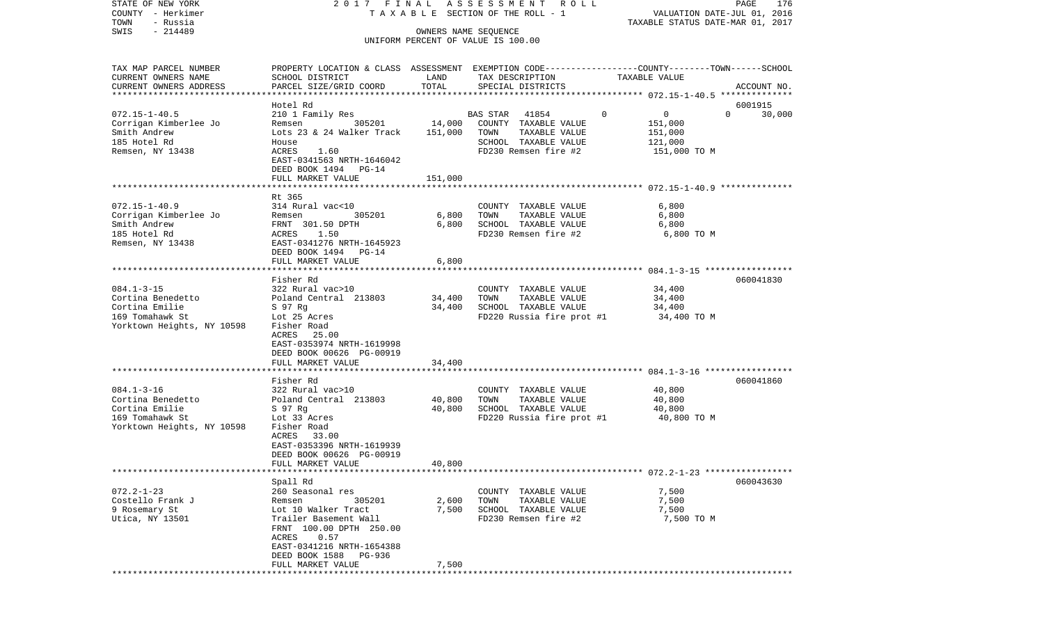STATE OF NEW YORK 2017 FINAL ASSESSMENT ROLL
COUNTY - Herkimer TAXABLE SECTION OF THE ROLL - 1 VALUATION DATE-JUL 01, 2016
TOWN - Russia TAXABLE STATUS DATE-MAR 01, 2017
SWIS - 214489 OWNERS NAME SEQUENCE
UNIFORM PERCENT OF VALUE IS 100.00

| TAX MAP PARCEL NUMBER<br>CURRENT OWNERS NAME<br>CURRENT OWNERS ADDRESS | PROPERTY LOCATION & CLASS<br>SCHOOL DISTRICT<br>PARCEL SIZE/GRID COORD | ASSESSMENT<br>LAND<br>TOTAL | EXEMPTION CODE<br>TAX DESCRIPTION<br>SPECIAL DISTRICTS | COUNTY--------TOWN------SCHOOL<br>TAXABLE VALUE | ACCOUNT NO. |
|---|---|---|---|---|---|
| **072.15-1-40.5** | Hotel Rd | | | | 6001915 |
| 072.15-1-40.5 | 210 1 Family Res | | BAS STAR 41854 | 0 / 0 / 0 | 30,000 |
| Corrigan Kimberlee Jo | Remsen 305201 | 14,000 | COUNTY TAXABLE VALUE | 151,000 | |
| Smith Andrew | Lots 23 & 24 Walker Track | 151,000 | TOWN TAXABLE VALUE | 151,000 | |
| 185 Hotel Rd | House | | SCHOOL TAXABLE VALUE | 121,000 | |
| Remsen, NY 13438 | ACRES 1.60 | | FD230 Remsen fire #2 | 151,000 TO M | |
| | EAST-0341563 NRTH-1646042 | | | | |
| | DEED BOOK 1494 PG-14 | | | | |
| | FULL MARKET VALUE | 151,000 | | | |
| **072.15-1-40.9** | Rt 365 | | | | |
| 072.15-1-40.9 | 314 Rural vac<10 | | COUNTY TAXABLE VALUE | 6,800 | |
| Corrigan Kimberlee Jo | Remsen 305201 | 6,800 | TOWN TAXABLE VALUE | 6,800 | |
| Smith Andrew | FRNT 301.50 DPTH | 6,800 | SCHOOL TAXABLE VALUE | 6,800 | |
| 185 Hotel Rd | ACRES 1.50 | | FD230 Remsen fire #2 | 6,800 TO M | |
| Remsen, NY 13438 | EAST-0341276 NRTH-1645923 | | | | |
| | DEED BOOK 1494 PG-14 | | | | |
| | FULL MARKET VALUE | 6,800 | | | |
| **084.1-3-15** | Fisher Rd | | | | 060041830 |
| 084.1-3-15 | 322 Rural vac>10 | | COUNTY TAXABLE VALUE | 34,400 | |
| Cortina Benedetto | Poland Central 213803 | 34,400 | TOWN TAXABLE VALUE | 34,400 | |
| Cortina Emilie | S 97 Rg | 34,400 | SCHOOL TAXABLE VALUE | 34,400 | |
| 169 Tomahawk St | Lot 25 Acres | | FD220 Russia fire prot #1 | 34,400 TO M | |
| Yorktown Heights, NY 10598 | Fisher Road | | | | |
| | ACRES 25.00 | | | | |
| | EAST-0353974 NRTH-1619998 | | | | |
| | DEED BOOK 00626 PG-00919 | | | | |
| | FULL MARKET VALUE | 34,400 | | | |
| **084.1-3-16** | Fisher Rd | | | | 060041860 |
| 084.1-3-16 | 322 Rural vac>10 | | COUNTY TAXABLE VALUE | 40,800 | |
| Cortina Benedetto | Poland Central 213803 | 40,800 | TOWN TAXABLE VALUE | 40,800 | |
| Cortina Emilie | S 97 Rg | 40,800 | SCHOOL TAXABLE VALUE | 40,800 | |
| 169 Tomahawk St | Lot 33 Acres | | FD220 Russia fire prot #1 | 40,800 TO M | |
| Yorktown Heights, NY 10598 | Fisher Road | | | | |
| | ACRES 33.00 | | | | |
| | EAST-0353396 NRTH-1619939 | | | | |
| | DEED BOOK 00626 PG-00919 | | | | |
| | FULL MARKET VALUE | 40,800 | | | |
| **072.2-1-23** | Spall Rd | | | | 060043630 |
| 072.2-1-23 | 260 Seasonal res | | COUNTY TAXABLE VALUE | 7,500 | |
| Costello Frank J | Remsen 305201 | 2,600 | TOWN TAXABLE VALUE | 7,500 | |
| 9 Rosemary St | Lot 10 Walker Tract | 7,500 | SCHOOL TAXABLE VALUE | 7,500 | |
| Utica, NY 13501 | Trailer Basement Wall | | FD230 Remsen fire #2 | 7,500 TO M | |
| | FRNT 100.00 DPTH 250.00 | | | | |
| | ACRES 0.57 | | | | |
| | EAST-0341216 NRTH-1654388 | | | | |
| | DEED BOOK 1588 PG-936 | | | | |
| | FULL MARKET VALUE | 7,500 | | | |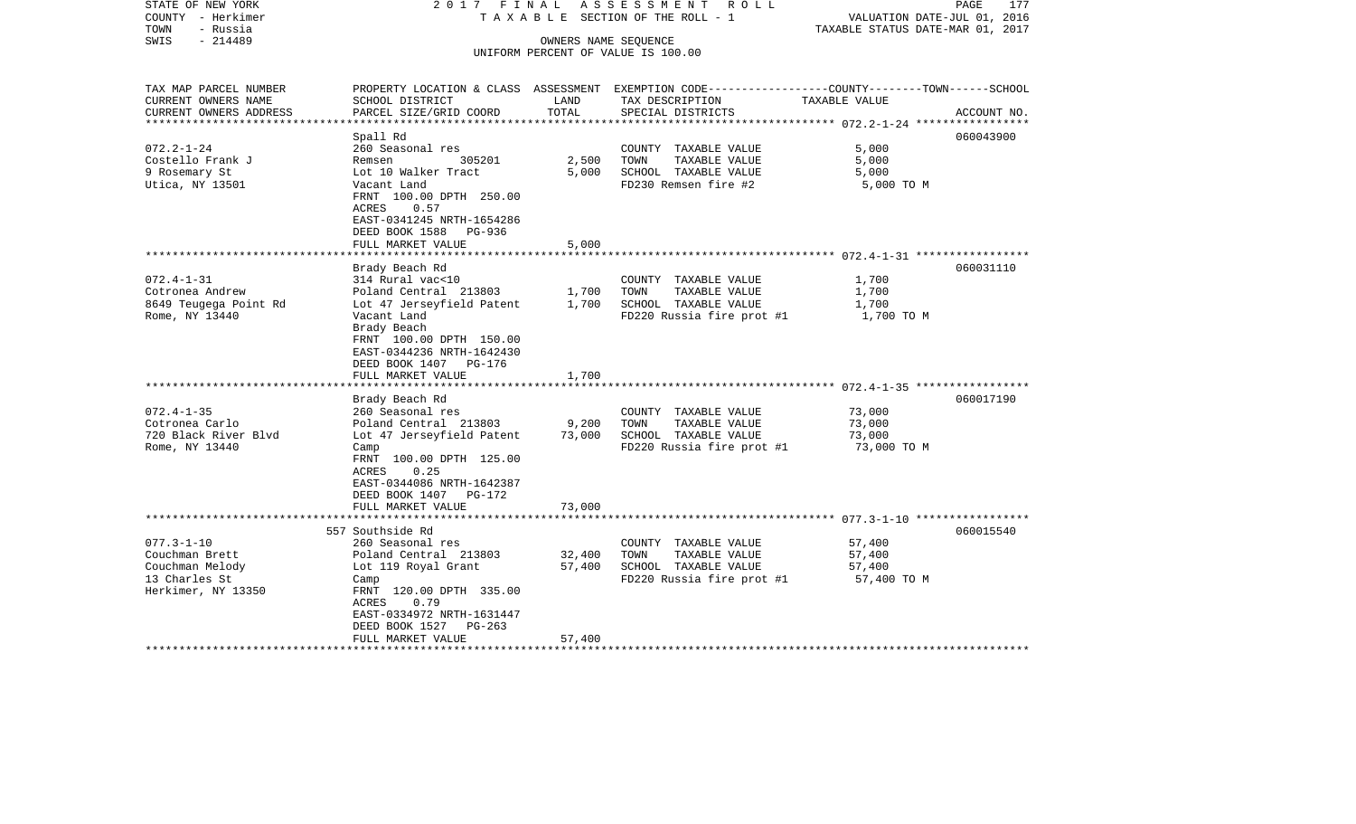STATE OF NEW YORK — COUNTY - Herkimer — TOWN - Russia — SWIS - 214489

2017 FINAL ASSESSMENT ROLL
TAXABLE SECTION OF THE ROLL - 1
OWNERS NAME SEQUENCE
UNIFORM PERCENT OF VALUE IS 100.00

VALUATION DATE-JUL 01, 2016
TAXABLE STATUS DATE-MAR 01, 2017

| TAX MAP PARCEL NUMBER / CURRENT OWNERS NAME / CURRENT OWNERS ADDRESS | PROPERTY LOCATION & CLASS / SCHOOL DISTRICT / PARCEL SIZE/GRID COORD | ASSESSMENT LAND | TOTAL | EXEMPTION CODE / TAX DESCRIPTION / SPECIAL DISTRICTS | TAXABLE VALUE (COUNTY / TOWN / SCHOOL) | ACCOUNT NO. |
|---|---|---|---|---|---|---|
| 072.2-1-24 | Spall Rd | | | | | 060043900 |
| Costello Frank J | 260 Seasonal res | | | COUNTY TAXABLE VALUE | 5,000 | |
| 9 Rosemary St | Remsen 305201 | 2,500 | | TOWN TAXABLE VALUE | 5,000 | |
| Utica, NY 13501 | Lot 10 Walker Tract | | 5,000 | SCHOOL TAXABLE VALUE | 5,000 | |
| | Vacant Land | | | FD230 Remsen fire #2 | 5,000 TO M | |
| | FRNT 100.00 DPTH 250.00 | | | | | |
| | ACRES 0.57 | | | | | |
| | EAST-0341245 NRTH-1654286 | | | | | |
| | DEED BOOK 1588 PG-936 | | | | | |
| | FULL MARKET VALUE | | 5,000 | | | |
| 072.4-1-31 | Brady Beach Rd | | | | | 060031110 |
| Cotronea Andrew | 314 Rural vac<10 | | | COUNTY TAXABLE VALUE | 1,700 | |
| 8649 Teugega Point Rd | Poland Central 213803 | 1,700 | | TOWN TAXABLE VALUE | 1,700 | |
| Rome, NY 13440 | Lot 47 Jerseyfield Patent | | 1,700 | SCHOOL TAXABLE VALUE | 1,700 | |
| | Vacant Land | | | FD220 Russia fire prot #1 | 1,700 TO M | |
| | Brady Beach | | | | | |
| | FRNT 100.00 DPTH 150.00 | | | | | |
| | EAST-0344236 NRTH-1642430 | | | | | |
| | DEED BOOK 1407 PG-176 | | | | | |
| | FULL MARKET VALUE | | 1,700 | | | |
| 072.4-1-35 | Brady Beach Rd | | | | | 060017190 |
| Cotronea Carlo | 260 Seasonal res | | | COUNTY TAXABLE VALUE | 73,000 | |
| 720 Black River Blvd | Poland Central 213803 | 9,200 | | TOWN TAXABLE VALUE | 73,000 | |
| Rome, NY 13440 | Lot 47 Jerseyfield Patent | | 73,000 | SCHOOL TAXABLE VALUE | 73,000 | |
| | Camp | | | FD220 Russia fire prot #1 | 73,000 TO M | |
| | FRNT 100.00 DPTH 125.00 | | | | | |
| | ACRES 0.25 | | | | | |
| | EAST-0344086 NRTH-1642387 | | | | | |
| | DEED BOOK 1407 PG-172 | | | | | |
| | FULL MARKET VALUE | | 73,000 | | | |
| 077.3-1-10 | 557 Southside Rd | | | | | 060015540 |
| Couchman Brett | 260 Seasonal res | | | COUNTY TAXABLE VALUE | 57,400 | |
| Couchman Melody | Poland Central 213803 | 32,400 | | TOWN TAXABLE VALUE | 57,400 | |
| 13 Charles St | Lot 119 Royal Grant | | 57,400 | SCHOOL TAXABLE VALUE | 57,400 | |
| Herkimer, NY 13350 | Camp | | | FD220 Russia fire prot #1 | 57,400 TO M | |
| | FRNT 120.00 DPTH 335.00 | | | | | |
| | ACRES 0.79 | | | | | |
| | EAST-0334972 NRTH-1631447 | | | | | |
| | DEED BOOK 1527 PG-263 | | | | | |
| | FULL MARKET VALUE | | 57,400 | | | |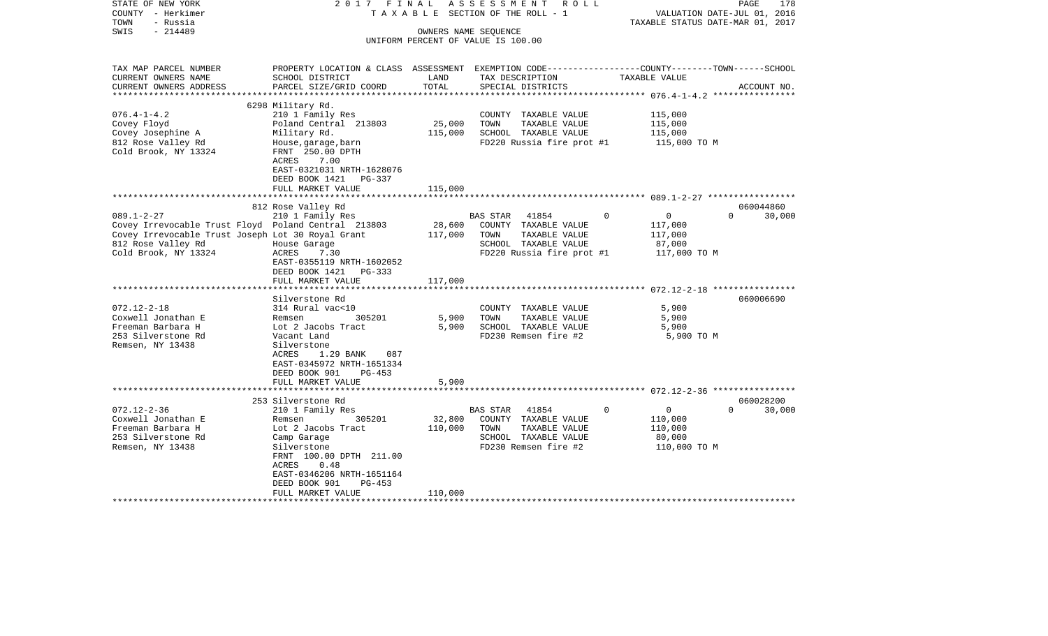STATE OF NEW YORK 2 0 1 7 F I N A L A S S E S S M E N T R O L L
COUNTY - Herkimer T A X A B L E SECTION OF THE ROLL - 1 VALUATION DATE-JUL 01, 2016
TOWN - Russia TAXABLE STATUS DATE-MAR 01, 2017
SWIS - 214489 OWNERS NAME SEQUENCE
UNIFORM PERCENT OF VALUE IS 100.00

```
TAX MAP PARCEL NUMBER          PROPERTY LOCATION & CLASS  ASSESSMENT  EXEMPTION CODE-----------------COUNTY--------TOWN------SCHOOL
CURRENT OWNERS NAME            SCHOOL DISTRICT              LAND      TAX DESCRIPTION                TAXABLE VALUE
CURRENT OWNERS ADDRESS         PARCEL SIZE/GRID COORD       TOTAL     SPECIAL DISTRICTS                                  ACCOUNT NO.
*********************************************************************************************** 076.4-1-4.2 ****************
                               6298 Military Rd.
076.4-1-4.2                    210 1 Family Res                      COUNTY  TAXABLE VALUE           115,000
Covey Floyd                    Poland Central  213803       25,000   TOWN    TAXABLE VALUE           115,000
Covey Josephine A              Military Rd.                115,000   SCHOOL  TAXABLE VALUE           115,000
812 Rose Valley Rd             House,garage,barn                     FD220 Russia fire prot #1        115,000 TO M
Cold Brook, NY 13324           FRNT  250.00 DPTH
                               ACRES     7.00
                               EAST-0321031 NRTH-1628076
                               DEED BOOK 1421   PG-337
                               FULL MARKET VALUE           115,000
*********************************************************************************************** 089.1-2-27 *****************
                               812 Rose Valley Rd                                                                060044860
089.1-2-27                     210 1 Family Res                      BAS STAR   41854        0          0            0      30,000
Covey Irrevocable Trust Floyd  Poland Central  213803       28,600   COUNTY  TAXABLE VALUE           117,000
Covey Irrevocable Trust Joseph Lot 30 Royal Grant          117,000   TOWN    TAXABLE VALUE           117,000
812 Rose Valley Rd             House Garage                          SCHOOL  TAXABLE VALUE            87,000
Cold Brook, NY 13324           ACRES     7.30                        FD220 Russia fire prot #1        117,000 TO M
                               EAST-0355119 NRTH-1602052
                               DEED BOOK 1421   PG-333
                               FULL MARKET VALUE           117,000
*********************************************************************************************** 072.12-2-18 ****************
                               Silverstone Rd                                                                    060006690
072.12-2-18                    314 Rural vac<10                      COUNTY  TAXABLE VALUE             5,900
Coxwell Jonathan E             Remsen          305201        5,900   TOWN    TAXABLE VALUE             5,900
Freeman Barbara H              Lot 2 Jacobs Tract            5,900   SCHOOL  TAXABLE VALUE             5,900
253 Silverstone Rd             Vacant Land                           FD230 Remsen fire #2               5,900 TO M
Remsen, NY 13438               Silverstone
                               ACRES     1.29 BANK     087
                               EAST-0345972 NRTH-1651334
                               DEED BOOK 901    PG-453
                               FULL MARKET VALUE             5,900
*********************************************************************************************** 072.12-2-36 ****************
                               253 Silverstone Rd                                                                060028200
072.12-2-36                    210 1 Family Res                      BAS STAR   41854        0          0            0      30,000
Coxwell Jonathan E             Remsen          305201       32,800   COUNTY  TAXABLE VALUE           110,000
Freeman Barbara H              Lot 2 Jacobs Tract          110,000   TOWN    TAXABLE VALUE           110,000
253 Silverstone Rd             Camp Garage                           SCHOOL  TAXABLE VALUE            80,000
Remsen, NY 13438               Silverstone                           FD230 Remsen fire #2             110,000 TO M
                               FRNT  100.00 DPTH  211.00
                               ACRES     0.48
                               EAST-0346206 NRTH-1651164
                               DEED BOOK 901    PG-453
                               FULL MARKET VALUE           110,000
****************************************************************************************************************************
```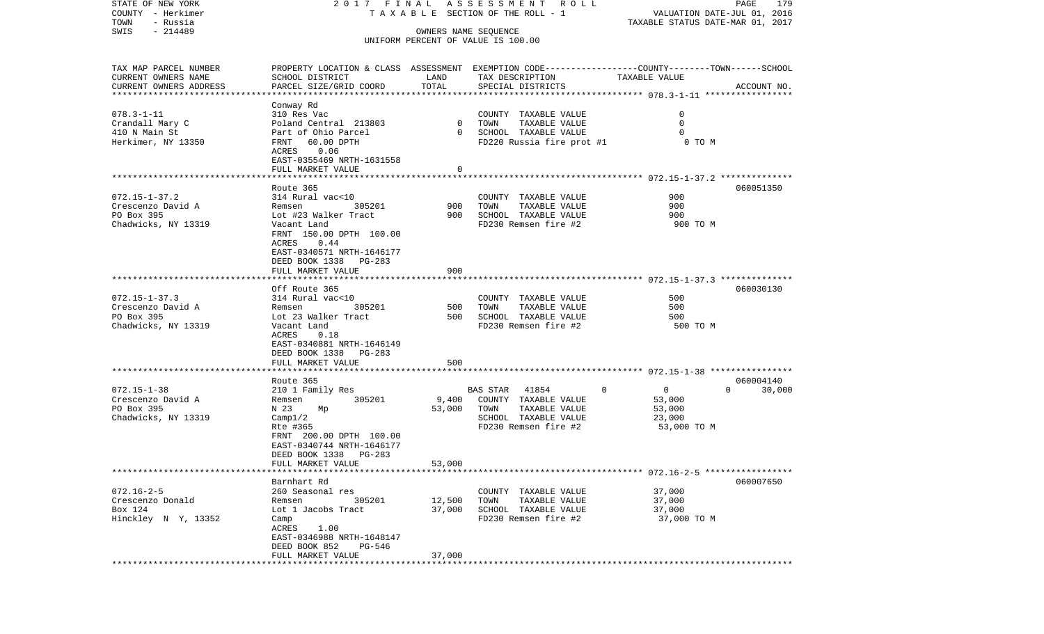STATE OF NEW YORK 2017 FINAL ASSESSMENT ROLL
COUNTY - Herkimer TAXABLE SECTION OF THE ROLL - 1 VALUATION DATE-JUL 01, 2016
TOWN - Russia TAXABLE STATUS DATE-MAR 01, 2017
SWIS - 214489 OWNERS NAME SEQUENCE
UNIFORM PERCENT OF VALUE IS 100.00

| TAX MAP PARCEL NUMBER / CURRENT OWNERS NAME / CURRENT OWNERS ADDRESS | PROPERTY LOCATION & CLASS / SCHOOL DISTRICT / PARCEL SIZE/GRID COORD | ASSESSMENT LAND | TOTAL | EXEMPTION CODE / TAX DESCRIPTION / SPECIAL DISTRICTS | TAXABLE VALUE (COUNTY--TOWN--SCHOOL) | ACCOUNT NO. |
|---|---|---|---|---|---|---|
| **078.3-1-11** | Conway Rd | | | | | |
| 078.3-1-11 | 310 Res Vac | | | COUNTY TAXABLE VALUE | 0 | |
| Crandall Mary C | Poland Central 213803 | 0 | | TOWN TAXABLE VALUE | 0 | |
| 410 N Main St | Part of Ohio Parcel | | 0 | SCHOOL TAXABLE VALUE | 0 | |
| Herkimer, NY 13350 | FRNT 60.00 DPTH | | | FD220 Russia fire prot #1 | 0 TO M | |
| | ACRES 0.06 | | | | | |
| | EAST-0355469 NRTH-1631558 | | | | | |
| | FULL MARKET VALUE | | 0 | | | |
| **072.15-1-37.2** | Route 365 | | | | | 060051350 |
| 072.15-1-37.2 | 314 Rural vac<10 | | | COUNTY TAXABLE VALUE | 900 | |
| Crescenzo David A | Remsen 305201 | 900 | | TOWN TAXABLE VALUE | 900 | |
| PO Box 395 | Lot #23 Walker Tract | | 900 | SCHOOL TAXABLE VALUE | 900 | |
| Chadwicks, NY 13319 | Vacant Land | | | FD230 Remsen fire #2 | 900 TO M | |
| | FRNT 150.00 DPTH 100.00 | | | | | |
| | ACRES 0.44 | | | | | |
| | EAST-0340571 NRTH-1646177 | | | | | |
| | DEED BOOK 1338 PG-283 | | | | | |
| | FULL MARKET VALUE | | 900 | | | |
| **072.15-1-37.3** | Off Route 365 | | | | | 060030130 |
| 072.15-1-37.3 | 314 Rural vac<10 | | | COUNTY TAXABLE VALUE | 500 | |
| Crescenzo David A | Remsen 305201 | 500 | | TOWN TAXABLE VALUE | 500 | |
| PO Box 395 | Lot 23 Walker Tract | | 500 | SCHOOL TAXABLE VALUE | 500 | |
| Chadwicks, NY 13319 | Vacant Land | | | FD230 Remsen fire #2 | 500 TO M | |
| | ACRES 0.18 | | | | | |
| | EAST-0340881 NRTH-1646149 | | | | | |
| | DEED BOOK 1338 PG-283 | | | | | |
| | FULL MARKET VALUE | | 500 | | | |
| **072.15-1-38** | Route 365 | | | | | 060004140 |
| 072.15-1-38 | 210 1 Family Res | | | BAS STAR 41854 | 0 0 0 30,000 | |
| Crescenzo David A | Remsen 305201 | 9,400 | | COUNTY TAXABLE VALUE | 53,000 | |
| PO Box 395 | N 23 Mp | | 53,000 | TOWN TAXABLE VALUE | 53,000 | |
| Chadwicks, NY 13319 | Camp1/2 | | | SCHOOL TAXABLE VALUE | 23,000 | |
| | Rte #365 | | | FD230 Remsen fire #2 | 53,000 TO M | |
| | FRNT 200.00 DPTH 100.00 | | | | | |
| | EAST-0340744 NRTH-1646177 | | | | | |
| | DEED BOOK 1338 PG-283 | | | | | |
| | FULL MARKET VALUE | | 53,000 | | | |
| **072.16-2-5** | Barnhart Rd | | | | | 060007650 |
| 072.16-2-5 | 260 Seasonal res | | | COUNTY TAXABLE VALUE | 37,000 | |
| Crescenzo Donald | Remsen 305201 | 12,500 | | TOWN TAXABLE VALUE | 37,000 | |
| Box 124 | Lot 1 Jacobs Tract | | 37,000 | SCHOOL TAXABLE VALUE | 37,000 | |
| Hinckley N Y, 13352 | Camp | | | FD230 Remsen fire #2 | 37,000 TO M | |
| | ACRES 1.00 | | | | | |
| | EAST-0346988 NRTH-1648147 | | | | | |
| | DEED BOOK 852 PG-546 | | | | | |
| | FULL MARKET VALUE | | 37,000 | | | |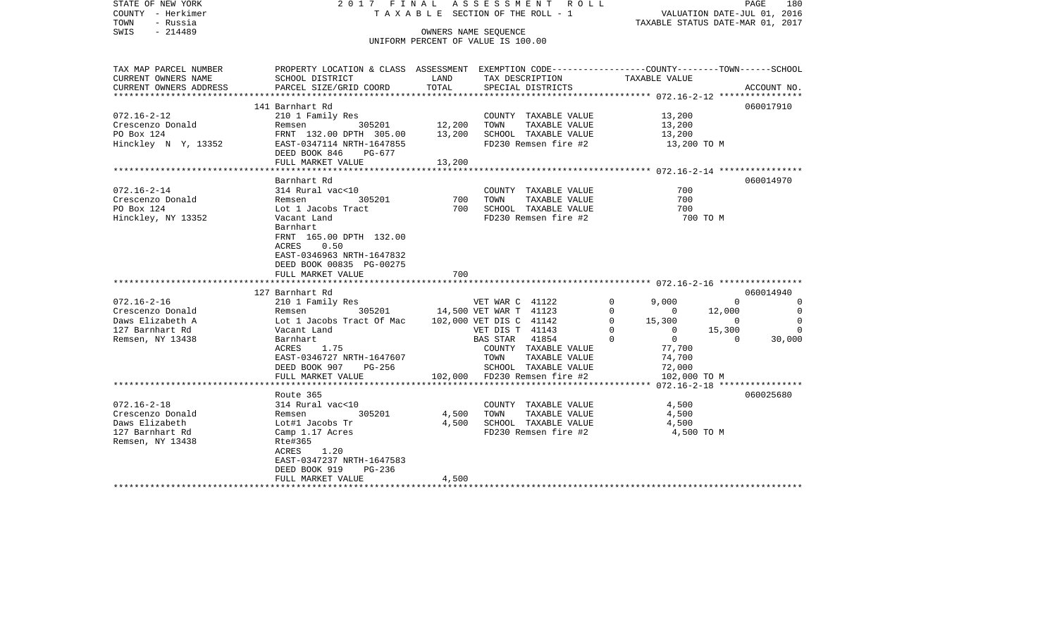STATE OF NEW YORK | 2017 FINAL ASSESSMENT ROLL | VALUATION DATE-JUL 01, 2016
COUNTY - Herkimer | TAXABLE SECTION OF THE ROLL - 1 | TAXABLE STATUS DATE-MAR 01, 2017
TOWN - Russia | OWNERS NAME SEQUENCE
SWIS - 214489 | UNIFORM PERCENT OF VALUE IS 100.00

| TAX MAP PARCEL NUMBER / CURRENT OWNERS NAME / CURRENT OWNERS ADDRESS | PROPERTY LOCATION & CLASS / SCHOOL DISTRICT / PARCEL SIZE/GRID COORD | ASSESSMENT LAND / TOTAL | EXEMPTION CODE / TAX DESCRIPTION / SPECIAL DISTRICTS | COUNTY | TOWN | SCHOOL | ACCOUNT NO. |
|---|---|---|---|---|---|---|---|
| **072.16-2-12** | 141 Barnhart Rd | | | | | | 060017910 |
| Crescenzo Donald | 210 1 Family Res | | COUNTY TAXABLE VALUE | 13,200 | | | |
| PO Box 124 | Remsen 305201 | 12,200 | TOWN TAXABLE VALUE | | 13,200 | | |
| Hinckley N Y, 13352 | FRNT 132.00 DPTH 305.00 | 13,200 | SCHOOL TAXABLE VALUE | | | 13,200 | |
| | EAST-0347114 NRTH-1647855 | | FD230 Remsen fire #2 | 13,200 TO M | | | |
| | DEED BOOK 846 PG-677 | | | | | | |
| | FULL MARKET VALUE | 13,200 | | | | | |
| **072.16-2-14** | Barnhart Rd | | | | | | 060014970 |
| Crescenzo Donald | 314 Rural vac<10 | | COUNTY TAXABLE VALUE | 700 | | | |
| PO Box 124 | Remsen 305201 | 700 | TOWN TAXABLE VALUE | | 700 | | |
| Hinckley, NY 13352 | Lot 1 Jacobs Tract | 700 | SCHOOL TAXABLE VALUE | | | 700 | |
| | Vacant Land | | FD230 Remsen fire #2 | 700 TO M | | | |
| | Barnhart | | | | | | |
| | FRNT 165.00 DPTH 132.00 | | | | | | |
| | ACRES 0.50 | | | | | | |
| | EAST-0346963 NRTH-1647832 | | | | | | |
| | DEED BOOK 00835 PG-00275 | | | | | | |
| | FULL MARKET VALUE | 700 | | | | | |
| **072.16-2-16** | 127 Barnhart Rd | | | | | | 060014940 |
| Crescenzo Donald | 210 1 Family Res | | VET WAR C 41122 0 | 9,000 | 0 | 0 | |
| Daws Elizabeth A | Remsen 305201 | 14,500 | VET WAR T 41123 0 | 0 | 12,000 | 0 | |
| 127 Barnhart Rd | Lot 1 Jacobs Tract Of Mac | 102,000 | VET DIS C 41142 0 | 15,300 | 0 | 0 | |
| Remsen, NY 13438 | Vacant Land | | VET DIS T 41143 0 | 0 | 15,300 | 0 | |
| | Barnhart | | BAS STAR 41854 0 | 0 | 0 | 30,000 | |
| | ACRES 1.75 | | COUNTY TAXABLE VALUE | 77,700 | | | |
| | EAST-0346727 NRTH-1647607 | | TOWN TAXABLE VALUE | | 74,700 | | |
| | DEED BOOK 907 PG-256 | | SCHOOL TAXABLE VALUE | | | 72,000 | |
| | FULL MARKET VALUE | 102,000 | FD230 Remsen fire #2 | 102,000 TO M | | | |
| **072.16-2-18** | Route 365 | | | | | | 060025680 |
| Crescenzo Donald | 314 Rural vac<10 | | COUNTY TAXABLE VALUE | 4,500 | | | |
| Daws Elizabeth | Remsen 305201 | 4,500 | TOWN TAXABLE VALUE | | 4,500 | | |
| 127 Barnhart Rd | Lot#1 Jacobs Tr | 4,500 | SCHOOL TAXABLE VALUE | | | 4,500 | |
| Remsen, NY 13438 | Camp 1.17 Acres | | FD230 Remsen fire #2 | 4,500 TO M | | | |
| | Rte#365 | | | | | | |
| | ACRES 1.20 | | | | | | |
| | EAST-0347237 NRTH-1647583 | | | | | | |
| | DEED BOOK 919 PG-236 | | | | | | |
| | FULL MARKET VALUE | 4,500 | | | | | |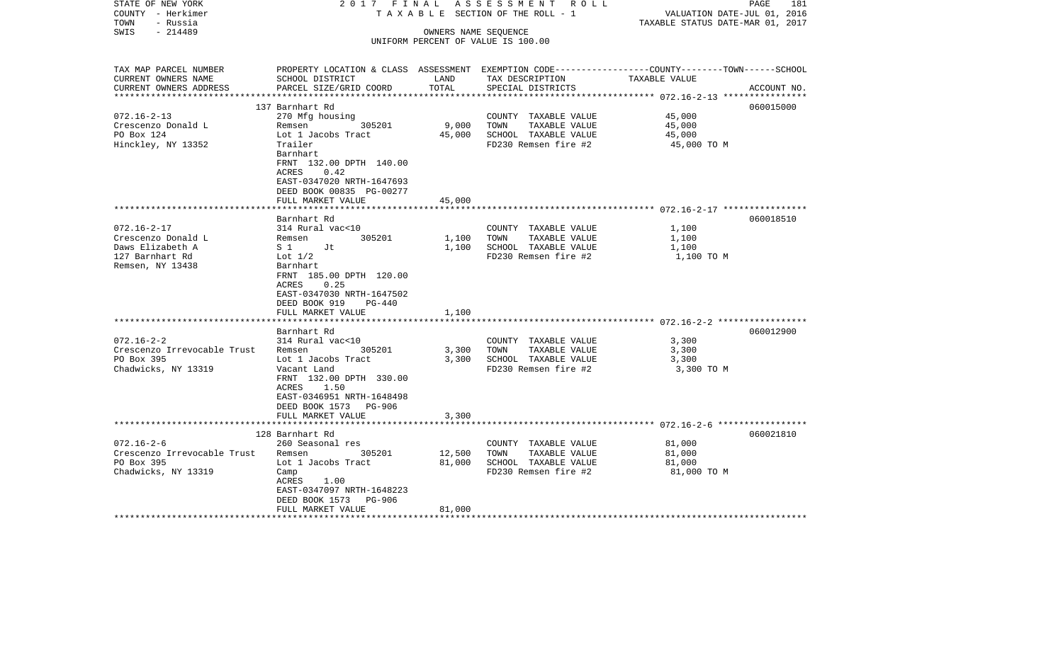STATE OF NEW YORK — 2017 FINAL ASSESSMENT ROLL — TAXABLE SECTION OF THE ROLL - 1 — VALUATION DATE-JUL 01, 2016
COUNTY - Herkimer — TAXABLE STATUS DATE-MAR 01, 2017
TOWN - Russia — OWNERS NAME SEQUENCE
SWIS - 214489 — UNIFORM PERCENT OF VALUE IS 100.00

| TAX MAP PARCEL NUMBER / CURRENT OWNERS NAME / CURRENT OWNERS ADDRESS | PROPERTY LOCATION & CLASS / SCHOOL DISTRICT / PARCEL SIZE/GRID COORD | ASSESSMENT LAND | TOTAL | EXEMPTION CODE / TAX DESCRIPTION / SPECIAL DISTRICTS | TAXABLE VALUE (COUNTY--TOWN--SCHOOL) | ACCOUNT NO. |
|---|---|---|---|---|---|---|
| 072.16-2-13 | 137 Barnhart Rd | | | | | 060015000 |
| Crescenzo Donald L | 270 Mfg housing | | | COUNTY TAXABLE VALUE | 45,000 | |
| PO Box 124 | Remsen 305201 | 9,000 | | TOWN TAXABLE VALUE | 45,000 | |
| Hinckley, NY 13352 | Lot 1 Jacobs Tract | | 45,000 | SCHOOL TAXABLE VALUE | 45,000 | |
| | Trailer | | | FD230 Remsen fire #2 | 45,000 TO M | |
| | Barnhart | | | | | |
| | FRNT 132.00 DPTH 140.00 | | | | | |
| | ACRES 0.42 | | | | | |
| | EAST-0347020 NRTH-1647693 | | | | | |
| | DEED BOOK 00835 PG-00277 | | | | | |
| | FULL MARKET VALUE | | 45,000 | | | |
| 072.16-2-17 | Barnhart Rd | | | | | 060018510 |
| Crescenzo Donald L | 314 Rural vac<10 | | | COUNTY TAXABLE VALUE | 1,100 | |
| Daws Elizabeth A | Remsen 305201 | 1,100 | | TOWN TAXABLE VALUE | 1,100 | |
| 127 Barnhart Rd | S 1 Jt | | 1,100 | SCHOOL TAXABLE VALUE | 1,100 | |
| Remsen, NY 13438 | Lot 1/2 | | | FD230 Remsen fire #2 | 1,100 TO M | |
| | Barnhart | | | | | |
| | FRNT 185.00 DPTH 120.00 | | | | | |
| | ACRES 0.25 | | | | | |
| | EAST-0347030 NRTH-1647502 | | | | | |
| | DEED BOOK 919 PG-440 | | | | | |
| | FULL MARKET VALUE | | 1,100 | | | |
| 072.16-2-2 | Barnhart Rd | | | | | 060012900 |
| Crescenzo Irrevocable Trust | 314 Rural vac<10 | | | COUNTY TAXABLE VALUE | 3,300 | |
| PO Box 395 | Remsen 305201 | 3,300 | | TOWN TAXABLE VALUE | 3,300 | |
| Chadwicks, NY 13319 | Lot 1 Jacobs Tract | | 3,300 | SCHOOL TAXABLE VALUE | 3,300 | |
| | Vacant Land | | | FD230 Remsen fire #2 | 3,300 TO M | |
| | FRNT 132.00 DPTH 330.00 | | | | | |
| | ACRES 1.50 | | | | | |
| | EAST-0346951 NRTH-1648498 | | | | | |
| | DEED BOOK 1573 PG-906 | | | | | |
| | FULL MARKET VALUE | | 3,300 | | | |
| 072.16-2-6 | 128 Barnhart Rd | | | | | 060021810 |
| Crescenzo Irrevocable Trust | 260 Seasonal res | | | COUNTY TAXABLE VALUE | 81,000 | |
| PO Box 395 | Remsen 305201 | 12,500 | | TOWN TAXABLE VALUE | 81,000 | |
| Chadwicks, NY 13319 | Lot 1 Jacobs Tract | | 81,000 | SCHOOL TAXABLE VALUE | 81,000 | |
| | Camp | | | FD230 Remsen fire #2 | 81,000 TO M | |
| | ACRES 1.00 | | | | | |
| | EAST-0347097 NRTH-1648223 | | | | | |
| | DEED BOOK 1573 PG-906 | | | | | |
| | FULL MARKET VALUE | | 81,000 | | | |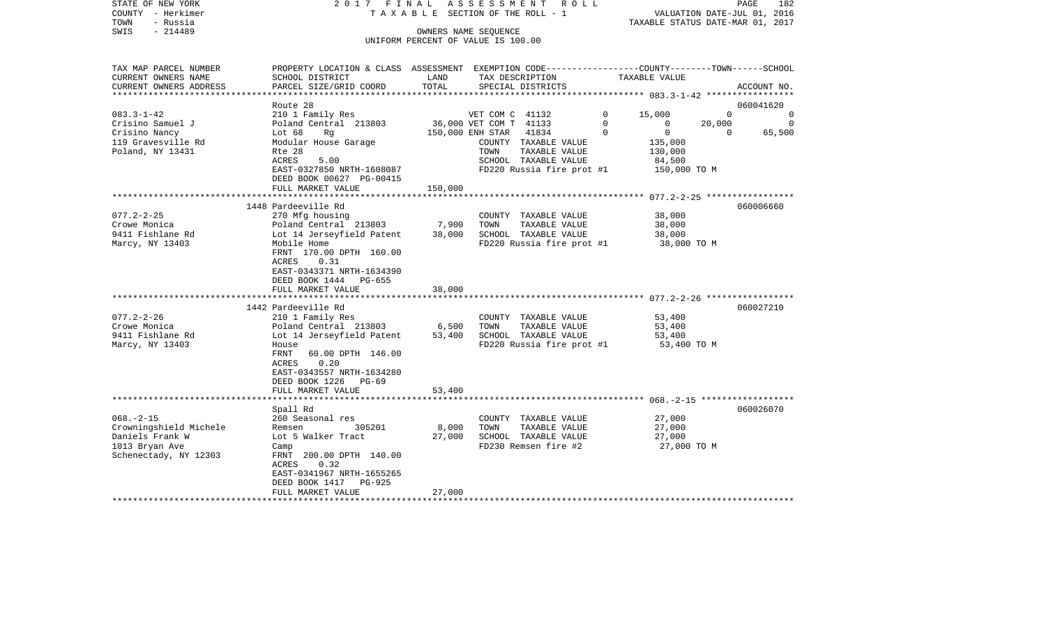STATE OF NEW YORK 2017 FINAL ASSESSMENT ROLL
COUNTY - Herkimer TAXABLE SECTION OF THE ROLL - 1 VALUATION DATE-JUL 01, 2016
TOWN - Russia TAXABLE STATUS DATE-MAR 01, 2017
SWIS - 214489 OWNERS NAME SEQUENCE
UNIFORM PERCENT OF VALUE IS 100.00

| TAX MAP PARCEL NUMBER / CURRENT OWNERS NAME / CURRENT OWNERS ADDRESS | PROPERTY LOCATION & CLASS / SCHOOL DISTRICT / PARCEL SIZE/GRID COORD | ASSESSMENT LAND | ASSESSMENT TOTAL | EXEMPTION CODE / TAX DESCRIPTION / SPECIAL DISTRICTS | | COUNTY | TOWN | SCHOOL | ACCOUNT NO. |
|---|---|---|---|---|---|---|---|---|---|
| 083.3-1-42 | Route 28 | | | | | | | | 060041620 |
| Crisino Samuel J | 210 1 Family Res | | | VET COM C 41132 | 0 | 15,000 | 0 | 0 | |
| Crisino Nancy | Poland Central 213803 | 36,000 | | VET COM T 41133 | 0 | 0 | 20,000 | 0 | |
| 119 Gravesville Rd | Lot 68 Rg | | 150,000 | ENH STAR 41834 | 0 | 0 | 0 | 65,500 | |
| Poland, NY 13431 | Modular House Garage | | | COUNTY TAXABLE VALUE | | 135,000 | | | |
| | Rte 28 | | | TOWN TAXABLE VALUE | | 130,000 | | | |
| | ACRES 5.00 | | | SCHOOL TAXABLE VALUE | | 84,500 | | | |
| | EAST-0327850 NRTH-1608087 | | | FD220 Russia fire prot #1 | | 150,000 TO M | | | |
| | DEED BOOK 00627 PG-00415 | | | | | | | | |
| | FULL MARKET VALUE | | 150,000 | | | | | | |
| 077.2-2-25 | 1448 Pardeeville Rd | | | | | | | | 060006660 |
| Crowe Monica | 270 Mfg housing | | | COUNTY TAXABLE VALUE | | 38,000 | | | |
| 9411 Fishlane Rd | Poland Central 213803 | 7,900 | | TOWN TAXABLE VALUE | | 38,000 | | | |
| Marcy, NY 13403 | Lot 14 Jerseyfield Patent | | 38,000 | SCHOOL TAXABLE VALUE | | 38,000 | | | |
| | Mobile Home | | | FD220 Russia fire prot #1 | | 38,000 TO M | | | |
| | FRNT 170.00 DPTH 160.00 | | | | | | | | |
| | ACRES 0.31 | | | | | | | | |
| | EAST-0343371 NRTH-1634390 | | | | | | | | |
| | DEED BOOK 1444 PG-655 | | | | | | | | |
| | FULL MARKET VALUE | | 38,000 | | | | | | |
| 077.2-2-26 | 1442 Pardeeville Rd | | | | | | | | 060027210 |
| Crowe Monica | 210 1 Family Res | | | COUNTY TAXABLE VALUE | | 53,400 | | | |
| 9411 Fishlane Rd | Poland Central 213803 | 6,500 | | TOWN TAXABLE VALUE | | 53,400 | | | |
| Marcy, NY 13403 | Lot 14 Jerseyfield Patent | | 53,400 | SCHOOL TAXABLE VALUE | | 53,400 | | | |
| | House | | | FD220 Russia fire prot #1 | | 53,400 TO M | | | |
| | FRNT 60.00 DPTH 146.00 | | | | | | | | |
| | ACRES 0.20 | | | | | | | | |
| | EAST-0343557 NRTH-1634280 | | | | | | | | |
| | DEED BOOK 1226 PG-69 | | | | | | | | |
| | FULL MARKET VALUE | | 53,400 | | | | | | |
| 068.-2-15 | Spall Rd | | | | | | | | 060026070 |
| Crowningshield Michele | 260 Seasonal res | | | COUNTY TAXABLE VALUE | | 27,000 | | | |
| Daniels Frank W | Remsen 305201 | 8,000 | | TOWN TAXABLE VALUE | | 27,000 | | | |
| 1013 Bryan Ave | Lot 5 Walker Tract | | 27,000 | SCHOOL TAXABLE VALUE | | 27,000 | | | |
| Schenectady, NY 12303 | Camp | | | FD230 Remsen fire #2 | | 27,000 TO M | | | |
| | FRNT 200.00 DPTH 140.00 | | | | | | | | |
| | ACRES 0.32 | | | | | | | | |
| | EAST-0341967 NRTH-1655265 | | | | | | | | |
| | DEED BOOK 1417 PG-925 | | | | | | | | |
| | FULL MARKET VALUE | | 27,000 | | | | | | |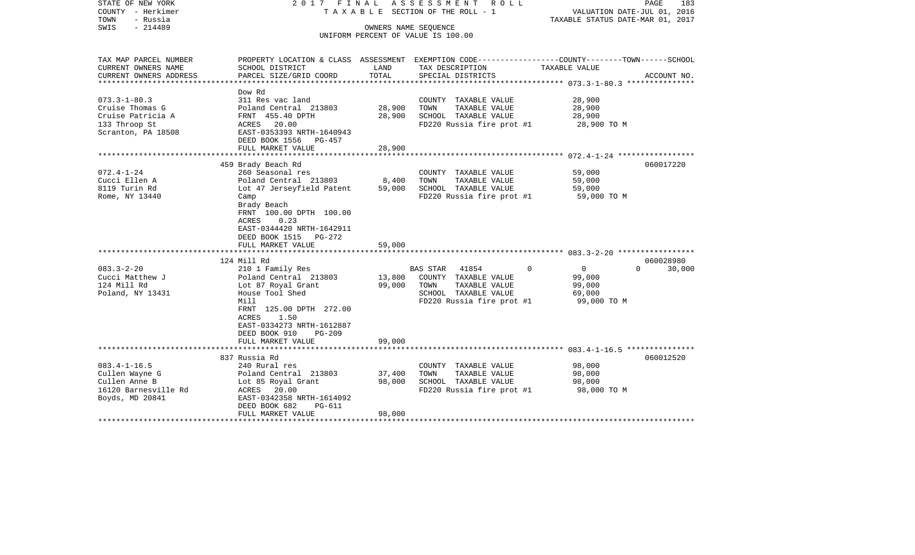STATE OF NEW YORK — 2017 FINAL ASSESSMENT ROLL
COUNTY - Herkimer — TAXABLE SECTION OF THE ROLL - 1 — VALUATION DATE-JUL 01, 2016
TOWN - Russia — TAXABLE STATUS DATE-MAR 01, 2017
SWIS - 214489 — OWNERS NAME SEQUENCE
UNIFORM PERCENT OF VALUE IS 100.00

| TAX MAP PARCEL NUMBER / CURRENT OWNERS NAME / CURRENT OWNERS ADDRESS | PROPERTY LOCATION & CLASS / SCHOOL DISTRICT / PARCEL SIZE/GRID COORD | ASSESSMENT LAND | ASSESSMENT TOTAL | EXEMPTION CODE / TAX DESCRIPTION / SPECIAL DISTRICTS | COUNTY / TOWN TAXABLE VALUE | SCHOOL / ACCOUNT NO. |
|---|---|---|---|---|---|---|
| 073.3-1-80.3 | Dow Rd | | | | | |
| Cruise Thomas G | 311 Res vac land | | | COUNTY TAXABLE VALUE | 28,900 | |
| Cruise Patricia A | Poland Central 213803 | 28,900 | | TOWN TAXABLE VALUE | 28,900 | |
| 133 Throop St | FRNT 455.40 DPTH | | 28,900 | SCHOOL TAXABLE VALUE | 28,900 | |
| Scranton, PA 18508 | ACRES 20.00 | | | FD220 Russia fire prot #1 | 28,900 TO M | |
| | EAST-0353393 NRTH-1640943 | | | | | |
| | DEED BOOK 1556 PG-457 | | | | | |
| | FULL MARKET VALUE | | 28,900 | | | |
| 072.4-1-24 | 459 Brady Beach Rd | | | | | 060017220 |
| Cucci Ellen A | 260 Seasonal res | | | COUNTY TAXABLE VALUE | 59,000 | |
| 8119 Turin Rd | Poland Central 213803 | 8,400 | | TOWN TAXABLE VALUE | 59,000 | |
| Rome, NY 13440 | Lot 47 Jerseyfield Patent | | 59,000 | SCHOOL TAXABLE VALUE | 59,000 | |
| | Camp | | | FD220 Russia fire prot #1 | 59,000 TO M | |
| | Brady Beach | | | | | |
| | FRNT 100.00 DPTH 100.00 | | | | | |
| | ACRES 0.23 | | | | | |
| | EAST-0344420 NRTH-1642911 | | | | | |
| | DEED BOOK 1515 PG-272 | | | | | |
| | FULL MARKET VALUE | | 59,000 | | | |
| 083.3-2-20 | 124 Mill Rd | | | | | 060028980 |
| Cucci Matthew J | 210 1 Family Res | | | BAS STAR 41854 0 | 0 0 | 30,000 |
| 124 Mill Rd | Poland Central 213803 | 13,800 | | COUNTY TAXABLE VALUE | 99,000 | |
| Poland, NY 13431 | Lot 87 Royal Grant | | 99,000 | TOWN TAXABLE VALUE | 99,000 | |
| | House Tool Shed | | | SCHOOL TAXABLE VALUE | 69,000 | |
| | Mill | | | FD220 Russia fire prot #1 | 99,000 TO M | |
| | FRNT 125.00 DPTH 272.00 | | | | | |
| | ACRES 1.50 | | | | | |
| | EAST-0334273 NRTH-1612887 | | | | | |
| | DEED BOOK 910 PG-209 | | | | | |
| | FULL MARKET VALUE | | 99,000 | | | |
| 083.4-1-16.5 | 837 Russia Rd | | | | | 060012520 |
| Cullen Wayne G | 240 Rural res | | | COUNTY TAXABLE VALUE | 98,000 | |
| Cullen Anne B | Poland Central 213803 | 37,400 | | TOWN TAXABLE VALUE | 98,000 | |
| 16120 Barnesville Rd | Lot 85 Royal Grant | | 98,000 | SCHOOL TAXABLE VALUE | 98,000 | |
| Boyds, MD 20841 | ACRES 20.00 | | | FD220 Russia fire prot #1 | 98,000 TO M | |
| | EAST-0342358 NRTH-1614092 | | | | | |
| | DEED BOOK 682 PG-611 | | | | | |
| | FULL MARKET VALUE | | 98,000 | | | |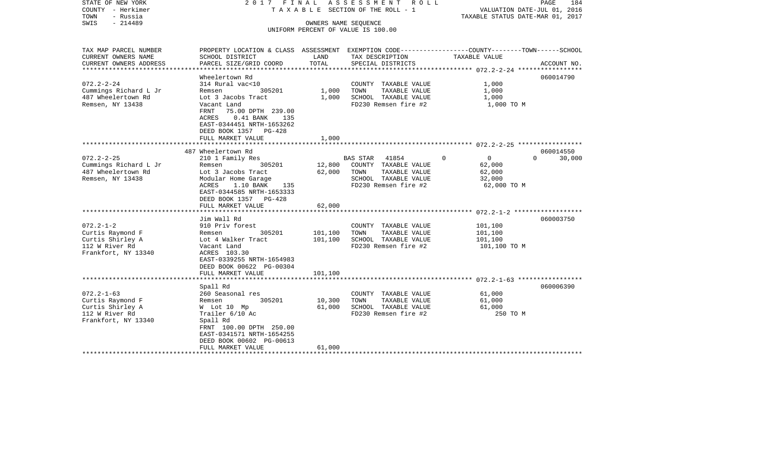STATE OF NEW YORK 2 0 1 7 F I N A L A S S E S S M E N T R O L L
COUNTY - Herkimer T A X A B L E SECTION OF THE ROLL - 1 VALUATION DATE-JUL 01, 2016
TOWN - Russia TAXABLE STATUS DATE-MAR 01, 2017
SWIS - 214489 OWNERS NAME SEQUENCE
UNIFORM PERCENT OF VALUE IS 100.00

| TAX MAP PARCEL NUMBER<br>CURRENT OWNERS NAME<br>CURRENT OWNERS ADDRESS | PROPERTY LOCATION & CLASS<br>SCHOOL DISTRICT<br>PARCEL SIZE/GRID COORD | ASSESSMENT<br>LAND<br>TOTAL | EXEMPTION CODE<br>TAX DESCRIPTION<br>SPECIAL DISTRICTS | COUNTY--------TOWN------SCHOOL<br>TAXABLE VALUE | ACCOUNT NO. |
|---|---|---|---|---|---|
| 072.2-2-24 | Wheelertown Rd | | | | 060014790 |
| 072.2-2-24 | 314 Rural vac<10 | | COUNTY TAXABLE VALUE | 1,000 | |
| Cummings Richard L Jr | Remsen 305201 | 1,000 | TOWN TAXABLE VALUE | 1,000 | |
| 487 Wheelertown Rd | Lot 3 Jacobs Tract | 1,000 | SCHOOL TAXABLE VALUE | 1,000 | |
| Remsen, NY 13438 | Vacant Land | | FD230 Remsen fire #2 | 1,000 TO M | |
| | FRNT 75.00 DPTH 239.00 | | | | |
| | ACRES 0.41 BANK 135 | | | | |
| | EAST-0344451 NRTH-1653262 | | | | |
| | DEED BOOK 1357 PG-428 | | | | |
| | FULL MARKET VALUE | 1,000 | | | |
| 072.2-2-25 | 487 Wheelertown Rd | | | | 060014550 |
| 072.2-2-25 | 210 1 Family Res | | BAS STAR 41854 0 | 0 0 | 30,000 |
| Cummings Richard L Jr | Remsen 305201 | 12,800 | COUNTY TAXABLE VALUE | 62,000 | |
| 487 Wheelertown Rd | Lot 3 Jacobs Tract | 62,000 | TOWN TAXABLE VALUE | 62,000 | |
| Remsen, NY 13438 | Modular Home Garage | | SCHOOL TAXABLE VALUE | 32,000 | |
| | ACRES 1.10 BANK 135 | | FD230 Remsen fire #2 | 62,000 TO M | |
| | EAST-0344585 NRTH-1653333 | | | | |
| | DEED BOOK 1357 PG-428 | | | | |
| | FULL MARKET VALUE | 62,000 | | | |
| 072.2-1-2 | Jim Wall Rd | | | | 060003750 |
| 072.2-1-2 | 910 Priv forest | | COUNTY TAXABLE VALUE | 101,100 | |
| Curtis Raymond F | Remsen 305201 | 101,100 | TOWN TAXABLE VALUE | 101,100 | |
| Curtis Shirley A | Lot 4 Walker Tract | 101,100 | SCHOOL TAXABLE VALUE | 101,100 | |
| 112 W River Rd | Vacant Land | | FD230 Remsen fire #2 | 101,100 TO M | |
| Frankfort, NY 13340 | ACRES 103.30 | | | | |
| | EAST-0339255 NRTH-1654983 | | | | |
| | DEED BOOK 00622 PG-00304 | | | | |
| | FULL MARKET VALUE | 101,100 | | | |
| 072.2-1-63 | Spall Rd | | | | 060006390 |
| 072.2-1-63 | 260 Seasonal res | | COUNTY TAXABLE VALUE | 61,000 | |
| Curtis Raymond F | Remsen 305201 | 10,300 | TOWN TAXABLE VALUE | 61,000 | |
| Curtis Shirley A | W Lot 10 Mp | 61,000 | SCHOOL TAXABLE VALUE | 61,000 | |
| 112 W River Rd | Trailer 6/10 Ac | | FD230 Remsen fire #2 | 250 TO M | |
| Frankfort, NY 13340 | Spall Rd | | | | |
| | FRNT 100.00 DPTH 250.00 | | | | |
| | EAST-0341571 NRTH-1654255 | | | | |
| | DEED BOOK 00602 PG-00613 | | | | |
| | FULL MARKET VALUE | 61,000 | | | |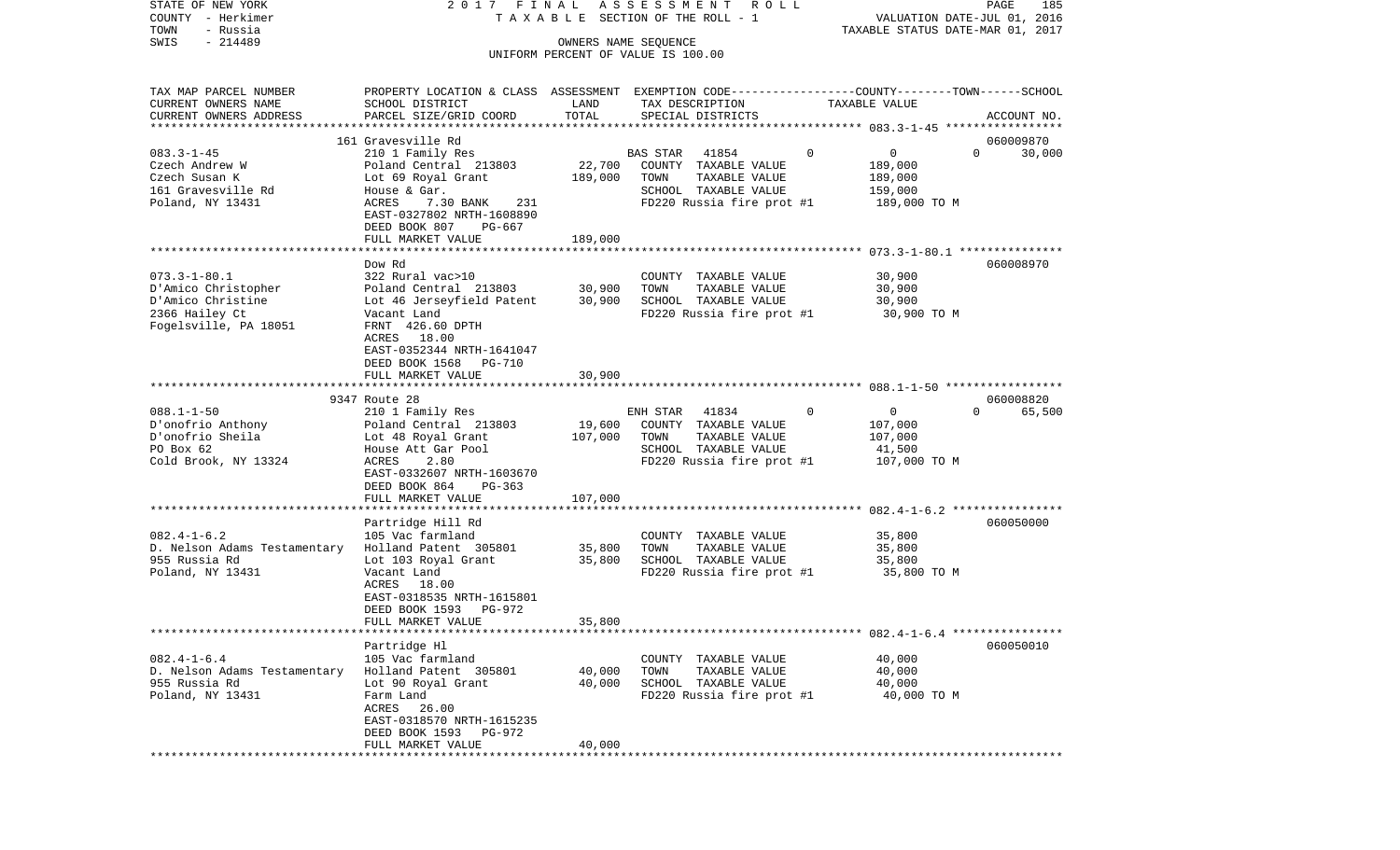STATE OF NEW YORK | COUNTY - Herkimer | TOWN - Russia | SWIS - 214489

2017 FINAL ASSESSMENT ROLL
TAXABLE SECTION OF THE ROLL - 1
OWNERS NAME SEQUENCE
UNIFORM PERCENT OF VALUE IS 100.00

VALUATION DATE-JUL 01, 2016
TAXABLE STATUS DATE-MAR 01, 2017

| TAX MAP PARCEL NUMBER / CURRENT OWNERS NAME / CURRENT OWNERS ADDRESS | PROPERTY LOCATION & CLASS / SCHOOL DISTRICT / PARCEL SIZE/GRID COORD | ASSESSMENT LAND / TOTAL | EXEMPTION CODE / TAX DESCRIPTION / SPECIAL DISTRICTS | COUNTY | TOWN | SCHOOL TAXABLE VALUE | ACCOUNT NO. |
|---|---|---|---|---|---|---|---|
| **083.3-1-45** | 161 Gravesville Rd | | | | | | 060009870 |
| | 210 1 Family Res | | BAS STAR 41854 | 0 | 0 | 30,000 | |
| Czech Andrew W | Poland Central 213803 | 22,700 | COUNTY TAXABLE VALUE | 189,000 | | | |
| Czech Susan K | Lot 69 Royal Grant | 189,000 | TOWN TAXABLE VALUE | | 189,000 | | |
| 161 Gravesville Rd | House & Gar. | | SCHOOL TAXABLE VALUE | | | 159,000 | |
| Poland, NY 13431 | ACRES 7.30 BANK 231 | | FD220 Russia fire prot #1 | 189,000 TO M | | | |
| | EAST-0327802 NRTH-1608890 | | | | | | |
| | DEED BOOK 807 PG-667 | | | | | | |
| | FULL MARKET VALUE | 189,000 | | | | | |
| **073.3-1-80.1** | Dow Rd | | | | | | 060008970 |
| | 322 Rural vac>10 | | COUNTY TAXABLE VALUE | 30,900 | | | |
| D'Amico Christopher | Poland Central 213803 | 30,900 | TOWN TAXABLE VALUE | | 30,900 | | |
| D'Amico Christine | Lot 46 Jerseyfield Patent | 30,900 | SCHOOL TAXABLE VALUE | | | 30,900 | |
| 2366 Hailey Ct | Vacant Land | | FD220 Russia fire prot #1 | 30,900 TO M | | | |
| Fogelsville, PA 18051 | FRNT 426.60 DPTH | | | | | | |
| | ACRES 18.00 | | | | | | |
| | EAST-0352344 NRTH-1641047 | | | | | | |
| | DEED BOOK 1568 PG-710 | | | | | | |
| | FULL MARKET VALUE | 30,900 | | | | | |
| **088.1-1-50** | 9347 Route 28 | | | | | | 060008820 |
| | 210 1 Family Res | | ENH STAR 41834 | 0 | 0 | 65,500 | |
| D'onofrio Anthony | Poland Central 213803 | 19,600 | COUNTY TAXABLE VALUE | 107,000 | | | |
| D'onofrio Sheila | Lot 48 Royal Grant | 107,000 | TOWN TAXABLE VALUE | | 107,000 | | |
| PO Box 62 | House Att Gar Pool | | SCHOOL TAXABLE VALUE | | | 41,500 | |
| Cold Brook, NY 13324 | ACRES 2.80 | | FD220 Russia fire prot #1 | 107,000 TO M | | | |
| | EAST-0332607 NRTH-1603670 | | | | | | |
| | DEED BOOK 864 PG-363 | | | | | | |
| | FULL MARKET VALUE | 107,000 | | | | | |
| **082.4-1-6.2** | Partridge Hill Rd | | | | | | 060050000 |
| | 105 Vac farmland | | COUNTY TAXABLE VALUE | 35,800 | | | |
| D. Nelson Adams Testamentary | Holland Patent 305801 | 35,800 | TOWN TAXABLE VALUE | | 35,800 | | |
| 955 Russia Rd | Lot 103 Royal Grant | 35,800 | SCHOOL TAXABLE VALUE | | | 35,800 | |
| Poland, NY 13431 | Vacant Land | | FD220 Russia fire prot #1 | 35,800 TO M | | | |
| | ACRES 18.00 | | | | | | |
| | EAST-0318535 NRTH-1615801 | | | | | | |
| | DEED BOOK 1593 PG-972 | | | | | | |
| | FULL MARKET VALUE | 35,800 | | | | | |
| **082.4-1-6.4** | Partridge Hl | | | | | | 060050010 |
| | 105 Vac farmland | | COUNTY TAXABLE VALUE | 40,000 | | | |
| D. Nelson Adams Testamentary | Holland Patent 305801 | 40,000 | TOWN TAXABLE VALUE | | 40,000 | | |
| 955 Russia Rd | Lot 90 Royal Grant | 40,000 | SCHOOL TAXABLE VALUE | | | 40,000 | |
| Poland, NY 13431 | Farm Land | | FD220 Russia fire prot #1 | 40,000 TO M | | | |
| | ACRES 26.00 | | | | | | |
| | EAST-0318570 NRTH-1615235 | | | | | | |
| | DEED BOOK 1593 PG-972 | | | | | | |
| | FULL MARKET VALUE | 40,000 | | | | | |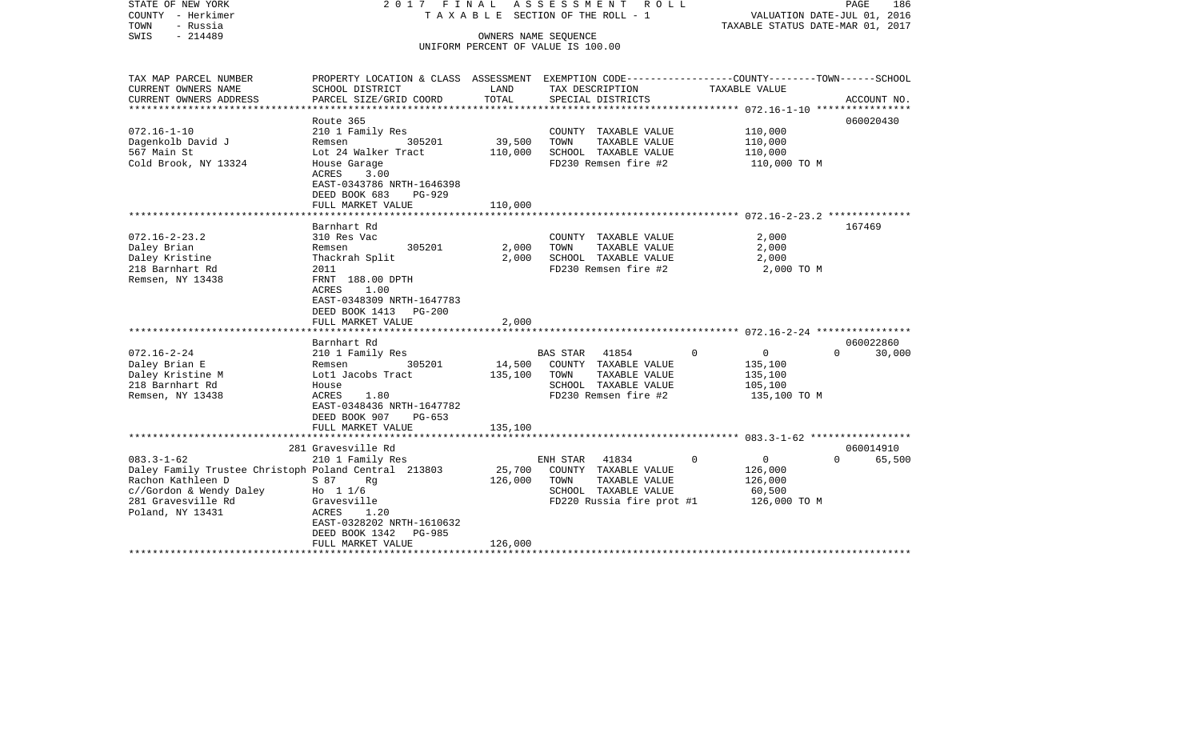STATE OF NEW YORK 2017 FINAL ASSESSMENT ROLL
COUNTY - Herkimer TAXABLE SECTION OF THE ROLL - 1 VALUATION DATE-JUL 01, 2016
TOWN - Russia TAXABLE STATUS DATE-MAR 01, 2017
SWIS - 214489 OWNERS NAME SEQUENCE
UNIFORM PERCENT OF VALUE IS 100.00

| TAX MAP PARCEL NUMBER / CURRENT OWNERS NAME / CURRENT OWNERS ADDRESS | PROPERTY LOCATION & CLASS / SCHOOL DISTRICT / PARCEL SIZE/GRID COORD | ASSESSMENT LAND | TOTAL | EXEMPTION CODE / TAX DESCRIPTION / SPECIAL DISTRICTS | COUNTY | TOWN | SCHOOL | TAXABLE VALUE | ACCOUNT NO. |
|---|---|---|---|---|---|---|---|---|---|
| 072.16-1-10 | Route 365 | | | | | | | | 060020430 |
| | 210 1 Family Res | | | COUNTY TAXABLE VALUE | | | | 110,000 | |
| Dagenkolb David J | Remsen 305201 | 39,500 | | TOWN TAXABLE VALUE | | | | 110,000 | |
| 567 Main St | Lot 24 Walker Tract | | 110,000 | SCHOOL TAXABLE VALUE | | | | 110,000 | |
| Cold Brook, NY 13324 | House Garage | | | FD230 Remsen fire #2 | | | | 110,000 TO M | |
| | ACRES 3.00 | | | | | | | | |
| | EAST-0343786 NRTH-1646398 | | | | | | | | |
| | DEED BOOK 683 PG-929 | | | | | | | | |
| | FULL MARKET VALUE | | 110,000 | | | | | | |
| 072.16-2-23.2 | Barnhart Rd | | | | | | | | 167469 |
| | 310 Res Vac | | | COUNTY TAXABLE VALUE | | | | 2,000 | |
| Daley Brian | Remsen 305201 | 2,000 | | TOWN TAXABLE VALUE | | | | 2,000 | |
| Daley Kristine | Thackrah Split | | 2,000 | SCHOOL TAXABLE VALUE | | | | 2,000 | |
| 218 Barnhart Rd | 2011 | | | FD230 Remsen fire #2 | | | | 2,000 TO M | |
| Remsen, NY 13438 | FRNT 188.00 DPTH | | | | | | | | |
| | ACRES 1.00 | | | | | | | | |
| | EAST-0348309 NRTH-1647783 | | | | | | | | |
| | DEED BOOK 1413 PG-200 | | | | | | | | |
| | FULL MARKET VALUE | | 2,000 | | | | | | |
| 072.16-2-24 | Barnhart Rd | | | | | | | | 060022860 |
| | 210 1 Family Res | | | BAS STAR 41854 | 0 | 0 | 30,000 | | |
| Daley Brian E | Remsen 305201 | 14,500 | | COUNTY TAXABLE VALUE | | | | 135,100 | |
| Daley Kristine M | Lot1 Jacobs Tract | | 135,100 | TOWN TAXABLE VALUE | | | | 135,100 | |
| 218 Barnhart Rd | House | | | SCHOOL TAXABLE VALUE | | | | 105,100 | |
| Remsen, NY 13438 | ACRES 1.80 | | | FD230 Remsen fire #2 | | | | 135,100 TO M | |
| | EAST-0348436 NRTH-1647782 | | | | | | | | |
| | DEED BOOK 907 PG-653 | | | | | | | | |
| | FULL MARKET VALUE | | 135,100 | | | | | | |
| 083.3-1-62 | 281 Gravesville Rd | | | | | | | | 060014910 |
| | 210 1 Family Res | | | ENH STAR 41834 | 0 | 0 | 65,500 | | |
| Daley Family Trustee Christoph | Poland Central 213803 | 25,700 | | COUNTY TAXABLE VALUE | | | | 126,000 | |
| Rachon Kathleen D | S 87 Rg | | 126,000 | TOWN TAXABLE VALUE | | | | 126,000 | |
| c//Gordon & Wendy Daley | Ho 1 1/6 | | | SCHOOL TAXABLE VALUE | | | | 60,500 | |
| 281 Gravesville Rd | Gravesville | | | FD220 Russia fire prot #1 | | | | 126,000 TO M | |
| Poland, NY 13431 | ACRES 1.20 | | | | | | | | |
| | EAST-0328202 NRTH-1610632 | | | | | | | | |
| | DEED BOOK 1342 PG-985 | | | | | | | | |
| | FULL MARKET VALUE | | 126,000 | | | | | | |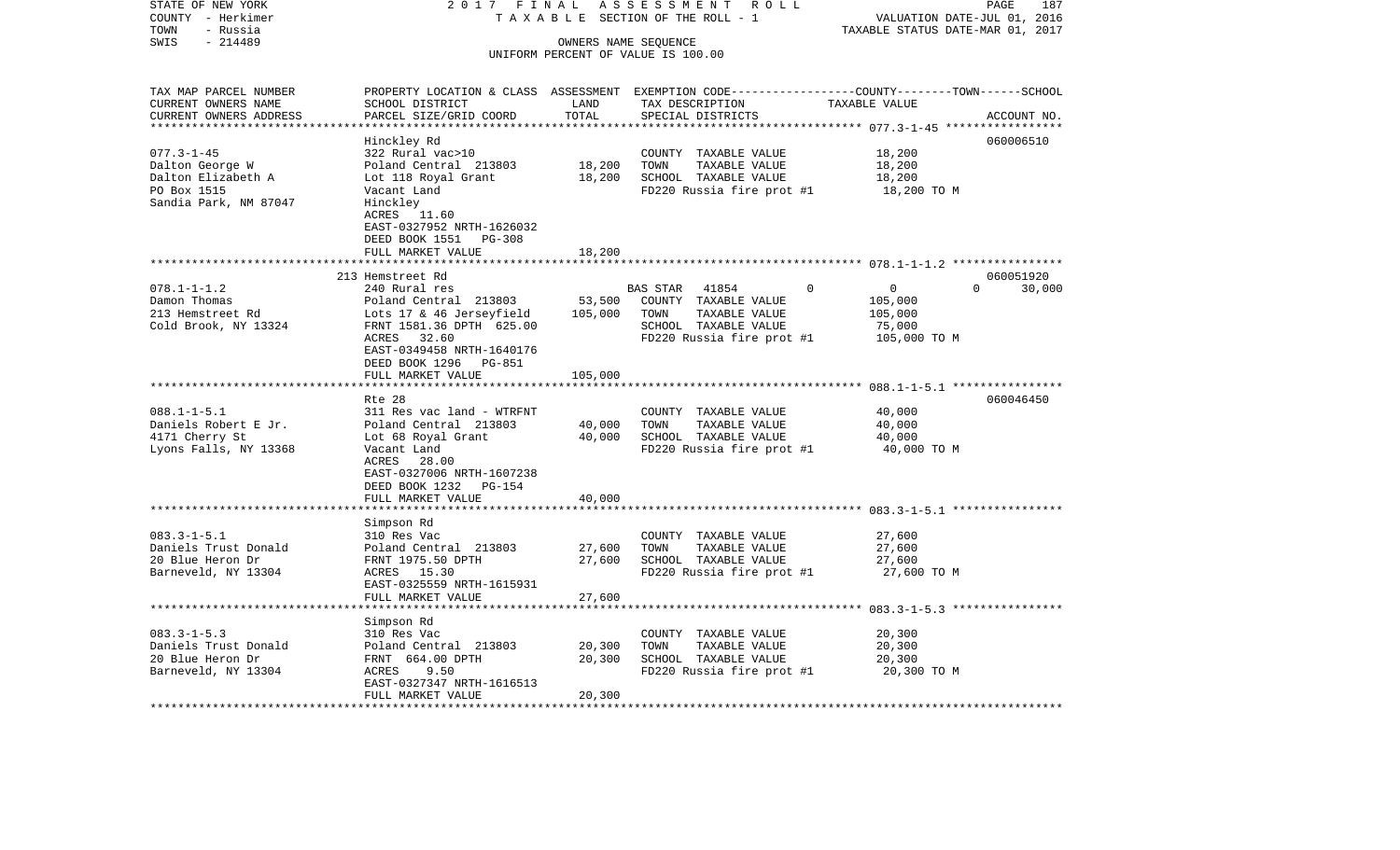STATE OF NEW YORK 2017 FINAL ASSESSMENT ROLL
COUNTY - Herkimer TAXABLE SECTION OF THE ROLL - 1 VALUATION DATE-JUL 01, 2016
TOWN - Russia TAXABLE STATUS DATE-MAR 01, 2017
SWIS - 214489 OWNERS NAME SEQUENCE
UNIFORM PERCENT OF VALUE IS 100.00

| TAX MAP PARCEL NUMBER / CURRENT OWNERS NAME / CURRENT OWNERS ADDRESS | PROPERTY LOCATION & CLASS / SCHOOL DISTRICT / PARCEL SIZE/GRID COORD | ASSESSMENT LAND | TOTAL | EXEMPTION CODE / TAX DESCRIPTION / SPECIAL DISTRICTS | COUNTY | TOWN | SCHOOL | TAXABLE VALUE | ACCOUNT NO. |
|---|---|---|---|---|---|---|---|---|---|
| 077.3-1-45 | Hinckley Rd | | | | | | | | 060006510 |
| Dalton George W | 322 Rural vac>10 | | | COUNTY TAXABLE VALUE | | | | 18,200 | |
| Dalton Elizabeth A | Poland Central 213803 | 18,200 | | TOWN TAXABLE VALUE | | | | 18,200 | |
| PO Box 1515 | Lot 118 Royal Grant | | 18,200 | SCHOOL TAXABLE VALUE | | | | 18,200 | |
| Sandia Park, NM 87047 | Vacant Land | | | FD220 Russia fire prot #1 | | | | 18,200 TO M | |
| | Hinckley | | | | | | | | |
| | ACRES 11.60 | | | | | | | | |
| | EAST-0327952 NRTH-1626032 | | | | | | | | |
| | DEED BOOK 1551 PG-308 | | | | | | | | |
| | FULL MARKET VALUE | | 18,200 | | | | | | |
| 078.1-1-1.2 | 213 Hemstreet Rd | | | | | | | | 060051920 |
| Damon Thomas | 240 Rural res | | | BAS STAR 41854 | 0 | 0 | 0 | | 30,000 |
| 213 Hemstreet Rd | Poland Central 213803 | 53,500 | | COUNTY TAXABLE VALUE | | | | 105,000 | |
| Cold Brook, NY 13324 | Lots 17 & 46 Jerseyfield | | 105,000 | TOWN TAXABLE VALUE | | | | 105,000 | |
| | FRNT 1581.36 DPTH 625.00 | | | SCHOOL TAXABLE VALUE | | | | 75,000 | |
| | ACRES 32.60 | | | FD220 Russia fire prot #1 | | | | 105,000 TO M | |
| | EAST-0349458 NRTH-1640176 | | | | | | | | |
| | DEED BOOK 1296 PG-851 | | | | | | | | |
| | FULL MARKET VALUE | | 105,000 | | | | | | |
| 088.1-1-5.1 | Rte 28 | | | | | | | | 060046450 |
| Daniels Robert E Jr. | 311 Res vac land - WTRFNT | | | COUNTY TAXABLE VALUE | | | | 40,000 | |
| 4171 Cherry St | Poland Central 213803 | 40,000 | | TOWN TAXABLE VALUE | | | | 40,000 | |
| Lyons Falls, NY 13368 | Lot 68 Royal Grant | | 40,000 | SCHOOL TAXABLE VALUE | | | | 40,000 | |
| | Vacant Land | | | FD220 Russia fire prot #1 | | | | 40,000 TO M | |
| | ACRES 28.00 | | | | | | | | |
| | EAST-0327006 NRTH-1607238 | | | | | | | | |
| | DEED BOOK 1232 PG-154 | | | | | | | | |
| | FULL MARKET VALUE | | 40,000 | | | | | | |
| 083.3-1-5.1 | Simpson Rd | | | | | | | | |
| Daniels Trust Donald | 310 Res Vac | | | COUNTY TAXABLE VALUE | | | | 27,600 | |
| 20 Blue Heron Dr | Poland Central 213803 | 27,600 | | TOWN TAXABLE VALUE | | | | 27,600 | |
| Barneveld, NY 13304 | FRNT 1975.50 DPTH | | 27,600 | SCHOOL TAXABLE VALUE | | | | 27,600 | |
| | ACRES 15.30 | | | FD220 Russia fire prot #1 | | | | 27,600 TO M | |
| | EAST-0325559 NRTH-1615931 | | | | | | | | |
| | FULL MARKET VALUE | | 27,600 | | | | | | |
| 083.3-1-5.3 | Simpson Rd | | | | | | | | |
| Daniels Trust Donald | 310 Res Vac | | | COUNTY TAXABLE VALUE | | | | 20,300 | |
| 20 Blue Heron Dr | Poland Central 213803 | 20,300 | | TOWN TAXABLE VALUE | | | | 20,300 | |
| Barneveld, NY 13304 | FRNT 664.00 DPTH | | 20,300 | SCHOOL TAXABLE VALUE | | | | 20,300 | |
| | ACRES 9.50 | | | FD220 Russia fire prot #1 | | | | 20,300 TO M | |
| | EAST-0327347 NRTH-1616513 | | | | | | | | |
| | FULL MARKET VALUE | | 20,300 | | | | | | |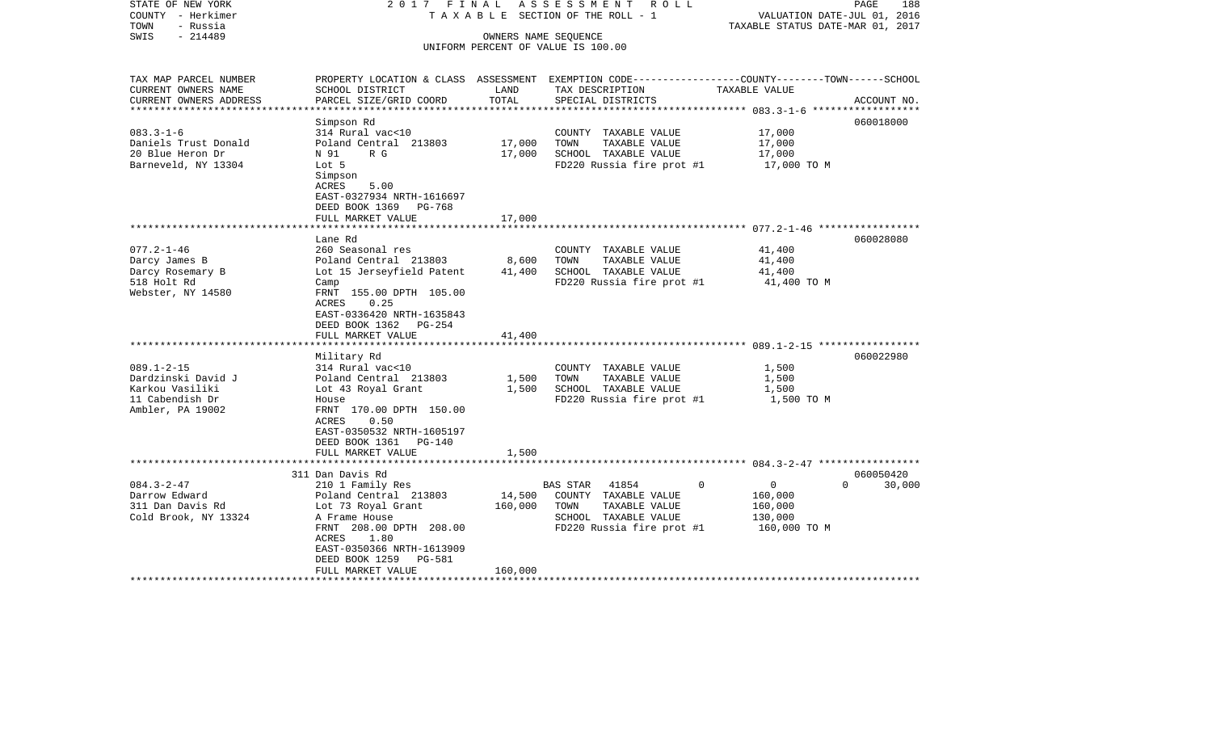STATE OF NEW YORK
COUNTY - Herkimer
TOWN - Russia
SWIS - 214489

2017 FINAL ASSESSMENT ROLL
TAXABLE SECTION OF THE ROLL - 1
OWNERS NAME SEQUENCE
UNIFORM PERCENT OF VALUE IS 100.00

VALUATION DATE-JUL 01, 2016
TAXABLE STATUS DATE-MAR 01, 2017

| TAX MAP PARCEL NUMBER / CURRENT OWNERS NAME / CURRENT OWNERS ADDRESS | PROPERTY LOCATION & CLASS / SCHOOL DISTRICT / PARCEL SIZE/GRID COORD | ASSESSMENT LAND | TOTAL | EXEMPTION CODE / TAX DESCRIPTION / SPECIAL DISTRICTS | COUNTY--------TOWN------SCHOOL TAXABLE VALUE | ACCOUNT NO. |
|---|---|---|---|---|---|---|
| 083.3-1-6 | Simpson Rd | | | | | 060018000 |
| Daniels Trust Donald | 314 Rural vac<10 | | | COUNTY TAXABLE VALUE | 17,000 | |
| 20 Blue Heron Dr | Poland Central 213803 | 17,000 | | TOWN TAXABLE VALUE | 17,000 | |
| Barneveld, NY 13304 | N 91 R G | | 17,000 | SCHOOL TAXABLE VALUE | 17,000 | |
| | Lot 5 | | | FD220 Russia fire prot #1 | 17,000 TO M | |
| | Simpson | | | | | |
| | ACRES 5.00 | | | | | |
| | EAST-0327934 NRTH-1616697 | | | | | |
| | DEED BOOK 1369 PG-768 | | | | | |
| | FULL MARKET VALUE | | 17,000 | | | |
| 077.2-1-46 | Lane Rd | | | | | 060028080 |
| Darcy James B | 260 Seasonal res | | | COUNTY TAXABLE VALUE | 41,400 | |
| Darcy Rosemary B | Poland Central 213803 | 8,600 | | TOWN TAXABLE VALUE | 41,400 | |
| 518 Holt Rd | Lot 15 Jerseyfield Patent | | 41,400 | SCHOOL TAXABLE VALUE | 41,400 | |
| Webster, NY 14580 | Camp | | | FD220 Russia fire prot #1 | 41,400 TO M | |
| | FRNT 155.00 DPTH 105.00 | | | | | |
| | ACRES 0.25 | | | | | |
| | EAST-0336420 NRTH-1635843 | | | | | |
| | DEED BOOK 1362 PG-254 | | | | | |
| | FULL MARKET VALUE | | 41,400 | | | |
| 089.1-2-15 | Military Rd | | | | | 060022980 |
| Dardzinski David J | 314 Rural vac<10 | | | COUNTY TAXABLE VALUE | 1,500 | |
| Karkou Vasiliki | Poland Central 213803 | 1,500 | | TOWN TAXABLE VALUE | 1,500 | |
| 11 Cabendish Dr | Lot 43 Royal Grant | | 1,500 | SCHOOL TAXABLE VALUE | 1,500 | |
| Ambler, PA 19002 | House | | | FD220 Russia fire prot #1 | 1,500 TO M | |
| | FRNT 170.00 DPTH 150.00 | | | | | |
| | ACRES 0.50 | | | | | |
| | EAST-0350532 NRTH-1605197 | | | | | |
| | DEED BOOK 1361 PG-140 | | | | | |
| | FULL MARKET VALUE | | 1,500 | | | |
| 084.3-2-47 | 311 Dan Davis Rd | | | | | 060050420 |
| Darrow Edward | 210 1 Family Res | | | BAS STAR 41854 0 | 0 0 | 30,000 |
| 311 Dan Davis Rd | Poland Central 213803 | 14,500 | | COUNTY TAXABLE VALUE | 160,000 | |
| Cold Brook, NY 13324 | Lot 73 Royal Grant | | 160,000 | TOWN TAXABLE VALUE | 160,000 | |
| | A Frame House | | | SCHOOL TAXABLE VALUE | 130,000 | |
| | FRNT 208.00 DPTH 208.00 | | | FD220 Russia fire prot #1 | 160,000 TO M | |
| | ACRES 1.80 | | | | | |
| | EAST-0350366 NRTH-1613909 | | | | | |
| | DEED BOOK 1259 PG-581 | | | | | |
| | FULL MARKET VALUE | | 160,000 | | | |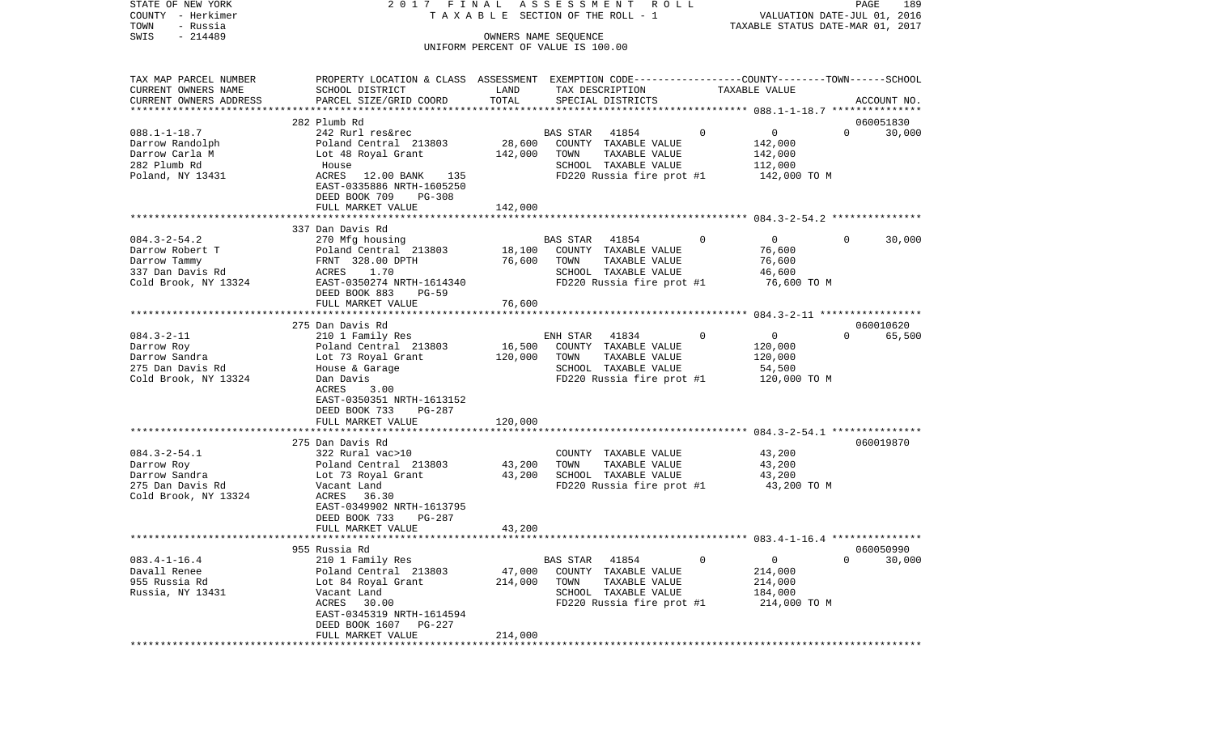STATE OF NEW YORK　　　　2 0 1 7　F I N A L　A S S E S S M E N T　R O L L
COUNTY - Herkimer　　　　T A X A B L E　SECTION OF THE ROLL - 1　　　　VALUATION DATE-JUL 01, 2016
TOWN - Russia　　　　　　　　　　　　　　　　　　　　　　　　　　　　TAXABLE STATUS DATE-MAR 01, 2017
SWIS - 214489　　　　　　　　OWNERS NAME SEQUENCE
UNIFORM PERCENT OF VALUE IS 100.00

| TAX MAP PARCEL NUMBER / CURRENT OWNERS NAME / CURRENT OWNERS ADDRESS | PROPERTY LOCATION & CLASS / SCHOOL DISTRICT / PARCEL SIZE/GRID COORD | ASSESSMENT LAND | TOTAL | EXEMPTION CODE / TAX DESCRIPTION / SPECIAL DISTRICTS | COUNTY | TOWN | SCHOOL | TAXABLE VALUE | ACCOUNT NO. |
|---|---|---|---|---|---|---|---|---|---|
| 088.1-1-18.7 | 282 Plumb Rd | | | | | | | | 060051830 |
| 088.1-1-18.7 | 242 Rurl res&rec | | | BAS STAR 41854 | 0 | 0 | 30,000 | | |
| Darrow Randolph | Poland Central 213803 | 28,600 | | COUNTY TAXABLE VALUE | | | | 142,000 | |
| Darrow Carla M | Lot 48 Royal Grant | | 142,000 | TOWN TAXABLE VALUE | | | | 142,000 | |
| 282 Plumb Rd | House | | | SCHOOL TAXABLE VALUE | | | | 112,000 | |
| Poland, NY 13431 | ACRES 12.00 BANK 135 | | | FD220 Russia fire prot #1 | | | | 142,000 TO M | |
| | EAST-0335886 NRTH-1605250 | | | | | | | | |
| | DEED BOOK 709 PG-308 | | | | | | | | |
| | FULL MARKET VALUE | | 142,000 | | | | | | |
| 084.3-2-54.2 | 337 Dan Davis Rd | | | | | | | | |
| 084.3-2-54.2 | 270 Mfg housing | | | BAS STAR 41854 | 0 | 0 | 30,000 | | |
| Darrow Robert T | Poland Central 213803 | 18,100 | | COUNTY TAXABLE VALUE | | | | 76,600 | |
| Darrow Tammy | FRNT 328.00 DPTH | | 76,600 | TOWN TAXABLE VALUE | | | | 76,600 | |
| 337 Dan Davis Rd | ACRES 1.70 | | | SCHOOL TAXABLE VALUE | | | | 46,600 | |
| Cold Brook, NY 13324 | EAST-0350274 NRTH-1614340 | | | FD220 Russia fire prot #1 | | | | 76,600 TO M | |
| | DEED BOOK 883 PG-59 | | | | | | | | |
| | FULL MARKET VALUE | | 76,600 | | | | | | |
| 084.3-2-11 | 275 Dan Davis Rd | | | | | | | | 060010620 |
| 084.3-2-11 | 210 1 Family Res | | | ENH STAR 41834 | 0 | 0 | 65,500 | | |
| Darrow Roy | Poland Central 213803 | 16,500 | | COUNTY TAXABLE VALUE | | | | 120,000 | |
| Darrow Sandra | Lot 73 Royal Grant | | 120,000 | TOWN TAXABLE VALUE | | | | 120,000 | |
| 275 Dan Davis Rd | House & Garage | | | SCHOOL TAXABLE VALUE | | | | 54,500 | |
| Cold Brook, NY 13324 | Dan Davis | | | FD220 Russia fire prot #1 | | | | 120,000 TO M | |
| | ACRES 3.00 | | | | | | | | |
| | EAST-0350351 NRTH-1613152 | | | | | | | | |
| | DEED BOOK 733 PG-287 | | | | | | | | |
| | FULL MARKET VALUE | | 120,000 | | | | | | |
| 084.3-2-54.1 | 275 Dan Davis Rd | | | | | | | | 060019870 |
| 084.3-2-54.1 | 322 Rural vac>10 | | | COUNTY TAXABLE VALUE | | | | 43,200 | |
| Darrow Roy | Poland Central 213803 | 43,200 | | TOWN TAXABLE VALUE | | | | 43,200 | |
| Darrow Sandra | Lot 73 Royal Grant | | 43,200 | SCHOOL TAXABLE VALUE | | | | 43,200 | |
| 275 Dan Davis Rd | Vacant Land | | | FD220 Russia fire prot #1 | | | | 43,200 TO M | |
| Cold Brook, NY 13324 | ACRES 36.30 | | | | | | | | |
| | EAST-0349902 NRTH-1613795 | | | | | | | | |
| | DEED BOOK 733 PG-287 | | | | | | | | |
| | FULL MARKET VALUE | | 43,200 | | | | | | |
| 083.4-1-16.4 | 955 Russia Rd | | | | | | | | 060050990 |
| 083.4-1-16.4 | 210 1 Family Res | | | BAS STAR 41854 | 0 | 0 | 30,000 | | |
| Davall Renee | Poland Central 213803 | 47,000 | | COUNTY TAXABLE VALUE | | | | 214,000 | |
| 955 Russia Rd | Lot 84 Royal Grant | | 214,000 | TOWN TAXABLE VALUE | | | | 214,000 | |
| Russia, NY 13431 | Vacant Land | | | SCHOOL TAXABLE VALUE | | | | 184,000 | |
| | ACRES 30.00 | | | FD220 Russia fire prot #1 | | | | 214,000 TO M | |
| | EAST-0345319 NRTH-1614594 | | | | | | | | |
| | DEED BOOK 1607 PG-227 | | | | | | | | |
| | FULL MARKET VALUE | | 214,000 | | | | | | |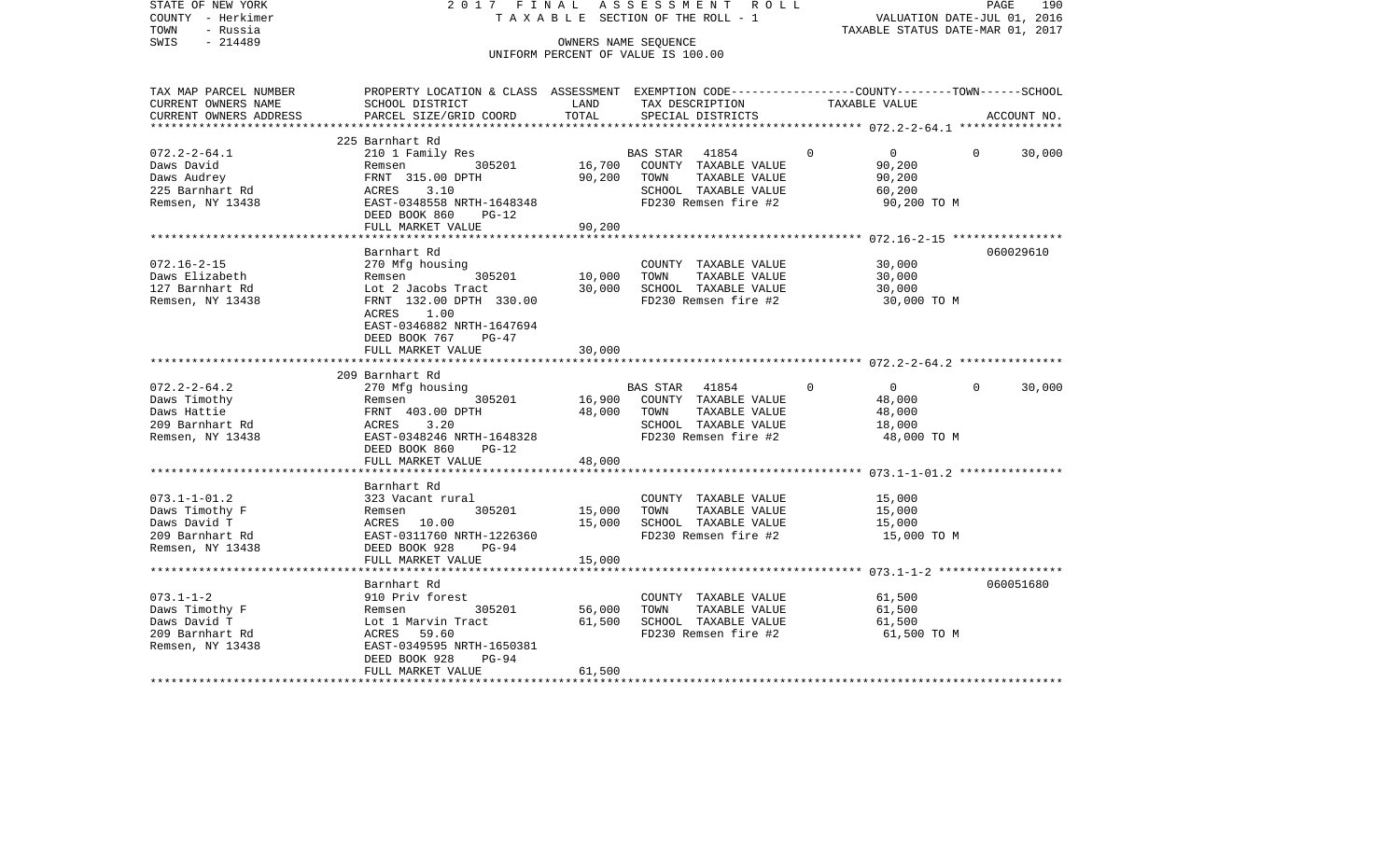STATE OF NEW YORK 2017 FINAL ASSESSMENT ROLL
COUNTY - Herkimer T A X A B L E SECTION OF THE ROLL - 1 VALUATION DATE-JUL 01, 2016
TOWN - Russia TAXABLE STATUS DATE-MAR 01, 2017
SWIS - 214489 OWNERS NAME SEQUENCE
UNIFORM PERCENT OF VALUE IS 100.00

| TAX MAP PARCEL NUMBER / CURRENT OWNERS NAME / CURRENT OWNERS ADDRESS | PROPERTY LOCATION & CLASS / SCHOOL DISTRICT / PARCEL SIZE/GRID COORD | ASSESSMENT LAND / TOTAL | EXEMPTION CODE / TAX DESCRIPTION / SPECIAL DISTRICTS | COUNTY | TOWN | SCHOOL TAXABLE VALUE | ACCOUNT NO. |
|---|---|---|---|---|---|---|---|
| 072.2-2-64.1 | 225 Barnhart Rd | | | | | | |
| Daws David | 210 1 Family Res | | BAS STAR 41854 | 0 | 0 | 0 30,000 | |
| Daws Audrey | Remsen 305201 | 16,700 | COUNTY TAXABLE VALUE | 90,200 | | | |
| 225 Barnhart Rd | FRNT 315.00 DPTH | 90,200 | TOWN TAXABLE VALUE | | 90,200 | | |
| Remsen, NY 13438 | ACRES 3.10 | | SCHOOL TAXABLE VALUE | | | 60,200 | |
| | EAST-0348558 NRTH-1648348 | | FD230 Remsen fire #2 | 90,200 TO M | | | |
| | DEED BOOK 860 PG-12 | | | | | | |
| | FULL MARKET VALUE | 90,200 | | | | | |
| 072.16-2-15 | Barnhart Rd | | | | | | 060029610 |
| Daws Elizabeth | 270 Mfg housing | | COUNTY TAXABLE VALUE | 30,000 | | | |
| 127 Barnhart Rd | Remsen 305201 | 10,000 | TOWN TAXABLE VALUE | | 30,000 | | |
| Remsen, NY 13438 | Lot 2 Jacobs Tract | 30,000 | SCHOOL TAXABLE VALUE | | | 30,000 | |
| | FRNT 132.00 DPTH 330.00 | | FD230 Remsen fire #2 | 30,000 TO M | | | |
| | ACRES 1.00 | | | | | | |
| | EAST-0346882 NRTH-1647694 | | | | | | |
| | DEED BOOK 767 PG-47 | | | | | | |
| | FULL MARKET VALUE | 30,000 | | | | | |
| 072.2-2-64.2 | 209 Barnhart Rd | | | | | | |
| Daws Timothy | 270 Mfg housing | | BAS STAR 41854 | 0 | 0 | 0 30,000 | |
| Daws Hattie | Remsen 305201 | 16,900 | COUNTY TAXABLE VALUE | 48,000 | | | |
| 209 Barnhart Rd | FRNT 403.00 DPTH | 48,000 | TOWN TAXABLE VALUE | | 48,000 | | |
| Remsen, NY 13438 | ACRES 3.20 | | SCHOOL TAXABLE VALUE | | | 18,000 | |
| | EAST-0348246 NRTH-1648328 | | FD230 Remsen fire #2 | 48,000 TO M | | | |
| | DEED BOOK 860 PG-12 | | | | | | |
| | FULL MARKET VALUE | 48,000 | | | | | |
| 073.1-1-01.2 | Barnhart Rd | | | | | | |
| Daws Timothy F | 323 Vacant rural | | COUNTY TAXABLE VALUE | 15,000 | | | |
| Daws David T | Remsen 305201 | 15,000 | TOWN TAXABLE VALUE | | 15,000 | | |
| 209 Barnhart Rd | ACRES 10.00 | 15,000 | SCHOOL TAXABLE VALUE | | | 15,000 | |
| Remsen, NY 13438 | EAST-0311760 NRTH-1226360 | | FD230 Remsen fire #2 | 15,000 TO M | | | |
| | DEED BOOK 928 PG-94 | | | | | | |
| | FULL MARKET VALUE | 15,000 | | | | | |
| 073.1-1-2 | Barnhart Rd | | | | | | 060051680 |
| Daws Timothy F | 910 Priv forest | | COUNTY TAXABLE VALUE | 61,500 | | | |
| Daws David T | Remsen 305201 | 56,000 | TOWN TAXABLE VALUE | | 61,500 | | |
| 209 Barnhart Rd | Lot 1 Marvin Tract | 61,500 | SCHOOL TAXABLE VALUE | | | 61,500 | |
| Remsen, NY 13438 | ACRES 59.60 | | FD230 Remsen fire #2 | 61,500 TO M | | | |
| | EAST-0349595 NRTH-1650381 | | | | | | |
| | DEED BOOK 928 PG-94 | | | | | | |
| | FULL MARKET VALUE | 61,500 | | | | | |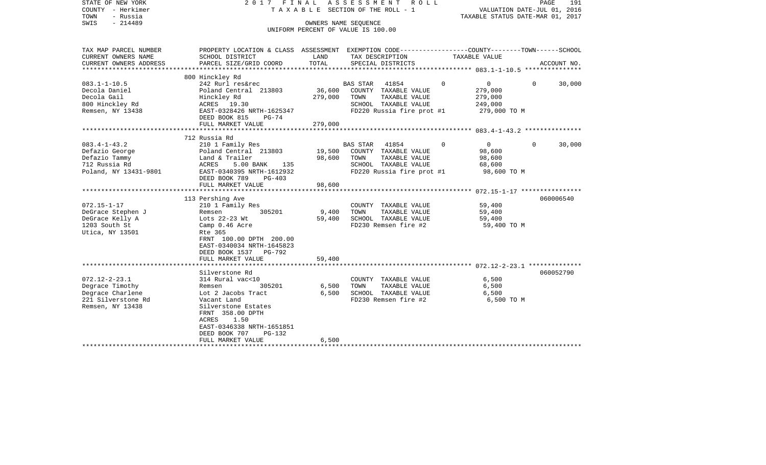STATE OF NEW YORK
COUNTY - Herkimer
TOWN - Russia
SWIS - 214489

2017 FINAL ASSESSMENT ROLL
TAXABLE SECTION OF THE ROLL - 1
OWNERS NAME SEQUENCE
UNIFORM PERCENT OF VALUE IS 100.00

VALUATION DATE-JUL 01, 2016
TAXABLE STATUS DATE-MAR 01, 2017

| TAX MAP PARCEL NUMBER / CURRENT OWNERS NAME / CURRENT OWNERS ADDRESS | PROPERTY LOCATION & CLASS / SCHOOL DISTRICT / PARCEL SIZE/GRID COORD | ASSESSMENT LAND | TOTAL | EXEMPTION CODE / TAX DESCRIPTION / SPECIAL DISTRICTS | COUNTY | TOWN | SCHOOL / TAXABLE VALUE | ACCOUNT NO. |
|---|---|---|---|---|---|---|---|---|
| **083.1-1-10.5** | 800 Hinckley Rd | | | | | | | |
| 083.1-1-10.5 | 242 Rurl res&rec | | | BAS STAR 41854 | 0 | 0 | 0 / 30,000 | |
| Decola Daniel | Poland Central 213803 | 36,600 | | COUNTY TAXABLE VALUE | 279,000 | | | |
| Decola Gail | Hinckley Rd | | 279,000 | TOWN TAXABLE VALUE | | 279,000 | | |
| 800 Hinckley Rd | ACRES 19.30 | | | SCHOOL TAXABLE VALUE | | | 249,000 | |
| Remsen, NY 13438 | EAST-0328426 NRTH-1625347 | | | FD220 Russia fire prot #1 | | | 279,000 TO M | |
| | DEED BOOK 815 PG-74 | | | | | | | |
| | FULL MARKET VALUE | | 279,000 | | | | | |
| **083.4-1-43.2** | 712 Russia Rd | | | | | | | |
| 083.4-1-43.2 | 210 1 Family Res | | | BAS STAR 41854 | 0 | 0 | 0 / 30,000 | |
| Defazio George | Poland Central 213803 | 19,500 | | COUNTY TAXABLE VALUE | 98,600 | | | |
| Defazio Tammy | Land & Trailer | | 98,600 | TOWN TAXABLE VALUE | | 98,600 | | |
| 712 Russia Rd | ACRES 5.00 BANK 135 | | | SCHOOL TAXABLE VALUE | | | 68,600 | |
| Poland, NY 13431-9801 | EAST-0340395 NRTH-1612932 | | | FD220 Russia fire prot #1 | | | 98,600 TO M | |
| | DEED BOOK 789 PG-403 | | | | | | | |
| | FULL MARKET VALUE | | 98,600 | | | | | |
| **072.15-1-17** | 113 Pershing Ave | | | | | | | 060006540 |
| 072.15-1-17 | 210 1 Family Res | | | COUNTY TAXABLE VALUE | 59,400 | | | |
| DeGrace Stephen J | Remsen 305201 | 9,400 | | TOWN TAXABLE VALUE | | 59,400 | | |
| DeGrace Kelly A | Lots 22-23 Wt | | 59,400 | SCHOOL TAXABLE VALUE | | | 59,400 | |
| 1203 South St | Camp 0.46 Acre | | | FD230 Remsen fire #2 | | | 59,400 TO M | |
| Utica, NY 13501 | Rte 365 | | | | | | | |
| | FRNT 100.00 DPTH 200.00 | | | | | | | |
| | EAST-0340034 NRTH-1645823 | | | | | | | |
| | DEED BOOK 1537 PG-792 | | | | | | | |
| | FULL MARKET VALUE | | 59,400 | | | | | |
| **072.12-2-23.1** | Silverstone Rd | | | | | | | 060052790 |
| 072.12-2-23.1 | 314 Rural vac<10 | | | COUNTY TAXABLE VALUE | 6,500 | | | |
| Degrace Timothy | Remsen 305201 | 6,500 | | TOWN TAXABLE VALUE | | 6,500 | | |
| Degrace Charlene | Lot 2 Jacobs Tract | | 6,500 | SCHOOL TAXABLE VALUE | | | 6,500 | |
| 221 Silverstone Rd | Vacant Land | | | FD230 Remsen fire #2 | | | 6,500 TO M | |
| Remsen, NY 13438 | Silverstone Estates | | | | | | | |
| | FRNT 358.00 DPTH | | | | | | | |
| | ACRES 1.50 | | | | | | | |
| | EAST-0346338 NRTH-1651851 | | | | | | | |
| | DEED BOOK 707 PG-132 | | | | | | | |
| | FULL MARKET VALUE | | 6,500 | | | | | |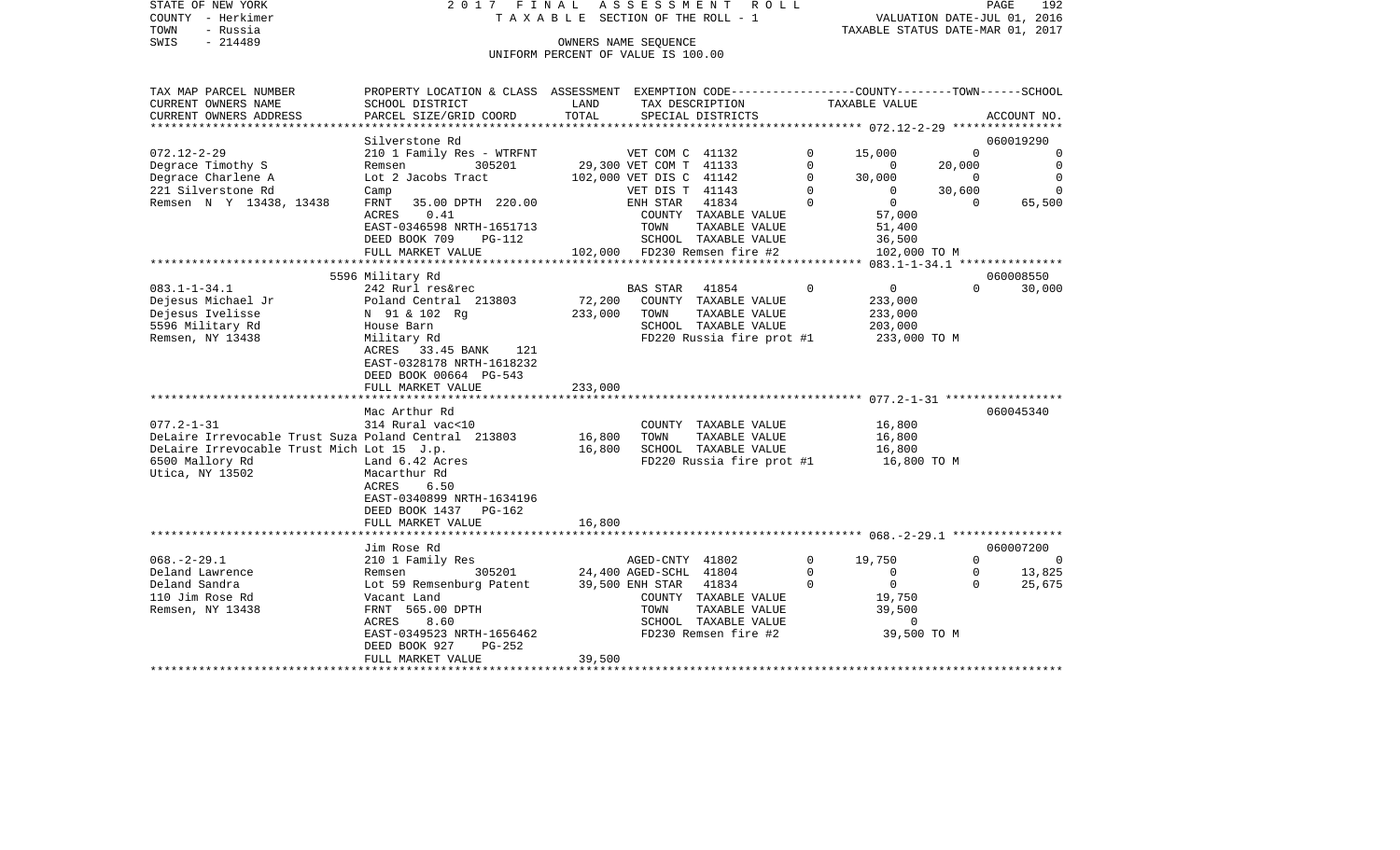STATE OF NEW YORK 2017 FINAL ASSESSMENT ROLL
COUNTY - Herkimer TAXABLE SECTION OF THE ROLL - 1 VALUATION DATE-JUL 01, 2016
TOWN - Russia TAXABLE STATUS DATE-MAR 01, 2017
SWIS - 214489 OWNERS NAME SEQUENCE
UNIFORM PERCENT OF VALUE IS 100.00

| TAX MAP PARCEL NUMBER / CURRENT OWNERS NAME / CURRENT OWNERS ADDRESS | PROPERTY LOCATION & CLASS / SCHOOL DISTRICT / PARCEL SIZE/GRID COORD | ASSESSMENT LAND / TOTAL | EXEMPTION CODE / TAX DESCRIPTION / SPECIAL DISTRICTS | | COUNTY TAXABLE VALUE | TOWN | SCHOOL | ACCOUNT NO. |
|---|---|---|---|---|---|---|---|---|
| **072.12-2-29** | Silverstone Rd | | | | | | | 060019290 |
| Degrace Timothy S | 210 1 Family Res - WTRFNT | | VET COM C 41132 | 0 | 15,000 | 0 | 0 | |
| Degrace Charlene A | Remsen 305201 | 29,300 | VET COM T 41133 | 0 | 0 | 20,000 | 0 | |
| 221 Silverstone Rd | Lot 2 Jacobs Tract | 102,000 | VET DIS C 41142 | 0 | 30,000 | 0 | 0 | |
| Remsen N Y 13438, 13438 | Camp | | VET DIS T 41143 | 0 | 0 | 30,600 | 0 | |
| | FRNT 35.00 DPTH 220.00 | | ENH STAR 41834 | 0 | 0 | 0 | 65,500 | |
| | ACRES 0.41 | | COUNTY TAXABLE VALUE | | 57,000 | | | |
| | EAST-0346598 NRTH-1651713 | | TOWN TAXABLE VALUE | | 51,400 | | | |
| | DEED BOOK 709 PG-112 | | SCHOOL TAXABLE VALUE | | 36,500 | | | |
| | FULL MARKET VALUE | 102,000 | FD230 Remsen fire #2 | | 102,000 TO M | | | |
| **083.1-1-34.1** | 5596 Military Rd | | | | | | | 060008550 |
| Dejesus Michael Jr | 242 Rurl res&rec | | BAS STAR 41854 | 0 | 0 | 0 | 30,000 | |
| Dejesus Ivelisse | Poland Central 213803 | 72,200 | COUNTY TAXABLE VALUE | | 233,000 | | | |
| 5596 Military Rd | N 91 & 102 Rg | 233,000 | TOWN TAXABLE VALUE | | 233,000 | | | |
| Remsen, NY 13438 | House Barn | | SCHOOL TAXABLE VALUE | | 203,000 | | | |
| | Military Rd | | FD220 Russia fire prot #1 | | 233,000 TO M | | | |
| | ACRES 33.45 BANK 121 | | | | | | | |
| | EAST-0328178 NRTH-1618232 | | | | | | | |
| | DEED BOOK 00664 PG-543 | | | | | | | |
| | FULL MARKET VALUE | 233,000 | | | | | | |
| **077.2-1-31** | Mac Arthur Rd | | | | | | | 060045340 |
| DeLaire Irrevocable Trust Suza | 314 Rural vac<10 | | COUNTY TAXABLE VALUE | | 16,800 | | | |
| DeLaire Irrevocable Trust Mich | Poland Central 213803 | 16,800 | TOWN TAXABLE VALUE | | 16,800 | | | |
| 6500 Mallory Rd | Lot 15 J.p. | 16,800 | SCHOOL TAXABLE VALUE | | 16,800 | | | |
| Utica, NY 13502 | Land 6.42 Acres | | FD220 Russia fire prot #1 | | 16,800 TO M | | | |
| | Macarthur Rd | | | | | | | |
| | ACRES 6.50 | | | | | | | |
| | EAST-0340899 NRTH-1634196 | | | | | | | |
| | DEED BOOK 1437 PG-162 | | | | | | | |
| | FULL MARKET VALUE | 16,800 | | | | | | |
| **068.-2-29.1** | Jim Rose Rd | | | | | | | 060007200 |
| Deland Lawrence | 210 1 Family Res | | AGED-CNTY 41802 | 0 | 19,750 | 0 | 0 | |
| Deland Sandra | Remsen 305201 | 24,400 | AGED-SCHL 41804 | 0 | 0 | 0 | 13,825 | |
| 110 Jim Rose Rd | Lot 59 Remsenburg Patent | 39,500 | ENH STAR 41834 | 0 | 0 | 0 | 25,675 | |
| Remsen, NY 13438 | Vacant Land | | COUNTY TAXABLE VALUE | | 19,750 | | | |
| | FRNT 565.00 DPTH | | TOWN TAXABLE VALUE | | 39,500 | | | |
| | ACRES 8.60 | | SCHOOL TAXABLE VALUE | | 0 | | | |
| | EAST-0349523 NRTH-1656462 | | FD230 Remsen fire #2 | | 39,500 TO M | | | |
| | DEED BOOK 927 PG-252 | | | | | | | |
| | FULL MARKET VALUE | 39,500 | | | | | | |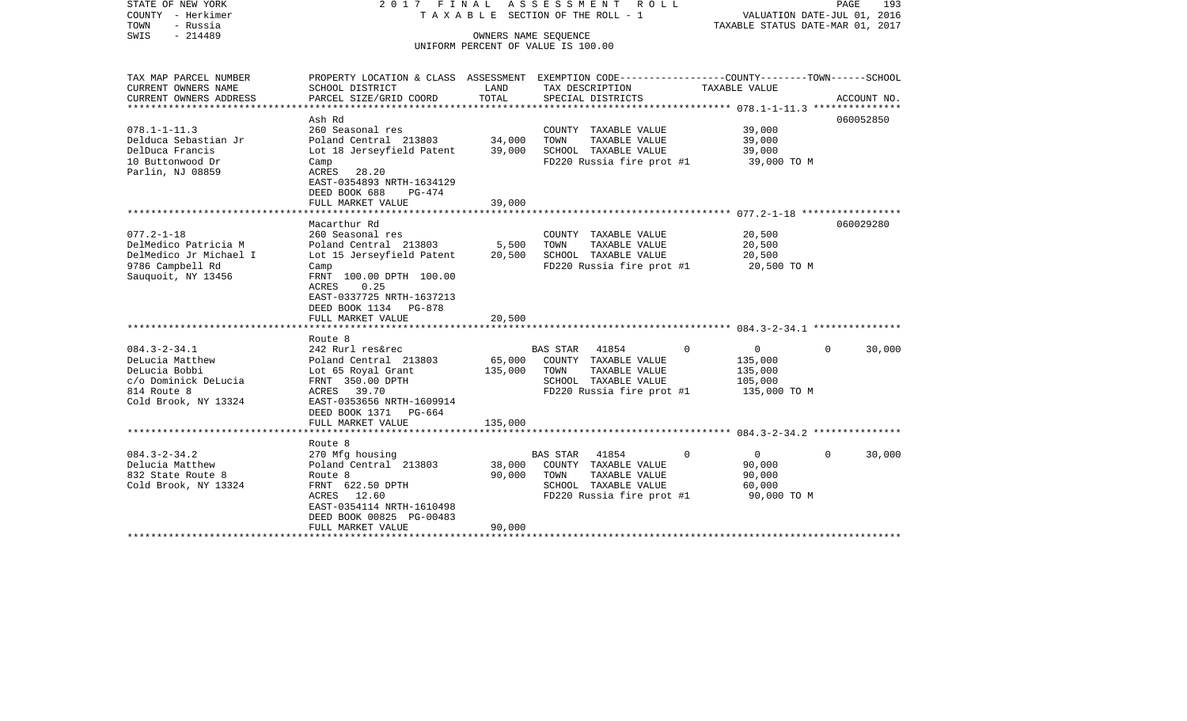STATE OF NEW YORK 2017 FINAL ASSESSMENT ROLL
COUNTY - Herkimer TAXABLE SECTION OF THE ROLL - 1 VALUATION DATE-JUL 01, 2016
TOWN - Russia TAXABLE STATUS DATE-MAR 01, 2017
SWIS - 214489 OWNERS NAME SEQUENCE
UNIFORM PERCENT OF VALUE IS 100.00

| TAX MAP PARCEL NUMBER / CURRENT OWNERS NAME / CURRENT OWNERS ADDRESS | PROPERTY LOCATION & CLASS / SCHOOL DISTRICT / PARCEL SIZE/GRID COORD | ASSESSMENT LAND | ASSESSMENT TOTAL | EXEMPTION CODE / TAX DESCRIPTION / SPECIAL DISTRICTS | COUNTY | TOWN | SCHOOL (TAXABLE VALUE) | ACCOUNT NO. |
|---|---|---|---|---|---|---|---|---|
| | Ash Rd | | | | | | | 060052850 |
| 078.1-1-11.3 | 260 Seasonal res | | | COUNTY TAXABLE VALUE | 39,000 | | | |
| Delduca Sebastian Jr | Poland Central 213803 | 34,000 | | TOWN TAXABLE VALUE | 39,000 | | | |
| DelDuca Francis | Lot 18 Jerseyfield Patent | | 39,000 | SCHOOL TAXABLE VALUE | 39,000 | | | |
| 10 Buttonwood Dr | Camp | | | FD220 Russia fire prot #1 | 39,000 TO M | | | |
| Parlin, NJ 08859 | ACRES 28.20 | | | | | | | |
| | EAST-0354893 NRTH-1634129 | | | | | | | |
| | DEED BOOK 688 PG-474 | | | | | | | |
| | FULL MARKET VALUE | | 39,000 | | | | | |
| | Macarthur Rd | | | | | | | 060029280 |
| 077.2-1-18 | 260 Seasonal res | | | COUNTY TAXABLE VALUE | 20,500 | | | |
| DelMedico Patricia M | Poland Central 213803 | 5,500 | | TOWN TAXABLE VALUE | 20,500 | | | |
| DelMedico Jr Michael I | Lot 15 Jerseyfield Patent | | 20,500 | SCHOOL TAXABLE VALUE | 20,500 | | | |
| 9786 Campbell Rd | Camp | | | FD220 Russia fire prot #1 | 20,500 TO M | | | |
| Sauquoit, NY 13456 | FRNT 100.00 DPTH 100.00 | | | | | | | |
| | ACRES 0.25 | | | | | | | |
| | EAST-0337725 NRTH-1637213 | | | | | | | |
| | DEED BOOK 1134 PG-878 | | | | | | | |
| | FULL MARKET VALUE | | 20,500 | | | | | |
| | Route 8 | | | | | | | |
| 084.3-2-34.1 | 242 Rurl res&rec | | | BAS STAR 41854 | 0 | 0 | 30,000 | |
| DeLucia Matthew | Poland Central 213803 | 65,000 | | COUNTY TAXABLE VALUE | 135,000 | | | |
| DeLucia Bobbi | Lot 65 Royal Grant | | 135,000 | TOWN TAXABLE VALUE | 135,000 | | | |
| c/o Dominick DeLucia | FRNT 350.00 DPTH | | | SCHOOL TAXABLE VALUE | 105,000 | | | |
| 814 Route 8 | ACRES 39.70 | | | FD220 Russia fire prot #1 | 135,000 TO M | | | |
| Cold Brook, NY 13324 | EAST-0353656 NRTH-1609914 | | | | | | | |
| | DEED BOOK 1371 PG-664 | | | | | | | |
| | FULL MARKET VALUE | | 135,000 | | | | | |
| | Route 8 | | | | | | | |
| 084.3-2-34.2 | 270 Mfg housing | | | BAS STAR 41854 | 0 | 0 | 30,000 | |
| Delucia Matthew | Poland Central 213803 | 38,000 | | COUNTY TAXABLE VALUE | 90,000 | | | |
| 832 State Route 8 | Route 8 | | 90,000 | TOWN TAXABLE VALUE | 90,000 | | | |
| Cold Brook, NY 13324 | FRNT 622.50 DPTH | | | SCHOOL TAXABLE VALUE | 60,000 | | | |
| | ACRES 12.60 | | | FD220 Russia fire prot #1 | 90,000 TO M | | | |
| | EAST-0354114 NRTH-1610498 | | | | | | | |
| | DEED BOOK 00825 PG-00483 | | | | | | | |
| | FULL MARKET VALUE | | 90,000 | | | | | |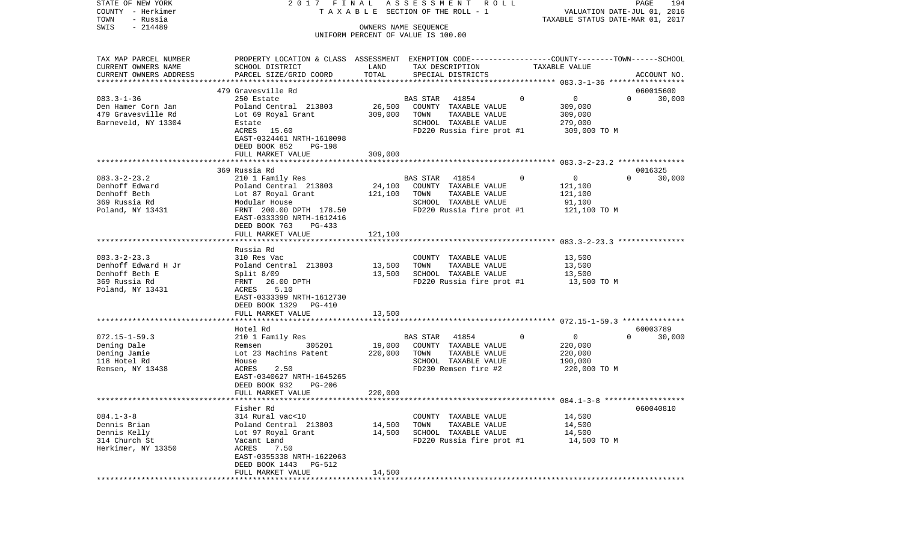STATE OF NEW YORK 2017 FINAL ASSESSMENT ROLL
COUNTY - Herkimer TAXABLE SECTION OF THE ROLL - 1 VALUATION DATE-JUL 01, 2016
TOWN - Russia TAXABLE STATUS DATE-MAR 01, 2017
SWIS - 214489 OWNERS NAME SEQUENCE
UNIFORM PERCENT OF VALUE IS 100.00

| TAX MAP PARCEL NUMBER / CURRENT OWNERS NAME / CURRENT OWNERS ADDRESS | PROPERTY LOCATION & CLASS / SCHOOL DISTRICT / PARCEL SIZE/GRID COORD | ASSESSMENT LAND | TOTAL | EXEMPTION CODE / TAX DESCRIPTION / SPECIAL DISTRICTS | COUNTY | TOWN | SCHOOL | ACCOUNT NO. |
|---|---|---|---|---|---|---|---|---|
| 083.3-1-36 | 479 Gravesville Rd | | | | | | | 060015600 |
| Den Hamer Corn Jan | 250 Estate | | | BAS STAR 41854 | 0 | 0 | 30,000 | |
| 479 Gravesville Rd | Poland Central 213803 | 26,500 | | COUNTY TAXABLE VALUE | 309,000 | | | |
| Barneveld, NY 13304 | Lot 69 Royal Grant | | 309,000 | TOWN TAXABLE VALUE | | 309,000 | | |
| | Estate | | | SCHOOL TAXABLE VALUE | | | 279,000 | |
| | ACRES 15.60 | | | FD220 Russia fire prot #1 | 309,000 TO M | | | |
| | EAST-0324461 NRTH-1610098 | | | | | | | |
| | DEED BOOK 852 PG-198 | | | | | | | |
| | FULL MARKET VALUE | | 309,000 | | | | | |
| 083.3-2-23.2 | 369 Russia Rd | | | | | | | 0016325 |
| Denhoff Edward | 210 1 Family Res | | | BAS STAR 41854 | 0 | 0 | 30,000 | |
| Denhoff Beth | Poland Central 213803 | 24,100 | | COUNTY TAXABLE VALUE | 121,100 | | | |
| 369 Russia Rd | Lot 87 Royal Grant | | 121,100 | TOWN TAXABLE VALUE | | 121,100 | | |
| Poland, NY 13431 | Modular House | | | SCHOOL TAXABLE VALUE | | | 91,100 | |
| | FRNT 200.00 DPTH 178.50 | | | FD220 Russia fire prot #1 | 121,100 TO M | | | |
| | EAST-0333390 NRTH-1612416 | | | | | | | |
| | DEED BOOK 763 PG-433 | | | | | | | |
| | FULL MARKET VALUE | | 121,100 | | | | | |
| 083.3-2-23.3 | Russia Rd | | | | | | | |
| Denhoff Edward H Jr | 310 Res Vac | | | COUNTY TAXABLE VALUE | 13,500 | | | |
| Denhoff Beth E | Poland Central 213803 | 13,500 | | TOWN TAXABLE VALUE | | 13,500 | | |
| 369 Russia Rd | Split 8/09 | | 13,500 | SCHOOL TAXABLE VALUE | | | 13,500 | |
| Poland, NY 13431 | FRNT 26.00 DPTH | | | FD220 Russia fire prot #1 | 13,500 TO M | | | |
| | ACRES 5.10 | | | | | | | |
| | EAST-0333399 NRTH-1612730 | | | | | | | |
| | DEED BOOK 1329 PG-410 | | | | | | | |
| | FULL MARKET VALUE | | 13,500 | | | | | |
| 072.15-1-59.3 | Hotel Rd | | | | | | | 60003789 |
| Dening Dale | 210 1 Family Res | | | BAS STAR 41854 | 0 | 0 | 30,000 | |
| Dening Jamie | Remsen 305201 | 19,000 | | COUNTY TAXABLE VALUE | 220,000 | | | |
| 118 Hotel Rd | Lot 23 Machins Patent | | 220,000 | TOWN TAXABLE VALUE | | 220,000 | | |
| Remsen, NY 13438 | House | | | SCHOOL TAXABLE VALUE | | | 190,000 | |
| | ACRES 2.50 | | | FD230 Remsen fire #2 | 220,000 TO M | | | |
| | EAST-0340627 NRTH-1645265 | | | | | | | |
| | DEED BOOK 932 PG-206 | | | | | | | |
| | FULL MARKET VALUE | | 220,000 | | | | | |
| 084.1-3-8 | Fisher Rd | | | | | | | 060040810 |
| Dennis Brian | 314 Rural vac<10 | | | COUNTY TAXABLE VALUE | 14,500 | | | |
| Dennis Kelly | Poland Central 213803 | 14,500 | | TOWN TAXABLE VALUE | | 14,500 | | |
| 314 Church St | Lot 97 Royal Grant | | 14,500 | SCHOOL TAXABLE VALUE | | | 14,500 | |
| Herkimer, NY 13350 | Vacant Land | | | FD220 Russia fire prot #1 | 14,500 TO M | | | |
| | ACRES 7.50 | | | | | | | |
| | EAST-0355338 NRTH-1622063 | | | | | | | |
| | DEED BOOK 1443 PG-512 | | | | | | | |
| | FULL MARKET VALUE | | 14,500 | | | | | |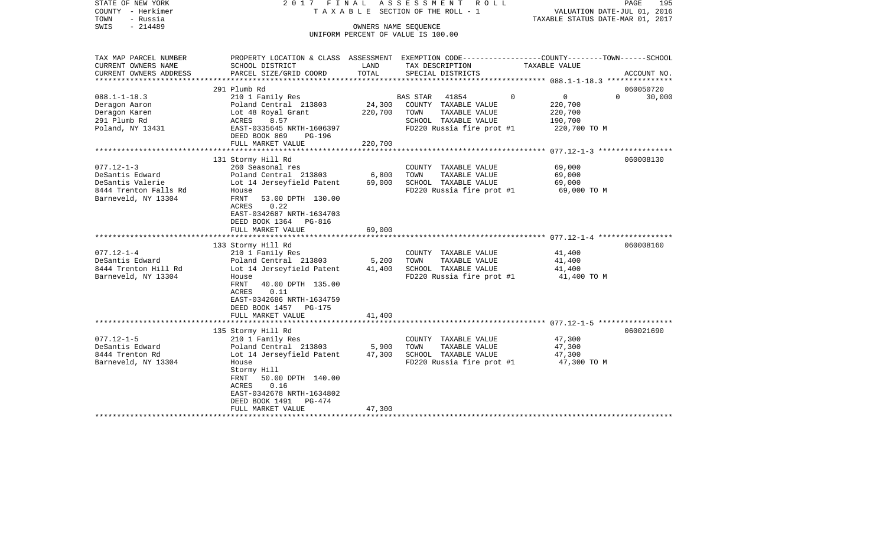STATE OF NEW YORK 2017 FINAL ASSESSMENT ROLL
COUNTY - Herkimer TAXABLE SECTION OF THE ROLL - 1 VALUATION DATE-JUL 01, 2016
TOWN - Russia TAXABLE STATUS DATE-MAR 01, 2017
SWIS - 214489 OWNERS NAME SEQUENCE
UNIFORM PERCENT OF VALUE IS 100.00

| TAX MAP PARCEL NUMBER<br>CURRENT OWNERS NAME<br>CURRENT OWNERS ADDRESS | PROPERTY LOCATION & CLASS<br>SCHOOL DISTRICT<br>PARCEL SIZE/GRID COORD | ASSESSMENT<br>LAND<br>TOTAL | EXEMPTION CODE-----COUNTY-----TOWN------SCHOOL<br>TAX DESCRIPTION<br>SPECIAL DISTRICTS | TAXABLE VALUE | ACCOUNT NO. |
|---|---|---|---|---|---|
| 088.1-1-18.3 | 291 Plumb Rd | | | | 060050720 |
| Deragon Aaron | 210 1 Family Res | | BAS STAR 41854 0 | 0 0 | 30,000 |
| Deragon Karen | Poland Central 213803 | 24,300 | COUNTY TAXABLE VALUE | 220,700 | |
| 291 Plumb Rd | Lot 48 Royal Grant | 220,700 | TOWN TAXABLE VALUE | 220,700 | |
| Poland, NY 13431 | ACRES 8.57 | | SCHOOL TAXABLE VALUE | 190,700 | |
| | EAST-0335645 NRTH-1606397 | | FD220 Russia fire prot #1 | 220,700 TO M | |
| | DEED BOOK 869 PG-196 | | | | |
| | FULL MARKET VALUE | 220,700 | | | |
| 077.12-1-3 | 131 Stormy Hill Rd | | | | 060008130 |
| DeSantis Edward | 260 Seasonal res | | COUNTY TAXABLE VALUE | 69,000 | |
| DeSantis Valerie | Poland Central 213803 | 6,800 | TOWN TAXABLE VALUE | 69,000 | |
| 8444 Trenton Falls Rd | Lot 14 Jerseyfield Patent | 69,000 | SCHOOL TAXABLE VALUE | 69,000 | |
| Barneveld, NY 13304 | House | | FD220 Russia fire prot #1 | 69,000 TO M | |
| | FRNT 53.00 DPTH 130.00 | | | | |
| | ACRES 0.22 | | | | |
| | EAST-0342687 NRTH-1634703 | | | | |
| | DEED BOOK 1364 PG-816 | | | | |
| | FULL MARKET VALUE | 69,000 | | | |
| 077.12-1-4 | 133 Stormy Hill Rd | | | | 060008160 |
| DeSantis Edward | 210 1 Family Res | | COUNTY TAXABLE VALUE | 41,400 | |
| 8444 Trenton Hill Rd | Poland Central 213803 | 5,200 | TOWN TAXABLE VALUE | 41,400 | |
| Barneveld, NY 13304 | Lot 14 Jerseyfield Patent | 41,400 | SCHOOL TAXABLE VALUE | 41,400 | |
| | House | | FD220 Russia fire prot #1 | 41,400 TO M | |
| | FRNT 40.00 DPTH 135.00 | | | | |
| | ACRES 0.11 | | | | |
| | EAST-0342686 NRTH-1634759 | | | | |
| | DEED BOOK 1457 PG-175 | | | | |
| | FULL MARKET VALUE | 41,400 | | | |
| 077.12-1-5 | 135 Stormy Hill Rd | | | | 060021690 |
| DeSantis Edward | 210 1 Family Res | | COUNTY TAXABLE VALUE | 47,300 | |
| 8444 Trenton Rd | Poland Central 213803 | 5,900 | TOWN TAXABLE VALUE | 47,300 | |
| Barneveld, NY 13304 | Lot 14 Jerseyfield Patent | 47,300 | SCHOOL TAXABLE VALUE | 47,300 | |
| | House | | FD220 Russia fire prot #1 | 47,300 TO M | |
| | Stormy Hill | | | | |
| | FRNT 50.00 DPTH 140.00 | | | | |
| | ACRES 0.16 | | | | |
| | EAST-0342678 NRTH-1634802 | | | | |
| | DEED BOOK 1491 PG-474 | | | | |
| | FULL MARKET VALUE | 47,300 | | | |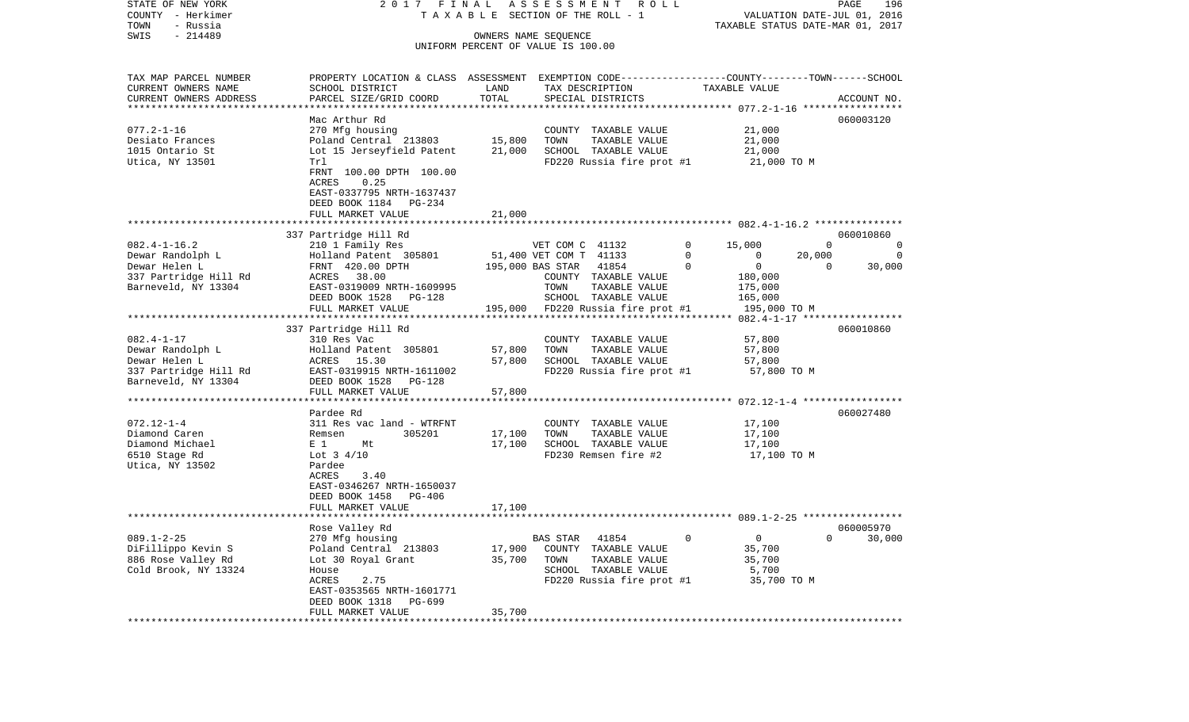STATE OF NEW YORK 2017 FINAL ASSESSMENT ROLL
COUNTY - Herkimer TAXABLE SECTION OF THE ROLL - 1 VALUATION DATE-JUL 01, 2016
TOWN - Russia TAXABLE STATUS DATE-MAR 01, 2017
SWIS - 214489 OWNERS NAME SEQUENCE
UNIFORM PERCENT OF VALUE IS 100.00

| TAX MAP PARCEL NUMBER / CURRENT OWNERS NAME / CURRENT OWNERS ADDRESS | PROPERTY LOCATION & CLASS / SCHOOL DISTRICT / PARCEL SIZE/GRID COORD | ASSESSMENT LAND | TOTAL | EXEMPTION CODE / TAX DESCRIPTION / SPECIAL DISTRICTS | COUNTY | TOWN | SCHOOL | ACCOUNT NO. |
|---|---|---|---|---|---|---|---|---|
| 077.2-1-16 | Mac Arthur Rd | | | | | | | 060003120 |
| Desiato Frances | 270 Mfg housing | | | COUNTY TAXABLE VALUE | 21,000 | | | |
| 1015 Ontario St | Poland Central 213803 | 15,800 | | TOWN TAXABLE VALUE | | 21,000 | | |
| Utica, NY 13501 | Lot 15 Jerseyfield Patent | | 21,000 | SCHOOL TAXABLE VALUE | | | 21,000 | |
| | Trl | | | FD220 Russia fire prot #1 | 21,000 TO M | | | |
| | FRNT 100.00 DPTH 100.00 | | | | | | | |
| | ACRES 0.25 | | | | | | | |
| | EAST-0337795 NRTH-1637437 | | | | | | | |
| | DEED BOOK 1184 PG-234 | | | | | | | |
| | FULL MARKET VALUE | | 21,000 | | | | | |
| 082.4-1-16.2 | 337 Partridge Hill Rd | | | | | | | 060010860 |
| Dewar Randolph L | 210 1 Family Res | | | VET COM C 41132 0 | 15,000 | 0 | 0 | |
| Dewar Helen L | Holland Patent 305801 | 51,400 | | VET COM T 41133 0 | 0 | 20,000 | 0 | |
| 337 Partridge Hill Rd | FRNT 420.00 DPTH | | 195,000 | BAS STAR 41854 0 | 0 | 0 | 30,000 | |
| Barneveld, NY 13304 | ACRES 38.00 | | | COUNTY TAXABLE VALUE | 180,000 | | | |
| | EAST-0319009 NRTH-1609995 | | | TOWN TAXABLE VALUE | | 175,000 | | |
| | DEED BOOK 1528 PG-128 | | | SCHOOL TAXABLE VALUE | | | 165,000 | |
| | FULL MARKET VALUE | | 195,000 | FD220 Russia fire prot #1 | 195,000 TO M | | | |
| 082.4-1-17 | 337 Partridge Hill Rd | | | | | | | 060010860 |
| Dewar Randolph L | 310 Res Vac | | | COUNTY TAXABLE VALUE | 57,800 | | | |
| Dewar Helen L | Holland Patent 305801 | 57,800 | | TOWN TAXABLE VALUE | | 57,800 | | |
| 337 Partridge Hill Rd | ACRES 15.30 | | 57,800 | SCHOOL TAXABLE VALUE | | | 57,800 | |
| Barneveld, NY 13304 | EAST-0319915 NRTH-1611002 | | | FD220 Russia fire prot #1 | 57,800 TO M | | | |
| | DEED BOOK 1528 PG-128 | | | | | | | |
| | FULL MARKET VALUE | | 57,800 | | | | | |
| 072.12-1-4 | Pardee Rd | | | | | | | 060027480 |
| Diamond Caren | 311 Res vac land - WTRFNT | | | COUNTY TAXABLE VALUE | 17,100 | | | |
| Diamond Michael | Remsen 305201 | 17,100 | | TOWN TAXABLE VALUE | | 17,100 | | |
| 6510 Stage Rd | E 1 Mt | | 17,100 | SCHOOL TAXABLE VALUE | | | 17,100 | |
| Utica, NY 13502 | Lot 3 4/10 | | | FD230 Remsen fire #2 | 17,100 TO M | | | |
| | Pardee | | | | | | | |
| | ACRES 3.40 | | | | | | | |
| | EAST-0346267 NRTH-1650037 | | | | | | | |
| | DEED BOOK 1458 PG-406 | | | | | | | |
| | FULL MARKET VALUE | | 17,100 | | | | | |
| 089.1-2-25 | Rose Valley Rd | | | | | | | 060005970 |
| DiFillippo Kevin S | 270 Mfg housing | | | BAS STAR 41854 0 | 0 | 0 | 30,000 | |
| 886 Rose Valley Rd | Poland Central 213803 | 17,900 | | COUNTY TAXABLE VALUE | 35,700 | | | |
| Cold Brook, NY 13324 | Lot 30 Royal Grant | | 35,700 | TOWN TAXABLE VALUE | | 35,700 | | |
| | House | | | SCHOOL TAXABLE VALUE | | | 5,700 | |
| | ACRES 2.75 | | | FD220 Russia fire prot #1 | 35,700 TO M | | | |
| | EAST-0353565 NRTH-1601771 | | | | | | | |
| | DEED BOOK 1318 PG-699 | | | | | | | |
| | FULL MARKET VALUE | | 35,700 | | | | | |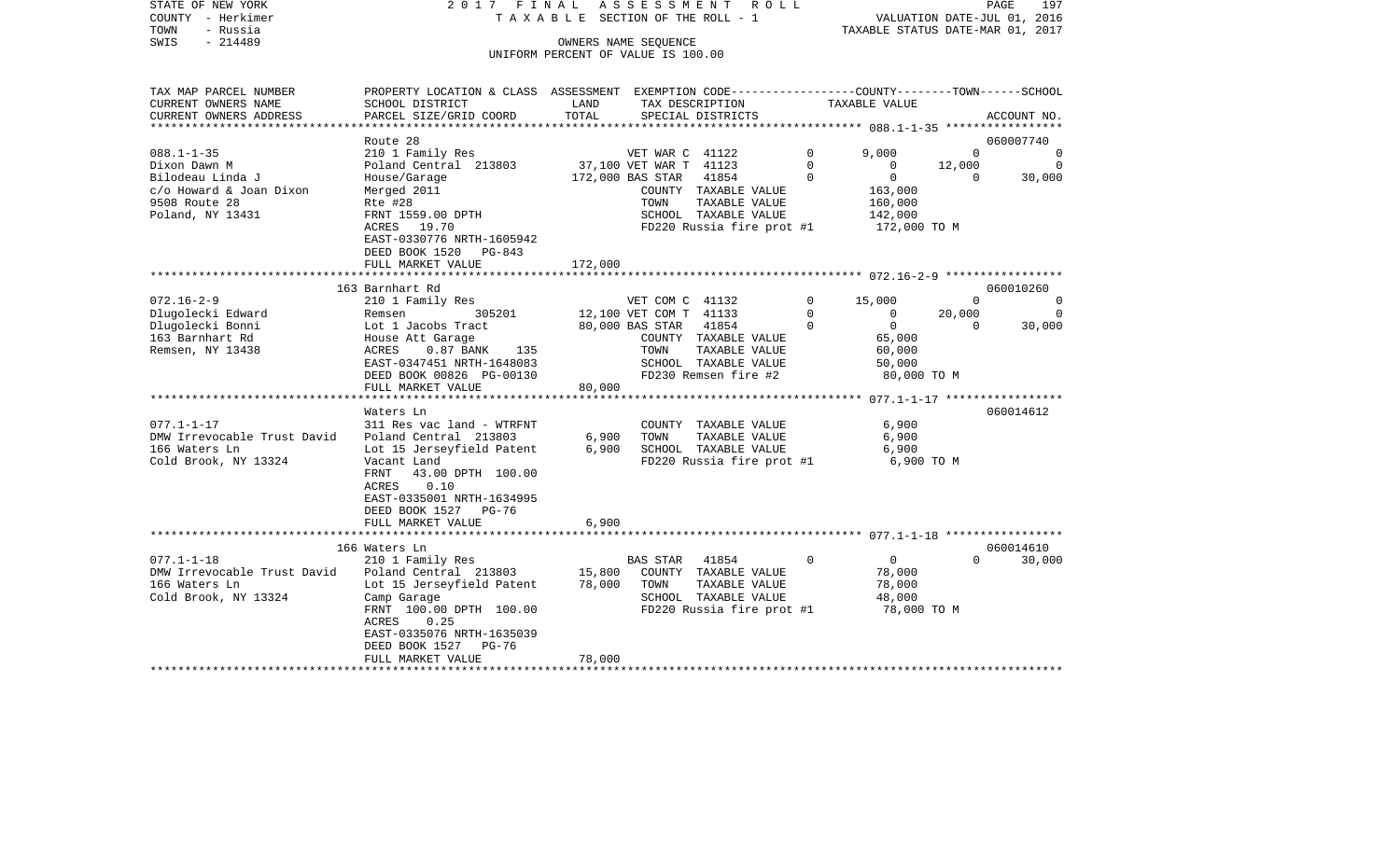STATE OF NEW YORK 2017 FINAL ASSESSMENT ROLL
COUNTY - Herkimer T A X A B L E SECTION OF THE ROLL - 1 VALUATION DATE-JUL 01, 2016
TOWN - Russia TAXABLE STATUS DATE-MAR 01, 2017
SWIS - 214489 OWNERS NAME SEQUENCE
UNIFORM PERCENT OF VALUE IS 100.00

```
TAX MAP PARCEL NUMBER          PROPERTY LOCATION & CLASS  ASSESSMENT  EXEMPTION CODE-----------------COUNTY--------TOWN------SCHOOL
CURRENT OWNERS NAME            SCHOOL DISTRICT               LAND      TAX DESCRIPTION              TAXABLE VALUE
CURRENT OWNERS ADDRESS         PARCEL SIZE/GRID COORD        TOTAL     SPECIAL DISTRICTS                                    ACCOUNT NO.
*********************************************************************************************** 088.1-1-35 *****************
                               Route 28                                                                                 060007740
088.1-1-35                     210 1 Family Res                    VET WAR C  41122        0       9,000          0            0
Dixon Dawn M                   Poland Central  213803       37,100 VET WAR T  41123        0           0     12,000            0
Bilodeau Linda J               House/Garage                172,000 BAS STAR   41854        0           0          0       30,000
c/o Howard & Joan Dixon        Merged 2011                         COUNTY  TAXABLE VALUE         163,000
9508 Route 28                  Rte #28                             TOWN    TAXABLE VALUE         160,000
Poland, NY 13431               FRNT 1559.00 DPTH                   SCHOOL  TAXABLE VALUE         142,000
                               ACRES   19.70                       FD220 Russia fire prot #1        172,000 TO M
                               EAST-0330776 NRTH-1605942
                               DEED BOOK 1520   PG-843
                               FULL MARKET VALUE           172,000
*********************************************************************************************** 072.16-2-9 *****************
                               163 Barnhart Rd                                                                          060010260
072.16-2-9                     210 1 Family Res                    VET COM C  41132        0      15,000          0            0
Dlugolecki Edward              Remsen           305201      12,100 VET COM T  41133        0           0     20,000            0
Dlugolecki Bonni               Lot 1 Jacobs Tract           80,000 BAS STAR   41854        0           0          0       30,000
163 Barnhart Rd                House Att Garage                    COUNTY  TAXABLE VALUE          65,000
Remsen, NY 13438               ACRES    0.87 BANK    135           TOWN    TAXABLE VALUE          60,000
                               EAST-0347451 NRTH-1648083           SCHOOL  TAXABLE VALUE          50,000
                               DEED BOOK 00826 PG-00130            FD230 Remsen fire #2              80,000 TO M
                               FULL MARKET VALUE            80,000
*********************************************************************************************** 077.1-1-17 *****************
                               Waters Ln                                                                                060014612
077.1-1-17                     311 Res vac land - WTRFNT           COUNTY  TAXABLE VALUE           6,900
DMW Irrevocable Trust David    Poland Central  213803        6,900 TOWN    TAXABLE VALUE           6,900
166 Waters Ln                  Lot 15 Jerseyfield Patent     6,900 SCHOOL  TAXABLE VALUE           6,900
Cold Brook, NY 13324           Vacant Land                         FD220 Russia fire prot #1          6,900 TO M
                               FRNT   43.00 DPTH 100.00
                               ACRES    0.10
                               EAST-0335001 NRTH-1634995
                               DEED BOOK 1527   PG-76
                               FULL MARKET VALUE             6,900
*********************************************************************************************** 077.1-1-18 *****************
                               166 Waters Ln                                                                            060014610
077.1-1-18                     210 1 Family Res                    BAS STAR   41854        0           0          0       30,000
DMW Irrevocable Trust David    Poland Central  213803       15,800 COUNTY  TAXABLE VALUE          78,000
166 Waters Ln                  Lot 15 Jerseyfield Patent    78,000 TOWN    TAXABLE VALUE          78,000
Cold Brook, NY 13324           Camp Garage                         SCHOOL  TAXABLE VALUE          48,000
                               FRNT  100.00 DPTH 100.00            FD220 Russia fire prot #1         78,000 TO M
                               ACRES    0.25
                               EAST-0335076 NRTH-1635039
                               DEED BOOK 1527   PG-76
                               FULL MARKET VALUE            78,000
******************************************************************************************************************************
```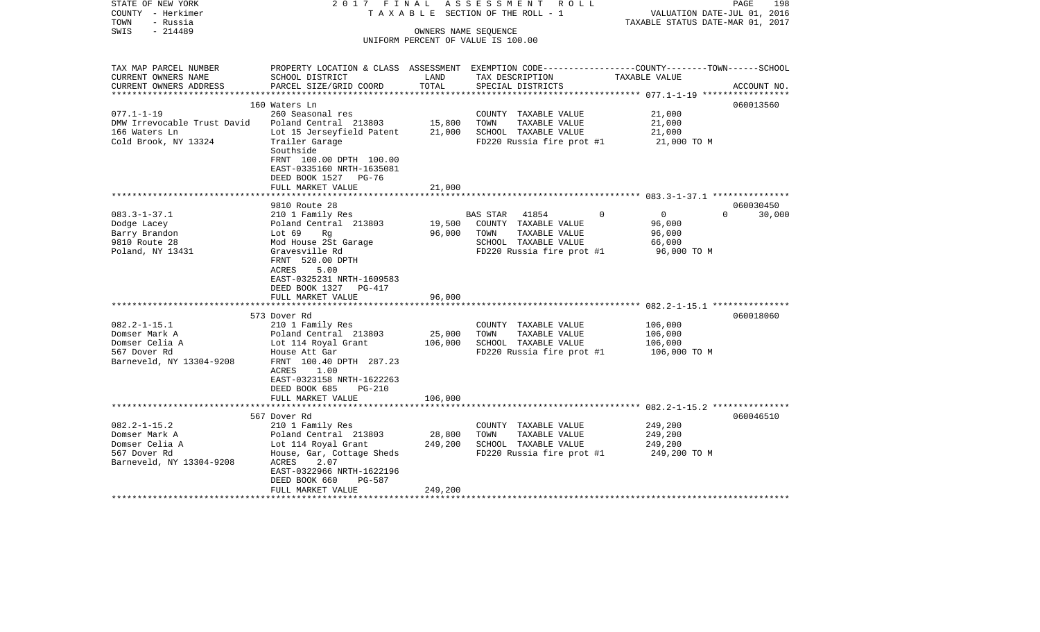STATE OF NEW YORK    2017 FINAL ASSESSMENT ROLL
COUNTY - Herkimer    TAXABLE SECTION OF THE ROLL - 1    VALUATION DATE-JUL 01, 2016
TOWN - Russia    TAXABLE STATUS DATE-MAR 01, 2017
SWIS - 214489    OWNERS NAME SEQUENCE
UNIFORM PERCENT OF VALUE IS 100.00

| TAX MAP PARCEL NUMBER / CURRENT OWNERS NAME / CURRENT OWNERS ADDRESS | PROPERTY LOCATION & CLASS / SCHOOL DISTRICT / PARCEL SIZE/GRID COORD | ASSESSMENT LAND | ASSESSMENT TOTAL | EXEMPTION CODE / TAX DESCRIPTION / SPECIAL DISTRICTS | COUNTY TAXABLE VALUE | TOWN | SCHOOL | ACCOUNT NO. |
|---|---|---|---|---|---|---|---|---|
| | 160 Waters Ln | | | | | | | 060013560 |
| 077.1-1-19 | 260 Seasonal res | | | COUNTY TAXABLE VALUE | 21,000 | | | |
| DMW Irrevocable Trust David | Poland Central 213803 | 15,800 | | TOWN TAXABLE VALUE | 21,000 | | | |
| 166 Waters Ln | Lot 15 Jerseyfield Patent | | 21,000 | SCHOOL TAXABLE VALUE | 21,000 | | | |
| Cold Brook, NY 13324 | Trailer Garage | | | FD220 Russia fire prot #1 | 21,000 TO M | | | |
| | Southside | | | | | | | |
| | FRNT 100.00 DPTH 100.00 | | | | | | | |
| | EAST-0335160 NRTH-1635081 | | | | | | | |
| | DEED BOOK 1527 PG-76 | | | | | | | |
| | FULL MARKET VALUE | | 21,000 | | | | | |
| | 9810 Route 28 | | | | | | | 060030450 |
| 083.3-1-37.1 | 210 1 Family Res | | | BAS STAR 41854 0 | 0 | 0 | 30,000 | |
| Dodge Lacey | Poland Central 213803 | 19,500 | | COUNTY TAXABLE VALUE | 96,000 | | | |
| Barry Brandon | Lot 69 Rg | | 96,000 | TOWN TAXABLE VALUE | 96,000 | | | |
| 9810 Route 28 | Mod House 2St Garage | | | SCHOOL TAXABLE VALUE | 66,000 | | | |
| Poland, NY 13431 | Gravesville Rd | | | FD220 Russia fire prot #1 | 96,000 TO M | | | |
| | FRNT 520.00 DPTH | | | | | | | |
| | ACRES 5.00 | | | | | | | |
| | EAST-0325231 NRTH-1609583 | | | | | | | |
| | DEED BOOK 1327 PG-417 | | | | | | | |
| | FULL MARKET VALUE | | 96,000 | | | | | |
| | 573 Dover Rd | | | | | | | 060018060 |
| 082.2-1-15.1 | 210 1 Family Res | | | COUNTY TAXABLE VALUE | 106,000 | | | |
| Domser Mark A | Poland Central 213803 | 25,000 | | TOWN TAXABLE VALUE | 106,000 | | | |
| Domser Celia A | Lot 114 Royal Grant | | 106,000 | SCHOOL TAXABLE VALUE | 106,000 | | | |
| 567 Dover Rd | House Att Gar | | | FD220 Russia fire prot #1 | 106,000 TO M | | | |
| Barneveld, NY 13304-9208 | FRNT 100.40 DPTH 287.23 | | | | | | | |
| | ACRES 1.00 | | | | | | | |
| | EAST-0323158 NRTH-1622263 | | | | | | | |
| | DEED BOOK 685 PG-210 | | | | | | | |
| | FULL MARKET VALUE | | 106,000 | | | | | |
| | 567 Dover Rd | | | | | | | 060046510 |
| 082.2-1-15.2 | 210 1 Family Res | | | COUNTY TAXABLE VALUE | 249,200 | | | |
| Domser Mark A | Poland Central 213803 | 28,800 | | TOWN TAXABLE VALUE | 249,200 | | | |
| Domser Celia A | Lot 114 Royal Grant | | 249,200 | SCHOOL TAXABLE VALUE | 249,200 | | | |
| 567 Dover Rd | House, Gar, Cottage Sheds | | | FD220 Russia fire prot #1 | 249,200 TO M | | | |
| Barneveld, NY 13304-9208 | ACRES 2.07 | | | | | | | |
| | EAST-0322966 NRTH-1622196 | | | | | | | |
| | DEED BOOK 660 PG-587 | | | | | | | |
| | FULL MARKET VALUE | | 249,200 | | | | | |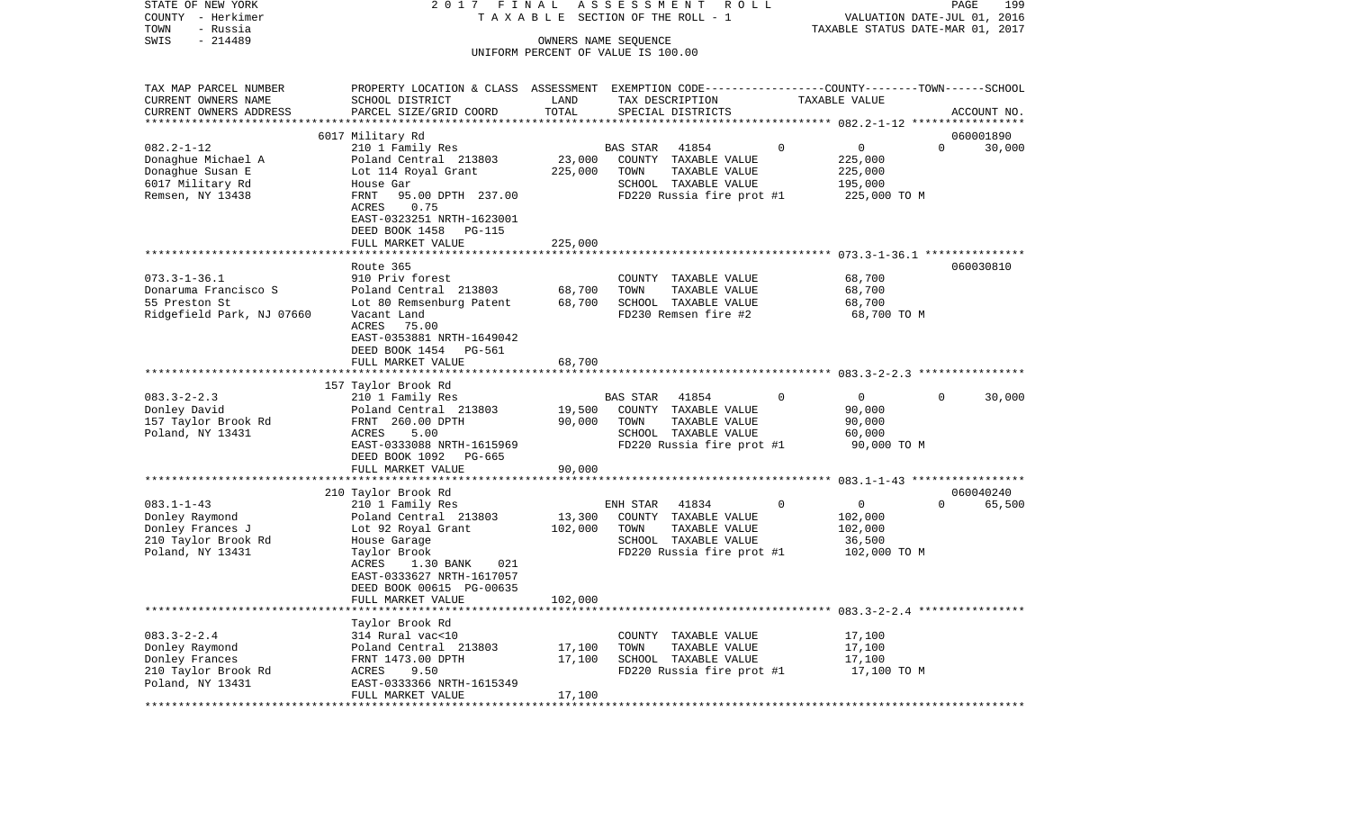STATE OF NEW YORK                2017 FINAL ASSESSMENT ROLL
COUNTY - Herkimer                TAXABLE SECTION OF THE ROLL - 1          VALUATION DATE-JUL 01, 2016
TOWN - Russia                                                             TAXABLE STATUS DATE-MAR 01, 2017
SWIS - 214489                    OWNERS NAME SEQUENCE
                                 UNIFORM PERCENT OF VALUE IS 100.00

| TAX MAP PARCEL NUMBER / CURRENT OWNERS NAME / CURRENT OWNERS ADDRESS | PROPERTY LOCATION & CLASS / SCHOOL DISTRICT / PARCEL SIZE/GRID COORD | ASSESSMENT LAND / TOTAL | EXEMPTION CODE / TAX DESCRIPTION / SPECIAL DISTRICTS | COUNTY | TOWN | SCHOOL / TAXABLE VALUE | ACCOUNT NO. |
|---|---|---|---|---|---|---|---|
| | 6017 Military Rd | | | | | | 060001890 |
| 082.2-1-12 | 210 1 Family Res | | BAS STAR 41854 | 0 | 0 | 0 30,000 | |
| Donaghue Michael A | Poland Central 213803 | 23,000 | COUNTY TAXABLE VALUE | | | 225,000 | |
| Donaghue Susan E | Lot 114 Royal Grant | 225,000 | TOWN TAXABLE VALUE | | | 225,000 | |
| 6017 Military Rd | House Gar | | SCHOOL TAXABLE VALUE | | | 195,000 | |
| Remsen, NY 13438 | FRNT 95.00 DPTH 237.00 | | FD220 Russia fire prot #1 | | | 225,000 TO M | |
| | ACRES 0.75 | | | | | | |
| | EAST-0323251 NRTH-1623001 | | | | | | |
| | DEED BOOK 1458 PG-115 | | | | | | |
| | FULL MARKET VALUE | 225,000 | | | | | |
| | Route 365 | | | | | | 060030810 |
| 073.3-1-36.1 | 910 Priv forest | | COUNTY TAXABLE VALUE | | | 68,700 | |
| Donaruma Francisco S | Poland Central 213803 | 68,700 | TOWN TAXABLE VALUE | | | 68,700 | |
| 55 Preston St | Lot 80 Remsenburg Patent | 68,700 | SCHOOL TAXABLE VALUE | | | 68,700 | |
| Ridgefield Park, NJ 07660 | Vacant Land | | FD230 Remsen fire #2 | | | 68,700 TO M | |
| | ACRES 75.00 | | | | | | |
| | EAST-0353881 NRTH-1649042 | | | | | | |
| | DEED BOOK 1454 PG-561 | | | | | | |
| | FULL MARKET VALUE | 68,700 | | | | | |
| | 157 Taylor Brook Rd | | | | | | |
| 083.3-2-2.3 | 210 1 Family Res | | BAS STAR 41854 | 0 | 0 | 0 30,000 | |
| Donley David | Poland Central 213803 | 19,500 | COUNTY TAXABLE VALUE | | | 90,000 | |
| 157 Taylor Brook Rd | FRNT 260.00 DPTH | 90,000 | TOWN TAXABLE VALUE | | | 90,000 | |
| Poland, NY 13431 | ACRES 5.00 | | SCHOOL TAXABLE VALUE | | | 60,000 | |
| | EAST-0333088 NRTH-1615969 | | FD220 Russia fire prot #1 | | | 90,000 TO M | |
| | DEED BOOK 1092 PG-665 | | | | | | |
| | FULL MARKET VALUE | 90,000 | | | | | |
| | 210 Taylor Brook Rd | | | | | | 060040240 |
| 083.1-1-43 | 210 1 Family Res | | ENH STAR 41834 | 0 | 0 | 0 65,500 | |
| Donley Raymond | Poland Central 213803 | 13,300 | COUNTY TAXABLE VALUE | | | 102,000 | |
| Donley Frances J | Lot 92 Royal Grant | 102,000 | TOWN TAXABLE VALUE | | | 102,000 | |
| 210 Taylor Brook Rd | House Garage | | SCHOOL TAXABLE VALUE | | | 36,500 | |
| Poland, NY 13431 | Taylor Brook | | FD220 Russia fire prot #1 | | | 102,000 TO M | |
| | ACRES 1.30 BANK 021 | | | | | | |
| | EAST-0333627 NRTH-1617057 | | | | | | |
| | DEED BOOK 00615 PG-00635 | | | | | | |
| | FULL MARKET VALUE | 102,000 | | | | | |
| | Taylor Brook Rd | | | | | | |
| 083.3-2-2.4 | 314 Rural vac<10 | | COUNTY TAXABLE VALUE | | | 17,100 | |
| Donley Raymond | Poland Central 213803 | 17,100 | TOWN TAXABLE VALUE | | | 17,100 | |
| Donley Frances | FRNT 1473.00 DPTH | 17,100 | SCHOOL TAXABLE VALUE | | | 17,100 | |
| 210 Taylor Brook Rd | ACRES 9.50 | | FD220 Russia fire prot #1 | | | 17,100 TO M | |
| Poland, NY 13431 | EAST-0333366 NRTH-1615349 | | | | | | |
| | FULL MARKET VALUE | 17,100 | | | | | |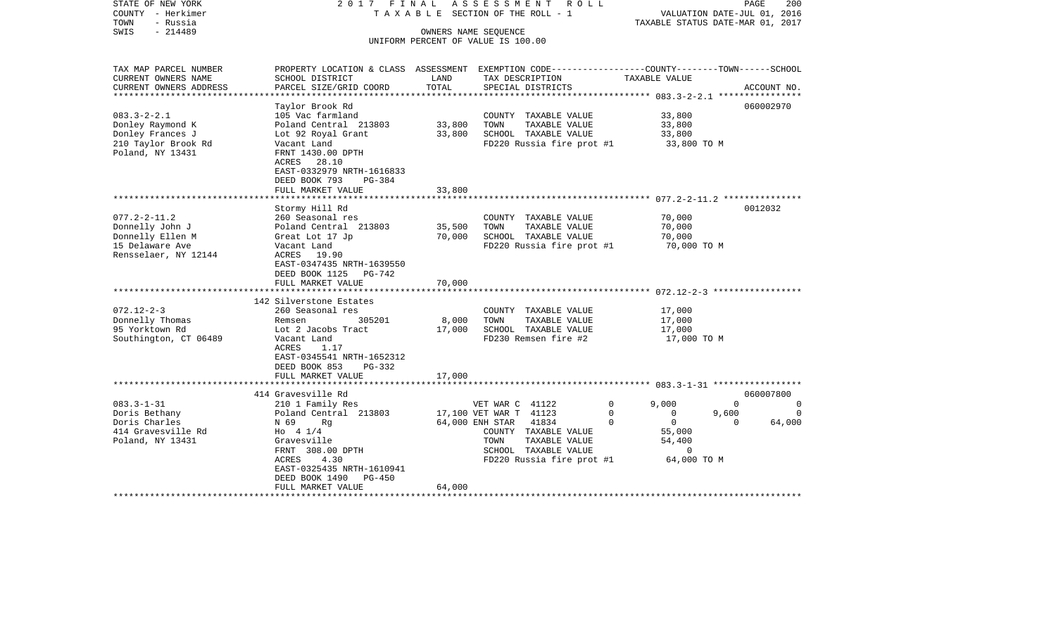STATE OF NEW YORK 2 0 1 7 F I N A L A S S E S S M E N T R O L L
COUNTY - Herkimer T A X A B L E SECTION OF THE ROLL - 1 VALUATION DATE-JUL 01, 2016
TOWN - Russia TAXABLE STATUS DATE-MAR 01, 2017
SWIS - 214489 OWNERS NAME SEQUENCE
UNIFORM PERCENT OF VALUE IS 100.00

| TAX MAP PARCEL NUMBER / CURRENT OWNERS NAME / CURRENT OWNERS ADDRESS | PROPERTY LOCATION & CLASS / SCHOOL DISTRICT / PARCEL SIZE/GRID COORD | ASSESSMENT LAND | TOTAL | EXEMPTION CODE / TAX DESCRIPTION / SPECIAL DISTRICTS | COUNTY | TOWN | SCHOOL | ACCOUNT NO. |
|---|---|---|---|---|---|---|---|---|
| 083.3-2-2.1 | Taylor Brook Rd | | | | | | | 060002970 |
| Donley Raymond K | 105 Vac farmland | | | COUNTY TAXABLE VALUE | 33,800 | | | |
| Donley Frances J | Poland Central 213803 | 33,800 | | TOWN TAXABLE VALUE | | 33,800 | | |
| 210 Taylor Brook Rd | Lot 92 Royal Grant | | 33,800 | SCHOOL TAXABLE VALUE | | | 33,800 | |
| Poland, NY 13431 | Vacant Land | | | FD220 Russia fire prot #1 | 33,800 TO M | | | |
| | FRNT 1430.00 DPTH | | | | | | | |
| | ACRES 28.10 | | | | | | | |
| | EAST-0332979 NRTH-1616833 | | | | | | | |
| | DEED BOOK 793 PG-384 | | | | | | | |
| | FULL MARKET VALUE | | 33,800 | | | | | |
| 077.2-2-11.2 | Stormy Hill Rd | | | | | | | 0012032 |
| Donnelly John J | 260 Seasonal res | | | COUNTY TAXABLE VALUE | 70,000 | | | |
| Donnelly Ellen M | Poland Central 213803 | 35,500 | | TOWN TAXABLE VALUE | | 70,000 | | |
| 15 Delaware Ave | Great Lot 17 Jp | | 70,000 | SCHOOL TAXABLE VALUE | | | 70,000 | |
| Rensselaer, NY 12144 | Vacant Land | | | FD220 Russia fire prot #1 | 70,000 TO M | | | |
| | ACRES 19.90 | | | | | | | |
| | EAST-0347435 NRTH-1639550 | | | | | | | |
| | DEED BOOK 1125 PG-742 | | | | | | | |
| | FULL MARKET VALUE | | 70,000 | | | | | |
| 072.12-2-3 | 142 Silverstone Estates | | | | | | | |
| Donnelly Thomas | 260 Seasonal res | | | COUNTY TAXABLE VALUE | 17,000 | | | |
| 95 Yorktown Rd | Remsen 305201 | 8,000 | | TOWN TAXABLE VALUE | | 17,000 | | |
| Southington, CT 06489 | Lot 2 Jacobs Tract | | 17,000 | SCHOOL TAXABLE VALUE | | | 17,000 | |
| | Vacant Land | | | FD230 Remsen fire #2 | 17,000 TO M | | | |
| | ACRES 1.17 | | | | | | | |
| | EAST-0345541 NRTH-1652312 | | | | | | | |
| | DEED BOOK 853 PG-332 | | | | | | | |
| | FULL MARKET VALUE | | 17,000 | | | | | |
| 083.3-1-31 | 414 Gravesville Rd | | | | | | | 060007800 |
| Doris Bethany | 210 1 Family Res | | | VET WAR C 41122 0 | 9,000 | 0 | 0 | |
| Doris Charles | Poland Central 213803 | 17,100 | | VET WAR T 41123 0 | 0 | 9,600 | 0 | |
| 414 Gravesville Rd | N 69 Rg | | 64,000 | ENH STAR 41834 0 | 0 | 0 | 64,000 | |
| Poland, NY 13431 | Ho 4 1/4 | | | COUNTY TAXABLE VALUE | 55,000 | | | |
| | Gravesville | | | TOWN TAXABLE VALUE | | 54,400 | | |
| | FRNT 308.00 DPTH | | | SCHOOL TAXABLE VALUE | | | 0 | |
| | ACRES 4.30 | | | FD220 Russia fire prot #1 | 64,000 TO M | | | |
| | EAST-0325435 NRTH-1610941 | | | | | | | |
| | DEED BOOK 1490 PG-450 | | | | | | | |
| | FULL MARKET VALUE | | 64,000 | | | | | |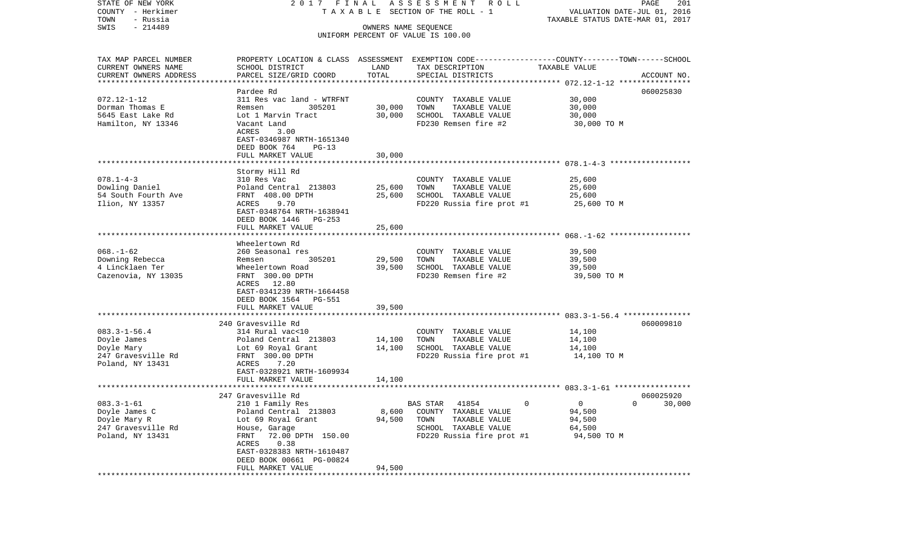STATE OF NEW YORK　　　　　　　　　2 0 1 7　F I N A L　A S S E S S M E N T　R O L L
COUNTY - Herkimer　　　　　　　　　T A X A B L E　SECTION OF THE ROLL - 1　　　　VALUATION DATE-JUL 01, 2016
TOWN - Russia　　　　　　　　　　　　　　　　　　　　　　　　　　　　　　　　　TAXABLE STATUS DATE-MAR 01, 2017
SWIS - 214489　　　　　　　　　　　　OWNERS NAME SEQUENCE
UNIFORM PERCENT OF VALUE IS 100.00

| TAX MAP PARCEL NUMBER / CURRENT OWNERS NAME / CURRENT OWNERS ADDRESS | PROPERTY LOCATION & CLASS / SCHOOL DISTRICT / PARCEL SIZE/GRID COORD | ASSESSMENT LAND | ASSESSMENT TOTAL | EXEMPTION CODE / TAX DESCRIPTION / SPECIAL DISTRICTS | COUNTY | TOWN | SCHOOL / TAXABLE VALUE | ACCOUNT NO. |
|---|---|---|---|---|---|---|---|---|
| 072.12-1-12 | Pardee Rd | | | | | | | 060025830 |
| Dorman Thomas E | 311 Res vac land - WTRFNT | | | COUNTY TAXABLE VALUE | 30,000 | | | |
| 5645 East Lake Rd | Remsen 305201 | 30,000 | | TOWN TAXABLE VALUE | | 30,000 | | |
| Hamilton, NY 13346 | Lot 1 Marvin Tract | | 30,000 | SCHOOL TAXABLE VALUE | | | 30,000 | |
| | Vacant Land | | | FD230 Remsen fire #2 | 30,000 TO M | | | |
| | ACRES 3.00 | | | | | | | |
| | EAST-0346987 NRTH-1651340 | | | | | | | |
| | DEED BOOK 764 PG-13 | | | | | | | |
| | FULL MARKET VALUE | | 30,000 | | | | | |
| 078.1-4-3 | Stormy Hill Rd | | | | | | | |
| Dowling Daniel | 310 Res Vac | | | COUNTY TAXABLE VALUE | 25,600 | | | |
| 54 South Fourth Ave | Poland Central 213803 | 25,600 | | TOWN TAXABLE VALUE | | 25,600 | | |
| Ilion, NY 13357 | FRNT 408.00 DPTH | | 25,600 | SCHOOL TAXABLE VALUE | | | 25,600 | |
| | ACRES 9.70 | | | FD220 Russia fire prot #1 | 25,600 TO M | | | |
| | EAST-0348764 NRTH-1638941 | | | | | | | |
| | DEED BOOK 1446 PG-253 | | | | | | | |
| | FULL MARKET VALUE | | 25,600 | | | | | |
| 068.-1-62 | Wheelertown Rd | | | | | | | |
| Downing Rebecca | 260 Seasonal res | | | COUNTY TAXABLE VALUE | 39,500 | | | |
| 4 Lincklaen Ter | Remsen 305201 | 29,500 | | TOWN TAXABLE VALUE | | 39,500 | | |
| Cazenovia, NY 13035 | Wheelertown Road | | 39,500 | SCHOOL TAXABLE VALUE | | | 39,500 | |
| | FRNT 300.00 DPTH | | | FD230 Remsen fire #2 | 39,500 TO M | | | |
| | ACRES 12.80 | | | | | | | |
| | EAST-0341239 NRTH-1664458 | | | | | | | |
| | DEED BOOK 1564 PG-551 | | | | | | | |
| | FULL MARKET VALUE | | 39,500 | | | | | |
| 083.3-1-56.4 | 240 Gravesville Rd | | | | | | | 060009810 |
| Doyle James | 314 Rural vac<10 | | | COUNTY TAXABLE VALUE | 14,100 | | | |
| Doyle Mary | Poland Central 213803 | 14,100 | | TOWN TAXABLE VALUE | | 14,100 | | |
| 247 Gravesville Rd | Lot 69 Royal Grant | | 14,100 | SCHOOL TAXABLE VALUE | | | 14,100 | |
| Poland, NY 13431 | FRNT 300.00 DPTH | | | FD220 Russia fire prot #1 | 14,100 TO M | | | |
| | ACRES 7.20 | | | | | | | |
| | EAST-0328921 NRTH-1609934 | | | | | | | |
| | FULL MARKET VALUE | | 14,100 | | | | | |
| 083.3-1-61 | 247 Gravesville Rd | | | | | | | 060025920 |
| Doyle James C | 210 1 Family Res | | | BAS STAR 41854 | 0 | 0 | 0 | 30,000 |
| Doyle Mary R | Poland Central 213803 | 8,600 | | COUNTY TAXABLE VALUE | 94,500 | | | |
| 247 Gravesville Rd | Lot 69 Royal Grant | | 94,500 | TOWN TAXABLE VALUE | | 94,500 | | |
| Poland, NY 13431 | House, Garage | | | SCHOOL TAXABLE VALUE | | | 64,500 | |
| | FRNT 72.00 DPTH 150.00 | | | FD220 Russia fire prot #1 | 94,500 TO M | | | |
| | ACRES 0.38 | | | | | | | |
| | EAST-0328383 NRTH-1610487 | | | | | | | |
| | DEED BOOK 00661 PG-00824 | | | | | | | |
| | FULL MARKET VALUE | | 94,500 | | | | | |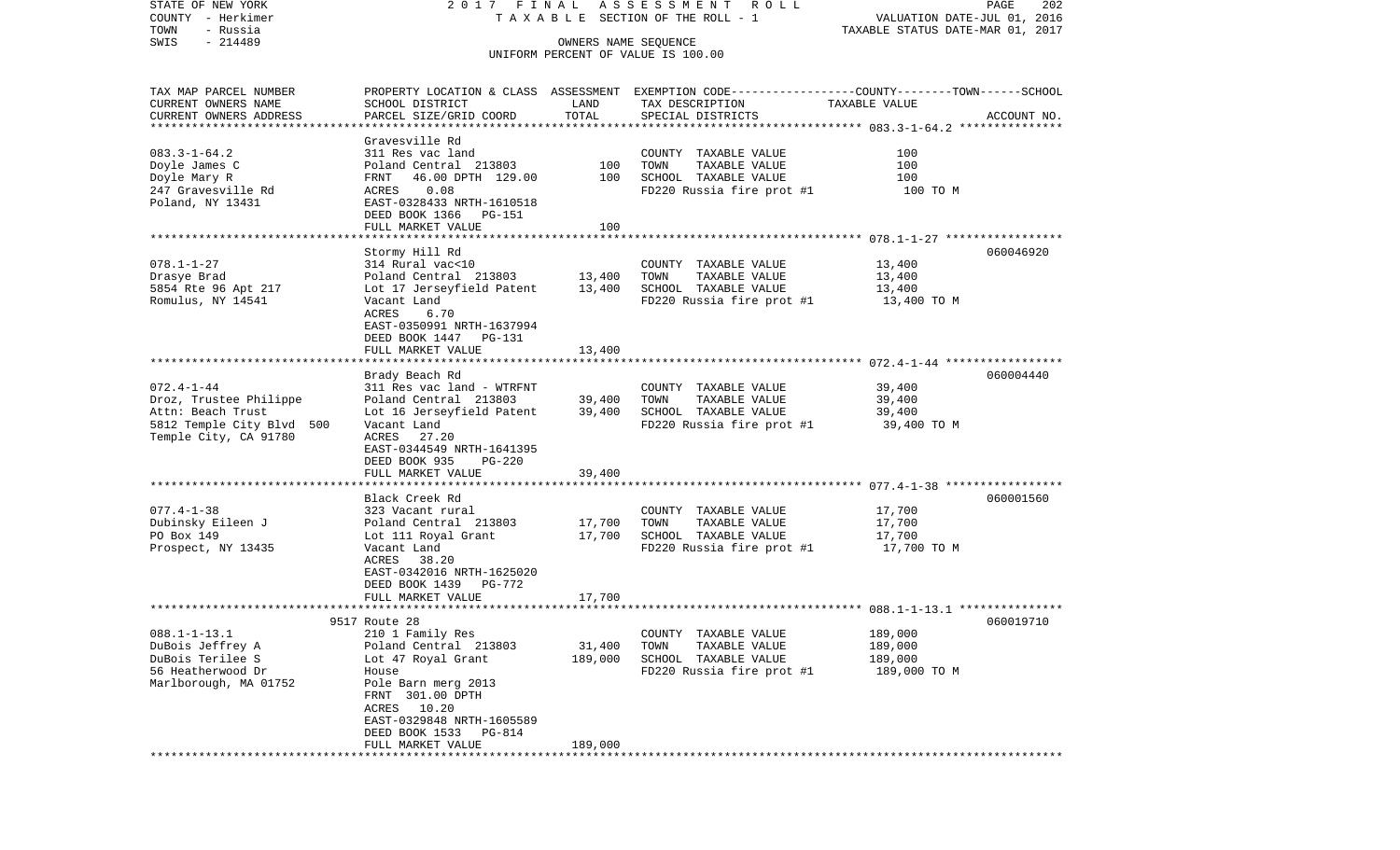STATE OF NEW YORK 2017 FINAL ASSESSMENT ROLL
COUNTY - Herkimer TAXABLE SECTION OF THE ROLL - 1 VALUATION DATE-JUL 01, 2016
TOWN - Russia TAXABLE STATUS DATE-MAR 01, 2017
SWIS - 214489 OWNERS NAME SEQUENCE
UNIFORM PERCENT OF VALUE IS 100.00

| TAX MAP PARCEL NUMBER / CURRENT OWNERS NAME / CURRENT OWNERS ADDRESS | PROPERTY LOCATION & CLASS / SCHOOL DISTRICT / PARCEL SIZE/GRID COORD | ASSESSMENT LAND | ASSESSMENT TOTAL | EXEMPTION CODE / TAX DESCRIPTION / SPECIAL DISTRICTS | TAXABLE VALUE (COUNTY--TOWN--SCHOOL) | ACCOUNT NO. |
|---|---|---|---|---|---|---|
| 083.3-1-64.2 | Gravesville Rd | | | | | |
| 083.3-1-64.2 | 311 Res vac land | | | COUNTY TAXABLE VALUE | 100 | |
| Doyle James C | Poland Central 213803 | 100 | | TOWN TAXABLE VALUE | 100 | |
| Doyle Mary R | FRNT 46.00 DPTH 129.00 | | 100 | SCHOOL TAXABLE VALUE | 100 | |
| 247 Gravesville Rd | ACRES 0.08 | | | FD220 Russia fire prot #1 | 100 TO M | |
| Poland, NY 13431 | EAST-0328433 NRTH-1610518 | | | | | |
| | DEED BOOK 1366 PG-151 | | | | | |
| | FULL MARKET VALUE | | 100 | | | |
| 078.1-1-27 | Stormy Hill Rd | | | | | 060046920 |
| 078.1-1-27 | 314 Rural vac<10 | | | COUNTY TAXABLE VALUE | 13,400 | |
| Drasye Brad | Poland Central 213803 | 13,400 | | TOWN TAXABLE VALUE | 13,400 | |
| 5854 Rte 96 Apt 217 | Lot 17 Jerseyfield Patent | | 13,400 | SCHOOL TAXABLE VALUE | 13,400 | |
| Romulus, NY 14541 | Vacant Land | | | FD220 Russia fire prot #1 | 13,400 TO M | |
| | ACRES 6.70 | | | | | |
| | EAST-0350991 NRTH-1637994 | | | | | |
| | DEED BOOK 1447 PG-131 | | | | | |
| | FULL MARKET VALUE | | 13,400 | | | |
| 072.4-1-44 | Brady Beach Rd | | | | | 060004440 |
| 072.4-1-44 | 311 Res vac land - WTRFNT | | | COUNTY TAXABLE VALUE | 39,400 | |
| Droz, Trustee Philippe | Poland Central 213803 | 39,400 | | TOWN TAXABLE VALUE | 39,400 | |
| Attn: Beach Trust | Lot 16 Jerseyfield Patent | | 39,400 | SCHOOL TAXABLE VALUE | 39,400 | |
| 5812 Temple City Blvd 500 | Vacant Land | | | FD220 Russia fire prot #1 | 39,400 TO M | |
| Temple City, CA 91780 | ACRES 27.20 | | | | | |
| | EAST-0344549 NRTH-1641395 | | | | | |
| | DEED BOOK 935 PG-220 | | | | | |
| | FULL MARKET VALUE | | 39,400 | | | |
| 077.4-1-38 | Black Creek Rd | | | | | 060001560 |
| 077.4-1-38 | 323 Vacant rural | | | COUNTY TAXABLE VALUE | 17,700 | |
| Dubinsky Eileen J | Poland Central 213803 | 17,700 | | TOWN TAXABLE VALUE | 17,700 | |
| PO Box 149 | Lot 111 Royal Grant | | 17,700 | SCHOOL TAXABLE VALUE | 17,700 | |
| Prospect, NY 13435 | Vacant Land | | | FD220 Russia fire prot #1 | 17,700 TO M | |
| | ACRES 38.20 | | | | | |
| | EAST-0342016 NRTH-1625020 | | | | | |
| | DEED BOOK 1439 PG-772 | | | | | |
| | FULL MARKET VALUE | | 17,700 | | | |
| 088.1-1-13.1 | 9517 Route 28 | | | | | 060019710 |
| 088.1-1-13.1 | 210 1 Family Res | | | COUNTY TAXABLE VALUE | 189,000 | |
| DuBois Jeffrey A | Poland Central 213803 | 31,400 | | TOWN TAXABLE VALUE | 189,000 | |
| DuBois Terilee S | Lot 47 Royal Grant | | 189,000 | SCHOOL TAXABLE VALUE | 189,000 | |
| 56 Heatherwood Dr | House | | | FD220 Russia fire prot #1 | 189,000 TO M | |
| Marlborough, MA 01752 | Pole Barn merg 2013 | | | | | |
| | FRNT 301.00 DPTH | | | | | |
| | ACRES 10.20 | | | | | |
| | EAST-0329848 NRTH-1605589 | | | | | |
| | DEED BOOK 1533 PG-814 | | | | | |
| | FULL MARKET VALUE | | 189,000 | | | |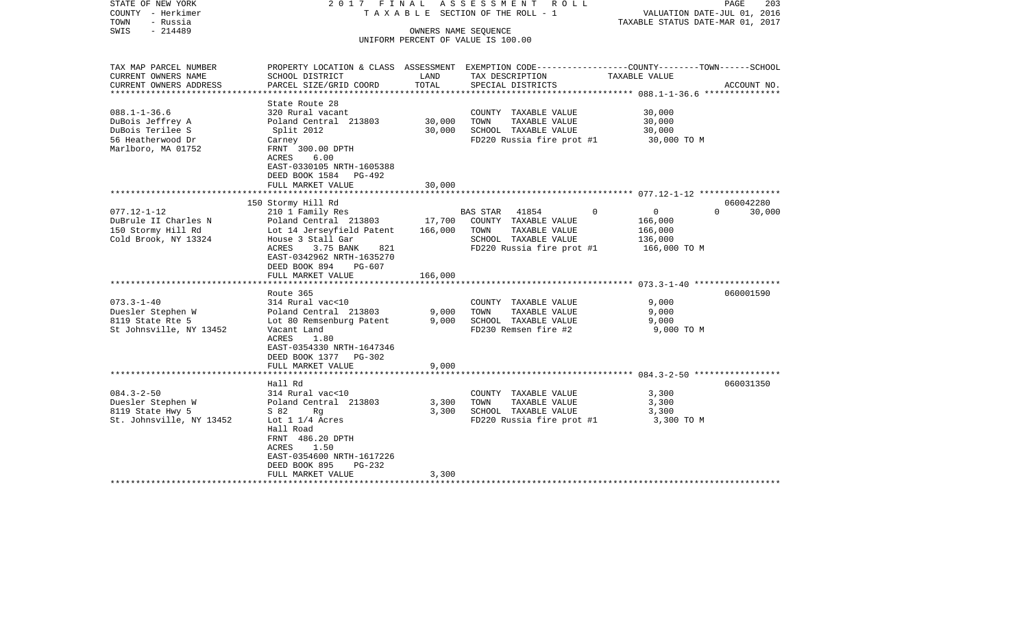STATE OF NEW YORK
COUNTY - Herkimer
TOWN - Russia
SWIS - 214489

2 0 1 7 F I N A L A S S E S S M E N T R O L L
T A X A B L E SECTION OF THE ROLL - 1
OWNERS NAME SEQUENCE
UNIFORM PERCENT OF VALUE IS 100.00

VALUATION DATE-JUL 01, 2016
TAXABLE STATUS DATE-MAR 01, 2017

| TAX MAP PARCEL NUMBER / CURRENT OWNERS NAME / CURRENT OWNERS ADDRESS | PROPERTY LOCATION & CLASS / SCHOOL DISTRICT / PARCEL SIZE/GRID COORD | ASSESSMENT LAND | TOTAL | EXEMPTION CODE / TAX DESCRIPTION / SPECIAL DISTRICTS | COUNTY | TOWN | SCHOOL / TAXABLE VALUE | ACCOUNT NO. |
|---|---|---|---|---|---|---|---|---|
| **088.1-1-36.6** | State Route 28 | | | | | | | |
| DuBois Jeffrey A | 320 Rural vacant | | | COUNTY TAXABLE VALUE | 30,000 | | | |
| DuBois Terilee S | Poland Central 213803 | 30,000 | | TOWN TAXABLE VALUE | | 30,000 | | |
| 56 Heatherwood Dr | Split 2012 | | 30,000 | SCHOOL TAXABLE VALUE | | | 30,000 | |
| Marlboro, MA 01752 | Carney | | | FD220 Russia fire prot #1 | 30,000 TO M | | | |
| | FRNT 300.00 DPTH | | | | | | | |
| | ACRES 6.00 | | | | | | | |
| | EAST-0330105 NRTH-1605388 | | | | | | | |
| | DEED BOOK 1584 PG-492 | | | | | | | |
| | FULL MARKET VALUE | | 30,000 | | | | | |
| **077.12-1-12** | 150 Stormy Hill Rd | | | | | | | 060042280 |
| DuBrule II Charles N | 210 1 Family Res | | | BAS STAR 41854 | 0 | 0 | 30,000 | |
| 150 Stormy Hill Rd | Poland Central 213803 | 17,700 | | COUNTY TAXABLE VALUE | 166,000 | | | |
| Cold Brook, NY 13324 | Lot 14 Jerseyfield Patent | | 166,000 | TOWN TAXABLE VALUE | | 166,000 | | |
| | House 3 Stall Gar | | | SCHOOL TAXABLE VALUE | | | 136,000 | |
| | ACRES 3.75 BANK 821 | | | FD220 Russia fire prot #1 | 166,000 TO M | | | |
| | EAST-0342962 NRTH-1635270 | | | | | | | |
| | DEED BOOK 894 PG-607 | | | | | | | |
| | FULL MARKET VALUE | | 166,000 | | | | | |
| **073.3-1-40** | Route 365 | | | | | | | 060001590 |
| Duesler Stephen W | 314 Rural vac<10 | | | COUNTY TAXABLE VALUE | 9,000 | | | |
| 8119 State Rte 5 | Poland Central 213803 | 9,000 | | TOWN TAXABLE VALUE | | 9,000 | | |
| St Johnsville, NY 13452 | Lot 80 Remsenburg Patent | | 9,000 | SCHOOL TAXABLE VALUE | | | 9,000 | |
| | Vacant Land | | | FD230 Remsen fire #2 | 9,000 TO M | | | |
| | ACRES 1.80 | | | | | | | |
| | EAST-0354330 NRTH-1647346 | | | | | | | |
| | DEED BOOK 1377 PG-302 | | | | | | | |
| | FULL MARKET VALUE | | 9,000 | | | | | |
| **084.3-2-50** | Hall Rd | | | | | | | 060031350 |
| Duesler Stephen W | 314 Rural vac<10 | | | COUNTY TAXABLE VALUE | 3,300 | | | |
| 8119 State Hwy 5 | Poland Central 213803 | 3,300 | | TOWN TAXABLE VALUE | | 3,300 | | |
| St. Johnsville, NY 13452 | S 82 Rg | | 3,300 | SCHOOL TAXABLE VALUE | | | 3,300 | |
| | Lot 1 1/4 Acres | | | FD220 Russia fire prot #1 | 3,300 TO M | | | |
| | Hall Road | | | | | | | |
| | FRNT 486.20 DPTH | | | | | | | |
| | ACRES 1.50 | | | | | | | |
| | EAST-0354600 NRTH-1617226 | | | | | | | |
| | DEED BOOK 895 PG-232 | | | | | | | |
| | FULL MARKET VALUE | | 3,300 | | | | | |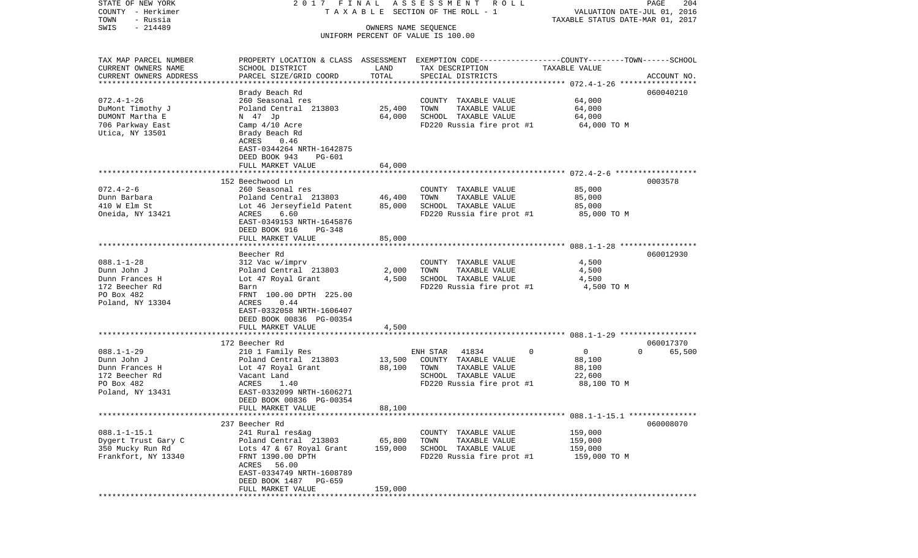STATE OF NEW YORK
COUNTY - Herkimer
TOWN - Russia
SWIS - 214489

2 0 1 7 F I N A L A S S E S S M E N T R O L L
T A X A B L E SECTION OF THE ROLL - 1
OWNERS NAME SEQUENCE
UNIFORM PERCENT OF VALUE IS 100.00

VALUATION DATE-JUL 01, 2016
TAXABLE STATUS DATE-MAR 01, 2017

| TAX MAP PARCEL NUMBER<br>CURRENT OWNERS NAME<br>CURRENT OWNERS ADDRESS | PROPERTY LOCATION & CLASS<br>SCHOOL DISTRICT<br>PARCEL SIZE/GRID COORD | ASSESSMENT<br>LAND<br>TOTAL | EXEMPTION CODE-----COUNTY-----TOWN------SCHOOL<br>TAX DESCRIPTION<br>SPECIAL DISTRICTS | TAXABLE VALUE | ACCOUNT NO. |
|---|---|---|---|---|---|
| 072.4-1-26 | Brady Beach Rd | | | | 060040210 |
| DuMont Timothy J | 260 Seasonal res | | COUNTY TAXABLE VALUE | 64,000 | |
| DUMONT Martha E | Poland Central 213803 | 25,400 | TOWN TAXABLE VALUE | 64,000 | |
| 706 Parkway East | N 47 Jp | 64,000 | SCHOOL TAXABLE VALUE | 64,000 | |
| Utica, NY 13501 | Camp 4/10 Acre | | FD220 Russia fire prot #1 | 64,000 TO M | |
| | Brady Beach Rd | | | | |
| | ACRES 0.46 | | | | |
| | EAST-0344264 NRTH-1642875 | | | | |
| | DEED BOOK 943 PG-601 | | | | |
| | FULL MARKET VALUE | 64,000 | | | |
| 072.4-2-6 | 152 Beechwood Ln | | | | 0003578 |
| Dunn Barbara | 260 Seasonal res | | COUNTY TAXABLE VALUE | 85,000 | |
| 410 W Elm St | Poland Central 213803 | 46,400 | TOWN TAXABLE VALUE | 85,000 | |
| Oneida, NY 13421 | Lot 46 Jerseyfield Patent | 85,000 | SCHOOL TAXABLE VALUE | 85,000 | |
| | ACRES 6.60 | | FD220 Russia fire prot #1 | 85,000 TO M | |
| | EAST-0349153 NRTH-1645876 | | | | |
| | DEED BOOK 916 PG-348 | | | | |
| | FULL MARKET VALUE | 85,000 | | | |
| 088.1-1-28 | Beecher Rd | | | | 060012930 |
| Dunn John J | 312 Vac w/imprv | | COUNTY TAXABLE VALUE | 4,500 | |
| Dunn Frances H | Poland Central 213803 | 2,000 | TOWN TAXABLE VALUE | 4,500 | |
| 172 Beecher Rd | Lot 47 Royal Grant | 4,500 | SCHOOL TAXABLE VALUE | 4,500 | |
| PO Box 482 | Barn | | FD220 Russia fire prot #1 | 4,500 TO M | |
| Poland, NY 13304 | FRNT 100.00 DPTH 225.00 | | | | |
| | ACRES 0.44 | | | | |
| | EAST-0332058 NRTH-1606407 | | | | |
| | DEED BOOK 00836 PG-00354 | | | | |
| | FULL MARKET VALUE | 4,500 | | | |
| 088.1-1-29 | 172 Beecher Rd | | | | 060017370 |
| Dunn John J | 210 1 Family Res | | ENH STAR 41834 0 | 0 0 | 65,500 |
| Dunn Frances H | Poland Central 213803 | 13,500 | COUNTY TAXABLE VALUE | 88,100 | |
| 172 Beecher Rd | Lot 47 Royal Grant | 88,100 | TOWN TAXABLE VALUE | 88,100 | |
| PO Box 482 | Vacant Land | | SCHOOL TAXABLE VALUE | 22,600 | |
| Poland, NY 13431 | ACRES 1.40 | | FD220 Russia fire prot #1 | 88,100 TO M | |
| | EAST-0332099 NRTH-1606271 | | | | |
| | DEED BOOK 00836 PG-00354 | | | | |
| | FULL MARKET VALUE | 88,100 | | | |
| 088.1-1-15.1 | 237 Beecher Rd | | | | 060008070 |
| Dygert Trust Gary C | 241 Rural res&ag | | COUNTY TAXABLE VALUE | 159,000 | |
| 350 Mucky Run Rd | Poland Central 213803 | 65,800 | TOWN TAXABLE VALUE | 159,000 | |
| Frankfort, NY 13340 | Lots 47 & 67 Royal Grant | 159,000 | SCHOOL TAXABLE VALUE | 159,000 | |
| | FRNT 1390.00 DPTH | | FD220 Russia fire prot #1 | 159,000 TO M | |
| | ACRES 56.00 | | | | |
| | EAST-0334749 NRTH-1608789 | | | | |
| | DEED BOOK 1487 PG-659 | | | | |
| | FULL MARKET VALUE | 159,000 | | | |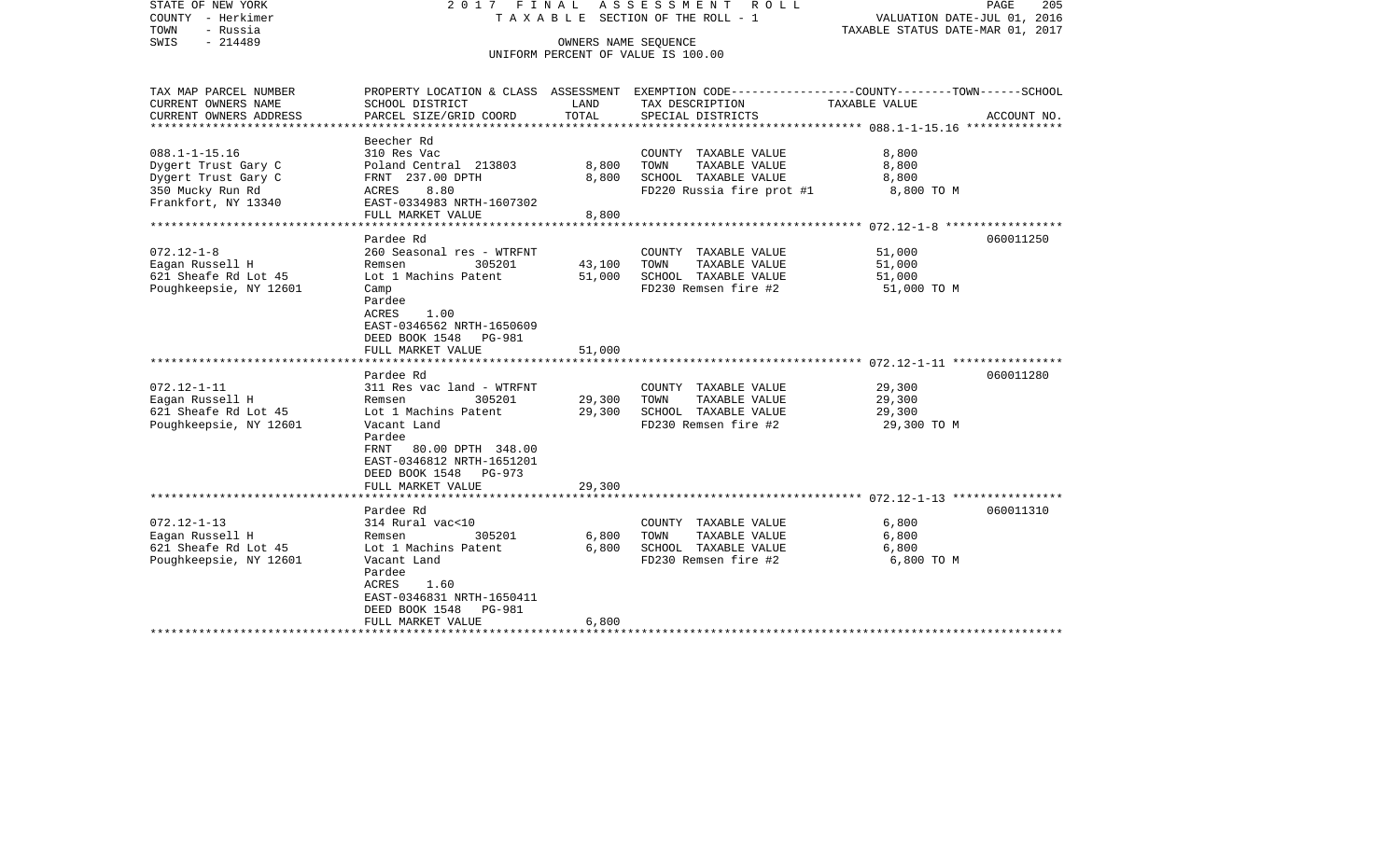STATE OF NEW YORK — 2017 FINAL ASSESSMENT ROLL
COUNTY - Herkimer — TAXABLE SECTION OF THE ROLL - 1 — VALUATION DATE-JUL 01, 2016
TOWN - Russia — TAXABLE STATUS DATE-MAR 01, 2017
SWIS - 214489 — OWNERS NAME SEQUENCE
UNIFORM PERCENT OF VALUE IS 100.00

| TAX MAP PARCEL NUMBER / CURRENT OWNERS NAME / CURRENT OWNERS ADDRESS | PROPERTY LOCATION & CLASS / SCHOOL DISTRICT / PARCEL SIZE/GRID COORD | ASSESSMENT LAND | TOTAL | EXEMPTION CODE / TAX DESCRIPTION / SPECIAL DISTRICTS | TAXABLE VALUE (COUNTY--TOWN--SCHOOL) | ACCOUNT NO. |
|---|---|---|---|---|---|---|
| 088.1-1-15.16 | Beecher Rd | | | | | |
| | 310 Res Vac | | | COUNTY TAXABLE VALUE | 8,800 | |
| Dygert Trust Gary C | Poland Central 213803 | 8,800 | | TOWN TAXABLE VALUE | 8,800 | |
| Dygert Trust Gary C | FRNT 237.00 DPTH | | 8,800 | SCHOOL TAXABLE VALUE | 8,800 | |
| 350 Mucky Run Rd | ACRES 8.80 | | | FD220 Russia fire prot #1 | 8,800 TO M | |
| Frankfort, NY 13340 | EAST-0334983 NRTH-1607302 | | | | | |
| | FULL MARKET VALUE | | 8,800 | | | |
| 072.12-1-8 | Pardee Rd | | | | | 060011250 |
| | 260 Seasonal res - WTRFNT | | | COUNTY TAXABLE VALUE | 51,000 | |
| Eagan Russell H | Remsen 305201 | 43,100 | | TOWN TAXABLE VALUE | 51,000 | |
| 621 Sheafe Rd Lot 45 | Lot 1 Machins Patent | | 51,000 | SCHOOL TAXABLE VALUE | 51,000 | |
| Poughkeepsie, NY 12601 | Camp | | | FD230 Remsen fire #2 | 51,000 TO M | |
| | Pardee | | | | | |
| | ACRES 1.00 | | | | | |
| | EAST-0346562 NRTH-1650609 | | | | | |
| | DEED BOOK 1548 PG-981 | | | | | |
| | FULL MARKET VALUE | | 51,000 | | | |
| 072.12-1-11 | Pardee Rd | | | | | 060011280 |
| | 311 Res vac land - WTRFNT | | | COUNTY TAXABLE VALUE | 29,300 | |
| Eagan Russell H | Remsen 305201 | 29,300 | | TOWN TAXABLE VALUE | 29,300 | |
| 621 Sheafe Rd Lot 45 | Lot 1 Machins Patent | | 29,300 | SCHOOL TAXABLE VALUE | 29,300 | |
| Poughkeepsie, NY 12601 | Vacant Land | | | FD230 Remsen fire #2 | 29,300 TO M | |
| | Pardee | | | | | |
| | FRNT 80.00 DPTH 348.00 | | | | | |
| | EAST-0346812 NRTH-1651201 | | | | | |
| | DEED BOOK 1548 PG-973 | | | | | |
| | FULL MARKET VALUE | | 29,300 | | | |
| 072.12-1-13 | Pardee Rd | | | | | 060011310 |
| | 314 Rural vac<10 | | | COUNTY TAXABLE VALUE | 6,800 | |
| Eagan Russell H | Remsen 305201 | 6,800 | | TOWN TAXABLE VALUE | 6,800 | |
| 621 Sheafe Rd Lot 45 | Lot 1 Machins Patent | | 6,800 | SCHOOL TAXABLE VALUE | 6,800 | |
| Poughkeepsie, NY 12601 | Vacant Land | | | FD230 Remsen fire #2 | 6,800 TO M | |
| | Pardee | | | | | |
| | ACRES 1.60 | | | | | |
| | EAST-0346831 NRTH-1650411 | | | | | |
| | DEED BOOK 1548 PG-981 | | | | | |
| | FULL MARKET VALUE | | 6,800 | | | |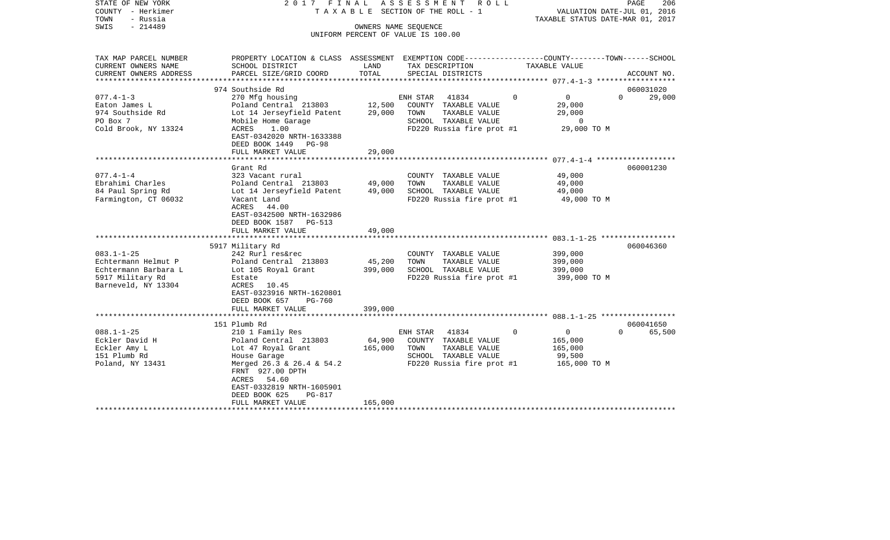STATE OF NEW YORK — 2017 FINAL ASSESSMENT ROLL — TAXABLE SECTION OF THE ROLL - 1
COUNTY - Herkimer — VALUATION DATE-JUL 01, 2016
TOWN - Russia — TAXABLE STATUS DATE-MAR 01, 2017
SWIS - 214489 — OWNERS NAME SEQUENCE
UNIFORM PERCENT OF VALUE IS 100.00

| TAX MAP PARCEL NUMBER / CURRENT OWNERS NAME / CURRENT OWNERS ADDRESS | PROPERTY LOCATION & CLASS / SCHOOL DISTRICT / PARCEL SIZE/GRID COORD | ASSESSMENT LAND | ASSESSMENT TOTAL | EXEMPTION CODE / TAX DESCRIPTION / SPECIAL DISTRICTS | COUNTY TAXABLE VALUE | TOWN TAXABLE VALUE | SCHOOL TAXABLE VALUE | ACCOUNT NO. |
|---|---|---|---|---|---|---|---|---|
| **077.4-1-3** | 974 Southside Rd | | | | | | | 060031020 |
| Eaton James L | 270 Mfg housing | | | ENH STAR 41834 | 0 | 0 | 0 | 29,000 |
| 974 Southside Rd | Poland Central 213803 | 12,500 | | COUNTY TAXABLE VALUE | 29,000 | | | |
| PO Box 7 | Lot 14 Jerseyfield Patent | | 29,000 | TOWN TAXABLE VALUE | 29,000 | | | |
| Cold Brook, NY 13324 | Mobile Home Garage | | | SCHOOL TAXABLE VALUE | 0 | | | |
| | ACRES 1.00 | | | FD220 Russia fire prot #1 | 29,000 TO M | | | |
| | EAST-0342020 NRTH-1633388 | | | | | | | |
| | DEED BOOK 1449 PG-98 | | | | | | | |
| | FULL MARKET VALUE | | 29,000 | | | | | |
| **077.4-1-4** | Grant Rd | | | | | | | 060001230 |
| Ebrahimi Charles | 323 Vacant rural | | | COUNTY TAXABLE VALUE | 49,000 | | | |
| 84 Paul Spring Rd | Poland Central 213803 | 49,000 | | TOWN TAXABLE VALUE | 49,000 | | | |
| Farmington, CT 06032 | Lot 14 Jerseyfield Patent | | 49,000 | SCHOOL TAXABLE VALUE | 49,000 | | | |
| | Vacant Land | | | FD220 Russia fire prot #1 | 49,000 TO M | | | |
| | ACRES 44.00 | | | | | | | |
| | EAST-0342500 NRTH-1632986 | | | | | | | |
| | DEED BOOK 1587 PG-513 | | | | | | | |
| | FULL MARKET VALUE | | 49,000 | | | | | |
| **083.1-1-25** | 5917 Military Rd | | | | | | | 060046360 |
| Echtermann Helmut P | 242 Rurl res&rec | | | COUNTY TAXABLE VALUE | 399,000 | | | |
| Echtermann Barbara L | Poland Central 213803 | 45,200 | | TOWN TAXABLE VALUE | 399,000 | | | |
| 5917 Military Rd | Lot 105 Royal Grant | | 399,000 | SCHOOL TAXABLE VALUE | 399,000 | | | |
| Barneveld, NY 13304 | Estate | | | FD220 Russia fire prot #1 | 399,000 TO M | | | |
| | ACRES 10.45 | | | | | | | |
| | EAST-0323916 NRTH-1620801 | | | | | | | |
| | DEED BOOK 657 PG-760 | | | | | | | |
| | FULL MARKET VALUE | | 399,000 | | | | | |
| **088.1-1-25** | 151 Plumb Rd | | | | | | | 060041650 |
| Eckler David H | 210 1 Family Res | | | ENH STAR 41834 | 0 | 0 | 0 | 65,500 |
| Eckler Amy L | Poland Central 213803 | 64,900 | | COUNTY TAXABLE VALUE | 165,000 | | | |
| 151 Plumb Rd | Lot 47 Royal Grant | | 165,000 | TOWN TAXABLE VALUE | 165,000 | | | |
| Poland, NY 13431 | House Garage | | | SCHOOL TAXABLE VALUE | 99,500 | | | |
| | Merged 26.3 & 26.4 & 54.2 | | | FD220 Russia fire prot #1 | 165,000 TO M | | | |
| | FRNT 927.00 DPTH | | | | | | | |
| | ACRES 54.60 | | | | | | | |
| | EAST-0332819 NRTH-1605901 | | | | | | | |
| | DEED BOOK 625 PG-817 | | | | | | | |
| | FULL MARKET VALUE | | 165,000 | | | | | |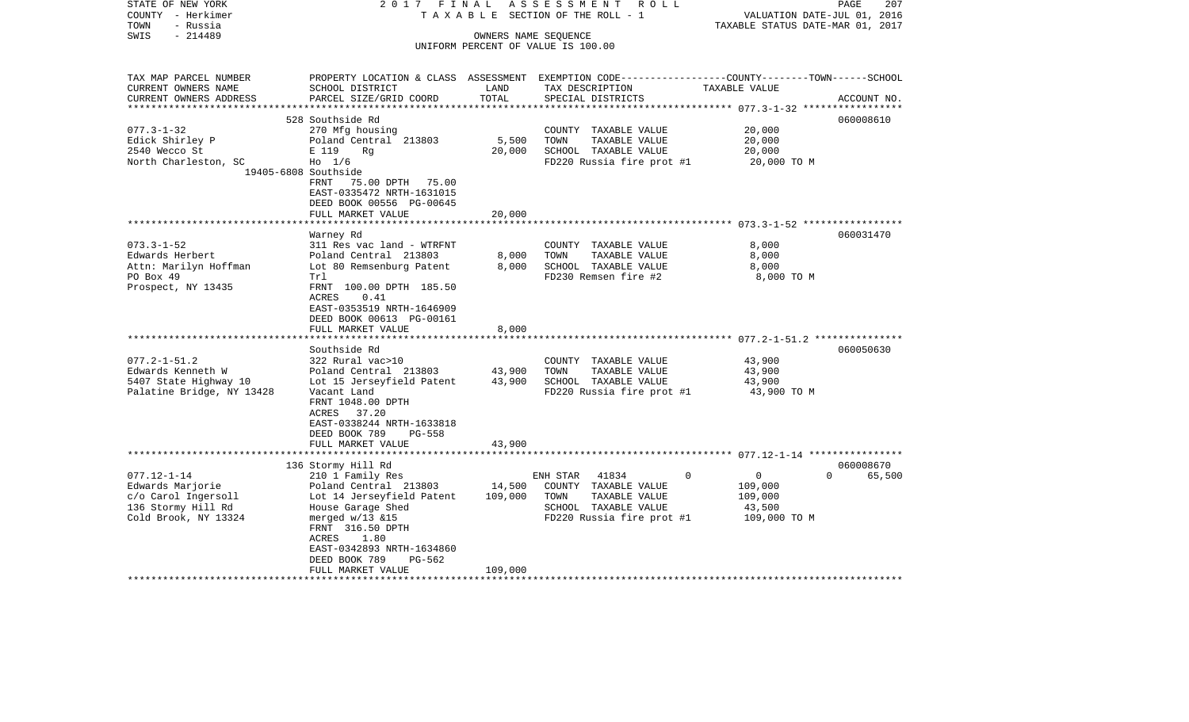STATE OF NEW YORK 2017 FINAL ASSESSMENT ROLL
COUNTY - Herkimer TAXABLE SECTION OF THE ROLL - 1 VALUATION DATE-JUL 01, 2016
TOWN - Russia TAXABLE STATUS DATE-MAR 01, 2017
SWIS - 214489 OWNERS NAME SEQUENCE
UNIFORM PERCENT OF VALUE IS 100.00

| TAX MAP PARCEL NUMBER / CURRENT OWNERS NAME / CURRENT OWNERS ADDRESS | PROPERTY LOCATION & CLASS / SCHOOL DISTRICT / PARCEL SIZE/GRID COORD | ASSESSMENT LAND | TOTAL | EXEMPTION CODE / TAX DESCRIPTION / SPECIAL DISTRICTS | COUNTY | TOWN | SCHOOL | ACCOUNT NO. |
|---|---|---|---|---|---|---|---|---|
| **077.3-1-32** | 528 Southside Rd | | | | | | | 060008610 |
| Edick Shirley P | 270 Mfg housing | | | COUNTY TAXABLE VALUE | 20,000 | | | |
| 2540 Wecco St | Poland Central 213803 | 5,500 | | TOWN TAXABLE VALUE | | 20,000 | | |
| North Charleston, SC 19405-6808 | E 119 Rg | | 20,000 | SCHOOL TAXABLE VALUE | | | 20,000 | |
| | Ho 1/6 | | | FD220 Russia fire prot #1 | 20,000 TO M | | | |
| | Southside | | | | | | | |
| | FRNT 75.00 DPTH 75.00 | | | | | | | |
| | EAST-0335472 NRTH-1631015 | | | | | | | |
| | DEED BOOK 00556 PG-00645 | | | | | | | |
| | FULL MARKET VALUE | | 20,000 | | | | | |
| **073.3-1-52** | Warney Rd | | | | | | | 060031470 |
| Edwards Herbert | 311 Res vac land - WTRFNT | | | COUNTY TAXABLE VALUE | 8,000 | | | |
| Attn: Marilyn Hoffman | Poland Central 213803 | 8,000 | | TOWN TAXABLE VALUE | | 8,000 | | |
| PO Box 49 | Lot 80 Remsenburg Patent | | 8,000 | SCHOOL TAXABLE VALUE | | | 8,000 | |
| Prospect, NY 13435 | Trl | | | FD230 Remsen fire #2 | 8,000 TO M | | | |
| | FRNT 100.00 DPTH 185.50 | | | | | | | |
| | ACRES 0.41 | | | | | | | |
| | EAST-0353519 NRTH-1646909 | | | | | | | |
| | DEED BOOK 00613 PG-00161 | | | | | | | |
| | FULL MARKET VALUE | | 8,000 | | | | | |
| **077.2-1-51.2** | Southside Rd | | | | | | | 060050630 |
| Edwards Kenneth W | 322 Rural vac>10 | | | COUNTY TAXABLE VALUE | 43,900 | | | |
| 5407 State Highway 10 | Poland Central 213803 | 43,900 | | TOWN TAXABLE VALUE | | 43,900 | | |
| Palatine Bridge, NY 13428 | Lot 15 Jerseyfield Patent | | 43,900 | SCHOOL TAXABLE VALUE | | | 43,900 | |
| | Vacant Land | | | FD220 Russia fire prot #1 | 43,900 TO M | | | |
| | FRNT 1048.00 DPTH | | | | | | | |
| | ACRES 37.20 | | | | | | | |
| | EAST-0338244 NRTH-1633818 | | | | | | | |
| | DEED BOOK 789 PG-558 | | | | | | | |
| | FULL MARKET VALUE | | 43,900 | | | | | |
| **077.12-1-14** | 136 Stormy Hill Rd | | | | | | | 060008670 |
| Edwards Marjorie | 210 1 Family Res | | | ENH STAR 41834 | 0 | 0 | 0 | 65,500 |
| c/o Carol Ingersoll | Poland Central 213803 | 14,500 | | COUNTY TAXABLE VALUE | 109,000 | | | |
| 136 Stormy Hill Rd | Lot 14 Jerseyfield Patent | | 109,000 | TOWN TAXABLE VALUE | | 109,000 | | |
| Cold Brook, NY 13324 | House Garage Shed | | | SCHOOL TAXABLE VALUE | | | 43,500 | |
| | merged w/13 &15 | | | FD220 Russia fire prot #1 | 109,000 TO M | | | |
| | FRNT 316.50 DPTH | | | | | | | |
| | ACRES 1.80 | | | | | | | |
| | EAST-0342893 NRTH-1634860 | | | | | | | |
| | DEED BOOK 789 PG-562 | | | | | | | |
| | FULL MARKET VALUE | | 109,000 | | | | | |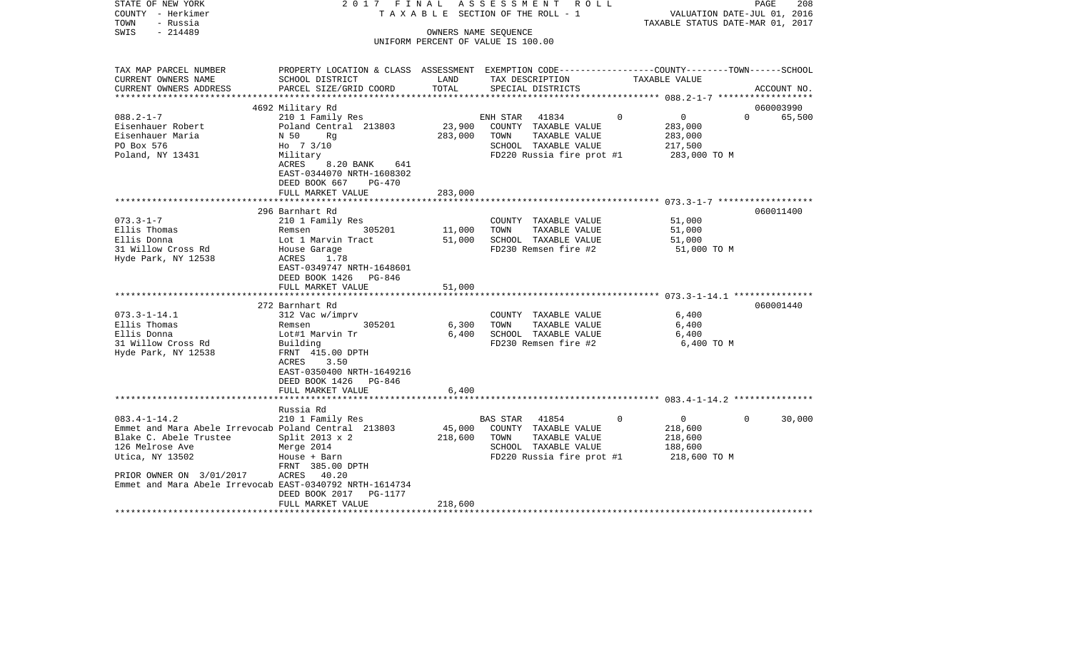STATE OF NEW YORK — COUNTY - Herkimer — TOWN - Russia — SWIS - 214489

2017 FINAL ASSESSMENT ROLL
TAXABLE SECTION OF THE ROLL - 1
OWNERS NAME SEQUENCE
UNIFORM PERCENT OF VALUE IS 100.00

VALUATION DATE-JUL 01, 2016
TAXABLE STATUS DATE-MAR 01, 2017

| TAX MAP PARCEL NUMBER / CURRENT OWNERS NAME / CURRENT OWNERS ADDRESS | PROPERTY LOCATION & CLASS / SCHOOL DISTRICT / PARCEL SIZE/GRID COORD | ASSESSMENT LAND | TOTAL | EXEMPTION CODE / TAX DESCRIPTION / SPECIAL DISTRICTS | COUNTY | TOWN | SCHOOL / TAXABLE VALUE | ACCOUNT NO. |
|---|---|---|---|---|---|---|---|---|
| 088.2-1-7 | 4692 Military Rd | | | | | | | 060003990 |
| 088.2-1-7 | 210 1 Family Res | | | ENH STAR 41834 | 0 | 0 | 0 | 65,500 |
| Eisenhauer Robert | Poland Central 213803 | 23,900 | | COUNTY TAXABLE VALUE | | | 283,000 | |
| Eisenhauer Maria | N 50 Rg | | 283,000 | TOWN TAXABLE VALUE | | | 283,000 | |
| PO Box 576 | Ho 7 3/10 | | | SCHOOL TAXABLE VALUE | | | 217,500 | |
| Poland, NY 13431 | Military | | | FD220 Russia fire prot #1 | | | 283,000 TO M | |
| | ACRES 8.20 BANK 641 | | | | | | | |
| | EAST-0344070 NRTH-1608302 | | | | | | | |
| | DEED BOOK 667 PG-470 | | | | | | | |
| | FULL MARKET VALUE | | 283,000 | | | | | |
| 073.3-1-7 | 296 Barnhart Rd | | | | | | | 060011400 |
| 073.3-1-7 | 210 1 Family Res | | | COUNTY TAXABLE VALUE | | | 51,000 | |
| Ellis Thomas | Remsen 305201 | 11,000 | | TOWN TAXABLE VALUE | | | 51,000 | |
| Ellis Donna | Lot 1 Marvin Tract | | 51,000 | SCHOOL TAXABLE VALUE | | | 51,000 | |
| 31 Willow Cross Rd | House Garage | | | FD230 Remsen fire #2 | | | 51,000 TO M | |
| Hyde Park, NY 12538 | ACRES 1.78 | | | | | | | |
| | EAST-0349747 NRTH-1648601 | | | | | | | |
| | DEED BOOK 1426 PG-846 | | | | | | | |
| | FULL MARKET VALUE | | 51,000 | | | | | |
| 073.3-1-14.1 | 272 Barnhart Rd | | | | | | | 060001440 |
| 073.3-1-14.1 | 312 Vac w/imprv | | | COUNTY TAXABLE VALUE | | | 6,400 | |
| Ellis Thomas | Remsen 305201 | 6,300 | | TOWN TAXABLE VALUE | | | 6,400 | |
| Ellis Donna | Lot#1 Marvin Tr | | 6,400 | SCHOOL TAXABLE VALUE | | | 6,400 | |
| 31 Willow Cross Rd | Building | | | FD230 Remsen fire #2 | | | 6,400 TO M | |
| Hyde Park, NY 12538 | FRNT 415.00 DPTH | | | | | | | |
| | ACRES 3.50 | | | | | | | |
| | EAST-0350400 NRTH-1649216 | | | | | | | |
| | DEED BOOK 1426 PG-846 | | | | | | | |
| | FULL MARKET VALUE | | 6,400 | | | | | |
| 083.4-1-14.2 | Russia Rd | | | | | | | |
| 083.4-1-14.2 | 210 1 Family Res | | | BAS STAR 41854 | 0 | 0 | 0 | 30,000 |
| Emmet and Mara Abele Irrevocab | Poland Central 213803 | 45,000 | | COUNTY TAXABLE VALUE | | | 218,600 | |
| Blake C. Abele Trustee | Split 2013 x 2 | | 218,600 | TOWN TAXABLE VALUE | | | 218,600 | |
| 126 Melrose Ave | Merge 2014 | | | SCHOOL TAXABLE VALUE | | | 188,600 | |
| Utica, NY 13502 | House + Barn | | | FD220 Russia fire prot #1 | | | 218,600 TO M | |
| | FRNT 385.00 DPTH | | | | | | | |
| PRIOR OWNER ON 3/01/2017 | ACRES 40.20 | | | | | | | |
| Emmet and Mara Abele Irrevocab | EAST-0340792 NRTH-1614734 | | | | | | | |
| | DEED BOOK 2017 PG-1177 | | | | | | | |
| | FULL MARKET VALUE | | 218,600 | | | | | |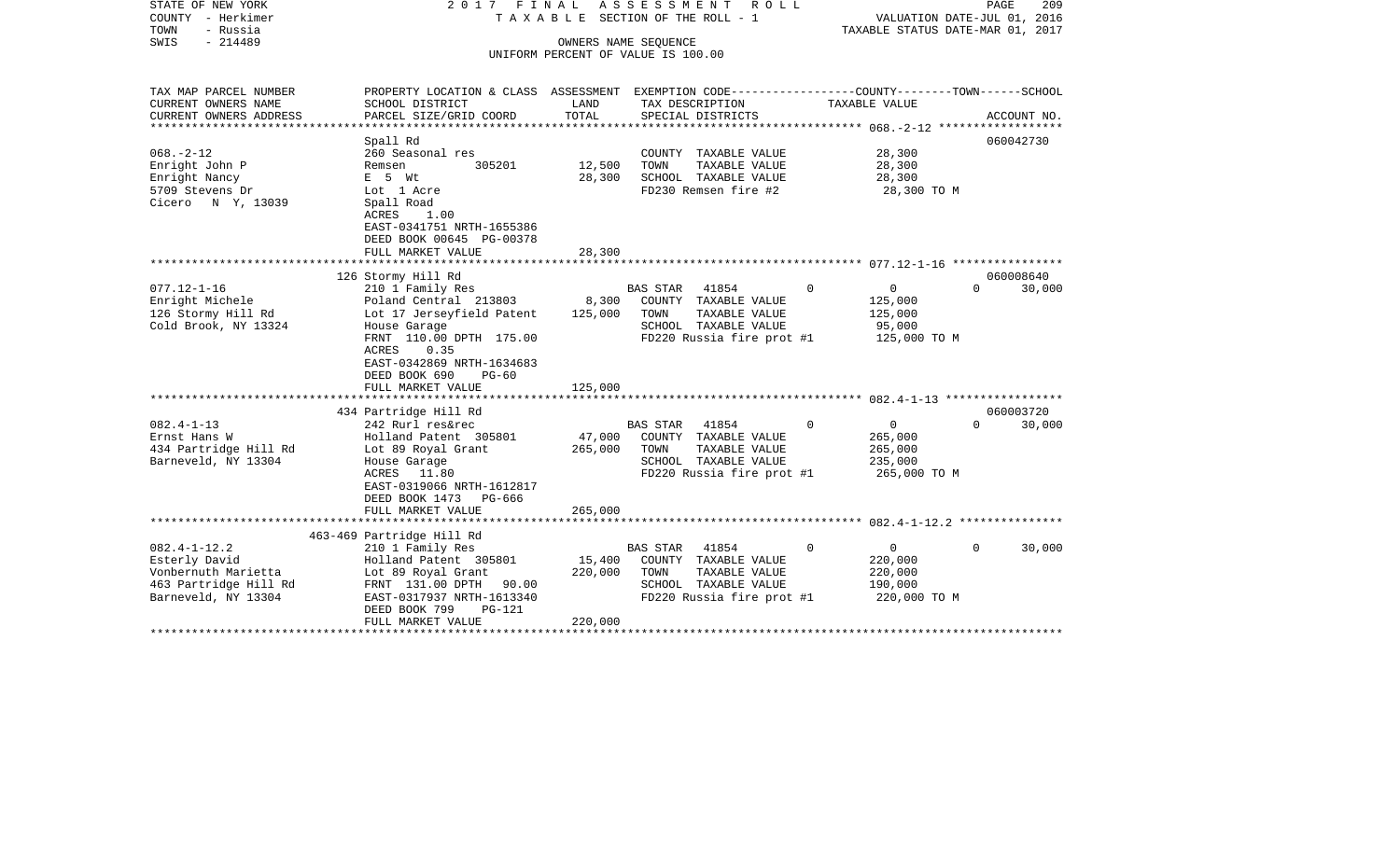STATE OF NEW YORK 2 0 1 7 F I N A L A S S E S S M E N T R O L L
COUNTY - Herkimer T A X A B L E SECTION OF THE ROLL - 1 VALUATION DATE-JUL 01, 2016
TOWN - Russia TAXABLE STATUS DATE-MAR 01, 2017
SWIS - 214489 OWNERS NAME SEQUENCE
UNIFORM PERCENT OF VALUE IS 100.00

| TAX MAP PARCEL NUMBER / CURRENT OWNERS NAME / CURRENT OWNERS ADDRESS | PROPERTY LOCATION & CLASS / SCHOOL DISTRICT / PARCEL SIZE/GRID COORD | ASSESSMENT LAND | TOTAL | EXEMPTION CODE / TAX DESCRIPTION / SPECIAL DISTRICTS | COUNTY | TOWN | SCHOOL / TAXABLE VALUE | ACCOUNT NO. |
|---|---|---|---|---|---|---|---|---|
| 068.-2-12 | Spall Rd | | | | | | | 060042730 |
| Enright John P | 260 Seasonal res | | | COUNTY TAXABLE VALUE | 28,300 | | | |
| Enright Nancy | Remsen 305201 | 12,500 | | TOWN TAXABLE VALUE | | 28,300 | | |
| 5709 Stevens Dr | E 5 Wt | | 28,300 | SCHOOL TAXABLE VALUE | | | 28,300 | |
| Cicero N Y, 13039 | Lot 1 Acre | | | FD230 Remsen fire #2 | 28,300 TO M | | | |
| | Spall Road | | | | | | | |
| | ACRES 1.00 | | | | | | | |
| | EAST-0341751 NRTH-1655386 | | | | | | | |
| | DEED BOOK 00645 PG-00378 | | | | | | | |
| | FULL MARKET VALUE | | 28,300 | | | | | |
| 077.12-1-16 | 126 Stormy Hill Rd | | | | | | | 060008640 |
| Enright Michele | 210 1 Family Res | | | BAS STAR 41854 | 0 | 0 | 30,000 | |
| 126 Stormy Hill Rd | Poland Central 213803 | 8,300 | | COUNTY TAXABLE VALUE | 125,000 | | | |
| Cold Brook, NY 13324 | Lot 17 Jerseyfield Patent | | 125,000 | TOWN TAXABLE VALUE | | 125,000 | | |
| | House Garage | | | SCHOOL TAXABLE VALUE | | | 95,000 | |
| | FRNT 110.00 DPTH 175.00 | | | FD220 Russia fire prot #1 | 125,000 TO M | | | |
| | ACRES 0.35 | | | | | | | |
| | EAST-0342869 NRTH-1634683 | | | | | | | |
| | DEED BOOK 690 PG-60 | | | | | | | |
| | FULL MARKET VALUE | | 125,000 | | | | | |
| 082.4-1-13 | 434 Partridge Hill Rd | | | | | | | 060003720 |
| Ernst Hans W | 242 Rurl res&rec | | | BAS STAR 41854 | 0 | 0 | 30,000 | |
| 434 Partridge Hill Rd | Holland Patent 305801 | 47,000 | | COUNTY TAXABLE VALUE | 265,000 | | | |
| Barneveld, NY 13304 | Lot 89 Royal Grant | | 265,000 | TOWN TAXABLE VALUE | | 265,000 | | |
| | House Garage | | | SCHOOL TAXABLE VALUE | | | 235,000 | |
| | ACRES 11.80 | | | FD220 Russia fire prot #1 | 265,000 TO M | | | |
| | EAST-0319066 NRTH-1612817 | | | | | | | |
| | DEED BOOK 1473 PG-666 | | | | | | | |
| | FULL MARKET VALUE | | 265,000 | | | | | |
| 082.4-1-12.2 | 463-469 Partridge Hill Rd | | | | | | | |
| Esterly David | 210 1 Family Res | | | BAS STAR 41854 | 0 | 0 | 30,000 | |
| Vonbernuth Marietta | Holland Patent 305801 | 15,400 | | COUNTY TAXABLE VALUE | 220,000 | | | |
| 463 Partridge Hill Rd | Lot 89 Royal Grant | | 220,000 | TOWN TAXABLE VALUE | | 220,000 | | |
| Barneveld, NY 13304 | FRNT 131.00 DPTH 90.00 | | | SCHOOL TAXABLE VALUE | | | 190,000 | |
| | EAST-0317937 NRTH-1613340 | | | FD220 Russia fire prot #1 | 220,000 TO M | | | |
| | DEED BOOK 799 PG-121 | | | | | | | |
| | FULL MARKET VALUE | | 220,000 | | | | | |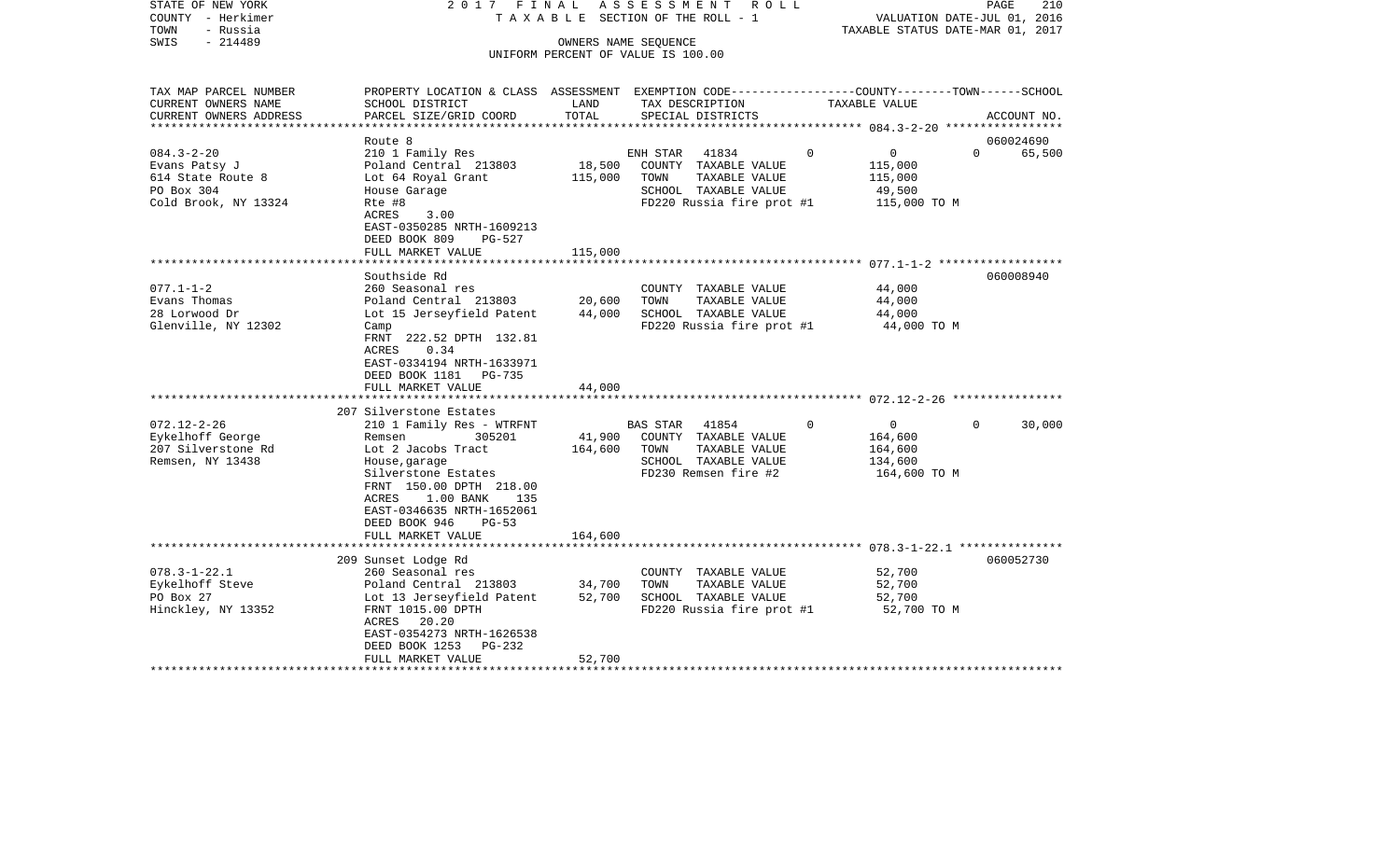STATE OF NEW YORK
COUNTY - Herkimer
TOWN - Russia
SWIS - 214489

2 0 1 7 F I N A L A S S E S S M E N T R O L L
T A X A B L E SECTION OF THE ROLL - 1
OWNERS NAME SEQUENCE
UNIFORM PERCENT OF VALUE IS 100.00

VALUATION DATE-JUL 01, 2016
TAXABLE STATUS DATE-MAR 01, 2017

| TAX MAP PARCEL NUMBER<br>CURRENT OWNERS NAME<br>CURRENT OWNERS ADDRESS | PROPERTY LOCATION & CLASS<br>SCHOOL DISTRICT<br>PARCEL SIZE/GRID COORD | ASSESSMENT<br>LAND<br>TOTAL | EXEMPTION CODE<br>TAX DESCRIPTION<br>SPECIAL DISTRICTS | COUNTY--------TOWN------SCHOOL<br>TAXABLE VALUE | ACCOUNT NO. |
|---|---|---|---|---|---|
| 084.3-2-20 | Route 8 | | | | 060024690 |
| 084.3-2-20 | 210 1 Family Res | | ENH STAR 41834 0 | 0 0 | 65,500 |
| Evans Patsy J | Poland Central 213803 | 18,500 | COUNTY TAXABLE VALUE | 115,000 | |
| 614 State Route 8 | Lot 64 Royal Grant | 115,000 | TOWN TAXABLE VALUE | 115,000 | |
| PO Box 304 | House Garage | | SCHOOL TAXABLE VALUE | 49,500 | |
| Cold Brook, NY 13324 | Rte #8 | | FD220 Russia fire prot #1 | 115,000 TO M | |
| | ACRES 3.00 | | | | |
| | EAST-0350285 NRTH-1609213 | | | | |
| | DEED BOOK 809 PG-527 | | | | |
| | FULL MARKET VALUE | 115,000 | | | |
| 077.1-1-2 | Southside Rd | | | | 060008940 |
| 077.1-1-2 | 260 Seasonal res | | COUNTY TAXABLE VALUE | 44,000 | |
| Evans Thomas | Poland Central 213803 | 20,600 | TOWN TAXABLE VALUE | 44,000 | |
| 28 Lorwood Dr | Lot 15 Jerseyfield Patent | 44,000 | SCHOOL TAXABLE VALUE | 44,000 | |
| Glenville, NY 12302 | Camp | | FD220 Russia fire prot #1 | 44,000 TO M | |
| | FRNT 222.52 DPTH 132.81 | | | | |
| | ACRES 0.34 | | | | |
| | EAST-0334194 NRTH-1633971 | | | | |
| | DEED BOOK 1181 PG-735 | | | | |
| | FULL MARKET VALUE | 44,000 | | | |
| 072.12-2-26 | 207 Silverstone Estates | | | | |
| 072.12-2-26 | 210 1 Family Res - WTRFNT | | BAS STAR 41854 0 | 0 0 | 30,000 |
| Eykelhoff George | Remsen 305201 | 41,900 | COUNTY TAXABLE VALUE | 164,600 | |
| 207 Silverstone Rd | Lot 2 Jacobs Tract | 164,600 | TOWN TAXABLE VALUE | 164,600 | |
| Remsen, NY 13438 | House,garage | | SCHOOL TAXABLE VALUE | 134,600 | |
| | Silverstone Estates | | FD230 Remsen fire #2 | 164,600 TO M | |
| | FRNT 150.00 DPTH 218.00 | | | | |
| | ACRES 1.00 BANK 135 | | | | |
| | EAST-0346635 NRTH-1652061 | | | | |
| | DEED BOOK 946 PG-53 | | | | |
| | FULL MARKET VALUE | 164,600 | | | |
| 078.3-1-22.1 | 209 Sunset Lodge Rd | | | | 060052730 |
| 078.3-1-22.1 | 260 Seasonal res | | COUNTY TAXABLE VALUE | 52,700 | |
| Eykelhoff Steve | Poland Central 213803 | 34,700 | TOWN TAXABLE VALUE | 52,700 | |
| PO Box 27 | Lot 13 Jerseyfield Patent | 52,700 | SCHOOL TAXABLE VALUE | 52,700 | |
| Hinckley, NY 13352 | FRNT 1015.00 DPTH | | FD220 Russia fire prot #1 | 52,700 TO M | |
| | ACRES 20.20 | | | | |
| | EAST-0354273 NRTH-1626538 | | | | |
| | DEED BOOK 1253 PG-232 | | | | |
| | FULL MARKET VALUE | 52,700 | | | |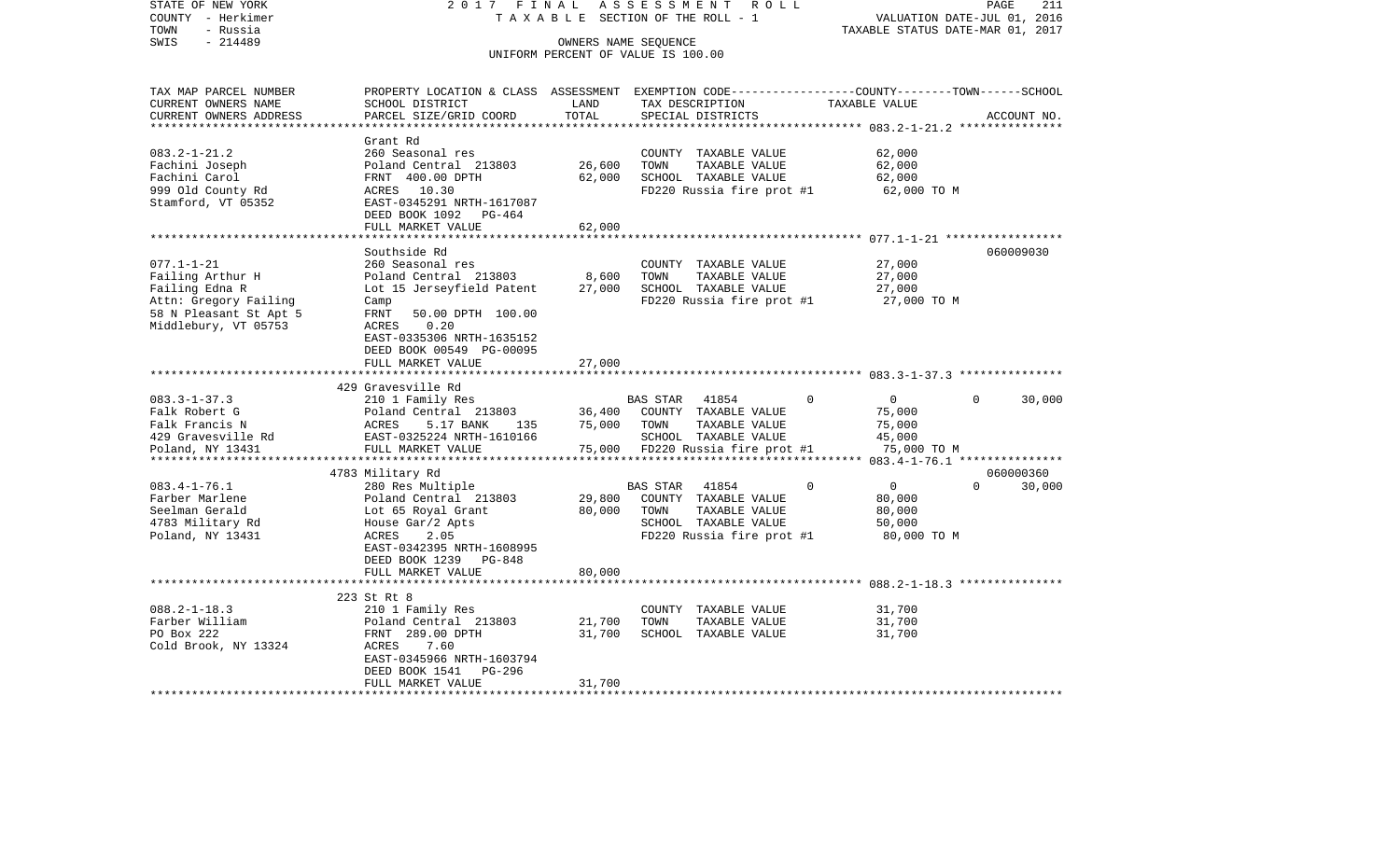STATE OF NEW YORK
COUNTY - Herkimer
TOWN - Russia
SWIS - 214489

2017 FINAL ASSESSMENT ROLL
TAXABLE SECTION OF THE ROLL - 1
OWNERS NAME SEQUENCE
UNIFORM PERCENT OF VALUE IS 100.00

VALUATION DATE-JUL 01, 2016
TAXABLE STATUS DATE-MAR 01, 2017

| TAX MAP PARCEL NUMBER / CURRENT OWNERS NAME / CURRENT OWNERS ADDRESS | PROPERTY LOCATION & CLASS / SCHOOL DISTRICT / PARCEL SIZE/GRID COORD | ASSESSMENT LAND | TOTAL | EXEMPTION CODE / TAX DESCRIPTION / SPECIAL DISTRICTS | COUNTY | TOWN | SCHOOL | TAXABLE VALUE | ACCOUNT NO. |
|---|---|---|---|---|---|---|---|---|---|
| 083.2-1-21.2 | Grant Rd | | | | | | | | |
| | 260 Seasonal res | | | COUNTY TAXABLE VALUE | | | | 62,000 | |
| Fachini Joseph | Poland Central 213803 | 26,600 | | TOWN TAXABLE VALUE | | | | 62,000 | |
| Fachini Carol | FRNT 400.00 DPTH | | 62,000 | SCHOOL TAXABLE VALUE | | | | 62,000 | |
| 999 Old County Rd | ACRES 10.30 | | | FD220 Russia fire prot #1 | | | | 62,000 TO M | |
| Stamford, VT 05352 | EAST-0345291 NRTH-1617087 | | | | | | | | |
| | DEED BOOK 1092 PG-464 | | | | | | | | |
| | FULL MARKET VALUE | | 62,000 | | | | | | |
| 077.1-1-21 | Southside Rd | | | | | | | | 060009030 |
| | 260 Seasonal res | | | COUNTY TAXABLE VALUE | | | | 27,000 | |
| Failing Arthur H | Poland Central 213803 | 8,600 | | TOWN TAXABLE VALUE | | | | 27,000 | |
| Failing Edna R | Lot 15 Jerseyfield Patent | | 27,000 | SCHOOL TAXABLE VALUE | | | | 27,000 | |
| Attn: Gregory Failing | Camp | | | FD220 Russia fire prot #1 | | | | 27,000 TO M | |
| 58 N Pleasant St Apt 5 | FRNT 50.00 DPTH 100.00 | | | | | | | | |
| Middlebury, VT 05753 | ACRES 0.20 | | | | | | | | |
| | EAST-0335306 NRTH-1635152 | | | | | | | | |
| | DEED BOOK 00549 PG-00095 | | | | | | | | |
| | FULL MARKET VALUE | | 27,000 | | | | | | |
| 083.3-1-37.3 | 429 Gravesville Rd | | | | | | | | |
| | 210 1 Family Res | | | BAS STAR 41854 | 0 | 0 | 30,000 | | |
| Falk Robert G | Poland Central 213803 | 36,400 | | COUNTY TAXABLE VALUE | | | | 75,000 | |
| Falk Francis N | ACRES 5.17 BANK 135 | | 75,000 | TOWN TAXABLE VALUE | | | | 75,000 | |
| 429 Gravesville Rd | EAST-0325224 NRTH-1610166 | | | SCHOOL TAXABLE VALUE | | | | 45,000 | |
| Poland, NY 13431 | FULL MARKET VALUE | | 75,000 | FD220 Russia fire prot #1 | | | | 75,000 TO M | |
| 083.4-1-76.1 | 4783 Military Rd | | | | | | | | 060000360 |
| | 280 Res Multiple | | | BAS STAR 41854 | 0 | 0 | 30,000 | | |
| Farber Marlene | Poland Central 213803 | 29,800 | | COUNTY TAXABLE VALUE | | | | 80,000 | |
| Seelman Gerald | Lot 65 Royal Grant | | 80,000 | TOWN TAXABLE VALUE | | | | 80,000 | |
| 4783 Military Rd | House Gar/2 Apts | | | SCHOOL TAXABLE VALUE | | | | 50,000 | |
| Poland, NY 13431 | ACRES 2.05 | | | FD220 Russia fire prot #1 | | | | 80,000 TO M | |
| | EAST-0342395 NRTH-1608995 | | | | | | | | |
| | DEED BOOK 1239 PG-848 | | | | | | | | |
| | FULL MARKET VALUE | | 80,000 | | | | | | |
| 088.2-1-18.3 | 223 St Rt 8 | | | | | | | | |
| | 210 1 Family Res | | | COUNTY TAXABLE VALUE | | | | 31,700 | |
| Farber William | Poland Central 213803 | 21,700 | | TOWN TAXABLE VALUE | | | | 31,700 | |
| PO Box 222 | FRNT 289.00 DPTH | | 31,700 | SCHOOL TAXABLE VALUE | | | | 31,700 | |
| Cold Brook, NY 13324 | ACRES 7.60 | | | | | | | | |
| | EAST-0345966 NRTH-1603794 | | | | | | | | |
| | DEED BOOK 1541 PG-296 | | | | | | | | |
| | FULL MARKET VALUE | | 31,700 | | | | | | |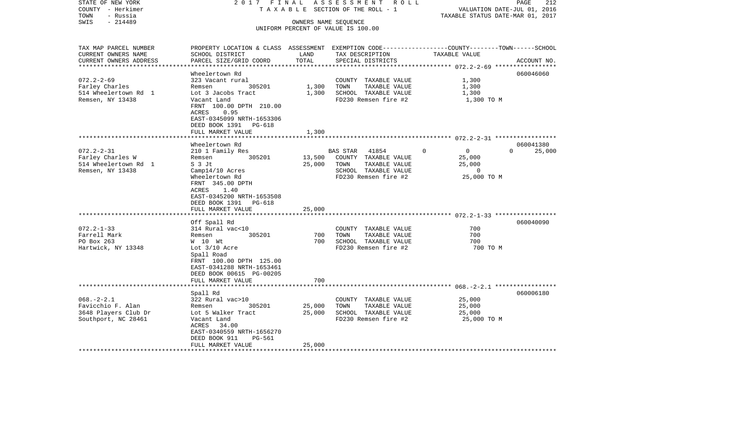STATE OF NEW YORK — 2017 FINAL ASSESSMENT ROLL — TAXABLE SECTION OF THE ROLL - 1

COUNTY - Herkimer
TOWN - Russia
SWIS - 214489

OWNERS NAME SEQUENCE
UNIFORM PERCENT OF VALUE IS 100.00

VALUATION DATE-JUL 01, 2016
TAXABLE STATUS DATE-MAR 01, 2017

| TAX MAP PARCEL NUMBER / CURRENT OWNERS NAME / CURRENT OWNERS ADDRESS | PROPERTY LOCATION & CLASS / SCHOOL DISTRICT / PARCEL SIZE/GRID COORD | ASSESSMENT LAND | TOTAL | EXEMPTION CODE / TAX DESCRIPTION / SPECIAL DISTRICTS | COUNTY | TOWN | SCHOOL TAXABLE VALUE | ACCOUNT NO. |
|---|---|---|---|---|---|---|---|---|
| **072.2-2-69** | Wheelertown Rd | | | | | | | 060046060 |
| Farley Charles | 323 Vacant rural | | | COUNTY TAXABLE VALUE | 1,300 | | | |
| 514 Wheelertown Rd 1 | Remsen 305201 | 1,300 | | TOWN TAXABLE VALUE | | 1,300 | | |
| Remsen, NY 13438 | Lot 3 Jacobs Tract | | 1,300 | SCHOOL TAXABLE VALUE | | | 1,300 | |
| | Vacant Land | | | FD230 Remsen fire #2 | 1,300 TO M | | | |
| | FRNT 100.00 DPTH 210.00 | | | | | | | |
| | ACRES 0.95 | | | | | | | |
| | EAST-0345099 NRTH-1653306 | | | | | | | |
| | DEED BOOK 1391 PG-618 | | | | | | | |
| | FULL MARKET VALUE | | 1,300 | | | | | |
| **072.2-2-31** | Wheelertown Rd | | | | | | | 060041380 |
| Farley Charles W | 210 1 Family Res | | | BAS STAR 41854 | 0 | 0 | 0 | 25,000 |
| 514 Wheelertown Rd 1 | Remsen 305201 | 13,500 | | COUNTY TAXABLE VALUE | 25,000 | | | |
| Remsen, NY 13438 | S 3 Jt | | 25,000 | TOWN TAXABLE VALUE | | 25,000 | | |
| | Camp14/10 Acres | | | SCHOOL TAXABLE VALUE | | | 0 | |
| | Wheelertown Rd | | | FD230 Remsen fire #2 | 25,000 TO M | | | |
| | FRNT 345.00 DPTH | | | | | | | |
| | ACRES 1.40 | | | | | | | |
| | EAST-0345200 NRTH-1653508 | | | | | | | |
| | DEED BOOK 1391 PG-618 | | | | | | | |
| | FULL MARKET VALUE | | 25,000 | | | | | |
| **072.2-1-33** | Off Spall Rd | | | | | | | 060040090 |
| Farrell Mark | 314 Rural vac<10 | | | COUNTY TAXABLE VALUE | 700 | | | |
| PO Box 263 | Remsen 305201 | 700 | | TOWN TAXABLE VALUE | | 700 | | |
| Hartwick, NY 13348 | W 10 Wt | | 700 | SCHOOL TAXABLE VALUE | | | 700 | |
| | Lot 3/10 Acre | | | FD230 Remsen fire #2 | 700 TO M | | | |
| | Spall Road | | | | | | | |
| | FRNT 100.00 DPTH 125.00 | | | | | | | |
| | EAST-0341288 NRTH-1653461 | | | | | | | |
| | DEED BOOK 00615 PG-00205 | | | | | | | |
| | FULL MARKET VALUE | | 700 | | | | | |
| **068.-2-2.1** | Spall Rd | | | | | | | 060006180 |
| Favicchio F. Alan | 322 Rural vac>10 | | | COUNTY TAXABLE VALUE | 25,000 | | | |
| 3648 Players Club Dr | Remsen 305201 | 25,000 | | TOWN TAXABLE VALUE | | 25,000 | | |
| Southport, NC 28461 | Lot 5 Walker Tract | | 25,000 | SCHOOL TAXABLE VALUE | | | 25,000 | |
| | Vacant Land | | | FD230 Remsen fire #2 | 25,000 TO M | | | |
| | ACRES 34.00 | | | | | | | |
| | EAST-0340559 NRTH-1656270 | | | | | | | |
| | DEED BOOK 911 PG-561 | | | | | | | |
| | FULL MARKET VALUE | | 25,000 | | | | | |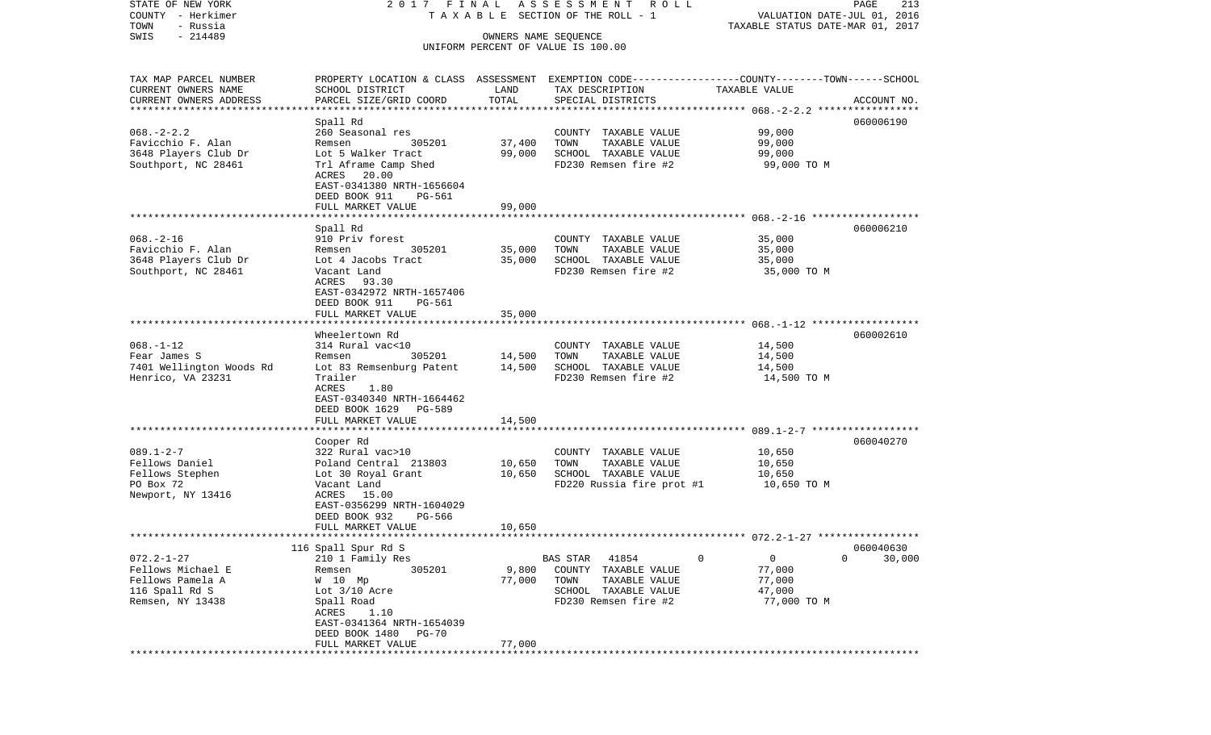STATE OF NEW YORK | COUNTY - Herkimer | TOWN - Russia | SWIS - 214489

2017 FINAL ASSESSMENT ROLL
TAXABLE SECTION OF THE ROLL - 1
OWNERS NAME SEQUENCE
UNIFORM PERCENT OF VALUE IS 100.00

VALUATION DATE-JUL 01, 2016
TAXABLE STATUS DATE-MAR 01, 2017

| TAX MAP PARCEL NUMBER / CURRENT OWNERS NAME / CURRENT OWNERS ADDRESS | PROPERTY LOCATION & CLASS / SCHOOL DISTRICT / PARCEL SIZE/GRID COORD | ASSESSMENT LAND | ASSESSMENT TOTAL | EXEMPTION CODE / TAX DESCRIPTION / SPECIAL DISTRICTS | COUNTY--------TOWN------SCHOOL TAXABLE VALUE | ACCOUNT NO. |
|---|---|---|---|---|---|---|
| 068.-2-2.2 | Spall Rd | | | | | 060006190 |
| Favicchio F. Alan | 260 Seasonal res | | | COUNTY TAXABLE VALUE | 99,000 | |
| 3648 Players Club Dr | Remsen 305201 | 37,400 | | TOWN TAXABLE VALUE | 99,000 | |
| Southport, NC 28461 | Lot 5 Walker Tract | | 99,000 | SCHOOL TAXABLE VALUE | 99,000 | |
| | Trl Aframe Camp Shed | | | FD230 Remsen fire #2 | 99,000 TO M | |
| | ACRES 20.00 | | | | | |
| | EAST-0341380 NRTH-1656604 | | | | | |
| | DEED BOOK 911 PG-561 | | | | | |
| | FULL MARKET VALUE | | 99,000 | | | |
| 068.-2-16 | Spall Rd | | | | | 060006210 |
| Favicchio F. Alan | 910 Priv forest | | | COUNTY TAXABLE VALUE | 35,000 | |
| 3648 Players Club Dr | Remsen 305201 | 35,000 | | TOWN TAXABLE VALUE | 35,000 | |
| Southport, NC 28461 | Lot 4 Jacobs Tract | | 35,000 | SCHOOL TAXABLE VALUE | 35,000 | |
| | Vacant Land | | | FD230 Remsen fire #2 | 35,000 TO M | |
| | ACRES 93.30 | | | | | |
| | EAST-0342972 NRTH-1657406 | | | | | |
| | DEED BOOK 911 PG-561 | | | | | |
| | FULL MARKET VALUE | | 35,000 | | | |
| 068.-1-12 | Wheelertown Rd | | | | | 060002610 |
| Fear James S | 314 Rural vac<10 | | | COUNTY TAXABLE VALUE | 14,500 | |
| 7401 Wellington Woods Rd | Remsen 305201 | 14,500 | | TOWN TAXABLE VALUE | 14,500 | |
| Henrico, VA 23231 | Lot 83 Remsenburg Patent | | 14,500 | SCHOOL TAXABLE VALUE | 14,500 | |
| | Trailer | | | FD230 Remsen fire #2 | 14,500 TO M | |
| | ACRES 1.80 | | | | | |
| | EAST-0340340 NRTH-1664462 | | | | | |
| | DEED BOOK 1629 PG-589 | | | | | |
| | FULL MARKET VALUE | | 14,500 | | | |
| 089.1-2-7 | Cooper Rd | | | | | 060040270 |
| Fellows Daniel | 322 Rural vac>10 | | | COUNTY TAXABLE VALUE | 10,650 | |
| Fellows Stephen | Poland Central 213803 | 10,650 | | TOWN TAXABLE VALUE | 10,650 | |
| PO Box 72 | Lot 30 Royal Grant | | 10,650 | SCHOOL TAXABLE VALUE | 10,650 | |
| Newport, NY 13416 | Vacant Land | | | FD220 Russia fire prot #1 | 10,650 TO M | |
| | ACRES 15.00 | | | | | |
| | EAST-0356299 NRTH-1604029 | | | | | |
| | DEED BOOK 932 PG-566 | | | | | |
| | FULL MARKET VALUE | | 10,650 | | | |
| 072.2-1-27 | 116 Spall Spur Rd S | | | | | 060040630 |
| Fellows Michael E | 210 1 Family Res | | | BAS STAR 41854 | 0 0 0 30,000 | |
| Fellows Pamela A | Remsen 305201 | 9,800 | | COUNTY TAXABLE VALUE | 77,000 | |
| 116 Spall Rd S | W 10 Mp | | 77,000 | TOWN TAXABLE VALUE | 77,000 | |
| Remsen, NY 13438 | Lot 3/10 Acre | | | SCHOOL TAXABLE VALUE | 47,000 | |
| | Spall Road | | | FD230 Remsen fire #2 | 77,000 TO M | |
| | ACRES 1.10 | | | | | |
| | EAST-0341364 NRTH-1654039 | | | | | |
| | DEED BOOK 1480 PG-70 | | | | | |
| | FULL MARKET VALUE | | 77,000 | | | |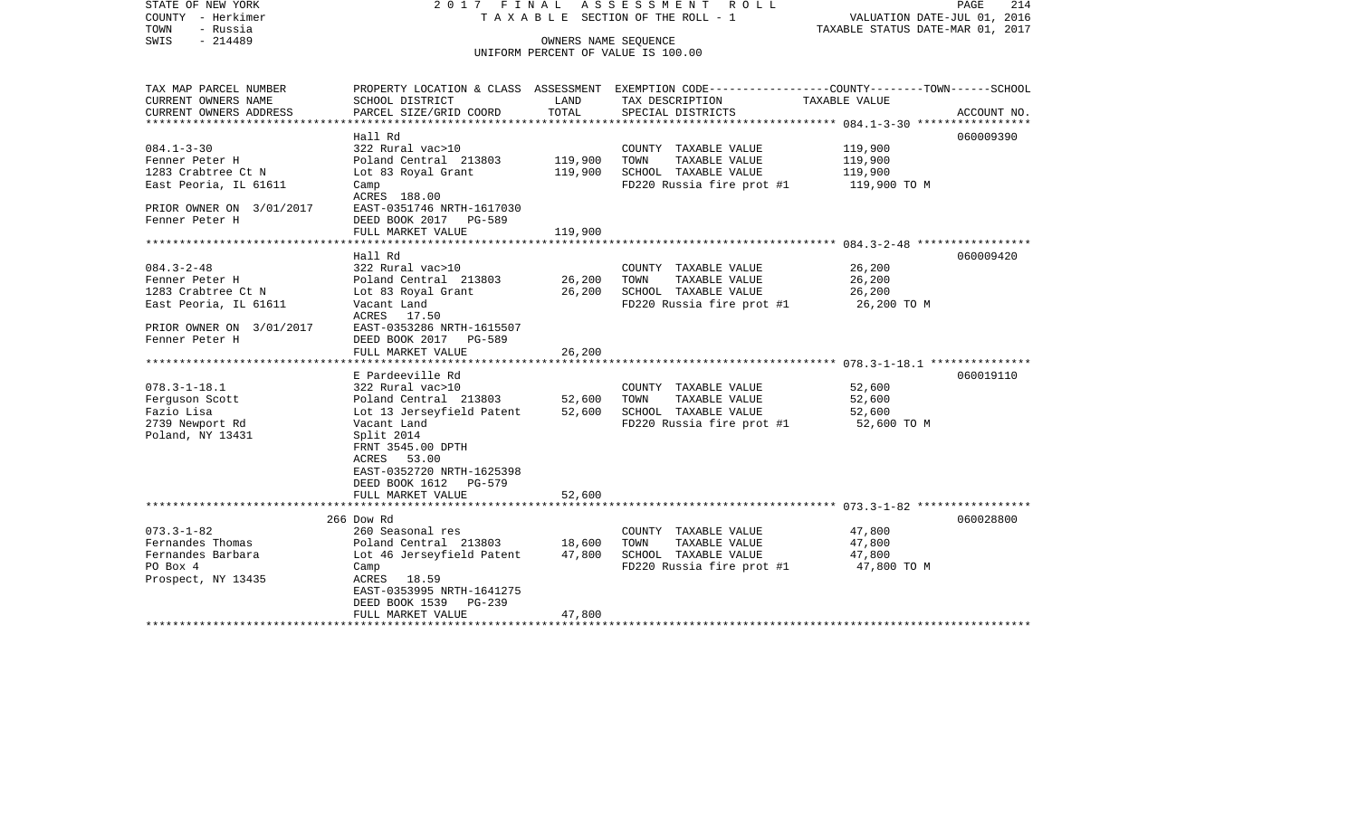STATE OF NEW YORK — 2017 FINAL ASSESSMENT ROLL
COUNTY - Herkimer — TAXABLE SECTION OF THE ROLL - 1 — VALUATION DATE-JUL 01, 2016
TOWN - Russia — TAXABLE STATUS DATE-MAR 01, 2017
SWIS - 214489 — OWNERS NAME SEQUENCE
UNIFORM PERCENT OF VALUE IS 100.00

| TAX MAP PARCEL NUMBER / CURRENT OWNERS NAME / CURRENT OWNERS ADDRESS | PROPERTY LOCATION & CLASS / SCHOOL DISTRICT / PARCEL SIZE/GRID COORD | ASSESSMENT LAND | ASSESSMENT TOTAL | EXEMPTION CODE / TAX DESCRIPTION / SPECIAL DISTRICTS | TAXABLE VALUE (COUNTY--TOWN--SCHOOL) | ACCOUNT NO. |
|---|---|---|---|---|---|---|
| | Hall Rd | | | | | 060009390 |
| 084.1-3-30 | 322 Rural vac>10 | | | COUNTY TAXABLE VALUE | 119,900 | |
| Fenner Peter H | Poland Central 213803 | 119,900 | | TOWN TAXABLE VALUE | 119,900 | |
| 1283 Crabtree Ct N | Lot 83 Royal Grant | | 119,900 | SCHOOL TAXABLE VALUE | 119,900 | |
| East Peoria, IL 61611 | Camp | | | FD220 Russia fire prot #1 | 119,900 TO M | |
| | ACRES 188.00 | | | | | |
| PRIOR OWNER ON 3/01/2017 | EAST-0351746 NRTH-1617030 | | | | | |
| Fenner Peter H | DEED BOOK 2017 PG-589 | | | | | |
| | FULL MARKET VALUE | | 119,900 | | | |
| | Hall Rd | | | | | 060009420 |
| 084.3-2-48 | 322 Rural vac>10 | | | COUNTY TAXABLE VALUE | 26,200 | |
| Fenner Peter H | Poland Central 213803 | 26,200 | | TOWN TAXABLE VALUE | 26,200 | |
| 1283 Crabtree Ct N | Lot 83 Royal Grant | | 26,200 | SCHOOL TAXABLE VALUE | 26,200 | |
| East Peoria, IL 61611 | Vacant Land | | | FD220 Russia fire prot #1 | 26,200 TO M | |
| | ACRES 17.50 | | | | | |
| PRIOR OWNER ON 3/01/2017 | EAST-0353286 NRTH-1615507 | | | | | |
| Fenner Peter H | DEED BOOK 2017 PG-589 | | | | | |
| | FULL MARKET VALUE | | 26,200 | | | |
| | E Pardeeville Rd | | | | | 060019110 |
| 078.3-1-18.1 | 322 Rural vac>10 | | | COUNTY TAXABLE VALUE | 52,600 | |
| Ferguson Scott | Poland Central 213803 | 52,600 | | TOWN TAXABLE VALUE | 52,600 | |
| Fazio Lisa | Lot 13 Jerseyfield Patent | | 52,600 | SCHOOL TAXABLE VALUE | 52,600 | |
| 2739 Newport Rd | Vacant Land | | | FD220 Russia fire prot #1 | 52,600 TO M | |
| Poland, NY 13431 | Split 2014 | | | | | |
| | FRNT 3545.00 DPTH | | | | | |
| | ACRES 53.00 | | | | | |
| | EAST-0352720 NRTH-1625398 | | | | | |
| | DEED BOOK 1612 PG-579 | | | | | |
| | FULL MARKET VALUE | | 52,600 | | | |
| | 266 Dow Rd | | | | | 060028800 |
| 073.3-1-82 | 260 Seasonal res | | | COUNTY TAXABLE VALUE | 47,800 | |
| Fernandes Thomas | Poland Central 213803 | 18,600 | | TOWN TAXABLE VALUE | 47,800 | |
| Fernandes Barbara | Lot 46 Jerseyfield Patent | | 47,800 | SCHOOL TAXABLE VALUE | 47,800 | |
| PO Box 4 | Camp | | | FD220 Russia fire prot #1 | 47,800 TO M | |
| Prospect, NY 13435 | ACRES 18.59 | | | | | |
| | EAST-0353995 NRTH-1641275 | | | | | |
| | DEED BOOK 1539 PG-239 | | | | | |
| | FULL MARKET VALUE | | 47,800 | | | |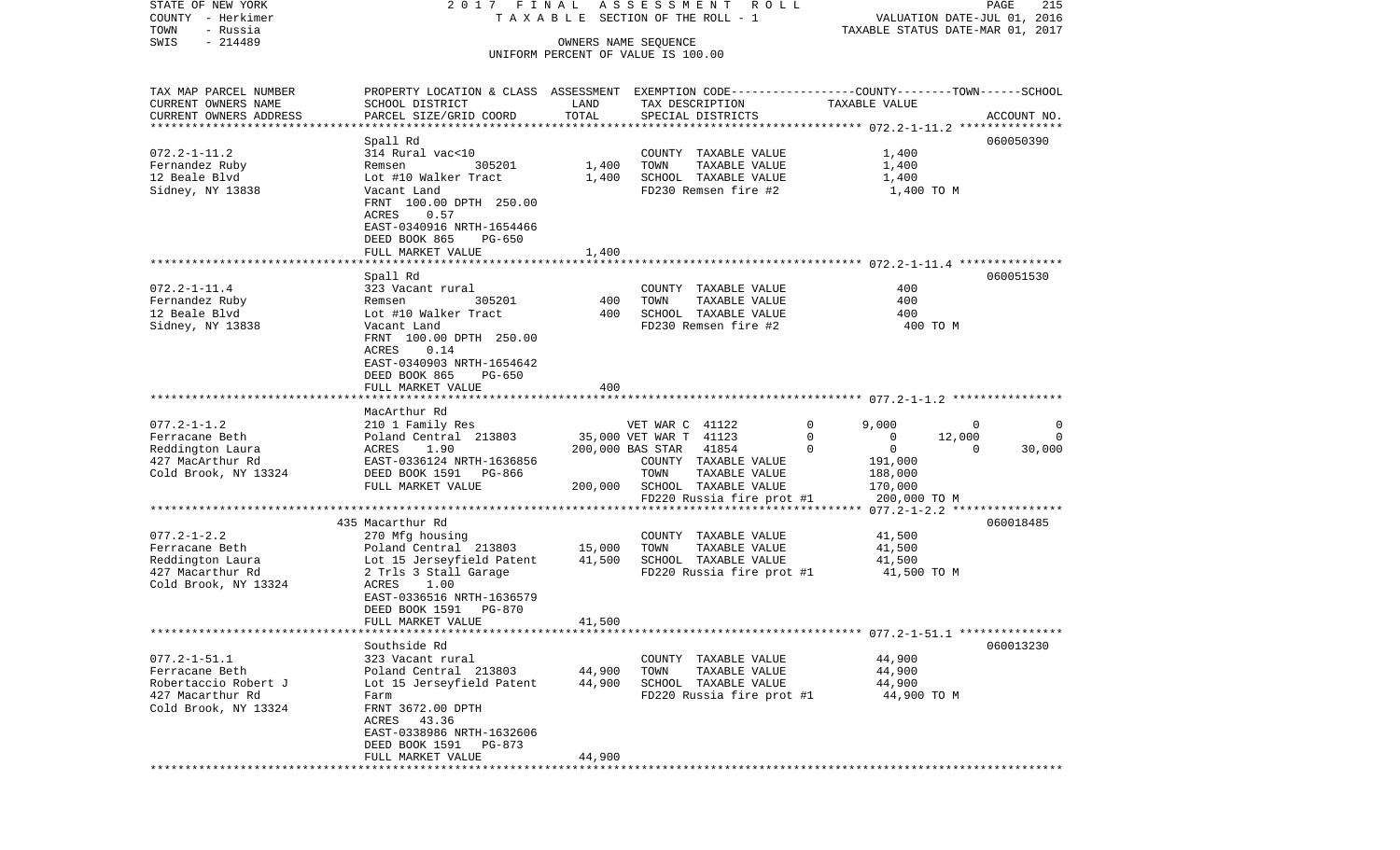STATE OF NEW YORK — 2017 FINAL ASSESSMENT ROLL — PAGE 215
COUNTY - Herkimer — TAXABLE SECTION OF THE ROLL - 1 — VALUATION DATE-JUL 01, 2016
TOWN - Russia — TAXABLE STATUS DATE-MAR 01, 2017
SWIS - 214489 — OWNERS NAME SEQUENCE
UNIFORM PERCENT OF VALUE IS 100.00

| TAX MAP PARCEL NUMBER / CURRENT OWNERS NAME / CURRENT OWNERS ADDRESS | PROPERTY LOCATION & CLASS / SCHOOL DISTRICT / PARCEL SIZE/GRID COORD | ASSESSMENT LAND | ASSESSMENT TOTAL | EXEMPTION CODE / TAX DESCRIPTION / SPECIAL DISTRICTS | COUNTY TAXABLE VALUE | TOWN | SCHOOL | ACCOUNT NO. |
|---|---|---|---|---|---|---|---|---|
| **072.2-1-11.2** | Spall Rd | | | | | | | 060050390 |
| 072.2-1-11.2 | 314 Rural vac<10 | | | COUNTY TAXABLE VALUE | 1,400 | | | |
| Fernandez Ruby | Remsen 305201 | 1,400 | | TOWN TAXABLE VALUE | 1,400 | | | |
| 12 Beale Blvd | Lot #10 Walker Tract | | 1,400 | SCHOOL TAXABLE VALUE | 1,400 | | | |
| Sidney, NY 13838 | Vacant Land | | | FD230 Remsen fire #2 | 1,400 TO M | | | |
| | FRNT 100.00 DPTH 250.00 | | | | | | | |
| | ACRES 0.57 | | | | | | | |
| | EAST-0340916 NRTH-1654466 | | | | | | | |
| | DEED BOOK 865 PG-650 | | | | | | | |
| | FULL MARKET VALUE | | 1,400 | | | | | |
| **072.2-1-11.4** | Spall Rd | | | | | | | 060051530 |
| 072.2-1-11.4 | 323 Vacant rural | | | COUNTY TAXABLE VALUE | 400 | | | |
| Fernandez Ruby | Remsen 305201 | 400 | | TOWN TAXABLE VALUE | 400 | | | |
| 12 Beale Blvd | Lot #10 Walker Tract | | 400 | SCHOOL TAXABLE VALUE | 400 | | | |
| Sidney, NY 13838 | Vacant Land | | | FD230 Remsen fire #2 | 400 TO M | | | |
| | FRNT 100.00 DPTH 250.00 | | | | | | | |
| | ACRES 0.14 | | | | | | | |
| | EAST-0340903 NRTH-1654642 | | | | | | | |
| | DEED BOOK 865 PG-650 | | | | | | | |
| | FULL MARKET VALUE | | 400 | | | | | |
| **077.2-1-1.2** | MacArthur Rd | | | | | | | |
| 077.2-1-1.2 | 210 1 Family Res | | | VET WAR C 41122 0 | 9,000 | 0 | 0 | |
| Ferracane Beth | Poland Central 213803 | 35,000 | | VET WAR T 41123 0 | 0 | 12,000 | 0 | |
| Reddington Laura | ACRES 1.90 | | 200,000 | BAS STAR 41854 0 | 0 | 0 | 30,000 | |
| 427 MacArthur Rd | EAST-0336124 NRTH-1636856 | | | COUNTY TAXABLE VALUE | 191,000 | | | |
| Cold Brook, NY 13324 | DEED BOOK 1591 PG-866 | | | TOWN TAXABLE VALUE | 188,000 | | | |
| | FULL MARKET VALUE | | 200,000 | SCHOOL TAXABLE VALUE | 170,000 | | | |
| | | | | FD220 Russia fire prot #1 | 200,000 TO M | | | |
| **077.2-1-2.2** | 435 Macarthur Rd | | | | | | | 060018485 |
| 077.2-1-2.2 | 270 Mfg housing | | | COUNTY TAXABLE VALUE | 41,500 | | | |
| Ferracane Beth | Poland Central 213803 | 15,000 | | TOWN TAXABLE VALUE | 41,500 | | | |
| Reddington Laura | Lot 15 Jerseyfield Patent | | 41,500 | SCHOOL TAXABLE VALUE | 41,500 | | | |
| 427 Macarthur Rd | 2 Trls 3 Stall Garage | | | FD220 Russia fire prot #1 | 41,500 TO M | | | |
| Cold Brook, NY 13324 | ACRES 1.00 | | | | | | | |
| | EAST-0336516 NRTH-1636579 | | | | | | | |
| | DEED BOOK 1591 PG-870 | | | | | | | |
| | FULL MARKET VALUE | | 41,500 | | | | | |
| **077.2-1-51.1** | Southside Rd | | | | | | | 060013230 |
| 077.2-1-51.1 | 323 Vacant rural | | | COUNTY TAXABLE VALUE | 44,900 | | | |
| Ferracane Beth | Poland Central 213803 | 44,900 | | TOWN TAXABLE VALUE | 44,900 | | | |
| Robertaccio Robert J | Lot 15 Jerseyfield Patent | | 44,900 | SCHOOL TAXABLE VALUE | 44,900 | | | |
| 427 Macarthur Rd | Farm | | | FD220 Russia fire prot #1 | 44,900 TO M | | | |
| Cold Brook, NY 13324 | FRNT 3672.00 DPTH | | | | | | | |
| | ACRES 43.36 | | | | | | | |
| | EAST-0338986 NRTH-1632606 | | | | | | | |
| | DEED BOOK 1591 PG-873 | | | | | | | |
| | FULL MARKET VALUE | | 44,900 | | | | | |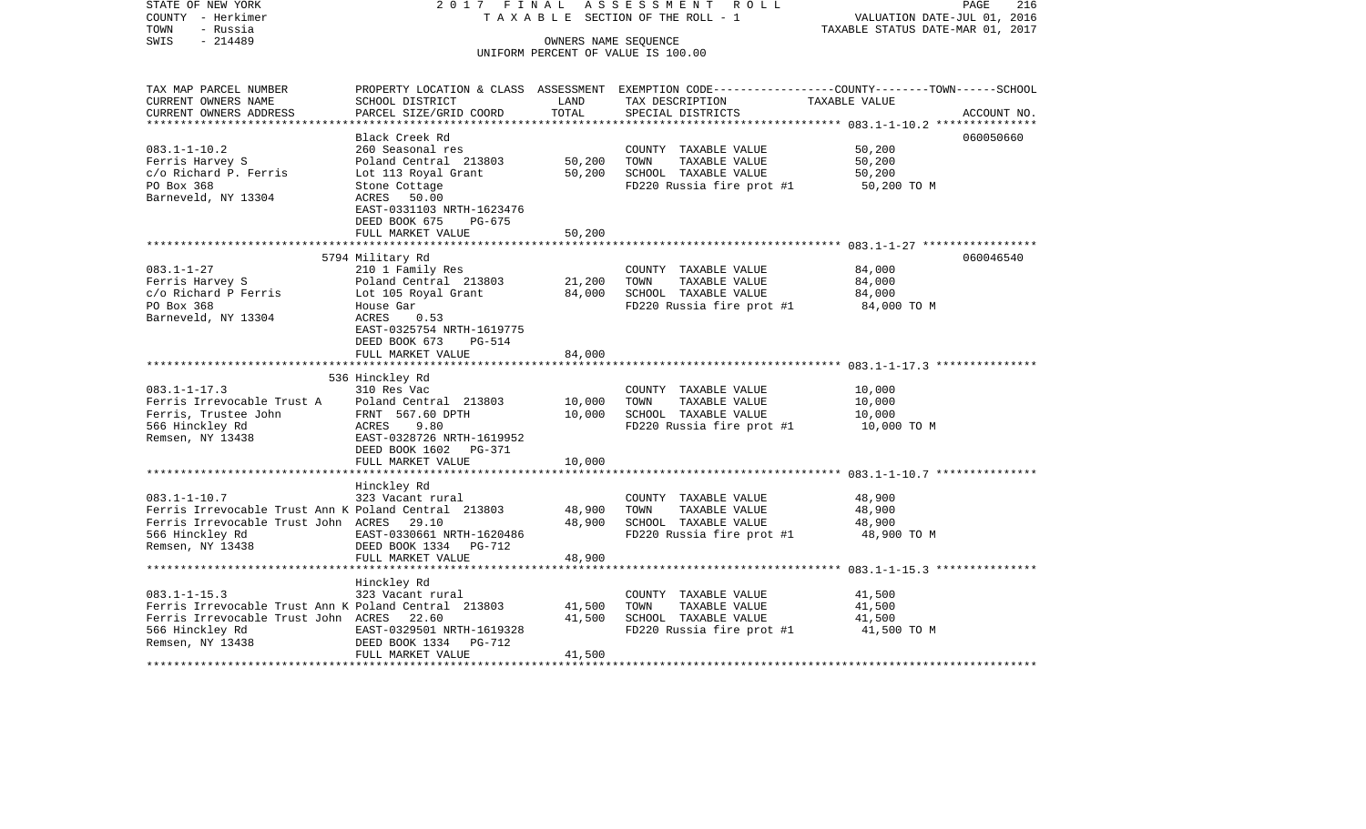STATE OF NEW YORK | COUNTY - Herkimer | TOWN - Russia | SWIS - 214489

2017 FINAL ASSESSMENT ROLL
TAXABLE SECTION OF THE ROLL - 1
OWNERS NAME SEQUENCE
UNIFORM PERCENT OF VALUE IS 100.00

VALUATION DATE-JUL 01, 2016
TAXABLE STATUS DATE-MAR 01, 2017

| TAX MAP PARCEL NUMBER / CURRENT OWNERS NAME / CURRENT OWNERS ADDRESS | PROPERTY LOCATION & CLASS / SCHOOL DISTRICT / PARCEL SIZE/GRID COORD | ASSESSMENT LAND | TOTAL | EXEMPTION CODE / TAX DESCRIPTION / SPECIAL DISTRICTS | TAXABLE VALUE (COUNTY--TOWN--SCHOOL) | ACCOUNT NO. |
|---|---|---|---|---|---|---|
| 083.1-1-10.2 | Black Creek Rd | | | | | 060050660 |
| Ferris Harvey S | 260 Seasonal res | | | COUNTY TAXABLE VALUE | 50,200 | |
| c/o Richard P. Ferris | Poland Central 213803 | 50,200 | | TOWN TAXABLE VALUE | 50,200 | |
| PO Box 368 | Lot 113 Royal Grant | | 50,200 | SCHOOL TAXABLE VALUE | 50,200 | |
| Barneveld, NY 13304 | Stone Cottage | | | FD220 Russia fire prot #1 | 50,200 TO M | |
| | ACRES 50.00 | | | | | |
| | EAST-0331103 NRTH-1623476 | | | | | |
| | DEED BOOK 675 PG-675 | | | | | |
| | FULL MARKET VALUE | | 50,200 | | | |
| 083.1-1-27 | 5794 Military Rd | | | | | 060046540 |
| Ferris Harvey S | 210 1 Family Res | | | COUNTY TAXABLE VALUE | 84,000 | |
| c/o Richard P Ferris | Poland Central 213803 | 21,200 | | TOWN TAXABLE VALUE | 84,000 | |
| PO Box 368 | Lot 105 Royal Grant | | 84,000 | SCHOOL TAXABLE VALUE | 84,000 | |
| Barneveld, NY 13304 | House Gar | | | FD220 Russia fire prot #1 | 84,000 TO M | |
| | ACRES 0.53 | | | | | |
| | EAST-0325754 NRTH-1619775 | | | | | |
| | DEED BOOK 673 PG-514 | | | | | |
| | FULL MARKET VALUE | | 84,000 | | | |
| 083.1-1-17.3 | 536 Hinckley Rd | | | | | |
| Ferris Irrevocable Trust A | 310 Res Vac | | | COUNTY TAXABLE VALUE | 10,000 | |
| Ferris, Trustee John | Poland Central 213803 | 10,000 | | TOWN TAXABLE VALUE | 10,000 | |
| 566 Hinckley Rd | FRNT 567.60 DPTH | | 10,000 | SCHOOL TAXABLE VALUE | 10,000 | |
| Remsen, NY 13438 | ACRES 9.80 | | | FD220 Russia fire prot #1 | 10,000 TO M | |
| | EAST-0328726 NRTH-1619952 | | | | | |
| | DEED BOOK 1602 PG-371 | | | | | |
| | FULL MARKET VALUE | | 10,000 | | | |
| 083.1-1-10.7 | Hinckley Rd | | | | | |
| Ferris Irrevocable Trust Ann K | 323 Vacant rural | | | COUNTY TAXABLE VALUE | 48,900 | |
| Ferris Irrevocable Trust John | Poland Central 213803 | 48,900 | | TOWN TAXABLE VALUE | 48,900 | |
| 566 Hinckley Rd | ACRES 29.10 | | 48,900 | SCHOOL TAXABLE VALUE | 48,900 | |
| Remsen, NY 13438 | EAST-0330661 NRTH-1620486 | | | FD220 Russia fire prot #1 | 48,900 TO M | |
| | DEED BOOK 1334 PG-712 | | | | | |
| | FULL MARKET VALUE | | 48,900 | | | |
| 083.1-1-15.3 | Hinckley Rd | | | | | |
| Ferris Irrevocable Trust Ann K | 323 Vacant rural | | | COUNTY TAXABLE VALUE | 41,500 | |
| Ferris Irrevocable Trust John | Poland Central 213803 | 41,500 | | TOWN TAXABLE VALUE | 41,500 | |
| 566 Hinckley Rd | ACRES 22.60 | | 41,500 | SCHOOL TAXABLE VALUE | 41,500 | |
| Remsen, NY 13438 | EAST-0329501 NRTH-1619328 | | | FD220 Russia fire prot #1 | 41,500 TO M | |
| | DEED BOOK 1334 PG-712 | | | | | |
| | FULL MARKET VALUE | | 41,500 | | | |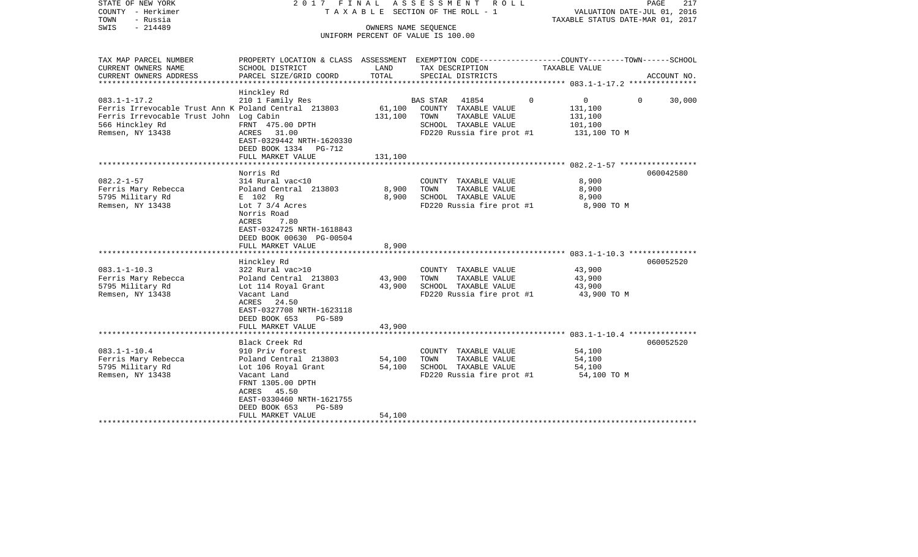STATE OF NEW YORK — 2017 FINAL ASSESSMENT ROLL
COUNTY - Herkimer — TAXABLE SECTION OF THE ROLL - 1 — VALUATION DATE-JUL 01, 2016
TOWN - Russia — TAXABLE STATUS DATE-MAR 01, 2017
SWIS - 214489 — OWNERS NAME SEQUENCE
UNIFORM PERCENT OF VALUE IS 100.00

| TAX MAP PARCEL NUMBER / CURRENT OWNERS NAME / CURRENT OWNERS ADDRESS | PROPERTY LOCATION & CLASS / SCHOOL DISTRICT / PARCEL SIZE/GRID COORD | ASSESSMENT LAND | TOTAL | EXEMPTION CODE / TAX DESCRIPTION / SPECIAL DISTRICTS | COUNTY | TOWN | SCHOOL / TAXABLE VALUE | ACCOUNT NO. |
|---|---|---|---|---|---|---|---|---|
| 083.1-1-17.2 | Hinckley Rd | | | | | | | |
| | 210 1 Family Res | | | BAS STAR 41854 | 0 | 0 | 0 | 30,000 |
| Ferris Irrevocable Trust Ann K | Poland Central 213803 | 61,100 | | COUNTY TAXABLE VALUE | 131,100 | | | |
| Ferris Irrevocable Trust John | Log Cabin | | 131,100 | TOWN TAXABLE VALUE | | 131,100 | | |
| 566 Hinckley Rd | FRNT 475.00 DPTH | | | SCHOOL TAXABLE VALUE | | | 101,100 | |
| Remsen, NY 13438 | ACRES 31.00 | | | FD220 Russia fire prot #1 | 131,100 TO M | | | |
| | EAST-0329442 NRTH-1620330 | | | | | | | |
| | DEED BOOK 1334 PG-712 | | | | | | | |
| | FULL MARKET VALUE | | 131,100 | | | | | |
| 082.2-1-57 | Norris Rd | | | | | | | 060042580 |
| | 314 Rural vac<10 | | | COUNTY TAXABLE VALUE | 8,900 | | | |
| Ferris Mary Rebecca | Poland Central 213803 | 8,900 | | TOWN TAXABLE VALUE | | 8,900 | | |
| 5795 Military Rd | E 102 Rg | | 8,900 | SCHOOL TAXABLE VALUE | | | 8,900 | |
| Remsen, NY 13438 | Lot 7 3/4 Acres | | | FD220 Russia fire prot #1 | 8,900 TO M | | | |
| | Norris Road | | | | | | | |
| | ACRES 7.80 | | | | | | | |
| | EAST-0324725 NRTH-1618843 | | | | | | | |
| | DEED BOOK 00630 PG-00504 | | | | | | | |
| | FULL MARKET VALUE | | 8,900 | | | | | |
| 083.1-1-10.3 | Hinckley Rd | | | | | | | 060052520 |
| | 322 Rural vac>10 | | | COUNTY TAXABLE VALUE | 43,900 | | | |
| Ferris Mary Rebecca | Poland Central 213803 | 43,900 | | TOWN TAXABLE VALUE | | 43,900 | | |
| 5795 Military Rd | Lot 114 Royal Grant | | 43,900 | SCHOOL TAXABLE VALUE | | | 43,900 | |
| Remsen, NY 13438 | Vacant Land | | | FD220 Russia fire prot #1 | 43,900 TO M | | | |
| | ACRES 24.50 | | | | | | | |
| | EAST-0327708 NRTH-1623118 | | | | | | | |
| | DEED BOOK 653 PG-589 | | | | | | | |
| | FULL MARKET VALUE | | 43,900 | | | | | |
| 083.1-1-10.4 | Black Creek Rd | | | | | | | 060052520 |
| | 910 Priv forest | | | COUNTY TAXABLE VALUE | 54,100 | | | |
| Ferris Mary Rebecca | Poland Central 213803 | 54,100 | | TOWN TAXABLE VALUE | | 54,100 | | |
| 5795 Military Rd | Lot 106 Royal Grant | | 54,100 | SCHOOL TAXABLE VALUE | | | 54,100 | |
| Remsen, NY 13438 | Vacant Land | | | FD220 Russia fire prot #1 | 54,100 TO M | | | |
| | FRNT 1305.00 DPTH | | | | | | | |
| | ACRES 45.50 | | | | | | | |
| | EAST-0330460 NRTH-1621755 | | | | | | | |
| | DEED BOOK 653 PG-589 | | | | | | | |
| | FULL MARKET VALUE | | 54,100 | | | | | |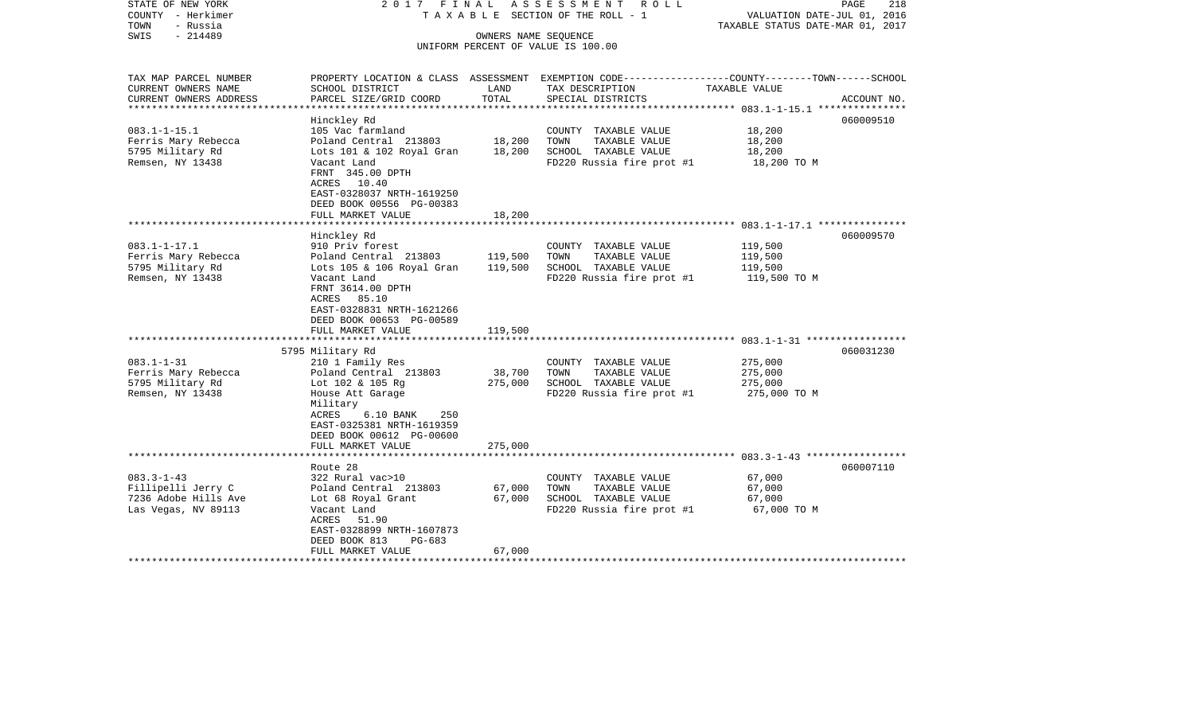STATE OF NEW YORK — 2017 FINAL ASSESSMENT ROLL — PAGE 218
COUNTY - Herkimer — TAXABLE SECTION OF THE ROLL - 1 — VALUATION DATE-JUL 01, 2016
TOWN - Russia — TAXABLE STATUS DATE-MAR 01, 2017
SWIS - 214489 — OWNERS NAME SEQUENCE
UNIFORM PERCENT OF VALUE IS 100.00

| TAX MAP PARCEL NUMBER / CURRENT OWNERS NAME / CURRENT OWNERS ADDRESS | PROPERTY LOCATION & CLASS / SCHOOL DISTRICT / PARCEL SIZE/GRID COORD | ASSESSMENT LAND | ASSESSMENT TOTAL | EXEMPTION CODE / TAX DESCRIPTION / SPECIAL DISTRICTS | COUNTY--------TOWN------SCHOOL TAXABLE VALUE | ACCOUNT NO. |
|---|---|---|---|---|---|---|
| | Hinckley Rd | | | | | 060009510 |
| 083.1-1-15.1 | 105 Vac farmland | | | COUNTY TAXABLE VALUE | 18,200 | |
| Ferris Mary Rebecca | Poland Central 213803 | 18,200 | | TOWN TAXABLE VALUE | 18,200 | |
| 5795 Military Rd | Lots 101 & 102 Royal Gran | | 18,200 | SCHOOL TAXABLE VALUE | 18,200 | |
| Remsen, NY 13438 | Vacant Land | | | FD220 Russia fire prot #1 | 18,200 TO M | |
| | FRNT 345.00 DPTH | | | | | |
| | ACRES 10.40 | | | | | |
| | EAST-0328037 NRTH-1619250 | | | | | |
| | DEED BOOK 00556 PG-00383 | | | | | |
| | FULL MARKET VALUE | | 18,200 | | | |
| | Hinckley Rd | | | | | 060009570 |
| 083.1-1-17.1 | 910 Priv forest | | | COUNTY TAXABLE VALUE | 119,500 | |
| Ferris Mary Rebecca | Poland Central 213803 | 119,500 | | TOWN TAXABLE VALUE | 119,500 | |
| 5795 Military Rd | Lots 105 & 106 Royal Gran | | 119,500 | SCHOOL TAXABLE VALUE | 119,500 | |
| Remsen, NY 13438 | Vacant Land | | | FD220 Russia fire prot #1 | 119,500 TO M | |
| | FRNT 3614.00 DPTH | | | | | |
| | ACRES 85.10 | | | | | |
| | EAST-0328831 NRTH-1621266 | | | | | |
| | DEED BOOK 00653 PG-00589 | | | | | |
| | FULL MARKET VALUE | | 119,500 | | | |
| | 5795 Military Rd | | | | | 060031230 |
| 083.1-1-31 | 210 1 Family Res | | | COUNTY TAXABLE VALUE | 275,000 | |
| Ferris Mary Rebecca | Poland Central 213803 | 38,700 | | TOWN TAXABLE VALUE | 275,000 | |
| 5795 Military Rd | Lot 102 & 105 Rg | | 275,000 | SCHOOL TAXABLE VALUE | 275,000 | |
| Remsen, NY 13438 | House Att Garage | | | FD220 Russia fire prot #1 | 275,000 TO M | |
| | Military | | | | | |
| | ACRES 6.10 BANK 250 | | | | | |
| | EAST-0325381 NRTH-1619359 | | | | | |
| | DEED BOOK 00612 PG-00600 | | | | | |
| | FULL MARKET VALUE | | 275,000 | | | |
| | Route 28 | | | | | 060007110 |
| 083.3-1-43 | 322 Rural vac>10 | | | COUNTY TAXABLE VALUE | 67,000 | |
| Fillipelli Jerry C | Poland Central 213803 | 67,000 | | TOWN TAXABLE VALUE | 67,000 | |
| 7236 Adobe Hills Ave | Lot 68 Royal Grant | | 67,000 | SCHOOL TAXABLE VALUE | 67,000 | |
| Las Vegas, NV 89113 | Vacant Land | | | FD220 Russia fire prot #1 | 67,000 TO M | |
| | ACRES 51.90 | | | | | |
| | EAST-0328899 NRTH-1607873 | | | | | |
| | DEED BOOK 813 PG-683 | | | | | |
| | FULL MARKET VALUE | | 67,000 | | | |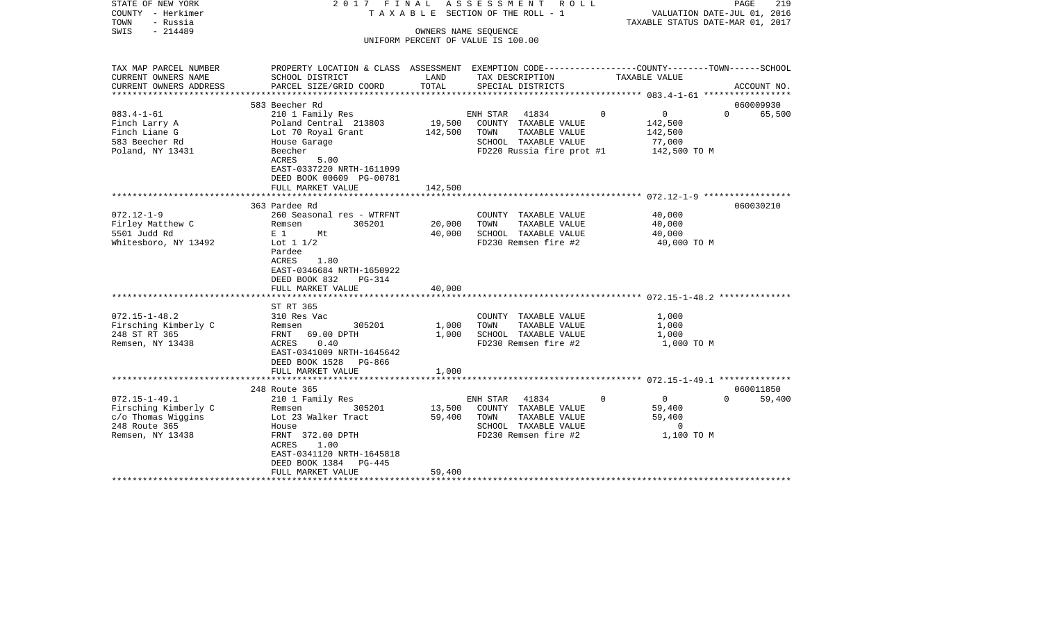STATE OF NEW YORK
COUNTY - Herkimer
TOWN - Russia
SWIS - 214489

2017 FINAL ASSESSMENT ROLL
TAXABLE SECTION OF THE ROLL - 1
OWNERS NAME SEQUENCE
UNIFORM PERCENT OF VALUE IS 100.00

VALUATION DATE-JUL 01, 2016
TAXABLE STATUS DATE-MAR 01, 2017

| TAX MAP PARCEL NUMBER / CURRENT OWNERS NAME / CURRENT OWNERS ADDRESS | PROPERTY LOCATION & CLASS / SCHOOL DISTRICT / PARCEL SIZE/GRID COORD | ASSESSMENT LAND | TOTAL | EXEMPTION CODE / TAX DESCRIPTION / SPECIAL DISTRICTS | COUNTY | TOWN | SCHOOL | TAXABLE VALUE | ACCOUNT NO. |
|---|---|---|---|---|---|---|---|---|---|
| 083.4-1-61 | 583 Beecher Rd | | | | | | | | 060009930 |
| Finch Larry A | 210 1 Family Res | | | ENH STAR 41834 | 0 | 0 | 65,500 | | |
| Finch Liane G | Poland Central 213803 | 19,500 | | COUNTY TAXABLE VALUE | | | | 142,500 | |
| 583 Beecher Rd | Lot 70 Royal Grant | | 142,500 | TOWN TAXABLE VALUE | | | | 142,500 | |
| Poland, NY 13431 | House Garage | | | SCHOOL TAXABLE VALUE | | | | 77,000 | |
| | Beecher | | | FD220 Russia fire prot #1 | | | | 142,500 TO M | |
| | ACRES 5.00 | | | | | | | | |
| | EAST-0337220 NRTH-1611099 | | | | | | | | |
| | DEED BOOK 00609 PG-00781 | | | | | | | | |
| | FULL MARKET VALUE | | 142,500 | | | | | | |
| 072.12-1-9 | 363 Pardee Rd | | | | | | | | 060030210 |
| Firley Matthew C | 260 Seasonal res - WTRFNT | | | COUNTY TAXABLE VALUE | | | | 40,000 | |
| 5501 Judd Rd | Remsen 305201 | 20,000 | | TOWN TAXABLE VALUE | | | | 40,000 | |
| Whitesboro, NY 13492 | E 1 Mt | | 40,000 | SCHOOL TAXABLE VALUE | | | | 40,000 | |
| | Lot 1 1/2 | | | FD230 Remsen fire #2 | | | | 40,000 TO M | |
| | Pardee | | | | | | | | |
| | ACRES 1.80 | | | | | | | | |
| | EAST-0346684 NRTH-1650922 | | | | | | | | |
| | DEED BOOK 832 PG-314 | | | | | | | | |
| | FULL MARKET VALUE | | 40,000 | | | | | | |
| 072.15-1-48.2 | ST RT 365 | | | | | | | | |
| Firsching Kimberly C | 310 Res Vac | | | COUNTY TAXABLE VALUE | | | | 1,000 | |
| 248 ST RT 365 | Remsen 305201 | 1,000 | | TOWN TAXABLE VALUE | | | | 1,000 | |
| Remsen, NY 13438 | FRNT 69.00 DPTH | | 1,000 | SCHOOL TAXABLE VALUE | | | | 1,000 | |
| | ACRES 0.40 | | | FD230 Remsen fire #2 | | | | 1,000 TO M | |
| | EAST-0341009 NRTH-1645642 | | | | | | | | |
| | DEED BOOK 1528 PG-866 | | | | | | | | |
| | FULL MARKET VALUE | | 1,000 | | | | | | |
| 072.15-1-49.1 | 248 Route 365 | | | | | | | | 060011850 |
| Firsching Kimberly C | 210 1 Family Res | | | ENH STAR 41834 | 0 | 0 | 59,400 | | |
| c/o Thomas Wiggins | Remsen 305201 | 13,500 | | COUNTY TAXABLE VALUE | | | | 59,400 | |
| 248 Route 365 | Lot 23 Walker Tract | | 59,400 | TOWN TAXABLE VALUE | | | | 59,400 | |
| Remsen, NY 13438 | House | | | SCHOOL TAXABLE VALUE | | | | 0 | |
| | FRNT 372.00 DPTH | | | FD230 Remsen fire #2 | | | | 1,100 TO M | |
| | ACRES 1.00 | | | | | | | | |
| | EAST-0341120 NRTH-1645818 | | | | | | | | |
| | DEED BOOK 1384 PG-445 | | | | | | | | |
| | FULL MARKET VALUE | | 59,400 | | | | | | |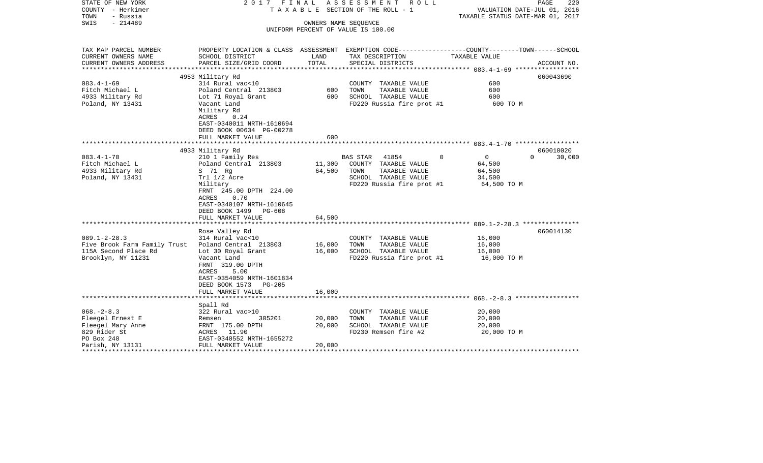STATE OF NEW YORK — 2017 FINAL ASSESSMENT ROLL — PAGE 220
COUNTY - Herkimer — TAXABLE SECTION OF THE ROLL - 1 — VALUATION DATE-JUL 01, 2016
TOWN - Russia — TAXABLE STATUS DATE-MAR 01, 2017
SWIS - 214489 — OWNERS NAME SEQUENCE
UNIFORM PERCENT OF VALUE IS 100.00

| TAX MAP PARCEL NUMBER / CURRENT OWNERS NAME / CURRENT OWNERS ADDRESS | PROPERTY LOCATION & CLASS / SCHOOL DISTRICT / PARCEL SIZE/GRID COORD | ASSESSMENT LAND | TOTAL | EXEMPTION CODE / TAX DESCRIPTION / SPECIAL DISTRICTS | COUNTY | TOWN | SCHOOL | TAXABLE VALUE / ACCOUNT NO. |
|---|---|---|---|---|---|---|---|---|
| 083.4-1-69 | 4953 Military Rd | | | | | | | 060043690 |
| 083.4-1-69 | 314 Rural vac<10 | | | COUNTY TAXABLE VALUE | | | | 600 |
| Fitch Michael L | Poland Central 213803 | 600 | | TOWN TAXABLE VALUE | | | | 600 |
| 4933 Military Rd | Lot 71 Royal Grant | | 600 | SCHOOL TAXABLE VALUE | | | | 600 |
| Poland, NY 13431 | Vacant Land | | | FD220 Russia fire prot #1 | | | | 600 TO M |
| | Military Rd | | | | | | | |
| | ACRES 0.24 | | | | | | | |
| | EAST-0340011 NRTH-1610694 | | | | | | | |
| | DEED BOOK 00634 PG-00278 | | | | | | | |
| | FULL MARKET VALUE | | 600 | | | | | |
| 083.4-1-70 | 4933 Military Rd | | | | | | | 060010020 |
| 083.4-1-70 | 210 1 Family Res | | | BAS STAR 41854 | 0 | 0 | 0 | 30,000 |
| Fitch Michael L | Poland Central 213803 | 11,300 | | COUNTY TAXABLE VALUE | | | | 64,500 |
| 4933 Military Rd | S 71 Rg | | 64,500 | TOWN TAXABLE VALUE | | | | 64,500 |
| Poland, NY 13431 | Trl 1/2 Acre | | | SCHOOL TAXABLE VALUE | | | | 34,500 |
| | Military | | | FD220 Russia fire prot #1 | | | | 64,500 TO M |
| | FRNT 245.00 DPTH 224.00 | | | | | | | |
| | ACRES 0.70 | | | | | | | |
| | EAST-0340107 NRTH-1610645 | | | | | | | |
| | DEED BOOK 1499 PG-608 | | | | | | | |
| | FULL MARKET VALUE | | 64,500 | | | | | |
| 089.1-2-28.3 | Rose Valley Rd | | | | | | | 060014130 |
| 089.1-2-28.3 | 314 Rural vac<10 | | | COUNTY TAXABLE VALUE | | | | 16,000 |
| Five Brook Farm Family Trust | Poland Central 213803 | 16,000 | | TOWN TAXABLE VALUE | | | | 16,000 |
| 115A Second Place Rd | Lot 30 Royal Grant | | 16,000 | SCHOOL TAXABLE VALUE | | | | 16,000 |
| Brooklyn, NY 11231 | Vacant Land | | | FD220 Russia fire prot #1 | | | | 16,000 TO M |
| | FRNT 319.00 DPTH | | | | | | | |
| | ACRES 5.00 | | | | | | | |
| | EAST-0354059 NRTH-1601834 | | | | | | | |
| | DEED BOOK 1573 PG-205 | | | | | | | |
| | FULL MARKET VALUE | | 16,000 | | | | | |
| 068.-2-8.3 | Spall Rd | | | | | | | |
| 068.-2-8.3 | 322 Rural vac>10 | | | COUNTY TAXABLE VALUE | | | | 20,000 |
| Fleegel Ernest E | Remsen 305201 | 20,000 | | TOWN TAXABLE VALUE | | | | 20,000 |
| Fleegel Mary Anne | FRNT 175.00 DPTH | | 20,000 | SCHOOL TAXABLE VALUE | | | | 20,000 |
| 829 Rider St | ACRES 11.90 | | | FD230 Remsen fire #2 | | | | 20,000 TO M |
| PO Box 240 | EAST-0340552 NRTH-1655272 | | | | | | | |
| Parish, NY 13131 | FULL MARKET VALUE | | 20,000 | | | | | |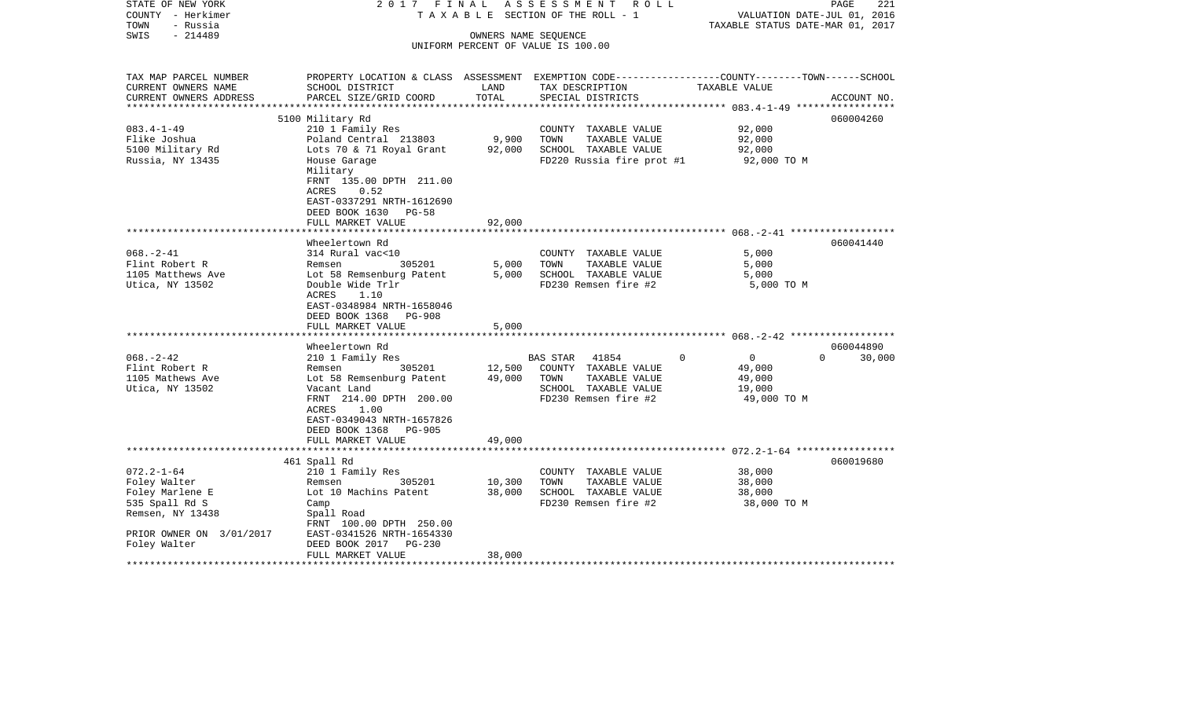STATE OF NEW YORK 2017 FINAL ASSESSMENT ROLL
COUNTY - Herkimer TAXABLE SECTION OF THE ROLL - 1 VALUATION DATE-JUL 01, 2016
TOWN - Russia TAXABLE STATUS DATE-MAR 01, 2017
SWIS - 214489 OWNERS NAME SEQUENCE
UNIFORM PERCENT OF VALUE IS 100.00

| TAX MAP PARCEL NUMBER / CURRENT OWNERS NAME / CURRENT OWNERS ADDRESS | PROPERTY LOCATION & CLASS / SCHOOL DISTRICT / PARCEL SIZE/GRID COORD | ASSESSMENT LAND | ASSESSMENT TOTAL | EXEMPTION CODE / TAX DESCRIPTION / SPECIAL DISTRICTS | COUNTY | TOWN | SCHOOL | TAXABLE VALUE | ACCOUNT NO. |
|---|---|---|---|---|---|---|---|---|---|
| **083.4-1-49** | 5100 Military Rd | | | | | | | | 060004260 |
| Flike Joshua | 210 1 Family Res | | | COUNTY TAXABLE VALUE | | | | 92,000 | |
| 5100 Military Rd | Poland Central 213803 | 9,900 | | TOWN TAXABLE VALUE | | | | 92,000 | |
| Russia, NY 13435 | Lots 70 & 71 Royal Grant | | 92,000 | SCHOOL TAXABLE VALUE | | | | 92,000 | |
| | House Garage | | | FD220 Russia fire prot #1 | | | | 92,000 TO M | |
| | Military | | | | | | | | |
| | FRNT 135.00 DPTH 211.00 | | | | | | | | |
| | ACRES 0.52 | | | | | | | | |
| | EAST-0337291 NRTH-1612690 | | | | | | | | |
| | DEED BOOK 1630 PG-58 | | | | | | | | |
| | FULL MARKET VALUE | | 92,000 | | | | | | |
| **068.-2-41** | Wheelertown Rd | | | | | | | | 060041440 |
| Flint Robert R | 314 Rural vac<10 | | | COUNTY TAXABLE VALUE | | | | 5,000 | |
| 1105 Matthews Ave | Remsen 305201 | 5,000 | | TOWN TAXABLE VALUE | | | | 5,000 | |
| Utica, NY 13502 | Lot 58 Remsenburg Patent | | 5,000 | SCHOOL TAXABLE VALUE | | | | 5,000 | |
| | Double Wide Trlr | | | FD230 Remsen fire #2 | | | | 5,000 TO M | |
| | ACRES 1.10 | | | | | | | | |
| | EAST-0348984 NRTH-1658046 | | | | | | | | |
| | DEED BOOK 1368 PG-908 | | | | | | | | |
| | FULL MARKET VALUE | | 5,000 | | | | | | |
| **068.-2-42** | Wheelertown Rd | | | | | | | | 060044890 |
| Flint Robert R | 210 1 Family Res | | | BAS STAR 41854 | 0 | 0 | 30,000 | | |
| 1105 Mathews Ave | Remsen 305201 | 12,500 | | COUNTY TAXABLE VALUE | | | | 49,000 | |
| Utica, NY 13502 | Lot 58 Remsenburg Patent | | 49,000 | TOWN TAXABLE VALUE | | | | 49,000 | |
| | Vacant Land | | | SCHOOL TAXABLE VALUE | | | | 19,000 | |
| | FRNT 214.00 DPTH 200.00 | | | FD230 Remsen fire #2 | | | | 49,000 TO M | |
| | ACRES 1.00 | | | | | | | | |
| | EAST-0349043 NRTH-1657826 | | | | | | | | |
| | DEED BOOK 1368 PG-905 | | | | | | | | |
| | FULL MARKET VALUE | | 49,000 | | | | | | |
| **072.2-1-64** | 461 Spall Rd | | | | | | | | 060019680 |
| Foley Walter | 210 1 Family Res | | | COUNTY TAXABLE VALUE | | | | 38,000 | |
| Foley Marlene E | Remsen 305201 | 10,300 | | TOWN TAXABLE VALUE | | | | 38,000 | |
| 535 Spall Rd S | Lot 10 Machins Patent | | 38,000 | SCHOOL TAXABLE VALUE | | | | 38,000 | |
| Remsen, NY 13438 | Camp | | | FD230 Remsen fire #2 | | | | 38,000 TO M | |
| | Spall Road | | | | | | | | |
| | FRNT 100.00 DPTH 250.00 | | | | | | | | |
| PRIOR OWNER ON 3/01/2017 | EAST-0341526 NRTH-1654330 | | | | | | | | |
| Foley Walter | DEED BOOK 2017 PG-230 | | | | | | | | |
| | FULL MARKET VALUE | | 38,000 | | | | | | |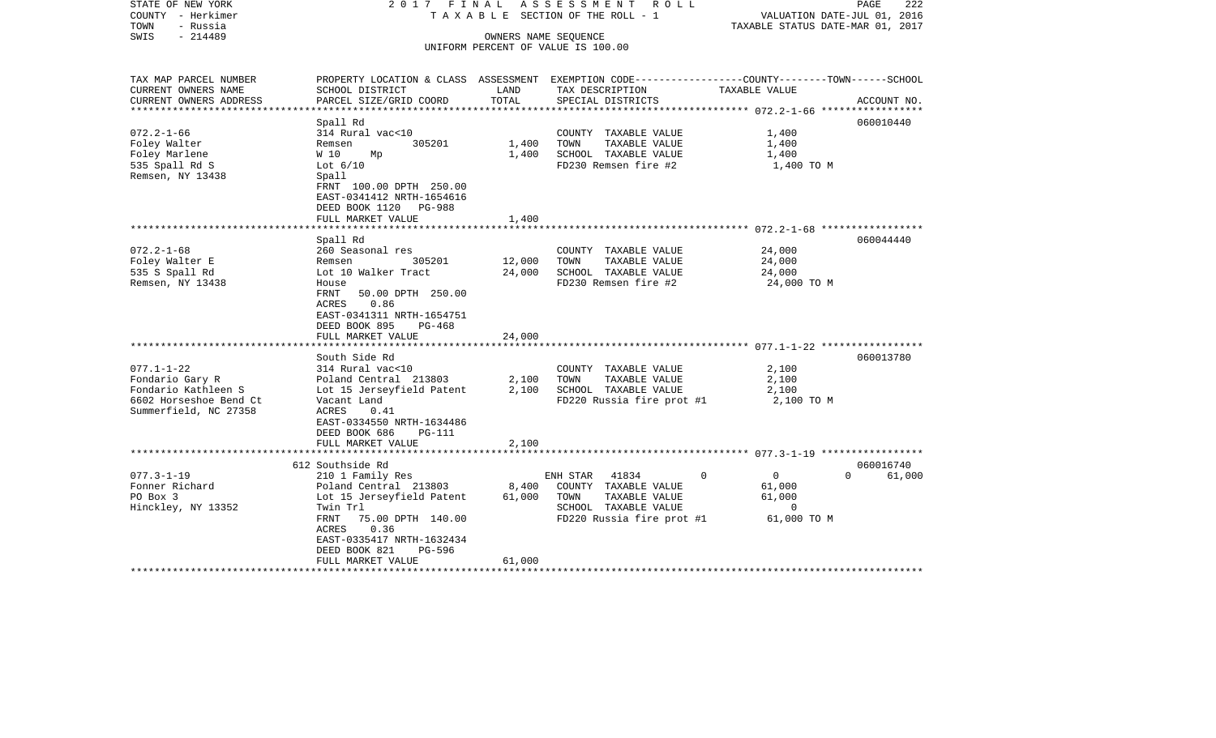STATE OF NEW YORK
COUNTY - Herkimer
TOWN - Russia
SWIS - 214489

2 0 1 7 F I N A L A S S E S S M E N T R O L L
T A X A B L E SECTION OF THE ROLL - 1
OWNERS NAME SEQUENCE
UNIFORM PERCENT OF VALUE IS 100.00

VALUATION DATE-JUL 01, 2016
TAXABLE STATUS DATE-MAR 01, 2017

| TAX MAP PARCEL NUMBER<br>CURRENT OWNERS NAME<br>CURRENT OWNERS ADDRESS | PROPERTY LOCATION & CLASS<br>SCHOOL DISTRICT<br>PARCEL SIZE/GRID COORD | ASSESSMENT<br>LAND<br>TOTAL | EXEMPTION CODE<br>TAX DESCRIPTION<br>SPECIAL DISTRICTS | COUNTY--------TOWN------SCHOOL<br>TAXABLE VALUE | ACCOUNT NO. |
|---|---|---|---|---|---|
| 072.2-1-66<br>Foley Walter<br>Foley Marlene<br>535 Spall Rd S<br>Remsen, NY 13438 | Spall Rd<br>314 Rural vac<10<br>Remsen 305201<br>W 10 Mp<br>Lot 6/10<br>Spall<br>FRNT 100.00 DPTH 250.00<br>EAST-0341412 NRTH-1654616<br>DEED BOOK 1120 PG-988<br>FULL MARKET VALUE | <br><br>1,400<br>1,400<br><br><br><br><br><br>1,400 | COUNTY TAXABLE VALUE<br>TOWN TAXABLE VALUE<br>SCHOOL TAXABLE VALUE<br>FD230 Remsen fire #2 | 1,400<br>1,400<br>1,400<br>1,400 TO M | 060010440 |
| 072.2-1-68<br>Foley Walter E<br>535 S Spall Rd<br>Remsen, NY 13438 | Spall Rd<br>260 Seasonal res<br>Remsen 305201<br>Lot 10 Walker Tract<br>House<br>FRNT 50.00 DPTH 250.00<br>ACRES 0.86<br>EAST-0341311 NRTH-1654751<br>DEED BOOK 895 PG-468<br>FULL MARKET VALUE | <br><br>12,000<br>24,000<br><br><br><br><br><br>24,000 | COUNTY TAXABLE VALUE<br>TOWN TAXABLE VALUE<br>SCHOOL TAXABLE VALUE<br>FD230 Remsen fire #2 | 24,000<br>24,000<br>24,000<br>24,000 TO M | 060044440 |
| 077.1-1-22<br>Fondario Gary R<br>Fondario Kathleen S<br>6602 Horseshoe Bend Ct<br>Summerfield, NC 27358 | South Side Rd<br>314 Rural vac<10<br>Poland Central 213803<br>Lot 15 Jerseyfield Patent<br>Vacant Land<br>ACRES 0.41<br>EAST-0334550 NRTH-1634486<br>DEED BOOK 686 PG-111<br>FULL MARKET VALUE | <br><br>2,100<br>2,100<br><br><br><br><br>2,100 | COUNTY TAXABLE VALUE<br>TOWN TAXABLE VALUE<br>SCHOOL TAXABLE VALUE<br>FD220 Russia fire prot #1 | 2,100<br>2,100<br>2,100<br>2,100 TO M | 060013780 |
| 077.3-1-19<br>Fonner Richard<br>PO Box 3<br>Hinckley, NY 13352 | 612 Southside Rd<br>210 1 Family Res<br>Poland Central 213803<br>Lot 15 Jerseyfield Patent<br>Twin Trl<br>FRNT 75.00 DPTH 140.00<br>ACRES 0.36<br>EAST-0335417 NRTH-1632434<br>DEED BOOK 821 PG-596<br>FULL MARKET VALUE | <br><br>8,400<br>61,000<br><br><br><br><br><br>61,000 | ENH STAR 41834 0<br>COUNTY TAXABLE VALUE<br>TOWN TAXABLE VALUE<br>SCHOOL TAXABLE VALUE<br>FD220 Russia fire prot #1 | 0 0 61,000<br>61,000<br>61,000<br>0<br>61,000 TO M | 060016740 |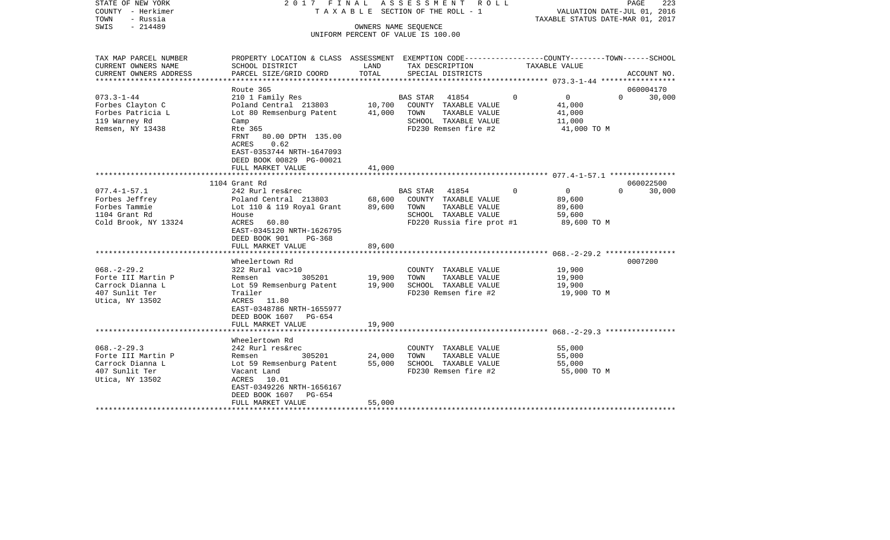STATE OF NEW YORK
COUNTY - Herkimer
TOWN - Russia
SWIS - 214489

2017 FINAL ASSESSMENT ROLL
TAXABLE SECTION OF THE ROLL - 1
OWNERS NAME SEQUENCE
UNIFORM PERCENT OF VALUE IS 100.00

VALUATION DATE-JUL 01, 2016
TAXABLE STATUS DATE-MAR 01, 2017

| TAX MAP PARCEL NUMBER / CURRENT OWNERS NAME / CURRENT OWNERS ADDRESS | PROPERTY LOCATION & CLASS / SCHOOL DISTRICT / PARCEL SIZE/GRID COORD | ASSESSMENT LAND | ASSESSMENT TOTAL | EXEMPTION CODE / TAX DESCRIPTION / SPECIAL DISTRICTS | COUNTY | TOWN | SCHOOL | TAXABLE VALUE | ACCOUNT NO. |
|---|---|---|---|---|---|---|---|---|---|
| 073.3-1-44 | Route 365 | | | | | | | | 060004170 |
| Forbes Clayton C | 210 1 Family Res | | | BAS STAR 41854 | 0 | 0 | 30,000 | | |
| Forbes Patricia L | Poland Central 213803 | 10,700 | | COUNTY TAXABLE VALUE | | | | 41,000 | |
| 119 Warney Rd | Lot 80 Remsenburg Patent | | 41,000 | TOWN TAXABLE VALUE | | | | 41,000 | |
| Remsen, NY 13438 | Camp | | | SCHOOL TAXABLE VALUE | | | | 11,000 | |
| | Rte 365 | | | FD230 Remsen fire #2 | | | | 41,000 TO M | |
| | FRNT 80.00 DPTH 135.00 | | | | | | | | |
| | ACRES 0.62 | | | | | | | | |
| | EAST-0353744 NRTH-1647093 | | | | | | | | |
| | DEED BOOK 00829 PG-00021 | | | | | | | | |
| | FULL MARKET VALUE | | 41,000 | | | | | | |
| 077.4-1-57.1 | 1104 Grant Rd | | | | | | | | 060022500 |
| Forbes Jeffrey | 242 Rurl res&rec | | | BAS STAR 41854 | 0 | 0 | 30,000 | | |
| Forbes Tammie | Poland Central 213803 | 68,600 | | COUNTY TAXABLE VALUE | | | | 89,600 | |
| 1104 Grant Rd | Lot 110 & 119 Royal Grant | | 89,600 | TOWN TAXABLE VALUE | | | | 89,600 | |
| Cold Brook, NY 13324 | House | | | SCHOOL TAXABLE VALUE | | | | 59,600 | |
| | ACRES 60.80 | | | FD220 Russia fire prot #1 | | | | 89,600 TO M | |
| | EAST-0345120 NRTH-1626795 | | | | | | | | |
| | DEED BOOK 901 PG-368 | | | | | | | | |
| | FULL MARKET VALUE | | 89,600 | | | | | | |
| 068.-2-29.2 | Wheelertown Rd | | | | | | | | 0007200 |
| Forte III Martin P | 322 Rural vac>10 | | | COUNTY TAXABLE VALUE | | | | 19,900 | |
| Carrock Dianna L | Remsen 305201 | 19,900 | | TOWN TAXABLE VALUE | | | | 19,900 | |
| 407 Sunlit Ter | Lot 59 Remsenburg Patent | | 19,900 | SCHOOL TAXABLE VALUE | | | | 19,900 | |
| Utica, NY 13502 | Trailer | | | FD230 Remsen fire #2 | | | | 19,900 TO M | |
| | ACRES 11.80 | | | | | | | | |
| | EAST-0348786 NRTH-1655977 | | | | | | | | |
| | DEED BOOK 1607 PG-654 | | | | | | | | |
| | FULL MARKET VALUE | | 19,900 | | | | | | |
| 068.-2-29.3 | Wheelertown Rd | | | | | | | | |
| Forte III Martin P | 242 Rurl res&rec | | | COUNTY TAXABLE VALUE | | | | 55,000 | |
| Carrock Dianna L | Remsen 305201 | 24,000 | | TOWN TAXABLE VALUE | | | | 55,000 | |
| 407 Sunlit Ter | Lot 59 Remsenburg Patent | | 55,000 | SCHOOL TAXABLE VALUE | | | | 55,000 | |
| Utica, NY 13502 | Vacant Land | | | FD230 Remsen fire #2 | | | | 55,000 TO M | |
| | ACRES 10.01 | | | | | | | | |
| | EAST-0349226 NRTH-1656167 | | | | | | | | |
| | DEED BOOK 1607 PG-654 | | | | | | | | |
| | FULL MARKET VALUE | | 55,000 | | | | | | |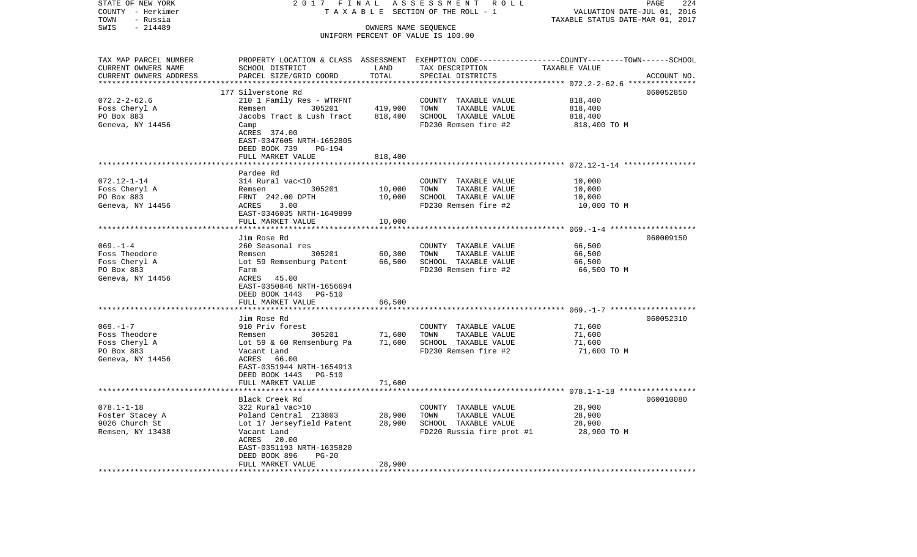STATE OF NEW YORK 2017 FINAL ASSESSMENT ROLL
COUNTY - Herkimer TAXABLE SECTION OF THE ROLL - 1 VALUATION DATE-JUL 01, 2016
TOWN - Russia TAXABLE STATUS DATE-MAR 01, 2017
SWIS - 214489 OWNERS NAME SEQUENCE
UNIFORM PERCENT OF VALUE IS 100.00

| TAX MAP PARCEL NUMBER / CURRENT OWNERS NAME / CURRENT OWNERS ADDRESS | PROPERTY LOCATION & CLASS / SCHOOL DISTRICT / PARCEL SIZE/GRID COORD | ASSESSMENT LAND | TOTAL | EXEMPTION CODE / TAX DESCRIPTION / SPECIAL DISTRICTS | TAXABLE VALUE (COUNTY--------TOWN------SCHOOL) | ACCOUNT NO. |
|---|---|---|---|---|---|---|
| | 177 Silverstone Rd | | | | | 060052850 |
| 072.2-2-62.6 | 210 1 Family Res - WTRFNT | | | COUNTY TAXABLE VALUE | 818,400 | |
| Foss Cheryl A | Remsen 305201 | 419,900 | | TOWN TAXABLE VALUE | 818,400 | |
| PO Box 883 | Jacobs Tract & Lush Tract | | 818,400 | SCHOOL TAXABLE VALUE | 818,400 | |
| Geneva, NY 14456 | Camp | | | FD230 Remsen fire #2 | 818,400 TO M | |
| | ACRES 374.00 | | | | | |
| | EAST-0347605 NRTH-1652805 | | | | | |
| | DEED BOOK 739 PG-194 | | | | | |
| | FULL MARKET VALUE | | 818,400 | | | |
| | Pardee Rd | | | | | |
| 072.12-1-14 | 314 Rural vac<10 | | | COUNTY TAXABLE VALUE | 10,000 | |
| Foss Cheryl A | Remsen 305201 | 10,000 | | TOWN TAXABLE VALUE | 10,000 | |
| PO Box 883 | FRNT 242.00 DPTH | | 10,000 | SCHOOL TAXABLE VALUE | 10,000 | |
| Geneva, NY 14456 | ACRES 3.00 | | | FD230 Remsen fire #2 | 10,000 TO M | |
| | EAST-0346035 NRTH-1649899 | | | | | |
| | FULL MARKET VALUE | | 10,000 | | | |
| | Jim Rose Rd | | | | | 060009150 |
| 069.-1-4 | 260 Seasonal res | | | COUNTY TAXABLE VALUE | 66,500 | |
| Foss Theodore | Remsen 305201 | 60,300 | | TOWN TAXABLE VALUE | 66,500 | |
| Foss Cheryl A | Lot 59 Remsenburg Patent | | 66,500 | SCHOOL TAXABLE VALUE | 66,500 | |
| PO Box 883 | Farm | | | FD230 Remsen fire #2 | 66,500 TO M | |
| Geneva, NY 14456 | ACRES 45.00 | | | | | |
| | EAST-0350846 NRTH-1656694 | | | | | |
| | DEED BOOK 1443 PG-510 | | | | | |
| | FULL MARKET VALUE | | 66,500 | | | |
| | Jim Rose Rd | | | | | 060052310 |
| 069.-1-7 | 910 Priv forest | | | COUNTY TAXABLE VALUE | 71,600 | |
| Foss Theodore | Remsen 305201 | 71,600 | | TOWN TAXABLE VALUE | 71,600 | |
| Foss Cheryl A | Lot 59 & 60 Remsenburg Pa | | 71,600 | SCHOOL TAXABLE VALUE | 71,600 | |
| PO Box 883 | Vacant Land | | | FD230 Remsen fire #2 | 71,600 TO M | |
| Geneva, NY 14456 | ACRES 66.00 | | | | | |
| | EAST-0351944 NRTH-1654913 | | | | | |
| | DEED BOOK 1443 PG-510 | | | | | |
| | FULL MARKET VALUE | | 71,600 | | | |
| | Black Creek Rd | | | | | 060010080 |
| 078.1-1-18 | 322 Rural vac>10 | | | COUNTY TAXABLE VALUE | 28,900 | |
| Foster Stacey A | Poland Central 213803 | 28,900 | | TOWN TAXABLE VALUE | 28,900 | |
| 9026 Church St | Lot 17 Jerseyfield Patent | | 28,900 | SCHOOL TAXABLE VALUE | 28,900 | |
| Remsen, NY 13438 | Vacant Land | | | FD220 Russia fire prot #1 | 28,900 TO M | |
| | ACRES 20.00 | | | | | |
| | EAST-0351193 NRTH-1635820 | | | | | |
| | DEED BOOK 896 PG-20 | | | | | |
| | FULL MARKET VALUE | | 28,900 | | | |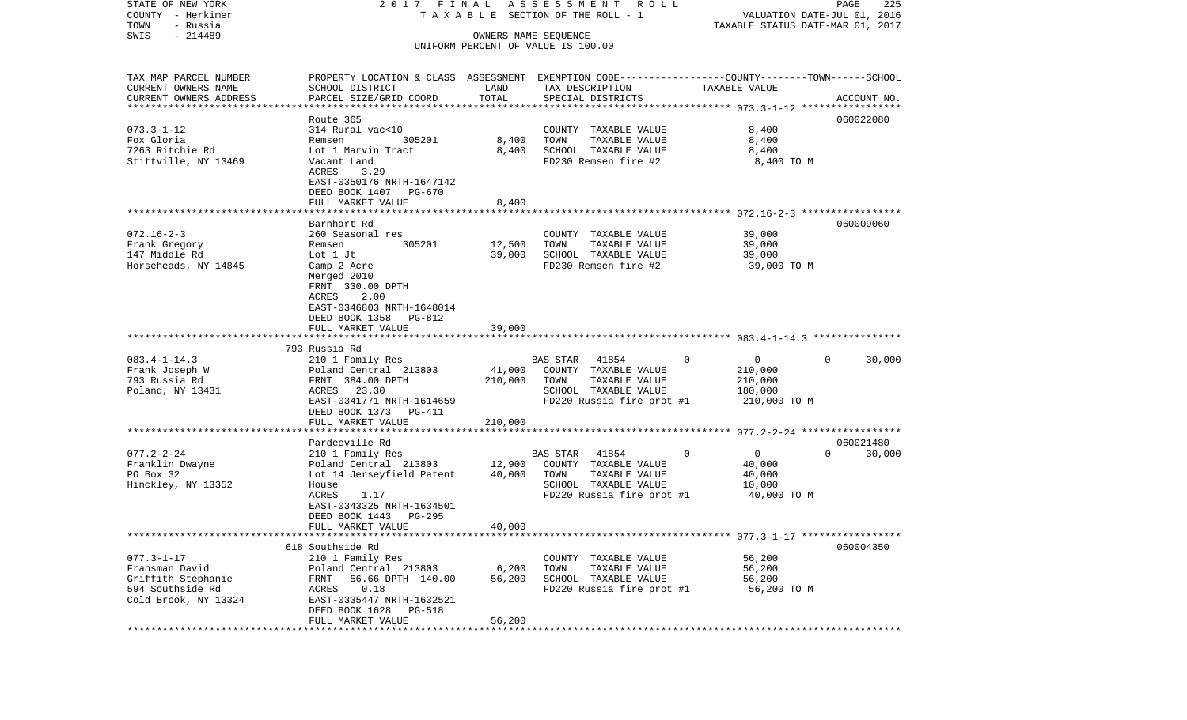STATE OF NEW YORK 2017 FINAL ASSESSMENT ROLL
COUNTY - Herkimer TAXABLE SECTION OF THE ROLL - 1 VALUATION DATE-JUL 01, 2016
TOWN - Russia TAXABLE STATUS DATE-MAR 01, 2017
SWIS - 214489 OWNERS NAME SEQUENCE
UNIFORM PERCENT OF VALUE IS 100.00

| TAX MAP PARCEL NUMBER<br>CURRENT OWNERS NAME<br>CURRENT OWNERS ADDRESS | PROPERTY LOCATION & CLASS<br>SCHOOL DISTRICT<br>PARCEL SIZE/GRID COORD | ASSESSMENT<br>LAND<br>TOTAL | EXEMPTION CODE<br>TAX DESCRIPTION<br>SPECIAL DISTRICTS | COUNTY--------TOWN------SCHOOL<br>TAXABLE VALUE | ACCOUNT NO. |
|---|---|---|---|---|---|
| **073.3-1-12** | Route 365 | | | | 060022080 |
| 073.3-1-12 | 314 Rural vac<10 | | COUNTY TAXABLE VALUE | 8,400 | |
| Fox Gloria | Remsen 305201 | 8,400 | TOWN TAXABLE VALUE | 8,400 | |
| 7263 Ritchie Rd | Lot 1 Marvin Tract | 8,400 | SCHOOL TAXABLE VALUE | 8,400 | |
| Stittville, NY 13469 | Vacant Land | | FD230 Remsen fire #2 | 8,400 TO M | |
| | ACRES 3.29 | | | | |
| | EAST-0350176 NRTH-1647142 | | | | |
| | DEED BOOK 1407 PG-670 | | | | |
| | FULL MARKET VALUE | 8,400 | | | |
| **072.16-2-3** | Barnhart Rd | | | | 060009060 |
| 072.16-2-3 | 260 Seasonal res | | COUNTY TAXABLE VALUE | 39,000 | |
| Frank Gregory | Remsen 305201 | 12,500 | TOWN TAXABLE VALUE | 39,000 | |
| 147 Middle Rd | Lot 1 Jt | 39,000 | SCHOOL TAXABLE VALUE | 39,000 | |
| Horseheads, NY 14845 | Camp 2 Acre | | FD230 Remsen fire #2 | 39,000 TO M | |
| | Merged 2010 | | | | |
| | FRNT 330.00 DPTH | | | | |
| | ACRES 2.00 | | | | |
| | EAST-0346803 NRTH-1648014 | | | | |
| | DEED BOOK 1358 PG-812 | | | | |
| | FULL MARKET VALUE | 39,000 | | | |
| **083.4-1-14.3** | 793 Russia Rd | | | | |
| 083.4-1-14.3 | 210 1 Family Res | | BAS STAR 41854 0 | 0 0 | 30,000 |
| Frank Joseph W | Poland Central 213803 | 41,000 | COUNTY TAXABLE VALUE | 210,000 | |
| 793 Russia Rd | FRNT 384.00 DPTH | 210,000 | TOWN TAXABLE VALUE | 210,000 | |
| Poland, NY 13431 | ACRES 23.30 | | SCHOOL TAXABLE VALUE | 180,000 | |
| | EAST-0341771 NRTH-1614659 | | FD220 Russia fire prot #1 | 210,000 TO M | |
| | DEED BOOK 1373 PG-411 | | | | |
| | FULL MARKET VALUE | 210,000 | | | |
| **077.2-2-24** | Pardeeville Rd | | | | 060021480 |
| 077.2-2-24 | 210 1 Family Res | | BAS STAR 41854 0 | 0 0 | 30,000 |
| Franklin Dwayne | Poland Central 213803 | 12,900 | COUNTY TAXABLE VALUE | 40,000 | |
| PO Box 32 | Lot 14 Jerseyfield Patent | 40,000 | TOWN TAXABLE VALUE | 40,000 | |
| Hinckley, NY 13352 | House | | SCHOOL TAXABLE VALUE | 10,000 | |
| | ACRES 1.17 | | FD220 Russia fire prot #1 | 40,000 TO M | |
| | EAST-0343325 NRTH-1634501 | | | | |
| | DEED BOOK 1443 PG-295 | | | | |
| | FULL MARKET VALUE | 40,000 | | | |
| **077.3-1-17** | 618 Southside Rd | | | | 060004350 |
| 077.3-1-17 | 210 1 Family Res | | COUNTY TAXABLE VALUE | 56,200 | |
| Fransman David | Poland Central 213803 | 6,200 | TOWN TAXABLE VALUE | 56,200 | |
| Griffith Stephanie | FRNT 56.66 DPTH 140.00 | 56,200 | SCHOOL TAXABLE VALUE | 56,200 | |
| 594 Southside Rd | ACRES 0.18 | | FD220 Russia fire prot #1 | 56,200 TO M | |
| Cold Brook, NY 13324 | EAST-0335447 NRTH-1632521 | | | | |
| | DEED BOOK 1628 PG-518 | | | | |
| | FULL MARKET VALUE | 56,200 | | | |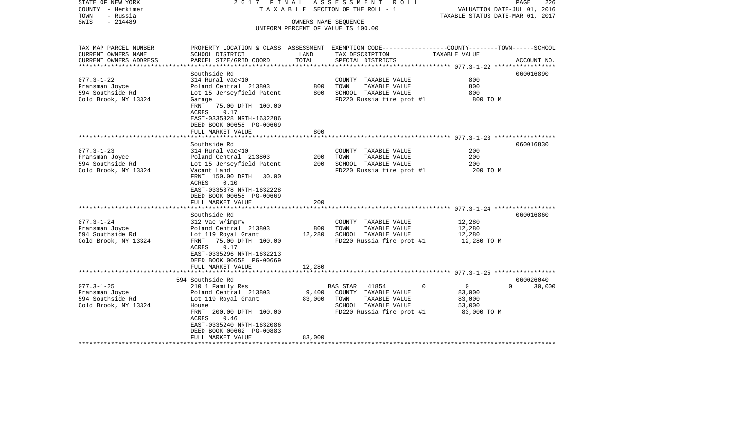STATE OF NEW YORK
COUNTY - Herkimer
TOWN - Russia
SWIS - 214489

2017 FINAL ASSESSMENT ROLL
TAXABLE SECTION OF THE ROLL - 1
OWNERS NAME SEQUENCE
UNIFORM PERCENT OF VALUE IS 100.00

VALUATION DATE-JUL 01, 2016
TAXABLE STATUS DATE-MAR 01, 2017

| TAX MAP PARCEL NUMBER / CURRENT OWNERS NAME / CURRENT OWNERS ADDRESS | PROPERTY LOCATION & CLASS / SCHOOL DISTRICT / PARCEL SIZE/GRID COORD | ASSESSMENT LAND | TOTAL | EXEMPTION CODE / TAX DESCRIPTION / SPECIAL DISTRICTS | COUNTY--------TOWN------SCHOOL TAXABLE VALUE | ACCOUNT NO. |
|---|---|---|---|---|---|---|
| 077.3-1-22 | Southside Rd | | | | | 060016890 |
| 077.3-1-22 | 314 Rural vac<10 | | | COUNTY TAXABLE VALUE | 800 | |
| Fransman Joyce | Poland Central 213803 | 800 | | TOWN TAXABLE VALUE | 800 | |
| 594 Southside Rd | Lot 15 Jerseyfield Patent | | 800 | SCHOOL TAXABLE VALUE | 800 | |
| Cold Brook, NY 13324 | Garage | | | FD220 Russia fire prot #1 | 800 TO M | |
| | FRNT 75.00 DPTH 100.00 | | | | | |
| | ACRES 0.17 | | | | | |
| | EAST-0335328 NRTH-1632286 | | | | | |
| | DEED BOOK 00658 PG-00669 | | | | | |
| | FULL MARKET VALUE | | 800 | | | |
| 077.3-1-23 | Southside Rd | | | | | 060016830 |
| 077.3-1-23 | 314 Rural vac<10 | | | COUNTY TAXABLE VALUE | 200 | |
| Fransman Joyce | Poland Central 213803 | 200 | | TOWN TAXABLE VALUE | 200 | |
| 594 Southside Rd | Lot 15 Jerseyfield Patent | | 200 | SCHOOL TAXABLE VALUE | 200 | |
| Cold Brook, NY 13324 | Vacant Land | | | FD220 Russia fire prot #1 | 200 TO M | |
| | FRNT 150.00 DPTH 30.00 | | | | | |
| | ACRES 0.10 | | | | | |
| | EAST-0335378 NRTH-1632228 | | | | | |
| | DEED BOOK 00658 PG-00669 | | | | | |
| | FULL MARKET VALUE | | 200 | | | |
| 077.3-1-24 | Southside Rd | | | | | 060016860 |
| 077.3-1-24 | 312 Vac w/imprv | | | COUNTY TAXABLE VALUE | 12,280 | |
| Fransman Joyce | Poland Central 213803 | 800 | | TOWN TAXABLE VALUE | 12,280 | |
| 594 Southside Rd | Lot 119 Royal Grant | | 12,280 | SCHOOL TAXABLE VALUE | 12,280 | |
| Cold Brook, NY 13324 | FRNT 75.00 DPTH 100.00 | | | FD220 Russia fire prot #1 | 12,280 TO M | |
| | ACRES 0.17 | | | | | |
| | EAST-0335296 NRTH-1632213 | | | | | |
| | DEED BOOK 00658 PG-00669 | | | | | |
| | FULL MARKET VALUE | | 12,280 | | | |
| 077.3-1-25 | 594 Southside Rd | | | | | 060026040 |
| 077.3-1-25 | 210 1 Family Res | | | BAS STAR 41854 | 0 0 0 30,000 | |
| Fransman Joyce | Poland Central 213803 | 9,400 | | COUNTY TAXABLE VALUE | 83,000 | |
| 594 Southside Rd | Lot 119 Royal Grant | | 83,000 | TOWN TAXABLE VALUE | 83,000 | |
| Cold Brook, NY 13324 | House | | | SCHOOL TAXABLE VALUE | 53,000 | |
| | FRNT 200.00 DPTH 100.00 | | | FD220 Russia fire prot #1 | 83,000 TO M | |
| | ACRES 0.46 | | | | | |
| | EAST-0335240 NRTH-1632086 | | | | | |
| | DEED BOOK 00662 PG-00883 | | | | | |
| | FULL MARKET VALUE | | 83,000 | | | |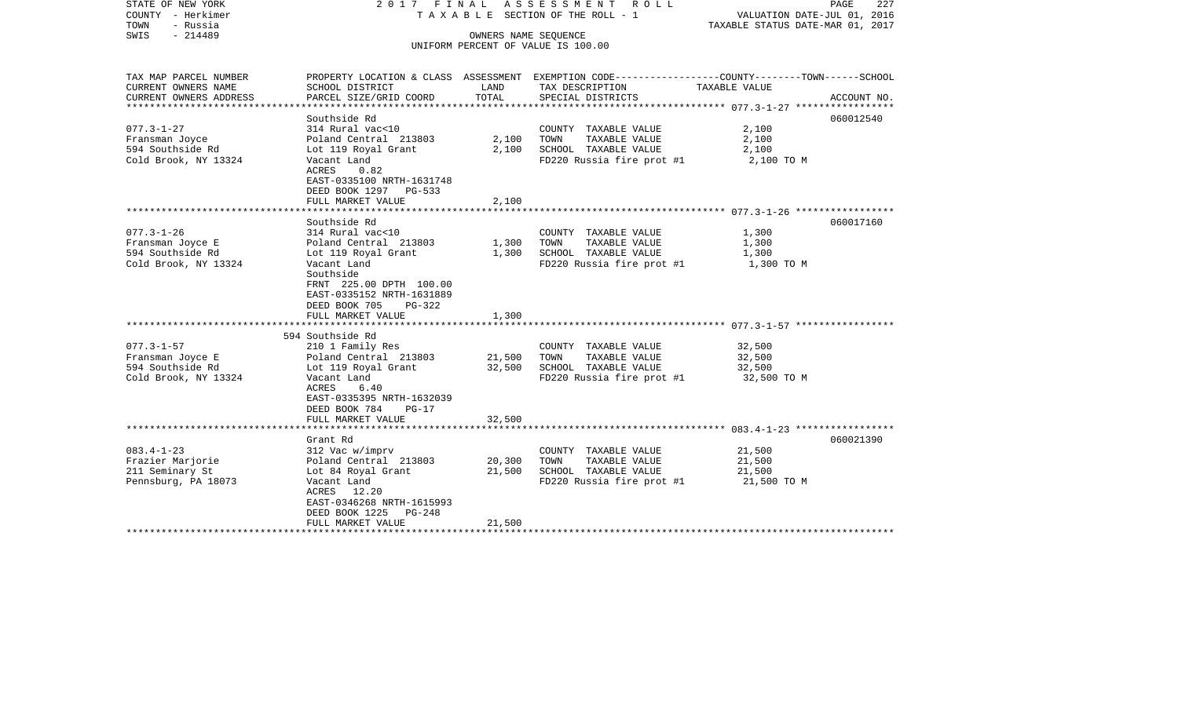STATE OF NEW YORK
COUNTY - Herkimer
TOWN - Russia
SWIS - 214489

2017 FINAL ASSESSMENT ROLL
TAXABLE SECTION OF THE ROLL - 1
OWNERS NAME SEQUENCE
UNIFORM PERCENT OF VALUE IS 100.00

VALUATION DATE-JUL 01, 2016
TAXABLE STATUS DATE-MAR 01, 2017

| TAX MAP PARCEL NUMBER / CURRENT OWNERS NAME / CURRENT OWNERS ADDRESS | PROPERTY LOCATION & CLASS / SCHOOL DISTRICT / PARCEL SIZE/GRID COORD | ASSESSMENT LAND | TOTAL | EXEMPTION CODE / TAX DESCRIPTION / SPECIAL DISTRICTS | TAXABLE VALUE (COUNTY / TOWN / SCHOOL) | ACCOUNT NO. |
|---|---|---|---|---|---|---|
| | Southside Rd | | | | | 060012540 |
| 077.3-1-27 | 314 Rural vac<10 | | | COUNTY TAXABLE VALUE | 2,100 | |
| Fransman Joyce | Poland Central 213803 | 2,100 | | TOWN TAXABLE VALUE | 2,100 | |
| 594 Southside Rd | Lot 119 Royal Grant | | 2,100 | SCHOOL TAXABLE VALUE | 2,100 | |
| Cold Brook, NY 13324 | Vacant Land | | | FD220 Russia fire prot #1 | 2,100 TO M | |
| | ACRES 0.82 | | | | | |
| | EAST-0335100 NRTH-1631748 | | | | | |
| | DEED BOOK 1297 PG-533 | | | | | |
| | FULL MARKET VALUE | | 2,100 | | | |
| | Southside Rd | | | | | 060017160 |
| 077.3-1-26 | 314 Rural vac<10 | | | COUNTY TAXABLE VALUE | 1,300 | |
| Fransman Joyce E | Poland Central 213803 | 1,300 | | TOWN TAXABLE VALUE | 1,300 | |
| 594 Southside Rd | Lot 119 Royal Grant | | 1,300 | SCHOOL TAXABLE VALUE | 1,300 | |
| Cold Brook, NY 13324 | Vacant Land | | | FD220 Russia fire prot #1 | 1,300 TO M | |
| | Southside | | | | | |
| | FRNT 225.00 DPTH 100.00 | | | | | |
| | EAST-0335152 NRTH-1631889 | | | | | |
| | DEED BOOK 705 PG-322 | | | | | |
| | FULL MARKET VALUE | | 1,300 | | | |
| | 594 Southside Rd | | | | | |
| 077.3-1-57 | 210 1 Family Res | | | COUNTY TAXABLE VALUE | 32,500 | |
| Fransman Joyce E | Poland Central 213803 | 21,500 | | TOWN TAXABLE VALUE | 32,500 | |
| 594 Southside Rd | Lot 119 Royal Grant | | 32,500 | SCHOOL TAXABLE VALUE | 32,500 | |
| Cold Brook, NY 13324 | Vacant Land | | | FD220 Russia fire prot #1 | 32,500 TO M | |
| | ACRES 6.40 | | | | | |
| | EAST-0335395 NRTH-1632039 | | | | | |
| | DEED BOOK 784 PG-17 | | | | | |
| | FULL MARKET VALUE | | 32,500 | | | |
| | Grant Rd | | | | | 060021390 |
| 083.4-1-23 | 312 Vac w/imprv | | | COUNTY TAXABLE VALUE | 21,500 | |
| Frazier Marjorie | Poland Central 213803 | 20,300 | | TOWN TAXABLE VALUE | 21,500 | |
| 211 Seminary St | Lot 84 Royal Grant | | 21,500 | SCHOOL TAXABLE VALUE | 21,500 | |
| Pennsburg, PA 18073 | Vacant Land | | | FD220 Russia fire prot #1 | 21,500 TO M | |
| | ACRES 12.20 | | | | | |
| | EAST-0346268 NRTH-1615993 | | | | | |
| | DEED BOOK 1225 PG-248 | | | | | |
| | FULL MARKET VALUE | | 21,500 | | | |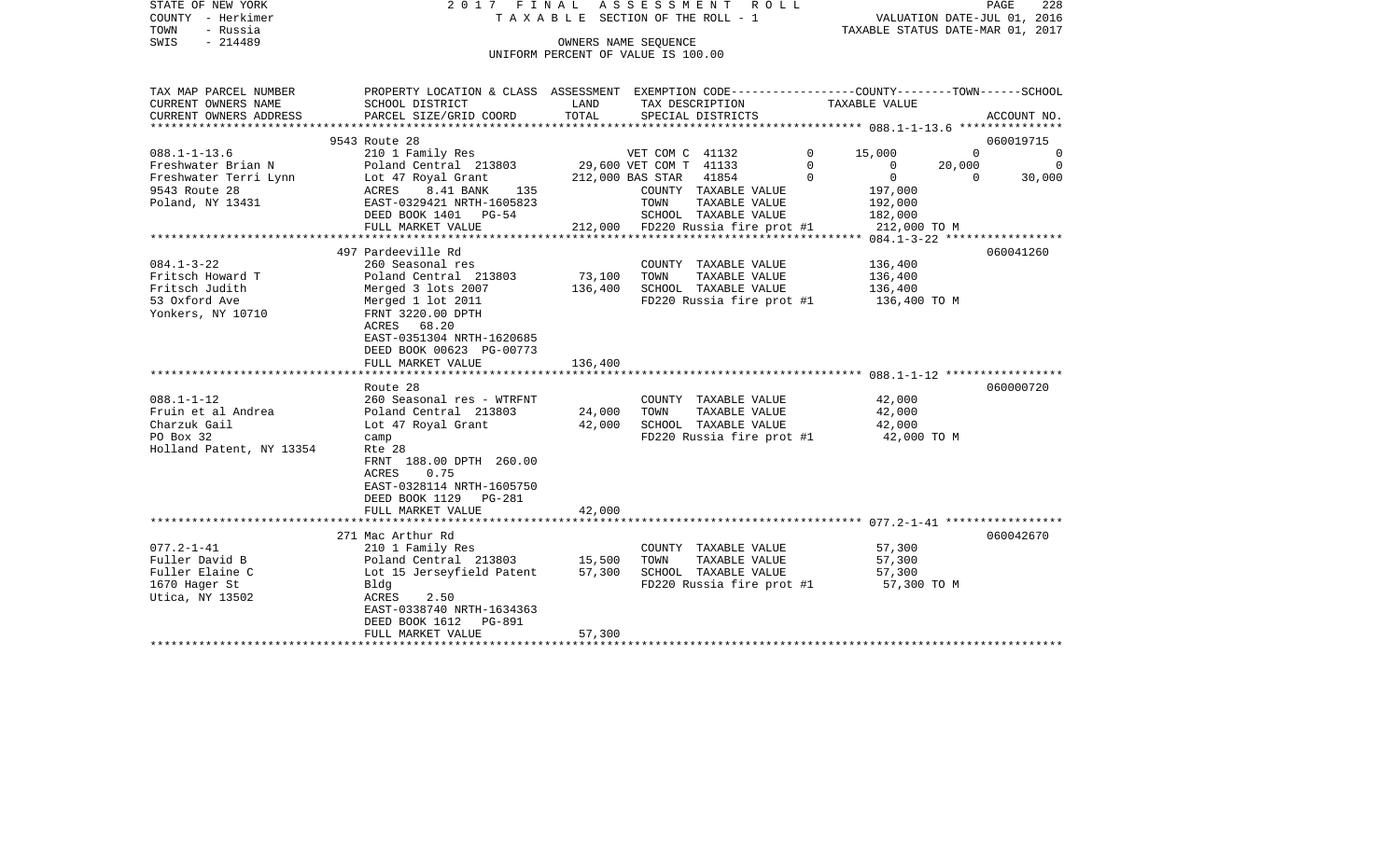STATE OF NEW YORK | 2017 FINAL ASSESSMENT ROLL | PAGE 228
COUNTY - Herkimer | TAXABLE SECTION OF THE ROLL - 1 | VALUATION DATE-JUL 01, 2016
TOWN - Russia | | TAXABLE STATUS DATE-MAR 01, 2017
SWIS - 214489 | OWNERS NAME SEQUENCE
UNIFORM PERCENT OF VALUE IS 100.00

| TAX MAP PARCEL NUMBER<br>CURRENT OWNERS NAME<br>CURRENT OWNERS ADDRESS | PROPERTY LOCATION & CLASS<br>SCHOOL DISTRICT<br>PARCEL SIZE/GRID COORD | ASSESSMENT<br>LAND<br>TOTAL | EXEMPTION CODE<br>TAX DESCRIPTION<br>SPECIAL DISTRICTS | | COUNTY<br>TAXABLE VALUE | TOWN | SCHOOL<br>ACCOUNT NO. |
|---|---|---|---|---|---|---|---|
| | 9543 Route 28 | | | | | | 060019715 |
| 088.1-1-13.6 | 210 1 Family Res | | VET COM C 41132 | 0 | 15,000 | 0 | 0 |
| Freshwater Brian N | Poland Central 213803 | 29,600 | VET COM T 41133 | 0 | 0 | 20,000 | 0 |
| Freshwater Terri Lynn | Lot 47 Royal Grant | 212,000 | BAS STAR 41854 | 0 | 0 | 0 | 30,000 |
| 9543 Route 28 | ACRES 8.41 BANK 135 | | COUNTY TAXABLE VALUE | | 197,000 | | |
| Poland, NY 13431 | EAST-0329421 NRTH-1605823 | | TOWN TAXABLE VALUE | | 192,000 | | |
| | DEED BOOK 1401 PG-54 | | SCHOOL TAXABLE VALUE | | 182,000 | | |
| | FULL MARKET VALUE | 212,000 | FD220 Russia fire prot #1 | | 212,000 TO M | | |
| | 497 Pardeeville Rd | | | | | | 060041260 |
| 084.1-3-22 | 260 Seasonal res | | COUNTY TAXABLE VALUE | | 136,400 | | |
| Fritsch Howard T | Poland Central 213803 | 73,100 | TOWN TAXABLE VALUE | | 136,400 | | |
| Fritsch Judith | Merged 3 lots 2007 | 136,400 | SCHOOL TAXABLE VALUE | | 136,400 | | |
| 53 Oxford Ave | Merged 1 lot 2011 | | FD220 Russia fire prot #1 | | 136,400 TO M | | |
| Yonkers, NY 10710 | FRNT 3220.00 DPTH | | | | | | |
| | ACRES 68.20 | | | | | | |
| | EAST-0351304 NRTH-1620685 | | | | | | |
| | DEED BOOK 00623 PG-00773 | | | | | | |
| | FULL MARKET VALUE | 136,400 | | | | | |
| | Route 28 | | | | | | 060000720 |
| 088.1-1-12 | 260 Seasonal res - WTRFNT | | COUNTY TAXABLE VALUE | | 42,000 | | |
| Fruin et al Andrea | Poland Central 213803 | 24,000 | TOWN TAXABLE VALUE | | 42,000 | | |
| Charzuk Gail | Lot 47 Royal Grant | 42,000 | SCHOOL TAXABLE VALUE | | 42,000 | | |
| PO Box 32 | camp | | FD220 Russia fire prot #1 | | 42,000 TO M | | |
| Holland Patent, NY 13354 | Rte 28 | | | | | | |
| | FRNT 188.00 DPTH 260.00 | | | | | | |
| | ACRES 0.75 | | | | | | |
| | EAST-0328114 NRTH-1605750 | | | | | | |
| | DEED BOOK 1129 PG-281 | | | | | | |
| | FULL MARKET VALUE | 42,000 | | | | | |
| | 271 Mac Arthur Rd | | | | | | 060042670 |
| 077.2-1-41 | 210 1 Family Res | | COUNTY TAXABLE VALUE | | 57,300 | | |
| Fuller David B | Poland Central 213803 | 15,500 | TOWN TAXABLE VALUE | | 57,300 | | |
| Fuller Elaine C | Lot 15 Jerseyfield Patent | 57,300 | SCHOOL TAXABLE VALUE | | 57,300 | | |
| 1670 Hager St | Bldg | | FD220 Russia fire prot #1 | | 57,300 TO M | | |
| Utica, NY 13502 | ACRES 2.50 | | | | | | |
| | EAST-0338740 NRTH-1634363 | | | | | | |
| | DEED BOOK 1612 PG-891 | | | | | | |
| | FULL MARKET VALUE | 57,300 | | | | | |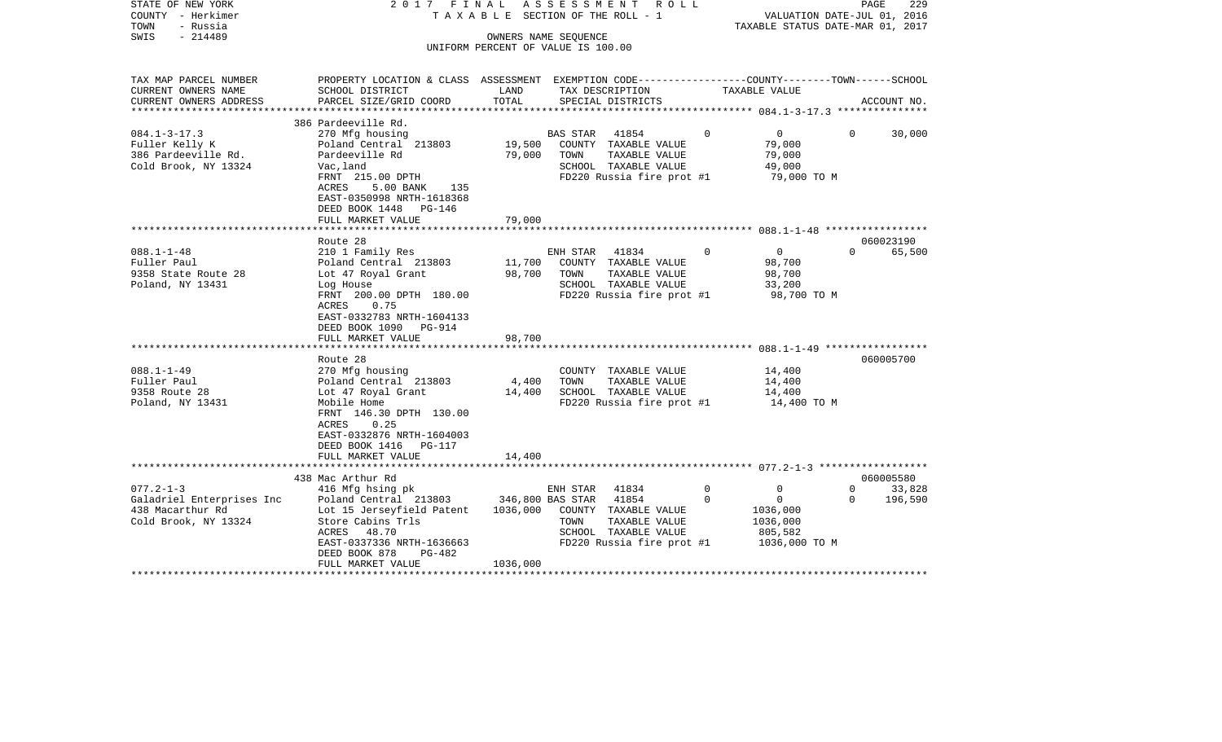STATE OF NEW YORK
COUNTY - Herkimer
TOWN - Russia
SWIS - 214489

2017 FINAL ASSESSMENT ROLL
TAXABLE SECTION OF THE ROLL - 1
OWNERS NAME SEQUENCE
UNIFORM PERCENT OF VALUE IS 100.00

VALUATION DATE-JUL 01, 2016
TAXABLE STATUS DATE-MAR 01, 2017

| TAX MAP PARCEL NUMBER / CURRENT OWNERS NAME / CURRENT OWNERS ADDRESS | PROPERTY LOCATION & CLASS / SCHOOL DISTRICT / PARCEL SIZE/GRID COORD | ASSESSMENT LAND / TOTAL | EXEMPTION CODE / TAX DESCRIPTION / SPECIAL DISTRICTS | COUNTY | TOWN | SCHOOL | TAXABLE VALUE | ACCOUNT NO. |
|---|---|---|---|---|---|---|---|---|
| **084.1-3-17.3** | 386 Pardeeville Rd. | | | | | | | |
| | 270 Mfg housing | | BAS STAR 41854 | 0 | 0 | 0 | 30,000 | |
| Fuller Kelly K | Poland Central 213803 | 19,500 | COUNTY TAXABLE VALUE | | | | 79,000 | |
| 386 Pardeeville Rd. | Pardeeville Rd | 79,000 | TOWN TAXABLE VALUE | | | | 79,000 | |
| Cold Brook, NY 13324 | Vac,land | | SCHOOL TAXABLE VALUE | | | | 49,000 | |
| | FRNT 215.00 DPTH | | FD220 Russia fire prot #1 | | | | 79,000 TO M | |
| | ACRES 5.00 BANK 135 | | | | | | | |
| | EAST-0350998 NRTH-1618368 | | | | | | | |
| | DEED BOOK 1448 PG-146 | | | | | | | |
| | FULL MARKET VALUE | 79,000 | | | | | | |
| **088.1-1-48** | Route 28 | | | | | | | 060023190 |
| | 210 1 Family Res | | ENH STAR 41834 | 0 | 0 | 0 | 65,500 | |
| Fuller Paul | Poland Central 213803 | 11,700 | COUNTY TAXABLE VALUE | | | | 98,700 | |
| 9358 State Route 28 | Lot 47 Royal Grant | 98,700 | TOWN TAXABLE VALUE | | | | 98,700 | |
| Poland, NY 13431 | Log House | | SCHOOL TAXABLE VALUE | | | | 33,200 | |
| | FRNT 200.00 DPTH 180.00 | | FD220 Russia fire prot #1 | | | | 98,700 TO M | |
| | ACRES 0.75 | | | | | | | |
| | EAST-0332783 NRTH-1604133 | | | | | | | |
| | DEED BOOK 1090 PG-914 | | | | | | | |
| | FULL MARKET VALUE | 98,700 | | | | | | |
| **088.1-1-49** | Route 28 | | | | | | | 060005700 |
| | 270 Mfg housing | | COUNTY TAXABLE VALUE | | | | 14,400 | |
| Fuller Paul | Poland Central 213803 | 4,400 | TOWN TAXABLE VALUE | | | | 14,400 | |
| 9358 Route 28 | Lot 47 Royal Grant | 14,400 | SCHOOL TAXABLE VALUE | | | | 14,400 | |
| Poland, NY 13431 | Mobile Home | | FD220 Russia fire prot #1 | | | | 14,400 TO M | |
| | FRNT 146.30 DPTH 130.00 | | | | | | | |
| | ACRES 0.25 | | | | | | | |
| | EAST-0332876 NRTH-1604003 | | | | | | | |
| | DEED BOOK 1416 PG-117 | | | | | | | |
| | FULL MARKET VALUE | 14,400 | | | | | | |
| **077.2-1-3** | 438 Mac Arthur Rd | | | | | | | 060005580 |
| | 416 Mfg hsing pk | | ENH STAR 41834 | 0 | 0 | 0 | 33,828 | |
| Galadriel Enterprises Inc | Poland Central 213803 | 346,800 | BAS STAR 41854 | 0 | 0 | 0 | 196,590 | |
| 438 Macarthur Rd | Lot 15 Jerseyfield Patent | 1036,000 | COUNTY TAXABLE VALUE | | | | 1036,000 | |
| Cold Brook, NY 13324 | Store Cabins Trls | | TOWN TAXABLE VALUE | | | | 1036,000 | |
| | ACRES 48.70 | | SCHOOL TAXABLE VALUE | | | | 805,582 | |
| | EAST-0337336 NRTH-1636663 | | FD220 Russia fire prot #1 | | | | 1036,000 TO M | |
| | DEED BOOK 878 PG-482 | | | | | | | |
| | FULL MARKET VALUE | 1036,000 | | | | | | |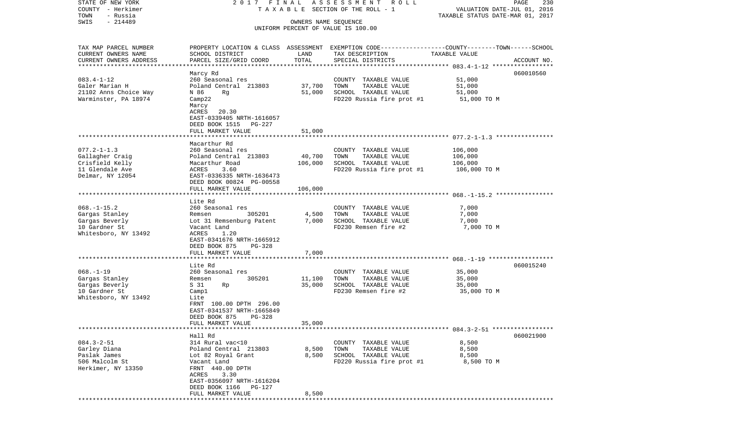STATE OF NEW YORK
COUNTY - Herkimer
TOWN - Russia
SWIS - 214489

2017 FINAL ASSESSMENT ROLL
TAXABLE SECTION OF THE ROLL - 1
OWNERS NAME SEQUENCE
UNIFORM PERCENT OF VALUE IS 100.00

VALUATION DATE-JUL 01, 2016
TAXABLE STATUS DATE-MAR 01, 2017

| TAX MAP PARCEL NUMBER / CURRENT OWNERS NAME / CURRENT OWNERS ADDRESS | PROPERTY LOCATION & CLASS / SCHOOL DISTRICT / PARCEL SIZE/GRID COORD | ASSESSMENT LAND | TOTAL | EXEMPTION CODE / TAX DESCRIPTION / SPECIAL DISTRICTS | COUNTY--------TOWN------SCHOOL TAXABLE VALUE | ACCOUNT NO. |
|---|---|---|---|---|---|---|
| 083.4-1-12 | Marcy Rd | | | | | 060010560 |
| Galer Marian H | 260 Seasonal res | | | COUNTY TAXABLE VALUE | 51,000 | |
| 21102 Anns Choice Way | Poland Central 213803 | 37,700 | | TOWN TAXABLE VALUE | 51,000 | |
| Warminster, PA 18974 | N 86 Rg | | 51,000 | SCHOOL TAXABLE VALUE | 51,000 | |
| | Camp22 | | | FD220 Russia fire prot #1 | 51,000 TO M | |
| | Marcy | | | | | |
| | ACRES 20.30 | | | | | |
| | EAST-0339405 NRTH-1616057 | | | | | |
| | DEED BOOK 1515 PG-227 | | | | | |
| | FULL MARKET VALUE | | 51,000 | | | |
| 077.2-1-1.3 | Macarthur Rd | | | | | |
| Gallagher Craig | 260 Seasonal res | | | COUNTY TAXABLE VALUE | 106,000 | |
| Crisfield Kelly | Poland Central 213803 | 40,700 | | TOWN TAXABLE VALUE | 106,000 | |
| 11 Glendale Ave | Macarthur Road | | 106,000 | SCHOOL TAXABLE VALUE | 106,000 | |
| Delmar, NY 12054 | ACRES 3.60 | | | FD220 Russia fire prot #1 | 106,000 TO M | |
| | EAST-0336335 NRTH-1636473 | | | | | |
| | DEED BOOK 00824 PG-00558 | | | | | |
| | FULL MARKET VALUE | | 106,000 | | | |
| 068.-1-15.2 | Lite Rd | | | | | |
| Gargas Stanley | 260 Seasonal res | | | COUNTY TAXABLE VALUE | 7,000 | |
| Gargas Beverly | Remsen 305201 | 4,500 | | TOWN TAXABLE VALUE | 7,000 | |
| 10 Gardner St | Lot 31 Remsenburg Patent | | 7,000 | SCHOOL TAXABLE VALUE | 7,000 | |
| Whitesboro, NY 13492 | Vacant Land | | | FD230 Remsen fire #2 | 7,000 TO M | |
| | ACRES 1.20 | | | | | |
| | EAST-0341676 NRTH-1665912 | | | | | |
| | DEED BOOK 875 PG-328 | | | | | |
| | FULL MARKET VALUE | | 7,000 | | | |
| 068.-1-19 | Lite Rd | | | | | 060015240 |
| Gargas Stanley | 260 Seasonal res | | | COUNTY TAXABLE VALUE | 35,000 | |
| Gargas Beverly | Remsen 305201 | 11,100 | | TOWN TAXABLE VALUE | 35,000 | |
| 10 Gardner St | S 31 Rp | | 35,000 | SCHOOL TAXABLE VALUE | 35,000 | |
| Whitesboro, NY 13492 | Camp1 | | | FD230 Remsen fire #2 | 35,000 TO M | |
| | Lite | | | | | |
| | FRNT 100.00 DPTH 296.00 | | | | | |
| | EAST-0341537 NRTH-1665849 | | | | | |
| | DEED BOOK 875 PG-328 | | | | | |
| | FULL MARKET VALUE | | 35,000 | | | |
| 084.3-2-51 | Hall Rd | | | | | 060021900 |
| Garley Diana | 314 Rural vac<10 | | | COUNTY TAXABLE VALUE | 8,500 | |
| Paslak James | Poland Central 213803 | 8,500 | | TOWN TAXABLE VALUE | 8,500 | |
| 506 Malcolm St | Lot 82 Royal Grant | | 8,500 | SCHOOL TAXABLE VALUE | 8,500 | |
| Herkimer, NY 13350 | Vacant Land | | | FD220 Russia fire prot #1 | 8,500 TO M | |
| | FRNT 440.00 DPTH | | | | | |
| | ACRES 3.30 | | | | | |
| | EAST-0356097 NRTH-1616204 | | | | | |
| | DEED BOOK 1166 PG-127 | | | | | |
| | FULL MARKET VALUE | | 8,500 | | | |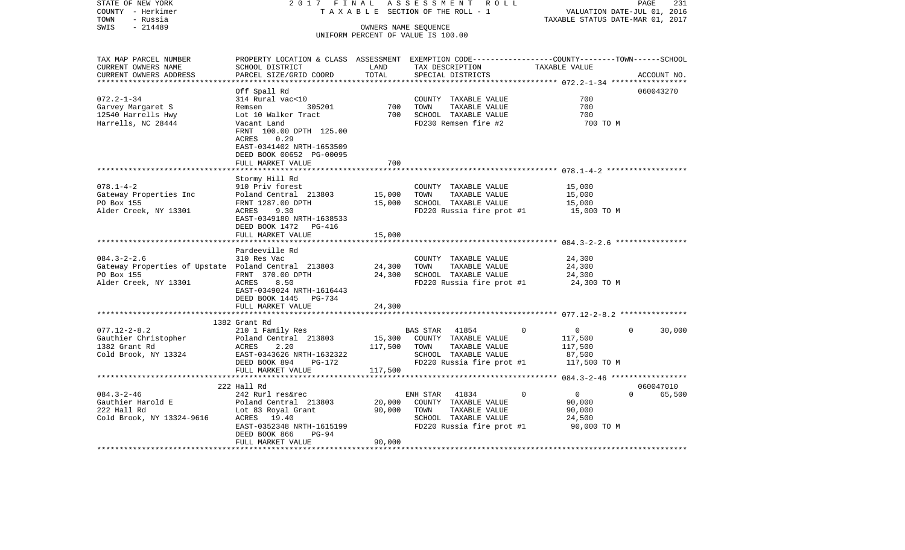STATE OF NEW YORK
COUNTY - Herkimer
TOWN - Russia
SWIS - 214489

2017 FINAL ASSESSMENT ROLL
TAXABLE SECTION OF THE ROLL - 1
OWNERS NAME SEQUENCE
UNIFORM PERCENT OF VALUE IS 100.00

VALUATION DATE-JUL 01, 2016
TAXABLE STATUS DATE-MAR 01, 2017

| TAX MAP PARCEL NUMBER / CURRENT OWNERS NAME / CURRENT OWNERS ADDRESS | PROPERTY LOCATION & CLASS / SCHOOL DISTRICT / PARCEL SIZE/GRID COORD | ASSESSMENT LAND | TOTAL | EXEMPTION CODE / TAX DESCRIPTION / SPECIAL DISTRICTS | COUNTY | TOWN | SCHOOL | ACCOUNT NO. |
|---|---|---|---|---|---|---|---|---|
| 072.2-1-34 | Off Spall Rd | | | | | | | 060043270 |
| Garvey Margaret S | 314 Rural vac<10 | | | COUNTY TAXABLE VALUE | 700 | | | |
| 12540 Harrells Hwy | Remsen 305201 | 700 | | TOWN TAXABLE VALUE | | 700 | | |
| Harrells, NC 28444 | Lot 10 Walker Tract | | 700 | SCHOOL TAXABLE VALUE | | | 700 | |
| | Vacant Land | | | FD230 Remsen fire #2 | 700 TO M | | | |
| | FRNT 100.00 DPTH 125.00 | | | | | | | |
| | ACRES 0.29 | | | | | | | |
| | EAST-0341402 NRTH-1653509 | | | | | | | |
| | DEED BOOK 00652 PG-00095 | | | | | | | |
| | FULL MARKET VALUE | | 700 | | | | | |
| 078.1-4-2 | Stormy Hill Rd | | | | | | | |
| Gateway Properties Inc | 910 Priv forest | | | COUNTY TAXABLE VALUE | 15,000 | | | |
| PO Box 155 | Poland Central 213803 | 15,000 | | TOWN TAXABLE VALUE | | 15,000 | | |
| Alder Creek, NY 13301 | FRNT 1287.00 DPTH | | 15,000 | SCHOOL TAXABLE VALUE | | | 15,000 | |
| | ACRES 9.30 | | | FD220 Russia fire prot #1 | 15,000 TO M | | | |
| | EAST-0349180 NRTH-1638533 | | | | | | | |
| | DEED BOOK 1472 PG-416 | | | | | | | |
| | FULL MARKET VALUE | | 15,000 | | | | | |
| 084.3-2-2.6 | Pardeeville Rd | | | | | | | |
| Gateway Properties of Upstate | 310 Res Vac | | | COUNTY TAXABLE VALUE | 24,300 | | | |
| PO Box 155 | Poland Central 213803 | 24,300 | | TOWN TAXABLE VALUE | | 24,300 | | |
| Alder Creek, NY 13301 | FRNT 370.00 DPTH | | 24,300 | SCHOOL TAXABLE VALUE | | | 24,300 | |
| | ACRES 8.50 | | | FD220 Russia fire prot #1 | 24,300 TO M | | | |
| | EAST-0349024 NRTH-1616443 | | | | | | | |
| | DEED BOOK 1445 PG-734 | | | | | | | |
| | FULL MARKET VALUE | | 24,300 | | | | | |
| 077.12-2-8.2 | 1382 Grant Rd | | | | | | | |
| Gauthier Christopher | 210 1 Family Res | | | BAS STAR 41854 | 0 | 0 | 30,000 | |
| 1382 Grant Rd | Poland Central 213803 | 15,300 | | COUNTY TAXABLE VALUE | 117,500 | | | |
| Cold Brook, NY 13324 | ACRES 2.20 | | 117,500 | TOWN TAXABLE VALUE | | 117,500 | | |
| | EAST-0343626 NRTH-1632322 | | | SCHOOL TAXABLE VALUE | | | 87,500 | |
| | DEED BOOK 894 PG-172 | | | FD220 Russia fire prot #1 | 117,500 TO M | | | |
| | FULL MARKET VALUE | | 117,500 | | | | | |
| 084.3-2-46 | 222 Hall Rd | | | | | | | 060047010 |
| Gauthier Harold E | 242 Rurl res&rec | | | ENH STAR 41834 | 0 | 0 | 65,500 | |
| 222 Hall Rd | Poland Central 213803 | 20,000 | | COUNTY TAXABLE VALUE | 90,000 | | | |
| Cold Brook, NY 13324-9616 | Lot 83 Royal Grant | | 90,000 | TOWN TAXABLE VALUE | | 90,000 | | |
| | ACRES 19.40 | | | SCHOOL TAXABLE VALUE | | | 24,500 | |
| | EAST-0352348 NRTH-1615199 | | | FD220 Russia fire prot #1 | 90,000 TO M | | | |
| | DEED BOOK 866 PG-94 | | | | | | | |
| | FULL MARKET VALUE | | 90,000 | | | | | |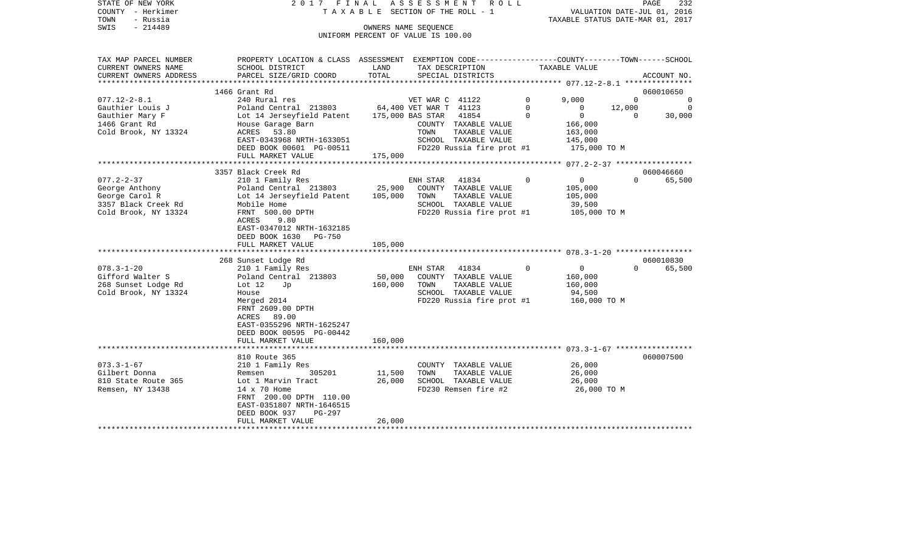STATE OF NEW YORK — COUNTY - Herkimer — TOWN - Russia — SWIS - 214489

2017 FINAL ASSESSMENT ROLL
TAXABLE SECTION OF THE ROLL - 1
OWNERS NAME SEQUENCE
UNIFORM PERCENT OF VALUE IS 100.00

VALUATION DATE-JUL 01, 2016
TAXABLE STATUS DATE-MAR 01, 2017

| TAX MAP PARCEL NUMBER / CURRENT OWNERS NAME / CURRENT OWNERS ADDRESS | PROPERTY LOCATION & CLASS / SCHOOL DISTRICT / PARCEL SIZE/GRID COORD | ASSESSMENT LAND | TOTAL | EXEMPTION CODE / TAX DESCRIPTION / SPECIAL DISTRICTS | | COUNTY TAXABLE VALUE | TOWN | SCHOOL | ACCOUNT NO. |
|---|---|---|---|---|---|---|---|---|---|
| **077.12-2-8.1** | 1466 Grant Rd | | | | | | | | 060010650 |
| 077.12-2-8.1 | 240 Rural res | | | VET WAR C 41122 | 0 | 9,000 | 0 | 0 | |
| Gauthier Louis J | Poland Central 213803 | 64,400 | | VET WAR T 41123 | 0 | 0 | 12,000 | 0 | |
| Gauthier Mary F | Lot 14 Jerseyfield Patent | | 175,000 | BAS STAR 41854 | 0 | 0 | 0 | 30,000 | |
| 1466 Grant Rd | House Garage Barn | | | COUNTY TAXABLE VALUE | | 166,000 | | | |
| Cold Brook, NY 13324 | ACRES 53.80 | | | TOWN TAXABLE VALUE | | 163,000 | | | |
| | EAST-0343968 NRTH-1633051 | | | SCHOOL TAXABLE VALUE | | 145,000 | | | |
| | DEED BOOK 00601 PG-00511 | | | FD220 Russia fire prot #1 | | 175,000 TO M | | | |
| | FULL MARKET VALUE | | 175,000 | | | | | | |
| **077.2-2-37** | 3357 Black Creek Rd | | | | | | | | 060046660 |
| 077.2-2-37 | 210 1 Family Res | | | ENH STAR 41834 | 0 | 0 | 0 | 65,500 | |
| George Anthony | Poland Central 213803 | 25,900 | | COUNTY TAXABLE VALUE | | 105,000 | | | |
| George Carol R | Lot 14 Jerseyfield Patent | | 105,000 | TOWN TAXABLE VALUE | | 105,000 | | | |
| 3357 Black Creek Rd | Mobile Home | | | SCHOOL TAXABLE VALUE | | 39,500 | | | |
| Cold Brook, NY 13324 | FRNT 500.00 DPTH | | | FD220 Russia fire prot #1 | | 105,000 TO M | | | |
| | ACRES 9.80 | | | | | | | | |
| | EAST-0347012 NRTH-1632185 | | | | | | | | |
| | DEED BOOK 1630 PG-750 | | | | | | | | |
| | FULL MARKET VALUE | | 105,000 | | | | | | |
| **078.3-1-20** | 268 Sunset Lodge Rd | | | | | | | | 060010830 |
| 078.3-1-20 | 210 1 Family Res | | | ENH STAR 41834 | 0 | 0 | 0 | 65,500 | |
| Gifford Walter S | Poland Central 213803 | 50,000 | | COUNTY TAXABLE VALUE | | 160,000 | | | |
| 268 Sunset Lodge Rd | Lot 12 Jp | | 160,000 | TOWN TAXABLE VALUE | | 160,000 | | | |
| Cold Brook, NY 13324 | House | | | SCHOOL TAXABLE VALUE | | 94,500 | | | |
| | Merged 2014 | | | FD220 Russia fire prot #1 | | 160,000 TO M | | | |
| | FRNT 2609.00 DPTH | | | | | | | | |
| | ACRES 89.00 | | | | | | | | |
| | EAST-0355296 NRTH-1625247 | | | | | | | | |
| | DEED BOOK 00595 PG-00442 | | | | | | | | |
| | FULL MARKET VALUE | | 160,000 | | | | | | |
| **073.3-1-67** | 810 Route 365 | | | | | | | | 060007500 |
| 073.3-1-67 | 210 1 Family Res | | | COUNTY TAXABLE VALUE | | 26,000 | | | |
| Gilbert Donna | Remsen 305201 | 11,500 | | TOWN TAXABLE VALUE | | 26,000 | | | |
| 810 State Route 365 | Lot 1 Marvin Tract | | 26,000 | SCHOOL TAXABLE VALUE | | 26,000 | | | |
| Remsen, NY 13438 | 14 x 70 Home | | | FD230 Remsen fire #2 | | 26,000 TO M | | | |
| | FRNT 200.00 DPTH 110.00 | | | | | | | | |
| | EAST-0351807 NRTH-1646515 | | | | | | | | |
| | DEED BOOK 937 PG-297 | | | | | | | | |
| | FULL MARKET VALUE | | 26,000 | | | | | | |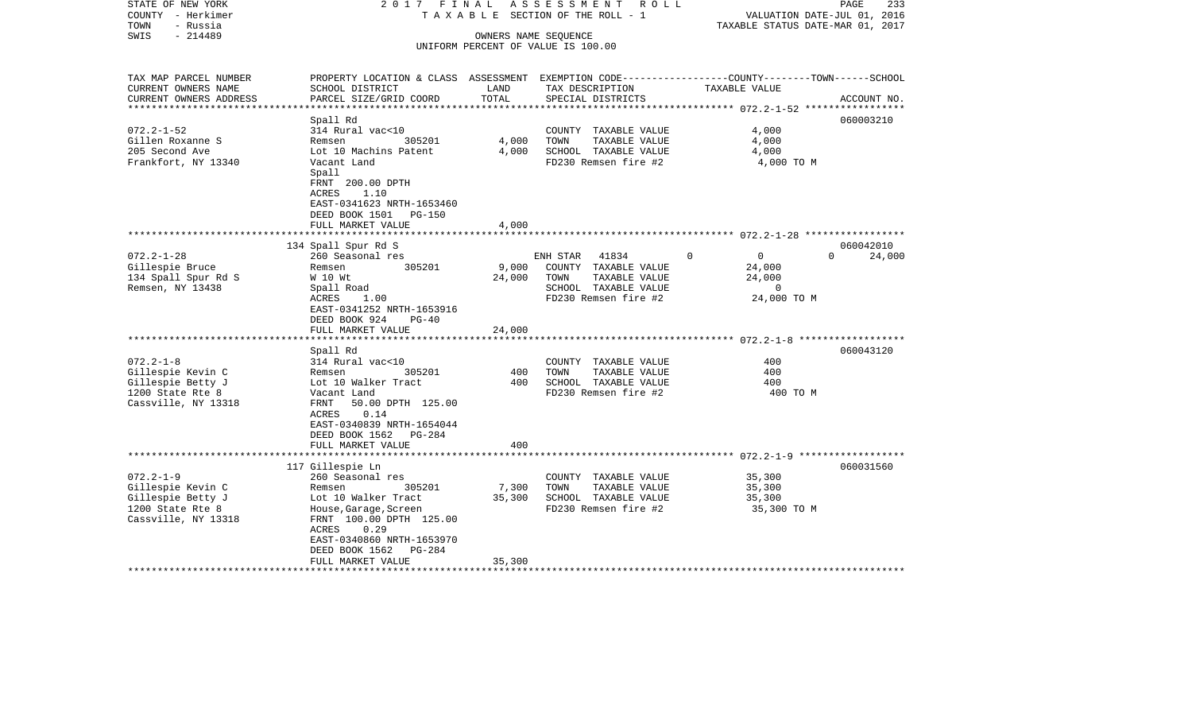STATE OF NEW YORK 2017 FINAL ASSESSMENT ROLL
COUNTY - Herkimer TAXABLE SECTION OF THE ROLL - 1 VALUATION DATE-JUL 01, 2016
TOWN - Russia TAXABLE STATUS DATE-MAR 01, 2017
SWIS - 214489 OWNERS NAME SEQUENCE
UNIFORM PERCENT OF VALUE IS 100.00

| TAX MAP PARCEL NUMBER / CURRENT OWNERS NAME / CURRENT OWNERS ADDRESS | PROPERTY LOCATION & CLASS / SCHOOL DISTRICT / PARCEL SIZE/GRID COORD | ASSESSMENT LAND | TOTAL | EXEMPTION CODE / TAX DESCRIPTION / SPECIAL DISTRICTS | COUNTY | TOWN | SCHOOL / TAXABLE VALUE | ACCOUNT NO. |
|---|---|---|---|---|---|---|---|---|
| 072.2-1-52 | Spall Rd | | | | | | | 060003210 |
| Gillen Roxanne S | 314 Rural vac<10 | | | COUNTY TAXABLE VALUE | 4,000 | | | |
| 205 Second Ave | Remsen 305201 | 4,000 | | TOWN TAXABLE VALUE | | 4,000 | | |
| Frankfort, NY 13340 | Lot 10 Machins Patent | | 4,000 | SCHOOL TAXABLE VALUE | | | 4,000 | |
| | Vacant Land | | | FD230 Remsen fire #2 | | | 4,000 TO M | |
| | Spall | | | | | | | |
| | FRNT 200.00 DPTH | | | | | | | |
| | ACRES 1.10 | | | | | | | |
| | EAST-0341623 NRTH-1653460 | | | | | | | |
| | DEED BOOK 1501 PG-150 | | | | | | | |
| | FULL MARKET VALUE | | 4,000 | | | | | |
| 072.2-1-28 | 134 Spall Spur Rd S | | | | | | | 060042010 |
| Gillespie Bruce | 260 Seasonal res | | | ENH STAR 41834 | 0 | 0 | 24,000 | |
| 134 Spall Spur Rd S | Remsen 305201 | 9,000 | | COUNTY TAXABLE VALUE | 24,000 | | | |
| Remsen, NY 13438 | W 10 Wt | | 24,000 | TOWN TAXABLE VALUE | | 24,000 | | |
| | Spall Road | | | SCHOOL TAXABLE VALUE | | | 0 | |
| | ACRES 1.00 | | | FD230 Remsen fire #2 | | | 24,000 TO M | |
| | EAST-0341252 NRTH-1653916 | | | | | | | |
| | DEED BOOK 924 PG-40 | | | | | | | |
| | FULL MARKET VALUE | | 24,000 | | | | | |
| 072.2-1-8 | Spall Rd | | | | | | | 060043120 |
| Gillespie Kevin C | 314 Rural vac<10 | | | COUNTY TAXABLE VALUE | 400 | | | |
| Gillespie Betty J | Remsen 305201 | 400 | | TOWN TAXABLE VALUE | | 400 | | |
| 1200 State Rte 8 | Lot 10 Walker Tract | | 400 | SCHOOL TAXABLE VALUE | | | 400 | |
| Cassville, NY 13318 | Vacant Land | | | FD230 Remsen fire #2 | | | 400 TO M | |
| | FRNT 50.00 DPTH 125.00 | | | | | | | |
| | ACRES 0.14 | | | | | | | |
| | EAST-0340839 NRTH-1654044 | | | | | | | |
| | DEED BOOK 1562 PG-284 | | | | | | | |
| | FULL MARKET VALUE | | 400 | | | | | |
| 072.2-1-9 | 117 Gillespie Ln | | | | | | | 060031560 |
| Gillespie Kevin C | 260 Seasonal res | | | COUNTY TAXABLE VALUE | 35,300 | | | |
| Gillespie Betty J | Remsen 305201 | 7,300 | | TOWN TAXABLE VALUE | | 35,300 | | |
| 1200 State Rte 8 | Lot 10 Walker Tract | | 35,300 | SCHOOL TAXABLE VALUE | | | 35,300 | |
| Cassville, NY 13318 | House,Garage,Screen | | | FD230 Remsen fire #2 | | | 35,300 TO M | |
| | FRNT 100.00 DPTH 125.00 | | | | | | | |
| | ACRES 0.29 | | | | | | | |
| | EAST-0340860 NRTH-1653970 | | | | | | | |
| | DEED BOOK 1562 PG-284 | | | | | | | |
| | FULL MARKET VALUE | | 35,300 | | | | | |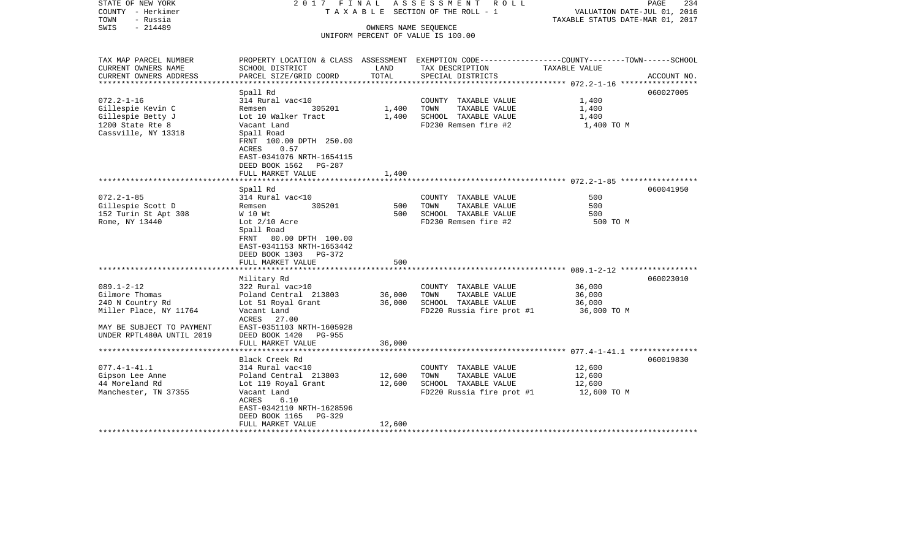STATE OF NEW YORK
COUNTY - Herkimer
TOWN - Russia
SWIS - 214489

2017 FINAL ASSESSMENT ROLL
TAXABLE SECTION OF THE ROLL - 1
OWNERS NAME SEQUENCE
UNIFORM PERCENT OF VALUE IS 100.00

VALUATION DATE-JUL 01, 2016
TAXABLE STATUS DATE-MAR 01, 2017

| TAX MAP PARCEL NUMBER / CURRENT OWNERS NAME / CURRENT OWNERS ADDRESS | PROPERTY LOCATION & CLASS / SCHOOL DISTRICT / PARCEL SIZE/GRID COORD | ASSESSMENT LAND | TOTAL | EXEMPTION CODE / TAX DESCRIPTION / SPECIAL DISTRICTS | TAXABLE VALUE (COUNTY--TOWN--SCHOOL) | ACCOUNT NO. |
|---|---|---|---|---|---|---|
| 072.2-1-16 | Spall Rd | | | | | 060027005 |
| Gillespie Kevin C | 314 Rural vac<10 | | | COUNTY TAXABLE VALUE | 1,400 | |
| Gillespie Betty J | Remsen 305201 | 1,400 | 1,400 | TOWN TAXABLE VALUE | 1,400 | |
| 1200 State Rte 8 | Lot 10 Walker Tract | | | SCHOOL TAXABLE VALUE | 1,400 | |
| Cassville, NY 13318 | Vacant Land | | | FD230 Remsen fire #2 | 1,400 TO M | |
| | Spall Road | | | | | |
| | FRNT 100.00 DPTH 250.00 | | | | | |
| | ACRES 0.57 | | | | | |
| | EAST-0341076 NRTH-1654115 | | | | | |
| | DEED BOOK 1562 PG-287 | | | | | |
| | FULL MARKET VALUE | | 1,400 | | | |
| 072.2-1-85 | Spall Rd | | | | | 060041950 |
| Gillespie Scott D | 314 Rural vac<10 | | | COUNTY TAXABLE VALUE | 500 | |
| 152 Turin St Apt 308 | Remsen 305201 | 500 | 500 | TOWN TAXABLE VALUE | 500 | |
| Rome, NY 13440 | W 10 Wt | | | SCHOOL TAXABLE VALUE | 500 | |
| | Lot 2/10 Acre | | | FD230 Remsen fire #2 | 500 TO M | |
| | Spall Road | | | | | |
| | FRNT 80.00 DPTH 100.00 | | | | | |
| | EAST-0341153 NRTH-1653442 | | | | | |
| | DEED BOOK 1303 PG-372 | | | | | |
| | FULL MARKET VALUE | | 500 | | | |
| 089.1-2-12 | Military Rd | | | | | 060023010 |
| Gilmore Thomas | 322 Rural vac>10 | | | COUNTY TAXABLE VALUE | 36,000 | |
| 240 N Country Rd | Poland Central 213803 | 36,000 | 36,000 | TOWN TAXABLE VALUE | 36,000 | |
| Miller Place, NY 11764 | Lot 51 Royal Grant | | | SCHOOL TAXABLE VALUE | 36,000 | |
| | Vacant Land | | | FD220 Russia fire prot #1 | 36,000 TO M | |
| | ACRES 27.00 | | | | | |
| MAY BE SUBJECT TO PAYMENT | EAST-0351103 NRTH-1605928 | | | | | |
| UNDER RPTL480A UNTIL 2019 | DEED BOOK 1420 PG-955 | | | | | |
| | FULL MARKET VALUE | | 36,000 | | | |
| 077.4-1-41.1 | Black Creek Rd | | | | | 060019830 |
| Gipson Lee Anne | 314 Rural vac<10 | | | COUNTY TAXABLE VALUE | 12,600 | |
| 44 Moreland Rd | Poland Central 213803 | 12,600 | 12,600 | TOWN TAXABLE VALUE | 12,600 | |
| Manchester, TN 37355 | Lot 119 Royal Grant | | | SCHOOL TAXABLE VALUE | 12,600 | |
| | Vacant Land | | | FD220 Russia fire prot #1 | 12,600 TO M | |
| | ACRES 6.10 | | | | | |
| | EAST-0342110 NRTH-1628596 | | | | | |
| | DEED BOOK 1165 PG-329 | | | | | |
| | FULL MARKET VALUE | | 12,600 | | | |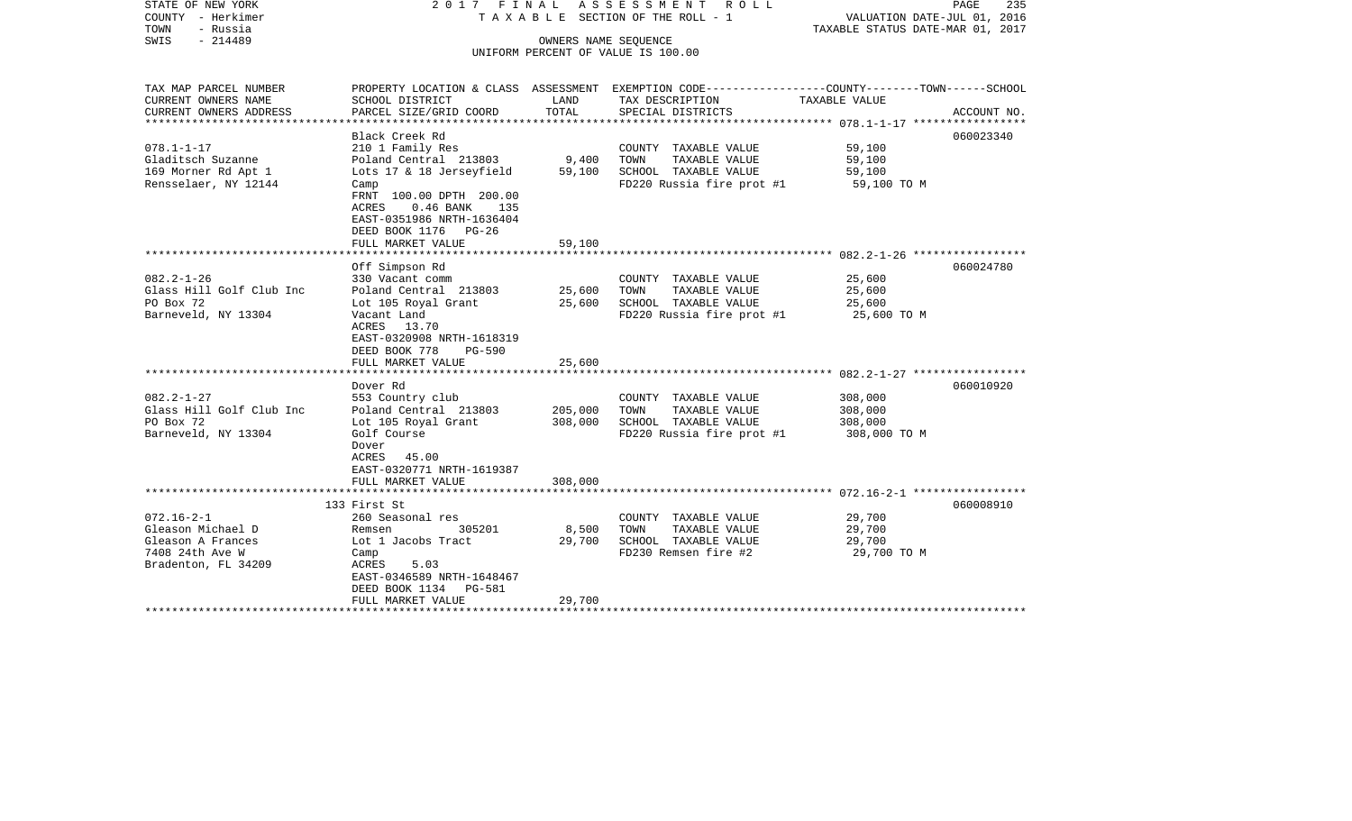STATE OF NEW YORK
COUNTY - Herkimer
TOWN - Russia
SWIS - 214489

2017 FINAL ASSESSMENT ROLL
TAXABLE SECTION OF THE ROLL - 1
OWNERS NAME SEQUENCE
UNIFORM PERCENT OF VALUE IS 100.00

VALUATION DATE-JUL 01, 2016
TAXABLE STATUS DATE-MAR 01, 2017

| TAX MAP PARCEL NUMBER / CURRENT OWNERS NAME / CURRENT OWNERS ADDRESS | PROPERTY LOCATION & CLASS / SCHOOL DISTRICT / PARCEL SIZE/GRID COORD | ASSESSMENT LAND | ASSESSMENT TOTAL | EXEMPTION CODE / TAX DESCRIPTION / SPECIAL DISTRICTS | COUNTY--------TOWN------SCHOOL TAXABLE VALUE | ACCOUNT NO. |
|---|---|---|---|---|---|---|
| 078.1-1-17 | Black Creek Rd | | | | | 060023340 |
| Gladitsch Suzanne | 210 1 Family Res | | | COUNTY TAXABLE VALUE | 59,100 | |
| 169 Morner Rd Apt 1 | Poland Central 213803 | 9,400 | | TOWN TAXABLE VALUE | 59,100 | |
| Rensselaer, NY 12144 | Lots 17 & 18 Jerseyfield | | 59,100 | SCHOOL TAXABLE VALUE | 59,100 | |
| | Camp | | | FD220 Russia fire prot #1 | 59,100 TO M | |
| | FRNT 100.00 DPTH 200.00 | | | | | |
| | ACRES 0.46 BANK 135 | | | | | |
| | EAST-0351986 NRTH-1636404 | | | | | |
| | DEED BOOK 1176 PG-26 | | | | | |
| | FULL MARKET VALUE | | 59,100 | | | |
| 082.2-1-26 | Off Simpson Rd | | | | | 060024780 |
| Glass Hill Golf Club Inc | 330 Vacant comm | | | COUNTY TAXABLE VALUE | 25,600 | |
| PO Box 72 | Poland Central 213803 | 25,600 | | TOWN TAXABLE VALUE | 25,600 | |
| Barneveld, NY 13304 | Lot 105 Royal Grant | | 25,600 | SCHOOL TAXABLE VALUE | 25,600 | |
| | Vacant Land | | | FD220 Russia fire prot #1 | 25,600 TO M | |
| | ACRES 13.70 | | | | | |
| | EAST-0320908 NRTH-1618319 | | | | | |
| | DEED BOOK 778 PG-590 | | | | | |
| | FULL MARKET VALUE | | 25,600 | | | |
| 082.2-1-27 | Dover Rd | | | | | 060010920 |
| Glass Hill Golf Club Inc | 553 Country club | | | COUNTY TAXABLE VALUE | 308,000 | |
| PO Box 72 | Poland Central 213803 | 205,000 | | TOWN TAXABLE VALUE | 308,000 | |
| Barneveld, NY 13304 | Lot 105 Royal Grant | | 308,000 | SCHOOL TAXABLE VALUE | 308,000 | |
| | Golf Course | | | FD220 Russia fire prot #1 | 308,000 TO M | |
| | Dover | | | | | |
| | ACRES 45.00 | | | | | |
| | EAST-0320771 NRTH-1619387 | | | | | |
| | FULL MARKET VALUE | | 308,000 | | | |
| 072.16-2-1 | 133 First St | | | | | 060008910 |
| Gleason Michael D | 260 Seasonal res | | | COUNTY TAXABLE VALUE | 29,700 | |
| Gleason A Frances | Remsen 305201 | 8,500 | | TOWN TAXABLE VALUE | 29,700 | |
| 7408 24th Ave W | Lot 1 Jacobs Tract | | 29,700 | SCHOOL TAXABLE VALUE | 29,700 | |
| Bradenton, FL 34209 | Camp | | | FD230 Remsen fire #2 | 29,700 TO M | |
| | ACRES 5.03 | | | | | |
| | EAST-0346589 NRTH-1648467 | | | | | |
| | DEED BOOK 1134 PG-581 | | | | | |
| | FULL MARKET VALUE | | 29,700 | | | |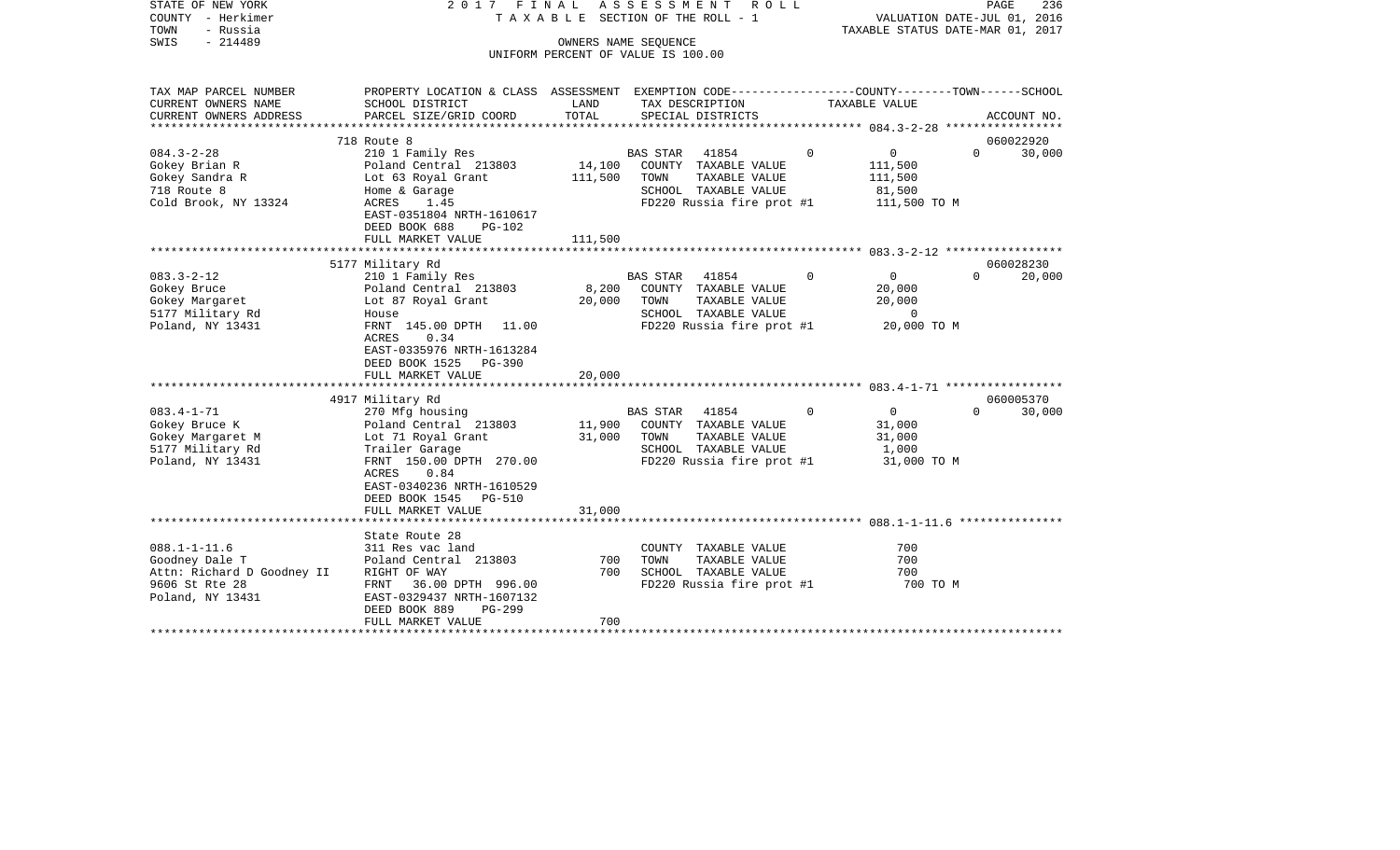STATE OF NEW YORK
COUNTY - Herkimer
TOWN - Russia
SWIS - 214489

2017 FINAL ASSESSMENT ROLL
TAXABLE SECTION OF THE ROLL - 1
OWNERS NAME SEQUENCE
UNIFORM PERCENT OF VALUE IS 100.00

VALUATION DATE-JUL 01, 2016
TAXABLE STATUS DATE-MAR 01, 2017

| TAX MAP PARCEL NUMBER / CURRENT OWNERS NAME / CURRENT OWNERS ADDRESS | PROPERTY LOCATION & CLASS / SCHOOL DISTRICT / PARCEL SIZE/GRID COORD | LAND | ASSESSMENT TOTAL | EXEMPTION CODE / TAX DESCRIPTION / SPECIAL DISTRICTS | COUNTY | TOWN | SCHOOL | ACCOUNT NO. |
|---|---|---|---|---|---|---|---|---|
| **084.3-2-28** | 718 Route 8 | | | | | | | 060022920 |
| 084.3-2-28 | 210 1 Family Res | | | BAS STAR 41854 | 0 | 0 | 30,000 | |
| Gokey Brian R | Poland Central 213803 | 14,100 | | COUNTY TAXABLE VALUE | 111,500 | | | |
| Gokey Sandra R | Lot 63 Royal Grant | | 111,500 | TOWN TAXABLE VALUE | | 111,500 | | |
| 718 Route 8 | Home & Garage | | | SCHOOL TAXABLE VALUE | | | 81,500 | |
| Cold Brook, NY 13324 | ACRES 1.45 | | | FD220 Russia fire prot #1 | 111,500 TO M | | | |
| | EAST-0351804 NRTH-1610617 | | | | | | | |
| | DEED BOOK 688 PG-102 | | | | | | | |
| | FULL MARKET VALUE | | 111,500 | | | | | |
| **083.3-2-12** | 5177 Military Rd | | | | | | | 060028230 |
| 083.3-2-12 | 210 1 Family Res | | | BAS STAR 41854 | 0 | 0 | 20,000 | |
| Gokey Bruce | Poland Central 213803 | 8,200 | | COUNTY TAXABLE VALUE | 20,000 | | | |
| Gokey Margaret | Lot 87 Royal Grant | | 20,000 | TOWN TAXABLE VALUE | | 20,000 | | |
| 5177 Military Rd | House | | | SCHOOL TAXABLE VALUE | | | 0 | |
| Poland, NY 13431 | FRNT 145.00 DPTH 11.00 | | | FD220 Russia fire prot #1 | 20,000 TO M | | | |
| | ACRES 0.34 | | | | | | | |
| | EAST-0335976 NRTH-1613284 | | | | | | | |
| | DEED BOOK 1525 PG-390 | | | | | | | |
| | FULL MARKET VALUE | | 20,000 | | | | | |
| **083.4-1-71** | 4917 Military Rd | | | | | | | 060005370 |
| 083.4-1-71 | 270 Mfg housing | | | BAS STAR 41854 | 0 | 0 | 30,000 | |
| Gokey Bruce K | Poland Central 213803 | 11,900 | | COUNTY TAXABLE VALUE | 31,000 | | | |
| Gokey Margaret M | Lot 71 Royal Grant | | 31,000 | TOWN TAXABLE VALUE | | 31,000 | | |
| 5177 Military Rd | Trailer Garage | | | SCHOOL TAXABLE VALUE | | | 1,000 | |
| Poland, NY 13431 | FRNT 150.00 DPTH 270.00 | | | FD220 Russia fire prot #1 | 31,000 TO M | | | |
| | ACRES 0.84 | | | | | | | |
| | EAST-0340236 NRTH-1610529 | | | | | | | |
| | DEED BOOK 1545 PG-510 | | | | | | | |
| | FULL MARKET VALUE | | 31,000 | | | | | |
| **088.1-1-11.6** | State Route 28 | | | | | | | |
| 088.1-1-11.6 | 311 Res vac land | | | COUNTY TAXABLE VALUE | 700 | | | |
| Goodney Dale T | Poland Central 213803 | 700 | | TOWN TAXABLE VALUE | | 700 | | |
| Attn: Richard D Goodney II | RIGHT OF WAY | | 700 | SCHOOL TAXABLE VALUE | | | 700 | |
| 9606 St Rte 28 | FRNT 36.00 DPTH 996.00 | | | FD220 Russia fire prot #1 | 700 TO M | | | |
| Poland, NY 13431 | EAST-0329437 NRTH-1607132 | | | | | | | |
| | DEED BOOK 889 PG-299 | | | | | | | |
| | FULL MARKET VALUE | | 700 | | | | | |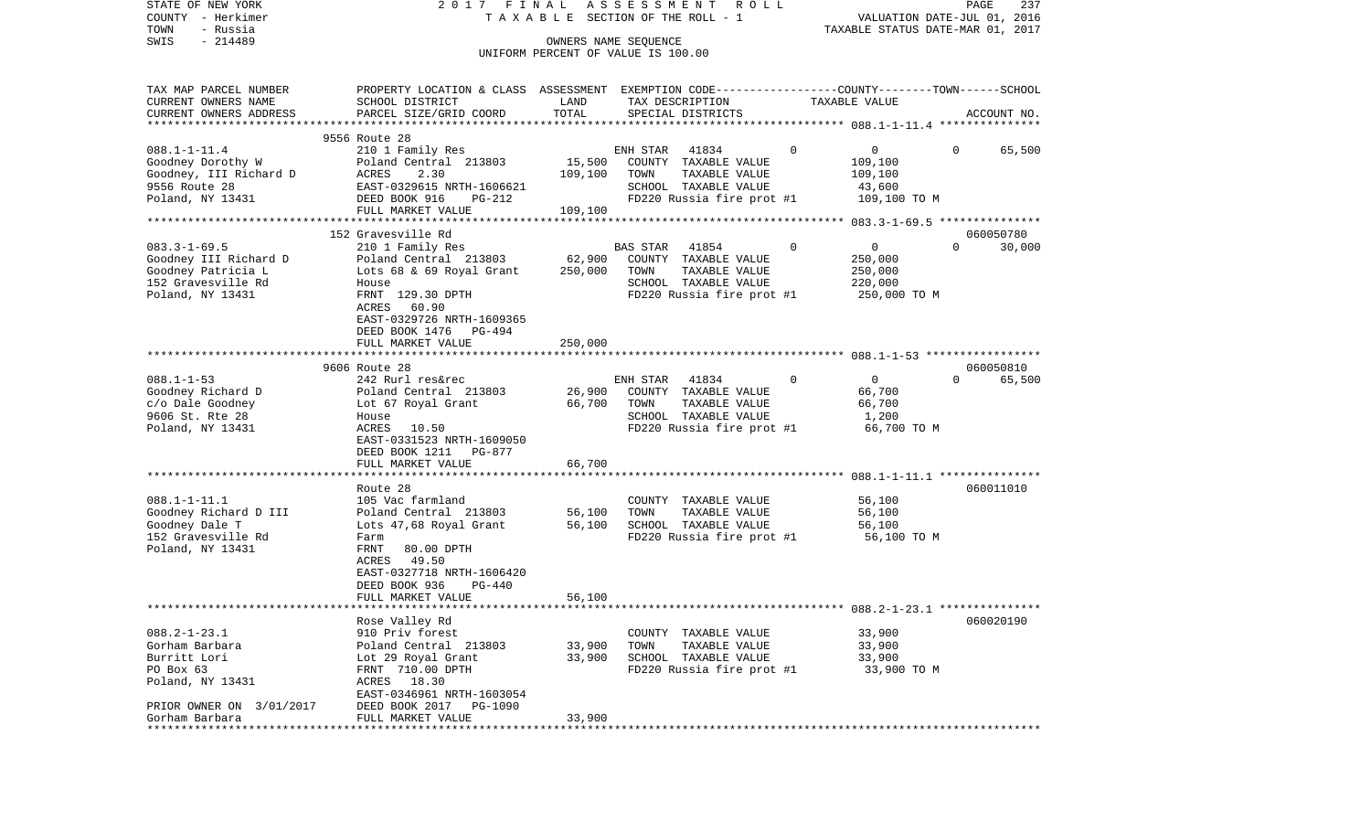STATE OF NEW YORK | 2017 FINAL ASSESSMENT ROLL
COUNTY - Herkimer | TAXABLE SECTION OF THE ROLL - 1 | VALUATION DATE-JUL 01, 2016
TOWN - Russia | TAXABLE STATUS DATE-MAR 01, 2017
SWIS - 214489 | OWNERS NAME SEQUENCE
UNIFORM PERCENT OF VALUE IS 100.00

| TAX MAP PARCEL NUMBER / CURRENT OWNERS NAME / CURRENT OWNERS ADDRESS | PROPERTY LOCATION & CLASS / SCHOOL DISTRICT / PARCEL SIZE/GRID COORD | ASSESSMENT LAND / TOTAL | EXEMPTION CODE / TAX DESCRIPTION / SPECIAL DISTRICTS | COUNTY / TOWN / SCHOOL TAXABLE VALUE | ACCOUNT NO. |
|---|---|---|---|---|---|
| 088.1-1-11.4 | 9556 Route 28 | | | | |
| Goodney Dorothy W | 210 1 Family Res | | ENH STAR 41834 0 | 0 0 65,500 | |
| Goodney, III Richard D | Poland Central 213803 | 15,500 | COUNTY TAXABLE VALUE | 109,100 | |
| 9556 Route 28 | ACRES 2.30 | 109,100 | TOWN TAXABLE VALUE | 109,100 | |
| Poland, NY 13431 | EAST-0329615 NRTH-1606621 | | SCHOOL TAXABLE VALUE | 43,600 | |
| | DEED BOOK 916 PG-212 | | FD220 Russia fire prot #1 | 109,100 TO M | |
| | FULL MARKET VALUE | 109,100 | | | |
| 083.3-1-69.5 | 152 Gravesville Rd | | | | 060050780 |
| Goodney III Richard D | 210 1 Family Res | | BAS STAR 41854 0 | 0 0 30,000 | |
| Goodney Patricia L | Poland Central 213803 | 62,900 | COUNTY TAXABLE VALUE | 250,000 | |
| 152 Gravesville Rd | Lots 68 & 69 Royal Grant | 250,000 | TOWN TAXABLE VALUE | 250,000 | |
| Poland, NY 13431 | House | | SCHOOL TAXABLE VALUE | 220,000 | |
| | FRNT 129.30 DPTH | | FD220 Russia fire prot #1 | 250,000 TO M | |
| | ACRES 60.90 | | | | |
| | EAST-0329726 NRTH-1609365 | | | | |
| | DEED BOOK 1476 PG-494 | | | | |
| | FULL MARKET VALUE | 250,000 | | | |
| 088.1-1-53 | 9606 Route 28 | | | | 060050810 |
| Goodney Richard D | 242 Rurl res&rec | | ENH STAR 41834 0 | 0 0 65,500 | |
| c/o Dale Goodney | Poland Central 213803 | 26,900 | COUNTY TAXABLE VALUE | 66,700 | |
| 9606 St. Rte 28 | Lot 67 Royal Grant | 66,700 | TOWN TAXABLE VALUE | 66,700 | |
| Poland, NY 13431 | House | | SCHOOL TAXABLE VALUE | 1,200 | |
| | ACRES 10.50 | | FD220 Russia fire prot #1 | 66,700 TO M | |
| | EAST-0331523 NRTH-1609050 | | | | |
| | DEED BOOK 1211 PG-877 | | | | |
| | FULL MARKET VALUE | 66,700 | | | |
| 088.1-1-11.1 | Route 28 | | | | 060011010 |
| Goodney Richard D III | 105 Vac farmland | | COUNTY TAXABLE VALUE | 56,100 | |
| Goodney Dale T | Poland Central 213803 | 56,100 | TOWN TAXABLE VALUE | 56,100 | |
| 152 Gravesville Rd | Lots 47,68 Royal Grant | 56,100 | SCHOOL TAXABLE VALUE | 56,100 | |
| Poland, NY 13431 | Farm | | FD220 Russia fire prot #1 | 56,100 TO M | |
| | FRNT 80.00 DPTH | | | | |
| | ACRES 49.50 | | | | |
| | EAST-0327718 NRTH-1606420 | | | | |
| | DEED BOOK 936 PG-440 | | | | |
| | FULL MARKET VALUE | 56,100 | | | |
| 088.2-1-23.1 | Rose Valley Rd | | | | 060020190 |
| Gorham Barbara | 910 Priv forest | | COUNTY TAXABLE VALUE | 33,900 | |
| Burritt Lori | Poland Central 213803 | 33,900 | TOWN TAXABLE VALUE | 33,900 | |
| PO Box 63 | Lot 29 Royal Grant | 33,900 | SCHOOL TAXABLE VALUE | 33,900 | |
| Poland, NY 13431 | FRNT 710.00 DPTH | | FD220 Russia fire prot #1 | 33,900 TO M | |
| | ACRES 18.30 | | | | |
| | EAST-0346961 NRTH-1603054 | | | | |
| PRIOR OWNER ON 3/01/2017 | DEED BOOK 2017 PG-1090 | | | | |
| Gorham Barbara | FULL MARKET VALUE | 33,900 | | | |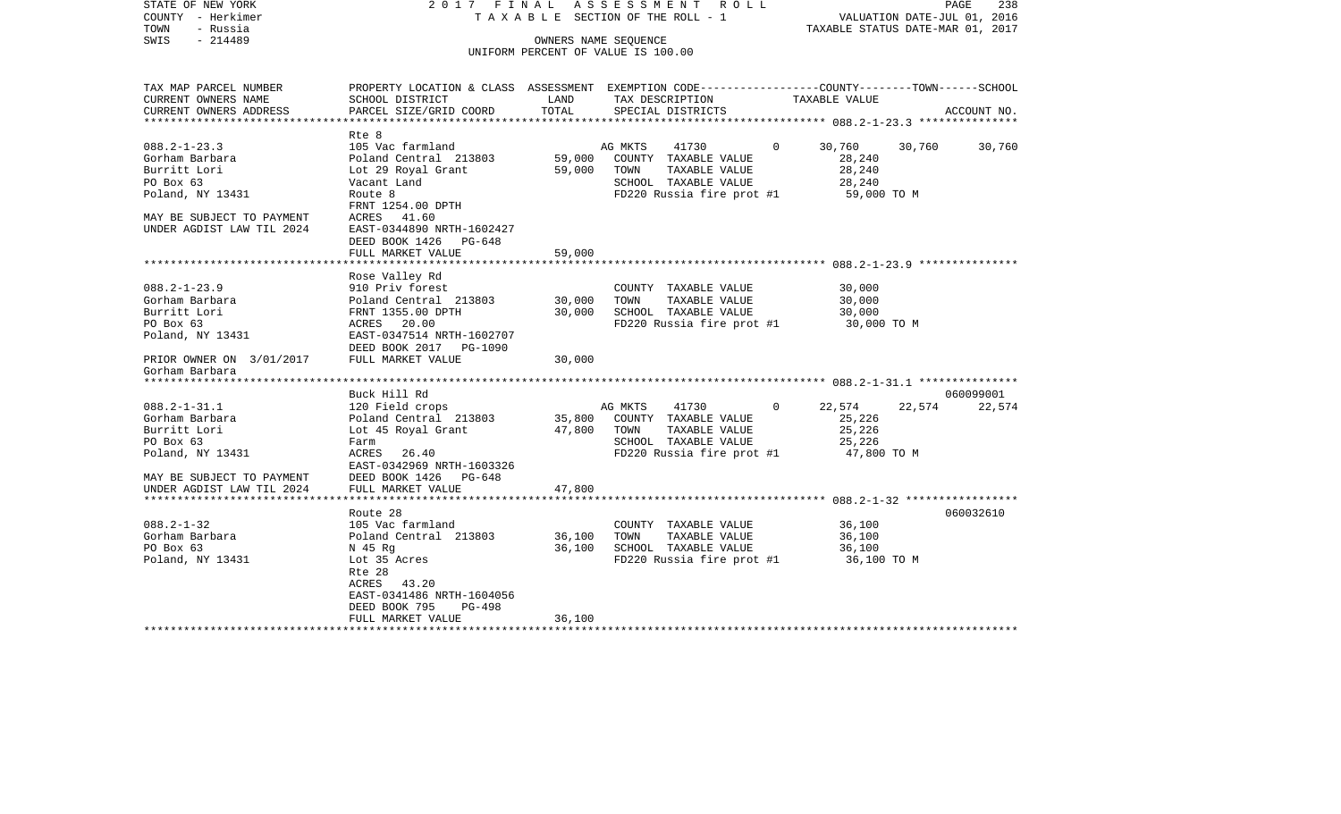STATE OF NEW YORK | 2017 FINAL ASSESSMENT ROLL | VALUATION DATE-JUL 01, 2016
COUNTY - Herkimer | TAXABLE SECTION OF THE ROLL - 1 | TAXABLE STATUS DATE-MAR 01, 2017
TOWN - Russia | OWNERS NAME SEQUENCE
SWIS - 214489 | UNIFORM PERCENT OF VALUE IS 100.00

```
TAX MAP PARCEL NUMBER          PROPERTY LOCATION & CLASS  ASSESSMENT  EXEMPTION CODE------------------COUNTY--------TOWN------SCHOOL
CURRENT OWNERS NAME            SCHOOL DISTRICT               LAND      TAX DESCRIPTION              TAXABLE VALUE
CURRENT OWNERS ADDRESS         PARCEL SIZE/GRID COORD       TOTAL      SPECIAL DISTRICTS                                      ACCOUNT NO.
******************************************************************************************************* 088.2-1-23.3 ***************
                               Rte 8
088.2-1-23.3                   105 Vac farmland                       AG MKTS      41730        0    30,760     30,760     30,760
Gorham Barbara                 Poland Central  213803       59,000    COUNTY  TAXABLE VALUE            28,240
Burritt Lori                   Lot 29 Royal Grant           59,000    TOWN    TAXABLE VALUE            28,240
PO Box 63                      Vacant Land                            SCHOOL  TAXABLE VALUE            28,240
Poland, NY 13431               Route 8                                FD220 Russia fire prot #1         59,000 TO M
                               FRNT 1254.00 DPTH
MAY BE SUBJECT TO PAYMENT      ACRES   41.60
UNDER AGDIST LAW TIL 2024      EAST-0344890 NRTH-1602427
                               DEED BOOK 1426   PG-648
                               FULL MARKET VALUE            59,000
******************************************************************************************************* 088.2-1-23.9 ***************
                               Rose Valley Rd
088.2-1-23.9                   910 Priv forest                        COUNTY  TAXABLE VALUE            30,000
Gorham Barbara                 Poland Central  213803       30,000    TOWN    TAXABLE VALUE            30,000
Burritt Lori                   FRNT 1355.00 DPTH            30,000    SCHOOL  TAXABLE VALUE            30,000
PO Box 63                      ACRES   20.00                          FD220 Russia fire prot #1         30,000 TO M
Poland, NY 13431               EAST-0347514 NRTH-1602707
                               DEED BOOK 2017   PG-1090
PRIOR OWNER ON 3/01/2017       FULL MARKET VALUE            30,000
Gorham Barbara
******************************************************************************************************* 088.2-1-31.1 ***************
                               Buck Hill Rd                                                                              060099001
088.2-1-31.1                   120 Field crops                        AG MKTS      41730        0    22,574     22,574     22,574
Gorham Barbara                 Poland Central  213803       35,800    COUNTY  TAXABLE VALUE            25,226
Burritt Lori                   Lot 45 Royal Grant           47,800    TOWN    TAXABLE VALUE            25,226
PO Box 63                      Farm                                   SCHOOL  TAXABLE VALUE            25,226
Poland, NY 13431               ACRES   26.40                          FD220 Russia fire prot #1         47,800 TO M
                               EAST-0342969 NRTH-1603326
MAY BE SUBJECT TO PAYMENT      DEED BOOK 1426   PG-648
UNDER AGDIST LAW TIL 2024      FULL MARKET VALUE            47,800
******************************************************************************************************* 088.2-1-32 *****************
                               Route 28                                                                                  060032610
088.2-1-32                     105 Vac farmland                       COUNTY  TAXABLE VALUE            36,100
Gorham Barbara                 Poland Central  213803       36,100    TOWN    TAXABLE VALUE            36,100
PO Box 63                      N 45 Rg                      36,100    SCHOOL  TAXABLE VALUE            36,100
Poland, NY 13431               Lot 35 Acres                           FD220 Russia fire prot #1         36,100 TO M
                               Rte 28
                               ACRES   43.20
                               EAST-0341486 NRTH-1604056
                               DEED BOOK 795    PG-498
                               FULL MARKET VALUE            36,100
************************************************************************************************************************************
```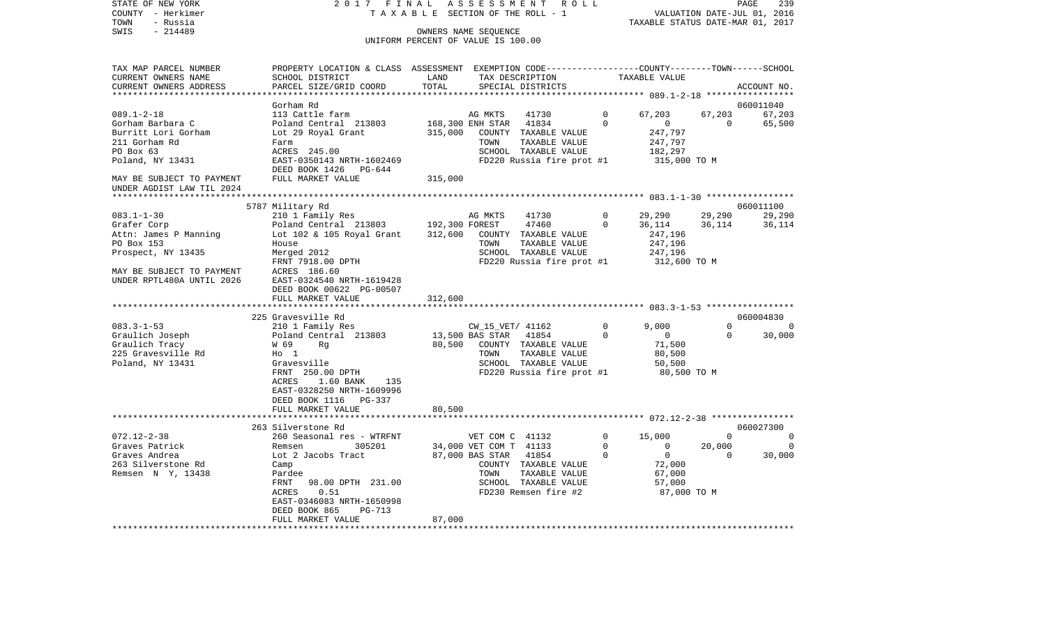STATE OF NEW YORK  2017 FINAL ASSESSMENT ROLL
COUNTY - Herkimer  TAXABLE SECTION OF THE ROLL - 1  VALUATION DATE-JUL 01, 2016
TOWN - Russia  TAXABLE STATUS DATE-MAR 01, 2017
SWIS - 214489  OWNERS NAME SEQUENCE
UNIFORM PERCENT OF VALUE IS 100.00

| TAX MAP PARCEL NUMBER / CURRENT OWNERS NAME / CURRENT OWNERS ADDRESS | PROPERTY LOCATION & CLASS / SCHOOL DISTRICT / PARCEL SIZE/GRID COORD | ASSESSMENT LAND / TOTAL | EXEMPTION CODE / TAX DESCRIPTION / SPECIAL DISTRICTS | | COUNTY TAXABLE VALUE | TOWN | SCHOOL / ACCOUNT NO. |
|---|---|---|---|---|---|---|---|
| | Gorham Rd | | | | | | 060011040 |
| 089.1-2-18 | 113 Cattle farm | | AG MKTS 41730 | 0 | 67,203 | 67,203 | 67,203 |
| Gorham Barbara C | Poland Central 213803 | 168,300 | ENH STAR 41834 | 0 | 0 | 0 | 65,500 |
| Burritt Lori Gorham | Lot 29 Royal Grant | 315,000 | COUNTY TAXABLE VALUE | | 247,797 | | |
| 211 Gorham Rd | Farm | | TOWN TAXABLE VALUE | | 247,797 | | |
| PO Box 63 | ACRES 245.00 | | SCHOOL TAXABLE VALUE | | 182,297 | | |
| Poland, NY 13431 | EAST-0350143 NRTH-1602469 | | FD220 Russia fire prot #1 | | 315,000 TO M | | |
| | DEED BOOK 1426 PG-644 | | | | | | |
| MAY BE SUBJECT TO PAYMENT | FULL MARKET VALUE | 315,000 | | | | | |
| UNDER AGDIST LAW TIL 2024 | | | | | | | |
| | 5787 Military Rd | | | | | | 060011100 |
| 083.1-1-30 | 210 1 Family Res | | AG MKTS 41730 | 0 | 29,290 | 29,290 | 29,290 |
| Grafer Corp | Poland Central 213803 | 192,300 | FOREST 47460 | 0 | 36,114 | 36,114 | 36,114 |
| Attn: James P Manning | Lot 102 & 105 Royal Grant | 312,600 | COUNTY TAXABLE VALUE | | 247,196 | | |
| PO Box 153 | House | | TOWN TAXABLE VALUE | | 247,196 | | |
| Prospect, NY 13435 | Merged 2012 | | SCHOOL TAXABLE VALUE | | 247,196 | | |
| | FRNT 7918.00 DPTH | | FD220 Russia fire prot #1 | | 312,600 TO M | | |
| MAY BE SUBJECT TO PAYMENT | ACRES 186.60 | | | | | | |
| UNDER RPTL480A UNTIL 2026 | EAST-0324540 NRTH-1619428 | | | | | | |
| | DEED BOOK 00622 PG-00507 | | | | | | |
| | FULL MARKET VALUE | 312,600 | | | | | |
| | 225 Gravesville Rd | | | | | | 060004830 |
| 083.3-1-53 | 210 1 Family Res | | CW_15_VET/ 41162 | 0 | 9,000 | 0 | 0 |
| Graulich Joseph | Poland Central 213803 | 13,500 | BAS STAR 41854 | 0 | 0 | 0 | 30,000 |
| Graulich Tracy | W 69 Rg | 80,500 | COUNTY TAXABLE VALUE | | 71,500 | | |
| 225 Gravesville Rd | Ho 1 | | TOWN TAXABLE VALUE | | 80,500 | | |
| Poland, NY 13431 | Gravesville | | SCHOOL TAXABLE VALUE | | 50,500 | | |
| | FRNT 250.00 DPTH | | FD220 Russia fire prot #1 | | 80,500 TO M | | |
| | ACRES 1.60 BANK 135 | | | | | | |
| | EAST-0328250 NRTH-1609996 | | | | | | |
| | DEED BOOK 1116 PG-337 | | | | | | |
| | FULL MARKET VALUE | 80,500 | | | | | |
| | 263 Silverstone Rd | | | | | | 060027300 |
| 072.12-2-38 | 260 Seasonal res - WTRFNT | | VET COM C 41132 | 0 | 15,000 | 0 | 0 |
| Graves Patrick | Remsen 305201 | 34,000 | VET COM T 41133 | 0 | 0 | 20,000 | 0 |
| Graves Andrea | Lot 2 Jacobs Tract | 87,000 | BAS STAR 41854 | 0 | 0 | 0 | 30,000 |
| 263 Silverstone Rd | Camp | | COUNTY TAXABLE VALUE | | 72,000 | | |
| Remsen N Y, 13438 | Pardee | | TOWN TAXABLE VALUE | | 67,000 | | |
| | FRNT 98.00 DPTH 231.00 | | SCHOOL TAXABLE VALUE | | 57,000 | | |
| | ACRES 0.51 | | FD230 Remsen fire #2 | | 87,000 TO M | | |
| | EAST-0346083 NRTH-1650998 | | | | | | |
| | DEED BOOK 865 PG-713 | | | | | | |
| | FULL MARKET VALUE | 87,000 | | | | | |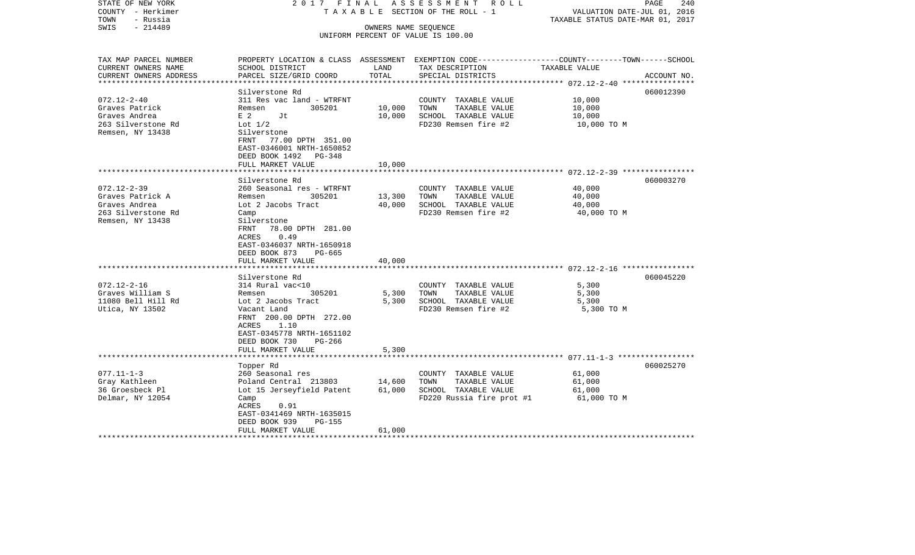STATE OF NEW YORK
COUNTY - Herkimer
TOWN - Russia
SWIS - 214489

2017 FINAL ASSESSMENT ROLL
TAXABLE SECTION OF THE ROLL - 1
OWNERS NAME SEQUENCE
UNIFORM PERCENT OF VALUE IS 100.00

VALUATION DATE-JUL 01, 2016
TAXABLE STATUS DATE-MAR 01, 2017

| TAX MAP PARCEL NUMBER / CURRENT OWNERS NAME / CURRENT OWNERS ADDRESS | PROPERTY LOCATION & CLASS / SCHOOL DISTRICT / PARCEL SIZE/GRID COORD | ASSESSMENT LAND | ASSESSMENT TOTAL | EXEMPTION CODE / TAX DESCRIPTION / SPECIAL DISTRICTS | TAXABLE VALUE (COUNTY--TOWN--SCHOOL) | ACCOUNT NO. |
|---|---|---|---|---|---|---|
| 072.12-2-40 | Silverstone Rd | | | | | 060012390 |
| Graves Patrick | 311 Res vac land - WTRFNT | | | COUNTY TAXABLE VALUE | 10,000 | |
| Graves Andrea | Remsen 305201 | 10,000 | | TOWN TAXABLE VALUE | 10,000 | |
| 263 Silverstone Rd | E 2 Jt | | 10,000 | SCHOOL TAXABLE VALUE | 10,000 | |
| Remsen, NY 13438 | Lot 1/2 | | | FD230 Remsen fire #2 | 10,000 TO M | |
| | Silverstone | | | | | |
| | FRNT 77.00 DPTH 351.00 | | | | | |
| | EAST-0346001 NRTH-1650852 | | | | | |
| | DEED BOOK 1492 PG-348 | | | | | |
| | FULL MARKET VALUE | | 10,000 | | | |
| 072.12-2-39 | Silverstone Rd | | | | | 060003270 |
| Graves Patrick A | 260 Seasonal res - WTRFNT | | | COUNTY TAXABLE VALUE | 40,000 | |
| Graves Andrea | Remsen 305201 | 13,300 | | TOWN TAXABLE VALUE | 40,000 | |
| 263 Silverstone Rd | Lot 2 Jacobs Tract | | 40,000 | SCHOOL TAXABLE VALUE | 40,000 | |
| Remsen, NY 13438 | Camp | | | FD230 Remsen fire #2 | 40,000 TO M | |
| | Silverstone | | | | | |
| | FRNT 78.00 DPTH 281.00 | | | | | |
| | ACRES 0.49 | | | | | |
| | EAST-0346037 NRTH-1650918 | | | | | |
| | DEED BOOK 873 PG-665 | | | | | |
| | FULL MARKET VALUE | | 40,000 | | | |
| 072.12-2-16 | Silverstone Rd | | | | | 060045220 |
| Graves William S | 314 Rural vac<10 | | | COUNTY TAXABLE VALUE | 5,300 | |
| 11080 Bell Hill Rd | Remsen 305201 | 5,300 | | TOWN TAXABLE VALUE | 5,300 | |
| Utica, NY 13502 | Lot 2 Jacobs Tract | | 5,300 | SCHOOL TAXABLE VALUE | 5,300 | |
| | Vacant Land | | | FD230 Remsen fire #2 | 5,300 TO M | |
| | FRNT 200.00 DPTH 272.00 | | | | | |
| | ACRES 1.10 | | | | | |
| | EAST-0345778 NRTH-1651102 | | | | | |
| | DEED BOOK 730 PG-266 | | | | | |
| | FULL MARKET VALUE | | 5,300 | | | |
| 077.11-1-3 | Topper Rd | | | | | 060025270 |
| Gray Kathleen | 260 Seasonal res | | | COUNTY TAXABLE VALUE | 61,000 | |
| 36 Groesbeck Pl | Poland Central 213803 | 14,600 | | TOWN TAXABLE VALUE | 61,000 | |
| Delmar, NY 12054 | Lot 15 Jerseyfield Patent | | 61,000 | SCHOOL TAXABLE VALUE | 61,000 | |
| | Camp | | | FD220 Russia fire prot #1 | 61,000 TO M | |
| | ACRES 0.91 | | | | | |
| | EAST-0341469 NRTH-1635015 | | | | | |
| | DEED BOOK 939 PG-155 | | | | | |
| | FULL MARKET VALUE | | 61,000 | | | |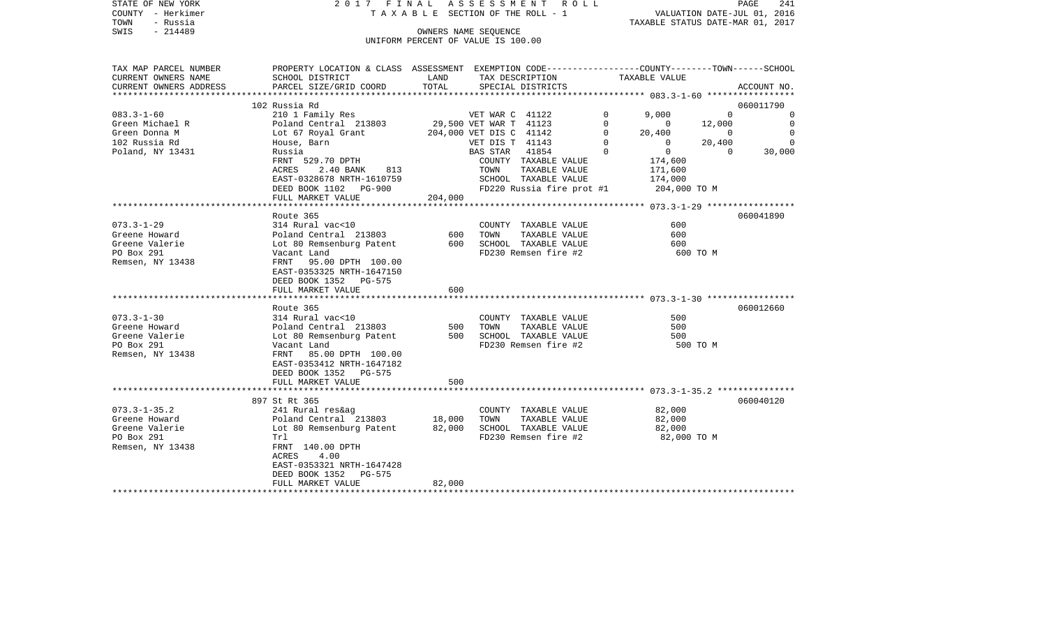STATE OF NEW YORK 2017 FINAL ASSESSMENT ROLL
COUNTY - Herkimer TAXABLE SECTION OF THE ROLL - 1 VALUATION DATE-JUL 01, 2016
TOWN - Russia TAXABLE STATUS DATE-MAR 01, 2017
SWIS - 214489 OWNERS NAME SEQUENCE
UNIFORM PERCENT OF VALUE IS 100.00

| TAX MAP PARCEL NUMBER / CURRENT OWNERS NAME / CURRENT OWNERS ADDRESS | PROPERTY LOCATION & CLASS / SCHOOL DISTRICT / PARCEL SIZE/GRID COORD | ASSESSMENT LAND | TOTAL | EXEMPTION CODE / TAX DESCRIPTION / SPECIAL DISTRICTS | | COUNTY TAXABLE VALUE | TOWN | SCHOOL | ACCOUNT NO. |
|---|---|---|---|---|---|---|---|---|---|
| | 102 Russia Rd | | | | | | | | 060011790 |
| 083.3-1-60 | 210 1 Family Res | | | VET WAR C 41122 | 0 | 9,000 | 0 | 0 | |
| Green Michael R | Poland Central 213803 | 29,500 | | VET WAR T 41123 | 0 | 0 | 12,000 | 0 | |
| Green Donna M | Lot 67 Royal Grant | | 204,000 | VET DIS C 41142 | 0 | 20,400 | 0 | 0 | |
| 102 Russia Rd | House, Barn | | | VET DIS T 41143 | 0 | 0 | 20,400 | 0 | |
| Poland, NY 13431 | Russia | | | BAS STAR 41854 | 0 | 0 | 0 | 30,000 | |
| | FRNT 529.70 DPTH | | | COUNTY TAXABLE VALUE | | 174,600 | | | |
| | ACRES 2.40 BANK 813 | | | TOWN TAXABLE VALUE | | 171,600 | | | |
| | EAST-0328678 NRTH-1610759 | | | SCHOOL TAXABLE VALUE | | 174,000 | | | |
| | DEED BOOK 1102 PG-900 | | | FD220 Russia fire prot #1 | | 204,000 TO M | | | |
| | FULL MARKET VALUE | | 204,000 | | | | | | |
| | Route 365 | | | | | | | | 060041890 |
| 073.3-1-29 | 314 Rural vac<10 | | | COUNTY TAXABLE VALUE | | 600 | | | |
| Greene Howard | Poland Central 213803 | 600 | | TOWN TAXABLE VALUE | | 600 | | | |
| Greene Valerie | Lot 80 Remsenburg Patent | | 600 | SCHOOL TAXABLE VALUE | | 600 | | | |
| PO Box 291 | Vacant Land | | | FD230 Remsen fire #2 | | 600 TO M | | | |
| Remsen, NY 13438 | FRNT 95.00 DPTH 100.00 | | | | | | | | |
| | EAST-0353325 NRTH-1647150 | | | | | | | | |
| | DEED BOOK 1352 PG-575 | | | | | | | | |
| | FULL MARKET VALUE | | 600 | | | | | | |
| | Route 365 | | | | | | | | 060012660 |
| 073.3-1-30 | 314 Rural vac<10 | | | COUNTY TAXABLE VALUE | | 500 | | | |
| Greene Howard | Poland Central 213803 | 500 | | TOWN TAXABLE VALUE | | 500 | | | |
| Greene Valerie | Lot 80 Remsenburg Patent | | 500 | SCHOOL TAXABLE VALUE | | 500 | | | |
| PO Box 291 | Vacant Land | | | FD230 Remsen fire #2 | | 500 TO M | | | |
| Remsen, NY 13438 | FRNT 85.00 DPTH 100.00 | | | | | | | | |
| | EAST-0353412 NRTH-1647182 | | | | | | | | |
| | DEED BOOK 1352 PG-575 | | | | | | | | |
| | FULL MARKET VALUE | | 500 | | | | | | |
| | 897 St Rt 365 | | | | | | | | 060040120 |
| 073.3-1-35.2 | 241 Rural res&ag | | | COUNTY TAXABLE VALUE | | 82,000 | | | |
| Greene Howard | Poland Central 213803 | 18,000 | | TOWN TAXABLE VALUE | | 82,000 | | | |
| Greene Valerie | Lot 80 Remsenburg Patent | | 82,000 | SCHOOL TAXABLE VALUE | | 82,000 | | | |
| PO Box 291 | Trl | | | FD230 Remsen fire #2 | | 82,000 TO M | | | |
| Remsen, NY 13438 | FRNT 140.00 DPTH | | | | | | | | |
| | ACRES 4.00 | | | | | | | | |
| | EAST-0353321 NRTH-1647428 | | | | | | | | |
| | DEED BOOK 1352 PG-575 | | | | | | | | |
| | FULL MARKET VALUE | | 82,000 | | | | | | |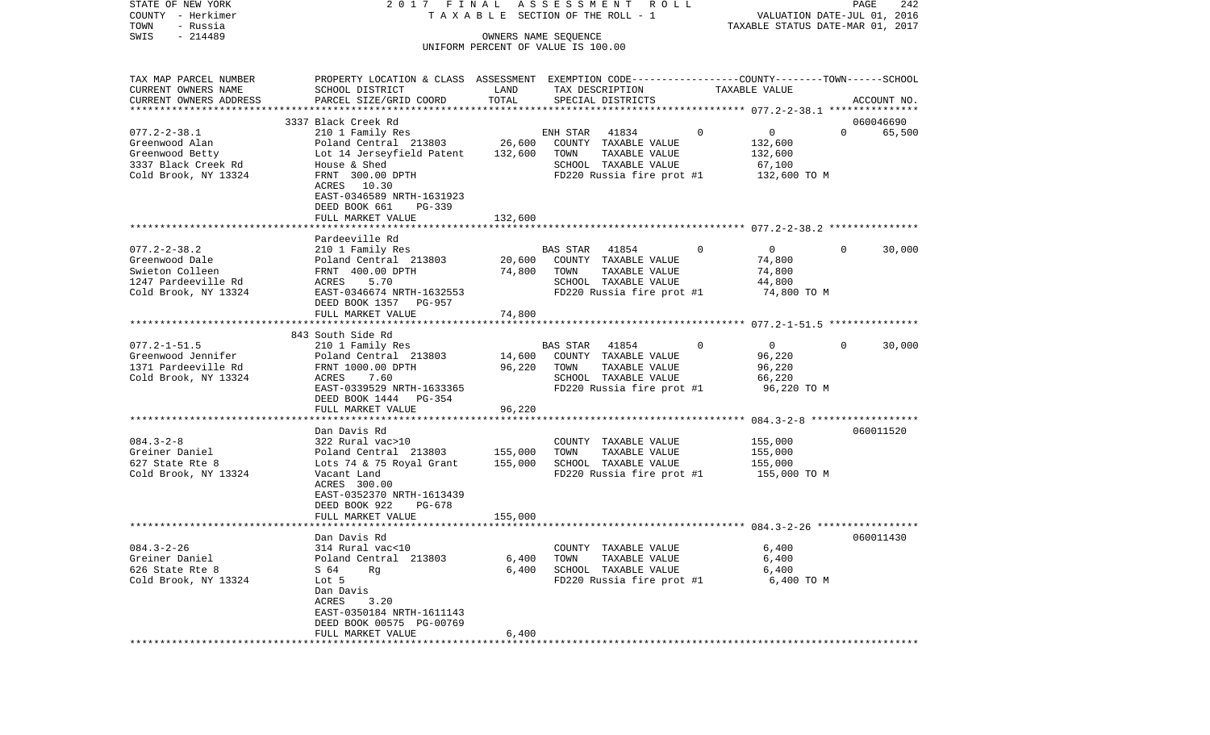STATE OF NEW YORK — 2017 FINAL ASSESSMENT ROLL
COUNTY - Herkimer — TAXABLE SECTION OF THE ROLL - 1 — VALUATION DATE-JUL 01, 2016
TOWN - Russia — TAXABLE STATUS DATE-MAR 01, 2017
SWIS - 214489 — OWNERS NAME SEQUENCE
UNIFORM PERCENT OF VALUE IS 100.00

| TAX MAP PARCEL NUMBER / CURRENT OWNERS NAME / CURRENT OWNERS ADDRESS | PROPERTY LOCATION & CLASS / SCHOOL DISTRICT / PARCEL SIZE/GRID COORD | ASSESSMENT LAND / TOTAL | EXEMPTION CODE / TAX DESCRIPTION / SPECIAL DISTRICTS | COUNTY | TOWN | SCHOOL TAXABLE VALUE | ACCOUNT NO. |
|---|---|---|---|---|---|---|---|
| **077.2-2-38.1** | 3337 Black Creek Rd | | | | | | 060046690 |
| Greenwood Alan | 210 1 Family Res | | ENH STAR 41834 | 0 | 0 | 0 | 65,500 |
| Greenwood Betty | Poland Central 213803 | 26,600 | COUNTY TAXABLE VALUE | 132,600 | | | |
| 3337 Black Creek Rd | Lot 14 Jerseyfield Patent | 132,600 | TOWN TAXABLE VALUE | | 132,600 | | |
| Cold Brook, NY 13324 | House & Shed | | SCHOOL TAXABLE VALUE | | | 67,100 | |
| | FRNT 300.00 DPTH | | FD220 Russia fire prot #1 | 132,600 TO M | | | |
| | ACRES 10.30 | | | | | | |
| | EAST-0346589 NRTH-1631923 | | | | | | |
| | DEED BOOK 661 PG-339 | | | | | | |
| | FULL MARKET VALUE | 132,600 | | | | | |
| **077.2-2-38.2** | Pardeeville Rd | | | | | | |
| Greenwood Dale | 210 1 Family Res | | BAS STAR 41854 | 0 | 0 | 0 | 30,000 |
| Swieton Colleen | Poland Central 213803 | 20,600 | COUNTY TAXABLE VALUE | 74,800 | | | |
| 1247 Pardeeville Rd | FRNT 400.00 DPTH | 74,800 | TOWN TAXABLE VALUE | | 74,800 | | |
| Cold Brook, NY 13324 | ACRES 5.70 | | SCHOOL TAXABLE VALUE | | | 44,800 | |
| | EAST-0346674 NRTH-1632553 | | FD220 Russia fire prot #1 | 74,800 TO M | | | |
| | DEED BOOK 1357 PG-957 | | | | | | |
| | FULL MARKET VALUE | 74,800 | | | | | |
| **077.2-1-51.5** | 843 South Side Rd | | | | | | |
| Greenwood Jennifer | 210 1 Family Res | | BAS STAR 41854 | 0 | 0 | 0 | 30,000 |
| 1371 Pardeeville Rd | Poland Central 213803 | 14,600 | COUNTY TAXABLE VALUE | 96,220 | | | |
| Cold Brook, NY 13324 | FRNT 1000.00 DPTH | 96,220 | TOWN TAXABLE VALUE | | 96,220 | | |
| | ACRES 7.60 | | SCHOOL TAXABLE VALUE | | | 66,220 | |
| | EAST-0339529 NRTH-1633365 | | FD220 Russia fire prot #1 | 96,220 TO M | | | |
| | DEED BOOK 1444 PG-354 | | | | | | |
| | FULL MARKET VALUE | 96,220 | | | | | |
| **084.3-2-8** | Dan Davis Rd | | | | | | 060011520 |
| Greiner Daniel | 322 Rural vac>10 | | COUNTY TAXABLE VALUE | 155,000 | | | |
| 627 State Rte 8 | Poland Central 213803 | 155,000 | TOWN TAXABLE VALUE | | 155,000 | | |
| Cold Brook, NY 13324 | Lots 74 & 75 Royal Grant | 155,000 | SCHOOL TAXABLE VALUE | | | 155,000 | |
| | Vacant Land | | FD220 Russia fire prot #1 | 155,000 TO M | | | |
| | ACRES 300.00 | | | | | | |
| | EAST-0352370 NRTH-1613439 | | | | | | |
| | DEED BOOK 922 PG-678 | | | | | | |
| | FULL MARKET VALUE | 155,000 | | | | | |
| **084.3-2-26** | Dan Davis Rd | | | | | | 060011430 |
| Greiner Daniel | 314 Rural vac<10 | | COUNTY TAXABLE VALUE | 6,400 | | | |
| 626 State Rte 8 | Poland Central 213803 | 6,400 | TOWN TAXABLE VALUE | | 6,400 | | |
| Cold Brook, NY 13324 | S 64 Rg | 6,400 | SCHOOL TAXABLE VALUE | | | 6,400 | |
| | Lot 5 | | FD220 Russia fire prot #1 | 6,400 TO M | | | |
| | Dan Davis | | | | | | |
| | ACRES 3.20 | | | | | | |
| | EAST-0350184 NRTH-1611143 | | | | | | |
| | DEED BOOK 00575 PG-00769 | | | | | | |
| | FULL MARKET VALUE | 6,400 | | | | | |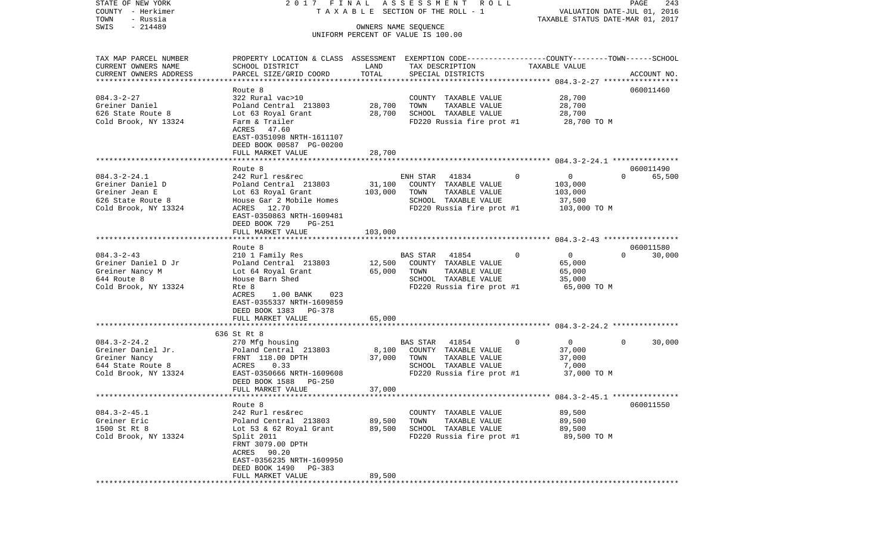STATE OF NEW YORK | COUNTY - Herkimer | TOWN - Russia | SWIS - 214489

2017 FINAL ASSESSMENT ROLL
TAXABLE SECTION OF THE ROLL - 1
OWNERS NAME SEQUENCE
UNIFORM PERCENT OF VALUE IS 100.00

VALUATION DATE-JUL 01, 2016
TAXABLE STATUS DATE-MAR 01, 2017

| TAX MAP PARCEL NUMBER / CURRENT OWNERS NAME / CURRENT OWNERS ADDRESS | PROPERTY LOCATION & CLASS / SCHOOL DISTRICT / PARCEL SIZE/GRID COORD | ASSESSMENT LAND | TOTAL | EXEMPTION CODE / TAX DESCRIPTION / SPECIAL DISTRICTS | COUNTY | TOWN | SCHOOL / TAXABLE VALUE | ACCOUNT NO. |
|---|---|---|---|---|---|---|---|---|
| **084.3-2-27** | Route 8 | | | | | | | 060011460 |
| Greiner Daniel | 322 Rural vac>10 | | | COUNTY TAXABLE VALUE | 28,700 | | | |
| 626 State Route 8 | Poland Central 213803 | 28,700 | | TOWN TAXABLE VALUE | | 28,700 | | |
| Cold Brook, NY 13324 | Lot 63 Royal Grant | | 28,700 | SCHOOL TAXABLE VALUE | | | 28,700 | |
| | Farm & Trailer | | | FD220 Russia fire prot #1 | 28,700 TO M | | | |
| | ACRES 47.60 | | | | | | | |
| | EAST-0351098 NRTH-1611107 | | | | | | | |
| | DEED BOOK 00587 PG-00200 | | | | | | | |
| | FULL MARKET VALUE | | 28,700 | | | | | |
| **084.3-2-24.1** | Route 8 | | | | | | | 060011490 |
| Greiner Daniel D | 242 Rurl res&rec | | | ENH STAR 41834 | 0 | 0 | 65,500 | |
| Greiner Jean E | Poland Central 213803 | 31,100 | | COUNTY TAXABLE VALUE | 103,000 | | | |
| 626 State Route 8 | Lot 63 Royal Grant | | 103,000 | TOWN TAXABLE VALUE | | 103,000 | | |
| Cold Brook, NY 13324 | House Gar 2 Mobile Homes | | | SCHOOL TAXABLE VALUE | | | 37,500 | |
| | ACRES 12.70 | | | FD220 Russia fire prot #1 | 103,000 TO M | | | |
| | EAST-0350863 NRTH-1609481 | | | | | | | |
| | DEED BOOK 729 PG-251 | | | | | | | |
| | FULL MARKET VALUE | | 103,000 | | | | | |
| **084.3-2-43** | Route 8 | | | | | | | 060011580 |
| Greiner Daniel D Jr | 210 1 Family Res | | | BAS STAR 41854 | 0 | 0 | 30,000 | |
| Greiner Nancy M | Poland Central 213803 | 12,500 | | COUNTY TAXABLE VALUE | 65,000 | | | |
| 644 Route 8 | Lot 64 Royal Grant | | 65,000 | TOWN TAXABLE VALUE | | 65,000 | | |
| Cold Brook, NY 13324 | House Barn Shed | | | SCHOOL TAXABLE VALUE | | | 35,000 | |
| | Rte 8 | | | FD220 Russia fire prot #1 | 65,000 TO M | | | |
| | ACRES 1.00 BANK 023 | | | | | | | |
| | EAST-0355337 NRTH-1609859 | | | | | | | |
| | DEED BOOK 1383 PG-378 | | | | | | | |
| | FULL MARKET VALUE | | 65,000 | | | | | |
| **084.3-2-24.2** | 636 St Rt 8 | | | | | | | |
| Greiner Daniel Jr. | 270 Mfg housing | | | BAS STAR 41854 | 0 | 0 | 30,000 | |
| Greiner Nancy | Poland Central 213803 | 8,100 | | COUNTY TAXABLE VALUE | 37,000 | | | |
| 644 State Route 8 | FRNT 118.00 DPTH | | 37,000 | TOWN TAXABLE VALUE | | 37,000 | | |
| Cold Brook, NY 13324 | ACRES 0.33 | | | SCHOOL TAXABLE VALUE | | | 7,000 | |
| | EAST-0350666 NRTH-1609608 | | | FD220 Russia fire prot #1 | 37,000 TO M | | | |
| | DEED BOOK 1588 PG-250 | | | | | | | |
| | FULL MARKET VALUE | | 37,000 | | | | | |
| **084.3-2-45.1** | Route 8 | | | | | | | 060011550 |
| Greiner Eric | 242 Rurl res&rec | | | COUNTY TAXABLE VALUE | 89,500 | | | |
| 1500 St Rt 8 | Poland Central 213803 | 89,500 | | TOWN TAXABLE VALUE | | 89,500 | | |
| Cold Brook, NY 13324 | Lot 53 & 62 Royal Grant | | 89,500 | SCHOOL TAXABLE VALUE | | | 89,500 | |
| | Split 2011 | | | FD220 Russia fire prot #1 | 89,500 TO M | | | |
| | FRNT 3079.00 DPTH | | | | | | | |
| | ACRES 90.20 | | | | | | | |
| | EAST-0356235 NRTH-1609950 | | | | | | | |
| | DEED BOOK 1490 PG-383 | | | | | | | |
| | FULL MARKET VALUE | | 89,500 | | | | | |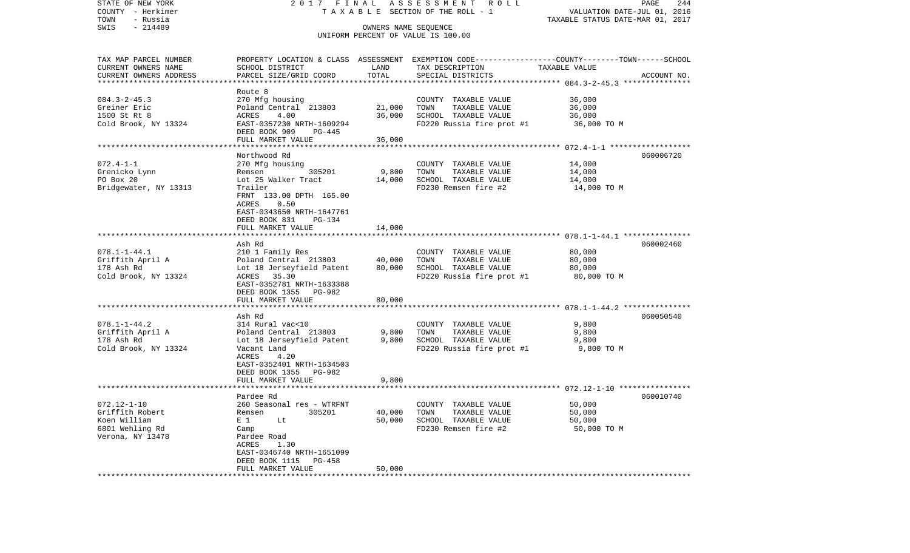STATE OF NEW YORK — 2017 FINAL ASSESSMENT ROLL — TAXABLE SECTION OF THE ROLL - 1

COUNTY - Herkimer
TOWN - Russia
SWIS - 214489

VALUATION DATE-JUL 01, 2016
TAXABLE STATUS DATE-MAR 01, 2017

OWNERS NAME SEQUENCE
UNIFORM PERCENT OF VALUE IS 100.00

| TAX MAP PARCEL NUMBER / CURRENT OWNERS NAME / CURRENT OWNERS ADDRESS | PROPERTY LOCATION & CLASS / SCHOOL DISTRICT / PARCEL SIZE/GRID COORD | ASSESSMENT LAND | TOTAL | EXEMPTION CODE / TAX DESCRIPTION / SPECIAL DISTRICTS | TAXABLE VALUE (COUNTY--------TOWN------SCHOOL) | ACCOUNT NO. |
|---|---|---|---|---|---|---|
| 084.3-2-45.3 | Route 8 | | | | | |
| Greiner Eric | 270 Mfg housing | | | COUNTY TAXABLE VALUE | 36,000 | |
| 1500 St Rt 8 | Poland Central 213803 | 21,000 | | TOWN TAXABLE VALUE | 36,000 | |
| Cold Brook, NY 13324 | ACRES 4.00 | | 36,000 | SCHOOL TAXABLE VALUE | 36,000 | |
| | EAST-0357230 NRTH-1609294 | | | FD220 Russia fire prot #1 | 36,000 TO M | |
| | DEED BOOK 909 PG-445 | | | | | |
| | FULL MARKET VALUE | | 36,000 | | | |
| 072.4-1-1 | Northwood Rd | | | | | 060006720 |
| Grenicko Lynn | 270 Mfg housing | | | COUNTY TAXABLE VALUE | 14,000 | |
| PO Box 20 | Remsen 305201 | 9,800 | | TOWN TAXABLE VALUE | 14,000 | |
| Bridgewater, NY 13313 | Lot 25 Walker Tract | | 14,000 | SCHOOL TAXABLE VALUE | 14,000 | |
| | Trailer | | | FD230 Remsen fire #2 | 14,000 TO M | |
| | FRNT 133.00 DPTH 165.00 | | | | | |
| | ACRES 0.50 | | | | | |
| | EAST-0343650 NRTH-1647761 | | | | | |
| | DEED BOOK 831 PG-134 | | | | | |
| | FULL MARKET VALUE | | 14,000 | | | |
| 078.1-1-44.1 | Ash Rd | | | | | 060002460 |
| Griffith April A | 210 1 Family Res | | | COUNTY TAXABLE VALUE | 80,000 | |
| 178 Ash Rd | Poland Central 213803 | 40,000 | | TOWN TAXABLE VALUE | 80,000 | |
| Cold Brook, NY 13324 | Lot 18 Jerseyfield Patent | | 80,000 | SCHOOL TAXABLE VALUE | 80,000 | |
| | ACRES 35.30 | | | FD220 Russia fire prot #1 | 80,000 TO M | |
| | EAST-0352781 NRTH-1633388 | | | | | |
| | DEED BOOK 1355 PG-982 | | | | | |
| | FULL MARKET VALUE | | 80,000 | | | |
| 078.1-1-44.2 | Ash Rd | | | | | 060050540 |
| Griffith April A | 314 Rural vac<10 | | | COUNTY TAXABLE VALUE | 9,800 | |
| 178 Ash Rd | Poland Central 213803 | 9,800 | | TOWN TAXABLE VALUE | 9,800 | |
| Cold Brook, NY 13324 | Lot 18 Jerseyfield Patent | | 9,800 | SCHOOL TAXABLE VALUE | 9,800 | |
| | Vacant Land | | | FD220 Russia fire prot #1 | 9,800 TO M | |
| | ACRES 4.20 | | | | | |
| | EAST-0352401 NRTH-1634503 | | | | | |
| | DEED BOOK 1355 PG-982 | | | | | |
| | FULL MARKET VALUE | | 9,800 | | | |
| 072.12-1-10 | Pardee Rd | | | | | 060010740 |
| Griffith Robert | 260 Seasonal res - WTRFNT | | | COUNTY TAXABLE VALUE | 50,000 | |
| Koen William | Remsen 305201 | 40,000 | | TOWN TAXABLE VALUE | 50,000 | |
| 6801 Wehling Rd | E 1 Lt | | 50,000 | SCHOOL TAXABLE VALUE | 50,000 | |
| Verona, NY 13478 | Camp | | | FD230 Remsen fire #2 | 50,000 TO M | |
| | Pardee Road | | | | | |
| | ACRES 1.30 | | | | | |
| | EAST-0346740 NRTH-1651099 | | | | | |
| | DEED BOOK 1115 PG-458 | | | | | |
| | FULL MARKET VALUE | | 50,000 | | | |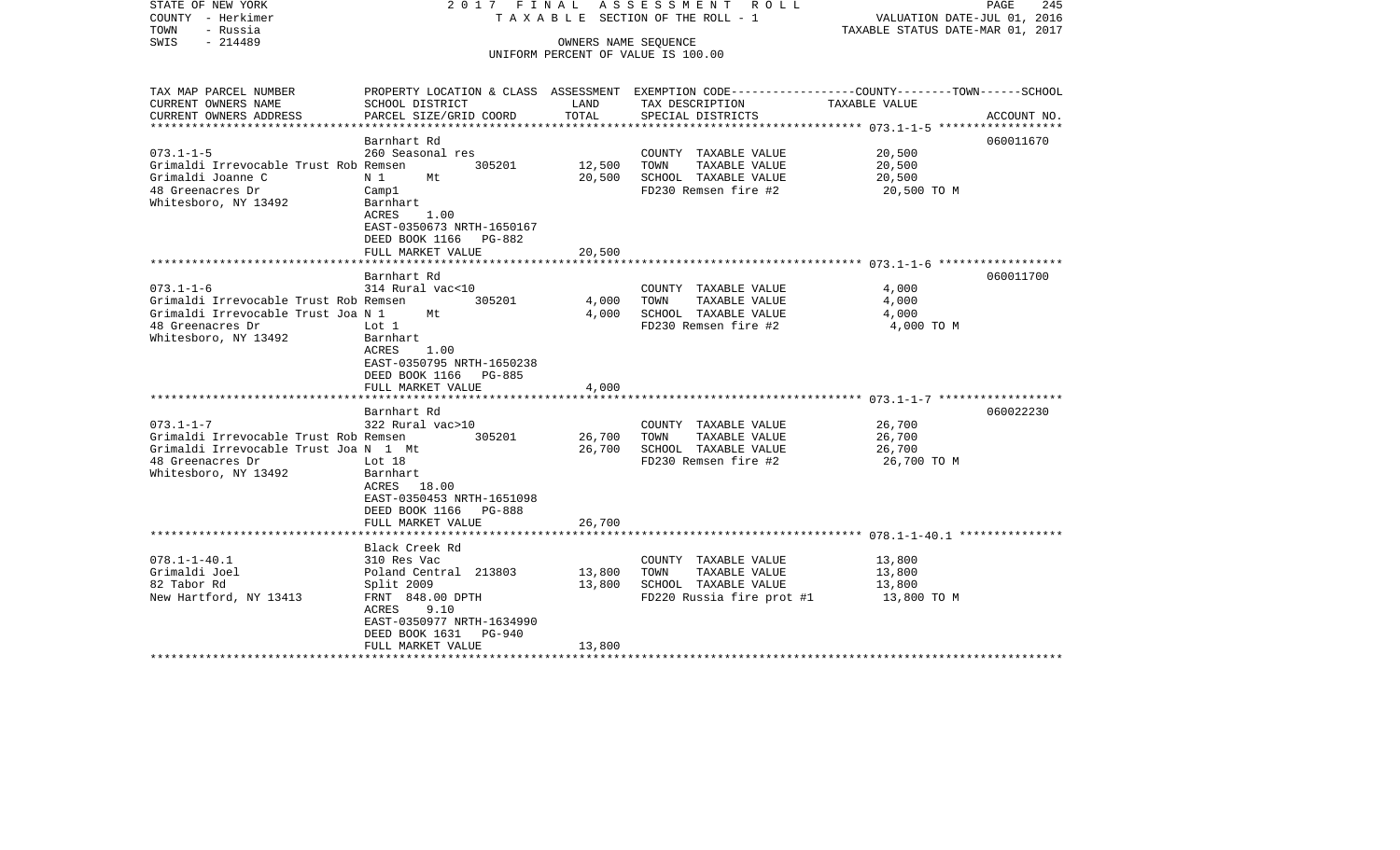STATE OF NEW YORK — 2017 FINAL ASSESSMENT ROLL
COUNTY - Herkimer — TAXABLE SECTION OF THE ROLL - 1 — VALUATION DATE-JUL 01, 2016
TOWN - Russia — TAXABLE STATUS DATE-MAR 01, 2017
SWIS - 214489 — OWNERS NAME SEQUENCE
UNIFORM PERCENT OF VALUE IS 100.00

| TAX MAP PARCEL NUMBER / CURRENT OWNERS NAME / CURRENT OWNERS ADDRESS | PROPERTY LOCATION & CLASS / SCHOOL DISTRICT / PARCEL SIZE/GRID COORD | ASSESSMENT LAND | ASSESSMENT TOTAL | EXEMPTION CODE / TAX DESCRIPTION / SPECIAL DISTRICTS | COUNTY--------TOWN------SCHOOL TAXABLE VALUE | ACCOUNT NO. |
|---|---|---|---|---|---|---|
| 073.1-1-5 | Barnhart Rd | | | | | 060011670 |
| Grimaldi Irrevocable Trust Rob | 260 Seasonal res | | | COUNTY TAXABLE VALUE | 20,500 | |
| Grimaldi Joanne C | Remsen 305201 | 12,500 | | TOWN TAXABLE VALUE | 20,500 | |
| 48 Greenacres Dr | N 1 Mt | | 20,500 | SCHOOL TAXABLE VALUE | 20,500 | |
| Whitesboro, NY 13492 | Camp1 | | | FD230 Remsen fire #2 | 20,500 TO M | |
| | Barnhart | | | | | |
| | ACRES 1.00 | | | | | |
| | EAST-0350673 NRTH-1650167 | | | | | |
| | DEED BOOK 1166 PG-882 | | | | | |
| | FULL MARKET VALUE | | 20,500 | | | |
| 073.1-1-6 | Barnhart Rd | | | | | 060011700 |
| Grimaldi Irrevocable Trust Rob | 314 Rural vac<10 | | | COUNTY TAXABLE VALUE | 4,000 | |
| Grimaldi Irrevocable Trust Joa | Remsen 305201 | 4,000 | | TOWN TAXABLE VALUE | 4,000 | |
| 48 Greenacres Dr | N 1 Mt | | 4,000 | SCHOOL TAXABLE VALUE | 4,000 | |
| Whitesboro, NY 13492 | Lot 1 | | | FD230 Remsen fire #2 | 4,000 TO M | |
| | Barnhart | | | | | |
| | ACRES 1.00 | | | | | |
| | EAST-0350795 NRTH-1650238 | | | | | |
| | DEED BOOK 1166 PG-885 | | | | | |
| | FULL MARKET VALUE | | 4,000 | | | |
| 073.1-1-7 | Barnhart Rd | | | | | 060022230 |
| Grimaldi Irrevocable Trust Rob | 322 Rural vac>10 | | | COUNTY TAXABLE VALUE | 26,700 | |
| Grimaldi Irrevocable Trust Joa | Remsen 305201 | 26,700 | | TOWN TAXABLE VALUE | 26,700 | |
| 48 Greenacres Dr | N 1 Mt | | 26,700 | SCHOOL TAXABLE VALUE | 26,700 | |
| Whitesboro, NY 13492 | Lot 18 | | | FD230 Remsen fire #2 | 26,700 TO M | |
| | Barnhart | | | | | |
| | ACRES 18.00 | | | | | |
| | EAST-0350453 NRTH-1651098 | | | | | |
| | DEED BOOK 1166 PG-888 | | | | | |
| | FULL MARKET VALUE | | 26,700 | | | |
| 078.1-1-40.1 | Black Creek Rd | | | | | |
| Grimaldi Joel | 310 Res Vac | | | COUNTY TAXABLE VALUE | 13,800 | |
| 82 Tabor Rd | Poland Central 213803 | 13,800 | | TOWN TAXABLE VALUE | 13,800 | |
| New Hartford, NY 13413 | Split 2009 | | 13,800 | SCHOOL TAXABLE VALUE | 13,800 | |
| | FRNT 848.00 DPTH | | | FD220 Russia fire prot #1 | 13,800 TO M | |
| | ACRES 9.10 | | | | | |
| | EAST-0350977 NRTH-1634990 | | | | | |
| | DEED BOOK 1631 PG-940 | | | | | |
| | FULL MARKET VALUE | | 13,800 | | | |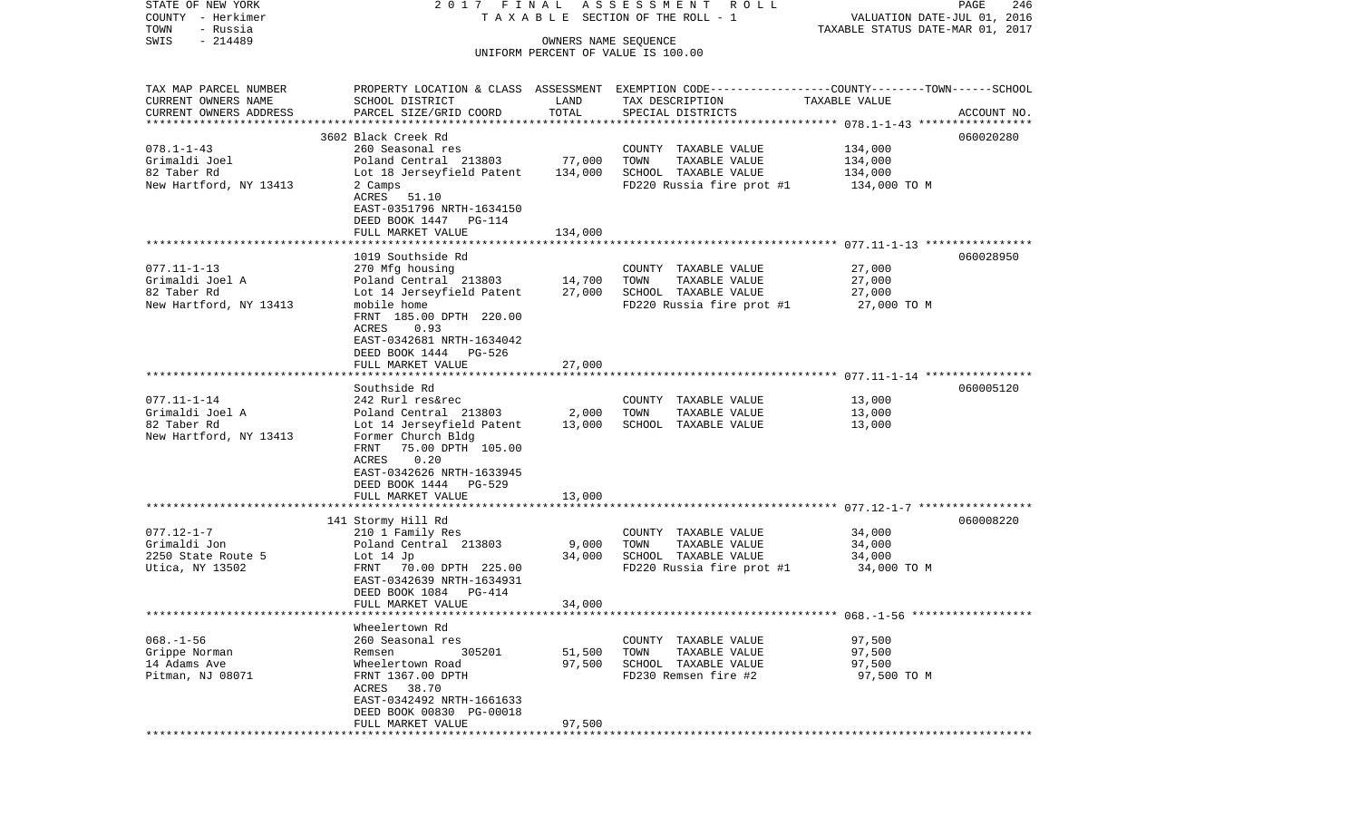STATE OF NEW YORK — 2017 FINAL ASSESSMENT ROLL — TAXABLE SECTION OF THE ROLL - 1 — VALUATION DATE-JUL 01, 2016
COUNTY - Herkimer — TAXABLE STATUS DATE-MAR 01, 2017
TOWN - Russia — OWNERS NAME SEQUENCE
SWIS - 214489 — UNIFORM PERCENT OF VALUE IS 100.00

| TAX MAP PARCEL NUMBER / CURRENT OWNERS NAME / CURRENT OWNERS ADDRESS | PROPERTY LOCATION & CLASS / SCHOOL DISTRICT / PARCEL SIZE/GRID COORD | ASSESSMENT LAND | TOTAL | EXEMPTION CODE / TAX DESCRIPTION / SPECIAL DISTRICTS | TAXABLE VALUE (COUNTY--TOWN--SCHOOL) | ACCOUNT NO. |
|---|---|---|---|---|---|---|
| | 3602 Black Creek Rd | | | | | 060020280 |
| 078.1-1-43 | 260 Seasonal res | | | COUNTY TAXABLE VALUE | 134,000 | |
| Grimaldi Joel | Poland Central 213803 | 77,000 | | TOWN TAXABLE VALUE | 134,000 | |
| 82 Taber Rd | Lot 18 Jerseyfield Patent | | 134,000 | SCHOOL TAXABLE VALUE | 134,000 | |
| New Hartford, NY 13413 | 2 Camps | | | FD220 Russia fire prot #1 | 134,000 TO M | |
| | ACRES 51.10 | | | | | |
| | EAST-0351796 NRTH-1634150 | | | | | |
| | DEED BOOK 1447 PG-114 | | | | | |
| | FULL MARKET VALUE | | 134,000 | | | |
| | 1019 Southside Rd | | | | | 060028950 |
| 077.11-1-13 | 270 Mfg housing | | | COUNTY TAXABLE VALUE | 27,000 | |
| Grimaldi Joel A | Poland Central 213803 | 14,700 | | TOWN TAXABLE VALUE | 27,000 | |
| 82 Taber Rd | Lot 14 Jerseyfield Patent | | 27,000 | SCHOOL TAXABLE VALUE | 27,000 | |
| New Hartford, NY 13413 | mobile home | | | FD220 Russia fire prot #1 | 27,000 TO M | |
| | FRNT 185.00 DPTH 220.00 | | | | | |
| | ACRES 0.93 | | | | | |
| | EAST-0342681 NRTH-1634042 | | | | | |
| | DEED BOOK 1444 PG-526 | | | | | |
| | FULL MARKET VALUE | | 27,000 | | | |
| | Southside Rd | | | | | 060005120 |
| 077.11-1-14 | 242 Rurl res&rec | | | COUNTY TAXABLE VALUE | 13,000 | |
| Grimaldi Joel A | Poland Central 213803 | 2,000 | | TOWN TAXABLE VALUE | 13,000 | |
| 82 Taber Rd | Lot 14 Jerseyfield Patent | | 13,000 | SCHOOL TAXABLE VALUE | 13,000 | |
| New Hartford, NY 13413 | Former Church Bldg | | | | | |
| | FRNT 75.00 DPTH 105.00 | | | | | |
| | ACRES 0.20 | | | | | |
| | EAST-0342626 NRTH-1633945 | | | | | |
| | DEED BOOK 1444 PG-529 | | | | | |
| | FULL MARKET VALUE | | 13,000 | | | |
| | 141 Stormy Hill Rd | | | | | 060008220 |
| 077.12-1-7 | 210 1 Family Res | | | COUNTY TAXABLE VALUE | 34,000 | |
| Grimaldi Jon | Poland Central 213803 | 9,000 | | TOWN TAXABLE VALUE | 34,000 | |
| 2250 State Route 5 | Lot 14 Jp | | 34,000 | SCHOOL TAXABLE VALUE | 34,000 | |
| Utica, NY 13502 | FRNT 70.00 DPTH 225.00 | | | FD220 Russia fire prot #1 | 34,000 TO M | |
| | EAST-0342639 NRTH-1634931 | | | | | |
| | DEED BOOK 1084 PG-414 | | | | | |
| | FULL MARKET VALUE | | 34,000 | | | |
| | Wheelertown Rd | | | | | |
| 068.-1-56 | 260 Seasonal res | | | COUNTY TAXABLE VALUE | 97,500 | |
| Grippe Norman | Remsen 305201 | 51,500 | | TOWN TAXABLE VALUE | 97,500 | |
| 14 Adams Ave | Wheelertown Road | | 97,500 | SCHOOL TAXABLE VALUE | 97,500 | |
| Pitman, NJ 08071 | FRNT 1367.00 DPTH | | | FD230 Remsen fire #2 | 97,500 TO M | |
| | ACRES 38.70 | | | | | |
| | EAST-0342492 NRTH-1661633 | | | | | |
| | DEED BOOK 00830 PG-00018 | | | | | |
| | FULL MARKET VALUE | | 97,500 | | | |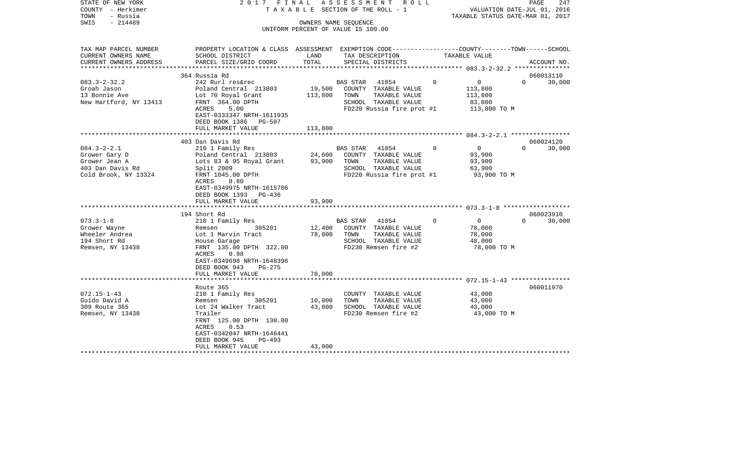STATE OF NEW YORK | 2017 FINAL ASSESSMENT ROLL
COUNTY - Herkimer | TAXABLE SECTION OF THE ROLL - 1 | VALUATION DATE-JUL 01, 2016
TOWN - Russia | | TAXABLE STATUS DATE-MAR 01, 2017
SWIS - 214489 | OWNERS NAME SEQUENCE
UNIFORM PERCENT OF VALUE IS 100.00

| TAX MAP PARCEL NUMBER / CURRENT OWNERS NAME / CURRENT OWNERS ADDRESS | PROPERTY LOCATION & CLASS / SCHOOL DISTRICT / PARCEL SIZE/GRID COORD | ASSESSMENT LAND | TOTAL | EXEMPTION CODE / TAX DESCRIPTION / SPECIAL DISTRICTS | COUNTY | TOWN | SCHOOL / TAXABLE VALUE | ACCOUNT NO. |
|---|---|---|---|---|---|---|---|---|
| | 364 Russia Rd | | | | | | | 060013110 |
| 083.3-2-32.2 | 242 Rurl res&rec | | | BAS STAR 41854 | 0 | 0 | 0 | 30,000 |
| Groah Jason | Poland Central 213803 | 19,500 | | COUNTY TAXABLE VALUE | 113,800 | | | |
| 13 Bonnie Ave | Lot 70 Royal Grant | | 113,800 | TOWN TAXABLE VALUE | 113,800 | | | |
| New Hartford, NY 13413 | FRNT 364.00 DPTH | | | SCHOOL TAXABLE VALUE | 83,800 | | | |
| | ACRES 5.00 | | | FD220 Russia fire prot #1 | 113,800 TO M | | | |
| | EAST-0333347 NRTH-1611935 | | | | | | | |
| | DEED BOOK 1386 PG-507 | | | | | | | |
| | FULL MARKET VALUE | | 113,800 | | | | | |
| | 403 Dan Davis Rd | | | | | | | 060024120 |
| 084.3-2-2.1 | 210 1 Family Res | | | BAS STAR 41854 | 0 | 0 | 0 | 30,000 |
| Grower Gary D | Poland Central 213803 | 24,600 | | COUNTY TAXABLE VALUE | 93,900 | | | |
| Grower Jean A | Lots 83 & 95 Royal Grant | | 93,900 | TOWN TAXABLE VALUE | 93,900 | | | |
| 403 Dan Davis Rd | Split 2009 | | | SCHOOL TAXABLE VALUE | 63,900 | | | |
| Cold Brook, NY 13324 | FRNT 1045.00 DPTH | | | FD220 Russia fire prot #1 | 93,900 TO M | | | |
| | ACRES 8.80 | | | | | | | |
| | EAST-0349975 NRTH-1615786 | | | | | | | |
| | DEED BOOK 1393 PG-436 | | | | | | | |
| | FULL MARKET VALUE | | 93,900 | | | | | |
| | 194 Short Rd | | | | | | | 060023910 |
| 073.3-1-8 | 210 1 Family Res | | | BAS STAR 41854 | 0 | 0 | 0 | 30,000 |
| Grower Wayne | Remsen 305201 | 12,400 | | COUNTY TAXABLE VALUE | 78,000 | | | |
| Wheeler Andrea | Lot 1 Marvin Tract | | 78,000 | TOWN TAXABLE VALUE | 78,000 | | | |
| 194 Short Rd | House Garage | | | SCHOOL TAXABLE VALUE | 48,000 | | | |
| Remsen, NY 13438 | FRNT 135.00 DPTH 322.00 | | | FD230 Remsen fire #2 | 78,000 TO M | | | |
| | ACRES 0.98 | | | | | | | |
| | EAST-0349698 NRTH-1648396 | | | | | | | |
| | DEED BOOK 943 PG-275 | | | | | | | |
| | FULL MARKET VALUE | | 78,000 | | | | | |
| | Route 365 | | | | | | | 060011970 |
| 072.15-1-43 | 210 1 Family Res | | | COUNTY TAXABLE VALUE | 43,000 | | | |
| Guido David A | Remsen 305201 | 10,000 | | TOWN TAXABLE VALUE | 43,000 | | | |
| 309 Route 365 | Lot 24 Walker Tract | | 43,000 | SCHOOL TAXABLE VALUE | 43,000 | | | |
| Remsen, NY 13438 | Trailer | | | FD230 Remsen fire #2 | 43,000 TO M | | | |
| | FRNT 125.00 DPTH 130.00 | | | | | | | |
| | ACRES 0.53 | | | | | | | |
| | EAST-0342047 NRTH-1646441 | | | | | | | |
| | DEED BOOK 945 PG-493 | | | | | | | |
| | FULL MARKET VALUE | | 43,000 | | | | | |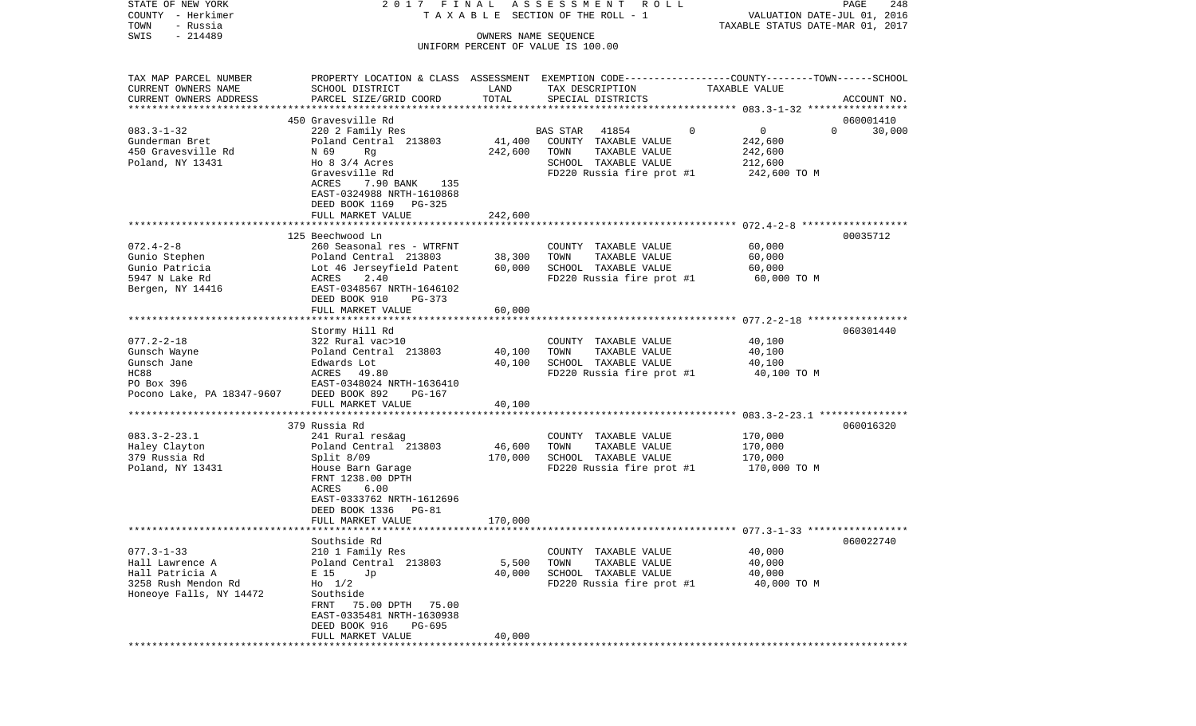STATE OF NEW YORK 2017 FINAL ASSESSMENT ROLL
COUNTY - Herkimer TAXABLE SECTION OF THE ROLL - 1 VALUATION DATE-JUL 01, 2016
TOWN - Russia TAXABLE STATUS DATE-MAR 01, 2017
SWIS - 214489 OWNERS NAME SEQUENCE
UNIFORM PERCENT OF VALUE IS 100.00

| TAX MAP PARCEL NUMBER / CURRENT OWNERS NAME / CURRENT OWNERS ADDRESS | PROPERTY LOCATION & CLASS / SCHOOL DISTRICT / PARCEL SIZE/GRID COORD | ASSESSMENT LAND / TOTAL | EXEMPTION CODE / TAX DESCRIPTION / SPECIAL DISTRICTS | COUNTY / TOWN / SCHOOL TAXABLE VALUE | ACCOUNT NO. |
|---|---|---|---|---|---|
| | 450 Gravesville Rd | | | | 060001410 |
| 083.3-1-32 | 220 2 Family Res | | BAS STAR 41854 | 0 0 0 | 30,000 |
| Gunderman Bret | Poland Central 213803 | 41,400 | COUNTY TAXABLE VALUE | 242,600 | |
| 450 Gravesville Rd | N 69 Rg | 242,600 | TOWN TAXABLE VALUE | 242,600 | |
| Poland, NY 13431 | Ho 8 3/4 Acres | | SCHOOL TAXABLE VALUE | 212,600 | |
| | Gravesville Rd | | FD220 Russia fire prot #1 | 242,600 TO M | |
| | ACRES 7.90 BANK 135 | | | | |
| | EAST-0324988 NRTH-1610868 | | | | |
| | DEED BOOK 1169 PG-325 | | | | |
| | FULL MARKET VALUE | 242,600 | | | |
| | 125 Beechwood Ln | | | | 00035712 |
| 072.4-2-8 | 260 Seasonal res - WTRFNT | | COUNTY TAXABLE VALUE | 60,000 | |
| Gunio Stephen | Poland Central 213803 | 38,300 | TOWN TAXABLE VALUE | 60,000 | |
| Gunio Patricia | Lot 46 Jerseyfield Patent | 60,000 | SCHOOL TAXABLE VALUE | 60,000 | |
| 5947 N Lake Rd | ACRES 2.40 | | FD220 Russia fire prot #1 | 60,000 TO M | |
| Bergen, NY 14416 | EAST-0348567 NRTH-1646102 | | | | |
| | DEED BOOK 910 PG-373 | | | | |
| | FULL MARKET VALUE | 60,000 | | | |
| | Stormy Hill Rd | | | | 060301440 |
| 077.2-2-18 | 322 Rural vac>10 | | COUNTY TAXABLE VALUE | 40,100 | |
| Gunsch Wayne | Poland Central 213803 | 40,100 | TOWN TAXABLE VALUE | 40,100 | |
| Gunsch Jane | Edwards Lot | 40,100 | SCHOOL TAXABLE VALUE | 40,100 | |
| HC88 | ACRES 49.80 | | FD220 Russia fire prot #1 | 40,100 TO M | |
| PO Box 396 | EAST-0348024 NRTH-1636410 | | | | |
| Pocono Lake, PA 18347-9607 | DEED BOOK 892 PG-167 | | | | |
| | FULL MARKET VALUE | 40,100 | | | |
| | 379 Russia Rd | | | | 060016320 |
| 083.3-2-23.1 | 241 Rural res&ag | | COUNTY TAXABLE VALUE | 170,000 | |
| Haley Clayton | Poland Central 213803 | 46,600 | TOWN TAXABLE VALUE | 170,000 | |
| 379 Russia Rd | Split 8/09 | 170,000 | SCHOOL TAXABLE VALUE | 170,000 | |
| Poland, NY 13431 | House Barn Garage | | FD220 Russia fire prot #1 | 170,000 TO M | |
| | FRNT 1238.00 DPTH | | | | |
| | ACRES 6.00 | | | | |
| | EAST-0333762 NRTH-1612696 | | | | |
| | DEED BOOK 1336 PG-81 | | | | |
| | FULL MARKET VALUE | 170,000 | | | |
| | Southside Rd | | | | 060022740 |
| 077.3-1-33 | 210 1 Family Res | | COUNTY TAXABLE VALUE | 40,000 | |
| Hall Lawrence A | Poland Central 213803 | 5,500 | TOWN TAXABLE VALUE | 40,000 | |
| Hall Patricia A | E 15 Jp | 40,000 | SCHOOL TAXABLE VALUE | 40,000 | |
| 3258 Rush Mendon Rd | Ho 1/2 | | FD220 Russia fire prot #1 | 40,000 TO M | |
| Honeoye Falls, NY 14472 | Southside | | | | |
| | FRNT 75.00 DPTH 75.00 | | | | |
| | EAST-0335481 NRTH-1630938 | | | | |
| | DEED BOOK 916 PG-695 | | | | |
| | FULL MARKET VALUE | 40,000 | | | |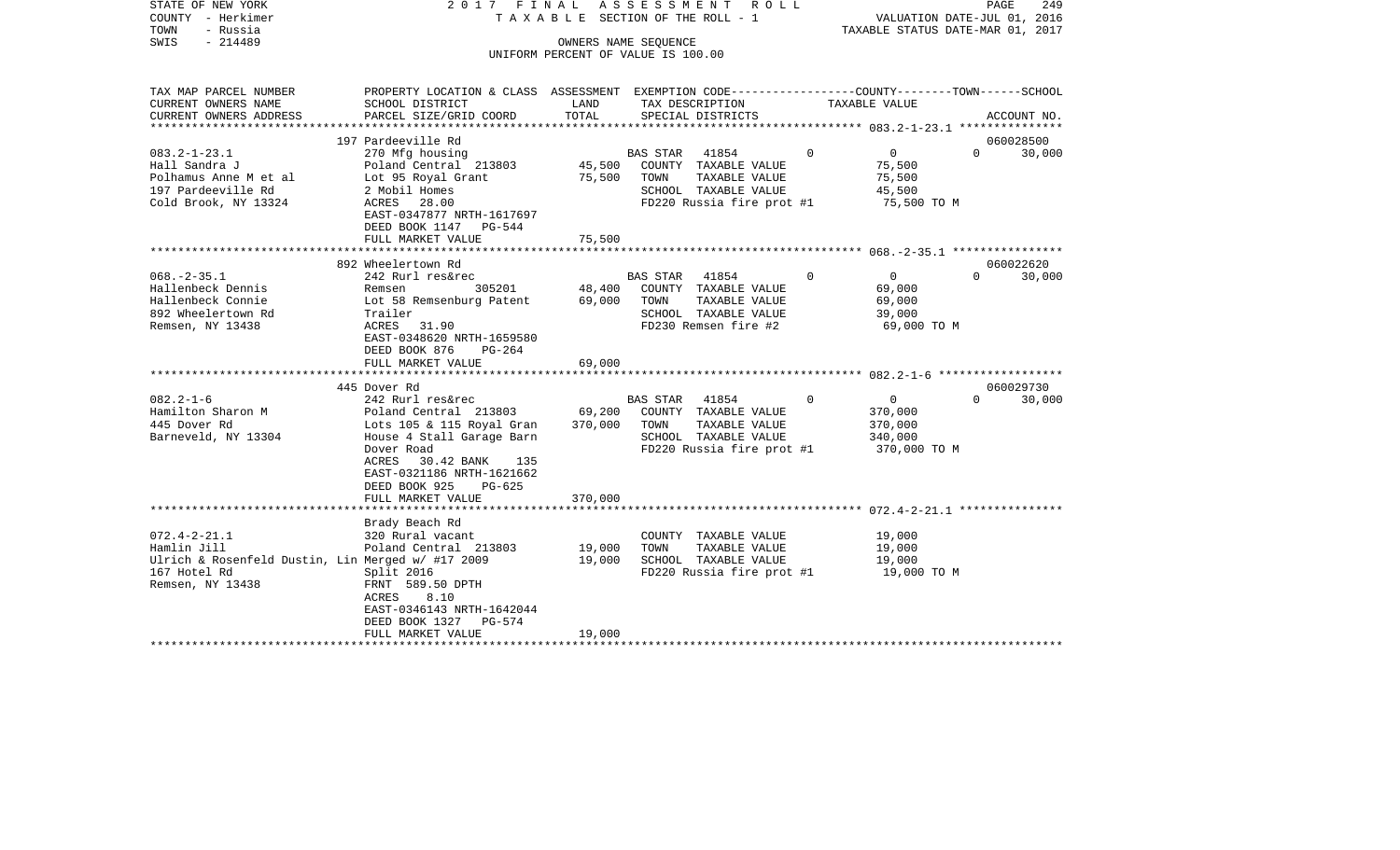STATE OF NEW YORK — 2017 FINAL ASSESSMENT ROLL
COUNTY - Herkimer — TAXABLE SECTION OF THE ROLL - 1 — VALUATION DATE-JUL 01, 2016
TOWN - Russia — TAXABLE STATUS DATE-MAR 01, 2017
SWIS - 214489 — OWNERS NAME SEQUENCE
UNIFORM PERCENT OF VALUE IS 100.00

| TAX MAP PARCEL NUMBER / CURRENT OWNERS NAME / CURRENT OWNERS ADDRESS | PROPERTY LOCATION & CLASS / SCHOOL DISTRICT / PARCEL SIZE/GRID COORD | ASSESSMENT LAND / TOTAL | EXEMPTION CODE / TAX DESCRIPTION / SPECIAL DISTRICTS | COUNTY | TOWN | SCHOOL / TAXABLE VALUE | ACCOUNT NO. |
|---|---|---|---|---|---|---|---|
| | 197 Pardeeville Rd | | | | | | 060028500 |
| 083.2-1-23.1 | 270 Mfg housing | | BAS STAR 41854 | 0 | 0 | 0 | 30,000 |
| Hall Sandra J | Poland Central 213803 | 45,500 | COUNTY TAXABLE VALUE | 75,500 | | | |
| Polhamus Anne M et al | Lot 95 Royal Grant | 75,500 | TOWN TAXABLE VALUE | | 75,500 | | |
| 197 Pardeeville Rd | 2 Mobil Homes | | SCHOOL TAXABLE VALUE | | | 45,500 | |
| Cold Brook, NY 13324 | ACRES 28.00 | | FD220 Russia fire prot #1 | 75,500 TO M | | | |
| | EAST-0347877 NRTH-1617697 | | | | | | |
| | DEED BOOK 1147 PG-544 | | | | | | |
| | FULL MARKET VALUE | 75,500 | | | | | |
| | 892 Wheelertown Rd | | | | | | 060022620 |
| 068.-2-35.1 | 242 Rurl res&rec | | BAS STAR 41854 | 0 | 0 | 0 | 30,000 |
| Hallenbeck Dennis | Remsen 305201 | 48,400 | COUNTY TAXABLE VALUE | 69,000 | | | |
| Hallenbeck Connie | Lot 58 Remsenburg Patent | 69,000 | TOWN TAXABLE VALUE | | 69,000 | | |
| 892 Wheelertown Rd | Trailer | | SCHOOL TAXABLE VALUE | | | 39,000 | |
| Remsen, NY 13438 | ACRES 31.90 | | FD230 Remsen fire #2 | 69,000 TO M | | | |
| | EAST-0348620 NRTH-1659580 | | | | | | |
| | DEED BOOK 876 PG-264 | | | | | | |
| | FULL MARKET VALUE | 69,000 | | | | | |
| | 445 Dover Rd | | | | | | 060029730 |
| 082.2-1-6 | 242 Rurl res&rec | | BAS STAR 41854 | 0 | 0 | 0 | 30,000 |
| Hamilton Sharon M | Poland Central 213803 | 69,200 | COUNTY TAXABLE VALUE | 370,000 | | | |
| 445 Dover Rd | Lots 105 & 115 Royal Gran | 370,000 | TOWN TAXABLE VALUE | | 370,000 | | |
| Barneveld, NY 13304 | House 4 Stall Garage Barn | | SCHOOL TAXABLE VALUE | | | 340,000 | |
| | Dover Road | | FD220 Russia fire prot #1 | 370,000 TO M | | | |
| | ACRES 30.42 BANK 135 | | | | | | |
| | EAST-0321186 NRTH-1621662 | | | | | | |
| | DEED BOOK 925 PG-625 | | | | | | |
| | FULL MARKET VALUE | 370,000 | | | | | |
| | Brady Beach Rd | | | | | | |
| 072.4-2-21.1 | 320 Rural vacant | | COUNTY TAXABLE VALUE | 19,000 | | | |
| Hamlin Jill | Poland Central 213803 | 19,000 | TOWN TAXABLE VALUE | | 19,000 | | |
| Ulrich & Rosenfeld Dustin, Lin | Merged w/ #17 2009 | 19,000 | SCHOOL TAXABLE VALUE | | | 19,000 | |
| 167 Hotel Rd | Split 2016 | | FD220 Russia fire prot #1 | 19,000 TO M | | | |
| Remsen, NY 13438 | FRNT 589.50 DPTH | | | | | | |
| | ACRES 8.10 | | | | | | |
| | EAST-0346143 NRTH-1642044 | | | | | | |
| | DEED BOOK 1327 PG-574 | | | | | | |
| | FULL MARKET VALUE | 19,000 | | | | | |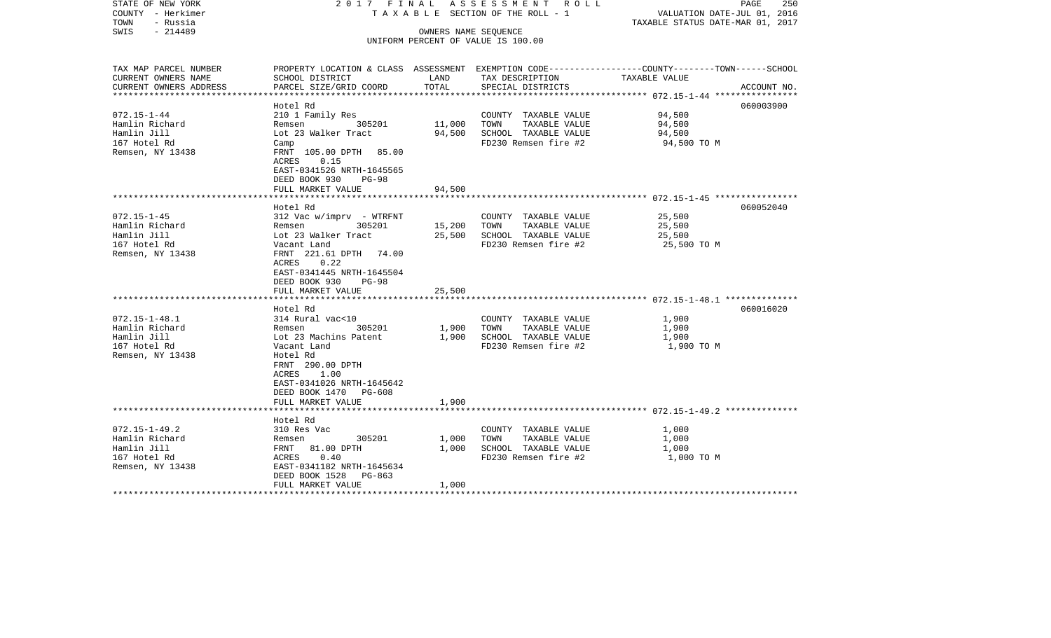STATE OF NEW YORK — 2017 FINAL ASSESSMENT ROLL
COUNTY - Herkimer — TAXABLE SECTION OF THE ROLL - 1 — VALUATION DATE-JUL 01, 2016
TOWN - Russia — TAXABLE STATUS DATE-MAR 01, 2017
SWIS - 214489 — OWNERS NAME SEQUENCE
UNIFORM PERCENT OF VALUE IS 100.00

| TAX MAP PARCEL NUMBER<br>CURRENT OWNERS NAME<br>CURRENT OWNERS ADDRESS | PROPERTY LOCATION & CLASS<br>SCHOOL DISTRICT<br>PARCEL SIZE/GRID COORD | ASSESSMENT<br>LAND<br>TOTAL | EXEMPTION CODE-----COUNTY-----TOWN-----SCHOOL<br>TAX DESCRIPTION<br>SPECIAL DISTRICTS | TAXABLE VALUE | ACCOUNT NO. |
|---|---|---|---|---|---|
| **072.15-1-44** | Hotel Rd | | | | 060003900 |
| 072.15-1-44 | 210 1 Family Res | | COUNTY TAXABLE VALUE | 94,500 | |
| Hamlin Richard | Remsen 305201 | 11,000 | TOWN TAXABLE VALUE | 94,500 | |
| Hamlin Jill | Lot 23 Walker Tract | 94,500 | SCHOOL TAXABLE VALUE | 94,500 | |
| 167 Hotel Rd | Camp | | FD230 Remsen fire #2 | 94,500 TO M | |
| Remsen, NY 13438 | FRNT 105.00 DPTH 85.00 | | | | |
| | ACRES 0.15 | | | | |
| | EAST-0341526 NRTH-1645565 | | | | |
| | DEED BOOK 930 PG-98 | | | | |
| | FULL MARKET VALUE | 94,500 | | | |
| **072.15-1-45** | Hotel Rd | | | | 060052040 |
| 072.15-1-45 | 312 Vac w/imprv - WTRFNT | | COUNTY TAXABLE VALUE | 25,500 | |
| Hamlin Richard | Remsen 305201 | 15,200 | TOWN TAXABLE VALUE | 25,500 | |
| Hamlin Jill | Lot 23 Walker Tract | 25,500 | SCHOOL TAXABLE VALUE | 25,500 | |
| 167 Hotel Rd | Vacant Land | | FD230 Remsen fire #2 | 25,500 TO M | |
| Remsen, NY 13438 | FRNT 221.61 DPTH 74.00 | | | | |
| | ACRES 0.22 | | | | |
| | EAST-0341445 NRTH-1645504 | | | | |
| | DEED BOOK 930 PG-98 | | | | |
| | FULL MARKET VALUE | 25,500 | | | |
| **072.15-1-48.1** | Hotel Rd | | | | 060016020 |
| 072.15-1-48.1 | 314 Rural vac<10 | | COUNTY TAXABLE VALUE | 1,900 | |
| Hamlin Richard | Remsen 305201 | 1,900 | TOWN TAXABLE VALUE | 1,900 | |
| Hamlin Jill | Lot 23 Machins Patent | 1,900 | SCHOOL TAXABLE VALUE | 1,900 | |
| 167 Hotel Rd | Vacant Land | | FD230 Remsen fire #2 | 1,900 TO M | |
| Remsen, NY 13438 | Hotel Rd | | | | |
| | FRNT 290.00 DPTH | | | | |
| | ACRES 1.00 | | | | |
| | EAST-0341026 NRTH-1645642 | | | | |
| | DEED BOOK 1470 PG-608 | | | | |
| | FULL MARKET VALUE | 1,900 | | | |
| **072.15-1-49.2** | Hotel Rd | | | | |
| 072.15-1-49.2 | 310 Res Vac | | COUNTY TAXABLE VALUE | 1,000 | |
| Hamlin Richard | Remsen 305201 | 1,000 | TOWN TAXABLE VALUE | 1,000 | |
| Hamlin Jill | FRNT 81.00 DPTH | 1,000 | SCHOOL TAXABLE VALUE | 1,000 | |
| 167 Hotel Rd | ACRES 0.40 | | FD230 Remsen fire #2 | 1,000 TO M | |
| Remsen, NY 13438 | EAST-0341182 NRTH-1645634 | | | | |
| | DEED BOOK 1528 PG-863 | | | | |
| | FULL MARKET VALUE | 1,000 | | | |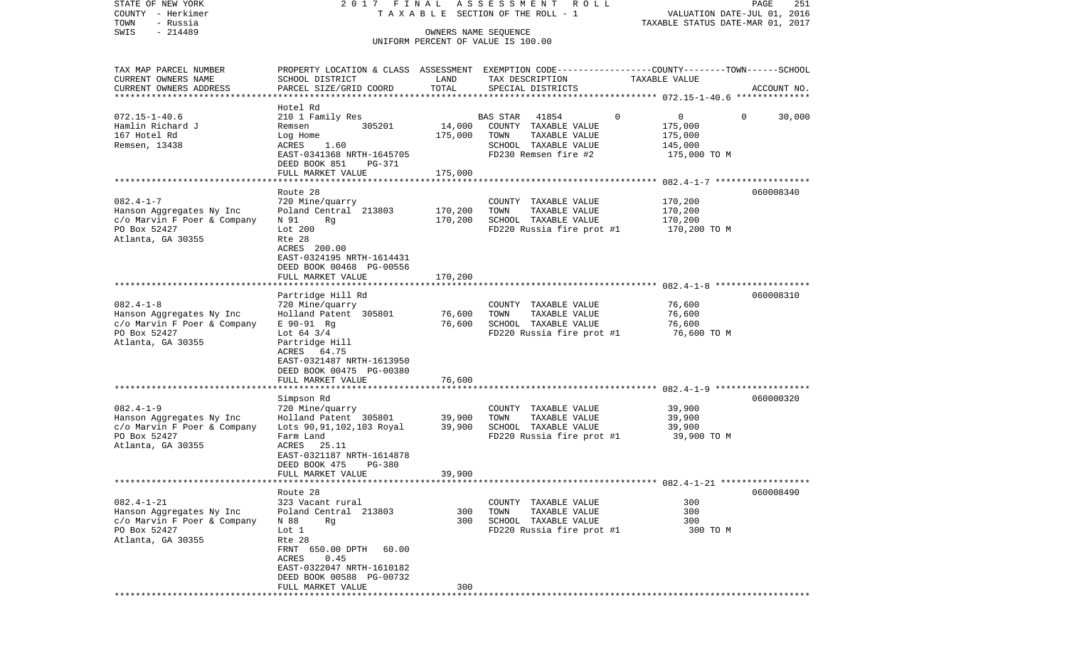STATE OF NEW YORK — 2017 FINAL ASSESSMENT ROLL — TAXABLE SECTION OF THE ROLL - 1
COUNTY - Herkimer — VALUATION DATE-JUL 01, 2016
TOWN - Russia — TAXABLE STATUS DATE-MAR 01, 2017
SWIS - 214489 — OWNERS NAME SEQUENCE — UNIFORM PERCENT OF VALUE IS 100.00

| TAX MAP PARCEL NUMBER / CURRENT OWNERS NAME / CURRENT OWNERS ADDRESS | PROPERTY LOCATION & CLASS / SCHOOL DISTRICT / PARCEL SIZE/GRID COORD | ASSESSMENT LAND | TOTAL | EXEMPTION CODE / TAX DESCRIPTION / SPECIAL DISTRICTS | COUNTY | TOWN | SCHOOL TAXABLE VALUE | ACCOUNT NO. |
|---|---|---|---|---|---|---|---|---|
| **072.15-1-40.6** | Hotel Rd | | | | | | | |
| 072.15-1-40.6 | 210 1 Family Res | | | BAS STAR 41854 | 0 | 0 | 30,000 | |
| Hamlin Richard J | Remsen 305201 | 14,000 | | COUNTY TAXABLE VALUE | 175,000 | | | |
| 167 Hotel Rd | Log Home | | 175,000 | TOWN TAXABLE VALUE | | 175,000 | | |
| Remsen, 13438 | ACRES 1.60 | | | SCHOOL TAXABLE VALUE | | | 145,000 | |
| | EAST-0341368 NRTH-1645705 | | | FD230 Remsen fire #2 | 175,000 TO M | | | |
| | DEED BOOK 851 PG-371 | | | | | | | |
| | FULL MARKET VALUE | | 175,000 | | | | | |
| **082.4-1-7** | Route 28 | | | | | | | 060008340 |
| 082.4-1-7 | 720 Mine/quarry | | | COUNTY TAXABLE VALUE | 170,200 | | | |
| Hanson Aggregates Ny Inc | Poland Central 213803 | 170,200 | | TOWN TAXABLE VALUE | | 170,200 | | |
| c/o Marvin F Poer & Company | N 91 Rg | | 170,200 | SCHOOL TAXABLE VALUE | | | 170,200 | |
| PO Box 52427 | Lot 200 | | | FD220 Russia fire prot #1 | 170,200 TO M | | | |
| Atlanta, GA 30355 | Rte 28 | | | | | | | |
| | ACRES 200.00 | | | | | | | |
| | EAST-0324195 NRTH-1614431 | | | | | | | |
| | DEED BOOK 00468 PG-00556 | | | | | | | |
| | FULL MARKET VALUE | | 170,200 | | | | | |
| **082.4-1-8** | Partridge Hill Rd | | | | | | | 060008310 |
| 082.4-1-8 | 720 Mine/quarry | | | COUNTY TAXABLE VALUE | 76,600 | | | |
| Hanson Aggregates Ny Inc | Holland Patent 305801 | 76,600 | | TOWN TAXABLE VALUE | | 76,600 | | |
| c/o Marvin F Poer & Company | E 90-91 Rg | | 76,600 | SCHOOL TAXABLE VALUE | | | 76,600 | |
| PO Box 52427 | Lot 64 3/4 | | | FD220 Russia fire prot #1 | 76,600 TO M | | | |
| Atlanta, GA 30355 | Partridge Hill | | | | | | | |
| | ACRES 64.75 | | | | | | | |
| | EAST-0321487 NRTH-1613950 | | | | | | | |
| | DEED BOOK 00475 PG-00380 | | | | | | | |
| | FULL MARKET VALUE | | 76,600 | | | | | |
| **082.4-1-9** | Simpson Rd | | | | | | | 060000320 |
| 082.4-1-9 | 720 Mine/quarry | | | COUNTY TAXABLE VALUE | 39,900 | | | |
| Hanson Aggregates Ny Inc | Holland Patent 305801 | 39,900 | | TOWN TAXABLE VALUE | | 39,900 | | |
| c/o Marvin F Poer & Company | Lots 90,91,102,103 Royal | | 39,900 | SCHOOL TAXABLE VALUE | | | 39,900 | |
| PO Box 52427 | Farm Land | | | FD220 Russia fire prot #1 | 39,900 TO M | | | |
| Atlanta, GA 30355 | ACRES 25.11 | | | | | | | |
| | EAST-0321187 NRTH-1614878 | | | | | | | |
| | DEED BOOK 475 PG-380 | | | | | | | |
| | FULL MARKET VALUE | | 39,900 | | | | | |
| **082.4-1-21** | Route 28 | | | | | | | 060008490 |
| 082.4-1-21 | 323 Vacant rural | | | COUNTY TAXABLE VALUE | 300 | | | |
| Hanson Aggregates Ny Inc | Poland Central 213803 | 300 | | TOWN TAXABLE VALUE | | 300 | | |
| c/o Marvin F Poer & Company | N 88 Rg | | 300 | SCHOOL TAXABLE VALUE | | | 300 | |
| PO Box 52427 | Lot 1 | | | FD220 Russia fire prot #1 | 300 TO M | | | |
| Atlanta, GA 30355 | Rte 28 | | | | | | | |
| | FRNT 650.00 DPTH 60.00 | | | | | | | |
| | ACRES 0.45 | | | | | | | |
| | EAST-0322047 NRTH-1610182 | | | | | | | |
| | DEED BOOK 00588 PG-00732 | | | | | | | |
| | FULL MARKET VALUE | | 300 | | | | | |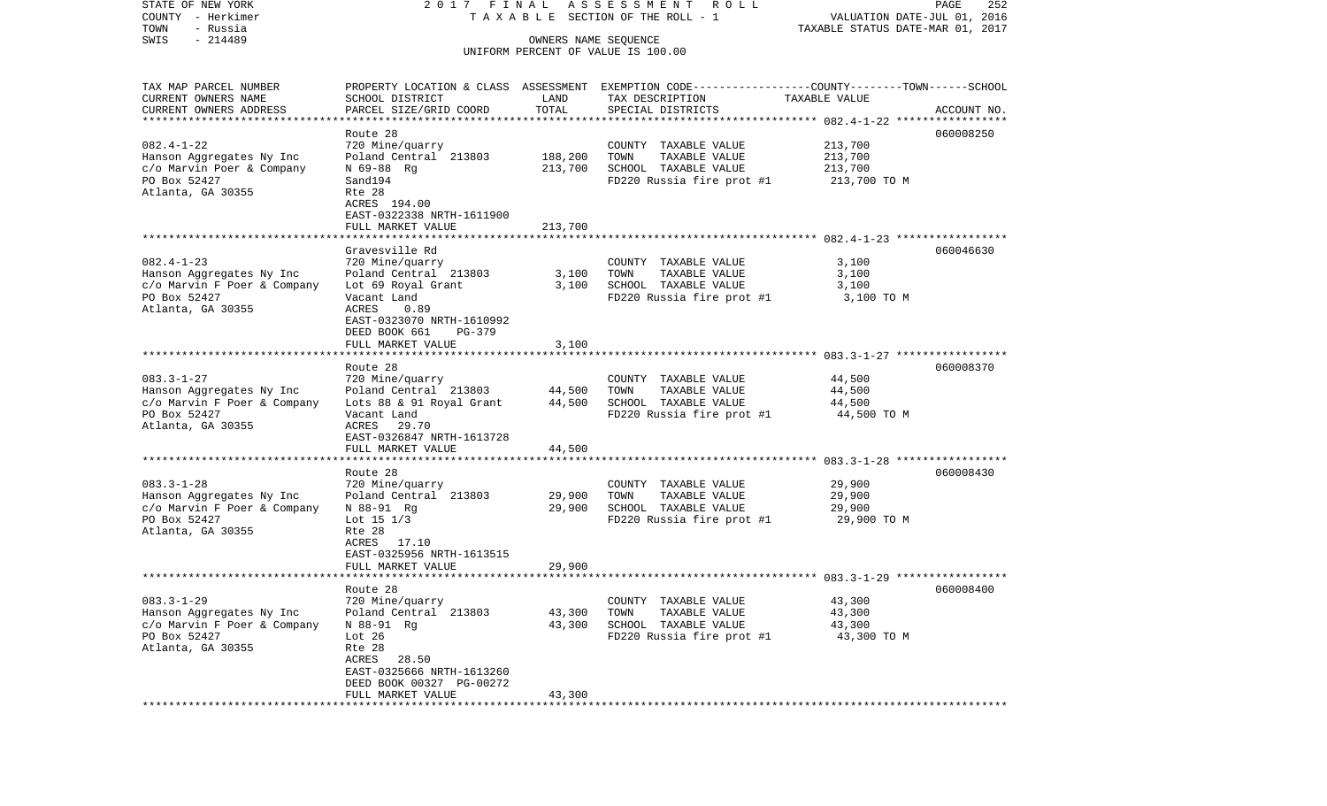STATE OF NEW YORK 2017 FINAL ASSESSMENT ROLL
COUNTY - Herkimer TAXABLE SECTION OF THE ROLL - 1 VALUATION DATE-JUL 01, 2016
TOWN - Russia TAXABLE STATUS DATE-MAR 01, 2017
SWIS - 214489 OWNERS NAME SEQUENCE
UNIFORM PERCENT OF VALUE IS 100.00

| TAX MAP PARCEL NUMBER<br>CURRENT OWNERS NAME<br>CURRENT OWNERS ADDRESS | PROPERTY LOCATION & CLASS<br>SCHOOL DISTRICT<br>PARCEL SIZE/GRID COORD | ASSESSMENT<br>LAND<br>TOTAL | EXEMPTION CODE-----COUNTY-----TOWN-----SCHOOL<br>TAX DESCRIPTION<br>SPECIAL DISTRICTS | TAXABLE VALUE | ACCOUNT NO. |
|---|---|---|---|---|---|
| 082.4-1-22 | Route 28 | | | | 060008250 |
| 082.4-1-22 | 720 Mine/quarry | | COUNTY TAXABLE VALUE | 213,700 | |
| Hanson Aggregates Ny Inc | Poland Central 213803 | 188,200 | TOWN TAXABLE VALUE | 213,700 | |
| c/o Marvin Poer & Company | N 69-88 Rg | 213,700 | SCHOOL TAXABLE VALUE | 213,700 | |
| PO Box 52427 | Sand194 | | FD220 Russia fire prot #1 | 213,700 TO M | |
| Atlanta, GA 30355 | Rte 28 | | | | |
| | ACRES 194.00 | | | | |
| | EAST-0322338 NRTH-1611900 | | | | |
| | FULL MARKET VALUE | 213,700 | | | |
| 082.4-1-23 | Gravesville Rd | | | | 060046630 |
| 082.4-1-23 | 720 Mine/quarry | | COUNTY TAXABLE VALUE | 3,100 | |
| Hanson Aggregates Ny Inc | Poland Central 213803 | 3,100 | TOWN TAXABLE VALUE | 3,100 | |
| c/o Marvin F Poer & Company | Lot 69 Royal Grant | 3,100 | SCHOOL TAXABLE VALUE | 3,100 | |
| PO Box 52427 | Vacant Land | | FD220 Russia fire prot #1 | 3,100 TO M | |
| Atlanta, GA 30355 | ACRES 0.89 | | | | |
| | EAST-0323070 NRTH-1610992 | | | | |
| | DEED BOOK 661 PG-379 | | | | |
| | FULL MARKET VALUE | 3,100 | | | |
| 083.3-1-27 | Route 28 | | | | 060008370 |
| 083.3-1-27 | 720 Mine/quarry | | COUNTY TAXABLE VALUE | 44,500 | |
| Hanson Aggregates Ny Inc | Poland Central 213803 | 44,500 | TOWN TAXABLE VALUE | 44,500 | |
| c/o Marvin F Poer & Company | Lots 88 & 91 Royal Grant | 44,500 | SCHOOL TAXABLE VALUE | 44,500 | |
| PO Box 52427 | Vacant Land | | FD220 Russia fire prot #1 | 44,500 TO M | |
| Atlanta, GA 30355 | ACRES 29.70 | | | | |
| | EAST-0326847 NRTH-1613728 | | | | |
| | FULL MARKET VALUE | 44,500 | | | |
| 083.3-1-28 | Route 28 | | | | 060008430 |
| 083.3-1-28 | 720 Mine/quarry | | COUNTY TAXABLE VALUE | 29,900 | |
| Hanson Aggregates Ny Inc | Poland Central 213803 | 29,900 | TOWN TAXABLE VALUE | 29,900 | |
| c/o Marvin F Poer & Company | N 88-91 Rg | 29,900 | SCHOOL TAXABLE VALUE | 29,900 | |
| PO Box 52427 | Lot 15 1/3 | | FD220 Russia fire prot #1 | 29,900 TO M | |
| Atlanta, GA 30355 | Rte 28 | | | | |
| | ACRES 17.10 | | | | |
| | EAST-0325956 NRTH-1613515 | | | | |
| | FULL MARKET VALUE | 29,900 | | | |
| 083.3-1-29 | Route 28 | | | | 060008400 |
| 083.3-1-29 | 720 Mine/quarry | | COUNTY TAXABLE VALUE | 43,300 | |
| Hanson Aggregates Ny Inc | Poland Central 213803 | 43,300 | TOWN TAXABLE VALUE | 43,300 | |
| c/o Marvin F Poer & Company | N 88-91 Rg | 43,300 | SCHOOL TAXABLE VALUE | 43,300 | |
| PO Box 52427 | Lot 26 | | FD220 Russia fire prot #1 | 43,300 TO M | |
| Atlanta, GA 30355 | Rte 28 | | | | |
| | ACRES 28.50 | | | | |
| | EAST-0325666 NRTH-1613260 | | | | |
| | DEED BOOK 00327 PG-00272 | | | | |
| | FULL MARKET VALUE | 43,300 | | | |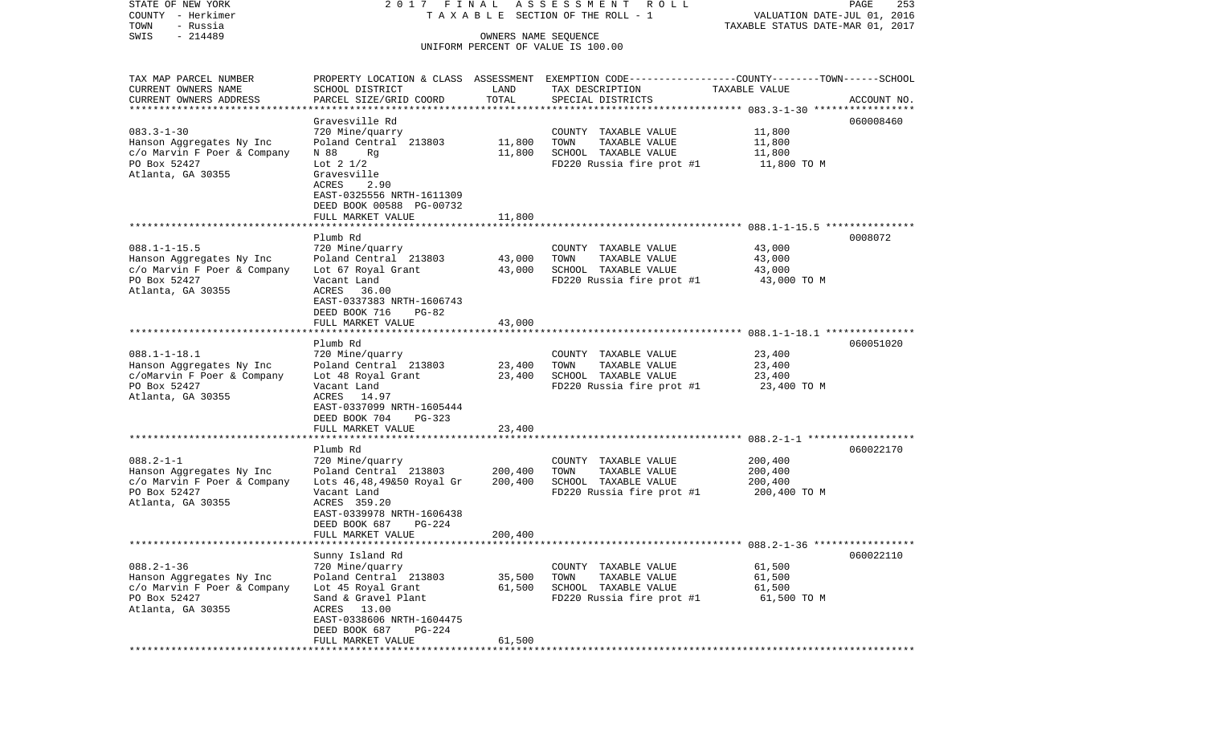STATE OF NEW YORK                2 0 1 7   F I N A L   A S S E S S M E N T   R O L L
COUNTY - Herkimer                T A X A B L E  SECTION OF THE ROLL - 1                VALUATION DATE-JUL 01, 2016
TOWN   - Russia                                                                        TAXABLE STATUS DATE-MAR 01, 2017
SWIS   - 214489                  OWNERS NAME SEQUENCE
                                 UNIFORM PERCENT OF VALUE IS 100.00

| TAX MAP PARCEL NUMBER / CURRENT OWNERS NAME / CURRENT OWNERS ADDRESS | PROPERTY LOCATION & CLASS / SCHOOL DISTRICT / PARCEL SIZE/GRID COORD | ASSESSMENT LAND | TOTAL | EXEMPTION CODE / TAX DESCRIPTION / SPECIAL DISTRICTS | TAXABLE VALUE | ACCOUNT NO. |
|---|---|---|---|---|---|---|
| 083.3-1-30 | Gravesville Rd | | | | | 060008460 |
| | 720 Mine/quarry | | | COUNTY TAXABLE VALUE | 11,800 | |
| Hanson Aggregates Ny Inc | Poland Central 213803 | 11,800 | | TOWN TAXABLE VALUE | 11,800 | |
| c/o Marvin F Poer & Company | N 88 Rg | | 11,800 | SCHOOL TAXABLE VALUE | 11,800 | |
| PO Box 52427 | Lot 2 1/2 | | | FD220 Russia fire prot #1 | 11,800 TO M | |
| Atlanta, GA 30355 | Gravesville | | | | | |
| | ACRES 2.90 | | | | | |
| | EAST-0325556 NRTH-1611309 | | | | | |
| | DEED BOOK 00588 PG-00732 | | | | | |
| | FULL MARKET VALUE | | 11,800 | | | |
| 088.1-1-15.5 | Plumb Rd | | | | | 0008072 |
| | 720 Mine/quarry | | | COUNTY TAXABLE VALUE | 43,000 | |
| Hanson Aggregates Ny Inc | Poland Central 213803 | 43,000 | | TOWN TAXABLE VALUE | 43,000 | |
| c/o Marvin F Poer & Company | Lot 67 Royal Grant | | 43,000 | SCHOOL TAXABLE VALUE | 43,000 | |
| PO Box 52427 | Vacant Land | | | FD220 Russia fire prot #1 | 43,000 TO M | |
| Atlanta, GA 30355 | ACRES 36.00 | | | | | |
| | EAST-0337383 NRTH-1606743 | | | | | |
| | DEED BOOK 716 PG-82 | | | | | |
| | FULL MARKET VALUE | | 43,000 | | | |
| 088.1-1-18.1 | Plumb Rd | | | | | 060051020 |
| | 720 Mine/quarry | | | COUNTY TAXABLE VALUE | 23,400 | |
| Hanson Aggregates Ny Inc | Poland Central 213803 | 23,400 | | TOWN TAXABLE VALUE | 23,400 | |
| c/oMarvin F Poer & Company | Lot 48 Royal Grant | | 23,400 | SCHOOL TAXABLE VALUE | 23,400 | |
| PO Box 52427 | Vacant Land | | | FD220 Russia fire prot #1 | 23,400 TO M | |
| Atlanta, GA 30355 | ACRES 14.97 | | | | | |
| | EAST-0337099 NRTH-1605444 | | | | | |
| | DEED BOOK 704 PG-323 | | | | | |
| | FULL MARKET VALUE | | 23,400 | | | |
| 088.2-1-1 | Plumb Rd | | | | | 060022170 |
| | 720 Mine/quarry | | | COUNTY TAXABLE VALUE | 200,400 | |
| Hanson Aggregates Ny Inc | Poland Central 213803 | 200,400 | | TOWN TAXABLE VALUE | 200,400 | |
| c/o Marvin F Poer & Company | Lots 46,48,49&50 Royal Gr | | 200,400 | SCHOOL TAXABLE VALUE | 200,400 | |
| PO Box 52427 | Vacant Land | | | FD220 Russia fire prot #1 | 200,400 TO M | |
| Atlanta, GA 30355 | ACRES 359.20 | | | | | |
| | EAST-0339978 NRTH-1606438 | | | | | |
| | DEED BOOK 687 PG-224 | | | | | |
| | FULL MARKET VALUE | | 200,400 | | | |
| 088.2-1-36 | Sunny Island Rd | | | | | 060022110 |
| | 720 Mine/quarry | | | COUNTY TAXABLE VALUE | 61,500 | |
| Hanson Aggregates Ny Inc | Poland Central 213803 | 35,500 | | TOWN TAXABLE VALUE | 61,500 | |
| c/o Marvin F Poer & Company | Lot 45 Royal Grant | | 61,500 | SCHOOL TAXABLE VALUE | 61,500 | |
| PO Box 52427 | Sand & Gravel Plant | | | FD220 Russia fire prot #1 | 61,500 TO M | |
| Atlanta, GA 30355 | ACRES 13.00 | | | | | |
| | EAST-0338606 NRTH-1604475 | | | | | |
| | DEED BOOK 687 PG-224 | | | | | |
| | FULL MARKET VALUE | | 61,500 | | | |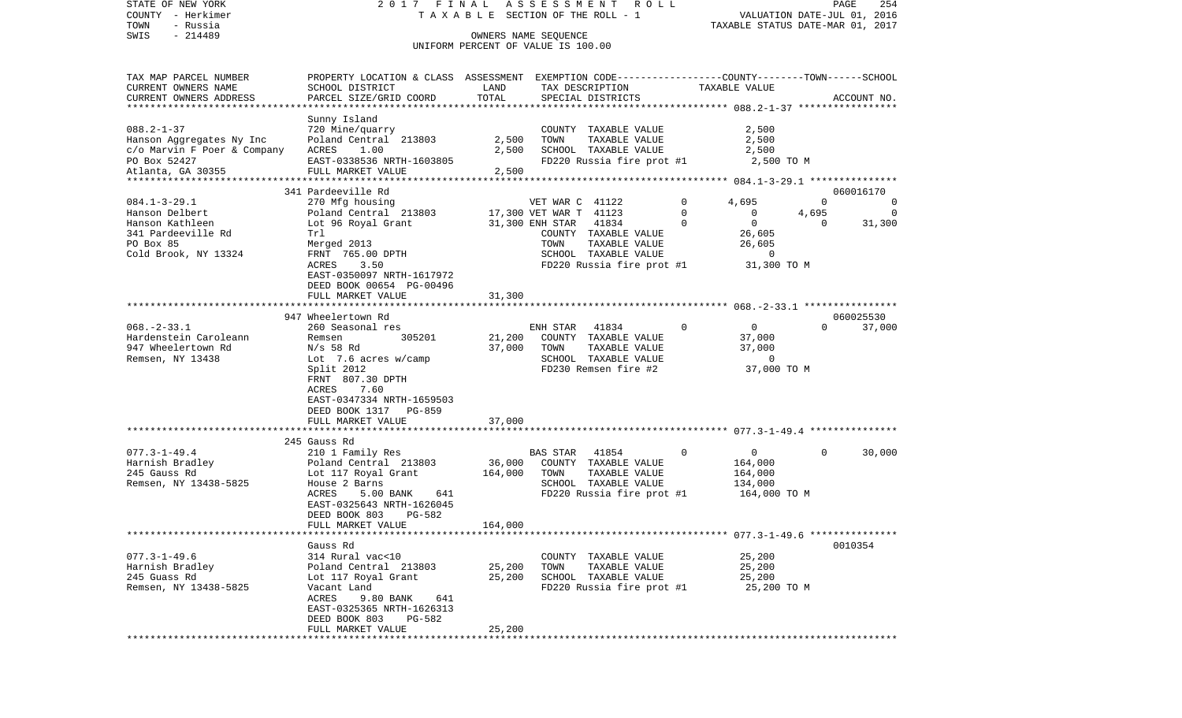STATE OF NEW YORK — 2017 FINAL ASSESSMENT ROLL — TAXABLE SECTION OF THE ROLL - 1

COUNTY - Herkimer — TOWN - Russia — SWIS - 214489

VALUATION DATE-JUL 01, 2016 — TAXABLE STATUS DATE-MAR 01, 2017

OWNERS NAME SEQUENCE — UNIFORM PERCENT OF VALUE IS 100.00

| TAX MAP PARCEL NUMBER / CURRENT OWNERS NAME / CURRENT OWNERS ADDRESS | PROPERTY LOCATION & CLASS / SCHOOL DISTRICT / PARCEL SIZE/GRID COORD | ASSESSMENT LAND / TOTAL | EXEMPTION CODE / TAX DESCRIPTION / SPECIAL DISTRICTS | COUNTY | TOWN | SCHOOL | ACCOUNT NO. |
|---|---|---|---|---|---|---|---|
| **088.2-1-37** | Sunny Island | | | | | | |
| 088.2-1-37 | 720 Mine/quarry | | COUNTY TAXABLE VALUE | 2,500 | | | |
| Hanson Aggregates Ny Inc | Poland Central 213803 | 2,500 | TOWN TAXABLE VALUE | | 2,500 | | |
| c/o Marvin F Poer & Company | ACRES 1.00 | 2,500 | SCHOOL TAXABLE VALUE | | | 2,500 | |
| PO Box 52427 | EAST-0338536 NRTH-1603805 | | FD220 Russia fire prot #1 | 2,500 TO M | | | |
| Atlanta, GA 30355 | FULL MARKET VALUE | 2,500 | | | | | |
| **084.1-3-29.1** | 341 Pardeeville Rd | | | | | | 060016170 |
| 084.1-3-29.1 | 270 Mfg housing | | VET WAR C 41122 0 | 4,695 | 0 | 0 | |
| Hanson Delbert | Poland Central 213803 | 17,300 | VET WAR T 41123 0 | 0 | 4,695 | 0 | |
| Hanson Kathleen | Lot 96 Royal Grant | 31,300 | ENH STAR 41834 0 | 0 | 0 | 31,300 | |
| 341 Pardeeville Rd | Trl | | COUNTY TAXABLE VALUE | 26,605 | | | |
| PO Box 85 | Merged 2013 | | TOWN TAXABLE VALUE | | 26,605 | | |
| Cold Brook, NY 13324 | FRNT 765.00 DPTH | | SCHOOL TAXABLE VALUE | | | 0 | |
| | ACRES 3.50 | | FD220 Russia fire prot #1 | 31,300 TO M | | | |
| | EAST-0350097 NRTH-1617972 | | | | | | |
| | DEED BOOK 00654 PG-00496 | | | | | | |
| | FULL MARKET VALUE | 31,300 | | | | | |
| **068.-2-33.1** | 947 Wheelertown Rd | | | | | | 060025530 |
| 068.-2-33.1 | 260 Seasonal res | | ENH STAR 41834 0 | 0 | 0 | 37,000 | |
| Hardenstein Caroleann | Remsen 305201 | 21,200 | COUNTY TAXABLE VALUE | 37,000 | | | |
| 947 Wheelertown Rd | N/s 58 Rd | 37,000 | TOWN TAXABLE VALUE | | 37,000 | | |
| Remsen, NY 13438 | Lot 7.6 acres w/camp | | SCHOOL TAXABLE VALUE | | | 0 | |
| | Split 2012 | | FD230 Remsen fire #2 | 37,000 TO M | | | |
| | FRNT 807.30 DPTH | | | | | | |
| | ACRES 7.60 | | | | | | |
| | EAST-0347334 NRTH-1659503 | | | | | | |
| | DEED BOOK 1317 PG-859 | | | | | | |
| | FULL MARKET VALUE | 37,000 | | | | | |
| **077.3-1-49.4** | 245 Gauss Rd | | | | | | |
| 077.3-1-49.4 | 210 1 Family Res | | BAS STAR 41854 0 | 0 | 0 | 30,000 | |
| Harnish Bradley | Poland Central 213803 | 36,000 | COUNTY TAXABLE VALUE | 164,000 | | | |
| 245 Gauss Rd | Lot 117 Royal Grant | 164,000 | TOWN TAXABLE VALUE | | 164,000 | | |
| Remsen, NY 13438-5825 | House 2 Barns | | SCHOOL TAXABLE VALUE | | | 134,000 | |
| | ACRES 5.00 BANK 641 | | FD220 Russia fire prot #1 | 164,000 TO M | | | |
| | EAST-0325643 NRTH-1626045 | | | | | | |
| | DEED BOOK 803 PG-582 | | | | | | |
| | FULL MARKET VALUE | 164,000 | | | | | |
| **077.3-1-49.6** | Gauss Rd | | | | | | 0010354 |
| 077.3-1-49.6 | 314 Rural vac<10 | | COUNTY TAXABLE VALUE | 25,200 | | | |
| Harnish Bradley | Poland Central 213803 | 25,200 | TOWN TAXABLE VALUE | | 25,200 | | |
| 245 Guass Rd | Lot 117 Royal Grant | 25,200 | SCHOOL TAXABLE VALUE | | | 25,200 | |
| Remsen, NY 13438-5825 | Vacant Land | | FD220 Russia fire prot #1 | 25,200 TO M | | | |
| | ACRES 9.80 BANK 641 | | | | | | |
| | EAST-0325365 NRTH-1626313 | | | | | | |
| | DEED BOOK 803 PG-582 | | | | | | |
| | FULL MARKET VALUE | 25,200 | | | | | |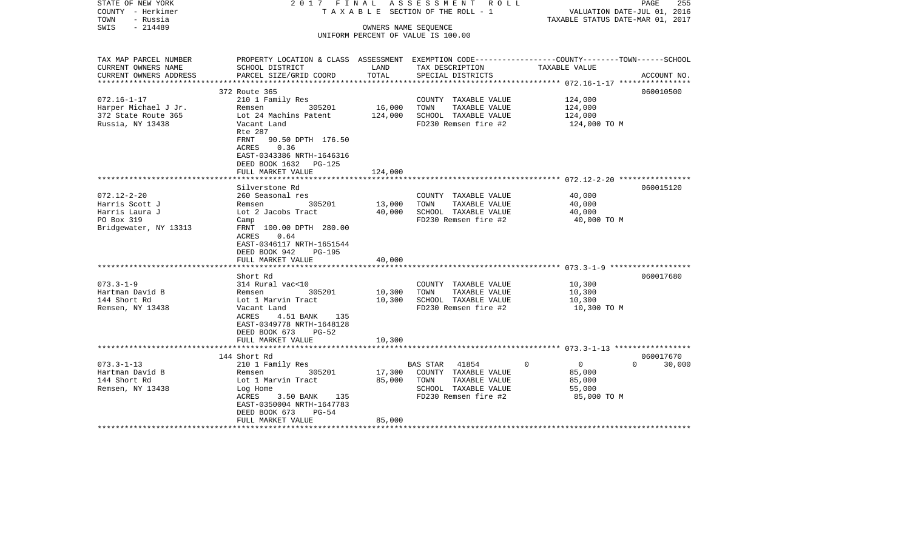STATE OF NEW YORK 2017 FINAL ASSESSMENT ROLL
COUNTY - Herkimer TAXABLE SECTION OF THE ROLL - 1 VALUATION DATE-JUL 01, 2016
TOWN - Russia TAXABLE STATUS DATE-MAR 01, 2017
SWIS - 214489 OWNERS NAME SEQUENCE
UNIFORM PERCENT OF VALUE IS 100.00

| TAX MAP PARCEL NUMBER / CURRENT OWNERS NAME / CURRENT OWNERS ADDRESS | PROPERTY LOCATION & CLASS / SCHOOL DISTRICT / PARCEL SIZE/GRID COORD | ASSESSMENT LAND | TOTAL | EXEMPTION CODE / TAX DESCRIPTION / SPECIAL DISTRICTS | COUNTY / TOWN / SCHOOL TAXABLE VALUE | ACCOUNT NO. |
|---|---|---|---|---|---|---|
| **072.16-1-17** | 372 Route 365 | | | | | 060010500 |
| Harper Michael J Jr. | 210 1 Family Res | | | COUNTY TAXABLE VALUE | 124,000 | |
| 372 State Route 365 | Remsen 305201 | 16,000 | | TOWN TAXABLE VALUE | 124,000 | |
| Russia, NY 13438 | Lot 24 Machins Patent | | 124,000 | SCHOOL TAXABLE VALUE | 124,000 | |
| | Vacant Land | | | FD230 Remsen fire #2 | 124,000 TO M | |
| | Rte 287 | | | | | |
| | FRNT 90.50 DPTH 176.50 | | | | | |
| | ACRES 0.36 | | | | | |
| | EAST-0343386 NRTH-1646316 | | | | | |
| | DEED BOOK 1632 PG-125 | | | | | |
| | FULL MARKET VALUE | | 124,000 | | | |
| **072.12-2-20** | Silverstone Rd | | | | | 060015120 |
| Harris Scott J | 260 Seasonal res | | | COUNTY TAXABLE VALUE | 40,000 | |
| Harris Laura J | Remsen 305201 | 13,000 | | TOWN TAXABLE VALUE | 40,000 | |
| PO Box 319 | Lot 2 Jacobs Tract | | 40,000 | SCHOOL TAXABLE VALUE | 40,000 | |
| Bridgewater, NY 13313 | Camp | | | FD230 Remsen fire #2 | 40,000 TO M | |
| | FRNT 100.00 DPTH 280.00 | | | | | |
| | ACRES 0.64 | | | | | |
| | EAST-0346117 NRTH-1651544 | | | | | |
| | DEED BOOK 942 PG-195 | | | | | |
| | FULL MARKET VALUE | | 40,000 | | | |
| **073.3-1-9** | Short Rd | | | | | 060017680 |
| Hartman David B | 314 Rural vac<10 | | | COUNTY TAXABLE VALUE | 10,300 | |
| 144 Short Rd | Remsen 305201 | 10,300 | | TOWN TAXABLE VALUE | 10,300 | |
| Remsen, NY 13438 | Lot 1 Marvin Tract | | 10,300 | SCHOOL TAXABLE VALUE | 10,300 | |
| | Vacant Land | | | FD230 Remsen fire #2 | 10,300 TO M | |
| | ACRES 4.51 BANK 135 | | | | | |
| | EAST-0349778 NRTH-1648128 | | | | | |
| | DEED BOOK 673 PG-52 | | | | | |
| | FULL MARKET VALUE | | 10,300 | | | |
| **073.3-1-13** | 144 Short Rd | | | | | 060017670 |
| Hartman David B | 210 1 Family Res | | | BAS STAR 41854 | 0 / 0 / 30,000 | |
| 144 Short Rd | Remsen 305201 | 17,300 | | COUNTY TAXABLE VALUE | 85,000 | |
| Remsen, NY 13438 | Lot 1 Marvin Tract | | 85,000 | TOWN TAXABLE VALUE | 85,000 | |
| | Log Home | | | SCHOOL TAXABLE VALUE | 55,000 | |
| | ACRES 3.50 BANK 135 | | | FD230 Remsen fire #2 | 85,000 TO M | |
| | EAST-0350004 NRTH-1647783 | | | | | |
| | DEED BOOK 673 PG-54 | | | | | |
| | FULL MARKET VALUE | | 85,000 | | | |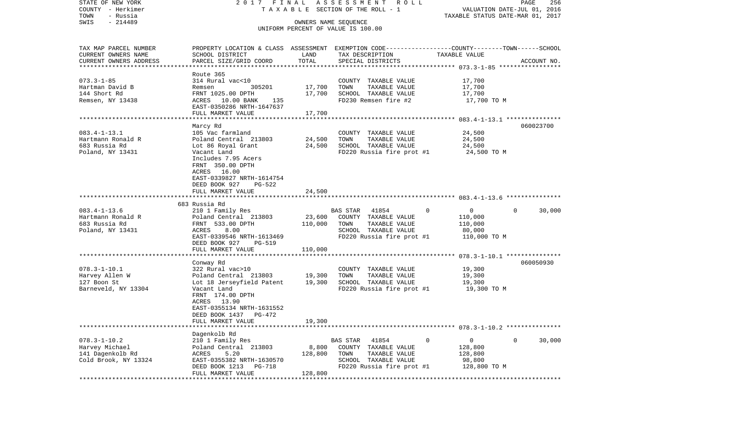STATE OF NEW YORK — 2017 FINAL ASSESSMENT ROLL
COUNTY - Herkimer — TAXABLE SECTION OF THE ROLL - 1 — VALUATION DATE-JUL 01, 2016
TOWN - Russia — TAXABLE STATUS DATE-MAR 01, 2017
SWIS - 214489 — OWNERS NAME SEQUENCE
UNIFORM PERCENT OF VALUE IS 100.00

| TAX MAP PARCEL NUMBER / CURRENT OWNERS NAME / CURRENT OWNERS ADDRESS | PROPERTY LOCATION & CLASS / SCHOOL DISTRICT / PARCEL SIZE/GRID COORD | ASSESSMENT LAND | ASSESSMENT TOTAL | EXEMPTION CODE / TAX DESCRIPTION / SPECIAL DISTRICTS | COUNTY | TOWN | SCHOOL | ACCOUNT NO. |
|---|---|---|---|---|---|---|---|---|
| 073.3-1-85 | Route 365 | | | | | | | |
| 073.3-1-85 | 314 Rural vac<10 | | | COUNTY TAXABLE VALUE | 17,700 | | | |
| Hartman David B | Remsen 305201 | 17,700 | | TOWN TAXABLE VALUE | | 17,700 | | |
| 144 Short Rd | FRNT 1025.00 DPTH | | 17,700 | SCHOOL TAXABLE VALUE | | | 17,700 | |
| Remsen, NY 13438 | ACRES 10.00 BANK 135 | | | FD230 Remsen fire #2 | 17,700 TO M | | | |
| | EAST-0350286 NRTH-1647637 | | | | | | | |
| | FULL MARKET VALUE | | 17,700 | | | | | |
| 083.4-1-13.1 | Marcy Rd | | | | | | | 060023700 |
| 083.4-1-13.1 | 105 Vac farmland | | | COUNTY TAXABLE VALUE | 24,500 | | | |
| Hartmann Ronald R | Poland Central 213803 | 24,500 | | TOWN TAXABLE VALUE | | 24,500 | | |
| 683 Russia Rd | Lot 86 Royal Grant | | 24,500 | SCHOOL TAXABLE VALUE | | | 24,500 | |
| Poland, NY 13431 | Vacant Land | | | FD220 Russia fire prot #1 | 24,500 TO M | | | |
| | Includes 7.95 Acers | | | | | | | |
| | FRNT 350.00 DPTH | | | | | | | |
| | ACRES 16.00 | | | | | | | |
| | EAST-0339827 NRTH-1614754 | | | | | | | |
| | DEED BOOK 927 PG-522 | | | | | | | |
| | FULL MARKET VALUE | | 24,500 | | | | | |
| 083.4-1-13.6 | 683 Russia Rd | | | | | | | |
| 083.4-1-13.6 | 210 1 Family Res | | | BAS STAR 41854 | 0 | 0 | 30,000 | |
| Hartmann Ronald R | Poland Central 213803 | 23,600 | | COUNTY TAXABLE VALUE | 110,000 | | | |
| 683 Russia Rd | FRNT 533.00 DPTH | | 110,000 | TOWN TAXABLE VALUE | | 110,000 | | |
| Poland, NY 13431 | ACRES 8.00 | | | SCHOOL TAXABLE VALUE | | | 80,000 | |
| | EAST-0339546 NRTH-1613469 | | | FD220 Russia fire prot #1 | 110,000 TO M | | | |
| | DEED BOOK 927 PG-519 | | | | | | | |
| | FULL MARKET VALUE | | 110,000 | | | | | |
| 078.3-1-10.1 | Conway Rd | | | | | | | 060050930 |
| 078.3-1-10.1 | 322 Rural vac>10 | | | COUNTY TAXABLE VALUE | 19,300 | | | |
| Harvey Allen W | Poland Central 213803 | 19,300 | | TOWN TAXABLE VALUE | | 19,300 | | |
| 127 Boon St | Lot 18 Jerseyfield Patent | | 19,300 | SCHOOL TAXABLE VALUE | | | 19,300 | |
| Barneveld, NY 13304 | Vacant Land | | | FD220 Russia fire prot #1 | 19,300 TO M | | | |
| | FRNT 174.00 DPTH | | | | | | | |
| | ACRES 13.90 | | | | | | | |
| | EAST-0355134 NRTH-1631552 | | | | | | | |
| | DEED BOOK 1437 PG-472 | | | | | | | |
| | FULL MARKET VALUE | | 19,300 | | | | | |
| 078.3-1-10.2 | Dagenkolb Rd | | | | | | | |
| 078.3-1-10.2 | 210 1 Family Res | | | BAS STAR 41854 | 0 | 0 | 30,000 | |
| Harvey Michael | Poland Central 213803 | 8,800 | | COUNTY TAXABLE VALUE | 128,800 | | | |
| 141 Dagenkolb Rd | ACRES 5.20 | | 128,800 | TOWN TAXABLE VALUE | | 128,800 | | |
| Cold Brook, NY 13324 | EAST-0355382 NRTH-1630570 | | | SCHOOL TAXABLE VALUE | | | 98,800 | |
| | DEED BOOK 1213 PG-718 | | | FD220 Russia fire prot #1 | 128,800 TO M | | | |
| | FULL MARKET VALUE | | 128,800 | | | | | |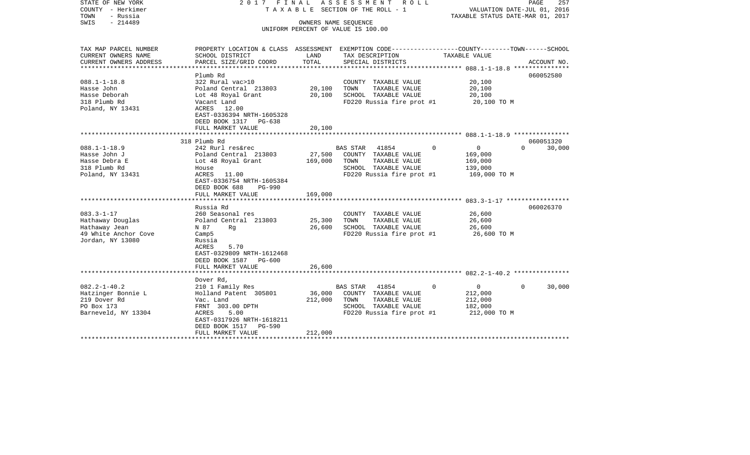STATE OF NEW YORK — 2017 FINAL ASSESSMENT ROLL
COUNTY - Herkimer — TAXABLE SECTION OF THE ROLL - 1 — VALUATION DATE-JUL 01, 2016
TOWN - Russia — TAXABLE STATUS DATE-MAR 01, 2017
SWIS - 214489 — OWNERS NAME SEQUENCE
UNIFORM PERCENT OF VALUE IS 100.00

| TAX MAP PARCEL NUMBER / CURRENT OWNERS NAME / CURRENT OWNERS ADDRESS | PROPERTY LOCATION & CLASS / SCHOOL DISTRICT / PARCEL SIZE/GRID COORD | ASSESSMENT LAND | ASSESSMENT TOTAL | EXEMPTION CODE / TAX DESCRIPTION / SPECIAL DISTRICTS | COUNTY TAXABLE VALUE | TOWN | SCHOOL | ACCOUNT NO. |
|---|---|---|---|---|---|---|---|---|
| **088.1-1-18.8** | Plumb Rd | | | | | | | 060052580 |
| Hasse John | 322 Rural vac>10 | | | COUNTY TAXABLE VALUE | 20,100 | | | |
| Hasse Deborah | Poland Central 213803 | 20,100 | | TOWN TAXABLE VALUE | 20,100 | | | |
| 318 Plumb Rd | Lot 48 Royal Grant | | 20,100 | SCHOOL TAXABLE VALUE | 20,100 | | | |
| Poland, NY 13431 | Vacant Land | | | FD220 Russia fire prot #1 | 20,100 TO M | | | |
| | ACRES 12.00 | | | | | | | |
| | EAST-0336394 NRTH-1605328 | | | | | | | |
| | DEED BOOK 1317 PG-638 | | | | | | | |
| | FULL MARKET VALUE | | 20,100 | | | | | |
| **088.1-1-18.9** | 318 Plumb Rd | | | | | | | 060051320 |
| Hasse John J | 242 Rurl res&rec | | | BAS STAR 41854 | 0 | 0 | 0 | 30,000 |
| Hasse Debra E | Poland Central 213803 | 27,500 | | COUNTY TAXABLE VALUE | 169,000 | | | |
| 318 Plumb Rd | Lot 48 Royal Grant | | 169,000 | TOWN TAXABLE VALUE | 169,000 | | | |
| Poland, NY 13431 | House | | | SCHOOL TAXABLE VALUE | 139,000 | | | |
| | ACRES 11.00 | | | FD220 Russia fire prot #1 | 169,000 TO M | | | |
| | EAST-0336754 NRTH-1605384 | | | | | | | |
| | DEED BOOK 688 PG-990 | | | | | | | |
| | FULL MARKET VALUE | | 169,000 | | | | | |
| **083.3-1-17** | Russia Rd | | | | | | | 060026370 |
| Hathaway Douglas | 260 Seasonal res | | | COUNTY TAXABLE VALUE | 26,600 | | | |
| Hathaway Jean | Poland Central 213803 | 25,300 | | TOWN TAXABLE VALUE | 26,600 | | | |
| 49 White Anchor Cove | N 87 Rg | | 26,600 | SCHOOL TAXABLE VALUE | 26,600 | | | |
| Jordan, NY 13080 | Camp5 | | | FD220 Russia fire prot #1 | 26,600 TO M | | | |
| | Russia | | | | | | | |
| | ACRES 5.70 | | | | | | | |
| | EAST-0329809 NRTH-1612468 | | | | | | | |
| | DEED BOOK 1587 PG-600 | | | | | | | |
| | FULL MARKET VALUE | | 26,600 | | | | | |
| **082.2-1-40.2** | Dover Rd, | | | | | | | |
| Hatzinger Bonnie L | 210 1 Family Res | | | BAS STAR 41854 | 0 | 0 | 0 | 30,000 |
| 219 Dover Rd | Holland Patent 305801 | 36,000 | | COUNTY TAXABLE VALUE | 212,000 | | | |
| PO Box 173 | Vac. Land | | 212,000 | TOWN TAXABLE VALUE | 212,000 | | | |
| Barneveld, NY 13304 | FRNT 303.00 DPTH | | | SCHOOL TAXABLE VALUE | 182,000 | | | |
| | ACRES 5.00 | | | FD220 Russia fire prot #1 | 212,000 TO M | | | |
| | EAST-0317926 NRTH-1618211 | | | | | | | |
| | DEED BOOK 1517 PG-590 | | | | | | | |
| | FULL MARKET VALUE | | 212,000 | | | | | |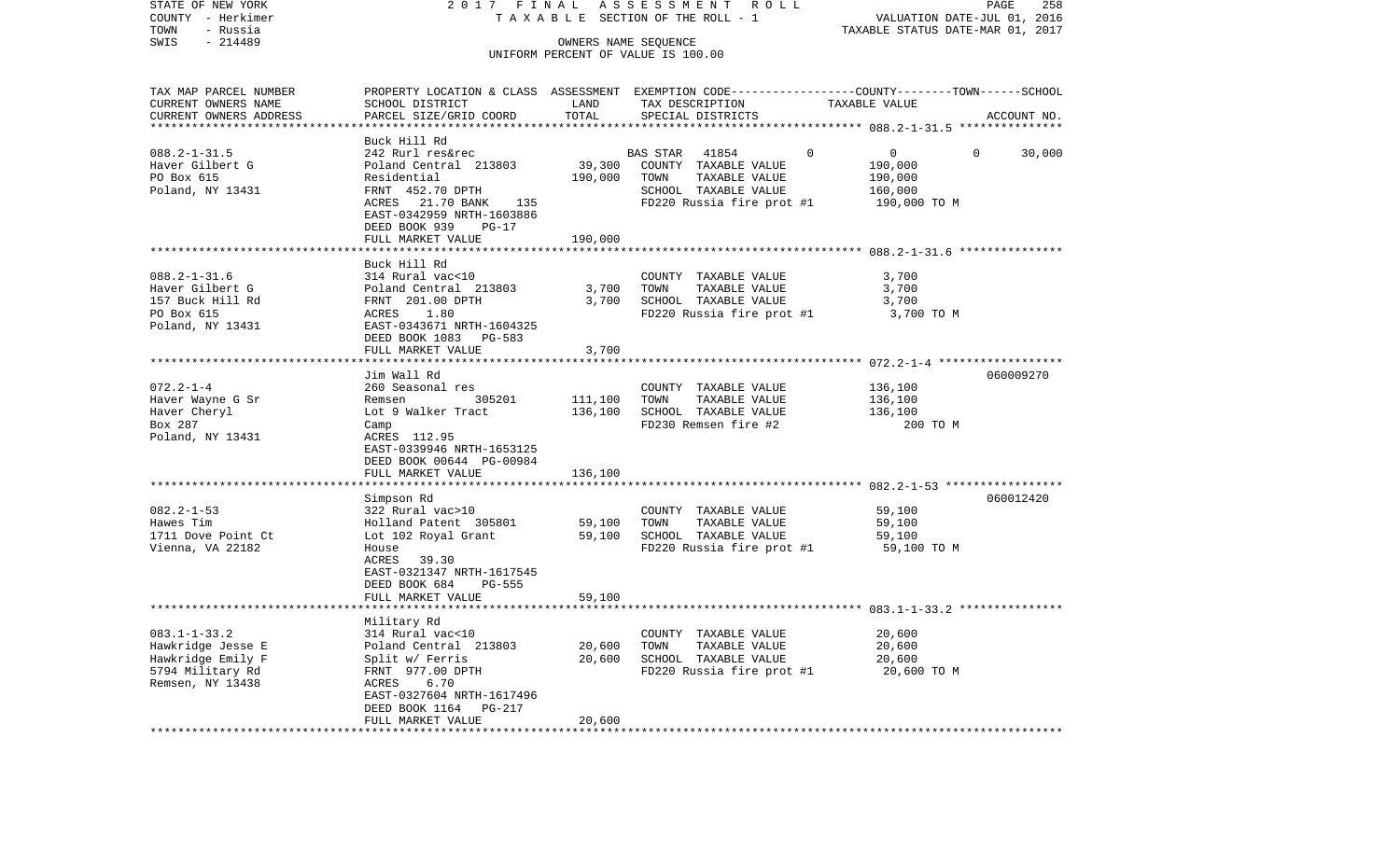STATE OF NEW YORK | 2017 FINAL ASSESSMENT ROLL | PAGE 258
COUNTY - Herkimer | TAXABLE SECTION OF THE ROLL - 1 | VALUATION DATE-JUL 01, 2016
TOWN - Russia | | TAXABLE STATUS DATE-MAR 01, 2017
SWIS - 214489 | OWNERS NAME SEQUENCE
UNIFORM PERCENT OF VALUE IS 100.00

| TAX MAP PARCEL NUMBER / CURRENT OWNERS NAME / CURRENT OWNERS ADDRESS | PROPERTY LOCATION & CLASS / SCHOOL DISTRICT / PARCEL SIZE/GRID COORD | ASSESSMENT LAND | TOTAL | EXEMPTION CODE / TAX DESCRIPTION / SPECIAL DISTRICTS | COUNTY | TOWN | SCHOOL TAXABLE VALUE | ACCOUNT NO. |
|---|---|---|---|---|---|---|---|---|
| **088.2-1-31.5** | Buck Hill Rd | | | | | | | |
| 088.2-1-31.5 | 242 Rurl res&rec | | | BAS STAR 41854 0 | 0 | 0 | 30,000 | |
| Haver Gilbert G | Poland Central 213803 | 39,300 | | COUNTY TAXABLE VALUE | 190,000 | | | |
| PO Box 615 | Residential | | 190,000 | TOWN TAXABLE VALUE | | 190,000 | | |
| Poland, NY 13431 | FRNT 452.70 DPTH | | | SCHOOL TAXABLE VALUE | | | 160,000 | |
| | ACRES 21.70 BANK 135 | | | FD220 Russia fire prot #1 | 190,000 TO M | | | |
| | EAST-0342959 NRTH-1603886 | | | | | | | |
| | DEED BOOK 939 PG-17 | | | | | | | |
| | FULL MARKET VALUE | | 190,000 | | | | | |
| **088.2-1-31.6** | Buck Hill Rd | | | | | | | |
| 088.2-1-31.6 | 314 Rural vac<10 | | | COUNTY TAXABLE VALUE | 3,700 | | | |
| Haver Gilbert G | Poland Central 213803 | 3,700 | | TOWN TAXABLE VALUE | | 3,700 | | |
| 157 Buck Hill Rd | FRNT 201.00 DPTH | | 3,700 | SCHOOL TAXABLE VALUE | | | 3,700 | |
| PO Box 615 | ACRES 1.80 | | | FD220 Russia fire prot #1 | 3,700 TO M | | | |
| Poland, NY 13431 | EAST-0343671 NRTH-1604325 | | | | | | | |
| | DEED BOOK 1083 PG-583 | | | | | | | |
| | FULL MARKET VALUE | | 3,700 | | | | | |
| **072.2-1-4** | Jim Wall Rd | | | | | | | 060009270 |
| 072.2-1-4 | 260 Seasonal res | | | COUNTY TAXABLE VALUE | 136,100 | | | |
| Haver Wayne G Sr | Remsen 305201 | 111,100 | | TOWN TAXABLE VALUE | | 136,100 | | |
| Haver Cheryl | Lot 9 Walker Tract | | 136,100 | SCHOOL TAXABLE VALUE | | | 136,100 | |
| Box 287 | Camp | | | FD230 Remsen fire #2 | 200 TO M | | | |
| Poland, NY 13431 | ACRES 112.95 | | | | | | | |
| | EAST-0339946 NRTH-1653125 | | | | | | | |
| | DEED BOOK 00644 PG-00984 | | | | | | | |
| | FULL MARKET VALUE | | 136,100 | | | | | |
| **082.2-1-53** | Simpson Rd | | | | | | | 060012420 |
| 082.2-1-53 | 322 Rural vac>10 | | | COUNTY TAXABLE VALUE | 59,100 | | | |
| Hawes Tim | Holland Patent 305801 | 59,100 | | TOWN TAXABLE VALUE | | 59,100 | | |
| 1711 Dove Point Ct | Lot 102 Royal Grant | | 59,100 | SCHOOL TAXABLE VALUE | | | 59,100 | |
| Vienna, VA 22182 | House | | | FD220 Russia fire prot #1 | 59,100 TO M | | | |
| | ACRES 39.30 | | | | | | | |
| | EAST-0321347 NRTH-1617545 | | | | | | | |
| | DEED BOOK 684 PG-555 | | | | | | | |
| | FULL MARKET VALUE | | 59,100 | | | | | |
| **083.1-1-33.2** | Military Rd | | | | | | | |
| 083.1-1-33.2 | 314 Rural vac<10 | | | COUNTY TAXABLE VALUE | 20,600 | | | |
| Hawkridge Jesse E | Poland Central 213803 | 20,600 | | TOWN TAXABLE VALUE | | 20,600 | | |
| Hawkridge Emily F | Split w/ Ferris | | 20,600 | SCHOOL TAXABLE VALUE | | | 20,600 | |
| 5794 Military Rd | FRNT 977.00 DPTH | | | FD220 Russia fire prot #1 | 20,600 TO M | | | |
| Remsen, NY 13438 | ACRES 6.70 | | | | | | | |
| | EAST-0327604 NRTH-1617496 | | | | | | | |
| | DEED BOOK 1164 PG-217 | | | | | | | |
| | FULL MARKET VALUE | | 20,600 | | | | | |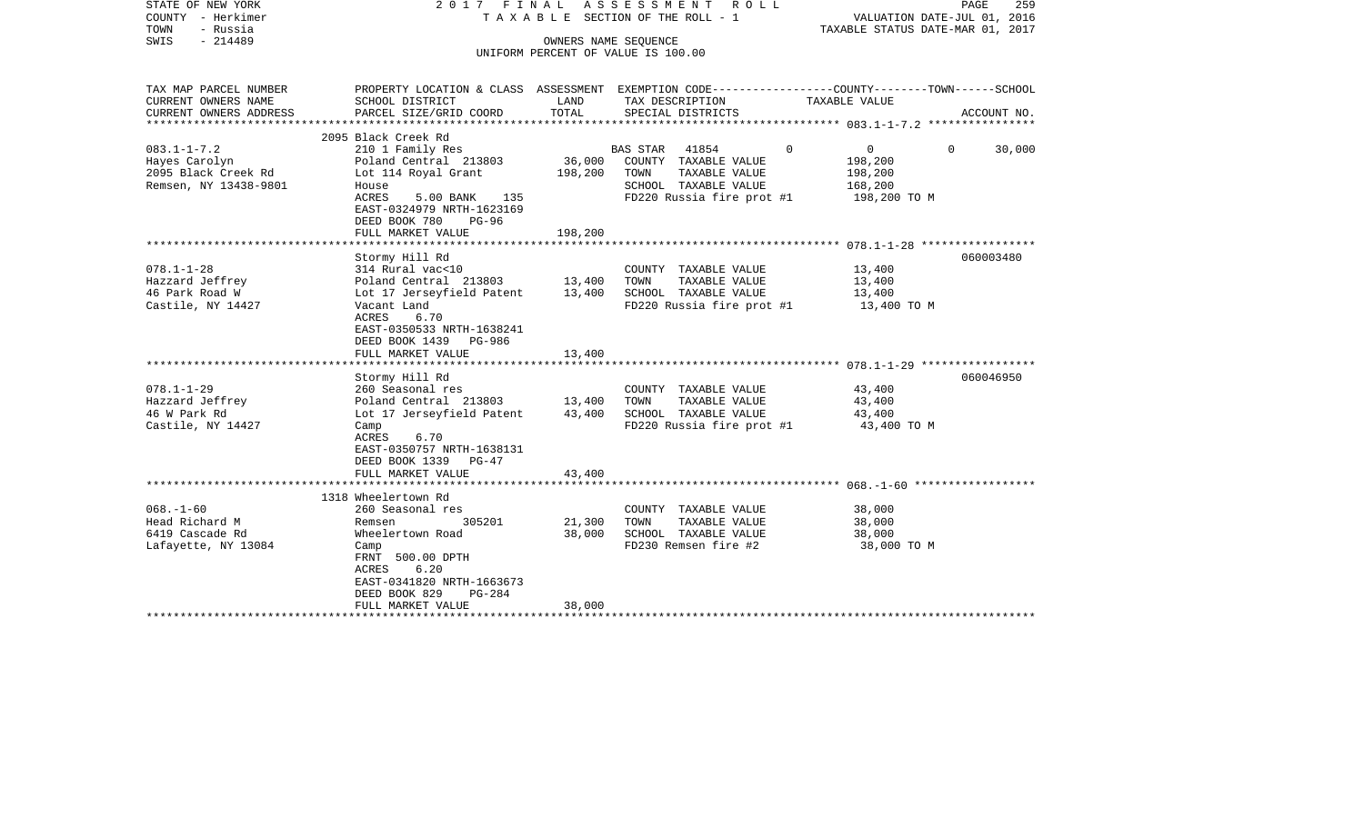STATE OF NEW YORK
COUNTY - Herkimer
TOWN - Russia
SWIS - 214489

# 2017 FINAL ASSESSMENT ROLL

TAXABLE SECTION OF THE ROLL - 1

OWNERS NAME SEQUENCE

UNIFORM PERCENT OF VALUE IS 100.00

VALUATION DATE-JUL 01, 2016
TAXABLE STATUS DATE-MAR 01, 2017

| TAX MAP PARCEL NUMBER / CURRENT OWNERS NAME / CURRENT OWNERS ADDRESS | PROPERTY LOCATION & CLASS / SCHOOL DISTRICT / PARCEL SIZE/GRID COORD | ASSESSMENT LAND | ASSESSMENT TOTAL | EXEMPTION CODE / TAX DESCRIPTION / SPECIAL DISTRICTS | COUNTY TAXABLE VALUE | TOWN TAXABLE VALUE | SCHOOL TAXABLE VALUE | ACCOUNT NO. |
|---|---|---|---|---|---|---|---|---|
| **083.1-1-7.2** | 2095 Black Creek Rd | | | | | | | |
| 083.1-1-7.2 | 210 1 Family Res | | | BAS STAR 41854 | 0 | 0 | 30,000 | |
| Hayes Carolyn | Poland Central 213803 | 36,000 | | COUNTY TAXABLE VALUE | 198,200 | | | |
| 2095 Black Creek Rd | Lot 114 Royal Grant | | 198,200 | TOWN TAXABLE VALUE | 198,200 | | | |
| Remsen, NY 13438-9801 | House | | | SCHOOL TAXABLE VALUE | 168,200 | | | |
| | ACRES 5.00 BANK 135 | | | FD220 Russia fire prot #1 | 198,200 TO M | | | |
| | EAST-0324979 NRTH-1623169 | | | | | | | |
| | DEED BOOK 780 PG-96 | | | | | | | |
| | FULL MARKET VALUE | | 198,200 | | | | | |
| **078.1-1-28** | Stormy Hill Rd | | | | | | | 060003480 |
| 078.1-1-28 | 314 Rural vac<10 | | | COUNTY TAXABLE VALUE | 13,400 | | | |
| Hazzard Jeffrey | Poland Central 213803 | 13,400 | | TOWN TAXABLE VALUE | 13,400 | | | |
| 46 Park Road W | Lot 17 Jerseyfield Patent | | 13,400 | SCHOOL TAXABLE VALUE | 13,400 | | | |
| Castile, NY 14427 | Vacant Land | | | FD220 Russia fire prot #1 | 13,400 TO M | | | |
| | ACRES 6.70 | | | | | | | |
| | EAST-0350533 NRTH-1638241 | | | | | | | |
| | DEED BOOK 1439 PG-986 | | | | | | | |
| | FULL MARKET VALUE | | 13,400 | | | | | |
| **078.1-1-29** | Stormy Hill Rd | | | | | | | 060046950 |
| 078.1-1-29 | 260 Seasonal res | | | COUNTY TAXABLE VALUE | 43,400 | | | |
| Hazzard Jeffrey | Poland Central 213803 | 13,400 | | TOWN TAXABLE VALUE | 43,400 | | | |
| 46 W Park Rd | Lot 17 Jerseyfield Patent | | 43,400 | SCHOOL TAXABLE VALUE | 43,400 | | | |
| Castile, NY 14427 | Camp | | | FD220 Russia fire prot #1 | 43,400 TO M | | | |
| | ACRES 6.70 | | | | | | | |
| | EAST-0350757 NRTH-1638131 | | | | | | | |
| | DEED BOOK 1339 PG-47 | | | | | | | |
| | FULL MARKET VALUE | | 43,400 | | | | | |
| **068.-1-60** | 1318 Wheelertown Rd | | | | | | | |
| 068.-1-60 | 260 Seasonal res | | | COUNTY TAXABLE VALUE | 38,000 | | | |
| Head Richard M | Remsen 305201 | 21,300 | | TOWN TAXABLE VALUE | 38,000 | | | |
| 6419 Cascade Rd | Wheelertown Road | | 38,000 | SCHOOL TAXABLE VALUE | 38,000 | | | |
| Lafayette, NY 13084 | Camp | | | FD230 Remsen fire #2 | 38,000 TO M | | | |
| | FRNT 500.00 DPTH | | | | | | | |
| | ACRES 6.20 | | | | | | | |
| | EAST-0341820 NRTH-1663673 | | | | | | | |
| | DEED BOOK 829 PG-284 | | | | | | | |
| | FULL MARKET VALUE | | 38,000 | | | | | |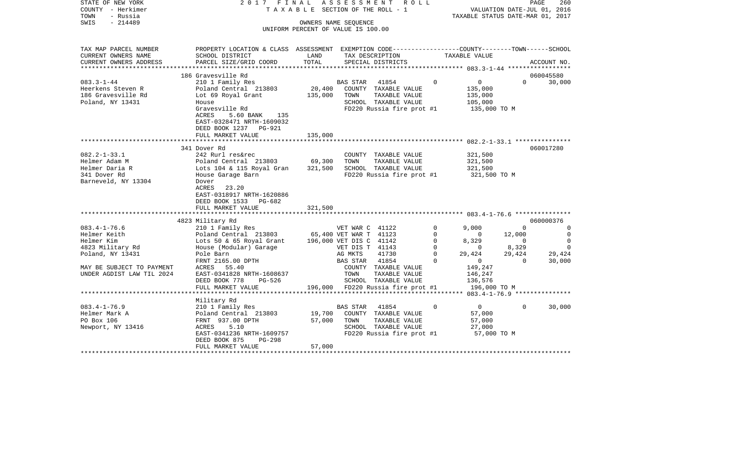STATE OF NEW YORK
COUNTY - Herkimer
TOWN - Russia
SWIS - 214489

2017 FINAL ASSESSMENT ROLL
TAXABLE SECTION OF THE ROLL - 1
OWNERS NAME SEQUENCE
UNIFORM PERCENT OF VALUE IS 100.00

VALUATION DATE-JUL 01, 2016
TAXABLE STATUS DATE-MAR 01, 2017

```
TAX MAP PARCEL NUMBER     PROPERTY LOCATION & CLASS  ASSESSMENT  EXEMPTION CODE-----------------COUNTY--------TOWN------SCHOOL
CURRENT OWNERS NAME       SCHOOL DISTRICT              LAND      TAX DESCRIPTION             TAXABLE VALUE
CURRENT OWNERS ADDRESS    PARCEL SIZE/GRID COORD       TOTAL     SPECIAL DISTRICTS                                    ACCOUNT NO.
******************************************************************************************** 083.3-1-44 *****************
                          186 Gravesville Rd                                                                           060045580
083.3-1-44                210 1 Family Res                       BAS STAR   41854        0          0          0       30,000
Heerkens Steven R         Poland Central  213803      20,400     COUNTY  TAXABLE VALUE          135,000
186 Gravesville Rd        Lot 69 Royal Grant         135,000     TOWN    TAXABLE VALUE          135,000
Poland, NY 13431          House                                  SCHOOL  TAXABLE VALUE          105,000
                          Gravesville Rd                         FD220 Russia fire prot #1      135,000 TO M
                          ACRES    5.60 BANK    135
                          EAST-0328471 NRTH-1609032
                          DEED BOOK 1237   PG-921
                          FULL MARKET VALUE          135,000
******************************************************************************************** 082.2-1-33.1 ***************
                          341 Dover Rd                                                                                 060017280
082.2-1-33.1              242 Rurl res&rec                       COUNTY  TAXABLE VALUE          321,500
Helmer Adam M             Poland Central  213803      69,300     TOWN    TAXABLE VALUE          321,500
Helmer Daria R            Lots 104 & 115 Royal Gran  321,500     SCHOOL  TAXABLE VALUE          321,500
341 Dover Rd              House Garage Barn                      FD220 Russia fire prot #1      321,500 TO M
Barneveld, NY 13304       Dover
                          ACRES   23.20
                          EAST-0318917 NRTH-1620886
                          DEED BOOK 1533   PG-682
                          FULL MARKET VALUE          321,500
******************************************************************************************** 083.4-1-76.6 ***************
                          4823 Military Rd                                                                             060000376
083.4-1-76.6              210 1 Family Res                       VET WAR C  41122        0      9,000          0            0
Helmer Keith              Poland Central  213803      65,400 VET WAR T  41123            0          0     12,000            0
Helmer Kim                Lots 50 & 65 Royal Grant   196,000 VET DIS C  41142            0      8,329          0            0
4823 Military Rd          House (Modular) Garage                 VET DIS T  41143        0          0      8,329            0
Poland, NY 13431          Pole Barn                              AG MKTS    41730        0     29,424     29,424       29,424
                          FRNT 2165.00 DPTH                      BAS STAR   41854        0          0          0       30,000
MAY BE SUBJECT TO PAYMENT ACRES   55.40                          COUNTY  TAXABLE VALUE          149,247
UNDER AGDIST LAW TIL 2024 EAST-0341828 NRTH-1608637              TOWN    TAXABLE VALUE          146,247
                          DEED BOOK 778    PG-526                SCHOOL  TAXABLE VALUE          136,576
                          FULL MARKET VALUE          196,000     FD220 Russia fire prot #1      196,000 TO M
******************************************************************************************** 083.4-1-76.9 ***************
                          Military Rd
083.4-1-76.9              210 1 Family Res                       BAS STAR   41854        0          0          0       30,000
Helmer Mark A             Poland Central  213803      19,700     COUNTY  TAXABLE VALUE           57,000
PO Box 106                FRNT  937.00 DPTH           57,000     TOWN    TAXABLE VALUE           57,000
Newport, NY 13416         ACRES    5.10                          SCHOOL  TAXABLE VALUE           27,000
                          EAST-0341236 NRTH-1609757              FD220 Russia fire prot #1       57,000 TO M
                          DEED BOOK 875    PG-298
                          FULL MARKET VALUE           57,000
**************************************************************************************************************************
```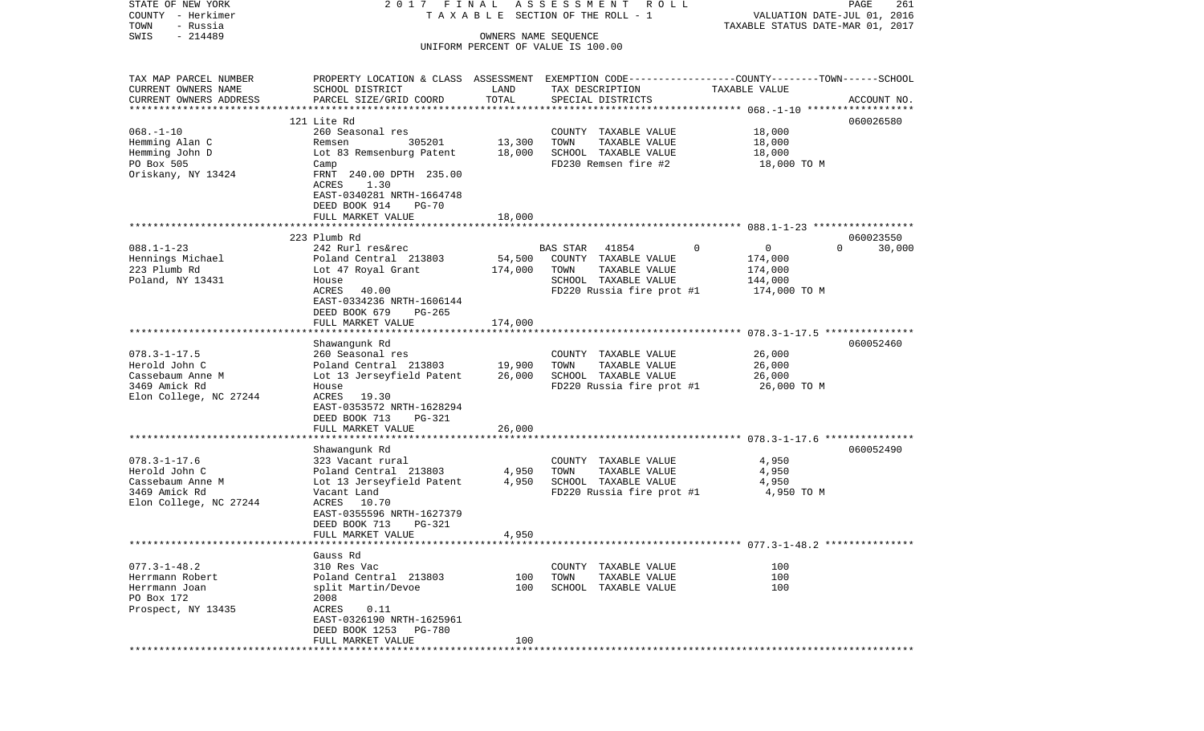STATE OF NEW YORK — 2017 FINAL ASSESSMENT ROLL
COUNTY - Herkimer — TAXABLE SECTION OF THE ROLL - 1 — VALUATION DATE-JUL 01, 2016
TOWN - Russia — TAXABLE STATUS DATE-MAR 01, 2017
SWIS - 214489 — OWNERS NAME SEQUENCE
UNIFORM PERCENT OF VALUE IS 100.00

| TAX MAP PARCEL NUMBER / CURRENT OWNERS NAME / CURRENT OWNERS ADDRESS | PROPERTY LOCATION & CLASS / SCHOOL DISTRICT / PARCEL SIZE/GRID COORD | ASSESSMENT LAND | TOTAL | EXEMPTION CODE / TAX DESCRIPTION / SPECIAL DISTRICTS | COUNTY | TOWN | SCHOOL | TAXABLE VALUE | ACCOUNT NO. |
|---|---|---|---|---|---|---|---|---|---|
| 068.-1-10 | 121 Lite Rd | | | | | | | | 060026580 |
| 068.-1-10 | 260 Seasonal res | | | COUNTY TAXABLE VALUE | | | | 18,000 | |
| Hemming Alan C | Remsen 305201 | 13,300 | | TOWN TAXABLE VALUE | | | | 18,000 | |
| Hemming John D | Lot 83 Remsenburg Patent | | 18,000 | SCHOOL TAXABLE VALUE | | | | 18,000 | |
| PO Box 505 | Camp | | | FD230 Remsen fire #2 | | | | 18,000 TO M | |
| Oriskany, NY 13424 | FRNT 240.00 DPTH 235.00 | | | | | | | | |
| | ACRES 1.30 | | | | | | | | |
| | EAST-0340281 NRTH-1664748 | | | | | | | | |
| | DEED BOOK 914 PG-70 | | | | | | | | |
| | FULL MARKET VALUE | | 18,000 | | | | | | |
| 088.1-1-23 | 223 Plumb Rd | | | | | | | | 060023550 |
| 088.1-1-23 | 242 Rurl res&rec | | | BAS STAR 41854 | 0 | 0 | 0 | | 30,000 |
| Hennings Michael | Poland Central 213803 | 54,500 | | COUNTY TAXABLE VALUE | | | | 174,000 | |
| 223 Plumb Rd | Lot 47 Royal Grant | | 174,000 | TOWN TAXABLE VALUE | | | | 174,000 | |
| Poland, NY 13431 | House | | | SCHOOL TAXABLE VALUE | | | | 144,000 | |
| | ACRES 40.00 | | | FD220 Russia fire prot #1 | | | | 174,000 TO M | |
| | EAST-0334236 NRTH-1606144 | | | | | | | | |
| | DEED BOOK 679 PG-265 | | | | | | | | |
| | FULL MARKET VALUE | | 174,000 | | | | | | |
| 078.3-1-17.5 | Shawangunk Rd | | | | | | | | 060052460 |
| 078.3-1-17.5 | 260 Seasonal res | | | COUNTY TAXABLE VALUE | | | | 26,000 | |
| Herold John C | Poland Central 213803 | 19,900 | | TOWN TAXABLE VALUE | | | | 26,000 | |
| Cassebaum Anne M | Lot 13 Jerseyfield Patent | | 26,000 | SCHOOL TAXABLE VALUE | | | | 26,000 | |
| 3469 Amick Rd | House | | | FD220 Russia fire prot #1 | | | | 26,000 TO M | |
| Elon College, NC 27244 | ACRES 19.30 | | | | | | | | |
| | EAST-0353572 NRTH-1628294 | | | | | | | | |
| | DEED BOOK 713 PG-321 | | | | | | | | |
| | FULL MARKET VALUE | | 26,000 | | | | | | |
| 078.3-1-17.6 | Shawangunk Rd | | | | | | | | 060052490 |
| 078.3-1-17.6 | 323 Vacant rural | | | COUNTY TAXABLE VALUE | | | | 4,950 | |
| Herold John C | Poland Central 213803 | 4,950 | | TOWN TAXABLE VALUE | | | | 4,950 | |
| Cassebaum Anne M | Lot 13 Jerseyfield Patent | | 4,950 | SCHOOL TAXABLE VALUE | | | | 4,950 | |
| 3469 Amick Rd | Vacant Land | | | FD220 Russia fire prot #1 | | | | 4,950 TO M | |
| Elon College, NC 27244 | ACRES 10.70 | | | | | | | | |
| | EAST-0355596 NRTH-1627379 | | | | | | | | |
| | DEED BOOK 713 PG-321 | | | | | | | | |
| | FULL MARKET VALUE | | 4,950 | | | | | | |
| 077.3-1-48.2 | Gauss Rd | | | | | | | | |
| 077.3-1-48.2 | 310 Res Vac | | | COUNTY TAXABLE VALUE | | | | 100 | |
| Herrmann Robert | Poland Central 213803 | 100 | | TOWN TAXABLE VALUE | | | | 100 | |
| Herrmann Joan | split Martin/Devoe | | 100 | SCHOOL TAXABLE VALUE | | | | 100 | |
| PO Box 172 | 2008 | | | | | | | | |
| Prospect, NY 13435 | ACRES 0.11 | | | | | | | | |
| | EAST-0326190 NRTH-1625961 | | | | | | | | |
| | DEED BOOK 1253 PG-780 | | | | | | | | |
| | FULL MARKET VALUE | | 100 | | | | | | |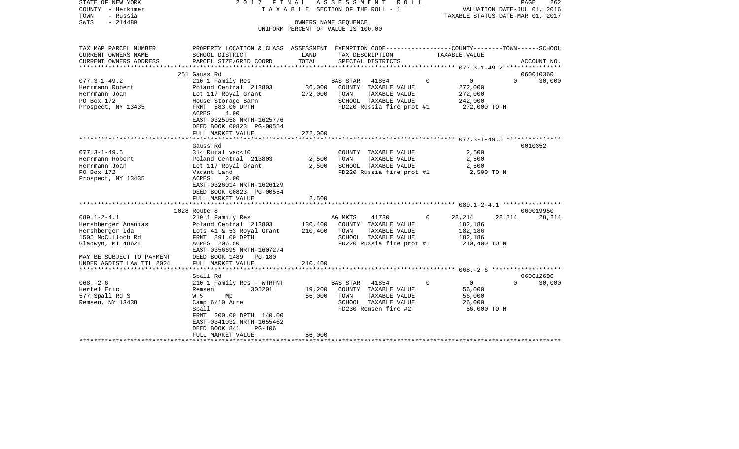STATE OF NEW YORK 2017 FINAL ASSESSMENT ROLL
COUNTY - Herkimer TAXABLE SECTION OF THE ROLL - 1 VALUATION DATE-JUL 01, 2016
TOWN - Russia TAXABLE STATUS DATE-MAR 01, 2017
SWIS - 214489 OWNERS NAME SEQUENCE
UNIFORM PERCENT OF VALUE IS 100.00

| TAX MAP PARCEL NUMBER / CURRENT OWNERS NAME / CURRENT OWNERS ADDRESS | PROPERTY LOCATION & CLASS / SCHOOL DISTRICT / PARCEL SIZE/GRID COORD | ASSESSMENT LAND | ASSESSMENT TOTAL | EXEMPTION CODE / TAX DESCRIPTION / SPECIAL DISTRICTS | COUNTY | TOWN | SCHOOL TAXABLE VALUE | ACCOUNT NO. |
|---|---|---|---|---|---|---|---|---|
| | 251 Gauss Rd | | | | | | | 060010360 |
| 077.3-1-49.2 | 210 1 Family Res | | | BAS STAR 41854 | 0 | 0 | 0 30,000 | |
| Herrmann Robert | Poland Central 213803 | 36,000 | | COUNTY TAXABLE VALUE | 272,000 | | | |
| Herrmann Joan | Lot 117 Royal Grant | | 272,000 | TOWN TAXABLE VALUE | 272,000 | | | |
| PO Box 172 | House Storage Barn | | | SCHOOL TAXABLE VALUE | 242,000 | | | |
| Prospect, NY 13435 | FRNT 583.00 DPTH | | | FD220 Russia fire prot #1 | 272,000 TO M | | | |
| | ACRES 4.90 | | | | | | | |
| | EAST-0325958 NRTH-1625776 | | | | | | | |
| | DEED BOOK 00823 PG-00554 | | | | | | | |
| | FULL MARKET VALUE | | 272,000 | | | | | |
| | Gauss Rd | | | | | | | 0010352 |
| 077.3-1-49.5 | 314 Rural vac<10 | | | COUNTY TAXABLE VALUE | 2,500 | | | |
| Herrmann Robert | Poland Central 213803 | 2,500 | | TOWN TAXABLE VALUE | 2,500 | | | |
| Herrmann Joan | Lot 117 Royal Grant | | 2,500 | SCHOOL TAXABLE VALUE | 2,500 | | | |
| PO Box 172 | Vacant Land | | | FD220 Russia fire prot #1 | 2,500 TO M | | | |
| Prospect, NY 13435 | ACRES 2.00 | | | | | | | |
| | EAST-0326014 NRTH-1626129 | | | | | | | |
| | DEED BOOK 00823 PG-00554 | | | | | | | |
| | FULL MARKET VALUE | | 2,500 | | | | | |
| | 1028 Route 8 | | | | | | | 060019950 |
| 089.1-2-4.1 | 210 1 Family Res | | | AG MKTS 41730 | 0 | 28,214 | 28,214 28,214 | |
| Hershberger Ananias | Poland Central 213803 | 130,400 | | COUNTY TAXABLE VALUE | 182,186 | | | |
| Hershberger Ida | Lots 41 & 53 Royal Grant | | 210,400 | TOWN TAXABLE VALUE | 182,186 | | | |
| 1505 McCulloch Rd | FRNT 891.00 DPTH | | | SCHOOL TAXABLE VALUE | 182,186 | | | |
| Gladwyn, MI 48624 | ACRES 206.50 | | | FD220 Russia fire prot #1 | 210,400 TO M | | | |
| | EAST-0356695 NRTH-1607274 | | | | | | | |
| MAY BE SUBJECT TO PAYMENT | DEED BOOK 1489 PG-180 | | | | | | | |
| UNDER AGDIST LAW TIL 2024 | FULL MARKET VALUE | | 210,400 | | | | | |
| | Spall Rd | | | | | | | 060012690 |
| 068.-2-6 | 210 1 Family Res - WTRFNT | | | BAS STAR 41854 | 0 | 0 | 0 30,000 | |
| Hertel Eric | Remsen 305201 | 19,200 | | COUNTY TAXABLE VALUE | 56,000 | | | |
| 577 Spall Rd S | W 5 Mp | | 56,000 | TOWN TAXABLE VALUE | 56,000 | | | |
| Remsen, NY 13438 | Camp 6/10 Acre | | | SCHOOL TAXABLE VALUE | 26,000 | | | |
| | Spall | | | FD230 Remsen fire #2 | 56,000 TO M | | | |
| | FRNT 200.00 DPTH 140.00 | | | | | | | |
| | EAST-0341032 NRTH-1655462 | | | | | | | |
| | DEED BOOK 841 PG-106 | | | | | | | |
| | FULL MARKET VALUE | | 56,000 | | | | | |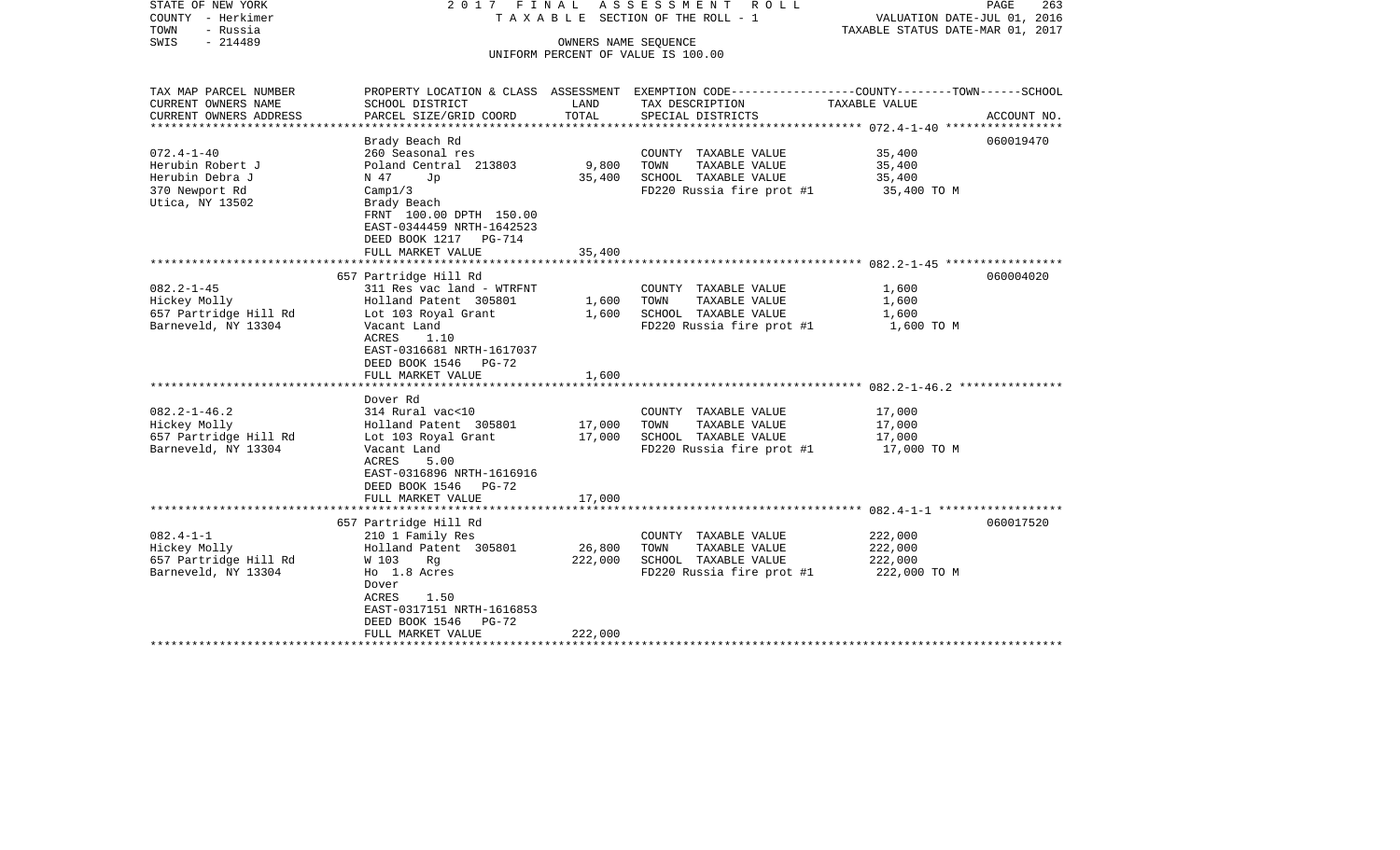STATE OF NEW YORK — 2017 FINAL ASSESSMENT ROLL
COUNTY - Herkimer — TAXABLE SECTION OF THE ROLL - 1 — VALUATION DATE-JUL 01, 2016
TOWN - Russia — TAXABLE STATUS DATE-MAR 01, 2017
SWIS - 214489 — OWNERS NAME SEQUENCE
UNIFORM PERCENT OF VALUE IS 100.00

| TAX MAP PARCEL NUMBER / CURRENT OWNERS NAME / CURRENT OWNERS ADDRESS | PROPERTY LOCATION & CLASS / SCHOOL DISTRICT / PARCEL SIZE/GRID COORD | ASSESSMENT LAND | TOTAL | EXEMPTION CODE / TAX DESCRIPTION / SPECIAL DISTRICTS | TAXABLE VALUE (COUNTY--TOWN--SCHOOL) | ACCOUNT NO. |
|---|---|---|---|---|---|---|
| 072.4-1-40 | Brady Beach Rd | | | | | 060019470 |
| | 260 Seasonal res | | | COUNTY TAXABLE VALUE | 35,400 | |
| Herubin Robert J | Poland Central 213803 | 9,800 | | TOWN TAXABLE VALUE | 35,400 | |
| Herubin Debra J | N 47 Jp | | 35,400 | SCHOOL TAXABLE VALUE | 35,400 | |
| 370 Newport Rd | Camp1/3 | | | FD220 Russia fire prot #1 | 35,400 TO M | |
| Utica, NY 13502 | Brady Beach | | | | | |
| | FRNT 100.00 DPTH 150.00 | | | | | |
| | EAST-0344459 NRTH-1642523 | | | | | |
| | DEED BOOK 1217 PG-714 | | | | | |
| | FULL MARKET VALUE | | 35,400 | | | |
| 082.2-1-45 | 657 Partridge Hill Rd | | | | | 060004020 |
| | 311 Res vac land - WTRFNT | | | COUNTY TAXABLE VALUE | 1,600 | |
| Hickey Molly | Holland Patent 305801 | 1,600 | | TOWN TAXABLE VALUE | 1,600 | |
| 657 Partridge Hill Rd | Lot 103 Royal Grant | | 1,600 | SCHOOL TAXABLE VALUE | 1,600 | |
| Barneveld, NY 13304 | Vacant Land | | | FD220 Russia fire prot #1 | 1,600 TO M | |
| | ACRES 1.10 | | | | | |
| | EAST-0316681 NRTH-1617037 | | | | | |
| | DEED BOOK 1546 PG-72 | | | | | |
| | FULL MARKET VALUE | | 1,600 | | | |
| 082.2-1-46.2 | Dover Rd | | | | | |
| | 314 Rural vac<10 | | | COUNTY TAXABLE VALUE | 17,000 | |
| Hickey Molly | Holland Patent 305801 | 17,000 | | TOWN TAXABLE VALUE | 17,000 | |
| 657 Partridge Hill Rd | Lot 103 Royal Grant | | 17,000 | SCHOOL TAXABLE VALUE | 17,000 | |
| Barneveld, NY 13304 | Vacant Land | | | FD220 Russia fire prot #1 | 17,000 TO M | |
| | ACRES 5.00 | | | | | |
| | EAST-0316896 NRTH-1616916 | | | | | |
| | DEED BOOK 1546 PG-72 | | | | | |
| | FULL MARKET VALUE | | 17,000 | | | |
| 082.4-1-1 | 657 Partridge Hill Rd | | | | | 060017520 |
| | 210 1 Family Res | | | COUNTY TAXABLE VALUE | 222,000 | |
| Hickey Molly | Holland Patent 305801 | 26,800 | | TOWN TAXABLE VALUE | 222,000 | |
| 657 Partridge Hill Rd | W 103 Rg | | 222,000 | SCHOOL TAXABLE VALUE | 222,000 | |
| Barneveld, NY 13304 | Ho 1.8 Acres | | | FD220 Russia fire prot #1 | 222,000 TO M | |
| | Dover | | | | | |
| | ACRES 1.50 | | | | | |
| | EAST-0317151 NRTH-1616853 | | | | | |
| | DEED BOOK 1546 PG-72 | | | | | |
| | FULL MARKET VALUE | | 222,000 | | | |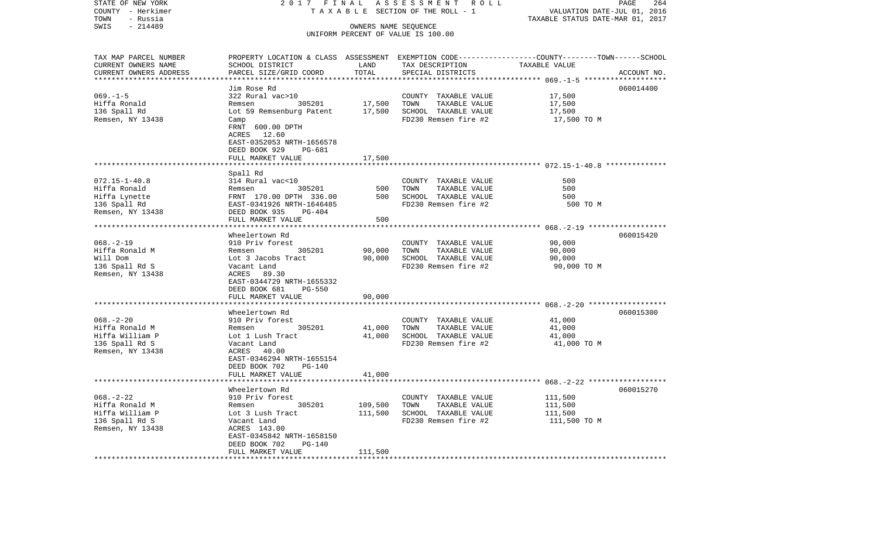STATE OF NEW YORK 2 0 1 7 F I N A L A S S E S S M E N T R O L L
COUNTY - Herkimer T A X A B L E SECTION OF THE ROLL - 1 VALUATION DATE-JUL 01, 2016
TOWN - Russia TAXABLE STATUS DATE-MAR 01, 2017
SWIS - 214489 OWNERS NAME SEQUENCE
UNIFORM PERCENT OF VALUE IS 100.00

| TAX MAP PARCEL NUMBER / CURRENT OWNERS NAME / CURRENT OWNERS ADDRESS | PROPERTY LOCATION & CLASS / SCHOOL DISTRICT / PARCEL SIZE/GRID COORD | ASSESSMENT LAND | TOTAL | EXEMPTION CODE / TAX DESCRIPTION / SPECIAL DISTRICTS | TAXABLE VALUE | ACCOUNT NO. |
|---|---|---|---|---|---|---|
| **069.-1-5** | Jim Rose Rd | | | | | 060014400 |
| Hiffa Ronald | 322 Rural vac>10 | | | COUNTY TAXABLE VALUE | 17,500 | |
| 136 Spall Rd | Remsen 305201 | 17,500 | | TOWN TAXABLE VALUE | 17,500 | |
| Remsen, NY 13438 | Lot 59 Remsenburg Patent | | 17,500 | SCHOOL TAXABLE VALUE | 17,500 | |
| | Camp | | | FD230 Remsen fire #2 | 17,500 TO M | |
| | FRNT 600.00 DPTH | | | | | |
| | ACRES 12.60 | | | | | |
| | EAST-0352053 NRTH-1656578 | | | | | |
| | DEED BOOK 929 PG-681 | | | | | |
| | FULL MARKET VALUE | | 17,500 | | | |
| **072.15-1-40.8** | Spall Rd | | | | | |
| Hiffa Ronald | 314 Rural vac<10 | | | COUNTY TAXABLE VALUE | 500 | |
| Hiffa Lynette | Remsen 305201 | 500 | | TOWN TAXABLE VALUE | 500 | |
| 136 Spall Rd | FRNT 170.00 DPTH 336.00 | | 500 | SCHOOL TAXABLE VALUE | 500 | |
| Remsen, NY 13438 | EAST-0341926 NRTH-1646485 | | | FD230 Remsen fire #2 | 500 TO M | |
| | DEED BOOK 935 PG-404 | | | | | |
| | FULL MARKET VALUE | | 500 | | | |
| **068.-2-19** | Wheelertown Rd | | | | | 060015420 |
| Hiffa Ronald M | 910 Priv forest | | | COUNTY TAXABLE VALUE | 90,000 | |
| Will Dom | Remsen 305201 | 90,000 | | TOWN TAXABLE VALUE | 90,000 | |
| 136 Spall Rd S | Lot 3 Jacobs Tract | | 90,000 | SCHOOL TAXABLE VALUE | 90,000 | |
| Remsen, NY 13438 | Vacant Land | | | FD230 Remsen fire #2 | 90,000 TO M | |
| | ACRES 89.30 | | | | | |
| | EAST-0344729 NRTH-1655332 | | | | | |
| | DEED BOOK 681 PG-550 | | | | | |
| | FULL MARKET VALUE | | 90,000 | | | |
| **068.-2-20** | Wheelertown Rd | | | | | 060015300 |
| Hiffa Ronald M | 910 Priv forest | | | COUNTY TAXABLE VALUE | 41,000 | |
| Hiffa William P | Remsen 305201 | 41,000 | | TOWN TAXABLE VALUE | 41,000 | |
| 136 Spall Rd S | Lot 1 Lush Tract | | 41,000 | SCHOOL TAXABLE VALUE | 41,000 | |
| Remsen, NY 13438 | Vacant Land | | | FD230 Remsen fire #2 | 41,000 TO M | |
| | ACRES 40.00 | | | | | |
| | EAST-0346294 NRTH-1655154 | | | | | |
| | DEED BOOK 702 PG-140 | | | | | |
| | FULL MARKET VALUE | | 41,000 | | | |
| **068.-2-22** | Wheelertown Rd | | | | | 060015270 |
| Hiffa Ronald M | 910 Priv forest | | | COUNTY TAXABLE VALUE | 111,500 | |
| Hiffa William P | Remsen 305201 | 109,500 | | TOWN TAXABLE VALUE | 111,500 | |
| 136 Spall Rd S | Lot 3 Lush Tract | | 111,500 | SCHOOL TAXABLE VALUE | 111,500 | |
| Remsen, NY 13438 | Vacant Land | | | FD230 Remsen fire #2 | 111,500 TO M | |
| | ACRES 143.00 | | | | | |
| | EAST-0345842 NRTH-1658150 | | | | | |
| | DEED BOOK 702 PG-140 | | | | | |
| | FULL MARKET VALUE | | 111,500 | | | |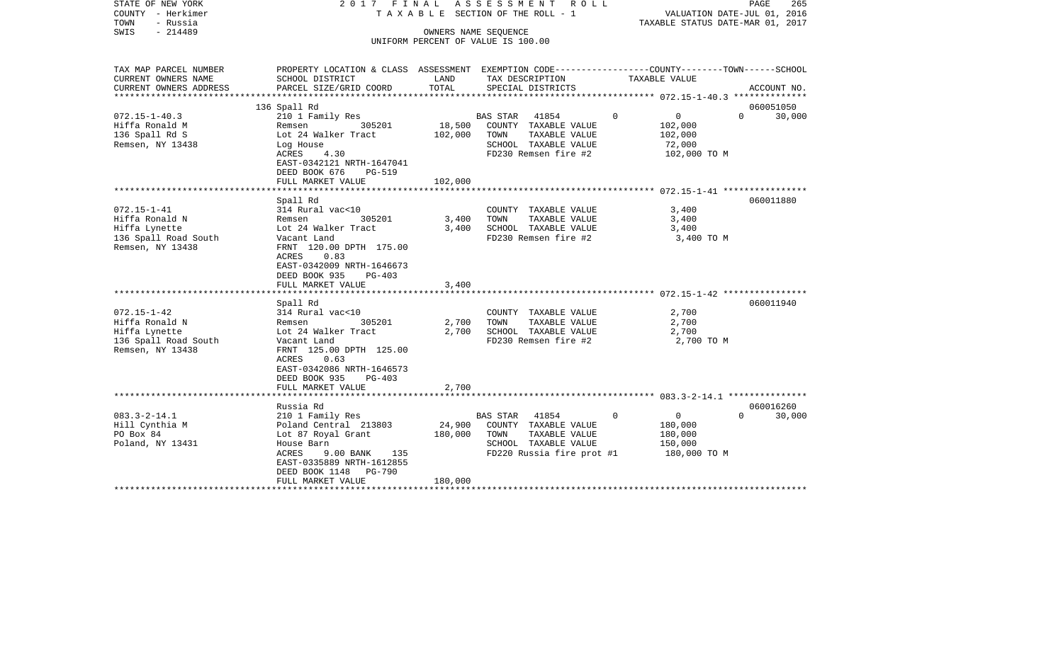STATE OF NEW YORK 2017 FINAL ASSESSMENT ROLL
COUNTY - Herkimer T A X A B L E SECTION OF THE ROLL - 1 VALUATION DATE-JUL 01, 2016
TOWN - Russia TAXABLE STATUS DATE-MAR 01, 2017
SWIS - 214489 OWNERS NAME SEQUENCE
UNIFORM PERCENT OF VALUE IS 100.00

| TAX MAP PARCEL NUMBER / CURRENT OWNERS NAME / CURRENT OWNERS ADDRESS | PROPERTY LOCATION & CLASS / SCHOOL DISTRICT / PARCEL SIZE/GRID COORD | ASSESSMENT LAND | TOTAL | EXEMPTION CODE / TAX DESCRIPTION / SPECIAL DISTRICTS | COUNTY | TOWN | SCHOOL | ACCOUNT NO. |
|---|---|---|---|---|---|---|---|---|
| | 136 Spall Rd | | | | | | | 060051050 |
| 072.15-1-40.3 | 210 1 Family Res | | | BAS STAR 41854 | 0 | 0 | 0 | 30,000 |
| Hiffa Ronald M | Remsen 305201 | 18,500 | | COUNTY TAXABLE VALUE | 102,000 | | | |
| 136 Spall Rd S | Lot 24 Walker Tract | | 102,000 | TOWN TAXABLE VALUE | 102,000 | | | |
| Remsen, NY 13438 | Log House | | | SCHOOL TAXABLE VALUE | 72,000 | | | |
| | ACRES 4.30 | | | FD230 Remsen fire #2 | 102,000 TO M | | | |
| | EAST-0342121 NRTH-1647041 | | | | | | | |
| | DEED BOOK 676 PG-519 | | | | | | | |
| | FULL MARKET VALUE | | 102,000 | | | | | |
| | Spall Rd | | | | | | | 060011880 |
| 072.15-1-41 | 314 Rural vac<10 | | | COUNTY TAXABLE VALUE | 3,400 | | | |
| Hiffa Ronald N | Remsen 305201 | 3,400 | | TOWN TAXABLE VALUE | 3,400 | | | |
| Hiffa Lynette | Lot 24 Walker Tract | | 3,400 | SCHOOL TAXABLE VALUE | 3,400 | | | |
| 136 Spall Road South | Vacant Land | | | FD230 Remsen fire #2 | 3,400 TO M | | | |
| Remsen, NY 13438 | FRNT 120.00 DPTH 175.00 | | | | | | | |
| | ACRES 0.83 | | | | | | | |
| | EAST-0342009 NRTH-1646673 | | | | | | | |
| | DEED BOOK 935 PG-403 | | | | | | | |
| | FULL MARKET VALUE | | 3,400 | | | | | |
| | Spall Rd | | | | | | | 060011940 |
| 072.15-1-42 | 314 Rural vac<10 | | | COUNTY TAXABLE VALUE | 2,700 | | | |
| Hiffa Ronald N | Remsen 305201 | 2,700 | | TOWN TAXABLE VALUE | 2,700 | | | |
| Hiffa Lynette | Lot 24 Walker Tract | | 2,700 | SCHOOL TAXABLE VALUE | 2,700 | | | |
| 136 Spall Road South | Vacant Land | | | FD230 Remsen fire #2 | 2,700 TO M | | | |
| Remsen, NY 13438 | FRNT 125.00 DPTH 125.00 | | | | | | | |
| | ACRES 0.63 | | | | | | | |
| | EAST-0342086 NRTH-1646573 | | | | | | | |
| | DEED BOOK 935 PG-403 | | | | | | | |
| | FULL MARKET VALUE | | 2,700 | | | | | |
| | Russia Rd | | | | | | | 060016260 |
| 083.3-2-14.1 | 210 1 Family Res | | | BAS STAR 41854 | 0 | 0 | 0 | 30,000 |
| Hill Cynthia M | Poland Central 213803 | 24,900 | | COUNTY TAXABLE VALUE | 180,000 | | | |
| PO Box 84 | Lot 87 Royal Grant | | 180,000 | TOWN TAXABLE VALUE | 180,000 | | | |
| Poland, NY 13431 | House Barn | | | SCHOOL TAXABLE VALUE | 150,000 | | | |
| | ACRES 9.00 BANK 135 | | | FD220 Russia fire prot #1 | 180,000 TO M | | | |
| | EAST-0335889 NRTH-1612855 | | | | | | | |
| | DEED BOOK 1148 PG-790 | | | | | | | |
| | FULL MARKET VALUE | | 180,000 | | | | | |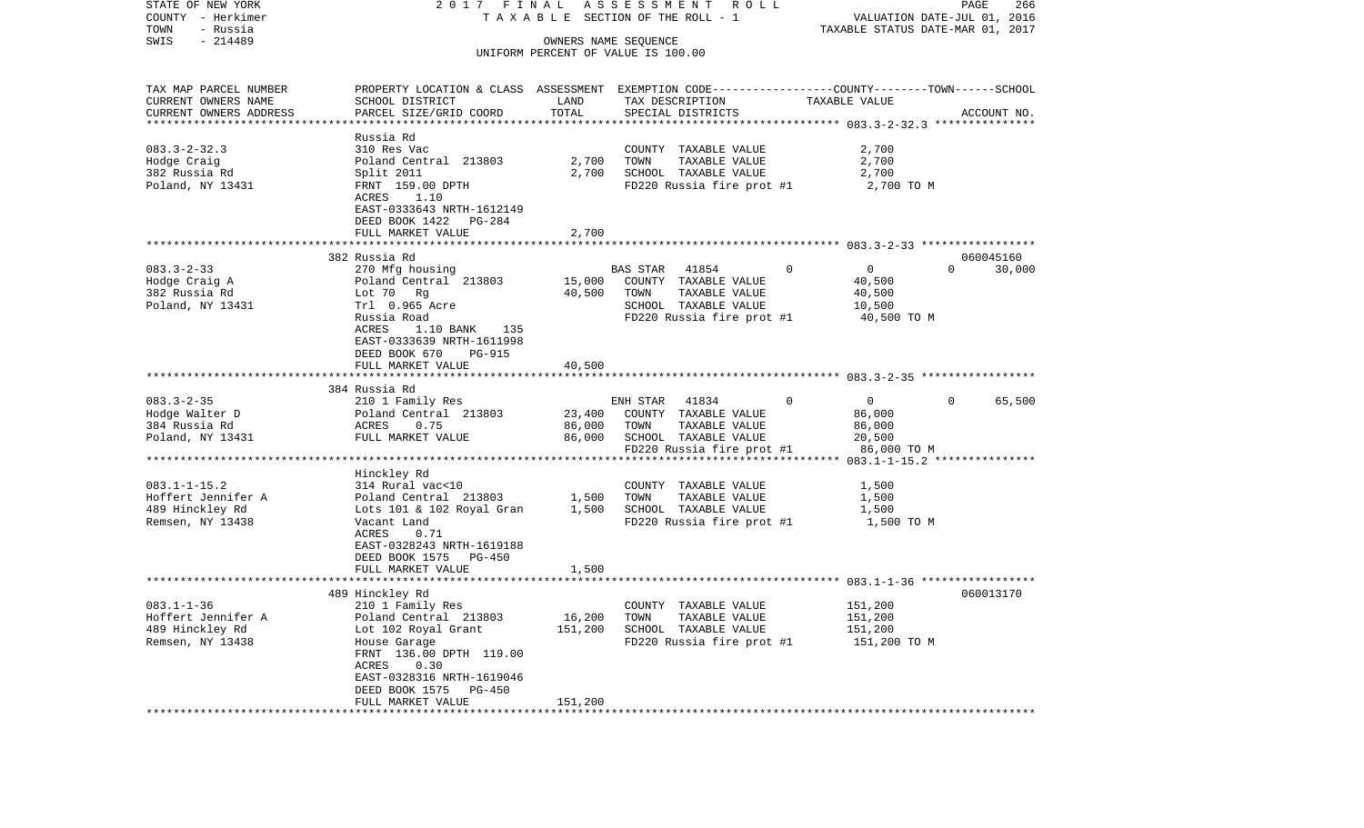STATE OF NEW YORK — 2017 FINAL ASSESSMENT ROLL
COUNTY - Herkimer — TAXABLE SECTION OF THE ROLL - 1 — VALUATION DATE-JUL 01, 2016
TOWN - Russia — TAXABLE STATUS DATE-MAR 01, 2017
SWIS - 214489 — OWNERS NAME SEQUENCE
UNIFORM PERCENT OF VALUE IS 100.00

| TAX MAP PARCEL NUMBER / CURRENT OWNERS NAME / CURRENT OWNERS ADDRESS | PROPERTY LOCATION & CLASS / SCHOOL DISTRICT / PARCEL SIZE/GRID COORD | ASSESSMENT LAND | TOTAL | EXEMPTION CODE / TAX DESCRIPTION / SPECIAL DISTRICTS | COUNTY | TOWN | SCHOOL | TAXABLE VALUE | ACCOUNT NO. |
|---|---|---|---|---|---|---|---|---|---|
| **083.3-2-32.3** | Russia Rd | | | | | | | | |
| 083.3-2-32.3 | 310 Res Vac | | | COUNTY TAXABLE VALUE | | | | 2,700 | |
| Hodge Craig | Poland Central 213803 | 2,700 | | TOWN TAXABLE VALUE | | | | 2,700 | |
| 382 Russia Rd | Split 2011 | | 2,700 | SCHOOL TAXABLE VALUE | | | | 2,700 | |
| Poland, NY 13431 | FRNT 159.00 DPTH | | | FD220 Russia fire prot #1 | | | | 2,700 TO M | |
| | ACRES 1.10 | | | | | | | | |
| | EAST-0333643 NRTH-1612149 | | | | | | | | |
| | DEED BOOK 1422 PG-284 | | | | | | | | |
| | FULL MARKET VALUE | | 2,700 | | | | | | |
| **083.3-2-33** | 382 Russia Rd | | | | | | | | 060045160 |
| 083.3-2-33 | 270 Mfg housing | | | BAS STAR 41854 | 0 | 0 | 30,000 | | |
| Hodge Craig A | Poland Central 213803 | 15,000 | | COUNTY TAXABLE VALUE | | | | 40,500 | |
| 382 Russia Rd | Lot 70 Rg | | 40,500 | TOWN TAXABLE VALUE | | | | 40,500 | |
| Poland, NY 13431 | Trl 0.965 Acre | | | SCHOOL TAXABLE VALUE | | | | 10,500 | |
| | Russia Road | | | FD220 Russia fire prot #1 | | | | 40,500 TO M | |
| | ACRES 1.10 BANK 135 | | | | | | | | |
| | EAST-0333639 NRTH-1611998 | | | | | | | | |
| | DEED BOOK 670 PG-915 | | | | | | | | |
| | FULL MARKET VALUE | | 40,500 | | | | | | |
| **083.3-2-35** | 384 Russia Rd | | | | | | | | |
| 083.3-2-35 | 210 1 Family Res | | | ENH STAR 41834 | 0 | 0 | 65,500 | | |
| Hodge Walter D | Poland Central 213803 | 23,400 | | COUNTY TAXABLE VALUE | | | | 86,000 | |
| 384 Russia Rd | ACRES 0.75 | | 86,000 | TOWN TAXABLE VALUE | | | | 86,000 | |
| Poland, NY 13431 | FULL MARKET VALUE | | 86,000 | SCHOOL TAXABLE VALUE | | | | 20,500 | |
| | | | | FD220 Russia fire prot #1 | | | | 86,000 TO M | |
| **083.1-1-15.2** | Hinckley Rd | | | | | | | | |
| 083.1-1-15.2 | 314 Rural vac<10 | | | COUNTY TAXABLE VALUE | | | | 1,500 | |
| Hoffert Jennifer A | Poland Central 213803 | 1,500 | | TOWN TAXABLE VALUE | | | | 1,500 | |
| 489 Hinckley Rd | Lots 101 & 102 Royal Gran | | 1,500 | SCHOOL TAXABLE VALUE | | | | 1,500 | |
| Remsen, NY 13438 | Vacant Land | | | FD220 Russia fire prot #1 | | | | 1,500 TO M | |
| | ACRES 0.71 | | | | | | | | |
| | EAST-0328243 NRTH-1619188 | | | | | | | | |
| | DEED BOOK 1575 PG-450 | | | | | | | | |
| | FULL MARKET VALUE | | 1,500 | | | | | | |
| **083.1-1-36** | 489 Hinckley Rd | | | | | | | | 060013170 |
| 083.1-1-36 | 210 1 Family Res | | | COUNTY TAXABLE VALUE | | | | 151,200 | |
| Hoffert Jennifer A | Poland Central 213803 | 16,200 | | TOWN TAXABLE VALUE | | | | 151,200 | |
| 489 Hinckley Rd | Lot 102 Royal Grant | | 151,200 | SCHOOL TAXABLE VALUE | | | | 151,200 | |
| Remsen, NY 13438 | House Garage | | | FD220 Russia fire prot #1 | | | | 151,200 TO M | |
| | FRNT 136.00 DPTH 119.00 | | | | | | | | |
| | ACRES 0.30 | | | | | | | | |
| | EAST-0328316 NRTH-1619046 | | | | | | | | |
| | DEED BOOK 1575 PG-450 | | | | | | | | |
| | FULL MARKET VALUE | | 151,200 | | | | | | |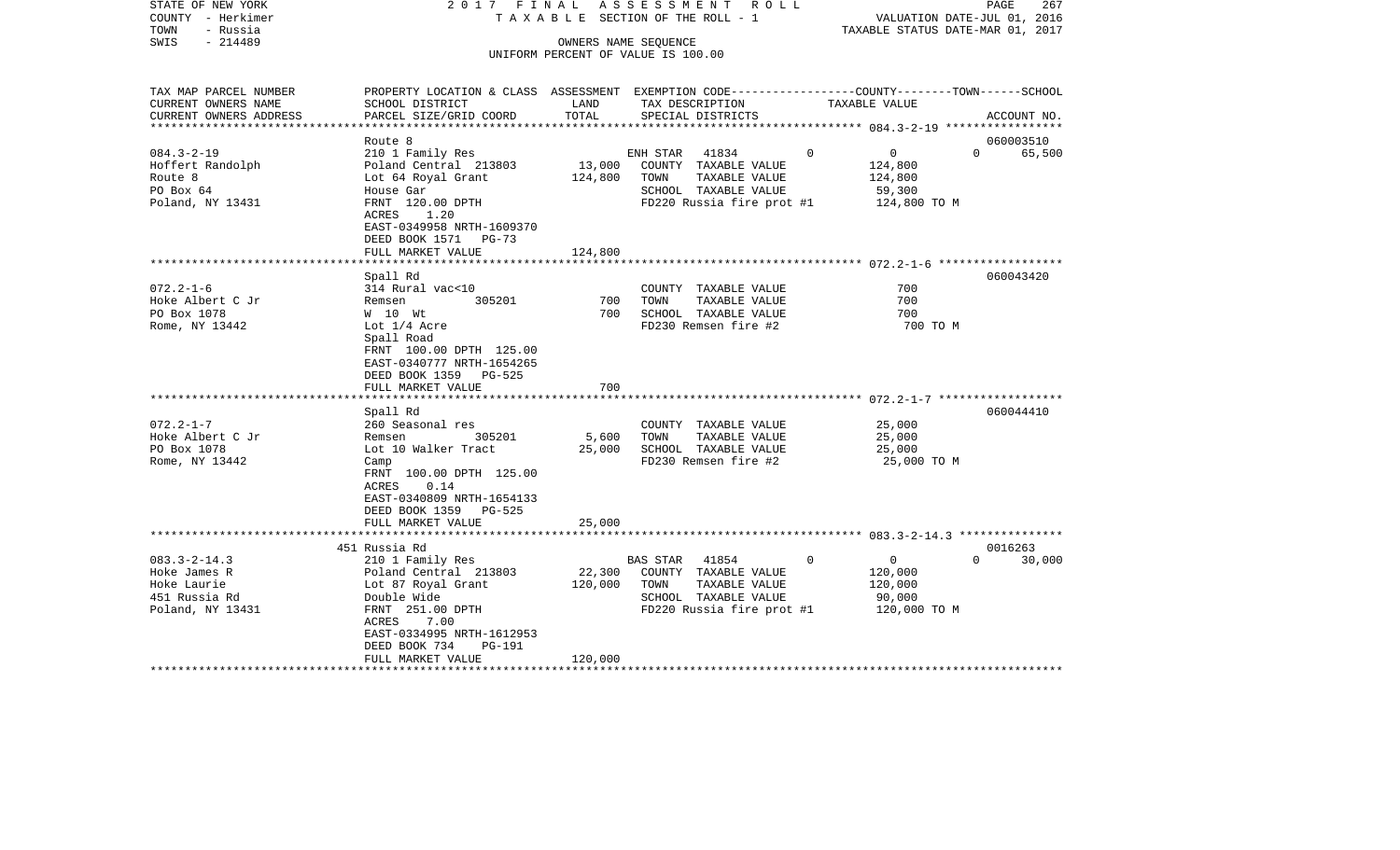STATE OF NEW YORK — 2017 FINAL ASSESSMENT ROLL — TAXABLE SECTION OF THE ROLL - 1

COUNTY - Herkimer | TOWN - Russia | SWIS - 214489

OWNERS NAME SEQUENCE — UNIFORM PERCENT OF VALUE IS 100.00

VALUATION DATE-JUL 01, 2016 | TAXABLE STATUS DATE-MAR 01, 2017

| TAX MAP PARCEL NUMBER / CURRENT OWNERS NAME / CURRENT OWNERS ADDRESS | PROPERTY LOCATION & CLASS / SCHOOL DISTRICT / PARCEL SIZE/GRID COORD | ASSESSMENT LAND / TOTAL | EXEMPTION CODE / TAX DESCRIPTION / SPECIAL DISTRICTS | COUNTY / TOWN / SCHOOL TAXABLE VALUE | ACCOUNT NO. |
|---|---|---|---|---|---|
| 084.3-2-19 | Route 8 | | | | 060003510 |
| Hoffert Randolph | 210 1 Family Res | | ENH STAR 41834 | 0 0 0 65,500 | |
| Route 8 | Poland Central 213803 | 13,000 | COUNTY TAXABLE VALUE | 124,800 | |
| PO Box 64 | Lot 64 Royal Grant | 124,800 | TOWN TAXABLE VALUE | 124,800 | |
| Poland, NY 13431 | House Gar | | SCHOOL TAXABLE VALUE | 59,300 | |
| | FRNT 120.00 DPTH | | FD220 Russia fire prot #1 | 124,800 TO M | |
| | ACRES 1.20 | | | | |
| | EAST-0349958 NRTH-1609370 | | | | |
| | DEED BOOK 1571 PG-73 | | | | |
| | FULL MARKET VALUE | 124,800 | | | |
| 072.2-1-6 | Spall Rd | | | | 060043420 |
| Hoke Albert C Jr | 314 Rural vac<10 | | COUNTY TAXABLE VALUE | 700 | |
| PO Box 1078 | Remsen 305201 | 700 | TOWN TAXABLE VALUE | 700 | |
| Rome, NY 13442 | W 10 Wt | 700 | SCHOOL TAXABLE VALUE | 700 | |
| | Lot 1/4 Acre | | FD230 Remsen fire #2 | 700 TO M | |
| | Spall Road | | | | |
| | FRNT 100.00 DPTH 125.00 | | | | |
| | EAST-0340777 NRTH-1654265 | | | | |
| | DEED BOOK 1359 PG-525 | | | | |
| | FULL MARKET VALUE | 700 | | | |
| 072.2-1-7 | Spall Rd | | | | 060044410 |
| Hoke Albert C Jr | 260 Seasonal res | | COUNTY TAXABLE VALUE | 25,000 | |
| PO Box 1078 | Remsen 305201 | 5,600 | TOWN TAXABLE VALUE | 25,000 | |
| Rome, NY 13442 | Lot 10 Walker Tract | 25,000 | SCHOOL TAXABLE VALUE | 25,000 | |
| | Camp | | FD230 Remsen fire #2 | 25,000 TO M | |
| | FRNT 100.00 DPTH 125.00 | | | | |
| | ACRES 0.14 | | | | |
| | EAST-0340809 NRTH-1654133 | | | | |
| | DEED BOOK 1359 PG-525 | | | | |
| | FULL MARKET VALUE | 25,000 | | | |
| 083.3-2-14.3 | 451 Russia Rd | | | | 0016263 |
| Hoke James R | 210 1 Family Res | | BAS STAR 41854 | 0 0 0 30,000 | |
| Hoke Laurie | Poland Central 213803 | 22,300 | COUNTY TAXABLE VALUE | 120,000 | |
| 451 Russia Rd | Lot 87 Royal Grant | 120,000 | TOWN TAXABLE VALUE | 120,000 | |
| Poland, NY 13431 | Double Wide | | SCHOOL TAXABLE VALUE | 90,000 | |
| | FRNT 251.00 DPTH | | FD220 Russia fire prot #1 | 120,000 TO M | |
| | ACRES 7.00 | | | | |
| | EAST-0334995 NRTH-1612953 | | | | |
| | DEED BOOK 734 PG-191 | | | | |
| | FULL MARKET VALUE | 120,000 | | | |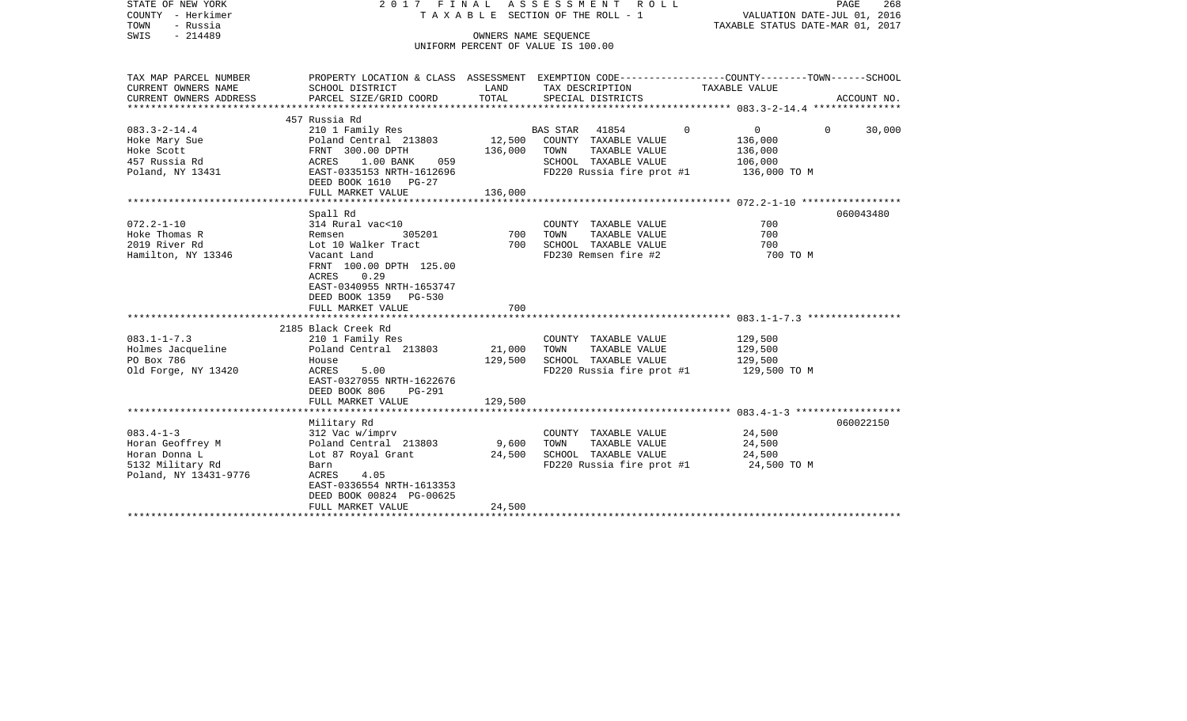STATE OF NEW YORK — 2017 FINAL ASSESSMENT ROLL — TAXABLE SECTION OF THE ROLL - 1
COUNTY - Herkimer — VALUATION DATE-JUL 01, 2016
TOWN - Russia — TAXABLE STATUS DATE-MAR 01, 2017
SWIS - 214489 — OWNERS NAME SEQUENCE
UNIFORM PERCENT OF VALUE IS 100.00

| TAX MAP PARCEL NUMBER / CURRENT OWNERS NAME / CURRENT OWNERS ADDRESS | PROPERTY LOCATION & CLASS / SCHOOL DISTRICT / PARCEL SIZE/GRID COORD | ASSESSMENT LAND | TOTAL | EXEMPTION CODE / TAX DESCRIPTION / SPECIAL DISTRICTS | COUNTY | TOWN | SCHOOL / ACCOUNT NO. |
|---|---|---|---|---|---|---|---|
| | 457 Russia Rd | | | | | | |
| 083.3-2-14.4 | 210 1 Family Res | | | BAS STAR 41854 | 0 | 0 | 30,000 |
| Hoke Mary Sue | Poland Central 213803 | 12,500 | | COUNTY TAXABLE VALUE | 136,000 | | |
| Hoke Scott | FRNT 300.00 DPTH | | 136,000 | TOWN TAXABLE VALUE | | 136,000 | |
| 457 Russia Rd | ACRES 1.00 BANK 059 | | | SCHOOL TAXABLE VALUE | | | 106,000 |
| Poland, NY 13431 | EAST-0335153 NRTH-1612696 | | | FD220 Russia fire prot #1 | 136,000 TO M | | |
| | DEED BOOK 1610 PG-27 | | | | | | |
| | FULL MARKET VALUE | | 136,000 | | | | |
| | Spall Rd | | | | | | 060043480 |
| 072.2-1-10 | 314 Rural vac<10 | | | COUNTY TAXABLE VALUE | 700 | | |
| Hoke Thomas R | Remsen 305201 | 700 | | TOWN TAXABLE VALUE | | 700 | |
| 2019 River Rd | Lot 10 Walker Tract | | 700 | SCHOOL TAXABLE VALUE | | | 700 |
| Hamilton, NY 13346 | Vacant Land | | | FD230 Remsen fire #2 | 700 TO M | | |
| | FRNT 100.00 DPTH 125.00 | | | | | | |
| | ACRES 0.29 | | | | | | |
| | EAST-0340955 NRTH-1653747 | | | | | | |
| | DEED BOOK 1359 PG-530 | | | | | | |
| | FULL MARKET VALUE | | 700 | | | | |
| | 2185 Black Creek Rd | | | | | | |
| 083.1-1-7.3 | 210 1 Family Res | | | COUNTY TAXABLE VALUE | 129,500 | | |
| Holmes Jacqueline | Poland Central 213803 | 21,000 | | TOWN TAXABLE VALUE | | 129,500 | |
| PO Box 786 | House | | 129,500 | SCHOOL TAXABLE VALUE | | | 129,500 |
| Old Forge, NY 13420 | ACRES 5.00 | | | FD220 Russia fire prot #1 | 129,500 TO M | | |
| | EAST-0327055 NRTH-1622676 | | | | | | |
| | DEED BOOK 806 PG-291 | | | | | | |
| | FULL MARKET VALUE | | 129,500 | | | | |
| | Military Rd | | | | | | 060022150 |
| 083.4-1-3 | 312 Vac w/imprv | | | COUNTY TAXABLE VALUE | 24,500 | | |
| Horan Geoffrey M | Poland Central 213803 | 9,600 | | TOWN TAXABLE VALUE | | 24,500 | |
| Horan Donna L | Lot 87 Royal Grant | | 24,500 | SCHOOL TAXABLE VALUE | | | 24,500 |
| 5132 Military Rd | Barn | | | FD220 Russia fire prot #1 | 24,500 TO M | | |
| Poland, NY 13431-9776 | ACRES 4.05 | | | | | | |
| | EAST-0336554 NRTH-1613353 | | | | | | |
| | DEED BOOK 00824 PG-00625 | | | | | | |
| | FULL MARKET VALUE | | 24,500 | | | | |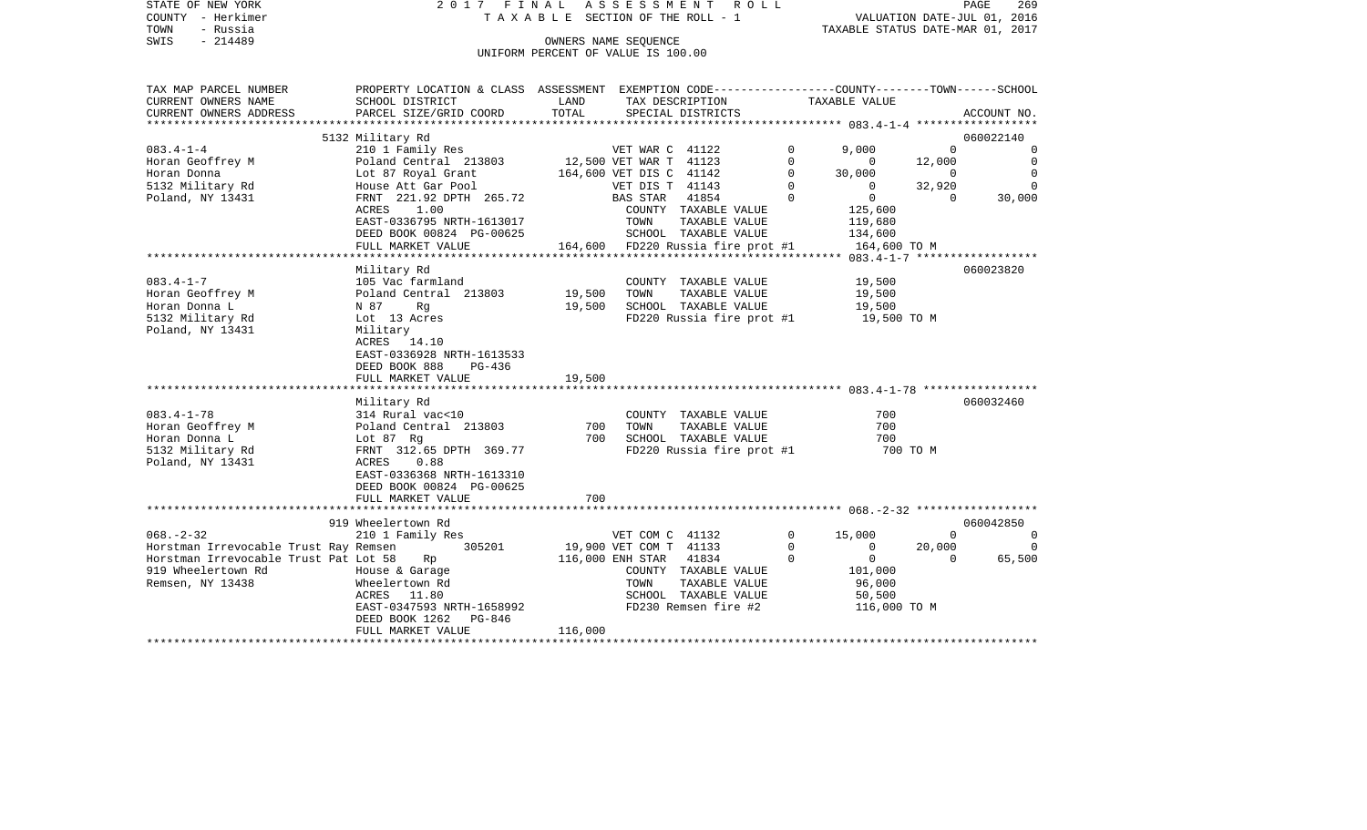STATE OF NEW YORK 2 0 1 7 F I N A L A S S E S S M E N T R O L L
COUNTY - Herkimer T A X A B L E SECTION OF THE ROLL - 1 VALUATION DATE-JUL 01, 2016
TOWN - Russia TAXABLE STATUS DATE-MAR 01, 2017
SWIS - 214489 OWNERS NAME SEQUENCE
UNIFORM PERCENT OF VALUE IS 100.00

```
TAX MAP PARCEL NUMBER          PROPERTY LOCATION & CLASS  ASSESSMENT  EXEMPTION CODE-----------------COUNTY--------TOWN------SCHOOL
CURRENT OWNERS NAME            SCHOOL DISTRICT              LAND      TAX DESCRIPTION              TAXABLE VALUE
CURRENT OWNERS ADDRESS         PARCEL SIZE/GRID COORD       TOTAL     SPECIAL DISTRICTS                                        ACCOUNT NO.
******************************************************************************************************* 083.4-1-4 ******************
                               5132 Military Rd                                                                                060022140
083.4-1-4                      210 1 Family Res                      VET WAR C  41122          0       9,000            0              0
Horan Geoffrey M               Poland Central  213803       12,500 VET WAR T  41123           0           0       12,000              0
Horan Donna                    Lot 87 Royal Grant          164,600 VET DIS C  41142           0      30,000            0              0
5132 Military Rd               House Att Gar Pool                    VET DIS T  41143          0           0       32,920              0
Poland, NY 13431               FRNT 221.92 DPTH 265.72               BAS STAR   41854          0           0            0         30,000
                               ACRES     1.00                        COUNTY  TAXABLE VALUE            125,600
                               EAST-0336795 NRTH-1613017             TOWN    TAXABLE VALUE            119,680
                               DEED BOOK 00824 PG-00625              SCHOOL  TAXABLE VALUE            134,600
                               FULL MARKET VALUE            164,600  FD220 Russia fire prot #1        164,600 TO M
******************************************************************************************************* 083.4-1-7 ******************
                               Military Rd                                                                                     060023820
083.4-1-7                      105 Vac farmland                      COUNTY  TAXABLE VALUE             19,500
Horan Geoffrey M               Poland Central  213803       19,500   TOWN    TAXABLE VALUE             19,500
Horan Donna L                  N 87     Rg                  19,500   SCHOOL  TAXABLE VALUE             19,500
5132 Military Rd               Lot  13 Acres                         FD220 Russia fire prot #1         19,500 TO M
Poland, NY 13431               Military
                               ACRES    14.10
                               EAST-0336928 NRTH-1613533
                               DEED BOOK 888    PG-436
                               FULL MARKET VALUE             19,500
******************************************************************************************************* 083.4-1-78 *****************
                               Military Rd                                                                                     060032460
083.4-1-78                     314 Rural vac<10                      COUNTY  TAXABLE VALUE                700
Horan Geoffrey M               Poland Central  213803          700   TOWN    TAXABLE VALUE                700
Horan Donna L                  Lot 87  Rg                      700   SCHOOL  TAXABLE VALUE                700
5132 Military Rd               FRNT 312.65 DPTH 369.77               FD220 Russia fire prot #1            700 TO M
Poland, NY 13431               ACRES     0.88
                               EAST-0336368 NRTH-1613310
                               DEED BOOK 00824 PG-00625
                               FULL MARKET VALUE                700
******************************************************************************************************* 068.-2-32 ******************
                               919 Wheelertown Rd                                                                              060042850
068.-2-32                      210 1 Family Res                      VET COM C  41132          0      15,000            0              0
Horstman Irrevocable Trust Ray Remsen            305201     19,900 VET COM T  41133           0           0       20,000              0
Horstman Irrevocable Trust Pat Lot 58    Rp                116,000 ENH STAR   41834           0           0            0         65,500
919 Wheelertown Rd             House & Garage                        COUNTY  TAXABLE VALUE            101,000
Remsen, NY 13438               Wheelertown Rd                        TOWN    TAXABLE VALUE             96,000
                               ACRES    11.80                        SCHOOL  TAXABLE VALUE             50,500
                               EAST-0347593 NRTH-1658992             FD230 Remsen fire #2             116,000 TO M
                               DEED BOOK 1262   PG-846
                               FULL MARKET VALUE            116,000
************************************************************************************************************************************
```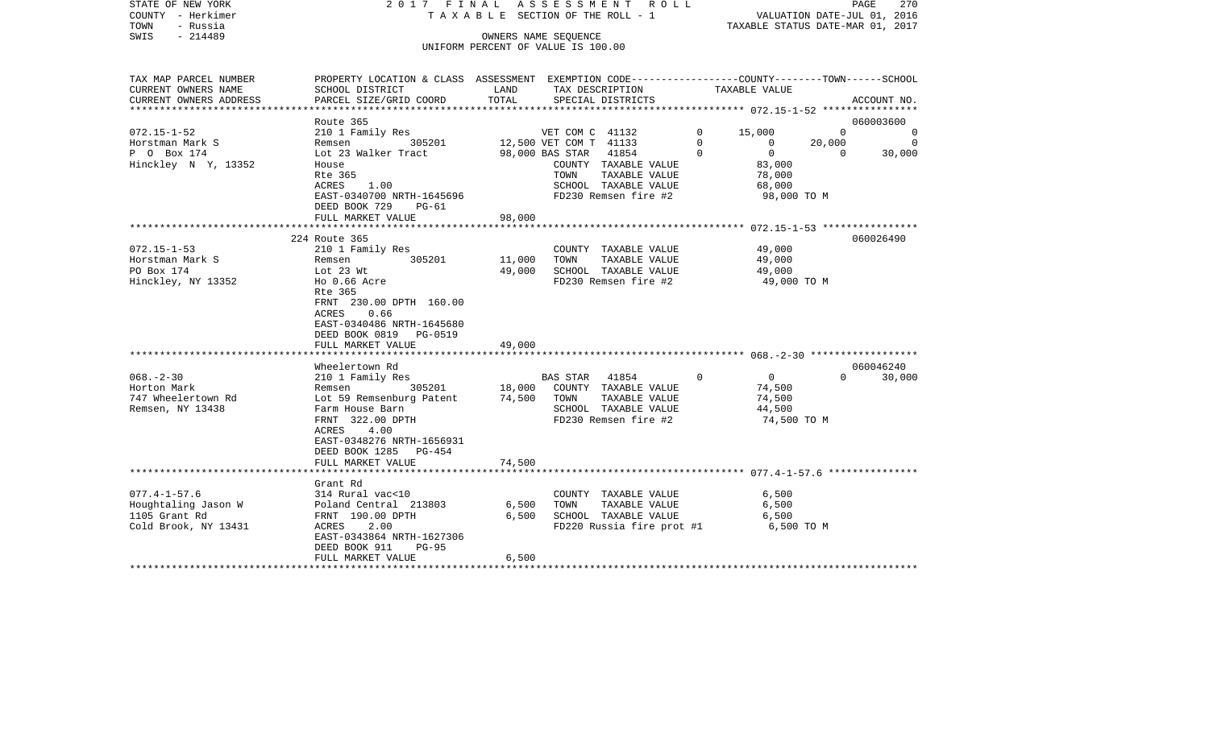STATE OF NEW YORK | COUNTY - Herkimer | TOWN - Russia | SWIS - 214489

**2017 FINAL ASSESSMENT ROLL**
TAXABLE SECTION OF THE ROLL - 1
OWNERS NAME SEQUENCE
UNIFORM PERCENT OF VALUE IS 100.00

VALUATION DATE-JUL 01, 2016
TAXABLE STATUS DATE-MAR 01, 2017

| TAX MAP PARCEL NUMBER / CURRENT OWNERS NAME / CURRENT OWNERS ADDRESS | PROPERTY LOCATION & CLASS / SCHOOL DISTRICT / PARCEL SIZE/GRID COORD | ASSESSMENT LAND | TOTAL | EXEMPTION CODE / TAX DESCRIPTION / SPECIAL DISTRICTS | COUNTY | TOWN | SCHOOL / ACCOUNT NO. |
|---|---|---|---|---|---|---|---|
| **072.15-1-52** | Route 365 | | | | | | 060003600 |
| Horstman Mark S | 210 1 Family Res | | | VET COM C 41132 0 | 15,000 | 0 | 0 |
| P O Box 174 | Remsen 305201 | 12,500 | | VET COM T 41133 0 | 0 | 20,000 | 0 |
| Hinckley N Y, 13352 | Lot 23 Walker Tract | | 98,000 | BAS STAR 41854 0 | 0 | 0 | 30,000 |
| | House | | | COUNTY TAXABLE VALUE | 83,000 | | |
| | Rte 365 | | | TOWN TAXABLE VALUE | | 78,000 | |
| | ACRES 1.00 | | | SCHOOL TAXABLE VALUE | | | 68,000 |
| | EAST-0340700 NRTH-1645696 | | | FD230 Remsen fire #2 | 98,000 TO M | | |
| | DEED BOOK 729 PG-61 | | | | | | |
| | FULL MARKET VALUE | | 98,000 | | | | |
| **072.15-1-53** | 224 Route 365 | | | | | | 060026490 |
| Horstman Mark S | 210 1 Family Res | | | COUNTY TAXABLE VALUE | 49,000 | | |
| PO Box 174 | Remsen 305201 | 11,000 | | TOWN TAXABLE VALUE | | 49,000 | |
| Hinckley, NY 13352 | Lot 23 Wt | | 49,000 | SCHOOL TAXABLE VALUE | | | 49,000 |
| | Ho 0.66 Acre | | | FD230 Remsen fire #2 | 49,000 TO M | | |
| | Rte 365 | | | | | | |
| | FRNT 230.00 DPTH 160.00 | | | | | | |
| | ACRES 0.66 | | | | | | |
| | EAST-0340486 NRTH-1645680 | | | | | | |
| | DEED BOOK 0819 PG-0519 | | | | | | |
| | FULL MARKET VALUE | | 49,000 | | | | |
| **068.-2-30** | Wheelertown Rd | | | | | | 060046240 |
| Horton Mark | 210 1 Family Res | | | BAS STAR 41854 0 | 0 | 0 | 30,000 |
| 747 Wheelertown Rd | Remsen 305201 | 18,000 | | COUNTY TAXABLE VALUE | 74,500 | | |
| Remsen, NY 13438 | Lot 59 Remsenburg Patent | | 74,500 | TOWN TAXABLE VALUE | | 74,500 | |
| | Farm House Barn | | | SCHOOL TAXABLE VALUE | | | 44,500 |
| | FRNT 322.00 DPTH | | | FD230 Remsen fire #2 | 74,500 TO M | | |
| | ACRES 4.00 | | | | | | |
| | EAST-0348276 NRTH-1656931 | | | | | | |
| | DEED BOOK 1285 PG-454 | | | | | | |
| | FULL MARKET VALUE | | 74,500 | | | | |
| **077.4-1-57.6** | Grant Rd | | | | | | |
| Houghtaling Jason W | 314 Rural vac<10 | | | COUNTY TAXABLE VALUE | 6,500 | | |
| 1105 Grant Rd | Poland Central 213803 | 6,500 | | TOWN TAXABLE VALUE | | 6,500 | |
| Cold Brook, NY 13431 | FRNT 190.00 DPTH | | 6,500 | SCHOOL TAXABLE VALUE | | | 6,500 |
| | ACRES 2.00 | | | FD220 Russia fire prot #1 | 6,500 TO M | | |
| | EAST-0343864 NRTH-1627306 | | | | | | |
| | DEED BOOK 911 PG-95 | | | | | | |
| | FULL MARKET VALUE | | 6,500 | | | | |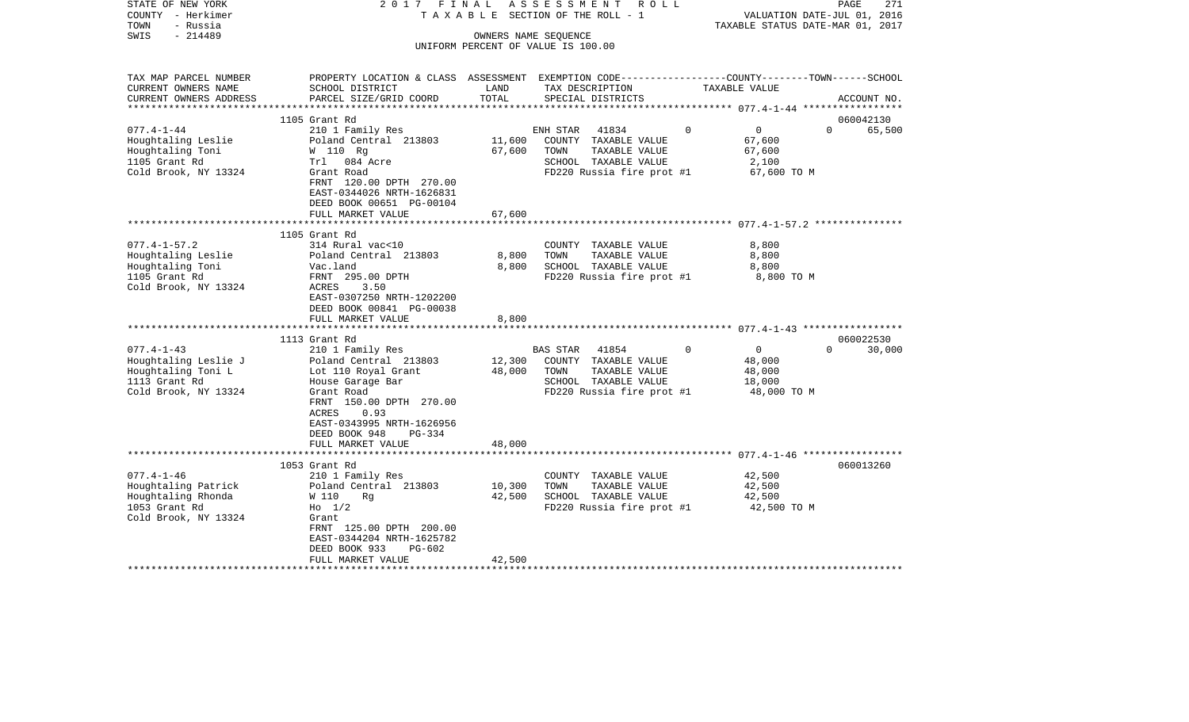STATE OF NEW YORK
COUNTY - Herkimer
TOWN - Russia
SWIS - 214489

2 0 1 7 F I N A L A S S E S S M E N T R O L L
T A X A B L E SECTION OF THE ROLL - 1
OWNERS NAME SEQUENCE
UNIFORM PERCENT OF VALUE IS 100.00

VALUATION DATE-JUL 01, 2016
TAXABLE STATUS DATE-MAR 01, 2017

| TAX MAP PARCEL NUMBER<br>CURRENT OWNERS NAME<br>CURRENT OWNERS ADDRESS | PROPERTY LOCATION & CLASS<br>SCHOOL DISTRICT<br>PARCEL SIZE/GRID COORD | ASSESSMENT<br>LAND<br>TOTAL | EXEMPTION CODE<br>TAX DESCRIPTION<br>SPECIAL DISTRICTS | | COUNTY--------TOWN------SCHOOL<br>TAXABLE VALUE | | ACCOUNT NO. |
|---|---|---|---|---|---|---|---|
| | 1105 Grant Rd | | | | | | 060042130 |
| 077.4-1-44 | 210 1 Family Res | | ENH STAR 41834 | 0 | 0 | 0 | 65,500 |
| Houghtaling Leslie | Poland Central 213803 | 11,600 | COUNTY TAXABLE VALUE | | 67,600 | | |
| Houghtaling Toni | W 110 Rg | 67,600 | TOWN TAXABLE VALUE | | 67,600 | | |
| 1105 Grant Rd | Trl 084 Acre | | SCHOOL TAXABLE VALUE | | 2,100 | | |
| Cold Brook, NY 13324 | Grant Road | | FD220 Russia fire prot #1 | | 67,600 TO M | | |
| | FRNT 120.00 DPTH 270.00 | | | | | | |
| | EAST-0344026 NRTH-1626831 | | | | | | |
| | DEED BOOK 00651 PG-00104 | | | | | | |
| | FULL MARKET VALUE | 67,600 | | | | | |
| | 1105 Grant Rd | | | | | | |
| 077.4-1-57.2 | 314 Rural vac<10 | | COUNTY TAXABLE VALUE | | 8,800 | | |
| Houghtaling Leslie | Poland Central 213803 | 8,800 | TOWN TAXABLE VALUE | | 8,800 | | |
| Houghtaling Toni | Vac.land | 8,800 | SCHOOL TAXABLE VALUE | | 8,800 | | |
| 1105 Grant Rd | FRNT 295.00 DPTH | | FD220 Russia fire prot #1 | | 8,800 TO M | | |
| Cold Brook, NY 13324 | ACRES 3.50 | | | | | | |
| | EAST-0307250 NRTH-1202200 | | | | | | |
| | DEED BOOK 00841 PG-00038 | | | | | | |
| | FULL MARKET VALUE | 8,800 | | | | | |
| | 1113 Grant Rd | | | | | | 060022530 |
| 077.4-1-43 | 210 1 Family Res | | BAS STAR 41854 | 0 | 0 | 0 | 30,000 |
| Houghtaling Leslie J | Poland Central 213803 | 12,300 | COUNTY TAXABLE VALUE | | 48,000 | | |
| Houghtaling Toni L | Lot 110 Royal Grant | 48,000 | TOWN TAXABLE VALUE | | 48,000 | | |
| 1113 Grant Rd | House Garage Bar | | SCHOOL TAXABLE VALUE | | 18,000 | | |
| Cold Brook, NY 13324 | Grant Road | | FD220 Russia fire prot #1 | | 48,000 TO M | | |
| | FRNT 150.00 DPTH 270.00 | | | | | | |
| | ACRES 0.93 | | | | | | |
| | EAST-0343995 NRTH-1626956 | | | | | | |
| | DEED BOOK 948 PG-334 | | | | | | |
| | FULL MARKET VALUE | 48,000 | | | | | |
| | 1053 Grant Rd | | | | | | 060013260 |
| 077.4-1-46 | 210 1 Family Res | | COUNTY TAXABLE VALUE | | 42,500 | | |
| Houghtaling Patrick | Poland Central 213803 | 10,300 | TOWN TAXABLE VALUE | | 42,500 | | |
| Houghtaling Rhonda | W 110 Rg | 42,500 | SCHOOL TAXABLE VALUE | | 42,500 | | |
| 1053 Grant Rd | Ho 1/2 | | FD220 Russia fire prot #1 | | 42,500 TO M | | |
| Cold Brook, NY 13324 | Grant | | | | | | |
| | FRNT 125.00 DPTH 200.00 | | | | | | |
| | EAST-0344204 NRTH-1625782 | | | | | | |
| | DEED BOOK 933 PG-602 | | | | | | |
| | FULL MARKET VALUE | 42,500 | | | | | |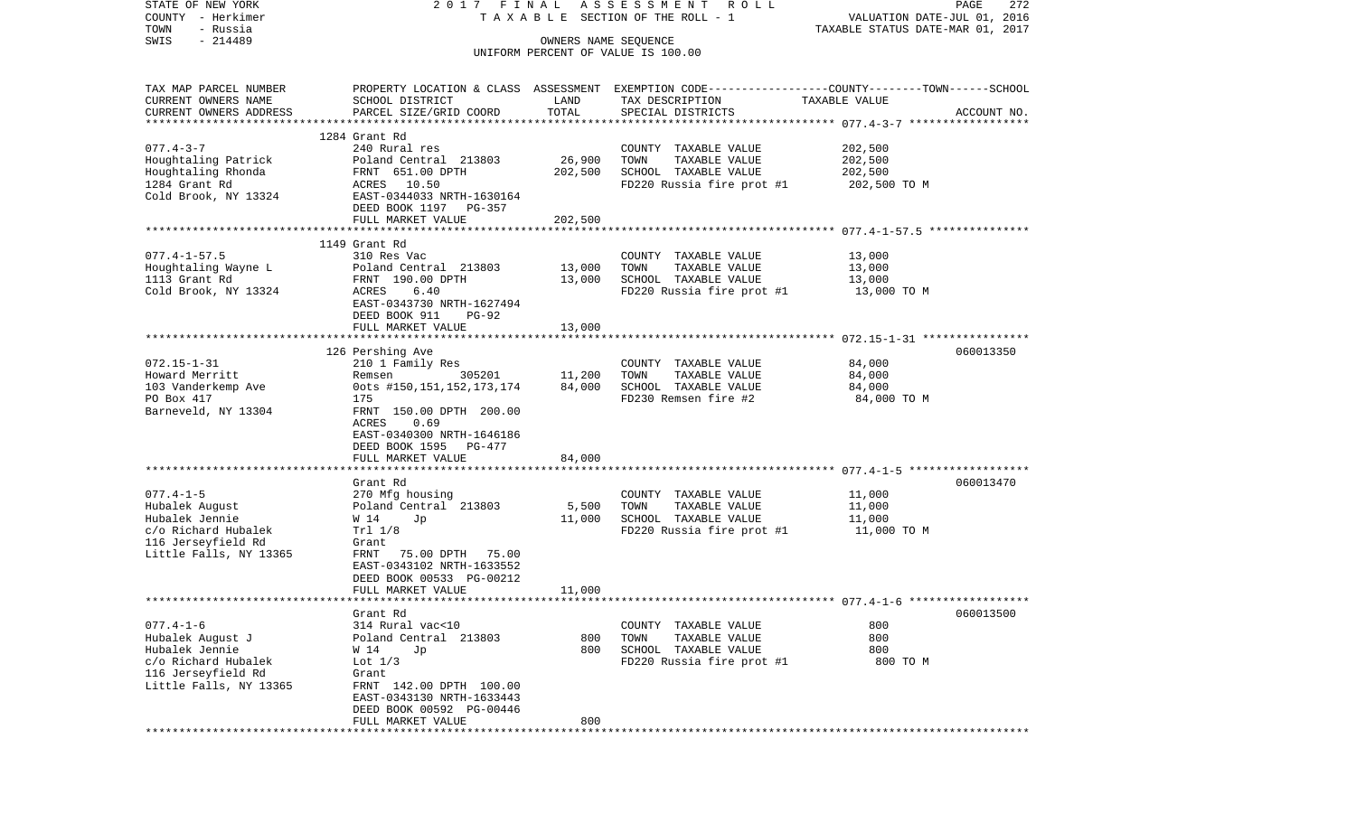STATE OF NEW YORK — COUNTY - Herkimer — TOWN - Russia — SWIS - 214489

2017 FINAL ASSESSMENT ROLL
TAXABLE SECTION OF THE ROLL - 1
OWNERS NAME SEQUENCE
UNIFORM PERCENT OF VALUE IS 100.00

VALUATION DATE-JUL 01, 2016
TAXABLE STATUS DATE-MAR 01, 2017

| TAX MAP PARCEL NUMBER<br>CURRENT OWNERS NAME<br>CURRENT OWNERS ADDRESS | PROPERTY LOCATION & CLASS<br>SCHOOL DISTRICT<br>PARCEL SIZE/GRID COORD | ASSESSMENT<br>LAND<br>TOTAL | EXEMPTION CODE<br>TAX DESCRIPTION<br>SPECIAL DISTRICTS | COUNTY--------TOWN------SCHOOL<br>TAXABLE VALUE | ACCOUNT NO. |
|---|---|---|---|---|---|
| **077.4-3-7** | 1284 Grant Rd | | | | |
| 077.4-3-7 | 240 Rural res | | COUNTY TAXABLE VALUE | 202,500 | |
| Houghtaling Patrick | Poland Central 213803 | 26,900 | TOWN TAXABLE VALUE | 202,500 | |
| Houghtaling Rhonda | FRNT 651.00 DPTH | 202,500 | SCHOOL TAXABLE VALUE | 202,500 | |
| 1284 Grant Rd | ACRES 10.50 | | FD220 Russia fire prot #1 | 202,500 TO M | |
| Cold Brook, NY 13324 | EAST-0344033 NRTH-1630164 | | | | |
| | DEED BOOK 1197 PG-357 | | | | |
| | FULL MARKET VALUE | 202,500 | | | |
| **077.4-1-57.5** | 1149 Grant Rd | | | | |
| 077.4-1-57.5 | 310 Res Vac | | COUNTY TAXABLE VALUE | 13,000 | |
| Houghtaling Wayne L | Poland Central 213803 | 13,000 | TOWN TAXABLE VALUE | 13,000 | |
| 1113 Grant Rd | FRNT 190.00 DPTH | 13,000 | SCHOOL TAXABLE VALUE | 13,000 | |
| Cold Brook, NY 13324 | ACRES 6.40 | | FD220 Russia fire prot #1 | 13,000 TO M | |
| | EAST-0343730 NRTH-1627494 | | | | |
| | DEED BOOK 911 PG-92 | | | | |
| | FULL MARKET VALUE | 13,000 | | | |
| **072.15-1-31** | 126 Pershing Ave | | | | 060013350 |
| 072.15-1-31 | 210 1 Family Res | | COUNTY TAXABLE VALUE | 84,000 | |
| Howard Merritt | Remsen 305201 | 11,200 | TOWN TAXABLE VALUE | 84,000 | |
| 103 Vanderkemp Ave | 0ots #150,151,152,173,174 | 84,000 | SCHOOL TAXABLE VALUE | 84,000 | |
| PO Box 417 | 175 | | FD230 Remsen fire #2 | 84,000 TO M | |
| Barneveld, NY 13304 | FRNT 150.00 DPTH 200.00 | | | | |
| | ACRES 0.69 | | | | |
| | EAST-0340300 NRTH-1646186 | | | | |
| | DEED BOOK 1595 PG-477 | | | | |
| | FULL MARKET VALUE | 84,000 | | | |
| **077.4-1-5** | Grant Rd | | | | 060013470 |
| 077.4-1-5 | 270 Mfg housing | | COUNTY TAXABLE VALUE | 11,000 | |
| Hubalek August | Poland Central 213803 | 5,500 | TOWN TAXABLE VALUE | 11,000 | |
| Hubalek Jennie | W 14 Jp | 11,000 | SCHOOL TAXABLE VALUE | 11,000 | |
| c/o Richard Hubalek | Trl 1/8 | | FD220 Russia fire prot #1 | 11,000 TO M | |
| 116 Jerseyfield Rd | Grant | | | | |
| Little Falls, NY 13365 | FRNT 75.00 DPTH 75.00 | | | | |
| | EAST-0343102 NRTH-1633552 | | | | |
| | DEED BOOK 00533 PG-00212 | | | | |
| | FULL MARKET VALUE | 11,000 | | | |
| **077.4-1-6** | Grant Rd | | | | 060013500 |
| 077.4-1-6 | 314 Rural vac<10 | | COUNTY TAXABLE VALUE | 800 | |
| Hubalek August J | Poland Central 213803 | 800 | TOWN TAXABLE VALUE | 800 | |
| Hubalek Jennie | W 14 Jp | 800 | SCHOOL TAXABLE VALUE | 800 | |
| c/o Richard Hubalek | Lot 1/3 | | FD220 Russia fire prot #1 | 800 TO M | |
| 116 Jerseyfield Rd | Grant | | | | |
| Little Falls, NY 13365 | FRNT 142.00 DPTH 100.00 | | | | |
| | EAST-0343130 NRTH-1633443 | | | | |
| | DEED BOOK 00592 PG-00446 | | | | |
| | FULL MARKET VALUE | 800 | | | |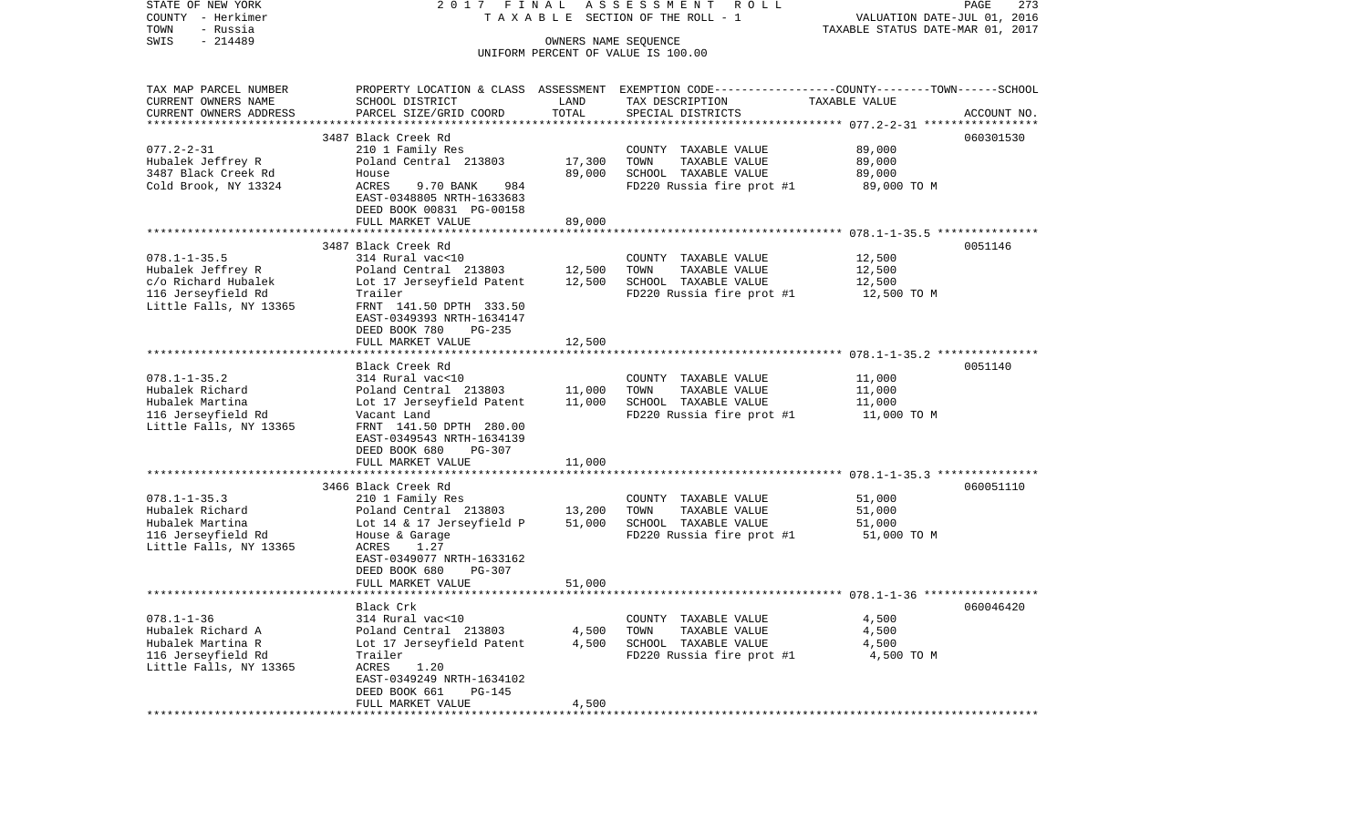STATE OF NEW YORK | COUNTY - Herkimer | TOWN - Russia | SWIS - 214489

2017 FINAL ASSESSMENT ROLL
TAXABLE SECTION OF THE ROLL - 1
OWNERS NAME SEQUENCE
UNIFORM PERCENT OF VALUE IS 100.00

VALUATION DATE-JUL 01, 2016
TAXABLE STATUS DATE-MAR 01, 2017

| TAX MAP PARCEL NUMBER / CURRENT OWNERS NAME / CURRENT OWNERS ADDRESS | PROPERTY LOCATION & CLASS / SCHOOL DISTRICT / PARCEL SIZE/GRID COORD | ASSESSMENT LAND | TOTAL | EXEMPTION CODE / TAX DESCRIPTION / SPECIAL DISTRICTS | TAXABLE VALUE (COUNTY/TOWN/SCHOOL) | ACCOUNT NO. |
|---|---|---|---|---|---|---|
| **077.2-2-31** | 3487 Black Creek Rd | | | | | 060301530 |
| Hubalek Jeffrey R | 210 1 Family Res | | | COUNTY TAXABLE VALUE | 89,000 | |
| 3487 Black Creek Rd | Poland Central 213803 | 17,300 | | TOWN TAXABLE VALUE | 89,000 | |
| Cold Brook, NY 13324 | House | | 89,000 | SCHOOL TAXABLE VALUE | 89,000 | |
| | ACRES 9.70 BANK 984 | | | FD220 Russia fire prot #1 | 89,000 TO M | |
| | EAST-0348805 NRTH-1633683 | | | | | |
| | DEED BOOK 00831 PG-00158 | | | | | |
| | FULL MARKET VALUE | | 89,000 | | | |
| **078.1-1-35.5** | 3487 Black Creek Rd | | | | | 0051146 |
| Hubalek Jeffrey R | 314 Rural vac<10 | | | COUNTY TAXABLE VALUE | 12,500 | |
| c/o Richard Hubalek | Poland Central 213803 | 12,500 | | TOWN TAXABLE VALUE | 12,500 | |
| 116 Jerseyfield Rd | Lot 17 Jerseyfield Patent | | 12,500 | SCHOOL TAXABLE VALUE | 12,500 | |
| Little Falls, NY 13365 | Trailer | | | FD220 Russia fire prot #1 | 12,500 TO M | |
| | FRNT 141.50 DPTH 333.50 | | | | | |
| | EAST-0349393 NRTH-1634147 | | | | | |
| | DEED BOOK 780 PG-235 | | | | | |
| | FULL MARKET VALUE | | 12,500 | | | |
| **078.1-1-35.2** | Black Creek Rd | | | | | 0051140 |
| Hubalek Richard | 314 Rural vac<10 | | | COUNTY TAXABLE VALUE | 11,000 | |
| Hubalek Martina | Poland Central 213803 | 11,000 | | TOWN TAXABLE VALUE | 11,000 | |
| 116 Jerseyfield Rd | Lot 17 Jerseyfield Patent | | 11,000 | SCHOOL TAXABLE VALUE | 11,000 | |
| Little Falls, NY 13365 | Vacant Land | | | FD220 Russia fire prot #1 | 11,000 TO M | |
| | FRNT 141.50 DPTH 280.00 | | | | | |
| | EAST-0349543 NRTH-1634139 | | | | | |
| | DEED BOOK 680 PG-307 | | | | | |
| | FULL MARKET VALUE | | 11,000 | | | |
| **078.1-1-35.3** | 3466 Black Creek Rd | | | | | 060051110 |
| Hubalek Richard | 210 1 Family Res | | | COUNTY TAXABLE VALUE | 51,000 | |
| Hubalek Martina | Poland Central 213803 | 13,200 | | TOWN TAXABLE VALUE | 51,000 | |
| 116 Jerseyfield Rd | Lot 14 & 17 Jerseyfield P | | 51,000 | SCHOOL TAXABLE VALUE | 51,000 | |
| Little Falls, NY 13365 | House & Garage | | | FD220 Russia fire prot #1 | 51,000 TO M | |
| | ACRES 1.27 | | | | | |
| | EAST-0349077 NRTH-1633162 | | | | | |
| | DEED BOOK 680 PG-307 | | | | | |
| | FULL MARKET VALUE | | 51,000 | | | |
| **078.1-1-36** | Black Crk | | | | | 060046420 |
| Hubalek Richard A | 314 Rural vac<10 | | | COUNTY TAXABLE VALUE | 4,500 | |
| Hubalek Martina R | Poland Central 213803 | 4,500 | | TOWN TAXABLE VALUE | 4,500 | |
| 116 Jerseyfield Rd | Lot 17 Jerseyfield Patent | | 4,500 | SCHOOL TAXABLE VALUE | 4,500 | |
| Little Falls, NY 13365 | Trailer | | | FD220 Russia fire prot #1 | 4,500 TO M | |
| | ACRES 1.20 | | | | | |
| | EAST-0349249 NRTH-1634102 | | | | | |
| | DEED BOOK 661 PG-145 | | | | | |
| | FULL MARKET VALUE | | 4,500 | | | |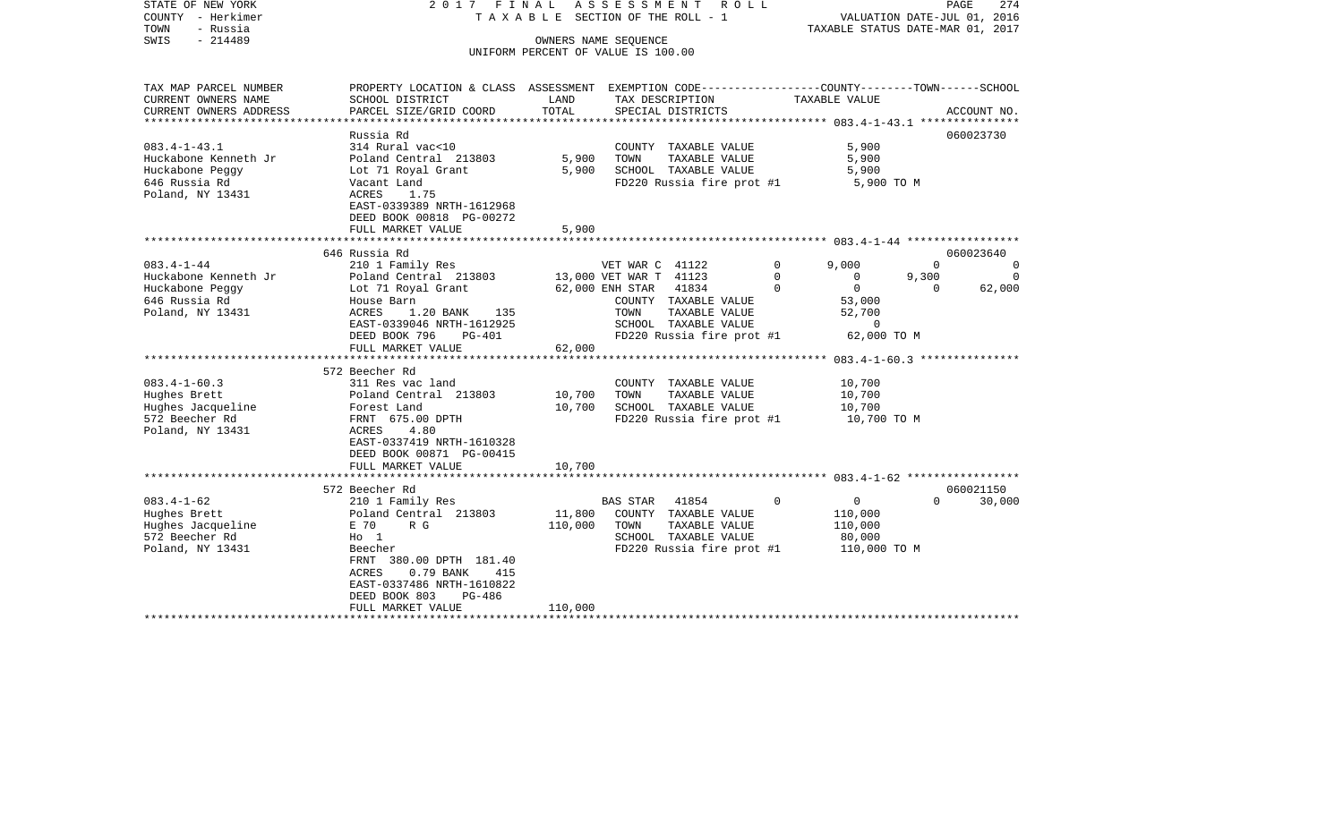STATE OF NEW YORK | 2017 FINAL ASSESSMENT ROLL
COUNTY - Herkimer | TAXABLE SECTION OF THE ROLL - 1 | VALUATION DATE-JUL 01, 2016
TOWN - Russia | TAXABLE STATUS DATE-MAR 01, 2017
SWIS - 214489 | OWNERS NAME SEQUENCE
UNIFORM PERCENT OF VALUE IS 100.00

| TAX MAP PARCEL NUMBER / CURRENT OWNERS NAME / CURRENT OWNERS ADDRESS | PROPERTY LOCATION & CLASS / SCHOOL DISTRICT / PARCEL SIZE/GRID COORD | ASSESSMENT LAND / TOTAL | EXEMPTION CODE / TAX DESCRIPTION / SPECIAL DISTRICTS | COUNTY | TOWN | SCHOOL | ACCOUNT NO. |
|---|---|---|---|---|---|---|---|
| **083.4-1-43.1** | Russia Rd | | | | | | 060023730 |
| 083.4-1-43.1 | 314 Rural vac<10 | | COUNTY TAXABLE VALUE | 5,900 | | | |
| Huckabone Kenneth Jr | Poland Central 213803 | 5,900 | TOWN TAXABLE VALUE | | 5,900 | | |
| Huckabone Peggy | Lot 71 Royal Grant | 5,900 | SCHOOL TAXABLE VALUE | | | 5,900 | |
| 646 Russia Rd | Vacant Land | | FD220 Russia fire prot #1 | 5,900 TO M | | | |
| Poland, NY 13431 | ACRES 1.75 | | | | | | |
| | EAST-0339389 NRTH-1612968 | | | | | | |
| | DEED BOOK 00818 PG-00272 | | | | | | |
| | FULL MARKET VALUE | 5,900 | | | | | |
| **083.4-1-44** | 646 Russia Rd | | | | | | 060023640 |
| 083.4-1-44 | 210 1 Family Res | | VET WAR C 41122 0 | 9,000 | 0 | 0 | |
| Huckabone Kenneth Jr | Poland Central 213803 | 13,000 | VET WAR T 41123 0 | 0 | 9,300 | 0 | |
| Huckabone Peggy | Lot 71 Royal Grant | 62,000 | ENH STAR 41834 0 | 0 | 0 | 62,000 | |
| 646 Russia Rd | House Barn | | COUNTY TAXABLE VALUE | 53,000 | | | |
| Poland, NY 13431 | ACRES 1.20 BANK 135 | | TOWN TAXABLE VALUE | | 52,700 | | |
| | EAST-0339046 NRTH-1612925 | | SCHOOL TAXABLE VALUE | | | 0 | |
| | DEED BOOK 796 PG-401 | | FD220 Russia fire prot #1 | 62,000 TO M | | | |
| | FULL MARKET VALUE | 62,000 | | | | | |
| **083.4-1-60.3** | 572 Beecher Rd | | | | | | |
| 083.4-1-60.3 | 311 Res vac land | | COUNTY TAXABLE VALUE | 10,700 | | | |
| Hughes Brett | Poland Central 213803 | 10,700 | TOWN TAXABLE VALUE | | 10,700 | | |
| Hughes Jacqueline | Forest Land | 10,700 | SCHOOL TAXABLE VALUE | | | 10,700 | |
| 572 Beecher Rd | FRNT 675.00 DPTH | | FD220 Russia fire prot #1 | 10,700 TO M | | | |
| Poland, NY 13431 | ACRES 4.80 | | | | | | |
| | EAST-0337419 NRTH-1610328 | | | | | | |
| | DEED BOOK 00871 PG-00415 | | | | | | |
| | FULL MARKET VALUE | 10,700 | | | | | |
| **083.4-1-62** | 572 Beecher Rd | | | | | | 060021150 |
| 083.4-1-62 | 210 1 Family Res | | BAS STAR 41854 0 | 0 | 0 | 30,000 | |
| Hughes Brett | Poland Central 213803 | 11,800 | COUNTY TAXABLE VALUE | 110,000 | | | |
| Hughes Jacqueline | E 70 R G | 110,000 | TOWN TAXABLE VALUE | | 110,000 | | |
| 572 Beecher Rd | Ho 1 | | SCHOOL TAXABLE VALUE | | | 80,000 | |
| Poland, NY 13431 | Beecher | | FD220 Russia fire prot #1 | 110,000 TO M | | | |
| | FRNT 380.00 DPTH 181.40 | | | | | | |
| | ACRES 0.79 BANK 415 | | | | | | |
| | EAST-0337486 NRTH-1610822 | | | | | | |
| | DEED BOOK 803 PG-486 | | | | | | |
| | FULL MARKET VALUE | 110,000 | | | | | |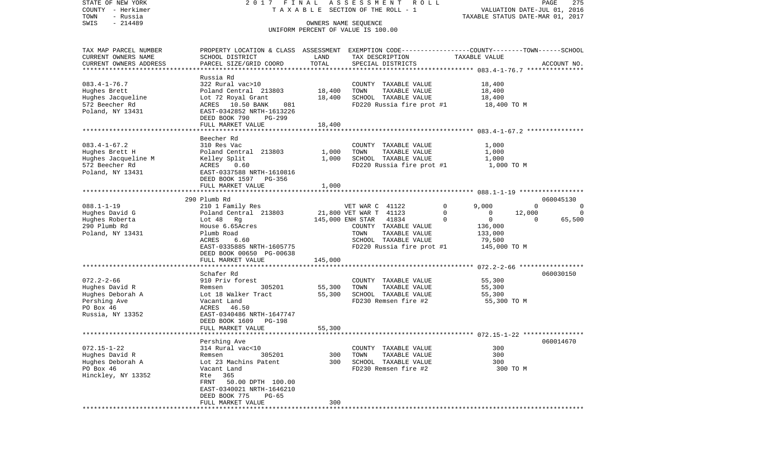STATE OF NEW YORK — COUNTY - Herkimer — TOWN - Russia — SWIS - 214489

2017 FINAL ASSESSMENT ROLL
TAXABLE SECTION OF THE ROLL - 1
OWNERS NAME SEQUENCE
UNIFORM PERCENT OF VALUE IS 100.00

VALUATION DATE-JUL 01, 2016
TAXABLE STATUS DATE-MAR 01, 2017

| TAX MAP PARCEL NUMBER / CURRENT OWNERS NAME / CURRENT OWNERS ADDRESS | PROPERTY LOCATION & CLASS / SCHOOL DISTRICT / PARCEL SIZE/GRID COORD | ASSESSMENT LAND | TOTAL | EXEMPTION CODE / TAX DESCRIPTION / SPECIAL DISTRICTS | COUNTY | TOWN | SCHOOL | ACCOUNT NO. |
|---|---|---|---|---|---|---|---|---|
| **083.4-1-76.7** | Russia Rd | | | | | | | |
| 083.4-1-76.7 | 322 Rural vac>10 | | | COUNTY TAXABLE VALUE | 18,400 | | | |
| Hughes Brett | Poland Central 213803 | 18,400 | | TOWN TAXABLE VALUE | | 18,400 | | |
| Hughes Jacqueline | Lot 72 Royal Grant | | 18,400 | SCHOOL TAXABLE VALUE | | | 18,400 | |
| 572 Beecher Rd | ACRES 10.50 BANK 081 | | | FD220 Russia fire prot #1 | 18,400 TO M | | | |
| Poland, NY 13431 | EAST-0342852 NRTH-1613226 | | | | | | | |
| | DEED BOOK 790 PG-299 | | | | | | | |
| | FULL MARKET VALUE | | 18,400 | | | | | |
| **083.4-1-67.2** | Beecher Rd | | | | | | | |
| 083.4-1-67.2 | 310 Res Vac | | | COUNTY TAXABLE VALUE | 1,000 | | | |
| Hughes Brett H | Poland Central 213803 | 1,000 | | TOWN TAXABLE VALUE | | 1,000 | | |
| Hughes Jacqueline M | Kelley Split | | 1,000 | SCHOOL TAXABLE VALUE | | | 1,000 | |
| 572 Beecher Rd | ACRES 0.60 | | | FD220 Russia fire prot #1 | 1,000 TO M | | | |
| Poland, NY 13431 | EAST-0337588 NRTH-1610816 | | | | | | | |
| | DEED BOOK 1597 PG-356 | | | | | | | |
| | FULL MARKET VALUE | | 1,000 | | | | | |
| **088.1-1-19** | 290 Plumb Rd | | | | | | | 060045130 |
| 088.1-1-19 | 210 1 Family Res | | | VET WAR C 41122 0 | 9,000 | 0 | 0 | |
| Hughes David G | Poland Central 213803 | 21,800 | | VET WAR T 41123 0 | 0 | 12,000 | 0 | |
| Hughes Roberta | Lot 48 Rg | | 145,000 | ENH STAR 41834 0 | 0 | 0 | 65,500 | |
| 290 Plumb Rd | House 6.65Acres | | | COUNTY TAXABLE VALUE | 136,000 | | | |
| Poland, NY 13431 | Plumb Road | | | TOWN TAXABLE VALUE | | 133,000 | | |
| | ACRES 6.60 | | | SCHOOL TAXABLE VALUE | | | 79,500 | |
| | EAST-0335885 NRTH-1605775 | | | FD220 Russia fire prot #1 | 145,000 TO M | | | |
| | DEED BOOK 00650 PG-00638 | | | | | | | |
| | FULL MARKET VALUE | | 145,000 | | | | | |
| **072.2-2-66** | Schafer Rd | | | | | | | 060030150 |
| 072.2-2-66 | 910 Priv forest | | | COUNTY TAXABLE VALUE | 55,300 | | | |
| Hughes David R | Remsen 305201 | 55,300 | | TOWN TAXABLE VALUE | | 55,300 | | |
| Hughes Deborah A | Lot 18 Walker Tract | | 55,300 | SCHOOL TAXABLE VALUE | | | 55,300 | |
| Pershing Ave | Vacant Land | | | FD230 Remsen fire #2 | 55,300 TO M | | | |
| PO Box 46 | ACRES 46.50 | | | | | | | |
| Russia, NY 13352 | EAST-0340486 NRTH-1647747 | | | | | | | |
| | DEED BOOK 1609 PG-198 | | | | | | | |
| | FULL MARKET VALUE | | 55,300 | | | | | |
| **072.15-1-22** | Pershing Ave | | | | | | | 060014670 |
| 072.15-1-22 | 314 Rural vac<10 | | | COUNTY TAXABLE VALUE | 300 | | | |
| Hughes David R | Remsen 305201 | 300 | | TOWN TAXABLE VALUE | | 300 | | |
| Hughes Deborah A | Lot 23 Machins Patent | | 300 | SCHOOL TAXABLE VALUE | | | 300 | |
| PO Box 46 | Vacant Land | | | FD230 Remsen fire #2 | 300 TO M | | | |
| Hinckley, NY 13352 | Rte 365 | | | | | | | |
| | FRNT 50.00 DPTH 100.00 | | | | | | | |
| | EAST-0340021 NRTH-1646210 | | | | | | | |
| | DEED BOOK 775 PG-65 | | | | | | | |
| | FULL MARKET VALUE | | 300 | | | | | |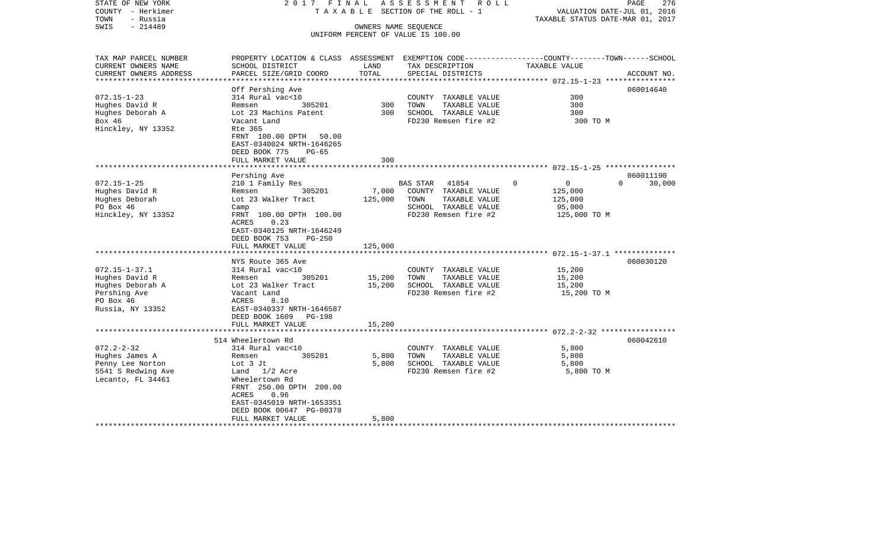STATE OF NEW YORK — 2017 FINAL ASSESSMENT ROLL
COUNTY - Herkimer — TAXABLE SECTION OF THE ROLL - 1 — VALUATION DATE-JUL 01, 2016
TOWN - Russia — TAXABLE STATUS DATE-MAR 01, 2017
SWIS - 214489 — OWNERS NAME SEQUENCE
UNIFORM PERCENT OF VALUE IS 100.00

| TAX MAP PARCEL NUMBER / CURRENT OWNERS NAME / CURRENT OWNERS ADDRESS | PROPERTY LOCATION & CLASS / SCHOOL DISTRICT / PARCEL SIZE/GRID COORD | ASSESSMENT LAND | ASSESSMENT TOTAL | EXEMPTION CODE / TAX DESCRIPTION / SPECIAL DISTRICTS | COUNTY | TOWN | SCHOOL TAXABLE VALUE | ACCOUNT NO. |
|---|---|---|---|---|---|---|---|---|
| **072.15-1-23** | Off Pershing Ave | | | | | | | 060014640 |
| Hughes David R | 314 Rural vac<10 | | | COUNTY TAXABLE VALUE | 300 | | | |
| Hughes Deborah A | Remsen 305201 | 300 | | TOWN TAXABLE VALUE | | 300 | | |
| Box 46 | Lot 23 Machins Patent | | 300 | SCHOOL TAXABLE VALUE | | | 300 | |
| Hinckley, NY 13352 | Vacant Land | | | FD230 Remsen fire #2 | 300 TO M | | | |
| | Rte 365 | | | | | | | |
| | FRNT 100.00 DPTH 50.00 | | | | | | | |
| | EAST-0340024 NRTH-1646265 | | | | | | | |
| | DEED BOOK 775 PG-65 | | | | | | | |
| | FULL MARKET VALUE | | 300 | | | | | |
| **072.15-1-25** | Pershing Ave | | | | | | | 060011190 |
| Hughes David R | 210 1 Family Res | | | BAS STAR 41854 | 0 | 0 | 30,000 | |
| Hughes Deborah | Remsen 305201 | 7,000 | | COUNTY TAXABLE VALUE | 125,000 | | | |
| PO Box 46 | Lot 23 Walker Tract | | 125,000 | TOWN TAXABLE VALUE | | 125,000 | | |
| Hinckley, NY 13352 | Camp | | | SCHOOL TAXABLE VALUE | | | 95,000 | |
| | FRNT 100.00 DPTH 100.00 | | | FD230 Remsen fire #2 | 125,000 TO M | | | |
| | ACRES 0.23 | | | | | | | |
| | EAST-0340125 NRTH-1646249 | | | | | | | |
| | DEED BOOK 753 PG-250 | | | | | | | |
| | FULL MARKET VALUE | | 125,000 | | | | | |
| **072.15-1-37.1** | NYS Route 365 Ave | | | | | | | 060030120 |
| Hughes David R | 314 Rural vac<10 | | | COUNTY TAXABLE VALUE | 15,200 | | | |
| Hughes Deborah A | Remsen 305201 | 15,200 | | TOWN TAXABLE VALUE | | 15,200 | | |
| Pershing Ave | Lot 23 Walker Tract | | 15,200 | SCHOOL TAXABLE VALUE | | | 15,200 | |
| PO Box 46 | Vacant Land | | | FD230 Remsen fire #2 | 15,200 TO M | | | |
| Russia, NY 13352 | ACRES 8.10 | | | | | | | |
| | EAST-0340337 NRTH-1646587 | | | | | | | |
| | DEED BOOK 1609 PG-198 | | | | | | | |
| | FULL MARKET VALUE | | 15,200 | | | | | |
| **072.2-2-32** | 514 Wheelertown Rd | | | | | | | 060042610 |
| Hughes James A | 314 Rural vac<10 | | | COUNTY TAXABLE VALUE | 5,800 | | | |
| Penny Lee Norton | Remsen 305201 | 5,800 | | TOWN TAXABLE VALUE | | 5,800 | | |
| 5541 S Redwing Ave | Lot 3 Jt | | 5,800 | SCHOOL TAXABLE VALUE | | | 5,800 | |
| Lecanto, FL 34461 | Land 1/2 Acre | | | FD230 Remsen fire #2 | 5,800 TO M | | | |
| | Wheelertown Rd | | | | | | | |
| | FRNT 250.00 DPTH 200.00 | | | | | | | |
| | ACRES 0.96 | | | | | | | |
| | EAST-0345019 NRTH-1653351 | | | | | | | |
| | DEED BOOK 00647 PG-00378 | | | | | | | |
| | FULL MARKET VALUE | | 5,800 | | | | | |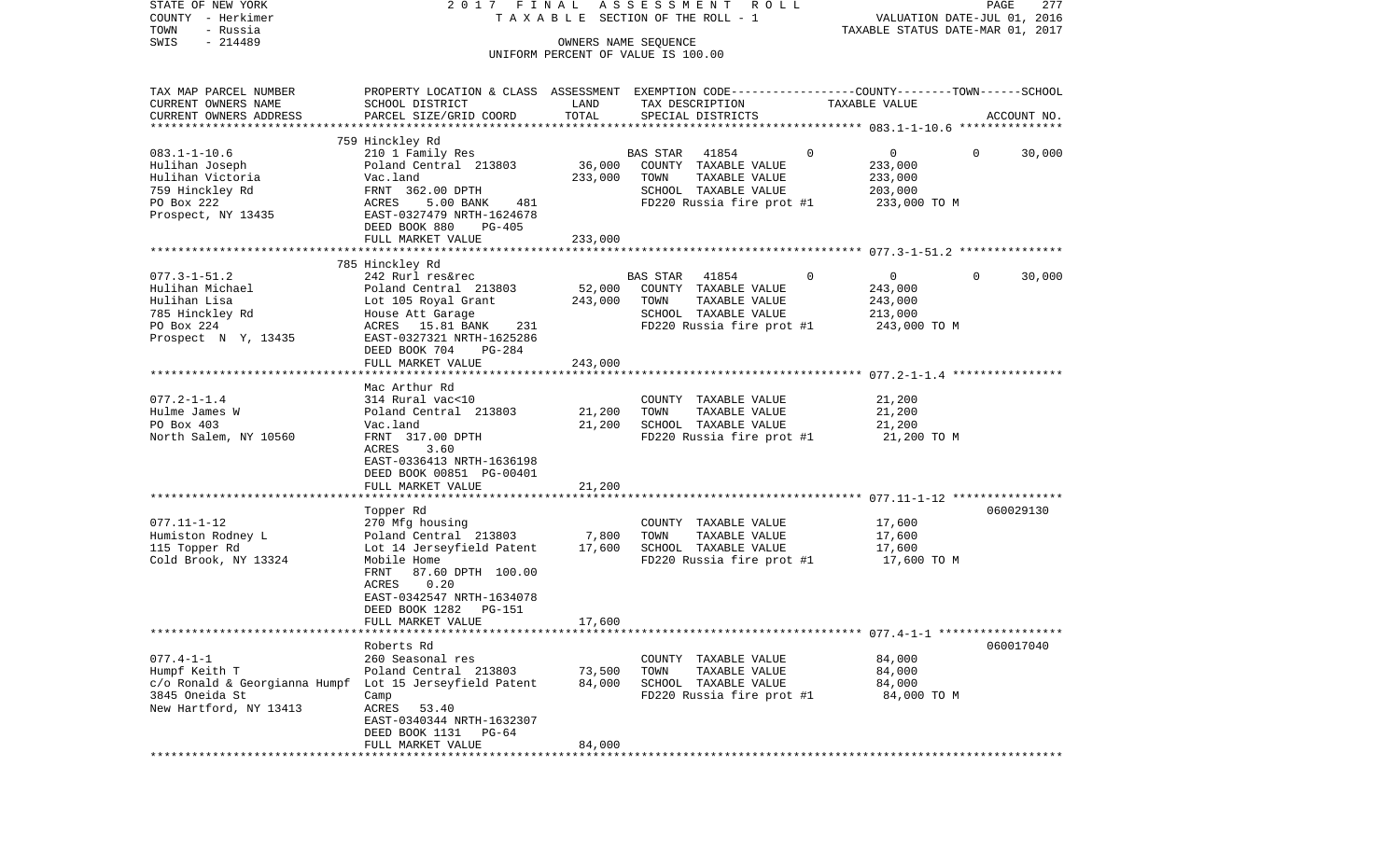STATE OF NEW YORK | 2017 FINAL ASSESSMENT ROLL | VALUATION DATE-JUL 01, 2016
COUNTY - Herkimer | TAXABLE SECTION OF THE ROLL - 1 | TAXABLE STATUS DATE-MAR 01, 2017
TOWN - Russia | OWNERS NAME SEQUENCE
SWIS - 214489 | UNIFORM PERCENT OF VALUE IS 100.00

| TAX MAP PARCEL NUMBER / CURRENT OWNERS NAME / CURRENT OWNERS ADDRESS | PROPERTY LOCATION & CLASS / SCHOOL DISTRICT / PARCEL SIZE/GRID COORD | ASSESSMENT LAND | TOTAL | EXEMPTION CODE / TAX DESCRIPTION / SPECIAL DISTRICTS | COUNTY | TOWN | SCHOOL / TAXABLE VALUE | ACCOUNT NO. |
|---|---|---|---|---|---|---|---|---|
| **083.1-1-10.6** | 759 Hinckley Rd | | | | | | | |
| 083.1-1-10.6 | 210 1 Family Res | | | BAS STAR 41854 | 0 | 0 | 0 | 30,000 |
| Hulihan Joseph | Poland Central 213803 | 36,000 | | COUNTY TAXABLE VALUE | 233,000 | | | |
| Hulihan Victoria | Vac.land | | 233,000 | TOWN TAXABLE VALUE | | 233,000 | | |
| 759 Hinckley Rd | FRNT 362.00 DPTH | | | SCHOOL TAXABLE VALUE | | | 203,000 | |
| PO Box 222 | ACRES 5.00 BANK 481 | | | FD220 Russia fire prot #1 | 233,000 TO M | | | |
| Prospect, NY 13435 | EAST-0327479 NRTH-1624678 | | | | | | | |
| | DEED BOOK 880 PG-405 | | | | | | | |
| | FULL MARKET VALUE | | 233,000 | | | | | |
| **077.3-1-51.2** | 785 Hinckley Rd | | | | | | | |
| 077.3-1-51.2 | 242 Rurl res&rec | | | BAS STAR 41854 | 0 | 0 | 0 | 30,000 |
| Hulihan Michael | Poland Central 213803 | 52,000 | | COUNTY TAXABLE VALUE | 243,000 | | | |
| Hulihan Lisa | Lot 105 Royal Grant | | 243,000 | TOWN TAXABLE VALUE | | 243,000 | | |
| 785 Hinckley Rd | House Att Garage | | | SCHOOL TAXABLE VALUE | | | 213,000 | |
| PO Box 224 | ACRES 15.81 BANK 231 | | | FD220 Russia fire prot #1 | 243,000 TO M | | | |
| Prospect N Y, 13435 | EAST-0327321 NRTH-1625286 | | | | | | | |
| | DEED BOOK 704 PG-284 | | | | | | | |
| | FULL MARKET VALUE | | 243,000 | | | | | |
| **077.2-1-1.4** | Mac Arthur Rd | | | | | | | |
| 077.2-1-1.4 | 314 Rural vac<10 | | | COUNTY TAXABLE VALUE | 21,200 | | | |
| Hulme James W | Poland Central 213803 | 21,200 | | TOWN TAXABLE VALUE | | 21,200 | | |
| PO Box 403 | Vac.land | | 21,200 | SCHOOL TAXABLE VALUE | | | 21,200 | |
| North Salem, NY 10560 | FRNT 317.00 DPTH | | | FD220 Russia fire prot #1 | 21,200 TO M | | | |
| | ACRES 3.60 | | | | | | | |
| | EAST-0336413 NRTH-1636198 | | | | | | | |
| | DEED BOOK 00851 PG-00401 | | | | | | | |
| | FULL MARKET VALUE | | 21,200 | | | | | |
| **077.11-1-12** | Topper Rd | | | | | | | 060029130 |
| 077.11-1-12 | 270 Mfg housing | | | COUNTY TAXABLE VALUE | 17,600 | | | |
| Humiston Rodney L | Poland Central 213803 | 7,800 | | TOWN TAXABLE VALUE | | 17,600 | | |
| 115 Topper Rd | Lot 14 Jerseyfield Patent | | 17,600 | SCHOOL TAXABLE VALUE | | | 17,600 | |
| Cold Brook, NY 13324 | Mobile Home | | | FD220 Russia fire prot #1 | 17,600 TO M | | | |
| | FRNT 87.60 DPTH 100.00 | | | | | | | |
| | ACRES 0.20 | | | | | | | |
| | EAST-0342547 NRTH-1634078 | | | | | | | |
| | DEED BOOK 1282 PG-151 | | | | | | | |
| | FULL MARKET VALUE | | 17,600 | | | | | |
| **077.4-1-1** | Roberts Rd | | | | | | | 060017040 |
| 077.4-1-1 | 260 Seasonal res | | | COUNTY TAXABLE VALUE | 84,000 | | | |
| Humpf Keith T | Poland Central 213803 | 73,500 | | TOWN TAXABLE VALUE | | 84,000 | | |
| c/o Ronald & Georgianna Humpf | Lot 15 Jerseyfield Patent | | 84,000 | SCHOOL TAXABLE VALUE | | | 84,000 | |
| 3845 Oneida St | Camp | | | FD220 Russia fire prot #1 | 84,000 TO M | | | |
| New Hartford, NY 13413 | ACRES 53.40 | | | | | | | |
| | EAST-0340344 NRTH-1632307 | | | | | | | |
| | DEED BOOK 1131 PG-64 | | | | | | | |
| | FULL MARKET VALUE | | 84,000 | | | | | |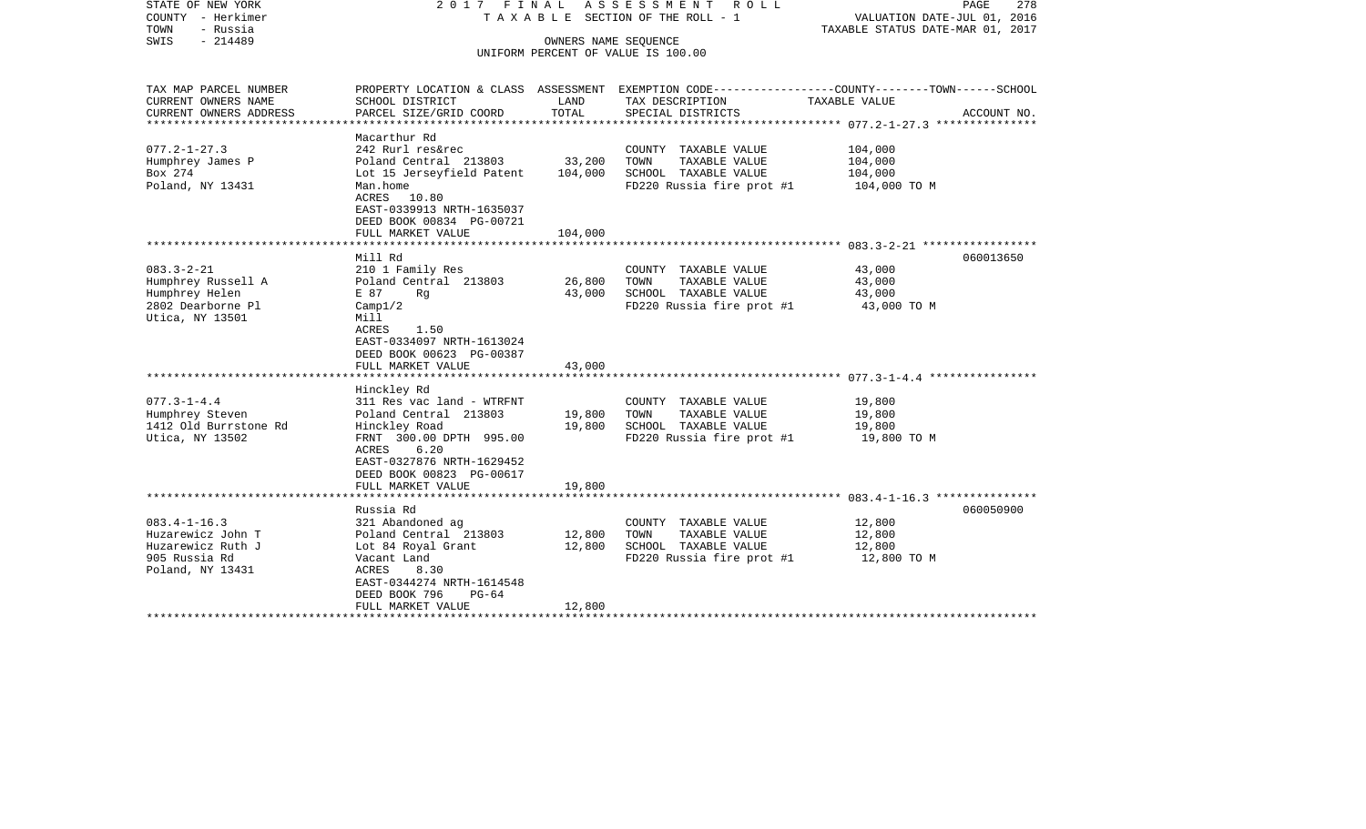STATE OF NEW YORK
COUNTY - Herkimer
TOWN - Russia
SWIS - 214489

2 0 1 7 F I N A L A S S E S S M E N T R O L L
T A X A B L E SECTION OF THE ROLL - 1
OWNERS NAME SEQUENCE
UNIFORM PERCENT OF VALUE IS 100.00

VALUATION DATE-JUL 01, 2016
TAXABLE STATUS DATE-MAR 01, 2017

| TAX MAP PARCEL NUMBER<br>CURRENT OWNERS NAME<br>CURRENT OWNERS ADDRESS | PROPERTY LOCATION & CLASS<br>SCHOOL DISTRICT<br>PARCEL SIZE/GRID COORD | ASSESSMENT<br>LAND<br>TOTAL | EXEMPTION CODE-----COUNTY-----TOWN-----SCHOOL<br>TAX DESCRIPTION<br>SPECIAL DISTRICTS | TAXABLE VALUE | ACCOUNT NO. |
|---|---|---|---|---|---|
| 077.2-1-27.3 | Macarthur Rd | | | | |
| | 242 Rurl res&rec | | COUNTY TAXABLE VALUE | 104,000 | |
| Humphrey James P | Poland Central 213803 | 33,200 | TOWN TAXABLE VALUE | 104,000 | |
| Box 274 | Lot 15 Jerseyfield Patent | 104,000 | SCHOOL TAXABLE VALUE | 104,000 | |
| Poland, NY 13431 | Man.home | | FD220 Russia fire prot #1 | 104,000 TO M | |
| | ACRES 10.80 | | | | |
| | EAST-0339913 NRTH-1635037 | | | | |
| | DEED BOOK 00834 PG-00721 | | | | |
| | FULL MARKET VALUE | 104,000 | | | |
| 083.3-2-21 | Mill Rd | | | | 060013650 |
| | 210 1 Family Res | | COUNTY TAXABLE VALUE | 43,000 | |
| Humphrey Russell A | Poland Central 213803 | 26,800 | TOWN TAXABLE VALUE | 43,000 | |
| Humphrey Helen | E 87 Rg | 43,000 | SCHOOL TAXABLE VALUE | 43,000 | |
| 2802 Dearborne Pl | Camp1/2 | | FD220 Russia fire prot #1 | 43,000 TO M | |
| Utica, NY 13501 | Mill | | | | |
| | ACRES 1.50 | | | | |
| | EAST-0334097 NRTH-1613024 | | | | |
| | DEED BOOK 00623 PG-00387 | | | | |
| | FULL MARKET VALUE | 43,000 | | | |
| 077.3-1-4.4 | Hinckley Rd | | | | |
| | 311 Res vac land - WTRFNT | | COUNTY TAXABLE VALUE | 19,800 | |
| Humphrey Steven | Poland Central 213803 | 19,800 | TOWN TAXABLE VALUE | 19,800 | |
| 1412 Old Burrstone Rd | Hinckley Road | 19,800 | SCHOOL TAXABLE VALUE | 19,800 | |
| Utica, NY 13502 | FRNT 300.00 DPTH 995.00 | | FD220 Russia fire prot #1 | 19,800 TO M | |
| | ACRES 6.20 | | | | |
| | EAST-0327876 NRTH-1629452 | | | | |
| | DEED BOOK 00823 PG-00617 | | | | |
| | FULL MARKET VALUE | 19,800 | | | |
| 083.4-1-16.3 | Russia Rd | | | | 060050900 |
| | 321 Abandoned ag | | COUNTY TAXABLE VALUE | 12,800 | |
| Huzarewicz John T | Poland Central 213803 | 12,800 | TOWN TAXABLE VALUE | 12,800 | |
| Huzarewicz Ruth J | Lot 84 Royal Grant | 12,800 | SCHOOL TAXABLE VALUE | 12,800 | |
| 905 Russia Rd | Vacant Land | | FD220 Russia fire prot #1 | 12,800 TO M | |
| Poland, NY 13431 | ACRES 8.30 | | | | |
| | EAST-0344274 NRTH-1614548 | | | | |
| | DEED BOOK 796 PG-64 | | | | |
| | FULL MARKET VALUE | 12,800 | | | |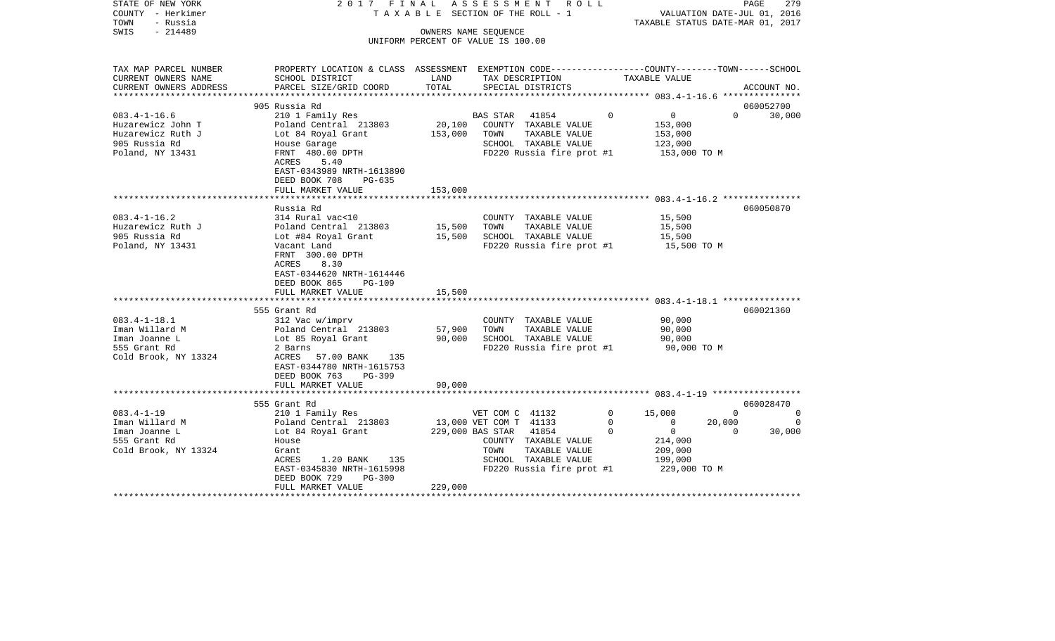STATE OF NEW YORK
COUNTY - Herkimer
TOWN - Russia
SWIS - 214489

2 0 1 7 F I N A L A S S E S S M E N T R O L L
T A X A B L E SECTION OF THE ROLL - 1
OWNERS NAME SEQUENCE
UNIFORM PERCENT OF VALUE IS 100.00

VALUATION DATE-JUL 01, 2016
TAXABLE STATUS DATE-MAR 01, 2017

| TAX MAP PARCEL NUMBER<br>CURRENT OWNERS NAME<br>CURRENT OWNERS ADDRESS | PROPERTY LOCATION & CLASS<br>SCHOOL DISTRICT<br>PARCEL SIZE/GRID COORD | ASSESSMENT<br>LAND<br>TOTAL | EXEMPTION CODE<br>TAX DESCRIPTION<br>SPECIAL DISTRICTS | | COUNTY<br>TAXABLE VALUE | TOWN | SCHOOL<br>ACCOUNT NO. |
|---|---|---|---|---|---|---|---|
| **083.4-1-16.6** | 905 Russia Rd | | | | | | 060052700 |
| 083.4-1-16.6 | 210 1 Family Res | | BAS STAR 41854 | 0 | 0 | 0 | 30,000 |
| Huzarewicz John T | Poland Central 213803 | 20,100 | COUNTY TAXABLE VALUE | | 153,000 | | |
| Huzarewicz Ruth J | Lot 84 Royal Grant | 153,000 | TOWN TAXABLE VALUE | | 153,000 | | |
| 905 Russia Rd | House Garage | | SCHOOL TAXABLE VALUE | | 123,000 | | |
| Poland, NY 13431 | FRNT 480.00 DPTH | | FD220 Russia fire prot #1 | | 153,000 TO M | | |
| | ACRES 5.40 | | | | | | |
| | EAST-0343989 NRTH-1613890 | | | | | | |
| | DEED BOOK 708 PG-635 | | | | | | |
| | FULL MARKET VALUE | 153,000 | | | | | |
| **083.4-1-16.2** | Russia Rd | | | | | | 060050870 |
| 083.4-1-16.2 | 314 Rural vac<10 | | COUNTY TAXABLE VALUE | | 15,500 | | |
| Huzarewicz Ruth J | Poland Central 213803 | 15,500 | TOWN TAXABLE VALUE | | 15,500 | | |
| 905 Russia Rd | Lot #84 Royal Grant | 15,500 | SCHOOL TAXABLE VALUE | | 15,500 | | |
| Poland, NY 13431 | Vacant Land | | FD220 Russia fire prot #1 | | 15,500 TO M | | |
| | FRNT 300.00 DPTH | | | | | | |
| | ACRES 8.30 | | | | | | |
| | EAST-0344620 NRTH-1614446 | | | | | | |
| | DEED BOOK 865 PG-109 | | | | | | |
| | FULL MARKET VALUE | 15,500 | | | | | |
| **083.4-1-18.1** | 555 Grant Rd | | | | | | 060021360 |
| 083.4-1-18.1 | 312 Vac w/imprv | | COUNTY TAXABLE VALUE | | 90,000 | | |
| Iman Willard M | Poland Central 213803 | 57,900 | TOWN TAXABLE VALUE | | 90,000 | | |
| Iman Joanne L | Lot 85 Royal Grant | 90,000 | SCHOOL TAXABLE VALUE | | 90,000 | | |
| 555 Grant Rd | 2 Barns | | FD220 Russia fire prot #1 | | 90,000 TO M | | |
| Cold Brook, NY 13324 | ACRES 57.00 BANK 135 | | | | | | |
| | EAST-0344780 NRTH-1615753 | | | | | | |
| | DEED BOOK 763 PG-399 | | | | | | |
| | FULL MARKET VALUE | 90,000 | | | | | |
| **083.4-1-19** | 555 Grant Rd | | | | | | 060028470 |
| 083.4-1-19 | 210 1 Family Res | | VET COM C 41132 | 0 | 15,000 | 0 | 0 |
| Iman Willard M | Poland Central 213803 | 13,000 | VET COM T 41133 | 0 | 0 | 20,000 | 0 |
| Iman Joanne L | Lot 84 Royal Grant | 229,000 | BAS STAR 41854 | 0 | 0 | 0 | 30,000 |
| 555 Grant Rd | House | | COUNTY TAXABLE VALUE | | 214,000 | | |
| Cold Brook, NY 13324 | Grant | | TOWN TAXABLE VALUE | | 209,000 | | |
| | ACRES 1.20 BANK 135 | | SCHOOL TAXABLE VALUE | | 199,000 | | |
| | EAST-0345830 NRTH-1615998 | | FD220 Russia fire prot #1 | | 229,000 TO M | | |
| | DEED BOOK 729 PG-300 | | | | | | |
| | FULL MARKET VALUE | 229,000 | | | | | |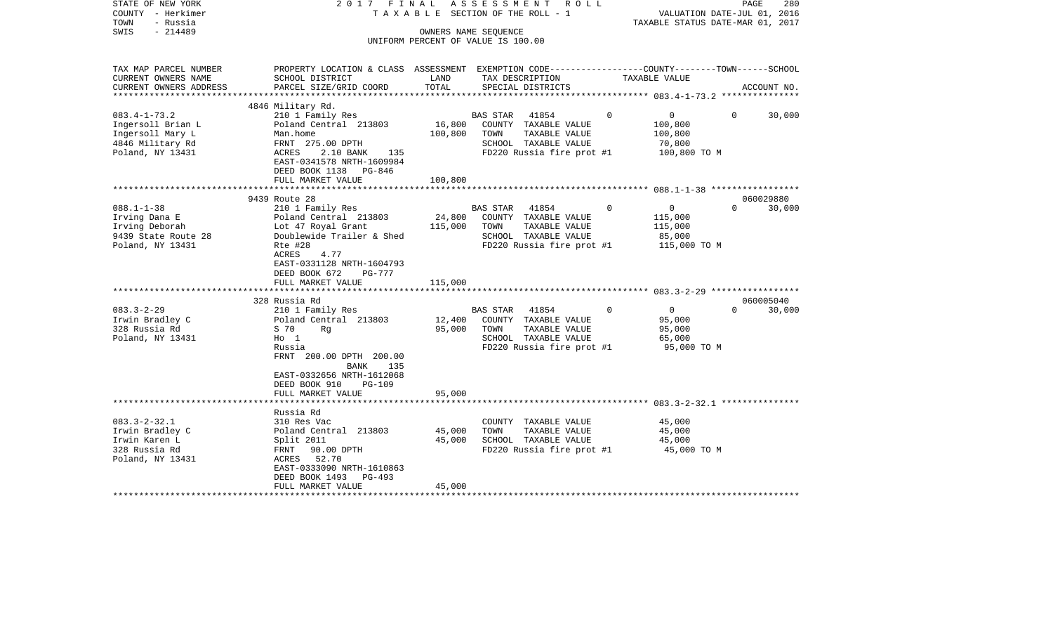STATE OF NEW YORK
COUNTY - Herkimer
TOWN - Russia
SWIS - 214489

2017 FINAL ASSESSMENT ROLL
TAXABLE SECTION OF THE ROLL - 1
OWNERS NAME SEQUENCE
UNIFORM PERCENT OF VALUE IS 100.00

VALUATION DATE-JUL 01, 2016
TAXABLE STATUS DATE-MAR 01, 2017

| TAX MAP PARCEL NUMBER / CURRENT OWNERS NAME / CURRENT OWNERS ADDRESS | PROPERTY LOCATION & CLASS / SCHOOL DISTRICT / PARCEL SIZE/GRID COORD | ASSESSMENT LAND | ASSESSMENT TOTAL | EXEMPTION CODE / TAX DESCRIPTION / SPECIAL DISTRICTS | COUNTY | TOWN | SCHOOL | ACCOUNT NO. |
|---|---|---|---|---|---|---|---|---|
| **083.4-1-73.2** | 4846 Military Rd. | | | | | | | |
| 083.4-1-73.2 | 210 1 Family Res | | | BAS STAR 41854 | 0 | 0 | 30,000 | |
| Ingersoll Brian L | Poland Central 213803 | 16,800 | | COUNTY TAXABLE VALUE | 100,800 | | | |
| Ingersoll Mary L | Man.home | | 100,800 | TOWN TAXABLE VALUE | | 100,800 | | |
| 4846 Military Rd | FRNT 275.00 DPTH | | | SCHOOL TAXABLE VALUE | | | 70,800 | |
| Poland, NY 13431 | ACRES 2.10 BANK 135 | | | FD220 Russia fire prot #1 | 100,800 TO M | | | |
| | EAST-0341578 NRTH-1609984 | | | | | | | |
| | DEED BOOK 1138 PG-846 | | | | | | | |
| | FULL MARKET VALUE | | 100,800 | | | | | |
| **088.1-1-38** | 9439 Route 28 | | | | | | | 060029880 |
| 088.1-1-38 | 210 1 Family Res | | | BAS STAR 41854 | 0 | 0 | 30,000 | |
| Irving Dana E | Poland Central 213803 | 24,800 | | COUNTY TAXABLE VALUE | 115,000 | | | |
| Irving Deborah | Lot 47 Royal Grant | | 115,000 | TOWN TAXABLE VALUE | | 115,000 | | |
| 9439 State Route 28 | Doublewide Trailer & Shed | | | SCHOOL TAXABLE VALUE | | | 85,000 | |
| Poland, NY 13431 | Rte #28 | | | FD220 Russia fire prot #1 | 115,000 TO M | | | |
| | ACRES 4.77 | | | | | | | |
| | EAST-0331128 NRTH-1604793 | | | | | | | |
| | DEED BOOK 672 PG-777 | | | | | | | |
| | FULL MARKET VALUE | | 115,000 | | | | | |
| **083.3-2-29** | 328 Russia Rd | | | | | | | 060005040 |
| 083.3-2-29 | 210 1 Family Res | | | BAS STAR 41854 | 0 | 0 | 30,000 | |
| Irwin Bradley C | Poland Central 213803 | 12,400 | | COUNTY TAXABLE VALUE | 95,000 | | | |
| 328 Russia Rd | S 70 Rg | | 95,000 | TOWN TAXABLE VALUE | | 95,000 | | |
| Poland, NY 13431 | Ho 1 | | | SCHOOL TAXABLE VALUE | | | 65,000 | |
| | Russia | | | FD220 Russia fire prot #1 | 95,000 TO M | | | |
| | FRNT 200.00 DPTH 200.00 | | | | | | | |
| | BANK 135 | | | | | | | |
| | EAST-0332656 NRTH-1612068 | | | | | | | |
| | DEED BOOK 910 PG-109 | | | | | | | |
| | FULL MARKET VALUE | | 95,000 | | | | | |
| **083.3-2-32.1** | Russia Rd | | | | | | | |
| 083.3-2-32.1 | 310 Res Vac | | | COUNTY TAXABLE VALUE | 45,000 | | | |
| Irwin Bradley C | Poland Central 213803 | 45,000 | | TOWN TAXABLE VALUE | | 45,000 | | |
| Irwin Karen L | Split 2011 | | 45,000 | SCHOOL TAXABLE VALUE | | | 45,000 | |
| 328 Russia Rd | FRNT 90.00 DPTH | | | FD220 Russia fire prot #1 | 45,000 TO M | | | |
| Poland, NY 13431 | ACRES 52.70 | | | | | | | |
| | EAST-0333090 NRTH-1610863 | | | | | | | |
| | DEED BOOK 1493 PG-493 | | | | | | | |
| | FULL MARKET VALUE | | 45,000 | | | | | |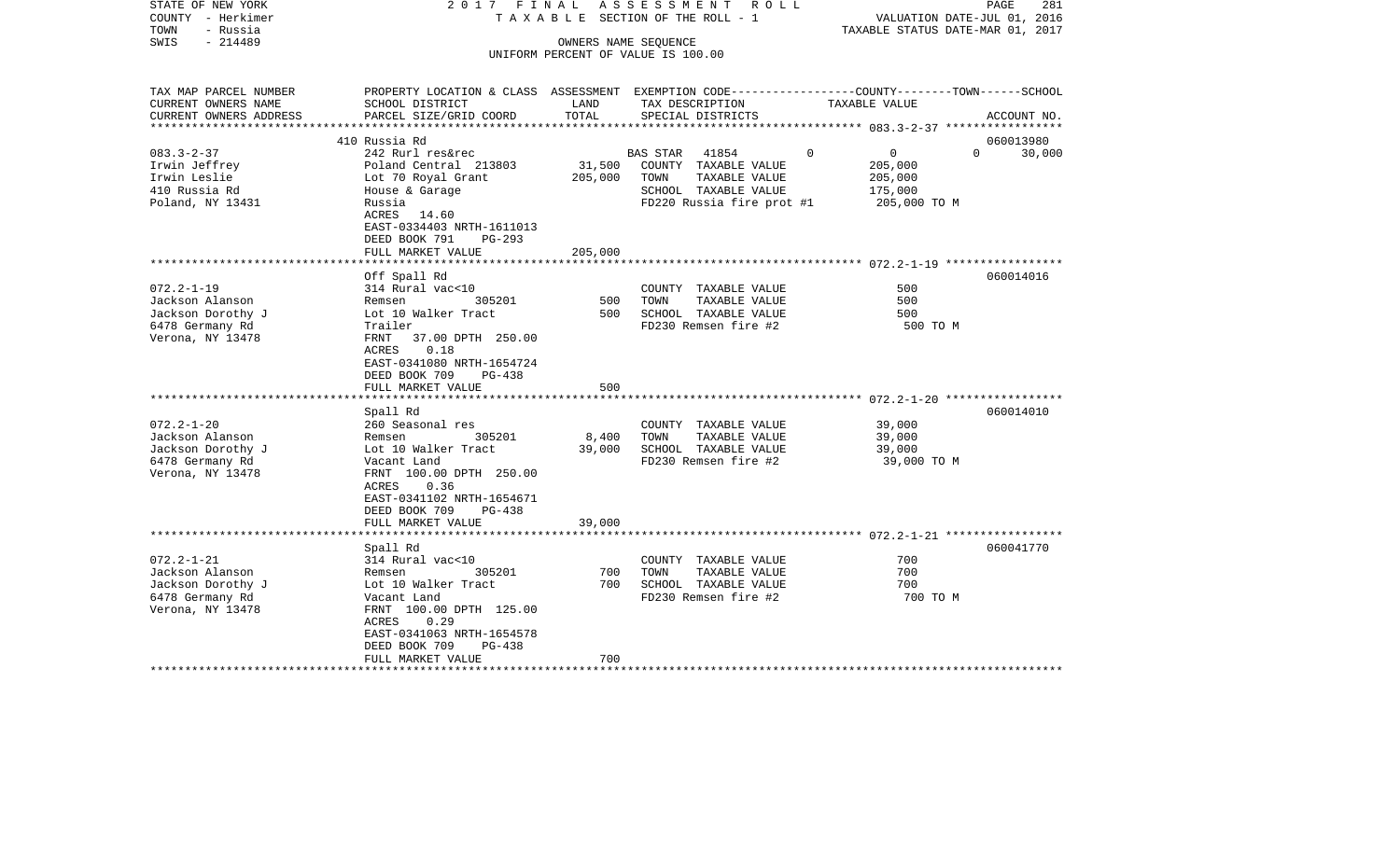STATE OF NEW YORK                2017 FINAL ASSESSMENT ROLL
COUNTY - Herkimer                TAXABLE SECTION OF THE ROLL - 1          VALUATION DATE-JUL 01, 2016
TOWN - Russia                                                              TAXABLE STATUS DATE-MAR 01, 2017
SWIS - 214489                    OWNERS NAME SEQUENCE
                                 UNIFORM PERCENT OF VALUE IS 100.00

| TAX MAP PARCEL NUMBER / CURRENT OWNERS NAME / CURRENT OWNERS ADDRESS | PROPERTY LOCATION & CLASS / SCHOOL DISTRICT / PARCEL SIZE/GRID COORD | ASSESSMENT LAND | TOTAL | EXEMPTION CODE / TAX DESCRIPTION / SPECIAL DISTRICTS | COUNTY | TOWN | SCHOOL TAXABLE VALUE | ACCOUNT NO. |
|---|---|---|---|---|---|---|---|---|
| | 410 Russia Rd | | | | | | | 060013980 |
| 083.3-2-37 | 242 Rurl res&rec | | | BAS STAR 41854 | 0 | 0 | 0 | 30,000 |
| Irwin Jeffrey | Poland Central 213803 | 31,500 | | COUNTY TAXABLE VALUE | 205,000 | | | |
| Irwin Leslie | Lot 70 Royal Grant | | 205,000 | TOWN TAXABLE VALUE | 205,000 | | | |
| 410 Russia Rd | House & Garage | | | SCHOOL TAXABLE VALUE | 175,000 | | | |
| Poland, NY 13431 | Russia | | | FD220 Russia fire prot #1 | 205,000 TO M | | | |
| | ACRES 14.60 | | | | | | | |
| | EAST-0334403 NRTH-1611013 | | | | | | | |
| | DEED BOOK 791 PG-293 | | | | | | | |
| | FULL MARKET VALUE | | 205,000 | | | | | |
| | Off Spall Rd | | | | | | | 060014016 |
| 072.2-1-19 | 314 Rural vac<10 | | | COUNTY TAXABLE VALUE | 500 | | | |
| Jackson Alanson | Remsen 305201 | 500 | | TOWN TAXABLE VALUE | 500 | | | |
| Jackson Dorothy J | Lot 10 Walker Tract | | 500 | SCHOOL TAXABLE VALUE | 500 | | | |
| 6478 Germany Rd | Trailer | | | FD230 Remsen fire #2 | 500 TO M | | | |
| Verona, NY 13478 | FRNT 37.00 DPTH 250.00 | | | | | | | |
| | ACRES 0.18 | | | | | | | |
| | EAST-0341080 NRTH-1654724 | | | | | | | |
| | DEED BOOK 709 PG-438 | | | | | | | |
| | FULL MARKET VALUE | | 500 | | | | | |
| | Spall Rd | | | | | | | 060014010 |
| 072.2-1-20 | 260 Seasonal res | | | COUNTY TAXABLE VALUE | 39,000 | | | |
| Jackson Alanson | Remsen 305201 | 8,400 | | TOWN TAXABLE VALUE | 39,000 | | | |
| Jackson Dorothy J | Lot 10 Walker Tract | | 39,000 | SCHOOL TAXABLE VALUE | 39,000 | | | |
| 6478 Germany Rd | Vacant Land | | | FD230 Remsen fire #2 | 39,000 TO M | | | |
| Verona, NY 13478 | FRNT 100.00 DPTH 250.00 | | | | | | | |
| | ACRES 0.36 | | | | | | | |
| | EAST-0341102 NRTH-1654671 | | | | | | | |
| | DEED BOOK 709 PG-438 | | | | | | | |
| | FULL MARKET VALUE | | 39,000 | | | | | |
| | Spall Rd | | | | | | | 060041770 |
| 072.2-1-21 | 314 Rural vac<10 | | | COUNTY TAXABLE VALUE | 700 | | | |
| Jackson Alanson | Remsen 305201 | 700 | | TOWN TAXABLE VALUE | 700 | | | |
| Jackson Dorothy J | Lot 10 Walker Tract | | 700 | SCHOOL TAXABLE VALUE | 700 | | | |
| 6478 Germany Rd | Vacant Land | | | FD230 Remsen fire #2 | 700 TO M | | | |
| Verona, NY 13478 | FRNT 100.00 DPTH 125.00 | | | | | | | |
| | ACRES 0.29 | | | | | | | |
| | EAST-0341063 NRTH-1654578 | | | | | | | |
| | DEED BOOK 709 PG-438 | | | | | | | |
| | FULL MARKET VALUE | | 700 | | | | | |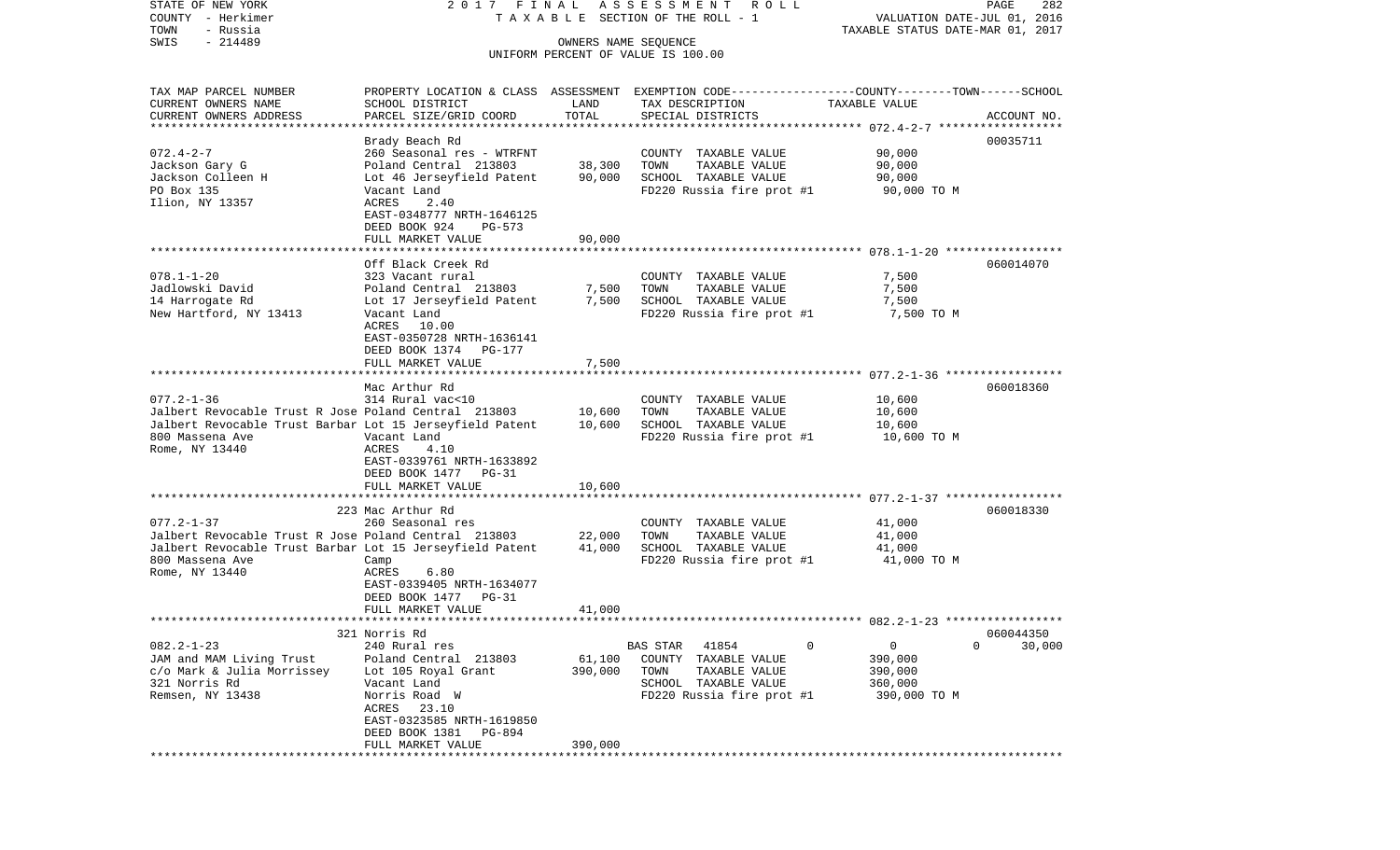STATE OF NEW YORK — 2017 FINAL ASSESSMENT ROLL — PAGE 282
COUNTY - Herkimer — TAXABLE SECTION OF THE ROLL - 1 — VALUATION DATE-JUL 01, 2016
TOWN - Russia — TAXABLE STATUS DATE-MAR 01, 2017
SWIS - 214489 — OWNERS NAME SEQUENCE
UNIFORM PERCENT OF VALUE IS 100.00

| TAX MAP PARCEL NUMBER / CURRENT OWNERS NAME / CURRENT OWNERS ADDRESS | PROPERTY LOCATION & CLASS / SCHOOL DISTRICT / PARCEL SIZE/GRID COORD | ASSESSMENT LAND / TOTAL | EXEMPTION CODE / TAX DESCRIPTION / SPECIAL DISTRICTS | COUNTY / TOWN / SCHOOL TAXABLE VALUE | ACCOUNT NO. |
|---|---|---|---|---|---|
| 072.4-2-7 | Brady Beach Rd | | | | 00035711 |
| Jackson Gary G | 260 Seasonal res - WTRFNT | | COUNTY TAXABLE VALUE | 90,000 | |
| Jackson Colleen H | Poland Central 213803 | 38,300 | TOWN TAXABLE VALUE | 90,000 | |
| PO Box 135 | Lot 46 Jerseyfield Patent | 90,000 | SCHOOL TAXABLE VALUE | 90,000 | |
| Ilion, NY 13357 | Vacant Land | | FD220 Russia fire prot #1 | 90,000 TO M | |
| | ACRES 2.40 | | | | |
| | EAST-0348777 NRTH-1646125 | | | | |
| | DEED BOOK 924 PG-573 | | | | |
| | FULL MARKET VALUE | 90,000 | | | |
| 078.1-1-20 | Off Black Creek Rd | | | | 060014070 |
| Jadlowski David | 323 Vacant rural | | COUNTY TAXABLE VALUE | 7,500 | |
| 14 Harrogate Rd | Poland Central 213803 | 7,500 | TOWN TAXABLE VALUE | 7,500 | |
| New Hartford, NY 13413 | Lot 17 Jerseyfield Patent | 7,500 | SCHOOL TAXABLE VALUE | 7,500 | |
| | Vacant Land | | FD220 Russia fire prot #1 | 7,500 TO M | |
| | ACRES 10.00 | | | | |
| | EAST-0350728 NRTH-1636141 | | | | |
| | DEED BOOK 1374 PG-177 | | | | |
| | FULL MARKET VALUE | 7,500 | | | |
| 077.2-1-36 | Mac Arthur Rd | | | | 060018360 |
| Jalbert Revocable Trust R Jose | 314 Rural vac<10 | | COUNTY TAXABLE VALUE | 10,600 | |
| Jalbert Revocable Trust Barbar | Poland Central 213803 | 10,600 | TOWN TAXABLE VALUE | 10,600 | |
| 800 Massena Ave | Lot 15 Jerseyfield Patent | 10,600 | SCHOOL TAXABLE VALUE | 10,600 | |
| Rome, NY 13440 | Vacant Land | | FD220 Russia fire prot #1 | 10,600 TO M | |
| | ACRES 4.10 | | | | |
| | EAST-0339761 NRTH-1633892 | | | | |
| | DEED BOOK 1477 PG-31 | | | | |
| | FULL MARKET VALUE | 10,600 | | | |
| 077.2-1-37 | 223 Mac Arthur Rd | | | | 060018330 |
| Jalbert Revocable Trust R Jose | 260 Seasonal res | | COUNTY TAXABLE VALUE | 41,000 | |
| Jalbert Revocable Trust Barbar | Poland Central 213803 | 22,000 | TOWN TAXABLE VALUE | 41,000 | |
| 800 Massena Ave | Lot 15 Jerseyfield Patent | 41,000 | SCHOOL TAXABLE VALUE | 41,000 | |
| Rome, NY 13440 | Camp | | FD220 Russia fire prot #1 | 41,000 TO M | |
| | ACRES 6.80 | | | | |
| | EAST-0339405 NRTH-1634077 | | | | |
| | DEED BOOK 1477 PG-31 | | | | |
| | FULL MARKET VALUE | 41,000 | | | |
| 082.2-1-23 | 321 Norris Rd | | | | 060044350 |
| JAM and MAM Living Trust | 240 Rural res | | BAS STAR 41854 0 | 0 0 | 30,000 |
| c/o Mark & Julia Morrissey | Poland Central 213803 | 61,100 | COUNTY TAXABLE VALUE | 390,000 | |
| 321 Norris Rd | Lot 105 Royal Grant | 390,000 | TOWN TAXABLE VALUE | 390,000 | |
| Remsen, NY 13438 | Vacant Land | | SCHOOL TAXABLE VALUE | 360,000 | |
| | Norris Road W | | FD220 Russia fire prot #1 | 390,000 TO M | |
| | ACRES 23.10 | | | | |
| | EAST-0323585 NRTH-1619850 | | | | |
| | DEED BOOK 1381 PG-894 | | | | |
| | FULL MARKET VALUE | 390,000 | | | |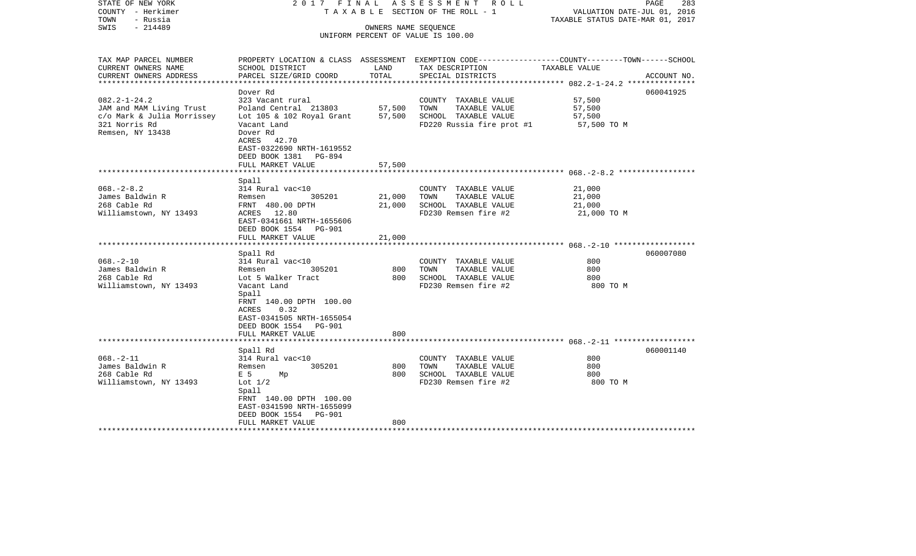STATE OF NEW YORK — 2017 FINAL ASSESSMENT ROLL
COUNTY - Herkimer — TAXABLE SECTION OF THE ROLL - 1 — VALUATION DATE-JUL 01, 2016
TOWN - Russia — TAXABLE STATUS DATE-MAR 01, 2017
SWIS - 214489 — OWNERS NAME SEQUENCE
UNIFORM PERCENT OF VALUE IS 100.00

| TAX MAP PARCEL NUMBER<br>CURRENT OWNERS NAME<br>CURRENT OWNERS ADDRESS | PROPERTY LOCATION & CLASS<br>SCHOOL DISTRICT<br>PARCEL SIZE/GRID COORD | ASSESSMENT<br>LAND<br>TOTAL | EXEMPTION CODE-----COUNTY-----TOWN-----SCHOOL<br>TAX DESCRIPTION<br>SPECIAL DISTRICTS | TAXABLE VALUE | ACCOUNT NO. |
|---|---|---|---|---|---|
| 082.2-1-24.2<br>JAM and MAM Living Trust<br>c/o Mark & Julia Morrissey<br>321 Norris Rd<br>Remsen, NY 13438 | Dover Rd<br>323 Vacant rural<br>Poland Central 213803<br>Lot 105 & 102 Royal Grant<br>Vacant Land<br>Dover Rd<br>ACRES 42.70<br>EAST-0322690 NRTH-1619552<br>DEED BOOK 1381 PG-894<br>FULL MARKET VALUE | <br><br>57,500<br>57,500<br><br><br><br><br><br>57,500 | <br><br>COUNTY TAXABLE VALUE<br>TOWN TAXABLE VALUE<br>SCHOOL TAXABLE VALUE<br>FD220 Russia fire prot #1 | <br><br>57,500<br>57,500<br>57,500<br>57,500 TO M | 060041925 |
| 068.-2-8.2<br>James Baldwin R<br>268 Cable Rd<br>Williamstown, NY 13493 | Spall<br>314 Rural vac<10<br>Remsen 305201<br>FRNT 480.00 DPTH<br>ACRES 12.80<br>EAST-0341661 NRTH-1655606<br>DEED BOOK 1554 PG-901<br>FULL MARKET VALUE | <br><br>21,000<br>21,000<br><br><br><br>21,000 | <br><br>COUNTY TAXABLE VALUE<br>TOWN TAXABLE VALUE<br>SCHOOL TAXABLE VALUE<br>FD230 Remsen fire #2 | <br><br>21,000<br>21,000<br>21,000<br>21,000 TO M | |
| 068.-2-10<br>James Baldwin R<br>268 Cable Rd<br>Williamstown, NY 13493 | Spall Rd<br>314 Rural vac<10<br>Remsen 305201<br>Lot 5 Walker Tract<br>Vacant Land<br>Spall<br>FRNT 140.00 DPTH 100.00<br>ACRES 0.32<br>EAST-0341505 NRTH-1655054<br>DEED BOOK 1554 PG-901<br>FULL MARKET VALUE | <br><br>800<br>800<br><br><br><br><br><br><br>800 | <br><br>COUNTY TAXABLE VALUE<br>TOWN TAXABLE VALUE<br>SCHOOL TAXABLE VALUE<br>FD230 Remsen fire #2 | <br><br>800<br>800<br>800<br>800 TO M | 060007080 |
| 068.-2-11<br>James Baldwin R<br>268 Cable Rd<br>Williamstown, NY 13493 | Spall Rd<br>314 Rural vac<10<br>Remsen 305201<br>E 5 Mp<br>Lot 1/2<br>Spall<br>FRNT 140.00 DPTH 100.00<br>EAST-0341590 NRTH-1655099<br>DEED BOOK 1554 PG-901<br>FULL MARKET VALUE | <br><br>800<br>800<br><br><br><br><br><br>800 | <br><br>COUNTY TAXABLE VALUE<br>TOWN TAXABLE VALUE<br>SCHOOL TAXABLE VALUE<br>FD230 Remsen fire #2 | <br><br>800<br>800<br>800<br>800 TO M | 060001140 |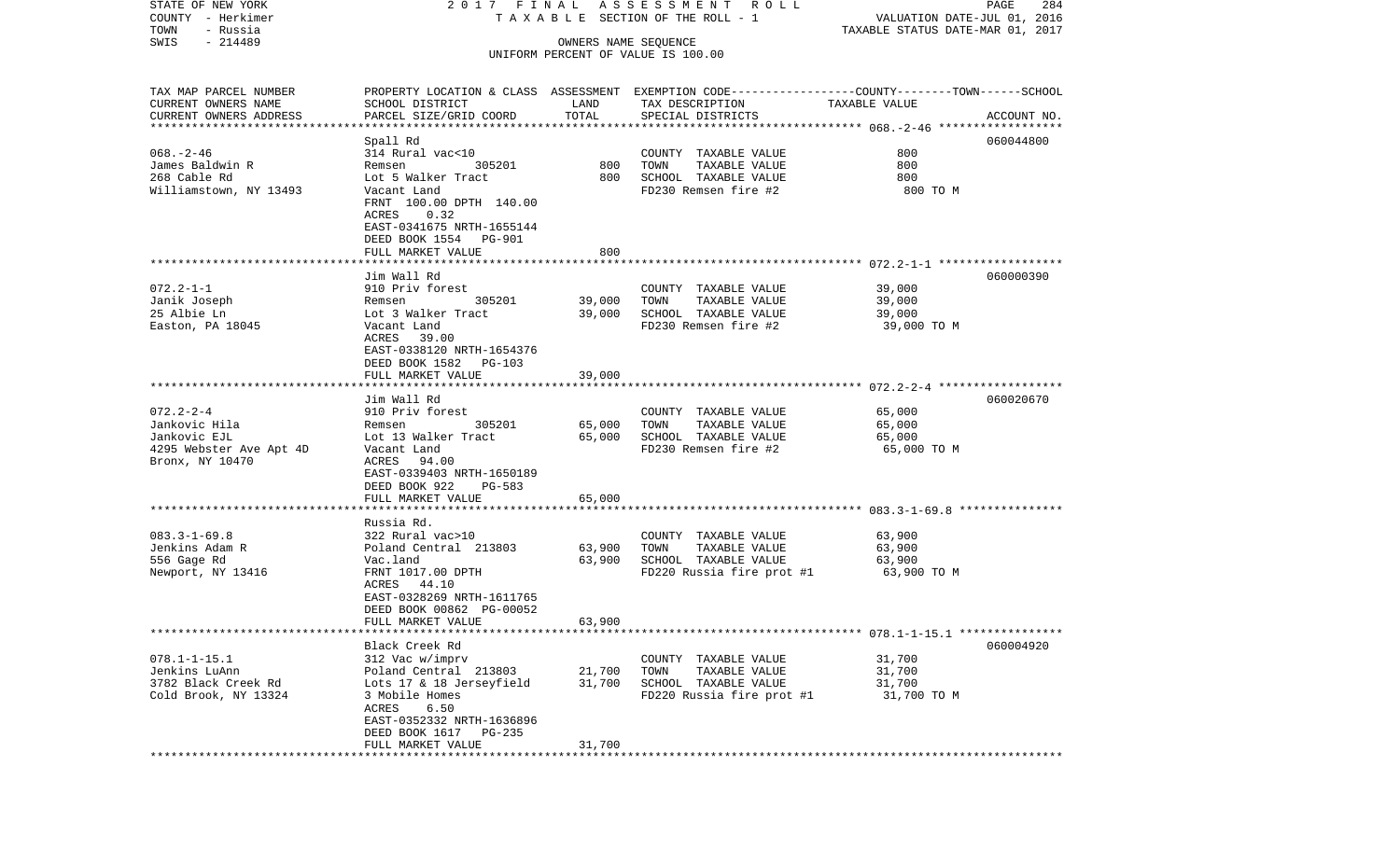STATE OF NEW YORK 2017 FINAL ASSESSMENT ROLL
COUNTY - Herkimer TAXABLE SECTION OF THE ROLL - 1 VALUATION DATE-JUL 01, 2016
TOWN - Russia TAXABLE STATUS DATE-MAR 01, 2017
SWIS - 214489 OWNERS NAME SEQUENCE
UNIFORM PERCENT OF VALUE IS 100.00

| TAX MAP PARCEL NUMBER / CURRENT OWNERS NAME / CURRENT OWNERS ADDRESS | PROPERTY LOCATION & CLASS / SCHOOL DISTRICT / PARCEL SIZE/GRID COORD | ASSESSMENT LAND | TOTAL | EXEMPTION CODE / TAX DESCRIPTION / SPECIAL DISTRICTS | TAXABLE VALUE (COUNTY--TOWN--SCHOOL) | ACCOUNT NO. |
|---|---|---|---|---|---|---|
| 068.-2-46 | Spall Rd | | | | | 060044800 |
| James Baldwin R | 314 Rural vac<10 | | | COUNTY TAXABLE VALUE | 800 | |
| 268 Cable Rd | Remsen 305201 | 800 | | TOWN TAXABLE VALUE | 800 | |
| Williamstown, NY 13493 | Lot 5 Walker Tract | | 800 | SCHOOL TAXABLE VALUE | 800 | |
| | Vacant Land | | | FD230 Remsen fire #2 | 800 TO M | |
| | FRNT 100.00 DPTH 140.00 | | | | | |
| | ACRES 0.32 | | | | | |
| | EAST-0341675 NRTH-1655144 | | | | | |
| | DEED BOOK 1554 PG-901 | | | | | |
| | FULL MARKET VALUE | | 800 | | | |
| 072.2-1-1 | Jim Wall Rd | | | | | 060000390 |
| Janik Joseph | 910 Priv forest | | | COUNTY TAXABLE VALUE | 39,000 | |
| 25 Albie Ln | Remsen 305201 | 39,000 | | TOWN TAXABLE VALUE | 39,000 | |
| Easton, PA 18045 | Lot 3 Walker Tract | | 39,000 | SCHOOL TAXABLE VALUE | 39,000 | |
| | Vacant Land | | | FD230 Remsen fire #2 | 39,000 TO M | |
| | ACRES 39.00 | | | | | |
| | EAST-0338120 NRTH-1654376 | | | | | |
| | DEED BOOK 1582 PG-103 | | | | | |
| | FULL MARKET VALUE | | 39,000 | | | |
| 072.2-2-4 | Jim Wall Rd | | | | | 060020670 |
| Jankovic Hila | 910 Priv forest | | | COUNTY TAXABLE VALUE | 65,000 | |
| Jankovic EJL | Remsen 305201 | 65,000 | | TOWN TAXABLE VALUE | 65,000 | |
| 4295 Webster Ave Apt 4D | Lot 13 Walker Tract | | 65,000 | SCHOOL TAXABLE VALUE | 65,000 | |
| Bronx, NY 10470 | Vacant Land | | | FD230 Remsen fire #2 | 65,000 TO M | |
| | ACRES 94.00 | | | | | |
| | EAST-0339403 NRTH-1650189 | | | | | |
| | DEED BOOK 922 PG-583 | | | | | |
| | FULL MARKET VALUE | | 65,000 | | | |
| 083.3-1-69.8 | Russia Rd. | | | | | |
| Jenkins Adam R | 322 Rural vac>10 | | | COUNTY TAXABLE VALUE | 63,900 | |
| 556 Gage Rd | Poland Central 213803 | 63,900 | | TOWN TAXABLE VALUE | 63,900 | |
| Newport, NY 13416 | Vac.land | | 63,900 | SCHOOL TAXABLE VALUE | 63,900 | |
| | FRNT 1017.00 DPTH | | | FD220 Russia fire prot #1 | 63,900 TO M | |
| | ACRES 44.10 | | | | | |
| | EAST-0328269 NRTH-1611765 | | | | | |
| | DEED BOOK 00862 PG-00052 | | | | | |
| | FULL MARKET VALUE | | 63,900 | | | |
| 078.1-1-15.1 | Black Creek Rd | | | | | 060004920 |
| Jenkins LuAnn | 312 Vac w/imprv | | | COUNTY TAXABLE VALUE | 31,700 | |
| 3782 Black Creek Rd | Poland Central 213803 | 21,700 | | TOWN TAXABLE VALUE | 31,700 | |
| Cold Brook, NY 13324 | Lots 17 & 18 Jerseyfield | | 31,700 | SCHOOL TAXABLE VALUE | 31,700 | |
| | 3 Mobile Homes | | | FD220 Russia fire prot #1 | 31,700 TO M | |
| | ACRES 6.50 | | | | | |
| | EAST-0352332 NRTH-1636896 | | | | | |
| | DEED BOOK 1617 PG-235 | | | | | |
| | FULL MARKET VALUE | | 31,700 | | | |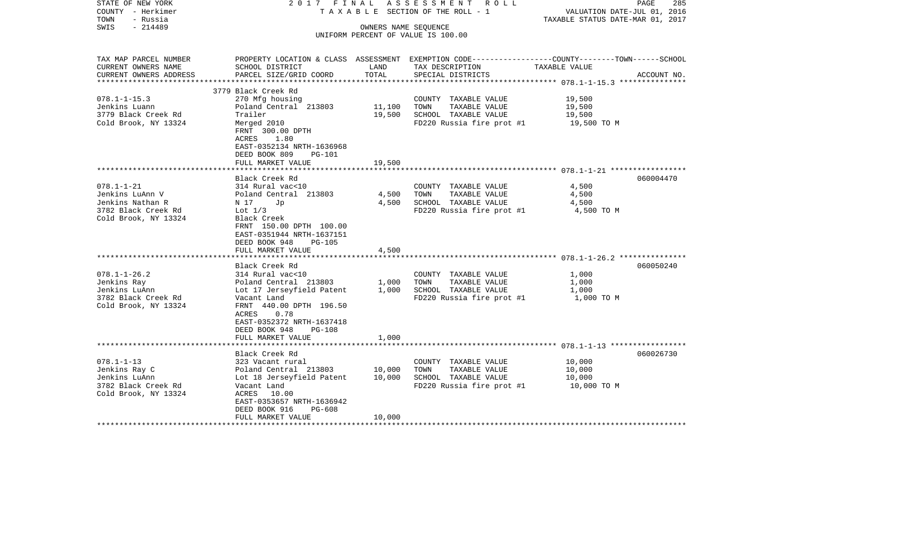STATE OF NEW YORK
COUNTY - Herkimer
TOWN - Russia
SWIS - 214489

2017 FINAL ASSESSMENT ROLL
TAXABLE SECTION OF THE ROLL - 1
OWNERS NAME SEQUENCE
UNIFORM PERCENT OF VALUE IS 100.00

VALUATION DATE-JUL 01, 2016
TAXABLE STATUS DATE-MAR 01, 2017

| TAX MAP PARCEL NUMBER / CURRENT OWNERS NAME / CURRENT OWNERS ADDRESS | PROPERTY LOCATION & CLASS / SCHOOL DISTRICT / PARCEL SIZE/GRID COORD | ASSESSMENT LAND | ASSESSMENT TOTAL | EXEMPTION CODE / TAX DESCRIPTION / SPECIAL DISTRICTS | COUNTY--------TOWN------SCHOOL TAXABLE VALUE | ACCOUNT NO. |
|---|---|---|---|---|---|---|
| **078.1-1-15.3** | 3779 Black Creek Rd | | | | | |
| 078.1-1-15.3 | 270 Mfg housing | | | COUNTY TAXABLE VALUE | 19,500 | |
| Jenkins Luann | Poland Central 213803 | 11,100 | | TOWN TAXABLE VALUE | 19,500 | |
| 3779 Black Creek Rd | Trailer | | 19,500 | SCHOOL TAXABLE VALUE | 19,500 | |
| Cold Brook, NY 13324 | Merged 2010 | | | FD220 Russia fire prot #1 | 19,500 TO M | |
| | FRNT 300.00 DPTH | | | | | |
| | ACRES 1.80 | | | | | |
| | EAST-0352134 NRTH-1636968 | | | | | |
| | DEED BOOK 809 PG-101 | | | | | |
| | FULL MARKET VALUE | | 19,500 | | | |
| **078.1-1-21** | Black Creek Rd | | | | | 060004470 |
| 078.1-1-21 | 314 Rural vac<10 | | | COUNTY TAXABLE VALUE | 4,500 | |
| Jenkins LuAnn V | Poland Central 213803 | 4,500 | | TOWN TAXABLE VALUE | 4,500 | |
| Jenkins Nathan R | N 17 Jp | | 4,500 | SCHOOL TAXABLE VALUE | 4,500 | |
| 3782 Black Creek Rd | Lot 1/3 | | | FD220 Russia fire prot #1 | 4,500 TO M | |
| Cold Brook, NY 13324 | Black Creek | | | | | |
| | FRNT 150.00 DPTH 100.00 | | | | | |
| | EAST-0351944 NRTH-1637151 | | | | | |
| | DEED BOOK 948 PG-105 | | | | | |
| | FULL MARKET VALUE | | 4,500 | | | |
| **078.1-1-26.2** | Black Creek Rd | | | | | 060050240 |
| 078.1-1-26.2 | 314 Rural vac<10 | | | COUNTY TAXABLE VALUE | 1,000 | |
| Jenkins Ray | Poland Central 213803 | 1,000 | | TOWN TAXABLE VALUE | 1,000 | |
| Jenkins LuAnn | Lot 17 Jerseyfield Patent | | 1,000 | SCHOOL TAXABLE VALUE | 1,000 | |
| 3782 Black Creek Rd | Vacant Land | | | FD220 Russia fire prot #1 | 1,000 TO M | |
| Cold Brook, NY 13324 | FRNT 440.00 DPTH 196.50 | | | | | |
| | ACRES 0.78 | | | | | |
| | EAST-0352372 NRTH-1637418 | | | | | |
| | DEED BOOK 948 PG-108 | | | | | |
| | FULL MARKET VALUE | | 1,000 | | | |
| **078.1-1-13** | Black Creek Rd | | | | | 060026730 |
| 078.1-1-13 | 323 Vacant rural | | | COUNTY TAXABLE VALUE | 10,000 | |
| Jenkins Ray C | Poland Central 213803 | 10,000 | | TOWN TAXABLE VALUE | 10,000 | |
| Jenkins LuAnn | Lot 18 Jerseyfield Patent | | 10,000 | SCHOOL TAXABLE VALUE | 10,000 | |
| 3782 Black Creek Rd | Vacant Land | | | FD220 Russia fire prot #1 | 10,000 TO M | |
| Cold Brook, NY 13324 | ACRES 10.00 | | | | | |
| | EAST-0353657 NRTH-1636942 | | | | | |
| | DEED BOOK 916 PG-608 | | | | | |
| | FULL MARKET VALUE | | 10,000 | | | |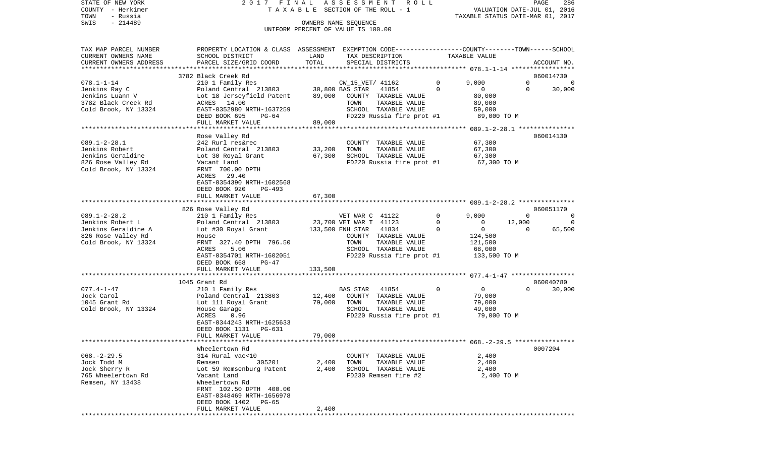STATE OF NEW YORK
COUNTY - Herkimer
TOWN - Russia
SWIS - 214489

2017 FINAL ASSESSMENT ROLL
TAXABLE SECTION OF THE ROLL - 1
OWNERS NAME SEQUENCE
UNIFORM PERCENT OF VALUE IS 100.00

VALUATION DATE-JUL 01, 2016
TAXABLE STATUS DATE-MAR 01, 2017

```
TAX MAP PARCEL NUMBER     PROPERTY LOCATION & CLASS  ASSESSMENT  EXEMPTION CODE------------------COUNTY--------TOWN------SCHOOL
CURRENT OWNERS NAME       SCHOOL DISTRICT               LAND      TAX DESCRIPTION                  TAXABLE VALUE
CURRENT OWNERS ADDRESS    PARCEL SIZE/GRID COORD        TOTAL     SPECIAL DISTRICTS                                          ACCOUNT NO.
******************************************************************************************************* 078.1-1-14 *****************
                          3782 Black Creek Rd                                                                              060014730
078.1-1-14                210 1 Family Res                         CW_15_VET/ 41162          0        9,000          0            0
Jenkins Ray C             Poland Central  213803      30,800 BAS STAR   41854          0            0          0       30,000
Jenkins Luann V           Lot 18 Jerseyfield Patent   89,000    COUNTY  TAXABLE VALUE              80,000
3782 Black Creek Rd       ACRES    14.00                         TOWN    TAXABLE VALUE              89,000
Cold Brook, NY 13324      EAST-0352980 NRTH-1637259              SCHOOL  TAXABLE VALUE              59,000
                          DEED BOOK 695     PG-64                FD220 Russia fire prot #1          89,000 TO M
                          FULL MARKET VALUE            89,000
******************************************************************************************************* 089.1-2-28.1 ***************
                          Rose Valley Rd                                                                                   060014130
089.1-2-28.1              242 Rurl res&rec                         COUNTY  TAXABLE VALUE              67,300
Jenkins Robert            Poland Central  213803      33,200    TOWN    TAXABLE VALUE              67,300
Jenkins Geraldine         Lot 30 Royal Grant          67,300    SCHOOL  TAXABLE VALUE              67,300
826 Rose Valley Rd        Vacant Land                            FD220 Russia fire prot #1          67,300 TO M
Cold Brook, NY 13324      FRNT  700.00 DPTH
                          ACRES    29.40
                          EAST-0354390 NRTH-1602568
                          DEED BOOK 920     PG-493
                          FULL MARKET VALUE            67,300
******************************************************************************************************* 089.1-2-28.2 ***************
                          826 Rose Valley Rd                                                                               060051170
089.1-2-28.2              210 1 Family Res                         VET WAR C  41122          0        9,000          0            0
Jenkins Robert L          Poland Central  213803      23,700 VET WAR T  41123          0            0     12,000            0
Jenkins Geraldine A       Lot #30 Royal Grant        133,500 ENH STAR   41834          0            0          0       65,500
826 Rose Valley Rd        House                                  COUNTY  TAXABLE VALUE             124,500
Cold Brook, NY 13324      FRNT  327.40 DPTH  796.50              TOWN    TAXABLE VALUE             121,500
                          ACRES     5.06                         SCHOOL  TAXABLE VALUE              68,000
                          EAST-0354701 NRTH-1602051              FD220 Russia fire prot #1         133,500 TO M
                          DEED BOOK 668     PG-47
                          FULL MARKET VALUE           133,500
******************************************************************************************************* 077.4-1-47 *****************
                          1045 Grant Rd                                                                                    060040780
077.4-1-47                210 1 Family Res                         BAS STAR   41854          0            0          0       30,000
Jock Carol                Poland Central  213803      12,400    COUNTY  TAXABLE VALUE              79,000
1045 Grant Rd             Lot 111 Royal Grant         79,000    TOWN    TAXABLE VALUE              79,000
Cold Brook, NY 13324      House Garage                           SCHOOL  TAXABLE VALUE              49,000
                          ACRES     0.96                         FD220 Russia fire prot #1          79,000 TO M
                          EAST-0344243 NRTH-1625633
                          DEED BOOK 1131    PG-631
                          FULL MARKET VALUE            79,000
******************************************************************************************************* 068.-2-29.5 ****************
                          Wheelertown Rd                                                                                   0007204
068.-2-29.5               314 Rural vac<10                         COUNTY  TAXABLE VALUE               2,400
Jock Todd M               Remsen          305201       2,400    TOWN    TAXABLE VALUE               2,400
Jock Sherry R             Lot 59 Remsenburg Patent     2,400    SCHOOL  TAXABLE VALUE               2,400
765 Wheelertown Rd        Vacant Land                            FD230 Remsen fire #2                2,400 TO M
Remsen, NY 13438          Wheelertown Rd
                          FRNT  102.50 DPTH  400.00
                          EAST-0348469 NRTH-1656978
                          DEED BOOK 1402    PG-65
                          FULL MARKET VALUE             2,400
************************************************************************************************************************************
```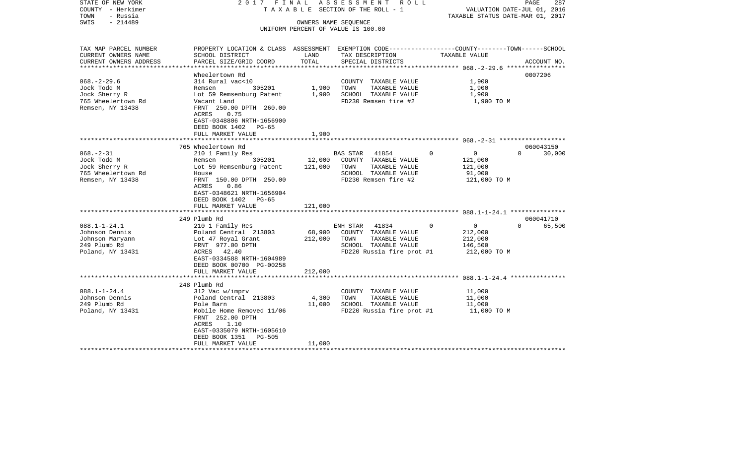STATE OF NEW YORK
COUNTY - Herkimer
TOWN - Russia
SWIS - 214489

2017 FINAL ASSESSMENT ROLL
TAXABLE SECTION OF THE ROLL - 1
OWNERS NAME SEQUENCE
UNIFORM PERCENT OF VALUE IS 100.00

VALUATION DATE-JUL 01, 2016
TAXABLE STATUS DATE-MAR 01, 2017

| TAX MAP PARCEL NUMBER / CURRENT OWNERS NAME / CURRENT OWNERS ADDRESS | PROPERTY LOCATION & CLASS / SCHOOL DISTRICT / PARCEL SIZE/GRID COORD | ASSESSMENT LAND | TOTAL | EXEMPTION CODE / TAX DESCRIPTION / SPECIAL DISTRICTS | COUNTY | TOWN | SCHOOL | TAXABLE VALUE | ACCOUNT NO. |
|---|---|---|---|---|---|---|---|---|---|
| 068.-2-29.6 | Wheelertown Rd | | | | | | | | 0007206 |
| Jock Todd M | 314 Rural vac<10 | | | COUNTY TAXABLE VALUE | | | | 1,900 | |
| Jock Sherry R | Remsen 305201 | 1,900 | | TOWN TAXABLE VALUE | | | | 1,900 | |
| 765 Wheelertown Rd | Lot 59 Remsenburg Patent | | 1,900 | SCHOOL TAXABLE VALUE | | | | 1,900 | |
| Remsen, NY 13438 | Vacant Land | | | FD230 Remsen fire #2 | | | | 1,900 TO M | |
| | FRNT 250.00 DPTH 260.00 | | | | | | | | |
| | ACRES 0.75 | | | | | | | | |
| | EAST-0348806 NRTH-1656900 | | | | | | | | |
| | DEED BOOK 1402 PG-65 | | | | | | | | |
| | FULL MARKET VALUE | | 1,900 | | | | | | |
| 068.-2-31 | 765 Wheelertown Rd | | | | | | | | 060043150 |
| Jock Todd M | 210 1 Family Res | | | BAS STAR 41854 | 0 | 0 | 30,000 | | |
| Jock Sherry R | Remsen 305201 | 12,000 | | COUNTY TAXABLE VALUE | | | | 121,000 | |
| 765 Wheelertown Rd | Lot 59 Remsenburg Patent | | 121,000 | TOWN TAXABLE VALUE | | | | 121,000 | |
| Remsen, NY 13438 | House | | | SCHOOL TAXABLE VALUE | | | | 91,000 | |
| | FRNT 150.00 DPTH 250.00 | | | FD230 Remsen fire #2 | | | | 121,000 TO M | |
| | ACRES 0.86 | | | | | | | | |
| | EAST-0348621 NRTH-1656904 | | | | | | | | |
| | DEED BOOK 1402 PG-65 | | | | | | | | |
| | FULL MARKET VALUE | | 121,000 | | | | | | |
| 088.1-1-24.1 | 249 Plumb Rd | | | | | | | | 060041710 |
| Johnson Dennis | 210 1 Family Res | | | ENH STAR 41834 | 0 | 0 | 65,500 | | |
| Johnson Maryann | Poland Central 213803 | 68,900 | | COUNTY TAXABLE VALUE | | | | 212,000 | |
| 249 Plumb Rd | Lot 47 Royal Grant | | 212,000 | TOWN TAXABLE VALUE | | | | 212,000 | |
| Poland, NY 13431 | FRNT 977.00 DPTH | | | SCHOOL TAXABLE VALUE | | | | 146,500 | |
| | ACRES 42.40 | | | FD220 Russia fire prot #1 | | | | 212,000 TO M | |
| | EAST-0334588 NRTH-1604989 | | | | | | | | |
| | DEED BOOK 00700 PG-00258 | | | | | | | | |
| | FULL MARKET VALUE | | 212,000 | | | | | | |
| 088.1-1-24.4 | 248 Plumb Rd | | | | | | | | |
| Johnson Dennis | 312 Vac w/imprv | | | COUNTY TAXABLE VALUE | | | | 11,000 | |
| 249 Plumb Rd | Poland Central 213803 | 4,300 | | TOWN TAXABLE VALUE | | | | 11,000 | |
| Poland, NY 13431 | Pole Barn | | 11,000 | SCHOOL TAXABLE VALUE | | | | 11,000 | |
| | Mobile Home Removed 11/06 | | | FD220 Russia fire prot #1 | | | | 11,000 TO M | |
| | FRNT 252.00 DPTH | | | | | | | | |
| | ACRES 1.10 | | | | | | | | |
| | EAST-0335079 NRTH-1605610 | | | | | | | | |
| | DEED BOOK 1351 PG-505 | | | | | | | | |
| | FULL MARKET VALUE | | 11,000 | | | | | | |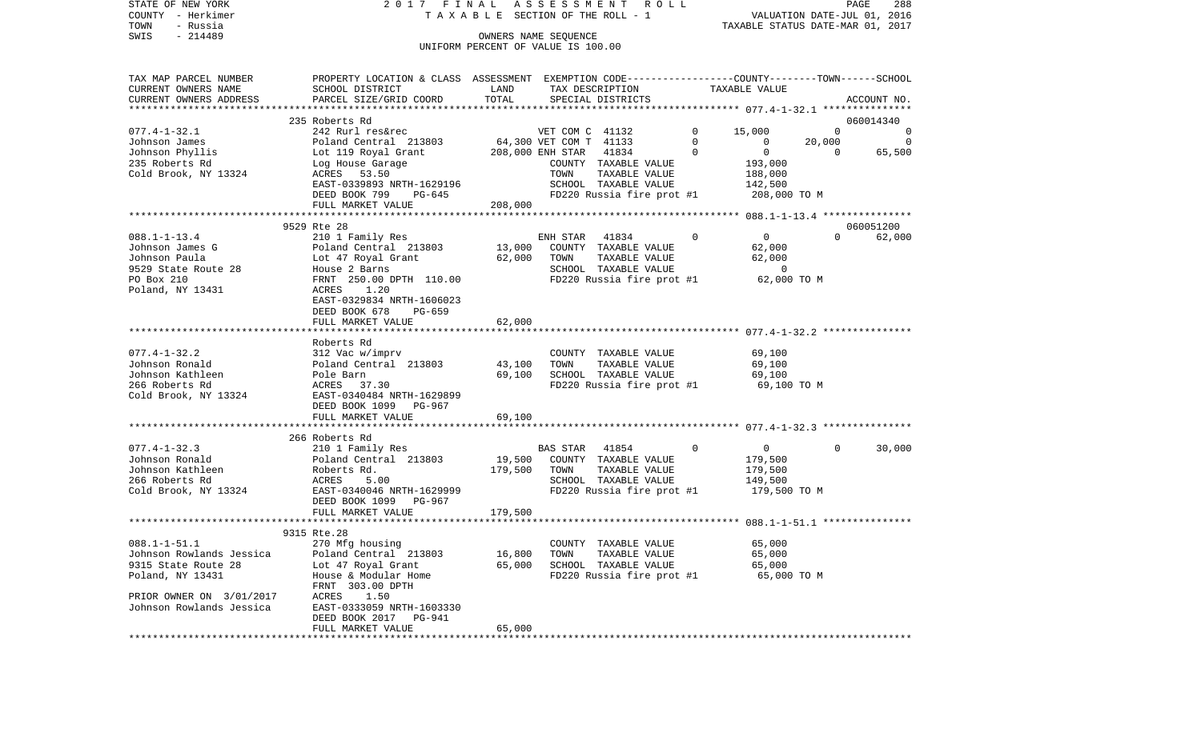STATE OF NEW YORK 2 0 1 7 F I N A L A S S E S S M E N T R O L L
COUNTY - Herkimer T A X A B L E SECTION OF THE ROLL - 1 VALUATION DATE-JUL 01, 2016
TOWN - Russia TAXABLE STATUS DATE-MAR 01, 2017
SWIS - 214489 OWNERS NAME SEQUENCE
UNIFORM PERCENT OF VALUE IS 100.00

```
TAX MAP PARCEL NUMBER     PROPERTY LOCATION & CLASS  ASSESSMENT  EXEMPTION CODE-----------------COUNTY--------TOWN------SCHOOL
CURRENT OWNERS NAME       SCHOOL DISTRICT             LAND       TAX DESCRIPTION                 TAXABLE VALUE
CURRENT OWNERS ADDRESS    PARCEL SIZE/GRID COORD      TOTAL      SPECIAL DISTRICTS                                    ACCOUNT NO.
******************************************************************************************************* 077.4-1-32.1 ***************
                          235 Roberts Rd                                                                               060014340
077.4-1-32.1              242 Rurl res&rec                    VET COM C  41132          0      15,000          0              0
Johnson James             Poland Central  213803     64,300 VET COM T  41133          0           0     20,000              0
Johnson Phyllis           Lot 119 Royal Grant        208,000 ENH STAR   41834          0           0          0         65,500
235 Roberts Rd            Log House Garage                    COUNTY  TAXABLE VALUE              193,000
Cold Brook, NY 13324      ACRES   53.50                       TOWN    TAXABLE VALUE              188,000
                          EAST-0339893 NRTH-1629196           SCHOOL  TAXABLE VALUE              142,500
                          DEED BOOK 799     PG-645            FD220 Russia fire prot #1          208,000 TO M
                          FULL MARKET VALUE          208,000
******************************************************************************************************* 088.1-1-13.4 ***************
                          9529 Rte 28                                                                                  060051200
088.1-1-13.4              210 1 Family Res                    ENH STAR   41834          0           0          0         62,000
Johnson James G           Poland Central  213803      13,000   COUNTY  TAXABLE VALUE               62,000
Johnson Paula             Lot 47 Royal Grant          62,000   TOWN    TAXABLE VALUE               62,000
9529 State Route 28       House 2 Barns                        SCHOOL  TAXABLE VALUE                    0
PO Box 210                FRNT 250.00 DPTH 110.00              FD220 Russia fire prot #1           62,000 TO M
Poland, NY 13431          ACRES    1.20
                          EAST-0329834 NRTH-1606023
                          DEED BOOK 678     PG-659
                          FULL MARKET VALUE           62,000
******************************************************************************************************* 077.4-1-32.2 ***************
                          Roberts Rd
077.4-1-32.2              312 Vac w/imprv                      COUNTY  TAXABLE VALUE               69,100
Johnson Ronald            Poland Central  213803      43,100   TOWN    TAXABLE VALUE               69,100
Johnson Kathleen          Pole Barn                   69,100   SCHOOL  TAXABLE VALUE               69,100
266 Roberts Rd            ACRES   37.30                        FD220 Russia fire prot #1           69,100 TO M
Cold Brook, NY 13324      EAST-0340484 NRTH-1629899
                          DEED BOOK 1099    PG-967
                          FULL MARKET VALUE           69,100
******************************************************************************************************* 077.4-1-32.3 ***************
                          266 Roberts Rd
077.4-1-32.3              210 1 Family Res                    BAS STAR   41854          0           0          0         30,000
Johnson Ronald            Poland Central  213803      19,500   COUNTY  TAXABLE VALUE              179,500
Johnson Kathleen          Roberts Rd.                179,500   TOWN    TAXABLE VALUE              179,500
266 Roberts Rd            ACRES    5.00                        SCHOOL  TAXABLE VALUE              149,500
Cold Brook, NY 13324      EAST-0340046 NRTH-1629999            FD220 Russia fire prot #1          179,500 TO M
                          DEED BOOK 1099    PG-967
                          FULL MARKET VALUE          179,500
******************************************************************************************************* 088.1-1-51.1 ***************
                          9315 Rte.28
088.1-1-51.1              270 Mfg housing                      COUNTY  TAXABLE VALUE               65,000
Johnson Rowlands Jessica  Poland Central  213803      16,800   TOWN    TAXABLE VALUE               65,000
9315 State Route 28       Lot 47 Royal Grant          65,000   SCHOOL  TAXABLE VALUE               65,000
Poland, NY 13431          House & Modular Home                 FD220 Russia fire prot #1           65,000 TO M
                          FRNT 303.00 DPTH
PRIOR OWNER ON 3/01/2017  ACRES    1.50
Johnson Rowlands Jessica  EAST-0333059 NRTH-1603330
                          DEED BOOK 2017    PG-941
                          FULL MARKET VALUE           65,000
************************************************************************************************************************************
```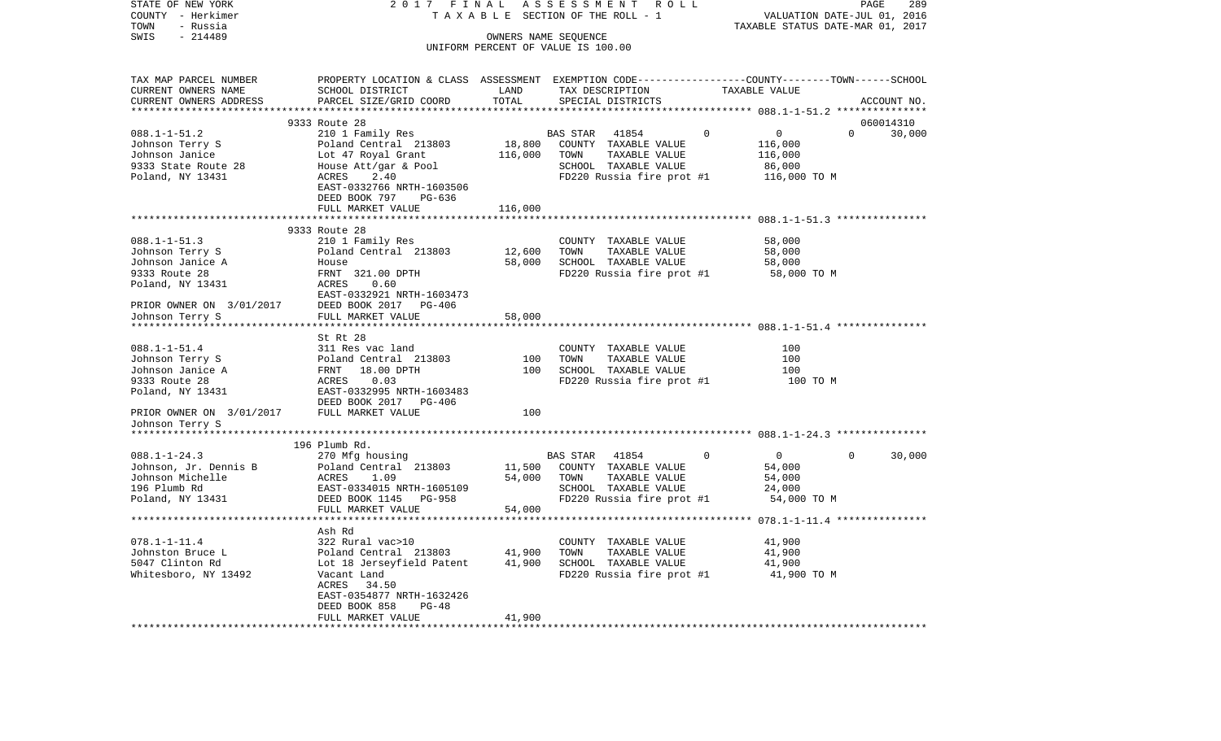STATE OF NEW YORK | COUNTY - Herkimer | TOWN - Russia | SWIS - 214489

2017 FINAL ASSESSMENT ROLL
TAXABLE SECTION OF THE ROLL - 1
OWNERS NAME SEQUENCE
UNIFORM PERCENT OF VALUE IS 100.00

VALUATION DATE-JUL 01, 2016
TAXABLE STATUS DATE-MAR 01, 2017

| TAX MAP PARCEL NUMBER / CURRENT OWNERS NAME / CURRENT OWNERS ADDRESS | PROPERTY LOCATION & CLASS / SCHOOL DISTRICT / PARCEL SIZE/GRID COORD | ASSESSMENT LAND | TOTAL | EXEMPTION CODE / TAX DESCRIPTION / SPECIAL DISTRICTS | COUNTY | TOWN | SCHOOL | ACCOUNT NO. |
|---|---|---|---|---|---|---|---|---|
| 088.1-1-51.2 | 9333 Route 28 | | | | | | | 060014310 |
| Johnson Terry S | 210 1 Family Res | | | BAS STAR 41854 | 0 | 0 | 30,000 | |
| Johnson Janice | Poland Central 213803 | 18,800 | | COUNTY TAXABLE VALUE | 116,000 | | | |
| 9333 State Route 28 | Lot 47 Royal Grant | | 116,000 | TOWN TAXABLE VALUE | | 116,000 | | |
| Poland, NY 13431 | House Att/gar & Pool | | | SCHOOL TAXABLE VALUE | | | 86,000 | |
| | ACRES 2.40 | | | FD220 Russia fire prot #1 | 116,000 TO M | | | |
| | EAST-0332766 NRTH-1603506 | | | | | | | |
| | DEED BOOK 797 PG-636 | | | | | | | |
| | FULL MARKET VALUE | | 116,000 | | | | | |
| 088.1-1-51.3 | 9333 Route 28 | | | | | | | |
| Johnson Terry S | 210 1 Family Res | | | COUNTY TAXABLE VALUE | 58,000 | | | |
| Johnson Janice A | Poland Central 213803 | 12,600 | | TOWN TAXABLE VALUE | | 58,000 | | |
| 9333 Route 28 | House | | 58,000 | SCHOOL TAXABLE VALUE | | | 58,000 | |
| Poland, NY 13431 | FRNT 321.00 DPTH | | | FD220 Russia fire prot #1 | 58,000 TO M | | | |
| | ACRES 0.60 | | | | | | | |
| | EAST-0332921 NRTH-1603473 | | | | | | | |
| PRIOR OWNER ON 3/01/2017 | DEED BOOK 2017 PG-406 | | | | | | | |
| Johnson Terry S | FULL MARKET VALUE | | 58,000 | | | | | |
| 088.1-1-51.4 | St Rt 28 | | | | | | | |
| Johnson Terry S | 311 Res vac land | | | COUNTY TAXABLE VALUE | 100 | | | |
| Johnson Janice A | Poland Central 213803 | 100 | | TOWN TAXABLE VALUE | | 100 | | |
| 9333 Route 28 | FRNT 18.00 DPTH | | 100 | SCHOOL TAXABLE VALUE | | | 100 | |
| Poland, NY 13431 | ACRES 0.03 | | | FD220 Russia fire prot #1 | 100 TO M | | | |
| | EAST-0332995 NRTH-1603483 | | | | | | | |
| | DEED BOOK 2017 PG-406 | | | | | | | |
| PRIOR OWNER ON 3/01/2017 | FULL MARKET VALUE | | 100 | | | | | |
| Johnson Terry S | | | | | | | | |
| 088.1-1-24.3 | 196 Plumb Rd. | | | | | | | |
| Johnson, Jr. Dennis B | 270 Mfg housing | | | BAS STAR 41854 | 0 | 0 | 30,000 | |
| Johnson Michelle | Poland Central 213803 | 11,500 | | COUNTY TAXABLE VALUE | 54,000 | | | |
| 196 Plumb Rd | ACRES 1.09 | | 54,000 | TOWN TAXABLE VALUE | | 54,000 | | |
| Poland, NY 13431 | EAST-0334015 NRTH-1605109 | | | SCHOOL TAXABLE VALUE | | | 24,000 | |
| | DEED BOOK 1145 PG-958 | | | FD220 Russia fire prot #1 | 54,000 TO M | | | |
| | FULL MARKET VALUE | | 54,000 | | | | | |
| 078.1-1-11.4 | Ash Rd | | | | | | | |
| Johnston Bruce L | 322 Rural vac>10 | | | COUNTY TAXABLE VALUE | 41,900 | | | |
| 5047 Clinton Rd | Poland Central 213803 | 41,900 | | TOWN TAXABLE VALUE | | 41,900 | | |
| Whitesboro, NY 13492 | Lot 18 Jerseyfield Patent | | 41,900 | SCHOOL TAXABLE VALUE | | | 41,900 | |
| | Vacant Land | | | FD220 Russia fire prot #1 | 41,900 TO M | | | |
| | ACRES 34.50 | | | | | | | |
| | EAST-0354877 NRTH-1632426 | | | | | | | |
| | DEED BOOK 858 PG-48 | | | | | | | |
| | FULL MARKET VALUE | | 41,900 | | | | | |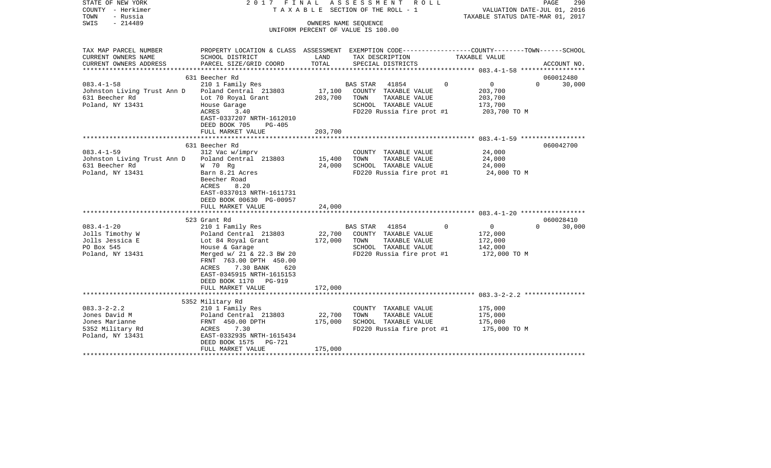STATE OF NEW YORK | COUNTY - Herkimer | TOWN - Russia | SWIS - 214489

2017 FINAL ASSESSMENT ROLL
TAXABLE SECTION OF THE ROLL - 1
OWNERS NAME SEQUENCE
UNIFORM PERCENT OF VALUE IS 100.00

VALUATION DATE-JUL 01, 2016
TAXABLE STATUS DATE-MAR 01, 2017

| TAX MAP PARCEL NUMBER / CURRENT OWNERS NAME / CURRENT OWNERS ADDRESS | PROPERTY LOCATION & CLASS / SCHOOL DISTRICT / PARCEL SIZE/GRID COORD | ASSESSMENT LAND | TOTAL | EXEMPTION CODE / TAX DESCRIPTION / SPECIAL DISTRICTS | COUNTY | TOWN | SCHOOL | TAXABLE VALUE | ACCOUNT NO. |
|---|---|---|---|---|---|---|---|---|---|
| **083.4-1-58** | 631 Beecher Rd | | | | | | | | 060012480 |
| 083.4-1-58 | 210 1 Family Res | | | BAS STAR 41854 | 0 | 0 | 30,000 | | |
| Johnston Living Trust Ann D | Poland Central 213803 | 17,100 | | COUNTY TAXABLE VALUE | | | | 203,700 | |
| 631 Beecher Rd | Lot 70 Royal Grant | | 203,700 | TOWN TAXABLE VALUE | | | | 203,700 | |
| Poland, NY 13431 | House Garage | | | SCHOOL TAXABLE VALUE | | | | 173,700 | |
| | ACRES 3.40 | | | FD220 Russia fire prot #1 | | | | 203,700 TO M | |
| | EAST-0337207 NRTH-1612010 | | | | | | | | |
| | DEED BOOK 705 PG-405 | | | | | | | | |
| | FULL MARKET VALUE | | 203,700 | | | | | | |
| **083.4-1-59** | 631 Beecher Rd | | | | | | | | 060042700 |
| 083.4-1-59 | 312 Vac w/imprv | | | COUNTY TAXABLE VALUE | | | | 24,000 | |
| Johnston Living Trust Ann D | Poland Central 213803 | 15,400 | | TOWN TAXABLE VALUE | | | | 24,000 | |
| 631 Beecher Rd | W 70 Rg | | 24,000 | SCHOOL TAXABLE VALUE | | | | 24,000 | |
| Poland, NY 13431 | Barn 8.21 Acres | | | FD220 Russia fire prot #1 | | | | 24,000 TO M | |
| | Beecher Road | | | | | | | | |
| | ACRES 8.20 | | | | | | | | |
| | EAST-0337013 NRTH-1611731 | | | | | | | | |
| | DEED BOOK 00630 PG-00957 | | | | | | | | |
| | FULL MARKET VALUE | | 24,000 | | | | | | |
| **083.4-1-20** | 523 Grant Rd | | | | | | | | 060028410 |
| 083.4-1-20 | 210 1 Family Res | | | BAS STAR 41854 | 0 | 0 | 30,000 | | |
| Jolls Timothy W | Poland Central 213803 | 22,700 | | COUNTY TAXABLE VALUE | | | | 172,000 | |
| Jolls Jessica E | Lot 84 Royal Grant | | 172,000 | TOWN TAXABLE VALUE | | | | 172,000 | |
| PO Box 545 | House & Garage | | | SCHOOL TAXABLE VALUE | | | | 142,000 | |
| Poland, NY 13431 | Merged w/ 21 & 22.3 BW 20 | | | FD220 Russia fire prot #1 | | | | 172,000 TO M | |
| | FRNT 763.00 DPTH 450.00 | | | | | | | | |
| | ACRES 7.30 BANK 620 | | | | | | | | |
| | EAST-0345915 NRTH-1615153 | | | | | | | | |
| | DEED BOOK 1170 PG-919 | | | | | | | | |
| | FULL MARKET VALUE | | 172,000 | | | | | | |
| **083.3-2-2.2** | 5352 Military Rd | | | | | | | | |
| 083.3-2-2.2 | 210 1 Family Res | | | COUNTY TAXABLE VALUE | | | | 175,000 | |
| Jones David M | Poland Central 213803 | 22,700 | | TOWN TAXABLE VALUE | | | | 175,000 | |
| Jones Marianne | FRNT 450.00 DPTH | | 175,000 | SCHOOL TAXABLE VALUE | | | | 175,000 | |
| 5352 Military Rd | ACRES 7.30 | | | FD220 Russia fire prot #1 | | | | 175,000 TO M | |
| Poland, NY 13431 | EAST-0332935 NRTH-1615434 | | | | | | | | |
| | DEED BOOK 1575 PG-721 | | | | | | | | |
| | FULL MARKET VALUE | | 175,000 | | | | | | |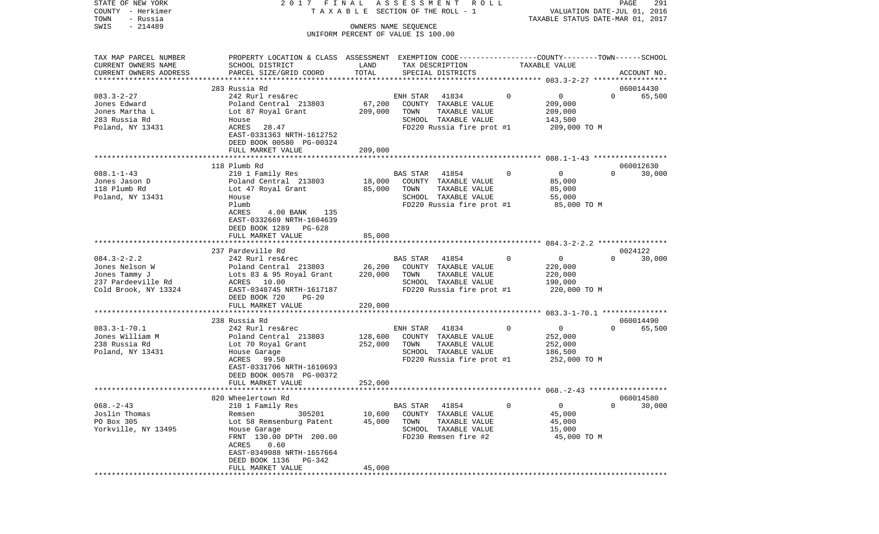STATE OF NEW YORK                2 0 1 7   F I N A L   A S S E S S M E N T   R O L L
COUNTY - Herkimer                T A X A B L E  SECTION OF THE ROLL - 1                VALUATION DATE-JUL 01, 2016
TOWN   - Russia                                                                        TAXABLE STATUS DATE-MAR 01, 2017
SWIS   - 214489                            OWNERS NAME SEQUENCE
                                    UNIFORM PERCENT OF VALUE IS 100.00

| TAX MAP PARCEL NUMBER<br>CURRENT OWNERS NAME<br>CURRENT OWNERS ADDRESS | PROPERTY LOCATION & CLASS<br>SCHOOL DISTRICT<br>PARCEL SIZE/GRID COORD | ASSESSMENT<br>LAND<br>TOTAL | EXEMPTION CODE<br>TAX DESCRIPTION<br>SPECIAL DISTRICTS | COUNTY--------TOWN------SCHOOL<br>TAXABLE VALUE | ACCOUNT NO. |
|---|---|---|---|---|---|
| **083.3-2-27** | 283 Russia Rd | | | | 060014430 |
| 083.3-2-27 | 242 Rurl res&rec | | ENH STAR 41834 | 0 0 0 | 65,500 |
| Jones Edward | Poland Central 213803 | 67,200 | COUNTY TAXABLE VALUE | 209,000 | |
| Jones Martha L | Lot 87 Royal Grant | 209,000 | TOWN TAXABLE VALUE | 209,000 | |
| 283 Russia Rd | House | | SCHOOL TAXABLE VALUE | 143,500 | |
| Poland, NY 13431 | ACRES 28.47 | | FD220 Russia fire prot #1 | 209,000 TO M | |
| | EAST-0331363 NRTH-1612752 | | | | |
| | DEED BOOK 00580 PG-00324 | | | | |
| | FULL MARKET VALUE | 209,000 | | | |
| **088.1-1-43** | 118 Plumb Rd | | | | 060012630 |
| 088.1-1-43 | 210 1 Family Res | | BAS STAR 41854 | 0 0 0 | 30,000 |
| Jones Jason D | Poland Central 213803 | 18,000 | COUNTY TAXABLE VALUE | 85,000 | |
| 118 Plumb Rd | Lot 47 Royal Grant | 85,000 | TOWN TAXABLE VALUE | 85,000 | |
| Poland, NY 13431 | House | | SCHOOL TAXABLE VALUE | 55,000 | |
| | Plumb | | FD220 Russia fire prot #1 | 85,000 TO M | |
| | ACRES 4.00 BANK 135 | | | | |
| | EAST-0332669 NRTH-1604639 | | | | |
| | DEED BOOK 1289 PG-628 | | | | |
| | FULL MARKET VALUE | 85,000 | | | |
| **084.3-2-2.2** | 237 Pardeville Rd | | | | 0024122 |
| 084.3-2-2.2 | 242 Rurl res&rec | | BAS STAR 41854 | 0 0 0 | 30,000 |
| Jones Nelson W | Poland Central 213803 | 26,200 | COUNTY TAXABLE VALUE | 220,000 | |
| Jones Tammy J | Lots 83 & 95 Royal Grant | 220,000 | TOWN TAXABLE VALUE | 220,000 | |
| 237 Pardeeville Rd | ACRES 10.00 | | SCHOOL TAXABLE VALUE | 190,000 | |
| Cold Brook, NY 13324 | EAST-0348745 NRTH-1617187 | | FD220 Russia fire prot #1 | 220,000 TO M | |
| | DEED BOOK 720 PG-20 | | | | |
| | FULL MARKET VALUE | 220,000 | | | |
| **083.3-1-70.1** | 238 Russia Rd | | | | 060014490 |
| 083.3-1-70.1 | 242 Rurl res&rec | | ENH STAR 41834 | 0 0 0 | 65,500 |
| Jones William M | Poland Central 213803 | 128,600 | COUNTY TAXABLE VALUE | 252,000 | |
| 238 Russia Rd | Lot 70 Royal Grant | 252,000 | TOWN TAXABLE VALUE | 252,000 | |
| Poland, NY 13431 | House Garage | | SCHOOL TAXABLE VALUE | 186,500 | |
| | ACRES 99.50 | | FD220 Russia fire prot #1 | 252,000 TO M | |
| | EAST-0331706 NRTH-1610693 | | | | |
| | DEED BOOK 00578 PG-00372 | | | | |
| | FULL MARKET VALUE | 252,000 | | | |
| **068.-2-43** | 820 Wheelertown Rd | | | | 060014580 |
| 068.-2-43 | 210 1 Family Res | | BAS STAR 41854 | 0 0 0 | 30,000 |
| Joslin Thomas | Remsen 305201 | 10,600 | COUNTY TAXABLE VALUE | 45,000 | |
| PO Box 305 | Lot 58 Remsenburg Patent | 45,000 | TOWN TAXABLE VALUE | 45,000 | |
| Yorkville, NY 13495 | House Garage | | SCHOOL TAXABLE VALUE | 15,000 | |
| | FRNT 130.00 DPTH 200.00 | | FD230 Remsen fire #2 | 45,000 TO M | |
| | ACRES 0.60 | | | | |
| | EAST-0349088 NRTH-1657664 | | | | |
| | DEED BOOK 1136 PG-342 | | | | |
| | FULL MARKET VALUE | 45,000 | | | |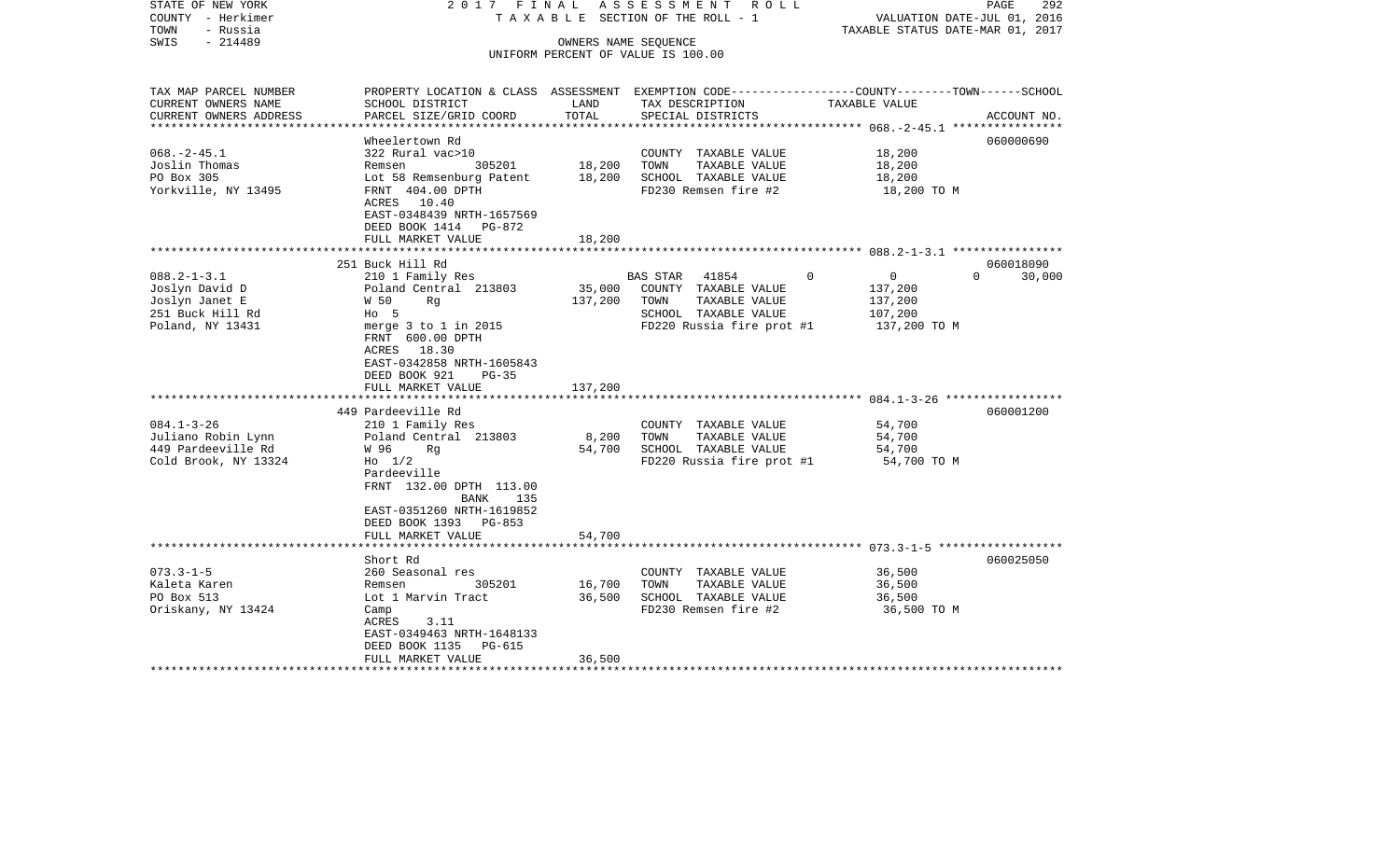STATE OF NEW YORK
COUNTY - Herkimer
TOWN - Russia
SWIS - 214489

2017 FINAL ASSESSMENT ROLL
TAXABLE SECTION OF THE ROLL - 1
OWNERS NAME SEQUENCE
UNIFORM PERCENT OF VALUE IS 100.00

VALUATION DATE-JUL 01, 2016
TAXABLE STATUS DATE-MAR 01, 2017

| TAX MAP PARCEL NUMBER / CURRENT OWNERS NAME / CURRENT OWNERS ADDRESS | PROPERTY LOCATION & CLASS / SCHOOL DISTRICT / PARCEL SIZE/GRID COORD | ASSESSMENT LAND | ASSESSMENT TOTAL | EXEMPTION CODE / TAX DESCRIPTION / SPECIAL DISTRICTS | COUNTY TAXABLE VALUE | TOWN | SCHOOL | ACCOUNT NO. |
|---|---|---|---|---|---|---|---|---|
| 068.-2-45.1 | Wheelertown Rd | | | | | | | 060000690 |
| Joslin Thomas | 322 Rural vac>10 | | | COUNTY TAXABLE VALUE | 18,200 | | | |
| PO Box 305 | Remsen 305201 | 18,200 | | TOWN TAXABLE VALUE | 18,200 | | | |
| Yorkville, NY 13495 | Lot 58 Remsenburg Patent | | 18,200 | SCHOOL TAXABLE VALUE | 18,200 | | | |
| | FRNT 404.00 DPTH | | | FD230 Remsen fire #2 | 18,200 TO M | | | |
| | ACRES 10.40 | | | | | | | |
| | EAST-0348439 NRTH-1657569 | | | | | | | |
| | DEED BOOK 1414 PG-872 | | | | | | | |
| | FULL MARKET VALUE | | 18,200 | | | | | |
| 088.2-1-3.1 | 251 Buck Hill Rd | | | | | | | 060018090 |
| Joslyn David D | 210 1 Family Res | | | BAS STAR 41854 | 0 | 0 | 0 | 30,000 |
| Joslyn Janet E | Poland Central 213803 | 35,000 | | COUNTY TAXABLE VALUE | 137,200 | | | |
| 251 Buck Hill Rd | W 50 Rg | | 137,200 | TOWN TAXABLE VALUE | 137,200 | | | |
| Poland, NY 13431 | Ho 5 | | | SCHOOL TAXABLE VALUE | 107,200 | | | |
| | merge 3 to 1 in 2015 | | | FD220 Russia fire prot #1 | 137,200 TO M | | | |
| | FRNT 600.00 DPTH | | | | | | | |
| | ACRES 18.30 | | | | | | | |
| | EAST-0342858 NRTH-1605843 | | | | | | | |
| | DEED BOOK 921 PG-35 | | | | | | | |
| | FULL MARKET VALUE | | 137,200 | | | | | |
| 084.1-3-26 | 449 Pardeeville Rd | | | | | | | 060001200 |
| Juliano Robin Lynn | 210 1 Family Res | | | COUNTY TAXABLE VALUE | 54,700 | | | |
| 449 Pardeeville Rd | Poland Central 213803 | 8,200 | | TOWN TAXABLE VALUE | 54,700 | | | |
| Cold Brook, NY 13324 | W 96 Rg | | 54,700 | SCHOOL TAXABLE VALUE | 54,700 | | | |
| | Ho 1/2 | | | FD220 Russia fire prot #1 | 54,700 TO M | | | |
| | Pardeeville | | | | | | | |
| | FRNT 132.00 DPTH 113.00 | | | | | | | |
| | BANK 135 | | | | | | | |
| | EAST-0351260 NRTH-1619852 | | | | | | | |
| | DEED BOOK 1393 PG-853 | | | | | | | |
| | FULL MARKET VALUE | | 54,700 | | | | | |
| 073.3-1-5 | Short Rd | | | | | | | 060025050 |
| Kaleta Karen | 260 Seasonal res | | | COUNTY TAXABLE VALUE | 36,500 | | | |
| PO Box 513 | Remsen 305201 | 16,700 | | TOWN TAXABLE VALUE | 36,500 | | | |
| Oriskany, NY 13424 | Lot 1 Marvin Tract | | 36,500 | SCHOOL TAXABLE VALUE | 36,500 | | | |
| | Camp | | | FD230 Remsen fire #2 | 36,500 TO M | | | |
| | ACRES 3.11 | | | | | | | |
| | EAST-0349463 NRTH-1648133 | | | | | | | |
| | DEED BOOK 1135 PG-615 | | | | | | | |
| | FULL MARKET VALUE | | 36,500 | | | | | |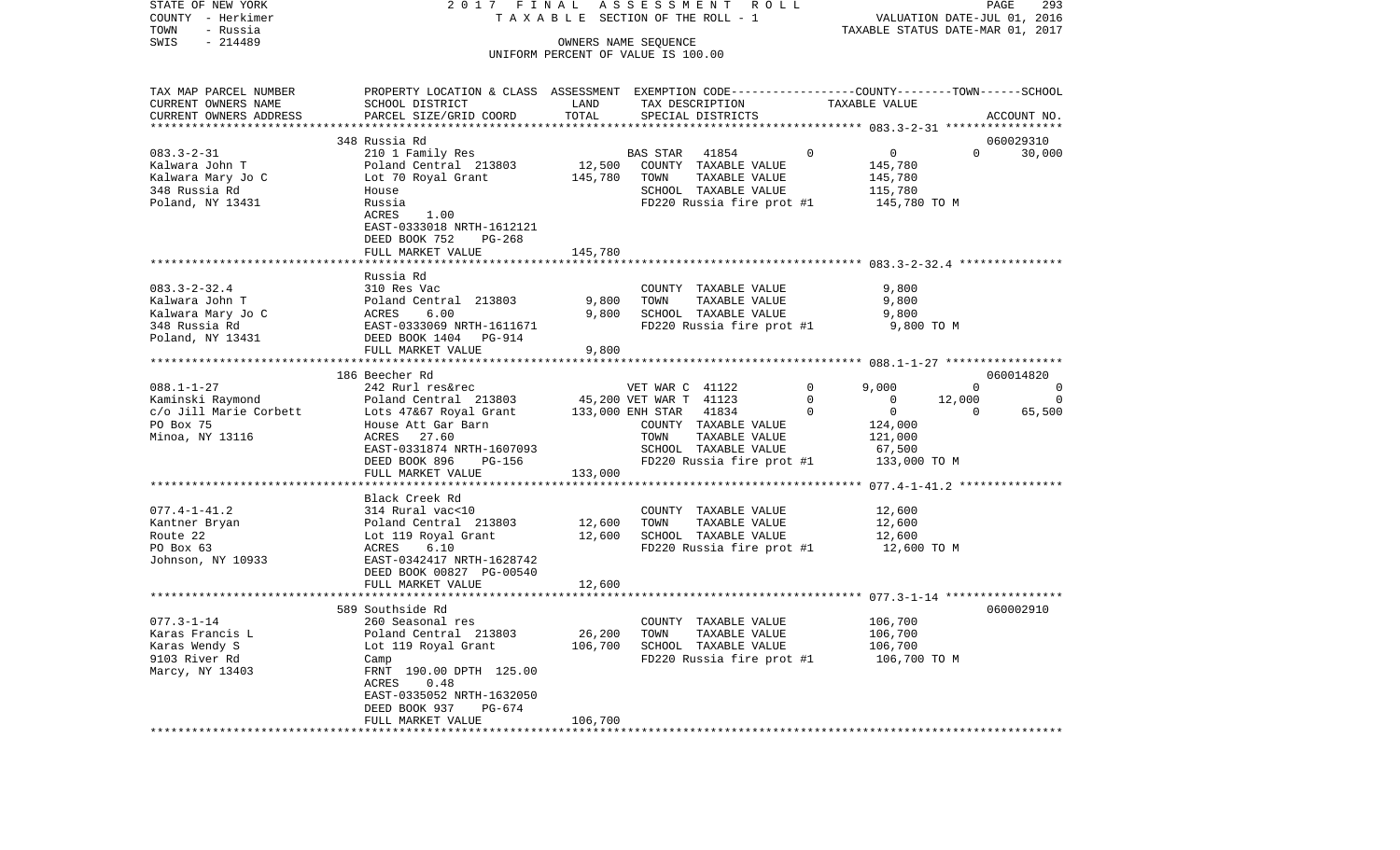STATE OF NEW YORK — 2017 FINAL ASSESSMENT ROLL
COUNTY - Herkimer — TAXABLE SECTION OF THE ROLL - 1 — VALUATION DATE-JUL 01, 2016
TOWN - Russia — TAXABLE STATUS DATE-MAR 01, 2017
SWIS - 214489 — OWNERS NAME SEQUENCE
UNIFORM PERCENT OF VALUE IS 100.00

| TAX MAP PARCEL NUMBER / CURRENT OWNERS NAME / CURRENT OWNERS ADDRESS | PROPERTY LOCATION & CLASS / SCHOOL DISTRICT / PARCEL SIZE/GRID COORD | ASSESSMENT LAND | TOTAL | EXEMPTION CODE / TAX DESCRIPTION / SPECIAL DISTRICTS | | COUNTY TAXABLE VALUE | TOWN | SCHOOL | ACCOUNT NO. |
|---|---|---|---|---|---|---|---|---|---|
| **083.3-2-31** | 348 Russia Rd | | | | | | | | 060029310 |
| 083.3-2-31 | 210 1 Family Res | | | BAS STAR 41854 | 0 | 0 | 0 | 30,000 | |
| Kalwara John T | Poland Central 213803 | 12,500 | | COUNTY TAXABLE VALUE | | 145,780 | | | |
| Kalwara Mary Jo C | Lot 70 Royal Grant | | 145,780 | TOWN TAXABLE VALUE | | 145,780 | | | |
| 348 Russia Rd | House | | | SCHOOL TAXABLE VALUE | | 115,780 | | | |
| Poland, NY 13431 | Russia | | | FD220 Russia fire prot #1 | | 145,780 TO M | | | |
| | ACRES 1.00 | | | | | | | | |
| | EAST-0333018 NRTH-1612121 | | | | | | | | |
| | DEED BOOK 752 PG-268 | | | | | | | | |
| | FULL MARKET VALUE | | 145,780 | | | | | | |
| **083.3-2-32.4** | Russia Rd | | | | | | | | |
| 083.3-2-32.4 | 310 Res Vac | | | COUNTY TAXABLE VALUE | | 9,800 | | | |
| Kalwara John T | Poland Central 213803 | 9,800 | | TOWN TAXABLE VALUE | | 9,800 | | | |
| Kalwara Mary Jo C | ACRES 6.00 | | 9,800 | SCHOOL TAXABLE VALUE | | 9,800 | | | |
| 348 Russia Rd | EAST-0333069 NRTH-1611671 | | | FD220 Russia fire prot #1 | | 9,800 TO M | | | |
| Poland, NY 13431 | DEED BOOK 1404 PG-914 | | | | | | | | |
| | FULL MARKET VALUE | | 9,800 | | | | | | |
| **088.1-1-27** | 186 Beecher Rd | | | | | | | | 060014820 |
| 088.1-1-27 | 242 Rurl res&rec | | | VET WAR C 41122 | 0 | 9,000 | 0 | 0 | |
| Kaminski Raymond | Poland Central 213803 | 45,200 | | VET WAR T 41123 | 0 | 0 | 12,000 | 0 | |
| c/o Jill Marie Corbett | Lots 47&67 Royal Grant | | 133,000 | ENH STAR 41834 | 0 | 0 | 0 | 65,500 | |
| PO Box 75 | House Att Gar Barn | | | COUNTY TAXABLE VALUE | | 124,000 | | | |
| Minoa, NY 13116 | ACRES 27.60 | | | TOWN TAXABLE VALUE | | 121,000 | | | |
| | EAST-0331874 NRTH-1607093 | | | SCHOOL TAXABLE VALUE | | 67,500 | | | |
| | DEED BOOK 896 PG-156 | | | FD220 Russia fire prot #1 | | 133,000 TO M | | | |
| | FULL MARKET VALUE | | 133,000 | | | | | | |
| **077.4-1-41.2** | Black Creek Rd | | | | | | | | |
| 077.4-1-41.2 | 314 Rural vac<10 | | | COUNTY TAXABLE VALUE | | 12,600 | | | |
| Kantner Bryan | Poland Central 213803 | 12,600 | | TOWN TAXABLE VALUE | | 12,600 | | | |
| Route 22 | Lot 119 Royal Grant | | 12,600 | SCHOOL TAXABLE VALUE | | 12,600 | | | |
| PO Box 63 | ACRES 6.10 | | | FD220 Russia fire prot #1 | | 12,600 TO M | | | |
| Johnson, NY 10933 | EAST-0342417 NRTH-1628742 | | | | | | | | |
| | DEED BOOK 00827 PG-00540 | | | | | | | | |
| | FULL MARKET VALUE | | 12,600 | | | | | | |
| **077.3-1-14** | 589 Southside Rd | | | | | | | | 060002910 |
| 077.3-1-14 | 260 Seasonal res | | | COUNTY TAXABLE VALUE | | 106,700 | | | |
| Karas Francis L | Poland Central 213803 | 26,200 | | TOWN TAXABLE VALUE | | 106,700 | | | |
| Karas Wendy S | Lot 119 Royal Grant | | 106,700 | SCHOOL TAXABLE VALUE | | 106,700 | | | |
| 9103 River Rd | Camp | | | FD220 Russia fire prot #1 | | 106,700 TO M | | | |
| Marcy, NY 13403 | FRNT 190.00 DPTH 125.00 | | | | | | | | |
| | ACRES 0.48 | | | | | | | | |
| | EAST-0335052 NRTH-1632050 | | | | | | | | |
| | DEED BOOK 937 PG-674 | | | | | | | | |
| | FULL MARKET VALUE | | 106,700 | | | | | | |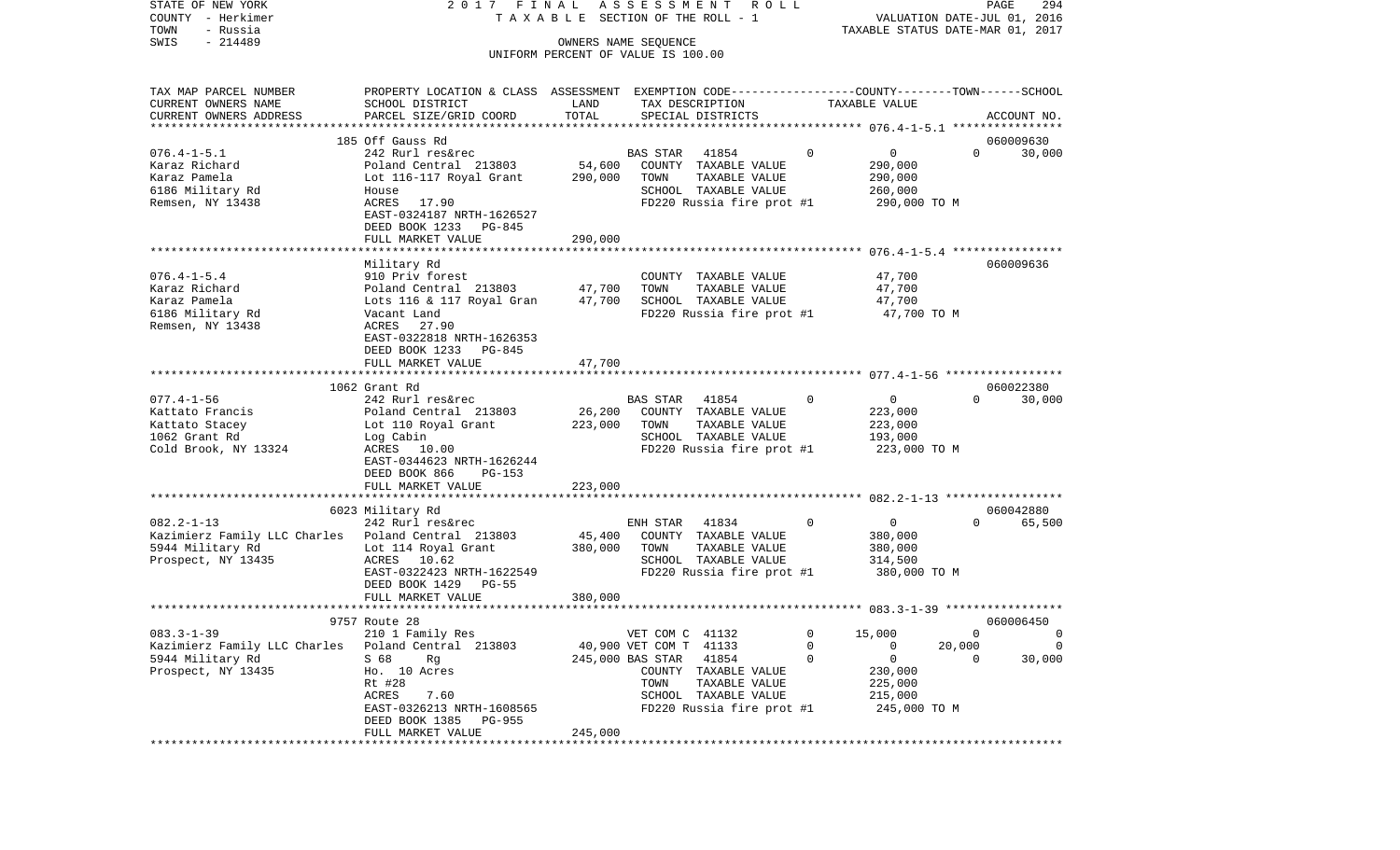STATE OF NEW YORK — 2017 FINAL ASSESSMENT ROLL — TAXABLE SECTION OF THE ROLL - 1

COUNTY - Herkimer — VALUATION DATE-JUL 01, 2016

TOWN - Russia — TAXABLE STATUS DATE-MAR 01, 2017

SWIS - 214489 — OWNERS NAME SEQUENCE — UNIFORM PERCENT OF VALUE IS 100.00

| TAX MAP PARCEL NUMBER / CURRENT OWNERS NAME / CURRENT OWNERS ADDRESS | PROPERTY LOCATION & CLASS / SCHOOL DISTRICT / PARCEL SIZE/GRID COORD | ASSESSMENT LAND / TOTAL | EXEMPTION CODE / TAX DESCRIPTION / SPECIAL DISTRICTS | COUNTY | TOWN | SCHOOL (TAXABLE VALUE) | ACCOUNT NO. |
|---|---|---|---|---|---|---|---|
| | 185 Off Gauss Rd | | | | | | 060009630 |
| 076.4-1-5.1 | 242 Rurl res&rec | | BAS STAR 41854 | 0 | 0 | 30,000 | |
| Karaz Richard | Poland Central 213803 | 54,600 | COUNTY TAXABLE VALUE | 290,000 | | | |
| Karaz Pamela | Lot 116-117 Royal Grant | 290,000 | TOWN TAXABLE VALUE | | 290,000 | | |
| 6186 Military Rd | House | | SCHOOL TAXABLE VALUE | | | 260,000 | |
| Remsen, NY 13438 | ACRES 17.90 | | FD220 Russia fire prot #1 | 290,000 TO M | | | |
| | EAST-0324187 NRTH-1626527 | | | | | | |
| | DEED BOOK 1233 PG-845 | | | | | | |
| | FULL MARKET VALUE | 290,000 | | | | | |
| | Military Rd | | | | | | 060009636 |
| 076.4-1-5.4 | 910 Priv forest | | COUNTY TAXABLE VALUE | 47,700 | | | |
| Karaz Richard | Poland Central 213803 | 47,700 | TOWN TAXABLE VALUE | | 47,700 | | |
| Karaz Pamela | Lots 116 & 117 Royal Gran | 47,700 | SCHOOL TAXABLE VALUE | | | 47,700 | |
| 6186 Military Rd | Vacant Land | | FD220 Russia fire prot #1 | 47,700 TO M | | | |
| Remsen, NY 13438 | ACRES 27.90 | | | | | | |
| | EAST-0322818 NRTH-1626353 | | | | | | |
| | DEED BOOK 1233 PG-845 | | | | | | |
| | FULL MARKET VALUE | 47,700 | | | | | |
| | 1062 Grant Rd | | | | | | 060022380 |
| 077.4-1-56 | 242 Rurl res&rec | | BAS STAR 41854 | 0 | 0 | 30,000 | |
| Kattato Francis | Poland Central 213803 | 26,200 | COUNTY TAXABLE VALUE | 223,000 | | | |
| Kattato Stacey | Lot 110 Royal Grant | 223,000 | TOWN TAXABLE VALUE | | 223,000 | | |
| 1062 Grant Rd | Log Cabin | | SCHOOL TAXABLE VALUE | | | 193,000 | |
| Cold Brook, NY 13324 | ACRES 10.00 | | FD220 Russia fire prot #1 | 223,000 TO M | | | |
| | EAST-0344623 NRTH-1626244 | | | | | | |
| | DEED BOOK 866 PG-153 | | | | | | |
| | FULL MARKET VALUE | 223,000 | | | | | |
| | 6023 Military Rd | | | | | | 060042880 |
| 082.2-1-13 | 242 Rurl res&rec | | ENH STAR 41834 | 0 | 0 | 65,500 | |
| Kazimierz Family LLC Charles | Poland Central 213803 | 45,400 | COUNTY TAXABLE VALUE | 380,000 | | | |
| 5944 Military Rd | Lot 114 Royal Grant | 380,000 | TOWN TAXABLE VALUE | | 380,000 | | |
| Prospect, NY 13435 | ACRES 10.62 | | SCHOOL TAXABLE VALUE | | | 314,500 | |
| | EAST-0322423 NRTH-1622549 | | FD220 Russia fire prot #1 | 380,000 TO M | | | |
| | DEED BOOK 1429 PG-55 | | | | | | |
| | FULL MARKET VALUE | 380,000 | | | | | |
| | 9757 Route 28 | | | | | | 060006450 |
| 083.3-1-39 | 210 1 Family Res | | VET COM C 41132 | 15,000 | 0 | 0 | |
| Kazimierz Family LLC Charles | Poland Central 213803 | 40,900 | VET COM T 41133 | 0 | 20,000 | 0 | |
| 5944 Military Rd | S 68 Rg | 245,000 | BAS STAR 41854 | 0 | 0 | 30,000 | |
| Prospect, NY 13435 | Ho. 10 Acres | | COUNTY TAXABLE VALUE | 230,000 | | | |
| | Rt #28 | | TOWN TAXABLE VALUE | | 225,000 | | |
| | ACRES 7.60 | | SCHOOL TAXABLE VALUE | | | 215,000 | |
| | EAST-0326213 NRTH-1608565 | | FD220 Russia fire prot #1 | 245,000 TO M | | | |
| | DEED BOOK 1385 PG-955 | | | | | | |
| | FULL MARKET VALUE | 245,000 | | | | | |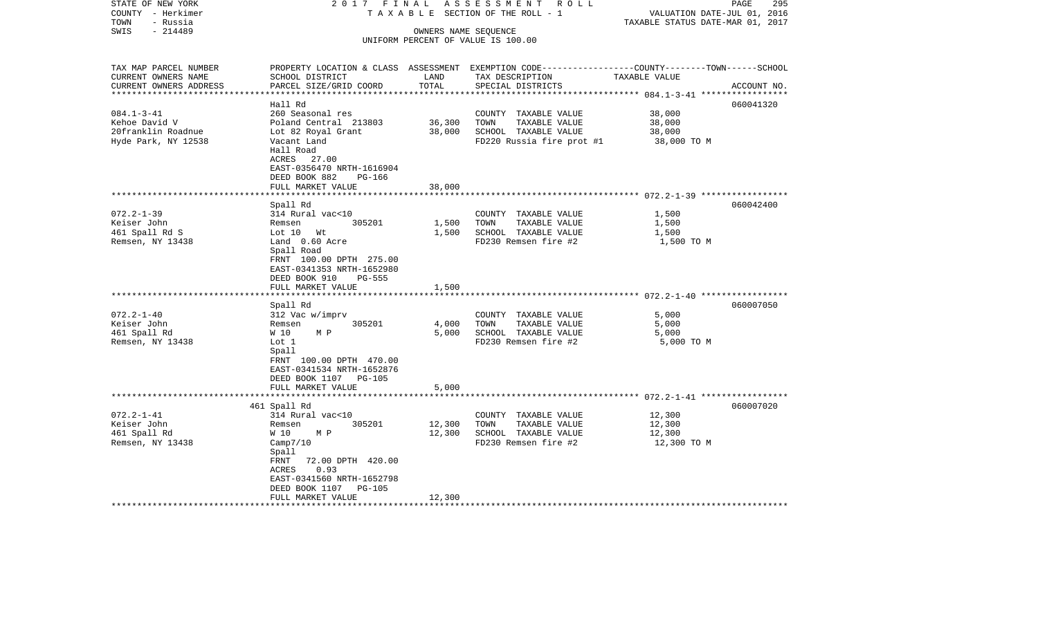STATE OF NEW YORK 2 0 1 7 F I N A L A S S E S S M E N T R O L L
COUNTY - Herkimer T A X A B L E SECTION OF THE ROLL - 1 VALUATION DATE-JUL 01, 2016
TOWN - Russia TAXABLE STATUS DATE-MAR 01, 2017
SWIS - 214489 OWNERS NAME SEQUENCE
UNIFORM PERCENT OF VALUE IS 100.00

| TAX MAP PARCEL NUMBER / CURRENT OWNERS NAME / CURRENT OWNERS ADDRESS | PROPERTY LOCATION & CLASS / SCHOOL DISTRICT / PARCEL SIZE/GRID COORD | ASSESSMENT LAND | TOTAL | EXEMPTION CODE / TAX DESCRIPTION / SPECIAL DISTRICTS | TAXABLE VALUE (COUNTY--TOWN--SCHOOL) | ACCOUNT NO. |
|---|---|---|---|---|---|---|
| **084.1-3-41** | Hall Rd | | | | | 060041320 |
| 084.1-3-41 | 260 Seasonal res | | | COUNTY TAXABLE VALUE | 38,000 | |
| Kehoe David V | Poland Central 213803 | 36,300 | | TOWN TAXABLE VALUE | 38,000 | |
| 20franklin Roadnue | Lot 82 Royal Grant | | 38,000 | SCHOOL TAXABLE VALUE | 38,000 | |
| Hyde Park, NY 12538 | Vacant Land | | | FD220 Russia fire prot #1 | 38,000 TO M | |
| | Hall Road | | | | | |
| | ACRES 27.00 | | | | | |
| | EAST-0356470 NRTH-1616904 | | | | | |
| | DEED BOOK 882 PG-166 | | | | | |
| | FULL MARKET VALUE | | 38,000 | | | |
| **072.2-1-39** | Spall Rd | | | | | 060042400 |
| 072.2-1-39 | 314 Rural vac<10 | | | COUNTY TAXABLE VALUE | 1,500 | |
| Keiser John | Remsen 305201 | 1,500 | | TOWN TAXABLE VALUE | 1,500 | |
| 461 Spall Rd S | Lot 10 Wt | | 1,500 | SCHOOL TAXABLE VALUE | 1,500 | |
| Remsen, NY 13438 | Land 0.60 Acre | | | FD230 Remsen fire #2 | 1,500 TO M | |
| | Spall Road | | | | | |
| | FRNT 100.00 DPTH 275.00 | | | | | |
| | EAST-0341353 NRTH-1652980 | | | | | |
| | DEED BOOK 910 PG-555 | | | | | |
| | FULL MARKET VALUE | | 1,500 | | | |
| **072.2-1-40** | Spall Rd | | | | | 060007050 |
| 072.2-1-40 | 312 Vac w/imprv | | | COUNTY TAXABLE VALUE | 5,000 | |
| Keiser John | Remsen 305201 | 4,000 | | TOWN TAXABLE VALUE | 5,000 | |
| 461 Spall Rd | W 10 M P | | 5,000 | SCHOOL TAXABLE VALUE | 5,000 | |
| Remsen, NY 13438 | Lot 1 | | | FD230 Remsen fire #2 | 5,000 TO M | |
| | Spall | | | | | |
| | FRNT 100.00 DPTH 470.00 | | | | | |
| | EAST-0341534 NRTH-1652876 | | | | | |
| | DEED BOOK 1107 PG-105 | | | | | |
| | FULL MARKET VALUE | | 5,000 | | | |
| **072.2-1-41** | 461 Spall Rd | | | | | 060007020 |
| 072.2-1-41 | 314 Rural vac<10 | | | COUNTY TAXABLE VALUE | 12,300 | |
| Keiser John | Remsen 305201 | 12,300 | | TOWN TAXABLE VALUE | 12,300 | |
| 461 Spall Rd | W 10 M P | | 12,300 | SCHOOL TAXABLE VALUE | 12,300 | |
| Remsen, NY 13438 | Camp7/10 | | | FD230 Remsen fire #2 | 12,300 TO M | |
| | Spall | | | | | |
| | FRNT 72.00 DPTH 420.00 | | | | | |
| | ACRES 0.93 | | | | | |
| | EAST-0341560 NRTH-1652798 | | | | | |
| | DEED BOOK 1107 PG-105 | | | | | |
| | FULL MARKET VALUE | | 12,300 | | | |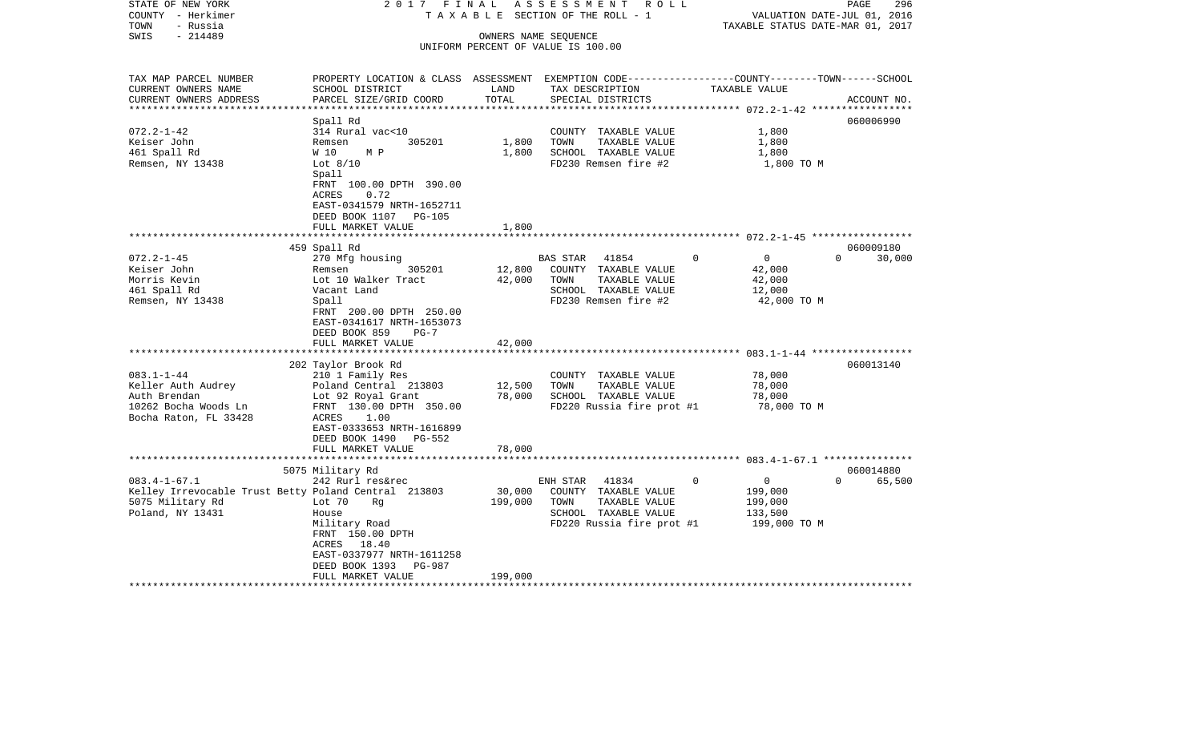STATE OF NEW YORK — 2017 FINAL ASSESSMENT ROLL — PAGE 296
COUNTY - Herkimer — TAXABLE SECTION OF THE ROLL - 1 — VALUATION DATE-JUL 01, 2016
TOWN - Russia — TAXABLE STATUS DATE-MAR 01, 2017
SWIS - 214489 — OWNERS NAME SEQUENCE
UNIFORM PERCENT OF VALUE IS 100.00

| TAX MAP PARCEL NUMBER / CURRENT OWNERS NAME / CURRENT OWNERS ADDRESS | PROPERTY LOCATION & CLASS / SCHOOL DISTRICT / PARCEL SIZE/GRID COORD | ASSESSMENT LAND | TOTAL | EXEMPTION CODE / TAX DESCRIPTION / SPECIAL DISTRICTS | COUNTY | TOWN | SCHOOL / TAXABLE VALUE | ACCOUNT NO. |
|---|---|---|---|---|---|---|---|---|
| **072.2-1-42** | Spall Rd | | | | | | | 060006990 |
| Keiser John | 314 Rural vac<10 | | | COUNTY TAXABLE VALUE | 1,800 | | | |
| 461 Spall Rd | Remsen 305201 | 1,800 | | TOWN TAXABLE VALUE | | 1,800 | | |
| Remsen, NY 13438 | W 10 M P | | 1,800 | SCHOOL TAXABLE VALUE | | | 1,800 | |
| | Lot 8/10 | | | FD230 Remsen fire #2 | 1,800 TO M | | | |
| | Spall | | | | | | | |
| | FRNT 100.00 DPTH 390.00 | | | | | | | |
| | ACRES 0.72 | | | | | | | |
| | EAST-0341579 NRTH-1652711 | | | | | | | |
| | DEED BOOK 1107 PG-105 | | | | | | | |
| | FULL MARKET VALUE | | 1,800 | | | | | |
| **072.2-1-45** | 459 Spall Rd | | | | | | | 060009180 |
| Keiser John | 270 Mfg housing | | | BAS STAR 41854 | 0 | 0 | 30,000 | |
| Morris Kevin | Remsen 305201 | 12,800 | | COUNTY TAXABLE VALUE | 42,000 | | | |
| 461 Spall Rd | Lot 10 Walker Tract | | 42,000 | TOWN TAXABLE VALUE | | 42,000 | | |
| Remsen, NY 13438 | Vacant Land | | | SCHOOL TAXABLE VALUE | | | 12,000 | |
| | Spall | | | FD230 Remsen fire #2 | 42,000 TO M | | | |
| | FRNT 200.00 DPTH 250.00 | | | | | | | |
| | EAST-0341617 NRTH-1653073 | | | | | | | |
| | DEED BOOK 859 PG-7 | | | | | | | |
| | FULL MARKET VALUE | | 42,000 | | | | | |
| **083.1-1-44** | 202 Taylor Brook Rd | | | | | | | 060013140 |
| Keller Auth Audrey | 210 1 Family Res | | | COUNTY TAXABLE VALUE | 78,000 | | | |
| Auth Brendan | Poland Central 213803 | 12,500 | | TOWN TAXABLE VALUE | | 78,000 | | |
| 10262 Bocha Woods Ln | Lot 92 Royal Grant | | 78,000 | SCHOOL TAXABLE VALUE | | | 78,000 | |
| Bocha Raton, FL 33428 | FRNT 130.00 DPTH 350.00 | | | FD220 Russia fire prot #1 | 78,000 TO M | | | |
| | ACRES 1.00 | | | | | | | |
| | EAST-0333653 NRTH-1616899 | | | | | | | |
| | DEED BOOK 1490 PG-552 | | | | | | | |
| | FULL MARKET VALUE | | 78,000 | | | | | |
| **083.4-1-67.1** | 5075 Military Rd | | | | | | | 060014880 |
| Kelley Irrevocable Trust Betty | 242 Rurl res&rec | | | ENH STAR 41834 | 0 | 0 | 65,500 | |
| 5075 Military Rd | Poland Central 213803 | 30,000 | | COUNTY TAXABLE VALUE | 199,000 | | | |
| Poland, NY 13431 | Lot 70 Rg | | 199,000 | TOWN TAXABLE VALUE | | 199,000 | | |
| | House | | | SCHOOL TAXABLE VALUE | | | 133,500 | |
| | Military Road | | | FD220 Russia fire prot #1 | 199,000 TO M | | | |
| | FRNT 150.00 DPTH | | | | | | | |
| | ACRES 18.40 | | | | | | | |
| | EAST-0337977 NRTH-1611258 | | | | | | | |
| | DEED BOOK 1393 PG-987 | | | | | | | |
| | FULL MARKET VALUE | | 199,000 | | | | | |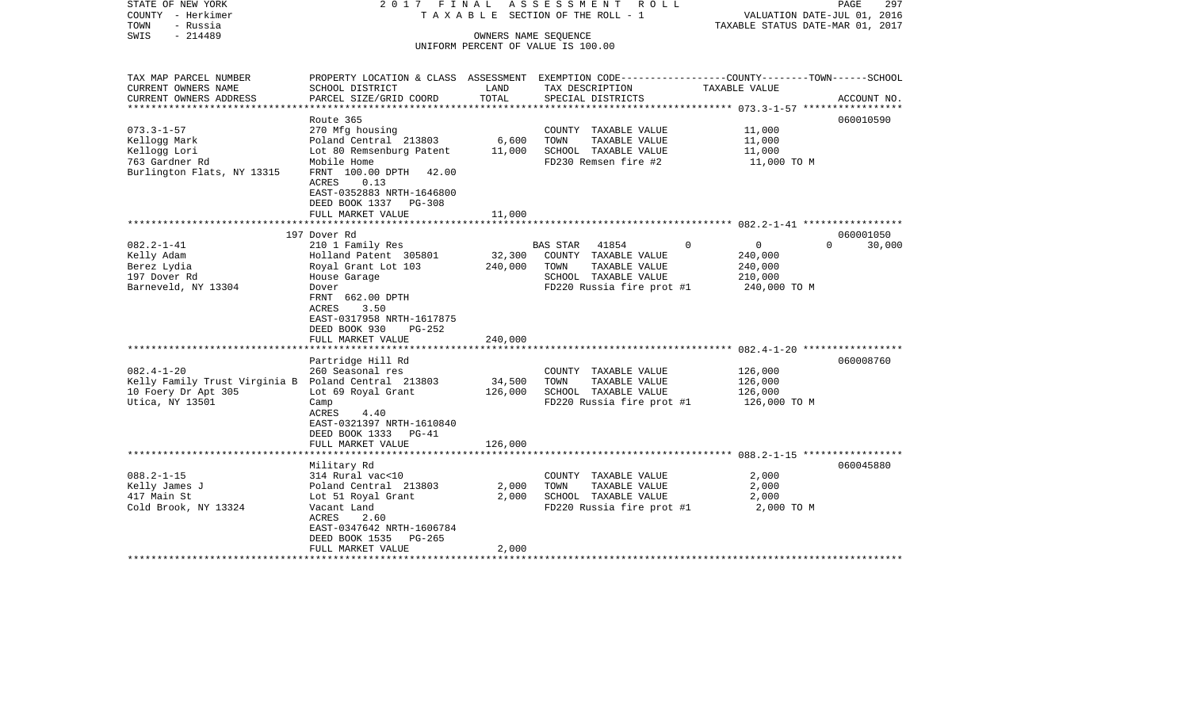STATE OF NEW YORK 2017 FINAL ASSESSMENT ROLL
COUNTY - Herkimer TAXABLE SECTION OF THE ROLL - 1 VALUATION DATE-JUL 01, 2016
TOWN - Russia TAXABLE STATUS DATE-MAR 01, 2017
SWIS - 214489 OWNERS NAME SEQUENCE
UNIFORM PERCENT OF VALUE IS 100.00

| TAX MAP PARCEL NUMBER / CURRENT OWNERS NAME / CURRENT OWNERS ADDRESS | PROPERTY LOCATION & CLASS / SCHOOL DISTRICT / PARCEL SIZE/GRID COORD | ASSESSMENT LAND | TOTAL | EXEMPTION CODE / TAX DESCRIPTION / SPECIAL DISTRICTS | COUNTY / TOWN / SCHOOL TAXABLE VALUE | ACCOUNT NO. |
|---|---|---|---|---|---|---|
| | Route 365 | | | | | 060010590 |
| 073.3-1-57 | 270 Mfg housing | | | COUNTY TAXABLE VALUE | 11,000 | |
| Kellogg Mark | Poland Central 213803 | 6,600 | | TOWN TAXABLE VALUE | 11,000 | |
| Kellogg Lori | Lot 80 Remsenburg Patent | | 11,000 | SCHOOL TAXABLE VALUE | 11,000 | |
| 763 Gardner Rd | Mobile Home | | | FD230 Remsen fire #2 | 11,000 TO M | |
| Burlington Flats, NY 13315 | FRNT 100.00 DPTH 42.00 | | | | | |
| | ACRES 0.13 | | | | | |
| | EAST-0352883 NRTH-1646800 | | | | | |
| | DEED BOOK 1337 PG-308 | | | | | |
| | FULL MARKET VALUE | | 11,000 | | | |
| | 197 Dover Rd | | | | | 060001050 |
| 082.2-1-41 | 210 1 Family Res | | | BAS STAR 41854 | 0 / 0 / 30,000 | |
| Kelly Adam | Holland Patent 305801 | 32,300 | | COUNTY TAXABLE VALUE | 240,000 | |
| Berez Lydia | Royal Grant Lot 103 | | 240,000 | TOWN TAXABLE VALUE | 240,000 | |
| 197 Dover Rd | House Garage | | | SCHOOL TAXABLE VALUE | 210,000 | |
| Barneveld, NY 13304 | Dover | | | FD220 Russia fire prot #1 | 240,000 TO M | |
| | FRNT 662.00 DPTH | | | | | |
| | ACRES 3.50 | | | | | |
| | EAST-0317958 NRTH-1617875 | | | | | |
| | DEED BOOK 930 PG-252 | | | | | |
| | FULL MARKET VALUE | | 240,000 | | | |
| | Partridge Hill Rd | | | | | 060008760 |
| 082.4-1-20 | 260 Seasonal res | | | COUNTY TAXABLE VALUE | 126,000 | |
| Kelly Family Trust Virginia B | Poland Central 213803 | 34,500 | | TOWN TAXABLE VALUE | 126,000 | |
| 10 Foery Dr Apt 305 | Lot 69 Royal Grant | | 126,000 | SCHOOL TAXABLE VALUE | 126,000 | |
| Utica, NY 13501 | Camp | | | FD220 Russia fire prot #1 | 126,000 TO M | |
| | ACRES 4.40 | | | | | |
| | EAST-0321397 NRTH-1610840 | | | | | |
| | DEED BOOK 1333 PG-41 | | | | | |
| | FULL MARKET VALUE | | 126,000 | | | |
| | Military Rd | | | | | 060045880 |
| 088.2-1-15 | 314 Rural vac<10 | | | COUNTY TAXABLE VALUE | 2,000 | |
| Kelly James J | Poland Central 213803 | 2,000 | | TOWN TAXABLE VALUE | 2,000 | |
| 417 Main St | Lot 51 Royal Grant | | 2,000 | SCHOOL TAXABLE VALUE | 2,000 | |
| Cold Brook, NY 13324 | Vacant Land | | | FD220 Russia fire prot #1 | 2,000 TO M | |
| | ACRES 2.60 | | | | | |
| | EAST-0347642 NRTH-1606784 | | | | | |
| | DEED BOOK 1535 PG-265 | | | | | |
| | FULL MARKET VALUE | | 2,000 | | | |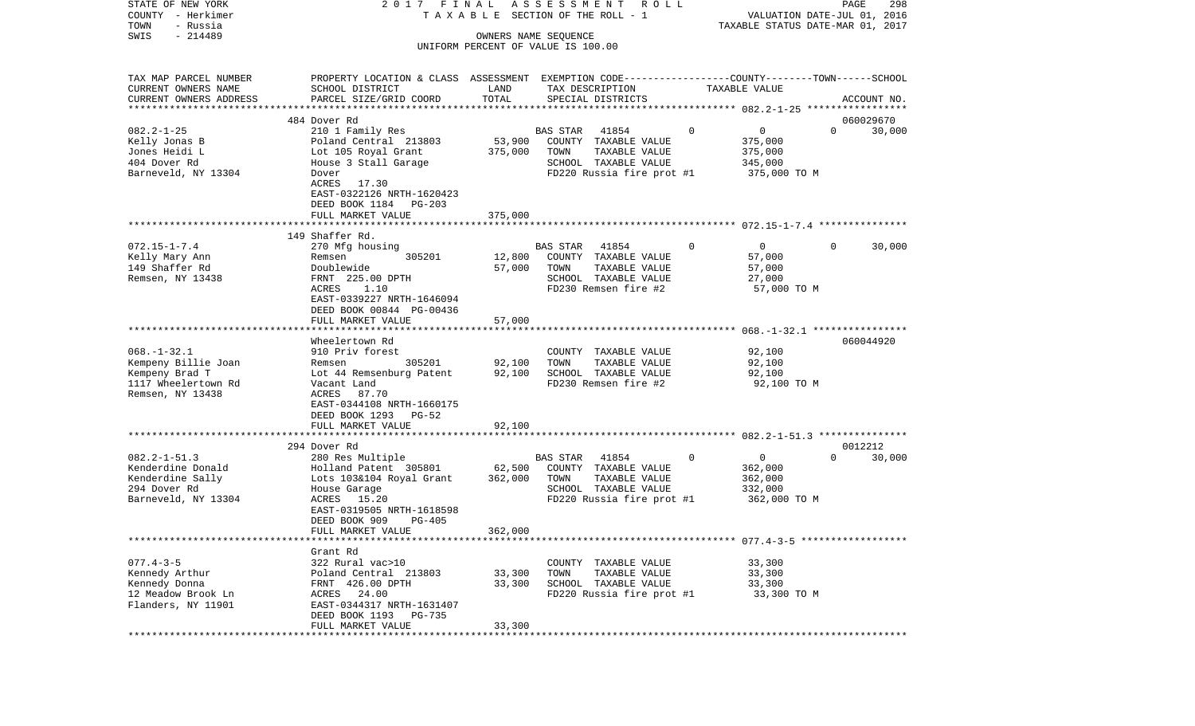STATE OF NEW YORK
COUNTY - Herkimer
TOWN - Russia
SWIS - 214489

2017 FINAL ASSESSMENT ROLL
TAXABLE SECTION OF THE ROLL - 1
OWNERS NAME SEQUENCE
UNIFORM PERCENT OF VALUE IS 100.00

VALUATION DATE-JUL 01, 2016
TAXABLE STATUS DATE-MAR 01, 2017

| TAX MAP PARCEL NUMBER / CURRENT OWNERS NAME / CURRENT OWNERS ADDRESS | PROPERTY LOCATION & CLASS / SCHOOL DISTRICT / PARCEL SIZE/GRID COORD | ASSESSMENT LAND | TOTAL | EXEMPTION CODE / TAX DESCRIPTION / SPECIAL DISTRICTS | COUNTY | TAXABLE VALUE | TOWN | SCHOOL / ACCOUNT NO. |
|---|---|---|---|---|---|---|---|---|
| | 484 Dover Rd | | | | | | | 060029670 |
| 082.2-1-25 | 210 1 Family Res | | | BAS STAR 41854 | 0 | 0 | 0 | 30,000 |
| Kelly Jonas B | Poland Central 213803 | 53,900 | | COUNTY TAXABLE VALUE | | 375,000 | | |
| Jones Heidi L | Lot 105 Royal Grant | | 375,000 | TOWN TAXABLE VALUE | | 375,000 | | |
| 404 Dover Rd | House 3 Stall Garage | | | SCHOOL TAXABLE VALUE | | 345,000 | | |
| Barneveld, NY 13304 | Dover | | | FD220 Russia fire prot #1 | | 375,000 TO M | | |
| | ACRES 17.30 | | | | | | | |
| | EAST-0322126 NRTH-1620423 | | | | | | | |
| | DEED BOOK 1184 PG-203 | | | | | | | |
| | FULL MARKET VALUE | | 375,000 | | | | | |
| | 149 Shaffer Rd. | | | | | | | |
| 072.15-1-7.4 | 270 Mfg housing | | | BAS STAR 41854 | 0 | 0 | 0 | 30,000 |
| Kelly Mary Ann | Remsen 305201 | 12,800 | | COUNTY TAXABLE VALUE | | 57,000 | | |
| 149 Shaffer Rd | Doublewide | | 57,000 | TOWN TAXABLE VALUE | | 57,000 | | |
| Remsen, NY 13438 | FRNT 225.00 DPTH | | | SCHOOL TAXABLE VALUE | | 27,000 | | |
| | ACRES 1.10 | | | FD230 Remsen fire #2 | | 57,000 TO M | | |
| | EAST-0339227 NRTH-1646094 | | | | | | | |
| | DEED BOOK 00844 PG-00436 | | | | | | | |
| | FULL MARKET VALUE | | 57,000 | | | | | |
| | Wheelertown Rd | | | | | | | 060044920 |
| 068.-1-32.1 | 910 Priv forest | | | COUNTY TAXABLE VALUE | | 92,100 | | |
| Kempeny Billie Joan | Remsen 305201 | 92,100 | | TOWN TAXABLE VALUE | | 92,100 | | |
| Kempeny Brad T | Lot 44 Remsenburg Patent | | 92,100 | SCHOOL TAXABLE VALUE | | 92,100 | | |
| 1117 Wheelertown Rd | Vacant Land | | | FD230 Remsen fire #2 | | 92,100 TO M | | |
| Remsen, NY 13438 | ACRES 87.70 | | | | | | | |
| | EAST-0344108 NRTH-1660175 | | | | | | | |
| | DEED BOOK 1293 PG-52 | | | | | | | |
| | FULL MARKET VALUE | | 92,100 | | | | | |
| | 294 Dover Rd | | | | | | | 0012212 |
| 082.2-1-51.3 | 280 Res Multiple | | | BAS STAR 41854 | 0 | 0 | 0 | 30,000 |
| Kenderdine Donald | Holland Patent 305801 | 62,500 | | COUNTY TAXABLE VALUE | | 362,000 | | |
| Kenderdine Sally | Lots 103&104 Royal Grant | | 362,000 | TOWN TAXABLE VALUE | | 362,000 | | |
| 294 Dover Rd | House Garage | | | SCHOOL TAXABLE VALUE | | 332,000 | | |
| Barneveld, NY 13304 | ACRES 15.20 | | | FD220 Russia fire prot #1 | | 362,000 TO M | | |
| | EAST-0319505 NRTH-1618598 | | | | | | | |
| | DEED BOOK 909 PG-405 | | | | | | | |
| | FULL MARKET VALUE | | 362,000 | | | | | |
| | Grant Rd | | | | | | | |
| 077.4-3-5 | 322 Rural vac>10 | | | COUNTY TAXABLE VALUE | | 33,300 | | |
| Kennedy Arthur | Poland Central 213803 | 33,300 | | TOWN TAXABLE VALUE | | 33,300 | | |
| Kennedy Donna | FRNT 426.00 DPTH | | 33,300 | SCHOOL TAXABLE VALUE | | 33,300 | | |
| 12 Meadow Brook Ln | ACRES 24.00 | | | FD220 Russia fire prot #1 | | 33,300 TO M | | |
| Flanders, NY 11901 | EAST-0344317 NRTH-1631407 | | | | | | | |
| | DEED BOOK 1193 PG-735 | | | | | | | |
| | FULL MARKET VALUE | | 33,300 | | | | | |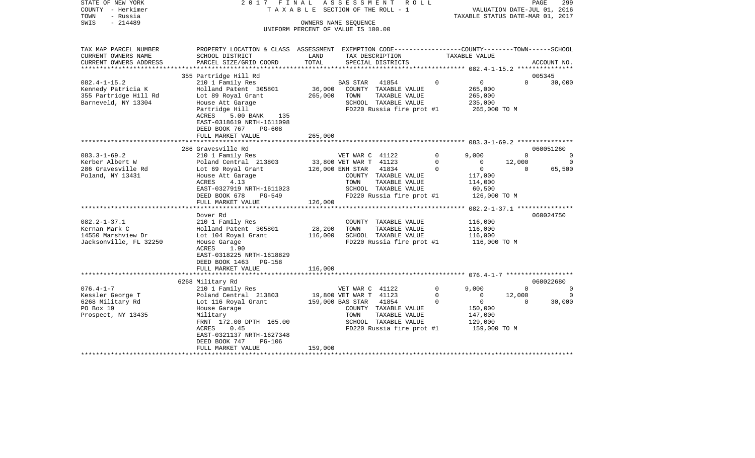STATE OF NEW YORK 2 0 1 7 F I N A L A S S E S S M E N T R O L L
COUNTY - Herkimer T A X A B L E SECTION OF THE ROLL - 1 VALUATION DATE-JUL 01, 2016
TOWN - Russia TAXABLE STATUS DATE-MAR 01, 2017
SWIS - 214489 OWNERS NAME SEQUENCE
UNIFORM PERCENT OF VALUE IS 100.00

```
TAX MAP PARCEL NUMBER     PROPERTY LOCATION & CLASS  ASSESSMENT  EXEMPTION CODE-----------------COUNTY--------TOWN------SCHOOL
CURRENT OWNERS NAME       SCHOOL DISTRICT             LAND       TAX DESCRIPTION              TAXABLE VALUE
CURRENT OWNERS ADDRESS    PARCEL SIZE/GRID COORD      TOTAL      SPECIAL DISTRICTS                                    ACCOUNT NO.
******************************************************************************************** 082.4-1-15.2 ***************
                          355 Partridge Hill Rd                                                                        005345
082.4-1-15.2              210 1 Family Res                       BAS STAR   41854          0          0          0     30,000
Kennedy Patricia K        Holland Patent  305801      36,000     COUNTY  TAXABLE VALUE           265,000
355 Partridge Hill Rd     Lot 89 Royal Grant         265,000     TOWN    TAXABLE VALUE           265,000
Barneveld, NY 13304       House Att Garage                       SCHOOL  TAXABLE VALUE           235,000
                          Partridge Hill                         FD220 Russia fire prot #1       265,000 TO M
                          ACRES     5.00 BANK    135
                          EAST-0318619 NRTH-1611098
                          DEED BOOK 767     PG-608
                          FULL MARKET VALUE          265,000
******************************************************************************************** 083.3-1-69.2 ***************
                          286 Gravesville Rd                                                                           060051260
083.3-1-69.2              210 1 Family Res                       VET WAR C  41122          0      9,000          0          0
Kerber Albert W           Poland Central  213803      33,800 VET WAR T  41123          0          0     12,000          0
286 Gravesville Rd        Lot 69 Royal Grant         126,000 ENH STAR   41834          0          0          0     65,500
Poland, NY 13431          House Att Garage                       COUNTY  TAXABLE VALUE           117,000
                          ACRES     4.13                         TOWN    TAXABLE VALUE           114,000
                          EAST-0327919 NRTH-1611023              SCHOOL  TAXABLE VALUE            60,500
                          DEED BOOK 678     PG-549               FD220 Russia fire prot #1       126,000 TO M
                          FULL MARKET VALUE          126,000
******************************************************************************************** 082.2-1-37.1 ***************
                          Dover Rd                                                                                     060024750
082.2-1-37.1              210 1 Family Res                       COUNTY  TAXABLE VALUE           116,000
Kernan Mark C             Holland Patent  305801      28,200     TOWN    TAXABLE VALUE           116,000
14550 Marshview Dr        Lot 104 Royal Grant        116,000     SCHOOL  TAXABLE VALUE           116,000
Jacksonville, FL 32250    House Garage                           FD220 Russia fire prot #1       116,000 TO M
                          ACRES     1.90
                          EAST-0318225 NRTH-1618829
                          DEED BOOK 1463    PG-158
                          FULL MARKET VALUE          116,000
******************************************************************************************** 076.4-1-7 ******************
                          6268 Military Rd                                                                             060022680
076.4-1-7                 210 1 Family Res                       VET WAR C  41122          0      9,000          0          0
Kessler George T          Poland Central  213803      19,800 VET WAR T  41123          0          0     12,000          0
6268 Military Rd          Lot 116 Royal Grant        159,000 BAS STAR   41854          0          0          0     30,000
PO Box 19                 House Garage                           COUNTY  TAXABLE VALUE           150,000
Prospect, NY 13435        Military                               TOWN    TAXABLE VALUE           147,000
                          FRNT 172.00 DPTH 165.00                SCHOOL  TAXABLE VALUE           129,000
                          ACRES     0.45                         FD220 Russia fire prot #1       159,000 TO M
                          EAST-0321137 NRTH-1627348
                          DEED BOOK 747     PG-106
                          FULL MARKET VALUE          159,000
****************************************************************************************************************************
```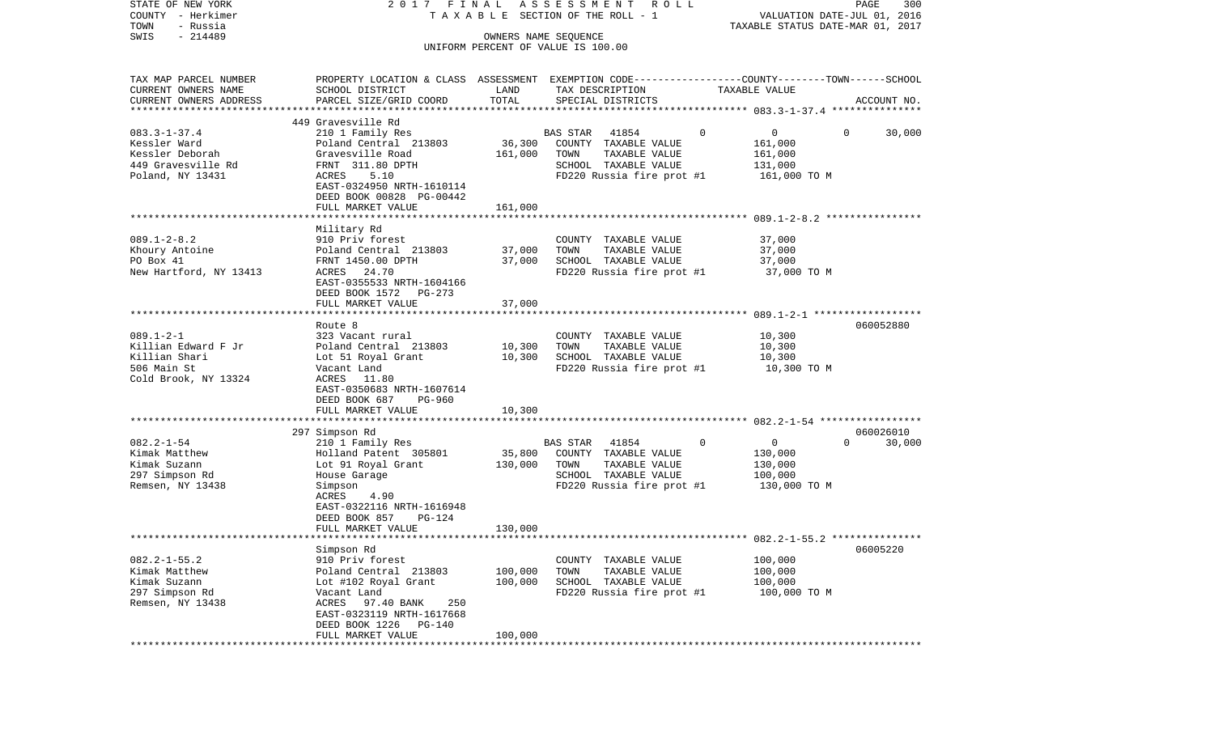STATE OF NEW YORK | 2017 FINAL ASSESSMENT ROLL | PAGE 300
COUNTY - Herkimer | TAXABLE SECTION OF THE ROLL - 1 | VALUATION DATE-JUL 01, 2016
TOWN - Russia | | TAXABLE STATUS DATE-MAR 01, 2017
SWIS - 214489 | OWNERS NAME SEQUENCE
UNIFORM PERCENT OF VALUE IS 100.00

| TAX MAP PARCEL NUMBER / CURRENT OWNERS NAME / CURRENT OWNERS ADDRESS | PROPERTY LOCATION & CLASS / SCHOOL DISTRICT / PARCEL SIZE/GRID COORD | ASSESSMENT LAND / TOTAL | EXEMPTION CODE / TAX DESCRIPTION / SPECIAL DISTRICTS | COUNTY | TOWN | SCHOOL | TAXABLE VALUE / ACCOUNT NO. |
|---|---|---|---|---|---|---|---|
| **083.3-1-37.4** | 449 Gravesville Rd | | | | | | |
| Kessler Ward | 210 1 Family Res | | BAS STAR 41854 | 0 | 0 | 0 | 30,000 |
| Kessler Deborah | Poland Central 213803 | 36,300 | COUNTY TAXABLE VALUE | 161,000 | | | |
| 449 Gravesville Rd | Gravesville Road | 161,000 | TOWN TAXABLE VALUE | | 161,000 | | |
| Poland, NY 13431 | FRNT 311.80 DPTH | | SCHOOL TAXABLE VALUE | | | 131,000 | |
| | ACRES 5.10 | | FD220 Russia fire prot #1 | | | | 161,000 TO M |
| | EAST-0324950 NRTH-1610114 | | | | | | |
| | DEED BOOK 00828 PG-00442 | | | | | | |
| | FULL MARKET VALUE | 161,000 | | | | | |
| **089.1-2-8.2** | Military Rd | | | | | | |
| Khoury Antoine | 910 Priv forest | | COUNTY TAXABLE VALUE | 37,000 | | | |
| PO Box 41 | Poland Central 213803 | 37,000 | TOWN TAXABLE VALUE | | 37,000 | | |
| New Hartford, NY 13413 | FRNT 1450.00 DPTH | 37,000 | SCHOOL TAXABLE VALUE | | | 37,000 | |
| | ACRES 24.70 | | FD220 Russia fire prot #1 | | | | 37,000 TO M |
| | EAST-0355533 NRTH-1604166 | | | | | | |
| | DEED BOOK 1572 PG-273 | | | | | | |
| | FULL MARKET VALUE | 37,000 | | | | | |
| **089.1-2-1** | Route 8 | | | | | | 060052880 |
| Killian Edward F Jr | 323 Vacant rural | | COUNTY TAXABLE VALUE | 10,300 | | | |
| Killian Shari | Poland Central 213803 | 10,300 | TOWN TAXABLE VALUE | | 10,300 | | |
| 506 Main St | Lot 51 Royal Grant | 10,300 | SCHOOL TAXABLE VALUE | | | 10,300 | |
| Cold Brook, NY 13324 | Vacant Land | | FD220 Russia fire prot #1 | | | | 10,300 TO M |
| | ACRES 11.80 | | | | | | |
| | EAST-0350683 NRTH-1607614 | | | | | | |
| | DEED BOOK 687 PG-960 | | | | | | |
| | FULL MARKET VALUE | 10,300 | | | | | |
| **082.2-1-54** | 297 Simpson Rd | | | | | | 060026010 |
| Kimak Matthew | 210 1 Family Res | | BAS STAR 41854 | 0 | 0 | 0 | 30,000 |
| Kimak Suzann | Holland Patent 305801 | 35,800 | COUNTY TAXABLE VALUE | 130,000 | | | |
| 297 Simpson Rd | Lot 91 Royal Grant | 130,000 | TOWN TAXABLE VALUE | | 130,000 | | |
| Remsen, NY 13438 | House Garage | | SCHOOL TAXABLE VALUE | | | 100,000 | |
| | Simpson | | FD220 Russia fire prot #1 | | | | 130,000 TO M |
| | ACRES 4.90 | | | | | | |
| | EAST-0322116 NRTH-1616948 | | | | | | |
| | DEED BOOK 857 PG-124 | | | | | | |
| | FULL MARKET VALUE | 130,000 | | | | | |
| **082.2-1-55.2** | Simpson Rd | | | | | | 06005220 |
| Kimak Matthew | 910 Priv forest | | COUNTY TAXABLE VALUE | 100,000 | | | |
| Kimak Suzann | Poland Central 213803 | 100,000 | TOWN TAXABLE VALUE | | 100,000 | | |
| 297 Simpson Rd | Lot #102 Royal Grant | 100,000 | SCHOOL TAXABLE VALUE | | | 100,000 | |
| Remsen, NY 13438 | Vacant Land | | FD220 Russia fire prot #1 | | | | 100,000 TO M |
| | ACRES 97.40 BANK 250 | | | | | | |
| | EAST-0323119 NRTH-1617668 | | | | | | |
| | DEED BOOK 1226 PG-140 | | | | | | |
| | FULL MARKET VALUE | 100,000 | | | | | |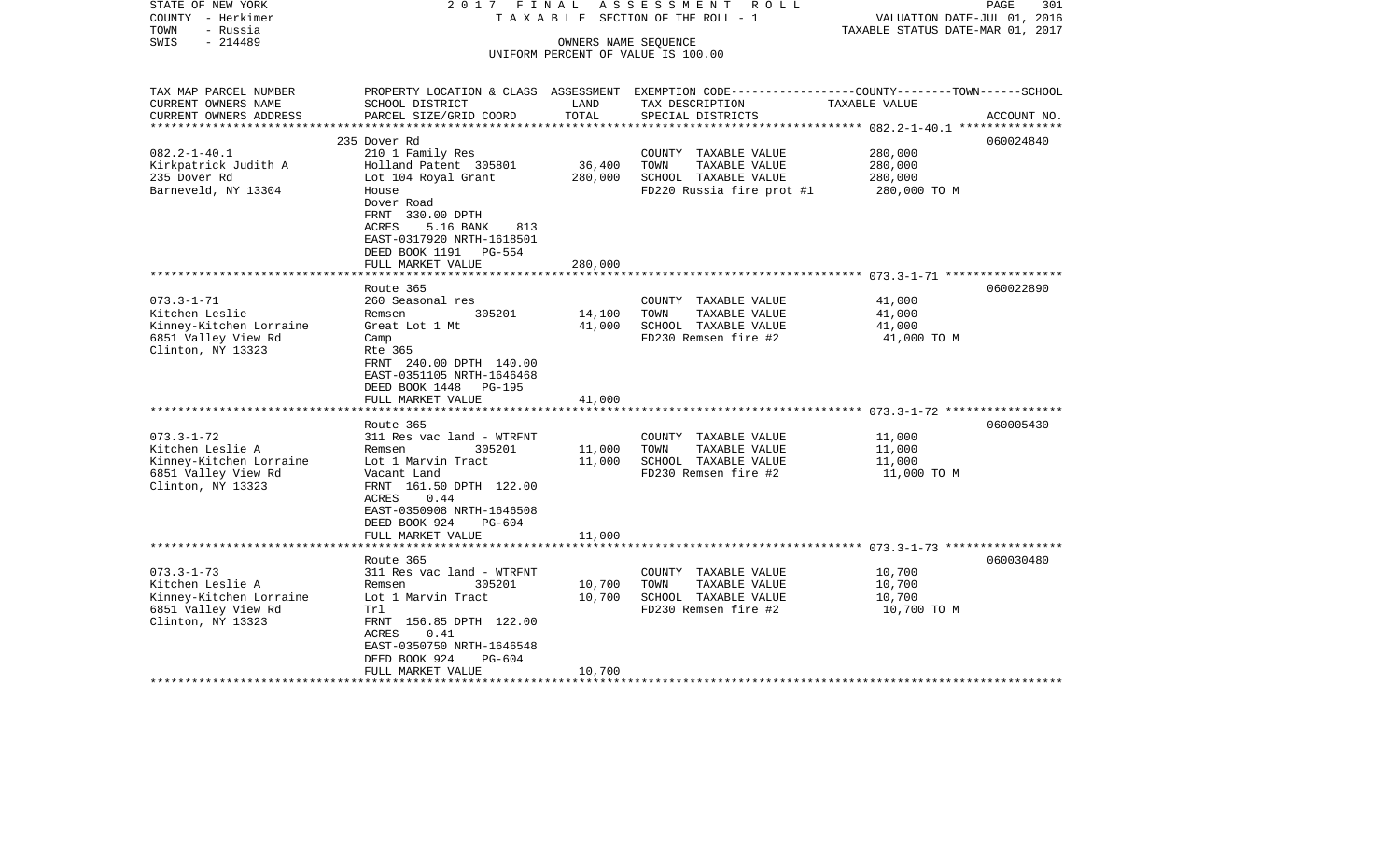STATE OF NEW YORK — 2017 FINAL ASSESSMENT ROLL — TAXABLE SECTION OF THE ROLL - 1
COUNTY - Herkimer — VALUATION DATE-JUL 01, 2016
TOWN - Russia — TAXABLE STATUS DATE-MAR 01, 2017
SWIS - 214489 — OWNERS NAME SEQUENCE — UNIFORM PERCENT OF VALUE IS 100.00

| TAX MAP PARCEL NUMBER<br>CURRENT OWNERS NAME<br>CURRENT OWNERS ADDRESS | PROPERTY LOCATION & CLASS<br>SCHOOL DISTRICT<br>PARCEL SIZE/GRID COORD | ASSESSMENT<br>LAND<br>TOTAL | EXEMPTION CODE------COUNTY--------TOWN------SCHOOL<br>TAX DESCRIPTION<br>SPECIAL DISTRICTS | TAXABLE VALUE | ACCOUNT NO. |
|---|---|---|---|---|---|
| 082.2-1-40.1 | 235 Dover Rd | | | | 060024840 |
| 082.2-1-40.1 | 210 1 Family Res | | COUNTY TAXABLE VALUE | 280,000 | |
| Kirkpatrick Judith A | Holland Patent 305801 | 36,400 | TOWN TAXABLE VALUE | 280,000 | |
| 235 Dover Rd | Lot 104 Royal Grant | 280,000 | SCHOOL TAXABLE VALUE | 280,000 | |
| Barneveld, NY 13304 | House | | FD220 Russia fire prot #1 | 280,000 TO M | |
| | Dover Road | | | | |
| | FRNT 330.00 DPTH | | | | |
| | ACRES 5.16 BANK 813 | | | | |
| | EAST-0317920 NRTH-1618501 | | | | |
| | DEED BOOK 1191 PG-554 | | | | |
| | FULL MARKET VALUE | 280,000 | | | |
| 073.3-1-71 | Route 365 | | | | 060022890 |
| 073.3-1-71 | 260 Seasonal res | | COUNTY TAXABLE VALUE | 41,000 | |
| Kitchen Leslie | Remsen 305201 | 14,100 | TOWN TAXABLE VALUE | 41,000 | |
| Kinney-Kitchen Lorraine | Great Lot 1 Mt | 41,000 | SCHOOL TAXABLE VALUE | 41,000 | |
| 6851 Valley View Rd | Camp | | FD230 Remsen fire #2 | 41,000 TO M | |
| Clinton, NY 13323 | Rte 365 | | | | |
| | FRNT 240.00 DPTH 140.00 | | | | |
| | EAST-0351105 NRTH-1646468 | | | | |
| | DEED BOOK 1448 PG-195 | | | | |
| | FULL MARKET VALUE | 41,000 | | | |
| 073.3-1-72 | Route 365 | | | | 060005430 |
| 073.3-1-72 | 311 Res vac land - WTRFNT | | COUNTY TAXABLE VALUE | 11,000 | |
| Kitchen Leslie A | Remsen 305201 | 11,000 | TOWN TAXABLE VALUE | 11,000 | |
| Kinney-Kitchen Lorraine | Lot 1 Marvin Tract | 11,000 | SCHOOL TAXABLE VALUE | 11,000 | |
| 6851 Valley View Rd | Vacant Land | | FD230 Remsen fire #2 | 11,000 TO M | |
| Clinton, NY 13323 | FRNT 161.50 DPTH 122.00 | | | | |
| | ACRES 0.44 | | | | |
| | EAST-0350908 NRTH-1646508 | | | | |
| | DEED BOOK 924 PG-604 | | | | |
| | FULL MARKET VALUE | 11,000 | | | |
| 073.3-1-73 | Route 365 | | | | 060030480 |
| 073.3-1-73 | 311 Res vac land - WTRFNT | | COUNTY TAXABLE VALUE | 10,700 | |
| Kitchen Leslie A | Remsen 305201 | 10,700 | TOWN TAXABLE VALUE | 10,700 | |
| Kinney-Kitchen Lorraine | Lot 1 Marvin Tract | 10,700 | SCHOOL TAXABLE VALUE | 10,700 | |
| 6851 Valley View Rd | Trl | | FD230 Remsen fire #2 | 10,700 TO M | |
| Clinton, NY 13323 | FRNT 156.85 DPTH 122.00 | | | | |
| | ACRES 0.41 | | | | |
| | EAST-0350750 NRTH-1646548 | | | | |
| | DEED BOOK 924 PG-604 | | | | |
| | FULL MARKET VALUE | 10,700 | | | |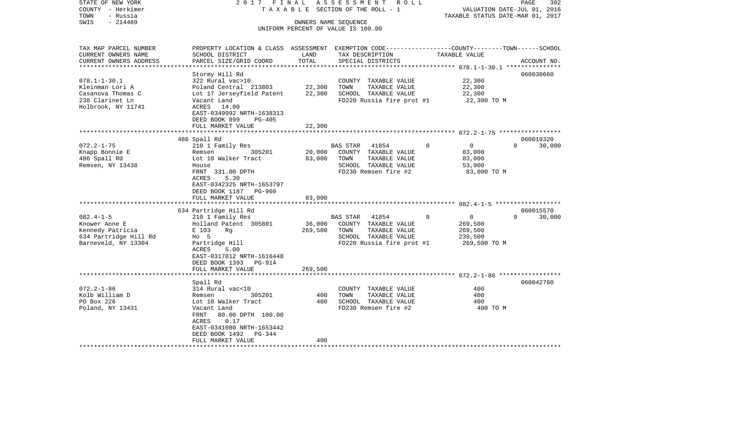| TAX MAP PARCEL NUMBER<br>CURRENT OWNERS NAME<br>CURRENT OWNERS ADDRESS | PROPERTY LOCATION & CLASS<br>SCHOOL DISTRICT<br>PARCEL SIZE/GRID COORD | ASSESSMENT<br>LAND<br>TOTAL | EXEMPTION CODE------------------COUNTY--------TOWN------SCHOOL<br>TAX DESCRIPTION<br>SPECIAL DISTRICTS | TAXABLE VALUE | ACCOUNT NO. |
|---|---|---|---|---|---|
| **078.1-1-30.1** | Stormy Hill Rd | | | | 060030660 |
| 078.1-1-30.1 | 322 Rural vac>10 | | COUNTY TAXABLE VALUE | 22,300 | |
| Kleinman Lori A | Poland Central 213803 | 22,300 | TOWN TAXABLE VALUE | 22,300 | |
| Casanova Thomas C | Lot 17 Jerseyfield Patent | 22,300 | SCHOOL TAXABLE VALUE | 22,300 | |
| 238 Clarinet Ln | Vacant Land | | FD220 Russia fire prot #1 | 22,300 TO M | |
| Holbrook, NY 11741 | ACRES 14.00 | | | | |
| | EAST-0349992 NRTH-1638313 | | | | |
| | DEED BOOK 899 PG-405 | | | | |
| | FULL MARKET VALUE | 22,300 | | | |
| **072.2-1-75** | 486 Spall Rd | | | | 060019320 |
| 072.2-1-75 | 210 1 Family Res | | BAS STAR 41854 0 | 0 0 | 30,000 |
| Knapp Bonnie E | Remsen 305201 | 20,000 | COUNTY TAXABLE VALUE | 83,000 | |
| 486 Spall Rd | Lot 10 Walker Tract | 83,000 | TOWN TAXABLE VALUE | 83,000 | |
| Remsen, NY 13438 | House | | SCHOOL TAXABLE VALUE | 53,000 | |
| | FRNT 331.00 DPTH | | FD230 Remsen fire #2 | 83,000 TO M | |
| | ACRES 5.30 | | | | |
| | EAST-0342325 NRTH-1653797 | | | | |
| | DEED BOOK 1187 PG-960 | | | | |
| | FULL MARKET VALUE | 83,000 | | | |
| **082.4-1-5** | 634 Partridge Hill Rd | | | | 060015570 |
| 082.4-1-5 | 210 1 Family Res | | BAS STAR 41854 0 | 0 0 | 30,000 |
| Knower Anne E | Holland Patent 305801 | 36,000 | COUNTY TAXABLE VALUE | 269,500 | |
| Kennedy Patricia | E 103 Rg | 269,500 | TOWN TAXABLE VALUE | 269,500 | |
| 634 Partridge Hill Rd | Ho 5 | | SCHOOL TAXABLE VALUE | 239,500 | |
| Barneveld, NY 13304 | Partridge Hill | | FD220 Russia fire prot #1 | 269,500 TO M | |
| | ACRES 5.00 | | | | |
| | EAST-0317812 NRTH-1616448 | | | | |
| | DEED BOOK 1393 PG-914 | | | | |
| | FULL MARKET VALUE | 269,500 | | | |
| **072.2-1-86** | Spall Rd | | | | 060042760 |
| 072.2-1-86 | 314 Rural vac<10 | | COUNTY TAXABLE VALUE | 400 | |
| Kolb William D | Remsen 305201 | 400 | TOWN TAXABLE VALUE | 400 | |
| PO Box 226 | Lot 10 Walker Tract | 400 | SCHOOL TAXABLE VALUE | 400 | |
| Poland, NY 13431 | Vacant Land | | FD230 Remsen fire #2 | 400 TO M | |
| | FRNT 80.00 DPTH 100.00 | | | | |
| | ACRES 0.17 | | | | |
| | EAST-0341080 NRTH-1653442 | | | | |
| | DEED BOOK 1492 PG-344 | | | | |
| | FULL MARKET VALUE | 400 | | | |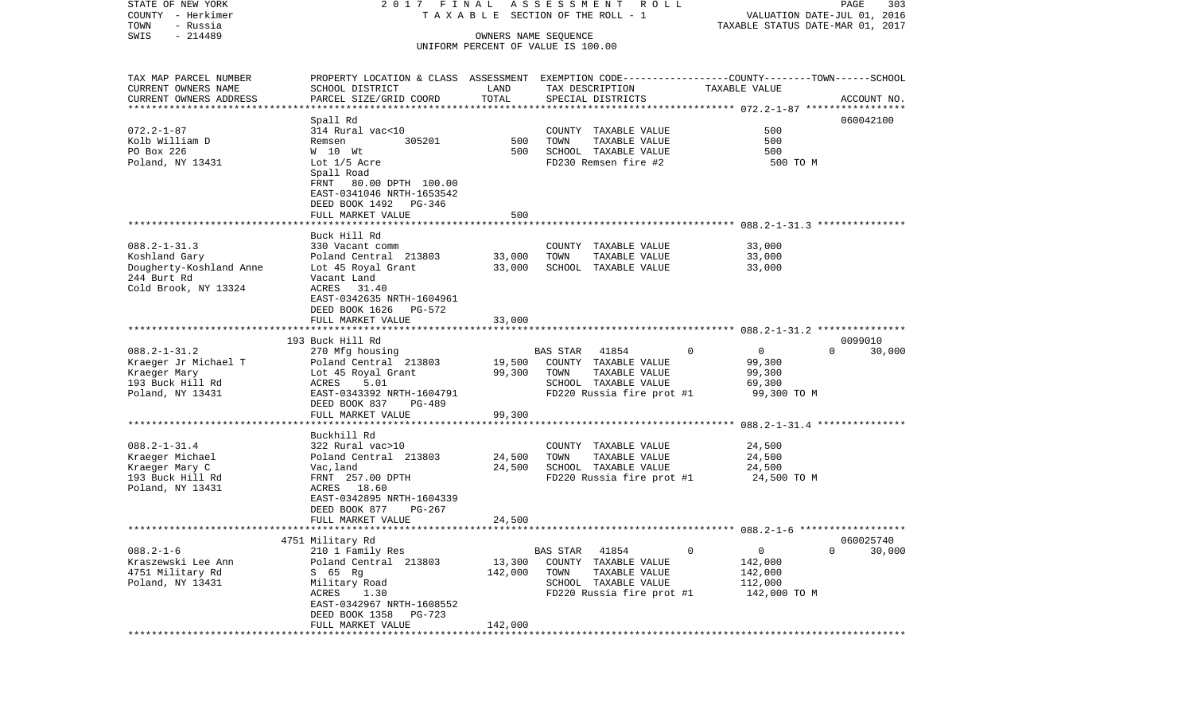STATE OF NEW YORK — 2017 FINAL ASSESSMENT ROLL — PAGE 303
COUNTY - Herkimer — TAXABLE SECTION OF THE ROLL - 1 — VALUATION DATE-JUL 01, 2016
TOWN - Russia — TAXABLE STATUS DATE-MAR 01, 2017
SWIS - 214489 — OWNERS NAME SEQUENCE
UNIFORM PERCENT OF VALUE IS 100.00

| TAX MAP PARCEL NUMBER / CURRENT OWNERS NAME / CURRENT OWNERS ADDRESS | PROPERTY LOCATION & CLASS / SCHOOL DISTRICT / PARCEL SIZE/GRID COORD | ASSESSMENT LAND / TOTAL | EXEMPTION CODE / TAX DESCRIPTION / SPECIAL DISTRICTS | COUNTY | TOWN | SCHOOL TAXABLE VALUE | ACCOUNT NO. |
|---|---|---|---|---|---|---|---|
| **072.2-1-87** | Spall Rd | | | | | | 060042100 |
| Kolb William D | 314 Rural vac<10 | | COUNTY TAXABLE VALUE | 500 | | | |
| PO Box 226 | Remsen 305201 | 500 | TOWN TAXABLE VALUE | | 500 | | |
| Poland, NY 13431 | W 10 Wt | 500 | SCHOOL TAXABLE VALUE | | | 500 | |
| | Lot 1/5 Acre | | FD230 Remsen fire #2 | 500 TO M | | | |
| | Spall Road | | | | | | |
| | FRNT 80.00 DPTH 100.00 | | | | | | |
| | EAST-0341046 NRTH-1653542 | | | | | | |
| | DEED BOOK 1492 PG-346 | | | | | | |
| | FULL MARKET VALUE | 500 | | | | | |
| **088.2-1-31.3** | Buck Hill Rd | | | | | | |
| Koshland Gary | 330 Vacant comm | | COUNTY TAXABLE VALUE | 33,000 | | | |
| Dougherty-Koshland Anne | Poland Central 213803 | 33,000 | TOWN TAXABLE VALUE | | 33,000 | | |
| 244 Burt Rd | Lot 45 Royal Grant | 33,000 | SCHOOL TAXABLE VALUE | | | 33,000 | |
| Cold Brook, NY 13324 | Vacant Land | | | | | | |
| | ACRES 31.40 | | | | | | |
| | EAST-0342635 NRTH-1604961 | | | | | | |
| | DEED BOOK 1626 PG-572 | | | | | | |
| | FULL MARKET VALUE | 33,000 | | | | | |
| **088.2-1-31.2** | 193 Buck Hill Rd | | | | | | 0099010 |
| Kraeger Jr Michael T | 270 Mfg housing | | BAS STAR 41854 | 0 | 0 | 30,000 | |
| Kraeger Mary | Poland Central 213803 | 19,500 | COUNTY TAXABLE VALUE | 99,300 | | | |
| 193 Buck Hill Rd | Lot 45 Royal Grant | 99,300 | TOWN TAXABLE VALUE | | 99,300 | | |
| Poland, NY 13431 | ACRES 5.01 | | SCHOOL TAXABLE VALUE | | | 69,300 | |
| | EAST-0343392 NRTH-1604791 | | FD220 Russia fire prot #1 | 99,300 TO M | | | |
| | DEED BOOK 837 PG-489 | | | | | | |
| | FULL MARKET VALUE | 99,300 | | | | | |
| **088.2-1-31.4** | Buckhill Rd | | | | | | |
| Kraeger Michael | 322 Rural vac>10 | | COUNTY TAXABLE VALUE | 24,500 | | | |
| Kraeger Mary C | Poland Central 213803 | 24,500 | TOWN TAXABLE VALUE | | 24,500 | | |
| 193 Buck Hill Rd | Vac,land | 24,500 | SCHOOL TAXABLE VALUE | | | 24,500 | |
| Poland, NY 13431 | FRNT 257.00 DPTH | | FD220 Russia fire prot #1 | 24,500 TO M | | | |
| | ACRES 18.60 | | | | | | |
| | EAST-0342895 NRTH-1604339 | | | | | | |
| | DEED BOOK 877 PG-267 | | | | | | |
| | FULL MARKET VALUE | 24,500 | | | | | |
| **088.2-1-6** | 4751 Military Rd | | | | | | 060025740 |
| Kraszewski Lee Ann | 210 1 Family Res | | BAS STAR 41854 | 0 | 0 | 30,000 | |
| 4751 Military Rd | Poland Central 213803 | 13,300 | COUNTY TAXABLE VALUE | 142,000 | | | |
| Poland, NY 13431 | S 65 Rg | 142,000 | TOWN TAXABLE VALUE | | 142,000 | | |
| | Military Road | | SCHOOL TAXABLE VALUE | | | 112,000 | |
| | ACRES 1.30 | | FD220 Russia fire prot #1 | 142,000 TO M | | | |
| | EAST-0342967 NRTH-1608552 | | | | | | |
| | DEED BOOK 1358 PG-723 | | | | | | |
| | FULL MARKET VALUE | 142,000 | | | | | |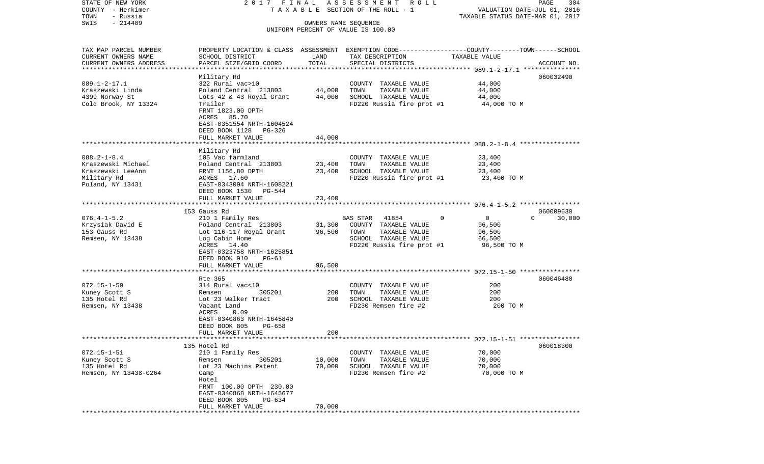STATE OF NEW YORK — 2017 FINAL ASSESSMENT ROLL — TAXABLE SECTION OF THE ROLL - 1
COUNTY - Herkimer — VALUATION DATE-JUL 01, 2016
TOWN - Russia — TAXABLE STATUS DATE-MAR 01, 2017
SWIS - 214489 — OWNERS NAME SEQUENCE — UNIFORM PERCENT OF VALUE IS 100.00

| TAX MAP PARCEL NUMBER / CURRENT OWNERS NAME / CURRENT OWNERS ADDRESS | PROPERTY LOCATION & CLASS / SCHOOL DISTRICT / PARCEL SIZE/GRID COORD | ASSESSMENT LAND | TOTAL | EXEMPTION CODE / TAX DESCRIPTION / SPECIAL DISTRICTS | COUNTY | TOWN | SCHOOL TAXABLE VALUE | ACCOUNT NO. |
|---|---|---|---|---|---|---|---|---|
| 089.1-2-17.1 | Military Rd | | | | | | | 060032490 |
| 089.1-2-17.1 | 322 Rural vac>10 | | | COUNTY TAXABLE VALUE | 44,000 | | | |
| Kraszewski Linda | Poland Central 213803 | 44,000 | | TOWN TAXABLE VALUE | | 44,000 | | |
| 4399 Norway St | Lots 42 & 43 Royal Grant | | 44,000 | SCHOOL TAXABLE VALUE | | | 44,000 | |
| Cold Brook, NY 13324 | Trailer | | | FD220 Russia fire prot #1 | | | 44,000 TO M | |
| | FRNT 1823.00 DPTH | | | | | | | |
| | ACRES 85.70 | | | | | | | |
| | EAST-0351554 NRTH-1604524 | | | | | | | |
| | DEED BOOK 1128 PG-326 | | | | | | | |
| | FULL MARKET VALUE | | 44,000 | | | | | |
| 088.2-1-8.4 | Military Rd | | | | | | | |
| 088.2-1-8.4 | 105 Vac farmland | | | COUNTY TAXABLE VALUE | 23,400 | | | |
| Kraszewski Michael | Poland Central 213803 | 23,400 | | TOWN TAXABLE VALUE | | 23,400 | | |
| Kraszewski LeeAnn | FRNT 1156.80 DPTH | | 23,400 | SCHOOL TAXABLE VALUE | | | 23,400 | |
| Military Rd | ACRES 17.60 | | | FD220 Russia fire prot #1 | | | 23,400 TO M | |
| Poland, NY 13431 | EAST-0343094 NRTH-1608221 | | | | | | | |
| | DEED BOOK 1530 PG-544 | | | | | | | |
| | FULL MARKET VALUE | | 23,400 | | | | | |
| 076.4-1-5.2 | 153 Gauss Rd | | | | | | | 060009630 |
| 076.4-1-5.2 | 210 1 Family Res | | | BAS STAR 41854 | 0 | 0 | 30,000 | |
| Krzysiak David E | Poland Central 213803 | 31,300 | | COUNTY TAXABLE VALUE | 96,500 | | | |
| 153 Gauss Rd | Lot 116-117 Royal Grant | | 96,500 | TOWN TAXABLE VALUE | | 96,500 | | |
| Remsen, NY 13438 | Log Cabin Home | | | SCHOOL TAXABLE VALUE | | | 66,500 | |
| | ACRES 14.40 | | | FD220 Russia fire prot #1 | | | 96,500 TO M | |
| | EAST-0323758 NRTH-1625851 | | | | | | | |
| | DEED BOOK 910 PG-61 | | | | | | | |
| | FULL MARKET VALUE | | 96,500 | | | | | |
| 072.15-1-50 | Rte 365 | | | | | | | 060046480 |
| 072.15-1-50 | 314 Rural vac<10 | | | COUNTY TAXABLE VALUE | 200 | | | |
| Kuney Scott S | Remsen 305201 | 200 | | TOWN TAXABLE VALUE | | 200 | | |
| 135 Hotel Rd | Lot 23 Walker Tract | | 200 | SCHOOL TAXABLE VALUE | | | 200 | |
| Remsen, NY 13438 | Vacant Land | | | FD230 Remsen fire #2 | | | 200 TO M | |
| | ACRES 0.09 | | | | | | | |
| | EAST-0340863 NRTH-1645840 | | | | | | | |
| | DEED BOOK 805 PG-658 | | | | | | | |
| | FULL MARKET VALUE | | 200 | | | | | |
| 072.15-1-51 | 135 Hotel Rd | | | | | | | 060018300 |
| 072.15-1-51 | 210 1 Family Res | | | COUNTY TAXABLE VALUE | 70,000 | | | |
| Kuney Scott S | Remsen 305201 | 10,000 | | TOWN TAXABLE VALUE | | 70,000 | | |
| 135 Hotel Rd | Lot 23 Machins Patent | | 70,000 | SCHOOL TAXABLE VALUE | | | 70,000 | |
| Remsen, NY 13438-0264 | Camp | | | FD230 Remsen fire #2 | | | 70,000 TO M | |
| | Hotel | | | | | | | |
| | FRNT 100.00 DPTH 230.00 | | | | | | | |
| | EAST-0340868 NRTH-1645677 | | | | | | | |
| | DEED BOOK 805 PG-634 | | | | | | | |
| | FULL MARKET VALUE | | 70,000 | | | | | |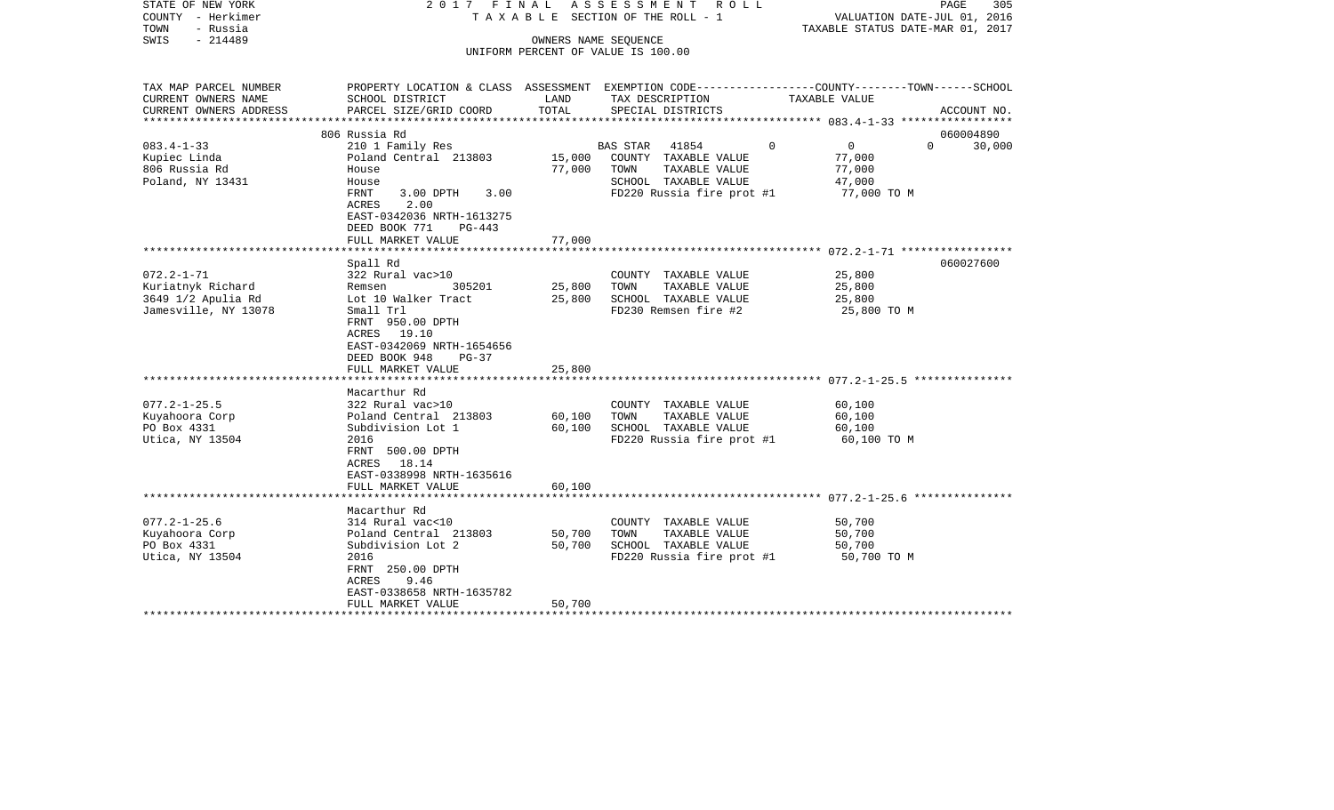STATE OF NEW YORK 2017 FINAL ASSESSMENT ROLL
COUNTY - Herkimer TAXABLE SECTION OF THE ROLL - 1 VALUATION DATE-JUL 01, 2016
TOWN - Russia TAXABLE STATUS DATE-MAR 01, 2017
SWIS - 214489 OWNERS NAME SEQUENCE
UNIFORM PERCENT OF VALUE IS 100.00

| TAX MAP PARCEL NUMBER / CURRENT OWNERS NAME / CURRENT OWNERS ADDRESS | PROPERTY LOCATION & CLASS / SCHOOL DISTRICT / PARCEL SIZE/GRID COORD | ASSESSMENT LAND | ASSESSMENT TOTAL | EXEMPTION CODE / TAX DESCRIPTION / SPECIAL DISTRICTS | COUNTY TAXABLE VALUE | TOWN | SCHOOL | ACCOUNT NO. |
|---|---|---|---|---|---|---|---|---|
| 083.4-1-33 | 806 Russia Rd | | | | | | | 060004890 |
| Kupiec Linda | 210 1 Family Res | | | BAS STAR 41854 | 0 | 0 | 0 | 30,000 |
| 806 Russia Rd | Poland Central 213803 | 15,000 | | COUNTY TAXABLE VALUE | 77,000 | | | |
| Poland, NY 13431 | House | | 77,000 | TOWN TAXABLE VALUE | 77,000 | | | |
| | House | | | SCHOOL TAXABLE VALUE | 47,000 | | | |
| | FRNT 3.00 DPTH 3.00 | | | FD220 Russia fire prot #1 | 77,000 TO M | | | |
| | ACRES 2.00 | | | | | | | |
| | EAST-0342036 NRTH-1613275 | | | | | | | |
| | DEED BOOK 771 PG-443 | | | | | | | |
| | FULL MARKET VALUE | | 77,000 | | | | | |
| 072.2-1-71 | Spall Rd | | | | | | | 060027600 |
| Kuriatnyk Richard | 322 Rural vac>10 | | | COUNTY TAXABLE VALUE | 25,800 | | | |
| 3649 1/2 Apulia Rd | Remsen 305201 | 25,800 | | TOWN TAXABLE VALUE | 25,800 | | | |
| Jamesville, NY 13078 | Lot 10 Walker Tract | | 25,800 | SCHOOL TAXABLE VALUE | 25,800 | | | |
| | Small Trl | | | FD230 Remsen fire #2 | 25,800 TO M | | | |
| | FRNT 950.00 DPTH | | | | | | | |
| | ACRES 19.10 | | | | | | | |
| | EAST-0342069 NRTH-1654656 | | | | | | | |
| | DEED BOOK 948 PG-37 | | | | | | | |
| | FULL MARKET VALUE | | 25,800 | | | | | |
| 077.2-1-25.5 | Macarthur Rd | | | | | | | |
| Kuyahoora Corp | 322 Rural vac>10 | | | COUNTY TAXABLE VALUE | 60,100 | | | |
| PO Box 4331 | Poland Central 213803 | 60,100 | | TOWN TAXABLE VALUE | 60,100 | | | |
| Utica, NY 13504 | Subdivision Lot 1 | | 60,100 | SCHOOL TAXABLE VALUE | 60,100 | | | |
| | 2016 | | | FD220 Russia fire prot #1 | 60,100 TO M | | | |
| | FRNT 500.00 DPTH | | | | | | | |
| | ACRES 18.14 | | | | | | | |
| | EAST-0338998 NRTH-1635616 | | | | | | | |
| | FULL MARKET VALUE | | 60,100 | | | | | |
| 077.2-1-25.6 | Macarthur Rd | | | | | | | |
| Kuyahoora Corp | 314 Rural vac<10 | | | COUNTY TAXABLE VALUE | 50,700 | | | |
| PO Box 4331 | Poland Central 213803 | 50,700 | | TOWN TAXABLE VALUE | 50,700 | | | |
| Utica, NY 13504 | Subdivision Lot 2 | | 50,700 | SCHOOL TAXABLE VALUE | 50,700 | | | |
| | 2016 | | | FD220 Russia fire prot #1 | 50,700 TO M | | | |
| | FRNT 250.00 DPTH | | | | | | | |
| | ACRES 9.46 | | | | | | | |
| | EAST-0338658 NRTH-1635782 | | | | | | | |
| | FULL MARKET VALUE | | 50,700 | | | | | |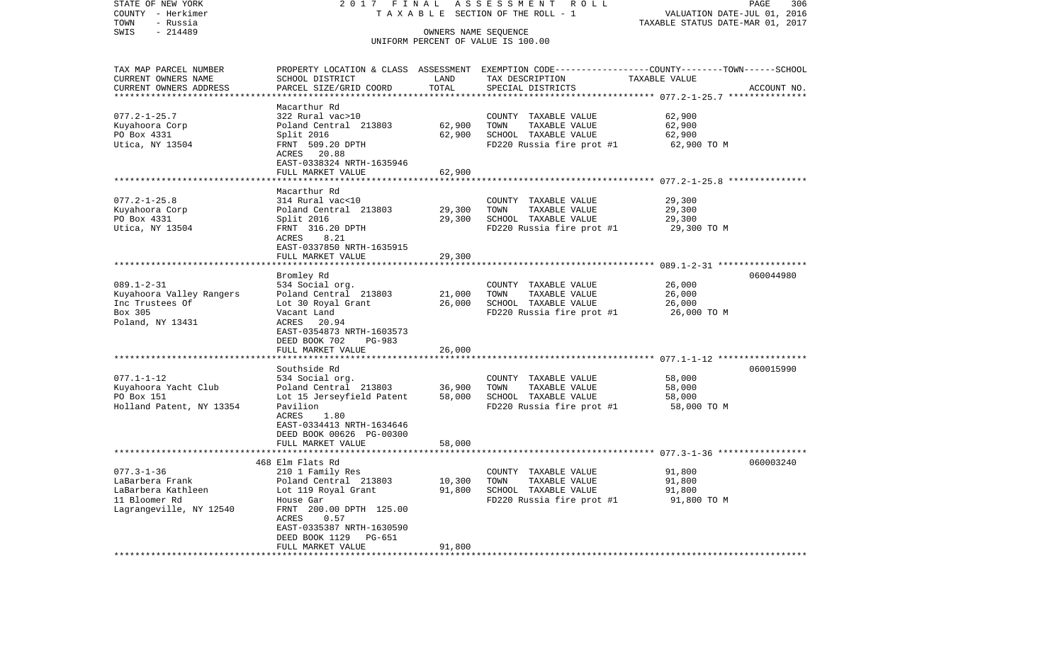STATE OF NEW YORK 2017 FINAL ASSESSMENT ROLL
COUNTY - Herkimer TAXABLE SECTION OF THE ROLL - 1 VALUATION DATE-JUL 01, 2016
TOWN - Russia TAXABLE STATUS DATE-MAR 01, 2017
SWIS - 214489 OWNERS NAME SEQUENCE
UNIFORM PERCENT OF VALUE IS 100.00

| TAX MAP PARCEL NUMBER / CURRENT OWNERS NAME / CURRENT OWNERS ADDRESS | PROPERTY LOCATION & CLASS / SCHOOL DISTRICT / PARCEL SIZE/GRID COORD | ASSESSMENT LAND | TOTAL | EXEMPTION CODE / TAX DESCRIPTION / SPECIAL DISTRICTS | COUNTY--------TOWN------SCHOOL TAXABLE VALUE | ACCOUNT NO. |
|---|---|---|---|---|---|---|
| 077.2-1-25.7 | Macarthur Rd | | | | | |
| | 322 Rural vac>10 | | | COUNTY TAXABLE VALUE | 62,900 | |
| Kuyahoora Corp | Poland Central 213803 | 62,900 | | TOWN TAXABLE VALUE | 62,900 | |
| PO Box 4331 | Split 2016 | | 62,900 | SCHOOL TAXABLE VALUE | 62,900 | |
| Utica, NY 13504 | FRNT 509.20 DPTH | | | FD220 Russia fire prot #1 | 62,900 TO M | |
| | ACRES 20.88 | | | | | |
| | EAST-0338324 NRTH-1635946 | | | | | |
| | FULL MARKET VALUE | | 62,900 | | | |
| 077.2-1-25.8 | Macarthur Rd | | | | | |
| | 314 Rural vac<10 | | | COUNTY TAXABLE VALUE | 29,300 | |
| Kuyahoora Corp | Poland Central 213803 | 29,300 | | TOWN TAXABLE VALUE | 29,300 | |
| PO Box 4331 | Split 2016 | | 29,300 | SCHOOL TAXABLE VALUE | 29,300 | |
| Utica, NY 13504 | FRNT 316.20 DPTH | | | FD220 Russia fire prot #1 | 29,300 TO M | |
| | ACRES 8.21 | | | | | |
| | EAST-0337850 NRTH-1635915 | | | | | |
| | FULL MARKET VALUE | | 29,300 | | | |
| 089.1-2-31 | Bromley Rd | | | | | 060044980 |
| | 534 Social org. | | | COUNTY TAXABLE VALUE | 26,000 | |
| Kuyahoora Valley Rangers | Poland Central 213803 | 21,000 | | TOWN TAXABLE VALUE | 26,000 | |
| Inc Trustees Of | Lot 30 Royal Grant | | 26,000 | SCHOOL TAXABLE VALUE | 26,000 | |
| Box 305 | Vacant Land | | | FD220 Russia fire prot #1 | 26,000 TO M | |
| Poland, NY 13431 | ACRES 20.94 | | | | | |
| | EAST-0354873 NRTH-1603573 | | | | | |
| | DEED BOOK 702 PG-983 | | | | | |
| | FULL MARKET VALUE | | 26,000 | | | |
| 077.1-1-12 | Southside Rd | | | | | 060015990 |
| | 534 Social org. | | | COUNTY TAXABLE VALUE | 58,000 | |
| Kuyahoora Yacht Club | Poland Central 213803 | 36,900 | | TOWN TAXABLE VALUE | 58,000 | |
| PO Box 151 | Lot 15 Jerseyfield Patent | | 58,000 | SCHOOL TAXABLE VALUE | 58,000 | |
| Holland Patent, NY 13354 | Pavilion | | | FD220 Russia fire prot #1 | 58,000 TO M | |
| | ACRES 1.80 | | | | | |
| | EAST-0334413 NRTH-1634646 | | | | | |
| | DEED BOOK 00626 PG-00300 | | | | | |
| | FULL MARKET VALUE | | 58,000 | | | |
| 077.3-1-36 | 468 Elm Flats Rd | | | | | 060003240 |
| | 210 1 Family Res | | | COUNTY TAXABLE VALUE | 91,800 | |
| LaBarbera Frank | Poland Central 213803 | 10,300 | | TOWN TAXABLE VALUE | 91,800 | |
| LaBarbera Kathleen | Lot 119 Royal Grant | | 91,800 | SCHOOL TAXABLE VALUE | 91,800 | |
| 11 Bloomer Rd | House Gar | | | FD220 Russia fire prot #1 | 91,800 TO M | |
| Lagrangeville, NY 12540 | FRNT 200.00 DPTH 125.00 | | | | | |
| | ACRES 0.57 | | | | | |
| | EAST-0335387 NRTH-1630590 | | | | | |
| | DEED BOOK 1129 PG-651 | | | | | |
| | FULL MARKET VALUE | | 91,800 | | | |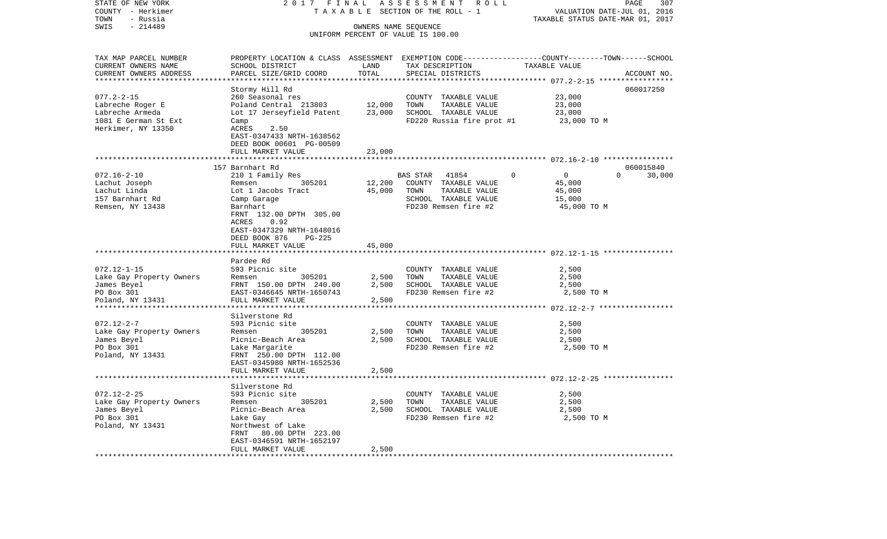STATE OF NEW YORK — 2017 FINAL ASSESSMENT ROLL — PAGE 307
COUNTY - Herkimer — TAXABLE SECTION OF THE ROLL - 1 — VALUATION DATE-JUL 01, 2016
TOWN - Russia — TAXABLE STATUS DATE-MAR 01, 2017
SWIS - 214489 — OWNERS NAME SEQUENCE
UNIFORM PERCENT OF VALUE IS 100.00

| TAX MAP PARCEL NUMBER / CURRENT OWNERS NAME / CURRENT OWNERS ADDRESS | PROPERTY LOCATION & CLASS / SCHOOL DISTRICT / PARCEL SIZE/GRID COORD | ASSESSMENT LAND / TOTAL | EXEMPTION CODE / TAX DESCRIPTION / SPECIAL DISTRICTS | COUNTY / TOWN / SCHOOL TAXABLE VALUE | ACCOUNT NO. |
|---|---|---|---|---|---|
| | Stormy Hill Rd | | | | 060017250 |
| 077.2-2-15 | 260 Seasonal res | | COUNTY TAXABLE VALUE | 23,000 | |
| Labreche Roger E | Poland Central 213803 | 12,000 | TOWN TAXABLE VALUE | 23,000 | |
| Labreche Armeda | Lot 17 Jerseyfield Patent | 23,000 | SCHOOL TAXABLE VALUE | 23,000 | |
| 1081 E German St Ext | Camp | | FD220 Russia fire prot #1 | 23,000 TO M | |
| Herkimer, NY 13350 | ACRES 2.50 | | | | |
| | EAST-0347433 NRTH-1638562 | | | | |
| | DEED BOOK 00601 PG-00509 | | | | |
| | FULL MARKET VALUE | 23,000 | | | |
| | 157 Barnhart Rd | | | | 060015840 |
| 072.16-2-10 | 210 1 Family Res | | BAS STAR 41854 | 0 / 0 / 0 / 30,000 | |
| Lachut Joseph | Remsen 305201 | 12,200 | COUNTY TAXABLE VALUE | 45,000 | |
| Lachut Linda | Lot 1 Jacobs Tract | 45,000 | TOWN TAXABLE VALUE | 45,000 | |
| 157 Barnhart Rd | Camp Garage | | SCHOOL TAXABLE VALUE | 15,000 | |
| Remsen, NY 13438 | Barnhart | | FD230 Remsen fire #2 | 45,000 TO M | |
| | FRNT 132.00 DPTH 305.00 | | | | |
| | ACRES 0.92 | | | | |
| | EAST-0347329 NRTH-1648016 | | | | |
| | DEED BOOK 876 PG-225 | | | | |
| | FULL MARKET VALUE | 45,000 | | | |
| | Pardee Rd | | | | |
| 072.12-1-15 | 593 Picnic site | | COUNTY TAXABLE VALUE | 2,500 | |
| Lake Gay Property Owners | Remsen 305201 | 2,500 | TOWN TAXABLE VALUE | 2,500 | |
| James Beyel | FRNT 150.00 DPTH 240.00 | 2,500 | SCHOOL TAXABLE VALUE | 2,500 | |
| PO Box 301 | EAST-0346645 NRTH-1650743 | | FD230 Remsen fire #2 | 2,500 TO M | |
| Poland, NY 13431 | FULL MARKET VALUE | 2,500 | | | |
| | Silverstone Rd | | | | |
| 072.12-2-7 | 593 Picnic site | | COUNTY TAXABLE VALUE | 2,500 | |
| Lake Gay Property Owners | Remsen 305201 | 2,500 | TOWN TAXABLE VALUE | 2,500 | |
| James Beyel | Picnic-Beach Area | 2,500 | SCHOOL TAXABLE VALUE | 2,500 | |
| PO Box 301 | Lake Margarite | | FD230 Remsen fire #2 | 2,500 TO M | |
| Poland, NY 13431 | FRNT 250.00 DPTH 112.00 | | | | |
| | EAST-0345980 NRTH-1652536 | | | | |
| | FULL MARKET VALUE | 2,500 | | | |
| | Silverstone Rd | | | | |
| 072.12-2-25 | 593 Picnic site | | COUNTY TAXABLE VALUE | 2,500 | |
| Lake Gay Property Owners | Remsen 305201 | 2,500 | TOWN TAXABLE VALUE | 2,500 | |
| James Beyel | Picnic-Beach Area | 2,500 | SCHOOL TAXABLE VALUE | 2,500 | |
| PO Box 301 | Lake Gay | | FD230 Remsen fire #2 | 2,500 TO M | |
| Poland, NY 13431 | Northwest of Lake | | | | |
| | FRNT 80.00 DPTH 223.00 | | | | |
| | EAST-0346591 NRTH-1652197 | | | | |
| | FULL MARKET VALUE | 2,500 | | | |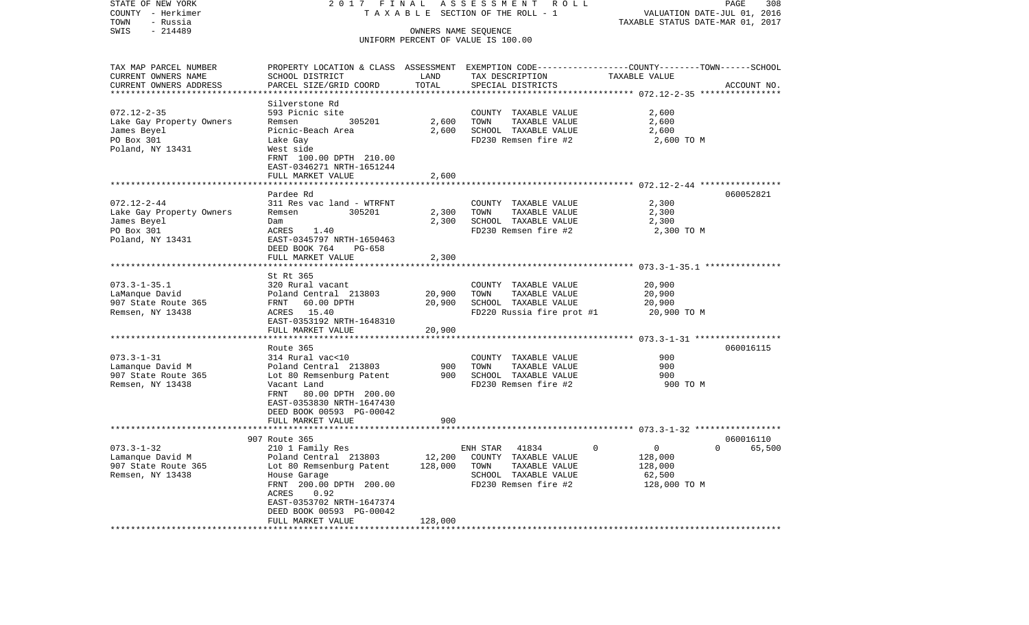STATE OF NEW YORK | 2017 FINAL ASSESSMENT ROLL
COUNTY - Herkimer | TAXABLE SECTION OF THE ROLL - 1 | VALUATION DATE-JUL 01, 2016
TOWN - Russia | TAXABLE STATUS DATE-MAR 01, 2017
SWIS - 214489 | OWNERS NAME SEQUENCE
UNIFORM PERCENT OF VALUE IS 100.00

| TAX MAP PARCEL NUMBER / CURRENT OWNERS NAME / CURRENT OWNERS ADDRESS | PROPERTY LOCATION & CLASS / SCHOOL DISTRICT / PARCEL SIZE/GRID COORD | ASSESSMENT LAND | TOTAL | EXEMPTION CODE / TAX DESCRIPTION / SPECIAL DISTRICTS | COUNTY | TOWN | SCHOOL TAXABLE VALUE | ACCOUNT NO. |
|---|---|---|---|---|---|---|---|---|
| **072.12-2-35** | Silverstone Rd | | | | | | | |
| Lake Gay Property Owners | 593 Picnic site | | | COUNTY TAXABLE VALUE | 2,600 | | | |
| James Beyel | Remsen 305201 | 2,600 | | TOWN TAXABLE VALUE | | 2,600 | | |
| PO Box 301 | Picnic-Beach Area | | 2,600 | SCHOOL TAXABLE VALUE | | | 2,600 | |
| Poland, NY 13431 | Lake Gay | | | FD230 Remsen fire #2 | 2,600 TO M | | | |
| | West side | | | | | | | |
| | FRNT 100.00 DPTH 210.00 | | | | | | | |
| | EAST-0346271 NRTH-1651244 | | | | | | | |
| | FULL MARKET VALUE | | 2,600 | | | | | |
| **072.12-2-44** | Pardee Rd | | | | | | | 060052821 |
| Lake Gay Property Owners | 311 Res vac land - WTRFNT | | | COUNTY TAXABLE VALUE | 2,300 | | | |
| James Beyel | Remsen 305201 | 2,300 | | TOWN TAXABLE VALUE | | 2,300 | | |
| PO Box 301 | Dam | | 2,300 | SCHOOL TAXABLE VALUE | | | 2,300 | |
| Poland, NY 13431 | ACRES 1.40 | | | FD230 Remsen fire #2 | 2,300 TO M | | | |
| | EAST-0345797 NRTH-1650463 | | | | | | | |
| | DEED BOOK 764 PG-658 | | | | | | | |
| | FULL MARKET VALUE | | 2,300 | | | | | |
| **073.3-1-35.1** | St Rt 365 | | | | | | | |
| LaManque David | 320 Rural vacant | | | COUNTY TAXABLE VALUE | 20,900 | | | |
| 907 State Route 365 | Poland Central 213803 | 20,900 | | TOWN TAXABLE VALUE | | 20,900 | | |
| Remsen, NY 13438 | FRNT 60.00 DPTH | | 20,900 | SCHOOL TAXABLE VALUE | | | 20,900 | |
| | ACRES 15.40 | | | FD220 Russia fire prot #1 | 20,900 TO M | | | |
| | EAST-0353192 NRTH-1648310 | | | | | | | |
| | FULL MARKET VALUE | | 20,900 | | | | | |
| **073.3-1-31** | Route 365 | | | | | | | 060016115 |
| Lamanque David M | 314 Rural vac<10 | | | COUNTY TAXABLE VALUE | 900 | | | |
| 907 State Route 365 | Poland Central 213803 | 900 | | TOWN TAXABLE VALUE | | 900 | | |
| Remsen, NY 13438 | Lot 80 Remsenburg Patent | | 900 | SCHOOL TAXABLE VALUE | | | 900 | |
| | Vacant Land | | | FD230 Remsen fire #2 | 900 TO M | | | |
| | FRNT 80.00 DPTH 200.00 | | | | | | | |
| | EAST-0353830 NRTH-1647430 | | | | | | | |
| | DEED BOOK 00593 PG-00042 | | | | | | | |
| | FULL MARKET VALUE | | 900 | | | | | |
| **073.3-1-32** | 907 Route 365 | | | | | | | 060016110 |
| Lamanque David M | 210 1 Family Res | | | ENH STAR 41834 | 0 | 0 | 0 | 65,500 |
| 907 State Route 365 | Poland Central 213803 | 12,200 | | COUNTY TAXABLE VALUE | 128,000 | | | |
| Remsen, NY 13438 | Lot 80 Remsenburg Patent | | 128,000 | TOWN TAXABLE VALUE | | 128,000 | | |
| | House Garage | | | SCHOOL TAXABLE VALUE | | | 62,500 | |
| | FRNT 200.00 DPTH 200.00 | | | FD230 Remsen fire #2 | 128,000 TO M | | | |
| | ACRES 0.92 | | | | | | | |
| | EAST-0353702 NRTH-1647374 | | | | | | | |
| | DEED BOOK 00593 PG-00042 | | | | | | | |
| | FULL MARKET VALUE | | 128,000 | | | | | |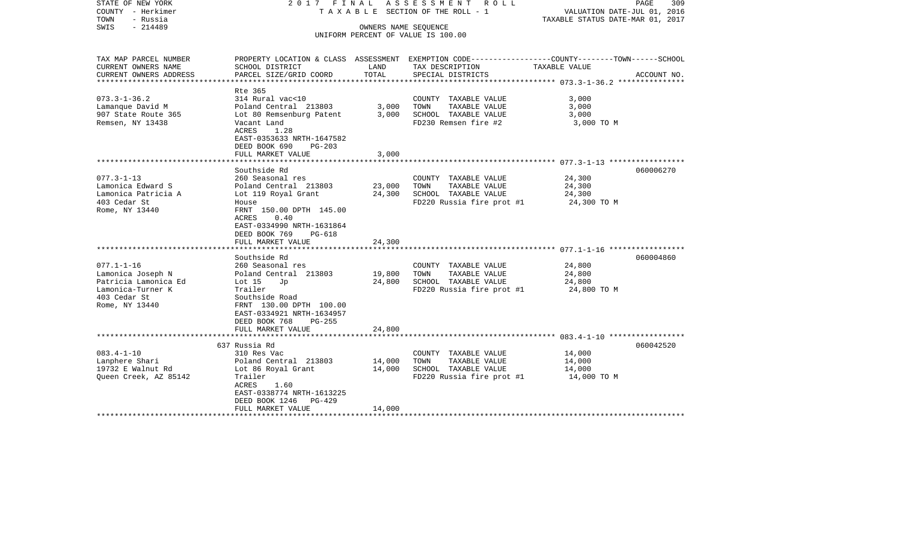STATE OF NEW YORK
COUNTY - Herkimer
TOWN - Russia
SWIS - 214489

2017 FINAL ASSESSMENT ROLL
TAXABLE SECTION OF THE ROLL - 1
OWNERS NAME SEQUENCE
UNIFORM PERCENT OF VALUE IS 100.00

VALUATION DATE-JUL 01, 2016
TAXABLE STATUS DATE-MAR 01, 2017

| TAX MAP PARCEL NUMBER / CURRENT OWNERS NAME / CURRENT OWNERS ADDRESS | PROPERTY LOCATION & CLASS / SCHOOL DISTRICT / PARCEL SIZE/GRID COORD | ASSESSMENT LAND | TOTAL | EXEMPTION CODE / TAX DESCRIPTION / SPECIAL DISTRICTS | TAXABLE VALUE (COUNTY--TOWN--SCHOOL) | ACCOUNT NO. |
|---|---|---|---|---|---|---|
| 073.3-1-36.2 | Rte 365 | | | | | |
| | 314 Rural vac<10 | | | COUNTY TAXABLE VALUE | 3,000 | |
| Lamanque David M | Poland Central 213803 | 3,000 | | TOWN TAXABLE VALUE | 3,000 | |
| 907 State Route 365 | Lot 80 Remsenburg Patent | | 3,000 | SCHOOL TAXABLE VALUE | 3,000 | |
| Remsen, NY 13438 | Vacant Land | | | FD230 Remsen fire #2 | 3,000 TO M | |
| | ACRES 1.28 | | | | | |
| | EAST-0353633 NRTH-1647582 | | | | | |
| | DEED BOOK 690 PG-203 | | | | | |
| | FULL MARKET VALUE | | 3,000 | | | |
| 077.3-1-13 | Southside Rd | | | | | 060006270 |
| | 260 Seasonal res | | | COUNTY TAXABLE VALUE | 24,300 | |
| Lamonica Edward S | Poland Central 213803 | 23,000 | | TOWN TAXABLE VALUE | 24,300 | |
| Lamonica Patricia A | Lot 119 Royal Grant | | 24,300 | SCHOOL TAXABLE VALUE | 24,300 | |
| 403 Cedar St | House | | | FD220 Russia fire prot #1 | 24,300 TO M | |
| Rome, NY 13440 | FRNT 150.00 DPTH 145.00 | | | | | |
| | ACRES 0.40 | | | | | |
| | EAST-0334990 NRTH-1631864 | | | | | |
| | DEED BOOK 769 PG-618 | | | | | |
| | FULL MARKET VALUE | | 24,300 | | | |
| 077.1-1-16 | Southside Rd | | | | | 060004860 |
| | 260 Seasonal res | | | COUNTY TAXABLE VALUE | 24,800 | |
| Lamonica Joseph N | Poland Central 213803 | 19,800 | | TOWN TAXABLE VALUE | 24,800 | |
| Patricia Lamonica Ed | Lot 15 Jp | | 24,800 | SCHOOL TAXABLE VALUE | 24,800 | |
| Lamonica-Turner K | Trailer | | | FD220 Russia fire prot #1 | 24,800 TO M | |
| 403 Cedar St | Southside Road | | | | | |
| Rome, NY 13440 | FRNT 130.00 DPTH 100.00 | | | | | |
| | EAST-0334921 NRTH-1634957 | | | | | |
| | DEED BOOK 768 PG-255 | | | | | |
| | FULL MARKET VALUE | | 24,800 | | | |
| 083.4-1-10 | 637 Russia Rd | | | | | 060042520 |
| | 310 Res Vac | | | COUNTY TAXABLE VALUE | 14,000 | |
| Lanphere Shari | Poland Central 213803 | 14,000 | | TOWN TAXABLE VALUE | 14,000 | |
| 19732 E Walnut Rd | Lot 86 Royal Grant | | 14,000 | SCHOOL TAXABLE VALUE | 14,000 | |
| Queen Creek, AZ 85142 | Trailer | | | FD220 Russia fire prot #1 | 14,000 TO M | |
| | ACRES 1.60 | | | | | |
| | EAST-0338774 NRTH-1613225 | | | | | |
| | DEED BOOK 1246 PG-429 | | | | | |
| | FULL MARKET VALUE | | 14,000 | | | |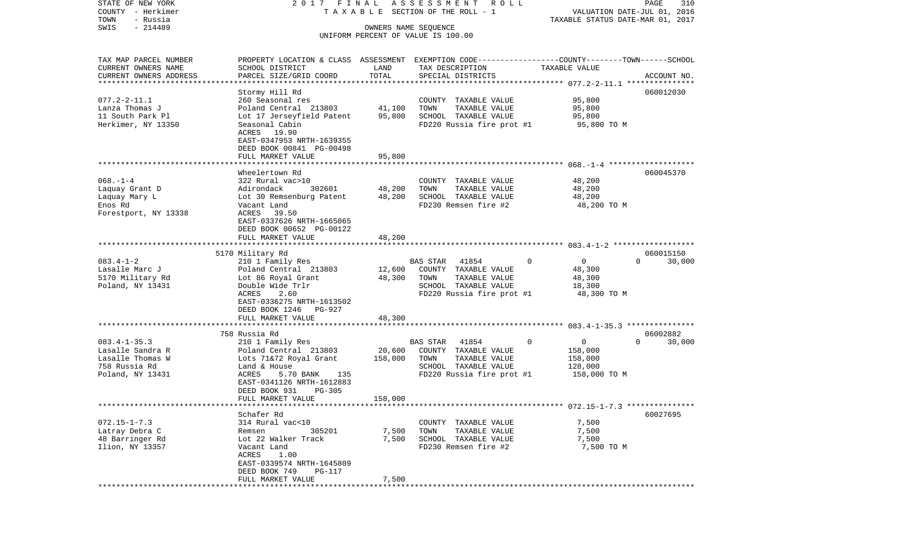STATE OF NEW YORK 2017 FINAL ASSESSMENT ROLL
COUNTY - Herkimer TAXABLE SECTION OF THE ROLL - 1 VALUATION DATE-JUL 01, 2016
TOWN - Russia TAXABLE STATUS DATE-MAR 01, 2017
SWIS - 214489 OWNERS NAME SEQUENCE
UNIFORM PERCENT OF VALUE IS 100.00

| TAX MAP PARCEL NUMBER<br>CURRENT OWNERS NAME<br>CURRENT OWNERS ADDRESS | PROPERTY LOCATION & CLASS<br>SCHOOL DISTRICT<br>PARCEL SIZE/GRID COORD | ASSESSMENT<br>LAND<br>TOTAL | EXEMPTION CODE<br>TAX DESCRIPTION<br>SPECIAL DISTRICTS | COUNTY--------TOWN------SCHOOL<br>TAXABLE VALUE | ACCOUNT NO. |
|---|---|---|---|---|---|
| 077.2-2-11.1<br>Lanza Thomas J<br>11 South Park Pl<br>Herkimer, NY 13350 | Stormy Hill Rd<br>260 Seasonal res<br>Poland Central 213803<br>Lot 17 Jerseyfield Patent<br>Seasonal Cabin<br>ACRES 19.90<br>EAST-0347953 NRTH-1639355<br>DEED BOOK 00841 PG-00498<br>FULL MARKET VALUE | <br><br>41,100<br>95,800<br><br><br><br><br>95,800 | <br>COUNTY TAXABLE VALUE<br>TOWN TAXABLE VALUE<br>SCHOOL TAXABLE VALUE<br>FD220 Russia fire prot #1 | <br>95,800<br>95,800<br>95,800<br>95,800 TO M | 060012030 |
| 068.-1-4<br>Laquay Grant D<br>Laquay Mary L<br>Enos Rd<br>Forestport, NY 13338 | Wheelertown Rd<br>322 Rural vac>10<br>Adirondack 302601<br>Lot 30 Remsenburg Patent<br>Vacant Land<br>ACRES 39.50<br>EAST-0337626 NRTH-1665065<br>DEED BOOK 00652 PG-00122<br>FULL MARKET VALUE | <br><br>48,200<br>48,200<br><br><br><br><br>48,200 | <br>COUNTY TAXABLE VALUE<br>TOWN TAXABLE VALUE<br>SCHOOL TAXABLE VALUE<br>FD230 Remsen fire #2 | <br>48,200<br>48,200<br>48,200<br>48,200 TO M | 060045370 |
| 083.4-1-2<br>Lasalle Marc J<br>5170 Military Rd<br>Poland, NY 13431 | 5170 Military Rd<br>210 1 Family Res<br>Poland Central 213803<br>Lot 86 Royal Grant<br>Double Wide Trlr<br>ACRES 2.60<br>EAST-0336275 NRTH-1613502<br>DEED BOOK 1246 PG-927<br>FULL MARKET VALUE | <br><br>12,600<br>48,300<br><br><br><br><br>48,300 | <br>BAS STAR 41854 0<br>COUNTY TAXABLE VALUE<br>TOWN TAXABLE VALUE<br>SCHOOL TAXABLE VALUE<br>FD220 Russia fire prot #1 | <br>0 0 30,000<br>48,300<br>48,300<br>18,300<br>48,300 TO M | 060015150 |
| 083.4-1-35.3<br>Lasalle Sandra R<br>Lasalle Thomas W<br>758 Russia Rd<br>Poland, NY 13431 | 758 Russia Rd<br>210 1 Family Res<br>Poland Central 213803<br>Lots 71&72 Royal Grant<br>Land & House<br>ACRES 5.70 BANK 135<br>EAST-0341126 NRTH-1612883<br>DEED BOOK 931 PG-305<br>FULL MARKET VALUE | <br><br>20,600<br>158,000<br><br><br><br><br>158,000 | <br>BAS STAR 41854 0<br>COUNTY TAXABLE VALUE<br>TOWN TAXABLE VALUE<br>SCHOOL TAXABLE VALUE<br>FD220 Russia fire prot #1 | <br>0 0 30,000<br>158,000<br>158,000<br>128,000<br>158,000 TO M | 06002882 |
| 072.15-1-7.3<br>Latray Debra C<br>48 Barringer Rd<br>Ilion, NY 13357 | Schafer Rd<br>314 Rural vac<10<br>Remsen 305201<br>Lot 22 Walker Track<br>Vacant Land<br>ACRES 1.00<br>EAST-0339574 NRTH-1645809<br>DEED BOOK 749 PG-117<br>FULL MARKET VALUE | <br><br>7,500<br>7,500<br><br><br><br><br>7,500 | <br>COUNTY TAXABLE VALUE<br>TOWN TAXABLE VALUE<br>SCHOOL TAXABLE VALUE<br>FD230 Remsen fire #2 | <br>7,500<br>7,500<br>7,500<br>7,500 TO M | 60027695 |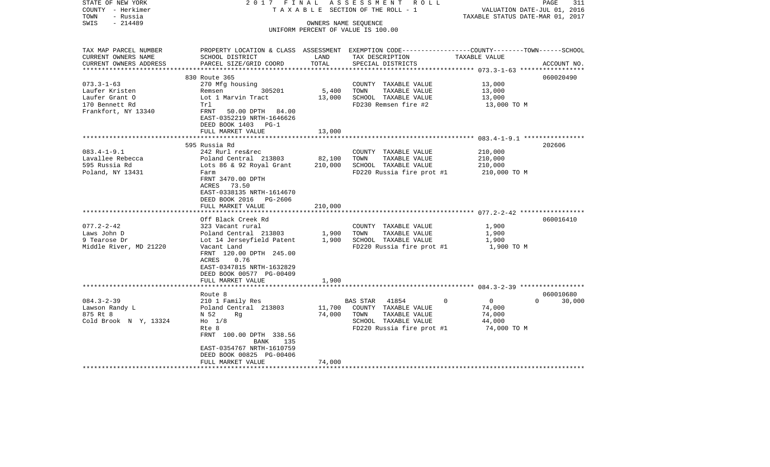STATE OF NEW YORK
COUNTY - Herkimer
TOWN - Russia
SWIS - 214489

2017 FINAL ASSESSMENT ROLL
TAXABLE SECTION OF THE ROLL - 1
OWNERS NAME SEQUENCE
UNIFORM PERCENT OF VALUE IS 100.00

VALUATION DATE-JUL 01, 2016
TAXABLE STATUS DATE-MAR 01, 2017

| TAX MAP PARCEL NUMBER / CURRENT OWNERS NAME / CURRENT OWNERS ADDRESS | PROPERTY LOCATION & CLASS / SCHOOL DISTRICT / PARCEL SIZE/GRID COORD | ASSESSMENT LAND / TOTAL | EXEMPTION CODE / TAX DESCRIPTION / SPECIAL DISTRICTS | COUNTY / TOWN / SCHOOL TAXABLE VALUE | ACCOUNT NO. |
|---|---|---|---|---|---|
| 073.3-1-63 | 830 Route 365 | | | | 060020490 |
| Laufer Kristen | 270 Mfg housing | | COUNTY TAXABLE VALUE | 13,000 | |
| Laufer Grant O | Remsen 305201 | 5,400 | TOWN TAXABLE VALUE | 13,000 | |
| 170 Bennett Rd | Lot 1 Marvin Tract | 13,000 | SCHOOL TAXABLE VALUE | 13,000 | |
| Frankfort, NY 13340 | Trl | | FD230 Remsen fire #2 | 13,000 TO M | |
| | FRNT 50.00 DPTH 84.00 | | | | |
| | EAST-0352219 NRTH-1646626 | | | | |
| | DEED BOOK 1403 PG-1 | | | | |
| | FULL MARKET VALUE | 13,000 | | | |
| 083.4-1-9.1 | 595 Russia Rd | | | | 202606 |
| Lavallee Rebecca | 242 Rurl res&rec | | COUNTY TAXABLE VALUE | 210,000 | |
| 595 Russia Rd | Poland Central 213803 | 82,100 | TOWN TAXABLE VALUE | 210,000 | |
| Poland, NY 13431 | Lots 86 & 92 Royal Grant | 210,000 | SCHOOL TAXABLE VALUE | 210,000 | |
| | Farm | | FD220 Russia fire prot #1 | 210,000 TO M | |
| | FRNT 3470.00 DPTH | | | | |
| | ACRES 73.50 | | | | |
| | EAST-0338135 NRTH-1614670 | | | | |
| | DEED BOOK 2016 PG-2606 | | | | |
| | FULL MARKET VALUE | 210,000 | | | |
| 077.2-2-42 | Off Black Creek Rd | | | | 060016410 |
| Laws John D | 323 Vacant rural | | COUNTY TAXABLE VALUE | 1,900 | |
| 9 Tearose Dr | Poland Central 213803 | 1,900 | TOWN TAXABLE VALUE | 1,900 | |
| Middle River, MD 21220 | Lot 14 Jerseyfield Patent | 1,900 | SCHOOL TAXABLE VALUE | 1,900 | |
| | Vacant Land | | FD220 Russia fire prot #1 | 1,900 TO M | |
| | FRNT 120.00 DPTH 245.00 | | | | |
| | ACRES 0.76 | | | | |
| | EAST-0347815 NRTH-1632829 | | | | |
| | DEED BOOK 00577 PG-00409 | | | | |
| | FULL MARKET VALUE | 1,900 | | | |
| 084.3-2-39 | Route 8 | | | | 060010680 |
| Lawson Randy L | 210 1 Family Res | | BAS STAR 41854 0 | 0 0 | 30,000 |
| 875 Rt 8 | Poland Central 213803 | 11,700 | COUNTY TAXABLE VALUE | 74,000 | |
| Cold Brook N Y, 13324 | N 52 Rg | 74,000 | TOWN TAXABLE VALUE | 74,000 | |
| | Ho 1/8 | | SCHOOL TAXABLE VALUE | 44,000 | |
| | Rte 8 | | FD220 Russia fire prot #1 | 74,000 TO M | |
| | FRNT 100.00 DPTH 338.56 | | | | |
| | BANK 135 | | | | |
| | EAST-0354767 NRTH-1610759 | | | | |
| | DEED BOOK 00825 PG-00406 | | | | |
| | FULL MARKET VALUE | 74,000 | | | |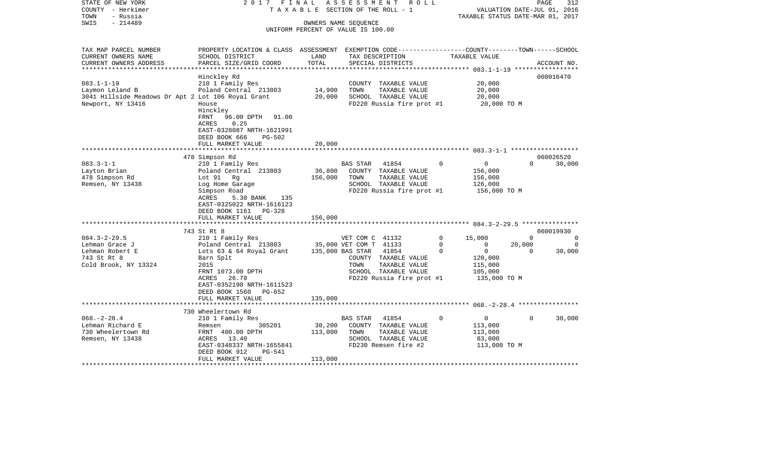STATE OF NEW YORK
COUNTY - Herkimer
TOWN - Russia
SWIS - 214489

2017 FINAL ASSESSMENT ROLL
TAXABLE SECTION OF THE ROLL - 1
OWNERS NAME SEQUENCE
UNIFORM PERCENT OF VALUE IS 100.00

VALUATION DATE-JUL 01, 2016
TAXABLE STATUS DATE-MAR 01, 2017

| TAX MAP PARCEL NUMBER / CURRENT OWNERS NAME / CURRENT OWNERS ADDRESS | PROPERTY LOCATION & CLASS / SCHOOL DISTRICT / PARCEL SIZE/GRID COORD | ASSESSMENT LAND / TOTAL | EXEMPTION CODE / TAX DESCRIPTION / SPECIAL DISTRICTS | COUNTY | TOWN | SCHOOL | ACCOUNT NO. |
|---|---|---|---|---|---|---|---|
| **083.1-1-19** | Hinckley Rd | | | | | | 060016470 |
| Laymon Leland B | 210 1 Family Res | | COUNTY TAXABLE VALUE | 20,000 | | | |
| 3041 Hillside Meadows Dr Apt 2 | Poland Central 213803 | 14,900 | TOWN TAXABLE VALUE | | 20,000 | | |
| Newport, NY 13416 | Lot 106 Royal Grant | 20,000 | SCHOOL TAXABLE VALUE | | | 20,000 | |
| | House | | FD220 Russia fire prot #1 | 20,000 TO M | | | |
| | Hinckley | | | | | | |
| | FRNT 96.00 DPTH 91.00 | | | | | | |
| | ACRES 0.25 | | | | | | |
| | EAST-0328087 NRTH-1621991 | | | | | | |
| | DEED BOOK 666 PG-502 | | | | | | |
| | FULL MARKET VALUE | 20,000 | | | | | |
| **083.3-1-1** | 478 Simpson Rd | | | | | | 060026520 |
| Layton Brian | 210 1 Family Res | | BAS STAR 41854 0 | 0 | 0 | 30,000 | |
| 478 Simpson Rd | Poland Central 213803 | 36,800 | COUNTY TAXABLE VALUE | 156,000 | | | |
| Remsen, NY 13438 | Lot 91 Rg | 156,000 | TOWN TAXABLE VALUE | | 156,000 | | |
| | Log Home Garage | | SCHOOL TAXABLE VALUE | | | 126,000 | |
| | Simpson Road | | FD220 Russia fire prot #1 | 156,000 TO M | | | |
| | ACRES 5.30 BANK 135 | | | | | | |
| | EAST-0325022 NRTH-1616123 | | | | | | |
| | DEED BOOK 1161 PG-328 | | | | | | |
| | FULL MARKET VALUE | 156,000 | | | | | |
| **084.3-2-29.5** | 743 St Rt 8 | | | | | | 060019930 |
| Lehman Grace J | 210 1 Family Res | | VET COM C 41132 0 | 15,000 | 0 | 0 | |
| Lehman Robert E | Poland Central 213803 | 35,000 | VET COM T 41133 0 | 0 | 20,000 | 0 | |
| 743 St Rt 8 | Lots 63 & 64 Royal Grant | 135,000 | BAS STAR 41854 0 | 0 | 0 | 30,000 | |
| Cold Brook, NY 13324 | Barn Splt | | COUNTY TAXABLE VALUE | 120,000 | | | |
| | 2015 | | TOWN TAXABLE VALUE | | 115,000 | | |
| | FRNT 1073.00 DPTH | | SCHOOL TAXABLE VALUE | | | 105,000 | |
| | ACRES 26.70 | | FD220 Russia fire prot #1 | 135,000 TO M | | | |
| | EAST-0352190 NRTH-1611523 | | | | | | |
| | DEED BOOK 1560 PG-652 | | | | | | |
| | FULL MARKET VALUE | 135,000 | | | | | |
| **068.-2-28.4** | 730 Wheelertown Rd | | | | | | |
| Lehman Richard E | 210 1 Family Res | | BAS STAR 41854 0 | 0 | 0 | 30,000 | |
| 730 Wheelertown Rd | Remsen 305201 | 30,200 | COUNTY TAXABLE VALUE | 113,000 | | | |
| Remsen, NY 13438 | FRNT 400.00 DPTH | 113,000 | TOWN TAXABLE VALUE | | 113,000 | | |
| | ACRES 13.40 | | SCHOOL TAXABLE VALUE | | | 83,000 | |
| | EAST-0348337 NRTH-1655841 | | FD230 Remsen fire #2 | 113,000 TO M | | | |
| | DEED BOOK 912 PG-541 | | | | | | |
| | FULL MARKET VALUE | 113,000 | | | | | |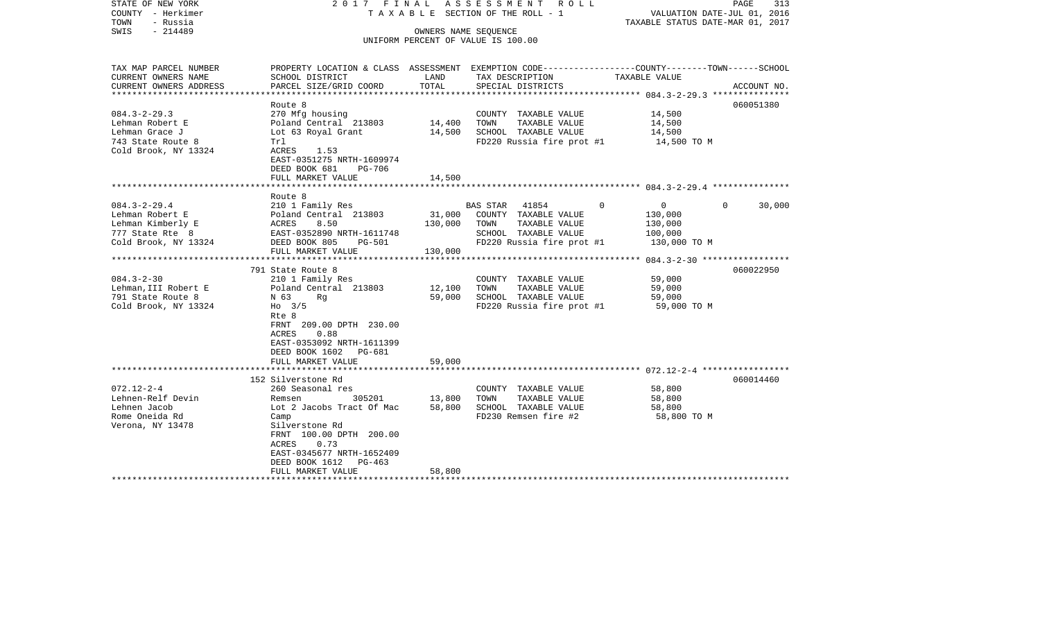STATE OF NEW YORK — 2017 FINAL ASSESSMENT ROLL — TAXABLE SECTION OF THE ROLL - 1
COUNTY - Herkimer — VALUATION DATE-JUL 01, 2016
TOWN - Russia — TAXABLE STATUS DATE-MAR 01, 2017
SWIS - 214489 — OWNERS NAME SEQUENCE — UNIFORM PERCENT OF VALUE IS 100.00

| TAX MAP PARCEL NUMBER / CURRENT OWNERS NAME / CURRENT OWNERS ADDRESS | PROPERTY LOCATION & CLASS / SCHOOL DISTRICT / PARCEL SIZE/GRID COORD | ASSESSMENT LAND | TOTAL | EXEMPTION CODE / TAX DESCRIPTION / SPECIAL DISTRICTS | COUNTY | TOWN | SCHOOL TAXABLE VALUE | ACCOUNT NO. |
|---|---|---|---|---|---|---|---|---|
| **084.3-2-29.3** | Route 8 | | | | | | | 060051380 |
| Lehman Robert E | 270 Mfg housing | | | COUNTY TAXABLE VALUE | 14,500 | | | |
| Lehman Grace J | Poland Central 213803 | 14,400 | | TOWN TAXABLE VALUE | | 14,500 | | |
| 743 State Route 8 | Lot 63 Royal Grant | | 14,500 | SCHOOL TAXABLE VALUE | | | 14,500 | |
| Cold Brook, NY 13324 | Trl | | | FD220 Russia fire prot #1 | 14,500 TO M | | | |
| | ACRES 1.53 | | | | | | | |
| | EAST-0351275 NRTH-1609974 | | | | | | | |
| | DEED BOOK 681 PG-706 | | | | | | | |
| | FULL MARKET VALUE | | 14,500 | | | | | |
| **084.3-2-29.4** | Route 8 | | | | | | | |
| Lehman Robert E | 210 1 Family Res | | | BAS STAR 41854 0 | 0 | 0 | 30,000 | |
| Lehman Kimberly E | Poland Central 213803 | 31,000 | | COUNTY TAXABLE VALUE | 130,000 | | | |
| 777 State Rte 8 | ACRES 8.50 | | 130,000 | TOWN TAXABLE VALUE | | 130,000 | | |
| Cold Brook, NY 13324 | EAST-0352890 NRTH-1611748 | | | SCHOOL TAXABLE VALUE | | | 100,000 | |
| | DEED BOOK 805 PG-501 | | | FD220 Russia fire prot #1 | 130,000 TO M | | | |
| | FULL MARKET VALUE | | 130,000 | | | | | |
| **084.3-2-30** | 791 State Route 8 | | | | | | | 060022950 |
| Lehman,III Robert E | 210 1 Family Res | | | COUNTY TAXABLE VALUE | 59,000 | | | |
| 791 State Route 8 | Poland Central 213803 | 12,100 | | TOWN TAXABLE VALUE | | 59,000 | | |
| Cold Brook, NY 13324 | N 63 Rg | | 59,000 | SCHOOL TAXABLE VALUE | | | 59,000 | |
| | Ho 3/5 | | | FD220 Russia fire prot #1 | 59,000 TO M | | | |
| | Rte 8 | | | | | | | |
| | FRNT 209.00 DPTH 230.00 | | | | | | | |
| | ACRES 0.88 | | | | | | | |
| | EAST-0353092 NRTH-1611399 | | | | | | | |
| | DEED BOOK 1602 PG-681 | | | | | | | |
| | FULL MARKET VALUE | | 59,000 | | | | | |
| **072.12-2-4** | 152 Silverstone Rd | | | | | | | 060014460 |
| Lehnen-Relf Devin | 260 Seasonal res | | | COUNTY TAXABLE VALUE | 58,800 | | | |
| Lehnen Jacob | Remsen 305201 | 13,800 | | TOWN TAXABLE VALUE | | 58,800 | | |
| Rome Oneida Rd | Lot 2 Jacobs Tract Of Mac | | 58,800 | SCHOOL TAXABLE VALUE | | | 58,800 | |
| Verona, NY 13478 | Camp | | | FD230 Remsen fire #2 | 58,800 TO M | | | |
| | Silverstone Rd | | | | | | | |
| | FRNT 100.00 DPTH 200.00 | | | | | | | |
| | ACRES 0.73 | | | | | | | |
| | EAST-0345677 NRTH-1652409 | | | | | | | |
| | DEED BOOK 1612 PG-463 | | | | | | | |
| | FULL MARKET VALUE | | 58,800 | | | | | |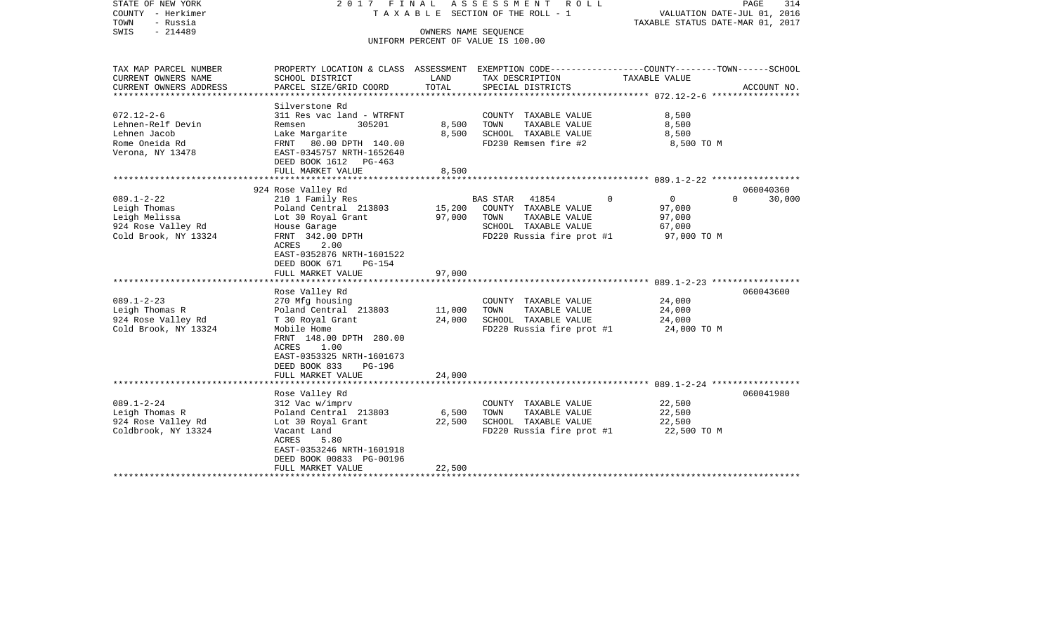STATE OF NEW YORK | 2017 FINAL ASSESSMENT ROLL | PAGE 314
COUNTY - Herkimer | TAXABLE SECTION OF THE ROLL - 1 | VALUATION DATE-JUL 01, 2016
TOWN - Russia | OWNERS NAME SEQUENCE | TAXABLE STATUS DATE-MAR 01, 2017
SWIS - 214489 | UNIFORM PERCENT OF VALUE IS 100.00

| TAX MAP PARCEL NUMBER<br>CURRENT OWNERS NAME<br>CURRENT OWNERS ADDRESS | PROPERTY LOCATION & CLASS<br>SCHOOL DISTRICT<br>PARCEL SIZE/GRID COORD | ASSESSMENT<br>LAND<br>TOTAL | EXEMPTION CODE<br>TAX DESCRIPTION<br>SPECIAL DISTRICTS | COUNTY / TOWN / SCHOOL<br>TAXABLE VALUE | ACCOUNT NO. |
|---|---|---|---|---|---|
| **072.12-2-6** | Silverstone Rd | | | | |
| 072.12-2-6 | 311 Res vac land - WTRFNT | | COUNTY TAXABLE VALUE | 8,500 | |
| Lehnen-Relf Devin | Remsen 305201 | 8,500 | TOWN TAXABLE VALUE | 8,500 | |
| Lehnen Jacob | Lake Margarite | 8,500 | SCHOOL TAXABLE VALUE | 8,500 | |
| Rome Oneida Rd | FRNT 80.00 DPTH 140.00 | | FD230 Remsen fire #2 | 8,500 TO M | |
| Verona, NY 13478 | EAST-0345757 NRTH-1652640 | | | | |
| | DEED BOOK 1612 PG-463 | | | | |
| | FULL MARKET VALUE | 8,500 | | | |
| **089.1-2-22** | 924 Rose Valley Rd | | | | 060040360 |
| 089.1-2-22 | 210 1 Family Res | | BAS STAR 41854 0 | 0 0 | 30,000 |
| Leigh Thomas | Poland Central 213803 | 15,200 | COUNTY TAXABLE VALUE | 97,000 | |
| Leigh Melissa | Lot 30 Royal Grant | 97,000 | TOWN TAXABLE VALUE | 97,000 | |
| 924 Rose Valley Rd | House Garage | | SCHOOL TAXABLE VALUE | 67,000 | |
| Cold Brook, NY 13324 | FRNT 342.00 DPTH | | FD220 Russia fire prot #1 | 97,000 TO M | |
| | ACRES 2.00 | | | | |
| | EAST-0352876 NRTH-1601522 | | | | |
| | DEED BOOK 671 PG-154 | | | | |
| | FULL MARKET VALUE | 97,000 | | | |
| **089.1-2-23** | Rose Valley Rd | | | | 060043600 |
| 089.1-2-23 | 270 Mfg housing | | COUNTY TAXABLE VALUE | 24,000 | |
| Leigh Thomas R | Poland Central 213803 | 11,000 | TOWN TAXABLE VALUE | 24,000 | |
| 924 Rose Valley Rd | T 30 Royal Grant | 24,000 | SCHOOL TAXABLE VALUE | 24,000 | |
| Cold Brook, NY 13324 | Mobile Home | | FD220 Russia fire prot #1 | 24,000 TO M | |
| | FRNT 148.00 DPTH 280.00 | | | | |
| | ACRES 1.00 | | | | |
| | EAST-0353325 NRTH-1601673 | | | | |
| | DEED BOOK 833 PG-196 | | | | |
| | FULL MARKET VALUE | 24,000 | | | |
| **089.1-2-24** | Rose Valley Rd | | | | 060041980 |
| 089.1-2-24 | 312 Vac w/imprv | | COUNTY TAXABLE VALUE | 22,500 | |
| Leigh Thomas R | Poland Central 213803 | 6,500 | TOWN TAXABLE VALUE | 22,500 | |
| 924 Rose Valley Rd | Lot 30 Royal Grant | 22,500 | SCHOOL TAXABLE VALUE | 22,500 | |
| Coldbrook, NY 13324 | Vacant Land | | FD220 Russia fire prot #1 | 22,500 TO M | |
| | ACRES 5.80 | | | | |
| | EAST-0353246 NRTH-1601918 | | | | |
| | DEED BOOK 00833 PG-00196 | | | | |
| | FULL MARKET VALUE | 22,500 | | | |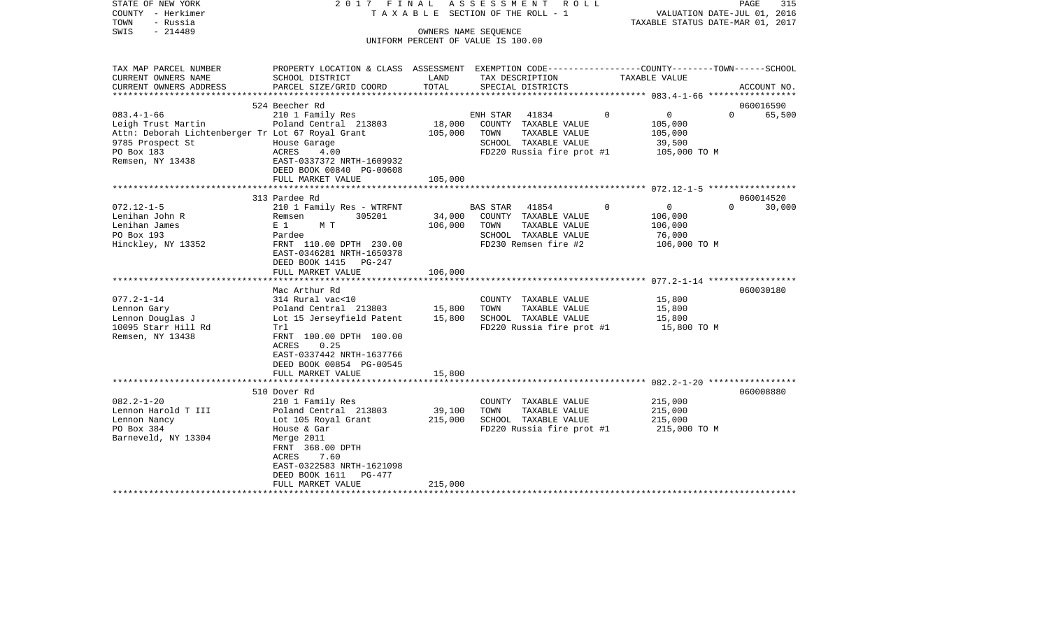STATE OF NEW YORK
COUNTY - Herkimer
TOWN - Russia
SWIS - 214489

2017 FINAL ASSESSMENT ROLL
TAXABLE SECTION OF THE ROLL - 1
OWNERS NAME SEQUENCE
UNIFORM PERCENT OF VALUE IS 100.00

VALUATION DATE-JUL 01, 2016
TAXABLE STATUS DATE-MAR 01, 2017

| TAX MAP PARCEL NUMBER / CURRENT OWNERS NAME / CURRENT OWNERS ADDRESS | PROPERTY LOCATION & CLASS / SCHOOL DISTRICT / PARCEL SIZE/GRID COORD | ASSESSMENT LAND | TOTAL | EXEMPTION CODE / TAX DESCRIPTION / SPECIAL DISTRICTS | COUNTY | TOWN | SCHOOL / TAXABLE VALUE | ACCOUNT NO. |
|---|---|---|---|---|---|---|---|---|
| | 524 Beecher Rd | | | | | | | 060016590 |
| 083.4-1-66 | 210 1 Family Res | | | ENH STAR 41834 | 0 | 0 | 0 | 65,500 |
| Leigh Trust Martin | Poland Central 213803 | 18,000 | | COUNTY TAXABLE VALUE | | | 105,000 | |
| Attn: Deborah Lichtenberger Tr | Lot 67 Royal Grant | | 105,000 | TOWN TAXABLE VALUE | | | 105,000 | |
| 9785 Prospect St | House Garage | | | SCHOOL TAXABLE VALUE | | | 39,500 | |
| PO Box 183 | ACRES 4.00 | | | FD220 Russia fire prot #1 | | | 105,000 TO M | |
| Remsen, NY 13438 | EAST-0337372 NRTH-1609932 | | | | | | | |
| | DEED BOOK 00840 PG-00608 | | | | | | | |
| | FULL MARKET VALUE | | 105,000 | | | | | |
| | 313 Pardee Rd | | | | | | | 060014520 |
| 072.12-1-5 | 210 1 Family Res - WTRFNT | | | BAS STAR 41854 | 0 | 0 | 0 | 30,000 |
| Lenihan John R | Remsen 305201 | 34,000 | | COUNTY TAXABLE VALUE | | | 106,000 | |
| Lenihan James | E 1 M T | | 106,000 | TOWN TAXABLE VALUE | | | 106,000 | |
| PO Box 193 | Pardee | | | SCHOOL TAXABLE VALUE | | | 76,000 | |
| Hinckley, NY 13352 | FRNT 110.00 DPTH 230.00 | | | FD230 Remsen fire #2 | | | 106,000 TO M | |
| | EAST-0346281 NRTH-1650378 | | | | | | | |
| | DEED BOOK 1415 PG-247 | | | | | | | |
| | FULL MARKET VALUE | | 106,000 | | | | | |
| | Mac Arthur Rd | | | | | | | 060030180 |
| 077.2-1-14 | 314 Rural vac<10 | | | COUNTY TAXABLE VALUE | | | 15,800 | |
| Lennon Gary | Poland Central 213803 | 15,800 | | TOWN TAXABLE VALUE | | | 15,800 | |
| Lennon Douglas J | Lot 15 Jerseyfield Patent | | 15,800 | SCHOOL TAXABLE VALUE | | | 15,800 | |
| 10095 Starr Hill Rd | Trl | | | FD220 Russia fire prot #1 | | | 15,800 TO M | |
| Remsen, NY 13438 | FRNT 100.00 DPTH 100.00 | | | | | | | |
| | ACRES 0.25 | | | | | | | |
| | EAST-0337442 NRTH-1637766 | | | | | | | |
| | DEED BOOK 00854 PG-00545 | | | | | | | |
| | FULL MARKET VALUE | | 15,800 | | | | | |
| | 510 Dover Rd | | | | | | | 060008880 |
| 082.2-1-20 | 210 1 Family Res | | | COUNTY TAXABLE VALUE | | | 215,000 | |
| Lennon Harold T III | Poland Central 213803 | 39,100 | | TOWN TAXABLE VALUE | | | 215,000 | |
| Lennon Nancy | Lot 105 Royal Grant | | 215,000 | SCHOOL TAXABLE VALUE | | | 215,000 | |
| PO Box 384 | House & Gar | | | FD220 Russia fire prot #1 | | | 215,000 TO M | |
| Barneveld, NY 13304 | Merge 2011 | | | | | | | |
| | FRNT 368.00 DPTH | | | | | | | |
| | ACRES 7.60 | | | | | | | |
| | EAST-0322583 NRTH-1621098 | | | | | | | |
| | DEED BOOK 1611 PG-477 | | | | | | | |
| | FULL MARKET VALUE | | 215,000 | | | | | |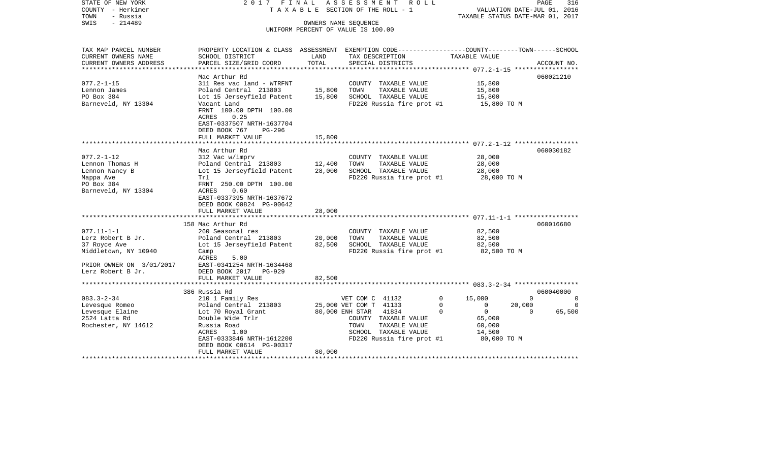STATE OF NEW YORK
COUNTY - Herkimer
TOWN - Russia
SWIS - 214489

2017 FINAL ASSESSMENT ROLL
TAXABLE SECTION OF THE ROLL - 1
OWNERS NAME SEQUENCE
UNIFORM PERCENT OF VALUE IS 100.00

VALUATION DATE-JUL 01, 2016
TAXABLE STATUS DATE-MAR 01, 2017

| TAX MAP PARCEL NUMBER / CURRENT OWNERS NAME / CURRENT OWNERS ADDRESS | PROPERTY LOCATION & CLASS / SCHOOL DISTRICT / PARCEL SIZE/GRID COORD | ASSESSMENT LAND | TOTAL | EXEMPTION CODE / TAX DESCRIPTION / SPECIAL DISTRICTS | COUNTY | TOWN | SCHOOL | ACCOUNT NO. |
|---|---|---|---|---|---|---|---|---|
| **077.2-1-15** | Mac Arthur Rd | | | | | | | 060021210 |
| Lennon James | 311 Res vac land - WTRFNT | | | COUNTY TAXABLE VALUE | 15,800 | | | |
| PO Box 384 | Poland Central 213803 | 15,800 | | TOWN TAXABLE VALUE | | 15,800 | | |
| Barneveld, NY 13304 | Lot 15 Jerseyfield Patent | | 15,800 | SCHOOL TAXABLE VALUE | | | 15,800 | |
| | Vacant Land | | | FD220 Russia fire prot #1 | 15,800 TO M | | | |
| | FRNT 100.00 DPTH 100.00 | | | | | | | |
| | ACRES 0.25 | | | | | | | |
| | EAST-0337507 NRTH-1637704 | | | | | | | |
| | DEED BOOK 767 PG-296 | | | | | | | |
| | FULL MARKET VALUE | | 15,800 | | | | | |
| **077.2-1-12** | Mac Arthur Rd | | | | | | | 060030182 |
| Lennon Thomas H | 312 Vac w/imprv | | | COUNTY TAXABLE VALUE | 28,000 | | | |
| Lennon Nancy B | Poland Central 213803 | 12,400 | | TOWN TAXABLE VALUE | | 28,000 | | |
| Mappa Ave | Lot 15 Jerseyfield Patent | | 28,000 | SCHOOL TAXABLE VALUE | | | 28,000 | |
| PO Box 384 | Trl | | | FD220 Russia fire prot #1 | 28,000 TO M | | | |
| Barneveld, NY 13304 | FRNT 250.00 DPTH 100.00 | | | | | | | |
| | ACRES 0.60 | | | | | | | |
| | EAST-0337395 NRTH-1637672 | | | | | | | |
| | DEED BOOK 00824 PG-00642 | | | | | | | |
| | FULL MARKET VALUE | | 28,000 | | | | | |
| **077.11-1-1** | 158 Mac Arthur Rd | | | | | | | 060016680 |
| Lerz Robert B Jr. | 260 Seasonal res | | | COUNTY TAXABLE VALUE | 82,500 | | | |
| 37 Royce Ave | Poland Central 213803 | 20,000 | | TOWN TAXABLE VALUE | | 82,500 | | |
| Middletown, NY 10940 | Lot 15 Jerseyfield Patent | | 82,500 | SCHOOL TAXABLE VALUE | | | 82,500 | |
| | Camp | | | FD220 Russia fire prot #1 | 82,500 TO M | | | |
| | ACRES 5.00 | | | | | | | |
| PRIOR OWNER ON 3/01/2017 | EAST-0341254 NRTH-1634468 | | | | | | | |
| Lerz Robert B Jr. | DEED BOOK 2017 PG-929 | | | | | | | |
| | FULL MARKET VALUE | | 82,500 | | | | | |
| **083.3-2-34** | 386 Russia Rd | | | | | | | 060040000 |
| Levesque Romeo | 210 1 Family Res | | | VET COM C 41132 0 | 15,000 | 0 | 0 | |
| Levesque Elaine | Poland Central 213803 | 25,000 | | VET COM T 41133 0 | 0 | 20,000 | 0 | |
| 2524 Latta Rd | Lot 70 Royal Grant | | 80,000 | ENH STAR 41834 0 | 0 | 0 | 65,500 | |
| Rochester, NY 14612 | Double Wide Trlr | | | COUNTY TAXABLE VALUE | 65,000 | | | |
| | Russia Road | | | TOWN TAXABLE VALUE | | 60,000 | | |
| | ACRES 1.00 | | | SCHOOL TAXABLE VALUE | | | 14,500 | |
| | EAST-0333846 NRTH-1612200 | | | FD220 Russia fire prot #1 | 80,000 TO M | | | |
| | DEED BOOK 00614 PG-00317 | | | | | | | |
| | FULL MARKET VALUE | | 80,000 | | | | | |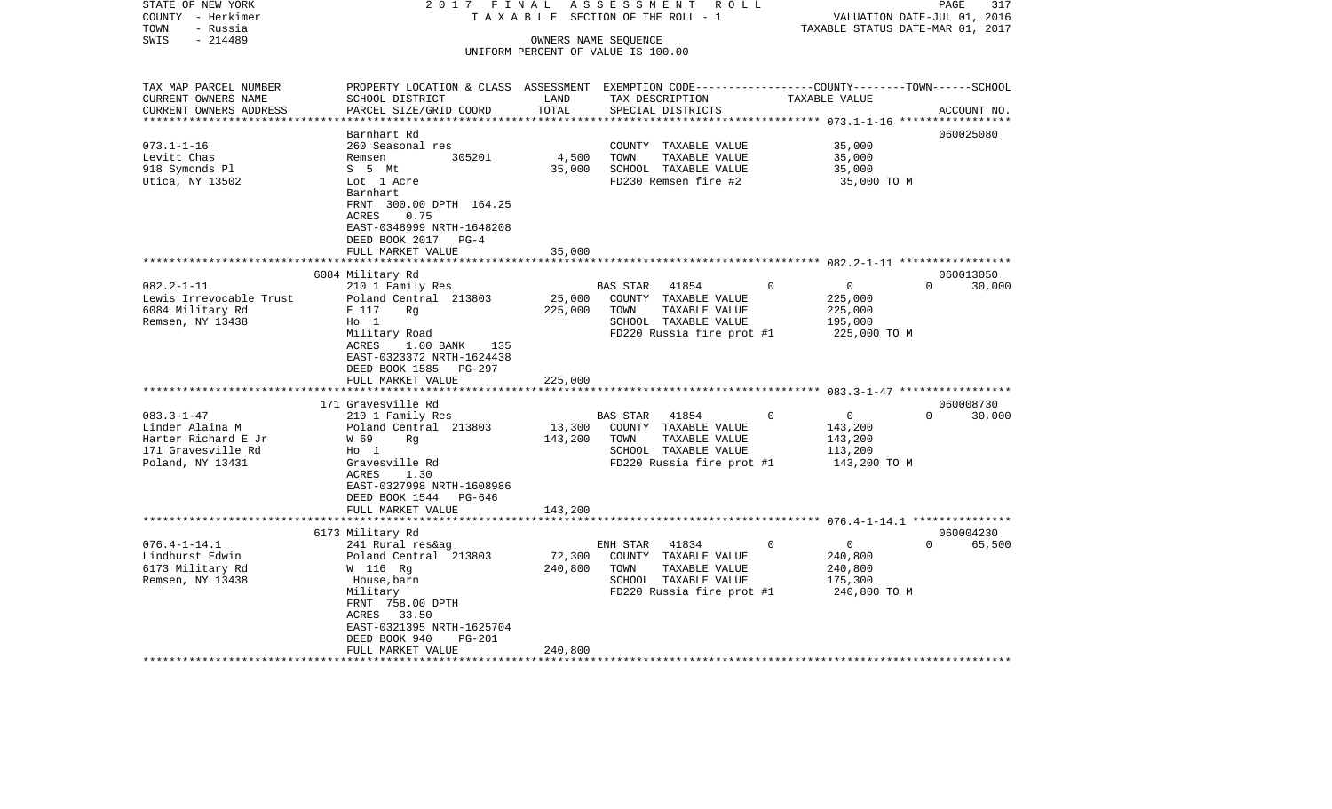STATE OF NEW YORK — 2017 FINAL ASSESSMENT ROLL
COUNTY - Herkimer — TAXABLE SECTION OF THE ROLL - 1 — VALUATION DATE-JUL 01, 2016
TOWN - Russia — TAXABLE STATUS DATE-MAR 01, 2017
SWIS - 214489 — OWNERS NAME SEQUENCE
UNIFORM PERCENT OF VALUE IS 100.00

| TAX MAP PARCEL NUMBER / CURRENT OWNERS NAME / CURRENT OWNERS ADDRESS | PROPERTY LOCATION & CLASS / SCHOOL DISTRICT / PARCEL SIZE/GRID COORD | ASSESSMENT LAND | TOTAL | EXEMPTION CODE / TAX DESCRIPTION / SPECIAL DISTRICTS | COUNTY | TOWN | SCHOOL / TAXABLE VALUE | ACCOUNT NO. |
|---|---|---|---|---|---|---|---|---|
| | Barnhart Rd | | | | | | | 060025080 |
| 073.1-1-16 | 260 Seasonal res | | | COUNTY TAXABLE VALUE | 35,000 | | | |
| Levitt Chas | Remsen 305201 | 4,500 | | TOWN TAXABLE VALUE | | 35,000 | | |
| 918 Symonds Pl | S 5 Mt | | 35,000 | SCHOOL TAXABLE VALUE | | | 35,000 | |
| Utica, NY 13502 | Lot 1 Acre | | | FD230 Remsen fire #2 | 35,000 TO M | | | |
| | Barnhart | | | | | | | |
| | FRNT 300.00 DPTH 164.25 | | | | | | | |
| | ACRES 0.75 | | | | | | | |
| | EAST-0348999 NRTH-1648208 | | | | | | | |
| | DEED BOOK 2017 PG-4 | | | | | | | |
| | FULL MARKET VALUE | | 35,000 | | | | | |
| | 6084 Military Rd | | | | | | | 060013050 |
| 082.2-1-11 | 210 1 Family Res | | | BAS STAR 41854 | 0 | 0 | 0 | 30,000 |
| Lewis Irrevocable Trust | Poland Central 213803 | 25,000 | | COUNTY TAXABLE VALUE | 225,000 | | | |
| 6084 Military Rd | E 117 Rg | | 225,000 | TOWN TAXABLE VALUE | | 225,000 | | |
| Remsen, NY 13438 | Ho 1 | | | SCHOOL TAXABLE VALUE | | | 195,000 | |
| | Military Road | | | FD220 Russia fire prot #1 | 225,000 TO M | | | |
| | ACRES 1.00 BANK 135 | | | | | | | |
| | EAST-0323372 NRTH-1624438 | | | | | | | |
| | DEED BOOK 1585 PG-297 | | | | | | | |
| | FULL MARKET VALUE | | 225,000 | | | | | |
| | 171 Gravesville Rd | | | | | | | 060008730 |
| 083.3-1-47 | 210 1 Family Res | | | BAS STAR 41854 | 0 | 0 | 0 | 30,000 |
| Linder Alaina M | Poland Central 213803 | 13,300 | | COUNTY TAXABLE VALUE | 143,200 | | | |
| Harter Richard E Jr | W 69 Rg | | 143,200 | TOWN TAXABLE VALUE | | 143,200 | | |
| 171 Gravesville Rd | Ho 1 | | | SCHOOL TAXABLE VALUE | | | 113,200 | |
| Poland, NY 13431 | Gravesville Rd | | | FD220 Russia fire prot #1 | 143,200 TO M | | | |
| | ACRES 1.30 | | | | | | | |
| | EAST-0327998 NRTH-1608986 | | | | | | | |
| | DEED BOOK 1544 PG-646 | | | | | | | |
| | FULL MARKET VALUE | | 143,200 | | | | | |
| | 6173 Military Rd | | | | | | | 060004230 |
| 076.4-1-14.1 | 241 Rural res&ag | | | ENH STAR 41834 | 0 | 0 | 0 | 65,500 |
| Lindhurst Edwin | Poland Central 213803 | 72,300 | | COUNTY TAXABLE VALUE | 240,800 | | | |
| 6173 Military Rd | W 116 Rg | | 240,800 | TOWN TAXABLE VALUE | | 240,800 | | |
| Remsen, NY 13438 | House,barn | | | SCHOOL TAXABLE VALUE | | | 175,300 | |
| | Military | | | FD220 Russia fire prot #1 | 240,800 TO M | | | |
| | FRNT 758.00 DPTH | | | | | | | |
| | ACRES 33.50 | | | | | | | |
| | EAST-0321395 NRTH-1625704 | | | | | | | |
| | DEED BOOK 940 PG-201 | | | | | | | |
| | FULL MARKET VALUE | | 240,800 | | | | | |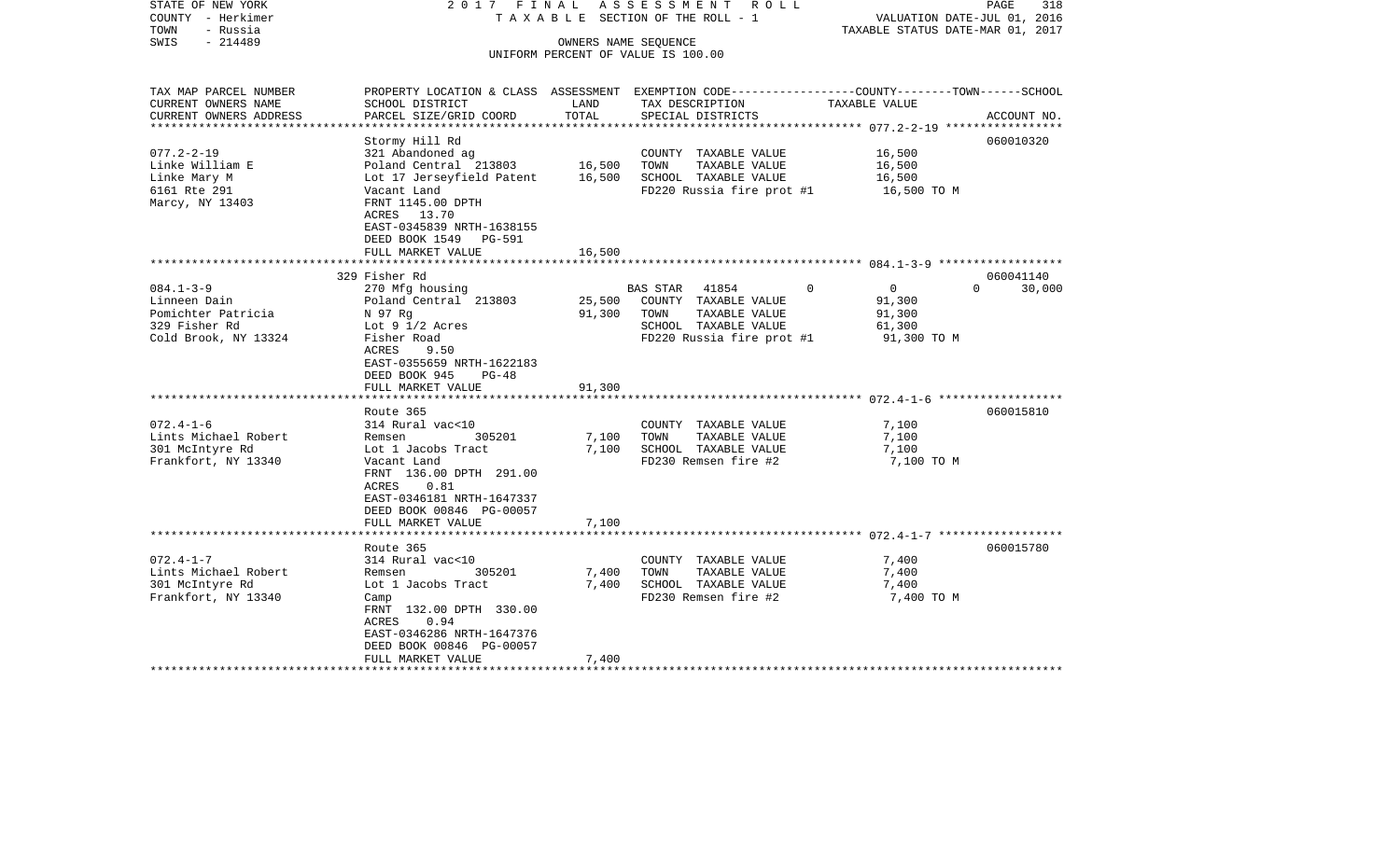STATE OF NEW YORK
COUNTY - Herkimer
TOWN - Russia
SWIS - 214489

2017 FINAL ASSESSMENT ROLL
TAXABLE SECTION OF THE ROLL - 1
OWNERS NAME SEQUENCE
UNIFORM PERCENT OF VALUE IS 100.00

VALUATION DATE-JUL 01, 2016
TAXABLE STATUS DATE-MAR 01, 2017

| TAX MAP PARCEL NUMBER / CURRENT OWNERS NAME / CURRENT OWNERS ADDRESS | PROPERTY LOCATION & CLASS / SCHOOL DISTRICT / PARCEL SIZE/GRID COORD | ASSESSMENT LAND | TOTAL | EXEMPTION CODE / TAX DESCRIPTION / SPECIAL DISTRICTS | COUNTY | TOWN | SCHOOL TAXABLE VALUE | ACCOUNT NO. |
|---|---|---|---|---|---|---|---|---|
| **077.2-2-19** | Stormy Hill Rd | | | | | | | 060010320 |
| Linke William E | 321 Abandoned ag | | | COUNTY TAXABLE VALUE | 16,500 | | | |
| Linke Mary M | Poland Central 213803 | 16,500 | | TOWN TAXABLE VALUE | | 16,500 | | |
| 6161 Rte 291 | Lot 17 Jerseyfield Patent | | 16,500 | SCHOOL TAXABLE VALUE | | | 16,500 | |
| Marcy, NY 13403 | Vacant Land | | | FD220 Russia fire prot #1 | 16,500 TO M | | | |
| | FRNT 1145.00 DPTH | | | | | | | |
| | ACRES 13.70 | | | | | | | |
| | EAST-0345839 NRTH-1638155 | | | | | | | |
| | DEED BOOK 1549 PG-591 | | | | | | | |
| | FULL MARKET VALUE | | 16,500 | | | | | |
| **084.1-3-9** | 329 Fisher Rd | | | | | | | 060041140 |
| Linneen Dain | 270 Mfg housing | | | BAS STAR 41854 | 0 | 0 | 30,000 | |
| Pomichter Patricia | Poland Central 213803 | 25,500 | | COUNTY TAXABLE VALUE | 91,300 | | | |
| 329 Fisher Rd | N 97 Rg | | 91,300 | TOWN TAXABLE VALUE | | 91,300 | | |
| Cold Brook, NY 13324 | Lot 9 1/2 Acres | | | SCHOOL TAXABLE VALUE | | | 61,300 | |
| | Fisher Road | | | FD220 Russia fire prot #1 | 91,300 TO M | | | |
| | ACRES 9.50 | | | | | | | |
| | EAST-0355659 NRTH-1622183 | | | | | | | |
| | DEED BOOK 945 PG-48 | | | | | | | |
| | FULL MARKET VALUE | | 91,300 | | | | | |
| **072.4-1-6** | Route 365 | | | | | | | 060015810 |
| Lints Michael Robert | 314 Rural vac<10 | | | COUNTY TAXABLE VALUE | 7,100 | | | |
| 301 McIntyre Rd | Remsen 305201 | 7,100 | | TOWN TAXABLE VALUE | | 7,100 | | |
| Frankfort, NY 13340 | Lot 1 Jacobs Tract | | 7,100 | SCHOOL TAXABLE VALUE | | | 7,100 | |
| | Vacant Land | | | FD230 Remsen fire #2 | 7,100 TO M | | | |
| | FRNT 136.00 DPTH 291.00 | | | | | | | |
| | ACRES 0.81 | | | | | | | |
| | EAST-0346181 NRTH-1647337 | | | | | | | |
| | DEED BOOK 00846 PG-00057 | | | | | | | |
| | FULL MARKET VALUE | | 7,100 | | | | | |
| **072.4-1-7** | Route 365 | | | | | | | 060015780 |
| Lints Michael Robert | 314 Rural vac<10 | | | COUNTY TAXABLE VALUE | 7,400 | | | |
| 301 McIntyre Rd | Remsen 305201 | 7,400 | | TOWN TAXABLE VALUE | | 7,400 | | |
| Frankfort, NY 13340 | Lot 1 Jacobs Tract | | 7,400 | SCHOOL TAXABLE VALUE | | | 7,400 | |
| | Camp | | | FD230 Remsen fire #2 | 7,400 TO M | | | |
| | FRNT 132.00 DPTH 330.00 | | | | | | | |
| | ACRES 0.94 | | | | | | | |
| | EAST-0346286 NRTH-1647376 | | | | | | | |
| | DEED BOOK 00846 PG-00057 | | | | | | | |
| | FULL MARKET VALUE | | 7,400 | | | | | |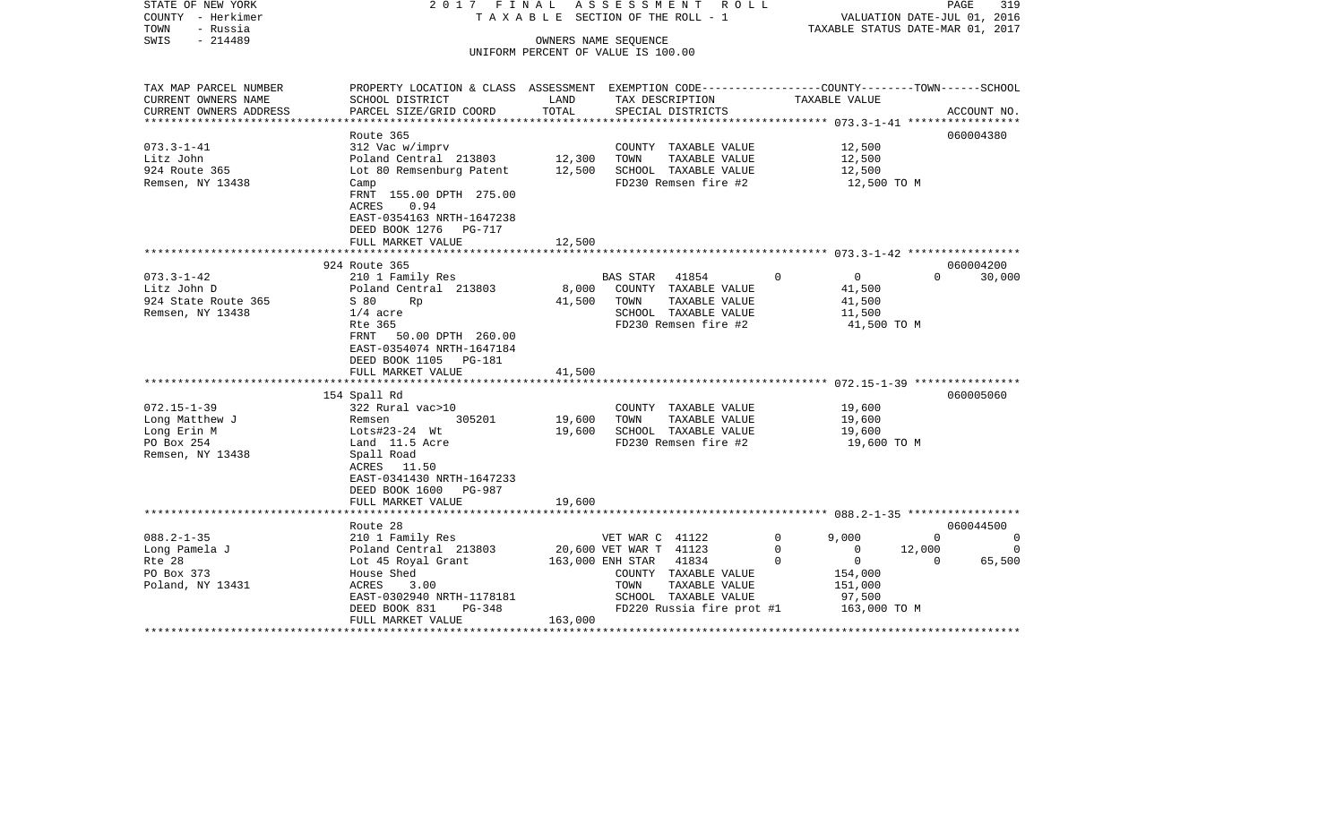STATE OF NEW YORK | 2017 FINAL ASSESSMENT ROLL | PAGE 319
COUNTY - Herkimer | TAXABLE SECTION OF THE ROLL - 1 | VALUATION DATE-JUL 01, 2016
TOWN - Russia | | TAXABLE STATUS DATE-MAR 01, 2017
SWIS - 214489 | OWNERS NAME SEQUENCE
UNIFORM PERCENT OF VALUE IS 100.00

| TAX MAP PARCEL NUMBER / CURRENT OWNERS NAME / CURRENT OWNERS ADDRESS | PROPERTY LOCATION & CLASS / SCHOOL DISTRICT / PARCEL SIZE/GRID COORD | ASSESSMENT LAND | TOTAL | EXEMPTION CODE / TAX DESCRIPTION / SPECIAL DISTRICTS | | COUNTY TAXABLE VALUE | TOWN | SCHOOL / ACCOUNT NO. |
|---|---|---|---|---|---|---|---|---|
| 073.3-1-41 | Route 365 | | | | | | | 060004380 |
| | 312 Vac w/imprv | | | COUNTY TAXABLE VALUE | | 12,500 | | |
| Litz John | Poland Central 213803 | 12,300 | | TOWN TAXABLE VALUE | | 12,500 | | |
| 924 Route 365 | Lot 80 Remsenburg Patent | | 12,500 | SCHOOL TAXABLE VALUE | | 12,500 | | |
| Remsen, NY 13438 | Camp | | | FD230 Remsen fire #2 | | 12,500 TO M | | |
| | FRNT 155.00 DPTH 275.00 | | | | | | | |
| | ACRES 0.94 | | | | | | | |
| | EAST-0354163 NRTH-1647238 | | | | | | | |
| | DEED BOOK 1276 PG-717 | | | | | | | |
| | FULL MARKET VALUE | | 12,500 | | | | | |
| 073.3-1-42 | 924 Route 365 | | | | | | | 060004200 |
| | 210 1 Family Res | | | BAS STAR 41854 | 0 | 0 | 0 | 30,000 |
| Litz John D | Poland Central 213803 | 8,000 | | COUNTY TAXABLE VALUE | | 41,500 | | |
| 924 State Route 365 | S 80 Rp | | 41,500 | TOWN TAXABLE VALUE | | 41,500 | | |
| Remsen, NY 13438 | 1/4 acre | | | SCHOOL TAXABLE VALUE | | 11,500 | | |
| | Rte 365 | | | FD230 Remsen fire #2 | | 41,500 TO M | | |
| | FRNT 50.00 DPTH 260.00 | | | | | | | |
| | EAST-0354074 NRTH-1647184 | | | | | | | |
| | DEED BOOK 1105 PG-181 | | | | | | | |
| | FULL MARKET VALUE | | 41,500 | | | | | |
| 072.15-1-39 | 154 Spall Rd | | | | | | | 060005060 |
| | 322 Rural vac>10 | | | COUNTY TAXABLE VALUE | | 19,600 | | |
| Long Matthew J | Remsen 305201 | 19,600 | | TOWN TAXABLE VALUE | | 19,600 | | |
| Long Erin M | Lots#23-24 Wt | | 19,600 | SCHOOL TAXABLE VALUE | | 19,600 | | |
| PO Box 254 | Land 11.5 Acre | | | FD230 Remsen fire #2 | | 19,600 TO M | | |
| Remsen, NY 13438 | Spall Road | | | | | | | |
| | ACRES 11.50 | | | | | | | |
| | EAST-0341430 NRTH-1647233 | | | | | | | |
| | DEED BOOK 1600 PG-987 | | | | | | | |
| | FULL MARKET VALUE | | 19,600 | | | | | |
| 088.2-1-35 | Route 28 | | | | | | | 060044500 |
| | 210 1 Family Res | | | VET WAR C 41122 | 0 | 9,000 | 0 | 0 |
| Long Pamela J | Poland Central 213803 | 20,600 | | VET WAR T 41123 | 0 | 0 | 12,000 | 0 |
| Rte 28 | Lot 45 Royal Grant | | 163,000 | ENH STAR 41834 | 0 | 0 | 0 | 65,500 |
| PO Box 373 | House Shed | | | COUNTY TAXABLE VALUE | | 154,000 | | |
| Poland, NY 13431 | ACRES 3.00 | | | TOWN TAXABLE VALUE | | 151,000 | | |
| | EAST-0302940 NRTH-1178181 | | | SCHOOL TAXABLE VALUE | | 97,500 | | |
| | DEED BOOK 831 PG-348 | | | FD220 Russia fire prot #1 | | 163,000 TO M | | |
| | FULL MARKET VALUE | | 163,000 | | | | | |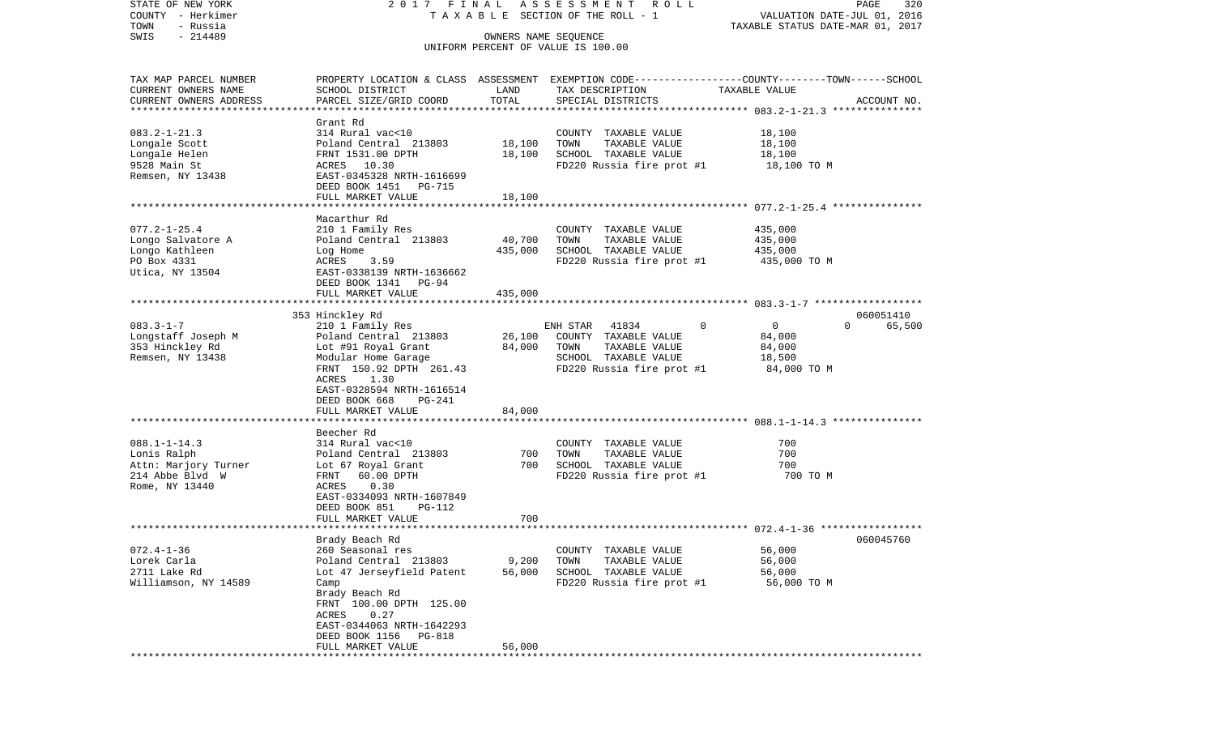STATE OF NEW YORK                                2017 FINAL ASSESSMENT ROLL
COUNTY - Herkimer                                TAXABLE SECTION OF THE ROLL - 1                    VALUATION DATE-JUL 01, 2016
TOWN - Russia                                                                                       TAXABLE STATUS DATE-MAR 01, 2017
SWIS - 214489                                    OWNERS NAME SEQUENCE
                                                 UNIFORM PERCENT OF VALUE IS 100.00

| TAX MAP PARCEL NUMBER / CURRENT OWNERS NAME / CURRENT OWNERS ADDRESS | PROPERTY LOCATION & CLASS / SCHOOL DISTRICT / PARCEL SIZE/GRID COORD | ASSESSMENT LAND | ASSESSMENT TOTAL | EXEMPTION CODE / TAX DESCRIPTION / SPECIAL DISTRICTS | COUNTY TAXABLE VALUE | TOWN | SCHOOL | ACCOUNT NO. |
|---|---|---|---|---|---|---|---|---|
| 083.2-1-21.3 | Grant Rd | | | | | | | |
| Longale Scott | 314 Rural vac<10 | | | COUNTY TAXABLE VALUE | 18,100 | | | |
| Longale Helen | Poland Central 213803 | 18,100 | | TOWN TAXABLE VALUE | 18,100 | | | |
| 9528 Main St | FRNT 1531.00 DPTH | | 18,100 | SCHOOL TAXABLE VALUE | 18,100 | | | |
| Remsen, NY 13438 | ACRES 10.30 | | | FD220 Russia fire prot #1 | 18,100 TO M | | | |
| | EAST-0345328 NRTH-1616699 | | | | | | | |
| | DEED BOOK 1451 PG-715 | | | | | | | |
| | FULL MARKET VALUE | | 18,100 | | | | | |
| 077.2-1-25.4 | Macarthur Rd | | | | | | | |
| Longo Salvatore A | 210 1 Family Res | | | COUNTY TAXABLE VALUE | 435,000 | | | |
| Longo Kathleen | Poland Central 213803 | 40,700 | | TOWN TAXABLE VALUE | 435,000 | | | |
| PO Box 4331 | Log Home | | 435,000 | SCHOOL TAXABLE VALUE | 435,000 | | | |
| Utica, NY 13504 | ACRES 3.59 | | | FD220 Russia fire prot #1 | 435,000 TO M | | | |
| | EAST-0338139 NRTH-1636662 | | | | | | | |
| | DEED BOOK 1341 PG-94 | | | | | | | |
| | FULL MARKET VALUE | | 435,000 | | | | | |
| 083.3-1-7 | 353 Hinckley Rd | | | | | | | 060051410 |
| Longstaff Joseph M | 210 1 Family Res | | | ENH STAR 41834 | 0 | 0 | 65,500 | |
| 353 Hinckley Rd | Poland Central 213803 | 26,100 | | COUNTY TAXABLE VALUE | 84,000 | | | |
| Remsen, NY 13438 | Lot #91 Royal Grant | | 84,000 | TOWN TAXABLE VALUE | 84,000 | | | |
| | Modular Home Garage | | | SCHOOL TAXABLE VALUE | 18,500 | | | |
| | FRNT 150.92 DPTH 261.43 | | | FD220 Russia fire prot #1 | 84,000 TO M | | | |
| | ACRES 1.30 | | | | | | | |
| | EAST-0328594 NRTH-1616514 | | | | | | | |
| | DEED BOOK 668 PG-241 | | | | | | | |
| | FULL MARKET VALUE | | 84,000 | | | | | |
| 088.1-1-14.3 | Beecher Rd | | | | | | | |
| Lonis Ralph | 314 Rural vac<10 | | | COUNTY TAXABLE VALUE | 700 | | | |
| Attn: Marjory Turner | Poland Central 213803 | 700 | | TOWN TAXABLE VALUE | 700 | | | |
| 214 Abbe Blvd W | Lot 67 Royal Grant | | 700 | SCHOOL TAXABLE VALUE | 700 | | | |
| Rome, NY 13440 | FRNT 60.00 DPTH | | | FD220 Russia fire prot #1 | 700 TO M | | | |
| | ACRES 0.30 | | | | | | | |
| | EAST-0334093 NRTH-1607849 | | | | | | | |
| | DEED BOOK 851 PG-112 | | | | | | | |
| | FULL MARKET VALUE | | 700 | | | | | |
| 072.4-1-36 | Brady Beach Rd | | | | | | | 060045760 |
| Lorek Carla | 260 Seasonal res | | | COUNTY TAXABLE VALUE | 56,000 | | | |
| 2711 Lake Rd | Poland Central 213803 | 9,200 | | TOWN TAXABLE VALUE | 56,000 | | | |
| Williamson, NY 14589 | Lot 47 Jerseyfield Patent | | 56,000 | SCHOOL TAXABLE VALUE | 56,000 | | | |
| | Camp | | | FD220 Russia fire prot #1 | 56,000 TO M | | | |
| | Brady Beach Rd | | | | | | | |
| | FRNT 100.00 DPTH 125.00 | | | | | | | |
| | ACRES 0.27 | | | | | | | |
| | EAST-0344063 NRTH-1642293 | | | | | | | |
| | DEED BOOK 1156 PG-818 | | | | | | | |
| | FULL MARKET VALUE | | 56,000 | | | | | |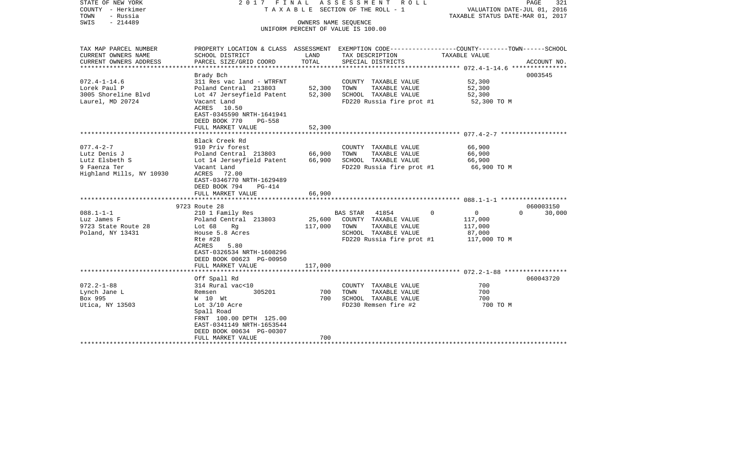STATE OF NEW YORK | COUNTY - Herkimer | TOWN - Russia | SWIS - 214489

2017 FINAL ASSESSMENT ROLL
TAXABLE SECTION OF THE ROLL - 1
OWNERS NAME SEQUENCE
UNIFORM PERCENT OF VALUE IS 100.00

VALUATION DATE-JUL 01, 2016
TAXABLE STATUS DATE-MAR 01, 2017

| TAX MAP PARCEL NUMBER / CURRENT OWNERS NAME / CURRENT OWNERS ADDRESS | PROPERTY LOCATION & CLASS / SCHOOL DISTRICT / PARCEL SIZE/GRID COORD | ASSESSMENT LAND | TOTAL | EXEMPTION CODE / TAX DESCRIPTION / SPECIAL DISTRICTS | COUNTY | TOWN | SCHOOL | TAXABLE VALUE | ACCOUNT NO. |
|---|---|---|---|---|---|---|---|---|---|
| 072.4-1-14.6 | Brady Bch | | | | | | | | 0003545 |
| Lorek Paul P | 311 Res vac land - WTRFNT | | | COUNTY TAXABLE VALUE | | | | 52,300 | |
| 3005 Shoreline Blvd | Poland Central 213803 | 52,300 | | TOWN TAXABLE VALUE | | | | 52,300 | |
| Laurel, MD 20724 | Lot 47 Jerseyfield Patent | | 52,300 | SCHOOL TAXABLE VALUE | | | | 52,300 | |
| | Vacant Land | | | FD220 Russia fire prot #1 | | | | 52,300 TO M | |
| | ACRES 10.50 | | | | | | | | |
| | EAST-0345590 NRTH-1641941 | | | | | | | | |
| | DEED BOOK 770 PG-558 | | | | | | | | |
| | FULL MARKET VALUE | | 52,300 | | | | | | |
| 077.4-2-7 | Black Creek Rd | | | | | | | | |
| Lutz Denis J | 910 Priv forest | | | COUNTY TAXABLE VALUE | | | | 66,900 | |
| Lutz Elsbeth S | Poland Central 213803 | 66,900 | | TOWN TAXABLE VALUE | | | | 66,900 | |
| 9 Faenza Ter | Lot 14 Jerseyfield Patent | | 66,900 | SCHOOL TAXABLE VALUE | | | | 66,900 | |
| Highland Mills, NY 10930 | Vacant Land | | | FD220 Russia fire prot #1 | | | | 66,900 TO M | |
| | ACRES 72.00 | | | | | | | | |
| | EAST-0346770 NRTH-1629489 | | | | | | | | |
| | DEED BOOK 794 PG-414 | | | | | | | | |
| | FULL MARKET VALUE | | 66,900 | | | | | | |
| 088.1-1-1 | 9723 Route 28 | | | | | | | | 060003150 |
| Luz James F | 210 1 Family Res | | | BAS STAR 41854 | 0 | 0 | 30,000 | | |
| 9723 State Route 28 | Poland Central 213803 | 25,600 | | COUNTY TAXABLE VALUE | | | | 117,000 | |
| Poland, NY 13431 | Lot 68 Rg | | 117,000 | TOWN TAXABLE VALUE | | | | 117,000 | |
| | House 5.8 Acres | | | SCHOOL TAXABLE VALUE | | | | 87,000 | |
| | Rte #28 | | | FD220 Russia fire prot #1 | | | | 117,000 TO M | |
| | ACRES 5.80 | | | | | | | | |
| | EAST-0326534 NRTH-1608296 | | | | | | | | |
| | DEED BOOK 00623 PG-00950 | | | | | | | | |
| | FULL MARKET VALUE | | 117,000 | | | | | | |
| 072.2-1-88 | Off Spall Rd | | | | | | | | 060043720 |
| Lynch Jane L | 314 Rural vac<10 | | | COUNTY TAXABLE VALUE | | | | 700 | |
| Box 995 | Remsen 305201 | 700 | | TOWN TAXABLE VALUE | | | | 700 | |
| Utica, NY 13503 | W 10 Wt | | 700 | SCHOOL TAXABLE VALUE | | | | 700 | |
| | Lot 3/10 Acre | | | FD230 Remsen fire #2 | | | | 700 TO M | |
| | Spall Road | | | | | | | | |
| | FRNT 100.00 DPTH 125.00 | | | | | | | | |
| | EAST-0341149 NRTH-1653544 | | | | | | | | |
| | DEED BOOK 00634 PG-00307 | | | | | | | | |
| | FULL MARKET VALUE | | 700 | | | | | | |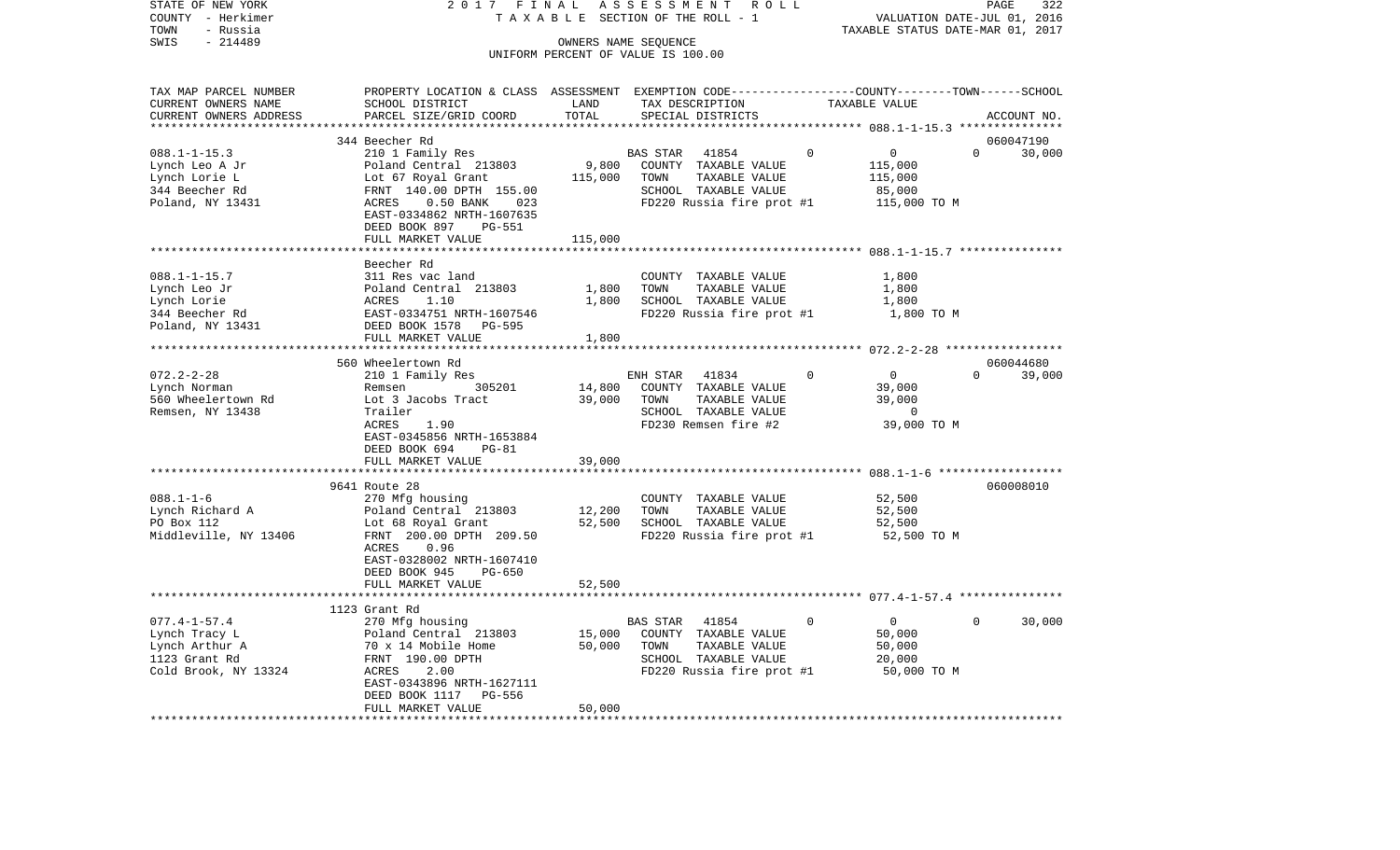STATE OF NEW YORK | 2 0 1 7 F I N A L A S S E S S M E N T R O L L
COUNTY - Herkimer | T A X A B L E SECTION OF THE ROLL - 1 | VALUATION DATE-JUL 01, 2016
TOWN - Russia | | TAXABLE STATUS DATE-MAR 01, 2017
SWIS - 214489 | OWNERS NAME SEQUENCE
UNIFORM PERCENT OF VALUE IS 100.00

| TAX MAP PARCEL NUMBER / CURRENT OWNERS NAME / CURRENT OWNERS ADDRESS | PROPERTY LOCATION & CLASS / SCHOOL DISTRICT / PARCEL SIZE/GRID COORD | ASSESSMENT LAND | ASSESSMENT TOTAL | EXEMPTION CODE / TAX DESCRIPTION / SPECIAL DISTRICTS | COUNTY | TOWN | SCHOOL | TAXABLE VALUE | ACCOUNT NO. |
|---|---|---|---|---|---|---|---|---|---|
| 088.1-1-15.3 | 344 Beecher Rd | | | | | | | | 060047190 |
| Lynch Leo A Jr | 210 1 Family Res | | | BAS STAR 41854 | 0 | 0 | 30,000 | | |
| Lynch Lorie L | Poland Central 213803 | 9,800 | | COUNTY TAXABLE VALUE | | | | 115,000 | |
| 344 Beecher Rd | Lot 67 Royal Grant | | 115,000 | TOWN TAXABLE VALUE | | | | 115,000 | |
| Poland, NY 13431 | FRNT 140.00 DPTH 155.00 | | | SCHOOL TAXABLE VALUE | | | | 85,000 | |
| | ACRES 0.50 BANK 023 | | | FD220 Russia fire prot #1 | | | | 115,000 TO M | |
| | EAST-0334862 NRTH-1607635 | | | | | | | | |
| | DEED BOOK 897 PG-551 | | | | | | | | |
| | FULL MARKET VALUE | | 115,000 | | | | | | |
| 088.1-1-15.7 | Beecher Rd | | | | | | | | |
| Lynch Leo Jr | 311 Res vac land | | | COUNTY TAXABLE VALUE | | | | 1,800 | |
| Lynch Lorie | Poland Central 213803 | 1,800 | | TOWN TAXABLE VALUE | | | | 1,800 | |
| 344 Beecher Rd | ACRES 1.10 | | 1,800 | SCHOOL TAXABLE VALUE | | | | 1,800 | |
| Poland, NY 13431 | EAST-0334751 NRTH-1607546 | | | FD220 Russia fire prot #1 | | | | 1,800 TO M | |
| | DEED BOOK 1578 PG-595 | | | | | | | | |
| | FULL MARKET VALUE | | 1,800 | | | | | | |
| 072.2-2-28 | 560 Wheelertown Rd | | | | | | | | 060044680 |
| Lynch Norman | 210 1 Family Res | | | ENH STAR 41834 | 0 | 0 | 39,000 | | |
| 560 Wheelertown Rd | Remsen 305201 | 14,800 | | COUNTY TAXABLE VALUE | | | | 39,000 | |
| Remsen, NY 13438 | Lot 3 Jacobs Tract | | 39,000 | TOWN TAXABLE VALUE | | | | 39,000 | |
| | Trailer | | | SCHOOL TAXABLE VALUE | | | | 0 | |
| | ACRES 1.90 | | | FD230 Remsen fire #2 | | | | 39,000 TO M | |
| | EAST-0345856 NRTH-1653884 | | | | | | | | |
| | DEED BOOK 694 PG-81 | | | | | | | | |
| | FULL MARKET VALUE | | 39,000 | | | | | | |
| 088.1-1-6 | 9641 Route 28 | | | | | | | | 060008010 |
| Lynch Richard A | 270 Mfg housing | | | COUNTY TAXABLE VALUE | | | | 52,500 | |
| PO Box 112 | Poland Central 213803 | 12,200 | | TOWN TAXABLE VALUE | | | | 52,500 | |
| Middleville, NY 13406 | Lot 68 Royal Grant | | 52,500 | SCHOOL TAXABLE VALUE | | | | 52,500 | |
| | FRNT 200.00 DPTH 209.50 | | | FD220 Russia fire prot #1 | | | | 52,500 TO M | |
| | ACRES 0.96 | | | | | | | | |
| | EAST-0328002 NRTH-1607410 | | | | | | | | |
| | DEED BOOK 945 PG-650 | | | | | | | | |
| | FULL MARKET VALUE | | 52,500 | | | | | | |
| 077.4-1-57.4 | 1123 Grant Rd | | | | | | | | |
| Lynch Tracy L | 270 Mfg housing | | | BAS STAR 41854 | 0 | 0 | 30,000 | | |
| Lynch Arthur A | Poland Central 213803 | 15,000 | | COUNTY TAXABLE VALUE | | | | 50,000 | |
| 1123 Grant Rd | 70 x 14 Mobile Home | | 50,000 | TOWN TAXABLE VALUE | | | | 50,000 | |
| Cold Brook, NY 13324 | FRNT 190.00 DPTH | | | SCHOOL TAXABLE VALUE | | | | 20,000 | |
| | ACRES 2.00 | | | FD220 Russia fire prot #1 | | | | 50,000 TO M | |
| | EAST-0343896 NRTH-1627111 | | | | | | | | |
| | DEED BOOK 1117 PG-556 | | | | | | | | |
| | FULL MARKET VALUE | | 50,000 | | | | | | |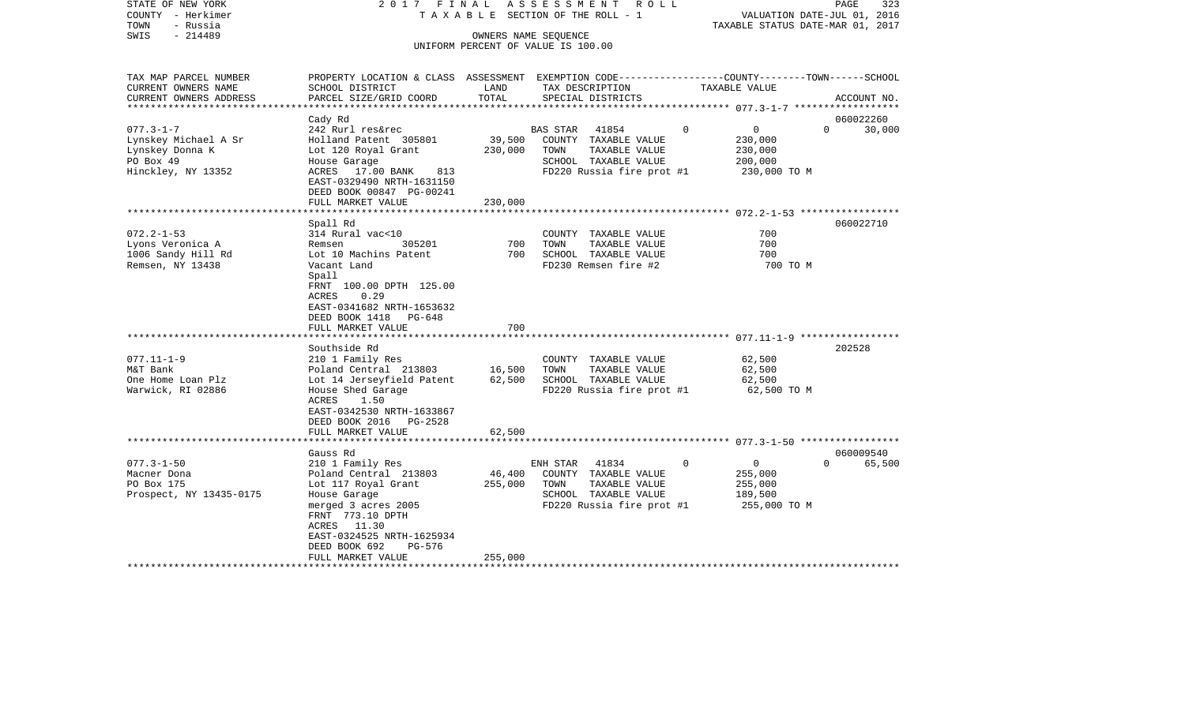STATE OF NEW YORK 2017 FINAL ASSESSMENT ROLL
COUNTY - Herkimer TAXABLE SECTION OF THE ROLL - 1 VALUATION DATE-JUL 01, 2016
TOWN - Russia TAXABLE STATUS DATE-MAR 01, 2017
SWIS - 214489 OWNERS NAME SEQUENCE
UNIFORM PERCENT OF VALUE IS 100.00

| TAX MAP PARCEL NUMBER / CURRENT OWNERS NAME / CURRENT OWNERS ADDRESS | PROPERTY LOCATION & CLASS / SCHOOL DISTRICT / PARCEL SIZE/GRID COORD | ASSESSMENT LAND | ASSESSMENT TOTAL | EXEMPTION CODE / TAX DESCRIPTION / SPECIAL DISTRICTS | COUNTY | TOWN | SCHOOL / ACCOUNT NO. |
|---|---|---|---|---|---|---|---|
| 077.3-1-7 | Cady Rd | | | | | | 060022260 |
| | 242 Rurl res&rec | | | BAS STAR 41854 | 0 | 0 | 0 30,000 |
| Lynskey Michael A Sr | Holland Patent 305801 | 39,500 | | COUNTY TAXABLE VALUE | 230,000 | | |
| Lynskey Donna K | Lot 120 Royal Grant | | 230,000 | TOWN TAXABLE VALUE | 230,000 | | |
| PO Box 49 | House Garage | | | SCHOOL TAXABLE VALUE | 200,000 | | |
| Hinckley, NY 13352 | ACRES 17.00 BANK 813 | | | FD220 Russia fire prot #1 | 230,000 TO M | | |
| | EAST-0329490 NRTH-1631150 | | | | | | |
| | DEED BOOK 00847 PG-00241 | | | | | | |
| | FULL MARKET VALUE | | 230,000 | | | | |
| 072.2-1-53 | Spall Rd | | | | | | 060022710 |
| Lyons Veronica A | 314 Rural vac<10 | | | COUNTY TAXABLE VALUE | 700 | | |
| 1006 Sandy Hill Rd | Remsen 305201 | 700 | | TOWN TAXABLE VALUE | 700 | | |
| Remsen, NY 13438 | Lot 10 Machins Patent | | 700 | SCHOOL TAXABLE VALUE | 700 | | |
| | Vacant Land | | | FD230 Remsen fire #2 | 700 TO M | | |
| | Spall | | | | | | |
| | FRNT 100.00 DPTH 125.00 | | | | | | |
| | ACRES 0.29 | | | | | | |
| | EAST-0341682 NRTH-1653632 | | | | | | |
| | DEED BOOK 1418 PG-648 | | | | | | |
| | FULL MARKET VALUE | | 700 | | | | |
| 077.11-1-9 | Southside Rd | | | | | | 202528 |
| M&T Bank | 210 1 Family Res | | | COUNTY TAXABLE VALUE | 62,500 | | |
| One Home Loan Plz | Poland Central 213803 | 16,500 | | TOWN TAXABLE VALUE | 62,500 | | |
| Warwick, RI 02886 | Lot 14 Jerseyfield Patent | | 62,500 | SCHOOL TAXABLE VALUE | 62,500 | | |
| | House Shed Garage | | | FD220 Russia fire prot #1 | 62,500 TO M | | |
| | ACRES 1.50 | | | | | | |
| | EAST-0342530 NRTH-1633867 | | | | | | |
| | DEED BOOK 2016 PG-2528 | | | | | | |
| | FULL MARKET VALUE | | 62,500 | | | | |
| 077.3-1-50 | Gauss Rd | | | | | | 060009540 |
| | 210 1 Family Res | | | ENH STAR 41834 | 0 | 0 | 0 65,500 |
| Macner Dona | Poland Central 213803 | 46,400 | | COUNTY TAXABLE VALUE | 255,000 | | |
| PO Box 175 | Lot 117 Royal Grant | | 255,000 | TOWN TAXABLE VALUE | 255,000 | | |
| Prospect, NY 13435-0175 | House Garage | | | SCHOOL TAXABLE VALUE | 189,500 | | |
| | merged 3 acres 2005 | | | FD220 Russia fire prot #1 | 255,000 TO M | | |
| | FRNT 773.10 DPTH | | | | | | |
| | ACRES 11.30 | | | | | | |
| | EAST-0324525 NRTH-1625934 | | | | | | |
| | DEED BOOK 692 PG-576 | | | | | | |
| | FULL MARKET VALUE | | 255,000 | | | | |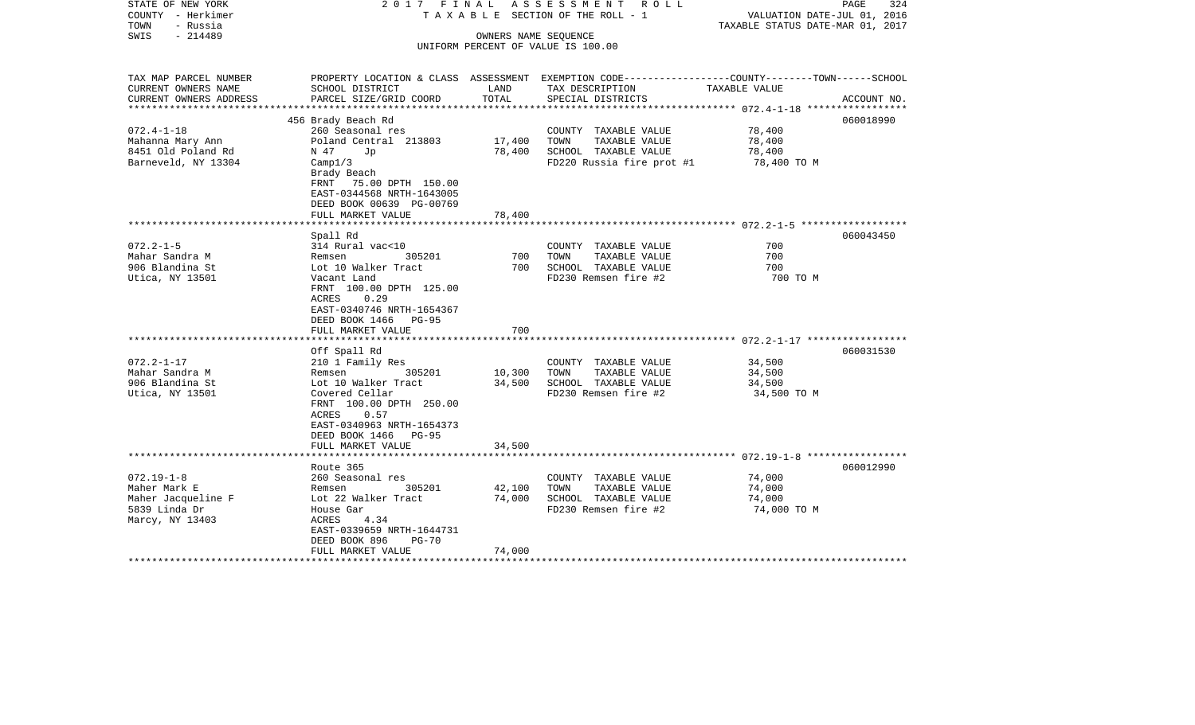STATE OF NEW YORK 2017 FINAL ASSESSMENT ROLL
COUNTY - Herkimer TAXABLE SECTION OF THE ROLL - 1 VALUATION DATE-JUL 01, 2016
TOWN - Russia TAXABLE STATUS DATE-MAR 01, 2017
SWIS - 214489 OWNERS NAME SEQUENCE
UNIFORM PERCENT OF VALUE IS 100.00

| TAX MAP PARCEL NUMBER<br>CURRENT OWNERS NAME<br>CURRENT OWNERS ADDRESS | PROPERTY LOCATION & CLASS<br>SCHOOL DISTRICT<br>PARCEL SIZE/GRID COORD | ASSESSMENT<br>LAND<br>TOTAL | EXEMPTION CODE<br>TAX DESCRIPTION<br>SPECIAL DISTRICTS | COUNTY--------TOWN------SCHOOL<br>TAXABLE VALUE | ACCOUNT NO. |
|---|---|---|---|---|---|
| 072.4-1-18 | 456 Brady Beach Rd | | | | 060018990 |
| Mahanna Mary Ann | 260 Seasonal res | | COUNTY TAXABLE VALUE | 78,400 | |
| 8451 Old Poland Rd | Poland Central 213803 | 17,400 | TOWN TAXABLE VALUE | 78,400 | |
| Barneveld, NY 13304 | N 47 Jp | 78,400 | SCHOOL TAXABLE VALUE | 78,400 | |
| | Camp1/3 | | FD220 Russia fire prot #1 | 78,400 TO M | |
| | Brady Beach | | | | |
| | FRNT 75.00 DPTH 150.00 | | | | |
| | EAST-0344568 NRTH-1643005 | | | | |
| | DEED BOOK 00639 PG-00769 | | | | |
| | FULL MARKET VALUE | 78,400 | | | |
| 072.2-1-5 | Spall Rd | | | | 060043450 |
| Mahar Sandra M | 314 Rural vac<10 | | COUNTY TAXABLE VALUE | 700 | |
| 906 Blandina St | Remsen 305201 | 700 | TOWN TAXABLE VALUE | 700 | |
| Utica, NY 13501 | Lot 10 Walker Tract | 700 | SCHOOL TAXABLE VALUE | 700 | |
| | Vacant Land | | FD230 Remsen fire #2 | 700 TO M | |
| | FRNT 100.00 DPTH 125.00 | | | | |
| | ACRES 0.29 | | | | |
| | EAST-0340746 NRTH-1654367 | | | | |
| | DEED BOOK 1466 PG-95 | | | | |
| | FULL MARKET VALUE | 700 | | | |
| 072.2-1-17 | Off Spall Rd | | | | 060031530 |
| Mahar Sandra M | 210 1 Family Res | | COUNTY TAXABLE VALUE | 34,500 | |
| 906 Blandina St | Remsen 305201 | 10,300 | TOWN TAXABLE VALUE | 34,500 | |
| Utica, NY 13501 | Lot 10 Walker Tract | 34,500 | SCHOOL TAXABLE VALUE | 34,500 | |
| | Covered Cellar | | FD230 Remsen fire #2 | 34,500 TO M | |
| | FRNT 100.00 DPTH 250.00 | | | | |
| | ACRES 0.57 | | | | |
| | EAST-0340963 NRTH-1654373 | | | | |
| | DEED BOOK 1466 PG-95 | | | | |
| | FULL MARKET VALUE | 34,500 | | | |
| 072.19-1-8 | Route 365 | | | | 060012990 |
| Maher Mark E | 260 Seasonal res | | COUNTY TAXABLE VALUE | 74,000 | |
| Maher Jacqueline F | Remsen 305201 | 42,100 | TOWN TAXABLE VALUE | 74,000 | |
| 5839 Linda Dr | Lot 22 Walker Tract | 74,000 | SCHOOL TAXABLE VALUE | 74,000 | |
| Marcy, NY 13403 | House Gar | | FD230 Remsen fire #2 | 74,000 TO M | |
| | ACRES 4.34 | | | | |
| | EAST-0339659 NRTH-1644731 | | | | |
| | DEED BOOK 896 PG-70 | | | | |
| | FULL MARKET VALUE | 74,000 | | | |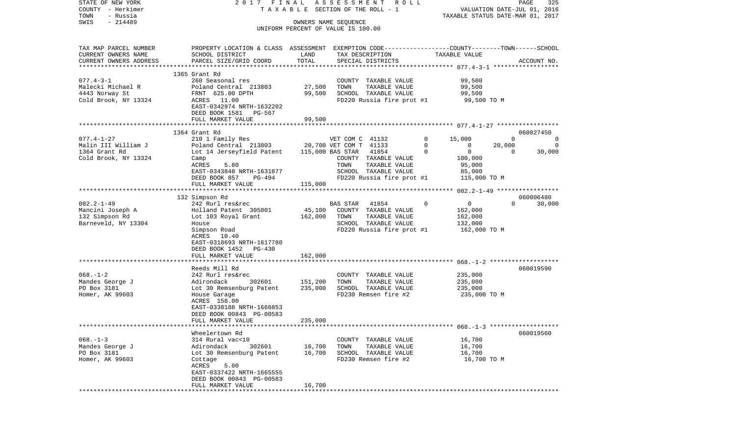STATE OF NEW YORK — 2017 FINAL ASSESSMENT ROLL — PAGE 325
COUNTY - Herkimer — TAXABLE SECTION OF THE ROLL - 1 — VALUATION DATE-JUL 01, 2016
TOWN - Russia — TAXABLE STATUS DATE-MAR 01, 2017
SWIS - 214489 — OWNERS NAME SEQUENCE
UNIFORM PERCENT OF VALUE IS 100.00

| TAX MAP PARCEL NUMBER / CURRENT OWNERS NAME / CURRENT OWNERS ADDRESS | PROPERTY LOCATION & CLASS / SCHOOL DISTRICT / PARCEL SIZE/GRID COORD | ASSESSMENT LAND | TOTAL | EXEMPTION CODE / TAX DESCRIPTION / SPECIAL DISTRICTS | COUNTY | TOWN | SCHOOL | ACCOUNT NO. |
|---|---|---|---|---|---|---|---|---|
| **077.4-3-1** | 1365 Grant Rd | | | | | | | |
| Malecki Michael R | 260 Seasonal res | | | COUNTY TAXABLE VALUE | 99,500 | | | |
| 4443 Norway St | Poland Central 213803 | 27,500 | | TOWN TAXABLE VALUE | | 99,500 | | |
| Cold Brook, NY 13324 | FRNT 625.00 DPTH | | 99,500 | SCHOOL TAXABLE VALUE | | | 99,500 | |
| | ACRES 11.00 | | | FD220 Russia fire prot #1 | 99,500 TO M | | | |
| | EAST-0342974 NRTH-1632202 | | | | | | | |
| | DEED BOOK 1581 PG-567 | | | | | | | |
| | FULL MARKET VALUE | | 99,500 | | | | | |
| **077.4-1-27** | 1364 Grant Rd | | | | | | | 060027450 |
| Malin III William J | 210 1 Family Res | | | VET COM C 41132 0 | 15,000 | 0 | 0 | |
| 1364 Grant Rd | Poland Central 213803 | 20,700 | | VET COM T 41133 0 | 0 | 20,000 | 0 | |
| Cold Brook, NY 13324 | Lot 14 Jerseyfield Patent | | 115,000 | BAS STAR 41854 0 | 0 | 0 | 30,000 | |
| | Camp | | | COUNTY TAXABLE VALUE | 100,000 | | | |
| | ACRES 5.80 | | | TOWN TAXABLE VALUE | | 95,000 | | |
| | EAST-0343848 NRTH-1631877 | | | SCHOOL TAXABLE VALUE | | | 85,000 | |
| | DEED BOOK 857 PG-494 | | | FD220 Russia fire prot #1 | 115,000 TO M | | | |
| | FULL MARKET VALUE | | 115,000 | | | | | |
| **082.2-1-49** | 132 Simpson Rd | | | | | | | 060006480 |
| Mancini Joseph A | 242 Rurl res&rec | | | BAS STAR 41854 0 | 0 | 0 | 30,000 | |
| 132 Simpson Rd | Holland Patent 305801 | 45,100 | | COUNTY TAXABLE VALUE | 162,000 | | | |
| Barneveld, NY 13304 | Lot 103 Royal Grant | | 162,000 | TOWN TAXABLE VALUE | | 162,000 | | |
| | House | | | SCHOOL TAXABLE VALUE | | | 132,000 | |
| | Simpson Road | | | FD220 Russia fire prot #1 | 162,000 TO M | | | |
| | ACRES 10.40 | | | | | | | |
| | EAST-0318693 NRTH-1617780 | | | | | | | |
| | DEED BOOK 1452 PG-430 | | | | | | | |
| | FULL MARKET VALUE | | 162,000 | | | | | |
| **068.-1-2** | Reeds Mill Rd | | | | | | | 060019590 |
| Mandes George J | 242 Rurl res&rec | | | COUNTY TAXABLE VALUE | 235,000 | | | |
| PO Box 3181 | Adirondack 302601 | 151,200 | | TOWN TAXABLE VALUE | | 235,000 | | |
| Homer, AK 99603 | Lot 30 Remsenburg Patent | | 235,000 | SCHOOL TAXABLE VALUE | | | 235,000 | |
| | House Garage | | | FD230 Remsen fire #2 | 235,000 TO M | | | |
| | ACRES 158.00 | | | | | | | |
| | EAST-0338188 NRTH-1666853 | | | | | | | |
| | DEED BOOK 00843 PG-00583 | | | | | | | |
| | FULL MARKET VALUE | | 235,000 | | | | | |
| **068.-1-3** | Wheelertown Rd | | | | | | | 060019560 |
| Mandes George J | 314 Rural vac<10 | | | COUNTY TAXABLE VALUE | 16,700 | | | |
| PO Box 3181 | Adirondack 302601 | 16,700 | | TOWN TAXABLE VALUE | | 16,700 | | |
| Homer, AK 99603 | Lot 30 Remsenburg Patent | | 16,700 | SCHOOL TAXABLE VALUE | | | 16,700 | |
| | Cottage | | | FD230 Remsen fire #2 | 16,700 TO M | | | |
| | ACRES 5.00 | | | | | | | |
| | EAST-0337422 NRTH-1665555 | | | | | | | |
| | DEED BOOK 00843 PG-00583 | | | | | | | |
| | FULL MARKET VALUE | | 16,700 | | | | | |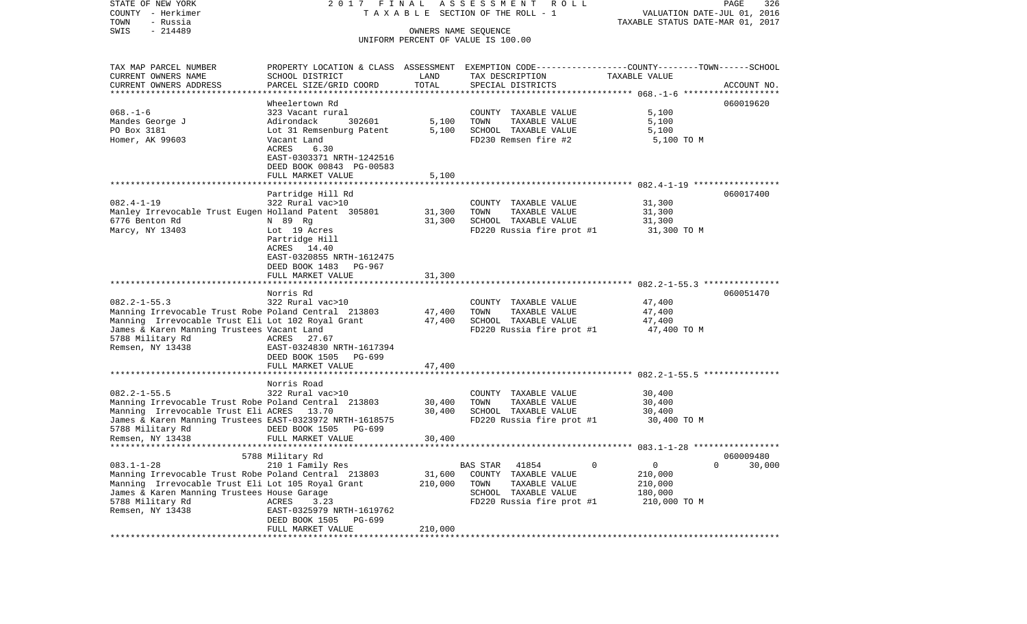STATE OF NEW YORK — COUNTY - Herkimer — TOWN - Russia — SWIS - 214489

2017 FINAL ASSESSMENT ROLL
TAXABLE SECTION OF THE ROLL - 1
OWNERS NAME SEQUENCE
UNIFORM PERCENT OF VALUE IS 100.00

VALUATION DATE-JUL 01, 2016
TAXABLE STATUS DATE-MAR 01, 2017

| TAX MAP PARCEL NUMBER / CURRENT OWNERS NAME / CURRENT OWNERS ADDRESS | PROPERTY LOCATION & CLASS / SCHOOL DISTRICT / PARCEL SIZE/GRID COORD | ASSESSMENT LAND / TOTAL | EXEMPTION CODE / TAX DESCRIPTION / SPECIAL DISTRICTS | COUNTY / TOWN / SCHOOL TAXABLE VALUE | ACCOUNT NO. |
|---|---|---|---|---|---|
| 068.-1-6 | Wheelertown Rd | | | | 060019620 |
| Mandes George J | 323 Vacant rural | | COUNTY TAXABLE VALUE | 5,100 | |
| PO Box 3181 | Adirondack 302601 | 5,100 | TOWN TAXABLE VALUE | 5,100 | |
| Homer, AK 99603 | Lot 31 Remsenburg Patent | 5,100 | SCHOOL TAXABLE VALUE | 5,100 | |
| | Vacant Land | | FD230 Remsen fire #2 | 5,100 TO M | |
| | ACRES 6.30 | | | | |
| | EAST-0303371 NRTH-1242516 | | | | |
| | DEED BOOK 00843 PG-00583 | | | | |
| | FULL MARKET VALUE | 5,100 | | | |
| 082.4-1-19 | Partridge Hill Rd | | | | 060017400 |
| Manley Irrevocable Trust Eugen | 322 Rural vac>10 | | COUNTY TAXABLE VALUE | 31,300 | |
| 6776 Benton Rd | Holland Patent 305801 | 31,300 | TOWN TAXABLE VALUE | 31,300 | |
| Marcy, NY 13403 | N 89 Rg | 31,300 | SCHOOL TAXABLE VALUE | 31,300 | |
| | Lot 19 Acres | | FD220 Russia fire prot #1 | 31,300 TO M | |
| | Partridge Hill | | | | |
| | ACRES 14.40 | | | | |
| | EAST-0320855 NRTH-1612475 | | | | |
| | DEED BOOK 1483 PG-967 | | | | |
| | FULL MARKET VALUE | 31,300 | | | |
| 082.2-1-55.3 | Norris Rd | | | | 060051470 |
| Manning Irrevocable Trust Robe | 322 Rural vac>10 | | COUNTY TAXABLE VALUE | 47,400 | |
| Manning Irrevocable Trust Eli | Poland Central 213803 | 47,400 | TOWN TAXABLE VALUE | 47,400 | |
| James & Karen Manning Trustees | Lot 102 Royal Grant | 47,400 | SCHOOL TAXABLE VALUE | 47,400 | |
| 5788 Military Rd | Vacant Land | | FD220 Russia fire prot #1 | 47,400 TO M | |
| Remsen, NY 13438 | ACRES 27.67 | | | | |
| | EAST-0324830 NRTH-1617394 | | | | |
| | DEED BOOK 1505 PG-699 | | | | |
| | FULL MARKET VALUE | 47,400 | | | |
| 082.2-1-55.5 | Norris Road | | | | |
| Manning Irrevocable Trust Robe | 322 Rural vac>10 | | COUNTY TAXABLE VALUE | 30,400 | |
| Manning Irrevocable Trust Eli | Poland Central 213803 | 30,400 | TOWN TAXABLE VALUE | 30,400 | |
| James & Karen Manning Trustees | ACRES 13.70 | 30,400 | SCHOOL TAXABLE VALUE | 30,400 | |
| 5788 Military Rd | EAST-0323972 NRTH-1618575 | | FD220 Russia fire prot #1 | 30,400 TO M | |
| Remsen, NY 13438 | DEED BOOK 1505 PG-699 | | | | |
| | FULL MARKET VALUE | 30,400 | | | |
| 083.1-1-28 | 5788 Military Rd | | | | 060009480 |
| Manning Irrevocable Trust Robe | 210 1 Family Res | | BAS STAR 41854 0 | 0 0 | 30,000 |
| Manning Irrevocable Trust Eli | Poland Central 213803 | 31,600 | COUNTY TAXABLE VALUE | 210,000 | |
| James & Karen Manning Trustees | Lot 105 Royal Grant | 210,000 | TOWN TAXABLE VALUE | 210,000 | |
| 5788 Military Rd | House Garage | | SCHOOL TAXABLE VALUE | 180,000 | |
| Remsen, NY 13438 | ACRES 3.23 | | FD220 Russia fire prot #1 | 210,000 TO M | |
| | EAST-0325979 NRTH-1619762 | | | | |
| | DEED BOOK 1505 PG-699 | | | | |
| | FULL MARKET VALUE | 210,000 | | | |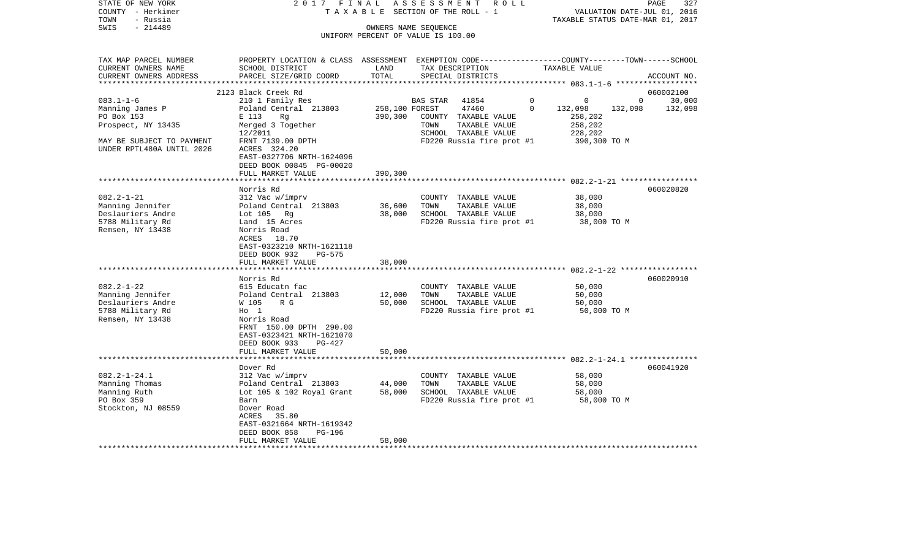STATE OF NEW YORK
COUNTY - Herkimer
TOWN - Russia
SWIS - 214489

2017 FINAL ASSESSMENT ROLL
TAXABLE SECTION OF THE ROLL - 1
OWNERS NAME SEQUENCE
UNIFORM PERCENT OF VALUE IS 100.00

VALUATION DATE-JUL 01, 2016
TAXABLE STATUS DATE-MAR 01, 2017

| TAX MAP PARCEL NUMBER / CURRENT OWNERS NAME / CURRENT OWNERS ADDRESS | PROPERTY LOCATION & CLASS / SCHOOL DISTRICT / PARCEL SIZE/GRID COORD | ASSESSMENT LAND | ASSESSMENT TOTAL | EXEMPTION CODE / TAX DESCRIPTION / SPECIAL DISTRICTS | COUNTY TAXABLE VALUE | TOWN | SCHOOL | ACCOUNT NO. |
|---|---|---|---|---|---|---|---|---|
| | 2123 Black Creek Rd | | | | | | | 060002100 |
| 083.1-1-6 | 210 1 Family Res | | | BAS STAR 41854 0 | 0 | 0 | 30,000 | |
| Manning James P | Poland Central 213803 | 258,100 | | FOREST 47460 0 | 132,098 | 132,098 | 132,098 | |
| PO Box 153 | E 113 Rg | | 390,300 | COUNTY TAXABLE VALUE | 258,202 | | | |
| Prospect, NY 13435 | Merged 3 Together | | | TOWN TAXABLE VALUE | 258,202 | | | |
| | 12/2011 | | | SCHOOL TAXABLE VALUE | 228,202 | | | |
| MAY BE SUBJECT TO PAYMENT | FRNT 7139.00 DPTH | | | FD220 Russia fire prot #1 | 390,300 TO M | | | |
| UNDER RPTL480A UNTIL 2026 | ACRES 324.20 | | | | | | | |
| | EAST-0327706 NRTH-1624096 | | | | | | | |
| | DEED BOOK 00845 PG-00020 | | | | | | | |
| | FULL MARKET VALUE | | 390,300 | | | | | |
| | Norris Rd | | | | | | | 060020820 |
| 082.2-1-21 | 312 Vac w/imprv | | | COUNTY TAXABLE VALUE | 38,000 | | | |
| Manning Jennifer | Poland Central 213803 | 36,600 | | TOWN TAXABLE VALUE | 38,000 | | | |
| Deslauriers Andre | Lot 105 Rg | | 38,000 | SCHOOL TAXABLE VALUE | 38,000 | | | |
| 5788 Military Rd | Land 15 Acres | | | FD220 Russia fire prot #1 | 38,000 TO M | | | |
| Remsen, NY 13438 | Norris Road | | | | | | | |
| | ACRES 18.70 | | | | | | | |
| | EAST-0323210 NRTH-1621118 | | | | | | | |
| | DEED BOOK 932 PG-575 | | | | | | | |
| | FULL MARKET VALUE | | 38,000 | | | | | |
| | Norris Rd | | | | | | | 060020910 |
| 082.2-1-22 | 615 Educatn fac | | | COUNTY TAXABLE VALUE | 50,000 | | | |
| Manning Jennifer | Poland Central 213803 | 12,000 | | TOWN TAXABLE VALUE | 50,000 | | | |
| Deslauriers Andre | W 105 R G | | 50,000 | SCHOOL TAXABLE VALUE | 50,000 | | | |
| 5788 Military Rd | Ho 1 | | | FD220 Russia fire prot #1 | 50,000 TO M | | | |
| Remsen, NY 13438 | Norris Road | | | | | | | |
| | FRNT 150.00 DPTH 290.00 | | | | | | | |
| | EAST-0323421 NRTH-1621070 | | | | | | | |
| | DEED BOOK 933 PG-427 | | | | | | | |
| | FULL MARKET VALUE | | 50,000 | | | | | |
| | Dover Rd | | | | | | | 060041920 |
| 082.2-1-24.1 | 312 Vac w/imprv | | | COUNTY TAXABLE VALUE | 58,000 | | | |
| Manning Thomas | Poland Central 213803 | 44,000 | | TOWN TAXABLE VALUE | 58,000 | | | |
| Manning Ruth | Lot 105 & 102 Royal Grant | | 58,000 | SCHOOL TAXABLE VALUE | 58,000 | | | |
| PO Box 359 | Barn | | | FD220 Russia fire prot #1 | 58,000 TO M | | | |
| Stockton, NJ 08559 | Dover Road | | | | | | | |
| | ACRES 35.80 | | | | | | | |
| | EAST-0321664 NRTH-1619342 | | | | | | | |
| | DEED BOOK 858 PG-196 | | | | | | | |
| | FULL MARKET VALUE | | 58,000 | | | | | |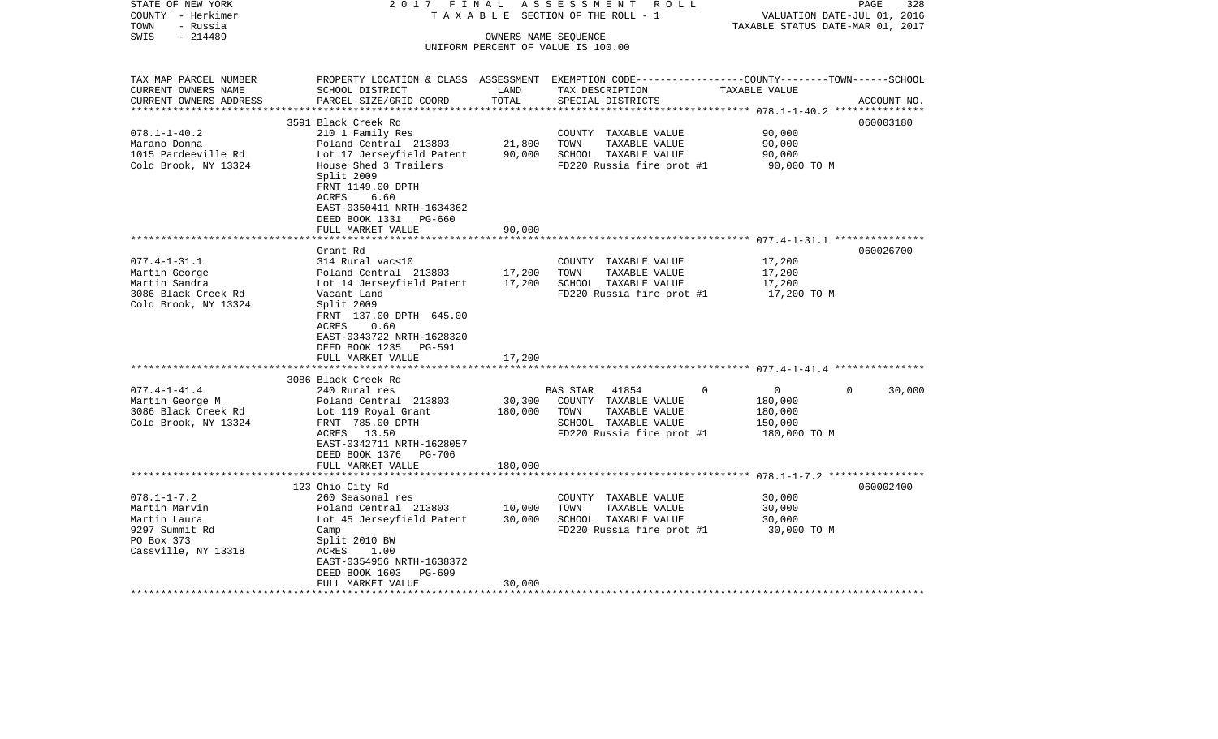STATE OF NEW YORK — 2017 FINAL ASSESSMENT ROLL
COUNTY - Herkimer — TAXABLE SECTION OF THE ROLL - 1 — VALUATION DATE-JUL 01, 2016
TOWN - Russia — TAXABLE STATUS DATE-MAR 01, 2017
SWIS - 214489 — OWNERS NAME SEQUENCE
UNIFORM PERCENT OF VALUE IS 100.00

| TAX MAP PARCEL NUMBER / CURRENT OWNERS NAME / CURRENT OWNERS ADDRESS | PROPERTY LOCATION & CLASS / SCHOOL DISTRICT / PARCEL SIZE/GRID COORD | ASSESSMENT LAND | TOTAL | EXEMPTION CODE / TAX DESCRIPTION / SPECIAL DISTRICTS | COUNTY--------TOWN------SCHOOL TAXABLE VALUE | ACCOUNT NO. |
|---|---|---|---|---|---|---|
| **078.1-1-40.2** | 3591 Black Creek Rd | | | | | 060003180 |
| 078.1-1-40.2 | 210 1 Family Res | | | COUNTY TAXABLE VALUE | 90,000 | |
| Marano Donna | Poland Central 213803 | 21,800 | | TOWN TAXABLE VALUE | 90,000 | |
| 1015 Pardeeville Rd | Lot 17 Jerseyfield Patent | | 90,000 | SCHOOL TAXABLE VALUE | 90,000 | |
| Cold Brook, NY 13324 | House Shed 3 Trailers | | | FD220 Russia fire prot #1 | 90,000 TO M | |
| | Split 2009 | | | | | |
| | FRNT 1149.00 DPTH | | | | | |
| | ACRES 6.60 | | | | | |
| | EAST-0350411 NRTH-1634362 | | | | | |
| | DEED BOOK 1331 PG-660 | | | | | |
| | FULL MARKET VALUE | | 90,000 | | | |
| **077.4-1-31.1** | Grant Rd | | | | | 060026700 |
| 077.4-1-31.1 | 314 Rural vac<10 | | | COUNTY TAXABLE VALUE | 17,200 | |
| Martin George | Poland Central 213803 | 17,200 | | TOWN TAXABLE VALUE | 17,200 | |
| Martin Sandra | Lot 14 Jerseyfield Patent | | 17,200 | SCHOOL TAXABLE VALUE | 17,200 | |
| 3086 Black Creek Rd | Vacant Land | | | FD220 Russia fire prot #1 | 17,200 TO M | |
| Cold Brook, NY 13324 | Split 2009 | | | | | |
| | FRNT 137.00 DPTH 645.00 | | | | | |
| | ACRES 0.60 | | | | | |
| | EAST-0343722 NRTH-1628320 | | | | | |
| | DEED BOOK 1235 PG-591 | | | | | |
| | FULL MARKET VALUE | | 17,200 | | | |
| **077.4-1-41.4** | 3086 Black Creek Rd | | | | | |
| 077.4-1-41.4 | 240 Rural res | | | BAS STAR 41854 0 | 0 0 30,000 | |
| Martin George M | Poland Central 213803 | 30,300 | | COUNTY TAXABLE VALUE | 180,000 | |
| 3086 Black Creek Rd | Lot 119 Royal Grant | | 180,000 | TOWN TAXABLE VALUE | 180,000 | |
| Cold Brook, NY 13324 | FRNT 785.00 DPTH | | | SCHOOL TAXABLE VALUE | 150,000 | |
| | ACRES 13.50 | | | FD220 Russia fire prot #1 | 180,000 TO M | |
| | EAST-0342711 NRTH-1628057 | | | | | |
| | DEED BOOK 1376 PG-706 | | | | | |
| | FULL MARKET VALUE | | 180,000 | | | |
| **078.1-1-7.2** | 123 Ohio City Rd | | | | | 060002400 |
| 078.1-1-7.2 | 260 Seasonal res | | | COUNTY TAXABLE VALUE | 30,000 | |
| Martin Marvin | Poland Central 213803 | 10,000 | | TOWN TAXABLE VALUE | 30,000 | |
| Martin Laura | Lot 45 Jerseyfield Patent | | 30,000 | SCHOOL TAXABLE VALUE | 30,000 | |
| 9297 Summit Rd | Camp | | | FD220 Russia fire prot #1 | 30,000 TO M | |
| PO Box 373 | Split 2010 BW | | | | | |
| Cassville, NY 13318 | ACRES 1.00 | | | | | |
| | EAST-0354956 NRTH-1638372 | | | | | |
| | DEED BOOK 1603 PG-699 | | | | | |
| | FULL MARKET VALUE | | 30,000 | | | |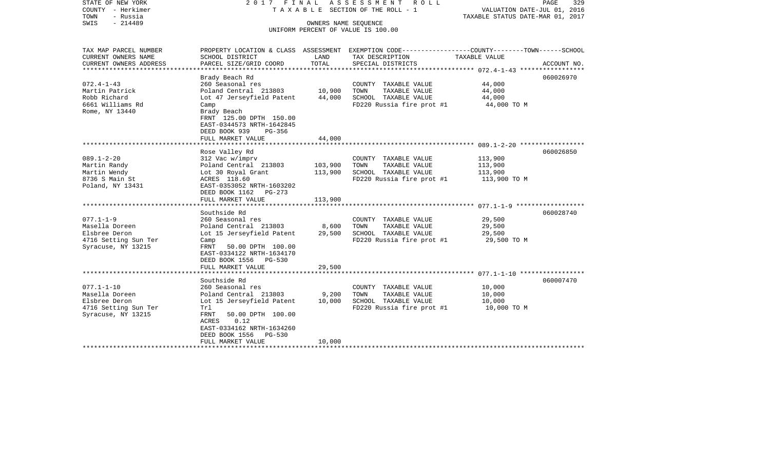STATE OF NEW YORK
COUNTY - Herkimer
TOWN - Russia
SWIS - 214489

2017 FINAL ASSESSMENT ROLL
TAXABLE SECTION OF THE ROLL - 1
OWNERS NAME SEQUENCE
UNIFORM PERCENT OF VALUE IS 100.00

VALUATION DATE-JUL 01, 2016
TAXABLE STATUS DATE-MAR 01, 2017

| TAX MAP PARCEL NUMBER / CURRENT OWNERS NAME / CURRENT OWNERS ADDRESS | PROPERTY LOCATION & CLASS / SCHOOL DISTRICT / PARCEL SIZE/GRID COORD | ASSESSMENT LAND | ASSESSMENT TOTAL | EXEMPTION CODE / TAX DESCRIPTION / SPECIAL DISTRICTS | TAXABLE VALUE | ACCOUNT NO. |
|---|---|---|---|---|---|---|
| 072.4-1-43 | Brady Beach Rd | | | | | 060026970 |
| Martin Patrick | 260 Seasonal res | | | COUNTY TAXABLE VALUE | 44,000 | |
| Robb Richard | Poland Central 213803 | 10,900 | | TOWN TAXABLE VALUE | 44,000 | |
| 6661 Williams Rd | Lot 47 Jerseyfield Patent | | 44,000 | SCHOOL TAXABLE VALUE | 44,000 | |
| Rome, NY 13440 | Camp | | | FD220 Russia fire prot #1 | 44,000 TO M | |
| | Brady Beach | | | | | |
| | FRNT 125.00 DPTH 150.00 | | | | | |
| | EAST-0344573 NRTH-1642845 | | | | | |
| | DEED BOOK 939 PG-356 | | | | | |
| | FULL MARKET VALUE | | 44,000 | | | |
| 089.1-2-20 | Rose Valley Rd | | | | | 060026850 |
| Martin Randy | 312 Vac w/imprv | | | COUNTY TAXABLE VALUE | 113,900 | |
| Martin Wendy | Poland Central 213803 | 103,900 | | TOWN TAXABLE VALUE | 113,900 | |
| 8736 S Main St | Lot 30 Royal Grant | | 113,900 | SCHOOL TAXABLE VALUE | 113,900 | |
| Poland, NY 13431 | ACRES 118.60 | | | FD220 Russia fire prot #1 | 113,900 TO M | |
| | EAST-0353052 NRTH-1603202 | | | | | |
| | DEED BOOK 1162 PG-273 | | | | | |
| | FULL MARKET VALUE | | 113,900 | | | |
| 077.1-1-9 | Southside Rd | | | | | 060028740 |
| Masella Doreen | 260 Seasonal res | | | COUNTY TAXABLE VALUE | 29,500 | |
| Elsbree Deron | Poland Central 213803 | 8,600 | | TOWN TAXABLE VALUE | 29,500 | |
| 4716 Setting Sun Ter | Lot 15 Jerseyfield Patent | | 29,500 | SCHOOL TAXABLE VALUE | 29,500 | |
| Syracuse, NY 13215 | Camp | | | FD220 Russia fire prot #1 | 29,500 TO M | |
| | FRNT 50.00 DPTH 100.00 | | | | | |
| | EAST-0334122 NRTH-1634170 | | | | | |
| | DEED BOOK 1556 PG-530 | | | | | |
| | FULL MARKET VALUE | | 29,500 | | | |
| 077.1-1-10 | Southside Rd | | | | | 060007470 |
| Masella Doreen | 260 Seasonal res | | | COUNTY TAXABLE VALUE | 10,000 | |
| Elsbree Deron | Poland Central 213803 | 9,200 | | TOWN TAXABLE VALUE | 10,000 | |
| 4716 Setting Sun Ter | Lot 15 Jerseyfield Patent | | 10,000 | SCHOOL TAXABLE VALUE | 10,000 | |
| Syracuse, NY 13215 | Trl | | | FD220 Russia fire prot #1 | 10,000 TO M | |
| | FRNT 50.00 DPTH 100.00 | | | | | |
| | ACRES 0.12 | | | | | |
| | EAST-0334162 NRTH-1634260 | | | | | |
| | DEED BOOK 1556 PG-530 | | | | | |
| | FULL MARKET VALUE | | 10,000 | | | |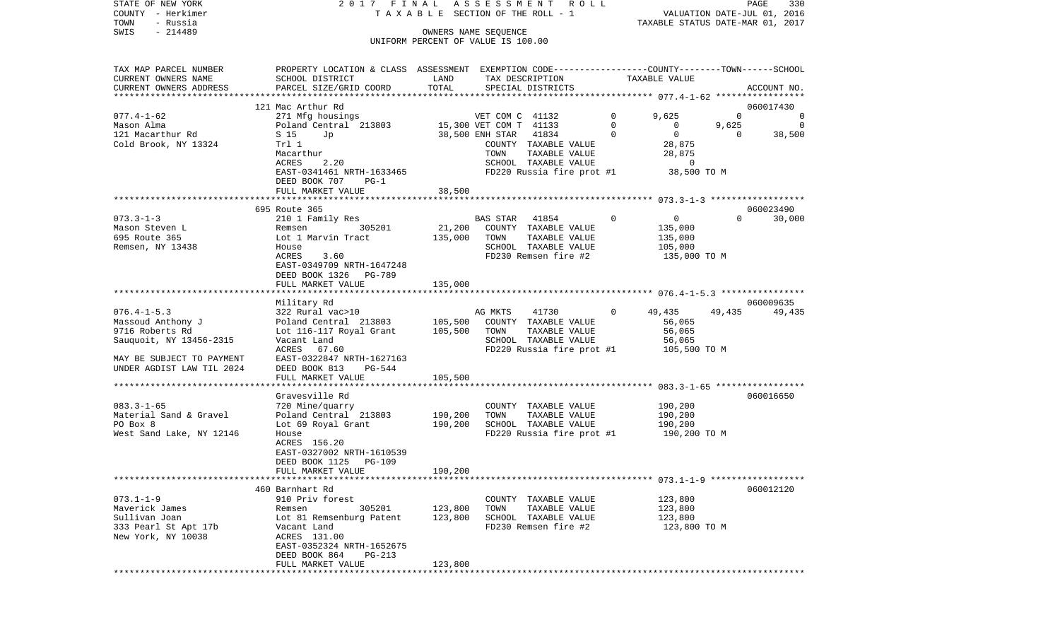STATE OF NEW YORK | 2017 FINAL ASSESSMENT ROLL | PAGE 330
COUNTY - Herkimer | TAXABLE SECTION OF THE ROLL - 1 | VALUATION DATE-JUL 01, 2016
TOWN - Russia | | TAXABLE STATUS DATE-MAR 01, 2017
SWIS - 214489 | OWNERS NAME SEQUENCE
UNIFORM PERCENT OF VALUE IS 100.00

| TAX MAP PARCEL NUMBER<br>CURRENT OWNERS NAME<br>CURRENT OWNERS ADDRESS | PROPERTY LOCATION & CLASS<br>SCHOOL DISTRICT<br>PARCEL SIZE/GRID COORD | ASSESSMENT<br>LAND<br>TOTAL | EXEMPTION CODE<br>TAX DESCRIPTION<br>SPECIAL DISTRICTS | | COUNTY<br>TAXABLE VALUE | TOWN | SCHOOL<br>ACCOUNT NO. |
|---|---|---|---|---|---|---|---|
| **077.4-1-62** | 121 Mac Arthur Rd | | | | | | 060017430 |
| 077.4-1-62 | 271 Mfg housings | | VET COM C 41132 | 0 | 9,625 | 0 | 0 |
| Mason Alma | Poland Central 213803 | 15,300 | VET COM T 41133 | 0 | 0 | 9,625 | 0 |
| 121 Macarthur Rd | S 15 Jp | 38,500 | ENH STAR 41834 | 0 | 0 | 0 | 38,500 |
| Cold Brook, NY 13324 | Trl 1 | | COUNTY TAXABLE VALUE | | 28,875 | | |
| | Macarthur | | TOWN TAXABLE VALUE | | 28,875 | | |
| | ACRES 2.20 | | SCHOOL TAXABLE VALUE | | 0 | | |
| | EAST-0341461 NRTH-1633465 | | FD220 Russia fire prot #1 | | 38,500 TO M | | |
| | DEED BOOK 707 PG-1 | | | | | | |
| | FULL MARKET VALUE | 38,500 | | | | | |
| **073.3-1-3** | 695 Route 365 | | | | | | 060023490 |
| 073.3-1-3 | 210 1 Family Res | | BAS STAR 41854 | 0 | 0 | 0 | 30,000 |
| Mason Steven L | Remsen 305201 | 21,200 | COUNTY TAXABLE VALUE | | 135,000 | | |
| 695 Route 365 | Lot 1 Marvin Tract | 135,000 | TOWN TAXABLE VALUE | | 135,000 | | |
| Remsen, NY 13438 | House | | SCHOOL TAXABLE VALUE | | 105,000 | | |
| | ACRES 3.60 | | FD230 Remsen fire #2 | | 135,000 TO M | | |
| | EAST-0349709 NRTH-1647248 | | | | | | |
| | DEED BOOK 1326 PG-789 | | | | | | |
| | FULL MARKET VALUE | 135,000 | | | | | |
| **076.4-1-5.3** | Military Rd | | | | | | 060009635 |
| 076.4-1-5.3 | 322 Rural vac>10 | | AG MKTS 41730 | 0 | 49,435 | 49,435 | 49,435 |
| Massoud Anthony J | Poland Central 213803 | 105,500 | COUNTY TAXABLE VALUE | | 56,065 | | |
| 9716 Roberts Rd | Lot 116-117 Royal Grant | 105,500 | TOWN TAXABLE VALUE | | 56,065 | | |
| Sauquoit, NY 13456-2315 | Vacant Land | | SCHOOL TAXABLE VALUE | | 56,065 | | |
| | ACRES 67.60 | | FD220 Russia fire prot #1 | | 105,500 TO M | | |
| MAY BE SUBJECT TO PAYMENT | EAST-0322847 NRTH-1627163 | | | | | | |
| UNDER AGDIST LAW TIL 2024 | DEED BOOK 813 PG-544 | | | | | | |
| | FULL MARKET VALUE | 105,500 | | | | | |
| **083.3-1-65** | Gravesville Rd | | | | | | 060016650 |
| 083.3-1-65 | 720 Mine/quarry | | COUNTY TAXABLE VALUE | | 190,200 | | |
| Material Sand & Gravel | Poland Central 213803 | 190,200 | TOWN TAXABLE VALUE | | 190,200 | | |
| PO Box 8 | Lot 69 Royal Grant | 190,200 | SCHOOL TAXABLE VALUE | | 190,200 | | |
| West Sand Lake, NY 12146 | House | | FD220 Russia fire prot #1 | | 190,200 TO M | | |
| | ACRES 156.20 | | | | | | |
| | EAST-0327002 NRTH-1610539 | | | | | | |
| | DEED BOOK 1125 PG-109 | | | | | | |
| | FULL MARKET VALUE | 190,200 | | | | | |
| **073.1-1-9** | 460 Barnhart Rd | | | | | | 060012120 |
| 073.1-1-9 | 910 Priv forest | | COUNTY TAXABLE VALUE | | 123,800 | | |
| Maverick James | Remsen 305201 | 123,800 | TOWN TAXABLE VALUE | | 123,800 | | |
| Sullivan Joan | Lot 81 Remsenburg Patent | 123,800 | SCHOOL TAXABLE VALUE | | 123,800 | | |
| 333 Pearl St Apt 17b | Vacant Land | | FD230 Remsen fire #2 | | 123,800 TO M | | |
| New York, NY 10038 | ACRES 131.00 | | | | | | |
| | EAST-0352324 NRTH-1652675 | | | | | | |
| | DEED BOOK 864 PG-213 | | | | | | |
| | FULL MARKET VALUE | 123,800 | | | | | |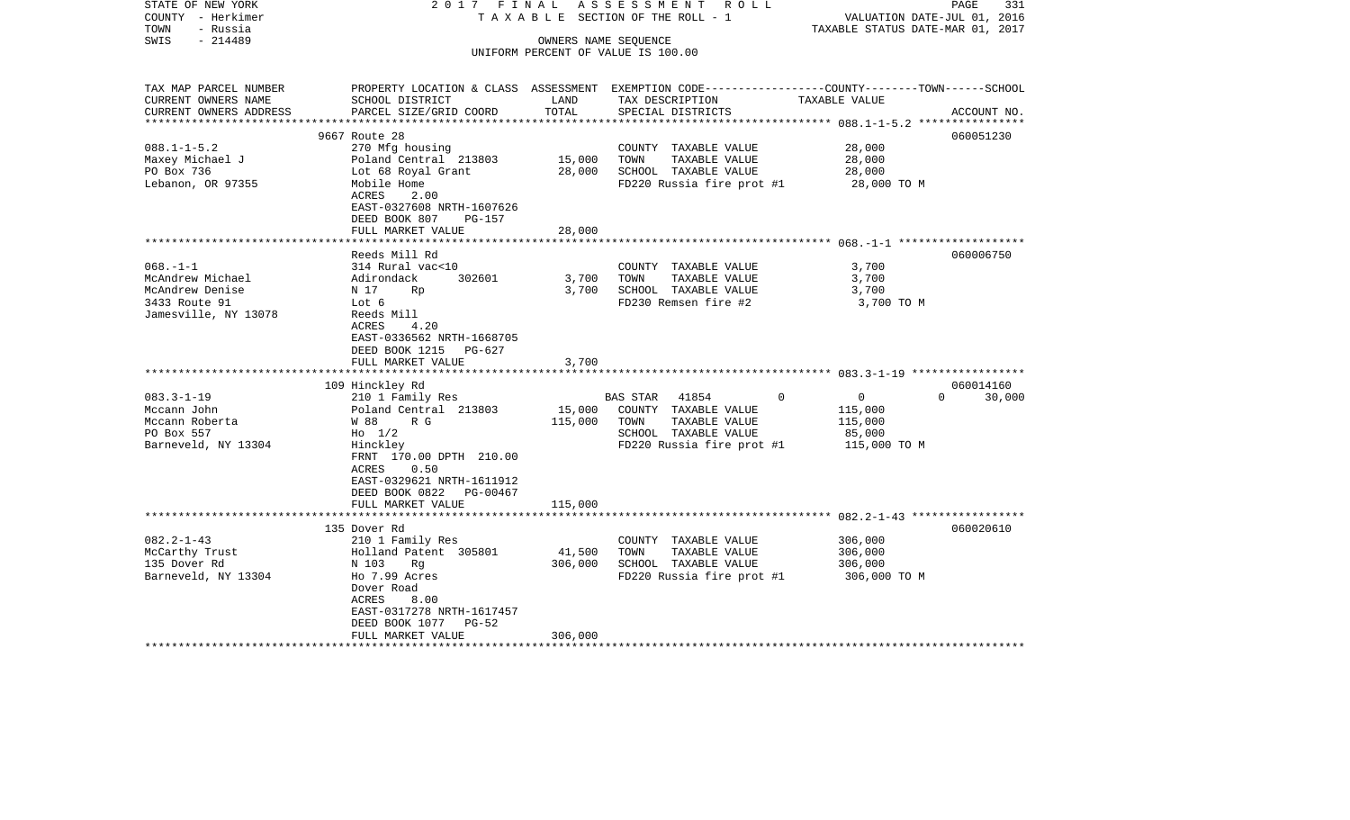STATE OF NEW YORK 2017 FINAL ASSESSMENT ROLL
COUNTY - Herkimer T A X A B L E SECTION OF THE ROLL - 1 VALUATION DATE-JUL 01, 2016
TOWN - Russia TAXABLE STATUS DATE-MAR 01, 2017
SWIS - 214489 OWNERS NAME SEQUENCE
UNIFORM PERCENT OF VALUE IS 100.00

| TAX MAP PARCEL NUMBER / CURRENT OWNERS NAME / CURRENT OWNERS ADDRESS | PROPERTY LOCATION & CLASS / SCHOOL DISTRICT / PARCEL SIZE/GRID COORD | ASSESSMENT LAND | TOTAL | EXEMPTION CODE / TAX DESCRIPTION / SPECIAL DISTRICTS | COUNTY | TOWN | SCHOOL TAXABLE VALUE | ACCOUNT NO. |
|---|---|---|---|---|---|---|---|---|
| | 9667 Route 28 | | | | | | | 060051230 |
| 088.1-1-5.2 | 270 Mfg housing | | | COUNTY TAXABLE VALUE | 28,000 | | | |
| Maxey Michael J | Poland Central 213803 | 15,000 | | TOWN TAXABLE VALUE | | 28,000 | | |
| PO Box 736 | Lot 68 Royal Grant | | 28,000 | SCHOOL TAXABLE VALUE | | | 28,000 | |
| Lebanon, OR 97355 | Mobile Home | | | FD220 Russia fire prot #1 | 28,000 TO M | | | |
| | ACRES 2.00 | | | | | | | |
| | EAST-0327608 NRTH-1607626 | | | | | | | |
| | DEED BOOK 807 PG-157 | | | | | | | |
| | FULL MARKET VALUE | | 28,000 | | | | | |
| | Reeds Mill Rd | | | | | | | 060006750 |
| 068.-1-1 | 314 Rural vac<10 | | | COUNTY TAXABLE VALUE | 3,700 | | | |
| McAndrew Michael | Adirondack 302601 | 3,700 | | TOWN TAXABLE VALUE | | 3,700 | | |
| McAndrew Denise | N 17 Rp | | 3,700 | SCHOOL TAXABLE VALUE | | | 3,700 | |
| 3433 Route 91 | Lot 6 | | | FD230 Remsen fire #2 | 3,700 TO M | | | |
| Jamesville, NY 13078 | Reeds Mill | | | | | | | |
| | ACRES 4.20 | | | | | | | |
| | EAST-0336562 NRTH-1668705 | | | | | | | |
| | DEED BOOK 1215 PG-627 | | | | | | | |
| | FULL MARKET VALUE | | 3,700 | | | | | |
| | 109 Hinckley Rd | | | | | | | 060014160 |
| 083.3-1-19 | 210 1 Family Res | | | BAS STAR 41854 | 0 | 0 | 0 | 30,000 |
| Mccann John | Poland Central 213803 | 15,000 | | COUNTY TAXABLE VALUE | 115,000 | | | |
| Mccann Roberta | W 88 R G | | 115,000 | TOWN TAXABLE VALUE | | 115,000 | | |
| PO Box 557 | Ho 1/2 | | | SCHOOL TAXABLE VALUE | | | 85,000 | |
| Barneveld, NY 13304 | Hinckley | | | FD220 Russia fire prot #1 | 115,000 TO M | | | |
| | FRNT 170.00 DPTH 210.00 | | | | | | | |
| | ACRES 0.50 | | | | | | | |
| | EAST-0329621 NRTH-1611912 | | | | | | | |
| | DEED BOOK 0822 PG-00467 | | | | | | | |
| | FULL MARKET VALUE | | 115,000 | | | | | |
| | 135 Dover Rd | | | | | | | 060020610 |
| 082.2-1-43 | 210 1 Family Res | | | COUNTY TAXABLE VALUE | 306,000 | | | |
| McCarthy Trust | Holland Patent 305801 | 41,500 | | TOWN TAXABLE VALUE | | 306,000 | | |
| 135 Dover Rd | N 103 Rg | | 306,000 | SCHOOL TAXABLE VALUE | | | 306,000 | |
| Barneveld, NY 13304 | Ho 7.99 Acres | | | FD220 Russia fire prot #1 | 306,000 TO M | | | |
| | Dover Road | | | | | | | |
| | ACRES 8.00 | | | | | | | |
| | EAST-0317278 NRTH-1617457 | | | | | | | |
| | DEED BOOK 1077 PG-52 | | | | | | | |
| | FULL MARKET VALUE | | 306,000 | | | | | |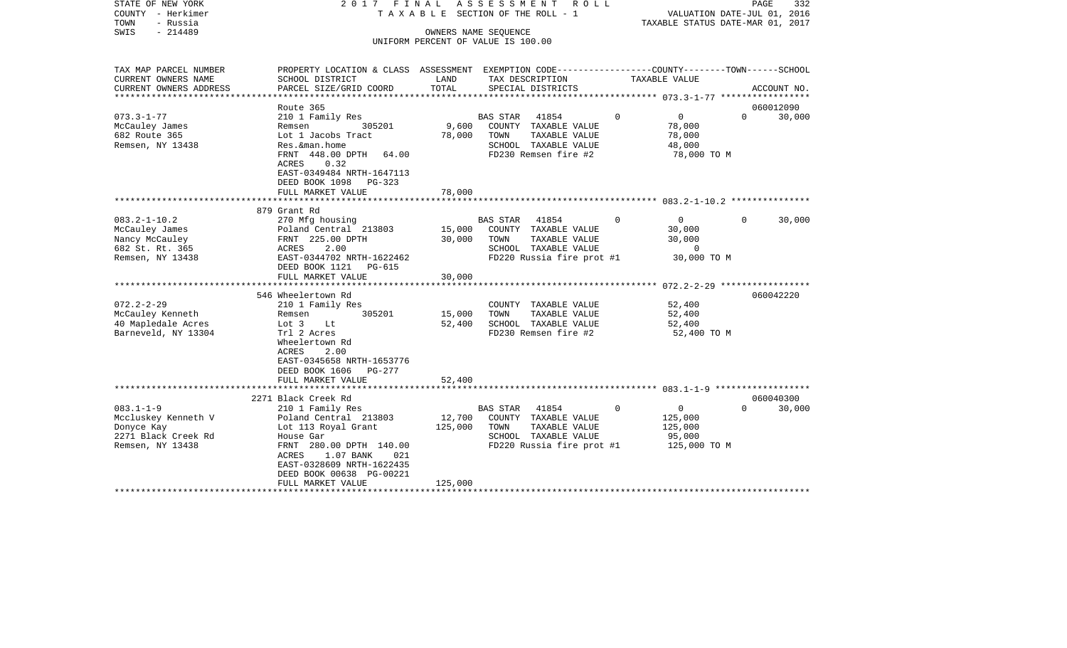STATE OF NEW YORK
COUNTY - Herkimer
TOWN - Russia
SWIS - 214489

2 0 1 7 F I N A L A S S E S S M E N T R O L L
T A X A B L E SECTION OF THE ROLL - 1
OWNERS NAME SEQUENCE
UNIFORM PERCENT OF VALUE IS 100.00

VALUATION DATE-JUL 01, 2016
TAXABLE STATUS DATE-MAR 01, 2017

| TAX MAP PARCEL NUMBER / CURRENT OWNERS NAME / CURRENT OWNERS ADDRESS | PROPERTY LOCATION & CLASS / SCHOOL DISTRICT / PARCEL SIZE/GRID COORD | ASSESSMENT LAND | ASSESSMENT TOTAL | EXEMPTION CODE / TAX DESCRIPTION / SPECIAL DISTRICTS | COUNTY | TOWN | SCHOOL / TAXABLE VALUE | ACCOUNT NO. |
|---|---|---|---|---|---|---|---|---|
| 073.3-1-77 | Route 365 | | | | | | | 060012090 |
| McCauley James | 210 1 Family Res | | | BAS STAR 41854 | 0 | 0 | 0 | 30,000 |
| 682 Route 365 | Remsen 305201 | 9,600 | | COUNTY TAXABLE VALUE | 78,000 | | | |
| Remsen, NY 13438 | Lot 1 Jacobs Tract | | 78,000 | TOWN TAXABLE VALUE | | 78,000 | | |
| | Res.&man.home | | | SCHOOL TAXABLE VALUE | | | 48,000 | |
| | FRNT 448.00 DPTH 64.00 | | | FD230 Remsen fire #2 | | | 78,000 TO M | |
| | ACRES 0.32 | | | | | | | |
| | EAST-0349484 NRTH-1647113 | | | | | | | |
| | DEED BOOK 1098 PG-323 | | | | | | | |
| | FULL MARKET VALUE | | 78,000 | | | | | |
| 083.2-1-10.2 | 879 Grant Rd | | | | | | | |
| McCauley James | 270 Mfg housing | | | BAS STAR 41854 | 0 | 0 | 0 | 30,000 |
| Nancy McCauley | Poland Central 213803 | 15,000 | | COUNTY TAXABLE VALUE | 30,000 | | | |
| 682 St. Rt. 365 | FRNT 225.00 DPTH | | 30,000 | TOWN TAXABLE VALUE | | 30,000 | | |
| Remsen, NY 13438 | ACRES 2.00 | | | SCHOOL TAXABLE VALUE | | | 0 | |
| | EAST-0344702 NRTH-1622462 | | | FD220 Russia fire prot #1 | | | 30,000 TO M | |
| | DEED BOOK 1121 PG-615 | | | | | | | |
| | FULL MARKET VALUE | | 30,000 | | | | | |
| 072.2-2-29 | 546 Wheelertown Rd | | | | | | | 060042220 |
| McCauley Kenneth | 210 1 Family Res | | | COUNTY TAXABLE VALUE | 52,400 | | | |
| 40 Mapledale Acres | Remsen 305201 | 15,000 | | TOWN TAXABLE VALUE | | 52,400 | | |
| Barneveld, NY 13304 | Lot 3 Lt | | 52,400 | SCHOOL TAXABLE VALUE | | | 52,400 | |
| | Trl 2 Acres | | | FD230 Remsen fire #2 | | | 52,400 TO M | |
| | Wheelertown Rd | | | | | | | |
| | ACRES 2.00 | | | | | | | |
| | EAST-0345658 NRTH-1653776 | | | | | | | |
| | DEED BOOK 1606 PG-277 | | | | | | | |
| | FULL MARKET VALUE | | 52,400 | | | | | |
| 083.1-1-9 | 2271 Black Creek Rd | | | | | | | 060040300 |
| Mccluskey Kenneth V | 210 1 Family Res | | | BAS STAR 41854 | 0 | 0 | 0 | 30,000 |
| Donyce Kay | Poland Central 213803 | 12,700 | | COUNTY TAXABLE VALUE | 125,000 | | | |
| 2271 Black Creek Rd | Lot 113 Royal Grant | | 125,000 | TOWN TAXABLE VALUE | | 125,000 | | |
| Remsen, NY 13438 | House Gar | | | SCHOOL TAXABLE VALUE | | | 95,000 | |
| | FRNT 280.00 DPTH 140.00 | | | FD220 Russia fire prot #1 | | | 125,000 TO M | |
| | ACRES 1.07 BANK 021 | | | | | | | |
| | EAST-0328609 NRTH-1622435 | | | | | | | |
| | DEED BOOK 00638 PG-00221 | | | | | | | |
| | FULL MARKET VALUE | | 125,000 | | | | | |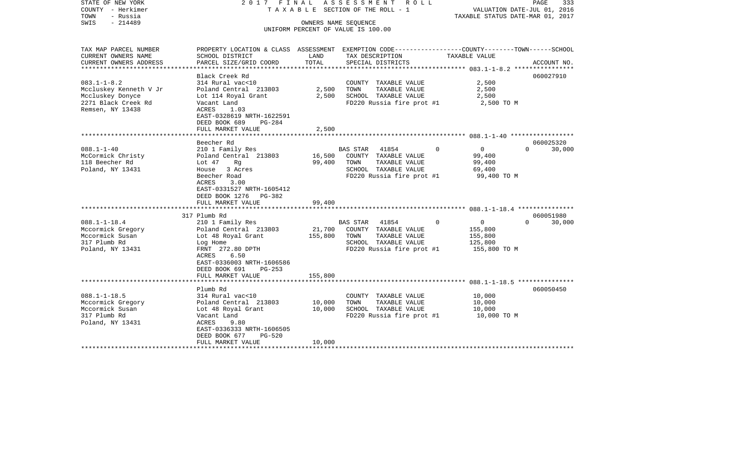STATE OF NEW YORK | 2017 FINAL ASSESSMENT ROLL | VALUATION DATE-JUL 01, 2016
COUNTY - Herkimer | TAXABLE SECTION OF THE ROLL - 1 | TAXABLE STATUS DATE-MAR 01, 2017
TOWN - Russia | OWNERS NAME SEQUENCE
SWIS - 214489 | UNIFORM PERCENT OF VALUE IS 100.00

| TAX MAP PARCEL NUMBER / CURRENT OWNERS NAME / CURRENT OWNERS ADDRESS | PROPERTY LOCATION & CLASS / SCHOOL DISTRICT / PARCEL SIZE/GRID COORD | ASSESSMENT LAND / TOTAL | EXEMPTION CODE / TAX DESCRIPTION / SPECIAL DISTRICTS | COUNTY--------TOWN------SCHOOL TAXABLE VALUE | ACCOUNT NO. |
|---|---|---|---|---|---|
| **083.1-1-8.2** | Black Creek Rd | | | | 060027910 |
| 083.1-1-8.2 | 314 Rural vac<10 | | COUNTY TAXABLE VALUE | 2,500 | |
| Mccluskey Kenneth V Jr | Poland Central 213803 | 2,500 | TOWN TAXABLE VALUE | 2,500 | |
| Mccluskey Donyce | Lot 114 Royal Grant | 2,500 | SCHOOL TAXABLE VALUE | 2,500 | |
| 2271 Black Creek Rd | Vacant Land | | FD220 Russia fire prot #1 | 2,500 TO M | |
| Remsen, NY 13438 | ACRES 1.03 | | | | |
| | EAST-0328619 NRTH-1622591 | | | | |
| | DEED BOOK 689 PG-284 | | | | |
| | FULL MARKET VALUE | 2,500 | | | |
| **088.1-1-40** | Beecher Rd | | | | 060025320 |
| 088.1-1-40 | 210 1 Family Res | | BAS STAR 41854 0 | 0 0 | 30,000 |
| McCormick Christy | Poland Central 213803 | 16,500 | COUNTY TAXABLE VALUE | 99,400 | |
| 118 Beecher Rd | Lot 47 Rg | 99,400 | TOWN TAXABLE VALUE | 99,400 | |
| Poland, NY 13431 | House 3 Acres | | SCHOOL TAXABLE VALUE | 69,400 | |
| | Beecher Road | | FD220 Russia fire prot #1 | 99,400 TO M | |
| | ACRES 3.00 | | | | |
| | EAST-0331527 NRTH-1605412 | | | | |
| | DEED BOOK 1276 PG-382 | | | | |
| | FULL MARKET VALUE | 99,400 | | | |
| **088.1-1-18.4** | 317 Plumb Rd | | | | 060051980 |
| 088.1-1-18.4 | 210 1 Family Res | | BAS STAR 41854 0 | 0 0 | 30,000 |
| Mccormick Gregory | Poland Central 213803 | 21,700 | COUNTY TAXABLE VALUE | 155,800 | |
| Mccormick Susan | Lot 48 Royal Grant | 155,800 | TOWN TAXABLE VALUE | 155,800 | |
| 317 Plumb Rd | Log Home | | SCHOOL TAXABLE VALUE | 125,800 | |
| Poland, NY 13431 | FRNT 272.80 DPTH | | FD220 Russia fire prot #1 | 155,800 TO M | |
| | ACRES 6.50 | | | | |
| | EAST-0336003 NRTH-1606586 | | | | |
| | DEED BOOK 691 PG-253 | | | | |
| | FULL MARKET VALUE | 155,800 | | | |
| **088.1-1-18.5** | Plumb Rd | | | | 060050450 |
| 088.1-1-18.5 | 314 Rural vac<10 | | COUNTY TAXABLE VALUE | 10,000 | |
| Mccormick Gregory | Poland Central 213803 | 10,000 | TOWN TAXABLE VALUE | 10,000 | |
| Mccormick Susan | Lot 48 Royal Grant | 10,000 | SCHOOL TAXABLE VALUE | 10,000 | |
| 317 Plumb Rd | Vacant Land | | FD220 Russia fire prot #1 | 10,000 TO M | |
| Poland, NY 13431 | ACRES 9.80 | | | | |
| | EAST-0336333 NRTH-1606505 | | | | |
| | DEED BOOK 677 PG-520 | | | | |
| | FULL MARKET VALUE | 10,000 | | | |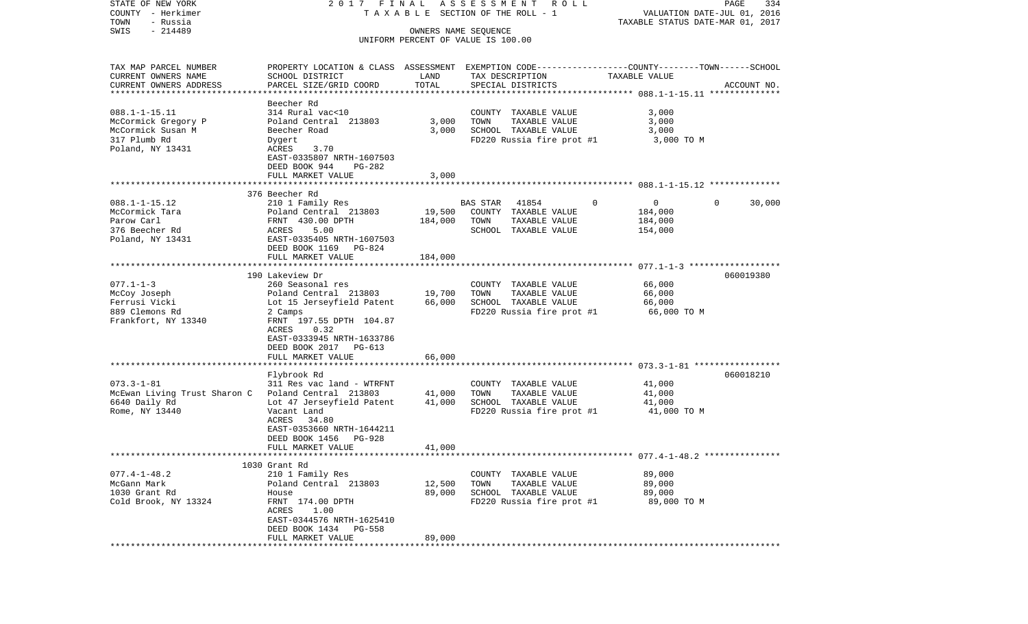STATE OF NEW YORK — 2017 FINAL ASSESSMENT ROLL — TAXABLE SECTION OF THE ROLL - 1
COUNTY - Herkimer — VALUATION DATE-JUL 01, 2016
TOWN - Russia — TAXABLE STATUS DATE-MAR 01, 2017
SWIS - 214489 — OWNERS NAME SEQUENCE — UNIFORM PERCENT OF VALUE IS 100.00

| TAX MAP PARCEL NUMBER / CURRENT OWNERS NAME / CURRENT OWNERS ADDRESS | PROPERTY LOCATION & CLASS / SCHOOL DISTRICT / PARCEL SIZE/GRID COORD | ASSESSMENT LAND | TOTAL | EXEMPTION CODE / TAX DESCRIPTION / SPECIAL DISTRICTS | COUNTY | TOWN | SCHOOL | ACCOUNT NO. |
|---|---|---|---|---|---|---|---|---|
| 088.1-1-15.11 | Beecher Rd | | | | | | | |
| McCormick Gregory P | 314 Rural vac<10 | | | COUNTY TAXABLE VALUE | 3,000 | | | |
| McCormick Susan M | Poland Central 213803 | 3,000 | | TOWN TAXABLE VALUE | | 3,000 | | |
| 317 Plumb Rd | Beecher Road | | 3,000 | SCHOOL TAXABLE VALUE | | | 3,000 | |
| Poland, NY 13431 | Dygert | | | FD220 Russia fire prot #1 | 3,000 TO M | | | |
| | ACRES 3.70 | | | | | | | |
| | EAST-0335807 NRTH-1607503 | | | | | | | |
| | DEED BOOK 944 PG-282 | | | | | | | |
| | FULL MARKET VALUE | | 3,000 | | | | | |
| 088.1-1-15.12 | 376 Beecher Rd | | | | | | | |
| McCormick Tara | 210 1 Family Res | | | BAS STAR 41854 0 | 0 | 0 | 30,000 | |
| Parow Carl | Poland Central 213803 | 19,500 | | COUNTY TAXABLE VALUE | 184,000 | | | |
| 376 Beecher Rd | FRNT 430.00 DPTH | | 184,000 | TOWN TAXABLE VALUE | | 184,000 | | |
| Poland, NY 13431 | ACRES 5.00 | | | SCHOOL TAXABLE VALUE | | | 154,000 | |
| | EAST-0335405 NRTH-1607503 | | | | | | | |
| | DEED BOOK 1169 PG-824 | | | | | | | |
| | FULL MARKET VALUE | | 184,000 | | | | | |
| 077.1-1-3 | 190 Lakeview Dr | | | | | | | 060019380 |
| McCoy Joseph | 260 Seasonal res | | | COUNTY TAXABLE VALUE | 66,000 | | | |
| Ferrusi Vicki | Poland Central 213803 | 19,700 | | TOWN TAXABLE VALUE | | 66,000 | | |
| 889 Clemons Rd | Lot 15 Jerseyfield Patent | | 66,000 | SCHOOL TAXABLE VALUE | | | 66,000 | |
| Frankfort, NY 13340 | 2 Camps | | | FD220 Russia fire prot #1 | 66,000 TO M | | | |
| | FRNT 197.55 DPTH 104.87 | | | | | | | |
| | ACRES 0.32 | | | | | | | |
| | EAST-0333945 NRTH-1633786 | | | | | | | |
| | DEED BOOK 2017 PG-613 | | | | | | | |
| | FULL MARKET VALUE | | 66,000 | | | | | |
| 073.3-1-81 | Flybrook Rd | | | | | | | 060018210 |
| McEwan Living Trust Sharon C | 311 Res vac land - WTRFNT | | | COUNTY TAXABLE VALUE | 41,000 | | | |
| 6640 Daily Rd | Poland Central 213803 | 41,000 | | TOWN TAXABLE VALUE | | 41,000 | | |
| Rome, NY 13440 | Lot 47 Jerseyfield Patent | | 41,000 | SCHOOL TAXABLE VALUE | | | 41,000 | |
| | Vacant Land | | | FD220 Russia fire prot #1 | 41,000 TO M | | | |
| | ACRES 34.80 | | | | | | | |
| | EAST-0353660 NRTH-1644211 | | | | | | | |
| | DEED BOOK 1456 PG-928 | | | | | | | |
| | FULL MARKET VALUE | | 41,000 | | | | | |
| 077.4-1-48.2 | 1030 Grant Rd | | | | | | | |
| McGann Mark | 210 1 Family Res | | | COUNTY TAXABLE VALUE | 89,000 | | | |
| 1030 Grant Rd | Poland Central 213803 | 12,500 | | TOWN TAXABLE VALUE | | 89,000 | | |
| Cold Brook, NY 13324 | House | | 89,000 | SCHOOL TAXABLE VALUE | | | 89,000 | |
| | FRNT 174.00 DPTH | | | FD220 Russia fire prot #1 | 89,000 TO M | | | |
| | ACRES 1.00 | | | | | | | |
| | EAST-0344576 NRTH-1625410 | | | | | | | |
| | DEED BOOK 1434 PG-558 | | | | | | | |
| | FULL MARKET VALUE | | 89,000 | | | | | |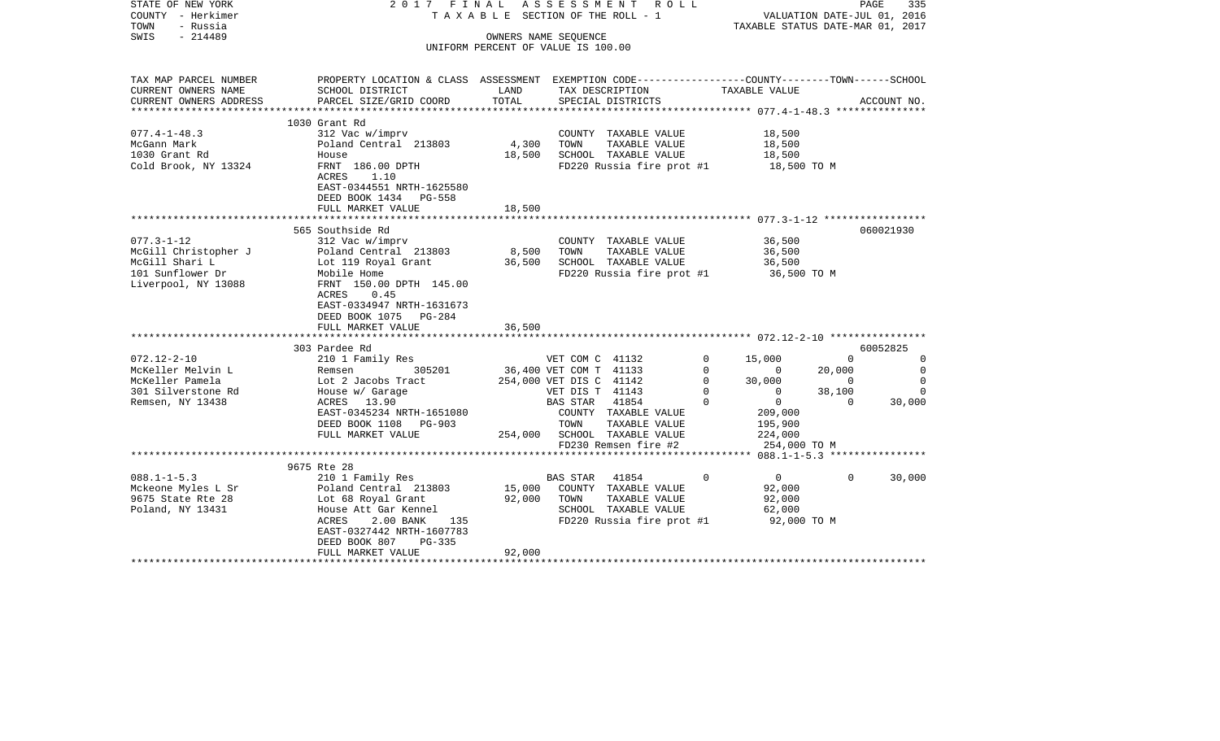STATE OF NEW YORK 2 0 1 7 F I N A L A S S E S S M E N T R O L L
COUNTY - Herkimer T A X A B L E SECTION OF THE ROLL - 1 VALUATION DATE-JUL 01, 2016
TOWN - Russia TAXABLE STATUS DATE-MAR 01, 2017
SWIS - 214489 OWNERS NAME SEQUENCE
UNIFORM PERCENT OF VALUE IS 100.00

| TAX MAP PARCEL NUMBER<br>CURRENT OWNERS NAME<br>CURRENT OWNERS ADDRESS | PROPERTY LOCATION & CLASS<br>SCHOOL DISTRICT<br>PARCEL SIZE/GRID COORD | ASSESSMENT<br>LAND<br>TOTAL | EXEMPTION CODE<br>TAX DESCRIPTION<br>SPECIAL DISTRICTS | | COUNTY<br>TAXABLE VALUE | TOWN | SCHOOL<br>ACCOUNT NO. |
|---|---|---|---|---|---|---|---|
| 077.4-1-48.3 | 1030 Grant Rd | | | | | | |
| 077.4-1-48.3 | 312 Vac w/imprv | | COUNTY TAXABLE VALUE | | 18,500 | | |
| McGann Mark | Poland Central 213803 | 4,300 | TOWN TAXABLE VALUE | | 18,500 | | |
| 1030 Grant Rd | House | 18,500 | SCHOOL TAXABLE VALUE | | 18,500 | | |
| Cold Brook, NY 13324 | FRNT 186.00 DPTH | | FD220 Russia fire prot #1 | | 18,500 TO M | | |
| | ACRES 1.10 | | | | | | |
| | EAST-0344551 NRTH-1625580 | | | | | | |
| | DEED BOOK 1434 PG-558 | | | | | | |
| | FULL MARKET VALUE | 18,500 | | | | | |
| 077.3-1-12 | 565 Southside Rd | | | | | | 060021930 |
| 077.3-1-12 | 312 Vac w/imprv | | COUNTY TAXABLE VALUE | | 36,500 | | |
| McGill Christopher J | Poland Central 213803 | 8,500 | TOWN TAXABLE VALUE | | 36,500 | | |
| McGill Shari L | Lot 119 Royal Grant | 36,500 | SCHOOL TAXABLE VALUE | | 36,500 | | |
| 101 Sunflower Dr | Mobile Home | | FD220 Russia fire prot #1 | | 36,500 TO M | | |
| Liverpool, NY 13088 | FRNT 150.00 DPTH 145.00 | | | | | | |
| | ACRES 0.45 | | | | | | |
| | EAST-0334947 NRTH-1631673 | | | | | | |
| | DEED BOOK 1075 PG-284 | | | | | | |
| | FULL MARKET VALUE | 36,500 | | | | | |
| 072.12-2-10 | 303 Pardee Rd | | | | | | 60052825 |
| 072.12-2-10 | 210 1 Family Res | | VET COM C 41132 | 0 | 15,000 | 0 | 0 |
| McKeller Melvin L | Remsen 305201 | 36,400 | VET COM T 41133 | 0 | 0 | 20,000 | 0 |
| McKeller Pamela | Lot 2 Jacobs Tract | 254,000 | VET DIS C 41142 | 0 | 30,000 | 0 | 0 |
| 301 Silverstone Rd | House w/ Garage | | VET DIS T 41143 | 0 | 0 | 38,100 | 0 |
| Remsen, NY 13438 | ACRES 13.90 | | BAS STAR 41854 | 0 | 0 | 0 | 30,000 |
| | EAST-0345234 NRTH-1651080 | | COUNTY TAXABLE VALUE | | 209,000 | | |
| | DEED BOOK 1108 PG-903 | | TOWN TAXABLE VALUE | | 195,900 | | |
| | FULL MARKET VALUE | 254,000 | SCHOOL TAXABLE VALUE | | 224,000 | | |
| | | | FD230 Remsen fire #2 | | 254,000 TO M | | |
| 088.1-1-5.3 | 9675 Rte 28 | | | | | | |
| 088.1-1-5.3 | 210 1 Family Res | | BAS STAR 41854 | 0 | 0 | 0 | 30,000 |
| Mckeone Myles L Sr | Poland Central 213803 | 15,000 | COUNTY TAXABLE VALUE | | 92,000 | | |
| 9675 State Rte 28 | Lot 68 Royal Grant | 92,000 | TOWN TAXABLE VALUE | | 92,000 | | |
| Poland, NY 13431 | House Att Gar Kennel | | SCHOOL TAXABLE VALUE | | 62,000 | | |
| | ACRES 2.00 BANK 135 | | FD220 Russia fire prot #1 | | 92,000 TO M | | |
| | EAST-0327442 NRTH-1607783 | | | | | | |
| | DEED BOOK 807 PG-335 | | | | | | |
| | FULL MARKET VALUE | 92,000 | | | | | |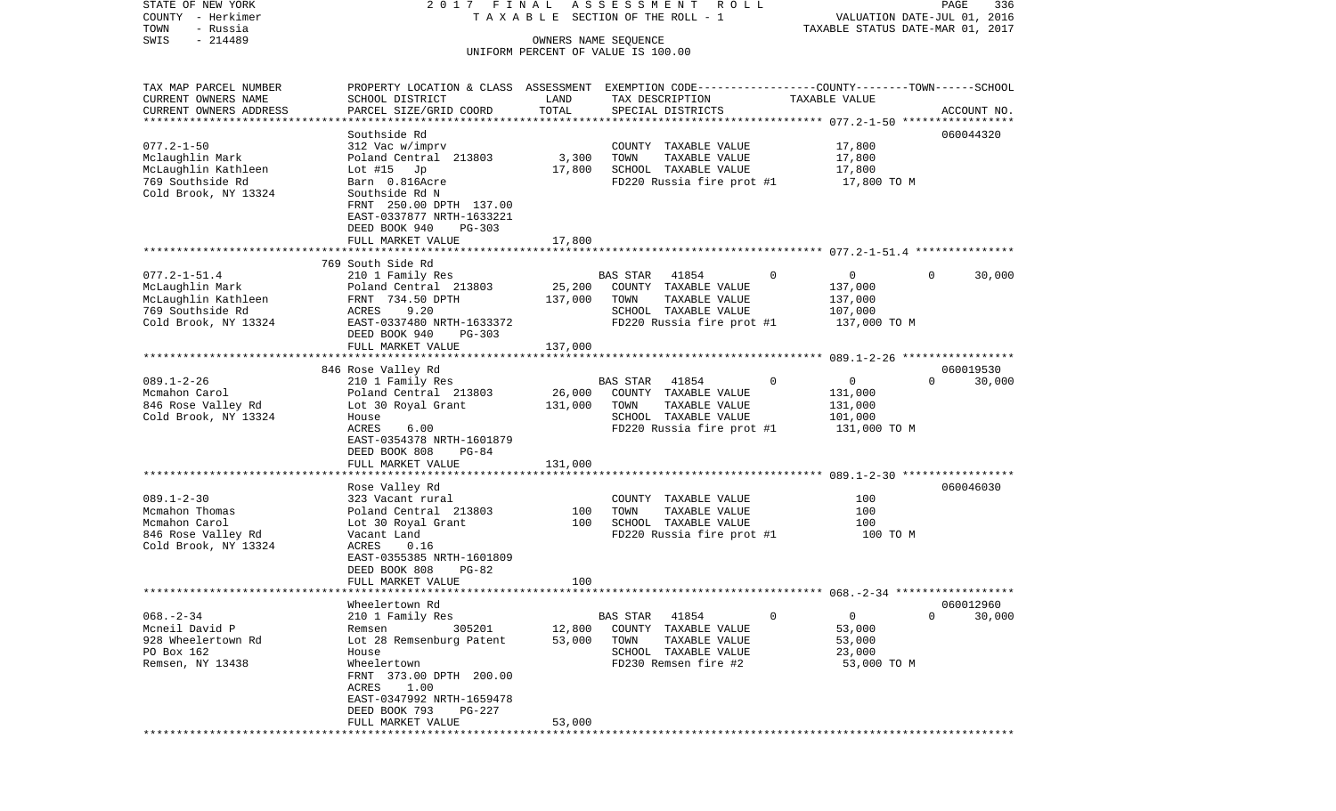STATE OF NEW YORK 2017 FINAL ASSESSMENT ROLL
COUNTY - Herkimer T A X A B L E SECTION OF THE ROLL - 1 VALUATION DATE-JUL 01, 2016
TOWN - Russia TAXABLE STATUS DATE-MAR 01, 2017
SWIS - 214489 OWNERS NAME SEQUENCE
UNIFORM PERCENT OF VALUE IS 100.00

| TAX MAP PARCEL NUMBER<br>CURRENT OWNERS NAME<br>CURRENT OWNERS ADDRESS | PROPERTY LOCATION & CLASS<br>SCHOOL DISTRICT<br>PARCEL SIZE/GRID COORD | ASSESSMENT<br>LAND<br>TOTAL | EXEMPTION CODE<br>TAX DESCRIPTION<br>SPECIAL DISTRICTS | COUNTY | TOWN | SCHOOL<br>TAXABLE VALUE<br>ACCOUNT NO. |
|---|---|---|---|---|---|---|
| **077.2-1-50** | Southside Rd | | | | | 060044320 |
| 077.2-1-50 | 312 Vac w/imprv | | COUNTY TAXABLE VALUE | 17,800 | | |
| Mclaughlin Mark | Poland Central 213803 | 3,300 | TOWN TAXABLE VALUE | 17,800 | | |
| McLaughlin Kathleen | Lot #15 Jp | 17,800 | SCHOOL TAXABLE VALUE | 17,800 | | |
| 769 Southside Rd | Barn 0.816Acre | | FD220 Russia fire prot #1 | 17,800 TO M | | |
| Cold Brook, NY 13324 | Southside Rd N | | | | | |
| | FRNT 250.00 DPTH 137.00 | | | | | |
| | EAST-0337877 NRTH-1633221 | | | | | |
| | DEED BOOK 940 PG-303 | | | | | |
| | FULL MARKET VALUE | 17,800 | | | | |
| **077.2-1-51.4** | 769 South Side Rd | | | | | |
| 077.2-1-51.4 | 210 1 Family Res | | BAS STAR 41854 0 | 0 | 0 | 30,000 |
| McLaughlin Mark | Poland Central 213803 | 25,200 | COUNTY TAXABLE VALUE | 137,000 | | |
| McLaughlin Kathleen | FRNT 734.50 DPTH | 137,000 | TOWN TAXABLE VALUE | 137,000 | | |
| 769 Southside Rd | ACRES 9.20 | | SCHOOL TAXABLE VALUE | 107,000 | | |
| Cold Brook, NY 13324 | EAST-0337480 NRTH-1633372 | | FD220 Russia fire prot #1 | 137,000 TO M | | |
| | DEED BOOK 940 PG-303 | | | | | |
| | FULL MARKET VALUE | 137,000 | | | | |
| **089.1-2-26** | 846 Rose Valley Rd | | | | | 060019530 |
| 089.1-2-26 | 210 1 Family Res | | BAS STAR 41854 0 | 0 | 0 | 30,000 |
| Mcmahon Carol | Poland Central 213803 | 26,000 | COUNTY TAXABLE VALUE | 131,000 | | |
| 846 Rose Valley Rd | Lot 30 Royal Grant | 131,000 | TOWN TAXABLE VALUE | 131,000 | | |
| Cold Brook, NY 13324 | House | | SCHOOL TAXABLE VALUE | 101,000 | | |
| | ACRES 6.00 | | FD220 Russia fire prot #1 | 131,000 TO M | | |
| | EAST-0354378 NRTH-1601879 | | | | | |
| | DEED BOOK 808 PG-84 | | | | | |
| | FULL MARKET VALUE | 131,000 | | | | |
| **089.1-2-30** | Rose Valley Rd | | | | | 060046030 |
| 089.1-2-30 | 323 Vacant rural | | COUNTY TAXABLE VALUE | 100 | | |
| Mcmahon Thomas | Poland Central 213803 | 100 | TOWN TAXABLE VALUE | 100 | | |
| Mcmahon Carol | Lot 30 Royal Grant | 100 | SCHOOL TAXABLE VALUE | 100 | | |
| 846 Rose Valley Rd | Vacant Land | | FD220 Russia fire prot #1 | 100 TO M | | |
| Cold Brook, NY 13324 | ACRES 0.16 | | | | | |
| | EAST-0355385 NRTH-1601809 | | | | | |
| | DEED BOOK 808 PG-82 | | | | | |
| | FULL MARKET VALUE | 100 | | | | |
| **068.-2-34** | Wheelertown Rd | | | | | 060012960 |
| 068.-2-34 | 210 1 Family Res | | BAS STAR 41854 0 | 0 | 0 | 30,000 |
| Mcneil David P | Remsen 305201 | 12,800 | COUNTY TAXABLE VALUE | 53,000 | | |
| 928 Wheelertown Rd | Lot 28 Remsenburg Patent | 53,000 | TOWN TAXABLE VALUE | 53,000 | | |
| PO Box 162 | House | | SCHOOL TAXABLE VALUE | 23,000 | | |
| Remsen, NY 13438 | Wheelertown | | FD230 Remsen fire #2 | 53,000 TO M | | |
| | FRNT 373.00 DPTH 200.00 | | | | | |
| | ACRES 1.00 | | | | | |
| | EAST-0347992 NRTH-1659478 | | | | | |
| | DEED BOOK 793 PG-227 | | | | | |
| | FULL MARKET VALUE | 53,000 | | | | |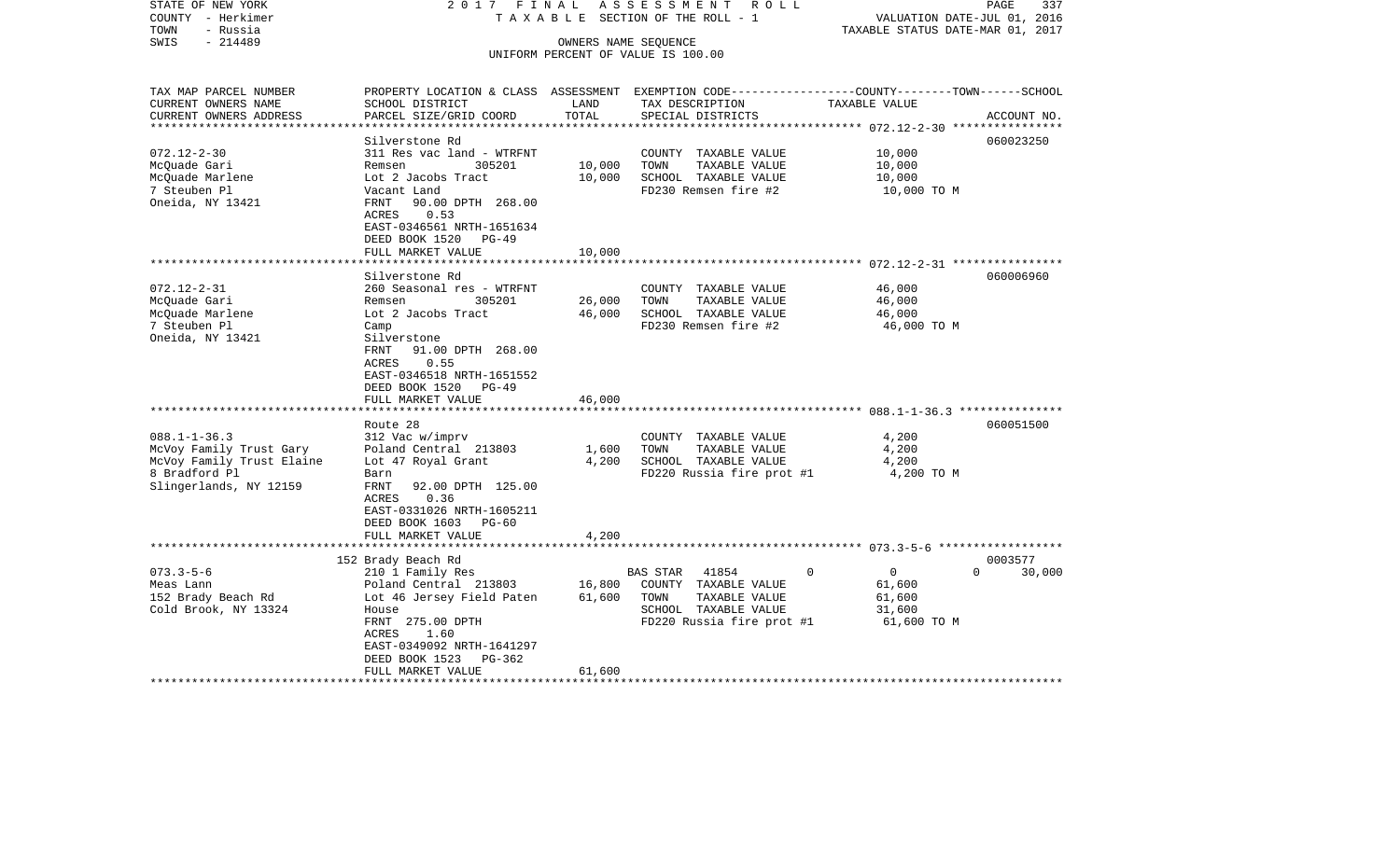STATE OF NEW YORK
COUNTY - Herkimer
TOWN - Russia
SWIS - 214489

2 0 1 7 F I N A L A S S E S S M E N T R O L L
T A X A B L E SECTION OF THE ROLL - 1
OWNERS NAME SEQUENCE
UNIFORM PERCENT OF VALUE IS 100.00

VALUATION DATE-JUL 01, 2016
TAXABLE STATUS DATE-MAR 01, 2017

| TAX MAP PARCEL NUMBER<br>CURRENT OWNERS NAME<br>CURRENT OWNERS ADDRESS | PROPERTY LOCATION & CLASS<br>SCHOOL DISTRICT<br>PARCEL SIZE/GRID COORD | ASSESSMENT<br>LAND<br>TOTAL | EXEMPTION CODE<br>TAX DESCRIPTION<br>SPECIAL DISTRICTS | COUNTY--------TOWN------SCHOOL<br>TAXABLE VALUE | ACCOUNT NO. |
|---|---|---|---|---|---|
| 072.12-2-30 | Silverstone Rd | | | | 060023250 |
| 072.12-2-30<br>McQuade Gari<br>McQuade Marlene<br>7 Steuben Pl<br>Oneida, NY 13421 | 311 Res vac land - WTRFNT<br>Remsen 305201<br>Lot 2 Jacobs Tract<br>Vacant Land<br>FRNT 90.00 DPTH 268.00<br>ACRES 0.53<br>EAST-0346561 NRTH-1651634<br>DEED BOOK 1520 PG-49<br>FULL MARKET VALUE | 10,000<br>10,000<br><br><br><br><br><br><br>10,000 | COUNTY TAXABLE VALUE<br>TOWN TAXABLE VALUE<br>SCHOOL TAXABLE VALUE<br>FD230 Remsen fire #2 | 10,000<br>10,000<br>10,000<br>10,000 TO M | |
| 072.12-2-31 | Silverstone Rd | | | | 060006960 |
| 072.12-2-31<br>McQuade Gari<br>McQuade Marlene<br>7 Steuben Pl<br>Oneida, NY 13421 | 260 Seasonal res - WTRFNT<br>Remsen 305201<br>Lot 2 Jacobs Tract<br>Camp<br>Silverstone<br>FRNT 91.00 DPTH 268.00<br>ACRES 0.55<br>EAST-0346518 NRTH-1651552<br>DEED BOOK 1520 PG-49<br>FULL MARKET VALUE | 26,000<br>46,000<br><br><br><br><br><br><br><br>46,000 | COUNTY TAXABLE VALUE<br>TOWN TAXABLE VALUE<br>SCHOOL TAXABLE VALUE<br>FD230 Remsen fire #2 | 46,000<br>46,000<br>46,000<br>46,000 TO M | |
| 088.1-1-36.3 | Route 28 | | | | 060051500 |
| 088.1-1-36.3<br>McVoy Family Trust Gary<br>McVoy Family Trust Elaine<br>8 Bradford Pl<br>Slingerlands, NY 12159 | 312 Vac w/imprv<br>Poland Central 213803<br>Lot 47 Royal Grant<br>Barn<br>FRNT 92.00 DPTH 125.00<br>ACRES 0.36<br>EAST-0331026 NRTH-1605211<br>DEED BOOK 1603 PG-60<br>FULL MARKET VALUE | 1,600<br>4,200<br><br><br><br><br><br><br>4,200 | COUNTY TAXABLE VALUE<br>TOWN TAXABLE VALUE<br>SCHOOL TAXABLE VALUE<br>FD220 Russia fire prot #1 | 4,200<br>4,200<br>4,200<br>4,200 TO M | |
| 073.3-5-6 | 152 Brady Beach Rd | | | | 0003577 |
| 073.3-5-6<br>Meas Lann<br>152 Brady Beach Rd<br>Cold Brook, NY 13324 | 210 1 Family Res<br>Poland Central 213803<br>Lot 46 Jersey Field Paten<br>House<br>FRNT 275.00 DPTH<br>ACRES 1.60<br>EAST-0349092 NRTH-1641297<br>DEED BOOK 1523 PG-362<br>FULL MARKET VALUE | <br>16,800<br>61,600<br><br><br><br><br><br>61,600 | BAS STAR 41854 0<br>COUNTY TAXABLE VALUE<br>TOWN TAXABLE VALUE<br>SCHOOL TAXABLE VALUE<br>FD220 Russia fire prot #1 | 0 0 30,000<br>61,600<br>61,600<br>31,600<br>61,600 TO M | |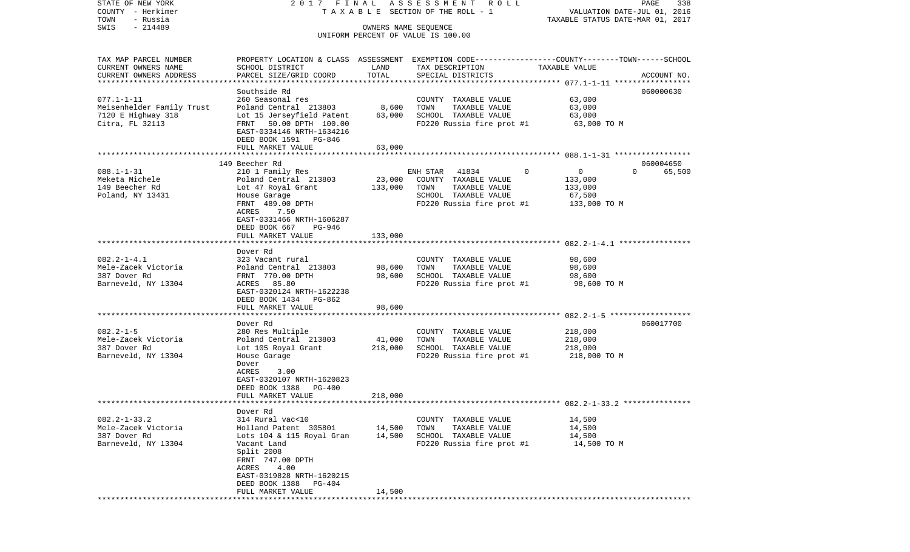STATE OF NEW YORK　　　2 0 1 7　F I N A L　A S S E S S M E N T　R O L L
COUNTY - Herkimer　　　T A X A B L E SECTION OF THE ROLL - 1　　　VALUATION DATE-JUL 01, 2016
TOWN - Russia　　　TAXABLE STATUS DATE-MAR 01, 2017
SWIS - 214489　　　OWNERS NAME SEQUENCE
UNIFORM PERCENT OF VALUE IS 100.00

| TAX MAP PARCEL NUMBER / CURRENT OWNERS NAME / CURRENT OWNERS ADDRESS | PROPERTY LOCATION & CLASS / SCHOOL DISTRICT / PARCEL SIZE/GRID COORD | ASSESSMENT LAND | TOTAL | EXEMPTION CODE / TAX DESCRIPTION / SPECIAL DISTRICTS | COUNTY--------TOWN------SCHOOL TAXABLE VALUE | ACCOUNT NO. |
|---|---|---|---|---|---|---|
| 077.1-1-11 | Southside Rd | | | | | 060000630 |
| | 260 Seasonal res | | | COUNTY TAXABLE VALUE | 63,000 | |
| Meisenhelder Family Trust | Poland Central 213803 | 8,600 | | TOWN TAXABLE VALUE | 63,000 | |
| 7120 E Highway 318 | Lot 15 Jerseyfield Patent | | 63,000 | SCHOOL TAXABLE VALUE | 63,000 | |
| Citra, FL 32113 | FRNT 50.00 DPTH 100.00 | | | FD220 Russia fire prot #1 | 63,000 TO M | |
| | EAST-0334146 NRTH-1634216 | | | | | |
| | DEED BOOK 1591 PG-846 | | | | | |
| | FULL MARKET VALUE | | 63,000 | | | |
| 088.1-1-31 | 149 Beecher Rd | | | | | 060004650 |
| | 210 1 Family Res | | | ENH STAR 41834 | 0 　0 　0 　65,500 | |
| Meketa Michele | Poland Central 213803 | 23,000 | | COUNTY TAXABLE VALUE | 133,000 | |
| 149 Beecher Rd | Lot 47 Royal Grant | | 133,000 | TOWN TAXABLE VALUE | 133,000 | |
| Poland, NY 13431 | House Garage | | | SCHOOL TAXABLE VALUE | 67,500 | |
| | FRNT 489.00 DPTH | | | FD220 Russia fire prot #1 | 133,000 TO M | |
| | ACRES 7.50 | | | | | |
| | EAST-0331466 NRTH-1606287 | | | | | |
| | DEED BOOK 667 PG-946 | | | | | |
| | FULL MARKET VALUE | | 133,000 | | | |
| 082.2-1-4.1 | Dover Rd | | | | | |
| | 323 Vacant rural | | | COUNTY TAXABLE VALUE | 98,600 | |
| Mele-Zacek Victoria | Poland Central 213803 | 98,600 | | TOWN TAXABLE VALUE | 98,600 | |
| 387 Dover Rd | FRNT 770.00 DPTH | | 98,600 | SCHOOL TAXABLE VALUE | 98,600 | |
| Barneveld, NY 13304 | ACRES 85.80 | | | FD220 Russia fire prot #1 | 98,600 TO M | |
| | EAST-0320124 NRTH-1622238 | | | | | |
| | DEED BOOK 1434 PG-862 | | | | | |
| | FULL MARKET VALUE | | 98,600 | | | |
| 082.2-1-5 | Dover Rd | | | | | 060017700 |
| | 280 Res Multiple | | | COUNTY TAXABLE VALUE | 218,000 | |
| Mele-Zacek Victoria | Poland Central 213803 | 41,000 | | TOWN TAXABLE VALUE | 218,000 | |
| 387 Dover Rd | Lot 105 Royal Grant | | 218,000 | SCHOOL TAXABLE VALUE | 218,000 | |
| Barneveld, NY 13304 | House Garage | | | FD220 Russia fire prot #1 | 218,000 TO M | |
| | Dover | | | | | |
| | ACRES 3.00 | | | | | |
| | EAST-0320107 NRTH-1620823 | | | | | |
| | DEED BOOK 1388 PG-400 | | | | | |
| | FULL MARKET VALUE | | 218,000 | | | |
| 082.2-1-33.2 | Dover Rd | | | | | |
| | 314 Rural vac<10 | | | COUNTY TAXABLE VALUE | 14,500 | |
| Mele-Zacek Victoria | Holland Patent 305801 | 14,500 | | TOWN TAXABLE VALUE | 14,500 | |
| 387 Dover Rd | Lots 104 & 115 Royal Gran | | 14,500 | SCHOOL TAXABLE VALUE | 14,500 | |
| Barneveld, NY 13304 | Vacant Land | | | FD220 Russia fire prot #1 | 14,500 TO M | |
| | Split 2008 | | | | | |
| | FRNT 747.00 DPTH | | | | | |
| | ACRES 4.00 | | | | | |
| | EAST-0319828 NRTH-1620215 | | | | | |
| | DEED BOOK 1388 PG-404 | | | | | |
| | FULL MARKET VALUE | | 14,500 | | | |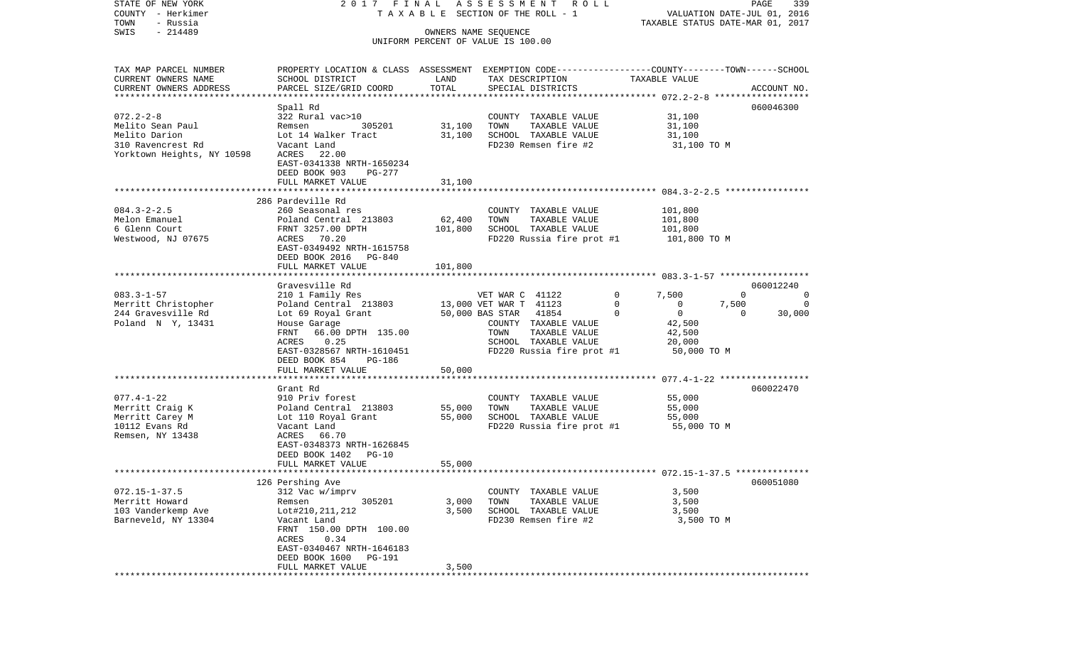STATE OF NEW YORK — COUNTY - Herkimer — TOWN - Russia — SWIS - 214489

2017 FINAL ASSESSMENT ROLL
TAXABLE SECTION OF THE ROLL - 1
OWNERS NAME SEQUENCE
UNIFORM PERCENT OF VALUE IS 100.00

VALUATION DATE-JUL 01, 2016
TAXABLE STATUS DATE-MAR 01, 2017

| TAX MAP PARCEL NUMBER / CURRENT OWNERS NAME / CURRENT OWNERS ADDRESS | PROPERTY LOCATION & CLASS / SCHOOL DISTRICT / PARCEL SIZE/GRID COORD | ASSESSMENT LAND | TOTAL | EXEMPTION CODE / TAX DESCRIPTION / SPECIAL DISTRICTS | COUNTY | TOWN | SCHOOL | ACCOUNT NO. |
|---|---|---|---|---|---|---|---|---|
| **072.2-2-8** | Spall Rd | | | | | | | 060046300 |
| Melito Sean Paul | 322 Rural vac>10 | | | COUNTY TAXABLE VALUE | 31,100 | | | |
| Melito Darion | Remsen 305201 | 31,100 | | TOWN TAXABLE VALUE | | 31,100 | | |
| 310 Ravencrest Rd | Lot 14 Walker Tract | | 31,100 | SCHOOL TAXABLE VALUE | | | 31,100 | |
| Yorktown Heights, NY 10598 | Vacant Land | | | FD230 Remsen fire #2 | 31,100 TO M | | | |
| | ACRES 22.00 | | | | | | | |
| | EAST-0341338 NRTH-1650234 | | | | | | | |
| | DEED BOOK 903 PG-277 | | | | | | | |
| | FULL MARKET VALUE | | 31,100 | | | | | |
| **084.3-2-2.5** | 286 Pardeville Rd | | | | | | | |
| Melon Emanuel | 260 Seasonal res | | | COUNTY TAXABLE VALUE | 101,800 | | | |
| 6 Glenn Court | Poland Central 213803 | 62,400 | | TOWN TAXABLE VALUE | | 101,800 | | |
| Westwood, NJ 07675 | FRNT 3257.00 DPTH | | 101,800 | SCHOOL TAXABLE VALUE | | | 101,800 | |
| | ACRES 70.20 | | | FD220 Russia fire prot #1 | 101,800 TO M | | | |
| | EAST-0349492 NRTH-1615758 | | | | | | | |
| | DEED BOOK 2016 PG-840 | | | | | | | |
| | FULL MARKET VALUE | | 101,800 | | | | | |
| **083.3-1-57** | Gravesville Rd | | | | | | | 060012240 |
| Merritt Christopher | 210 1 Family Res | | | VET WAR C 41122 0 | 7,500 | 0 | 0 | |
| 244 Gravesville Rd | Poland Central 213803 | 13,000 | | VET WAR T 41123 0 | 0 | 7,500 | 0 | |
| Poland N Y, 13431 | Lot 69 Royal Grant | | 50,000 | BAS STAR 41854 0 | 0 | 0 | 30,000 | |
| | House Garage | | | COUNTY TAXABLE VALUE | 42,500 | | | |
| | FRNT 66.00 DPTH 135.00 | | | TOWN TAXABLE VALUE | | 42,500 | | |
| | ACRES 0.25 | | | SCHOOL TAXABLE VALUE | | | 20,000 | |
| | EAST-0328567 NRTH-1610451 | | | FD220 Russia fire prot #1 | 50,000 TO M | | | |
| | DEED BOOK 854 PG-186 | | | | | | | |
| | FULL MARKET VALUE | | 50,000 | | | | | |
| **077.4-1-22** | Grant Rd | | | | | | | 060022470 |
| Merritt Craig K | 910 Priv forest | | | COUNTY TAXABLE VALUE | 55,000 | | | |
| Merritt Carey M | Poland Central 213803 | 55,000 | | TOWN TAXABLE VALUE | | 55,000 | | |
| 10112 Evans Rd | Lot 110 Royal Grant | | 55,000 | SCHOOL TAXABLE VALUE | | | 55,000 | |
| Remsen, NY 13438 | Vacant Land | | | FD220 Russia fire prot #1 | 55,000 TO M | | | |
| | ACRES 66.70 | | | | | | | |
| | EAST-0348373 NRTH-1626845 | | | | | | | |
| | DEED BOOK 1402 PG-10 | | | | | | | |
| | FULL MARKET VALUE | | 55,000 | | | | | |
| **072.15-1-37.5** | 126 Pershing Ave | | | | | | | 060051080 |
| Merritt Howard | 312 Vac w/imprv | | | COUNTY TAXABLE VALUE | 3,500 | | | |
| 103 Vanderkemp Ave | Remsen 305201 | 3,000 | | TOWN TAXABLE VALUE | | 3,500 | | |
| Barneveld, NY 13304 | Lot#210,211,212 | | 3,500 | SCHOOL TAXABLE VALUE | | | 3,500 | |
| | Vacant Land | | | FD230 Remsen fire #2 | 3,500 TO M | | | |
| | FRNT 150.00 DPTH 100.00 | | | | | | | |
| | ACRES 0.34 | | | | | | | |
| | EAST-0340467 NRTH-1646183 | | | | | | | |
| | DEED BOOK 1600 PG-191 | | | | | | | |
| | FULL MARKET VALUE | | 3,500 | | | | | |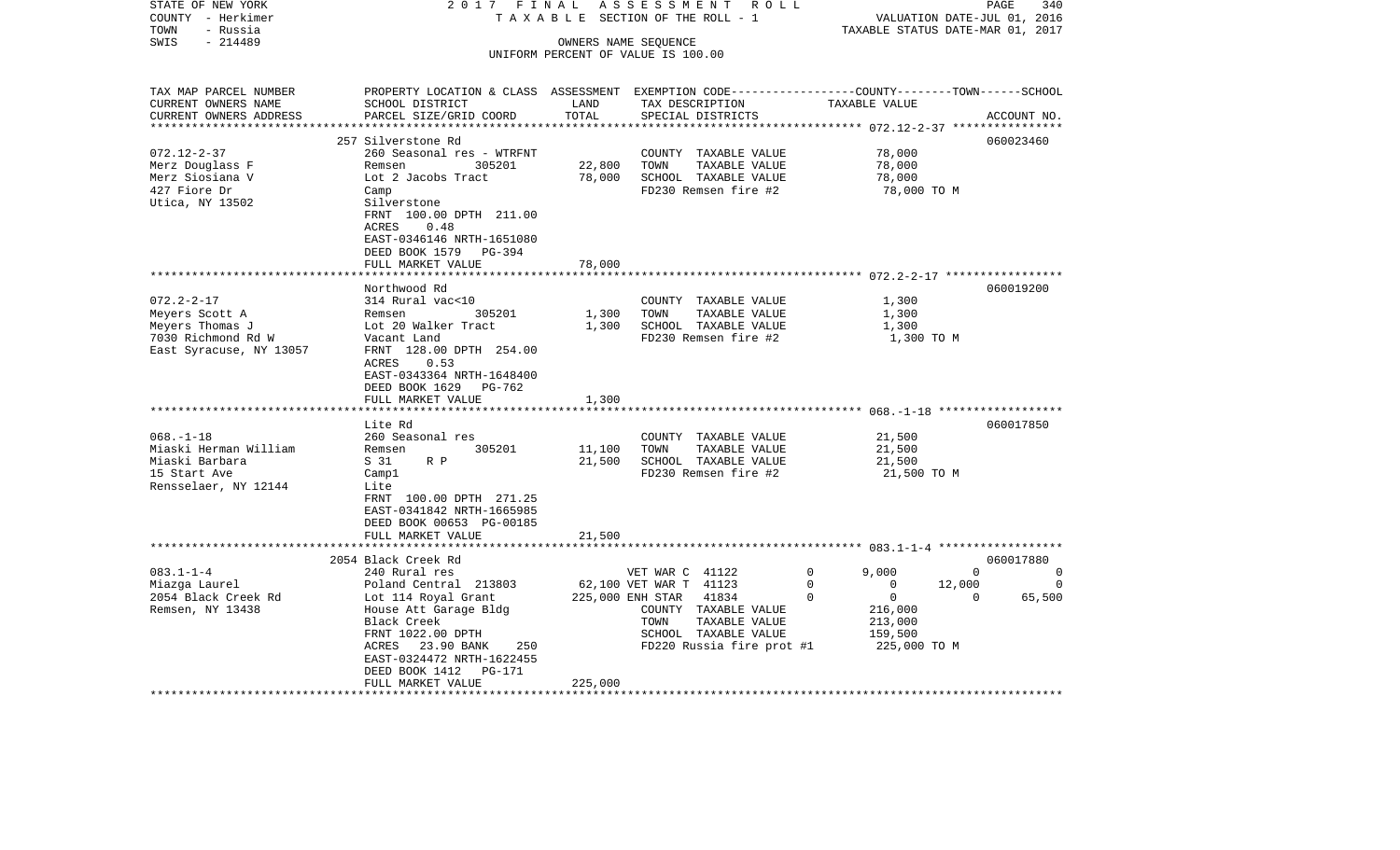STATE OF NEW YORK 2017 FINAL ASSESSMENT ROLL
COUNTY - Herkimer TAXABLE SECTION OF THE ROLL - 1 VALUATION DATE-JUL 01, 2016
TOWN - Russia TAXABLE STATUS DATE-MAR 01, 2017
SWIS - 214489 OWNERS NAME SEQUENCE
UNIFORM PERCENT OF VALUE IS 100.00

| TAX MAP PARCEL NUMBER<br>CURRENT OWNERS NAME<br>CURRENT OWNERS ADDRESS | PROPERTY LOCATION & CLASS<br>SCHOOL DISTRICT<br>PARCEL SIZE/GRID COORD | ASSESSMENT<br>LAND<br>TOTAL | EXEMPTION CODE<br>TAX DESCRIPTION<br>SPECIAL DISTRICTS | COUNTY | TOWN | SCHOOL<br>TAXABLE VALUE<br>ACCOUNT NO. |
|---|---|---|---|---|---|---|
| | 257 Silverstone Rd | | | | | 060023460 |
| 072.12-2-37 | 260 Seasonal res - WTRFNT | | COUNTY TAXABLE VALUE | 78,000 | | |
| Merz Douglass F | Remsen 305201 | 22,800 | TOWN TAXABLE VALUE | 78,000 | | |
| Merz Siosiana V | Lot 2 Jacobs Tract | 78,000 | SCHOOL TAXABLE VALUE | 78,000 | | |
| 427 Fiore Dr | Camp | | FD230 Remsen fire #2 | 78,000 TO M | | |
| Utica, NY 13502 | Silverstone | | | | | |
| | FRNT 100.00 DPTH 211.00 | | | | | |
| | ACRES 0.48 | | | | | |
| | EAST-0346146 NRTH-1651080 | | | | | |
| | DEED BOOK 1579 PG-394 | | | | | |
| | FULL MARKET VALUE | 78,000 | | | | |
| | Northwood Rd | | | | | 060019200 |
| 072.2-2-17 | 314 Rural vac<10 | | COUNTY TAXABLE VALUE | 1,300 | | |
| Meyers Scott A | Remsen 305201 | 1,300 | TOWN TAXABLE VALUE | 1,300 | | |
| Meyers Thomas J | Lot 20 Walker Tract | 1,300 | SCHOOL TAXABLE VALUE | 1,300 | | |
| 7030 Richmond Rd W | Vacant Land | | FD230 Remsen fire #2 | 1,300 TO M | | |
| East Syracuse, NY 13057 | FRNT 128.00 DPTH 254.00 | | | | | |
| | ACRES 0.53 | | | | | |
| | EAST-0343364 NRTH-1648400 | | | | | |
| | DEED BOOK 1629 PG-762 | | | | | |
| | FULL MARKET VALUE | 1,300 | | | | |
| | Lite Rd | | | | | 060017850 |
| 068.-1-18 | 260 Seasonal res | | COUNTY TAXABLE VALUE | 21,500 | | |
| Miaski Herman William | Remsen 305201 | 11,100 | TOWN TAXABLE VALUE | 21,500 | | |
| Miaski Barbara | S 31 R P | 21,500 | SCHOOL TAXABLE VALUE | 21,500 | | |
| 15 Start Ave | Camp1 | | FD230 Remsen fire #2 | 21,500 TO M | | |
| Rensselaer, NY 12144 | Lite | | | | | |
| | FRNT 100.00 DPTH 271.25 | | | | | |
| | EAST-0341842 NRTH-1665985 | | | | | |
| | DEED BOOK 00653 PG-00185 | | | | | |
| | FULL MARKET VALUE | 21,500 | | | | |
| | 2054 Black Creek Rd | | | | | 060017880 |
| 083.1-1-4 | 240 Rural res | | VET WAR C 41122 0 | 9,000 | 0 | 0 |
| Miazga Laurel | Poland Central 213803 | 62,100 | VET WAR T 41123 0 | 0 | 12,000 | 0 |
| 2054 Black Creek Rd | Lot 114 Royal Grant | 225,000 | ENH STAR 41834 0 | 0 | 0 | 65,500 |
| Remsen, NY 13438 | House Att Garage Bldg | | COUNTY TAXABLE VALUE | 216,000 | | |
| | Black Creek | | TOWN TAXABLE VALUE | 213,000 | | |
| | FRNT 1022.00 DPTH | | SCHOOL TAXABLE VALUE | 159,500 | | |
| | ACRES 23.90 BANK 250 | | FD220 Russia fire prot #1 | 225,000 TO M | | |
| | EAST-0324472 NRTH-1622455 | | | | | |
| | DEED BOOK 1412 PG-171 | | | | | |
| | FULL MARKET VALUE | 225,000 | | | | |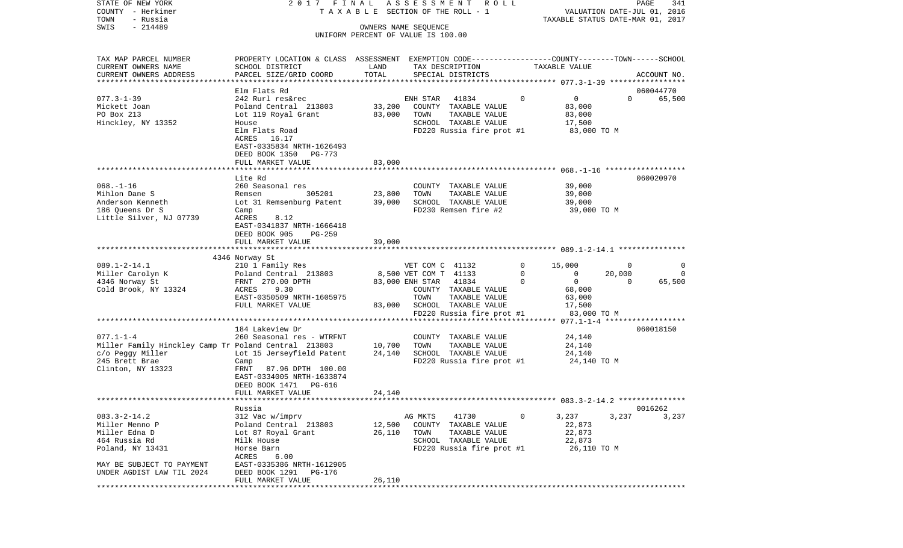STATE OF NEW YORK
COUNTY - Herkimer
TOWN - Russia
SWIS - 214489

2017 FINAL ASSESSMENT ROLL
TAXABLE SECTION OF THE ROLL - 1
OWNERS NAME SEQUENCE
UNIFORM PERCENT OF VALUE IS 100.00

VALUATION DATE-JUL 01, 2016
TAXABLE STATUS DATE-MAR 01, 2017

| TAX MAP PARCEL NUMBER / CURRENT OWNERS NAME / CURRENT OWNERS ADDRESS | PROPERTY LOCATION & CLASS / SCHOOL DISTRICT / PARCEL SIZE/GRID COORD | ASSESSMENT LAND | ASSESSMENT TOTAL | EXEMPTION CODE / TAX DESCRIPTION / SPECIAL DISTRICTS | | COUNTY TAXABLE VALUE | TOWN | SCHOOL | ACCOUNT NO. |
|---|---|---|---|---|---|---|---|---|---|
| 077.3-1-39 | Elm Flats Rd | | | | | | | | 060044770 |
| 077.3-1-39 | 242 Rurl res&rec | | | ENH STAR 41834 | 0 | 0 | 0 | 65,500 | |
| Mickett Joan | Poland Central 213803 | 33,200 | | COUNTY TAXABLE VALUE | | 83,000 | | | |
| PO Box 213 | Lot 119 Royal Grant | | 83,000 | TOWN TAXABLE VALUE | | 83,000 | | | |
| Hinckley, NY 13352 | House | | | SCHOOL TAXABLE VALUE | | 17,500 | | | |
| | Elm Flats Road | | | FD220 Russia fire prot #1 | | 83,000 TO M | | | |
| | ACRES 16.17 | | | | | | | | |
| | EAST-0335834 NRTH-1626493 | | | | | | | | |
| | DEED BOOK 1350 PG-773 | | | | | | | | |
| | FULL MARKET VALUE | | 83,000 | | | | | | |
| 068.-1-16 | Lite Rd | | | | | | | | 060020970 |
| 068.-1-16 | 260 Seasonal res | | | COUNTY TAXABLE VALUE | | 39,000 | | | |
| Mihlon Dane S | Remsen 305201 | 23,800 | | TOWN TAXABLE VALUE | | 39,000 | | | |
| Anderson Kenneth | Lot 31 Remsenburg Patent | | 39,000 | SCHOOL TAXABLE VALUE | | 39,000 | | | |
| 186 Queens Dr S | Camp | | | FD230 Remsen fire #2 | | 39,000 TO M | | | |
| Little Silver, NJ 07739 | ACRES 8.12 | | | | | | | | |
| | EAST-0341837 NRTH-1666418 | | | | | | | | |
| | DEED BOOK 905 PG-259 | | | | | | | | |
| | FULL MARKET VALUE | | 39,000 | | | | | | |
| 089.1-2-14.1 | 4346 Norway St | | | | | | | | |
| 089.1-2-14.1 | 210 1 Family Res | | | VET COM C 41132 | 0 | 15,000 | 0 | 0 | |
| Miller Carolyn K | Poland Central 213803 | 8,500 | | VET COM T 41133 | 0 | 0 | 20,000 | 0 | |
| 4346 Norway St | FRNT 270.00 DPTH | | 83,000 | ENH STAR 41834 | 0 | 0 | 0 | 65,500 | |
| Cold Brook, NY 13324 | ACRES 9.30 | | | COUNTY TAXABLE VALUE | | 68,000 | | | |
| | EAST-0350509 NRTH-1605975 | | | TOWN TAXABLE VALUE | | 63,000 | | | |
| | FULL MARKET VALUE | | 83,000 | SCHOOL TAXABLE VALUE | | 17,500 | | | |
| | | | | FD220 Russia fire prot #1 | | 83,000 TO M | | | |
| 077.1-1-4 | 184 Lakeview Dr | | | | | | | | 060018150 |
| 077.1-1-4 | 260 Seasonal res - WTRFNT | | | COUNTY TAXABLE VALUE | | 24,140 | | | |
| Miller Family Hinckley Camp Tr | Poland Central 213803 | 10,700 | | TOWN TAXABLE VALUE | | 24,140 | | | |
| c/o Peggy Miller | Lot 15 Jerseyfield Patent | | 24,140 | SCHOOL TAXABLE VALUE | | 24,140 | | | |
| 245 Brett Brae | Camp | | | FD220 Russia fire prot #1 | | 24,140 TO M | | | |
| Clinton, NY 13323 | FRNT 87.96 DPTH 100.00 | | | | | | | | |
| | EAST-0334005 NRTH-1633874 | | | | | | | | |
| | DEED BOOK 1471 PG-616 | | | | | | | | |
| | FULL MARKET VALUE | | 24,140 | | | | | | |
| 083.3-2-14.2 | Russia | | | | | | | | 0016262 |
| 083.3-2-14.2 | 312 Vac w/imprv | | | AG MKTS 41730 | 0 | 3,237 | 3,237 | 3,237 | |
| Miller Menno P | Poland Central 213803 | 12,500 | | COUNTY TAXABLE VALUE | | 22,873 | | | |
| Miller Edna D | Lot 87 Royal Grant | | 26,110 | TOWN TAXABLE VALUE | | 22,873 | | | |
| 464 Russia Rd | Milk House | | | SCHOOL TAXABLE VALUE | | 22,873 | | | |
| Poland, NY 13431 | Horse Barn | | | FD220 Russia fire prot #1 | | 26,110 TO M | | | |
| | ACRES 6.00 | | | | | | | | |
| MAY BE SUBJECT TO PAYMENT | EAST-0335386 NRTH-1612905 | | | | | | | | |
| UNDER AGDIST LAW TIL 2024 | DEED BOOK 1291 PG-176 | | | | | | | | |
| | FULL MARKET VALUE | | 26,110 | | | | | | |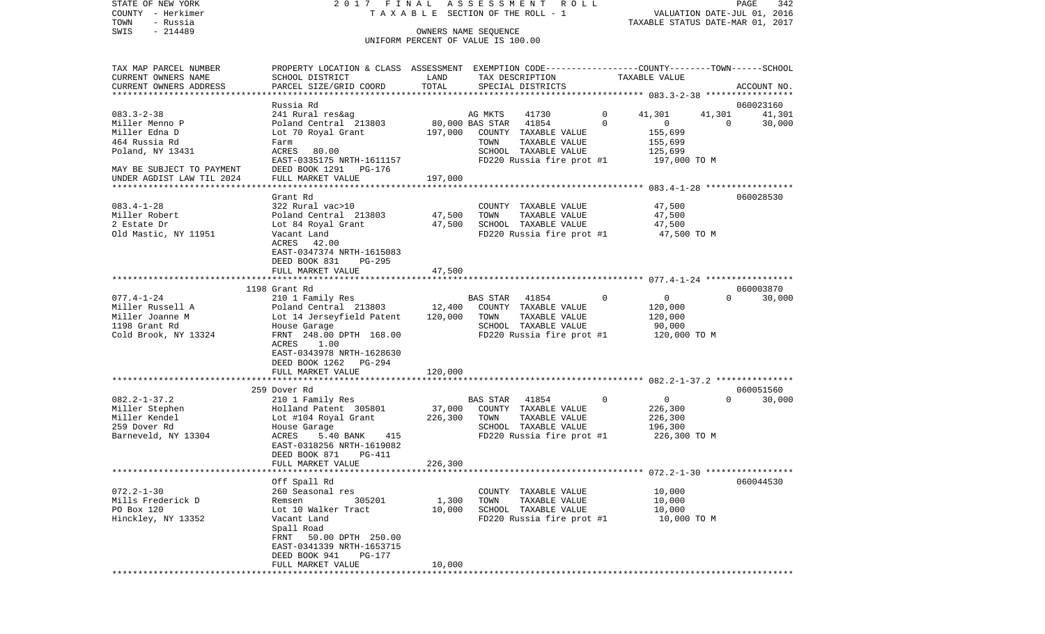STATE OF NEW YORK 2017 FINAL ASSESSMENT ROLL
COUNTY - Herkimer T A X A B L E SECTION OF THE ROLL - 1 VALUATION DATE-JUL 01, 2016
TOWN - Russia TAXABLE STATUS DATE-MAR 01, 2017
SWIS - 214489 OWNERS NAME SEQUENCE
UNIFORM PERCENT OF VALUE IS 100.00

| TAX MAP PARCEL NUMBER / CURRENT OWNERS NAME / CURRENT OWNERS ADDRESS | PROPERTY LOCATION & CLASS / SCHOOL DISTRICT / PARCEL SIZE/GRID COORD | ASSESSMENT LAND | TOTAL | EXEMPTION CODE / TAX DESCRIPTION / SPECIAL DISTRICTS | COUNTY | TOWN | SCHOOL | ACCOUNT NO. |
|---|---|---|---|---|---|---|---|---|
| | Russia Rd | | | | | | | 060023160 |
| 083.3-2-38 | 241 Rural res&ag | | | AG MKTS 41730 0 | 41,301 | 41,301 | 41,301 | |
| Miller Menno P | Poland Central 213803 | 80,000 | | BAS STAR 41854 0 | 0 | 0 | 30,000 | |
| Miller Edna D | Lot 70 Royal Grant | | 197,000 | COUNTY TAXABLE VALUE | 155,699 | | | |
| 464 Russia Rd | Farm | | | TOWN TAXABLE VALUE | | 155,699 | | |
| Poland, NY 13431 | ACRES 80.00 | | | SCHOOL TAXABLE VALUE | | | 125,699 | |
| | EAST-0335175 NRTH-1611157 | | | FD220 Russia fire prot #1 | 197,000 TO M | | | |
| MAY BE SUBJECT TO PAYMENT | DEED BOOK 1291 PG-176 | | | | | | | |
| UNDER AGDIST LAW TIL 2024 | FULL MARKET VALUE | | 197,000 | | | | | |
| | Grant Rd | | | | | | | 060028530 |
| 083.4-1-28 | 322 Rural vac>10 | | | COUNTY TAXABLE VALUE | 47,500 | | | |
| Miller Robert | Poland Central 213803 | 47,500 | | TOWN TAXABLE VALUE | | 47,500 | | |
| 2 Estate Dr | Lot 84 Royal Grant | | 47,500 | SCHOOL TAXABLE VALUE | | | 47,500 | |
| Old Mastic, NY 11951 | Vacant Land | | | FD220 Russia fire prot #1 | 47,500 TO M | | | |
| | ACRES 42.00 | | | | | | | |
| | EAST-0347374 NRTH-1615083 | | | | | | | |
| | DEED BOOK 831 PG-295 | | | | | | | |
| | FULL MARKET VALUE | | 47,500 | | | | | |
| | 1198 Grant Rd | | | | | | | 060003870 |
| 077.4-1-24 | 210 1 Family Res | | | BAS STAR 41854 0 | 0 | 0 | 30,000 | |
| Miller Russell A | Poland Central 213803 | 12,400 | | COUNTY TAXABLE VALUE | 120,000 | | | |
| Miller Joanne M | Lot 14 Jerseyfield Patent | | 120,000 | TOWN TAXABLE VALUE | | 120,000 | | |
| 1198 Grant Rd | House Garage | | | SCHOOL TAXABLE VALUE | | | 90,000 | |
| Cold Brook, NY 13324 | FRNT 248.00 DPTH 168.00 | | | FD220 Russia fire prot #1 | 120,000 TO M | | | |
| | ACRES 1.00 | | | | | | | |
| | EAST-0343978 NRTH-1628630 | | | | | | | |
| | DEED BOOK 1262 PG-294 | | | | | | | |
| | FULL MARKET VALUE | | 120,000 | | | | | |
| | 259 Dover Rd | | | | | | | 060051560 |
| 082.2-1-37.2 | 210 1 Family Res | | | BAS STAR 41854 0 | 0 | 0 | 30,000 | |
| Miller Stephen | Holland Patent 305801 | 37,000 | | COUNTY TAXABLE VALUE | 226,300 | | | |
| Miller Kendel | Lot #104 Royal Grant | | 226,300 | TOWN TAXABLE VALUE | | 226,300 | | |
| 259 Dover Rd | House Garage | | | SCHOOL TAXABLE VALUE | | | 196,300 | |
| Barneveld, NY 13304 | ACRES 5.40 BANK 415 | | | FD220 Russia fire prot #1 | 226,300 TO M | | | |
| | EAST-0318256 NRTH-1619082 | | | | | | | |
| | DEED BOOK 871 PG-411 | | | | | | | |
| | FULL MARKET VALUE | | 226,300 | | | | | |
| | Off Spall Rd | | | | | | | 060044530 |
| 072.2-1-30 | 260 Seasonal res | | | COUNTY TAXABLE VALUE | 10,000 | | | |
| Mills Frederick D | Remsen 305201 | 1,300 | | TOWN TAXABLE VALUE | | 10,000 | | |
| PO Box 120 | Lot 10 Walker Tract | | 10,000 | SCHOOL TAXABLE VALUE | | | 10,000 | |
| Hinckley, NY 13352 | Vacant Land | | | FD220 Russia fire prot #1 | 10,000 TO M | | | |
| | Spall Road | | | | | | | |
| | FRNT 50.00 DPTH 250.00 | | | | | | | |
| | EAST-0341339 NRTH-1653715 | | | | | | | |
| | DEED BOOK 941 PG-177 | | | | | | | |
| | FULL MARKET VALUE | | 10,000 | | | | | |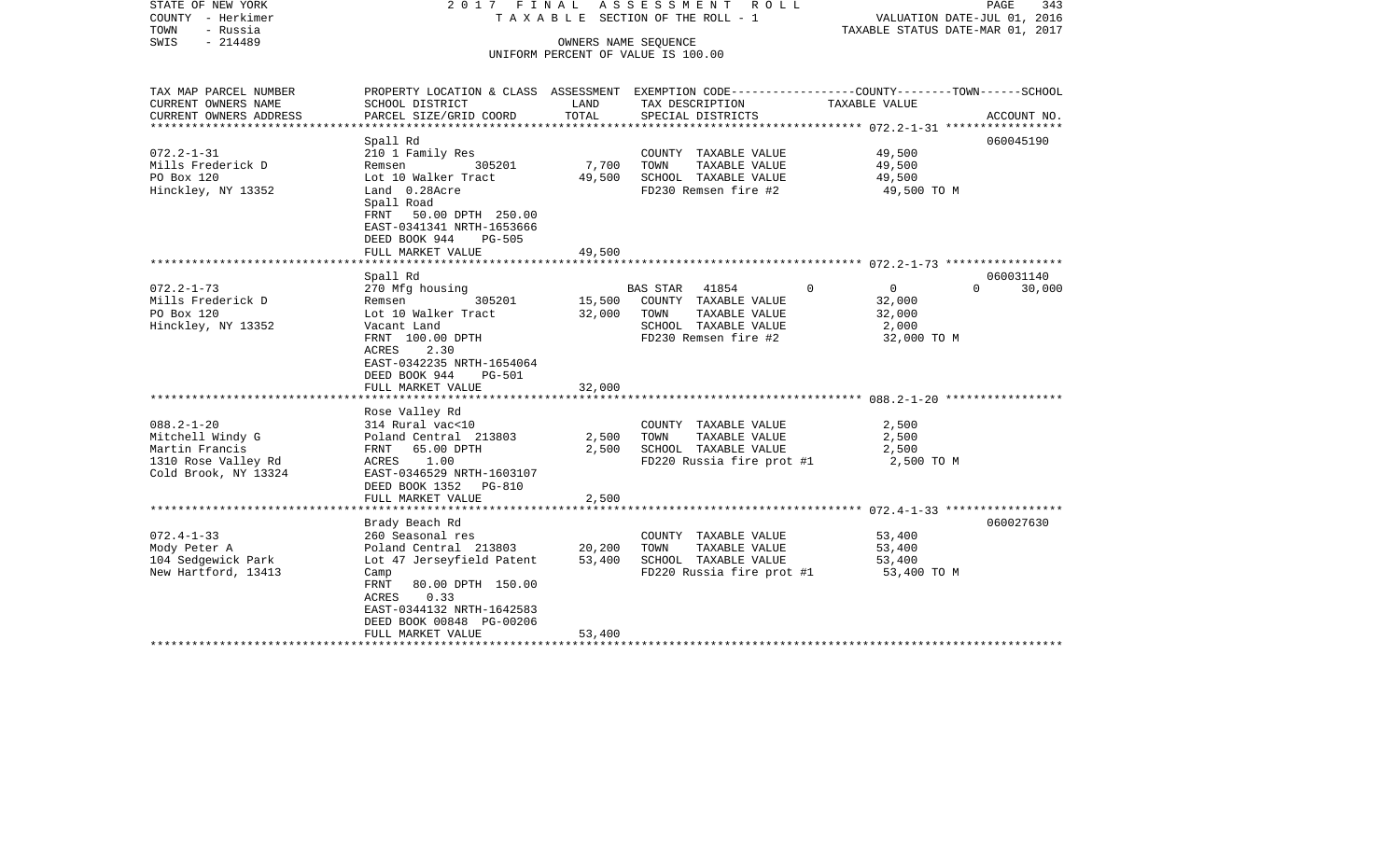STATE OF NEW YORK
COUNTY - Herkimer
TOWN - Russia
SWIS - 214489

2017 FINAL ASSESSMENT ROLL
TAXABLE SECTION OF THE ROLL - 1
OWNERS NAME SEQUENCE
UNIFORM PERCENT OF VALUE IS 100.00

VALUATION DATE-JUL 01, 2016
TAXABLE STATUS DATE-MAR 01, 2017

| TAX MAP PARCEL NUMBER / CURRENT OWNERS NAME / CURRENT OWNERS ADDRESS | PROPERTY LOCATION & CLASS / SCHOOL DISTRICT / PARCEL SIZE/GRID COORD | ASSESSMENT LAND | ASSESSMENT TOTAL | EXEMPTION CODE / TAX DESCRIPTION / SPECIAL DISTRICTS | COUNTY TAXABLE VALUE | TOWN | SCHOOL | ACCOUNT NO. |
|---|---|---|---|---|---|---|---|---|
| 072.2-1-31 | Spall Rd | | | | | | | 060045190 |
| Mills Frederick D | 210 1 Family Res | | | COUNTY TAXABLE VALUE | 49,500 | | | |
| PO Box 120 | Remsen 305201 | 7,700 | | TOWN TAXABLE VALUE | 49,500 | | | |
| Hinckley, NY 13352 | Lot 10 Walker Tract | | 49,500 | SCHOOL TAXABLE VALUE | 49,500 | | | |
| | Land 0.28Acre | | | FD230 Remsen fire #2 | 49,500 TO M | | | |
| | Spall Road | | | | | | | |
| | FRNT 50.00 DPTH 250.00 | | | | | | | |
| | EAST-0341341 NRTH-1653666 | | | | | | | |
| | DEED BOOK 944 PG-505 | | | | | | | |
| | FULL MARKET VALUE | | 49,500 | | | | | |
| 072.2-1-73 | Spall Rd | | | | | | | 060031140 |
| Mills Frederick D | 270 Mfg housing | | | BAS STAR 41854 | 0 | 0 | 30,000 | |
| PO Box 120 | Remsen 305201 | 15,500 | | COUNTY TAXABLE VALUE | 32,000 | | | |
| Hinckley, NY 13352 | Lot 10 Walker Tract | | 32,000 | TOWN TAXABLE VALUE | 32,000 | | | |
| | Vacant Land | | | SCHOOL TAXABLE VALUE | 2,000 | | | |
| | FRNT 100.00 DPTH | | | FD230 Remsen fire #2 | 32,000 TO M | | | |
| | ACRES 2.30 | | | | | | | |
| | EAST-0342235 NRTH-1654064 | | | | | | | |
| | DEED BOOK 944 PG-501 | | | | | | | |
| | FULL MARKET VALUE | | 32,000 | | | | | |
| 088.2-1-20 | Rose Valley Rd | | | | | | | |
| Mitchell Windy G | 314 Rural vac<10 | | | COUNTY TAXABLE VALUE | 2,500 | | | |
| Martin Francis | Poland Central 213803 | 2,500 | | TOWN TAXABLE VALUE | 2,500 | | | |
| 1310 Rose Valley Rd | FRNT 65.00 DPTH | | 2,500 | SCHOOL TAXABLE VALUE | 2,500 | | | |
| Cold Brook, NY 13324 | ACRES 1.00 | | | FD220 Russia fire prot #1 | 2,500 TO M | | | |
| | EAST-0346529 NRTH-1603107 | | | | | | | |
| | DEED BOOK 1352 PG-810 | | | | | | | |
| | FULL MARKET VALUE | | 2,500 | | | | | |
| 072.4-1-33 | Brady Beach Rd | | | | | | | 060027630 |
| Mody Peter A | 260 Seasonal res | | | COUNTY TAXABLE VALUE | 53,400 | | | |
| 104 Sedgewick Park | Poland Central 213803 | 20,200 | | TOWN TAXABLE VALUE | 53,400 | | | |
| New Hartford, 13413 | Lot 47 Jerseyfield Patent | | 53,400 | SCHOOL TAXABLE VALUE | 53,400 | | | |
| | Camp | | | FD220 Russia fire prot #1 | 53,400 TO M | | | |
| | FRNT 80.00 DPTH 150.00 | | | | | | | |
| | ACRES 0.33 | | | | | | | |
| | EAST-0344132 NRTH-1642583 | | | | | | | |
| | DEED BOOK 00848 PG-00206 | | | | | | | |
| | FULL MARKET VALUE | | 53,400 | | | | | |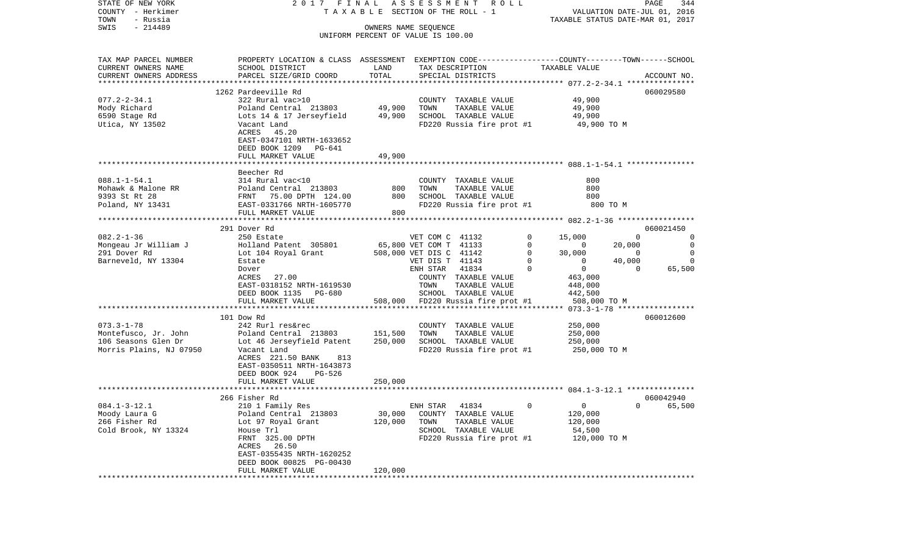STATE OF NEW YORK — 2017 FINAL ASSESSMENT ROLL — PAGE 344
COUNTY - Herkimer — TAXABLE SECTION OF THE ROLL - 1 — VALUATION DATE-JUL 01, 2016
TOWN - Russia — TAXABLE STATUS DATE-MAR 01, 2017
SWIS - 214489 — OWNERS NAME SEQUENCE
UNIFORM PERCENT OF VALUE IS 100.00

| TAX MAP PARCEL NUMBER / CURRENT OWNERS NAME / CURRENT OWNERS ADDRESS | PROPERTY LOCATION & CLASS / SCHOOL DISTRICT / PARCEL SIZE/GRID COORD | ASSESSMENT LAND | ASSESSMENT TOTAL | EXEMPTION CODE / TAX DESCRIPTION / SPECIAL DISTRICTS | COUNTY TAXABLE VALUE | TOWN | SCHOOL | ACCOUNT NO. |
|---|---|---|---|---|---|---|---|---|
| | 1262 Pardeeville Rd | | | | | | | 060029580 |
| 077.2-2-34.1 | 322 Rural vac>10 | | | COUNTY TAXABLE VALUE | 49,900 | | | |
| Mody Richard | Poland Central 213803 | 49,900 | | TOWN TAXABLE VALUE | 49,900 | | | |
| 6590 Stage Rd | Lots 14 & 17 Jerseyfield | | 49,900 | SCHOOL TAXABLE VALUE | 49,900 | | | |
| Utica, NY 13502 | Vacant Land | | | FD220 Russia fire prot #1 | 49,900 TO M | | | |
| | ACRES 45.20 | | | | | | | |
| | EAST-0347101 NRTH-1633652 | | | | | | | |
| | DEED BOOK 1209 PG-641 | | | | | | | |
| | FULL MARKET VALUE | | 49,900 | | | | | |
| | Beecher Rd | | | | | | | |
| 088.1-1-54.1 | 314 Rural vac<10 | | | COUNTY TAXABLE VALUE | 800 | | | |
| Mohawk & Malone RR | Poland Central 213803 | 800 | | TOWN TAXABLE VALUE | 800 | | | |
| 9393 St Rt 28 | FRNT 75.00 DPTH 124.00 | | 800 | SCHOOL TAXABLE VALUE | 800 | | | |
| Poland, NY 13431 | EAST-0331766 NRTH-1605770 | | | FD220 Russia fire prot #1 | 800 TO M | | | |
| | FULL MARKET VALUE | | 800 | | | | | |
| | 291 Dover Rd | | | | | | | 060021450 |
| 082.2-1-36 | 250 Estate | | | VET COM C 41132 0 | 15,000 | 0 | 0 | |
| Mongeau Jr William J | Holland Patent 305801 | 65,800 | | VET COM T 41133 0 | 0 | 20,000 | 0 | |
| 291 Dover Rd | Lot 104 Royal Grant | | 508,000 | VET DIS C 41142 0 | 30,000 | 0 | 0 | |
| Barneveld, NY 13304 | Estate | | | VET DIS T 41143 0 | 0 | 40,000 | 0 | |
| | Dover | | | ENH STAR 41834 0 | 0 | 0 | 65,500 | |
| | ACRES 27.00 | | | COUNTY TAXABLE VALUE | 463,000 | | | |
| | EAST-0318152 NRTH-1619530 | | | TOWN TAXABLE VALUE | 448,000 | | | |
| | DEED BOOK 1135 PG-680 | | | SCHOOL TAXABLE VALUE | 442,500 | | | |
| | FULL MARKET VALUE | | 508,000 | FD220 Russia fire prot #1 | 508,000 TO M | | | |
| | 101 Dow Rd | | | | | | | 060012600 |
| 073.3-1-78 | 242 Rurl res&rec | | | COUNTY TAXABLE VALUE | 250,000 | | | |
| Montefusco, Jr. John | Poland Central 213803 | 151,500 | | TOWN TAXABLE VALUE | 250,000 | | | |
| 106 Seasons Glen Dr | Lot 46 Jerseyfield Patent | | 250,000 | SCHOOL TAXABLE VALUE | 250,000 | | | |
| Morris Plains, NJ 07950 | Vacant Land | | | FD220 Russia fire prot #1 | 250,000 TO M | | | |
| | ACRES 221.50 BANK 813 | | | | | | | |
| | EAST-0350511 NRTH-1643873 | | | | | | | |
| | DEED BOOK 924 PG-526 | | | | | | | |
| | FULL MARKET VALUE | | 250,000 | | | | | |
| | 266 Fisher Rd | | | | | | | 060042940 |
| 084.1-3-12.1 | 210 1 Family Res | | | ENH STAR 41834 0 | 0 | 0 | 65,500 | |
| Moody Laura G | Poland Central 213803 | 30,000 | | COUNTY TAXABLE VALUE | 120,000 | | | |
| 266 Fisher Rd | Lot 97 Royal Grant | | 120,000 | TOWN TAXABLE VALUE | 120,000 | | | |
| Cold Brook, NY 13324 | House Trl | | | SCHOOL TAXABLE VALUE | 54,500 | | | |
| | FRNT 325.00 DPTH | | | FD220 Russia fire prot #1 | 120,000 TO M | | | |
| | ACRES 26.50 | | | | | | | |
| | EAST-0355435 NRTH-1620252 | | | | | | | |
| | DEED BOOK 00825 PG-00430 | | | | | | | |
| | FULL MARKET VALUE | | 120,000 | | | | | |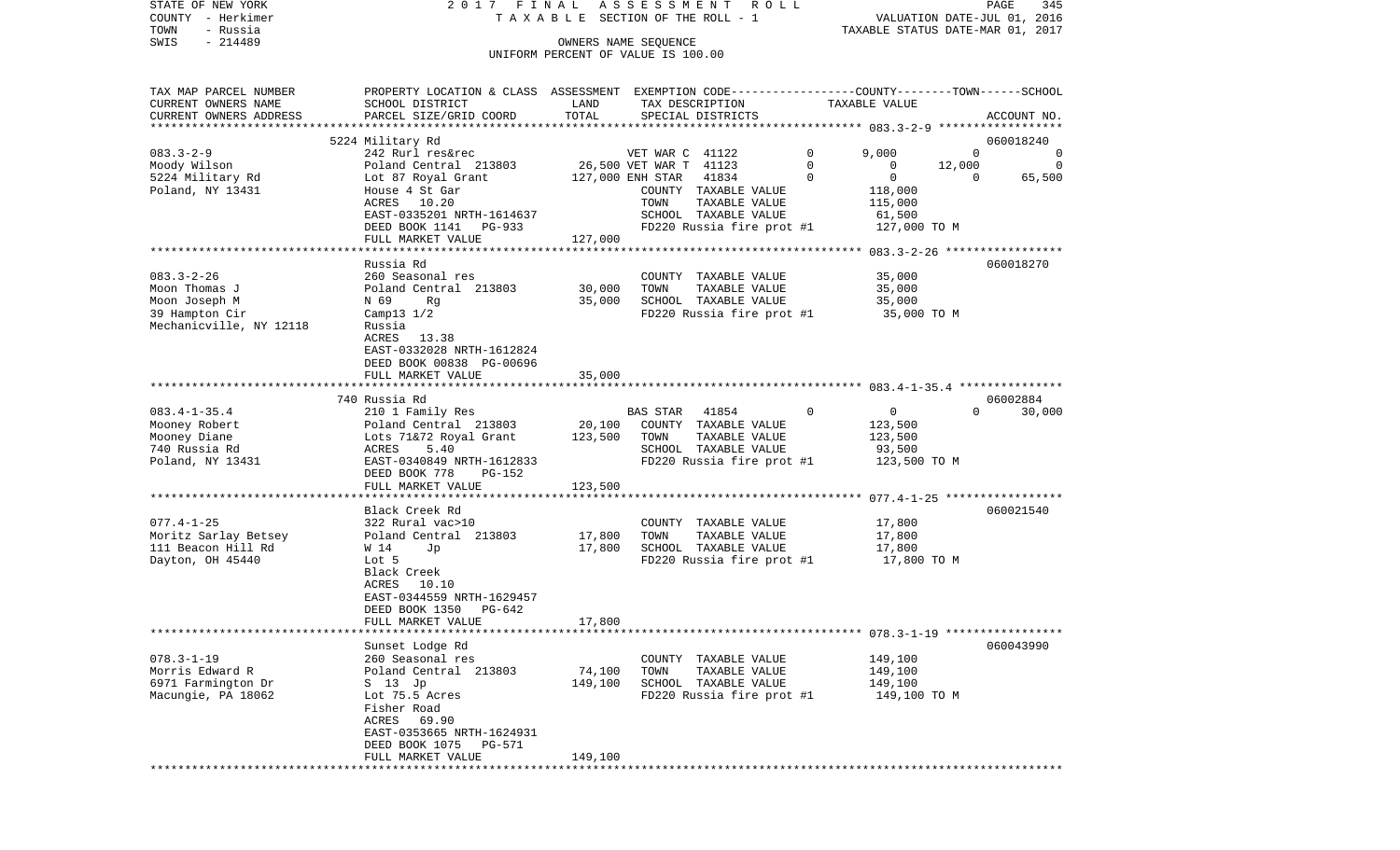STATE OF NEW YORK 2017 FINAL ASSESSMENT ROLL
COUNTY - Herkimer TAXABLE SECTION OF THE ROLL - 1 VALUATION DATE-JUL 01, 2016
TOWN - Russia TAXABLE STATUS DATE-MAR 01, 2017
SWIS - 214489 OWNERS NAME SEQUENCE
UNIFORM PERCENT OF VALUE IS 100.00

| TAX MAP PARCEL NUMBER / CURRENT OWNERS NAME / CURRENT OWNERS ADDRESS | PROPERTY LOCATION & CLASS / SCHOOL DISTRICT / PARCEL SIZE/GRID COORD | ASSESSMENT LAND | ASSESSMENT TOTAL | EXEMPTION CODE / TAX DESCRIPTION / SPECIAL DISTRICTS | COUNTY TAXABLE VALUE | TOWN TAXABLE VALUE | SCHOOL TAXABLE VALUE | ACCOUNT NO. |
|---|---|---|---|---|---|---|---|---|
| 083.3-2-9 | 5224 Military Rd | | | | | | | 060018240 |
| Moody Wilson | 242 Rurl res&rec | | | VET WAR C 41122 0 | 9,000 | 0 | 0 | |
| 5224 Military Rd | Poland Central 213803 | 26,500 | | VET WAR T 41123 0 | 0 | 12,000 | 0 | |
| Poland, NY 13431 | Lot 87 Royal Grant | | 127,000 | ENH STAR 41834 0 | 0 | 0 | 65,500 | |
| | House 4 St Gar | | | COUNTY TAXABLE VALUE | 118,000 | | | |
| | ACRES 10.20 | | | TOWN TAXABLE VALUE | 115,000 | | | |
| | EAST-0335201 NRTH-1614637 | | | SCHOOL TAXABLE VALUE | 61,500 | | | |
| | DEED BOOK 1141 PG-933 | | | FD220 Russia fire prot #1 | 127,000 TO M | | | |
| | FULL MARKET VALUE | | 127,000 | | | | | |
| 083.3-2-26 | Russia Rd | | | | | | | 060018270 |
| Moon Thomas J | 260 Seasonal res | | | COUNTY TAXABLE VALUE | 35,000 | | | |
| Moon Joseph M | Poland Central 213803 | 30,000 | | TOWN TAXABLE VALUE | 35,000 | | | |
| 39 Hampton Cir | N 69 Rg | | 35,000 | SCHOOL TAXABLE VALUE | 35,000 | | | |
| Mechanicville, NY 12118 | Camp13 1/2 | | | FD220 Russia fire prot #1 | 35,000 TO M | | | |
| | Russia | | | | | | | |
| | ACRES 13.38 | | | | | | | |
| | EAST-0332028 NRTH-1612824 | | | | | | | |
| | DEED BOOK 00838 PG-00696 | | | | | | | |
| | FULL MARKET VALUE | | 35,000 | | | | | |
| 083.4-1-35.4 | 740 Russia Rd | | | | | | | 06002884 |
| Mooney Robert | 210 1 Family Res | | | BAS STAR 41854 0 | 0 | 0 | 30,000 | |
| Mooney Diane | Poland Central 213803 | 20,100 | | COUNTY TAXABLE VALUE | 123,500 | | | |
| 740 Russia Rd | Lots 71&72 Royal Grant | | 123,500 | TOWN TAXABLE VALUE | 123,500 | | | |
| Poland, NY 13431 | ACRES 5.40 | | | SCHOOL TAXABLE VALUE | 93,500 | | | |
| | EAST-0340849 NRTH-1612833 | | | FD220 Russia fire prot #1 | 123,500 TO M | | | |
| | DEED BOOK 778 PG-152 | | | | | | | |
| | FULL MARKET VALUE | | 123,500 | | | | | |
| 077.4-1-25 | Black Creek Rd | | | | | | | 060021540 |
| Moritz Sarlay Betsey | 322 Rural vac>10 | | | COUNTY TAXABLE VALUE | 17,800 | | | |
| 111 Beacon Hill Rd | Poland Central 213803 | 17,800 | | TOWN TAXABLE VALUE | 17,800 | | | |
| Dayton, OH 45440 | W 14 Jp | | 17,800 | SCHOOL TAXABLE VALUE | 17,800 | | | |
| | Lot 5 | | | FD220 Russia fire prot #1 | 17,800 TO M | | | |
| | Black Creek | | | | | | | |
| | ACRES 10.10 | | | | | | | |
| | EAST-0344559 NRTH-1629457 | | | | | | | |
| | DEED BOOK 1350 PG-642 | | | | | | | |
| | FULL MARKET VALUE | | 17,800 | | | | | |
| 078.3-1-19 | Sunset Lodge Rd | | | | | | | 060043990 |
| Morris Edward R | 260 Seasonal res | | | COUNTY TAXABLE VALUE | 149,100 | | | |
| 6971 Farmington Dr | Poland Central 213803 | 74,100 | | TOWN TAXABLE VALUE | 149,100 | | | |
| Macungie, PA 18062 | S 13 Jp | | 149,100 | SCHOOL TAXABLE VALUE | 149,100 | | | |
| | Lot 75.5 Acres | | | FD220 Russia fire prot #1 | 149,100 TO M | | | |
| | Fisher Road | | | | | | | |
| | ACRES 69.90 | | | | | | | |
| | EAST-0353665 NRTH-1624931 | | | | | | | |
| | DEED BOOK 1075 PG-571 | | | | | | | |
| | FULL MARKET VALUE | | 149,100 | | | | | |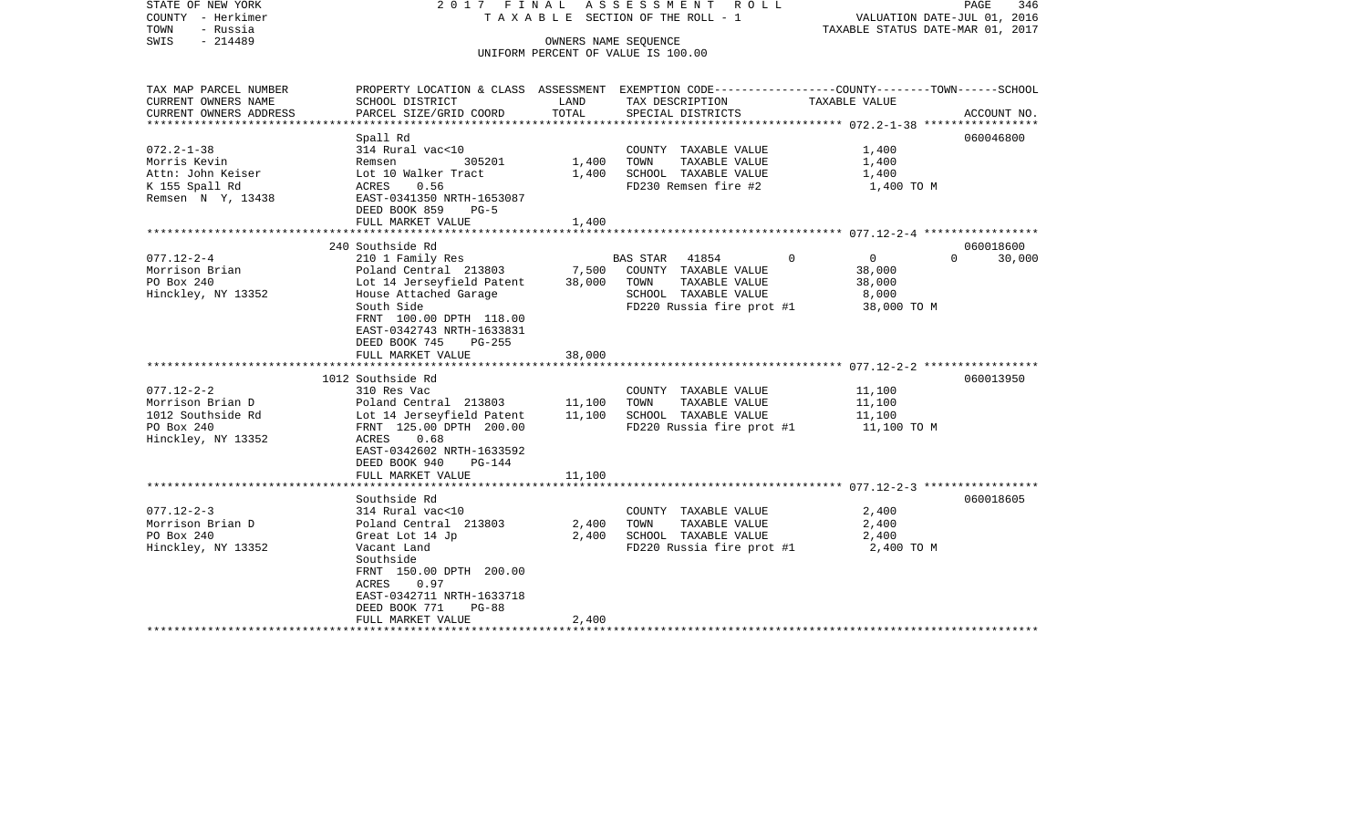STATE OF NEW YORK
COUNTY - Herkimer
TOWN - Russia
SWIS - 214489

2017 FINAL ASSESSMENT ROLL
TAXABLE SECTION OF THE ROLL - 1
OWNERS NAME SEQUENCE
UNIFORM PERCENT OF VALUE IS 100.00

VALUATION DATE-JUL 01, 2016
TAXABLE STATUS DATE-MAR 01, 2017

| TAX MAP PARCEL NUMBER / CURRENT OWNERS NAME / CURRENT OWNERS ADDRESS | PROPERTY LOCATION & CLASS / SCHOOL DISTRICT / PARCEL SIZE/GRID COORD | ASSESSMENT LAND | ASSESSMENT TOTAL | EXEMPTION CODE / TAX DESCRIPTION / SPECIAL DISTRICTS | COUNTY TAXABLE VALUE | TOWN | SCHOOL | ACCOUNT NO. |
|---|---|---|---|---|---|---|---|---|
| 072.2-1-38 | Spall Rd | | | | | | | 060046800 |
| Morris Kevin | 314 Rural vac<10 | | | COUNTY TAXABLE VALUE | 1,400 | | | |
| Attn: John Keiser | Remsen 305201 | 1,400 | | TOWN TAXABLE VALUE | 1,400 | | | |
| K 155 Spall Rd | Lot 10 Walker Tract | | 1,400 | SCHOOL TAXABLE VALUE | 1,400 | | | |
| Remsen N Y, 13438 | ACRES 0.56 | | | FD230 Remsen fire #2 | 1,400 TO M | | | |
| | EAST-0341350 NRTH-1653087 | | | | | | | |
| | DEED BOOK 859 PG-5 | | | | | | | |
| | FULL MARKET VALUE | | 1,400 | | | | | |
| 077.12-2-4 | 240 Southside Rd | | | | | | | 060018600 |
| Morrison Brian | 210 1 Family Res | | | BAS STAR 41854 | 0 | 0 | 0 | 30,000 |
| PO Box 240 | Poland Central 213803 | 7,500 | | COUNTY TAXABLE VALUE | 38,000 | | | |
| Hinckley, NY 13352 | Lot 14 Jerseyfield Patent | | 38,000 | TOWN TAXABLE VALUE | 38,000 | | | |
| | House Attached Garage | | | SCHOOL TAXABLE VALUE | 8,000 | | | |
| | South Side | | | FD220 Russia fire prot #1 | 38,000 TO M | | | |
| | FRNT 100.00 DPTH 118.00 | | | | | | | |
| | EAST-0342743 NRTH-1633831 | | | | | | | |
| | DEED BOOK 745 PG-255 | | | | | | | |
| | FULL MARKET VALUE | | 38,000 | | | | | |
| 077.12-2-2 | 1012 Southside Rd | | | | | | | 060013950 |
| Morrison Brian D | 310 Res Vac | | | COUNTY TAXABLE VALUE | 11,100 | | | |
| 1012 Southside Rd | Poland Central 213803 | 11,100 | | TOWN TAXABLE VALUE | 11,100 | | | |
| PO Box 240 | Lot 14 Jerseyfield Patent | | 11,100 | SCHOOL TAXABLE VALUE | 11,100 | | | |
| Hinckley, NY 13352 | FRNT 125.00 DPTH 200.00 | | | FD220 Russia fire prot #1 | 11,100 TO M | | | |
| | ACRES 0.68 | | | | | | | |
| | EAST-0342602 NRTH-1633592 | | | | | | | |
| | DEED BOOK 940 PG-144 | | | | | | | |
| | FULL MARKET VALUE | | 11,100 | | | | | |
| 077.12-2-3 | Southside Rd | | | | | | | 060018605 |
| Morrison Brian D | 314 Rural vac<10 | | | COUNTY TAXABLE VALUE | 2,400 | | | |
| PO Box 240 | Poland Central 213803 | 2,400 | | TOWN TAXABLE VALUE | 2,400 | | | |
| Hinckley, NY 13352 | Great Lot 14 Jp | | 2,400 | SCHOOL TAXABLE VALUE | 2,400 | | | |
| | Vacant Land | | | FD220 Russia fire prot #1 | 2,400 TO M | | | |
| | Southside | | | | | | | |
| | FRNT 150.00 DPTH 200.00 | | | | | | | |
| | ACRES 0.97 | | | | | | | |
| | EAST-0342711 NRTH-1633718 | | | | | | | |
| | DEED BOOK 771 PG-88 | | | | | | | |
| | FULL MARKET VALUE | | 2,400 | | | | | |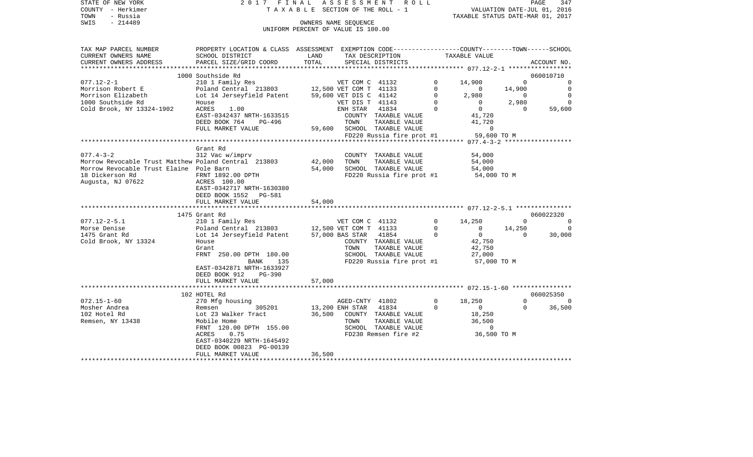STATE OF NEW YORK 2 0 1 7 F I N A L A S S E S S M E N T R O L L
COUNTY - Herkimer T A X A B L E SECTION OF THE ROLL - 1 VALUATION DATE-JUL 01, 2016
TOWN - Russia TAXABLE STATUS DATE-MAR 01, 2017
SWIS - 214489 OWNERS NAME SEQUENCE
UNIFORM PERCENT OF VALUE IS 100.00

| TAX MAP PARCEL NUMBER<br>CURRENT OWNERS NAME<br>CURRENT OWNERS ADDRESS | PROPERTY LOCATION & CLASS<br>SCHOOL DISTRICT<br>PARCEL SIZE/GRID COORD | ASSESSMENT<br>LAND<br>TOTAL | EXEMPTION CODE<br>TAX DESCRIPTION<br>SPECIAL DISTRICTS | | COUNTY<br>TAXABLE VALUE | TOWN | SCHOOL<br>ACCOUNT NO. |
|---|---|---|---|---|---|---|---|
| | 1000 Southside Rd | | | | | | 060010710 |
| 077.12-2-1 | 210 1 Family Res | | VET COM C 41132 | 0 | 14,900 | 0 | 0 |
| Morrison Robert E | Poland Central 213803 | 12,500 | VET COM T 41133 | 0 | 0 | 14,900 | 0 |
| Morrison Elizabeth | Lot 14 Jerseyfield Patent | 59,600 | VET DIS C 41142 | 0 | 2,980 | 0 | 0 |
| 1000 Southside Rd | House | | VET DIS T 41143 | 0 | 0 | 2,980 | 0 |
| Cold Brook, NY 13324-1902 | ACRES 1.00 | | ENH STAR 41834 | 0 | 0 | 0 | 59,600 |
| | EAST-0342437 NRTH-1633515 | | COUNTY TAXABLE VALUE | | 41,720 | | |
| | DEED BOOK 764 PG-496 | | TOWN TAXABLE VALUE | | 41,720 | | |
| | FULL MARKET VALUE | 59,600 | SCHOOL TAXABLE VALUE | | 0 | | |
| | | | FD220 Russia fire prot #1 | | 59,600 TO M | | |
| | Grant Rd | | | | | | |
| 077.4-3-2 | 312 Vac w/imprv | | COUNTY TAXABLE VALUE | | 54,000 | | |
| Morrow Revocable Trust Matthew | Poland Central 213803 | 42,000 | TOWN TAXABLE VALUE | | 54,000 | | |
| Morrow Revocable Trust Elaine | Pole Barn | 54,000 | SCHOOL TAXABLE VALUE | | 54,000 | | |
| 18 Dickerson Rd | FRNT 1892.00 DPTH | | FD220 Russia fire prot #1 | | 54,000 TO M | | |
| Augusta, NJ 07622 | ACRES 100.00 | | | | | | |
| | EAST-0342717 NRTH-1630380 | | | | | | |
| | DEED BOOK 1552 PG-581 | | | | | | |
| | FULL MARKET VALUE | 54,000 | | | | | |
| | 1475 Grant Rd | | | | | | 060022320 |
| 077.12-2-5.1 | 210 1 Family Res | | VET COM C 41132 | 0 | 14,250 | 0 | 0 |
| Morse Denise | Poland Central 213803 | 12,500 | VET COM T 41133 | 0 | 0 | 14,250 | 0 |
| 1475 Grant Rd | Lot 14 Jerseyfield Patent | 57,000 | BAS STAR 41854 | 0 | 0 | 0 | 30,000 |
| Cold Brook, NY 13324 | House | | COUNTY TAXABLE VALUE | | 42,750 | | |
| | Grant | | TOWN TAXABLE VALUE | | 42,750 | | |
| | FRNT 250.00 DPTH 180.00 | | SCHOOL TAXABLE VALUE | | 27,000 | | |
| | BANK 135 | | FD220 Russia fire prot #1 | | 57,000 TO M | | |
| | EAST-0342871 NRTH-1633927 | | | | | | |
| | DEED BOOK 912 PG-390 | | | | | | |
| | FULL MARKET VALUE | 57,000 | | | | | |
| | 102 HOTEL Rd | | | | | | 060025350 |
| 072.15-1-60 | 270 Mfg housing | | AGED-CNTY 41802 | 0 | 18,250 | 0 | 0 |
| Mosher Andrea | Remsen 305201 | 13,200 | ENH STAR 41834 | 0 | 0 | 0 | 36,500 |
| 102 Hotel Rd | Lot 23 Walker Tract | 36,500 | COUNTY TAXABLE VALUE | | 18,250 | | |
| Remsen, NY 13438 | Mobile Home | | TOWN TAXABLE VALUE | | 36,500 | | |
| | FRNT 120.00 DPTH 155.00 | | SCHOOL TAXABLE VALUE | | 0 | | |
| | ACRES 0.75 | | FD230 Remsen fire #2 | | 36,500 TO M | | |
| | EAST-0340229 NRTH-1645492 | | | | | | |
| | DEED BOOK 00823 PG-00139 | | | | | | |
| | FULL MARKET VALUE | 36,500 | | | | | |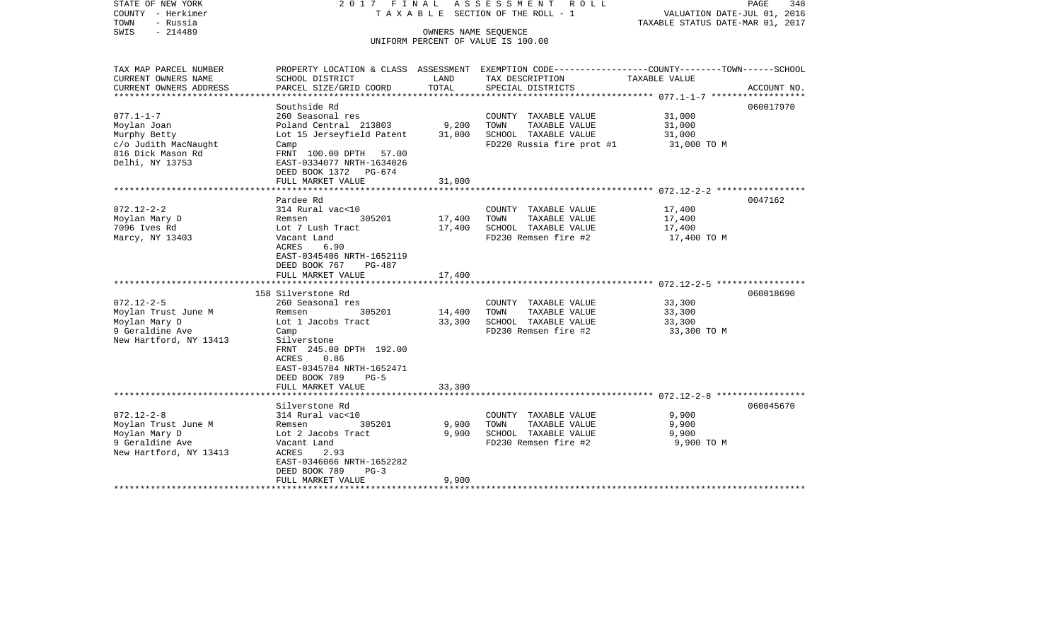STATE OF NEW YORK
COUNTY - Herkimer
TOWN - Russia
SWIS - 214489

2017 FINAL ASSESSMENT ROLL
TAXABLE SECTION OF THE ROLL - 1
OWNERS NAME SEQUENCE
UNIFORM PERCENT OF VALUE IS 100.00

VALUATION DATE-JUL 01, 2016
TAXABLE STATUS DATE-MAR 01, 2017

| TAX MAP PARCEL NUMBER / CURRENT OWNERS NAME / CURRENT OWNERS ADDRESS | PROPERTY LOCATION & CLASS / SCHOOL DISTRICT / PARCEL SIZE/GRID COORD | ASSESSMENT LAND | ASSESSMENT TOTAL | EXEMPTION CODE / TAX DESCRIPTION / SPECIAL DISTRICTS | TAXABLE VALUE (COUNTY--TOWN--SCHOOL) | ACCOUNT NO. |
|---|---|---|---|---|---|---|
| **077.1-1-7** | Southside Rd | | | | | 060017970 |
| Moylan Joan | 260 Seasonal res | | | COUNTY TAXABLE VALUE | 31,000 | |
| Murphy Betty | Poland Central 213803 | 9,200 | | TOWN TAXABLE VALUE | 31,000 | |
| c/o Judith MacNaught | Lot 15 Jerseyfield Patent | | 31,000 | SCHOOL TAXABLE VALUE | 31,000 | |
| 816 Dick Mason Rd | Camp | | | FD220 Russia fire prot #1 | 31,000 TO M | |
| Delhi, NY 13753 | FRNT 100.00 DPTH 57.00 | | | | | |
| | EAST-0334077 NRTH-1634026 | | | | | |
| | DEED BOOK 1372 PG-674 | | | | | |
| | FULL MARKET VALUE | | 31,000 | | | |
| **072.12-2-2** | Pardee Rd | | | | | 0047162 |
| Moylan Mary D | 314 Rural vac<10 | | | COUNTY TAXABLE VALUE | 17,400 | |
| 7096 Ives Rd | Remsen 305201 | 17,400 | | TOWN TAXABLE VALUE | 17,400 | |
| Marcy, NY 13403 | Lot 7 Lush Tract | | 17,400 | SCHOOL TAXABLE VALUE | 17,400 | |
| | Vacant Land | | | FD230 Remsen fire #2 | 17,400 TO M | |
| | ACRES 6.90 | | | | | |
| | EAST-0345406 NRTH-1652119 | | | | | |
| | DEED BOOK 767 PG-487 | | | | | |
| | FULL MARKET VALUE | | 17,400 | | | |
| **072.12-2-5** | 158 Silverstone Rd | | | | | 060018690 |
| Moylan Trust June M | 260 Seasonal res | | | COUNTY TAXABLE VALUE | 33,300 | |
| Moylan Mary D | Remsen 305201 | 14,400 | | TOWN TAXABLE VALUE | 33,300 | |
| 9 Geraldine Ave | Lot 1 Jacobs Tract | | 33,300 | SCHOOL TAXABLE VALUE | 33,300 | |
| New Hartford, NY 13413 | Camp | | | FD230 Remsen fire #2 | 33,300 TO M | |
| | Silverstone | | | | | |
| | FRNT 245.00 DPTH 192.00 | | | | | |
| | ACRES 0.86 | | | | | |
| | EAST-0345784 NRTH-1652471 | | | | | |
| | DEED BOOK 789 PG-5 | | | | | |
| | FULL MARKET VALUE | | 33,300 | | | |
| **072.12-2-8** | Silverstone Rd | | | | | 060045670 |
| Moylan Trust June M | 314 Rural vac<10 | | | COUNTY TAXABLE VALUE | 9,900 | |
| Moylan Mary D | Remsen 305201 | 9,900 | | TOWN TAXABLE VALUE | 9,900 | |
| 9 Geraldine Ave | Lot 2 Jacobs Tract | | 9,900 | SCHOOL TAXABLE VALUE | 9,900 | |
| New Hartford, NY 13413 | Vacant Land | | | FD230 Remsen fire #2 | 9,900 TO M | |
| | ACRES 2.93 | | | | | |
| | EAST-0346066 NRTH-1652282 | | | | | |
| | DEED BOOK 789 PG-3 | | | | | |
| | FULL MARKET VALUE | | 9,900 | | | |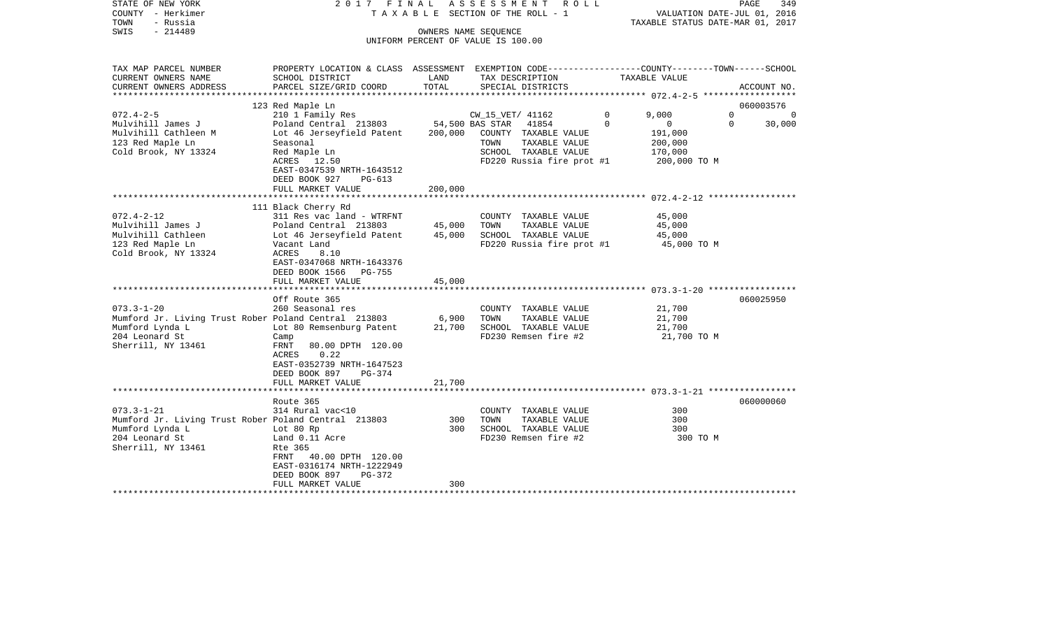STATE OF NEW YORK 2 0 1 7 F I N A L A S S E S S M E N T R O L L
COUNTY - Herkimer T A X A B L E SECTION OF THE ROLL - 1 VALUATION DATE-JUL 01, 2016
TOWN - Russia TAXABLE STATUS DATE-MAR 01, 2017
SWIS - 214489 OWNERS NAME SEQUENCE
UNIFORM PERCENT OF VALUE IS 100.00

| TAX MAP PARCEL NUMBER<br>CURRENT OWNERS NAME<br>CURRENT OWNERS ADDRESS | PROPERTY LOCATION & CLASS<br>SCHOOL DISTRICT<br>PARCEL SIZE/GRID COORD | ASSESSMENT<br>LAND<br>TOTAL | EXEMPTION CODE<br>TAX DESCRIPTION<br>SPECIAL DISTRICTS | COUNTY | TOWN | SCHOOL<br>TAXABLE VALUE | ACCOUNT NO. |
|---|---|---|---|---|---|---|---|
| **072.4-2-5** | 123 Red Maple Ln | | | | | | 060003576 |
| Mulvihill James J | 210 1 Family Res | | CW_15_VET/ 41162 0 | 9,000 | 0 | 0 | |
| Mulvihill Cathleen M | Poland Central 213803 | 54,500 | BAS STAR 41854 0 | 0 | 0 | 30,000 | |
| 123 Red Maple Ln | Lot 46 Jerseyfield Patent | 200,000 | COUNTY TAXABLE VALUE | 191,000 | | | |
| Cold Brook, NY 13324 | Seasonal | | TOWN TAXABLE VALUE | | 200,000 | | |
| | Red Maple Ln | | SCHOOL TAXABLE VALUE | | | 170,000 | |
| | ACRES 12.50 | | FD220 Russia fire prot #1 | 200,000 TO M | | | |
| | EAST-0347539 NRTH-1643512 | | | | | | |
| | DEED BOOK 927 PG-613 | | | | | | |
| | FULL MARKET VALUE | 200,000 | | | | | |
| **072.4-2-12** | 111 Black Cherry Rd | | | | | | |
| Mulvihill James J | 311 Res vac land - WTRFNT | | COUNTY TAXABLE VALUE | 45,000 | | | |
| Mulvihill Cathleen | Poland Central 213803 | 45,000 | TOWN TAXABLE VALUE | | 45,000 | | |
| 123 Red Maple Ln | Lot 46 Jerseyfield Patent | 45,000 | SCHOOL TAXABLE VALUE | | | 45,000 | |
| Cold Brook, NY 13324 | Vacant Land | | FD220 Russia fire prot #1 | 45,000 TO M | | | |
| | ACRES 8.10 | | | | | | |
| | EAST-0347068 NRTH-1643376 | | | | | | |
| | DEED BOOK 1566 PG-755 | | | | | | |
| | FULL MARKET VALUE | 45,000 | | | | | |
| **073.3-1-20** | Off Route 365 | | | | | | 060025950 |
| Mumford Jr. Living Trust Rober | 260 Seasonal res | | COUNTY TAXABLE VALUE | 21,700 | | | |
| Mumford Lynda L | Poland Central 213803 | 6,900 | TOWN TAXABLE VALUE | | 21,700 | | |
| 204 Leonard St | Lot 80 Remsenburg Patent | 21,700 | SCHOOL TAXABLE VALUE | | | 21,700 | |
| Sherrill, NY 13461 | Camp | | FD230 Remsen fire #2 | 21,700 TO M | | | |
| | FRNT 80.00 DPTH 120.00 | | | | | | |
| | ACRES 0.22 | | | | | | |
| | EAST-0352739 NRTH-1647523 | | | | | | |
| | DEED BOOK 897 PG-374 | | | | | | |
| | FULL MARKET VALUE | 21,700 | | | | | |
| **073.3-1-21** | Route 365 | | | | | | 060000060 |
| Mumford Jr. Living Trust Rober | 314 Rural vac<10 | | COUNTY TAXABLE VALUE | 300 | | | |
| Mumford Lynda L | Poland Central 213803 | 300 | TOWN TAXABLE VALUE | | 300 | | |
| 204 Leonard St | Lot 80 Rp | 300 | SCHOOL TAXABLE VALUE | | | 300 | |
| Sherrill, NY 13461 | Land 0.11 Acre | | FD230 Remsen fire #2 | 300 TO M | | | |
| | Rte 365 | | | | | | |
| | FRNT 40.00 DPTH 120.00 | | | | | | |
| | EAST-0316174 NRTH-1222949 | | | | | | |
| | DEED BOOK 897 PG-372 | | | | | | |
| | FULL MARKET VALUE | 300 | | | | | |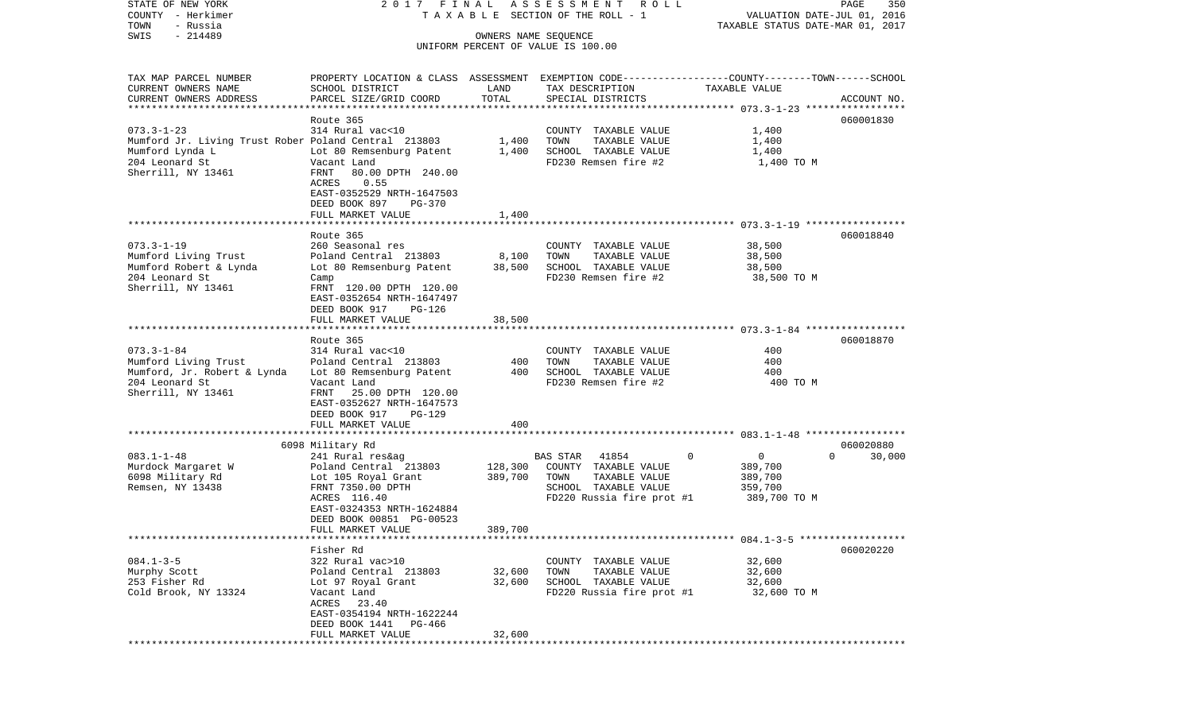STATE OF NEW YORK 2017 FINAL ASSESSMENT ROLL
COUNTY - Herkimer TAXABLE SECTION OF THE ROLL - 1 VALUATION DATE-JUL 01, 2016
TOWN - Russia TAXABLE STATUS DATE-MAR 01, 2017
SWIS - 214489 OWNERS NAME SEQUENCE
UNIFORM PERCENT OF VALUE IS 100.00

| TAX MAP PARCEL NUMBER / CURRENT OWNERS NAME / CURRENT OWNERS ADDRESS | PROPERTY LOCATION & CLASS / SCHOOL DISTRICT / PARCEL SIZE/GRID COORD | ASSESSMENT LAND | TOTAL | EXEMPTION CODE / TAX DESCRIPTION / SPECIAL DISTRICTS | COUNTY | TOWN | SCHOOL / ACCOUNT NO. |
|---|---|---|---|---|---|---|---|
| 073.3-1-23 | Route 365 | | | | | | 060001830 |
| | 314 Rural vac<10 | | | COUNTY TAXABLE VALUE | 1,400 | | |
| Mumford Jr. Living Trust Rober | Poland Central 213803 | 1,400 | | TOWN TAXABLE VALUE | | 1,400 | |
| Mumford Lynda L | Lot 80 Remsenburg Patent | | 1,400 | SCHOOL TAXABLE VALUE | | | 1,400 |
| 204 Leonard St | Vacant Land | | | FD230 Remsen fire #2 | 1,400 TO M | | |
| Sherrill, NY 13461 | FRNT 80.00 DPTH 240.00 | | | | | | |
| | ACRES 0.55 | | | | | | |
| | EAST-0352529 NRTH-1647503 | | | | | | |
| | DEED BOOK 897 PG-370 | | | | | | |
| | FULL MARKET VALUE | | 1,400 | | | | |
| 073.3-1-19 | Route 365 | | | | | | 060018840 |
| | 260 Seasonal res | | | COUNTY TAXABLE VALUE | 38,500 | | |
| Mumford Living Trust | Poland Central 213803 | 8,100 | | TOWN TAXABLE VALUE | | 38,500 | |
| Mumford Robert & Lynda | Lot 80 Remsenburg Patent | | 38,500 | SCHOOL TAXABLE VALUE | | | 38,500 |
| 204 Leonard St | Camp | | | FD230 Remsen fire #2 | 38,500 TO M | | |
| Sherrill, NY 13461 | FRNT 120.00 DPTH 120.00 | | | | | | |
| | EAST-0352654 NRTH-1647497 | | | | | | |
| | DEED BOOK 917 PG-126 | | | | | | |
| | FULL MARKET VALUE | | 38,500 | | | | |
| 073.3-1-84 | Route 365 | | | | | | 060018870 |
| | 314 Rural vac<10 | | | COUNTY TAXABLE VALUE | 400 | | |
| Mumford Living Trust | Poland Central 213803 | 400 | | TOWN TAXABLE VALUE | | 400 | |
| Mumford, Jr. Robert & Lynda | Lot 80 Remsenburg Patent | | 400 | SCHOOL TAXABLE VALUE | | | 400 |
| 204 Leonard St | Vacant Land | | | FD230 Remsen fire #2 | 400 TO M | | |
| Sherrill, NY 13461 | FRNT 25.00 DPTH 120.00 | | | | | | |
| | EAST-0352627 NRTH-1647573 | | | | | | |
| | DEED BOOK 917 PG-129 | | | | | | |
| | FULL MARKET VALUE | | 400 | | | | |
| 083.1-1-48 | 6098 Military Rd | | | | | | 060020880 |
| | 241 Rural res&ag | | | BAS STAR 41854 | 0 | 0 | 0 30,000 |
| Murdock Margaret W | Poland Central 213803 | 128,300 | | COUNTY TAXABLE VALUE | 389,700 | | |
| 6098 Military Rd | Lot 105 Royal Grant | | 389,700 | TOWN TAXABLE VALUE | | 389,700 | |
| Remsen, NY 13438 | FRNT 7350.00 DPTH | | | SCHOOL TAXABLE VALUE | | | 359,700 |
| | ACRES 116.40 | | | FD220 Russia fire prot #1 | 389,700 TO M | | |
| | EAST-0324353 NRTH-1624884 | | | | | | |
| | DEED BOOK 00851 PG-00523 | | | | | | |
| | FULL MARKET VALUE | | 389,700 | | | | |
| 084.1-3-5 | Fisher Rd | | | | | | 060020220 |
| | 322 Rural vac>10 | | | COUNTY TAXABLE VALUE | 32,600 | | |
| Murphy Scott | Poland Central 213803 | 32,600 | | TOWN TAXABLE VALUE | | 32,600 | |
| 253 Fisher Rd | Lot 97 Royal Grant | | 32,600 | SCHOOL TAXABLE VALUE | | | 32,600 |
| Cold Brook, NY 13324 | Vacant Land | | | FD220 Russia fire prot #1 | 32,600 TO M | | |
| | ACRES 23.40 | | | | | | |
| | EAST-0354194 NRTH-1622244 | | | | | | |
| | DEED BOOK 1441 PG-466 | | | | | | |
| | FULL MARKET VALUE | | 32,600 | | | | |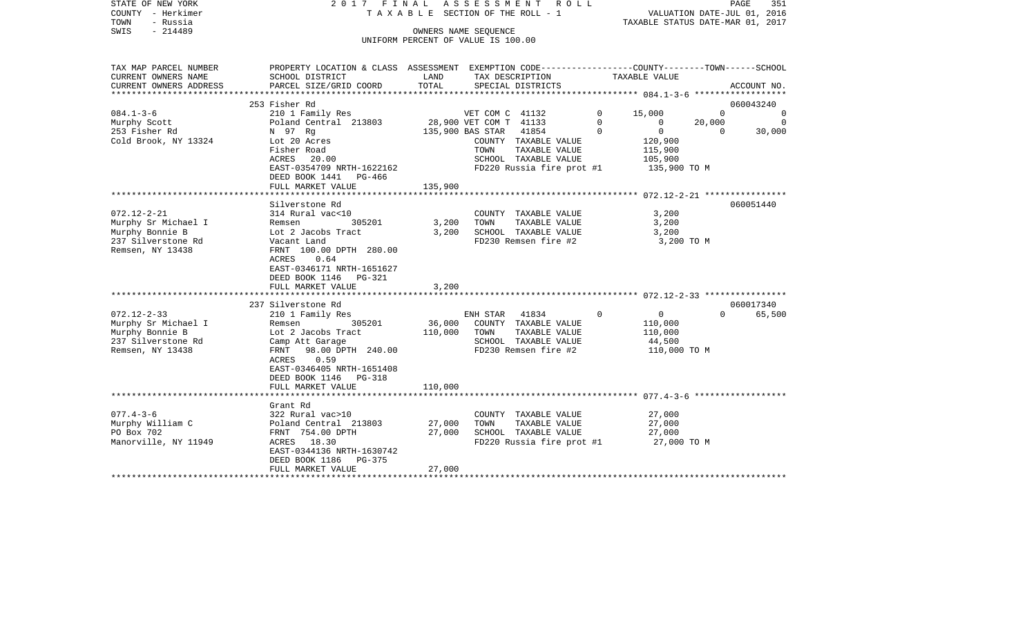STATE OF NEW YORK 2 0 1 7 F I N A L A S S E S S M E N T R O L L
COUNTY - Herkimer T A X A B L E SECTION OF THE ROLL - 1 VALUATION DATE-JUL 01, 2016
TOWN - Russia TAXABLE STATUS DATE-MAR 01, 2017
SWIS - 214489 OWNERS NAME SEQUENCE
UNIFORM PERCENT OF VALUE IS 100.00

```
TAX MAP PARCEL NUMBER     PROPERTY LOCATION & CLASS  ASSESSMENT  EXEMPTION CODE-----------------COUNTY--------TOWN------SCHOOL
CURRENT OWNERS NAME       SCHOOL DISTRICT             LAND       TAX DESCRIPTION             TAXABLE VALUE
CURRENT OWNERS ADDRESS    PARCEL SIZE/GRID COORD      TOTAL      SPECIAL DISTRICTS                                    ACCOUNT NO.
******************************************************************************************** 084.1-3-6 *******************
                          253 Fisher Rd                                                                              060043240
084.1-3-6                 210 1 Family Res                  VET COM C  41132        0     15,000          0              0
Murphy Scott              Poland Central  213803     28,900 VET COM T  41133        0          0     20,000              0
253 Fisher Rd             N 97 Rg                   135,900 BAS STAR   41854        0          0          0         30,000
Cold Brook, NY 13324      Lot 20 Acres                      COUNTY  TAXABLE VALUE          120,900
                          Fisher Road                       TOWN    TAXABLE VALUE          115,900
                          ACRES    20.00                    SCHOOL  TAXABLE VALUE          105,900
                          EAST-0354709 NRTH-1622162         FD220 Russia fire prot #1       135,900 TO M
                          DEED BOOK 1441   PG-466
                          FULL MARKET VALUE         135,900
******************************************************************************************** 072.12-2-21 ****************
                          Silverstone Rd                                                                             060051440
072.12-2-21               314 Rural vac<10                  COUNTY  TAXABLE VALUE            3,200
Murphy Sr Michael I       Remsen         305201       3,200 TOWN    TAXABLE VALUE            3,200
Murphy Bonnie B           Lot 2 Jacobs Tract          3,200 SCHOOL  TAXABLE VALUE            3,200
237 Silverstone Rd        Vacant Land                       FD230 Remsen fire #2              3,200 TO M
Remsen, NY 13438          FRNT  100.00 DPTH  280.00
                          ACRES     0.64
                          EAST-0346171 NRTH-1651627
                          DEED BOOK 1146   PG-321
                          FULL MARKET VALUE           3,200
******************************************************************************************** 072.12-2-33 ****************
                          237 Silverstone Rd                                                                         060017340
072.12-2-33               210 1 Family Res                  ENH STAR   41834        0          0          0         65,500
Murphy Sr Michael I       Remsen         305201      36,000 COUNTY  TAXABLE VALUE          110,000
Murphy Bonnie B           Lot 2 Jacobs Tract        110,000 TOWN    TAXABLE VALUE          110,000
237 Silverstone Rd        Camp Att Garage                   SCHOOL  TAXABLE VALUE           44,500
Remsen, NY 13438          FRNT   98.00 DPTH  240.00         FD230 Remsen fire #2            110,000 TO M
                          ACRES     0.59
                          EAST-0346405 NRTH-1651408
                          DEED BOOK 1146   PG-318
                          FULL MARKET VALUE         110,000
******************************************************************************************** 077.4-3-6 ******************
                          Grant Rd
077.4-3-6                 322 Rural vac>10                  COUNTY  TAXABLE VALUE           27,000
Murphy William C          Poland Central  213803     27,000 TOWN    TAXABLE VALUE           27,000
PO Box 702                FRNT  754.00 DPTH          27,000 SCHOOL  TAXABLE VALUE           27,000
Manorville, NY 11949      ACRES    18.30                    FD220 Russia fire prot #1        27,000 TO M
                          EAST-0344136 NRTH-1630742
                          DEED BOOK 1186   PG-375
                          FULL MARKET VALUE          27,000
****************************************************************************************************************************
```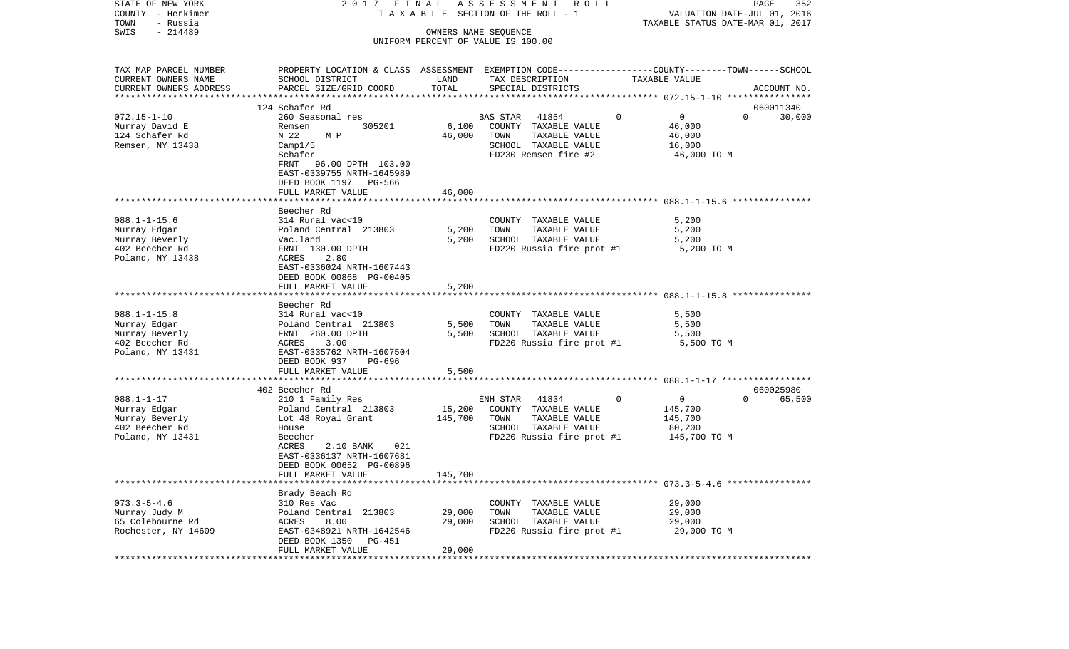STATE OF NEW YORK
COUNTY - Herkimer
TOWN - Russia
SWIS - 214489

2017 FINAL ASSESSMENT ROLL
TAXABLE SECTION OF THE ROLL - 1
OWNERS NAME SEQUENCE
UNIFORM PERCENT OF VALUE IS 100.00

VALUATION DATE-JUL 01, 2016
TAXABLE STATUS DATE-MAR 01, 2017

| TAX MAP PARCEL NUMBER / CURRENT OWNERS NAME / CURRENT OWNERS ADDRESS | PROPERTY LOCATION & CLASS / SCHOOL DISTRICT / PARCEL SIZE/GRID COORD | ASSESSMENT LAND | TOTAL | EXEMPTION CODE / TAX DESCRIPTION / SPECIAL DISTRICTS | COUNTY | TOWN | SCHOOL TAXABLE VALUE | ACCOUNT NO. |
|---|---|---|---|---|---|---|---|---|
| 072.15-1-10 | 124 Schafer Rd | | | | | | | 060011340 |
| Murray David E | 260 Seasonal res | | | BAS STAR 41854 | 0 | 0 | 0 | 30,000 |
| 124 Schafer Rd | Remsen 305201 | 6,100 | | COUNTY TAXABLE VALUE | 46,000 | | | |
| Remsen, NY 13438 | N 22 M P | | 46,000 | TOWN TAXABLE VALUE | | 46,000 | | |
| | Camp1/5 | | | SCHOOL TAXABLE VALUE | | | 16,000 | |
| | Schafer | | | FD230 Remsen fire #2 | 46,000 TO M | | | |
| | FRNT 96.00 DPTH 103.00 | | | | | | | |
| | EAST-0339755 NRTH-1645989 | | | | | | | |
| | DEED BOOK 1197 PG-566 | | | | | | | |
| | FULL MARKET VALUE | | 46,000 | | | | | |
| 088.1-1-15.6 | Beecher Rd | | | | | | | |
| Murray Edgar | 314 Rural vac<10 | | | COUNTY TAXABLE VALUE | 5,200 | | | |
| Murray Beverly | Poland Central 213803 | 5,200 | | TOWN TAXABLE VALUE | | 5,200 | | |
| 402 Beecher Rd | Vac.land | | 5,200 | SCHOOL TAXABLE VALUE | | | 5,200 | |
| Poland, NY 13438 | FRNT 130.00 DPTH | | | FD220 Russia fire prot #1 | 5,200 TO M | | | |
| | ACRES 2.80 | | | | | | | |
| | EAST-0336024 NRTH-1607443 | | | | | | | |
| | DEED BOOK 00868 PG-00405 | | | | | | | |
| | FULL MARKET VALUE | | 5,200 | | | | | |
| 088.1-1-15.8 | Beecher Rd | | | | | | | |
| Murray Edgar | 314 Rural vac<10 | | | COUNTY TAXABLE VALUE | 5,500 | | | |
| Murray Beverly | Poland Central 213803 | 5,500 | | TOWN TAXABLE VALUE | | 5,500 | | |
| 402 Beecher Rd | FRNT 260.00 DPTH | | 5,500 | SCHOOL TAXABLE VALUE | | | 5,500 | |
| Poland, NY 13431 | ACRES 3.00 | | | FD220 Russia fire prot #1 | 5,500 TO M | | | |
| | EAST-0335762 NRTH-1607504 | | | | | | | |
| | DEED BOOK 937 PG-696 | | | | | | | |
| | FULL MARKET VALUE | | 5,500 | | | | | |
| 088.1-1-17 | 402 Beecher Rd | | | | | | | 060025980 |
| Murray Edgar | 210 1 Family Res | | | ENH STAR 41834 | 0 | 0 | 0 | 65,500 |
| Murray Beverly | Poland Central 213803 | 15,200 | | COUNTY TAXABLE VALUE | 145,700 | | | |
| 402 Beecher Rd | Lot 48 Royal Grant | | 145,700 | TOWN TAXABLE VALUE | | 145,700 | | |
| Poland, NY 13431 | House | | | SCHOOL TAXABLE VALUE | | | 80,200 | |
| | Beecher | | | FD220 Russia fire prot #1 | 145,700 TO M | | | |
| | ACRES 2.10 BANK 021 | | | | | | | |
| | EAST-0336137 NRTH-1607681 | | | | | | | |
| | DEED BOOK 00652 PG-00896 | | | | | | | |
| | FULL MARKET VALUE | | 145,700 | | | | | |
| 073.3-5-4.6 | Brady Beach Rd | | | | | | | |
| Murray Judy M | 310 Res Vac | | | COUNTY TAXABLE VALUE | 29,000 | | | |
| 65 Colebourne Rd | Poland Central 213803 | 29,000 | | TOWN TAXABLE VALUE | | 29,000 | | |
| Rochester, NY 14609 | ACRES 8.00 | | 29,000 | SCHOOL TAXABLE VALUE | | | 29,000 | |
| | EAST-0348921 NRTH-1642546 | | | FD220 Russia fire prot #1 | 29,000 TO M | | | |
| | DEED BOOK 1350 PG-451 | | | | | | | |
| | FULL MARKET VALUE | | 29,000 | | | | | |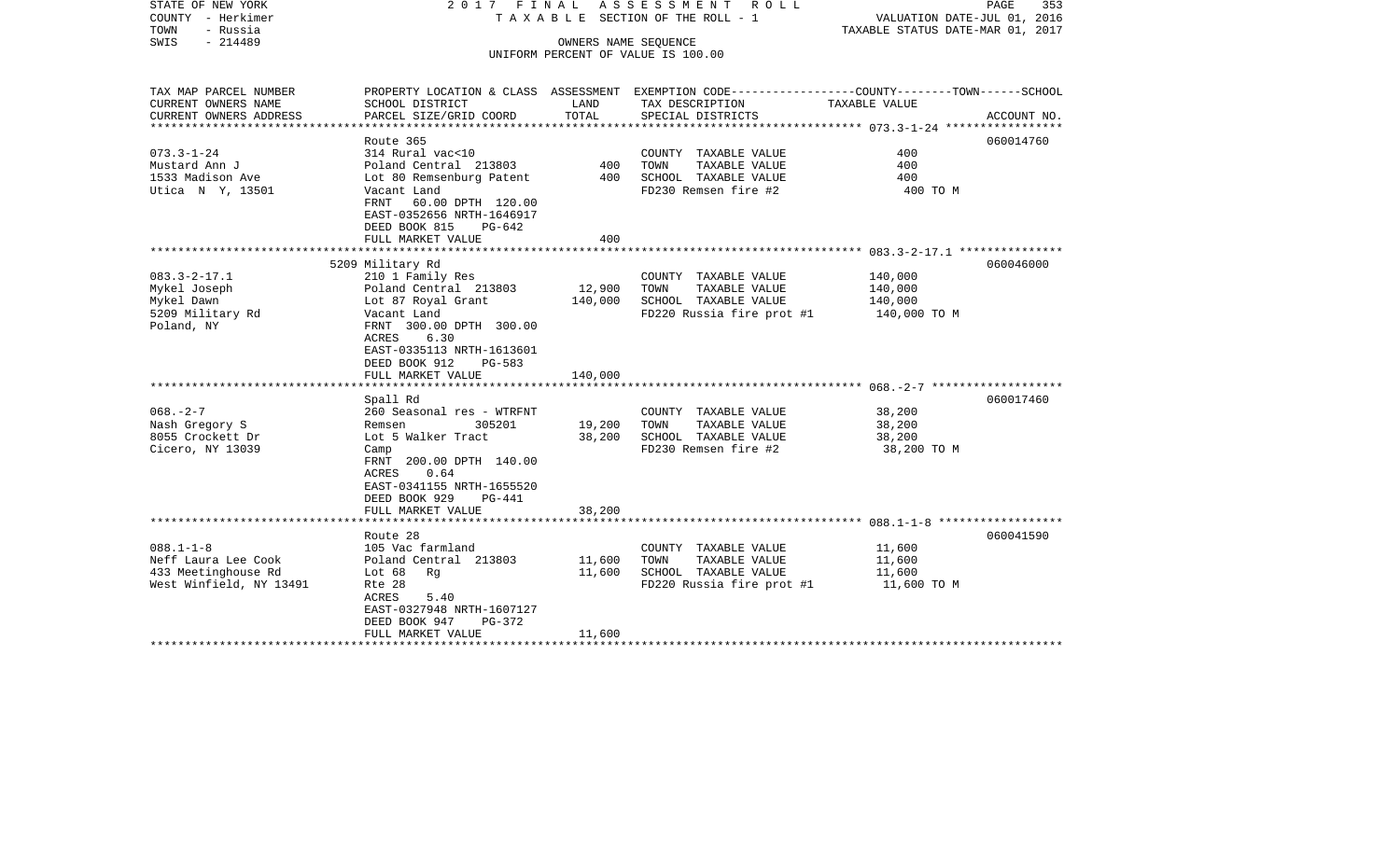STATE OF NEW YORK
COUNTY - Herkimer
TOWN - Russia
SWIS - 214489

2017 FINAL ASSESSMENT ROLL
TAXABLE SECTION OF THE ROLL - 1
OWNERS NAME SEQUENCE
UNIFORM PERCENT OF VALUE IS 100.00

VALUATION DATE-JUL 01, 2016
TAXABLE STATUS DATE-MAR 01, 2017

| TAX MAP PARCEL NUMBER / CURRENT OWNERS NAME / CURRENT OWNERS ADDRESS | PROPERTY LOCATION & CLASS / SCHOOL DISTRICT / PARCEL SIZE/GRID COORD | ASSESSMENT LAND / TOTAL | EXEMPTION CODE / TAX DESCRIPTION / SPECIAL DISTRICTS | COUNTY--------TOWN------SCHOOL TAXABLE VALUE | ACCOUNT NO. |
|---|---|---|---|---|---|
| 073.3-1-24 | Route 365 | | | | 060014760 |
| 073.3-1-24 | 314 Rural vac<10 | | COUNTY TAXABLE VALUE | 400 | |
| Mustard Ann J | Poland Central 213803 | 400 | TOWN TAXABLE VALUE | 400 | |
| 1533 Madison Ave | Lot 80 Remsenburg Patent | 400 | SCHOOL TAXABLE VALUE | 400 | |
| Utica N Y, 13501 | Vacant Land | | FD230 Remsen fire #2 | 400 TO M | |
| | FRNT 60.00 DPTH 120.00 | | | | |
| | EAST-0352656 NRTH-1646917 | | | | |
| | DEED BOOK 815 PG-642 | | | | |
| | FULL MARKET VALUE | 400 | | | |
| 083.3-2-17.1 | 5209 Military Rd | | | | 060046000 |
| 083.3-2-17.1 | 210 1 Family Res | | COUNTY TAXABLE VALUE | 140,000 | |
| Mykel Joseph | Poland Central 213803 | 12,900 | TOWN TAXABLE VALUE | 140,000 | |
| Mykel Dawn | Lot 87 Royal Grant | 140,000 | SCHOOL TAXABLE VALUE | 140,000 | |
| 5209 Military Rd | Vacant Land | | FD220 Russia fire prot #1 | 140,000 TO M | |
| Poland, NY | FRNT 300.00 DPTH 300.00 | | | | |
| | ACRES 6.30 | | | | |
| | EAST-0335113 NRTH-1613601 | | | | |
| | DEED BOOK 912 PG-583 | | | | |
| | FULL MARKET VALUE | 140,000 | | | |
| 068.-2-7 | Spall Rd | | | | 060017460 |
| 068.-2-7 | 260 Seasonal res - WTRFNT | | COUNTY TAXABLE VALUE | 38,200 | |
| Nash Gregory S | Remsen 305201 | 19,200 | TOWN TAXABLE VALUE | 38,200 | |
| 8055 Crockett Dr | Lot 5 Walker Tract | 38,200 | SCHOOL TAXABLE VALUE | 38,200 | |
| Cicero, NY 13039 | Camp | | FD230 Remsen fire #2 | 38,200 TO M | |
| | FRNT 200.00 DPTH 140.00 | | | | |
| | ACRES 0.64 | | | | |
| | EAST-0341155 NRTH-1655520 | | | | |
| | DEED BOOK 929 PG-441 | | | | |
| | FULL MARKET VALUE | 38,200 | | | |
| 088.1-1-8 | Route 28 | | | | 060041590 |
| 088.1-1-8 | 105 Vac farmland | | COUNTY TAXABLE VALUE | 11,600 | |
| Neff Laura Lee Cook | Poland Central 213803 | 11,600 | TOWN TAXABLE VALUE | 11,600 | |
| 433 Meetinghouse Rd | Lot 68 Rg | 11,600 | SCHOOL TAXABLE VALUE | 11,600 | |
| West Winfield, NY 13491 | Rte 28 | | FD220 Russia fire prot #1 | 11,600 TO M | |
| | ACRES 5.40 | | | | |
| | EAST-0327948 NRTH-1607127 | | | | |
| | DEED BOOK 947 PG-372 | | | | |
| | FULL MARKET VALUE | 11,600 | | | |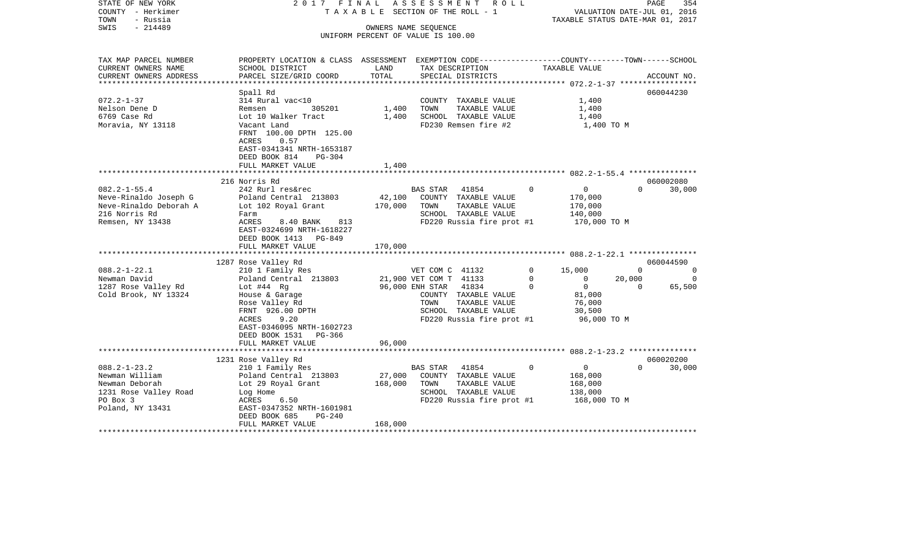STATE OF NEW YORK  
COUNTY - Herkimer  
TOWN - Russia  
SWIS - 214489

2 0 1 7  F I N A L  A S S E S S M E N T  R O L L  
T A X A B L E  SECTION OF THE ROLL - 1  
OWNERS NAME SEQUENCE  
UNIFORM PERCENT OF VALUE IS 100.00

VALUATION DATE-JUL 01, 2016  
TAXABLE STATUS DATE-MAR 01, 2017

| TAX MAP PARCEL NUMBER / CURRENT OWNERS NAME / CURRENT OWNERS ADDRESS | PROPERTY LOCATION & CLASS / SCHOOL DISTRICT / PARCEL SIZE/GRID COORD | ASSESSMENT LAND | ASSESSMENT TOTAL | EXEMPTION CODE / TAX DESCRIPTION / SPECIAL DISTRICTS | | COUNTY TAXABLE VALUE | TOWN | SCHOOL | ACCOUNT NO. |
|---|---|---|---|---|---|---|---|---|---|
| **072.2-1-37** | Spall Rd | | | | | | | | 060044230 |
| 072.2-1-37 | 314 Rural vac<10 | | | COUNTY TAXABLE VALUE | | 1,400 | | | |
| Nelson Dene D | Remsen 305201 | 1,400 | | TOWN TAXABLE VALUE | | 1,400 | | | |
| 6769 Case Rd | Lot 10 Walker Tract | | 1,400 | SCHOOL TAXABLE VALUE | | 1,400 | | | |
| Moravia, NY 13118 | Vacant Land | | | FD230 Remsen fire #2 | | 1,400 TO M | | | |
| | FRNT 100.00 DPTH 125.00 | | | | | | | | |
| | ACRES 0.57 | | | | | | | | |
| | EAST-0341341 NRTH-1653187 | | | | | | | | |
| | DEED BOOK 814 PG-304 | | | | | | | | |
| | FULL MARKET VALUE | | 1,400 | | | | | | |
| **082.2-1-55.4** | 216 Norris Rd | | | | | | | | 060002080 |
| 082.2-1-55.4 | 242 Rurl res&rec | | | BAS STAR 41854 | 0 | 0 | 0 | 30,000 | |
| Neve-Rinaldo Joseph G | Poland Central 213803 | 42,100 | | COUNTY TAXABLE VALUE | | 170,000 | | | |
| Neve-Rinaldo Deborah A | Lot 102 Royal Grant | | 170,000 | TOWN TAXABLE VALUE | | 170,000 | | | |
| 216 Norris Rd | Farm | | | SCHOOL TAXABLE VALUE | | 140,000 | | | |
| Remsen, NY 13438 | ACRES 8.40 BANK 813 | | | FD220 Russia fire prot #1 | | 170,000 TO M | | | |
| | EAST-0324699 NRTH-1618227 | | | | | | | | |
| | DEED BOOK 1413 PG-849 | | | | | | | | |
| | FULL MARKET VALUE | | 170,000 | | | | | | |
| **088.2-1-22.1** | 1287 Rose Valley Rd | | | | | | | | 060044590 |
| 088.2-1-22.1 | 210 1 Family Res | | | VET COM C 41132 | 0 | 15,000 | 0 | 0 | |
| Newman David | Poland Central 213803 | 21,900 | | VET COM T 41133 | 0 | 0 | 20,000 | 0 | |
| 1287 Rose Valley Rd | Lot #44 Rg | | 96,000 | ENH STAR 41834 | 0 | 0 | 0 | 65,500 | |
| Cold Brook, NY 13324 | House & Garage | | | COUNTY TAXABLE VALUE | | 81,000 | | | |
| | Rose Valley Rd | | | TOWN TAXABLE VALUE | | 76,000 | | | |
| | FRNT 926.00 DPTH | | | SCHOOL TAXABLE VALUE | | 30,500 | | | |
| | ACRES 9.20 | | | FD220 Russia fire prot #1 | | 96,000 TO M | | | |
| | EAST-0346095 NRTH-1602723 | | | | | | | | |
| | DEED BOOK 1531 PG-366 | | | | | | | | |
| | FULL MARKET VALUE | | 96,000 | | | | | | |
| **088.2-1-23.2** | 1231 Rose Valley Rd | | | | | | | | 060020200 |
| 088.2-1-23.2 | 210 1 Family Res | | | BAS STAR 41854 | 0 | 0 | 0 | 30,000 | |
| Newman William | Poland Central 213803 | 27,000 | | COUNTY TAXABLE VALUE | | 168,000 | | | |
| Newman Deborah | Lot 29 Royal Grant | | 168,000 | TOWN TAXABLE VALUE | | 168,000 | | | |
| 1231 Rose Valley Road | Log Home | | | SCHOOL TAXABLE VALUE | | 138,000 | | | |
| PO Box 3 | ACRES 6.50 | | | FD220 Russia fire prot #1 | | 168,000 TO M | | | |
| Poland, NY 13431 | EAST-0347352 NRTH-1601981 | | | | | | | | |
| | DEED BOOK 685 PG-240 | | | | | | | | |
| | FULL MARKET VALUE | | 168,000 | | | | | | |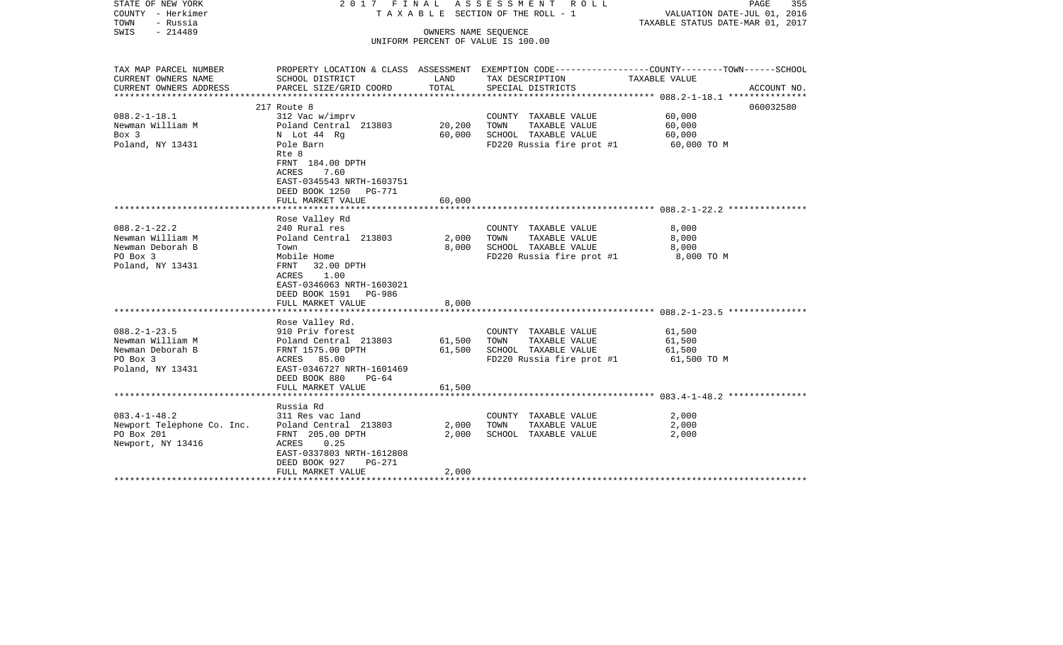STATE OF NEW YORK 2017 FINAL ASSESSMENT ROLL
COUNTY - Herkimer TAXABLE SECTION OF THE ROLL - 1 VALUATION DATE-JUL 01, 2016
TOWN - Russia TAXABLE STATUS DATE-MAR 01, 2017
SWIS - 214489 OWNERS NAME SEQUENCE
UNIFORM PERCENT OF VALUE IS 100.00

| TAX MAP PARCEL NUMBER / CURRENT OWNERS NAME / CURRENT OWNERS ADDRESS | PROPERTY LOCATION & CLASS / SCHOOL DISTRICT / PARCEL SIZE/GRID COORD | ASSESSMENT LAND | ASSESSMENT TOTAL | EXEMPTION CODE / TAX DESCRIPTION / SPECIAL DISTRICTS | COUNTY--------TOWN------SCHOOL TAXABLE VALUE | ACCOUNT NO. |
|---|---|---|---|---|---|---|
| 088.2-1-18.1 | 217 Route 8 | | | | | 060032580 |
| | 312 Vac w/imprv | | | COUNTY TAXABLE VALUE | 60,000 | |
| Newman William M | Poland Central 213803 | 20,200 | | TOWN TAXABLE VALUE | 60,000 | |
| Box 3 | N Lot 44 Rg | | 60,000 | SCHOOL TAXABLE VALUE | 60,000 | |
| Poland, NY 13431 | Pole Barn | | | FD220 Russia fire prot #1 | 60,000 TO M | |
| | Rte 8 | | | | | |
| | FRNT 184.00 DPTH | | | | | |
| | ACRES 7.60 | | | | | |
| | EAST-0345543 NRTH-1603751 | | | | | |
| | DEED BOOK 1250 PG-771 | | | | | |
| | FULL MARKET VALUE | | 60,000 | | | |
| 088.2-1-22.2 | Rose Valley Rd | | | | | |
| | 240 Rural res | | | COUNTY TAXABLE VALUE | 8,000 | |
| Newman William M | Poland Central 213803 | 2,000 | | TOWN TAXABLE VALUE | 8,000 | |
| Newman Deborah B | Town | | 8,000 | SCHOOL TAXABLE VALUE | 8,000 | |
| PO Box 3 | Mobile Home | | | FD220 Russia fire prot #1 | 8,000 TO M | |
| Poland, NY 13431 | FRNT 32.00 DPTH | | | | | |
| | ACRES 1.00 | | | | | |
| | EAST-0346063 NRTH-1603021 | | | | | |
| | DEED BOOK 1591 PG-986 | | | | | |
| | FULL MARKET VALUE | | 8,000 | | | |
| 088.2-1-23.5 | Rose Valley Rd. | | | | | |
| | 910 Priv forest | | | COUNTY TAXABLE VALUE | 61,500 | |
| Newman William M | Poland Central 213803 | 61,500 | | TOWN TAXABLE VALUE | 61,500 | |
| Newman Deborah B | FRNT 1575.00 DPTH | | 61,500 | SCHOOL TAXABLE VALUE | 61,500 | |
| PO Box 3 | ACRES 85.00 | | | FD220 Russia fire prot #1 | 61,500 TO M | |
| Poland, NY 13431 | EAST-0346727 NRTH-1601469 | | | | | |
| | DEED BOOK 880 PG-64 | | | | | |
| | FULL MARKET VALUE | | 61,500 | | | |
| 083.4-1-48.2 | Russia Rd | | | | | |
| | 311 Res vac land | | | COUNTY TAXABLE VALUE | 2,000 | |
| Newport Telephone Co. Inc. | Poland Central 213803 | 2,000 | | TOWN TAXABLE VALUE | 2,000 | |
| PO Box 201 | FRNT 205.00 DPTH | | 2,000 | SCHOOL TAXABLE VALUE | 2,000 | |
| Newport, NY 13416 | ACRES 0.25 | | | | | |
| | EAST-0337803 NRTH-1612808 | | | | | |
| | DEED BOOK 927 PG-271 | | | | | |
| | FULL MARKET VALUE | | 2,000 | | | |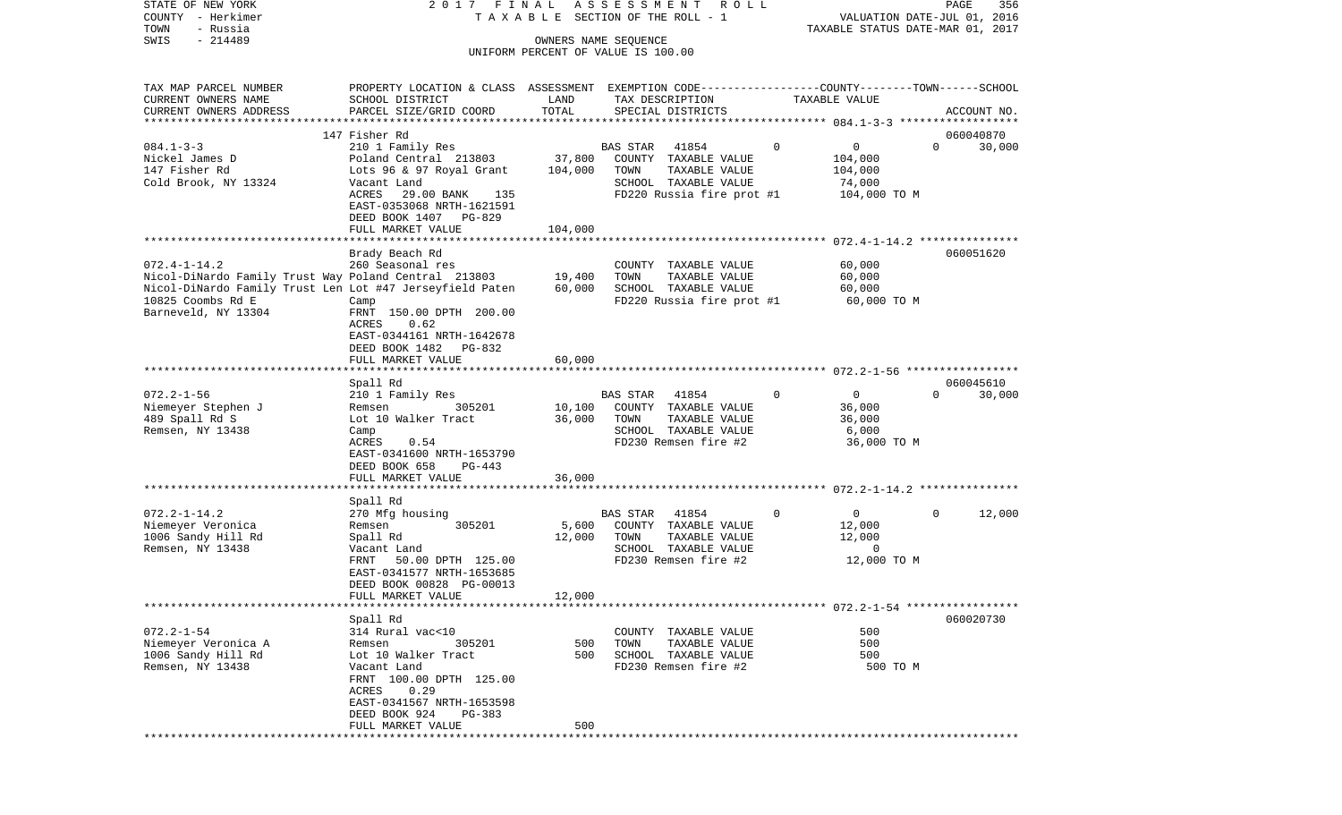STATE OF NEW YORK 2017 FINAL ASSESSMENT ROLL
COUNTY - Herkimer TAXABLE SECTION OF THE ROLL - 1 VALUATION DATE-JUL 01, 2016
TOWN - Russia TAXABLE STATUS DATE-MAR 01, 2017
SWIS - 214489 OWNERS NAME SEQUENCE
UNIFORM PERCENT OF VALUE IS 100.00

| TAX MAP PARCEL NUMBER / CURRENT OWNERS NAME / CURRENT OWNERS ADDRESS | PROPERTY LOCATION & CLASS / SCHOOL DISTRICT / PARCEL SIZE/GRID COORD | ASSESSMENT LAND | TOTAL | EXEMPTION CODE / TAX DESCRIPTION / SPECIAL DISTRICTS | COUNTY | TOWN | SCHOOL / ACCOUNT NO. |
|---|---|---|---|---|---|---|---|
| 084.1-3-3 | 147 Fisher Rd | | | | | | 060040870 |
| Nickel James D | 210 1 Family Res | | | BAS STAR 41854 | 0 | 0 | 30,000 |
| 147 Fisher Rd | Poland Central 213803 | 37,800 | | COUNTY TAXABLE VALUE | 104,000 | | |
| Cold Brook, NY 13324 | Lots 96 & 97 Royal Grant | | 104,000 | TOWN TAXABLE VALUE | | 104,000 | |
| | Vacant Land | | | SCHOOL TAXABLE VALUE | | | 74,000 |
| | ACRES 29.00 BANK 135 | | | FD220 Russia fire prot #1 | 104,000 TO M | | |
| | EAST-0353068 NRTH-1621591 | | | | | | |
| | DEED BOOK 1407 PG-829 | | | | | | |
| | FULL MARKET VALUE | | 104,000 | | | | |
| 072.4-1-14.2 | Brady Beach Rd | | | | | | 060051620 |
| Nicol-DiNardo Family Trust Way | 260 Seasonal res | | | COUNTY TAXABLE VALUE | 60,000 | | |
| Nicol-DiNardo Family Trust Len | Poland Central 213803 | 19,400 | | TOWN TAXABLE VALUE | | 60,000 | |
| 10825 Coombs Rd E | Lot #47 Jerseyfield Paten | | 60,000 | SCHOOL TAXABLE VALUE | | | 60,000 |
| Barneveld, NY 13304 | Camp | | | FD220 Russia fire prot #1 | 60,000 TO M | | |
| | FRNT 150.00 DPTH 200.00 | | | | | | |
| | ACRES 0.62 | | | | | | |
| | EAST-0344161 NRTH-1642678 | | | | | | |
| | DEED BOOK 1482 PG-832 | | | | | | |
| | FULL MARKET VALUE | | 60,000 | | | | |
| 072.2-1-56 | Spall Rd | | | | | | 060045610 |
| Niemeyer Stephen J | 210 1 Family Res | | | BAS STAR 41854 | 0 | 0 | 30,000 |
| 489 Spall Rd S | Remsen 305201 | 10,100 | | COUNTY TAXABLE VALUE | 36,000 | | |
| Remsen, NY 13438 | Lot 10 Walker Tract | | 36,000 | TOWN TAXABLE VALUE | | 36,000 | |
| | Camp | | | SCHOOL TAXABLE VALUE | | | 6,000 |
| | ACRES 0.54 | | | FD230 Remsen fire #2 | 36,000 TO M | | |
| | EAST-0341600 NRTH-1653790 | | | | | | |
| | DEED BOOK 658 PG-443 | | | | | | |
| | FULL MARKET VALUE | | 36,000 | | | | |
| 072.2-1-14.2 | Spall Rd | | | | | | |
| Niemeyer Veronica | 270 Mfg housing | | | BAS STAR 41854 | 0 | 0 | 12,000 |
| 1006 Sandy Hill Rd | Remsen 305201 | 5,600 | | COUNTY TAXABLE VALUE | 12,000 | | |
| Remsen, NY 13438 | Spall Rd | | 12,000 | TOWN TAXABLE VALUE | | 12,000 | |
| | Vacant Land | | | SCHOOL TAXABLE VALUE | | | 0 |
| | FRNT 50.00 DPTH 125.00 | | | FD230 Remsen fire #2 | 12,000 TO M | | |
| | EAST-0341577 NRTH-1653685 | | | | | | |
| | DEED BOOK 00828 PG-00013 | | | | | | |
| | FULL MARKET VALUE | | 12,000 | | | | |
| 072.2-1-54 | Spall Rd | | | | | | 060020730 |
| Niemeyer Veronica A | 314 Rural vac<10 | | | COUNTY TAXABLE VALUE | 500 | | |
| 1006 Sandy Hill Rd | Remsen 305201 | 500 | | TOWN TAXABLE VALUE | | 500 | |
| Remsen, NY 13438 | Lot 10 Walker Tract | | 500 | SCHOOL TAXABLE VALUE | | | 500 |
| | Vacant Land | | | FD230 Remsen fire #2 | 500 TO M | | |
| | FRNT 100.00 DPTH 125.00 | | | | | | |
| | ACRES 0.29 | | | | | | |
| | EAST-0341567 NRTH-1653598 | | | | | | |
| | DEED BOOK 924 PG-383 | | | | | | |
| | FULL MARKET VALUE | | 500 | | | | |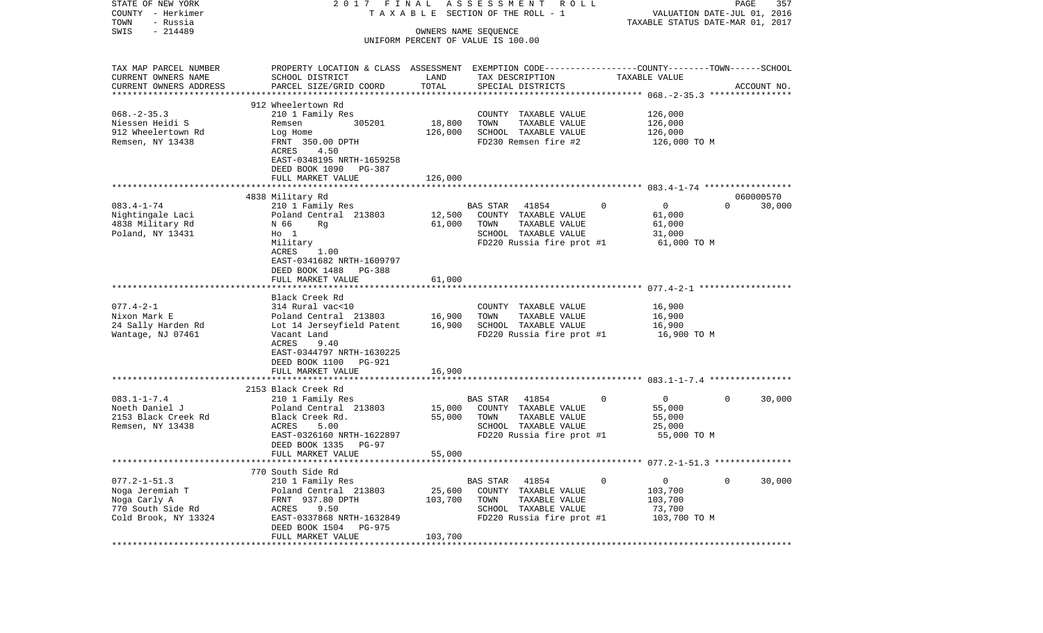STATE OF NEW YORK | 2017 FINAL ASSESSMENT ROLL
COUNTY - Herkimer | TAXABLE SECTION OF THE ROLL - 1 | VALUATION DATE-JUL 01, 2016
TOWN - Russia | TAXABLE STATUS DATE-MAR 01, 2017
SWIS - 214489 | OWNERS NAME SEQUENCE
UNIFORM PERCENT OF VALUE IS 100.00

| TAX MAP PARCEL NUMBER / CURRENT OWNERS NAME / CURRENT OWNERS ADDRESS | PROPERTY LOCATION & CLASS / SCHOOL DISTRICT / PARCEL SIZE/GRID COORD | ASSESSMENT LAND | TOTAL | EXEMPTION CODE / TAX DESCRIPTION / SPECIAL DISTRICTS | COUNTY | TOWN | SCHOOL / TAXABLE VALUE | ACCOUNT NO. |
|---|---|---|---|---|---|---|---|---|
| **068.-2-35.3** | 912 Wheelertown Rd | | | | | | | |
| 068.-2-35.3 | 210 1 Family Res | | | COUNTY TAXABLE VALUE | 126,000 | | | |
| Niessen Heidi S | Remsen 305201 | 18,800 | | TOWN TAXABLE VALUE | | 126,000 | | |
| 912 Wheelertown Rd | Log Home | | 126,000 | SCHOOL TAXABLE VALUE | | | 126,000 | |
| Remsen, NY 13438 | FRNT 350.00 DPTH | | | FD230 Remsen fire #2 | 126,000 TO M | | | |
| | ACRES 4.50 | | | | | | | |
| | EAST-0348195 NRTH-1659258 | | | | | | | |
| | DEED BOOK 1090 PG-387 | | | | | | | |
| | FULL MARKET VALUE | | 126,000 | | | | | |
| **083.4-1-74** | 4838 Military Rd | | | | | | | 060000570 |
| 083.4-1-74 | 210 1 Family Res | | | BAS STAR 41854 | 0 | 0 | 30,000 | |
| Nightingale Laci | Poland Central 213803 | 12,500 | | COUNTY TAXABLE VALUE | 61,000 | | | |
| 4838 Military Rd | N 66 Rg | | 61,000 | TOWN TAXABLE VALUE | | 61,000 | | |
| Poland, NY 13431 | Ho 1 | | | SCHOOL TAXABLE VALUE | | | 31,000 | |
| | Military | | | FD220 Russia fire prot #1 | 61,000 TO M | | | |
| | ACRES 1.00 | | | | | | | |
| | EAST-0341682 NRTH-1609797 | | | | | | | |
| | DEED BOOK 1488 PG-388 | | | | | | | |
| | FULL MARKET VALUE | | 61,000 | | | | | |
| **077.4-2-1** | Black Creek Rd | | | | | | | |
| 077.4-2-1 | 314 Rural vac<10 | | | COUNTY TAXABLE VALUE | 16,900 | | | |
| Nixon Mark E | Poland Central 213803 | 16,900 | | TOWN TAXABLE VALUE | | 16,900 | | |
| 24 Sally Harden Rd | Lot 14 Jerseyfield Patent | | 16,900 | SCHOOL TAXABLE VALUE | | | 16,900 | |
| Wantage, NJ 07461 | Vacant Land | | | FD220 Russia fire prot #1 | 16,900 TO M | | | |
| | ACRES 9.40 | | | | | | | |
| | EAST-0344797 NRTH-1630225 | | | | | | | |
| | DEED BOOK 1100 PG-921 | | | | | | | |
| | FULL MARKET VALUE | | 16,900 | | | | | |
| **083.1-1-7.4** | 2153 Black Creek Rd | | | | | | | |
| 083.1-1-7.4 | 210 1 Family Res | | | BAS STAR 41854 | 0 | 0 | 30,000 | |
| Noeth Daniel J | Poland Central 213803 | 15,000 | | COUNTY TAXABLE VALUE | 55,000 | | | |
| 2153 Black Creek Rd | Black Creek Rd. | | 55,000 | TOWN TAXABLE VALUE | | 55,000 | | |
| Remsen, NY 13438 | ACRES 5.00 | | | SCHOOL TAXABLE VALUE | | | 25,000 | |
| | EAST-0326160 NRTH-1622897 | | | FD220 Russia fire prot #1 | 55,000 TO M | | | |
| | DEED BOOK 1335 PG-97 | | | | | | | |
| | FULL MARKET VALUE | | 55,000 | | | | | |
| **077.2-1-51.3** | 770 South Side Rd | | | | | | | |
| 077.2-1-51.3 | 210 1 Family Res | | | BAS STAR 41854 | 0 | 0 | 30,000 | |
| Noga Jeremiah T | Poland Central 213803 | 25,600 | | COUNTY TAXABLE VALUE | 103,700 | | | |
| Noga Carly A | FRNT 937.80 DPTH | | 103,700 | TOWN TAXABLE VALUE | | 103,700 | | |
| 770 South Side Rd | ACRES 9.50 | | | SCHOOL TAXABLE VALUE | | | 73,700 | |
| Cold Brook, NY 13324 | EAST-0337868 NRTH-1632849 | | | FD220 Russia fire prot #1 | 103,700 TO M | | | |
| | DEED BOOK 1504 PG-975 | | | | | | | |
| | FULL MARKET VALUE | | 103,700 | | | | | |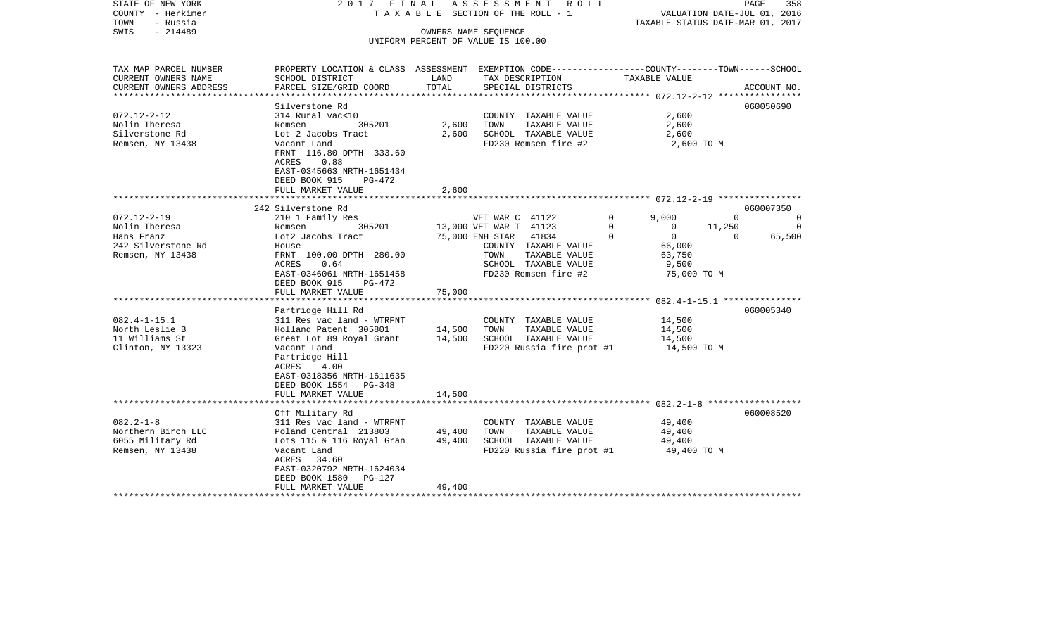STATE OF NEW YORK — 2017 FINAL ASSESSMENT ROLL — PAGE 358
COUNTY - Herkimer — TAXABLE SECTION OF THE ROLL - 1 — VALUATION DATE-JUL 01, 2016
TOWN - Russia — TAXABLE STATUS DATE-MAR 01, 2017
SWIS - 214489 — OWNERS NAME SEQUENCE
UNIFORM PERCENT OF VALUE IS 100.00

| TAX MAP PARCEL NUMBER / CURRENT OWNERS NAME / CURRENT OWNERS ADDRESS | PROPERTY LOCATION & CLASS / SCHOOL DISTRICT / PARCEL SIZE/GRID COORD | ASSESSMENT LAND | ASSESSMENT TOTAL | EXEMPTION CODE / TAX DESCRIPTION / SPECIAL DISTRICTS | COUNTY TAXABLE VALUE | TOWN | SCHOOL | ACCOUNT NO. |
|---|---|---|---|---|---|---|---|---|
| 072.12-2-12 | Silverstone Rd | | | | | | | 060050690 |
| Nolin Theresa | 314 Rural vac<10 | | | COUNTY TAXABLE VALUE | 2,600 | | | |
| Silverstone Rd | Remsen 305201 | 2,600 | | TOWN TAXABLE VALUE | 2,600 | | | |
| Remsen, NY 13438 | Lot 2 Jacobs Tract | | 2,600 | SCHOOL TAXABLE VALUE | 2,600 | | | |
| | Vacant Land | | | FD230 Remsen fire #2 | 2,600 TO M | | | |
| | FRNT 116.80 DPTH 333.60 | | | | | | | |
| | ACRES 0.88 | | | | | | | |
| | EAST-0345663 NRTH-1651434 | | | | | | | |
| | DEED BOOK 915 PG-472 | | | | | | | |
| | FULL MARKET VALUE | | 2,600 | | | | | |
| 072.12-2-19 | 242 Silverstone Rd | | | | | | | 060007350 |
| Nolin Theresa | 210 1 Family Res | | | VET WAR C 41122 0 | 9,000 | 0 | 0 | |
| Hans Franz | Remsen 305201 | 13,000 | | VET WAR T 41123 0 | 0 | 11,250 | 0 | |
| 242 Silverstone Rd | Lot2 Jacobs Tract | | 75,000 | ENH STAR 41834 0 | 0 | 0 | 65,500 | |
| Remsen, NY 13438 | House | | | COUNTY TAXABLE VALUE | 66,000 | | | |
| | FRNT 100.00 DPTH 280.00 | | | TOWN TAXABLE VALUE | 63,750 | | | |
| | ACRES 0.64 | | | SCHOOL TAXABLE VALUE | 9,500 | | | |
| | EAST-0346061 NRTH-1651458 | | | FD230 Remsen fire #2 | 75,000 TO M | | | |
| | DEED BOOK 915 PG-472 | | | | | | | |
| | FULL MARKET VALUE | | 75,000 | | | | | |
| 082.4-1-15.1 | Partridge Hill Rd | | | | | | | 060005340 |
| North Leslie B | 311 Res vac land - WTRFNT | | | COUNTY TAXABLE VALUE | 14,500 | | | |
| 11 Williams St | Holland Patent 305801 | 14,500 | | TOWN TAXABLE VALUE | 14,500 | | | |
| Clinton, NY 13323 | Great Lot 89 Royal Grant | | 14,500 | SCHOOL TAXABLE VALUE | 14,500 | | | |
| | Vacant Land | | | FD220 Russia fire prot #1 | 14,500 TO M | | | |
| | Partridge Hill | | | | | | | |
| | ACRES 4.00 | | | | | | | |
| | EAST-0318356 NRTH-1611635 | | | | | | | |
| | DEED BOOK 1554 PG-348 | | | | | | | |
| | FULL MARKET VALUE | | 14,500 | | | | | |
| 082.2-1-8 | Off Military Rd | | | | | | | 060008520 |
| Northern Birch LLC | 311 Res vac land - WTRFNT | | | COUNTY TAXABLE VALUE | 49,400 | | | |
| 6055 Military Rd | Poland Central 213803 | 49,400 | | TOWN TAXABLE VALUE | 49,400 | | | |
| Remsen, NY 13438 | Lots 115 & 116 Royal Gran | | 49,400 | SCHOOL TAXABLE VALUE | 49,400 | | | |
| | Vacant Land | | | FD220 Russia fire prot #1 | 49,400 TO M | | | |
| | ACRES 34.60 | | | | | | | |
| | EAST-0320792 NRTH-1624034 | | | | | | | |
| | DEED BOOK 1580 PG-127 | | | | | | | |
| | FULL MARKET VALUE | | 49,400 | | | | | |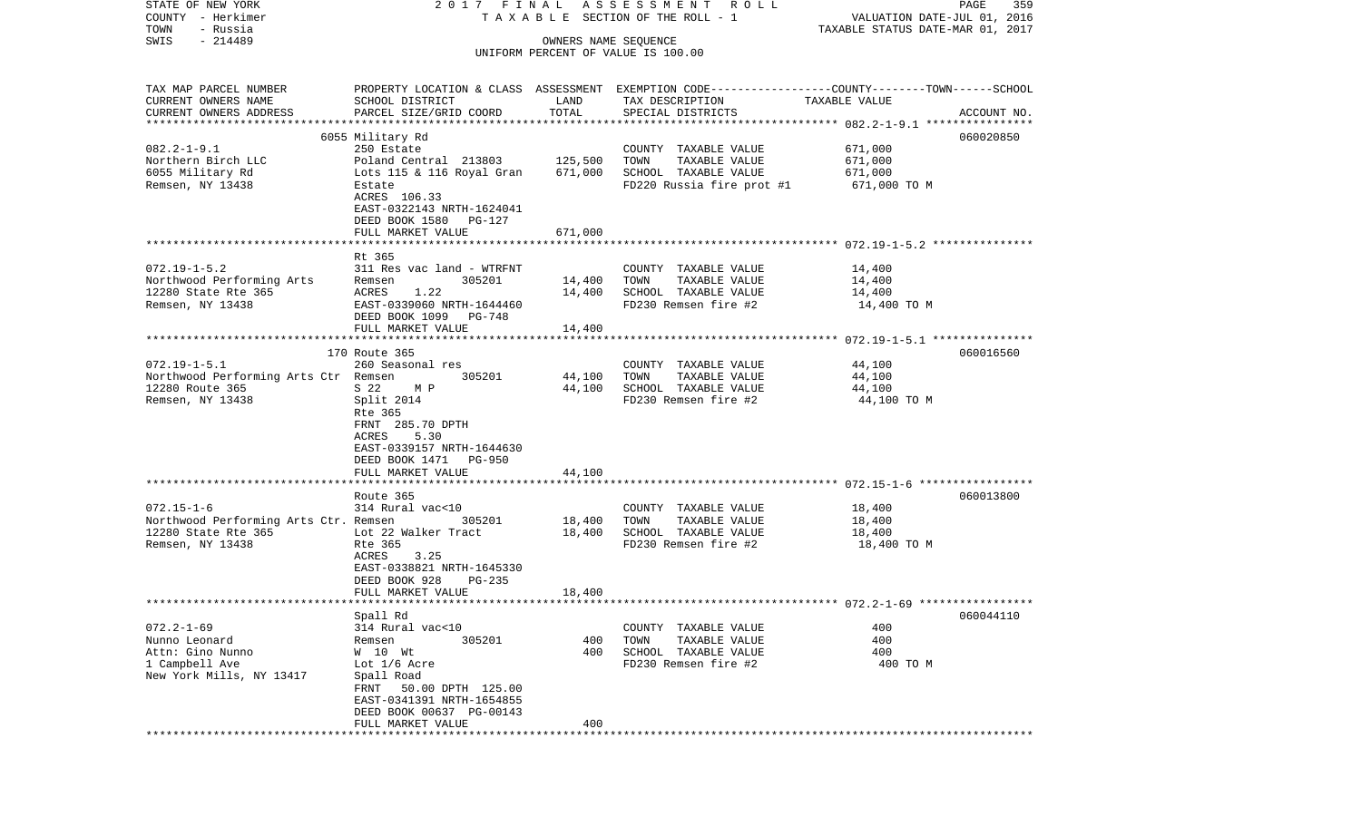STATE OF NEW YORK 2 0 1 7 F I N A L A S S E S S M E N T R O L L
COUNTY - Herkimer T A X A B L E SECTION OF THE ROLL - 1 VALUATION DATE-JUL 01, 2016
TOWN - Russia TAXABLE STATUS DATE-MAR 01, 2017
SWIS - 214489 OWNERS NAME SEQUENCE
UNIFORM PERCENT OF VALUE IS 100.00

| TAX MAP PARCEL NUMBER<br>CURRENT OWNERS NAME<br>CURRENT OWNERS ADDRESS | PROPERTY LOCATION & CLASS<br>SCHOOL DISTRICT<br>PARCEL SIZE/GRID COORD | ASSESSMENT<br>LAND<br>TOTAL | EXEMPTION CODE<br>TAX DESCRIPTION<br>SPECIAL DISTRICTS | COUNTY--------TOWN------SCHOOL<br>TAXABLE VALUE | ACCOUNT NO. |
|---|---|---|---|---|---|
| 082.2-1-9.1<br>Northern Birch LLC<br>6055 Military Rd<br>Remsen, NY 13438 | 6055 Military Rd<br>250 Estate<br>Poland Central 213803<br>Lots 115 & 116 Royal Gran<br>Estate<br>ACRES 106.33<br>EAST-0322143 NRTH-1624041<br>DEED BOOK 1580 PG-127<br>FULL MARKET VALUE | 125,500<br>671,000<br>671,000 | COUNTY TAXABLE VALUE<br>TOWN TAXABLE VALUE<br>SCHOOL TAXABLE VALUE<br>FD220 Russia fire prot #1 | 671,000<br>671,000<br>671,000<br>671,000 TO M | 060020850 |
| 072.19-1-5.2<br>Northwood Performing Arts<br>12280 State Rte 365<br>Remsen, NY 13438 | Rt 365<br>311 Res vac land - WTRFNT<br>Remsen 305201<br>ACRES 1.22<br>EAST-0339060 NRTH-1644460<br>DEED BOOK 1099 PG-748<br>FULL MARKET VALUE | 14,400<br>14,400<br>14,400 | COUNTY TAXABLE VALUE<br>TOWN TAXABLE VALUE<br>SCHOOL TAXABLE VALUE<br>FD230 Remsen fire #2 | 14,400<br>14,400<br>14,400<br>14,400 TO M | |
| 072.19-1-5.1<br>Northwood Performing Arts Ctr<br>12280 Route 365<br>Remsen, NY 13438 | 170 Route 365<br>260 Seasonal res<br>Remsen 305201<br>S 22 M P<br>Split 2014<br>Rte 365<br>FRNT 285.70 DPTH<br>ACRES 5.30<br>EAST-0339157 NRTH-1644630<br>DEED BOOK 1471 PG-950<br>FULL MARKET VALUE | 44,100<br>44,100<br>44,100 | COUNTY TAXABLE VALUE<br>TOWN TAXABLE VALUE<br>SCHOOL TAXABLE VALUE<br>FD230 Remsen fire #2 | 44,100<br>44,100<br>44,100<br>44,100 TO M | 060016560 |
| 072.15-1-6<br>Northwood Performing Arts Ctr.<br>12280 State Rte 365<br>Remsen, NY 13438 | Route 365<br>314 Rural vac<10<br>Remsen 305201<br>Lot 22 Walker Tract<br>Rte 365<br>ACRES 3.25<br>EAST-0338821 NRTH-1645330<br>DEED BOOK 928 PG-235<br>FULL MARKET VALUE | 18,400<br>18,400<br>18,400 | COUNTY TAXABLE VALUE<br>TOWN TAXABLE VALUE<br>SCHOOL TAXABLE VALUE<br>FD230 Remsen fire #2 | 18,400<br>18,400<br>18,400<br>18,400 TO M | 060013800 |
| 072.2-1-69<br>Nunno Leonard<br>Attn: Gino Nunno<br>1 Campbell Ave<br>New York Mills, NY 13417 | Spall Rd<br>314 Rural vac<10<br>Remsen 305201<br>W 10 Wt<br>Lot 1/6 Acre<br>Spall Road<br>FRNT 50.00 DPTH 125.00<br>EAST-0341391 NRTH-1654855<br>DEED BOOK 00637 PG-00143<br>FULL MARKET VALUE | 400<br>400<br>400 | COUNTY TAXABLE VALUE<br>TOWN TAXABLE VALUE<br>SCHOOL TAXABLE VALUE<br>FD230 Remsen fire #2 | 400<br>400<br>400<br>400 TO M | 060044110 |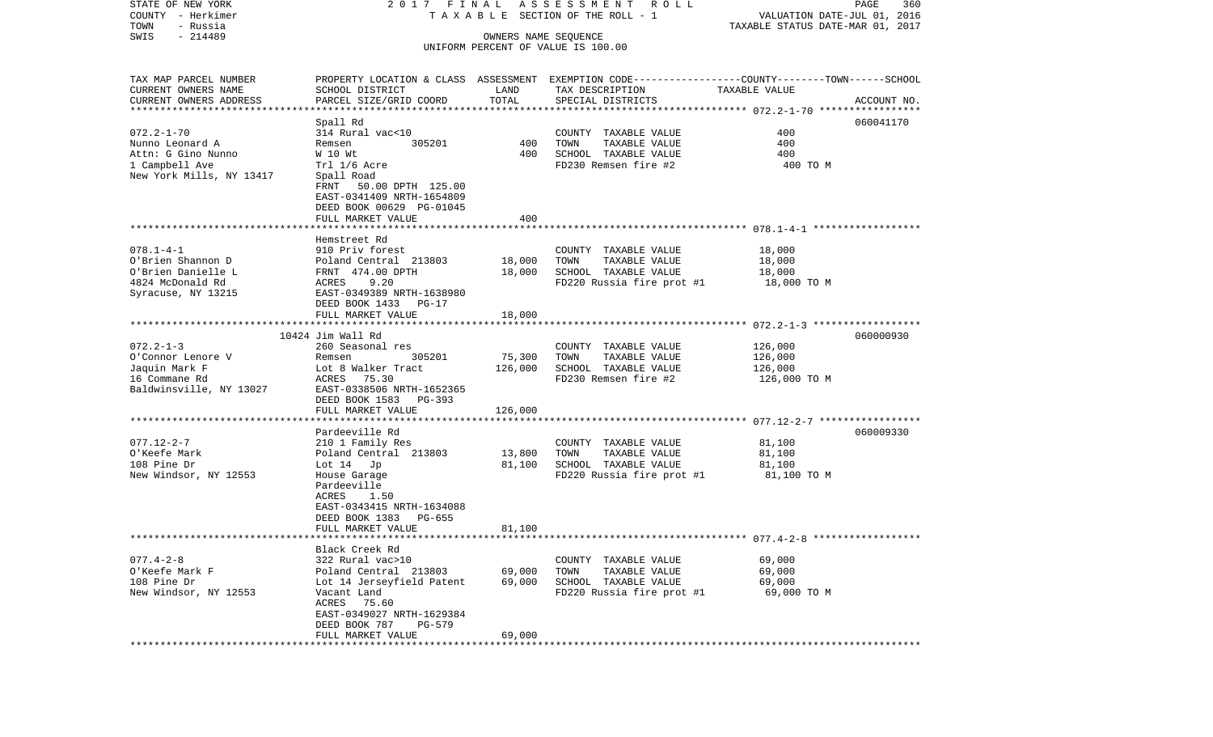STATE OF NEW YORK — 2017 FINAL ASSESSMENT ROLL — TAXABLE SECTION OF THE ROLL - 1 — VALUATION DATE-JUL 01, 2016
COUNTY - Herkimer — TAXABLE STATUS DATE-MAR 01, 2017
TOWN - Russia — OWNERS NAME SEQUENCE
SWIS - 214489 — UNIFORM PERCENT OF VALUE IS 100.00

| TAX MAP PARCEL NUMBER / CURRENT OWNERS NAME / CURRENT OWNERS ADDRESS | PROPERTY LOCATION & CLASS / SCHOOL DISTRICT / PARCEL SIZE/GRID COORD | ASSESSMENT LAND | TOTAL | EXEMPTION CODE / TAX DESCRIPTION / SPECIAL DISTRICTS | TAXABLE VALUE (COUNTY--TOWN--SCHOOL) | ACCOUNT NO. |
|---|---|---|---|---|---|---|
| 072.2-1-70 | Spall Rd | | | | | 060041170 |
| Nunno Leonard A | 314 Rural vac<10 | | | COUNTY TAXABLE VALUE | 400 | |
| Attn: G Gino Nunno | Remsen 305201 | 400 | | TOWN TAXABLE VALUE | 400 | |
| 1 Campbell Ave | W 10 Wt | | 400 | SCHOOL TAXABLE VALUE | 400 | |
| New York Mills, NY 13417 | Trl 1/6 Acre | | | FD230 Remsen fire #2 | 400 TO M | |
| | Spall Road | | | | | |
| | FRNT 50.00 DPTH 125.00 | | | | | |
| | EAST-0341409 NRTH-1654809 | | | | | |
| | DEED BOOK 00629 PG-01045 | | | | | |
| | FULL MARKET VALUE | | 400 | | | |
| 078.1-4-1 | Hemstreet Rd | | | | | |
| O'Brien Shannon D | 910 Priv forest | | | COUNTY TAXABLE VALUE | 18,000 | |
| O'Brien Danielle L | Poland Central 213803 | 18,000 | | TOWN TAXABLE VALUE | 18,000 | |
| 4824 McDonald Rd | FRNT 474.00 DPTH | | 18,000 | SCHOOL TAXABLE VALUE | 18,000 | |
| Syracuse, NY 13215 | ACRES 9.20 | | | FD220 Russia fire prot #1 | 18,000 TO M | |
| | EAST-0349389 NRTH-1638980 | | | | | |
| | DEED BOOK 1433 PG-17 | | | | | |
| | FULL MARKET VALUE | | 18,000 | | | |
| 072.2-1-3 | 10424 Jim Wall Rd | | | | | 060000930 |
| O'Connor Lenore V | 260 Seasonal res | | | COUNTY TAXABLE VALUE | 126,000 | |
| Jaquin Mark F | Remsen 305201 | 75,300 | | TOWN TAXABLE VALUE | 126,000 | |
| 16 Commane Rd | Lot 8 Walker Tract | | 126,000 | SCHOOL TAXABLE VALUE | 126,000 | |
| Baldwinsville, NY 13027 | ACRES 75.30 | | | FD230 Remsen fire #2 | 126,000 TO M | |
| | EAST-0338506 NRTH-1652365 | | | | | |
| | DEED BOOK 1583 PG-393 | | | | | |
| | FULL MARKET VALUE | | 126,000 | | | |
| 077.12-2-7 | Pardeeville Rd | | | | | 060009330 |
| O'Keefe Mark | 210 1 Family Res | | | COUNTY TAXABLE VALUE | 81,100 | |
| 108 Pine Dr | Poland Central 213803 | 13,800 | | TOWN TAXABLE VALUE | 81,100 | |
| New Windsor, NY 12553 | Lot 14 Jp | | 81,100 | SCHOOL TAXABLE VALUE | 81,100 | |
| | House Garage | | | FD220 Russia fire prot #1 | 81,100 TO M | |
| | Pardeeville | | | | | |
| | ACRES 1.50 | | | | | |
| | EAST-0343415 NRTH-1634088 | | | | | |
| | DEED BOOK 1383 PG-655 | | | | | |
| | FULL MARKET VALUE | | 81,100 | | | |
| 077.4-2-8 | Black Creek Rd | | | | | |
| O'Keefe Mark F | 322 Rural vac>10 | | | COUNTY TAXABLE VALUE | 69,000 | |
| 108 Pine Dr | Poland Central 213803 | 69,000 | | TOWN TAXABLE VALUE | 69,000 | |
| New Windsor, NY 12553 | Lot 14 Jerseyfield Patent | | 69,000 | SCHOOL TAXABLE VALUE | 69,000 | |
| | Vacant Land | | | FD220 Russia fire prot #1 | 69,000 TO M | |
| | ACRES 75.60 | | | | | |
| | EAST-0349027 NRTH-1629384 | | | | | |
| | DEED BOOK 787 PG-579 | | | | | |
| | FULL MARKET VALUE | | 69,000 | | | |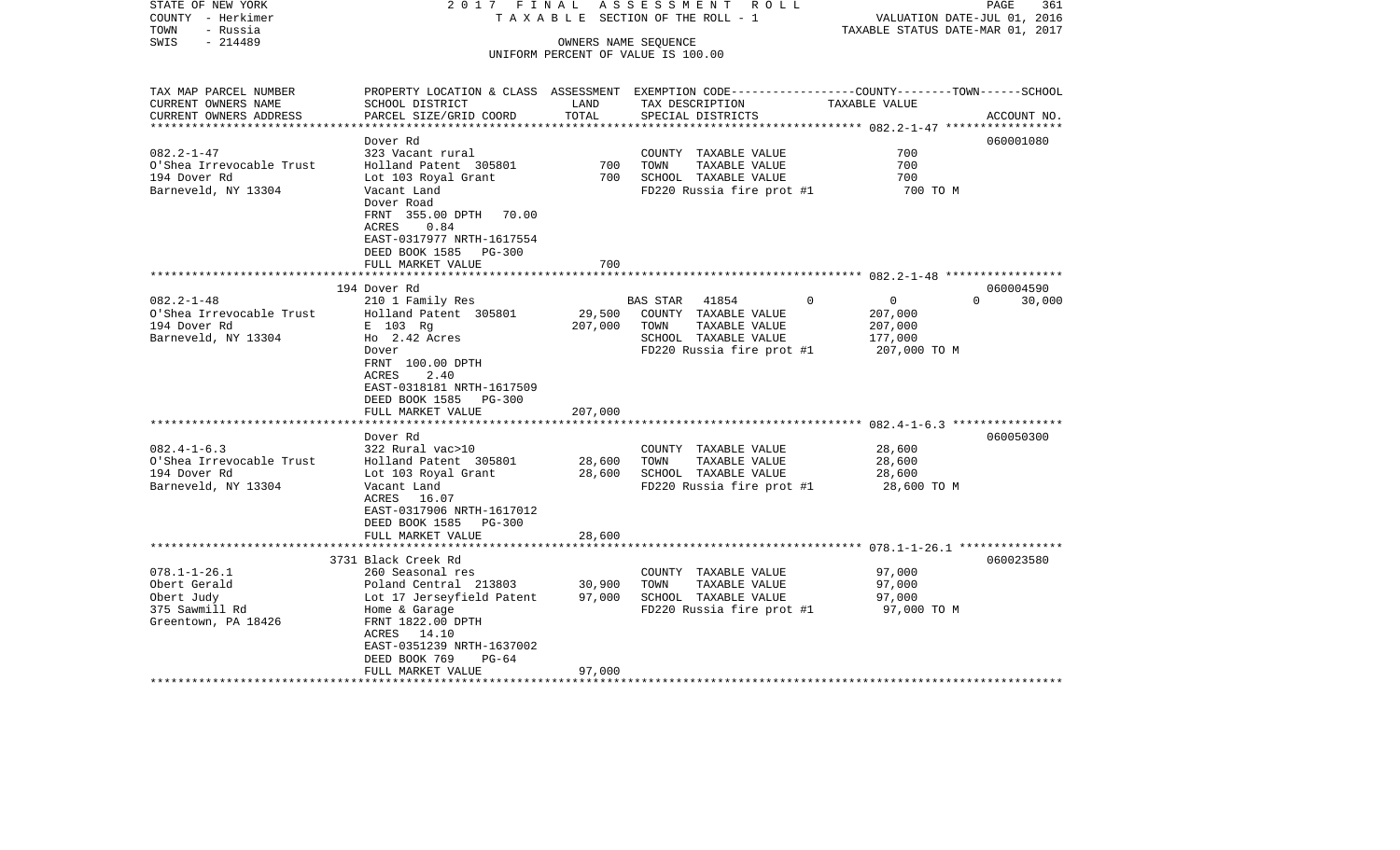STATE OF NEW YORK
COUNTY - Herkimer
TOWN - Russia
SWIS - 214489

2017 FINAL ASSESSMENT ROLL
TAXABLE SECTION OF THE ROLL - 1
OWNERS NAME SEQUENCE
UNIFORM PERCENT OF VALUE IS 100.00

VALUATION DATE-JUL 01, 2016
TAXABLE STATUS DATE-MAR 01, 2017

| TAX MAP PARCEL NUMBER / CURRENT OWNERS NAME / CURRENT OWNERS ADDRESS | PROPERTY LOCATION & CLASS / SCHOOL DISTRICT / PARCEL SIZE/GRID COORD | ASSESSMENT LAND | TOTAL | EXEMPTION CODE / TAX DESCRIPTION / SPECIAL DISTRICTS | COUNTY | TOWN | SCHOOL | ACCOUNT NO. |
|---|---|---|---|---|---|---|---|---|
| **082.2-1-47** | Dover Rd | | | | | | | 060001080 |
| O'Shea Irrevocable Trust | 323 Vacant rural | | | COUNTY TAXABLE VALUE | 700 | | | |
| 194 Dover Rd | Holland Patent 305801 | 700 | | TOWN TAXABLE VALUE | | 700 | | |
| Barneveld, NY 13304 | Lot 103 Royal Grant | | 700 | SCHOOL TAXABLE VALUE | | | 700 | |
| | Vacant Land | | | FD220 Russia fire prot #1 | 700 TO M | | | |
| | Dover Road | | | | | | | |
| | FRNT 355.00 DPTH 70.00 | | | | | | | |
| | ACRES 0.84 | | | | | | | |
| | EAST-0317977 NRTH-1617554 | | | | | | | |
| | DEED BOOK 1585 PG-300 | | | | | | | |
| | FULL MARKET VALUE | | 700 | | | | | |
| **082.2-1-48** | 194 Dover Rd | | | | | | | 060004590 |
| O'Shea Irrevocable Trust | 210 1 Family Res | | | BAS STAR 41854 | 0 | 0 | 30,000 | |
| 194 Dover Rd | Holland Patent 305801 | 29,500 | | COUNTY TAXABLE VALUE | 207,000 | | | |
| Barneveld, NY 13304 | E 103 Rg | | 207,000 | TOWN TAXABLE VALUE | | 207,000 | | |
| | Ho 2.42 Acres | | | SCHOOL TAXABLE VALUE | | | 177,000 | |
| | Dover | | | FD220 Russia fire prot #1 | 207,000 TO M | | | |
| | FRNT 100.00 DPTH | | | | | | | |
| | ACRES 2.40 | | | | | | | |
| | EAST-0318181 NRTH-1617509 | | | | | | | |
| | DEED BOOK 1585 PG-300 | | | | | | | |
| | FULL MARKET VALUE | | 207,000 | | | | | |
| **082.4-1-6.3** | Dover Rd | | | | | | | 060050300 |
| O'Shea Irrevocable Trust | 322 Rural vac>10 | | | COUNTY TAXABLE VALUE | 28,600 | | | |
| 194 Dover Rd | Holland Patent 305801 | 28,600 | | TOWN TAXABLE VALUE | | 28,600 | | |
| Barneveld, NY 13304 | Lot 103 Royal Grant | | 28,600 | SCHOOL TAXABLE VALUE | | | 28,600 | |
| | Vacant Land | | | FD220 Russia fire prot #1 | 28,600 TO M | | | |
| | ACRES 16.07 | | | | | | | |
| | EAST-0317906 NRTH-1617012 | | | | | | | |
| | DEED BOOK 1585 PG-300 | | | | | | | |
| | FULL MARKET VALUE | | 28,600 | | | | | |
| **078.1-1-26.1** | 3731 Black Creek Rd | | | | | | | 060023580 |
| Obert Gerald | 260 Seasonal res | | | COUNTY TAXABLE VALUE | 97,000 | | | |
| Obert Judy | Poland Central 213803 | 30,900 | | TOWN TAXABLE VALUE | | 97,000 | | |
| 375 Sawmill Rd | Lot 17 Jerseyfield Patent | | 97,000 | SCHOOL TAXABLE VALUE | | | 97,000 | |
| Greentown, PA 18426 | Home & Garage | | | FD220 Russia fire prot #1 | 97,000 TO M | | | |
| | FRNT 1822.00 DPTH | | | | | | | |
| | ACRES 14.10 | | | | | | | |
| | EAST-0351239 NRTH-1637002 | | | | | | | |
| | DEED BOOK 769 PG-64 | | | | | | | |
| | FULL MARKET VALUE | | 97,000 | | | | | |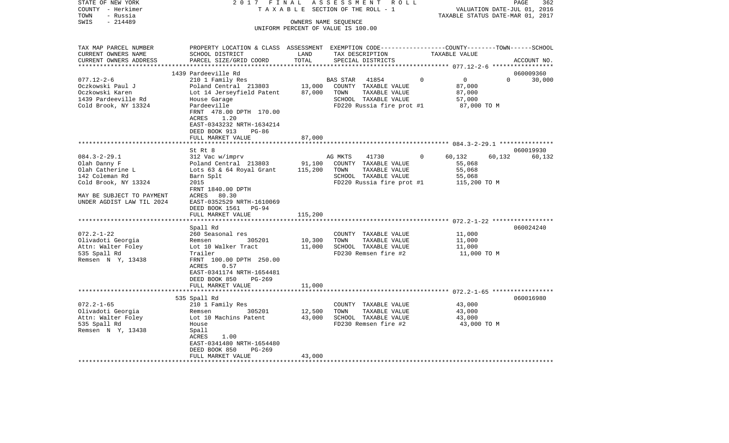STATE OF NEW YORK — 2017 FINAL ASSESSMENT ROLL — TAXABLE SECTION OF THE ROLL - 1

COUNTY - Herkimer
TOWN - Russia
SWIS - 214489

OWNERS NAME SEQUENCE
UNIFORM PERCENT OF VALUE IS 100.00

VALUATION DATE-JUL 01, 2016
TAXABLE STATUS DATE-MAR 01, 2017

| TAX MAP PARCEL NUMBER / CURRENT OWNERS NAME / CURRENT OWNERS ADDRESS | PROPERTY LOCATION & CLASS / SCHOOL DISTRICT / PARCEL SIZE/GRID COORD | ASSESSMENT LAND | TOTAL | EXEMPTION CODE / TAX DESCRIPTION / SPECIAL DISTRICTS | COUNTY | TOWN | SCHOOL | ACCOUNT NO. |
|---|---|---|---|---|---|---|---|---|
| | 1439 Pardeeville Rd | | | | | | | 060009360 |
| 077.12-2-6 | 210 1 Family Res | | | BAS STAR 41854 | 0 | 0 | 0 | 30,000 |
| Oczkowski Paul J | Poland Central 213803 | 13,000 | | COUNTY TAXABLE VALUE | 87,000 | | | |
| Oczkowski Karen | Lot 14 Jerseyfield Patent | | 87,000 | TOWN TAXABLE VALUE | 87,000 | | | |
| 1439 Pardeeville Rd | House Garage | | | SCHOOL TAXABLE VALUE | 57,000 | | | |
| Cold Brook, NY 13324 | Pardeeville | | | FD220 Russia fire prot #1 | 87,000 TO M | | | |
| | FRNT 478.00 DPTH 170.00 | | | | | | | |
| | ACRES 1.20 | | | | | | | |
| | EAST-0343232 NRTH-1634214 | | | | | | | |
| | DEED BOOK 913 PG-86 | | | | | | | |
| | FULL MARKET VALUE | | 87,000 | | | | | |
| | St Rt 8 | | | | | | | 060019930 |
| 084.3-2-29.1 | 312 Vac w/imprv | | | AG MKTS 41730 | 0 | 60,132 | 60,132 | 60,132 |
| Olah Danny F | Poland Central 213803 | 91,100 | | COUNTY TAXABLE VALUE | 55,068 | | | |
| Olah Catherine L | Lots 63 & 64 Royal Grant | | 115,200 | TOWN TAXABLE VALUE | 55,068 | | | |
| 142 Coleman Rd | Barn Splt | | | SCHOOL TAXABLE VALUE | 55,068 | | | |
| Cold Brook, NY 13324 | 2015 | | | FD220 Russia fire prot #1 | 115,200 TO M | | | |
| | FRNT 1840.00 DPTH | | | | | | | |
| MAY BE SUBJECT TO PAYMENT | ACRES 80.30 | | | | | | | |
| UNDER AGDIST LAW TIL 2024 | EAST-0352529 NRTH-1610069 | | | | | | | |
| | DEED BOOK 1561 PG-94 | | | | | | | |
| | FULL MARKET VALUE | | 115,200 | | | | | |
| | Spall Rd | | | | | | | 060024240 |
| 072.2-1-22 | 260 Seasonal res | | | COUNTY TAXABLE VALUE | 11,000 | | | |
| Olivadoti Georgia | Remsen 305201 | 10,300 | | TOWN TAXABLE VALUE | 11,000 | | | |
| Attn: Walter Foley | Lot 10 Walker Tract | | 11,000 | SCHOOL TAXABLE VALUE | 11,000 | | | |
| 535 Spall Rd | Trailer | | | FD230 Remsen fire #2 | 11,000 TO M | | | |
| Remsen N Y, 13438 | FRNT 100.00 DPTH 250.00 | | | | | | | |
| | ACRES 0.57 | | | | | | | |
| | EAST-0341174 NRTH-1654481 | | | | | | | |
| | DEED BOOK 850 PG-269 | | | | | | | |
| | FULL MARKET VALUE | | 11,000 | | | | | |
| | 535 Spall Rd | | | | | | | 060016980 |
| 072.2-1-65 | 210 1 Family Res | | | COUNTY TAXABLE VALUE | 43,000 | | | |
| Olivadoti Georgia | Remsen 305201 | 12,500 | | TOWN TAXABLE VALUE | 43,000 | | | |
| Attn: Walter Foley | Lot 10 Machins Patent | | 43,000 | SCHOOL TAXABLE VALUE | 43,000 | | | |
| 535 Spall Rd | House | | | FD230 Remsen fire #2 | 43,000 TO M | | | |
| Remsen N Y, 13438 | Spall | | | | | | | |
| | ACRES 1.00 | | | | | | | |
| | EAST-0341480 NRTH-1654480 | | | | | | | |
| | DEED BOOK 850 PG-269 | | | | | | | |
| | FULL MARKET VALUE | | 43,000 | | | | | |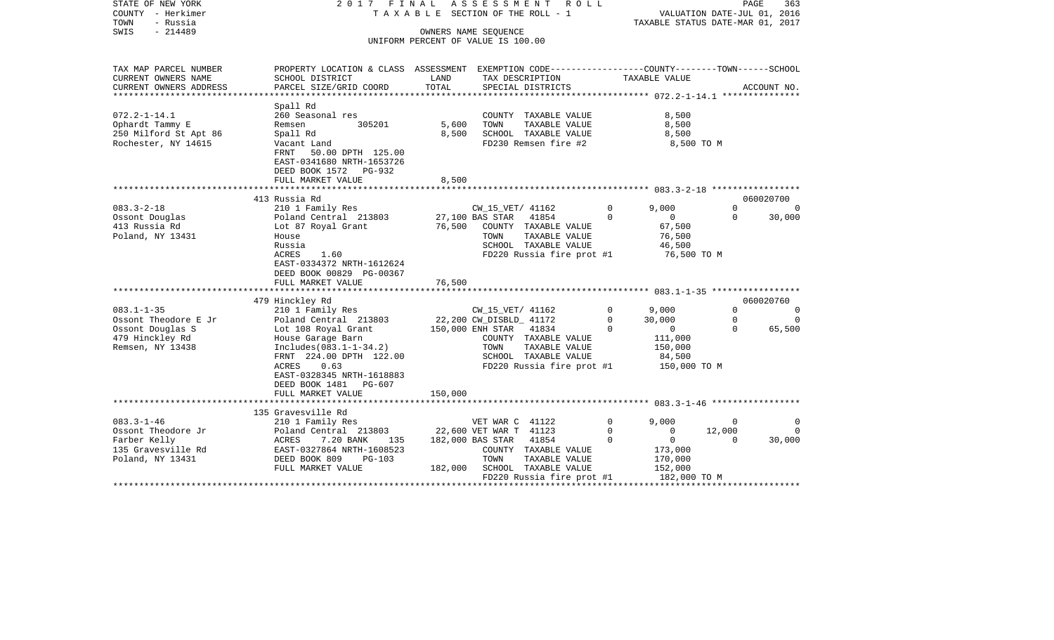STATE OF NEW YORK 2 0 1 7 F I N A L A S S E S S M E N T R O L L
COUNTY - Herkimer T A X A B L E SECTION OF THE ROLL - 1 VALUATION DATE-JUL 01, 2016
TOWN - Russia TAXABLE STATUS DATE-MAR 01, 2017
SWIS - 214489 OWNERS NAME SEQUENCE
UNIFORM PERCENT OF VALUE IS 100.00

| TAX MAP PARCEL NUMBER / CURRENT OWNERS NAME / CURRENT OWNERS ADDRESS | PROPERTY LOCATION & CLASS / SCHOOL DISTRICT / PARCEL SIZE/GRID COORD | ASSESSMENT LAND / TOTAL | EXEMPTION CODE / TAX DESCRIPTION / SPECIAL DISTRICTS | | COUNTY TAXABLE VALUE | TOWN | SCHOOL / ACCOUNT NO. |
|---|---|---|---|---|---|---|---|
| | Spall Rd | | | | | | |
| 072.2-1-14.1 | 260 Seasonal res | | COUNTY TAXABLE VALUE | | 8,500 | | |
| Ophardt Tammy E | Remsen 305201 | 5,600 | TOWN TAXABLE VALUE | | 8,500 | | |
| 250 Milford St Apt 86 | Spall Rd | 8,500 | SCHOOL TAXABLE VALUE | | 8,500 | | |
| Rochester, NY 14615 | Vacant Land | | FD230 Remsen fire #2 | | 8,500 TO M | | |
| | FRNT 50.00 DPTH 125.00 | | | | | | |
| | EAST-0341680 NRTH-1653726 | | | | | | |
| | DEED BOOK 1572 PG-932 | | | | | | |
| | FULL MARKET VALUE | 8,500 | | | | | |
| | 413 Russia Rd | | | | | | 060020700 |
| 083.3-2-18 | 210 1 Family Res | | CW_15_VET/ 41162 | 0 | 9,000 | 0 | 0 |
| Ossont Douglas | Poland Central 213803 | 27,100 | BAS STAR 41854 | 0 | 0 | 0 | 30,000 |
| 413 Russia Rd | Lot 87 Royal Grant | 76,500 | COUNTY TAXABLE VALUE | | 67,500 | | |
| Poland, NY 13431 | House | | TOWN TAXABLE VALUE | | 76,500 | | |
| | Russia | | SCHOOL TAXABLE VALUE | | 46,500 | | |
| | ACRES 1.60 | | FD220 Russia fire prot #1 | | 76,500 TO M | | |
| | EAST-0334372 NRTH-1612624 | | | | | | |
| | DEED BOOK 00829 PG-00367 | | | | | | |
| | FULL MARKET VALUE | 76,500 | | | | | |
| | 479 Hinckley Rd | | | | | | 060020760 |
| 083.1-1-35 | 210 1 Family Res | | CW_15_VET/ 41162 | 0 | 9,000 | 0 | 0 |
| Ossont Theodore E Jr | Poland Central 213803 | 22,200 | CW_DISBLD_ 41172 | 0 | 30,000 | 0 | 0 |
| Ossont Douglas S | Lot 108 Royal Grant | 150,000 | ENH STAR 41834 | 0 | 0 | 0 | 65,500 |
| 479 Hinckley Rd | House Garage Barn | | COUNTY TAXABLE VALUE | | 111,000 | | |
| Remsen, NY 13438 | Includes(083.1-1-34.2) | | TOWN TAXABLE VALUE | | 150,000 | | |
| | FRNT 224.00 DPTH 122.00 | | SCHOOL TAXABLE VALUE | | 84,500 | | |
| | ACRES 0.63 | | FD220 Russia fire prot #1 | | 150,000 TO M | | |
| | EAST-0328345 NRTH-1618883 | | | | | | |
| | DEED BOOK 1481 PG-607 | | | | | | |
| | FULL MARKET VALUE | 150,000 | | | | | |
| | 135 Gravesville Rd | | | | | | |
| 083.3-1-46 | 210 1 Family Res | | VET WAR C 41122 | 0 | 9,000 | 0 | 0 |
| Ossont Theodore Jr | Poland Central 213803 | 22,600 | VET WAR T 41123 | 0 | 0 | 12,000 | 0 |
| Farber Kelly | ACRES 7.20 BANK 135 | 182,000 | BAS STAR 41854 | 0 | 0 | 0 | 30,000 |
| 135 Gravesville Rd | EAST-0327864 NRTH-1608523 | | COUNTY TAXABLE VALUE | | 173,000 | | |
| Poland, NY 13431 | DEED BOOK 809 PG-103 | | TOWN TAXABLE VALUE | | 170,000 | | |
| | FULL MARKET VALUE | 182,000 | SCHOOL TAXABLE VALUE | | 152,000 | | |
| | | | FD220 Russia fire prot #1 | | 182,000 TO M | | |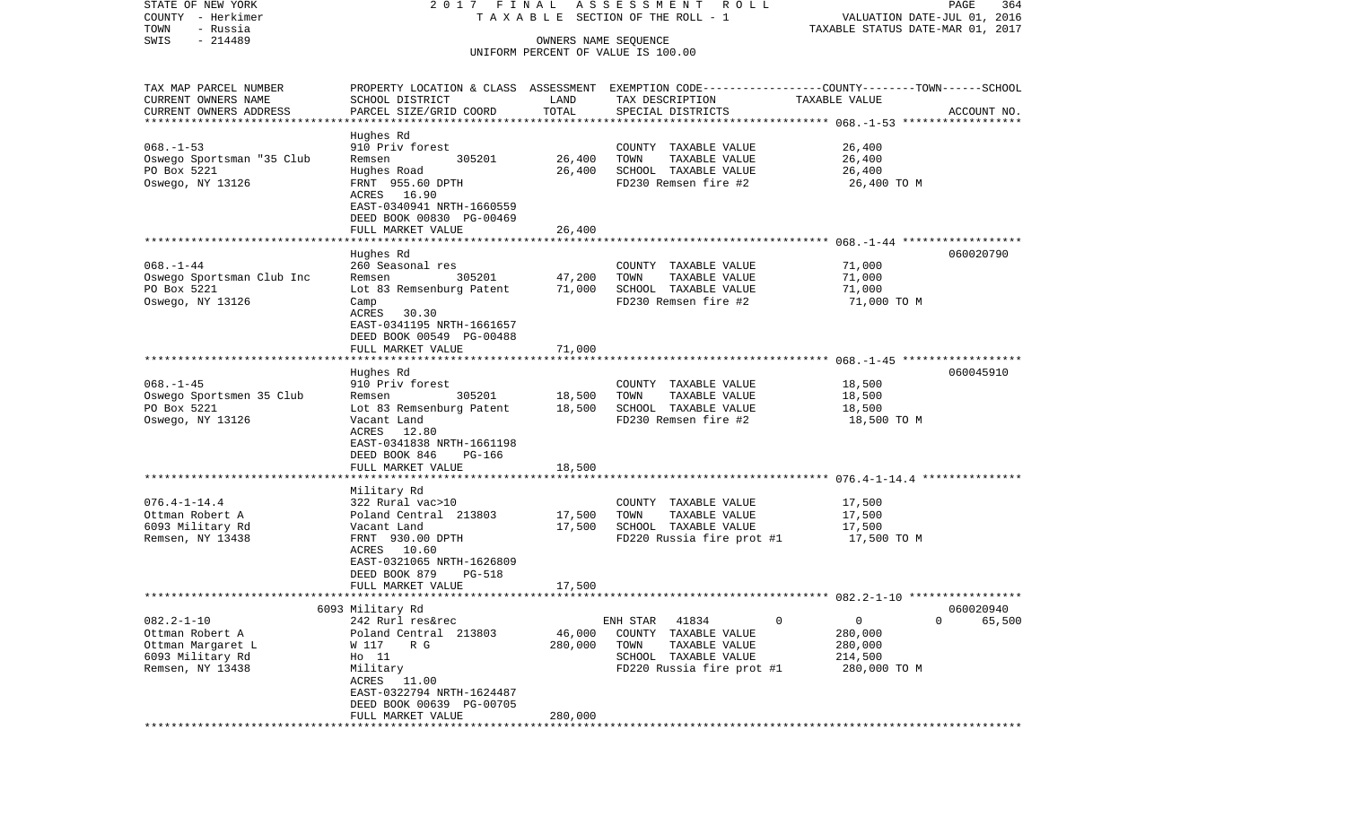STATE OF NEW YORK
COUNTY - Herkimer
TOWN - Russia
SWIS - 214489

2017 FINAL ASSESSMENT ROLL
TAXABLE SECTION OF THE ROLL - 1
OWNERS NAME SEQUENCE
UNIFORM PERCENT OF VALUE IS 100.00

VALUATION DATE-JUL 01, 2016
TAXABLE STATUS DATE-MAR 01, 2017

| TAX MAP PARCEL NUMBER / CURRENT OWNERS NAME / CURRENT OWNERS ADDRESS | PROPERTY LOCATION & CLASS / SCHOOL DISTRICT / PARCEL SIZE/GRID COORD | ASSESSMENT LAND | ASSESSMENT TOTAL | EXEMPTION CODE / TAX DESCRIPTION / SPECIAL DISTRICTS | COUNTY | TOWN | SCHOOL | TAXABLE VALUE | ACCOUNT NO. |
|---|---|---|---|---|---|---|---|---|---|
| 068.-1-53 | Hughes Rd | | | | | | | | |
| | 910 Priv forest | | | COUNTY TAXABLE VALUE | | | | 26,400 | |
| Oswego Sportsman "35 Club | Remsen 305201 | 26,400 | | TOWN TAXABLE VALUE | | | | 26,400 | |
| PO Box 5221 | Hughes Road | | 26,400 | SCHOOL TAXABLE VALUE | | | | 26,400 | |
| Oswego, NY 13126 | FRNT 955.60 DPTH | | | FD230 Remsen fire #2 | | | | 26,400 TO M | |
| | ACRES 16.90 | | | | | | | | |
| | EAST-0340941 NRTH-1660559 | | | | | | | | |
| | DEED BOOK 00830 PG-00469 | | | | | | | | |
| | FULL MARKET VALUE | | 26,400 | | | | | | |
| 068.-1-44 | Hughes Rd | | | | | | | | 060020790 |
| | 260 Seasonal res | | | COUNTY TAXABLE VALUE | | | | 71,000 | |
| Oswego Sportsman Club Inc | Remsen 305201 | 47,200 | | TOWN TAXABLE VALUE | | | | 71,000 | |
| PO Box 5221 | Lot 83 Remsenburg Patent | | 71,000 | SCHOOL TAXABLE VALUE | | | | 71,000 | |
| Oswego, NY 13126 | Camp | | | FD230 Remsen fire #2 | | | | 71,000 TO M | |
| | ACRES 30.30 | | | | | | | | |
| | EAST-0341195 NRTH-1661657 | | | | | | | | |
| | DEED BOOK 00549 PG-00488 | | | | | | | | |
| | FULL MARKET VALUE | | 71,000 | | | | | | |
| 068.-1-45 | Hughes Rd | | | | | | | | 060045910 |
| | 910 Priv forest | | | COUNTY TAXABLE VALUE | | | | 18,500 | |
| Oswego Sportsmen 35 Club | Remsen 305201 | 18,500 | | TOWN TAXABLE VALUE | | | | 18,500 | |
| PO Box 5221 | Lot 83 Remsenburg Patent | | 18,500 | SCHOOL TAXABLE VALUE | | | | 18,500 | |
| Oswego, NY 13126 | Vacant Land | | | FD230 Remsen fire #2 | | | | 18,500 TO M | |
| | ACRES 12.80 | | | | | | | | |
| | EAST-0341838 NRTH-1661198 | | | | | | | | |
| | DEED BOOK 846 PG-166 | | | | | | | | |
| | FULL MARKET VALUE | | 18,500 | | | | | | |
| 076.4-1-14.4 | Military Rd | | | | | | | | |
| | 322 Rural vac>10 | | | COUNTY TAXABLE VALUE | | | | 17,500 | |
| Ottman Robert A | Poland Central 213803 | 17,500 | | TOWN TAXABLE VALUE | | | | 17,500 | |
| 6093 Military Rd | Vacant Land | | 17,500 | SCHOOL TAXABLE VALUE | | | | 17,500 | |
| Remsen, NY 13438 | FRNT 930.00 DPTH | | | FD220 Russia fire prot #1 | | | | 17,500 TO M | |
| | ACRES 10.60 | | | | | | | | |
| | EAST-0321065 NRTH-1626809 | | | | | | | | |
| | DEED BOOK 879 PG-518 | | | | | | | | |
| | FULL MARKET VALUE | | 17,500 | | | | | | |
| 082.2-1-10 | 6093 Military Rd | | | | | | | | 060020940 |
| | 242 Rurl res&rec | | | ENH STAR 41834 | 0 | 0 | 0 | | 65,500 |
| Ottman Robert A | Poland Central 213803 | 46,000 | | COUNTY TAXABLE VALUE | | | | 280,000 | |
| Ottman Margaret L | W 117 R G | | 280,000 | TOWN TAXABLE VALUE | | | | 280,000 | |
| 6093 Military Rd | Ho 11 | | | SCHOOL TAXABLE VALUE | | | | 214,500 | |
| Remsen, NY 13438 | Military | | | FD220 Russia fire prot #1 | | | | 280,000 TO M | |
| | ACRES 11.00 | | | | | | | | |
| | EAST-0322794 NRTH-1624487 | | | | | | | | |
| | DEED BOOK 00639 PG-00705 | | | | | | | | |
| | FULL MARKET VALUE | | 280,000 | | | | | | |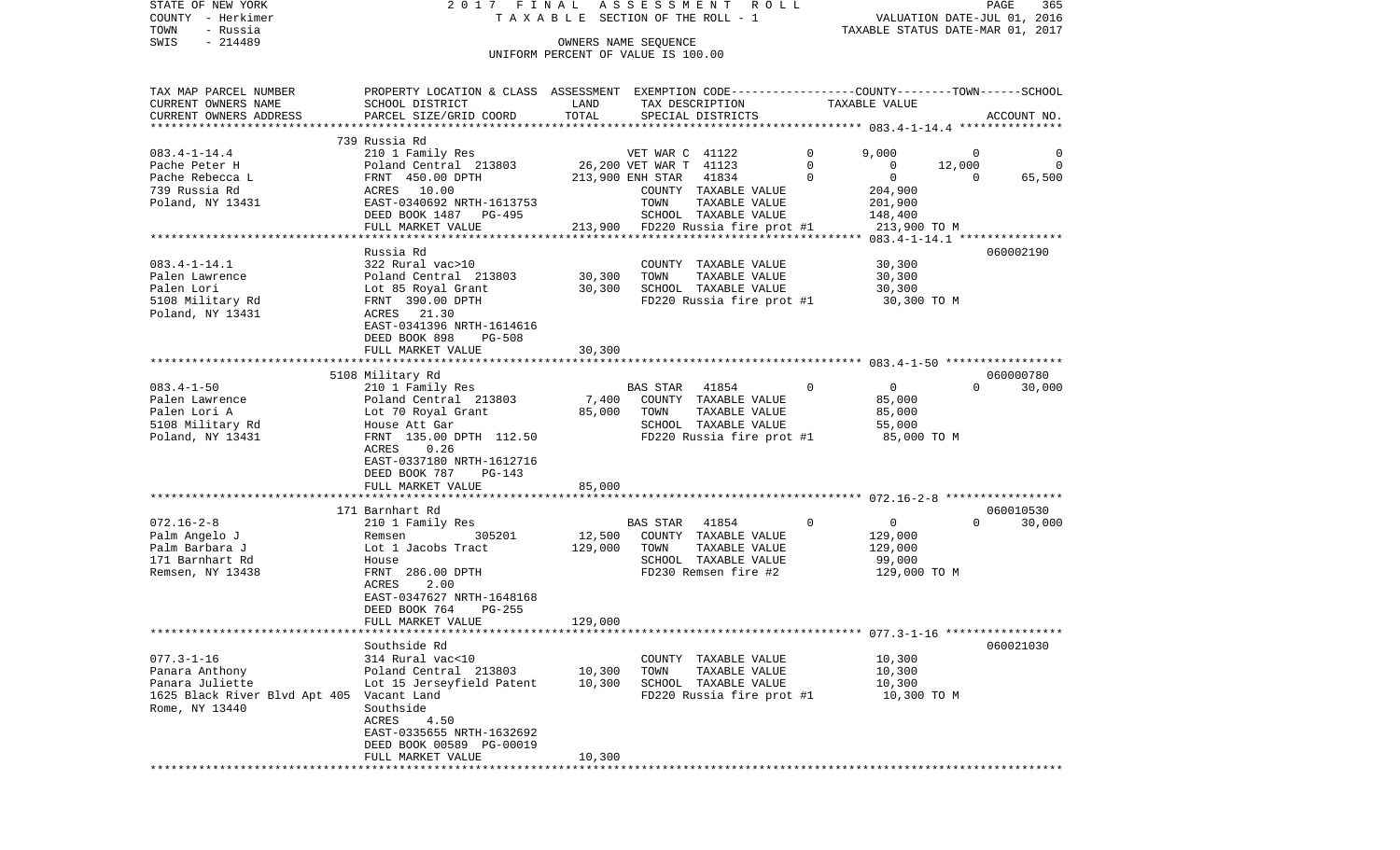STATE OF NEW YORK 2 0 1 7 F I N A L A S S E S S M E N T R O L L
COUNTY - Herkimer T A X A B L E SECTION OF THE ROLL - 1 VALUATION DATE-JUL 01, 2016
TOWN - Russia TAXABLE STATUS DATE-MAR 01, 2017
SWIS - 214489 OWNERS NAME SEQUENCE
UNIFORM PERCENT OF VALUE IS 100.00

| TAX MAP PARCEL NUMBER / CURRENT OWNERS NAME / CURRENT OWNERS ADDRESS | PROPERTY LOCATION & CLASS / SCHOOL DISTRICT / PARCEL SIZE/GRID COORD | ASSESSMENT LAND / TOTAL | EXEMPTION CODE / TAX DESCRIPTION / SPECIAL DISTRICTS | | COUNTY TAXABLE VALUE | TOWN | SCHOOL / ACCOUNT NO. |
|---|---|---|---|---|---|---|---|
| **083.4-1-14.4** | 739 Russia Rd | | | | | | |
| 083.4-1-14.4 | 210 1 Family Res | | VET WAR C 41122 | 0 | 9,000 | 0 | 0 |
| Pache Peter H | Poland Central 213803 | 26,200 | VET WAR T 41123 | 0 | 0 | 12,000 | 0 |
| Pache Rebecca L | FRNT 450.00 DPTH | 213,900 | ENH STAR 41834 | 0 | 0 | 0 | 65,500 |
| 739 Russia Rd | ACRES 10.00 | | COUNTY TAXABLE VALUE | | 204,900 | | |
| Poland, NY 13431 | EAST-0340692 NRTH-1613753 | | TOWN TAXABLE VALUE | | 201,900 | | |
| | DEED BOOK 1487 PG-495 | | SCHOOL TAXABLE VALUE | | 148,400 | | |
| | FULL MARKET VALUE | 213,900 | FD220 Russia fire prot #1 | | 213,900 TO M | | |
| **083.4-1-14.1** | Russia Rd | | | | | | 060002190 |
| 083.4-1-14.1 | 322 Rural vac>10 | | COUNTY TAXABLE VALUE | | 30,300 | | |
| Palen Lawrence | Poland Central 213803 | 30,300 | TOWN TAXABLE VALUE | | 30,300 | | |
| Palen Lori | Lot 85 Royal Grant | 30,300 | SCHOOL TAXABLE VALUE | | 30,300 | | |
| 5108 Military Rd | FRNT 390.00 DPTH | | FD220 Russia fire prot #1 | | 30,300 TO M | | |
| Poland, NY 13431 | ACRES 21.30 | | | | | | |
| | EAST-0341396 NRTH-1614616 | | | | | | |
| | DEED BOOK 898 PG-508 | | | | | | |
| | FULL MARKET VALUE | 30,300 | | | | | |
| **083.4-1-50** | 5108 Military Rd | | | | | | 060000780 |
| 083.4-1-50 | 210 1 Family Res | | BAS STAR 41854 | 0 | 0 | 0 | 30,000 |
| Palen Lawrence | Poland Central 213803 | 7,400 | COUNTY TAXABLE VALUE | | 85,000 | | |
| Palen Lori A | Lot 70 Royal Grant | 85,000 | TOWN TAXABLE VALUE | | 85,000 | | |
| 5108 Military Rd | House Att Gar | | SCHOOL TAXABLE VALUE | | 55,000 | | |
| Poland, NY 13431 | FRNT 135.00 DPTH 112.50 | | FD220 Russia fire prot #1 | | 85,000 TO M | | |
| | ACRES 0.26 | | | | | | |
| | EAST-0337180 NRTH-1612716 | | | | | | |
| | DEED BOOK 787 PG-143 | | | | | | |
| | FULL MARKET VALUE | 85,000 | | | | | |
| **072.16-2-8** | 171 Barnhart Rd | | | | | | 060010530 |
| 072.16-2-8 | 210 1 Family Res | | BAS STAR 41854 | 0 | 0 | 0 | 30,000 |
| Palm Angelo J | Remsen 305201 | 12,500 | COUNTY TAXABLE VALUE | | 129,000 | | |
| Palm Barbara J | Lot 1 Jacobs Tract | 129,000 | TOWN TAXABLE VALUE | | 129,000 | | |
| 171 Barnhart Rd | House | | SCHOOL TAXABLE VALUE | | 99,000 | | |
| Remsen, NY 13438 | FRNT 286.00 DPTH | | FD230 Remsen fire #2 | | 129,000 TO M | | |
| | ACRES 2.00 | | | | | | |
| | EAST-0347627 NRTH-1648168 | | | | | | |
| | DEED BOOK 764 PG-255 | | | | | | |
| | FULL MARKET VALUE | 129,000 | | | | | |
| **077.3-1-16** | Southside Rd | | | | | | 060021030 |
| 077.3-1-16 | 314 Rural vac<10 | | COUNTY TAXABLE VALUE | | 10,300 | | |
| Panara Anthony | Poland Central 213803 | 10,300 | TOWN TAXABLE VALUE | | 10,300 | | |
| Panara Juliette | Lot 15 Jerseyfield Patent | 10,300 | SCHOOL TAXABLE VALUE | | 10,300 | | |
| 1625 Black River Blvd Apt 405 | Vacant Land | | FD220 Russia fire prot #1 | | 10,300 TO M | | |
| Rome, NY 13440 | Southside | | | | | | |
| | ACRES 4.50 | | | | | | |
| | EAST-0335655 NRTH-1632692 | | | | | | |
| | DEED BOOK 00589 PG-00019 | | | | | | |
| | FULL MARKET VALUE | 10,300 | | | | | |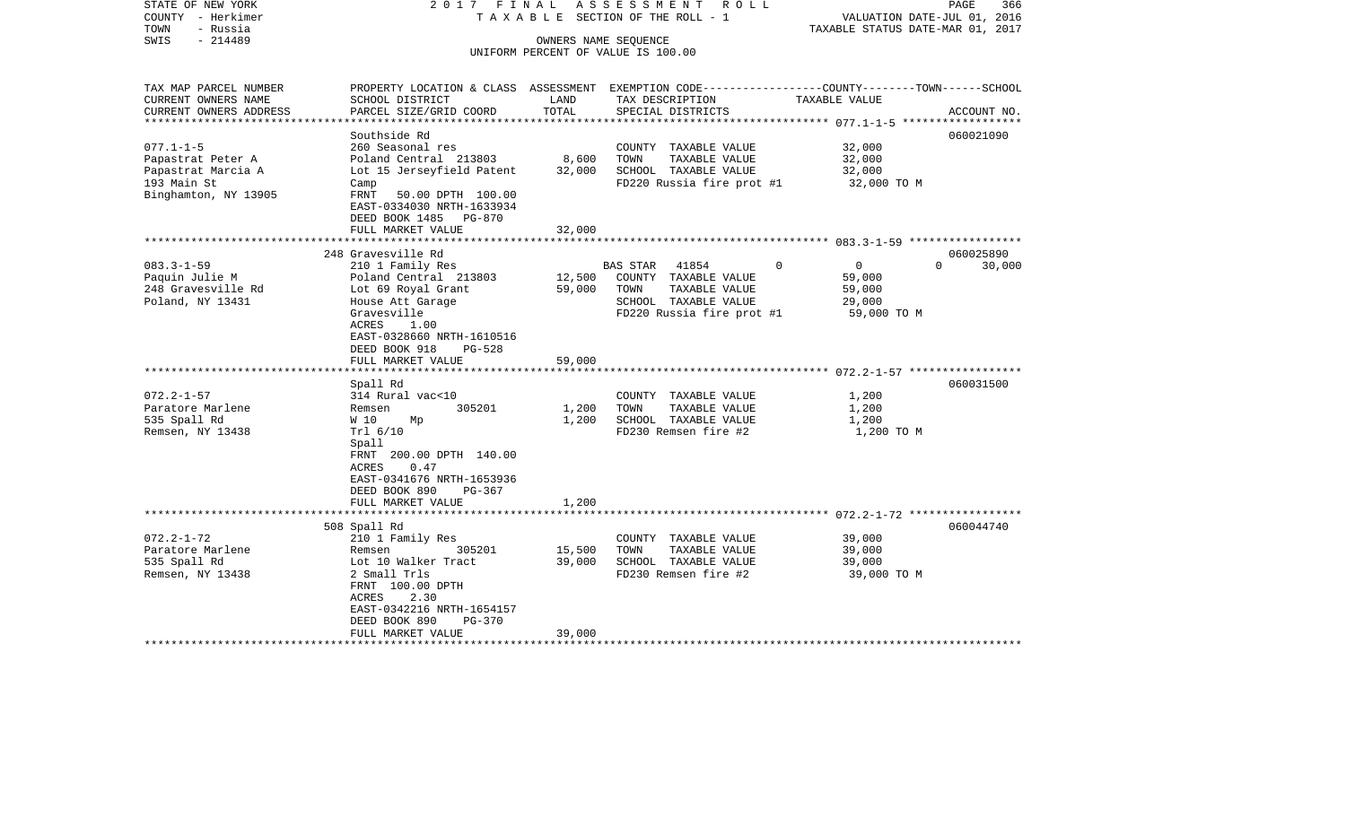STATE OF NEW YORK — 2017 FINAL ASSESSMENT ROLL
COUNTY - Herkimer — TAXABLE SECTION OF THE ROLL - 1 — VALUATION DATE-JUL 01, 2016
TOWN - Russia — TAXABLE STATUS DATE-MAR 01, 2017
SWIS - 214489 — OWNERS NAME SEQUENCE
UNIFORM PERCENT OF VALUE IS 100.00

| TAX MAP PARCEL NUMBER / CURRENT OWNERS NAME / CURRENT OWNERS ADDRESS | PROPERTY LOCATION & CLASS / SCHOOL DISTRICT / PARCEL SIZE/GRID COORD | ASSESSMENT LAND | ASSESSMENT TOTAL | EXEMPTION CODE / TAX DESCRIPTION / SPECIAL DISTRICTS | COUNTY | TOWN | SCHOOL | ACCOUNT NO. |
|---|---|---|---|---|---|---|---|---|
| 077.1-1-5 | Southside Rd | | | | | | | 060021090 |
| Papastrat Peter A | 260 Seasonal res | 8,600 | | COUNTY TAXABLE VALUE | 32,000 | | | |
| Papastrat Marcia A | Poland Central 213803 | | 32,000 | TOWN TAXABLE VALUE | | 32,000 | | |
| 193 Main St | Lot 15 Jerseyfield Patent | | | SCHOOL TAXABLE VALUE | | | 32,000 | |
| Binghamton, NY 13905 | Camp | | | FD220 Russia fire prot #1 | 32,000 TO M | | | |
| | FRNT 50.00 DPTH 100.00 | | | | | | | |
| | EAST-0334030 NRTH-1633934 | | | | | | | |
| | DEED BOOK 1485 PG-870 | | | | | | | |
| | FULL MARKET VALUE | | 32,000 | | | | | |
| 083.3-1-59 | 248 Gravesville Rd | | | | | | | 060025890 |
| Paquin Julie M | 210 1 Family Res | | | BAS STAR 41854 | 0 | 0 | 30,000 | |
| 248 Gravesville Rd | Poland Central 213803 | 12,500 | | COUNTY TAXABLE VALUE | 59,000 | | | |
| Poland, NY 13431 | Lot 69 Royal Grant | | 59,000 | TOWN TAXABLE VALUE | | 59,000 | | |
| | House Att Garage | | | SCHOOL TAXABLE VALUE | | | 29,000 | |
| | Gravesville | | | FD220 Russia fire prot #1 | 59,000 TO M | | | |
| | ACRES 1.00 | | | | | | | |
| | EAST-0328660 NRTH-1610516 | | | | | | | |
| | DEED BOOK 918 PG-528 | | | | | | | |
| | FULL MARKET VALUE | | 59,000 | | | | | |
| 072.2-1-57 | Spall Rd | | | | | | | 060031500 |
| Paratore Marlene | 314 Rural vac<10 | | | COUNTY TAXABLE VALUE | 1,200 | | | |
| 535 Spall Rd | Remsen 305201 | 1,200 | | TOWN TAXABLE VALUE | | 1,200 | | |
| Remsen, NY 13438 | W 10 Mp | | 1,200 | SCHOOL TAXABLE VALUE | | | 1,200 | |
| | Trl 6/10 | | | FD230 Remsen fire #2 | 1,200 TO M | | | |
| | Spall | | | | | | | |
| | FRNT 200.00 DPTH 140.00 | | | | | | | |
| | ACRES 0.47 | | | | | | | |
| | EAST-0341676 NRTH-1653936 | | | | | | | |
| | DEED BOOK 890 PG-367 | | | | | | | |
| | FULL MARKET VALUE | | 1,200 | | | | | |
| 072.2-1-72 | 508 Spall Rd | | | | | | | 060044740 |
| Paratore Marlene | 210 1 Family Res | | | COUNTY TAXABLE VALUE | 39,000 | | | |
| 535 Spall Rd | Remsen 305201 | 15,500 | | TOWN TAXABLE VALUE | | 39,000 | | |
| Remsen, NY 13438 | Lot 10 Walker Tract | | 39,000 | SCHOOL TAXABLE VALUE | | | 39,000 | |
| | 2 Small Trls | | | FD230 Remsen fire #2 | 39,000 TO M | | | |
| | FRNT 100.00 DPTH | | | | | | | |
| | ACRES 2.30 | | | | | | | |
| | EAST-0342216 NRTH-1654157 | | | | | | | |
| | DEED BOOK 890 PG-370 | | | | | | | |
| | FULL MARKET VALUE | | 39,000 | | | | | |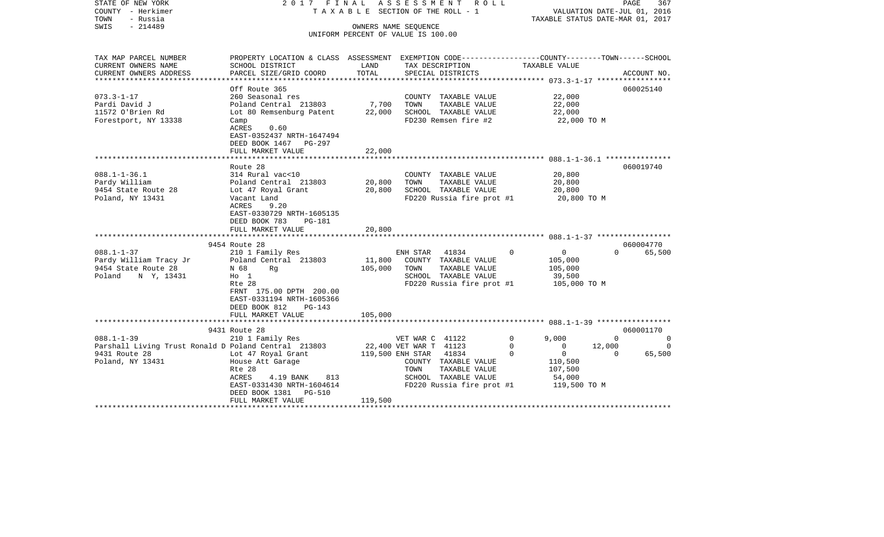STATE OF NEW YORK | 2017 FINAL ASSESSMENT ROLL | PAGE 367
COUNTY - Herkimer | TAXABLE SECTION OF THE ROLL - 1 | VALUATION DATE-JUL 01, 2016
TOWN - Russia | | TAXABLE STATUS DATE-MAR 01, 2017
SWIS - 214489 | OWNERS NAME SEQUENCE
UNIFORM PERCENT OF VALUE IS 100.00

| TAX MAP PARCEL NUMBER / CURRENT OWNERS NAME / CURRENT OWNERS ADDRESS | PROPERTY LOCATION & CLASS / SCHOOL DISTRICT / PARCEL SIZE/GRID COORD | ASSESSMENT LAND | TOTAL | EXEMPTION CODE / TAX DESCRIPTION / SPECIAL DISTRICTS | | COUNTY | TOWN | SCHOOL / TAXABLE VALUE | ACCOUNT NO. |
|---|---|---|---|---|---|---|---|---|---|
| **073.3-1-17** | Off Route 365 | | | | | | | | 060025140 |
| 073.3-1-17 | 260 Seasonal res | | | COUNTY TAXABLE VALUE | | 22,000 | | | |
| Pardi David J | Poland Central 213803 | 7,700 | | TOWN TAXABLE VALUE | | 22,000 | | | |
| 11572 O'Brien Rd | Lot 80 Remsenburg Patent | | 22,000 | SCHOOL TAXABLE VALUE | | 22,000 | | | |
| Forestport, NY 13338 | Camp | | | FD230 Remsen fire #2 | | 22,000 TO M | | | |
| | ACRES 0.60 | | | | | | | | |
| | EAST-0352437 NRTH-1647494 | | | | | | | | |
| | DEED BOOK 1467 PG-297 | | | | | | | | |
| | FULL MARKET VALUE | | 22,000 | | | | | | |
| **088.1-1-36.1** | Route 28 | | | | | | | | 060019740 |
| 088.1-1-36.1 | 314 Rural vac<10 | | | COUNTY TAXABLE VALUE | | 20,800 | | | |
| Pardy William | Poland Central 213803 | 20,800 | | TOWN TAXABLE VALUE | | 20,800 | | | |
| 9454 State Route 28 | Lot 47 Royal Grant | | 20,800 | SCHOOL TAXABLE VALUE | | 20,800 | | | |
| Poland, NY 13431 | Vacant Land | | | FD220 Russia fire prot #1 | | 20,800 TO M | | | |
| | ACRES 9.20 | | | | | | | | |
| | EAST-0330729 NRTH-1605135 | | | | | | | | |
| | DEED BOOK 783 PG-181 | | | | | | | | |
| | FULL MARKET VALUE | | 20,800 | | | | | | |
| **088.1-1-37** | 9454 Route 28 | | | | | | | | 060004770 |
| 088.1-1-37 | 210 1 Family Res | | | ENH STAR 41834 | 0 | 0 | 0 | 65,500 | |
| Pardy William Tracy Jr | Poland Central 213803 | 11,800 | | COUNTY TAXABLE VALUE | | 105,000 | | | |
| 9454 State Route 28 | N 68 Rg | | 105,000 | TOWN TAXABLE VALUE | | 105,000 | | | |
| Poland N Y, 13431 | Ho 1 | | | SCHOOL TAXABLE VALUE | | 39,500 | | | |
| | Rte 28 | | | FD220 Russia fire prot #1 | | 105,000 TO M | | | |
| | FRNT 175.00 DPTH 200.00 | | | | | | | | |
| | EAST-0331194 NRTH-1605366 | | | | | | | | |
| | DEED BOOK 812 PG-143 | | | | | | | | |
| | FULL MARKET VALUE | | 105,000 | | | | | | |
| **088.1-1-39** | 9431 Route 28 | | | | | | | | 060001170 |
| 088.1-1-39 | 210 1 Family Res | | | VET WAR C 41122 | 0 | 9,000 | 0 | 0 | |
| Parshall Living Trust Ronald D | Poland Central 213803 | 22,400 | | VET WAR T 41123 | 0 | 0 | 12,000 | 0 | |
| 9431 Route 28 | Lot 47 Royal Grant | | 119,500 | ENH STAR 41834 | 0 | 0 | 0 | 65,500 | |
| Poland, NY 13431 | House Att Garage | | | COUNTY TAXABLE VALUE | | 110,500 | | | |
| | Rte 28 | | | TOWN TAXABLE VALUE | | 107,500 | | | |
| | ACRES 4.19 BANK 813 | | | SCHOOL TAXABLE VALUE | | 54,000 | | | |
| | EAST-0331430 NRTH-1604614 | | | FD220 Russia fire prot #1 | | 119,500 TO M | | | |
| | DEED BOOK 1381 PG-510 | | | | | | | | |
| | FULL MARKET VALUE | | 119,500 | | | | | | |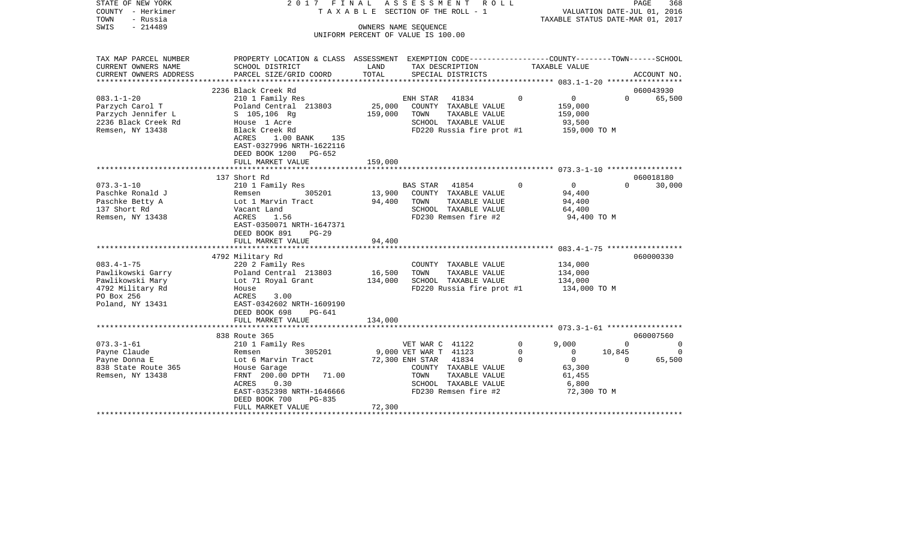STATE OF NEW YORK — COUNTY - Herkimer — TOWN - Russia — SWIS - 214489

2017 FINAL ASSESSMENT ROLL
TAXABLE SECTION OF THE ROLL - 1
OWNERS NAME SEQUENCE
UNIFORM PERCENT OF VALUE IS 100.00

VALUATION DATE-JUL 01, 2016
TAXABLE STATUS DATE-MAR 01, 2017

| TAX MAP PARCEL NUMBER / CURRENT OWNERS NAME / CURRENT OWNERS ADDRESS | PROPERTY LOCATION & CLASS / SCHOOL DISTRICT / PARCEL SIZE/GRID COORD | ASSESSMENT LAND | TOTAL | EXEMPTION CODE / TAX DESCRIPTION / SPECIAL DISTRICTS | | COUNTY | TOWN | SCHOOL / ACCOUNT NO. |
|---|---|---|---|---|---|---|---|---|
| 083.1-1-20 | 2236 Black Creek Rd | | | | | | | 060043930 |
| Parzych Carol T | 210 1 Family Res | | | ENH STAR 41834 | 0 | 0 | 0 | 65,500 |
| Parzych Jennifer L | Poland Central 213803 | 25,000 | | COUNTY TAXABLE VALUE | | 159,000 | | |
| 2236 Black Creek Rd | S 105,106 Rg | | 159,000 | TOWN TAXABLE VALUE | | 159,000 | | |
| Remsen, NY 13438 | House 1 Acre | | | SCHOOL TAXABLE VALUE | | 93,500 | | |
| | Black Creek Rd | | | FD220 Russia fire prot #1 | | 159,000 TO M | | |
| | ACRES 1.00 BANK 135 | | | | | | | |
| | EAST-0327996 NRTH-1622116 | | | | | | | |
| | DEED BOOK 1200 PG-652 | | | | | | | |
| | FULL MARKET VALUE | | 159,000 | | | | | |
| 073.3-1-10 | 137 Short Rd | | | | | | | 060018180 |
| Paschke Ronald J | 210 1 Family Res | | | BAS STAR 41854 | 0 | 0 | 0 | 30,000 |
| Paschke Betty A | Remsen 305201 | 13,900 | | COUNTY TAXABLE VALUE | | 94,400 | | |
| 137 Short Rd | Lot 1 Marvin Tract | | 94,400 | TOWN TAXABLE VALUE | | 94,400 | | |
| Remsen, NY 13438 | Vacant Land | | | SCHOOL TAXABLE VALUE | | 64,400 | | |
| | ACRES 1.56 | | | FD230 Remsen fire #2 | | 94,400 TO M | | |
| | EAST-0350071 NRTH-1647371 | | | | | | | |
| | DEED BOOK 891 PG-29 | | | | | | | |
| | FULL MARKET VALUE | | 94,400 | | | | | |
| 083.4-1-75 | 4792 Military Rd | | | | | | | 060000330 |
| Pawlikowski Garry | 220 2 Family Res | | | COUNTY TAXABLE VALUE | | 134,000 | | |
| Pawlikowski Mary | Poland Central 213803 | 16,500 | | TOWN TAXABLE VALUE | | 134,000 | | |
| 4792 Military Rd | Lot 71 Royal Grant | | 134,000 | SCHOOL TAXABLE VALUE | | 134,000 | | |
| PO Box 256 | House | | | FD220 Russia fire prot #1 | | 134,000 TO M | | |
| Poland, NY 13431 | ACRES 3.00 | | | | | | | |
| | EAST-0342602 NRTH-1609190 | | | | | | | |
| | DEED BOOK 698 PG-641 | | | | | | | |
| | FULL MARKET VALUE | | 134,000 | | | | | |
| 073.3-1-61 | 838 Route 365 | | | | | | | 060007560 |
| Payne Claude | 210 1 Family Res | | | VET WAR C 41122 | 0 | 9,000 | 0 | 0 |
| Payne Donna E | Remsen 305201 | 9,000 | | VET WAR T 41123 | 0 | 0 | 10,845 | 0 |
| 838 State Route 365 | Lot 6 Marvin Tract | | 72,300 | ENH STAR 41834 | 0 | 0 | 0 | 65,500 |
| Remsen, NY 13438 | House Garage | | | COUNTY TAXABLE VALUE | | 63,300 | | |
| | FRNT 200.00 DPTH 71.00 | | | TOWN TAXABLE VALUE | | 61,455 | | |
| | ACRES 0.30 | | | SCHOOL TAXABLE VALUE | | 6,800 | | |
| | EAST-0352398 NRTH-1646666 | | | FD230 Remsen fire #2 | | 72,300 TO M | | |
| | DEED BOOK 700 PG-835 | | | | | | | |
| | FULL MARKET VALUE | | 72,300 | | | | | |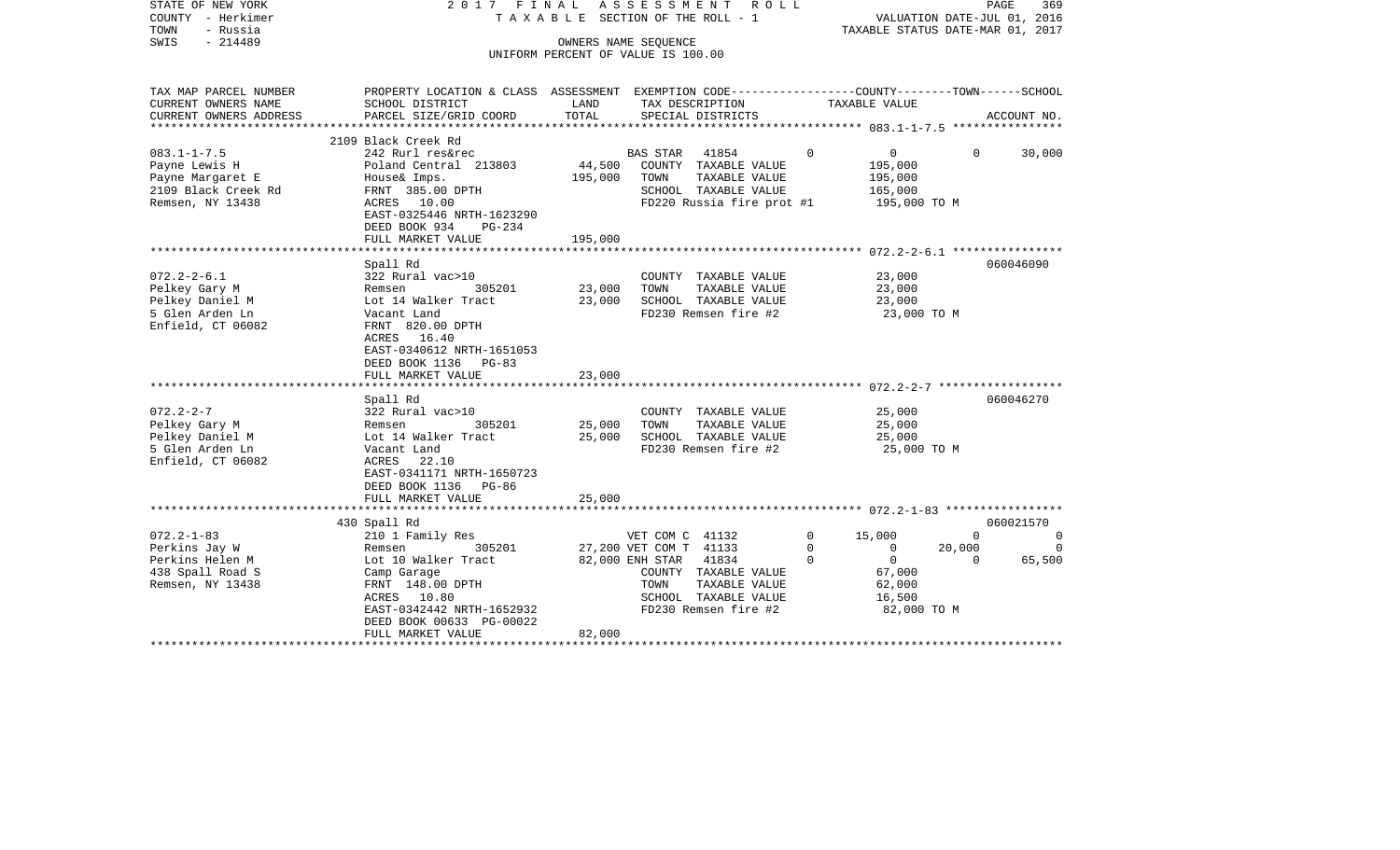STATE OF NEW YORK
COUNTY - Herkimer
TOWN - Russia
SWIS - 214489

2017 FINAL ASSESSMENT ROLL
TAXABLE SECTION OF THE ROLL - 1
OWNERS NAME SEQUENCE
UNIFORM PERCENT OF VALUE IS 100.00

VALUATION DATE-JUL 01, 2016
TAXABLE STATUS DATE-MAR 01, 2017

| TAX MAP PARCEL NUMBER / CURRENT OWNERS NAME / CURRENT OWNERS ADDRESS | PROPERTY LOCATION & CLASS / SCHOOL DISTRICT / PARCEL SIZE/GRID COORD | ASSESSMENT LAND | TOTAL | EXEMPTION CODE / TAX DESCRIPTION / SPECIAL DISTRICTS | COUNTY | TOWN | SCHOOL | TAXABLE VALUE | ACCOUNT NO. |
|---|---|---|---|---|---|---|---|---|---|
| **083.1-1-7.5** | 2109 Black Creek Rd | | | | | | | | |
| 083.1-1-7.5 | 242 Rurl res&rec | | | BAS STAR 41854 | 0 | 0 | 30,000 | | |
| Payne Lewis H | Poland Central 213803 | 44,500 | | COUNTY TAXABLE VALUE | | | | 195,000 | |
| Payne Margaret E | House& Imps. | | 195,000 | TOWN TAXABLE VALUE | | | | 195,000 | |
| 2109 Black Creek Rd | FRNT 385.00 DPTH | | | SCHOOL TAXABLE VALUE | | | | 165,000 | |
| Remsen, NY 13438 | ACRES 10.00 | | | FD220 Russia fire prot #1 | | | | 195,000 TO M | |
| | EAST-0325446 NRTH-1623290 | | | | | | | | |
| | DEED BOOK 934 PG-234 | | | | | | | | |
| | FULL MARKET VALUE | | 195,000 | | | | | | |
| **072.2-2-6.1** | Spall Rd | | | | | | | | 060046090 |
| 072.2-2-6.1 | 322 Rural vac>10 | | | COUNTY TAXABLE VALUE | | | | 23,000 | |
| Pelkey Gary M | Remsen 305201 | 23,000 | | TOWN TAXABLE VALUE | | | | 23,000 | |
| Pelkey Daniel M | Lot 14 Walker Tract | | 23,000 | SCHOOL TAXABLE VALUE | | | | 23,000 | |
| 5 Glen Arden Ln | Vacant Land | | | FD230 Remsen fire #2 | | | | 23,000 TO M | |
| Enfield, CT 06082 | FRNT 820.00 DPTH | | | | | | | | |
| | ACRES 16.40 | | | | | | | | |
| | EAST-0340612 NRTH-1651053 | | | | | | | | |
| | DEED BOOK 1136 PG-83 | | | | | | | | |
| | FULL MARKET VALUE | | 23,000 | | | | | | |
| **072.2-2-7** | Spall Rd | | | | | | | | 060046270 |
| 072.2-2-7 | 322 Rural vac>10 | | | COUNTY TAXABLE VALUE | | | | 25,000 | |
| Pelkey Gary M | Remsen 305201 | 25,000 | | TOWN TAXABLE VALUE | | | | 25,000 | |
| Pelkey Daniel M | Lot 14 Walker Tract | | 25,000 | SCHOOL TAXABLE VALUE | | | | 25,000 | |
| 5 Glen Arden Ln | Vacant Land | | | FD230 Remsen fire #2 | | | | 25,000 TO M | |
| Enfield, CT 06082 | ACRES 22.10 | | | | | | | | |
| | EAST-0341171 NRTH-1650723 | | | | | | | | |
| | DEED BOOK 1136 PG-86 | | | | | | | | |
| | FULL MARKET VALUE | | 25,000 | | | | | | |
| **072.2-1-83** | 430 Spall Rd | | | | | | | | 060021570 |
| 072.2-1-83 | 210 1 Family Res | | | VET COM C 41132 | 15,000 | 0 | 0 | | |
| Perkins Jay W | Remsen 305201 | 27,200 | | VET COM T 41133 | 0 | 20,000 | 0 | | |
| Perkins Helen M | Lot 10 Walker Tract | | 82,000 | ENH STAR 41834 | 0 | 0 | 65,500 | | |
| 438 Spall Road S | Camp Garage | | | COUNTY TAXABLE VALUE | | | | 67,000 | |
| Remsen, NY 13438 | FRNT 148.00 DPTH | | | TOWN TAXABLE VALUE | | | | 62,000 | |
| | ACRES 10.80 | | | SCHOOL TAXABLE VALUE | | | | 16,500 | |
| | EAST-0342442 NRTH-1652932 | | | FD230 Remsen fire #2 | | | | 82,000 TO M | |
| | DEED BOOK 00633 PG-00022 | | | | | | | | |
| | FULL MARKET VALUE | | 82,000 | | | | | | |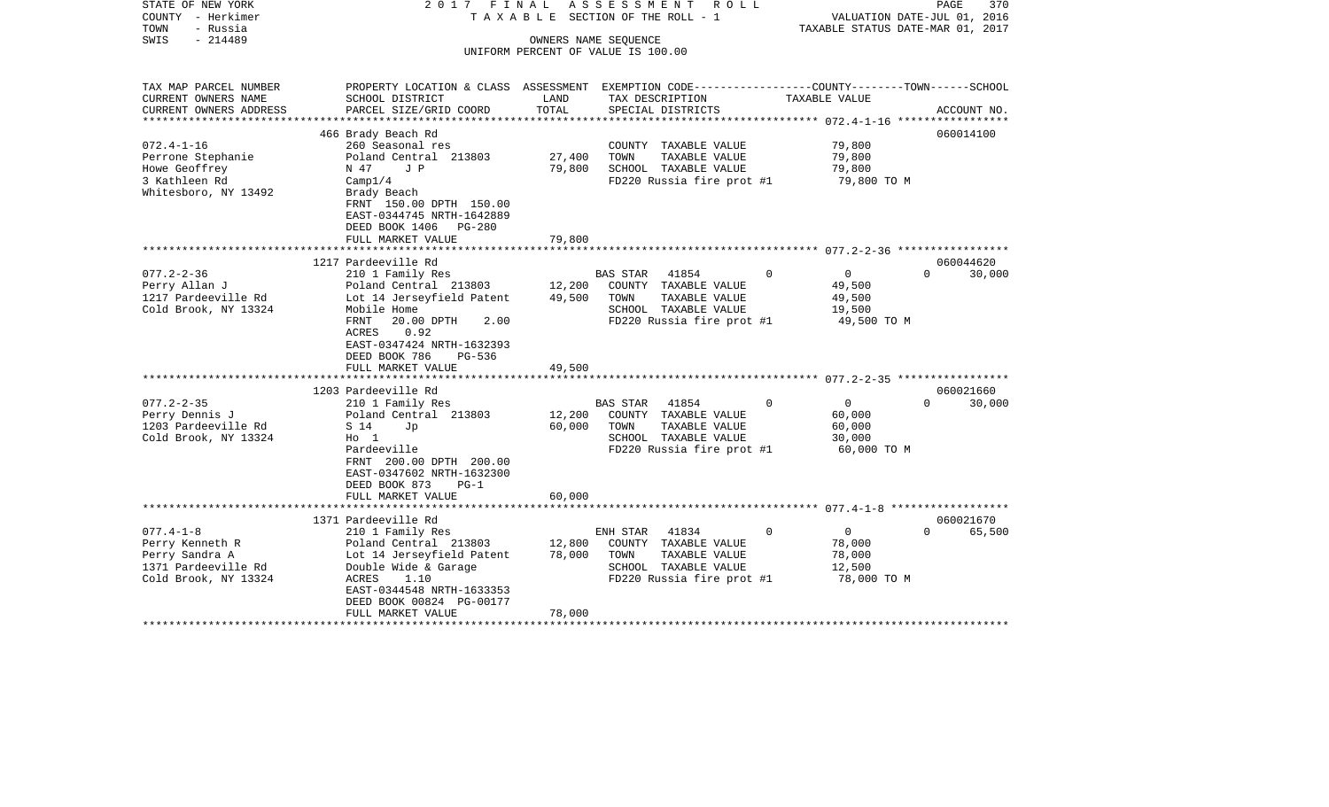STATE OF NEW YORK
COUNTY - Herkimer
TOWN - Russia
SWIS - 214489

2 0 1 7 F I N A L A S S E S S M E N T R O L L
T A X A B L E SECTION OF THE ROLL - 1
OWNERS NAME SEQUENCE
UNIFORM PERCENT OF VALUE IS 100.00

VALUATION DATE-JUL 01, 2016
TAXABLE STATUS DATE-MAR 01, 2017

| TAX MAP PARCEL NUMBER / CURRENT OWNERS NAME / CURRENT OWNERS ADDRESS | PROPERTY LOCATION & CLASS / SCHOOL DISTRICT / PARCEL SIZE/GRID COORD | ASSESSMENT LAND | TOTAL | EXEMPTION CODE / TAX DESCRIPTION / SPECIAL DISTRICTS | COUNTY | TOWN | SCHOOL / TAXABLE VALUE | ACCOUNT NO. |
|---|---|---|---|---|---|---|---|---|
| 072.4-1-16 | 466 Brady Beach Rd | | | | | | | 060014100 |
| Perrone Stephanie | 260 Seasonal res | | | COUNTY TAXABLE VALUE | | | 79,800 | |
| Howe Geoffrey | Poland Central 213803 | 27,400 | | TOWN TAXABLE VALUE | | | 79,800 | |
| 3 Kathleen Rd | N 47 J P | | 79,800 | SCHOOL TAXABLE VALUE | | | 79,800 | |
| Whitesboro, NY 13492 | Camp1/4 | | | FD220 Russia fire prot #1 | | | 79,800 TO M | |
| | Brady Beach | | | | | | | |
| | FRNT 150.00 DPTH 150.00 | | | | | | | |
| | EAST-0344745 NRTH-1642889 | | | | | | | |
| | DEED BOOK 1406 PG-280 | | | | | | | |
| | FULL MARKET VALUE | | 79,800 | | | | | |
| 077.2-2-36 | 1217 Pardeeville Rd | | | | | | | 060044620 |
| Perry Allan J | 210 1 Family Res | | | BAS STAR 41854 | 0 | 0 | 0 30,000 | |
| 1217 Pardeeville Rd | Poland Central 213803 | 12,200 | | COUNTY TAXABLE VALUE | | | 49,500 | |
| Cold Brook, NY 13324 | Lot 14 Jerseyfield Patent | | 49,500 | TOWN TAXABLE VALUE | | | 49,500 | |
| | Mobile Home | | | SCHOOL TAXABLE VALUE | | | 19,500 | |
| | FRNT 20.00 DPTH 2.00 | | | FD220 Russia fire prot #1 | | | 49,500 TO M | |
| | ACRES 0.92 | | | | | | | |
| | EAST-0347424 NRTH-1632393 | | | | | | | |
| | DEED BOOK 786 PG-536 | | | | | | | |
| | FULL MARKET VALUE | | 49,500 | | | | | |
| 077.2-2-35 | 1203 Pardeeville Rd | | | | | | | 060021660 |
| Perry Dennis J | 210 1 Family Res | | | BAS STAR 41854 | 0 | 0 | 0 30,000 | |
| 1203 Pardeeville Rd | Poland Central 213803 | 12,200 | | COUNTY TAXABLE VALUE | | | 60,000 | |
| Cold Brook, NY 13324 | S 14 Jp | | 60,000 | TOWN TAXABLE VALUE | | | 60,000 | |
| | Ho 1 | | | SCHOOL TAXABLE VALUE | | | 30,000 | |
| | Pardeeville | | | FD220 Russia fire prot #1 | | | 60,000 TO M | |
| | FRNT 200.00 DPTH 200.00 | | | | | | | |
| | EAST-0347602 NRTH-1632300 | | | | | | | |
| | DEED BOOK 873 PG-1 | | | | | | | |
| | FULL MARKET VALUE | | 60,000 | | | | | |
| 077.4-1-8 | 1371 Pardeeville Rd | | | | | | | 060021670 |
| Perry Kenneth R | 210 1 Family Res | | | ENH STAR 41834 | 0 | 0 | 0 65,500 | |
| Perry Sandra A | Poland Central 213803 | 12,800 | | COUNTY TAXABLE VALUE | | | 78,000 | |
| 1371 Pardeeville Rd | Lot 14 Jerseyfield Patent | | 78,000 | TOWN TAXABLE VALUE | | | 78,000 | |
| Cold Brook, NY 13324 | Double Wide & Garage | | | SCHOOL TAXABLE VALUE | | | 12,500 | |
| | ACRES 1.10 | | | FD220 Russia fire prot #1 | | | 78,000 TO M | |
| | EAST-0344548 NRTH-1633353 | | | | | | | |
| | DEED BOOK 00824 PG-00177 | | | | | | | |
| | FULL MARKET VALUE | | 78,000 | | | | | |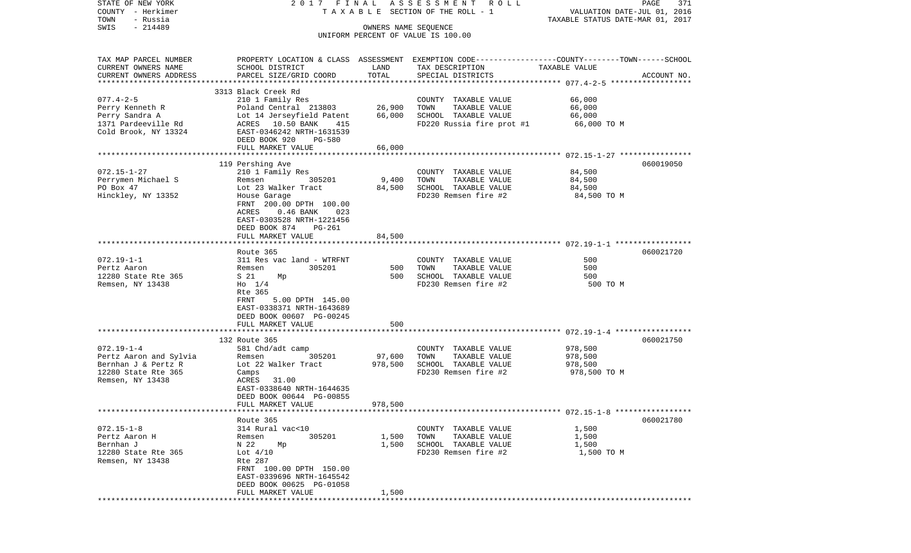STATE OF NEW YORK
COUNTY - Herkimer
TOWN - Russia
SWIS - 214489

2 0 1 7 F I N A L A S S E S S M E N T R O L L
T A X A B L E SECTION OF THE ROLL - 1
OWNERS NAME SEQUENCE
UNIFORM PERCENT OF VALUE IS 100.00

VALUATION DATE-JUL 01, 2016
TAXABLE STATUS DATE-MAR 01, 2017

| TAX MAP PARCEL NUMBER / CURRENT OWNERS NAME / CURRENT OWNERS ADDRESS | PROPERTY LOCATION & CLASS / SCHOOL DISTRICT / PARCEL SIZE/GRID COORD | ASSESSMENT LAND | TOTAL | EXEMPTION CODE / TAX DESCRIPTION / SPECIAL DISTRICTS | COUNTY--------TOWN------SCHOOL TAXABLE VALUE | ACCOUNT NO. |
|---|---|---|---|---|---|---|
| 077.4-2-5 | 3313 Black Creek Rd | | | | | |
| | 210 1 Family Res | | | COUNTY TAXABLE VALUE | 66,000 | |
| Perry Kenneth R | Poland Central 213803 | 26,900 | | TOWN TAXABLE VALUE | 66,000 | |
| Perry Sandra A | Lot 14 Jerseyfield Patent | | 66,000 | SCHOOL TAXABLE VALUE | 66,000 | |
| 1371 Pardeeville Rd | ACRES 10.50 BANK 415 | | | FD220 Russia fire prot #1 | 66,000 TO M | |
| Cold Brook, NY 13324 | EAST-0346242 NRTH-1631539 | | | | | |
| | DEED BOOK 920 PG-580 | | | | | |
| | FULL MARKET VALUE | | 66,000 | | | |
| 072.15-1-27 | 119 Pershing Ave | | | | | 060019050 |
| | 210 1 Family Res | | | COUNTY TAXABLE VALUE | 84,500 | |
| Perrymen Michael S | Remsen 305201 | 9,400 | | TOWN TAXABLE VALUE | 84,500 | |
| PO Box 47 | Lot 23 Walker Tract | | 84,500 | SCHOOL TAXABLE VALUE | 84,500 | |
| Hinckley, NY 13352 | House Garage | | | FD230 Remsen fire #2 | 84,500 TO M | |
| | FRNT 200.00 DPTH 100.00 | | | | | |
| | ACRES 0.46 BANK 023 | | | | | |
| | EAST-0303528 NRTH-1221456 | | | | | |
| | DEED BOOK 874 PG-261 | | | | | |
| | FULL MARKET VALUE | | 84,500 | | | |
| 072.19-1-1 | Route 365 | | | | | 060021720 |
| | 311 Res vac land - WTRFNT | | | COUNTY TAXABLE VALUE | 500 | |
| Pertz Aaron | Remsen 305201 | 500 | | TOWN TAXABLE VALUE | 500 | |
| 12280 State Rte 365 | S 21 Mp | | 500 | SCHOOL TAXABLE VALUE | 500 | |
| Remsen, NY 13438 | Ho 1/4 | | | FD230 Remsen fire #2 | 500 TO M | |
| | Rte 365 | | | | | |
| | FRNT 5.00 DPTH 145.00 | | | | | |
| | EAST-0338371 NRTH-1643689 | | | | | |
| | DEED BOOK 00607 PG-00245 | | | | | |
| | FULL MARKET VALUE | | 500 | | | |
| 072.19-1-4 | 132 Route 365 | | | | | 060021750 |
| | 581 Chd/adt camp | | | COUNTY TAXABLE VALUE | 978,500 | |
| Pertz Aaron and Sylvia | Remsen 305201 | 97,600 | | TOWN TAXABLE VALUE | 978,500 | |
| Bernhan J & Pertz R | Lot 22 Walker Tract | | 978,500 | SCHOOL TAXABLE VALUE | 978,500 | |
| 12280 State Rte 365 | Camps | | | FD230 Remsen fire #2 | 978,500 TO M | |
| Remsen, NY 13438 | ACRES 31.00 | | | | | |
| | EAST-0338640 NRTH-1644635 | | | | | |
| | DEED BOOK 00644 PG-00855 | | | | | |
| | FULL MARKET VALUE | | 978,500 | | | |
| 072.15-1-8 | Route 365 | | | | | 060021780 |
| | 314 Rural vac<10 | | | COUNTY TAXABLE VALUE | 1,500 | |
| Pertz Aaron H | Remsen 305201 | 1,500 | | TOWN TAXABLE VALUE | 1,500 | |
| Bernhan J | N 22 Mp | | 1,500 | SCHOOL TAXABLE VALUE | 1,500 | |
| 12280 State Rte 365 | Lot 4/10 | | | FD230 Remsen fire #2 | 1,500 TO M | |
| Remsen, NY 13438 | Rte 287 | | | | | |
| | FRNT 100.00 DPTH 150.00 | | | | | |
| | EAST-0339696 NRTH-1645542 | | | | | |
| | DEED BOOK 00625 PG-01058 | | | | | |
| | FULL MARKET VALUE | | 1,500 | | | |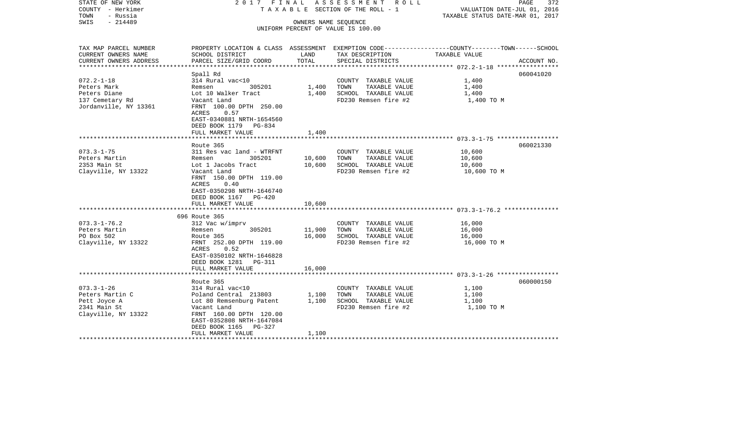STATE OF NEW YORK | 2017 FINAL ASSESSMENT ROLL | VALUATION DATE-JUL 01, 2016
COUNTY - Herkimer | TAXABLE SECTION OF THE ROLL - 1 | TAXABLE STATUS DATE-MAR 01, 2017
TOWN - Russia | OWNERS NAME SEQUENCE
SWIS - 214489 | UNIFORM PERCENT OF VALUE IS 100.00

| TAX MAP PARCEL NUMBER<br>CURRENT OWNERS NAME<br>CURRENT OWNERS ADDRESS | PROPERTY LOCATION & CLASS<br>SCHOOL DISTRICT<br>PARCEL SIZE/GRID COORD | ASSESSMENT<br>LAND<br>TOTAL | EXEMPTION CODE-----COUNTY-----TOWN-----SCHOOL<br>TAX DESCRIPTION<br>SPECIAL DISTRICTS | TAXABLE VALUE | ACCOUNT NO. |
|---|---|---|---|---|---|
| 072.2-1-18 | Spall Rd | | | | 060041020 |
| 072.2-1-18 | 314 Rural vac<10 | | COUNTY TAXABLE VALUE | 1,400 | |
| Peters Mark | Remsen 305201 | 1,400 | TOWN TAXABLE VALUE | 1,400 | |
| Peters Diane | Lot 10 Walker Tract | 1,400 | SCHOOL TAXABLE VALUE | 1,400 | |
| 137 Cemetary Rd | Vacant Land | | FD230 Remsen fire #2 | 1,400 TO M | |
| Jordanville, NY 13361 | FRNT 100.00 DPTH 250.00 | | | | |
| | ACRES 0.57 | | | | |
| | EAST-0340881 NRTH-1654560 | | | | |
| | DEED BOOK 1179 PG-834 | | | | |
| | FULL MARKET VALUE | 1,400 | | | |
| 073.3-1-75 | Route 365 | | | | 060021330 |
| 073.3-1-75 | 311 Res vac land - WTRFNT | | COUNTY TAXABLE VALUE | 10,600 | |
| Peters Martin | Remsen 305201 | 10,600 | TOWN TAXABLE VALUE | 10,600 | |
| 2353 Main St | Lot 1 Jacobs Tract | 10,600 | SCHOOL TAXABLE VALUE | 10,600 | |
| Clayville, NY 13322 | Vacant Land | | FD230 Remsen fire #2 | 10,600 TO M | |
| | FRNT 150.00 DPTH 119.00 | | | | |
| | ACRES 0.40 | | | | |
| | EAST-0350298 NRTH-1646740 | | | | |
| | DEED BOOK 1167 PG-420 | | | | |
| | FULL MARKET VALUE | 10,600 | | | |
| 073.3-1-76.2 | 696 Route 365 | | | | |
| 073.3-1-76.2 | 312 Vac w/imprv | | COUNTY TAXABLE VALUE | 16,000 | |
| Peters Martin | Remsen 305201 | 11,900 | TOWN TAXABLE VALUE | 16,000 | |
| PO Box 502 | Route 365 | 16,000 | SCHOOL TAXABLE VALUE | 16,000 | |
| Clayville, NY 13322 | FRNT 252.00 DPTH 119.00 | | FD230 Remsen fire #2 | 16,000 TO M | |
| | ACRES 0.52 | | | | |
| | EAST-0350102 NRTH-1646828 | | | | |
| | DEED BOOK 1281 PG-311 | | | | |
| | FULL MARKET VALUE | 16,000 | | | |
| 073.3-1-26 | Route 365 | | | | 060000150 |
| 073.3-1-26 | 314 Rural vac<10 | | COUNTY TAXABLE VALUE | 1,100 | |
| Peters Martin C | Poland Central 213803 | 1,100 | TOWN TAXABLE VALUE | 1,100 | |
| Pett Joyce A | Lot 80 Remsenburg Patent | 1,100 | SCHOOL TAXABLE VALUE | 1,100 | |
| 2341 Main St | Vacant Land | | FD230 Remsen fire #2 | 1,100 TO M | |
| Clayville, NY 13322 | FRNT 160.00 DPTH 120.00 | | | | |
| | EAST-0352808 NRTH-1647084 | | | | |
| | DEED BOOK 1165 PG-327 | | | | |
| | FULL MARKET VALUE | 1,100 | | | |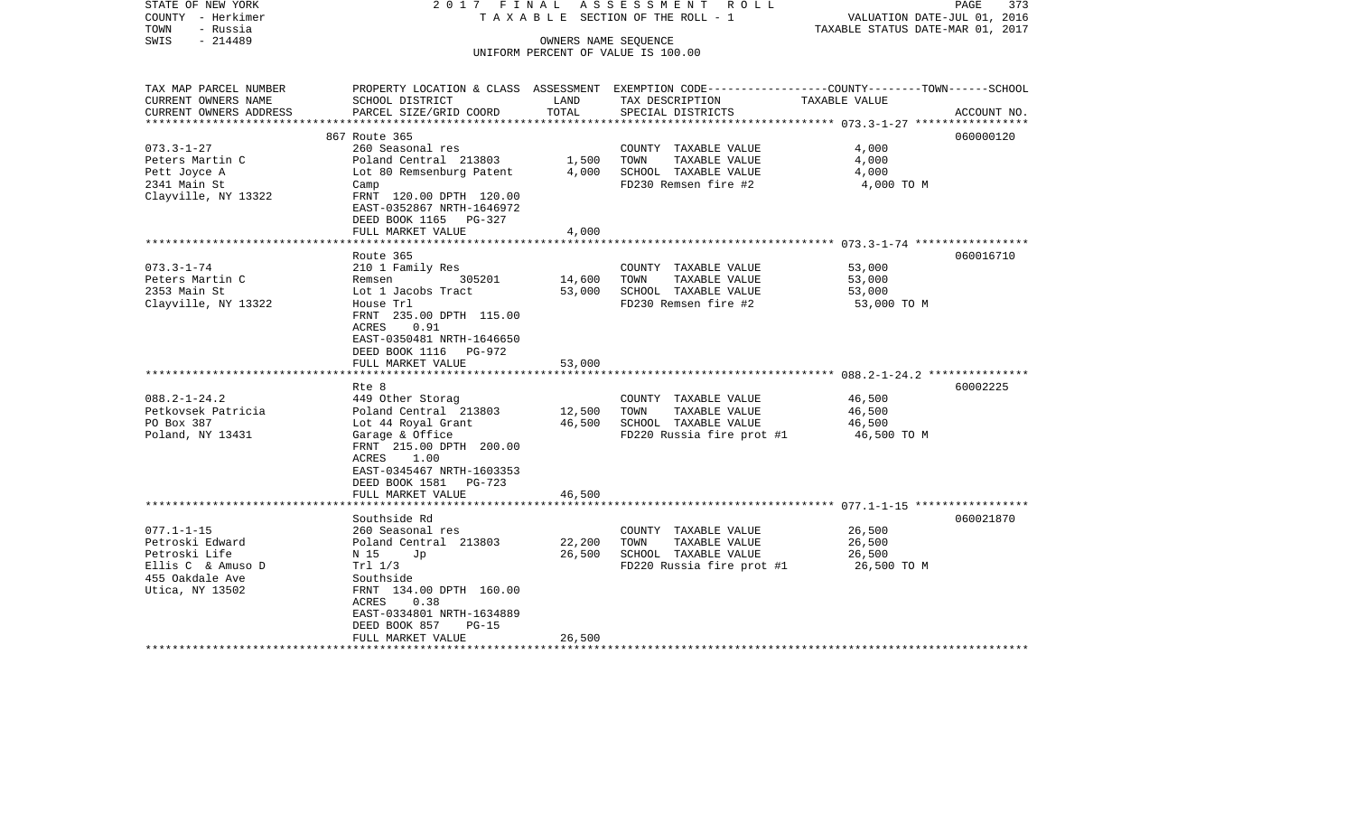STATE OF NEW YORK
COUNTY - Herkimer
TOWN - Russia
SWIS - 214489

2017 FINAL ASSESSMENT ROLL
TAXABLE SECTION OF THE ROLL - 1
OWNERS NAME SEQUENCE
UNIFORM PERCENT OF VALUE IS 100.00

VALUATION DATE-JUL 01, 2016
TAXABLE STATUS DATE-MAR 01, 2017

| TAX MAP PARCEL NUMBER / CURRENT OWNERS NAME / CURRENT OWNERS ADDRESS | PROPERTY LOCATION & CLASS / SCHOOL DISTRICT / PARCEL SIZE/GRID COORD | ASSESSMENT LAND | TOTAL | EXEMPTION CODE / TAX DESCRIPTION / SPECIAL DISTRICTS | COUNTY--------TOWN------SCHOOL TAXABLE VALUE | ACCOUNT NO. |
|---|---|---|---|---|---|---|
| 073.3-1-27 | 867 Route 365 | | | | | 060000120 |
| Peters Martin C | 260 Seasonal res | | | COUNTY TAXABLE VALUE | 4,000 | |
| Pett Joyce A | Poland Central 213803 | 1,500 | | TOWN TAXABLE VALUE | 4,000 | |
| 2341 Main St | Lot 80 Remsenburg Patent | | 4,000 | SCHOOL TAXABLE VALUE | 4,000 | |
| Clayville, NY 13322 | Camp | | | FD230 Remsen fire #2 | 4,000 TO M | |
| | FRNT 120.00 DPTH 120.00 | | | | | |
| | EAST-0352867 NRTH-1646972 | | | | | |
| | DEED BOOK 1165 PG-327 | | | | | |
| | FULL MARKET VALUE | | 4,000 | | | |
| 073.3-1-74 | Route 365 | | | | | 060016710 |
| Peters Martin C | 210 1 Family Res | | | COUNTY TAXABLE VALUE | 53,000 | |
| 2353 Main St | Remsen 305201 | 14,600 | | TOWN TAXABLE VALUE | 53,000 | |
| Clayville, NY 13322 | Lot 1 Jacobs Tract | | 53,000 | SCHOOL TAXABLE VALUE | 53,000 | |
| | House Trl | | | FD230 Remsen fire #2 | 53,000 TO M | |
| | FRNT 235.00 DPTH 115.00 | | | | | |
| | ACRES 0.91 | | | | | |
| | EAST-0350481 NRTH-1646650 | | | | | |
| | DEED BOOK 1116 PG-972 | | | | | |
| | FULL MARKET VALUE | | 53,000 | | | |
| 088.2-1-24.2 | Rte 8 | | | | | 60002225 |
| Petkovsek Patricia | 449 Other Storag | | | COUNTY TAXABLE VALUE | 46,500 | |
| PO Box 387 | Poland Central 213803 | 12,500 | | TOWN TAXABLE VALUE | 46,500 | |
| Poland, NY 13431 | Lot 44 Royal Grant | | 46,500 | SCHOOL TAXABLE VALUE | 46,500 | |
| | Garage & Office | | | FD220 Russia fire prot #1 | 46,500 TO M | |
| | FRNT 215.00 DPTH 200.00 | | | | | |
| | ACRES 1.00 | | | | | |
| | EAST-0345467 NRTH-1603353 | | | | | |
| | DEED BOOK 1581 PG-723 | | | | | |
| | FULL MARKET VALUE | | 46,500 | | | |
| 077.1-1-15 | Southside Rd | | | | | 060021870 |
| Petroski Edward | 260 Seasonal res | | | COUNTY TAXABLE VALUE | 26,500 | |
| Petroski Life | Poland Central 213803 | 22,200 | | TOWN TAXABLE VALUE | 26,500 | |
| Ellis C & Amuso D | N 15 Jp | | 26,500 | SCHOOL TAXABLE VALUE | 26,500 | |
| 455 Oakdale Ave | Trl 1/3 | | | FD220 Russia fire prot #1 | 26,500 TO M | |
| Utica, NY 13502 | Southside | | | | | |
| | FRNT 134.00 DPTH 160.00 | | | | | |
| | ACRES 0.38 | | | | | |
| | EAST-0334801 NRTH-1634889 | | | | | |
| | DEED BOOK 857 PG-15 | | | | | |
| | FULL MARKET VALUE | | 26,500 | | | |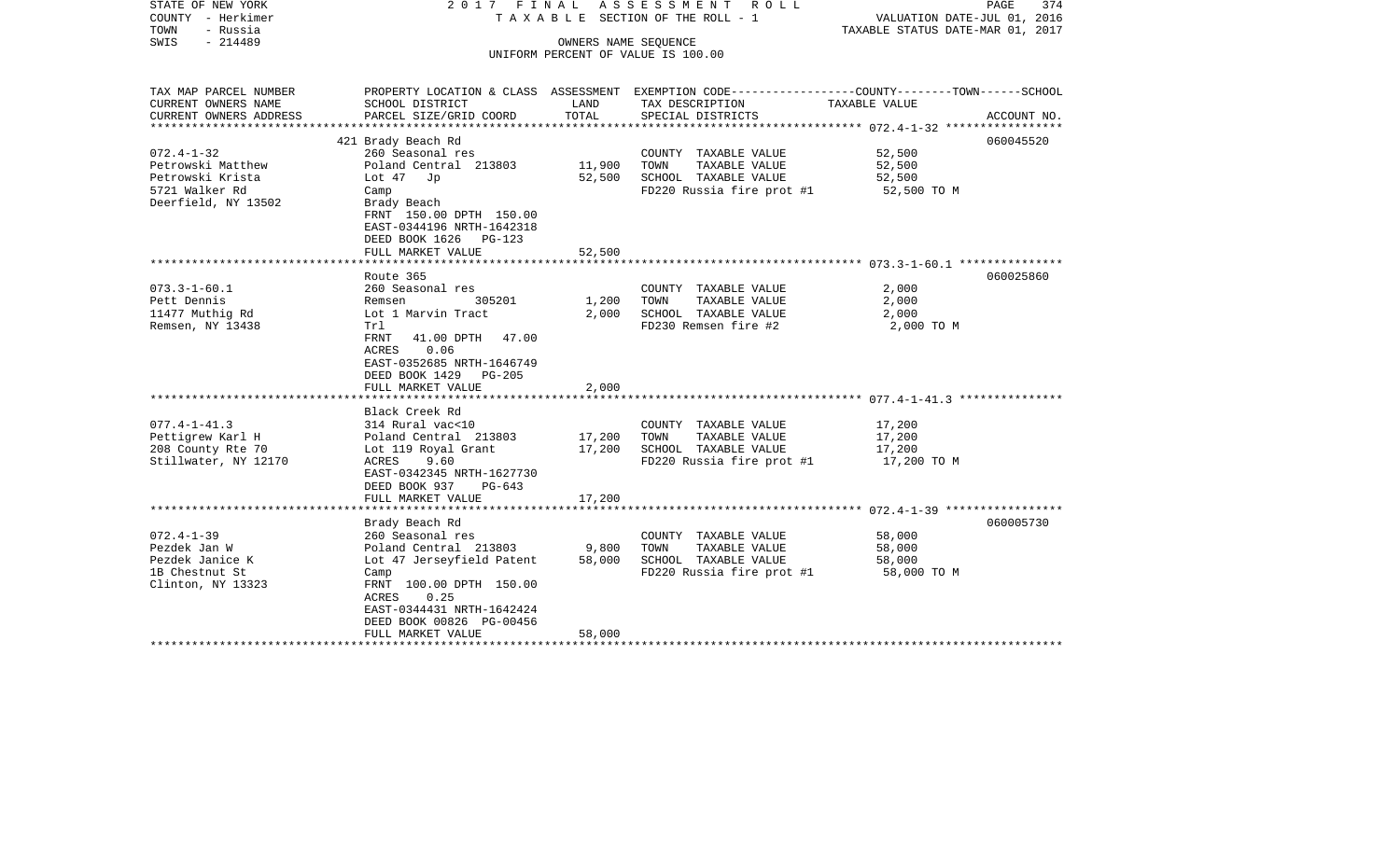STATE OF NEW YORK — 2017 FINAL ASSESSMENT ROLL
COUNTY - Herkimer — TAXABLE SECTION OF THE ROLL - 1 — VALUATION DATE-JUL 01, 2016
TOWN - Russia — TAXABLE STATUS DATE-MAR 01, 2017
SWIS - 214489 — OWNERS NAME SEQUENCE
UNIFORM PERCENT OF VALUE IS 100.00

| TAX MAP PARCEL NUMBER / CURRENT OWNERS NAME / CURRENT OWNERS ADDRESS | PROPERTY LOCATION & CLASS / SCHOOL DISTRICT / PARCEL SIZE/GRID COORD | ASSESSMENT LAND | TOTAL | EXEMPTION CODE / TAX DESCRIPTION / SPECIAL DISTRICTS | TAXABLE VALUE (COUNTY--TOWN--SCHOOL) | ACCOUNT NO. |
|---|---|---|---|---|---|---|
| 072.4-1-32 | 421 Brady Beach Rd | | | | | 060045520 |
| | 260 Seasonal res | | | COUNTY TAXABLE VALUE | 52,500 | |
| Petrowski Matthew | Poland Central 213803 | 11,900 | | TOWN TAXABLE VALUE | 52,500 | |
| Petrowski Krista | Lot 47 Jp | | 52,500 | SCHOOL TAXABLE VALUE | 52,500 | |
| 5721 Walker Rd | Camp | | | FD220 Russia fire prot #1 | 52,500 TO M | |
| Deerfield, NY 13502 | Brady Beach | | | | | |
| | FRNT 150.00 DPTH 150.00 | | | | | |
| | EAST-0344196 NRTH-1642318 | | | | | |
| | DEED BOOK 1626 PG-123 | | | | | |
| | FULL MARKET VALUE | | 52,500 | | | |
| 073.3-1-60.1 | Route 365 | | | | | 060025860 |
| | 260 Seasonal res | | | COUNTY TAXABLE VALUE | 2,000 | |
| Pett Dennis | Remsen 305201 | 1,200 | | TOWN TAXABLE VALUE | 2,000 | |
| 11477 Muthig Rd | Lot 1 Marvin Tract | | 2,000 | SCHOOL TAXABLE VALUE | 2,000 | |
| Remsen, NY 13438 | Trl | | | FD230 Remsen fire #2 | 2,000 TO M | |
| | FRNT 41.00 DPTH 47.00 | | | | | |
| | ACRES 0.06 | | | | | |
| | EAST-0352685 NRTH-1646749 | | | | | |
| | DEED BOOK 1429 PG-205 | | | | | |
| | FULL MARKET VALUE | | 2,000 | | | |
| 077.4-1-41.3 | Black Creek Rd | | | | | |
| | 314 Rural vac<10 | | | COUNTY TAXABLE VALUE | 17,200 | |
| Pettigrew Karl H | Poland Central 213803 | 17,200 | | TOWN TAXABLE VALUE | 17,200 | |
| 208 County Rte 70 | Lot 119 Royal Grant | | 17,200 | SCHOOL TAXABLE VALUE | 17,200 | |
| Stillwater, NY 12170 | ACRES 9.60 | | | FD220 Russia fire prot #1 | 17,200 TO M | |
| | EAST-0342345 NRTH-1627730 | | | | | |
| | DEED BOOK 937 PG-643 | | | | | |
| | FULL MARKET VALUE | | 17,200 | | | |
| 072.4-1-39 | Brady Beach Rd | | | | | 060005730 |
| | 260 Seasonal res | | | COUNTY TAXABLE VALUE | 58,000 | |
| Pezdek Jan W | Poland Central 213803 | 9,800 | | TOWN TAXABLE VALUE | 58,000 | |
| Pezdek Janice K | Lot 47 Jerseyfield Patent | | 58,000 | SCHOOL TAXABLE VALUE | 58,000 | |
| 1B Chestnut St | Camp | | | FD220 Russia fire prot #1 | 58,000 TO M | |
| Clinton, NY 13323 | FRNT 100.00 DPTH 150.00 | | | | | |
| | ACRES 0.25 | | | | | |
| | EAST-0344431 NRTH-1642424 | | | | | |
| | DEED BOOK 00826 PG-00456 | | | | | |
| | FULL MARKET VALUE | | 58,000 | | | |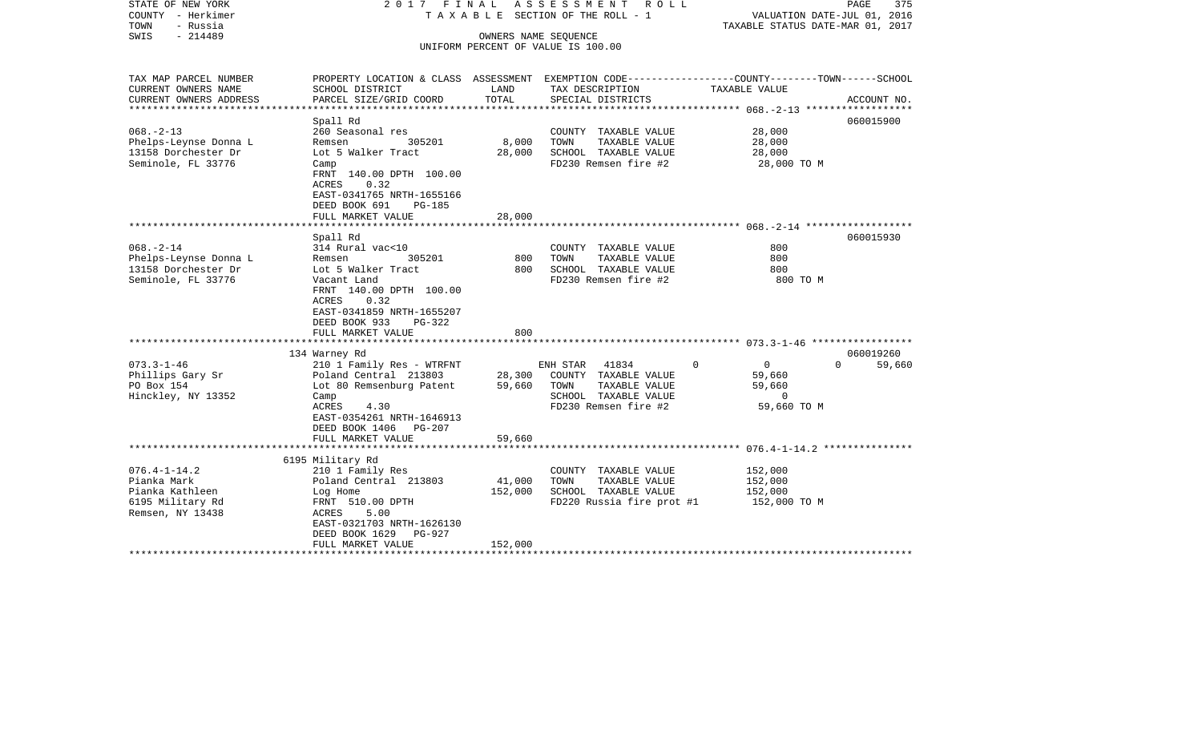STATE OF NEW YORK 2 0 1 7 F I N A L A S S E S S M E N T R O L L
COUNTY - Herkimer T A X A B L E SECTION OF THE ROLL - 1 VALUATION DATE-JUL 01, 2016
TOWN - Russia TAXABLE STATUS DATE-MAR 01, 2017
SWIS - 214489 OWNERS NAME SEQUENCE
UNIFORM PERCENT OF VALUE IS 100.00

```
TAX MAP PARCEL NUMBER     PROPERTY LOCATION & CLASS  ASSESSMENT  EXEMPTION CODE------------------COUNTY--------TOWN------SCHOOL
CURRENT OWNERS NAME       SCHOOL DISTRICT             LAND       TAX DESCRIPTION                 TAXABLE VALUE
CURRENT OWNERS ADDRESS    PARCEL SIZE/GRID COORD      TOTAL      SPECIAL DISTRICTS                                        ACCOUNT NO.
******************************************************************************************************* 068.-2-13 ******************
                          Spall Rd                                                                                     060015900
068.-2-13                 260 Seasonal res                        COUNTY  TAXABLE VALUE            28,000
Phelps-Leynse Donna L     Remsen          305201         8,000    TOWN    TAXABLE VALUE            28,000
13158 Dorchester Dr       Lot 5 Walker Tract            28,000    SCHOOL  TAXABLE VALUE            28,000
Seminole, FL 33776        Camp                                    FD230 Remsen fire #2              28,000 TO M
                          FRNT 140.00 DPTH 100.00
                          ACRES    0.32
                          EAST-0341765 NRTH-1655166
                          DEED BOOK 691    PG-185
                          FULL MARKET VALUE             28,000
******************************************************************************************************* 068.-2-14 ******************
                          Spall Rd                                                                                     060015930
068.-2-14                 314 Rural vac<10                        COUNTY  TAXABLE VALUE               800
Phelps-Leynse Donna L     Remsen          305201           800    TOWN    TAXABLE VALUE               800
13158 Dorchester Dr       Lot 5 Walker Tract               800    SCHOOL  TAXABLE VALUE               800
Seminole, FL 33776        Vacant Land                             FD230 Remsen fire #2                 800 TO M
                          FRNT 140.00 DPTH 100.00
                          ACRES    0.32
                          EAST-0341859 NRTH-1655207
                          DEED BOOK 933    PG-322
                          FULL MARKET VALUE                800
******************************************************************************************************* 073.3-1-46 *****************
                          134 Warney Rd                                                                                060019260
073.3-1-46                210 1 Family Res - WTRFNT               ENH STAR  41834         0           0            0     59,660
Phillips Gary Sr          Poland Central 213803         28,300    COUNTY  TAXABLE VALUE            59,660
PO Box 154                Lot 80 Remsenburg Patent      59,660    TOWN    TAXABLE VALUE            59,660
Hinckley, NY 13352        Camp                                    SCHOOL  TAXABLE VALUE                 0
                          ACRES    4.30                           FD230 Remsen fire #2              59,660 TO M
                          EAST-0354261 NRTH-1646913
                          DEED BOOK 1406   PG-207
                          FULL MARKET VALUE             59,660
******************************************************************************************************* 076.4-1-14.2 ***************
                          6195 Military Rd
076.4-1-14.2              210 1 Family Res                        COUNTY  TAXABLE VALUE           152,000
Pianka Mark               Poland Central 213803         41,000    TOWN    TAXABLE VALUE           152,000
Pianka Kathleen           Log Home                     152,000    SCHOOL  TAXABLE VALUE           152,000
6195 Military Rd          FRNT 510.00 DPTH                        FD220 Russia fire prot #1        152,000 TO M
Remsen, NY 13438          ACRES    5.00
                          EAST-0321703 NRTH-1626130
                          DEED BOOK 1629   PG-927
                          FULL MARKET VALUE            152,000
************************************************************************************************************************************
```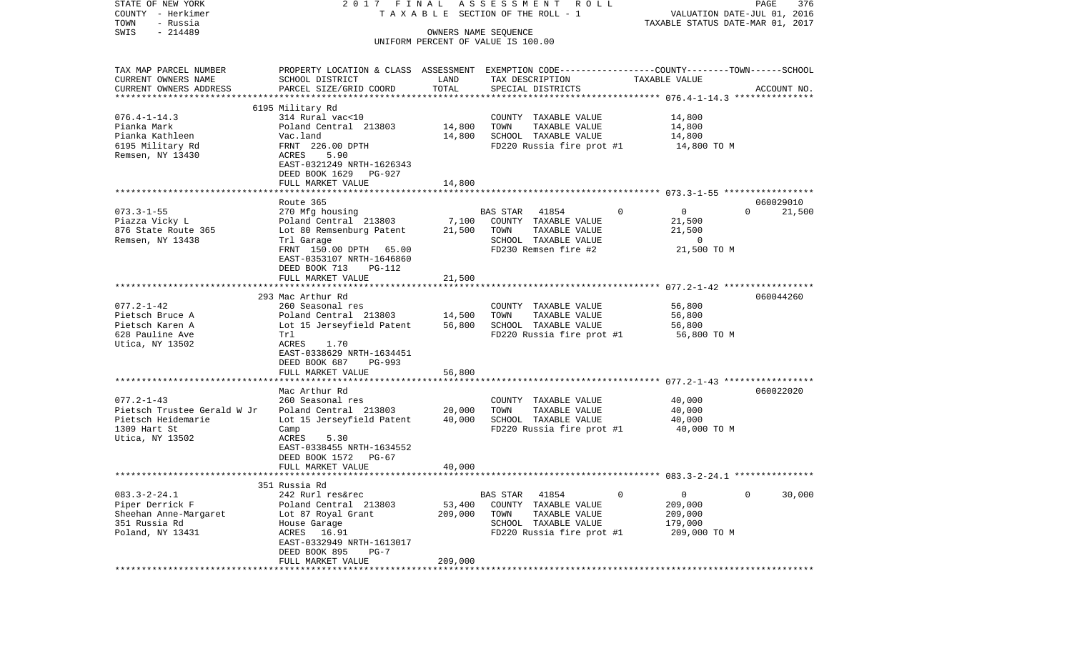STATE OF NEW YORK 2017 FINAL ASSESSMENT ROLL
COUNTY - Herkimer TAXABLE SECTION OF THE ROLL - 1 VALUATION DATE-JUL 01, 2016
TOWN - Russia TAXABLE STATUS DATE-MAR 01, 2017
SWIS - 214489 OWNERS NAME SEQUENCE
UNIFORM PERCENT OF VALUE IS 100.00

| TAX MAP PARCEL NUMBER<br>CURRENT OWNERS NAME<br>CURRENT OWNERS ADDRESS | PROPERTY LOCATION & CLASS<br>SCHOOL DISTRICT<br>PARCEL SIZE/GRID COORD | ASSESSMENT<br>LAND<br>TOTAL | EXEMPTION CODE<br>TAX DESCRIPTION<br>SPECIAL DISTRICTS | COUNTY--------TOWN------SCHOOL<br>TAXABLE VALUE | ACCOUNT NO. |
|---|---|---|---|---|---|
| 076.4-1-14.3 | 6195 Military Rd | | | | |
| 076.4-1-14.3<br>Pianka Mark<br>Pianka Kathleen<br>6195 Military Rd<br>Remsen, NY 13430 | 314 Rural vac<10<br>Poland Central 213803<br>Vac.land<br>FRNT 226.00 DPTH<br>ACRES 5.90<br>EAST-0321249 NRTH-1626343<br>DEED BOOK 1629 PG-927<br>FULL MARKET VALUE | 14,800<br>14,800<br><br><br><br><br><br>14,800 | COUNTY TAXABLE VALUE<br>TOWN TAXABLE VALUE<br>SCHOOL TAXABLE VALUE<br>FD220 Russia fire prot #1 | 14,800<br>14,800<br>14,800<br>14,800 TO M | |
| 073.3-1-55 | Route 365 | | | | 060029010 |
| 073.3-1-55<br>Piazza Vicky L<br>876 State Route 365<br>Remsen, NY 13438 | 270 Mfg housing<br>Poland Central 213803<br>Lot 80 Remsenburg Patent<br>Trl Garage<br>FRNT 150.00 DPTH 65.00<br>EAST-0353107 NRTH-1646860<br>DEED BOOK 713 PG-112<br>FULL MARKET VALUE | <br>7,100<br>21,500<br><br><br><br><br>21,500 | BAS STAR 41854 0<br>COUNTY TAXABLE VALUE<br>TOWN TAXABLE VALUE<br>SCHOOL TAXABLE VALUE<br>FD230 Remsen fire #2 | 0 0 21,500<br>21,500<br>21,500<br>0<br>21,500 TO M | |
| 077.2-1-42 | 293 Mac Arthur Rd | | | | 060044260 |
| 077.2-1-42<br>Pietsch Bruce A<br>Pietsch Karen A<br>628 Pauline Ave<br>Utica, NY 13502 | 260 Seasonal res<br>Poland Central 213803<br>Lot 15 Jerseyfield Patent<br>Trl<br>ACRES 1.70<br>EAST-0338629 NRTH-1634451<br>DEED BOOK 687 PG-993<br>FULL MARKET VALUE | 14,500<br>56,800<br><br><br><br><br><br>56,800 | COUNTY TAXABLE VALUE<br>TOWN TAXABLE VALUE<br>SCHOOL TAXABLE VALUE<br>FD220 Russia fire prot #1 | 56,800<br>56,800<br>56,800<br>56,800 TO M | |
| 077.2-1-43 | Mac Arthur Rd | | | | 060022020 |
| 077.2-1-43<br>Pietsch Trustee Gerald W Jr<br>Pietsch Heidemarie<br>1309 Hart St<br>Utica, NY 13502 | 260 Seasonal res<br>Poland Central 213803<br>Lot 15 Jerseyfield Patent<br>Camp<br>ACRES 5.30<br>EAST-0338455 NRTH-1634552<br>DEED BOOK 1572 PG-67<br>FULL MARKET VALUE | 20,000<br>40,000<br><br><br><br><br><br>40,000 | COUNTY TAXABLE VALUE<br>TOWN TAXABLE VALUE<br>SCHOOL TAXABLE VALUE<br>FD220 Russia fire prot #1 | 40,000<br>40,000<br>40,000<br>40,000 TO M | |
| 083.3-2-24.1 | 351 Russia Rd | | | | |
| 083.3-2-24.1<br>Piper Derrick F<br>Sheehan Anne-Margaret<br>351 Russia Rd<br>Poland, NY 13431 | 242 Rurl res&rec<br>Poland Central 213803<br>Lot 87 Royal Grant<br>House Garage<br>ACRES 16.91<br>EAST-0332949 NRTH-1613017<br>DEED BOOK 895 PG-7<br>FULL MARKET VALUE | <br>53,400<br>209,000<br><br><br><br><br>209,000 | BAS STAR 41854 0<br>COUNTY TAXABLE VALUE<br>TOWN TAXABLE VALUE<br>SCHOOL TAXABLE VALUE<br>FD220 Russia fire prot #1 | 0 0 30,000<br>209,000<br>209,000<br>179,000<br>209,000 TO M | |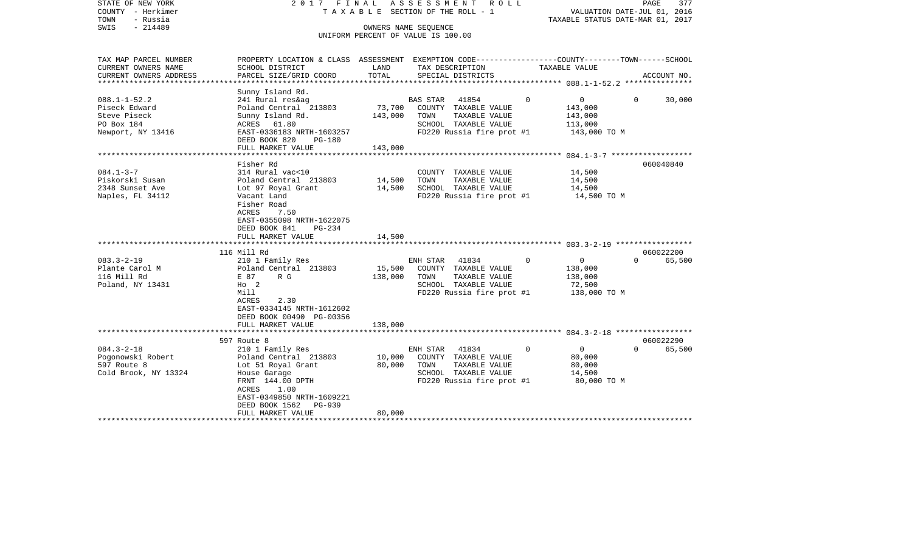STATE OF NEW YORK — 2017 FINAL ASSESSMENT ROLL
COUNTY - Herkimer — TAXABLE SECTION OF THE ROLL - 1 — VALUATION DATE-JUL 01, 2016
TOWN - Russia — TAXABLE STATUS DATE-MAR 01, 2017
SWIS - 214489 — OWNERS NAME SEQUENCE
UNIFORM PERCENT OF VALUE IS 100.00

| TAX MAP PARCEL NUMBER / CURRENT OWNERS NAME / CURRENT OWNERS ADDRESS | PROPERTY LOCATION & CLASS / SCHOOL DISTRICT / PARCEL SIZE/GRID COORD | ASSESSMENT LAND | ASSESSMENT TOTAL | EXEMPTION CODE / TAX DESCRIPTION / SPECIAL DISTRICTS | COUNTY | TOWN | SCHOOL | ACCOUNT NO. |
|---|---|---|---|---|---|---|---|---|
| **088.1-1-52.2** | Sunny Island Rd. | | | | | | | |
| 088.1-1-52.2 | 241 Rural res&ag | | | BAS STAR 41854 | 0 | 0 | 0 | 30,000 |
| Piseck Edward | Poland Central 213803 | 73,700 | | COUNTY TAXABLE VALUE | 143,000 | | | |
| Steve Piseck | Sunny Island Rd. | | 143,000 | TOWN TAXABLE VALUE | 143,000 | | | |
| PO Box 184 | ACRES 61.80 | | | SCHOOL TAXABLE VALUE | 113,000 | | | |
| Newport, NY 13416 | EAST-0336183 NRTH-1603257 | | | FD220 Russia fire prot #1 | 143,000 TO M | | | |
| | DEED BOOK 820 PG-180 | | | | | | | |
| | FULL MARKET VALUE | | 143,000 | | | | | |
| **084.1-3-7** | Fisher Rd | | | | | | | 060040840 |
| 084.1-3-7 | 314 Rural vac<10 | | | COUNTY TAXABLE VALUE | 14,500 | | | |
| Piskorski Susan | Poland Central 213803 | 14,500 | | TOWN TAXABLE VALUE | 14,500 | | | |
| 2348 Sunset Ave | Lot 97 Royal Grant | | 14,500 | SCHOOL TAXABLE VALUE | 14,500 | | | |
| Naples, FL 34112 | Vacant Land | | | FD220 Russia fire prot #1 | 14,500 TO M | | | |
| | Fisher Road | | | | | | | |
| | ACRES 7.50 | | | | | | | |
| | EAST-0355098 NRTH-1622075 | | | | | | | |
| | DEED BOOK 841 PG-234 | | | | | | | |
| | FULL MARKET VALUE | | 14,500 | | | | | |
| **083.3-2-19** | 116 Mill Rd | | | | | | | 060022200 |
| 083.3-2-19 | 210 1 Family Res | | | ENH STAR 41834 | 0 | 0 | 0 | 65,500 |
| Plante Carol M | Poland Central 213803 | 15,500 | | COUNTY TAXABLE VALUE | 138,000 | | | |
| 116 Mill Rd | E 87 R G | | 138,000 | TOWN TAXABLE VALUE | 138,000 | | | |
| Poland, NY 13431 | Ho 2 | | | SCHOOL TAXABLE VALUE | 72,500 | | | |
| | Mill | | | FD220 Russia fire prot #1 | 138,000 TO M | | | |
| | ACRES 2.30 | | | | | | | |
| | EAST-0334145 NRTH-1612602 | | | | | | | |
| | DEED BOOK 00490 PG-00356 | | | | | | | |
| | FULL MARKET VALUE | | 138,000 | | | | | |
| **084.3-2-18** | 597 Route 8 | | | | | | | 060022290 |
| 084.3-2-18 | 210 1 Family Res | | | ENH STAR 41834 | 0 | 0 | 0 | 65,500 |
| Pogonowski Robert | Poland Central 213803 | 10,000 | | COUNTY TAXABLE VALUE | 80,000 | | | |
| 597 Route 8 | Lot 51 Royal Grant | | 80,000 | TOWN TAXABLE VALUE | 80,000 | | | |
| Cold Brook, NY 13324 | House Garage | | | SCHOOL TAXABLE VALUE | 14,500 | | | |
| | FRNT 144.00 DPTH | | | FD220 Russia fire prot #1 | 80,000 TO M | | | |
| | ACRES 1.00 | | | | | | | |
| | EAST-0349850 NRTH-1609221 | | | | | | | |
| | DEED BOOK 1562 PG-939 | | | | | | | |
| | FULL MARKET VALUE | | 80,000 | | | | | |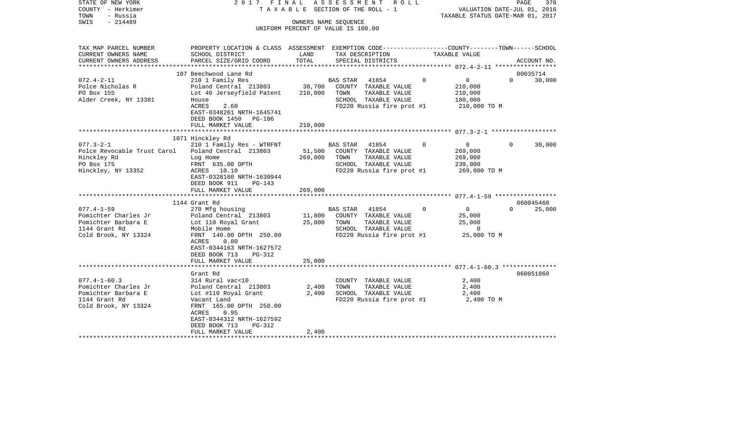STATE OF NEW YORK — 2017 FINAL ASSESSMENT ROLL
COUNTY - Herkimer — TAXABLE SECTION OF THE ROLL - 1 — VALUATION DATE-JUL 01, 2016
TOWN - Russia — TAXABLE STATUS DATE-MAR 01, 2017
SWIS - 214489 — OWNERS NAME SEQUENCE
UNIFORM PERCENT OF VALUE IS 100.00

| TAX MAP PARCEL NUMBER / CURRENT OWNERS NAME / CURRENT OWNERS ADDRESS | PROPERTY LOCATION & CLASS / SCHOOL DISTRICT / PARCEL SIZE/GRID COORD | ASSESSMENT LAND / TOTAL | EXEMPTION CODE / TAX DESCRIPTION / SPECIAL DISTRICTS | COUNTY | TOWN | SCHOOL | ACCOUNT NO. |
|---|---|---|---|---|---|---|---|
| | 107 Beechwood Lane Rd | | | | | | 00035714 |
| 072.4-2-11 | 210 1 Family Res | | BAS STAR 41854 | 0 | 0 | 30,000 | |
| Polce Nicholas R | Poland Central 213803 | 38,700 | COUNTY TAXABLE VALUE | 210,000 | | | |
| PO Box 155 | Lot 46 Jerseyfield Patent | 210,000 | TOWN TAXABLE VALUE | | 210,000 | | |
| Alder Creek, NY 13381 | House | | SCHOOL TAXABLE VALUE | | | 180,000 | |
| | ACRES 2.60 | | FD220 Russia fire prot #1 | 210,000 TO M | | | |
| | EAST-0348261 NRTH-1645741 | | | | | | |
| | DEED BOOK 1450 PG-106 | | | | | | |
| | FULL MARKET VALUE | 210,000 | | | | | |
| | 1071 Hinckley Rd | | | | | | |
| 077.3-2-1 | 210 1 Family Res - WTRFNT | | BAS STAR 41854 | 0 | 0 | 30,000 | |
| Polce Revocable Trust Carol | Poland Central 213803 | 51,500 | COUNTY TAXABLE VALUE | 269,000 | | | |
| Hinckley Rd | Log Home | 269,000 | TOWN TAXABLE VALUE | | 269,000 | | |
| PO Box 175 | FRNT 635.00 DPTH | | SCHOOL TAXABLE VALUE | | | 239,000 | |
| Hinckley, NY 13352 | ACRES 10.10 | | FD220 Russia fire prot #1 | 269,000 TO M | | | |
| | EAST-0328160 NRTH-1630944 | | | | | | |
| | DEED BOOK 911 PG-143 | | | | | | |
| | FULL MARKET VALUE | 269,000 | | | | | |
| | 1144 Grant Rd | | | | | | 060045460 |
| 077.4-1-59 | 270 Mfg housing | | BAS STAR 41854 | 0 | 0 | 25,000 | |
| Pomichter Charles Jr | Poland Central 213803 | 11,800 | COUNTY TAXABLE VALUE | 25,000 | | | |
| Pomichter Barbara E | Lot 110 Royal Grant | 25,000 | TOWN TAXABLE VALUE | | 25,000 | | |
| 1144 Grant Rd | Mobile Home | | SCHOOL TAXABLE VALUE | | | 0 | |
| Cold Brook, NY 13324 | FRNT 140.00 DPTH 250.00 | | FD220 Russia fire prot #1 | 25,000 TO M | | | |
| | ACRES 0.80 | | | | | | |
| | EAST-0344163 NRTH-1627572 | | | | | | |
| | DEED BOOK 713 PG-312 | | | | | | |
| | FULL MARKET VALUE | 25,000 | | | | | |
| | Grant Rd | | | | | | 060051860 |
| 077.4-1-60.3 | 314 Rural vac<10 | | COUNTY TAXABLE VALUE | 2,400 | | | |
| Pomichter Charles Jr | Poland Central 213803 | 2,400 | TOWN TAXABLE VALUE | | 2,400 | | |
| Pomichter Barbara E | Lot #110 Royal Grant | 2,400 | SCHOOL TAXABLE VALUE | | | 2,400 | |
| 1144 Grant Rd | Vacant Land | | FD220 Russia fire prot #1 | 2,400 TO M | | | |
| Cold Brook, NY 13324 | FRNT 165.00 DPTH 250.00 | | | | | | |
| | ACRES 0.95 | | | | | | |
| | EAST-0344312 NRTH-1627592 | | | | | | |
| | DEED BOOK 713 PG-312 | | | | | | |
| | FULL MARKET VALUE | 2,400 | | | | | |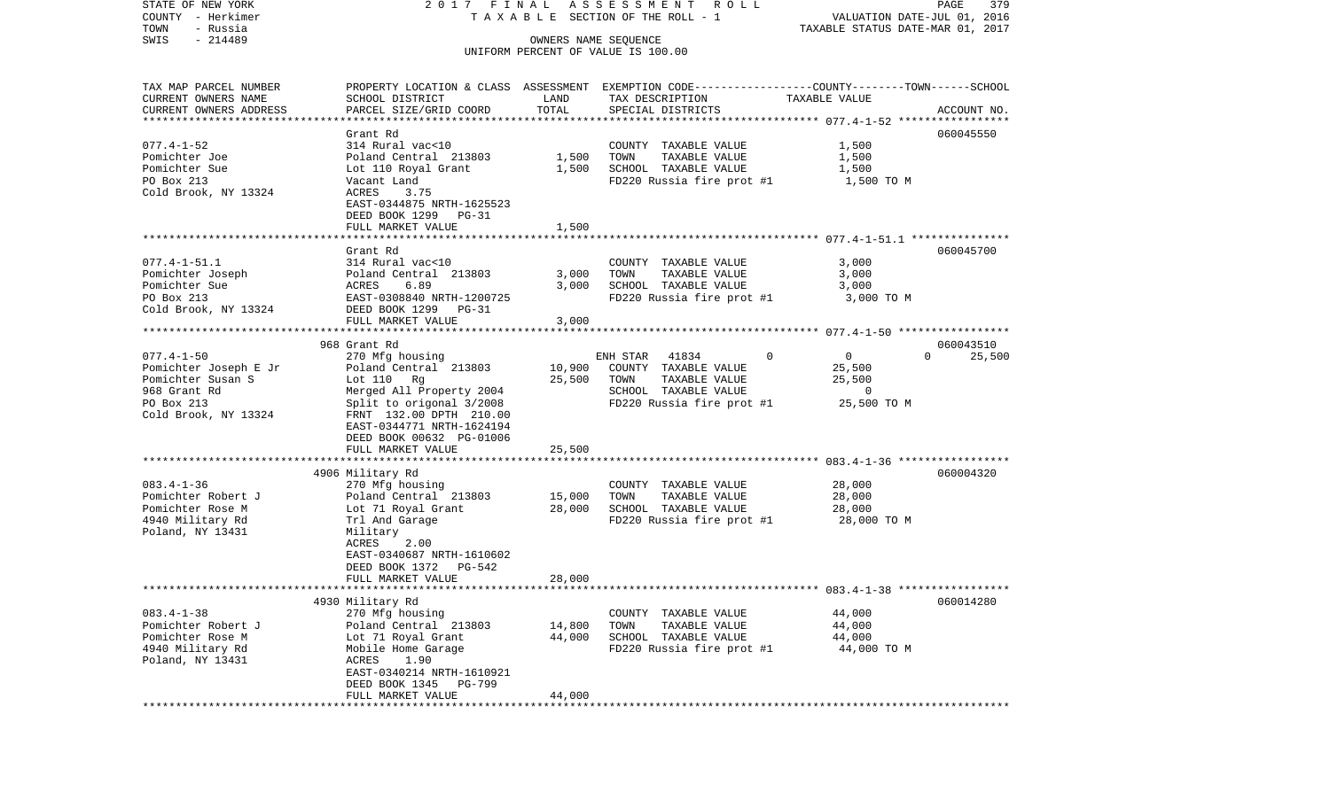STATE OF NEW YORK | 2 0 1 7 F I N A L A S S E S S M E N T R O L L
COUNTY - Herkimer | T A X A B L E SECTION OF THE ROLL - 1 | VALUATION DATE-JUL 01, 2016
TOWN - Russia | | TAXABLE STATUS DATE-MAR 01, 2017
SWIS - 214489 | OWNERS NAME SEQUENCE
UNIFORM PERCENT OF VALUE IS 100.00

| TAX MAP PARCEL NUMBER / CURRENT OWNERS NAME / CURRENT OWNERS ADDRESS | PROPERTY LOCATION & CLASS / SCHOOL DISTRICT / PARCEL SIZE/GRID COORD | ASSESSMENT LAND | ASSESSMENT TOTAL | EXEMPTION CODE / TAX DESCRIPTION / SPECIAL DISTRICTS | COUNTY TAXABLE VALUE | TOWN | SCHOOL | ACCOUNT NO. |
|---|---|---|---|---|---|---|---|---|
| **077.4-1-52** | Grant Rd | | | | | | | 060045550 |
| 077.4-1-52 | 314 Rural vac<10 | | | COUNTY TAXABLE VALUE | 1,500 | | | |
| Pomichter Joe | Poland Central 213803 | 1,500 | | TOWN TAXABLE VALUE | 1,500 | | | |
| Pomichter Sue | Lot 110 Royal Grant | | 1,500 | SCHOOL TAXABLE VALUE | 1,500 | | | |
| PO Box 213 | Vacant Land | | | FD220 Russia fire prot #1 | 1,500 TO M | | | |
| Cold Brook, NY 13324 | ACRES 3.75 | | | | | | | |
| | EAST-0344875 NRTH-1625523 | | | | | | | |
| | DEED BOOK 1299 PG-31 | | | | | | | |
| | FULL MARKET VALUE | | 1,500 | | | | | |
| **077.4-1-51.1** | Grant Rd | | | | | | | 060045700 |
| 077.4-1-51.1 | 314 Rural vac<10 | | | COUNTY TAXABLE VALUE | 3,000 | | | |
| Pomichter Joseph | Poland Central 213803 | 3,000 | | TOWN TAXABLE VALUE | 3,000 | | | |
| Pomichter Sue | ACRES 6.89 | | 3,000 | SCHOOL TAXABLE VALUE | 3,000 | | | |
| PO Box 213 | EAST-0308840 NRTH-1200725 | | | FD220 Russia fire prot #1 | 3,000 TO M | | | |
| Cold Brook, NY 13324 | DEED BOOK 1299 PG-31 | | | | | | | |
| | FULL MARKET VALUE | | 3,000 | | | | | |
| **077.4-1-50** | 968 Grant Rd | | | | | | | 060043510 |
| 077.4-1-50 | 270 Mfg housing | | | ENH STAR 41834 | 0 | 0 | 0 | 25,500 |
| Pomichter Joseph E Jr | Poland Central 213803 | 10,900 | | COUNTY TAXABLE VALUE | 25,500 | | | |
| Pomichter Susan S | Lot 110 Rg | | 25,500 | TOWN TAXABLE VALUE | 25,500 | | | |
| 968 Grant Rd | Merged All Property 2004 | | | SCHOOL TAXABLE VALUE | 0 | | | |
| PO Box 213 | Split to origonal 3/2008 | | | FD220 Russia fire prot #1 | 25,500 TO M | | | |
| Cold Brook, NY 13324 | FRNT 132.00 DPTH 210.00 | | | | | | | |
| | EAST-0344771 NRTH-1624194 | | | | | | | |
| | DEED BOOK 00632 PG-01006 | | | | | | | |
| | FULL MARKET VALUE | | 25,500 | | | | | |
| **083.4-1-36** | 4906 Military Rd | | | | | | | 060004320 |
| 083.4-1-36 | 270 Mfg housing | | | COUNTY TAXABLE VALUE | 28,000 | | | |
| Pomichter Robert J | Poland Central 213803 | 15,000 | | TOWN TAXABLE VALUE | 28,000 | | | |
| Pomichter Rose M | Lot 71 Royal Grant | | 28,000 | SCHOOL TAXABLE VALUE | 28,000 | | | |
| 4940 Military Rd | Trl And Garage | | | FD220 Russia fire prot #1 | 28,000 TO M | | | |
| Poland, NY 13431 | Military | | | | | | | |
| | ACRES 2.00 | | | | | | | |
| | EAST-0340687 NRTH-1610602 | | | | | | | |
| | DEED BOOK 1372 PG-542 | | | | | | | |
| | FULL MARKET VALUE | | 28,000 | | | | | |
| **083.4-1-38** | 4930 Military Rd | | | | | | | 060014280 |
| 083.4-1-38 | 270 Mfg housing | | | COUNTY TAXABLE VALUE | 44,000 | | | |
| Pomichter Robert J | Poland Central 213803 | 14,800 | | TOWN TAXABLE VALUE | 44,000 | | | |
| Pomichter Rose M | Lot 71 Royal Grant | | 44,000 | SCHOOL TAXABLE VALUE | 44,000 | | | |
| 4940 Military Rd | Mobile Home Garage | | | FD220 Russia fire prot #1 | 44,000 TO M | | | |
| Poland, NY 13431 | ACRES 1.90 | | | | | | | |
| | EAST-0340214 NRTH-1610921 | | | | | | | |
| | DEED BOOK 1345 PG-799 | | | | | | | |
| | FULL MARKET VALUE | | 44,000 | | | | | |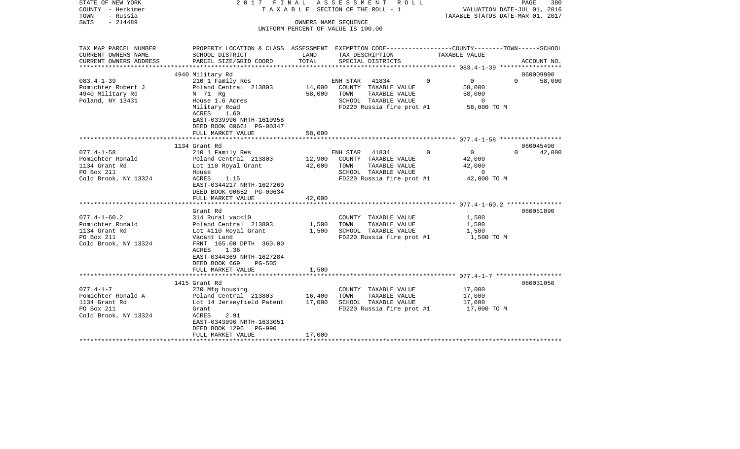STATE OF NEW YORK | 2 0 1 7 F I N A L A S S E S S M E N T R O L L
COUNTY - Herkimer | T A X A B L E SECTION OF THE ROLL - 1 | VALUATION DATE-JUL 01, 2016
TOWN - Russia | TAXABLE STATUS DATE-MAR 01, 2017
SWIS - 214489 | OWNERS NAME SEQUENCE
UNIFORM PERCENT OF VALUE IS 100.00

| TAX MAP PARCEL NUMBER<br>CURRENT OWNERS NAME<br>CURRENT OWNERS ADDRESS | PROPERTY LOCATION & CLASS<br>SCHOOL DISTRICT<br>PARCEL SIZE/GRID COORD | ASSESSMENT<br>LAND<br>TOTAL | EXEMPTION CODE<br>TAX DESCRIPTION<br>SPECIAL DISTRICTS | COUNTY | TOWN | SCHOOL<br>TAXABLE VALUE<br>ACCOUNT NO. |
|---|---|---|---|---|---|---|
| **083.4-1-39** | 4940 Military Rd | | | | | 060009990 |
| 083.4-1-39 | 210 1 Family Res | | ENH STAR 41834 | 0 | 0 | 0 58,000 |
| Pomichter Robert J | Poland Central 213803 | 14,000 | COUNTY TAXABLE VALUE | 58,000 | | |
| 4940 Military Rd | N 71 Rg | 58,000 | TOWN TAXABLE VALUE | | 58,000 | |
| Poland, NY 13431 | House 1.6 Acres | | SCHOOL TAXABLE VALUE | | | 0 |
| | Military Road | | FD220 Russia fire prot #1 | 58,000 TO M | | |
| | ACRES 1.60 | | | | | |
| | EAST-0339996 NRTH-1610958 | | | | | |
| | DEED BOOK 00661 PG-00347 | | | | | |
| | FULL MARKET VALUE | 58,000 | | | | |
| **077.4-1-58** | 1134 Grant Rd | | | | | 060045490 |
| 077.4-1-58 | 210 1 Family Res | | ENH STAR 41834 | 0 | 0 | 0 42,000 |
| Pomichter Ronald | Poland Central 213803 | 12,900 | COUNTY TAXABLE VALUE | 42,000 | | |
| 1134 Grant Rd | Lot 110 Royal Grant | 42,000 | TOWN TAXABLE VALUE | | 42,000 | |
| PO Box 211 | House | | SCHOOL TAXABLE VALUE | | | 0 |
| Cold Brook, NY 13324 | ACRES 1.15 | | FD220 Russia fire prot #1 | 42,000 TO M | | |
| | EAST-0344217 NRTH-1627269 | | | | | |
| | DEED BOOK 00652 PG-00634 | | | | | |
| | FULL MARKET VALUE | 42,000 | | | | |
| **077.4-1-60.2** | Grant Rd | | | | | 060051890 |
| 077.4-1-60.2 | 314 Rural vac<10 | | COUNTY TAXABLE VALUE | 1,500 | | |
| Pomichter Ronald | Poland Central 213803 | 1,500 | TOWN TAXABLE VALUE | | 1,500 | |
| 1134 Grant Rd | Lot #110 Royal Grant | 1,500 | SCHOOL TAXABLE VALUE | | | 1,500 |
| PO Box 211 | Vacant Land | | FD220 Russia fire prot #1 | 1,500 TO M | | |
| Cold Brook, NY 13324 | FRNT 165.00 DPTH 360.00 | | | | | |
| | ACRES 1.36 | | | | | |
| | EAST-0344369 NRTH-1627284 | | | | | |
| | DEED BOOK 669 PG-505 | | | | | |
| | FULL MARKET VALUE | 1,500 | | | | |
| **077.4-1-7** | 1415 Grant Rd | | | | | 060031050 |
| 077.4-1-7 | 270 Mfg housing | | COUNTY TAXABLE VALUE | 17,000 | | |
| Pomichter Ronald A | Poland Central 213803 | 16,400 | TOWN TAXABLE VALUE | | 17,000 | |
| 1134 Grant Rd | Lot 14 Jerseyfield Patent | 17,000 | SCHOOL TAXABLE VALUE | | | 17,000 |
| PO Box 211 | Grant | | FD220 Russia fire prot #1 | 17,000 TO M | | |
| Cold Brook, NY 13324 | ACRES 2.91 | | | | | |
| | EAST-0343096 NRTH-1633051 | | | | | |
| | DEED BOOK 1296 PG-990 | | | | | |
| | FULL MARKET VALUE | 17,000 | | | | |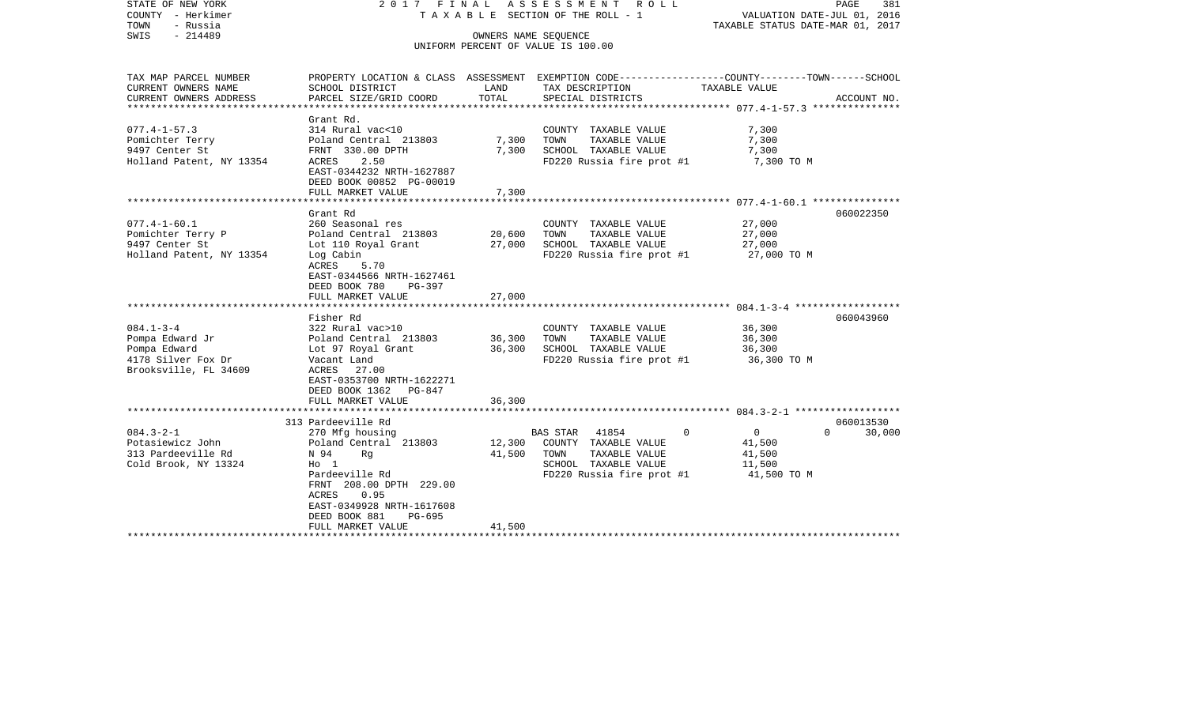STATE OF NEW YORK
COUNTY - Herkimer
TOWN - Russia
SWIS - 214489

2017 FINAL ASSESSMENT ROLL
TAXABLE SECTION OF THE ROLL - 1
OWNERS NAME SEQUENCE
UNIFORM PERCENT OF VALUE IS 100.00

VALUATION DATE-JUL 01, 2016
TAXABLE STATUS DATE-MAR 01, 2017

| TAX MAP PARCEL NUMBER / CURRENT OWNERS NAME / CURRENT OWNERS ADDRESS | PROPERTY LOCATION & CLASS / SCHOOL DISTRICT / PARCEL SIZE/GRID COORD | ASSESSMENT LAND | TOTAL | EXEMPTION CODE / TAX DESCRIPTION / SPECIAL DISTRICTS | TAXABLE VALUE (COUNTY / TOWN / SCHOOL) | ACCOUNT NO. |
|---|---|---|---|---|---|---|
| **077.4-1-57.3** | Grant Rd. | | | | | |
| 077.4-1-57.3 | 314 Rural vac<10 | | | COUNTY TAXABLE VALUE | 7,300 | |
| Pomichter Terry | Poland Central 213803 | 7,300 | | TOWN TAXABLE VALUE | 7,300 | |
| 9497 Center St | FRNT 330.00 DPTH | | 7,300 | SCHOOL TAXABLE VALUE | 7,300 | |
| Holland Patent, NY 13354 | ACRES 2.50 | | | FD220 Russia fire prot #1 | 7,300 TO M | |
| | EAST-0344232 NRTH-1627887 | | | | | |
| | DEED BOOK 00852 PG-00019 | | | | | |
| | FULL MARKET VALUE | | 7,300 | | | |
| **077.4-1-60.1** | Grant Rd | | | | | 060022350 |
| 077.4-1-60.1 | 260 Seasonal res | | | COUNTY TAXABLE VALUE | 27,000 | |
| Pomichter Terry P | Poland Central 213803 | 20,600 | | TOWN TAXABLE VALUE | 27,000 | |
| 9497 Center St | Lot 110 Royal Grant | | 27,000 | SCHOOL TAXABLE VALUE | 27,000 | |
| Holland Patent, NY 13354 | Log Cabin | | | FD220 Russia fire prot #1 | 27,000 TO M | |
| | ACRES 5.70 | | | | | |
| | EAST-0344566 NRTH-1627461 | | | | | |
| | DEED BOOK 780 PG-397 | | | | | |
| | FULL MARKET VALUE | | 27,000 | | | |
| **084.1-3-4** | Fisher Rd | | | | | 060043960 |
| 084.1-3-4 | 322 Rural vac>10 | | | COUNTY TAXABLE VALUE | 36,300 | |
| Pompa Edward Jr | Poland Central 213803 | 36,300 | | TOWN TAXABLE VALUE | 36,300 | |
| Pompa Edward | Lot 97 Royal Grant | | 36,300 | SCHOOL TAXABLE VALUE | 36,300 | |
| 4178 Silver Fox Dr | Vacant Land | | | FD220 Russia fire prot #1 | 36,300 TO M | |
| Brooksville, FL 34609 | ACRES 27.00 | | | | | |
| | EAST-0353700 NRTH-1622271 | | | | | |
| | DEED BOOK 1362 PG-847 | | | | | |
| | FULL MARKET VALUE | | 36,300 | | | |
| **084.3-2-1** | 313 Pardeeville Rd | | | | | 060013530 |
| 084.3-2-1 | 270 Mfg housing | | | BAS STAR 41854 | 0 / 0 / 0 / 30,000 | |
| Potasiewicz John | Poland Central 213803 | 12,300 | | COUNTY TAXABLE VALUE | 41,500 | |
| 313 Pardeeville Rd | N 94 Rg | | 41,500 | TOWN TAXABLE VALUE | 41,500 | |
| Cold Brook, NY 13324 | Ho 1 | | | SCHOOL TAXABLE VALUE | 11,500 | |
| | Pardeeville Rd | | | FD220 Russia fire prot #1 | 41,500 TO M | |
| | FRNT 208.00 DPTH 229.00 | | | | | |
| | ACRES 0.95 | | | | | |
| | EAST-0349928 NRTH-1617608 | | | | | |
| | DEED BOOK 881 PG-695 | | | | | |
| | FULL MARKET VALUE | | 41,500 | | | |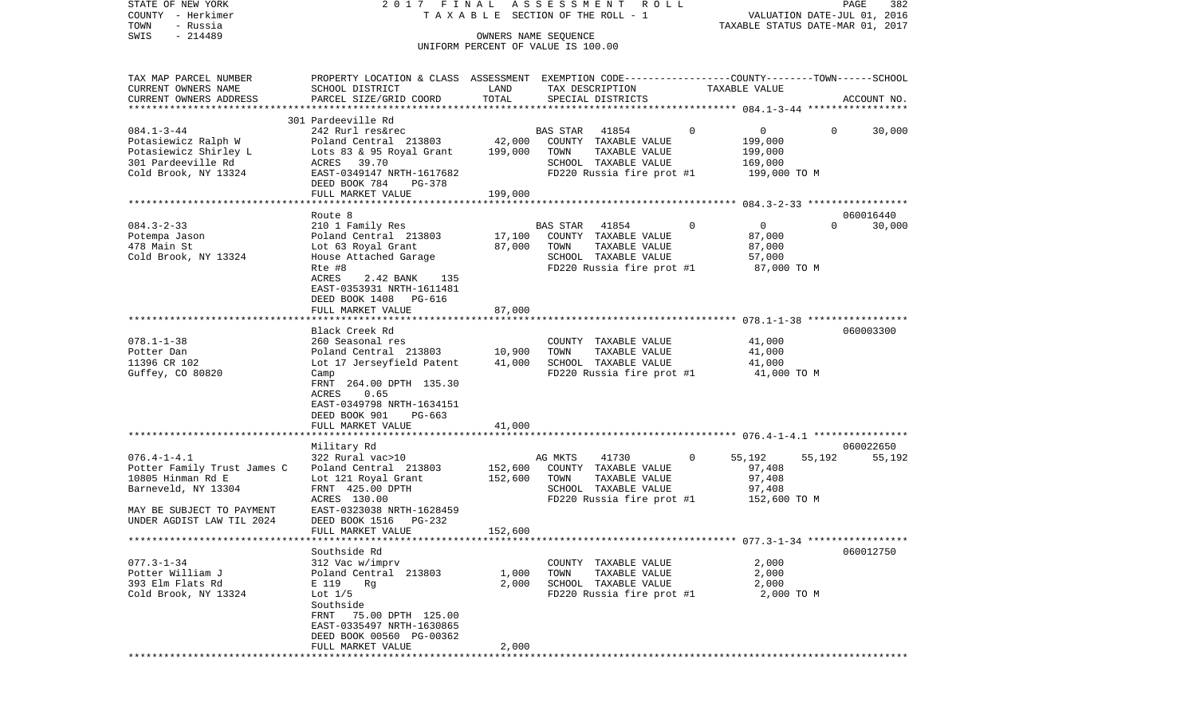STATE OF NEW YORK                2017 FINAL ASSESSMENT ROLL
COUNTY - Herkimer                TAXABLE SECTION OF THE ROLL - 1                VALUATION DATE-JUL 01, 2016
TOWN - Russia                                                                    TAXABLE STATUS DATE-MAR 01, 2017
SWIS - 214489                    OWNERS NAME SEQUENCE
                                 UNIFORM PERCENT OF VALUE IS 100.00

| TAX MAP PARCEL NUMBER / CURRENT OWNERS NAME / CURRENT OWNERS ADDRESS | PROPERTY LOCATION & CLASS / SCHOOL DISTRICT / PARCEL SIZE/GRID COORD | ASSESSMENT LAND | TOTAL | EXEMPTION CODE / TAX DESCRIPTION / SPECIAL DISTRICTS | COUNTY | TOWN | SCHOOL | ACCOUNT NO. |
|---|---|---|---|---|---|---|---|---|
| 084.1-3-44 | 301 Pardeeville Rd | | | | | | | |
| Potasiewicz Ralph W | 242 Rurl res&rec | | | BAS STAR 41854 | 0 | 0 | 0 | 30,000 |
| Potasiewicz Shirley L | Poland Central 213803 | 42,000 | | COUNTY TAXABLE VALUE | 199,000 | | | |
| 301 Pardeeville Rd | Lots 83 & 95 Royal Grant | | 199,000 | TOWN TAXABLE VALUE | 199,000 | | | |
| Cold Brook, NY 13324 | ACRES 39.70 | | | SCHOOL TAXABLE VALUE | 169,000 | | | |
| | EAST-0349147 NRTH-1617682 | | | FD220 Russia fire prot #1 | 199,000 TO M | | | |
| | DEED BOOK 784 PG-378 | | | | | | | |
| | FULL MARKET VALUE | | 199,000 | | | | | |
| 084.3-2-33 | Route 8 | | | | | | | 060016440 |
| Potempa Jason | 210 1 Family Res | | | BAS STAR 41854 | 0 | 0 | 0 | 30,000 |
| 478 Main St | Poland Central 213803 | 17,100 | | COUNTY TAXABLE VALUE | 87,000 | | | |
| Cold Brook, NY 13324 | Lot 63 Royal Grant | | 87,000 | TOWN TAXABLE VALUE | 87,000 | | | |
| | House Attached Garage | | | SCHOOL TAXABLE VALUE | 57,000 | | | |
| | Rte #8 | | | FD220 Russia fire prot #1 | 87,000 TO M | | | |
| | ACRES 2.42 BANK 135 | | | | | | | |
| | EAST-0353931 NRTH-1611481 | | | | | | | |
| | DEED BOOK 1408 PG-616 | | | | | | | |
| | FULL MARKET VALUE | | 87,000 | | | | | |
| 078.1-1-38 | Black Creek Rd | | | | | | | 060003300 |
| Potter Dan | 260 Seasonal res | | | COUNTY TAXABLE VALUE | 41,000 | | | |
| 11396 CR 102 | Poland Central 213803 | 10,900 | | TOWN TAXABLE VALUE | 41,000 | | | |
| Guffey, CO 80820 | Lot 17 Jerseyfield Patent | | 41,000 | SCHOOL TAXABLE VALUE | 41,000 | | | |
| | Camp | | | FD220 Russia fire prot #1 | 41,000 TO M | | | |
| | FRNT 264.00 DPTH 135.30 | | | | | | | |
| | ACRES 0.65 | | | | | | | |
| | EAST-0349798 NRTH-1634151 | | | | | | | |
| | DEED BOOK 901 PG-663 | | | | | | | |
| | FULL MARKET VALUE | | 41,000 | | | | | |
| 076.4-1-4.1 | Military Rd | | | | | | | 060022650 |
| Potter Family Trust James C | 322 Rural vac>10 | | | AG MKTS 41730 | 0 | 55,192 | 55,192 | 55,192 |
| 10805 Hinman Rd E | Poland Central 213803 | 152,600 | | COUNTY TAXABLE VALUE | 97,408 | | | |
| Barneveld, NY 13304 | Lot 121 Royal Grant | | 152,600 | TOWN TAXABLE VALUE | 97,408 | | | |
| | FRNT 425.00 DPTH | | | SCHOOL TAXABLE VALUE | 97,408 | | | |
| | ACRES 130.00 | | | FD220 Russia fire prot #1 | 152,600 TO M | | | |
| MAY BE SUBJECT TO PAYMENT | EAST-0323038 NRTH-1628459 | | | | | | | |
| UNDER AGDIST LAW TIL 2024 | DEED BOOK 1516 PG-232 | | | | | | | |
| | FULL MARKET VALUE | | 152,600 | | | | | |
| 077.3-1-34 | Southside Rd | | | | | | | 060012750 |
| Potter William J | 312 Vac w/imprv | | | COUNTY TAXABLE VALUE | 2,000 | | | |
| 393 Elm Flats Rd | Poland Central 213803 | 1,000 | | TOWN TAXABLE VALUE | 2,000 | | | |
| Cold Brook, NY 13324 | E 119 Rg | | 2,000 | SCHOOL TAXABLE VALUE | 2,000 | | | |
| | Lot 1/5 | | | FD220 Russia fire prot #1 | 2,000 TO M | | | |
| | Southside | | | | | | | |
| | FRNT 75.00 DPTH 125.00 | | | | | | | |
| | EAST-0335497 NRTH-1630865 | | | | | | | |
| | DEED BOOK 00560 PG-00362 | | | | | | | |
| | FULL MARKET VALUE | | 2,000 | | | | | |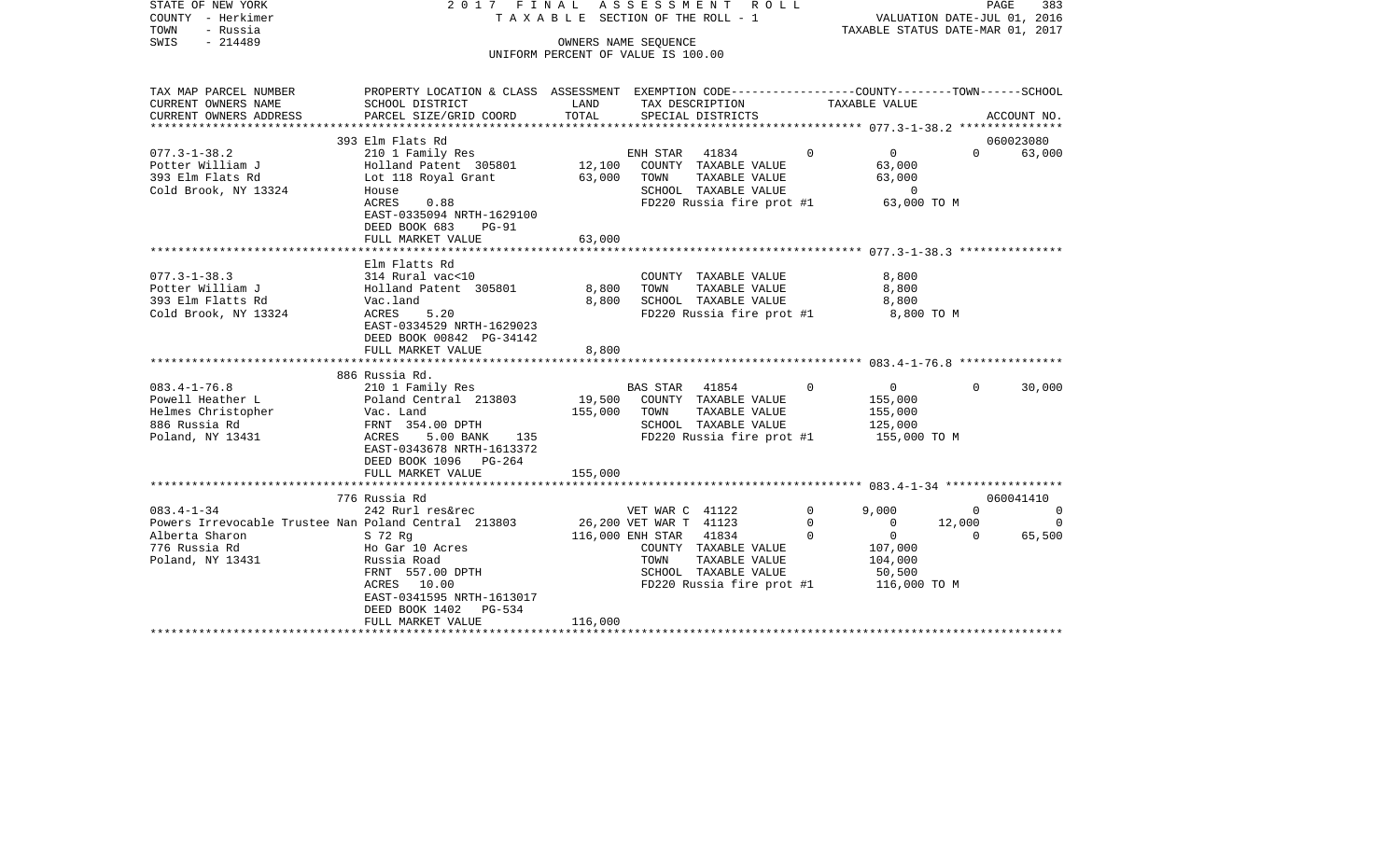STATE OF NEW YORK 2017 FINAL ASSESSMENT ROLL
COUNTY - Herkimer T A X A B L E SECTION OF THE ROLL - 1 VALUATION DATE-JUL 01, 2016
TOWN - Russia TAXABLE STATUS DATE-MAR 01, 2017
SWIS - 214489 OWNERS NAME SEQUENCE
UNIFORM PERCENT OF VALUE IS 100.00

| TAX MAP PARCEL NUMBER / CURRENT OWNERS NAME / CURRENT OWNERS ADDRESS | PROPERTY LOCATION & CLASS / SCHOOL DISTRICT / PARCEL SIZE/GRID COORD | ASSESSMENT LAND | TOTAL | EXEMPTION CODE / TAX DESCRIPTION / SPECIAL DISTRICTS | | COUNTY TAXABLE VALUE | TOWN | SCHOOL / ACCOUNT NO. |
|---|---|---|---|---|---|---|---|---|
| | 393 Elm Flats Rd | | | | | | | 060023080 |
| 077.3-1-38.2 | 210 1 Family Res | | | ENH STAR 41834 | 0 | 0 | 0 | 63,000 |
| Potter William J | Holland Patent 305801 | 12,100 | | COUNTY TAXABLE VALUE | | 63,000 | | |
| 393 Elm Flats Rd | Lot 118 Royal Grant | | 63,000 | TOWN TAXABLE VALUE | | 63,000 | | |
| Cold Brook, NY 13324 | House | | | SCHOOL TAXABLE VALUE | | 0 | | |
| | ACRES 0.88 | | | FD220 Russia fire prot #1 | | 63,000 TO M | | |
| | EAST-0335094 NRTH-1629100 | | | | | | | |
| | DEED BOOK 683 PG-91 | | | | | | | |
| | FULL MARKET VALUE | | 63,000 | | | | | |
| | Elm Flatts Rd | | | | | | | |
| 077.3-1-38.3 | 314 Rural vac<10 | | | COUNTY TAXABLE VALUE | | 8,800 | | |
| Potter William J | Holland Patent 305801 | 8,800 | | TOWN TAXABLE VALUE | | 8,800 | | |
| 393 Elm Flatts Rd | Vac.land | | 8,800 | SCHOOL TAXABLE VALUE | | 8,800 | | |
| Cold Brook, NY 13324 | ACRES 5.20 | | | FD220 Russia fire prot #1 | | 8,800 TO M | | |
| | EAST-0334529 NRTH-1629023 | | | | | | | |
| | DEED BOOK 00842 PG-34142 | | | | | | | |
| | FULL MARKET VALUE | | 8,800 | | | | | |
| | 886 Russia Rd. | | | | | | | |
| 083.4-1-76.8 | 210 1 Family Res | | | BAS STAR 41854 | 0 | 0 | 0 | 30,000 |
| Powell Heather L | Poland Central 213803 | 19,500 | | COUNTY TAXABLE VALUE | | 155,000 | | |
| Helmes Christopher | Vac. Land | | 155,000 | TOWN TAXABLE VALUE | | 155,000 | | |
| 886 Russia Rd | FRNT 354.00 DPTH | | | SCHOOL TAXABLE VALUE | | 125,000 | | |
| Poland, NY 13431 | ACRES 5.00 BANK 135 | | | FD220 Russia fire prot #1 | | 155,000 TO M | | |
| | EAST-0343678 NRTH-1613372 | | | | | | | |
| | DEED BOOK 1096 PG-264 | | | | | | | |
| | FULL MARKET VALUE | | 155,000 | | | | | |
| | 776 Russia Rd | | | | | | | 060041410 |
| 083.4-1-34 | 242 Rurl res&rec | | | VET WAR C 41122 | 0 | 9,000 | 0 | 0 |
| Powers Irrevocable Trustee Nan | Poland Central 213803 | 26,200 | | VET WAR T 41123 | 0 | 0 | 12,000 | 0 |
| Alberta Sharon | S 72 Rg | | 116,000 | ENH STAR 41834 | 0 | 0 | 0 | 65,500 |
| 776 Russia Rd | Ho Gar 10 Acres | | | COUNTY TAXABLE VALUE | | 107,000 | | |
| Poland, NY 13431 | Russia Road | | | TOWN TAXABLE VALUE | | 104,000 | | |
| | FRNT 557.00 DPTH | | | SCHOOL TAXABLE VALUE | | 50,500 | | |
| | ACRES 10.00 | | | FD220 Russia fire prot #1 | | 116,000 TO M | | |
| | EAST-0341595 NRTH-1613017 | | | | | | | |
| | DEED BOOK 1402 PG-534 | | | | | | | |
| | FULL MARKET VALUE | | 116,000 | | | | | |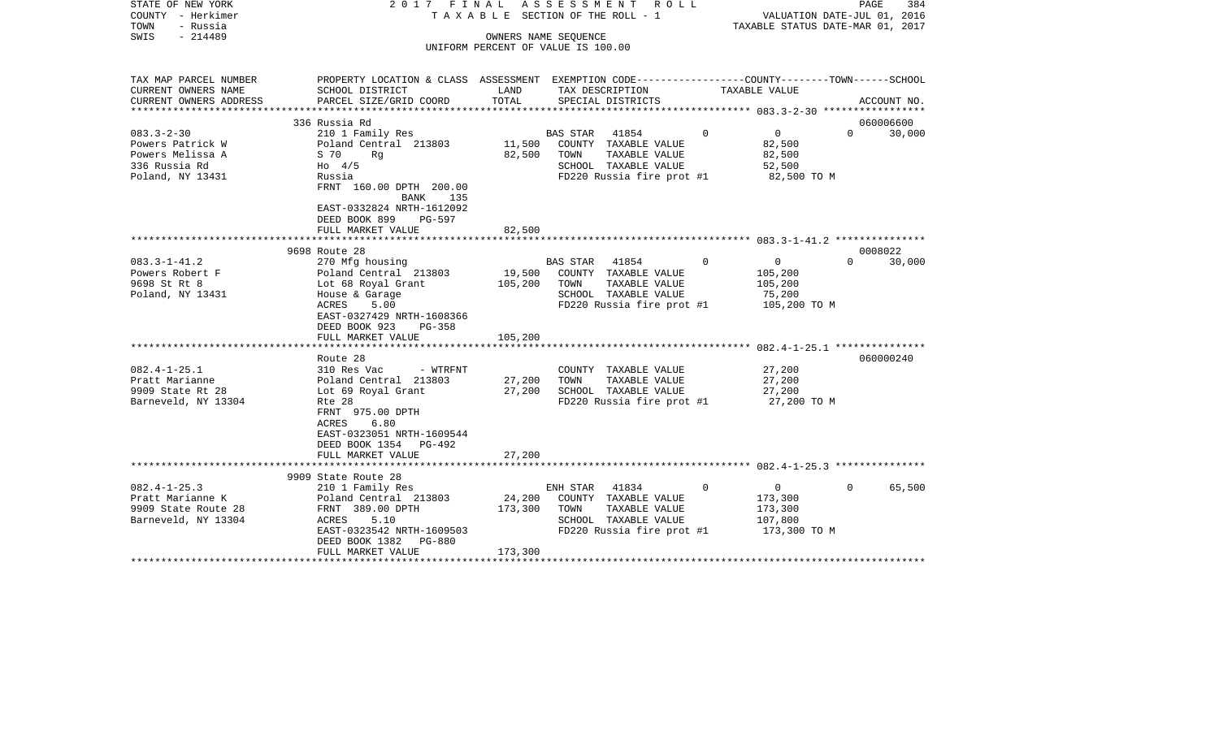STATE OF NEW YORK
COUNTY - Herkimer
TOWN - Russia
SWIS - 214489

2 0 1 7 F I N A L A S S E S S M E N T R O L L
T A X A B L E SECTION OF THE ROLL - 1
OWNERS NAME SEQUENCE
UNIFORM PERCENT OF VALUE IS 100.00

VALUATION DATE-JUL 01, 2016
TAXABLE STATUS DATE-MAR 01, 2017

| TAX MAP PARCEL NUMBER<br>CURRENT OWNERS NAME<br>CURRENT OWNERS ADDRESS | PROPERTY LOCATION & CLASS<br>SCHOOL DISTRICT<br>PARCEL SIZE/GRID COORD | ASSESSMENT<br>LAND<br>TOTAL | EXEMPTION CODE<br>TAX DESCRIPTION<br>SPECIAL DISTRICTS | COUNTY | TOWN | SCHOOL<br>TAXABLE VALUE<br>ACCOUNT NO. |
|---|---|---|---|---|---|---|
| 083.3-2-30 | 336 Russia Rd | | | | | 060006600 |
| 083.3-2-30<br>Powers Patrick W<br>Powers Melissa A<br>336 Russia Rd<br>Poland, NY 13431 | 210 1 Family Res<br>Poland Central 213803<br>S 70 Rg<br>Ho 4/5<br>Russia<br>FRNT 160.00 DPTH 200.00<br>BANK 135<br>EAST-0332824 NRTH-1612092<br>DEED BOOK 899 PG-597<br>FULL MARKET VALUE | <br>11,500<br>82,500<br><br><br><br><br><br><br>82,500 | BAS STAR 41854<br>COUNTY TAXABLE VALUE<br>TOWN TAXABLE VALUE<br>SCHOOL TAXABLE VALUE<br>FD220 Russia fire prot #1 | 0<br>82,500<br>82,500<br>52,500<br>82,500 TO M | 0 | 30,000 |
| 083.3-1-41.2 | 9698 Route 28 | | | | | 0008022 |
| 083.3-1-41.2<br>Powers Robert F<br>9698 St Rt 8<br>Poland, NY 13431 | 270 Mfg housing<br>Poland Central 213803<br>Lot 68 Royal Grant<br>House & Garage<br>ACRES 5.00<br>EAST-0327429 NRTH-1608366<br>DEED BOOK 923 PG-358<br>FULL MARKET VALUE | <br>19,500<br>105,200<br><br><br><br><br>105,200 | BAS STAR 41854<br>COUNTY TAXABLE VALUE<br>TOWN TAXABLE VALUE<br>SCHOOL TAXABLE VALUE<br>FD220 Russia fire prot #1 | 0<br>105,200<br>105,200<br>75,200<br>105,200 TO M | 0 | 30,000 |
| 082.4-1-25.1 | Route 28 | | | | | 060000240 |
| 082.4-1-25.1<br>Pratt Marianne<br>9909 State Rt 28<br>Barneveld, NY 13304 | 310 Res Vac - WTRFNT<br>Poland Central 213803<br>Lot 69 Royal Grant<br>Rte 28<br>FRNT 975.00 DPTH<br>ACRES 6.80<br>EAST-0323051 NRTH-1609544<br>DEED BOOK 1354 PG-492<br>FULL MARKET VALUE | <br>27,200<br>27,200<br><br><br><br><br><br>27,200 | COUNTY TAXABLE VALUE<br>TOWN TAXABLE VALUE<br>SCHOOL TAXABLE VALUE<br>FD220 Russia fire prot #1 | 27,200<br>27,200<br>27,200<br>27,200 TO M | | |
| 082.4-1-25.3 | 9909 State Route 28 | | | | | |
| 082.4-1-25.3<br>Pratt Marianne K<br>9909 State Route 28<br>Barneveld, NY 13304 | 210 1 Family Res<br>Poland Central 213803<br>FRNT 389.00 DPTH<br>ACRES 5.10<br>EAST-0323542 NRTH-1609503<br>DEED BOOK 1382 PG-880<br>FULL MARKET VALUE | <br>24,200<br>173,300<br><br><br><br>173,300 | ENH STAR 41834<br>COUNTY TAXABLE VALUE<br>TOWN TAXABLE VALUE<br>SCHOOL TAXABLE VALUE<br>FD220 Russia fire prot #1 | 0<br>173,300<br>173,300<br>107,800<br>173,300 TO M | 0 | 65,500 |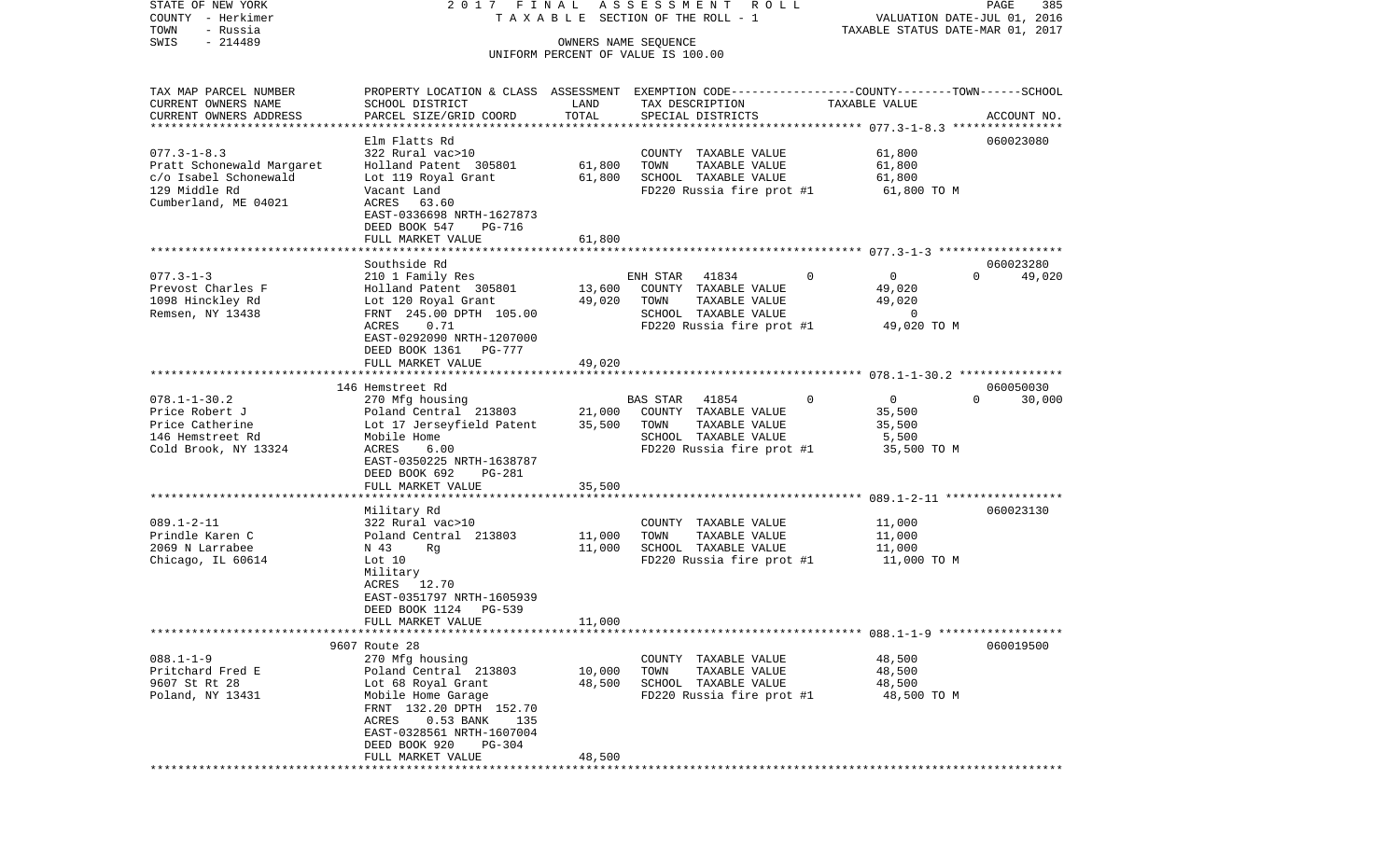STATE OF NEW YORK | COUNTY - Herkimer | TOWN - Russia | SWIS - 214489

2017 FINAL ASSESSMENT ROLL
TAXABLE SECTION OF THE ROLL - 1
OWNERS NAME SEQUENCE
UNIFORM PERCENT OF VALUE IS 100.00

VALUATION DATE-JUL 01, 2016
TAXABLE STATUS DATE-MAR 01, 2017

| TAX MAP PARCEL NUMBER / CURRENT OWNERS NAME / CURRENT OWNERS ADDRESS | PROPERTY LOCATION & CLASS / SCHOOL DISTRICT / PARCEL SIZE/GRID COORD | ASSESSMENT LAND | TOTAL | EXEMPTION CODE / TAX DESCRIPTION / SPECIAL DISTRICTS | COUNTY | TOWN | SCHOOL | TAXABLE VALUE | ACCOUNT NO. |
|---|---|---|---|---|---|---|---|---|---|
| 077.3-1-8.3 | Elm Flatts Rd | | | | | | | | 060023080 |
| Pratt Schonewald Margaret | 322 Rural vac>10 | | | COUNTY TAXABLE VALUE | | | | 61,800 | |
| c/o Isabel Schonewald | Holland Patent 305801 | 61,800 | | TOWN TAXABLE VALUE | | | | 61,800 | |
| 129 Middle Rd | Lot 119 Royal Grant | | 61,800 | SCHOOL TAXABLE VALUE | | | | 61,800 | |
| Cumberland, ME 04021 | Vacant Land | | | FD220 Russia fire prot #1 | | | | 61,800 TO M | |
| | ACRES 63.60 | | | | | | | | |
| | EAST-0336698 NRTH-1627873 | | | | | | | | |
| | DEED BOOK 547 PG-716 | | | | | | | | |
| | FULL MARKET VALUE | | 61,800 | | | | | | |
| 077.3-1-3 | Southside Rd | | | | | | | | 060023280 |
| Prevost Charles F | 210 1 Family Res | | | ENH STAR 41834 | 0 | 0 | 0 | | 49,020 |
| 1098 Hinckley Rd | Holland Patent 305801 | 13,600 | | COUNTY TAXABLE VALUE | | | | 49,020 | |
| Remsen, NY 13438 | Lot 120 Royal Grant | | 49,020 | TOWN TAXABLE VALUE | | | | 49,020 | |
| | FRNT 245.00 DPTH 105.00 | | | SCHOOL TAXABLE VALUE | | | | 0 | |
| | ACRES 0.71 | | | FD220 Russia fire prot #1 | | | | 49,020 TO M | |
| | EAST-0292090 NRTH-1207000 | | | | | | | | |
| | DEED BOOK 1361 PG-777 | | | | | | | | |
| | FULL MARKET VALUE | | 49,020 | | | | | | |
| 078.1-1-30.2 | 146 Hemstreet Rd | | | | | | | | 060050030 |
| Price Robert J | 270 Mfg housing | | | BAS STAR 41854 | 0 | 0 | 0 | | 30,000 |
| Price Catherine | Poland Central 213803 | 21,000 | | COUNTY TAXABLE VALUE | | | | 35,500 | |
| 146 Hemstreet Rd | Lot 17 Jerseyfield Patent | | 35,500 | TOWN TAXABLE VALUE | | | | 35,500 | |
| Cold Brook, NY 13324 | Mobile Home | | | SCHOOL TAXABLE VALUE | | | | 5,500 | |
| | ACRES 6.00 | | | FD220 Russia fire prot #1 | | | | 35,500 TO M | |
| | EAST-0350225 NRTH-1638787 | | | | | | | | |
| | DEED BOOK 692 PG-281 | | | | | | | | |
| | FULL MARKET VALUE | | 35,500 | | | | | | |
| 089.1-2-11 | Military Rd | | | | | | | | 060023130 |
| Prindle Karen C | 322 Rural vac>10 | | | COUNTY TAXABLE VALUE | | | | 11,000 | |
| 2069 N Larrabee | Poland Central 213803 | 11,000 | | TOWN TAXABLE VALUE | | | | 11,000 | |
| Chicago, IL 60614 | N 43 Rg | | 11,000 | SCHOOL TAXABLE VALUE | | | | 11,000 | |
| | Lot 10 | | | FD220 Russia fire prot #1 | | | | 11,000 TO M | |
| | Military | | | | | | | | |
| | ACRES 12.70 | | | | | | | | |
| | EAST-0351797 NRTH-1605939 | | | | | | | | |
| | DEED BOOK 1124 PG-539 | | | | | | | | |
| | FULL MARKET VALUE | | 11,000 | | | | | | |
| 088.1-1-9 | 9607 Route 28 | | | | | | | | 060019500 |
| Pritchard Fred E | 270 Mfg housing | | | COUNTY TAXABLE VALUE | | | | 48,500 | |
| 9607 St Rt 28 | Poland Central 213803 | 10,000 | | TOWN TAXABLE VALUE | | | | 48,500 | |
| Poland, NY 13431 | Lot 68 Royal Grant | | 48,500 | SCHOOL TAXABLE VALUE | | | | 48,500 | |
| | Mobile Home Garage | | | FD220 Russia fire prot #1 | | | | 48,500 TO M | |
| | FRNT 132.20 DPTH 152.70 | | | | | | | | |
| | ACRES 0.53 BANK 135 | | | | | | | | |
| | EAST-0328561 NRTH-1607004 | | | | | | | | |
| | DEED BOOK 920 PG-304 | | | | | | | | |
| | FULL MARKET VALUE | | 48,500 | | | | | | |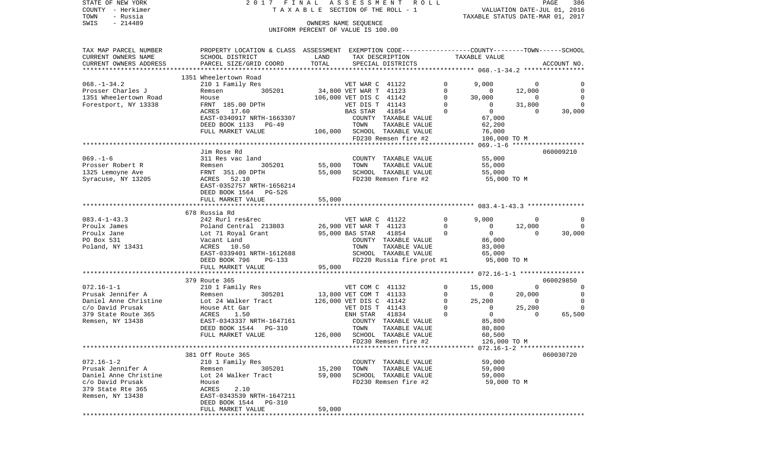STATE OF NEW YORK
COUNTY - Herkimer
TOWN - Russia
SWIS - 214489

2017 FINAL ASSESSMENT ROLL
TAXABLE SECTION OF THE ROLL - 1
OWNERS NAME SEQUENCE
UNIFORM PERCENT OF VALUE IS 100.00

VALUATION DATE-JUL 01, 2016
TAXABLE STATUS DATE-MAR 01, 2017

| TAX MAP PARCEL NUMBER / CURRENT OWNERS NAME / CURRENT OWNERS ADDRESS | PROPERTY LOCATION & CLASS / SCHOOL DISTRICT / PARCEL SIZE/GRID COORD | ASSESSMENT LAND | TOTAL | EXEMPTION CODE / TAX DESCRIPTION / SPECIAL DISTRICTS | | COUNTY | TOWN | SCHOOL | ACCOUNT NO. |
|---|---|---|---|---|---|---|---|---|---|
| | 1351 Wheelertown Road | | | | | | | | |
| 068.-1-34.2 | 210 1 Family Res | | | VET WAR C 41122 | 0 | 9,000 | 0 | 0 | |
| Prosser Charles J | Remsen 305201 | 34,800 | | VET WAR T 41123 | 0 | 0 | 12,000 | 0 | |
| 1351 Wheelertown Road | House | | 106,000 | VET DIS C 41142 | 0 | 30,000 | 0 | 0 | |
| Forestport, NY 13338 | FRNT 185.00 DPTH | | | VET DIS T 41143 | 0 | 0 | 31,800 | 0 | |
| | ACRES 17.60 | | | BAS STAR 41854 | 0 | 0 | 0 | 30,000 | |
| | EAST-0340917 NRTH-1663307 | | | COUNTY TAXABLE VALUE | | 67,000 | | | |
| | DEED BOOK 1133 PG-49 | | | TOWN TAXABLE VALUE | | 62,200 | | | |
| | FULL MARKET VALUE | | 106,000 | SCHOOL TAXABLE VALUE | | 76,000 | | | |
| | | | | FD230 Remsen fire #2 | | 106,000 TO M | | | |
| | Jim Rose Rd | | | | | | | | 060009210 |
| 069.-1-6 | 311 Res vac land | | | COUNTY TAXABLE VALUE | | 55,000 | | | |
| Prosser Robert R | Remsen 305201 | 55,000 | | TOWN TAXABLE VALUE | | 55,000 | | | |
| 1325 Lemoyne Ave | FRNT 351.00 DPTH | | 55,000 | SCHOOL TAXABLE VALUE | | 55,000 | | | |
| Syracuse, NY 13205 | ACRES 52.10 | | | FD230 Remsen fire #2 | | 55,000 TO M | | | |
| | EAST-0352757 NRTH-1656214 | | | | | | | | |
| | DEED BOOK 1564 PG-526 | | | | | | | | |
| | FULL MARKET VALUE | | 55,000 | | | | | | |
| | 678 Russia Rd | | | | | | | | |
| 083.4-1-43.3 | 242 Rurl res&rec | | | VET WAR C 41122 | 0 | 9,000 | 0 | 0 | |
| Proulx James | Poland Central 213803 | 26,900 | | VET WAR T 41123 | 0 | 0 | 12,000 | 0 | |
| Proulx Jane | Lot 71 Royal Grant | | 95,000 | BAS STAR 41854 | 0 | 0 | 0 | 30,000 | |
| PO Box 531 | Vacant Land | | | COUNTY TAXABLE VALUE | | 86,000 | | | |
| Poland, NY 13431 | ACRES 10.50 | | | TOWN TAXABLE VALUE | | 83,000 | | | |
| | EAST-0339401 NRTH-1612688 | | | SCHOOL TAXABLE VALUE | | 65,000 | | | |
| | DEED BOOK 796 PG-133 | | | FD220 Russia fire prot #1 | | 95,000 TO M | | | |
| | FULL MARKET VALUE | | 95,000 | | | | | | |
| | 379 Route 365 | | | | | | | | 060029850 |
| 072.16-1-1 | 210 1 Family Res | | | VET COM C 41132 | 0 | 15,000 | 0 | 0 | |
| Prusak Jennifer A | Remsen 305201 | 13,800 | | VET COM T 41133 | 0 | 0 | 20,000 | 0 | |
| Daniel Anne Christine | Lot 24 Walker Tract | | 126,000 | VET DIS C 41142 | 0 | 25,200 | 0 | 0 | |
| c/o David Prusak | House Att Gar | | | VET DIS T 41143 | 0 | 0 | 25,200 | 0 | |
| 379 State Route 365 | ACRES 1.50 | | | ENH STAR 41834 | 0 | 0 | 0 | 65,500 | |
| Remsen, NY 13438 | EAST-0343337 NRTH-1647161 | | | COUNTY TAXABLE VALUE | | 85,800 | | | |
| | DEED BOOK 1544 PG-310 | | | TOWN TAXABLE VALUE | | 80,800 | | | |
| | FULL MARKET VALUE | | 126,000 | SCHOOL TAXABLE VALUE | | 60,500 | | | |
| | | | | FD230 Remsen fire #2 | | 126,000 TO M | | | |
| | 381 Off Route 365 | | | | | | | | 060030720 |
| 072.16-1-2 | 210 1 Family Res | | | COUNTY TAXABLE VALUE | | 59,000 | | | |
| Prusak Jennifer A | Remsen 305201 | 15,200 | | TOWN TAXABLE VALUE | | 59,000 | | | |
| Daniel Anne Christine | Lot 24 Walker Tract | | 59,000 | SCHOOL TAXABLE VALUE | | 59,000 | | | |
| c/o David Prusak | House | | | FD230 Remsen fire #2 | | 59,000 TO M | | | |
| 379 State Rte 365 | ACRES 2.10 | | | | | | | | |
| Remsen, NY 13438 | EAST-0343539 NRTH-1647211 | | | | | | | | |
| | DEED BOOK 1544 PG-310 | | | | | | | | |
| | FULL MARKET VALUE | | 59,000 | | | | | | |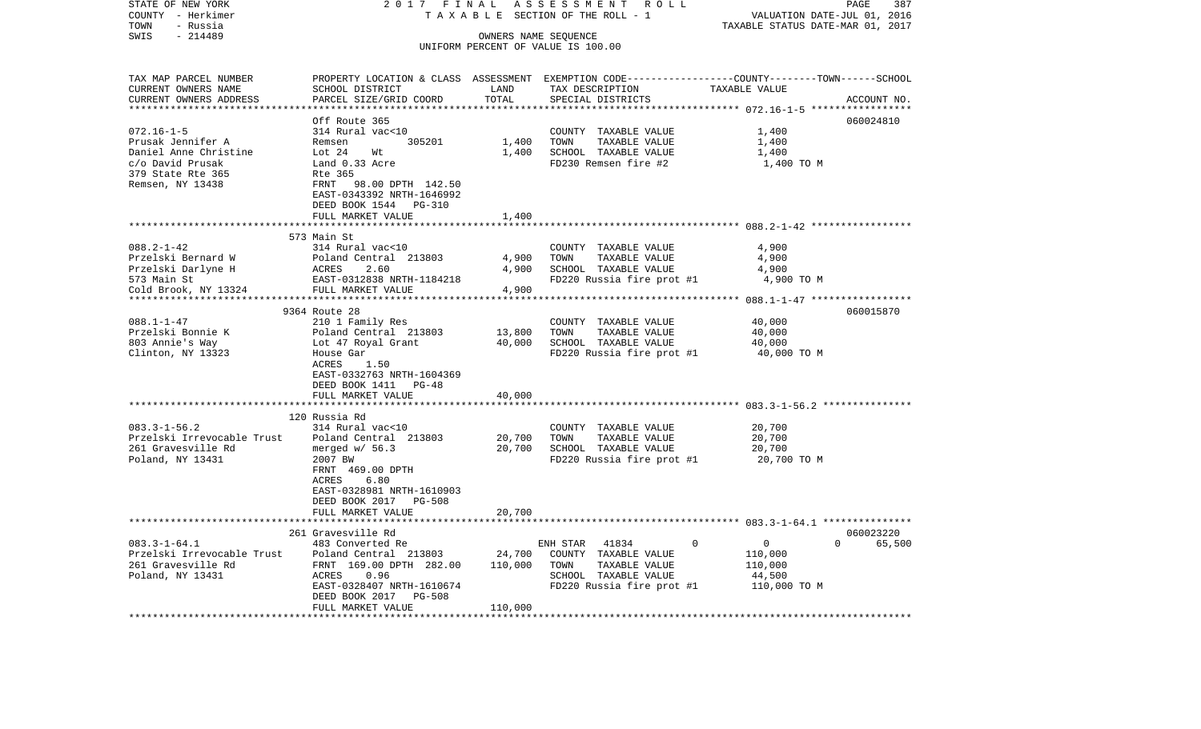STATE OF NEW YORK 2 0 1 7 F I N A L A S S E S S M E N T R O L L
COUNTY - Herkimer T A X A B L E SECTION OF THE ROLL - 1 VALUATION DATE-JUL 01, 2016
TOWN - Russia TAXABLE STATUS DATE-MAR 01, 2017
SWIS - 214489 OWNERS NAME SEQUENCE
UNIFORM PERCENT OF VALUE IS 100.00

| TAX MAP PARCEL NUMBER<br>CURRENT OWNERS NAME<br>CURRENT OWNERS ADDRESS | PROPERTY LOCATION & CLASS<br>SCHOOL DISTRICT<br>PARCEL SIZE/GRID COORD | ASSESSMENT<br>LAND<br>TOTAL | EXEMPTION CODE<br>TAX DESCRIPTION<br>SPECIAL DISTRICTS | COUNTY--------TOWN------SCHOOL<br>TAXABLE VALUE | ACCOUNT NO. |
|---|---|---|---|---|---|
| 072.16-1-5 | Off Route 365 | | | | 060024810 |
| | 314 Rural vac<10 | | COUNTY TAXABLE VALUE | 1,400 | |
| Prusak Jennifer A | Remsen 305201 | 1,400 | TOWN TAXABLE VALUE | 1,400 | |
| Daniel Anne Christine | Lot 24 Wt | 1,400 | SCHOOL TAXABLE VALUE | 1,400 | |
| c/o David Prusak | Land 0.33 Acre | | FD230 Remsen fire #2 | 1,400 TO M | |
| 379 State Rte 365 | Rte 365 | | | | |
| Remsen, NY 13438 | FRNT 98.00 DPTH 142.50 | | | | |
| | EAST-0343392 NRTH-1646992 | | | | |
| | DEED BOOK 1544 PG-310 | | | | |
| | FULL MARKET VALUE | 1,400 | | | |
| 088.2-1-42 | 573 Main St | | | | |
| | 314 Rural vac<10 | | COUNTY TAXABLE VALUE | 4,900 | |
| Przelski Bernard W | Poland Central 213803 | 4,900 | TOWN TAXABLE VALUE | 4,900 | |
| Przelski Darlyne H | ACRES 2.60 | 4,900 | SCHOOL TAXABLE VALUE | 4,900 | |
| 573 Main St | EAST-0312838 NRTH-1184218 | | FD220 Russia fire prot #1 | 4,900 TO M | |
| Cold Brook, NY 13324 | FULL MARKET VALUE | 4,900 | | | |
| 088.1-1-47 | 9364 Route 28 | | | | 060015870 |
| | 210 1 Family Res | | COUNTY TAXABLE VALUE | 40,000 | |
| Przelski Bonnie K | Poland Central 213803 | 13,800 | TOWN TAXABLE VALUE | 40,000 | |
| 803 Annie's Way | Lot 47 Royal Grant | 40,000 | SCHOOL TAXABLE VALUE | 40,000 | |
| Clinton, NY 13323 | House Gar | | FD220 Russia fire prot #1 | 40,000 TO M | |
| | ACRES 1.50 | | | | |
| | EAST-0332763 NRTH-1604369 | | | | |
| | DEED BOOK 1411 PG-48 | | | | |
| | FULL MARKET VALUE | 40,000 | | | |
| 083.3-1-56.2 | 120 Russia Rd | | | | |
| | 314 Rural vac<10 | | COUNTY TAXABLE VALUE | 20,700 | |
| Przelski Irrevocable Trust | Poland Central 213803 | 20,700 | TOWN TAXABLE VALUE | 20,700 | |
| 261 Gravesville Rd | merged w/ 56.3 | 20,700 | SCHOOL TAXABLE VALUE | 20,700 | |
| Poland, NY 13431 | 2007 BW | | FD220 Russia fire prot #1 | 20,700 TO M | |
| | FRNT 469.00 DPTH | | | | |
| | ACRES 6.80 | | | | |
| | EAST-0328981 NRTH-1610903 | | | | |
| | DEED BOOK 2017 PG-508 | | | | |
| | FULL MARKET VALUE | 20,700 | | | |
| 083.3-1-64.1 | 261 Gravesville Rd | | | | 060023220 |
| | 483 Converted Re | | ENH STAR 41834 0 | 0 0 | 65,500 |
| Przelski Irrevocable Trust | Poland Central 213803 | 24,700 | COUNTY TAXABLE VALUE | 110,000 | |
| 261 Gravesville Rd | FRNT 169.00 DPTH 282.00 | 110,000 | TOWN TAXABLE VALUE | 110,000 | |
| Poland, NY 13431 | ACRES 0.96 | | SCHOOL TAXABLE VALUE | 44,500 | |
| | EAST-0328407 NRTH-1610674 | | FD220 Russia fire prot #1 | 110,000 TO M | |
| | DEED BOOK 2017 PG-508 | | | | |
| | FULL MARKET VALUE | 110,000 | | | |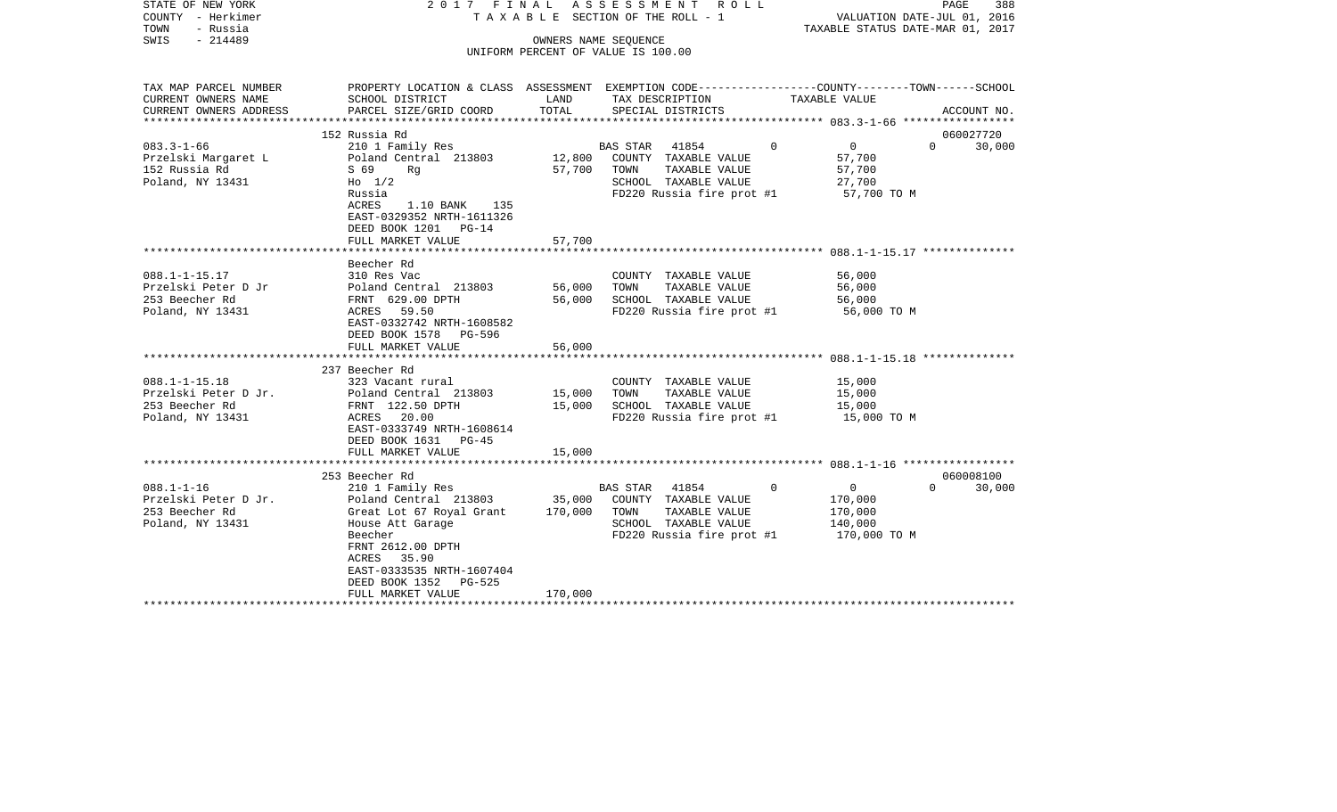STATE OF NEW YORK
COUNTY - Herkimer
TOWN - Russia
SWIS - 214489

2 0 1 7 F I N A L A S S E S S M E N T R O L L
T A X A B L E SECTION OF THE ROLL - 1
OWNERS NAME SEQUENCE
UNIFORM PERCENT OF VALUE IS 100.00

VALUATION DATE-JUL 01, 2016
TAXABLE STATUS DATE-MAR 01, 2017

| TAX MAP PARCEL NUMBER / CURRENT OWNERS NAME / CURRENT OWNERS ADDRESS | PROPERTY LOCATION & CLASS / SCHOOL DISTRICT / PARCEL SIZE/GRID COORD | ASSESSMENT LAND / TOTAL | EXEMPTION CODE / TAX DESCRIPTION / SPECIAL DISTRICTS | COUNTY | TOWN | SCHOOL / TAXABLE VALUE | ACCOUNT NO. |
|---|---|---|---|---|---|---|---|
| | 152 Russia Rd | | | | | | 060027720 |
| 083.3-1-66 | 210 1 Family Res | | BAS STAR 41854 | 0 | 0 | 0 30,000 | |
| Przelski Margaret L | Poland Central 213803 | 12,800 | COUNTY TAXABLE VALUE | 57,700 | | | |
| 152 Russia Rd | S 69 Rg | 57,700 | TOWN TAXABLE VALUE | | 57,700 | | |
| Poland, NY 13431 | Ho 1/2 | | SCHOOL TAXABLE VALUE | | | 27,700 | |
| | Russia | | FD220 Russia fire prot #1 | 57,700 TO M | | | |
| | ACRES 1.10 BANK 135 | | | | | | |
| | EAST-0329352 NRTH-1611326 | | | | | | |
| | DEED BOOK 1201 PG-14 | | | | | | |
| | FULL MARKET VALUE | 57,700 | | | | | |
| | Beecher Rd | | | | | | |
| 088.1-1-15.17 | 310 Res Vac | | COUNTY TAXABLE VALUE | 56,000 | | | |
| Przelski Peter D Jr | Poland Central 213803 | 56,000 | TOWN TAXABLE VALUE | | 56,000 | | |
| 253 Beecher Rd | FRNT 629.00 DPTH | 56,000 | SCHOOL TAXABLE VALUE | | | 56,000 | |
| Poland, NY 13431 | ACRES 59.50 | | FD220 Russia fire prot #1 | 56,000 TO M | | | |
| | EAST-0332742 NRTH-1608582 | | | | | | |
| | DEED BOOK 1578 PG-596 | | | | | | |
| | FULL MARKET VALUE | 56,000 | | | | | |
| | 237 Beecher Rd | | | | | | |
| 088.1-1-15.18 | 323 Vacant rural | | COUNTY TAXABLE VALUE | 15,000 | | | |
| Przelski Peter D Jr. | Poland Central 213803 | 15,000 | TOWN TAXABLE VALUE | | 15,000 | | |
| 253 Beecher Rd | FRNT 122.50 DPTH | 15,000 | SCHOOL TAXABLE VALUE | | | 15,000 | |
| Poland, NY 13431 | ACRES 20.00 | | FD220 Russia fire prot #1 | 15,000 TO M | | | |
| | EAST-0333749 NRTH-1608614 | | | | | | |
| | DEED BOOK 1631 PG-45 | | | | | | |
| | FULL MARKET VALUE | 15,000 | | | | | |
| | 253 Beecher Rd | | | | | | 060008100 |
| 088.1-1-16 | 210 1 Family Res | | BAS STAR 41854 | 0 | 0 | 0 30,000 | |
| Przelski Peter D Jr. | Poland Central 213803 | 35,000 | COUNTY TAXABLE VALUE | 170,000 | | | |
| 253 Beecher Rd | Great Lot 67 Royal Grant | 170,000 | TOWN TAXABLE VALUE | | 170,000 | | |
| Poland, NY 13431 | House Att Garage | | SCHOOL TAXABLE VALUE | | | 140,000 | |
| | Beecher | | FD220 Russia fire prot #1 | 170,000 TO M | | | |
| | FRNT 2612.00 DPTH | | | | | | |
| | ACRES 35.90 | | | | | | |
| | EAST-0333535 NRTH-1607404 | | | | | | |
| | DEED BOOK 1352 PG-525 | | | | | | |
| | FULL MARKET VALUE | 170,000 | | | | | |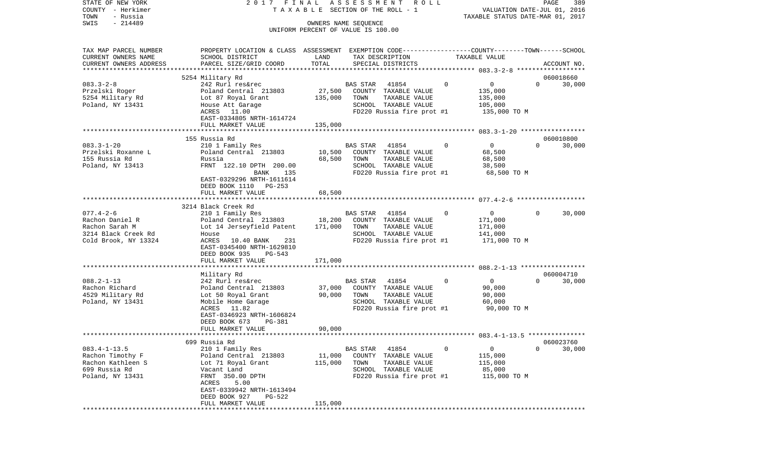STATE OF NEW YORK 2017 FINAL ASSESSMENT ROLL
COUNTY - Herkimer TAXABLE SECTION OF THE ROLL - 1 VALUATION DATE-JUL 01, 2016
TOWN - Russia TAXABLE STATUS DATE-MAR 01, 2017
SWIS - 214489 OWNERS NAME SEQUENCE
UNIFORM PERCENT OF VALUE IS 100.00

| TAX MAP PARCEL NUMBER / CURRENT OWNERS NAME / CURRENT OWNERS ADDRESS | PROPERTY LOCATION & CLASS / SCHOOL DISTRICT / PARCEL SIZE/GRID COORD | ASSESSMENT LAND | TOTAL | EXEMPTION CODE / TAX DESCRIPTION / SPECIAL DISTRICTS | COUNTY | TOWN | SCHOOL TAXABLE VALUE | ACCOUNT NO. |
|---|---|---|---|---|---|---|---|---|
| **083.3-2-8** | 5254 Military Rd | | | | | | | 060018660 |
| Przelski Roger | 242 Rurl res&rec | | | BAS STAR 41854 | 0 | 0 | 0 | 30,000 |
| 5254 Military Rd | Poland Central 213803 | 27,500 | | COUNTY TAXABLE VALUE | 135,000 | | | |
| Poland, NY 13431 | Lot 87 Royal Grant | | 135,000 | TOWN TAXABLE VALUE | | 135,000 | | |
| | House Att Garage | | | SCHOOL TAXABLE VALUE | | | 105,000 | |
| | ACRES 11.00 | | | FD220 Russia fire prot #1 | 135,000 TO M | | | |
| | EAST-0334805 NRTH-1614724 | | | | | | | |
| | FULL MARKET VALUE | | 135,000 | | | | | |
| **083.3-1-20** | 155 Russia Rd | | | | | | | 060010800 |
| Przelski Roxanne L | 210 1 Family Res | | | BAS STAR 41854 | 0 | 0 | 0 | 30,000 |
| 155 Russia Rd | Poland Central 213803 | 10,500 | | COUNTY TAXABLE VALUE | 68,500 | | | |
| Poland, NY 13413 | Russia | | 68,500 | TOWN TAXABLE VALUE | | 68,500 | | |
| | FRNT 122.10 DPTH 200.00 | | | SCHOOL TAXABLE VALUE | | | 38,500 | |
| | BANK 135 | | | FD220 Russia fire prot #1 | 68,500 TO M | | | |
| | EAST-0329296 NRTH-1611614 | | | | | | | |
| | DEED BOOK 1110 PG-253 | | | | | | | |
| | FULL MARKET VALUE | | 68,500 | | | | | |
| **077.4-2-6** | 3214 Black Creek Rd | | | | | | | |
| Rachon Daniel R | 210 1 Family Res | | | BAS STAR 41854 | 0 | 0 | 0 | 30,000 |
| Rachon Sarah M | Poland Central 213803 | 18,200 | | COUNTY TAXABLE VALUE | 171,000 | | | |
| 3214 Black Creek Rd | Lot 14 Jerseyfield Patent | | 171,000 | TOWN TAXABLE VALUE | | 171,000 | | |
| Cold Brook, NY 13324 | House | | | SCHOOL TAXABLE VALUE | | | 141,000 | |
| | ACRES 10.40 BANK 231 | | | FD220 Russia fire prot #1 | 171,000 TO M | | | |
| | EAST-0345400 NRTH-1629810 | | | | | | | |
| | DEED BOOK 935 PG-543 | | | | | | | |
| | FULL MARKET VALUE | | 171,000 | | | | | |
| **088.2-1-13** | Military Rd | | | | | | | 060004710 |
| Rachon Richard | 242 Rurl res&rec | | | BAS STAR 41854 | 0 | 0 | 0 | 30,000 |
| 4529 Military Rd | Poland Central 213803 | 37,000 | | COUNTY TAXABLE VALUE | 90,000 | | | |
| Poland, NY 13431 | Lot 50 Royal Grant | | 90,000 | TOWN TAXABLE VALUE | | 90,000 | | |
| | Mobile Home Garage | | | SCHOOL TAXABLE VALUE | | | 60,000 | |
| | ACRES 11.82 | | | FD220 Russia fire prot #1 | 90,000 TO M | | | |
| | EAST-0346923 NRTH-1606824 | | | | | | | |
| | DEED BOOK 673 PG-381 | | | | | | | |
| | FULL MARKET VALUE | | 90,000 | | | | | |
| **083.4-1-13.5** | 699 Russia Rd | | | | | | | 060023760 |
| Rachon Timothy F | 210 1 Family Res | | | BAS STAR 41854 | 0 | 0 | 0 | 30,000 |
| Rachon Kathleen S | Poland Central 213803 | 11,000 | | COUNTY TAXABLE VALUE | 115,000 | | | |
| 699 Russia Rd | Lot 71 Royal Grant | | 115,000 | TOWN TAXABLE VALUE | | 115,000 | | |
| Poland, NY 13431 | Vacant Land | | | SCHOOL TAXABLE VALUE | | | 85,000 | |
| | FRNT 350.00 DPTH | | | FD220 Russia fire prot #1 | 115,000 TO M | | | |
| | ACRES 5.00 | | | | | | | |
| | EAST-0339942 NRTH-1613494 | | | | | | | |
| | DEED BOOK 927 PG-522 | | | | | | | |
| | FULL MARKET VALUE | | 115,000 | | | | | |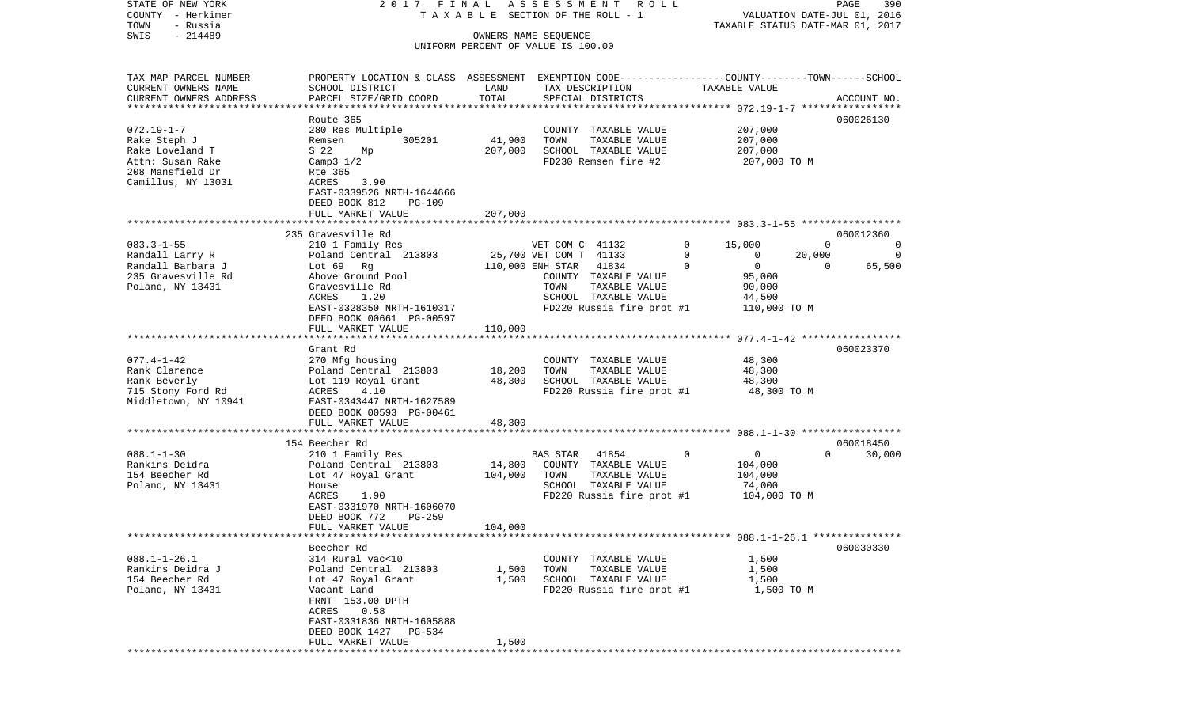STATE OF NEW YORK — 2017 FINAL ASSESSMENT ROLL — PAGE 390
COUNTY - Herkimer — TAXABLE SECTION OF THE ROLL - 1 — VALUATION DATE-JUL 01, 2016
TOWN - Russia — TAXABLE STATUS DATE-MAR 01, 2017
SWIS - 214489 — OWNERS NAME SEQUENCE
UNIFORM PERCENT OF VALUE IS 100.00

| TAX MAP PARCEL NUMBER / CURRENT OWNERS NAME / CURRENT OWNERS ADDRESS | PROPERTY LOCATION & CLASS / SCHOOL DISTRICT / PARCEL SIZE/GRID COORD | ASSESSMENT LAND | TOTAL | EXEMPTION CODE / TAX DESCRIPTION / SPECIAL DISTRICTS | COUNTY | TOWN | SCHOOL | ACCOUNT NO. |
|---|---|---|---|---|---|---|---|---|
| **072.19-1-7** | Route 365 | | | | | | | 060026130 |
| 072.19-1-7 | 280 Res Multiple | | | COUNTY TAXABLE VALUE | 207,000 | | | |
| Rake Steph J | Remsen 305201 | 41,900 | | TOWN TAXABLE VALUE | | 207,000 | | |
| Rake Loveland T | S 22 Mp | | 207,000 | SCHOOL TAXABLE VALUE | | | 207,000 | |
| Attn: Susan Rake | Camp3 1/2 | | | FD230 Remsen fire #2 | 207,000 TO M | | | |
| 208 Mansfield Dr | Rte 365 | | | | | | | |
| Camillus, NY 13031 | ACRES 3.90 | | | | | | | |
| | EAST-0339526 NRTH-1644666 | | | | | | | |
| | DEED BOOK 812 PG-109 | | | | | | | |
| | FULL MARKET VALUE | | 207,000 | | | | | |
| **083.3-1-55** | 235 Gravesville Rd | | | | | | | 060012360 |
| 083.3-1-55 | 210 1 Family Res | | | VET COM C 41132 0 | 15,000 | 0 | 0 | |
| Randall Larry R | Poland Central 213803 | 25,700 | | VET COM T 41133 0 | 0 | 20,000 | 0 | |
| Randall Barbara J | Lot 69 Rg | | 110,000 | ENH STAR 41834 0 | 0 | 0 | 65,500 | |
| 235 Gravesville Rd | Above Ground Pool | | | COUNTY TAXABLE VALUE | 95,000 | | | |
| Poland, NY 13431 | Gravesville Rd | | | TOWN TAXABLE VALUE | | 90,000 | | |
| | ACRES 1.20 | | | SCHOOL TAXABLE VALUE | | | 44,500 | |
| | EAST-0328350 NRTH-1610317 | | | FD220 Russia fire prot #1 | 110,000 TO M | | | |
| | DEED BOOK 00661 PG-00597 | | | | | | | |
| | FULL MARKET VALUE | | 110,000 | | | | | |
| **077.4-1-42** | Grant Rd | | | | | | | 060023370 |
| 077.4-1-42 | 270 Mfg housing | | | COUNTY TAXABLE VALUE | 48,300 | | | |
| Rank Clarence | Poland Central 213803 | 18,200 | | TOWN TAXABLE VALUE | | 48,300 | | |
| Rank Beverly | Lot 119 Royal Grant | | 48,300 | SCHOOL TAXABLE VALUE | | | 48,300 | |
| 715 Stony Ford Rd | ACRES 4.10 | | | FD220 Russia fire prot #1 | 48,300 TO M | | | |
| Middletown, NY 10941 | EAST-0343447 NRTH-1627589 | | | | | | | |
| | DEED BOOK 00593 PG-00461 | | | | | | | |
| | FULL MARKET VALUE | | 48,300 | | | | | |
| **088.1-1-30** | 154 Beecher Rd | | | | | | | 060018450 |
| 088.1-1-30 | 210 1 Family Res | | | BAS STAR 41854 0 | 0 | 0 | 30,000 | |
| Rankins Deidra | Poland Central 213803 | 14,800 | | COUNTY TAXABLE VALUE | 104,000 | | | |
| 154 Beecher Rd | Lot 47 Royal Grant | | 104,000 | TOWN TAXABLE VALUE | | 104,000 | | |
| Poland, NY 13431 | House | | | SCHOOL TAXABLE VALUE | | | 74,000 | |
| | ACRES 1.90 | | | FD220 Russia fire prot #1 | 104,000 TO M | | | |
| | EAST-0331970 NRTH-1606070 | | | | | | | |
| | DEED BOOK 772 PG-259 | | | | | | | |
| | FULL MARKET VALUE | | 104,000 | | | | | |
| **088.1-1-26.1** | Beecher Rd | | | | | | | 060030330 |
| 088.1-1-26.1 | 314 Rural vac<10 | | | COUNTY TAXABLE VALUE | 1,500 | | | |
| Rankins Deidra J | Poland Central 213803 | 1,500 | | TOWN TAXABLE VALUE | | 1,500 | | |
| 154 Beecher Rd | Lot 47 Royal Grant | | 1,500 | SCHOOL TAXABLE VALUE | | | 1,500 | |
| Poland, NY 13431 | Vacant Land | | | FD220 Russia fire prot #1 | 1,500 TO M | | | |
| | FRNT 153.00 DPTH | | | | | | | |
| | ACRES 0.58 | | | | | | | |
| | EAST-0331836 NRTH-1605888 | | | | | | | |
| | DEED BOOK 1427 PG-534 | | | | | | | |
| | FULL MARKET VALUE | | 1,500 | | | | | |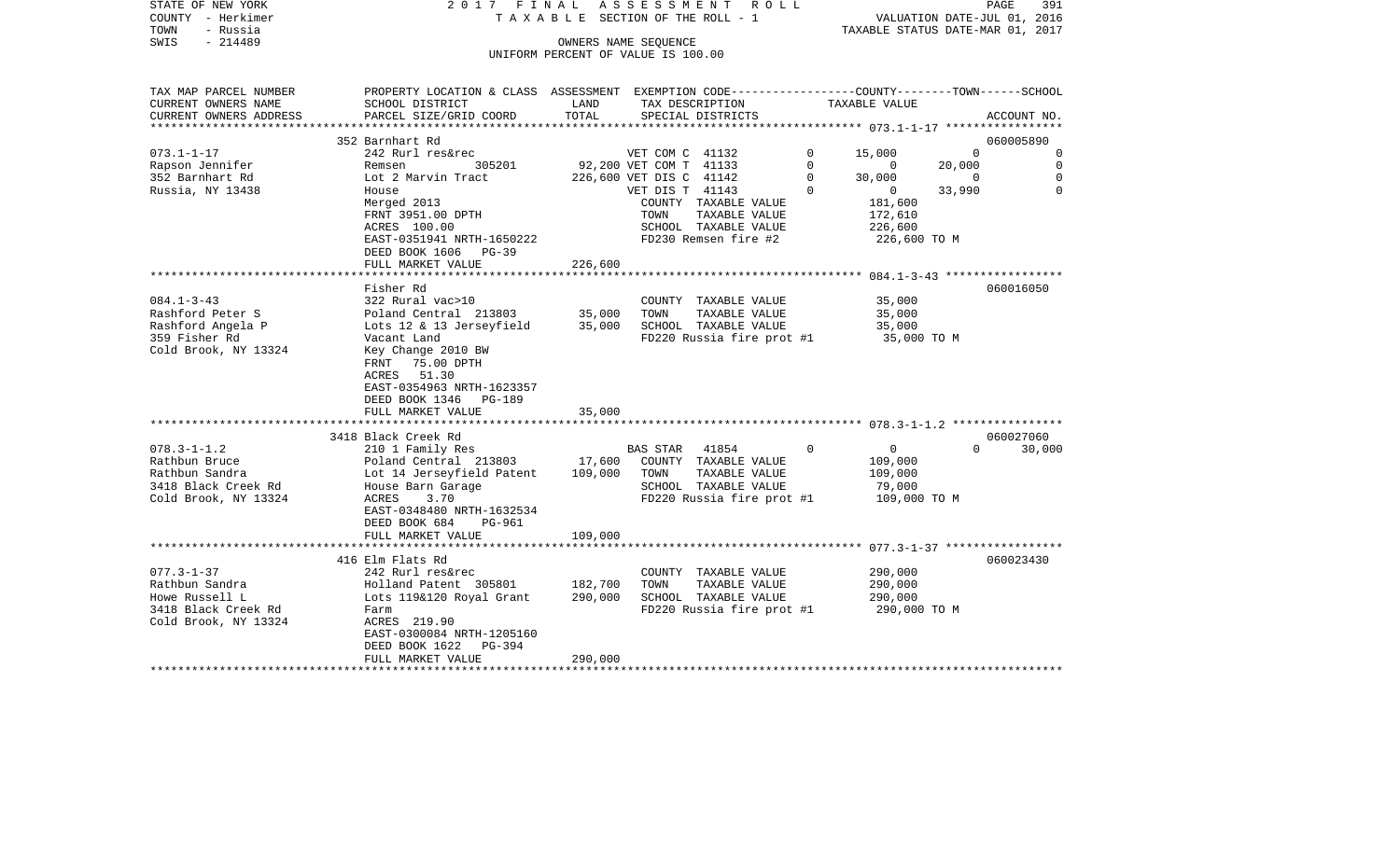STATE OF NEW YORK 2017 FINAL ASSESSMENT ROLL
COUNTY - Herkimer TAXABLE SECTION OF THE ROLL - 1 VALUATION DATE-JUL 01, 2016
TOWN - Russia TAXABLE STATUS DATE-MAR 01, 2017
SWIS - 214489 OWNERS NAME SEQUENCE
UNIFORM PERCENT OF VALUE IS 100.00

| TAX MAP PARCEL NUMBER / CURRENT OWNERS NAME / CURRENT OWNERS ADDRESS | PROPERTY LOCATION & CLASS / SCHOOL DISTRICT / PARCEL SIZE/GRID COORD | ASSESSMENT LAND | TOTAL | EXEMPTION CODE / TAX DESCRIPTION / SPECIAL DISTRICTS | COUNTY TAXABLE VALUE | TOWN | SCHOOL | ACCOUNT NO. |
|---|---|---|---|---|---|---|---|---|
| | 352 Barnhart Rd | | | | | | | 060005890 |
| 073.1-1-17 | 242 Rurl res&rec | | | VET COM C 41132 0 | 15,000 | 0 | 0 | |
| Rapson Jennifer | Remsen 305201 | 92,200 | | VET COM T 41133 0 | 0 | 20,000 | 0 | |
| 352 Barnhart Rd | Lot 2 Marvin Tract | | 226,600 | VET DIS C 41142 0 | 30,000 | 0 | 0 | |
| Russia, NY 13438 | House | | | VET DIS T 41143 0 | 0 | 33,990 | 0 | |
| | Merged 2013 | | | COUNTY TAXABLE VALUE | 181,600 | | | |
| | FRNT 3951.00 DPTH | | | TOWN TAXABLE VALUE | 172,610 | | | |
| | ACRES 100.00 | | | SCHOOL TAXABLE VALUE | 226,600 | | | |
| | EAST-0351941 NRTH-1650222 | | | FD230 Remsen fire #2 | 226,600 TO M | | | |
| | DEED BOOK 1606 PG-39 | | | | | | | |
| | FULL MARKET VALUE | | 226,600 | | | | | |
| | Fisher Rd | | | | | | | 060016050 |
| 084.1-3-43 | 322 Rural vac>10 | | | COUNTY TAXABLE VALUE | 35,000 | | | |
| Rashford Peter S | Poland Central 213803 | 35,000 | | TOWN TAXABLE VALUE | 35,000 | | | |
| Rashford Angela P | Lots 12 & 13 Jerseyfield | | 35,000 | SCHOOL TAXABLE VALUE | 35,000 | | | |
| 359 Fisher Rd | Vacant Land | | | FD220 Russia fire prot #1 | 35,000 TO M | | | |
| Cold Brook, NY 13324 | Key Change 2010 BW | | | | | | | |
| | FRNT 75.00 DPTH | | | | | | | |
| | ACRES 51.30 | | | | | | | |
| | EAST-0354963 NRTH-1623357 | | | | | | | |
| | DEED BOOK 1346 PG-189 | | | | | | | |
| | FULL MARKET VALUE | | 35,000 | | | | | |
| | 3418 Black Creek Rd | | | | | | | 060027060 |
| 078.3-1-1.2 | 210 1 Family Res | | | BAS STAR 41854 0 | 0 | 0 | 30,000 | |
| Rathbun Bruce | Poland Central 213803 | 17,600 | | COUNTY TAXABLE VALUE | 109,000 | | | |
| Rathbun Sandra | Lot 14 Jerseyfield Patent | | 109,000 | TOWN TAXABLE VALUE | 109,000 | | | |
| 3418 Black Creek Rd | House Barn Garage | | | SCHOOL TAXABLE VALUE | 79,000 | | | |
| Cold Brook, NY 13324 | ACRES 3.70 | | | FD220 Russia fire prot #1 | 109,000 TO M | | | |
| | EAST-0348480 NRTH-1632534 | | | | | | | |
| | DEED BOOK 684 PG-961 | | | | | | | |
| | FULL MARKET VALUE | | 109,000 | | | | | |
| | 416 Elm Flats Rd | | | | | | | 060023430 |
| 077.3-1-37 | 242 Rurl res&rec | | | COUNTY TAXABLE VALUE | 290,000 | | | |
| Rathbun Sandra | Holland Patent 305801 | 182,700 | | TOWN TAXABLE VALUE | 290,000 | | | |
| Howe Russell L | Lots 119&120 Royal Grant | | 290,000 | SCHOOL TAXABLE VALUE | 290,000 | | | |
| 3418 Black Creek Rd | Farm | | | FD220 Russia fire prot #1 | 290,000 TO M | | | |
| Cold Brook, NY 13324 | ACRES 219.90 | | | | | | | |
| | EAST-0300084 NRTH-1205160 | | | | | | | |
| | DEED BOOK 1622 PG-394 | | | | | | | |
| | FULL MARKET VALUE | | 290,000 | | | | | |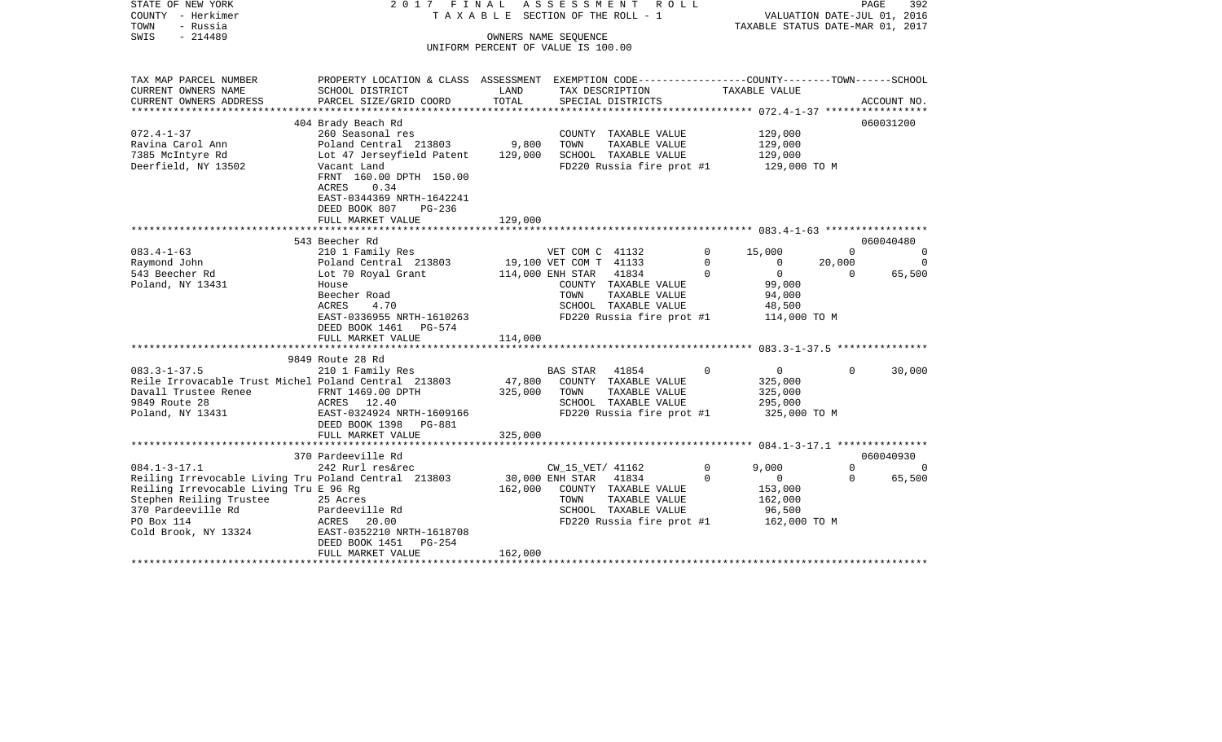STATE OF NEW YORK
COUNTY - Herkimer
TOWN - Russia
SWIS - 214489

2017 FINAL ASSESSMENT ROLL
TAXABLE SECTION OF THE ROLL - 1
OWNERS NAME SEQUENCE
UNIFORM PERCENT OF VALUE IS 100.00

VALUATION DATE-JUL 01, 2016
TAXABLE STATUS DATE-MAR 01, 2017

```
TAX MAP PARCEL NUMBER          PROPERTY LOCATION & CLASS  ASSESSMENT  EXEMPTION CODE-----------------COUNTY--------TOWN------SCHOOL
CURRENT OWNERS NAME            SCHOOL DISTRICT             LAND       TAX DESCRIPTION              TAXABLE VALUE
CURRENT OWNERS ADDRESS         PARCEL SIZE/GRID COORD      TOTAL      SPECIAL DISTRICTS                                        ACCOUNT NO.
*********************************************************************************************** 072.4-1-37 *****************
                               404 Brady Beach Rd                                                                              060031200
072.4-1-37                     260 Seasonal res                       COUNTY  TAXABLE VALUE            129,000
Ravina Carol Ann               Poland Central 213803        9,800     TOWN    TAXABLE VALUE            129,000
7385 McIntyre Rd               Lot 47 Jerseyfield Patent  129,000     SCHOOL  TAXABLE VALUE            129,000
Deerfield, NY 13502            Vacant Land                            FD220 Russia fire prot #1        129,000 TO M
                               FRNT 160.00 DPTH 150.00
                               ACRES    0.34
                               EAST-0344369 NRTH-1642241
                               DEED BOOK 807    PG-236
                               FULL MARKET VALUE          129,000
*********************************************************************************************** 083.4-1-63 *****************
                               543 Beecher Rd                                                                                  060040480
083.4-1-63                     210 1 Family Res                VET COM C  41132        0       15,000          0             0
Raymond John                   Poland Central 213803     19,100 VET COM T  41133        0            0     20,000             0
543 Beecher Rd                 Lot 70 Royal Grant       114,000 ENH STAR   41834        0            0          0        65,500
Poland, NY 13431               House                           COUNTY  TAXABLE VALUE            99,000
                               Beecher Road                    TOWN    TAXABLE VALUE            94,000
                               ACRES    4.70                   SCHOOL  TAXABLE VALUE            48,500
                               EAST-0336955 NRTH-1610263       FD220 Russia fire prot #1        114,000 TO M
                               DEED BOOK 1461   PG-574
                               FULL MARKET VALUE          114,000
*********************************************************************************************** 083.3-1-37.5 ***************
                               9849 Route 28 Rd
083.3-1-37.5                   210 1 Family Res                BAS STAR   41854        0            0          0        30,000
Reile Irrovacable Trust Michel Poland Central 213803      47,800  COUNTY  TAXABLE VALUE           325,000
Davall Trustee Renee           FRNT 1469.00 DPTH         325,000  TOWN    TAXABLE VALUE           325,000
9849 Route 28                  ACRES   12.40                      SCHOOL  TAXABLE VALUE           295,000
Poland, NY 13431               EAST-0324924 NRTH-1609166          FD220 Russia fire prot #1       325,000 TO M
                               DEED BOOK 1398   PG-881
                               FULL MARKET VALUE          325,000
*********************************************************************************************** 084.1-3-17.1 ***************
                               370 Pardeeville Rd                                                                              060040930
084.1-3-17.1                   242 Rurl res&rec                CW_15_VET/ 41162        0        9,000          0             0
Reiling Irrevocable Living Tru Poland Central 213803     30,000 ENH STAR   41834        0            0          0        65,500
Reiling Irrevocable Living Tru E 96 Rg                   162,000  COUNTY  TAXABLE VALUE           153,000
Stephen Reiling Trustee        25 Acres                           TOWN    TAXABLE VALUE           162,000
370 Pardeeville Rd             Pardeeville Rd                     SCHOOL  TAXABLE VALUE            96,500
PO Box 114                     ACRES   20.00                      FD220 Russia fire prot #1       162,000 TO M
Cold Brook, NY 13324           EAST-0352210 NRTH-1618708
                               DEED BOOK 1451   PG-254
                               FULL MARKET VALUE          162,000
******************************************************************************************************************************
```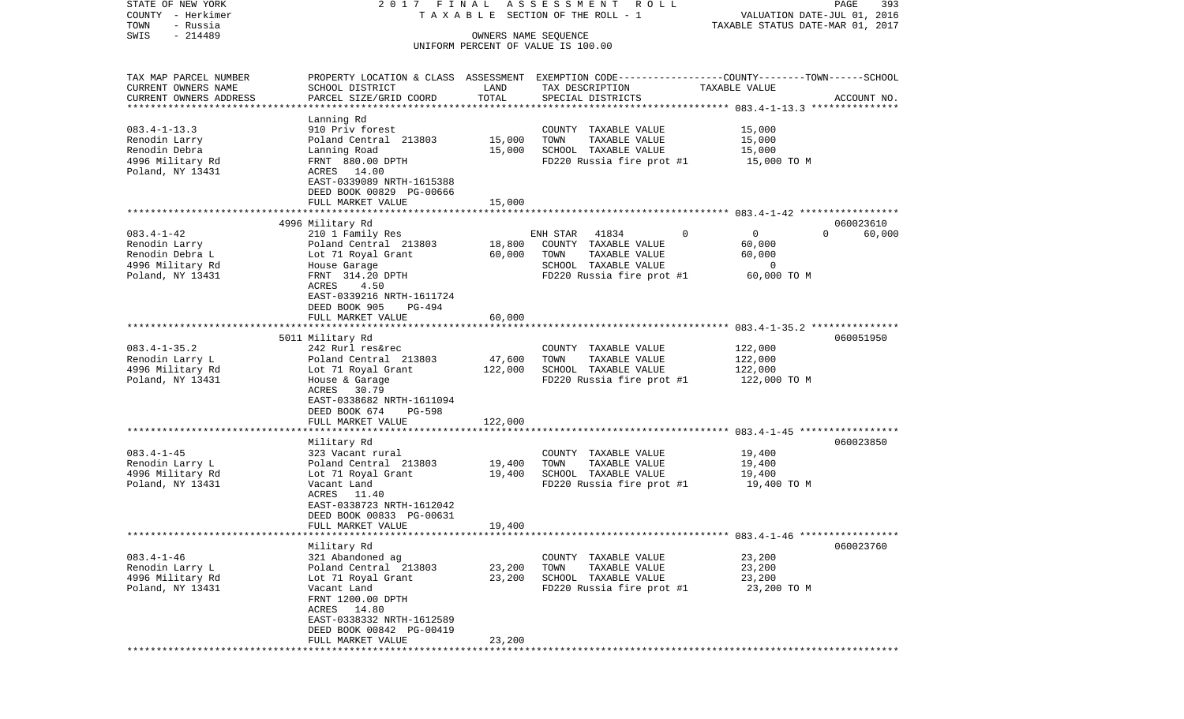STATE OF NEW YORK — 2017 FINAL ASSESSMENT ROLL — PAGE 393
COUNTY - Herkimer — TAXABLE SECTION OF THE ROLL - 1 — VALUATION DATE-JUL 01, 2016
TOWN - Russia — TAXABLE STATUS DATE-MAR 01, 2017
SWIS - 214489 — OWNERS NAME SEQUENCE
UNIFORM PERCENT OF VALUE IS 100.00

| TAX MAP PARCEL NUMBER / CURRENT OWNERS NAME / CURRENT OWNERS ADDRESS | PROPERTY LOCATION & CLASS / SCHOOL DISTRICT / PARCEL SIZE/GRID COORD | ASSESSMENT LAND | TOTAL | EXEMPTION CODE / TAX DESCRIPTION / SPECIAL DISTRICTS | COUNTY / TOWN / SCHOOL TAXABLE VALUE | ACCOUNT NO. |
|---|---|---|---|---|---|---|
| 083.4-1-13.3 | Lanning Rd | | | | | |
| Renodin Larry | 910 Priv forest | | | COUNTY TAXABLE VALUE | 15,000 | |
| Renodin Debra | Poland Central 213803 | 15,000 | | TOWN TAXABLE VALUE | 15,000 | |
| 4996 Military Rd | Lanning Road | | 15,000 | SCHOOL TAXABLE VALUE | 15,000 | |
| Poland, NY 13431 | FRNT 880.00 DPTH | | | FD220 Russia fire prot #1 | 15,000 TO M | |
| | ACRES 14.00 | | | | | |
| | EAST-0339089 NRTH-1615388 | | | | | |
| | DEED BOOK 00829 PG-00666 | | | | | |
| | FULL MARKET VALUE | | 15,000 | | | |
| 083.4-1-42 | 4996 Military Rd | | | | | 060023610 |
| Renodin Larry | 210 1 Family Res | | | ENH STAR 41834 0 | 0 0 60,000 | |
| Renodin Debra L | Poland Central 213803 | 18,800 | | COUNTY TAXABLE VALUE | 60,000 | |
| 4996 Military Rd | Lot 71 Royal Grant | | 60,000 | TOWN TAXABLE VALUE | 60,000 | |
| Poland, NY 13431 | House Garage | | | SCHOOL TAXABLE VALUE | 0 | |
| | FRNT 314.20 DPTH | | | FD220 Russia fire prot #1 | 60,000 TO M | |
| | ACRES 4.50 | | | | | |
| | EAST-0339216 NRTH-1611724 | | | | | |
| | DEED BOOK 905 PG-494 | | | | | |
| | FULL MARKET VALUE | | 60,000 | | | |
| 083.4-1-35.2 | 5011 Military Rd | | | | | 060051950 |
| Renodin Larry L | 242 Rurl res&rec | | | COUNTY TAXABLE VALUE | 122,000 | |
| 4996 Military Rd | Poland Central 213803 | 47,600 | | TOWN TAXABLE VALUE | 122,000 | |
| Poland, NY 13431 | Lot 71 Royal Grant | | 122,000 | SCHOOL TAXABLE VALUE | 122,000 | |
| | House & Garage | | | FD220 Russia fire prot #1 | 122,000 TO M | |
| | ACRES 30.79 | | | | | |
| | EAST-0338682 NRTH-1611094 | | | | | |
| | DEED BOOK 674 PG-598 | | | | | |
| | FULL MARKET VALUE | | 122,000 | | | |
| 083.4-1-45 | Military Rd | | | | | 060023850 |
| Renodin Larry L | 323 Vacant rural | | | COUNTY TAXABLE VALUE | 19,400 | |
| 4996 Military Rd | Poland Central 213803 | 19,400 | | TOWN TAXABLE VALUE | 19,400 | |
| Poland, NY 13431 | Lot 71 Royal Grant | | 19,400 | SCHOOL TAXABLE VALUE | 19,400 | |
| | Vacant Land | | | FD220 Russia fire prot #1 | 19,400 TO M | |
| | ACRES 11.40 | | | | | |
| | EAST-0338723 NRTH-1612042 | | | | | |
| | DEED BOOK 00833 PG-00631 | | | | | |
| | FULL MARKET VALUE | | 19,400 | | | |
| 083.4-1-46 | Military Rd | | | | | 060023760 |
| Renodin Larry L | 321 Abandoned ag | | | COUNTY TAXABLE VALUE | 23,200 | |
| 4996 Military Rd | Poland Central 213803 | 23,200 | | TOWN TAXABLE VALUE | 23,200 | |
| Poland, NY 13431 | Lot 71 Royal Grant | | 23,200 | SCHOOL TAXABLE VALUE | 23,200 | |
| | Vacant Land | | | FD220 Russia fire prot #1 | 23,200 TO M | |
| | FRNT 1200.00 DPTH | | | | | |
| | ACRES 14.80 | | | | | |
| | EAST-0338332 NRTH-1612589 | | | | | |
| | DEED BOOK 00842 PG-00419 | | | | | |
| | FULL MARKET VALUE | | 23,200 | | | |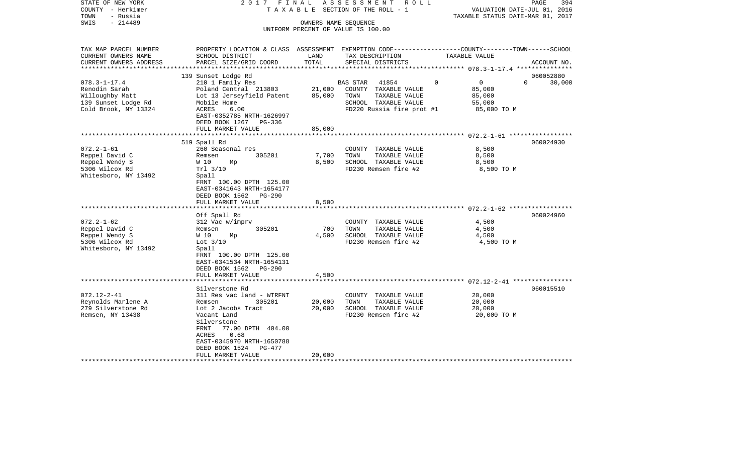STATE OF NEW YORK | 2017 FINAL ASSESSMENT ROLL | PAGE 394
COUNTY - Herkimer | TAXABLE SECTION OF THE ROLL - 1 | VALUATION DATE-JUL 01, 2016
TOWN - Russia | | TAXABLE STATUS DATE-MAR 01, 2017
SWIS - 214489 | OWNERS NAME SEQUENCE
UNIFORM PERCENT OF VALUE IS 100.00

| TAX MAP PARCEL NUMBER / CURRENT OWNERS NAME / CURRENT OWNERS ADDRESS | PROPERTY LOCATION & CLASS / SCHOOL DISTRICT / PARCEL SIZE/GRID COORD | ASSESSMENT LAND | TOTAL | EXEMPTION CODE / TAX DESCRIPTION / SPECIAL DISTRICTS | COUNTY | TOWN | SCHOOL (TAXABLE VALUE) | ACCOUNT NO. |
|---|---|---|---|---|---|---|---|---|
| 078.3-1-17.4 | 139 Sunset Lodge Rd | | | | | | | 060052880 |
| Renodin Sarah | 210 1 Family Res | | | BAS STAR 41854 | 0 | 0 | 0 30,000 | |
| Willoughby Matt | Poland Central 213803 | 21,000 | | COUNTY TAXABLE VALUE | 85,000 | | | |
| 139 Sunset Lodge Rd | Lot 13 Jerseyfield Patent | | 85,000 | TOWN TAXABLE VALUE | | 85,000 | | |
| Cold Brook, NY 13324 | Mobile Home | | | SCHOOL TAXABLE VALUE | | | 55,000 | |
| | ACRES 6.00 | | | FD220 Russia fire prot #1 | 85,000 TO M | | | |
| | EAST-0352785 NRTH-1626997 | | | | | | | |
| | DEED BOOK 1267 PG-336 | | | | | | | |
| | FULL MARKET VALUE | | 85,000 | | | | | |
| 072.2-1-61 | 519 Spall Rd | | | | | | | 060024930 |
| Reppel David C | 260 Seasonal res | | | COUNTY TAXABLE VALUE | 8,500 | | | |
| Reppel Wendy S | Remsen 305201 | 7,700 | | TOWN TAXABLE VALUE | | 8,500 | | |
| 5306 Wilcox Rd | W 10 Mp | | 8,500 | SCHOOL TAXABLE VALUE | | | 8,500 | |
| Whitesboro, NY 13492 | Trl 3/10 | | | FD230 Remsen fire #2 | 8,500 TO M | | | |
| | Spall | | | | | | | |
| | FRNT 100.00 DPTH 125.00 | | | | | | | |
| | EAST-0341643 NRTH-1654177 | | | | | | | |
| | DEED BOOK 1562 PG-290 | | | | | | | |
| | FULL MARKET VALUE | | 8,500 | | | | | |
| 072.2-1-62 | Off Spall Rd | | | | | | | 060024960 |
| Reppel David C | 312 Vac w/imprv | | | COUNTY TAXABLE VALUE | 4,500 | | | |
| Reppel Wendy S | Remsen 305201 | 700 | | TOWN TAXABLE VALUE | | 4,500 | | |
| 5306 Wilcox Rd | W 10 Mp | | 4,500 | SCHOOL TAXABLE VALUE | | | 4,500 | |
| Whitesboro, NY 13492 | Lot 3/10 | | | FD230 Remsen fire #2 | 4,500 TO M | | | |
| | Spall | | | | | | | |
| | FRNT 100.00 DPTH 125.00 | | | | | | | |
| | EAST-0341534 NRTH-1654131 | | | | | | | |
| | DEED BOOK 1562 PG-290 | | | | | | | |
| | FULL MARKET VALUE | | 4,500 | | | | | |
| 072.12-2-41 | Silverstone Rd | | | | | | | 060015510 |
| Reynolds Marlene A | 311 Res vac land - WTRFNT | | | COUNTY TAXABLE VALUE | 20,000 | | | |
| 279 Silverstone Rd | Remsen 305201 | 20,000 | | TOWN TAXABLE VALUE | | 20,000 | | |
| Remsen, NY 13438 | Lot 2 Jacobs Tract | | 20,000 | SCHOOL TAXABLE VALUE | | | 20,000 | |
| | Vacant Land | | | FD230 Remsen fire #2 | 20,000 TO M | | | |
| | Silverstone | | | | | | | |
| | FRNT 77.00 DPTH 404.00 | | | | | | | |
| | ACRES 0.68 | | | | | | | |
| | EAST-0345970 NRTH-1650788 | | | | | | | |
| | DEED BOOK 1524 PG-477 | | | | | | | |
| | FULL MARKET VALUE | | 20,000 | | | | | |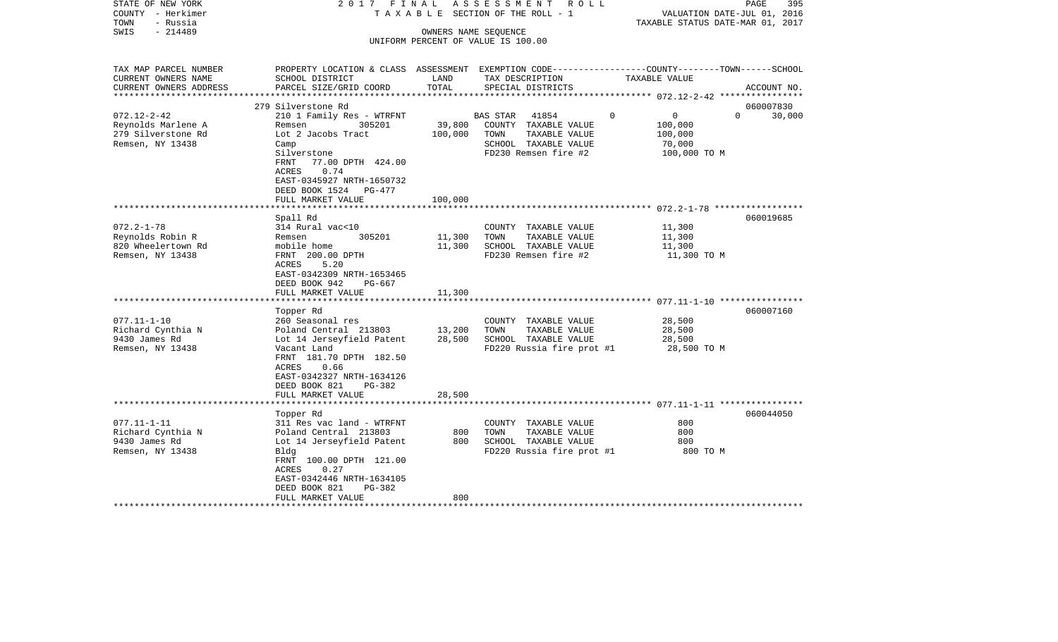STATE OF NEW YORK | 2017 FINAL ASSESSMENT ROLL | PAGE 395
COUNTY - Herkimer | TAXABLE SECTION OF THE ROLL - 1 | VALUATION DATE-JUL 01, 2016
TOWN - Russia | | TAXABLE STATUS DATE-MAR 01, 2017
SWIS - 214489 | OWNERS NAME SEQUENCE
UNIFORM PERCENT OF VALUE IS 100.00

| TAX MAP PARCEL NUMBER / CURRENT OWNERS NAME / CURRENT OWNERS ADDRESS | PROPERTY LOCATION & CLASS / SCHOOL DISTRICT / PARCEL SIZE/GRID COORD | ASSESSMENT LAND | TOTAL | EXEMPTION CODE / TAX DESCRIPTION / SPECIAL DISTRICTS | COUNTY | TOWN | SCHOOL / TAXABLE VALUE | ACCOUNT NO. |
|---|---|---|---|---|---|---|---|---|
| | 279 Silverstone Rd | | | | | | | 060007830 |
| 072.12-2-42 | 210 1 Family Res - WTRFNT | | | BAS STAR 41854 | 0 | 0 | 0 30,000 | |
| Reynolds Marlene A | Remsen 305201 | 39,800 | | COUNTY TAXABLE VALUE | | | 100,000 | |
| 279 Silverstone Rd | Lot 2 Jacobs Tract | | 100,000 | TOWN TAXABLE VALUE | | | 100,000 | |
| Remsen, NY 13438 | Camp | | | SCHOOL TAXABLE VALUE | | | 70,000 | |
| | Silverstone | | | FD230 Remsen fire #2 | | | 100,000 TO M | |
| | FRNT 77.00 DPTH 424.00 | | | | | | | |
| | ACRES 0.74 | | | | | | | |
| | EAST-0345927 NRTH-1650732 | | | | | | | |
| | DEED BOOK 1524 PG-477 | | | | | | | |
| | FULL MARKET VALUE | | 100,000 | | | | | |
| | Spall Rd | | | | | | | 060019685 |
| 072.2-1-78 | 314 Rural vac<10 | | | COUNTY TAXABLE VALUE | | | 11,300 | |
| Reynolds Robin R | Remsen 305201 | 11,300 | | TOWN TAXABLE VALUE | | | 11,300 | |
| 820 Wheelertown Rd | mobile home | | 11,300 | SCHOOL TAXABLE VALUE | | | 11,300 | |
| Remsen, NY 13438 | FRNT 200.00 DPTH | | | FD230 Remsen fire #2 | | | 11,300 TO M | |
| | ACRES 5.20 | | | | | | | |
| | EAST-0342309 NRTH-1653465 | | | | | | | |
| | DEED BOOK 942 PG-667 | | | | | | | |
| | FULL MARKET VALUE | | 11,300 | | | | | |
| | Topper Rd | | | | | | | 060007160 |
| 077.11-1-10 | 260 Seasonal res | | | COUNTY TAXABLE VALUE | | | 28,500 | |
| Richard Cynthia N | Poland Central 213803 | 13,200 | | TOWN TAXABLE VALUE | | | 28,500 | |
| 9430 James Rd | Lot 14 Jerseyfield Patent | | 28,500 | SCHOOL TAXABLE VALUE | | | 28,500 | |
| Remsen, NY 13438 | Vacant Land | | | FD220 Russia fire prot #1 | | | 28,500 TO M | |
| | FRNT 181.70 DPTH 182.50 | | | | | | | |
| | ACRES 0.66 | | | | | | | |
| | EAST-0342327 NRTH-1634126 | | | | | | | |
| | DEED BOOK 821 PG-382 | | | | | | | |
| | FULL MARKET VALUE | | 28,500 | | | | | |
| | Topper Rd | | | | | | | 060044050 |
| 077.11-1-11 | 311 Res vac land - WTRFNT | | | COUNTY TAXABLE VALUE | | | 800 | |
| Richard Cynthia N | Poland Central 213803 | 800 | | TOWN TAXABLE VALUE | | | 800 | |
| 9430 James Rd | Lot 14 Jerseyfield Patent | | 800 | SCHOOL TAXABLE VALUE | | | 800 | |
| Remsen, NY 13438 | Bldg | | | FD220 Russia fire prot #1 | | | 800 TO M | |
| | FRNT 100.00 DPTH 121.00 | | | | | | | |
| | ACRES 0.27 | | | | | | | |
| | EAST-0342446 NRTH-1634105 | | | | | | | |
| | DEED BOOK 821 PG-382 | | | | | | | |
| | FULL MARKET VALUE | | 800 | | | | | |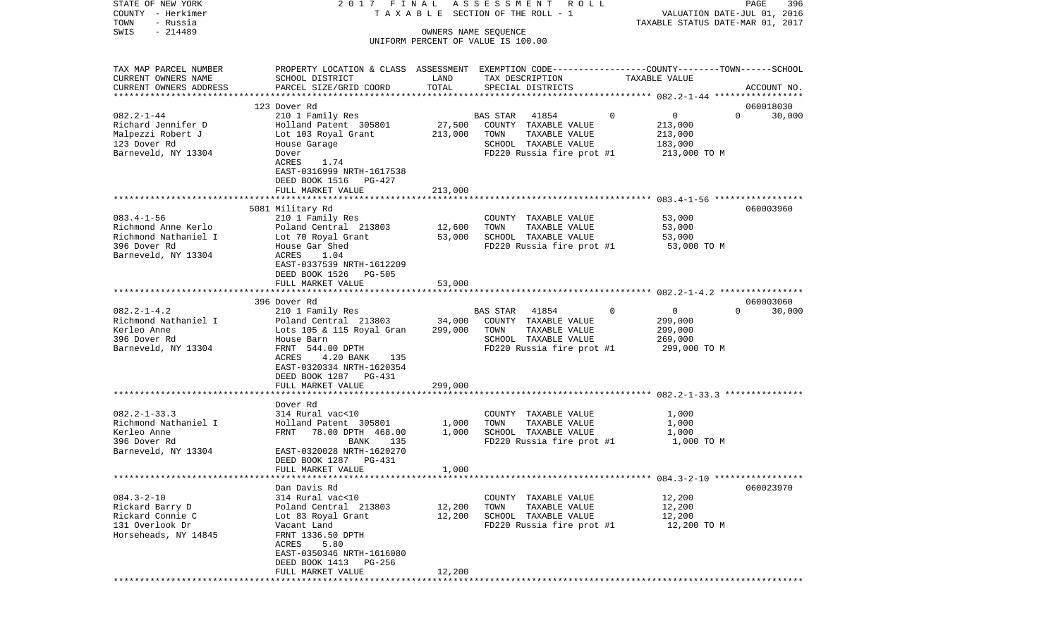STATE OF NEW YORK | 2017 FINAL ASSESSMENT ROLL | VALUATION DATE-JUL 01, 2016
COUNTY - Herkimer | TAXABLE SECTION OF THE ROLL - 1 | TAXABLE STATUS DATE-MAR 01, 2017
TOWN - Russia | OWNERS NAME SEQUENCE
SWIS - 214489 | UNIFORM PERCENT OF VALUE IS 100.00

| TAX MAP PARCEL NUMBER / CURRENT OWNERS NAME / CURRENT OWNERS ADDRESS | PROPERTY LOCATION & CLASS / SCHOOL DISTRICT / PARCEL SIZE/GRID COORD | ASSESSMENT LAND | ASSESSMENT TOTAL | EXEMPTION CODE / TAX DESCRIPTION / SPECIAL DISTRICTS | COUNTY | TOWN | SCHOOL TAXABLE VALUE | ACCOUNT NO. |
|---|---|---|---|---|---|---|---|---|
| **082.2-1-44** | 123 Dover Rd | | | | | | | 060018030 |
| Richard Jennifer D | 210 1 Family Res | | | BAS STAR 41854 | 0 | 0 | 30,000 | |
| Malpezzi Robert J | Holland Patent 305801 | 27,500 | | COUNTY TAXABLE VALUE | 213,000 | | | |
| 123 Dover Rd | Lot 103 Royal Grant | | 213,000 | TOWN TAXABLE VALUE | | 213,000 | | |
| Barneveld, NY 13304 | House Garage | | | SCHOOL TAXABLE VALUE | | | 183,000 | |
| | Dover | | | FD220 Russia fire prot #1 | 213,000 TO M | | | |
| | ACRES 1.74 | | | | | | | |
| | EAST-0316999 NRTH-1617538 | | | | | | | |
| | DEED BOOK 1516 PG-427 | | | | | | | |
| | FULL MARKET VALUE | | 213,000 | | | | | |
| **083.4-1-56** | 5081 Military Rd | | | | | | | 060003960 |
| Richmond Anne Kerlo | 210 1 Family Res | | | COUNTY TAXABLE VALUE | 53,000 | | | |
| Richmond Nathaniel I | Poland Central 213803 | 12,600 | | TOWN TAXABLE VALUE | | 53,000 | | |
| 396 Dover Rd | Lot 70 Royal Grant | | 53,000 | SCHOOL TAXABLE VALUE | | | 53,000 | |
| Barneveld, NY 13304 | House Gar Shed | | | FD220 Russia fire prot #1 | 53,000 TO M | | | |
| | ACRES 1.04 | | | | | | | |
| | EAST-0337539 NRTH-1612209 | | | | | | | |
| | DEED BOOK 1526 PG-505 | | | | | | | |
| | FULL MARKET VALUE | | 53,000 | | | | | |
| **082.2-1-4.2** | 396 Dover Rd | | | | | | | 060003060 |
| Richmond Nathaniel I | 210 1 Family Res | | | BAS STAR 41854 | 0 | 0 | 30,000 | |
| Kerleo Anne | Poland Central 213803 | 34,000 | | COUNTY TAXABLE VALUE | 299,000 | | | |
| 396 Dover Rd | Lots 105 & 115 Royal Gran | | 299,000 | TOWN TAXABLE VALUE | | 299,000 | | |
| Barneveld, NY 13304 | House Barn | | | SCHOOL TAXABLE VALUE | | | 269,000 | |
| | FRNT 544.00 DPTH | | | FD220 Russia fire prot #1 | 299,000 TO M | | | |
| | ACRES 4.20 BANK 135 | | | | | | | |
| | EAST-0320334 NRTH-1620354 | | | | | | | |
| | DEED BOOK 1287 PG-431 | | | | | | | |
| | FULL MARKET VALUE | | 299,000 | | | | | |
| **082.2-1-33.3** | Dover Rd | | | | | | | |
| Richmond Nathaniel I | 314 Rural vac<10 | | | COUNTY TAXABLE VALUE | 1,000 | | | |
| Kerleo Anne | Holland Patent 305801 | 1,000 | | TOWN TAXABLE VALUE | | 1,000 | | |
| 396 Dover Rd | FRNT 78.00 DPTH 468.00 | | 1,000 | SCHOOL TAXABLE VALUE | | | 1,000 | |
| Barneveld, NY 13304 | BANK 135 | | | FD220 Russia fire prot #1 | 1,000 TO M | | | |
| | EAST-0320028 NRTH-1620270 | | | | | | | |
| | DEED BOOK 1287 PG-431 | | | | | | | |
| | FULL MARKET VALUE | | 1,000 | | | | | |
| **084.3-2-10** | Dan Davis Rd | | | | | | | 060023970 |
| Rickard Barry D | 314 Rural vac<10 | | | COUNTY TAXABLE VALUE | 12,200 | | | |
| Rickard Connie C | Poland Central 213803 | 12,200 | | TOWN TAXABLE VALUE | | 12,200 | | |
| 131 Overlook Dr | Lot 83 Royal Grant | | 12,200 | SCHOOL TAXABLE VALUE | | | 12,200 | |
| Horseheads, NY 14845 | Vacant Land | | | FD220 Russia fire prot #1 | 12,200 TO M | | | |
| | FRNT 1336.50 DPTH | | | | | | | |
| | ACRES 5.80 | | | | | | | |
| | EAST-0350346 NRTH-1616080 | | | | | | | |
| | DEED BOOK 1413 PG-256 | | | | | | | |
| | FULL MARKET VALUE | | 12,200 | | | | | |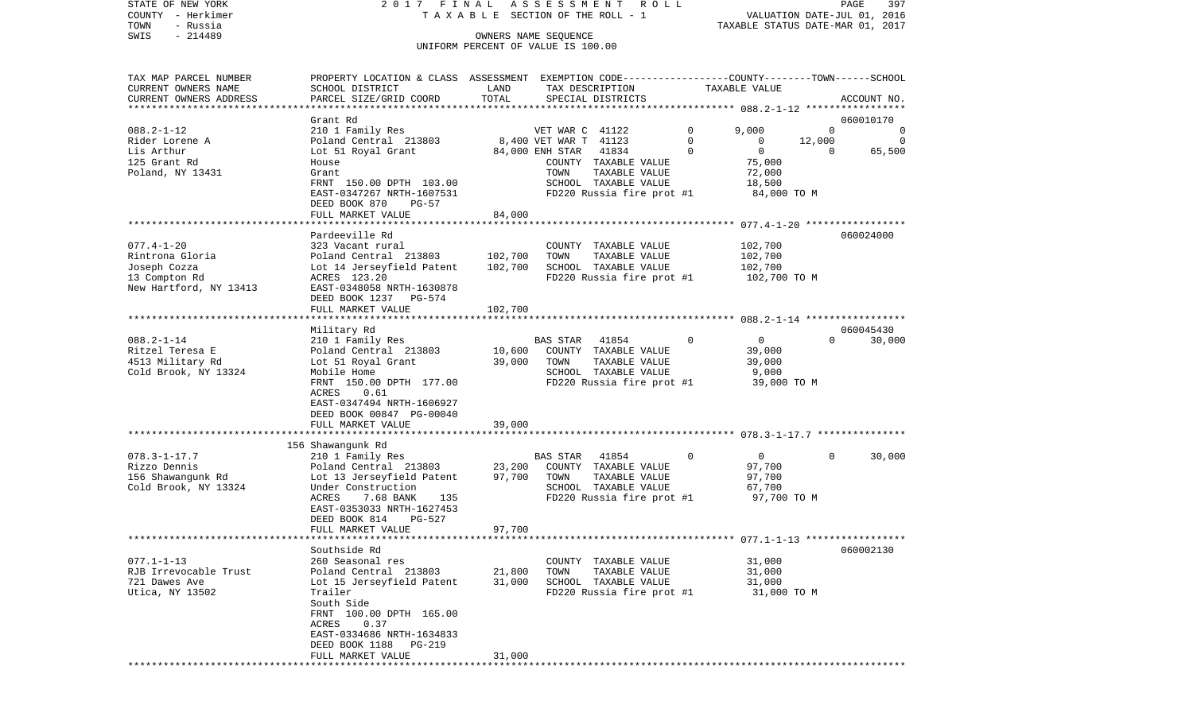STATE OF NEW YORK
COUNTY - Herkimer
TOWN - Russia
SWIS - 214489

2017 FINAL ASSESSMENT ROLL
TAXABLE SECTION OF THE ROLL - 1
OWNERS NAME SEQUENCE
UNIFORM PERCENT OF VALUE IS 100.00

VALUATION DATE-JUL 01, 2016
TAXABLE STATUS DATE-MAR 01, 2017

| TAX MAP PARCEL NUMBER / CURRENT OWNERS NAME / CURRENT OWNERS ADDRESS | PROPERTY LOCATION & CLASS / SCHOOL DISTRICT / PARCEL SIZE/GRID COORD | ASSESSMENT LAND | TOTAL | EXEMPTION CODE / TAX DESCRIPTION / SPECIAL DISTRICTS | COUNTY | TOWN | SCHOOL | ACCOUNT NO. |
|---|---|---|---|---|---|---|---|---|
| **088.2-1-12** | Grant Rd | | | | | | | 060010170 |
| Rider Lorene A | 210 1 Family Res | | | VET WAR C 41122 0 | 9,000 | 0 | 0 | |
| Lis Arthur | Poland Central 213803 | 8,400 | | VET WAR T 41123 0 | 0 | 12,000 | 0 | |
| 125 Grant Rd | Lot 51 Royal Grant | | 84,000 | ENH STAR 41834 0 | 0 | 0 | 65,500 | |
| Poland, NY 13431 | House | | | COUNTY TAXABLE VALUE | 75,000 | | | |
| | Grant | | | TOWN TAXABLE VALUE | | 72,000 | | |
| | FRNT 150.00 DPTH 103.00 | | | SCHOOL TAXABLE VALUE | | | 18,500 | |
| | EAST-0347267 NRTH-1607531 | | | FD220 Russia fire prot #1 | 84,000 TO M | | | |
| | DEED BOOK 870 PG-57 | | | | | | | |
| | FULL MARKET VALUE | | 84,000 | | | | | |
| **077.4-1-20** | Pardeeville Rd | | | | | | | 060024000 |
| Rintrona Gloria | 323 Vacant rural | | | COUNTY TAXABLE VALUE | 102,700 | | | |
| Joseph Cozza | Poland Central 213803 | 102,700 | | TOWN TAXABLE VALUE | | 102,700 | | |
| 13 Compton Rd | Lot 14 Jerseyfield Patent | | 102,700 | SCHOOL TAXABLE VALUE | | | 102,700 | |
| New Hartford, NY 13413 | ACRES 123.20 | | | FD220 Russia fire prot #1 | 102,700 TO M | | | |
| | EAST-0348058 NRTH-1630878 | | | | | | | |
| | DEED BOOK 1237 PG-574 | | | | | | | |
| | FULL MARKET VALUE | | 102,700 | | | | | |
| **088.2-1-14** | Military Rd | | | | | | | 060045430 |
| Ritzel Teresa E | 210 1 Family Res | | | BAS STAR 41854 0 | 0 | 0 | 30,000 | |
| 4513 Military Rd | Poland Central 213803 | 10,600 | | COUNTY TAXABLE VALUE | 39,000 | | | |
| Cold Brook, NY 13324 | Lot 51 Royal Grant | | 39,000 | TOWN TAXABLE VALUE | | 39,000 | | |
| | Mobile Home | | | SCHOOL TAXABLE VALUE | | | 9,000 | |
| | FRNT 150.00 DPTH 177.00 | | | FD220 Russia fire prot #1 | 39,000 TO M | | | |
| | ACRES 0.61 | | | | | | | |
| | EAST-0347494 NRTH-1606927 | | | | | | | |
| | DEED BOOK 00847 PG-00040 | | | | | | | |
| | FULL MARKET VALUE | | 39,000 | | | | | |
| **078.3-1-17.7** | 156 Shawangunk Rd | | | | | | | |
| Rizzo Dennis | 210 1 Family Res | | | BAS STAR 41854 0 | 0 | 0 | 30,000 | |
| 156 Shawangunk Rd | Poland Central 213803 | 23,200 | | COUNTY TAXABLE VALUE | 97,700 | | | |
| Cold Brook, NY 13324 | Lot 13 Jerseyfield Patent | | 97,700 | TOWN TAXABLE VALUE | | 97,700 | | |
| | Under Construction | | | SCHOOL TAXABLE VALUE | | | 67,700 | |
| | ACRES 7.68 BANK 135 | | | FD220 Russia fire prot #1 | 97,700 TO M | | | |
| | EAST-0353033 NRTH-1627453 | | | | | | | |
| | DEED BOOK 814 PG-527 | | | | | | | |
| | FULL MARKET VALUE | | 97,700 | | | | | |
| **077.1-1-13** | Southside Rd | | | | | | | 060002130 |
| RJB Irrevocable Trust | 260 Seasonal res | | | COUNTY TAXABLE VALUE | 31,000 | | | |
| 721 Dawes Ave | Poland Central 213803 | 21,800 | | TOWN TAXABLE VALUE | | 31,000 | | |
| Utica, NY 13502 | Lot 15 Jerseyfield Patent | | 31,000 | SCHOOL TAXABLE VALUE | | | 31,000 | |
| | Trailer | | | FD220 Russia fire prot #1 | 31,000 TO M | | | |
| | South Side | | | | | | | |
| | FRNT 100.00 DPTH 165.00 | | | | | | | |
| | ACRES 0.37 | | | | | | | |
| | EAST-0334686 NRTH-1634833 | | | | | | | |
| | DEED BOOK 1188 PG-219 | | | | | | | |
| | FULL MARKET VALUE | | 31,000 | | | | | |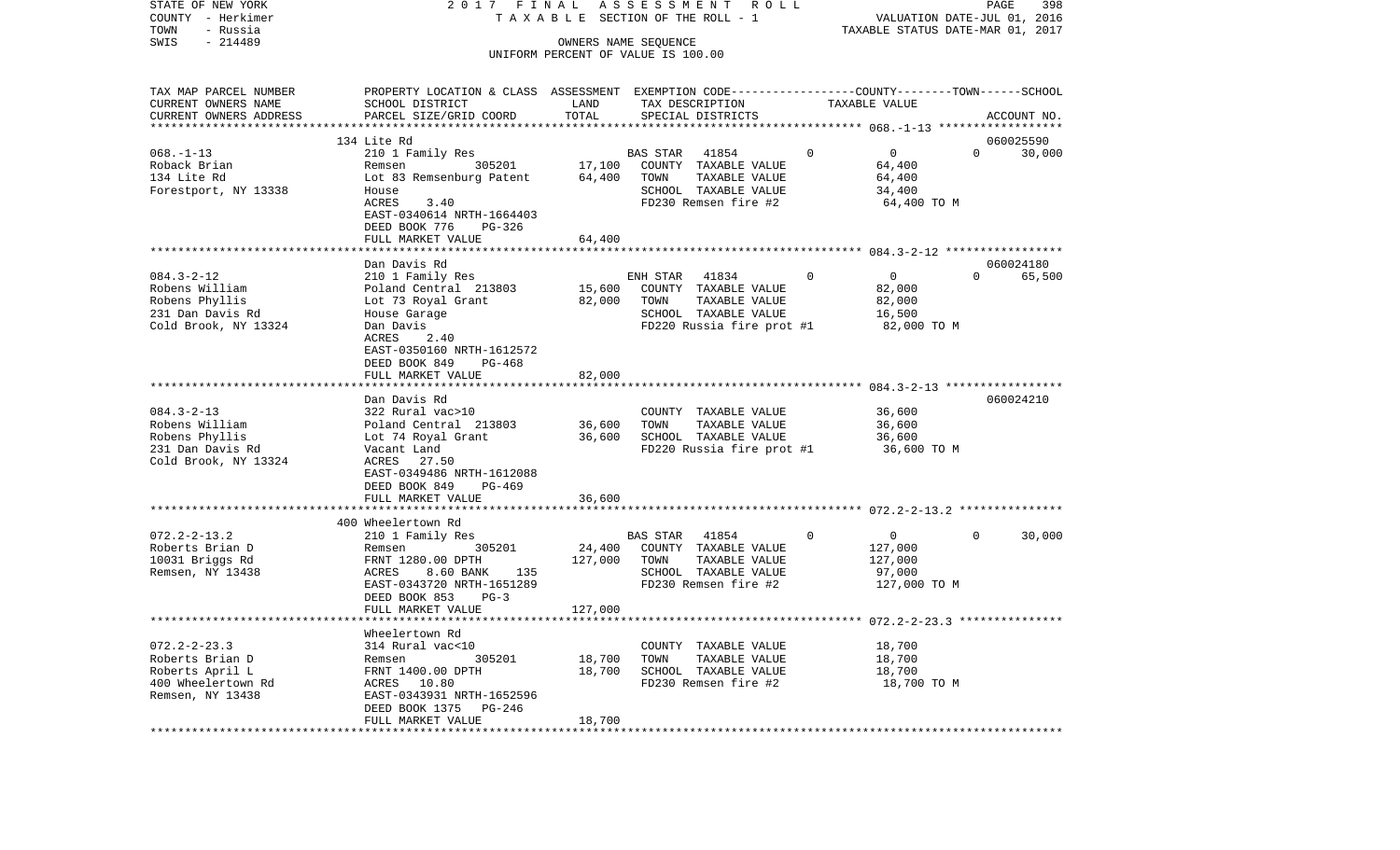STATE OF NEW YORK　　2017 FINAL ASSESSMENT ROLL
COUNTY - Herkimer　　TAXABLE SECTION OF THE ROLL - 1　　VALUATION DATE-JUL 01, 2016
TOWN - Russia　　TAXABLE STATUS DATE-MAR 01, 2017
SWIS - 214489　　OWNERS NAME SEQUENCE
UNIFORM PERCENT OF VALUE IS 100.00

| TAX MAP PARCEL NUMBER<br>CURRENT OWNERS NAME<br>CURRENT OWNERS ADDRESS | PROPERTY LOCATION & CLASS<br>SCHOOL DISTRICT<br>PARCEL SIZE/GRID COORD | ASSESSMENT<br>LAND<br>TOTAL | EXEMPTION CODE<br>TAX DESCRIPTION<br>SPECIAL DISTRICTS | COUNTY--------TOWN------SCHOOL<br>TAXABLE VALUE<br>ACCOUNT NO. |
|---|---|---|---|---|
| **068.-1-13** | 134 Lite Rd | | | 060025590 |
| 068.-1-13 | 210 1 Family Res | | BAS STAR 41854 | 0 0 0 30,000 |
| Roback Brian | Remsen 305201 | 17,100 | COUNTY TAXABLE VALUE | 64,400 |
| 134 Lite Rd | Lot 83 Remsenburg Patent | 64,400 | TOWN TAXABLE VALUE | 64,400 |
| Forestport, NY 13338 | House | | SCHOOL TAXABLE VALUE | 34,400 |
| | ACRES 3.40 | | FD230 Remsen fire #2 | 64,400 TO M |
| | EAST-0340614 NRTH-1664403 | | | |
| | DEED BOOK 776 PG-326 | | | |
| | FULL MARKET VALUE | 64,400 | | |
| **084.3-2-12** | Dan Davis Rd | | | 060024180 |
| 084.3-2-12 | 210 1 Family Res | | ENH STAR 41834 | 0 0 0 65,500 |
| Robens William | Poland Central 213803 | 15,600 | COUNTY TAXABLE VALUE | 82,000 |
| Robens Phyllis | Lot 73 Royal Grant | 82,000 | TOWN TAXABLE VALUE | 82,000 |
| 231 Dan Davis Rd | House Garage | | SCHOOL TAXABLE VALUE | 16,500 |
| Cold Brook, NY 13324 | Dan Davis | | FD220 Russia fire prot #1 | 82,000 TO M |
| | ACRES 2.40 | | | |
| | EAST-0350160 NRTH-1612572 | | | |
| | DEED BOOK 849 PG-468 | | | |
| | FULL MARKET VALUE | 82,000 | | |
| **084.3-2-13** | Dan Davis Rd | | | 060024210 |
| 084.3-2-13 | 322 Rural vac>10 | | COUNTY TAXABLE VALUE | 36,600 |
| Robens William | Poland Central 213803 | 36,600 | TOWN TAXABLE VALUE | 36,600 |
| Robens Phyllis | Lot 74 Royal Grant | 36,600 | SCHOOL TAXABLE VALUE | 36,600 |
| 231 Dan Davis Rd | Vacant Land | | FD220 Russia fire prot #1 | 36,600 TO M |
| Cold Brook, NY 13324 | ACRES 27.50 | | | |
| | EAST-0349486 NRTH-1612088 | | | |
| | DEED BOOK 849 PG-469 | | | |
| | FULL MARKET VALUE | 36,600 | | |
| **072.2-2-13.2** | 400 Wheelertown Rd | | | |
| 072.2-2-13.2 | 210 1 Family Res | | BAS STAR 41854 | 0 0 0 30,000 |
| Roberts Brian D | Remsen 305201 | 24,400 | COUNTY TAXABLE VALUE | 127,000 |
| 10031 Briggs Rd | FRNT 1280.00 DPTH | 127,000 | TOWN TAXABLE VALUE | 127,000 |
| Remsen, NY 13438 | ACRES 8.60 BANK 135 | | SCHOOL TAXABLE VALUE | 97,000 |
| | EAST-0343720 NRTH-1651289 | | FD230 Remsen fire #2 | 127,000 TO M |
| | DEED BOOK 853 PG-3 | | | |
| | FULL MARKET VALUE | 127,000 | | |
| **072.2-2-23.3** | Wheelertown Rd | | | |
| 072.2-2-23.3 | 314 Rural vac<10 | | COUNTY TAXABLE VALUE | 18,700 |
| Roberts Brian D | Remsen 305201 | 18,700 | TOWN TAXABLE VALUE | 18,700 |
| Roberts April L | FRNT 1400.00 DPTH | 18,700 | SCHOOL TAXABLE VALUE | 18,700 |
| 400 Wheelertown Rd | ACRES 10.80 | | FD230 Remsen fire #2 | 18,700 TO M |
| Remsen, NY 13438 | EAST-0343931 NRTH-1652596 | | | |
| | DEED BOOK 1375 PG-246 | | | |
| | FULL MARKET VALUE | 18,700 | | |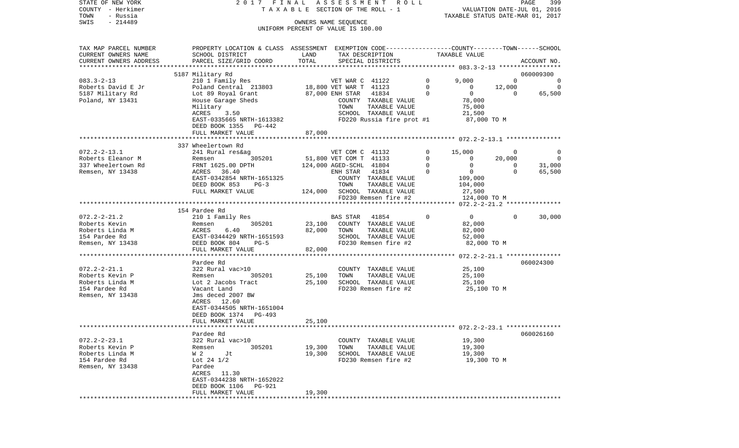STATE OF NEW YORK — 2017 FINAL ASSESSMENT ROLL
COUNTY - Herkimer — TAXABLE SECTION OF THE ROLL - 1 — VALUATION DATE-JUL 01, 2016
TOWN - Russia — TAXABLE STATUS DATE-MAR 01, 2017
SWIS - 214489 — OWNERS NAME SEQUENCE
UNIFORM PERCENT OF VALUE IS 100.00

```
TAX MAP PARCEL NUMBER     PROPERTY LOCATION & CLASS  ASSESSMENT  EXEMPTION CODE-----------------COUNTY--------TOWN------SCHOOL
CURRENT OWNERS NAME       SCHOOL DISTRICT               LAND      TAX DESCRIPTION              TAXABLE VALUE
CURRENT OWNERS ADDRESS    PARCEL SIZE/GRID COORD        TOTAL     SPECIAL DISTRICTS                                       ACCOUNT NO.
******************************************************************************************************* 083.3-2-13 *****************
                          5187 Military Rd                                                                              060009300
083.3-2-13                210 1 Family Res                        VET WAR C  41122        0       9,000          0            0
Roberts David E Jr        Poland Central  213803       18,800 VET WAR T  41123        0           0     12,000            0
5187 Military Rd          Lot 89 Royal Grant           87,000 ENH STAR   41834        0           0          0       65,500
Poland, NY 13431          House Garage Sheds                      COUNTY  TAXABLE VALUE              78,000
                          Military                                TOWN    TAXABLE VALUE              75,000
                          ACRES     3.50                          SCHOOL  TAXABLE VALUE              21,500
                          EAST-0335665 NRTH-1613382               FD220 Russia fire prot #1        87,000 TO M
                          DEED BOOK 1355   PG-442
                          FULL MARKET VALUE             87,000
******************************************************************************************************* 072.2-2-13.1 ***************
                          337 Wheelertown Rd
072.2-2-13.1              241 Rural res&ag                        VET COM C  41132        0      15,000          0            0
Roberts Eleanor M         Remsen          305201       51,800 VET COM T  41133        0           0     20,000            0
337 Wheelertown Rd        FRNT 1625.00 DPTH           124,000 AGED-SCHL  41804        0           0          0       31,000
Remsen, NY 13438          ACRES    36.40                          ENH STAR   41834        0           0          0       65,500
                          EAST-0342854 NRTH-1651325               COUNTY  TAXABLE VALUE             109,000
                          DEED BOOK 853    PG-3                   TOWN    TAXABLE VALUE             104,000
                          FULL MARKET VALUE            124,000    SCHOOL  TAXABLE VALUE              27,500
                                                                  FD230 Remsen fire #2             124,000 TO M
******************************************************************************************************* 072.2-2-21.2 ***************
                          154 Pardee Rd
072.2-2-21.2              210 1 Family Res                        BAS STAR   41854        0           0          0       30,000
Roberts Kevin             Remsen          305201       23,100    COUNTY  TAXABLE VALUE              82,000
Roberts Linda M           ACRES     6.40               82,000    TOWN    TAXABLE VALUE              82,000
154 Pardee Rd             EAST-0344429 NRTH-1651593               SCHOOL  TAXABLE VALUE              52,000
Remsen, NY 13438          DEED BOOK 804    PG-5                   FD230 Remsen fire #2              82,000 TO M
                          FULL MARKET VALUE             82,000
******************************************************************************************************* 072.2-2-21.1 ***************
                          Pardee Rd                                                                                     060024300
072.2-2-21.1              322 Rural vac>10                        COUNTY  TAXABLE VALUE              25,100
Roberts Kevin P           Remsen          305201       25,100    TOWN    TAXABLE VALUE              25,100
Roberts Linda M           Lot 2 Jacobs Tract           25,100    SCHOOL  TAXABLE VALUE              25,100
154 Pardee Rd             Vacant Land                             FD230 Remsen fire #2              25,100 TO M
Remsen, NY 13438          Jms deced 2007 BW
                          ACRES    12.60
                          EAST-0344505 NRTH-1651004
                          DEED BOOK 1374   PG-493
                          FULL MARKET VALUE             25,100
******************************************************************************************************* 072.2-2-23.1 ***************
                          Pardee Rd                                                                                     060026160
072.2-2-23.1              322 Rural vac>10                        COUNTY  TAXABLE VALUE              19,300
Roberts Kevin P           Remsen          305201       19,300    TOWN    TAXABLE VALUE              19,300
Roberts Linda M           W 2      Jt                  19,300    SCHOOL  TAXABLE VALUE              19,300
154 Pardee Rd             Lot 24 1/2                              FD230 Remsen fire #2              19,300 TO M
Remsen, NY 13438          Pardee
                          ACRES    11.30
                          EAST-0344238 NRTH-1652022
                          DEED BOOK 1106   PG-921
                          FULL MARKET VALUE             19,300
************************************************************************************************************************************
```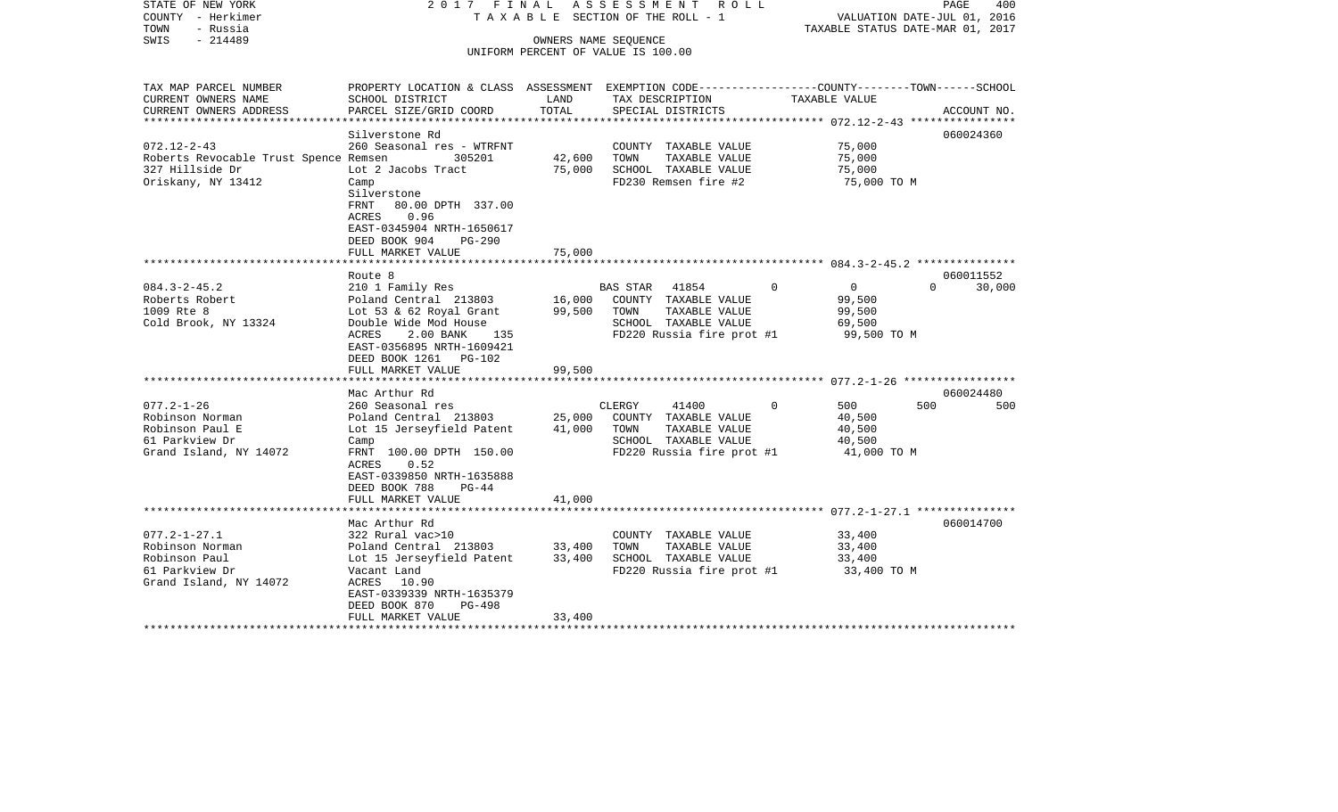STATE OF NEW YORK
COUNTY - Herkimer
TOWN - Russia
SWIS - 214489

2017 FINAL ASSESSMENT ROLL
TAXABLE SECTION OF THE ROLL - 1
OWNERS NAME SEQUENCE
UNIFORM PERCENT OF VALUE IS 100.00

VALUATION DATE-JUL 01, 2016
TAXABLE STATUS DATE-MAR 01, 2017

| TAX MAP PARCEL NUMBER / CURRENT OWNERS NAME / CURRENT OWNERS ADDRESS | PROPERTY LOCATION & CLASS / SCHOOL DISTRICT / PARCEL SIZE/GRID COORD | ASSESSMENT LAND | TOTAL | EXEMPTION CODE / TAX DESCRIPTION / SPECIAL DISTRICTS | COUNTY | TOWN | SCHOOL | TAXABLE VALUE | ACCOUNT NO. |
|---|---|---|---|---|---|---|---|---|---|
| 072.12-2-43 | Silverstone Rd | | | | | | | | 060024360 |
| Roberts Revocable Trust Spence | 260 Seasonal res - WTRFNT | | | COUNTY TAXABLE VALUE | | | | 75,000 | |
| 327 Hillside Dr | Remsen 305201 | 42,600 | | TOWN TAXABLE VALUE | | | | 75,000 | |
| Oriskany, NY 13412 | Lot 2 Jacobs Tract | | 75,000 | SCHOOL TAXABLE VALUE | | | | 75,000 | |
| | Camp | | | FD230 Remsen fire #2 | | | | 75,000 TO M | |
| | Silverstone | | | | | | | | |
| | FRNT 80.00 DPTH 337.00 | | | | | | | | |
| | ACRES 0.96 | | | | | | | | |
| | EAST-0345904 NRTH-1650617 | | | | | | | | |
| | DEED BOOK 904 PG-290 | | | | | | | | |
| | FULL MARKET VALUE | | 75,000 | | | | | | |
| 084.3-2-45.2 | Route 8 | | | | | | | | 060011552 |
| Roberts Robert | 210 1 Family Res | | | BAS STAR 41854 | 0 | 0 | 30,000 | | |
| 1009 Rte 8 | Poland Central 213803 | 16,000 | | COUNTY TAXABLE VALUE | | | | 99,500 | |
| Cold Brook, NY 13324 | Lot 53 & 62 Royal Grant | | 99,500 | TOWN TAXABLE VALUE | | | | 99,500 | |
| | Double Wide Mod House | | | SCHOOL TAXABLE VALUE | | | | 69,500 | |
| | ACRES 2.00 BANK 135 | | | FD220 Russia fire prot #1 | | | | 99,500 TO M | |
| | EAST-0356895 NRTH-1609421 | | | | | | | | |
| | DEED BOOK 1261 PG-102 | | | | | | | | |
| | FULL MARKET VALUE | | 99,500 | | | | | | |
| 077.2-1-26 | Mac Arthur Rd | | | | | | | | 060024480 |
| Robinson Norman | 260 Seasonal res | | | CLERGY 41400 | 500 | 500 | 500 | | |
| Robinson Paul E | Poland Central 213803 | 25,000 | | COUNTY TAXABLE VALUE | | | | 40,500 | |
| 61 Parkview Dr | Lot 15 Jerseyfield Patent | | 41,000 | TOWN TAXABLE VALUE | | | | 40,500 | |
| Grand Island, NY 14072 | Camp | | | SCHOOL TAXABLE VALUE | | | | 40,500 | |
| | FRNT 100.00 DPTH 150.00 | | | FD220 Russia fire prot #1 | | | | 41,000 TO M | |
| | ACRES 0.52 | | | | | | | | |
| | EAST-0339850 NRTH-1635888 | | | | | | | | |
| | DEED BOOK 788 PG-44 | | | | | | | | |
| | FULL MARKET VALUE | | 41,000 | | | | | | |
| 077.2-1-27.1 | Mac Arthur Rd | | | | | | | | 060014700 |
| Robinson Norman | 322 Rural vac>10 | | | COUNTY TAXABLE VALUE | | | | 33,400 | |
| Robinson Paul | Poland Central 213803 | 33,400 | | TOWN TAXABLE VALUE | | | | 33,400 | |
| 61 Parkview Dr | Lot 15 Jerseyfield Patent | | 33,400 | SCHOOL TAXABLE VALUE | | | | 33,400 | |
| Grand Island, NY 14072 | Vacant Land | | | FD220 Russia fire prot #1 | | | | 33,400 TO M | |
| | ACRES 10.90 | | | | | | | | |
| | EAST-0339339 NRTH-1635379 | | | | | | | | |
| | DEED BOOK 870 PG-498 | | | | | | | | |
| | FULL MARKET VALUE | | 33,400 | | | | | | |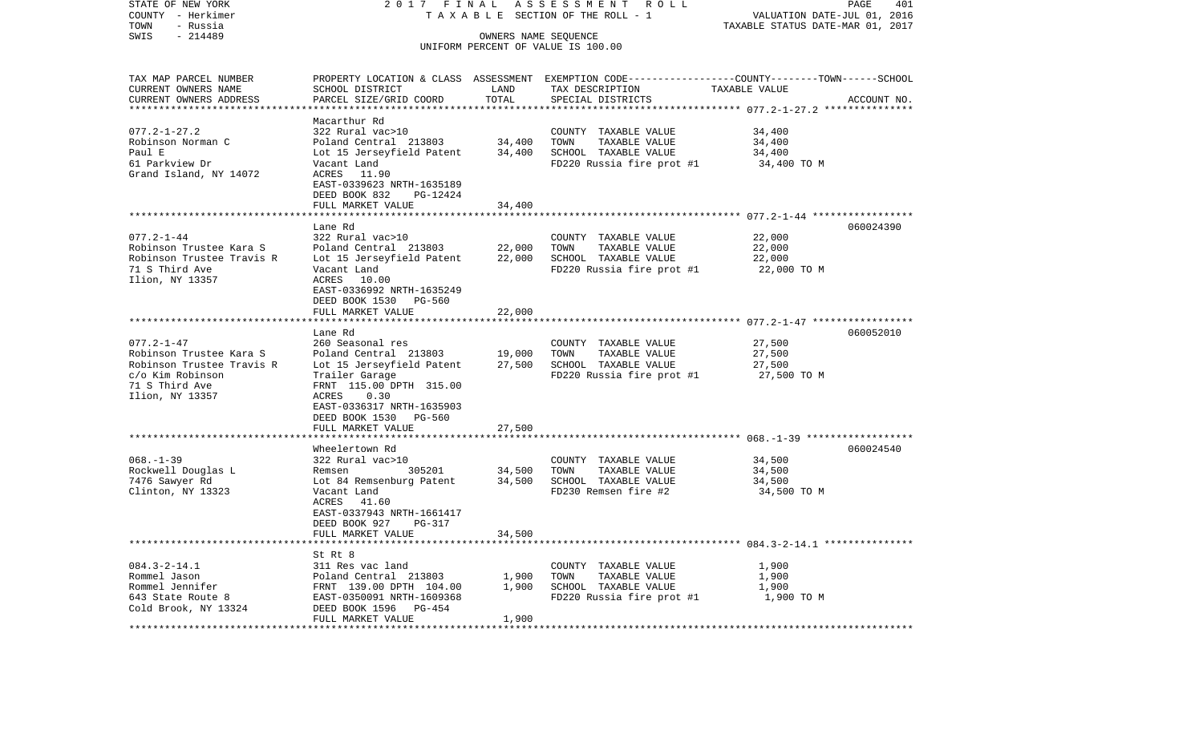STATE OF NEW YORK 2 0 1 7 F I N A L A S S E S S M E N T R O L L
COUNTY - Herkimer T A X A B L E SECTION OF THE ROLL - 1 VALUATION DATE-JUL 01, 2016
TOWN - Russia TAXABLE STATUS DATE-MAR 01, 2017
SWIS - 214489 OWNERS NAME SEQUENCE
UNIFORM PERCENT OF VALUE IS 100.00

| TAX MAP PARCEL NUMBER<br>CURRENT OWNERS NAME<br>CURRENT OWNERS ADDRESS | PROPERTY LOCATION & CLASS<br>SCHOOL DISTRICT<br>PARCEL SIZE/GRID COORD | ASSESSMENT<br>LAND<br>TOTAL | EXEMPTION CODE-----COUNTY-----TOWN-----SCHOOL<br>TAX DESCRIPTION<br>SPECIAL DISTRICTS | TAXABLE VALUE | ACCOUNT NO. |
|---|---|---|---|---|---|
| 077.2-1-27.2 | Macarthur Rd | | | | |
| 077.2-1-27.2 | 322 Rural vac>10 | | COUNTY TAXABLE VALUE | 34,400 | |
| Robinson Norman C | Poland Central 213803 | 34,400 | TOWN TAXABLE VALUE | 34,400 | |
| Paul E | Lot 15 Jerseyfield Patent | 34,400 | SCHOOL TAXABLE VALUE | 34,400 | |
| 61 Parkview Dr | Vacant Land | | FD220 Russia fire prot #1 | 34,400 TO M | |
| Grand Island, NY 14072 | ACRES 11.90 | | | | |
| | EAST-0339623 NRTH-1635189 | | | | |
| | DEED BOOK 832 PG-12424 | | | | |
| | FULL MARKET VALUE | 34,400 | | | |
| 077.2-1-44 | Lane Rd | | | | 060024390 |
| 077.2-1-44 | 322 Rural vac>10 | | COUNTY TAXABLE VALUE | 22,000 | |
| Robinson Trustee Kara S | Poland Central 213803 | 22,000 | TOWN TAXABLE VALUE | 22,000 | |
| Robinson Trustee Travis R | Lot 15 Jerseyfield Patent | 22,000 | SCHOOL TAXABLE VALUE | 22,000 | |
| 71 S Third Ave | Vacant Land | | FD220 Russia fire prot #1 | 22,000 TO M | |
| Ilion, NY 13357 | ACRES 10.00 | | | | |
| | EAST-0336992 NRTH-1635249 | | | | |
| | DEED BOOK 1530 PG-560 | | | | |
| | FULL MARKET VALUE | 22,000 | | | |
| 077.2-1-47 | Lane Rd | | | | 060052010 |
| 077.2-1-47 | 260 Seasonal res | | COUNTY TAXABLE VALUE | 27,500 | |
| Robinson Trustee Kara S | Poland Central 213803 | 19,000 | TOWN TAXABLE VALUE | 27,500 | |
| Robinson Trustee Travis R | Lot 15 Jerseyfield Patent | 27,500 | SCHOOL TAXABLE VALUE | 27,500 | |
| c/o Kim Robinson | Trailer Garage | | FD220 Russia fire prot #1 | 27,500 TO M | |
| 71 S Third Ave | FRNT 115.00 DPTH 315.00 | | | | |
| Ilion, NY 13357 | ACRES 0.30 | | | | |
| | EAST-0336317 NRTH-1635903 | | | | |
| | DEED BOOK 1530 PG-560 | | | | |
| | FULL MARKET VALUE | 27,500 | | | |
| 068.-1-39 | Wheelertown Rd | | | | 060024540 |
| 068.-1-39 | 322 Rural vac>10 | | COUNTY TAXABLE VALUE | 34,500 | |
| Rockwell Douglas L | Remsen 305201 | 34,500 | TOWN TAXABLE VALUE | 34,500 | |
| 7476 Sawyer Rd | Lot 84 Remsenburg Patent | 34,500 | SCHOOL TAXABLE VALUE | 34,500 | |
| Clinton, NY 13323 | Vacant Land | | FD230 Remsen fire #2 | 34,500 TO M | |
| | ACRES 41.60 | | | | |
| | EAST-0337943 NRTH-1661417 | | | | |
| | DEED BOOK 927 PG-317 | | | | |
| | FULL MARKET VALUE | 34,500 | | | |
| 084.3-2-14.1 | St Rt 8 | | | | |
| 084.3-2-14.1 | 311 Res vac land | | COUNTY TAXABLE VALUE | 1,900 | |
| Rommel Jason | Poland Central 213803 | 1,900 | TOWN TAXABLE VALUE | 1,900 | |
| Rommel Jennifer | FRNT 139.00 DPTH 104.00 | 1,900 | SCHOOL TAXABLE VALUE | 1,900 | |
| 643 State Route 8 | EAST-0350091 NRTH-1609368 | | FD220 Russia fire prot #1 | 1,900 TO M | |
| Cold Brook, NY 13324 | DEED BOOK 1596 PG-454 | | | | |
| | FULL MARKET VALUE | 1,900 | | | |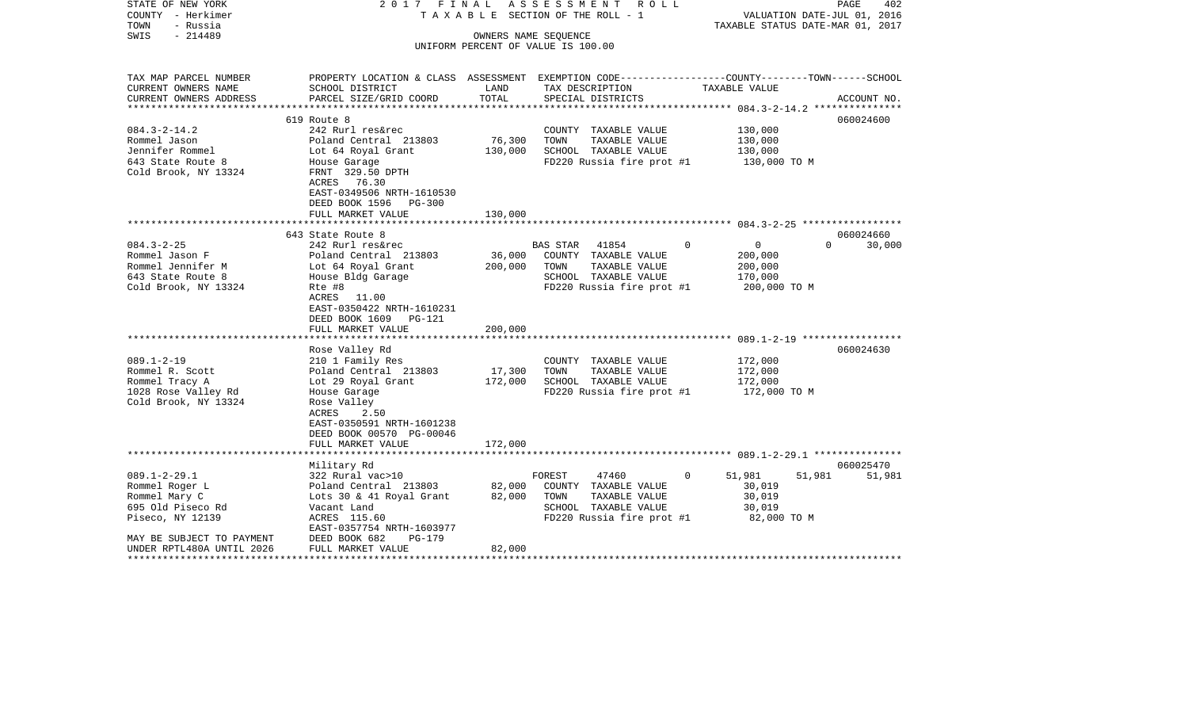STATE OF NEW YORK
COUNTY - Herkimer
TOWN - Russia
SWIS - 214489

2017 FINAL ASSESSMENT ROLL
TAXABLE SECTION OF THE ROLL - 1
OWNERS NAME SEQUENCE
UNIFORM PERCENT OF VALUE IS 100.00

VALUATION DATE-JUL 01, 2016
TAXABLE STATUS DATE-MAR 01, 2017

| TAX MAP PARCEL NUMBER / CURRENT OWNERS NAME / CURRENT OWNERS ADDRESS | PROPERTY LOCATION & CLASS / SCHOOL DISTRICT / PARCEL SIZE/GRID COORD | ASSESSMENT LAND | ASSESSMENT TOTAL | EXEMPTION CODE / TAX DESCRIPTION / SPECIAL DISTRICTS | COUNTY TAXABLE VALUE | TOWN | SCHOOL | ACCOUNT NO. |
|---|---|---|---|---|---|---|---|---|
| 084.3-2-14.2 | 619 Route 8 | | | | | | | 060024600 |
| Rommel Jason | 242 Rurl res&rec | | | COUNTY TAXABLE VALUE | 130,000 | | | |
| Jennifer Rommel | Poland Central 213803 | 76,300 | | TOWN TAXABLE VALUE | 130,000 | | | |
| 643 State Route 8 | Lot 64 Royal Grant | | 130,000 | SCHOOL TAXABLE VALUE | 130,000 | | | |
| Cold Brook, NY 13324 | House Garage | | | FD220 Russia fire prot #1 | 130,000 TO M | | | |
| | FRNT 329.50 DPTH | | | | | | | |
| | ACRES 76.30 | | | | | | | |
| | EAST-0349506 NRTH-1610530 | | | | | | | |
| | DEED BOOK 1596 PG-300 | | | | | | | |
| | FULL MARKET VALUE | | 130,000 | | | | | |
| 084.3-2-25 | 643 State Route 8 | | | | | | | 060024660 |
| Rommel Jason F | 242 Rurl res&rec | | | BAS STAR 41854 0 | 0 | 0 | 30,000 | |
| Rommel Jennifer M | Poland Central 213803 | 36,000 | | COUNTY TAXABLE VALUE | 200,000 | | | |
| 643 State Route 8 | Lot 64 Royal Grant | | 200,000 | TOWN TAXABLE VALUE | 200,000 | | | |
| Cold Brook, NY 13324 | House Bldg Garage | | | SCHOOL TAXABLE VALUE | 170,000 | | | |
| | Rte #8 | | | FD220 Russia fire prot #1 | 200,000 TO M | | | |
| | ACRES 11.00 | | | | | | | |
| | EAST-0350422 NRTH-1610231 | | | | | | | |
| | DEED BOOK 1609 PG-121 | | | | | | | |
| | FULL MARKET VALUE | | 200,000 | | | | | |
| 089.1-2-19 | Rose Valley Rd | | | | | | | 060024630 |
| Rommel R. Scott | 210 1 Family Res | | | COUNTY TAXABLE VALUE | 172,000 | | | |
| Rommel Tracy A | Poland Central 213803 | 17,300 | | TOWN TAXABLE VALUE | 172,000 | | | |
| 1028 Rose Valley Rd | Lot 29 Royal Grant | | 172,000 | SCHOOL TAXABLE VALUE | 172,000 | | | |
| Cold Brook, NY 13324 | House Garage | | | FD220 Russia fire prot #1 | 172,000 TO M | | | |
| | Rose Valley | | | | | | | |
| | ACRES 2.50 | | | | | | | |
| | EAST-0350591 NRTH-1601238 | | | | | | | |
| | DEED BOOK 00570 PG-00046 | | | | | | | |
| | FULL MARKET VALUE | | 172,000 | | | | | |
| 089.1-2-29.1 | Military Rd | | | | | | | 060025470 |
| Rommel Roger L | 322 Rural vac>10 | | | FOREST 47460 0 | 51,981 | 51,981 | 51,981 | |
| Rommel Mary C | Poland Central 213803 | 82,000 | | COUNTY TAXABLE VALUE | 30,019 | | | |
| 695 Old Piseco Rd | Lots 30 & 41 Royal Grant | | 82,000 | TOWN TAXABLE VALUE | 30,019 | | | |
| Piseco, NY 12139 | Vacant Land | | | SCHOOL TAXABLE VALUE | 30,019 | | | |
| | ACRES 115.60 | | | FD220 Russia fire prot #1 | 82,000 TO M | | | |
| | EAST-0357754 NRTH-1603977 | | | | | | | |
| MAY BE SUBJECT TO PAYMENT | DEED BOOK 682 PG-179 | | | | | | | |
| UNDER RPTL480A UNTIL 2026 | FULL MARKET VALUE | | 82,000 | | | | | |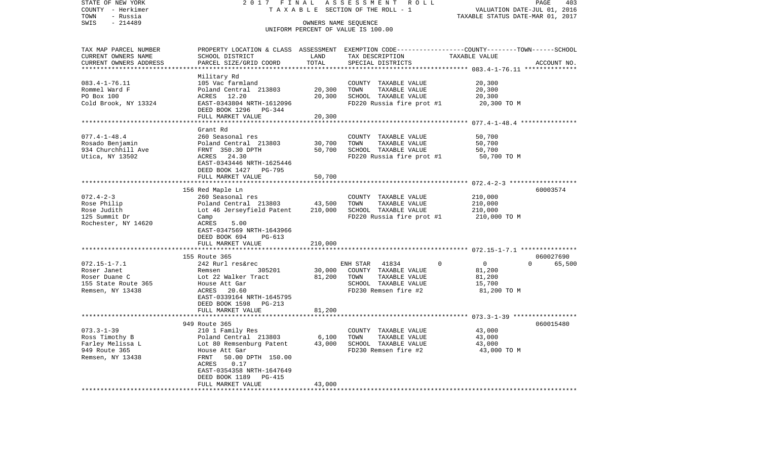STATE OF NEW YORK — 2017 FINAL ASSESSMENT ROLL
COUNTY - Herkimer — TAXABLE SECTION OF THE ROLL - 1 — VALUATION DATE-JUL 01, 2016
TOWN - Russia — TAXABLE STATUS DATE-MAR 01, 2017
SWIS - 214489 — OWNERS NAME SEQUENCE
UNIFORM PERCENT OF VALUE IS 100.00

| TAX MAP PARCEL NUMBER / CURRENT OWNERS NAME / CURRENT OWNERS ADDRESS | PROPERTY LOCATION & CLASS / SCHOOL DISTRICT / PARCEL SIZE/GRID COORD | ASSESSMENT LAND | ASSESSMENT TOTAL | EXEMPTION CODE / TAX DESCRIPTION / SPECIAL DISTRICTS | COUNTY | TOWN | SCHOOL / TAXABLE VALUE | ACCOUNT NO. |
|---|---|---|---|---|---|---|---|---|
| 083.4-1-76.11 | Military Rd | | | | | | | |
| Rommel Ward F | 105 Vac farmland | | | COUNTY TAXABLE VALUE | | | 20,300 | |
| PO Box 100 | Poland Central 213803 | 20,300 | | TOWN TAXABLE VALUE | | | 20,300 | |
| Cold Brook, NY 13324 | ACRES 12.20 | | 20,300 | SCHOOL TAXABLE VALUE | | | 20,300 | |
| | EAST-0343804 NRTH-1612096 | | | FD220 Russia fire prot #1 | | | 20,300 TO M | |
| | DEED BOOK 1296 PG-344 | | | | | | | |
| | FULL MARKET VALUE | | 20,300 | | | | | |
| 077.4-1-48.4 | Grant Rd | | | | | | | |
| Rosado Benjamin | 260 Seasonal res | | | COUNTY TAXABLE VALUE | | | 50,700 | |
| 934 Churchhill Ave | Poland Central 213803 | 30,700 | | TOWN TAXABLE VALUE | | | 50,700 | |
| Utica, NY 13502 | FRNT 350.30 DPTH | | 50,700 | SCHOOL TAXABLE VALUE | | | 50,700 | |
| | ACRES 24.30 | | | FD220 Russia fire prot #1 | | | 50,700 TO M | |
| | EAST-0343446 NRTH-1625446 | | | | | | | |
| | DEED BOOK 1427 PG-795 | | | | | | | |
| | FULL MARKET VALUE | | 50,700 | | | | | |
| 072.4-2-3 | 156 Red Maple Ln | | | | | | | 60003574 |
| Rose Philip | 260 Seasonal res | | | COUNTY TAXABLE VALUE | | | 210,000 | |
| Rose Judith | Poland Central 213803 | 43,500 | | TOWN TAXABLE VALUE | | | 210,000 | |
| 125 Summit Dr | Lot 46 Jerseyfield Patent | | 210,000 | SCHOOL TAXABLE VALUE | | | 210,000 | |
| Rochester, NY 14620 | Camp | | | FD220 Russia fire prot #1 | | | 210,000 TO M | |
| | ACRES 5.00 | | | | | | | |
| | EAST-0347569 NRTH-1643966 | | | | | | | |
| | DEED BOOK 694 PG-613 | | | | | | | |
| | FULL MARKET VALUE | | 210,000 | | | | | |
| 072.15-1-7.1 | 155 Route 365 | | | | | | | 060027690 |
| Roser Janet | 242 Rurl res&rec | | | ENH STAR 41834 | 0 | 0 | 0 65,500 | |
| Roser Duane C | Remsen 305201 | 30,000 | | COUNTY TAXABLE VALUE | | | 81,200 | |
| 155 State Route 365 | Lot 22 Walker Tract | | 81,200 | TOWN TAXABLE VALUE | | | 81,200 | |
| Remsen, NY 13438 | House Att Gar | | | SCHOOL TAXABLE VALUE | | | 15,700 | |
| | ACRES 20.60 | | | FD230 Remsen fire #2 | | | 81,200 TO M | |
| | EAST-0339164 NRTH-1645795 | | | | | | | |
| | DEED BOOK 1598 PG-213 | | | | | | | |
| | FULL MARKET VALUE | | 81,200 | | | | | |
| 073.3-1-39 | 949 Route 365 | | | | | | | 060015480 |
| Ross Timothy B | 210 1 Family Res | | | COUNTY TAXABLE VALUE | | | 43,000 | |
| Farley Melissa L | Poland Central 213803 | 6,100 | | TOWN TAXABLE VALUE | | | 43,000 | |
| 949 Route 365 | Lot 80 Remsenburg Patent | | 43,000 | SCHOOL TAXABLE VALUE | | | 43,000 | |
| Remsen, NY 13438 | House Att Gar | | | FD230 Remsen fire #2 | | | 43,000 TO M | |
| | FRNT 50.00 DPTH 150.00 | | | | | | | |
| | ACRES 0.17 | | | | | | | |
| | EAST-0354358 NRTH-1647649 | | | | | | | |
| | DEED BOOK 1189 PG-415 | | | | | | | |
| | FULL MARKET VALUE | | 43,000 | | | | | |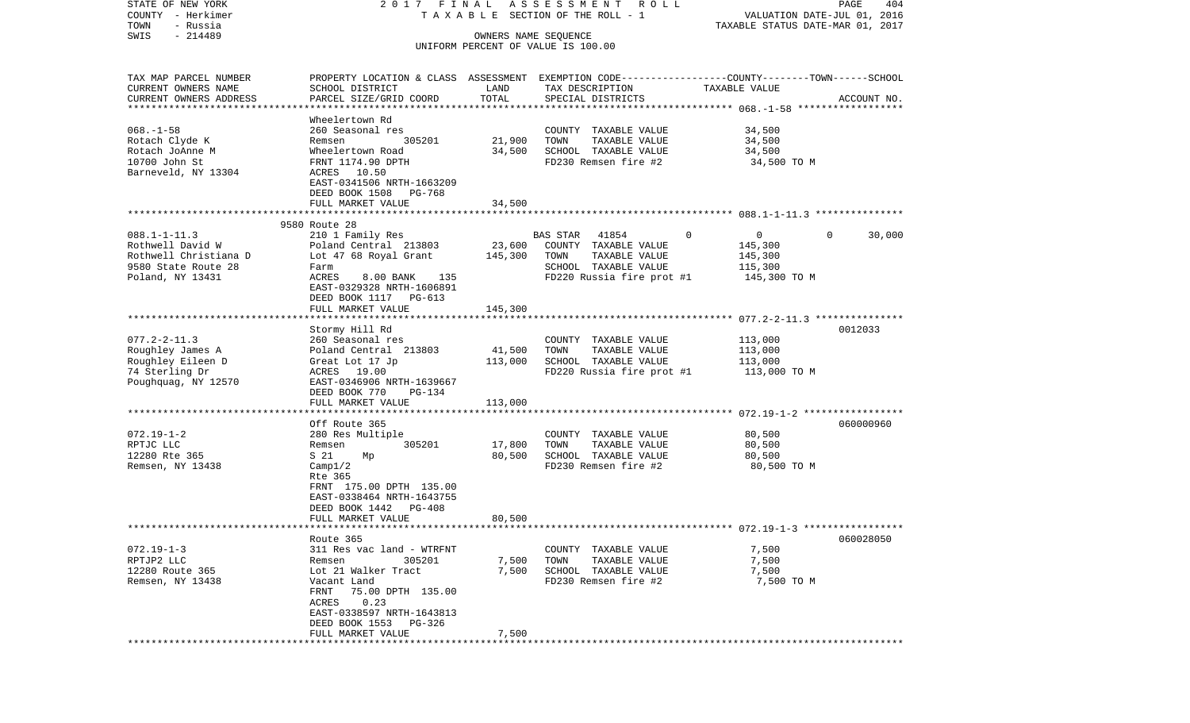STATE OF NEW YORK 2 0 1 7 F I N A L A S S E S S M E N T R O L L
COUNTY - Herkimer T A X A B L E SECTION OF THE ROLL - 1 VALUATION DATE-JUL 01, 2016
TOWN - Russia TAXABLE STATUS DATE-MAR 01, 2017
SWIS - 214489 OWNERS NAME SEQUENCE
UNIFORM PERCENT OF VALUE IS 100.00

| TAX MAP PARCEL NUMBER / CURRENT OWNERS NAME / CURRENT OWNERS ADDRESS | PROPERTY LOCATION & CLASS / SCHOOL DISTRICT / PARCEL SIZE/GRID COORD | ASSESSMENT LAND | TOTAL | EXEMPTION CODE / TAX DESCRIPTION / SPECIAL DISTRICTS | COUNTY | TOWN | SCHOOL TAXABLE VALUE | ACCOUNT NO. |
|---|---|---|---|---|---|---|---|---|
| **068.-1-58** | Wheelertown Rd | | | | | | | |
| Rotach Clyde K | 260 Seasonal res | | | COUNTY TAXABLE VALUE | 34,500 | | | |
| Rotach JoAnne M | Remsen 305201 | 21,900 | | TOWN TAXABLE VALUE | | 34,500 | | |
| 10700 John St | Wheelertown Road | | 34,500 | SCHOOL TAXABLE VALUE | | | 34,500 | |
| Barneveld, NY 13304 | FRNT 1174.90 DPTH | | | FD230 Remsen fire #2 | 34,500 TO M | | | |
| | ACRES 10.50 | | | | | | | |
| | EAST-0341506 NRTH-1663209 | | | | | | | |
| | DEED BOOK 1508 PG-768 | | | | | | | |
| | FULL MARKET VALUE | | 34,500 | | | | | |
| **088.1-1-11.3** | 9580 Route 28 | | | | | | | |
| Rothwell David W | 210 1 Family Res | | | BAS STAR 41854 0 | 0 | 0 | 30,000 | |
| Rothwell Christiana D | Poland Central 213803 | 23,600 | | COUNTY TAXABLE VALUE | 145,300 | | | |
| 9580 State Route 28 | Lot 47 68 Royal Grant | | 145,300 | TOWN TAXABLE VALUE | | 145,300 | | |
| Poland, NY 13431 | Farm | | | SCHOOL TAXABLE VALUE | | | 115,300 | |
| | ACRES 8.00 BANK 135 | | | FD220 Russia fire prot #1 | 145,300 TO M | | | |
| | EAST-0329328 NRTH-1606891 | | | | | | | |
| | DEED BOOK 1117 PG-613 | | | | | | | |
| | FULL MARKET VALUE | | 145,300 | | | | | |
| **077.2-2-11.3** | Stormy Hill Rd | | | | | | | 0012033 |
| Roughley James A | 260 Seasonal res | | | COUNTY TAXABLE VALUE | 113,000 | | | |
| Roughley Eileen D | Poland Central 213803 | 41,500 | | TOWN TAXABLE VALUE | | 113,000 | | |
| 74 Sterling Dr | Great Lot 17 Jp | | 113,000 | SCHOOL TAXABLE VALUE | | | 113,000 | |
| Poughquag, NY 12570 | ACRES 19.00 | | | FD220 Russia fire prot #1 | 113,000 TO M | | | |
| | EAST-0346906 NRTH-1639667 | | | | | | | |
| | DEED BOOK 770 PG-134 | | | | | | | |
| | FULL MARKET VALUE | | 113,000 | | | | | |
| **072.19-1-2** | Off Route 365 | | | | | | | 060000960 |
| RPTJC LLC | 280 Res Multiple | | | COUNTY TAXABLE VALUE | 80,500 | | | |
| 12280 Rte 365 | Remsen 305201 | 17,800 | | TOWN TAXABLE VALUE | | 80,500 | | |
| Remsen, NY 13438 | S 21 Mp | | 80,500 | SCHOOL TAXABLE VALUE | | | 80,500 | |
| | Camp1/2 | | | FD230 Remsen fire #2 | 80,500 TO M | | | |
| | Rte 365 | | | | | | | |
| | FRNT 175.00 DPTH 135.00 | | | | | | | |
| | EAST-0338464 NRTH-1643755 | | | | | | | |
| | DEED BOOK 1442 PG-408 | | | | | | | |
| | FULL MARKET VALUE | | 80,500 | | | | | |
| **072.19-1-3** | Route 365 | | | | | | | 060028050 |
| RPTJP2 LLC | 311 Res vac land - WTRFNT | | | COUNTY TAXABLE VALUE | 7,500 | | | |
| 12280 Route 365 | Remsen 305201 | 7,500 | | TOWN TAXABLE VALUE | | 7,500 | | |
| Remsen, NY 13438 | Lot 21 Walker Tract | | 7,500 | SCHOOL TAXABLE VALUE | | | 7,500 | |
| | Vacant Land | | | FD230 Remsen fire #2 | 7,500 TO M | | | |
| | FRNT 75.00 DPTH 135.00 | | | | | | | |
| | ACRES 0.23 | | | | | | | |
| | EAST-0338597 NRTH-1643813 | | | | | | | |
| | DEED BOOK 1553 PG-326 | | | | | | | |
| | FULL MARKET VALUE | | 7,500 | | | | | |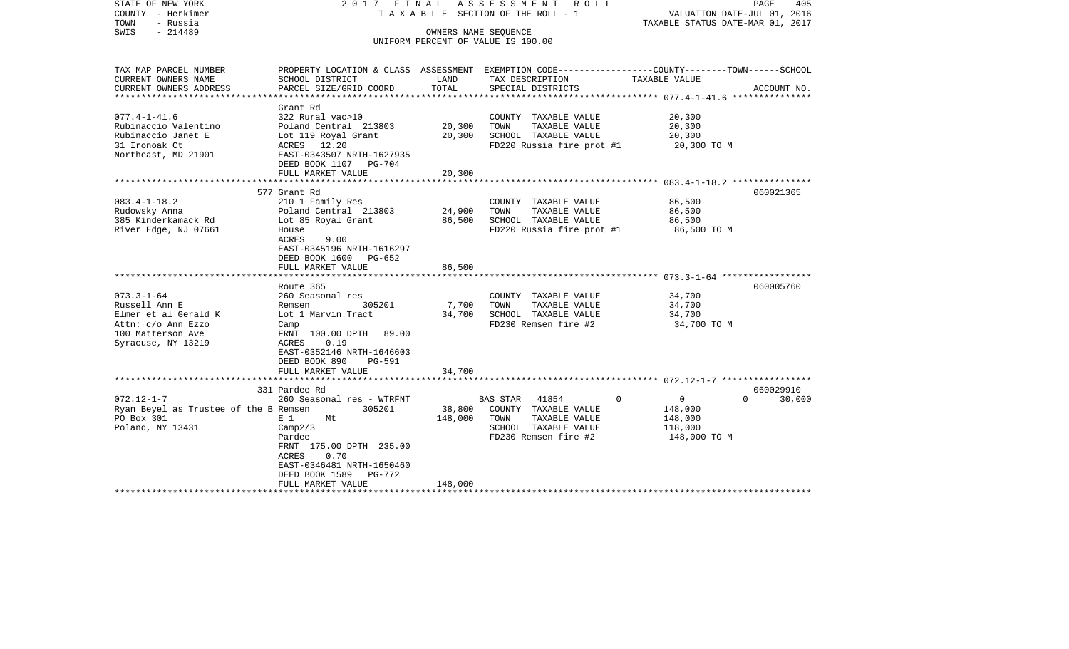STATE OF NEW YORK                    2 0 1 7   F I N A L   A S S E S S M E N T   R O L L
COUNTY - Herkimer                         T A X A B L E  SECTION OF THE ROLL - 1                    VALUATION DATE-JUL 01, 2016
TOWN   - Russia                                                                                      TAXABLE STATUS DATE-MAR 01, 2017
SWIS   - 214489                                    OWNERS NAME SEQUENCE
                                              UNIFORM PERCENT OF VALUE IS 100.00

```
TAX MAP PARCEL NUMBER          PROPERTY LOCATION & CLASS  ASSESSMENT  EXEMPTION CODE------------------COUNTY--------TOWN------SCHOOL
CURRENT OWNERS NAME            SCHOOL DISTRICT              LAND      TAX DESCRIPTION              TAXABLE VALUE
CURRENT OWNERS ADDRESS         PARCEL SIZE/GRID COORD       TOTAL     SPECIAL DISTRICTS                                    ACCOUNT NO.
*********************************************************************************************** 077.4-1-41.6 ***************
                               Grant Rd
077.4-1-41.6                   322 Rural vac>10                        COUNTY  TAXABLE VALUE           20,300
Rubinaccio Valentino           Poland Central  213803      20,300      TOWN    TAXABLE VALUE           20,300
Rubinaccio Janet E             Lot 119 Royal Grant         20,300      SCHOOL  TAXABLE VALUE           20,300
31 Ironoak Ct                  ACRES   12.20                           FD220 Russia fire prot #1        20,300 TO M
Northeast, MD 21901            EAST-0343507 NRTH-1627935
                               DEED BOOK 1107   PG-704
                               FULL MARKET VALUE           20,300
*********************************************************************************************** 083.4-1-18.2 ***************
                               577 Grant Rd                                                                        060021365
083.4-1-18.2                   210 1 Family Res                        COUNTY  TAXABLE VALUE           86,500
Rudowsky Anna                  Poland Central  213803      24,900      TOWN    TAXABLE VALUE           86,500
385 Kinderkamack Rd            Lot 85 Royal Grant          86,500      SCHOOL  TAXABLE VALUE           86,500
River Edge, NJ 07661           House                                   FD220 Russia fire prot #1        86,500 TO M
                               ACRES    9.00
                               EAST-0345196 NRTH-1616297
                               DEED BOOK 1600   PG-652
                               FULL MARKET VALUE           86,500
*********************************************************************************************** 073.3-1-64 *****************
                               Route 365                                                                           060005760
073.3-1-64                     260 Seasonal res                        COUNTY  TAXABLE VALUE           34,700
Russell Ann E                  Remsen         305201        7,700      TOWN    TAXABLE VALUE           34,700
Elmer et al Gerald K           Lot 1 Marvin Tract          34,700      SCHOOL  TAXABLE VALUE           34,700
Attn: c/o Ann Ezzo             Camp                                    FD230 Remsen fire #2             34,700 TO M
100 Matterson Ave              FRNT 100.00 DPTH  89.00
Syracuse, NY 13219             ACRES    0.19
                               EAST-0352146 NRTH-1646603
                               DEED BOOK 890    PG-591
                               FULL MARKET VALUE           34,700
*********************************************************************************************** 072.12-1-7 *****************
                               331 Pardee Rd                                                                       060029910
072.12-1-7                     260 Seasonal res - WTRFNT               BAS STAR  41854         0          0         0     30,000
Ryan Beyel as Trustee of the B Remsen         305201       38,800      COUNTY  TAXABLE VALUE          148,000
PO Box 301                     E 1     Mt                 148,000      TOWN    TAXABLE VALUE          148,000
Poland, NY 13431               Camp2/3                                 SCHOOL  TAXABLE VALUE          118,000
                               Pardee                                  FD230 Remsen fire #2            148,000 TO M
                               FRNT 175.00 DPTH 235.00
                               ACRES    0.70
                               EAST-0346481 NRTH-1650460
                               DEED BOOK 1589   PG-772
                               FULL MARKET VALUE          148,000
****************************************************************************************************************************
```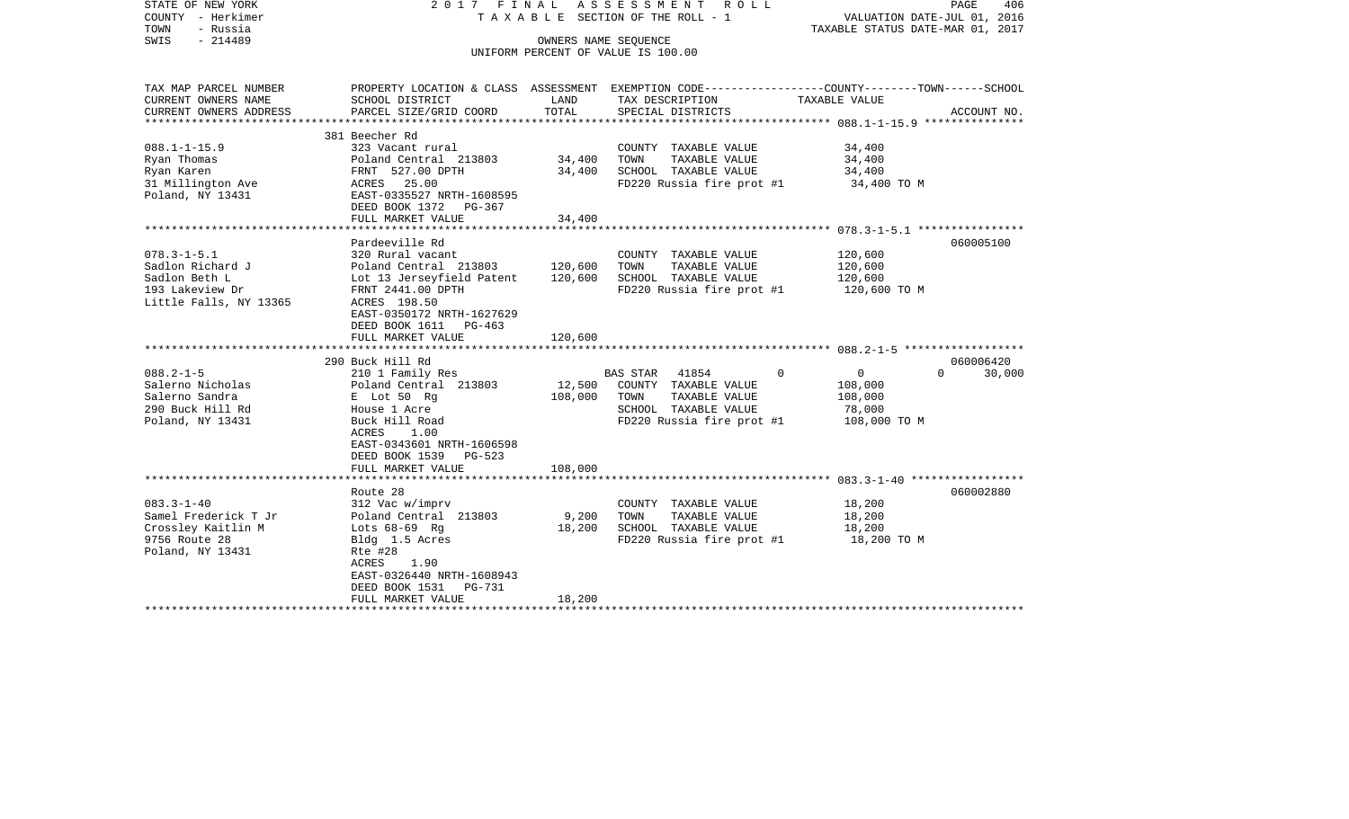STATE OF NEW YORK | 2017 FINAL ASSESSMENT ROLL | PAGE 406
COUNTY - Herkimer | TAXABLE SECTION OF THE ROLL - 1 | VALUATION DATE-JUL 01, 2016
TOWN - Russia | | TAXABLE STATUS DATE-MAR 01, 2017
SWIS - 214489 | OWNERS NAME SEQUENCE
UNIFORM PERCENT OF VALUE IS 100.00

| TAX MAP PARCEL NUMBER / CURRENT OWNERS NAME / CURRENT OWNERS ADDRESS | PROPERTY LOCATION & CLASS / SCHOOL DISTRICT / PARCEL SIZE/GRID COORD | ASSESSMENT LAND | TOTAL | EXEMPTION CODE / TAX DESCRIPTION / SPECIAL DISTRICTS | COUNTY | TOWN | SCHOOL / TAXABLE VALUE | ACCOUNT NO. |
|---|---|---|---|---|---|---|---|---|
| **088.1-1-15.9** | 381 Beecher Rd | | | | | | | |
| Ryan Thomas | 323 Vacant rural | | | COUNTY TAXABLE VALUE | 34,400 | | | |
| Ryan Karen | Poland Central 213803 | 34,400 | 34,400 | TOWN TAXABLE VALUE | | 34,400 | | |
| 31 Millington Ave | FRNT 527.00 DPTH | | | SCHOOL TAXABLE VALUE | | | 34,400 | |
| Poland, NY 13431 | ACRES 25.00 | | | FD220 Russia fire prot #1 | 34,400 TO M | | | |
| | EAST-0335527 NRTH-1608595 | | | | | | | |
| | DEED BOOK 1372 PG-367 | | | | | | | |
| | FULL MARKET VALUE | | 34,400 | | | | | |
| **078.3-1-5.1** | Pardeeville Rd | | | | | | | 060005100 |
| Sadlon Richard J | 320 Rural vacant | | | COUNTY TAXABLE VALUE | 120,600 | | | |
| Sadlon Beth L | Poland Central 213803 | 120,600 | 120,600 | TOWN TAXABLE VALUE | | 120,600 | | |
| 193 Lakeview Dr | Lot 13 Jerseyfield Patent | | | SCHOOL TAXABLE VALUE | | | 120,600 | |
| Little Falls, NY 13365 | FRNT 2441.00 DPTH | | | FD220 Russia fire prot #1 | 120,600 TO M | | | |
| | ACRES 198.50 | | | | | | | |
| | EAST-0350172 NRTH-1627629 | | | | | | | |
| | DEED BOOK 1611 PG-463 | | | | | | | |
| | FULL MARKET VALUE | | 120,600 | | | | | |
| **088.2-1-5** | 290 Buck Hill Rd | | | | | | | 060006420 |
| Salerno Nicholas | 210 1 Family Res | | | BAS STAR 41854 | 0 | 0 | 30,000 | |
| Salerno Sandra | Poland Central 213803 | 12,500 | | COUNTY TAXABLE VALUE | 108,000 | | | |
| 290 Buck Hill Rd | E Lot 50 Rg | | 108,000 | TOWN TAXABLE VALUE | | 108,000 | | |
| Poland, NY 13431 | House 1 Acre | | | SCHOOL TAXABLE VALUE | | | 78,000 | |
| | Buck Hill Road | | | FD220 Russia fire prot #1 | 108,000 TO M | | | |
| | ACRES 1.00 | | | | | | | |
| | EAST-0343601 NRTH-1606598 | | | | | | | |
| | DEED BOOK 1539 PG-523 | | | | | | | |
| | FULL MARKET VALUE | | 108,000 | | | | | |
| **083.3-1-40** | Route 28 | | | | | | | 060002880 |
| Samel Frederick T Jr | 312 Vac w/imprv | | | COUNTY TAXABLE VALUE | 18,200 | | | |
| Crossley Kaitlin M | Poland Central 213803 | 9,200 | | TOWN TAXABLE VALUE | | 18,200 | | |
| 9756 Route 28 | Lots 68-69 Rg | | 18,200 | SCHOOL TAXABLE VALUE | | | 18,200 | |
| Poland, NY 13431 | Bldg 1.5 Acres | | | FD220 Russia fire prot #1 | 18,200 TO M | | | |
| | Rte #28 | | | | | | | |
| | ACRES 1.90 | | | | | | | |
| | EAST-0326440 NRTH-1608943 | | | | | | | |
| | DEED BOOK 1531 PG-731 | | | | | | | |
| | FULL MARKET VALUE | | 18,200 | | | | | |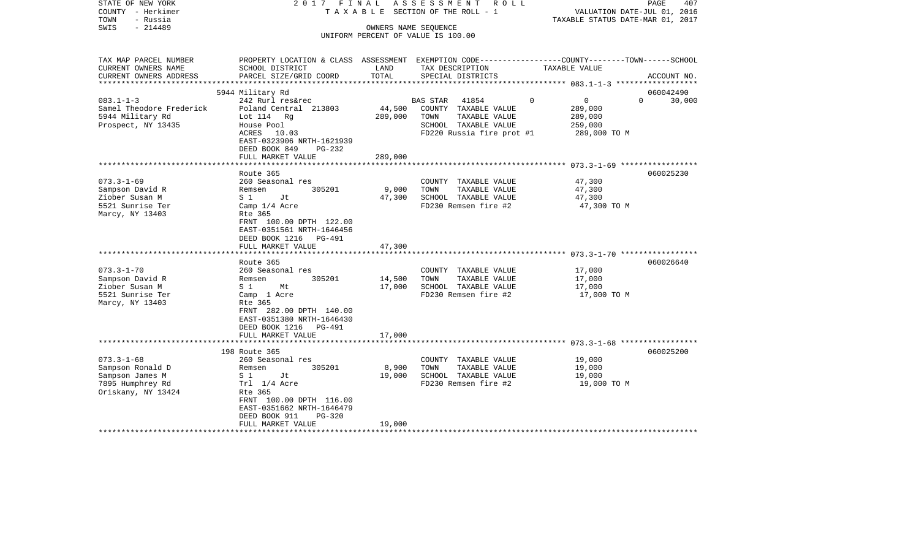STATE OF NEW YORK
COUNTY - Herkimer
TOWN - Russia
SWIS - 214489

2017 FINAL ASSESSMENT ROLL
TAXABLE SECTION OF THE ROLL - 1
OWNERS NAME SEQUENCE
UNIFORM PERCENT OF VALUE IS 100.00

VALUATION DATE-JUL 01, 2016
TAXABLE STATUS DATE-MAR 01, 2017

| TAX MAP PARCEL NUMBER / CURRENT OWNERS NAME / CURRENT OWNERS ADDRESS | PROPERTY LOCATION & CLASS / SCHOOL DISTRICT / PARCEL SIZE/GRID COORD | ASSESSMENT LAND | TOTAL | EXEMPTION CODE / TAX DESCRIPTION / SPECIAL DISTRICTS | COUNTY | TOWN | SCHOOL | TAXABLE VALUE | ACCOUNT NO. |
|---|---|---|---|---|---|---|---|---|---|
| 083.1-1-3 | 5944 Military Rd | | | | | | | | 060042490 |
| Samel Theodore Frederick | 242 Rurl res&rec | 44,500 | | BAS STAR 41854 | 0 | 0 | 0 | | 30,000 |
| 5944 Military Rd | Poland Central 213803 | | 289,000 | COUNTY TAXABLE VALUE | | | | 289,000 | |
| Prospect, NY 13435 | Lot 114 Rg | | | TOWN TAXABLE VALUE | | | | 289,000 | |
| | House Pool | | | SCHOOL TAXABLE VALUE | | | | 259,000 | |
| | ACRES 10.03 | | | FD220 Russia fire prot #1 | | | | 289,000 TO M | |
| | EAST-0323906 NRTH-1621939 | | | | | | | | |
| | DEED BOOK 849 PG-232 | | | | | | | | |
| | FULL MARKET VALUE | | 289,000 | | | | | | |
| 073.3-1-69 | Route 365 | | | | | | | | 060025230 |
| Sampson David R | 260 Seasonal res | | | COUNTY TAXABLE VALUE | | | | 47,300 | |
| Ziober Susan M | Remsen 305201 | 9,000 | | TOWN TAXABLE VALUE | | | | 47,300 | |
| 5521 Sunrise Ter | S 1 Jt | | 47,300 | SCHOOL TAXABLE VALUE | | | | 47,300 | |
| Marcy, NY 13403 | Camp 1/4 Acre | | | FD230 Remsen fire #2 | | | | 47,300 TO M | |
| | Rte 365 | | | | | | | | |
| | FRNT 100.00 DPTH 122.00 | | | | | | | | |
| | EAST-0351561 NRTH-1646456 | | | | | | | | |
| | DEED BOOK 1216 PG-491 | | | | | | | | |
| | FULL MARKET VALUE | | 47,300 | | | | | | |
| 073.3-1-70 | Route 365 | | | | | | | | 060026640 |
| Sampson David R | 260 Seasonal res | | | COUNTY TAXABLE VALUE | | | | 17,000 | |
| Ziober Susan M | Remsen 305201 | 14,500 | | TOWN TAXABLE VALUE | | | | 17,000 | |
| 5521 Sunrise Ter | S 1 Mt | | 17,000 | SCHOOL TAXABLE VALUE | | | | 17,000 | |
| Marcy, NY 13403 | Camp 1 Acre | | | FD230 Remsen fire #2 | | | | 17,000 TO M | |
| | Rte 365 | | | | | | | | |
| | FRNT 282.00 DPTH 140.00 | | | | | | | | |
| | EAST-0351380 NRTH-1646430 | | | | | | | | |
| | DEED BOOK 1216 PG-491 | | | | | | | | |
| | FULL MARKET VALUE | | 17,000 | | | | | | |
| 073.3-1-68 | 198 Route 365 | | | | | | | | 060025200 |
| Sampson Ronald D | 260 Seasonal res | | | COUNTY TAXABLE VALUE | | | | 19,000 | |
| Sampson James M | Remsen 305201 | 8,900 | | TOWN TAXABLE VALUE | | | | 19,000 | |
| 7895 Humphrey Rd | S 1 Jt | | 19,000 | SCHOOL TAXABLE VALUE | | | | 19,000 | |
| Oriskany, NY 13424 | Trl 1/4 Acre | | | FD230 Remsen fire #2 | | | | 19,000 TO M | |
| | Rte 365 | | | | | | | | |
| | FRNT 100.00 DPTH 116.00 | | | | | | | | |
| | EAST-0351662 NRTH-1646479 | | | | | | | | |
| | DEED BOOK 911 PG-320 | | | | | | | | |
| | FULL MARKET VALUE | | 19,000 | | | | | | |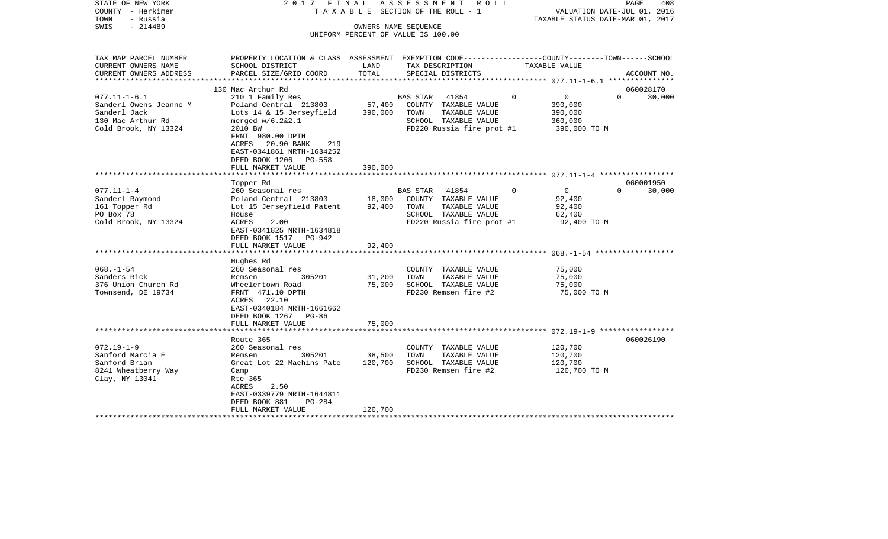STATE OF NEW YORK | COUNTY - Herkimer | TOWN - Russia | SWIS - 214489

2017 FINAL ASSESSMENT ROLL
TAXABLE SECTION OF THE ROLL - 1
OWNERS NAME SEQUENCE
UNIFORM PERCENT OF VALUE IS 100.00

VALUATION DATE-JUL 01, 2016
TAXABLE STATUS DATE-MAR 01, 2017

| TAX MAP PARCEL NUMBER / CURRENT OWNERS NAME / CURRENT OWNERS ADDRESS | PROPERTY LOCATION & CLASS / SCHOOL DISTRICT / PARCEL SIZE/GRID COORD | ASSESSMENT LAND | ASSESSMENT TOTAL | EXEMPTION CODE / TAX DESCRIPTION / SPECIAL DISTRICTS | COUNTY | TOWN | SCHOOL | TAXABLE VALUE | ACCOUNT NO. |
|---|---|---|---|---|---|---|---|---|---|
| | 130 Mac Arthur Rd | | | | | | | | 060028170 |
| 077.11-1-6.1 | 210 1 Family Res | | | BAS STAR 41854 | 0 | 0 | 30,000 | | |
| Sanderl Owens Jeanne M | Poland Central 213803 | 57,400 | | COUNTY TAXABLE VALUE | | | | 390,000 | |
| Sanderl Jack | Lots 14 & 15 Jerseyfield | | 390,000 | TOWN TAXABLE VALUE | | | | 390,000 | |
| 130 Mac Arthur Rd | merged w/6.2&2.1 | | | SCHOOL TAXABLE VALUE | | | | 360,000 | |
| Cold Brook, NY 13324 | 2010 BW | | | FD220 Russia fire prot #1 | | | | 390,000 TO M | |
| | FRNT 980.00 DPTH | | | | | | | | |
| | ACRES 20.90 BANK 219 | | | | | | | | |
| | EAST-0341861 NRTH-1634252 | | | | | | | | |
| | DEED BOOK 1206 PG-558 | | | | | | | | |
| | FULL MARKET VALUE | | 390,000 | | | | | | |
| | Topper Rd | | | | | | | | 060001950 |
| 077.11-1-4 | 260 Seasonal res | | | BAS STAR 41854 | 0 | 0 | 30,000 | | |
| Sanderl Raymond | Poland Central 213803 | 18,000 | | COUNTY TAXABLE VALUE | | | | 92,400 | |
| 161 Topper Rd | Lot 15 Jerseyfield Patent | | 92,400 | TOWN TAXABLE VALUE | | | | 92,400 | |
| PO Box 78 | House | | | SCHOOL TAXABLE VALUE | | | | 62,400 | |
| Cold Brook, NY 13324 | ACRES 2.00 | | | FD220 Russia fire prot #1 | | | | 92,400 TO M | |
| | EAST-0341825 NRTH-1634818 | | | | | | | | |
| | DEED BOOK 1517 PG-942 | | | | | | | | |
| | FULL MARKET VALUE | | 92,400 | | | | | | |
| | Hughes Rd | | | | | | | | |
| 068.-1-54 | 260 Seasonal res | | | COUNTY TAXABLE VALUE | | | | 75,000 | |
| Sanders Rick | Remsen 305201 | 31,200 | | TOWN TAXABLE VALUE | | | | 75,000 | |
| 376 Union Church Rd | Wheelertown Road | | 75,000 | SCHOOL TAXABLE VALUE | | | | 75,000 | |
| Townsend, DE 19734 | FRNT 471.10 DPTH | | | FD230 Remsen fire #2 | | | | 75,000 TO M | |
| | ACRES 22.10 | | | | | | | | |
| | EAST-0340184 NRTH-1661662 | | | | | | | | |
| | DEED BOOK 1267 PG-86 | | | | | | | | |
| | FULL MARKET VALUE | | 75,000 | | | | | | |
| | Route 365 | | | | | | | | 060026190 |
| 072.19-1-9 | 260 Seasonal res | | | COUNTY TAXABLE VALUE | | | | 120,700 | |
| Sanford Marcia E | Remsen 305201 | 38,500 | | TOWN TAXABLE VALUE | | | | 120,700 | |
| Sanford Brian | Great Lot 22 Machins Pate | | 120,700 | SCHOOL TAXABLE VALUE | | | | 120,700 | |
| 8241 Wheatberry Way | Camp | | | FD230 Remsen fire #2 | | | | 120,700 TO M | |
| Clay, NY 13041 | Rte 365 | | | | | | | | |
| | ACRES 2.50 | | | | | | | | |
| | EAST-0339779 NRTH-1644811 | | | | | | | | |
| | DEED BOOK 881 PG-284 | | | | | | | | |
| | FULL MARKET VALUE | | 120,700 | | | | | | |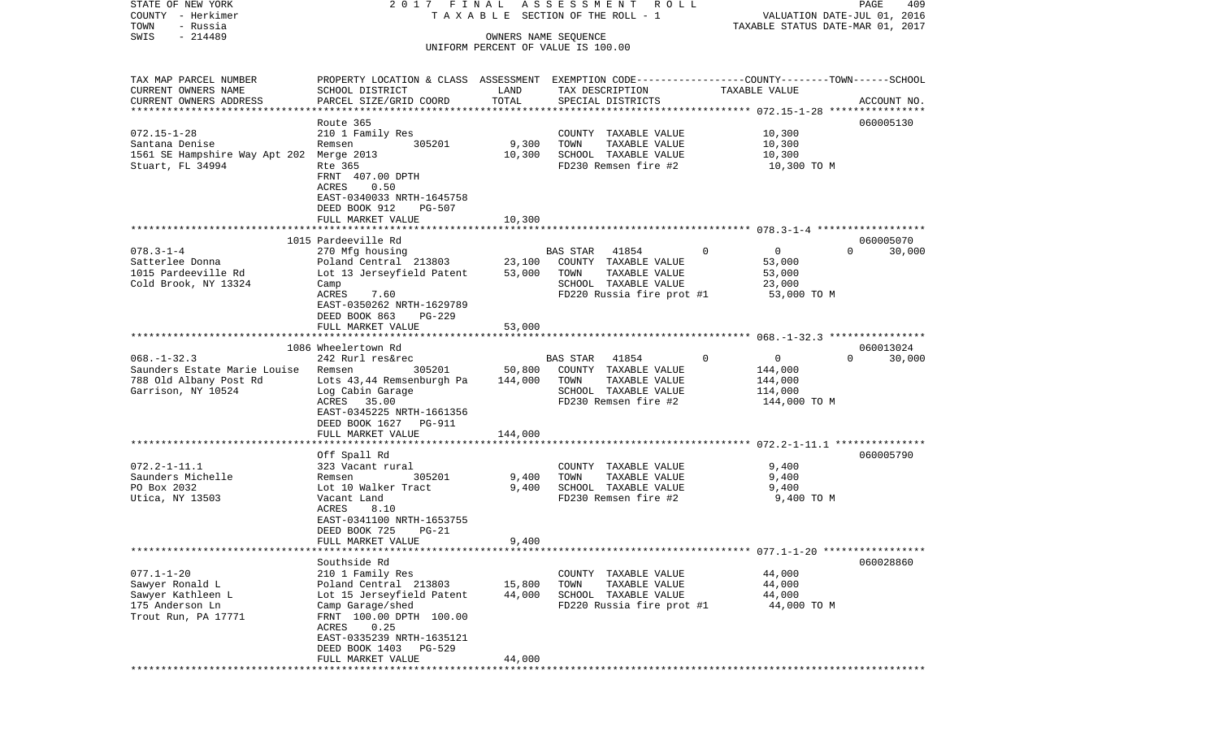STATE OF NEW YORK | 2017 FINAL ASSESSMENT ROLL | PAGE 409
COUNTY - Herkimer | TAXABLE SECTION OF THE ROLL - 1 | VALUATION DATE-JUL 01, 2016
TOWN - Russia | | TAXABLE STATUS DATE-MAR 01, 2017
SWIS - 214489 | OWNERS NAME SEQUENCE
UNIFORM PERCENT OF VALUE IS 100.00

| TAX MAP PARCEL NUMBER / CURRENT OWNERS NAME / CURRENT OWNERS ADDRESS | PROPERTY LOCATION & CLASS / SCHOOL DISTRICT / PARCEL SIZE/GRID COORD | ASSESSMENT LAND | TOTAL | EXEMPTION CODE / TAX DESCRIPTION / SPECIAL DISTRICTS | COUNTY | TOWN | SCHOOL TAXABLE VALUE | ACCOUNT NO. |
|---|---|---|---|---|---|---|---|---|
| **072.15-1-28** | Route 365 | | | | | | | 060005130 |
| 072.15-1-28 | 210 1 Family Res | | | COUNTY TAXABLE VALUE | 10,300 | | | |
| Santana Denise | Remsen 305201 | 9,300 | | TOWN TAXABLE VALUE | 10,300 | | | |
| 1561 SE Hampshire Way Apt 202 | Merge 2013 | | 10,300 | SCHOOL TAXABLE VALUE | 10,300 | | | |
| Stuart, FL 34994 | Rte 365 | | | FD230 Remsen fire #2 | 10,300 TO M | | | |
| | FRNT 407.00 DPTH | | | | | | | |
| | ACRES 0.50 | | | | | | | |
| | EAST-0340033 NRTH-1645758 | | | | | | | |
| | DEED BOOK 912 PG-507 | | | | | | | |
| | FULL MARKET VALUE | | 10,300 | | | | | |
| **078.3-1-4** | 1015 Pardeeville Rd | | | | | | | 060005070 |
| 078.3-1-4 | 270 Mfg housing | | | BAS STAR 41854 | 0 | 0 | 0 | 30,000 |
| Satterlee Donna | Poland Central 213803 | 23,100 | | COUNTY TAXABLE VALUE | 53,000 | | | |
| 1015 Pardeeville Rd | Lot 13 Jerseyfield Patent | | 53,000 | TOWN TAXABLE VALUE | 53,000 | | | |
| Cold Brook, NY 13324 | Camp | | | SCHOOL TAXABLE VALUE | 23,000 | | | |
| | ACRES 7.60 | | | FD220 Russia fire prot #1 | 53,000 TO M | | | |
| | EAST-0350262 NRTH-1629789 | | | | | | | |
| | DEED BOOK 863 PG-229 | | | | | | | |
| | FULL MARKET VALUE | | 53,000 | | | | | |
| **068.-1-32.3** | 1086 Wheelertown Rd | | | | | | | 060013024 |
| 068.-1-32.3 | 242 Rurl res&rec | | | BAS STAR 41854 | 0 | 0 | 0 | 30,000 |
| Saunders Estate Marie Louise | Remsen 305201 | 50,800 | | COUNTY TAXABLE VALUE | 144,000 | | | |
| 788 Old Albany Post Rd | Lots 43,44 Remsenburgh Pa | | 144,000 | TOWN TAXABLE VALUE | 144,000 | | | |
| Garrison, NY 10524 | Log Cabin Garage | | | SCHOOL TAXABLE VALUE | 114,000 | | | |
| | ACRES 35.00 | | | FD230 Remsen fire #2 | 144,000 TO M | | | |
| | EAST-0345225 NRTH-1661356 | | | | | | | |
| | DEED BOOK 1627 PG-911 | | | | | | | |
| | FULL MARKET VALUE | | 144,000 | | | | | |
| **072.2-1-11.1** | Off Spall Rd | | | | | | | 060005790 |
| 072.2-1-11.1 | 323 Vacant rural | | | COUNTY TAXABLE VALUE | 9,400 | | | |
| Saunders Michelle | Remsen 305201 | 9,400 | | TOWN TAXABLE VALUE | 9,400 | | | |
| PO Box 2032 | Lot 10 Walker Tract | | 9,400 | SCHOOL TAXABLE VALUE | 9,400 | | | |
| Utica, NY 13503 | Vacant Land | | | FD230 Remsen fire #2 | 9,400 TO M | | | |
| | ACRES 8.10 | | | | | | | |
| | EAST-0341100 NRTH-1653755 | | | | | | | |
| | DEED BOOK 725 PG-21 | | | | | | | |
| | FULL MARKET VALUE | | 9,400 | | | | | |
| **077.1-1-20** | Southside Rd | | | | | | | 060028860 |
| 077.1-1-20 | 210 1 Family Res | | | COUNTY TAXABLE VALUE | 44,000 | | | |
| Sawyer Ronald L | Poland Central 213803 | 15,800 | | TOWN TAXABLE VALUE | 44,000 | | | |
| Sawyer Kathleen L | Lot 15 Jerseyfield Patent | | 44,000 | SCHOOL TAXABLE VALUE | 44,000 | | | |
| 175 Anderson Ln | Camp Garage/shed | | | FD220 Russia fire prot #1 | 44,000 TO M | | | |
| Trout Run, PA 17771 | FRNT 100.00 DPTH 100.00 | | | | | | | |
| | ACRES 0.25 | | | | | | | |
| | EAST-0335239 NRTH-1635121 | | | | | | | |
| | DEED BOOK 1403 PG-529 | | | | | | | |
| | FULL MARKET VALUE | | 44,000 | | | | | |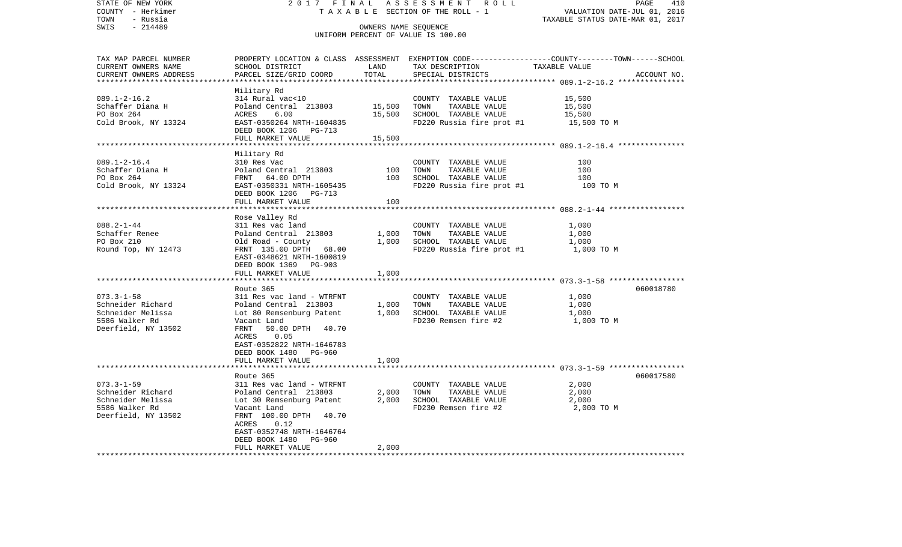STATE OF NEW YORK | 2 0 1 7 F I N A L A S S E S S M E N T R O L L | VALUATION DATE-JUL 01, 2016
COUNTY - Herkimer | T A X A B L E SECTION OF THE ROLL - 1 | TAXABLE STATUS DATE-MAR 01, 2017
TOWN - Russia | OWNERS NAME SEQUENCE
SWIS - 214489 | UNIFORM PERCENT OF VALUE IS 100.00

| TAX MAP PARCEL NUMBER<br>CURRENT OWNERS NAME<br>CURRENT OWNERS ADDRESS | PROPERTY LOCATION & CLASS<br>SCHOOL DISTRICT<br>PARCEL SIZE/GRID COORD | ASSESSMENT<br>LAND<br>TOTAL | EXEMPTION CODE-----COUNTY-----TOWN-----SCHOOL<br>TAX DESCRIPTION<br>SPECIAL DISTRICTS | TAXABLE VALUE | ACCOUNT NO. |
|---|---|---|---|---|---|
| 089.1-2-16.2 | Military Rd | | | | |
| | 314 Rural vac<10 | | COUNTY TAXABLE VALUE | 15,500 | |
| Schaffer Diana H | Poland Central 213803 | 15,500 | TOWN TAXABLE VALUE | 15,500 | |
| PO Box 264 | ACRES 6.00 | 15,500 | SCHOOL TAXABLE VALUE | 15,500 | |
| Cold Brook, NY 13324 | EAST-0350264 NRTH-1604835 | | FD220 Russia fire prot #1 | 15,500 TO M | |
| | DEED BOOK 1206 PG-713 | | | | |
| | FULL MARKET VALUE | 15,500 | | | |
| 089.1-2-16.4 | Military Rd | | | | |
| | 310 Res Vac | | COUNTY TAXABLE VALUE | 100 | |
| Schaffer Diana H | Poland Central 213803 | 100 | TOWN TAXABLE VALUE | 100 | |
| PO Box 264 | FRNT 64.00 DPTH | 100 | SCHOOL TAXABLE VALUE | 100 | |
| Cold Brook, NY 13324 | EAST-0350331 NRTH-1605435 | | FD220 Russia fire prot #1 | 100 TO M | |
| | DEED BOOK 1206 PG-713 | | | | |
| | FULL MARKET VALUE | 100 | | | |
| 088.2-1-44 | Rose Valley Rd | | | | |
| | 311 Res vac land | | COUNTY TAXABLE VALUE | 1,000 | |
| Schaffer Renee | Poland Central 213803 | 1,000 | TOWN TAXABLE VALUE | 1,000 | |
| PO Box 210 | Old Road - County | 1,000 | SCHOOL TAXABLE VALUE | 1,000 | |
| Round Top, NY 12473 | FRNT 135.00 DPTH 68.00 | | FD220 Russia fire prot #1 | 1,000 TO M | |
| | EAST-0348621 NRTH-1600819 | | | | |
| | DEED BOOK 1369 PG-903 | | | | |
| | FULL MARKET VALUE | 1,000 | | | |
| 073.3-1-58 | Route 365 | | | | 060018780 |
| | 311 Res vac land - WTRFNT | | COUNTY TAXABLE VALUE | 1,000 | |
| Schneider Richard | Poland Central 213803 | 1,000 | TOWN TAXABLE VALUE | 1,000 | |
| Schneider Melissa | Lot 80 Remsenburg Patent | 1,000 | SCHOOL TAXABLE VALUE | 1,000 | |
| 5586 Walker Rd | Vacant Land | | FD230 Remsen fire #2 | 1,000 TO M | |
| Deerfield, NY 13502 | FRNT 50.00 DPTH 40.70 | | | | |
| | ACRES 0.05 | | | | |
| | EAST-0352822 NRTH-1646783 | | | | |
| | DEED BOOK 1480 PG-960 | | | | |
| | FULL MARKET VALUE | 1,000 | | | |
| 073.3-1-59 | Route 365 | | | | 060017580 |
| | 311 Res vac land - WTRFNT | | COUNTY TAXABLE VALUE | 2,000 | |
| Schneider Richard | Poland Central 213803 | 2,000 | TOWN TAXABLE VALUE | 2,000 | |
| Schneider Melissa | Lot 30 Remsenburg Patent | 2,000 | SCHOOL TAXABLE VALUE | 2,000 | |
| 5586 Walker Rd | Vacant Land | | FD230 Remsen fire #2 | 2,000 TO M | |
| Deerfield, NY 13502 | FRNT 100.00 DPTH 40.70 | | | | |
| | ACRES 0.12 | | | | |
| | EAST-0352748 NRTH-1646764 | | | | |
| | DEED BOOK 1480 PG-960 | | | | |
| | FULL MARKET VALUE | 2,000 | | | |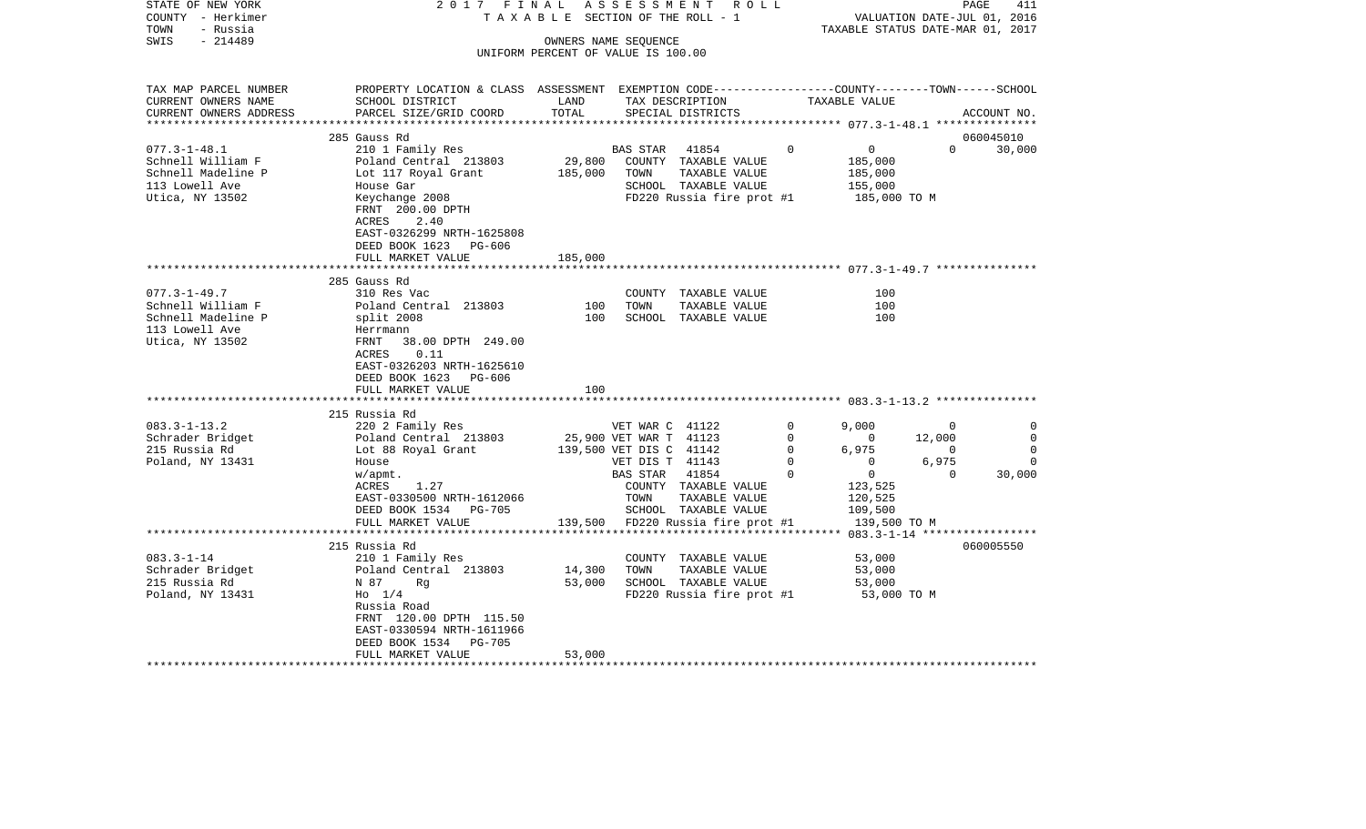STATE OF NEW YORK — COUNTY - Herkimer — TOWN - Russia — SWIS - 214489

2017 FINAL ASSESSMENT ROLL
TAXABLE SECTION OF THE ROLL - 1
OWNERS NAME SEQUENCE
UNIFORM PERCENT OF VALUE IS 100.00

VALUATION DATE-JUL 01, 2016
TAXABLE STATUS DATE-MAR 01, 2017

| TAX MAP PARCEL NUMBER / CURRENT OWNERS NAME / CURRENT OWNERS ADDRESS | PROPERTY LOCATION & CLASS / SCHOOL DISTRICT / PARCEL SIZE/GRID COORD | ASSESSMENT LAND | TOTAL | EXEMPTION CODE / TAX DESCRIPTION / SPECIAL DISTRICTS | | COUNTY TAXABLE VALUE | TOWN | SCHOOL | ACCOUNT NO. |
|---|---|---|---|---|---|---|---|---|---|
| **077.3-1-48.1** | 285 Gauss Rd | | | | | | | | 060045010 |
| Schnell William F | 210 1 Family Res | | | BAS STAR 41854 | 0 | 0 | 0 | 30,000 | |
| Schnell Madeline P | Poland Central 213803 | 29,800 | | COUNTY TAXABLE VALUE | | 185,000 | | | |
| 113 Lowell Ave | Lot 117 Royal Grant | | 185,000 | TOWN TAXABLE VALUE | | 185,000 | | | |
| Utica, NY 13502 | House Gar | | | SCHOOL TAXABLE VALUE | | 155,000 | | | |
| | Keychange 2008 | | | FD220 Russia fire prot #1 | | 185,000 TO M | | | |
| | FRNT 200.00 DPTH | | | | | | | | |
| | ACRES 2.40 | | | | | | | | |
| | EAST-0326299 NRTH-1625808 | | | | | | | | |
| | DEED BOOK 1623 PG-606 | | | | | | | | |
| | FULL MARKET VALUE | | 185,000 | | | | | | |
| **077.3-1-49.7** | 285 Gauss Rd | | | | | | | | |
| Schnell William F | 310 Res Vac | | | COUNTY TAXABLE VALUE | | 100 | | | |
| Schnell Madeline P | Poland Central 213803 | 100 | | TOWN TAXABLE VALUE | | 100 | | | |
| 113 Lowell Ave | split 2008 | | 100 | SCHOOL TAXABLE VALUE | | 100 | | | |
| Utica, NY 13502 | Herrmann | | | | | | | | |
| | FRNT 38.00 DPTH 249.00 | | | | | | | | |
| | ACRES 0.11 | | | | | | | | |
| | EAST-0326203 NRTH-1625610 | | | | | | | | |
| | DEED BOOK 1623 PG-606 | | | | | | | | |
| | FULL MARKET VALUE | | 100 | | | | | | |
| **083.3-1-13.2** | 215 Russia Rd | | | | | | | | |
| Schrader Bridget | 220 2 Family Res | | | VET WAR C 41122 | 0 | 9,000 | 0 | 0 | |
| 215 Russia Rd | Poland Central 213803 | 25,900 | | VET WAR T 41123 | 0 | 0 | 12,000 | 0 | |
| Poland, NY 13431 | Lot 88 Royal Grant | | 139,500 | VET DIS C 41142 | 0 | 6,975 | 0 | 0 | |
| | House | | | VET DIS T 41143 | 0 | 0 | 6,975 | 0 | |
| | w/apmt. | | | BAS STAR 41854 | 0 | 0 | 0 | 30,000 | |
| | ACRES 1.27 | | | COUNTY TAXABLE VALUE | | 123,525 | | | |
| | EAST-0330500 NRTH-1612066 | | | TOWN TAXABLE VALUE | | 120,525 | | | |
| | DEED BOOK 1534 PG-705 | | | SCHOOL TAXABLE VALUE | | 109,500 | | | |
| | FULL MARKET VALUE | | 139,500 | FD220 Russia fire prot #1 | | 139,500 TO M | | | |
| **083.3-1-14** | 215 Russia Rd | | | | | | | | 060005550 |
| Schrader Bridget | 210 1 Family Res | | | COUNTY TAXABLE VALUE | | 53,000 | | | |
| 215 Russia Rd | Poland Central 213803 | 14,300 | | TOWN TAXABLE VALUE | | 53,000 | | | |
| Poland, NY 13431 | N 87 Rg | | 53,000 | SCHOOL TAXABLE VALUE | | 53,000 | | | |
| | Ho 1/4 | | | FD220 Russia fire prot #1 | | 53,000 TO M | | | |
| | Russia Road | | | | | | | | |
| | FRNT 120.00 DPTH 115.50 | | | | | | | | |
| | EAST-0330594 NRTH-1611966 | | | | | | | | |
| | DEED BOOK 1534 PG-705 | | | | | | | | |
| | FULL MARKET VALUE | | 53,000 | | | | | | |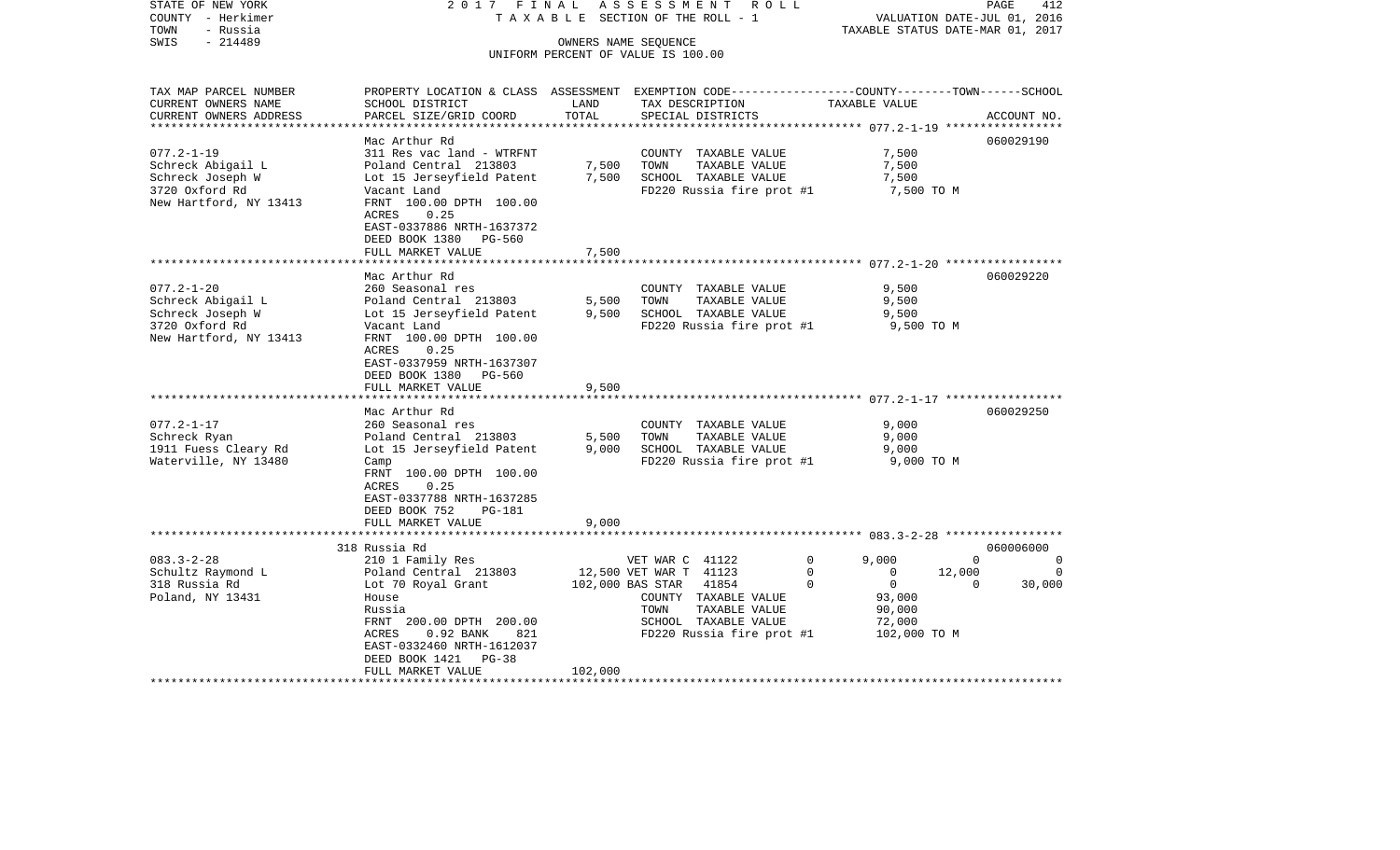STATE OF NEW YORK | 2 0 1 7 F I N A L A S S E S S M E N T R O L L | PAGE 412
COUNTY - Herkimer | T A X A B L E SECTION OF THE ROLL - 1 | VALUATION DATE-JUL 01, 2016
TOWN - Russia | | TAXABLE STATUS DATE-MAR 01, 2017
SWIS - 214489 | OWNERS NAME SEQUENCE
UNIFORM PERCENT OF VALUE IS 100.00

| TAX MAP PARCEL NUMBER / CURRENT OWNERS NAME / CURRENT OWNERS ADDRESS | PROPERTY LOCATION & CLASS / SCHOOL DISTRICT / PARCEL SIZE/GRID COORD | ASSESSMENT LAND | TOTAL | EXEMPTION CODE / TAX DESCRIPTION / SPECIAL DISTRICTS | COUNTY | TOWN | SCHOOL / TAXABLE VALUE | ACCOUNT NO. |
|---|---|---|---|---|---|---|---|---|
| **077.2-1-19** | Mac Arthur Rd | | | | | | | 060029190 |
| 077.2-1-19 | 311 Res vac land - WTRFNT | | | COUNTY TAXABLE VALUE | 7,500 | | | |
| Schreck Abigail L | Poland Central 213803 | 7,500 | | TOWN TAXABLE VALUE | | 7,500 | | |
| Schreck Joseph W | Lot 15 Jerseyfield Patent | | 7,500 | SCHOOL TAXABLE VALUE | | | 7,500 | |
| 3720 Oxford Rd | Vacant Land | | | FD220 Russia fire prot #1 | 7,500 TO M | | | |
| New Hartford, NY 13413 | FRNT 100.00 DPTH 100.00 | | | | | | | |
| | ACRES 0.25 | | | | | | | |
| | EAST-0337886 NRTH-1637372 | | | | | | | |
| | DEED BOOK 1380 PG-560 | | | | | | | |
| | FULL MARKET VALUE | | 7,500 | | | | | |
| **077.2-1-20** | Mac Arthur Rd | | | | | | | 060029220 |
| 077.2-1-20 | 260 Seasonal res | | | COUNTY TAXABLE VALUE | 9,500 | | | |
| Schreck Abigail L | Poland Central 213803 | 5,500 | | TOWN TAXABLE VALUE | | 9,500 | | |
| Schreck Joseph W | Lot 15 Jerseyfield Patent | | 9,500 | SCHOOL TAXABLE VALUE | | | 9,500 | |
| 3720 Oxford Rd | Vacant Land | | | FD220 Russia fire prot #1 | 9,500 TO M | | | |
| New Hartford, NY 13413 | FRNT 100.00 DPTH 100.00 | | | | | | | |
| | ACRES 0.25 | | | | | | | |
| | EAST-0337959 NRTH-1637307 | | | | | | | |
| | DEED BOOK 1380 PG-560 | | | | | | | |
| | FULL MARKET VALUE | | 9,500 | | | | | |
| **077.2-1-17** | Mac Arthur Rd | | | | | | | 060029250 |
| 077.2-1-17 | 260 Seasonal res | | | COUNTY TAXABLE VALUE | 9,000 | | | |
| Schreck Ryan | Poland Central 213803 | 5,500 | | TOWN TAXABLE VALUE | | 9,000 | | |
| 1911 Fuess Cleary Rd | Lot 15 Jerseyfield Patent | | 9,000 | SCHOOL TAXABLE VALUE | | | 9,000 | |
| Waterville, NY 13480 | Camp | | | FD220 Russia fire prot #1 | 9,000 TO M | | | |
| | FRNT 100.00 DPTH 100.00 | | | | | | | |
| | ACRES 0.25 | | | | | | | |
| | EAST-0337788 NRTH-1637285 | | | | | | | |
| | DEED BOOK 752 PG-181 | | | | | | | |
| | FULL MARKET VALUE | | 9,000 | | | | | |
| **083.3-2-28** | 318 Russia Rd | | | | | | | 060006000 |
| 083.3-2-28 | 210 1 Family Res | | | VET WAR C 41122 0 | 9,000 | 0 | 0 | |
| Schultz Raymond L | Poland Central 213803 | 12,500 | | VET WAR T 41123 0 | 0 | 12,000 | 0 | |
| 318 Russia Rd | Lot 70 Royal Grant | | 102,000 | BAS STAR 41854 0 | 0 | 0 | 30,000 | |
| Poland, NY 13431 | House | | | COUNTY TAXABLE VALUE | 93,000 | | | |
| | Russia | | | TOWN TAXABLE VALUE | | 90,000 | | |
| | FRNT 200.00 DPTH 200.00 | | | SCHOOL TAXABLE VALUE | | | 72,000 | |
| | ACRES 0.92 BANK 821 | | | FD220 Russia fire prot #1 | 102,000 TO M | | | |
| | EAST-0332460 NRTH-1612037 | | | | | | | |
| | DEED BOOK 1421 PG-38 | | | | | | | |
| | FULL MARKET VALUE | | 102,000 | | | | | |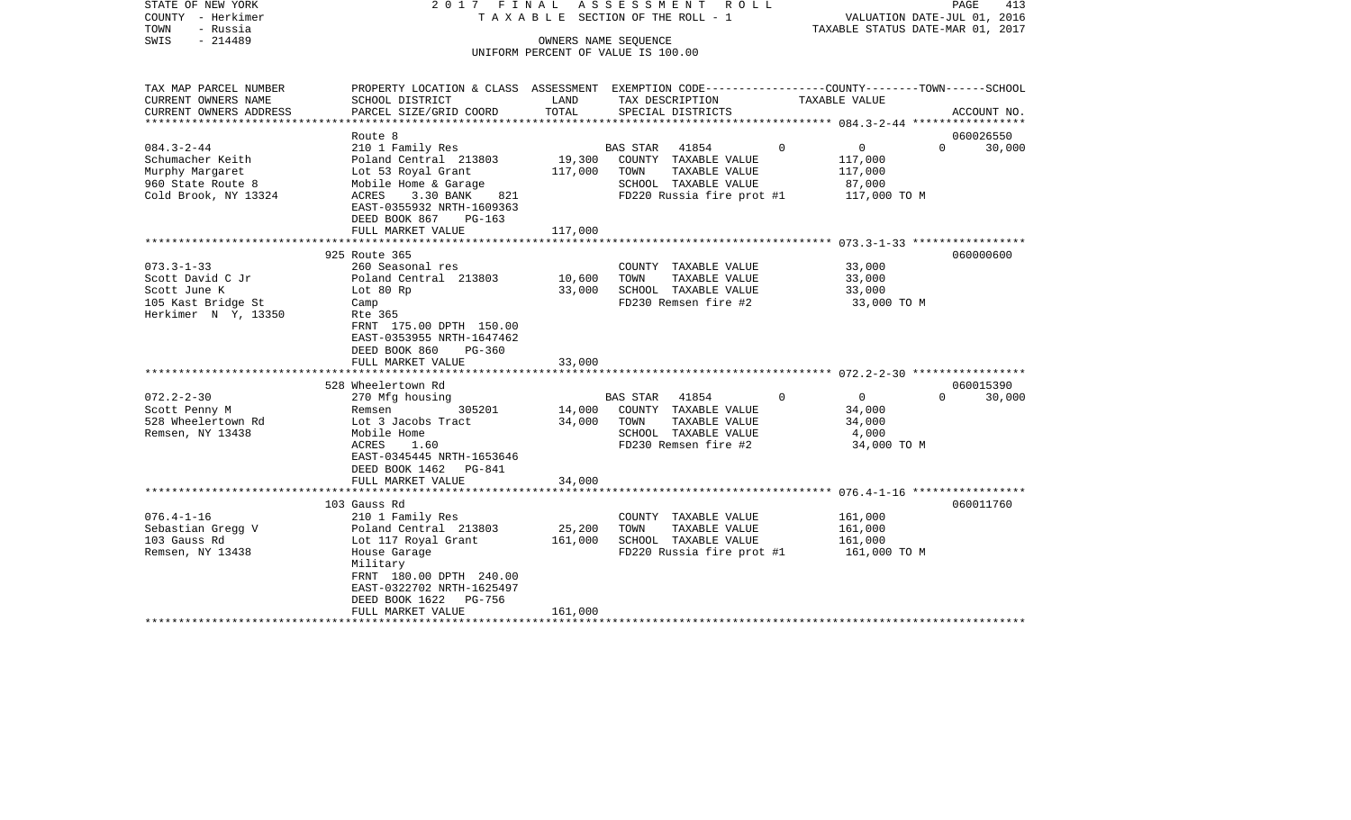STATE OF NEW YORK 2 0 1 7 F I N A L A S S E S S M E N T R O L L
COUNTY - Herkimer T A X A B L E SECTION OF THE ROLL - 1 VALUATION DATE-JUL 01, 2016
TOWN - Russia TAXABLE STATUS DATE-MAR 01, 2017
SWIS - 214489 OWNERS NAME SEQUENCE
UNIFORM PERCENT OF VALUE IS 100.00

| TAX MAP PARCEL NUMBER<br>CURRENT OWNERS NAME<br>CURRENT OWNERS ADDRESS | PROPERTY LOCATION & CLASS<br>SCHOOL DISTRICT<br>PARCEL SIZE/GRID COORD | ASSESSMENT<br>LAND<br>TOTAL | EXEMPTION CODE-----------------COUNTY--------TOWN------SCHOOL<br>TAX DESCRIPTION<br>SPECIAL DISTRICTS | TAXABLE VALUE | ACCOUNT NO. |
|---|---|---|---|---|---|
| 084.3-2-44 | Route 8 | | | | 060026550 |
| | 210 1 Family Res | | BAS STAR 41854 0 | 0 0 | 30,000 |
| Schumacher Keith | Poland Central 213803 | 19,300 | COUNTY TAXABLE VALUE | 117,000 | |
| Murphy Margaret | Lot 53 Royal Grant | 117,000 | TOWN TAXABLE VALUE | 117,000 | |
| 960 State Route 8 | Mobile Home & Garage | | SCHOOL TAXABLE VALUE | 87,000 | |
| Cold Brook, NY 13324 | ACRES 3.30 BANK 821 | | FD220 Russia fire prot #1 | 117,000 TO M | |
| | EAST-0355932 NRTH-1609363 | | | | |
| | DEED BOOK 867 PG-163 | | | | |
| | FULL MARKET VALUE | 117,000 | | | |
| 073.3-1-33 | 925 Route 365 | | | | 060000600 |
| | 260 Seasonal res | | COUNTY TAXABLE VALUE | 33,000 | |
| Scott David C Jr | Poland Central 213803 | 10,600 | TOWN TAXABLE VALUE | 33,000 | |
| Scott June K | Lot 80 Rp | 33,000 | SCHOOL TAXABLE VALUE | 33,000 | |
| 105 Kast Bridge St | Camp | | FD230 Remsen fire #2 | 33,000 TO M | |
| Herkimer N Y, 13350 | Rte 365 | | | | |
| | FRNT 175.00 DPTH 150.00 | | | | |
| | EAST-0353955 NRTH-1647462 | | | | |
| | DEED BOOK 860 PG-360 | | | | |
| | FULL MARKET VALUE | 33,000 | | | |
| 072.2-2-30 | 528 Wheelertown Rd | | | | 060015390 |
| | 270 Mfg housing | | BAS STAR 41854 0 | 0 0 | 30,000 |
| Scott Penny M | Remsen 305201 | 14,000 | COUNTY TAXABLE VALUE | 34,000 | |
| 528 Wheelertown Rd | Lot 3 Jacobs Tract | 34,000 | TOWN TAXABLE VALUE | 34,000 | |
| Remsen, NY 13438 | Mobile Home | | SCHOOL TAXABLE VALUE | 4,000 | |
| | ACRES 1.60 | | FD230 Remsen fire #2 | 34,000 TO M | |
| | EAST-0345445 NRTH-1653646 | | | | |
| | DEED BOOK 1462 PG-841 | | | | |
| | FULL MARKET VALUE | 34,000 | | | |
| 076.4-1-16 | 103 Gauss Rd | | | | 060011760 |
| | 210 1 Family Res | | COUNTY TAXABLE VALUE | 161,000 | |
| Sebastian Gregg V | Poland Central 213803 | 25,200 | TOWN TAXABLE VALUE | 161,000 | |
| 103 Gauss Rd | Lot 117 Royal Grant | 161,000 | SCHOOL TAXABLE VALUE | 161,000 | |
| Remsen, NY 13438 | House Garage | | FD220 Russia fire prot #1 | 161,000 TO M | |
| | Military | | | | |
| | FRNT 180.00 DPTH 240.00 | | | | |
| | EAST-0322702 NRTH-1625497 | | | | |
| | DEED BOOK 1622 PG-756 | | | | |
| | FULL MARKET VALUE | 161,000 | | | |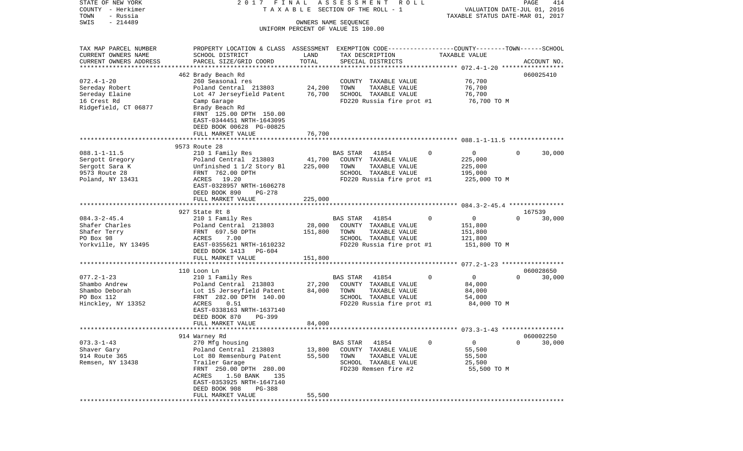STATE OF NEW YORK | COUNTY - Herkimer | TOWN - Russia | SWIS - 214489

2017 FINAL ASSESSMENT ROLL
TAXABLE SECTION OF THE ROLL - 1
OWNERS NAME SEQUENCE
UNIFORM PERCENT OF VALUE IS 100.00

VALUATION DATE-JUL 01, 2016
TAXABLE STATUS DATE-MAR 01, 2017

| TAX MAP PARCEL NUMBER / CURRENT OWNERS NAME / CURRENT OWNERS ADDRESS | PROPERTY LOCATION & CLASS / SCHOOL DISTRICT / PARCEL SIZE/GRID COORD | ASSESSMENT LAND | ASSESSMENT TOTAL | EXEMPTION CODE / TAX DESCRIPTION / SPECIAL DISTRICTS | COUNTY | TOWN | SCHOOL | TAXABLE VALUE | ACCOUNT NO. |
|---|---|---|---|---|---|---|---|---|---|
| 072.4-1-20 | 462 Brady Beach Rd | | | | | | | | 060025410 |
| Sereday Robert | 260 Seasonal res | | | COUNTY TAXABLE VALUE | | | | 76,700 | |
| Sereday Elaine | Poland Central 213803 | 24,200 | | TOWN TAXABLE VALUE | | | | 76,700 | |
| 16 Crest Rd | Lot 47 Jerseyfield Patent | | 76,700 | SCHOOL TAXABLE VALUE | | | | 76,700 | |
| Ridgefield, CT 06877 | Camp Garage | | | FD220 Russia fire prot #1 | | | | 76,700 TO M | |
| | Brady Beach Rd | | | | | | | | |
| | FRNT 125.00 DPTH 150.00 | | | | | | | | |
| | EAST-0344451 NRTH-1643095 | | | | | | | | |
| | DEED BOOK 00628 PG-00825 | | | | | | | | |
| | FULL MARKET VALUE | | 76,700 | | | | | | |
| 088.1-1-11.5 | 9573 Route 28 | | | | | | | | |
| Sergott Gregory | 210 1 Family Res | | | BAS STAR 41854 | 0 | 0 | 30,000 | | |
| Sergott Sara K | Poland Central 213803 | 41,700 | | COUNTY TAXABLE VALUE | | | | 225,000 | |
| 9573 Route 28 | Unfinished 1 1/2 Story Bl | | 225,000 | TOWN TAXABLE VALUE | | | | 225,000 | |
| Poland, NY 13431 | FRNT 762.00 DPTH | | | SCHOOL TAXABLE VALUE | | | | 195,000 | |
| | ACRES 19.20 | | | FD220 Russia fire prot #1 | | | | 225,000 TO M | |
| | EAST-0328957 NRTH-1606278 | | | | | | | | |
| | DEED BOOK 890 PG-278 | | | | | | | | |
| | FULL MARKET VALUE | | 225,000 | | | | | | |
| 084.3-2-45.4 | 927 State Rt 8 | | | | | | | | 167539 |
| Shafer Charles | 210 1 Family Res | | | BAS STAR 41854 | 0 | 0 | 30,000 | | |
| Shafer Terry | Poland Central 213803 | 28,000 | | COUNTY TAXABLE VALUE | | | | 151,800 | |
| PO Box 98 | FRNT 697.50 DPTH | | 151,800 | TOWN TAXABLE VALUE | | | | 151,800 | |
| Yorkville, NY 13495 | ACRES 7.00 | | | SCHOOL TAXABLE VALUE | | | | 121,800 | |
| | EAST-0355621 NRTH-1610232 | | | FD220 Russia fire prot #1 | | | | 151,800 TO M | |
| | DEED BOOK 1413 PG-604 | | | | | | | | |
| | FULL MARKET VALUE | | 151,800 | | | | | | |
| 077.2-1-23 | 110 Loon Ln | | | | | | | | 060028650 |
| Shambo Andrew | 210 1 Family Res | | | BAS STAR 41854 | 0 | 0 | 30,000 | | |
| Shambo Deborah | Poland Central 213803 | 27,200 | | COUNTY TAXABLE VALUE | | | | 84,000 | |
| PO Box 112 | Lot 15 Jerseyfield Patent | | 84,000 | TOWN TAXABLE VALUE | | | | 84,000 | |
| Hinckley, NY 13352 | FRNT 282.00 DPTH 140.00 | | | SCHOOL TAXABLE VALUE | | | | 54,000 | |
| | ACRES 0.51 | | | FD220 Russia fire prot #1 | | | | 84,000 TO M | |
| | EAST-0338163 NRTH-1637140 | | | | | | | | |
| | DEED BOOK 870 PG-399 | | | | | | | | |
| | FULL MARKET VALUE | | 84,000 | | | | | | |
| 073.3-1-43 | 914 Warney Rd | | | | | | | | 060002250 |
| Shaver Gary | 270 Mfg housing | | | BAS STAR 41854 | 0 | 0 | 30,000 | | |
| 914 Route 365 | Poland Central 213803 | 13,800 | | COUNTY TAXABLE VALUE | | | | 55,500 | |
| Remsen, NY 13438 | Lot 80 Remsenburg Patent | | 55,500 | TOWN TAXABLE VALUE | | | | 55,500 | |
| | Trailer Garage | | | SCHOOL TAXABLE VALUE | | | | 25,500 | |
| | FRNT 250.00 DPTH 280.00 | | | FD230 Remsen fire #2 | | | | 55,500 TO M | |
| | ACRES 1.50 BANK 135 | | | | | | | | |
| | EAST-0353925 NRTH-1647140 | | | | | | | | |
| | DEED BOOK 908 PG-388 | | | | | | | | |
| | FULL MARKET VALUE | | 55,500 | | | | | | |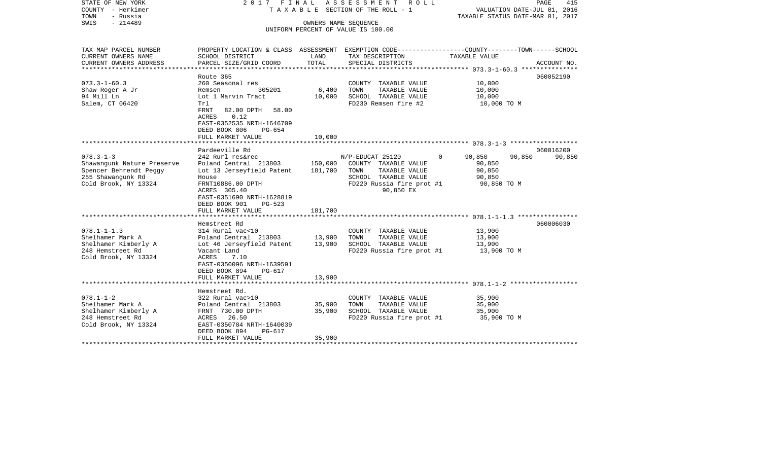STATE OF NEW YORK
COUNTY - Herkimer
TOWN - Russia
SWIS - 214489

2017 FINAL ASSESSMENT ROLL
TAXABLE SECTION OF THE ROLL - 1
OWNERS NAME SEQUENCE
UNIFORM PERCENT OF VALUE IS 100.00

VALUATION DATE-JUL 01, 2016
TAXABLE STATUS DATE-MAR 01, 2017

| TAX MAP PARCEL NUMBER / CURRENT OWNERS NAME / CURRENT OWNERS ADDRESS | PROPERTY LOCATION & CLASS / SCHOOL DISTRICT / PARCEL SIZE/GRID COORD | ASSESSMENT LAND | ASSESSMENT TOTAL | EXEMPTION CODE / TAX DESCRIPTION / SPECIAL DISTRICTS | | COUNTY TAXABLE VALUE | TOWN | SCHOOL | ACCOUNT NO. |
|---|---|---|---|---|---|---|---|---|---|
| 073.3-1-60.3 | Route 365 | | | | | | | | 060052190 |
| Shaw Roger A Jr | 260 Seasonal res | | | COUNTY TAXABLE VALUE | | 10,000 | | | |
| 94 Mill Ln | Remsen 305201 | 6,400 | | TOWN TAXABLE VALUE | | 10,000 | | | |
| Salem, CT 06420 | Lot 1 Marvin Tract | | 10,000 | SCHOOL TAXABLE VALUE | | 10,000 | | | |
| | Trl | | | FD230 Remsen fire #2 | | 10,000 TO M | | | |
| | FRNT 82.00 DPTH 58.00 | | | | | | | | |
| | ACRES 0.12 | | | | | | | | |
| | EAST-0352535 NRTH-1646709 | | | | | | | | |
| | DEED BOOK 806 PG-654 | | | | | | | | |
| | FULL MARKET VALUE | | 10,000 | | | | | | |
| 078.3-1-3 | Pardeeville Rd | | | | | | | | 060016200 |
| Shawangunk Nature Preserve | 242 Rurl res&rec | | | N/P-EDUCAT 25120 | 0 | 90,850 | 90,850 | 90,850 | |
| Spencer Behrendt Peggy | Poland Central 213803 | 150,000 | | COUNTY TAXABLE VALUE | | 90,850 | | | |
| 255 Shawangunk Rd | Lot 13 Jerseyfield Patent | | 181,700 | TOWN TAXABLE VALUE | | 90,850 | | | |
| Cold Brook, NY 13324 | House | | | SCHOOL TAXABLE VALUE | | 90,850 | | | |
| | FRNT10886.00 DPTH | | | FD220 Russia fire prot #1 | | 90,850 TO M | | | |
| | ACRES 305.40 | | | 90,850 EX | | | | | |
| | EAST-0351690 NRTH-1628819 | | | | | | | | |
| | DEED BOOK 901 PG-523 | | | | | | | | |
| | FULL MARKET VALUE | | 181,700 | | | | | | |
| 078.1-1-1.3 | Hemstreet Rd | | | | | | | | 060006030 |
| Shelhamer Mark A | 314 Rural vac<10 | | | COUNTY TAXABLE VALUE | | 13,900 | | | |
| Shelhamer Kimberly A | Poland Central 213803 | 13,900 | | TOWN TAXABLE VALUE | | 13,900 | | | |
| 248 Hemstreet Rd | Lot 46 Jerseyfield Patent | | 13,900 | SCHOOL TAXABLE VALUE | | 13,900 | | | |
| Cold Brook, NY 13324 | Vacant Land | | | FD220 Russia fire prot #1 | | 13,900 TO M | | | |
| | ACRES 7.10 | | | | | | | | |
| | EAST-0350096 NRTH-1639591 | | | | | | | | |
| | DEED BOOK 894 PG-617 | | | | | | | | |
| | FULL MARKET VALUE | | 13,900 | | | | | | |
| 078.1-1-2 | Hemstreet Rd. | | | | | | | | |
| Shelhamer Mark A | 322 Rural vac>10 | | | COUNTY TAXABLE VALUE | | 35,900 | | | |
| Shelhamer Kimberly A | Poland Central 213803 | 35,900 | | TOWN TAXABLE VALUE | | 35,900 | | | |
| 248 Hemstreet Rd | FRNT 730.00 DPTH | | 35,900 | SCHOOL TAXABLE VALUE | | 35,900 | | | |
| Cold Brook, NY 13324 | ACRES 26.50 | | | FD220 Russia fire prot #1 | | 35,900 TO M | | | |
| | EAST-0350784 NRTH-1640039 | | | | | | | | |
| | DEED BOOK 894 PG-617 | | | | | | | | |
| | FULL MARKET VALUE | | 35,900 | | | | | | |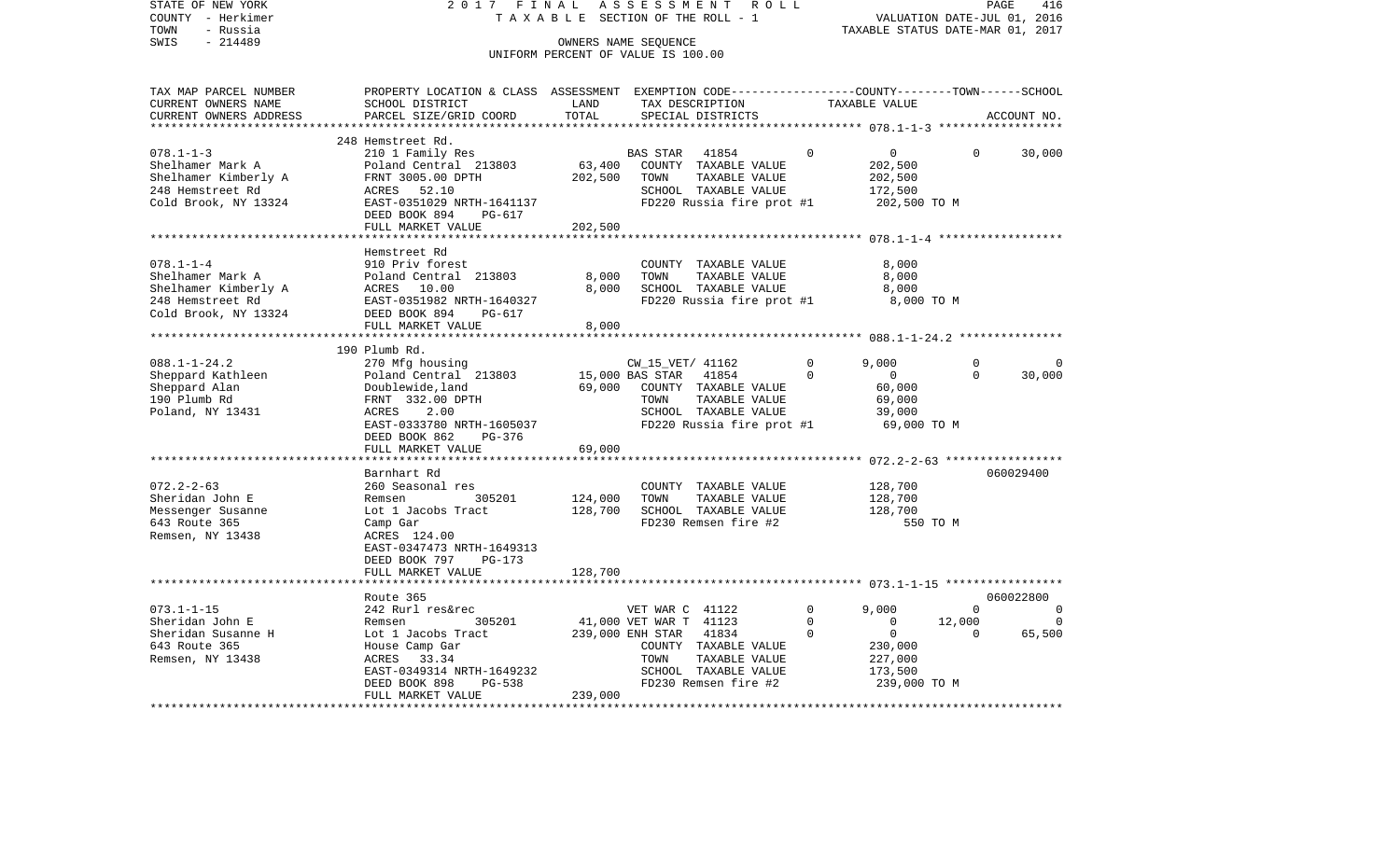STATE OF NEW YORK
COUNTY - Herkimer
TOWN - Russia
SWIS - 214489

2 0 1 7 F I N A L A S S E S S M E N T R O L L
T A X A B L E SECTION OF THE ROLL - 1
OWNERS NAME SEQUENCE
UNIFORM PERCENT OF VALUE IS 100.00

VALUATION DATE-JUL 01, 2016
TAXABLE STATUS DATE-MAR 01, 2017

| TAX MAP PARCEL NUMBER / CURRENT OWNERS NAME / CURRENT OWNERS ADDRESS | PROPERTY LOCATION & CLASS / SCHOOL DISTRICT / PARCEL SIZE/GRID COORD | ASSESSMENT LAND | TOTAL | EXEMPTION CODE / TAX DESCRIPTION / SPECIAL DISTRICTS | COUNTY | TOWN | SCHOOL / ACCOUNT NO. |
|---|---|---|---|---|---|---|---|
| **078.1-1-3** | 248 Hemstreet Rd. | | | | | | |
| 078.1-1-3 | 210 1 Family Res | | | BAS STAR 41854 0 | 0 | 0 | 30,000 |
| Shelhamer Mark A | Poland Central 213803 | 63,400 | | COUNTY TAXABLE VALUE | 202,500 | | |
| Shelhamer Kimberly A | FRNT 3005.00 DPTH | | 202,500 | TOWN TAXABLE VALUE | | 202,500 | |
| 248 Hemstreet Rd | ACRES 52.10 | | | SCHOOL TAXABLE VALUE | | | 172,500 |
| Cold Brook, NY 13324 | EAST-0351029 NRTH-1641137 | | | FD220 Russia fire prot #1 | 202,500 TO M | | |
| | DEED BOOK 894 PG-617 | | | | | | |
| | FULL MARKET VALUE | | 202,500 | | | | |
| **078.1-1-4** | Hemstreet Rd | | | | | | |
| 078.1-1-4 | 910 Priv forest | | | COUNTY TAXABLE VALUE | 8,000 | | |
| Shelhamer Mark A | Poland Central 213803 | 8,000 | | TOWN TAXABLE VALUE | | 8,000 | |
| Shelhamer Kimberly A | ACRES 10.00 | | 8,000 | SCHOOL TAXABLE VALUE | | | 8,000 |
| 248 Hemstreet Rd | EAST-0351982 NRTH-1640327 | | | FD220 Russia fire prot #1 | 8,000 TO M | | |
| Cold Brook, NY 13324 | DEED BOOK 894 PG-617 | | | | | | |
| | FULL MARKET VALUE | | 8,000 | | | | |
| **088.1-1-24.2** | 190 Plumb Rd. | | | | | | |
| 088.1-1-24.2 | 270 Mfg housing | | | CW_15_VET/ 41162 0 | 9,000 | 0 | 0 |
| Sheppard Kathleen | Poland Central 213803 | 15,000 | | BAS STAR 41854 0 | 0 | 0 | 30,000 |
| Sheppard Alan | Doublewide,land | | 69,000 | COUNTY TAXABLE VALUE | 60,000 | | |
| 190 Plumb Rd | FRNT 332.00 DPTH | | | TOWN TAXABLE VALUE | | 69,000 | |
| Poland, NY 13431 | ACRES 2.00 | | | SCHOOL TAXABLE VALUE | | | 39,000 |
| | EAST-0333780 NRTH-1605037 | | | FD220 Russia fire prot #1 | 69,000 TO M | | |
| | DEED BOOK 862 PG-376 | | | | | | |
| | FULL MARKET VALUE | | 69,000 | | | | |
| **072.2-2-63** | Barnhart Rd | | | | | | 060029400 |
| 072.2-2-63 | 260 Seasonal res | | | COUNTY TAXABLE VALUE | 128,700 | | |
| Sheridan John E | Remsen 305201 | 124,000 | | TOWN TAXABLE VALUE | | 128,700 | |
| Messenger Susanne | Lot 1 Jacobs Tract | | 128,700 | SCHOOL TAXABLE VALUE | | | 128,700 |
| 643 Route 365 | Camp Gar | | | FD230 Remsen fire #2 | 550 TO M | | |
| Remsen, NY 13438 | ACRES 124.00 | | | | | | |
| | EAST-0347473 NRTH-1649313 | | | | | | |
| | DEED BOOK 797 PG-173 | | | | | | |
| | FULL MARKET VALUE | | 128,700 | | | | |
| **073.1-1-15** | Route 365 | | | | | | 060022800 |
| 073.1-1-15 | 242 Rurl res&rec | | | VET WAR C 41122 0 | 9,000 | 0 | 0 |
| Sheridan John E | Remsen 305201 | 41,000 | | VET WAR T 41123 0 | 0 | 12,000 | 0 |
| Sheridan Susanne H | Lot 1 Jacobs Tract | | 239,000 | ENH STAR 41834 0 | 0 | 0 | 65,500 |
| 643 Route 365 | House Camp Gar | | | COUNTY TAXABLE VALUE | 230,000 | | |
| Remsen, NY 13438 | ACRES 33.34 | | | TOWN TAXABLE VALUE | | 227,000 | |
| | EAST-0349314 NRTH-1649232 | | | SCHOOL TAXABLE VALUE | | | 173,500 |
| | DEED BOOK 898 PG-538 | | | FD230 Remsen fire #2 | 239,000 TO M | | |
| | FULL MARKET VALUE | | 239,000 | | | | |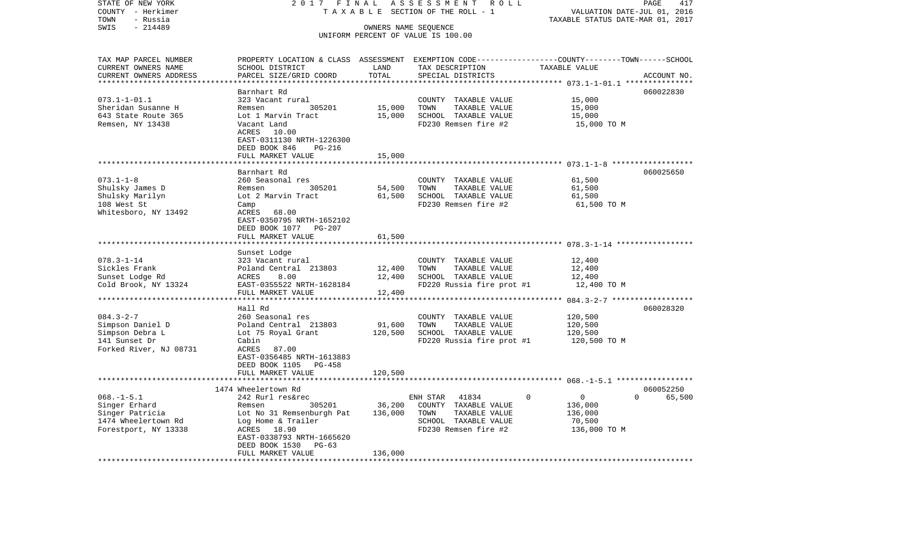STATE OF NEW YORK — 2017 FINAL ASSESSMENT ROLL
COUNTY - Herkimer — TAXABLE SECTION OF THE ROLL - 1 — VALUATION DATE-JUL 01, 2016
TOWN - Russia — TAXABLE STATUS DATE-MAR 01, 2017
SWIS - 214489 — OWNERS NAME SEQUENCE
UNIFORM PERCENT OF VALUE IS 100.00

| TAX MAP PARCEL NUMBER / CURRENT OWNERS NAME / CURRENT OWNERS ADDRESS | PROPERTY LOCATION & CLASS / SCHOOL DISTRICT / PARCEL SIZE/GRID COORD | ASSESSMENT LAND | ASSESSMENT TOTAL | EXEMPTION CODE / TAX DESCRIPTION / SPECIAL DISTRICTS | COUNTY | TOWN | SCHOOL TAXABLE VALUE | ACCOUNT NO. |
|---|---|---|---|---|---|---|---|---|
| 073.1-1-01.1 | Barnhart Rd | | | | | | | 060022830 |
| Sheridan Susanne H | 323 Vacant rural | | | COUNTY TAXABLE VALUE | 15,000 | | | |
| 643 State Route 365 | Remsen 305201 | 15,000 | | TOWN TAXABLE VALUE | | 15,000 | | |
| Remsen, NY 13438 | Lot 1 Marvin Tract | | 15,000 | SCHOOL TAXABLE VALUE | | | 15,000 | |
| | Vacant Land | | | FD230 Remsen fire #2 | 15,000 TO M | | | |
| | ACRES 10.00 | | | | | | | |
| | EAST-0311130 NRTH-1226300 | | | | | | | |
| | DEED BOOK 846 PG-216 | | | | | | | |
| | FULL MARKET VALUE | | 15,000 | | | | | |
| 073.1-1-8 | Barnhart Rd | | | | | | | 060025650 |
| Shulsky James D | 260 Seasonal res | | | COUNTY TAXABLE VALUE | 61,500 | | | |
| Shulsky Marilyn | Remsen 305201 | 54,500 | | TOWN TAXABLE VALUE | | 61,500 | | |
| 108 West St | Lot 2 Marvin Tract | | 61,500 | SCHOOL TAXABLE VALUE | | | 61,500 | |
| Whitesboro, NY 13492 | Camp | | | FD230 Remsen fire #2 | 61,500 TO M | | | |
| | ACRES 68.00 | | | | | | | |
| | EAST-0350795 NRTH-1652102 | | | | | | | |
| | DEED BOOK 1077 PG-207 | | | | | | | |
| | FULL MARKET VALUE | | 61,500 | | | | | |
| 078.3-1-14 | Sunset Lodge | | | | | | | |
| Sickles Frank | 323 Vacant rural | | | COUNTY TAXABLE VALUE | 12,400 | | | |
| Sunset Lodge Rd | Poland Central 213803 | 12,400 | | TOWN TAXABLE VALUE | | 12,400 | | |
| Cold Brook, NY 13324 | ACRES 8.00 | | 12,400 | SCHOOL TAXABLE VALUE | | | 12,400 | |
| | EAST-0355522 NRTH-1628184 | | | FD220 Russia fire prot #1 | 12,400 TO M | | | |
| | FULL MARKET VALUE | | 12,400 | | | | | |
| 084.3-2-7 | Hall Rd | | | | | | | 060028320 |
| Simpson Daniel D | 260 Seasonal res | | | COUNTY TAXABLE VALUE | 120,500 | | | |
| Simpson Debra L | Poland Central 213803 | 91,600 | | TOWN TAXABLE VALUE | | 120,500 | | |
| 141 Sunset Dr | Lot 75 Royal Grant | | 120,500 | SCHOOL TAXABLE VALUE | | | 120,500 | |
| Forked River, NJ 08731 | Cabin | | | FD220 Russia fire prot #1 | 120,500 TO M | | | |
| | ACRES 87.00 | | | | | | | |
| | EAST-0356485 NRTH-1613883 | | | | | | | |
| | DEED BOOK 1105 PG-458 | | | | | | | |
| | FULL MARKET VALUE | | 120,500 | | | | | |
| 068.-1-5.1 | 1474 Wheelertown Rd | | | | | | | 060052250 |
| Singer Erhard | 242 Rurl res&rec | | | ENH STAR 41834 | 0 | 0 | 0 | 65,500 |
| Singer Patricia | Remsen 305201 | 36,200 | | COUNTY TAXABLE VALUE | 136,000 | | | |
| 1474 Wheelertown Rd | Lot No 31 Remsenburgh Pat | | 136,000 | TOWN TAXABLE VALUE | | 136,000 | | |
| Forestport, NY 13338 | Log Home & Trailer | | | SCHOOL TAXABLE VALUE | | | 70,500 | |
| | ACRES 18.90 | | | FD230 Remsen fire #2 | 136,000 TO M | | | |
| | EAST-0338793 NRTH-1665620 | | | | | | | |
| | DEED BOOK 1530 PG-63 | | | | | | | |
| | FULL MARKET VALUE | | 136,000 | | | | | |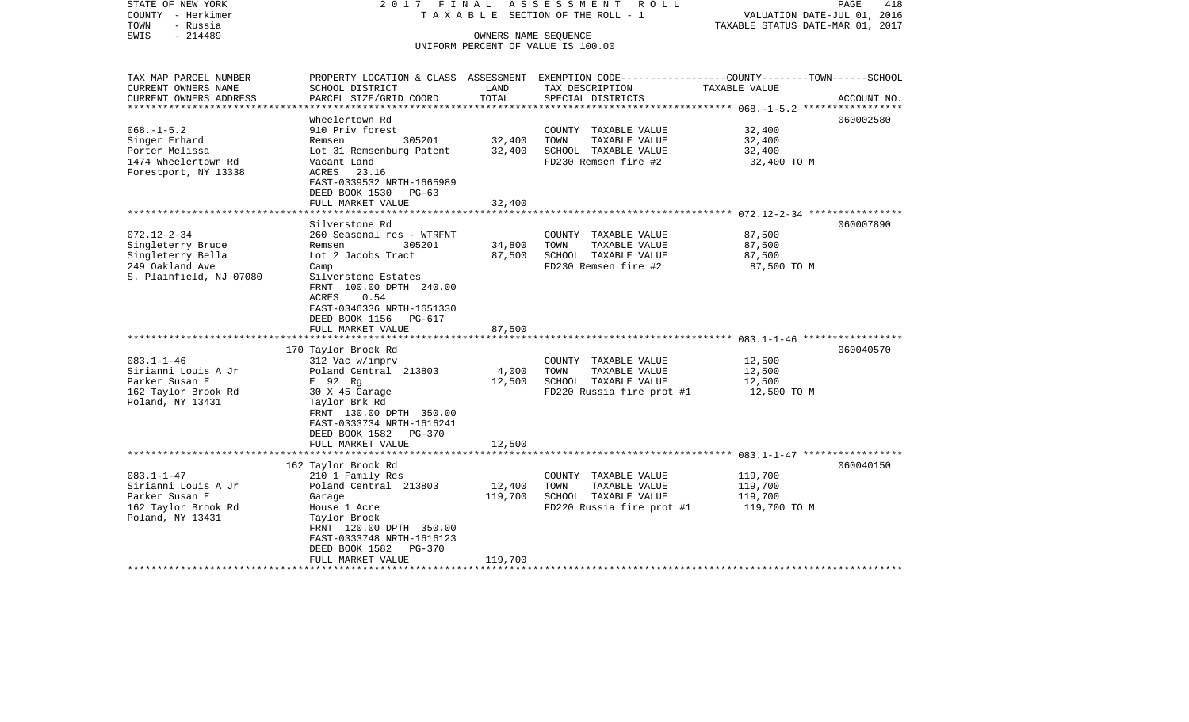STATE OF NEW YORK 2017 FINAL ASSESSMENT ROLL
COUNTY - Herkimer TAXABLE SECTION OF THE ROLL - 1 VALUATION DATE-JUL 01, 2016
TOWN - Russia TAXABLE STATUS DATE-MAR 01, 2017
SWIS - 214489 OWNERS NAME SEQUENCE
UNIFORM PERCENT OF VALUE IS 100.00

| TAX MAP PARCEL NUMBER<br>CURRENT OWNERS NAME<br>CURRENT OWNERS ADDRESS | PROPERTY LOCATION & CLASS<br>SCHOOL DISTRICT<br>PARCEL SIZE/GRID COORD | ASSESSMENT<br>LAND<br>TOTAL | EXEMPTION CODE-----COUNTY-----TOWN------SCHOOL<br>TAX DESCRIPTION<br>SPECIAL DISTRICTS | TAXABLE VALUE | ACCOUNT NO. |
|---|---|---|---|---|---|
| 068.-1-5.2 | Wheelertown Rd | | | | 060002580 |
| Singer Erhard | 910 Priv forest | | COUNTY TAXABLE VALUE | 32,400 | |
| Porter Melissa | Remsen 305201 | 32,400 | TOWN TAXABLE VALUE | 32,400 | |
| 1474 Wheelertown Rd | Lot 31 Remsenburg Patent | 32,400 | SCHOOL TAXABLE VALUE | 32,400 | |
| Forestport, NY 13338 | Vacant Land | | FD230 Remsen fire #2 | 32,400 TO M | |
| | ACRES 23.16 | | | | |
| | EAST-0339532 NRTH-1665989 | | | | |
| | DEED BOOK 1530 PG-63 | | | | |
| | FULL MARKET VALUE | 32,400 | | | |
| 072.12-2-34 | Silverstone Rd | | | | 060007890 |
| Singleterry Bruce | 260 Seasonal res - WTRFNT | | COUNTY TAXABLE VALUE | 87,500 | |
| Singleterry Bella | Remsen 305201 | 34,800 | TOWN TAXABLE VALUE | 87,500 | |
| 249 Oakland Ave | Lot 2 Jacobs Tract | 87,500 | SCHOOL TAXABLE VALUE | 87,500 | |
| S. Plainfield, NJ 07080 | Camp | | FD230 Remsen fire #2 | 87,500 TO M | |
| | Silverstone Estates | | | | |
| | FRNT 100.00 DPTH 240.00 | | | | |
| | ACRES 0.54 | | | | |
| | EAST-0346336 NRTH-1651330 | | | | |
| | DEED BOOK 1156 PG-617 | | | | |
| | FULL MARKET VALUE | 87,500 | | | |
| 083.1-1-46 | 170 Taylor Brook Rd | | | | 060040570 |
| Sirianni Louis A Jr | 312 Vac w/imprv | | COUNTY TAXABLE VALUE | 12,500 | |
| Parker Susan E | Poland Central 213803 | 4,000 | TOWN TAXABLE VALUE | 12,500 | |
| 162 Taylor Brook Rd | E 92 Rg | 12,500 | SCHOOL TAXABLE VALUE | 12,500 | |
| Poland, NY 13431 | 30 X 45 Garage | | FD220 Russia fire prot #1 | 12,500 TO M | |
| | Taylor Brk Rd | | | | |
| | FRNT 130.00 DPTH 350.00 | | | | |
| | EAST-0333734 NRTH-1616241 | | | | |
| | DEED BOOK 1582 PG-370 | | | | |
| | FULL MARKET VALUE | 12,500 | | | |
| 083.1-1-47 | 162 Taylor Brook Rd | | | | 060040150 |
| Sirianni Louis A Jr | 210 1 Family Res | | COUNTY TAXABLE VALUE | 119,700 | |
| Parker Susan E | Poland Central 213803 | 12,400 | TOWN TAXABLE VALUE | 119,700 | |
| 162 Taylor Brook Rd | Garage | 119,700 | SCHOOL TAXABLE VALUE | 119,700 | |
| Poland, NY 13431 | House 1 Acre | | FD220 Russia fire prot #1 | 119,700 TO M | |
| | Taylor Brook | | | | |
| | FRNT 120.00 DPTH 350.00 | | | | |
| | EAST-0333748 NRTH-1616123 | | | | |
| | DEED BOOK 1582 PG-370 | | | | |
| | FULL MARKET VALUE | 119,700 | | | |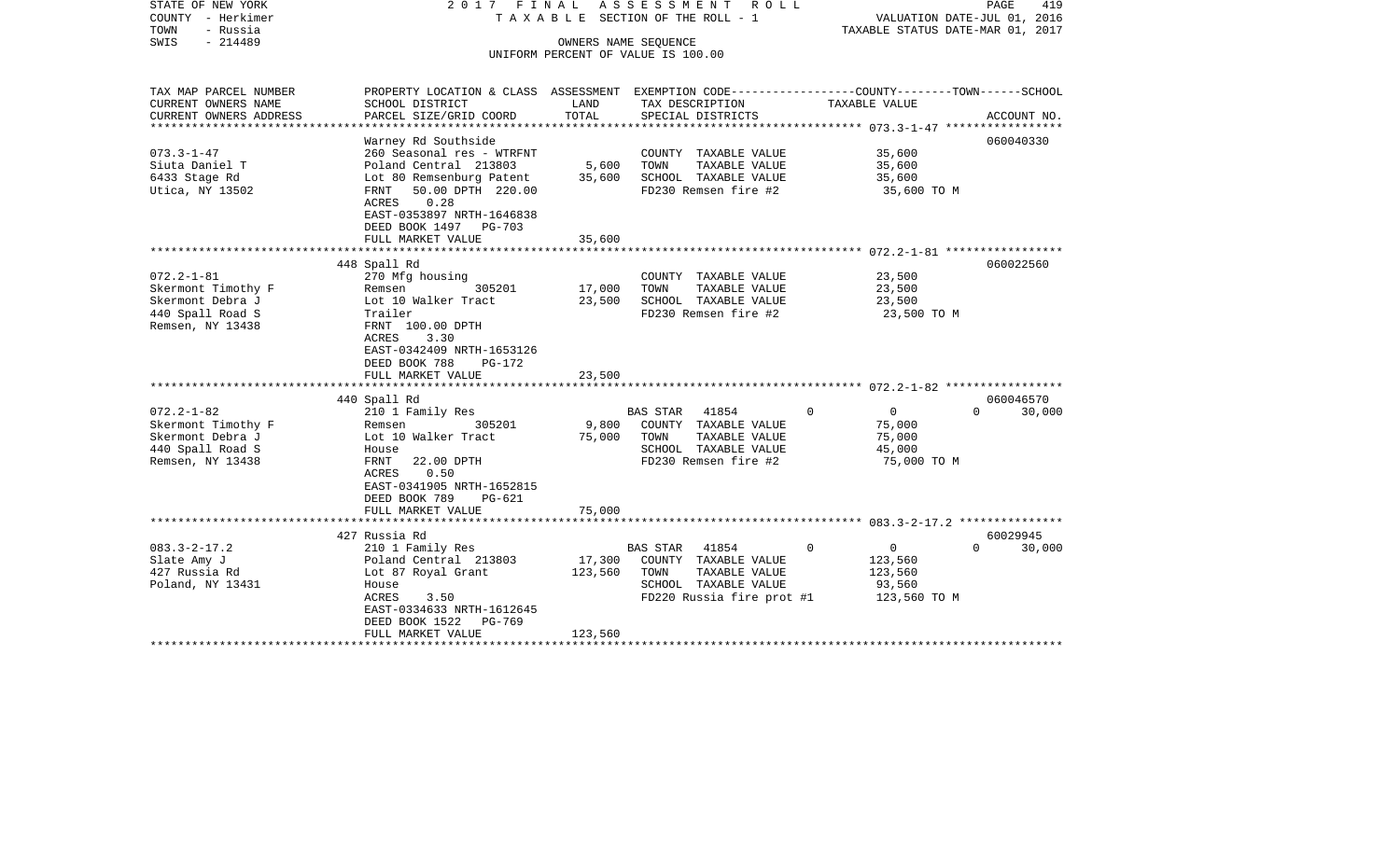STATE OF NEW YORK 2 0 1 7 F I N A L A S S E S S M E N T R O L L
COUNTY - Herkimer T A X A B L E SECTION OF THE ROLL - 1 VALUATION DATE-JUL 01, 2016
TOWN - Russia TAXABLE STATUS DATE-MAR 01, 2017
SWIS - 214489 OWNERS NAME SEQUENCE
UNIFORM PERCENT OF VALUE IS 100.00

| TAX MAP PARCEL NUMBER / CURRENT OWNERS NAME / CURRENT OWNERS ADDRESS | PROPERTY LOCATION & CLASS / SCHOOL DISTRICT / PARCEL SIZE/GRID COORD | ASSESSMENT LAND | TOTAL | EXEMPTION CODE / TAX DESCRIPTION / SPECIAL DISTRICTS | COUNTY | TOWN | SCHOOL / TAXABLE VALUE | ACCOUNT NO. |
|---|---|---|---|---|---|---|---|---|
| **073.3-1-47** | Warney Rd Southside | | | | | | | 060040330 |
| Siuta Daniel T | 260 Seasonal res - WTRFNT | 5,600 | | COUNTY TAXABLE VALUE | 35,600 | | | |
| 6433 Stage Rd | Poland Central 213803 | | 35,600 | TOWN TAXABLE VALUE | | 35,600 | | |
| Utica, NY 13502 | Lot 80 Remsenburg Patent | | | SCHOOL TAXABLE VALUE | | | 35,600 | |
| | FRNT 50.00 DPTH 220.00 | | | FD230 Remsen fire #2 | | | 35,600 TO M | |
| | ACRES 0.28 | | | | | | | |
| | EAST-0353897 NRTH-1646838 | | | | | | | |
| | DEED BOOK 1497 PG-703 | | | | | | | |
| | FULL MARKET VALUE | | 35,600 | | | | | |
| **072.2-1-81** | 448 Spall Rd | | | | | | | 060022560 |
| Skermont Timothy F | 270 Mfg housing | | | COUNTY TAXABLE VALUE | 23,500 | | | |
| Skermont Debra J | Remsen 305201 | 17,000 | | TOWN TAXABLE VALUE | | 23,500 | | |
| 440 Spall Road S | Lot 10 Walker Tract | | 23,500 | SCHOOL TAXABLE VALUE | | | 23,500 | |
| Remsen, NY 13438 | Trailer | | | FD230 Remsen fire #2 | | | 23,500 TO M | |
| | FRNT 100.00 DPTH | | | | | | | |
| | ACRES 3.30 | | | | | | | |
| | EAST-0342409 NRTH-1653126 | | | | | | | |
| | DEED BOOK 788 PG-172 | | | | | | | |
| | FULL MARKET VALUE | | 23,500 | | | | | |
| **072.2-1-82** | 440 Spall Rd | | | | | | | 060046570 |
| Skermont Timothy F | 210 1 Family Res | | | BAS STAR 41854 | 0 | 0 | 30,000 | |
| Skermont Debra J | Remsen 305201 | 9,800 | | COUNTY TAXABLE VALUE | 75,000 | | | |
| 440 Spall Road S | Lot 10 Walker Tract | | 75,000 | TOWN TAXABLE VALUE | | 75,000 | | |
| Remsen, NY 13438 | House | | | SCHOOL TAXABLE VALUE | | | 45,000 | |
| | FRNT 22.00 DPTH | | | FD230 Remsen fire #2 | | | 75,000 TO M | |
| | ACRES 0.50 | | | | | | | |
| | EAST-0341905 NRTH-1652815 | | | | | | | |
| | DEED BOOK 789 PG-621 | | | | | | | |
| | FULL MARKET VALUE | | 75,000 | | | | | |
| **083.3-2-17.2** | 427 Russia Rd | | | | | | | 60029945 |
| Slate Amy J | 210 1 Family Res | | | BAS STAR 41854 | 0 | 0 | 30,000 | |
| 427 Russia Rd | Poland Central 213803 | 17,300 | | COUNTY TAXABLE VALUE | 123,560 | | | |
| Poland, NY 13431 | Lot 87 Royal Grant | | 123,560 | TOWN TAXABLE VALUE | | 123,560 | | |
| | House | | | SCHOOL TAXABLE VALUE | | | 93,560 | |
| | ACRES 3.50 | | | FD220 Russia fire prot #1 | | | 123,560 TO M | |
| | EAST-0334633 NRTH-1612645 | | | | | | | |
| | DEED BOOK 1522 PG-769 | | | | | | | |
| | FULL MARKET VALUE | | 123,560 | | | | | |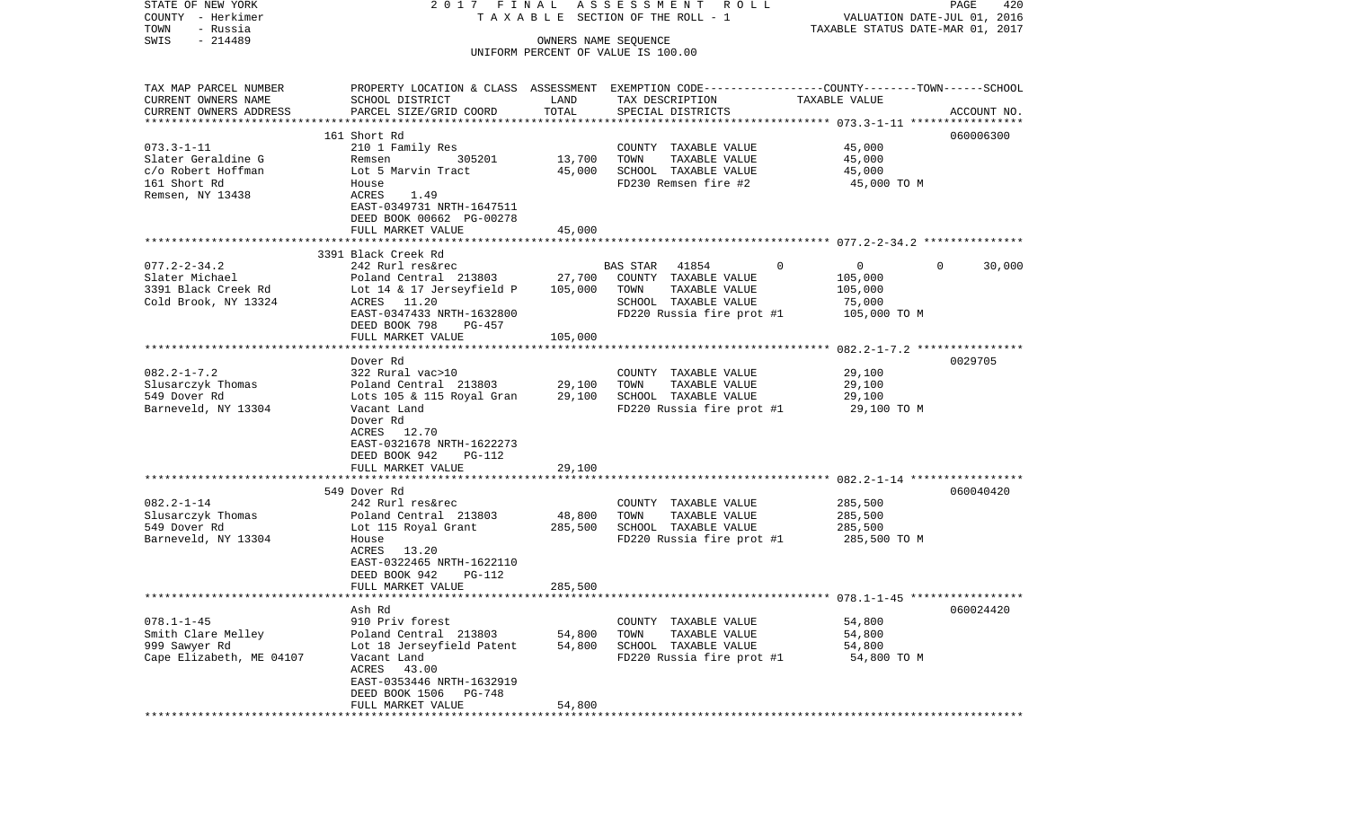STATE OF NEW YORK — COUNTY - Herkimer — TOWN - Russia — SWIS - 214489

2 0 1 7 F I N A L A S S E S S M E N T R O L L
T A X A B L E SECTION OF THE ROLL - 1
OWNERS NAME SEQUENCE
UNIFORM PERCENT OF VALUE IS 100.00

VALUATION DATE-JUL 01, 2016
TAXABLE STATUS DATE-MAR 01, 2017

| TAX MAP PARCEL NUMBER / CURRENT OWNERS NAME / CURRENT OWNERS ADDRESS | PROPERTY LOCATION & CLASS / SCHOOL DISTRICT / PARCEL SIZE/GRID COORD | ASSESSMENT LAND | TOTAL | EXEMPTION CODE / TAX DESCRIPTION / SPECIAL DISTRICTS | COUNTY | TOWN | SCHOOL TAXABLE VALUE | ACCOUNT NO. |
|---|---|---|---|---|---|---|---|---|
| | 161 Short Rd | | | | | | | 060006300 |
| 073.3-1-11 | 210 1 Family Res | | | COUNTY TAXABLE VALUE | 45,000 | | | |
| Slater Geraldine G | Remsen 305201 | 13,700 | | TOWN TAXABLE VALUE | 45,000 | | | |
| c/o Robert Hoffman | Lot 5 Marvin Tract | | 45,000 | SCHOOL TAXABLE VALUE | 45,000 | | | |
| 161 Short Rd | House | | | FD230 Remsen fire #2 | 45,000 TO M | | | |
| Remsen, NY 13438 | ACRES 1.49 | | | | | | | |
| | EAST-0349731 NRTH-1647511 | | | | | | | |
| | DEED BOOK 00662 PG-00278 | | | | | | | |
| | FULL MARKET VALUE | | 45,000 | | | | | |
| | 3391 Black Creek Rd | | | | | | | |
| 077.2-2-34.2 | 242 Rurl res&rec | | | BAS STAR 41854 | 0 | 0 | 0 | 30,000 |
| Slater Michael | Poland Central 213803 | 27,700 | | COUNTY TAXABLE VALUE | 105,000 | | | |
| 3391 Black Creek Rd | Lot 14 & 17 Jerseyfield P | | 105,000 | TOWN TAXABLE VALUE | 105,000 | | | |
| Cold Brook, NY 13324 | ACRES 11.20 | | | SCHOOL TAXABLE VALUE | 75,000 | | | |
| | EAST-0347433 NRTH-1632800 | | | FD220 Russia fire prot #1 | 105,000 TO M | | | |
| | DEED BOOK 798 PG-457 | | | | | | | |
| | FULL MARKET VALUE | | 105,000 | | | | | |
| | Dover Rd | | | | | | | 0029705 |
| 082.2-1-7.2 | 322 Rural vac>10 | | | COUNTY TAXABLE VALUE | 29,100 | | | |
| Slusarczyk Thomas | Poland Central 213803 | 29,100 | | TOWN TAXABLE VALUE | 29,100 | | | |
| 549 Dover Rd | Lots 105 & 115 Royal Gran | | 29,100 | SCHOOL TAXABLE VALUE | 29,100 | | | |
| Barneveld, NY 13304 | Vacant Land | | | FD220 Russia fire prot #1 | 29,100 TO M | | | |
| | Dover Rd | | | | | | | |
| | ACRES 12.70 | | | | | | | |
| | EAST-0321678 NRTH-1622273 | | | | | | | |
| | DEED BOOK 942 PG-112 | | | | | | | |
| | FULL MARKET VALUE | | 29,100 | | | | | |
| | 549 Dover Rd | | | | | | | 060040420 |
| 082.2-1-14 | 242 Rurl res&rec | | | COUNTY TAXABLE VALUE | 285,500 | | | |
| Slusarczyk Thomas | Poland Central 213803 | 48,800 | | TOWN TAXABLE VALUE | 285,500 | | | |
| 549 Dover Rd | Lot 115 Royal Grant | | 285,500 | SCHOOL TAXABLE VALUE | 285,500 | | | |
| Barneveld, NY 13304 | House | | | FD220 Russia fire prot #1 | 285,500 TO M | | | |
| | ACRES 13.20 | | | | | | | |
| | EAST-0322465 NRTH-1622110 | | | | | | | |
| | DEED BOOK 942 PG-112 | | | | | | | |
| | FULL MARKET VALUE | | 285,500 | | | | | |
| | Ash Rd | | | | | | | 060024420 |
| 078.1-1-45 | 910 Priv forest | | | COUNTY TAXABLE VALUE | 54,800 | | | |
| Smith Clare Melley | Poland Central 213803 | 54,800 | | TOWN TAXABLE VALUE | 54,800 | | | |
| 999 Sawyer Rd | Lot 18 Jerseyfield Patent | | 54,800 | SCHOOL TAXABLE VALUE | 54,800 | | | |
| Cape Elizabeth, ME 04107 | Vacant Land | | | FD220 Russia fire prot #1 | 54,800 TO M | | | |
| | ACRES 43.00 | | | | | | | |
| | EAST-0353446 NRTH-1632919 | | | | | | | |
| | DEED BOOK 1506 PG-748 | | | | | | | |
| | FULL MARKET VALUE | | 54,800 | | | | | |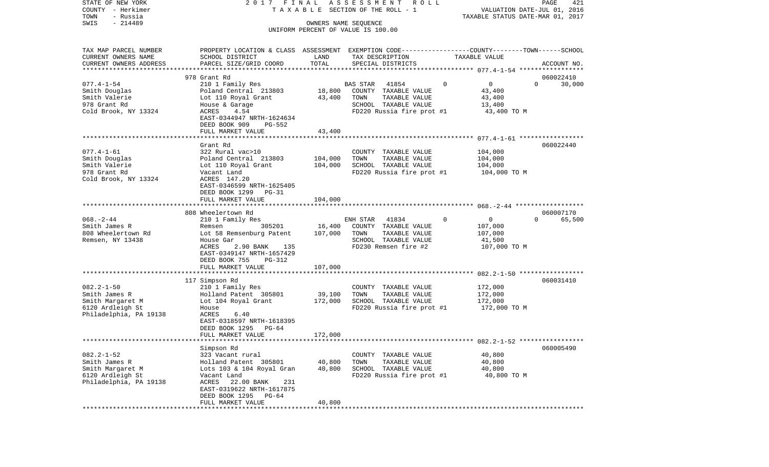STATE OF NEW YORK
COUNTY - Herkimer
TOWN - Russia
SWIS - 214489

2017 FINAL ASSESSMENT ROLL
TAXABLE SECTION OF THE ROLL - 1
OWNERS NAME SEQUENCE
UNIFORM PERCENT OF VALUE IS 100.00

VALUATION DATE-JUL 01, 2016
TAXABLE STATUS DATE-MAR 01, 2017

| TAX MAP PARCEL NUMBER / CURRENT OWNERS NAME / CURRENT OWNERS ADDRESS | PROPERTY LOCATION & CLASS / SCHOOL DISTRICT / PARCEL SIZE/GRID COORD | ASSESSMENT LAND | TOTAL | EXEMPTION CODE / TAX DESCRIPTION / SPECIAL DISTRICTS | COUNTY | TOWN | SCHOOL / TAXABLE VALUE | ACCOUNT NO. |
|---|---|---|---|---|---|---|---|---|
| | 978 Grant Rd | | | | | | | 060022410 |
| 077.4-1-54 | 210 1 Family Res | | | BAS STAR 41854 | 0 | 0 | 0 / 30,000 | |
| Smith Douglas | Poland Central 213803 | 18,800 | | COUNTY TAXABLE VALUE | 43,400 | | | |
| Smith Valerie | Lot 110 Royal Grant | | 43,400 | TOWN TAXABLE VALUE | | 43,400 | | |
| 978 Grant Rd | House & Garage | | | SCHOOL TAXABLE VALUE | | | 13,400 | |
| Cold Brook, NY 13324 | ACRES 4.54 | | | FD220 Russia fire prot #1 | | | 43,400 TO M | |
| | EAST-0344947 NRTH-1624634 | | | | | | | |
| | DEED BOOK 909 PG-552 | | | | | | | |
| | FULL MARKET VALUE | | 43,400 | | | | | |
| | Grant Rd | | | | | | | 060022440 |
| 077.4-1-61 | 322 Rural vac>10 | | | COUNTY TAXABLE VALUE | 104,000 | | | |
| Smith Douglas | Poland Central 213803 | 104,000 | | TOWN TAXABLE VALUE | | 104,000 | | |
| Smith Valerie | Lot 110 Royal Grant | | 104,000 | SCHOOL TAXABLE VALUE | | | 104,000 | |
| 978 Grant Rd | Vacant Land | | | FD220 Russia fire prot #1 | | | 104,000 TO M | |
| Cold Brook, NY 13324 | ACRES 147.20 | | | | | | | |
| | EAST-0346599 NRTH-1625405 | | | | | | | |
| | DEED BOOK 1299 PG-31 | | | | | | | |
| | FULL MARKET VALUE | | 104,000 | | | | | |
| | 808 Wheelertown Rd | | | | | | | 060007170 |
| 068.-2-44 | 210 1 Family Res | | | ENH STAR 41834 | 0 | 0 | 0 / 65,500 | |
| Smith James R | Remsen 305201 | 16,400 | | COUNTY TAXABLE VALUE | 107,000 | | | |
| 808 Wheelertown Rd | Lot 58 Remsenburg Patent | | 107,000 | TOWN TAXABLE VALUE | | 107,000 | | |
| Remsen, NY 13438 | House Gar | | | SCHOOL TAXABLE VALUE | | | 41,500 | |
| | ACRES 2.90 BANK 135 | | | FD230 Remsen fire #2 | | | 107,000 TO M | |
| | EAST-0349147 NRTH-1657429 | | | | | | | |
| | DEED BOOK 755 PG-312 | | | | | | | |
| | FULL MARKET VALUE | | 107,000 | | | | | |
| | 117 Simpson Rd | | | | | | | 060031410 |
| 082.2-1-50 | 210 1 Family Res | | | COUNTY TAXABLE VALUE | 172,000 | | | |
| Smith James R | Holland Patent 305801 | 39,100 | | TOWN TAXABLE VALUE | | 172,000 | | |
| Smith Margaret M | Lot 104 Royal Grant | | 172,000 | SCHOOL TAXABLE VALUE | | | 172,000 | |
| 6120 Ardleigh St | House | | | FD220 Russia fire prot #1 | | | 172,000 TO M | |
| Philadelphia, PA 19138 | ACRES 6.40 | | | | | | | |
| | EAST-0318597 NRTH-1618395 | | | | | | | |
| | DEED BOOK 1295 PG-64 | | | | | | | |
| | FULL MARKET VALUE | | 172,000 | | | | | |
| | Simpson Rd | | | | | | | 060005490 |
| 082.2-1-52 | 323 Vacant rural | | | COUNTY TAXABLE VALUE | 40,800 | | | |
| Smith James R | Holland Patent 305801 | 40,800 | | TOWN TAXABLE VALUE | | 40,800 | | |
| Smith Margaret M | Lots 103 & 104 Royal Gran | | 40,800 | SCHOOL TAXABLE VALUE | | | 40,800 | |
| 6120 Ardleigh St | Vacant Land | | | FD220 Russia fire prot #1 | | | 40,800 TO M | |
| Philadelphia, PA 19138 | ACRES 22.00 BANK 231 | | | | | | | |
| | EAST-0319622 NRTH-1617875 | | | | | | | |
| | DEED BOOK 1295 PG-64 | | | | | | | |
| | FULL MARKET VALUE | | 40,800 | | | | | |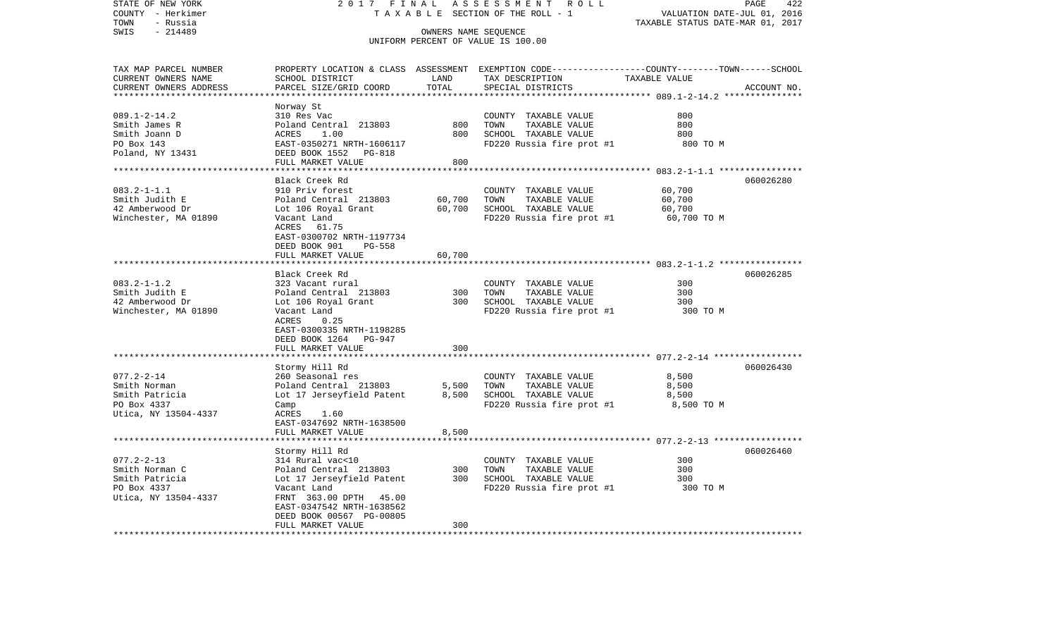STATE OF NEW YORK 2017 FINAL ASSESSMENT ROLL
COUNTY - Herkimer TAXABLE SECTION OF THE ROLL - 1 VALUATION DATE-JUL 01, 2016
TOWN - Russia TAXABLE STATUS DATE-MAR 01, 2017
SWIS - 214489 OWNERS NAME SEQUENCE
UNIFORM PERCENT OF VALUE IS 100.00

| TAX MAP PARCEL NUMBER / CURRENT OWNERS NAME / CURRENT OWNERS ADDRESS | PROPERTY LOCATION & CLASS / SCHOOL DISTRICT / PARCEL SIZE/GRID COORD | ASSESSMENT LAND | ASSESSMENT TOTAL | EXEMPTION CODE / TAX DESCRIPTION / SPECIAL DISTRICTS | TAXABLE VALUE (COUNTY--TOWN--SCHOOL) | ACCOUNT NO. |
|---|---|---|---|---|---|---|
| 089.1-2-14.2 | Norway St | | | | | |
| | 310 Res Vac | | | COUNTY TAXABLE VALUE | 800 | |
| Smith James R | Poland Central 213803 | 800 | | TOWN TAXABLE VALUE | 800 | |
| Smith Joann D | ACRES 1.00 | | 800 | SCHOOL TAXABLE VALUE | 800 | |
| PO Box 143 | EAST-0350271 NRTH-1606117 | | | FD220 Russia fire prot #1 | 800 TO M | |
| Poland, NY 13431 | DEED BOOK 1552 PG-818 | | | | | |
| | FULL MARKET VALUE | | 800 | | | |
| 083.2-1-1.1 | Black Creek Rd | | | | | 060026280 |
| | 910 Priv forest | | | COUNTY TAXABLE VALUE | 60,700 | |
| Smith Judith E | Poland Central 213803 | 60,700 | | TOWN TAXABLE VALUE | 60,700 | |
| 42 Amberwood Dr | Lot 106 Royal Grant | | 60,700 | SCHOOL TAXABLE VALUE | 60,700 | |
| Winchester, MA 01890 | Vacant Land | | | FD220 Russia fire prot #1 | 60,700 TO M | |
| | ACRES 61.75 | | | | | |
| | EAST-0300702 NRTH-1197734 | | | | | |
| | DEED BOOK 901 PG-558 | | | | | |
| | FULL MARKET VALUE | | 60,700 | | | |
| 083.2-1-1.2 | Black Creek Rd | | | | | 060026285 |
| | 323 Vacant rural | | | COUNTY TAXABLE VALUE | 300 | |
| Smith Judith E | Poland Central 213803 | 300 | | TOWN TAXABLE VALUE | 300 | |
| 42 Amberwood Dr | Lot 106 Royal Grant | | 300 | SCHOOL TAXABLE VALUE | 300 | |
| Winchester, MA 01890 | Vacant Land | | | FD220 Russia fire prot #1 | 300 TO M | |
| | ACRES 0.25 | | | | | |
| | EAST-0300335 NRTH-1198285 | | | | | |
| | DEED BOOK 1264 PG-947 | | | | | |
| | FULL MARKET VALUE | | 300 | | | |
| 077.2-2-14 | Stormy Hill Rd | | | | | 060026430 |
| | 260 Seasonal res | | | COUNTY TAXABLE VALUE | 8,500 | |
| Smith Norman | Poland Central 213803 | 5,500 | | TOWN TAXABLE VALUE | 8,500 | |
| Smith Patricia | Lot 17 Jerseyfield Patent | | 8,500 | SCHOOL TAXABLE VALUE | 8,500 | |
| PO Box 4337 | Camp | | | FD220 Russia fire prot #1 | 8,500 TO M | |
| Utica, NY 13504-4337 | ACRES 1.60 | | | | | |
| | EAST-0347692 NRTH-1638500 | | | | | |
| | FULL MARKET VALUE | | 8,500 | | | |
| 077.2-2-13 | Stormy Hill Rd | | | | | 060026460 |
| | 314 Rural vac<10 | | | COUNTY TAXABLE VALUE | 300 | |
| Smith Norman C | Poland Central 213803 | 300 | | TOWN TAXABLE VALUE | 300 | |
| Smith Patricia | Lot 17 Jerseyfield Patent | | 300 | SCHOOL TAXABLE VALUE | 300 | |
| PO Box 4337 | Vacant Land | | | FD220 Russia fire prot #1 | 300 TO M | |
| Utica, NY 13504-4337 | FRNT 363.00 DPTH 45.00 | | | | | |
| | EAST-0347542 NRTH-1638562 | | | | | |
| | DEED BOOK 00567 PG-00805 | | | | | |
| | FULL MARKET VALUE | | 300 | | | |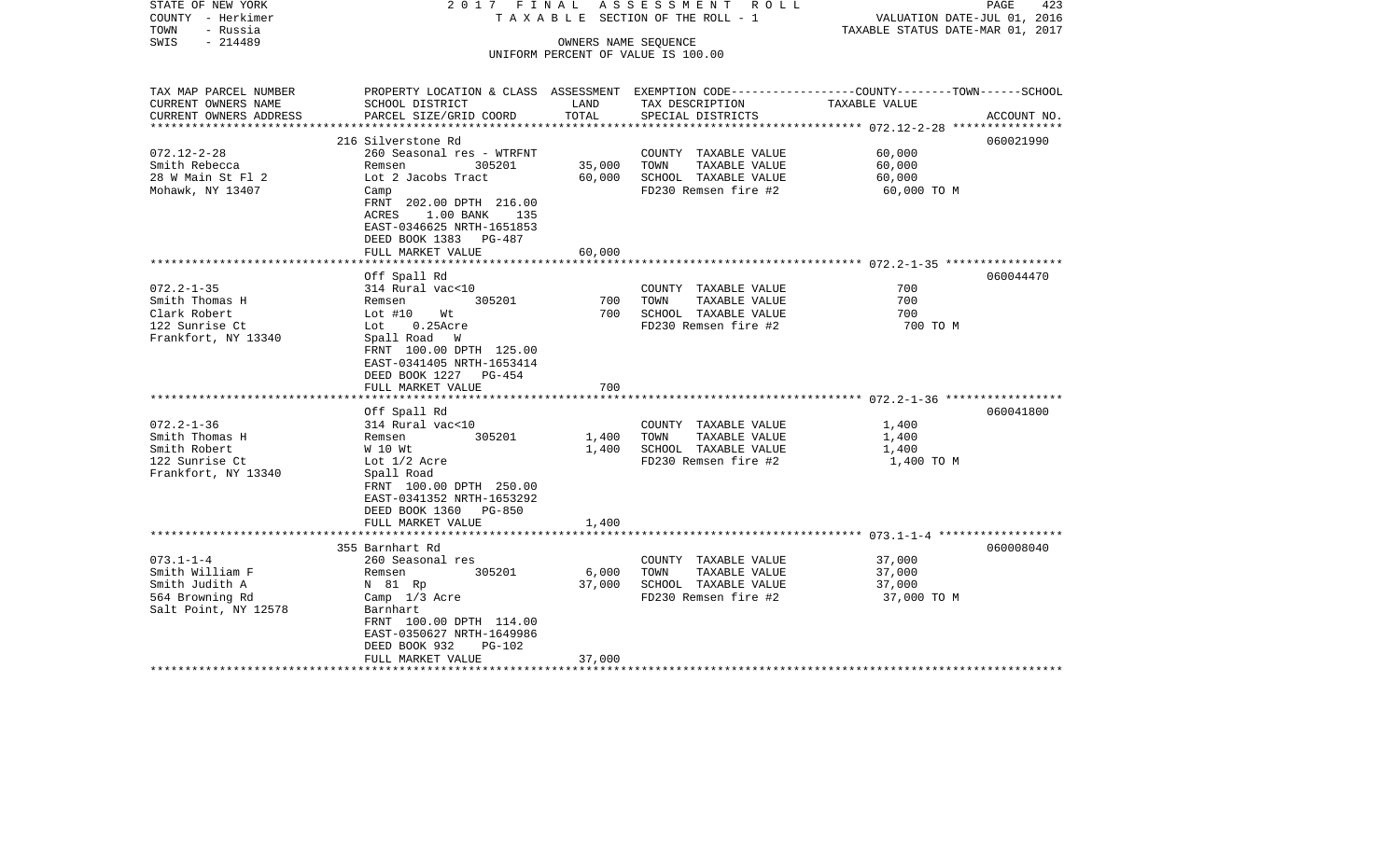STATE OF NEW YORK | 2017 FINAL ASSESSMENT ROLL | PAGE 423
COUNTY - Herkimer | TAXABLE SECTION OF THE ROLL - 1 | VALUATION DATE-JUL 01, 2016
TOWN - Russia | | TAXABLE STATUS DATE-MAR 01, 2017
SWIS - 214489 | OWNERS NAME SEQUENCE
UNIFORM PERCENT OF VALUE IS 100.00

| TAX MAP PARCEL NUMBER / CURRENT OWNERS NAME / CURRENT OWNERS ADDRESS | PROPERTY LOCATION & CLASS / SCHOOL DISTRICT / PARCEL SIZE/GRID COORD | ASSESSMENT LAND | TOTAL | EXEMPTION CODE / TAX DESCRIPTION / SPECIAL DISTRICTS | COUNTY--------TOWN------SCHOOL TAXABLE VALUE | ACCOUNT NO. |
|---|---|---|---|---|---|---|
| 072.12-2-28 | 216 Silverstone Rd | | | | | 060021990 |
| Smith Rebecca | 260 Seasonal res - WTRFNT | | | COUNTY TAXABLE VALUE | 60,000 | |
| 28 W Main St Fl 2 | Remsen 305201 | 35,000 | | TOWN TAXABLE VALUE | 60,000 | |
| Mohawk, NY 13407 | Lot 2 Jacobs Tract | | 60,000 | SCHOOL TAXABLE VALUE | 60,000 | |
| | Camp | | | FD230 Remsen fire #2 | 60,000 TO M | |
| | FRNT 202.00 DPTH 216.00 | | | | | |
| | ACRES 1.00 BANK 135 | | | | | |
| | EAST-0346625 NRTH-1651853 | | | | | |
| | DEED BOOK 1383 PG-487 | | | | | |
| | FULL MARKET VALUE | | 60,000 | | | |
| 072.2-1-35 | Off Spall Rd | | | | | 060044470 |
| Smith Thomas H | 314 Rural vac<10 | | | COUNTY TAXABLE VALUE | 700 | |
| Clark Robert | Remsen 305201 | 700 | | TOWN TAXABLE VALUE | 700 | |
| 122 Sunrise Ct | Lot #10 Wt | | 700 | SCHOOL TAXABLE VALUE | 700 | |
| Frankfort, NY 13340 | Lot 0.25Acre | | | FD230 Remsen fire #2 | 700 TO M | |
| | Spall Road W | | | | | |
| | FRNT 100.00 DPTH 125.00 | | | | | |
| | EAST-0341405 NRTH-1653414 | | | | | |
| | DEED BOOK 1227 PG-454 | | | | | |
| | FULL MARKET VALUE | | 700 | | | |
| 072.2-1-36 | Off Spall Rd | | | | | 060041800 |
| Smith Thomas H | 314 Rural vac<10 | | | COUNTY TAXABLE VALUE | 1,400 | |
| Smith Robert | Remsen 305201 | 1,400 | | TOWN TAXABLE VALUE | 1,400 | |
| 122 Sunrise Ct | W 10 Wt | | 1,400 | SCHOOL TAXABLE VALUE | 1,400 | |
| Frankfort, NY 13340 | Lot 1/2 Acre | | | FD230 Remsen fire #2 | 1,400 TO M | |
| | Spall Road | | | | | |
| | FRNT 100.00 DPTH 250.00 | | | | | |
| | EAST-0341352 NRTH-1653292 | | | | | |
| | DEED BOOK 1360 PG-850 | | | | | |
| | FULL MARKET VALUE | | 1,400 | | | |
| 073.1-1-4 | 355 Barnhart Rd | | | | | 060008040 |
| Smith William F | 260 Seasonal res | | | COUNTY TAXABLE VALUE | 37,000 | |
| Smith Judith A | Remsen 305201 | 6,000 | | TOWN TAXABLE VALUE | 37,000 | |
| 564 Browning Rd | N 81 Rp | | 37,000 | SCHOOL TAXABLE VALUE | 37,000 | |
| Salt Point, NY 12578 | Camp 1/3 Acre | | | FD230 Remsen fire #2 | 37,000 TO M | |
| | Barnhart | | | | | |
| | FRNT 100.00 DPTH 114.00 | | | | | |
| | EAST-0350627 NRTH-1649986 | | | | | |
| | DEED BOOK 932 PG-102 | | | | | |
| | FULL MARKET VALUE | | 37,000 | | | |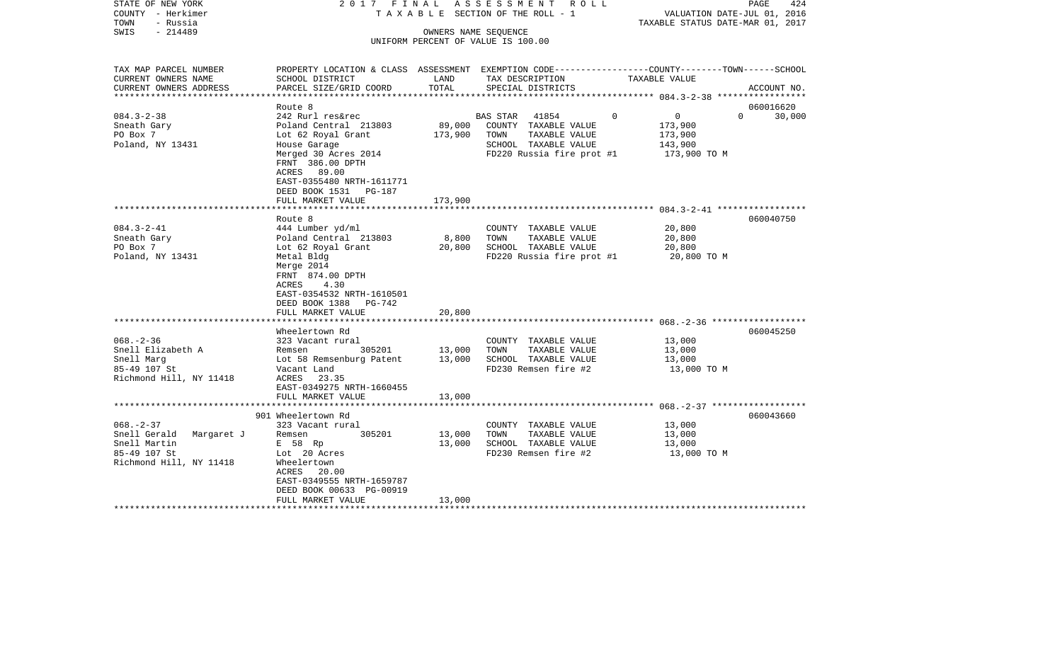STATE OF NEW YORK — 2017 FINAL ASSESSMENT ROLL — TAXABLE SECTION OF THE ROLL - 1

COUNTY - Herkimer
TOWN - Russia
SWIS - 214489

OWNERS NAME SEQUENCE
UNIFORM PERCENT OF VALUE IS 100.00

VALUATION DATE-JUL 01, 2016
TAXABLE STATUS DATE-MAR 01, 2017

| TAX MAP PARCEL NUMBER / CURRENT OWNERS NAME / CURRENT OWNERS ADDRESS | PROPERTY LOCATION & CLASS / SCHOOL DISTRICT / PARCEL SIZE/GRID COORD | ASSESSMENT LAND | ASSESSMENT TOTAL | EXEMPTION CODE / TAX DESCRIPTION / SPECIAL DISTRICTS | COUNTY | TOWN | SCHOOL | ACCOUNT NO. |
|---|---|---|---|---|---|---|---|---|
| 084.3-2-38 | Route 8 | | | | | | | 060016620 |
| Sneath Gary | 242 Rurl res&rec | | | BAS STAR 41854 | 0 | 0 | 30,000 | |
| PO Box 7 | Poland Central 213803 | 89,000 | | COUNTY TAXABLE VALUE | 173,900 | | | |
| Poland, NY 13431 | Lot 62 Royal Grant | | 173,900 | TOWN TAXABLE VALUE | | 173,900 | | |
| | House Garage | | | SCHOOL TAXABLE VALUE | | | 143,900 | |
| | Merged 30 Acres 2014 | | | FD220 Russia fire prot #1 | 173,900 TO M | | | |
| | FRNT 386.00 DPTH | | | | | | | |
| | ACRES 89.00 | | | | | | | |
| | EAST-0355480 NRTH-1611771 | | | | | | | |
| | DEED BOOK 1531 PG-187 | | | | | | | |
| | FULL MARKET VALUE | | 173,900 | | | | | |
| 084.3-2-41 | Route 8 | | | | | | | 060040750 |
| Sneath Gary | 444 Lumber yd/ml | | | COUNTY TAXABLE VALUE | 20,800 | | | |
| PO Box 7 | Poland Central 213803 | 8,800 | | TOWN TAXABLE VALUE | | 20,800 | | |
| Poland, NY 13431 | Lot 62 Royal Grant | | 20,800 | SCHOOL TAXABLE VALUE | | | 20,800 | |
| | Metal Bldg | | | FD220 Russia fire prot #1 | 20,800 TO M | | | |
| | Merge 2014 | | | | | | | |
| | FRNT 874.00 DPTH | | | | | | | |
| | ACRES 4.30 | | | | | | | |
| | EAST-0354532 NRTH-1610501 | | | | | | | |
| | DEED BOOK 1388 PG-742 | | | | | | | |
| | FULL MARKET VALUE | | 20,800 | | | | | |
| 068.-2-36 | Wheelertown Rd | | | | | | | 060045250 |
| Snell Elizabeth A | 323 Vacant rural | | | COUNTY TAXABLE VALUE | 13,000 | | | |
| Snell Marg | Remsen 305201 | 13,000 | | TOWN TAXABLE VALUE | | 13,000 | | |
| 85-49 107 St | Lot 58 Remsenburg Patent | | 13,000 | SCHOOL TAXABLE VALUE | | | 13,000 | |
| Richmond Hill, NY 11418 | Vacant Land | | | FD230 Remsen fire #2 | 13,000 TO M | | | |
| | ACRES 23.35 | | | | | | | |
| | EAST-0349275 NRTH-1660455 | | | | | | | |
| | FULL MARKET VALUE | | 13,000 | | | | | |
| 068.-2-37 | 901 Wheelertown Rd | | | | | | | 060043660 |
| Snell Gerald Margaret J | 323 Vacant rural | | | COUNTY TAXABLE VALUE | 13,000 | | | |
| Snell Martin | Remsen 305201 | 13,000 | | TOWN TAXABLE VALUE | | 13,000 | | |
| 85-49 107 St | E 58 Rp | | 13,000 | SCHOOL TAXABLE VALUE | | | 13,000 | |
| Richmond Hill, NY 11418 | Lot 20 Acres | | | FD230 Remsen fire #2 | 13,000 TO M | | | |
| | Wheelertown | | | | | | | |
| | ACRES 20.00 | | | | | | | |
| | EAST-0349555 NRTH-1659787 | | | | | | | |
| | DEED BOOK 00633 PG-00919 | | | | | | | |
| | FULL MARKET VALUE | | 13,000 | | | | | |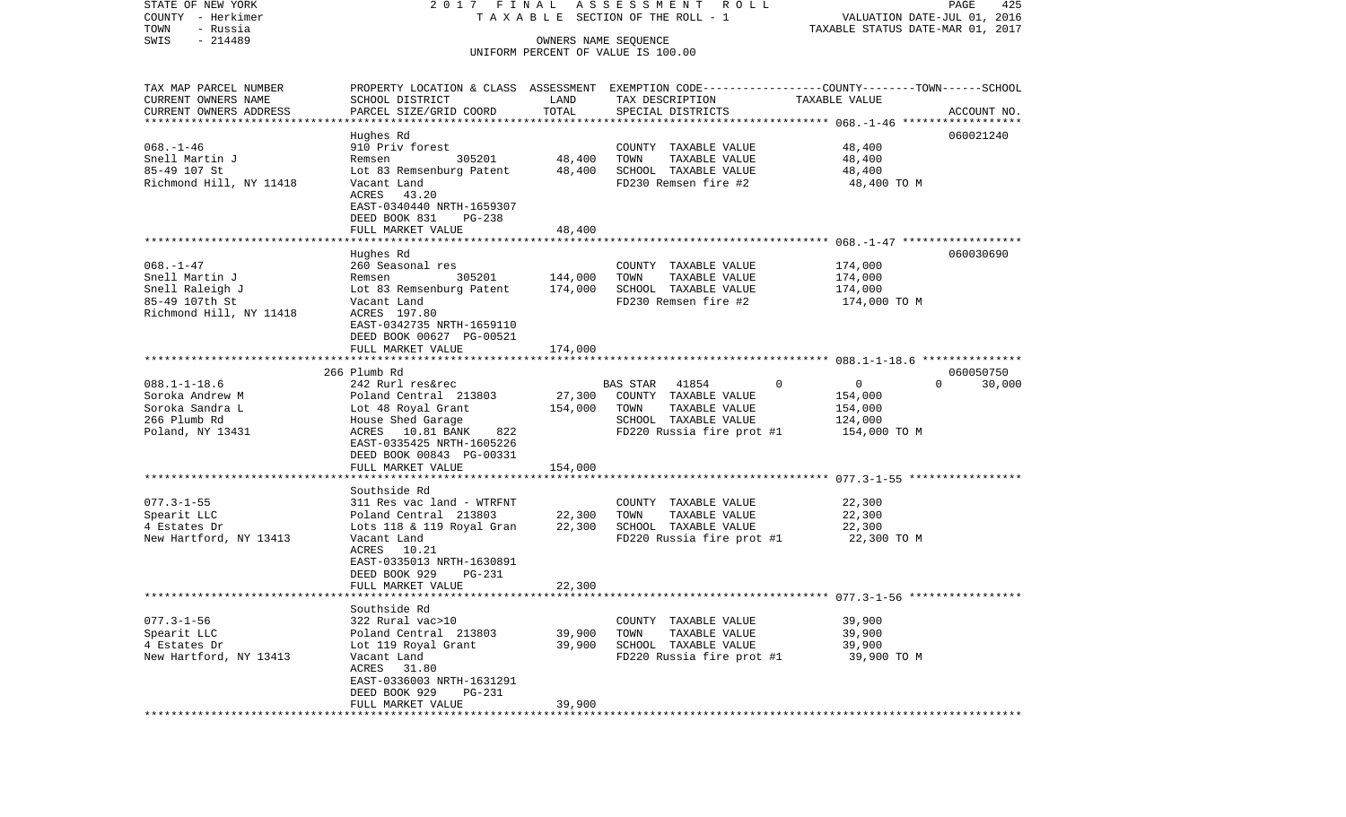STATE OF NEW YORK 2017 FINAL ASSESSMENT ROLL
COUNTY - Herkimer T A X A B L E SECTION OF THE ROLL - 1 VALUATION DATE-JUL 01, 2016
TOWN - Russia TAXABLE STATUS DATE-MAR 01, 2017
SWIS - 214489 OWNERS NAME SEQUENCE
UNIFORM PERCENT OF VALUE IS 100.00

| TAX MAP PARCEL NUMBER / CURRENT OWNERS NAME / CURRENT OWNERS ADDRESS | PROPERTY LOCATION & CLASS / SCHOOL DISTRICT / PARCEL SIZE/GRID COORD | ASSESSMENT LAND | TOTAL | EXEMPTION CODE / TAX DESCRIPTION / SPECIAL DISTRICTS | COUNTY / TOWN / SCHOOL TAXABLE VALUE | ACCOUNT NO. |
|---|---|---|---|---|---|---|
| 068.-1-46 | Hughes Rd | | | | | 060021240 |
| Snell Martin J | 910 Priv forest | | | COUNTY TAXABLE VALUE | 48,400 | |
| 85-49 107 St | Remsen 305201 | 48,400 | | TOWN TAXABLE VALUE | 48,400 | |
| Richmond Hill, NY 11418 | Lot 83 Remsenburg Patent | | 48,400 | SCHOOL TAXABLE VALUE | 48,400 | |
| | Vacant Land | | | FD230 Remsen fire #2 | 48,400 TO M | |
| | ACRES 43.20 | | | | | |
| | EAST-0340440 NRTH-1659307 | | | | | |
| | DEED BOOK 831 PG-238 | | | | | |
| | FULL MARKET VALUE | | 48,400 | | | |
| 068.-1-47 | Hughes Rd | | | | | 060030690 |
| Snell Martin J | 260 Seasonal res | | | COUNTY TAXABLE VALUE | 174,000 | |
| Snell Raleigh J | Remsen 305201 | 144,000 | | TOWN TAXABLE VALUE | 174,000 | |
| 85-49 107th St | Lot 83 Remsenburg Patent | | 174,000 | SCHOOL TAXABLE VALUE | 174,000 | |
| Richmond Hill, NY 11418 | Vacant Land | | | FD230 Remsen fire #2 | 174,000 TO M | |
| | ACRES 197.80 | | | | | |
| | EAST-0342735 NRTH-1659110 | | | | | |
| | DEED BOOK 00627 PG-00521 | | | | | |
| | FULL MARKET VALUE | | 174,000 | | | |
| 088.1-1-18.6 | 266 Plumb Rd | | | | | 060050750 |
| Soroka Andrew M | 242 Rurl res&rec | | | BAS STAR 41854 0 | 0 0 30,000 | |
| Soroka Sandra L | Poland Central 213803 | 27,300 | | COUNTY TAXABLE VALUE | 154,000 | |
| 266 Plumb Rd | Lot 48 Royal Grant | | 154,000 | TOWN TAXABLE VALUE | 154,000 | |
| Poland, NY 13431 | House Shed Garage | | | SCHOOL TAXABLE VALUE | 124,000 | |
| | ACRES 10.81 BANK 822 | | | FD220 Russia fire prot #1 | 154,000 TO M | |
| | EAST-0335425 NRTH-1605226 | | | | | |
| | DEED BOOK 00843 PG-00331 | | | | | |
| | FULL MARKET VALUE | | 154,000 | | | |
| 077.3-1-55 | Southside Rd | | | | | |
| Spearit LLC | 311 Res vac land - WTRFNT | | | COUNTY TAXABLE VALUE | 22,300 | |
| 4 Estates Dr | Poland Central 213803 | 22,300 | | TOWN TAXABLE VALUE | 22,300 | |
| New Hartford, NY 13413 | Lots 118 & 119 Royal Gran | | 22,300 | SCHOOL TAXABLE VALUE | 22,300 | |
| | Vacant Land | | | FD220 Russia fire prot #1 | 22,300 TO M | |
| | ACRES 10.21 | | | | | |
| | EAST-0335013 NRTH-1630891 | | | | | |
| | DEED BOOK 929 PG-231 | | | | | |
| | FULL MARKET VALUE | | 22,300 | | | |
| 077.3-1-56 | Southside Rd | | | | | |
| Spearit LLC | 322 Rural vac>10 | | | COUNTY TAXABLE VALUE | 39,900 | |
| 4 Estates Dr | Poland Central 213803 | 39,900 | | TOWN TAXABLE VALUE | 39,900 | |
| New Hartford, NY 13413 | Lot 119 Royal Grant | | 39,900 | SCHOOL TAXABLE VALUE | 39,900 | |
| | Vacant Land | | | FD220 Russia fire prot #1 | 39,900 TO M | |
| | ACRES 31.80 | | | | | |
| | EAST-0336003 NRTH-1631291 | | | | | |
| | DEED BOOK 929 PG-231 | | | | | |
| | FULL MARKET VALUE | | 39,900 | | | |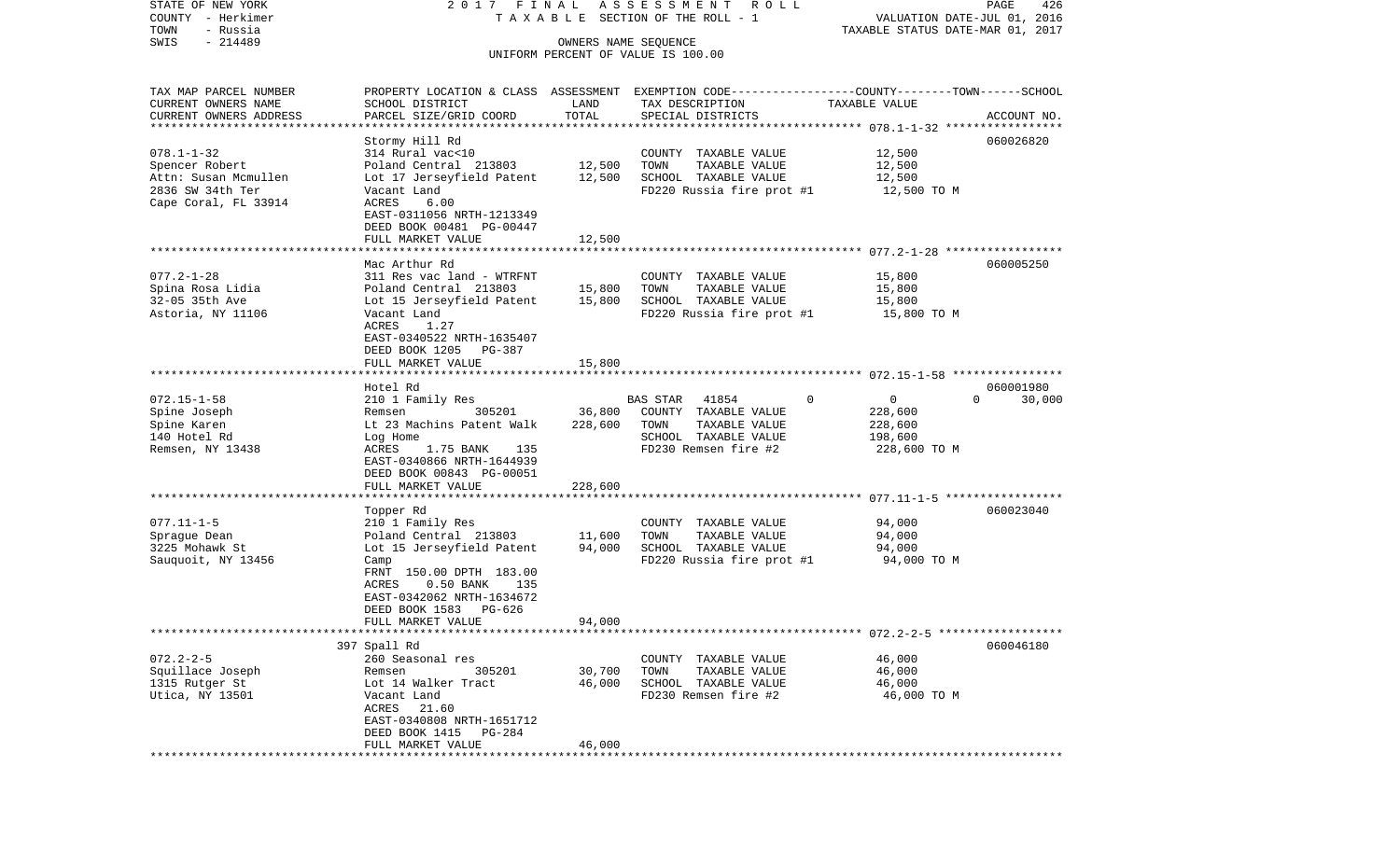STATE OF NEW YORK | 2017 FINAL ASSESSMENT ROLL
COUNTY - Herkimer | TAXABLE SECTION OF THE ROLL - 1 | VALUATION DATE-JUL 01, 2016
TOWN - Russia | TAXABLE STATUS DATE-MAR 01, 2017
SWIS - 214489 | OWNERS NAME SEQUENCE
UNIFORM PERCENT OF VALUE IS 100.00

| TAX MAP PARCEL NUMBER / CURRENT OWNERS NAME / CURRENT OWNERS ADDRESS | PROPERTY LOCATION & CLASS / SCHOOL DISTRICT / PARCEL SIZE/GRID COORD | ASSESSMENT LAND | ASSESSMENT TOTAL | EXEMPTION CODE / TAX DESCRIPTION / SPECIAL DISTRICTS | COUNTY | TOWN | SCHOOL | TAXABLE VALUE | ACCOUNT NO. |
|---|---|---|---|---|---|---|---|---|---|
| 078.1-1-32 | Stormy Hill Rd | | | | | | | | 060026820 |
| Spencer Robert | 314 Rural vac<10 | | | COUNTY TAXABLE VALUE | | | | 12,500 | |
| Attn: Susan Mcmullen | Poland Central 213803 | 12,500 | | TOWN TAXABLE VALUE | | | | 12,500 | |
| 2836 SW 34th Ter | Lot 17 Jerseyfield Patent | | 12,500 | SCHOOL TAXABLE VALUE | | | | 12,500 | |
| Cape Coral, FL 33914 | Vacant Land | | | FD220 Russia fire prot #1 | | | | 12,500 TO M | |
| | ACRES 6.00 | | | | | | | | |
| | EAST-0311056 NRTH-1213349 | | | | | | | | |
| | DEED BOOK 00481 PG-00447 | | | | | | | | |
| | FULL MARKET VALUE | | 12,500 | | | | | | |
| 077.2-1-28 | Mac Arthur Rd | | | | | | | | 060005250 |
| Spina Rosa Lidia | 311 Res vac land - WTRFNT | | | COUNTY TAXABLE VALUE | | | | 15,800 | |
| 32-05 35th Ave | Poland Central 213803 | 15,800 | | TOWN TAXABLE VALUE | | | | 15,800 | |
| Astoria, NY 11106 | Lot 15 Jerseyfield Patent | | 15,800 | SCHOOL TAXABLE VALUE | | | | 15,800 | |
| | Vacant Land | | | FD220 Russia fire prot #1 | | | | 15,800 TO M | |
| | ACRES 1.27 | | | | | | | | |
| | EAST-0340522 NRTH-1635407 | | | | | | | | |
| | DEED BOOK 1205 PG-387 | | | | | | | | |
| | FULL MARKET VALUE | | 15,800 | | | | | | |
| 072.15-1-58 | Hotel Rd | | | | | | | | 060001980 |
| Spine Joseph | 210 1 Family Res | | | BAS STAR 41854 | 0 | 0 | 30,000 | | |
| Spine Karen | Remsen 305201 | 36,800 | | COUNTY TAXABLE VALUE | | | | 228,600 | |
| 140 Hotel Rd | Lt 23 Machins Patent Walk | | 228,600 | TOWN TAXABLE VALUE | | | | 228,600 | |
| Remsen, NY 13438 | Log Home | | | SCHOOL TAXABLE VALUE | | | | 198,600 | |
| | ACRES 1.75 BANK 135 | | | FD230 Remsen fire #2 | | | | 228,600 TO M | |
| | EAST-0340866 NRTH-1644939 | | | | | | | | |
| | DEED BOOK 00843 PG-00051 | | | | | | | | |
| | FULL MARKET VALUE | | 228,600 | | | | | | |
| 077.11-1-5 | Topper Rd | | | | | | | | 060023040 |
| Sprague Dean | 210 1 Family Res | | | COUNTY TAXABLE VALUE | | | | 94,000 | |
| 3225 Mohawk St | Poland Central 213803 | 11,600 | | TOWN TAXABLE VALUE | | | | 94,000 | |
| Sauquoit, NY 13456 | Lot 15 Jerseyfield Patent | | 94,000 | SCHOOL TAXABLE VALUE | | | | 94,000 | |
| | Camp | | | FD220 Russia fire prot #1 | | | | 94,000 TO M | |
| | FRNT 150.00 DPTH 183.00 | | | | | | | | |
| | ACRES 0.50 BANK 135 | | | | | | | | |
| | EAST-0342062 NRTH-1634672 | | | | | | | | |
| | DEED BOOK 1583 PG-626 | | | | | | | | |
| | FULL MARKET VALUE | | 94,000 | | | | | | |
| 072.2-2-5 | 397 Spall Rd | | | | | | | | 060046180 |
| Squillace Joseph | 260 Seasonal res | | | COUNTY TAXABLE VALUE | | | | 46,000 | |
| 1315 Rutger St | Remsen 305201 | 30,700 | | TOWN TAXABLE VALUE | | | | 46,000 | |
| Utica, NY 13501 | Lot 14 Walker Tract | | 46,000 | SCHOOL TAXABLE VALUE | | | | 46,000 | |
| | Vacant Land | | | FD230 Remsen fire #2 | | | | 46,000 TO M | |
| | ACRES 21.60 | | | | | | | | |
| | EAST-0340808 NRTH-1651712 | | | | | | | | |
| | DEED BOOK 1415 PG-284 | | | | | | | | |
| | FULL MARKET VALUE | | 46,000 | | | | | | |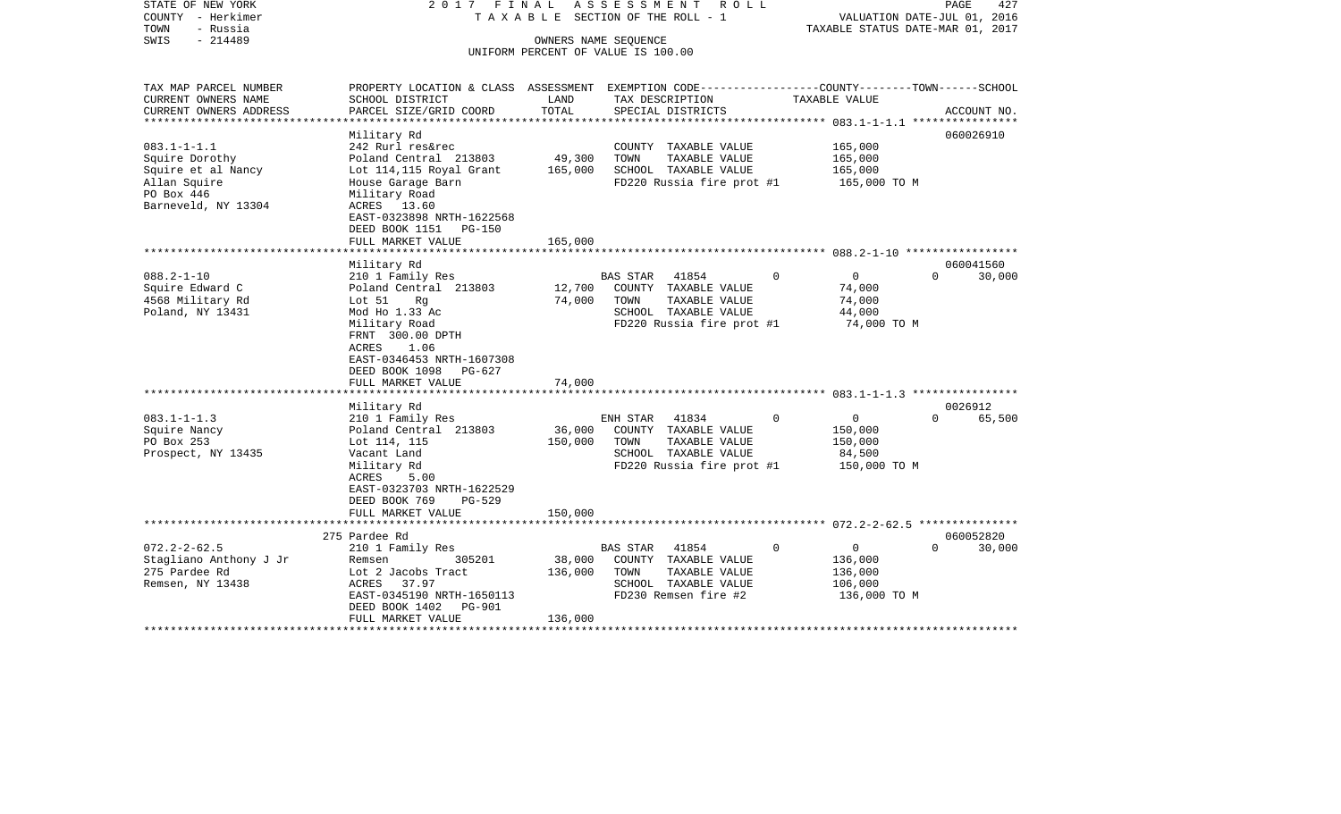STATE OF NEW YORK
COUNTY - Herkimer
TOWN - Russia
SWIS - 214489

2017 FINAL ASSESSMENT ROLL
TAXABLE SECTION OF THE ROLL - 1
OWNERS NAME SEQUENCE
UNIFORM PERCENT OF VALUE IS 100.00

VALUATION DATE-JUL 01, 2016
TAXABLE STATUS DATE-MAR 01, 2017

| TAX MAP PARCEL NUMBER / CURRENT OWNERS NAME / CURRENT OWNERS ADDRESS | PROPERTY LOCATION & CLASS / SCHOOL DISTRICT / PARCEL SIZE/GRID COORD | ASSESSMENT LAND / TOTAL | EXEMPTION CODE / TAX DESCRIPTION / SPECIAL DISTRICTS | COUNTY--------TOWN------SCHOOL TAXABLE VALUE | ACCOUNT NO. |
|---|---|---|---|---|---|
| 083.1-1-1.1 | Military Rd | | | | 060026910 |
| Squire Dorothy | 242 Rurl res&rec | | COUNTY TAXABLE VALUE | 165,000 | |
| Squire et al Nancy | Poland Central 213803 | 49,300 | TOWN TAXABLE VALUE | 165,000 | |
| Allan Squire | Lot 114,115 Royal Grant | 165,000 | SCHOOL TAXABLE VALUE | 165,000 | |
| PO Box 446 | House Garage Barn | | FD220 Russia fire prot #1 | 165,000 TO M | |
| Barneveld, NY 13304 | Military Road | | | | |
| | ACRES 13.60 | | | | |
| | EAST-0323898 NRTH-1622568 | | | | |
| | DEED BOOK 1151 PG-150 | | | | |
| | FULL MARKET VALUE | 165,000 | | | |
| 088.2-1-10 | Military Rd | | | | 060041560 |
| Squire Edward C | 210 1 Family Res | | BAS STAR 41854 0 | 0 0 | 30,000 |
| 4568 Military Rd | Poland Central 213803 | 12,700 | COUNTY TAXABLE VALUE | 74,000 | |
| Poland, NY 13431 | Lot 51 Rg | 74,000 | TOWN TAXABLE VALUE | 74,000 | |
| | Mod Ho 1.33 Ac | | SCHOOL TAXABLE VALUE | 44,000 | |
| | Military Road | | FD220 Russia fire prot #1 | 74,000 TO M | |
| | FRNT 300.00 DPTH | | | | |
| | ACRES 1.06 | | | | |
| | EAST-0346453 NRTH-1607308 | | | | |
| | DEED BOOK 1098 PG-627 | | | | |
| | FULL MARKET VALUE | 74,000 | | | |
| 083.1-1-1.3 | Military Rd | | | | 0026912 |
| Squire Nancy | 210 1 Family Res | | ENH STAR 41834 0 | 0 0 | 65,500 |
| PO Box 253 | Poland Central 213803 | 36,000 | COUNTY TAXABLE VALUE | 150,000 | |
| Prospect, NY 13435 | Lot 114, 115 | 150,000 | TOWN TAXABLE VALUE | 150,000 | |
| | Vacant Land | | SCHOOL TAXABLE VALUE | 84,500 | |
| | Military Rd | | FD220 Russia fire prot #1 | 150,000 TO M | |
| | ACRES 5.00 | | | | |
| | EAST-0323703 NRTH-1622529 | | | | |
| | DEED BOOK 769 PG-529 | | | | |
| | FULL MARKET VALUE | 150,000 | | | |
| 072.2-2-62.5 | 275 Pardee Rd | | | | 060052820 |
| Stagliano Anthony J Jr | 210 1 Family Res | | BAS STAR 41854 0 | 0 0 | 30,000 |
| 275 Pardee Rd | Remsen 305201 | 38,000 | COUNTY TAXABLE VALUE | 136,000 | |
| Remsen, NY 13438 | Lot 2 Jacobs Tract | 136,000 | TOWN TAXABLE VALUE | 136,000 | |
| | ACRES 37.97 | | SCHOOL TAXABLE VALUE | 106,000 | |
| | EAST-0345190 NRTH-1650113 | | FD230 Remsen fire #2 | 136,000 TO M | |
| | DEED BOOK 1402 PG-901 | | | | |
| | FULL MARKET VALUE | 136,000 | | | |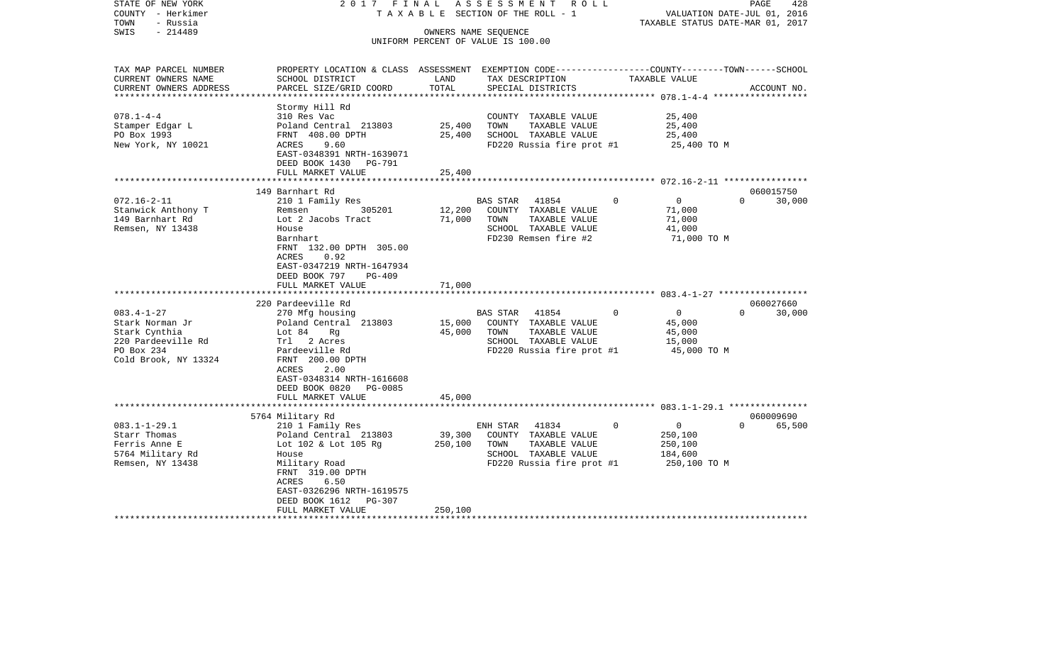STATE OF NEW YORK 2017 FINAL ASSESSMENT ROLL
COUNTY - Herkimer TAXABLE SECTION OF THE ROLL - 1 VALUATION DATE-JUL 01, 2016
TOWN - Russia TAXABLE STATUS DATE-MAR 01, 2017
SWIS - 214489 OWNERS NAME SEQUENCE
UNIFORM PERCENT OF VALUE IS 100.00

| TAX MAP PARCEL NUMBER / CURRENT OWNERS NAME / CURRENT OWNERS ADDRESS | PROPERTY LOCATION & CLASS / SCHOOL DISTRICT / PARCEL SIZE/GRID COORD | ASSESSMENT LAND | TOTAL | EXEMPTION CODE / TAX DESCRIPTION / SPECIAL DISTRICTS | COUNTY | TOWN | SCHOOL | TAXABLE VALUE | ACCOUNT NO. |
|---|---|---|---|---|---|---|---|---|---|
| 078.1-4-4 | Stormy Hill Rd | | | | | | | | |
| 078.1-4-4 | 310 Res Vac | | | COUNTY TAXABLE VALUE | | | | 25,400 | |
| Stamper Edgar L | Poland Central 213803 | 25,400 | | TOWN TAXABLE VALUE | | | | 25,400 | |
| PO Box 1993 | FRNT 408.00 DPTH | | 25,400 | SCHOOL TAXABLE VALUE | | | | 25,400 | |
| New York, NY 10021 | ACRES 9.60 | | | FD220 Russia fire prot #1 | | | | 25,400 TO M | |
| | EAST-0348391 NRTH-1639071 | | | | | | | | |
| | DEED BOOK 1430 PG-791 | | | | | | | | |
| | FULL MARKET VALUE | | 25,400 | | | | | | |
| 072.16-2-11 | 149 Barnhart Rd | | | | | | | | 060015750 |
| 072.16-2-11 | 210 1 Family Res | | | BAS STAR 41854 | 0 | 0 | 30,000 | | |
| Stanwick Anthony T | Remsen 305201 | 12,200 | | COUNTY TAXABLE VALUE | | | | 71,000 | |
| 149 Barnhart Rd | Lot 2 Jacobs Tract | | 71,000 | TOWN TAXABLE VALUE | | | | 71,000 | |
| Remsen, NY 13438 | House | | | SCHOOL TAXABLE VALUE | | | | 41,000 | |
| | Barnhart | | | FD230 Remsen fire #2 | | | | 71,000 TO M | |
| | FRNT 132.00 DPTH 305.00 | | | | | | | | |
| | ACRES 0.92 | | | | | | | | |
| | EAST-0347219 NRTH-1647934 | | | | | | | | |
| | DEED BOOK 797 PG-409 | | | | | | | | |
| | FULL MARKET VALUE | | 71,000 | | | | | | |
| 083.4-1-27 | 220 Pardeeville Rd | | | | | | | | 060027660 |
| 083.4-1-27 | 270 Mfg housing | | | BAS STAR 41854 | 0 | 0 | 30,000 | | |
| Stark Norman Jr | Poland Central 213803 | 15,000 | | COUNTY TAXABLE VALUE | | | | 45,000 | |
| Stark Cynthia | Lot 84 Rg | | 45,000 | TOWN TAXABLE VALUE | | | | 45,000 | |
| 220 Pardeeville Rd | Trl 2 Acres | | | SCHOOL TAXABLE VALUE | | | | 15,000 | |
| PO Box 234 | Pardeeville Rd | | | FD220 Russia fire prot #1 | | | | 45,000 TO M | |
| Cold Brook, NY 13324 | FRNT 200.00 DPTH | | | | | | | | |
| | ACRES 2.00 | | | | | | | | |
| | EAST-0348314 NRTH-1616608 | | | | | | | | |
| | DEED BOOK 0820 PG-0085 | | | | | | | | |
| | FULL MARKET VALUE | | 45,000 | | | | | | |
| 083.1-1-29.1 | 5764 Military Rd | | | | | | | | 060009690 |
| 083.1-1-29.1 | 210 1 Family Res | | | ENH STAR 41834 | 0 | 0 | 65,500 | | |
| Starr Thomas | Poland Central 213803 | 39,300 | | COUNTY TAXABLE VALUE | | | | 250,100 | |
| Ferris Anne E | Lot 102 & Lot 105 Rg | | 250,100 | TOWN TAXABLE VALUE | | | | 250,100 | |
| 5764 Military Rd | House | | | SCHOOL TAXABLE VALUE | | | | 184,600 | |
| Remsen, NY 13438 | Military Road | | | FD220 Russia fire prot #1 | | | | 250,100 TO M | |
| | FRNT 319.00 DPTH | | | | | | | | |
| | ACRES 6.50 | | | | | | | | |
| | EAST-0326296 NRTH-1619575 | | | | | | | | |
| | DEED BOOK 1612 PG-307 | | | | | | | | |
| | FULL MARKET VALUE | | 250,100 | | | | | | |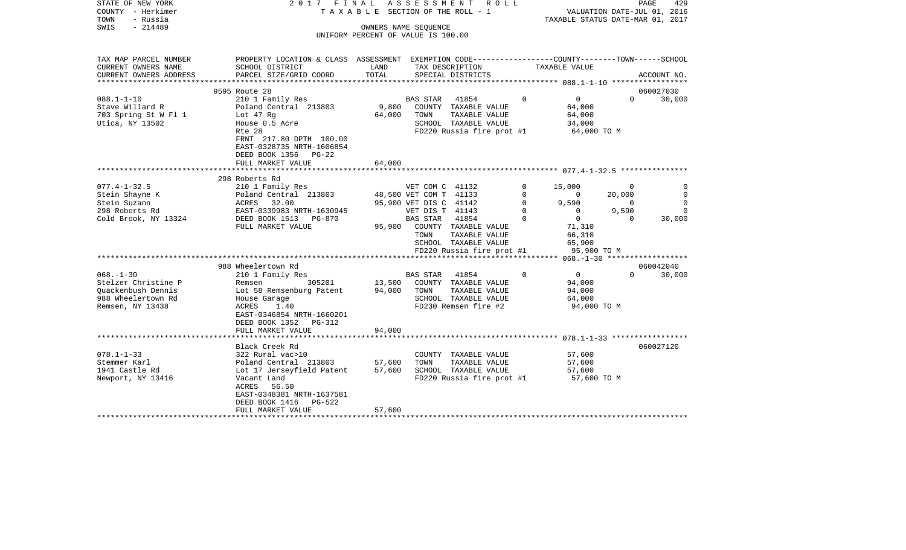STATE OF NEW YORK 2017 FINAL ASSESSMENT ROLL
COUNTY - Herkimer TAXABLE SECTION OF THE ROLL - 1 VALUATION DATE-JUL 01, 2016
TOWN - Russia TAXABLE STATUS DATE-MAR 01, 2017
SWIS - 214489 OWNERS NAME SEQUENCE
UNIFORM PERCENT OF VALUE IS 100.00

| TAX MAP PARCEL NUMBER / CURRENT OWNERS NAME / CURRENT OWNERS ADDRESS | PROPERTY LOCATION & CLASS / SCHOOL DISTRICT / PARCEL SIZE/GRID COORD | ASSESSMENT LAND / TOTAL | EXEMPTION CODE / TAX DESCRIPTION / SPECIAL DISTRICTS | | COUNTY TAXABLE VALUE | TOWN | SCHOOL / ACCOUNT NO. |
|---|---|---|---|---|---|---|---|
| | 9595 Route 28 | | | | | | 060027030 |
| 088.1-1-10 | 210 1 Family Res | | BAS STAR 41854 | 0 | 0 | 0 | 30,000 |
| Stave Willard R | Poland Central 213803 | 9,800 | COUNTY TAXABLE VALUE | | 64,000 | | |
| 703 Spring St W Fl 1 | Lot 47 Rg | 64,000 | TOWN TAXABLE VALUE | | 64,000 | | |
| Utica, NY 13502 | House 0.5 Acre | | SCHOOL TAXABLE VALUE | | 34,000 | | |
| | Rte 28 | | FD220 Russia fire prot #1 | | 64,000 TO M | | |
| | FRNT 217.80 DPTH 100.00 | | | | | | |
| | EAST-0328735 NRTH-1606854 | | | | | | |
| | DEED BOOK 1356 PG-22 | | | | | | |
| | FULL MARKET VALUE | 64,000 | | | | | |
| | 298 Roberts Rd | | | | | | |
| 077.4-1-32.5 | 210 1 Family Res | | VET COM C 41132 | 0 | 15,000 | 0 | 0 |
| Stein Shayne K | Poland Central 213803 | 48,500 | VET COM T 41133 | 0 | 0 | 20,000 | 0 |
| Stein Suzann | ACRES 32.00 | 95,900 | VET DIS C 41142 | 0 | 9,590 | 0 | 0 |
| 298 Roberts Rd | EAST-0339983 NRTH-1630945 | | VET DIS T 41143 | 0 | 0 | 9,590 | 0 |
| Cold Brook, NY 13324 | DEED BOOK 1513 PG-870 | | BAS STAR 41854 | 0 | 0 | 0 | 30,000 |
| | FULL MARKET VALUE | 95,900 | COUNTY TAXABLE VALUE | | 71,310 | | |
| | | | TOWN TAXABLE VALUE | | 66,310 | | |
| | | | SCHOOL TAXABLE VALUE | | 65,900 | | |
| | | | FD220 Russia fire prot #1 | | 95,900 TO M | | |
| | 988 Wheelertown Rd | | | | | | 060042040 |
| 068.-1-30 | 210 1 Family Res | | BAS STAR 41854 | 0 | 0 | 0 | 30,000 |
| Stelzer Christine P | Remsen 305201 | 13,500 | COUNTY TAXABLE VALUE | | 94,000 | | |
| Quackenbush Dennis | Lot 58 Remsenburg Patent | 94,000 | TOWN TAXABLE VALUE | | 94,000 | | |
| 988 Wheelertown Rd | House Garage | | SCHOOL TAXABLE VALUE | | 64,000 | | |
| Remsen, NY 13438 | ACRES 1.40 | | FD230 Remsen fire #2 | | 94,000 TO M | | |
| | EAST-0346854 NRTH-1660201 | | | | | | |
| | DEED BOOK 1352 PG-312 | | | | | | |
| | FULL MARKET VALUE | 94,000 | | | | | |
| | Black Creek Rd | | | | | | 060027120 |
| 078.1-1-33 | 322 Rural vac>10 | | COUNTY TAXABLE VALUE | | 57,600 | | |
| Stemmer Karl | Poland Central 213803 | 57,600 | TOWN TAXABLE VALUE | | 57,600 | | |
| 1941 Castle Rd | Lot 17 Jerseyfield Patent | 57,600 | SCHOOL TAXABLE VALUE | | 57,600 | | |
| Newport, NY 13416 | Vacant Land | | FD220 Russia fire prot #1 | | 57,600 TO M | | |
| | ACRES 56.50 | | | | | | |
| | EAST-0348381 NRTH-1637581 | | | | | | |
| | DEED BOOK 1416 PG-522 | | | | | | |
| | FULL MARKET VALUE | 57,600 | | | | | |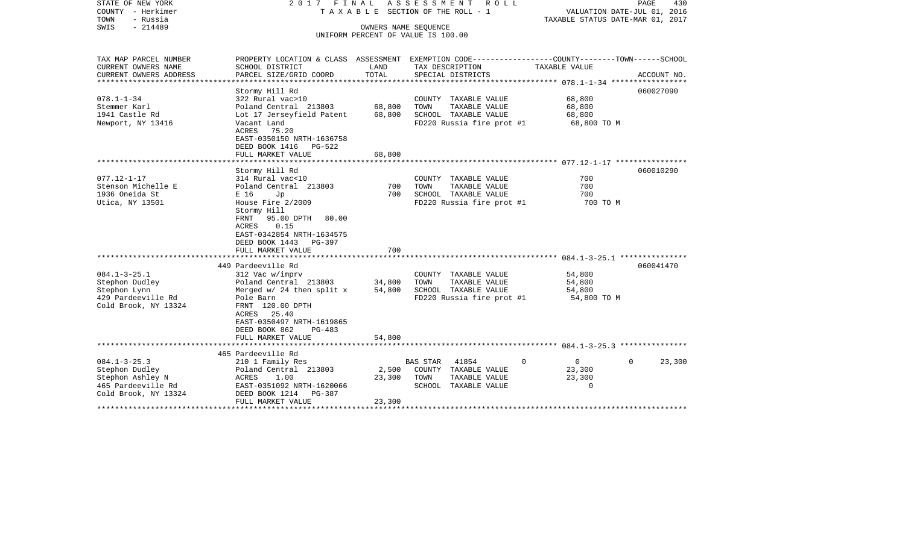STATE OF NEW YORK 2 0 1 7 F I N A L A S S E S S M E N T R O L L
COUNTY - Herkimer T A X A B L E SECTION OF THE ROLL - 1 VALUATION DATE-JUL 01, 2016
TOWN - Russia TAXABLE STATUS DATE-MAR 01, 2017
SWIS - 214489 OWNERS NAME SEQUENCE
UNIFORM PERCENT OF VALUE IS 100.00

| TAX MAP PARCEL NUMBER<br>CURRENT OWNERS NAME<br>CURRENT OWNERS ADDRESS | PROPERTY LOCATION & CLASS<br>SCHOOL DISTRICT<br>PARCEL SIZE/GRID COORD | ASSESSMENT<br>LAND<br>TOTAL | EXEMPTION CODE<br>TAX DESCRIPTION<br>SPECIAL DISTRICTS | COUNTY--------TOWN------SCHOOL<br>TAXABLE VALUE | ACCOUNT NO. |
|---|---|---|---|---|---|
| 078.1-1-34 | Stormy Hill Rd | | | | 060027090 |
| 078.1-1-34 | 322 Rural vac>10 | | COUNTY TAXABLE VALUE | 68,800 | |
| Stemmer Karl | Poland Central 213803 | 68,800 | TOWN TAXABLE VALUE | 68,800 | |
| 1941 Castle Rd | Lot 17 Jerseyfield Patent | 68,800 | SCHOOL TAXABLE VALUE | 68,800 | |
| Newport, NY 13416 | Vacant Land | | FD220 Russia fire prot #1 | 68,800 TO M | |
| | ACRES 75.20 | | | | |
| | EAST-0350150 NRTH-1636758 | | | | |
| | DEED BOOK 1416 PG-522 | | | | |
| | FULL MARKET VALUE | 68,800 | | | |
| 077.12-1-17 | Stormy Hill Rd | | | | 060010290 |
| 077.12-1-17 | 314 Rural vac<10 | | COUNTY TAXABLE VALUE | 700 | |
| Stenson Michelle E | Poland Central 213803 | 700 | TOWN TAXABLE VALUE | 700 | |
| 1936 Oneida St | E 16 Jp | 700 | SCHOOL TAXABLE VALUE | 700 | |
| Utica, NY 13501 | House Fire 2/2009 | | FD220 Russia fire prot #1 | 700 TO M | |
| | Stormy Hill | | | | |
| | FRNT 95.00 DPTH 80.00 | | | | |
| | ACRES 0.15 | | | | |
| | EAST-0342854 NRTH-1634575 | | | | |
| | DEED BOOK 1443 PG-397 | | | | |
| | FULL MARKET VALUE | 700 | | | |
| 084.1-3-25.1 | 449 Pardeeville Rd | | | | 060041470 |
| 084.1-3-25.1 | 312 Vac w/imprv | | COUNTY TAXABLE VALUE | 54,800 | |
| Stephon Dudley | Poland Central 213803 | 34,800 | TOWN TAXABLE VALUE | 54,800 | |
| Stephon Lynn | Merged w/ 24 then split x | 54,800 | SCHOOL TAXABLE VALUE | 54,800 | |
| 429 Pardeeville Rd | Pole Barn | | FD220 Russia fire prot #1 | 54,800 TO M | |
| Cold Brook, NY 13324 | FRNT 120.00 DPTH | | | | |
| | ACRES 25.40 | | | | |
| | EAST-0350497 NRTH-1619865 | | | | |
| | DEED BOOK 862 PG-483 | | | | |
| | FULL MARKET VALUE | 54,800 | | | |
| 084.1-3-25.3 | 465 Pardeeville Rd | | | | |
| 084.1-3-25.3 | 210 1 Family Res | | BAS STAR 41854 0 | 0 0 | 23,300 |
| Stephon Dudley | Poland Central 213803 | 2,500 | COUNTY TAXABLE VALUE | 23,300 | |
| Stephon Ashley N | ACRES 1.00 | 23,300 | TOWN TAXABLE VALUE | 23,300 | |
| 465 Pardeeville Rd | EAST-0351092 NRTH-1620066 | | SCHOOL TAXABLE VALUE | 0 | |
| Cold Brook, NY 13324 | DEED BOOK 1214 PG-387 | | | | |
| | FULL MARKET VALUE | 23,300 | | | |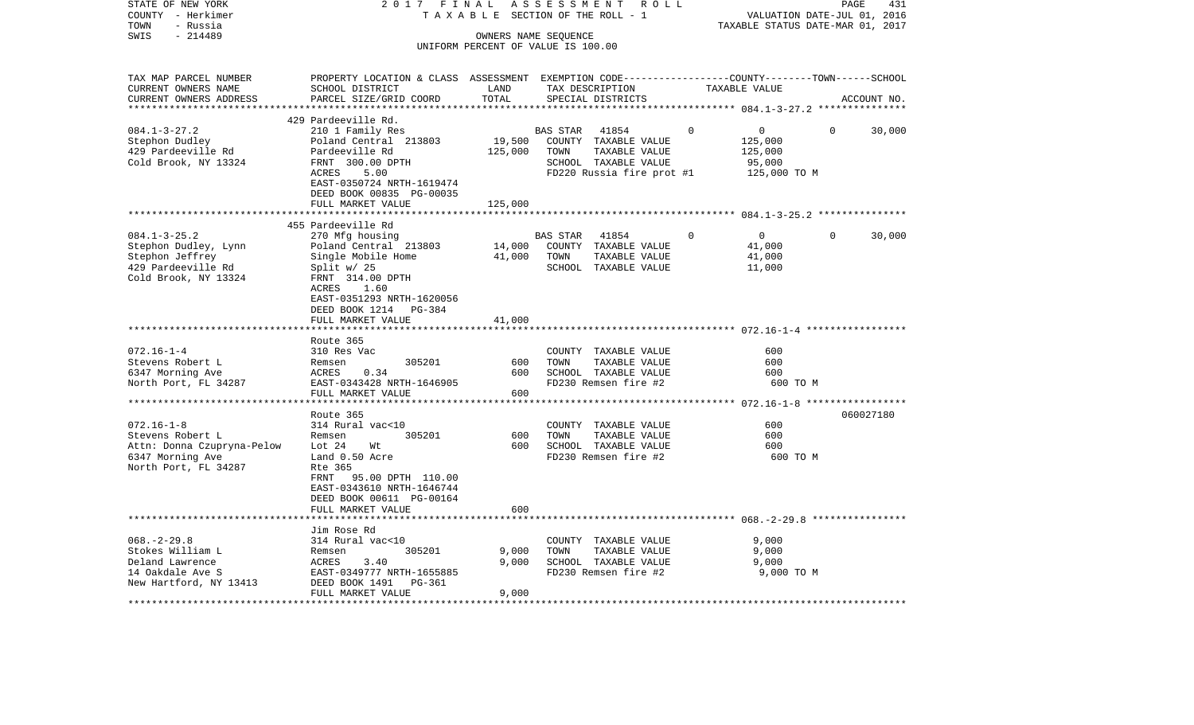STATE OF NEW YORK
COUNTY - Herkimer
TOWN - Russia
SWIS - 214489

2017 FINAL ASSESSMENT ROLL
TAXABLE SECTION OF THE ROLL - 1
OWNERS NAME SEQUENCE
UNIFORM PERCENT OF VALUE IS 100.00

VALUATION DATE-JUL 01, 2016
TAXABLE STATUS DATE-MAR 01, 2017

| TAX MAP PARCEL NUMBER / CURRENT OWNERS NAME / CURRENT OWNERS ADDRESS | PROPERTY LOCATION & CLASS / SCHOOL DISTRICT / PARCEL SIZE/GRID COORD | ASSESSMENT LAND | ASSESSMENT TOTAL | EXEMPTION CODE / TAX DESCRIPTION / SPECIAL DISTRICTS | COUNTY TAXABLE VALUE | TOWN | SCHOOL | ACCOUNT NO. |
|---|---|---|---|---|---|---|---|---|
| 084.1-3-27.2 | 429 Pardeeville Rd. | | | | | | | |
| Stephon Dudley | 210 1 Family Res | | | BAS STAR 41854 | 0 | 0 | 0 30,000 | |
| 429 Pardeeville Rd | Poland Central 213803 | 19,500 | | COUNTY TAXABLE VALUE | 125,000 | | | |
| Cold Brook, NY 13324 | Pardeeville Rd | | 125,000 | TOWN TAXABLE VALUE | 125,000 | | | |
| | FRNT 300.00 DPTH | | | SCHOOL TAXABLE VALUE | 95,000 | | | |
| | ACRES 5.00 | | | FD220 Russia fire prot #1 | 125,000 TO M | | | |
| | EAST-0350724 NRTH-1619474 | | | | | | | |
| | DEED BOOK 00835 PG-00035 | | | | | | | |
| | FULL MARKET VALUE | | 125,000 | | | | | |
| 084.1-3-25.2 | 455 Pardeeville Rd | | | | | | | |
| Stephon Dudley, Lynn | 270 Mfg housing | | | BAS STAR 41854 | 0 | 0 | 0 30,000 | |
| Stephon Jeffrey | Poland Central 213803 | 14,000 | | COUNTY TAXABLE VALUE | 41,000 | | | |
| 429 Pardeeville Rd | Single Mobile Home | | 41,000 | TOWN TAXABLE VALUE | 41,000 | | | |
| Cold Brook, NY 13324 | Split w/ 25 | | | SCHOOL TAXABLE VALUE | 11,000 | | | |
| | FRNT 314.00 DPTH | | | | | | | |
| | ACRES 1.60 | | | | | | | |
| | EAST-0351293 NRTH-1620056 | | | | | | | |
| | DEED BOOK 1214 PG-384 | | | | | | | |
| | FULL MARKET VALUE | | 41,000 | | | | | |
| 072.16-1-4 | Route 365 | | | | | | | |
| Stevens Robert L | 310 Res Vac | | | COUNTY TAXABLE VALUE | 600 | | | |
| 6347 Morning Ave | Remsen 305201 | 600 | | TOWN TAXABLE VALUE | 600 | | | |
| North Port, FL 34287 | ACRES 0.34 | | 600 | SCHOOL TAXABLE VALUE | 600 | | | |
| | EAST-0343428 NRTH-1646905 | | | FD230 Remsen fire #2 | 600 TO M | | | |
| | FULL MARKET VALUE | | 600 | | | | | |
| 072.16-1-8 | Route 365 | | | | | | | 060027180 |
| Stevens Robert L | 314 Rural vac<10 | | | COUNTY TAXABLE VALUE | 600 | | | |
| Attn: Donna Czupryna-Pelow | Remsen 305201 | 600 | | TOWN TAXABLE VALUE | 600 | | | |
| 6347 Morning Ave | Lot 24 Wt | | 600 | SCHOOL TAXABLE VALUE | 600 | | | |
| North Port, FL 34287 | Land 0.50 Acre | | | FD230 Remsen fire #2 | 600 TO M | | | |
| | Rte 365 | | | | | | | |
| | FRNT 95.00 DPTH 110.00 | | | | | | | |
| | EAST-0343610 NRTH-1646744 | | | | | | | |
| | DEED BOOK 00611 PG-00164 | | | | | | | |
| | FULL MARKET VALUE | | 600 | | | | | |
| 068.-2-29.8 | Jim Rose Rd | | | | | | | |
| Stokes William L | 314 Rural vac<10 | | | COUNTY TAXABLE VALUE | 9,000 | | | |
| Deland Lawrence | Remsen 305201 | 9,000 | | TOWN TAXABLE VALUE | 9,000 | | | |
| 14 Oakdale Ave S | ACRES 3.40 | | 9,000 | SCHOOL TAXABLE VALUE | 9,000 | | | |
| New Hartford, NY 13413 | EAST-0349777 NRTH-1655885 | | | FD230 Remsen fire #2 | 9,000 TO M | | | |
| | DEED BOOK 1491 PG-361 | | | | | | | |
| | FULL MARKET VALUE | | 9,000 | | | | | |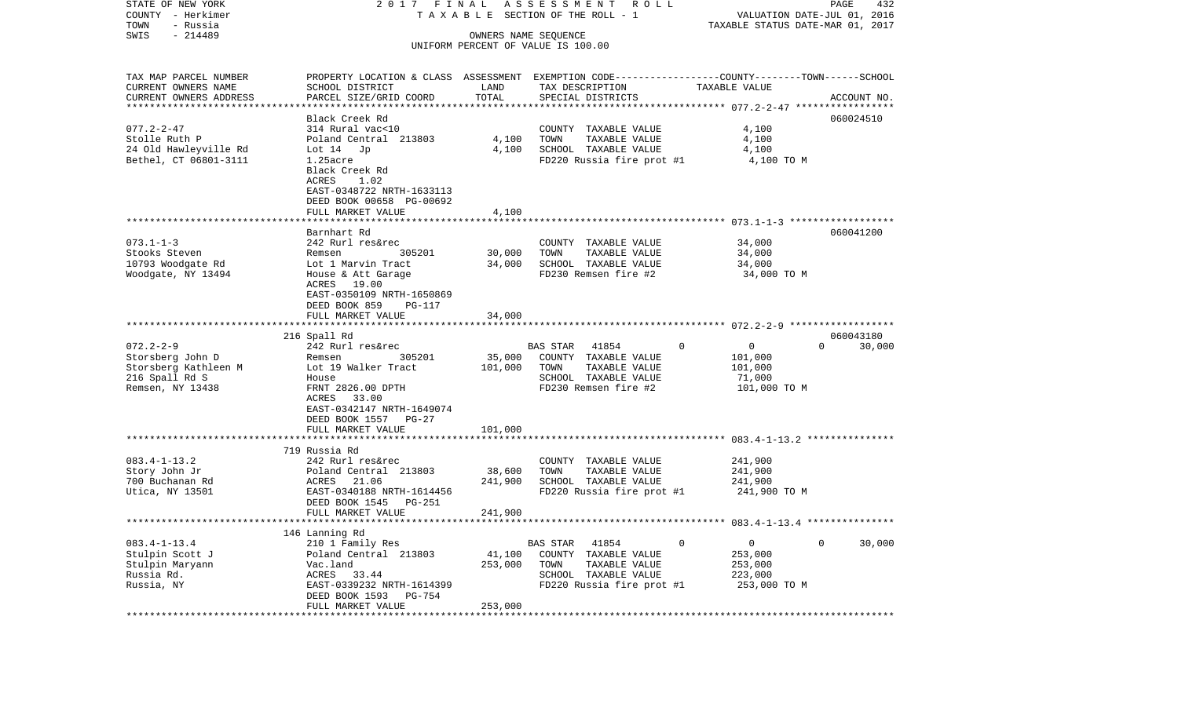STATE OF NEW YORK — 2017 FINAL ASSESSMENT ROLL
COUNTY - Herkimer — TAXABLE SECTION OF THE ROLL - 1 — VALUATION DATE-JUL 01, 2016
TOWN - Russia — TAXABLE STATUS DATE-MAR 01, 2017
SWIS - 214489 — OWNERS NAME SEQUENCE
UNIFORM PERCENT OF VALUE IS 100.00

| TAX MAP PARCEL NUMBER / CURRENT OWNERS NAME / CURRENT OWNERS ADDRESS | PROPERTY LOCATION & CLASS / SCHOOL DISTRICT / PARCEL SIZE/GRID COORD | ASSESSMENT LAND | ASSESSMENT TOTAL | EXEMPTION CODE / TAX DESCRIPTION / SPECIAL DISTRICTS | COUNTY | TOWN | SCHOOL | TAXABLE VALUE | ACCOUNT NO. |
|---|---|---|---|---|---|---|---|---|---|
| 077.2-2-47 | Black Creek Rd | | | | | | | | 060024510 |
| | 314 Rural vac<10 | | | COUNTY TAXABLE VALUE | | | | 4,100 | |
| Stolle Ruth P | Poland Central 213803 | 4,100 | | TOWN TAXABLE VALUE | | | | 4,100 | |
| 24 Old Hawleyville Rd | Lot 14 Jp | | 4,100 | SCHOOL TAXABLE VALUE | | | | 4,100 | |
| Bethel, CT 06801-3111 | 1.25acre | | | FD220 Russia fire prot #1 | | | | 4,100 TO M | |
| | Black Creek Rd | | | | | | | | |
| | ACRES 1.02 | | | | | | | | |
| | EAST-0348722 NRTH-1633113 | | | | | | | | |
| | DEED BOOK 00658 PG-00692 | | | | | | | | |
| | FULL MARKET VALUE | | 4,100 | | | | | | |
| 073.1-1-3 | Barnhart Rd | | | | | | | | 060041200 |
| | 242 Rurl res&rec | | | COUNTY TAXABLE VALUE | | | | 34,000 | |
| Stooks Steven | Remsen 305201 | 30,000 | | TOWN TAXABLE VALUE | | | | 34,000 | |
| 10793 Woodgate Rd | Lot 1 Marvin Tract | | 34,000 | SCHOOL TAXABLE VALUE | | | | 34,000 | |
| Woodgate, NY 13494 | House & Att Garage | | | FD230 Remsen fire #2 | | | | 34,000 TO M | |
| | ACRES 19.00 | | | | | | | | |
| | EAST-0350109 NRTH-1650869 | | | | | | | | |
| | DEED BOOK 859 PG-117 | | | | | | | | |
| | FULL MARKET VALUE | | 34,000 | | | | | | |
| 072.2-2-9 | 216 Spall Rd | | | | | | | | 060043180 |
| | 242 Rurl res&rec | | | BAS STAR 41854 | 0 | 0 | 30,000 | | |
| Storsberg John D | Remsen 305201 | 35,000 | | COUNTY TAXABLE VALUE | | | | 101,000 | |
| Storsberg Kathleen M | Lot 19 Walker Tract | | 101,000 | TOWN TAXABLE VALUE | | | | 101,000 | |
| 216 Spall Rd S | House | | | SCHOOL TAXABLE VALUE | | | | 71,000 | |
| Remsen, NY 13438 | FRNT 2826.00 DPTH | | | FD230 Remsen fire #2 | | | | 101,000 TO M | |
| | ACRES 33.00 | | | | | | | | |
| | EAST-0342147 NRTH-1649074 | | | | | | | | |
| | DEED BOOK 1557 PG-27 | | | | | | | | |
| | FULL MARKET VALUE | | 101,000 | | | | | | |
| 083.4-1-13.2 | 719 Russia Rd | | | | | | | | |
| | 242 Rurl res&rec | | | COUNTY TAXABLE VALUE | | | | 241,900 | |
| Story John Jr | Poland Central 213803 | 38,600 | | TOWN TAXABLE VALUE | | | | 241,900 | |
| 700 Buchanan Rd | ACRES 21.06 | | 241,900 | SCHOOL TAXABLE VALUE | | | | 241,900 | |
| Utica, NY 13501 | EAST-0340188 NRTH-1614456 | | | FD220 Russia fire prot #1 | | | | 241,900 TO M | |
| | DEED BOOK 1545 PG-251 | | | | | | | | |
| | FULL MARKET VALUE | | 241,900 | | | | | | |
| 083.4-1-13.4 | 146 Lanning Rd | | | | | | | | |
| | 210 1 Family Res | | | BAS STAR 41854 | 0 | 0 | 30,000 | | |
| Stulpin Scott J | Poland Central 213803 | 41,100 | | COUNTY TAXABLE VALUE | | | | 253,000 | |
| Stulpin Maryann | Vac.land | | 253,000 | TOWN TAXABLE VALUE | | | | 253,000 | |
| Russia Rd. | ACRES 33.44 | | | SCHOOL TAXABLE VALUE | | | | 223,000 | |
| Russia, NY | EAST-0339232 NRTH-1614399 | | | FD220 Russia fire prot #1 | | | | 253,000 TO M | |
| | DEED BOOK 1593 PG-754 | | | | | | | | |
| | FULL MARKET VALUE | | 253,000 | | | | | | |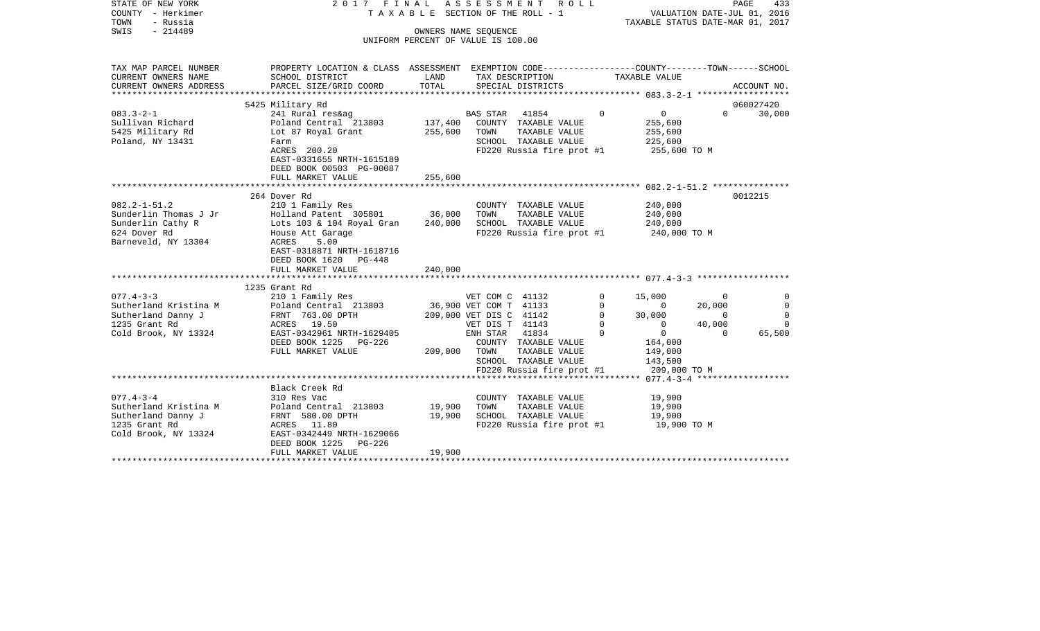STATE OF NEW YORK
COUNTY - Herkimer
TOWN - Russia
SWIS - 214489

2017 FINAL ASSESSMENT ROLL
TAXABLE SECTION OF THE ROLL - 1
OWNERS NAME SEQUENCE
UNIFORM PERCENT OF VALUE IS 100.00

VALUATION DATE-JUL 01, 2016
TAXABLE STATUS DATE-MAR 01, 2017

| TAX MAP PARCEL NUMBER / CURRENT OWNERS NAME / CURRENT OWNERS ADDRESS | PROPERTY LOCATION & CLASS / SCHOOL DISTRICT / PARCEL SIZE/GRID COORD | ASSESSMENT LAND | TOTAL | EXEMPTION CODE / TAX DESCRIPTION / SPECIAL DISTRICTS | | COUNTY TAXABLE VALUE | TOWN | SCHOOL / ACCOUNT NO. |
|---|---|---|---|---|---|---|---|---|
| | 5425 Military Rd | | | | | | | 060027420 |
| 083.3-2-1 | 241 Rural res&ag | | | BAS STAR 41854 | 0 | 0 | 0 | 30,000 |
| Sullivan Richard | Poland Central 213803 | 137,400 | | COUNTY TAXABLE VALUE | | 255,600 | | |
| 5425 Military Rd | Lot 87 Royal Grant | | 255,600 | TOWN TAXABLE VALUE | | 255,600 | | |
| Poland, NY 13431 | Farm | | | SCHOOL TAXABLE VALUE | | 225,600 | | |
| | ACRES 200.20 | | | FD220 Russia fire prot #1 | | 255,600 TO M | | |
| | EAST-0331655 NRTH-1615189 | | | | | | | |
| | DEED BOOK 00503 PG-00087 | | | | | | | |
| | FULL MARKET VALUE | | 255,600 | | | | | |
| | 264 Dover Rd | | | | | | | 0012215 |
| 082.2-1-51.2 | 210 1 Family Res | | | COUNTY TAXABLE VALUE | | 240,000 | | |
| Sunderlin Thomas J Jr | Holland Patent 305801 | 36,000 | | TOWN TAXABLE VALUE | | 240,000 | | |
| Sunderlin Cathy R | Lots 103 & 104 Royal Gran | | 240,000 | SCHOOL TAXABLE VALUE | | 240,000 | | |
| 624 Dover Rd | House Att Garage | | | FD220 Russia fire prot #1 | | 240,000 TO M | | |
| Barneveld, NY 13304 | ACRES 5.00 | | | | | | | |
| | EAST-0318871 NRTH-1618716 | | | | | | | |
| | DEED BOOK 1620 PG-448 | | | | | | | |
| | FULL MARKET VALUE | | 240,000 | | | | | |
| | 1235 Grant Rd | | | | | | | |
| 077.4-3-3 | 210 1 Family Res | | | VET COM C 41132 | 0 | 15,000 | 0 | 0 |
| Sutherland Kristina M | Poland Central 213803 | 36,900 | | VET COM T 41133 | 0 | 0 | 20,000 | 0 |
| Sutherland Danny J | FRNT 763.00 DPTH | | 209,000 | VET DIS C 41142 | 0 | 30,000 | 0 | 0 |
| 1235 Grant Rd | ACRES 19.50 | | | VET DIS T 41143 | 0 | 0 | 40,000 | 0 |
| Cold Brook, NY 13324 | EAST-0342961 NRTH-1629405 | | | ENH STAR 41834 | 0 | 0 | 0 | 65,500 |
| | DEED BOOK 1225 PG-226 | | | COUNTY TAXABLE VALUE | | 164,000 | | |
| | FULL MARKET VALUE | | 209,000 | TOWN TAXABLE VALUE | | 149,000 | | |
| | | | | SCHOOL TAXABLE VALUE | | 143,500 | | |
| | | | | FD220 Russia fire prot #1 | | 209,000 TO M | | |
| | Black Creek Rd | | | | | | | |
| 077.4-3-4 | 310 Res Vac | | | COUNTY TAXABLE VALUE | | 19,900 | | |
| Sutherland Kristina M | Poland Central 213803 | 19,900 | | TOWN TAXABLE VALUE | | 19,900 | | |
| Sutherland Danny J | FRNT 580.00 DPTH | | 19,900 | SCHOOL TAXABLE VALUE | | 19,900 | | |
| 1235 Grant Rd | ACRES 11.80 | | | FD220 Russia fire prot #1 | | 19,900 TO M | | |
| Cold Brook, NY 13324 | EAST-0342449 NRTH-1629066 | | | | | | | |
| | DEED BOOK 1225 PG-226 | | | | | | | |
| | FULL MARKET VALUE | | 19,900 | | | | | |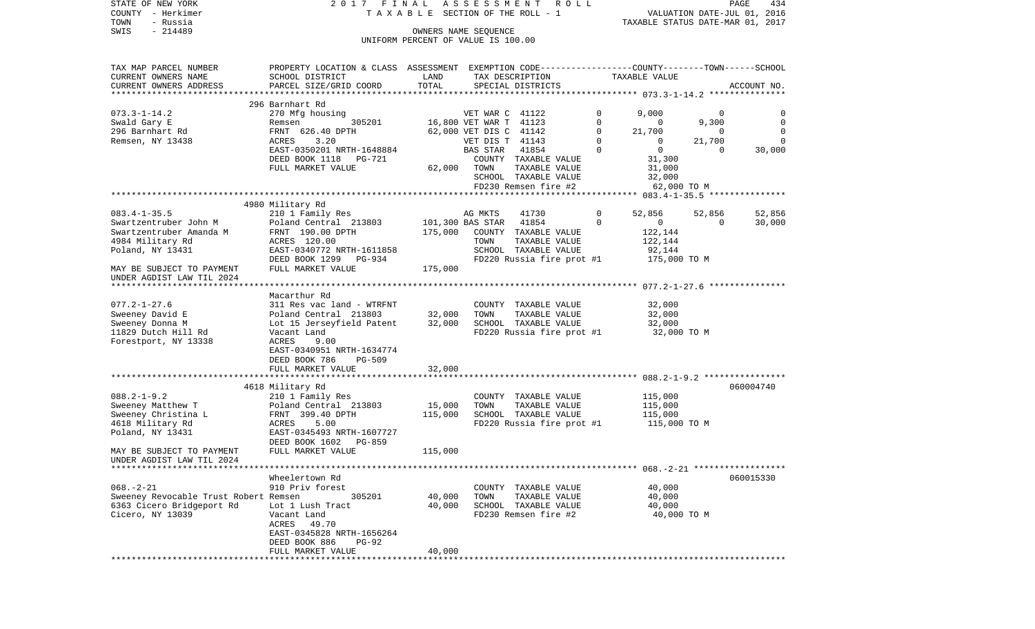STATE OF NEW YORK
COUNTY - Herkimer
TOWN - Russia
SWIS - 214489

2017 FINAL ASSESSMENT ROLL
TAXABLE SECTION OF THE ROLL - 1
OWNERS NAME SEQUENCE
UNIFORM PERCENT OF VALUE IS 100.00

VALUATION DATE-JUL 01, 2016
TAXABLE STATUS DATE-MAR 01, 2017

| TAX MAP PARCEL NUMBER / CURRENT OWNERS NAME / CURRENT OWNERS ADDRESS | PROPERTY LOCATION & CLASS / SCHOOL DISTRICT / PARCEL SIZE/GRID COORD | ASSESSMENT LAND | TOTAL | EXEMPTION CODE / TAX DESCRIPTION / SPECIAL DISTRICTS | | COUNTY TAXABLE VALUE | TOWN | SCHOOL | ACCOUNT NO. |
|---|---|---|---|---|---|---|---|---|---|
| | 296 Barnhart Rd | | | | | | | | |
| 073.3-1-14.2 | 270 Mfg housing | | | VET WAR C 41122 | 0 | 9,000 | 0 | 0 | |
| Swald Gary E | Remsen 305201 | 16,800 | | VET WAR T 41123 | 0 | 0 | 9,300 | 0 | |
| 296 Barnhart Rd | FRNT 626.40 DPTH | | 62,000 | VET DIS C 41142 | 0 | 21,700 | 0 | 0 | |
| Remsen, NY 13438 | ACRES 3.20 | | | VET DIS T 41143 | 0 | 0 | 21,700 | 0 | |
| | EAST-0350201 NRTH-1648884 | | | BAS STAR 41854 | 0 | 0 | 0 | 30,000 | |
| | DEED BOOK 1118 PG-721 | | | COUNTY TAXABLE VALUE | | 31,300 | | | |
| | FULL MARKET VALUE | | 62,000 | TOWN TAXABLE VALUE | | 31,000 | | | |
| | | | | SCHOOL TAXABLE VALUE | | 32,000 | | | |
| | | | | FD230 Remsen fire #2 | | 62,000 TO M | | | |
| | 4980 Military Rd | | | | | | | | |
| 083.4-1-35.5 | 210 1 Family Res | | | AG MKTS 41730 | 0 | 52,856 | 52,856 | 52,856 | |
| Swartzentruber John M | Poland Central 213803 | 101,300 | | BAS STAR 41854 | 0 | 0 | 0 | 30,000 | |
| Swartzentruber Amanda M | FRNT 190.00 DPTH | | 175,000 | COUNTY TAXABLE VALUE | | 122,144 | | | |
| 4984 Military Rd | ACRES 120.00 | | | TOWN TAXABLE VALUE | | 122,144 | | | |
| Poland, NY 13431 | EAST-0340772 NRTH-1611858 | | | SCHOOL TAXABLE VALUE | | 92,144 | | | |
| | DEED BOOK 1299 PG-934 | | | FD220 Russia fire prot #1 | | 175,000 TO M | | | |
| MAY BE SUBJECT TO PAYMENT UNDER AGDIST LAW TIL 2024 | FULL MARKET VALUE | | 175,000 | | | | | | |
| | Macarthur Rd | | | | | | | | |
| 077.2-1-27.6 | 311 Res vac land - WTRFNT | | | COUNTY TAXABLE VALUE | | 32,000 | | | |
| Sweeney David E | Poland Central 213803 | 32,000 | | TOWN TAXABLE VALUE | | 32,000 | | | |
| Sweeney Donna M | Lot 15 Jerseyfield Patent | | 32,000 | SCHOOL TAXABLE VALUE | | 32,000 | | | |
| 11829 Dutch Hill Rd | Vacant Land | | | FD220 Russia fire prot #1 | | 32,000 TO M | | | |
| Forestport, NY 13338 | ACRES 9.00 | | | | | | | | |
| | EAST-0340951 NRTH-1634774 | | | | | | | | |
| | DEED BOOK 786 PG-509 | | | | | | | | |
| | FULL MARKET VALUE | | 32,000 | | | | | | |
| | 4618 Military Rd | | | | | | | | 060004740 |
| 088.2-1-9.2 | 210 1 Family Res | | | COUNTY TAXABLE VALUE | | 115,000 | | | |
| Sweeney Matthew T | Poland Central 213803 | 15,000 | | TOWN TAXABLE VALUE | | 115,000 | | | |
| Sweeney Christina L | FRNT 399.40 DPTH | | 115,000 | SCHOOL TAXABLE VALUE | | 115,000 | | | |
| 4618 Military Rd | ACRES 5.00 | | | FD220 Russia fire prot #1 | | 115,000 TO M | | | |
| Poland, NY 13431 | EAST-0345493 NRTH-1607727 | | | | | | | | |
| | DEED BOOK 1602 PG-859 | | | | | | | | |
| MAY BE SUBJECT TO PAYMENT UNDER AGDIST LAW TIL 2024 | FULL MARKET VALUE | | 115,000 | | | | | | |
| | Wheelertown Rd | | | | | | | | 060015330 |
| 068.-2-21 | 910 Priv forest | | | COUNTY TAXABLE VALUE | | 40,000 | | | |
| Sweeney Revocable Trust Robert | Remsen 305201 | 40,000 | | TOWN TAXABLE VALUE | | 40,000 | | | |
| 6363 Cicero Bridgeport Rd | Lot 1 Lush Tract | | 40,000 | SCHOOL TAXABLE VALUE | | 40,000 | | | |
| Cicero, NY 13039 | Vacant Land | | | FD230 Remsen fire #2 | | 40,000 TO M | | | |
| | ACRES 49.70 | | | | | | | | |
| | EAST-0345828 NRTH-1656264 | | | | | | | | |
| | DEED BOOK 886 PG-92 | | | | | | | | |
| | FULL MARKET VALUE | | 40,000 | | | | | | |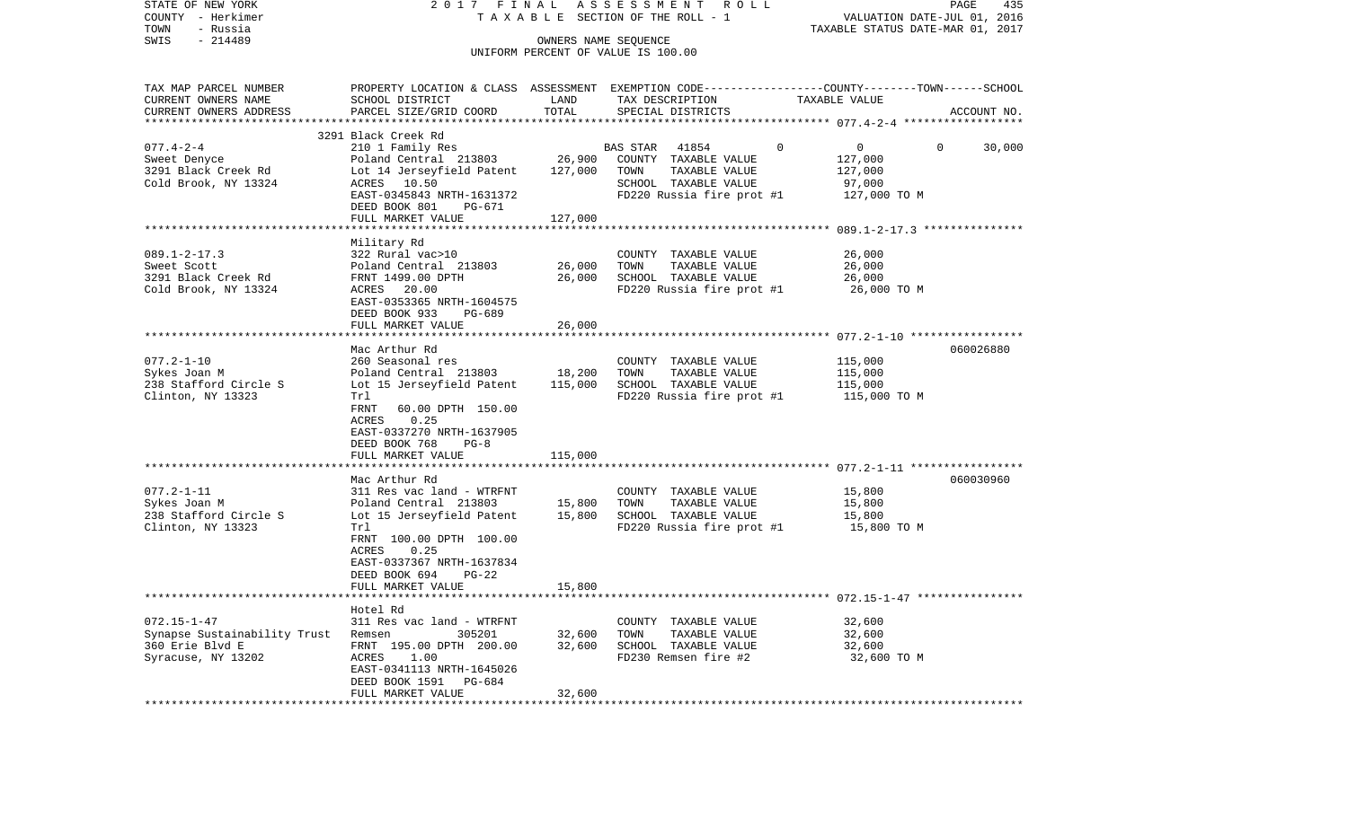STATE OF NEW YORK 2 0 1 7 F I N A L A S S E S S M E N T R O L L
COUNTY - Herkimer T A X A B L E SECTION OF THE ROLL - 1 VALUATION DATE-JUL 01, 2016
TOWN - Russia TAXABLE STATUS DATE-MAR 01, 2017
SWIS - 214489 OWNERS NAME SEQUENCE
UNIFORM PERCENT OF VALUE IS 100.00

| TAX MAP PARCEL NUMBER<br>CURRENT OWNERS NAME<br>CURRENT OWNERS ADDRESS | PROPERTY LOCATION & CLASS<br>SCHOOL DISTRICT<br>PARCEL SIZE/GRID COORD | ASSESSMENT<br>LAND<br>TOTAL | EXEMPTION CODE<br>TAX DESCRIPTION<br>SPECIAL DISTRICTS | COUNTY / TOWN / SCHOOL<br>TAXABLE VALUE | ACCOUNT NO. |
|---|---|---|---|---|---|
| 077.4-2-4<br>Sweet Denyce<br>3291 Black Creek Rd<br>Cold Brook, NY 13324 | 3291 Black Creek Rd<br>210 1 Family Res<br>Poland Central 213803<br>Lot 14 Jerseyfield Patent<br>ACRES 10.50<br>EAST-0345843 NRTH-1631372<br>DEED BOOK 801 PG-671<br>FULL MARKET VALUE | <br><br>26,900<br>127,000<br><br><br><br>127,000 | BAS STAR 41854 0<br>COUNTY TAXABLE VALUE<br>TOWN TAXABLE VALUE<br>SCHOOL TAXABLE VALUE<br>FD220 Russia fire prot #1 | 0 0 30,000<br>127,000<br>127,000<br>97,000<br>127,000 TO M | |
| 089.1-2-17.3<br>Sweet Scott<br>3291 Black Creek Rd<br>Cold Brook, NY 13324 | Military Rd<br>322 Rural vac>10<br>Poland Central 213803<br>FRNT 1499.00 DPTH<br>ACRES 20.00<br>EAST-0353365 NRTH-1604575<br>DEED BOOK 933 PG-689<br>FULL MARKET VALUE | <br><br>26,000<br>26,000<br><br><br><br>26,000 | COUNTY TAXABLE VALUE<br>TOWN TAXABLE VALUE<br>SCHOOL TAXABLE VALUE<br>FD220 Russia fire prot #1 | 26,000<br>26,000<br>26,000<br>26,000 TO M | |
| 077.2-1-10<br>Sykes Joan M<br>238 Stafford Circle S<br>Clinton, NY 13323 | Mac Arthur Rd<br>260 Seasonal res<br>Poland Central 213803<br>Lot 15 Jerseyfield Patent<br>Trl<br>FRNT 60.00 DPTH 150.00<br>ACRES 0.25<br>EAST-0337270 NRTH-1637905<br>DEED BOOK 768 PG-8<br>FULL MARKET VALUE | <br><br>18,200<br>115,000<br><br><br><br><br><br>115,000 | COUNTY TAXABLE VALUE<br>TOWN TAXABLE VALUE<br>SCHOOL TAXABLE VALUE<br>FD220 Russia fire prot #1 | 115,000<br>115,000<br>115,000<br>115,000 TO M | 060026880 |
| 077.2-1-11<br>Sykes Joan M<br>238 Stafford Circle S<br>Clinton, NY 13323 | Mac Arthur Rd<br>311 Res vac land - WTRFNT<br>Poland Central 213803<br>Lot 15 Jerseyfield Patent<br>Trl<br>FRNT 100.00 DPTH 100.00<br>ACRES 0.25<br>EAST-0337367 NRTH-1637834<br>DEED BOOK 694 PG-22<br>FULL MARKET VALUE | <br><br>15,800<br>15,800<br><br><br><br><br><br>15,800 | COUNTY TAXABLE VALUE<br>TOWN TAXABLE VALUE<br>SCHOOL TAXABLE VALUE<br>FD220 Russia fire prot #1 | 15,800<br>15,800<br>15,800<br>15,800 TO M | 060030960 |
| 072.15-1-47<br>Synapse Sustainability Trust<br>360 Erie Blvd E<br>Syracuse, NY 13202 | Hotel Rd<br>311 Res vac land - WTRFNT<br>Remsen 305201<br>FRNT 195.00 DPTH 200.00<br>ACRES 1.00<br>EAST-0341113 NRTH-1645026<br>DEED BOOK 1591 PG-684<br>FULL MARKET VALUE | <br><br>32,600<br>32,600<br><br><br><br>32,600 | COUNTY TAXABLE VALUE<br>TOWN TAXABLE VALUE<br>SCHOOL TAXABLE VALUE<br>FD230 Remsen fire #2 | 32,600<br>32,600<br>32,600<br>32,600 TO M | |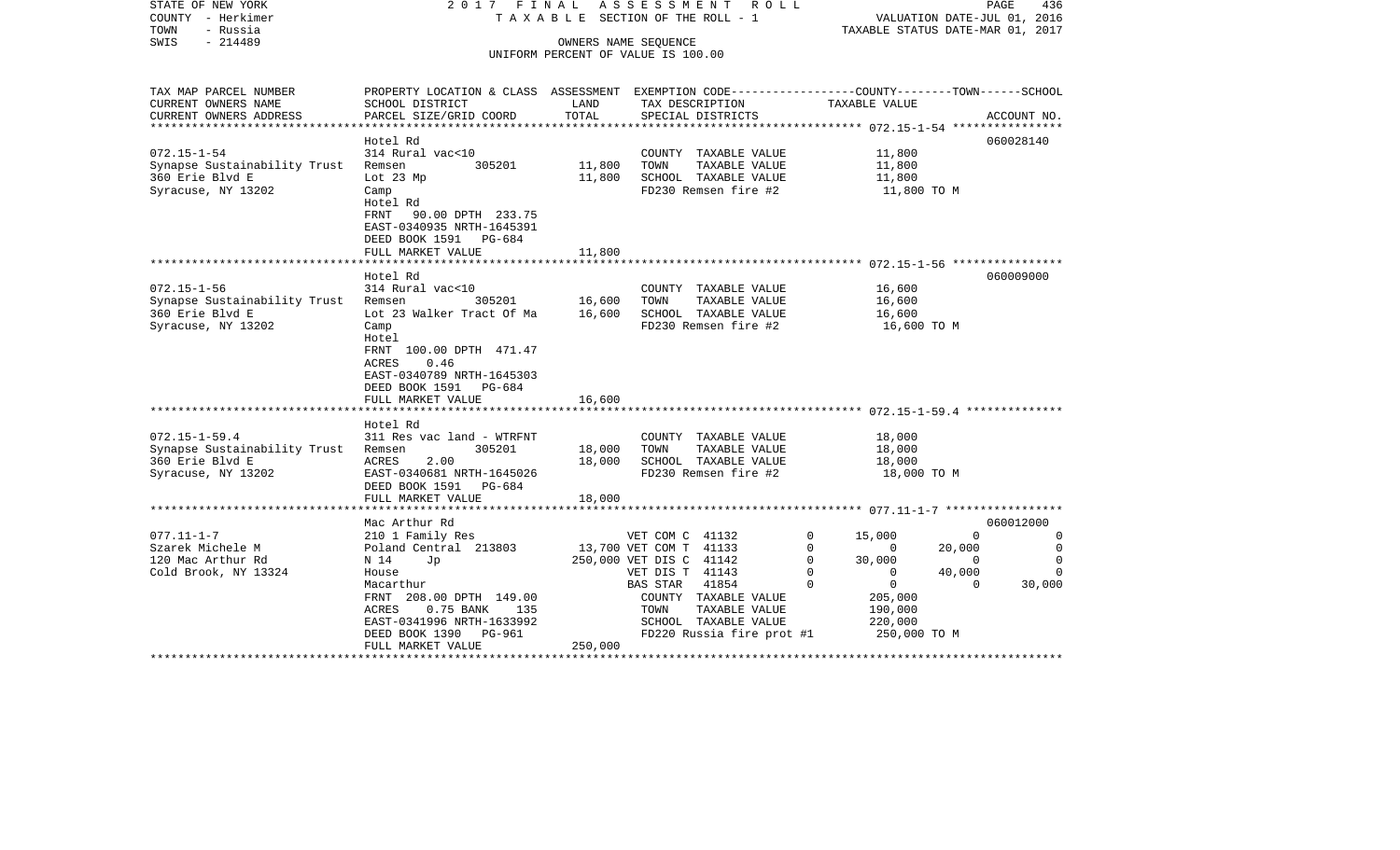STATE OF NEW YORK — 2017 FINAL ASSESSMENT ROLL — TAXABLE SECTION OF THE ROLL - 1 — VALUATION DATE-JUL 01, 2016
COUNTY - Herkimer — TAXABLE STATUS DATE-MAR 01, 2017
TOWN - Russia — OWNERS NAME SEQUENCE
SWIS - 214489 — UNIFORM PERCENT OF VALUE IS 100.00

| TAX MAP PARCEL NUMBER / CURRENT OWNERS NAME / CURRENT OWNERS ADDRESS | PROPERTY LOCATION & CLASS / SCHOOL DISTRICT / PARCEL SIZE/GRID COORD | ASSESSMENT LAND | TOTAL | EXEMPTION CODE / TAX DESCRIPTION / SPECIAL DISTRICTS | COUNTY TAXABLE VALUE | TOWN | SCHOOL | ACCOUNT NO. |
|---|---|---|---|---|---|---|---|---|
| **072.15-1-54** | Hotel Rd | | | | | | | 060028140 |
| Synapse Sustainability Trust | 314 Rural vac<10 | | | COUNTY TAXABLE VALUE | 11,800 | | | |
| 360 Erie Blvd E | Remsen 305201 | 11,800 | | TOWN TAXABLE VALUE | 11,800 | | | |
| Syracuse, NY 13202 | Lot 23 Mp | | 11,800 | SCHOOL TAXABLE VALUE | 11,800 | | | |
| | Camp | | | FD230 Remsen fire #2 | 11,800 TO M | | | |
| | Hotel Rd | | | | | | | |
| | FRNT 90.00 DPTH 233.75 | | | | | | | |
| | EAST-0340935 NRTH-1645391 | | | | | | | |
| | DEED BOOK 1591 PG-684 | | | | | | | |
| | FULL MARKET VALUE | | 11,800 | | | | | |
| **072.15-1-56** | Hotel Rd | | | | | | | 060009000 |
| Synapse Sustainability Trust | 314 Rural vac<10 | | | COUNTY TAXABLE VALUE | 16,600 | | | |
| 360 Erie Blvd E | Remsen 305201 | 16,600 | | TOWN TAXABLE VALUE | 16,600 | | | |
| Syracuse, NY 13202 | Lot 23 Walker Tract Of Ma | | 16,600 | SCHOOL TAXABLE VALUE | 16,600 | | | |
| | Camp | | | FD230 Remsen fire #2 | 16,600 TO M | | | |
| | Hotel | | | | | | | |
| | FRNT 100.00 DPTH 471.47 | | | | | | | |
| | ACRES 0.46 | | | | | | | |
| | EAST-0340789 NRTH-1645303 | | | | | | | |
| | DEED BOOK 1591 PG-684 | | | | | | | |
| | FULL MARKET VALUE | | 16,600 | | | | | |
| **072.15-1-59.4** | Hotel Rd | | | | | | | |
| Synapse Sustainability Trust | 311 Res vac land - WTRFNT | | | COUNTY TAXABLE VALUE | 18,000 | | | |
| 360 Erie Blvd E | Remsen 305201 | 18,000 | | TOWN TAXABLE VALUE | 18,000 | | | |
| Syracuse, NY 13202 | ACRES 2.00 | | 18,000 | SCHOOL TAXABLE VALUE | 18,000 | | | |
| | EAST-0340681 NRTH-1645026 | | | FD230 Remsen fire #2 | 18,000 TO M | | | |
| | DEED BOOK 1591 PG-684 | | | | | | | |
| | FULL MARKET VALUE | | 18,000 | | | | | |
| **077.11-1-7** | Mac Arthur Rd | | | | | | | 060012000 |
| Szarek Michele M | 210 1 Family Res | | | VET COM C 41132 0 | 15,000 | 0 | 0 | |
| 120 Mac Arthur Rd | Poland Central 213803 | 13,700 | | VET COM T 41133 0 | 0 | 20,000 | 0 | |
| Cold Brook, NY 13324 | N 14 Jp | | 250,000 | VET DIS C 41142 0 | 30,000 | 0 | 0 | |
| | House | | | VET DIS T 41143 0 | 0 | 40,000 | 0 | |
| | Macarthur | | | BAS STAR 41854 0 | 0 | 0 | 30,000 | |
| | FRNT 208.00 DPTH 149.00 | | | COUNTY TAXABLE VALUE | 205,000 | | | |
| | ACRES 0.75 BANK 135 | | | TOWN TAXABLE VALUE | 190,000 | | | |
| | EAST-0341996 NRTH-1633992 | | | SCHOOL TAXABLE VALUE | 220,000 | | | |
| | DEED BOOK 1390 PG-961 | | | FD220 Russia fire prot #1 | 250,000 TO M | | | |
| | FULL MARKET VALUE | | 250,000 | | | | | |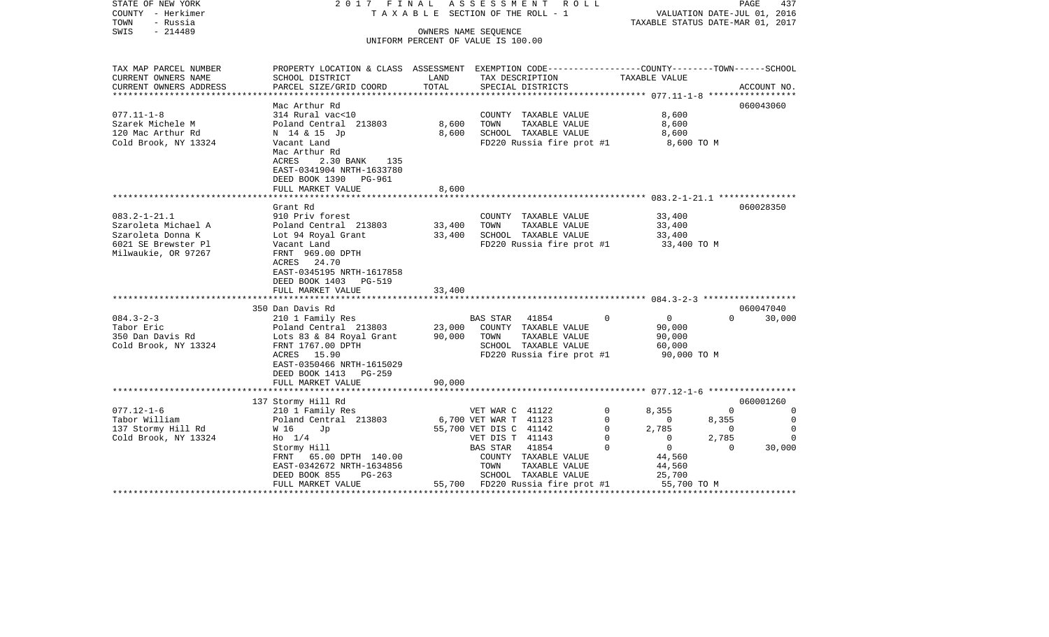STATE OF NEW YORK 2 0 1 7 F I N A L A S S E S S M E N T R O L L
COUNTY - Herkimer T A X A B L E SECTION OF THE ROLL - 1 VALUATION DATE-JUL 01, 2016
TOWN - Russia TAXABLE STATUS DATE-MAR 01, 2017
SWIS - 214489 OWNERS NAME SEQUENCE
UNIFORM PERCENT OF VALUE IS 100.00

| TAX MAP PARCEL NUMBER<br>CURRENT OWNERS NAME<br>CURRENT OWNERS ADDRESS | PROPERTY LOCATION & CLASS<br>SCHOOL DISTRICT<br>PARCEL SIZE/GRID COORD | ASSESSMENT<br>LAND<br>TOTAL | EXEMPTION CODE<br>TAX DESCRIPTION<br>SPECIAL DISTRICTS | COUNTY | TOWN | SCHOOL<br>TAXABLE VALUE | ACCOUNT NO. |
|---|---|---|---|---|---|---|---|
| ***** 077.11-1-8 ***** | | | | | | | |
| | Mac Arthur Rd | | | | | | 060043060 |
| 077.11-1-8 | 314 Rural vac<10 | | COUNTY TAXABLE VALUE | 8,600 | | | |
| Szarek Michele M | Poland Central 213803 | 8,600 | TOWN TAXABLE VALUE | 8,600 | | | |
| 120 Mac Arthur Rd | N 14 & 15 Jp | 8,600 | SCHOOL TAXABLE VALUE | 8,600 | | | |
| Cold Brook, NY 13324 | Vacant Land | | FD220 Russia fire prot #1 | 8,600 TO M | | | |
| | Mac Arthur Rd | | | | | | |
| | ACRES 2.30 BANK 135 | | | | | | |
| | EAST-0341904 NRTH-1633780 | | | | | | |
| | DEED BOOK 1390 PG-961 | | | | | | |
| | FULL MARKET VALUE | 8,600 | | | | | |
| ***** 083.2-1-21.1 ***** | | | | | | | |
| | Grant Rd | | | | | | 060028350 |
| 083.2-1-21.1 | 910 Priv forest | | COUNTY TAXABLE VALUE | 33,400 | | | |
| Szaroleta Michael A | Poland Central 213803 | 33,400 | TOWN TAXABLE VALUE | 33,400 | | | |
| Szaroleta Donna K | Lot 94 Royal Grant | 33,400 | SCHOOL TAXABLE VALUE | 33,400 | | | |
| 6021 SE Brewster Pl | Vacant Land | | FD220 Russia fire prot #1 | 33,400 TO M | | | |
| Milwaukie, OR 97267 | FRNT 969.00 DPTH | | | | | | |
| | ACRES 24.70 | | | | | | |
| | EAST-0345195 NRTH-1617858 | | | | | | |
| | DEED BOOK 1403 PG-519 | | | | | | |
| | FULL MARKET VALUE | 33,400 | | | | | |
| ***** 084.3-2-3 ***** | | | | | | | |
| | 350 Dan Davis Rd | | | | | | 060047040 |
| 084.3-2-3 | 210 1 Family Res | | BAS STAR 41854 0 | 0 | 0 | 30,000 | |
| Tabor Eric | Poland Central 213803 | 23,000 | COUNTY TAXABLE VALUE | 90,000 | | | |
| 350 Dan Davis Rd | Lots 83 & 84 Royal Grant | 90,000 | TOWN TAXABLE VALUE | 90,000 | | | |
| Cold Brook, NY 13324 | FRNT 1767.00 DPTH | | SCHOOL TAXABLE VALUE | 60,000 | | | |
| | ACRES 15.90 | | FD220 Russia fire prot #1 | 90,000 TO M | | | |
| | EAST-0350466 NRTH-1615029 | | | | | | |
| | DEED BOOK 1413 PG-259 | | | | | | |
| | FULL MARKET VALUE | 90,000 | | | | | |
| ***** 077.12-1-6 ***** | | | | | | | |
| | 137 Stormy Hill Rd | | | | | | 060001260 |
| 077.12-1-6 | 210 1 Family Res | | VET WAR C 41122 0 | 8,355 | 0 | 0 | |
| Tabor William | Poland Central 213803 | 6,700 | VET WAR T 41123 0 | 0 | 8,355 | 0 | |
| 137 Stormy Hill Rd | W 16 Jp | 55,700 | VET DIS C 41142 0 | 2,785 | 0 | 0 | |
| Cold Brook, NY 13324 | Ho 1/4 | | VET DIS T 41143 0 | 0 | 2,785 | 0 | |
| | Stormy Hill | | BAS STAR 41854 0 | 0 | 0 | 30,000 | |
| | FRNT 65.00 DPTH 140.00 | | COUNTY TAXABLE VALUE | 44,560 | | | |
| | EAST-0342672 NRTH-1634856 | | TOWN TAXABLE VALUE | 44,560 | | | |
| | DEED BOOK 855 PG-263 | | SCHOOL TAXABLE VALUE | 25,700 | | | |
| | FULL MARKET VALUE | 55,700 | FD220 Russia fire prot #1 | 55,700 TO M | | | |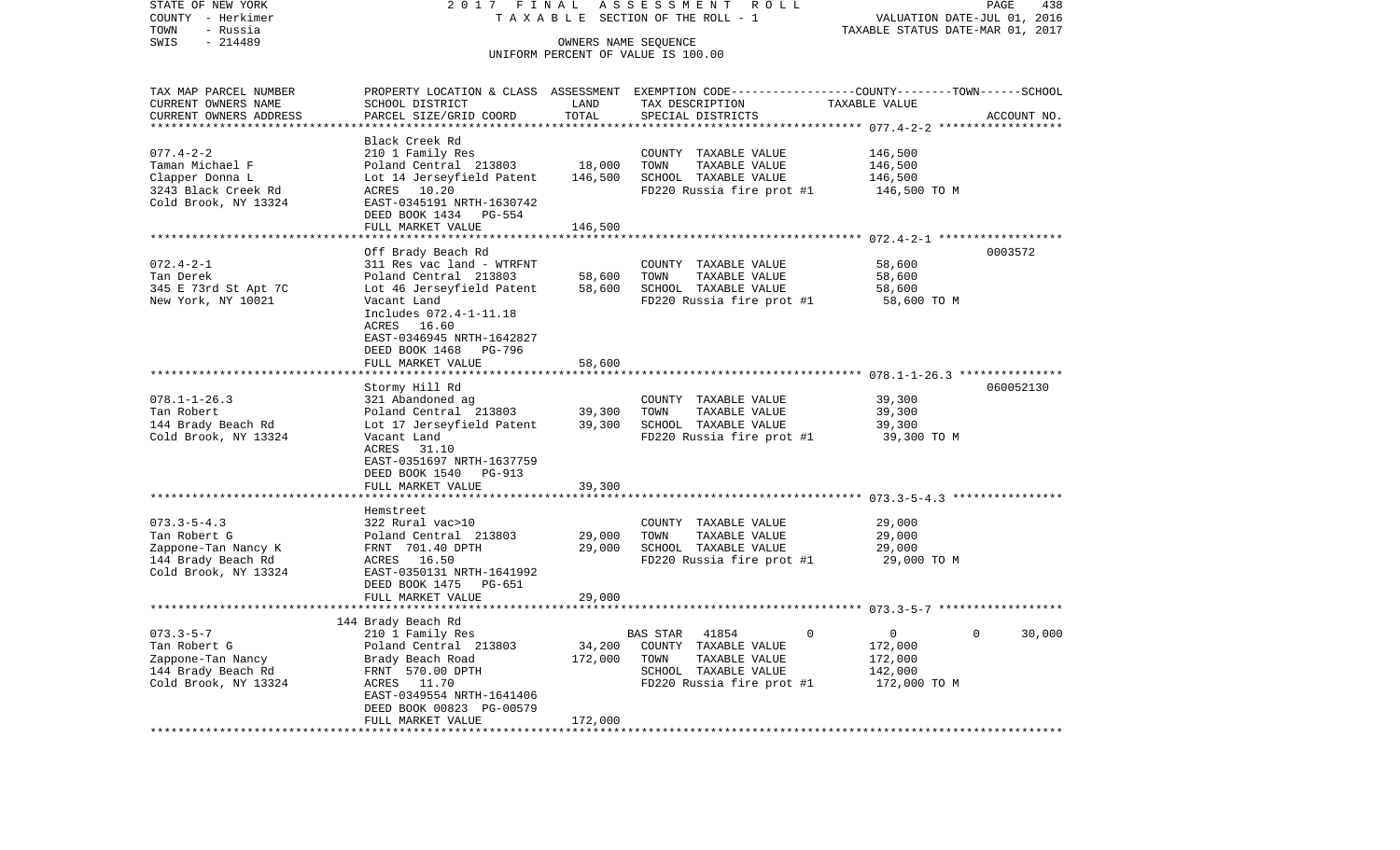STATE OF NEW YORK
COUNTY - Herkimer
TOWN - Russia
SWIS - 214489

2017 FINAL ASSESSMENT ROLL
TAXABLE SECTION OF THE ROLL - 1
OWNERS NAME SEQUENCE
UNIFORM PERCENT OF VALUE IS 100.00

VALUATION DATE-JUL 01, 2016
TAXABLE STATUS DATE-MAR 01, 2017

| TAX MAP PARCEL NUMBER / CURRENT OWNERS NAME / CURRENT OWNERS ADDRESS | PROPERTY LOCATION & CLASS / SCHOOL DISTRICT / PARCEL SIZE/GRID COORD | ASSESSMENT LAND | TOTAL | EXEMPTION CODE / TAX DESCRIPTION / SPECIAL DISTRICTS | COUNTY / TOWN / SCHOOL TAXABLE VALUE | ACCOUNT NO. |
|---|---|---|---|---|---|---|
| 077.4-2-2 | Black Creek Rd | | | | | |
| Taman Michael F | 210 1 Family Res | | | COUNTY TAXABLE VALUE | 146,500 | |
| Clapper Donna L | Poland Central 213803 | 18,000 | | TOWN TAXABLE VALUE | 146,500 | |
| 3243 Black Creek Rd | Lot 14 Jerseyfield Patent | | 146,500 | SCHOOL TAXABLE VALUE | 146,500 | |
| Cold Brook, NY 13324 | ACRES 10.20 | | | FD220 Russia fire prot #1 | 146,500 TO M | |
| | EAST-0345191 NRTH-1630742 | | | | | |
| | DEED BOOK 1434 PG-554 | | | | | |
| | FULL MARKET VALUE | | 146,500 | | | |
| 072.4-2-1 | Off Brady Beach Rd | | | | | 0003572 |
| Tan Derek | 311 Res vac land - WTRFNT | | | COUNTY TAXABLE VALUE | 58,600 | |
| 345 E 73rd St Apt 7C | Poland Central 213803 | 58,600 | | TOWN TAXABLE VALUE | 58,600 | |
| New York, NY 10021 | Lot 46 Jerseyfield Patent | | 58,600 | SCHOOL TAXABLE VALUE | 58,600 | |
| | Vacant Land | | | FD220 Russia fire prot #1 | 58,600 TO M | |
| | Includes 072.4-1-11.18 | | | | | |
| | ACRES 16.60 | | | | | |
| | EAST-0346945 NRTH-1642827 | | | | | |
| | DEED BOOK 1468 PG-796 | | | | | |
| | FULL MARKET VALUE | | 58,600 | | | |
| 078.1-1-26.3 | Stormy Hill Rd | | | | | 060052130 |
| Tan Robert | 321 Abandoned ag | | | COUNTY TAXABLE VALUE | 39,300 | |
| 144 Brady Beach Rd | Poland Central 213803 | 39,300 | | TOWN TAXABLE VALUE | 39,300 | |
| Cold Brook, NY 13324 | Lot 17 Jerseyfield Patent | | 39,300 | SCHOOL TAXABLE VALUE | 39,300 | |
| | Vacant Land | | | FD220 Russia fire prot #1 | 39,300 TO M | |
| | ACRES 31.10 | | | | | |
| | EAST-0351697 NRTH-1637759 | | | | | |
| | DEED BOOK 1540 PG-913 | | | | | |
| | FULL MARKET VALUE | | 39,300 | | | |
| 073.3-5-4.3 | Hemstreet | | | | | |
| Tan Robert G | 322 Rural vac>10 | | | COUNTY TAXABLE VALUE | 29,000 | |
| Zappone-Tan Nancy K | Poland Central 213803 | 29,000 | | TOWN TAXABLE VALUE | 29,000 | |
| 144 Brady Beach Rd | FRNT 701.40 DPTH | | 29,000 | SCHOOL TAXABLE VALUE | 29,000 | |
| Cold Brook, NY 13324 | ACRES 16.50 | | | FD220 Russia fire prot #1 | 29,000 TO M | |
| | EAST-0350131 NRTH-1641992 | | | | | |
| | DEED BOOK 1475 PG-651 | | | | | |
| | FULL MARKET VALUE | | 29,000 | | | |
| 073.3-5-7 | 144 Brady Beach Rd | | | | | |
| Tan Robert G | 210 1 Family Res | | | BAS STAR 41854 0 | 0 0 30,000 | |
| Zappone-Tan Nancy | Poland Central 213803 | 34,200 | | COUNTY TAXABLE VALUE | 172,000 | |
| 144 Brady Beach Rd | Brady Beach Road | | 172,000 | TOWN TAXABLE VALUE | 172,000 | |
| Cold Brook, NY 13324 | FRNT 570.00 DPTH | | | SCHOOL TAXABLE VALUE | 142,000 | |
| | ACRES 11.70 | | | FD220 Russia fire prot #1 | 172,000 TO M | |
| | EAST-0349554 NRTH-1641406 | | | | | |
| | DEED BOOK 00823 PG-00579 | | | | | |
| | FULL MARKET VALUE | | 172,000 | | | |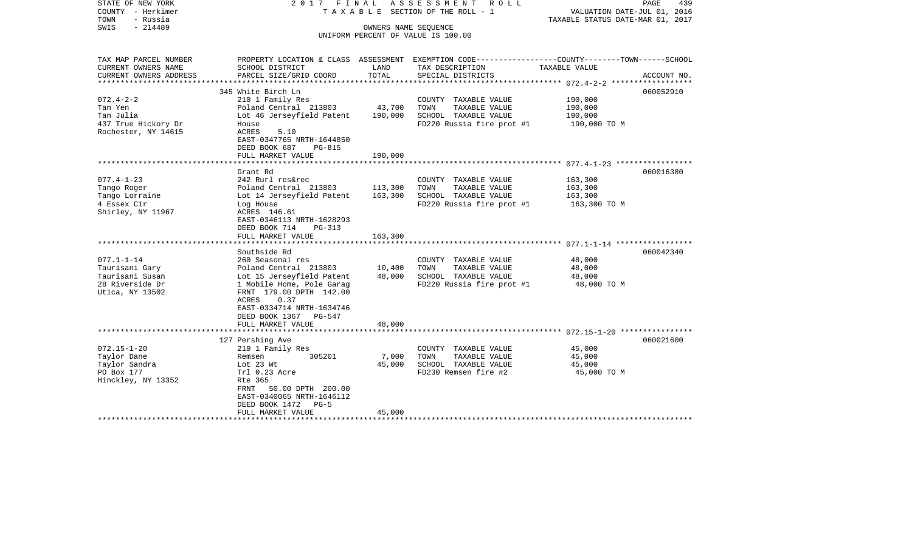STATE OF NEW YORK
COUNTY - Herkimer
TOWN - Russia
SWIS - 214489

2017 FINAL ASSESSMENT ROLL
TAXABLE SECTION OF THE ROLL - 1
OWNERS NAME SEQUENCE
UNIFORM PERCENT OF VALUE IS 100.00

VALUATION DATE-JUL 01, 2016
TAXABLE STATUS DATE-MAR 01, 2017

| TAX MAP PARCEL NUMBER<br>CURRENT OWNERS NAME<br>CURRENT OWNERS ADDRESS | PROPERTY LOCATION & CLASS<br>SCHOOL DISTRICT<br>PARCEL SIZE/GRID COORD | ASSESSMENT<br>LAND<br>TOTAL | EXEMPTION CODE-----COUNTY-----TOWN-----SCHOOL<br>TAX DESCRIPTION<br>SPECIAL DISTRICTS | TAXABLE VALUE | ACCOUNT NO. |
|---|---|---|---|---|---|
| | 345 White Birch Ln | | | | 060052910 |
| 072.4-2-2 | 210 1 Family Res | | COUNTY TAXABLE VALUE | 190,000 | |
| Tan Yen | Poland Central 213803 | 43,700 | TOWN TAXABLE VALUE | 190,000 | |
| Tan Julia | Lot 46 Jerseyfield Patent | 190,000 | SCHOOL TAXABLE VALUE | 190,000 | |
| 437 True Hickory Dr | House | | FD220 Russia fire prot #1 | 190,000 TO M | |
| Rochester, NY 14615 | ACRES 5.10 | | | | |
| | EAST-0347765 NRTH-1644850 | | | | |
| | DEED BOOK 687 PG-815 | | | | |
| | FULL MARKET VALUE | 190,000 | | | |
| | Grant Rd | | | | 060016380 |
| 077.4-1-23 | 242 Rurl res&rec | | COUNTY TAXABLE VALUE | 163,300 | |
| Tango Roger | Poland Central 213803 | 113,300 | TOWN TAXABLE VALUE | 163,300 | |
| Tango Lorraine | Lot 14 Jerseyfield Patent | 163,300 | SCHOOL TAXABLE VALUE | 163,300 | |
| 4 Essex Cir | Log House | | FD220 Russia fire prot #1 | 163,300 TO M | |
| Shirley, NY 11967 | ACRES 146.61 | | | | |
| | EAST-0346113 NRTH-1628293 | | | | |
| | DEED BOOK 714 PG-313 | | | | |
| | FULL MARKET VALUE | 163,300 | | | |
| | Southside Rd | | | | 060042340 |
| 077.1-1-14 | 260 Seasonal res | | COUNTY TAXABLE VALUE | 48,000 | |
| Taurisani Gary | Poland Central 213803 | 10,400 | TOWN TAXABLE VALUE | 48,000 | |
| Taurisani Susan | Lot 15 Jerseyfield Patent | 48,000 | SCHOOL TAXABLE VALUE | 48,000 | |
| 28 Riverside Dr | 1 Mobile Home, Pole Garag | | FD220 Russia fire prot #1 | 48,000 TO M | |
| Utica, NY 13502 | FRNT 179.00 DPTH 142.00 | | | | |
| | ACRES 0.37 | | | | |
| | EAST-0334714 NRTH-1634746 | | | | |
| | DEED BOOK 1367 PG-547 | | | | |
| | FULL MARKET VALUE | 48,000 | | | |
| | 127 Pershing Ave | | | | 060021600 |
| 072.15-1-20 | 210 1 Family Res | | COUNTY TAXABLE VALUE | 45,000 | |
| Taylor Dane | Remsen 305201 | 7,000 | TOWN TAXABLE VALUE | 45,000 | |
| Taylor Sandra | Lot 23 Wt | 45,000 | SCHOOL TAXABLE VALUE | 45,000 | |
| PO Box 177 | Trl 0.23 Acre | | FD230 Remsen fire #2 | 45,000 TO M | |
| Hinckley, NY 13352 | Rte 365 | | | | |
| | FRNT 50.00 DPTH 200.00 | | | | |
| | EAST-0340065 NRTH-1646112 | | | | |
| | DEED BOOK 1472 PG-5 | | | | |
| | FULL MARKET VALUE | 45,000 | | | |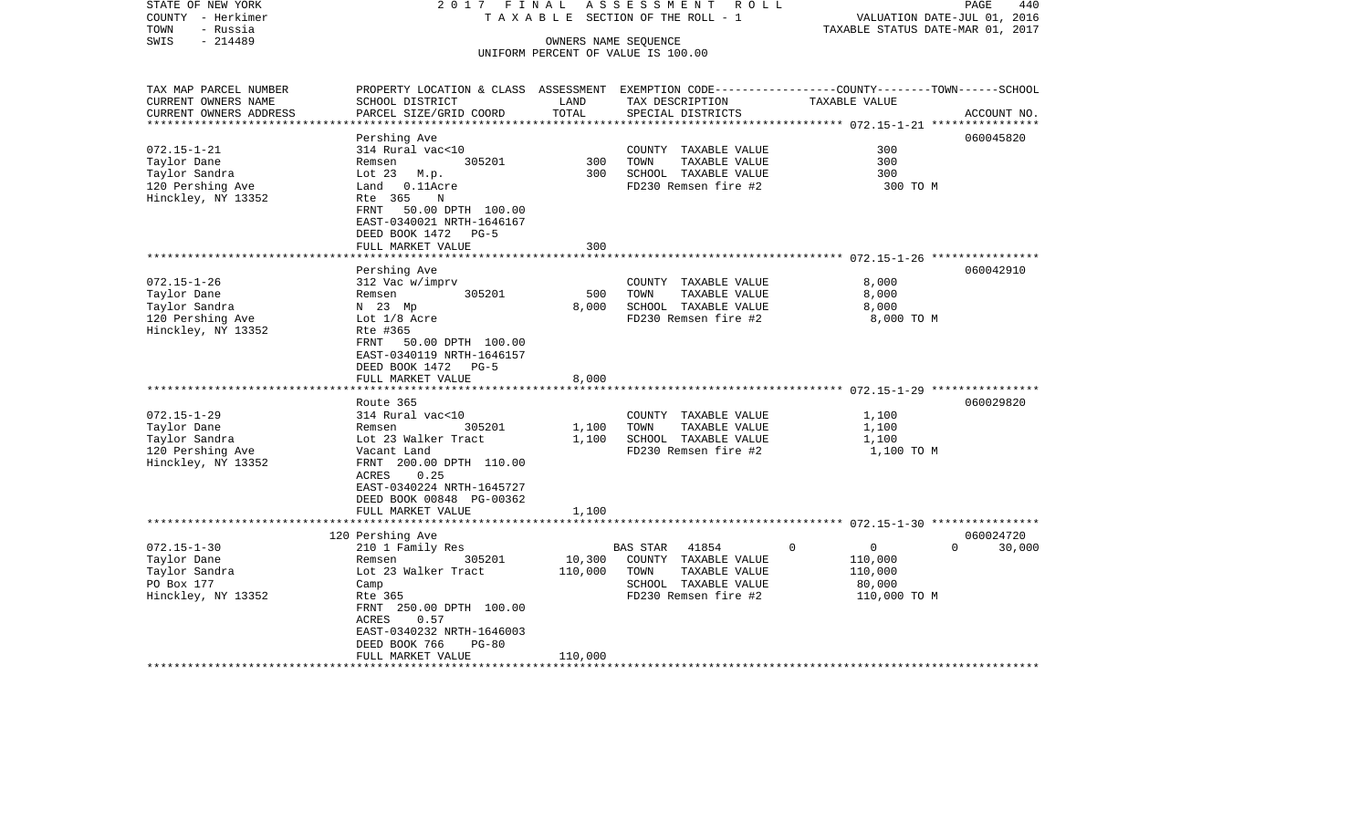STATE OF NEW YORK 2017 FINAL ASSESSMENT ROLL
COUNTY - Herkimer TAXABLE SECTION OF THE ROLL - 1 VALUATION DATE-JUL 01, 2016
TOWN - Russia TAXABLE STATUS DATE-MAR 01, 2017
SWIS - 214489 OWNERS NAME SEQUENCE
UNIFORM PERCENT OF VALUE IS 100.00

| TAX MAP PARCEL NUMBER<br>CURRENT OWNERS NAME<br>CURRENT OWNERS ADDRESS | PROPERTY LOCATION & CLASS<br>SCHOOL DISTRICT<br>PARCEL SIZE/GRID COORD | ASSESSMENT<br>LAND<br>TOTAL | EXEMPTION CODE<br>TAX DESCRIPTION<br>SPECIAL DISTRICTS | COUNTY / TOWN / SCHOOL<br>TAXABLE VALUE | ACCOUNT NO. |
|---|---|---|---|---|---|
| **072.15-1-21** | Pershing Ave | | | | 060045820 |
| Taylor Dane | 314 Rural vac<10 | | COUNTY TAXABLE VALUE | 300 | |
| Taylor Sandra | Remsen 305201 | 300 | TOWN TAXABLE VALUE | 300 | |
| 120 Pershing Ave | Lot 23 M.p. | 300 | SCHOOL TAXABLE VALUE | 300 | |
| Hinckley, NY 13352 | Land 0.11Acre | | FD230 Remsen fire #2 | 300 TO M | |
| | Rte 365 N | | | | |
| | FRNT 50.00 DPTH 100.00 | | | | |
| | EAST-0340021 NRTH-1646167 | | | | |
| | DEED BOOK 1472 PG-5 | | | | |
| | FULL MARKET VALUE | 300 | | | |
| **072.15-1-26** | Pershing Ave | | | | 060042910 |
| Taylor Dane | 312 Vac w/imprv | | COUNTY TAXABLE VALUE | 8,000 | |
| Taylor Sandra | Remsen 305201 | 500 | TOWN TAXABLE VALUE | 8,000 | |
| 120 Pershing Ave | N 23 Mp | 8,000 | SCHOOL TAXABLE VALUE | 8,000 | |
| Hinckley, NY 13352 | Lot 1/8 Acre | | FD230 Remsen fire #2 | 8,000 TO M | |
| | Rte #365 | | | | |
| | FRNT 50.00 DPTH 100.00 | | | | |
| | EAST-0340119 NRTH-1646157 | | | | |
| | DEED BOOK 1472 PG-5 | | | | |
| | FULL MARKET VALUE | 8,000 | | | |
| **072.15-1-29** | Route 365 | | | | 060029820 |
| Taylor Dane | 314 Rural vac<10 | | COUNTY TAXABLE VALUE | 1,100 | |
| Taylor Sandra | Remsen 305201 | 1,100 | TOWN TAXABLE VALUE | 1,100 | |
| 120 Pershing Ave | Lot 23 Walker Tract | 1,100 | SCHOOL TAXABLE VALUE | 1,100 | |
| Hinckley, NY 13352 | Vacant Land | | FD230 Remsen fire #2 | 1,100 TO M | |
| | FRNT 200.00 DPTH 110.00 | | | | |
| | ACRES 0.25 | | | | |
| | EAST-0340224 NRTH-1645727 | | | | |
| | DEED BOOK 00848 PG-00362 | | | | |
| | FULL MARKET VALUE | 1,100 | | | |
| **072.15-1-30** | 120 Pershing Ave | | | | 060024720 |
| Taylor Dane | 210 1 Family Res | | BAS STAR 41854 | 0 / 0 / 0 | 30,000 |
| Taylor Sandra | Remsen 305201 | 10,300 | COUNTY TAXABLE VALUE | 110,000 | |
| PO Box 177 | Lot 23 Walker Tract | 110,000 | TOWN TAXABLE VALUE | 110,000 | |
| Hinckley, NY 13352 | Camp | | SCHOOL TAXABLE VALUE | 80,000 | |
| | Rte 365 | | FD230 Remsen fire #2 | 110,000 TO M | |
| | FRNT 250.00 DPTH 100.00 | | | | |
| | ACRES 0.57 | | | | |
| | EAST-0340232 NRTH-1646003 | | | | |
| | DEED BOOK 766 PG-80 | | | | |
| | FULL MARKET VALUE | 110,000 | | | |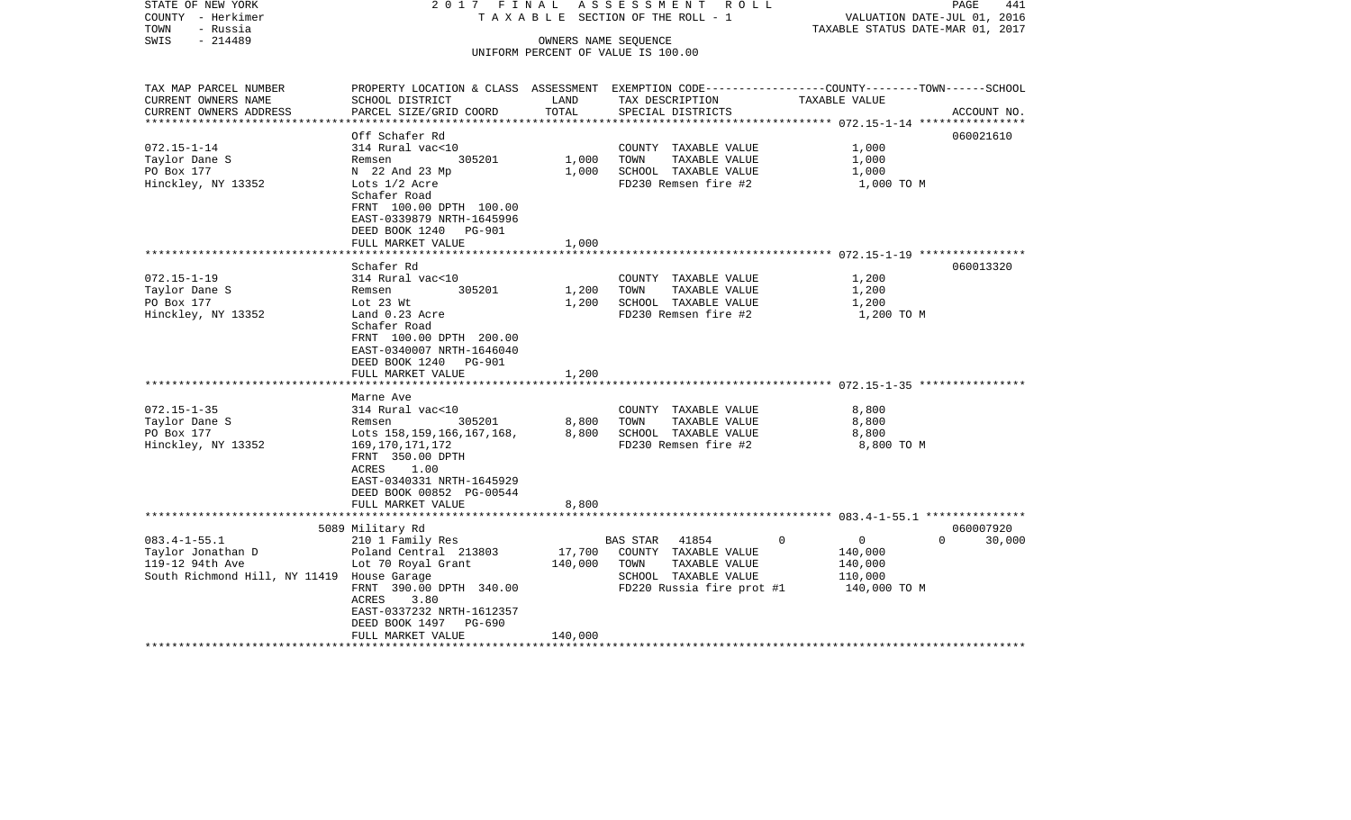STATE OF NEW YORK 2017 FINAL ASSESSMENT ROLL
COUNTY - Herkimer T A X A B L E SECTION OF THE ROLL - 1
TOWN - Russia
SWIS - 214489

VALUATION DATE-JUL 01, 2016
TAXABLE STATUS DATE-MAR 01, 2017

OWNERS NAME SEQUENCE
UNIFORM PERCENT OF VALUE IS 100.00

| TAX MAP PARCEL NUMBER<br>CURRENT OWNERS NAME<br>CURRENT OWNERS ADDRESS | PROPERTY LOCATION & CLASS<br>SCHOOL DISTRICT<br>PARCEL SIZE/GRID COORD | ASSESSMENT LAND<br>TOTAL | EXEMPTION CODE<br>TAX DESCRIPTION<br>SPECIAL DISTRICTS | COUNTY | TOWN | SCHOOL<br>TAXABLE VALUE | ACCOUNT NO. |
|---|---|---|---|---|---|---|---|
| 072.15-1-14 | Off Schafer Rd | | | | | | 060021610 |
| Taylor Dane S | 314 Rural vac<10 | | COUNTY TAXABLE VALUE | 1,000 | | | |
| PO Box 177 | Remsen 305201 | 1,000 | TOWN TAXABLE VALUE | 1,000 | | | |
| Hinckley, NY 13352 | N 22 And 23 Mp | 1,000 | SCHOOL TAXABLE VALUE | 1,000 | | | |
| | Lots 1/2 Acre | | FD230 Remsen fire #2 | 1,000 TO M | | | |
| | Schafer Road | | | | | | |
| | FRNT 100.00 DPTH 100.00 | | | | | | |
| | EAST-0339879 NRTH-1645996 | | | | | | |
| | DEED BOOK 1240 PG-901 | | | | | | |
| | FULL MARKET VALUE | 1,000 | | | | | |
| 072.15-1-19 | Schafer Rd | | | | | | 060013320 |
| Taylor Dane S | 314 Rural vac<10 | | COUNTY TAXABLE VALUE | 1,200 | | | |
| PO Box 177 | Remsen 305201 | 1,200 | TOWN TAXABLE VALUE | 1,200 | | | |
| Hinckley, NY 13352 | Lot 23 Wt | 1,200 | SCHOOL TAXABLE VALUE | 1,200 | | | |
| | Land 0.23 Acre | | FD230 Remsen fire #2 | 1,200 TO M | | | |
| | Schafer Road | | | | | | |
| | FRNT 100.00 DPTH 200.00 | | | | | | |
| | EAST-0340007 NRTH-1646040 | | | | | | |
| | DEED BOOK 1240 PG-901 | | | | | | |
| | FULL MARKET VALUE | 1,200 | | | | | |
| 072.15-1-35 | Marne Ave | | | | | | |
| Taylor Dane S | 314 Rural vac<10 | | COUNTY TAXABLE VALUE | 8,800 | | | |
| PO Box 177 | Remsen 305201 | 8,800 | TOWN TAXABLE VALUE | 8,800 | | | |
| Hinckley, NY 13352 | Lots 158,159,166,167,168, | 8,800 | SCHOOL TAXABLE VALUE | 8,800 | | | |
| | 169,170,171,172 | | FD230 Remsen fire #2 | 8,800 TO M | | | |
| | FRNT 350.00 DPTH | | | | | | |
| | ACRES 1.00 | | | | | | |
| | EAST-0340331 NRTH-1645929 | | | | | | |
| | DEED BOOK 00852 PG-00544 | | | | | | |
| | FULL MARKET VALUE | 8,800 | | | | | |
| 083.4-1-55.1 | 5089 Military Rd | | | | | | 060007920 |
| Taylor Jonathan D | 210 1 Family Res | | BAS STAR 41854 | 0 | 0 | 0 | 30,000 |
| 119-12 94th Ave | Poland Central 213803 | 17,700 | COUNTY TAXABLE VALUE | 140,000 | | | |
| South Richmond Hill, NY 11419 | Lot 70 Royal Grant | 140,000 | TOWN TAXABLE VALUE | 140,000 | | | |
| | House Garage | | SCHOOL TAXABLE VALUE | 110,000 | | | |
| | FRNT 390.00 DPTH 340.00 | | FD220 Russia fire prot #1 | 140,000 TO M | | | |
| | ACRES 3.80 | | | | | | |
| | EAST-0337232 NRTH-1612357 | | | | | | |
| | DEED BOOK 1497 PG-690 | | | | | | |
| | FULL MARKET VALUE | 140,000 | | | | | |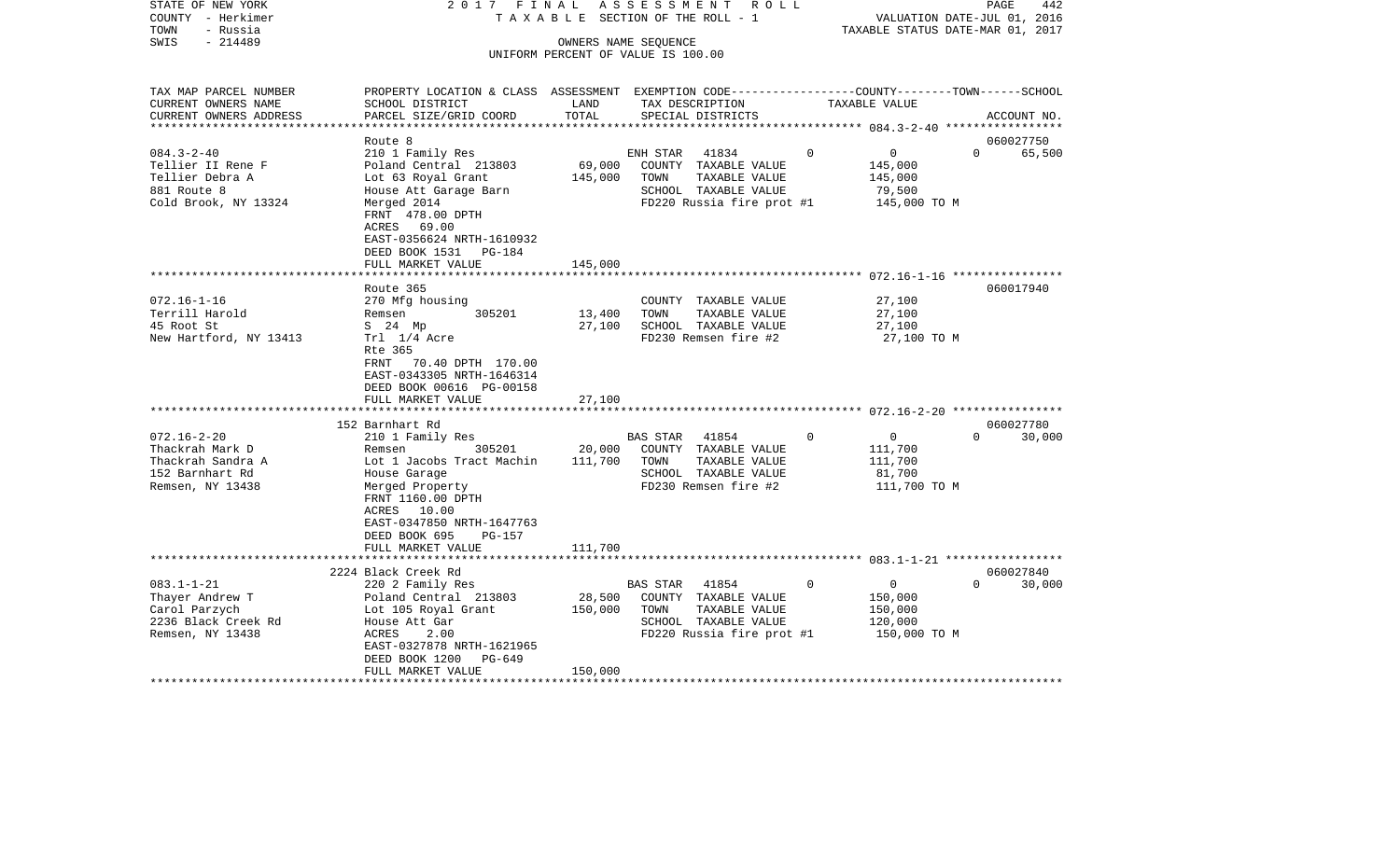STATE OF NEW YORK 2017 FINAL ASSESSMENT ROLL
COUNTY - Herkimer TAXABLE SECTION OF THE ROLL - 1 VALUATION DATE-JUL 01, 2016
TOWN - Russia TAXABLE STATUS DATE-MAR 01, 2017
SWIS - 214489 OWNERS NAME SEQUENCE
UNIFORM PERCENT OF VALUE IS 100.00

| TAX MAP PARCEL NUMBER / CURRENT OWNERS NAME / CURRENT OWNERS ADDRESS | PROPERTY LOCATION & CLASS / SCHOOL DISTRICT / PARCEL SIZE/GRID COORD | ASSESSMENT LAND | TOTAL | EXEMPTION CODE / TAX DESCRIPTION / SPECIAL DISTRICTS | COUNTY | TOWN | SCHOOL / ACCOUNT NO. |
|---|---|---|---|---|---|---|---|
| 084.3-2-40 | Route 8 | | | | | | 060027750 |
| Tellier II Rene F | 210 1 Family Res | | | ENH STAR 41834 | 0 | 0 | 0 65,500 |
| Tellier Debra A | Poland Central 213803 | 69,000 | | COUNTY TAXABLE VALUE | 145,000 | | |
| 881 Route 8 | Lot 63 Royal Grant | | 145,000 | TOWN TAXABLE VALUE | 145,000 | | |
| Cold Brook, NY 13324 | House Att Garage Barn | | | SCHOOL TAXABLE VALUE | 79,500 | | |
| | Merged 2014 | | | FD220 Russia fire prot #1 | 145,000 TO M | | |
| | FRNT 478.00 DPTH | | | | | | |
| | ACRES 69.00 | | | | | | |
| | EAST-0356624 NRTH-1610932 | | | | | | |
| | DEED BOOK 1531 PG-184 | | | | | | |
| | FULL MARKET VALUE | | 145,000 | | | | |
| 072.16-1-16 | Route 365 | | | | | | 060017940 |
| Terrill Harold | 270 Mfg housing | | | COUNTY TAXABLE VALUE | 27,100 | | |
| 45 Root St | Remsen 305201 | 13,400 | | TOWN TAXABLE VALUE | 27,100 | | |
| New Hartford, NY 13413 | S 24 Mp | | 27,100 | SCHOOL TAXABLE VALUE | 27,100 | | |
| | Trl 1/4 Acre | | | FD230 Remsen fire #2 | 27,100 TO M | | |
| | Rte 365 | | | | | | |
| | FRNT 70.40 DPTH 170.00 | | | | | | |
| | EAST-0343305 NRTH-1646314 | | | | | | |
| | DEED BOOK 00616 PG-00158 | | | | | | |
| | FULL MARKET VALUE | | 27,100 | | | | |
| 072.16-2-20 | 152 Barnhart Rd | | | | | | 060027780 |
| Thackrah Mark D | 210 1 Family Res | | | BAS STAR 41854 | 0 | 0 | 0 30,000 |
| Thackrah Sandra A | Remsen 305201 | 20,000 | | COUNTY TAXABLE VALUE | 111,700 | | |
| 152 Barnhart Rd | Lot 1 Jacobs Tract Machin | | 111,700 | TOWN TAXABLE VALUE | 111,700 | | |
| Remsen, NY 13438 | House Garage | | | SCHOOL TAXABLE VALUE | 81,700 | | |
| | Merged Property | | | FD230 Remsen fire #2 | 111,700 TO M | | |
| | FRNT 1160.00 DPTH | | | | | | |
| | ACRES 10.00 | | | | | | |
| | EAST-0347850 NRTH-1647763 | | | | | | |
| | DEED BOOK 695 PG-157 | | | | | | |
| | FULL MARKET VALUE | | 111,700 | | | | |
| 083.1-1-21 | 2224 Black Creek Rd | | | | | | 060027840 |
| Thayer Andrew T | 220 2 Family Res | | | BAS STAR 41854 | 0 | 0 | 0 30,000 |
| Carol Parzych | Poland Central 213803 | 28,500 | | COUNTY TAXABLE VALUE | 150,000 | | |
| 2236 Black Creek Rd | Lot 105 Royal Grant | | 150,000 | TOWN TAXABLE VALUE | 150,000 | | |
| Remsen, NY 13438 | House Att Gar | | | SCHOOL TAXABLE VALUE | 120,000 | | |
| | ACRES 2.00 | | | FD220 Russia fire prot #1 | 150,000 TO M | | |
| | EAST-0327878 NRTH-1621965 | | | | | | |
| | DEED BOOK 1200 PG-649 | | | | | | |
| | FULL MARKET VALUE | | 150,000 | | | | |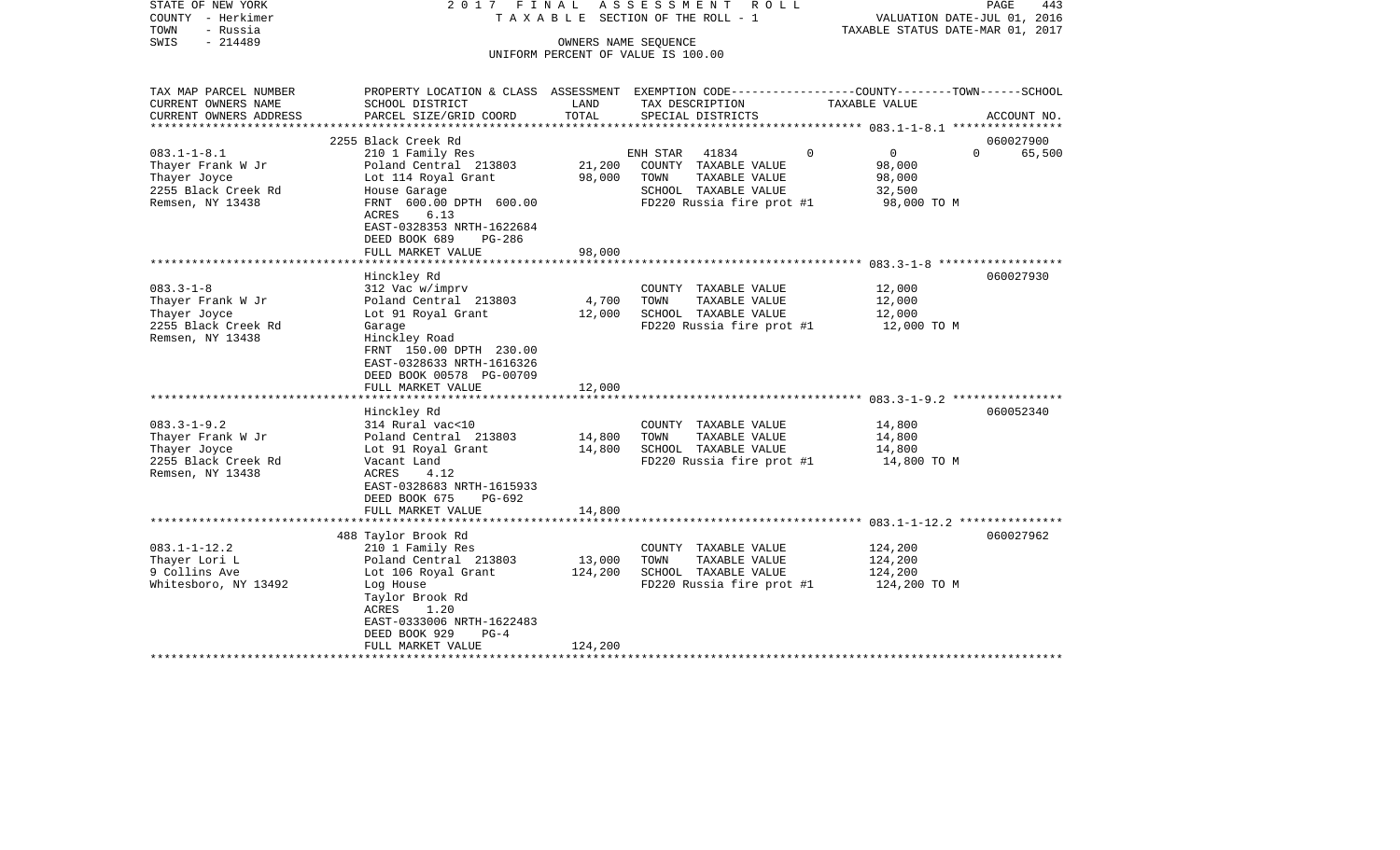STATE OF NEW YORK
COUNTY - Herkimer
TOWN - Russia
SWIS - 214489

2017 FINAL ASSESSMENT ROLL
TAXABLE SECTION OF THE ROLL - 1
OWNERS NAME SEQUENCE
UNIFORM PERCENT OF VALUE IS 100.00

VALUATION DATE-JUL 01, 2016
TAXABLE STATUS DATE-MAR 01, 2017

| TAX MAP PARCEL NUMBER / CURRENT OWNERS NAME / CURRENT OWNERS ADDRESS | PROPERTY LOCATION & CLASS / SCHOOL DISTRICT / PARCEL SIZE/GRID COORD | ASSESSMENT LAND | TOTAL | EXEMPTION CODE / TAX DESCRIPTION / SPECIAL DISTRICTS | COUNTY | TOWN | SCHOOL | TAXABLE VALUE | ACCOUNT NO. |
|---|---|---|---|---|---|---|---|---|---|
| | 2255 Black Creek Rd | | | | | | | | 060027900 |
| 083.1-1-8.1 | 210 1 Family Res | | | ENH STAR 41834 | 0 | 0 | 0 | | 65,500 |
| Thayer Frank W Jr | Poland Central 213803 | 21,200 | | COUNTY TAXABLE VALUE | | | | 98,000 | |
| Thayer Joyce | Lot 114 Royal Grant | | 98,000 | TOWN TAXABLE VALUE | | | | 98,000 | |
| 2255 Black Creek Rd | House Garage | | | SCHOOL TAXABLE VALUE | | | | 32,500 | |
| Remsen, NY 13438 | FRNT 600.00 DPTH 600.00 | | | FD220 Russia fire prot #1 | | | | 98,000 TO M | |
| | ACRES 6.13 | | | | | | | | |
| | EAST-0328353 NRTH-1622684 | | | | | | | | |
| | DEED BOOK 689 PG-286 | | | | | | | | |
| | FULL MARKET VALUE | | 98,000 | | | | | | |
| | Hinckley Rd | | | | | | | | 060027930 |
| 083.3-1-8 | 312 Vac w/imprv | | | COUNTY TAXABLE VALUE | | | | 12,000 | |
| Thayer Frank W Jr | Poland Central 213803 | 4,700 | | TOWN TAXABLE VALUE | | | | 12,000 | |
| Thayer Joyce | Lot 91 Royal Grant | | 12,000 | SCHOOL TAXABLE VALUE | | | | 12,000 | |
| 2255 Black Creek Rd | Garage | | | FD220 Russia fire prot #1 | | | | 12,000 TO M | |
| Remsen, NY 13438 | Hinckley Road | | | | | | | | |
| | FRNT 150.00 DPTH 230.00 | | | | | | | | |
| | EAST-0328633 NRTH-1616326 | | | | | | | | |
| | DEED BOOK 00578 PG-00709 | | | | | | | | |
| | FULL MARKET VALUE | | 12,000 | | | | | | |
| | Hinckley Rd | | | | | | | | 060052340 |
| 083.3-1-9.2 | 314 Rural vac<10 | | | COUNTY TAXABLE VALUE | | | | 14,800 | |
| Thayer Frank W Jr | Poland Central 213803 | 14,800 | | TOWN TAXABLE VALUE | | | | 14,800 | |
| Thayer Joyce | Lot 91 Royal Grant | | 14,800 | SCHOOL TAXABLE VALUE | | | | 14,800 | |
| 2255 Black Creek Rd | Vacant Land | | | FD220 Russia fire prot #1 | | | | 14,800 TO M | |
| Remsen, NY 13438 | ACRES 4.12 | | | | | | | | |
| | EAST-0328683 NRTH-1615933 | | | | | | | | |
| | DEED BOOK 675 PG-692 | | | | | | | | |
| | FULL MARKET VALUE | | 14,800 | | | | | | |
| | 488 Taylor Brook Rd | | | | | | | | 060027962 |
| 083.1-1-12.2 | 210 1 Family Res | | | COUNTY TAXABLE VALUE | | | | 124,200 | |
| Thayer Lori L | Poland Central 213803 | 13,000 | | TOWN TAXABLE VALUE | | | | 124,200 | |
| 9 Collins Ave | Lot 106 Royal Grant | | 124,200 | SCHOOL TAXABLE VALUE | | | | 124,200 | |
| Whitesboro, NY 13492 | Log House | | | FD220 Russia fire prot #1 | | | | 124,200 TO M | |
| | Taylor Brook Rd | | | | | | | | |
| | ACRES 1.20 | | | | | | | | |
| | EAST-0333006 NRTH-1622483 | | | | | | | | |
| | DEED BOOK 929 PG-4 | | | | | | | | |
| | FULL MARKET VALUE | | 124,200 | | | | | | |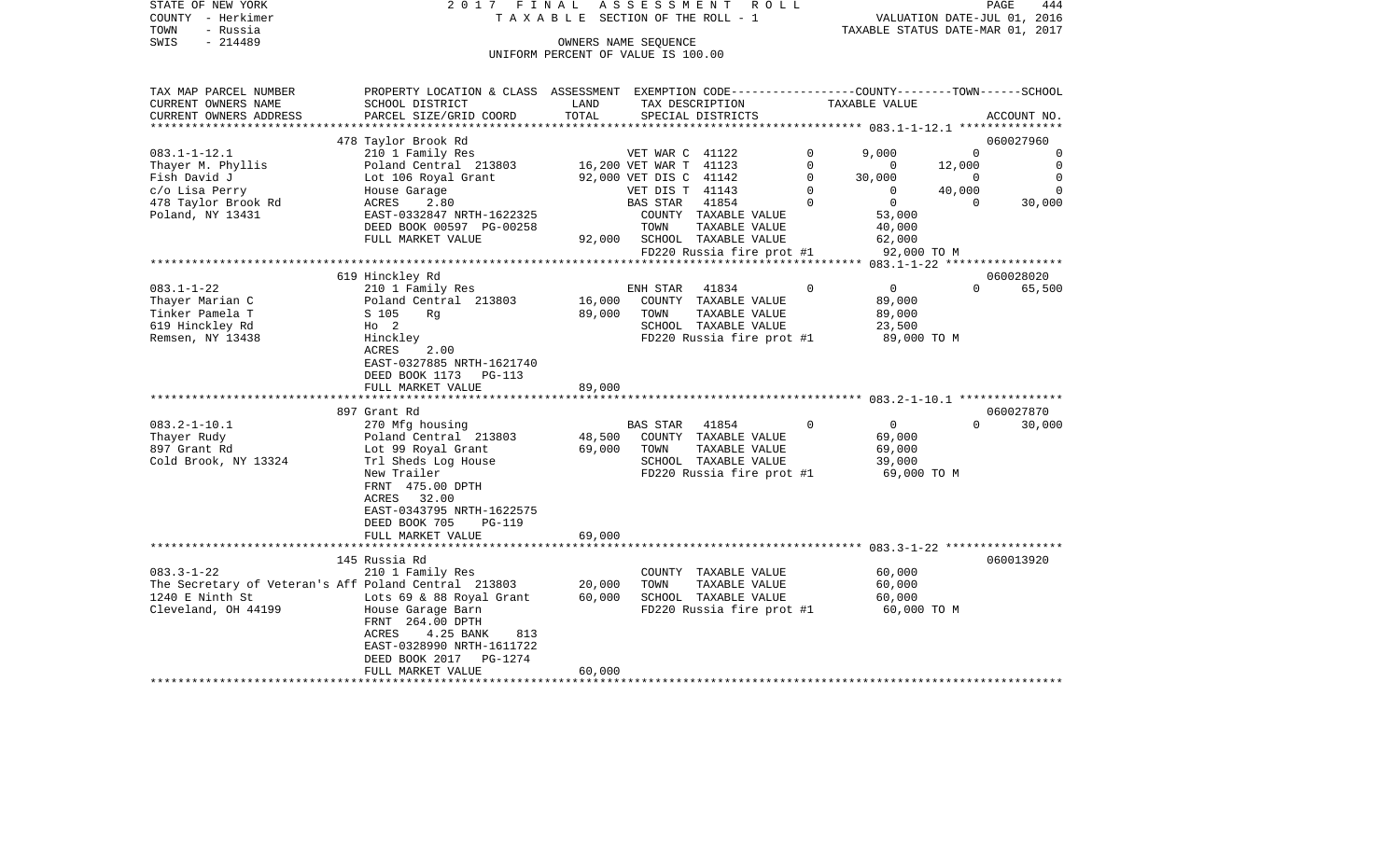STATE OF NEW YORK 2017 FINAL ASSESSMENT ROLL
COUNTY - Herkimer TAXABLE SECTION OF THE ROLL - 1 VALUATION DATE-JUL 01, 2016
TOWN - Russia TAXABLE STATUS DATE-MAR 01, 2017
SWIS - 214489 OWNERS NAME SEQUENCE
UNIFORM PERCENT OF VALUE IS 100.00

| TAX MAP PARCEL NUMBER / CURRENT OWNERS NAME / CURRENT OWNERS ADDRESS | PROPERTY LOCATION & CLASS / SCHOOL DISTRICT / PARCEL SIZE/GRID COORD | ASSESSMENT LAND | TOTAL | EXEMPTION CODE / TAX DESCRIPTION / SPECIAL DISTRICTS | | COUNTY TAXABLE VALUE | TOWN | SCHOOL | ACCOUNT NO. |
|---|---|---|---|---|---|---|---|---|---|
| | 478 Taylor Brook Rd | | | | | | | | 060027960 |
| 083.1-1-12.1 | 210 1 Family Res | | | VET WAR C 41122 | 0 | 9,000 | 0 | 0 | |
| Thayer M. Phyllis | Poland Central 213803 | 16,200 | | VET WAR T 41123 | 0 | 0 | 12,000 | 0 | |
| Fish David J | Lot 106 Royal Grant | | 92,000 | VET DIS C 41142 | 0 | 30,000 | 0 | 0 | |
| c/o Lisa Perry | House Garage | | | VET DIS T 41143 | 0 | 0 | 40,000 | 0 | |
| 478 Taylor Brook Rd | ACRES 2.80 | | | BAS STAR 41854 | 0 | 0 | 0 | 30,000 | |
| Poland, NY 13431 | EAST-0332847 NRTH-1622325 | | | COUNTY TAXABLE VALUE | | 53,000 | | | |
| | DEED BOOK 00597 PG-00258 | | | TOWN TAXABLE VALUE | | 40,000 | | | |
| | FULL MARKET VALUE | | 92,000 | SCHOOL TAXABLE VALUE | | 62,000 | | | |
| | | | | FD220 Russia fire prot #1 | | 92,000 TO M | | | |
| | 619 Hinckley Rd | | | | | | | | 060028020 |
| 083.1-1-22 | 210 1 Family Res | | | ENH STAR 41834 | 0 | 0 | 0 | 65,500 | |
| Thayer Marian C | Poland Central 213803 | 16,000 | | COUNTY TAXABLE VALUE | | 89,000 | | | |
| Tinker Pamela T | S 105 Rg | | 89,000 | TOWN TAXABLE VALUE | | 89,000 | | | |
| 619 Hinckley Rd | Ho 2 | | | SCHOOL TAXABLE VALUE | | 23,500 | | | |
| Remsen, NY 13438 | Hinckley | | | FD220 Russia fire prot #1 | | 89,000 TO M | | | |
| | ACRES 2.00 | | | | | | | | |
| | EAST-0327885 NRTH-1621740 | | | | | | | | |
| | DEED BOOK 1173 PG-113 | | | | | | | | |
| | FULL MARKET VALUE | | 89,000 | | | | | | |
| | 897 Grant Rd | | | | | | | | 060027870 |
| 083.2-1-10.1 | 270 Mfg housing | | | BAS STAR 41854 | 0 | 0 | 0 | 30,000 | |
| Thayer Rudy | Poland Central 213803 | 48,500 | | COUNTY TAXABLE VALUE | | 69,000 | | | |
| 897 Grant Rd | Lot 99 Royal Grant | | 69,000 | TOWN TAXABLE VALUE | | 69,000 | | | |
| Cold Brook, NY 13324 | Trl Sheds Log House | | | SCHOOL TAXABLE VALUE | | 39,000 | | | |
| | New Trailer | | | FD220 Russia fire prot #1 | | 69,000 TO M | | | |
| | FRNT 475.00 DPTH | | | | | | | | |
| | ACRES 32.00 | | | | | | | | |
| | EAST-0343795 NRTH-1622575 | | | | | | | | |
| | DEED BOOK 705 PG-119 | | | | | | | | |
| | FULL MARKET VALUE | | 69,000 | | | | | | |
| | 145 Russia Rd | | | | | | | | 060013920 |
| 083.3-1-22 | 210 1 Family Res | | | COUNTY TAXABLE VALUE | | 60,000 | | | |
| The Secretary of Veteran's Aff | Poland Central 213803 | 20,000 | | TOWN TAXABLE VALUE | | 60,000 | | | |
| 1240 E Ninth St | Lots 69 & 88 Royal Grant | | 60,000 | SCHOOL TAXABLE VALUE | | 60,000 | | | |
| Cleveland, OH 44199 | House Garage Barn | | | FD220 Russia fire prot #1 | | 60,000 TO M | | | |
| | FRNT 264.00 DPTH | | | | | | | | |
| | ACRES 4.25 BANK 813 | | | | | | | | |
| | EAST-0328990 NRTH-1611722 | | | | | | | | |
| | DEED BOOK 2017 PG-1274 | | | | | | | | |
| | FULL MARKET VALUE | | 60,000 | | | | | | |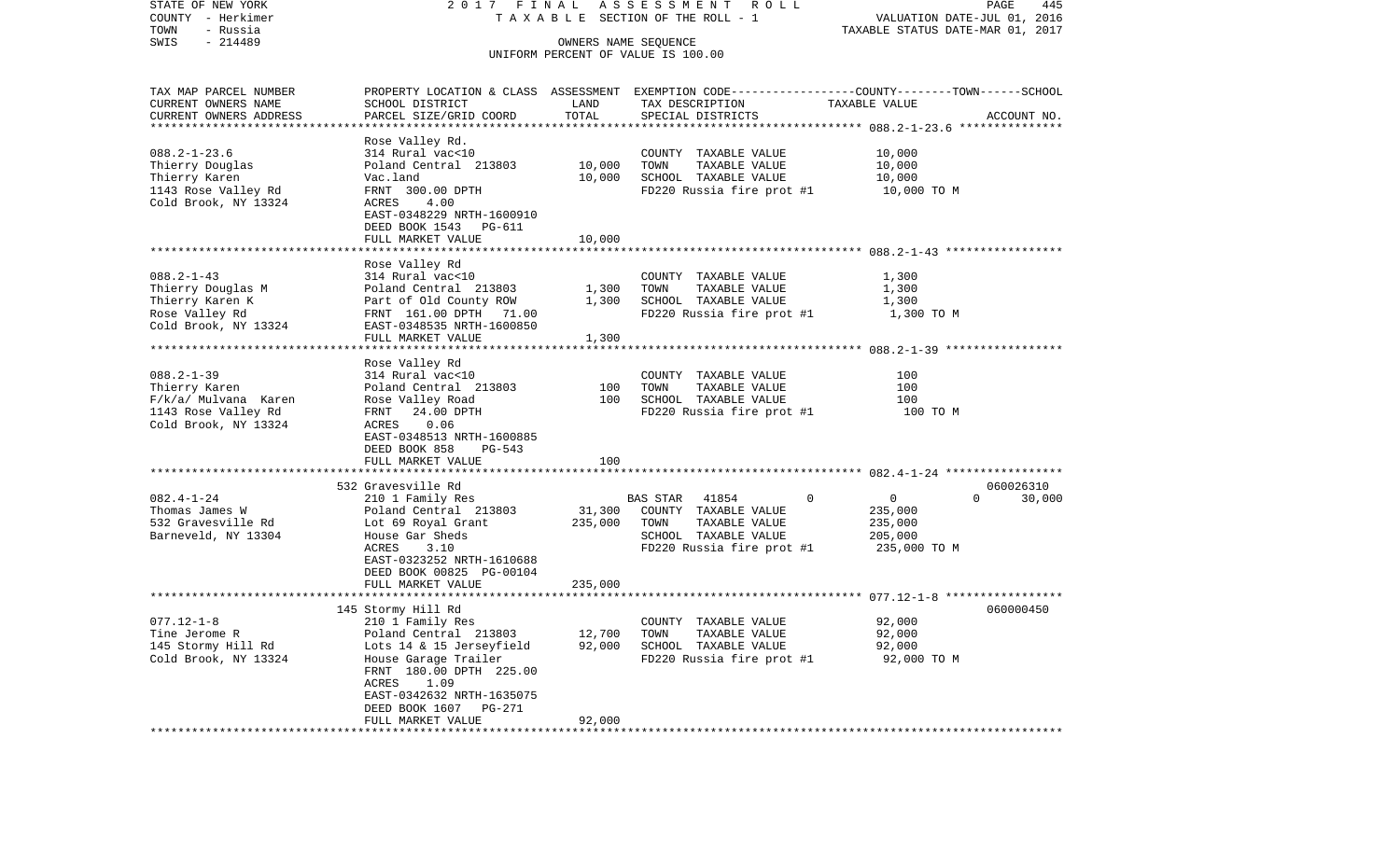STATE OF NEW YORK 2017 FINAL ASSESSMENT ROLL
COUNTY - Herkimer TAXABLE SECTION OF THE ROLL - 1 VALUATION DATE-JUL 01, 2016
TOWN - Russia TAXABLE STATUS DATE-MAR 01, 2017
SWIS - 214489 OWNERS NAME SEQUENCE
UNIFORM PERCENT OF VALUE IS 100.00

| TAX MAP PARCEL NUMBER / CURRENT OWNERS NAME / CURRENT OWNERS ADDRESS | PROPERTY LOCATION & CLASS / SCHOOL DISTRICT / PARCEL SIZE/GRID COORD | ASSESSMENT LAND | TOTAL | EXEMPTION CODE / TAX DESCRIPTION / SPECIAL DISTRICTS | COUNTY-TOWN-SCHOOL TAXABLE VALUE | ACCOUNT NO. |
|---|---|---|---|---|---|---|
| 088.2-1-23.6 | Rose Valley Rd. | | | | | |
| Thierry Douglas | 314 Rural vac<10 | | | COUNTY TAXABLE VALUE | 10,000 | |
| Thierry Karen | Poland Central 213803 | 10,000 | | TOWN TAXABLE VALUE | 10,000 | |
| 1143 Rose Valley Rd | Vac.land | | 10,000 | SCHOOL TAXABLE VALUE | 10,000 | |
| Cold Brook, NY 13324 | FRNT 300.00 DPTH | | | FD220 Russia fire prot #1 | 10,000 TO M | |
| | ACRES 4.00 | | | | | |
| | EAST-0348229 NRTH-1600910 | | | | | |
| | DEED BOOK 1543 PG-611 | | | | | |
| | FULL MARKET VALUE | | 10,000 | | | |
| 088.2-1-43 | Rose Valley Rd | | | | | |
| Thierry Douglas M | 314 Rural vac<10 | | | COUNTY TAXABLE VALUE | 1,300 | |
| Thierry Karen K | Poland Central 213803 | 1,300 | | TOWN TAXABLE VALUE | 1,300 | |
| Rose Valley Rd | Part of Old County ROW | | 1,300 | SCHOOL TAXABLE VALUE | 1,300 | |
| Cold Brook, NY 13324 | FRNT 161.00 DPTH 71.00 | | | FD220 Russia fire prot #1 | 1,300 TO M | |
| | EAST-0348535 NRTH-1600850 | | | | | |
| | FULL MARKET VALUE | | 1,300 | | | |
| 088.2-1-39 | Rose Valley Rd | | | | | |
| Thierry Karen | 314 Rural vac<10 | | | COUNTY TAXABLE VALUE | 100 | |
| F/k/a/ Mulvana Karen | Poland Central 213803 | 100 | | TOWN TAXABLE VALUE | 100 | |
| 1143 Rose Valley Rd | Rose Valley Road | | 100 | SCHOOL TAXABLE VALUE | 100 | |
| Cold Brook, NY 13324 | FRNT 24.00 DPTH | | | FD220 Russia fire prot #1 | 100 TO M | |
| | ACRES 0.06 | | | | | |
| | EAST-0348513 NRTH-1600885 | | | | | |
| | DEED BOOK 858 PG-543 | | | | | |
| | FULL MARKET VALUE | | 100 | | | |
| 082.4-1-24 | 532 Gravesville Rd | | | | | 060026310 |
| Thomas James W | 210 1 Family Res | | | BAS STAR 41854 0 | 0 0 | 30,000 |
| 532 Gravesville Rd | Poland Central 213803 | 31,300 | | COUNTY TAXABLE VALUE | 235,000 | |
| Barneveld, NY 13304 | Lot 69 Royal Grant | | 235,000 | TOWN TAXABLE VALUE | 235,000 | |
| | House Gar Sheds | | | SCHOOL TAXABLE VALUE | 205,000 | |
| | ACRES 3.10 | | | FD220 Russia fire prot #1 | 235,000 TO M | |
| | EAST-0323252 NRTH-1610688 | | | | | |
| | DEED BOOK 00825 PG-00104 | | | | | |
| | FULL MARKET VALUE | | 235,000 | | | |
| 077.12-1-8 | 145 Stormy Hill Rd | | | | | 060000450 |
| Tine Jerome R | 210 1 Family Res | | | COUNTY TAXABLE VALUE | 92,000 | |
| 145 Stormy Hill Rd | Poland Central 213803 | 12,700 | | TOWN TAXABLE VALUE | 92,000 | |
| Cold Brook, NY 13324 | Lots 14 & 15 Jerseyfield | | 92,000 | SCHOOL TAXABLE VALUE | 92,000 | |
| | House Garage Trailer | | | FD220 Russia fire prot #1 | 92,000 TO M | |
| | FRNT 180.00 DPTH 225.00 | | | | | |
| | ACRES 1.09 | | | | | |
| | EAST-0342632 NRTH-1635075 | | | | | |
| | DEED BOOK 1607 PG-271 | | | | | |
| | FULL MARKET VALUE | | 92,000 | | | |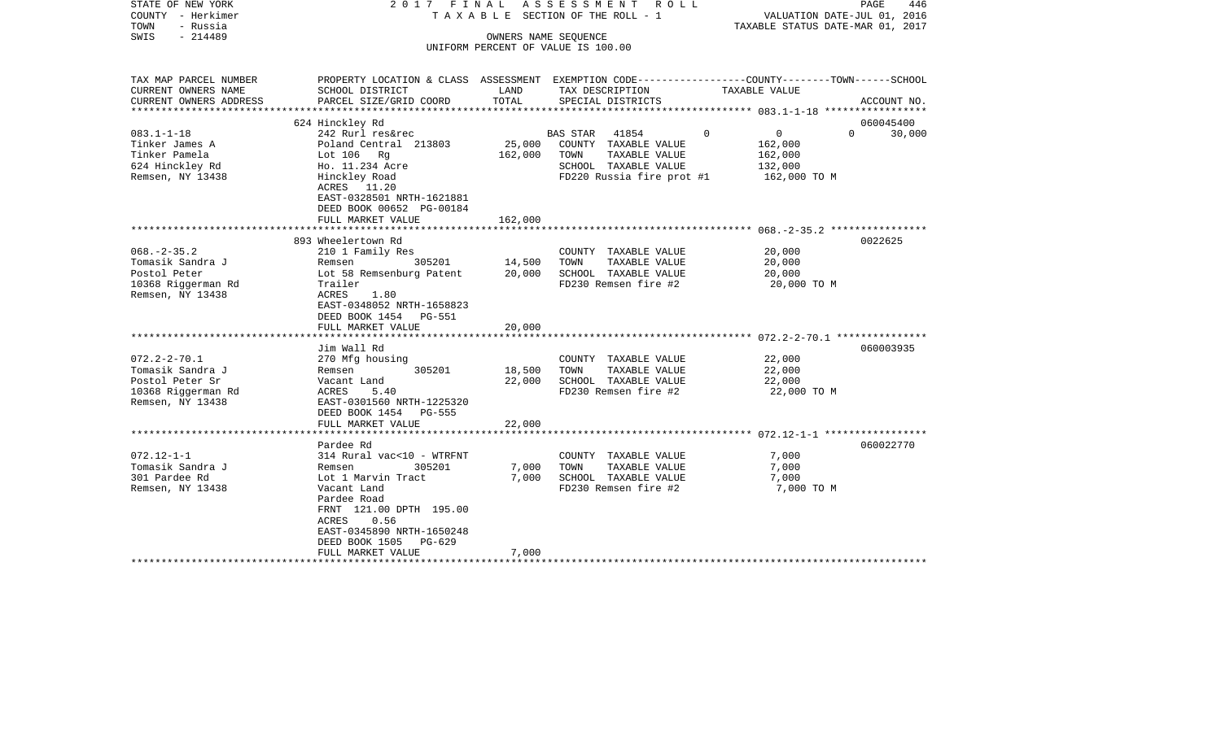STATE OF NEW YORK 2 0 1 7 F I N A L A S S E S S M E N T R O L L
COUNTY - Herkimer T A X A B L E SECTION OF THE ROLL - 1 VALUATION DATE-JUL 01, 2016
TOWN - Russia TAXABLE STATUS DATE-MAR 01, 2017
SWIS - 214489 OWNERS NAME SEQUENCE
UNIFORM PERCENT OF VALUE IS 100.00

| TAX MAP PARCEL NUMBER<br>CURRENT OWNERS NAME<br>CURRENT OWNERS ADDRESS | PROPERTY LOCATION & CLASS<br>SCHOOL DISTRICT<br>PARCEL SIZE/GRID COORD | ASSESSMENT<br>LAND<br>TOTAL | EXEMPTION CODE<br>TAX DESCRIPTION<br>SPECIAL DISTRICTS | COUNTY--------TOWN------SCHOOL<br>TAXABLE VALUE | ACCOUNT NO. |
|---|---|---|---|---|---|
| | 624 Hinckley Rd | | | | 060045400 |
| 083.1-1-18 | 242 Rurl res&rec | | BAS STAR 41854 0 | 0 0 | 30,000 |
| Tinker James A | Poland Central 213803 | 25,000 | COUNTY TAXABLE VALUE | 162,000 | |
| Tinker Pamela | Lot 106 Rg | 162,000 | TOWN TAXABLE VALUE | 162,000 | |
| 624 Hinckley Rd | Ho. 11.234 Acre | | SCHOOL TAXABLE VALUE | 132,000 | |
| Remsen, NY 13438 | Hinckley Road | | FD220 Russia fire prot #1 | 162,000 TO M | |
| | ACRES 11.20 | | | | |
| | EAST-0328501 NRTH-1621881 | | | | |
| | DEED BOOK 00652 PG-00184 | | | | |
| | FULL MARKET VALUE | 162,000 | | | |
| | 893 Wheelertown Rd | | | | 0022625 |
| 068.-2-35.2 | 210 1 Family Res | | COUNTY TAXABLE VALUE | 20,000 | |
| Tomasik Sandra J | Remsen 305201 | 14,500 | TOWN TAXABLE VALUE | 20,000 | |
| Postol Peter | Lot 58 Remsenburg Patent | 20,000 | SCHOOL TAXABLE VALUE | 20,000 | |
| 10368 Riggerman Rd | Trailer | | FD230 Remsen fire #2 | 20,000 TO M | |
| Remsen, NY 13438 | ACRES 1.80 | | | | |
| | EAST-0348052 NRTH-1658823 | | | | |
| | DEED BOOK 1454 PG-551 | | | | |
| | FULL MARKET VALUE | 20,000 | | | |
| | Jim Wall Rd | | | | 060003935 |
| 072.2-2-70.1 | 270 Mfg housing | | COUNTY TAXABLE VALUE | 22,000 | |
| Tomasik Sandra J | Remsen 305201 | 18,500 | TOWN TAXABLE VALUE | 22,000 | |
| Postol Peter Sr | Vacant Land | 22,000 | SCHOOL TAXABLE VALUE | 22,000 | |
| 10368 Riggerman Rd | ACRES 5.40 | | FD230 Remsen fire #2 | 22,000 TO M | |
| Remsen, NY 13438 | EAST-0301560 NRTH-1225320 | | | | |
| | DEED BOOK 1454 PG-555 | | | | |
| | FULL MARKET VALUE | 22,000 | | | |
| | Pardee Rd | | | | 060022770 |
| 072.12-1-1 | 314 Rural vac<10 - WTRFNT | | COUNTY TAXABLE VALUE | 7,000 | |
| Tomasik Sandra J | Remsen 305201 | 7,000 | TOWN TAXABLE VALUE | 7,000 | |
| 301 Pardee Rd | Lot 1 Marvin Tract | 7,000 | SCHOOL TAXABLE VALUE | 7,000 | |
| Remsen, NY 13438 | Vacant Land | | FD230 Remsen fire #2 | 7,000 TO M | |
| | Pardee Road | | | | |
| | FRNT 121.00 DPTH 195.00 | | | | |
| | ACRES 0.56 | | | | |
| | EAST-0345890 NRTH-1650248 | | | | |
| | DEED BOOK 1505 PG-629 | | | | |
| | FULL MARKET VALUE | 7,000 | | | |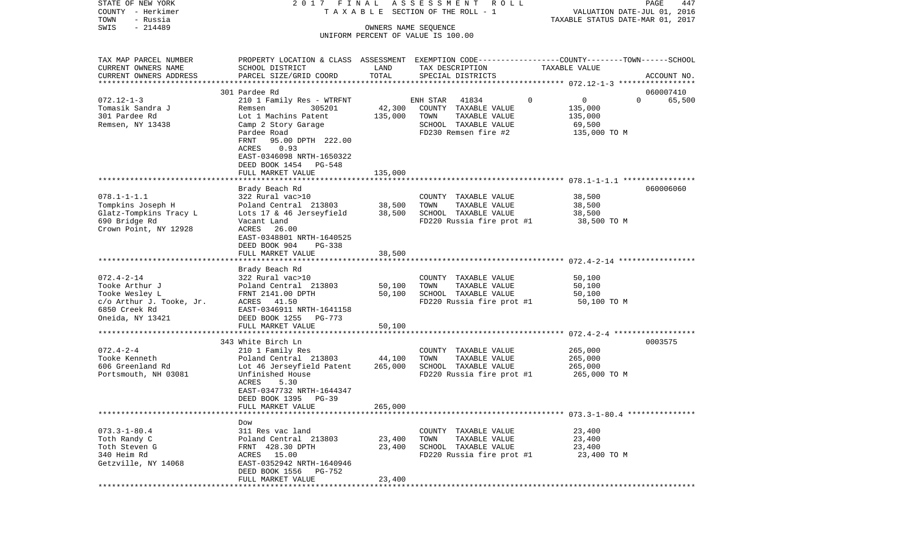STATE OF NEW YORK
COUNTY - Herkimer
TOWN - Russia
SWIS - 214489

2017 FINAL ASSESSMENT ROLL
TAXABLE SECTION OF THE ROLL - 1
OWNERS NAME SEQUENCE
UNIFORM PERCENT OF VALUE IS 100.00

VALUATION DATE-JUL 01, 2016
TAXABLE STATUS DATE-MAR 01, 2017

| TAX MAP PARCEL NUMBER / CURRENT OWNERS NAME / CURRENT OWNERS ADDRESS | PROPERTY LOCATION & CLASS / SCHOOL DISTRICT / PARCEL SIZE/GRID COORD | ASSESSMENT LAND | TOTAL | EXEMPTION CODE / TAX DESCRIPTION / SPECIAL DISTRICTS | COUNTY | TOWN | SCHOOL TAXABLE VALUE | ACCOUNT NO. |
|---|---|---|---|---|---|---|---|---|
| **072.12-1-3** | 301 Pardee Rd | | | | | | | 060007410 |
| Tomasik Sandra J | 210 1 Family Res - WTRFNT | | | ENH STAR 41834 | 0 | 0 | 65,500 | |
| 301 Pardee Rd | Remsen 305201 | 42,300 | | COUNTY TAXABLE VALUE | 135,000 | | | |
| Remsen, NY 13438 | Lot 1 Machins Patent | | 135,000 | TOWN TAXABLE VALUE | | 135,000 | | |
| | Camp 2 Story Garage | | | SCHOOL TAXABLE VALUE | | | 69,500 | |
| | Pardee Road | | | FD230 Remsen fire #2 | 135,000 TO M | | | |
| | FRNT 95.00 DPTH 222.00 | | | | | | | |
| | ACRES 0.93 | | | | | | | |
| | EAST-0346098 NRTH-1650322 | | | | | | | |
| | DEED BOOK 1454 PG-548 | | | | | | | |
| | FULL MARKET VALUE | | 135,000 | | | | | |
| **078.1-1-1.1** | Brady Beach Rd | | | | | | | 060006060 |
| Tompkins Joseph H | 322 Rural vac>10 | | | COUNTY TAXABLE VALUE | 38,500 | | | |
| Glatz-Tompkins Tracy L | Poland Central 213803 | 38,500 | | TOWN TAXABLE VALUE | | 38,500 | | |
| 690 Bridge Rd | Lots 17 & 46 Jerseyfield | | 38,500 | SCHOOL TAXABLE VALUE | | | 38,500 | |
| Crown Point, NY 12928 | Vacant Land | | | FD220 Russia fire prot #1 | 38,500 TO M | | | |
| | ACRES 26.00 | | | | | | | |
| | EAST-0348801 NRTH-1640525 | | | | | | | |
| | DEED BOOK 904 PG-338 | | | | | | | |
| | FULL MARKET VALUE | | 38,500 | | | | | |
| **072.4-2-14** | Brady Beach Rd | | | | | | | |
| Tooke Arthur J | 322 Rural vac>10 | | | COUNTY TAXABLE VALUE | 50,100 | | | |
| Tooke Wesley L | Poland Central 213803 | 50,100 | | TOWN TAXABLE VALUE | | 50,100 | | |
| c/o Arthur J. Tooke, Jr. | FRNT 2141.00 DPTH | | 50,100 | SCHOOL TAXABLE VALUE | | | 50,100 | |
| 6850 Creek Rd | ACRES 41.50 | | | FD220 Russia fire prot #1 | 50,100 TO M | | | |
| Oneida, NY 13421 | EAST-0346911 NRTH-1641158 | | | | | | | |
| | DEED BOOK 1255 PG-773 | | | | | | | |
| | FULL MARKET VALUE | | 50,100 | | | | | |
| **072.4-2-4** | 343 White Birch Ln | | | | | | | 0003575 |
| Tooke Kenneth | 210 1 Family Res | | | COUNTY TAXABLE VALUE | 265,000 | | | |
| 606 Greenland Rd | Poland Central 213803 | 44,100 | | TOWN TAXABLE VALUE | | 265,000 | | |
| Portsmouth, NH 03081 | Lot 46 Jerseyfield Patent | | 265,000 | SCHOOL TAXABLE VALUE | | | 265,000 | |
| | Unfinished House | | | FD220 Russia fire prot #1 | 265,000 TO M | | | |
| | ACRES 5.30 | | | | | | | |
| | EAST-0347732 NRTH-1644347 | | | | | | | |
| | DEED BOOK 1395 PG-39 | | | | | | | |
| | FULL MARKET VALUE | | 265,000 | | | | | |
| **073.3-1-80.4** | Dow | | | | | | | |
| Toth Randy C | 311 Res vac land | | | COUNTY TAXABLE VALUE | 23,400 | | | |
| Toth Steven G | Poland Central 213803 | 23,400 | | TOWN TAXABLE VALUE | | 23,400 | | |
| 340 Heim Rd | FRNT 428.30 DPTH | | 23,400 | SCHOOL TAXABLE VALUE | | | 23,400 | |
| Getzville, NY 14068 | ACRES 15.00 | | | FD220 Russia fire prot #1 | 23,400 TO M | | | |
| | EAST-0352942 NRTH-1640946 | | | | | | | |
| | DEED BOOK 1556 PG-752 | | | | | | | |
| | FULL MARKET VALUE | | 23,400 | | | | | |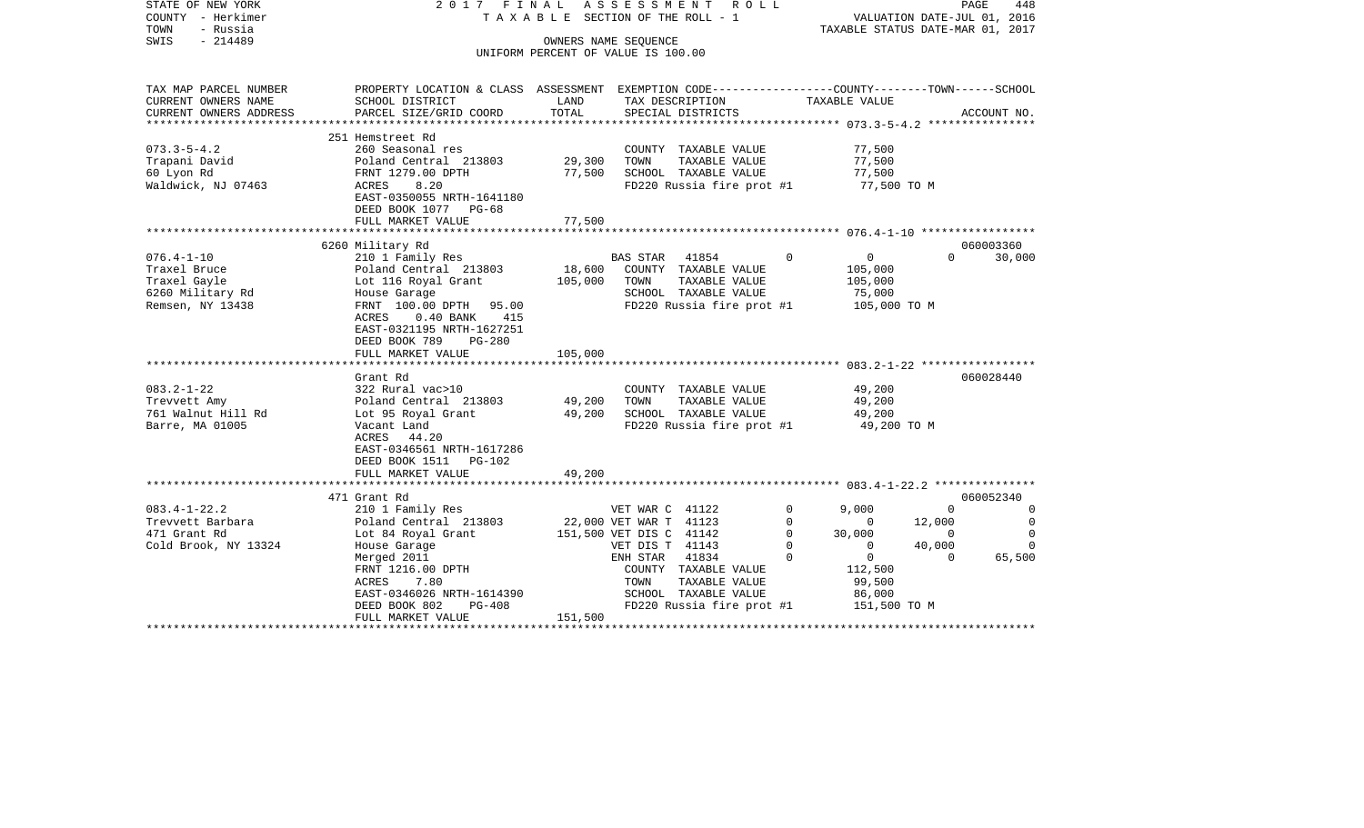STATE OF NEW YORK
COUNTY - Herkimer
TOWN - Russia
SWIS - 214489

2 0 1 7 F I N A L A S S E S S M E N T R O L L
T A X A B L E SECTION OF THE ROLL - 1
OWNERS NAME SEQUENCE
UNIFORM PERCENT OF VALUE IS 100.00

VALUATION DATE-JUL 01, 2016
TAXABLE STATUS DATE-MAR 01, 2017

| TAX MAP PARCEL NUMBER / CURRENT OWNERS NAME / CURRENT OWNERS ADDRESS | PROPERTY LOCATION & CLASS / SCHOOL DISTRICT / PARCEL SIZE/GRID COORD | ASSESSMENT LAND | TOTAL | EXEMPTION CODE / TAX DESCRIPTION / SPECIAL DISTRICTS | | COUNTY TAXABLE VALUE | TOWN | SCHOOL / ACCOUNT NO. |
|---|---|---|---|---|---|---|---|---|
| **073.3-5-4.2** | 251 Hemstreet Rd | | | | | | | |
| Trapani David | 260 Seasonal res | | | COUNTY TAXABLE VALUE | | 77,500 | | |
| 60 Lyon Rd | Poland Central 213803 | 29,300 | | TOWN TAXABLE VALUE | | 77,500 | | |
| Waldwick, NJ 07463 | FRNT 1279.00 DPTH | | 77,500 | SCHOOL TAXABLE VALUE | | 77,500 | | |
| | ACRES 8.20 | | | FD220 Russia fire prot #1 | | 77,500 TO M | | |
| | EAST-0350055 NRTH-1641180 | | | | | | | |
| | DEED BOOK 1077 PG-68 | | | | | | | |
| | FULL MARKET VALUE | | 77,500 | | | | | |
| **076.4-1-10** | 6260 Military Rd | | | | | | | 060003360 |
| Traxel Bruce | 210 1 Family Res | | | BAS STAR 41854 | 0 | 0 | 0 | 30,000 |
| Traxel Gayle | Poland Central 213803 | 18,600 | | COUNTY TAXABLE VALUE | | 105,000 | | |
| 6260 Military Rd | Lot 116 Royal Grant | | 105,000 | TOWN TAXABLE VALUE | | 105,000 | | |
| Remsen, NY 13438 | House Garage | | | SCHOOL TAXABLE VALUE | | 75,000 | | |
| | FRNT 100.00 DPTH 95.00 | | | FD220 Russia fire prot #1 | | 105,000 TO M | | |
| | ACRES 0.40 BANK 415 | | | | | | | |
| | EAST-0321195 NRTH-1627251 | | | | | | | |
| | DEED BOOK 789 PG-280 | | | | | | | |
| | FULL MARKET VALUE | | 105,000 | | | | | |
| **083.2-1-22** | Grant Rd | | | | | | | 060028440 |
| Trevvett Amy | 322 Rural vac>10 | | | COUNTY TAXABLE VALUE | | 49,200 | | |
| 761 Walnut Hill Rd | Poland Central 213803 | 49,200 | | TOWN TAXABLE VALUE | | 49,200 | | |
| Barre, MA 01005 | Lot 95 Royal Grant | | 49,200 | SCHOOL TAXABLE VALUE | | 49,200 | | |
| | Vacant Land | | | FD220 Russia fire prot #1 | | 49,200 TO M | | |
| | ACRES 44.20 | | | | | | | |
| | EAST-0346561 NRTH-1617286 | | | | | | | |
| | DEED BOOK 1511 PG-102 | | | | | | | |
| | FULL MARKET VALUE | | 49,200 | | | | | |
| **083.4-1-22.2** | 471 Grant Rd | | | | | | | 060052340 |
| Trevvett Barbara | 210 1 Family Res | | | VET WAR C 41122 | 0 | 9,000 | 0 | 0 |
| 471 Grant Rd | Poland Central 213803 | 22,000 | | VET WAR T 41123 | 0 | 0 | 12,000 | 0 |
| Cold Brook, NY 13324 | Lot 84 Royal Grant | | 151,500 | VET DIS C 41142 | 0 | 30,000 | 0 | 0 |
| | House Garage | | | VET DIS T 41143 | 0 | 0 | 40,000 | 0 |
| | Merged 2011 | | | ENH STAR 41834 | 0 | 0 | 0 | 65,500 |
| | FRNT 1216.00 DPTH | | | COUNTY TAXABLE VALUE | | 112,500 | | |
| | ACRES 7.80 | | | TOWN TAXABLE VALUE | | 99,500 | | |
| | EAST-0346026 NRTH-1614390 | | | SCHOOL TAXABLE VALUE | | 86,000 | | |
| | DEED BOOK 802 PG-408 | | | FD220 Russia fire prot #1 | | 151,500 TO M | | |
| | FULL MARKET VALUE | | 151,500 | | | | | |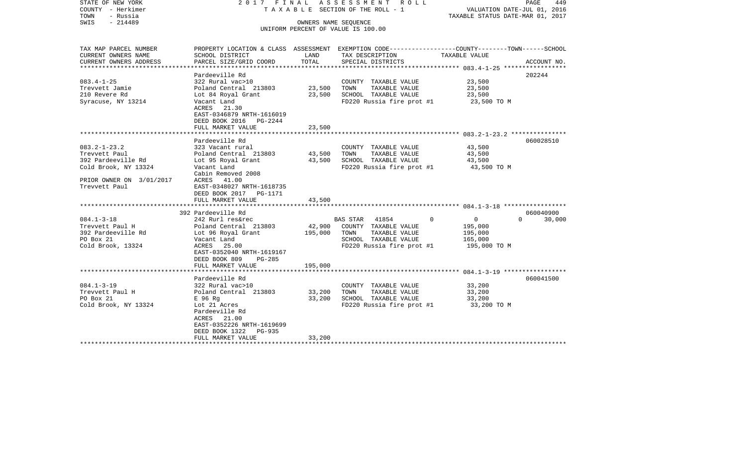STATE OF NEW YORK | 2017 FINAL ASSESSMENT ROLL | VALUATION DATE-JUL 01, 2016
COUNTY - Herkimer | TAXABLE SECTION OF THE ROLL - 1 | TAXABLE STATUS DATE-MAR 01, 2017
TOWN - Russia | OWNERS NAME SEQUENCE
SWIS - 214489 | UNIFORM PERCENT OF VALUE IS 100.00

| TAX MAP PARCEL NUMBER<br>CURRENT OWNERS NAME<br>CURRENT OWNERS ADDRESS | PROPERTY LOCATION & CLASS<br>SCHOOL DISTRICT<br>PARCEL SIZE/GRID COORD | ASSESSMENT<br>LAND<br>TOTAL | EXEMPTION CODE<br>TAX DESCRIPTION<br>SPECIAL DISTRICTS | COUNTY | TOWN | SCHOOL<br>TAXABLE VALUE | ACCOUNT NO. |
|---|---|---|---|---|---|---|---|
| **083.4-1-25** | Pardeeville Rd | | | | | | 202244 |
| 083.4-1-25 | 322 Rural vac>10 | | COUNTY TAXABLE VALUE | 23,500 | | | |
| Trevvett Jamie | Poland Central 213803 | 23,500 | TOWN TAXABLE VALUE | | 23,500 | | |
| 210 Revere Rd | Lot 84 Royal Grant | 23,500 | SCHOOL TAXABLE VALUE | | | 23,500 | |
| Syracuse, NY 13214 | Vacant Land | | FD220 Russia fire prot #1 | 23,500 TO M | | | |
| | ACRES 21.30 | | | | | | |
| | EAST-0346879 NRTH-1616019 | | | | | | |
| | DEED BOOK 2016 PG-2244 | | | | | | |
| | FULL MARKET VALUE | 23,500 | | | | | |
| **083.2-1-23.2** | Pardeeville Rd | | | | | | 060028510 |
| 083.2-1-23.2 | 323 Vacant rural | | COUNTY TAXABLE VALUE | 43,500 | | | |
| Trevvett Paul | Poland Central 213803 | 43,500 | TOWN TAXABLE VALUE | | 43,500 | | |
| 392 Pardeeville Rd | Lot 95 Royal Grant | 43,500 | SCHOOL TAXABLE VALUE | | | 43,500 | |
| Cold Brook, NY 13324 | Vacant Land | | FD220 Russia fire prot #1 | 43,500 TO M | | | |
| | Cabin Removed 2008 | | | | | | |
| PRIOR OWNER ON 3/01/2017 | ACRES 41.00 | | | | | | |
| Trevvett Paul | EAST-0348027 NRTH-1618735 | | | | | | |
| | DEED BOOK 2017 PG-1171 | | | | | | |
| | FULL MARKET VALUE | 43,500 | | | | | |
| **084.1-3-18** | 392 Pardeeville Rd | | | | | | 060040900 |
| 084.1-3-18 | 242 Rurl res&rec | | BAS STAR 41854 | 0 | 0 | 0 | 30,000 |
| Trevvett Paul H | Poland Central 213803 | 42,900 | COUNTY TAXABLE VALUE | 195,000 | | | |
| 392 Pardeeville Rd | Lot 96 Royal Grant | 195,000 | TOWN TAXABLE VALUE | | 195,000 | | |
| PO Box 21 | Vacant Land | | SCHOOL TAXABLE VALUE | | | 165,000 | |
| Cold Brook, 13324 | ACRES 25.00 | | FD220 Russia fire prot #1 | 195,000 TO M | | | |
| | EAST-0352040 NRTH-1619167 | | | | | | |
| | DEED BOOK 809 PG-285 | | | | | | |
| | FULL MARKET VALUE | 195,000 | | | | | |
| **084.1-3-19** | Pardeeville Rd | | | | | | 060041500 |
| 084.1-3-19 | 322 Rural vac>10 | | COUNTY TAXABLE VALUE | 33,200 | | | |
| Trevvett Paul H | Poland Central 213803 | 33,200 | TOWN TAXABLE VALUE | | 33,200 | | |
| PO Box 21 | E 96 Rg | 33,200 | SCHOOL TAXABLE VALUE | | | 33,200 | |
| Cold Brook, NY 13324 | Lot 21 Acres | | FD220 Russia fire prot #1 | 33,200 TO M | | | |
| | Pardeeville Rd | | | | | | |
| | ACRES 21.00 | | | | | | |
| | EAST-0352226 NRTH-1619699 | | | | | | |
| | DEED BOOK 1322 PG-935 | | | | | | |
| | FULL MARKET VALUE | 33,200 | | | | | |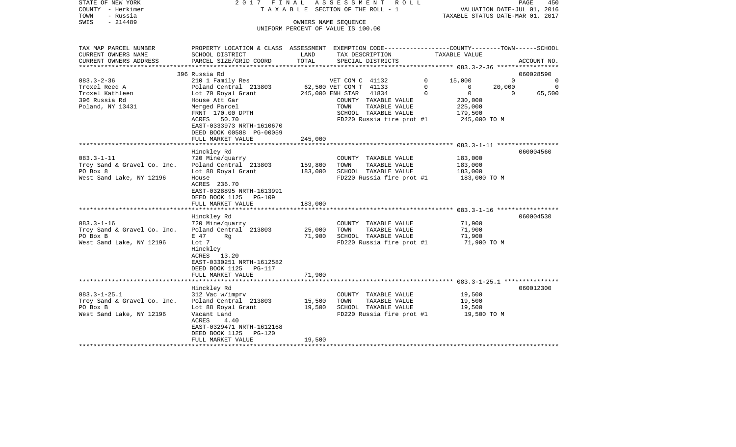STATE OF NEW YORK — 2017 FINAL ASSESSMENT ROLL — TAXABLE SECTION OF THE ROLL - 1

COUNTY - Herkimer — TOWN - Russia — SWIS - 214489

OWNERS NAME SEQUENCE — UNIFORM PERCENT OF VALUE IS 100.00

VALUATION DATE-JUL 01, 2016 — TAXABLE STATUS DATE-MAR 01, 2017

| TAX MAP PARCEL NUMBER / CURRENT OWNERS NAME / CURRENT OWNERS ADDRESS | PROPERTY LOCATION & CLASS / SCHOOL DISTRICT / PARCEL SIZE/GRID COORD | ASSESSMENT LAND | TOTAL | EXEMPTION CODE / TAX DESCRIPTION / SPECIAL DISTRICTS | COUNTY | TOWN | SCHOOL | ACCOUNT NO. |
|---|---|---|---|---|---|---|---|---|
| 083.3-2-36 | 396 Russia Rd | | | | | | | 060028590 |
| Troxel Reed A | 210 1 Family Res | | | VET COM C 41132 0 | 15,000 | 0 | 0 | |
| Troxel Kathleen | Poland Central 213803 | 62,500 | | VET COM T 41133 0 | 0 | 20,000 | 0 | |
| 396 Russia Rd | Lot 70 Royal Grant | | 245,000 | ENH STAR 41834 0 | 0 | 0 | 65,500 | |
| Poland, NY 13431 | House Att Gar | | | COUNTY TAXABLE VALUE | 230,000 | | | |
| | Merged Parcel | | | TOWN TAXABLE VALUE | | 225,000 | | |
| | FRNT 170.00 DPTH | | | SCHOOL TAXABLE VALUE | | | 179,500 | |
| | ACRES 50.70 | | | FD220 Russia fire prot #1 | 245,000 TO M | | | |
| | EAST-0333973 NRTH-1610670 | | | | | | | |
| | DEED BOOK 00588 PG-00059 | | | | | | | |
| | FULL MARKET VALUE | | 245,000 | | | | | |
| 083.3-1-11 | Hinckley Rd | | | | | | | 060004560 |
| Troy Sand & Gravel Co. Inc. | 720 Mine/quarry | | | COUNTY TAXABLE VALUE | 183,000 | | | |
| PO Box 8 | Poland Central 213803 | 159,800 | | TOWN TAXABLE VALUE | | 183,000 | | |
| West Sand Lake, NY 12196 | Lot 88 Royal Grant | | 183,000 | SCHOOL TAXABLE VALUE | | | 183,000 | |
| | House | | | FD220 Russia fire prot #1 | 183,000 TO M | | | |
| | ACRES 236.70 | | | | | | | |
| | EAST-0328895 NRTH-1613991 | | | | | | | |
| | DEED BOOK 1125 PG-109 | | | | | | | |
| | FULL MARKET VALUE | | 183,000 | | | | | |
| 083.3-1-16 | Hinckley Rd | | | | | | | 060004530 |
| Troy Sand & Gravel Co. Inc. | 720 Mine/quarry | | | COUNTY TAXABLE VALUE | 71,900 | | | |
| PO Box B | Poland Central 213803 | 25,000 | | TOWN TAXABLE VALUE | | 71,900 | | |
| West Sand Lake, NY 12196 | E 47 Rg | | 71,900 | SCHOOL TAXABLE VALUE | | | 71,900 | |
| | Lot 7 | | | FD220 Russia fire prot #1 | 71,900 TO M | | | |
| | Hinckley | | | | | | | |
| | ACRES 13.20 | | | | | | | |
| | EAST-0330251 NRTH-1612582 | | | | | | | |
| | DEED BOOK 1125 PG-117 | | | | | | | |
| | FULL MARKET VALUE | | 71,900 | | | | | |
| 083.3-1-25.1 | Hinckley Rd | | | | | | | 060012300 |
| Troy Sand & Gravel Co. Inc. | 312 Vac w/imprv | | | COUNTY TAXABLE VALUE | 19,500 | | | |
| PO Box B | Poland Central 213803 | 15,500 | | TOWN TAXABLE VALUE | | 19,500 | | |
| West Sand Lake, NY 12196 | Lot 88 Royal Grant | | 19,500 | SCHOOL TAXABLE VALUE | | | 19,500 | |
| | Vacant Land | | | FD220 Russia fire prot #1 | 19,500 TO M | | | |
| | ACRES 4.40 | | | | | | | |
| | EAST-0329471 NRTH-1612168 | | | | | | | |
| | DEED BOOK 1125 PG-120 | | | | | | | |
| | FULL MARKET VALUE | | 19,500 | | | | | |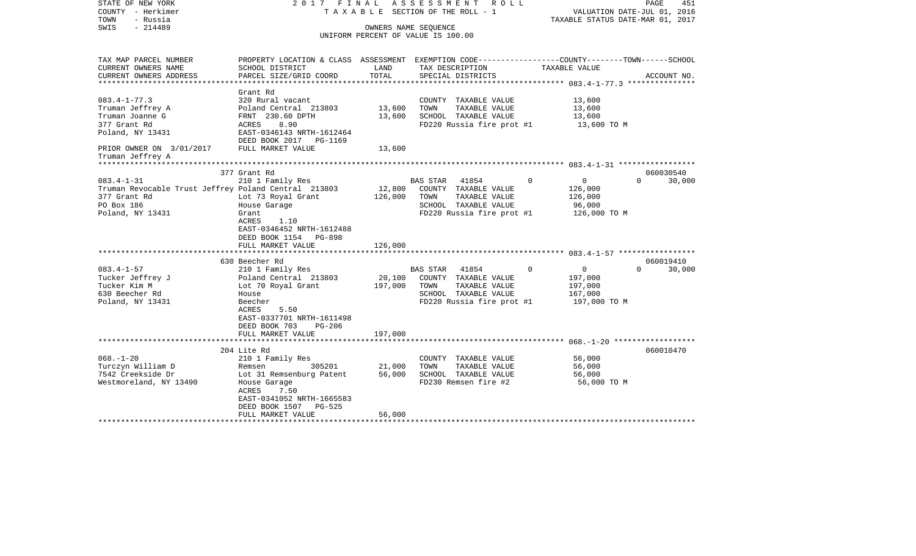STATE OF NEW YORK — 2017 FINAL ASSESSMENT ROLL — TAXABLE SECTION OF THE ROLL - 1

COUNTY - Herkimer — VALUATION DATE-JUL 01, 2016

TOWN - Russia — TAXABLE STATUS DATE-MAR 01, 2017

SWIS - 214489 — OWNERS NAME SEQUENCE

UNIFORM PERCENT OF VALUE IS 100.00

| TAX MAP PARCEL NUMBER / CURRENT OWNERS NAME / CURRENT OWNERS ADDRESS | PROPERTY LOCATION & CLASS / SCHOOL DISTRICT / PARCEL SIZE/GRID COORD | ASSESSMENT LAND | TOTAL | EXEMPTION CODE / TAX DESCRIPTION / SPECIAL DISTRICTS | COUNTY | TOWN | SCHOOL TAXABLE VALUE | ACCOUNT NO. |
|---|---|---|---|---|---|---|---|---|
| **083.4-1-77.3** | Grant Rd | | | | | | | |
| Truman Jeffrey A | 320 Rural vacant | | | COUNTY TAXABLE VALUE | 13,600 | | | |
| Truman Joanne G | Poland Central 213803 | 13,600 | | TOWN TAXABLE VALUE | | 13,600 | | |
| 377 Grant Rd | FRNT 230.60 DPTH | | 13,600 | SCHOOL TAXABLE VALUE | | | 13,600 | |
| Poland, NY 13431 | ACRES 8.90 | | | FD220 Russia fire prot #1 | 13,600 TO M | | | |
| | EAST-0346143 NRTH-1612464 | | | | | | | |
| PRIOR OWNER ON 3/01/2017 | DEED BOOK 2017 PG-1169 | | | | | | | |
| Truman Jeffrey A | FULL MARKET VALUE | | 13,600 | | | | | |
| **083.4-1-31** | 377 Grant Rd | | | | | | | 060030540 |
| Truman Revocable Trust Jeffrey | 210 1 Family Res | | | BAS STAR 41854 | 0 | 0 | 30,000 | |
| 377 Grant Rd | Poland Central 213803 | 12,800 | | COUNTY TAXABLE VALUE | 126,000 | | | |
| PO Box 186 | Lot 73 Royal Grant | | 126,000 | TOWN TAXABLE VALUE | | 126,000 | | |
| Poland, NY 13431 | House Garage | | | SCHOOL TAXABLE VALUE | | | 96,000 | |
| | Grant | | | FD220 Russia fire prot #1 | 126,000 TO M | | | |
| | ACRES 1.10 | | | | | | | |
| | EAST-0346452 NRTH-1612488 | | | | | | | |
| | DEED BOOK 1154 PG-898 | | | | | | | |
| | FULL MARKET VALUE | | 126,000 | | | | | |
| **083.4-1-57** | 630 Beecher Rd | | | | | | | 060019410 |
| Tucker Jeffrey J | 210 1 Family Res | | | BAS STAR 41854 | 0 | 0 | 30,000 | |
| Tucker Kim M | Poland Central 213803 | 20,100 | | COUNTY TAXABLE VALUE | 197,000 | | | |
| 630 Beecher Rd | Lot 70 Royal Grant | | 197,000 | TOWN TAXABLE VALUE | | 197,000 | | |
| Poland, NY 13431 | House | | | SCHOOL TAXABLE VALUE | | | 167,000 | |
| | Beecher | | | FD220 Russia fire prot #1 | 197,000 TO M | | | |
| | ACRES 5.50 | | | | | | | |
| | EAST-0337701 NRTH-1611498 | | | | | | | |
| | DEED BOOK 703 PG-206 | | | | | | | |
| | FULL MARKET VALUE | | 197,000 | | | | | |
| **068.-1-20** | 204 Lite Rd | | | | | | | 060010470 |
| Turczyn William D | 210 1 Family Res | | | COUNTY TAXABLE VALUE | 56,000 | | | |
| 7542 Creekside Dr | Remsen 305201 | 21,000 | | TOWN TAXABLE VALUE | | 56,000 | | |
| Westmoreland, NY 13490 | Lot 31 Remsenburg Patent | | 56,000 | SCHOOL TAXABLE VALUE | | | 56,000 | |
| | House Garage | | | FD230 Remsen fire #2 | 56,000 TO M | | | |
| | ACRES 7.50 | | | | | | | |
| | EAST-0341052 NRTH-1665583 | | | | | | | |
| | DEED BOOK 1507 PG-525 | | | | | | | |
| | FULL MARKET VALUE | | 56,000 | | | | | |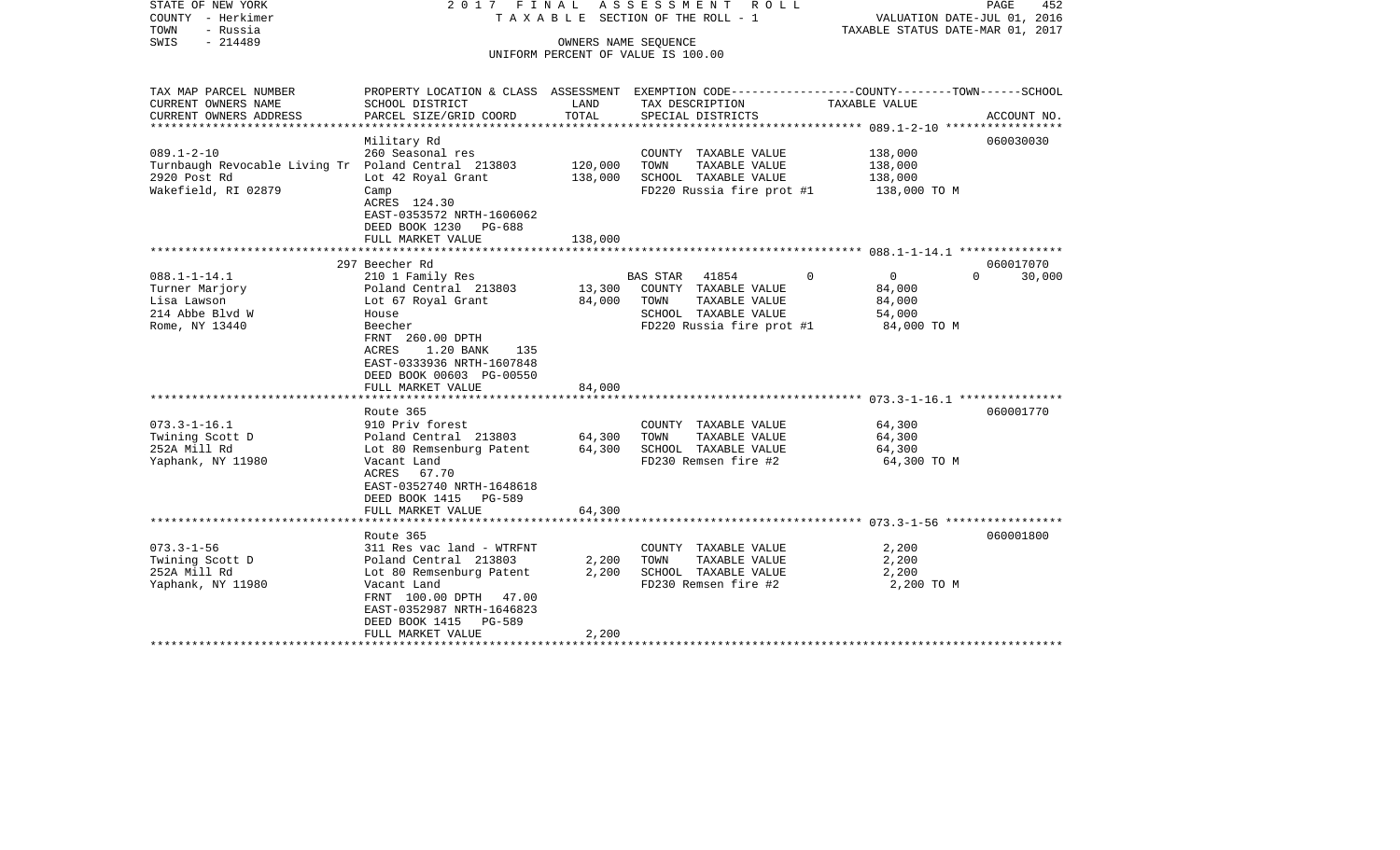STATE OF NEW YORK 2 0 1 7 F I N A L A S S E S S M E N T R O L L
COUNTY - Herkimer T A X A B L E SECTION OF THE ROLL - 1 VALUATION DATE-JUL 01, 2016
TOWN - Russia TAXABLE STATUS DATE-MAR 01, 2017
SWIS - 214489 OWNERS NAME SEQUENCE
UNIFORM PERCENT OF VALUE IS 100.00

| TAX MAP PARCEL NUMBER<br>CURRENT OWNERS NAME<br>CURRENT OWNERS ADDRESS | PROPERTY LOCATION & CLASS<br>SCHOOL DISTRICT<br>PARCEL SIZE/GRID COORD | ASSESSMENT<br>LAND<br>TOTAL | EXEMPTION CODE-----COUNTY-----TOWN-----SCHOOL<br>TAX DESCRIPTION<br>SPECIAL DISTRICTS | TAXABLE VALUE | ACCOUNT NO. |
|---|---|---|---|---|---|
| 089.1-2-10 | Military Rd | | | | 060030030 |
| 089.1-2-10 | 260 Seasonal res | | COUNTY TAXABLE VALUE | 138,000 | |
| Turnbaugh Revocable Living Tr | Poland Central 213803 | 120,000 | TOWN TAXABLE VALUE | 138,000 | |
| 2920 Post Rd | Lot 42 Royal Grant | 138,000 | SCHOOL TAXABLE VALUE | 138,000 | |
| Wakefield, RI 02879 | Camp | | FD220 Russia fire prot #1 | 138,000 TO M | |
| | ACRES 124.30 | | | | |
| | EAST-0353572 NRTH-1606062 | | | | |
| | DEED BOOK 1230 PG-688 | | | | |
| | FULL MARKET VALUE | 138,000 | | | |
| 088.1-1-14.1 | 297 Beecher Rd | | | | 060017070 |
| 088.1-1-14.1 | 210 1 Family Res | | BAS STAR 41854 0 | 0 0 | 30,000 |
| Turner Marjory | Poland Central 213803 | 13,300 | COUNTY TAXABLE VALUE | 84,000 | |
| Lisa Lawson | Lot 67 Royal Grant | 84,000 | TOWN TAXABLE VALUE | 84,000 | |
| 214 Abbe Blvd W | House | | SCHOOL TAXABLE VALUE | 54,000 | |
| Rome, NY 13440 | Beecher | | FD220 Russia fire prot #1 | 84,000 TO M | |
| | FRNT 260.00 DPTH | | | | |
| | ACRES 1.20 BANK 135 | | | | |
| | EAST-0333936 NRTH-1607848 | | | | |
| | DEED BOOK 00603 PG-00550 | | | | |
| | FULL MARKET VALUE | 84,000 | | | |
| 073.3-1-16.1 | Route 365 | | | | 060001770 |
| 073.3-1-16.1 | 910 Priv forest | | COUNTY TAXABLE VALUE | 64,300 | |
| Twining Scott D | Poland Central 213803 | 64,300 | TOWN TAXABLE VALUE | 64,300 | |
| 252A Mill Rd | Lot 80 Remsenburg Patent | 64,300 | SCHOOL TAXABLE VALUE | 64,300 | |
| Yaphank, NY 11980 | Vacant Land | | FD230 Remsen fire #2 | 64,300 TO M | |
| | ACRES 67.70 | | | | |
| | EAST-0352740 NRTH-1648618 | | | | |
| | DEED BOOK 1415 PG-589 | | | | |
| | FULL MARKET VALUE | 64,300 | | | |
| 073.3-1-56 | Route 365 | | | | 060001800 |
| 073.3-1-56 | 311 Res vac land - WTRFNT | | COUNTY TAXABLE VALUE | 2,200 | |
| Twining Scott D | Poland Central 213803 | 2,200 | TOWN TAXABLE VALUE | 2,200 | |
| 252A Mill Rd | Lot 80 Remsenburg Patent | 2,200 | SCHOOL TAXABLE VALUE | 2,200 | |
| Yaphank, NY 11980 | Vacant Land | | FD230 Remsen fire #2 | 2,200 TO M | |
| | FRNT 100.00 DPTH 47.00 | | | | |
| | EAST-0352987 NRTH-1646823 | | | | |
| | DEED BOOK 1415 PG-589 | | | | |
| | FULL MARKET VALUE | 2,200 | | | |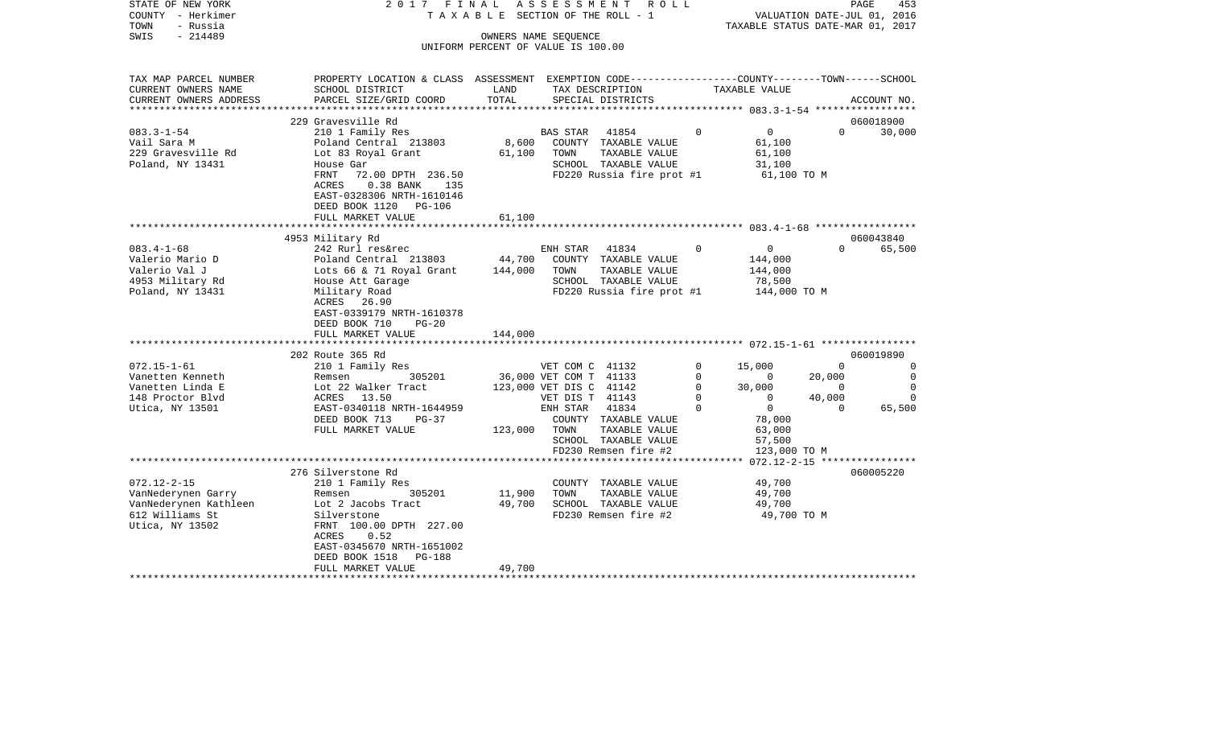STATE OF NEW YORK — 2017 FINAL ASSESSMENT ROLL — TAXABLE SECTION OF THE ROLL - 1
COUNTY - Herkimer
TOWN - Russia
SWIS - 214489

OWNERS NAME SEQUENCE
UNIFORM PERCENT OF VALUE IS 100.00

VALUATION DATE-JUL 01, 2016
TAXABLE STATUS DATE-MAR 01, 2017

| TAX MAP PARCEL NUMBER / CURRENT OWNERS NAME / CURRENT OWNERS ADDRESS | PROPERTY LOCATION & CLASS / SCHOOL DISTRICT / PARCEL SIZE/GRID COORD | ASSESSMENT LAND | TOTAL | EXEMPTION CODE / TAX DESCRIPTION / SPECIAL DISTRICTS | | COUNTY | TOWN | SCHOOL / ACCOUNT NO. |
|---|---|---|---|---|---|---|---|---|
| | 229 Gravesville Rd | | | | | | | 060018900 |
| 083.3-1-54 | 210 1 Family Res | | | BAS STAR 41854 | 0 | 0 | 0 | 30,000 |
| Vail Sara M | Poland Central 213803 | 8,600 | | COUNTY TAXABLE VALUE | | 61,100 | | |
| 229 Gravesville Rd | Lot 83 Royal Grant | | 61,100 | TOWN TAXABLE VALUE | | 61,100 | | |
| Poland, NY 13431 | House Gar | | | SCHOOL TAXABLE VALUE | | 31,100 | | |
| | FRNT 72.00 DPTH 236.50 | | | FD220 Russia fire prot #1 | | 61,100 TO M | | |
| | ACRES 0.38 BANK 135 | | | | | | | |
| | EAST-0328306 NRTH-1610146 | | | | | | | |
| | DEED BOOK 1120 PG-106 | | | | | | | |
| | FULL MARKET VALUE | | 61,100 | | | | | |
| | 4953 Military Rd | | | | | | | 060043840 |
| 083.4-1-68 | 242 Rurl res&rec | | | ENH STAR 41834 | 0 | 0 | 0 | 65,500 |
| Valerio Mario D | Poland Central 213803 | 44,700 | | COUNTY TAXABLE VALUE | | 144,000 | | |
| Valerio Val J | Lots 66 & 71 Royal Grant | | 144,000 | TOWN TAXABLE VALUE | | 144,000 | | |
| 4953 Military Rd | House Att Garage | | | SCHOOL TAXABLE VALUE | | 78,500 | | |
| Poland, NY 13431 | Military Road | | | FD220 Russia fire prot #1 | | 144,000 TO M | | |
| | ACRES 26.90 | | | | | | | |
| | EAST-0339179 NRTH-1610378 | | | | | | | |
| | DEED BOOK 710 PG-20 | | | | | | | |
| | FULL MARKET VALUE | | 144,000 | | | | | |
| | 202 Route 365 Rd | | | | | | | 060019890 |
| 072.15-1-61 | 210 1 Family Res | | | VET COM C 41132 | 0 | 15,000 | 0 | 0 |
| Vanetten Kenneth | Remsen 305201 | 36,000 | | VET COM T 41133 | 0 | 0 | 20,000 | 0 |
| Vanetten Linda E | Lot 22 Walker Tract | | 123,000 | VET DIS C 41142 | 0 | 30,000 | 0 | 0 |
| 148 Proctor Blvd | ACRES 13.50 | | | VET DIS T 41143 | 0 | 0 | 40,000 | 0 |
| Utica, NY 13501 | EAST-0340118 NRTH-1644959 | | | ENH STAR 41834 | 0 | 0 | 0 | 65,500 |
| | DEED BOOK 713 PG-37 | | | COUNTY TAXABLE VALUE | | 78,000 | | |
| | FULL MARKET VALUE | | 123,000 | TOWN TAXABLE VALUE | | 63,000 | | |
| | | | | SCHOOL TAXABLE VALUE | | 57,500 | | |
| | | | | FD230 Remsen fire #2 | | 123,000 TO M | | |
| | 276 Silverstone Rd | | | | | | | 060005220 |
| 072.12-2-15 | 210 1 Family Res | | | COUNTY TAXABLE VALUE | | 49,700 | | |
| VanNederynen Garry | Remsen 305201 | 11,900 | | TOWN TAXABLE VALUE | | 49,700 | | |
| VanNederynen Kathleen | Lot 2 Jacobs Tract | | 49,700 | SCHOOL TAXABLE VALUE | | 49,700 | | |
| 612 Williams St | Silverstone | | | FD230 Remsen fire #2 | | 49,700 TO M | | |
| Utica, NY 13502 | FRNT 100.00 DPTH 227.00 | | | | | | | |
| | ACRES 0.52 | | | | | | | |
| | EAST-0345670 NRTH-1651002 | | | | | | | |
| | DEED BOOK 1518 PG-188 | | | | | | | |
| | FULL MARKET VALUE | | 49,700 | | | | | |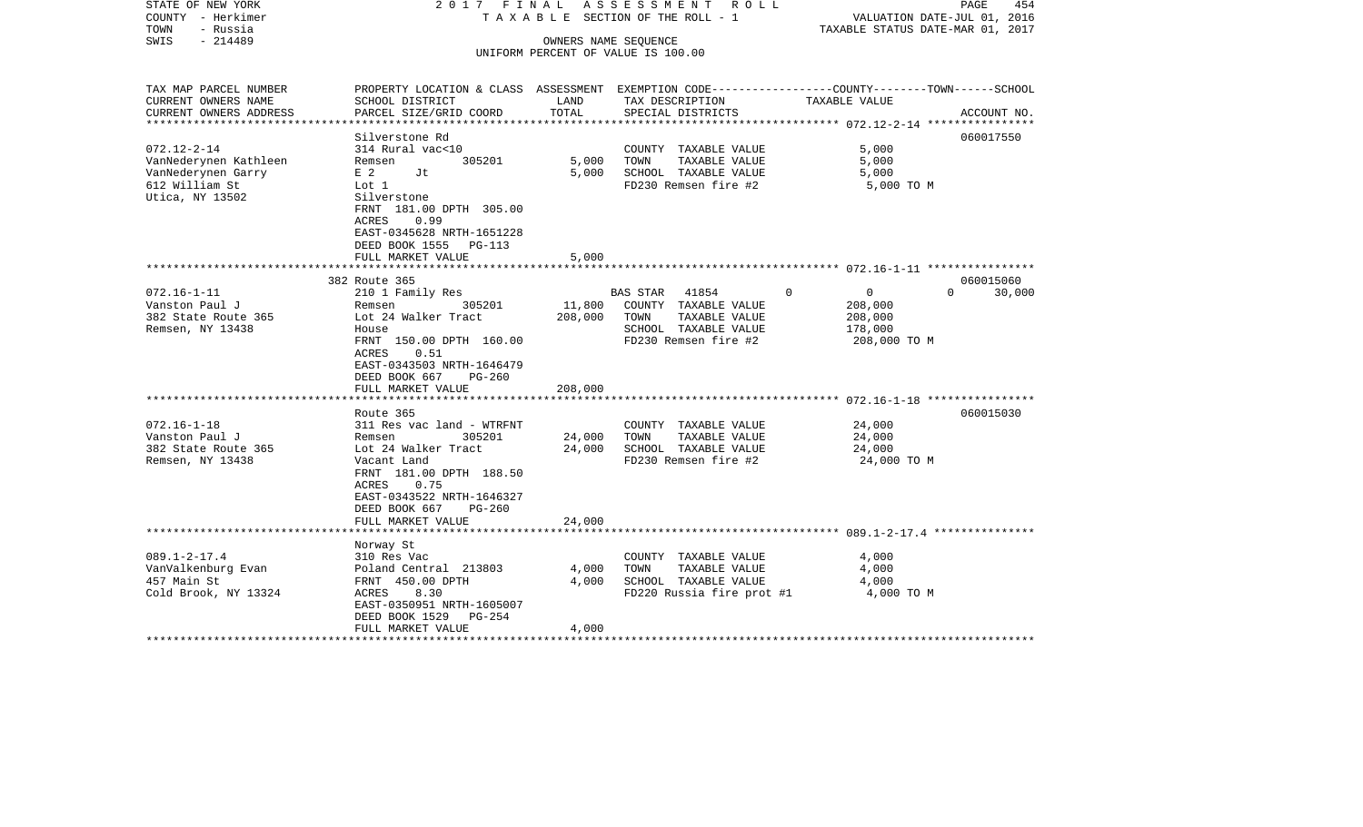STATE OF NEW YORK　　　　2 0 1 7　F I N A L　A S S E S S M E N T　R O L L　　　　PAGE 454
COUNTY - Herkimer　　　　T A X A B L E SECTION OF THE ROLL - 1　　　　VALUATION DATE-JUL 01, 2016
TOWN - Russia　　　　　　　　　　　　　　　　　　　　　　　　　　TAXABLE STATUS DATE-MAR 01, 2017
SWIS - 214489　　　　　　　　OWNERS NAME SEQUENCE
UNIFORM PERCENT OF VALUE IS 100.00

| TAX MAP PARCEL NUMBER / CURRENT OWNERS NAME / CURRENT OWNERS ADDRESS | PROPERTY LOCATION & CLASS / SCHOOL DISTRICT / PARCEL SIZE/GRID COORD | ASSESSMENT LAND | TOTAL | EXEMPTION CODE / TAX DESCRIPTION / SPECIAL DISTRICTS | COUNTY | TOWN | SCHOOL TAXABLE VALUE | ACCOUNT NO. |
|---|---|---|---|---|---|---|---|---|
| **072.12-2-14** | Silverstone Rd | | | | | | | 060017550 |
| VanNederynen Kathleen | 314 Rural vac<10 | | | COUNTY TAXABLE VALUE | 5,000 | | | |
| VanNederynen Garry | Remsen 305201 | 5,000 | | TOWN TAXABLE VALUE | | 5,000 | | |
| 612 William St | E 2 Jt | | 5,000 | SCHOOL TAXABLE VALUE | | | 5,000 | |
| Utica, NY 13502 | Lot 1 | | | FD230 Remsen fire #2 | 5,000 TO M | | | |
| | Silverstone | | | | | | | |
| | FRNT 181.00 DPTH 305.00 | | | | | | | |
| | ACRES 0.99 | | | | | | | |
| | EAST-0345628 NRTH-1651228 | | | | | | | |
| | DEED BOOK 1555 PG-113 | | | | | | | |
| | FULL MARKET VALUE | | 5,000 | | | | | |
| **072.16-1-11** | 382 Route 365 | | | | | | | 060015060 |
| Vanston Paul J | 210 1 Family Res | | | BAS STAR 41854 | 0 | 0 | 0 | 30,000 |
| 382 State Route 365 | Remsen 305201 | 11,800 | | COUNTY TAXABLE VALUE | 208,000 | | | |
| Remsen, NY 13438 | Lot 24 Walker Tract | | 208,000 | TOWN TAXABLE VALUE | | 208,000 | | |
| | House | | | SCHOOL TAXABLE VALUE | | | 178,000 | |
| | FRNT 150.00 DPTH 160.00 | | | FD230 Remsen fire #2 | 208,000 TO M | | | |
| | ACRES 0.51 | | | | | | | |
| | EAST-0343503 NRTH-1646479 | | | | | | | |
| | DEED BOOK 667 PG-260 | | | | | | | |
| | FULL MARKET VALUE | | 208,000 | | | | | |
| **072.16-1-18** | Route 365 | | | | | | | 060015030 |
| Vanston Paul J | 311 Res vac land - WTRFNT | | | COUNTY TAXABLE VALUE | 24,000 | | | |
| 382 State Route 365 | Remsen 305201 | 24,000 | | TOWN TAXABLE VALUE | | 24,000 | | |
| Remsen, NY 13438 | Lot 24 Walker Tract | | 24,000 | SCHOOL TAXABLE VALUE | | | 24,000 | |
| | Vacant Land | | | FD230 Remsen fire #2 | 24,000 TO M | | | |
| | FRNT 181.00 DPTH 188.50 | | | | | | | |
| | ACRES 0.75 | | | | | | | |
| | EAST-0343522 NRTH-1646327 | | | | | | | |
| | DEED BOOK 667 PG-260 | | | | | | | |
| | FULL MARKET VALUE | | 24,000 | | | | | |
| **089.1-2-17.4** | Norway St | | | | | | | |
| VanValkenburg Evan | 310 Res Vac | | | COUNTY TAXABLE VALUE | 4,000 | | | |
| 457 Main St | Poland Central 213803 | 4,000 | | TOWN TAXABLE VALUE | | 4,000 | | |
| Cold Brook, NY 13324 | FRNT 450.00 DPTH | | 4,000 | SCHOOL TAXABLE VALUE | | | 4,000 | |
| | ACRES 8.30 | | | FD220 Russia fire prot #1 | 4,000 TO M | | | |
| | EAST-0350951 NRTH-1605007 | | | | | | | |
| | DEED BOOK 1529 PG-254 | | | | | | | |
| | FULL MARKET VALUE | | 4,000 | | | | | |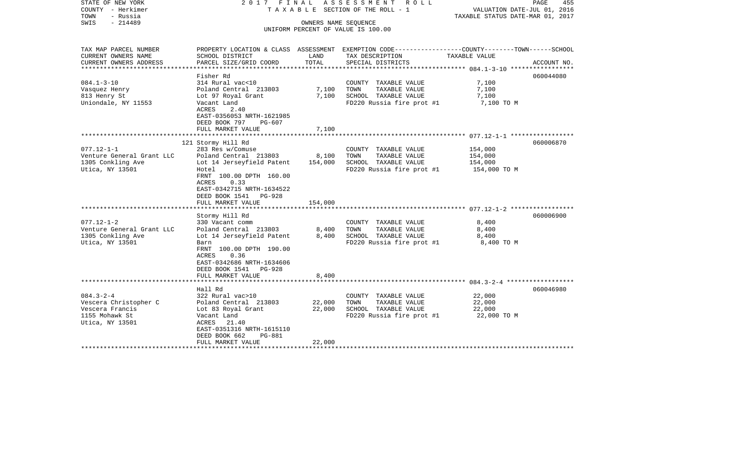STATE OF NEW YORK — 2017 FINAL ASSESSMENT ROLL
COUNTY - Herkimer — TAXABLE SECTION OF THE ROLL - 1 — VALUATION DATE-JUL 01, 2016
TOWN - Russia — TAXABLE STATUS DATE-MAR 01, 2017
SWIS - 214489 — OWNERS NAME SEQUENCE
UNIFORM PERCENT OF VALUE IS 100.00

| TAX MAP PARCEL NUMBER / CURRENT OWNERS NAME / CURRENT OWNERS ADDRESS | PROPERTY LOCATION & CLASS / SCHOOL DISTRICT / PARCEL SIZE/GRID COORD | ASSESSMENT LAND | TOTAL | EXEMPTION CODE / TAX DESCRIPTION / SPECIAL DISTRICTS | COUNTY--------TOWN------SCHOOL TAXABLE VALUE | ACCOUNT NO. |
|---|---|---|---|---|---|---|
| 084.1-3-10 | Fisher Rd | | | | | 060044080 |
| | 314 Rural vac<10 | | | COUNTY TAXABLE VALUE | 7,100 | |
| Vasquez Henry | Poland Central 213803 | 7,100 | | TOWN TAXABLE VALUE | 7,100 | |
| 813 Henry St | Lot 97 Royal Grant | | 7,100 | SCHOOL TAXABLE VALUE | 7,100 | |
| Uniondale, NY 11553 | Vacant Land | | | FD220 Russia fire prot #1 | 7,100 TO M | |
| | ACRES 2.40 | | | | | |
| | EAST-0356053 NRTH-1621985 | | | | | |
| | DEED BOOK 797 PG-607 | | | | | |
| | FULL MARKET VALUE | | 7,100 | | | |
| 077.12-1-1 | 121 Stormy Hill Rd | | | | | 060006870 |
| | 283 Res w/Comuse | | | COUNTY TAXABLE VALUE | 154,000 | |
| Venture General Grant LLC | Poland Central 213803 | 8,100 | | TOWN TAXABLE VALUE | 154,000 | |
| 1305 Conkling Ave | Lot 14 Jerseyfield Patent | | 154,000 | SCHOOL TAXABLE VALUE | 154,000 | |
| Utica, NY 13501 | Hotel | | | FD220 Russia fire prot #1 | 154,000 TO M | |
| | FRNT 100.00 DPTH 160.00 | | | | | |
| | ACRES 0.33 | | | | | |
| | EAST-0342715 NRTH-1634522 | | | | | |
| | DEED BOOK 1541 PG-928 | | | | | |
| | FULL MARKET VALUE | | 154,000 | | | |
| 077.12-1-2 | Stormy Hill Rd | | | | | 060006900 |
| | 330 Vacant comm | | | COUNTY TAXABLE VALUE | 8,400 | |
| Venture General Grant LLC | Poland Central 213803 | 8,400 | | TOWN TAXABLE VALUE | 8,400 | |
| 1305 Conkling Ave | Lot 14 Jerseyfield Patent | | 8,400 | SCHOOL TAXABLE VALUE | 8,400 | |
| Utica, NY 13501 | Barn | | | FD220 Russia fire prot #1 | 8,400 TO M | |
| | FRNT 100.00 DPTH 190.00 | | | | | |
| | ACRES 0.36 | | | | | |
| | EAST-0342686 NRTH-1634606 | | | | | |
| | DEED BOOK 1541 PG-928 | | | | | |
| | FULL MARKET VALUE | | 8,400 | | | |
| 084.3-2-4 | Hall Rd | | | | | 060046980 |
| | 322 Rural vac>10 | | | COUNTY TAXABLE VALUE | 22,000 | |
| Vescera Christopher C | Poland Central 213803 | 22,000 | | TOWN TAXABLE VALUE | 22,000 | |
| Vescera Francis | Lot 83 Royal Grant | | 22,000 | SCHOOL TAXABLE VALUE | 22,000 | |
| 1155 Mohawk St | Vacant Land | | | FD220 Russia fire prot #1 | 22,000 TO M | |
| Utica, NY 13501 | ACRES 21.40 | | | | | |
| | EAST-0351316 NRTH-1615110 | | | | | |
| | DEED BOOK 662 PG-881 | | | | | |
| | FULL MARKET VALUE | | 22,000 | | | |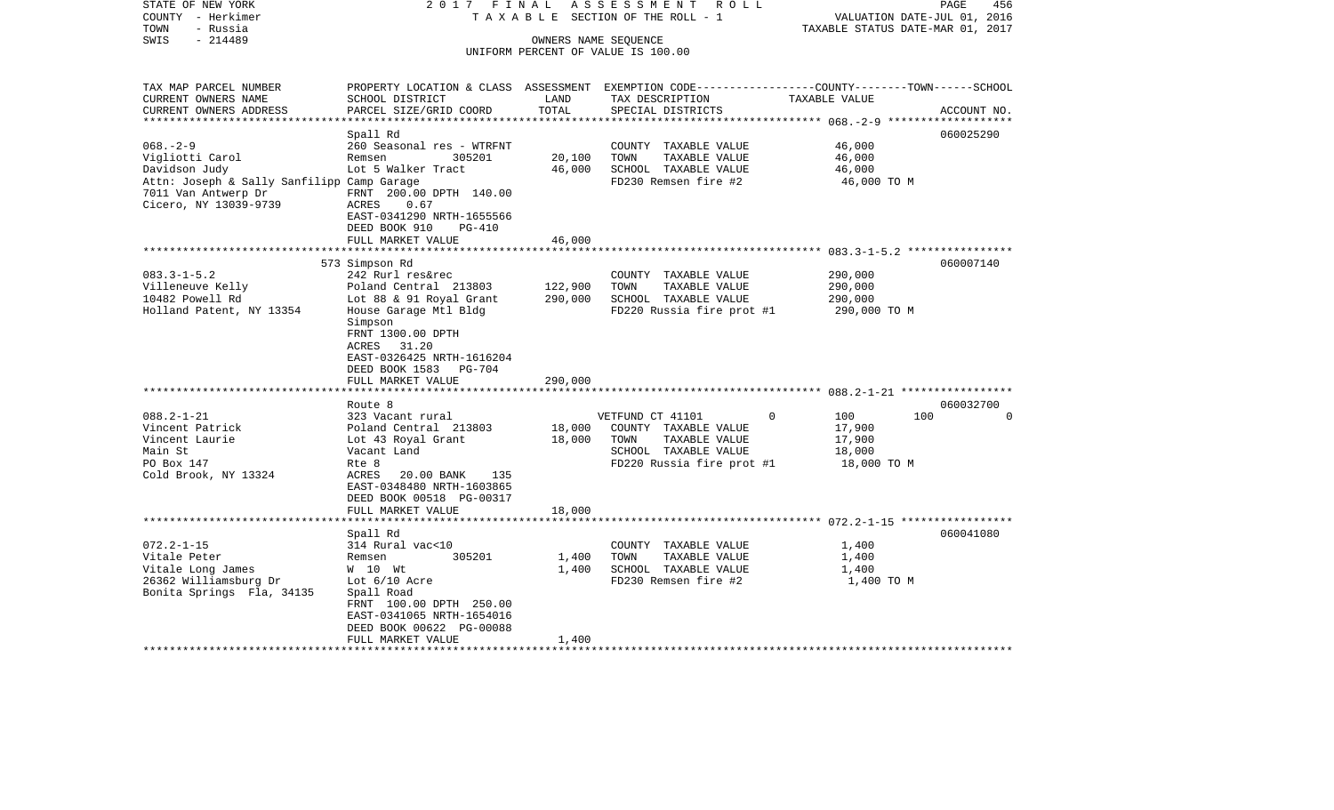STATE OF NEW YORK 2017 FINAL ASSESSMENT ROLL
COUNTY - Herkimer TAXABLE SECTION OF THE ROLL - 1 VALUATION DATE-JUL 01, 2016
TOWN - Russia TAXABLE STATUS DATE-MAR 01, 2017
SWIS - 214489 OWNERS NAME SEQUENCE
UNIFORM PERCENT OF VALUE IS 100.00

| TAX MAP PARCEL NUMBER<br>CURRENT OWNERS NAME<br>CURRENT OWNERS ADDRESS | PROPERTY LOCATION & CLASS<br>SCHOOL DISTRICT<br>PARCEL SIZE/GRID COORD | ASSESSMENT<br>LAND<br>TOTAL | EXEMPTION CODE<br>TAX DESCRIPTION<br>SPECIAL DISTRICTS | COUNTY | TOWN | SCHOOL<br>TAXABLE VALUE<br>ACCOUNT NO. |
|---|---|---|---|---|---|---|
| | Spall Rd | | | | | 060025290 |
| 068.-2-9 | 260 Seasonal res - WTRFNT | | COUNTY TAXABLE VALUE | 46,000 | | |
| Vigliotti Carol | Remsen 305201 | 20,100 | TOWN TAXABLE VALUE | 46,000 | | |
| Davidson Judy | Lot 5 Walker Tract | 46,000 | SCHOOL TAXABLE VALUE | 46,000 | | |
| Attn: Joseph & Sally Sanfilipp | Camp Garage | | FD230 Remsen fire #2 | 46,000 TO M | | |
| 7011 Van Antwerp Dr | FRNT 200.00 DPTH 140.00 | | | | | |
| Cicero, NY 13039-9739 | ACRES 0.67 | | | | | |
| | EAST-0341290 NRTH-1655566 | | | | | |
| | DEED BOOK 910 PG-410 | | | | | |
| | FULL MARKET VALUE | 46,000 | | | | |
| | 573 Simpson Rd | | | | | 060007140 |
| 083.3-1-5.2 | 242 Rurl res&rec | | COUNTY TAXABLE VALUE | 290,000 | | |
| Villeneuve Kelly | Poland Central 213803 | 122,900 | TOWN TAXABLE VALUE | 290,000 | | |
| 10482 Powell Rd | Lot 88 & 91 Royal Grant | 290,000 | SCHOOL TAXABLE VALUE | 290,000 | | |
| Holland Patent, NY 13354 | House Garage Mtl Bldg | | FD220 Russia fire prot #1 | 290,000 TO M | | |
| | Simpson | | | | | |
| | FRNT 1300.00 DPTH | | | | | |
| | ACRES 31.20 | | | | | |
| | EAST-0326425 NRTH-1616204 | | | | | |
| | DEED BOOK 1583 PG-704 | | | | | |
| | FULL MARKET VALUE | 290,000 | | | | |
| | Route 8 | | | | | 060032700 |
| 088.2-1-21 | 323 Vacant rural | | VETFUND CT 41101 0 | 100 | 100 | 0 |
| Vincent Patrick | Poland Central 213803 | 18,000 | COUNTY TAXABLE VALUE | 17,900 | | |
| Vincent Laurie | Lot 43 Royal Grant | 18,000 | TOWN TAXABLE VALUE | 17,900 | | |
| Main St | Vacant Land | | SCHOOL TAXABLE VALUE | 18,000 | | |
| PO Box 147 | Rte 8 | | FD220 Russia fire prot #1 | 18,000 TO M | | |
| Cold Brook, NY 13324 | ACRES 20.00 BANK 135 | | | | | |
| | EAST-0348480 NRTH-1603865 | | | | | |
| | DEED BOOK 00518 PG-00317 | | | | | |
| | FULL MARKET VALUE | 18,000 | | | | |
| | Spall Rd | | | | | 060041080 |
| 072.2-1-15 | 314 Rural vac<10 | | COUNTY TAXABLE VALUE | 1,400 | | |
| Vitale Peter | Remsen 305201 | 1,400 | TOWN TAXABLE VALUE | 1,400 | | |
| Vitale Long James | W 10 Wt | 1,400 | SCHOOL TAXABLE VALUE | 1,400 | | |
| 26362 Williamsburg Dr | Lot 6/10 Acre | | FD230 Remsen fire #2 | 1,400 TO M | | |
| Bonita Springs Fla, 34135 | Spall Road | | | | | |
| | FRNT 100.00 DPTH 250.00 | | | | | |
| | EAST-0341065 NRTH-1654016 | | | | | |
| | DEED BOOK 00622 PG-00088 | | | | | |
| | FULL MARKET VALUE | 1,400 | | | | |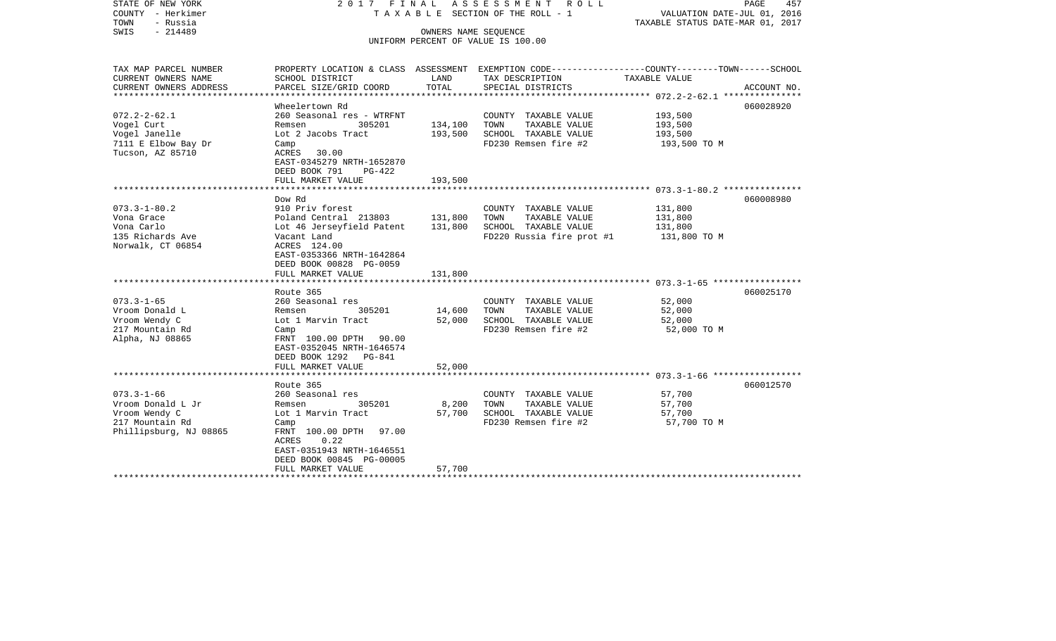STATE OF NEW YORK — 2017 FINAL ASSESSMENT ROLL
COUNTY - Herkimer — TAXABLE SECTION OF THE ROLL - 1 — VALUATION DATE-JUL 01, 2016
TOWN - Russia — TAXABLE STATUS DATE-MAR 01, 2017
SWIS - 214489 — OWNERS NAME SEQUENCE
UNIFORM PERCENT OF VALUE IS 100.00

| TAX MAP PARCEL NUMBER / CURRENT OWNERS NAME / CURRENT OWNERS ADDRESS | PROPERTY LOCATION & CLASS / SCHOOL DISTRICT / PARCEL SIZE/GRID COORD | ASSESSMENT LAND | ASSESSMENT TOTAL | EXEMPTION CODE / TAX DESCRIPTION / SPECIAL DISTRICTS | TAXABLE VALUE (COUNTY--TOWN--SCHOOL) | ACCOUNT NO. |
|---|---|---|---|---|---|---|
| 072.2-2-62.1 | Wheelertown Rd | | | | | 060028920 |
| Vogel Curt | 260 Seasonal res - WTRFNT | | | COUNTY TAXABLE VALUE | 193,500 | |
| Vogel Janelle | Remsen 305201 | 134,100 | | TOWN TAXABLE VALUE | 193,500 | |
| 7111 E Elbow Bay Dr | Lot 2 Jacobs Tract | | 193,500 | SCHOOL TAXABLE VALUE | 193,500 | |
| Tucson, AZ 85710 | Camp | | | FD230 Remsen fire #2 | 193,500 TO M | |
| | ACRES 30.00 | | | | | |
| | EAST-0345279 NRTH-1652870 | | | | | |
| | DEED BOOK 791 PG-422 | | | | | |
| | FULL MARKET VALUE | | 193,500 | | | |
| 073.3-1-80.2 | Dow Rd | | | | | 060008980 |
| Vona Grace | 910 Priv forest | | | COUNTY TAXABLE VALUE | 131,800 | |
| Vona Carlo | Poland Central 213803 | 131,800 | | TOWN TAXABLE VALUE | 131,800 | |
| 135 Richards Ave | Lot 46 Jerseyfield Patent | | 131,800 | SCHOOL TAXABLE VALUE | 131,800 | |
| Norwalk, CT 06854 | Vacant Land | | | FD220 Russia fire prot #1 | 131,800 TO M | |
| | ACRES 124.00 | | | | | |
| | EAST-0353366 NRTH-1642864 | | | | | |
| | DEED BOOK 00828 PG-0059 | | | | | |
| | FULL MARKET VALUE | | 131,800 | | | |
| 073.3-1-65 | Route 365 | | | | | 060025170 |
| Vroom Donald L | 260 Seasonal res | | | COUNTY TAXABLE VALUE | 52,000 | |
| Vroom Wendy C | Remsen 305201 | 14,600 | | TOWN TAXABLE VALUE | 52,000 | |
| 217 Mountain Rd | Lot 1 Marvin Tract | | 52,000 | SCHOOL TAXABLE VALUE | 52,000 | |
| Alpha, NJ 08865 | Camp | | | FD230 Remsen fire #2 | 52,000 TO M | |
| | FRNT 100.00 DPTH 90.00 | | | | | |
| | EAST-0352045 NRTH-1646574 | | | | | |
| | DEED BOOK 1292 PG-841 | | | | | |
| | FULL MARKET VALUE | | 52,000 | | | |
| 073.3-1-66 | Route 365 | | | | | 060012570 |
| Vroom Donald L Jr | 260 Seasonal res | | | COUNTY TAXABLE VALUE | 57,700 | |
| Vroom Wendy C | Remsen 305201 | 8,200 | | TOWN TAXABLE VALUE | 57,700 | |
| 217 Mountain Rd | Lot 1 Marvin Tract | | 57,700 | SCHOOL TAXABLE VALUE | 57,700 | |
| Phillipsburg, NJ 08865 | Camp | | | FD230 Remsen fire #2 | 57,700 TO M | |
| | FRNT 100.00 DPTH 97.00 | | | | | |
| | ACRES 0.22 | | | | | |
| | EAST-0351943 NRTH-1646551 | | | | | |
| | DEED BOOK 00845 PG-00005 | | | | | |
| | FULL MARKET VALUE | | 57,700 | | | |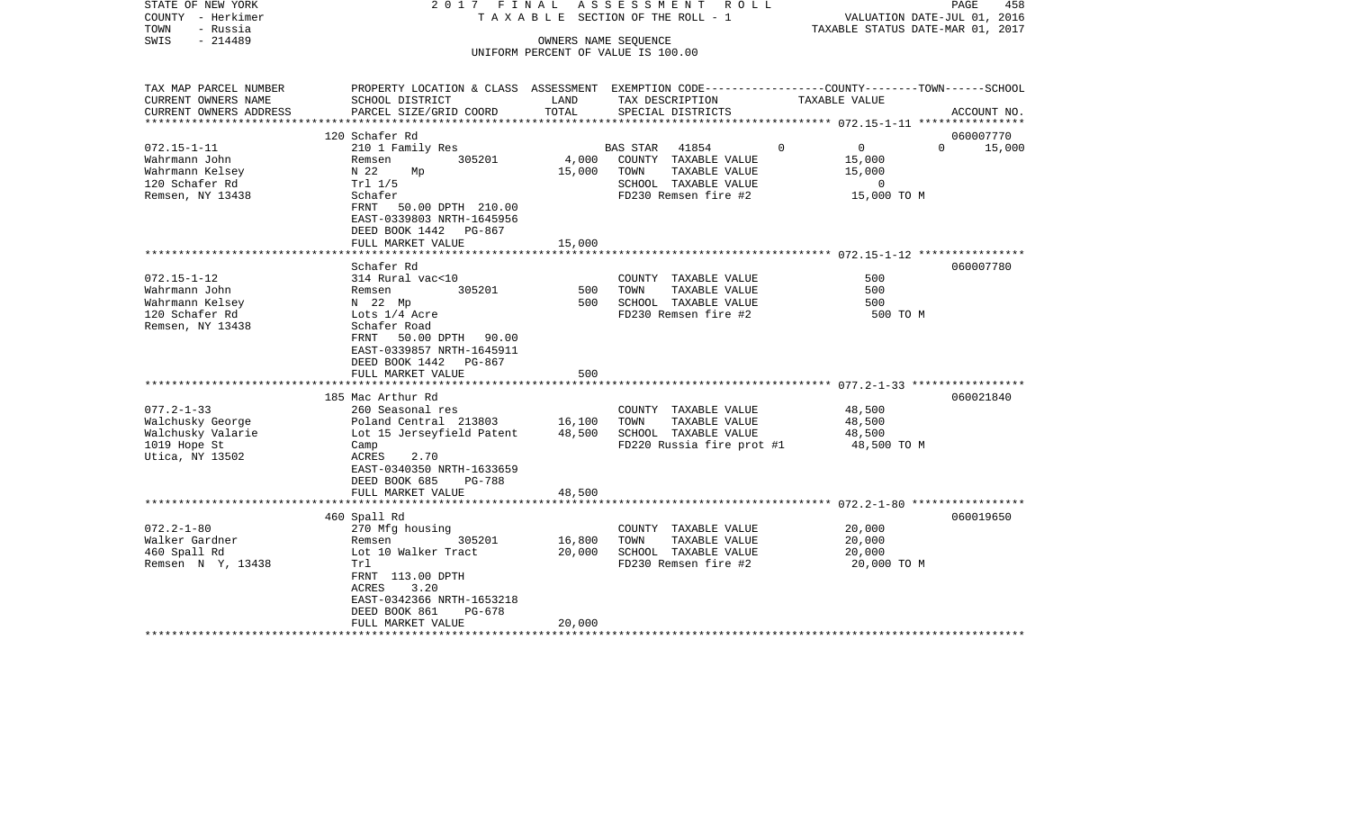STATE OF NEW YORK | COUNTY - Herkimer | TOWN - Russia | SWIS - 214489

2017 FINAL ASSESSMENT ROLL
TAXABLE SECTION OF THE ROLL - 1
OWNERS NAME SEQUENCE
UNIFORM PERCENT OF VALUE IS 100.00

VALUATION DATE-JUL 01, 2016
TAXABLE STATUS DATE-MAR 01, 2017

| TAX MAP PARCEL NUMBER / CURRENT OWNERS NAME / CURRENT OWNERS ADDRESS | PROPERTY LOCATION & CLASS / SCHOOL DISTRICT / PARCEL SIZE/GRID COORD | ASSESSMENT LAND | TOTAL | EXEMPTION CODE / TAX DESCRIPTION / SPECIAL DISTRICTS | COUNTY | TOWN | SCHOOL | TAXABLE VALUE | ACCOUNT NO. |
|---|---|---|---|---|---|---|---|---|---|
| 072.15-1-11 | 120 Schafer Rd | | | | | | | | 060007770 |
| Wahrmann John | 210 1 Family Res | | | BAS STAR 41854 | 0 | 0 | 0 | 15,000 | |
| Wahrmann Kelsey | Remsen 305201 | 4,000 | | COUNTY TAXABLE VALUE | | | | 15,000 | |
| 120 Schafer Rd | N 22 Mp | | 15,000 | TOWN TAXABLE VALUE | | | | 15,000 | |
| Remsen, NY 13438 | Trl 1/5 | | | SCHOOL TAXABLE VALUE | | | | 0 | |
| | Schafer | | | FD230 Remsen fire #2 | | | | 15,000 TO M | |
| | FRNT 50.00 DPTH 210.00 | | | | | | | | |
| | EAST-0339803 NRTH-1645956 | | | | | | | | |
| | DEED BOOK 1442 PG-867 | | | | | | | | |
| | FULL MARKET VALUE | | 15,000 | | | | | | |
| 072.15-1-12 | Schafer Rd | | | | | | | | 060007780 |
| Wahrmann John | 314 Rural vac<10 | | | COUNTY TAXABLE VALUE | | | | 500 | |
| Wahrmann Kelsey | Remsen 305201 | 500 | | TOWN TAXABLE VALUE | | | | 500 | |
| 120 Schafer Rd | N 22 Mp | | 500 | SCHOOL TAXABLE VALUE | | | | 500 | |
| Remsen, NY 13438 | Lots 1/4 Acre | | | FD230 Remsen fire #2 | | | | 500 TO M | |
| | Schafer Road | | | | | | | | |
| | FRNT 50.00 DPTH 90.00 | | | | | | | | |
| | EAST-0339857 NRTH-1645911 | | | | | | | | |
| | DEED BOOK 1442 PG-867 | | | | | | | | |
| | FULL MARKET VALUE | | 500 | | | | | | |
| 077.2-1-33 | 185 Mac Arthur Rd | | | | | | | | 060021840 |
| Walchusky George | 260 Seasonal res | | | COUNTY TAXABLE VALUE | | | | 48,500 | |
| Walchusky Valarie | Poland Central 213803 | 16,100 | | TOWN TAXABLE VALUE | | | | 48,500 | |
| 1019 Hope St | Lot 15 Jerseyfield Patent | | 48,500 | SCHOOL TAXABLE VALUE | | | | 48,500 | |
| Utica, NY 13502 | Camp | | | FD220 Russia fire prot #1 | | | | 48,500 TO M | |
| | ACRES 2.70 | | | | | | | | |
| | EAST-0340350 NRTH-1633659 | | | | | | | | |
| | DEED BOOK 685 PG-788 | | | | | | | | |
| | FULL MARKET VALUE | | 48,500 | | | | | | |
| 072.2-1-80 | 460 Spall Rd | | | | | | | | 060019650 |
| Walker Gardner | 270 Mfg housing | | | COUNTY TAXABLE VALUE | | | | 20,000 | |
| 460 Spall Rd | Remsen 305201 | 16,800 | | TOWN TAXABLE VALUE | | | | 20,000 | |
| Remsen N Y, 13438 | Lot 10 Walker Tract | | 20,000 | SCHOOL TAXABLE VALUE | | | | 20,000 | |
| | Trl | | | FD230 Remsen fire #2 | | | | 20,000 TO M | |
| | FRNT 113.00 DPTH | | | | | | | | |
| | ACRES 3.20 | | | | | | | | |
| | EAST-0342366 NRTH-1653218 | | | | | | | | |
| | DEED BOOK 861 PG-678 | | | | | | | | |
| | FULL MARKET VALUE | | 20,000 | | | | | | |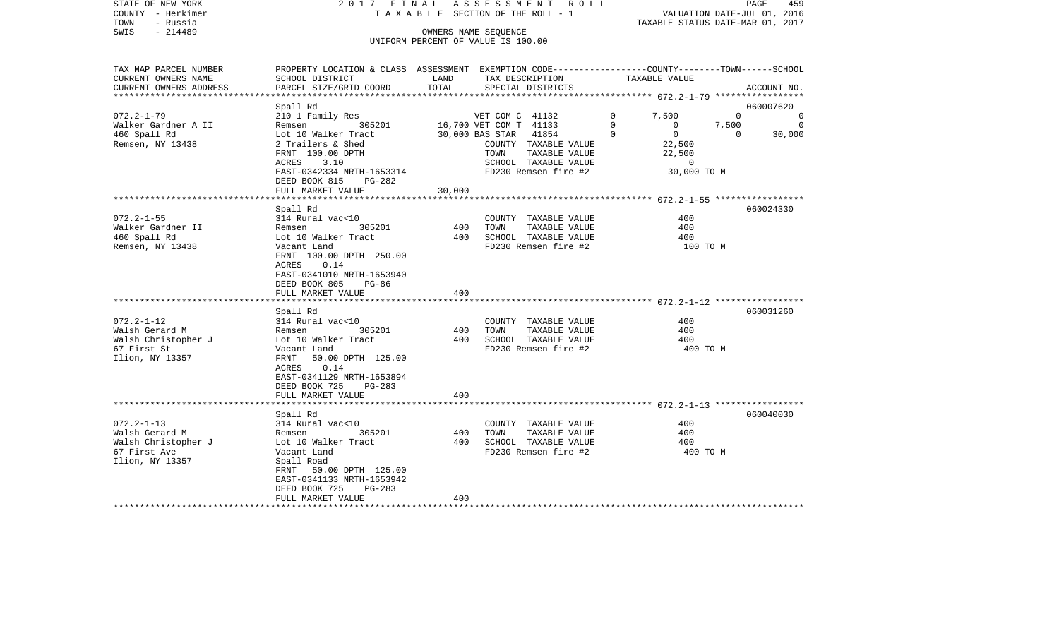STATE OF NEW YORK 2 0 1 7 F I N A L A S S E S S M E N T R O L L
COUNTY - Herkimer T A X A B L E SECTION OF THE ROLL - 1 VALUATION DATE-JUL 01, 2016
TOWN - Russia TAXABLE STATUS DATE-MAR 01, 2017
SWIS - 214489 OWNERS NAME SEQUENCE
UNIFORM PERCENT OF VALUE IS 100.00

| TAX MAP PARCEL NUMBER<br>CURRENT OWNERS NAME<br>CURRENT OWNERS ADDRESS | PROPERTY LOCATION & CLASS<br>SCHOOL DISTRICT<br>PARCEL SIZE/GRID COORD | ASSESSMENT<br>LAND<br>TOTAL | EXEMPTION CODE<br>TAX DESCRIPTION<br>SPECIAL DISTRICTS | COUNTY | TOWN | SCHOOL<br>ACCOUNT NO. |
|---|---|---|---|---|---|---|
| 072.2-1-79 | Spall Rd | | | | | 060007620 |
| 072.2-1-79 | 210 1 Family Res | | VET COM C 41132 0 | 7,500 | 0 | 0 |
| Walker Gardner A II | Remsen 305201 | 16,700 | VET COM T 41133 0 | 0 | 7,500 | 0 |
| 460 Spall Rd | Lot 10 Walker Tract | 30,000 | BAS STAR 41854 0 | 0 | 0 | 30,000 |
| Remsen, NY 13438 | 2 Trailers & Shed | | COUNTY TAXABLE VALUE | 22,500 | | |
| | FRNT 100.00 DPTH | | TOWN TAXABLE VALUE | 22,500 | | |
| | ACRES 3.10 | | SCHOOL TAXABLE VALUE | 0 | | |
| | EAST-0342334 NRTH-1653314 | | FD230 Remsen fire #2 | 30,000 TO M | | |
| | DEED BOOK 815 PG-282 | | | | | |
| | FULL MARKET VALUE | 30,000 | | | | |
| 072.2-1-55 | Spall Rd | | | | | 060024330 |
| 072.2-1-55 | 314 Rural vac<10 | | COUNTY TAXABLE VALUE | 400 | | |
| Walker Gardner II | Remsen 305201 | 400 | TOWN TAXABLE VALUE | 400 | | |
| 460 Spall Rd | Lot 10 Walker Tract | 400 | SCHOOL TAXABLE VALUE | 400 | | |
| Remsen, NY 13438 | Vacant Land | | FD230 Remsen fire #2 | 100 TO M | | |
| | FRNT 100.00 DPTH 250.00 | | | | | |
| | ACRES 0.14 | | | | | |
| | EAST-0341010 NRTH-1653940 | | | | | |
| | DEED BOOK 805 PG-86 | | | | | |
| | FULL MARKET VALUE | 400 | | | | |
| 072.2-1-12 | Spall Rd | | | | | 060031260 |
| 072.2-1-12 | 314 Rural vac<10 | | COUNTY TAXABLE VALUE | 400 | | |
| Walsh Gerard M | Remsen 305201 | 400 | TOWN TAXABLE VALUE | 400 | | |
| Walsh Christopher J | Lot 10 Walker Tract | 400 | SCHOOL TAXABLE VALUE | 400 | | |
| 67 First St | Vacant Land | | FD230 Remsen fire #2 | 400 TO M | | |
| Ilion, NY 13357 | FRNT 50.00 DPTH 125.00 | | | | | |
| | ACRES 0.14 | | | | | |
| | EAST-0341129 NRTH-1653894 | | | | | |
| | DEED BOOK 725 PG-283 | | | | | |
| | FULL MARKET VALUE | 400 | | | | |
| 072.2-1-13 | Spall Rd | | | | | 060040030 |
| 072.2-1-13 | 314 Rural vac<10 | | COUNTY TAXABLE VALUE | 400 | | |
| Walsh Gerard M | Remsen 305201 | 400 | TOWN TAXABLE VALUE | 400 | | |
| Walsh Christopher J | Lot 10 Walker Tract | 400 | SCHOOL TAXABLE VALUE | 400 | | |
| 67 First Ave | Vacant Land | | FD230 Remsen fire #2 | 400 TO M | | |
| Ilion, NY 13357 | Spall Road | | | | | |
| | FRNT 50.00 DPTH 125.00 | | | | | |
| | EAST-0341133 NRTH-1653942 | | | | | |
| | DEED BOOK 725 PG-283 | | | | | |
| | FULL MARKET VALUE | 400 | | | | |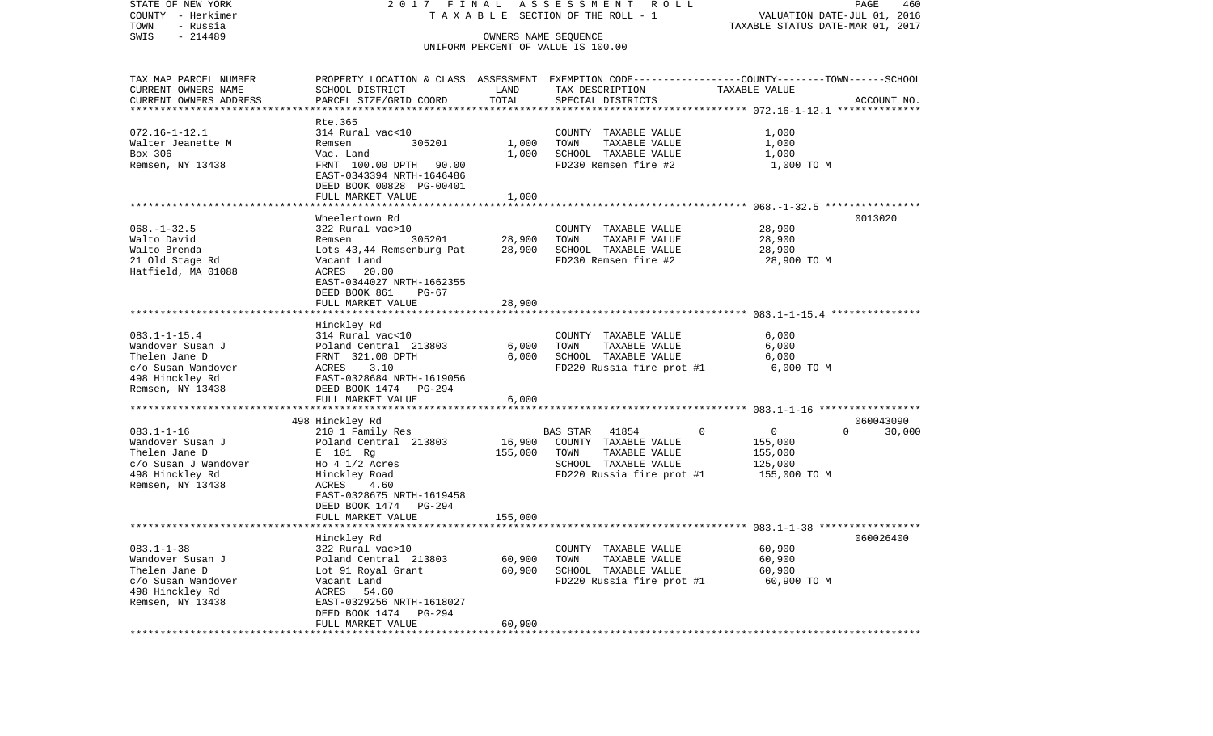STATE OF NEW YORK 2017 FINAL ASSESSMENT ROLL
COUNTY - Herkimer TAXABLE SECTION OF THE ROLL - 1 VALUATION DATE-JUL 01, 2016
TOWN - Russia TAXABLE STATUS DATE-MAR 01, 2017
SWIS - 214489 OWNERS NAME SEQUENCE
UNIFORM PERCENT OF VALUE IS 100.00

| TAX MAP PARCEL NUMBER<br>CURRENT OWNERS NAME<br>CURRENT OWNERS ADDRESS | PROPERTY LOCATION & CLASS<br>SCHOOL DISTRICT<br>PARCEL SIZE/GRID COORD | ASSESSMENT<br>LAND<br>TOTAL | EXEMPTION CODE-----COUNTY-----TOWN-----SCHOOL<br>TAX DESCRIPTION<br>SPECIAL DISTRICTS | TAXABLE VALUE | ACCOUNT NO. |
|---|---|---|---|---|---|
| **072.16-1-12.1** | Rte.365 | | | | |
| 072.16-1-12.1 | 314 Rural vac<10 | | COUNTY TAXABLE VALUE | 1,000 | |
| Walter Jeanette M | Remsen 305201 | 1,000 | TOWN TAXABLE VALUE | 1,000 | |
| Box 306 | Vac. Land | 1,000 | SCHOOL TAXABLE VALUE | 1,000 | |
| Remsen, NY 13438 | FRNT 100.00 DPTH 90.00 | | FD230 Remsen fire #2 | 1,000 TO M | |
| | EAST-0343394 NRTH-1646486 | | | | |
| | DEED BOOK 00828 PG-00401 | | | | |
| | FULL MARKET VALUE | 1,000 | | | |
| **068.-1-32.5** | Wheelertown Rd | | | | 0013020 |
| 068.-1-32.5 | 322 Rural vac>10 | | COUNTY TAXABLE VALUE | 28,900 | |
| Walto David | Remsen 305201 | 28,900 | TOWN TAXABLE VALUE | 28,900 | |
| Walto Brenda | Lots 43,44 Remsenburg Pat | 28,900 | SCHOOL TAXABLE VALUE | 28,900 | |
| 21 Old Stage Rd | Vacant Land | | FD230 Remsen fire #2 | 28,900 TO M | |
| Hatfield, MA 01088 | ACRES 20.00 | | | | |
| | EAST-0344027 NRTH-1662355 | | | | |
| | DEED BOOK 861 PG-67 | | | | |
| | FULL MARKET VALUE | 28,900 | | | |
| **083.1-1-15.4** | Hinckley Rd | | | | |
| 083.1-1-15.4 | 314 Rural vac<10 | | COUNTY TAXABLE VALUE | 6,000 | |
| Wandover Susan J | Poland Central 213803 | 6,000 | TOWN TAXABLE VALUE | 6,000 | |
| Thelen Jane D | FRNT 321.00 DPTH | 6,000 | SCHOOL TAXABLE VALUE | 6,000 | |
| c/o Susan Wandover | ACRES 3.10 | | FD220 Russia fire prot #1 | 6,000 TO M | |
| 498 Hinckley Rd | EAST-0328684 NRTH-1619056 | | | | |
| Remsen, NY 13438 | DEED BOOK 1474 PG-294 | | | | |
| | FULL MARKET VALUE | 6,000 | | | |
| **083.1-1-16** | 498 Hinckley Rd | | | | 060043090 |
| 083.1-1-16 | 210 1 Family Res | | BAS STAR 41854 0 | 0 0 | 30,000 |
| Wandover Susan J | Poland Central 213803 | 16,900 | COUNTY TAXABLE VALUE | 155,000 | |
| Thelen Jane D | E 101 Rg | 155,000 | TOWN TAXABLE VALUE | 155,000 | |
| c/o Susan J Wandover | Ho 4 1/2 Acres | | SCHOOL TAXABLE VALUE | 125,000 | |
| 498 Hinckley Rd | Hinckley Road | | FD220 Russia fire prot #1 | 155,000 TO M | |
| Remsen, NY 13438 | ACRES 4.60 | | | | |
| | EAST-0328675 NRTH-1619458 | | | | |
| | DEED BOOK 1474 PG-294 | | | | |
| | FULL MARKET VALUE | 155,000 | | | |
| **083.1-1-38** | Hinckley Rd | | | | 060026400 |
| 083.1-1-38 | 322 Rural vac>10 | | COUNTY TAXABLE VALUE | 60,900 | |
| Wandover Susan J | Poland Central 213803 | 60,900 | TOWN TAXABLE VALUE | 60,900 | |
| Thelen Jane D | Lot 91 Royal Grant | 60,900 | SCHOOL TAXABLE VALUE | 60,900 | |
| c/o Susan Wandover | Vacant Land | | FD220 Russia fire prot #1 | 60,900 TO M | |
| 498 Hinckley Rd | ACRES 54.60 | | | | |
| Remsen, NY 13438 | EAST-0329256 NRTH-1618027 | | | | |
| | DEED BOOK 1474 PG-294 | | | | |
| | FULL MARKET VALUE | 60,900 | | | |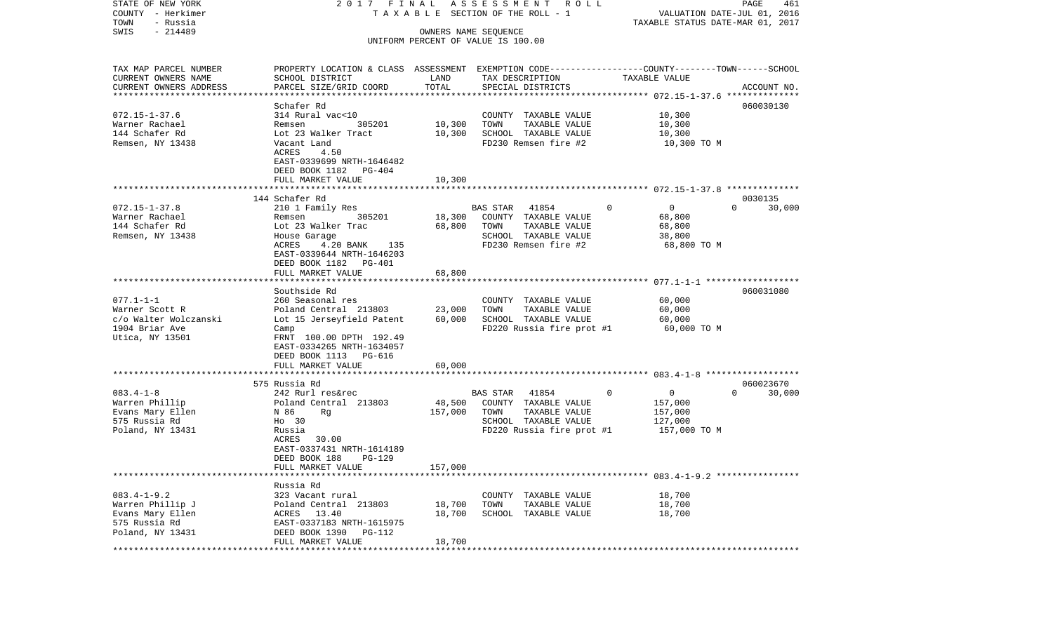STATE OF NEW YORK 2017 FINAL ASSESSMENT ROLL
COUNTY - Herkimer TAXABLE SECTION OF THE ROLL - 1 VALUATION DATE-JUL 01, 2016
TOWN - Russia TAXABLE STATUS DATE-MAR 01, 2017
SWIS - 214489 OWNERS NAME SEQUENCE
UNIFORM PERCENT OF VALUE IS 100.00

| TAX MAP PARCEL NUMBER / CURRENT OWNERS NAME / CURRENT OWNERS ADDRESS | PROPERTY LOCATION & CLASS / SCHOOL DISTRICT / PARCEL SIZE/GRID COORD | ASSESSMENT LAND | TOTAL | EXEMPTION CODE / TAX DESCRIPTION / SPECIAL DISTRICTS | COUNTY | TOWN | SCHOOL | TAXABLE VALUE | ACCOUNT NO. |
|---|---|---|---|---|---|---|---|---|---|
| 072.15-1-37.6 | Schafer Rd | | | | | | | | 060030130 |
| Warner Rachael | 314 Rural vac<10 | | | COUNTY TAXABLE VALUE | | | | 10,300 | |
| 144 Schafer Rd | Remsen 305201 | 10,300 | | TOWN TAXABLE VALUE | | | | 10,300 | |
| Remsen, NY 13438 | Lot 23 Walker Tract | | 10,300 | SCHOOL TAXABLE VALUE | | | | 10,300 | |
| | Vacant Land | | | FD230 Remsen fire #2 | | | | 10,300 TO M | |
| | ACRES 4.50 | | | | | | | | |
| | EAST-0339699 NRTH-1646482 | | | | | | | | |
| | DEED BOOK 1182 PG-404 | | | | | | | | |
| | FULL MARKET VALUE | | 10,300 | | | | | | |
| 072.15-1-37.8 | 144 Schafer Rd | | | | | | | | 0030135 |
| Warner Rachael | 210 1 Family Res | | | BAS STAR 41854 | 0 | 0 | 0 | 30,000 | |
| 144 Schafer Rd | Remsen 305201 | 18,300 | | COUNTY TAXABLE VALUE | | | | 68,800 | |
| Remsen, NY 13438 | Lot 23 Walker Trac | | 68,800 | TOWN TAXABLE VALUE | | | | 68,800 | |
| | House Garage | | | SCHOOL TAXABLE VALUE | | | | 38,800 | |
| | ACRES 4.20 BANK 135 | | | FD230 Remsen fire #2 | | | | 68,800 TO M | |
| | EAST-0339644 NRTH-1646203 | | | | | | | | |
| | DEED BOOK 1182 PG-401 | | | | | | | | |
| | FULL MARKET VALUE | | 68,800 | | | | | | |
| 077.1-1-1 | Southside Rd | | | | | | | | 060031080 |
| Warner Scott R | 260 Seasonal res | | | COUNTY TAXABLE VALUE | | | | 60,000 | |
| c/o Walter Wolczanski | Poland Central 213803 | 23,000 | | TOWN TAXABLE VALUE | | | | 60,000 | |
| 1904 Briar Ave | Lot 15 Jerseyfield Patent | | 60,000 | SCHOOL TAXABLE VALUE | | | | 60,000 | |
| Utica, NY 13501 | Camp | | | FD220 Russia fire prot #1 | | | | 60,000 TO M | |
| | FRNT 100.00 DPTH 192.49 | | | | | | | | |
| | EAST-0334265 NRTH-1634057 | | | | | | | | |
| | DEED BOOK 1113 PG-616 | | | | | | | | |
| | FULL MARKET VALUE | | 60,000 | | | | | | |
| 083.4-1-8 | 575 Russia Rd | | | | | | | | 060023670 |
| Warren Phillip | 242 Rurl res&rec | | | BAS STAR 41854 | 0 | 0 | 0 | 30,000 | |
| Evans Mary Ellen | Poland Central 213803 | 48,500 | | COUNTY TAXABLE VALUE | | | | 157,000 | |
| 575 Russia Rd | N 86 Rg | | 157,000 | TOWN TAXABLE VALUE | | | | 157,000 | |
| Poland, NY 13431 | Ho 30 | | | SCHOOL TAXABLE VALUE | | | | 127,000 | |
| | Russia | | | FD220 Russia fire prot #1 | | | | 157,000 TO M | |
| | ACRES 30.00 | | | | | | | | |
| | EAST-0337431 NRTH-1614189 | | | | | | | | |
| | DEED BOOK 188 PG-129 | | | | | | | | |
| | FULL MARKET VALUE | | 157,000 | | | | | | |
| 083.4-1-9.2 | Russia Rd | | | | | | | | |
| Warren Phillip J | 323 Vacant rural | | | COUNTY TAXABLE VALUE | | | | 18,700 | |
| Evans Mary Ellen | Poland Central 213803 | 18,700 | | TOWN TAXABLE VALUE | | | | 18,700 | |
| 575 Russia Rd | ACRES 13.40 | | 18,700 | SCHOOL TAXABLE VALUE | | | | 18,700 | |
| Poland, NY 13431 | EAST-0337183 NRTH-1615975 | | | | | | | | |
| | DEED BOOK 1390 PG-112 | | | | | | | | |
| | FULL MARKET VALUE | | 18,700 | | | | | | |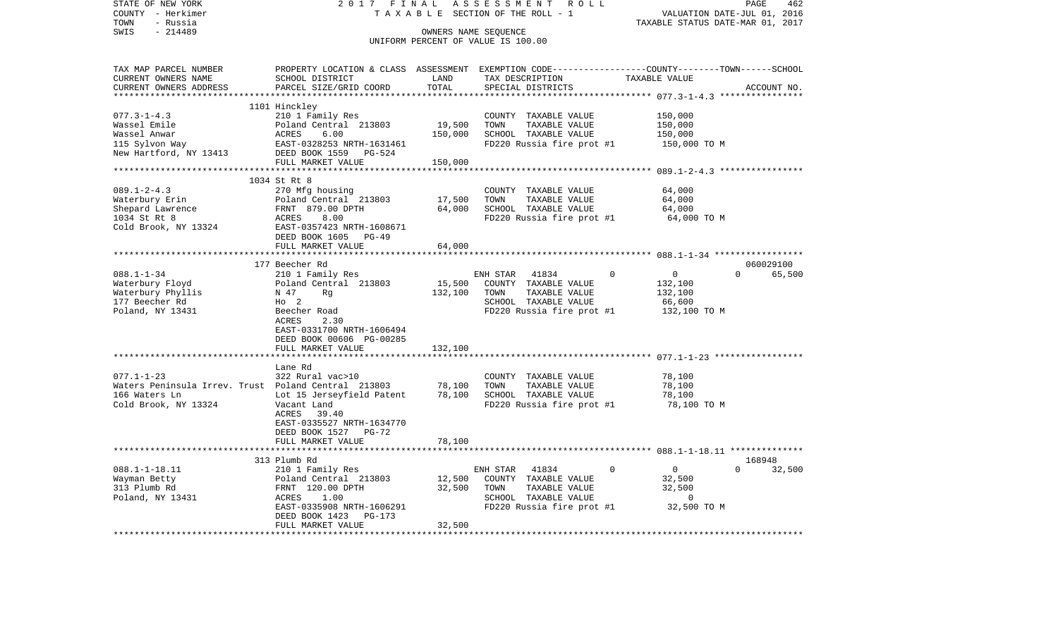STATE OF NEW YORK  
COUNTY - Herkimer  
TOWN - Russia  
SWIS - 214489

2017 FINAL ASSESSMENT ROLL  
TAXABLE SECTION OF THE ROLL - 1  
OWNERS NAME SEQUENCE  
UNIFORM PERCENT OF VALUE IS 100.00

VALUATION DATE-JUL 01, 2016  
TAXABLE STATUS DATE-MAR 01, 2017

| TAX MAP PARCEL NUMBER / CURRENT OWNERS NAME / CURRENT OWNERS ADDRESS | PROPERTY LOCATION & CLASS / SCHOOL DISTRICT / PARCEL SIZE/GRID COORD | ASSESSMENT LAND / TOTAL | EXEMPTION CODE / TAX DESCRIPTION / SPECIAL DISTRICTS | COUNTY | TOWN | SCHOOL / TAXABLE VALUE | ACCOUNT NO. |
|---|---|---|---|---|---|---|---|
| **077.3-1-4.3** | 1101 Hinckley | | | | | | |
| 077.3-1-4.3 | 210 1 Family Res | | COUNTY TAXABLE VALUE | 150,000 | | | |
| Wassel Emile | Poland Central 213803 | 19,500 | TOWN TAXABLE VALUE | | 150,000 | | |
| Wassel Anwar | ACRES 6.00 | 150,000 | SCHOOL TAXABLE VALUE | | | 150,000 | |
| 115 Sylvon Way | EAST-0328253 NRTH-1631461 | | FD220 Russia fire prot #1 | 150,000 TO M | | | |
| New Hartford, NY 13413 | DEED BOOK 1559 PG-524 | | | | | | |
| | FULL MARKET VALUE | 150,000 | | | | | |
| **089.1-2-4.3** | 1034 St Rt 8 | | | | | | |
| 089.1-2-4.3 | 270 Mfg housing | | COUNTY TAXABLE VALUE | 64,000 | | | |
| Waterbury Erin | Poland Central 213803 | 17,500 | TOWN TAXABLE VALUE | | 64,000 | | |
| Shepard Lawrence | FRNT 879.00 DPTH | 64,000 | SCHOOL TAXABLE VALUE | | | 64,000 | |
| 1034 St Rt 8 | ACRES 8.00 | | FD220 Russia fire prot #1 | 64,000 TO M | | | |
| Cold Brook, NY 13324 | EAST-0357423 NRTH-1608671 | | | | | | |
| | DEED BOOK 1605 PG-49 | | | | | | |
| | FULL MARKET VALUE | 64,000 | | | | | |
| **088.1-1-34** | 177 Beecher Rd | | | | | | 060029100 |
| 088.1-1-34 | 210 1 Family Res | | ENH STAR 41834 | 0 | 0 | 65,500 | |
| Waterbury Floyd | Poland Central 213803 | 15,500 | COUNTY TAXABLE VALUE | 132,100 | | | |
| Waterbury Phyllis | N 47 Rg | 132,100 | TOWN TAXABLE VALUE | | 132,100 | | |
| 177 Beecher Rd | Ho 2 | | SCHOOL TAXABLE VALUE | | | 66,600 | |
| Poland, NY 13431 | Beecher Road | | FD220 Russia fire prot #1 | 132,100 TO M | | | |
| | ACRES 2.30 | | | | | | |
| | EAST-0331700 NRTH-1606494 | | | | | | |
| | DEED BOOK 00606 PG-00285 | | | | | | |
| | FULL MARKET VALUE | 132,100 | | | | | |
| **077.1-1-23** | Lane Rd | | | | | | |
| 077.1-1-23 | 322 Rural vac>10 | | COUNTY TAXABLE VALUE | 78,100 | | | |
| Waters Peninsula Irrev. Trust | Poland Central 213803 | 78,100 | TOWN TAXABLE VALUE | | 78,100 | | |
| 166 Waters Ln | Lot 15 Jerseyfield Patent | 78,100 | SCHOOL TAXABLE VALUE | | | 78,100 | |
| Cold Brook, NY 13324 | Vacant Land | | FD220 Russia fire prot #1 | 78,100 TO M | | | |
| | ACRES 39.40 | | | | | | |
| | EAST-0335527 NRTH-1634770 | | | | | | |
| | DEED BOOK 1527 PG-72 | | | | | | |
| | FULL MARKET VALUE | 78,100 | | | | | |
| **088.1-1-18.11** | 313 Plumb Rd | | | | | | 168948 |
| 088.1-1-18.11 | 210 1 Family Res | | ENH STAR 41834 | 0 | 0 | 32,500 | |
| Wayman Betty | Poland Central 213803 | 12,500 | COUNTY TAXABLE VALUE | 32,500 | | | |
| 313 Plumb Rd | FRNT 120.00 DPTH | 32,500 | TOWN TAXABLE VALUE | | 32,500 | | |
| Poland, NY 13431 | ACRES 1.00 | | SCHOOL TAXABLE VALUE | | | 0 | |
| | EAST-0335908 NRTH-1606291 | | FD220 Russia fire prot #1 | 32,500 TO M | | | |
| | DEED BOOK 1423 PG-173 | | | | | | |
| | FULL MARKET VALUE | 32,500 | | | | | |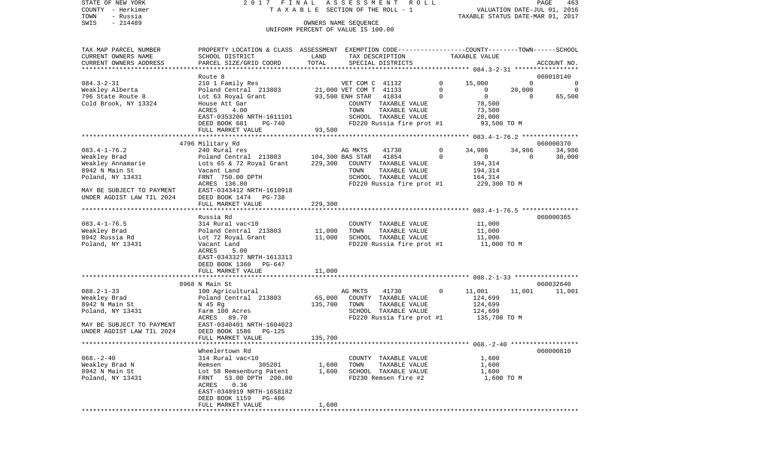STATE OF NEW YORK — 2017 FINAL ASSESSMENT ROLL — PAGE 463
COUNTY - Herkimer — TAXABLE SECTION OF THE ROLL - 1 — VALUATION DATE-JUL 01, 2016
TOWN - Russia — TAXABLE STATUS DATE-MAR 01, 2017
SWIS - 214489 — OWNERS NAME SEQUENCE
UNIFORM PERCENT OF VALUE IS 100.00

| TAX MAP PARCEL NUMBER / CURRENT OWNERS NAME / CURRENT OWNERS ADDRESS | PROPERTY LOCATION & CLASS / SCHOOL DISTRICT / PARCEL SIZE/GRID COORD | ASSESSMENT LAND | TOTAL | EXEMPTION CODE / TAX DESCRIPTION / SPECIAL DISTRICTS | | COUNTY TAXABLE VALUE | TOWN | SCHOOL | ACCOUNT NO. |
|---|---|---|---|---|---|---|---|---|---|
| **084.3-2-31** | Route 8 | | | | | | | | 060010140 |
| 084.3-2-31 | 210 1 Family Res | | | VET COM C 41132 | 0 | 15,000 | 0 | 0 | |
| Weakley Alberta | Poland Central 213803 | 21,000 | | VET COM T 41133 | 0 | 0 | 20,000 | 0 | |
| 796 State Route 8 | Lot 63 Royal Grant | | 93,500 | ENH STAR 41834 | 0 | 0 | 0 | 65,500 | |
| Cold Brook, NY 13324 | House Att Gar | | | COUNTY TAXABLE VALUE | | 78,500 | | | |
| | ACRES 4.00 | | | TOWN TAXABLE VALUE | | 73,500 | | | |
| | EAST-0353206 NRTH-1611101 | | | SCHOOL TAXABLE VALUE | | 28,000 | | | |
| | DEED BOOK 681 PG-740 | | | FD220 Russia fire prot #1 | | 93,500 TO M | | | |
| | FULL MARKET VALUE | | 93,500 | | | | | | |
| **083.4-1-76.2** | 4796 Military Rd | | | | | | | | 060000370 |
| 083.4-1-76.2 | 240 Rural res | | | AG MKTS 41730 | 0 | 34,986 | 34,986 | 34,986 | |
| Weakley Brad | Poland Central 213803 | 104,300 | | BAS STAR 41854 | 0 | 0 | 0 | 30,000 | |
| Weakley Annamarie | Lots 65 & 72 Royal Grant | | 229,300 | COUNTY TAXABLE VALUE | | 194,314 | | | |
| 8942 N Main St | Vacant Land | | | TOWN TAXABLE VALUE | | 194,314 | | | |
| Poland, NY 13431 | FRNT 750.00 DPTH | | | SCHOOL TAXABLE VALUE | | 164,314 | | | |
| | ACRES 136.80 | | | FD220 Russia fire prot #1 | | 229,300 TO M | | | |
| MAY BE SUBJECT TO PAYMENT | EAST-0343412 NRTH-1610918 | | | | | | | | |
| UNDER AGDIST LAW TIL 2024 | DEED BOOK 1474 PG-738 | | | | | | | | |
| | FULL MARKET VALUE | | 229,300 | | | | | | |
| **083.4-1-76.5** | Russia Rd | | | | | | | | 060000365 |
| 083.4-1-76.5 | 314 Rural vac<10 | | | COUNTY TAXABLE VALUE | | 11,000 | | | |
| Weakley Brad | Poland Central 213803 | 11,000 | | TOWN TAXABLE VALUE | | 11,000 | | | |
| 8942 Russia Rd | Lot 72 Royal Grant | | 11,000 | SCHOOL TAXABLE VALUE | | 11,000 | | | |
| Poland, NY 13431 | Vacant Land | | | FD220 Russia fire prot #1 | | 11,000 TO M | | | |
| | ACRES 5.00 | | | | | | | | |
| | EAST-0343327 NRTH-1613313 | | | | | | | | |
| | DEED BOOK 1360 PG-647 | | | | | | | | |
| | FULL MARKET VALUE | | 11,000 | | | | | | |
| **088.2-1-33** | 8968 N Main St | | | | | | | | 060032640 |
| 088.2-1-33 | 100 Agricultural | | | AG MKTS 41730 | 0 | 11,001 | 11,001 | 11,001 | |
| Weakley Brad | Poland Central 213803 | 65,000 | | COUNTY TAXABLE VALUE | | 124,699 | | | |
| 8942 N Main St | N 45 Rg | | 135,700 | TOWN TAXABLE VALUE | | 124,699 | | | |
| Poland, NY 13431 | Farm 100 Acres | | | SCHOOL TAXABLE VALUE | | 124,699 | | | |
| | ACRES 89.70 | | | FD220 Russia fire prot #1 | | 135,700 TO M | | | |
| MAY BE SUBJECT TO PAYMENT | EAST-0340401 NRTH-1604023 | | | | | | | | |
| UNDER AGDIST LAW TIL 2024 | DEED BOOK 1586 PG-125 | | | | | | | | |
| | FULL MARKET VALUE | | 135,700 | | | | | | |
| **068.-2-40** | Wheelertown Rd | | | | | | | | 060000810 |
| 068.-2-40 | 314 Rural vac<10 | | | COUNTY TAXABLE VALUE | | 1,600 | | | |
| Weakley Brad N | Remsen 305201 | 1,600 | | TOWN TAXABLE VALUE | | 1,600 | | | |
| 8942 N Main St | Lot 58 Remsenburg Patent | | 1,600 | SCHOOL TAXABLE VALUE | | 1,600 | | | |
| Poland, NY 13431 | FRNT 53.00 DPTH 200.00 | | | FD230 Remsen fire #2 | | 1,600 TO M | | | |
| | ACRES 0.36 | | | | | | | | |
| | EAST-0348919 NRTH-1658182 | | | | | | | | |
| | DEED BOOK 1159 PG-486 | | | | | | | | |
| | FULL MARKET VALUE | | 1,600 | | | | | | |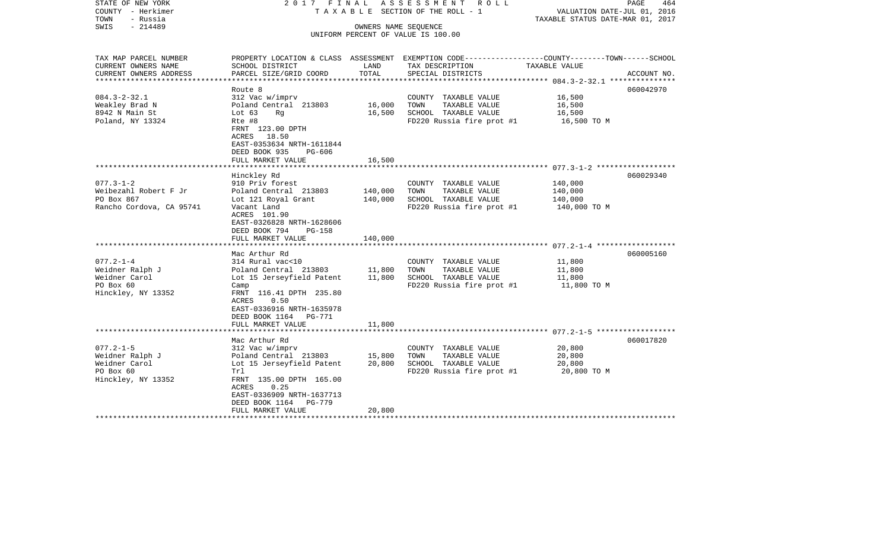STATE OF NEW YORK | 2017 FINAL ASSESSMENT ROLL | PAGE 464
COUNTY - Herkimer | TAXABLE SECTION OF THE ROLL - 1 | VALUATION DATE-JUL 01, 2016
TOWN - Russia | | TAXABLE STATUS DATE-MAR 01, 2017
SWIS - 214489 | OWNERS NAME SEQUENCE
UNIFORM PERCENT OF VALUE IS 100.00

| TAX MAP PARCEL NUMBER / CURRENT OWNERS NAME / CURRENT OWNERS ADDRESS | PROPERTY LOCATION & CLASS / SCHOOL DISTRICT / PARCEL SIZE/GRID COORD | ASSESSMENT LAND | TOTAL | EXEMPTION CODE / TAX DESCRIPTION / SPECIAL DISTRICTS | TAXABLE VALUE (COUNTY--------TOWN------SCHOOL) | ACCOUNT NO. |
|---|---|---|---|---|---|---|
| | Route 8 | | | | | 060042970 |
| 084.3-2-32.1 | 312 Vac w/imprv | | | COUNTY TAXABLE VALUE | 16,500 | |
| Weakley Brad N | Poland Central 213803 | 16,000 | | TOWN TAXABLE VALUE | 16,500 | |
| 8942 N Main St | Lot 63 Rg | | 16,500 | SCHOOL TAXABLE VALUE | 16,500 | |
| Poland, NY 13324 | Rte #8 | | | FD220 Russia fire prot #1 | 16,500 TO M | |
| | FRNT 123.00 DPTH | | | | | |
| | ACRES 18.50 | | | | | |
| | EAST-0353634 NRTH-1611844 | | | | | |
| | DEED BOOK 935 PG-606 | | | | | |
| | FULL MARKET VALUE | | 16,500 | | | |
| | Hinckley Rd | | | | | 060029340 |
| 077.3-1-2 | 910 Priv forest | | | COUNTY TAXABLE VALUE | 140,000 | |
| Weibezahl Robert F Jr | Poland Central 213803 | 140,000 | | TOWN TAXABLE VALUE | 140,000 | |
| PO Box 867 | Lot 121 Royal Grant | | 140,000 | SCHOOL TAXABLE VALUE | 140,000 | |
| Rancho Cordova, CA 95741 | Vacant Land | | | FD220 Russia fire prot #1 | 140,000 TO M | |
| | ACRES 101.90 | | | | | |
| | EAST-0326828 NRTH-1628606 | | | | | |
| | DEED BOOK 794 PG-158 | | | | | |
| | FULL MARKET VALUE | | 140,000 | | | |
| | Mac Arthur Rd | | | | | 060005160 |
| 077.2-1-4 | 314 Rural vac<10 | | | COUNTY TAXABLE VALUE | 11,800 | |
| Weidner Ralph J | Poland Central 213803 | 11,800 | | TOWN TAXABLE VALUE | 11,800 | |
| Weidner Carol | Lot 15 Jerseyfield Patent | | 11,800 | SCHOOL TAXABLE VALUE | 11,800 | |
| PO Box 60 | Camp | | | FD220 Russia fire prot #1 | 11,800 TO M | |
| Hinckley, NY 13352 | FRNT 116.41 DPTH 235.80 | | | | | |
| | ACRES 0.50 | | | | | |
| | EAST-0336916 NRTH-1635978 | | | | | |
| | DEED BOOK 1164 PG-771 | | | | | |
| | FULL MARKET VALUE | | 11,800 | | | |
| | Mac Arthur Rd | | | | | 060017820 |
| 077.2-1-5 | 312 Vac w/imprv | | | COUNTY TAXABLE VALUE | 20,800 | |
| Weidner Ralph J | Poland Central 213803 | 15,800 | | TOWN TAXABLE VALUE | 20,800 | |
| Weidner Carol | Lot 15 Jerseyfield Patent | | 20,800 | SCHOOL TAXABLE VALUE | 20,800 | |
| PO Box 60 | Trl | | | FD220 Russia fire prot #1 | 20,800 TO M | |
| Hinckley, NY 13352 | FRNT 135.00 DPTH 165.00 | | | | | |
| | ACRES 0.25 | | | | | |
| | EAST-0336909 NRTH-1637713 | | | | | |
| | DEED BOOK 1164 PG-779 | | | | | |
| | FULL MARKET VALUE | | 20,800 | | | |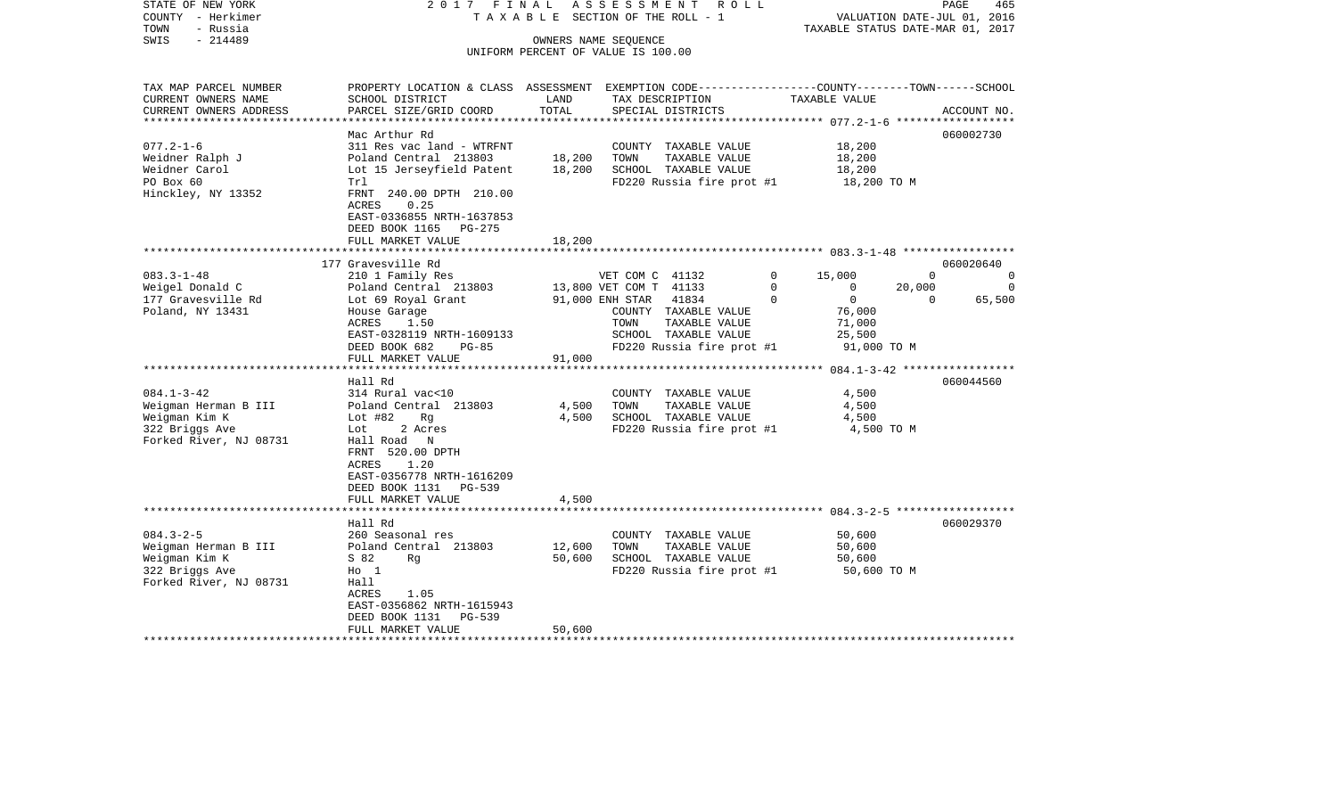STATE OF NEW YORK
COUNTY - Herkimer
TOWN - Russia
SWIS - 214489

2017 FINAL ASSESSMENT ROLL
TAXABLE SECTION OF THE ROLL - 1
OWNERS NAME SEQUENCE
UNIFORM PERCENT OF VALUE IS 100.00

VALUATION DATE-JUL 01, 2016
TAXABLE STATUS DATE-MAR 01, 2017

| TAX MAP PARCEL NUMBER / CURRENT OWNERS NAME / CURRENT OWNERS ADDRESS | PROPERTY LOCATION & CLASS / SCHOOL DISTRICT / PARCEL SIZE/GRID COORD | ASSESSMENT LAND | ASSESSMENT TOTAL | EXEMPTION CODE / TAX DESCRIPTION / SPECIAL DISTRICTS | COUNTY TAXABLE VALUE | TOWN TAXABLE VALUE | SCHOOL TAXABLE VALUE | ACCOUNT NO. |
|---|---|---|---|---|---|---|---|---|
| 077.2-1-6 | Mac Arthur Rd | | | | | | | 060002730 |
| Weidner Ralph J | 311 Res vac land - WTRFNT | | | COUNTY TAXABLE VALUE | 18,200 | | | |
| Weidner Carol | Poland Central 213803 | 18,200 | | TOWN TAXABLE VALUE | | 18,200 | | |
| PO Box 60 | Lot 15 Jerseyfield Patent | | 18,200 | SCHOOL TAXABLE VALUE | | | 18,200 | |
| Hinckley, NY 13352 | Trl | | | FD220 Russia fire prot #1 | 18,200 TO M | | | |
| | FRNT 240.00 DPTH 210.00 | | | | | | | |
| | ACRES 0.25 | | | | | | | |
| | EAST-0336855 NRTH-1637853 | | | | | | | |
| | DEED BOOK 1165 PG-275 | | | | | | | |
| | FULL MARKET VALUE | | 18,200 | | | | | |
| 083.3-1-48 | 177 Gravesville Rd | | | | | | | 060020640 |
| Weigel Donald C | 210 1 Family Res | | | VET COM C 41132 0 | 15,000 | 0 | 0 | |
| 177 Gravesville Rd | Poland Central 213803 | 13,800 | | VET COM T 41133 0 | 0 | 20,000 | 0 | |
| Poland, NY 13431 | Lot 69 Royal Grant | | 91,000 | ENH STAR 41834 0 | 0 | 0 | 65,500 | |
| | House Garage | | | COUNTY TAXABLE VALUE | 76,000 | | | |
| | ACRES 1.50 | | | TOWN TAXABLE VALUE | | 71,000 | | |
| | EAST-0328119 NRTH-1609133 | | | SCHOOL TAXABLE VALUE | | | 25,500 | |
| | DEED BOOK 682 PG-85 | | | FD220 Russia fire prot #1 | 91,000 TO M | | | |
| | FULL MARKET VALUE | | 91,000 | | | | | |
| 084.1-3-42 | Hall Rd | | | | | | | 060044560 |
| Weigman Herman B III | 314 Rural vac<10 | | | COUNTY TAXABLE VALUE | 4,500 | | | |
| Weigman Kim K | Poland Central 213803 | 4,500 | | TOWN TAXABLE VALUE | | 4,500 | | |
| 322 Briggs Ave | Lot #82 Rg | | 4,500 | SCHOOL TAXABLE VALUE | | | 4,500 | |
| Forked River, NJ 08731 | Lot 2 Acres | | | FD220 Russia fire prot #1 | 4,500 TO M | | | |
| | Hall Road N | | | | | | | |
| | FRNT 520.00 DPTH | | | | | | | |
| | ACRES 1.20 | | | | | | | |
| | EAST-0356778 NRTH-1616209 | | | | | | | |
| | DEED BOOK 1131 PG-539 | | | | | | | |
| | FULL MARKET VALUE | | 4,500 | | | | | |
| 084.3-2-5 | Hall Rd | | | | | | | 060029370 |
| Weigman Herman B III | 260 Seasonal res | | | COUNTY TAXABLE VALUE | 50,600 | | | |
| Weigman Kim K | Poland Central 213803 | 12,600 | | TOWN TAXABLE VALUE | | 50,600 | | |
| 322 Briggs Ave | S 82 Rg | | 50,600 | SCHOOL TAXABLE VALUE | | | 50,600 | |
| Forked River, NJ 08731 | Ho 1 | | | FD220 Russia fire prot #1 | 50,600 TO M | | | |
| | Hall | | | | | | | |
| | ACRES 1.05 | | | | | | | |
| | EAST-0356862 NRTH-1615943 | | | | | | | |
| | DEED BOOK 1131 PG-539 | | | | | | | |
| | FULL MARKET VALUE | | 50,600 | | | | | |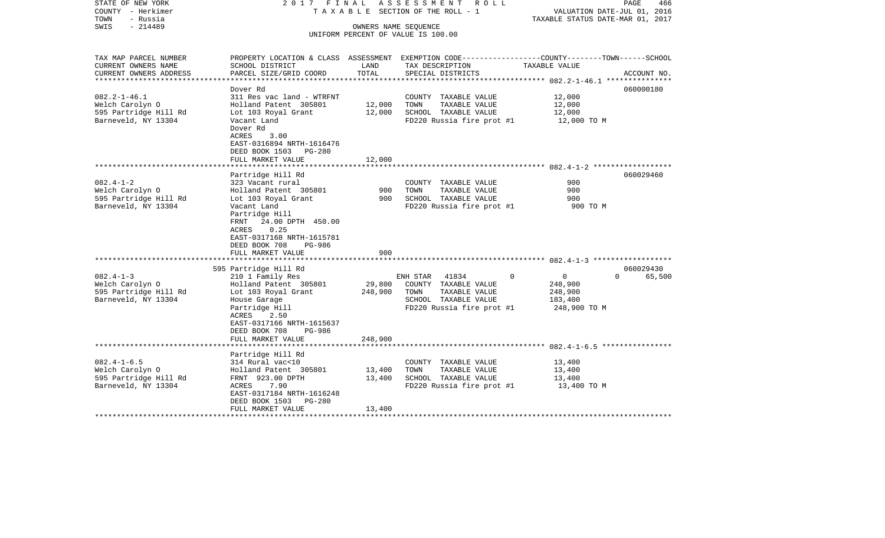STATE OF NEW YORK — COUNTY - Herkimer — TOWN - Russia — SWIS - 214489

2017 FINAL ASSESSMENT ROLL
TAXABLE SECTION OF THE ROLL - 1
OWNERS NAME SEQUENCE
UNIFORM PERCENT OF VALUE IS 100.00

VALUATION DATE-JUL 01, 2016
TAXABLE STATUS DATE-MAR 01, 2017

| TAX MAP PARCEL NUMBER / CURRENT OWNERS NAME / CURRENT OWNERS ADDRESS | PROPERTY LOCATION & CLASS / SCHOOL DISTRICT / PARCEL SIZE/GRID COORD | ASSESSMENT LAND | ASSESSMENT TOTAL | EXEMPTION CODE / TAX DESCRIPTION / SPECIAL DISTRICTS | COUNTY | TOWN | SCHOOL | ACCOUNT NO. |
|---|---|---|---|---|---|---|---|---|
| **082.2-1-46.1** | Dover Rd | | | | | | | 060000180 |
| 082.2-1-46.1 | 311 Res vac land - WTRFNT | | | COUNTY TAXABLE VALUE | 12,000 | | | |
| Welch Carolyn O | Holland Patent 305801 | 12,000 | | TOWN TAXABLE VALUE | | 12,000 | | |
| 595 Partridge Hill Rd | Lot 103 Royal Grant | | 12,000 | SCHOOL TAXABLE VALUE | | | 12,000 | |
| Barneveld, NY 13304 | Vacant Land | | | FD220 Russia fire prot #1 | 12,000 TO M | | | |
| | Dover Rd | | | | | | | |
| | ACRES 3.00 | | | | | | | |
| | EAST-0316894 NRTH-1616476 | | | | | | | |
| | DEED BOOK 1503 PG-280 | | | | | | | |
| | FULL MARKET VALUE | | 12,000 | | | | | |
| **082.4-1-2** | Partridge Hill Rd | | | | | | | 060029460 |
| 082.4-1-2 | 323 Vacant rural | | | COUNTY TAXABLE VALUE | 900 | | | |
| Welch Carolyn O | Holland Patent 305801 | 900 | | TOWN TAXABLE VALUE | | 900 | | |
| 595 Partridge Hill Rd | Lot 103 Royal Grant | | 900 | SCHOOL TAXABLE VALUE | | | 900 | |
| Barneveld, NY 13304 | Vacant Land | | | FD220 Russia fire prot #1 | 900 TO M | | | |
| | Partridge Hill | | | | | | | |
| | FRNT 24.00 DPTH 450.00 | | | | | | | |
| | ACRES 0.25 | | | | | | | |
| | EAST-0317168 NRTH-1615781 | | | | | | | |
| | DEED BOOK 708 PG-986 | | | | | | | |
| | FULL MARKET VALUE | | 900 | | | | | |
| **082.4-1-3** | 595 Partridge Hill Rd | | | | | | | 060029430 |
| 082.4-1-3 | 210 1 Family Res | | | ENH STAR 41834 | 0 | 0 | 0 | 65,500 |
| Welch Carolyn O | Holland Patent 305801 | 29,800 | | COUNTY TAXABLE VALUE | 248,900 | | | |
| 595 Partridge Hill Rd | Lot 103 Royal Grant | | 248,900 | TOWN TAXABLE VALUE | | 248,900 | | |
| Barneveld, NY 13304 | House Garage | | | SCHOOL TAXABLE VALUE | | | 183,400 | |
| | Partridge Hill | | | FD220 Russia fire prot #1 | 248,900 TO M | | | |
| | ACRES 2.50 | | | | | | | |
| | EAST-0317166 NRTH-1615637 | | | | | | | |
| | DEED BOOK 708 PG-986 | | | | | | | |
| | FULL MARKET VALUE | | 248,900 | | | | | |
| **082.4-1-6.5** | Partridge Hill Rd | | | | | | | |
| 082.4-1-6.5 | 314 Rural vac<10 | | | COUNTY TAXABLE VALUE | 13,400 | | | |
| Welch Carolyn O | Holland Patent 305801 | 13,400 | | TOWN TAXABLE VALUE | | 13,400 | | |
| 595 Partridge Hill Rd | FRNT 923.00 DPTH | | 13,400 | SCHOOL TAXABLE VALUE | | | 13,400 | |
| Barneveld, NY 13304 | ACRES 7.90 | | | FD220 Russia fire prot #1 | 13,400 TO M | | | |
| | EAST-0317184 NRTH-1616248 | | | | | | | |
| | DEED BOOK 1503 PG-280 | | | | | | | |
| | FULL MARKET VALUE | | 13,400 | | | | | |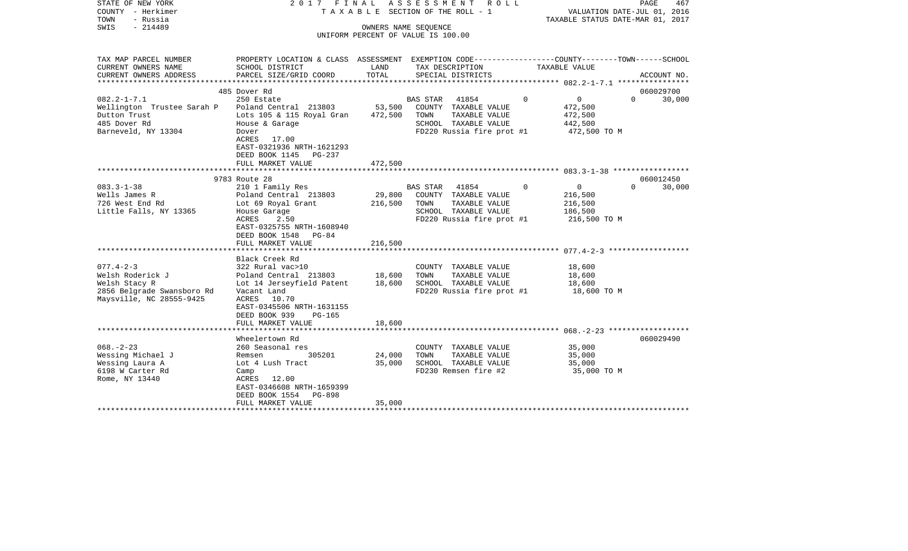STATE OF NEW YORK
COUNTY - Herkimer
TOWN - Russia
SWIS - 214489

2017 FINAL ASSESSMENT ROLL
TAXABLE SECTION OF THE ROLL - 1
OWNERS NAME SEQUENCE
UNIFORM PERCENT OF VALUE IS 100.00

VALUATION DATE-JUL 01, 2016
TAXABLE STATUS DATE-MAR 01, 2017

| TAX MAP PARCEL NUMBER<br>CURRENT OWNERS NAME<br>CURRENT OWNERS ADDRESS | PROPERTY LOCATION & CLASS<br>SCHOOL DISTRICT<br>PARCEL SIZE/GRID COORD | ASSESSMENT<br>LAND<br>TOTAL | EXEMPTION CODE<br>TAX DESCRIPTION<br>SPECIAL DISTRICTS | COUNTY | TOWN | SCHOOL<br>TAXABLE VALUE<br>ACCOUNT NO. |
|---|---|---|---|---|---|---|
| 082.2-1-7.1 | 485 Dover Rd | | | | | 060029700 |
| 082.2-1-7.1 | 250 Estate | | BAS STAR 41854 | 0 | 0 | 0 30,000 |
| Wellington Trustee Sarah P | Poland Central 213803 | 53,500 | COUNTY TAXABLE VALUE | | | 472,500 |
| Dutton Trust | Lots 105 & 115 Royal Gran | 472,500 | TOWN TAXABLE VALUE | | | 472,500 |
| 485 Dover Rd | House & Garage | | SCHOOL TAXABLE VALUE | | | 442,500 |
| Barneveld, NY 13304 | Dover | | FD220 Russia fire prot #1 | | | 472,500 TO M |
| | ACRES 17.00 | | | | | |
| | EAST-0321936 NRTH-1621293 | | | | | |
| | DEED BOOK 1145 PG-237 | | | | | |
| | FULL MARKET VALUE | 472,500 | | | | |
| 083.3-1-38 | 9783 Route 28 | | | | | 060012450 |
| 083.3-1-38 | 210 1 Family Res | | BAS STAR 41854 | 0 | 0 | 0 30,000 |
| Wells James R | Poland Central 213803 | 29,800 | COUNTY TAXABLE VALUE | | | 216,500 |
| 726 West End Rd | Lot 69 Royal Grant | 216,500 | TOWN TAXABLE VALUE | | | 216,500 |
| Little Falls, NY 13365 | House Garage | | SCHOOL TAXABLE VALUE | | | 186,500 |
| | ACRES 2.50 | | FD220 Russia fire prot #1 | | | 216,500 TO M |
| | EAST-0325755 NRTH-1608940 | | | | | |
| | DEED BOOK 1548 PG-84 | | | | | |
| | FULL MARKET VALUE | 216,500 | | | | |
| 077.4-2-3 | Black Creek Rd | | | | | |
| 077.4-2-3 | 322 Rural vac>10 | | COUNTY TAXABLE VALUE | | | 18,600 |
| Welsh Roderick J | Poland Central 213803 | 18,600 | TOWN TAXABLE VALUE | | | 18,600 |
| Welsh Stacy R | Lot 14 Jerseyfield Patent | 18,600 | SCHOOL TAXABLE VALUE | | | 18,600 |
| 2856 Belgrade Swansboro Rd | Vacant Land | | FD220 Russia fire prot #1 | | | 18,600 TO M |
| Maysville, NC 28555-9425 | ACRES 10.70 | | | | | |
| | EAST-0345506 NRTH-1631155 | | | | | |
| | DEED BOOK 939 PG-165 | | | | | |
| | FULL MARKET VALUE | 18,600 | | | | |
| 068.-2-23 | Wheelertown Rd | | | | | 060029490 |
| 068.-2-23 | 260 Seasonal res | | COUNTY TAXABLE VALUE | | | 35,000 |
| Wessing Michael J | Remsen 305201 | 24,000 | TOWN TAXABLE VALUE | | | 35,000 |
| Wessing Laura A | Lot 4 Lush Tract | 35,000 | SCHOOL TAXABLE VALUE | | | 35,000 |
| 6198 W Carter Rd | Camp | | FD230 Remsen fire #2 | | | 35,000 TO M |
| Rome, NY 13440 | ACRES 12.00 | | | | | |
| | EAST-0346608 NRTH-1659399 | | | | | |
| | DEED BOOK 1554 PG-898 | | | | | |
| | FULL MARKET VALUE | 35,000 | | | | |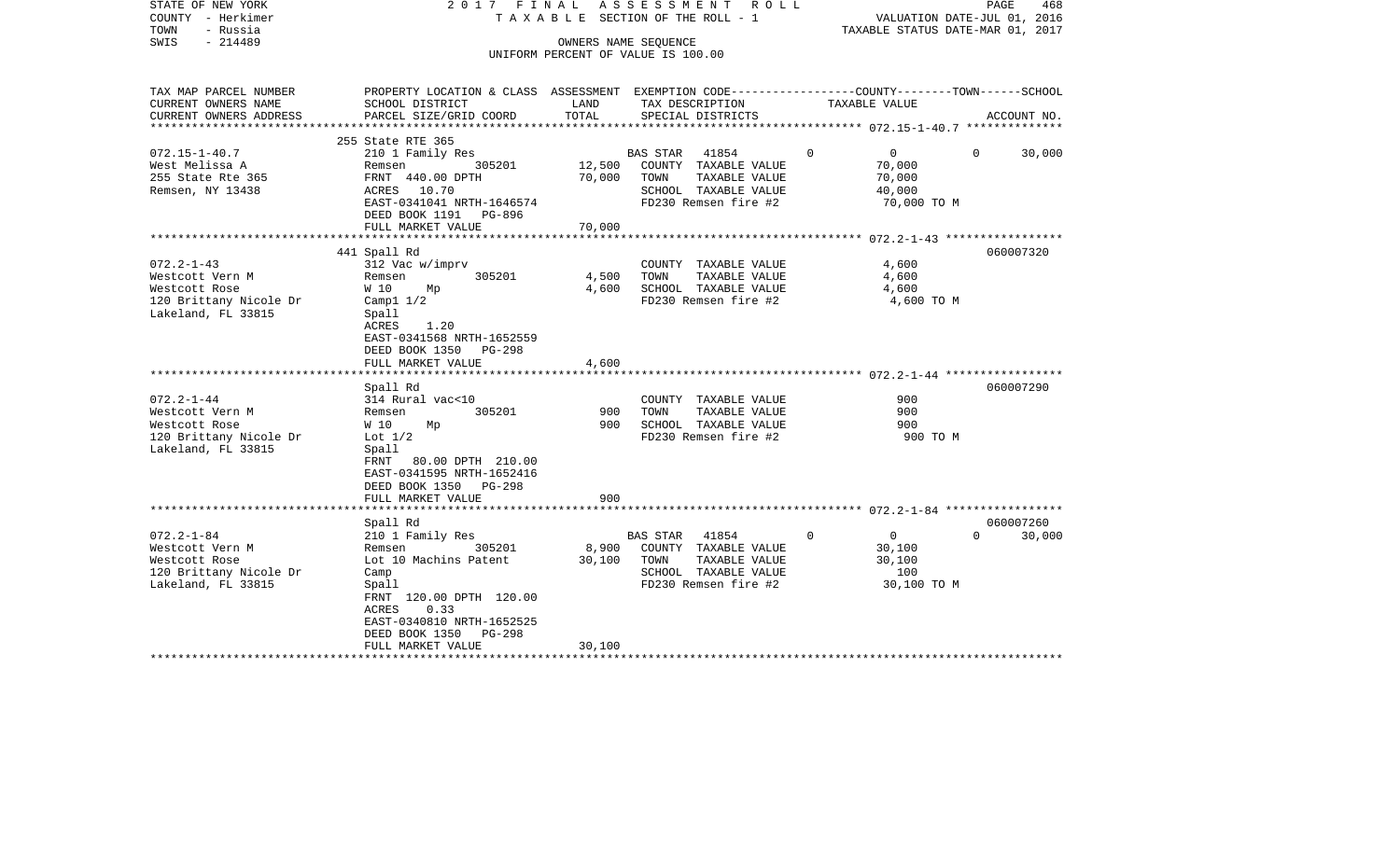STATE OF NEW YORK 2017 FINAL ASSESSMENT ROLL
COUNTY - Herkimer TAXABLE SECTION OF THE ROLL - 1 VALUATION DATE-JUL 01, 2016
TOWN - Russia TAXABLE STATUS DATE-MAR 01, 2017
SWIS - 214489 OWNERS NAME SEQUENCE
UNIFORM PERCENT OF VALUE IS 100.00

| TAX MAP PARCEL NUMBER / CURRENT OWNERS NAME / CURRENT OWNERS ADDRESS | PROPERTY LOCATION & CLASS / SCHOOL DISTRICT / PARCEL SIZE/GRID COORD | ASSESSMENT LAND | TOTAL | EXEMPTION CODE / TAX DESCRIPTION / SPECIAL DISTRICTS | COUNTY | TOWN | SCHOOL TAXABLE VALUE | ACCOUNT NO. |
|---|---|---|---|---|---|---|---|---|
| **072.15-1-40.7** | 255 State RTE 365 | | | | | | | |
| 072.15-1-40.7 | 210 1 Family Res | | | BAS STAR 41854 | 0 | 0 | 0 | 30,000 |
| West Melissa A | Remsen 305201 | 12,500 | | COUNTY TAXABLE VALUE | 70,000 | | | |
| 255 State Rte 365 | FRNT 440.00 DPTH | | 70,000 | TOWN TAXABLE VALUE | 70,000 | | | |
| Remsen, NY 13438 | ACRES 10.70 | | | SCHOOL TAXABLE VALUE | 40,000 | | | |
| | EAST-0341041 NRTH-1646574 | | | FD230 Remsen fire #2 | 70,000 TO M | | | |
| | DEED BOOK 1191 PG-896 | | | | | | | |
| | FULL MARKET VALUE | | 70,000 | | | | | |
| **072.2-1-43** | 441 Spall Rd | | | | | | | 060007320 |
| 072.2-1-43 | 312 Vac w/imprv | | | COUNTY TAXABLE VALUE | 4,600 | | | |
| Westcott Vern M | Remsen 305201 | 4,500 | | TOWN TAXABLE VALUE | 4,600 | | | |
| Westcott Rose | W 10 Mp | | 4,600 | SCHOOL TAXABLE VALUE | 4,600 | | | |
| 120 Brittany Nicole Dr | Campl 1/2 | | | FD230 Remsen fire #2 | 4,600 TO M | | | |
| Lakeland, FL 33815 | Spall | | | | | | | |
| | ACRES 1.20 | | | | | | | |
| | EAST-0341568 NRTH-1652559 | | | | | | | |
| | DEED BOOK 1350 PG-298 | | | | | | | |
| | FULL MARKET VALUE | | 4,600 | | | | | |
| **072.2-1-44** | Spall Rd | | | | | | | 060007290 |
| 072.2-1-44 | 314 Rural vac<10 | | | COUNTY TAXABLE VALUE | 900 | | | |
| Westcott Vern M | Remsen 305201 | 900 | | TOWN TAXABLE VALUE | 900 | | | |
| Westcott Rose | W 10 Mp | | 900 | SCHOOL TAXABLE VALUE | 900 | | | |
| 120 Brittany Nicole Dr | Lot 1/2 | | | FD230 Remsen fire #2 | 900 TO M | | | |
| Lakeland, FL 33815 | Spall | | | | | | | |
| | FRNT 80.00 DPTH 210.00 | | | | | | | |
| | EAST-0341595 NRTH-1652416 | | | | | | | |
| | DEED BOOK 1350 PG-298 | | | | | | | |
| | FULL MARKET VALUE | | 900 | | | | | |
| **072.2-1-84** | Spall Rd | | | | | | | 060007260 |
| 072.2-1-84 | 210 1 Family Res | | | BAS STAR 41854 | 0 | 0 | 0 | 30,000 |
| Westcott Vern M | Remsen 305201 | 8,900 | | COUNTY TAXABLE VALUE | 30,100 | | | |
| Westcott Rose | Lot 10 Machins Patent | | 30,100 | TOWN TAXABLE VALUE | 30,100 | | | |
| 120 Brittany Nicole Dr | Camp | | | SCHOOL TAXABLE VALUE | 100 | | | |
| Lakeland, FL 33815 | Spall | | | FD230 Remsen fire #2 | 30,100 TO M | | | |
| | FRNT 120.00 DPTH 120.00 | | | | | | | |
| | ACRES 0.33 | | | | | | | |
| | EAST-0340810 NRTH-1652525 | | | | | | | |
| | DEED BOOK 1350 PG-298 | | | | | | | |
| | FULL MARKET VALUE | | 30,100 | | | | | |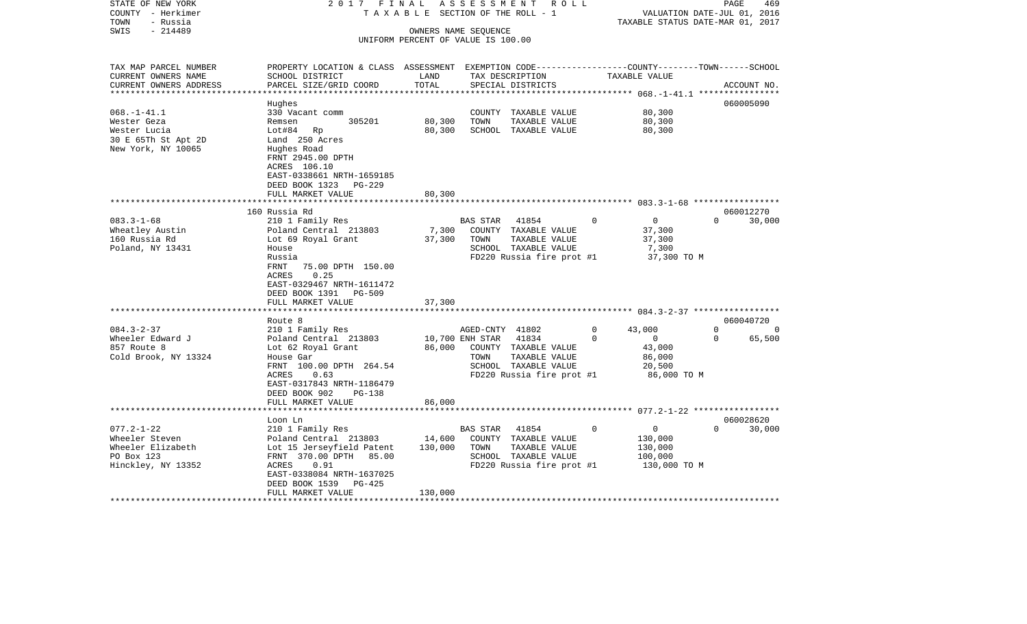STATE OF NEW YORK | 2017 FINAL ASSESSMENT ROLL | PAGE 469
COUNTY - Herkimer | TAXABLE SECTION OF THE ROLL - 1 | VALUATION DATE-JUL 01, 2016
TOWN - Russia | | TAXABLE STATUS DATE-MAR 01, 2017
SWIS - 214489 | OWNERS NAME SEQUENCE
UNIFORM PERCENT OF VALUE IS 100.00

| TAX MAP PARCEL NUMBER<br>CURRENT OWNERS NAME<br>CURRENT OWNERS ADDRESS | PROPERTY LOCATION & CLASS<br>SCHOOL DISTRICT<br>PARCEL SIZE/GRID COORD | ASSESSMENT<br>LAND<br>TOTAL | EXEMPTION CODE<br>TAX DESCRIPTION<br>SPECIAL DISTRICTS | COUNTY--------TOWN------SCHOOL<br>TAXABLE VALUE | ACCOUNT NO. |
|---|---|---|---|---|---|
| 068.-1-41.1<br>Wester Geza<br>Wester Lucia<br>30 E 65Th St Apt 2D<br>New York, NY 10065 | Hughes<br>330 Vacant comm<br>Remsen 305201<br>Lot#84 Rp<br>Land 250 Acres<br>Hughes Road<br>FRNT 2945.00 DPTH<br>ACRES 106.10<br>EAST-0338661 NRTH-1659185<br>DEED BOOK 1323 PG-229<br>FULL MARKET VALUE | <br><br>80,300<br>80,300<br><br><br><br><br><br><br>80,300 | <br><br>COUNTY TAXABLE VALUE<br>TOWN TAXABLE VALUE<br>SCHOOL TAXABLE VALUE | <br><br>80,300<br>80,300<br>80,300 | 060005090 |
| 083.3-1-68<br>Wheatley Austin<br>160 Russia Rd<br>Poland, NY 13431 | 160 Russia Rd<br>210 1 Family Res<br>Poland Central 213803<br>Lot 69 Royal Grant<br>House<br>Russia<br>FRNT 75.00 DPTH 150.00<br>ACRES 0.25<br>EAST-0329467 NRTH-1611472<br>DEED BOOK 1391 PG-509<br>FULL MARKET VALUE | <br><br>7,300<br>37,300<br><br><br><br><br><br><br>37,300 | <br>BAS STAR 41854 0<br>COUNTY TAXABLE VALUE<br>TOWN TAXABLE VALUE<br>SCHOOL TAXABLE VALUE<br>FD220 Russia fire prot #1 | <br>0 0 30,000<br>37,300<br>37,300<br>7,300<br>37,300 TO M | 060012270 |
| 084.3-2-37<br>Wheeler Edward J<br>857 Route 8<br>Cold Brook, NY 13324 | Route 8<br>210 1 Family Res<br>Poland Central 213803<br>Lot 62 Royal Grant<br>House Gar<br>FRNT 100.00 DPTH 264.54<br>ACRES 0.63<br>EAST-0317843 NRTH-1186479<br>DEED BOOK 902 PG-138<br>FULL MARKET VALUE | <br><br>10,700<br>86,000<br><br><br><br><br><br>86,000 | <br>AGED-CNTY 41802 0<br>ENH STAR 41834 0<br>COUNTY TAXABLE VALUE<br>TOWN TAXABLE VALUE<br>SCHOOL TAXABLE VALUE<br>FD220 Russia fire prot #1 | <br>43,000 0 0<br>0 0 65,500<br>43,000<br>86,000<br>20,500<br>86,000 TO M | 060040720 |
| 077.2-1-22<br>Wheeler Steven<br>Wheeler Elizabeth<br>PO Box 123<br>Hinckley, NY 13352 | Loon Ln<br>210 1 Family Res<br>Poland Central 213803<br>Lot 15 Jerseyfield Patent<br>FRNT 370.00 DPTH 85.00<br>ACRES 0.91<br>EAST-0338084 NRTH-1637025<br>DEED BOOK 1539 PG-425<br>FULL MARKET VALUE | <br><br>14,600<br>130,000<br><br><br><br><br>130,000 | <br>BAS STAR 41854 0<br>COUNTY TAXABLE VALUE<br>TOWN TAXABLE VALUE<br>SCHOOL TAXABLE VALUE<br>FD220 Russia fire prot #1 | <br>0 0 30,000<br>130,000<br>130,000<br>100,000<br>130,000 TO M | 060028620 |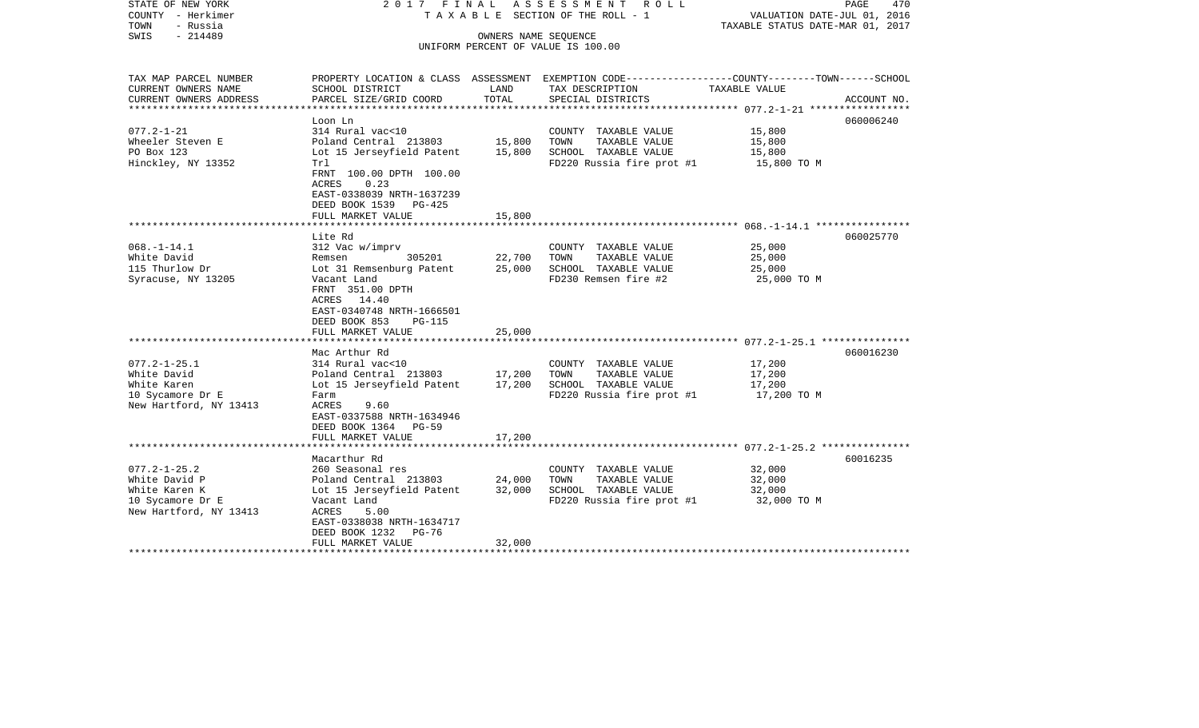STATE OF NEW YORK — 2017 FINAL ASSESSMENT ROLL — TAXABLE SECTION OF THE ROLL - 1
COUNTY - Herkimer — VALUATION DATE-JUL 01, 2016
TOWN - Russia — TAXABLE STATUS DATE-MAR 01, 2017
SWIS - 214489 — OWNERS NAME SEQUENCE — UNIFORM PERCENT OF VALUE IS 100.00

| TAX MAP PARCEL NUMBER / CURRENT OWNERS NAME / CURRENT OWNERS ADDRESS | PROPERTY LOCATION & CLASS / SCHOOL DISTRICT / PARCEL SIZE/GRID COORD | ASSESSMENT LAND | ASSESSMENT TOTAL | EXEMPTION CODE / TAX DESCRIPTION / SPECIAL DISTRICTS | TAXABLE VALUE (COUNTY--------TOWN------SCHOOL) | ACCOUNT NO. |
|---|---|---|---|---|---|---|
| 077.2-1-21 | Loon Ln | | | | | 060006240 |
| Wheeler Steven E | 314 Rural vac<10 | | | COUNTY TAXABLE VALUE | 15,800 | |
| PO Box 123 | Poland Central 213803 | 15,800 | | TOWN TAXABLE VALUE | 15,800 | |
| Hinckley, NY 13352 | Lot 15 Jerseyfield Patent | | 15,800 | SCHOOL TAXABLE VALUE | 15,800 | |
| | Trl | | | FD220 Russia fire prot #1 | 15,800 TO M | |
| | FRNT 100.00 DPTH 100.00 | | | | | |
| | ACRES 0.23 | | | | | |
| | EAST-0338039 NRTH-1637239 | | | | | |
| | DEED BOOK 1539 PG-425 | | | | | |
| | FULL MARKET VALUE | | 15,800 | | | |
| 068.-1-14.1 | Lite Rd | | | | | 060025770 |
| White David | 312 Vac w/imprv | | | COUNTY TAXABLE VALUE | 25,000 | |
| 115 Thurlow Dr | Remsen 305201 | 22,700 | | TOWN TAXABLE VALUE | 25,000 | |
| Syracuse, NY 13205 | Lot 31 Remsenburg Patent | | 25,000 | SCHOOL TAXABLE VALUE | 25,000 | |
| | Vacant Land | | | FD230 Remsen fire #2 | 25,000 TO M | |
| | FRNT 351.00 DPTH | | | | | |
| | ACRES 14.40 | | | | | |
| | EAST-0340748 NRTH-1666501 | | | | | |
| | DEED BOOK 853 PG-115 | | | | | |
| | FULL MARKET VALUE | | 25,000 | | | |
| 077.2-1-25.1 | Mac Arthur Rd | | | | | 060016230 |
| White David | 314 Rural vac<10 | | | COUNTY TAXABLE VALUE | 17,200 | |
| White Karen | Poland Central 213803 | 17,200 | | TOWN TAXABLE VALUE | 17,200 | |
| 10 Sycamore Dr E | Lot 15 Jerseyfield Patent | | 17,200 | SCHOOL TAXABLE VALUE | 17,200 | |
| New Hartford, NY 13413 | Farm | | | FD220 Russia fire prot #1 | 17,200 TO M | |
| | ACRES 9.60 | | | | | |
| | EAST-0337588 NRTH-1634946 | | | | | |
| | DEED BOOK 1364 PG-59 | | | | | |
| | FULL MARKET VALUE | | 17,200 | | | |
| 077.2-1-25.2 | Macarthur Rd | | | | | 60016235 |
| White David P | 260 Seasonal res | | | COUNTY TAXABLE VALUE | 32,000 | |
| White Karen K | Poland Central 213803 | 24,000 | | TOWN TAXABLE VALUE | 32,000 | |
| 10 Sycamore Dr E | Lot 15 Jerseyfield Patent | | 32,000 | SCHOOL TAXABLE VALUE | 32,000 | |
| New Hartford, NY 13413 | Vacant Land | | | FD220 Russia fire prot #1 | 32,000 TO M | |
| | ACRES 5.00 | | | | | |
| | EAST-0338038 NRTH-1634717 | | | | | |
| | DEED BOOK 1232 PG-76 | | | | | |
| | FULL MARKET VALUE | | 32,000 | | | |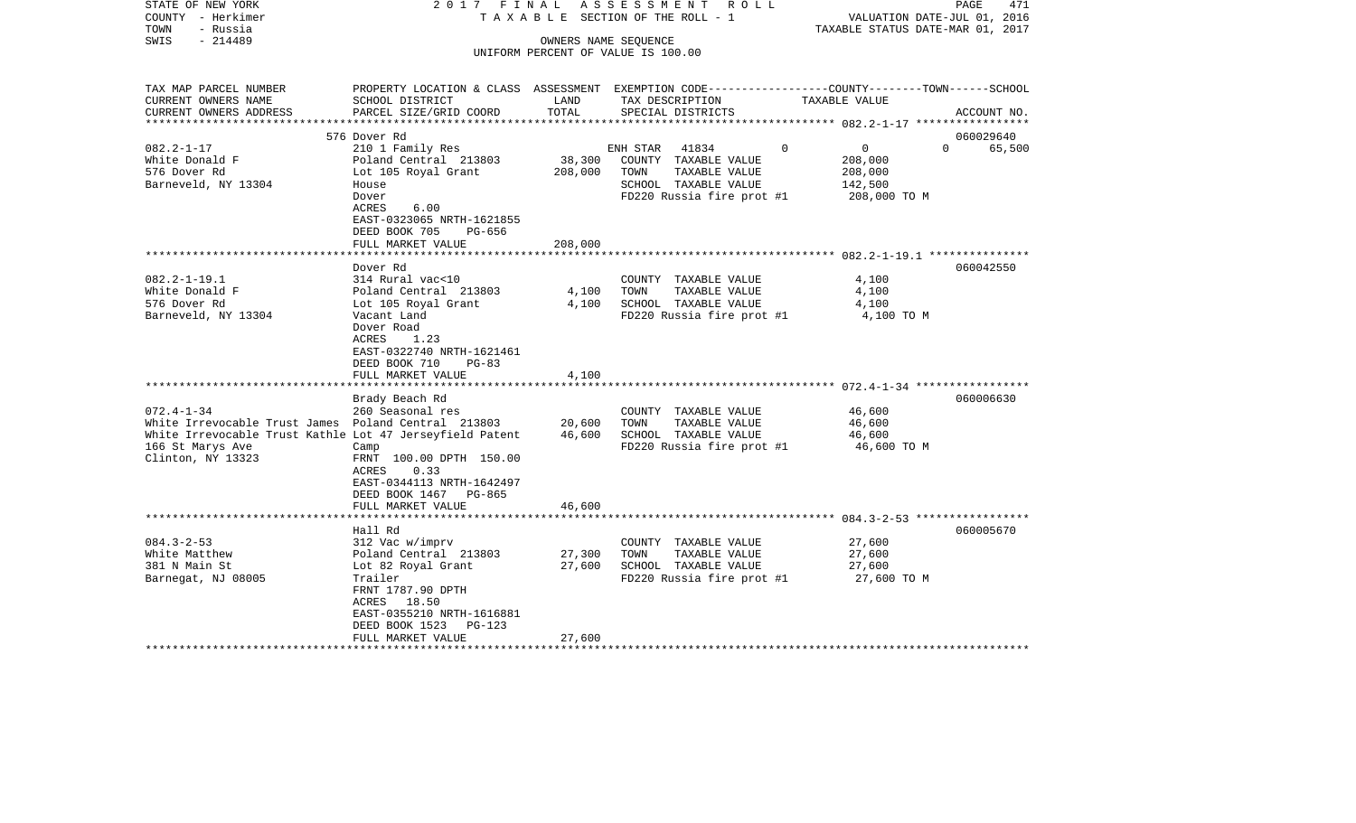STATE OF NEW YORK
COUNTY - Herkimer
TOWN - Russia
SWIS - 214489

2017 FINAL ASSESSMENT ROLL
TAXABLE SECTION OF THE ROLL - 1
OWNERS NAME SEQUENCE
UNIFORM PERCENT OF VALUE IS 100.00

VALUATION DATE-JUL 01, 2016
TAXABLE STATUS DATE-MAR 01, 2017

| TAX MAP PARCEL NUMBER / CURRENT OWNERS NAME / CURRENT OWNERS ADDRESS | PROPERTY LOCATION & CLASS / SCHOOL DISTRICT / PARCEL SIZE/GRID COORD | ASSESSMENT LAND / TOTAL | EXEMPTION CODE / TAX DESCRIPTION / SPECIAL DISTRICTS | COUNTY | TOWN | SCHOOL / TAXABLE VALUE | ACCOUNT NO. |
|---|---|---|---|---|---|---|---|
| 082.2-1-17 | 576 Dover Rd | | | | | | 060029640 |
| White Donald F | 210 1 Family Res | | ENH STAR 41834 | 0 | 0 | 0 | 65,500 |
| 576 Dover Rd | Poland Central 213803 | 38,300 | COUNTY TAXABLE VALUE | 208,000 | | | |
| Barneveld, NY 13304 | Lot 105 Royal Grant | 208,000 | TOWN TAXABLE VALUE | | 208,000 | | |
| | House | | SCHOOL TAXABLE VALUE | | | 142,500 | |
| | Dover | | FD220 Russia fire prot #1 | 208,000 TO M | | | |
| | ACRES 6.00 | | | | | | |
| | EAST-0323065 NRTH-1621855 | | | | | | |
| | DEED BOOK 705 PG-656 | | | | | | |
| | FULL MARKET VALUE | 208,000 | | | | | |
| 082.2-1-19.1 | Dover Rd | | | | | | 060042550 |
| White Donald F | 314 Rural vac<10 | | COUNTY TAXABLE VALUE | 4,100 | | | |
| 576 Dover Rd | Poland Central 213803 | 4,100 | TOWN TAXABLE VALUE | | 4,100 | | |
| Barneveld, NY 13304 | Lot 105 Royal Grant | 4,100 | SCHOOL TAXABLE VALUE | | | 4,100 | |
| | Vacant Land | | FD220 Russia fire prot #1 | 4,100 TO M | | | |
| | Dover Road | | | | | | |
| | ACRES 1.23 | | | | | | |
| | EAST-0322740 NRTH-1621461 | | | | | | |
| | DEED BOOK 710 PG-83 | | | | | | |
| | FULL MARKET VALUE | 4,100 | | | | | |
| 072.4-1-34 | Brady Beach Rd | | | | | | 060006630 |
| White Irrevocable Trust James | 260 Seasonal res | | COUNTY TAXABLE VALUE | 46,600 | | | |
| White Irrevocable Trust Kathle | Poland Central 213803 | 20,600 | TOWN TAXABLE VALUE | | 46,600 | | |
| 166 St Marys Ave | Lot 47 Jerseyfield Patent | 46,600 | SCHOOL TAXABLE VALUE | | | 46,600 | |
| Clinton, NY 13323 | Camp | | FD220 Russia fire prot #1 | 46,600 TO M | | | |
| | FRNT 100.00 DPTH 150.00 | | | | | | |
| | ACRES 0.33 | | | | | | |
| | EAST-0344113 NRTH-1642497 | | | | | | |
| | DEED BOOK 1467 PG-865 | | | | | | |
| | FULL MARKET VALUE | 46,600 | | | | | |
| 084.3-2-53 | Hall Rd | | | | | | 060005670 |
| White Matthew | 312 Vac w/imprv | | COUNTY TAXABLE VALUE | 27,600 | | | |
| 381 N Main St | Poland Central 213803 | 27,300 | TOWN TAXABLE VALUE | | 27,600 | | |
| Barnegat, NJ 08005 | Lot 82 Royal Grant | 27,600 | SCHOOL TAXABLE VALUE | | | 27,600 | |
| | Trailer | | FD220 Russia fire prot #1 | 27,600 TO M | | | |
| | FRNT 1787.90 DPTH | | | | | | |
| | ACRES 18.50 | | | | | | |
| | EAST-0355210 NRTH-1616881 | | | | | | |
| | DEED BOOK 1523 PG-123 | | | | | | |
| | FULL MARKET VALUE | 27,600 | | | | | |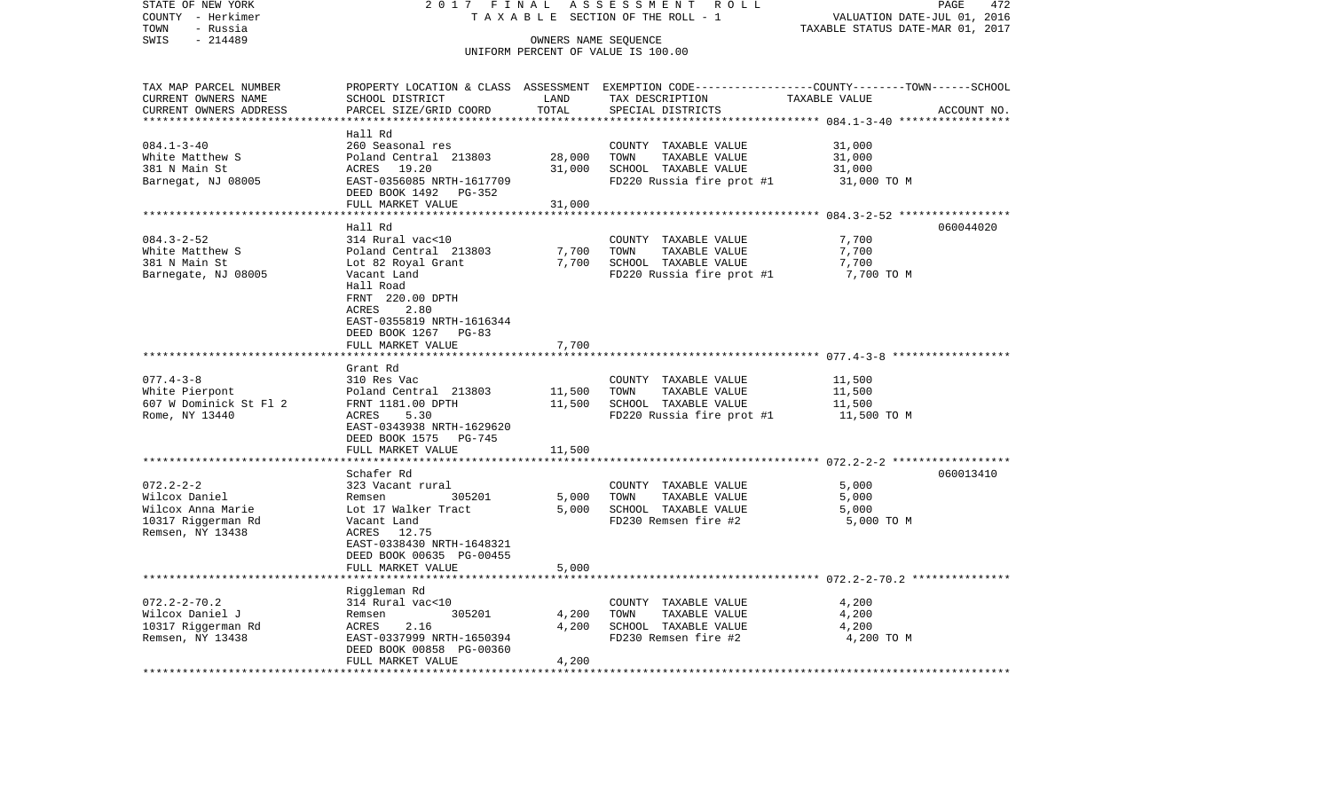STATE OF NEW YORK
COUNTY - Herkimer
TOWN - Russia
SWIS - 214489

2 0 1 7 F I N A L A S S E S S M E N T R O L L
T A X A B L E SECTION OF THE ROLL - 1
OWNERS NAME SEQUENCE
UNIFORM PERCENT OF VALUE IS 100.00

VALUATION DATE-JUL 01, 2016
TAXABLE STATUS DATE-MAR 01, 2017

| TAX MAP PARCEL NUMBER<br>CURRENT OWNERS NAME<br>CURRENT OWNERS ADDRESS | PROPERTY LOCATION & CLASS<br>SCHOOL DISTRICT<br>PARCEL SIZE/GRID COORD | ASSESSMENT<br>LAND<br>TOTAL | EXEMPTION CODE-----COUNTY-----TOWN-----SCHOOL<br>TAX DESCRIPTION<br>SPECIAL DISTRICTS | TAXABLE VALUE<br><br>ACCOUNT NO. |
|---|---|---|---|---|
| **084.1-3-40** | Hall Rd | | | |
| 084.1-3-40 | 260 Seasonal res | | COUNTY TAXABLE VALUE | 31,000 |
| White Matthew S | Poland Central 213803 | 28,000 | TOWN TAXABLE VALUE | 31,000 |
| 381 N Main St | ACRES 19.20 | 31,000 | SCHOOL TAXABLE VALUE | 31,000 |
| Barnegat, NJ 08005 | EAST-0356085 NRTH-1617709 | | FD220 Russia fire prot #1 | 31,000 TO M |
| | DEED BOOK 1492 PG-352 | | | |
| | FULL MARKET VALUE | 31,000 | | |
| **084.3-2-52** | Hall Rd | | | 060044020 |
| 084.3-2-52 | 314 Rural vac<10 | | COUNTY TAXABLE VALUE | 7,700 |
| White Matthew S | Poland Central 213803 | 7,700 | TOWN TAXABLE VALUE | 7,700 |
| 381 N Main St | Lot 82 Royal Grant | 7,700 | SCHOOL TAXABLE VALUE | 7,700 |
| Barnegate, NJ 08005 | Vacant Land | | FD220 Russia fire prot #1 | 7,700 TO M |
| | Hall Road | | | |
| | FRNT 220.00 DPTH | | | |
| | ACRES 2.80 | | | |
| | EAST-0355819 NRTH-1616344 | | | |
| | DEED BOOK 1267 PG-83 | | | |
| | FULL MARKET VALUE | 7,700 | | |
| **077.4-3-8** | Grant Rd | | | |
| 077.4-3-8 | 310 Res Vac | | COUNTY TAXABLE VALUE | 11,500 |
| White Pierpont | Poland Central 213803 | 11,500 | TOWN TAXABLE VALUE | 11,500 |
| 607 W Dominick St Fl 2 | FRNT 1181.00 DPTH | 11,500 | SCHOOL TAXABLE VALUE | 11,500 |
| Rome, NY 13440 | ACRES 5.30 | | FD220 Russia fire prot #1 | 11,500 TO M |
| | EAST-0343938 NRTH-1629620 | | | |
| | DEED BOOK 1575 PG-745 | | | |
| | FULL MARKET VALUE | 11,500 | | |
| **072.2-2-2** | Schafer Rd | | | 060013410 |
| 072.2-2-2 | 323 Vacant rural | | COUNTY TAXABLE VALUE | 5,000 |
| Wilcox Daniel | Remsen 305201 | 5,000 | TOWN TAXABLE VALUE | 5,000 |
| Wilcox Anna Marie | Lot 17 Walker Tract | 5,000 | SCHOOL TAXABLE VALUE | 5,000 |
| 10317 Riggerman Rd | Vacant Land | | FD230 Remsen fire #2 | 5,000 TO M |
| Remsen, NY 13438 | ACRES 12.75 | | | |
| | EAST-0338430 NRTH-1648321 | | | |
| | DEED BOOK 00635 PG-00455 | | | |
| | FULL MARKET VALUE | 5,000 | | |
| **072.2-2-70.2** | Riggleman Rd | | | |
| 072.2-2-70.2 | 314 Rural vac<10 | | COUNTY TAXABLE VALUE | 4,200 |
| Wilcox Daniel J | Remsen 305201 | 4,200 | TOWN TAXABLE VALUE | 4,200 |
| 10317 Riggerman Rd | ACRES 2.16 | 4,200 | SCHOOL TAXABLE VALUE | 4,200 |
| Remsen, NY 13438 | EAST-0337999 NRTH-1650394 | | FD230 Remsen fire #2 | 4,200 TO M |
| | DEED BOOK 00858 PG-00360 | | | |
| | FULL MARKET VALUE | 4,200 | | |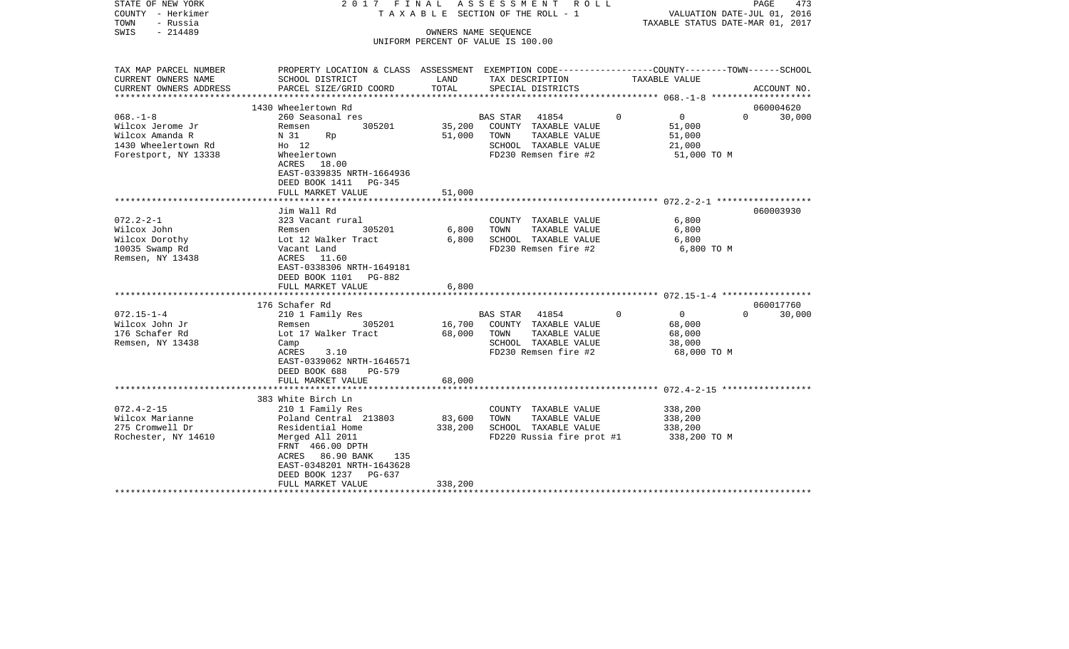STATE OF NEW YORK 2 0 1 7 F I N A L A S S E S S M E N T R O L L
COUNTY - Herkimer T A X A B L E SECTION OF THE ROLL - 1 VALUATION DATE-JUL 01, 2016
TOWN - Russia TAXABLE STATUS DATE-MAR 01, 2017
SWIS - 214489 OWNERS NAME SEQUENCE
UNIFORM PERCENT OF VALUE IS 100.00

| TAX MAP PARCEL NUMBER<br>CURRENT OWNERS NAME<br>CURRENT OWNERS ADDRESS | PROPERTY LOCATION & CLASS<br>SCHOOL DISTRICT<br>PARCEL SIZE/GRID COORD | ASSESSMENT<br>LAND<br>TOTAL | EXEMPTION CODE<br>TAX DESCRIPTION<br>SPECIAL DISTRICTS | COUNTY | TOWN | SCHOOL<br>TAXABLE VALUE<br>ACCOUNT NO. |
|---|---|---|---|---|---|---|
| **068.-1-8** | 1430 Wheelertown Rd | | | | | 060004620 |
| 068.-1-8 | 260 Seasonal res | | BAS STAR 41854 | 0 | 0 | 0 30,000 |
| Wilcox Jerome Jr | Remsen 305201 | 35,200 | COUNTY TAXABLE VALUE | 51,000 | | |
| Wilcox Amanda R | N 31 Rp | 51,000 | TOWN TAXABLE VALUE | 51,000 | | |
| 1430 Wheelertown Rd | Ho 12 | | SCHOOL TAXABLE VALUE | 21,000 | | |
| Forestport, NY 13338 | Wheelertown | | FD230 Remsen fire #2 | 51,000 TO M | | |
| | ACRES 18.00 | | | | | |
| | EAST-0339835 NRTH-1664936 | | | | | |
| | DEED BOOK 1411 PG-345 | | | | | |
| | FULL MARKET VALUE | 51,000 | | | | |
| **072.2-2-1** | Jim Wall Rd | | | | | 060003930 |
| 072.2-2-1 | 323 Vacant rural | | COUNTY TAXABLE VALUE | 6,800 | | |
| Wilcox John | Remsen 305201 | 6,800 | TOWN TAXABLE VALUE | 6,800 | | |
| Wilcox Dorothy | Lot 12 Walker Tract | 6,800 | SCHOOL TAXABLE VALUE | 6,800 | | |
| 10035 Swamp Rd | Vacant Land | | FD230 Remsen fire #2 | 6,800 TO M | | |
| Remsen, NY 13438 | ACRES 11.60 | | | | | |
| | EAST-0338306 NRTH-1649181 | | | | | |
| | DEED BOOK 1101 PG-882 | | | | | |
| | FULL MARKET VALUE | 6,800 | | | | |
| **072.15-1-4** | 176 Schafer Rd | | | | | 060017760 |
| 072.15-1-4 | 210 1 Family Res | | BAS STAR 41854 | 0 | 0 | 0 30,000 |
| Wilcox John Jr | Remsen 305201 | 16,700 | COUNTY TAXABLE VALUE | 68,000 | | |
| 176 Schafer Rd | Lot 17 Walker Tract | 68,000 | TOWN TAXABLE VALUE | 68,000 | | |
| Remsen, NY 13438 | Camp | | SCHOOL TAXABLE VALUE | 38,000 | | |
| | ACRES 3.10 | | FD230 Remsen fire #2 | 68,000 TO M | | |
| | EAST-0339062 NRTH-1646571 | | | | | |
| | DEED BOOK 688 PG-579 | | | | | |
| | FULL MARKET VALUE | 68,000 | | | | |
| **072.4-2-15** | 383 White Birch Ln | | | | | |
| 072.4-2-15 | 210 1 Family Res | | COUNTY TAXABLE VALUE | 338,200 | | |
| Wilcox Marianne | Poland Central 213803 | 83,600 | TOWN TAXABLE VALUE | 338,200 | | |
| 275 Cromwell Dr | Residential Home | 338,200 | SCHOOL TAXABLE VALUE | 338,200 | | |
| Rochester, NY 14610 | Merged All 2011 | | FD220 Russia fire prot #1 | 338,200 TO M | | |
| | FRNT 466.00 DPTH | | | | | |
| | ACRES 86.90 BANK 135 | | | | | |
| | EAST-0348201 NRTH-1643628 | | | | | |
| | DEED BOOK 1237 PG-637 | | | | | |
| | FULL MARKET VALUE | 338,200 | | | | |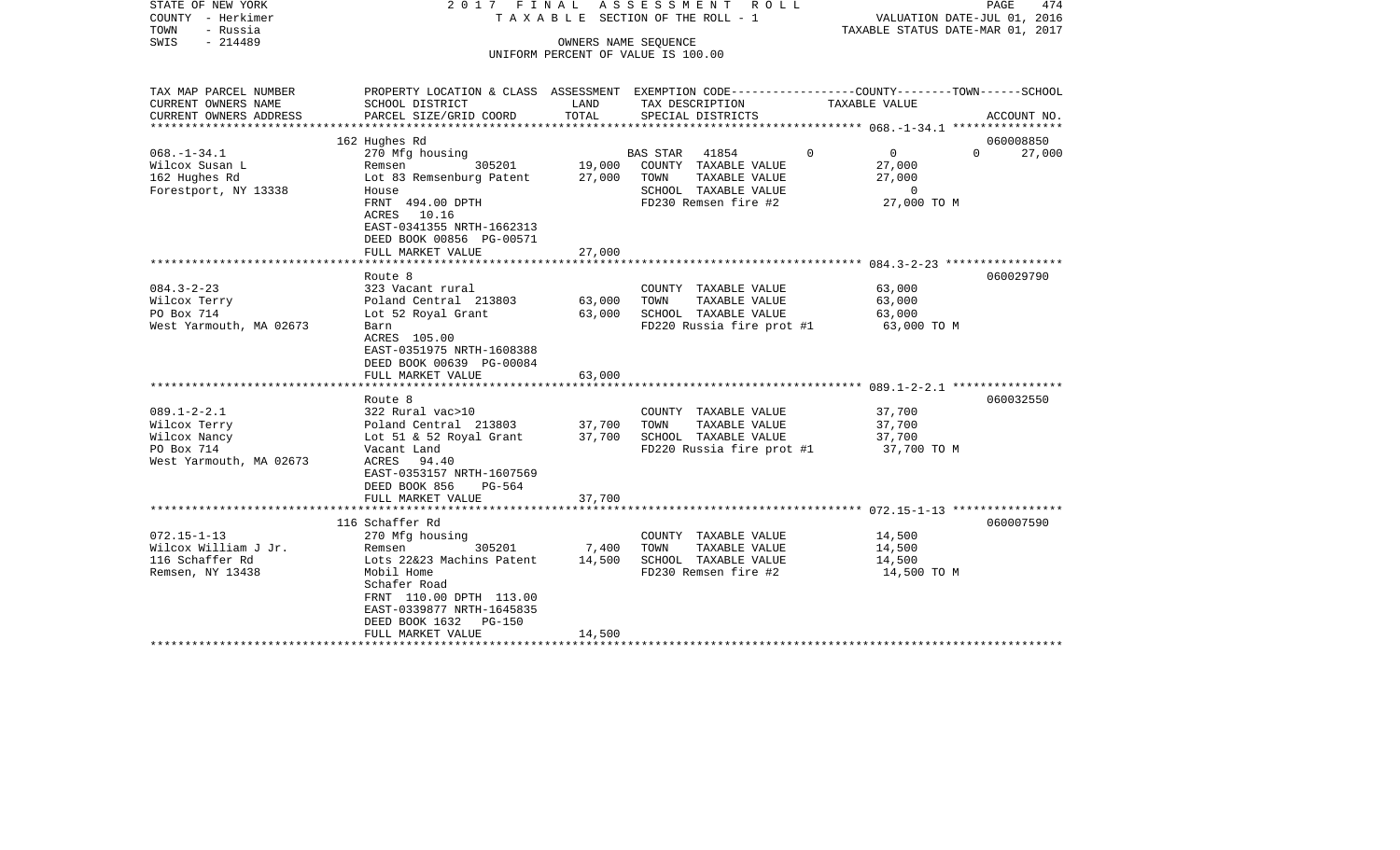STATE OF NEW YORK
COUNTY - Herkimer
TOWN - Russia
SWIS - 214489

2 0 1 7 F I N A L A S S E S S M E N T R O L L
T A X A B L E SECTION OF THE ROLL - 1
OWNERS NAME SEQUENCE
UNIFORM PERCENT OF VALUE IS 100.00

VALUATION DATE-JUL 01, 2016
TAXABLE STATUS DATE-MAR 01, 2017

| TAX MAP PARCEL NUMBER<br>CURRENT OWNERS NAME<br>CURRENT OWNERS ADDRESS | PROPERTY LOCATION & CLASS<br>SCHOOL DISTRICT<br>PARCEL SIZE/GRID COORD | ASSESSMENT<br>LAND<br>TOTAL | EXEMPTION CODE<br>TAX DESCRIPTION<br>SPECIAL DISTRICTS | COUNTY | TOWN | SCHOOL<br>TAXABLE VALUE | ACCOUNT NO. |
|---|---|---|---|---|---|---|---|
| 068.-1-34.1 | 162 Hughes Rd | | | | | | 060008850 |
| 068.-1-34.1 | 270 Mfg housing | | BAS STAR 41854 | 0 | 0 | 0 27,000 | |
| Wilcox Susan L | Remsen 305201 | 19,000 | COUNTY TAXABLE VALUE | 27,000 | | | |
| 162 Hughes Rd | Lot 83 Remsenburg Patent | 27,000 | TOWN TAXABLE VALUE | | 27,000 | | |
| Forestport, NY 13338 | House | | SCHOOL TAXABLE VALUE | | | 0 | |
| | FRNT 494.00 DPTH | | FD230 Remsen fire #2 | 27,000 TO M | | | |
| | ACRES 10.16 | | | | | | |
| | EAST-0341355 NRTH-1662313 | | | | | | |
| | DEED BOOK 00856 PG-00571 | | | | | | |
| | FULL MARKET VALUE | 27,000 | | | | | |
| 084.3-2-23 | Route 8 | | | | | | 060029790 |
| 084.3-2-23 | 323 Vacant rural | | COUNTY TAXABLE VALUE | 63,000 | | | |
| Wilcox Terry | Poland Central 213803 | 63,000 | TOWN TAXABLE VALUE | | 63,000 | | |
| PO Box 714 | Lot 52 Royal Grant | 63,000 | SCHOOL TAXABLE VALUE | | | 63,000 | |
| West Yarmouth, MA 02673 | Barn | | FD220 Russia fire prot #1 | 63,000 TO M | | | |
| | ACRES 105.00 | | | | | | |
| | EAST-0351975 NRTH-1608388 | | | | | | |
| | DEED BOOK 00639 PG-00084 | | | | | | |
| | FULL MARKET VALUE | 63,000 | | | | | |
| 089.1-2-2.1 | Route 8 | | | | | | 060032550 |
| 089.1-2-2.1 | 322 Rural vac>10 | | COUNTY TAXABLE VALUE | 37,700 | | | |
| Wilcox Terry | Poland Central 213803 | 37,700 | TOWN TAXABLE VALUE | | 37,700 | | |
| Wilcox Nancy | Lot 51 & 52 Royal Grant | 37,700 | SCHOOL TAXABLE VALUE | | | 37,700 | |
| PO Box 714 | Vacant Land | | FD220 Russia fire prot #1 | 37,700 TO M | | | |
| West Yarmouth, MA 02673 | ACRES 94.40 | | | | | | |
| | EAST-0353157 NRTH-1607569 | | | | | | |
| | DEED BOOK 856 PG-564 | | | | | | |
| | FULL MARKET VALUE | 37,700 | | | | | |
| 072.15-1-13 | 116 Schaffer Rd | | | | | | 060007590 |
| 072.15-1-13 | 270 Mfg housing | | COUNTY TAXABLE VALUE | 14,500 | | | |
| Wilcox William J Jr. | Remsen 305201 | 7,400 | TOWN TAXABLE VALUE | | 14,500 | | |
| 116 Schaffer Rd | Lots 22&23 Machins Patent | 14,500 | SCHOOL TAXABLE VALUE | | | 14,500 | |
| Remsen, NY 13438 | Mobil Home | | FD230 Remsen fire #2 | 14,500 TO M | | | |
| | Schafer Road | | | | | | |
| | FRNT 110.00 DPTH 113.00 | | | | | | |
| | EAST-0339877 NRTH-1645835 | | | | | | |
| | DEED BOOK 1632 PG-150 | | | | | | |
| | FULL MARKET VALUE | 14,500 | | | | | |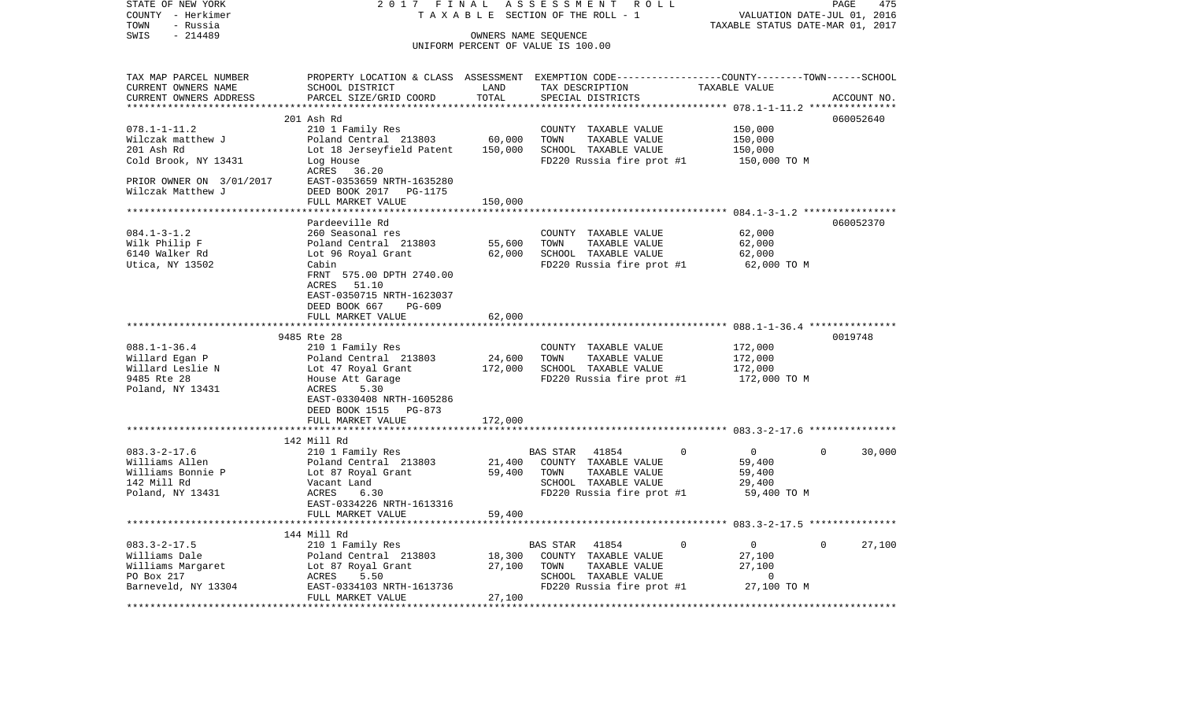STATE OF NEW YORK  
COUNTY - Herkimer  
TOWN - Russia  
SWIS - 214489

2017 FINAL ASSESSMENT ROLL  
TAXABLE SECTION OF THE ROLL - 1  
OWNERS NAME SEQUENCE  
UNIFORM PERCENT OF VALUE IS 100.00

VALUATION DATE-JUL 01, 2016  
TAXABLE STATUS DATE-MAR 01, 2017

| TAX MAP PARCEL NUMBER / CURRENT OWNERS NAME / CURRENT OWNERS ADDRESS | PROPERTY LOCATION & CLASS / SCHOOL DISTRICT / PARCEL SIZE/GRID COORD | ASSESSMENT LAND | TOTAL | EXEMPTION CODE / TAX DESCRIPTION / SPECIAL DISTRICTS | COUNTY | TOWN | SCHOOL | TAXABLE VALUE | ACCOUNT NO. |
|---|---|---|---|---|---|---|---|---|---|
| 201 Ash Rd | | | | | | | | | 060052640 |
| 078.1-1-11.2 | 210 1 Family Res | | | COUNTY TAXABLE VALUE | | | | 150,000 | |
| Wilczak matthew J | Poland Central 213803 | 60,000 | | TOWN TAXABLE VALUE | | | | 150,000 | |
| 201 Ash Rd | Lot 18 Jerseyfield Patent | | 150,000 | SCHOOL TAXABLE VALUE | | | | 150,000 | |
| Cold Brook, NY 13431 | Log House | | | FD220 Russia fire prot #1 | | | | 150,000 TO M | |
| | ACRES 36.20 | | | | | | | | |
| PRIOR OWNER ON 3/01/2017 | EAST-0353659 NRTH-1635280 | | | | | | | | |
| Wilczak Matthew J | DEED BOOK 2017 PG-1175 | | | | | | | | |
| | FULL MARKET VALUE | | 150,000 | | | | | | |
| Pardeeville Rd | | | | | | | | | 060052370 |
| 084.1-3-1.2 | 260 Seasonal res | | | COUNTY TAXABLE VALUE | | | | 62,000 | |
| Wilk Philip F | Poland Central 213803 | 55,600 | | TOWN TAXABLE VALUE | | | | 62,000 | |
| 6140 Walker Rd | Lot 96 Royal Grant | | 62,000 | SCHOOL TAXABLE VALUE | | | | 62,000 | |
| Utica, NY 13502 | Cabin | | | FD220 Russia fire prot #1 | | | | 62,000 TO M | |
| | FRNT 575.00 DPTH 2740.00 | | | | | | | | |
| | ACRES 51.10 | | | | | | | | |
| | EAST-0350715 NRTH-1623037 | | | | | | | | |
| | DEED BOOK 667 PG-609 | | | | | | | | |
| | FULL MARKET VALUE | | 62,000 | | | | | | |
| 9485 Rte 28 | | | | | | | | | 0019748 |
| 088.1-1-36.4 | 210 1 Family Res | | | COUNTY TAXABLE VALUE | | | | 172,000 | |
| Willard Egan P | Poland Central 213803 | 24,600 | | TOWN TAXABLE VALUE | | | | 172,000 | |
| Willard Leslie N | Lot 47 Royal Grant | | 172,000 | SCHOOL TAXABLE VALUE | | | | 172,000 | |
| 9485 Rte 28 | House Att Garage | | | FD220 Russia fire prot #1 | | | | 172,000 TO M | |
| Poland, NY 13431 | ACRES 5.30 | | | | | | | | |
| | EAST-0330408 NRTH-1605286 | | | | | | | | |
| | DEED BOOK 1515 PG-873 | | | | | | | | |
| | FULL MARKET VALUE | | 172,000 | | | | | | |
| 142 Mill Rd | | | | | | | | | |
| 083.3-2-17.6 | 210 1 Family Res | | | BAS STAR 41854 | 0 | 0 | 30,000 | | |
| Williams Allen | Poland Central 213803 | 21,400 | | COUNTY TAXABLE VALUE | | | | 59,400 | |
| Williams Bonnie P | Lot 87 Royal Grant | | 59,400 | TOWN TAXABLE VALUE | | | | 59,400 | |
| 142 Mill Rd | Vacant Land | | | SCHOOL TAXABLE VALUE | | | | 29,400 | |
| Poland, NY 13431 | ACRES 6.30 | | | FD220 Russia fire prot #1 | | | | 59,400 TO M | |
| | EAST-0334226 NRTH-1613316 | | | | | | | | |
| | FULL MARKET VALUE | | 59,400 | | | | | | |
| 144 Mill Rd | | | | | | | | | |
| 083.3-2-17.5 | 210 1 Family Res | | | BAS STAR 41854 | 0 | 0 | 27,100 | | |
| Williams Dale | Poland Central 213803 | 18,300 | | COUNTY TAXABLE VALUE | | | | 27,100 | |
| Williams Margaret | Lot 87 Royal Grant | | 27,100 | TOWN TAXABLE VALUE | | | | 27,100 | |
| PO Box 217 | ACRES 5.50 | | | SCHOOL TAXABLE VALUE | | | | 0 | |
| Barneveld, NY 13304 | EAST-0334103 NRTH-1613736 | | | FD220 Russia fire prot #1 | | | | 27,100 TO M | |
| | FULL MARKET VALUE | | 27,100 | | | | | | |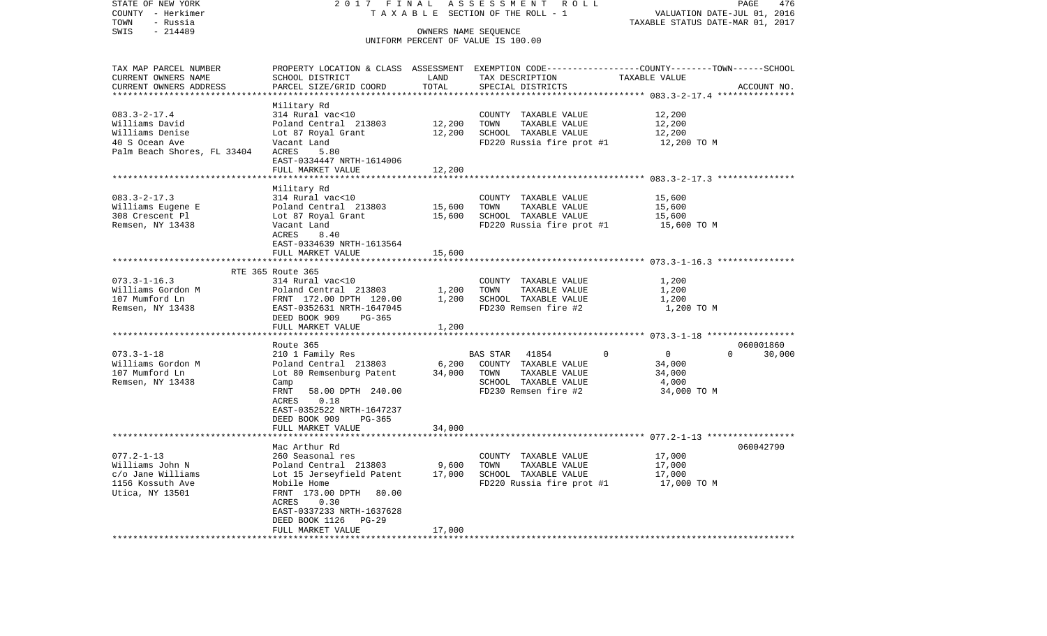STATE OF NEW YORK — 2017 FINAL ASSESSMENT ROLL — PAGE 476
COUNTY - Herkimer — TAXABLE SECTION OF THE ROLL - 1 — VALUATION DATE-JUL 01, 2016
TOWN - Russia — TAXABLE STATUS DATE-MAR 01, 2017
SWIS - 214489 — OWNERS NAME SEQUENCE
UNIFORM PERCENT OF VALUE IS 100.00

| TAX MAP PARCEL NUMBER / CURRENT OWNERS NAME / CURRENT OWNERS ADDRESS | PROPERTY LOCATION & CLASS / SCHOOL DISTRICT / PARCEL SIZE/GRID COORD | ASSESSMENT LAND | TOTAL | EXEMPTION CODE / TAX DESCRIPTION / SPECIAL DISTRICTS | COUNTY | TOWN | SCHOOL / TAXABLE VALUE | ACCOUNT NO. |
|---|---|---|---|---|---|---|---|---|
| 083.3-2-17.4 | Military Rd | | | | | | | |
| Williams David | 314 Rural vac<10 | | | COUNTY TAXABLE VALUE | 12,200 | | | |
| Williams Denise | Poland Central 213803 | 12,200 | | TOWN TAXABLE VALUE | | 12,200 | | |
| 40 S Ocean Ave | Lot 87 Royal Grant | | 12,200 | SCHOOL TAXABLE VALUE | | | 12,200 | |
| Palm Beach Shores, FL 33404 | Vacant Land | | | FD220 Russia fire prot #1 | 12,200 TO M | | | |
| | ACRES 5.80 | | | | | | | |
| | EAST-0334447 NRTH-1614006 | | | | | | | |
| | FULL MARKET VALUE | | 12,200 | | | | | |
| 083.3-2-17.3 | Military Rd | | | | | | | |
| Williams Eugene E | 314 Rural vac<10 | | | COUNTY TAXABLE VALUE | 15,600 | | | |
| 308 Crescent Pl | Poland Central 213803 | 15,600 | | TOWN TAXABLE VALUE | | 15,600 | | |
| Remsen, NY 13438 | Lot 87 Royal Grant | | 15,600 | SCHOOL TAXABLE VALUE | | | 15,600 | |
| | Vacant Land | | | FD220 Russia fire prot #1 | 15,600 TO M | | | |
| | ACRES 8.40 | | | | | | | |
| | EAST-0334639 NRTH-1613564 | | | | | | | |
| | FULL MARKET VALUE | | 15,600 | | | | | |
| 073.3-1-16.3 | RTE 365 Route 365 | | | | | | | |
| Williams Gordon M | 314 Rural vac<10 | | | COUNTY TAXABLE VALUE | 1,200 | | | |
| 107 Mumford Ln | Poland Central 213803 | 1,200 | | TOWN TAXABLE VALUE | | 1,200 | | |
| Remsen, NY 13438 | FRNT 172.00 DPTH 120.00 | | 1,200 | SCHOOL TAXABLE VALUE | | | 1,200 | |
| | EAST-0352631 NRTH-1647045 | | | FD230 Remsen fire #2 | 1,200 TO M | | | |
| | DEED BOOK 909 PG-365 | | | | | | | |
| | FULL MARKET VALUE | | 1,200 | | | | | |
| 073.3-1-18 | Route 365 | | | | | | | 060001860 |
| Williams Gordon M | 210 1 Family Res | | | BAS STAR 41854 | 0 | 0 | 0 | 30,000 |
| 107 Mumford Ln | Poland Central 213803 | 6,200 | | COUNTY TAXABLE VALUE | 34,000 | | | |
| Remsen, NY 13438 | Lot 80 Remsenburg Patent | | 34,000 | TOWN TAXABLE VALUE | | 34,000 | | |
| | Camp | | | SCHOOL TAXABLE VALUE | | | 4,000 | |
| | FRNT 58.00 DPTH 240.00 | | | FD230 Remsen fire #2 | 34,000 TO M | | | |
| | ACRES 0.18 | | | | | | | |
| | EAST-0352522 NRTH-1647237 | | | | | | | |
| | DEED BOOK 909 PG-365 | | | | | | | |
| | FULL MARKET VALUE | | 34,000 | | | | | |
| 077.2-1-13 | Mac Arthur Rd | | | | | | | 060042790 |
| Williams John N | 260 Seasonal res | | | COUNTY TAXABLE VALUE | 17,000 | | | |
| c/o Jane Williams | Poland Central 213803 | 9,600 | | TOWN TAXABLE VALUE | | 17,000 | | |
| 1156 Kossuth Ave | Lot 15 Jerseyfield Patent | | 17,000 | SCHOOL TAXABLE VALUE | | | 17,000 | |
| Utica, NY 13501 | Mobile Home | | | FD220 Russia fire prot #1 | 17,000 TO M | | | |
| | FRNT 173.00 DPTH 80.00 | | | | | | | |
| | ACRES 0.30 | | | | | | | |
| | EAST-0337233 NRTH-1637628 | | | | | | | |
| | DEED BOOK 1126 PG-29 | | | | | | | |
| | FULL MARKET VALUE | | 17,000 | | | | | |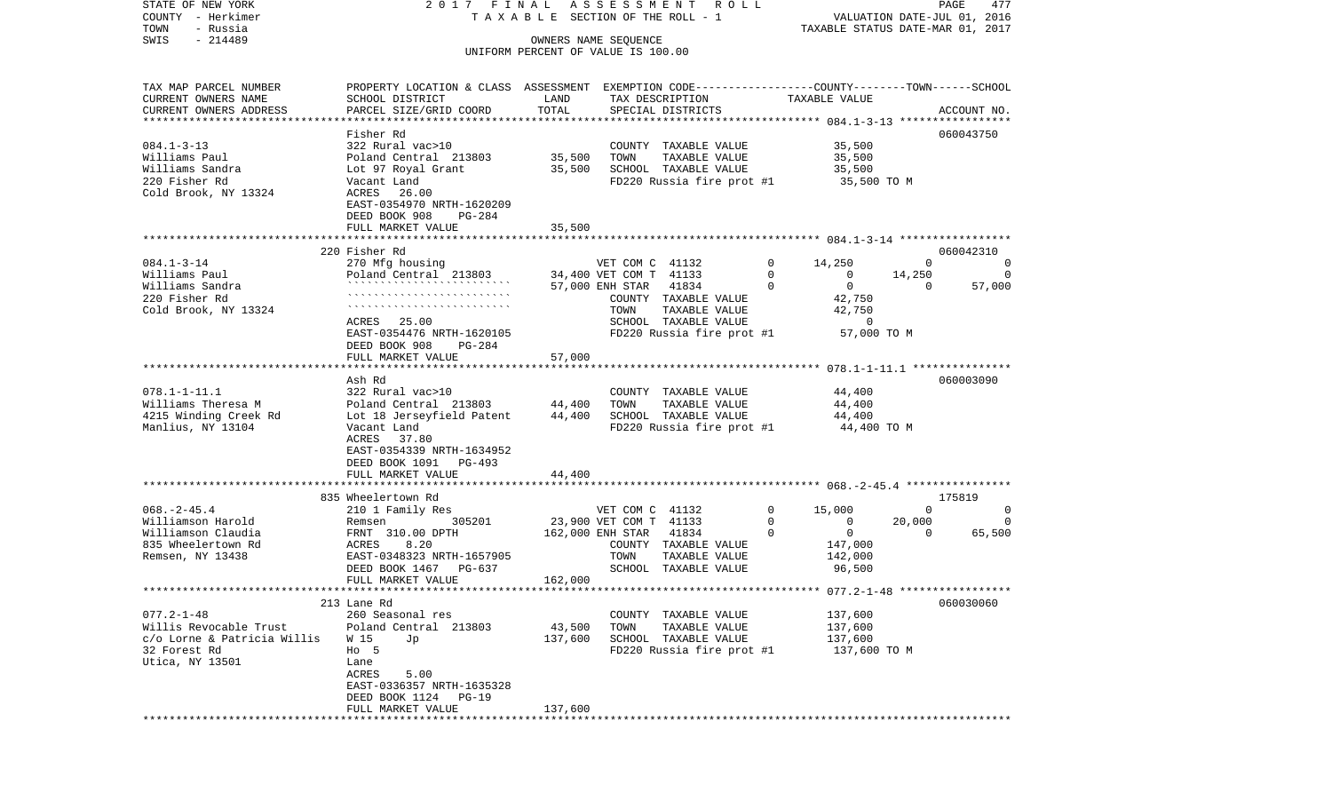STATE OF NEW YORK
COUNTY - Herkimer
TOWN - Russia
SWIS - 214489

2017 FINAL ASSESSMENT ROLL
TAXABLE SECTION OF THE ROLL - 1
OWNERS NAME SEQUENCE
UNIFORM PERCENT OF VALUE IS 100.00

VALUATION DATE-JUL 01, 2016
TAXABLE STATUS DATE-MAR 01, 2017

```
TAX MAP PARCEL NUMBER          PROPERTY LOCATION & CLASS  ASSESSMENT  EXEMPTION CODE-----------------COUNTY--------TOWN------SCHOOL
CURRENT OWNERS NAME            SCHOOL DISTRICT              LAND       TAX DESCRIPTION               TAXABLE VALUE
CURRENT OWNERS ADDRESS         PARCEL SIZE/GRID COORD       TOTAL      SPECIAL DISTRICTS                                        ACCOUNT NO.
****************************************************************************************************** 084.1-3-13 *****************
                               Fisher Rd                                                                                    060043750
084.1-3-13                     322 Rural vac>10                        COUNTY  TAXABLE VALUE            35,500
Williams Paul                  Poland Central  213803       35,500     TOWN    TAXABLE VALUE            35,500
Williams Sandra                Lot 97 Royal Grant           35,500     SCHOOL  TAXABLE VALUE            35,500
220 Fisher Rd                  Vacant Land                             FD220 Russia fire prot #1         35,500 TO M
Cold Brook, NY 13324           ACRES   26.00
                               EAST-0354970 NRTH-1620209
                               DEED BOOK 908    PG-284
                               FULL MARKET VALUE            35,500
****************************************************************************************************** 084.1-3-14 *****************
                               220 Fisher Rd                                                                                060042310
084.1-3-14                     270 Mfg housing                         VET COM C  41132         0      14,250          0            0
Williams Paul                  Poland Central  213803       34,400 VET COM T  41133         0           0     14,250            0
Williams Sandra                ``````````````````````````   57,000 ENH STAR   41834         0           0          0       57,000
220 Fisher Rd                  ``````````````````````````              COUNTY  TAXABLE VALUE            42,750
Cold Brook, NY 13324           ``````````````````````````              TOWN    TAXABLE VALUE            42,750
                               ACRES   25.00                           SCHOOL  TAXABLE VALUE                 0
                               EAST-0354476 NRTH-1620105               FD220 Russia fire prot #1         57,000 TO M
                               DEED BOOK 908    PG-284
                               FULL MARKET VALUE            57,000
****************************************************************************************************** 078.1-1-11.1 ***************
                               Ash Rd                                                                                       060003090
078.1-1-11.1                   322 Rural vac>10                        COUNTY  TAXABLE VALUE            44,400
Williams Theresa M             Poland Central  213803       44,400     TOWN    TAXABLE VALUE            44,400
4215 Winding Creek Rd          Lot 18 Jerseyfield Patent    44,400     SCHOOL  TAXABLE VALUE            44,400
Manlius, NY 13104              Vacant Land                             FD220 Russia fire prot #1         44,400 TO M
                               ACRES   37.80
                               EAST-0354339 NRTH-1634952
                               DEED BOOK 1091   PG-493
                               FULL MARKET VALUE            44,400
****************************************************************************************************** 068.-2-45.4 ****************
                               835 Wheelertown Rd                                                                           175819
068.-2-45.4                    210 1 Family Res                        VET COM C  41132         0      15,000          0            0
Williamson Harold              Remsen          305201       23,900 VET COM T  41133         0           0     20,000            0
Williamson Claudia             FRNT 310.00 DPTH            162,000 ENH STAR   41834         0           0          0       65,500
835 Wheelertown Rd             ACRES    8.20                           COUNTY  TAXABLE VALUE           147,000
Remsen, NY 13438               EAST-0348323 NRTH-1657905               TOWN    TAXABLE VALUE           142,000
                               DEED BOOK 1467   PG-637                 SCHOOL  TAXABLE VALUE            96,500
                               FULL MARKET VALUE           162,000
****************************************************************************************************** 077.2-1-48 *****************
                               213 Lane Rd                                                                                  060030060
077.2-1-48                     260 Seasonal res                        COUNTY  TAXABLE VALUE           137,600
Willis Revocable Trust         Poland Central  213803       43,500     TOWN    TAXABLE VALUE           137,600
c/o Lorne & Patricia Willis    W 15        Jp              137,600     SCHOOL  TAXABLE VALUE           137,600
32 Forest Rd                   Ho  5                                   FD220 Russia fire prot #1        137,600 TO M
Utica, NY 13501                Lane
                               ACRES    5.00
                               EAST-0336357 NRTH-1635328
                               DEED BOOK 1124   PG-19
                               FULL MARKET VALUE           137,600
************************************************************************************************************************************
```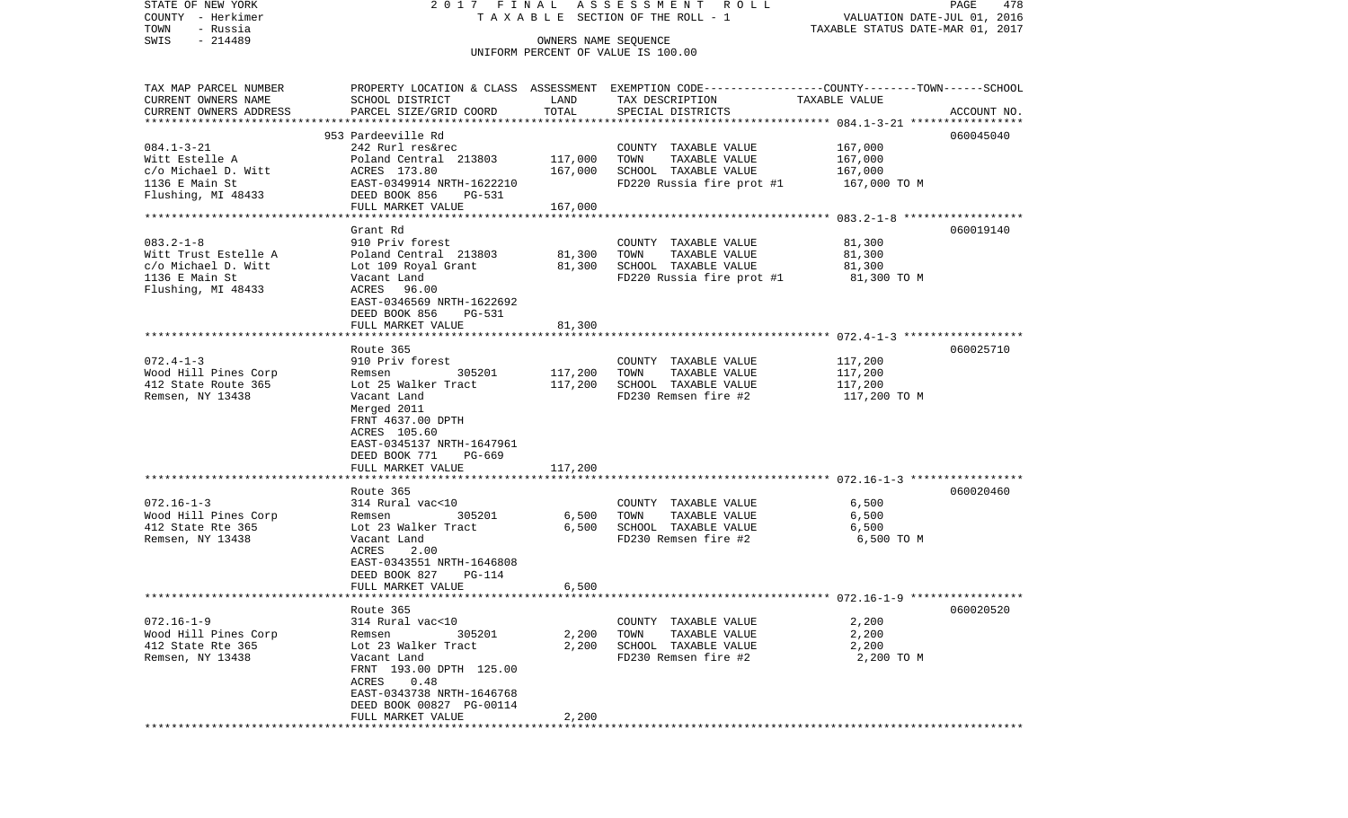STATE OF NEW YORK 2 0 1 7 F I N A L A S S E S S M E N T R O L L
COUNTY - Herkimer T A X A B L E SECTION OF THE ROLL - 1 VALUATION DATE-JUL 01, 2016
TOWN - Russia TAXABLE STATUS DATE-MAR 01, 2017
SWIS - 214489 OWNERS NAME SEQUENCE
UNIFORM PERCENT OF VALUE IS 100.00

| TAX MAP PARCEL NUMBER<br>CURRENT OWNERS NAME<br>CURRENT OWNERS ADDRESS | PROPERTY LOCATION & CLASS<br>SCHOOL DISTRICT<br>PARCEL SIZE/GRID COORD | ASSESSMENT<br>LAND<br>TOTAL | EXEMPTION CODE-----COUNTY-----TOWN-----SCHOOL<br>TAX DESCRIPTION<br>SPECIAL DISTRICTS | TAXABLE VALUE | ACCOUNT NO. |
|---|---|---|---|---|---|
| 084.1-3-21 | 953 Pardeeville Rd | | | | 060045040 |
| Witt Estelle A | 242 Rurl res&rec | | COUNTY TAXABLE VALUE | 167,000 | |
| c/o Michael D. Witt | Poland Central 213803 | 117,000 | TOWN TAXABLE VALUE | 167,000 | |
| 1136 E Main St | ACRES 173.80 | 167,000 | SCHOOL TAXABLE VALUE | 167,000 | |
| Flushing, MI 48433 | EAST-0349914 NRTH-1622210 | | FD220 Russia fire prot #1 | 167,000 TO M | |
| | DEED BOOK 856 PG-531 | | | | |
| | FULL MARKET VALUE | 167,000 | | | |
| 083.2-1-8 | Grant Rd | | | | 060019140 |
| Witt Trust Estelle A | 910 Priv forest | | COUNTY TAXABLE VALUE | 81,300 | |
| c/o Michael D. Witt | Poland Central 213803 | 81,300 | TOWN TAXABLE VALUE | 81,300 | |
| 1136 E Main St | Lot 109 Royal Grant | 81,300 | SCHOOL TAXABLE VALUE | 81,300 | |
| Flushing, MI 48433 | Vacant Land | | FD220 Russia fire prot #1 | 81,300 TO M | |
| | ACRES 96.00 | | | | |
| | EAST-0346569 NRTH-1622692 | | | | |
| | DEED BOOK 856 PG-531 | | | | |
| | FULL MARKET VALUE | 81,300 | | | |
| 072.4-1-3 | Route 365 | | | | 060025710 |
| Wood Hill Pines Corp | 910 Priv forest | | COUNTY TAXABLE VALUE | 117,200 | |
| 412 State Route 365 | Remsen 305201 | 117,200 | TOWN TAXABLE VALUE | 117,200 | |
| Remsen, NY 13438 | Lot 25 Walker Tract | 117,200 | SCHOOL TAXABLE VALUE | 117,200 | |
| | Vacant Land | | FD230 Remsen fire #2 | 117,200 TO M | |
| | Merged 2011 | | | | |
| | FRNT 4637.00 DPTH | | | | |
| | ACRES 105.60 | | | | |
| | EAST-0345137 NRTH-1647961 | | | | |
| | DEED BOOK 771 PG-669 | | | | |
| | FULL MARKET VALUE | 117,200 | | | |
| 072.16-1-3 | Route 365 | | | | 060020460 |
| Wood Hill Pines Corp | 314 Rural vac<10 | | COUNTY TAXABLE VALUE | 6,500 | |
| 412 State Rte 365 | Remsen 305201 | 6,500 | TOWN TAXABLE VALUE | 6,500 | |
| Remsen, NY 13438 | Lot 23 Walker Tract | 6,500 | SCHOOL TAXABLE VALUE | 6,500 | |
| | Vacant Land | | FD230 Remsen fire #2 | 6,500 TO M | |
| | ACRES 2.00 | | | | |
| | EAST-0343551 NRTH-1646808 | | | | |
| | DEED BOOK 827 PG-114 | | | | |
| | FULL MARKET VALUE | 6,500 | | | |
| 072.16-1-9 | Route 365 | | | | 060020520 |
| Wood Hill Pines Corp | 314 Rural vac<10 | | COUNTY TAXABLE VALUE | 2,200 | |
| 412 State Rte 365 | Remsen 305201 | 2,200 | TOWN TAXABLE VALUE | 2,200 | |
| Remsen, NY 13438 | Lot 23 Walker Tract | 2,200 | SCHOOL TAXABLE VALUE | 2,200 | |
| | Vacant Land | | FD230 Remsen fire #2 | 2,200 TO M | |
| | FRNT 193.00 DPTH 125.00 | | | | |
| | ACRES 0.48 | | | | |
| | EAST-0343738 NRTH-1646768 | | | | |
| | DEED BOOK 00827 PG-00114 | | | | |
| | FULL MARKET VALUE | 2,200 | | | |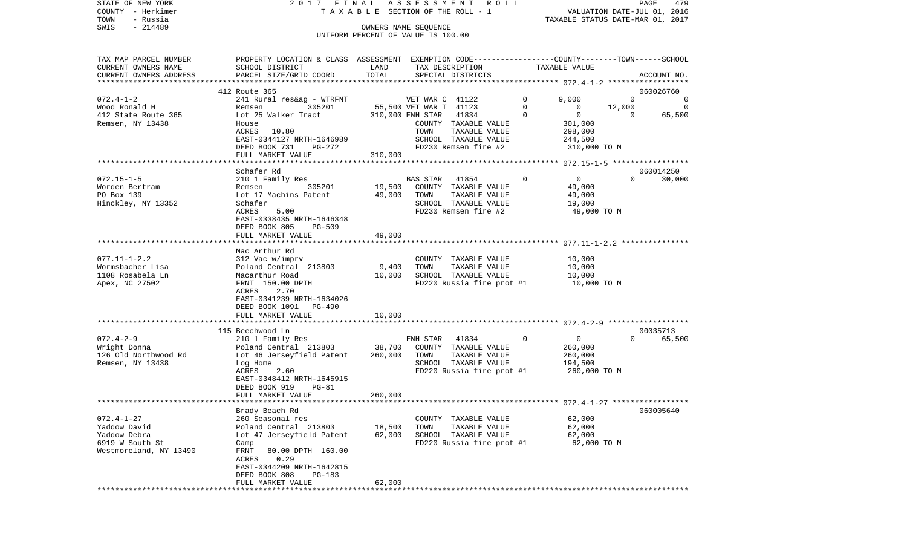STATE OF NEW YORK | 2017 FINAL ASSESSMENT ROLL
COUNTY - Herkimer | TAXABLE SECTION OF THE ROLL - 1 | VALUATION DATE-JUL 01, 2016
TOWN - Russia | TAXABLE STATUS DATE-MAR 01, 2017
SWIS - 214489 | OWNERS NAME SEQUENCE
UNIFORM PERCENT OF VALUE IS 100.00

| TAX MAP PARCEL NUMBER<br>CURRENT OWNERS NAME<br>CURRENT OWNERS ADDRESS | PROPERTY LOCATION & CLASS<br>SCHOOL DISTRICT<br>PARCEL SIZE/GRID COORD | ASSESSMENT LAND | ASSESSMENT TOTAL | EXEMPTION CODE / TAX DESCRIPTION / SPECIAL DISTRICTS | | COUNTY TAXABLE VALUE | TOWN | SCHOOL | ACCOUNT NO. |
|---|---|---|---|---|---|---|---|---|---|
| 072.4-1-2 | 412 Route 365 | | | | | | | | 060026760 |
| Wood Ronald H | 241 Rural res&ag - WTRFNT | | | VET WAR C 41122 | 0 | 9,000 | 0 | 0 | |
| 412 State Route 365 | Remsen 305201 | 55,500 | | VET WAR T 41123 | 0 | 0 | 12,000 | 0 | |
| Remsen, NY 13438 | Lot 25 Walker Tract | | 310,000 | ENH STAR 41834 | 0 | 0 | 0 | 65,500 | |
| | House | | | COUNTY TAXABLE VALUE | | 301,000 | | | |
| | ACRES 10.80 | | | TOWN TAXABLE VALUE | | 298,000 | | | |
| | EAST-0344127 NRTH-1646989 | | | SCHOOL TAXABLE VALUE | | 244,500 | | | |
| | DEED BOOK 731 PG-272 | | | FD230 Remsen fire #2 | | 310,000 TO M | | | |
| | FULL MARKET VALUE | | 310,000 | | | | | | |
| 072.15-1-5 | Schafer Rd | | | | | | | | 060014250 |
| Worden Bertram | 210 1 Family Res | | | BAS STAR 41854 | 0 | 0 | 0 | 30,000 | |
| PO Box 139 | Remsen 305201 | 19,500 | | COUNTY TAXABLE VALUE | | 49,000 | | | |
| Hinckley, NY 13352 | Lot 17 Machins Patent | | 49,000 | TOWN TAXABLE VALUE | | 49,000 | | | |
| | Schafer | | | SCHOOL TAXABLE VALUE | | 19,000 | | | |
| | ACRES 5.00 | | | FD230 Remsen fire #2 | | 49,000 TO M | | | |
| | EAST-0338435 NRTH-1646348 | | | | | | | | |
| | DEED BOOK 805 PG-509 | | | | | | | | |
| | FULL MARKET VALUE | | 49,000 | | | | | | |
| 077.11-1-2.2 | Mac Arthur Rd | | | | | | | | |
| Wormsbacher Lisa | 312 Vac w/imprv | | | COUNTY TAXABLE VALUE | | 10,000 | | | |
| 1108 Rosabela Ln | Poland Central 213803 | 9,400 | | TOWN TAXABLE VALUE | | 10,000 | | | |
| Apex, NC 27502 | Macarthur Road | | 10,000 | SCHOOL TAXABLE VALUE | | 10,000 | | | |
| | FRNT 150.00 DPTH | | | FD220 Russia fire prot #1 | | 10,000 TO M | | | |
| | ACRES 2.70 | | | | | | | | |
| | EAST-0341239 NRTH-1634026 | | | | | | | | |
| | DEED BOOK 1091 PG-490 | | | | | | | | |
| | FULL MARKET VALUE | | 10,000 | | | | | | |
| 072.4-2-9 | 115 Beechwood Ln | | | | | | | | 00035713 |
| Wright Donna | 210 1 Family Res | | | ENH STAR 41834 | 0 | 0 | 0 | 65,500 | |
| 126 Old Northwood Rd | Poland Central 213803 | 38,700 | | COUNTY TAXABLE VALUE | | 260,000 | | | |
| Remsen, NY 13438 | Lot 46 Jerseyfield Patent | | 260,000 | TOWN TAXABLE VALUE | | 260,000 | | | |
| | Log Home | | | SCHOOL TAXABLE VALUE | | 194,500 | | | |
| | ACRES 2.60 | | | FD220 Russia fire prot #1 | | 260,000 TO M | | | |
| | EAST-0348412 NRTH-1645915 | | | | | | | | |
| | DEED BOOK 919 PG-81 | | | | | | | | |
| | FULL MARKET VALUE | | 260,000 | | | | | | |
| 072.4-1-27 | Brady Beach Rd | | | | | | | | 060005640 |
| Yaddow David | 260 Seasonal res | | | COUNTY TAXABLE VALUE | | 62,000 | | | |
| Yaddow Debra | Poland Central 213803 | 18,500 | | TOWN TAXABLE VALUE | | 62,000 | | | |
| 6919 W South St | Lot 47 Jerseyfield Patent | | 62,000 | SCHOOL TAXABLE VALUE | | 62,000 | | | |
| Westmoreland, NY 13490 | Camp | | | FD220 Russia fire prot #1 | | 62,000 TO M | | | |
| | FRNT 80.00 DPTH 160.00 | | | | | | | | |
| | ACRES 0.29 | | | | | | | | |
| | EAST-0344209 NRTH-1642815 | | | | | | | | |
| | DEED BOOK 808 PG-183 | | | | | | | | |
| | FULL MARKET VALUE | | 62,000 | | | | | | |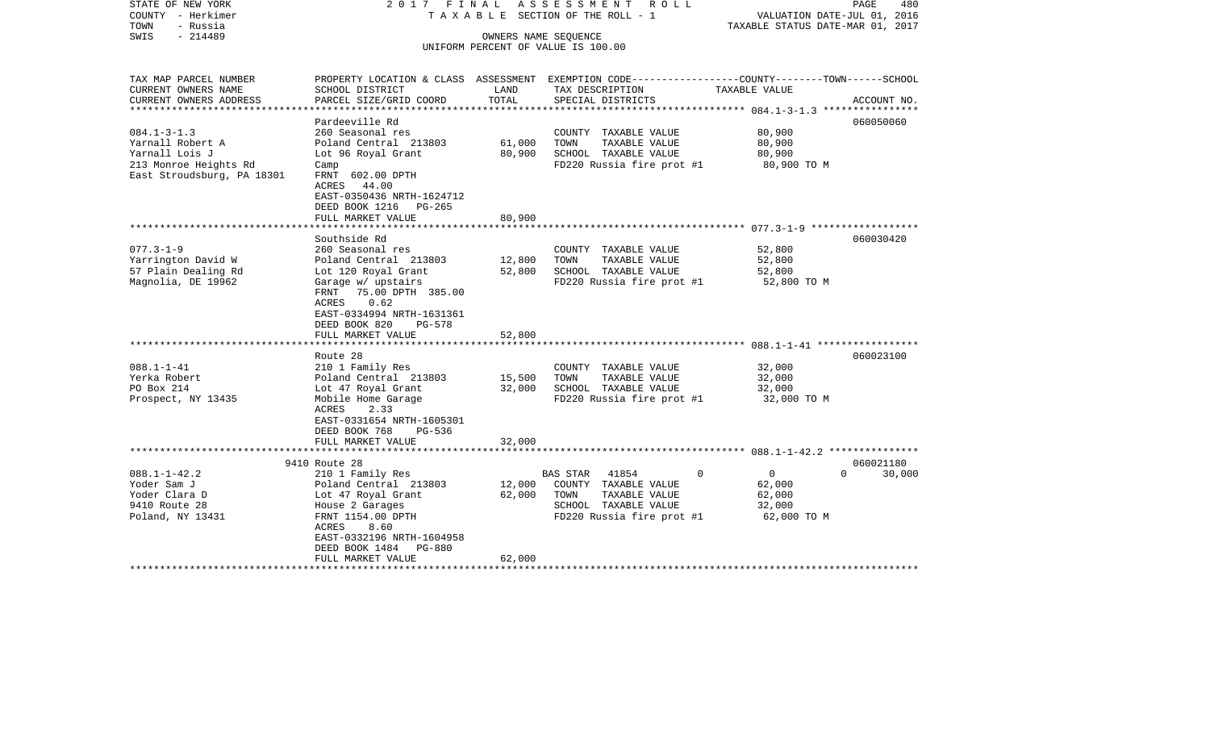STATE OF NEW YORK
COUNTY - Herkimer
TOWN - Russia
SWIS - 214489

2 0 1 7 F I N A L A S S E S S M E N T R O L L
T A X A B L E SECTION OF THE ROLL - 1
OWNERS NAME SEQUENCE
UNIFORM PERCENT OF VALUE IS 100.00

VALUATION DATE-JUL 01, 2016
TAXABLE STATUS DATE-MAR 01, 2017

| TAX MAP PARCEL NUMBER / CURRENT OWNERS NAME / CURRENT OWNERS ADDRESS | PROPERTY LOCATION & CLASS / SCHOOL DISTRICT / PARCEL SIZE/GRID COORD | ASSESSMENT LAND / TOTAL | EXEMPTION CODE / TAX DESCRIPTION / SPECIAL DISTRICTS | COUNTY / TOWN / SCHOOL TAXABLE VALUE | ACCOUNT NO. |
|---|---|---|---|---|---|
| **084.1-3-1.3** | Pardeeville Rd | | | | 060050060 |
| 084.1-3-1.3 | 260 Seasonal res | | COUNTY TAXABLE VALUE | 80,900 | |
| Yarnall Robert A | Poland Central 213803 | 61,000 | TOWN TAXABLE VALUE | 80,900 | |
| Yarnall Lois J | Lot 96 Royal Grant | 80,900 | SCHOOL TAXABLE VALUE | 80,900 | |
| 213 Monroe Heights Rd | Camp | | FD220 Russia fire prot #1 | 80,900 TO M | |
| East Stroudsburg, PA 18301 | FRNT 602.00 DPTH | | | | |
| | ACRES 44.00 | | | | |
| | EAST-0350436 NRTH-1624712 | | | | |
| | DEED BOOK 1216 PG-265 | | | | |
| | FULL MARKET VALUE | 80,900 | | | |
| **077.3-1-9** | Southside Rd | | | | 060030420 |
| 077.3-1-9 | 260 Seasonal res | | COUNTY TAXABLE VALUE | 52,800 | |
| Yarrington David W | Poland Central 213803 | 12,800 | TOWN TAXABLE VALUE | 52,800 | |
| 57 Plain Dealing Rd | Lot 120 Royal Grant | 52,800 | SCHOOL TAXABLE VALUE | 52,800 | |
| Magnolia, DE 19962 | Garage w/ upstairs | | FD220 Russia fire prot #1 | 52,800 TO M | |
| | FRNT 75.00 DPTH 385.00 | | | | |
| | ACRES 0.62 | | | | |
| | EAST-0334994 NRTH-1631361 | | | | |
| | DEED BOOK 820 PG-578 | | | | |
| | FULL MARKET VALUE | 52,800 | | | |
| **088.1-1-41** | Route 28 | | | | 060023100 |
| 088.1-1-41 | 210 1 Family Res | | COUNTY TAXABLE VALUE | 32,000 | |
| Yerka Robert | Poland Central 213803 | 15,500 | TOWN TAXABLE VALUE | 32,000 | |
| PO Box 214 | Lot 47 Royal Grant | 32,000 | SCHOOL TAXABLE VALUE | 32,000 | |
| Prospect, NY 13435 | Mobile Home Garage | | FD220 Russia fire prot #1 | 32,000 TO M | |
| | ACRES 2.33 | | | | |
| | EAST-0331654 NRTH-1605301 | | | | |
| | DEED BOOK 768 PG-536 | | | | |
| | FULL MARKET VALUE | 32,000 | | | |
| **088.1-1-42.2** | 9410 Route 28 | | | | 060021180 |
| 088.1-1-42.2 | 210 1 Family Res | | BAS STAR 41854 0 | 0 0 | 30,000 |
| Yoder Sam J | Poland Central 213803 | 12,000 | COUNTY TAXABLE VALUE | 62,000 | |
| Yoder Clara D | Lot 47 Royal Grant | 62,000 | TOWN TAXABLE VALUE | 62,000 | |
| 9410 Route 28 | House 2 Garages | | SCHOOL TAXABLE VALUE | 32,000 | |
| Poland, NY 13431 | FRNT 1154.00 DPTH | | FD220 Russia fire prot #1 | 62,000 TO M | |
| | ACRES 8.60 | | | | |
| | EAST-0332196 NRTH-1604958 | | | | |
| | DEED BOOK 1484 PG-880 | | | | |
| | FULL MARKET VALUE | 62,000 | | | |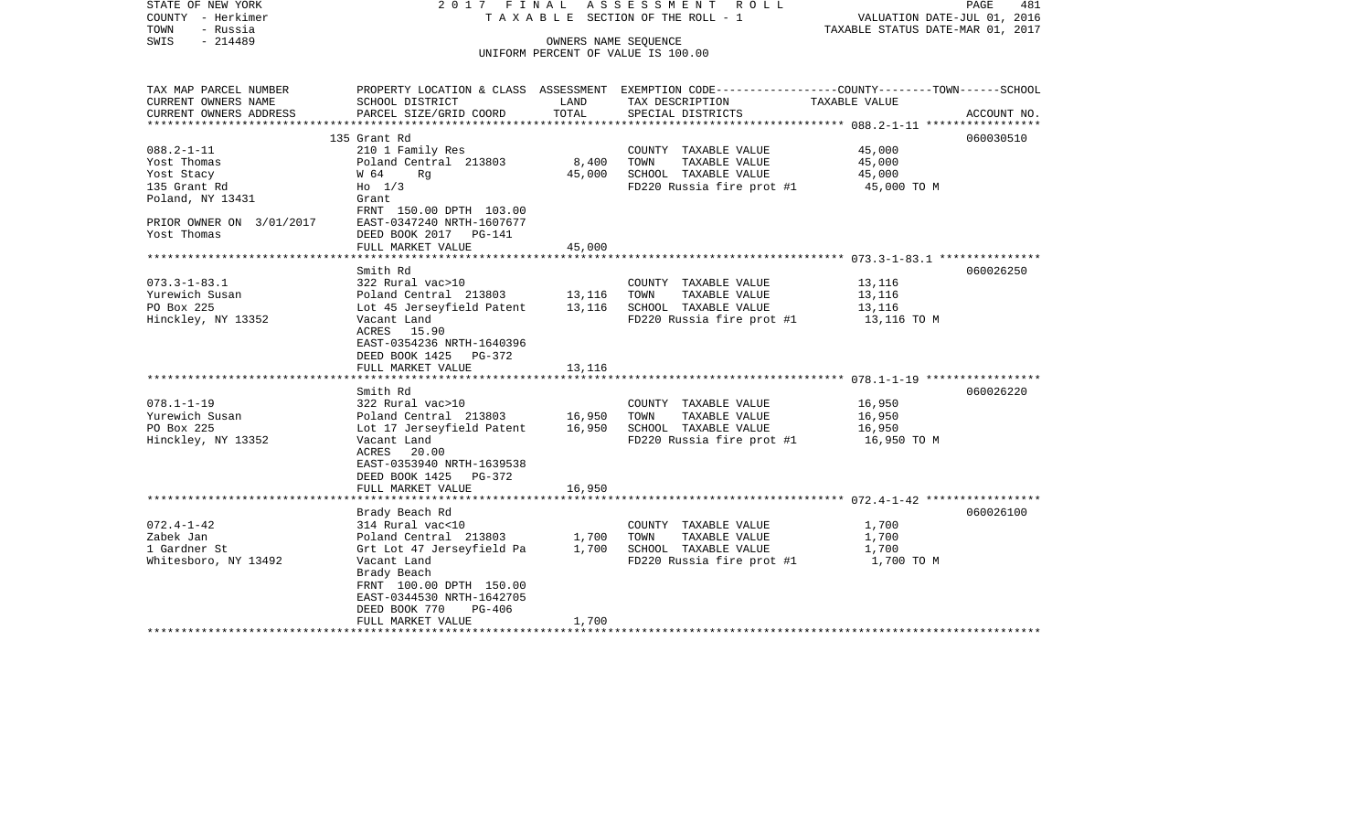STATE OF NEW YORK — COUNTY - Herkimer — TOWN - Russia — SWIS - 214489

2017 FINAL ASSESSMENT ROLL
TAXABLE SECTION OF THE ROLL - 1
OWNERS NAME SEQUENCE
UNIFORM PERCENT OF VALUE IS 100.00

VALUATION DATE-JUL 01, 2016
TAXABLE STATUS DATE-MAR 01, 2017

| TAX MAP PARCEL NUMBER / CURRENT OWNERS NAME / CURRENT OWNERS ADDRESS | PROPERTY LOCATION & CLASS / SCHOOL DISTRICT / PARCEL SIZE/GRID COORD | ASSESSMENT LAND | TOTAL | EXEMPTION CODE / TAX DESCRIPTION / SPECIAL DISTRICTS | TAXABLE VALUE (COUNTY / TOWN / SCHOOL) | ACCOUNT NO. |
|---|---|---|---|---|---|---|
| 088.2-1-11 | 135 Grant Rd | | | | | 060030510 |
| Yost Thomas | 210 1 Family Res | | | COUNTY TAXABLE VALUE | 45,000 | |
| Yost Stacy | Poland Central 213803 | 8,400 | | TOWN TAXABLE VALUE | 45,000 | |
| 135 Grant Rd | W 64 Rg | | 45,000 | SCHOOL TAXABLE VALUE | 45,000 | |
| Poland, NY 13431 | Ho 1/3 | | | FD220 Russia fire prot #1 | 45,000 TO M | |
| | Grant | | | | | |
| | FRNT 150.00 DPTH 103.00 | | | | | |
| PRIOR OWNER ON 3/01/2017 | EAST-0347240 NRTH-1607677 | | | | | |
| Yost Thomas | DEED BOOK 2017 PG-141 | | | | | |
| | FULL MARKET VALUE | | 45,000 | | | |
| 073.3-1-83.1 | Smith Rd | | | | | 060026250 |
| Yurewich Susan | 322 Rural vac>10 | | | COUNTY TAXABLE VALUE | 13,116 | |
| PO Box 225 | Poland Central 213803 | 13,116 | | TOWN TAXABLE VALUE | 13,116 | |
| Hinckley, NY 13352 | Lot 45 Jerseyfield Patent | | 13,116 | SCHOOL TAXABLE VALUE | 13,116 | |
| | Vacant Land | | | FD220 Russia fire prot #1 | 13,116 TO M | |
| | ACRES 15.90 | | | | | |
| | EAST-0354236 NRTH-1640396 | | | | | |
| | DEED BOOK 1425 PG-372 | | | | | |
| | FULL MARKET VALUE | | 13,116 | | | |
| 078.1-1-19 | Smith Rd | | | | | 060026220 |
| Yurewich Susan | 322 Rural vac>10 | | | COUNTY TAXABLE VALUE | 16,950 | |
| PO Box 225 | Poland Central 213803 | 16,950 | | TOWN TAXABLE VALUE | 16,950 | |
| Hinckley, NY 13352 | Lot 17 Jerseyfield Patent | | 16,950 | SCHOOL TAXABLE VALUE | 16,950 | |
| | Vacant Land | | | FD220 Russia fire prot #1 | 16,950 TO M | |
| | ACRES 20.00 | | | | | |
| | EAST-0353940 NRTH-1639538 | | | | | |
| | DEED BOOK 1425 PG-372 | | | | | |
| | FULL MARKET VALUE | | 16,950 | | | |
| 072.4-1-42 | Brady Beach Rd | | | | | 060026100 |
| Zabek Jan | 314 Rural vac<10 | | | COUNTY TAXABLE VALUE | 1,700 | |
| 1 Gardner St | Poland Central 213803 | 1,700 | | TOWN TAXABLE VALUE | 1,700 | |
| Whitesboro, NY 13492 | Grt Lot 47 Jerseyfield Pa | | 1,700 | SCHOOL TAXABLE VALUE | 1,700 | |
| | Vacant Land | | | FD220 Russia fire prot #1 | 1,700 TO M | |
| | Brady Beach | | | | | |
| | FRNT 100.00 DPTH 150.00 | | | | | |
| | EAST-0344530 NRTH-1642705 | | | | | |
| | DEED BOOK 770 PG-406 | | | | | |
| | FULL MARKET VALUE | | 1,700 | | | |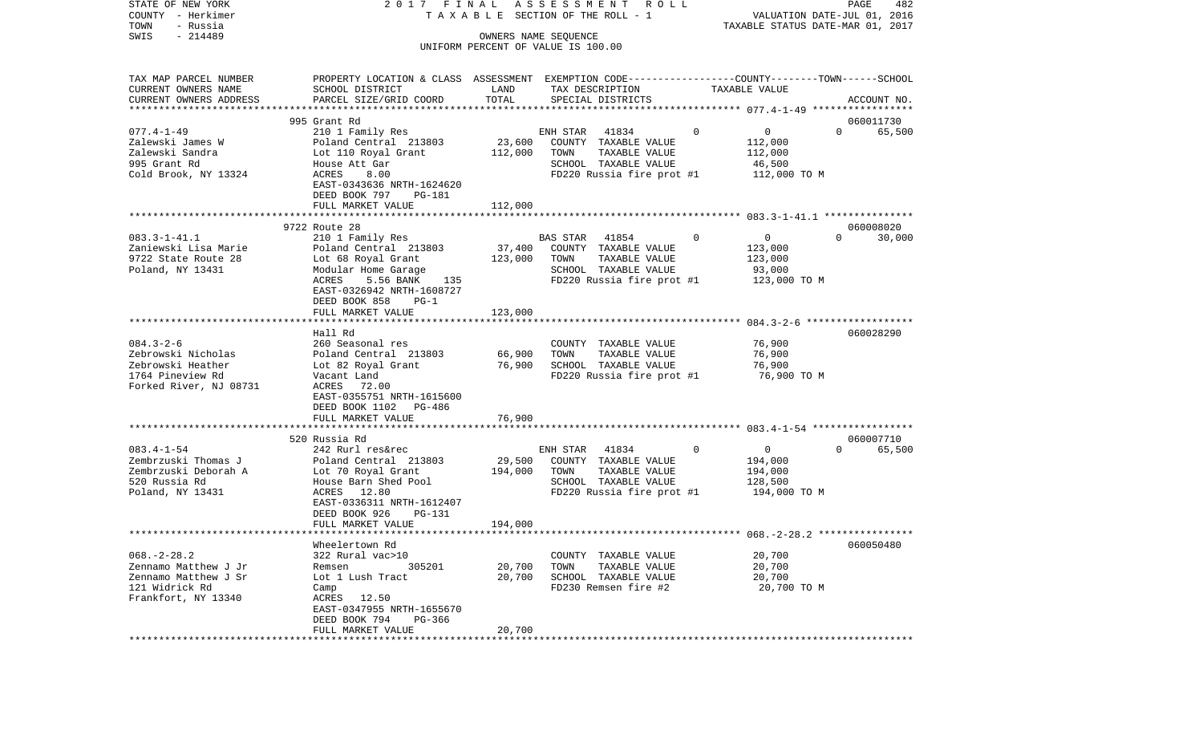STATE OF NEW YORK
COUNTY - Herkimer
TOWN - Russia
SWIS - 214489

2017 FINAL ASSESSMENT ROLL
TAXABLE SECTION OF THE ROLL - 1
OWNERS NAME SEQUENCE
UNIFORM PERCENT OF VALUE IS 100.00

VALUATION DATE-JUL 01, 2016
TAXABLE STATUS DATE-MAR 01, 2017

| TAX MAP PARCEL NUMBER<br>CURRENT OWNERS NAME<br>CURRENT OWNERS ADDRESS | PROPERTY LOCATION & CLASS<br>SCHOOL DISTRICT<br>PARCEL SIZE/GRID COORD | ASSESSMENT<br>LAND<br>TOTAL | EXEMPTION CODE<br>TAX DESCRIPTION<br>SPECIAL DISTRICTS | COUNTY--------TOWN------SCHOOL<br>TAXABLE VALUE | ACCOUNT NO. |
|---|---|---|---|---|---|
| 077.4-1-49 | 995 Grant Rd | | | | 060011730 |
| Zalewski James W | 210 1 Family Res | | ENH STAR 41834 0 | 0 0 | 65,500 |
| Zalewski Sandra | Poland Central 213803 | 23,600 | COUNTY TAXABLE VALUE | 112,000 | |
| 995 Grant Rd | Lot 110 Royal Grant | 112,000 | TOWN TAXABLE VALUE | 112,000 | |
| Cold Brook, NY 13324 | House Att Gar | | SCHOOL TAXABLE VALUE | 46,500 | |
| | ACRES 8.00 | | FD220 Russia fire prot #1 | 112,000 TO M | |
| | EAST-0343636 NRTH-1624620 | | | | |
| | DEED BOOK 797 PG-181 | | | | |
| | FULL MARKET VALUE | 112,000 | | | |
| 083.3-1-41.1 | 9722 Route 28 | | | | 060008020 |
| Zaniewski Lisa Marie | 210 1 Family Res | | BAS STAR 41854 0 | 0 0 | 30,000 |
| 9722 State Route 28 | Poland Central 213803 | 37,400 | COUNTY TAXABLE VALUE | 123,000 | |
| Poland, NY 13431 | Lot 68 Royal Grant | 123,000 | TOWN TAXABLE VALUE | 123,000 | |
| | Modular Home Garage | | SCHOOL TAXABLE VALUE | 93,000 | |
| | ACRES 5.56 BANK 135 | | FD220 Russia fire prot #1 | 123,000 TO M | |
| | EAST-0326942 NRTH-1608727 | | | | |
| | DEED BOOK 858 PG-1 | | | | |
| | FULL MARKET VALUE | 123,000 | | | |
| 084.3-2-6 | Hall Rd | | | | 060028290 |
| Zebrowski Nicholas | 260 Seasonal res | | COUNTY TAXABLE VALUE | 76,900 | |
| Zebrowski Heather | Poland Central 213803 | 66,900 | TOWN TAXABLE VALUE | 76,900 | |
| 1764 Pineview Rd | Lot 82 Royal Grant | 76,900 | SCHOOL TAXABLE VALUE | 76,900 | |
| Forked River, NJ 08731 | Vacant Land | | FD220 Russia fire prot #1 | 76,900 TO M | |
| | ACRES 72.00 | | | | |
| | EAST-0355751 NRTH-1615600 | | | | |
| | DEED BOOK 1102 PG-486 | | | | |
| | FULL MARKET VALUE | 76,900 | | | |
| 083.4-1-54 | 520 Russia Rd | | | | 060007710 |
| Zembrzuski Thomas J | 242 Rurl res&rec | | ENH STAR 41834 0 | 0 0 | 65,500 |
| Zembrzuski Deborah A | Poland Central 213803 | 29,500 | COUNTY TAXABLE VALUE | 194,000 | |
| 520 Russia Rd | Lot 70 Royal Grant | 194,000 | TOWN TAXABLE VALUE | 194,000 | |
| Poland, NY 13431 | House Barn Shed Pool | | SCHOOL TAXABLE VALUE | 128,500 | |
| | ACRES 12.80 | | FD220 Russia fire prot #1 | 194,000 TO M | |
| | EAST-0336311 NRTH-1612407 | | | | |
| | DEED BOOK 926 PG-131 | | | | |
| | FULL MARKET VALUE | 194,000 | | | |
| 068.-2-28.2 | Wheelertown Rd | | | | 060050480 |
| Zennamo Matthew J Jr | 322 Rural vac>10 | | COUNTY TAXABLE VALUE | 20,700 | |
| Zennamo Matthew J Sr | Remsen 305201 | 20,700 | TOWN TAXABLE VALUE | 20,700 | |
| 121 Widrick Rd | Lot 1 Lush Tract | 20,700 | SCHOOL TAXABLE VALUE | 20,700 | |
| Frankfort, NY 13340 | Camp | | FD230 Remsen fire #2 | 20,700 TO M | |
| | ACRES 12.50 | | | | |
| | EAST-0347955 NRTH-1655670 | | | | |
| | DEED BOOK 794 PG-366 | | | | |
| | FULL MARKET VALUE | 20,700 | | | |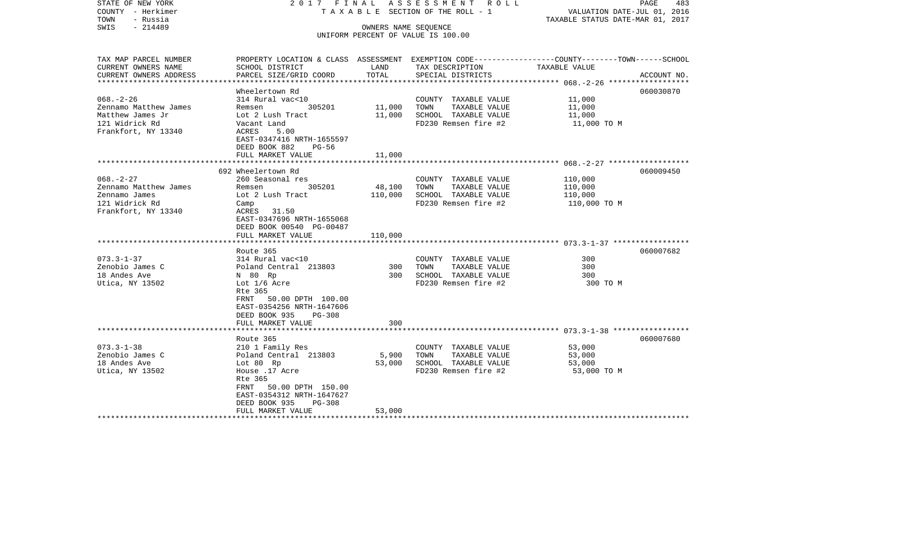STATE OF NEW YORK | 2017 FINAL ASSESSMENT ROLL | VALUATION DATE-JUL 01, 2016
COUNTY - Herkimer | TAXABLE SECTION OF THE ROLL - 1 | TAXABLE STATUS DATE-MAR 01, 2017
TOWN - Russia | OWNERS NAME SEQUENCE
SWIS - 214489 | UNIFORM PERCENT OF VALUE IS 100.00

| TAX MAP PARCEL NUMBER / CURRENT OWNERS NAME / CURRENT OWNERS ADDRESS | PROPERTY LOCATION & CLASS / SCHOOL DISTRICT / PARCEL SIZE/GRID COORD | ASSESSMENT LAND | TOTAL | EXEMPTION CODE / TAX DESCRIPTION / SPECIAL DISTRICTS | COUNTY--------TOWN------SCHOOL TAXABLE VALUE | ACCOUNT NO. |
|---|---|---|---|---|---|---|
| 068.-2-26 | Wheelertown Rd | | | | | 060030870 |
| Zennamo Matthew James | 314 Rural vac<10 | | | COUNTY TAXABLE VALUE | 11,000 | |
| Matthew James Jr | Remsen 305201 | 11,000 | | TOWN TAXABLE VALUE | 11,000 | |
| 121 Widrick Rd | Lot 2 Lush Tract | | 11,000 | SCHOOL TAXABLE VALUE | 11,000 | |
| Frankfort, NY 13340 | Vacant Land | | | FD230 Remsen fire #2 | 11,000 TO M | |
| | ACRES 5.00 | | | | | |
| | EAST-0347416 NRTH-1655597 | | | | | |
| | DEED BOOK 882 PG-56 | | | | | |
| | FULL MARKET VALUE | | 11,000 | | | |
| 068.-2-27 | 692 Wheelertown Rd | | | | | 060009450 |
| Zennamo Matthew James | 260 Seasonal res | | | COUNTY TAXABLE VALUE | 110,000 | |
| Zennamo James | Remsen 305201 | 48,100 | | TOWN TAXABLE VALUE | 110,000 | |
| 121 Widrick Rd | Lot 2 Lush Tract | | 110,000 | SCHOOL TAXABLE VALUE | 110,000 | |
| Frankfort, NY 13340 | Camp | | | FD230 Remsen fire #2 | 110,000 TO M | |
| | ACRES 31.50 | | | | | |
| | EAST-0347696 NRTH-1655068 | | | | | |
| | DEED BOOK 00540 PG-00487 | | | | | |
| | FULL MARKET VALUE | | 110,000 | | | |
| 073.3-1-37 | Route 365 | | | | | 060007682 |
| Zenobio James C | 314 Rural vac<10 | | | COUNTY TAXABLE VALUE | 300 | |
| 18 Andes Ave | Poland Central 213803 | 300 | | TOWN TAXABLE VALUE | 300 | |
| Utica, NY 13502 | N 80 Rp | | 300 | SCHOOL TAXABLE VALUE | 300 | |
| | Lot 1/6 Acre | | | FD230 Remsen fire #2 | 300 TO M | |
| | Rte 365 | | | | | |
| | FRNT 50.00 DPTH 100.00 | | | | | |
| | EAST-0354256 NRTH-1647606 | | | | | |
| | DEED BOOK 935 PG-308 | | | | | |
| | FULL MARKET VALUE | | 300 | | | |
| 073.3-1-38 | Route 365 | | | | | 060007680 |
| Zenobio James C | 210 1 Family Res | | | COUNTY TAXABLE VALUE | 53,000 | |
| 18 Andes Ave | Poland Central 213803 | 5,900 | | TOWN TAXABLE VALUE | 53,000 | |
| Utica, NY 13502 | Lot 80 Rp | | 53,000 | SCHOOL TAXABLE VALUE | 53,000 | |
| | House .17 Acre | | | FD230 Remsen fire #2 | 53,000 TO M | |
| | Rte 365 | | | | | |
| | FRNT 50.00 DPTH 150.00 | | | | | |
| | EAST-0354312 NRTH-1647627 | | | | | |
| | DEED BOOK 935 PG-308 | | | | | |
| | FULL MARKET VALUE | | 53,000 | | | |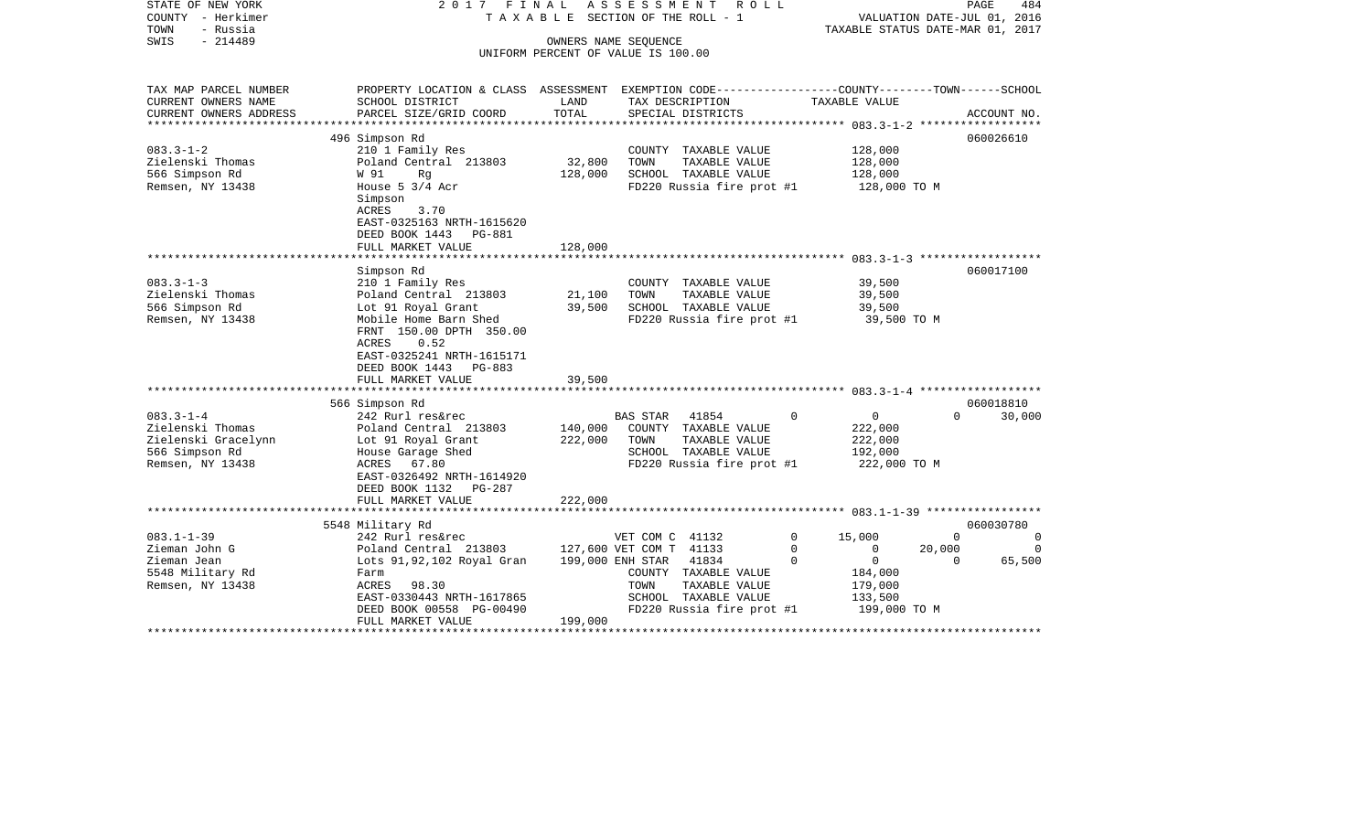STATE OF NEW YORK 2017 FINAL ASSESSMENT ROLL
COUNTY - Herkimer TAXABLE SECTION OF THE ROLL - 1 VALUATION DATE-JUL 01, 2016
TOWN - Russia TAXABLE STATUS DATE-MAR 01, 2017
SWIS - 214489 OWNERS NAME SEQUENCE
UNIFORM PERCENT OF VALUE IS 100.00

| TAX MAP PARCEL NUMBER / CURRENT OWNERS NAME / CURRENT OWNERS ADDRESS | PROPERTY LOCATION & CLASS / SCHOOL DISTRICT / PARCEL SIZE/GRID COORD | ASSESSMENT LAND | TOTAL | EXEMPTION CODE / TAX DESCRIPTION / SPECIAL DISTRICTS | COUNTY | TOWN | SCHOOL | ACCOUNT NO. |
|---|---|---|---|---|---|---|---|---|
| 083.3-1-2 | 496 Simpson Rd | | | | | | | 060026610 |
| Zielenski Thomas | 210 1 Family Res | | | COUNTY TAXABLE VALUE | 128,000 | | | |
| 566 Simpson Rd | Poland Central 213803 | 32,800 | | TOWN TAXABLE VALUE | | 128,000 | | |
| Remsen, NY 13438 | W 91 Rg | | 128,000 | SCHOOL TAXABLE VALUE | | | 128,000 | |
| | House 5 3/4 Acr | | | FD220 Russia fire prot #1 | 128,000 TO M | | | |
| | Simpson | | | | | | | |
| | ACRES 3.70 | | | | | | | |
| | EAST-0325163 NRTH-1615620 | | | | | | | |
| | DEED BOOK 1443 PG-881 | | | | | | | |
| | FULL MARKET VALUE | | 128,000 | | | | | |
| 083.3-1-3 | Simpson Rd | | | | | | | 060017100 |
| Zielenski Thomas | 210 1 Family Res | | | COUNTY TAXABLE VALUE | 39,500 | | | |
| 566 Simpson Rd | Poland Central 213803 | 21,100 | | TOWN TAXABLE VALUE | | 39,500 | | |
| Remsen, NY 13438 | Lot 91 Royal Grant | | 39,500 | SCHOOL TAXABLE VALUE | | | 39,500 | |
| | Mobile Home Barn Shed | | | FD220 Russia fire prot #1 | 39,500 TO M | | | |
| | FRNT 150.00 DPTH 350.00 | | | | | | | |
| | ACRES 0.52 | | | | | | | |
| | EAST-0325241 NRTH-1615171 | | | | | | | |
| | DEED BOOK 1443 PG-883 | | | | | | | |
| | FULL MARKET VALUE | | 39,500 | | | | | |
| 083.3-1-4 | 566 Simpson Rd | | | | | | | 060018810 |
| Zielenski Thomas | 242 Rurl res&rec | | | BAS STAR 41854 0 | 0 | 0 | 30,000 | |
| Zielenski Gracelynn | Poland Central 213803 | 140,000 | | COUNTY TAXABLE VALUE | 222,000 | | | |
| 566 Simpson Rd | Lot 91 Royal Grant | | 222,000 | TOWN TAXABLE VALUE | | 222,000 | | |
| Remsen, NY 13438 | House Garage Shed | | | SCHOOL TAXABLE VALUE | | | 192,000 | |
| | ACRES 67.80 | | | FD220 Russia fire prot #1 | 222,000 TO M | | | |
| | EAST-0326492 NRTH-1614920 | | | | | | | |
| | DEED BOOK 1132 PG-287 | | | | | | | |
| | FULL MARKET VALUE | | 222,000 | | | | | |
| 083.1-1-39 | 5548 Military Rd | | | | | | | 060030780 |
| Zieman John G | 242 Rurl res&rec | | | VET COM C 41132 0 | 15,000 | 0 | 0 | |
| Zieman Jean | Poland Central 213803 | 127,600 | | VET COM T 41133 0 | 0 | 20,000 | 0 | |
| 5548 Military Rd | Lots 91,92,102 Royal Gran | | 199,000 | ENH STAR 41834 0 | 0 | 0 | 65,500 | |
| Remsen, NY 13438 | Farm | | | COUNTY TAXABLE VALUE | 184,000 | | | |
| | ACRES 98.30 | | | TOWN TAXABLE VALUE | | 179,000 | | |
| | EAST-0330443 NRTH-1617865 | | | SCHOOL TAXABLE VALUE | | | 133,500 | |
| | DEED BOOK 00558 PG-00490 | | | FD220 Russia fire prot #1 | 199,000 TO M | | | |
| | FULL MARKET VALUE | | 199,000 | | | | | |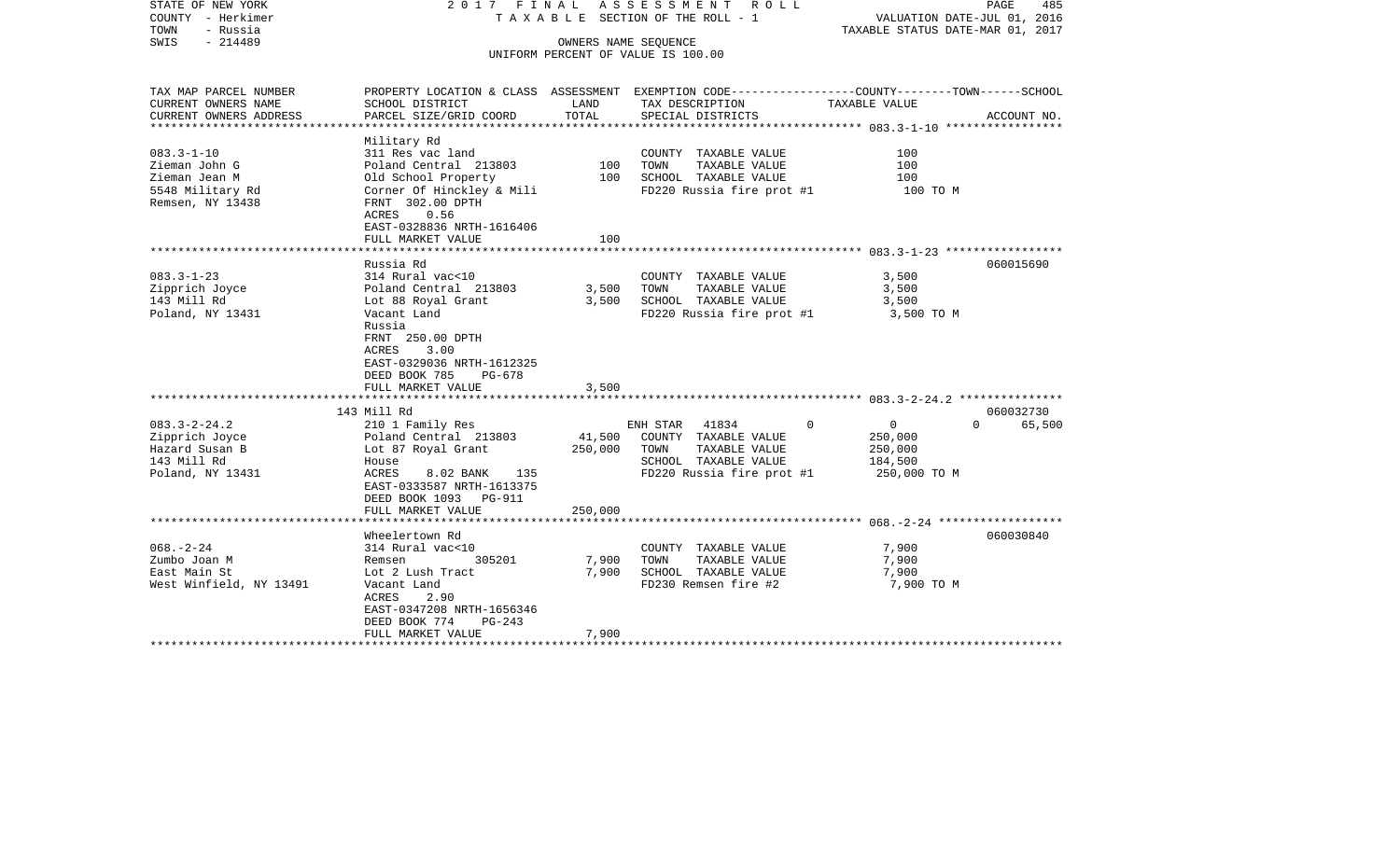STATE OF NEW YORK
COUNTY - Herkimer
TOWN - Russia
SWIS - 214489

2017 FINAL ASSESSMENT ROLL
TAXABLE SECTION OF THE ROLL - 1
OWNERS NAME SEQUENCE
UNIFORM PERCENT OF VALUE IS 100.00

VALUATION DATE-JUL 01, 2016
TAXABLE STATUS DATE-MAR 01, 2017

| TAX MAP PARCEL NUMBER / CURRENT OWNERS NAME / CURRENT OWNERS ADDRESS | PROPERTY LOCATION & CLASS / SCHOOL DISTRICT / PARCEL SIZE/GRID COORD | ASSESSMENT LAND | TOTAL | EXEMPTION CODE / TAX DESCRIPTION / SPECIAL DISTRICTS | COUNTY--------TOWN------SCHOOL TAXABLE VALUE | ACCOUNT NO. |
|---|---|---|---|---|---|---|
| **083.3-1-10** | Military Rd | | | | | |
| 083.3-1-10 | 311 Res vac land | | | COUNTY TAXABLE VALUE | 100 | |
| Zieman John G | Poland Central 213803 | 100 | | TOWN TAXABLE VALUE | 100 | |
| Zieman Jean M | Old School Property | | 100 | SCHOOL TAXABLE VALUE | 100 | |
| 5548 Military Rd | Corner Of Hinckley & Mili | | | FD220 Russia fire prot #1 | 100 TO M | |
| Remsen, NY 13438 | FRNT 302.00 DPTH | | | | | |
| | ACRES 0.56 | | | | | |
| | EAST-0328836 NRTH-1616406 | | | | | |
| | FULL MARKET VALUE | | 100 | | | |
| **083.3-1-23** | Russia Rd | | | | | 060015690 |
| 083.3-1-23 | 314 Rural vac<10 | | | COUNTY TAXABLE VALUE | 3,500 | |
| Zipprich Joyce | Poland Central 213803 | 3,500 | | TOWN TAXABLE VALUE | 3,500 | |
| 143 Mill Rd | Lot 88 Royal Grant | | 3,500 | SCHOOL TAXABLE VALUE | 3,500 | |
| Poland, NY 13431 | Vacant Land | | | FD220 Russia fire prot #1 | 3,500 TO M | |
| | Russia | | | | | |
| | FRNT 250.00 DPTH | | | | | |
| | ACRES 3.00 | | | | | |
| | EAST-0329036 NRTH-1612325 | | | | | |
| | DEED BOOK 785 PG-678 | | | | | |
| | FULL MARKET VALUE | | 3,500 | | | |
| **083.3-2-24.2** | 143 Mill Rd | | | | | 060032730 |
| 083.3-2-24.2 | 210 1 Family Res | | | ENH STAR 41834 0 | 0 0 | 65,500 |
| Zipprich Joyce | Poland Central 213803 | 41,500 | | COUNTY TAXABLE VALUE | 250,000 | |
| Hazard Susan B | Lot 87 Royal Grant | | 250,000 | TOWN TAXABLE VALUE | 250,000 | |
| 143 Mill Rd | House | | | SCHOOL TAXABLE VALUE | 184,500 | |
| Poland, NY 13431 | ACRES 8.02 BANK 135 | | | FD220 Russia fire prot #1 | 250,000 TO M | |
| | EAST-0333587 NRTH-1613375 | | | | | |
| | DEED BOOK 1093 PG-911 | | | | | |
| | FULL MARKET VALUE | | 250,000 | | | |
| **068.-2-24** | Wheelertown Rd | | | | | 060030840 |
| 068.-2-24 | 314 Rural vac<10 | | | COUNTY TAXABLE VALUE | 7,900 | |
| Zumbo Joan M | Remsen 305201 | 7,900 | | TOWN TAXABLE VALUE | 7,900 | |
| East Main St | Lot 2 Lush Tract | | 7,900 | SCHOOL TAXABLE VALUE | 7,900 | |
| West Winfield, NY 13491 | Vacant Land | | | FD230 Remsen fire #2 | 7,900 TO M | |
| | ACRES 2.90 | | | | | |
| | EAST-0347208 NRTH-1656346 | | | | | |
| | DEED BOOK 774 PG-243 | | | | | |
| | FULL MARKET VALUE | | 7,900 | | | |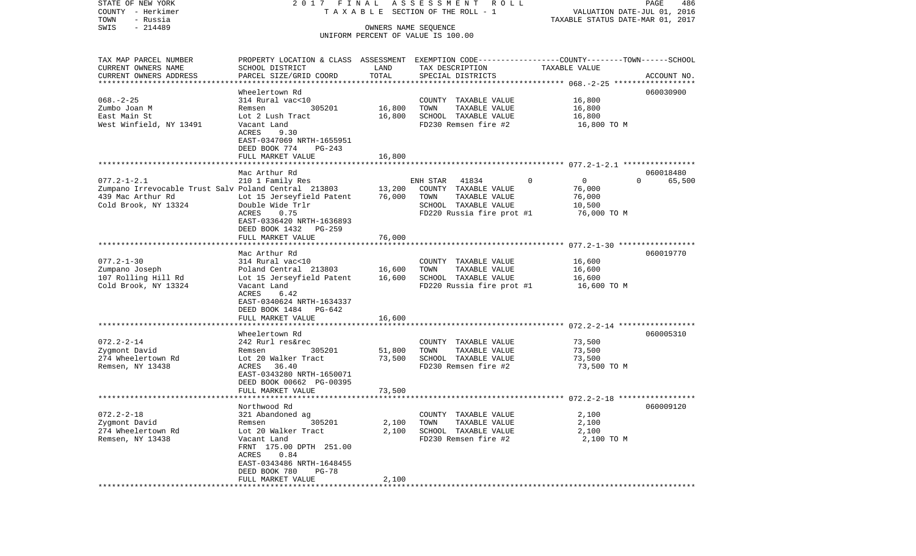STATE OF NEW YORK | 2017 FINAL ASSESSMENT ROLL | PAGE 486
COUNTY - Herkimer | TAXABLE SECTION OF THE ROLL - 1 | VALUATION DATE-JUL 01, 2016
TOWN - Russia | | TAXABLE STATUS DATE-MAR 01, 2017
SWIS - 214489 | OWNERS NAME SEQUENCE
UNIFORM PERCENT OF VALUE IS 100.00

| TAX MAP PARCEL NUMBER / CURRENT OWNERS NAME / CURRENT OWNERS ADDRESS | PROPERTY LOCATION & CLASS / SCHOOL DISTRICT / PARCEL SIZE/GRID COORD | ASSESSMENT LAND | ASSESSMENT TOTAL | EXEMPTION CODE / TAX DESCRIPTION / SPECIAL DISTRICTS | COUNTY | TOWN | SCHOOL TAXABLE VALUE | ACCOUNT NO. |
|---|---|---|---|---|---|---|---|---|
| 068.-2-25 | Wheelertown Rd | | | | | | | 060030900 |
| Zumbo Joan M | 314 Rural vac<10 | | | COUNTY TAXABLE VALUE | 16,800 | | | |
| East Main St | Remsen 305201 | 16,800 | | TOWN TAXABLE VALUE | | 16,800 | | |
| West Winfield, NY 13491 | Lot 2 Lush Tract | | 16,800 | SCHOOL TAXABLE VALUE | | | 16,800 | |
| | Vacant Land | | | FD230 Remsen fire #2 | 16,800 TO M | | | |
| | ACRES 9.30 | | | | | | | |
| | EAST-0347069 NRTH-1655951 | | | | | | | |
| | DEED BOOK 774 PG-243 | | | | | | | |
| | FULL MARKET VALUE | | 16,800 | | | | | |
| 077.2-1-2.1 | Mac Arthur Rd | | | | | | | 060018480 |
| Zumpano Irrevocable Trust Salv | 210 1 Family Res | | | ENH STAR 41834 | 0 | 0 | 0 | 65,500 |
| | Poland Central 213803 | 13,200 | | COUNTY TAXABLE VALUE | 76,000 | | | |
| 439 Mac Arthur Rd | Lot 15 Jerseyfield Patent | | 76,000 | TOWN TAXABLE VALUE | | 76,000 | | |
| Cold Brook, NY 13324 | Double Wide Trlr | | | SCHOOL TAXABLE VALUE | | | 10,500 | |
| | ACRES 0.75 | | | FD220 Russia fire prot #1 | 76,000 TO M | | | |
| | EAST-0336420 NRTH-1636893 | | | | | | | |
| | DEED BOOK 1432 PG-259 | | | | | | | |
| | FULL MARKET VALUE | | 76,000 | | | | | |
| 077.2-1-30 | Mac Arthur Rd | | | | | | | 060019770 |
| Zumpano Joseph | 314 Rural vac<10 | | | COUNTY TAXABLE VALUE | 16,600 | | | |
| 107 Rolling Hill Rd | Poland Central 213803 | 16,600 | | TOWN TAXABLE VALUE | | 16,600 | | |
| Cold Brook, NY 13324 | Lot 15 Jerseyfield Patent | | 16,600 | SCHOOL TAXABLE VALUE | | | 16,600 | |
| | Vacant Land | | | FD220 Russia fire prot #1 | 16,600 TO M | | | |
| | ACRES 6.42 | | | | | | | |
| | EAST-0340624 NRTH-1634337 | | | | | | | |
| | DEED BOOK 1484 PG-642 | | | | | | | |
| | FULL MARKET VALUE | | 16,600 | | | | | |
| 072.2-2-14 | Wheelertown Rd | | | | | | | 060005310 |
| Zygmont David | 242 Rurl res&rec | | | COUNTY TAXABLE VALUE | 73,500 | | | |
| 274 Wheelertown Rd | Remsen 305201 | 51,800 | | TOWN TAXABLE VALUE | | 73,500 | | |
| Remsen, NY 13438 | Lot 20 Walker Tract | | 73,500 | SCHOOL TAXABLE VALUE | | | 73,500 | |
| | ACRES 36.40 | | | FD230 Remsen fire #2 | 73,500 TO M | | | |
| | EAST-0343280 NRTH-1650071 | | | | | | | |
| | DEED BOOK 00662 PG-00395 | | | | | | | |
| | FULL MARKET VALUE | | 73,500 | | | | | |
| 072.2-2-18 | Northwood Rd | | | | | | | 060009120 |
| Zygmont David | 321 Abandoned ag | | | COUNTY TAXABLE VALUE | 2,100 | | | |
| 274 Wheelertown Rd | Remsen 305201 | 2,100 | | TOWN TAXABLE VALUE | | 2,100 | | |
| Remsen, NY 13438 | Lot 20 Walker Tract | | 2,100 | SCHOOL TAXABLE VALUE | | | 2,100 | |
| | Vacant Land | | | FD230 Remsen fire #2 | 2,100 TO M | | | |
| | FRNT 175.00 DPTH 251.00 | | | | | | | |
| | ACRES 0.84 | | | | | | | |
| | EAST-0343486 NRTH-1648455 | | | | | | | |
| | DEED BOOK 780 PG-78 | | | | | | | |
| | FULL MARKET VALUE | | 2,100 | | | | | |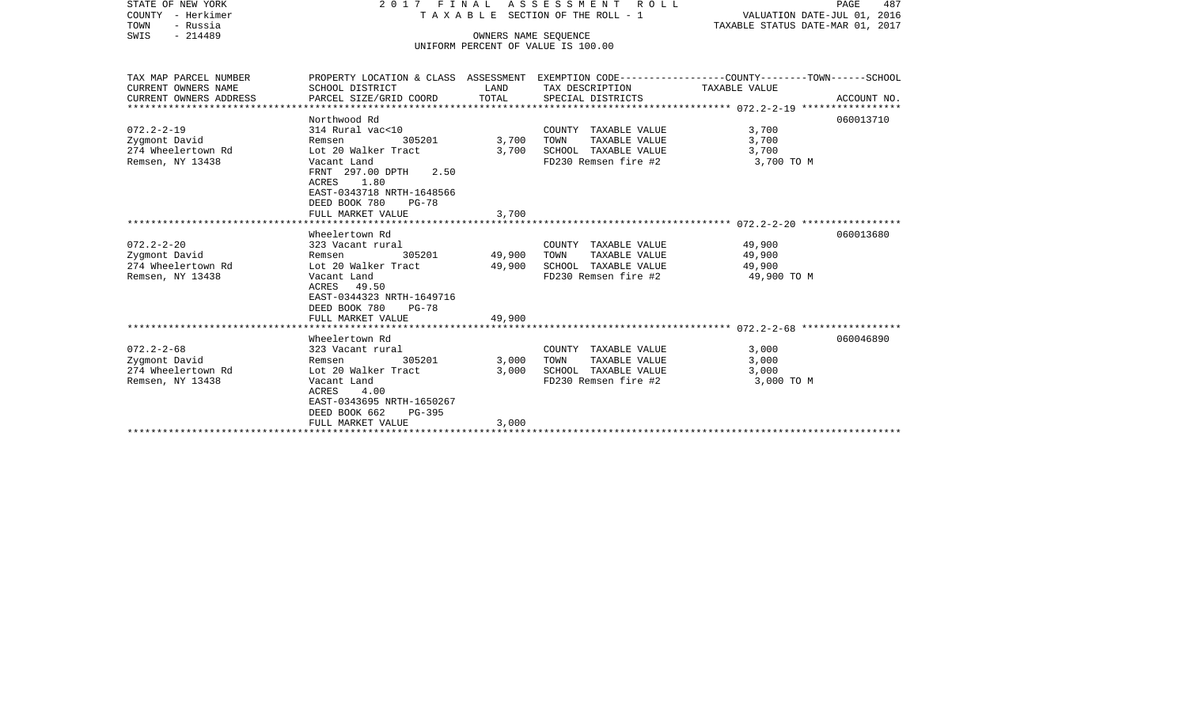STATE OF NEW YORK | COUNTY - Herkimer | TOWN - Russia | SWIS - 214489

# 2017 FINAL ASSESSMENT ROLL

TAXABLE SECTION OF THE ROLL - 1

OWNERS NAME SEQUENCE

UNIFORM PERCENT OF VALUE IS 100.00

VALUATION DATE-JUL 01, 2016
TAXABLE STATUS DATE-MAR 01, 2017

| TAX MAP PARCEL NUMBER / CURRENT OWNERS NAME / CURRENT OWNERS ADDRESS | PROPERTY LOCATION & CLASS / SCHOOL DISTRICT / PARCEL SIZE/GRID COORD | ASSESSMENT LAND | ASSESSMENT TOTAL | EXEMPTION CODE / TAX DESCRIPTION / SPECIAL DISTRICTS | COUNTY--------TOWN------SCHOOL TAXABLE VALUE | ACCOUNT NO. |
|---|---|---|---|---|---|---|
| 072.2-2-19 | Northwood Rd | | | | | 060013710 |
| Zygmont David | 314 Rural vac<10 | | | COUNTY TAXABLE VALUE | 3,700 | |
| 274 Wheelertown Rd | Remsen 305201 | 3,700 | | TOWN TAXABLE VALUE | 3,700 | |
| Remsen, NY 13438 | Lot 20 Walker Tract | | 3,700 | SCHOOL TAXABLE VALUE | 3,700 | |
| | Vacant Land | | | FD230 Remsen fire #2 | 3,700 TO M | |
| | FRNT 297.00 DPTH 2.50 | | | | | |
| | ACRES 1.80 | | | | | |
| | EAST-0343718 NRTH-1648566 | | | | | |
| | DEED BOOK 780 PG-78 | | | | | |
| | FULL MARKET VALUE | | 3,700 | | | |
| 072.2-2-20 | Wheelertown Rd | | | | | 060013680 |
| Zygmont David | 323 Vacant rural | | | COUNTY TAXABLE VALUE | 49,900 | |
| 274 Wheelertown Rd | Remsen 305201 | 49,900 | | TOWN TAXABLE VALUE | 49,900 | |
| Remsen, NY 13438 | Lot 20 Walker Tract | | 49,900 | SCHOOL TAXABLE VALUE | 49,900 | |
| | Vacant Land | | | FD230 Remsen fire #2 | 49,900 TO M | |
| | ACRES 49.50 | | | | | |
| | EAST-0344323 NRTH-1649716 | | | | | |
| | DEED BOOK 780 PG-78 | | | | | |
| | FULL MARKET VALUE | | 49,900 | | | |
| 072.2-2-68 | Wheelertown Rd | | | | | 060046890 |
| Zygmont David | 323 Vacant rural | | | COUNTY TAXABLE VALUE | 3,000 | |
| 274 Wheelertown Rd | Remsen 305201 | 3,000 | | TOWN TAXABLE VALUE | 3,000 | |
| Remsen, NY 13438 | Lot 20 Walker Tract | | 3,000 | SCHOOL TAXABLE VALUE | 3,000 | |
| | Vacant Land | | | FD230 Remsen fire #2 | 3,000 TO M | |
| | ACRES 4.00 | | | | | |
| | EAST-0343695 NRTH-1650267 | | | | | |
| | DEED BOOK 662 PG-395 | | | | | |
| | FULL MARKET VALUE | | 3,000 | | | |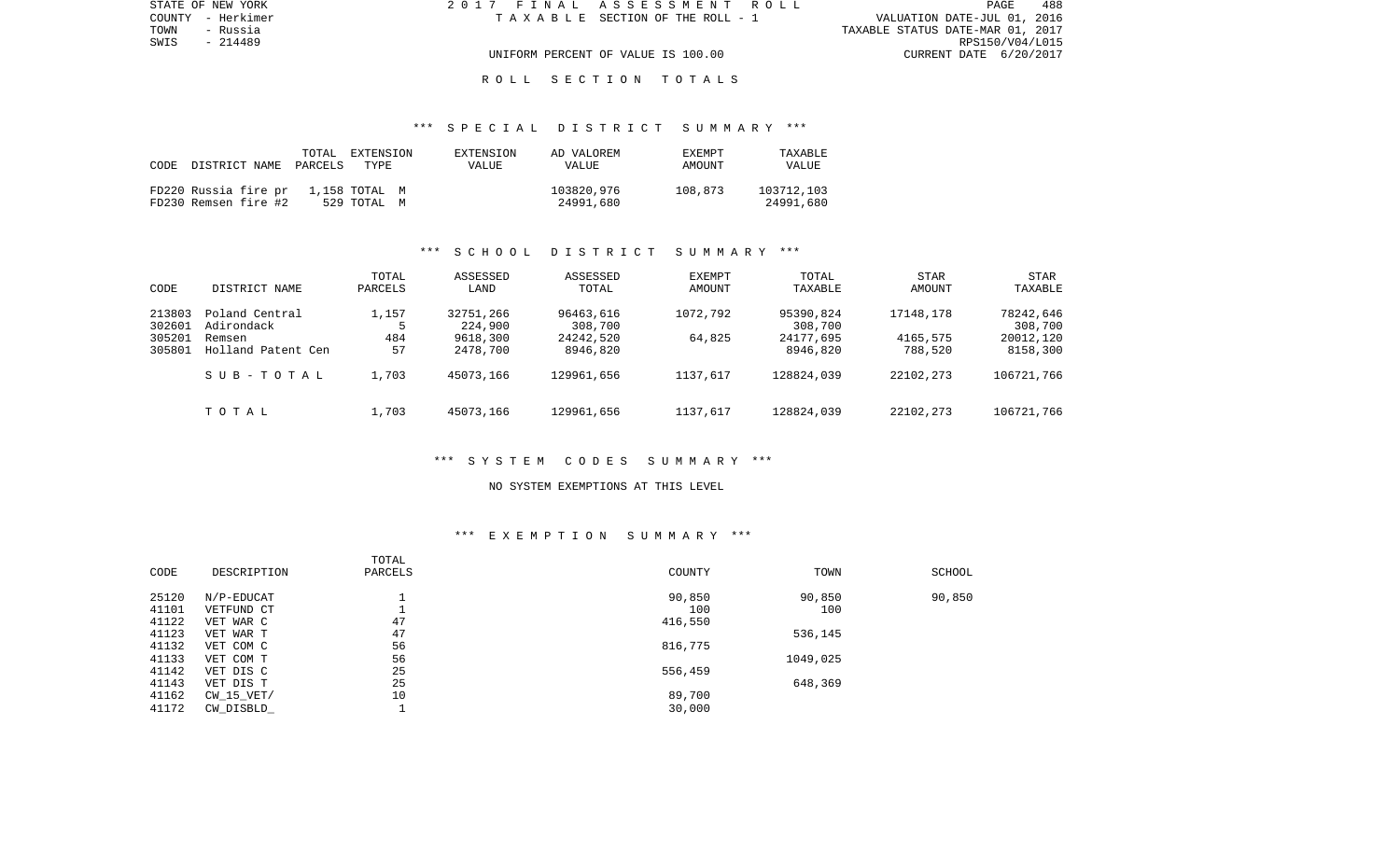UNIFORM PERCENT OF VALUE IS 100.00

R O L L   S E C T I O N   T O T A L S

*** S P E C I A L   D I S T R I C T   S U M M A R Y ***

| CODE | DISTRICT NAME | TOTAL PARCELS | EXTENSION TYPE | EXTENSION VALUE | AD VALOREM VALUE | EXEMPT AMOUNT | TAXABLE VALUE |
|---|---|---|---|---|---|---|---|
| FD220 | Russia fire pr | 1,158 | TOTAL M | | 103820,976 | 108,873 | 103712,103 |
| FD230 | Remsen fire #2 | 529 | TOTAL M | | 24991,680 | | 24991,680 |

*** S C H O O L   D I S T R I C T   S U M M A R Y ***

| CODE | DISTRICT NAME | TOTAL PARCELS | ASSESSED LAND | ASSESSED TOTAL | EXEMPT AMOUNT | TOTAL TAXABLE | STAR AMOUNT | STAR TAXABLE |
|---|---|---|---|---|---|---|---|---|
| 213803 | Poland Central | 1,157 | 32751,266 | 96463,616 | 1072,792 | 95390,824 | 17148,178 | 78242,646 |
| 302601 | Adirondack | 5 | 224,900 | 308,700 | | 308,700 | | 308,700 |
| 305201 | Remsen | 484 | 9618,300 | 24242,520 | 64,825 | 24177,695 | 4165,575 | 20012,120 |
| 305801 | Holland Patent Cen | 57 | 2478,700 | 8946,820 | | 8946,820 | 788,520 | 8158,300 |
| | S U B - T O T A L | 1,703 | 45073,166 | 129961,656 | 1137,617 | 128824,039 | 22102,273 | 106721,766 |
| | T O T A L | 1,703 | 45073,166 | 129961,656 | 1137,617 | 128824,039 | 22102,273 | 106721,766 |

*** S Y S T E M   C O D E S   S U M M A R Y ***

NO SYSTEM EXEMPTIONS AT THIS LEVEL

*** E X E M P T I O N   S U M M A R Y ***

| CODE | DESCRIPTION | TOTAL PARCELS | COUNTY | TOWN | SCHOOL |
|---|---|---|---|---|---|
| 25120 | N/P-EDUCAT | 1 | 90,850 | 90,850 | 90,850 |
| 41101 | VETFUND CT | 1 | 100 | 100 | |
| 41122 | VET WAR C | 47 | 416,550 | | |
| 41123 | VET WAR T | 47 | | 536,145 | |
| 41132 | VET COM C | 56 | 816,775 | | |
| 41133 | VET COM T | 56 | | 1049,025 | |
| 41142 | VET DIS C | 25 | 556,459 | | |
| 41143 | VET DIS T | 25 | | 648,369 | |
| 41162 | CW_15_VET/ | 10 | 89,700 | | |
| 41172 | CW_DISBLD_ | 1 | 30,000 | | |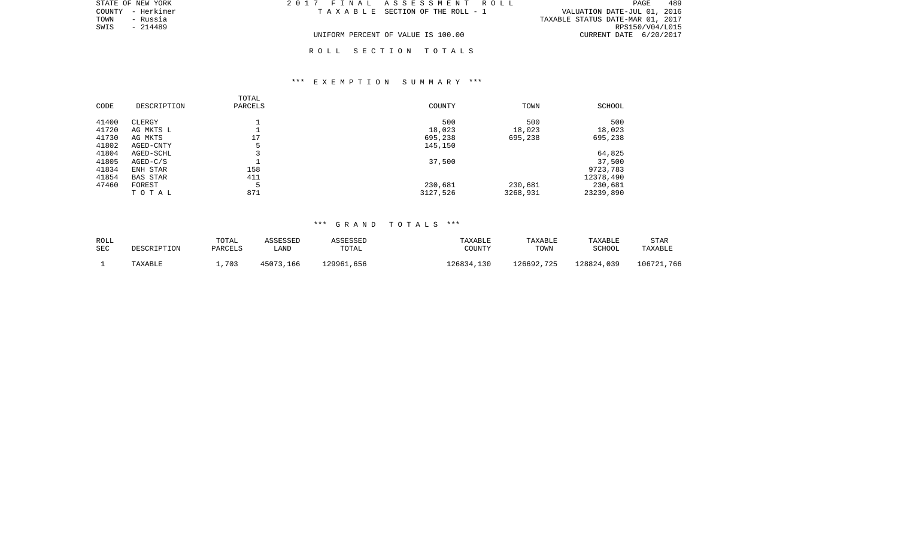STATE OF NEW YORK
COUNTY - Herkimer
TOWN - Russia
SWIS - 214489

2017 FINAL ASSESSMENT ROLL
TAXABLE SECTION OF THE ROLL - 1

VALUATION DATE-JUL 01, 2016
TAXABLE STATUS DATE-MAR 01, 2017
RPS150/V04/L015
CURRENT DATE 6/20/2017

UNIFORM PERCENT OF VALUE IS 100.00

## ROLL SECTION TOTALS

### *** EXEMPTION SUMMARY ***

| CODE | DESCRIPTION | TOTAL PARCELS | COUNTY | TOWN | SCHOOL |
|---|---|---|---|---|---|
| 41400 | CLERGY | 1 | 500 | 500 | 500 |
| 41720 | AG MKTS L | 1 | 18,023 | 18,023 | 18,023 |
| 41730 | AG MKTS | 17 | 695,238 | 695,238 | 695,238 |
| 41802 | AGED-CNTY | 5 | 145,150 | | |
| 41804 | AGED-SCHL | 3 | | | 64,825 |
| 41805 | AGED-C/S | 1 | 37,500 | | 37,500 |
| 41834 | ENH STAR | 158 | | | 9723,783 |
| 41854 | BAS STAR | 411 | | | 12378,490 |
| 47460 | FOREST | 5 | 230,681 | 230,681 | 230,681 |
| | TOTAL | 871 | 3127,526 | 3268,931 | 23239,890 |

### *** GRAND TOTALS ***

| ROLL SEC | DESCRIPTION | TOTAL PARCELS | ASSESSED LAND | ASSESSED TOTAL | TAXABLE COUNTY | TAXABLE TOWN | TAXABLE SCHOOL | STAR TAXABLE |
|---|---|---|---|---|---|---|---|---|
| 1 | TAXABLE | 1,703 | 45073,166 | 129961,656 | 126834,130 | 126692,725 | 128824,039 | 106721,766 |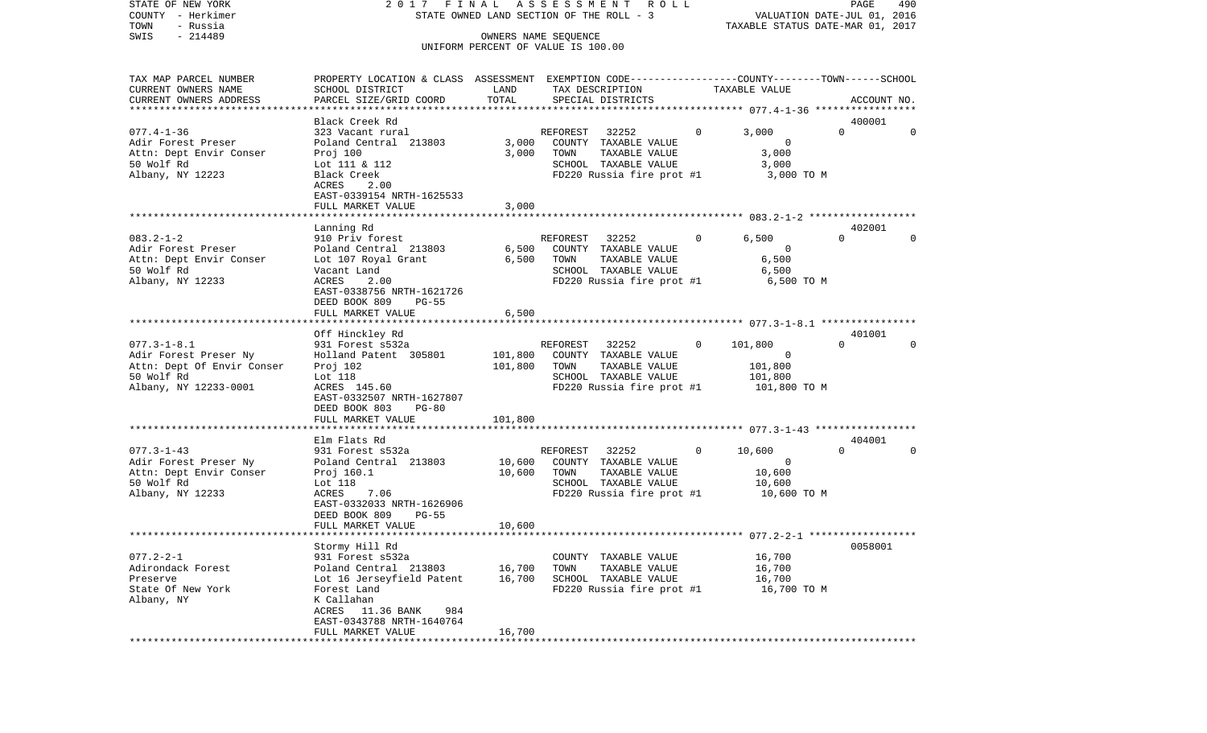STATE OF NEW YORK 2 0 1 7 F I N A L A S S E S S M E N T R O L L
COUNTY - Herkimer STATE OWNED LAND SECTION OF THE ROLL - 3 VALUATION DATE-JUL 01, 2016
TOWN - Russia TAXABLE STATUS DATE-MAR 01, 2017
SWIS - 214489 OWNERS NAME SEQUENCE
UNIFORM PERCENT OF VALUE IS 100.00

| TAX MAP PARCEL NUMBER<br>CURRENT OWNERS NAME<br>CURRENT OWNERS ADDRESS | PROPERTY LOCATION & CLASS<br>SCHOOL DISTRICT<br>PARCEL SIZE/GRID COORD | ASSESSMENT<br>LAND<br>TOTAL | EXEMPTION CODE-----COUNTY-----TOWN------SCHOOL<br>TAX DESCRIPTION<br>SPECIAL DISTRICTS | TAXABLE VALUE | ACCOUNT NO. |
|---|---|---|---|---|---|
| **077.4-1-36** | Black Creek Rd | | | | 400001 |
| 077.4-1-36 | 323 Vacant rural | | REFOREST 32252 0 | 3,000 0 | 0 |
| Adir Forest Preser | Poland Central 213803 | 3,000 | COUNTY TAXABLE VALUE | 0 | |
| Attn: Dept Envir Conser | Proj 100 | 3,000 | TOWN TAXABLE VALUE | 3,000 | |
| 50 Wolf Rd | Lot 111 & 112 | | SCHOOL TAXABLE VALUE | 3,000 | |
| Albany, NY 12223 | Black Creek | | FD220 Russia fire prot #1 | 3,000 TO M | |
| | ACRES 2.00 | | | | |
| | EAST-0339154 NRTH-1625533 | | | | |
| | FULL MARKET VALUE | 3,000 | | | |
| **083.2-1-2** | Lanning Rd | | | | 402001 |
| 083.2-1-2 | 910 Priv forest | | REFOREST 32252 0 | 6,500 0 | 0 |
| Adir Forest Preser | Poland Central 213803 | 6,500 | COUNTY TAXABLE VALUE | 0 | |
| Attn: Dept Envir Conser | Lot 107 Royal Grant | 6,500 | TOWN TAXABLE VALUE | 6,500 | |
| 50 Wolf Rd | Vacant Land | | SCHOOL TAXABLE VALUE | 6,500 | |
| Albany, NY 12233 | ACRES 2.00 | | FD220 Russia fire prot #1 | 6,500 TO M | |
| | EAST-0338756 NRTH-1621726 | | | | |
| | DEED BOOK 809 PG-55 | | | | |
| | FULL MARKET VALUE | 6,500 | | | |
| **077.3-1-8.1** | Off Hinckley Rd | | | | 401001 |
| 077.3-1-8.1 | 931 Forest s532a | | REFOREST 32252 0 | 101,800 0 | 0 |
| Adir Forest Preser Ny | Holland Patent 305801 | 101,800 | COUNTY TAXABLE VALUE | 0 | |
| Attn: Dept Of Envir Conser | Proj 102 | 101,800 | TOWN TAXABLE VALUE | 101,800 | |
| 50 Wolf Rd | Lot 118 | | SCHOOL TAXABLE VALUE | 101,800 | |
| Albany, NY 12233-0001 | ACRES 145.60 | | FD220 Russia fire prot #1 | 101,800 TO M | |
| | EAST-0332507 NRTH-1627807 | | | | |
| | DEED BOOK 803 PG-80 | | | | |
| | FULL MARKET VALUE | 101,800 | | | |
| **077.3-1-43** | Elm Flats Rd | | | | 404001 |
| 077.3-1-43 | 931 Forest s532a | | REFOREST 32252 0 | 10,600 0 | 0 |
| Adir Forest Preser Ny | Poland Central 213803 | 10,600 | COUNTY TAXABLE VALUE | 0 | |
| Attn: Dept Envir Conser | Proj 160.1 | 10,600 | TOWN TAXABLE VALUE | 10,600 | |
| 50 Wolf Rd | Lot 118 | | SCHOOL TAXABLE VALUE | 10,600 | |
| Albany, NY 12233 | ACRES 7.06 | | FD220 Russia fire prot #1 | 10,600 TO M | |
| | EAST-0332033 NRTH-1626906 | | | | |
| | DEED BOOK 809 PG-55 | | | | |
| | FULL MARKET VALUE | 10,600 | | | |
| **077.2-2-1** | Stormy Hill Rd | | | | 0058001 |
| 077.2-2-1 | 931 Forest s532a | | COUNTY TAXABLE VALUE | 16,700 | |
| Adirondack Forest | Poland Central 213803 | 16,700 | TOWN TAXABLE VALUE | 16,700 | |
| Preserve | Lot 16 Jerseyfield Patent | 16,700 | SCHOOL TAXABLE VALUE | 16,700 | |
| State Of New York | Forest Land | | FD220 Russia fire prot #1 | 16,700 TO M | |
| Albany, NY | K Callahan | | | | |
| | ACRES 11.36 BANK 984 | | | | |
| | EAST-0343788 NRTH-1640764 | | | | |
| | FULL MARKET VALUE | 16,700 | | | |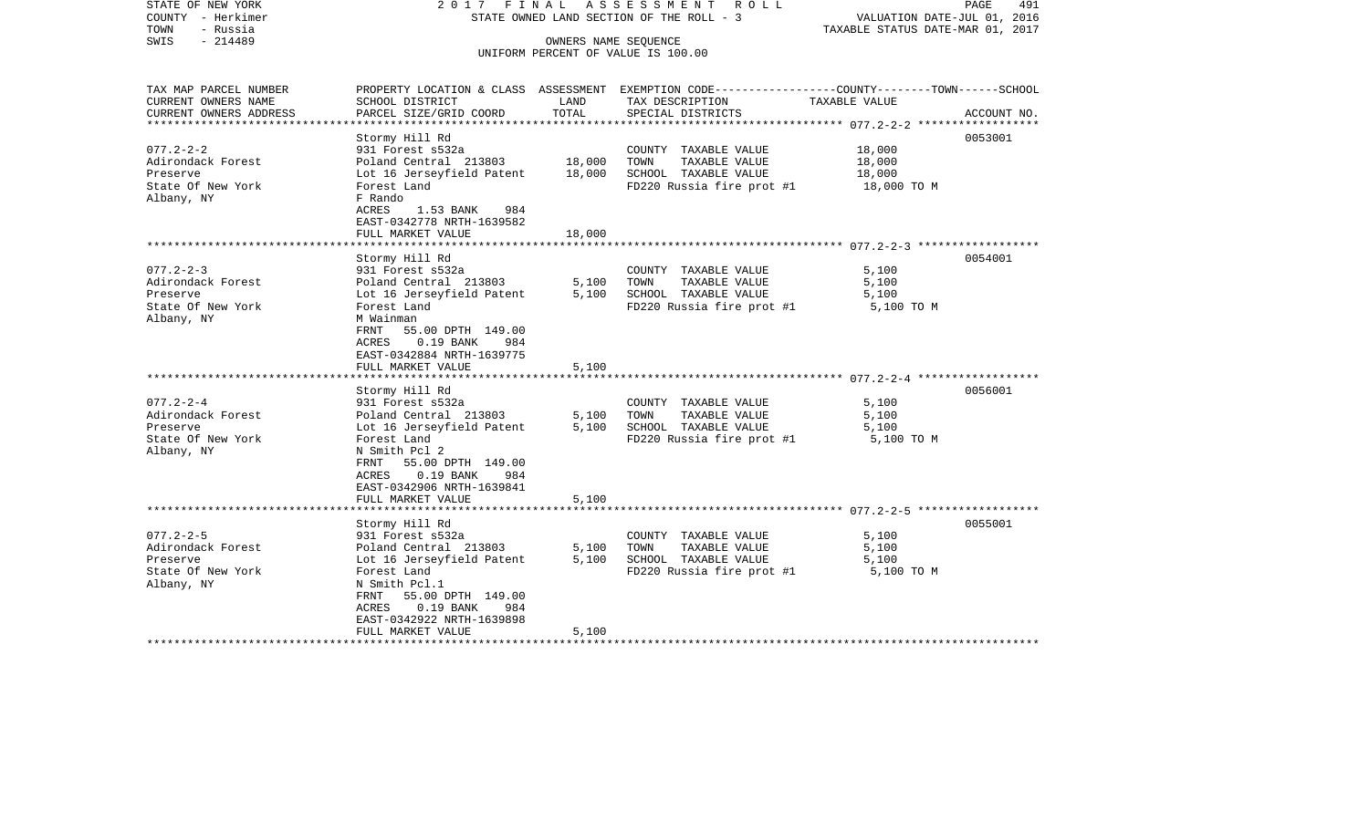STATE OF NEW YORK | COUNTY - Herkimer | TOWN - Russia | SWIS - 214489

# 2017 FINAL ASSESSMENT ROLL

STATE OWNED LAND SECTION OF THE ROLL - 3

OWNERS NAME SEQUENCE

UNIFORM PERCENT OF VALUE IS 100.00

VALUATION DATE-JUL 01, 2016
TAXABLE STATUS DATE-MAR 01, 2017

| TAX MAP PARCEL NUMBER / CURRENT OWNERS NAME / CURRENT OWNERS ADDRESS | PROPERTY LOCATION & CLASS / SCHOOL DISTRICT / PARCEL SIZE/GRID COORD | ASSESSMENT LAND | ASSESSMENT TOTAL | EXEMPTION CODE / TAX DESCRIPTION / SPECIAL DISTRICTS | TAXABLE VALUE (COUNTY / TOWN / SCHOOL) | ACCOUNT NO. |
|---|---|---|---|---|---|---|
| 077.2-2-2 | Stormy Hill Rd | | | | | 0053001 |
| Adirondack Forest | 931 Forest s532a | | | COUNTY TAXABLE VALUE | 18,000 | |
| Preserve | Poland Central 213803 | 18,000 | | TOWN TAXABLE VALUE | 18,000 | |
| State Of New York | Lot 16 Jerseyfield Patent | | 18,000 | SCHOOL TAXABLE VALUE | 18,000 | |
| Albany, NY | Forest Land | | | FD220 Russia fire prot #1 | 18,000 TO M | |
| | F Rando | | | | | |
| | ACRES 1.53 BANK 984 | | | | | |
| | EAST-0342778 NRTH-1639582 | | | | | |
| | FULL MARKET VALUE | | 18,000 | | | |
| 077.2-2-3 | Stormy Hill Rd | | | | | 0054001 |
| Adirondack Forest | 931 Forest s532a | | | COUNTY TAXABLE VALUE | 5,100 | |
| Preserve | Poland Central 213803 | 5,100 | | TOWN TAXABLE VALUE | 5,100 | |
| State Of New York | Lot 16 Jerseyfield Patent | | 5,100 | SCHOOL TAXABLE VALUE | 5,100 | |
| Albany, NY | Forest Land | | | FD220 Russia fire prot #1 | 5,100 TO M | |
| | M Wainman | | | | | |
| | FRNT 55.00 DPTH 149.00 | | | | | |
| | ACRES 0.19 BANK 984 | | | | | |
| | EAST-0342884 NRTH-1639775 | | | | | |
| | FULL MARKET VALUE | | 5,100 | | | |
| 077.2-2-4 | Stormy Hill Rd | | | | | 0056001 |
| Adirondack Forest | 931 Forest s532a | | | COUNTY TAXABLE VALUE | 5,100 | |
| Preserve | Poland Central 213803 | 5,100 | | TOWN TAXABLE VALUE | 5,100 | |
| State Of New York | Lot 16 Jerseyfield Patent | | 5,100 | SCHOOL TAXABLE VALUE | 5,100 | |
| Albany, NY | Forest Land | | | FD220 Russia fire prot #1 | 5,100 TO M | |
| | N Smith Pcl 2 | | | | | |
| | FRNT 55.00 DPTH 149.00 | | | | | |
| | ACRES 0.19 BANK 984 | | | | | |
| | EAST-0342906 NRTH-1639841 | | | | | |
| | FULL MARKET VALUE | | 5,100 | | | |
| 077.2-2-5 | Stormy Hill Rd | | | | | 0055001 |
| Adirondack Forest | 931 Forest s532a | | | COUNTY TAXABLE VALUE | 5,100 | |
| Preserve | Poland Central 213803 | 5,100 | | TOWN TAXABLE VALUE | 5,100 | |
| State Of New York | Lot 16 Jerseyfield Patent | | 5,100 | SCHOOL TAXABLE VALUE | 5,100 | |
| Albany, NY | Forest Land | | | FD220 Russia fire prot #1 | 5,100 TO M | |
| | N Smith Pcl.1 | | | | | |
| | FRNT 55.00 DPTH 149.00 | | | | | |
| | ACRES 0.19 BANK 984 | | | | | |
| | EAST-0342922 NRTH-1639898 | | | | | |
| | FULL MARKET VALUE | | 5,100 | | | |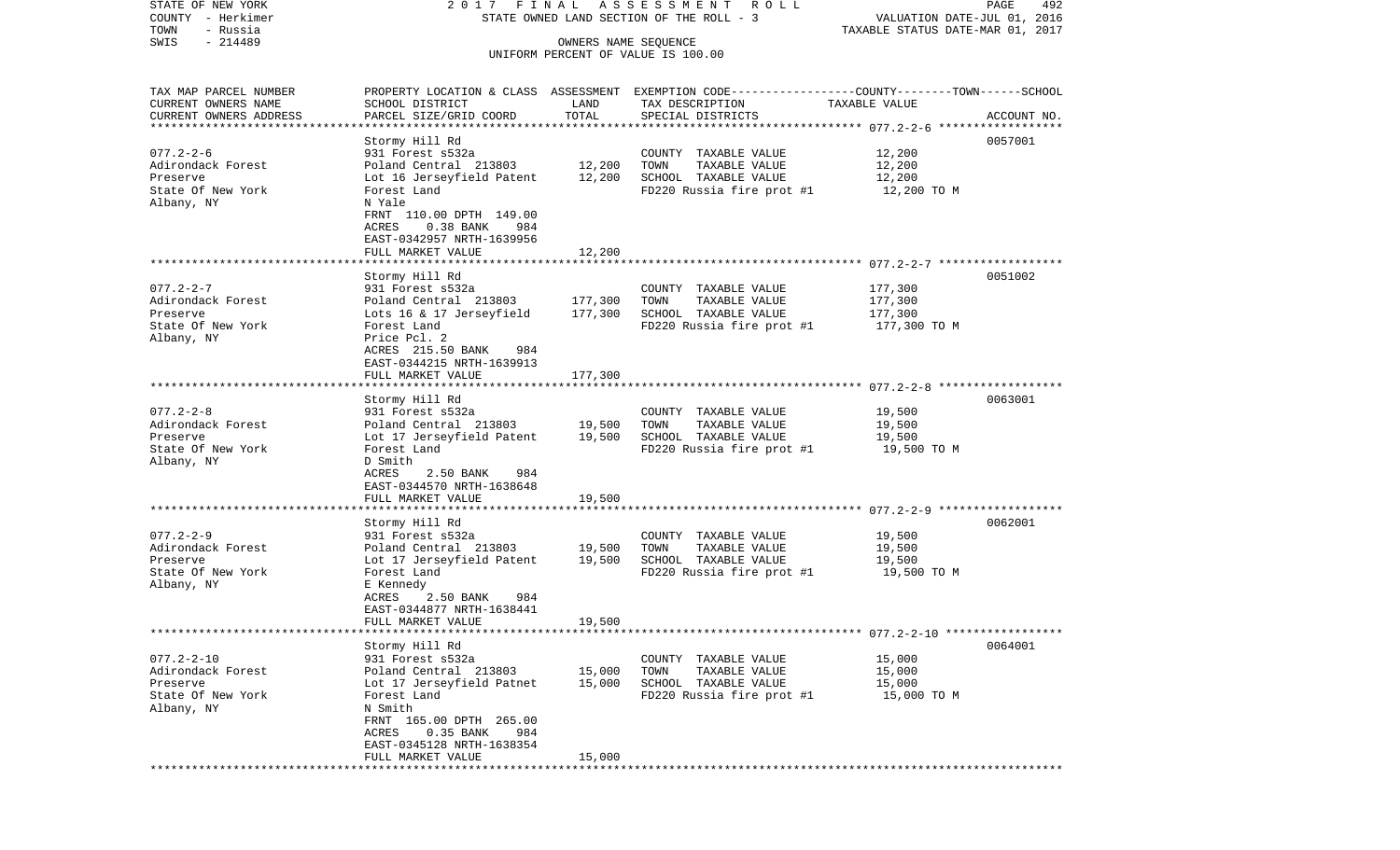STATE OF NEW YORK — 2017 FINAL ASSESSMENT ROLL — STATE OWNED LAND SECTION OF THE ROLL - 3

COUNTY - Herkimer
TOWN - Russia
SWIS - 214489

OWNERS NAME SEQUENCE
UNIFORM PERCENT OF VALUE IS 100.00

VALUATION DATE-JUL 01, 2016
TAXABLE STATUS DATE-MAR 01, 2017

| TAX MAP PARCEL NUMBER<br>CURRENT OWNERS NAME<br>CURRENT OWNERS ADDRESS | PROPERTY LOCATION & CLASS<br>SCHOOL DISTRICT<br>PARCEL SIZE/GRID COORD | ASSESSMENT<br>LAND<br>TOTAL | EXEMPTION CODE<br>TAX DESCRIPTION<br>SPECIAL DISTRICTS | COUNTY--------TOWN------SCHOOL<br>TAXABLE VALUE | ACCOUNT NO. |
|---|---|---|---|---|---|
| 077.2-2-6<br>Adirondack Forest<br>Preserve<br>State Of New York<br>Albany, NY | Stormy Hill Rd<br>931 Forest s532a<br>Poland Central 213803<br>Lot 16 Jerseyfield Patent<br>Forest Land<br>N Yale<br>FRNT 110.00 DPTH 149.00<br>ACRES 0.38 BANK 984<br>EAST-0342957 NRTH-1639956<br>FULL MARKET VALUE | 12,200<br>12,200<br><br><br><br><br><br><br><br>12,200 | COUNTY TAXABLE VALUE<br>TOWN TAXABLE VALUE<br>SCHOOL TAXABLE VALUE<br>FD220 Russia fire prot #1 | 12,200<br>12,200<br>12,200<br>12,200 TO M | 0057001 |
| 077.2-2-7<br>Adirondack Forest<br>Preserve<br>State Of New York<br>Albany, NY | Stormy Hill Rd<br>931 Forest s532a<br>Poland Central 213803<br>Lots 16 & 17 Jerseyfield<br>Forest Land<br>Price Pcl. 2<br>ACRES 215.50 BANK 984<br>EAST-0344215 NRTH-1639913<br>FULL MARKET VALUE | 177,300<br>177,300<br><br><br><br><br><br>177,300 | COUNTY TAXABLE VALUE<br>TOWN TAXABLE VALUE<br>SCHOOL TAXABLE VALUE<br>FD220 Russia fire prot #1 | 177,300<br>177,300<br>177,300<br>177,300 TO M | 0051002 |
| 077.2-2-8<br>Adirondack Forest<br>Preserve<br>State Of New York<br>Albany, NY | Stormy Hill Rd<br>931 Forest s532a<br>Poland Central 213803<br>Lot 17 Jerseyfield Patent<br>Forest Land<br>D Smith<br>ACRES 2.50 BANK 984<br>EAST-0344570 NRTH-1638648<br>FULL MARKET VALUE | 19,500<br>19,500<br><br><br><br><br><br>19,500 | COUNTY TAXABLE VALUE<br>TOWN TAXABLE VALUE<br>SCHOOL TAXABLE VALUE<br>FD220 Russia fire prot #1 | 19,500<br>19,500<br>19,500<br>19,500 TO M | 0063001 |
| 077.2-2-9<br>Adirondack Forest<br>Preserve<br>State Of New York<br>Albany, NY | Stormy Hill Rd<br>931 Forest s532a<br>Poland Central 213803<br>Lot 17 Jerseyfield Patent<br>Forest Land<br>E Kennedy<br>ACRES 2.50 BANK 984<br>EAST-0344877 NRTH-1638441<br>FULL MARKET VALUE | 19,500<br>19,500<br><br><br><br><br><br>19,500 | COUNTY TAXABLE VALUE<br>TOWN TAXABLE VALUE<br>SCHOOL TAXABLE VALUE<br>FD220 Russia fire prot #1 | 19,500<br>19,500<br>19,500<br>19,500 TO M | 0062001 |
| 077.2-2-10<br>Adirondack Forest<br>Preserve<br>State Of New York<br>Albany, NY | Stormy Hill Rd<br>931 Forest s532a<br>Poland Central 213803<br>Lot 17 Jerseyfield Patnet<br>Forest Land<br>N Smith<br>FRNT 165.00 DPTH 265.00<br>ACRES 0.35 BANK 984<br>EAST-0345128 NRTH-1638354<br>FULL MARKET VALUE | 15,000<br>15,000<br><br><br><br><br><br><br>15,000 | COUNTY TAXABLE VALUE<br>TOWN TAXABLE VALUE<br>SCHOOL TAXABLE VALUE<br>FD220 Russia fire prot #1 | 15,000<br>15,000<br>15,000<br>15,000 TO M | 0064001 |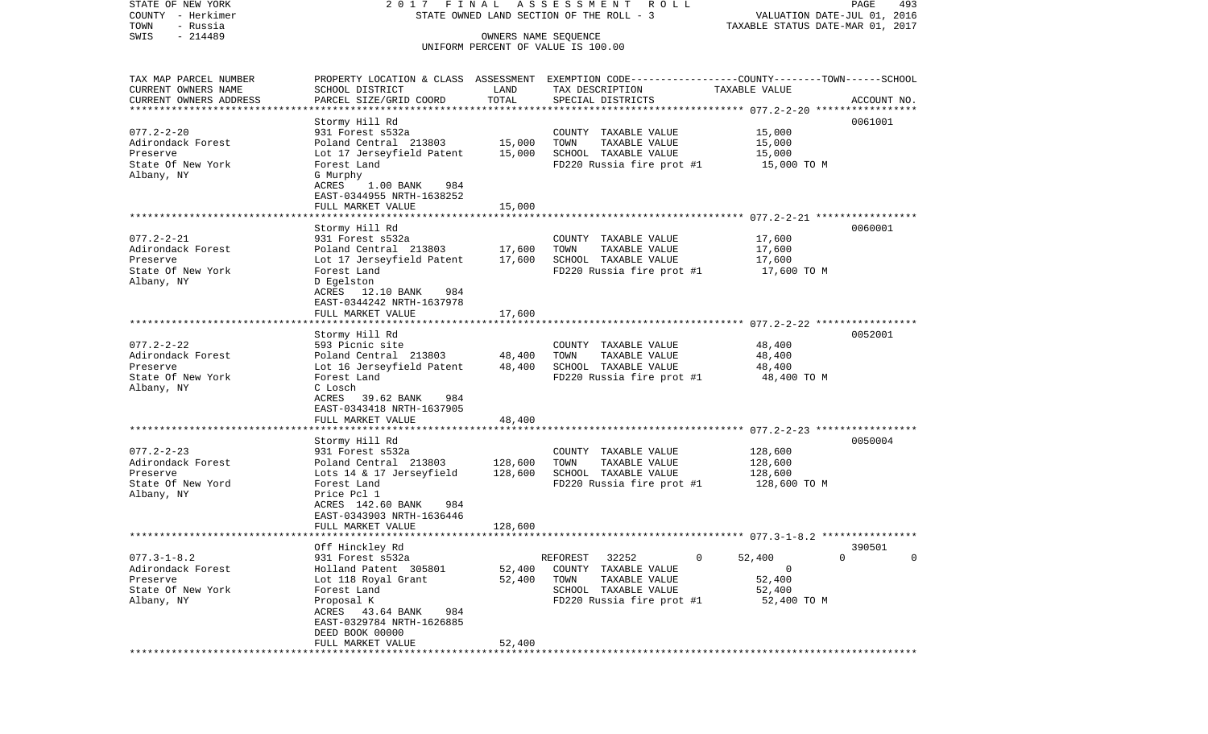STATE OF NEW YORK | 2 0 1 7 F I N A L A S S E S S M E N T R O L L | PAGE 493
COUNTY - Herkimer | STATE OWNED LAND SECTION OF THE ROLL - 3 | VALUATION DATE-JUL 01, 2016
TOWN - Russia | | TAXABLE STATUS DATE-MAR 01, 2017
SWIS - 214489 | OWNERS NAME SEQUENCE
UNIFORM PERCENT OF VALUE IS 100.00

| TAX MAP PARCEL NUMBER / CURRENT OWNERS NAME / CURRENT OWNERS ADDRESS | PROPERTY LOCATION & CLASS / SCHOOL DISTRICT / PARCEL SIZE/GRID COORD | ASSESSMENT LAND | TOTAL | EXEMPTION CODE / TAX DESCRIPTION / SPECIAL DISTRICTS | COUNTY--------TOWN------SCHOOL TAXABLE VALUE | ACCOUNT NO. |
|---|---|---|---|---|---|---|
| 077.2-2-20 | Stormy Hill Rd | | | | | 0061001 |
| Adirondack Forest | 931 Forest s532a | | | COUNTY TAXABLE VALUE | 15,000 | |
| Preserve | Poland Central 213803 | 15,000 | | TOWN TAXABLE VALUE | 15,000 | |
| State Of New York | Lot 17 Jerseyfield Patent | | 15,000 | SCHOOL TAXABLE VALUE | 15,000 | |
| Albany, NY | Forest Land | | | FD220 Russia fire prot #1 | 15,000 TO M | |
| | G Murphy | | | | | |
| | ACRES 1.00 BANK 984 | | | | | |
| | EAST-0344955 NRTH-1638252 | | | | | |
| | FULL MARKET VALUE | | 15,000 | | | |
| 077.2-2-21 | Stormy Hill Rd | | | | | 0060001 |
| Adirondack Forest | 931 Forest s532a | | | COUNTY TAXABLE VALUE | 17,600 | |
| Preserve | Poland Central 213803 | 17,600 | | TOWN TAXABLE VALUE | 17,600 | |
| State Of New York | Lot 17 Jerseyfield Patent | | 17,600 | SCHOOL TAXABLE VALUE | 17,600 | |
| Albany, NY | Forest Land | | | FD220 Russia fire prot #1 | 17,600 TO M | |
| | D Egelston | | | | | |
| | ACRES 12.10 BANK 984 | | | | | |
| | EAST-0344242 NRTH-1637978 | | | | | |
| | FULL MARKET VALUE | | 17,600 | | | |
| 077.2-2-22 | Stormy Hill Rd | | | | | 0052001 |
| Adirondack Forest | 593 Picnic site | | | COUNTY TAXABLE VALUE | 48,400 | |
| Preserve | Poland Central 213803 | 48,400 | | TOWN TAXABLE VALUE | 48,400 | |
| State Of New York | Lot 16 Jerseyfield Patent | | 48,400 | SCHOOL TAXABLE VALUE | 48,400 | |
| Albany, NY | Forest Land | | | FD220 Russia fire prot #1 | 48,400 TO M | |
| | C Losch | | | | | |
| | ACRES 39.62 BANK 984 | | | | | |
| | EAST-0343418 NRTH-1637905 | | | | | |
| | FULL MARKET VALUE | | 48,400 | | | |
| 077.2-2-23 | Stormy Hill Rd | | | | | 0050004 |
| Adirondack Forest | 931 Forest s532a | | | COUNTY TAXABLE VALUE | 128,600 | |
| Preserve | Poland Central 213803 | 128,600 | | TOWN TAXABLE VALUE | 128,600 | |
| State Of New Yord | Lots 14 & 17 Jerseyfield | | 128,600 | SCHOOL TAXABLE VALUE | 128,600 | |
| Albany, NY | Forest Land | | | FD220 Russia fire prot #1 | 128,600 TO M | |
| | Price Pcl 1 | | | | | |
| | ACRES 142.60 BANK 984 | | | | | |
| | EAST-0343903 NRTH-1636446 | | | | | |
| | FULL MARKET VALUE | | 128,600 | | | |
| 077.3-1-8.2 | Off Hinckley Rd | | | | | 390501 |
| Adirondack Forest | 931 Forest s532a | | | REFOREST 32252 0 | 52,400 0 0 | |
| Preserve | Holland Patent 305801 | 52,400 | | COUNTY TAXABLE VALUE | 0 | |
| State Of New York | Lot 118 Royal Grant | | 52,400 | TOWN TAXABLE VALUE | 52,400 | |
| Albany, NY | Forest Land | | | SCHOOL TAXABLE VALUE | 52,400 | |
| | Proposal K | | | FD220 Russia fire prot #1 | 52,400 TO M | |
| | ACRES 43.64 BANK 984 | | | | | |
| | EAST-0329784 NRTH-1626885 | | | | | |
| | DEED BOOK 00000 | | | | | |
| | FULL MARKET VALUE | | 52,400 | | | |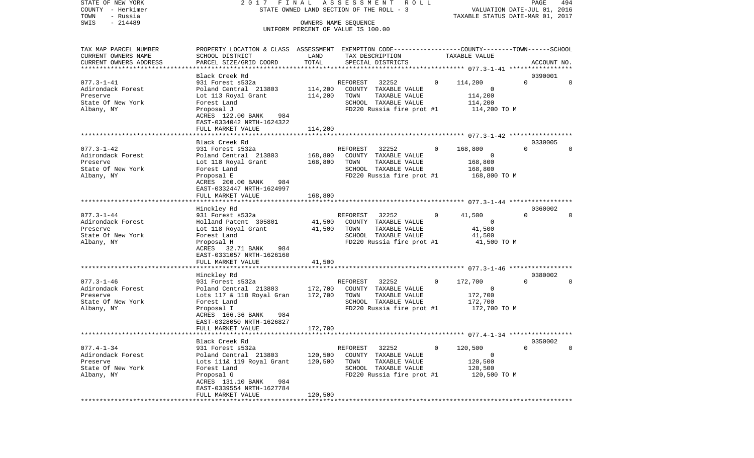STATE OF NEW YORK — 2017 FINAL ASSESSMENT ROLL
COUNTY - Herkimer — STATE OWNED LAND SECTION OF THE ROLL - 3 — VALUATION DATE-JUL 01, 2016
TOWN - Russia — TAXABLE STATUS DATE-MAR 01, 2017
SWIS - 214489 — OWNERS NAME SEQUENCE
UNIFORM PERCENT OF VALUE IS 100.00

| TAX MAP PARCEL NUMBER / CURRENT OWNERS NAME / CURRENT OWNERS ADDRESS | PROPERTY LOCATION & CLASS / SCHOOL DISTRICT / PARCEL SIZE/GRID COORD | ASSESSMENT LAND / TOTAL | EXEMPTION CODE / TAX DESCRIPTION / SPECIAL DISTRICTS | COUNTY | TOWN | SCHOOL | ACCOUNT NO. |
|---|---|---|---|---|---|---|---|
| 077.3-1-41 | Black Creek Rd | | | | | | 0390001 |
| Adirondack Forest | 931 Forest s532a | | REFOREST 32252 0 | 114,200 | 0 | 0 | |
| Preserve | Poland Central 213803 | 114,200 | COUNTY TAXABLE VALUE | 0 | | | |
| State Of New York | Lot 113 Royal Grant | 114,200 | TOWN TAXABLE VALUE | | 114,200 | | |
| Albany, NY | Forest Land | | SCHOOL TAXABLE VALUE | | | 114,200 | |
| | Proposal J | | FD220 Russia fire prot #1 | 114,200 TO M | | | |
| | ACRES 122.00 BANK 984 | | | | | | |
| | EAST-0334042 NRTH-1624322 | | | | | | |
| | FULL MARKET VALUE | 114,200 | | | | | |
| 077.3-1-42 | Black Creek Rd | | | | | | 0330005 |
| Adirondack Forest | 931 Forest s532a | | REFOREST 32252 0 | 168,800 | 0 | 0 | |
| Preserve | Poland Central 213803 | 168,800 | COUNTY TAXABLE VALUE | 0 | | | |
| State Of New York | Lot 118 Royal Grant | 168,800 | TOWN TAXABLE VALUE | | 168,800 | | |
| Albany, NY | Forest Land | | SCHOOL TAXABLE VALUE | | | 168,800 | |
| | Proposal E | | FD220 Russia fire prot #1 | 168,800 TO M | | | |
| | ACRES 200.00 BANK 984 | | | | | | |
| | EAST-0332447 NRTH-1624997 | | | | | | |
| | FULL MARKET VALUE | 168,800 | | | | | |
| 077.3-1-44 | Hinckley Rd | | | | | | 0360002 |
| Adirondack Forest | 931 Forest s532a | | REFOREST 32252 0 | 41,500 | 0 | 0 | |
| Preserve | Holland Patent 305801 | 41,500 | COUNTY TAXABLE VALUE | 0 | | | |
| State Of New York | Lot 118 Royal Grant | 41,500 | TOWN TAXABLE VALUE | | 41,500 | | |
| Albany, NY | Forest Land | | SCHOOL TAXABLE VALUE | | | 41,500 | |
| | Proposal H | | FD220 Russia fire prot #1 | 41,500 TO M | | | |
| | ACRES 32.71 BANK 984 | | | | | | |
| | EAST-0331057 NRTH-1626160 | | | | | | |
| | FULL MARKET VALUE | 41,500 | | | | | |
| 077.3-1-46 | Hinckley Rd | | | | | | 0380002 |
| Adirondack Forest | 931 Forest s532a | | REFOREST 32252 0 | 172,700 | 0 | 0 | |
| Preserve | Poland Central 213803 | 172,700 | COUNTY TAXABLE VALUE | 0 | | | |
| State Of New York | Lots 117 & 118 Royal Gran | 172,700 | TOWN TAXABLE VALUE | | 172,700 | | |
| Albany, NY | Forest Land | | SCHOOL TAXABLE VALUE | | | 172,700 | |
| | Proposal I | | FD220 Russia fire prot #1 | 172,700 TO M | | | |
| | ACRES 166.36 BANK 984 | | | | | | |
| | EAST-0328050 NRTH-1626827 | | | | | | |
| | FULL MARKET VALUE | 172,700 | | | | | |
| 077.4-1-34 | Black Creek Rd | | | | | | 0350002 |
| Adirondack Forest | 931 Forest s532a | | REFOREST 32252 0 | 120,500 | 0 | 0 | |
| Preserve | Poland Central 213803 | 120,500 | COUNTY TAXABLE VALUE | 0 | | | |
| State Of New York | Lots 111& 119 Royal Grant | 120,500 | TOWN TAXABLE VALUE | | 120,500 | | |
| Albany, NY | Forest Land | | SCHOOL TAXABLE VALUE | | | 120,500 | |
| | Proposal G | | FD220 Russia fire prot #1 | 120,500 TO M | | | |
| | ACRES 131.10 BANK 984 | | | | | | |
| | EAST-0339554 NRTH-1627784 | | | | | | |
| | FULL MARKET VALUE | 120,500 | | | | | |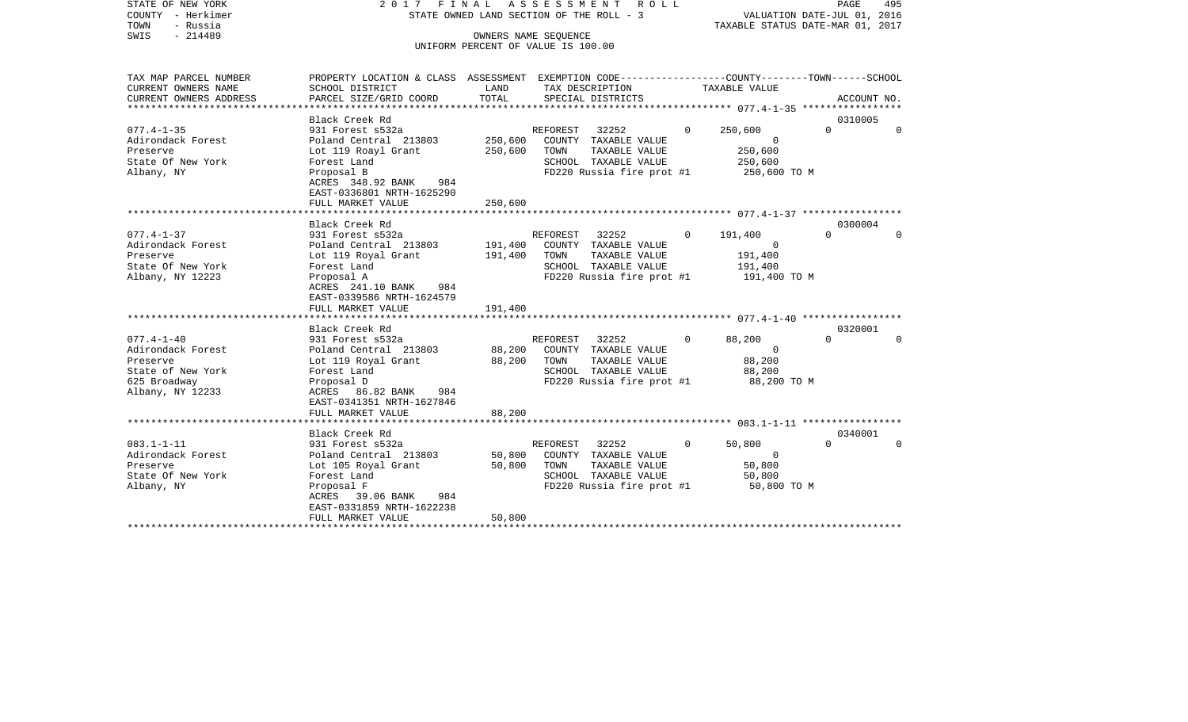STATE OF NEW YORK — 2017 FINAL ASSESSMENT ROLL — STATE OWNED LAND SECTION OF THE ROLL - 3

COUNTY - Herkimer
TOWN - Russia
SWIS - 214489

OWNERS NAME SEQUENCE
UNIFORM PERCENT OF VALUE IS 100.00

VALUATION DATE-JUL 01, 2016
TAXABLE STATUS DATE-MAR 01, 2017

| TAX MAP PARCEL NUMBER / CURRENT OWNERS NAME / CURRENT OWNERS ADDRESS | PROPERTY LOCATION & CLASS / SCHOOL DISTRICT / PARCEL SIZE/GRID COORD | ASSESSMENT LAND | TOTAL | EXEMPTION CODE / TAX DESCRIPTION / SPECIAL DISTRICTS | COUNTY | TOWN | SCHOOL | ACCOUNT NO. |
|---|---|---|---|---|---|---|---|---|
| 077.4-1-35 | Black Creek Rd | | | | | | | 0310005 |
| Adirondack Forest | 931 Forest s532a | | | REFOREST 32252 | 0 | 250,600 | 0 | 0 |
| Preserve | Poland Central 213803 | 250,600 | | COUNTY TAXABLE VALUE | 0 | | | |
| State Of New York | Lot 119 Roayl Grant | | 250,600 | TOWN TAXABLE VALUE | | 250,600 | | |
| Albany, NY | Forest Land | | | SCHOOL TAXABLE VALUE | | | 250,600 | |
| | Proposal B | | | FD220 Russia fire prot #1 | 250,600 TO M | | | |
| | ACRES 348.92 BANK 984 | | | | | | | |
| | EAST-0336801 NRTH-1625290 | | | | | | | |
| | FULL MARKET VALUE | | 250,600 | | | | | |
| 077.4-1-37 | Black Creek Rd | | | | | | | 0300004 |
| Adirondack Forest | 931 Forest s532a | | | REFOREST 32252 | 0 | 191,400 | 0 | 0 |
| Preserve | Poland Central 213803 | 191,400 | | COUNTY TAXABLE VALUE | 0 | | | |
| State Of New York | Lot 119 Royal Grant | | 191,400 | TOWN TAXABLE VALUE | | 191,400 | | |
| Albany, NY 12223 | Forest Land | | | SCHOOL TAXABLE VALUE | | | 191,400 | |
| | Proposal A | | | FD220 Russia fire prot #1 | 191,400 TO M | | | |
| | ACRES 241.10 BANK 984 | | | | | | | |
| | EAST-0339586 NRTH-1624579 | | | | | | | |
| | FULL MARKET VALUE | | 191,400 | | | | | |
| 077.4-1-40 | Black Creek Rd | | | | | | | 0320001 |
| Adirondack Forest | 931 Forest s532a | | | REFOREST 32252 | 0 | 88,200 | 0 | 0 |
| Preserve | Poland Central 213803 | 88,200 | | COUNTY TAXABLE VALUE | 0 | | | |
| State of New York | Lot 119 Royal Grant | | 88,200 | TOWN TAXABLE VALUE | | 88,200 | | |
| 625 Broadway | Forest Land | | | SCHOOL TAXABLE VALUE | | | 88,200 | |
| Albany, NY 12233 | Proposal D | | | FD220 Russia fire prot #1 | 88,200 TO M | | | |
| | ACRES 86.82 BANK 984 | | | | | | | |
| | EAST-0341351 NRTH-1627846 | | | | | | | |
| | FULL MARKET VALUE | | 88,200 | | | | | |
| 083.1-1-11 | Black Creek Rd | | | | | | | 0340001 |
| Adirondack Forest | 931 Forest s532a | | | REFOREST 32252 | 0 | 50,800 | 0 | 0 |
| Preserve | Poland Central 213803 | 50,800 | | COUNTY TAXABLE VALUE | 0 | | | |
| State Of New York | Lot 105 Royal Grant | | 50,800 | TOWN TAXABLE VALUE | | 50,800 | | |
| Albany, NY | Forest Land | | | SCHOOL TAXABLE VALUE | | | 50,800 | |
| | Proposal F | | | FD220 Russia fire prot #1 | 50,800 TO M | | | |
| | ACRES 39.06 BANK 984 | | | | | | | |
| | EAST-0331859 NRTH-1622238 | | | | | | | |
| | FULL MARKET VALUE | | 50,800 | | | | | |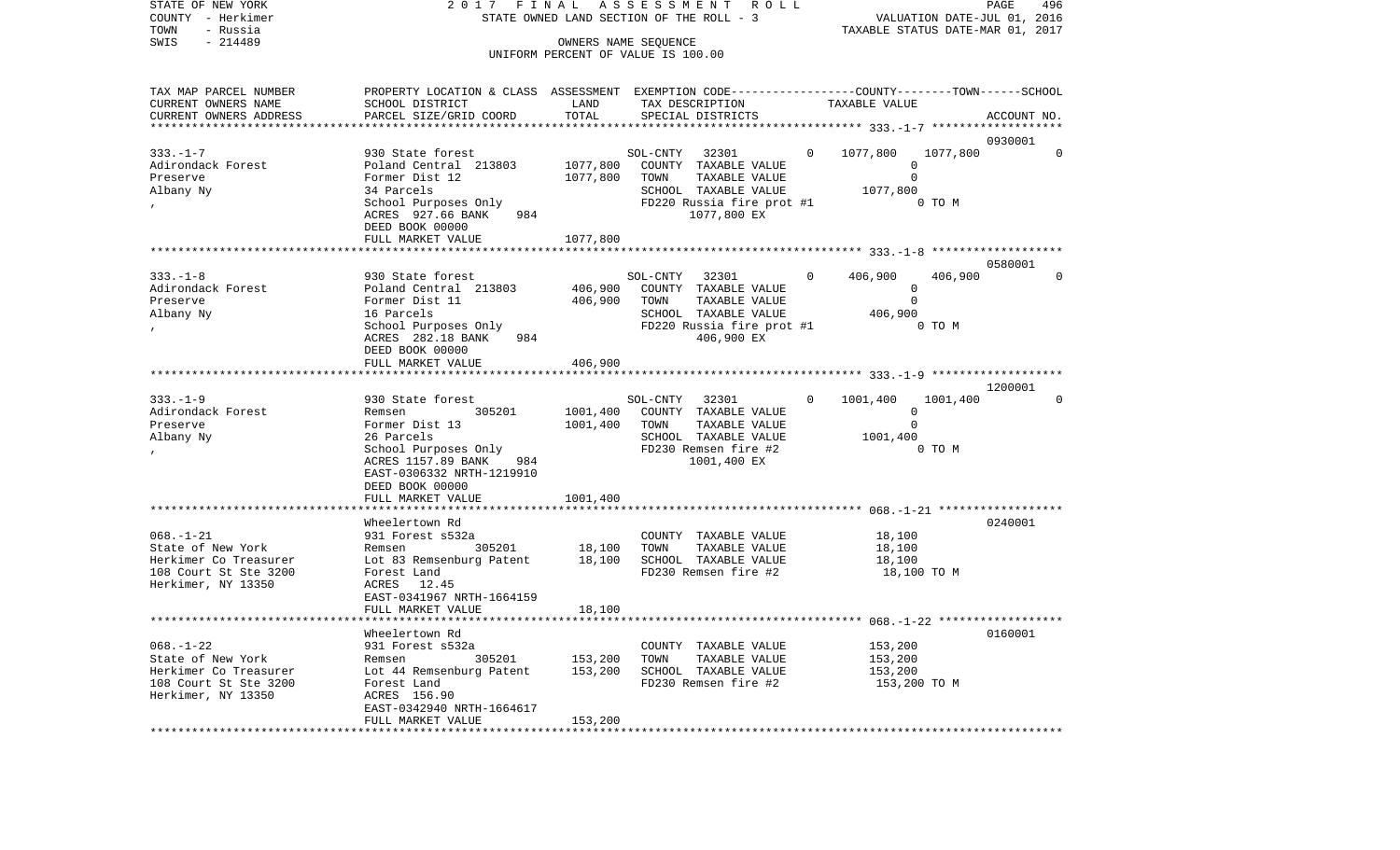STATE OF NEW YORK — 2017 FINAL ASSESSMENT ROLL
COUNTY - Herkimer — STATE OWNED LAND SECTION OF THE ROLL - 3 — VALUATION DATE-JUL 01, 2016
TOWN - Russia — TAXABLE STATUS DATE-MAR 01, 2017
SWIS - 214489 — OWNERS NAME SEQUENCE
UNIFORM PERCENT OF VALUE IS 100.00

| TAX MAP PARCEL NUMBER / CURRENT OWNERS NAME / CURRENT OWNERS ADDRESS | PROPERTY LOCATION & CLASS / SCHOOL DISTRICT / PARCEL SIZE/GRID COORD | ASSESSMENT LAND | TOTAL | EXEMPTION CODE / TAX DESCRIPTION / SPECIAL DISTRICTS | COUNTY | TOWN | SCHOOL / TAXABLE VALUE | ACCOUNT NO. |
|---|---|---|---|---|---|---|---|---|
| 333.-1-7 | 930 State forest | | | SOL-CNTY 32301 0 | 1077,800 | 1077,800 | 0 | 0930001 |
| Adirondack Forest | Poland Central 213803 | 1077,800 | | COUNTY TAXABLE VALUE | 0 | | | |
| Preserve | Former Dist 12 | | 1077,800 | TOWN TAXABLE VALUE | | 0 | | |
| Albany Ny | 34 Parcels | | | SCHOOL TAXABLE VALUE | | | 1077,800 | |
| , | School Purposes Only | | | FD220 Russia fire prot #1 | | 0 TO M | | |
| | ACRES 927.66 BANK 984 | | | 1077,800 EX | | | | |
| | DEED BOOK 00000 | | | | | | | |
| | FULL MARKET VALUE | | 1077,800 | | | | | |
| 333.-1-8 | 930 State forest | | | SOL-CNTY 32301 0 | 406,900 | 406,900 | 0 | 0580001 |
| Adirondack Forest | Poland Central 213803 | 406,900 | | COUNTY TAXABLE VALUE | 0 | | | |
| Preserve | Former Dist 11 | | 406,900 | TOWN TAXABLE VALUE | | 0 | | |
| Albany Ny | 16 Parcels | | | SCHOOL TAXABLE VALUE | | | 406,900 | |
| , | School Purposes Only | | | FD220 Russia fire prot #1 | | 0 TO M | | |
| | ACRES 282.18 BANK 984 | | | 406,900 EX | | | | |
| | DEED BOOK 00000 | | | | | | | |
| | FULL MARKET VALUE | | 406,900 | | | | | |
| 333.-1-9 | 930 State forest | | | SOL-CNTY 32301 0 | 1001,400 | 1001,400 | 0 | 1200001 |
| Adirondack Forest | Remsen 305201 | 1001,400 | | COUNTY TAXABLE VALUE | 0 | | | |
| Preserve | Former Dist 13 | | 1001,400 | TOWN TAXABLE VALUE | | 0 | | |
| Albany Ny | 26 Parcels | | | SCHOOL TAXABLE VALUE | | | 1001,400 | |
| , | School Purposes Only | | | FD230 Remsen fire #2 | | 0 TO M | | |
| | ACRES 1157.89 BANK 984 | | | 1001,400 EX | | | | |
| | EAST-0306332 NRTH-1219910 | | | | | | | |
| | DEED BOOK 00000 | | | | | | | |
| | FULL MARKET VALUE | | 1001,400 | | | | | |
| | Wheelertown Rd | | | | | | | 0240001 |
| 068.-1-21 | 931 Forest s532a | | | COUNTY TAXABLE VALUE | 18,100 | | | |
| State of New York | Remsen 305201 | 18,100 | | TOWN TAXABLE VALUE | | 18,100 | | |
| Herkimer Co Treasurer | Lot 83 Remsenburg Patent | | 18,100 | SCHOOL TAXABLE VALUE | | | 18,100 | |
| 108 Court St Ste 3200 | Forest Land | | | FD230 Remsen fire #2 | | 18,100 TO M | | |
| Herkimer, NY 13350 | ACRES 12.45 | | | | | | | |
| | EAST-0341967 NRTH-1664159 | | | | | | | |
| | FULL MARKET VALUE | | 18,100 | | | | | |
| | Wheelertown Rd | | | | | | | 0160001 |
| 068.-1-22 | 931 Forest s532a | | | COUNTY TAXABLE VALUE | 153,200 | | | |
| State of New York | Remsen 305201 | 153,200 | | TOWN TAXABLE VALUE | | 153,200 | | |
| Herkimer Co Treasurer | Lot 44 Remsenburg Patent | | 153,200 | SCHOOL TAXABLE VALUE | | | 153,200 | |
| 108 Court St Ste 3200 | Forest Land | | | FD230 Remsen fire #2 | | 153,200 TO M | | |
| Herkimer, NY 13350 | ACRES 156.90 | | | | | | | |
| | EAST-0342940 NRTH-1664617 | | | | | | | |
| | FULL MARKET VALUE | | 153,200 | | | | | |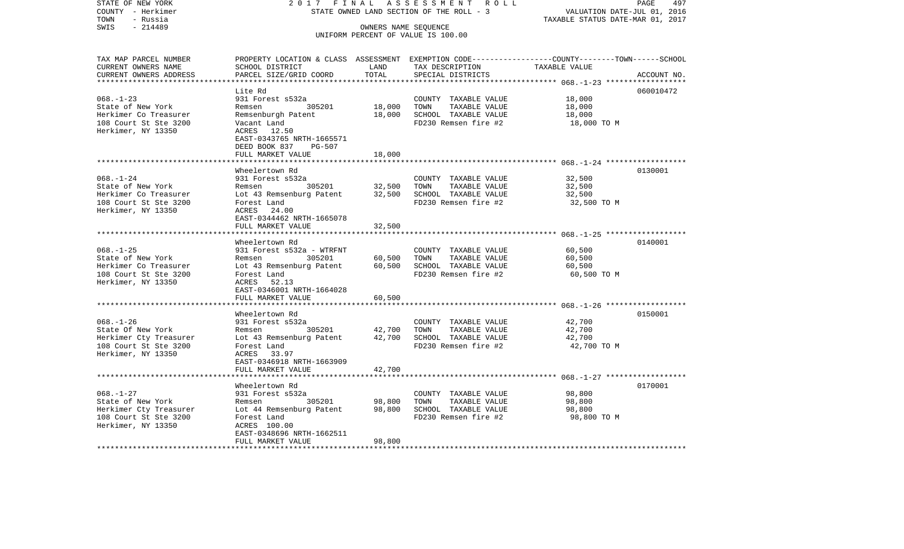STATE OF NEW YORK — 2017 FINAL ASSESSMENT ROLL — STATE OWNED LAND SECTION OF THE ROLL - 3

COUNTY - Herkimer
TOWN - Russia
SWIS - 214489

VALUATION DATE-JUL 01, 2016
TAXABLE STATUS DATE-MAR 01, 2017

OWNERS NAME SEQUENCE
UNIFORM PERCENT OF VALUE IS 100.00

| TAX MAP PARCEL NUMBER / CURRENT OWNERS NAME / CURRENT OWNERS ADDRESS | PROPERTY LOCATION & CLASS / SCHOOL DISTRICT / PARCEL SIZE/GRID COORD | ASSESSMENT LAND | TOTAL | EXEMPTION CODE / TAX DESCRIPTION / SPECIAL DISTRICTS | TAXABLE VALUE (COUNTY / TOWN / SCHOOL) | ACCOUNT NO. |
|---|---|---|---|---|---|---|
| 068.-1-23 | Lite Rd | | | | | 060010472 |
| State of New York | 931 Forest s532a | | | COUNTY TAXABLE VALUE | 18,000 | |
| Herkimer Co Treasurer | Remsen 305201 | 18,000 | | TOWN TAXABLE VALUE | 18,000 | |
| 108 Court St Ste 3200 | Remsenburgh Patent | | 18,000 | SCHOOL TAXABLE VALUE | 18,000 | |
| Herkimer, NY 13350 | Vacant Land | | | FD230 Remsen fire #2 | 18,000 TO M | |
| | ACRES 12.50 | | | | | |
| | EAST-0343765 NRTH-1665571 | | | | | |
| | DEED BOOK 837 PG-507 | | | | | |
| | FULL MARKET VALUE | | 18,000 | | | |
| 068.-1-24 | Wheelertown Rd | | | | | 0130001 |
| State of New York | 931 Forest s532a | | | COUNTY TAXABLE VALUE | 32,500 | |
| Herkimer Co Treasurer | Remsen 305201 | 32,500 | | TOWN TAXABLE VALUE | 32,500 | |
| 108 Court St Ste 3200 | Lot 43 Remsenburg Patent | | 32,500 | SCHOOL TAXABLE VALUE | 32,500 | |
| Herkimer, NY 13350 | Forest Land | | | FD230 Remsen fire #2 | 32,500 TO M | |
| | ACRES 24.00 | | | | | |
| | EAST-0344462 NRTH-1665078 | | | | | |
| | FULL MARKET VALUE | | 32,500 | | | |
| 068.-1-25 | Wheelertown Rd | | | | | 0140001 |
| State of New York | 931 Forest s532a - WTRFNT | | | COUNTY TAXABLE VALUE | 60,500 | |
| Herkimer Co Treasurer | Remsen 305201 | 60,500 | | TOWN TAXABLE VALUE | 60,500 | |
| 108 Court St Ste 3200 | Lot 43 Remsenburg Patent | | 60,500 | SCHOOL TAXABLE VALUE | 60,500 | |
| Herkimer, NY 13350 | Forest Land | | | FD230 Remsen fire #2 | 60,500 TO M | |
| | ACRES 52.13 | | | | | |
| | EAST-0346001 NRTH-1664028 | | | | | |
| | FULL MARKET VALUE | | 60,500 | | | |
| 068.-1-26 | Wheelertown Rd | | | | | 0150001 |
| State Of New York | 931 Forest s532a | | | COUNTY TAXABLE VALUE | 42,700 | |
| Herkimer Cty Treasurer | Remsen 305201 | 42,700 | | TOWN TAXABLE VALUE | 42,700 | |
| 108 Court St Ste 3200 | Lot 43 Remsenburg Patent | | 42,700 | SCHOOL TAXABLE VALUE | 42,700 | |
| Herkimer, NY 13350 | Forest Land | | | FD230 Remsen fire #2 | 42,700 TO M | |
| | ACRES 33.97 | | | | | |
| | EAST-0346918 NRTH-1663909 | | | | | |
| | FULL MARKET VALUE | | 42,700 | | | |
| 068.-1-27 | Wheelertown Rd | | | | | 0170001 |
| State of New York | 931 Forest s532a | | | COUNTY TAXABLE VALUE | 98,800 | |
| Herkimer Cty Treasurer | Remsen 305201 | 98,800 | | TOWN TAXABLE VALUE | 98,800 | |
| 108 Court St Ste 3200 | Lot 44 Remsenburg Patent | | 98,800 | SCHOOL TAXABLE VALUE | 98,800 | |
| Herkimer, NY 13350 | Forest Land | | | FD230 Remsen fire #2 | 98,800 TO M | |
| | ACRES 100.00 | | | | | |
| | EAST-0348696 NRTH-1662511 | | | | | |
| | FULL MARKET VALUE | | 98,800 | | | |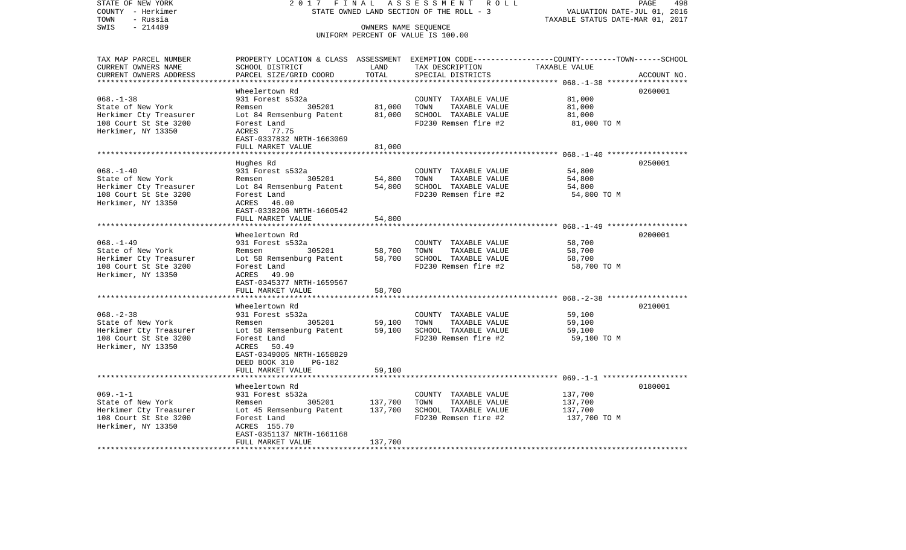STATE OF NEW YORK
COUNTY - Herkimer
TOWN - Russia
SWIS - 214489

2 0 1 7 F I N A L A S S E S S M E N T R O L L
STATE OWNED LAND SECTION OF THE ROLL - 3
OWNERS NAME SEQUENCE
UNIFORM PERCENT OF VALUE IS 100.00

VALUATION DATE-JUL 01, 2016
TAXABLE STATUS DATE-MAR 01, 2017

| TAX MAP PARCEL NUMBER / CURRENT OWNERS NAME / CURRENT OWNERS ADDRESS | PROPERTY LOCATION & CLASS / SCHOOL DISTRICT / PARCEL SIZE/GRID COORD | ASSESSMENT LAND | TOTAL | EXEMPTION CODE / TAX DESCRIPTION / SPECIAL DISTRICTS | TAXABLE VALUE (COUNTY--------TOWN------SCHOOL) | ACCOUNT NO. |
|---|---|---|---|---|---|---|
| 068.-1-38 | Wheelertown Rd | | | | | 0260001 |
| | 931 Forest s532a | | | COUNTY TAXABLE VALUE | 81,000 | |
| State of New York | Remsen 305201 | 81,000 | | TOWN TAXABLE VALUE | 81,000 | |
| Herkimer Cty Treasurer | Lot 84 Remsenburg Patent | | 81,000 | SCHOOL TAXABLE VALUE | 81,000 | |
| 108 Court St Ste 3200 | Forest Land | | | FD230 Remsen fire #2 | 81,000 TO M | |
| Herkimer, NY 13350 | ACRES 77.75 | | | | | |
| | EAST-0337832 NRTH-1663069 | | | | | |
| | FULL MARKET VALUE | | 81,000 | | | |
| 068.-1-40 | Hughes Rd | | | | | 0250001 |
| | 931 Forest s532a | | | COUNTY TAXABLE VALUE | 54,800 | |
| State of New York | Remsen 305201 | 54,800 | | TOWN TAXABLE VALUE | 54,800 | |
| Herkimer Cty Treasurer | Lot 84 Remsenburg Patent | | 54,800 | SCHOOL TAXABLE VALUE | 54,800 | |
| 108 Court St Ste 3200 | Forest Land | | | FD230 Remsen fire #2 | 54,800 TO M | |
| Herkimer, NY 13350 | ACRES 46.00 | | | | | |
| | EAST-0338206 NRTH-1660542 | | | | | |
| | FULL MARKET VALUE | | 54,800 | | | |
| 068.-1-49 | Wheelertown Rd | | | | | 0200001 |
| | 931 Forest s532a | | | COUNTY TAXABLE VALUE | 58,700 | |
| State of New York | Remsen 305201 | 58,700 | | TOWN TAXABLE VALUE | 58,700 | |
| Herkimer Cty Treasurer | Lot 58 Remsenburg Patent | | 58,700 | SCHOOL TAXABLE VALUE | 58,700 | |
| 108 Court St Ste 3200 | Forest Land | | | FD230 Remsen fire #2 | 58,700 TO M | |
| Herkimer, NY 13350 | ACRES 49.90 | | | | | |
| | EAST-0345377 NRTH-1659567 | | | | | |
| | FULL MARKET VALUE | | 58,700 | | | |
| 068.-2-38 | Wheelertown Rd | | | | | 0210001 |
| | 931 Forest s532a | | | COUNTY TAXABLE VALUE | 59,100 | |
| State of New York | Remsen 305201 | 59,100 | | TOWN TAXABLE VALUE | 59,100 | |
| Herkimer Cty Treasurer | Lot 58 Remsenburg Patent | | 59,100 | SCHOOL TAXABLE VALUE | 59,100 | |
| 108 Court St Ste 3200 | Forest Land | | | FD230 Remsen fire #2 | 59,100 TO M | |
| Herkimer, NY 13350 | ACRES 50.49 | | | | | |
| | EAST-0349005 NRTH-1658829 | | | | | |
| | DEED BOOK 310 PG-182 | | | | | |
| | FULL MARKET VALUE | | 59,100 | | | |
| 069.-1-1 | Wheelertown Rd | | | | | 0180001 |
| | 931 Forest s532a | | | COUNTY TAXABLE VALUE | 137,700 | |
| State of New York | Remsen 305201 | 137,700 | | TOWN TAXABLE VALUE | 137,700 | |
| Herkimer Cty Treasurer | Lot 45 Remsenburg Patent | | 137,700 | SCHOOL TAXABLE VALUE | 137,700 | |
| 108 Court St Ste 3200 | Forest Land | | | FD230 Remsen fire #2 | 137,700 TO M | |
| Herkimer, NY 13350 | ACRES 155.70 | | | | | |
| | EAST-0351137 NRTH-1661168 | | | | | |
| | FULL MARKET VALUE | | 137,700 | | | |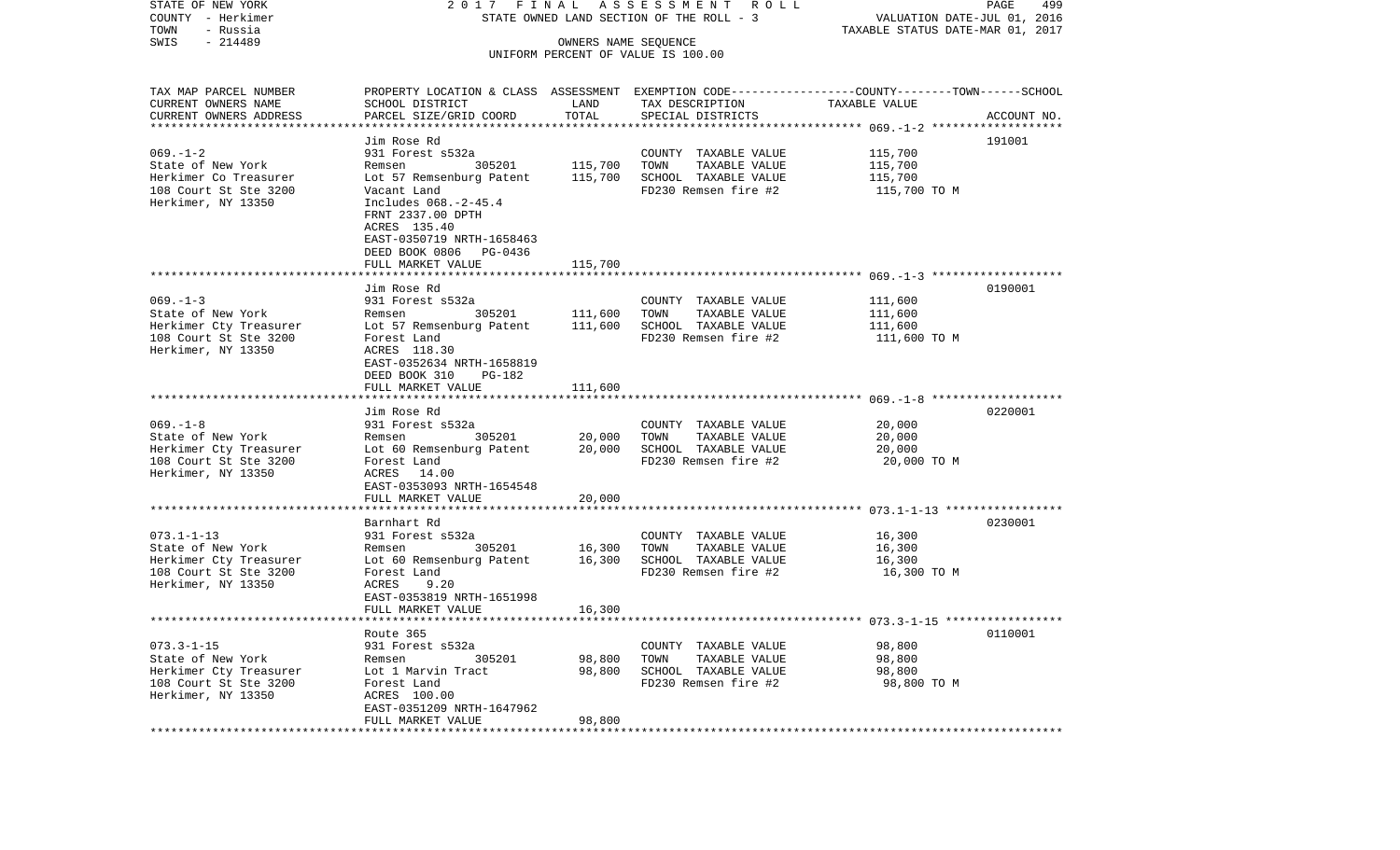STATE OF NEW YORK — 2017 FINAL ASSESSMENT ROLL — PAGE 499
COUNTY - Herkimer — STATE OWNED LAND SECTION OF THE ROLL - 3 — VALUATION DATE-JUL 01, 2016
TOWN - Russia — TAXABLE STATUS DATE-MAR 01, 2017
SWIS - 214489 — OWNERS NAME SEQUENCE
UNIFORM PERCENT OF VALUE IS 100.00

| TAX MAP PARCEL NUMBER / CURRENT OWNERS NAME / CURRENT OWNERS ADDRESS | PROPERTY LOCATION & CLASS / SCHOOL DISTRICT / PARCEL SIZE/GRID COORD | ASSESSMENT LAND / TOTAL | EXEMPTION CODE / TAX DESCRIPTION / SPECIAL DISTRICTS | COUNTY--------TOWN------SCHOOL TAXABLE VALUE | ACCOUNT NO. |
|---|---|---|---|---|---|
| 069.-1-2 | Jim Rose Rd | | | | 191001 |
| State of New York | 931 Forest s532a | | COUNTY TAXABLE VALUE | 115,700 | |
| Herkimer Co Treasurer | Remsen 305201 | 115,700 | TOWN TAXABLE VALUE | 115,700 | |
| 108 Court St Ste 3200 | Lot 57 Remsenburg Patent | 115,700 | SCHOOL TAXABLE VALUE | 115,700 | |
| Herkimer, NY 13350 | Vacant Land | | FD230 Remsen fire #2 | 115,700 TO M | |
| | Includes 068.-2-45.4 | | | | |
| | FRNT 2337.00 DPTH | | | | |
| | ACRES 135.40 | | | | |
| | EAST-0350719 NRTH-1658463 | | | | |
| | DEED BOOK 0806 PG-0436 | | | | |
| | FULL MARKET VALUE | 115,700 | | | |
| 069.-1-3 | Jim Rose Rd | | | | 0190001 |
| State of New York | 931 Forest s532a | | COUNTY TAXABLE VALUE | 111,600 | |
| Herkimer Cty Treasurer | Remsen 305201 | 111,600 | TOWN TAXABLE VALUE | 111,600 | |
| 108 Court St Ste 3200 | Lot 57 Remsenburg Patent | 111,600 | SCHOOL TAXABLE VALUE | 111,600 | |
| Herkimer, NY 13350 | Forest Land | | FD230 Remsen fire #2 | 111,600 TO M | |
| | ACRES 118.30 | | | | |
| | EAST-0352634 NRTH-1658819 | | | | |
| | DEED BOOK 310 PG-182 | | | | |
| | FULL MARKET VALUE | 111,600 | | | |
| 069.-1-8 | Jim Rose Rd | | | | 0220001 |
| State of New York | 931 Forest s532a | | COUNTY TAXABLE VALUE | 20,000 | |
| Herkimer Cty Treasurer | Remsen 305201 | 20,000 | TOWN TAXABLE VALUE | 20,000 | |
| 108 Court St Ste 3200 | Lot 60 Remsenburg Patent | 20,000 | SCHOOL TAXABLE VALUE | 20,000 | |
| Herkimer, NY 13350 | Forest Land | | FD230 Remsen fire #2 | 20,000 TO M | |
| | ACRES 14.00 | | | | |
| | EAST-0353093 NRTH-1654548 | | | | |
| | FULL MARKET VALUE | 20,000 | | | |
| 073.1-1-13 | Barnhart Rd | | | | 0230001 |
| State of New York | 931 Forest s532a | | COUNTY TAXABLE VALUE | 16,300 | |
| Herkimer Cty Treasurer | Remsen 305201 | 16,300 | TOWN TAXABLE VALUE | 16,300 | |
| 108 Court St Ste 3200 | Lot 60 Remsenburg Patent | 16,300 | SCHOOL TAXABLE VALUE | 16,300 | |
| Herkimer, NY 13350 | Forest Land | | FD230 Remsen fire #2 | 16,300 TO M | |
| | ACRES 9.20 | | | | |
| | EAST-0353819 NRTH-1651998 | | | | |
| | FULL MARKET VALUE | 16,300 | | | |
| 073.3-1-15 | Route 365 | | | | 0110001 |
| State of New York | 931 Forest s532a | | COUNTY TAXABLE VALUE | 98,800 | |
| Herkimer Cty Treasurer | Remsen 305201 | 98,800 | TOWN TAXABLE VALUE | 98,800 | |
| 108 Court St Ste 3200 | Lot 1 Marvin Tract | 98,800 | SCHOOL TAXABLE VALUE | 98,800 | |
| Herkimer, NY 13350 | Forest Land | | FD230 Remsen fire #2 | 98,800 TO M | |
| | ACRES 100.00 | | | | |
| | EAST-0351209 NRTH-1647962 | | | | |
| | FULL MARKET VALUE | 98,800 | | | |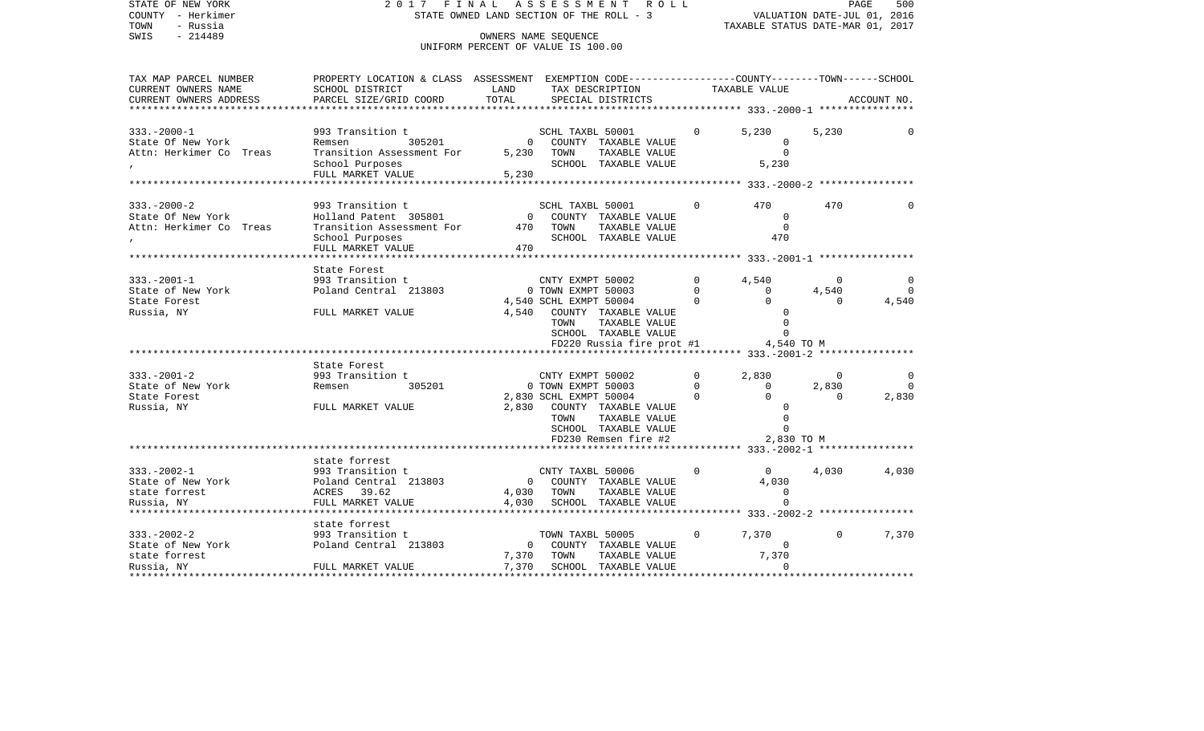STATE OF NEW YORK
COUNTY - Herkimer
TOWN - Russia
SWIS - 214489

# 2017 FINAL ASSESSMENT ROLL

STATE OWNED LAND SECTION OF THE ROLL - 3

OWNERS NAME SEQUENCE

UNIFORM PERCENT OF VALUE IS 100.00

VALUATION DATE-JUL 01, 2016
TAXABLE STATUS DATE-MAR 01, 2017

```
TAX MAP PARCEL NUMBER     PROPERTY LOCATION & CLASS  ASSESSMENT  EXEMPTION CODE-----------------COUNTY--------TOWN------SCHOOL
CURRENT OWNERS NAME       SCHOOL DISTRICT              LAND      TAX DESCRIPTION            TAXABLE VALUE
CURRENT OWNERS ADDRESS    PARCEL SIZE/GRID COORD       TOTAL     SPECIAL DISTRICTS                                      ACCOUNT NO.
******************************************************************************************** 333.-2000-1 ****************

333.-2000-1               993 Transition t                       SCHL TAXBL 50001        0       5,230       5,230           0
State Of New York         Remsen           305201          0     COUNTY  TAXABLE VALUE               0
Attn: Herkimer Co  Treas  Transition Assessment For    5,230     TOWN    TAXABLE VALUE               0
,                         School Purposes                        SCHOOL  TAXABLE VALUE           5,230
                          FULL MARKET VALUE            5,230
******************************************************************************************** 333.-2000-2 ****************

333.-2000-2               993 Transition t                       SCHL TAXBL 50001        0         470         470           0
State Of New York         Holland Patent  305801           0     COUNTY  TAXABLE VALUE               0
Attn: Herkimer Co  Treas  Transition Assessment For      470     TOWN    TAXABLE VALUE               0
,                         School Purposes                        SCHOOL  TAXABLE VALUE             470
                          FULL MARKET VALUE              470
******************************************************************************************** 333.-2001-1 ****************
                          State Forest
333.-2001-1               993 Transition t                       CNTY EXMPT 50002        0       4,540           0           0
State of New York         Poland Central  213803           0     TOWN EXMPT 50003        0           0       4,540           0
State Forest                                           4,540     SCHL EXMPT 50004        0           0           0       4,540
Russia, NY                FULL MARKET VALUE            4,540     COUNTY  TAXABLE VALUE               0
                                                                 TOWN    TAXABLE VALUE               0
                                                                 SCHOOL  TAXABLE VALUE               0
                                                                 FD220 Russia fire prot #1       4,540 TO M
******************************************************************************************** 333.-2001-2 ****************
                          State Forest
333.-2001-2               993 Transition t                       CNTY EXMPT 50002        0       2,830           0           0
State of New York         Remsen           305201          0     TOWN EXMPT 50003        0           0       2,830           0
State Forest                                           2,830     SCHL EXMPT 50004        0           0           0       2,830
Russia, NY                FULL MARKET VALUE            2,830     COUNTY  TAXABLE VALUE               0
                                                                 TOWN    TAXABLE VALUE               0
                                                                 SCHOOL  TAXABLE VALUE               0
                                                                 FD230 Remsen fire #2            2,830 TO M
******************************************************************************************** 333.-2002-1 ****************
                          state forrest
333.-2002-1               993 Transition t                       CNTY TAXBL 50006        0           0       4,030       4,030
State of New York         Poland Central  213803           0     COUNTY  TAXABLE VALUE           4,030
state forrest             ACRES   39.62                4,030     TOWN    TAXABLE VALUE               0
Russia, NY                FULL MARKET VALUE            4,030     SCHOOL  TAXABLE VALUE               0
******************************************************************************************** 333.-2002-2 ****************
                          state forrest
333.-2002-2               993 Transition t                       TOWN TAXBL 50005        0       7,370           0       7,370
State of New York         Poland Central  213803           0     COUNTY  TAXABLE VALUE               0
state forrest                                          7,370     TOWN    TAXABLE VALUE           7,370
Russia, NY                FULL MARKET VALUE            7,370     SCHOOL  TAXABLE VALUE               0
*****************************************************************************************************************************
```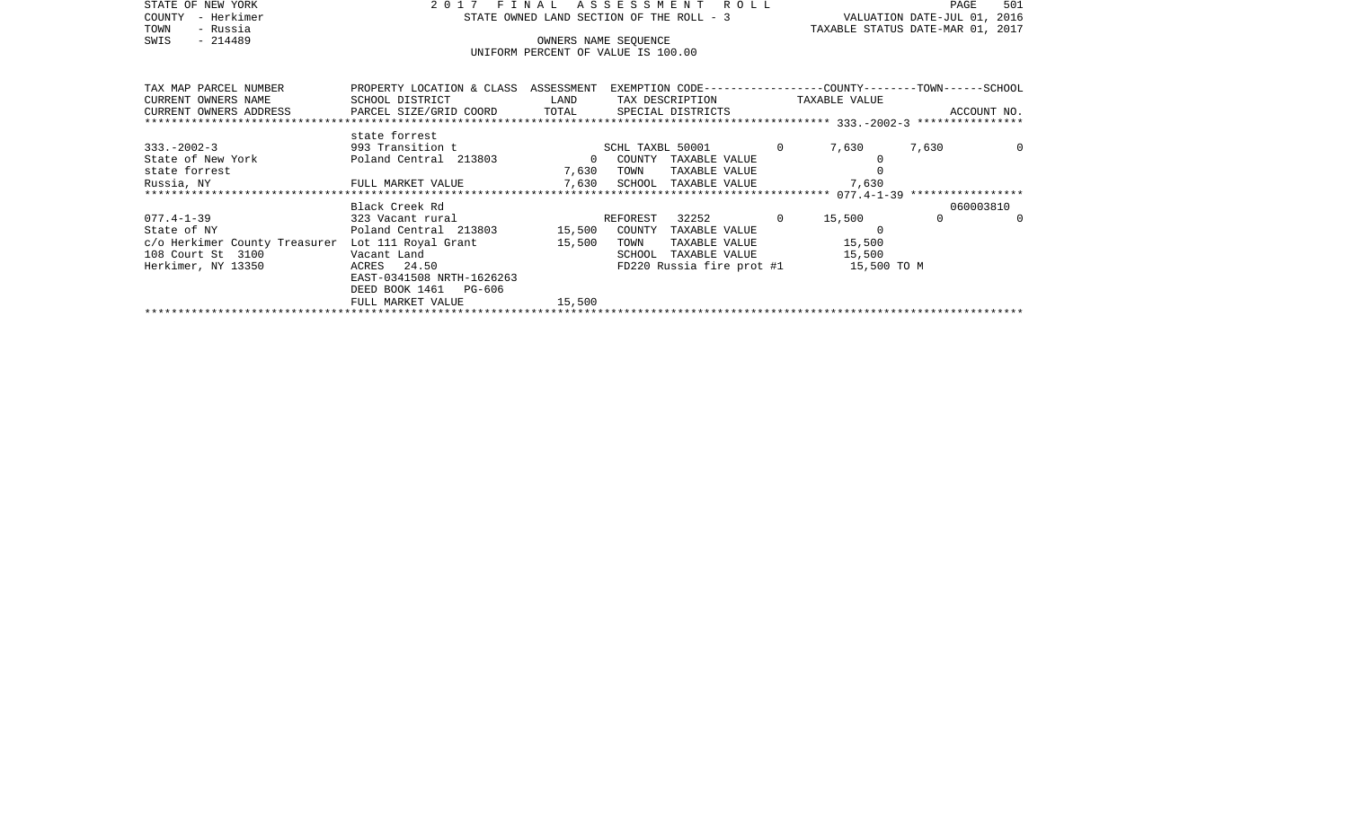STATE OF NEW YORK — 2017 FINAL ASSESSMENT ROLL — PAGE 501

COUNTY - Herkimer — STATE OWNED LAND SECTION OF THE ROLL - 3 — VALUATION DATE-JUL 01, 2016

TOWN - Russia — TAXABLE STATUS DATE-MAR 01, 2017

SWIS - 214489 — OWNERS NAME SEQUENCE

UNIFORM PERCENT OF VALUE IS 100.00

| TAX MAP PARCEL NUMBER / CURRENT OWNERS NAME / CURRENT OWNERS ADDRESS | PROPERTY LOCATION & CLASS / SCHOOL DISTRICT / PARCEL SIZE/GRID COORD | ASSESSMENT LAND / TOTAL | EXEMPTION CODE / TAX DESCRIPTION / SPECIAL DISTRICTS | | COUNTY TAXABLE VALUE | TOWN | SCHOOL / ACCOUNT NO. |
|---|---|---|---|---|---|---|---|
| **333.-2002-3** | state forrest | | | | | | |
| 333.-2002-3 | 993 Transition t | | SCHL TAXBL 50001 | 0 | 7,630 | 7,630 | 0 |
| State of New York | Poland Central 213803 | 0 | COUNTY TAXABLE VALUE | | 0 | | |
| state forrest | | 7,630 | TOWN TAXABLE VALUE | | 0 | | |
| Russia, NY | FULL MARKET VALUE | 7,630 | SCHOOL TAXABLE VALUE | | 7,630 | | |
| **077.4-1-39** | Black Creek Rd | | | | | | 060003810 |
| 077.4-1-39 | 323 Vacant rural | | REFOREST 32252 | 0 | 15,500 | 0 | 0 |
| State of NY | Poland Central 213803 | 15,500 | COUNTY TAXABLE VALUE | | 0 | | |
| c/o Herkimer County Treasurer | Lot 111 Royal Grant | 15,500 | TOWN TAXABLE VALUE | | 15,500 | | |
| 108 Court St 3100 | Vacant Land | | SCHOOL TAXABLE VALUE | | 15,500 | | |
| Herkimer, NY 13350 | ACRES 24.50 | | FD220 Russia fire prot #1 | | 15,500 TO M | | |
| | EAST-0341508 NRTH-1626263 | | | | | | |
| | DEED BOOK 1461 PG-606 | | | | | | |
| | FULL MARKET VALUE | 15,500 | | | | | |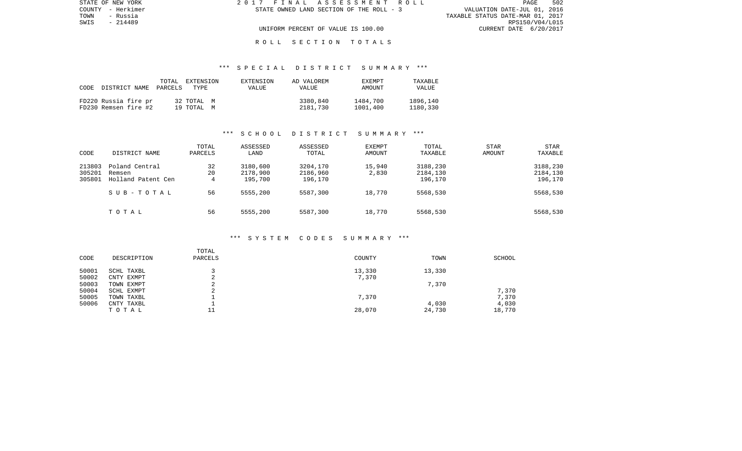STATE OF NEW YORK
COUNTY - Herkimer
TOWN - Russia
SWIS - 214489

2017 FINAL ASSESSMENT ROLL
STATE OWNED LAND SECTION OF THE ROLL - 3

VALUATION DATE-JUL 01, 2016
TAXABLE STATUS DATE-MAR 01, 2017
RPS150/V04/L015
CURRENT DATE 6/20/2017

UNIFORM PERCENT OF VALUE IS 100.00

ROLL SECTION TOTALS

*** SPECIAL DISTRICT SUMMARY ***

| CODE | DISTRICT NAME | TOTAL PARCELS | EXTENSION TYPE | EXTENSION VALUE | AD VALOREM VALUE | EXEMPT AMOUNT | TAXABLE VALUE |
|---|---|---|---|---|---|---|---|
| FD220 | Russia fire pr | 32 | TOTAL M | | 3380,840 | 1484,700 | 1896,140 |
| FD230 | Remsen fire #2 | 19 | TOTAL M | | 2181,730 | 1001,400 | 1180,330 |

*** SCHOOL DISTRICT SUMMARY ***

| CODE | DISTRICT NAME | TOTAL PARCELS | ASSESSED LAND | ASSESSED TOTAL | EXEMPT AMOUNT | TOTAL TAXABLE | STAR AMOUNT | STAR TAXABLE |
|---|---|---|---|---|---|---|---|---|
| 213803 | Poland Central | 32 | 3180,600 | 3204,170 | 15,940 | 3188,230 | | 3188,230 |
| 305201 | Remsen | 20 | 2178,900 | 2186,960 | 2,830 | 2184,130 | | 2184,130 |
| 305801 | Holland Patent Cen | 4 | 195,700 | 196,170 | | 196,170 | | 196,170 |
| | SUB-TOTAL | 56 | 5555,200 | 5587,300 | 18,770 | 5568,530 | | 5568,530 |
| | TOTAL | 56 | 5555,200 | 5587,300 | 18,770 | 5568,530 | | 5568,530 |

*** SYSTEM CODES SUMMARY ***

| CODE | DESCRIPTION | TOTAL PARCELS | COUNTY | TOWN | SCHOOL |
|---|---|---|---|---|---|
| 50001 | SCHL TAXBL | 3 | 13,330 | 13,330 | |
| 50002 | CNTY EXMPT | 2 | 7,370 | | |
| 50003 | TOWN EXMPT | 2 | | 7,370 | |
| 50004 | SCHL EXMPT | 2 | | | 7,370 |
| 50005 | TOWN TAXBL | 1 | 7,370 | | 7,370 |
| 50006 | CNTY TAXBL | 1 | | 4,030 | 4,030 |
| | TOTAL | 11 | 28,070 | 24,730 | 18,770 |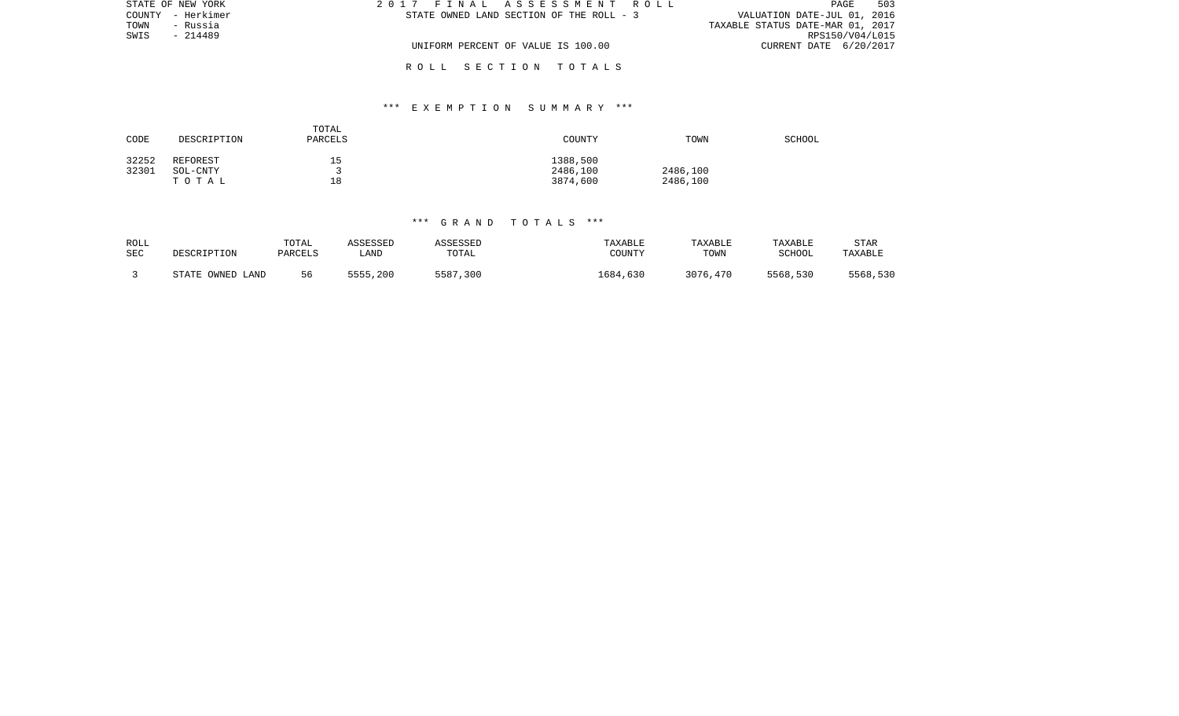STATE OF NEW YORK
COUNTY - Herkimer
TOWN - Russia
SWIS - 214489

2 0 1 7 F I N A L A S S E S S M E N T R O L L
STATE OWNED LAND SECTION OF THE ROLL - 3

UNIFORM PERCENT OF VALUE IS 100.00

VALUATION DATE-JUL 01, 2016
TAXABLE STATUS DATE-MAR 01, 2017
RPS150/V04/L015
CURRENT DATE 6/20/2017

R O L L S E C T I O N T O T A L S

*** E X E M P T I O N S U M M A R Y ***

| CODE | DESCRIPTION | TOTAL PARCELS | COUNTY | TOWN | SCHOOL |
|---|---|---|---|---|---|
| 32252 | REFOREST | 15 | 1388,500 | | |
| 32301 | SOL-CNTY | 3 | 2486,100 | 2486,100 | |
| | T O T A L | 18 | 3874,600 | 2486,100 | |

*** G R A N D T O T A L S ***

| ROLL SEC | DESCRIPTION | TOTAL PARCELS | ASSESSED LAND | ASSESSED TOTAL | TAXABLE COUNTY | TAXABLE TOWN | TAXABLE SCHOOL | STAR TAXABLE |
|---|---|---|---|---|---|---|---|---|
| 3 | STATE OWNED LAND | 56 | 5555,200 | 5587,300 | 1684,630 | 3076,470 | 5568,530 | 5568,530 |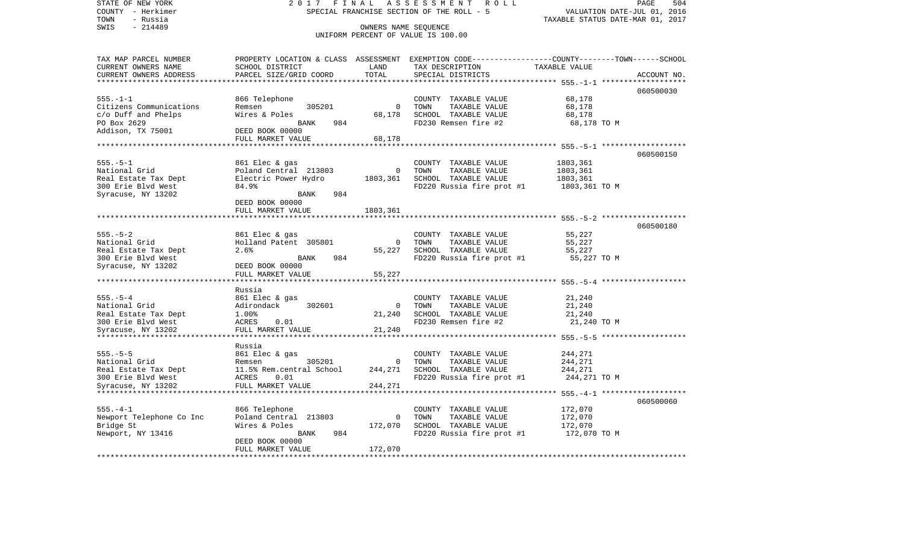STATE OF NEW YORK — 2017 FINAL ASSESSMENT ROLL — SPECIAL FRANCHISE SECTION OF THE ROLL - 5

COUNTY - Herkimer
TOWN - Russia
SWIS - 214489

VALUATION DATE-JUL 01, 2016
TAXABLE STATUS DATE-MAR 01, 2017

OWNERS NAME SEQUENCE
UNIFORM PERCENT OF VALUE IS 100.00

| TAX MAP PARCEL NUMBER / CURRENT OWNERS NAME / CURRENT OWNERS ADDRESS | PROPERTY LOCATION & CLASS / SCHOOL DISTRICT / PARCEL SIZE/GRID COORD | ASSESSMENT LAND | TOTAL | EXEMPTION CODE / TAX DESCRIPTION / SPECIAL DISTRICTS | COUNTY--------TOWN------SCHOOL TAXABLE VALUE | ACCOUNT NO. |
|---|---|---|---|---|---|---|
| 555.-1-1 | 866 Telephone | | | | | 060500030 |
| Citizens Communications | Remsen 305201 | 0 | | COUNTY TAXABLE VALUE | 68,178 | |
| c/o Duff and Phelps | Wires & Poles | | 68,178 | TOWN TAXABLE VALUE | 68,178 | |
| PO Box 2629 | BANK 984 | | | SCHOOL TAXABLE VALUE | 68,178 | |
| Addison, TX 75001 | DEED BOOK 00000 | | | FD230 Remsen fire #2 | 68,178 TO M | |
| | FULL MARKET VALUE | | 68,178 | | | |
| 555.-5-1 | 861 Elec & gas | | | | | 060500150 |
| National Grid | Poland Central 213803 | 0 | | COUNTY TAXABLE VALUE | 1803,361 | |
| Real Estate Tax Dept | Electric Power Hydro | | 1803,361 | TOWN TAXABLE VALUE | 1803,361 | |
| 300 Erie Blvd West | 84.9% | | | SCHOOL TAXABLE VALUE | 1803,361 | |
| Syracuse, NY 13202 | BANK 984 | | | FD220 Russia fire prot #1 | 1803,361 TO M | |
| | DEED BOOK 00000 | | | | | |
| | FULL MARKET VALUE | | 1803,361 | | | |
| 555.-5-2 | 861 Elec & gas | | | | | 060500180 |
| National Grid | Holland Patent 305801 | 0 | | COUNTY TAXABLE VALUE | 55,227 | |
| Real Estate Tax Dept | 2.6% | | 55,227 | TOWN TAXABLE VALUE | 55,227 | |
| 300 Erie Blvd West | BANK 984 | | | SCHOOL TAXABLE VALUE | 55,227 | |
| Syracuse, NY 13202 | DEED BOOK 00000 | | | FD220 Russia fire prot #1 | 55,227 TO M | |
| | FULL MARKET VALUE | | 55,227 | | | |
| 555.-5-4 | Russia | | | | | |
| National Grid | 861 Elec & gas | | | COUNTY TAXABLE VALUE | 21,240 | |
| Real Estate Tax Dept | Adirondack 302601 | 0 | | TOWN TAXABLE VALUE | 21,240 | |
| 300 Erie Blvd West | 1.00% | | 21,240 | SCHOOL TAXABLE VALUE | 21,240 | |
| Syracuse, NY 13202 | ACRES 0.01 | | | FD230 Remsen fire #2 | 21,240 TO M | |
| | FULL MARKET VALUE | | 21,240 | | | |
| 555.-5-5 | Russia | | | | | |
| National Grid | 861 Elec & gas | | | COUNTY TAXABLE VALUE | 244,271 | |
| Real Estate Tax Dept | Remsen 305201 | 0 | | TOWN TAXABLE VALUE | 244,271 | |
| 300 Erie Blvd West | 11.5% Rem.central School | | 244,271 | SCHOOL TAXABLE VALUE | 244,271 | |
| Syracuse, NY 13202 | ACRES 0.01 | | | FD220 Russia fire prot #1 | 244,271 TO M | |
| | FULL MARKET VALUE | | 244,271 | | | |
| 555.-4-1 | 866 Telephone | | | | | 060500060 |
| Newport Telephone Co Inc | Poland Central 213803 | 0 | | COUNTY TAXABLE VALUE | 172,070 | |
| Bridge St | Wires & Poles | | 172,070 | TOWN TAXABLE VALUE | 172,070 | |
| Newport, NY 13416 | BANK 984 | | | SCHOOL TAXABLE VALUE | 172,070 | |
| | DEED BOOK 00000 | | | FD220 Russia fire prot #1 | 172,070 TO M | |
| | FULL MARKET VALUE | | 172,070 | | | |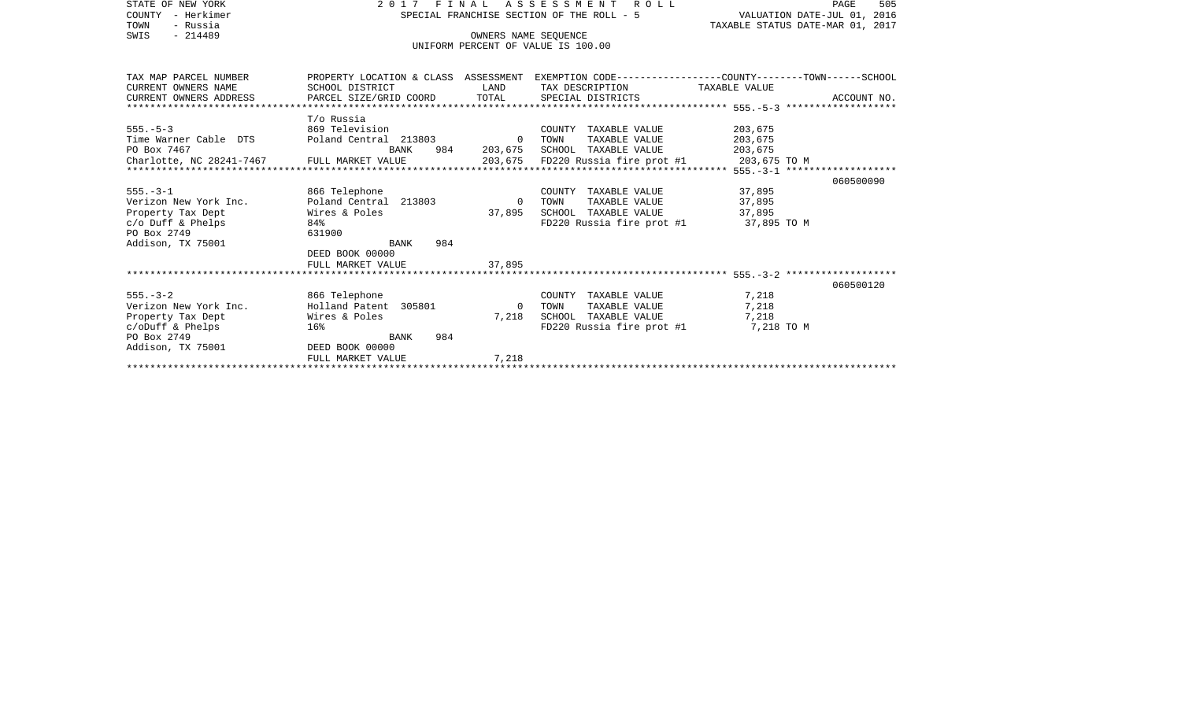STATE OF NEW YORK
COUNTY - Herkimer
TOWN - Russia
SWIS - 214489

2 0 1 7 F I N A L A S S E S S M E N T R O L L
SPECIAL FRANCHISE SECTION OF THE ROLL - 5
OWNERS NAME SEQUENCE
UNIFORM PERCENT OF VALUE IS 100.00

VALUATION DATE-JUL 01, 2016
TAXABLE STATUS DATE-MAR 01, 2017

| TAX MAP PARCEL NUMBER / CURRENT OWNERS NAME / CURRENT OWNERS ADDRESS | PROPERTY LOCATION & CLASS / SCHOOL DISTRICT / PARCEL SIZE/GRID COORD | ASSESSMENT LAND | TOTAL | EXEMPTION CODE / TAX DESCRIPTION / SPECIAL DISTRICTS | TAXABLE VALUE (COUNTY--TOWN--SCHOOL) | ACCOUNT NO. |
|---|---|---|---|---|---|---|
| 555.-5-3 | T/o Russia | | | | | |
| | 869 Television | | | COUNTY TAXABLE VALUE | 203,675 | |
| Time Warner Cable DTS | Poland Central 213803 | 0 | | TOWN TAXABLE VALUE | 203,675 | |
| PO Box 7467 | BANK 984 | | 203,675 | SCHOOL TAXABLE VALUE | 203,675 | |
| Charlotte, NC 28241-7467 | FULL MARKET VALUE | | 203,675 | FD220 Russia fire prot #1 | 203,675 TO M | |
| 555.-3-1 | | | | | | 060500090 |
| | 866 Telephone | | | COUNTY TAXABLE VALUE | 37,895 | |
| Verizon New York Inc. | Poland Central 213803 | 0 | | TOWN TAXABLE VALUE | 37,895 | |
| Property Tax Dept | Wires & Poles | | 37,895 | SCHOOL TAXABLE VALUE | 37,895 | |
| c/o Duff & Phelps | 84% | | | FD220 Russia fire prot #1 | 37,895 TO M | |
| PO Box 2749 | 631900 | | | | | |
| Addison, TX 75001 | BANK 984 | | | | | |
| | DEED BOOK 00000 | | | | | |
| | FULL MARKET VALUE | | 37,895 | | | |
| 555.-3-2 | | | | | | 060500120 |
| | 866 Telephone | | | COUNTY TAXABLE VALUE | 7,218 | |
| Verizon New York Inc. | Holland Patent 305801 | 0 | | TOWN TAXABLE VALUE | 7,218 | |
| Property Tax Dept | Wires & Poles | | 7,218 | SCHOOL TAXABLE VALUE | 7,218 | |
| c/oDuff & Phelps | 16% | | | FD220 Russia fire prot #1 | 7,218 TO M | |
| PO Box 2749 | BANK 984 | | | | | |
| Addison, TX 75001 | DEED BOOK 00000 | | | | | |
| | FULL MARKET VALUE | | 7,218 | | | |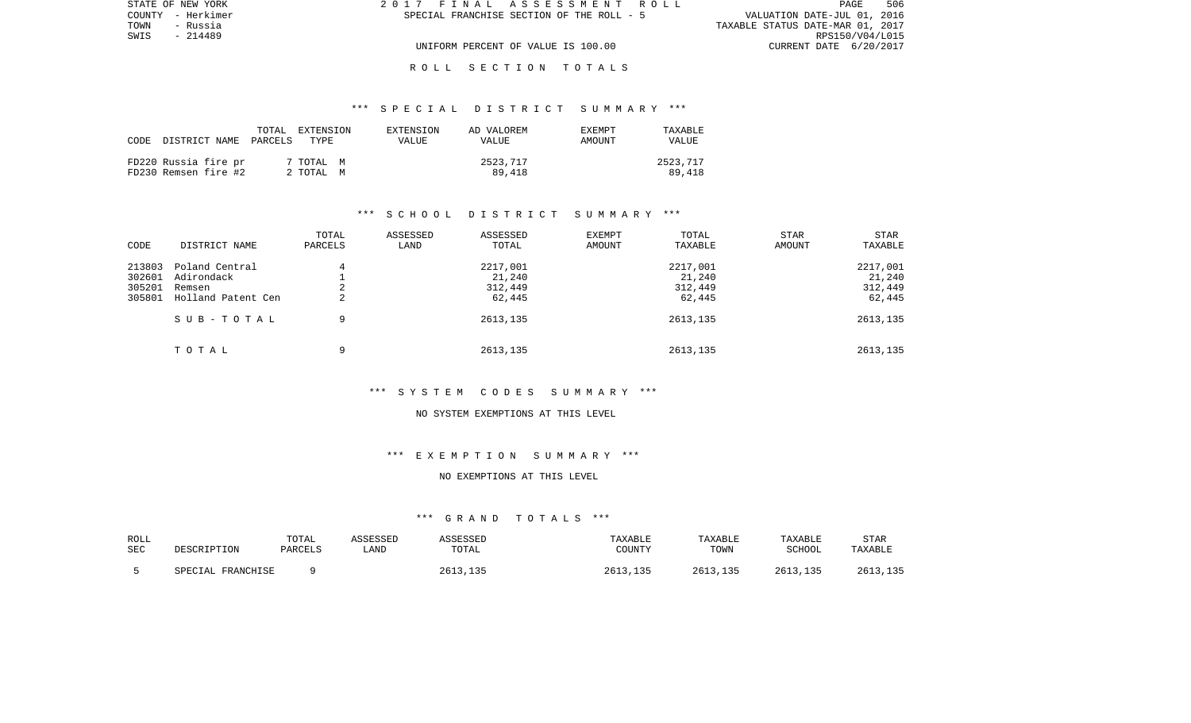STATE OF NEW YORK
COUNTY - Herkimer
TOWN - Russia
SWIS - 214489

2017 FINAL ASSESSMENT ROLL
SPECIAL FRANCHISE SECTION OF THE ROLL - 5
UNIFORM PERCENT OF VALUE IS 100.00

VALUATION DATE-JUL 01, 2016
TAXABLE STATUS DATE-MAR 01, 2017
RPS150/V04/L015
CURRENT DATE 6/20/2017

## ROLL SECTION TOTALS

### *** SPECIAL DISTRICT SUMMARY ***

| CODE DISTRICT NAME | TOTAL PARCELS | EXTENSION TYPE | EXTENSION VALUE | AD VALOREM VALUE | EXEMPT AMOUNT | TAXABLE VALUE |
|---|---|---|---|---|---|---|
| FD220 Russia fire pr | 7 | TOTAL M | | 2523,717 | | 2523,717 |
| FD230 Remsen fire #2 | 2 | TOTAL M | | 89,418 | | 89,418 |

### *** SCHOOL DISTRICT SUMMARY ***

| CODE | DISTRICT NAME | TOTAL PARCELS | ASSESSED LAND | ASSESSED TOTAL | EXEMPT AMOUNT | TOTAL TAXABLE | STAR AMOUNT | STAR TAXABLE |
|---|---|---|---|---|---|---|---|---|
| 213803 | Poland Central | 4 | | 2217,001 | | 2217,001 | | 2217,001 |
| 302601 | Adirondack | 1 | | 21,240 | | 21,240 | | 21,240 |
| 305201 | Remsen | 2 | | 312,449 | | 312,449 | | 312,449 |
| 305801 | Holland Patent Cen | 2 | | 62,445 | | 62,445 | | 62,445 |
| | SUB-TOTAL | 9 | | 2613,135 | | 2613,135 | | 2613,135 |
| | TOTAL | 9 | | 2613,135 | | 2613,135 | | 2613,135 |

### *** SYSTEM CODES SUMMARY ***

NO SYSTEM EXEMPTIONS AT THIS LEVEL

### *** EXEMPTION SUMMARY ***

NO EXEMPTIONS AT THIS LEVEL

### *** GRAND TOTALS ***

| ROLL SEC | DESCRIPTION | TOTAL PARCELS | ASSESSED LAND | ASSESSED TOTAL | TAXABLE COUNTY | TAXABLE TOWN | TAXABLE SCHOOL | STAR TAXABLE |
|---|---|---|---|---|---|---|---|---|
| 5 | SPECIAL FRANCHISE | 9 | | 2613,135 | 2613,135 | 2613,135 | 2613,135 | 2613,135 |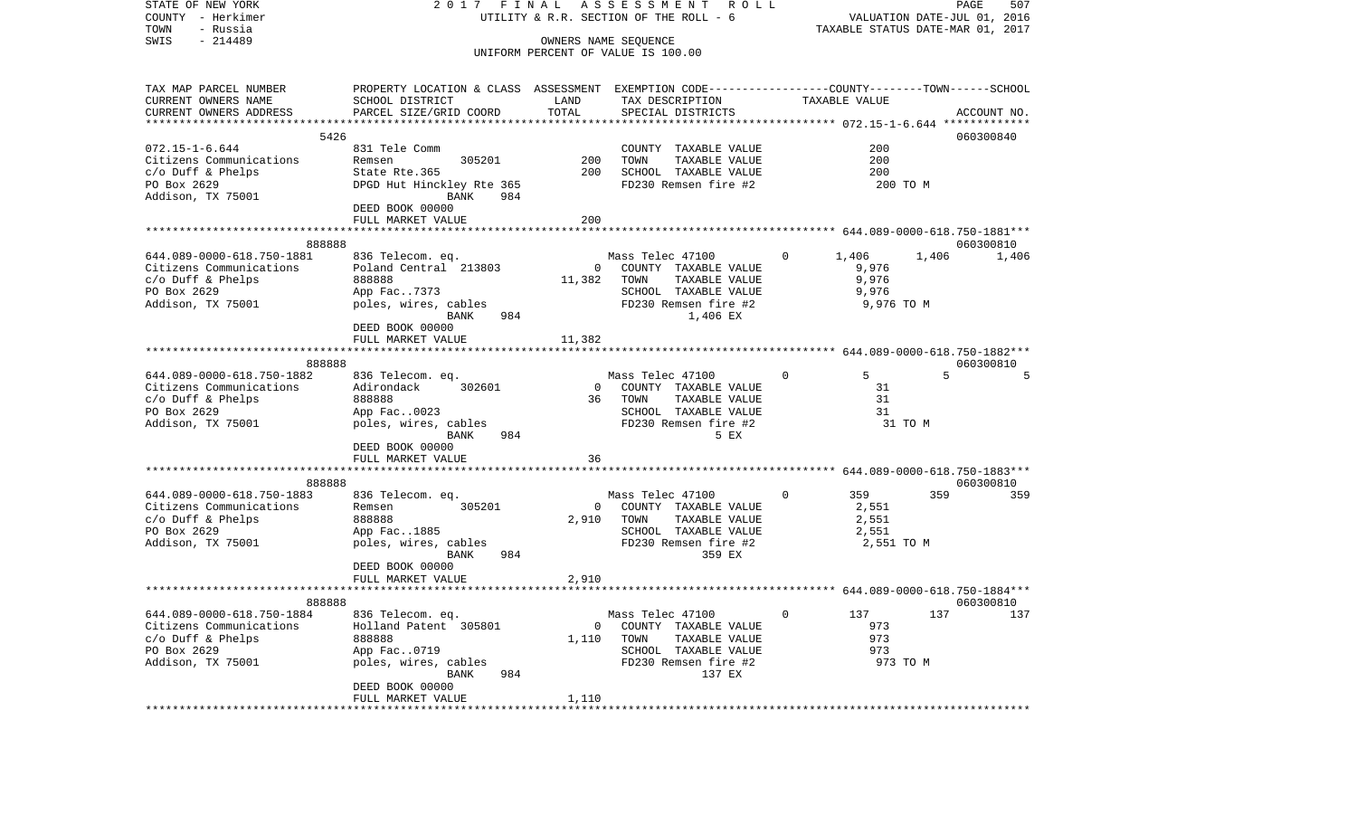STATE OF NEW YORK 2017 FINAL ASSESSMENT ROLL
COUNTY - Herkimer UTILITY & R.R. SECTION OF THE ROLL - 6 VALUATION DATE-JUL 01, 2016
TOWN - Russia TAXABLE STATUS DATE-MAR 01, 2017
SWIS - 214489 OWNERS NAME SEQUENCE
UNIFORM PERCENT OF VALUE IS 100.00

| TAX MAP PARCEL NUMBER / CURRENT OWNERS NAME / CURRENT OWNERS ADDRESS | PROPERTY LOCATION & CLASS / SCHOOL DISTRICT / PARCEL SIZE/GRID COORD | ASSESSMENT LAND | TOTAL | EXEMPTION CODE / TAX DESCRIPTION / SPECIAL DISTRICTS | COUNTY TAXABLE VALUE | TOWN | SCHOOL | ACCOUNT NO. |
|---|---|---|---|---|---|---|---|---|
| 5426 | | | | | | | | 060300840 |
| 072.15-1-6.644 | 831 Tele Comm | | | COUNTY TAXABLE VALUE | 200 | | | |
| Citizens Communications | Remsen 305201 | 200 | | TOWN TAXABLE VALUE | 200 | | | |
| c/o Duff & Phelps | State Rte.365 | | 200 | SCHOOL TAXABLE VALUE | 200 | | | |
| PO Box 2629 | DPGD Hut Hinckley Rte 365 | | | FD230 Remsen fire #2 | 200 TO M | | | |
| Addison, TX 75001 | BANK 984 | | | | | | | |
| | DEED BOOK 00000 | | | | | | | |
| | FULL MARKET VALUE | | 200 | | | | | |
| 888888 | | | | | | | | 060300810 |
| 644.089-0000-618.750-1881 | 836 Telecom. eq. | | | Mass Telec 47100 0 | 1,406 | 1,406 | 1,406 | |
| Citizens Communications | Poland Central 213803 | 0 | | COUNTY TAXABLE VALUE | 9,976 | | | |
| c/o Duff & Phelps | 888888 | | 11,382 | TOWN TAXABLE VALUE | 9,976 | | | |
| PO Box 2629 | App Fac..7373 | | | SCHOOL TAXABLE VALUE | 9,976 | | | |
| Addison, TX 75001 | poles, wires, cables | | | FD230 Remsen fire #2 | 9,976 TO M | | | |
| | BANK 984 | | | 1,406 EX | | | | |
| | DEED BOOK 00000 | | | | | | | |
| | FULL MARKET VALUE | | 11,382 | | | | | |
| 888888 | | | | | | | | 060300810 |
| 644.089-0000-618.750-1882 | 836 Telecom. eq. | | | Mass Telec 47100 0 | 5 | 5 | 5 | |
| Citizens Communications | Adirondack 302601 | 0 | | COUNTY TAXABLE VALUE | 31 | | | |
| c/o Duff & Phelps | 888888 | | 36 | TOWN TAXABLE VALUE | 31 | | | |
| PO Box 2629 | App Fac..0023 | | | SCHOOL TAXABLE VALUE | 31 | | | |
| Addison, TX 75001 | poles, wires, cables | | | FD230 Remsen fire #2 | 31 TO M | | | |
| | BANK 984 | | | 5 EX | | | | |
| | DEED BOOK 00000 | | | | | | | |
| | FULL MARKET VALUE | | 36 | | | | | |
| 888888 | | | | | | | | 060300810 |
| 644.089-0000-618.750-1883 | 836 Telecom. eq. | | | Mass Telec 47100 0 | 359 | 359 | 359 | |
| Citizens Communications | Remsen 305201 | 0 | | COUNTY TAXABLE VALUE | 2,551 | | | |
| c/o Duff & Phelps | 888888 | | 2,910 | TOWN TAXABLE VALUE | 2,551 | | | |
| PO Box 2629 | App Fac..1885 | | | SCHOOL TAXABLE VALUE | 2,551 | | | |
| Addison, TX 75001 | poles, wires, cables | | | FD230 Remsen fire #2 | 2,551 TO M | | | |
| | BANK 984 | | | 359 EX | | | | |
| | DEED BOOK 00000 | | | | | | | |
| | FULL MARKET VALUE | | 2,910 | | | | | |
| 888888 | | | | | | | | 060300810 |
| 644.089-0000-618.750-1884 | 836 Telecom. eq. | | | Mass Telec 47100 0 | 137 | 137 | 137 | |
| Citizens Communications | Holland Patent 305801 | 0 | | COUNTY TAXABLE VALUE | 973 | | | |
| c/o Duff & Phelps | 888888 | | 1,110 | TOWN TAXABLE VALUE | 973 | | | |
| PO Box 2629 | App Fac..0719 | | | SCHOOL TAXABLE VALUE | 973 | | | |
| Addison, TX 75001 | poles, wires, cables | | | FD230 Remsen fire #2 | 973 TO M | | | |
| | BANK 984 | | | 137 EX | | | | |
| | DEED BOOK 00000 | | | | | | | |
| | FULL MARKET VALUE | | 1,110 | | | | | |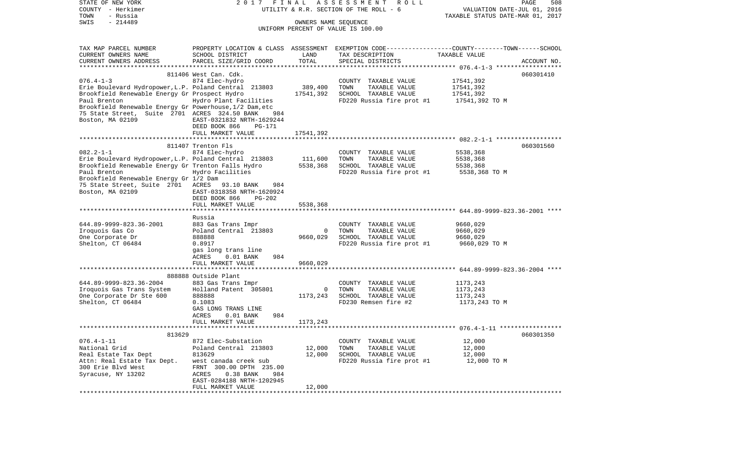STATE OF NEW YORK — COUNTY - Herkimer — TOWN - Russia — SWIS - 214489

2017 FINAL ASSESSMENT ROLL
UTILITY & R.R. SECTION OF THE ROLL - 6
OWNERS NAME SEQUENCE
UNIFORM PERCENT OF VALUE IS 100.00

VALUATION DATE-JUL 01, 2016
TAXABLE STATUS DATE-MAR 01, 2017

| TAX MAP PARCEL NUMBER / CURRENT OWNERS NAME / CURRENT OWNERS ADDRESS | PROPERTY LOCATION & CLASS / SCHOOL DISTRICT / PARCEL SIZE/GRID COORD | ASSESSMENT LAND / TOTAL | EXEMPTION CODE / TAX DESCRIPTION / SPECIAL DISTRICTS | COUNTY--------TOWN------SCHOOL TAXABLE VALUE | ACCOUNT NO. |
|---|---|---|---|---|---|
| 076.4-1-3 | 811406 West Can. Cdk. | | | | 060301410 |
| | 874 Elec-hydro | | COUNTY TAXABLE VALUE | 17541,392 | |
| Erie Boulevard Hydropower,L.P. | Poland Central 213803 | 389,400 | TOWN TAXABLE VALUE | 17541,392 | |
| Brookfield Renewable Energy Gr | Prospect Hydro | 17541,392 | SCHOOL TAXABLE VALUE | 17541,392 | |
| Paul Brenton | Hydro Plant Facilities | | FD220 Russia fire prot #1 | 17541,392 TO M | |
| Brookfield Renewable Energy Gr | Powerhouse,1/2 Dam,etc | | | | |
| 75 State Street, Suite 2701 | ACRES 324.50 BANK 984 | | | | |
| Boston, MA 02109 | EAST-0321832 NRTH-1629244 | | | | |
| | DEED BOOK 866 PG-171 | | | | |
| | FULL MARKET VALUE | 17541,392 | | | |
| 082.2-1-1 | 811407 Trenton Fls | | | | 060301560 |
| | 874 Elec-hydro | | COUNTY TAXABLE VALUE | 5538,368 | |
| Erie Boulevard Hydropower,L.P. | Poland Central 213803 | 111,600 | TOWN TAXABLE VALUE | 5538,368 | |
| Brookfield Renewable Energy Gr | Trenton Falls Hydro | 5538,368 | SCHOOL TAXABLE VALUE | 5538,368 | |
| Paul Brenton | Hydro Facilities | | FD220 Russia fire prot #1 | 5538,368 TO M | |
| Brookfield Renewable Energy Gr | 1/2 Dam | | | | |
| 75 State Street, Suite 2701 | ACRES 93.10 BANK 984 | | | | |
| Boston, MA 02109 | EAST-0318358 NRTH-1620924 | | | | |
| | DEED BOOK 866 PG-202 | | | | |
| | FULL MARKET VALUE | 5538,368 | | | |
| 644.89-9999-823.36-2001 | Russia | | | | |
| | 883 Gas Trans Impr | | COUNTY TAXABLE VALUE | 9660,029 | |
| Iroquois Gas Co | Poland Central 213803 | 0 | TOWN TAXABLE VALUE | 9660,029 | |
| One Corporate Dr | 888888 | 9660,029 | SCHOOL TAXABLE VALUE | 9660,029 | |
| Shelton, CT 06484 | 0.8917 | | FD220 Russia fire prot #1 | 9660,029 TO M | |
| | gas long trans line | | | | |
| | ACRES 0.01 BANK 984 | | | | |
| | FULL MARKET VALUE | 9660,029 | | | |
| 644.89-9999-823.36-2004 | 888888 Outside Plant | | | | |
| | 883 Gas Trans Impr | | COUNTY TAXABLE VALUE | 1173,243 | |
| Iroquois Gas Trans System | Holland Patent 305801 | 0 | TOWN TAXABLE VALUE | 1173,243 | |
| One Corporate Dr Ste 600 | 888888 | 1173,243 | SCHOOL TAXABLE VALUE | 1173,243 | |
| Shelton, CT 06484 | 0.1083 | | FD230 Remsen fire #2 | 1173,243 TO M | |
| | GAS LONG TRANS LINE | | | | |
| | ACRES 0.01 BANK 984 | | | | |
| | FULL MARKET VALUE | 1173,243 | | | |
| 076.4-1-11 | 813629 | | | | 060301350 |
| | 872 Elec-Substation | | COUNTY TAXABLE VALUE | 12,000 | |
| National Grid | Poland Central 213803 | 12,000 | TOWN TAXABLE VALUE | 12,000 | |
| Real Estate Tax Dept | 813629 | 12,000 | SCHOOL TAXABLE VALUE | 12,000 | |
| Attn: Real Estate Tax Dept. | west canada creek sub | | FD220 Russia fire prot #1 | 12,000 TO M | |
| 300 Erie Blvd West | FRNT 300.00 DPTH 235.00 | | | | |
| Syracuse, NY 13202 | ACRES 0.38 BANK 984 | | | | |
| | EAST-0284188 NRTH-1202945 | | | | |
| | FULL MARKET VALUE | 12,000 | | | |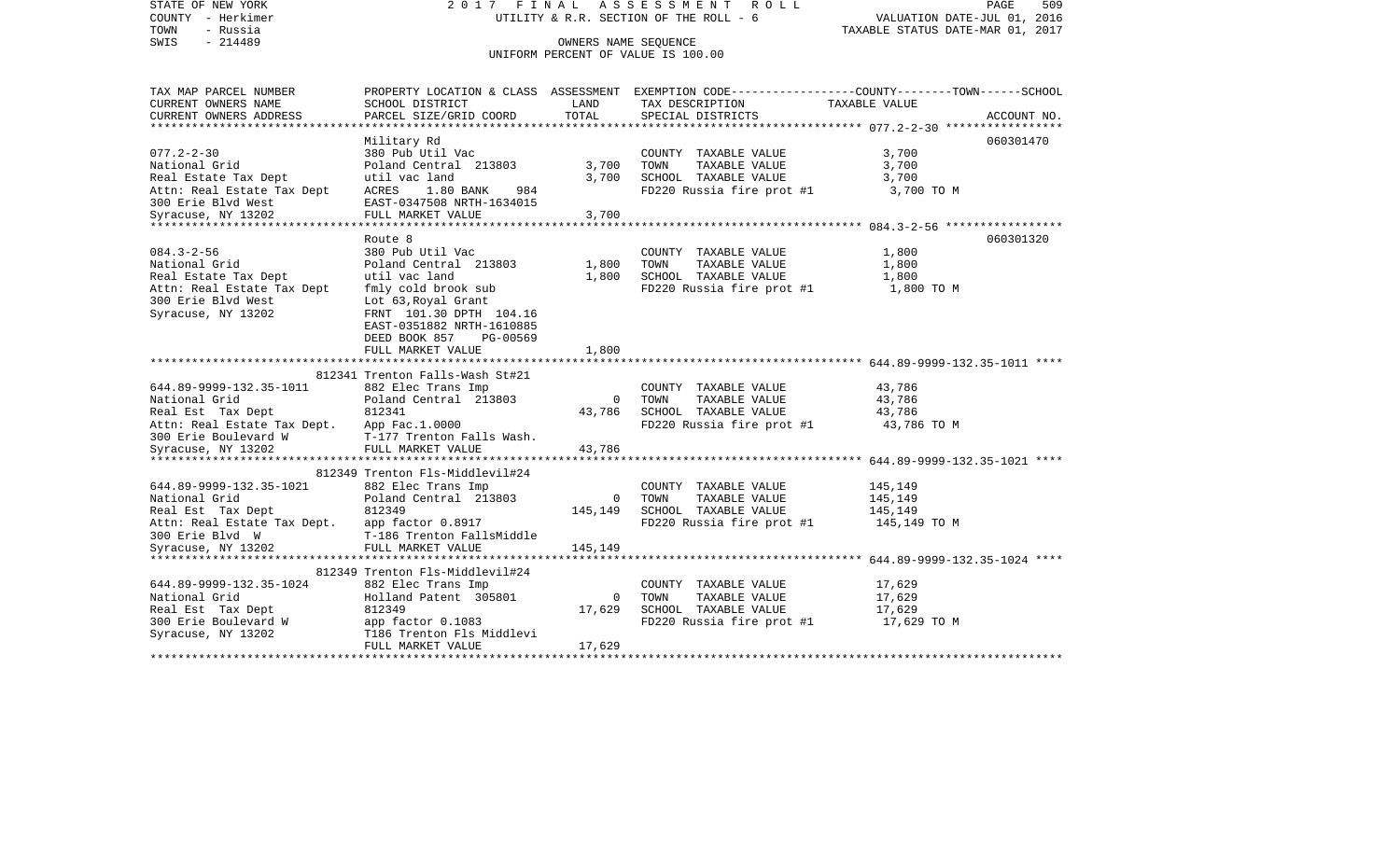STATE OF NEW YORK 2 0 1 7 F I N A L A S S E S S M E N T R O L L PAGE 509
COUNTY - Herkimer UTILITY & R.R. SECTION OF THE ROLL - 6 VALUATION DATE-JUL 01, 2016
TOWN - Russia TAXABLE STATUS DATE-MAR 01, 2017
SWIS - 214489 OWNERS NAME SEQUENCE
UNIFORM PERCENT OF VALUE IS 100.00

| TAX MAP PARCEL NUMBER / CURRENT OWNERS NAME / CURRENT OWNERS ADDRESS | PROPERTY LOCATION & CLASS / SCHOOL DISTRICT / PARCEL SIZE/GRID COORD | ASSESSMENT LAND | TOTAL | EXEMPTION CODE / TAX DESCRIPTION / SPECIAL DISTRICTS | TAXABLE VALUE (COUNTY / TOWN / SCHOOL) | ACCOUNT NO. |
|---|---|---|---|---|---|---|
| 077.2-2-30 | Military Rd | | | | | 060301470 |
| National Grid | 380 Pub Util Vac | | | COUNTY TAXABLE VALUE | 3,700 | |
| Real Estate Tax Dept | Poland Central 213803 | 3,700 | | TOWN TAXABLE VALUE | 3,700 | |
| Attn: Real Estate Tax Dept | util vac land | | 3,700 | SCHOOL TAXABLE VALUE | 3,700 | |
| 300 Erie Blvd West | ACRES 1.80 BANK 984 | | | FD220 Russia fire prot #1 | 3,700 TO M | |
| Syracuse, NY 13202 | EAST-0347508 NRTH-1634015 | | | | | |
| | FULL MARKET VALUE | | 3,700 | | | |
| 084.3-2-56 | Route 8 | | | | | 060301320 |
| National Grid | 380 Pub Util Vac | | | COUNTY TAXABLE VALUE | 1,800 | |
| Real Estate Tax Dept | Poland Central 213803 | 1,800 | | TOWN TAXABLE VALUE | 1,800 | |
| Attn: Real Estate Tax Dept | util vac land | | 1,800 | SCHOOL TAXABLE VALUE | 1,800 | |
| 300 Erie Blvd West | fmly cold brook sub | | | FD220 Russia fire prot #1 | 1,800 TO M | |
| Syracuse, NY 13202 | Lot 63,Royal Grant | | | | | |
| | FRNT 101.30 DPTH 104.16 | | | | | |
| | EAST-0351882 NRTH-1610885 | | | | | |
| | DEED BOOK 857 PG-00569 | | | | | |
| | FULL MARKET VALUE | | 1,800 | | | |
| 644.89-9999-132.35-1011 | 812341 Trenton Falls-Wash St#21 | | | | | |
| National Grid | 882 Elec Trans Imp | | | COUNTY TAXABLE VALUE | 43,786 | |
| Real Est Tax Dept | Poland Central 213803 | 0 | | TOWN TAXABLE VALUE | 43,786 | |
| Attn: Real Estate Tax Dept. | 812341 | | 43,786 | SCHOOL TAXABLE VALUE | 43,786 | |
| 300 Erie Boulevard W | App Fac.1.0000 | | | FD220 Russia fire prot #1 | 43,786 TO M | |
| Syracuse, NY 13202 | T-177 Trenton Falls Wash. | | | | | |
| | FULL MARKET VALUE | | 43,786 | | | |
| 644.89-9999-132.35-1021 | 812349 Trenton Fls-Middlevil#24 | | | | | |
| National Grid | 882 Elec Trans Imp | | | COUNTY TAXABLE VALUE | 145,149 | |
| Real Est Tax Dept | Poland Central 213803 | 0 | | TOWN TAXABLE VALUE | 145,149 | |
| Attn: Real Estate Tax Dept. | 812349 | | 145,149 | SCHOOL TAXABLE VALUE | 145,149 | |
| 300 Erie Blvd W | app factor 0.8917 | | | FD220 Russia fire prot #1 | 145,149 TO M | |
| Syracuse, NY 13202 | T-186 Trenton FallsMiddle | | | | | |
| | FULL MARKET VALUE | | 145,149 | | | |
| 644.89-9999-132.35-1024 | 812349 Trenton Fls-Middlevil#24 | | | | | |
| National Grid | 882 Elec Trans Imp | | | COUNTY TAXABLE VALUE | 17,629 | |
| Real Est Tax Dept | Holland Patent 305801 | 0 | | TOWN TAXABLE VALUE | 17,629 | |
| 300 Erie Boulevard W | 812349 | | 17,629 | SCHOOL TAXABLE VALUE | 17,629 | |
| Syracuse, NY 13202 | app factor 0.1083 | | | FD220 Russia fire prot #1 | 17,629 TO M | |
| | T186 Trenton Fls Middlevi | | | | | |
| | FULL MARKET VALUE | | 17,629 | | | |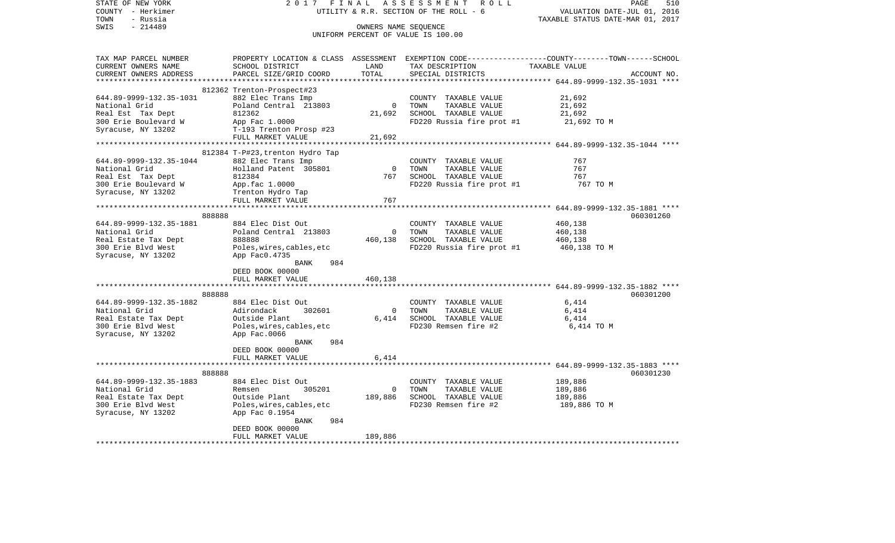STATE OF NEW YORK 2 0 1 7 F I N A L A S S E S S M E N T R O L L
COUNTY - Herkimer UTILITY & R.R. SECTION OF THE ROLL - 6 VALUATION DATE-JUL 01, 2016
TOWN - Russia TAXABLE STATUS DATE-MAR 01, 2017
SWIS - 214489 OWNERS NAME SEQUENCE
UNIFORM PERCENT OF VALUE IS 100.00

| TAX MAP PARCEL NUMBER / CURRENT OWNERS NAME / CURRENT OWNERS ADDRESS | PROPERTY LOCATION & CLASS / SCHOOL DISTRICT / PARCEL SIZE/GRID COORD | ASSESSMENT LAND | TOTAL | EXEMPTION CODE / TAX DESCRIPTION / SPECIAL DISTRICTS | COUNTY / TOWN / SCHOOL TAXABLE VALUE | ACCOUNT NO. |
|---|---|---|---|---|---|---|
| 644.89-9999-132.35-1031 | 812362 Trenton-Prospect#23 | | | | | |
| 644.89-9999-132.35-1031 | 882 Elec Trans Imp | | | COUNTY TAXABLE VALUE | 21,692 | |
| National Grid | Poland Central 213803 | 0 | | TOWN TAXABLE VALUE | 21,692 | |
| Real Est Tax Dept | 812362 | | 21,692 | SCHOOL TAXABLE VALUE | 21,692 | |
| 300 Erie Boulevard W | App Fac 1.0000 | | | FD220 Russia fire prot #1 | 21,692 TO M | |
| Syracuse, NY 13202 | T-193 Trenton Prosp #23 | | | | | |
| | FULL MARKET VALUE | | 21,692 | | | |
| 644.89-9999-132.35-1044 | 812384 T-P#23,trenton Hydro Tap | | | | | |
| 644.89-9999-132.35-1044 | 882 Elec Trans Imp | | | COUNTY TAXABLE VALUE | 767 | |
| National Grid | Holland Patent 305801 | 0 | | TOWN TAXABLE VALUE | 767 | |
| Real Est Tax Dept | 812384 | | 767 | SCHOOL TAXABLE VALUE | 767 | |
| 300 Erie Boulevard W | App.fac 1.0000 | | | FD220 Russia fire prot #1 | 767 TO M | |
| Syracuse, NY 13202 | Trenton Hydro Tap | | | | | |
| | FULL MARKET VALUE | | 767 | | | |
| 644.89-9999-132.35-1881 | 888888 | | | | | 060301260 |
| 644.89-9999-132.35-1881 | 884 Elec Dist Out | | | COUNTY TAXABLE VALUE | 460,138 | |
| National Grid | Poland Central 213803 | 0 | | TOWN TAXABLE VALUE | 460,138 | |
| Real Estate Tax Dept | 888888 | | 460,138 | SCHOOL TAXABLE VALUE | 460,138 | |
| 300 Erie Blvd West | Poles,wires,cables,etc | | | FD220 Russia fire prot #1 | 460,138 TO M | |
| Syracuse, NY 13202 | App Fac0.4735 | | | | | |
| | BANK 984 | | | | | |
| | DEED BOOK 00000 | | | | | |
| | FULL MARKET VALUE | | 460,138 | | | |
| 644.89-9999-132.35-1882 | 888888 | | | | | 060301200 |
| 644.89-9999-132.35-1882 | 884 Elec Dist Out | | | COUNTY TAXABLE VALUE | 6,414 | |
| National Grid | Adirondack 302601 | 0 | | TOWN TAXABLE VALUE | 6,414 | |
| Real Estate Tax Dept | Outside Plant | | 6,414 | SCHOOL TAXABLE VALUE | 6,414 | |
| 300 Erie Blvd West | Poles,wires,cables,etc | | | FD230 Remsen fire #2 | 6,414 TO M | |
| Syracuse, NY 13202 | App Fac.0066 | | | | | |
| | BANK 984 | | | | | |
| | DEED BOOK 00000 | | | | | |
| | FULL MARKET VALUE | | 6,414 | | | |
| 644.89-9999-132.35-1883 | 888888 | | | | | 060301230 |
| 644.89-9999-132.35-1883 | 884 Elec Dist Out | | | COUNTY TAXABLE VALUE | 189,886 | |
| National Grid | Remsen 305201 | 0 | | TOWN TAXABLE VALUE | 189,886 | |
| Real Estate Tax Dept | Outside Plant | | 189,886 | SCHOOL TAXABLE VALUE | 189,886 | |
| 300 Erie Blvd West | Poles,wires,cables,etc | | | FD230 Remsen fire #2 | 189,886 TO M | |
| Syracuse, NY 13202 | App Fac 0.1954 | | | | | |
| | BANK 984 | | | | | |
| | DEED BOOK 00000 | | | | | |
| | FULL MARKET VALUE | | 189,886 | | | |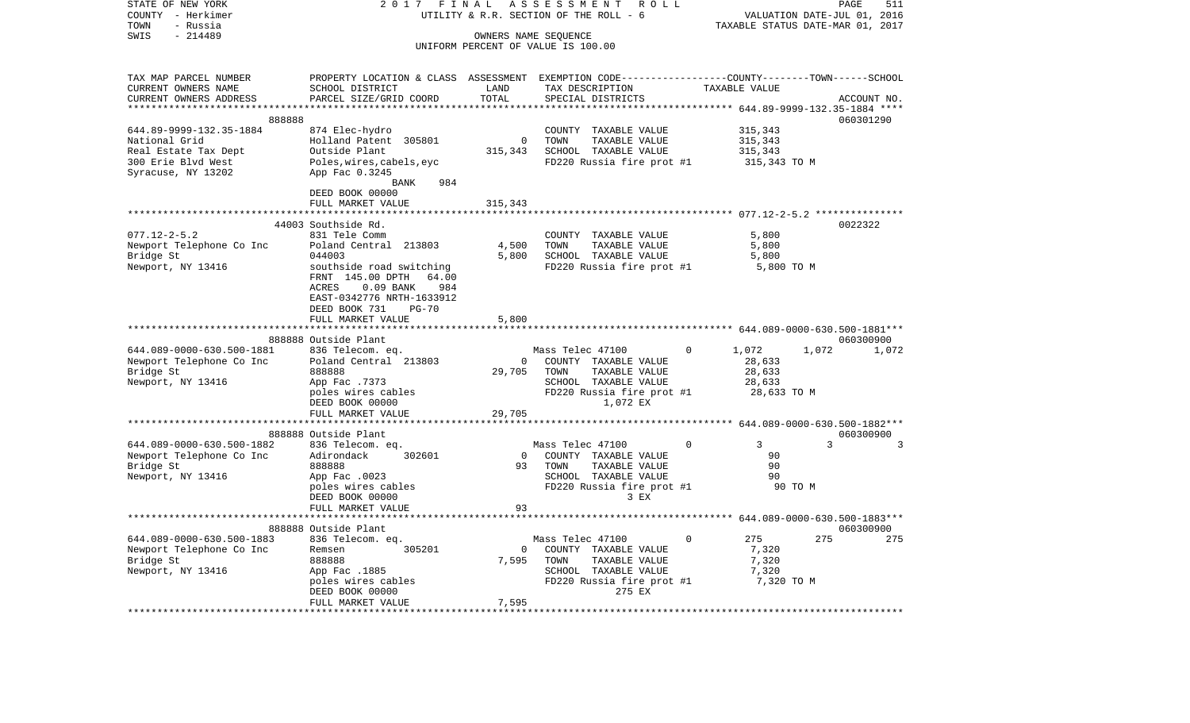STATE OF NEW YORK 2 0 1 7 F I N A L A S S E S S M E N T R O L L
COUNTY - Herkimer UTILITY & R.R. SECTION OF THE ROLL - 6 VALUATION DATE-JUL 01, 2016
TOWN - Russia TAXABLE STATUS DATE-MAR 01, 2017
SWIS - 214489 OWNERS NAME SEQUENCE
UNIFORM PERCENT OF VALUE IS 100.00

| TAX MAP PARCEL NUMBER / CURRENT OWNERS NAME / CURRENT OWNERS ADDRESS | PROPERTY LOCATION & CLASS / SCHOOL DISTRICT / PARCEL SIZE/GRID COORD | ASSESSMENT LAND | TOTAL | EXEMPTION CODE / TAX DESCRIPTION / SPECIAL DISTRICTS | COUNTY | TOWN | SCHOOL / ACCOUNT NO. |
|---|---|---|---|---|---|---|---|
| 644.89-9999-132.35-1884 | 888888 | | | | | | 060301290 |
| 644.89-9999-132.35-1884 | 874 Elec-hydro | | | COUNTY TAXABLE VALUE | 315,343 | | |
| National Grid | Holland Patent 305801 | 0 | | TOWN TAXABLE VALUE | 315,343 | | |
| Real Estate Tax Dept | Outside Plant | | 315,343 | SCHOOL TAXABLE VALUE | 315,343 | | |
| 300 Erie Blvd West | Poles,wires,cabels,eyc | | | FD220 Russia fire prot #1 | 315,343 TO M | | |
| Syracuse, NY 13202 | App Fac 0.3245 | | | | | | |
| | BANK 984 | | | | | | |
| | DEED BOOK 00000 | | | | | | |
| | FULL MARKET VALUE | | 315,343 | | | | |
| 077.12-2-5.2 | 44003 Southside Rd. | | | | | | 0022322 |
| 077.12-2-5.2 | 831 Tele Comm | | | COUNTY TAXABLE VALUE | 5,800 | | |
| Newport Telephone Co Inc | Poland Central 213803 | 4,500 | | TOWN TAXABLE VALUE | 5,800 | | |
| Bridge St | 044003 | | 5,800 | SCHOOL TAXABLE VALUE | 5,800 | | |
| Newport, NY 13416 | southside road switching | | | FD220 Russia fire prot #1 | 5,800 TO M | | |
| | FRNT 145.00 DPTH 64.00 | | | | | | |
| | ACRES 0.09 BANK 984 | | | | | | |
| | EAST-0342776 NRTH-1633912 | | | | | | |
| | DEED BOOK 731 PG-70 | | | | | | |
| | FULL MARKET VALUE | | 5,800 | | | | |
| 644.089-0000-630.500-1881 | 888888 Outside Plant | | | | | | 060300900 |
| 644.089-0000-630.500-1881 | 836 Telecom. eq. | | | Mass Telec 47100 0 | 1,072 | 1,072 | 1,072 |
| Newport Telephone Co Inc | Poland Central 213803 | 0 | | COUNTY TAXABLE VALUE | 28,633 | | |
| Bridge St | 888888 | | 29,705 | TOWN TAXABLE VALUE | 28,633 | | |
| Newport, NY 13416 | App Fac .7373 | | | SCHOOL TAXABLE VALUE | 28,633 | | |
| | poles wires cables | | | FD220 Russia fire prot #1 | 28,633 TO M | | |
| | DEED BOOK 00000 | | | 1,072 EX | | | |
| | FULL MARKET VALUE | | 29,705 | | | | |
| 644.089-0000-630.500-1882 | 888888 Outside Plant | | | | | | 060300900 |
| 644.089-0000-630.500-1882 | 836 Telecom. eq. | | | Mass Telec 47100 0 | 3 | 3 | 3 |
| Newport Telephone Co Inc | Adirondack 302601 | 0 | | COUNTY TAXABLE VALUE | 90 | | |
| Bridge St | 888888 | | 93 | TOWN TAXABLE VALUE | 90 | | |
| Newport, NY 13416 | App Fac .0023 | | | SCHOOL TAXABLE VALUE | 90 | | |
| | poles wires cables | | | FD220 Russia fire prot #1 | 90 TO M | | |
| | DEED BOOK 00000 | | | 3 EX | | | |
| | FULL MARKET VALUE | | 93 | | | | |
| 644.089-0000-630.500-1883 | 888888 Outside Plant | | | | | | 060300900 |
| 644.089-0000-630.500-1883 | 836 Telecom. eq. | | | Mass Telec 47100 0 | 275 | 275 | 275 |
| Newport Telephone Co Inc | Remsen 305201 | 0 | | COUNTY TAXABLE VALUE | 7,320 | | |
| Bridge St | 888888 | | 7,595 | TOWN TAXABLE VALUE | 7,320 | | |
| Newport, NY 13416 | App Fac .1885 | | | SCHOOL TAXABLE VALUE | 7,320 | | |
| | poles wires cables | | | FD220 Russia fire prot #1 | 7,320 TO M | | |
| | DEED BOOK 00000 | | | 275 EX | | | |
| | FULL MARKET VALUE | | 7,595 | | | | |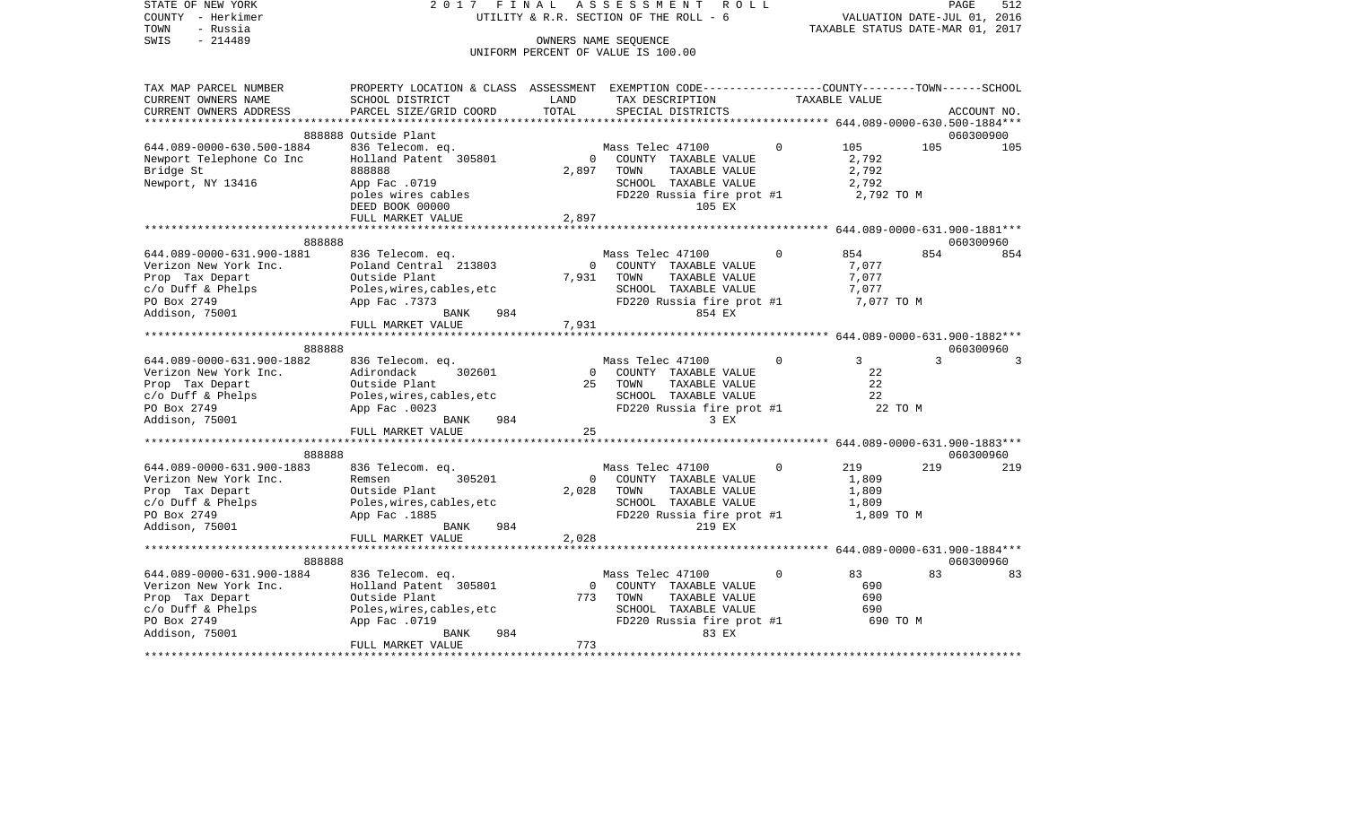STATE OF NEW YORK — 2017 FINAL ASSESSMENT ROLL — UTILITY & R.R. SECTION OF THE ROLL - 6
COUNTY - Herkimer — VALUATION DATE-JUL 01, 2016
TOWN - Russia — TAXABLE STATUS DATE-MAR 01, 2017
SWIS - 214489 — OWNERS NAME SEQUENCE — UNIFORM PERCENT OF VALUE IS 100.00

| TAX MAP PARCEL NUMBER / CURRENT OWNERS NAME / CURRENT OWNERS ADDRESS | PROPERTY LOCATION & CLASS / SCHOOL DISTRICT / PARCEL SIZE/GRID COORD | ASSESSMENT LAND / TOTAL | EXEMPTION CODE / TAX DESCRIPTION / SPECIAL DISTRICTS | COUNTY | TOWN | SCHOOL / ACCOUNT NO. |
|---|---|---|---|---|---|---|
| **644.089-0000-630.500-1884** | 888888 Outside Plant | | | | | 060300900 |
| 644.089-0000-630.500-1884 | 836 Telecom. eq. | | Mass Telec 47100 0 | 105 | 105 | 105 |
| Newport Telephone Co Inc | Holland Patent 305801 | 0 | COUNTY TAXABLE VALUE | 2,792 | | |
| Bridge St | 888888 | 2,897 | TOWN TAXABLE VALUE | | 2,792 | |
| Newport, NY 13416 | App Fac .0719 | | SCHOOL TAXABLE VALUE | | | 2,792 |
| | poles wires cables | | FD220 Russia fire prot #1 | 2,792 TO M | | |
| | DEED BOOK 00000 | | 105 EX | | | |
| | FULL MARKET VALUE | 2,897 | | | | |
| **644.089-0000-631.900-1881** | 888888 | | | | | 060300960 |
| 644.089-0000-631.900-1881 | 836 Telecom. eq. | | Mass Telec 47100 0 | 854 | 854 | 854 |
| Verizon New York Inc. | Poland Central 213803 | 0 | COUNTY TAXABLE VALUE | 7,077 | | |
| Prop Tax Depart | Outside Plant | 7,931 | TOWN TAXABLE VALUE | | 7,077 | |
| c/o Duff & Phelps | Poles,wires,cables,etc | | SCHOOL TAXABLE VALUE | | | 7,077 |
| PO Box 2749 | App Fac .7373 | | FD220 Russia fire prot #1 | 7,077 TO M | | |
| Addison, 75001 | BANK 984 | | 854 EX | | | |
| | FULL MARKET VALUE | 7,931 | | | | |
| **644.089-0000-631.900-1882** | 888888 | | | | | 060300960 |
| 644.089-0000-631.900-1882 | 836 Telecom. eq. | | Mass Telec 47100 0 | 3 | 3 | 3 |
| Verizon New York Inc. | Adirondack 302601 | 0 | COUNTY TAXABLE VALUE | 22 | | |
| Prop Tax Depart | Outside Plant | 25 | TOWN TAXABLE VALUE | | 22 | |
| c/o Duff & Phelps | Poles,wires,cables,etc | | SCHOOL TAXABLE VALUE | | | 22 |
| PO Box 2749 | App Fac .0023 | | FD220 Russia fire prot #1 | 22 TO M | | |
| Addison, 75001 | BANK 984 | | 3 EX | | | |
| | FULL MARKET VALUE | 25 | | | | |
| **644.089-0000-631.900-1883** | 888888 | | | | | 060300960 |
| 644.089-0000-631.900-1883 | 836 Telecom. eq. | | Mass Telec 47100 0 | 219 | 219 | 219 |
| Verizon New York Inc. | Remsen 305201 | 0 | COUNTY TAXABLE VALUE | 1,809 | | |
| Prop Tax Depart | Outside Plant | 2,028 | TOWN TAXABLE VALUE | | 1,809 | |
| c/o Duff & Phelps | Poles,wires,cables,etc | | SCHOOL TAXABLE VALUE | | | 1,809 |
| PO Box 2749 | App Fac .1885 | | FD220 Russia fire prot #1 | 1,809 TO M | | |
| Addison, 75001 | BANK 984 | | 219 EX | | | |
| | FULL MARKET VALUE | 2,028 | | | | |
| **644.089-0000-631.900-1884** | 888888 | | | | | 060300960 |
| 644.089-0000-631.900-1884 | 836 Telecom. eq. | | Mass Telec 47100 0 | 83 | 83 | 83 |
| Verizon New York Inc. | Holland Patent 305801 | 0 | COUNTY TAXABLE VALUE | 690 | | |
| Prop Tax Depart | Outside Plant | 773 | TOWN TAXABLE VALUE | | 690 | |
| c/o Duff & Phelps | Poles,wires,cables,etc | | SCHOOL TAXABLE VALUE | | | 690 |
| PO Box 2749 | App Fac .0719 | | FD220 Russia fire prot #1 | 690 TO M | | |
| Addison, 75001 | BANK 984 | | 83 EX | | | |
| | FULL MARKET VALUE | 773 | | | | |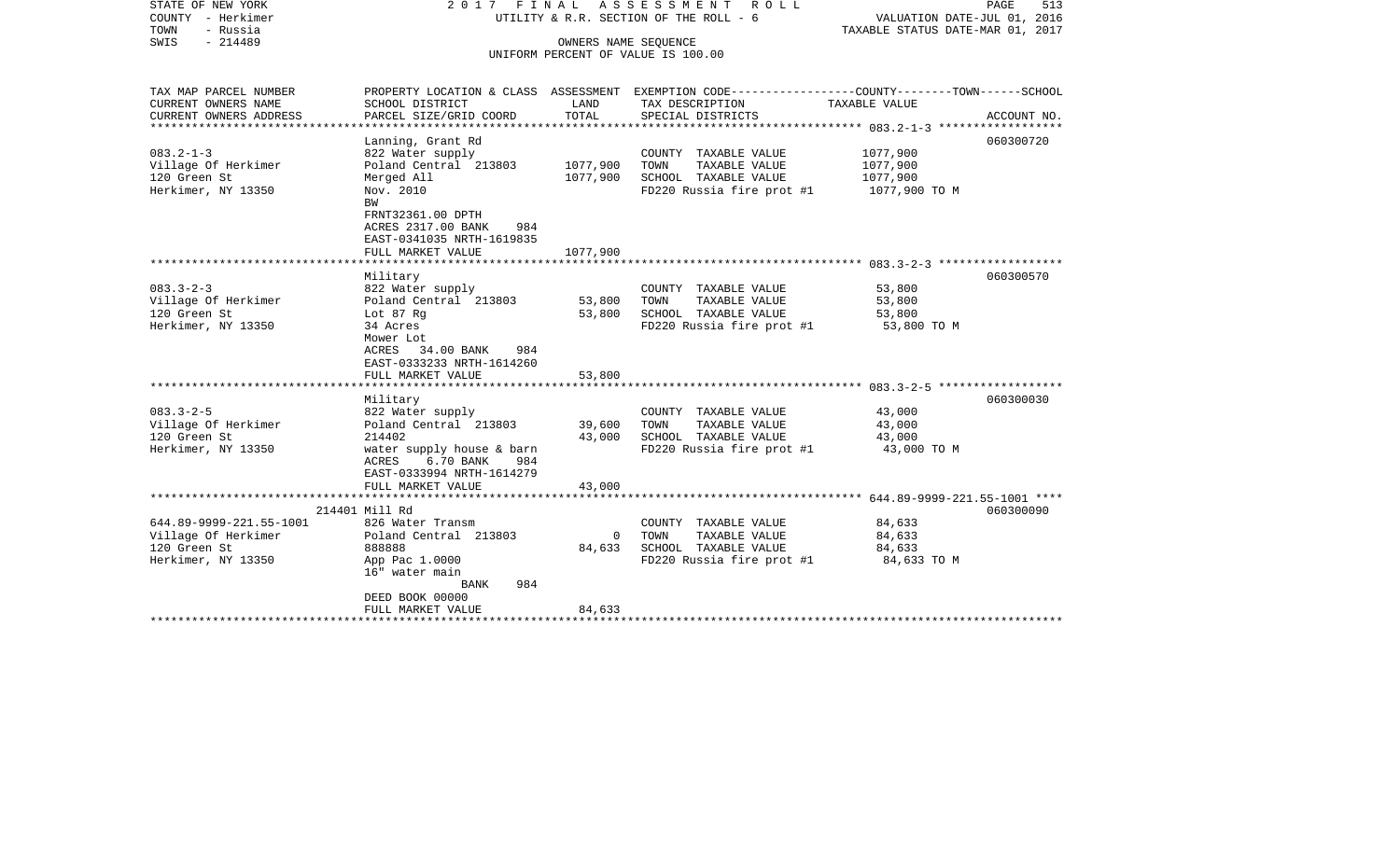STATE OF NEW YORK
COUNTY - Herkimer
TOWN - Russia
SWIS - 214489

2 0 1 7 F I N A L A S S E S S M E N T R O L L
UTILITY & R.R. SECTION OF THE ROLL - 6
OWNERS NAME SEQUENCE
UNIFORM PERCENT OF VALUE IS 100.00

VALUATION DATE-JUL 01, 2016
TAXABLE STATUS DATE-MAR 01, 2017

| TAX MAP PARCEL NUMBER / CURRENT OWNERS NAME / CURRENT OWNERS ADDRESS | PROPERTY LOCATION & CLASS / SCHOOL DISTRICT / PARCEL SIZE/GRID COORD | ASSESSMENT LAND | TOTAL | EXEMPTION CODE / TAX DESCRIPTION / SPECIAL DISTRICTS | COUNTY--------TOWN------SCHOOL TAXABLE VALUE | ACCOUNT NO. |
|---|---|---|---|---|---|---|
| **083.2-1-3** | Lanning, Grant Rd | | | | | 060300720 |
| 083.2-1-3 | 822 Water supply | | | COUNTY TAXABLE VALUE | 1077,900 | |
| Village Of Herkimer | Poland Central 213803 | 1077,900 | | TOWN TAXABLE VALUE | 1077,900 | |
| 120 Green St | Merged All | | 1077,900 | SCHOOL TAXABLE VALUE | 1077,900 | |
| Herkimer, NY 13350 | Nov. 2010 | | | FD220 Russia fire prot #1 | 1077,900 TO M | |
| | BW | | | | | |
| | FRNT32361.00 DPTH | | | | | |
| | ACRES 2317.00 BANK 984 | | | | | |
| | EAST-0341035 NRTH-1619835 | | | | | |
| | FULL MARKET VALUE | | 1077,900 | | | |
| **083.3-2-3** | Military | | | | | 060300570 |
| 083.3-2-3 | 822 Water supply | | | COUNTY TAXABLE VALUE | 53,800 | |
| Village Of Herkimer | Poland Central 213803 | 53,800 | | TOWN TAXABLE VALUE | 53,800 | |
| 120 Green St | Lot 87 Rg | | 53,800 | SCHOOL TAXABLE VALUE | 53,800 | |
| Herkimer, NY 13350 | 34 Acres | | | FD220 Russia fire prot #1 | 53,800 TO M | |
| | Mower Lot | | | | | |
| | ACRES 34.00 BANK 984 | | | | | |
| | EAST-0333233 NRTH-1614260 | | | | | |
| | FULL MARKET VALUE | | 53,800 | | | |
| **083.3-2-5** | Military | | | | | 060300030 |
| 083.3-2-5 | 822 Water supply | | | COUNTY TAXABLE VALUE | 43,000 | |
| Village Of Herkimer | Poland Central 213803 | 39,600 | | TOWN TAXABLE VALUE | 43,000 | |
| 120 Green St | 214402 | | 43,000 | SCHOOL TAXABLE VALUE | 43,000 | |
| Herkimer, NY 13350 | water supply house & barn | | | FD220 Russia fire prot #1 | 43,000 TO M | |
| | ACRES 6.70 BANK 984 | | | | | |
| | EAST-0333994 NRTH-1614279 | | | | | |
| | FULL MARKET VALUE | | 43,000 | | | |
| **644.89-9999-221.55-1001** | 214401 Mill Rd | | | | | 060300090 |
| 644.89-9999-221.55-1001 | 826 Water Transm | | | COUNTY TAXABLE VALUE | 84,633 | |
| Village Of Herkimer | Poland Central 213803 | 0 | | TOWN TAXABLE VALUE | 84,633 | |
| 120 Green St | 888888 | | 84,633 | SCHOOL TAXABLE VALUE | 84,633 | |
| Herkimer, NY 13350 | App Pac 1.0000 | | | FD220 Russia fire prot #1 | 84,633 TO M | |
| | 16" water main | | | | | |
| | BANK 984 | | | | | |
| | DEED BOOK 00000 | | | | | |
| | FULL MARKET VALUE | | 84,633 | | | |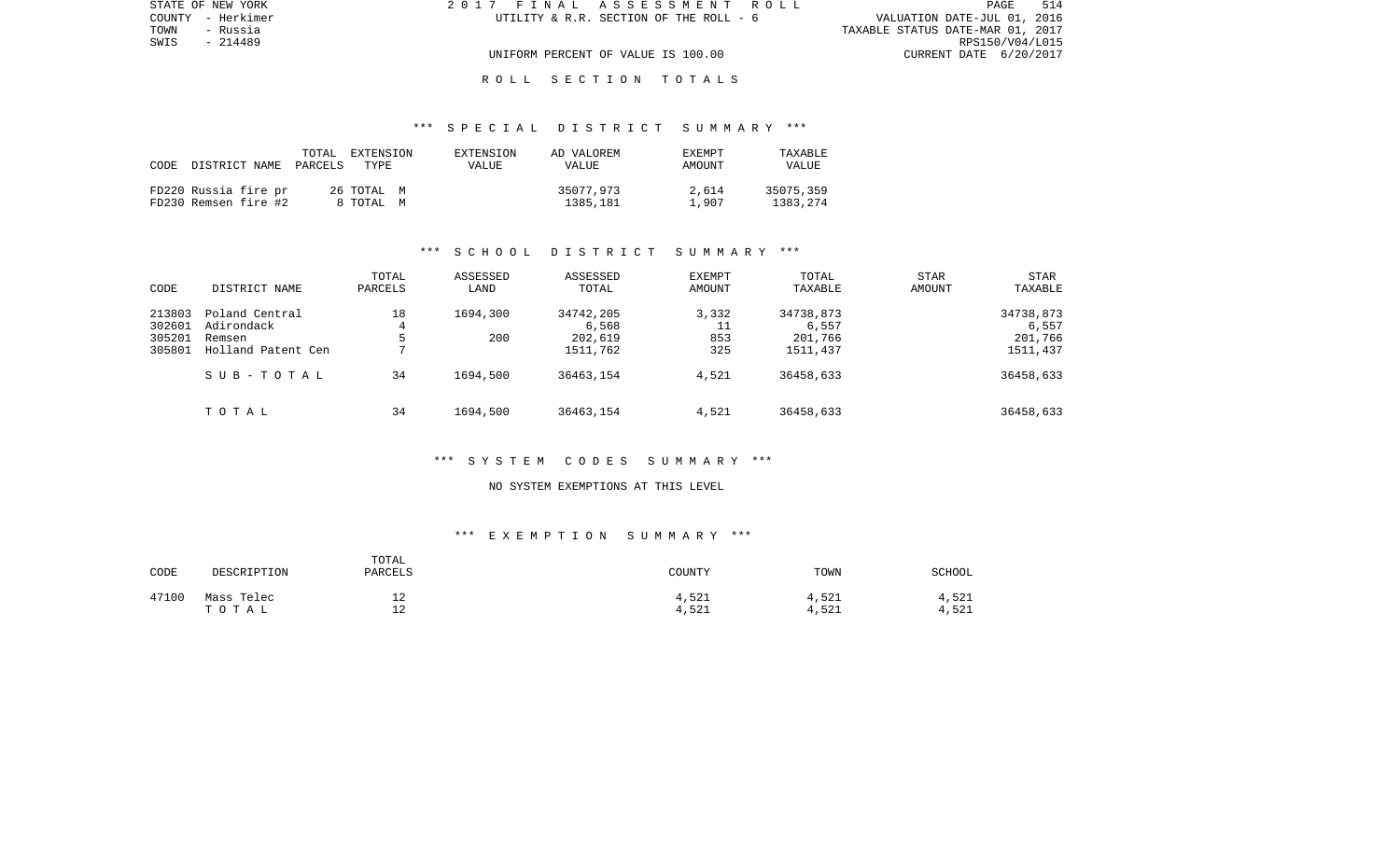STATE OF NEW YORK
COUNTY - Herkimer
TOWN - Russia
SWIS - 214489

2017 FINAL ASSESSMENT ROLL
UTILITY & R.R. SECTION OF THE ROLL - 6

VALUATION DATE-JUL 01, 2016
TAXABLE STATUS DATE-MAR 01, 2017
RPS150/V04/L015
CURRENT DATE 6/20/2017

UNIFORM PERCENT OF VALUE IS 100.00

ROLL SECTION TOTALS

*** SPECIAL DISTRICT SUMMARY ***

| CODE | DISTRICT NAME | TOTAL PARCELS | EXTENSION TYPE | EXTENSION VALUE | AD VALOREM VALUE | EXEMPT AMOUNT | TAXABLE VALUE |
|---|---|---|---|---|---|---|---|
| FD220 | Russia fire pr | 26 | TOTAL M | | 35077,973 | 2,614 | 35075,359 |
| FD230 | Remsen fire #2 | 8 | TOTAL M | | 1385,181 | 1,907 | 1383,274 |

*** SCHOOL DISTRICT SUMMARY ***

| CODE | DISTRICT NAME | TOTAL PARCELS | ASSESSED LAND | ASSESSED TOTAL | EXEMPT AMOUNT | TOTAL TAXABLE | STAR AMOUNT | STAR TAXABLE |
|---|---|---|---|---|---|---|---|---|
| 213803 | Poland Central | 18 | 1694,300 | 34742,205 | 3,332 | 34738,873 | | 34738,873 |
| 302601 | Adirondack | 4 | | 6,568 | 11 | 6,557 | | 6,557 |
| 305201 | Remsen | 5 | 200 | 202,619 | 853 | 201,766 | | 201,766 |
| 305801 | Holland Patent Cen | 7 | | 1511,762 | 325 | 1511,437 | | 1511,437 |
| | SUB-TOTAL | 34 | 1694,500 | 36463,154 | 4,521 | 36458,633 | | 36458,633 |
| | TOTAL | 34 | 1694,500 | 36463,154 | 4,521 | 36458,633 | | 36458,633 |

*** SYSTEM CODES SUMMARY ***

NO SYSTEM EXEMPTIONS AT THIS LEVEL

*** EXEMPTION SUMMARY ***

| CODE | DESCRIPTION | TOTAL PARCELS | COUNTY | TOWN | SCHOOL |
|---|---|---|---|---|---|
| 47100 | Mass Telec | 12 | 4,521 | 4,521 | 4,521 |
| | TOTAL | 12 | 4,521 | 4,521 | 4,521 |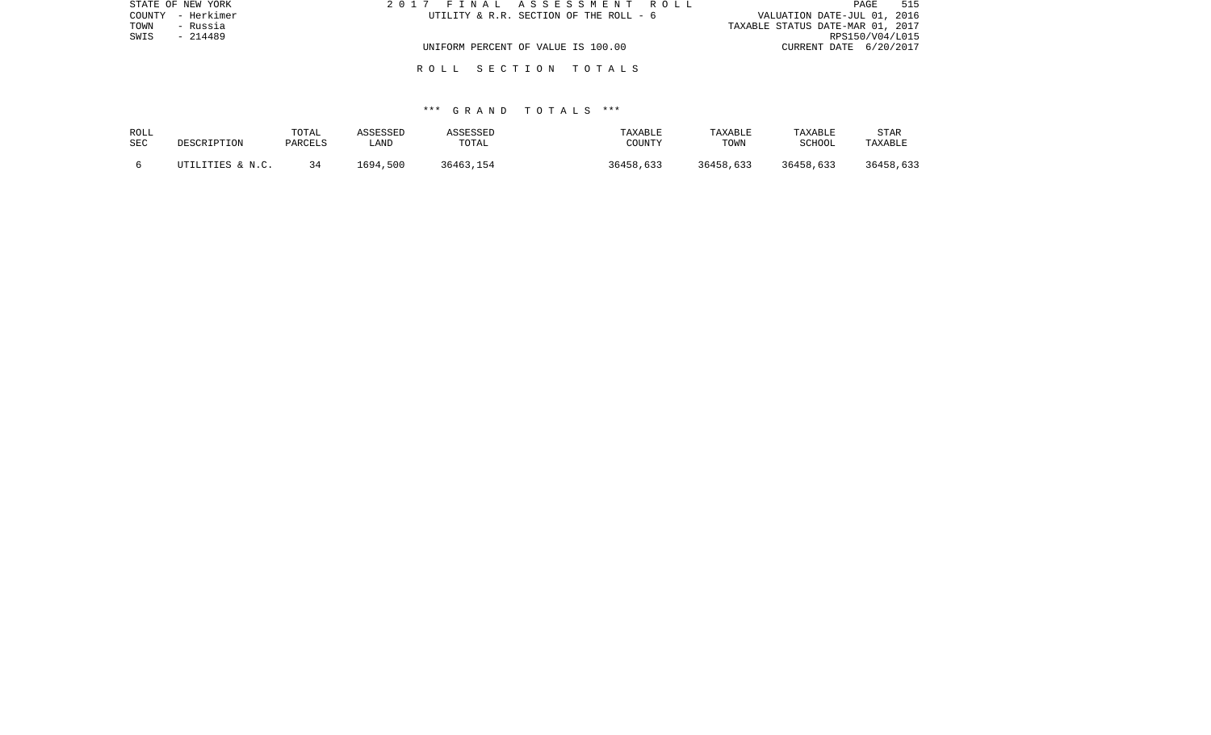STATE OF NEW YORK
COUNTY - Herkimer
TOWN - Russia
SWIS - 214489

2 0 1 7 F I N A L A S S E S S M E N T R O L L
UTILITY & R.R. SECTION OF THE ROLL - 6

UNIFORM PERCENT OF VALUE IS 100.00

VALUATION DATE-JUL 01, 2016
TAXABLE STATUS DATE-MAR 01, 2017
RPS150/V04/L015
CURRENT DATE 6/20/2017

R O L L S E C T I O N T O T A L S

\*\*\* G R A N D T O T A L S \*\*\*

| ROLL SEC | DESCRIPTION | TOTAL PARCELS | ASSESSED LAND | ASSESSED TOTAL | TAXABLE COUNTY | TAXABLE TOWN | TAXABLE SCHOOL | STAR TAXABLE |
|---|---|---|---|---|---|---|---|---|
| 6 | UTILITIES & N.C. | 34 | 1694,500 | 36463,154 | 36458,633 | 36458,633 | 36458,633 | 36458,633 |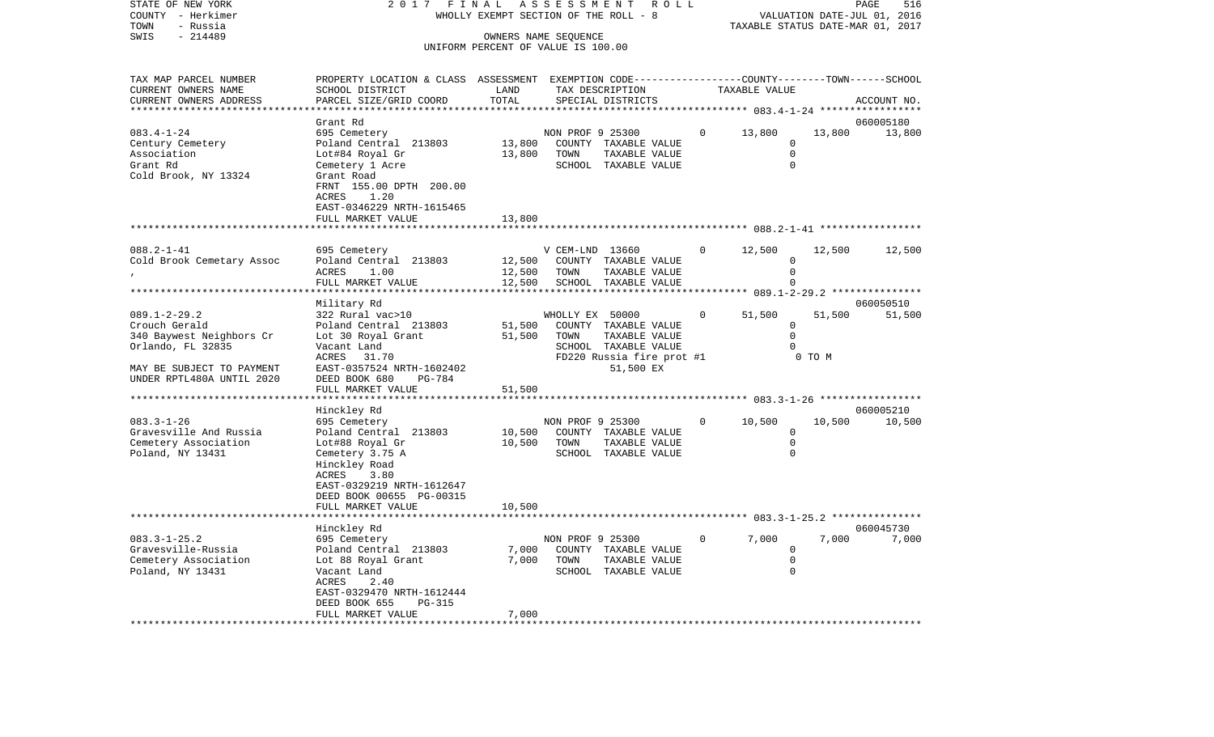STATE OF NEW YORK — 2 0 1 7 F I N A L A S S E S S M E N T R O L L
COUNTY - Herkimer — WHOLLY EXEMPT SECTION OF THE ROLL - 8 — VALUATION DATE-JUL 01, 2016
TOWN - Russia — TAXABLE STATUS DATE-MAR 01, 2017
SWIS - 214489 — OWNERS NAME SEQUENCE
UNIFORM PERCENT OF VALUE IS 100.00

| TAX MAP PARCEL NUMBER / CURRENT OWNERS NAME / CURRENT OWNERS ADDRESS | PROPERTY LOCATION & CLASS / SCHOOL DISTRICT / PARCEL SIZE/GRID COORD | ASSESSMENT LAND | TOTAL | EXEMPTION CODE / TAX DESCRIPTION / SPECIAL DISTRICTS | | COUNTY TAXABLE VALUE | TOWN | SCHOOL / ACCOUNT NO. |
|---|---|---|---|---|---|---|---|---|
| | Grant Rd | | | | | | | 060005180 |
| 083.4-1-24 | 695 Cemetery | | | NON PROF 9 25300 | 0 | 13,800 | 13,800 | 13,800 |
| Century Cemetery | Poland Central 213803 | 13,800 | | COUNTY TAXABLE VALUE | | 0 | | |
| Association | Lot#84 Royal Gr | | 13,800 | TOWN TAXABLE VALUE | | 0 | | |
| Grant Rd | Cemetery 1 Acre | | | SCHOOL TAXABLE VALUE | | 0 | | |
| Cold Brook, NY 13324 | Grant Road | | | | | | | |
| | FRNT 155.00 DPTH 200.00 | | | | | | | |
| | ACRES 1.20 | | | | | | | |
| | EAST-0346229 NRTH-1615465 | | | | | | | |
| | FULL MARKET VALUE | | 13,800 | | | | | |
| 088.2-1-41 | 695 Cemetery | | | V CEM-LND 13660 | 0 | 12,500 | 12,500 | 12,500 |
| Cold Brook Cemetary Assoc | Poland Central 213803 | 12,500 | | COUNTY TAXABLE VALUE | | 0 | | |
| , | ACRES 1.00 | | 12,500 | TOWN TAXABLE VALUE | | 0 | | |
| | FULL MARKET VALUE | | 12,500 | SCHOOL TAXABLE VALUE | | 0 | | |
| | Military Rd | | | | | | | 060050510 |
| 089.1-2-29.2 | 322 Rural vac>10 | | | WHOLLY EX 50000 | 0 | 51,500 | 51,500 | 51,500 |
| Crouch Gerald | Poland Central 213803 | 51,500 | | COUNTY TAXABLE VALUE | | 0 | | |
| 340 Baywest Neighbors Cr | Lot 30 Royal Grant | | 51,500 | TOWN TAXABLE VALUE | | 0 | | |
| Orlando, FL 32835 | Vacant Land | | | SCHOOL TAXABLE VALUE | | 0 | | |
| | ACRES 31.70 | | | FD220 Russia fire prot #1 | | 0 TO M | | |
| MAY BE SUBJECT TO PAYMENT | EAST-0357524 NRTH-1602402 | | | 51,500 EX | | | | |
| UNDER RPTL480A UNTIL 2020 | DEED BOOK 680 PG-784 | | | | | | | |
| | FULL MARKET VALUE | | 51,500 | | | | | |
| | Hinckley Rd | | | | | | | 060005210 |
| 083.3-1-26 | 695 Cemetery | | | NON PROF 9 25300 | 0 | 10,500 | 10,500 | 10,500 |
| Gravesville And Russia | Poland Central 213803 | 10,500 | | COUNTY TAXABLE VALUE | | 0 | | |
| Cemetery Association | Lot#88 Royal Gr | | 10,500 | TOWN TAXABLE VALUE | | 0 | | |
| Poland, NY 13431 | Cemetery 3.75 A | | | SCHOOL TAXABLE VALUE | | 0 | | |
| | Hinckley Road | | | | | | | |
| | ACRES 3.80 | | | | | | | |
| | EAST-0329219 NRTH-1612647 | | | | | | | |
| | DEED BOOK 00655 PG-00315 | | | | | | | |
| | FULL MARKET VALUE | | 10,500 | | | | | |
| | Hinckley Rd | | | | | | | 060045730 |
| 083.3-1-25.2 | 695 Cemetery | | | NON PROF 9 25300 | 0 | 7,000 | 7,000 | 7,000 |
| Gravesville-Russia | Poland Central 213803 | 7,000 | | COUNTY TAXABLE VALUE | | 0 | | |
| Cemetery Association | Lot 88 Royal Grant | | 7,000 | TOWN TAXABLE VALUE | | 0 | | |
| Poland, NY 13431 | Vacant Land | | | SCHOOL TAXABLE VALUE | | 0 | | |
| | ACRES 2.40 | | | | | | | |
| | EAST-0329470 NRTH-1612444 | | | | | | | |
| | DEED BOOK 655 PG-315 | | | | | | | |
| | FULL MARKET VALUE | | 7,000 | | | | | |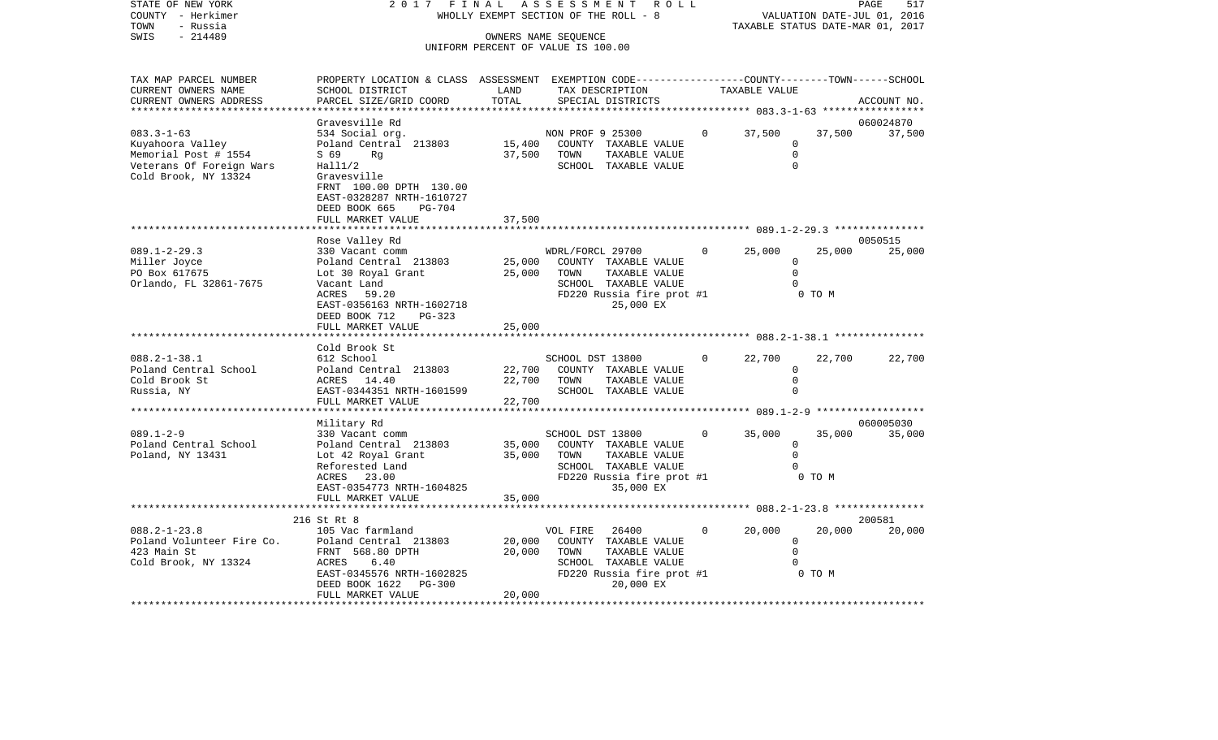STATE OF NEW YORK 2017 FINAL ASSESSMENT ROLL
COUNTY - Herkimer WHOLLY EXEMPT SECTION OF THE ROLL - 8 VALUATION DATE-JUL 01, 2016
TOWN - Russia TAXABLE STATUS DATE-MAR 01, 2017
SWIS - 214489 OWNERS NAME SEQUENCE
UNIFORM PERCENT OF VALUE IS 100.00

| TAX MAP PARCEL NUMBER / CURRENT OWNERS NAME / CURRENT OWNERS ADDRESS | PROPERTY LOCATION & CLASS / SCHOOL DISTRICT / PARCEL SIZE/GRID COORD | ASSESSMENT LAND | TOTAL | EXEMPTION CODE / TAX DESCRIPTION / SPECIAL DISTRICTS | | COUNTY | TOWN | SCHOOL / ACCOUNT NO. |
|---|---|---|---|---|---|---|---|---|
| | Gravesville Rd | | | | | | | 060024870 |
| 083.3-1-63 | 534 Social org. | | | NON PROF 9 25300 | 0 | 37,500 | 37,500 | 37,500 |
| Kuyahoora Valley | Poland Central 213803 | 15,400 | | COUNTY TAXABLE VALUE | | 0 | | |
| Memorial Post # 1554 | S 69 Rg | | 37,500 | TOWN TAXABLE VALUE | | 0 | | |
| Veterans Of Foreign Wars | Hall1/2 | | | SCHOOL TAXABLE VALUE | | 0 | | |
| Cold Brook, NY 13324 | Gravesville | | | | | | | |
| | FRNT 100.00 DPTH 130.00 | | | | | | | |
| | EAST-0328287 NRTH-1610727 | | | | | | | |
| | DEED BOOK 665 PG-704 | | | | | | | |
| | FULL MARKET VALUE | | 37,500 | | | | | |
| | Rose Valley Rd | | | | | | | 0050515 |
| 089.1-2-29.3 | 330 Vacant comm | | | WDRL/FORCL 29700 | 0 | 25,000 | 25,000 | 25,000 |
| Miller Joyce | Poland Central 213803 | 25,000 | | COUNTY TAXABLE VALUE | | 0 | | |
| PO Box 617675 | Lot 30 Royal Grant | | 25,000 | TOWN TAXABLE VALUE | | 0 | | |
| Orlando, FL 32861-7675 | Vacant Land | | | SCHOOL TAXABLE VALUE | | 0 | | |
| | ACRES 59.20 | | | FD220 Russia fire prot #1 | | 0 TO M | | |
| | EAST-0356163 NRTH-1602718 | | | 25,000 EX | | | | |
| | DEED BOOK 712 PG-323 | | | | | | | |
| | FULL MARKET VALUE | | 25,000 | | | | | |
| | Cold Brook St | | | | | | | |
| 088.2-1-38.1 | 612 School | | | SCHOOL DST 13800 | 0 | 22,700 | 22,700 | 22,700 |
| Poland Central School | Poland Central 213803 | 22,700 | | COUNTY TAXABLE VALUE | | 0 | | |
| Cold Brook St | ACRES 14.40 | | 22,700 | TOWN TAXABLE VALUE | | 0 | | |
| Russia, NY | EAST-0344351 NRTH-1601599 | | | SCHOOL TAXABLE VALUE | | 0 | | |
| | FULL MARKET VALUE | | 22,700 | | | | | |
| | Military Rd | | | | | | | 060005030 |
| 089.1-2-9 | 330 Vacant comm | | | SCHOOL DST 13800 | 0 | 35,000 | 35,000 | 35,000 |
| Poland Central School | Poland Central 213803 | 35,000 | | COUNTY TAXABLE VALUE | | 0 | | |
| Poland, NY 13431 | Lot 42 Royal Grant | | 35,000 | TOWN TAXABLE VALUE | | 0 | | |
| | Reforested Land | | | SCHOOL TAXABLE VALUE | | 0 | | |
| | ACRES 23.00 | | | FD220 Russia fire prot #1 | | 0 TO M | | |
| | EAST-0354773 NRTH-1604825 | | | 35,000 EX | | | | |
| | FULL MARKET VALUE | | 35,000 | | | | | |
| | 216 St Rt 8 | | | | | | | 200581 |
| 088.2-1-23.8 | 105 Vac farmland | | | VOL FIRE 26400 | 0 | 20,000 | 20,000 | 20,000 |
| Poland Volunteer Fire Co. | Poland Central 213803 | 20,000 | | COUNTY TAXABLE VALUE | | 0 | | |
| 423 Main St | FRNT 568.80 DPTH | | 20,000 | TOWN TAXABLE VALUE | | 0 | | |
| Cold Brook, NY 13324 | ACRES 6.40 | | | SCHOOL TAXABLE VALUE | | 0 | | |
| | EAST-0345576 NRTH-1602825 | | | FD220 Russia fire prot #1 | | 0 TO M | | |
| | DEED BOOK 1622 PG-300 | | | 20,000 EX | | | | |
| | FULL MARKET VALUE | | 20,000 | | | | | |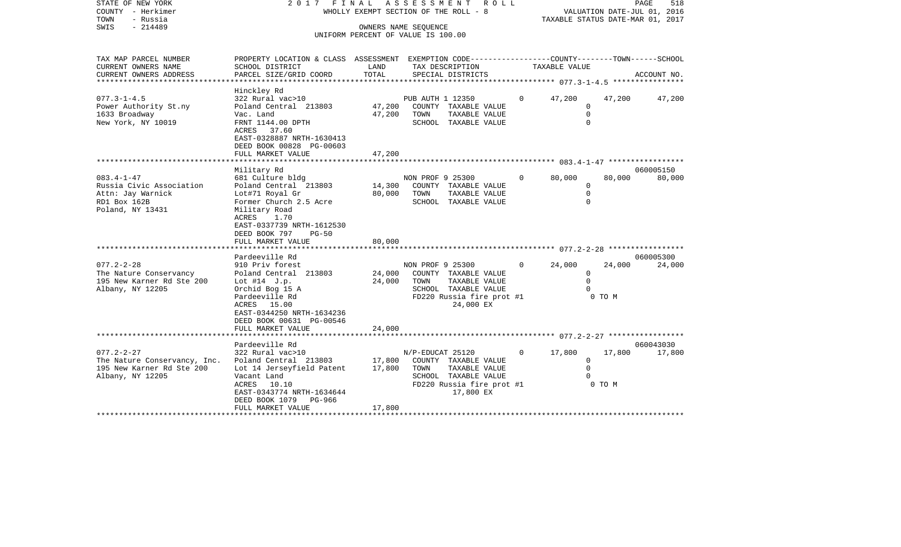STATE OF NEW YORK
COUNTY - Herkimer
TOWN - Russia
SWIS - 214489

2 0 1 7 F I N A L A S S E S S M E N T R O L L
WHOLLY EXEMPT SECTION OF THE ROLL - 8
OWNERS NAME SEQUENCE
UNIFORM PERCENT OF VALUE IS 100.00

VALUATION DATE-JUL 01, 2016
TAXABLE STATUS DATE-MAR 01, 2017

| TAX MAP PARCEL NUMBER / CURRENT OWNERS NAME / CURRENT OWNERS ADDRESS | PROPERTY LOCATION & CLASS / SCHOOL DISTRICT / PARCEL SIZE/GRID COORD | ASSESSMENT LAND | TOTAL | EXEMPTION CODE / TAX DESCRIPTION / SPECIAL DISTRICTS | | COUNTY TAXABLE VALUE | TOWN | SCHOOL / ACCOUNT NO. |
|---|---|---|---|---|---|---|---|---|
| | Hinckley Rd | | | | | | | |
| 077.3-1-4.5 | 322 Rural vac>10 | | | PUB AUTH 1 12350 | 0 | 47,200 | 47,200 | 47,200 |
| Power Authority St.ny | Poland Central 213803 | 47,200 | | COUNTY TAXABLE VALUE | | 0 | | |
| 1633 Broadway | Vac. Land | | 47,200 | TOWN TAXABLE VALUE | | 0 | | |
| New York, NY 10019 | FRNT 1144.00 DPTH | | | SCHOOL TAXABLE VALUE | | 0 | | |
| | ACRES 37.60 | | | | | | | |
| | EAST-0328887 NRTH-1630413 | | | | | | | |
| | DEED BOOK 00828 PG-00603 | | | | | | | |
| | FULL MARKET VALUE | | 47,200 | | | | | |
| | Military Rd | | | | | | | 060005150 |
| 083.4-1-47 | 681 Culture bldg | | | NON PROF 9 25300 | 0 | 80,000 | 80,000 | 80,000 |
| Russia Civic Association | Poland Central 213803 | 14,300 | | COUNTY TAXABLE VALUE | | 0 | | |
| Attn: Jay Warnick | Lot#71 Royal Gr | | 80,000 | TOWN TAXABLE VALUE | | 0 | | |
| RD1 Box 162B | Former Church 2.5 Acre | | | SCHOOL TAXABLE VALUE | | 0 | | |
| Poland, NY 13431 | Military Road | | | | | | | |
| | ACRES 1.70 | | | | | | | |
| | EAST-0337739 NRTH-1612530 | | | | | | | |
| | DEED BOOK 797 PG-50 | | | | | | | |
| | FULL MARKET VALUE | | 80,000 | | | | | |
| | Pardeeville Rd | | | | | | | 060005300 |
| 077.2-2-28 | 910 Priv forest | | | NON PROF 9 25300 | 0 | 24,000 | 24,000 | 24,000 |
| The Nature Conservancy | Poland Central 213803 | 24,000 | | COUNTY TAXABLE VALUE | | 0 | | |
| 195 New Karner Rd Ste 200 | Lot #14 J.p. | | 24,000 | TOWN TAXABLE VALUE | | 0 | | |
| Albany, NY 12205 | Orchid Bog 15 A | | | SCHOOL TAXABLE VALUE | | 0 | | |
| | Pardeeville Rd | | | FD220 Russia fire prot #1 | | | 0 TO M | |
| | ACRES 15.00 | | | 24,000 EX | | | | |
| | EAST-0344250 NRTH-1634236 | | | | | | | |
| | DEED BOOK 00631 PG-00546 | | | | | | | |
| | FULL MARKET VALUE | | 24,000 | | | | | |
| | Pardeeville Rd | | | | | | | 060043030 |
| 077.2-2-27 | 322 Rural vac>10 | | | N/P-EDUCAT 25120 | 0 | 17,800 | 17,800 | 17,800 |
| The Nature Conservancy, Inc. | Poland Central 213803 | 17,800 | | COUNTY TAXABLE VALUE | | 0 | | |
| 195 New Karner Rd Ste 200 | Lot 14 Jerseyfield Patent | | 17,800 | TOWN TAXABLE VALUE | | 0 | | |
| Albany, NY 12205 | Vacant Land | | | SCHOOL TAXABLE VALUE | | 0 | | |
| | ACRES 10.10 | | | FD220 Russia fire prot #1 | | | 0 TO M | |
| | EAST-0343774 NRTH-1634644 | | | 17,800 EX | | | | |
| | DEED BOOK 1079 PG-966 | | | | | | | |
| | FULL MARKET VALUE | | 17,800 | | | | | |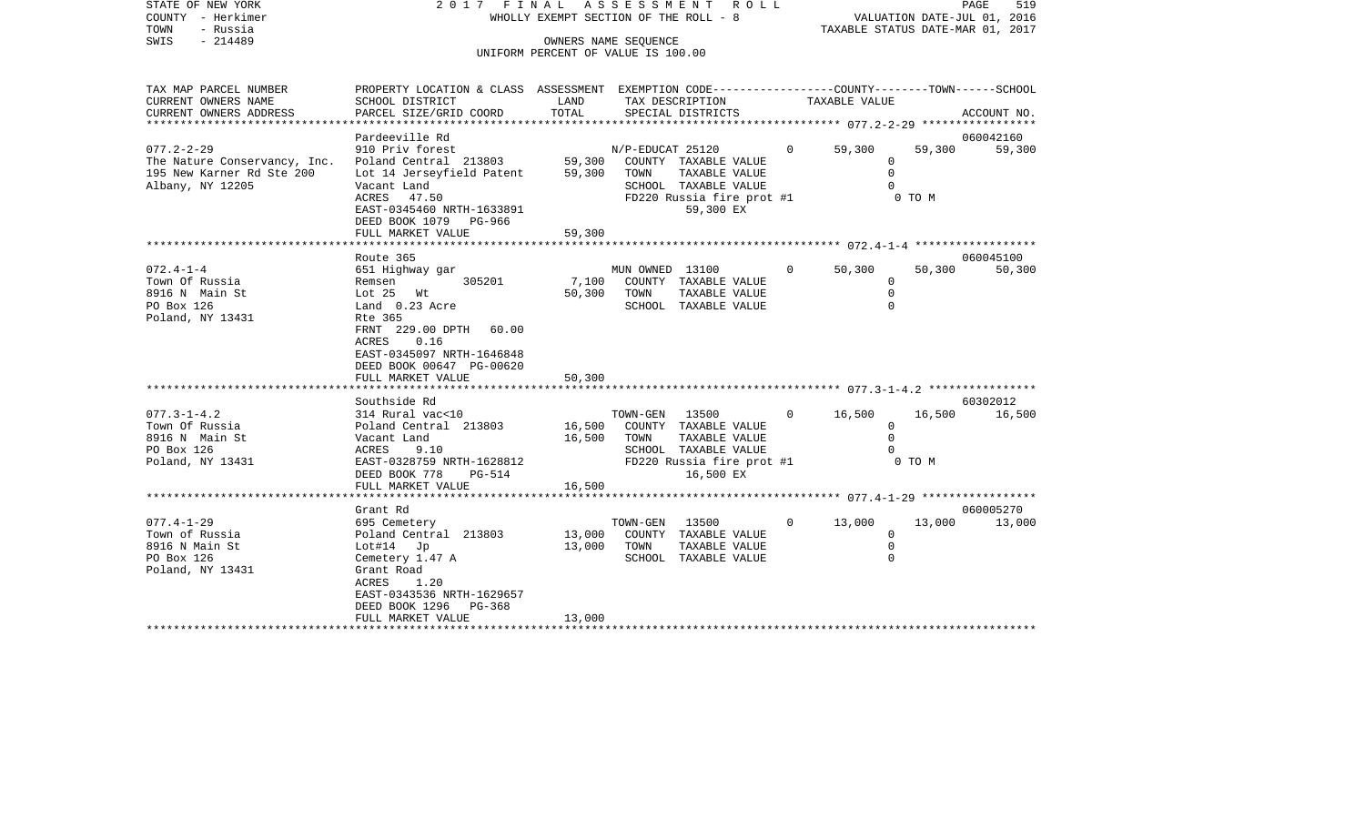STATE OF NEW YORK
COUNTY - Herkimer
TOWN - Russia
SWIS - 214489

2 0 1 7 F I N A L A S S E S S M E N T R O L L
WHOLLY EXEMPT SECTION OF THE ROLL - 8
OWNERS NAME SEQUENCE
UNIFORM PERCENT OF VALUE IS 100.00

VALUATION DATE-JUL 01, 2016
TAXABLE STATUS DATE-MAR 01, 2017

| TAX MAP PARCEL NUMBER / CURRENT OWNERS NAME / CURRENT OWNERS ADDRESS | PROPERTY LOCATION & CLASS / SCHOOL DISTRICT / PARCEL SIZE/GRID COORD | ASSESSMENT LAND | TOTAL | EXEMPTION CODE / TAX DESCRIPTION / SPECIAL DISTRICTS | | COUNTY TAXABLE VALUE | TOWN | SCHOOL / ACCOUNT NO. |
|---|---|---|---|---|---|---|---|---|
| | Pardeeville Rd | | | | | | | 060042160 |
| 077.2-2-29 | 910 Priv forest | | | N/P-EDUCAT 25120 | 0 | 59,300 | 59,300 | 59,300 |
| The Nature Conservancy, Inc. | Poland Central 213803 | 59,300 | | COUNTY TAXABLE VALUE | | 0 | | |
| 195 New Karner Rd Ste 200 | Lot 14 Jerseyfield Patent | | 59,300 | TOWN TAXABLE VALUE | | 0 | | |
| Albany, NY 12205 | Vacant Land | | | SCHOOL TAXABLE VALUE | | 0 | | |
| | ACRES 47.50 | | | FD220 Russia fire prot #1 | | 0 TO M | | |
| | EAST-0345460 NRTH-1633891 | | | 59,300 EX | | | | |
| | DEED BOOK 1079 PG-966 | | | | | | | |
| | FULL MARKET VALUE | | 59,300 | | | | | |
| | Route 365 | | | | | | | 060045100 |
| 072.4-1-4 | 651 Highway gar | | | MUN OWNED 13100 | 0 | 50,300 | 50,300 | 50,300 |
| Town Of Russia | Remsen 305201 | 7,100 | | COUNTY TAXABLE VALUE | | 0 | | |
| 8916 N Main St | Lot 25 Wt | | 50,300 | TOWN TAXABLE VALUE | | 0 | | |
| PO Box 126 | Land 0.23 Acre | | | SCHOOL TAXABLE VALUE | | 0 | | |
| Poland, NY 13431 | Rte 365 | | | | | | | |
| | FRNT 229.00 DPTH 60.00 | | | | | | | |
| | ACRES 0.16 | | | | | | | |
| | EAST-0345097 NRTH-1646848 | | | | | | | |
| | DEED BOOK 00647 PG-00620 | | | | | | | |
| | FULL MARKET VALUE | | 50,300 | | | | | |
| | Southside Rd | | | | | | | 60302012 |
| 077.3-1-4.2 | 314 Rural vac<10 | | | TOWN-GEN 13500 | 0 | 16,500 | 16,500 | 16,500 |
| Town Of Russia | Poland Central 213803 | 16,500 | | COUNTY TAXABLE VALUE | | 0 | | |
| 8916 N Main St | Vacant Land | | 16,500 | TOWN TAXABLE VALUE | | 0 | | |
| PO Box 126 | ACRES 9.10 | | | SCHOOL TAXABLE VALUE | | 0 | | |
| Poland, NY 13431 | EAST-0328759 NRTH-1628812 | | | FD220 Russia fire prot #1 | | 0 TO M | | |
| | DEED BOOK 778 PG-514 | | | 16,500 EX | | | | |
| | FULL MARKET VALUE | | 16,500 | | | | | |
| | Grant Rd | | | | | | | 060005270 |
| 077.4-1-29 | 695 Cemetery | | | TOWN-GEN 13500 | 0 | 13,000 | 13,000 | 13,000 |
| Town of Russia | Poland Central 213803 | 13,000 | | COUNTY TAXABLE VALUE | | 0 | | |
| 8916 N Main St | Lot#14 Jp | | 13,000 | TOWN TAXABLE VALUE | | 0 | | |
| PO Box 126 | Cemetery 1.47 A | | | SCHOOL TAXABLE VALUE | | 0 | | |
| Poland, NY 13431 | Grant Road | | | | | | | |
| | ACRES 1.20 | | | | | | | |
| | EAST-0343536 NRTH-1629657 | | | | | | | |
| | DEED BOOK 1296 PG-368 | | | | | | | |
| | FULL MARKET VALUE | | 13,000 | | | | | |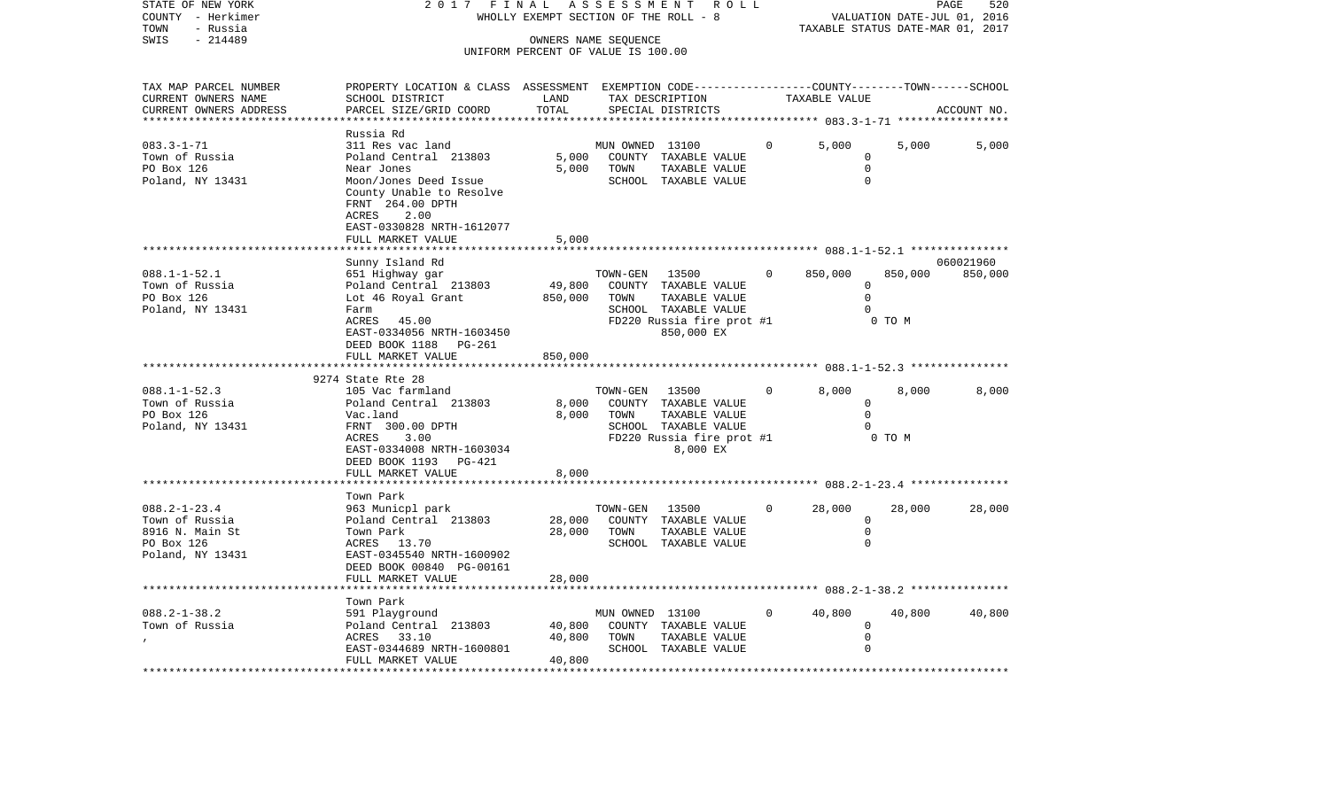STATE OF NEW YORK | 2 0 1 7 F I N A L A S S E S S M E N T R O L L | PAGE 520
COUNTY - Herkimer | WHOLLY EXEMPT SECTION OF THE ROLL - 8 | VALUATION DATE-JUL 01, 2016
TOWN - Russia | | TAXABLE STATUS DATE-MAR 01, 2017
SWIS - 214489 | OWNERS NAME SEQUENCE
UNIFORM PERCENT OF VALUE IS 100.00

| TAX MAP PARCEL NUMBER / CURRENT OWNERS NAME / CURRENT OWNERS ADDRESS | PROPERTY LOCATION & CLASS / SCHOOL DISTRICT / PARCEL SIZE/GRID COORD | ASSESSMENT LAND / TOTAL | EXEMPTION CODE / TAX DESCRIPTION / SPECIAL DISTRICTS | | COUNTY TAXABLE VALUE | TOWN | SCHOOL / ACCOUNT NO. |
|---|---|---|---|---|---|---|---|
| **083.3-1-71** | Russia Rd | | | | | | |
| 083.3-1-71 | 311 Res vac land | | MUN OWNED 13100 | 0 | 5,000 | 5,000 | 5,000 |
| Town of Russia | Poland Central 213803 | 5,000 | COUNTY TAXABLE VALUE | | 0 | | |
| PO Box 126 | Near Jones | 5,000 | TOWN TAXABLE VALUE | | 0 | | |
| Poland, NY 13431 | Moon/Jones Deed Issue | | SCHOOL TAXABLE VALUE | | 0 | | |
| | County Unable to Resolve | | | | | | |
| | FRNT 264.00 DPTH | | | | | | |
| | ACRES 2.00 | | | | | | |
| | EAST-0330828 NRTH-1612077 | | | | | | |
| | FULL MARKET VALUE | 5,000 | | | | | |
| **088.1-1-52.1** | Sunny Island Rd | | | | | | 060021960 |
| 088.1-1-52.1 | 651 Highway gar | | TOWN-GEN 13500 | 0 | 850,000 | 850,000 | 850,000 |
| Town of Russia | Poland Central 213803 | 49,800 | COUNTY TAXABLE VALUE | | 0 | | |
| PO Box 126 | Lot 46 Royal Grant | 850,000 | TOWN TAXABLE VALUE | | 0 | | |
| Poland, NY 13431 | Farm | | SCHOOL TAXABLE VALUE | | 0 | | |
| | ACRES 45.00 | | FD220 Russia fire prot #1 | | | 0 TO M | |
| | EAST-0334056 NRTH-1603450 | | 850,000 EX | | | | |
| | DEED BOOK 1188 PG-261 | | | | | | |
| | FULL MARKET VALUE | 850,000 | | | | | |
| **088.1-1-52.3** | 9274 State Rte 28 | | | | | | |
| 088.1-1-52.3 | 105 Vac farmland | | TOWN-GEN 13500 | 0 | 8,000 | 8,000 | 8,000 |
| Town of Russia | Poland Central 213803 | 8,000 | COUNTY TAXABLE VALUE | | 0 | | |
| PO Box 126 | Vac.land | 8,000 | TOWN TAXABLE VALUE | | 0 | | |
| Poland, NY 13431 | FRNT 300.00 DPTH | | SCHOOL TAXABLE VALUE | | 0 | | |
| | ACRES 3.00 | | FD220 Russia fire prot #1 | | | 0 TO M | |
| | EAST-0334008 NRTH-1603034 | | 8,000 EX | | | | |
| | DEED BOOK 1193 PG-421 | | | | | | |
| | FULL MARKET VALUE | 8,000 | | | | | |
| **088.2-1-23.4** | Town Park | | | | | | |
| 088.2-1-23.4 | 963 Municpl park | | TOWN-GEN 13500 | 0 | 28,000 | 28,000 | 28,000 |
| Town of Russia | Poland Central 213803 | 28,000 | COUNTY TAXABLE VALUE | | 0 | | |
| 8916 N. Main St | Town Park | 28,000 | TOWN TAXABLE VALUE | | 0 | | |
| PO Box 126 | ACRES 13.70 | | SCHOOL TAXABLE VALUE | | 0 | | |
| Poland, NY 13431 | EAST-0345540 NRTH-1600902 | | | | | | |
| | DEED BOOK 00840 PG-00161 | | | | | | |
| | FULL MARKET VALUE | 28,000 | | | | | |
| **088.2-1-38.2** | Town Park | | | | | | |
| 088.2-1-38.2 | 591 Playground | | MUN OWNED 13100 | 0 | 40,800 | 40,800 | 40,800 |
| Town of Russia | Poland Central 213803 | 40,800 | COUNTY TAXABLE VALUE | | 0 | | |
| , | ACRES 33.10 | 40,800 | TOWN TAXABLE VALUE | | 0 | | |
| | EAST-0344689 NRTH-1600801 | | SCHOOL TAXABLE VALUE | | 0 | | |
| | FULL MARKET VALUE | 40,800 | | | | | |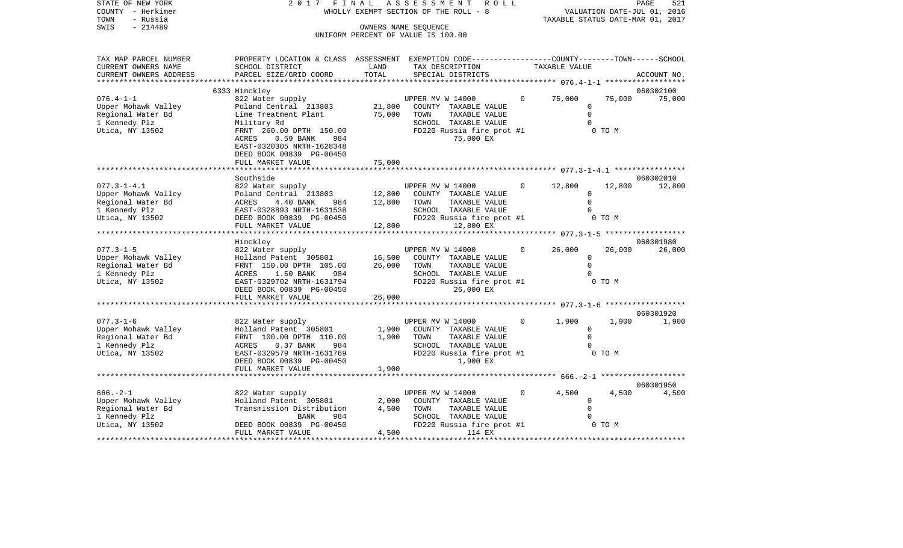STATE OF NEW YORK 2 0 1 7 F I N A L A S S E S S M E N T R O L L
COUNTY - Herkimer WHOLLY EXEMPT SECTION OF THE ROLL - 8 VALUATION DATE-JUL 01, 2016
TOWN - Russia TAXABLE STATUS DATE-MAR 01, 2017
SWIS - 214489 OWNERS NAME SEQUENCE
UNIFORM PERCENT OF VALUE IS 100.00

| TAX MAP PARCEL NUMBER<br>CURRENT OWNERS NAME<br>CURRENT OWNERS ADDRESS | PROPERTY LOCATION & CLASS<br>SCHOOL DISTRICT<br>PARCEL SIZE/GRID COORD | ASSESSMENT<br>LAND<br>TOTAL | EXEMPTION CODE<br>TAX DESCRIPTION<br>SPECIAL DISTRICTS | | COUNTY<br>TAXABLE VALUE | TOWN | SCHOOL<br>ACCOUNT NO. |
|---|---|---|---|---|---|---|---|
| 076.4-1-1 | 6333 Hinckley<br>822 Water supply | | UPPER MV W 14000 | 0 | 75,000 | 75,000 | 060302100<br>75,000 |
| Upper Mohawk Valley | Poland Central 213803 | 21,800 | COUNTY TAXABLE VALUE | | 0 | | |
| Regional Water Bd | Lime Treatment Plant | 75,000 | TOWN TAXABLE VALUE | | 0 | | |
| 1 Kennedy Plz | Military Rd | | SCHOOL TAXABLE VALUE | | 0 | | |
| Utica, NY 13502 | FRNT 260.00 DPTH 150.00 | | FD220 Russia fire prot #1 | | 0 TO M | | |
| | ACRES 0.59 BANK 984 | | 75,000 EX | | | | |
| | EAST-0320305 NRTH-1628348 | | | | | | |
| | DEED BOOK 00839 PG-00450 | | | | | | |
| | FULL MARKET VALUE | 75,000 | | | | | |
| 077.3-1-4.1 | Southside<br>822 Water supply | | UPPER MV W 14000 | 0 | 12,800 | 12,800 | 060302010<br>12,800 |
| Upper Mohawk Valley | Poland Central 213803 | 12,800 | COUNTY TAXABLE VALUE | | 0 | | |
| Regional Water Bd | ACRES 4.40 BANK 984 | 12,800 | TOWN TAXABLE VALUE | | 0 | | |
| 1 Kennedy Plz | EAST-0328893 NRTH-1631538 | | SCHOOL TAXABLE VALUE | | 0 | | |
| Utica, NY 13502 | DEED BOOK 00839 PG-00450 | | FD220 Russia fire prot #1 | | 0 TO M | | |
| | FULL MARKET VALUE | 12,800 | 12,800 EX | | | | |
| 077.3-1-5 | Hinckley<br>822 Water supply | | UPPER MV W 14000 | 0 | 26,000 | 26,000 | 060301980<br>26,000 |
| Upper Mohawk Valley | Holland Patent 305801 | 16,500 | COUNTY TAXABLE VALUE | | 0 | | |
| Regional Water Bd | FRNT 150.00 DPTH 105.00 | 26,000 | TOWN TAXABLE VALUE | | 0 | | |
| 1 Kennedy Plz | ACRES 1.50 BANK 984 | | SCHOOL TAXABLE VALUE | | 0 | | |
| Utica, NY 13502 | EAST-0329702 NRTH-1631794 | | FD220 Russia fire prot #1 | | 0 TO M | | |
| | DEED BOOK 00839 PG-00450 | | 26,000 EX | | | | |
| | FULL MARKET VALUE | 26,000 | | | | | |
| 077.3-1-6 | 822 Water supply | | UPPER MV W 14000 | 0 | 1,900 | 1,900 | 060301920<br>1,900 |
| Upper Mohawk Valley | Holland Patent 305801 | 1,900 | COUNTY TAXABLE VALUE | | 0 | | |
| Regional Water Bd | FRNT 100.00 DPTH 110.00 | 1,900 | TOWN TAXABLE VALUE | | 0 | | |
| 1 Kennedy Plz | ACRES 0.37 BANK 984 | | SCHOOL TAXABLE VALUE | | 0 | | |
| Utica, NY 13502 | EAST-0329579 NRTH-1631769 | | FD220 Russia fire prot #1 | | 0 TO M | | |
| | DEED BOOK 00839 PG-00450 | | 1,900 EX | | | | |
| | FULL MARKET VALUE | 1,900 | | | | | |
| 666.-2-1 | 822 Water supply | | UPPER MV W 14000 | 0 | 4,500 | 4,500 | 060301950<br>4,500 |
| Upper Mohawk Valley | Holland Patent 305801 | 2,000 | COUNTY TAXABLE VALUE | | 0 | | |
| Regional Water Bd | Transmission Distribution | 4,500 | TOWN TAXABLE VALUE | | 0 | | |
| 1 Kennedy Plz | BANK 984 | | SCHOOL TAXABLE VALUE | | 0 | | |
| Utica, NY 13502 | DEED BOOK 00839 PG-00450 | | FD220 Russia fire prot #1 | | 0 TO M | | |
| | FULL MARKET VALUE | 4,500 | 114 EX | | | | |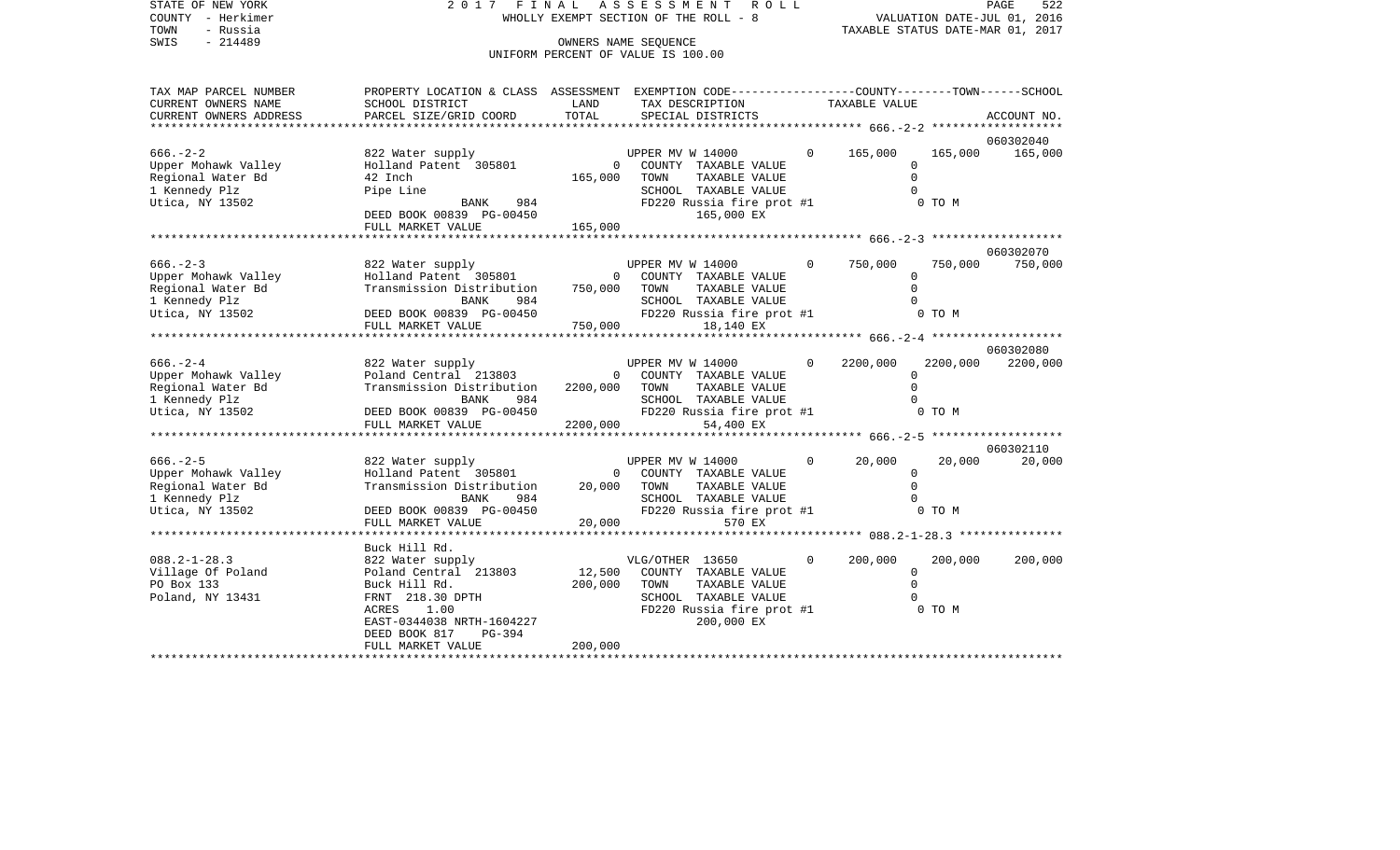STATE OF NEW YORK
COUNTY - Herkimer
TOWN - Russia
SWIS - 214489

2 0 1 7 F I N A L A S S E S S M E N T R O L L
WHOLLY EXEMPT SECTION OF THE ROLL - 8
OWNERS NAME SEQUENCE
UNIFORM PERCENT OF VALUE IS 100.00

VALUATION DATE-JUL 01, 2016
TAXABLE STATUS DATE-MAR 01, 2017

| TAX MAP PARCEL NUMBER / CURRENT OWNERS NAME / CURRENT OWNERS ADDRESS | PROPERTY LOCATION & CLASS / SCHOOL DISTRICT / PARCEL SIZE/GRID COORD | ASSESSMENT LAND / TOTAL | EXEMPTION CODE / TAX DESCRIPTION / SPECIAL DISTRICTS | | COUNTY TAXABLE VALUE | TOWN | SCHOOL / ACCOUNT NO. |
|---|---|---|---|---|---|---|---|
| 666.-2-2 | 822 Water supply | | UPPER MV W 14000 | 0 | 165,000 | 165,000 | 165,000 |
| Upper Mohawk Valley | Holland Patent 305801 | 0 | COUNTY TAXABLE VALUE | | 0 | | 060302040 |
| Regional Water Bd | 42 Inch | 165,000 | TOWN TAXABLE VALUE | | 0 | | |
| 1 Kennedy Plz | Pipe Line | | SCHOOL TAXABLE VALUE | | 0 | | |
| Utica, NY 13502 | BANK 984 | | FD220 Russia fire prot #1 | | | 0 TO M | |
| | DEED BOOK 00839 PG-00450 | | 165,000 EX | | | | |
| | FULL MARKET VALUE | 165,000 | | | | | |
| 666.-2-3 | 822 Water supply | | UPPER MV W 14000 | 0 | 750,000 | 750,000 | 750,000 |
| Upper Mohawk Valley | Holland Patent 305801 | 0 | COUNTY TAXABLE VALUE | | 0 | | 060302070 |
| Regional Water Bd | Transmission Distribution | 750,000 | TOWN TAXABLE VALUE | | 0 | | |
| 1 Kennedy Plz | BANK 984 | | SCHOOL TAXABLE VALUE | | 0 | | |
| Utica, NY 13502 | DEED BOOK 00839 PG-00450 | | FD220 Russia fire prot #1 | | | 0 TO M | |
| | FULL MARKET VALUE | 750,000 | 18,140 EX | | | | |
| 666.-2-4 | 822 Water supply | | UPPER MV W 14000 | 0 | 2200,000 | 2200,000 | 2200,000 |
| Upper Mohawk Valley | Poland Central 213803 | 0 | COUNTY TAXABLE VALUE | | 0 | | 060302080 |
| Regional Water Bd | Transmission Distribution | 2200,000 | TOWN TAXABLE VALUE | | 0 | | |
| 1 Kennedy Plz | BANK 984 | | SCHOOL TAXABLE VALUE | | 0 | | |
| Utica, NY 13502 | DEED BOOK 00839 PG-00450 | | FD220 Russia fire prot #1 | | | 0 TO M | |
| | FULL MARKET VALUE | 2200,000 | 54,400 EX | | | | |
| 666.-2-5 | 822 Water supply | | UPPER MV W 14000 | 0 | 20,000 | 20,000 | 20,000 |
| Upper Mohawk Valley | Holland Patent 305801 | 0 | COUNTY TAXABLE VALUE | | 0 | | 060302110 |
| Regional Water Bd | Transmission Distribution | 20,000 | TOWN TAXABLE VALUE | | 0 | | |
| 1 Kennedy Plz | BANK 984 | | SCHOOL TAXABLE VALUE | | 0 | | |
| Utica, NY 13502 | DEED BOOK 00839 PG-00450 | | FD220 Russia fire prot #1 | | | 0 TO M | |
| | FULL MARKET VALUE | 20,000 | 570 EX | | | | |
| | Buck Hill Rd. | | | | | | |
| 088.2-1-28.3 | 822 Water supply | | VLG/OTHER 13650 | 0 | 200,000 | 200,000 | 200,000 |
| Village Of Poland | Poland Central 213803 | 12,500 | COUNTY TAXABLE VALUE | | 0 | | |
| PO Box 133 | Buck Hill Rd. | 200,000 | TOWN TAXABLE VALUE | | 0 | | |
| Poland, NY 13431 | FRNT 218.30 DPTH | | SCHOOL TAXABLE VALUE | | 0 | | |
| | ACRES 1.00 | | FD220 Russia fire prot #1 | | | 0 TO M | |
| | EAST-0344038 NRTH-1604227 | | 200,000 EX | | | | |
| | DEED BOOK 817 PG-394 | | | | | | |
| | FULL MARKET VALUE | 200,000 | | | | | |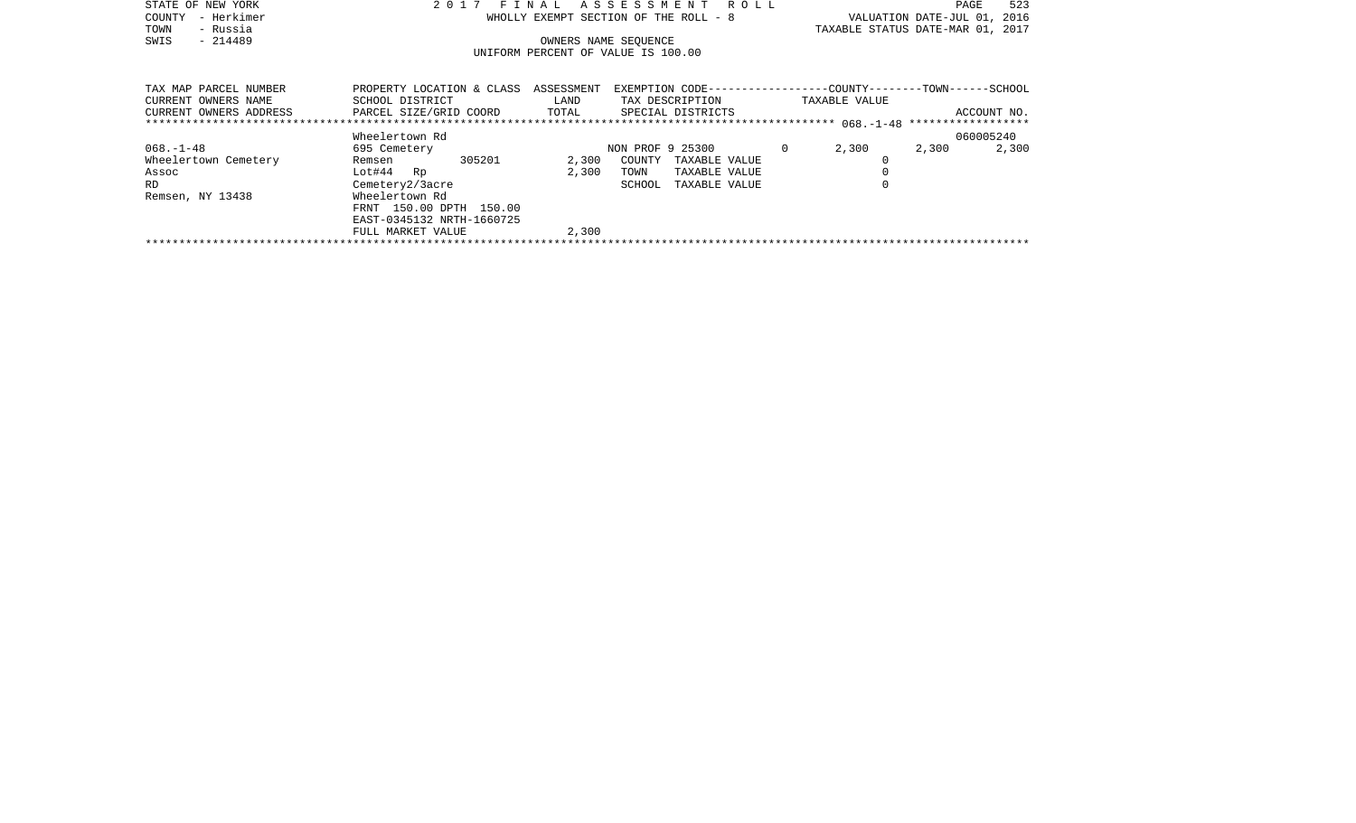STATE OF NEW YORK — 2017 FINAL ASSESSMENT ROLL
COUNTY - Herkimer — WHOLLY EXEMPT SECTION OF THE ROLL - 8 — VALUATION DATE-JUL 01, 2016
TOWN - Russia — TAXABLE STATUS DATE-MAR 01, 2017
SWIS - 214489 — OWNERS NAME SEQUENCE
UNIFORM PERCENT OF VALUE IS 100.00

| TAX MAP PARCEL NUMBER<br>CURRENT OWNERS NAME<br>CURRENT OWNERS ADDRESS | PROPERTY LOCATION & CLASS<br>SCHOOL DISTRICT<br>PARCEL SIZE/GRID COORD | ASSESSMENT<br>LAND<br>TOTAL | EXEMPTION CODE<br>TAX DESCRIPTION<br>SPECIAL DISTRICTS | | COUNTY<br>TAXABLE VALUE | TOWN | SCHOOL<br>ACCOUNT NO. |
|---|---|---|---|---|---|---|---|
| 068.-1-48 | | | | | | | |
| | Wheelertown Rd | | | | | | 060005240 |
| 068.-1-48 | 695 Cemetery | | NON PROF 9 25300 | 0 | 2,300 | 2,300 | 2,300 |
| Wheelertown Cemetery | Remsen 305201 | 2,300 | COUNTY TAXABLE VALUE | | 0 | | |
| Assoc | Lot#44 Rp | 2,300 | TOWN TAXABLE VALUE | | 0 | | |
| RD | Cemetery2/3acre | | SCHOOL TAXABLE VALUE | | 0 | | |
| Remsen, NY 13438 | Wheelertown Rd | | | | | | |
| | FRNT 150.00 DPTH 150.00 | | | | | | |
| | EAST-0345132 NRTH-1660725 | | | | | | |
| | FULL MARKET VALUE | 2,300 | | | | | |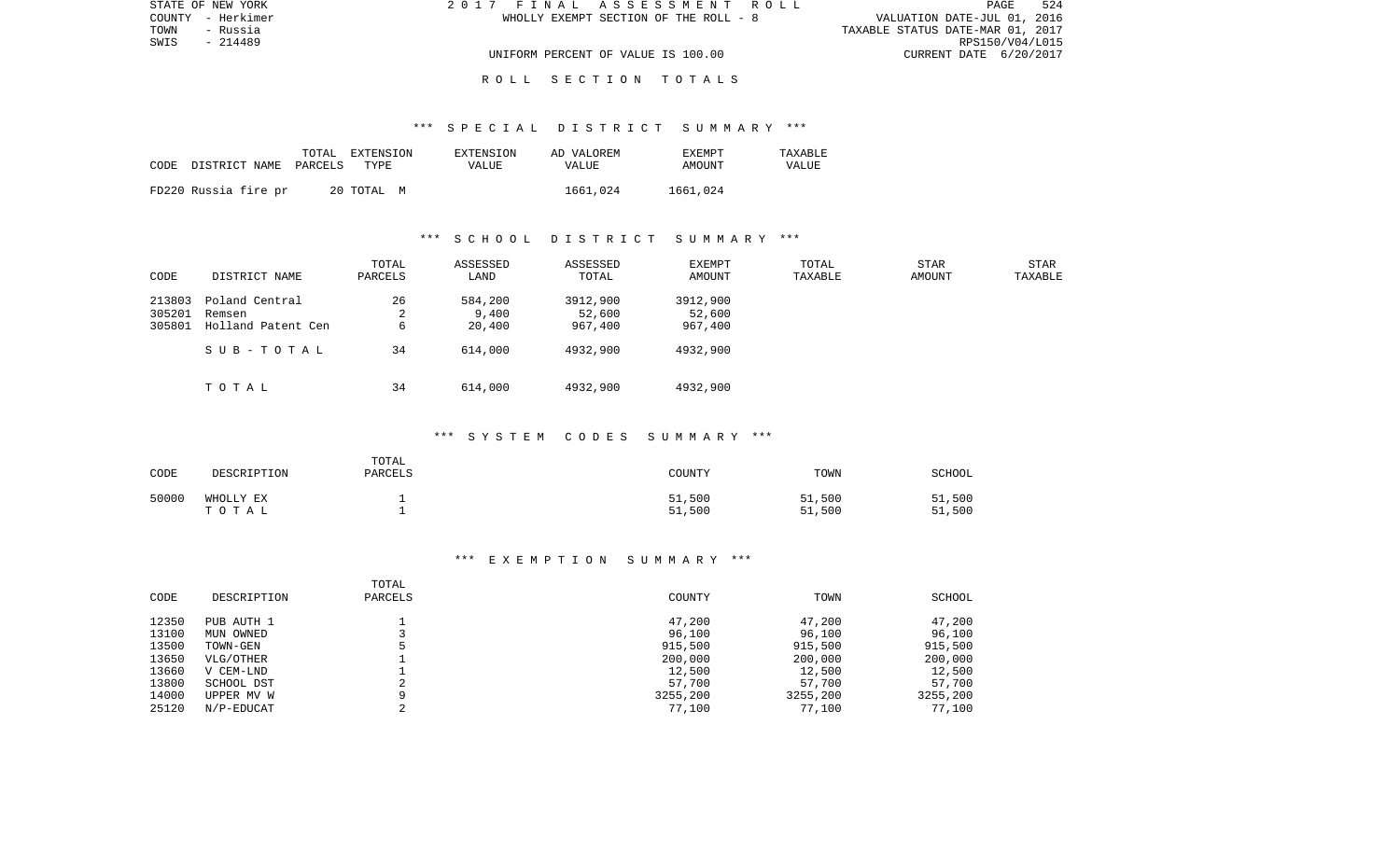STATE OF NEW YORK
COUNTY - Herkimer
TOWN - Russia
SWIS - 214489

2017 FINAL ASSESSMENT ROLL
WHOLLY EXEMPT SECTION OF THE ROLL - 8

UNIFORM PERCENT OF VALUE IS 100.00

VALUATION DATE-JUL 01, 2016
TAXABLE STATUS DATE-MAR 01, 2017
RPS150/V04/L015
CURRENT DATE 6/20/2017

## ROLL SECTION TOTALS

### *** SPECIAL DISTRICT SUMMARY ***

| CODE | DISTRICT NAME | TOTAL PARCELS | EXTENSION TYPE | EXTENSION VALUE | AD VALOREM VALUE | EXEMPT AMOUNT | TAXABLE VALUE |
|---|---|---|---|---|---|---|---|
| FD220 | Russia fire pr | 20 | TOTAL M | | 1661,024 | 1661,024 | |

### *** SCHOOL DISTRICT SUMMARY ***

| CODE | DISTRICT NAME | TOTAL PARCELS | ASSESSED LAND | ASSESSED TOTAL | EXEMPT AMOUNT | TOTAL TAXABLE | STAR AMOUNT | STAR TAXABLE |
|---|---|---|---|---|---|---|---|---|
| 213803 | Poland Central | 26 | 584,200 | 3912,900 | 3912,900 | | | |
| 305201 | Remsen | 2 | 9,400 | 52,600 | 52,600 | | | |
| 305801 | Holland Patent Cen | 6 | 20,400 | 967,400 | 967,400 | | | |
| | SUB-TOTAL | 34 | 614,000 | 4932,900 | 4932,900 | | | |
| | TOTAL | 34 | 614,000 | 4932,900 | 4932,900 | | | |

### *** SYSTEM CODES SUMMARY ***

| CODE | DESCRIPTION | TOTAL PARCELS | COUNTY | TOWN | SCHOOL |
|---|---|---|---|---|---|
| 50000 | WHOLLY EX | 1 | 51,500 | 51,500 | 51,500 |
| | TOTAL | 1 | 51,500 | 51,500 | 51,500 |

### *** EXEMPTION SUMMARY ***

| CODE | DESCRIPTION | TOTAL PARCELS | COUNTY | TOWN | SCHOOL |
|---|---|---|---|---|---|
| 12350 | PUB AUTH 1 | 1 | 47,200 | 47,200 | 47,200 |
| 13100 | MUN OWNED | 3 | 96,100 | 96,100 | 96,100 |
| 13500 | TOWN-GEN | 5 | 915,500 | 915,500 | 915,500 |
| 13650 | VLG/OTHER | 1 | 200,000 | 200,000 | 200,000 |
| 13660 | V CEM-LND | 1 | 12,500 | 12,500 | 12,500 |
| 13800 | SCHOOL DST | 2 | 57,700 | 57,700 | 57,700 |
| 14000 | UPPER MV W | 9 | 3255,200 | 3255,200 | 3255,200 |
| 25120 | N/P-EDUCAT | 2 | 77,100 | 77,100 | 77,100 |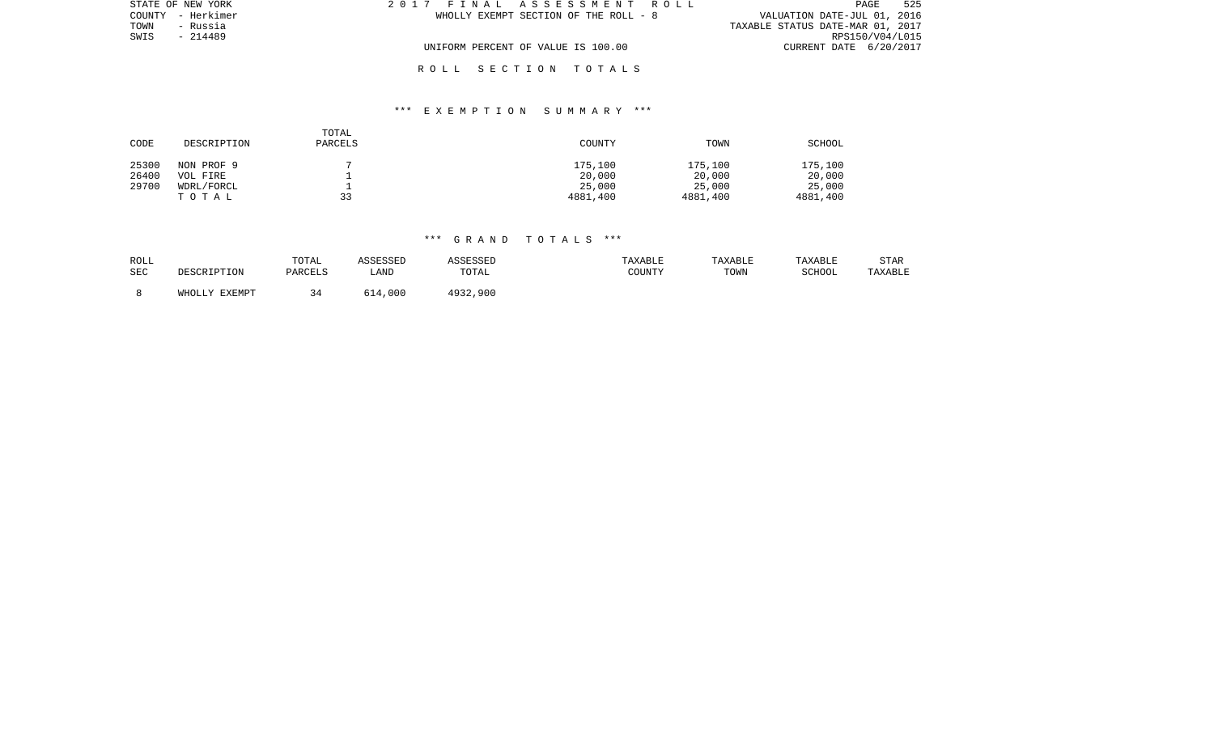STATE OF NEW YORK
COUNTY - Herkimer
TOWN - Russia
SWIS - 214489

2 0 1 7 F I N A L A S S E S S M E N T R O L L
WHOLLY EXEMPT SECTION OF THE ROLL - 8

VALUATION DATE-JUL 01, 2016
TAXABLE STATUS DATE-MAR 01, 2017
RPS150/V04/L015
CURRENT DATE 6/20/2017

UNIFORM PERCENT OF VALUE IS 100.00

R O L L S E C T I O N T O T A L S

*** E X E M P T I O N S U M M A R Y ***

| CODE | DESCRIPTION | TOTAL PARCELS | COUNTY | TOWN | SCHOOL |
|---|---|---|---|---|---|
| 25300 | NON PROF 9 | 7 | 175,100 | 175,100 | 175,100 |
| 26400 | VOL FIRE | 1 | 20,000 | 20,000 | 20,000 |
| 29700 | WDRL/FORCL | 1 | 25,000 | 25,000 | 25,000 |
| | T O T A L | 33 | 4881,400 | 4881,400 | 4881,400 |

*** G R A N D T O T A L S ***

| ROLL SEC | DESCRIPTION | TOTAL PARCELS | ASSESSED LAND | ASSESSED TOTAL | TAXABLE COUNTY | TAXABLE TOWN | TAXABLE SCHOOL | STAR TAXABLE |
|---|---|---|---|---|---|---|---|---|
| 8 | WHOLLY EXEMPT | 34 | 614,000 | 4932,900 | | | | |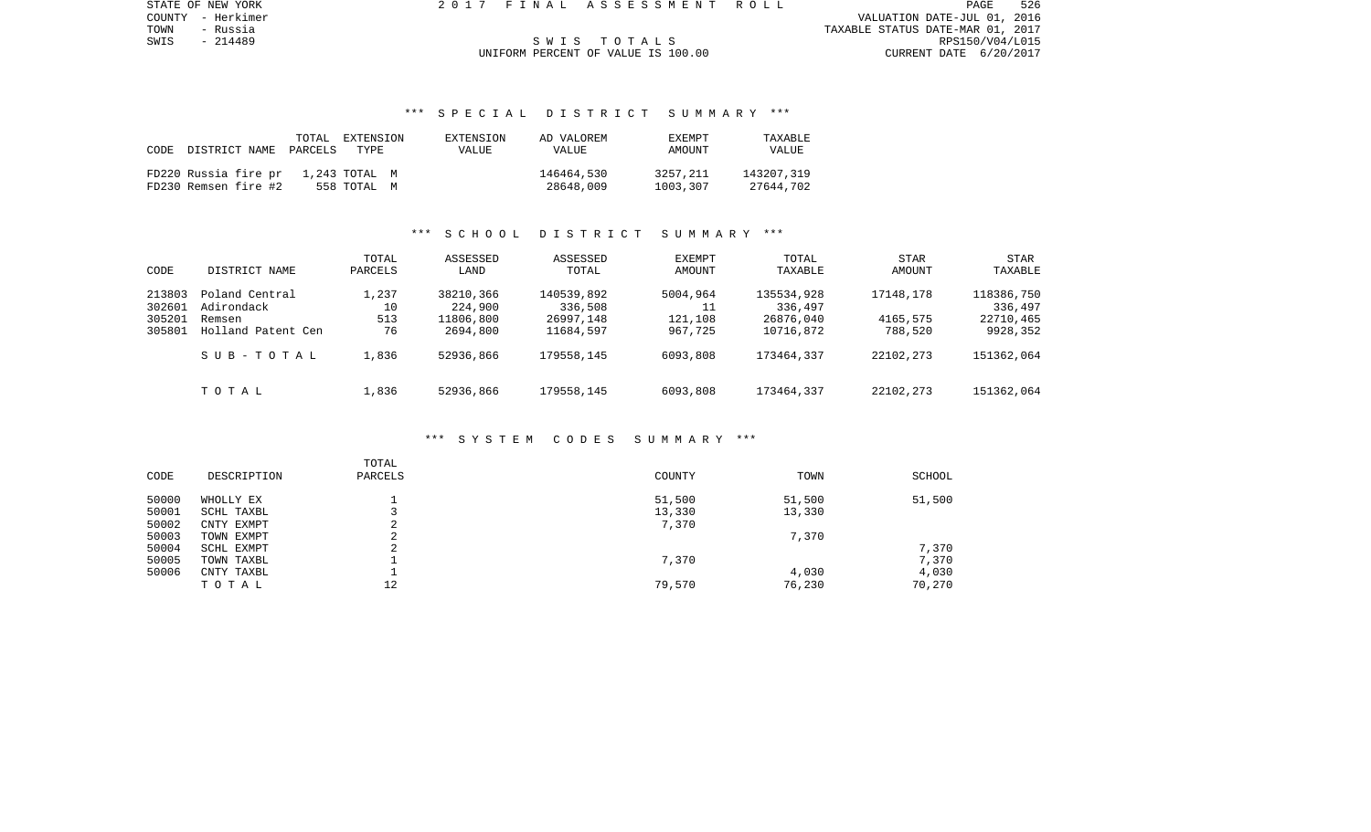STATE OF NEW YORK
COUNTY - Herkimer
TOWN - Russia
SWIS - 214489

2017 FINAL ASSESSMENT ROLL

S W I S  T O T A L S
UNIFORM PERCENT OF VALUE IS 100.00

VALUATION DATE-JUL 01, 2016
TAXABLE STATUS DATE-MAR 01, 2017
RPS150/V04/L015
CURRENT DATE 6/20/2017

## *** SPECIAL DISTRICT SUMMARY ***

| CODE DISTRICT NAME | TOTAL PARCELS | EXTENSION TYPE | EXTENSION VALUE | AD VALOREM VALUE | EXEMPT AMOUNT | TAXABLE VALUE |
|---|---|---|---|---|---|---|
| FD220 Russia fire pr | 1,243 | TOTAL M | | 146464,530 | 3257,211 | 143207,319 |
| FD230 Remsen fire #2 | 558 | TOTAL M | | 28648,009 | 1003,307 | 27644,702 |

## *** SCHOOL DISTRICT SUMMARY ***

| CODE | DISTRICT NAME | TOTAL PARCELS | ASSESSED LAND | ASSESSED TOTAL | EXEMPT AMOUNT | TOTAL TAXABLE | STAR AMOUNT | STAR TAXABLE |
|---|---|---|---|---|---|---|---|---|
| 213803 | Poland Central | 1,237 | 38210,366 | 140539,892 | 5004,964 | 135534,928 | 17148,178 | 118386,750 |
| 302601 | Adirondack | 10 | 224,900 | 336,508 | 11 | 336,497 | | 336,497 |
| 305201 | Remsen | 513 | 11806,800 | 26997,148 | 121,108 | 26876,040 | 4165,575 | 22710,465 |
| 305801 | Holland Patent Cen | 76 | 2694,800 | 11684,597 | 967,725 | 10716,872 | 788,520 | 9928,352 |
| | SUB-TOTAL | 1,836 | 52936,866 | 179558,145 | 6093,808 | 173464,337 | 22102,273 | 151362,064 |
| | TOTAL | 1,836 | 52936,866 | 179558,145 | 6093,808 | 173464,337 | 22102,273 | 151362,064 |

## *** SYSTEM CODES SUMMARY ***

| CODE | DESCRIPTION | TOTAL PARCELS | COUNTY | TOWN | SCHOOL |
|---|---|---|---|---|---|
| 50000 | WHOLLY EX | 1 | 51,500 | 51,500 | 51,500 |
| 50001 | SCHL TAXBL | 3 | 13,330 | 13,330 | |
| 50002 | CNTY EXMPT | 2 | 7,370 | | |
| 50003 | TOWN EXMPT | 2 | | 7,370 | |
| 50004 | SCHL EXMPT | 2 | | | 7,370 |
| 50005 | TOWN TAXBL | 1 | 7,370 | | 7,370 |
| 50006 | CNTY TAXBL | 1 | | 4,030 | 4,030 |
| | TOTAL | 12 | 79,570 | 76,230 | 70,270 |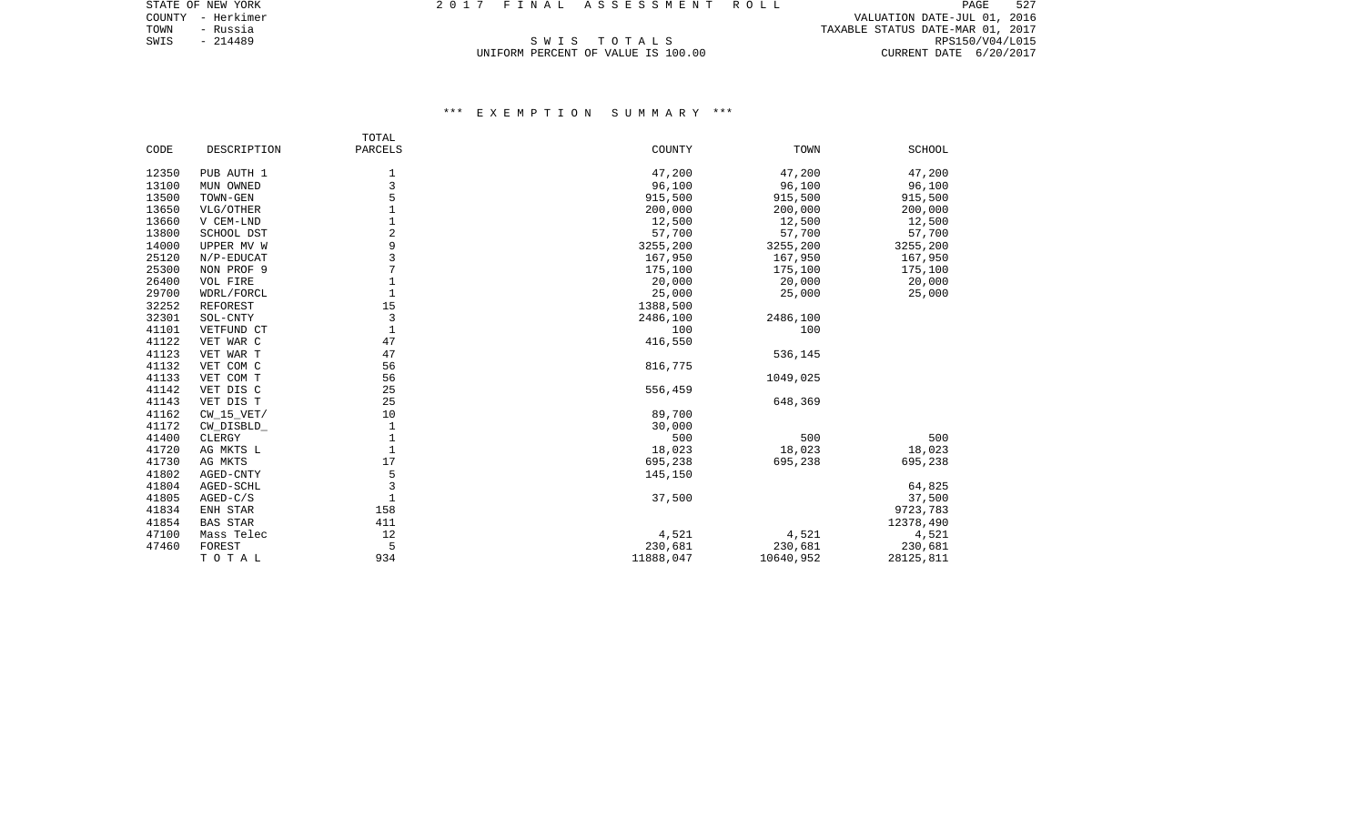STATE OF NEW YORK
COUNTY - Herkimer
TOWN - Russia
SWIS - 214489

2017 FINAL ASSESSMENT ROLL

S W I S   T O T A L S
UNIFORM PERCENT OF VALUE IS 100.00

VALUATION DATE-JUL 01, 2016
TAXABLE STATUS DATE-MAR 01, 2017
RPS150/V04/L015
CURRENT DATE 6/20/2017

### *** E X E M P T I O N   S U M M A R Y ***

| CODE | DESCRIPTION | TOTAL PARCELS | COUNTY | TOWN | SCHOOL |
|---|---|---|---|---|---|
| 12350 | PUB AUTH 1 | 1 | 47,200 | 47,200 | 47,200 |
| 13100 | MUN OWNED | 3 | 96,100 | 96,100 | 96,100 |
| 13500 | TOWN-GEN | 5 | 915,500 | 915,500 | 915,500 |
| 13650 | VLG/OTHER | 1 | 200,000 | 200,000 | 200,000 |
| 13660 | V CEM-LND | 1 | 12,500 | 12,500 | 12,500 |
| 13800 | SCHOOL DST | 2 | 57,700 | 57,700 | 57,700 |
| 14000 | UPPER MV W | 9 | 3255,200 | 3255,200 | 3255,200 |
| 25120 | N/P-EDUCAT | 3 | 167,950 | 167,950 | 167,950 |
| 25300 | NON PROF 9 | 7 | 175,100 | 175,100 | 175,100 |
| 26400 | VOL FIRE | 1 | 20,000 | 20,000 | 20,000 |
| 29700 | WDRL/FORCL | 1 | 25,000 | 25,000 | 25,000 |
| 32252 | REFOREST | 15 | 1388,500 | | |
| 32301 | SOL-CNTY | 3 | 2486,100 | 2486,100 | |
| 41101 | VETFUND CT | 1 | 100 | 100 | |
| 41122 | VET WAR C | 47 | 416,550 | | |
| 41123 | VET WAR T | 47 | | 536,145 | |
| 41132 | VET COM C | 56 | 816,775 | | |
| 41133 | VET COM T | 56 | | 1049,025 | |
| 41142 | VET DIS C | 25 | 556,459 | | |
| 41143 | VET DIS T | 25 | | 648,369 | |
| 41162 | CW_15_VET/ | 10 | 89,700 | | |
| 41172 | CW_DISBLD_ | 1 | 30,000 | | |
| 41400 | CLERGY | 1 | 500 | 500 | 500 |
| 41720 | AG MKTS L | 1 | 18,023 | 18,023 | 18,023 |
| 41730 | AG MKTS | 17 | 695,238 | 695,238 | 695,238 |
| 41802 | AGED-CNTY | 5 | 145,150 | | |
| 41804 | AGED-SCHL | 3 | | | 64,825 |
| 41805 | AGED-C/S | 1 | 37,500 | | 37,500 |
| 41834 | ENH STAR | 158 | | | 9723,783 |
| 41854 | BAS STAR | 411 | | | 12378,490 |
| 47100 | Mass Telec | 12 | 4,521 | 4,521 | 4,521 |
| 47460 | FOREST | 5 | 230,681 | 230,681 | 230,681 |
| | T O T A L | 934 | 11888,047 | 10640,952 | 28125,811 |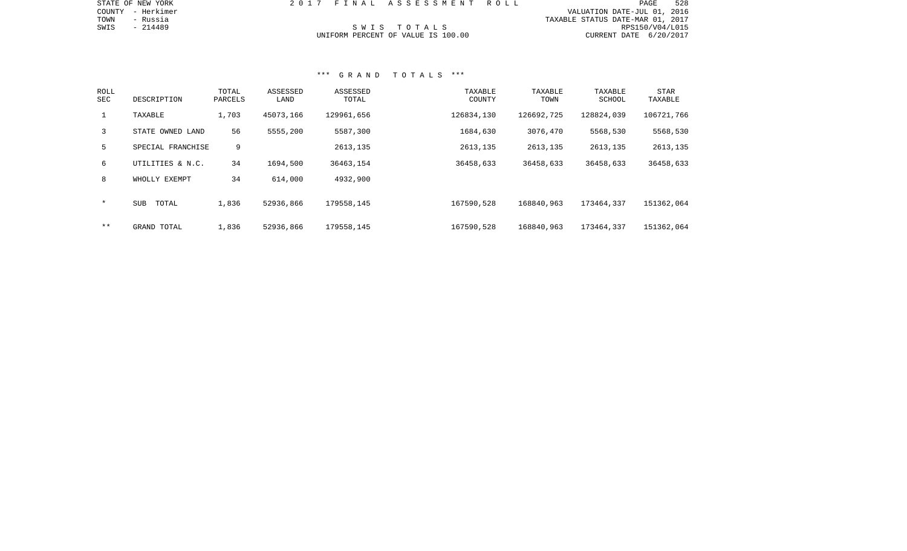STATE OF NEW YORK
COUNTY - Herkimer
TOWN - Russia
SWIS - 214489

2 0 1 7 F I N A L A S S E S S M E N T R O L L

S W I S T O T A L S
UNIFORM PERCENT OF VALUE IS 100.00

PAGE 528
VALUATION DATE-JUL 01, 2016
TAXABLE STATUS DATE-MAR 01, 2017
RPS150/V04/L015
CURRENT DATE 6/20/2017

*** G R A N D T O T A L S ***

| ROLL SEC | DESCRIPTION | TOTAL PARCELS | ASSESSED LAND | ASSESSED TOTAL | TAXABLE COUNTY | TAXABLE TOWN | TAXABLE SCHOOL | STAR TAXABLE |
|---|---|---|---|---|---|---|---|---|
| 1 | TAXABLE | 1,703 | 45073,166 | 129961,656 | 126834,130 | 126692,725 | 128824,039 | 106721,766 |
| 3 | STATE OWNED LAND | 56 | 5555,200 | 5587,300 | 1684,630 | 3076,470 | 5568,530 | 5568,530 |
| 5 | SPECIAL FRANCHISE | 9 | | 2613,135 | 2613,135 | 2613,135 | 2613,135 | 2613,135 |
| 6 | UTILITIES & N.C. | 34 | 1694,500 | 36463,154 | 36458,633 | 36458,633 | 36458,633 | 36458,633 |
| 8 | WHOLLY EXEMPT | 34 | 614,000 | 4932,900 | | | | |
| * | SUB TOTAL | 1,836 | 52936,866 | 179558,145 | 167590,528 | 168840,963 | 173464,337 | 151362,064 |
| ** | GRAND TOTAL | 1,836 | 52936,866 | 179558,145 | 167590,528 | 168840,963 | 173464,337 | 151362,064 |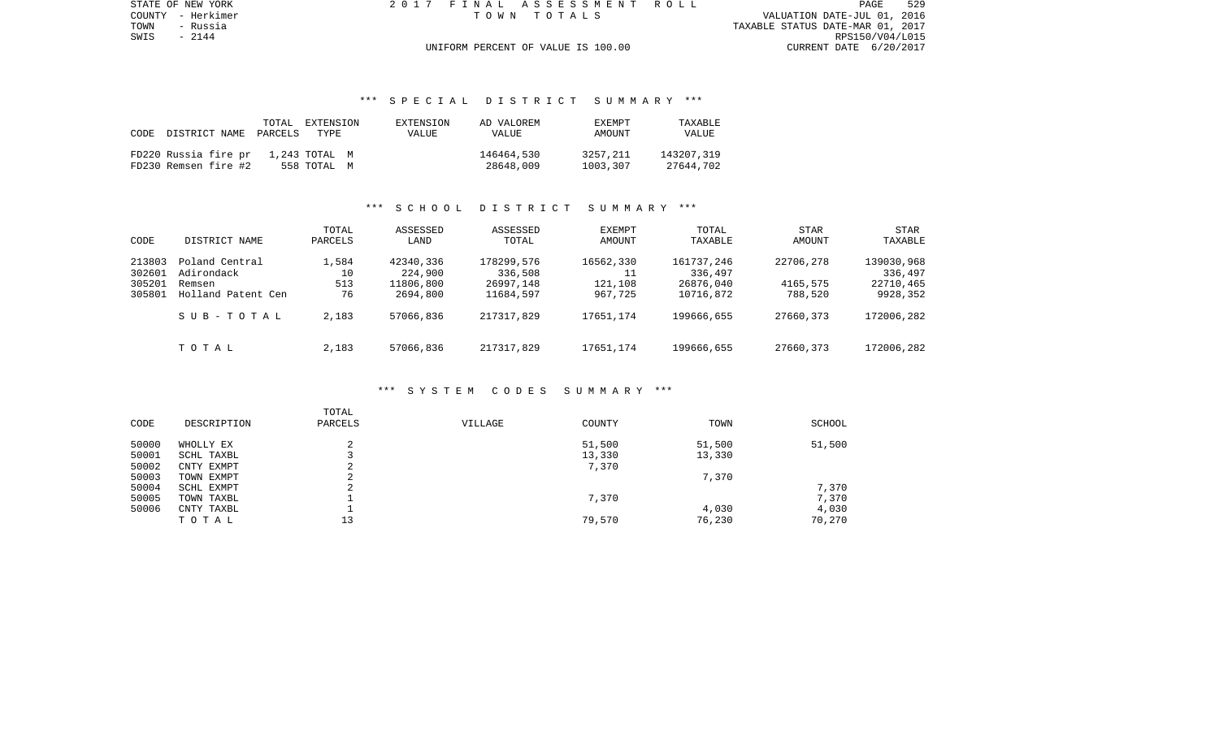STATE OF NEW YORK
COUNTY - Herkimer
TOWN - Russia
SWIS - 2144

2017 FINAL ASSESSMENT ROLL
TOWN TOTALS

UNIFORM PERCENT OF VALUE IS 100.00

VALUATION DATE-JUL 01, 2016
TAXABLE STATUS DATE-MAR 01, 2017
RPS150/V04/L015
CURRENT DATE 6/20/2017

### *** SPECIAL DISTRICT SUMMARY ***

| CODE | DISTRICT NAME | TOTAL PARCELS | EXTENSION TYPE | EXTENSION VALUE | AD VALOREM VALUE | EXEMPT AMOUNT | TAXABLE VALUE |
|---|---|---|---|---|---|---|---|
| FD220 | Russia fire pr | 1,243 | TOTAL M | | 146464,530 | 3257,211 | 143207,319 |
| FD230 | Remsen fire #2 | 558 | TOTAL M | | 28648,009 | 1003,307 | 27644,702 |

### *** SCHOOL DISTRICT SUMMARY ***

| CODE | DISTRICT NAME | TOTAL PARCELS | ASSESSED LAND | ASSESSED TOTAL | EXEMPT AMOUNT | TOTAL TAXABLE | STAR AMOUNT | STAR TAXABLE |
|---|---|---|---|---|---|---|---|---|
| 213803 | Poland Central | 1,584 | 42340,336 | 178299,576 | 16562,330 | 161737,246 | 22706,278 | 139030,968 |
| 302601 | Adirondack | 10 | 224,900 | 336,508 | 11 | 336,497 | | 336,497 |
| 305201 | Remsen | 513 | 11806,800 | 26997,148 | 121,108 | 26876,040 | 4165,575 | 22710,465 |
| 305801 | Holland Patent Cen | 76 | 2694,800 | 11684,597 | 967,725 | 10716,872 | 788,520 | 9928,352 |
| | SUB-TOTAL | 2,183 | 57066,836 | 217317,829 | 17651,174 | 199666,655 | 27660,373 | 172006,282 |
| | TOTAL | 2,183 | 57066,836 | 217317,829 | 17651,174 | 199666,655 | 27660,373 | 172006,282 |

### *** SYSTEM CODES SUMMARY ***

| CODE | DESCRIPTION | TOTAL PARCELS | VILLAGE | COUNTY | TOWN | SCHOOL |
|---|---|---|---|---|---|---|
| 50000 | WHOLLY EX | 2 | | 51,500 | 51,500 | 51,500 |
| 50001 | SCHL TAXBL | 3 | | 13,330 | 13,330 | |
| 50002 | CNTY EXMPT | 2 | | 7,370 | | |
| 50003 | TOWN EXMPT | 2 | | | 7,370 | |
| 50004 | SCHL EXMPT | 2 | | | | 7,370 |
| 50005 | TOWN TAXBL | 1 | | 7,370 | | 7,370 |
| 50006 | CNTY TAXBL | 1 | | | 4,030 | 4,030 |
| | TOTAL | 13 | | 79,570 | 76,230 | 70,270 |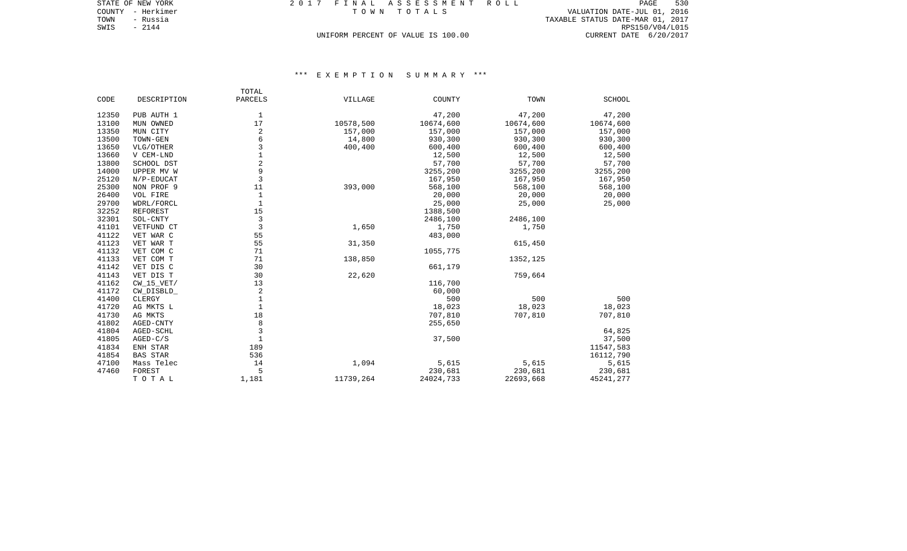STATE OF NEW YORK
COUNTY - Herkimer
TOWN - Russia
SWIS - 2144

2017 FINAL ASSESSMENT ROLL
TOWN TOTALS
UNIFORM PERCENT OF VALUE IS 100.00

VALUATION DATE-JUL 01, 2016
TAXABLE STATUS DATE-MAR 01, 2017
RPS150/V04/L015
CURRENT DATE 6/20/2017

### *** EXEMPTION SUMMARY ***

| CODE | DESCRIPTION | TOTAL PARCELS | VILLAGE | COUNTY | TOWN | SCHOOL |
|---|---|---|---|---|---|---|
| 12350 | PUB AUTH 1 | 1 | | 47,200 | 47,200 | 47,200 |
| 13100 | MUN OWNED | 17 | 10578,500 | 10674,600 | 10674,600 | 10674,600 |
| 13350 | MUN CITY | 2 | 157,000 | 157,000 | 157,000 | 157,000 |
| 13500 | TOWN-GEN | 6 | 14,800 | 930,300 | 930,300 | 930,300 |
| 13650 | VLG/OTHER | 3 | 400,400 | 600,400 | 600,400 | 600,400 |
| 13660 | V CEM-LND | 1 | | 12,500 | 12,500 | 12,500 |
| 13800 | SCHOOL DST | 2 | | 57,700 | 57,700 | 57,700 |
| 14000 | UPPER MV W | 9 | | 3255,200 | 3255,200 | 3255,200 |
| 25120 | N/P-EDUCAT | 3 | | 167,950 | 167,950 | 167,950 |
| 25300 | NON PROF 9 | 11 | 393,000 | 568,100 | 568,100 | 568,100 |
| 26400 | VOL FIRE | 1 | | 20,000 | 20,000 | 20,000 |
| 29700 | WDRL/FORCL | 1 | | 25,000 | 25,000 | 25,000 |
| 32252 | REFOREST | 15 | | 1388,500 | | |
| 32301 | SOL-CNTY | 3 | | 2486,100 | 2486,100 | |
| 41101 | VETFUND CT | 3 | 1,650 | 1,750 | 1,750 | |
| 41122 | VET WAR C | 55 | | 483,000 | | |
| 41123 | VET WAR T | 55 | 31,350 | | 615,450 | |
| 41132 | VET COM C | 71 | | 1055,775 | | |
| 41133 | VET COM T | 71 | 138,850 | | 1352,125 | |
| 41142 | VET DIS C | 30 | | 661,179 | | |
| 41143 | VET DIS T | 30 | 22,620 | | 759,664 | |
| 41162 | CW_15_VET/ | 13 | | 116,700 | | |
| 41172 | CW_DISBLD_ | 2 | | 60,000 | | |
| 41400 | CLERGY | 1 | | 500 | 500 | 500 |
| 41720 | AG MKTS L | 1 | | 18,023 | 18,023 | 18,023 |
| 41730 | AG MKTS | 18 | | 707,810 | 707,810 | 707,810 |
| 41802 | AGED-CNTY | 8 | | 255,650 | | |
| 41804 | AGED-SCHL | 3 | | | | 64,825 |
| 41805 | AGED-C/S | 1 | | 37,500 | | 37,500 |
| 41834 | ENH STAR | 189 | | | | 11547,583 |
| 41854 | BAS STAR | 536 | | | | 16112,790 |
| 47100 | Mass Telec | 14 | 1,094 | 5,615 | 5,615 | 5,615 |
| 47460 | FOREST | 5 | | 230,681 | 230,681 | 230,681 |
| | TOTAL | 1,181 | 11739,264 | 24024,733 | 22693,668 | 45241,277 |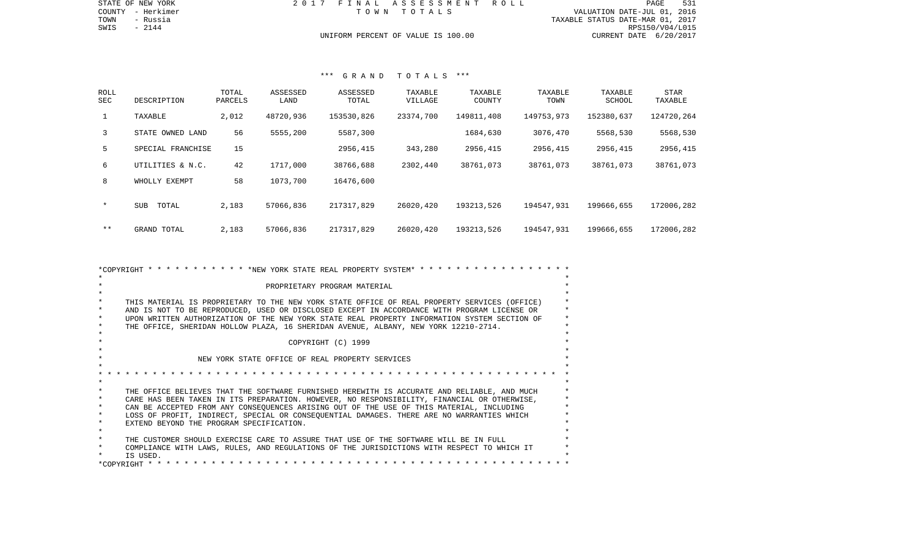STATE OF NEW YORK
COUNTY - Herkimer
TOWN - Russia
SWIS - 2144

2017 FINAL ASSESSMENT ROLL
TOWN TOTALS

UNIFORM PERCENT OF VALUE IS 100.00

VALUATION DATE-JUL 01, 2016
TAXABLE STATUS DATE-MAR 01, 2017
RPS150/V04/L015
CURRENT DATE 6/20/2017

### *** GRAND TOTALS ***

| ROLL SEC | DESCRIPTION | TOTAL PARCELS | ASSESSED LAND | ASSESSED TOTAL | TAXABLE VILLAGE | TAXABLE COUNTY | TAXABLE TOWN | TAXABLE SCHOOL | STAR TAXABLE |
|---|---|---|---|---|---|---|---|---|---|
| 1 | TAXABLE | 2,012 | 48720,936 | 153530,826 | 23374,700 | 149811,408 | 149753,973 | 152380,637 | 124720,264 |
| 3 | STATE OWNED LAND | 56 | 5555,200 | 5587,300 | | 1684,630 | 3076,470 | 5568,530 | 5568,530 |
| 5 | SPECIAL FRANCHISE | 15 | | 2956,415 | 343,280 | 2956,415 | 2956,415 | 2956,415 | 2956,415 |
| 6 | UTILITIES & N.C. | 42 | 1717,000 | 38766,688 | 2302,440 | 38761,073 | 38761,073 | 38761,073 | 38761,073 |
| 8 | WHOLLY EXEMPT | 58 | 1073,700 | 16476,600 | | | | | |
| * | SUB TOTAL | 2,183 | 57066,836 | 217317,829 | 26020,420 | 193213,526 | 194547,931 | 199666,655 | 172006,282 |
| ** | GRAND TOTAL | 2,183 | 57066,836 | 217317,829 | 26020,420 | 193213,526 | 194547,931 | 199666,655 | 172006,282 |

```
*COPYRIGHT * * * * * * * * * * * *NEW YORK STATE REAL PROPERTY SYSTEM* * * * * * * * * * * * * * * * * *
*                                                                                                      *
*                                   PROPRIETARY PROGRAM MATERIAL                                       *
*                                                                                                      *
*    THIS MATERIAL IS PROPRIETARY TO THE NEW YORK STATE OFFICE OF REAL PROPERTY SERVICES (OFFICE)      *
*    AND IS NOT TO BE REPRODUCED, USED OR DISCLOSED EXCEPT IN ACCORDANCE WITH PROGRAM LICENSE OR       *
*    UPON WRITTEN AUTHORIZATION OF THE NEW YORK STATE REAL PROPERTY INFORMATION SYSTEM SECTION OF      *
*    THE OFFICE, SHERIDAN HOLLOW PLAZA, 16 SHERIDAN AVENUE, ALBANY, NEW YORK 12210-2714.               *
*                                                                                                      *
*                                       COPYRIGHT (C) 1999                                             *
*                                                                                                      *
*                          NEW YORK STATE OFFICE OF REAL PROPERTY SERVICES                             *
*                                                                                                      *
* * * * * * * * * * * * * * * * * * * * * * * * * * * * * * * * * * * * * * * * * * * * * * * * * * * *
*                                                                                                      *
*    THE OFFICE BELIEVES THAT THE SOFTWARE FURNISHED HEREWITH IS ACCURATE AND RELIABLE, AND MUCH       *
*    CARE HAS BEEN TAKEN IN ITS PREPARATION. HOWEVER, NO RESPONSIBILITY, FINANCIAL OR OTHERWISE,       *
*    CAN BE ACCEPTED FROM ANY CONSEQUENCES ARISING OUT OF THE USE OF THIS MATERIAL, INCLUDING          *
*    LOSS OF PROFIT, INDIRECT, SPECIAL OR CONSEQUENTIAL DAMAGES. THERE ARE NO WARRANTIES WHICH         *
*    EXTEND BEYOND THE PROGRAM SPECIFICATION.                                                          *
*                                                                                                      *
*    THE CUSTOMER SHOULD EXERCISE CARE TO ASSURE THAT USE OF THE SOFTWARE WILL BE IN FULL              *
*    COMPLIANCE WITH LAWS, RULES, AND REGULATIONS OF THE JURISDICTIONS WITH RESPECT TO WHICH IT        *
*    IS USED.                                                                                          *
*COPYRIGHT * * * * * * * * * * * * * * * * * * * * * * * * * * * * * * * * * * * * * * * * * * * * * *
```